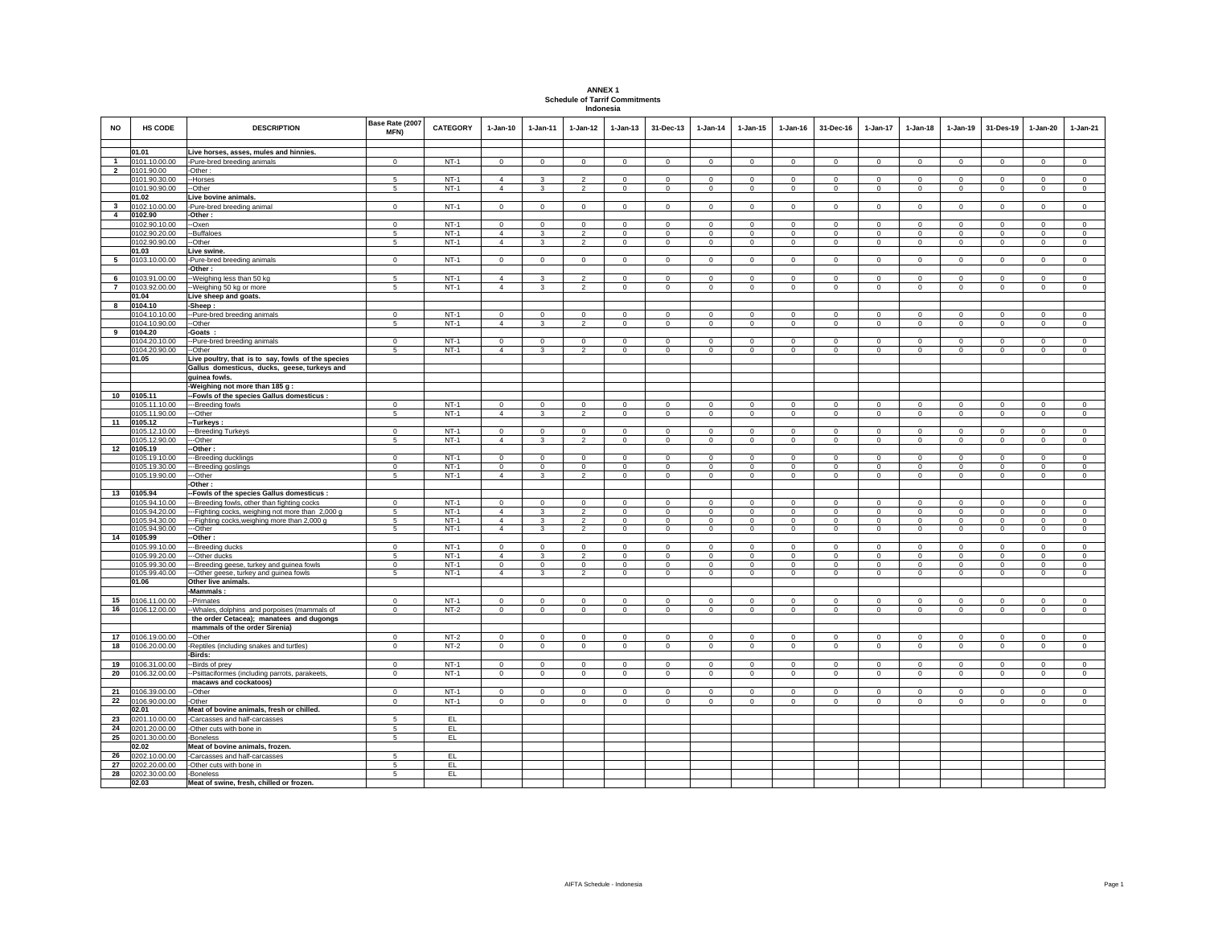**ANNEX 1**
**Schedule of Tarrif Commitments**
**Indonesia**

| NO | HS CODE | DESCRIPTION | Base Rate (2007 MFN) | CATEGORY | 1-Jan-10 | 1-Jan-11 | 1-Jan-12 | 1-Jan-13 | 31-Dec-13 | 1-Jan-14 | 1-Jan-15 | 1-Jan-16 | 31-Dec-16 | 1-Jan-17 | 1-Jan-18 | 1-Jan-19 | 31-Des-19 | 1-Jan-20 | 1-Jan-21 |
|---|---|---|---|---|---|---|---|---|---|---|---|---|---|---|---|---|---|---|---|
| | **01.01** | **Live horses, asses, mules and hinnies.** | | | | | | | | | | | | | | | | | |
| 1 | 0101.10.00.00 | -Pure-bred breeding animals | 0 | NT-1 | 0 | 0 | 0 | 0 | 0 | 0 | 0 | 0 | 0 | 0 | 0 | 0 | 0 | 0 | 0 |
| 2 | 0101.90.00 | -Other : | | | | | | | | | | | | | | | | | |
| | 0101.90.30.00 | --Horses | 5 | NT-1 | 4 | 3 | 2 | 0 | 0 | 0 | 0 | 0 | 0 | 0 | 0 | 0 | 0 | 0 | 0 |
| | 0101.90.90.00 | --Other | 5 | NT-1 | 4 | 3 | 2 | 0 | 0 | 0 | 0 | 0 | 0 | 0 | 0 | 0 | 0 | 0 | 0 |
| | **01.02** | **Live bovine animals.** | | | | | | | | | | | | | | | | | |
| 3 | 0102.10.00.00 | -Pure-bred breeding animal | 0 | NT-1 | 0 | 0 | 0 | 0 | 0 | 0 | 0 | 0 | 0 | 0 | 0 | 0 | 0 | 0 | 0 |
| 4 | **0102.90** | **-Other :** | | | | | | | | | | | | | | | | | |
| | 0102.90.10.00 | --Oxen | 0 | NT-1 | 0 | 0 | 0 | 0 | 0 | 0 | 0 | 0 | 0 | 0 | 0 | 0 | 0 | 0 | 0 |
| | 0102.90.20.00 | --Buffaloes | 5 | NT-1 | 4 | 3 | 2 | 0 | 0 | 0 | 0 | 0 | 0 | 0 | 0 | 0 | 0 | 0 | 0 |
| | 0102.90.90.00 | --Other | 5 | NT-1 | 4 | 3 | 2 | 0 | 0 | 0 | 0 | 0 | 0 | 0 | 0 | 0 | 0 | 0 | 0 |
| | **01.03** | **Live swine.** | | | | | | | | | | | | | | | | | |
| 5 | 0103.10.00.00 | -Pure-bred breeding animals | 0 | NT-1 | 0 | 0 | 0 | 0 | 0 | 0 | 0 | 0 | 0 | 0 | 0 | 0 | 0 | 0 | 0 |
| | | -Other : | | | | | | | | | | | | | | | | | |
| 6 | 0103.91.00.00 | --Weighing less than 50 kg | 5 | NT-1 | 4 | 3 | 2 | 0 | 0 | 0 | 0 | 0 | 0 | 0 | 0 | 0 | 0 | 0 | 0 |
| 7 | 0103.92.00.00 | --Weighing 50 kg or more | 5 | NT-1 | 4 | 3 | 2 | 0 | 0 | 0 | 0 | 0 | 0 | 0 | 0 | 0 | 0 | 0 | 0 |
| | **01.04** | **Live sheep and goats.** | | | | | | | | | | | | | | | | | |
| 8 | **0104.10** | **-Sheep :** | | | | | | | | | | | | | | | | | |
| | 0104.10.10.00 | --Pure-bred breeding animals | 0 | NT-1 | 0 | 0 | 0 | 0 | 0 | 0 | 0 | 0 | 0 | 0 | 0 | 0 | 0 | 0 | 0 |
| | 0104.10.90.00 | --Other | 5 | NT-1 | 4 | 3 | 2 | 0 | 0 | 0 | 0 | 0 | 0 | 0 | 0 | 0 | 0 | 0 | 0 |
| 9 | **0104.20** | **-Goats :** | | | | | | | | | | | | | | | | | |
| | 0104.20.10.00 | --Pure-bred breeding animals | 0 | NT-1 | 0 | 0 | 0 | 0 | 0 | 0 | 0 | 0 | 0 | 0 | 0 | 0 | 0 | 0 | 0 |
| | 0104.20.90.00 | --Other | 5 | NT-1 | 4 | 3 | 2 | 0 | 0 | 0 | 0 | 0 | 0 | 0 | 0 | 0 | 0 | 0 | 0 |
| | **01.05** | **Live poultry, that is to say, fowls of the species Gallus domesticus, ducks, geese, turkeys and guinea fowls.** | | | | | | | | | | | | | | | | | |
| | | **-Weighing not more than 185 g :** | | | | | | | | | | | | | | | | | |
| 10 | **0105.11** | **--Fowls of the species Gallus domesticus :** | | | | | | | | | | | | | | | | | |
| | 0105.11.10.00 | ---Breeding fowls | 0 | NT-1 | 0 | 0 | 0 | 0 | 0 | 0 | 0 | 0 | 0 | 0 | 0 | 0 | 0 | 0 | 0 |
| | 0105.11.90.00 | ---Other | 5 | NT-1 | 4 | 3 | 2 | 0 | 0 | 0 | 0 | 0 | 0 | 0 | 0 | 0 | 0 | 0 | 0 |
| 11 | **0105.12** | **--Turkeys :** | | | | | | | | | | | | | | | | | |
| | 0105.12.10.00 | ---Breeding Turkeys | 0 | NT-1 | 0 | 0 | 0 | 0 | 0 | 0 | 0 | 0 | 0 | 0 | 0 | 0 | 0 | 0 | 0 |
| | 0105.12.90.00 | ---Other | 5 | NT-1 | 4 | 3 | 2 | 0 | 0 | 0 | 0 | 0 | 0 | 0 | 0 | 0 | 0 | 0 | 0 |
| 12 | **0105.19** | **--Other :** | | | | | | | | | | | | | | | | | |
| | 0105.19.10.00 | ---Breeding ducklings | 0 | NT-1 | 0 | 0 | 0 | 0 | 0 | 0 | 0 | 0 | 0 | 0 | 0 | 0 | 0 | 0 | 0 |
| | 0105.19.30.00 | ---Breeding goslings | 0 | NT-1 | 0 | 0 | 0 | 0 | 0 | 0 | 0 | 0 | 0 | 0 | 0 | 0 | 0 | 0 | 0 |
| | 0105.19.90.00 | ---Other | 5 | NT-1 | 4 | 3 | 2 | 0 | 0 | 0 | 0 | 0 | 0 | 0 | 0 | 0 | 0 | 0 | 0 |
| | | -Other : | | | | | | | | | | | | | | | | | |
| 13 | **0105.94** | **--Fowls of the species Gallus domesticus :** | | | | | | | | | | | | | | | | | |
| | 0105.94.10.00 | ---Breeding fowls, other than fighting cocks | 0 | NT-1 | 0 | 0 | 0 | 0 | 0 | 0 | 0 | 0 | 0 | 0 | 0 | 0 | 0 | 0 | 0 |
| | 0105.94.20.00 | ---Fighting cocks, weighing not more than 2,000 g | 5 | NT-1 | 4 | 3 | 2 | 0 | 0 | 0 | 0 | 0 | 0 | 0 | 0 | 0 | 0 | 0 | 0 |
| | 0105.94.30.00 | ---Fighting cocks,weighing more than 2,000 g | 5 | NT-1 | 4 | 3 | 2 | 0 | 0 | 0 | 0 | 0 | 0 | 0 | 0 | 0 | 0 | 0 | 0 |
| | 0105.94.90.00 | ---Other | 5 | NT-1 | 4 | 3 | 2 | 0 | 0 | 0 | 0 | 0 | 0 | 0 | 0 | 0 | 0 | 0 | 0 |
| 14 | **0105.99** | **--Other :** | | | | | | | | | | | | | | | | | |
| | 0105.99.10.00 | ---Breeding ducks | 0 | NT-1 | 0 | 0 | 0 | 0 | 0 | 0 | 0 | 0 | 0 | 0 | 0 | 0 | 0 | 0 | 0 |
| | 0105.99.20.00 | ---Other ducks | 5 | NT-1 | 4 | 3 | 2 | 0 | 0 | 0 | 0 | 0 | 0 | 0 | 0 | 0 | 0 | 0 | 0 |
| | 0105.99.30.00 | ---Breeding geese, turkey and guinea fowls | 0 | NT-1 | 0 | 0 | 0 | 0 | 0 | 0 | 0 | 0 | 0 | 0 | 0 | 0 | 0 | 0 | 0 |
| | 0105.99.40.00 | ---Other geese, turkey and guinea fowls | 5 | NT-1 | 4 | 3 | 2 | 0 | 0 | 0 | 0 | 0 | 0 | 0 | 0 | 0 | 0 | 0 | 0 |
| | **01.06** | **Other live animals.** | | | | | | | | | | | | | | | | | |
| | | **-Mammals :** | | | | | | | | | | | | | | | | | |
| 15 | 0106.11.00.00 | --Primates | 0 | NT-1 | 0 | 0 | 0 | 0 | 0 | 0 | 0 | 0 | 0 | 0 | 0 | 0 | 0 | 0 | 0 |
| 16 | 0106.12.00.00 | --Whales, dolphins and porpoises (mammals of the order Cetacea); manatees and dugongs mammals of the order Sirenia) | 0 | NT-2 | 0 | 0 | 0 | 0 | 0 | 0 | 0 | 0 | 0 | 0 | 0 | 0 | 0 | 0 | 0 |
| 17 | 0106.19.00.00 | --Other | 0 | NT-2 | 0 | 0 | 0 | 0 | 0 | 0 | 0 | 0 | 0 | 0 | 0 | 0 | 0 | 0 | 0 |
| 18 | 0106.20.00.00 | -Reptiles (including snakes and turtles) | 0 | NT-2 | 0 | 0 | 0 | 0 | 0 | 0 | 0 | 0 | 0 | 0 | 0 | 0 | 0 | 0 | 0 |
| | | **-Birds:** | | | | | | | | | | | | | | | | | |
| 19 | 0106.31.00.00 | --Birds of prey | 0 | NT-1 | 0 | 0 | 0 | 0 | 0 | 0 | 0 | 0 | 0 | 0 | 0 | 0 | 0 | 0 | 0 |
| 20 | 0106.32.00.00 | --Psittaciformes (including parrots, parakeets, macaws and cockatoos) | 0 | NT-1 | 0 | 0 | 0 | 0 | 0 | 0 | 0 | 0 | 0 | 0 | 0 | 0 | 0 | 0 | 0 |
| 21 | 0106.39.00.00 | --Other | 0 | NT-1 | 0 | 0 | 0 | 0 | 0 | 0 | 0 | 0 | 0 | 0 | 0 | 0 | 0 | 0 | 0 |
| 22 | 0106.90.00.00 | -Other | 0 | NT-1 | 0 | 0 | 0 | 0 | 0 | 0 | 0 | 0 | 0 | 0 | 0 | 0 | 0 | 0 | 0 |
| | **02.01** | **Meat of bovine animals, fresh or chilled.** | | | | | | | | | | | | | | | | | |
| 23 | 0201.10.00.00 | -Carcasses and half-carcasses | 5 | EL | | | | | | | | | | | | | | | |
| 24 | 0201.20.00.00 | -Other cuts with bone in | 5 | EL | | | | | | | | | | | | | | | |
| 25 | 0201.30.00.00 | -Boneless | 5 | EL | | | | | | | | | | | | | | | |
| | **02.02** | **Meat of bovine animals, frozen.** | | | | | | | | | | | | | | | | | |
| 26 | 0202.10.00.00 | -Carcasses and half-carcasses | 5 | EL | | | | | | | | | | | | | | | |
| 27 | 0202.20.00.00 | -Other cuts with bone in | 5 | EL | | | | | | | | | | | | | | | |
| 28 | 0202.30.00.00 | -Boneless | 5 | EL | | | | | | | | | | | | | | | |
| | **02.03** | **Meat of swine, fresh, chilled or frozen.** | | | | | | | | | | | | | | | | | |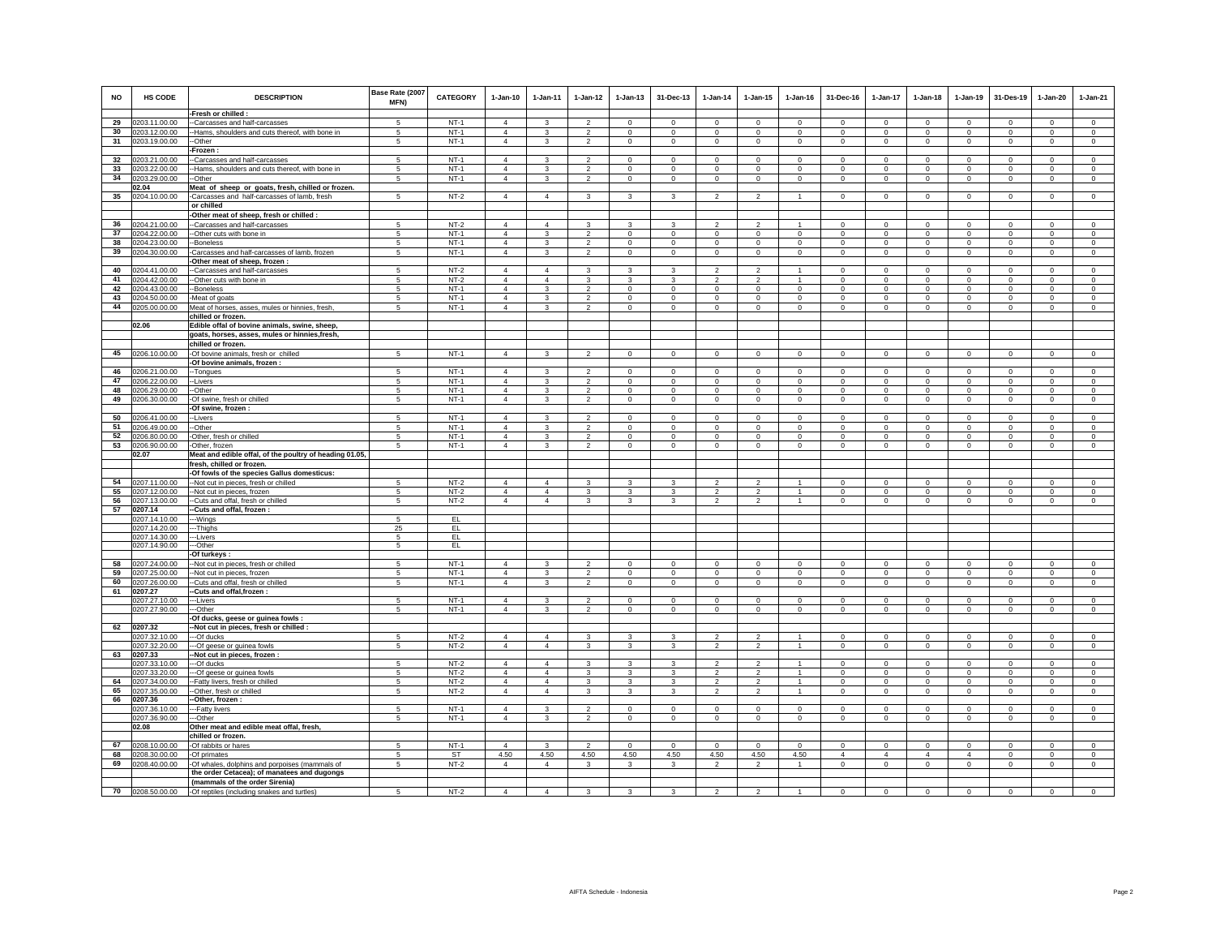| NO | HS CODE | DESCRIPTION | Base Rate (2007 MFN) | CATEGORY | 1-Jan-10 | 1-Jan-11 | 1-Jan-12 | 1-Jan-13 | 31-Dec-13 | 1-Jan-14 | 1-Jan-15 | 1-Jan-16 | 31-Dec-16 | 1-Jan-17 | 1-Jan-18 | 1-Jan-19 | 31-Des-19 | 1-Jan-20 | 1-Jan-21 |
|---|---|---|---|---|---|---|---|---|---|---|---|---|---|---|---|---|---|---|---|
| | | -Fresh or chilled : | | | | | | | | | | | | | | | | | |
| 29 | 0203.11.00.00 | --Carcasses and half-carcasses | 5 | NT-1 | 4 | 3 | 2 | 0 | 0 | 0 | 0 | 0 | 0 | 0 | 0 | 0 | 0 | 0 | 0 |
| 30 | 0203.12.00.00 | --Hams, shoulders and cuts thereof, with bone in | 5 | NT-1 | 4 | 3 | 2 | 0 | 0 | 0 | 0 | 0 | 0 | 0 | 0 | 0 | 0 | 0 | 0 |
| 31 | 0203.19.00.00 | --Other | 5 | NT-1 | 4 | 3 | 2 | 0 | 0 | 0 | 0 | 0 | 0 | 0 | 0 | 0 | 0 | 0 | 0 |
| | | -Frozen : | | | | | | | | | | | | | | | | | |
| 32 | 0203.21.00.00 | --Carcasses and half-carcasses | 5 | NT-1 | 4 | 3 | 2 | 0 | 0 | 0 | 0 | 0 | 0 | 0 | 0 | 0 | 0 | 0 | 0 |
| 33 | 0203.22.00.00 | --Hams, shoulders and cuts thereof, with bone in | 5 | NT-1 | 4 | 3 | 2 | 0 | 0 | 0 | 0 | 0 | 0 | 0 | 0 | 0 | 0 | 0 | 0 |
| 34 | 0203.29.00.00 | --Other | 5 | NT-1 | 4 | 3 | 2 | 0 | 0 | 0 | 0 | 0 | 0 | 0 | 0 | 0 | 0 | 0 | 0 |
| | 02.04 | Meat of sheep or goats, fresh, chilled or frozen. | | | | | | | | | | | | | | | | | |
| 35 | 0204.10.00.00 | -Carcasses and half-carcasses of lamb, fresh or chilled | 5 | NT-2 | 4 | 4 | 3 | 3 | 3 | 2 | 2 | 1 | 0 | 0 | 0 | 0 | 0 | 0 | 0 |
| | | -Other meat of sheep, fresh or chilled : | | | | | | | | | | | | | | | | | |
| 36 | 0204.21.00.00 | --Carcasses and half-carcasses | 5 | NT-2 | 4 | 4 | 3 | 3 | 3 | 2 | 2 | 1 | 0 | 0 | 0 | 0 | 0 | 0 | 0 |
| 37 | 0204.22.00.00 | --Other cuts with bone in | 5 | NT-1 | 4 | 3 | 2 | 0 | 0 | 0 | 0 | 0 | 0 | 0 | 0 | 0 | 0 | 0 | 0 |
| 38 | 0204.23.00.00 | --Boneless | 5 | NT-1 | 4 | 3 | 2 | 0 | 0 | 0 | 0 | 0 | 0 | 0 | 0 | 0 | 0 | 0 | 0 |
| 39 | 0204.30.00.00 | -Carcasses and half-carcasses of lamb, frozen | 5 | NT-1 | 4 | 3 | 2 | 0 | 0 | 0 | 0 | 0 | 0 | 0 | 0 | 0 | 0 | 0 | 0 |
| | | -Other meat of sheep, frozen : | | | | | | | | | | | | | | | | | |
| 40 | 0204.41.00.00 | --Carcasses and half-carcasses | 5 | NT-2 | 4 | 4 | 3 | 3 | 3 | 2 | 2 | 1 | 0 | 0 | 0 | 0 | 0 | 0 | 0 |
| 41 | 0204.42.00.00 | --Other cuts with bone in | 5 | NT-2 | 4 | 4 | 3 | 3 | 3 | 2 | 2 | 1 | 0 | 0 | 0 | 0 | 0 | 0 | 0 |
| 42 | 0204.43.00.00 | --Boneless | 5 | NT-1 | 4 | 3 | 2 | 0 | 0 | 0 | 0 | 0 | 0 | 0 | 0 | 0 | 0 | 0 | 0 |
| 43 | 0204.50.00.00 | -Meat of goats | 5 | NT-1 | 4 | 3 | 2 | 0 | 0 | 0 | 0 | 0 | 0 | 0 | 0 | 0 | 0 | 0 | 0 |
| 44 | 0205.00.00.00 | Meat of horses, asses, mules or hinnies, fresh, chilled or frozen. | 5 | NT-1 | 4 | 3 | 2 | 0 | 0 | 0 | 0 | 0 | 0 | 0 | 0 | 0 | 0 | 0 | 0 |
| | 02.06 | Edible offal of bovine animals, swine, sheep, goats, horses, asses, mules or hinnies,fresh, chilled or frozen. | | | | | | | | | | | | | | | | | |
| 45 | 0206.10.00.00 | -Of bovine animals, fresh or chilled | 5 | NT-1 | 4 | 3 | 2 | 0 | 0 | 0 | 0 | 0 | 0 | 0 | 0 | 0 | 0 | 0 | 0 |
| | | -Of bovine animals, frozen : | | | | | | | | | | | | | | | | | |
| 46 | 0206.21.00.00 | --Tongues | 5 | NT-1 | 4 | 3 | 2 | 0 | 0 | 0 | 0 | 0 | 0 | 0 | 0 | 0 | 0 | 0 | 0 |
| 47 | 0206.22.00.00 | --Livers | 5 | NT-1 | 4 | 3 | 2 | 0 | 0 | 0 | 0 | 0 | 0 | 0 | 0 | 0 | 0 | 0 | 0 |
| 48 | 0206.29.00.00 | --Other | 5 | NT-1 | 4 | 3 | 2 | 0 | 0 | 0 | 0 | 0 | 0 | 0 | 0 | 0 | 0 | 0 | 0 |
| 49 | 0206.30.00.00 | -Of swine, fresh or chilled | 5 | NT-1 | 4 | 3 | 2 | 0 | 0 | 0 | 0 | 0 | 0 | 0 | 0 | 0 | 0 | 0 | 0 |
| | | -Of swine, frozen : | | | | | | | | | | | | | | | | | |
| 50 | 0206.41.00.00 | --Livers | 5 | NT-1 | 4 | 3 | 2 | 0 | 0 | 0 | 0 | 0 | 0 | 0 | 0 | 0 | 0 | 0 | 0 |
| 51 | 0206.49.00.00 | --Other | 5 | NT-1 | 4 | 3 | 2 | 0 | 0 | 0 | 0 | 0 | 0 | 0 | 0 | 0 | 0 | 0 | 0 |
| 52 | 0206.80.00.00 | -Other, fresh or chilled | 5 | NT-1 | 4 | 3 | 2 | 0 | 0 | 0 | 0 | 0 | 0 | 0 | 0 | 0 | 0 | 0 | 0 |
| 53 | 0206.90.00.00 | -Other, frozen | 5 | NT-1 | 4 | 3 | 2 | 0 | 0 | 0 | 0 | 0 | 0 | 0 | 0 | 0 | 0 | 0 | 0 |
| | 02.07 | Meat and edible offal, of the poultry of heading 01.05, fresh, chilled or frozen. | | | | | | | | | | | | | | | | | |
| | | -Of fowls of the species Gallus domesticus: | | | | | | | | | | | | | | | | | |
| 54 | 0207.11.00.00 | --Not cut in pieces, fresh or chilled | 5 | NT-2 | 4 | 4 | 3 | 3 | 3 | 2 | 2 | 1 | 0 | 0 | 0 | 0 | 0 | 0 | 0 |
| 55 | 0207.12.00.00 | --Not cut in pieces, frozen | 5 | NT-2 | 4 | 4 | 3 | 3 | 3 | 2 | 2 | 1 | 0 | 0 | 0 | 0 | 0 | 0 | 0 |
| 56 | 0207.13.00.00 | --Cuts and offal, fresh or chilled | 5 | NT-2 | 4 | 4 | 3 | 3 | 3 | 2 | 2 | 1 | 0 | 0 | 0 | 0 | 0 | 0 | 0 |
| 57 | 0207.14 | --Cuts and offal, frozen : | | | | | | | | | | | | | | | | | |
| | 0207.14.10.00 | ---Wings | 5 | EL | | | | | | | | | | | | | | | |
| | 0207.14.20.00 | ---Thighs | 25 | EL | | | | | | | | | | | | | | | |
| | 0207.14.30.00 | ---Livers | 5 | EL | | | | | | | | | | | | | | | |
| | 0207.14.90.00 | ---Other | 5 | EL | | | | | | | | | | | | | | | |
| | | -Of turkeys : | | | | | | | | | | | | | | | | | |
| 58 | 0207.24.00.00 | --Not cut in pieces, fresh or chilled | 5 | NT-1 | 4 | 3 | 2 | 0 | 0 | 0 | 0 | 0 | 0 | 0 | 0 | 0 | 0 | 0 | 0 |
| 59 | 0207.25.00.00 | --Not cut in pieces, frozen | 5 | NT-1 | 4 | 3 | 2 | 0 | 0 | 0 | 0 | 0 | 0 | 0 | 0 | 0 | 0 | 0 | 0 |
| 60 | 0207.26.00.00 | --Cuts and offal, fresh or chilled | 5 | NT-1 | 4 | 3 | 2 | 0 | 0 | 0 | 0 | 0 | 0 | 0 | 0 | 0 | 0 | 0 | 0 |
| 61 | 0207.27 | --Cuts and offal,frozen : | | | | | | | | | | | | | | | | | |
| | 0207.27.10.00 | ---Livers | 5 | NT-1 | 4 | 3 | 2 | 0 | 0 | 0 | 0 | 0 | 0 | 0 | 0 | 0 | 0 | 0 | 0 |
| | 0207.27.90.00 | ---Other | 5 | NT-1 | 4 | 3 | 2 | 0 | 0 | 0 | 0 | 0 | 0 | 0 | 0 | 0 | 0 | 0 | 0 |
| | | -Of ducks, geese or guinea fowls : | | | | | | | | | | | | | | | | | |
| 62 | 0207.32 | --Not cut in pieces, fresh or chilled : | | | | | | | | | | | | | | | | | |
| | 0207.32.10.00 | ---Of ducks | 5 | NT-2 | 4 | 4 | 3 | 3 | 3 | 2 | 2 | 1 | 0 | 0 | 0 | 0 | 0 | 0 | 0 |
| | 0207.32.20.00 | ---Of geese or guinea fowls | 5 | NT-2 | 4 | 4 | 3 | 3 | 3 | 2 | 2 | 1 | 0 | 0 | 0 | 0 | 0 | 0 | 0 |
| 63 | 0207.33 | --Not cut in pieces, frozen : | | | | | | | | | | | | | | | | | |
| | 0207.33.10.00 | ---Of ducks | 5 | NT-2 | 4 | 4 | 3 | 3 | 3 | 2 | 2 | 1 | 0 | 0 | 0 | 0 | 0 | 0 | 0 |
| | 0207.33.20.00 | ---Of geese or guinea fowls | 5 | NT-2 | 4 | 4 | 3 | 3 | 3 | 2 | 2 | 1 | 0 | 0 | 0 | 0 | 0 | 0 | 0 |
| 64 | 0207.34.00.00 | --Fatty livers, fresh or chilled | 5 | NT-2 | 4 | 4 | 3 | 3 | 3 | 2 | 2 | 1 | 0 | 0 | 0 | 0 | 0 | 0 | 0 |
| 65 | 0207.35.00.00 | --Other, fresh or chilled | 5 | NT-2 | 4 | 4 | 3 | 3 | 3 | 2 | 2 | 1 | 0 | 0 | 0 | 0 | 0 | 0 | 0 |
| 66 | 0207.36 | --Other, frozen : | | | | | | | | | | | | | | | | | |
| | 0207.36.10.00 | ---Fatty livers | 5 | NT-1 | 4 | 3 | 2 | 0 | 0 | 0 | 0 | 0 | 0 | 0 | 0 | 0 | 0 | 0 | 0 |
| | 0207.36.90.00 | ---Other | 5 | NT-1 | 4 | 3 | 2 | 0 | 0 | 0 | 0 | 0 | 0 | 0 | 0 | 0 | 0 | 0 | 0 |
| | 02.08 | Other meat and edible meat offal, fresh, chilled or frozen. | | | | | | | | | | | | | | | | | |
| 67 | 0208.10.00.00 | -Of rabbits or hares | 5 | NT-1 | 4 | 3 | 2 | 0 | 0 | 0 | 0 | 0 | 0 | 0 | 0 | 0 | 0 | 0 | 0 |
| 68 | 0208.30.00.00 | -Of primates | 5 | ST | 4.50 | 4.50 | 4.50 | 4.50 | 4.50 | 4.50 | 4.50 | 4.50 | 4 | 4 | 4 | 4 | 0 | 0 | 0 |
| 69 | 0208.40.00.00 | -Of whales, dolphins and porpoises (mammals of the order Cetacea); of manatees and dugongs (mammals of the order Sirenia) | 5 | NT-2 | 4 | 4 | 3 | 3 | 3 | 2 | 2 | 1 | 0 | 0 | 0 | 0 | 0 | 0 | 0 |
| 70 | 0208.50.00.00 | -Of reptiles (including snakes and turtles) | 5 | NT-2 | 4 | 4 | 3 | 3 | 3 | 2 | 2 | 1 | 0 | 0 | 0 | 0 | 0 | 0 | 0 |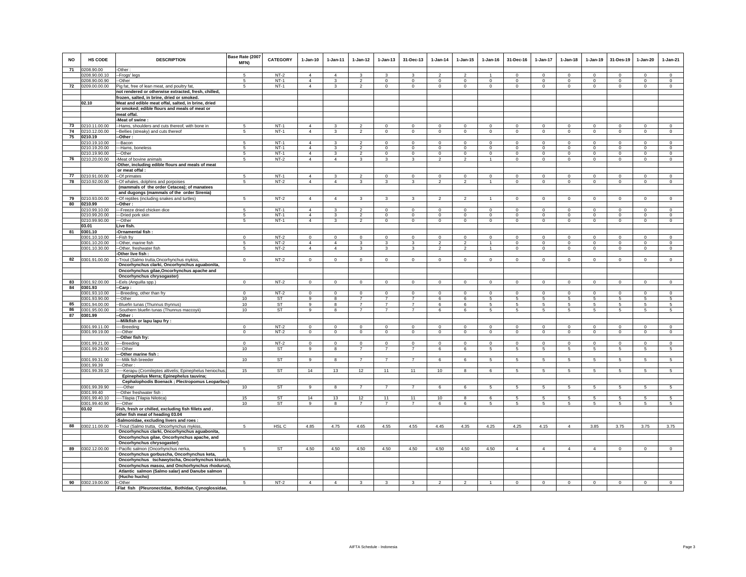| NO | HS CODE | DESCRIPTION | Base Rate (2007 MFN) | CATEGORY | 1-Jan-10 | 1-Jan-11 | 1-Jan-12 | 1-Jan-13 | 31-Dec-13 | 1-Jan-14 | 1-Jan-15 | 1-Jan-16 | 31-Dec-16 | 1-Jan-17 | 1-Jan-18 | 1-Jan-19 | 31-Des-19 | 1-Jan-20 | 1-Jan-21 |
|---|---|---|---|---|---|---|---|---|---|---|---|---|---|---|---|---|---|---|---|
| 71 | 0208.90.00 | -Other : | | | | | | | | | | | | | | | | | |
| | 0208.90.00.10 | --Frogs' legs | 5 | NT-2 | 4 | 4 | 3 | 3 | 3 | 2 | 2 | 1 | 0 | 0 | 0 | 0 | 0 | 0 | 0 |
| | 0208.90.00.90 | --Other | 5 | NT-1 | 4 | 3 | 2 | 0 | 0 | 0 | 0 | 0 | 0 | 0 | 0 | 0 | 0 | 0 | 0 |
| 72 | 0209.00.00.00 | Pig fat, free of lean meat, and poultry fat, | 5 | NT-1 | 4 | 3 | 2 | 0 | 0 | 0 | 0 | 0 | 0 | 0 | 0 | 0 | 0 | 0 | 0 |
| | | **not rendered or otherwise extracted, fresh, chilled,** | | | | | | | | | | | | | | | | | |
| | | **frozen, salted, in brine, dried or smoked.** | | | | | | | | | | | | | | | | | |
| | **02.10** | **Meat and edible meat offal, salted, in brine, dried** | | | | | | | | | | | | | | | | | |
| | | **or smoked; edible flours and meals of meat or** | | | | | | | | | | | | | | | | | |
| | | **meat offal.** | | | | | | | | | | | | | | | | | |
| | | **-Meat of swine :** | | | | | | | | | | | | | | | | | |
| 73 | 0210.11.00.00 | --Hams, shoulders and cuts thereof, with bone in | 5 | NT-1 | 4 | 3 | 2 | 0 | 0 | 0 | 0 | 0 | 0 | 0 | 0 | 0 | 0 | 0 | 0 |
| 74 | 0210.12.00.00 | --Bellies (streaky) and cuts thereof | 5 | NT-1 | 4 | 3 | 2 | 0 | 0 | 0 | 0 | 0 | 0 | 0 | 0 | 0 | 0 | 0 | 0 |
| 75 | **0210.19** | **--Other :** | | | | | | | | | | | | | | | | | |
| | 0210.19.10.00 | ---Bacon | 5 | NT-1 | 4 | 3 | 2 | 0 | 0 | 0 | 0 | 0 | 0 | 0 | 0 | 0 | 0 | 0 | 0 |
| | 0210.19.20.00 | ---Hams, boneless | 5 | NT-1 | 4 | 3 | 2 | 0 | 0 | 0 | 0 | 0 | 0 | 0 | 0 | 0 | 0 | 0 | 0 |
| | 0210.19.90.00 | ---Other | 5 | NT-1 | 4 | 3 | 2 | 0 | 0 | 0 | 0 | 0 | 0 | 0 | 0 | 0 | 0 | 0 | 0 |
| 76 | 0210.20.00.00 | -Meat of bovine animals | 5 | NT-2 | 4 | 4 | 3 | 3 | 3 | 2 | 2 | 1 | 0 | 0 | 0 | 0 | 0 | 0 | 0 |
| | | **-Other, including edible flours and meals of meat** | | | | | | | | | | | | | | | | | |
| | | **or meat offal :** | | | | | | | | | | | | | | | | | |
| 77 | 0210.91.00.00 | --Of primates | 5 | NT-1 | 4 | 3 | 2 | 0 | 0 | 0 | 0 | 0 | 0 | 0 | 0 | 0 | 0 | 0 | 0 |
| 78 | 0210.92.00.00 | --Of whales, dolphins and porpoises | 5 | NT-2 | 4 | 4 | 3 | 3 | 3 | 2 | 2 | 1 | 0 | 0 | 0 | 0 | 0 | 0 | 0 |
| | | **(mammals of the order Cetacea); of manatees** | | | | | | | | | | | | | | | | | |
| | | **and dugongs (mammals of the order Sirenia)** | | | | | | | | | | | | | | | | | |
| 79 | 0210.93.00.00 | --Of reptiles (including snakes and turtles) | 5 | NT-2 | 4 | 4 | 3 | 3 | 3 | 2 | 2 | 1 | 0 | 0 | 0 | 0 | 0 | 0 | 0 |
| 80 | **0210.99** | **--Other :** | | | | | | | | | | | | | | | | | |
| | 0210.99.10.00 | ---Freeze dried chicken dice | 5 | NT-1 | 4 | 3 | 2 | 0 | 0 | 0 | 0 | 0 | 0 | 0 | 0 | 0 | 0 | 0 | 0 |
| | 0210.99.20.00 | ---Dried pork skin | 5 | NT-1 | 4 | 3 | 2 | 0 | 0 | 0 | 0 | 0 | 0 | 0 | 0 | 0 | 0 | 0 | 0 |
| | 0210.99.90.00 | ---Other | 5 | NT-1 | 4 | 3 | 2 | 0 | 0 | 0 | 0 | 0 | 0 | 0 | 0 | 0 | 0 | 0 | 0 |
| | **03.01** | **Live fish.** | | | | | | | | | | | | | | | | | |
| 81 | **0301.10** | **-Ornamental fish :** | | | | | | | | | | | | | | | | | |
| | 0301.10.10.00 | --Fish fry | 0 | NT-2 | 0 | 0 | 0 | 0 | 0 | 0 | 0 | 0 | 0 | 0 | 0 | 0 | 0 | 0 | 0 |
| | 0301.10.20.00 | --Other, marine fish | 5 | NT-2 | 4 | 4 | 3 | 3 | 3 | 2 | 2 | 1 | 0 | 0 | 0 | 0 | 0 | 0 | 0 |
| | 0301.10.30.00 | --Other, freshwater fish | 5 | NT-2 | 4 | 4 | 3 | 3 | 3 | 2 | 2 | 1 | 0 | 0 | 0 | 0 | 0 | 0 | 0 |
| | | **-Other live fish :** | | | | | | | | | | | | | | | | | |
| 82 | 0301.91.00.00 | --Trout (Salmo trutta,Oncorhynchus mykiss, | 0 | NT-2 | 0 | 0 | 0 | 0 | 0 | 0 | 0 | 0 | 0 | 0 | 0 | 0 | 0 | 0 | 0 |
| | | **Oncorhynchus clarki, Oncorhynchus aguabonita,** | | | | | | | | | | | | | | | | | |
| | | **Oncorhynchus gilae,Oncorhynchus apache and** | | | | | | | | | | | | | | | | | |
| | | **Oncorhynchus chrysogaster)** | | | | | | | | | | | | | | | | | |
| 83 | 0301.92.00.00 | --Eels (Anguilla spp.) | 0 | NT-2 | 0 | 0 | 0 | 0 | 0 | 0 | 0 | 0 | 0 | 0 | 0 | 0 | 0 | 0 | 0 |
| 84 | **0301.93** | **--Carp :** | | | | | | | | | | | | | | | | | |
| | 0301.93.10.00 | ---Breeding, other than fry | 0 | NT-2 | 0 | 0 | 0 | 0 | 0 | 0 | 0 | 0 | 0 | 0 | 0 | 0 | 0 | 0 | 0 |
| | 0301.93.90.00 | ---Other | 10 | ST | 9 | 8 | 7 | 7 | 7 | 6 | 6 | 5 | 5 | 5 | 5 | 5 | 5 | 5 | 5 |
| 85 | 0301.94.00.00 | --Bluefin tunas (Thunnus thynnus) | 10 | ST | 9 | 8 | 7 | 7 | 7 | 6 | 6 | 5 | 5 | 5 | 5 | 5 | 5 | 5 | 5 |
| 86 | 0301.95.00.00 | --Southern bluefin tunas (Thunnus maccoyii) | 10 | ST | 9 | 8 | 7 | 7 | 7 | 6 | 6 | 5 | 5 | 5 | 5 | 5 | 5 | 5 | 5 |
| 87 | **0301.99** | **--Other :** | | | | | | | | | | | | | | | | | |
| | | **---Milkfish or lapu lapu fry :** | | | | | | | | | | | | | | | | | |
| | 0301.99.11.00 | ----Breeding | 0 | NT-2 | 0 | 0 | 0 | 0 | 0 | 0 | 0 | 0 | 0 | 0 | 0 | 0 | 0 | 0 | 0 |
| | 0301.99.19.00 | ----Other | 0 | NT-2 | 0 | 0 | 0 | 0 | 0 | 0 | 0 | 0 | 0 | 0 | 0 | 0 | 0 | 0 | 0 |
| | | **---Other fish fry:** | | | | | | | | | | | | | | | | | |
| | 0301.99.21.00 | ----Breeding | 0 | NT-2 | 0 | 0 | 0 | 0 | 0 | 0 | 0 | 0 | 0 | 0 | 0 | 0 | 0 | 0 | 0 |
| | 0301.99.29.00 | ----Other | 10 | ST | 9 | 8 | 7 | 7 | 7 | 6 | 6 | 5 | 5 | 5 | 5 | 5 | 5 | 5 | 5 |
| | | **---Other marine fish :** | | | | | | | | | | | | | | | | | |
| | 0301.99.31.00 | ----Milk fish breeder | 10 | ST | 9 | 8 | 7 | 7 | 7 | 6 | 6 | 5 | 5 | 5 | 5 | 5 | 5 | 5 | 5 |
| | 0301.99.39 | ----Other : | | | | | | | | | | | | | | | | | |
| | 0301.99.39.10 | -----Kerapu (Cromileptes altivelis; Epinephelus heniochus; | 15 | ST | 14 | 13 | 12 | 11 | 11 | 10 | 8 | 6 | 5 | 5 | 5 | 5 | 5 | 5 | 5 |
| | | **Epinephelus Merra; Epinephelus tauvina;** | | | | | | | | | | | | | | | | | |
| | | **Cephalophodis Boenack ; Plectropomus Leoparbus)** | | | | | | | | | | | | | | | | | |
| | 0301.99.39.90 | -----Other | 10 | ST | 9 | 8 | 7 | 7 | 7 | 6 | 6 | 5 | 5 | 5 | 5 | 5 | 5 | 5 | 5 |
| | 0301.99.40 | ---Other freshwater fish : | | | | | | | | | | | | | | | | | |
| | 0301.99.40.10 | ----Tilapia (Tilapia Nilotica) | 15 | ST | 14 | 13 | 12 | 11 | 11 | 10 | 8 | 6 | 5 | 5 | 5 | 5 | 5 | 5 | 5 |
| | 0301.99.40.90 | ----Other | 10 | ST | 9 | 8 | 7 | 7 | 7 | 6 | 6 | 5 | 5 | 5 | 5 | 5 | 5 | 5 | 5 |
| | **03.02** | **Fish, fresh or chilled, excluding fish fillets and .** | | | | | | | | | | | | | | | | | |
| | | **other fish meat of heading 03.04** | | | | | | | | | | | | | | | | | |
| | | **-Salmonidae, excluding livers and roes :** | | | | | | | | | | | | | | | | | |
| 88 | 0302.11.00.00 | --Trout (Salmo trutta, Oncorhynchus mykiss, | 5 | HSL C | 4.85 | 4.75 | 4.65 | 4.55 | 4.55 | 4.45 | 4.35 | 4.25 | 4.25 | 4.15 | 4 | 3.85 | 3.75 | 3.75 | 3.75 |
| | | **Oncorhynchus clarki, Oncorhynchus aguabonita,** | | | | | | | | | | | | | | | | | |
| | | **Oncorhynchus gilae, Oncorhynchus apache, and** | | | | | | | | | | | | | | | | | |
| | | **Oncorhynchus chrysogaster)** | | | | | | | | | | | | | | | | | |
| 89 | 0302.12.00.00 | --Pacific salmon (Oncorhynchus nerka, | 5 | ST | 4.50 | 4.50 | 4.50 | 4.50 | 4.50 | 4.50 | 4.50 | 4.50 | 4 | 4 | 4 | 4 | 0 | 0 | 0 |
| | | **Oncorhynchus gorbuscha, Oncorhynchus keta,** | | | | | | | | | | | | | | | | | |
| | | **Oncorhynchus tschawytscha, Oncorhynchus kisutch,** | | | | | | | | | | | | | | | | | |
| | | **Oncorhynchus masou, and Onchorhynchus rhodurus),** | | | | | | | | | | | | | | | | | |
| | | **Atlantic salmon (Salmo salar) and Danube salmon** | | | | | | | | | | | | | | | | | |
| | | **(Hucho hucho)** | | | | | | | | | | | | | | | | | |
| 90 | 0302.19.00.00 | --Other | 5 | NT-2 | 4 | 4 | 3 | 3 | 3 | 2 | 2 | 1 | 0 | 0 | 0 | 0 | 0 | 0 | 0 |
| | | **-Flat fish (Pleuronectidae, Bothidae, Cynoglossidae,** | | | | | | | | | | | | | | | | | |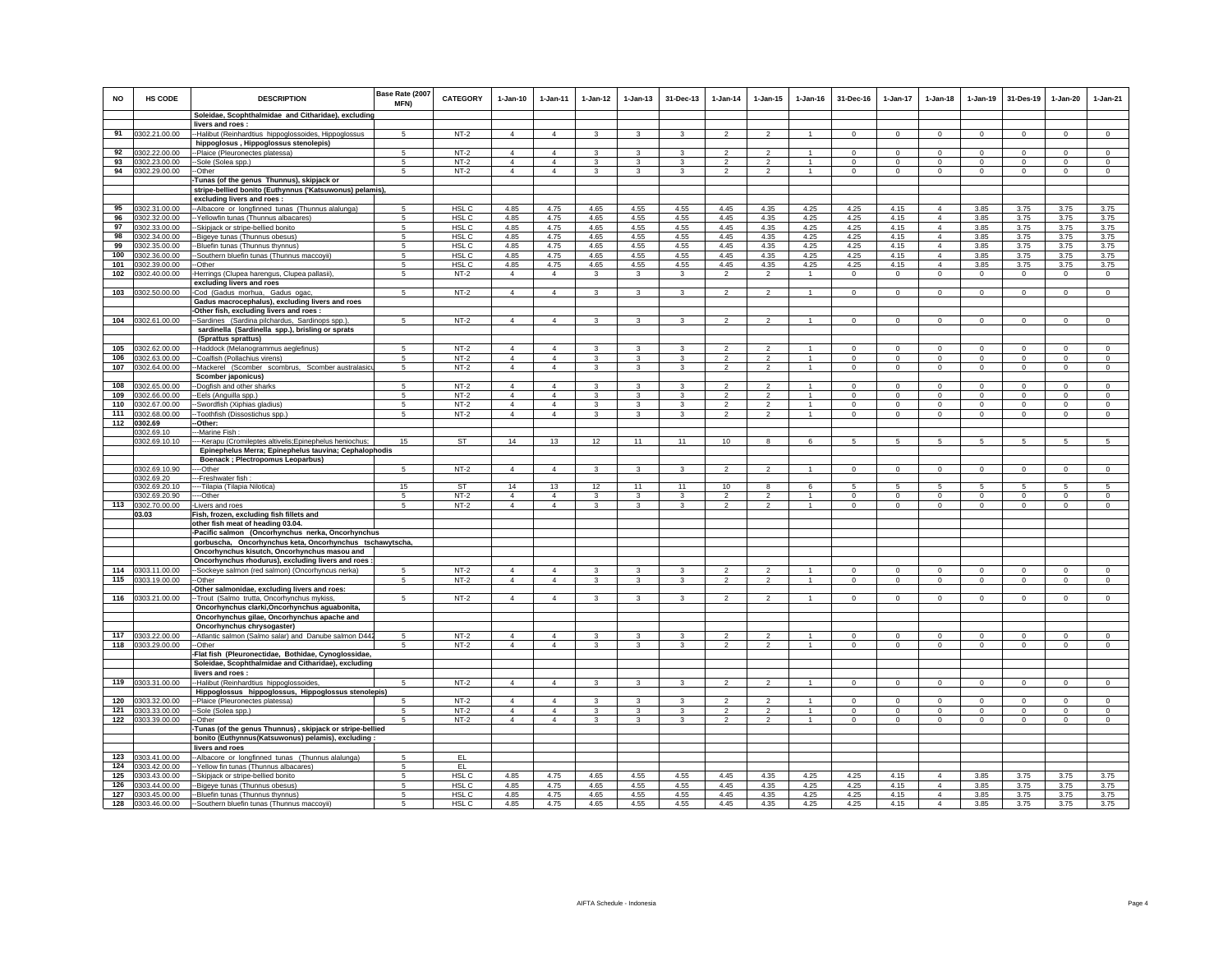| NO | HS CODE | DESCRIPTION | Base Rate (2007 MFN) | CATEGORY | 1-Jan-10 | 1-Jan-11 | 1-Jan-12 | 1-Jan-13 | 31-Dec-13 | 1-Jan-14 | 1-Jan-15 | 1-Jan-16 | 31-Dec-16 | 1-Jan-17 | 1-Jan-18 | 1-Jan-19 | 31-Des-19 | 1-Jan-20 | 1-Jan-21 |
|---|---|---|---|---|---|---|---|---|---|---|---|---|---|---|---|---|---|---|---|
| | | Soleidae, Scophthalmidae and Citharidae), excluding livers and roes : | | | | | | | | | | | | | | | | | |
| 91 | 0302.21.00.00 | --Halibut (Reinhardtius hippoglossoides, Hippoglossus hippoglosus , Hippoglossus stenolepis) | 5 | NT-2 | 4 | 4 | 3 | 3 | 3 | 2 | 2 | 1 | 0 | 0 | 0 | 0 | 0 | 0 | 0 |
| 92 | 0302.22.00.00 | --Plaice (Pleuronectes platessa) | 5 | NT-2 | 4 | 4 | 3 | 3 | 3 | 2 | 2 | 1 | 0 | 0 | 0 | 0 | 0 | 0 | 0 |
| 93 | 0302.23.00.00 | --Sole (Solea spp.) | 5 | NT-2 | 4 | 4 | 3 | 3 | 3 | 2 | 2 | 1 | 0 | 0 | 0 | 0 | 0 | 0 | 0 |
| 94 | 0302.29.00.00 | --Other | 5 | NT-2 | 4 | 4 | 3 | 3 | 3 | 2 | 2 | 1 | 0 | 0 | 0 | 0 | 0 | 0 | 0 |
| | | -Tunas (of the genus Thunnus), skipjack or stripe-bellied bonito (Euthynnus ('Katsuwonus) pelamis), excluding livers and roes : | | | | | | | | | | | | | | | | | |
| 95 | 0302.31.00.00 | --Albacore or longfinned tunas (Thunnus alalunga) | 5 | HSL C | 4.85 | 4.75 | 4.65 | 4.55 | 4.55 | 4.45 | 4.35 | 4.25 | 4.25 | 4.15 | 4 | 3.85 | 3.75 | 3.75 | 3.75 |
| 96 | 0302.32.00.00 | --Yellowfin tunas (Thunnus albacares) | 5 | HSL C | 4.85 | 4.75 | 4.65 | 4.55 | 4.55 | 4.45 | 4.35 | 4.25 | 4.25 | 4.15 | 4 | 3.85 | 3.75 | 3.75 | 3.75 |
| 97 | 0302.33.00.00 | --Skipjack or stripe-bellied bonito | 5 | HSL C | 4.85 | 4.75 | 4.65 | 4.55 | 4.55 | 4.45 | 4.35 | 4.25 | 4.25 | 4.15 | 4 | 3.85 | 3.75 | 3.75 | 3.75 |
| 98 | 0302.34.00.00 | --Bigeye tunas (Thunnus obesus) | 5 | HSL C | 4.85 | 4.75 | 4.65 | 4.55 | 4.55 | 4.45 | 4.35 | 4.25 | 4.25 | 4.15 | 4 | 3.85 | 3.75 | 3.75 | 3.75 |
| 99 | 0302.35.00.00 | --Bluefin tunas (Thunnus thynnus) | 5 | HSL C | 4.85 | 4.75 | 4.65 | 4.55 | 4.55 | 4.45 | 4.35 | 4.25 | 4.25 | 4.15 | 4 | 3.85 | 3.75 | 3.75 | 3.75 |
| 100 | 0302.36.00.00 | --Southern bluefin tunas (Thunnus maccoyii) | 5 | HSL C | 4.85 | 4.75 | 4.65 | 4.55 | 4.55 | 4.45 | 4.35 | 4.25 | 4.25 | 4.15 | 4 | 3.85 | 3.75 | 3.75 | 3.75 |
| 101 | 0302.39.00.00 | --Other | 5 | HSL C | 4.85 | 4.75 | 4.65 | 4.55 | 4.55 | 4.45 | 4.35 | 4.25 | 4.25 | 4.15 | 4 | 3.85 | 3.75 | 3.75 | 3.75 |
| 102 | 0302.40.00.00 | -Herrings (Clupea harengus, Clupea pallasii), excluding livers and roes | 5 | NT-2 | 4 | 4 | 3 | 3 | 3 | 2 | 2 | 1 | 0 | 0 | 0 | 0 | 0 | 0 | 0 |
| 103 | 0302.50.00.00 | -Cod (Gadus morhua, Gadus ogac, Gadus macrocephalus), excluding livers and roes | 5 | NT-2 | 4 | 4 | 3 | 3 | 3 | 2 | 2 | 1 | 0 | 0 | 0 | 0 | 0 | 0 | 0 |
| | | -Other fish, excluding livers and roes : | | | | | | | | | | | | | | | | | |
| 104 | 0302.61.00.00 | --Sardines (Sardina pilchardus, Sardinops spp.), sardinella (Sardinella spp.), brisling or sprats (Sprattus sprattus) | 5 | NT-2 | 4 | 4 | 3 | 3 | 3 | 2 | 2 | 1 | 0 | 0 | 0 | 0 | 0 | 0 | 0 |
| 105 | 0302.62.00.00 | --Haddock (Melanogrammus aeglefinus) | 5 | NT-2 | 4 | 4 | 3 | 3 | 3 | 2 | 2 | 1 | 0 | 0 | 0 | 0 | 0 | 0 | 0 |
| 106 | 0302.63.00.00 | --Coalfish (Pollachius virens) | 5 | NT-2 | 4 | 4 | 3 | 3 | 3 | 2 | 2 | 1 | 0 | 0 | 0 | 0 | 0 | 0 | 0 |
| 107 | 0302.64.00.00 | --Mackerel (Scomber scombrus, Scomber australasicus, Scomber japonicus) | 5 | NT-2 | 4 | 4 | 3 | 3 | 3 | 2 | 2 | 1 | 0 | 0 | 0 | 0 | 0 | 0 | 0 |
| 108 | 0302.65.00.00 | --Dogfish and other sharks | 5 | NT-2 | 4 | 4 | 3 | 3 | 3 | 2 | 2 | 1 | 0 | 0 | 0 | 0 | 0 | 0 | 0 |
| 109 | 0302.66.00.00 | --Eels (Anguilla spp.) | 5 | NT-2 | 4 | 4 | 3 | 3 | 3 | 2 | 2 | 1 | 0 | 0 | 0 | 0 | 0 | 0 | 0 |
| 110 | 0302.67.00.00 | --Swordfish (Xiphias gladius) | 5 | NT-2 | 4 | 4 | 3 | 3 | 3 | 2 | 2 | 1 | 0 | 0 | 0 | 0 | 0 | 0 | 0 |
| 111 | 0302.68.00.00 | --Toothfish (Dissostichus spp.) | 5 | NT-2 | 4 | 4 | 3 | 3 | 3 | 2 | 2 | 1 | 0 | 0 | 0 | 0 | 0 | 0 | 0 |
| 112 | 0302.69 | --Other: | | | | | | | | | | | | | | | | | |
| | 0302.69.10 | ---Marine Fish : | | | | | | | | | | | | | | | | | |
| | 0302.69.10.10 | ----Kerapu (Cromileptes altivelis;Epinephelus heniochus; Epinephelus Merra; Epinephelus tauvina; Cephalophodis Boenack ; Plectropomus Leoparbus) | 15 | ST | 14 | 13 | 12 | 11 | 11 | 10 | 8 | 6 | 5 | 5 | 5 | 5 | 5 | 5 | 5 |
| | 0302.69.10.90 | ----Other | 5 | NT-2 | 4 | 4 | 3 | 3 | 3 | 2 | 2 | 1 | 0 | 0 | 0 | 0 | 0 | 0 | 0 |
| | 0302.69.20 | ---Freshwater fish : | | | | | | | | | | | | | | | | | |
| | 0302.69.20.10 | ----Tilapia (Tilapia Nilotica) | 15 | ST | 14 | 13 | 12 | 11 | 11 | 10 | 8 | 6 | 5 | 5 | 5 | 5 | 5 | 5 | 5 |
| | 0302.69.20.90 | ----Other | 5 | NT-2 | 4 | 4 | 3 | 3 | 3 | 2 | 2 | 1 | 0 | 0 | 0 | 0 | 0 | 0 | 0 |
| 113 | 0302.70.00.00 | -Livers and roes | 5 | NT-2 | 4 | 4 | 3 | 3 | 3 | 2 | 2 | 1 | 0 | 0 | 0 | 0 | 0 | 0 | 0 |
| | 03.03 | Fish, frozen, excluding fish fillets and other fish meat of heading 03.04. | | | | | | | | | | | | | | | | | |
| | | -Pacific salmon (Oncorhynchus nerka, Oncorhynchus gorbuscha, Oncorhynchus keta, Oncorhynchus tschawytscha, Oncorhynchus kisutch, Oncorhynchus masou and Oncorhynchus rhodurus), excluding livers and roes : | | | | | | | | | | | | | | | | | |
| 114 | 0303.11.00.00 | --Sockeye salmon (red salmon) (Oncorhyncus nerka) | 5 | NT-2 | 4 | 4 | 3 | 3 | 3 | 2 | 2 | 1 | 0 | 0 | 0 | 0 | 0 | 0 | 0 |
| 115 | 0303.19.00.00 | --Other | 5 | NT-2 | 4 | 4 | 3 | 3 | 3 | 2 | 2 | 1 | 0 | 0 | 0 | 0 | 0 | 0 | 0 |
| | | -Other salmonidae, excluding livers and roes: | | | | | | | | | | | | | | | | | |
| 116 | 0303.21.00.00 | --Trout (Salmo trutta, Oncorhynchus mykiss, Oncorhynchus clarki,Oncorhynchus aguabonita, Oncorhynchus gilae, Oncorhynchus apache and Oncorhynchus chrysogaster) | 5 | NT-2 | 4 | 4 | 3 | 3 | 3 | 2 | 2 | 1 | 0 | 0 | 0 | 0 | 0 | 0 | 0 |
| 117 | 0303.22.00.00 | --Atlantic salmon (Salmo salar) and Danube salmon D442 | 5 | NT-2 | 4 | 4 | 3 | 3 | 3 | 2 | 2 | 1 | 0 | 0 | 0 | 0 | 0 | 0 | 0 |
| 118 | 0303.29.00.00 | --Other | 5 | NT-2 | 4 | 4 | 3 | 3 | 3 | 2 | 2 | 1 | 0 | 0 | 0 | 0 | 0 | 0 | 0 |
| | | -Flat fish (Pleuronectidae, Bothidae, Cynoglossidae, Soleidae, Scophthalmidae and Citharidae), excluding livers and roes : | | | | | | | | | | | | | | | | | |
| 119 | 0303.31.00.00 | --Halibut (Reinhardtius hippoglossoides, Hippoglossus hippoglossus, Hippoglossus stenolepis) | 5 | NT-2 | 4 | 4 | 3 | 3 | 3 | 2 | 2 | 1 | 0 | 0 | 0 | 0 | 0 | 0 | 0 |
| 120 | 0303.32.00.00 | --Plaice (Pleuronectes platessa) | 5 | NT-2 | 4 | 4 | 3 | 3 | 3 | 2 | 2 | 1 | 0 | 0 | 0 | 0 | 0 | 0 | 0 |
| 121 | 0303.33.00.00 | --Sole (Solea spp.) | 5 | NT-2 | 4 | 4 | 3 | 3 | 3 | 2 | 2 | 1 | 0 | 0 | 0 | 0 | 0 | 0 | 0 |
| 122 | 0303.39.00.00 | --Other | 5 | NT-2 | 4 | 4 | 3 | 3 | 3 | 2 | 2 | 1 | 0 | 0 | 0 | 0 | 0 | 0 | 0 |
| | | -Tunas (of the genus Thunnus) , skipjack or stripe-bellied bonito (Euthynnus(Katsuwonus) pelamis), excluding : livers and roes | | | | | | | | | | | | | | | | | |
| 123 | 0303.41.00.00 | --Albacore or longfinned tunas (Thunnus alalunga) | 5 | EL | | | | | | | | | | | | | | | |
| 124 | 0303.42.00.00 | --Yellow fin tunas (Thunnus albacares) | 5 | EL | | | | | | | | | | | | | | | |
| 125 | 0303.43.00.00 | --Skipjack or stripe-bellied bonito | 5 | HSL C | 4.85 | 4.75 | 4.65 | 4.55 | 4.55 | 4.45 | 4.35 | 4.25 | 4.25 | 4.15 | 4 | 3.85 | 3.75 | 3.75 | 3.75 |
| 126 | 0303.44.00.00 | --Bigeye tunas (Thunnus obesus) | 5 | HSL C | 4.85 | 4.75 | 4.65 | 4.55 | 4.55 | 4.45 | 4.35 | 4.25 | 4.25 | 4.15 | 4 | 3.85 | 3.75 | 3.75 | 3.75 |
| 127 | 0303.45.00.00 | --Bluefin tunas (Thunnus thynnus) | 5 | HSL C | 4.85 | 4.75 | 4.65 | 4.55 | 4.55 | 4.45 | 4.35 | 4.25 | 4.25 | 4.15 | 4 | 3.85 | 3.75 | 3.75 | 3.75 |
| 128 | 0303.46.00.00 | --Southern bluefin tunas (Thunnus maccoyii) | 5 | HSL C | 4.85 | 4.75 | 4.65 | 4.55 | 4.55 | 4.45 | 4.35 | 4.25 | 4.25 | 4.15 | 4 | 3.85 | 3.75 | 3.75 | 3.75 |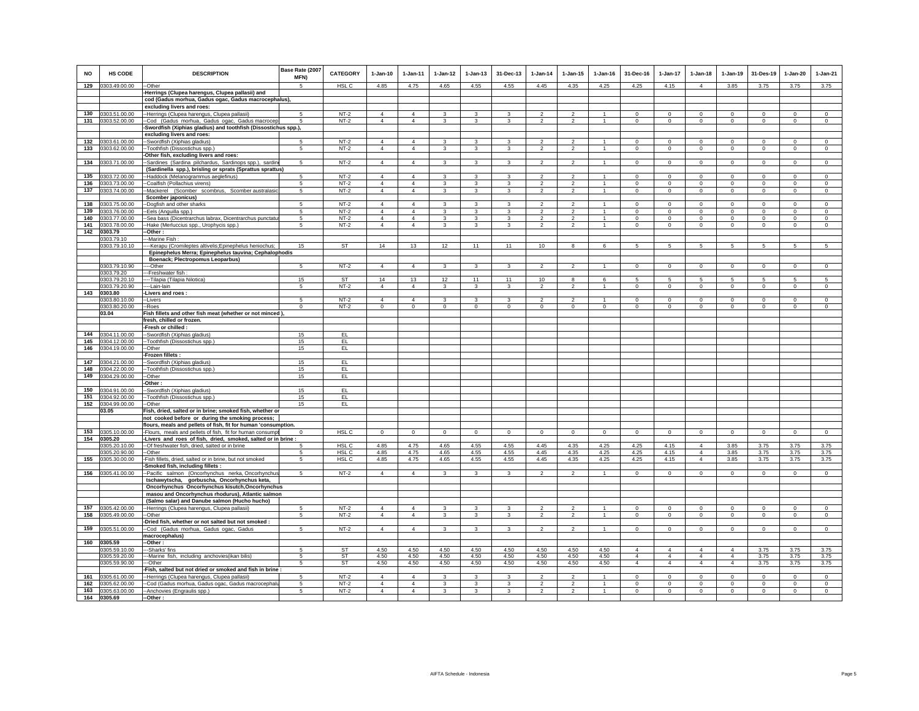| NO | HS CODE | DESCRIPTION | Base Rate (2007 MFN) | CATEGORY | 1-Jan-10 | 1-Jan-11 | 1-Jan-12 | 1-Jan-13 | 31-Dec-13 | 1-Jan-14 | 1-Jan-15 | 1-Jan-16 | 31-Dec-16 | 1-Jan-17 | 1-Jan-18 | 1-Jan-19 | 31-Des-19 | 1-Jan-20 | 1-Jan-21 |
|---|---|---|---|---|---|---|---|---|---|---|---|---|---|---|---|---|---|---|---|
| 129 | 0303.49.00.00 | --Other | 5 | HSL C | 4.85 | 4.75 | 4.65 | 4.55 | 4.55 | 4.45 | 4.35 | 4.25 | 4.25 | 4.15 | 4 | 3.85 | 3.75 | 3.75 | 3.75 |
| | | -Herrings (Clupea harengus, Clupea pallasii) and | | | | | | | | | | | | | | | | | |
| | | cod (Gadus morhua, Gadus ogac, Gadus macrocephalus), | | | | | | | | | | | | | | | | | |
| | | excluding livers and roes: | | | | | | | | | | | | | | | | | |
| 130 | 0303.51.00.00 | --Herrings (Clupea harengus, Clupea pallasii) | 5 | NT-2 | 4 | 4 | 3 | 3 | 3 | 2 | 2 | 1 | 0 | 0 | 0 | 0 | 0 | 0 | 0 |
| 131 | 0303.52.00.00 | --Cod (Gadus morhua, Gadus ogac, Gadus macrocep | 5 | NT-2 | 4 | 4 | 3 | 3 | 3 | 2 | 2 | 1 | 0 | 0 | 0 | 0 | 0 | 0 | 0 |
| | | -Swordfish (Xiphias gladius) and toothfish (Dissostichus spp.), | | | | | | | | | | | | | | | | | |
| | | excluding livers and roes: | | | | | | | | | | | | | | | | | |
| 132 | 0303.61.00.00 | --Swordfish (Xiphias gladius) | 5 | NT-2 | 4 | 4 | 3 | 3 | 3 | 2 | 2 | 1 | 0 | 0 | 0 | 0 | 0 | 0 | 0 |
| 133 | 0303.62.00.00 | --Toothfish (Dissostichus spp.) | 5 | NT-2 | 4 | 4 | 3 | 3 | 3 | 2 | 2 | 1 | 0 | 0 | 0 | 0 | 0 | 0 | 0 |
| | | -Other fish, excluding livers and roes: | | | | | | | | | | | | | | | | | |
| 134 | 0303.71.00.00 | --Sardines (Sardina pilchardus, Sardinops spp.), sardine | 5 | NT-2 | 4 | 4 | 3 | 3 | 3 | 2 | 2 | 1 | 0 | 0 | 0 | 0 | 0 | 0 | 0 |
| | | (Sardinella spp.), brisling or sprats (Sprattus sprattus) | | | | | | | | | | | | | | | | | |
| 135 | 0303.72.00.00 | --Haddock (Melanogrammus aeglefinus) | 5 | NT-2 | 4 | 4 | 3 | 3 | 3 | 2 | 2 | 1 | 0 | 0 | 0 | 0 | 0 | 0 | 0 |
| 136 | 0303.73.00.00 | --Coalfish (Pollachius virens) | 5 | NT-2 | 4 | 4 | 3 | 3 | 3 | 2 | 2 | 1 | 0 | 0 | 0 | 0 | 0 | 0 | 0 |
| 137 | 0303.74.00.00 | --Mackerel (Scomber scombrus, Scomber australasic | 5 | NT-2 | 4 | 4 | 3 | 3 | 3 | 2 | 2 | 1 | 0 | 0 | 0 | 0 | 0 | 0 | 0 |
| | | Scomber japonicus) | | | | | | | | | | | | | | | | | |
| 138 | 0303.75.00.00 | --Dogfish and other sharks | 5 | NT-2 | 4 | 4 | 3 | 3 | 3 | 2 | 2 | 1 | 0 | 0 | 0 | 0 | 0 | 0 | 0 |
| 139 | 0303.76.00.00 | --Eels (Anguilla spp.) | 5 | NT-2 | 4 | 4 | 3 | 3 | 3 | 2 | 2 | 1 | 0 | 0 | 0 | 0 | 0 | 0 | 0 |
| 140 | 0303.77.00.00 | --Sea bass (Dicentrarchus labrax, Dicentrarchus punctatus | 5 | NT-2 | 4 | 4 | 3 | 3 | 3 | 2 | 2 | 1 | 0 | 0 | 0 | 0 | 0 | 0 | 0 |
| 141 | 0303.78.00.00 | --Hake (Merluccius spp., Urophycis spp.) | 5 | NT-2 | 4 | 4 | 3 | 3 | 3 | 2 | 2 | 1 | 0 | 0 | 0 | 0 | 0 | 0 | 0 |
| 142 | 0303.79 | --Other : | | | | | | | | | | | | | | | | | |
| | 0303.79.10 | ---Marine Fish : | | | | | | | | | | | | | | | | | |
| | 0303.79.10.10 | ----Kerapu (Cromileptes altivelis;Epinephelus heniochus; | 15 | ST | 14 | 13 | 12 | 11 | 11 | 10 | 8 | 6 | 5 | 5 | 5 | 5 | 5 | 5 | 5 |
| | | Epinephelus Merra; Epinephelus tauvina; Cephalophodis | | | | | | | | | | | | | | | | | |
| | | Boenack; Plectropomus Leoparbus) | | | | | | | | | | | | | | | | | |
| | 0303.79.10.90 | ----Other | 5 | NT-2 | 4 | 4 | 3 | 3 | 3 | 2 | 2 | 1 | 0 | 0 | 0 | 0 | 0 | 0 | 0 |
| | 0303.79.20 | ---Freshwater fish : | | | | | | | | | | | | | | | | | |
| | 0303.79.20.10 | ----Tilapia (Tilapia Nilotica) | 15 | ST | 14 | 13 | 12 | 11 | 11 | 10 | 8 | 6 | 5 | 5 | 5 | 5 | 5 | 5 | 5 |
| | 0303.79.20.90 | ----Lain-lain | 5 | NT-2 | 4 | 4 | 3 | 3 | 3 | 2 | 2 | 1 | 0 | 0 | 0 | 0 | 0 | 0 | 0 |
| 143 | 0303.80 | -Livers and roes : | | | | | | | | | | | | | | | | | |
| | 0303.80.10.00 | --Livers | 5 | NT-2 | 4 | 4 | 3 | 3 | 3 | 2 | 2 | 1 | 0 | 0 | 0 | 0 | 0 | 0 | 0 |
| | 0303.80.20.00 | --Roes | 0 | NT-2 | 0 | 0 | 0 | 0 | 0 | 0 | 0 | 0 | 0 | 0 | 0 | 0 | 0 | 0 | 0 |
| | 03.04 | Fish fillets and other fish meat (whether or not minced ), | | | | | | | | | | | | | | | | | |
| | | fresh, chilled or frozen. | | | | | | | | | | | | | | | | | |
| | | -Fresh or chilled : | | | | | | | | | | | | | | | | | |
| 144 | 0304.11.00.00 | --Swordfish (Xiphias gladius) | 15 | EL | | | | | | | | | | | | | | | |
| 145 | 0304.12.00.00 | --Toothfish (Dissostichus spp.) | 15 | EL | | | | | | | | | | | | | | | |
| 146 | 0304.19.00.00 | --Other | 15 | EL | | | | | | | | | | | | | | | |
| | | -Frozen fillets : | | | | | | | | | | | | | | | | | |
| 147 | 0304.21.00.00 | --Swordfish (Xiphias gladius) | 15 | EL | | | | | | | | | | | | | | | |
| 148 | 0304.22.00.00 | --Toothfish (Dissostichus spp.) | 15 | EL | | | | | | | | | | | | | | | |
| 149 | 0304.29.00.00 | --Other | 15 | EL | | | | | | | | | | | | | | | |
| | | -Other : | | | | | | | | | | | | | | | | | |
| 150 | 0304.91.00.00 | --Swordfish (Xiphias gladius) | 15 | EL | | | | | | | | | | | | | | | |
| 151 | 0304.92.00.00 | --Toothfish (Dissostichus spp.) | 15 | EL | | | | | | | | | | | | | | | |
| 152 | 0304.99.00.00 | --Other | 15 | EL | | | | | | | | | | | | | | | |
| | 03.05 | Fish, dried, salted or in brine; smoked fish, whether or | | | | | | | | | | | | | | | | | |
| | | not cooked before or during the smoking process; | | | | | | | | | | | | | | | | | |
| | | flours, meals and pellets of fish, fit for human 'consumption. | | | | | | | | | | | | | | | | | |
| 153 | 0305.10.00.00 | -Flours, meals and pellets of fish, fit for human consumpt | 0 | HSL C | 0 | 0 | 0 | 0 | 0 | 0 | 0 | 0 | 0 | 0 | 0 | 0 | 0 | 0 | 0 |
| 154 | 0305.20 | -Livers and roes of fish, dried, smoked, salted or in brine : | | | | | | | | | | | | | | | | | |
| | 0305.20.10.00 | --Of freshwater fish, dried, salted or in brine | 5 | HSL C | 4.85 | 4.75 | 4.65 | 4.55 | 4.55 | 4.45 | 4.35 | 4.25 | 4.25 | 4.15 | 4 | 3.85 | 3.75 | 3.75 | 3.75 |
| | 0305.20.90.00 | --Other | 5 | HSL C | 4.85 | 4.75 | 4.65 | 4.55 | 4.55 | 4.45 | 4.35 | 4.25 | 4.25 | 4.15 | 4 | 3.85 | 3.75 | 3.75 | 3.75 |
| 155 | 0305.30.00.00 | -Fish fillets, dried, salted or in brine, but not smoked | 5 | HSL C | 4.85 | 4.75 | 4.65 | 4.55 | 4.55 | 4.45 | 4.35 | 4.25 | 4.25 | 4.15 | 4 | 3.85 | 3.75 | 3.75 | 3.75 |
| | | -Smoked fish, including fillets : | | | | | | | | | | | | | | | | | |
| 156 | 0305.41.00.00 | --Pacific salmon (Oncorhynchus nerka, Oncorhynchus | 5 | NT-2 | 4 | 4 | 3 | 3 | 3 | 2 | 2 | 1 | 0 | 0 | 0 | 0 | 0 | 0 | 0 |
| | | tschawytscha, gorbuscha, Oncorhynchus keta, | | | | | | | | | | | | | | | | | |
| | | Oncorhynchus Oncorhynchus kisutch,Oncorhynchus | | | | | | | | | | | | | | | | | |
| | | masou and Oncorhynchus rhodurus), Atlantic salmon | | | | | | | | | | | | | | | | | |
| | | (Salmo salar) and Danube salmon (Hucho hucho) | | | | | | | | | | | | | | | | | |
| 157 | 0305.42.00.00 | --Herrings (Clupea harengus, Clupea pallasii) | 5 | NT-2 | 4 | 4 | 3 | 3 | 3 | 2 | 2 | 1 | 0 | 0 | 0 | 0 | 0 | 0 | 0 |
| 158 | 0305.49.00.00 | --Other | 5 | NT-2 | 4 | 4 | 3 | 3 | 3 | 2 | 2 | 1 | 0 | 0 | 0 | 0 | 0 | 0 | 0 |
| | | -Dried fish, whether or not salted but not smoked : | | | | | | | | | | | | | | | | | |
| 159 | 0305.51.00.00 | --Cod (Gadus morhua, Gadus ogac, Gadus | 5 | NT-2 | 4 | 4 | 3 | 3 | 3 | 2 | 2 | 1 | 0 | 0 | 0 | 0 | 0 | 0 | 0 |
| | | macrocephalus) | | | | | | | | | | | | | | | | | |
| 160 | 0305.59 | --Other : | | | | | | | | | | | | | | | | | |
| | 0305.59.10.00 | ---Sharks' fins | 5 | ST | 4.50 | 4.50 | 4.50 | 4.50 | 4.50 | 4.50 | 4.50 | 4.50 | 4 | 4 | 4 | 4 | 3.75 | 3.75 | 3.75 |
| | 0305.59.20.00 | ---Marine fish, including anchovies(ikan bilis) | 5 | ST | 4.50 | 4.50 | 4.50 | 4.50 | 4.50 | 4.50 | 4.50 | 4.50 | 4 | 4 | 4 | 4 | 3.75 | 3.75 | 3.75 |
| | 0305.59.90.00 | ---Other | 5 | ST | 4.50 | 4.50 | 4.50 | 4.50 | 4.50 | 4.50 | 4.50 | 4.50 | 4 | 4 | 4 | 4 | 3.75 | 3.75 | 3.75 |
| | | -Fish, salted but not dried or smoked and fish in brine : | | | | | | | | | | | | | | | | | |
| 161 | 0305.61.00.00 | --Herrings (Clupea harengus, Clupea pallasii) | 5 | NT-2 | 4 | 4 | 3 | 3 | 3 | 2 | 2 | 1 | 0 | 0 | 0 | 0 | 0 | 0 | 0 |
| 162 | 0305.62.00.00 | --Cod (Gadus morhua, Gadus ogac, Gadus macrocephalu | 5 | NT-2 | 4 | 4 | 3 | 3 | 3 | 2 | 2 | 1 | 0 | 0 | 0 | 0 | 0 | 0 | 0 |
| 163 | 0305.63.00.00 | --Anchovies (Engraulis spp.) | 5 | NT-2 | 4 | 4 | 3 | 3 | 3 | 2 | 2 | 1 | 0 | 0 | 0 | 0 | 0 | 0 | 0 |
| 164 | 0305.69 | --Other : | | | | | | | | | | | | | | | | | |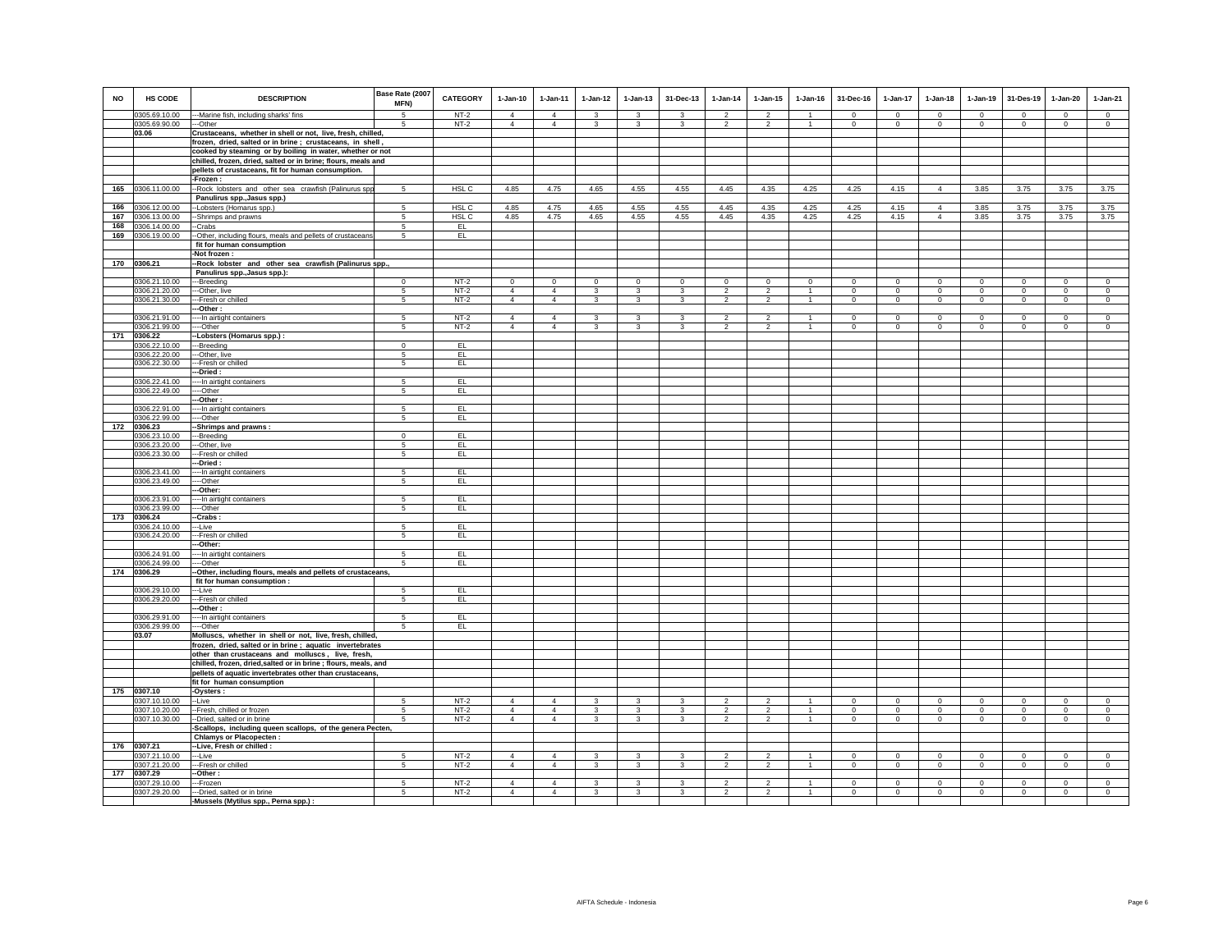| NO | HS CODE | DESCRIPTION | Base Rate (2007 MFN) | CATEGORY | 1-Jan-10 | 1-Jan-11 | 1-Jan-12 | 1-Jan-13 | 31-Dec-13 | 1-Jan-14 | 1-Jan-15 | 1-Jan-16 | 31-Dec-16 | 1-Jan-17 | 1-Jan-18 | 1-Jan-19 | 31-Des-19 | 1-Jan-20 | 1-Jan-21 |
|---|---|---|---|---|---|---|---|---|---|---|---|---|---|---|---|---|---|---|---|
| | 0305.69.10.00 | ---Marine fish, including sharks' fins | 5 | NT-2 | 4 | 4 | 3 | 3 | 3 | 2 | 2 | 1 | 0 | 0 | 0 | 0 | 0 | 0 | 0 |
| | 0305.69.90.00 | ---Other | 5 | NT-2 | 4 | 4 | 3 | 3 | 3 | 2 | 2 | 1 | 0 | 0 | 0 | 0 | 0 | 0 | 0 |
| | 03.06 | Crustaceans, whether in shell or not, live, fresh, chilled, frozen, dried, salted or in brine ; crustaceans, in shell , cooked by steaming or by boiling in water, whether or not chilled, frozen, dried, salted or in brine; flours, meals and pellets of crustaceans, fit for human consumption. | | | | | | | | | | | | | | | | | |
| | | -Frozen : | | | | | | | | | | | | | | | | | |
| 165 | 0306.11.00.00 | --Rock lobsters and other sea crawfish (Palinurus spp Panulirus spp.,Jasus spp.) | 5 | HSL C | 4.85 | 4.75 | 4.65 | 4.55 | 4.55 | 4.45 | 4.35 | 4.25 | 4.25 | 4.15 | 4 | 3.85 | 3.75 | 3.75 | 3.75 |
| 166 | 0306.12.00.00 | --Lobsters (Homarus spp.) | 5 | HSL C | 4.85 | 4.75 | 4.65 | 4.55 | 4.55 | 4.45 | 4.35 | 4.25 | 4.25 | 4.15 | 4 | 3.85 | 3.75 | 3.75 | 3.75 |
| 167 | 0306.13.00.00 | --Shrimps and prawns | 5 | HSL C | 4.85 | 4.75 | 4.65 | 4.55 | 4.55 | 4.45 | 4.35 | 4.25 | 4.25 | 4.15 | 4 | 3.85 | 3.75 | 3.75 | 3.75 |
| 168 | 0306.14.00.00 | --Crabs | 5 | EL | | | | | | | | | | | | | | | |
| 169 | 0306.19.00.00 | --Other, including flours, meals and pellets of crustaceans fit for human consumption | 5 | EL | | | | | | | | | | | | | | | |
| | | -Not frozen : | | | | | | | | | | | | | | | | | |
| 170 | 0306.21 | --Rock lobster and other sea crawfish (Palinurus spp., Panulirus spp.,Jasus spp.): | | | | | | | | | | | | | | | | | |
| | 0306.21.10.00 | ---Breeding | 0 | NT-2 | 0 | 0 | 0 | 0 | 0 | 0 | 0 | 0 | 0 | 0 | 0 | 0 | 0 | 0 | 0 |
| | 0306.21.20.00 | ---Other, live | 5 | NT-2 | 4 | 4 | 3 | 3 | 3 | 2 | 2 | 1 | 0 | 0 | 0 | 0 | 0 | 0 | 0 |
| | 0306.21.30.00 | ---Fresh or chilled | 5 | NT-2 | 4 | 4 | 3 | 3 | 3 | 2 | 2 | 1 | 0 | 0 | 0 | 0 | 0 | 0 | 0 |
| | | ---Other : | | | | | | | | | | | | | | | | | |
| | 0306.21.91.00 | ----In airtight containers | 5 | NT-2 | 4 | 4 | 3 | 3 | 3 | 2 | 2 | 1 | 0 | 0 | 0 | 0 | 0 | 0 | 0 |
| | 0306.21.99.00 | ----Other | 5 | NT-2 | 4 | 4 | 3 | 3 | 3 | 2 | 2 | 1 | 0 | 0 | 0 | 0 | 0 | 0 | 0 |
| 171 | 0306.22 | --Lobsters (Homarus spp.) : | | | | | | | | | | | | | | | | | |
| | 0306.22.10.00 | ---Breeding | 0 | EL | | | | | | | | | | | | | | | |
| | 0306.22.20.00 | ---Other, live | 5 | EL | | | | | | | | | | | | | | | |
| | 0306.22.30.00 | ---Fresh or chilled | 5 | EL | | | | | | | | | | | | | | | |
| | | ---Dried : | | | | | | | | | | | | | | | | | |
| | 0306.22.41.00 | ----In airtight containers | 5 | EL | | | | | | | | | | | | | | | |
| | 0306.22.49.00 | ----Other | 5 | EL | | | | | | | | | | | | | | | |
| | | ---Other : | | | | | | | | | | | | | | | | | |
| | 0306.22.91.00 | ----In airtight containers | 5 | EL | | | | | | | | | | | | | | | |
| | 0306.22.99.00 | ----Other | 5 | EL | | | | | | | | | | | | | | | |
| 172 | 0306.23 | --Shrimps and prawns : | | | | | | | | | | | | | | | | | |
| | 0306.23.10.00 | ---Breeding | 0 | EL | | | | | | | | | | | | | | | |
| | 0306.23.20.00 | ---Other, live | 5 | EL | | | | | | | | | | | | | | | |
| | 0306.23.30.00 | ---Fresh or chilled | 5 | EL | | | | | | | | | | | | | | | |
| | | ---Dried : | | | | | | | | | | | | | | | | | |
| | 0306.23.41.00 | ----In airtight containers | 5 | EL | | | | | | | | | | | | | | | |
| | 0306.23.49.00 | ----Other | 5 | EL | | | | | | | | | | | | | | | |
| | | ---Other: | | | | | | | | | | | | | | | | | |
| | 0306.23.91.00 | ----In airtight containers | 5 | EL | | | | | | | | | | | | | | | |
| | 0306.23.99.00 | ----Other | 5 | EL | | | | | | | | | | | | | | | |
| 173 | 0306.24 | --Crabs : | | | | | | | | | | | | | | | | | |
| | 0306.24.10.00 | ---Live | 5 | EL | | | | | | | | | | | | | | | |
| | 0306.24.20.00 | ---Fresh or chilled | 5 | EL | | | | | | | | | | | | | | | |
| | | ---Other: | | | | | | | | | | | | | | | | | |
| | 0306.24.91.00 | ----In airtight containers | 5 | EL | | | | | | | | | | | | | | | |
| | 0306.24.99.00 | ----Other | 5 | EL | | | | | | | | | | | | | | | |
| 174 | 0306.29 | --Other, including flours, meals and pellets of crustaceans, fit for human consumption : | | | | | | | | | | | | | | | | | |
| | 0306.29.10.00 | ---Live | 5 | EL | | | | | | | | | | | | | | | |
| | 0306.29.20.00 | ---Fresh or chilled | 5 | EL | | | | | | | | | | | | | | | |
| | | ---Other : | | | | | | | | | | | | | | | | | |
| | 0306.29.91.00 | ----In airtight containers | 5 | EL | | | | | | | | | | | | | | | |
| | 0306.29.99.00 | ----Other | 5 | EL | | | | | | | | | | | | | | | |
| | 03.07 | Molluscs, whether in shell or not, live, fresh, chilled, frozen, dried, salted or in brine ; aquatic invertebrates other than crustaceans and molluscs , live, fresh, chilled, frozen, dried,salted or in brine ; flours, meals, and pellets of aquatic invertebrates other than crustaceans, fit for human consumption | | | | | | | | | | | | | | | | | |
| 175 | 0307.10 | -Oysters : | | | | | | | | | | | | | | | | | |
| | 0307.10.10.00 | --Live | 5 | NT-2 | 4 | 4 | 3 | 3 | 3 | 2 | 2 | 1 | 0 | 0 | 0 | 0 | 0 | 0 | 0 |
| | 0307.10.20.00 | --Fresh, chilled or frozen | 5 | NT-2 | 4 | 4 | 3 | 3 | 3 | 2 | 2 | 1 | 0 | 0 | 0 | 0 | 0 | 0 | 0 |
| | 0307.10.30.00 | --Dried, salted or in brine | 5 | NT-2 | 4 | 4 | 3 | 3 | 3 | 2 | 2 | 1 | 0 | 0 | 0 | 0 | 0 | 0 | 0 |
| | | -Scallops, including queen scallops, of the genera Pecten, Chlamys or Placopecten : | | | | | | | | | | | | | | | | | |
| 176 | 0307.21 | --Live, Fresh or chilled : | | | | | | | | | | | | | | | | | |
| | 0307.21.10.00 | ---Live | 5 | NT-2 | 4 | 4 | 3 | 3 | 3 | 2 | 2 | 1 | 0 | 0 | 0 | 0 | 0 | 0 | 0 |
| | 0307.21.20.00 | ---Fresh or chilled | 5 | NT-2 | 4 | 4 | 3 | 3 | 3 | 2 | 2 | 1 | 0 | 0 | 0 | 0 | 0 | 0 | 0 |
| 177 | 0307.29 | --Other : | | | | | | | | | | | | | | | | | |
| | 0307.29.10.00 | ---Frozen | 5 | NT-2 | 4 | 4 | 3 | 3 | 3 | 2 | 2 | 1 | 0 | 0 | 0 | 0 | 0 | 0 | 0 |
| | 0307.29.20.00 | ---Dried, salted or in brine | 5 | NT-2 | 4 | 4 | 3 | 3 | 3 | 2 | 2 | 1 | 0 | 0 | 0 | 0 | 0 | 0 | 0 |
| | | -Mussels (Mytilus spp., Perna spp.) : | | | | | | | | | | | | | | | | | |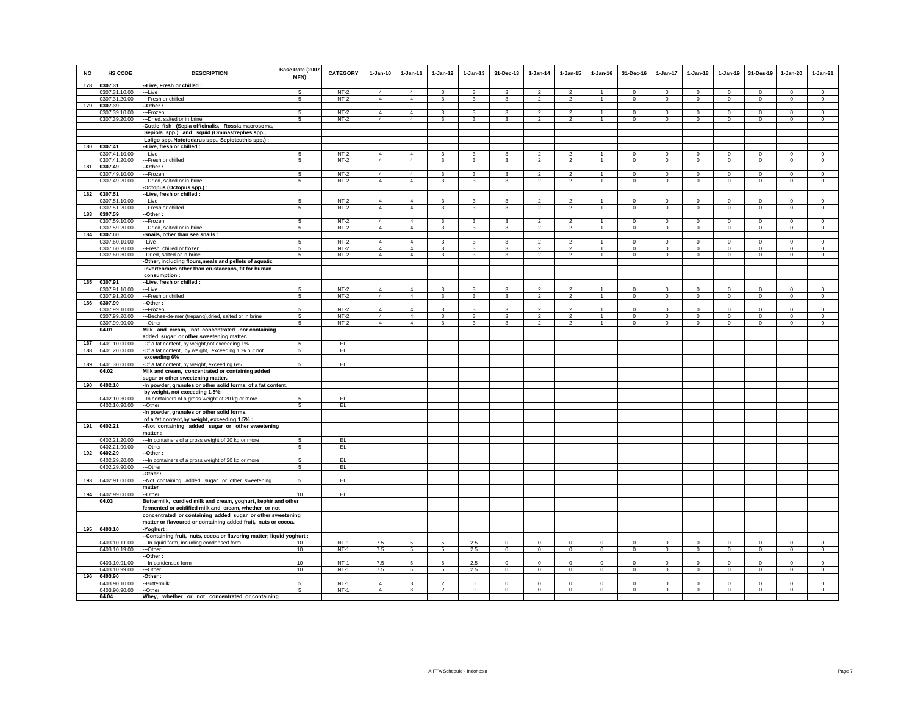| NO | HS CODE | DESCRIPTION | Base Rate (2007 MFN) | CATEGORY | 1-Jan-10 | 1-Jan-11 | 1-Jan-12 | 1-Jan-13 | 31-Dec-13 | 1-Jan-14 | 1-Jan-15 | 1-Jan-16 | 31-Dec-16 | 1-Jan-17 | 1-Jan-18 | 1-Jan-19 | 31-Des-19 | 1-Jan-20 | 1-Jan-21 |
|---|---|---|---|---|---|---|---|---|---|---|---|---|---|---|---|---|---|---|---|
| 178 | 0307.31 | --Live, Fresh or chilled : | | | | | | | | | | | | | | | | | |
| | 0307.31.10.00 | ---Live | 5 | NT-2 | 4 | 4 | 3 | 3 | 3 | 2 | 2 | 1 | 0 | 0 | 0 | 0 | 0 | 0 | 0 |
| | 0307.31.20.00 | ---Fresh or chilled | 5 | NT-2 | 4 | 4 | 3 | 3 | 3 | 2 | 2 | 1 | 0 | 0 | 0 | 0 | 0 | 0 | 0 |
| 179 | 0307.39 | --Other : | | | | | | | | | | | | | | | | | |
| | 0307.39.10.00 | ---Frozen | 5 | NT-2 | 4 | 4 | 3 | 3 | 3 | 2 | 2 | 1 | 0 | 0 | 0 | 0 | 0 | 0 | 0 |
| | 0307.39.20.00 | ---Dried, salted or in brine | 5 | NT-2 | 4 | 4 | 3 | 3 | 3 | 2 | 2 | 1 | 0 | 0 | 0 | 0 | 0 | 0 | 0 |
| | | -Cuttle fish (Sepia officinalis, Rossia macrosoma, Sepiola spp.) and squid (Ommastrephes spp., Loligo spp.,Nototodarus spp., Sepioteuthis spp.) : | | | | | | | | | | | | | | | | | |
| 180 | 0307.41 | --Live, fresh or chilled : | | | | | | | | | | | | | | | | | |
| | 0307.41.10.00 | ---Live | 5 | NT-2 | 4 | 4 | 3 | 3 | 3 | 2 | 2 | 1 | 0 | 0 | 0 | 0 | 0 | 0 | 0 |
| | 0307.41.20.00 | ---Fresh or chilled | 5 | NT-2 | 4 | 4 | 3 | 3 | 3 | 2 | 2 | 1 | 0 | 0 | 0 | 0 | 0 | 0 | 0 |
| 181 | 0307.49 | --Other : | | | | | | | | | | | | | | | | | |
| | 0307.49.10.00 | ---Frozen | 5 | NT-2 | 4 | 4 | 3 | 3 | 3 | 2 | 2 | 1 | 0 | 0 | 0 | 0 | 0 | 0 | 0 |
| | 0307.49.20.00 | ---Dried, salted or in brine | 5 | NT-2 | 4 | 4 | 3 | 3 | 3 | 2 | 2 | 1 | 0 | 0 | 0 | 0 | 0 | 0 | 0 |
| | | -Octopus (Octopus spp.) : | | | | | | | | | | | | | | | | | |
| 182 | 0307.51 | --Live, fresh or chilled : | | | | | | | | | | | | | | | | | |
| | 0307.51.10.00 | ---Live | 5 | NT-2 | 4 | 4 | 3 | 3 | 3 | 2 | 2 | 1 | 0 | 0 | 0 | 0 | 0 | 0 | 0 |
| | 0307.51.20.00 | ---Fresh or chilled | 5 | NT-2 | 4 | 4 | 3 | 3 | 3 | 2 | 2 | 1 | 0 | 0 | 0 | 0 | 0 | 0 | 0 |
| 183 | 0307.59 | --Other : | | | | | | | | | | | | | | | | | |
| | 0307.59.10.00 | ---Frozen | 5 | NT-2 | 4 | 4 | 3 | 3 | 3 | 2 | 2 | 1 | 0 | 0 | 0 | 0 | 0 | 0 | 0 |
| | 0307.59.20.00 | ---Dried, salted or in brine | 5 | NT-2 | 4 | 4 | 3 | 3 | 3 | 2 | 2 | 1 | 0 | 0 | 0 | 0 | 0 | 0 | 0 |
| 184 | 0307.60 | -Snails, other than sea snails : | | | | | | | | | | | | | | | | | |
| | 0307.60.10.00 | --Live | 5 | NT-2 | 4 | 4 | 3 | 3 | 3 | 2 | 2 | 1 | 0 | 0 | 0 | 0 | 0 | 0 | 0 |
| | 0307.60.20.00 | --Fresh, chilled or frozen | 5 | NT-2 | 4 | 4 | 3 | 3 | 3 | 2 | 2 | 1 | 0 | 0 | 0 | 0 | 0 | 0 | 0 |
| | 0307.60.30.00 | --Dried, salted or in brine | 5 | NT-2 | 4 | 4 | 3 | 3 | 3 | 2 | 2 | 1 | 0 | 0 | 0 | 0 | 0 | 0 | 0 |
| | | -Other, including flours,meals and pellets of aquatic invertebrates other than crustaceans, fit for human consumption : | | | | | | | | | | | | | | | | | |
| 185 | 0307.91 | --Live, fresh or chilled : | | | | | | | | | | | | | | | | | |
| | 0307.91.10.00 | ---Live | 5 | NT-2 | 4 | 4 | 3 | 3 | 3 | 2 | 2 | 1 | 0 | 0 | 0 | 0 | 0 | 0 | 0 |
| | 0307.91.20.00 | ---Fresh or chilled | 5 | NT-2 | 4 | 4 | 3 | 3 | 3 | 2 | 2 | 1 | 0 | 0 | 0 | 0 | 0 | 0 | 0 |
| 186 | 0307.99 | --Other : | | | | | | | | | | | | | | | | | |
| | 0307.99.10.00 | ---Frozen | 5 | NT-2 | 4 | 4 | 3 | 3 | 3 | 2 | 2 | 1 | 0 | 0 | 0 | 0 | 0 | 0 | 0 |
| | 0307.99.20.00 | ---Beches-de-mer (trepang),dried, salted or in brine | 5 | NT-2 | 4 | 4 | 3 | 3 | 3 | 2 | 2 | 1 | 0 | 0 | 0 | 0 | 0 | 0 | 0 |
| | 0307.99.90.00 | ---Other | 5 | NT-2 | 4 | 4 | 3 | 3 | 3 | 2 | 2 | 1 | 0 | 0 | 0 | 0 | 0 | 0 | 0 |
| | 04.01 | Milk and cream, not concentrated nor containing added sugar or other sweetening matter. | | | | | | | | | | | | | | | | | |
| 187 | 0401.10.00.00 | -Of a fat content, by weight,not exceeding 1% | 5 | EL | | | | | | | | | | | | | | | |
| 188 | 0401.20.00.00 | -Of a fat content, by weight, exceeding 1 % but not exceeding 6% | 5 | EL | | | | | | | | | | | | | | | |
| 189 | 0401.30.00.00 | -Of a fat content, by weight, exceeding 6% | 5 | EL | | | | | | | | | | | | | | | |
| | 04.02 | Milk and cream, concentrated or containing added sugar or other sweetening matter. | | | | | | | | | | | | | | | | | |
| 190 | 0402.10 | -In powder, granules or other solid forms, of a fat content, by weight, not exceeding 1.5%: | | | | | | | | | | | | | | | | | |
| | 0402.10.30.00 | --In containers of a gross weight of 20 kg or more | 5 | EL | | | | | | | | | | | | | | | |
| | 0402.10.90.00 | --Other | 5 | EL | | | | | | | | | | | | | | | |
| | | -In powder, granules or other solid forms, of a fat content,by weight, exceeding 1.5% : | | | | | | | | | | | | | | | | | |
| 191 | 0402.21 | --Not containing added sugar or other sweetening matter : | | | | | | | | | | | | | | | | | |
| | 0402.21.20.00 | ---In containers of a gross weight of 20 kg or more | 5 | EL | | | | | | | | | | | | | | | |
| | 0402.21.90.00 | ---Other | 5 | EL | | | | | | | | | | | | | | | |
| 192 | 0402.29 | --Other : | | | | | | | | | | | | | | | | | |
| | 0402.29.20.00 | ---In containers of a gross weight of 20 kg or more | 5 | EL | | | | | | | | | | | | | | | |
| | 0402.29.90.00 | ---Other | 5 | EL | | | | | | | | | | | | | | | |
| | | -Other : | | | | | | | | | | | | | | | | | |
| 193 | 0402.91.00.00 | --Not containing added sugar or other sweetening matter | 5 | EL | | | | | | | | | | | | | | | |
| 194 | 0402.99.00.00 | --Other | 10 | EL | | | | | | | | | | | | | | | |
| | 04.03 | Buttermilk, curdled milk and cream, yoghurt, kephir and other fermented or acidified milk and cream, whether or not concentrated or containing added sugar or other sweetening matter or flavoured or containing added fruit, nuts or cocoa. | | | | | | | | | | | | | | | | | |
| 195 | 0403.10 | -Yoghurt : | | | | | | | | | | | | | | | | | |
| | | --Containing fruit, nuts, cocoa or flavoring matter; liquid yoghurt : | | | | | | | | | | | | | | | | | |
| | 0403.10.11.00 | ---In liquid form, including condensed form | 10 | NT-1 | 7.5 | 5 | 5 | 2.5 | 0 | 0 | 0 | 0 | 0 | 0 | 0 | 0 | 0 | 0 | 0 |
| | 0403.10.19.00 | ---Other | 10 | NT-1 | 7.5 | 5 | 5 | 2.5 | 0 | 0 | 0 | 0 | 0 | 0 | 0 | 0 | 0 | 0 | 0 |
| | | --Other : | | | | | | | | | | | | | | | | | |
| | 0403.10.91.00 | ---In condensed form | 10 | NT-1 | 7.5 | 5 | 5 | 2.5 | 0 | 0 | 0 | 0 | 0 | 0 | 0 | 0 | 0 | 0 | 0 |
| | 0403.10.99.00 | ---Other | 10 | NT-1 | 7.5 | 5 | 5 | 2.5 | 0 | 0 | 0 | 0 | 0 | 0 | 0 | 0 | 0 | 0 | 0 |
| 196 | 0403.90 | -Other : | | | | | | | | | | | | | | | | | |
| | 0403.90.10.00 | --Buttermilk | 5 | NT-1 | 4 | 3 | 2 | 0 | 0 | 0 | 0 | 0 | 0 | 0 | 0 | 0 | 0 | 0 | 0 |
| | 0403.90.90.00 | --Other | 5 | NT-1 | 4 | 3 | 2 | 0 | 0 | 0 | 0 | 0 | 0 | 0 | 0 | 0 | 0 | 0 | 0 |
| | 04.04 | Whey, whether or not concentrated or containing | | | | | | | | | | | | | | | | | |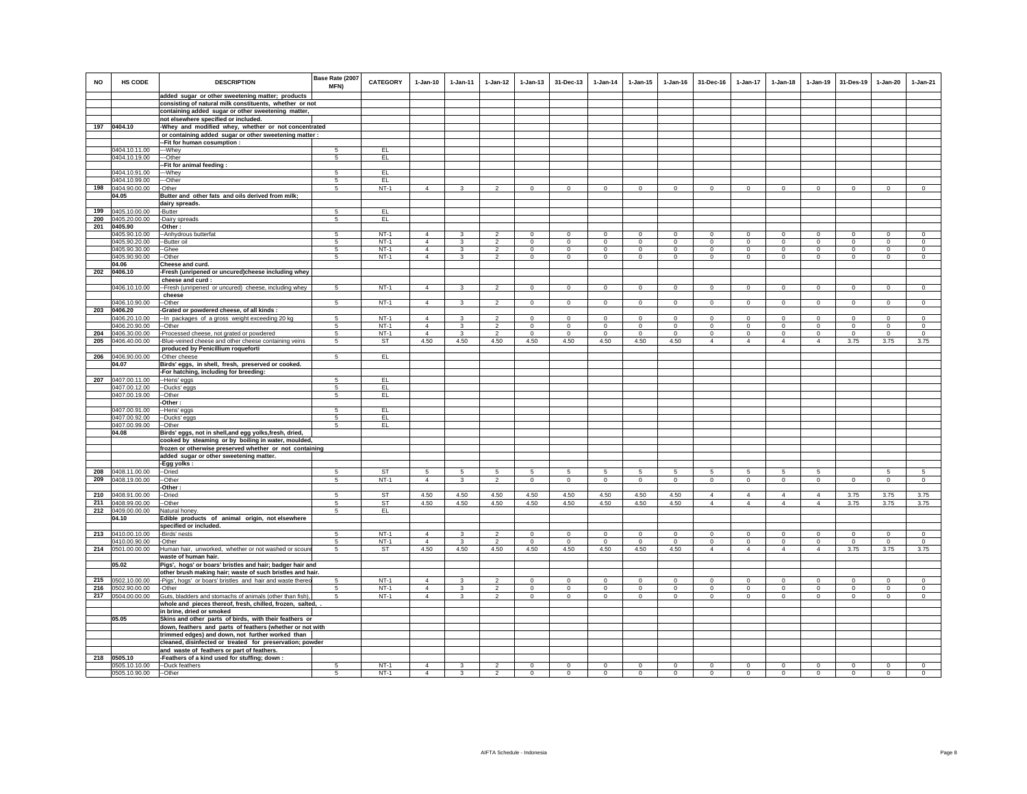| NO | HS CODE | DESCRIPTION | Base Rate (2007 MFN) | CATEGORY | 1-Jan-10 | 1-Jan-11 | 1-Jan-12 | 1-Jan-13 | 31-Dec-13 | 1-Jan-14 | 1-Jan-15 | 1-Jan-16 | 31-Dec-16 | 1-Jan-17 | 1-Jan-18 | 1-Jan-19 | 31-Des-19 | 1-Jan-20 | 1-Jan-21 |
|---|---|---|---|---|---|---|---|---|---|---|---|---|---|---|---|---|---|---|---|
| | | added sugar or other sweetening matter; products | | | | | | | | | | | | | | | | | |
| | | consisting of natural milk constituents, whether or not | | | | | | | | | | | | | | | | | |
| | | containing added sugar or other sweetening matter, | | | | | | | | | | | | | | | | | |
| | | not elsewhere specified or included. | | | | | | | | | | | | | | | | | |
| 197 | 0404.10 | -Whey and modified whey, whether or not concentrated | | | | | | | | | | | | | | | | | |
| | | or containing added sugar or other sweetening matter : | | | | | | | | | | | | | | | | | |
| | | --Fit for human cosumption : | | | | | | | | | | | | | | | | | |
| | 0404.10.11.00 | ---Whey | 5 | EL | | | | | | | | | | | | | | | |
| | 0404.10.19.00 | ---Other | 5 | EL | | | | | | | | | | | | | | | |
| | | --Fit for animal feeding : | | | | | | | | | | | | | | | | | |
| | 0404.10.91.00 | ---Whey | 5 | EL | | | | | | | | | | | | | | | |
| | 0404.10.99.00 | ---Other | 5 | EL | | | | | | | | | | | | | | | |
| 198 | 0404.90.00.00 | -Other | 5 | NT-1 | 4 | 3 | 2 | 0 | 0 | 0 | 0 | 0 | 0 | 0 | 0 | 0 | 0 | 0 | 0 |
| | 04.05 | Butter and other fats and oils derived from milk; | | | | | | | | | | | | | | | | | |
| | | dairy spreads. | | | | | | | | | | | | | | | | | |
| 199 | 0405.10.00.00 | -Butter | 5 | EL | | | | | | | | | | | | | | | |
| 200 | 0405.20.00.00 | -Dairy spreads | 5 | EL | | | | | | | | | | | | | | | |
| 201 | 0405.90 | -Other : | | | | | | | | | | | | | | | | | |
| | 0405.90.10.00 | --Anhydrous butterfat | 5 | NT-1 | 4 | 3 | 2 | 0 | 0 | 0 | 0 | 0 | 0 | 0 | 0 | 0 | 0 | 0 | 0 |
| | 0405.90.20.00 | --Butter oil | 5 | NT-1 | 4 | 3 | 2 | 0 | 0 | 0 | 0 | 0 | 0 | 0 | 0 | 0 | 0 | 0 | 0 |
| | 0405.90.30.00 | --Ghee | 5 | NT-1 | 4 | 3 | 2 | 0 | 0 | 0 | 0 | 0 | 0 | 0 | 0 | 0 | 0 | 0 | 0 |
| | 0405.90.90.00 | --Other | 5 | NT-1 | 4 | 3 | 2 | 0 | 0 | 0 | 0 | 0 | 0 | 0 | 0 | 0 | 0 | 0 | 0 |
| | 04.06 | Cheese and curd. | | | | | | | | | | | | | | | | | |
| 202 | 0406.10 | -Fresh (unripened or uncured)cheese including whey | | | | | | | | | | | | | | | | | |
| | | cheese and curd : | | | | | | | | | | | | | | | | | |
| | 0406.10.10.00 | --Fresh (unripened or uncured) cheese, including whey cheese | 5 | NT-1 | 4 | 3 | 2 | 0 | 0 | 0 | 0 | 0 | 0 | 0 | 0 | 0 | 0 | 0 | 0 |
| | 0406.10.90.00 | --Other | 5 | NT-1 | 4 | 3 | 2 | 0 | 0 | 0 | 0 | 0 | 0 | 0 | 0 | 0 | 0 | 0 | 0 |
| 203 | 0406.20 | -Grated or powdered cheese, of all kinds : | | | | | | | | | | | | | | | | | |
| | 0406.20.10.00 | --In packages of a gross weight exceeding 20 kg | 5 | NT-1 | 4 | 3 | 2 | 0 | 0 | 0 | 0 | 0 | 0 | 0 | 0 | 0 | 0 | 0 | 0 |
| | 0406.20.90.00 | --Other | 5 | NT-1 | 4 | 3 | 2 | 0 | 0 | 0 | 0 | 0 | 0 | 0 | 0 | 0 | 0 | 0 | 0 |
| 204 | 0406.30.00.00 | -Processed cheese, not grated or powdered | 5 | NT-1 | 4 | 3 | 2 | 0 | 0 | 0 | 0 | 0 | 0 | 0 | 0 | 0 | 0 | 0 | 0 |
| 205 | 0406.40.00.00 | -Blue-veined cheese and other cheese containing veins | 5 | ST | 4.50 | 4.50 | 4.50 | 4.50 | 4.50 | 4.50 | 4.50 | 4.50 | 4 | 4 | 4 | 4 | 3.75 | 3.75 | 3.75 |
| | | produced by Penicillium roqueforti | | | | | | | | | | | | | | | | | |
| 206 | 0406.90.00.00 | -Other cheese | 5 | EL | | | | | | | | | | | | | | | |
| | 04.07 | Birds' eggs, in shell, fresh, preserved or cooked. | | | | | | | | | | | | | | | | | |
| | | -For hatching, including for breeding: | | | | | | | | | | | | | | | | | |
| 207 | 0407.00.11.00 | --Hens' eggs | 5 | EL | | | | | | | | | | | | | | | |
| | 0407.00.12.00 | --Ducks' eggs | 5 | EL | | | | | | | | | | | | | | | |
| | 0407.00.19.00 | --Other | 5 | EL | | | | | | | | | | | | | | | |
| | | -Other : | | | | | | | | | | | | | | | | | |
| | 0407.00.91.00 | --Hens' eggs | 5 | EL | | | | | | | | | | | | | | | |
| | 0407.00.92.00 | --Ducks' eggs | 5 | EL | | | | | | | | | | | | | | | |
| | 0407.00.99.00 | --Other | 5 | EL | | | | | | | | | | | | | | | |
| | 04.08 | Birds' eggs, not in shell,and egg yolks,fresh, dried, | | | | | | | | | | | | | | | | | |
| | | cooked by steaming or by boiling in water, moulded, | | | | | | | | | | | | | | | | | |
| | | frozen or otherwise preserved whether or not containing | | | | | | | | | | | | | | | | | |
| | | added sugar or other sweetening matter. | | | | | | | | | | | | | | | | | |
| | | -Egg yolks : | | | | | | | | | | | | | | | | | |
| 208 | 0408.11.00.00 | --Dried | 5 | ST | 5 | 5 | 5 | 5 | 5 | 5 | 5 | 5 | 5 | 5 | 5 | 5 | | 5 | 5 |
| 209 | 0408.19.00.00 | --Other | 5 | NT-1 | 4 | 3 | 2 | 0 | 0 | 0 | 0 | 0 | 0 | 0 | 0 | 0 | 0 | 0 | 0 |
| | | -Other : | | | | | | | | | | | | | | | | | |
| 210 | 0408.91.00.00 | --Dried | 5 | ST | 4.50 | 4.50 | 4.50 | 4.50 | 4.50 | 4.50 | 4.50 | 4.50 | 4 | 4 | 4 | 4 | 3.75 | 3.75 | 3.75 |
| 211 | 0408.99.00.00 | --Other | 5 | ST | 4.50 | 4.50 | 4.50 | 4.50 | 4.50 | 4.50 | 4.50 | 4.50 | 4 | 4 | 4 | 4 | 3.75 | 3.75 | 3.75 |
| 212 | 0409.00.00.00 | Natural honey. | 5 | EL | | | | | | | | | | | | | | | |
| | 04.10 | Edible products of animal origin, not elsewhere | | | | | | | | | | | | | | | | | |
| | | specified or included. | | | | | | | | | | | | | | | | | |
| 213 | 0410.00.10.00 | -Birds' nests | 5 | NT-1 | 4 | 3 | 2 | 0 | 0 | 0 | 0 | 0 | 0 | 0 | 0 | 0 | 0 | 0 | 0 |
| | 0410.00.90.00 | -Other | 5 | NT-1 | 4 | 3 | 2 | 0 | 0 | 0 | 0 | 0 | 0 | 0 | 0 | 0 | 0 | 0 | 0 |
| 214 | 0501.00.00.00 | Human hair, unworked, whether or not washed or scoure | 5 | ST | 4.50 | 4.50 | 4.50 | 4.50 | 4.50 | 4.50 | 4.50 | 4.50 | 4 | 4 | 4 | 4 | 3.75 | 3.75 | 3.75 |
| | | waste of human hair. | | | | | | | | | | | | | | | | | |
| | 05.02 | Pigs', hogs' or boars' bristles and hair; badger hair and | | | | | | | | | | | | | | | | | |
| | | other brush making hair; waste of such bristles and hair. | | | | | | | | | | | | | | | | | |
| 215 | 0502.10.00.00 | -Pigs', hogs' or boars' bristles and hair and waste thereo | 5 | NT-1 | 4 | 3 | 2 | 0 | 0 | 0 | 0 | 0 | 0 | 0 | 0 | 0 | 0 | 0 | 0 |
| 216 | 0502.90.00.00 | -Other | 5 | NT-1 | 4 | 3 | 2 | 0 | 0 | 0 | 0 | 0 | 0 | 0 | 0 | 0 | 0 | 0 | 0 |
| 217 | 0504.00.00.00 | Guts, bladders and stomachs of animals (other than fish), | 5 | NT-1 | 4 | 3 | 2 | 0 | 0 | 0 | 0 | 0 | 0 | 0 | 0 | 0 | 0 | 0 | 0 |
| | | whole and pieces thereof, fresh, chilled, frozen, salted, . | | | | | | | | | | | | | | | | | |
| | | in brine, dried or smoked | | | | | | | | | | | | | | | | | |
| | 05.05 | Skins and other parts of birds, with their feathers or | | | | | | | | | | | | | | | | | |
| | | down, feathers and parts of feathers (whether or not with | | | | | | | | | | | | | | | | | |
| | | trimmed edges) and down, not further worked than | | | | | | | | | | | | | | | | | |
| | | cleaned, disinfected or treated for preservation; powder | | | | | | | | | | | | | | | | | |
| | | and waste of feathers or part of feathers. | | | | | | | | | | | | | | | | | |
| 218 | 0505.10 | -Feathers of a kind used for stuffing; down : | | | | | | | | | | | | | | | | | |
| | 0505.10.10.00 | --Duck feathers | 5 | NT-1 | 4 | 3 | 2 | 0 | 0 | 0 | 0 | 0 | 0 | 0 | 0 | 0 | 0 | 0 | 0 |
| | 0505.10.90.00 | --Other | 5 | NT-1 | 4 | 3 | 2 | 0 | 0 | 0 | 0 | 0 | 0 | 0 | 0 | 0 | 0 | 0 | 0 |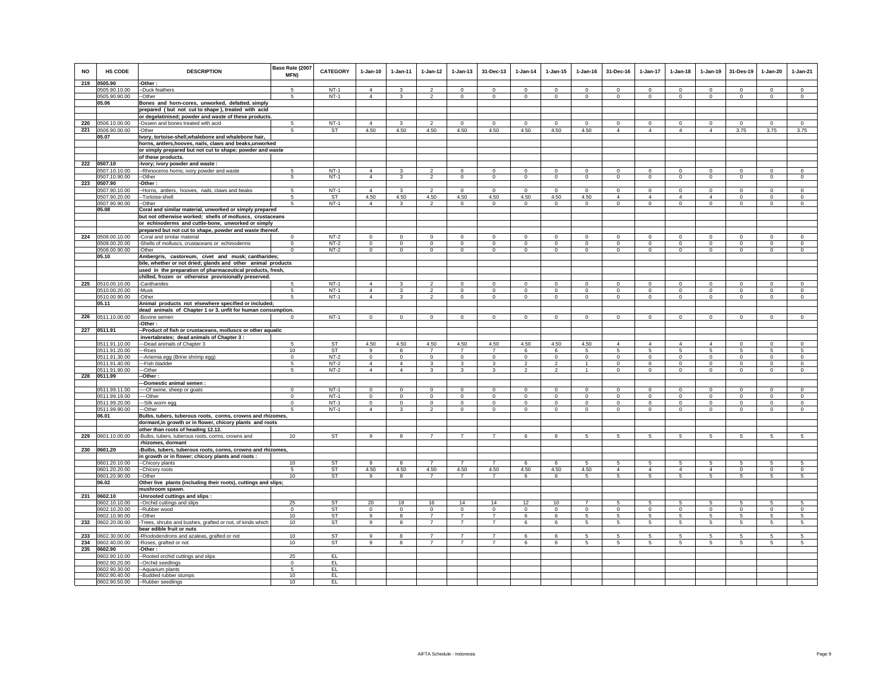| NO | HS CODE | DESCRIPTION | Base Rate (2007 MFN) | CATEGORY | 1-Jan-10 | 1-Jan-11 | 1-Jan-12 | 1-Jan-13 | 31-Dec-13 | 1-Jan-14 | 1-Jan-15 | 1-Jan-16 | 31-Dec-16 | 1-Jan-17 | 1-Jan-18 | 1-Jan-19 | 31-Des-19 | 1-Jan-20 | 1-Jan-21 |
|---|---|---|---|---|---|---|---|---|---|---|---|---|---|---|---|---|---|---|---|
| 219 | 0505.90 | -Other : | | | | | | | | | | | | | | | | | |
| | 0505.90.10.00 | --Duck feathers | 5 | NT-1 | 4 | 3 | 2 | 0 | 0 | 0 | 0 | 0 | 0 | 0 | 0 | 0 | 0 | 0 | 0 |
| | 0505.90.90.00 | --Other | 5 | NT-1 | 4 | 3 | 2 | 0 | 0 | 0 | 0 | 0 | 0 | 0 | 0 | 0 | 0 | 0 | 0 |
| | 05.06 | Bones and horn-cores, unworked, defatted, simply prepared ( but not cut to shape ), treated with acid or degelatinised; powder and waste of these products. | | | | | | | | | | | | | | | | | |
| 220 | 0506.10.00.00 | -Ossein and bones treated with acid | 5 | NT-1 | 4 | 3 | 2 | 0 | 0 | 0 | 0 | 0 | 0 | 0 | 0 | 0 | 0 | 0 | 0 |
| 221 | 0506.90.00.00 | -Other | 5 | ST | 4.50 | 4.50 | 4.50 | 4.50 | 4.50 | 4.50 | 4.50 | 4.50 | 4 | 4 | 4 | 4 | 3.75 | 3.75 | 3.75 |
| | 05.07 | Ivory, tortoise-shell,whalebone and whalebone hair, horns, antlers,hooves, nails, claws and beaks,unworked or simply prepared but not cut to shape; powder and waste of these products. | | | | | | | | | | | | | | | | | |
| 222 | 0507.10 | -Ivory; ivory powder and waste : | | | | | | | | | | | | | | | | | |
| | 0507.10.10.00 | --Rhinoceros horns; ivory powder and waste | 5 | NT-1 | 4 | 3 | 2 | 0 | 0 | 0 | 0 | 0 | 0 | 0 | 0 | 0 | 0 | 0 | 0 |
| | 0507.10.90.00 | --Other | 5 | NT-1 | 4 | 3 | 2 | 0 | 0 | 0 | 0 | 0 | 0 | 0 | 0 | 0 | 0 | 0 | 0 |
| 223 | 0507.90 | -Other : | | | | | | | | | | | | | | | | | |
| | 0507.90.10.00 | --Horns, antlers, hooves, nails, claws and beaks | 5 | NT-1 | 4 | 3 | 2 | 0 | 0 | 0 | 0 | 0 | 0 | 0 | 0 | 0 | 0 | 0 | 0 |
| | 0507.90.20.00 | --Tortoise-shell | 5 | ST | 4.50 | 4.50 | 4.50 | 4.50 | 4.50 | 4.50 | 4.50 | 4.50 | 4 | 4 | 4 | 4 | 0 | 0 | 0 |
| | 0507.90.90.00 | --Other | 5 | NT-1 | 4 | 3 | 2 | 0 | 0 | 0 | 0 | 0 | 0 | 0 | 0 | 0 | 0 | 0 | 0 |
| | 05.08 | Coral and similar material, unworked or simply prepared but not otherwise worked; shells of molluscs, crustaceans or echinoderms and cuttle-bone, unworked or simply prepared but not cut to shape, powder and waste thereof. | | | | | | | | | | | | | | | | | |
| 224 | 0508.00.10.00 | -Coral and similar material | 0 | NT-2 | 0 | 0 | 0 | 0 | 0 | 0 | 0 | 0 | 0 | 0 | 0 | 0 | 0 | 0 | 0 |
| | 0508.00.20.00 | -Shells of molluscs, crustaceans or echinoderms | 0 | NT-2 | 0 | 0 | 0 | 0 | 0 | 0 | 0 | 0 | 0 | 0 | 0 | 0 | 0 | 0 | 0 |
| | 0508.00.90.00 | -Other | 0 | NT-2 | 0 | 0 | 0 | 0 | 0 | 0 | 0 | 0 | 0 | 0 | 0 | 0 | 0 | 0 | 0 |
| | 05.10 | Ambergris, castoreum, civet and musk; cantharides; bile, whether or not dried; glands and other animal products used in the preparation of pharmaceutical products, fresh, chilled, frozen or otherwise provisionally preserved. | | | | | | | | | | | | | | | | | |
| 225 | 0510.00.10.00 | -Cantharides | 5 | NT-1 | 4 | 3 | 2 | 0 | 0 | 0 | 0 | 0 | 0 | 0 | 0 | 0 | 0 | 0 | 0 |
| | 0510.00.20.00 | -Musk | 5 | NT-1 | 4 | 3 | 2 | 0 | 0 | 0 | 0 | 0 | 0 | 0 | 0 | 0 | 0 | 0 | 0 |
| | 0510.00.90.00 | -Other | 5 | NT-1 | 4 | 3 | 2 | 0 | 0 | 0 | 0 | 0 | 0 | 0 | 0 | 0 | 0 | 0 | 0 |
| | 05.11 | Animal products not elsewhere specified or included; dead animals of Chapter 1 or 3, unfit for human consumption. | | | | | | | | | | | | | | | | | |
| 226 | 0511.10.00.00 | -Bovine semen | 0 | NT-1 | 0 | 0 | 0 | 0 | 0 | 0 | 0 | 0 | 0 | 0 | 0 | 0 | 0 | 0 | 0 |
| | | -Other : | | | | | | | | | | | | | | | | | |
| 227 | 0511.91 | --Product of fish or crustaceans, molluscs or other aquatic invertabrates; dead animals of Chapter 3 : | | | | | | | | | | | | | | | | | |
| | 0511.91.10.00 | ---Dead animals of Chapter 3 | 5 | ST | 4.50 | 4.50 | 4.50 | 4.50 | 4.50 | 4.50 | 4.50 | 4.50 | 4 | 4 | 4 | 4 | 0 | 0 | 0 |
| | 0511.91.20.00 | ---Roes | 10 | ST | 9 | 8 | 7 | 7 | 7 | 6 | 6 | 5 | 5 | 5 | 5 | 5 | 5 | 5 | 5 |
| | 0511.91.30.00 | ---Artemia egg (Brine shrimp egg) | 0 | NT-2 | 0 | 0 | 0 | 0 | 0 | 0 | 0 | 0 | 0 | 0 | 0 | 0 | 0 | 0 | 0 |
| | 0511.91.40.00 | ---Fish bladder | 5 | NT-2 | 4 | 4 | 3 | 3 | 3 | 2 | 2 | 1 | 0 | 0 | 0 | 0 | 0 | 0 | 0 |
| | 0511.91.90.00 | ---Other | 5 | NT-2 | 4 | 4 | 3 | 3 | 3 | 2 | 2 | 1 | 0 | 0 | 0 | 0 | 0 | 0 | 0 |
| 228 | 0511.99 | --Other : | | | | | | | | | | | | | | | | | |
| | | ---Domestic animal semen : | | | | | | | | | | | | | | | | | |
| | 0511.99.11.00 | ----Of swine, sheep or goats | 0 | NT-1 | 0 | 0 | 0 | 0 | 0 | 0 | 0 | 0 | 0 | 0 | 0 | 0 | 0 | 0 | 0 |
| | 0511.99.19.00 | ----Other | 0 | NT-1 | 0 | 0 | 0 | 0 | 0 | 0 | 0 | 0 | 0 | 0 | 0 | 0 | 0 | 0 | 0 |
| | 0511.99.20.00 | ---Silk worm egg | 0 | NT-1 | 0 | 0 | 0 | 0 | 0 | 0 | 0 | 0 | 0 | 0 | 0 | 0 | 0 | 0 | 0 |
| | 0511.99.90.00 | ---Other | 5 | NT-1 | 4 | 3 | 2 | 0 | 0 | 0 | 0 | 0 | 0 | 0 | 0 | 0 | 0 | 0 | 0 |
| | 06.01 | Bulbs, tubers, tuberous roots, corms, crowns and rhizomes, dormant,in growth or in flower, chicory plants and roots other than roots of heading 12.12. | | | | | | | | | | | | | | | | | |
| 229 | 0601.10.00.00 | -Bulbs, tubers, tuberous roots, corms, crowns and rhizomes, dormant | 10 | ST | 9 | 8 | 7 | 7 | 7 | 6 | 6 | 5 | 5 | 5 | 5 | 5 | 5 | 5 | 5 |
| 230 | 0601.20 | -Bulbs, tubers, tuberous roots, corms, crowns and rhizomes, in growth or in flower; chicory plants and roots : | | | | | | | | | | | | | | | | | |
| | 0601.20.10.00 | --Chicory plants | 10 | ST | 9 | 8 | 7 | 7 | 7 | 6 | 6 | 5 | 5 | 5 | 5 | 5 | 5 | 5 | 5 |
| | 0601.20.20.00 | --Chicory roots | 5 | ST | 4.50 | 4.50 | 4.50 | 4.50 | 4.50 | 4.50 | 4.50 | 4.50 | 4 | 4 | 4 | 4 | 0 | 0 | 0 |
| | 0601.20.90.00 | --Other | 10 | ST | 9 | 8 | 7 | 7 | 7 | 6 | 6 | 5 | 5 | 5 | 5 | 5 | 5 | 5 | 5 |
| | 06.02 | Other live plants (including their roots), cuttings and slips; mushroom spawn. | | | | | | | | | | | | | | | | | |
| 231 | 0602.10 | -Unrooted cuttings and slips : | | | | | | | | | | | | | | | | | |
| | 0602.10.10.00 | --Orchid cuttings and slips | 25 | ST | 20 | 18 | 16 | 14 | 14 | 12 | 10 | 7 | 5 | 5 | 5 | 5 | 5 | 5 | 5 |
| | 0602.10.20.00 | --Rubber wood | 0 | ST | 0 | 0 | 0 | 0 | 0 | 0 | 0 | 0 | 0 | 0 | 0 | 0 | 0 | 0 | 0 |
| | 0602.10.90.00 | --Other | 10 | ST | 9 | 8 | 7 | 7 | 7 | 6 | 6 | 5 | 5 | 5 | 5 | 5 | 5 | 5 | 5 |
| 232 | 0602.20.00.00 | -Trees, shrubs and bushes, grafted or not, of kinds which bear edible fruit or nuts | 10 | ST | 9 | 8 | 7 | 7 | 7 | 6 | 6 | 5 | 5 | 5 | 5 | 5 | 5 | 5 | 5 |
| 233 | 0602.30.00.00 | -Rhododendrons and azaleas, grafted or not | 10 | ST | 9 | 8 | 7 | 7 | 7 | 6 | 6 | 5 | 5 | 5 | 5 | 5 | 5 | 5 | 5 |
| 234 | 0602.40.00.00 | -Roses, grafted or not | 10 | ST | 9 | 8 | 7 | 7 | 7 | 6 | 6 | 5 | 5 | 5 | 5 | 5 | 5 | 5 | 5 |
| 235 | 0602.90 | -Other : | | | | | | | | | | | | | | | | | |
| | 0602.90.10.00 | --Rooted orchid cuttings and slips | 25 | EL | | | | | | | | | | | | | | | |
| | 0602.90.20.00 | --Orchid seedlings | 0 | EL | | | | | | | | | | | | | | | |
| | 0602.90.30.00 | --Aquarium plants | 5 | EL | | | | | | | | | | | | | | | |
| | 0602.90.40.00 | --Budded rubber stumps | 10 | EL | | | | | | | | | | | | | | | |
| | 0602.90.50.00 | --Rubber seedlings | 10 | EL | | | | | | | | | | | | | | | |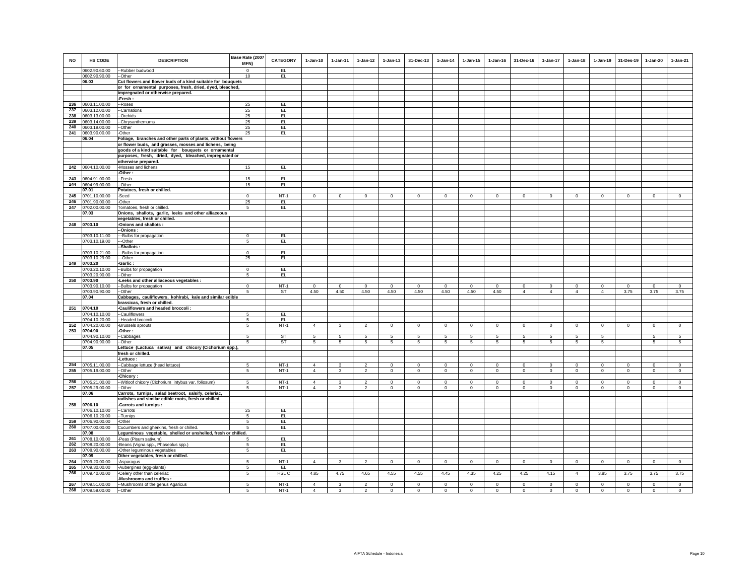| NO | HS CODE | DESCRIPTION | Base Rate (2007 MFN) | CATEGORY | 1-Jan-10 | 1-Jan-11 | 1-Jan-12 | 1-Jan-13 | 31-Dec-13 | 1-Jan-14 | 1-Jan-15 | 1-Jan-16 | 31-Dec-16 | 1-Jan-17 | 1-Jan-18 | 1-Jan-19 | 31-Des-19 | 1-Jan-20 | 1-Jan-21 |
|---|---|---|---|---|---|---|---|---|---|---|---|---|---|---|---|---|---|---|---|
| | 0602.90.60.00 | --Rubber budwood | 0 | EL | | | | | | | | | | | | | | | |
| | 0602.90.90.00 | --Other | 10 | EL | | | | | | | | | | | | | | | |
| | 06.03 | Cut flowers and flower buds of a kind suitable for bouquets or for ornamental purposes, fresh, dried, dyed, bleached, impregnated or otherwise prepared. | | | | | | | | | | | | | | | | | |
| | | -Fresh : | | | | | | | | | | | | | | | | | |
| 236 | 0603.11.00.00 | --Roses | 25 | EL | | | | | | | | | | | | | | | |
| 237 | 0603.12.00.00 | --Carnations | 25 | EL | | | | | | | | | | | | | | | |
| 238 | 0603.13.00.00 | --Orchids | 25 | EL | | | | | | | | | | | | | | | |
| 239 | 0603.14.00.00 | --Chrysanthemums | 25 | EL | | | | | | | | | | | | | | | |
| 240 | 0603.19.00.00 | --Other | 25 | EL | | | | | | | | | | | | | | | |
| 241 | 0603.90.00.00 | -Other | 25 | EL | | | | | | | | | | | | | | | |
| | 06.04 | Foliage, branches and other parts of plants, without flowers or flower buds, and grasses, mosses and lichens, being goods of a kind suitable for bouquets or ornamental purposes, fresh, dried, dyed, bleached, impregnated or otherwise prepared. | | | | | | | | | | | | | | | | | |
| 242 | 0604.10.00.00 | -Mosses and lichens | 15 | EL | | | | | | | | | | | | | | | |
| | | -Other : | | | | | | | | | | | | | | | | | |
| 243 | 0604.91.00.00 | --Fresh | 15 | EL | | | | | | | | | | | | | | | |
| 244 | 0604.99.00.00 | --Other | 15 | EL | | | | | | | | | | | | | | | |
| | 07.01 | Potatoes, fresh or chilled. | | | | | | | | | | | | | | | | | |
| 245 | 0701.10.00.00 | -Seed | 0 | NT-1 | 0 | 0 | 0 | 0 | 0 | 0 | 0 | 0 | 0 | 0 | 0 | 0 | 0 | 0 | 0 |
| 246 | 0701.90.00.00 | -Other | 25 | EL | | | | | | | | | | | | | | | |
| 247 | 0702.00.00.00 | Tomatoes, fresh or chilled. | 5 | EL | | | | | | | | | | | | | | | |
| | 07.03 | Onions, shallots, garlic, leeks and other alliaceous vegetables, fresh or chilled. | | | | | | | | | | | | | | | | | |
| 248 | 0703.10 | -Onions and shallots : | | | | | | | | | | | | | | | | | |
| | | --Onions : | | | | | | | | | | | | | | | | | |
| | 0703.10.11.00 | ---Bulbs for propagation | 0 | EL | | | | | | | | | | | | | | | |
| | 0703.10.19.00 | ---Other | 5 | EL | | | | | | | | | | | | | | | |
| | | --Shallots : | | | | | | | | | | | | | | | | | |
| | 0703.10.21.00 | ---Bulbs for propagation | 0 | EL | | | | | | | | | | | | | | | |
| | 0703.10.29.00 | ---Other | 25 | EL | | | | | | | | | | | | | | | |
| 249 | 0703.20 | -Garlic : | | | | | | | | | | | | | | | | | |
| | 0703.20.10.00 | --Bulbs for propagation | 0 | EL | | | | | | | | | | | | | | | |
| | 0703.20.90.00 | --Other | 5 | EL | | | | | | | | | | | | | | | |
| 250 | 0703.90 | -Leeks and other alliaceous vegetables : | | | | | | | | | | | | | | | | | |
| | 0703.90.10.00 | --Bulbs for propagation | 0 | NT-1 | 0 | 0 | 0 | 0 | 0 | 0 | 0 | 0 | 0 | 0 | 0 | 0 | 0 | 0 | 0 |
| | 0703.90.90.00 | --Other | 5 | ST | 4.50 | 4.50 | 4.50 | 4.50 | 4.50 | 4.50 | 4.50 | 4.50 | 4 | 4 | 4 | 4 | 3.75 | 3.75 | 3.75 |
| | 07.04 | Cabbages, cauliflowers, kohlrabi, kale and similar edible brassicas, fresh or chilled. | | | | | | | | | | | | | | | | | |
| 251 | 0704.10 | -Cauliflowers and headed broccoli : | | | | | | | | | | | | | | | | | |
| | 0704.10.10.00 | --Cauliflowers | 5 | EL | | | | | | | | | | | | | | | |
| | 0704.10.20.00 | --Headed broccoli | 5 | EL | | | | | | | | | | | | | | | |
| 252 | 0704.20.00.00 | -Brussels sprouts | 5 | NT-1 | 4 | 3 | 2 | 0 | 0 | 0 | 0 | 0 | 0 | 0 | 0 | 0 | 0 | 0 | 0 |
| 253 | 0704.90 | -Other : | | | | | | | | | | | | | | | | | |
| | 0704.90.10.00 | --Cabbages | 5 | ST | 5 | 5 | 5 | 5 | 5 | 5 | 5 | 5 | 5 | 5 | 5 | 5 | | 5 | 5 |
| | 0704.90.90.00 | --Other | 5 | ST | 5 | 5 | 5 | 5 | 5 | 5 | 5 | 5 | 5 | 5 | 5 | 5 | | 5 | 5 |
| | 07.05 | Lettuce (Lactuca sativa) and chicory (Cichorium spp.), fresh or chilled. | | | | | | | | | | | | | | | | | |
| | | -Lettuce : | | | | | | | | | | | | | | | | | |
| 254 | 0705.11.00.00 | --Cabbage lettuce (head lettuce) | 5 | NT-1 | 4 | 3 | 2 | 0 | 0 | 0 | 0 | 0 | 0 | 0 | 0 | 0 | 0 | 0 | 0 |
| 255 | 0705.19.00.00 | --Other | 5 | NT-1 | 4 | 3 | 2 | 0 | 0 | 0 | 0 | 0 | 0 | 0 | 0 | 0 | 0 | 0 | 0 |
| | | -Chicory : | | | | | | | | | | | | | | | | | |
| 256 | 0705.21.00.00 | --Witloof chicory (Cichorium intybus var. foliosum) | 5 | NT-1 | 4 | 3 | 2 | 0 | 0 | 0 | 0 | 0 | 0 | 0 | 0 | 0 | 0 | 0 | 0 |
| 257 | 0705.29.00.00 | --Other | 5 | NT-1 | 4 | 3 | 2 | 0 | 0 | 0 | 0 | 0 | 0 | 0 | 0 | 0 | 0 | 0 | 0 |
| | 07.06 | Carrots, turnips, salad beetroot, salsify, celeriac, radishes and similar edible roots, fresh or chilled. | | | | | | | | | | | | | | | | | |
| 258 | 0706.10 | -Carrots and turnips : | | | | | | | | | | | | | | | | | |
| | 0706.10.10.00 | --Carrots | 25 | EL | | | | | | | | | | | | | | | |
| | 0706.10.20.00 | --Turnips | 5 | EL | | | | | | | | | | | | | | | |
| 259 | 0706.90.00.00 | -Other | 5 | EL | | | | | | | | | | | | | | | |
| 260 | 0707.00.00.00 | Cucumbers and gherkins, fresh or chilled. | 5 | EL | | | | | | | | | | | | | | | |
| | 07.08 | Leguminous vegetable, shelled or unshelled, fresh or chilled. | | | | | | | | | | | | | | | | | |
| 261 | 0708.10.00.00 | -Peas (Pisum sativum) | 5 | EL | | | | | | | | | | | | | | | |
| 262 | 0708.20.00.00 | -Beans (Vigna spp., Phaseolus spp.) | 5 | EL | | | | | | | | | | | | | | | |
| 263 | 0708.90.00.00 | -Other leguminous vegetables | 5 | EL | | | | | | | | | | | | | | | |
| | 07.09 | Other vegetables, fresh or chilled. | | | | | | | | | | | | | | | | | |
| 264 | 0709.20.00.00 | -Asparagus | 5 | NT-1 | 4 | 3 | 2 | 0 | 0 | 0 | 0 | 0 | 0 | 0 | 0 | 0 | 0 | 0 | 0 |
| 265 | 0709.30.00.00 | -Aubergines (egg-plants) | 5 | EL | | | | | | | | | | | | | | | |
| 266 | 0709.40.00.00 | -Celery other than celeriac | 5 | HSL C | 4.85 | 4.75 | 4.65 | 4.55 | 4.55 | 4.45 | 4.35 | 4.25 | 4.25 | 4.15 | 4 | 3.85 | 3.75 | 3.75 | 3.75 |
| | | -Mushrooms and truffles : | | | | | | | | | | | | | | | | | |
| 267 | 0709.51.00.00 | --Mushrooms of the genus Agaricus | 5 | NT-1 | 4 | 3 | 2 | 0 | 0 | 0 | 0 | 0 | 0 | 0 | 0 | 0 | 0 | 0 | 0 |
| 268 | 0709.59.00.00 | --Other | 5 | NT-1 | 4 | 3 | 2 | 0 | 0 | 0 | 0 | 0 | 0 | 0 | 0 | 0 | 0 | 0 | 0 |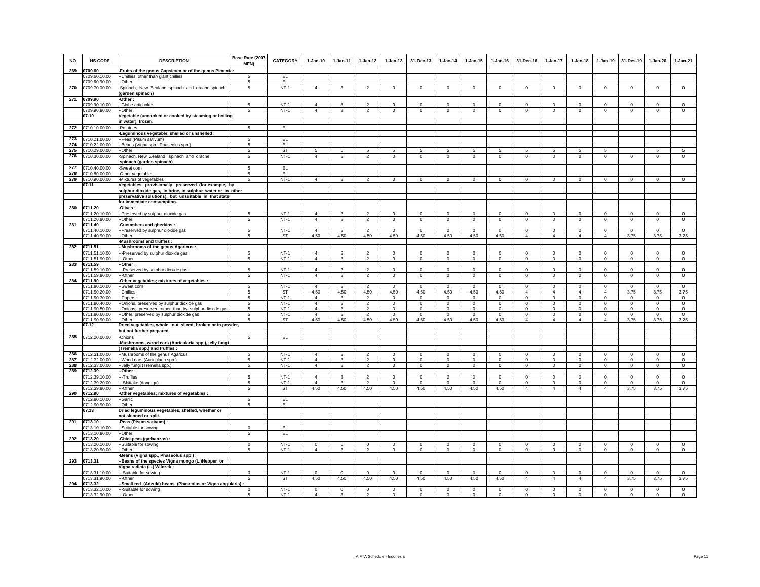| NO | HS CODE | DESCRIPTION | Base Rate (2007 MFN) | CATEGORY | 1-Jan-10 | 1-Jan-11 | 1-Jan-12 | 1-Jan-13 | 31-Dec-13 | 1-Jan-14 | 1-Jan-15 | 1-Jan-16 | 31-Dec-16 | 1-Jan-17 | 1-Jan-18 | 1-Jan-19 | 31-Des-19 | 1-Jan-20 | 1-Jan-21 |
|---|---|---|---|---|---|---|---|---|---|---|---|---|---|---|---|---|---|---|---|
| 269 | 0709.60 | -Fruits of the genus Capsicum or of the genus Pimenta: | | | | | | | | | | | | | | | | | |
| | 0709.60.10.00 | --Chillies, other than giant chillies | 5 | EL | | | | | | | | | | | | | | | |
| | 0709.60.90.00 | --Other | 5 | EL | | | | | | | | | | | | | | | |
| 270 | 0709.70.00.00 | -Spinach, New Zealand spinach and orache spinach (garden spinach) | 5 | NT-1 | 4 | 3 | 2 | 0 | 0 | 0 | 0 | 0 | 0 | 0 | 0 | 0 | 0 | 0 | 0 |
| 271 | 0709.90 | -Other : | | | | | | | | | | | | | | | | | |
| | 0709.90.10.00 | --Globe artichokes | 5 | NT-1 | 4 | 3 | 2 | 0 | 0 | 0 | 0 | 0 | 0 | 0 | 0 | 0 | 0 | 0 | 0 |
| | 0709.90.90.00 | --Other | 5 | NT-1 | 4 | 3 | 2 | 0 | 0 | 0 | 0 | 0 | 0 | 0 | 0 | 0 | 0 | 0 | 0 |
| | 07.10 | Vegetable (uncooked or cooked by steaming or boiling in water), frozen. | | | | | | | | | | | | | | | | | |
| 272 | 0710.10.00.00 | -Potatoes | 5 | EL | | | | | | | | | | | | | | | |
| | | -Leguminous vegetable, shelled or unshelled : | | | | | | | | | | | | | | | | | |
| 273 | 0710.21.00.00 | --Peas (Pisum sativum) | 5 | EL | | | | | | | | | | | | | | | |
| 274 | 0710.22.00.00 | --Beans (Vigna spp., Phaseolus spp.) | 5 | EL | | | | | | | | | | | | | | | |
| 275 | 0710.29.00.00 | --Other | 5 | ST | 5 | 5 | 5 | 5 | 5 | 5 | 5 | 5 | 5 | 5 | 5 | 5 | | 5 | 5 |
| 276 | 0710.30.00.00 | -Spinach, New Zealand spinach and orache spinach (garden spinach) | 5 | NT-1 | 4 | 3 | 2 | 0 | 0 | 0 | 0 | 0 | 0 | 0 | 0 | 0 | 0 | 0 | 0 |
| 277 | 0710.40.00.00 | -Sweet corn | 5 | EL | | | | | | | | | | | | | | | |
| 278 | 0710.80.00.00 | -Other vegetables | 5 | EL | | | | | | | | | | | | | | | |
| 279 | 0710.90.00.00 | -Mixtures of vegetables | 5 | NT-1 | 4 | 3 | 2 | 0 | 0 | 0 | 0 | 0 | 0 | 0 | 0 | 0 | 0 | 0 | 0 |
| | 07.11 | Vegetables provisionally preserved (for example, by sulphur dioxide gas, in brine, in sulphur water or in other preservative solutions), but unsuitable in that state for immediate consumption. | | | | | | | | | | | | | | | | | |
| 280 | 0711.20 | -Olives : | | | | | | | | | | | | | | | | | |
| | 0711.20.10.00 | --Preserved by sulphur dioxide gas | 5 | NT-1 | 4 | 3 | 2 | 0 | 0 | 0 | 0 | 0 | 0 | 0 | 0 | 0 | 0 | 0 | 0 |
| | 0711.20.90.00 | --Other | 5 | NT-1 | 4 | 3 | 2 | 0 | 0 | 0 | 0 | 0 | 0 | 0 | 0 | 0 | 0 | 0 | 0 |
| 281 | 0711.40 | -Cucumbers and gherkins : | | | | | | | | | | | | | | | | | |
| | 0711.40.10.00 | --Preserved by sulphur dioxide gas | 5 | NT-1 | 4 | 3 | 2 | 0 | 0 | 0 | 0 | 0 | 0 | 0 | 0 | 0 | 0 | 0 | 0 |
| | 0711.40.90.00 | --Other | 5 | ST | 4.50 | 4.50 | 4.50 | 4.50 | 4.50 | 4.50 | 4.50 | 4.50 | 4 | 4 | 4 | 4 | 3.75 | 3.75 | 3.75 |
| | | -Mushrooms and truffles : | | | | | | | | | | | | | | | | | |
| 282 | 0711.51 | --Mushrooms of the genus Agaricus : | | | | | | | | | | | | | | | | | |
| | 0711.51.10.00 | ---Preserved by sulphur dioxide gas | 5 | NT-1 | 4 | 3 | 2 | 0 | 0 | 0 | 0 | 0 | 0 | 0 | 0 | 0 | 0 | 0 | 0 |
| | 0711.51.90.00 | ---Other | 5 | NT-1 | 4 | 3 | 2 | 0 | 0 | 0 | 0 | 0 | 0 | 0 | 0 | 0 | 0 | 0 | 0 |
| 283 | 0711.59 | --Other : | | | | | | | | | | | | | | | | | |
| | 0711.59.10.00 | ---Preserved by sulphur dioxide gas | 5 | NT-1 | 4 | 3 | 2 | 0 | 0 | 0 | 0 | 0 | 0 | 0 | 0 | 0 | 0 | 0 | 0 |
| | 0711.59.90.00 | ---Other | 5 | NT-1 | 4 | 3 | 2 | 0 | 0 | 0 | 0 | 0 | 0 | 0 | 0 | 0 | 0 | 0 | 0 |
| 284 | 0711.90 | -Other vegetables; mixtures of vegetables : | | | | | | | | | | | | | | | | | |
| | 0711.90.10.00 | --Sweet corn | 5 | NT-1 | 4 | 3 | 2 | 0 | 0 | 0 | 0 | 0 | 0 | 0 | 0 | 0 | 0 | 0 | 0 |
| | 0711.90.20.00 | --Chillies | 5 | ST | 4.50 | 4.50 | 4.50 | 4.50 | 4.50 | 4.50 | 4.50 | 4.50 | 4 | 4 | 4 | 4 | 3.75 | 3.75 | 3.75 |
| | 0711.90.30.00 | --Capers | 5 | NT-1 | 4 | 3 | 2 | 0 | 0 | 0 | 0 | 0 | 0 | 0 | 0 | 0 | 0 | 0 | 0 |
| | 0711.90.40.00 | --Onions, preserved by sulphur dioxide gas | 5 | NT-1 | 4 | 3 | 2 | 0 | 0 | 0 | 0 | 0 | 0 | 0 | 0 | 0 | 0 | 0 | 0 |
| | 0711.90.50.00 | --Onions, preserved other than by sulphur dioxide gas | 5 | NT-1 | 4 | 3 | 2 | 0 | 0 | 0 | 0 | 0 | 0 | 0 | 0 | 0 | 0 | 0 | 0 |
| | 0711.90.60.00 | --Other, preserved by sulphur dioxide gas | 5 | NT-1 | 4 | 3 | 2 | 0 | 0 | 0 | 0 | 0 | 0 | 0 | 0 | 0 | 0 | 0 | 0 |
| | 0711.90.90.00 | --Other | 5 | ST | 4.50 | 4.50 | 4.50 | 4.50 | 4.50 | 4.50 | 4.50 | 4.50 | 4 | 4 | 4 | 4 | 3.75 | 3.75 | 3.75 |
| | 07.12 | Dried vegetables, whole, cut, sliced, broken or in powder, but not further prepared. | | | | | | | | | | | | | | | | | |
| 285 | 0712.20.00.00 | -Onions | 5 | EL | | | | | | | | | | | | | | | |
| | | -Mushrooms, wood ears (Auricularia spp.), jelly fungi (Tremella spp.) and truffles : | | | | | | | | | | | | | | | | | |
| 286 | 0712.31.00.00 | --Mushrooms of the genus Agaricus | 5 | NT-1 | 4 | 3 | 2 | 0 | 0 | 0 | 0 | 0 | 0 | 0 | 0 | 0 | 0 | 0 | 0 |
| 287 | 0712.32.00.00 | --Wood ears (Auricularia spp.) | 5 | NT-1 | 4 | 3 | 2 | 0 | 0 | 0 | 0 | 0 | 0 | 0 | 0 | 0 | 0 | 0 | 0 |
| 288 | 0712.33.00.00 | --Jelly fungi (Tremella spp.) | 5 | NT-1 | 4 | 3 | 2 | 0 | 0 | 0 | 0 | 0 | 0 | 0 | 0 | 0 | 0 | 0 | 0 |
| 289 | 0712.39 | --Other : | | | | | | | | | | | | | | | | | |
| | 0712.39.10.00 | ---Truffles | 5 | NT-1 | 4 | 3 | 2 | 0 | 0 | 0 | 0 | 0 | 0 | 0 | 0 | 0 | 0 | 0 | 0 |
| | 0712.39.20.00 | ---Shiitake (dong-gu) | 5 | NT-1 | 4 | 3 | 2 | 0 | 0 | 0 | 0 | 0 | 0 | 0 | 0 | 0 | 0 | 0 | 0 |
| | 0712.39.90.00 | ---Other | 5 | ST | 4.50 | 4.50 | 4.50 | 4.50 | 4.50 | 4.50 | 4.50 | 4.50 | 4 | 4 | 4 | 4 | 3.75 | 3.75 | 3.75 |
| 290 | 0712.90 | -Other vegetables; mixtures of vegetables : | | | | | | | | | | | | | | | | | |
| | 0712.90.10.00 | --Garlic | 5 | EL | | | | | | | | | | | | | | | |
| | 0712.90.90.00 | --Other | 5 | EL | | | | | | | | | | | | | | | |
| | 07.13 | Dried leguminous vegetables, shelled, whether or not skinned or split. | | | | | | | | | | | | | | | | | |
| 291 | 0713.10 | -Peas (Pisum sativum) : | | | | | | | | | | | | | | | | | |
| | 0713.10.10.00 | --Suitable for sowing | 0 | EL | | | | | | | | | | | | | | | |
| | 0713.10.90.00 | --Other | 5 | EL | | | | | | | | | | | | | | | |
| 292 | 0713.20 | -Chickpeas (garbanzos) : | | | | | | | | | | | | | | | | | |
| | 0713.20.10.00 | --Suitable for sowing | 0 | NT-1 | 0 | 0 | 0 | 0 | 0 | 0 | 0 | 0 | 0 | 0 | 0 | 0 | 0 | 0 | 0 |
| | 0713.20.90.00 | --Other | 5 | NT-1 | 4 | 3 | 2 | 0 | 0 | 0 | 0 | 0 | 0 | 0 | 0 | 0 | 0 | 0 | 0 |
| | | -Beans (Vigna spp., Phaseolus spp.) : | | | | | | | | | | | | | | | | | |
| 293 | 0713.31 | --Beans of the species Vigna mungo (L.)Hepper or Vigna radiata (L.) Wilczek : | | | | | | | | | | | | | | | | | |
| | 0713.31.10.00 | ---Suitable for sowing | 0 | NT-1 | 0 | 0 | 0 | 0 | 0 | 0 | 0 | 0 | 0 | 0 | 0 | 0 | 0 | 0 | 0 |
| | 0713.31.90.00 | ---Other | 5 | ST | 4.50 | 4.50 | 4.50 | 4.50 | 4.50 | 4.50 | 4.50 | 4.50 | 4 | 4 | 4 | 4 | 3.75 | 3.75 | 3.75 |
| 294 | 0713.32 | --Small red (Adzuki) beans (Phaseolus or Vigna angularis) : | | | | | | | | | | | | | | | | | |
| | 0713.32.10.00 | ---Suitable for sowing | 0 | NT-1 | 0 | 0 | 0 | 0 | 0 | 0 | 0 | 0 | 0 | 0 | 0 | 0 | 0 | 0 | 0 |
| | 0713.32.90.00 | ---Other | 5 | NT-1 | 4 | 3 | 2 | 0 | 0 | 0 | 0 | 0 | 0 | 0 | 0 | 0 | 0 | 0 | 0 |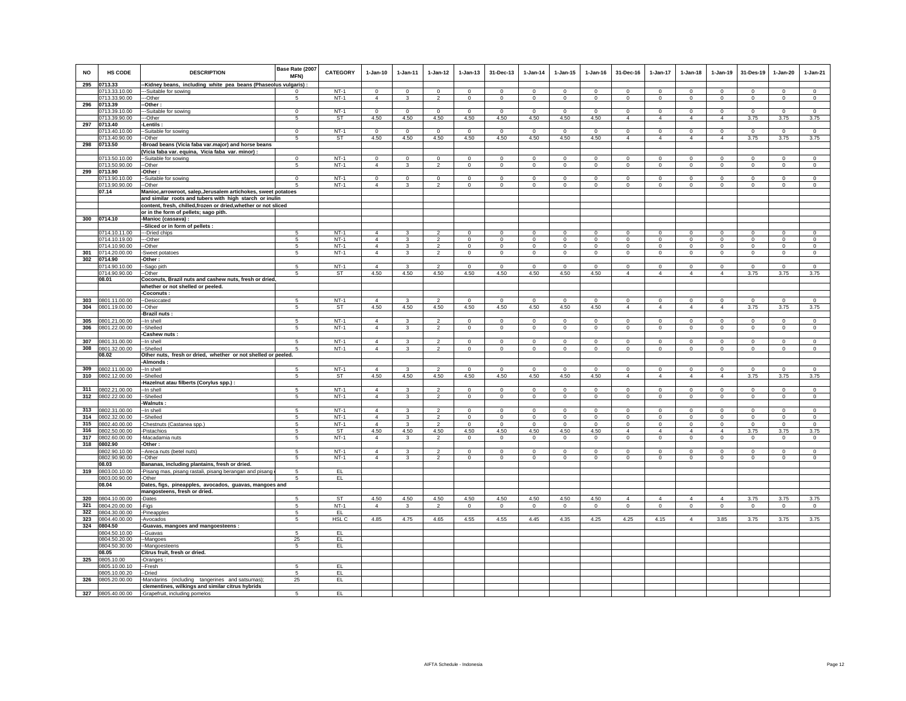| NO | HS CODE | DESCRIPTION | Base Rate (2007 MFN) | CATEGORY | 1-Jan-10 | 1-Jan-11 | 1-Jan-12 | 1-Jan-13 | 31-Dec-13 | 1-Jan-14 | 1-Jan-15 | 1-Jan-16 | 31-Dec-16 | 1-Jan-17 | 1-Jan-18 | 1-Jan-19 | 31-Des-19 | 1-Jan-20 | 1-Jan-21 |
|---|---|---|---|---|---|---|---|---|---|---|---|---|---|---|---|---|---|---|---|
| 295 | 0713.33 | --Kidney beans, including white pea beans (Phaseolus vulgaris) : | | | | | | | | | | | | | | | | | |
| | 0713.33.10.00 | ---Suitable for sowing | 0 | NT-1 | 0 | 0 | 0 | 0 | 0 | 0 | 0 | 0 | 0 | 0 | 0 | 0 | 0 | 0 | 0 |
| | 0713.33.90.00 | ---Other | 5 | NT-1 | 4 | 3 | 2 | 0 | 0 | 0 | 0 | 0 | 0 | 0 | 0 | 0 | 0 | 0 | 0 |
| 296 | 0713.39 | --Other : | | | | | | | | | | | | | | | | | |
| | 0713.39.10.00 | ---Suitable for sowing | 0 | NT-1 | 0 | 0 | 0 | 0 | 0 | 0 | 0 | 0 | 0 | 0 | 0 | 0 | 0 | 0 | 0 |
| | 0713.39.90.00 | ---Other | 5 | ST | 4.50 | 4.50 | 4.50 | 4.50 | 4.50 | 4.50 | 4.50 | 4.50 | 4 | 4 | 4 | 4 | 3.75 | 3.75 | 3.75 |
| 297 | 0713.40 | -Lentils : | | | | | | | | | | | | | | | | | |
| | 0713.40.10.00 | --Suitable for sowing | 0 | NT-1 | 0 | 0 | 0 | 0 | 0 | 0 | 0 | 0 | 0 | 0 | 0 | 0 | 0 | 0 | 0 |
| | 0713.40.90.00 | --Other | 5 | ST | 4.50 | 4.50 | 4.50 | 4.50 | 4.50 | 4.50 | 4.50 | 4.50 | 4 | 4 | 4 | 4 | 3.75 | 3.75 | 3.75 |
| 298 | 0713.50 | -Broad beans (Vicia faba var.major) and horse beans (Vicia faba var. equina, Vicia faba var. minor) : | | | | | | | | | | | | | | | | | |
| | 0713.50.10.00 | --Suitable for sowing | 0 | NT-1 | 0 | 0 | 0 | 0 | 0 | 0 | 0 | 0 | 0 | 0 | 0 | 0 | 0 | 0 | 0 |
| | 0713.50.90.00 | --Other | 5 | NT-1 | 4 | 3 | 2 | 0 | 0 | 0 | 0 | 0 | 0 | 0 | 0 | 0 | 0 | 0 | 0 |
| 299 | 0713.90 | -Other : | | | | | | | | | | | | | | | | | |
| | 0713.90.10.00 | --Suitable for sowing | 0 | NT-1 | 0 | 0 | 0 | 0 | 0 | 0 | 0 | 0 | 0 | 0 | 0 | 0 | 0 | 0 | 0 |
| | 0713.90.90.00 | --Other | 5 | NT-1 | 4 | 3 | 2 | 0 | 0 | 0 | 0 | 0 | 0 | 0 | 0 | 0 | 0 | 0 | 0 |
| | 07.14 | Manioc,arrowroot, salep,Jerusalem artichokes, sweet potatoes and similar roots and tubers with high starch or inulin content, fresh, chilled,frozen or dried,whether or not sliced or in the form of pellets; sago pith. | | | | | | | | | | | | | | | | | |
| 300 | 0714.10 | -Manioc (cassava) : | | | | | | | | | | | | | | | | | |
| | | --Sliced or in form of pellets : | | | | | | | | | | | | | | | | | |
| | 0714.10.11.00 | ---Dried chips | 5 | NT-1 | 4 | 3 | 2 | 0 | 0 | 0 | 0 | 0 | 0 | 0 | 0 | 0 | 0 | 0 | 0 |
| | 0714.10.19.00 | ---Other | 5 | NT-1 | 4 | 3 | 2 | 0 | 0 | 0 | 0 | 0 | 0 | 0 | 0 | 0 | 0 | 0 | 0 |
| | 0714.10.90.00 | --Other | 5 | NT-1 | 4 | 3 | 2 | 0 | 0 | 0 | 0 | 0 | 0 | 0 | 0 | 0 | 0 | 0 | 0 |
| 301 | 0714.20.00.00 | -Sweet potatoes | 5 | NT-1 | 4 | 3 | 2 | 0 | 0 | 0 | 0 | 0 | 0 | 0 | 0 | 0 | 0 | 0 | 0 |
| 302 | 0714.90 | -Other : | | | | | | | | | | | | | | | | | |
| | 0714.90.10.00 | --Sago pith | 5 | NT-1 | 4 | 3 | 2 | 0 | 0 | 0 | 0 | 0 | 0 | 0 | 0 | 0 | 0 | 0 | 0 |
| | 0714.90.90.00 | --Other | 5 | ST | 4.50 | 4.50 | 4.50 | 4.50 | 4.50 | 4.50 | 4.50 | 4.50 | 4 | 4 | 4 | 4 | 3.75 | 3.75 | 3.75 |
| | 08.01 | Coconuts, Brazil nuts and cashew nuts, fresh or dried, whether or not shelled or peeled. | | | | | | | | | | | | | | | | | |
| | | -Coconuts : | | | | | | | | | | | | | | | | | |
| 303 | 0801.11.00.00 | --Desiccated | 5 | NT-1 | 4 | 3 | 2 | 0 | 0 | 0 | 0 | 0 | 0 | 0 | 0 | 0 | 0 | 0 | 0 |
| 304 | 0801.19.00.00 | --Other | 5 | ST | 4.50 | 4.50 | 4.50 | 4.50 | 4.50 | 4.50 | 4.50 | 4.50 | 4 | 4 | 4 | 4 | 3.75 | 3.75 | 3.75 |
| | | -Brazil nuts : | | | | | | | | | | | | | | | | | |
| 305 | 0801.21.00.00 | --In shell | 5 | NT-1 | 4 | 3 | 2 | 0 | 0 | 0 | 0 | 0 | 0 | 0 | 0 | 0 | 0 | 0 | 0 |
| 306 | 0801.22.00.00 | --Shelled | 5 | NT-1 | 4 | 3 | 2 | 0 | 0 | 0 | 0 | 0 | 0 | 0 | 0 | 0 | 0 | 0 | 0 |
| | | -Cashew nuts : | | | | | | | | | | | | | | | | | |
| 307 | 0801.31.00.00 | --In shell | 5 | NT-1 | 4 | 3 | 2 | 0 | 0 | 0 | 0 | 0 | 0 | 0 | 0 | 0 | 0 | 0 | 0 |
| 308 | 0801.32.00.00 | --Shelled | 5 | NT-1 | 4 | 3 | 2 | 0 | 0 | 0 | 0 | 0 | 0 | 0 | 0 | 0 | 0 | 0 | 0 |
| | 08.02 | Other nuts, fresh or dried, whether or not shelled or peeled. | | | | | | | | | | | | | | | | | |
| | | -Almonds : | | | | | | | | | | | | | | | | | |
| 309 | 0802.11.00.00 | --In shell | 5 | NT-1 | 4 | 3 | 2 | 0 | 0 | 0 | 0 | 0 | 0 | 0 | 0 | 0 | 0 | 0 | 0 |
| 310 | 0802.12.00.00 | --Shelled | 5 | ST | 4.50 | 4.50 | 4.50 | 4.50 | 4.50 | 4.50 | 4.50 | 4.50 | 4 | 4 | 4 | 4 | 3.75 | 3.75 | 3.75 |
| | | -Hazelnut atau filberts (Corylus spp.) : | | | | | | | | | | | | | | | | | |
| 311 | 0802.21.00.00 | --In shell | 5 | NT-1 | 4 | 3 | 2 | 0 | 0 | 0 | 0 | 0 | 0 | 0 | 0 | 0 | 0 | 0 | 0 |
| 312 | 0802.22.00.00 | --Shelled | 5 | NT-1 | 4 | 3 | 2 | 0 | 0 | 0 | 0 | 0 | 0 | 0 | 0 | 0 | 0 | 0 | 0 |
| | | -Walnuts : | | | | | | | | | | | | | | | | | |
| 313 | 0802.31.00.00 | --In shell | 5 | NT-1 | 4 | 3 | 2 | 0 | 0 | 0 | 0 | 0 | 0 | 0 | 0 | 0 | 0 | 0 | 0 |
| 314 | 0802.32.00.00 | --Shelled | 5 | NT-1 | 4 | 3 | 2 | 0 | 0 | 0 | 0 | 0 | 0 | 0 | 0 | 0 | 0 | 0 | 0 |
| 315 | 0802.40.00.00 | -Chestnuts (Castanea spp.) | 5 | NT-1 | 4 | 3 | 2 | 0 | 0 | 0 | 0 | 0 | 0 | 0 | 0 | 0 | 0 | 0 | 0 |
| 316 | 0802.50.00.00 | -Pistachios | 5 | ST | 4.50 | 4.50 | 4.50 | 4.50 | 4.50 | 4.50 | 4.50 | 4.50 | 4 | 4 | 4 | 4 | 3.75 | 3.75 | 3.75 |
| 317 | 0802.60.00.00 | -Macadamia nuts | 5 | NT-1 | 4 | 3 | 2 | 0 | 0 | 0 | 0 | 0 | 0 | 0 | 0 | 0 | 0 | 0 | 0 |
| 318 | 0802.90 | -Other : | | | | | | | | | | | | | | | | | |
| | 0802.90.10.00 | --Areca nuts (betel nuts) | 5 | NT-1 | 4 | 3 | 2 | 0 | 0 | 0 | 0 | 0 | 0 | 0 | 0 | 0 | 0 | 0 | 0 |
| | 0802.90.90.00 | --Other | 5 | NT-1 | 4 | 3 | 2 | 0 | 0 | 0 | 0 | 0 | 0 | 0 | 0 | 0 | 0 | 0 | 0 |
| | 08.03 | Bananas, including plantains, fresh or dried. | | | | | | | | | | | | | | | | | |
| 319 | 0803.00.10.00 | -Pisang mas, pisang rastali, pisang berangan and pisang | 5 | EL | | | | | | | | | | | | | | | |
| | 0803.00.90.00 | -Other | 5 | EL | | | | | | | | | | | | | | | |
| | 08.04 | Dates, figs, pineapples, avocados, guavas, mangoes and mangosteens, fresh or dried. | | | | | | | | | | | | | | | | | |
| 320 | 0804.10.00.00 | -Dates | 5 | ST | 4.50 | 4.50 | 4.50 | 4.50 | 4.50 | 4.50 | 4.50 | 4.50 | 4 | 4 | 4 | 4 | 3.75 | 3.75 | 3.75 |
| 321 | 0804.20.00.00 | -Figs | 5 | NT-1 | 4 | 3 | 2 | 0 | 0 | 0 | 0 | 0 | 0 | 0 | 0 | 0 | 0 | 0 | 0 |
| 322 | 0804.30.00.00 | -Pineapples | 5 | EL | | | | | | | | | | | | | | | |
| 323 | 0804.40.00.00 | -Avocados | 5 | HSL C | 4.85 | 4.75 | 4.65 | 4.55 | 4.55 | 4.45 | 4.35 | 4.25 | 4.25 | 4.15 | 4 | 3.85 | 3.75 | 3.75 | 3.75 |
| 324 | 0804.50 | -Guavas, mangoes and mangoesteens : | | | | | | | | | | | | | | | | | |
| | 0804.50.10.00 | --Guavas | 5 | EL | | | | | | | | | | | | | | | |
| | 0804.50.20.00 | --Mangoes | 25 | EL | | | | | | | | | | | | | | | |
| | 0804.50.30.00 | --Mangoesteens | 5 | EL | | | | | | | | | | | | | | | |
| | 08.05 | Citrus fruit, fresh or dried. | | | | | | | | | | | | | | | | | |
| 325 | 0805.10.00 | -Oranges : | | | | | | | | | | | | | | | | | |
| | 0805.10.00.10 | --Fresh | 5 | EL | | | | | | | | | | | | | | | |
| | 0805.10.00.20 | --Dried | 5 | EL | | | | | | | | | | | | | | | |
| 326 | 0805.20.00.00 | -Mandarins (including tangerines and satsumas); clementines, wilkings and similar citrus hybrids | 25 | EL | | | | | | | | | | | | | | | |
| 327 | 0805.40.00.00 | -Grapefruit, including pomelos | 5 | EL | | | | | | | | | | | | | | | |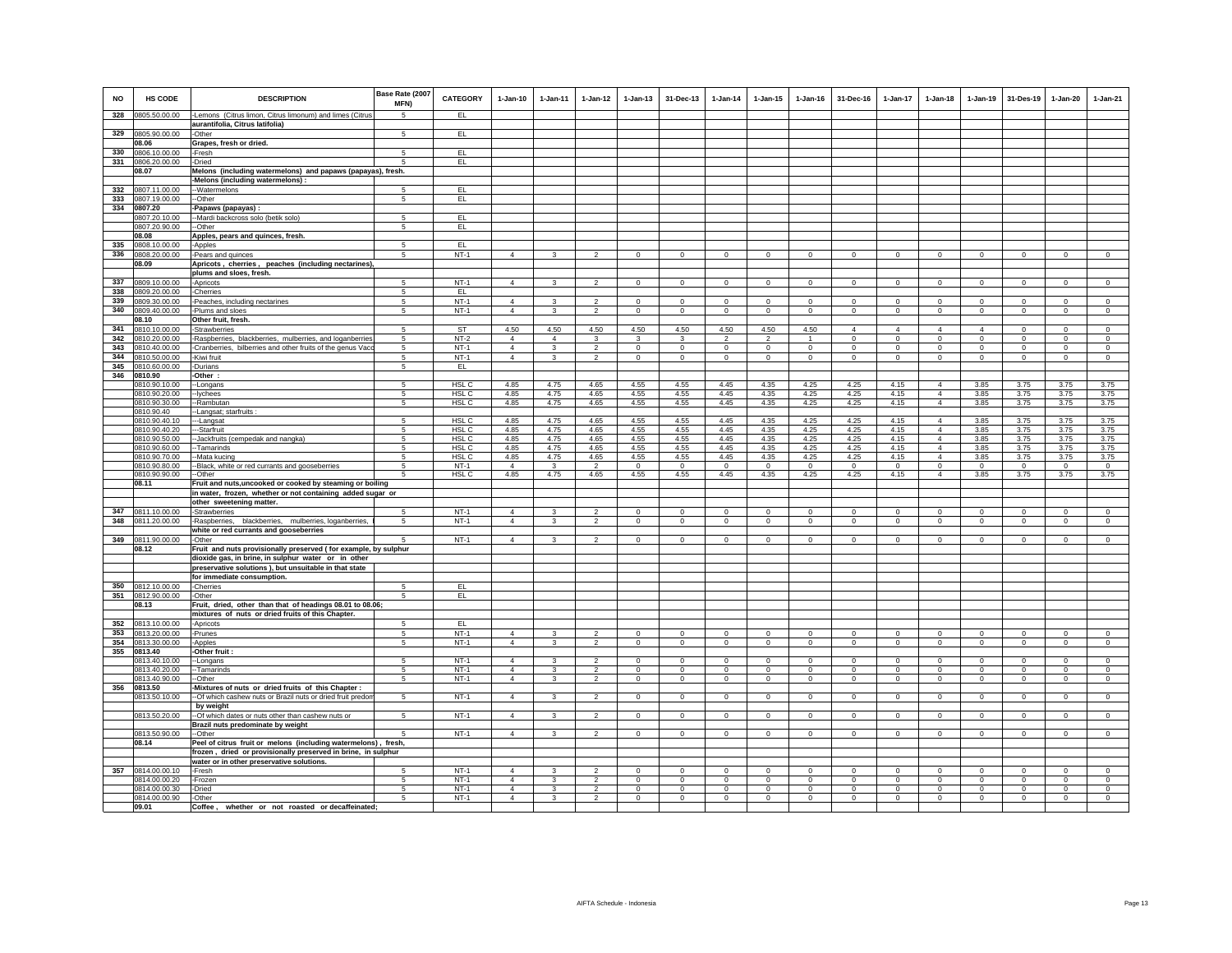| NO | HS CODE | DESCRIPTION | Base Rate (2007 MFN) | CATEGORY | 1-Jan-10 | 1-Jan-11 | 1-Jan-12 | 1-Jan-13 | 31-Dec-13 | 1-Jan-14 | 1-Jan-15 | 1-Jan-16 | 31-Dec-16 | 1-Jan-17 | 1-Jan-18 | 1-Jan-19 | 31-Des-19 | 1-Jan-20 | 1-Jan-21 |
|---|---|---|---|---|---|---|---|---|---|---|---|---|---|---|---|---|---|---|---|
| 328 | 0805.50.00.00 | -Lemons (Citrus limon, Citrus limonum) and limes (Citrus aurantifolia, Citrus latifolia) | 5 | EL | | | | | | | | | | | | | | | |
| 329 | 0805.90.00.00 | -Other | 5 | EL | | | | | | | | | | | | | | | |
| | 08.06 | Grapes, fresh or dried. | | | | | | | | | | | | | | | | | |
| 330 | 0806.10.00.00 | -Fresh | 5 | EL | | | | | | | | | | | | | | | |
| 331 | 0806.20.00.00 | -Dried | 5 | EL | | | | | | | | | | | | | | | |
| | 08.07 | Melons (including watermelons) and papaws (papayas), fresh. | | | | | | | | | | | | | | | | | |
| | | -Melons (including watermelons) : | | | | | | | | | | | | | | | | | |
| 332 | 0807.11.00.00 | --Watermelons | 5 | EL | | | | | | | | | | | | | | | |
| 333 | 0807.19.00.00 | --Other | 5 | EL | | | | | | | | | | | | | | | |
| 334 | 0807.20 | -Papaws (papayas) : | | | | | | | | | | | | | | | | | |
| | 0807.20.10.00 | --Mardi backcross solo (betik solo) | 5 | EL | | | | | | | | | | | | | | | |
| | 0807.20.90.00 | --Other | 5 | EL | | | | | | | | | | | | | | | |
| | 08.08 | Apples, pears and quinces, fresh. | | | | | | | | | | | | | | | | | |
| 335 | 0808.10.00.00 | -Apples | 5 | EL | | | | | | | | | | | | | | | |
| 336 | 0808.20.00.00 | -Pears and quinces | 5 | NT-1 | 4 | 3 | 2 | 0 | 0 | 0 | 0 | 0 | 0 | 0 | 0 | 0 | 0 | 0 | 0 |
| | 08.09 | Apricots , cherries , peaches (including nectarines), plums and sloes, fresh. | | | | | | | | | | | | | | | | | |
| 337 | 0809.10.00.00 | -Apricots | 5 | NT-1 | 4 | 3 | 2 | 0 | 0 | 0 | 0 | 0 | 0 | 0 | 0 | 0 | 0 | 0 | 0 |
| 338 | 0809.20.00.00 | -Cherries | 5 | EL | | | | | | | | | | | | | | | |
| 339 | 0809.30.00.00 | -Peaches, including nectarines | 5 | NT-1 | 4 | 3 | 2 | 0 | 0 | 0 | 0 | 0 | 0 | 0 | 0 | 0 | 0 | 0 | 0 |
| 340 | 0809.40.00.00 | -Plums and sloes | 5 | NT-1 | 4 | 3 | 2 | 0 | 0 | 0 | 0 | 0 | 0 | 0 | 0 | 0 | 0 | 0 | 0 |
| | 08.10 | Other fruit, fresh. | | | | | | | | | | | | | | | | | |
| 341 | 0810.10.00.00 | -Strawberries | 5 | ST | 4.50 | 4.50 | 4.50 | 4.50 | 4.50 | 4.50 | 4.50 | 4.50 | 4 | 4 | 4 | 4 | 0 | 0 | 0 |
| 342 | 0810.20.00.00 | -Raspberries, blackberries, mulberries, and loganberries | 5 | NT-2 | 4 | 4 | 3 | 3 | 3 | 2 | 2 | 1 | 0 | 0 | 0 | 0 | 0 | 0 | 0 |
| 343 | 0810.40.00.00 | -Cranberries, bilberries and other fruits of the genus Vacc | 5 | NT-1 | 4 | 3 | 2 | 0 | 0 | 0 | 0 | 0 | 0 | 0 | 0 | 0 | 0 | 0 | 0 |
| 344 | 0810.50.00.00 | -Kiwi fruit | 5 | NT-1 | 4 | 3 | 2 | 0 | 0 | 0 | 0 | 0 | 0 | 0 | 0 | 0 | 0 | 0 | 0 |
| 345 | 0810.60.00.00 | -Durians | 5 | EL | | | | | | | | | | | | | | | |
| 346 | 0810.90 | -Other : | | | | | | | | | | | | | | | | | |
| | 0810.90.10.00 | --Longans | 5 | HSL C | 4.85 | 4.75 | 4.65 | 4.55 | 4.55 | 4.45 | 4.35 | 4.25 | 4.25 | 4.15 | 4 | 3.85 | 3.75 | 3.75 | 3.75 |
| | 0810.90.20.00 | --lychees | 5 | HSL C | 4.85 | 4.75 | 4.65 | 4.55 | 4.55 | 4.45 | 4.35 | 4.25 | 4.25 | 4.15 | 4 | 3.85 | 3.75 | 3.75 | 3.75 |
| | 0810.90.30.00 | --Rambutan | 5 | HSL C | 4.85 | 4.75 | 4.65 | 4.55 | 4.55 | 4.45 | 4.35 | 4.25 | 4.25 | 4.15 | 4 | 3.85 | 3.75 | 3.75 | 3.75 |
| | 0810.90.40 | --Langsat; starfruits : | | | | | | | | | | | | | | | | | |
| | 0810.90.40.10 | ---Langsat | 5 | HSL C | 4.85 | 4.75 | 4.65 | 4.55 | 4.55 | 4.45 | 4.35 | 4.25 | 4.25 | 4.15 | 4 | 3.85 | 3.75 | 3.75 | 3.75 |
| | 0810.90.40.20 | ---Starfruit | 5 | HSL C | 4.85 | 4.75 | 4.65 | 4.55 | 4.55 | 4.45 | 4.35 | 4.25 | 4.25 | 4.15 | 4 | 3.85 | 3.75 | 3.75 | 3.75 |
| | 0810.90.50.00 | --Jackfruits (cempedak and nangka) | 5 | HSL C | 4.85 | 4.75 | 4.65 | 4.55 | 4.55 | 4.45 | 4.35 | 4.25 | 4.25 | 4.15 | 4 | 3.85 | 3.75 | 3.75 | 3.75 |
| | 0810.90.60.00 | --Tamarinds | 5 | HSL C | 4.85 | 4.75 | 4.65 | 4.55 | 4.55 | 4.45 | 4.35 | 4.25 | 4.25 | 4.15 | 4 | 3.85 | 3.75 | 3.75 | 3.75 |
| | 0810.90.70.00 | --Mata kucing | 5 | HSL C | 4.85 | 4.75 | 4.65 | 4.55 | 4.55 | 4.45 | 4.35 | 4.25 | 4.25 | 4.15 | 4 | 3.85 | 3.75 | 3.75 | 3.75 |
| | 0810.90.80.00 | --Black, white or red currants and gooseberries | 5 | NT-1 | 4 | 3 | 2 | 0 | 0 | 0 | 0 | 0 | 0 | 0 | 0 | 0 | 0 | 0 | 0 |
| | 0810.90.90.00 | --Other | 5 | HSL C | 4.85 | 4.75 | 4.65 | 4.55 | 4.55 | 4.45 | 4.35 | 4.25 | 4.25 | 4.15 | 4 | 3.85 | 3.75 | 3.75 | 3.75 |
| | 08.11 | Fruit and nuts,uncooked or cooked by steaming or boiling in water, frozen, whether or not containing added sugar or other sweetening matter. | | | | | | | | | | | | | | | | | |
| 347 | 0811.10.00.00 | -Strawberries | 5 | NT-1 | 4 | 3 | 2 | 0 | 0 | 0 | 0 | 0 | 0 | 0 | 0 | 0 | 0 | 0 | 0 |
| 348 | 0811.20.00.00 | -Raspberries, blackberries, mulberries, loganberries, white or red currants and gooseberries | 5 | NT-1 | 4 | 3 | 2 | 0 | 0 | 0 | 0 | 0 | 0 | 0 | 0 | 0 | 0 | 0 | 0 |
| 349 | 0811.90.00.00 | -Other | 5 | NT-1 | 4 | 3 | 2 | 0 | 0 | 0 | 0 | 0 | 0 | 0 | 0 | 0 | 0 | 0 | 0 |
| | 08.12 | Fruit and nuts provisionally preserved ( for example, by sulphur dioxide gas, in brine, in sulphur water or in other preservative solutions ), but unsuitable in that state for immediate consumption. | | | | | | | | | | | | | | | | | |
| 350 | 0812.10.00.00 | -Cherries | 5 | EL | | | | | | | | | | | | | | | |
| 351 | 0812.90.00.00 | -Other | 5 | EL | | | | | | | | | | | | | | | |
| | 08.13 | Fruit, dried, other than that of headings 08.01 to 08.06; mixtures of nuts or dried fruits of this Chapter. | | | | | | | | | | | | | | | | | |
| 352 | 0813.10.00.00 | -Apricots | 5 | EL | | | | | | | | | | | | | | | |
| 353 | 0813.20.00.00 | -Prunes | 5 | NT-1 | 4 | 3 | 2 | 0 | 0 | 0 | 0 | 0 | 0 | 0 | 0 | 0 | 0 | 0 | 0 |
| 354 | 0813.30.00.00 | -Apples | 5 | NT-1 | 4 | 3 | 2 | 0 | 0 | 0 | 0 | 0 | 0 | 0 | 0 | 0 | 0 | 0 | 0 |
| 355 | 0813.40 | -Other fruit : | | | | | | | | | | | | | | | | | |
| | 0813.40.10.00 | --Longans | 5 | NT-1 | 4 | 3 | 2 | 0 | 0 | 0 | 0 | 0 | 0 | 0 | 0 | 0 | 0 | 0 | 0 |
| | 0813.40.20.00 | --Tamarinds | 5 | NT-1 | 4 | 3 | 2 | 0 | 0 | 0 | 0 | 0 | 0 | 0 | 0 | 0 | 0 | 0 | 0 |
| | 0813.40.90.00 | --Other | 5 | NT-1 | 4 | 3 | 2 | 0 | 0 | 0 | 0 | 0 | 0 | 0 | 0 | 0 | 0 | 0 | 0 |
| 356 | 0813.50 | -Mixtures of nuts or dried fruits of this Chapter : | | | | | | | | | | | | | | | | | |
| | 0813.50.10.00 | --Of which cashew nuts or Brazil nuts or dried fruit predom by weight | 5 | NT-1 | 4 | 3 | 2 | 0 | 0 | 0 | 0 | 0 | 0 | 0 | 0 | 0 | 0 | 0 | 0 |
| | 0813.50.20.00 | --Of which dates or nuts other than cashew nuts or Brazil nuts predominate by weight | 5 | NT-1 | 4 | 3 | 2 | 0 | 0 | 0 | 0 | 0 | 0 | 0 | 0 | 0 | 0 | 0 | 0 |
| | 0813.50.90.00 | --Other | 5 | NT-1 | 4 | 3 | 2 | 0 | 0 | 0 | 0 | 0 | 0 | 0 | 0 | 0 | 0 | 0 | 0 |
| | 08.14 | Peel of citrus fruit or melons (including watermelons) , fresh, frozen , dried or provisionally preserved in brine, in sulphur water or in other preservative solutions. | | | | | | | | | | | | | | | | | |
| 357 | 0814.00.00.10 | -Fresh | 5 | NT-1 | 4 | 3 | 2 | 0 | 0 | 0 | 0 | 0 | 0 | 0 | 0 | 0 | 0 | 0 | 0 |
| | 0814.00.00.20 | -Frozen | 5 | NT-1 | 4 | 3 | 2 | 0 | 0 | 0 | 0 | 0 | 0 | 0 | 0 | 0 | 0 | 0 | 0 |
| | 0814.00.00.30 | -Dried | 5 | NT-1 | 4 | 3 | 2 | 0 | 0 | 0 | 0 | 0 | 0 | 0 | 0 | 0 | 0 | 0 | 0 |
| | 0814.00.00.90 | -Other | 5 | NT-1 | 4 | 3 | 2 | 0 | 0 | 0 | 0 | 0 | 0 | 0 | 0 | 0 | 0 | 0 | 0 |
| | 09.01 | Coffee , whether or not roasted or decaffeinated; | | | | | | | | | | | | | | | | | |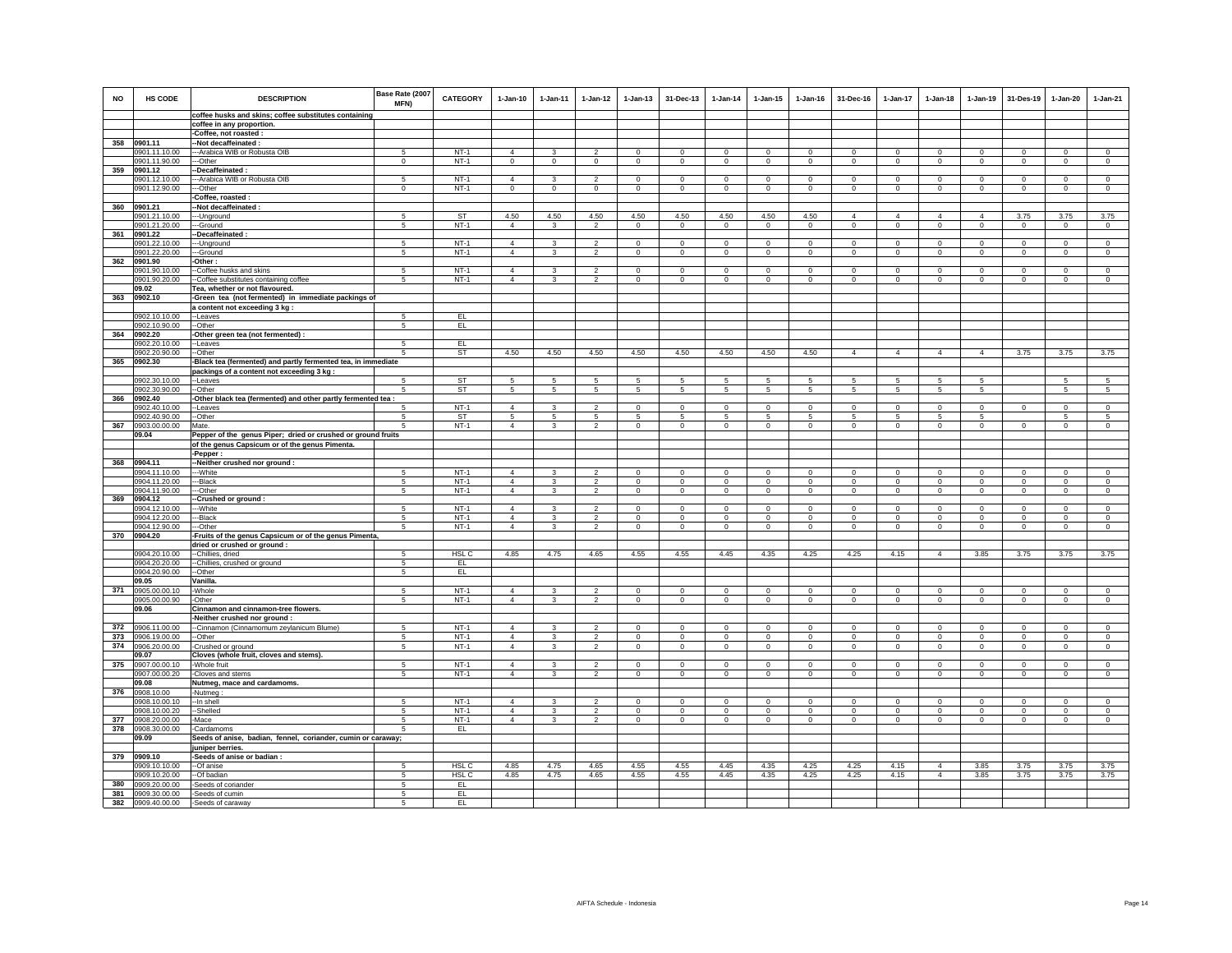| NO | HS CODE | DESCRIPTION | Base Rate (2007 MFN) | CATEGORY | 1-Jan-10 | 1-Jan-11 | 1-Jan-12 | 1-Jan-13 | 31-Dec-13 | 1-Jan-14 | 1-Jan-15 | 1-Jan-16 | 31-Dec-16 | 1-Jan-17 | 1-Jan-18 | 1-Jan-19 | 31-Des-19 | 1-Jan-20 | 1-Jan-21 |
|---|---|---|---|---|---|---|---|---|---|---|---|---|---|---|---|---|---|---|---|
| | | coffee husks and skins; coffee substitutes containing | | | | | | | | | | | | | | | | | |
| | | coffee in any proportion. | | | | | | | | | | | | | | | | | |
| | | -Coffee, not roasted : | | | | | | | | | | | | | | | | | |
| 358 | 0901.11 | --Not decaffeinated : | | | | | | | | | | | | | | | | | |
| | 0901.11.10.00 | ---Arabica WIB or Robusta OIB | 5 | NT-1 | 4 | 3 | 2 | 0 | 0 | 0 | 0 | 0 | 0 | 0 | 0 | 0 | 0 | 0 | 0 |
| | 0901.11.90.00 | ---Other | 0 | NT-1 | 0 | 0 | 0 | 0 | 0 | 0 | 0 | 0 | 0 | 0 | 0 | 0 | 0 | 0 | 0 |
| 359 | 0901.12 | --Decaffeinated : | | | | | | | | | | | | | | | | | |
| | 0901.12.10.00 | ---Arabica WIB or Robusta OIB | 5 | NT-1 | 4 | 3 | 2 | 0 | 0 | 0 | 0 | 0 | 0 | 0 | 0 | 0 | 0 | 0 | 0 |
| | 0901.12.90.00 | ---Other | 0 | NT-1 | 0 | 0 | 0 | 0 | 0 | 0 | 0 | 0 | 0 | 0 | 0 | 0 | 0 | 0 | 0 |
| | | -Coffee, roasted : | | | | | | | | | | | | | | | | | |
| 360 | 0901.21 | --Not decaffeinated : | | | | | | | | | | | | | | | | | |
| | 0901.21.10.00 | ---Unground | 5 | ST | 4.50 | 4.50 | 4.50 | 4.50 | 4.50 | 4.50 | 4.50 | 4.50 | 4 | 4 | 4 | 4 | 3.75 | 3.75 | 3.75 |
| | 0901.21.20.00 | ---Ground | 5 | NT-1 | 4 | 3 | 2 | 0 | 0 | 0 | 0 | 0 | 0 | 0 | 0 | 0 | 0 | 0 | 0 |
| 361 | 0901.22 | --Decaffeinated : | | | | | | | | | | | | | | | | | |
| | 0901.22.10.00 | ---Unground | 5 | NT-1 | 4 | 3 | 2 | 0 | 0 | 0 | 0 | 0 | 0 | 0 | 0 | 0 | 0 | 0 | 0 |
| | 0901.22.20.00 | ---Ground | 5 | NT-1 | 4 | 3 | 2 | 0 | 0 | 0 | 0 | 0 | 0 | 0 | 0 | 0 | 0 | 0 | 0 |
| 362 | 0901.90 | -Other : | | | | | | | | | | | | | | | | | |
| | 0901.90.10.00 | --Coffee husks and skins | 5 | NT-1 | 4 | 3 | 2 | 0 | 0 | 0 | 0 | 0 | 0 | 0 | 0 | 0 | 0 | 0 | 0 |
| | 0901.90.20.00 | --Coffee substitutes containing coffee | 5 | NT-1 | 4 | 3 | 2 | 0 | 0 | 0 | 0 | 0 | 0 | 0 | 0 | 0 | 0 | 0 | 0 |
| | 09.02 | Tea, whether or not flavoured. | | | | | | | | | | | | | | | | | |
| 363 | 0902.10 | -Green tea (not fermented) in immediate packings of | | | | | | | | | | | | | | | | | |
| | | a content not exceeding 3 kg : | | | | | | | | | | | | | | | | | |
| | 0902.10.10.00 | --Leaves | 5 | EL | | | | | | | | | | | | | | | |
| | 0902.10.90.00 | --Other | 5 | EL | | | | | | | | | | | | | | | |
| 364 | 0902.20 | -Other green tea (not fermented) : | | | | | | | | | | | | | | | | | |
| | 0902.20.10.00 | --Leaves | 5 | EL | | | | | | | | | | | | | | | |
| | 0902.20.90.00 | --Other | 5 | ST | 4.50 | 4.50 | 4.50 | 4.50 | 4.50 | 4.50 | 4.50 | 4.50 | 4 | 4 | 4 | 4 | 3.75 | 3.75 | 3.75 |
| 365 | 0902.30 | -Black tea (fermented) and partly fermented tea, in immediate | | | | | | | | | | | | | | | | | |
| | | packings of a content not exceeding 3 kg : | | | | | | | | | | | | | | | | | |
| | 0902.30.10.00 | --Leaves | 5 | ST | 5 | 5 | 5 | 5 | 5 | 5 | 5 | 5 | 5 | 5 | 5 | 5 | | 5 | 5 |
| | 0902.30.90.00 | --Other | 5 | ST | 5 | 5 | 5 | 5 | 5 | 5 | 5 | 5 | 5 | 5 | 5 | 5 | | 5 | 5 |
| 366 | 0902.40 | -Other black tea (fermented) and other partly fermented tea : | | | | | | | | | | | | | | | | | |
| | 0902.40.10.00 | --Leaves | 5 | NT-1 | 4 | 3 | 2 | 0 | 0 | 0 | 0 | 0 | 0 | 0 | 0 | 0 | 0 | 0 | 0 |
| | 0902.40.90.00 | --Other | 5 | ST | 5 | 5 | 5 | 5 | 5 | 5 | 5 | 5 | 5 | 5 | 5 | 5 | | 5 | 5 |
| 367 | 0903.00.00.00 | Mate. | 5 | NT-1 | 4 | 3 | 2 | 0 | 0 | 0 | 0 | 0 | 0 | 0 | 0 | 0 | 0 | 0 | 0 |
| | 09.04 | Pepper of the genus Piper; dried or crushed or ground fruits | | | | | | | | | | | | | | | | | |
| | | of the genus Capsicum or of the genus Pimenta. | | | | | | | | | | | | | | | | | |
| | | -Pepper : | | | | | | | | | | | | | | | | | |
| 368 | 0904.11 | --Neither crushed nor ground : | | | | | | | | | | | | | | | | | |
| | 0904.11.10.00 | ---White | 5 | NT-1 | 4 | 3 | 2 | 0 | 0 | 0 | 0 | 0 | 0 | 0 | 0 | 0 | 0 | 0 | 0 |
| | 0904.11.20.00 | ---Black | 5 | NT-1 | 4 | 3 | 2 | 0 | 0 | 0 | 0 | 0 | 0 | 0 | 0 | 0 | 0 | 0 | 0 |
| | 0904.11.90.00 | ---Other | 5 | NT-1 | 4 | 3 | 2 | 0 | 0 | 0 | 0 | 0 | 0 | 0 | 0 | 0 | 0 | 0 | 0 |
| 369 | 0904.12 | --Crushed or ground : | | | | | | | | | | | | | | | | | |
| | 0904.12.10.00 | ---White | 5 | NT-1 | 4 | 3 | 2 | 0 | 0 | 0 | 0 | 0 | 0 | 0 | 0 | 0 | 0 | 0 | 0 |
| | 0904.12.20.00 | ---Black | 5 | NT-1 | 4 | 3 | 2 | 0 | 0 | 0 | 0 | 0 | 0 | 0 | 0 | 0 | 0 | 0 | 0 |
| | 0904.12.90.00 | ---Other | 5 | NT-1 | 4 | 3 | 2 | 0 | 0 | 0 | 0 | 0 | 0 | 0 | 0 | 0 | 0 | 0 | 0 |
| 370 | 0904.20 | -Fruits of the genus Capsicum or of the genus Pimenta, | | | | | | | | | | | | | | | | | |
| | | dried or crushed or ground : | | | | | | | | | | | | | | | | | |
| | 0904.20.10.00 | --Chillies, dried | 5 | HSL C | 4.85 | 4.75 | 4.65 | 4.55 | 4.55 | 4.45 | 4.35 | 4.25 | 4.25 | 4.15 | 4 | 3.85 | 3.75 | 3.75 | 3.75 |
| | 0904.20.20.00 | --Chillies, crushed or ground | 5 | EL | | | | | | | | | | | | | | | |
| | 0904.20.90.00 | --Other | 5 | EL | | | | | | | | | | | | | | | |
| | 09.05 | Vanilla. | | | | | | | | | | | | | | | | | |
| 371 | 0905.00.00.10 | -Whole | 5 | NT-1 | 4 | 3 | 2 | 0 | 0 | 0 | 0 | 0 | 0 | 0 | 0 | 0 | 0 | 0 | 0 |
| | 0905.00.00.90 | -Other | 5 | NT-1 | 4 | 3 | 2 | 0 | 0 | 0 | 0 | 0 | 0 | 0 | 0 | 0 | 0 | 0 | 0 |
| | 09.06 | Cinnamon and cinnamon-tree flowers. | | | | | | | | | | | | | | | | | |
| | | -Neither crushed nor ground : | | | | | | | | | | | | | | | | | |
| 372 | 0906.11.00.00 | --Cinnamon (Cinnamomum zeylanicum Blume) | 5 | NT-1 | 4 | 3 | 2 | 0 | 0 | 0 | 0 | 0 | 0 | 0 | 0 | 0 | 0 | 0 | 0 |
| 373 | 0906.19.00.00 | --Other | 5 | NT-1 | 4 | 3 | 2 | 0 | 0 | 0 | 0 | 0 | 0 | 0 | 0 | 0 | 0 | 0 | 0 |
| 374 | 0906.20.00.00 | -Crushed or ground | 5 | NT-1 | 4 | 3 | 2 | 0 | 0 | 0 | 0 | 0 | 0 | 0 | 0 | 0 | 0 | 0 | 0 |
| | 09.07 | Cloves (whole fruit, cloves and stems). | | | | | | | | | | | | | | | | | |
| 375 | 0907.00.00.10 | -Whole fruit | 5 | NT-1 | 4 | 3 | 2 | 0 | 0 | 0 | 0 | 0 | 0 | 0 | 0 | 0 | 0 | 0 | 0 |
| | 0907.00.00.20 | -Cloves and stems | 5 | NT-1 | 4 | 3 | 2 | 0 | 0 | 0 | 0 | 0 | 0 | 0 | 0 | 0 | 0 | 0 | 0 |
| | 09.08 | Nutmeg, mace and cardamoms. | | | | | | | | | | | | | | | | | |
| 376 | 0908.10.00 | -Nutmeg : | | | | | | | | | | | | | | | | | |
| | 0908.10.00.10 | --In shell | 5 | NT-1 | 4 | 3 | 2 | 0 | 0 | 0 | 0 | 0 | 0 | 0 | 0 | 0 | 0 | 0 | 0 |
| | 0908.10.00.20 | --Shelled | 5 | NT-1 | 4 | 3 | 2 | 0 | 0 | 0 | 0 | 0 | 0 | 0 | 0 | 0 | 0 | 0 | 0 |
| 377 | 0908.20.00.00 | -Mace | 5 | NT-1 | 4 | 3 | 2 | 0 | 0 | 0 | 0 | 0 | 0 | 0 | 0 | 0 | 0 | 0 | 0 |
| 378 | 0908.30.00.00 | -Cardamoms | 5 | EL | | | | | | | | | | | | | | | |
| | 09.09 | Seeds of anise, badian, fennel, coriander, cumin or caraway; | | | | | | | | | | | | | | | | | |
| | | juniper berries. | | | | | | | | | | | | | | | | | |
| 379 | 0909.10 | -Seeds of anise or badian : | | | | | | | | | | | | | | | | | |
| | 0909.10.10.00 | --Of anise | 5 | HSL C | 4.85 | 4.75 | 4.65 | 4.55 | 4.55 | 4.45 | 4.35 | 4.25 | 4.25 | 4.15 | 4 | 3.85 | 3.75 | 3.75 | 3.75 |
| | 0909.10.20.00 | --Of badian | 5 | HSL C | 4.85 | 4.75 | 4.65 | 4.55 | 4.55 | 4.45 | 4.35 | 4.25 | 4.25 | 4.15 | 4 | 3.85 | 3.75 | 3.75 | 3.75 |
| 380 | 0909.20.00.00 | -Seeds of coriander | 5 | EL | | | | | | | | | | | | | | | |
| 381 | 0909.30.00.00 | -Seeds of cumin | 5 | EL | | | | | | | | | | | | | | | |
| 382 | 0909.40.00.00 | -Seeds of caraway | 5 | EL | | | | | | | | | | | | | | | |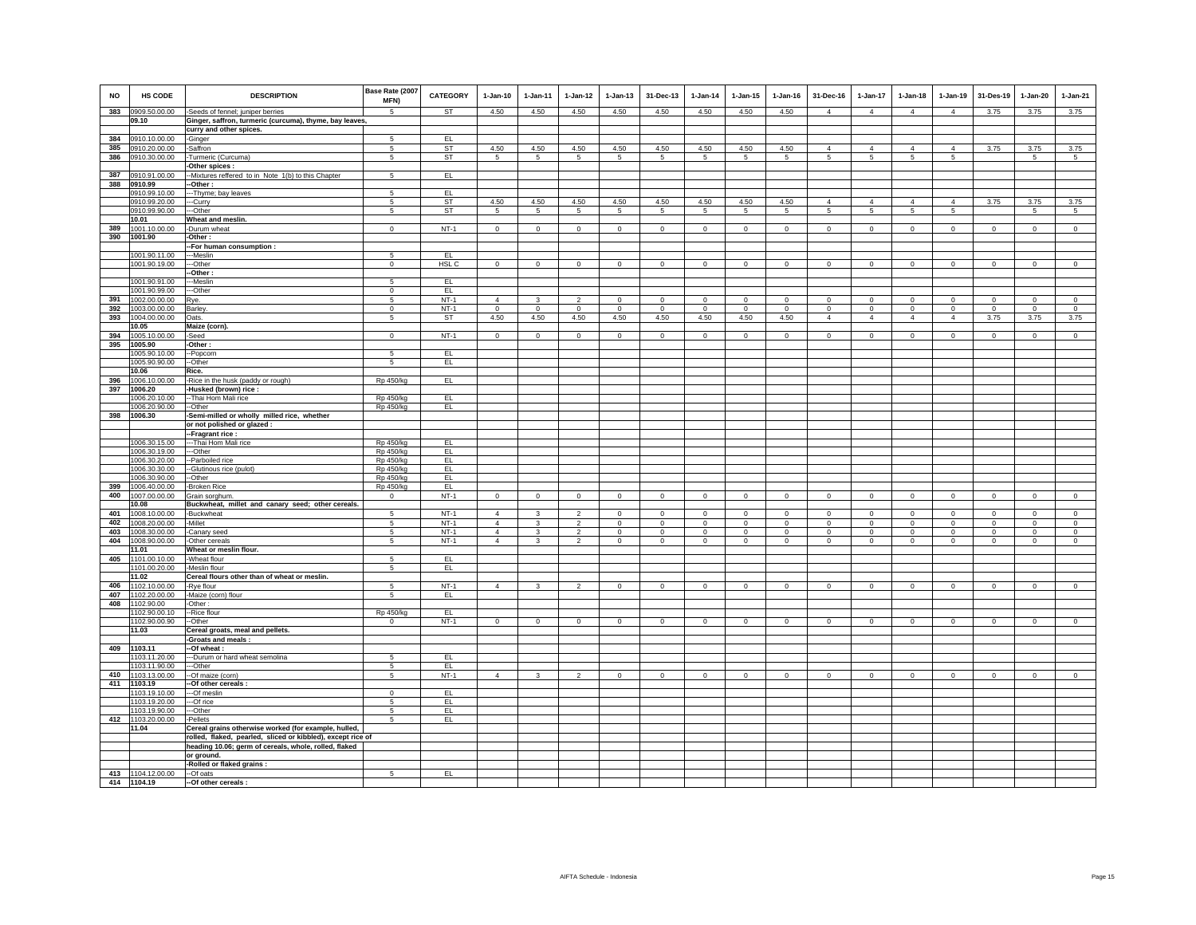| NO | HS CODE | DESCRIPTION | Base Rate (2007 MFN) | CATEGORY | 1-Jan-10 | 1-Jan-11 | 1-Jan-12 | 1-Jan-13 | 31-Dec-13 | 1-Jan-14 | 1-Jan-15 | 1-Jan-16 | 31-Dec-16 | 1-Jan-17 | 1-Jan-18 | 1-Jan-19 | 31-Des-19 | 1-Jan-20 | 1-Jan-21 |
|---|---|---|---|---|---|---|---|---|---|---|---|---|---|---|---|---|---|---|---|
| 383 | 0909.50.00.00 | -Seeds of fennel; juniper berries | 5 | ST | 4.50 | 4.50 | 4.50 | 4.50 | 4.50 | 4.50 | 4.50 | 4.50 | 4 | 4 | 4 | 4 | 3.75 | 3.75 | 3.75 |
| | 09.10 | Ginger, saffron, turmeric (curcuma), thyme, bay leaves, | | | | | | | | | | | | | | | | | |
| | | curry and other spices. | | | | | | | | | | | | | | | | | |
| 384 | 0910.10.00.00 | -Ginger | 5 | EL | | | | | | | | | | | | | | | |
| 385 | 0910.20.00.00 | -Saffron | 5 | ST | 4.50 | 4.50 | 4.50 | 4.50 | 4.50 | 4.50 | 4.50 | 4.50 | 4 | 4 | 4 | 4 | 3.75 | 3.75 | 3.75 |
| 386 | 0910.30.00.00 | -Turmeric (Curcuma) | 5 | ST | 5 | 5 | 5 | 5 | 5 | 5 | 5 | 5 | 5 | 5 | 5 | 5 | | 5 | 5 |
| | | -Other spices : | | | | | | | | | | | | | | | | | |
| 387 | 0910.91.00.00 | --Mixtures reffered to in Note 1(b) to this Chapter | 5 | EL | | | | | | | | | | | | | | | |
| 388 | 0910.99 | --Other : | | | | | | | | | | | | | | | | | |
| | 0910.99.10.00 | ---Thyme; bay leaves | 5 | EL | | | | | | | | | | | | | | | |
| | 0910.99.20.00 | ---Curry | 5 | ST | 4.50 | 4.50 | 4.50 | 4.50 | 4.50 | 4.50 | 4.50 | 4.50 | 4 | 4 | 4 | 4 | 3.75 | 3.75 | 3.75 |
| | 0910.99.90.00 | ---Other | 5 | ST | 5 | 5 | 5 | 5 | 5 | 5 | 5 | 5 | 5 | 5 | 5 | 5 | | 5 | 5 |
| | 10.01 | Wheat and meslin. | | | | | | | | | | | | | | | | | |
| 389 | 1001.10.00.00 | -Durum wheat | 0 | NT-1 | 0 | 0 | 0 | 0 | 0 | 0 | 0 | 0 | 0 | 0 | 0 | 0 | 0 | 0 | 0 |
| 390 | 1001.90 | -Other : | | | | | | | | | | | | | | | | | |
| | | --For human consumption : | | | | | | | | | | | | | | | | | |
| | 1001.90.11.00 | ---Meslin | 5 | EL | | | | | | | | | | | | | | | |
| | 1001.90.19.00 | ---Other | 0 | HSL C | 0 | 0 | 0 | 0 | 0 | 0 | 0 | 0 | 0 | 0 | 0 | 0 | 0 | 0 | 0 |
| | | --Other : | | | | | | | | | | | | | | | | | |
| | 1001.90.91.00 | ---Meslin | 5 | EL | | | | | | | | | | | | | | | |
| | 1001.90.99.00 | ---Other | 0 | EL | | | | | | | | | | | | | | | |
| 391 | 1002.00.00.00 | Rye. | 5 | NT-1 | 4 | 3 | 2 | 0 | 0 | 0 | 0 | 0 | 0 | 0 | 0 | 0 | 0 | 0 | 0 |
| 392 | 1003.00.00.00 | Barley. | 0 | NT-1 | 0 | 0 | 0 | 0 | 0 | 0 | 0 | 0 | 0 | 0 | 0 | 0 | 0 | 0 | 0 |
| 393 | 1004.00.00.00 | Oats. | 5 | ST | 4.50 | 4.50 | 4.50 | 4.50 | 4.50 | 4.50 | 4.50 | 4.50 | 4 | 4 | 4 | 4 | 3.75 | 3.75 | 3.75 |
| | 10.05 | Maize (corn). | | | | | | | | | | | | | | | | | |
| 394 | 1005.10.00.00 | -Seed | 0 | NT-1 | 0 | 0 | 0 | 0 | 0 | 0 | 0 | 0 | 0 | 0 | 0 | 0 | 0 | 0 | 0 |
| 395 | 1005.90 | -Other : | | | | | | | | | | | | | | | | | |
| | 1005.90.10.00 | --Popcorn | 5 | EL | | | | | | | | | | | | | | | |
| | 1005.90.90.00 | --Other | 5 | EL | | | | | | | | | | | | | | | |
| | 10.06 | Rice. | | | | | | | | | | | | | | | | | |
| 396 | 1006.10.00.00 | -Rice in the husk (paddy or rough) | Rp 450/kg | EL | | | | | | | | | | | | | | | |
| 397 | 1006.20 | -Husked (brown) rice : | | | | | | | | | | | | | | | | | |
| | 1006.20.10.00 | --Thai Hom Mali rice | Rp 450/kg | EL | | | | | | | | | | | | | | | |
| | 1006.20.90.00 | --Other | Rp 450/kg | EL | | | | | | | | | | | | | | | |
| 398 | 1006.30 | -Semi-milled or wholly milled rice, whether | | | | | | | | | | | | | | | | | |
| | | or not polished or glazed : | | | | | | | | | | | | | | | | | |
| | | --Fragrant rice : | | | | | | | | | | | | | | | | | |
| | 1006.30.15.00 | ---Thai Hom Mali rice | Rp 450/kg | EL | | | | | | | | | | | | | | | |
| | 1006.30.19.00 | ---Other | Rp 450/kg | EL | | | | | | | | | | | | | | | |
| | 1006.30.20.00 | --Parboiled rice | Rp 450/kg | EL | | | | | | | | | | | | | | | |
| | 1006.30.30.00 | --Glutinous rice (pulot) | Rp 450/kg | EL | | | | | | | | | | | | | | | |
| | 1006.30.90.00 | --Other | Rp 450/kg | EL | | | | | | | | | | | | | | | |
| 399 | 1006.40.00.00 | -Broken Rice | Rp 450/kg | EL | | | | | | | | | | | | | | | |
| 400 | 1007.00.00.00 | Grain sorghum. | 0 | NT-1 | 0 | 0 | 0 | 0 | 0 | 0 | 0 | 0 | 0 | 0 | 0 | 0 | 0 | 0 | 0 |
| | 10.08 | Buckwheat, millet and canary seed; other cereals. | | | | | | | | | | | | | | | | | |
| 401 | 1008.10.00.00 | -Buckwheat | 5 | NT-1 | 4 | 3 | 2 | 0 | 0 | 0 | 0 | 0 | 0 | 0 | 0 | 0 | 0 | 0 | 0 |
| 402 | 1008.20.00.00 | -Millet | 5 | NT-1 | 4 | 3 | 2 | 0 | 0 | 0 | 0 | 0 | 0 | 0 | 0 | 0 | 0 | 0 | 0 |
| 403 | 1008.30.00.00 | -Canary seed | 5 | NT-1 | 4 | 3 | 2 | 0 | 0 | 0 | 0 | 0 | 0 | 0 | 0 | 0 | 0 | 0 | 0 |
| 404 | 1008.90.00.00 | -Other cereals | 5 | NT-1 | 4 | 3 | 2 | 0 | 0 | 0 | 0 | 0 | 0 | 0 | 0 | 0 | 0 | 0 | 0 |
| | 11.01 | Wheat or meslin flour. | | | | | | | | | | | | | | | | | |
| 405 | 1101.00.10.00 | -Wheat flour | 5 | EL | | | | | | | | | | | | | | | |
| | 1101.00.20.00 | -Meslin flour | 5 | EL | | | | | | | | | | | | | | | |
| | 11.02 | Cereal flours other than of wheat or meslin. | | | | | | | | | | | | | | | | | |
| 406 | 1102.10.00.00 | -Rye flour | 5 | NT-1 | 4 | 3 | 2 | 0 | 0 | 0 | 0 | 0 | 0 | 0 | 0 | 0 | 0 | 0 | 0 |
| 407 | 1102.20.00.00 | -Maize (corn) flour | 5 | EL | | | | | | | | | | | | | | | |
| 408 | 1102.90.00 | -Other : | | | | | | | | | | | | | | | | | |
| | 1102.90.00.10 | --Rice flour | Rp 450/kg | EL | | | | | | | | | | | | | | | |
| | 1102.90.00.90 | --Other | 0 | NT-1 | 0 | 0 | 0 | 0 | 0 | 0 | 0 | 0 | 0 | 0 | 0 | 0 | 0 | 0 | 0 |
| | 11.03 | Cereal groats, meal and pellets. | | | | | | | | | | | | | | | | | |
| | | -Groats and meals : | | | | | | | | | | | | | | | | | |
| 409 | 1103.11 | --Of wheat : | | | | | | | | | | | | | | | | | |
| | 1103.11.20.00 | ---Durum or hard wheat semolina | 5 | EL | | | | | | | | | | | | | | | |
| | 1103.11.90.00 | ---Other | 5 | EL | | | | | | | | | | | | | | | |
| 410 | 1103.13.00.00 | --Of maize (corn) | 5 | NT-1 | 4 | 3 | 2 | 0 | 0 | 0 | 0 | 0 | 0 | 0 | 0 | 0 | 0 | 0 | 0 |
| 411 | 1103.19 | --Of other cereals : | | | | | | | | | | | | | | | | | |
| | 1103.19.10.00 | ---Of meslin | 0 | EL | | | | | | | | | | | | | | | |
| | 1103.19.20.00 | ---Of rice | 5 | EL | | | | | | | | | | | | | | | |
| | 1103.19.90.00 | ---Other | 5 | EL | | | | | | | | | | | | | | | |
| 412 | 1103.20.00.00 | -Pellets | 5 | EL | | | | | | | | | | | | | | | |
| | 11.04 | Cereal grains otherwise worked (for example, hulled, | | | | | | | | | | | | | | | | | |
| | | rolled, flaked, pearled, sliced or kibbled), except rice of | | | | | | | | | | | | | | | | | |
| | | heading 10.06; germ of cereals, whole, rolled, flaked | | | | | | | | | | | | | | | | | |
| | | or ground. | | | | | | | | | | | | | | | | | |
| | | -Rolled or flaked grains : | | | | | | | | | | | | | | | | | |
| 413 | 1104.12.00.00 | --Of oats | 5 | EL | | | | | | | | | | | | | | | |
| 414 | 1104.19 | --Of other cereals : | | | | | | | | | | | | | | | | | |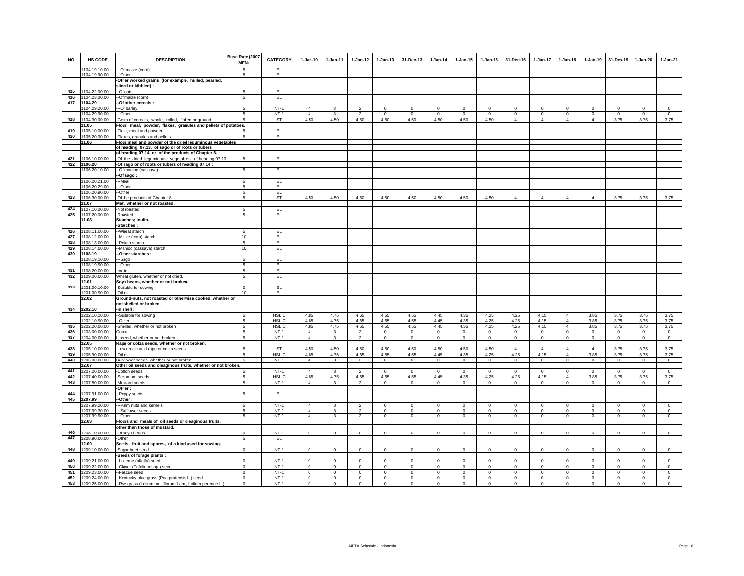| NO | HS CODE | DESCRIPTION | Base Rate (2007 MFN) | CATEGORY | 1-Jan-10 | 1-Jan-11 | 1-Jan-12 | 1-Jan-13 | 31-Dec-13 | 1-Jan-14 | 1-Jan-15 | 1-Jan-16 | 31-Dec-16 | 1-Jan-17 | 1-Jan-18 | 1-Jan-19 | 31-Des-19 | 1-Jan-20 | 1-Jan-21 |
|---|---|---|---|---|---|---|---|---|---|---|---|---|---|---|---|---|---|---|---|
| | 1104.19.10.00 | ---Of maize (corn) | 5 | EL | | | | | | | | | | | | | | | |
| | 1104.19.90.00 | ---Other | 5 | EL | | | | | | | | | | | | | | | |
| | | -Other worked grains (for example, hulled, pearled, sliced or kibbled) : | | | | | | | | | | | | | | | | | |
| 415 | 1104.22.00.00 | --Of oats | 5 | EL | | | | | | | | | | | | | | | |
| 416 | 1104.23.00.00 | --Of maize (corn) | 5 | EL | | | | | | | | | | | | | | | |
| 417 | 1104.29 | --Of other cereals : | | | | | | | | | | | | | | | | | |
| | 1104.29.20.00 | ---Of barley | 5 | NT-1 | 4 | 3 | 2 | 0 | 0 | 0 | 0 | 0 | 0 | 0 | 0 | 0 | 0 | 0 | 0 |
| | 1104.29.90.00 | ---Other | 5 | NT-1 | 4 | 3 | 2 | 0 | 0 | 0 | 0 | 0 | 0 | 0 | 0 | 0 | 0 | 0 | 0 |
| 418 | 1104.30.00.00 | -Germ of cereals, whole, rolled, flaked or ground | 5 | ST | 4.50 | 4.50 | 4.50 | 4.50 | 4.50 | 4.50 | 4.50 | 4.50 | 4 | 4 | 4 | 4 | 3.75 | 3.75 | 3.75 |
| | 11.05 | Flour, meal, powder, flakes, granules and pellets of potatoes. | | | | | | | | | | | | | | | | | |
| 419 | 1105.10.00.00 | -Flour, meal and powder | 5 | EL | | | | | | | | | | | | | | | |
| 420 | 1105.20.00.00 | -Flakes, granules and pellets | 5 | EL | | | | | | | | | | | | | | | |
| | 11.06 | Flour,meal and powder of the dried leguminous vegetables of heading 07.13, of sago or of roots or tubers of heading 07.14 or of the products of Chapter 8. | | | | | | | | | | | | | | | | | |
| 421 | 1106.10.00.00 | -Of the dried leguminous vegetables of heading 07.13 | 5 | EL | | | | | | | | | | | | | | | |
| 422 | 1106.20 | -Of sago or of roots or tubers of heading 07.14 : | | | | | | | | | | | | | | | | | |
| | 1106.20.10.00 | --Of manioc (cassava) | 5 | EL | | | | | | | | | | | | | | | |
| | | --Of sago : | | | | | | | | | | | | | | | | | |
| | 1106.20.21.00 | ---Meal | 5 | EL | | | | | | | | | | | | | | | |
| | 1106.20.29.00 | ---Other | 5 | EL | | | | | | | | | | | | | | | |
| | 1106.20.90.00 | --Other | 5 | EL | | | | | | | | | | | | | | | |
| 423 | 1106.30.00.00 | -Of the products of Chapter 8 | 5 | ST | 4.50 | 4.50 | 4.50 | 4.50 | 4.50 | 4.50 | 4.50 | 4.50 | 4 | 4 | 4 | 4 | 3.75 | 3.75 | 3.75 |
| | 11.07 | Malt, whether or not roasted. | | | | | | | | | | | | | | | | | |
| 424 | 1107.10.00.00 | -Not roasted | 5 | EL | | | | | | | | | | | | | | | |
| 425 | 1107.20.00.00 | -Roasted | 5 | EL | | | | | | | | | | | | | | | |
| | 11.08 | Starches; inulin. | | | | | | | | | | | | | | | | | |
| | | -Starches : | | | | | | | | | | | | | | | | | |
| 426 | 1108.11.00.00 | --Wheat starch | 5 | EL | | | | | | | | | | | | | | | |
| 427 | 1108.12.00.00 | --Maize (corn) starch | 10 | EL | | | | | | | | | | | | | | | |
| 428 | 1108.13.00.00 | --Potato starch | 5 | EL | | | | | | | | | | | | | | | |
| 429 | 1108.14.00.00 | --Manioc (cassava) starch | 10 | EL | | | | | | | | | | | | | | | |
| 430 | 1108.19 | --Other starches : | | | | | | | | | | | | | | | | | |
| | 1108.19.10.00 | ---Sago | 5 | EL | | | | | | | | | | | | | | | |
| | 1108.19.90.00 | ---Other | 5 | EL | | | | | | | | | | | | | | | |
| 431 | 1108.20.00.00 | -Inulin | 5 | EL | | | | | | | | | | | | | | | |
| 432 | 1109.00.00.00 | Wheat gluten, whether or not dried. | 5 | EL | | | | | | | | | | | | | | | |
| | 12.01 | Soya beans, whether or not broken. | | | | | | | | | | | | | | | | | |
| 433 | 1201.00.10.00 | -Suitable for sowing | 0 | EL | | | | | | | | | | | | | | | |
| | 1201.00.90.00 | -Other | 10 | EL | | | | | | | | | | | | | | | |
| | 12.02 | Ground-nuts, not roasted or otherwise cooked, whether or not shelled or broken. | | | | | | | | | | | | | | | | | |
| 434 | 1202.10 | -In shell : | | | | | | | | | | | | | | | | | |
| | 1202.10.10.00 | --Suitable for sowing | 5 | HSL C | 4.85 | 4.75 | 4.65 | 4.55 | 4.55 | 4.45 | 4.35 | 4.25 | 4.25 | 4.15 | 4 | 3.85 | 3.75 | 3.75 | 3.75 |
| | 1202.10.90.00 | --Other | 5 | HSL C | 4.85 | 4.75 | 4.65 | 4.55 | 4.55 | 4.45 | 4.35 | 4.25 | 4.25 | 4.15 | 4 | 3.85 | 3.75 | 3.75 | 3.75 |
| 435 | 1202.20.00.00 | -Shelled, whether or not broken | 5 | HSL C | 4.85 | 4.75 | 4.65 | 4.55 | 4.55 | 4.45 | 4.35 | 4.25 | 4.25 | 4.15 | 4 | 3.85 | 3.75 | 3.75 | 3.75 |
| 436 | 1203.00.00.00 | Copra. | 5 | NT-1 | 4 | 3 | 2 | 0 | 0 | 0 | 0 | 0 | 0 | 0 | 0 | 0 | 0 | 0 | 0 |
| 437 | 1204.00.00.00 | Linseed, whether or not broken. | 5 | NT-1 | 4 | 3 | 2 | 0 | 0 | 0 | 0 | 0 | 0 | 0 | 0 | 0 | 0 | 0 | 0 |
| | 12.05 | Rape or colza seeds, whether or not broken. | | | | | | | | | | | | | | | | | |
| 438 | 1205.10.00.00 | -Low erucic acid rape or colza seeds | 5 | ST | 4.50 | 4.50 | 4.50 | 4.50 | 4.50 | 4.50 | 4.50 | 4.50 | 4 | 4 | 4 | 4 | 3.75 | 3.75 | 3.75 |
| 439 | 1205.90.00.00 | -Other | 5 | HSL C | 4.85 | 4.75 | 4.65 | 4.55 | 4.55 | 4.45 | 4.35 | 4.25 | 4.25 | 4.15 | 4 | 3.85 | 3.75 | 3.75 | 3.75 |
| 440 | 1206.00.00.00 | Sunflower seeds, whether or not broken. | 5 | NT-1 | 4 | 3 | 2 | 0 | 0 | 0 | 0 | 0 | 0 | 0 | 0 | 0 | 0 | 0 | 0 |
| | 12.07 | Other oil seeds and oleaginous fruits, whether or not broken. | | | | | | | | | | | | | | | | | |
| 441 | 1207.20.00.00 | -Cotton seeds | 5 | NT-1 | 4 | 3 | 2 | 0 | 0 | 0 | 0 | 0 | 0 | 0 | 0 | 0 | 0 | 0 | 0 |
| 442 | 1207.40.00.00 | -Sesamum seeds | 5 | HSL C | 4.85 | 4.75 | 4.65 | 4.55 | 4.55 | 4.45 | 4.35 | 4.25 | 4.25 | 4.15 | 4 | 3.85 | 3.75 | 3.75 | 3.75 |
| 443 | 1207.50.00.00 | -Mustard seeds | 5 | NT-1 | 4 | 3 | 2 | 0 | 0 | 0 | 0 | 0 | 0 | 0 | 0 | 0 | 0 | 0 | 0 |
| | | -Other : | | | | | | | | | | | | | | | | | |
| 444 | 1207.91.00.00 | --Poppy seeds | 5 | EL | | | | | | | | | | | | | | | |
| 445 | 1207.99 | --Other : | | | | | | | | | | | | | | | | | |
| | 1207.99.20.00 | ---Palm nuts and kernels | 5 | NT-1 | 4 | 3 | 2 | 0 | 0 | 0 | 0 | 0 | 0 | 0 | 0 | 0 | 0 | 0 | 0 |
| | 1207.99.30.00 | ---Safflower seeds | 5 | NT-1 | 4 | 3 | 2 | 0 | 0 | 0 | 0 | 0 | 0 | 0 | 0 | 0 | 0 | 0 | 0 |
| | 1207.99.90.00 | ---Other | 5 | NT-1 | 4 | 3 | 2 | 0 | 0 | 0 | 0 | 0 | 0 | 0 | 0 | 0 | 0 | 0 | 0 |
| | 12.08 | Flours and meals of oil seeds or oleaginous fruits, other than those of mustard. | | | | | | | | | | | | | | | | | |
| 446 | 1208.10.00.00 | -Of soya beans | 0 | NT-1 | 0 | 0 | 0 | 0 | 0 | 0 | 0 | 0 | 0 | 0 | 0 | 0 | 0 | 0 | 0 |
| 447 | 1208.90.00.00 | -Other | 5 | EL | | | | | | | | | | | | | | | |
| | 12.09 | Seeds, fruit and spores, of a kind used for sowing. | | | | | | | | | | | | | | | | | |
| 448 | 1209.10.00.00 | -Sugar beet seed | 0 | NT-1 | 0 | 0 | 0 | 0 | 0 | 0 | 0 | 0 | 0 | 0 | 0 | 0 | 0 | 0 | 0 |
| | | -Seeds of forage plants : | | | | | | | | | | | | | | | | | |
| 449 | 1209.21.00.00 | --Lucerne (alfalfa) seed | 0 | NT-1 | 0 | 0 | 0 | 0 | 0 | 0 | 0 | 0 | 0 | 0 | 0 | 0 | 0 | 0 | 0 |
| 450 | 1209.22.00.00 | --Clover (Trifolium spp.) seed | 0 | NT-1 | 0 | 0 | 0 | 0 | 0 | 0 | 0 | 0 | 0 | 0 | 0 | 0 | 0 | 0 | 0 |
| 451 | 1209.23.00.00 | --Fescue seed | 0 | NT-1 | 0 | 0 | 0 | 0 | 0 | 0 | 0 | 0 | 0 | 0 | 0 | 0 | 0 | 0 | 0 |
| 452 | 1209.24.00.00 | --Kentucky blue grass (Poa pratensis L.) seed | 0 | NT-1 | 0 | 0 | 0 | 0 | 0 | 0 | 0 | 0 | 0 | 0 | 0 | 0 | 0 | 0 | 0 |
| 453 | 1209.25.00.00 | --Rye grass (Lolium multiflorum Lam., Lolium perenne L.) | 0 | NT-1 | 0 | 0 | 0 | 0 | 0 | 0 | 0 | 0 | 0 | 0 | 0 | 0 | 0 | 0 | 0 |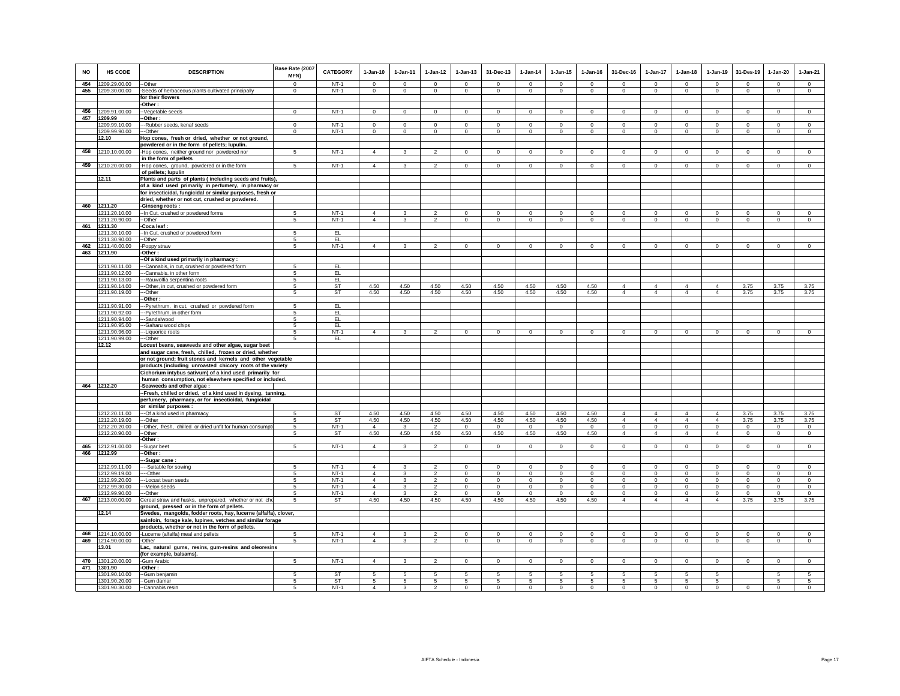| NO | HS CODE | DESCRIPTION | Base Rate (2007 MFN) | CATEGORY | 1-Jan-10 | 1-Jan-11 | 1-Jan-12 | 1-Jan-13 | 31-Dec-13 | 1-Jan-14 | 1-Jan-15 | 1-Jan-16 | 31-Dec-16 | 1-Jan-17 | 1-Jan-18 | 1-Jan-19 | 31-Des-19 | 1-Jan-20 | 1-Jan-21 |
|---|---|---|---|---|---|---|---|---|---|---|---|---|---|---|---|---|---|---|---|
| 454 | 1209.29.00.00 | --Other | 0 | NT-1 | 0 | 0 | 0 | 0 | 0 | 0 | 0 | 0 | 0 | 0 | 0 | 0 | 0 | 0 | 0 |
| 455 | 1209.30.00.00 | -Seeds of herbaceous plants cultivated principally | 0 | NT-1 | 0 | 0 | 0 | 0 | 0 | 0 | 0 | 0 | 0 | 0 | 0 | 0 | 0 | 0 | 0 |
| | | for their flowers | | | | | | | | | | | | | | | | | |
| | | -Other : | | | | | | | | | | | | | | | | | |
| 456 | 1209.91.00.00 | --Vegetable seeds | 0 | NT-1 | 0 | 0 | 0 | 0 | 0 | 0 | 0 | 0 | 0 | 0 | 0 | 0 | 0 | 0 | 0 |
| 457 | 1209.99 | --Other : | | | | | | | | | | | | | | | | | |
| | 1209.99.10.00 | ---Rubber seeds, kenaf seeds | 0 | NT-1 | 0 | 0 | 0 | 0 | 0 | 0 | 0 | 0 | 0 | 0 | 0 | 0 | 0 | 0 | 0 |
| | 1209.99.90.00 | ---Other | 0 | NT-1 | 0 | 0 | 0 | 0 | 0 | 0 | 0 | 0 | 0 | 0 | 0 | 0 | 0 | 0 | 0 |
| | 12.10 | Hop cones, fresh or dried, whether or not ground, | | | | | | | | | | | | | | | | | |
| | | powdered or in the form of pellets; lupulin. | | | | | | | | | | | | | | | | | |
| 458 | 1210.10.00.00 | -Hop cones, neither ground nor powdered nor | 5 | NT-1 | 4 | 3 | 2 | 0 | 0 | 0 | 0 | 0 | 0 | 0 | 0 | 0 | 0 | 0 | 0 |
| | | in the form of pellets | | | | | | | | | | | | | | | | | |
| 459 | 1210.20.00.00 | -Hop cones, ground, powdered or in the form | 5 | NT-1 | 4 | 3 | 2 | 0 | 0 | 0 | 0 | 0 | 0 | 0 | 0 | 0 | 0 | 0 | 0 |
| | | of pellets; lupulin | | | | | | | | | | | | | | | | | |
| | 12.11 | Plants and parts of plants ( including seeds and fruits), | | | | | | | | | | | | | | | | | |
| | | of a kind used primarily in perfumery, in pharmacy or | | | | | | | | | | | | | | | | | |
| | | for insecticidal, fungicidal or similar purposes, fresh or | | | | | | | | | | | | | | | | | |
| | | dried, whether or not cut, crushed or powdered. | | | | | | | | | | | | | | | | | |
| 460 | 1211.20 | -Ginseng roots : | | | | | | | | | | | | | | | | | |
| | 1211.20.10.00 | --In Cut, crushed or powdered forms | 5 | NT-1 | 4 | 3 | 2 | 0 | 0 | 0 | 0 | 0 | 0 | 0 | 0 | 0 | 0 | 0 | 0 |
| | 1211.20.90.00 | --Other | 5 | NT-1 | 4 | 3 | 2 | 0 | 0 | 0 | 0 | 0 | 0 | 0 | 0 | 0 | 0 | 0 | 0 |
| 461 | 1211.30 | -Coca leaf : | | | | | | | | | | | | | | | | | |
| | 1211.30.10.00 | --In Cut, crushed or powdered form | 5 | EL | | | | | | | | | | | | | | | |
| | 1211.30.90.00 | --Other | 5 | EL | | | | | | | | | | | | | | | |
| 462 | 1211.40.00.00 | -Poppy straw | 5 | NT-1 | 4 | 3 | 2 | 0 | 0 | 0 | 0 | 0 | 0 | 0 | 0 | 0 | 0 | 0 | 0 |
| 463 | 1211.90 | -Other : | | | | | | | | | | | | | | | | | |
| | | --Of a kind used primarily in pharmacy : | | | | | | | | | | | | | | | | | |
| | 1211.90.11.00 | ---Cannabis, in cut, crushed or powdered form | 5 | EL | | | | | | | | | | | | | | | |
| | 1211.90.12.00 | ---Cannabis, in other form | 5 | EL | | | | | | | | | | | | | | | |
| | 1211.90.13.00 | ---Rauwolfia serpentina roots | 5 | EL | | | | | | | | | | | | | | | |
| | 1211.90.14.00 | ---Other, in cut, crushed or powdered form | 5 | ST | 4.50 | 4.50 | 4.50 | 4.50 | 4.50 | 4.50 | 4.50 | 4.50 | 4 | 4 | 4 | 4 | 3.75 | 3.75 | 3.75 |
| | 1211.90.19.00 | ---Other | 5 | ST | 4.50 | 4.50 | 4.50 | 4.50 | 4.50 | 4.50 | 4.50 | 4.50 | 4 | 4 | 4 | 4 | 3.75 | 3.75 | 3.75 |
| | | --Other : | | | | | | | | | | | | | | | | | |
| | 1211.90.91.00 | ---Pyrethrum, in cut, crushed or powdered form | 5 | EL | | | | | | | | | | | | | | | |
| | 1211.90.92.00 | ---Pyrethrum, in other form | 5 | EL | | | | | | | | | | | | | | | |
| | 1211.90.94.00 | ---Sandalwood | 5 | EL | | | | | | | | | | | | | | | |
| | 1211.90.95.00 | ---Gaharu wood chips | 5 | EL | | | | | | | | | | | | | | | |
| | 1211.90.96.00 | ---Liquorice roots | 5 | NT-1 | 4 | 3 | 2 | 0 | 0 | 0 | 0 | 0 | 0 | 0 | 0 | 0 | 0 | 0 | 0 |
| | 1211.90.99.00 | ---Other | 5 | EL | | | | | | | | | | | | | | | |
| | 12.12 | Locust beans, seaweeds and other algae, sugar beet | | | | | | | | | | | | | | | | | |
| | | and sugar cane, fresh, chilled, frozen or dried, whether | | | | | | | | | | | | | | | | | |
| | | or not ground; fruit stones and kernels and other vegetable | | | | | | | | | | | | | | | | | |
| | | products (including unroasted chicory roots of the variety | | | | | | | | | | | | | | | | | |
| | | Cichorium intybus sativum) of a kind used primarily for | | | | | | | | | | | | | | | | | |
| | | human consumption, not elsewhere specified or included. | | | | | | | | | | | | | | | | | |
| 464 | 1212.20 | -Seaweeds and other algae : | | | | | | | | | | | | | | | | | |
| | | --Fresh, chilled or dried, of a kind used in dyeing, tanning, | | | | | | | | | | | | | | | | | |
| | | perfumery, pharmacy, or for insecticidal, fungicidal | | | | | | | | | | | | | | | | | |
| | | or similar purposes : | | | | | | | | | | | | | | | | | |
| | 1212.20.11.00 | ---Of a kind used in pharmacy | 5 | ST | 4.50 | 4.50 | 4.50 | 4.50 | 4.50 | 4.50 | 4.50 | 4.50 | 4 | 4 | 4 | 4 | 3.75 | 3.75 | 3.75 |
| | 1212.20.19.00 | ---Other | 5 | ST | 4.50 | 4.50 | 4.50 | 4.50 | 4.50 | 4.50 | 4.50 | 4.50 | 4 | 4 | 4 | 4 | 3.75 | 3.75 | 3.75 |
| | 1212.20.20.00 | --Other, fresh, chilled or dried unfit for human consumpti | 5 | NT-1 | 4 | 3 | 2 | 0 | 0 | 0 | 0 | 0 | 0 | 0 | 0 | 0 | 0 | 0 | 0 |
| | 1212.20.90.00 | --Other | 5 | ST | 4.50 | 4.50 | 4.50 | 4.50 | 4.50 | 4.50 | 4.50 | 4.50 | 4 | 4 | 4 | 4 | 0 | 0 | 0 |
| | | -Other : | | | | | | | | | | | | | | | | | |
| 465 | 1212.91.00.00 | --Sugar beet | 5 | NT-1 | 4 | 3 | 2 | 0 | 0 | 0 | 0 | 0 | 0 | 0 | 0 | 0 | 0 | 0 | 0 |
| 466 | 1212.99 | --Other : | | | | | | | | | | | | | | | | | |
| | | ---Sugar cane : | | | | | | | | | | | | | | | | | |
| | 1212.99.11.00 | ----Suitable for sowing | 5 | NT-1 | 4 | 3 | 2 | 0 | 0 | 0 | 0 | 0 | 0 | 0 | 0 | 0 | 0 | 0 | 0 |
| | 1212.99.19.00 | ----Other | 5 | NT-1 | 4 | 3 | 2 | 0 | 0 | 0 | 0 | 0 | 0 | 0 | 0 | 0 | 0 | 0 | 0 |
| | 1212.99.20.00 | ---Locust bean seeds | 5 | NT-1 | 4 | 3 | 2 | 0 | 0 | 0 | 0 | 0 | 0 | 0 | 0 | 0 | 0 | 0 | 0 |
| | 1212.99.30.00 | ---Melon seeds | 5 | NT-1 | 4 | 3 | 2 | 0 | 0 | 0 | 0 | 0 | 0 | 0 | 0 | 0 | 0 | 0 | 0 |
| | 1212.99.90.00 | ---Other | 5 | NT-1 | 4 | 3 | 2 | 0 | 0 | 0 | 0 | 0 | 0 | 0 | 0 | 0 | 0 | 0 | 0 |
| 467 | 1213.00.00.00 | Cereal straw and husks, unprepared, whether or not cho | 5 | ST | 4.50 | 4.50 | 4.50 | 4.50 | 4.50 | 4.50 | 4.50 | 4.50 | 4 | 4 | 4 | 4 | 3.75 | 3.75 | 3.75 |
| | | ground, pressed or in the form of pellets. | | | | | | | | | | | | | | | | | |
| | 12.14 | Swedes, mangolds, fodder roots, hay, lucerne (alfalfa), clover, | | | | | | | | | | | | | | | | | |
| | | sainfoin, forage kale, lupines, vetches and similar forage | | | | | | | | | | | | | | | | | |
| | | products, whether or not in the form of pellets. | | | | | | | | | | | | | | | | | |
| 468 | 1214.10.00.00 | -Lucerne (alfalfa) meal and pellets | 5 | NT-1 | 4 | 3 | 2 | 0 | 0 | 0 | 0 | 0 | 0 | 0 | 0 | 0 | 0 | 0 | 0 |
| 469 | 1214.90.00.00 | -Other | 5 | NT-1 | 4 | 3 | 2 | 0 | 0 | 0 | 0 | 0 | 0 | 0 | 0 | 0 | 0 | 0 | 0 |
| | 13.01 | Lac, natural gums, resins, gum-resins and oleoresins | | | | | | | | | | | | | | | | | |
| | | (for example, balsams). | | | | | | | | | | | | | | | | | |
| 470 | 1301.20.00.00 | -Gum Arabic | 5 | NT-1 | 4 | 3 | 2 | 0 | 0 | 0 | 0 | 0 | 0 | 0 | 0 | 0 | 0 | 0 | 0 |
| 471 | 1301.90 | -Other : | | | | | | | | | | | | | | | | | |
| | 1301.90.10.00 | --Gum benjamin | 5 | ST | 5 | 5 | 5 | 5 | 5 | 5 | 5 | 5 | 5 | 5 | 5 | 5 | | 5 | 5 |
| | 1301.90.20.00 | --Gum damar | 5 | ST | 5 | 5 | 5 | 5 | 5 | 5 | 5 | 5 | 5 | 5 | 5 | 5 | | 5 | 5 |
| | 1301.90.30.00 | --Cannabis resin | 5 | NT-1 | 4 | 3 | 2 | 0 | 0 | 0 | 0 | 0 | 0 | 0 | 0 | 0 | 0 | 0 | 0 |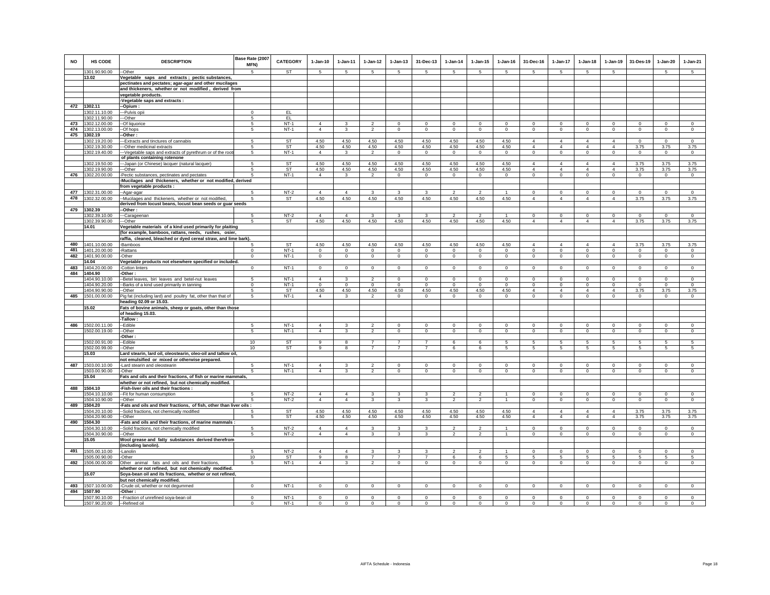| NO | HS CODE | DESCRIPTION | Base Rate (2007 MFN) | CATEGORY | 1-Jan-10 | 1-Jan-11 | 1-Jan-12 | 1-Jan-13 | 31-Dec-13 | 1-Jan-14 | 1-Jan-15 | 1-Jan-16 | 31-Dec-16 | 1-Jan-17 | 1-Jan-18 | 1-Jan-19 | 31-Des-19 | 1-Jan-20 | 1-Jan-21 |
|---|---|---|---|---|---|---|---|---|---|---|---|---|---|---|---|---|---|---|---|
| | 1301.90.90.00 | --Other | 5 | ST | 5 | 5 | 5 | 5 | 5 | 5 | 5 | 5 | 5 | 5 | 5 | 5 | | 5 | 5 |
| | 13.02 | Vegetable saps and extracts ; pectic substances, | | | | | | | | | | | | | | | | | |
| | | pectinates and pectates; agar-agar and other mucilages | | | | | | | | | | | | | | | | | |
| | | and thickeners, whether or not modified , derived from | | | | | | | | | | | | | | | | | |
| | | vegetable products. | | | | | | | | | | | | | | | | | |
| | | -Vegetable saps and extracts : | | | | | | | | | | | | | | | | | |
| 472 | 1302.11 | --Opium : | | | | | | | | | | | | | | | | | |
| | 1302.11.10.00 | ---Pulvis opii | 0 | EL | | | | | | | | | | | | | | | |
| | 1302.11.90.00 | ---Other | 5 | EL | | | | | | | | | | | | | | | |
| 473 | 1302.12.00.00 | --Of liquorice | 5 | NT-1 | 4 | 3 | 2 | 0 | 0 | 0 | 0 | 0 | 0 | 0 | 0 | 0 | 0 | 0 | 0 |
| 474 | 1302.13.00.00 | --Of hops | 5 | NT-1 | 4 | 3 | 2 | 0 | 0 | 0 | 0 | 0 | 0 | 0 | 0 | 0 | 0 | 0 | 0 |
| 475 | 1302.19 | --Other : | | | | | | | | | | | | | | | | | |
| | 1302.19.20.00 | ---Extracts and tinctures of cannabis | 5 | ST | 4.50 | 4.50 | 4.50 | 4.50 | 4.50 | 4.50 | 4.50 | 4.50 | 4 | 4 | 4 | 4 | 0 | 0 | 0 |
| | 1302.19.30.00 | ---Other medicinal extracts | 5 | ST | 4.50 | 4.50 | 4.50 | 4.50 | 4.50 | 4.50 | 4.50 | 4.50 | 4 | 4 | 4 | 4 | 3.75 | 3.75 | 3.75 |
| | 1302.19.40.00 | ---Vegetable saps and extracts of pyrethrum or of the roots of plants containing rotenone | 5 | NT-1 | 4 | 3 | 2 | 0 | 0 | 0 | 0 | 0 | 0 | 0 | 0 | 0 | 0 | 0 | 0 |
| | 1302.19.50.00 | ---Japan (or Chinese) lacquer (natural lacquer) | 5 | ST | 4.50 | 4.50 | 4.50 | 4.50 | 4.50 | 4.50 | 4.50 | 4.50 | 4 | 4 | 4 | 4 | 3.75 | 3.75 | 3.75 |
| | 1302.19.90.00 | ---Other | 5 | ST | 4.50 | 4.50 | 4.50 | 4.50 | 4.50 | 4.50 | 4.50 | 4.50 | 4 | 4 | 4 | 4 | 3.75 | 3.75 | 3.75 |
| 476 | 1302.20.00.00 | -Pectic substances, pectinates and pectates | 5 | NT-1 | 4 | 3 | 2 | 0 | 0 | 0 | 0 | 0 | 0 | 0 | 0 | 0 | 0 | 0 | 0 |
| | | -Mucilages and thickeners, whether or not modified, derived from vegetable products : | | | | | | | | | | | | | | | | | |
| 477 | 1302.31.00.00 | --Agar-agar | 5 | NT-2 | 4 | 4 | 3 | 3 | 3 | 2 | 2 | 1 | 0 | 0 | 0 | 0 | 0 | 0 | 0 |
| 478 | 1302.32.00.00 | --Mucilages and thickeners, whether or not modified, derived from locust beans, locust bean seeds or guar seeds | 5 | ST | 4.50 | 4.50 | 4.50 | 4.50 | 4.50 | 4.50 | 4.50 | 4.50 | 4 | 4 | 4 | 4 | 3.75 | 3.75 | 3.75 |
| 479 | 1302.39 | --Other : | | | | | | | | | | | | | | | | | |
| | 1302.39.10.00 | ---Carageenan | 5 | NT-2 | 4 | 4 | 3 | 3 | 3 | 2 | 2 | 1 | 0 | 0 | 0 | 0 | 0 | 0 | 0 |
| | 1302.39.90.00 | ---Other | 5 | ST | 4.50 | 4.50 | 4.50 | 4.50 | 4.50 | 4.50 | 4.50 | 4.50 | 4 | 4 | 4 | 4 | 3.75 | 3.75 | 3.75 |
| | 14.01 | Vegetable materials of a kind used primarily for plaiting (for example, bamboos, rattans, reeds, rushes, osier, raffia, cleaned, bleached or dyed cereal straw, and lime bark). | | | | | | | | | | | | | | | | | |
| 480 | 1401.10.00.00 | -Bamboos | 5 | ST | 4.50 | 4.50 | 4.50 | 4.50 | 4.50 | 4.50 | 4.50 | 4.50 | 4 | 4 | 4 | 4 | 3.75 | 3.75 | 3.75 |
| 481 | 1401.20.00.00 | -Rattans | 0 | NT-1 | 0 | 0 | 0 | 0 | 0 | 0 | 0 | 0 | 0 | 0 | 0 | 0 | 0 | 0 | 0 |
| 482 | 1401.90.00.00 | -Other | 0 | NT-1 | 0 | 0 | 0 | 0 | 0 | 0 | 0 | 0 | 0 | 0 | 0 | 0 | 0 | 0 | 0 |
| | 14.04 | Vegetable products not elsewhere specified or included. | | | | | | | | | | | | | | | | | |
| 483 | 1404.20.00.00 | -Cotton linters | 0 | NT-1 | 0 | 0 | 0 | 0 | 0 | 0 | 0 | 0 | 0 | 0 | 0 | 0 | 0 | 0 | 0 |
| 484 | 1404.90 | -Other : | | | | | | | | | | | | | | | | | |
| | 1404.90.10.00 | --Betel leaves, biri leaves and betel-nut leaves | 5 | NT-1 | 4 | 3 | 2 | 0 | 0 | 0 | 0 | 0 | 0 | 0 | 0 | 0 | 0 | 0 | 0 |
| | 1404.90.20.00 | --Barks of a kind used primarily in tanning | 0 | NT-1 | 0 | 0 | 0 | 0 | 0 | 0 | 0 | 0 | 0 | 0 | 0 | 0 | 0 | 0 | 0 |
| | 1404.90.90.00 | --Other | 5 | ST | 4.50 | 4.50 | 4.50 | 4.50 | 4.50 | 4.50 | 4.50 | 4.50 | 4 | 4 | 4 | 4 | 3.75 | 3.75 | 3.75 |
| 485 | 1501.00.00.00 | Pig fat (including lard) and poultry fat, other than that of heading 02.09 or 15.03. | 5 | NT-1 | 4 | 3 | 2 | 0 | 0 | 0 | 0 | 0 | 0 | 0 | 0 | 0 | 0 | 0 | 0 |
| | 15.02 | Fats of bovine animals, sheep or goats, other than those of heading 15.03. | | | | | | | | | | | | | | | | | |
| | | -Tallow : | | | | | | | | | | | | | | | | | |
| 486 | 1502.00.11.00 | --Edible | 5 | NT-1 | 4 | 3 | 2 | 0 | 0 | 0 | 0 | 0 | 0 | 0 | 0 | 0 | 0 | 0 | 0 |
| | 1502.00.19.00 | --Other | 5 | NT-1 | 4 | 3 | 2 | 0 | 0 | 0 | 0 | 0 | 0 | 0 | 0 | 0 | 0 | 0 | 0 |
| | | -Other : | | | | | | | | | | | | | | | | | |
| | 1502.00.91.00 | --Edible | 10 | ST | 9 | 8 | 7 | 7 | 7 | 6 | 6 | 5 | 5 | 5 | 5 | 5 | 5 | 5 | 5 |
| | 1502.00.99.00 | --Other | 10 | ST | 9 | 8 | 7 | 7 | 7 | 6 | 6 | 5 | 5 | 5 | 5 | 5 | 5 | 5 | 5 |
| | 15.03 | Lard stearin, lard oil, oleostearin, oleo-oil and tallow oil, not emulsified or mixed or otherwise prepared. | | | | | | | | | | | | | | | | | |
| 487 | 1503.00.10.00 | -Lard stearin and oleostearin | 5 | NT-1 | 4 | 3 | 2 | 0 | 0 | 0 | 0 | 0 | 0 | 0 | 0 | 0 | 0 | 0 | 0 |
| | 1503.00.90.00 | -Other | 5 | NT-1 | 4 | 3 | 2 | 0 | 0 | 0 | 0 | 0 | 0 | 0 | 0 | 0 | 0 | 0 | 0 |
| | 15.04 | Fats and oils and their fractions, of fish or marine mammals, whether or not refined, but not chemically modified. | | | | | | | | | | | | | | | | | |
| 488 | 1504.10 | -Fish-liver oils and their fractions : | | | | | | | | | | | | | | | | | |
| | 1504.10.10.00 | --Fit for human consumption | 5 | NT-2 | 4 | 4 | 3 | 3 | 3 | 2 | 2 | 1 | 0 | 0 | 0 | 0 | 0 | 0 | 0 |
| | 1504.10.90.00 | --Other | 5 | NT-2 | 4 | 4 | 3 | 3 | 3 | 2 | 2 | 1 | 0 | 0 | 0 | 0 | 0 | 0 | 0 |
| 489 | 1504.20 | -Fats and oils and their fractions, of fish, other than liver oils : | | | | | | | | | | | | | | | | | |
| | 1504.20.10.00 | --Solid fractions, not chemically modified | 5 | ST | 4.50 | 4.50 | 4.50 | 4.50 | 4.50 | 4.50 | 4.50 | 4.50 | 4 | 4 | 4 | 4 | 3.75 | 3.75 | 3.75 |
| | 1504.20.90.00 | --Other | 5 | ST | 4.50 | 4.50 | 4.50 | 4.50 | 4.50 | 4.50 | 4.50 | 4.50 | 4 | 4 | 4 | 4 | 3.75 | 3.75 | 3.75 |
| 490 | 1504.30 | -Fats and oils and their fractions, of marine mammals : | | | | | | | | | | | | | | | | | |
| | 1504.30.10.00 | --Solid fractions, not chemically modified | 5 | NT-2 | 4 | 4 | 3 | 3 | 3 | 2 | 2 | 1 | 0 | 0 | 0 | 0 | 0 | 0 | 0 |
| | 1504.30.90.00 | --Other | 5 | NT-2 | 4 | 4 | 3 | 3 | 3 | 2 | 2 | 1 | 0 | 0 | 0 | 0 | 0 | 0 | 0 |
| | 15.05 | Wool grease and fatty substances derived therefrom (including lanolin). | | | | | | | | | | | | | | | | | |
| 491 | 1505.00.10.00 | -Lanolin | 5 | NT-2 | 4 | 4 | 3 | 3 | 3 | 2 | 2 | 1 | 0 | 0 | 0 | 0 | 0 | 0 | 0 |
| | 1505.00.90.00 | -Other | 10 | ST | 9 | 8 | 7 | 7 | 7 | 6 | 6 | 5 | 5 | 5 | 5 | 5 | 5 | 5 | 5 |
| 492 | 1506.00.00.00 | Other animal fats and oils and their fractions, whether or not refined, but not chemically modified. | 5 | NT-1 | 4 | 3 | 2 | 0 | 0 | 0 | 0 | 0 | 0 | 0 | 0 | 0 | 0 | 0 | 0 |
| | 15.07 | Soya-bean oil and its fractions, whether or not refined, but not chemically modified. | | | | | | | | | | | | | | | | | |
| 493 | 1507.10.00.00 | -Crude oil, whether or not degummed | 0 | NT-1 | 0 | 0 | 0 | 0 | 0 | 0 | 0 | 0 | 0 | 0 | 0 | 0 | 0 | 0 | 0 |
| 494 | 1507.90 | -Other : | | | | | | | | | | | | | | | | | |
| | 1507.90.10.00 | --Fraction of unrefined soya-bean oil | 0 | NT-1 | 0 | 0 | 0 | 0 | 0 | 0 | 0 | 0 | 0 | 0 | 0 | 0 | 0 | 0 | 0 |
| | 1507.90.20.00 | --Refined oil | 0 | NT-1 | 0 | 0 | 0 | 0 | 0 | 0 | 0 | 0 | 0 | 0 | 0 | 0 | 0 | 0 | 0 |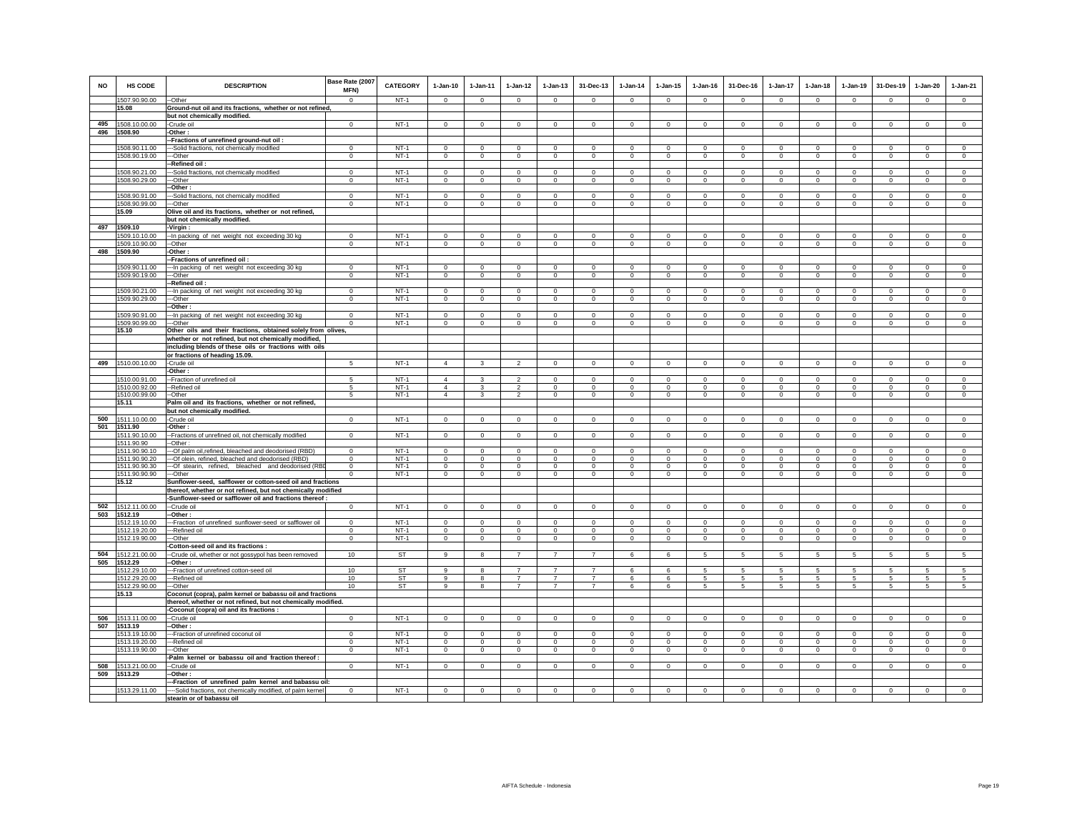| NO | HS CODE | DESCRIPTION | Base Rate (2007 MFN) | CATEGORY | 1-Jan-10 | 1-Jan-11 | 1-Jan-12 | 1-Jan-13 | 31-Dec-13 | 1-Jan-14 | 1-Jan-15 | 1-Jan-16 | 31-Dec-16 | 1-Jan-17 | 1-Jan-18 | 1-Jan-19 | 31-Des-19 | 1-Jan-20 | 1-Jan-21 |
|---|---|---|---|---|---|---|---|---|---|---|---|---|---|---|---|---|---|---|---|
| | 1507.90.90.00 | --Other | 0 | NT-1 | 0 | 0 | 0 | 0 | 0 | 0 | 0 | 0 | 0 | 0 | 0 | 0 | 0 | 0 | 0 |
| | 15.08 | Ground-nut oil and its fractions, whether or not refined, | | | | | | | | | | | | | | | | | |
| | | but not chemically modified. | | | | | | | | | | | | | | | | | |
| 495 | 1508.10.00.00 | -Crude oil | 0 | NT-1 | 0 | 0 | 0 | 0 | 0 | 0 | 0 | 0 | 0 | 0 | 0 | 0 | 0 | 0 | 0 |
| 496 | 1508.90 | -Other : | | | | | | | | | | | | | | | | | |
| | | --Fractions of unrefined ground-nut oil : | | | | | | | | | | | | | | | | | |
| | 1508.90.11.00 | ---Solid fractions, not chemically modified | 0 | NT-1 | 0 | 0 | 0 | 0 | 0 | 0 | 0 | 0 | 0 | 0 | 0 | 0 | 0 | 0 | 0 |
| | 1508.90.19.00 | ---Other | 0 | NT-1 | 0 | 0 | 0 | 0 | 0 | 0 | 0 | 0 | 0 | 0 | 0 | 0 | 0 | 0 | 0 |
| | | --Refined oil : | | | | | | | | | | | | | | | | | |
| | 1508.90.21.00 | ---Solid fractions, not chemically modified | 0 | NT-1 | 0 | 0 | 0 | 0 | 0 | 0 | 0 | 0 | 0 | 0 | 0 | 0 | 0 | 0 | 0 |
| | 1508.90.29.00 | ---Other | 0 | NT-1 | 0 | 0 | 0 | 0 | 0 | 0 | 0 | 0 | 0 | 0 | 0 | 0 | 0 | 0 | 0 |
| | | --Other : | | | | | | | | | | | | | | | | | |
| | 1508.90.91.00 | ---Solid fractions, not chemically modified | 0 | NT-1 | 0 | 0 | 0 | 0 | 0 | 0 | 0 | 0 | 0 | 0 | 0 | 0 | 0 | 0 | 0 |
| | 1508.90.99.00 | ---Other | 0 | NT-1 | 0 | 0 | 0 | 0 | 0 | 0 | 0 | 0 | 0 | 0 | 0 | 0 | 0 | 0 | 0 |
| | 15.09 | Olive oil and its fractions, whether or not refined, | | | | | | | | | | | | | | | | | |
| | | but not chemically modified. | | | | | | | | | | | | | | | | | |
| 497 | 1509.10 | -Virgin : | | | | | | | | | | | | | | | | | |
| | 1509.10.10.00 | --In packing of net weight not exceeding 30 kg | 0 | NT-1 | 0 | 0 | 0 | 0 | 0 | 0 | 0 | 0 | 0 | 0 | 0 | 0 | 0 | 0 | 0 |
| | 1509.10.90.00 | --Other | 0 | NT-1 | 0 | 0 | 0 | 0 | 0 | 0 | 0 | 0 | 0 | 0 | 0 | 0 | 0 | 0 | 0 |
| 498 | 1509.90 | -Other : | | | | | | | | | | | | | | | | | |
| | | --Fractions of unrefined oil : | | | | | | | | | | | | | | | | | |
| | 1509.90.11.00 | ---In packing of net weight not exceeding 30 kg | 0 | NT-1 | 0 | 0 | 0 | 0 | 0 | 0 | 0 | 0 | 0 | 0 | 0 | 0 | 0 | 0 | 0 |
| | 1509.90.19.00 | ---Other | 0 | NT-1 | 0 | 0 | 0 | 0 | 0 | 0 | 0 | 0 | 0 | 0 | 0 | 0 | 0 | 0 | 0 |
| | | --Refined oil : | | | | | | | | | | | | | | | | | |
| | 1509.90.21.00 | ---In packing of net weight not exceeding 30 kg | 0 | NT-1 | 0 | 0 | 0 | 0 | 0 | 0 | 0 | 0 | 0 | 0 | 0 | 0 | 0 | 0 | 0 |
| | 1509.90.29.00 | ---Other | 0 | NT-1 | 0 | 0 | 0 | 0 | 0 | 0 | 0 | 0 | 0 | 0 | 0 | 0 | 0 | 0 | 0 |
| | | --Other : | | | | | | | | | | | | | | | | | |
| | 1509.90.91.00 | ---In packing of net weight not exceeding 30 kg | 0 | NT-1 | 0 | 0 | 0 | 0 | 0 | 0 | 0 | 0 | 0 | 0 | 0 | 0 | 0 | 0 | 0 |
| | 1509.90.99.00 | ---Other | 0 | NT-1 | 0 | 0 | 0 | 0 | 0 | 0 | 0 | 0 | 0 | 0 | 0 | 0 | 0 | 0 | 0 |
| | 15.10 | Other oils and their fractions, obtained solely from olives, | | | | | | | | | | | | | | | | | |
| | | whether or not refined, but not chemically modified, | | | | | | | | | | | | | | | | | |
| | | including blends of these oils or fractions with oils | | | | | | | | | | | | | | | | | |
| | | or fractions of heading 15.09. | | | | | | | | | | | | | | | | | |
| 499 | 1510.00.10.00 | -Crude oil | 5 | NT-1 | 4 | 3 | 2 | 0 | 0 | 0 | 0 | 0 | 0 | 0 | 0 | 0 | 0 | 0 | 0 |
| | | -Other : | | | | | | | | | | | | | | | | | |
| | 1510.00.91.00 | --Fraction of unrefined oil | 5 | NT-1 | 4 | 3 | 2 | 0 | 0 | 0 | 0 | 0 | 0 | 0 | 0 | 0 | 0 | 0 | 0 |
| | 1510.00.92.00 | --Refined oil | 5 | NT-1 | 4 | 3 | 2 | 0 | 0 | 0 | 0 | 0 | 0 | 0 | 0 | 0 | 0 | 0 | 0 |
| | 1510.00.99.00 | --Other | 5 | NT-1 | 4 | 3 | 2 | 0 | 0 | 0 | 0 | 0 | 0 | 0 | 0 | 0 | 0 | 0 | 0 |
| | 15.11 | Palm oil and its fractions, whether or not refined, | | | | | | | | | | | | | | | | | |
| | | but not chemically modified. | | | | | | | | | | | | | | | | | |
| 500 | 1511.10.00.00 | -Crude oil | 0 | NT-1 | 0 | 0 | 0 | 0 | 0 | 0 | 0 | 0 | 0 | 0 | 0 | 0 | 0 | 0 | 0 |
| 501 | 1511.90 | -Other : | | | | | | | | | | | | | | | | | |
| | 1511.90.10.00 | --Fractions of unrefined oil, not chemically modified | 0 | NT-1 | 0 | 0 | 0 | 0 | 0 | 0 | 0 | 0 | 0 | 0 | 0 | 0 | 0 | 0 | 0 |
| | 1511.90.90 | --Other : | | | | | | | | | | | | | | | | | |
| | 1511.90.90.10 | ---Of palm oil,refined, bleached and deodorised (RBD) | 0 | NT-1 | 0 | 0 | 0 | 0 | 0 | 0 | 0 | 0 | 0 | 0 | 0 | 0 | 0 | 0 | 0 |
| | 1511.90.90.20 | ---Of olein, refined, bleached and deodorised (RBD) | 0 | NT-1 | 0 | 0 | 0 | 0 | 0 | 0 | 0 | 0 | 0 | 0 | 0 | 0 | 0 | 0 | 0 |
| | 1511.90.90.30 | ---Of stearin, refined, bleached and deodorised (RBD | 0 | NT-1 | 0 | 0 | 0 | 0 | 0 | 0 | 0 | 0 | 0 | 0 | 0 | 0 | 0 | 0 | 0 |
| | 1511.90.90.90 | ---Other | 0 | NT-1 | 0 | 0 | 0 | 0 | 0 | 0 | 0 | 0 | 0 | 0 | 0 | 0 | 0 | 0 | 0 |
| | 15.12 | Sunflower-seed, safflower or cotton-seed oil and fractions | | | | | | | | | | | | | | | | | |
| | | thereof, whether or not refined, but not chemically modified | | | | | | | | | | | | | | | | | |
| | | -Sunflower-seed or safflower oil and fractions thereof : | | | | | | | | | | | | | | | | | |
| 502 | 1512.11.00.00 | --Crude oil | 0 | NT-1 | 0 | 0 | 0 | 0 | 0 | 0 | 0 | 0 | 0 | 0 | 0 | 0 | 0 | 0 | 0 |
| 503 | 1512.19 | --Other : | | | | | | | | | | | | | | | | | |
| | 1512.19.10.00 | ---Fraction of unrefined sunflower-seed or safflower oil | 0 | NT-1 | 0 | 0 | 0 | 0 | 0 | 0 | 0 | 0 | 0 | 0 | 0 | 0 | 0 | 0 | 0 |
| | 1512.19.20.00 | ---Refined oil | 0 | NT-1 | 0 | 0 | 0 | 0 | 0 | 0 | 0 | 0 | 0 | 0 | 0 | 0 | 0 | 0 | 0 |
| | 1512.19.90.00 | ---Other | 0 | NT-1 | 0 | 0 | 0 | 0 | 0 | 0 | 0 | 0 | 0 | 0 | 0 | 0 | 0 | 0 | 0 |
| | | -Cotton-seed oil and its fractions : | | | | | | | | | | | | | | | | | |
| 504 | 1512.21.00.00 | --Crude oil, whether or not gossypol has been removed | 10 | ST | 9 | 8 | 7 | 7 | 7 | 6 | 6 | 5 | 5 | 5 | 5 | 5 | 5 | 5 | 5 |
| 505 | 1512.29 | --Other : | | | | | | | | | | | | | | | | | |
| | 1512.29.10.00 | ---Fraction of unrefined cotton-seed oil | 10 | ST | 9 | 8 | 7 | 7 | 7 | 6 | 6 | 5 | 5 | 5 | 5 | 5 | 5 | 5 | 5 |
| | 1512.29.20.00 | ---Refined oil | 10 | ST | 9 | 8 | 7 | 7 | 7 | 6 | 6 | 5 | 5 | 5 | 5 | 5 | 5 | 5 | 5 |
| | 1512.29.90.00 | ---Other | 10 | ST | 9 | 8 | 7 | 7 | 7 | 6 | 6 | 5 | 5 | 5 | 5 | 5 | 5 | 5 | 5 |
| | 15.13 | Coconut (copra), palm kernel or babassu oil and fractions | | | | | | | | | | | | | | | | | |
| | | thereof, whether or not refined, but not chemically modified. | | | | | | | | | | | | | | | | | |
| | | -Coconut (copra) oil and its fractions : | | | | | | | | | | | | | | | | | |
| 506 | 1513.11.00.00 | --Crude oil | 0 | NT-1 | 0 | 0 | 0 | 0 | 0 | 0 | 0 | 0 | 0 | 0 | 0 | 0 | 0 | 0 | 0 |
| 507 | 1513.19 | --Other : | | | | | | | | | | | | | | | | | |
| | 1513.19.10.00 | ---Fraction of unrefined coconut oil | 0 | NT-1 | 0 | 0 | 0 | 0 | 0 | 0 | 0 | 0 | 0 | 0 | 0 | 0 | 0 | 0 | 0 |
| | 1513.19.20.00 | ---Refined oil | 0 | NT-1 | 0 | 0 | 0 | 0 | 0 | 0 | 0 | 0 | 0 | 0 | 0 | 0 | 0 | 0 | 0 |
| | 1513.19.90.00 | ---Other | 0 | NT-1 | 0 | 0 | 0 | 0 | 0 | 0 | 0 | 0 | 0 | 0 | 0 | 0 | 0 | 0 | 0 |
| | | -Palm kernel or babassu oil and fraction thereof : | | | | | | | | | | | | | | | | | |
| 508 | 1513.21.00.00 | --Crude oil | 0 | NT-1 | 0 | 0 | 0 | 0 | 0 | 0 | 0 | 0 | 0 | 0 | 0 | 0 | 0 | 0 | 0 |
| 509 | 1513.29 | --Other : | | | | | | | | | | | | | | | | | |
| | | ---Fraction of unrefined palm kernel and babassu oil: | | | | | | | | | | | | | | | | | |
| | 1513.29.11.00 | ----Solid fractions, not chemically modified, of palm kernel stearin or of babassu oil | 0 | NT-1 | 0 | 0 | 0 | 0 | 0 | 0 | 0 | 0 | 0 | 0 | 0 | 0 | 0 | 0 | 0 |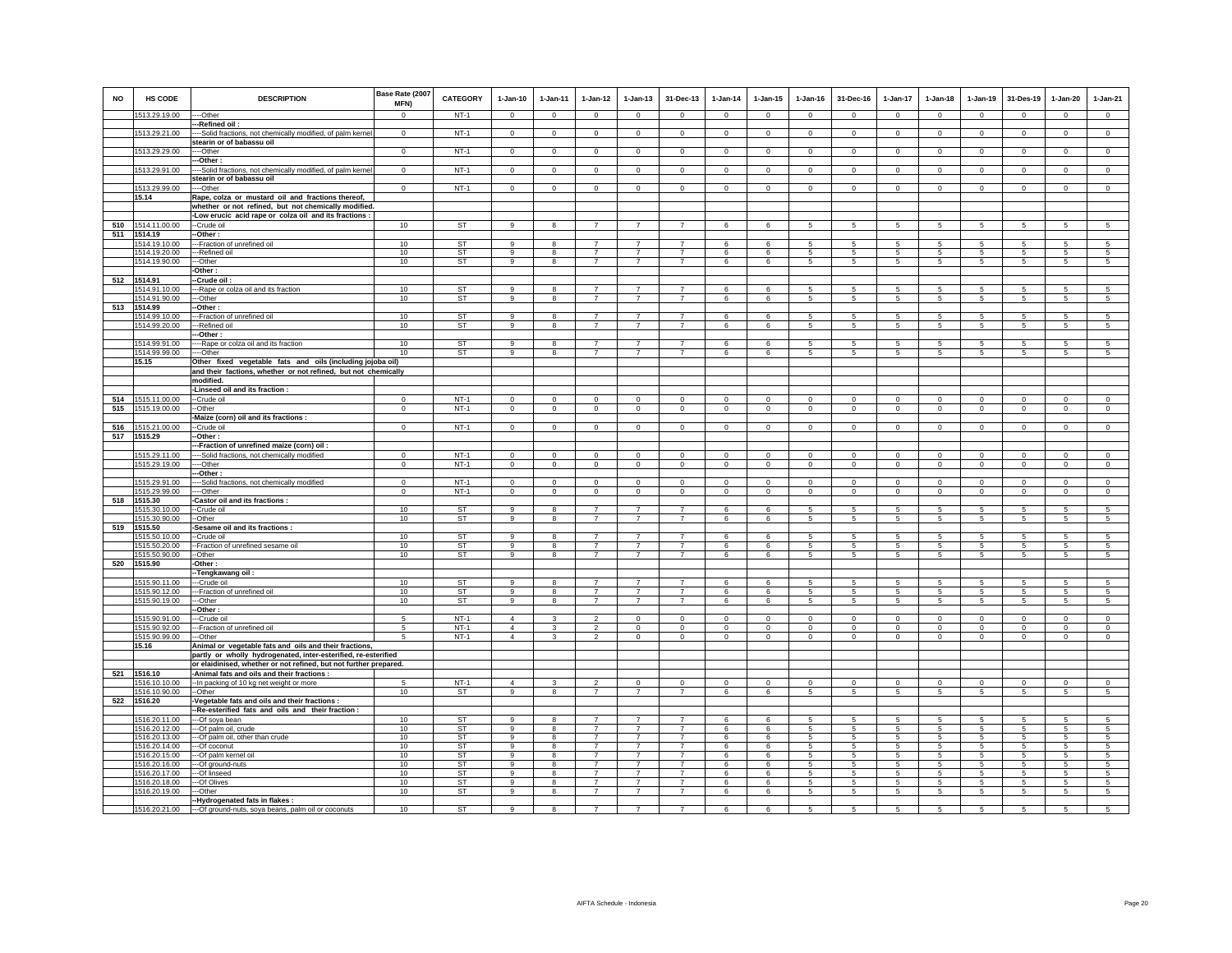| NO | HS CODE | DESCRIPTION | Base Rate (2007 MFN) | CATEGORY | 1-Jan-10 | 1-Jan-11 | 1-Jan-12 | 1-Jan-13 | 31-Dec-13 | 1-Jan-14 | 1-Jan-15 | 1-Jan-16 | 31-Dec-16 | 1-Jan-17 | 1-Jan-18 | 1-Jan-19 | 31-Des-19 | 1-Jan-20 | 1-Jan-21 |
|---|---|---|---|---|---|---|---|---|---|---|---|---|---|---|---|---|---|---|---|
| | 1513.29.19.00 | ----Other | 0 | NT-1 | 0 | 0 | 0 | 0 | 0 | 0 | 0 | 0 | 0 | 0 | 0 | 0 | 0 | 0 | 0 |
| | | ---Refined oil : | | | | | | | | | | | | | | | | | |
| | 1513.29.21.00 | ----Solid fractions, not chemically modified, of palm kernel stearin or of babassu oil | 0 | NT-1 | 0 | 0 | 0 | 0 | 0 | 0 | 0 | 0 | 0 | 0 | 0 | 0 | 0 | 0 | 0 |
| | 1513.29.29.00 | ----Other | 0 | NT-1 | 0 | 0 | 0 | 0 | 0 | 0 | 0 | 0 | 0 | 0 | 0 | 0 | 0 | 0 | 0 |
| | | ---Other : | | | | | | | | | | | | | | | | | |
| | 1513.29.91.00 | ----Solid fractions, not chemically modified, of palm kernel stearin or of babassu oil | 0 | NT-1 | 0 | 0 | 0 | 0 | 0 | 0 | 0 | 0 | 0 | 0 | 0 | 0 | 0 | 0 | 0 |
| | 1513.29.99.00 | ----Other | 0 | NT-1 | 0 | 0 | 0 | 0 | 0 | 0 | 0 | 0 | 0 | 0 | 0 | 0 | 0 | 0 | 0 |
| | 15.14 | Rape, colza or mustard oil and fractions thereof, whether or not refined, but not chemically modified. | | | | | | | | | | | | | | | | | |
| | | -Low erucic acid rape or colza oil and its fractions : | | | | | | | | | | | | | | | | | |
| 510 | 1514.11.00.00 | --Crude oil | 10 | ST | 9 | 8 | 7 | 7 | 7 | 6 | 6 | 5 | 5 | 5 | 5 | 5 | 5 | 5 | 5 |
| 511 | 1514.19 | --Other : | | | | | | | | | | | | | | | | | |
| | 1514.19.10.00 | ---Fraction of unrefined oil | 10 | ST | 9 | 8 | 7 | 7 | 7 | 6 | 6 | 5 | 5 | 5 | 5 | 5 | 5 | 5 | 5 |
| | 1514.19.20.00 | ---Refined oil | 10 | ST | 9 | 8 | 7 | 7 | 7 | 6 | 6 | 5 | 5 | 5 | 5 | 5 | 5 | 5 | 5 |
| | 1514.19.90.00 | ---Other | 10 | ST | 9 | 8 | 7 | 7 | 7 | 6 | 6 | 5 | 5 | 5 | 5 | 5 | 5 | 5 | 5 |
| | | -Other : | | | | | | | | | | | | | | | | | |
| 512 | 1514.91 | --Crude oil : | | | | | | | | | | | | | | | | | |
| | 1514.91.10.00 | ---Rape or colza oil and its fraction | 10 | ST | 9 | 8 | 7 | 7 | 7 | 6 | 6 | 5 | 5 | 5 | 5 | 5 | 5 | 5 | 5 |
| | 1514.91.90.00 | ---Other | 10 | ST | 9 | 8 | 7 | 7 | 7 | 6 | 6 | 5 | 5 | 5 | 5 | 5 | 5 | 5 | 5 |
| 513 | 1514.99 | --Other : | | | | | | | | | | | | | | | | | |
| | 1514.99.10.00 | ---Fraction of unrefined oil | 10 | ST | 9 | 8 | 7 | 7 | 7 | 6 | 6 | 5 | 5 | 5 | 5 | 5 | 5 | 5 | 5 |
| | 1514.99.20.00 | ---Refined oil | 10 | ST | 9 | 8 | 7 | 7 | 7 | 6 | 6 | 5 | 5 | 5 | 5 | 5 | 5 | 5 | 5 |
| | | ---Other : | | | | | | | | | | | | | | | | | |
| | 1514.99.91.00 | ----Rape or colza oil and its fraction | 10 | ST | 9 | 8 | 7 | 7 | 7 | 6 | 6 | 5 | 5 | 5 | 5 | 5 | 5 | 5 | 5 |
| | 1514.99.99.00 | ----Other | 10 | ST | 9 | 8 | 7 | 7 | 7 | 6 | 6 | 5 | 5 | 5 | 5 | 5 | 5 | 5 | 5 |
| | 15.15 | Other fixed vegetable fats and oils (including jojoba oil) and their factions, whether or not refined, but not chemically modified. | | | | | | | | | | | | | | | | | |
| | | -Linseed oil and its fraction : | | | | | | | | | | | | | | | | | |
| 514 | 1515.11.00.00 | --Crude oil | 0 | NT-1 | 0 | 0 | 0 | 0 | 0 | 0 | 0 | 0 | 0 | 0 | 0 | 0 | 0 | 0 | 0 |
| 515 | 1515.19.00.00 | --Other | 0 | NT-1 | 0 | 0 | 0 | 0 | 0 | 0 | 0 | 0 | 0 | 0 | 0 | 0 | 0 | 0 | 0 |
| | | -Maize (corn) oil and its fractions : | | | | | | | | | | | | | | | | | |
| 516 | 1515.21.00.00 | --Crude oil | 0 | NT-1 | 0 | 0 | 0 | 0 | 0 | 0 | 0 | 0 | 0 | 0 | 0 | 0 | 0 | 0 | 0 |
| 517 | 1515.29 | --Other : | | | | | | | | | | | | | | | | | |
| | | ---Fraction of unrefined maize (corn) oil : | | | | | | | | | | | | | | | | | |
| | 1515.29.11.00 | ----Solid fractions, not chemically modified | 0 | NT-1 | 0 | 0 | 0 | 0 | 0 | 0 | 0 | 0 | 0 | 0 | 0 | 0 | 0 | 0 | 0 |
| | 1515.29.19.00 | ----Other | 0 | NT-1 | 0 | 0 | 0 | 0 | 0 | 0 | 0 | 0 | 0 | 0 | 0 | 0 | 0 | 0 | 0 |
| | | ---Other : | | | | | | | | | | | | | | | | | |
| | 1515.29.91.00 | ----Solid fractions, not chemically modified | 0 | NT-1 | 0 | 0 | 0 | 0 | 0 | 0 | 0 | 0 | 0 | 0 | 0 | 0 | 0 | 0 | 0 |
| | 1515.29.99.00 | ----Other | 0 | NT-1 | 0 | 0 | 0 | 0 | 0 | 0 | 0 | 0 | 0 | 0 | 0 | 0 | 0 | 0 | 0 |
| 518 | 1515.30 | -Castor oil and its fractions : | | | | | | | | | | | | | | | | | |
| | 1515.30.10.00 | --Crude oil | 10 | ST | 9 | 8 | 7 | 7 | 7 | 6 | 6 | 5 | 5 | 5 | 5 | 5 | 5 | 5 | 5 |
| | 1515.30.90.00 | --Other | 10 | ST | 9 | 8 | 7 | 7 | 7 | 6 | 6 | 5 | 5 | 5 | 5 | 5 | 5 | 5 | 5 |
| 519 | 1515.50 | -Sesame oil and its fractions : | | | | | | | | | | | | | | | | | |
| | 1515.50.10.00 | --Crude oil | 10 | ST | 9 | 8 | 7 | 7 | 7 | 6 | 6 | 5 | 5 | 5 | 5 | 5 | 5 | 5 | 5 |
| | 1515.50.20.00 | --Fraction of unrefined sesame oil | 10 | ST | 9 | 8 | 7 | 7 | 7 | 6 | 6 | 5 | 5 | 5 | 5 | 5 | 5 | 5 | 5 |
| | 1515.50.90.00 | --Other | 10 | ST | 9 | 8 | 7 | 7 | 7 | 6 | 6 | 5 | 5 | 5 | 5 | 5 | 5 | 5 | 5 |
| 520 | 1515.90 | -Other : | | | | | | | | | | | | | | | | | |
| | | --Tengkawang oil : | | | | | | | | | | | | | | | | | |
| | 1515.90.11.00 | ---Crude oil | 10 | ST | 9 | 8 | 7 | 7 | 7 | 6 | 6 | 5 | 5 | 5 | 5 | 5 | 5 | 5 | 5 |
| | 1515.90.12.00 | ---Fraction of unrefined oil | 10 | ST | 9 | 8 | 7 | 7 | 7 | 6 | 6 | 5 | 5 | 5 | 5 | 5 | 5 | 5 | 5 |
| | 1515.90.19.00 | ---Other | 10 | ST | 9 | 8 | 7 | 7 | 7 | 6 | 6 | 5 | 5 | 5 | 5 | 5 | 5 | 5 | 5 |
| | | --Other : | | | | | | | | | | | | | | | | | |
| | 1515.90.91.00 | ---Crude oil | 5 | NT-1 | 4 | 3 | 2 | 0 | 0 | 0 | 0 | 0 | 0 | 0 | 0 | 0 | 0 | 0 | 0 |
| | 1515.90.92.00 | ---Fraction of unrefined oil | 5 | NT-1 | 4 | 3 | 2 | 0 | 0 | 0 | 0 | 0 | 0 | 0 | 0 | 0 | 0 | 0 | 0 |
| | 1515.90.99.00 | ---Other | 5 | NT-1 | 4 | 3 | 2 | 0 | 0 | 0 | 0 | 0 | 0 | 0 | 0 | 0 | 0 | 0 | 0 |
| | 15.16 | Animal or vegetable fats and oils and their fractions, partly or wholly hydrogenated, inter-esterified, re-esterified or elaidinised, whether or not refined, but not further prepared. | | | | | | | | | | | | | | | | | |
| 521 | 1516.10 | -Animal fats and oils and their fractions : | | | | | | | | | | | | | | | | | |
| | 1516.10.10.00 | --In packing of 10 kg net weight or more | 5 | NT-1 | 4 | 3 | 2 | 0 | 0 | 0 | 0 | 0 | 0 | 0 | 0 | 0 | 0 | 0 | 0 |
| | 1516.10.90.00 | --Other | 10 | ST | 9 | 8 | 7 | 7 | 7 | 6 | 6 | 5 | 5 | 5 | 5 | 5 | 5 | 5 | 5 |
| 522 | 1516.20 | -Vegetable fats and oils and their fractions : | | | | | | | | | | | | | | | | | |
| | | --Re-esterified fats and oils and their fraction : | | | | | | | | | | | | | | | | | |
| | 1516.20.11.00 | ---Of soya bean | 10 | ST | 9 | 8 | 7 | 7 | 7 | 6 | 6 | 5 | 5 | 5 | 5 | 5 | 5 | 5 | 5 |
| | 1516.20.12.00 | ---Of palm oil, crude | 10 | ST | 9 | 8 | 7 | 7 | 7 | 6 | 6 | 5 | 5 | 5 | 5 | 5 | 5 | 5 | 5 |
| | 1516.20.13.00 | ---Of palm oil, other than crude | 10 | ST | 9 | 8 | 7 | 7 | 7 | 6 | 6 | 5 | 5 | 5 | 5 | 5 | 5 | 5 | 5 |
| | 1516.20.14.00 | ---Of coconut | 10 | ST | 9 | 8 | 7 | 7 | 7 | 6 | 6 | 5 | 5 | 5 | 5 | 5 | 5 | 5 | 5 |
| | 1516.20.15.00 | ---Of palm kernel oil | 10 | ST | 9 | 8 | 7 | 7 | 7 | 6 | 6 | 5 | 5 | 5 | 5 | 5 | 5 | 5 | 5 |
| | 1516.20.16.00 | ---Of ground-nuts | 10 | ST | 9 | 8 | 7 | 7 | 7 | 6 | 6 | 5 | 5 | 5 | 5 | 5 | 5 | 5 | 5 |
| | 1516.20.17.00 | ---Of linseed | 10 | ST | 9 | 8 | 7 | 7 | 7 | 6 | 6 | 5 | 5 | 5 | 5 | 5 | 5 | 5 | 5 |
| | 1516.20.18.00 | ---Of Olives | 10 | ST | 9 | 8 | 7 | 7 | 7 | 6 | 6 | 5 | 5 | 5 | 5 | 5 | 5 | 5 | 5 |
| | 1516.20.19.00 | ---Other | 10 | ST | 9 | 8 | 7 | 7 | 7 | 6 | 6 | 5 | 5 | 5 | 5 | 5 | 5 | 5 | 5 |
| | | --Hydrogenated fats in flakes : | | | | | | | | | | | | | | | | | |
| | 1516.20.21.00 | ---Of ground-nuts, soya beans, palm oil or coconuts | 10 | ST | 9 | 8 | 7 | 7 | 7 | 6 | 6 | 5 | 5 | 5 | 5 | 5 | 5 | 5 | 5 |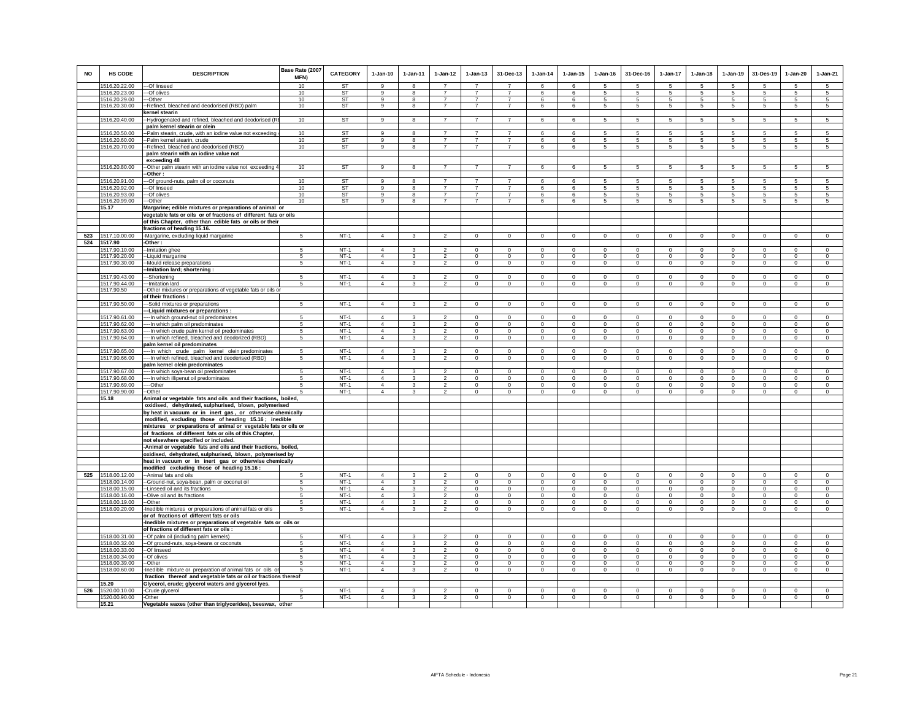| NO | HS CODE | DESCRIPTION | Base Rate (2007 MFN) | CATEGORY | 1-Jan-10 | 1-Jan-11 | 1-Jan-12 | 1-Jan-13 | 31-Dec-13 | 1-Jan-14 | 1-Jan-15 | 1-Jan-16 | 31-Dec-16 | 1-Jan-17 | 1-Jan-18 | 1-Jan-19 | 31-Des-19 | 1-Jan-20 | 1-Jan-21 |
|---|---|---|---|---|---|---|---|---|---|---|---|---|---|---|---|---|---|---|---|
| | 1516.20.22.00 | ---Of linseed | 10 | ST | 9 | 8 | 7 | 7 | 7 | 6 | 6 | 5 | 5 | 5 | 5 | 5 | 5 | 5 | 5 |
| | 1516.20.23.00 | ---Of olives | 10 | ST | 9 | 8 | 7 | 7 | 7 | 6 | 6 | 5 | 5 | 5 | 5 | 5 | 5 | 5 | 5 |
| | 1516.20.29.00 | ---Other | 10 | ST | 9 | 8 | 7 | 7 | 7 | 6 | 6 | 5 | 5 | 5 | 5 | 5 | 5 | 5 | 5 |
| | 1516.20.30.00 | --Refined, bleached and deodorised (RBD) palm | 10 | ST | 9 | 8 | 7 | 7 | 7 | 6 | 6 | 5 | 5 | 5 | 5 | 5 | 5 | 5 | 5 |
| | | kernel stearin | | | | | | | | | | | | | | | | | |
| | 1516.20.40.00 | --Hydrogenated and refined, bleached and deodorised (RI | 10 | ST | 9 | 8 | 7 | 7 | 7 | 6 | 6 | 5 | 5 | 5 | 5 | 5 | 5 | 5 | 5 |
| | | palm kernel stearin or olein | | | | | | | | | | | | | | | | | |
| | 1516.20.50.00 | --Palm stearin, crude, with an iodine value not exceeding | 10 | ST | 9 | 8 | 7 | 7 | 7 | 6 | 6 | 5 | 5 | 5 | 5 | 5 | 5 | 5 | 5 |
| | 1516.20.60.00 | --Palm kernel stearin, crude | 10 | ST | 9 | 8 | 7 | 7 | 7 | 6 | 6 | 5 | 5 | 5 | 5 | 5 | 5 | 5 | 5 |
| | 1516.20.70.00 | --Refined, bleached and deodorised (RBD) | 10 | ST | 9 | 8 | 7 | 7 | 7 | 6 | 6 | 5 | 5 | 5 | 5 | 5 | 5 | 5 | 5 |
| | | palm stearin with an iodine value not | | | | | | | | | | | | | | | | | |
| | | exceeding 48 | | | | | | | | | | | | | | | | | |
| | 1516.20.80.00 | --Other palm stearin with an iodine value not exceeding 4 | 10 | ST | 9 | 8 | 7 | 7 | 7 | 6 | 6 | 5 | 5 | 5 | 5 | 5 | 5 | 5 | 5 |
| | | --Other : | | | | | | | | | | | | | | | | | |
| | 1516.20.91.00 | ---Of ground-nuts, palm oil or coconuts | 10 | ST | 9 | 8 | 7 | 7 | 7 | 6 | 6 | 5 | 5 | 5 | 5 | 5 | 5 | 5 | 5 |
| | 1516.20.92.00 | ---Of linseed | 10 | ST | 9 | 8 | 7 | 7 | 7 | 6 | 6 | 5 | 5 | 5 | 5 | 5 | 5 | 5 | 5 |
| | 1516.20.93.00 | ---Of olives | 10 | ST | 9 | 8 | 7 | 7 | 7 | 6 | 6 | 5 | 5 | 5 | 5 | 5 | 5 | 5 | 5 |
| | 1516.20.99.00 | ---Other | 10 | ST | 9 | 8 | 7 | 7 | 7 | 6 | 6 | 5 | 5 | 5 | 5 | 5 | 5 | 5 | 5 |
| | 15.17 | Margarine; edible mixtures or preparations of animal or | | | | | | | | | | | | | | | | | |
| | | vegetable fats or oils or of fractions of different fats or oils | | | | | | | | | | | | | | | | | |
| | | of this Chapter, other than edible fats or oils or their | | | | | | | | | | | | | | | | | |
| | | fractions of heading 15.16. | | | | | | | | | | | | | | | | | |
| 523 | 1517.10.00.00 | -Margarine, excluding liquid margarine | 5 | NT-1 | 4 | 3 | 2 | 0 | 0 | 0 | 0 | 0 | 0 | 0 | 0 | 0 | 0 | 0 | 0 |
| 524 | 1517.90 | -Other : | | | | | | | | | | | | | | | | | |
| | 1517.90.10.00 | --Imitation ghee | 5 | NT-1 | 4 | 3 | 2 | 0 | 0 | 0 | 0 | 0 | 0 | 0 | 0 | 0 | 0 | 0 | 0 |
| | 1517.90.20.00 | --Liquid margarine | 5 | NT-1 | 4 | 3 | 2 | 0 | 0 | 0 | 0 | 0 | 0 | 0 | 0 | 0 | 0 | 0 | 0 |
| | 1517.90.30.00 | --Mould release preparations | 5 | NT-1 | 4 | 3 | 2 | 0 | 0 | 0 | 0 | 0 | 0 | 0 | 0 | 0 | 0 | 0 | 0 |
| | | --Imitation lard; shortening : | | | | | | | | | | | | | | | | | |
| | 1517.90.43.00 | ---Shortening | 5 | NT-1 | 4 | 3 | 2 | 0 | 0 | 0 | 0 | 0 | 0 | 0 | 0 | 0 | 0 | 0 | 0 |
| | 1517.90.44.00 | ---Imitation lard | 5 | NT-1 | 4 | 3 | 2 | 0 | 0 | 0 | 0 | 0 | 0 | 0 | 0 | 0 | 0 | 0 | 0 |
| | 1517.90.50 | --Other mixtures or preparations of vegetable fats or oils or | | | | | | | | | | | | | | | | | |
| | | of their fractions : | | | | | | | | | | | | | | | | | |
| | 1517.90.50.00 | ---Solid mixtures or preparations | 5 | NT-1 | 4 | 3 | 2 | 0 | 0 | 0 | 0 | 0 | 0 | 0 | 0 | 0 | 0 | 0 | 0 |
| | | ---Liquid mixtures or preparations : | | | | | | | | | | | | | | | | | |
| | 1517.90.61.00 | ----In which ground-nut oil predominates | 5 | NT-1 | 4 | 3 | 2 | 0 | 0 | 0 | 0 | 0 | 0 | 0 | 0 | 0 | 0 | 0 | 0 |
| | 1517.90.62.00 | ----In which palm oil predominates | 5 | NT-1 | 4 | 3 | 2 | 0 | 0 | 0 | 0 | 0 | 0 | 0 | 0 | 0 | 0 | 0 | 0 |
| | 1517.90.63.00 | ----In which crude palm kernel oil predominates | 5 | NT-1 | 4 | 3 | 2 | 0 | 0 | 0 | 0 | 0 | 0 | 0 | 0 | 0 | 0 | 0 | 0 |
| | 1517.90.64.00 | ----In which refined, bleached and deodorized (RBD) | 5 | NT-1 | 4 | 3 | 2 | 0 | 0 | 0 | 0 | 0 | 0 | 0 | 0 | 0 | 0 | 0 | 0 |
| | | palm kernel oil predominates | | | | | | | | | | | | | | | | | |
| | 1517.90.65.00 | ----In which crude palm kernel olein predominates | 5 | NT-1 | 4 | 3 | 2 | 0 | 0 | 0 | 0 | 0 | 0 | 0 | 0 | 0 | 0 | 0 | 0 |
| | 1517.90.66.00 | ----In which refined, bleached and deoderised (RBD) | 5 | NT-1 | 4 | 3 | 2 | 0 | 0 | 0 | 0 | 0 | 0 | 0 | 0 | 0 | 0 | 0 | 0 |
| | | palm kernel olein predominates | | | | | | | | | | | | | | | | | |
| | 1517.90.67.00 | ----In which soya-bean oil predominates | 5 | NT-1 | 4 | 3 | 2 | 0 | 0 | 0 | 0 | 0 | 0 | 0 | 0 | 0 | 0 | 0 | 0 |
| | 1517.90.68.00 | ----In which illipenut oil predominates | 5 | NT-1 | 4 | 3 | 2 | 0 | 0 | 0 | 0 | 0 | 0 | 0 | 0 | 0 | 0 | 0 | 0 |
| | 1517.90.69.00 | ----Other | 5 | NT-1 | 4 | 3 | 2 | 0 | 0 | 0 | 0 | 0 | 0 | 0 | 0 | 0 | 0 | 0 | 0 |
| | 1517.90.90.00 | --Other | 5 | NT-1 | 4 | 3 | 2 | 0 | 0 | 0 | 0 | 0 | 0 | 0 | 0 | 0 | 0 | 0 | 0 |
| | 15.18 | Animal or vegetable fats and oils and their fractions, boiled, | | | | | | | | | | | | | | | | | |
| | | oxidised, dehydrated, sulphurised, blown, polymerised | | | | | | | | | | | | | | | | | |
| | | by heat in vacuum or in inert gas , or otherwise chemically | | | | | | | | | | | | | | | | | |
| | | modified, excluding those of heading 15.16 ; inedible | | | | | | | | | | | | | | | | | |
| | | mixtures or preparations of animal or vegetable fats or oils or | | | | | | | | | | | | | | | | | |
| | | of fractions of different fats or oils of this Chapter, | | | | | | | | | | | | | | | | | |
| | | not elsewhere specified or included. | | | | | | | | | | | | | | | | | |
| | | -Animal or vegetable fats and oils and their fractions, boiled, | | | | | | | | | | | | | | | | | |
| | | oxidised, dehydrated, sulphurised, blown, polymerised by | | | | | | | | | | | | | | | | | |
| | | heat in vacuum or in inert gas or otherwise chemically | | | | | | | | | | | | | | | | | |
| | | modified excluding those of heading 15.16 : | | | | | | | | | | | | | | | | | |
| 525 | 1518.00.12.00 | --Animal fats and oils | 5 | NT-1 | 4 | 3 | 2 | 0 | 0 | 0 | 0 | 0 | 0 | 0 | 0 | 0 | 0 | 0 | 0 |
| | 1518.00.14.00 | --Ground-nut, soya-bean, palm or coconut oil | 5 | NT-1 | 4 | 3 | 2 | 0 | 0 | 0 | 0 | 0 | 0 | 0 | 0 | 0 | 0 | 0 | 0 |
| | 1518.00.15.00 | --Linseed oil and its fractions | 5 | NT-1 | 4 | 3 | 2 | 0 | 0 | 0 | 0 | 0 | 0 | 0 | 0 | 0 | 0 | 0 | 0 |
| | 1518.00.16.00 | --Olive oil and its fractions | 5 | NT-1 | 4 | 3 | 2 | 0 | 0 | 0 | 0 | 0 | 0 | 0 | 0 | 0 | 0 | 0 | 0 |
| | 1518.00.19.00 | --Other | 5 | NT-1 | 4 | 3 | 2 | 0 | 0 | 0 | 0 | 0 | 0 | 0 | 0 | 0 | 0 | 0 | 0 |
| | 1518.00.20.00 | -Inedible mixtures or preparations of animal fats or oils | 5 | NT-1 | 4 | 3 | 2 | 0 | 0 | 0 | 0 | 0 | 0 | 0 | 0 | 0 | 0 | 0 | 0 |
| | | or of fractions of different fats or oils | | | | | | | | | | | | | | | | | |
| | | -Inedible mixtures or preparations of vegetable fats or oils or | | | | | | | | | | | | | | | | | |
| | | of fractions of different fats or oils : | | | | | | | | | | | | | | | | | |
| | 1518.00.31.00 | --Of palm oil (including palm kernels) | 5 | NT-1 | 4 | 3 | 2 | 0 | 0 | 0 | 0 | 0 | 0 | 0 | 0 | 0 | 0 | 0 | 0 |
| | 1518.00.32.00 | --Of ground-nuts, soya-beans or coconuts | 5 | NT-1 | 4 | 3 | 2 | 0 | 0 | 0 | 0 | 0 | 0 | 0 | 0 | 0 | 0 | 0 | 0 |
| | 1518.00.33.00 | --Of linseed | 5 | NT-1 | 4 | 3 | 2 | 0 | 0 | 0 | 0 | 0 | 0 | 0 | 0 | 0 | 0 | 0 | 0 |
| | 1518.00.34.00 | --Of olives | 5 | NT-1 | 4 | 3 | 2 | 0 | 0 | 0 | 0 | 0 | 0 | 0 | 0 | 0 | 0 | 0 | 0 |
| | 1518.00.39.00 | --Other | 5 | NT-1 | 4 | 3 | 2 | 0 | 0 | 0 | 0 | 0 | 0 | 0 | 0 | 0 | 0 | 0 | 0 |
| | 1518.00.60.00 | -Inedible mixture or preparation of animal fats or oils or | 5 | NT-1 | 4 | 3 | 2 | 0 | 0 | 0 | 0 | 0 | 0 | 0 | 0 | 0 | 0 | 0 | 0 |
| | | fraction thereof and vegetable fats or oil or fractions thereof | | | | | | | | | | | | | | | | | |
| | 15.20 | Glycerol, crude; glycerol waters and glycerol lyes. | | | | | | | | | | | | | | | | | |
| 526 | 1520.00.10.00 | -Crude glycerol | 5 | NT-1 | 4 | 3 | 2 | 0 | 0 | 0 | 0 | 0 | 0 | 0 | 0 | 0 | 0 | 0 | 0 |
| | 1520.00.90.00 | -Other | 5 | NT-1 | 4 | 3 | 2 | 0 | 0 | 0 | 0 | 0 | 0 | 0 | 0 | 0 | 0 | 0 | 0 |
| | 15.21 | Vegetable waxes (other than triglycerides), beeswax, other | | | | | | | | | | | | | | | | | |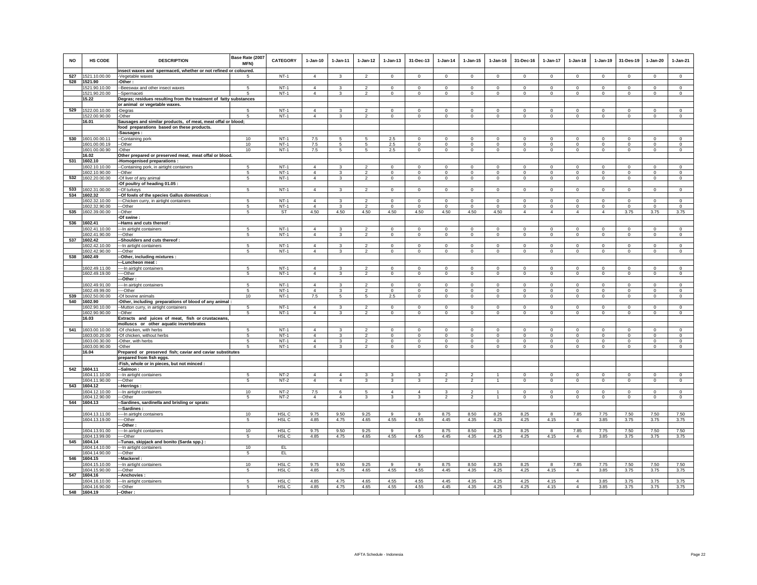| NO | HS CODE | DESCRIPTION | Base Rate (2007 MFN) | CATEGORY | 1-Jan-10 | 1-Jan-11 | 1-Jan-12 | 1-Jan-13 | 31-Dec-13 | 1-Jan-14 | 1-Jan-15 | 1-Jan-16 | 31-Dec-16 | 1-Jan-17 | 1-Jan-18 | 1-Jan-19 | 31-Des-19 | 1-Jan-20 | 1-Jan-21 |
|---|---|---|---|---|---|---|---|---|---|---|---|---|---|---|---|---|---|---|---|
| | | insect waxes and spermaceti, whether or not refined or coloured. | | | | | | | | | | | | | | | | | |
| 527 | 1521.10.00.00 | -Vegetable waxes | 5 | NT-1 | 4 | 3 | 2 | 0 | 0 | 0 | 0 | 0 | 0 | 0 | 0 | 0 | 0 | 0 | 0 |
| 528 | 1521.90 | -Other : | | | | | | | | | | | | | | | | | |
| | 1521.90.10.00 | --Beeswax and other insect waxes | 5 | NT-1 | 4 | 3 | 2 | 0 | 0 | 0 | 0 | 0 | 0 | 0 | 0 | 0 | 0 | 0 | 0 |
| | 1521.90.20.00 | --Spermaceti | 5 | NT-1 | 4 | 3 | 2 | 0 | 0 | 0 | 0 | 0 | 0 | 0 | 0 | 0 | 0 | 0 | 0 |
| | 15.22 | Degras; residues resulting from the treatment of fatty substances or animal or vegetable waxes. | | | | | | | | | | | | | | | | | |
| 529 | 1522.00.10.00 | -Degras | 5 | NT-1 | 4 | 3 | 2 | 0 | 0 | 0 | 0 | 0 | 0 | 0 | 0 | 0 | 0 | 0 | 0 |
| | 1522.00.90.00 | -Other | 5 | NT-1 | 4 | 3 | 2 | 0 | 0 | 0 | 0 | 0 | 0 | 0 | 0 | 0 | 0 | 0 | 0 |
| | 16.01 | Sausages and similar products, of meat, meat offal or blood; food preparations based on these products. | | | | | | | | | | | | | | | | | |
| | | -Sausages : | | | | | | | | | | | | | | | | | |
| 530 | 1601.00.00.11 | --Containing pork | 10 | NT-1 | 7.5 | 5 | 5 | 2.5 | 0 | 0 | 0 | 0 | 0 | 0 | 0 | 0 | 0 | 0 | 0 |
| | 1601.00.00.19 | --Other | 10 | NT-1 | 7.5 | 5 | 5 | 2.5 | 0 | 0 | 0 | 0 | 0 | 0 | 0 | 0 | 0 | 0 | 0 |
| | 1601.00.00.90 | -Other | 10 | NT-1 | 7.5 | 5 | 5 | 2.5 | 0 | 0 | 0 | 0 | 0 | 0 | 0 | 0 | 0 | 0 | 0 |
| | 16.02 | Other prepared or preserved meat, meat offal or blood. | | | | | | | | | | | | | | | | | |
| 531 | 1602.10 | -Homogenised preparations : | | | | | | | | | | | | | | | | | |
| | 1602.10.10.00 | --Containing pork, in airtight containers | 5 | NT-1 | 4 | 3 | 2 | 0 | 0 | 0 | 0 | 0 | 0 | 0 | 0 | 0 | 0 | 0 | 0 |
| | 1602.10.90.00 | --Other | 5 | NT-1 | 4 | 3 | 2 | 0 | 0 | 0 | 0 | 0 | 0 | 0 | 0 | 0 | 0 | 0 | 0 |
| 532 | 1602.20.00.00 | -Of liver of any animal | 5 | NT-1 | 4 | 3 | 2 | 0 | 0 | 0 | 0 | 0 | 0 | 0 | 0 | 0 | 0 | 0 | 0 |
| | | -Of poultry of heading 01.05 : | | | | | | | | | | | | | | | | | |
| 533 | 1602.31.00.00 | --Of turkeys | 5 | NT-1 | 4 | 3 | 2 | 0 | 0 | 0 | 0 | 0 | 0 | 0 | 0 | 0 | 0 | 0 | 0 |
| 534 | 1602.32 | --Of fowls of the species Gallus domesticus : | | | | | | | | | | | | | | | | | |
| | 1602.32.10.00 | ---Chicken curry, in airtight containers | 5 | NT-1 | 4 | 3 | 2 | 0 | 0 | 0 | 0 | 0 | 0 | 0 | 0 | 0 | 0 | 0 | 0 |
| | 1602.32.90.00 | ---Other | 5 | NT-1 | 4 | 3 | 2 | 0 | 0 | 0 | 0 | 0 | 0 | 0 | 0 | 0 | 0 | 0 | 0 |
| 535 | 1602.39.00.00 | --Other | 5 | ST | 4.50 | 4.50 | 4.50 | 4.50 | 4.50 | 4.50 | 4.50 | 4.50 | 4 | 4 | 4 | 4 | 3.75 | 3.75 | 3.75 |
| | | -Of swine : | | | | | | | | | | | | | | | | | |
| 536 | 1602.41 | --Hams and cuts thereof : | | | | | | | | | | | | | | | | | |
| | 1602.41.10.00 | ---In airtight containers | 5 | NT-1 | 4 | 3 | 2 | 0 | 0 | 0 | 0 | 0 | 0 | 0 | 0 | 0 | 0 | 0 | 0 |
| | 1602.41.90.00 | ---Other | 5 | NT-1 | 4 | 3 | 2 | 0 | 0 | 0 | 0 | 0 | 0 | 0 | 0 | 0 | 0 | 0 | 0 |
| 537 | 1602.42 | --Shoulders and cuts thereof : | | | | | | | | | | | | | | | | | |
| | 1602.42.10.00 | ---In airtight containers | 5 | NT-1 | 4 | 3 | 2 | 0 | 0 | 0 | 0 | 0 | 0 | 0 | 0 | 0 | 0 | 0 | 0 |
| | 1602.42.90.00 | ---Other | 5 | NT-1 | 4 | 3 | 2 | 0 | 0 | 0 | 0 | 0 | 0 | 0 | 0 | 0 | 0 | 0 | 0 |
| 538 | 1602.49 | --Other, including mixtures : | | | | | | | | | | | | | | | | | |
| | | ---Luncheon meat : | | | | | | | | | | | | | | | | | |
| | 1602.49.11.00 | ----In airtight containers | 5 | NT-1 | 4 | 3 | 2 | 0 | 0 | 0 | 0 | 0 | 0 | 0 | 0 | 0 | 0 | 0 | 0 |
| | 1602.49.19.00 | ----Other | 5 | NT-1 | 4 | 3 | 2 | 0 | 0 | 0 | 0 | 0 | 0 | 0 | 0 | 0 | 0 | 0 | 0 |
| | | ---Other : | | | | | | | | | | | | | | | | | |
| | 1602.49.91.00 | ----In airtight containers | 5 | NT-1 | 4 | 3 | 2 | 0 | 0 | 0 | 0 | 0 | 0 | 0 | 0 | 0 | 0 | 0 | 0 |
| | 1602.49.99.00 | ----Other | 5 | NT-1 | 4 | 3 | 2 | 0 | 0 | 0 | 0 | 0 | 0 | 0 | 0 | 0 | 0 | 0 | 0 |
| 539 | 1602.50.00.00 | -Of bovine animals | 10 | NT-1 | 7.5 | 5 | 5 | 2.5 | 0 | 0 | 0 | 0 | 0 | 0 | 0 | 0 | 0 | 0 | 0 |
| 540 | 1602.90 | -Other, including preparations of blood of any animal : | | | | | | | | | | | | | | | | | |
| | 1602.90.10.00 | --Mutton curry, in airtight containers | 5 | NT-1 | 4 | 3 | 2 | 0 | 0 | 0 | 0 | 0 | 0 | 0 | 0 | 0 | 0 | 0 | 0 |
| | 1602.90.90.00 | --Other | 5 | NT-1 | 4 | 3 | 2 | 0 | 0 | 0 | 0 | 0 | 0 | 0 | 0 | 0 | 0 | 0 | 0 |
| | 16.03 | Extracts and juices of meat, fish or crustaceans, molluscs or other aquatic invertebrates | | | | | | | | | | | | | | | | | |
| 541 | 1603.00.10.00 | -Of chicken, with herbs | 5 | NT-1 | 4 | 3 | 2 | 0 | 0 | 0 | 0 | 0 | 0 | 0 | 0 | 0 | 0 | 0 | 0 |
| | 1603.00.20.00 | -Of chicken, without herbs | 5 | NT-1 | 4 | 3 | 2 | 0 | 0 | 0 | 0 | 0 | 0 | 0 | 0 | 0 | 0 | 0 | 0 |
| | 1603.00.30.00 | -Other, with herbs | 5 | NT-1 | 4 | 3 | 2 | 0 | 0 | 0 | 0 | 0 | 0 | 0 | 0 | 0 | 0 | 0 | 0 |
| | 1603.00.90.00 | -Other | 5 | NT-1 | 4 | 3 | 2 | 0 | 0 | 0 | 0 | 0 | 0 | 0 | 0 | 0 | 0 | 0 | 0 |
| | 16.04 | Prepared or preserved fish; caviar and caviar substitutes prepared from fish eggs. | | | | | | | | | | | | | | | | | |
| | | -Fish, whole or in pieces, but not minced : | | | | | | | | | | | | | | | | | |
| 542 | 1604.11 | --Salmon : | | | | | | | | | | | | | | | | | |
| | 1604.11.10.00 | ---In airtight containers | 5 | NT-2 | 4 | 4 | 3 | 3 | 3 | 2 | 2 | 1 | 0 | 0 | 0 | 0 | 0 | 0 | 0 |
| | 1604.11.90.00 | ---Other | 5 | NT-2 | 4 | 4 | 3 | 3 | 3 | 2 | 2 | 1 | 0 | 0 | 0 | 0 | 0 | 0 | 0 |
| 543 | 1604.12 | --Herrings : | | | | | | | | | | | | | | | | | |
| | 1604.12.10.00 | ---In airtight containers | 10 | NT-2 | 7.5 | 6 | 5 | 4 | 4 | 3 | 2 | 1 | 0 | 0 | 0 | 0 | 0 | 0 | 0 |
| | 1604.12.90.00 | ---Other | 5 | NT-2 | 4 | 4 | 3 | 3 | 3 | 2 | 2 | 1 | 0 | 0 | 0 | 0 | 0 | 0 | 0 |
| 544 | 1604.13 | --Sardines, sardinella and brisling or sprats: | | | | | | | | | | | | | | | | | |
| | | ---Sardines : | | | | | | | | | | | | | | | | | |
| | 1604.13.11.00 | ----In airtight containers | 10 | HSL C | 9.75 | 9.50 | 9.25 | 9 | 9 | 8.75 | 8.50 | 8.25 | 8.25 | 8 | 7.85 | 7.75 | 7.50 | 7.50 | 7.50 |
| | 1604.13.19.00 | ----Other | 5 | HSL C | 4.85 | 4.75 | 4.65 | 4.55 | 4.55 | 4.45 | 4.35 | 4.25 | 4.25 | 4.15 | 4 | 3.85 | 3.75 | 3.75 | 3.75 |
| | | ---Other : | | | | | | | | | | | | | | | | | |
| | 1604.13.91.00 | ----In airtight containers | 10 | HSL C | 9.75 | 9.50 | 9.25 | 9 | 9 | 8.75 | 8.50 | 8.25 | 8.25 | 8 | 7.85 | 7.75 | 7.50 | 7.50 | 7.50 |
| | 1604.13.99.00 | ----Other | 5 | HSL C | 4.85 | 4.75 | 4.65 | 4.55 | 4.55 | 4.45 | 4.35 | 4.25 | 4.25 | 4.15 | 4 | 3.85 | 3.75 | 3.75 | 3.75 |
| 545 | 1604.14 | --Tunas, skipjack and bonito (Sarda spp.) : | | | | | | | | | | | | | | | | | |
| | 1604.14.10.00 | ---In airtight containers | 10 | EL | | | | | | | | | | | | | | | |
| | 1604.14.90.00 | ---Other | 5 | EL | | | | | | | | | | | | | | | |
| 546 | 1604.15 | --Mackerel : | | | | | | | | | | | | | | | | | |
| | 1604.15.10.00 | ---In airtight containers | 10 | HSL C | 9.75 | 9.50 | 9.25 | 9 | 9 | 8.75 | 8.50 | 8.25 | 8.25 | 8 | 7.85 | 7.75 | 7.50 | 7.50 | 7.50 |
| | 1604.15.90.00 | ---Other | 5 | HSL C | 4.85 | 4.75 | 4.65 | 4.55 | 4.55 | 4.45 | 4.35 | 4.25 | 4.25 | 4.15 | 4 | 3.85 | 3.75 | 3.75 | 3.75 |
| 547 | 1604.16 | --Anchovies : | | | | | | | | | | | | | | | | | |
| | 1604.16.10.00 | ---In airtight containers | 5 | HSL C | 4.85 | 4.75 | 4.65 | 4.55 | 4.55 | 4.45 | 4.35 | 4.25 | 4.25 | 4.15 | 4 | 3.85 | 3.75 | 3.75 | 3.75 |
| | 1604.16.90.00 | ---Other | 5 | HSL C | 4.85 | 4.75 | 4.65 | 4.55 | 4.55 | 4.45 | 4.35 | 4.25 | 4.25 | 4.15 | 4 | 3.85 | 3.75 | 3.75 | 3.75 |
| 548 | 1604.19 | --Other : | | | | | | | | | | | | | | | | | |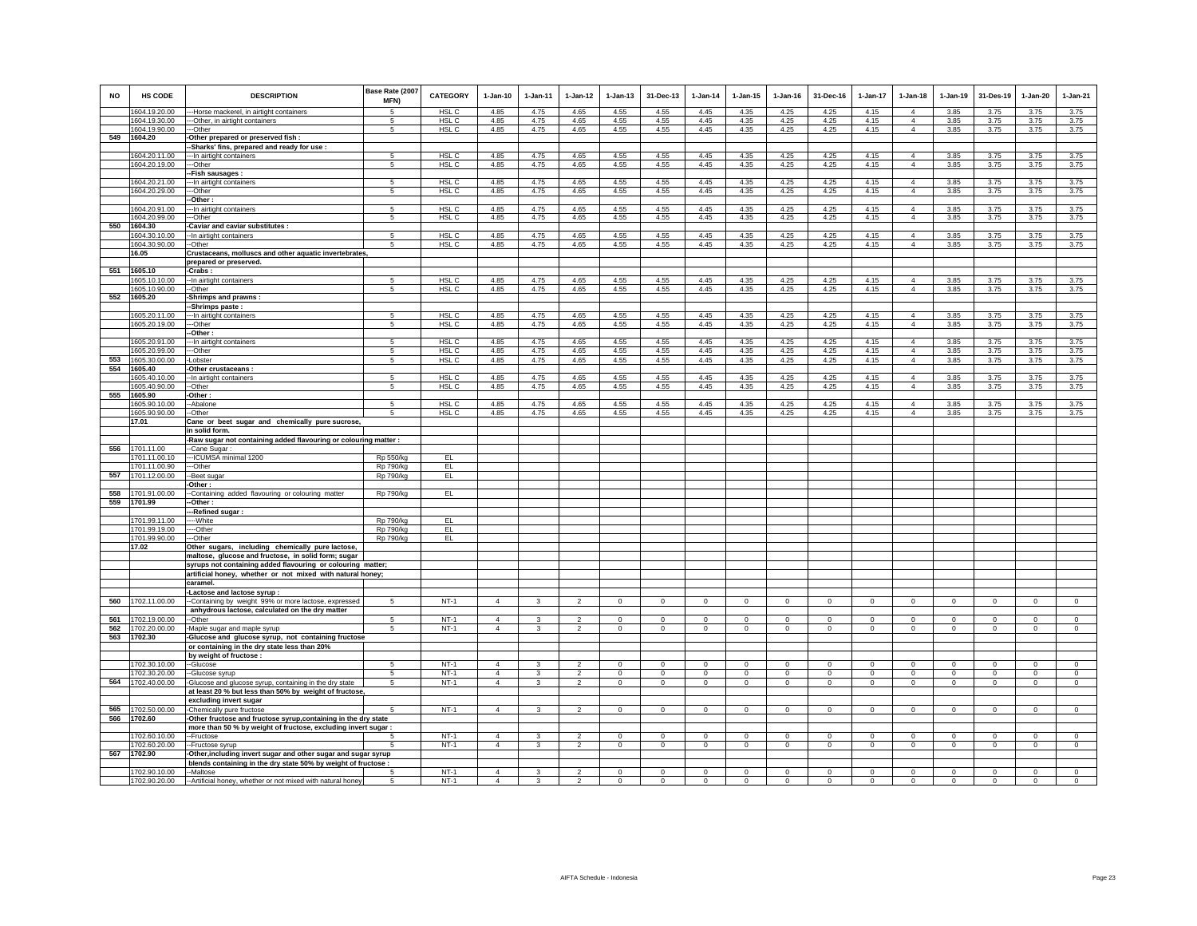| NO | HS CODE | DESCRIPTION | Base Rate (2007 MFN) | CATEGORY | 1-Jan-10 | 1-Jan-11 | 1-Jan-12 | 1-Jan-13 | 31-Dec-13 | 1-Jan-14 | 1-Jan-15 | 1-Jan-16 | 31-Dec-16 | 1-Jan-17 | 1-Jan-18 | 1-Jan-19 | 31-Des-19 | 1-Jan-20 | 1-Jan-21 |
|---|---|---|---|---|---|---|---|---|---|---|---|---|---|---|---|---|---|---|---|
| | 1604.19.20.00 | ---Horse mackerel, in airtight containers | 5 | HSL C | 4.85 | 4.75 | 4.65 | 4.55 | 4.55 | 4.45 | 4.35 | 4.25 | 4.25 | 4.15 | 4 | 3.85 | 3.75 | 3.75 | 3.75 |
| | 1604.19.30.00 | ---Other, in airtight containers | 5 | HSL C | 4.85 | 4.75 | 4.65 | 4.55 | 4.55 | 4.45 | 4.35 | 4.25 | 4.25 | 4.15 | 4 | 3.85 | 3.75 | 3.75 | 3.75 |
| | 1604.19.90.00 | ---Other | 5 | HSL C | 4.85 | 4.75 | 4.65 | 4.55 | 4.55 | 4.45 | 4.35 | 4.25 | 4.25 | 4.15 | 4 | 3.85 | 3.75 | 3.75 | 3.75 |
| 549 | 1604.20 | **-Other prepared or preserved fish :** | | | | | | | | | | | | | | | | | |
| | | **--Sharks' fins, prepared and ready for use :** | | | | | | | | | | | | | | | | | |
| | 1604.20.11.00 | ---In airtight containers | 5 | HSL C | 4.85 | 4.75 | 4.65 | 4.55 | 4.55 | 4.45 | 4.35 | 4.25 | 4.25 | 4.15 | 4 | 3.85 | 3.75 | 3.75 | 3.75 |
| | 1604.20.19.00 | ---Other | 5 | HSL C | 4.85 | 4.75 | 4.65 | 4.55 | 4.55 | 4.45 | 4.35 | 4.25 | 4.25 | 4.15 | 4 | 3.85 | 3.75 | 3.75 | 3.75 |
| | | **--Fish sausages :** | | | | | | | | | | | | | | | | | |
| | 1604.20.21.00 | ---In airtight containers | 5 | HSL C | 4.85 | 4.75 | 4.65 | 4.55 | 4.55 | 4.45 | 4.35 | 4.25 | 4.25 | 4.15 | 4 | 3.85 | 3.75 | 3.75 | 3.75 |
| | 1604.20.29.00 | ---Other | 5 | HSL C | 4.85 | 4.75 | 4.65 | 4.55 | 4.55 | 4.45 | 4.35 | 4.25 | 4.25 | 4.15 | 4 | 3.85 | 3.75 | 3.75 | 3.75 |
| | | **--Other :** | | | | | | | | | | | | | | | | | |
| | 1604.20.91.00 | ---In airtight containers | 5 | HSL C | 4.85 | 4.75 | 4.65 | 4.55 | 4.55 | 4.45 | 4.35 | 4.25 | 4.25 | 4.15 | 4 | 3.85 | 3.75 | 3.75 | 3.75 |
| | 1604.20.99.00 | ---Other | 5 | HSL C | 4.85 | 4.75 | 4.65 | 4.55 | 4.55 | 4.45 | 4.35 | 4.25 | 4.25 | 4.15 | 4 | 3.85 | 3.75 | 3.75 | 3.75 |
| 550 | 1604.30 | **-Caviar and caviar substitutes :** | | | | | | | | | | | | | | | | | |
| | 1604.30.10.00 | --In airtight containers | 5 | HSL C | 4.85 | 4.75 | 4.65 | 4.55 | 4.55 | 4.45 | 4.35 | 4.25 | 4.25 | 4.15 | 4 | 3.85 | 3.75 | 3.75 | 3.75 |
| | 1604.30.90.00 | --Other | 5 | HSL C | 4.85 | 4.75 | 4.65 | 4.55 | 4.55 | 4.45 | 4.35 | 4.25 | 4.25 | 4.15 | 4 | 3.85 | 3.75 | 3.75 | 3.75 |
| | **16.05** | **Crustaceans, molluscs and other aquatic invertebrates, prepared or preserved.** | | | | | | | | | | | | | | | | | |
| 551 | 1605.10 | **-Crabs :** | | | | | | | | | | | | | | | | | |
| | 1605.10.10.00 | --In airtight containers | 5 | HSL C | 4.85 | 4.75 | 4.65 | 4.55 | 4.55 | 4.45 | 4.35 | 4.25 | 4.25 | 4.15 | 4 | 3.85 | 3.75 | 3.75 | 3.75 |
| | 1605.10.90.00 | --Other | 5 | HSL C | 4.85 | 4.75 | 4.65 | 4.55 | 4.55 | 4.45 | 4.35 | 4.25 | 4.25 | 4.15 | 4 | 3.85 | 3.75 | 3.75 | 3.75 |
| 552 | 1605.20 | **-Shrimps and prawns :** | | | | | | | | | | | | | | | | | |
| | | **--Shrimps paste :** | | | | | | | | | | | | | | | | | |
| | 1605.20.11.00 | ---In airtight containers | 5 | HSL C | 4.85 | 4.75 | 4.65 | 4.55 | 4.55 | 4.45 | 4.35 | 4.25 | 4.25 | 4.15 | 4 | 3.85 | 3.75 | 3.75 | 3.75 |
| | 1605.20.19.00 | ---Other | 5 | HSL C | 4.85 | 4.75 | 4.65 | 4.55 | 4.55 | 4.45 | 4.35 | 4.25 | 4.25 | 4.15 | 4 | 3.85 | 3.75 | 3.75 | 3.75 |
| | | **--Other :** | | | | | | | | | | | | | | | | | |
| | 1605.20.91.00 | ---In airtight containers | 5 | HSL C | 4.85 | 4.75 | 4.65 | 4.55 | 4.55 | 4.45 | 4.35 | 4.25 | 4.25 | 4.15 | 4 | 3.85 | 3.75 | 3.75 | 3.75 |
| | 1605.20.99.00 | ---Other | 5 | HSL C | 4.85 | 4.75 | 4.65 | 4.55 | 4.55 | 4.45 | 4.35 | 4.25 | 4.25 | 4.15 | 4 | 3.85 | 3.75 | 3.75 | 3.75 |
| 553 | 1605.30.00.00 | -Lobster | 5 | HSL C | 4.85 | 4.75 | 4.65 | 4.55 | 4.55 | 4.45 | 4.35 | 4.25 | 4.25 | 4.15 | 4 | 3.85 | 3.75 | 3.75 | 3.75 |
| 554 | 1605.40 | **-Other crustaceans :** | | | | | | | | | | | | | | | | | |
| | 1605.40.10.00 | --In airtight containers | 5 | HSL C | 4.85 | 4.75 | 4.65 | 4.55 | 4.55 | 4.45 | 4.35 | 4.25 | 4.25 | 4.15 | 4 | 3.85 | 3.75 | 3.75 | 3.75 |
| | 1605.40.90.00 | --Other | 5 | HSL C | 4.85 | 4.75 | 4.65 | 4.55 | 4.55 | 4.45 | 4.35 | 4.25 | 4.25 | 4.15 | 4 | 3.85 | 3.75 | 3.75 | 3.75 |
| 555 | 1605.90 | **-Other :** | | | | | | | | | | | | | | | | | |
| | 1605.90.10.00 | --Abalone | 5 | HSL C | 4.85 | 4.75 | 4.65 | 4.55 | 4.55 | 4.45 | 4.35 | 4.25 | 4.25 | 4.15 | 4 | 3.85 | 3.75 | 3.75 | 3.75 |
| | 1605.90.90.00 | --Other | 5 | HSL C | 4.85 | 4.75 | 4.65 | 4.55 | 4.55 | 4.45 | 4.35 | 4.25 | 4.25 | 4.15 | 4 | 3.85 | 3.75 | 3.75 | 3.75 |
| | **17.01** | **Cane or beet sugar and chemically pure sucrose, in solid form.** | | | | | | | | | | | | | | | | | |
| | | **-Raw sugar not containing added flavouring or colouring matter :** | | | | | | | | | | | | | | | | | |
| 556 | 1701.11.00 | --Cane Sugar : | | | | | | | | | | | | | | | | | |
| | 1701.11.00.10 | ---ICUMSA minimal 1200 | Rp 550/kg | EL | | | | | | | | | | | | | | | |
| | 1701.11.00.90 | ---Other | Rp 790/kg | EL | | | | | | | | | | | | | | | |
| 557 | 1701.12.00.00 | --Beet sugar | Rp 790/kg | EL | | | | | | | | | | | | | | | |
| | | -Other : | | | | | | | | | | | | | | | | | |
| 558 | 1701.91.00.00 | --Containing added flavouring or colouring matter | Rp 790/kg | EL | | | | | | | | | | | | | | | |
| 559 | 1701.99 | **--Other :** | | | | | | | | | | | | | | | | | |
| | | **---Refined sugar :** | | | | | | | | | | | | | | | | | |
| | 1701.99.11.00 | ----White | Rp 790/kg | EL | | | | | | | | | | | | | | | |
| | 1701.99.19.00 | ----Other | Rp 790/kg | EL | | | | | | | | | | | | | | | |
| | 1701.99.90.00 | ---Other | Rp 790/kg | EL | | | | | | | | | | | | | | | |
| | **17.02** | **Other sugars, including chemically pure lactose, maltose, glucose and fructose, in solid form; sugar syrups not containing added flavouring or colouring matter; artificial honey, whether or not mixed with natural honey; caramel.** | | | | | | | | | | | | | | | | | |
| | | **-Lactose and lactose syrup :** | | | | | | | | | | | | | | | | | |
| 560 | 1702.11.00.00 | --Containing by weight 99% or more lactose, expressed **anhydrous lactose, calculated on the dry matter** | 5 | NT-1 | 4 | 3 | 2 | 0 | 0 | 0 | 0 | 0 | 0 | 0 | 0 | 0 | 0 | 0 | 0 |
| 561 | 1702.19.00.00 | --Other | 5 | NT-1 | 4 | 3 | 2 | 0 | 0 | 0 | 0 | 0 | 0 | 0 | 0 | 0 | 0 | 0 | 0 |
| 562 | 1702.20.00.00 | -Maple sugar and maple syrup | 5 | NT-1 | 4 | 3 | 2 | 0 | 0 | 0 | 0 | 0 | 0 | 0 | 0 | 0 | 0 | 0 | 0 |
| 563 | 1702.30 | **-Glucose and glucose syrup, not containing fructose or containing in the dry state less than 20% by weight of fructose :** | | | | | | | | | | | | | | | | | |
| | 1702.30.10.00 | --Glucose | 5 | NT-1 | 4 | 3 | 2 | 0 | 0 | 0 | 0 | 0 | 0 | 0 | 0 | 0 | 0 | 0 | 0 |
| | 1702.30.20.00 | --Glucose syrup | 5 | NT-1 | 4 | 3 | 2 | 0 | 0 | 0 | 0 | 0 | 0 | 0 | 0 | 0 | 0 | 0 | 0 |
| 564 | 1702.40.00.00 | -Glucose and glucose syrup, containing in the dry state **at least 20 % but less than 50% by weight of fructose, excluding invert sugar** | 5 | NT-1 | 4 | 3 | 2 | 0 | 0 | 0 | 0 | 0 | 0 | 0 | 0 | 0 | 0 | 0 | 0 |
| 565 | 1702.50.00.00 | -Chemically pure fructose | 5 | NT-1 | 4 | 3 | 2 | 0 | 0 | 0 | 0 | 0 | 0 | 0 | 0 | 0 | 0 | 0 | 0 |
| 566 | 1702.60 | **-Other fructose and fructose syrup,containing in the dry state more than 50 % by weight of fructose, excluding invert sugar :** | | | | | | | | | | | | | | | | | |
| | 1702.60.10.00 | --Fructose | 5 | NT-1 | 4 | 3 | 2 | 0 | 0 | 0 | 0 | 0 | 0 | 0 | 0 | 0 | 0 | 0 | 0 |
| | 1702.60.20.00 | --Fructose syrup | 5 | NT-1 | 4 | 3 | 2 | 0 | 0 | 0 | 0 | 0 | 0 | 0 | 0 | 0 | 0 | 0 | 0 |
| 567 | 1702.90 | **-Other,including invert sugar and other sugar and sugar syrup blends containing in the dry state 50% by weight of fructose :** | | | | | | | | | | | | | | | | | |
| | 1702.90.10.00 | --Maltose | 5 | NT-1 | 4 | 3 | 2 | 0 | 0 | 0 | 0 | 0 | 0 | 0 | 0 | 0 | 0 | 0 | 0 |
| | 1702.90.20.00 | --Artificial honey, whether or not mixed with natural honey | 5 | NT-1 | 4 | 3 | 2 | 0 | 0 | 0 | 0 | 0 | 0 | 0 | 0 | 0 | 0 | 0 | 0 |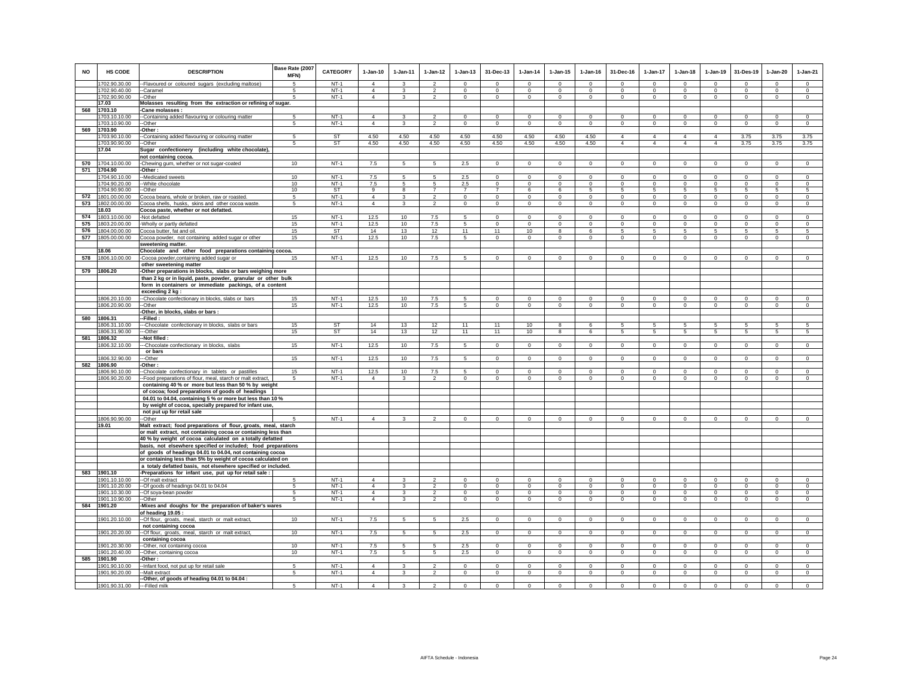| NO | HS CODE | DESCRIPTION | Base Rate (2007 MFN) | CATEGORY | 1-Jan-10 | 1-Jan-11 | 1-Jan-12 | 1-Jan-13 | 31-Dec-13 | 1-Jan-14 | 1-Jan-15 | 1-Jan-16 | 31-Dec-16 | 1-Jan-17 | 1-Jan-18 | 1-Jan-19 | 31-Des-19 | 1-Jan-20 | 1-Jan-21 |
|---|---|---|---|---|---|---|---|---|---|---|---|---|---|---|---|---|---|---|---|
| | 1702.90.30.00 | --Flavoured or coloured sugars (excluding maltose) | 5 | NT-1 | 4 | 3 | 2 | 0 | 0 | 0 | 0 | 0 | 0 | 0 | 0 | 0 | 0 | 0 | 0 |
| | 1702.90.40.00 | --Caramel | 5 | NT-1 | 4 | 3 | 2 | 0 | 0 | 0 | 0 | 0 | 0 | 0 | 0 | 0 | 0 | 0 | 0 |
| | 1702.90.90.00 | --Other | 5 | NT-1 | 4 | 3 | 2 | 0 | 0 | 0 | 0 | 0 | 0 | 0 | 0 | 0 | 0 | 0 | 0 |
| | 17.03 | Molasses resulting from the extraction or refining of sugar. | | | | | | | | | | | | | | | | | |
| 568 | 1703.10 | -Cane molasses : | | | | | | | | | | | | | | | | | |
| | 1703.10.10.00 | --Containing added flavouring or colouring matter | 5 | NT-1 | 4 | 3 | 2 | 0 | 0 | 0 | 0 | 0 | 0 | 0 | 0 | 0 | 0 | 0 | 0 |
| | 1703.10.90.00 | --Other | 5 | NT-1 | 4 | 3 | 2 | 0 | 0 | 0 | 0 | 0 | 0 | 0 | 0 | 0 | 0 | 0 | 0 |
| 569 | 1703.90 | -Other : | | | | | | | | | | | | | | | | | |
| | 1703.90.10.00 | --Containing added flavouring or colouring matter | 5 | ST | 4.50 | 4.50 | 4.50 | 4.50 | 4.50 | 4.50 | 4.50 | 4.50 | 4 | 4 | 4 | 4 | 3.75 | 3.75 | 3.75 |
| | 1703.90.90.00 | --Other | 5 | ST | 4.50 | 4.50 | 4.50 | 4.50 | 4.50 | 4.50 | 4.50 | 4.50 | 4 | 4 | 4 | 4 | 3.75 | 3.75 | 3.75 |
| | 17.04 | Sugar confectionery (including white chocolate), not containing cocoa. | | | | | | | | | | | | | | | | | |
| 570 | 1704.10.00.00 | -Chewing gum, whether or not sugar-coated | 10 | NT-1 | 7.5 | 5 | 5 | 2.5 | 0 | 0 | 0 | 0 | 0 | 0 | 0 | 0 | 0 | 0 | 0 |
| 571 | 1704.90 | -Other : | | | | | | | | | | | | | | | | | |
| | 1704.90.10.00 | --Medicated sweets | 10 | NT-1 | 7.5 | 5 | 5 | 2.5 | 0 | 0 | 0 | 0 | 0 | 0 | 0 | 0 | 0 | 0 | 0 |
| | 1704.90.20.00 | --White chocolate | 10 | NT-1 | 7.5 | 5 | 5 | 2.5 | 0 | 0 | 0 | 0 | 0 | 0 | 0 | 0 | 0 | 0 | 0 |
| | 1704.90.90.00 | --Other | 10 | ST | 9 | 8 | 7 | 7 | 7 | 6 | 6 | 5 | 5 | 5 | 5 | 5 | 5 | 5 | 5 |
| 572 | 1801.00.00.00 | Cocoa beans, whole or broken, raw or roasted. | 5 | NT-1 | 4 | 3 | 2 | 0 | 0 | 0 | 0 | 0 | 0 | 0 | 0 | 0 | 0 | 0 | 0 |
| 573 | 1802.00.00.00 | Cocoa shells, husks, skins and other cocoa waste. | 5 | NT-1 | 4 | 3 | 2 | 0 | 0 | 0 | 0 | 0 | 0 | 0 | 0 | 0 | 0 | 0 | 0 |
| | 18.03 | Cocoa paste, whether or not defatted. | | | | | | | | | | | | | | | | | |
| 574 | 1803.10.00.00 | -Not defatted | 15 | NT-1 | 12.5 | 10 | 7.5 | 5 | 0 | 0 | 0 | 0 | 0 | 0 | 0 | 0 | 0 | 0 | 0 |
| 575 | 1803.20.00.00 | -Wholly or partly defatted | 15 | NT-1 | 12.5 | 10 | 7.5 | 5 | 0 | 0 | 0 | 0 | 0 | 0 | 0 | 0 | 0 | 0 | 0 |
| 576 | 1804.00.00.00 | Cocoa butter, fat and oil. | 15 | ST | 14 | 13 | 12 | 11 | 11 | 10 | 8 | 6 | 5 | 5 | 5 | 5 | 5 | 5 | 5 |
| 577 | 1805.00.00.00 | Cocoa powder, not containing added sugar or other sweetening matter. | 15 | NT-1 | 12.5 | 10 | 7.5 | 5 | 0 | 0 | 0 | 0 | 0 | 0 | 0 | 0 | 0 | 0 | 0 |
| | 18.06 | Chocolate and other food preparations containing cocoa. | | | | | | | | | | | | | | | | | |
| 578 | 1806.10.00.00 | -Cocoa powder,containing added sugar or other sweetening matter | 15 | NT-1 | 12.5 | 10 | 7.5 | 5 | 0 | 0 | 0 | 0 | 0 | 0 | 0 | 0 | 0 | 0 | 0 |
| 579 | 1806.20 | -Other preparations in blocks, slabs or bars weighing more than 2 kg or in liquid, paste, powder, granular or other bulk form in containers or immediate packings, of a content exceeding 2 kg : | | | | | | | | | | | | | | | | | |
| | 1806.20.10.00 | --Chocolate confectionary in blocks, slabs or bars | 15 | NT-1 | 12.5 | 10 | 7.5 | 5 | 0 | 0 | 0 | 0 | 0 | 0 | 0 | 0 | 0 | 0 | 0 |
| | 1806.20.90.00 | --Other | 15 | NT-1 | 12.5 | 10 | 7.5 | 5 | 0 | 0 | 0 | 0 | 0 | 0 | 0 | 0 | 0 | 0 | 0 |
| | | -Other, in blocks, slabs or bars : | | | | | | | | | | | | | | | | | |
| 580 | 1806.31 | --Filled : | | | | | | | | | | | | | | | | | |
| | 1806.31.10.00 | ---Chocolate confectionary in blocks, slabs or bars | 15 | ST | 14 | 13 | 12 | 11 | 11 | 10 | 8 | 6 | 5 | 5 | 5 | 5 | 5 | 5 | 5 |
| | 1806.31.90.00 | ---Other | 15 | ST | 14 | 13 | 12 | 11 | 11 | 10 | 8 | 6 | 5 | 5 | 5 | 5 | 5 | 5 | 5 |
| 581 | 1806.32 | --Not filled : | | | | | | | | | | | | | | | | | |
| | 1806.32.10.00 | ---Chocolate confectionary in blocks, slabs or bars | 15 | NT-1 | 12.5 | 10 | 7.5 | 5 | 0 | 0 | 0 | 0 | 0 | 0 | 0 | 0 | 0 | 0 | 0 |
| | 1806.32.90.00 | ---Other | 15 | NT-1 | 12.5 | 10 | 7.5 | 5 | 0 | 0 | 0 | 0 | 0 | 0 | 0 | 0 | 0 | 0 | 0 |
| 582 | 1806.90 | -Other : | | | | | | | | | | | | | | | | | |
| | 1806.90.10.00 | --Chocolate confectionary in tablets or pastilles | 15 | NT-1 | 12.5 | 10 | 7.5 | 5 | 0 | 0 | 0 | 0 | 0 | 0 | 0 | 0 | 0 | 0 | 0 |
| | 1806.90.20.00 | --Food preparations of flour, meal, starch or malt extract, containing 40 % or more but less than 50 % by weight of cocoa; food preparations of goods of headings 04.01 to 04.04, containing 5 % or more but less than 10 % by weight of cocoa, specially prepared for infant use, not put up for retail sale | 5 | NT-1 | 4 | 3 | 2 | 0 | 0 | 0 | 0 | 0 | 0 | 0 | 0 | 0 | 0 | 0 | 0 |
| | 1806.90.90.00 | --Other | 5 | NT-1 | 4 | 3 | 2 | 0 | 0 | 0 | 0 | 0 | 0 | 0 | 0 | 0 | 0 | 0 | 0 |
| | 19.01 | Malt extract; food preparations of flour, groats, meal, starch or malt extract, not containing cocoa or containing less than 40 % by weight of cocoa calculated on a totally defatted basis, not elsewhere specified or included; food preparations of goods of headings 04.01 to 04.04, not containing cocoa or containing less than 5% by weight of cocoa calculated on a totaly defatted basis, not elsewhere specified or included. | | | | | | | | | | | | | | | | | |
| 583 | 1901.10 | -Preparations for infant use, put up for retail sale : | | | | | | | | | | | | | | | | | |
| | 1901.10.10.00 | --Of malt extract | 5 | NT-1 | 4 | 3 | 2 | 0 | 0 | 0 | 0 | 0 | 0 | 0 | 0 | 0 | 0 | 0 | 0 |
| | 1901.10.20.00 | --Of goods of headings 04.01 to 04.04 | 5 | NT-1 | 4 | 3 | 2 | 0 | 0 | 0 | 0 | 0 | 0 | 0 | 0 | 0 | 0 | 0 | 0 |
| | 1901.10.30.00 | --Of soya-bean powder | 5 | NT-1 | 4 | 3 | 2 | 0 | 0 | 0 | 0 | 0 | 0 | 0 | 0 | 0 | 0 | 0 | 0 |
| | 1901.10.90.00 | --Other | 5 | NT-1 | 4 | 3 | 2 | 0 | 0 | 0 | 0 | 0 | 0 | 0 | 0 | 0 | 0 | 0 | 0 |
| 584 | 1901.20 | -Mixes and doughs for the preparation of baker's wares of heading 19.05 : | | | | | | | | | | | | | | | | | |
| | 1901.20.10.00 | --Of flour, groats, meal, starch or malt extract, not containing cocoa | 10 | NT-1 | 7.5 | 5 | 5 | 2.5 | 0 | 0 | 0 | 0 | 0 | 0 | 0 | 0 | 0 | 0 | 0 |
| | 1901.20.20.00 | --Of flour, groats, meal, starch or malt extract, containing cocoa | 10 | NT-1 | 7.5 | 5 | 5 | 2.5 | 0 | 0 | 0 | 0 | 0 | 0 | 0 | 0 | 0 | 0 | 0 |
| | 1901.20.30.00 | --Other, not containing cocoa | 10 | NT-1 | 7.5 | 5 | 5 | 2.5 | 0 | 0 | 0 | 0 | 0 | 0 | 0 | 0 | 0 | 0 | 0 |
| | 1901.20.40.00 | --Other, containing cocoa | 10 | NT-1 | 7.5 | 5 | 5 | 2.5 | 0 | 0 | 0 | 0 | 0 | 0 | 0 | 0 | 0 | 0 | 0 |
| 585 | 1901.90 | -Other : | | | | | | | | | | | | | | | | | |
| | 1901.90.10.00 | --Infant food, not put up for retail sale | 5 | NT-1 | 4 | 3 | 2 | 0 | 0 | 0 | 0 | 0 | 0 | 0 | 0 | 0 | 0 | 0 | 0 |
| | 1901.90.20.00 | --Malt extract | 5 | NT-1 | 4 | 3 | 2 | 0 | 0 | 0 | 0 | 0 | 0 | 0 | 0 | 0 | 0 | 0 | 0 |
| | | --Other, of goods of heading 04.01 to 04.04 : | | | | | | | | | | | | | | | | | |
| | 1901.90.31.00 | ---Filled milk | 5 | NT-1 | 4 | 3 | 2 | 0 | 0 | 0 | 0 | 0 | 0 | 0 | 0 | 0 | 0 | 0 | 0 |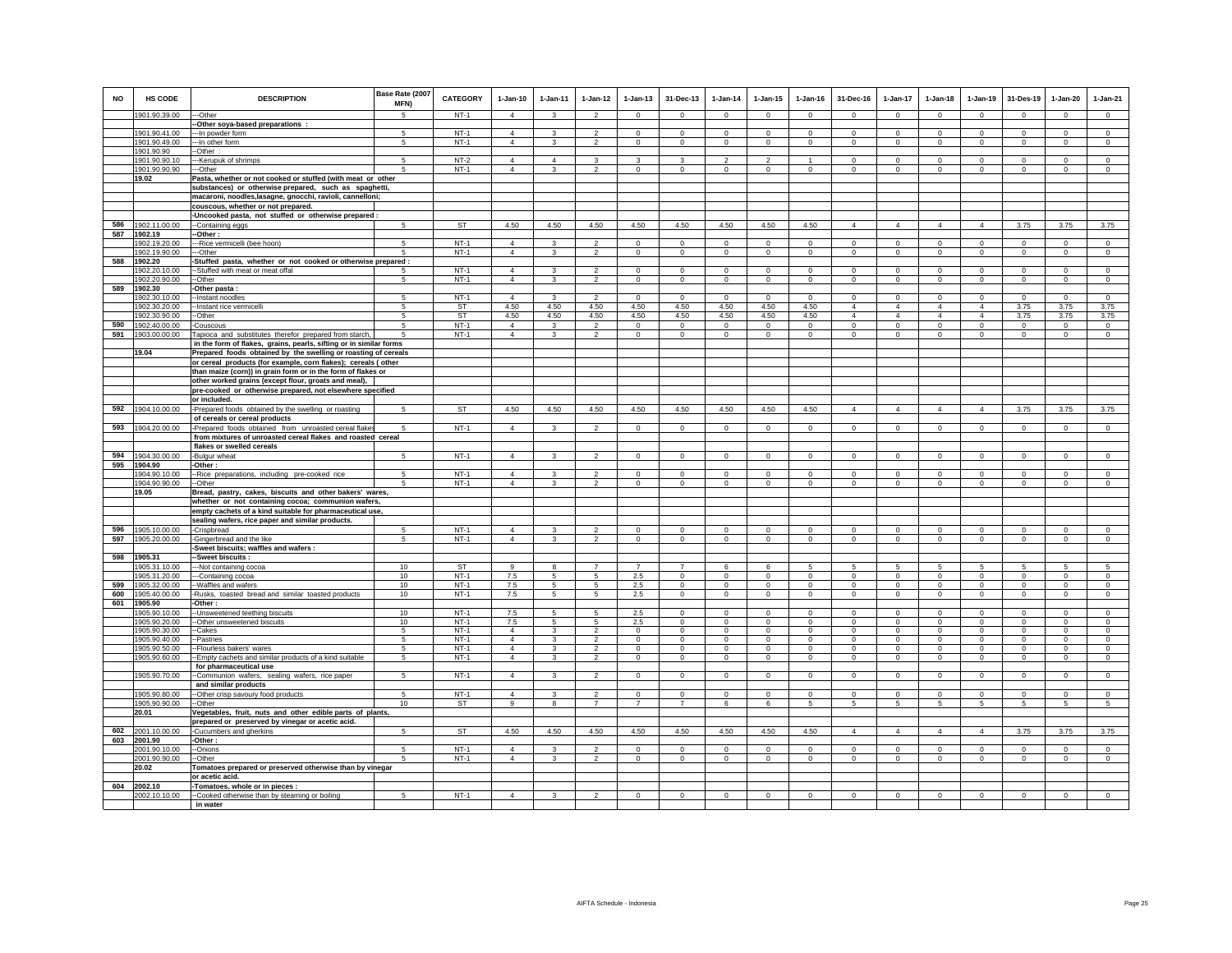| NO | HS CODE | DESCRIPTION | Base Rate (2007 MFN) | CATEGORY | 1-Jan-10 | 1-Jan-11 | 1-Jan-12 | 1-Jan-13 | 31-Dec-13 | 1-Jan-14 | 1-Jan-15 | 1-Jan-16 | 31-Dec-16 | 1-Jan-17 | 1-Jan-18 | 1-Jan-19 | 31-Des-19 | 1-Jan-20 | 1-Jan-21 |
|---|---|---|---|---|---|---|---|---|---|---|---|---|---|---|---|---|---|---|---|
| | 1901.90.39.00 | ---Other | 5 | NT-1 | 4 | 3 | 2 | 0 | 0 | 0 | 0 | 0 | 0 | 0 | 0 | 0 | 0 | 0 | 0 |
| | | --Other soya-based preparations : | | | | | | | | | | | | | | | | | |
| | 1901.90.41.00 | ---In powder form | 5 | NT-1 | 4 | 3 | 2 | 0 | 0 | 0 | 0 | 0 | 0 | 0 | 0 | 0 | 0 | 0 | 0 |
| | 1901.90.49.00 | ---In other form | 5 | NT-1 | 4 | 3 | 2 | 0 | 0 | 0 | 0 | 0 | 0 | 0 | 0 | 0 | 0 | 0 | 0 |
| | 1901.90.90 | --Other : | | | | | | | | | | | | | | | | | |
| | 1901.90.90.10 | ---Kerupuk of shrimps | 5 | NT-2 | 4 | 4 | 3 | 3 | 3 | 2 | 2 | 1 | 0 | 0 | 0 | 0 | 0 | 0 | 0 |
| | 1901.90.90.90 | ---Other | 5 | NT-1 | 4 | 3 | 2 | 0 | 0 | 0 | 0 | 0 | 0 | 0 | 0 | 0 | 0 | 0 | 0 |
| | 19.02 | Pasta, whether or not cooked or stuffed (with meat or other substances) or otherwise prepared, such as spaghetti, macaroni, noodles,lasagne, gnocchi, ravioli, cannelloni; couscous, whether or not prepared. | | | | | | | | | | | | | | | | | |
| | | -Uncooked pasta, not stuffed or otherwise prepared : | | | | | | | | | | | | | | | | | |
| 586 | 1902.11.00.00 | --Containing eggs | 5 | ST | 4.50 | 4.50 | 4.50 | 4.50 | 4.50 | 4.50 | 4.50 | 4.50 | 4 | 4 | 4 | 4 | 3.75 | 3.75 | 3.75 |
| 587 | 1902.19 | --Other : | | | | | | | | | | | | | | | | | |
| | 1902.19.20.00 | ---Rice vermicelli (bee hoon) | 5 | NT-1 | 4 | 3 | 2 | 0 | 0 | 0 | 0 | 0 | 0 | 0 | 0 | 0 | 0 | 0 | 0 |
| | 1902.19.90.00 | ---Other | 5 | NT-1 | 4 | 3 | 2 | 0 | 0 | 0 | 0 | 0 | 0 | 0 | 0 | 0 | 0 | 0 | 0 |
| 588 | 1902.20 | -Stuffed pasta, whether or not cooked or otherwise prepared : | | | | | | | | | | | | | | | | | |
| | 1902.20.10.00 | --Stuffed with meat or meat offal | 5 | NT-1 | 4 | 3 | 2 | 0 | 0 | 0 | 0 | 0 | 0 | 0 | 0 | 0 | 0 | 0 | 0 |
| | 1902.20.90.00 | --Other | 5 | NT-1 | 4 | 3 | 2 | 0 | 0 | 0 | 0 | 0 | 0 | 0 | 0 | 0 | 0 | 0 | 0 |
| 589 | 1902.30 | -Other pasta : | | | | | | | | | | | | | | | | | |
| | 1902.30.10.00 | --Instant noodles | 5 | NT-1 | 4 | 3 | 2 | 0 | 0 | 0 | 0 | 0 | 0 | 0 | 0 | 0 | 0 | 0 | 0 |
| | 1902.30.20.00 | --Instant rice vermicelli | 5 | ST | 4.50 | 4.50 | 4.50 | 4.50 | 4.50 | 4.50 | 4.50 | 4.50 | 4 | 4 | 4 | 4 | 3.75 | 3.75 | 3.75 |
| | 1902.30.90.00 | --Other | 5 | ST | 4.50 | 4.50 | 4.50 | 4.50 | 4.50 | 4.50 | 4.50 | 4.50 | 4 | 4 | 4 | 4 | 3.75 | 3.75 | 3.75 |
| 590 | 1902.40.00.00 | -Couscous | 5 | NT-1 | 4 | 3 | 2 | 0 | 0 | 0 | 0 | 0 | 0 | 0 | 0 | 0 | 0 | 0 | 0 |
| 591 | 1903.00.00.00 | Tapioca and substitutes therefor prepared from starch, in the form of flakes, grains, pearls, sifting or in similar forms | 5 | NT-1 | 4 | 3 | 2 | 0 | 0 | 0 | 0 | 0 | 0 | 0 | 0 | 0 | 0 | 0 | 0 |
| | 19.04 | Prepared foods obtained by the swelling or roasting of cereals or cereal products (for example, corn flakes); cereals ( other than maize (corn)) in grain form or in the form of flakes or other worked grains (except flour, groats and meal), pre-cooked or otherwise prepared, not elsewhere specified or included. | | | | | | | | | | | | | | | | | |
| 592 | 1904.10.00.00 | -Prepared foods obtained by the swelling or roasting of cereals or cereal products | 5 | ST | 4.50 | 4.50 | 4.50 | 4.50 | 4.50 | 4.50 | 4.50 | 4.50 | 4 | 4 | 4 | 4 | 3.75 | 3.75 | 3.75 |
| 593 | 1904.20.00.00 | -Prepared foods obtained from unroasted cereal flakes from mixtures of unroasted cereal flakes and roasted cereal flakes or swelled cereals | 5 | NT-1 | 4 | 3 | 2 | 0 | 0 | 0 | 0 | 0 | 0 | 0 | 0 | 0 | 0 | 0 | 0 |
| 594 | 1904.30.00.00 | -Bulgur wheat | 5 | NT-1 | 4 | 3 | 2 | 0 | 0 | 0 | 0 | 0 | 0 | 0 | 0 | 0 | 0 | 0 | 0 |
| 595 | 1904.90 | -Other : | | | | | | | | | | | | | | | | | |
| | 1904.90.10.00 | --Rice preparations, including pre-cooked rice | 5 | NT-1 | 4 | 3 | 2 | 0 | 0 | 0 | 0 | 0 | 0 | 0 | 0 | 0 | 0 | 0 | 0 |
| | 1904.90.90.00 | --Other | 5 | NT-1 | 4 | 3 | 2 | 0 | 0 | 0 | 0 | 0 | 0 | 0 | 0 | 0 | 0 | 0 | 0 |
| | 19.05 | Bread, pastry, cakes, biscuits and other bakers' wares, whether or not containing cocoa; communion wafers, empty cachets of a kind suitable for pharmaceutical use, sealing wafers, rice paper and similar products. | | | | | | | | | | | | | | | | | |
| 596 | 1905.10.00.00 | -Crispbread | 5 | NT-1 | 4 | 3 | 2 | 0 | 0 | 0 | 0 | 0 | 0 | 0 | 0 | 0 | 0 | 0 | 0 |
| 597 | 1905.20.00.00 | -Gingerbread and the like | 5 | NT-1 | 4 | 3 | 2 | 0 | 0 | 0 | 0 | 0 | 0 | 0 | 0 | 0 | 0 | 0 | 0 |
| | | -Sweet biscuits; waffles and wafers : | | | | | | | | | | | | | | | | | |
| 598 | 1905.31 | --Sweet biscuits : | | | | | | | | | | | | | | | | | |
| | 1905.31.10.00 | ---Not containing cocoa | 10 | ST | 9 | 8 | 7 | 7 | 7 | 6 | 6 | 5 | 5 | 5 | 5 | 5 | 5 | 5 | 5 |
| | 1905.31.20.00 | ---Containing cocoa | 10 | NT-1 | 7.5 | 5 | 5 | 2.5 | 0 | 0 | 0 | 0 | 0 | 0 | 0 | 0 | 0 | 0 | 0 |
| 599 | 1905.32.00.00 | --Waffles and wafers | 10 | NT-1 | 7.5 | 5 | 5 | 2.5 | 0 | 0 | 0 | 0 | 0 | 0 | 0 | 0 | 0 | 0 | 0 |
| 600 | 1905.40.00.00 | -Rusks, toasted bread and similar toasted products | 10 | NT-1 | 7.5 | 5 | 5 | 2.5 | 0 | 0 | 0 | 0 | 0 | 0 | 0 | 0 | 0 | 0 | 0 |
| 601 | 1905.90 | -Other : | | | | | | | | | | | | | | | | | |
| | 1905.90.10.00 | --Unsweetened teething biscuits | 10 | NT-1 | 7.5 | 5 | 5 | 2.5 | 0 | 0 | 0 | 0 | 0 | 0 | 0 | 0 | 0 | 0 | 0 |
| | 1905.90.20.00 | --Other unsweetened biscuits | 10 | NT-1 | 7.5 | 5 | 5 | 2.5 | 0 | 0 | 0 | 0 | 0 | 0 | 0 | 0 | 0 | 0 | 0 |
| | 1905.90.30.00 | --Cakes | 5 | NT-1 | 4 | 3 | 2 | 0 | 0 | 0 | 0 | 0 | 0 | 0 | 0 | 0 | 0 | 0 | 0 |
| | 1905.90.40.00 | --Pastries | 5 | NT-1 | 4 | 3 | 2 | 0 | 0 | 0 | 0 | 0 | 0 | 0 | 0 | 0 | 0 | 0 | 0 |
| | 1905.90.50.00 | --Flourless bakers' wares | 5 | NT-1 | 4 | 3 | 2 | 0 | 0 | 0 | 0 | 0 | 0 | 0 | 0 | 0 | 0 | 0 | 0 |
| | 1905.90.60.00 | --Empty cachets and similar products of a kind suitable for pharmaceutical use | 5 | NT-1 | 4 | 3 | 2 | 0 | 0 | 0 | 0 | 0 | 0 | 0 | 0 | 0 | 0 | 0 | 0 |
| | 1905.90.70.00 | --Communion wafers, sealing wafers, rice paper and similar products | 5 | NT-1 | 4 | 3 | 2 | 0 | 0 | 0 | 0 | 0 | 0 | 0 | 0 | 0 | 0 | 0 | 0 |
| | 1905.90.80.00 | --Other crisp savoury food products | 5 | NT-1 | 4 | 3 | 2 | 0 | 0 | 0 | 0 | 0 | 0 | 0 | 0 | 0 | 0 | 0 | 0 |
| | 1905.90.90.00 | --Other | 10 | ST | 9 | 8 | 7 | 7 | 7 | 6 | 6 | 5 | 5 | 5 | 5 | 5 | 5 | 5 | 5 |
| | 20.01 | Vegetables, fruit, nuts and other edible parts of plants, prepared or preserved by vinegar or acetic acid. | | | | | | | | | | | | | | | | | |
| 602 | 2001.10.00.00 | -Cucumbers and gherkins | 5 | ST | 4.50 | 4.50 | 4.50 | 4.50 | 4.50 | 4.50 | 4.50 | 4.50 | 4 | 4 | 4 | 4 | 3.75 | 3.75 | 3.75 |
| 603 | 2001.90 | -Other : | | | | | | | | | | | | | | | | | |
| | 2001.90.10.00 | --Onions | 5 | NT-1 | 4 | 3 | 2 | 0 | 0 | 0 | 0 | 0 | 0 | 0 | 0 | 0 | 0 | 0 | 0 |
| | 2001.90.90.00 | --Other | 5 | NT-1 | 4 | 3 | 2 | 0 | 0 | 0 | 0 | 0 | 0 | 0 | 0 | 0 | 0 | 0 | 0 |
| | 20.02 | Tomatoes prepared or preserved otherwise than by vinegar or acetic acid. | | | | | | | | | | | | | | | | | |
| 604 | 2002.10 | -Tomatoes, whole or in pieces : | | | | | | | | | | | | | | | | | |
| | 2002.10.10.00 | --Cooked otherwise than by steaming or boiling in water | 5 | NT-1 | 4 | 3 | 2 | 0 | 0 | 0 | 0 | 0 | 0 | 0 | 0 | 0 | 0 | 0 | 0 |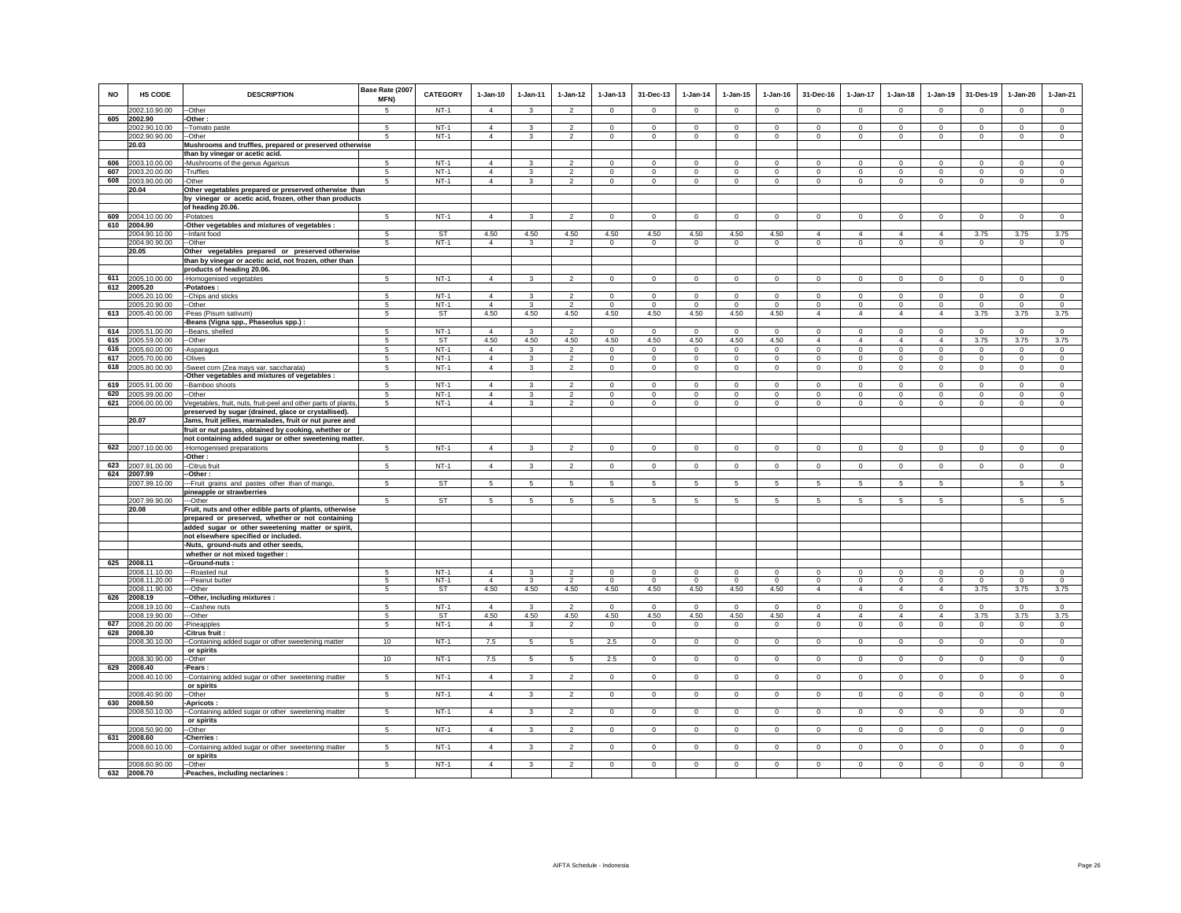| NO | HS CODE | DESCRIPTION | Base Rate (2007 MFN) | CATEGORY | 1-Jan-10 | 1-Jan-11 | 1-Jan-12 | 1-Jan-13 | 31-Dec-13 | 1-Jan-14 | 1-Jan-15 | 1-Jan-16 | 31-Dec-16 | 1-Jan-17 | 1-Jan-18 | 1-Jan-19 | 31-Des-19 | 1-Jan-20 | 1-Jan-21 |
|---|---|---|---|---|---|---|---|---|---|---|---|---|---|---|---|---|---|---|---|
| | 2002.10.90.00 | --Other | 5 | NT-1 | 4 | 3 | 2 | 0 | 0 | 0 | 0 | 0 | 0 | 0 | 0 | 0 | 0 | 0 | 0 |
| 605 | 2002.90 | -Other : | | | | | | | | | | | | | | | | | |
| | 2002.90.10.00 | --Tomato paste | 5 | NT-1 | 4 | 3 | 2 | 0 | 0 | 0 | 0 | 0 | 0 | 0 | 0 | 0 | 0 | 0 | 0 |
| | 2002.90.90.00 | --Other | 5 | NT-1 | 4 | 3 | 2 | 0 | 0 | 0 | 0 | 0 | 0 | 0 | 0 | 0 | 0 | 0 | 0 |
| | 20.03 | Mushrooms and truffles, prepared or preserved otherwise than by vinegar or acetic acid. | | | | | | | | | | | | | | | | | |
| 606 | 2003.10.00.00 | -Mushrooms of the genus Agaricus | 5 | NT-1 | 4 | 3 | 2 | 0 | 0 | 0 | 0 | 0 | 0 | 0 | 0 | 0 | 0 | 0 | 0 |
| 607 | 2003.20.00.00 | -Truffles | 5 | NT-1 | 4 | 3 | 2 | 0 | 0 | 0 | 0 | 0 | 0 | 0 | 0 | 0 | 0 | 0 | 0 |
| 608 | 2003.90.00.00 | -Other | 5 | NT-1 | 4 | 3 | 2 | 0 | 0 | 0 | 0 | 0 | 0 | 0 | 0 | 0 | 0 | 0 | 0 |
| | 20.04 | Other vegetables prepared or preserved otherwise than by vinegar or acetic acid, frozen, other than products of heading 20.06. | | | | | | | | | | | | | | | | | |
| 609 | 2004.10.00.00 | -Potatoes | 5 | NT-1 | 4 | 3 | 2 | 0 | 0 | 0 | 0 | 0 | 0 | 0 | 0 | 0 | 0 | 0 | 0 |
| 610 | 2004.90 | -Other vegetables and mixtures of vegetables : | | | | | | | | | | | | | | | | | |
| | 2004.90.10.00 | --Infant food | 5 | ST | 4.50 | 4.50 | 4.50 | 4.50 | 4.50 | 4.50 | 4.50 | 4.50 | 4 | 4 | 4 | 4 | 3.75 | 3.75 | 3.75 |
| | 2004.90.90.00 | --Other | 5 | NT-1 | 4 | 3 | 2 | 0 | 0 | 0 | 0 | 0 | 0 | 0 | 0 | 0 | 0 | 0 | 0 |
| | 20.05 | Other vegetables prepared or preserved otherwise than by vinegar or acetic acid, not frozen, other than products of heading 20.06. | | | | | | | | | | | | | | | | | |
| 611 | 2005.10.00.00 | -Homogenised vegetables | 5 | NT-1 | 4 | 3 | 2 | 0 | 0 | 0 | 0 | 0 | 0 | 0 | 0 | 0 | 0 | 0 | 0 |
| 612 | 2005.20 | -Potatoes : | | | | | | | | | | | | | | | | | |
| | 2005.20.10.00 | --Chips and sticks | 5 | NT-1 | 4 | 3 | 2 | 0 | 0 | 0 | 0 | 0 | 0 | 0 | 0 | 0 | 0 | 0 | 0 |
| | 2005.20.90.00 | --Other | 5 | NT-1 | 4 | 3 | 2 | 0 | 0 | 0 | 0 | 0 | 0 | 0 | 0 | 0 | 0 | 0 | 0 |
| 613 | 2005.40.00.00 | -Peas (Pisum sativum) | 5 | ST | 4.50 | 4.50 | 4.50 | 4.50 | 4.50 | 4.50 | 4.50 | 4.50 | 4 | 4 | 4 | 4 | 3.75 | 3.75 | 3.75 |
| | | -Beans (Vigna spp., Phaseolus spp.) : | | | | | | | | | | | | | | | | | |
| 614 | 2005.51.00.00 | --Beans, shelled | 5 | NT-1 | 4 | 3 | 2 | 0 | 0 | 0 | 0 | 0 | 0 | 0 | 0 | 0 | 0 | 0 | 0 |
| 615 | 2005.59.00.00 | --Other | 5 | ST | 4.50 | 4.50 | 4.50 | 4.50 | 4.50 | 4.50 | 4.50 | 4.50 | 4 | 4 | 4 | 4 | 3.75 | 3.75 | 3.75 |
| 616 | 2005.60.00.00 | -Asparagus | 5 | NT-1 | 4 | 3 | 2 | 0 | 0 | 0 | 0 | 0 | 0 | 0 | 0 | 0 | 0 | 0 | 0 |
| 617 | 2005.70.00.00 | -Olives | 5 | NT-1 | 4 | 3 | 2 | 0 | 0 | 0 | 0 | 0 | 0 | 0 | 0 | 0 | 0 | 0 | 0 |
| 618 | 2005.80.00.00 | -Sweet corn (Zea mays var. saccharata) | 5 | NT-1 | 4 | 3 | 2 | 0 | 0 | 0 | 0 | 0 | 0 | 0 | 0 | 0 | 0 | 0 | 0 |
| | | -Other vegetables and mixtures of vegetables : | | | | | | | | | | | | | | | | | |
| 619 | 2005.91.00.00 | --Bamboo shoots | 5 | NT-1 | 4 | 3 | 2 | 0 | 0 | 0 | 0 | 0 | 0 | 0 | 0 | 0 | 0 | 0 | 0 |
| 620 | 2005.99.00.00 | --Other | 5 | NT-1 | 4 | 3 | 2 | 0 | 0 | 0 | 0 | 0 | 0 | 0 | 0 | 0 | 0 | 0 | 0 |
| 621 | 2006.00.00.00 | Vegetables, fruit, nuts, fruit-peel and other parts of plants, preserved by sugar (drained, glace or crystallised). | 5 | NT-1 | 4 | 3 | 2 | 0 | 0 | 0 | 0 | 0 | 0 | 0 | 0 | 0 | 0 | 0 | 0 |
| | 20.07 | Jams, fruit jellies, marmalades, fruit or nut puree and fruit or nut pastes, obtained by cooking, whether or not containing added sugar or other sweetening matter. | | | | | | | | | | | | | | | | | |
| 622 | 2007.10.00.00 | -Homogenised preparations | 5 | NT-1 | 4 | 3 | 2 | 0 | 0 | 0 | 0 | 0 | 0 | 0 | 0 | 0 | 0 | 0 | 0 |
| | | -Other : | | | | | | | | | | | | | | | | | |
| 623 | 2007.91.00.00 | --Citrus fruit | 5 | NT-1 | 4 | 3 | 2 | 0 | 0 | 0 | 0 | 0 | 0 | 0 | 0 | 0 | 0 | 0 | 0 |
| 624 | 2007.99 | --Other : | | | | | | | | | | | | | | | | | |
| | 2007.99.10.00 | ---Fruit grains and pastes other than of mango, pineapple or strawberries | 5 | ST | 5 | 5 | 5 | 5 | 5 | 5 | 5 | 5 | 5 | 5 | 5 | 5 | | 5 | 5 |
| | 2007.99.90.00 | ---Other | 5 | ST | 5 | 5 | 5 | 5 | 5 | 5 | 5 | 5 | 5 | 5 | 5 | 5 | | 5 | 5 |
| | 20.08 | Fruit, nuts and other edible parts of plants, otherwise prepared or preserved, whether or not containing added sugar or other sweetening matter or spirit, not elsewhere specified or included. | | | | | | | | | | | | | | | | | |
| | | -Nuts, ground-nuts and other seeds, whether or not mixed together : | | | | | | | | | | | | | | | | | |
| 625 | 2008.11 | --Ground-nuts : | | | | | | | | | | | | | | | | | |
| | 2008.11.10.00 | ---Roasted nut | 5 | NT-1 | 4 | 3 | 2 | 0 | 0 | 0 | 0 | 0 | 0 | 0 | 0 | 0 | 0 | 0 | 0 |
| | 2008.11.20.00 | ---Peanut butter | 5 | NT-1 | 4 | 3 | 2 | 0 | 0 | 0 | 0 | 0 | 0 | 0 | 0 | 0 | 0 | 0 | 0 |
| | 2008.11.90.00 | ---Other | 5 | ST | 4.50 | 4.50 | 4.50 | 4.50 | 4.50 | 4.50 | 4.50 | 4.50 | 4 | 4 | 4 | 4 | 3.75 | 3.75 | 3.75 |
| 626 | 2008.19 | --Other, including mixtures : | | | | | | | | | | | | | | | | | |
| | 2008.19.10.00 | ---Cashew nuts | 5 | NT-1 | 4 | 3 | 2 | 0 | 0 | 0 | 0 | 0 | 0 | 0 | 0 | 0 | 0 | 0 | 0 |
| | 2008.19.90.00 | ---Other | 5 | ST | 4.50 | 4.50 | 4.50 | 4.50 | 4.50 | 4.50 | 4.50 | 4.50 | 4 | 4 | 4 | 4 | 3.75 | 3.75 | 3.75 |
| 627 | 2008.20.00.00 | -Pineapples | 5 | NT-1 | 4 | 3 | 2 | 0 | 0 | 0 | 0 | 0 | 0 | 0 | 0 | 0 | 0 | 0 | 0 |
| 628 | 2008.30 | -Citrus fruit : | | | | | | | | | | | | | | | | | |
| | 2008.30.10.00 | --Containing added sugar or other sweetening matter or spirits | 10 | NT-1 | 7.5 | 5 | 5 | 2.5 | 0 | 0 | 0 | 0 | 0 | 0 | 0 | 0 | 0 | 0 | 0 |
| | 2008.30.90.00 | --Other | 10 | NT-1 | 7.5 | 5 | 5 | 2.5 | 0 | 0 | 0 | 0 | 0 | 0 | 0 | 0 | 0 | 0 | 0 |
| 629 | 2008.40 | -Pears : | | | | | | | | | | | | | | | | | |
| | 2008.40.10.00 | --Containing added sugar or other sweetening matter or spirits | 5 | NT-1 | 4 | 3 | 2 | 0 | 0 | 0 | 0 | 0 | 0 | 0 | 0 | 0 | 0 | 0 | 0 |
| | 2008.40.90.00 | --Other | 5 | NT-1 | 4 | 3 | 2 | 0 | 0 | 0 | 0 | 0 | 0 | 0 | 0 | 0 | 0 | 0 | 0 |
| 630 | 2008.50 | -Apricots : | | | | | | | | | | | | | | | | | |
| | 2008.50.10.00 | --Containing added sugar or other sweetening matter or spirits | 5 | NT-1 | 4 | 3 | 2 | 0 | 0 | 0 | 0 | 0 | 0 | 0 | 0 | 0 | 0 | 0 | 0 |
| | 2008.50.90.00 | --Other | 5 | NT-1 | 4 | 3 | 2 | 0 | 0 | 0 | 0 | 0 | 0 | 0 | 0 | 0 | 0 | 0 | 0 |
| 631 | 2008.60 | -Cherries : | | | | | | | | | | | | | | | | | |
| | 2008.60.10.00 | --Containing added sugar or other sweetening matter or spirits | 5 | NT-1 | 4 | 3 | 2 | 0 | 0 | 0 | 0 | 0 | 0 | 0 | 0 | 0 | 0 | 0 | 0 |
| | 2008.60.90.00 | --Other | 5 | NT-1 | 4 | 3 | 2 | 0 | 0 | 0 | 0 | 0 | 0 | 0 | 0 | 0 | 0 | 0 | 0 |
| 632 | 2008.70 | -Peaches, including nectarines : | | | | | | | | | | | | | | | | | |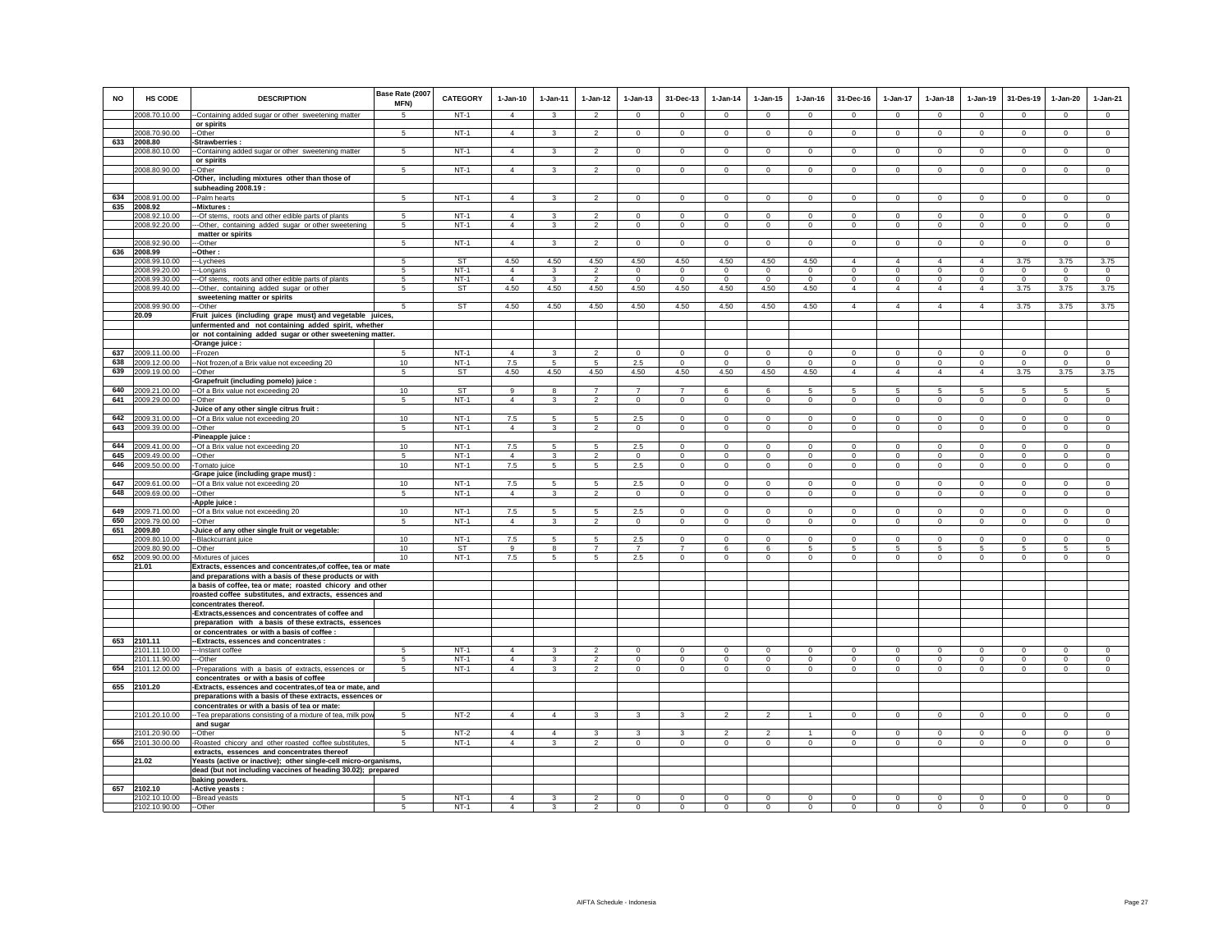| NO | HS CODE | DESCRIPTION | Base Rate (2007 MFN) | CATEGORY | 1-Jan-10 | 1-Jan-11 | 1-Jan-12 | 1-Jan-13 | 31-Dec-13 | 1-Jan-14 | 1-Jan-15 | 1-Jan-16 | 31-Dec-16 | 1-Jan-17 | 1-Jan-18 | 1-Jan-19 | 31-Des-19 | 1-Jan-20 | 1-Jan-21 |
|---|---|---|---|---|---|---|---|---|---|---|---|---|---|---|---|---|---|---|---|
| | 2008.70.10.00 | --Containing added sugar or other sweetening matter or spirits | 5 | NT-1 | 4 | 3 | 2 | 0 | 0 | 0 | 0 | 0 | 0 | 0 | 0 | 0 | 0 | 0 | 0 |
| | 2008.70.90.00 | --Other | 5 | NT-1 | 4 | 3 | 2 | 0 | 0 | 0 | 0 | 0 | 0 | 0 | 0 | 0 | 0 | 0 | 0 |
| 633 | 2008.80 | -Strawberries : | | | | | | | | | | | | | | | | | |
| | 2008.80.10.00 | --Containing added sugar or other sweetening matter or spirits | 5 | NT-1 | 4 | 3 | 2 | 0 | 0 | 0 | 0 | 0 | 0 | 0 | 0 | 0 | 0 | 0 | 0 |
| | 2008.80.90.00 | --Other | 5 | NT-1 | 4 | 3 | 2 | 0 | 0 | 0 | 0 | 0 | 0 | 0 | 0 | 0 | 0 | 0 | 0 |
| | | -Other, including mixtures other than those of subheading 2008.19 : | | | | | | | | | | | | | | | | | |
| 634 | 2008.91.00.00 | --Palm hearts | 5 | NT-1 | 4 | 3 | 2 | 0 | 0 | 0 | 0 | 0 | 0 | 0 | 0 | 0 | 0 | 0 | 0 |
| 635 | 2008.92 | --Mixtures : | | | | | | | | | | | | | | | | | |
| | 2008.92.10.00 | ---Of stems, roots and other edible parts of plants | 5 | NT-1 | 4 | 3 | 2 | 0 | 0 | 0 | 0 | 0 | 0 | 0 | 0 | 0 | 0 | 0 | 0 |
| | 2008.92.20.00 | ---Other, containing added sugar or other sweetening matter or spirits | 5 | NT-1 | 4 | 3 | 2 | 0 | 0 | 0 | 0 | 0 | 0 | 0 | 0 | 0 | 0 | 0 | 0 |
| | 2008.92.90.00 | ---Other | 5 | NT-1 | 4 | 3 | 2 | 0 | 0 | 0 | 0 | 0 | 0 | 0 | 0 | 0 | 0 | 0 | 0 |
| 636 | 2008.99 | --Other : | | | | | | | | | | | | | | | | | |
| | 2008.99.10.00 | ---Lychees | 5 | ST | 4.50 | 4.50 | 4.50 | 4.50 | 4.50 | 4.50 | 4.50 | 4.50 | 4 | 4 | 4 | 4 | 3.75 | 3.75 | 3.75 |
| | 2008.99.20.00 | ---Longans | 5 | NT-1 | 4 | 3 | 2 | 0 | 0 | 0 | 0 | 0 | 0 | 0 | 0 | 0 | 0 | 0 | 0 |
| | 2008.99.30.00 | ---Of stems, roots and other edible parts of plants | 5 | NT-1 | 4 | 3 | 2 | 0 | 0 | 0 | 0 | 0 | 0 | 0 | 0 | 0 | 0 | 0 | 0 |
| | 2008.99.40.00 | ---Other, containing added sugar or other sweetening matter or spirits | 5 | ST | 4.50 | 4.50 | 4.50 | 4.50 | 4.50 | 4.50 | 4.50 | 4.50 | 4 | 4 | 4 | 4 | 3.75 | 3.75 | 3.75 |
| | 2008.99.90.00 | ---Other | 5 | ST | 4.50 | 4.50 | 4.50 | 4.50 | 4.50 | 4.50 | 4.50 | 4.50 | 4 | 4 | 4 | 4 | 3.75 | 3.75 | 3.75 |
| | 20.09 | Fruit juices (including grape must) and vegetable juices, unfermented and not containing added spirit, whether or not containing added sugar or other sweetening matter. | | | | | | | | | | | | | | | | | |
| | | -Orange juice : | | | | | | | | | | | | | | | | | |
| 637 | 2009.11.00.00 | --Frozen | 5 | NT-1 | 4 | 3 | 2 | 0 | 0 | 0 | 0 | 0 | 0 | 0 | 0 | 0 | 0 | 0 | 0 |
| 638 | 2009.12.00.00 | --Not frozen,of a Brix value not exceeding 20 | 10 | NT-1 | 7.5 | 5 | 5 | 2.5 | 0 | 0 | 0 | 0 | 0 | 0 | 0 | 0 | 0 | 0 | 0 |
| 639 | 2009.19.00.00 | --Other | 5 | ST | 4.50 | 4.50 | 4.50 | 4.50 | 4.50 | 4.50 | 4.50 | 4.50 | 4 | 4 | 4 | 4 | 3.75 | 3.75 | 3.75 |
| | | -Grapefruit (including pomelo) juice : | | | | | | | | | | | | | | | | | |
| 640 | 2009.21.00.00 | --Of a Brix value not exceeding 20 | 10 | ST | 9 | 8 | 7 | 7 | 7 | 6 | 6 | 5 | 5 | 5 | 5 | 5 | 5 | 5 | 5 |
| 641 | 2009.29.00.00 | --Other | 5 | NT-1 | 4 | 3 | 2 | 0 | 0 | 0 | 0 | 0 | 0 | 0 | 0 | 0 | 0 | 0 | 0 |
| | | -Juice of any other single citrus fruit : | | | | | | | | | | | | | | | | | |
| 642 | 2009.31.00.00 | --Of a Brix value not exceeding 20 | 10 | NT-1 | 7.5 | 5 | 5 | 2.5 | 0 | 0 | 0 | 0 | 0 | 0 | 0 | 0 | 0 | 0 | 0 |
| 643 | 2009.39.00.00 | --Other | 5 | NT-1 | 4 | 3 | 2 | 0 | 0 | 0 | 0 | 0 | 0 | 0 | 0 | 0 | 0 | 0 | 0 |
| | | -Pineapple juice : | | | | | | | | | | | | | | | | | |
| 644 | 2009.41.00.00 | --Of a Brix value not exceeding 20 | 10 | NT-1 | 7.5 | 5 | 5 | 2.5 | 0 | 0 | 0 | 0 | 0 | 0 | 0 | 0 | 0 | 0 | 0 |
| 645 | 2009.49.00.00 | --Other | 5 | NT-1 | 4 | 3 | 2 | 0 | 0 | 0 | 0 | 0 | 0 | 0 | 0 | 0 | 0 | 0 | 0 |
| 646 | 2009.50.00.00 | -Tomato juice | 10 | NT-1 | 7.5 | 5 | 5 | 2.5 | 0 | 0 | 0 | 0 | 0 | 0 | 0 | 0 | 0 | 0 | 0 |
| | | -Grape juice (including grape must) : | | | | | | | | | | | | | | | | | |
| 647 | 2009.61.00.00 | --Of a Brix value not exceeding 20 | 10 | NT-1 | 7.5 | 5 | 5 | 2.5 | 0 | 0 | 0 | 0 | 0 | 0 | 0 | 0 | 0 | 0 | 0 |
| 648 | 2009.69.00.00 | --Other | 5 | NT-1 | 4 | 3 | 2 | 0 | 0 | 0 | 0 | 0 | 0 | 0 | 0 | 0 | 0 | 0 | 0 |
| | | -Apple juice : | | | | | | | | | | | | | | | | | |
| 649 | 2009.71.00.00 | --Of a Brix value not exceeding 20 | 10 | NT-1 | 7.5 | 5 | 5 | 2.5 | 0 | 0 | 0 | 0 | 0 | 0 | 0 | 0 | 0 | 0 | 0 |
| 650 | 2009.79.00.00 | --Other | 5 | NT-1 | 4 | 3 | 2 | 0 | 0 | 0 | 0 | 0 | 0 | 0 | 0 | 0 | 0 | 0 | 0 |
| 651 | 2009.80 | -Juice of any other single fruit or vegetable: | | | | | | | | | | | | | | | | | |
| | 2009.80.10.00 | --Blackcurrant juice | 10 | NT-1 | 7.5 | 5 | 5 | 2.5 | 0 | 0 | 0 | 0 | 0 | 0 | 0 | 0 | 0 | 0 | 0 |
| | 2009.80.90.00 | --Other | 10 | ST | 9 | 8 | 7 | 7 | 7 | 6 | 6 | 5 | 5 | 5 | 5 | 5 | 5 | 5 | 5 |
| 652 | 2009.90.00.00 | -Mixtures of juices | 10 | NT-1 | 7.5 | 5 | 5 | 2.5 | 0 | 0 | 0 | 0 | 0 | 0 | 0 | 0 | 0 | 0 | 0 |
| | 21.01 | Extracts, essences and concentrates,of coffee, tea or mate and preparations with a basis of these products or with a basis of coffee, tea or mate; roasted chicory and other roasted coffee substitutes, and extracts, essences and concentrates thereof. | | | | | | | | | | | | | | | | | |
| | | -Extracts,essences and concentrates of coffee and preparation with a basis of these extracts, essences or concentrates or with a basis of coffee : | | | | | | | | | | | | | | | | | |
| 653 | 2101.11 | --Extracts, essences and concentrates : | | | | | | | | | | | | | | | | | |
| | 2101.11.10.00 | ---Instant coffee | 5 | NT-1 | 4 | 3 | 2 | 0 | 0 | 0 | 0 | 0 | 0 | 0 | 0 | 0 | 0 | 0 | 0 |
| | 2101.11.90.00 | ---Other | 5 | NT-1 | 4 | 3 | 2 | 0 | 0 | 0 | 0 | 0 | 0 | 0 | 0 | 0 | 0 | 0 | 0 |
| 654 | 2101.12.00.00 | --Preparations with a basis of extracts, essences or concentrates or with a basis of coffee | 5 | NT-1 | 4 | 3 | 2 | 0 | 0 | 0 | 0 | 0 | 0 | 0 | 0 | 0 | 0 | 0 | 0 |
| 655 | 2101.20 | -Extracts, essences and cocentrates,of tea or mate, and preparations with a basis of these extracts, essences or concentrates or with a basis of tea or mate: | | | | | | | | | | | | | | | | | |
| | 2101.20.10.00 | --Tea preparations consisting of a mixture of tea, milk pow and sugar | 5 | NT-2 | 4 | 4 | 3 | 3 | 3 | 2 | 2 | 1 | 0 | 0 | 0 | 0 | 0 | 0 | 0 |
| | 2101.20.90.00 | --Other | 5 | NT-2 | 4 | 4 | 3 | 3 | 3 | 2 | 2 | 1 | 0 | 0 | 0 | 0 | 0 | 0 | 0 |
| 656 | 2101.30.00.00 | -Roasted chicory and other roasted coffee substitutes, extracts, essences and concentrates thereof | 5 | NT-1 | 4 | 3 | 2 | 0 | 0 | 0 | 0 | 0 | 0 | 0 | 0 | 0 | 0 | 0 | 0 |
| | 21.02 | Yeasts (active or inactive); other single-cell micro-organisms, dead (but not including vaccines of heading 30.02); prepared baking powders. | | | | | | | | | | | | | | | | | |
| 657 | 2102.10 | -Active yeasts : | | | | | | | | | | | | | | | | | |
| | 2102.10.10.00 | --Bread yeasts | 5 | NT-1 | 4 | 3 | 2 | 0 | 0 | 0 | 0 | 0 | 0 | 0 | 0 | 0 | 0 | 0 | 0 |
| | 2102.10.90.00 | --Other | 5 | NT-1 | 4 | 3 | 2 | 0 | 0 | 0 | 0 | 0 | 0 | 0 | 0 | 0 | 0 | 0 | 0 |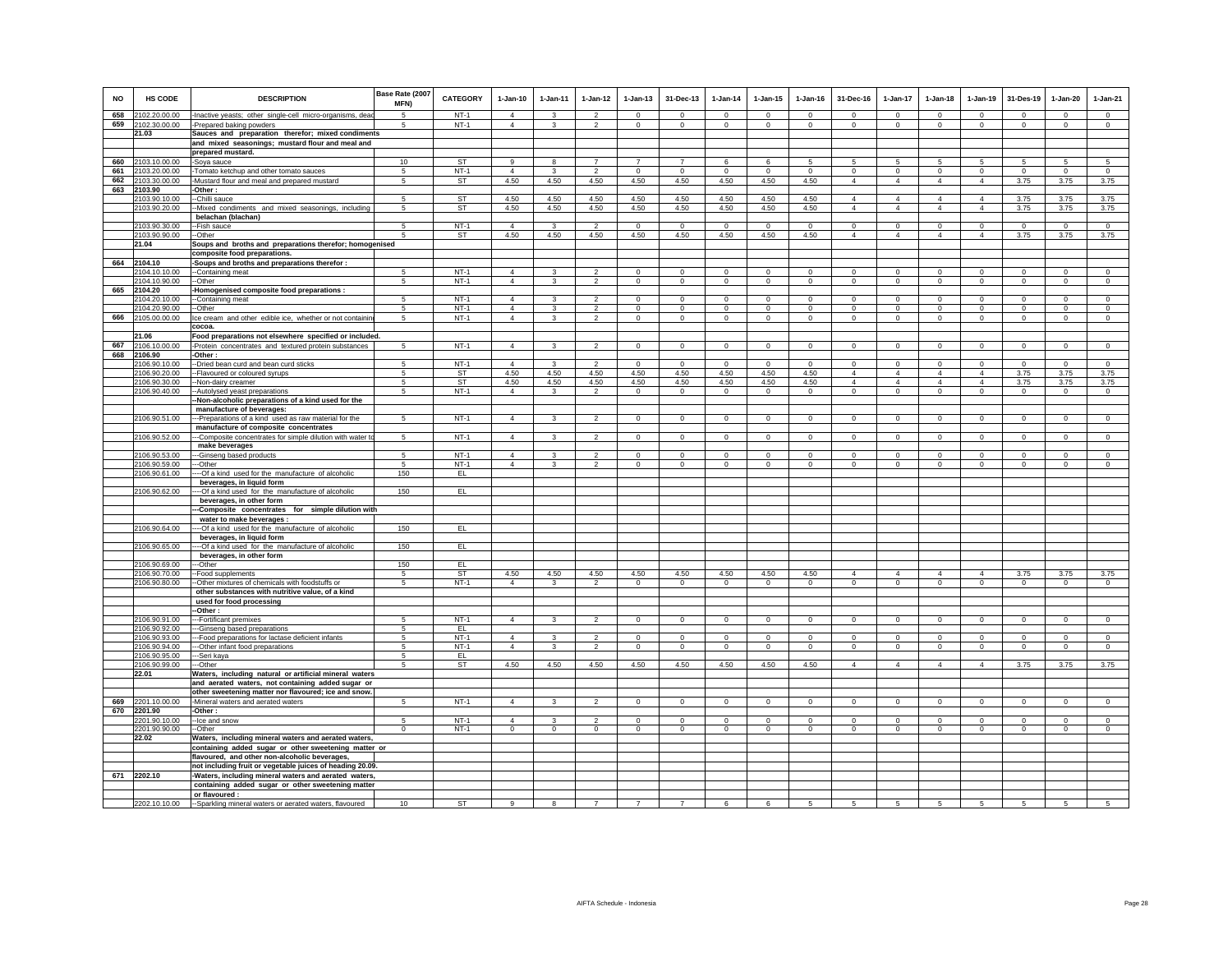| NO | HS CODE | DESCRIPTION | Base Rate (2007 MFN) | CATEGORY | 1-Jan-10 | 1-Jan-11 | 1-Jan-12 | 1-Jan-13 | 31-Dec-13 | 1-Jan-14 | 1-Jan-15 | 1-Jan-16 | 31-Dec-16 | 1-Jan-17 | 1-Jan-18 | 1-Jan-19 | 31-Des-19 | 1-Jan-20 | 1-Jan-21 |
|---|---|---|---|---|---|---|---|---|---|---|---|---|---|---|---|---|---|---|---|
| 658 | 2102.20.00.00 | -Inactive yeasts; other single-cell micro-organisms, dead | 5 | NT-1 | 4 | 3 | 2 | 0 | 0 | 0 | 0 | 0 | 0 | 0 | 0 | 0 | 0 | 0 | 0 |
| 659 | 2102.30.00.00 | -Prepared baking powders | 5 | NT-1 | 4 | 3 | 2 | 0 | 0 | 0 | 0 | 0 | 0 | 0 | 0 | 0 | 0 | 0 | 0 |
| | 21.03 | Sauces and preparation therefor; mixed condiments and mixed seasonings; mustard flour and meal and prepared mustard. | | | | | | | | | | | | | | | | | |
| 660 | 2103.10.00.00 | -Soya sauce | 10 | ST | 9 | 8 | 7 | 7 | 7 | 6 | 6 | 5 | 5 | 5 | 5 | 5 | 5 | 5 | 5 |
| 661 | 2103.20.00.00 | -Tomato ketchup and other tomato sauces | 5 | NT-1 | 4 | 3 | 2 | 0 | 0 | 0 | 0 | 0 | 0 | 0 | 0 | 0 | 0 | 0 | 0 |
| 662 | 2103.30.00.00 | -Mustard flour and meal and prepared mustard | 5 | ST | 4.50 | 4.50 | 4.50 | 4.50 | 4.50 | 4.50 | 4.50 | 4.50 | 4 | 4 | 4 | 4 | 3.75 | 3.75 | 3.75 |
| 663 | 2103.90 | -Other : | | | | | | | | | | | | | | | | | |
| | 2103.90.10.00 | --Chilli sauce | 5 | ST | 4.50 | 4.50 | 4.50 | 4.50 | 4.50 | 4.50 | 4.50 | 4.50 | 4 | 4 | 4 | 4 | 3.75 | 3.75 | 3.75 |
| | 2103.90.20.00 | --Mixed condiments and mixed seasonings, including belachan (blachan) | 5 | ST | 4.50 | 4.50 | 4.50 | 4.50 | 4.50 | 4.50 | 4.50 | 4.50 | 4 | 4 | 4 | 4 | 3.75 | 3.75 | 3.75 |
| | 2103.90.30.00 | --Fish sauce | 5 | NT-1 | 4 | 3 | 2 | 0 | 0 | 0 | 0 | 0 | 0 | 0 | 0 | 0 | 0 | 0 | 0 |
| | 2103.90.90.00 | --Other | 5 | ST | 4.50 | 4.50 | 4.50 | 4.50 | 4.50 | 4.50 | 4.50 | 4.50 | 4 | 4 | 4 | 4 | 3.75 | 3.75 | 3.75 |
| | 21.04 | Soups and broths and preparations therefor; homogenised composite food preparations. | | | | | | | | | | | | | | | | | |
| 664 | 2104.10 | -Soups and broths and preparations therefor : | | | | | | | | | | | | | | | | | |
| | 2104.10.10.00 | --Containing meat | 5 | NT-1 | 4 | 3 | 2 | 0 | 0 | 0 | 0 | 0 | 0 | 0 | 0 | 0 | 0 | 0 | 0 |
| | 2104.10.90.00 | --Other | 5 | NT-1 | 4 | 3 | 2 | 0 | 0 | 0 | 0 | 0 | 0 | 0 | 0 | 0 | 0 | 0 | 0 |
| 665 | 2104.20 | -Homogenised composite food preparations : | | | | | | | | | | | | | | | | | |
| | 2104.20.10.00 | --Containing meat | 5 | NT-1 | 4 | 3 | 2 | 0 | 0 | 0 | 0 | 0 | 0 | 0 | 0 | 0 | 0 | 0 | 0 |
| | 2104.20.90.00 | --Other | 5 | NT-1 | 4 | 3 | 2 | 0 | 0 | 0 | 0 | 0 | 0 | 0 | 0 | 0 | 0 | 0 | 0 |
| 666 | 2105.00.00.00 | Ice cream and other edible ice, whether or not containing cocoa. | 5 | NT-1 | 4 | 3 | 2 | 0 | 0 | 0 | 0 | 0 | 0 | 0 | 0 | 0 | 0 | 0 | 0 |
| | 21.06 | Food preparations not elsewhere specified or included. | | | | | | | | | | | | | | | | | |
| 667 | 2106.10.00.00 | -Protein concentrates and textured protein substances | 5 | NT-1 | 4 | 3 | 2 | 0 | 0 | 0 | 0 | 0 | 0 | 0 | 0 | 0 | 0 | 0 | 0 |
| 668 | 2106.90 | -Other : | | | | | | | | | | | | | | | | | |
| | 2106.90.10.00 | --Dried bean curd and bean curd sticks | 5 | NT-1 | 4 | 3 | 2 | 0 | 0 | 0 | 0 | 0 | 0 | 0 | 0 | 0 | 0 | 0 | 0 |
| | 2106.90.20.00 | --Flavoured or coloured syrups | 5 | ST | 4.50 | 4.50 | 4.50 | 4.50 | 4.50 | 4.50 | 4.50 | 4.50 | 4 | 4 | 4 | 4 | 3.75 | 3.75 | 3.75 |
| | 2106.90.30.00 | --Non-dairy creamer | 5 | ST | 4.50 | 4.50 | 4.50 | 4.50 | 4.50 | 4.50 | 4.50 | 4.50 | 4 | 4 | 4 | 4 | 3.75 | 3.75 | 3.75 |
| | 2106.90.40.00 | --Autolysed yeast preparations | 5 | NT-1 | 4 | 3 | 2 | 0 | 0 | 0 | 0 | 0 | 0 | 0 | 0 | 0 | 0 | 0 | 0 |
| | | --Non-alcoholic preparations of a kind used for the manufacture of beverages: | | | | | | | | | | | | | | | | | |
| | 2106.90.51.00 | ---Preparations of a kind used as raw material for the manufacture of composite concentrates | 5 | NT-1 | 4 | 3 | 2 | 0 | 0 | 0 | 0 | 0 | 0 | 0 | 0 | 0 | 0 | 0 | 0 |
| | 2106.90.52.00 | ---Composite concentrates for simple dilution with water to make beverages | 5 | NT-1 | 4 | 3 | 2 | 0 | 0 | 0 | 0 | 0 | 0 | 0 | 0 | 0 | 0 | 0 | 0 |
| | 2106.90.53.00 | ---Ginseng based products | 5 | NT-1 | 4 | 3 | 2 | 0 | 0 | 0 | 0 | 0 | 0 | 0 | 0 | 0 | 0 | 0 | 0 |
| | 2106.90.59.00 | ---Other | 5 | NT-1 | 4 | 3 | 2 | 0 | 0 | 0 | 0 | 0 | 0 | 0 | 0 | 0 | 0 | 0 | 0 |
| | 2106.90.61.00 | ----Of a kind used for the manufacture of alcoholic beverages, in liquid form | 150 | EL | | | | | | | | | | | | | | | |
| | 2106.90.62.00 | ----Of a kind used for the manufacture of alcoholic beverages, in other form | 150 | EL | | | | | | | | | | | | | | | |
| | | ---Composite concentrates for simple dilution with water to make beverages : | | | | | | | | | | | | | | | | | |
| | 2106.90.64.00 | ----Of a kind used for the manufacture of alcoholic beverages, in liquid form | 150 | EL | | | | | | | | | | | | | | | |
| | 2106.90.65.00 | ----Of a kind used for the manufacture of alcoholic beverages, in other form | 150 | EL | | | | | | | | | | | | | | | |
| | 2106.90.69.00 | ---Other | 150 | EL | | | | | | | | | | | | | | | |
| | 2106.90.70.00 | --Food supplements | 5 | ST | 4.50 | 4.50 | 4.50 | 4.50 | 4.50 | 4.50 | 4.50 | 4.50 | 4 | 4 | 4 | 4 | 3.75 | 3.75 | 3.75 |
| | 2106.90.80.00 | --Other mixtures of chemicals with foodstuffs or other substances with nutritive value, of a kind used for food processing | 5 | NT-1 | 4 | 3 | 2 | 0 | 0 | 0 | 0 | 0 | 0 | 0 | 0 | 0 | 0 | 0 | 0 |
| | | --Other : | | | | | | | | | | | | | | | | | |
| | 2106.90.91.00 | ---Fortificant premixes | 5 | NT-1 | 4 | 3 | 2 | 0 | 0 | 0 | 0 | 0 | 0 | 0 | 0 | 0 | 0 | 0 | 0 |
| | 2106.90.92.00 | ---Ginseng based preparations | 5 | EL | | | | | | | | | | | | | | | |
| | 2106.90.93.00 | ---Food preparations for lactase deficient infants | 5 | NT-1 | 4 | 3 | 2 | 0 | 0 | 0 | 0 | 0 | 0 | 0 | 0 | 0 | 0 | 0 | 0 |
| | 2106.90.94.00 | ---Other infant food preparations | 5 | NT-1 | 4 | 3 | 2 | 0 | 0 | 0 | 0 | 0 | 0 | 0 | 0 | 0 | 0 | 0 | 0 |
| | 2106.90.95.00 | ---Seri kaya | 5 | EL | | | | | | | | | | | | | | | |
| | 2106.90.99.00 | ---Other | 5 | ST | 4.50 | 4.50 | 4.50 | 4.50 | 4.50 | 4.50 | 4.50 | 4.50 | 4 | 4 | 4 | 4 | 3.75 | 3.75 | 3.75 |
| | 22.01 | Waters, including natural or artificial mineral waters and aerated waters, not containing added sugar or other sweetening matter nor flavoured; ice and snow. | | | | | | | | | | | | | | | | | |
| 669 | 2201.10.00.00 | -Mineral waters and aerated waters | 5 | NT-1 | 4 | 3 | 2 | 0 | 0 | 0 | 0 | 0 | 0 | 0 | 0 | 0 | 0 | 0 | 0 |
| 670 | 2201.90 | -Other : | | | | | | | | | | | | | | | | | |
| | 2201.90.10.00 | --Ice and snow | 5 | NT-1 | 4 | 3 | 2 | 0 | 0 | 0 | 0 | 0 | 0 | 0 | 0 | 0 | 0 | 0 | 0 |
| | 2201.90.90.00 | --Other | 0 | NT-1 | 0 | 0 | 0 | 0 | 0 | 0 | 0 | 0 | 0 | 0 | 0 | 0 | 0 | 0 | 0 |
| | 22.02 | Waters, including mineral waters and aerated waters, containing added sugar or other sweetening matter or flavoured, and other non-alcoholic beverages, not including fruit or vegetable juices of heading 20.09. | | | | | | | | | | | | | | | | | |
| 671 | 2202.10 | -Waters, including mineral waters and aerated waters, containing added sugar or other sweetening matter or flavoured : | | | | | | | | | | | | | | | | | |
| | 2202.10.10.00 | --Sparkling mineral waters or aerated waters, flavoured | 10 | ST | 9 | 8 | 7 | 7 | 7 | 6 | 6 | 5 | 5 | 5 | 5 | 5 | 5 | 5 | 5 |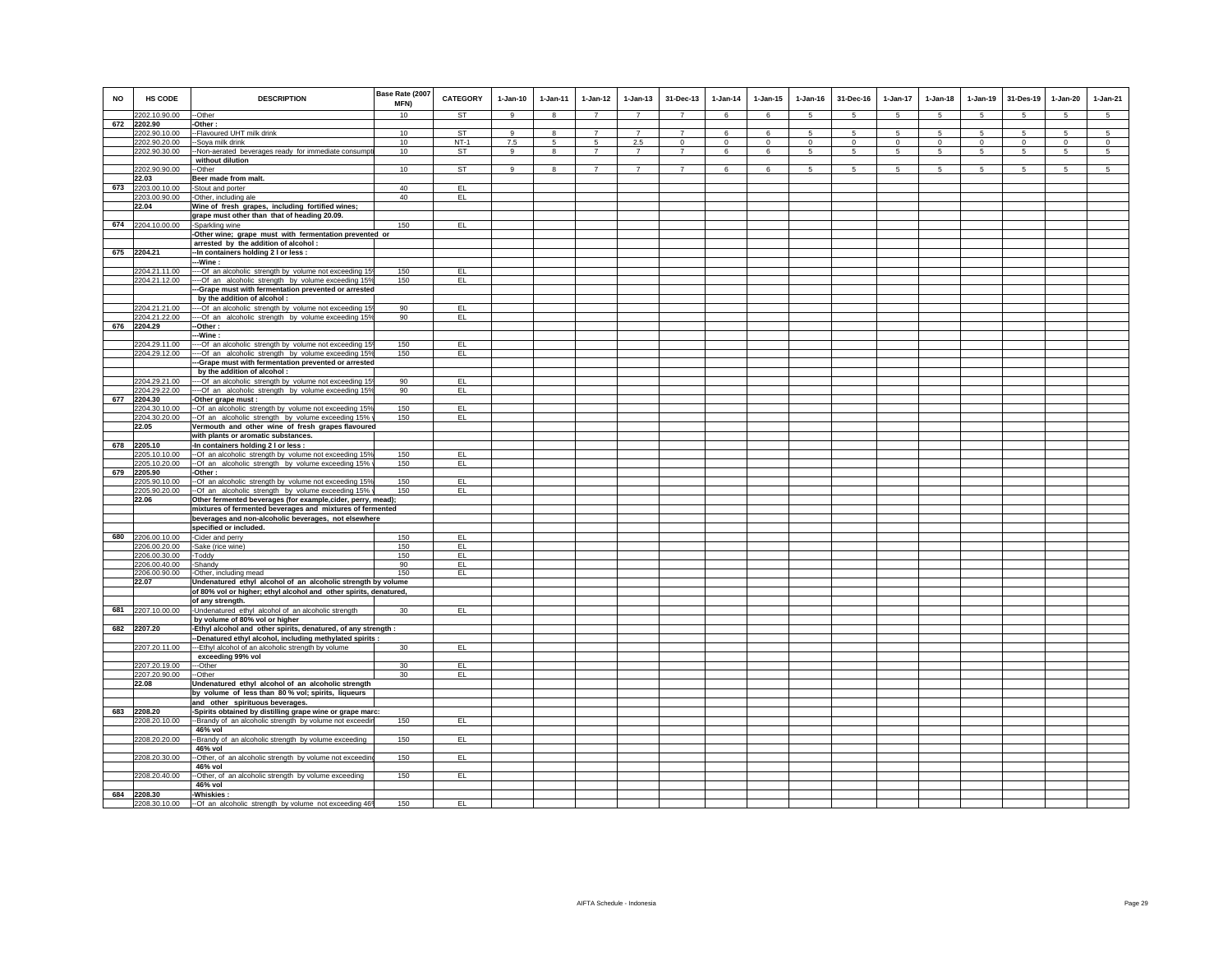| NO | HS CODE | DESCRIPTION | Base Rate (2007 MFN) | CATEGORY | 1-Jan-10 | 1-Jan-11 | 1-Jan-12 | 1-Jan-13 | 31-Dec-13 | 1-Jan-14 | 1-Jan-15 | 1-Jan-16 | 31-Dec-16 | 1-Jan-17 | 1-Jan-18 | 1-Jan-19 | 31-Des-19 | 1-Jan-20 | 1-Jan-21 |
|---|---|---|---|---|---|---|---|---|---|---|---|---|---|---|---|---|---|---|---|
| | 2202.10.90.00 | --Other | 10 | ST | 9 | 8 | 7 | 7 | 7 | 6 | 6 | 5 | 5 | 5 | 5 | 5 | 5 | 5 | 5 |
| 672 | 2202.90 | -Other : | | | | | | | | | | | | | | | | | |
| | 2202.90.10.00 | --Flavoured UHT milk drink | 10 | ST | 9 | 8 | 7 | 7 | 7 | 6 | 6 | 5 | 5 | 5 | 5 | 5 | 5 | 5 | 5 |
| | 2202.90.20.00 | --Soya milk drink | 10 | NT-1 | 7.5 | 5 | 5 | 2.5 | 0 | 0 | 0 | 0 | 0 | 0 | 0 | 0 | 0 | 0 | 0 |
| | 2202.90.30.00 | --Non-aerated beverages ready for immediate consumption without dilution | 10 | ST | 9 | 8 | 7 | 7 | 7 | 6 | 6 | 5 | 5 | 5 | 5 | 5 | 5 | 5 | 5 |
| | 2202.90.90.00 | --Other | 10 | ST | 9 | 8 | 7 | 7 | 7 | 6 | 6 | 5 | 5 | 5 | 5 | 5 | 5 | 5 | 5 |
| | 22.03 | Beer made from malt. | | | | | | | | | | | | | | | | | |
| 673 | 2203.00.10.00 | -Stout and porter | 40 | EL | | | | | | | | | | | | | | | |
| | 2203.00.90.00 | -Other, including ale | 40 | EL | | | | | | | | | | | | | | | |
| | 22.04 | Wine of fresh grapes, including fortified wines; grape must other than that of heading 20.09. | | | | | | | | | | | | | | | | | |
| 674 | 2204.10.00.00 | -Sparkling wine | 150 | EL | | | | | | | | | | | | | | | |
| | | -Other wine; grape must with fermentation prevented or arrested by the addition of alcohol : | | | | | | | | | | | | | | | | | |
| 675 | 2204.21 | --In containers holding 2 l or less : | | | | | | | | | | | | | | | | | |
| | | ---Wine : | | | | | | | | | | | | | | | | | |
| | 2204.21.11.00 | ----Of an alcoholic strength by volume not exceeding 15% | 150 | EL | | | | | | | | | | | | | | | |
| | 2204.21.12.00 | ----Of an alcoholic strength by volume exceeding 15% | 150 | EL | | | | | | | | | | | | | | | |
| | | ---Grape must with fermentation prevented or arrested by the addition of alcohol : | | | | | | | | | | | | | | | | | |
| | 2204.21.21.00 | ----Of an alcoholic strength by volume not exceeding 15% | 90 | EL | | | | | | | | | | | | | | | |
| | 2204.21.22.00 | ----Of an alcoholic strength by volume exceeding 15% | 90 | EL | | | | | | | | | | | | | | | |
| 676 | 2204.29 | --Other : | | | | | | | | | | | | | | | | | |
| | | ---Wine : | | | | | | | | | | | | | | | | | |
| | 2204.29.11.00 | ----Of an alcoholic strength by volume not exceeding 15% | 150 | EL | | | | | | | | | | | | | | | |
| | 2204.29.12.00 | ----Of an alcoholic strength by volume exceeding 15% | 150 | EL | | | | | | | | | | | | | | | |
| | | ---Grape must with fermentation prevented or arrested by the addition of alcohol : | | | | | | | | | | | | | | | | | |
| | 2204.29.21.00 | ----Of an alcoholic strength by volume not exceeding 15% | 90 | EL | | | | | | | | | | | | | | | |
| | 2204.29.22.00 | ----Of an alcoholic strength by volume exceeding 15% | 90 | EL | | | | | | | | | | | | | | | |
| 677 | 2204.30 | -Other grape must : | | | | | | | | | | | | | | | | | |
| | 2204.30.10.00 | --Of an alcoholic strength by volume not exceeding 15% | 150 | EL | | | | | | | | | | | | | | | |
| | 2204.30.20.00 | --Of an alcoholic strength by volume exceeding 15% | 150 | EL | | | | | | | | | | | | | | | |
| | 22.05 | Vermouth and other wine of fresh grapes flavoured with plants or aromatic substances. | | | | | | | | | | | | | | | | | |
| 678 | 2205.10 | -In containers holding 2 l or less : | | | | | | | | | | | | | | | | | |
| | 2205.10.10.00 | --Of an alcoholic strength by volume not exceeding 15% | 150 | EL | | | | | | | | | | | | | | | |
| | 2205.10.20.00 | --Of an alcoholic strength by volume exceeding 15% | 150 | EL | | | | | | | | | | | | | | | |
| 679 | 2205.90 | -Other : | | | | | | | | | | | | | | | | | |
| | 2205.90.10.00 | --Of an alcoholic strength by volume not exceeding 15% | 150 | EL | | | | | | | | | | | | | | | |
| | 2205.90.20.00 | --Of an alcoholic strength by volume exceeding 15% | 150 | EL | | | | | | | | | | | | | | | |
| | 22.06 | Other fermented beverages (for example,cider, perry, mead); mixtures of fermented beverages and mixtures of fermented beverages and non-alcoholic beverages, not elsewhere specified or included. | | | | | | | | | | | | | | | | | |
| 680 | 2206.00.10.00 | -Cider and perry | 150 | EL | | | | | | | | | | | | | | | |
| | 2206.00.20.00 | -Sake (rice wine) | 150 | EL | | | | | | | | | | | | | | | |
| | 2206.00.30.00 | -Toddy | 150 | EL | | | | | | | | | | | | | | | |
| | 2206.00.40.00 | -Shandy | 90 | EL | | | | | | | | | | | | | | | |
| | 2206.00.90.00 | -Other, including mead | 150 | EL | | | | | | | | | | | | | | | |
| | 22.07 | Undenatured ethyl alcohol of an alcoholic strength by volume of 80% vol or higher; ethyl alcohol and other spirits, denatured, of any strength. | | | | | | | | | | | | | | | | | |
| 681 | 2207.10.00.00 | -Undenatured ethyl alcohol of an alcoholic strength by volume of 80% vol or higher | 30 | EL | | | | | | | | | | | | | | | |
| 682 | 2207.20 | -Ethyl alcohol and other spirits, denatured, of any strength : | | | | | | | | | | | | | | | | | |
| | | --Denatured ethyl alcohol, including methylated spirits : | | | | | | | | | | | | | | | | | |
| | 2207.20.11.00 | ---Ethyl alcohol of an alcoholic strength by volume exceeding 99% vol | 30 | EL | | | | | | | | | | | | | | | |
| | 2207.20.19.00 | ---Other | 30 | EL | | | | | | | | | | | | | | | |
| | 2207.20.90.00 | --Other | 30 | EL | | | | | | | | | | | | | | | |
| | 22.08 | Undenatured ethyl alcohol of an alcoholic strength by volume of less than 80 % vol; spirits, liqueurs and other spirituous beverages. | | | | | | | | | | | | | | | | | |
| 683 | 2208.20 | -Spirits obtained by distilling grape wine or grape marc: | | | | | | | | | | | | | | | | | |
| | 2208.20.10.00 | --Brandy of an alcoholic strength by volume not exceeding 46% vol | 150 | EL | | | | | | | | | | | | | | | |
| | 2208.20.20.00 | --Brandy of an alcoholic strength by volume exceeding 46% vol | 150 | EL | | | | | | | | | | | | | | | |
| | 2208.20.30.00 | --Other, of an alcoholic strength by volume not exceeding 46% vol | 150 | EL | | | | | | | | | | | | | | | |
| | 2208.20.40.00 | --Other, of an alcoholic strength by volume exceeding 46% vol | 150 | EL | | | | | | | | | | | | | | | |
| 684 | 2208.30 | -Whiskies : | | | | | | | | | | | | | | | | | |
| | 2208.30.10.00 | --Of an alcoholic strength by volume not exceeding 46% | 150 | EL | | | | | | | | | | | | | | | |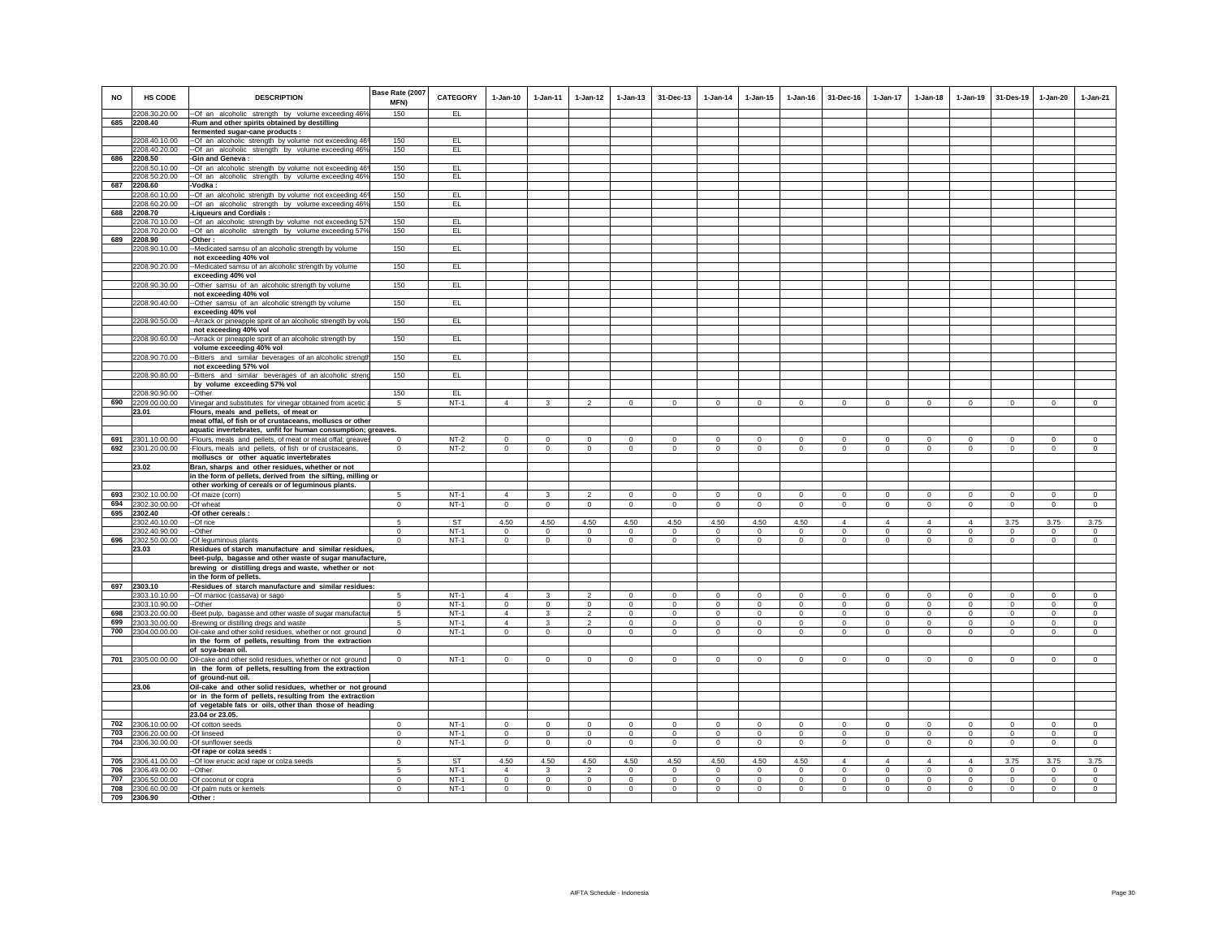| NO | HS CODE | DESCRIPTION | Base Rate (2007 MFN) | CATEGORY | 1-Jan-10 | 1-Jan-11 | 1-Jan-12 | 1-Jan-13 | 31-Dec-13 | 1-Jan-14 | 1-Jan-15 | 1-Jan-16 | 31-Dec-16 | 1-Jan-17 | 1-Jan-18 | 1-Jan-19 | 31-Des-19 | 1-Jan-20 | 1-Jan-21 |
|---|---|---|---|---|---|---|---|---|---|---|---|---|---|---|---|---|---|---|---|
| | 2208.30.20.00 | --Of an alcoholic strength by volume exceeding 46% | 150 | EL | | | | | | | | | | | | | | | |
| 685 | 2208.40 | -Rum and other spirits obtained by destilling | | | | | | | | | | | | | | | | | |
| | | fermented sugar-cane products : | | | | | | | | | | | | | | | | | |
| | 2208.40.10.00 | --Of an alcoholic strength by volume not exceeding 46% | 150 | EL | | | | | | | | | | | | | | | |
| | 2208.40.20.00 | --Of an alcoholic strength by volume exceeding 46% | 150 | EL | | | | | | | | | | | | | | | |
| 686 | 2208.50 | -Gin and Geneva : | | | | | | | | | | | | | | | | | |
| | 2208.50.10.00 | --Of an alcoholic strength by volume not exceeding 46% | 150 | EL | | | | | | | | | | | | | | | |
| | 2208.50.20.00 | --Of an alcoholic strength by volume exceeding 46% | 150 | EL | | | | | | | | | | | | | | | |
| 687 | 2208.60 | -Vodka : | | | | | | | | | | | | | | | | | |
| | 2208.60.10.00 | --Of an alcoholic strength by volume not exceeding 46% | 150 | EL | | | | | | | | | | | | | | | |
| | 2208.60.20.00 | --Of an alcoholic strength by volume exceeding 46% | 150 | EL | | | | | | | | | | | | | | | |
| 688 | 2208.70 | -Liqueurs and Cordials : | | | | | | | | | | | | | | | | | |
| | 2208.70.10.00 | --Of an alcoholic strength by volume not exceeding 57% | 150 | EL | | | | | | | | | | | | | | | |
| | 2208.70.20.00 | --Of an alcoholic strength by volume exceeding 57% | 150 | EL | | | | | | | | | | | | | | | |
| 689 | 2208.90 | -Other : | | | | | | | | | | | | | | | | | |
| | 2208.90.10.00 | --Medicated samsu of an alcoholic strength by volume | 150 | EL | | | | | | | | | | | | | | | |
| | | not exceeding 40% vol | | | | | | | | | | | | | | | | | |
| | 2208.90.20.00 | --Medicated samsu of an alcoholic strength by volume | 150 | EL | | | | | | | | | | | | | | | |
| | | exceeding 40% vol | | | | | | | | | | | | | | | | | |
| | 2208.90.30.00 | --Other samsu of an alcoholic strength by volume | 150 | EL | | | | | | | | | | | | | | | |
| | | not exceeding 40% vol | | | | | | | | | | | | | | | | | |
| | 2208.90.40.00 | --Other samsu of an alcoholic strength by volume | 150 | EL | | | | | | | | | | | | | | | |
| | | exceeding 40% vol | | | | | | | | | | | | | | | | | |
| | 2208.90.50.00 | --Arrack or pineapple spirit of an alcoholic strength by volu | 150 | EL | | | | | | | | | | | | | | | |
| | | not exceeding 40% vol | | | | | | | | | | | | | | | | | |
| | 2208.90.60.00 | --Arrack or pineapple spirit of an alcoholic strength by | 150 | EL | | | | | | | | | | | | | | | |
| | | volume exceeding 40% vol | | | | | | | | | | | | | | | | | |
| | 2208.90.70.00 | --Bitters and similar beverages of an alcoholic strength | 150 | EL | | | | | | | | | | | | | | | |
| | | not exceeding 57% vol | | | | | | | | | | | | | | | | | |
| | 2208.90.80.00 | --Bitters and similar beverages of an alcoholic streng | 150 | EL | | | | | | | | | | | | | | | |
| | | by volume exceeding 57% vol | | | | | | | | | | | | | | | | | |
| | 2208.90.90.00 | --Other | 150 | EL | | | | | | | | | | | | | | | |
| 690 | 2209.00.00.00 | Vinegar and substitutes for vinegar obtained from acetic a | 5 | NT-1 | 4 | 3 | 2 | 0 | 0 | 0 | 0 | 0 | 0 | 0 | 0 | 0 | 0 | 0 | 0 |
| | 23.01 | Flours, meals and pellets, of meat or | | | | | | | | | | | | | | | | | |
| | | meat offal, of fish or of crustaceans, molluscs or other | | | | | | | | | | | | | | | | | |
| | | aquatic invertebrates, unfit for human consumption; greaves. | | | | | | | | | | | | | | | | | |
| 691 | 2301.10.00.00 | -Flours, meals and pellets, of meat or meat offal; greaves | 0 | NT-2 | 0 | 0 | 0 | 0 | 0 | 0 | 0 | 0 | 0 | 0 | 0 | 0 | 0 | 0 | 0 |
| 692 | 2301.20.00.00 | -Flours, meals and pellets, of fish or of crustaceans, | 0 | NT-2 | 0 | 0 | 0 | 0 | 0 | 0 | 0 | 0 | 0 | 0 | 0 | 0 | 0 | 0 | 0 |
| | | molluscs or other aquatic invertebrates | | | | | | | | | | | | | | | | | |
| | 23.02 | Bran, sharps and other residues, whether or not | | | | | | | | | | | | | | | | | |
| | | in the form of pellets, derived from the sifting, milling or | | | | | | | | | | | | | | | | | |
| | | other working of cereals or of leguminous plants. | | | | | | | | | | | | | | | | | |
| 693 | 2302.10.00.00 | -Of maize (corn) | 5 | NT-1 | 4 | 3 | 2 | 0 | 0 | 0 | 0 | 0 | 0 | 0 | 0 | 0 | 0 | 0 | 0 |
| 694 | 2302.30.00.00 | -Of wheat | 0 | NT-1 | 0 | 0 | 0 | 0 | 0 | 0 | 0 | 0 | 0 | 0 | 0 | 0 | 0 | 0 | 0 |
| 695 | 2302.40 | -Of other cereals : | | | | | | | | | | | | | | | | | |
| | 2302.40.10.00 | --Of rice | 5 | ST | 4.50 | 4.50 | 4.50 | 4.50 | 4.50 | 4.50 | 4.50 | 4.50 | 4 | 4 | 4 | 4 | 3.75 | 3.75 | 3.75 |
| | 2302.40.90.00 | --Other | 0 | NT-1 | 0 | 0 | 0 | 0 | 0 | 0 | 0 | 0 | 0 | 0 | 0 | 0 | 0 | 0 | 0 |
| 696 | 2302.50.00.00 | -Of leguminous plants | 0 | NT-1 | 0 | 0 | 0 | 0 | 0 | 0 | 0 | 0 | 0 | 0 | 0 | 0 | 0 | 0 | 0 |
| | 23.03 | Residues of starch manufacture and similar residues, | | | | | | | | | | | | | | | | | |
| | | beet-pulp, bagasse and other waste of sugar manufacture, | | | | | | | | | | | | | | | | | |
| | | brewing or distilling dregs and waste, whether or not | | | | | | | | | | | | | | | | | |
| | | in the form of pellets. | | | | | | | | | | | | | | | | | |
| 697 | 2303.10 | -Residues of starch manufacture and similar residues: | | | | | | | | | | | | | | | | | |
| | 2303.10.10.00 | --Of manioc (cassava) or sago | 5 | NT-1 | 4 | 3 | 2 | 0 | 0 | 0 | 0 | 0 | 0 | 0 | 0 | 0 | 0 | 0 | 0 |
| | 2303.10.90.00 | --Other | 0 | NT-1 | 0 | 0 | 0 | 0 | 0 | 0 | 0 | 0 | 0 | 0 | 0 | 0 | 0 | 0 | 0 |
| 698 | 2303.20.00.00 | -Beet pulp, bagasse and other waste of sugar manufactu | 5 | NT-1 | 4 | 3 | 2 | 0 | 0 | 0 | 0 | 0 | 0 | 0 | 0 | 0 | 0 | 0 | 0 |
| 699 | 2303.30.00.00 | -Brewing or distilling dregs and waste | 5 | NT-1 | 4 | 3 | 2 | 0 | 0 | 0 | 0 | 0 | 0 | 0 | 0 | 0 | 0 | 0 | 0 |
| 700 | 2304.00.00.00 | Oil-cake and other solid residues, whether or not ground | 0 | NT-1 | 0 | 0 | 0 | 0 | 0 | 0 | 0 | 0 | 0 | 0 | 0 | 0 | 0 | 0 | 0 |
| | | in the form of pellets, resulting from the extraction | | | | | | | | | | | | | | | | | |
| | | of soya-bean oil. | | | | | | | | | | | | | | | | | |
| 701 | 2305.00.00.00 | Oil-cake and other solid residues, whether or not ground | 0 | NT-1 | 0 | 0 | 0 | 0 | 0 | 0 | 0 | 0 | 0 | 0 | 0 | 0 | 0 | 0 | 0 |
| | | in the form of pellets, resulting from the extraction | | | | | | | | | | | | | | | | | |
| | | of ground-nut oil. | | | | | | | | | | | | | | | | | |
| | 23.06 | Oil-cake and other solid residues, whether or not ground | | | | | | | | | | | | | | | | | |
| | | or in the form of pellets, resulting from the extraction | | | | | | | | | | | | | | | | | |
| | | of vegetable fats or oils, other than those of heading | | | | | | | | | | | | | | | | | |
| | | 23.04 or 23.05. | | | | | | | | | | | | | | | | | |
| 702 | 2306.10.00.00 | -Of cotton seeds | 0 | NT-1 | 0 | 0 | 0 | 0 | 0 | 0 | 0 | 0 | 0 | 0 | 0 | 0 | 0 | 0 | 0 |
| 703 | 2306.20.00.00 | -Of linseed | 0 | NT-1 | 0 | 0 | 0 | 0 | 0 | 0 | 0 | 0 | 0 | 0 | 0 | 0 | 0 | 0 | 0 |
| 704 | 2306.30.00.00 | -Of sunflower seeds | 0 | NT-1 | 0 | 0 | 0 | 0 | 0 | 0 | 0 | 0 | 0 | 0 | 0 | 0 | 0 | 0 | 0 |
| | | -Of rape or colza seeds : | | | | | | | | | | | | | | | | | |
| 705 | 2306.41.00.00 | --Of low erucic acid rape or colza seeds | 5 | ST | 4.50 | 4.50 | 4.50 | 4.50 | 4.50 | 4.50 | 4.50 | 4.50 | 4 | 4 | 4 | 4 | 3.75 | 3.75 | 3.75 |
| 706 | 2306.49.00.00 | --Other | 5 | NT-1 | 4 | 3 | 2 | 0 | 0 | 0 | 0 | 0 | 0 | 0 | 0 | 0 | 0 | 0 | 0 |
| 707 | 2306.50.00.00 | -Of coconut or copra | 0 | NT-1 | 0 | 0 | 0 | 0 | 0 | 0 | 0 | 0 | 0 | 0 | 0 | 0 | 0 | 0 | 0 |
| 708 | 2306.60.00.00 | -Of palm nuts or kernels | 0 | NT-1 | 0 | 0 | 0 | 0 | 0 | 0 | 0 | 0 | 0 | 0 | 0 | 0 | 0 | 0 | 0 |
| 709 | 2306.90 | -Other : | | | | | | | | | | | | | | | | | |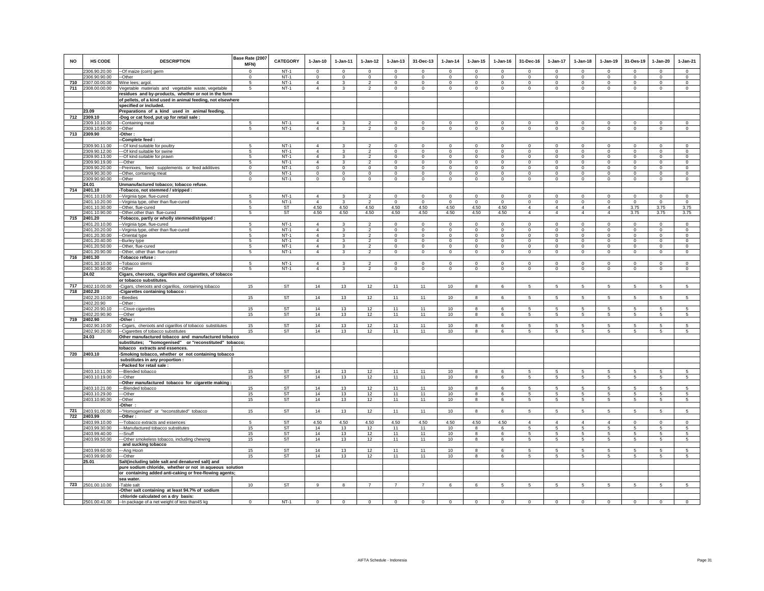| NO | HS CODE | DESCRIPTION | Base Rate (2007 MFN) | CATEGORY | 1-Jan-10 | 1-Jan-11 | 1-Jan-12 | 1-Jan-13 | 31-Dec-13 | 1-Jan-14 | 1-Jan-15 | 1-Jan-16 | 31-Dec-16 | 1-Jan-17 | 1-Jan-18 | 1-Jan-19 | 31-Des-19 | 1-Jan-20 | 1-Jan-21 |
|---|---|---|---|---|---|---|---|---|---|---|---|---|---|---|---|---|---|---|---|
| | 2306.90.20.00 | --Of maize (corn) germ | 0 | NT-1 | 0 | 0 | 0 | 0 | 0 | 0 | 0 | 0 | 0 | 0 | 0 | 0 | 0 | 0 | 0 |
| | 2306.90.90.00 | --Other | 0 | NT-1 | 0 | 0 | 0 | 0 | 0 | 0 | 0 | 0 | 0 | 0 | 0 | 0 | 0 | 0 | 0 |
| 710 | 2307.00.00.00 | Wine lees; argol. | 5 | NT-1 | 4 | 3 | 2 | 0 | 0 | 0 | 0 | 0 | 0 | 0 | 0 | 0 | 0 | 0 | 0 |
| 711 | 2308.00.00.00 | Vegetable materials and vegetable waste, vegetable residues and by-products, whether or not in the form of pellets, of a kind used in animal feeding, not elsewhere specified or included. | 5 | NT-1 | 4 | 3 | 2 | 0 | 0 | 0 | 0 | 0 | 0 | 0 | 0 | 0 | 0 | 0 | 0 |
| | 23.09 | Preparations of a kind used in animal feeding. | | | | | | | | | | | | | | | | | |
| 712 | 2309.10 | -Dog or cat food, put up for retail sale : | | | | | | | | | | | | | | | | | |
| | 2309.10.10.00 | --Containing meat | 5 | NT-1 | 4 | 3 | 2 | 0 | 0 | 0 | 0 | 0 | 0 | 0 | 0 | 0 | 0 | 0 | 0 |
| | 2309.10.90.00 | --Other | 5 | NT-1 | 4 | 3 | 2 | 0 | 0 | 0 | 0 | 0 | 0 | 0 | 0 | 0 | 0 | 0 | 0 |
| 713 | 2309.90 | -Other : | | | | | | | | | | | | | | | | | |
| | | --Complete feed : | | | | | | | | | | | | | | | | | |
| | 2309.90.11.00 | ---Of kind suitable for poultry | 5 | NT-1 | 4 | 3 | 2 | 0 | 0 | 0 | 0 | 0 | 0 | 0 | 0 | 0 | 0 | 0 | 0 |
| | 2309.90.12.00 | ---Of kind suitable for swine | 5 | NT-1 | 4 | 3 | 2 | 0 | 0 | 0 | 0 | 0 | 0 | 0 | 0 | 0 | 0 | 0 | 0 |
| | 2309.90.13.00 | ---Of kind suitable for prawn | 5 | NT-1 | 4 | 3 | 2 | 0 | 0 | 0 | 0 | 0 | 0 | 0 | 0 | 0 | 0 | 0 | 0 |
| | 2309.90.19.00 | ---Other | 5 | NT-1 | 4 | 3 | 2 | 0 | 0 | 0 | 0 | 0 | 0 | 0 | 0 | 0 | 0 | 0 | 0 |
| | 2309.90.20.00 | --Premixes, feed supplements or feed additives | 0 | NT-1 | 0 | 0 | 0 | 0 | 0 | 0 | 0 | 0 | 0 | 0 | 0 | 0 | 0 | 0 | 0 |
| | 2309.90.30.00 | --Other, containing meat | 0 | NT-1 | 0 | 0 | 0 | 0 | 0 | 0 | 0 | 0 | 0 | 0 | 0 | 0 | 0 | 0 | 0 |
| | 2309.90.90.00 | --Other | 0 | NT-1 | 0 | 0 | 0 | 0 | 0 | 0 | 0 | 0 | 0 | 0 | 0 | 0 | 0 | 0 | 0 |
| | 24.01 | Unmanufactured tobacco; tobacco refuse. | | | | | | | | | | | | | | | | | |
| 714 | 2401.10 | -Tobacco, not stemmed / stripped : | | | | | | | | | | | | | | | | | |
| | 2401.10.10.00 | --Virginia type, flue-cured | 5 | NT-1 | 4 | 3 | 2 | 0 | 0 | 0 | 0 | 0 | 0 | 0 | 0 | 0 | 0 | 0 | 0 |
| | 2401.10.20.00 | --Virginia type, other than flue-cured | 5 | NT-1 | 4 | 3 | 2 | 0 | 0 | 0 | 0 | 0 | 0 | 0 | 0 | 0 | 0 | 0 | 0 |
| | 2401.10.30.00 | --Other, flue-cured | 5 | ST | 4.50 | 4.50 | 4.50 | 4.50 | 4.50 | 4.50 | 4.50 | 4.50 | 4 | 4 | 4 | 4 | 3.75 | 3.75 | 3.75 |
| | 2401.10.90.00 | --Other,other than flue-cured | 5 | ST | 4.50 | 4.50 | 4.50 | 4.50 | 4.50 | 4.50 | 4.50 | 4.50 | 4 | 4 | 4 | 4 | 3.75 | 3.75 | 3.75 |
| 715 | 2401.20 | -Tobacco, partly or wholly stemmed/stripped : | | | | | | | | | | | | | | | | | |
| | 2401.20.10.00 | --Virginia type, flue-cured | 5 | NT-1 | 4 | 3 | 2 | 0 | 0 | 0 | 0 | 0 | 0 | 0 | 0 | 0 | 0 | 0 | 0 |
| | 2401.20.20.00 | --Virginia type, other than flue-cured | 5 | NT-1 | 4 | 3 | 2 | 0 | 0 | 0 | 0 | 0 | 0 | 0 | 0 | 0 | 0 | 0 | 0 |
| | 2401.20.30.00 | --Oriental type | 5 | NT-1 | 4 | 3 | 2 | 0 | 0 | 0 | 0 | 0 | 0 | 0 | 0 | 0 | 0 | 0 | 0 |
| | 2401.20.40.00 | --Burley type | 5 | NT-1 | 4 | 3 | 2 | 0 | 0 | 0 | 0 | 0 | 0 | 0 | 0 | 0 | 0 | 0 | 0 |
| | 2401.20.50.00 | --Other, flue-cured | 5 | NT-1 | 4 | 3 | 2 | 0 | 0 | 0 | 0 | 0 | 0 | 0 | 0 | 0 | 0 | 0 | 0 |
| | 2401.20.90.00 | --Other, other than flue-cured | 5 | NT-1 | 4 | 3 | 2 | 0 | 0 | 0 | 0 | 0 | 0 | 0 | 0 | 0 | 0 | 0 | 0 |
| 716 | 2401.30 | -Tobacco refuse : | | | | | | | | | | | | | | | | | |
| | 2401.30.10.00 | --Tobacco stems | 5 | NT-1 | 4 | 3 | 2 | 0 | 0 | 0 | 0 | 0 | 0 | 0 | 0 | 0 | 0 | 0 | 0 |
| | 2401.30.90.00 | --Other | 5 | NT-1 | 4 | 3 | 2 | 0 | 0 | 0 | 0 | 0 | 0 | 0 | 0 | 0 | 0 | 0 | 0 |
| | 24.02 | Cigars, cheroots, cigarillos and cigarettes, of tobacco or tobacco substitutes. | | | | | | | | | | | | | | | | | |
| 717 | 2402.10.00.00 | -Cigars, cheroots and cigarillos, containing tobacco | 15 | ST | 14 | 13 | 12 | 11 | 11 | 10 | 8 | 6 | 5 | 5 | 5 | 5 | 5 | 5 | 5 |
| 718 | 2402.20 | -Cigarettes containing tobacco : | | | | | | | | | | | | | | | | | |
| | 2402.20.10.00 | --Beedies | 15 | ST | 14 | 13 | 12 | 11 | 11 | 10 | 8 | 6 | 5 | 5 | 5 | 5 | 5 | 5 | 5 |
| | 2402.20.90 | --Other : | | | | | | | | | | | | | | | | | |
| | 2402.20.90.10 | ---Clove cigarettes | 15 | ST | 14 | 13 | 12 | 11 | 11 | 10 | 8 | 6 | 5 | 5 | 5 | 5 | 5 | 5 | 5 |
| | 2402.20.90.90 | ---Other | 15 | ST | 14 | 13 | 12 | 11 | 11 | 10 | 8 | 6 | 5 | 5 | 5 | 5 | 5 | 5 | 5 |
| 719 | 2402.90 | -Other : | | | | | | | | | | | | | | | | | |
| | 2402.90.10.00 | --Cigars, cheroots and cigarillos of tobacco substitutes | 15 | ST | 14 | 13 | 12 | 11 | 11 | 10 | 8 | 6 | 5 | 5 | 5 | 5 | 5 | 5 | 5 |
| | 2402.90.20.00 | --Cigarettes of tobacco substitutes | 15 | ST | 14 | 13 | 12 | 11 | 11 | 10 | 8 | 6 | 5 | 5 | 5 | 5 | 5 | 5 | 5 |
| | 24.03 | Other manufactured tobacco and manufactured tobacco substitutes; "homogenised" or "reconstituted" tobacco; tobacco extracts and essences. | | | | | | | | | | | | | | | | | |
| 720 | 2403.10 | -Smoking tobacco, whether or not containing tobacco substitutes in any proportion : | | | | | | | | | | | | | | | | | |
| | | --Packed for retail sale : | | | | | | | | | | | | | | | | | |
| | 2403.10.11.00 | ---Blended tobacco | 15 | ST | 14 | 13 | 12 | 11 | 11 | 10 | 8 | 6 | 5 | 5 | 5 | 5 | 5 | 5 | 5 |
| | 2403.10.19.00 | ---Other | 15 | ST | 14 | 13 | 12 | 11 | 11 | 10 | 8 | 6 | 5 | 5 | 5 | 5 | 5 | 5 | 5 |
| | | --Other manufactured tobacco for cigarette making : | | | | | | | | | | | | | | | | | |
| | 2403.10.21.00 | ---Blended tobacco | 15 | ST | 14 | 13 | 12 | 11 | 11 | 10 | 8 | 6 | 5 | 5 | 5 | 5 | 5 | 5 | 5 |
| | 2403.10.29.00 | ---Other | 15 | ST | 14 | 13 | 12 | 11 | 11 | 10 | 8 | 6 | 5 | 5 | 5 | 5 | 5 | 5 | 5 |
| | 2403.10.90.00 | --Other | 15 | ST | 14 | 13 | 12 | 11 | 11 | 10 | 8 | 6 | 5 | 5 | 5 | 5 | 5 | 5 | 5 |
| | | -Other : | | | | | | | | | | | | | | | | | |
| 721 | 2403.91.00.00 | --"Homogenised" or "reconstituted" tobacco | 15 | ST | 14 | 13 | 12 | 11 | 11 | 10 | 8 | 6 | 5 | 5 | 5 | 5 | 5 | 5 | 5 |
| 722 | 2403.99 | --Other : | | | | | | | | | | | | | | | | | |
| | 2403.99.10.00 | ---Tobacco extracts and essences | 5 | ST | 4.50 | 4.50 | 4.50 | 4.50 | 4.50 | 4.50 | 4.50 | 4.50 | 4 | 4 | 4 | 4 | 0 | 0 | 0 |
| | 2403.99.30.00 | ---Manufactured tobacco substitutes | 15 | ST | 14 | 13 | 12 | 11 | 11 | 10 | 8 | 6 | 5 | 5 | 5 | 5 | 5 | 5 | 5 |
| | 2403.99.40.00 | ---Snuff | 15 | ST | 14 | 13 | 12 | 11 | 11 | 10 | 8 | 6 | 5 | 5 | 5 | 5 | 5 | 5 | 5 |
| | 2403.99.50.00 | ---Other smokeless tobacco, including chewing and sucking tobacco | 15 | ST | 14 | 13 | 12 | 11 | 11 | 10 | 8 | 6 | 5 | 5 | 5 | 5 | 5 | 5 | 5 |
| | 2403.99.60.00 | ---Ang Hoon | 15 | ST | 14 | 13 | 12 | 11 | 11 | 10 | 8 | 6 | 5 | 5 | 5 | 5 | 5 | 5 | 5 |
| | 2403.99.90.00 | ---Other | 15 | ST | 14 | 13 | 12 | 11 | 11 | 10 | 8 | 6 | 5 | 5 | 5 | 5 | 5 | 5 | 5 |
| | 25.01 | Salt(including table salt and denatured salt) and pure sodium chloride, whether or not in aqueous solution or containing added anti-caking or free-flowing agents; sea water. | | | | | | | | | | | | | | | | | |
| 723 | 2501.00.10.00 | -Table salt | 10 | ST | 9 | 8 | 7 | 7 | 7 | 6 | 6 | 5 | 5 | 5 | 5 | 5 | 5 | 5 | 5 |
| | | -Other salt containing at least 94.7% of sodium chloride calculated on a dry basis: | | | | | | | | | | | | | | | | | |
| | 2501.00.41.00 | --In package of a net weight of less than45 kg | 0 | NT-1 | 0 | 0 | 0 | 0 | 0 | 0 | 0 | 0 | 0 | 0 | 0 | 0 | 0 | 0 | 0 |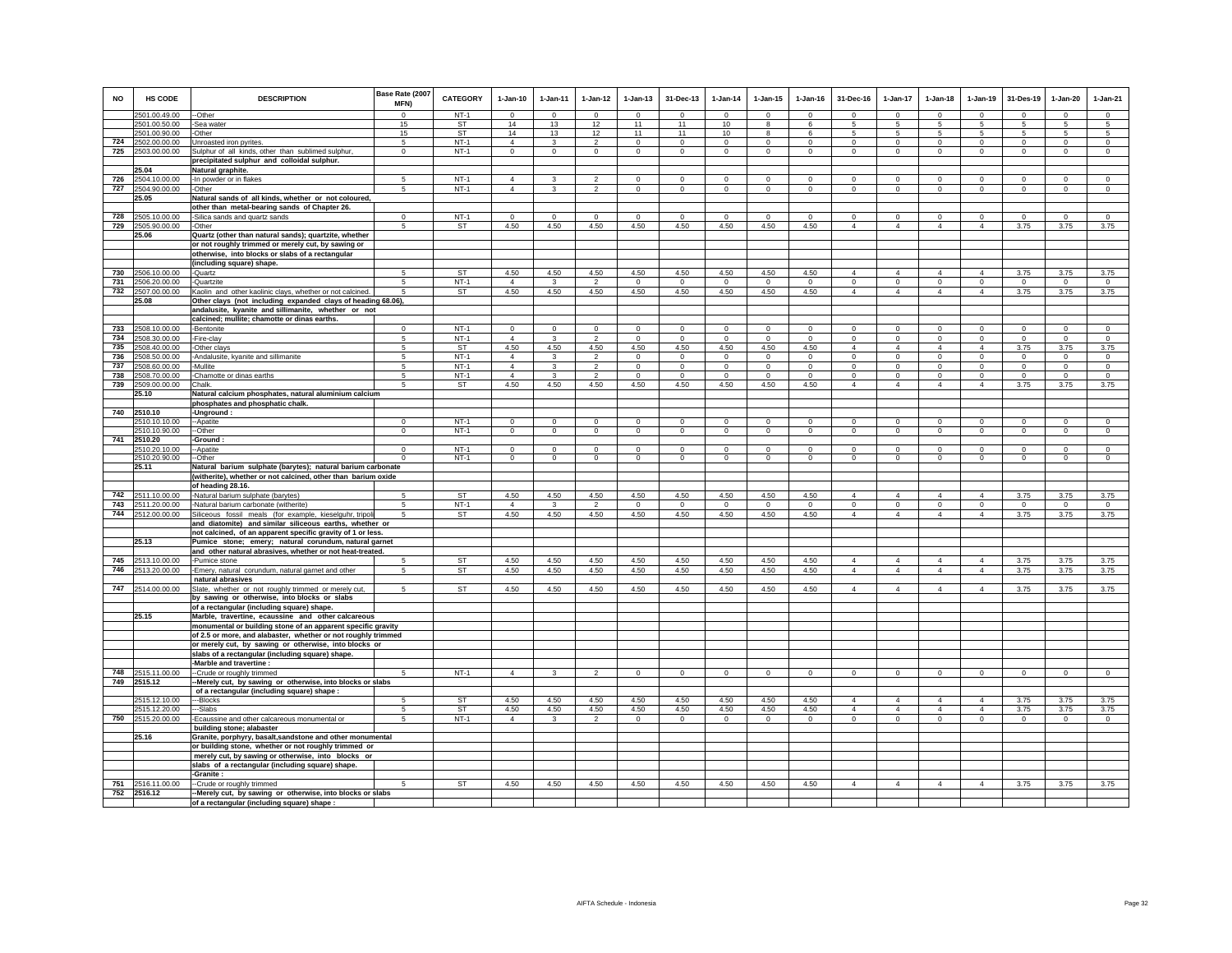| NO | HS CODE | DESCRIPTION | Base Rate (2007 MFN) | CATEGORY | 1-Jan-10 | 1-Jan-11 | 1-Jan-12 | 1-Jan-13 | 31-Dec-13 | 1-Jan-14 | 1-Jan-15 | 1-Jan-16 | 31-Dec-16 | 1-Jan-17 | 1-Jan-18 | 1-Jan-19 | 31-Des-19 | 1-Jan-20 | 1-Jan-21 |
|---|---|---|---|---|---|---|---|---|---|---|---|---|---|---|---|---|---|---|---|
| | 2501.00.49.00 | --Other | 0 | NT-1 | 0 | 0 | 0 | 0 | 0 | 0 | 0 | 0 | 0 | 0 | 0 | 0 | 0 | 0 | 0 |
| | 2501.00.50.00 | -Sea water | 15 | ST | 14 | 13 | 12 | 11 | 11 | 10 | 8 | 6 | 5 | 5 | 5 | 5 | 5 | 5 | 5 |
| | 2501.00.90.00 | -Other | 15 | ST | 14 | 13 | 12 | 11 | 11 | 10 | 8 | 6 | 5 | 5 | 5 | 5 | 5 | 5 | 5 |
| 724 | 2502.00.00.00 | Unroasted iron pyrites. | 5 | NT-1 | 4 | 3 | 2 | 0 | 0 | 0 | 0 | 0 | 0 | 0 | 0 | 0 | 0 | 0 | 0 |
| 725 | 2503.00.00.00 | Sulphur of all kinds, other than sublimed sulphur, precipitated sulphur and colloidal sulphur. | 0 | NT-1 | 0 | 0 | 0 | 0 | 0 | 0 | 0 | 0 | 0 | 0 | 0 | 0 | 0 | 0 | 0 |
| | 25.04 | Natural graphite. | | | | | | | | | | | | | | | | | |
| 726 | 2504.10.00.00 | -In powder or in flakes | 5 | NT-1 | 4 | 3 | 2 | 0 | 0 | 0 | 0 | 0 | 0 | 0 | 0 | 0 | 0 | 0 | 0 |
| 727 | 2504.90.00.00 | -Other | 5 | NT-1 | 4 | 3 | 2 | 0 | 0 | 0 | 0 | 0 | 0 | 0 | 0 | 0 | 0 | 0 | 0 |
| | 25.05 | Natural sands of all kinds, whether or not coloured, other than metal-bearing sands of Chapter 26. | | | | | | | | | | | | | | | | | |
| 728 | 2505.10.00.00 | -Silica sands and quartz sands | 0 | NT-1 | 0 | 0 | 0 | 0 | 0 | 0 | 0 | 0 | 0 | 0 | 0 | 0 | 0 | 0 | 0 |
| 729 | 2505.90.00.00 | -Other | 5 | ST | 4.50 | 4.50 | 4.50 | 4.50 | 4.50 | 4.50 | 4.50 | 4.50 | 4 | 4 | 4 | 4 | 3.75 | 3.75 | 3.75 |
| | 25.06 | Quartz (other than natural sands); quartzite, whether or not roughly trimmed or merely cut, by sawing or otherwise, into blocks or slabs of a rectangular (including square) shape. | | | | | | | | | | | | | | | | | |
| 730 | 2506.10.00.00 | -Quartz | 5 | ST | 4.50 | 4.50 | 4.50 | 4.50 | 4.50 | 4.50 | 4.50 | 4.50 | 4 | 4 | 4 | 4 | 3.75 | 3.75 | 3.75 |
| 731 | 2506.20.00.00 | -Quartzite | 5 | NT-1 | 4 | 3 | 2 | 0 | 0 | 0 | 0 | 0 | 0 | 0 | 0 | 0 | 0 | 0 | 0 |
| 732 | 2507.00.00.00 | Kaolin and other kaolinic clays, whether or not calcined. | 5 | ST | 4.50 | 4.50 | 4.50 | 4.50 | 4.50 | 4.50 | 4.50 | 4.50 | 4 | 4 | 4 | 4 | 3.75 | 3.75 | 3.75 |
| | 25.08 | Other clays (not including expanded clays of heading 68.06), andalusite, kyanite and sillimanite, whether or not calcined; mullite; chamotte or dinas earths. | | | | | | | | | | | | | | | | | |
| 733 | 2508.10.00.00 | -Bentonite | 0 | NT-1 | 0 | 0 | 0 | 0 | 0 | 0 | 0 | 0 | 0 | 0 | 0 | 0 | 0 | 0 | 0 |
| 734 | 2508.30.00.00 | -Fire-clay | 5 | NT-1 | 4 | 3 | 2 | 0 | 0 | 0 | 0 | 0 | 0 | 0 | 0 | 0 | 0 | 0 | 0 |
| 735 | 2508.40.00.00 | -Other clays | 5 | ST | 4.50 | 4.50 | 4.50 | 4.50 | 4.50 | 4.50 | 4.50 | 4.50 | 4 | 4 | 4 | 4 | 3.75 | 3.75 | 3.75 |
| 736 | 2508.50.00.00 | -Andalusite, kyanite and sillimanite | 5 | NT-1 | 4 | 3 | 2 | 0 | 0 | 0 | 0 | 0 | 0 | 0 | 0 | 0 | 0 | 0 | 0 |
| 737 | 2508.60.00.00 | -Mullite | 5 | NT-1 | 4 | 3 | 2 | 0 | 0 | 0 | 0 | 0 | 0 | 0 | 0 | 0 | 0 | 0 | 0 |
| 738 | 2508.70.00.00 | -Chamotte or dinas earths | 5 | NT-1 | 4 | 3 | 2 | 0 | 0 | 0 | 0 | 0 | 0 | 0 | 0 | 0 | 0 | 0 | 0 |
| 739 | 2509.00.00.00 | Chalk. | 5 | ST | 4.50 | 4.50 | 4.50 | 4.50 | 4.50 | 4.50 | 4.50 | 4.50 | 4 | 4 | 4 | 4 | 3.75 | 3.75 | 3.75 |
| | 25.10 | Natural calcium phosphates, natural aluminium calcium phosphates and phosphatic chalk. | | | | | | | | | | | | | | | | | |
| 740 | 2510.10 | -Unground : | | | | | | | | | | | | | | | | | |
| | 2510.10.10.00 | --Apatite | 0 | NT-1 | 0 | 0 | 0 | 0 | 0 | 0 | 0 | 0 | 0 | 0 | 0 | 0 | 0 | 0 | 0 |
| | 2510.10.90.00 | --Other | 0 | NT-1 | 0 | 0 | 0 | 0 | 0 | 0 | 0 | 0 | 0 | 0 | 0 | 0 | 0 | 0 | 0 |
| 741 | 2510.20 | -Ground : | | | | | | | | | | | | | | | | | |
| | 2510.20.10.00 | --Apatite | 0 | NT-1 | 0 | 0 | 0 | 0 | 0 | 0 | 0 | 0 | 0 | 0 | 0 | 0 | 0 | 0 | 0 |
| | 2510.20.90.00 | --Other | 0 | NT-1 | 0 | 0 | 0 | 0 | 0 | 0 | 0 | 0 | 0 | 0 | 0 | 0 | 0 | 0 | 0 |
| | 25.11 | Natural barium sulphate (barytes); natural barium carbonate (witherite), whether or not calcined, other than barium oxide of heading 28.16. | | | | | | | | | | | | | | | | | |
| 742 | 2511.10.00.00 | -Natural barium sulphate (barytes) | 5 | ST | 4.50 | 4.50 | 4.50 | 4.50 | 4.50 | 4.50 | 4.50 | 4.50 | 4 | 4 | 4 | 4 | 3.75 | 3.75 | 3.75 |
| 743 | 2511.20.00.00 | -Natural barium carbonate (witherite) | 5 | NT-1 | 4 | 3 | 2 | 0 | 0 | 0 | 0 | 0 | 0 | 0 | 0 | 0 | 0 | 0 | 0 |
| 744 | 2512.00.00.00 | Siliceous fossil meals (for example, kieselguhr, tripolite and diatomite) and similar siliceous earths, whether or not calcined, of an apparent specific gravity of 1 or less. | 5 | ST | 4.50 | 4.50 | 4.50 | 4.50 | 4.50 | 4.50 | 4.50 | 4.50 | 4 | 4 | 4 | 4 | 3.75 | 3.75 | 3.75 |
| | 25.13 | Pumice stone; emery; natural corundum, natural garnet and other natural abrasives, whether or not heat-treated. | | | | | | | | | | | | | | | | | |
| 745 | 2513.10.00.00 | -Pumice stone | 5 | ST | 4.50 | 4.50 | 4.50 | 4.50 | 4.50 | 4.50 | 4.50 | 4.50 | 4 | 4 | 4 | 4 | 3.75 | 3.75 | 3.75 |
| 746 | 2513.20.00.00 | -Emery, natural corundum, natural garnet and other natural abrasives | 5 | ST | 4.50 | 4.50 | 4.50 | 4.50 | 4.50 | 4.50 | 4.50 | 4.50 | 4 | 4 | 4 | 4 | 3.75 | 3.75 | 3.75 |
| 747 | 2514.00.00.00 | Slate, whether or not roughly trimmed or merely cut, by sawing or otherwise, into blocks or slabs of a rectangular (including square) shape. | 5 | ST | 4.50 | 4.50 | 4.50 | 4.50 | 4.50 | 4.50 | 4.50 | 4.50 | 4 | 4 | 4 | 4 | 3.75 | 3.75 | 3.75 |
| | 25.15 | Marble, travertine, ecaussine and other calcareous monumental or building stone of an apparent specific gravity of 2.5 or more, and alabaster, whether or not roughly trimmed or merely cut, by sawing or otherwise, into blocks or slabs of a rectangular (including square) shape. | | | | | | | | | | | | | | | | | |
| | | -Marble and travertine : | | | | | | | | | | | | | | | | | |
| 748 | 2515.11.00.00 | --Crude or roughly trimmed | 5 | NT-1 | 4 | 3 | 2 | 0 | 0 | 0 | 0 | 0 | 0 | 0 | 0 | 0 | 0 | 0 | 0 |
| 749 | 2515.12 | --Merely cut, by sawing or otherwise, into blocks or slabs of a rectangular (including square) shape : | | | | | | | | | | | | | | | | | |
| | 2515.12.10.00 | ---Blocks | 5 | ST | 4.50 | 4.50 | 4.50 | 4.50 | 4.50 | 4.50 | 4.50 | 4.50 | 4 | 4 | 4 | 4 | 3.75 | 3.75 | 3.75 |
| | 2515.12.20.00 | ---Slabs | 5 | ST | 4.50 | 4.50 | 4.50 | 4.50 | 4.50 | 4.50 | 4.50 | 4.50 | 4 | 4 | 4 | 4 | 3.75 | 3.75 | 3.75 |
| 750 | 2515.20.00.00 | -Ecaussine and other calcareous monumental or building stone; alabaster | 5 | NT-1 | 4 | 3 | 2 | 0 | 0 | 0 | 0 | 0 | 0 | 0 | 0 | 0 | 0 | 0 | 0 |
| | 25.16 | Granite, porphyry, basalt,sandstone and other monumental or building stone, whether or not roughly trimmed or merely cut, by sawing or otherwise, into blocks or slabs of a rectangular (including square) shape. | | | | | | | | | | | | | | | | | |
| | | -Granite : | | | | | | | | | | | | | | | | | |
| 751 | 2516.11.00.00 | --Crude or roughly trimmed | 5 | ST | 4.50 | 4.50 | 4.50 | 4.50 | 4.50 | 4.50 | 4.50 | 4.50 | 4 | 4 | 4 | 4 | 3.75 | 3.75 | 3.75 |
| 752 | 2516.12 | --Merely cut, by sawing or otherwise, into blocks or slabs of a rectangular (including square) shape : | | | | | | | | | | | | | | | | | |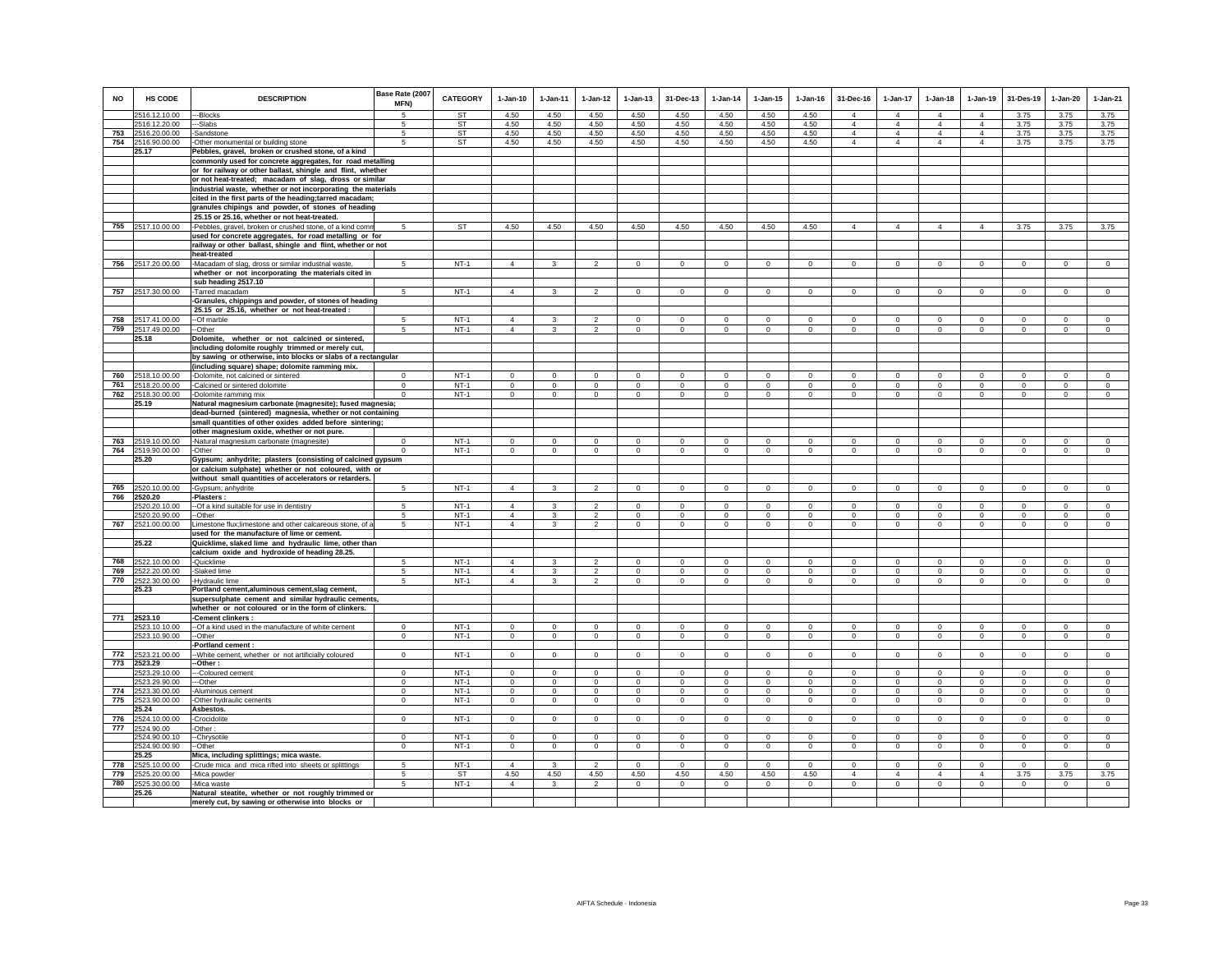| NO | HS CODE | DESCRIPTION | Base Rate (2007 MFN) | CATEGORY | 1-Jan-10 | 1-Jan-11 | 1-Jan-12 | 1-Jan-13 | 31-Dec-13 | 1-Jan-14 | 1-Jan-15 | 1-Jan-16 | 31-Dec-16 | 1-Jan-17 | 1-Jan-18 | 1-Jan-19 | 31-Des-19 | 1-Jan-20 | 1-Jan-21 |
|---|---|---|---|---|---|---|---|---|---|---|---|---|---|---|---|---|---|---|---|
| | 2516.12.10.00 | ---Blocks | 5 | ST | 4.50 | 4.50 | 4.50 | 4.50 | 4.50 | 4.50 | 4.50 | 4.50 | 4 | 4 | 4 | 4 | 3.75 | 3.75 | 3.75 |
| | 2516.12.20.00 | ---Slabs | 5 | ST | 4.50 | 4.50 | 4.50 | 4.50 | 4.50 | 4.50 | 4.50 | 4.50 | 4 | 4 | 4 | 4 | 3.75 | 3.75 | 3.75 |
| 753 | 2516.20.00.00 | -Sandstone | 5 | ST | 4.50 | 4.50 | 4.50 | 4.50 | 4.50 | 4.50 | 4.50 | 4.50 | 4 | 4 | 4 | 4 | 3.75 | 3.75 | 3.75 |
| 754 | 2516.90.00.00 | -Other monumental or building stone | 5 | ST | 4.50 | 4.50 | 4.50 | 4.50 | 4.50 | 4.50 | 4.50 | 4.50 | 4 | 4 | 4 | 4 | 3.75 | 3.75 | 3.75 |
| | 25.17 | **Pebbles, gravel, broken or crushed stone, of a kind commonly used for concrete aggregates, for road metalling or for railway or other ballast, shingle and flint, whether or not heat-treated; macadam of slag, dross or similar industrial waste, whether or not incorporating the materials cited in the first parts of the heading;tarred macadam; granules chipings and powder, of stones of heading 25.15 or 25.16, whether or not heat-treated.** | | | | | | | | | | | | | | | | | |
| 755 | 2517.10.00.00 | -Pebbles, gravel, broken or crushed stone, of a kind comm used for concrete aggregates, for road metalling or for railway or other ballast, shingle and flint, whether or not heat-treated | 5 | ST | 4.50 | 4.50 | 4.50 | 4.50 | 4.50 | 4.50 | 4.50 | 4.50 | 4 | 4 | 4 | 4 | 3.75 | 3.75 | 3.75 |
| 756 | 2517.20.00.00 | -Macadam of slag, dross or similar industrial waste, whether or not incorporating the materials cited in sub heading 2517.10 | 5 | NT-1 | 4 | 3 | 2 | 0 | 0 | 0 | 0 | 0 | 0 | 0 | 0 | 0 | 0 | 0 | 0 |
| 757 | 2517.30.00.00 | -Tarred macadam | 5 | NT-1 | 4 | 3 | 2 | 0 | 0 | 0 | 0 | 0 | 0 | 0 | 0 | 0 | 0 | 0 | 0 |
| | | **-Granules, chippings and powder, of stones of heading 25.15 or 25.16, whether or not heat-treated :** | | | | | | | | | | | | | | | | | |
| 758 | 2517.41.00.00 | --Of marble | 5 | NT-1 | 4 | 3 | 2 | 0 | 0 | 0 | 0 | 0 | 0 | 0 | 0 | 0 | 0 | 0 | 0 |
| 759 | 2517.49.00.00 | --Other | 5 | NT-1 | 4 | 3 | 2 | 0 | 0 | 0 | 0 | 0 | 0 | 0 | 0 | 0 | 0 | 0 | 0 |
| | 25.18 | **Dolomite, whether or not calcined or sintered, including dolomite roughly trimmed or merely cut, by sawing or otherwise, into blocks or slabs of a rectangular (including square) shape; dolomite ramming mix.** | | | | | | | | | | | | | | | | | |
| 760 | 2518.10.00.00 | -Dolomite, not calcined or sintered | 0 | NT-1 | 0 | 0 | 0 | 0 | 0 | 0 | 0 | 0 | 0 | 0 | 0 | 0 | 0 | 0 | 0 |
| 761 | 2518.20.00.00 | -Calcined or sintered dolomite | 0 | NT-1 | 0 | 0 | 0 | 0 | 0 | 0 | 0 | 0 | 0 | 0 | 0 | 0 | 0 | 0 | 0 |
| 762 | 2518.30.00.00 | -Dolomite ramming mix | 0 | NT-1 | 0 | 0 | 0 | 0 | 0 | 0 | 0 | 0 | 0 | 0 | 0 | 0 | 0 | 0 | 0 |
| | 25.19 | **Natural magnesium carbonate (magnesite); fused magnesia; dead-burned (sintered) magnesia, whether or not containing small quantities of other oxides added before sintering; other magnesium oxide, whether or not pure.** | | | | | | | | | | | | | | | | | |
| 763 | 2519.10.00.00 | -Natural magnesium carbonate (magnesite) | 0 | NT-1 | 0 | 0 | 0 | 0 | 0 | 0 | 0 | 0 | 0 | 0 | 0 | 0 | 0 | 0 | 0 |
| 764 | 2519.90.00.00 | -Other | 0 | NT-1 | 0 | 0 | 0 | 0 | 0 | 0 | 0 | 0 | 0 | 0 | 0 | 0 | 0 | 0 | 0 |
| | 25.20 | **Gypsum; anhydrite; plasters (consisting of calcined gypsum or calcium sulphate) whether or not coloured, with or without small quantities of accelerators or retarders.** | | | | | | | | | | | | | | | | | |
| 765 | 2520.10.00.00 | -Gypsum; anhydrite | 5 | NT-1 | 4 | 3 | 2 | 0 | 0 | 0 | 0 | 0 | 0 | 0 | 0 | 0 | 0 | 0 | 0 |
| 766 | 2520.20 | **-Plasters :** | | | | | | | | | | | | | | | | | |
| | 2520.20.10.00 | --Of a kind suitable for use in dentistry | 5 | NT-1 | 4 | 3 | 2 | 0 | 0 | 0 | 0 | 0 | 0 | 0 | 0 | 0 | 0 | 0 | 0 |
| | 2520.20.90.00 | --Other | 5 | NT-1 | 4 | 3 | 2 | 0 | 0 | 0 | 0 | 0 | 0 | 0 | 0 | 0 | 0 | 0 | 0 |
| 767 | 2521.00.00.00 | Limestone flux;limestone and other calcareous stone, of a used for the manufacture of lime or cement. | 5 | NT-1 | 4 | 3 | 2 | 0 | 0 | 0 | 0 | 0 | 0 | 0 | 0 | 0 | 0 | 0 | 0 |
| | 25.22 | **Quicklime, slaked lime and hydraulic lime, other than calcium oxide and hydroxide of heading 28.25.** | | | | | | | | | | | | | | | | | |
| 768 | 2522.10.00.00 | -Quicklime | 5 | NT-1 | 4 | 3 | 2 | 0 | 0 | 0 | 0 | 0 | 0 | 0 | 0 | 0 | 0 | 0 | 0 |
| 769 | 2522.20.00.00 | -Slaked lime | 5 | NT-1 | 4 | 3 | 2 | 0 | 0 | 0 | 0 | 0 | 0 | 0 | 0 | 0 | 0 | 0 | 0 |
| 770 | 2522.30.00.00 | -Hydraulic lime | 5 | NT-1 | 4 | 3 | 2 | 0 | 0 | 0 | 0 | 0 | 0 | 0 | 0 | 0 | 0 | 0 | 0 |
| | 25.23 | **Portland cement,aluminous cement,slag cement, supersulphate cement and similar hydraulic cements, whether or not coloured or in the form of clinkers.** | | | | | | | | | | | | | | | | | |
| 771 | 2523.10 | **-Cement clinkers :** | | | | | | | | | | | | | | | | | |
| | 2523.10.10.00 | --Of a kind used in the manufacture of white cement | 0 | NT-1 | 0 | 0 | 0 | 0 | 0 | 0 | 0 | 0 | 0 | 0 | 0 | 0 | 0 | 0 | 0 |
| | 2523.10.90.00 | --Other | 0 | NT-1 | 0 | 0 | 0 | 0 | 0 | 0 | 0 | 0 | 0 | 0 | 0 | 0 | 0 | 0 | 0 |
| | | **-Portland cement :** | | | | | | | | | | | | | | | | | |
| 772 | 2523.21.00.00 | --White cement, whether or not artificially coloured | 0 | NT-1 | 0 | 0 | 0 | 0 | 0 | 0 | 0 | 0 | 0 | 0 | 0 | 0 | 0 | 0 | 0 |
| 773 | 2523.29 | **--Other :** | | | | | | | | | | | | | | | | | |
| | 2523.29.10.00 | ---Coloured cement | 0 | NT-1 | 0 | 0 | 0 | 0 | 0 | 0 | 0 | 0 | 0 | 0 | 0 | 0 | 0 | 0 | 0 |
| | 2523.29.90.00 | ---Other | 0 | NT-1 | 0 | 0 | 0 | 0 | 0 | 0 | 0 | 0 | 0 | 0 | 0 | 0 | 0 | 0 | 0 |
| 774 | 2523.30.00.00 | -Aluminous cement | 0 | NT-1 | 0 | 0 | 0 | 0 | 0 | 0 | 0 | 0 | 0 | 0 | 0 | 0 | 0 | 0 | 0 |
| 775 | 2523.90.00.00 | -Other hydraulic cements | 0 | NT-1 | 0 | 0 | 0 | 0 | 0 | 0 | 0 | 0 | 0 | 0 | 0 | 0 | 0 | 0 | 0 |
| | 25.24 | **Asbestos.** | | | | | | | | | | | | | | | | | |
| 776 | 2524.10.00.00 | -Crocidolite | 0 | NT-1 | 0 | 0 | 0 | 0 | 0 | 0 | 0 | 0 | 0 | 0 | 0 | 0 | 0 | 0 | 0 |
| 777 | 2524.90.00 | -Other : | | | | | | | | | | | | | | | | | |
| | 2524.90.00.10 | --Chrysotile | 0 | NT-1 | 0 | 0 | 0 | 0 | 0 | 0 | 0 | 0 | 0 | 0 | 0 | 0 | 0 | 0 | 0 |
| | 2524.90.00.90 | --Other | 0 | NT-1 | 0 | 0 | 0 | 0 | 0 | 0 | 0 | 0 | 0 | 0 | 0 | 0 | 0 | 0 | 0 |
| | 25.25 | **Mica, including splittings; mica waste.** | | | | | | | | | | | | | | | | | |
| 778 | 2525.10.00.00 | -Crude mica and mica rifted into sheets or splittings | 5 | NT-1 | 4 | 3 | 2 | 0 | 0 | 0 | 0 | 0 | 0 | 0 | 0 | 0 | 0 | 0 | 0 |
| 779 | 2525.20.00.00 | -Mica powder | 5 | ST | 4.50 | 4.50 | 4.50 | 4.50 | 4.50 | 4.50 | 4.50 | 4.50 | 4 | 4 | 4 | 4 | 3.75 | 3.75 | 3.75 |
| 780 | 2525.30.00.00 | -Mica waste | 5 | NT-1 | 4 | 3 | 2 | 0 | 0 | 0 | 0 | 0 | 0 | 0 | 0 | 0 | 0 | 0 | 0 |
| | 25.26 | **Natural steatite, whether or not roughly trimmed or merely cut, by sawing or otherwise into blocks or** | | | | | | | | | | | | | | | | | |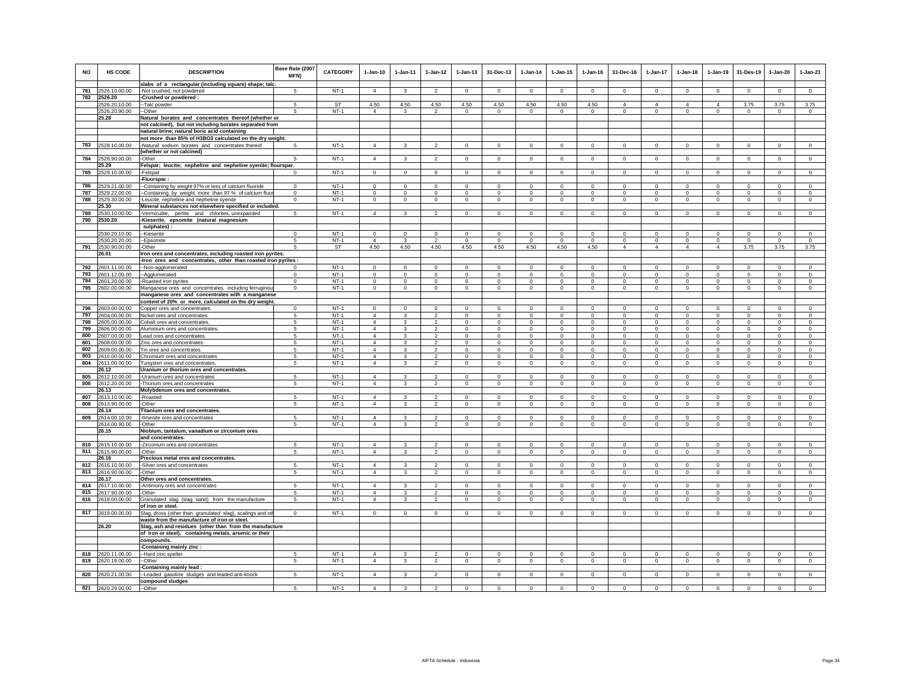| NO | HS CODE | DESCRIPTION | Base Rate (2007 MFN) | CATEGORY | 1-Jan-10 | 1-Jan-11 | 1-Jan-12 | 1-Jan-13 | 31-Dec-13 | 1-Jan-14 | 1-Jan-15 | 1-Jan-16 | 31-Dec-16 | 1-Jan-17 | 1-Jan-18 | 1-Jan-19 | 31-Des-19 | 1-Jan-20 | 1-Jan-21 |
|---|---|---|---|---|---|---|---|---|---|---|---|---|---|---|---|---|---|---|---|
| | | slabs of a rectangular (including square) shape; talc. | | | | | | | | | | | | | | | | | |
| 781 | 2526.10.00.00 | -Not crushed, not powdered | 5 | NT-1 | 4 | 3 | 2 | 0 | 0 | 0 | 0 | 0 | 0 | 0 | 0 | 0 | 0 | 0 | 0 |
| 782 | 2526.20 | -Crushed or powdered : | | | | | | | | | | | | | | | | | |
| | 2526.20.10.00 | --Talc powder | 5 | ST | 4.50 | 4.50 | 4.50 | 4.50 | 4.50 | 4.50 | 4.50 | 4.50 | 4 | 4 | 4 | 4 | 3.75 | 3.75 | 3.75 |
| | 2526.20.90.00 | --Other | 5 | NT-1 | 4 | 3 | 2 | 0 | 0 | 0 | 0 | 0 | 0 | 0 | 0 | 0 | 0 | 0 | 0 |
| | 25.28 | Natural borates and concentrates thereof (whether or not calcined), but not including borates separated from natural brine; natural boric acid containing not more than 85% of H3BO3 calculated on the dry weight. | | | | | | | | | | | | | | | | | |
| 783 | 2528.10.00.00 | -Natural sodium borates and concentrates thereof (whether or not calcined) | 5 | NT-1 | 4 | 3 | 2 | 0 | 0 | 0 | 0 | 0 | 0 | 0 | 0 | 0 | 0 | 0 | 0 |
| 784 | 2528.90.00.00 | -Other | 5 | NT-1 | 4 | 3 | 2 | 0 | 0 | 0 | 0 | 0 | 0 | 0 | 0 | 0 | 0 | 0 | 0 |
| | 25.29 | Felspar; leucite; nepheline and nepheline syenite; flourspar. | | | | | | | | | | | | | | | | | |
| 785 | 2529.10.00.00 | -Felspar | 0 | NT-1 | 0 | 0 | 0 | 0 | 0 | 0 | 0 | 0 | 0 | 0 | 0 | 0 | 0 | 0 | 0 |
| | | -Fluorspar : | | | | | | | | | | | | | | | | | |
| 786 | 2529.21.00.00 | --Containing by weight 97% or less of calcium fluoride | 0 | NT-1 | 0 | 0 | 0 | 0 | 0 | 0 | 0 | 0 | 0 | 0 | 0 | 0 | 0 | 0 | 0 |
| 787 | 2529.22.00.00 | --Containing by weight more than 97 % of calcium fluor | 0 | NT-1 | 0 | 0 | 0 | 0 | 0 | 0 | 0 | 0 | 0 | 0 | 0 | 0 | 0 | 0 | 0 |
| 788 | 2529.30.00.00 | -Leucite; nepheline and nepheline syenite | 0 | NT-1 | 0 | 0 | 0 | 0 | 0 | 0 | 0 | 0 | 0 | 0 | 0 | 0 | 0 | 0 | 0 |
| | 25.30 | Mineral substances not elsewhere specified or included. | | | | | | | | | | | | | | | | | |
| 789 | 2530.10.00.00 | -Vermiculite, perlite and chlorites, unexpanded | 5 | NT-1 | 4 | 3 | 2 | 0 | 0 | 0 | 0 | 0 | 0 | 0 | 0 | 0 | 0 | 0 | 0 |
| 790 | 2530.20 | -Kieserite, epsomite (natural magnesium sulphates) : | | | | | | | | | | | | | | | | | |
| | 2530.20.10.00 | --Kieserite | 0 | NT-1 | 0 | 0 | 0 | 0 | 0 | 0 | 0 | 0 | 0 | 0 | 0 | 0 | 0 | 0 | 0 |
| | 2530.20.20.00 | --Epsomite | 5 | NT-1 | 4 | 3 | 2 | 0 | 0 | 0 | 0 | 0 | 0 | 0 | 0 | 0 | 0 | 0 | 0 |
| 791 | 2530.90.00.00 | -Other | 5 | ST | 4.50 | 4.50 | 4.50 | 4.50 | 4.50 | 4.50 | 4.50 | 4.50 | 4 | 4 | 4 | 4 | 3.75 | 3.75 | 3.75 |
| | 26.01 | Iron ores and concentrates, including roasted iron pyrites. | | | | | | | | | | | | | | | | | |
| | | -Iron ores and concentrates, other than roasted iron pyrites : | | | | | | | | | | | | | | | | | |
| 792 | 2601.11.00.00 | --Non-agglomerated | 0 | NT-1 | 0 | 0 | 0 | 0 | 0 | 0 | 0 | 0 | 0 | 0 | 0 | 0 | 0 | 0 | 0 |
| 793 | 2601.12.00.00 | --Agglomerated | 0 | NT-1 | 0 | 0 | 0 | 0 | 0 | 0 | 0 | 0 | 0 | 0 | 0 | 0 | 0 | 0 | 0 |
| 794 | 2601.20.00.00 | -Roasted iron pyrites | 0 | NT-1 | 0 | 0 | 0 | 0 | 0 | 0 | 0 | 0 | 0 | 0 | 0 | 0 | 0 | 0 | 0 |
| 795 | 2602.00.00.00 | Manganese ores and concentrates, including ferruginous manganese ores and concentrates with a manganese content of 20% or more, calculated on the dry weight. | 0 | NT-1 | 0 | 0 | 0 | 0 | 0 | 0 | 0 | 0 | 0 | 0 | 0 | 0 | 0 | 0 | 0 |
| 796 | 2603.00.00.00 | Copper ores and concentrates. | 0 | NT-1 | 0 | 0 | 0 | 0 | 0 | 0 | 0 | 0 | 0 | 0 | 0 | 0 | 0 | 0 | 0 |
| 797 | 2604.00.00.00 | Nickel ores and concentrates. | 5 | NT-1 | 4 | 3 | 2 | 0 | 0 | 0 | 0 | 0 | 0 | 0 | 0 | 0 | 0 | 0 | 0 |
| 798 | 2605.00.00.00 | Cobalt ores and concentrates. | 5 | NT-1 | 4 | 3 | 2 | 0 | 0 | 0 | 0 | 0 | 0 | 0 | 0 | 0 | 0 | 0 | 0 |
| 799 | 2606.00.00.00 | Aluminium ores and concentrates. | 5 | NT-1 | 4 | 3 | 2 | 0 | 0 | 0 | 0 | 0 | 0 | 0 | 0 | 0 | 0 | 0 | 0 |
| 800 | 2607.00.00.00 | Lead ores and concentrates. | 5 | NT-1 | 4 | 3 | 2 | 0 | 0 | 0 | 0 | 0 | 0 | 0 | 0 | 0 | 0 | 0 | 0 |
| 801 | 2608.00.00.00 | Zinc ores and concentrates. | 5 | NT-1 | 4 | 3 | 2 | 0 | 0 | 0 | 0 | 0 | 0 | 0 | 0 | 0 | 0 | 0 | 0 |
| 802 | 2609.00.00.00 | Tin ores and concentrates. | 5 | NT-1 | 4 | 3 | 2 | 0 | 0 | 0 | 0 | 0 | 0 | 0 | 0 | 0 | 0 | 0 | 0 |
| 803 | 2610.00.00.00 | Chromium ores and concentrates. | 5 | NT-1 | 4 | 3 | 2 | 0 | 0 | 0 | 0 | 0 | 0 | 0 | 0 | 0 | 0 | 0 | 0 |
| 804 | 2611.00.00.00 | Tungsten ores and concentrates. | 5 | NT-1 | 4 | 3 | 2 | 0 | 0 | 0 | 0 | 0 | 0 | 0 | 0 | 0 | 0 | 0 | 0 |
| | 26.12 | Uranium or thorium ores and concentrates. | | | | | | | | | | | | | | | | | |
| 805 | 2612.10.00.00 | -Uranium ores and concentrates | 5 | NT-1 | 4 | 3 | 2 | 0 | 0 | 0 | 0 | 0 | 0 | 0 | 0 | 0 | 0 | 0 | 0 |
| 806 | 2612.20.00.00 | -Thorium ores and concentrates | 5 | NT-1 | 4 | 3 | 2 | 0 | 0 | 0 | 0 | 0 | 0 | 0 | 0 | 0 | 0 | 0 | 0 |
| | 26.13 | Molybdenum ores and concentrates. | | | | | | | | | | | | | | | | | |
| 807 | 2613.10.00.00 | -Roasted | 5 | NT-1 | 4 | 3 | 2 | 0 | 0 | 0 | 0 | 0 | 0 | 0 | 0 | 0 | 0 | 0 | 0 |
| 808 | 2613.90.00.00 | -Other | 5 | NT-1 | 4 | 3 | 2 | 0 | 0 | 0 | 0 | 0 | 0 | 0 | 0 | 0 | 0 | 0 | 0 |
| | 26.14 | Titanium ores and concentrates. | | | | | | | | | | | | | | | | | |
| 809 | 2614.00.10.00 | -Ilmenite ores and concentrates | 5 | NT-1 | 4 | 3 | 2 | 0 | 0 | 0 | 0 | 0 | 0 | 0 | 0 | 0 | 0 | 0 | 0 |
| | 2614.00.90.00 | -Other | 5 | NT-1 | 4 | 3 | 2 | 0 | 0 | 0 | 0 | 0 | 0 | 0 | 0 | 0 | 0 | 0 | 0 |
| | 26.15 | Niobium, tantalum, vanadium or zirconium ores and concentrates. | | | | | | | | | | | | | | | | | |
| 810 | 2615.10.00.00 | -Zirconium ores and concentrates | 5 | NT-1 | 4 | 3 | 2 | 0 | 0 | 0 | 0 | 0 | 0 | 0 | 0 | 0 | 0 | 0 | 0 |
| 811 | 2615.90.00.00 | -Other | 5 | NT-1 | 4 | 3 | 2 | 0 | 0 | 0 | 0 | 0 | 0 | 0 | 0 | 0 | 0 | 0 | 0 |
| | 26.16 | Precious metal ores and concentrates. | | | | | | | | | | | | | | | | | |
| 812 | 2616.10.00.00 | -Silver ores and concentrates | 5 | NT-1 | 4 | 3 | 2 | 0 | 0 | 0 | 0 | 0 | 0 | 0 | 0 | 0 | 0 | 0 | 0 |
| 813 | 2616.90.00.00 | -Other | 5 | NT-1 | 4 | 3 | 2 | 0 | 0 | 0 | 0 | 0 | 0 | 0 | 0 | 0 | 0 | 0 | 0 |
| | 26.17 | Other ores and concentrates. | | | | | | | | | | | | | | | | | |
| 814 | 2617.10.00.00 | -Antimony ores and concentrates | 5 | NT-1 | 4 | 3 | 2 | 0 | 0 | 0 | 0 | 0 | 0 | 0 | 0 | 0 | 0 | 0 | 0 |
| 815 | 2617.90.00.00 | -Other | 5 | NT-1 | 4 | 3 | 2 | 0 | 0 | 0 | 0 | 0 | 0 | 0 | 0 | 0 | 0 | 0 | 0 |
| 816 | 2618.00.00.00 | Granulated slag (slag sand) from the manufacture of iron or steel. | 5 | NT-1 | 4 | 3 | 2 | 0 | 0 | 0 | 0 | 0 | 0 | 0 | 0 | 0 | 0 | 0 | 0 |
| 817 | 2619.00.00.00 | Slag, dross (other than granulated slag), scalings and other waste from the manufacture of iron or steel. | 0 | NT-1 | 0 | 0 | 0 | 0 | 0 | 0 | 0 | 0 | 0 | 0 | 0 | 0 | 0 | 0 | 0 |
| | 26.20 | Slag, ash and residues (other than from the manufacture of iron or steel), containing metals, arsenic or their compounds. | | | | | | | | | | | | | | | | | |
| | | -Containing mainly zinc : | | | | | | | | | | | | | | | | | |
| 818 | 2620.11.00.00 | --Hard zinc spelter | 5 | NT-1 | 4 | 3 | 2 | 0 | 0 | 0 | 0 | 0 | 0 | 0 | 0 | 0 | 0 | 0 | 0 |
| 819 | 2620.19.00.00 | --Other | 5 | NT-1 | 4 | 3 | 2 | 0 | 0 | 0 | 0 | 0 | 0 | 0 | 0 | 0 | 0 | 0 | 0 |
| | | -Containing mainly lead : | | | | | | | | | | | | | | | | | |
| 820 | 2620.21.00.00 | --Leaded gasoline sludges and leaded anti-knock compound sludges | 5 | NT-1 | 4 | 3 | 2 | 0 | 0 | 0 | 0 | 0 | 0 | 0 | 0 | 0 | 0 | 0 | 0 |
| 821 | 2620.29.00.00 | --Other | 5 | NT-1 | 4 | 3 | 2 | 0 | 0 | 0 | 0 | 0 | 0 | 0 | 0 | 0 | 0 | 0 | 0 |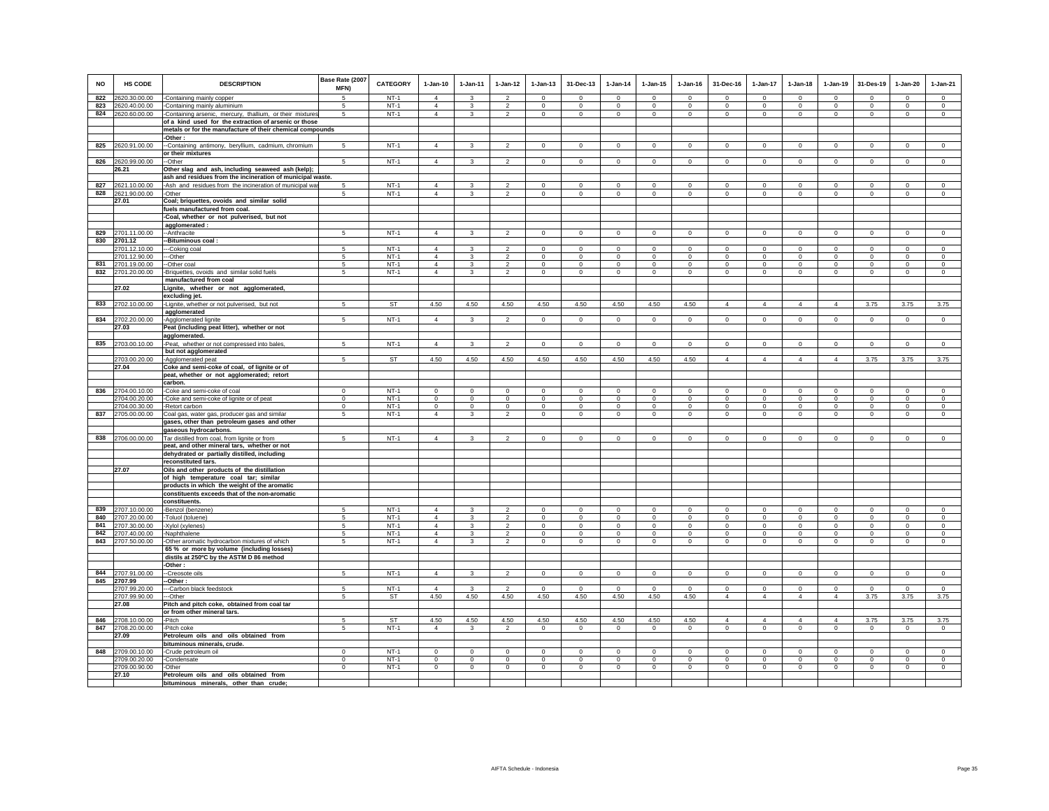| NO | HS CODE | DESCRIPTION | Base Rate (2007 MFN) | CATEGORY | 1-Jan-10 | 1-Jan-11 | 1-Jan-12 | 1-Jan-13 | 31-Dec-13 | 1-Jan-14 | 1-Jan-15 | 1-Jan-16 | 31-Dec-16 | 1-Jan-17 | 1-Jan-18 | 1-Jan-19 | 31-Des-19 | 1-Jan-20 | 1-Jan-21 |
|---|---|---|---|---|---|---|---|---|---|---|---|---|---|---|---|---|---|---|---|
| 822 | 2620.30.00.00 | -Containing mainly copper | 5 | NT-1 | 4 | 3 | 2 | 0 | 0 | 0 | 0 | 0 | 0 | 0 | 0 | 0 | 0 | 0 | 0 |
| 823 | 2620.40.00.00 | -Containing mainly aluminium | 5 | NT-1 | 4 | 3 | 2 | 0 | 0 | 0 | 0 | 0 | 0 | 0 | 0 | 0 | 0 | 0 | 0 |
| 824 | 2620.60.00.00 | -Containing arsenic, mercury, thallium, or their mixtures | 5 | NT-1 | 4 | 3 | 2 | 0 | 0 | 0 | 0 | 0 | 0 | 0 | 0 | 0 | 0 | 0 | 0 |
| | | of a kind used for the extraction of arsenic or those | | | | | | | | | | | | | | | | | |
| | | metals or for the manufacture of their chemical compounds | | | | | | | | | | | | | | | | | |
| | | -Other : | | | | | | | | | | | | | | | | | |
| 825 | 2620.91.00.00 | --Containing antimony, beryllium, cadmium, chromium | 5 | NT-1 | 4 | 3 | 2 | 0 | 0 | 0 | 0 | 0 | 0 | 0 | 0 | 0 | 0 | 0 | 0 |
| | | or their mixtures | | | | | | | | | | | | | | | | | |
| 826 | 2620.99.00.00 | --Other | 5 | NT-1 | 4 | 3 | 2 | 0 | 0 | 0 | 0 | 0 | 0 | 0 | 0 | 0 | 0 | 0 | 0 |
| | 26.21 | Other slag and ash, including seaweed ash (kelp); | | | | | | | | | | | | | | | | | |
| | | ash and residues from the incineration of municipal waste. | | | | | | | | | | | | | | | | | |
| 827 | 2621.10.00.00 | -Ash and residues from the incineration of municipal was | 5 | NT-1 | 4 | 3 | 2 | 0 | 0 | 0 | 0 | 0 | 0 | 0 | 0 | 0 | 0 | 0 | 0 |
| 828 | 2621.90.00.00 | -Other | 5 | NT-1 | 4 | 3 | 2 | 0 | 0 | 0 | 0 | 0 | 0 | 0 | 0 | 0 | 0 | 0 | 0 |
| | 27.01 | Coal; briquettes, ovoids and similar solid | | | | | | | | | | | | | | | | | |
| | | fuels manufactured from coal. | | | | | | | | | | | | | | | | | |
| | | -Coal, whether or not pulverised, but not | | | | | | | | | | | | | | | | | |
| | | agglomerated : | | | | | | | | | | | | | | | | | |
| 829 | 2701.11.00.00 | --Anthracite | 5 | NT-1 | 4 | 3 | 2 | 0 | 0 | 0 | 0 | 0 | 0 | 0 | 0 | 0 | 0 | 0 | 0 |
| 830 | 2701.12 | --Bituminous coal : | | | | | | | | | | | | | | | | | |
| | 2701.12.10.00 | ---Coking coal | 5 | NT-1 | 4 | 3 | 2 | 0 | 0 | 0 | 0 | 0 | 0 | 0 | 0 | 0 | 0 | 0 | 0 |
| | 2701.12.90.00 | ---Other | 5 | NT-1 | 4 | 3 | 2 | 0 | 0 | 0 | 0 | 0 | 0 | 0 | 0 | 0 | 0 | 0 | 0 |
| 831 | 2701.19.00.00 | --Other coal | 5 | NT-1 | 4 | 3 | 2 | 0 | 0 | 0 | 0 | 0 | 0 | 0 | 0 | 0 | 0 | 0 | 0 |
| 832 | 2701.20.00.00 | -Briquettes, ovoids and similar solid fuels | 5 | NT-1 | 4 | 3 | 2 | 0 | 0 | 0 | 0 | 0 | 0 | 0 | 0 | 0 | 0 | 0 | 0 |
| | | manufactured from coal | | | | | | | | | | | | | | | | | |
| | 27.02 | Lignite, whether or not agglomerated, | | | | | | | | | | | | | | | | | |
| | | excluding jet. | | | | | | | | | | | | | | | | | |
| 833 | 2702.10.00.00 | -Lignite, whether or not pulverised, but not | 5 | ST | 4.50 | 4.50 | 4.50 | 4.50 | 4.50 | 4.50 | 4.50 | 4.50 | 4 | 4 | 4 | 4 | 3.75 | 3.75 | 3.75 |
| | | agglomerated | | | | | | | | | | | | | | | | | |
| 834 | 2702.20.00.00 | -Agglomerated lignite | 5 | NT-1 | 4 | 3 | 2 | 0 | 0 | 0 | 0 | 0 | 0 | 0 | 0 | 0 | 0 | 0 | 0 |
| | 27.03 | Peat (including peat litter), whether or not | | | | | | | | | | | | | | | | | |
| | | agglomerated. | | | | | | | | | | | | | | | | | |
| 835 | 2703.00.10.00 | -Peat, whether or not compressed into bales, | 5 | NT-1 | 4 | 3 | 2 | 0 | 0 | 0 | 0 | 0 | 0 | 0 | 0 | 0 | 0 | 0 | 0 |
| | | but not agglomerated | | | | | | | | | | | | | | | | | |
| | 2703.00.20.00 | -Agglomerated peat | 5 | ST | 4.50 | 4.50 | 4.50 | 4.50 | 4.50 | 4.50 | 4.50 | 4.50 | 4 | 4 | 4 | 4 | 3.75 | 3.75 | 3.75 |
| | 27.04 | Coke and semi-coke of coal, of lignite or of | | | | | | | | | | | | | | | | | |
| | | peat, whether or not agglomerated; retort | | | | | | | | | | | | | | | | | |
| | | carbon. | | | | | | | | | | | | | | | | | |
| 836 | 2704.00.10.00 | -Coke and semi-coke of coal | 0 | NT-1 | 0 | 0 | 0 | 0 | 0 | 0 | 0 | 0 | 0 | 0 | 0 | 0 | 0 | 0 | 0 |
| | 2704.00.20.00 | -Coke and semi-coke of lignite or of peat | 0 | NT-1 | 0 | 0 | 0 | 0 | 0 | 0 | 0 | 0 | 0 | 0 | 0 | 0 | 0 | 0 | 0 |
| | 2704.00.30.00 | -Retort carbon | 0 | NT-1 | 0 | 0 | 0 | 0 | 0 | 0 | 0 | 0 | 0 | 0 | 0 | 0 | 0 | 0 | 0 |
| 837 | 2705.00.00.00 | Coal gas, water gas, producer gas and similar | 5 | NT-1 | 4 | 3 | 2 | 0 | 0 | 0 | 0 | 0 | 0 | 0 | 0 | 0 | 0 | 0 | 0 |
| | | gases, other than petroleum gases and other | | | | | | | | | | | | | | | | | |
| | | gaseous hydrocarbons. | | | | | | | | | | | | | | | | | |
| 838 | 2706.00.00.00 | Tar distilled from coal, from lignite or from | 5 | NT-1 | 4 | 3 | 2 | 0 | 0 | 0 | 0 | 0 | 0 | 0 | 0 | 0 | 0 | 0 | 0 |
| | | peat, and other mineral tars, whether or not | | | | | | | | | | | | | | | | | |
| | | dehydrated or partially distilled, including | | | | | | | | | | | | | | | | | |
| | | reconstituted tars. | | | | | | | | | | | | | | | | | |
| | 27.07 | Oils and other products of the distillation | | | | | | | | | | | | | | | | | |
| | | of high temperature coal tar; similar | | | | | | | | | | | | | | | | | |
| | | products in which the weight of the aromatic | | | | | | | | | | | | | | | | | |
| | | constituents exceeds that of the non-aromatic | | | | | | | | | | | | | | | | | |
| | | constituents. | | | | | | | | | | | | | | | | | |
| 839 | 2707.10.00.00 | -Benzol (benzene) | 5 | NT-1 | 4 | 3 | 2 | 0 | 0 | 0 | 0 | 0 | 0 | 0 | 0 | 0 | 0 | 0 | 0 |
| 840 | 2707.20.00.00 | -Toluol (toluene) | 5 | NT-1 | 4 | 3 | 2 | 0 | 0 | 0 | 0 | 0 | 0 | 0 | 0 | 0 | 0 | 0 | 0 |
| 841 | 2707.30.00.00 | -Xylol (xylenes) | 5 | NT-1 | 4 | 3 | 2 | 0 | 0 | 0 | 0 | 0 | 0 | 0 | 0 | 0 | 0 | 0 | 0 |
| 842 | 2707.40.00.00 | -Naphthalene | 5 | NT-1 | 4 | 3 | 2 | 0 | 0 | 0 | 0 | 0 | 0 | 0 | 0 | 0 | 0 | 0 | 0 |
| 843 | 2707.50.00.00 | -Other aromatic hydrocarbon mixtures of which | 5 | NT-1 | 4 | 3 | 2 | 0 | 0 | 0 | 0 | 0 | 0 | 0 | 0 | 0 | 0 | 0 | 0 |
| | | 65 % or more by volume (including losses) | | | | | | | | | | | | | | | | | |
| | | distils at 250ºC by the ASTM D 86 method | | | | | | | | | | | | | | | | | |
| | | -Other : | | | | | | | | | | | | | | | | | |
| 844 | 2707.91.00.00 | --Creosote oils | 5 | NT-1 | 4 | 3 | 2 | 0 | 0 | 0 | 0 | 0 | 0 | 0 | 0 | 0 | 0 | 0 | 0 |
| 845 | 2707.99 | --Other : | | | | | | | | | | | | | | | | | |
| | 2707.99.20.00 | ---Carbon black feedstock | 5 | NT-1 | 4 | 3 | 2 | 0 | 0 | 0 | 0 | 0 | 0 | 0 | 0 | 0 | 0 | 0 | 0 |
| | 2707.99.90.00 | ---Other | 5 | ST | 4.50 | 4.50 | 4.50 | 4.50 | 4.50 | 4.50 | 4.50 | 4.50 | 4 | 4 | 4 | 4 | 3.75 | 3.75 | 3.75 |
| | 27.08 | Pitch and pitch coke, obtained from coal tar | | | | | | | | | | | | | | | | | |
| | | or from other mineral tars. | | | | | | | | | | | | | | | | | |
| 846 | 2708.10.00.00 | -Pitch | 5 | ST | 4.50 | 4.50 | 4.50 | 4.50 | 4.50 | 4.50 | 4.50 | 4.50 | 4 | 4 | 4 | 4 | 3.75 | 3.75 | 3.75 |
| 847 | 2708.20.00.00 | -Pitch coke | 5 | NT-1 | 4 | 3 | 2 | 0 | 0 | 0 | 0 | 0 | 0 | 0 | 0 | 0 | 0 | 0 | 0 |
| | 27.09 | Petroleum oils and oils obtained from | | | | | | | | | | | | | | | | | |
| | | bituminous minerals, crude. | | | | | | | | | | | | | | | | | |
| 848 | 2709.00.10.00 | -Crude petroleum oil | 0 | NT-1 | 0 | 0 | 0 | 0 | 0 | 0 | 0 | 0 | 0 | 0 | 0 | 0 | 0 | 0 | 0 |
| | 2709.00.20.00 | -Condensate | 0 | NT-1 | 0 | 0 | 0 | 0 | 0 | 0 | 0 | 0 | 0 | 0 | 0 | 0 | 0 | 0 | 0 |
| | 2709.00.90.00 | -Other | 0 | NT-1 | 0 | 0 | 0 | 0 | 0 | 0 | 0 | 0 | 0 | 0 | 0 | 0 | 0 | 0 | 0 |
| | 27.10 | Petroleum oils and oils obtained from | | | | | | | | | | | | | | | | | |
| | | bituminous minerals, other than crude; | | | | | | | | | | | | | | | | | |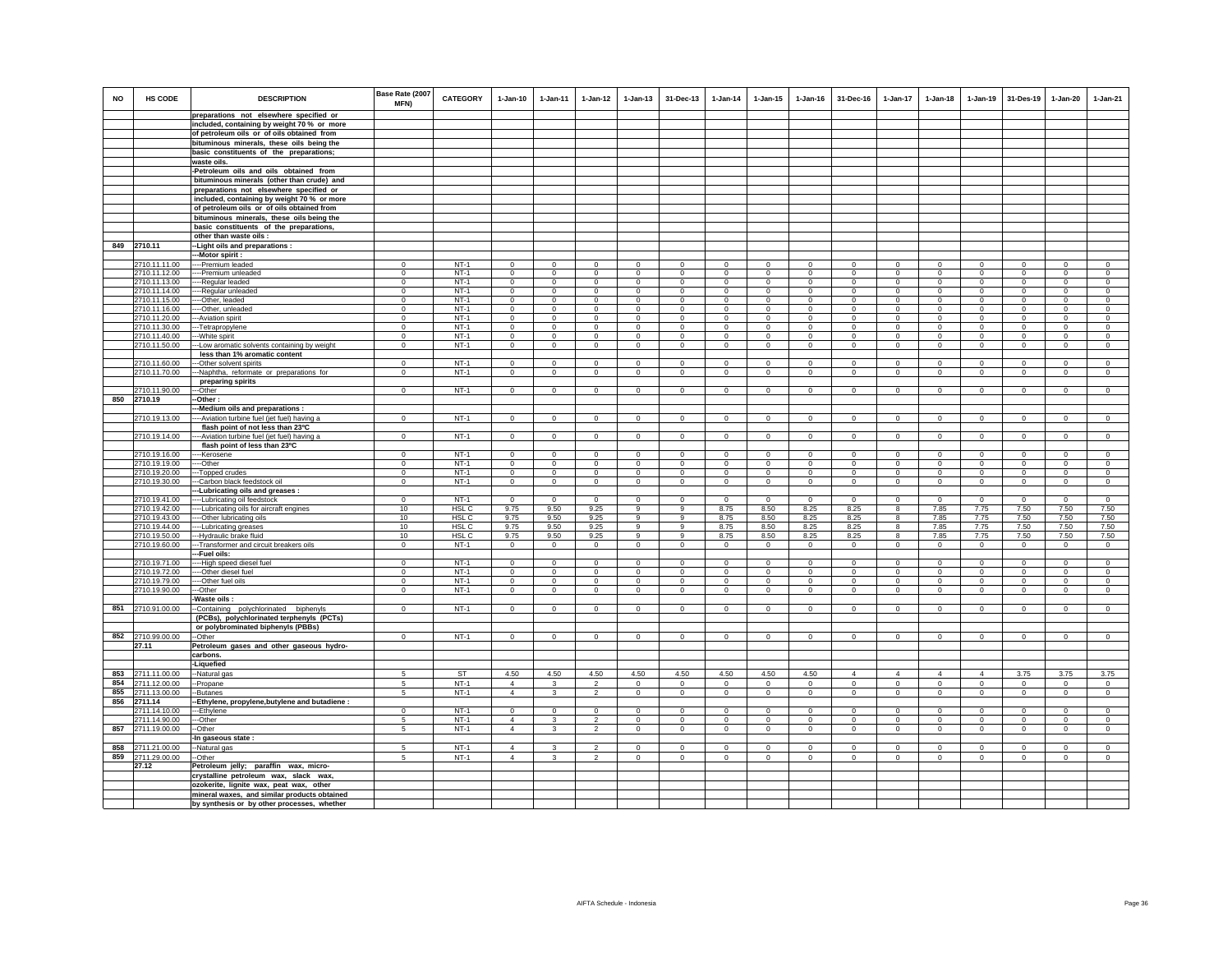| NO | HS CODE | DESCRIPTION | Base Rate (2007 MFN) | CATEGORY | 1-Jan-10 | 1-Jan-11 | 1-Jan-12 | 1-Jan-13 | 31-Dec-13 | 1-Jan-14 | 1-Jan-15 | 1-Jan-16 | 31-Dec-16 | 1-Jan-17 | 1-Jan-18 | 1-Jan-19 | 31-Des-19 | 1-Jan-20 | 1-Jan-21 |
|---|---|---|---|---|---|---|---|---|---|---|---|---|---|---|---|---|---|---|---|
| | | preparations not elsewhere specified or | | | | | | | | | | | | | | | | | |
| | | included, containing by weight 70 % or more | | | | | | | | | | | | | | | | | |
| | | of petroleum oils or of oils obtained from | | | | | | | | | | | | | | | | | |
| | | bituminous minerals, these oils being the | | | | | | | | | | | | | | | | | |
| | | basic constituents of the preparations; | | | | | | | | | | | | | | | | | |
| | | waste oils. | | | | | | | | | | | | | | | | | |
| | | -Petroleum oils and oils obtained from | | | | | | | | | | | | | | | | | |
| | | bituminous minerals (other than crude) and | | | | | | | | | | | | | | | | | |
| | | preparations not elsewhere specified or | | | | | | | | | | | | | | | | | |
| | | included, containing by weight 70 % or more | | | | | | | | | | | | | | | | | |
| | | of petroleum oils or of oils obtained from | | | | | | | | | | | | | | | | | |
| | | bituminous minerals, these oils being the | | | | | | | | | | | | | | | | | |
| | | basic constituents of the preparations, | | | | | | | | | | | | | | | | | |
| | | other than waste oils : | | | | | | | | | | | | | | | | | |
| 849 | 2710.11 | --Light oils and preparations : | | | | | | | | | | | | | | | | | |
| | | ---Motor spirit : | | | | | | | | | | | | | | | | | |
| | 2710.11.11.00 | ----Premium leaded | 0 | NT-1 | 0 | 0 | 0 | 0 | 0 | 0 | 0 | 0 | 0 | 0 | 0 | 0 | 0 | 0 | 0 |
| | 2710.11.12.00 | ----Premium unleaded | 0 | NT-1 | 0 | 0 | 0 | 0 | 0 | 0 | 0 | 0 | 0 | 0 | 0 | 0 | 0 | 0 | 0 |
| | 2710.11.13.00 | ----Regular leaded | 0 | NT-1 | 0 | 0 | 0 | 0 | 0 | 0 | 0 | 0 | 0 | 0 | 0 | 0 | 0 | 0 | 0 |
| | 2710.11.14.00 | ----Regular unleaded | 0 | NT-1 | 0 | 0 | 0 | 0 | 0 | 0 | 0 | 0 | 0 | 0 | 0 | 0 | 0 | 0 | 0 |
| | 2710.11.15.00 | ----Other, leaded | 0 | NT-1 | 0 | 0 | 0 | 0 | 0 | 0 | 0 | 0 | 0 | 0 | 0 | 0 | 0 | 0 | 0 |
| | 2710.11.16.00 | ----Other, unleaded | 0 | NT-1 | 0 | 0 | 0 | 0 | 0 | 0 | 0 | 0 | 0 | 0 | 0 | 0 | 0 | 0 | 0 |
| | 2710.11.20.00 | ---Aviation spirit | 0 | NT-1 | 0 | 0 | 0 | 0 | 0 | 0 | 0 | 0 | 0 | 0 | 0 | 0 | 0 | 0 | 0 |
| | 2710.11.30.00 | ---Tetrapropylene | 0 | NT-1 | 0 | 0 | 0 | 0 | 0 | 0 | 0 | 0 | 0 | 0 | 0 | 0 | 0 | 0 | 0 |
| | 2710.11.40.00 | ---White spirit | 0 | NT-1 | 0 | 0 | 0 | 0 | 0 | 0 | 0 | 0 | 0 | 0 | 0 | 0 | 0 | 0 | 0 |
| | 2710.11.50.00 | ---Low aromatic solvents containing by weight less than 1% aromatic content | 0 | NT-1 | 0 | 0 | 0 | 0 | 0 | 0 | 0 | 0 | 0 | 0 | 0 | 0 | 0 | 0 | 0 |
| | 2710.11.60.00 | ---Other solvent spirits | 0 | NT-1 | 0 | 0 | 0 | 0 | 0 | 0 | 0 | 0 | 0 | 0 | 0 | 0 | 0 | 0 | 0 |
| | 2710.11.70.00 | ---Naphtha, reformate or preparations for preparing spirits | 0 | NT-1 | 0 | 0 | 0 | 0 | 0 | 0 | 0 | 0 | 0 | 0 | 0 | 0 | 0 | 0 | 0 |
| | 2710.11.90.00 | ---Other | 0 | NT-1 | 0 | 0 | 0 | 0 | 0 | 0 | 0 | 0 | 0 | 0 | 0 | 0 | 0 | 0 | 0 |
| 850 | 2710.19 | --Other : | | | | | | | | | | | | | | | | | |
| | | ---Medium oils and preparations : | | | | | | | | | | | | | | | | | |
| | 2710.19.13.00 | ----Aviation turbine fuel (jet fuel) having a flash point of not less than 23ºC | 0 | NT-1 | 0 | 0 | 0 | 0 | 0 | 0 | 0 | 0 | 0 | 0 | 0 | 0 | 0 | 0 | 0 |
| | 2710.19.14.00 | ----Aviation turbine fuel (jet fuel) having a flash point of less than 23ºC | 0 | NT-1 | 0 | 0 | 0 | 0 | 0 | 0 | 0 | 0 | 0 | 0 | 0 | 0 | 0 | 0 | 0 |
| | 2710.19.16.00 | ----Kerosene | 0 | NT-1 | 0 | 0 | 0 | 0 | 0 | 0 | 0 | 0 | 0 | 0 | 0 | 0 | 0 | 0 | 0 |
| | 2710.19.19.00 | ----Other | 0 | NT-1 | 0 | 0 | 0 | 0 | 0 | 0 | 0 | 0 | 0 | 0 | 0 | 0 | 0 | 0 | 0 |
| | 2710.19.20.00 | ---Topped crudes | 0 | NT-1 | 0 | 0 | 0 | 0 | 0 | 0 | 0 | 0 | 0 | 0 | 0 | 0 | 0 | 0 | 0 |
| | 2710.19.30.00 | ---Carbon black feedstock oil | 0 | NT-1 | 0 | 0 | 0 | 0 | 0 | 0 | 0 | 0 | 0 | 0 | 0 | 0 | 0 | 0 | 0 |
| | | ---Lubricating oils and greases : | | | | | | | | | | | | | | | | | |
| | 2710.19.41.00 | ----Lubricating oil feedstock | 0 | NT-1 | 0 | 0 | 0 | 0 | 0 | 0 | 0 | 0 | 0 | 0 | 0 | 0 | 0 | 0 | 0 |
| | 2710.19.42.00 | ----Lubricating oils for aircraft engines | 10 | HSL C | 9.75 | 9.50 | 9.25 | 9 | 9 | 8.75 | 8.50 | 8.25 | 8.25 | 8 | 7.85 | 7.75 | 7.50 | 7.50 | 7.50 |
| | 2710.19.43.00 | ----Other lubricating oils | 10 | HSL C | 9.75 | 9.50 | 9.25 | 9 | 9 | 8.75 | 8.50 | 8.25 | 8.25 | 8 | 7.85 | 7.75 | 7.50 | 7.50 | 7.50 |
| | 2710.19.44.00 | ----Lubricating greases | 10 | HSL C | 9.75 | 9.50 | 9.25 | 9 | 9 | 8.75 | 8.50 | 8.25 | 8.25 | 8 | 7.85 | 7.75 | 7.50 | 7.50 | 7.50 |
| | 2710.19.50.00 | ---Hydraulic brake fluid | 10 | HSL C | 9.75 | 9.50 | 9.25 | 9 | 9 | 8.75 | 8.50 | 8.25 | 8.25 | 8 | 7.85 | 7.75 | 7.50 | 7.50 | 7.50 |
| | 2710.19.60.00 | ---Transformer and circuit breakers oils | 0 | NT-1 | 0 | 0 | 0 | 0 | 0 | 0 | 0 | 0 | 0 | 0 | 0 | 0 | 0 | 0 | 0 |
| | | ---Fuel oils: | | | | | | | | | | | | | | | | | |
| | 2710.19.71.00 | ----High speed diesel fuel | 0 | NT-1 | 0 | 0 | 0 | 0 | 0 | 0 | 0 | 0 | 0 | 0 | 0 | 0 | 0 | 0 | 0 |
| | 2710.19.72.00 | ----Other diesel fuel | 0 | NT-1 | 0 | 0 | 0 | 0 | 0 | 0 | 0 | 0 | 0 | 0 | 0 | 0 | 0 | 0 | 0 |
| | 2710.19.79.00 | ----Other fuel oils | 0 | NT-1 | 0 | 0 | 0 | 0 | 0 | 0 | 0 | 0 | 0 | 0 | 0 | 0 | 0 | 0 | 0 |
| | 2710.19.90.00 | ---Other | 0 | NT-1 | 0 | 0 | 0 | 0 | 0 | 0 | 0 | 0 | 0 | 0 | 0 | 0 | 0 | 0 | 0 |
| | | -Waste oils : | | | | | | | | | | | | | | | | | |
| 851 | 2710.91.00.00 | --Containing polychlorinated biphenyls (PCBs), polychlorinated terphenyls (PCTs) or polybrominated biphenyls (PBBs) | 0 | NT-1 | 0 | 0 | 0 | 0 | 0 | 0 | 0 | 0 | 0 | 0 | 0 | 0 | 0 | 0 | 0 |
| 852 | 2710.99.00.00 | --Other | 0 | NT-1 | 0 | 0 | 0 | 0 | 0 | 0 | 0 | 0 | 0 | 0 | 0 | 0 | 0 | 0 | 0 |
| | 27.11 | Petroleum gases and other gaseous hydro-carbons. | | | | | | | | | | | | | | | | | |
| | | -Liquefied | | | | | | | | | | | | | | | | | |
| 853 | 2711.11.00.00 | --Natural gas | 5 | ST | 4.50 | 4.50 | 4.50 | 4.50 | 4.50 | 4.50 | 4.50 | 4.50 | 4 | 4 | 4 | 4 | 3.75 | 3.75 | 3.75 |
| 854 | 2711.12.00.00 | --Propane | 5 | NT-1 | 4 | 3 | 2 | 0 | 0 | 0 | 0 | 0 | 0 | 0 | 0 | 0 | 0 | 0 | 0 |
| 855 | 2711.13.00.00 | --Butanes | 5 | NT-1 | 4 | 3 | 2 | 0 | 0 | 0 | 0 | 0 | 0 | 0 | 0 | 0 | 0 | 0 | 0 |
| 856 | 2711.14 | --Ethylene, propylene,butylene and butadiene : | | | | | | | | | | | | | | | | | |
| | 2711.14.10.00 | ---Ethylene | 0 | NT-1 | 0 | 0 | 0 | 0 | 0 | 0 | 0 | 0 | 0 | 0 | 0 | 0 | 0 | 0 | 0 |
| | 2711.14.90.00 | ---Other | 5 | NT-1 | 4 | 3 | 2 | 0 | 0 | 0 | 0 | 0 | 0 | 0 | 0 | 0 | 0 | 0 | 0 |
| 857 | 2711.19.00.00 | --Other | 5 | NT-1 | 4 | 3 | 2 | 0 | 0 | 0 | 0 | 0 | 0 | 0 | 0 | 0 | 0 | 0 | 0 |
| | | -In gaseous state : | | | | | | | | | | | | | | | | | |
| 858 | 2711.21.00.00 | --Natural gas | 5 | NT-1 | 4 | 3 | 2 | 0 | 0 | 0 | 0 | 0 | 0 | 0 | 0 | 0 | 0 | 0 | 0 |
| 859 | 2711.29.00.00 | --Other | 5 | NT-1 | 4 | 3 | 2 | 0 | 0 | 0 | 0 | 0 | 0 | 0 | 0 | 0 | 0 | 0 | 0 |
| | 27.12 | Petroleum jelly; paraffin wax, micro- | | | | | | | | | | | | | | | | | |
| | | crystalline petroleum wax, slack wax, | | | | | | | | | | | | | | | | | |
| | | ozokerite, lignite wax, peat wax, other | | | | | | | | | | | | | | | | | |
| | | mineral waxes, and similar products obtained | | | | | | | | | | | | | | | | | |
| | | by synthesis or by other processes, whether | | | | | | | | | | | | | | | | | |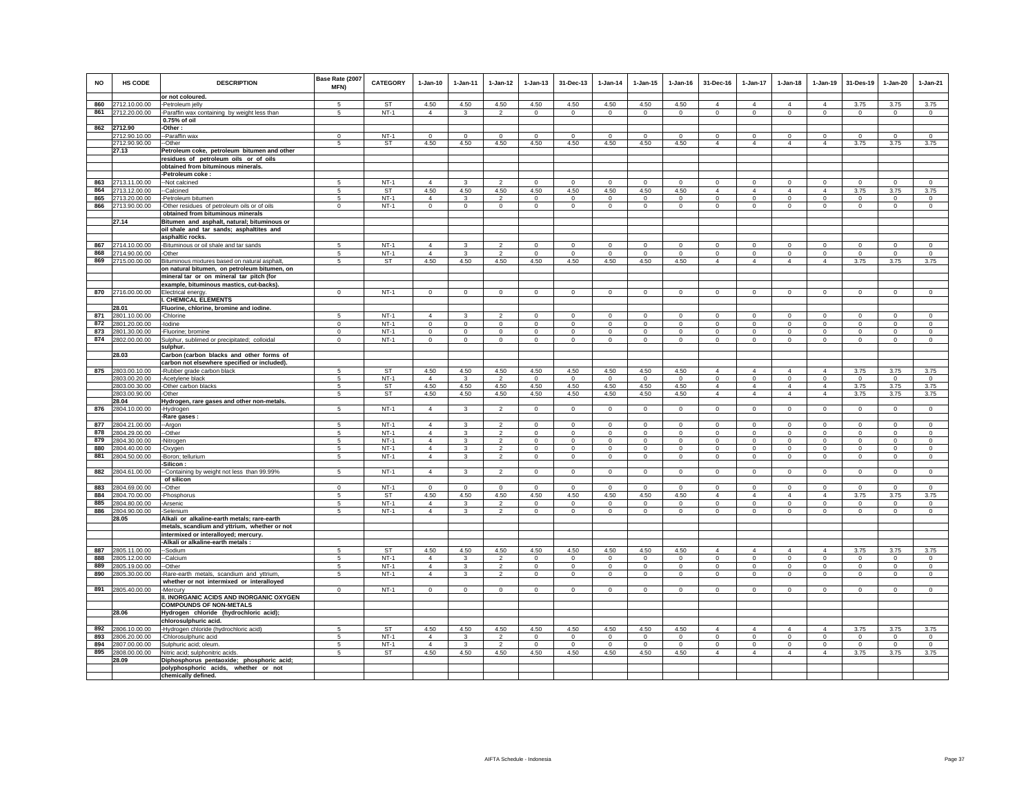| NO | HS CODE | DESCRIPTION | Base Rate (2007 MFN) | CATEGORY | 1-Jan-10 | 1-Jan-11 | 1-Jan-12 | 1-Jan-13 | 31-Dec-13 | 1-Jan-14 | 1-Jan-15 | 1-Jan-16 | 31-Dec-16 | 1-Jan-17 | 1-Jan-18 | 1-Jan-19 | 31-Des-19 | 1-Jan-20 | 1-Jan-21 |
|---|---|---|---|---|---|---|---|---|---|---|---|---|---|---|---|---|---|---|---|
| | | or not coloured. | | | | | | | | | | | | | | | | | |
| 860 | 2712.10.00.00 | -Petroleum jelly | 5 | ST | 4.50 | 4.50 | 4.50 | 4.50 | 4.50 | 4.50 | 4.50 | 4.50 | 4 | 4 | 4 | 4 | 3.75 | 3.75 | 3.75 |
| 861 | 2712.20.00.00 | -Paraffin wax containing by weight less than | 5 | NT-1 | 4 | 3 | 2 | 0 | 0 | 0 | 0 | 0 | 0 | 0 | 0 | 0 | 0 | 0 | 0 |
| | | 0.75% of oil | | | | | | | | | | | | | | | | | |
| 862 | 2712.90 | -Other : | | | | | | | | | | | | | | | | | |
| | 2712.90.10.00 | --Paraffin wax | 0 | NT-1 | 0 | 0 | 0 | 0 | 0 | 0 | 0 | 0 | 0 | 0 | 0 | 0 | 0 | 0 | 0 |
| | 2712.90.90.00 | --Other | 5 | ST | 4.50 | 4.50 | 4.50 | 4.50 | 4.50 | 4.50 | 4.50 | 4.50 | 4 | 4 | 4 | 4 | 3.75 | 3.75 | 3.75 |
| | 27.13 | Petroleum coke, petroleum bitumen and other | | | | | | | | | | | | | | | | | |
| | | residues of petroleum oils or of oils | | | | | | | | | | | | | | | | | |
| | | obtained from bituminous minerals. | | | | | | | | | | | | | | | | | |
| | | -Petroleum coke : | | | | | | | | | | | | | | | | | |
| 863 | 2713.11.00.00 | --Not calcined | 5 | NT-1 | 4 | 3 | 2 | 0 | 0 | 0 | 0 | 0 | 0 | 0 | 0 | 0 | 0 | 0 | 0 |
| 864 | 2713.12.00.00 | --Calcined | 5 | ST | 4.50 | 4.50 | 4.50 | 4.50 | 4.50 | 4.50 | 4.50 | 4.50 | 4 | 4 | 4 | 4 | 3.75 | 3.75 | 3.75 |
| 865 | 2713.20.00.00 | -Petroleum bitumen | 5 | NT-1 | 4 | 3 | 2 | 0 | 0 | 0 | 0 | 0 | 0 | 0 | 0 | 0 | 0 | 0 | 0 |
| 866 | 2713.90.00.00 | -Other residues of petroleum oils or of oils | 0 | NT-1 | 0 | 0 | 0 | 0 | 0 | 0 | 0 | 0 | 0 | 0 | 0 | 0 | 0 | 0 | 0 |
| | | obtained from bituminous minerals | | | | | | | | | | | | | | | | | |
| | 27.14 | Bitumen and asphalt, natural; bituminous or | | | | | | | | | | | | | | | | | |
| | | oil shale and tar sands; asphaltites and | | | | | | | | | | | | | | | | | |
| | | asphaltic rocks. | | | | | | | | | | | | | | | | | |
| 867 | 2714.10.00.00 | -Bituminous or oil shale and tar sands | 5 | NT-1 | 4 | 3 | 2 | 0 | 0 | 0 | 0 | 0 | 0 | 0 | 0 | 0 | 0 | 0 | 0 |
| 868 | 2714.90.00.00 | -Other | 5 | NT-1 | 4 | 3 | 2 | 0 | 0 | 0 | 0 | 0 | 0 | 0 | 0 | 0 | 0 | 0 | 0 |
| 869 | 2715.00.00.00 | Bituminous mixtures based on natural asphalt, | 5 | ST | 4.50 | 4.50 | 4.50 | 4.50 | 4.50 | 4.50 | 4.50 | 4.50 | 4 | 4 | 4 | 4 | 3.75 | 3.75 | 3.75 |
| | | on natural bitumen, on petroleum bitumen, on | | | | | | | | | | | | | | | | | |
| | | mineral tar or on mineral tar pitch (for | | | | | | | | | | | | | | | | | |
| | | example, bituminous mastics, cut-backs). | | | | | | | | | | | | | | | | | |
| 870 | 2716.00.00.00 | Electrical energy. | 0 | NT-1 | 0 | 0 | 0 | 0 | 0 | 0 | 0 | 0 | 0 | 0 | 0 | 0 | 0 | 0 | 0 |
| | | I. CHEMICAL ELEMENTS | | | | | | | | | | | | | | | | | |
| | 28.01 | Fluorine, chlorine, bromine and iodine. | | | | | | | | | | | | | | | | | |
| 871 | 2801.10.00.00 | -Chlorine | 5 | NT-1 | 4 | 3 | 2 | 0 | 0 | 0 | 0 | 0 | 0 | 0 | 0 | 0 | 0 | 0 | 0 |
| 872 | 2801.20.00.00 | -Iodine | 0 | NT-1 | 0 | 0 | 0 | 0 | 0 | 0 | 0 | 0 | 0 | 0 | 0 | 0 | 0 | 0 | 0 |
| 873 | 2801.30.00.00 | -Fluorine; bromine | 0 | NT-1 | 0 | 0 | 0 | 0 | 0 | 0 | 0 | 0 | 0 | 0 | 0 | 0 | 0 | 0 | 0 |
| 874 | 2802.00.00.00 | Sulphur, sublimed or precipitated; colloidal | 0 | NT-1 | 0 | 0 | 0 | 0 | 0 | 0 | 0 | 0 | 0 | 0 | 0 | 0 | 0 | 0 | 0 |
| | | sulphur. | | | | | | | | | | | | | | | | | |
| | 28.03 | Carbon (carbon blacks and other forms of | | | | | | | | | | | | | | | | | |
| | | carbon not elsewhere specified or included). | | | | | | | | | | | | | | | | | |
| 875 | 2803.00.10.00 | -Rubber grade carbon black | 5 | ST | 4.50 | 4.50 | 4.50 | 4.50 | 4.50 | 4.50 | 4.50 | 4.50 | 4 | 4 | 4 | 4 | 3.75 | 3.75 | 3.75 |
| | 2803.00.20.00 | -Acetylene black | 5 | NT-1 | 4 | 3 | 2 | 0 | 0 | 0 | 0 | 0 | 0 | 0 | 0 | 0 | 0 | 0 | 0 |
| | 2803.00.30.00 | -Other carbon blacks | 5 | ST | 4.50 | 4.50 | 4.50 | 4.50 | 4.50 | 4.50 | 4.50 | 4.50 | 4 | 4 | 4 | 4 | 3.75 | 3.75 | 3.75 |
| | 2803.00.90.00 | -Other | 5 | ST | 4.50 | 4.50 | 4.50 | 4.50 | 4.50 | 4.50 | 4.50 | 4.50 | 4 | 4 | 4 | 4 | 3.75 | 3.75 | 3.75 |
| | 28.04 | Hydrogen, rare gases and other non-metals. | | | | | | | | | | | | | | | | | |
| 876 | 2804.10.00.00 | -Hydrogen | 5 | NT-1 | 4 | 3 | 2 | 0 | 0 | 0 | 0 | 0 | 0 | 0 | 0 | 0 | 0 | 0 | 0 |
| | | -Rare gases : | | | | | | | | | | | | | | | | | |
| 877 | 2804.21.00.00 | --Argon | 5 | NT-1 | 4 | 3 | 2 | 0 | 0 | 0 | 0 | 0 | 0 | 0 | 0 | 0 | 0 | 0 | 0 |
| 878 | 2804.29.00.00 | --Other | 5 | NT-1 | 4 | 3 | 2 | 0 | 0 | 0 | 0 | 0 | 0 | 0 | 0 | 0 | 0 | 0 | 0 |
| 879 | 2804.30.00.00 | -Nitrogen | 5 | NT-1 | 4 | 3 | 2 | 0 | 0 | 0 | 0 | 0 | 0 | 0 | 0 | 0 | 0 | 0 | 0 |
| 880 | 2804.40.00.00 | -Oxygen | 5 | NT-1 | 4 | 3 | 2 | 0 | 0 | 0 | 0 | 0 | 0 | 0 | 0 | 0 | 0 | 0 | 0 |
| 881 | 2804.50.00.00 | -Boron; tellurium | 5 | NT-1 | 4 | 3 | 2 | 0 | 0 | 0 | 0 | 0 | 0 | 0 | 0 | 0 | 0 | 0 | 0 |
| | | -Silicon : | | | | | | | | | | | | | | | | | |
| 882 | 2804.61.00.00 | --Containing by weight not less than 99.99% | 5 | NT-1 | 4 | 3 | 2 | 0 | 0 | 0 | 0 | 0 | 0 | 0 | 0 | 0 | 0 | 0 | 0 |
| | | of silicon | | | | | | | | | | | | | | | | | |
| 883 | 2804.69.00.00 | --Other | 0 | NT-1 | 0 | 0 | 0 | 0 | 0 | 0 | 0 | 0 | 0 | 0 | 0 | 0 | 0 | 0 | 0 |
| 884 | 2804.70.00.00 | -Phosphorus | 5 | ST | 4.50 | 4.50 | 4.50 | 4.50 | 4.50 | 4.50 | 4.50 | 4.50 | 4 | 4 | 4 | 4 | 3.75 | 3.75 | 3.75 |
| 885 | 2804.80.00.00 | -Arsenic | 5 | NT-1 | 4 | 3 | 2 | 0 | 0 | 0 | 0 | 0 | 0 | 0 | 0 | 0 | 0 | 0 | 0 |
| 886 | 2804.90.00.00 | -Selenium | 5 | NT-1 | 4 | 3 | 2 | 0 | 0 | 0 | 0 | 0 | 0 | 0 | 0 | 0 | 0 | 0 | 0 |
| | 28.05 | Alkali or alkaline-earth metals; rare-earth | | | | | | | | | | | | | | | | | |
| | | metals, scandium and yttrium, whether or not | | | | | | | | | | | | | | | | | |
| | | intermixed or interalloyed; mercury. | | | | | | | | | | | | | | | | | |
| | | -Alkali or alkaline-earth metals : | | | | | | | | | | | | | | | | | |
| 887 | 2805.11.00.00 | --Sodium | 5 | ST | 4.50 | 4.50 | 4.50 | 4.50 | 4.50 | 4.50 | 4.50 | 4.50 | 4 | 4 | 4 | 4 | 3.75 | 3.75 | 3.75 |
| 888 | 2805.12.00.00 | --Calcium | 5 | NT-1 | 4 | 3 | 2 | 0 | 0 | 0 | 0 | 0 | 0 | 0 | 0 | 0 | 0 | 0 | 0 |
| 889 | 2805.19.00.00 | --Other | 5 | NT-1 | 4 | 3 | 2 | 0 | 0 | 0 | 0 | 0 | 0 | 0 | 0 | 0 | 0 | 0 | 0 |
| 890 | 2805.30.00.00 | -Rare-earth metals, scandium and yttrium, | 5 | NT-1 | 4 | 3 | 2 | 0 | 0 | 0 | 0 | 0 | 0 | 0 | 0 | 0 | 0 | 0 | 0 |
| | | whether or not intermixed or interalloyed | | | | | | | | | | | | | | | | | |
| 891 | 2805.40.00.00 | -Mercury | 0 | NT-1 | 0 | 0 | 0 | 0 | 0 | 0 | 0 | 0 | 0 | 0 | 0 | 0 | 0 | 0 | 0 |
| | | II. INORGANIC ACIDS AND INORGANIC OXYGEN | | | | | | | | | | | | | | | | | |
| | | COMPOUNDS OF NON-METALS | | | | | | | | | | | | | | | | | |
| | 28.06 | Hydrogen chloride (hydrochloric acid); | | | | | | | | | | | | | | | | | |
| | | chlorosulphuric acid. | | | | | | | | | | | | | | | | | |
| 892 | 2806.10.00.00 | -Hydrogen chloride (hydrochloric acid) | 5 | ST | 4.50 | 4.50 | 4.50 | 4.50 | 4.50 | 4.50 | 4.50 | 4.50 | 4 | 4 | 4 | 4 | 3.75 | 3.75 | 3.75 |
| 893 | 2806.20.00.00 | -Chlorosulphuric acid | 5 | NT-1 | 4 | 3 | 2 | 0 | 0 | 0 | 0 | 0 | 0 | 0 | 0 | 0 | 0 | 0 | 0 |
| 894 | 2807.00.00.00 | Sulphuric acid; oleum. | 5 | NT-1 | 4 | 3 | 2 | 0 | 0 | 0 | 0 | 0 | 0 | 0 | 0 | 0 | 0 | 0 | 0 |
| 895 | 2808.00.00.00 | Nitric acid; sulphonitric acids. | 5 | ST | 4.50 | 4.50 | 4.50 | 4.50 | 4.50 | 4.50 | 4.50 | 4.50 | 4 | 4 | 4 | 4 | 3.75 | 3.75 | 3.75 |
| | 28.09 | Diphosphorus pentaoxide; phosphoric acid; | | | | | | | | | | | | | | | | | |
| | | polyphosphoric acids, whether or not | | | | | | | | | | | | | | | | | |
| | | chemically defined. | | | | | | | | | | | | | | | | | |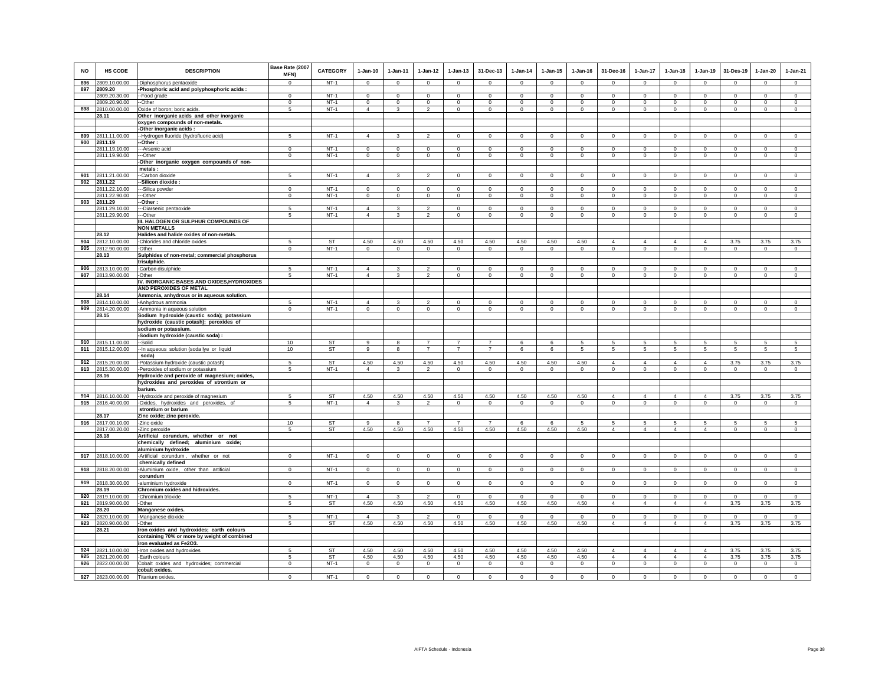| NO | HS CODE | DESCRIPTION | Base Rate (2007 MFN) | CATEGORY | 1-Jan-10 | 1-Jan-11 | 1-Jan-12 | 1-Jan-13 | 31-Dec-13 | 1-Jan-14 | 1-Jan-15 | 1-Jan-16 | 31-Dec-16 | 1-Jan-17 | 1-Jan-18 | 1-Jan-19 | 31-Des-19 | 1-Jan-20 | 1-Jan-21 |
|---|---|---|---|---|---|---|---|---|---|---|---|---|---|---|---|---|---|---|---|
| 896 | 2809.10.00.00 | -Diphosphorus pentaoxide | 0 | NT-1 | 0 | 0 | 0 | 0 | 0 | 0 | 0 | 0 | 0 | 0 | 0 | 0 | 0 | 0 | 0 |
| 897 | 2809.20 | -Phosphoric acid and polyphosphoric acids : | | | | | | | | | | | | | | | | | |
| | 2809.20.30.00 | --Food grade | 0 | NT-1 | 0 | 0 | 0 | 0 | 0 | 0 | 0 | 0 | 0 | 0 | 0 | 0 | 0 | 0 | 0 |
| | 2809.20.90.00 | --Other | 0 | NT-1 | 0 | 0 | 0 | 0 | 0 | 0 | 0 | 0 | 0 | 0 | 0 | 0 | 0 | 0 | 0 |
| 898 | 2810.00.00.00 | Oxide of boron; boric acids. | 5 | NT-1 | 4 | 3 | 2 | 0 | 0 | 0 | 0 | 0 | 0 | 0 | 0 | 0 | 0 | 0 | 0 |
| | 28.11 | Other inorganic acids and other inorganic oxygen compounds of non-metals. | | | | | | | | | | | | | | | | | |
| | | -Other inorganic acids : | | | | | | | | | | | | | | | | | |
| 899 | 2811.11.00.00 | --Hydrogen fluoride (hydrofluoric acid) | 5 | NT-1 | 4 | 3 | 2 | 0 | 0 | 0 | 0 | 0 | 0 | 0 | 0 | 0 | 0 | 0 | 0 |
| 900 | 2811.19 | --Other : | | | | | | | | | | | | | | | | | |
| | 2811.19.10.00 | ---Arsenic acid | 0 | NT-1 | 0 | 0 | 0 | 0 | 0 | 0 | 0 | 0 | 0 | 0 | 0 | 0 | 0 | 0 | 0 |
| | 2811.19.90.00 | ---Other | 0 | NT-1 | 0 | 0 | 0 | 0 | 0 | 0 | 0 | 0 | 0 | 0 | 0 | 0 | 0 | 0 | 0 |
| | | -Other inorganic oxygen compounds of non-metals : | | | | | | | | | | | | | | | | | |
| 901 | 2811.21.00.00 | --Carbon dioxide | 5 | NT-1 | 4 | 3 | 2 | 0 | 0 | 0 | 0 | 0 | 0 | 0 | 0 | 0 | 0 | 0 | 0 |
| 902 | 2811.22 | --Silicon dioxide : | | | | | | | | | | | | | | | | | |
| | 2811.22.10.00 | ---Silica powder | 0 | NT-1 | 0 | 0 | 0 | 0 | 0 | 0 | 0 | 0 | 0 | 0 | 0 | 0 | 0 | 0 | 0 |
| | 2811.22.90.00 | ---Other | 0 | NT-1 | 0 | 0 | 0 | 0 | 0 | 0 | 0 | 0 | 0 | 0 | 0 | 0 | 0 | 0 | 0 |
| 903 | 2811.29 | --Other : | | | | | | | | | | | | | | | | | |
| | 2811.29.10.00 | ---Diarsenic pentaoxide | 5 | NT-1 | 4 | 3 | 2 | 0 | 0 | 0 | 0 | 0 | 0 | 0 | 0 | 0 | 0 | 0 | 0 |
| | 2811.29.90.00 | ---Other | 5 | NT-1 | 4 | 3 | 2 | 0 | 0 | 0 | 0 | 0 | 0 | 0 | 0 | 0 | 0 | 0 | 0 |
| | | III. HALOGEN OR SULPHUR COMPOUNDS OF NON METALLS | | | | | | | | | | | | | | | | | |
| | 28.12 | Halides and halide oxides of non-metals. | | | | | | | | | | | | | | | | | |
| 904 | 2812.10.00.00 | -Chlorides and chloride oxides | 5 | ST | 4.50 | 4.50 | 4.50 | 4.50 | 4.50 | 4.50 | 4.50 | 4.50 | 4 | 4 | 4 | 4 | 3.75 | 3.75 | 3.75 |
| 905 | 2812.90.00.00 | -Other | 0 | NT-1 | 0 | 0 | 0 | 0 | 0 | 0 | 0 | 0 | 0 | 0 | 0 | 0 | 0 | 0 | 0 |
| | 28.13 | Sulphides of non-metal; commercial phosphorus trisulphide. | | | | | | | | | | | | | | | | | |
| 906 | 2813.10.00.00 | -Carbon disulphide | 5 | NT-1 | 4 | 3 | 2 | 0 | 0 | 0 | 0 | 0 | 0 | 0 | 0 | 0 | 0 | 0 | 0 |
| 907 | 2813.90.00.00 | -Other | 5 | NT-1 | 4 | 3 | 2 | 0 | 0 | 0 | 0 | 0 | 0 | 0 | 0 | 0 | 0 | 0 | 0 |
| | | IV. INORGANIC BASES AND OXIDES,HYDROXIDES AND PEROXIDES OF METAL | | | | | | | | | | | | | | | | | |
| | 28.14 | Ammonia, anhydrous or in aqueous solution. | | | | | | | | | | | | | | | | | |
| 908 | 2814.10.00.00 | -Anhydrous ammonia | 5 | NT-1 | 4 | 3 | 2 | 0 | 0 | 0 | 0 | 0 | 0 | 0 | 0 | 0 | 0 | 0 | 0 |
| 909 | 2814.20.00.00 | -Ammonia in aqueous solution | 0 | NT-1 | 0 | 0 | 0 | 0 | 0 | 0 | 0 | 0 | 0 | 0 | 0 | 0 | 0 | 0 | 0 |
| | 28.15 | Sodium hydroxide (caustic soda); potassium hydroxide (caustic potash); peroxides of sodium or potassium. | | | | | | | | | | | | | | | | | |
| | | -Sodium hydroxide (caustic soda) : | | | | | | | | | | | | | | | | | |
| 910 | 2815.11.00.00 | --Solid | 10 | ST | 9 | 8 | 7 | 7 | 7 | 6 | 6 | 5 | 5 | 5 | 5 | 5 | 5 | 5 | 5 |
| 911 | 2815.12.00.00 | --In aqueous solution (soda lye or liquid soda) | 10 | ST | 9 | 8 | 7 | 7 | 7 | 6 | 6 | 5 | 5 | 5 | 5 | 5 | 5 | 5 | 5 |
| 912 | 2815.20.00.00 | -Potassium hydroxide (caustic potash) | 5 | ST | 4.50 | 4.50 | 4.50 | 4.50 | 4.50 | 4.50 | 4.50 | 4.50 | 4 | 4 | 4 | 4 | 3.75 | 3.75 | 3.75 |
| 913 | 2815.30.00.00 | -Peroxides of sodium or potassium | 5 | NT-1 | 4 | 3 | 2 | 0 | 0 | 0 | 0 | 0 | 0 | 0 | 0 | 0 | 0 | 0 | 0 |
| | 28.16 | Hydroxide and peroxide of magnesium; oxides, hydroxides and peroxides of strontium or barium. | | | | | | | | | | | | | | | | | |
| 914 | 2816.10.00.00 | -Hydroxide and peroxide of magnesium | 5 | ST | 4.50 | 4.50 | 4.50 | 4.50 | 4.50 | 4.50 | 4.50 | 4.50 | 4 | 4 | 4 | 4 | 3.75 | 3.75 | 3.75 |
| 915 | 2816.40.00.00 | -Oxides, hydroxides and peroxides, of strontium or barium | 5 | NT-1 | 4 | 3 | 2 | 0 | 0 | 0 | 0 | 0 | 0 | 0 | 0 | 0 | 0 | 0 | 0 |
| | 28.17 | Zinc oxide; zinc peroxide. | | | | | | | | | | | | | | | | | |
| 916 | 2817.00.10.00 | -Zinc oxide | 10 | ST | 9 | 8 | 7 | 7 | 7 | 6 | 6 | 5 | 5 | 5 | 5 | 5 | 5 | 5 | 5 |
| | 2817.00.20.00 | -Zinc peroxide | 5 | ST | 4.50 | 4.50 | 4.50 | 4.50 | 4.50 | 4.50 | 4.50 | 4.50 | 4 | 4 | 4 | 4 | 0 | 0 | 0 |
| | 28.18 | Artificial corundum, whether or not chemically defined; aluminium oxide; aluminium hydroxide | | | | | | | | | | | | | | | | | |
| 917 | 2818.10.00.00 | -Artificial corundum , whether or not chemically defined | 0 | NT-1 | 0 | 0 | 0 | 0 | 0 | 0 | 0 | 0 | 0 | 0 | 0 | 0 | 0 | 0 | 0 |
| 918 | 2818.20.00.00 | -Aluminium oxide, other than artificial corundum | 0 | NT-1 | 0 | 0 | 0 | 0 | 0 | 0 | 0 | 0 | 0 | 0 | 0 | 0 | 0 | 0 | 0 |
| 919 | 2818.30.00.00 | -aluminium hydroxide | 0 | NT-1 | 0 | 0 | 0 | 0 | 0 | 0 | 0 | 0 | 0 | 0 | 0 | 0 | 0 | 0 | 0 |
| | 28.19 | Chromium oxides and hidroxides. | | | | | | | | | | | | | | | | | |
| 920 | 2819.10.00.00 | -Chromium trioxide | 5 | NT-1 | 4 | 3 | 2 | 0 | 0 | 0 | 0 | 0 | 0 | 0 | 0 | 0 | 0 | 0 | 0 |
| 921 | 2819.90.00.00 | -Other | 5 | ST | 4.50 | 4.50 | 4.50 | 4.50 | 4.50 | 4.50 | 4.50 | 4.50 | 4 | 4 | 4 | 4 | 3.75 | 3.75 | 3.75 |
| | 28.20 | Manganese oxides. | | | | | | | | | | | | | | | | | |
| 922 | 2820.10.00.00 | -Manganese dioxide | 5 | NT-1 | 4 | 3 | 2 | 0 | 0 | 0 | 0 | 0 | 0 | 0 | 0 | 0 | 0 | 0 | 0 |
| 923 | 2820.90.00.00 | -Other | 5 | ST | 4.50 | 4.50 | 4.50 | 4.50 | 4.50 | 4.50 | 4.50 | 4.50 | 4 | 4 | 4 | 4 | 3.75 | 3.75 | 3.75 |
| | 28.21 | Iron oxides and hydroxides; earth colours containing 70% or more by weight of combined iron evaluated as Fe2O3. | | | | | | | | | | | | | | | | | |
| 924 | 2821.10.00.00 | -Iron oxides and hydroxides | 5 | ST | 4.50 | 4.50 | 4.50 | 4.50 | 4.50 | 4.50 | 4.50 | 4.50 | 4 | 4 | 4 | 4 | 3.75 | 3.75 | 3.75 |
| 925 | 2821.20.00.00 | -Earth colours | 5 | ST | 4.50 | 4.50 | 4.50 | 4.50 | 4.50 | 4.50 | 4.50 | 4.50 | 4 | 4 | 4 | 4 | 3.75 | 3.75 | 3.75 |
| 926 | 2822.00.00.00 | Cobalt oxides and hydroxides; commercial cobalt oxides. | 0 | NT-1 | 0 | 0 | 0 | 0 | 0 | 0 | 0 | 0 | 0 | 0 | 0 | 0 | 0 | 0 | 0 |
| 927 | 2823.00.00.00 | Titanium oxides. | 0 | NT-1 | 0 | 0 | 0 | 0 | 0 | 0 | 0 | 0 | 0 | 0 | 0 | 0 | 0 | 0 | 0 |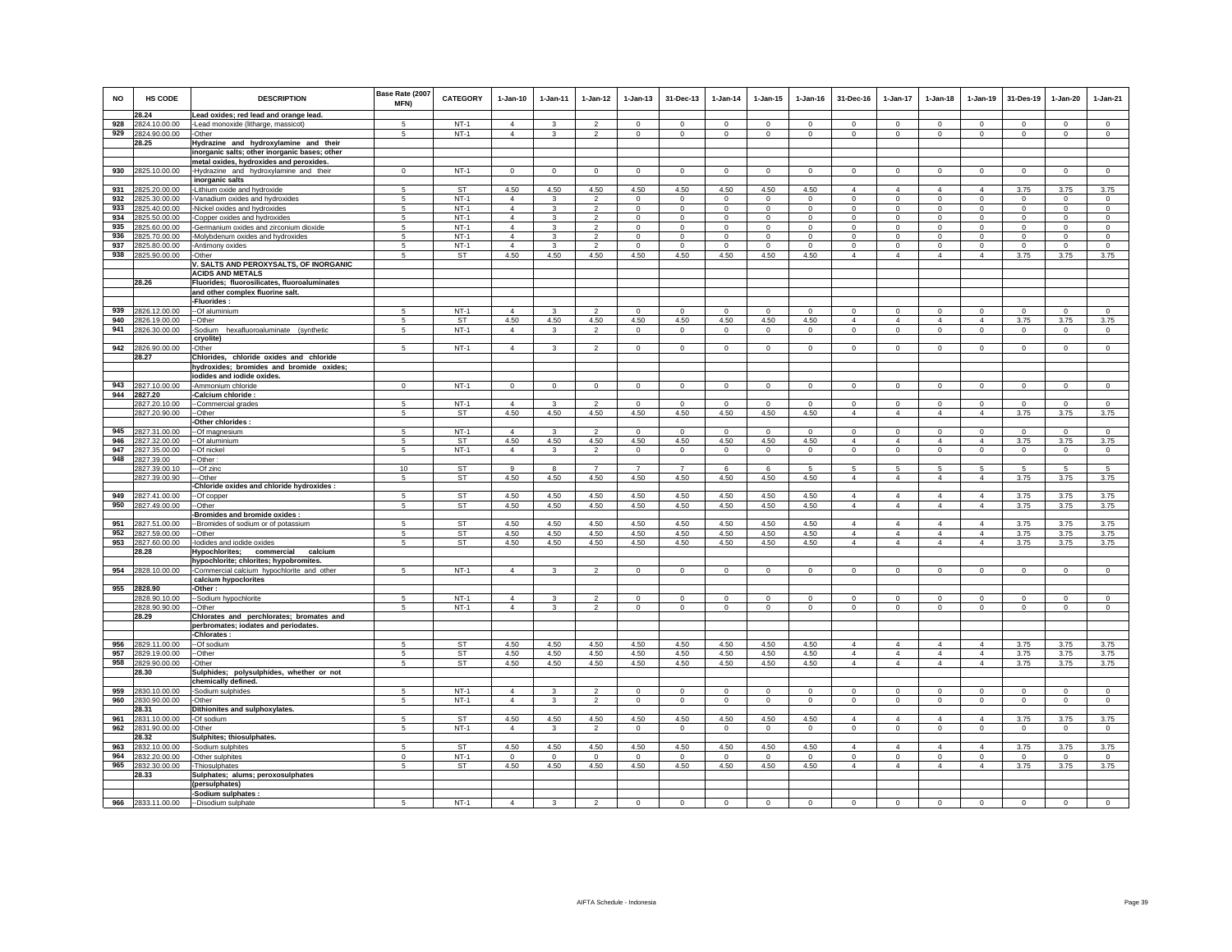| NO | HS CODE | DESCRIPTION | Base Rate (2007 MFN) | CATEGORY | 1-Jan-10 | 1-Jan-11 | 1-Jan-12 | 1-Jan-13 | 31-Dec-13 | 1-Jan-14 | 1-Jan-15 | 1-Jan-16 | 31-Dec-16 | 1-Jan-17 | 1-Jan-18 | 1-Jan-19 | 31-Des-19 | 1-Jan-20 | 1-Jan-21 |
|---|---|---|---|---|---|---|---|---|---|---|---|---|---|---|---|---|---|---|---|
| | 28.24 | Lead oxides; red lead and orange lead. | | | | | | | | | | | | | | | | | |
| 928 | 2824.10.00.00 | -Lead monoxide (litharge, massicot) | 5 | NT-1 | 4 | 3 | 2 | 0 | 0 | 0 | 0 | 0 | 0 | 0 | 0 | 0 | 0 | 0 | 0 |
| 929 | 2824.90.00.00 | -Other | 5 | NT-1 | 4 | 3 | 2 | 0 | 0 | 0 | 0 | 0 | 0 | 0 | 0 | 0 | 0 | 0 | 0 |
| | 28.25 | Hydrazine and hydroxylamine and their inorganic salts; other inorganic bases; other metal oxides, hydroxides and peroxides. | | | | | | | | | | | | | | | | | |
| 930 | 2825.10.00.00 | -Hydrazine and hydroxylamine and their inorganic salts | 0 | NT-1 | 0 | 0 | 0 | 0 | 0 | 0 | 0 | 0 | 0 | 0 | 0 | 0 | 0 | 0 | 0 |
| 931 | 2825.20.00.00 | -Lithium oxide and hydroxide | 5 | ST | 4.50 | 4.50 | 4.50 | 4.50 | 4.50 | 4.50 | 4.50 | 4.50 | 4 | 4 | 4 | 4 | 3.75 | 3.75 | 3.75 |
| 932 | 2825.30.00.00 | -Vanadium oxides and hydroxides | 5 | NT-1 | 4 | 3 | 2 | 0 | 0 | 0 | 0 | 0 | 0 | 0 | 0 | 0 | 0 | 0 | 0 |
| 933 | 2825.40.00.00 | -Nickel oxides and hydroxides | 5 | NT-1 | 4 | 3 | 2 | 0 | 0 | 0 | 0 | 0 | 0 | 0 | 0 | 0 | 0 | 0 | 0 |
| 934 | 2825.50.00.00 | -Copper oxides and hydroxides | 5 | NT-1 | 4 | 3 | 2 | 0 | 0 | 0 | 0 | 0 | 0 | 0 | 0 | 0 | 0 | 0 | 0 |
| 935 | 2825.60.00.00 | -Germanium oxides and zirconium dioxide | 5 | NT-1 | 4 | 3 | 2 | 0 | 0 | 0 | 0 | 0 | 0 | 0 | 0 | 0 | 0 | 0 | 0 |
| 936 | 2825.70.00.00 | -Molybdenum oxides and hydroxides | 5 | NT-1 | 4 | 3 | 2 | 0 | 0 | 0 | 0 | 0 | 0 | 0 | 0 | 0 | 0 | 0 | 0 |
| 937 | 2825.80.00.00 | -Antimony oxides | 5 | NT-1 | 4 | 3 | 2 | 0 | 0 | 0 | 0 | 0 | 0 | 0 | 0 | 0 | 0 | 0 | 0 |
| 938 | 2825.90.00.00 | -Other | 5 | ST | 4.50 | 4.50 | 4.50 | 4.50 | 4.50 | 4.50 | 4.50 | 4.50 | 4 | 4 | 4 | 4 | 3.75 | 3.75 | 3.75 |
| | | V. SALTS AND PEROXYSALTS, OF INORGANIC ACIDS AND METALS | | | | | | | | | | | | | | | | | |
| | 28.26 | Fluorides; fluorosilicates, fluoroaluminates and other complex fluorine salt. | | | | | | | | | | | | | | | | | |
| | | -Fluorides : | | | | | | | | | | | | | | | | | |
| 939 | 2826.12.00.00 | --Of aluminium | 5 | NT-1 | 4 | 3 | 2 | 0 | 0 | 0 | 0 | 0 | 0 | 0 | 0 | 0 | 0 | 0 | 0 |
| 940 | 2826.19.00.00 | --Other | 5 | ST | 4.50 | 4.50 | 4.50 | 4.50 | 4.50 | 4.50 | 4.50 | 4.50 | 4 | 4 | 4 | 4 | 3.75 | 3.75 | 3.75 |
| 941 | 2826.30.00.00 | -Sodium hexafluoroaluminate (synthetic cryolite) | 5 | NT-1 | 4 | 3 | 2 | 0 | 0 | 0 | 0 | 0 | 0 | 0 | 0 | 0 | 0 | 0 | 0 |
| 942 | 2826.90.00.00 | -Other | 5 | NT-1 | 4 | 3 | 2 | 0 | 0 | 0 | 0 | 0 | 0 | 0 | 0 | 0 | 0 | 0 | 0 |
| | 28.27 | Chlorides, chloride oxides and chloride hydroxides; bromides and bromide oxides; iodides and iodide oxides. | | | | | | | | | | | | | | | | | |
| 943 | 2827.10.00.00 | -Ammonium chloride | 0 | NT-1 | 0 | 0 | 0 | 0 | 0 | 0 | 0 | 0 | 0 | 0 | 0 | 0 | 0 | 0 | 0 |
| 944 | 2827.20 | -Calcium chloride : | | | | | | | | | | | | | | | | | |
| | 2827.20.10.00 | --Commercial grades | 5 | NT-1 | 4 | 3 | 2 | 0 | 0 | 0 | 0 | 0 | 0 | 0 | 0 | 0 | 0 | 0 | 0 |
| | 2827.20.90.00 | --Other | 5 | ST | 4.50 | 4.50 | 4.50 | 4.50 | 4.50 | 4.50 | 4.50 | 4.50 | 4 | 4 | 4 | 4 | 3.75 | 3.75 | 3.75 |
| | | -Other chlorides : | | | | | | | | | | | | | | | | | |
| 945 | 2827.31.00.00 | --Of magnesium | 5 | NT-1 | 4 | 3 | 2 | 0 | 0 | 0 | 0 | 0 | 0 | 0 | 0 | 0 | 0 | 0 | 0 |
| 946 | 2827.32.00.00 | --Of aluminium | 5 | ST | 4.50 | 4.50 | 4.50 | 4.50 | 4.50 | 4.50 | 4.50 | 4.50 | 4 | 4 | 4 | 4 | 3.75 | 3.75 | 3.75 |
| 947 | 2827.35.00.00 | --Of nickel | 5 | NT-1 | 4 | 3 | 2 | 0 | 0 | 0 | 0 | 0 | 0 | 0 | 0 | 0 | 0 | 0 | 0 |
| 948 | 2827.39.00 | --Other : | | | | | | | | | | | | | | | | | |
| | 2827.39.00.10 | ---Of zinc | 10 | ST | 9 | 8 | 7 | 7 | 7 | 6 | 6 | 5 | 5 | 5 | 5 | 5 | 5 | 5 | 5 |
| | 2827.39.00.90 | ---Other | 5 | ST | 4.50 | 4.50 | 4.50 | 4.50 | 4.50 | 4.50 | 4.50 | 4.50 | 4 | 4 | 4 | 4 | 3.75 | 3.75 | 3.75 |
| | | -Chloride oxides and chloride hydroxides : | | | | | | | | | | | | | | | | | |
| 949 | 2827.41.00.00 | --Of copper | 5 | ST | 4.50 | 4.50 | 4.50 | 4.50 | 4.50 | 4.50 | 4.50 | 4.50 | 4 | 4 | 4 | 4 | 3.75 | 3.75 | 3.75 |
| 950 | 2827.49.00.00 | --Other | 5 | ST | 4.50 | 4.50 | 4.50 | 4.50 | 4.50 | 4.50 | 4.50 | 4.50 | 4 | 4 | 4 | 4 | 3.75 | 3.75 | 3.75 |
| | | -Bromides and bromide oxides : | | | | | | | | | | | | | | | | | |
| 951 | 2827.51.00.00 | --Bromides of sodium or of potassium | 5 | ST | 4.50 | 4.50 | 4.50 | 4.50 | 4.50 | 4.50 | 4.50 | 4.50 | 4 | 4 | 4 | 4 | 3.75 | 3.75 | 3.75 |
| 952 | 2827.59.00.00 | --Other | 5 | ST | 4.50 | 4.50 | 4.50 | 4.50 | 4.50 | 4.50 | 4.50 | 4.50 | 4 | 4 | 4 | 4 | 3.75 | 3.75 | 3.75 |
| 953 | 2827.60.00.00 | -Iodides and iodide oxides | 5 | ST | 4.50 | 4.50 | 4.50 | 4.50 | 4.50 | 4.50 | 4.50 | 4.50 | 4 | 4 | 4 | 4 | 3.75 | 3.75 | 3.75 |
| | 28.28 | Hypochlorites; commercial calcium hypochlorite; chlorites; hypobromites. | | | | | | | | | | | | | | | | | |
| 954 | 2828.10.00.00 | -Commercial calcium hypochlorite and other calcium hypoclorites | 5 | NT-1 | 4 | 3 | 2 | 0 | 0 | 0 | 0 | 0 | 0 | 0 | 0 | 0 | 0 | 0 | 0 |
| 955 | 2828.90 | -Other : | | | | | | | | | | | | | | | | | |
| | 2828.90.10.00 | --Sodium hypochlorite | 5 | NT-1 | 4 | 3 | 2 | 0 | 0 | 0 | 0 | 0 | 0 | 0 | 0 | 0 | 0 | 0 | 0 |
| | 2828.90.90.00 | --Other | 5 | NT-1 | 4 | 3 | 2 | 0 | 0 | 0 | 0 | 0 | 0 | 0 | 0 | 0 | 0 | 0 | 0 |
| | 28.29 | Chlorates and perchlorates; bromates and perbromates; iodates and periodates. | | | | | | | | | | | | | | | | | |
| | | -Chlorates : | | | | | | | | | | | | | | | | | |
| 956 | 2829.11.00.00 | --Of sodium | 5 | ST | 4.50 | 4.50 | 4.50 | 4.50 | 4.50 | 4.50 | 4.50 | 4.50 | 4 | 4 | 4 | 4 | 3.75 | 3.75 | 3.75 |
| 957 | 2829.19.00.00 | --Other | 5 | ST | 4.50 | 4.50 | 4.50 | 4.50 | 4.50 | 4.50 | 4.50 | 4.50 | 4 | 4 | 4 | 4 | 3.75 | 3.75 | 3.75 |
| 958 | 2829.90.00.00 | -Other | 5 | ST | 4.50 | 4.50 | 4.50 | 4.50 | 4.50 | 4.50 | 4.50 | 4.50 | 4 | 4 | 4 | 4 | 3.75 | 3.75 | 3.75 |
| | 28.30 | Sulphides; polysulphides, whether or not chemically defined. | | | | | | | | | | | | | | | | | |
| 959 | 2830.10.00.00 | -Sodium sulphides | 5 | NT-1 | 4 | 3 | 2 | 0 | 0 | 0 | 0 | 0 | 0 | 0 | 0 | 0 | 0 | 0 | 0 |
| 960 | 2830.90.00.00 | -Other | 5 | NT-1 | 4 | 3 | 2 | 0 | 0 | 0 | 0 | 0 | 0 | 0 | 0 | 0 | 0 | 0 | 0 |
| | 28.31 | Dithionites and sulphoxylates. | | | | | | | | | | | | | | | | | |
| 961 | 2831.10.00.00 | -Of sodium | 5 | ST | 4.50 | 4.50 | 4.50 | 4.50 | 4.50 | 4.50 | 4.50 | 4.50 | 4 | 4 | 4 | 4 | 3.75 | 3.75 | 3.75 |
| 962 | 2831.90.00.00 | -Other | 5 | NT-1 | 4 | 3 | 2 | 0 | 0 | 0 | 0 | 0 | 0 | 0 | 0 | 0 | 0 | 0 | 0 |
| | 28.32 | Sulphites; thiosulphates. | | | | | | | | | | | | | | | | | |
| 963 | 2832.10.00.00 | -Sodium sulphites | 5 | ST | 4.50 | 4.50 | 4.50 | 4.50 | 4.50 | 4.50 | 4.50 | 4.50 | 4 | 4 | 4 | 4 | 3.75 | 3.75 | 3.75 |
| 964 | 2832.20.00.00 | -Other sulphites | 0 | NT-1 | 0 | 0 | 0 | 0 | 0 | 0 | 0 | 0 | 0 | 0 | 0 | 0 | 0 | 0 | 0 |
| 965 | 2832.30.00.00 | -Thiosulphates | 5 | ST | 4.50 | 4.50 | 4.50 | 4.50 | 4.50 | 4.50 | 4.50 | 4.50 | 4 | 4 | 4 | 4 | 3.75 | 3.75 | 3.75 |
| | 28.33 | Sulphates; alums; peroxosulphates (persulphates) | | | | | | | | | | | | | | | | | |
| | | -Sodium sulphates : | | | | | | | | | | | | | | | | | |
| 966 | 2833.11.00.00 | --Disodium sulphate | 5 | NT-1 | 4 | 3 | 2 | 0 | 0 | 0 | 0 | 0 | 0 | 0 | 0 | 0 | 0 | 0 | 0 |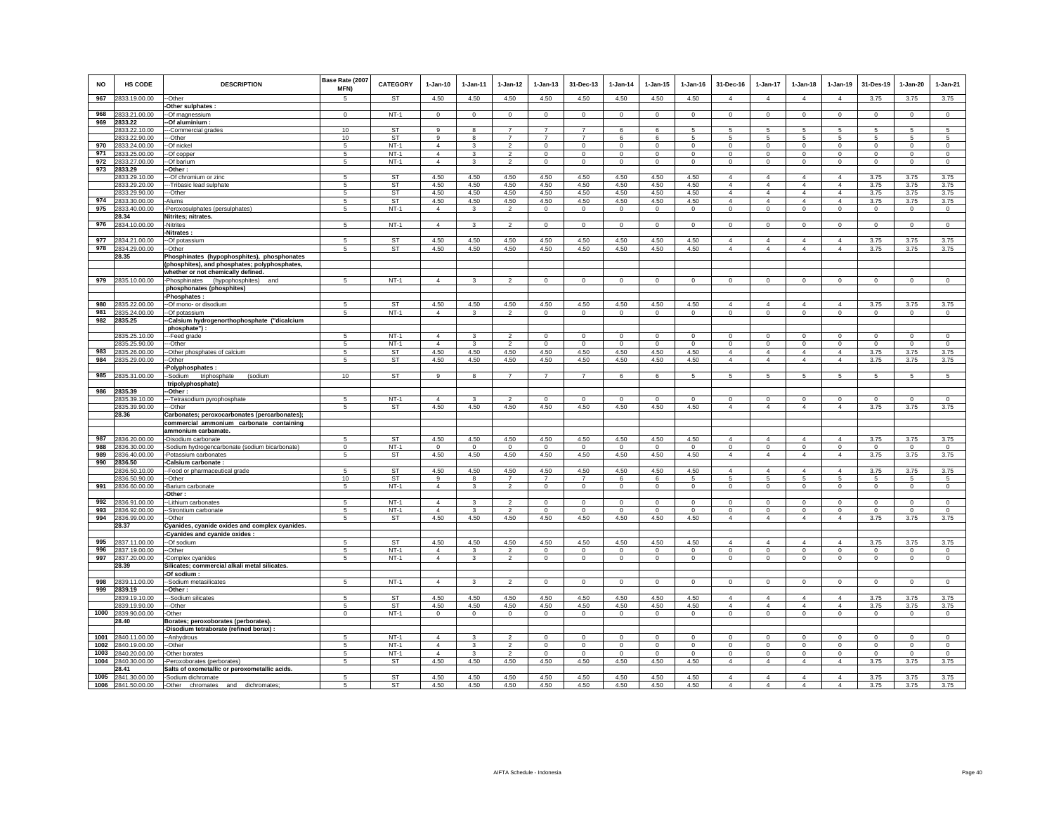| NO | HS CODE | DESCRIPTION | Base Rate (2007 MFN) | CATEGORY | 1-Jan-10 | 1-Jan-11 | 1-Jan-12 | 1-Jan-13 | 31-Dec-13 | 1-Jan-14 | 1-Jan-15 | 1-Jan-16 | 31-Dec-16 | 1-Jan-17 | 1-Jan-18 | 1-Jan-19 | 31-Des-19 | 1-Jan-20 | 1-Jan-21 |
|---|---|---|---|---|---|---|---|---|---|---|---|---|---|---|---|---|---|---|---|
| 967 | 2833.19.00.00 | --Other | 5 | ST | 4.50 | 4.50 | 4.50 | 4.50 | 4.50 | 4.50 | 4.50 | 4.50 | 4 | 4 | 4 | 4 | 3.75 | 3.75 | 3.75 |
| | | -Other sulphates : | | | | | | | | | | | | | | | | | |
| 968 | 2833.21.00.00 | --Of magnessium | 0 | NT-1 | 0 | 0 | 0 | 0 | 0 | 0 | 0 | 0 | 0 | 0 | 0 | 0 | 0 | 0 | 0 |
| 969 | 2833.22 | --Of aluminium : | | | | | | | | | | | | | | | | | |
| | 2833.22.10.00 | ---Commercial grades | 10 | ST | 9 | 8 | 7 | 7 | 7 | 6 | 6 | 5 | 5 | 5 | 5 | 5 | 5 | 5 | 5 |
| | 2833.22.90.00 | ---Other | 10 | ST | 9 | 8 | 7 | 7 | 7 | 6 | 6 | 5 | 5 | 5 | 5 | 5 | 5 | 5 | 5 |
| 970 | 2833.24.00.00 | --Of nickel | 5 | NT-1 | 4 | 3 | 2 | 0 | 0 | 0 | 0 | 0 | 0 | 0 | 0 | 0 | 0 | 0 | 0 |
| 971 | 2833.25.00.00 | --Of copper | 5 | NT-1 | 4 | 3 | 2 | 0 | 0 | 0 | 0 | 0 | 0 | 0 | 0 | 0 | 0 | 0 | 0 |
| 972 | 2833.27.00.00 | --Of barium | 5 | NT-1 | 4 | 3 | 2 | 0 | 0 | 0 | 0 | 0 | 0 | 0 | 0 | 0 | 0 | 0 | 0 |
| 973 | 2833.29 | --Other : | | | | | | | | | | | | | | | | | |
| | 2833.29.10.00 | ---Of chromium or zinc | 5 | ST | 4.50 | 4.50 | 4.50 | 4.50 | 4.50 | 4.50 | 4.50 | 4.50 | 4 | 4 | 4 | 4 | 3.75 | 3.75 | 3.75 |
| | 2833.29.20.00 | ---Tribasic lead sulphate | 5 | ST | 4.50 | 4.50 | 4.50 | 4.50 | 4.50 | 4.50 | 4.50 | 4.50 | 4 | 4 | 4 | 4 | 3.75 | 3.75 | 3.75 |
| | 2833.29.90.00 | ---Other | 5 | ST | 4.50 | 4.50 | 4.50 | 4.50 | 4.50 | 4.50 | 4.50 | 4.50 | 4 | 4 | 4 | 4 | 3.75 | 3.75 | 3.75 |
| 974 | 2833.30.00.00 | -Alums | 5 | ST | 4.50 | 4.50 | 4.50 | 4.50 | 4.50 | 4.50 | 4.50 | 4.50 | 4 | 4 | 4 | 4 | 3.75 | 3.75 | 3.75 |
| 975 | 2833.40.00.00 | -Peroxosulphates (persulphates) | 5 | NT-1 | 4 | 3 | 2 | 0 | 0 | 0 | 0 | 0 | 0 | 0 | 0 | 0 | 0 | 0 | 0 |
| | 28.34 | Nitrites; nitrates. | | | | | | | | | | | | | | | | | |
| 976 | 2834.10.00.00 | -Nitrites | 5 | NT-1 | 4 | 3 | 2 | 0 | 0 | 0 | 0 | 0 | 0 | 0 | 0 | 0 | 0 | 0 | 0 |
| | | -Nitrates : | | | | | | | | | | | | | | | | | |
| 977 | 2834.21.00.00 | --Of potassium | 5 | ST | 4.50 | 4.50 | 4.50 | 4.50 | 4.50 | 4.50 | 4.50 | 4.50 | 4 | 4 | 4 | 4 | 3.75 | 3.75 | 3.75 |
| 978 | 2834.29.00.00 | --Other | 5 | ST | 4.50 | 4.50 | 4.50 | 4.50 | 4.50 | 4.50 | 4.50 | 4.50 | 4 | 4 | 4 | 4 | 3.75 | 3.75 | 3.75 |
| | 28.35 | Phosphinates (hypophosphites), phosphonates (phosphites), and phosphates; polyphosphates, whether or not chemically defined. | | | | | | | | | | | | | | | | | |
| 979 | 2835.10.00.00 | -Phosphinates (hypophosphites) and phosphonates (phosphites) | 5 | NT-1 | 4 | 3 | 2 | 0 | 0 | 0 | 0 | 0 | 0 | 0 | 0 | 0 | 0 | 0 | 0 |
| | | -Phosphates : | | | | | | | | | | | | | | | | | |
| 980 | 2835.22.00.00 | --Of mono- or disodium | 5 | ST | 4.50 | 4.50 | 4.50 | 4.50 | 4.50 | 4.50 | 4.50 | 4.50 | 4 | 4 | 4 | 4 | 3.75 | 3.75 | 3.75 |
| 981 | 2835.24.00.00 | --Of potassium | 5 | NT-1 | 4 | 3 | 2 | 0 | 0 | 0 | 0 | 0 | 0 | 0 | 0 | 0 | 0 | 0 | 0 |
| 982 | 2835.25 | --Calsium hydrogenorthophosphate ("dicalcium phosphate") : | | | | | | | | | | | | | | | | | |
| | 2835.25.10.00 | ---Feed grade | 5 | NT-1 | 4 | 3 | 2 | 0 | 0 | 0 | 0 | 0 | 0 | 0 | 0 | 0 | 0 | 0 | 0 |
| | 2835.25.90.00 | ---Other | 5 | NT-1 | 4 | 3 | 2 | 0 | 0 | 0 | 0 | 0 | 0 | 0 | 0 | 0 | 0 | 0 | 0 |
| 983 | 2835.26.00.00 | --Other phosphates of calcium | 5 | ST | 4.50 | 4.50 | 4.50 | 4.50 | 4.50 | 4.50 | 4.50 | 4.50 | 4 | 4 | 4 | 4 | 3.75 | 3.75 | 3.75 |
| 984 | 2835.29.00.00 | --Other | 5 | ST | 4.50 | 4.50 | 4.50 | 4.50 | 4.50 | 4.50 | 4.50 | 4.50 | 4 | 4 | 4 | 4 | 3.75 | 3.75 | 3.75 |
| | | -Polyphosphates : | | | | | | | | | | | | | | | | | |
| 985 | 2835.31.00.00 | --Sodium triphosphate (sodium tripolyphosphate) | 10 | ST | 9 | 8 | 7 | 7 | 7 | 6 | 6 | 5 | 5 | 5 | 5 | 5 | 5 | 5 | 5 |
| 986 | 2835.39 | --Other : | | | | | | | | | | | | | | | | | |
| | 2835.39.10.00 | ---Tetrasodium pyrophosphate | 5 | NT-1 | 4 | 3 | 2 | 0 | 0 | 0 | 0 | 0 | 0 | 0 | 0 | 0 | 0 | 0 | 0 |
| | 2835.39.90.00 | ---Other | 5 | ST | 4.50 | 4.50 | 4.50 | 4.50 | 4.50 | 4.50 | 4.50 | 4.50 | 4 | 4 | 4 | 4 | 3.75 | 3.75 | 3.75 |
| | 28.36 | Carbonates; peroxocarbonates (percarbonates); commercial ammonium carbonate containing ammonium carbamate. | | | | | | | | | | | | | | | | | |
| 987 | 2836.20.00.00 | -Disodium carbonate | 5 | ST | 4.50 | 4.50 | 4.50 | 4.50 | 4.50 | 4.50 | 4.50 | 4.50 | 4 | 4 | 4 | 4 | 3.75 | 3.75 | 3.75 |
| 988 | 2836.30.00.00 | -Sodium hydrogencarbonate (sodium bicarbonate) | 0 | NT-1 | 0 | 0 | 0 | 0 | 0 | 0 | 0 | 0 | 0 | 0 | 0 | 0 | 0 | 0 | 0 |
| 989 | 2836.40.00.00 | -Potassium carbonates | 5 | ST | 4.50 | 4.50 | 4.50 | 4.50 | 4.50 | 4.50 | 4.50 | 4.50 | 4 | 4 | 4 | 4 | 3.75 | 3.75 | 3.75 |
| 990 | 2836.50 | -Calsium carbonate : | | | | | | | | | | | | | | | | | |
| | 2836.50.10.00 | --Food or pharmaceutical grade | 5 | ST | 4.50 | 4.50 | 4.50 | 4.50 | 4.50 | 4.50 | 4.50 | 4.50 | 4 | 4 | 4 | 4 | 3.75 | 3.75 | 3.75 |
| | 2836.50.90.00 | --Other | 10 | ST | 9 | 8 | 7 | 7 | 7 | 6 | 6 | 5 | 5 | 5 | 5 | 5 | 5 | 5 | 5 |
| 991 | 2836.60.00.00 | -Barium carbonate | 5 | NT-1 | 4 | 3 | 2 | 0 | 0 | 0 | 0 | 0 | 0 | 0 | 0 | 0 | 0 | 0 | 0 |
| | | -Other : | | | | | | | | | | | | | | | | | |
| 992 | 2836.91.00.00 | --Lithium carbonates | 5 | NT-1 | 4 | 3 | 2 | 0 | 0 | 0 | 0 | 0 | 0 | 0 | 0 | 0 | 0 | 0 | 0 |
| 993 | 2836.92.00.00 | --Strontium carbonate | 5 | NT-1 | 4 | 3 | 2 | 0 | 0 | 0 | 0 | 0 | 0 | 0 | 0 | 0 | 0 | 0 | 0 |
| 994 | 2836.99.00.00 | --Other | 5 | ST | 4.50 | 4.50 | 4.50 | 4.50 | 4.50 | 4.50 | 4.50 | 4.50 | 4 | 4 | 4 | 4 | 3.75 | 3.75 | 3.75 |
| | 28.37 | Cyanides, cyanide oxides and complex cyanides. | | | | | | | | | | | | | | | | | |
| | | -Cyanides and cyanide oxides : | | | | | | | | | | | | | | | | | |
| 995 | 2837.11.00.00 | --Of sodium | 5 | ST | 4.50 | 4.50 | 4.50 | 4.50 | 4.50 | 4.50 | 4.50 | 4.50 | 4 | 4 | 4 | 4 | 3.75 | 3.75 | 3.75 |
| 996 | 2837.19.00.00 | --Other | 5 | NT-1 | 4 | 3 | 2 | 0 | 0 | 0 | 0 | 0 | 0 | 0 | 0 | 0 | 0 | 0 | 0 |
| 997 | 2837.20.00.00 | -Complex cyanides | 5 | NT-1 | 4 | 3 | 2 | 0 | 0 | 0 | 0 | 0 | 0 | 0 | 0 | 0 | 0 | 0 | 0 |
| | 28.39 | Silicates; commercial alkali metal silicates. | | | | | | | | | | | | | | | | | |
| | | -Of sodium : | | | | | | | | | | | | | | | | | |
| 998 | 2839.11.00.00 | --Sodium metasilicates | 5 | NT-1 | 4 | 3 | 2 | 0 | 0 | 0 | 0 | 0 | 0 | 0 | 0 | 0 | 0 | 0 | 0 |
| 999 | 2839.19 | --Other : | | | | | | | | | | | | | | | | | |
| | 2839.19.10.00 | ---Sodium silicates | 5 | ST | 4.50 | 4.50 | 4.50 | 4.50 | 4.50 | 4.50 | 4.50 | 4.50 | 4 | 4 | 4 | 4 | 3.75 | 3.75 | 3.75 |
| | 2839.19.90.00 | ---Other | 5 | ST | 4.50 | 4.50 | 4.50 | 4.50 | 4.50 | 4.50 | 4.50 | 4.50 | 4 | 4 | 4 | 4 | 3.75 | 3.75 | 3.75 |
| 1000 | 2839.90.00.00 | -Other | 0 | NT-1 | 0 | 0 | 0 | 0 | 0 | 0 | 0 | 0 | 0 | 0 | 0 | 0 | 0 | 0 | 0 |
| | 28.40 | Borates; peroxoborates (perborates). | | | | | | | | | | | | | | | | | |
| | | -Disodium tetraborate (refined borax) : | | | | | | | | | | | | | | | | | |
| 1001 | 2840.11.00.00 | --Anhydrous | 5 | NT-1 | 4 | 3 | 2 | 0 | 0 | 0 | 0 | 0 | 0 | 0 | 0 | 0 | 0 | 0 | 0 |
| 1002 | 2840.19.00.00 | --Other | 5 | NT-1 | 4 | 3 | 2 | 0 | 0 | 0 | 0 | 0 | 0 | 0 | 0 | 0 | 0 | 0 | 0 |
| 1003 | 2840.20.00.00 | -Other borates | 5 | NT-1 | 4 | 3 | 2 | 0 | 0 | 0 | 0 | 0 | 0 | 0 | 0 | 0 | 0 | 0 | 0 |
| 1004 | 2840.30.00.00 | -Peroxoborates (perborates) | 5 | ST | 4.50 | 4.50 | 4.50 | 4.50 | 4.50 | 4.50 | 4.50 | 4.50 | 4 | 4 | 4 | 4 | 3.75 | 3.75 | 3.75 |
| | 28.41 | Salts of oxometallic or peroxometallic acids. | | | | | | | | | | | | | | | | | |
| 1005 | 2841.30.00.00 | -Sodium dichromate | 5 | ST | 4.50 | 4.50 | 4.50 | 4.50 | 4.50 | 4.50 | 4.50 | 4.50 | 4 | 4 | 4 | 4 | 3.75 | 3.75 | 3.75 |
| 1006 | 2841.50.00.00 | -Other chromates and dichromates; | 5 | ST | 4.50 | 4.50 | 4.50 | 4.50 | 4.50 | 4.50 | 4.50 | 4.50 | 4 | 4 | 4 | 4 | 3.75 | 3.75 | 3.75 |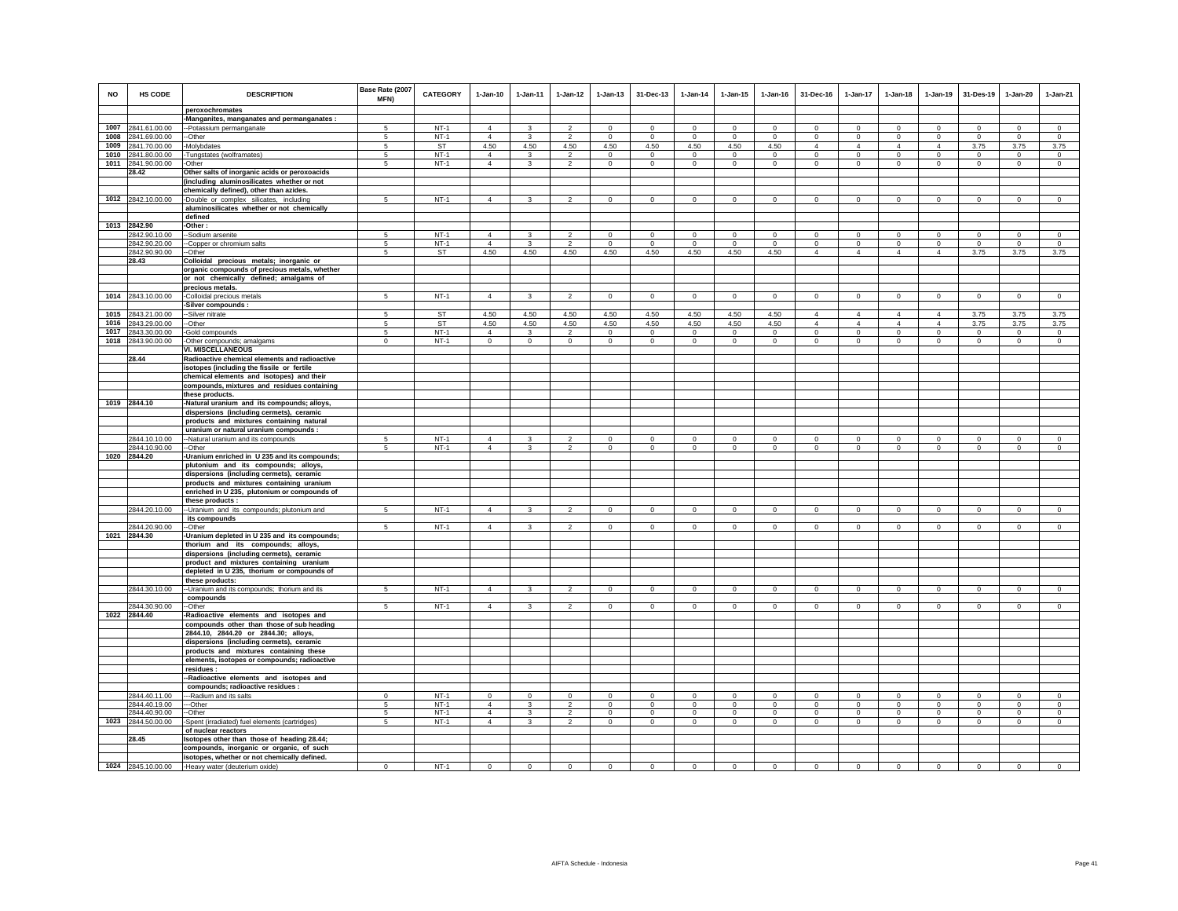| NO | HS CODE | DESCRIPTION | Base Rate (2007 MFN) | CATEGORY | 1-Jan-10 | 1-Jan-11 | 1-Jan-12 | 1-Jan-13 | 31-Dec-13 | 1-Jan-14 | 1-Jan-15 | 1-Jan-16 | 31-Dec-16 | 1-Jan-17 | 1-Jan-18 | 1-Jan-19 | 31-Des-19 | 1-Jan-20 | 1-Jan-21 |
|---|---|---|---|---|---|---|---|---|---|---|---|---|---|---|---|---|---|---|---|
| | | **peroxochromates** | | | | | | | | | | | | | | | | | |
| | | **-Manganites, manganates and permanganates :** | | | | | | | | | | | | | | | | | |
| 1007 | 2841.61.00.00 | --Potassium permanganate | 5 | NT-1 | 4 | 3 | 2 | 0 | 0 | 0 | 0 | 0 | 0 | 0 | 0 | 0 | 0 | 0 | 0 |
| 1008 | 2841.69.00.00 | --Other | 5 | NT-1 | 4 | 3 | 2 | 0 | 0 | 0 | 0 | 0 | 0 | 0 | 0 | 0 | 0 | 0 | 0 |
| 1009 | 2841.70.00.00 | -Molybdates | 5 | ST | 4.50 | 4.50 | 4.50 | 4.50 | 4.50 | 4.50 | 4.50 | 4.50 | 4 | 4 | 4 | 4 | 3.75 | 3.75 | 3.75 |
| 1010 | 2841.80.00.00 | -Tungstates (wolframates) | 5 | NT-1 | 4 | 3 | 2 | 0 | 0 | 0 | 0 | 0 | 0 | 0 | 0 | 0 | 0 | 0 | 0 |
| 1011 | 2841.90.00.00 | -Other | 5 | NT-1 | 4 | 3 | 2 | 0 | 0 | 0 | 0 | 0 | 0 | 0 | 0 | 0 | 0 | 0 | 0 |
| | **28.42** | **Other salts of inorganic acids or peroxoacids (including aluminosilicates whether or not chemically defined), other than azides.** | | | | | | | | | | | | | | | | | |
| 1012 | 2842.10.00.00 | -Double or complex silicates, including **aluminosilicates whether or not chemically defined** | 5 | NT-1 | 4 | 3 | 2 | 0 | 0 | 0 | 0 | 0 | 0 | 0 | 0 | 0 | 0 | 0 | 0 |
| 1013 | **2842.90** | **-Other :** | | | | | | | | | | | | | | | | | |
| | 2842.90.10.00 | --Sodium arsenite | 5 | NT-1 | 4 | 3 | 2 | 0 | 0 | 0 | 0 | 0 | 0 | 0 | 0 | 0 | 0 | 0 | 0 |
| | 2842.90.20.00 | --Copper or chromium salts | 5 | NT-1 | 4 | 3 | 2 | 0 | 0 | 0 | 0 | 0 | 0 | 0 | 0 | 0 | 0 | 0 | 0 |
| | 2842.90.90.00 | --Other | 5 | ST | 4.50 | 4.50 | 4.50 | 4.50 | 4.50 | 4.50 | 4.50 | 4.50 | 4 | 4 | 4 | 4 | 3.75 | 3.75 | 3.75 |
| | **28.43** | **Colloidal precious metals; inorganic or organic compounds of precious metals, whether or not chemically defined; amalgams of precious metals.** | | | | | | | | | | | | | | | | | |
| 1014 | 2843.10.00.00 | -Colloidal precious metals | 5 | NT-1 | 4 | 3 | 2 | 0 | 0 | 0 | 0 | 0 | 0 | 0 | 0 | 0 | 0 | 0 | 0 |
| | | **-Silver compounds :** | | | | | | | | | | | | | | | | | |
| 1015 | 2843.21.00.00 | --Silver nitrate | 5 | ST | 4.50 | 4.50 | 4.50 | 4.50 | 4.50 | 4.50 | 4.50 | 4.50 | 4 | 4 | 4 | 4 | 3.75 | 3.75 | 3.75 |
| 1016 | 2843.29.00.00 | --Other | 5 | ST | 4.50 | 4.50 | 4.50 | 4.50 | 4.50 | 4.50 | 4.50 | 4.50 | 4 | 4 | 4 | 4 | 3.75 | 3.75 | 3.75 |
| 1017 | 2843.30.00.00 | -Gold compounds | 5 | NT-1 | 4 | 3 | 2 | 0 | 0 | 0 | 0 | 0 | 0 | 0 | 0 | 0 | 0 | 0 | 0 |
| 1018 | 2843.90.00.00 | -Other compounds; amalgams | 0 | NT-1 | 0 | 0 | 0 | 0 | 0 | 0 | 0 | 0 | 0 | 0 | 0 | 0 | 0 | 0 | 0 |
| | | **VI. MISCELLANEOUS** | | | | | | | | | | | | | | | | | |
| | **28.44** | **Radioactive chemical elements and radioactive isotopes (including the fissile or fertile chemical elements and isotopes) and their compounds, mixtures and residues containing these products.** | | | | | | | | | | | | | | | | | |
| 1019 | **2844.10** | **-Natural uranium and its compounds; alloys, dispersions (including cermets), ceramic products and mixtures containing natural uranium or natural uranium compounds :** | | | | | | | | | | | | | | | | | |
| | 2844.10.10.00 | --Natural uranium and its compounds | 5 | NT-1 | 4 | 3 | 2 | 0 | 0 | 0 | 0 | 0 | 0 | 0 | 0 | 0 | 0 | 0 | 0 |
| | 2844.10.90.00 | --Other | 5 | NT-1 | 4 | 3 | 2 | 0 | 0 | 0 | 0 | 0 | 0 | 0 | 0 | 0 | 0 | 0 | 0 |
| 1020 | **2844.20** | **-Uranium enriched in U 235 and its compounds; plutonium and its compounds; alloys, dispersions (including cermets), ceramic products and mixtures containing uranium enriched in U 235, plutonium or compounds of these products :** | | | | | | | | | | | | | | | | | |
| | 2844.20.10.00 | --Uranium and its compounds; plutonium and **its compounds** | 5 | NT-1 | 4 | 3 | 2 | 0 | 0 | 0 | 0 | 0 | 0 | 0 | 0 | 0 | 0 | 0 | 0 |
| | 2844.20.90.00 | --Other | 5 | NT-1 | 4 | 3 | 2 | 0 | 0 | 0 | 0 | 0 | 0 | 0 | 0 | 0 | 0 | 0 | 0 |
| 1021 | **2844.30** | **-Uranium depleted in U 235 and its compounds; thorium and its compounds; alloys, dispersions (including cermets), ceramic product and mixtures containing uranium depleted in U 235, thorium or compounds of these products:** | | | | | | | | | | | | | | | | | |
| | 2844.30.10.00 | --Uranium and its compounds; thorium and its **compounds** | 5 | NT-1 | 4 | 3 | 2 | 0 | 0 | 0 | 0 | 0 | 0 | 0 | 0 | 0 | 0 | 0 | 0 |
| | 2844.30.90.00 | --Other | 5 | NT-1 | 4 | 3 | 2 | 0 | 0 | 0 | 0 | 0 | 0 | 0 | 0 | 0 | 0 | 0 | 0 |
| 1022 | **2844.40** | **-Radioactive elements and isotopes and compounds other than those of sub heading 2844.10, 2844.20 or 2844.30; alloys, dispersions (including cermets), ceramic products and mixtures containing these elements, isotopes or compounds; radioactive residues :** | | | | | | | | | | | | | | | | | |
| | | **--Radioactive elements and isotopes and compounds; radioactive residues :** | | | | | | | | | | | | | | | | | |
| | 2844.40.11.00 | ---Radium and its salts | 0 | NT-1 | 0 | 0 | 0 | 0 | 0 | 0 | 0 | 0 | 0 | 0 | 0 | 0 | 0 | 0 | 0 |
| | 2844.40.19.00 | ---Other | 5 | NT-1 | 4 | 3 | 2 | 0 | 0 | 0 | 0 | 0 | 0 | 0 | 0 | 0 | 0 | 0 | 0 |
| | 2844.40.90.00 | --Other | 5 | NT-1 | 4 | 3 | 2 | 0 | 0 | 0 | 0 | 0 | 0 | 0 | 0 | 0 | 0 | 0 | 0 |
| 1023 | 2844.50.00.00 | -Spent (irradiated) fuel elements (cartridges) **of nuclear reactors** | 5 | NT-1 | 4 | 3 | 2 | 0 | 0 | 0 | 0 | 0 | 0 | 0 | 0 | 0 | 0 | 0 | 0 |
| | **28.45** | **Isotopes other than those of heading 28.44; compounds, inorganic or organic, of such isotopes, whether or not chemically defined.** | | | | | | | | | | | | | | | | | |
| 1024 | 2845.10.00.00 | -Heavy water (deuterium oxide) | 0 | NT-1 | 0 | 0 | 0 | 0 | 0 | 0 | 0 | 0 | 0 | 0 | 0 | 0 | 0 | 0 | 0 |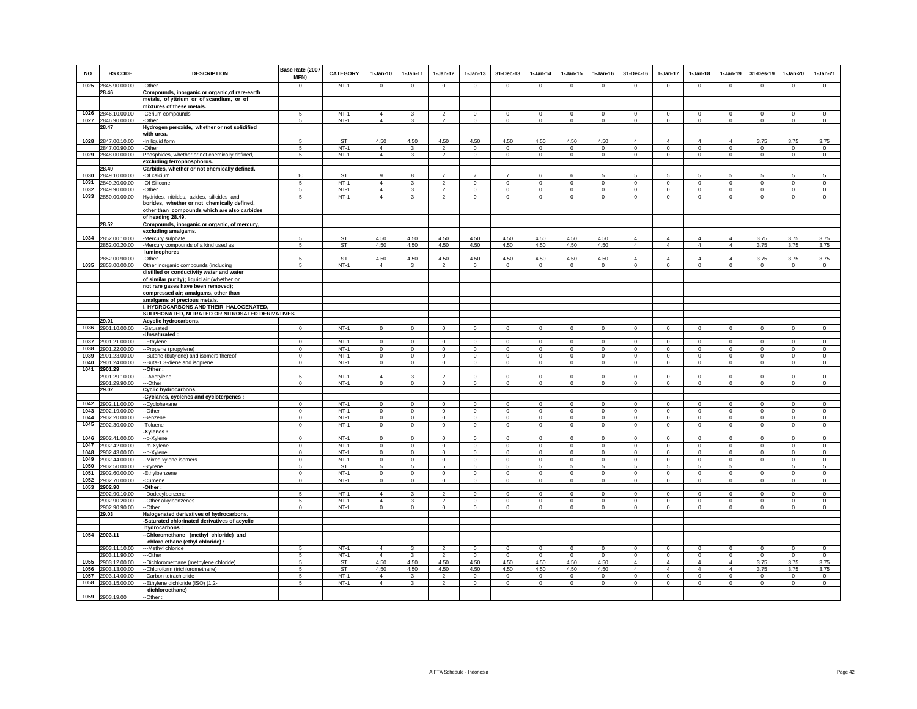| NO | HS CODE | DESCRIPTION | Base Rate (2007 MFN) | CATEGORY | 1-Jan-10 | 1-Jan-11 | 1-Jan-12 | 1-Jan-13 | 31-Dec-13 | 1-Jan-14 | 1-Jan-15 | 1-Jan-16 | 31-Dec-16 | 1-Jan-17 | 1-Jan-18 | 1-Jan-19 | 31-Des-19 | 1-Jan-20 | 1-Jan-21 |
|---|---|---|---|---|---|---|---|---|---|---|---|---|---|---|---|---|---|---|---|
| 1025 | 2845.90.00.00 | -Other | 0 | NT-1 | 0 | 0 | 0 | 0 | 0 | 0 | 0 | 0 | 0 | 0 | 0 | 0 | 0 | 0 | 0 |
| | 28.46 | **Compounds, inorganic or organic,of rare-earth metals, of yttrium or of scandium, or of mixtures of these metals.** | | | | | | | | | | | | | | | | | |
| 1026 | 2846.10.00.00 | -Cerium compounds | 5 | NT-1 | 4 | 3 | 2 | 0 | 0 | 0 | 0 | 0 | 0 | 0 | 0 | 0 | 0 | 0 | 0 |
| 1027 | 2846.90.00.00 | -Other | 5 | NT-1 | 4 | 3 | 2 | 0 | 0 | 0 | 0 | 0 | 0 | 0 | 0 | 0 | 0 | 0 | 0 |
| | 28.47 | **Hydrogen peroxide, whether or not solidified with urea.** | | | | | | | | | | | | | | | | | |
| 1028 | 2847.00.10.00 | -In liquid form | 5 | ST | 4.50 | 4.50 | 4.50 | 4.50 | 4.50 | 4.50 | 4.50 | 4.50 | 4 | 4 | 4 | 4 | 3.75 | 3.75 | 3.75 |
| | 2847.00.90.00 | -Other | 5 | NT-1 | 4 | 3 | 2 | 0 | 0 | 0 | 0 | 0 | 0 | 0 | 0 | 0 | 0 | 0 | 0 |
| 1029 | 2848.00.00.00 | Phosphides, whether or not chemically defined, **excluding ferrophosphorus.** | 5 | NT-1 | 4 | 3 | 2 | 0 | 0 | 0 | 0 | 0 | 0 | 0 | 0 | 0 | 0 | 0 | 0 |
| | 28.49 | **Carbides, whether or not chemically defined.** | | | | | | | | | | | | | | | | | |
| 1030 | 2849.10.00.00 | -Of calcium | 10 | ST | 9 | 8 | 7 | 7 | 7 | 6 | 6 | 5 | 5 | 5 | 5 | 5 | 5 | 5 | 5 |
| 1031 | 2849.20.00.00 | -Of Silicone | 5 | NT-1 | 4 | 3 | 2 | 0 | 0 | 0 | 0 | 0 | 0 | 0 | 0 | 0 | 0 | 0 | 0 |
| 1032 | 2849.90.00.00 | -Other | 5 | NT-1 | 4 | 3 | 2 | 0 | 0 | 0 | 0 | 0 | 0 | 0 | 0 | 0 | 0 | 0 | 0 |
| 1033 | 2850.00.00.00 | Hydrides, nitrides, azides, silicides and **borides, whether or not chemically defined, other than compounds which are also carbides of heading 28.49.** | 5 | NT-1 | 4 | 3 | 2 | 0 | 0 | 0 | 0 | 0 | 0 | 0 | 0 | 0 | 0 | 0 | 0 |
| | 28.52 | **Compounds, inorganic or organic, of mercury, excluding amalgams.** | | | | | | | | | | | | | | | | | |
| 1034 | 2852.00.10.00 | -Mercury sulphate | 5 | ST | 4.50 | 4.50 | 4.50 | 4.50 | 4.50 | 4.50 | 4.50 | 4.50 | 4 | 4 | 4 | 4 | 3.75 | 3.75 | 3.75 |
| | 2852.00.20.00 | -Mercury compounds of a kind used as **luminophores** | 5 | ST | 4.50 | 4.50 | 4.50 | 4.50 | 4.50 | 4.50 | 4.50 | 4.50 | 4 | 4 | 4 | 4 | 3.75 | 3.75 | 3.75 |
| | 2852.00.90.00 | -Other | 5 | ST | 4.50 | 4.50 | 4.50 | 4.50 | 4.50 | 4.50 | 4.50 | 4.50 | 4 | 4 | 4 | 4 | 3.75 | 3.75 | 3.75 |
| 1035 | 2853.00.00.00 | Other inorganic compounds (including **distilled or conductivity water and water of similar purity); liquid air (whether or not rare gases have been removed); compressed air; amalgams, other than amalgams of precious metals.** | 5 | NT-1 | 4 | 3 | 2 | 0 | 0 | 0 | 0 | 0 | 0 | 0 | 0 | 0 | 0 | 0 | 0 |
| | | **I. HYDROCARBONS AND THEIR HALOGENATED, SULPHONATED, NITRATED OR NITROSATED DERIVATIVES** | | | | | | | | | | | | | | | | | |
| | 29.01 | **Acyclic hydrocarbons.** | | | | | | | | | | | | | | | | | |
| 1036 | 2901.10.00.00 | -Saturated | 0 | NT-1 | 0 | 0 | 0 | 0 | 0 | 0 | 0 | 0 | 0 | 0 | 0 | 0 | 0 | 0 | 0 |
| | | **-Unsaturated :** | | | | | | | | | | | | | | | | | |
| 1037 | 2901.21.00.00 | --Ethylene | 0 | NT-1 | 0 | 0 | 0 | 0 | 0 | 0 | 0 | 0 | 0 | 0 | 0 | 0 | 0 | 0 | 0 |
| 1038 | 2901.22.00.00 | --Propene (propylene) | 0 | NT-1 | 0 | 0 | 0 | 0 | 0 | 0 | 0 | 0 | 0 | 0 | 0 | 0 | 0 | 0 | 0 |
| 1039 | 2901.23.00.00 | --Butene (butylene) and isomers thereof | 0 | NT-1 | 0 | 0 | 0 | 0 | 0 | 0 | 0 | 0 | 0 | 0 | 0 | 0 | 0 | 0 | 0 |
| 1040 | 2901.24.00.00 | --Buta-1,3-diene and isoprene | 0 | NT-1 | 0 | 0 | 0 | 0 | 0 | 0 | 0 | 0 | 0 | 0 | 0 | 0 | 0 | 0 | 0 |
| 1041 | 2901.29 | **--Other :** | | | | | | | | | | | | | | | | | |
| | 2901.29.10.00 | ---Acetylene | 5 | NT-1 | 4 | 3 | 2 | 0 | 0 | 0 | 0 | 0 | 0 | 0 | 0 | 0 | 0 | 0 | 0 |
| | 2901.29.90.00 | ---Other | 0 | NT-1 | 0 | 0 | 0 | 0 | 0 | 0 | 0 | 0 | 0 | 0 | 0 | 0 | 0 | 0 | 0 |
| | 29.02 | **Cyclic hydrocarbons.** | | | | | | | | | | | | | | | | | |
| | | **-Cyclanes, cyclenes and cycloterpenes :** | | | | | | | | | | | | | | | | | |
| 1042 | 2902.11.00.00 | --Cyclohexane | 0 | NT-1 | 0 | 0 | 0 | 0 | 0 | 0 | 0 | 0 | 0 | 0 | 0 | 0 | 0 | 0 | 0 |
| 1043 | 2902.19.00.00 | --Other | 0 | NT-1 | 0 | 0 | 0 | 0 | 0 | 0 | 0 | 0 | 0 | 0 | 0 | 0 | 0 | 0 | 0 |
| 1044 | 2902.20.00.00 | -Benzene | 0 | NT-1 | 0 | 0 | 0 | 0 | 0 | 0 | 0 | 0 | 0 | 0 | 0 | 0 | 0 | 0 | 0 |
| 1045 | 2902.30.00.00 | -Toluene | 0 | NT-1 | 0 | 0 | 0 | 0 | 0 | 0 | 0 | 0 | 0 | 0 | 0 | 0 | 0 | 0 | 0 |
| | | **-Xylenes :** | | | | | | | | | | | | | | | | | |
| 1046 | 2902.41.00.00 | --o-Xylene | 0 | NT-1 | 0 | 0 | 0 | 0 | 0 | 0 | 0 | 0 | 0 | 0 | 0 | 0 | 0 | 0 | 0 |
| 1047 | 2902.42.00.00 | --m-Xylene | 0 | NT-1 | 0 | 0 | 0 | 0 | 0 | 0 | 0 | 0 | 0 | 0 | 0 | 0 | 0 | 0 | 0 |
| 1048 | 2902.43.00.00 | --p-Xylene | 0 | NT-1 | 0 | 0 | 0 | 0 | 0 | 0 | 0 | 0 | 0 | 0 | 0 | 0 | 0 | 0 | 0 |
| 1049 | 2902.44.00.00 | --Mixed xylene isomers | 0 | NT-1 | 0 | 0 | 0 | 0 | 0 | 0 | 0 | 0 | 0 | 0 | 0 | 0 | 0 | 0 | 0 |
| 1050 | 2902.50.00.00 | -Styrene | 5 | ST | 5 | 5 | 5 | 5 | 5 | 5 | 5 | 5 | 5 | 5 | 5 | 5 | | 5 | 5 |
| 1051 | 2902.60.00.00 | -Ethylbenzene | 0 | NT-1 | 0 | 0 | 0 | 0 | 0 | 0 | 0 | 0 | 0 | 0 | 0 | 0 | 0 | 0 | 0 |
| 1052 | 2902.70.00.00 | -Cumene | 0 | NT-1 | 0 | 0 | 0 | 0 | 0 | 0 | 0 | 0 | 0 | 0 | 0 | 0 | 0 | 0 | 0 |
| 1053 | 2902.90 | **-Other :** | | | | | | | | | | | | | | | | | |
| | 2902.90.10.00 | --Dodecylbenzene | 5 | NT-1 | 4 | 3 | 2 | 0 | 0 | 0 | 0 | 0 | 0 | 0 | 0 | 0 | 0 | 0 | 0 |
| | 2902.90.20.00 | --Other alkylbenzenes | 5 | NT-1 | 4 | 3 | 2 | 0 | 0 | 0 | 0 | 0 | 0 | 0 | 0 | 0 | 0 | 0 | 0 |
| | 2902.90.90.00 | --Other | 0 | NT-1 | 0 | 0 | 0 | 0 | 0 | 0 | 0 | 0 | 0 | 0 | 0 | 0 | 0 | 0 | 0 |
| | 29.03 | **Halogenated derivatives of hydrocarbons.** | | | | | | | | | | | | | | | | | |
| | | **-Saturated chlorinated derivatives of acyclic hydrocarbons :** | | | | | | | | | | | | | | | | | |
| 1054 | 2903.11 | **--Chloromethane (methyl chloride) and chloro ethane (ethyl chloride) :** | | | | | | | | | | | | | | | | | |
| | 2903.11.10.00 | ---Methyl chloride | 5 | NT-1 | 4 | 3 | 2 | 0 | 0 | 0 | 0 | 0 | 0 | 0 | 0 | 0 | 0 | 0 | 0 |
| | 2903.11.90.00 | ---Other | 5 | NT-1 | 4 | 3 | 2 | 0 | 0 | 0 | 0 | 0 | 0 | 0 | 0 | 0 | 0 | 0 | 0 |
| 1055 | 2903.12.00.00 | --Dichloromethane (methylene chloride) | 5 | ST | 4.50 | 4.50 | 4.50 | 4.50 | 4.50 | 4.50 | 4.50 | 4.50 | 4 | 4 | 4 | 4 | 3.75 | 3.75 | 3.75 |
| 1056 | 2903.13.00.00 | --Chloroform (trichloromethane) | 5 | ST | 4.50 | 4.50 | 4.50 | 4.50 | 4.50 | 4.50 | 4.50 | 4.50 | 4 | 4 | 4 | 4 | 3.75 | 3.75 | 3.75 |
| 1057 | 2903.14.00.00 | --Carbon tetrachloride | 5 | NT-1 | 4 | 3 | 2 | 0 | 0 | 0 | 0 | 0 | 0 | 0 | 0 | 0 | 0 | 0 | 0 |
| 1058 | 2903.15.00.00 | --Ethylene dichloride (ISO) (1,2- **dichloroethane)** | 5 | NT-1 | 4 | 3 | 2 | 0 | 0 | 0 | 0 | 0 | 0 | 0 | 0 | 0 | 0 | 0 | 0 |
| 1059 | 2903.19.00 | --Other : | | | | | | | | | | | | | | | | | |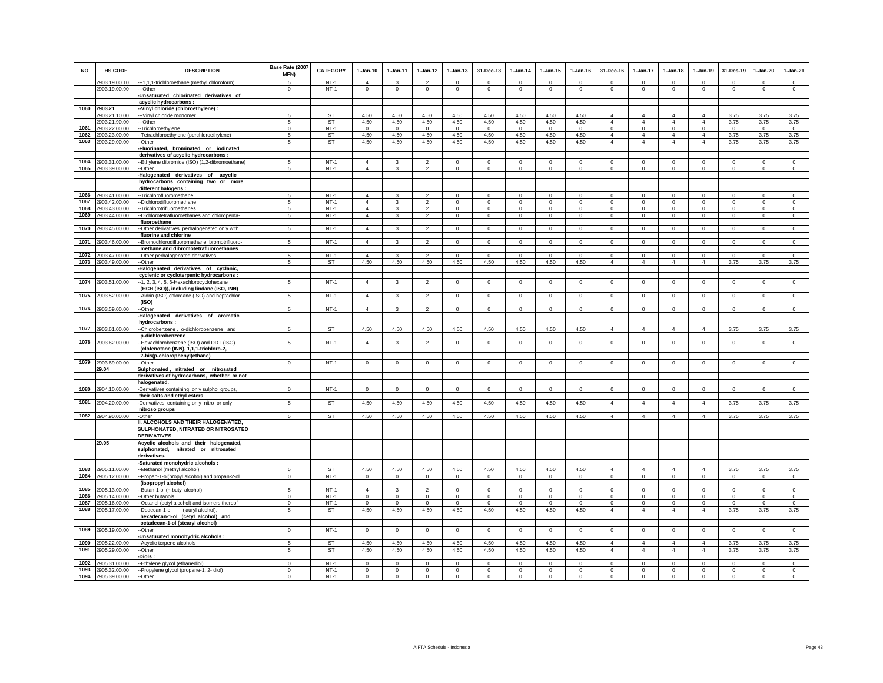| NO | HS CODE | DESCRIPTION | Base Rate (2007 MFN) | CATEGORY | 1-Jan-10 | 1-Jan-11 | 1-Jan-12 | 1-Jan-13 | 31-Dec-13 | 1-Jan-14 | 1-Jan-15 | 1-Jan-16 | 31-Dec-16 | 1-Jan-17 | 1-Jan-18 | 1-Jan-19 | 31-Des-19 | 1-Jan-20 | 1-Jan-21 |
|---|---|---|---|---|---|---|---|---|---|---|---|---|---|---|---|---|---|---|---|
| | 2903.19.00.10 | ---1,1,1-trichloroethane (methyl chloroform) | 5 | NT-1 | 4 | 3 | 2 | 0 | 0 | 0 | 0 | 0 | 0 | 0 | 0 | 0 | 0 | 0 | 0 |
| | 2903.19.00.90 | ---Other | 0 | NT-1 | 0 | 0 | 0 | 0 | 0 | 0 | 0 | 0 | 0 | 0 | 0 | 0 | 0 | 0 | 0 |
| | | -Unsaturated chlorinated derivatives of acyclic hydrocarbons : | | | | | | | | | | | | | | | | | |
| 1060 | 2903.21 | --Vinyl chloride (chloroethylene) : | | | | | | | | | | | | | | | | | |
| | 2903.21.10.00 | ---Vinyl chloride monomer | 5 | ST | 4.50 | 4.50 | 4.50 | 4.50 | 4.50 | 4.50 | 4.50 | 4.50 | 4 | 4 | 4 | 4 | 3.75 | 3.75 | 3.75 |
| | 2903.21.90.00 | ---Other | 5 | ST | 4.50 | 4.50 | 4.50 | 4.50 | 4.50 | 4.50 | 4.50 | 4.50 | 4 | 4 | 4 | 4 | 3.75 | 3.75 | 3.75 |
| 1061 | 2903.22.00.00 | --Trichloroethylene | 0 | NT-1 | 0 | 0 | 0 | 0 | 0 | 0 | 0 | 0 | 0 | 0 | 0 | 0 | 0 | 0 | 0 |
| 1062 | 2903.23.00.00 | --Tetrachloroethylene (perchloroethylene) | 5 | ST | 4.50 | 4.50 | 4.50 | 4.50 | 4.50 | 4.50 | 4.50 | 4.50 | 4 | 4 | 4 | 4 | 3.75 | 3.75 | 3.75 |
| 1063 | 2903.29.00.00 | --Other | 5 | ST | 4.50 | 4.50 | 4.50 | 4.50 | 4.50 | 4.50 | 4.50 | 4.50 | 4 | 4 | 4 | 4 | 3.75 | 3.75 | 3.75 |
| | | -Fluorinated, brominated or iodinated derivatives of acyclic hydrocarbons : | | | | | | | | | | | | | | | | | |
| 1064 | 2903.31.00.00 | --Ethylene dibromide (ISO) (1,2-dibromoethane) | 5 | NT-1 | 4 | 3 | 2 | 0 | 0 | 0 | 0 | 0 | 0 | 0 | 0 | 0 | 0 | 0 | 0 |
| 1065 | 2903.39.00.00 | --Other | 5 | NT-1 | 4 | 3 | 2 | 0 | 0 | 0 | 0 | 0 | 0 | 0 | 0 | 0 | 0 | 0 | 0 |
| | | -Halogenated derivatives of acyclic hydrocarbons containing two or more different halogens : | | | | | | | | | | | | | | | | | |
| 1066 | 2903.41.00.00 | --Trichlorofluoromethane | 5 | NT-1 | 4 | 3 | 2 | 0 | 0 | 0 | 0 | 0 | 0 | 0 | 0 | 0 | 0 | 0 | 0 |
| 1067 | 2903.42.00.00 | --Dichlorodifluoromethane | 5 | NT-1 | 4 | 3 | 2 | 0 | 0 | 0 | 0 | 0 | 0 | 0 | 0 | 0 | 0 | 0 | 0 |
| 1068 | 2903.43.00.00 | --Trichlorotrifluoroethanes | 5 | NT-1 | 4 | 3 | 2 | 0 | 0 | 0 | 0 | 0 | 0 | 0 | 0 | 0 | 0 | 0 | 0 |
| 1069 | 2903.44.00.00 | --Dichlorotetrafluoroethanes and chloropenta-fluoroethane | 5 | NT-1 | 4 | 3 | 2 | 0 | 0 | 0 | 0 | 0 | 0 | 0 | 0 | 0 | 0 | 0 | 0 |
| 1070 | 2903.45.00.00 | --Other derivatives perhalogenated only with fluorine and chlorine | 5 | NT-1 | 4 | 3 | 2 | 0 | 0 | 0 | 0 | 0 | 0 | 0 | 0 | 0 | 0 | 0 | 0 |
| 1071 | 2903.46.00.00 | --Bromochlorodifluoromethane, bromotrifluoro-methane and dibromotetrafluoroethanes | 5 | NT-1 | 4 | 3 | 2 | 0 | 0 | 0 | 0 | 0 | 0 | 0 | 0 | 0 | 0 | 0 | 0 |
| 1072 | 2903.47.00.00 | --Other perhalogenated derivatives | 5 | NT-1 | 4 | 3 | 2 | 0 | 0 | 0 | 0 | 0 | 0 | 0 | 0 | 0 | 0 | 0 | 0 |
| 1073 | 2903.49.00.00 | --Other | 5 | ST | 4.50 | 4.50 | 4.50 | 4.50 | 4.50 | 4.50 | 4.50 | 4.50 | 4 | 4 | 4 | 4 | 3.75 | 3.75 | 3.75 |
| | | -Halogenated derivatives of cyclanic, cyclenic or cycloterpenic hydrocarbons : | | | | | | | | | | | | | | | | | |
| 1074 | 2903.51.00.00 | --1, 2, 3, 4, 5, 6-Hexachlorocyclohexane (HCH (ISO)), including lindane (ISO, INN) | 5 | NT-1 | 4 | 3 | 2 | 0 | 0 | 0 | 0 | 0 | 0 | 0 | 0 | 0 | 0 | 0 | 0 |
| 1075 | 2903.52.00.00 | --Aldrin (ISO),chlordane (ISO) and heptachlor (ISO) | 5 | NT-1 | 4 | 3 | 2 | 0 | 0 | 0 | 0 | 0 | 0 | 0 | 0 | 0 | 0 | 0 | 0 |
| 1076 | 2903.59.00.00 | --Other | 5 | NT-1 | 4 | 3 | 2 | 0 | 0 | 0 | 0 | 0 | 0 | 0 | 0 | 0 | 0 | 0 | 0 |
| | | -Halogenated derivatives of aromatic hydrocarbons : | | | | | | | | | | | | | | | | | |
| 1077 | 2903.61.00.00 | --Chlorobenzene , o-dichlorobenzene and p-dichlorobenzene | 5 | ST | 4.50 | 4.50 | 4.50 | 4.50 | 4.50 | 4.50 | 4.50 | 4.50 | 4 | 4 | 4 | 4 | 3.75 | 3.75 | 3.75 |
| 1078 | 2903.62.00.00 | --Hexachlorobenzene (ISO) and DDT (ISO) (clofenotane (INN), 1,1,1-trichloro-2, 2-bis(p-chlorophenyl)ethane) | 5 | NT-1 | 4 | 3 | 2 | 0 | 0 | 0 | 0 | 0 | 0 | 0 | 0 | 0 | 0 | 0 | 0 |
| 1079 | 2903.69.00.00 | --Other | 0 | NT-1 | 0 | 0 | 0 | 0 | 0 | 0 | 0 | 0 | 0 | 0 | 0 | 0 | 0 | 0 | 0 |
| | 29.04 | Sulphonated , nitrated or nitrosated derivatives of hydrocarbons, whether or not halogenated. | | | | | | | | | | | | | | | | | |
| 1080 | 2904.10.00.00 | -Derivatives containing only sulpho groups, their salts and ethyl esters | 0 | NT-1 | 0 | 0 | 0 | 0 | 0 | 0 | 0 | 0 | 0 | 0 | 0 | 0 | 0 | 0 | 0 |
| 1081 | 2904.20.00.00 | -Derivatives containing only nitro or only nitroso groups | 5 | ST | 4.50 | 4.50 | 4.50 | 4.50 | 4.50 | 4.50 | 4.50 | 4.50 | 4 | 4 | 4 | 4 | 3.75 | 3.75 | 3.75 |
| 1082 | 2904.90.00.00 | -Other | 5 | ST | 4.50 | 4.50 | 4.50 | 4.50 | 4.50 | 4.50 | 4.50 | 4.50 | 4 | 4 | 4 | 4 | 3.75 | 3.75 | 3.75 |
| | | II. ALCOHOLS AND THEIR HALOGENATED, SULPHONATED, NITRATED OR NITROSATED DERIVATIVES | | | | | | | | | | | | | | | | | |
| | 29.05 | Acyclic alcohols and their halogenated, sulphonated, nitrated or nitrosated derivatives. | | | | | | | | | | | | | | | | | |
| | | -Saturated monohydric alcohols : | | | | | | | | | | | | | | | | | |
| 1083 | 2905.11.00.00 | --Methanol (methyl alcohol) | 5 | ST | 4.50 | 4.50 | 4.50 | 4.50 | 4.50 | 4.50 | 4.50 | 4.50 | 4 | 4 | 4 | 4 | 3.75 | 3.75 | 3.75 |
| 1084 | 2905.12.00.00 | --Propan-1-ol(propyl alcohol) and propan-2-ol (isopropyl alcohol) | 0 | NT-1 | 0 | 0 | 0 | 0 | 0 | 0 | 0 | 0 | 0 | 0 | 0 | 0 | 0 | 0 | 0 |
| 1085 | 2905.13.00.00 | --Butan-1-ol (n-butyl alcohol) | 5 | NT-1 | 4 | 3 | 2 | 0 | 0 | 0 | 0 | 0 | 0 | 0 | 0 | 0 | 0 | 0 | 0 |
| 1086 | 2905.14.00.00 | --Other butanols | 0 | NT-1 | 0 | 0 | 0 | 0 | 0 | 0 | 0 | 0 | 0 | 0 | 0 | 0 | 0 | 0 | 0 |
| 1087 | 2905.16.00.00 | --Octanol (octyl alcohol) and isomers thereof | 0 | NT-1 | 0 | 0 | 0 | 0 | 0 | 0 | 0 | 0 | 0 | 0 | 0 | 0 | 0 | 0 | 0 |
| 1088 | 2905.17.00.00 | --Dodecan-1-ol (lauryl alcohol), hexadecan-1-ol (cetyl alcohol) and octadecan-1-ol (stearyl alcohol) | 5 | ST | 4.50 | 4.50 | 4.50 | 4.50 | 4.50 | 4.50 | 4.50 | 4.50 | 4 | 4 | 4 | 4 | 3.75 | 3.75 | 3.75 |
| 1089 | 2905.19.00.00 | --Other | 0 | NT-1 | 0 | 0 | 0 | 0 | 0 | 0 | 0 | 0 | 0 | 0 | 0 | 0 | 0 | 0 | 0 |
| | | -Unsaturated monohydric alcohols : | | | | | | | | | | | | | | | | | |
| 1090 | 2905.22.00.00 | --Acyclic terpene alcohols | 5 | ST | 4.50 | 4.50 | 4.50 | 4.50 | 4.50 | 4.50 | 4.50 | 4.50 | 4 | 4 | 4 | 4 | 3.75 | 3.75 | 3.75 |
| 1091 | 2905.29.00.00 | --Other | 5 | ST | 4.50 | 4.50 | 4.50 | 4.50 | 4.50 | 4.50 | 4.50 | 4.50 | 4 | 4 | 4 | 4 | 3.75 | 3.75 | 3.75 |
| | | -Diols : | | | | | | | | | | | | | | | | | |
| 1092 | 2905.31.00.00 | --Ethylene glycol (ethanediol) | 0 | NT-1 | 0 | 0 | 0 | 0 | 0 | 0 | 0 | 0 | 0 | 0 | 0 | 0 | 0 | 0 | 0 |
| 1093 | 2905.32.00.00 | --Propylene glycol (propane-1, 2- diol) | 0 | NT-1 | 0 | 0 | 0 | 0 | 0 | 0 | 0 | 0 | 0 | 0 | 0 | 0 | 0 | 0 | 0 |
| 1094 | 2905.39.00.00 | --Other | 0 | NT-1 | 0 | 0 | 0 | 0 | 0 | 0 | 0 | 0 | 0 | 0 | 0 | 0 | 0 | 0 | 0 |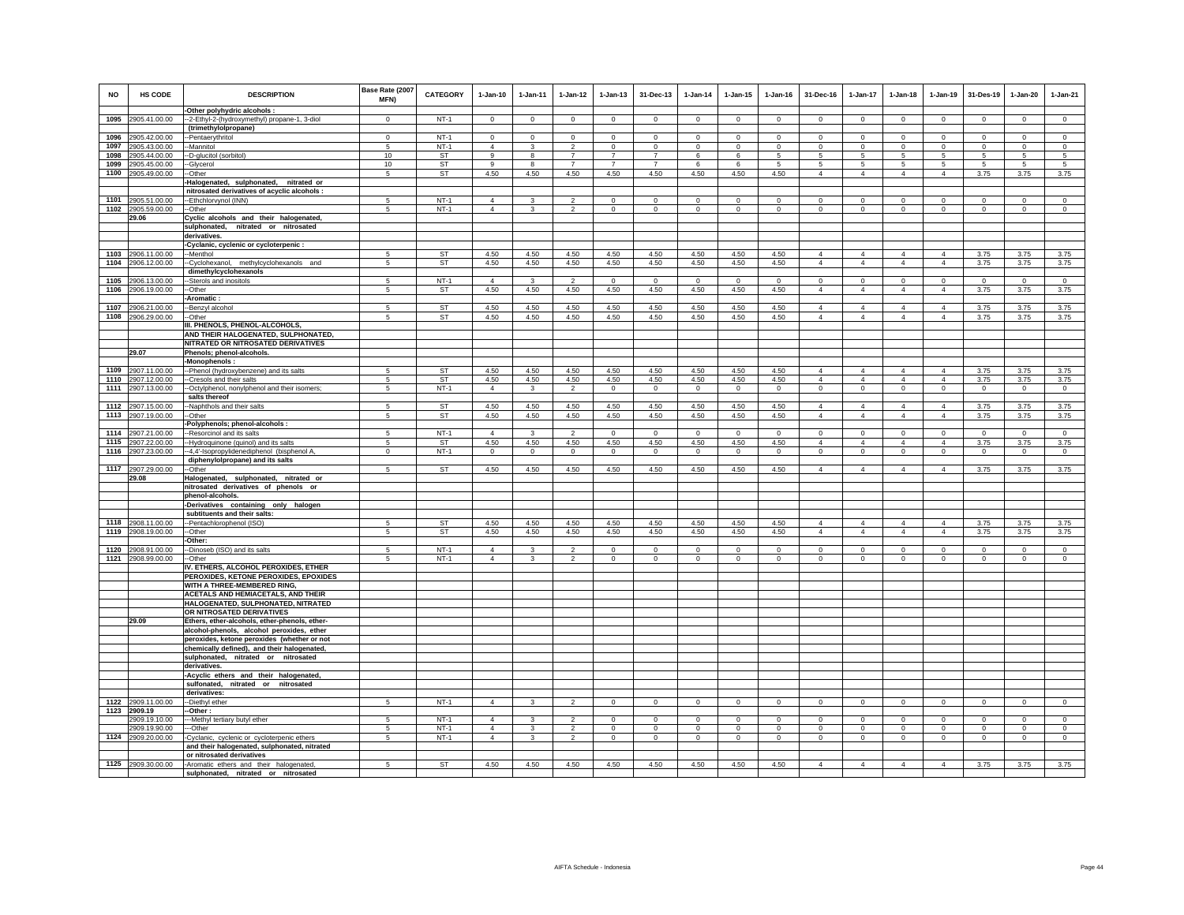| NO | HS CODE | DESCRIPTION | Base Rate (2007 MFN) | CATEGORY | 1-Jan-10 | 1-Jan-11 | 1-Jan-12 | 1-Jan-13 | 31-Dec-13 | 1-Jan-14 | 1-Jan-15 | 1-Jan-16 | 31-Dec-16 | 1-Jan-17 | 1-Jan-18 | 1-Jan-19 | 31-Dec-19 | 1-Jan-20 | 1-Jan-21 |
|---|---|---|---|---|---|---|---|---|---|---|---|---|---|---|---|---|---|---|---|
| | | -Other polyhydric alcohols : | | | | | | | | | | | | | | | | | |
| 1095 | 2905.41.00.00 | --2-Ethyl-2-(hydroxymethyl) propane-1, 3-diol (trimethylolpropane) | 0 | NT-1 | 0 | 0 | 0 | 0 | 0 | 0 | 0 | 0 | 0 | 0 | 0 | 0 | 0 | 0 | 0 |
| 1096 | 2905.42.00.00 | --Pentaerythritol | 0 | NT-1 | 0 | 0 | 0 | 0 | 0 | 0 | 0 | 0 | 0 | 0 | 0 | 0 | 0 | 0 | 0 |
| 1097 | 2905.43.00.00 | --Mannitol | 5 | NT-1 | 4 | 3 | 2 | 0 | 0 | 0 | 0 | 0 | 0 | 0 | 0 | 0 | 0 | 0 | 0 |
| 1098 | 2905.44.00.00 | --D-glucitol (sorbitol) | 10 | ST | 9 | 8 | 7 | 7 | 7 | 6 | 6 | 5 | 5 | 5 | 5 | 5 | 5 | 5 | 5 |
| 1099 | 2905.45.00.00 | --Glycerol | 10 | ST | 9 | 8 | 7 | 7 | 7 | 6 | 6 | 5 | 5 | 5 | 5 | 5 | 5 | 5 | 5 |
| 1100 | 2905.49.00.00 | --Other | 5 | ST | 4.50 | 4.50 | 4.50 | 4.50 | 4.50 | 4.50 | 4.50 | 4.50 | 4 | 4 | 4 | 4 | 3.75 | 3.75 | 3.75 |
| | | -Halogenated, sulphonated, nitrated or nitrosated derivatives of acyclic alcohols : | | | | | | | | | | | | | | | | | |
| 1101 | 2905.51.00.00 | --Ethchlorvynol (INN) | 5 | NT-1 | 4 | 3 | 2 | 0 | 0 | 0 | 0 | 0 | 0 | 0 | 0 | 0 | 0 | 0 | 0 |
| 1102 | 2905.59.00.00 | --Other | 5 | NT-1 | 4 | 3 | 2 | 0 | 0 | 0 | 0 | 0 | 0 | 0 | 0 | 0 | 0 | 0 | 0 |
| | 29.06 | Cyclic alcohols and their halogenated, sulphonated, nitrated or nitrosated derivatives. | | | | | | | | | | | | | | | | | |
| | | -Cyclanic, cyclenic or cycloterpenic : | | | | | | | | | | | | | | | | | |
| 1103 | 2906.11.00.00 | --Menthol | 5 | ST | 4.50 | 4.50 | 4.50 | 4.50 | 4.50 | 4.50 | 4.50 | 4.50 | 4 | 4 | 4 | 4 | 3.75 | 3.75 | 3.75 |
| 1104 | 2906.12.00.00 | --Cyclohexanol, methylcyclohexanols and dimethylcyclohexanols | 5 | ST | 4.50 | 4.50 | 4.50 | 4.50 | 4.50 | 4.50 | 4.50 | 4.50 | 4 | 4 | 4 | 4 | 3.75 | 3.75 | 3.75 |
| 1105 | 2906.13.00.00 | --Sterols and inositols | 5 | NT-1 | 4 | 3 | 2 | 0 | 0 | 0 | 0 | 0 | 0 | 0 | 0 | 0 | 0 | 0 | 0 |
| 1106 | 2906.19.00.00 | --Other | 5 | ST | 4.50 | 4.50 | 4.50 | 4.50 | 4.50 | 4.50 | 4.50 | 4.50 | 4 | 4 | 4 | 4 | 3.75 | 3.75 | 3.75 |
| | | -Aromatic : | | | | | | | | | | | | | | | | | |
| 1107 | 2906.21.00.00 | --Benzyl alcohol | 5 | ST | 4.50 | 4.50 | 4.50 | 4.50 | 4.50 | 4.50 | 4.50 | 4.50 | 4 | 4 | 4 | 4 | 3.75 | 3.75 | 3.75 |
| 1108 | 2906.29.00.00 | --Other | 5 | ST | 4.50 | 4.50 | 4.50 | 4.50 | 4.50 | 4.50 | 4.50 | 4.50 | 4 | 4 | 4 | 4 | 3.75 | 3.75 | 3.75 |
| | | III. PHENOLS, PHENOL-ALCOHOLS, AND THEIR HALOGENATED, SULPHONATED, NITRATED OR NITROSATED DERIVATIVES | | | | | | | | | | | | | | | | | |
| | 29.07 | Phenols; phenol-alcohols. | | | | | | | | | | | | | | | | | |
| | | -Monophenols : | | | | | | | | | | | | | | | | | |
| 1109 | 2907.11.00.00 | --Phenol (hydroxybenzene) and its salts | 5 | ST | 4.50 | 4.50 | 4.50 | 4.50 | 4.50 | 4.50 | 4.50 | 4.50 | 4 | 4 | 4 | 4 | 3.75 | 3.75 | 3.75 |
| 1110 | 2907.12.00.00 | --Cresols and their salts | 5 | ST | 4.50 | 4.50 | 4.50 | 4.50 | 4.50 | 4.50 | 4.50 | 4.50 | 4 | 4 | 4 | 4 | 3.75 | 3.75 | 3.75 |
| 1111 | 2907.13.00.00 | --Octylphenol, nonylphenol and their isomers; salts thereof | 5 | NT-1 | 4 | 3 | 2 | 0 | 0 | 0 | 0 | 0 | 0 | 0 | 0 | 0 | 0 | 0 | 0 |
| 1112 | 2907.15.00.00 | --Naphthols and their salts | 5 | ST | 4.50 | 4.50 | 4.50 | 4.50 | 4.50 | 4.50 | 4.50 | 4.50 | 4 | 4 | 4 | 4 | 3.75 | 3.75 | 3.75 |
| 1113 | 2907.19.00.00 | --Other | 5 | ST | 4.50 | 4.50 | 4.50 | 4.50 | 4.50 | 4.50 | 4.50 | 4.50 | 4 | 4 | 4 | 4 | 3.75 | 3.75 | 3.75 |
| | | -Polyphenols; phenol-alcohols : | | | | | | | | | | | | | | | | | |
| 1114 | 2907.21.00.00 | --Resorcinol and its salts | 5 | NT-1 | 4 | 3 | 2 | 0 | 0 | 0 | 0 | 0 | 0 | 0 | 0 | 0 | 0 | 0 | 0 |
| 1115 | 2907.22.00.00 | --Hydroquinone (quinol) and its salts | 5 | ST | 4.50 | 4.50 | 4.50 | 4.50 | 4.50 | 4.50 | 4.50 | 4.50 | 4 | 4 | 4 | 4 | 3.75 | 3.75 | 3.75 |
| 1116 | 2907.23.00.00 | --4,4'-Isopropylidenediphenol (bisphenol A, diphenylolpropane) and its salts | 0 | NT-1 | 0 | 0 | 0 | 0 | 0 | 0 | 0 | 0 | 0 | 0 | 0 | 0 | 0 | 0 | 0 |
| 1117 | 2907.29.00.00 | --Other | 5 | ST | 4.50 | 4.50 | 4.50 | 4.50 | 4.50 | 4.50 | 4.50 | 4.50 | 4 | 4 | 4 | 4 | 3.75 | 3.75 | 3.75 |
| | 29.08 | Halogenated, sulphonated, nitrated or nitrosated derivatives of phenols or phenol-alcohols. | | | | | | | | | | | | | | | | | |
| | | -Derivatives containing only halogen subtituents and their salts: | | | | | | | | | | | | | | | | | |
| 1118 | 2908.11.00.00 | --Pentachlorophenol (ISO) | 5 | ST | 4.50 | 4.50 | 4.50 | 4.50 | 4.50 | 4.50 | 4.50 | 4.50 | 4 | 4 | 4 | 4 | 3.75 | 3.75 | 3.75 |
| 1119 | 2908.19.00.00 | --Other | 5 | ST | 4.50 | 4.50 | 4.50 | 4.50 | 4.50 | 4.50 | 4.50 | 4.50 | 4 | 4 | 4 | 4 | 3.75 | 3.75 | 3.75 |
| | | -Other: | | | | | | | | | | | | | | | | | |
| 1120 | 2908.91.00.00 | --Dinoseb (ISO) and its salts | 5 | NT-1 | 4 | 3 | 2 | 0 | 0 | 0 | 0 | 0 | 0 | 0 | 0 | 0 | 0 | 0 | 0 |
| 1121 | 2908.99.00.00 | --Other | 5 | NT-1 | 4 | 3 | 2 | 0 | 0 | 0 | 0 | 0 | 0 | 0 | 0 | 0 | 0 | 0 | 0 |
| | | IV. ETHERS, ALCOHOL PEROXIDES, ETHER PEROXIDES, KETONE PEROXIDES, EPOXIDES WITH A THREE-MEMBERED RING, ACETALS AND HEMIACETALS, AND THEIR HALOGENATED, SULPHONATED, NITRATED OR NITROSATED DERIVATIVES | | | | | | | | | | | | | | | | | |
| | 29.09 | Ethers, ether-alcohols, ether-phenols, ether-alcohol-phenols, alcohol peroxides, ether peroxides, ketone peroxides (whether or not chemically defined), and their halogenated, sulphonated, nitrated or nitrosated derivatives. | | | | | | | | | | | | | | | | | |
| | | -Acyclic ethers and their halogenated, sulfonated, nitrated or nitrosated derivatives: | | | | | | | | | | | | | | | | | |
| 1122 | 2909.11.00.00 | --Diethyl ether | 5 | NT-1 | 4 | 3 | 2 | 0 | 0 | 0 | 0 | 0 | 0 | 0 | 0 | 0 | 0 | 0 | 0 |
| 1123 | 2909.19 | --Other : | | | | | | | | | | | | | | | | | |
| | 2909.19.10.00 | ---Methyl tertiary butyl ether | 5 | NT-1 | 4 | 3 | 2 | 0 | 0 | 0 | 0 | 0 | 0 | 0 | 0 | 0 | 0 | 0 | 0 |
| | 2909.19.90.00 | ---Other | 5 | NT-1 | 4 | 3 | 2 | 0 | 0 | 0 | 0 | 0 | 0 | 0 | 0 | 0 | 0 | 0 | 0 |
| 1124 | 2909.20.00.00 | -Cyclanic, cyclenic or cycloterpenic ethers and their halogenated, sulphonated, nitrated or nitrosated derivatives | 5 | NT-1 | 4 | 3 | 2 | 0 | 0 | 0 | 0 | 0 | 0 | 0 | 0 | 0 | 0 | 0 | 0 |
| 1125 | 2909.30.00.00 | -Aromatic ethers and their halogenated, sulphonated, nitrated or nitrosated | 5 | ST | 4.50 | 4.50 | 4.50 | 4.50 | 4.50 | 4.50 | 4.50 | 4.50 | 4 | 4 | 4 | 4 | 3.75 | 3.75 | 3.75 |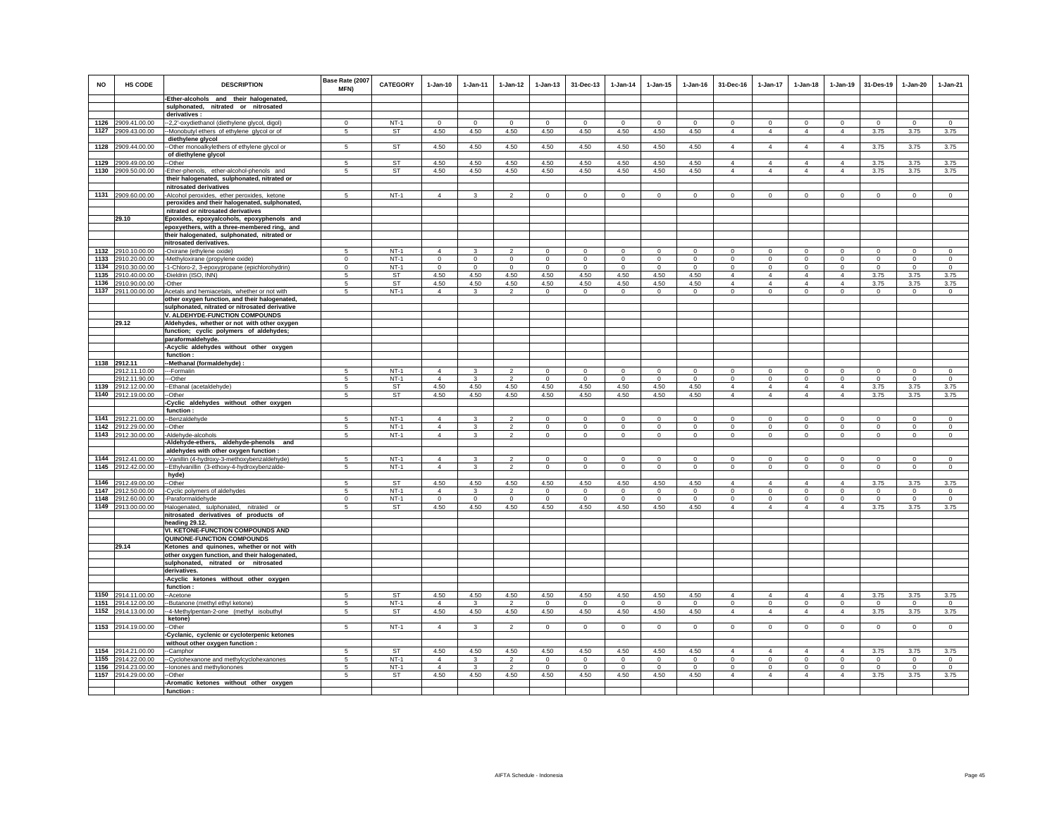| NO | HS CODE | DESCRIPTION | Base Rate (2007 MFN) | CATEGORY | 1-Jan-10 | 1-Jan-11 | 1-Jan-12 | 1-Jan-13 | 31-Dec-13 | 1-Jan-14 | 1-Jan-15 | 1-Jan-16 | 31-Dec-16 | 1-Jan-17 | 1-Jan-18 | 1-Jan-19 | 31-Des-19 | 1-Jan-20 | 1-Jan-21 |
|---|---|---|---|---|---|---|---|---|---|---|---|---|---|---|---|---|---|---|---|
| | | -Ether-alcohols and their halogenated, sulphonated, nitrated or nitrosated derivatives : | | | | | | | | | | | | | | | | | |
| 1126 | 2909.41.00.00 | --2,2'-oxydiethanol (diethylene glycol, digol) | 0 | NT-1 | 0 | 0 | 0 | 0 | 0 | 0 | 0 | 0 | 0 | 0 | 0 | 0 | 0 | 0 | 0 |
| 1127 | 2909.43.00.00 | --Monobutyl ethers of ethylene glycol or of diethylene glycol | 5 | ST | 4.50 | 4.50 | 4.50 | 4.50 | 4.50 | 4.50 | 4.50 | 4.50 | 4 | 4 | 4 | 4 | 3.75 | 3.75 | 3.75 |
| 1128 | 2909.44.00.00 | --Other monoalkylethers of ethylene glycol or of diethylene glycol | 5 | ST | 4.50 | 4.50 | 4.50 | 4.50 | 4.50 | 4.50 | 4.50 | 4.50 | 4 | 4 | 4 | 4 | 3.75 | 3.75 | 3.75 |
| 1129 | 2909.49.00.00 | --Other | 5 | ST | 4.50 | 4.50 | 4.50 | 4.50 | 4.50 | 4.50 | 4.50 | 4.50 | 4 | 4 | 4 | 4 | 3.75 | 3.75 | 3.75 |
| 1130 | 2909.50.00.00 | -Ether-phenols, ether-alcohol-phenols and their halogenated, sulphonated, nitrated or nitrosated derivatives | 5 | ST | 4.50 | 4.50 | 4.50 | 4.50 | 4.50 | 4.50 | 4.50 | 4.50 | 4 | 4 | 4 | 4 | 3.75 | 3.75 | 3.75 |
| 1131 | 2909.60.00.00 | -Alcohol peroxides, ether peroxides, ketone peroxides and their halogenated, sulphonated, nitrated or nitrosated derivatives | 5 | NT-1 | 4 | 3 | 2 | 0 | 0 | 0 | 0 | 0 | 0 | 0 | 0 | 0 | 0 | 0 | 0 |
| | 29.10 | Epoxides, epoxyalcohols, epoxyphenols and epoxyethers, with a three-membered ring, and their halogenated, sulphonated, nitrated or nitrosated derivatives. | | | | | | | | | | | | | | | | | |
| 1132 | 2910.10.00.00 | -Oxirane (ethylene oxide) | 5 | NT-1 | 4 | 3 | 2 | 0 | 0 | 0 | 0 | 0 | 0 | 0 | 0 | 0 | 0 | 0 | 0 |
| 1133 | 2910.20.00.00 | -Methyloxirane (propylene oxide) | 0 | NT-1 | 0 | 0 | 0 | 0 | 0 | 0 | 0 | 0 | 0 | 0 | 0 | 0 | 0 | 0 | 0 |
| 1134 | 2910.30.00.00 | -1-Chloro-2, 3-epoxypropane (epichlorohydrin) | 0 | NT-1 | 0 | 0 | 0 | 0 | 0 | 0 | 0 | 0 | 0 | 0 | 0 | 0 | 0 | 0 | 0 |
| 1135 | 2910.40.00.00 | -Dieldrin (ISO, INN) | 5 | ST | 4.50 | 4.50 | 4.50 | 4.50 | 4.50 | 4.50 | 4.50 | 4.50 | 4 | 4 | 4 | 4 | 3.75 | 3.75 | 3.75 |
| 1136 | 2910.90.00.00 | -Other | 5 | ST | 4.50 | 4.50 | 4.50 | 4.50 | 4.50 | 4.50 | 4.50 | 4.50 | 4 | 4 | 4 | 4 | 3.75 | 3.75 | 3.75 |
| 1137 | 2911.00.00.00 | Acetals and hemiacetals, whether or not with other oxygen function, and their halogenated, sulphonated, nitrated or nitrosated derivative | 5 | NT-1 | 4 | 3 | 2 | 0 | 0 | 0 | 0 | 0 | 0 | 0 | 0 | 0 | 0 | 0 | 0 |
| | | V. ALDEHYDE-FUNCTION COMPOUNDS | | | | | | | | | | | | | | | | | |
| | 29.12 | Aldehydes, whether or not with other oxygen function; cyclic polymers of aldehydes; paraformaldehyde. | | | | | | | | | | | | | | | | | |
| | | -Acyclic aldehydes without other oxygen function : | | | | | | | | | | | | | | | | | |
| 1138 | 2912.11 | --Methanal (formaldehyde) : | | | | | | | | | | | | | | | | | |
| | 2912.11.10.00 | ---Formalin | 5 | NT-1 | 4 | 3 | 2 | 0 | 0 | 0 | 0 | 0 | 0 | 0 | 0 | 0 | 0 | 0 | 0 |
| | 2912.11.90.00 | ---Other | 5 | NT-1 | 4 | 3 | 2 | 0 | 0 | 0 | 0 | 0 | 0 | 0 | 0 | 0 | 0 | 0 | 0 |
| 1139 | 2912.12.00.00 | --Ethanal (acetaldehyde) | 5 | ST | 4.50 | 4.50 | 4.50 | 4.50 | 4.50 | 4.50 | 4.50 | 4.50 | 4 | 4 | 4 | 4 | 3.75 | 3.75 | 3.75 |
| 1140 | 2912.19.00.00 | --Other | 5 | ST | 4.50 | 4.50 | 4.50 | 4.50 | 4.50 | 4.50 | 4.50 | 4.50 | 4 | 4 | 4 | 4 | 3.75 | 3.75 | 3.75 |
| | | -Cyclic aldehydes without other oxygen function : | | | | | | | | | | | | | | | | | |
| 1141 | 2912.21.00.00 | --Benzaldehyde | 5 | NT-1 | 4 | 3 | 2 | 0 | 0 | 0 | 0 | 0 | 0 | 0 | 0 | 0 | 0 | 0 | 0 |
| 1142 | 2912.29.00.00 | --Other | 5 | NT-1 | 4 | 3 | 2 | 0 | 0 | 0 | 0 | 0 | 0 | 0 | 0 | 0 | 0 | 0 | 0 |
| 1143 | 2912.30.00.00 | -Aldehyde-alcohols | 5 | NT-1 | 4 | 3 | 2 | 0 | 0 | 0 | 0 | 0 | 0 | 0 | 0 | 0 | 0 | 0 | 0 |
| | | -Aldehyde-ethers, aldehyde-phenols and aldehydes with other oxygen function : | | | | | | | | | | | | | | | | | |
| 1144 | 2912.41.00.00 | --Vanillin (4-hydroxy-3-methoxybenzaldehyde) | 5 | NT-1 | 4 | 3 | 2 | 0 | 0 | 0 | 0 | 0 | 0 | 0 | 0 | 0 | 0 | 0 | 0 |
| 1145 | 2912.42.00.00 | --Ethylvanillin (3-ethoxy-4-hydroxybenzalde-hyde) | 5 | NT-1 | 4 | 3 | 2 | 0 | 0 | 0 | 0 | 0 | 0 | 0 | 0 | 0 | 0 | 0 | 0 |
| 1146 | 2912.49.00.00 | --Other | 5 | ST | 4.50 | 4.50 | 4.50 | 4.50 | 4.50 | 4.50 | 4.50 | 4.50 | 4 | 4 | 4 | 4 | 3.75 | 3.75 | 3.75 |
| 1147 | 2912.50.00.00 | -Cyclic polymers of aldehydes | 5 | NT-1 | 4 | 3 | 2 | 0 | 0 | 0 | 0 | 0 | 0 | 0 | 0 | 0 | 0 | 0 | 0 |
| 1148 | 2912.60.00.00 | -Paraformaldehyde | 0 | NT-1 | 0 | 0 | 0 | 0 | 0 | 0 | 0 | 0 | 0 | 0 | 0 | 0 | 0 | 0 | 0 |
| 1149 | 2913.00.00.00 | Halogenated, sulphonated, nitrated or nitrosated derivatives of products of heading 29.12. | 5 | ST | 4.50 | 4.50 | 4.50 | 4.50 | 4.50 | 4.50 | 4.50 | 4.50 | 4 | 4 | 4 | 4 | 3.75 | 3.75 | 3.75 |
| | | VI. KETONE-FUNCTION COMPOUNDS AND QUINONE-FUNCTION COMPOUNDS | | | | | | | | | | | | | | | | | |
| | 29.14 | Ketones and quinones, whether or not with other oxygen function, and their halogenated, sulphonated, nitrated or nitrosated derivatives. | | | | | | | | | | | | | | | | | |
| | | -Acyclic ketones without other oxygen function : | | | | | | | | | | | | | | | | | |
| 1150 | 2914.11.00.00 | --Acetone | 5 | ST | 4.50 | 4.50 | 4.50 | 4.50 | 4.50 | 4.50 | 4.50 | 4.50 | 4 | 4 | 4 | 4 | 3.75 | 3.75 | 3.75 |
| 1151 | 2914.12.00.00 | --Butanone (methyl ethyl ketone) | 5 | NT-1 | 4 | 3 | 2 | 0 | 0 | 0 | 0 | 0 | 0 | 0 | 0 | 0 | 0 | 0 | 0 |
| 1152 | 2914.13.00.00 | --4-Methylpentan-2-one (methyl isobuthyl ketone) | 5 | ST | 4.50 | 4.50 | 4.50 | 4.50 | 4.50 | 4.50 | 4.50 | 4.50 | 4 | 4 | 4 | 4 | 3.75 | 3.75 | 3.75 |
| 1153 | 2914.19.00.00 | --Other | 5 | NT-1 | 4 | 3 | 2 | 0 | 0 | 0 | 0 | 0 | 0 | 0 | 0 | 0 | 0 | 0 | 0 |
| | | -Cyclanic, cyclenic or cycloterpenic ketones without other oxygen function : | | | | | | | | | | | | | | | | | |
| 1154 | 2914.21.00.00 | --Camphor | 5 | ST | 4.50 | 4.50 | 4.50 | 4.50 | 4.50 | 4.50 | 4.50 | 4.50 | 4 | 4 | 4 | 4 | 3.75 | 3.75 | 3.75 |
| 1155 | 2914.22.00.00 | --Cyclohexanone and methylcyclohexanones | 5 | NT-1 | 4 | 3 | 2 | 0 | 0 | 0 | 0 | 0 | 0 | 0 | 0 | 0 | 0 | 0 | 0 |
| 1156 | 2914.23.00.00 | --Ionones and methylionones | 5 | NT-1 | 4 | 3 | 2 | 0 | 0 | 0 | 0 | 0 | 0 | 0 | 0 | 0 | 0 | 0 | 0 |
| 1157 | 2914.29.00.00 | --Other | 5 | ST | 4.50 | 4.50 | 4.50 | 4.50 | 4.50 | 4.50 | 4.50 | 4.50 | 4 | 4 | 4 | 4 | 3.75 | 3.75 | 3.75 |
| | | -Aromatic ketones without other oxygen function : | | | | | | | | | | | | | | | | | |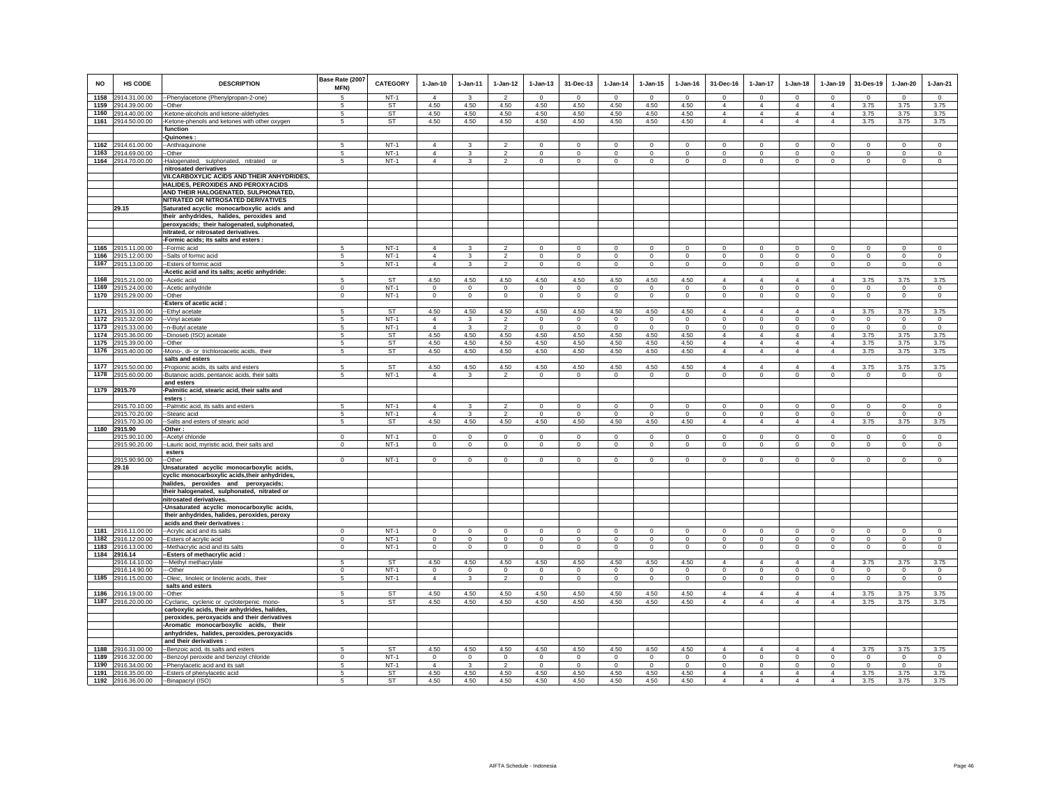| NO | HS CODE | DESCRIPTION | Base Rate (2007 MFN) | CATEGORY | 1-Jan-10 | 1-Jan-11 | 1-Jan-12 | 1-Jan-13 | 31-Dec-13 | 1-Jan-14 | 1-Jan-15 | 1-Jan-16 | 31-Dec-16 | 1-Jan-17 | 1-Jan-18 | 1-Jan-19 | 31-Des-19 | 1-Jan-20 | 1-Jan-21 |
|---|---|---|---|---|---|---|---|---|---|---|---|---|---|---|---|---|---|---|---|
| 1158 | 2914.31.00.00 | --Phenylacetone (Phenylpropan-2-one) | 5 | NT-1 | 4 | 3 | 2 | 0 | 0 | 0 | 0 | 0 | 0 | 0 | 0 | 0 | 0 | 0 | 0 |
| 1159 | 2914.39.00.00 | --Other | 5 | ST | 4.50 | 4.50 | 4.50 | 4.50 | 4.50 | 4.50 | 4.50 | 4.50 | 4 | 4 | 4 | 4 | 3.75 | 3.75 | 3.75 |
| 1160 | 2914.40.00.00 | -Ketone-alcohols and ketone-aldehydes | 5 | ST | 4.50 | 4.50 | 4.50 | 4.50 | 4.50 | 4.50 | 4.50 | 4.50 | 4 | 4 | 4 | 4 | 3.75 | 3.75 | 3.75 |
| 1161 | 2914.50.00.00 | -Ketone-phenols and ketones with other oxygen function | 5 | ST | 4.50 | 4.50 | 4.50 | 4.50 | 4.50 | 4.50 | 4.50 | 4.50 | 4 | 4 | 4 | 4 | 3.75 | 3.75 | 3.75 |
| | | -Quinones : | | | | | | | | | | | | | | | | | |
| 1162 | 2914.61.00.00 | --Anthraquinone | 5 | NT-1 | 4 | 3 | 2 | 0 | 0 | 0 | 0 | 0 | 0 | 0 | 0 | 0 | 0 | 0 | 0 |
| 1163 | 2914.69.00.00 | --Other | 5 | NT-1 | 4 | 3 | 2 | 0 | 0 | 0 | 0 | 0 | 0 | 0 | 0 | 0 | 0 | 0 | 0 |
| 1164 | 2914.70.00.00 | -Halogenated, sulphonated, nitrated or nitrosated derivatives | 5 | NT-1 | 4 | 3 | 2 | 0 | 0 | 0 | 0 | 0 | 0 | 0 | 0 | 0 | 0 | 0 | 0 |
| | | **VII.CARBOXYLIC ACIDS AND THEIR ANHYDRIDES, HALIDES, PEROXIDES AND PEROXYACIDS AND THEIR HALOGENATED, SULPHONATED, NITRATED OR NITROSATED DERIVATIVES** | | | | | | | | | | | | | | | | | |
| | **29.15** | **Saturated acyclic monocarboxylic acids and their anhydrides, halides, peroxides and peroxyacids; their halogenated, sulphonated, nitrated, or nitrosated derivatives.** | | | | | | | | | | | | | | | | | |
| | | -Formic acids; its salts and esters : | | | | | | | | | | | | | | | | | |
| 1165 | 2915.11.00.00 | --Formic acid | 5 | NT-1 | 4 | 3 | 2 | 0 | 0 | 0 | 0 | 0 | 0 | 0 | 0 | 0 | 0 | 0 | 0 |
| 1166 | 2915.12.00.00 | --Salts of formic acid | 5 | NT-1 | 4 | 3 | 2 | 0 | 0 | 0 | 0 | 0 | 0 | 0 | 0 | 0 | 0 | 0 | 0 |
| 1167 | 2915.13.00.00 | --Esters of formic acid | 5 | NT-1 | 4 | 3 | 2 | 0 | 0 | 0 | 0 | 0 | 0 | 0 | 0 | 0 | 0 | 0 | 0 |
| | | -Acetic acid and its salts; acetic anhydride: | | | | | | | | | | | | | | | | | |
| 1168 | 2915.21.00.00 | --Acetic acid | 5 | ST | 4.50 | 4.50 | 4.50 | 4.50 | 4.50 | 4.50 | 4.50 | 4.50 | 4 | 4 | 4 | 4 | 3.75 | 3.75 | 3.75 |
| 1169 | 2915.24.00.00 | --Acetic anhydride | 0 | NT-1 | 0 | 0 | 0 | 0 | 0 | 0 | 0 | 0 | 0 | 0 | 0 | 0 | 0 | 0 | 0 |
| 1170 | 2915.29.00.00 | --Other | 0 | NT-1 | 0 | 0 | 0 | 0 | 0 | 0 | 0 | 0 | 0 | 0 | 0 | 0 | 0 | 0 | 0 |
| | | -Esters of acetic acid : | | | | | | | | | | | | | | | | | |
| 1171 | 2915.31.00.00 | --Ethyl acetate | 5 | ST | 4.50 | 4.50 | 4.50 | 4.50 | 4.50 | 4.50 | 4.50 | 4.50 | 4 | 4 | 4 | 4 | 3.75 | 3.75 | 3.75 |
| 1172 | 2915.32.00.00 | --Vinyl acetate | 5 | NT-1 | 4 | 3 | 2 | 0 | 0 | 0 | 0 | 0 | 0 | 0 | 0 | 0 | 0 | 0 | 0 |
| 1173 | 2915.33.00.00 | --n-Butyl acetate | 5 | NT-1 | 4 | 3 | 2 | 0 | 0 | 0 | 0 | 0 | 0 | 0 | 0 | 0 | 0 | 0 | 0 |
| 1174 | 2915.36.00.00 | --Dinoseb (ISO) acetate | 5 | ST | 4.50 | 4.50 | 4.50 | 4.50 | 4.50 | 4.50 | 4.50 | 4.50 | 4 | 4 | 4 | 4 | 3.75 | 3.75 | 3.75 |
| 1175 | 2915.39.00.00 | --Other | 5 | ST | 4.50 | 4.50 | 4.50 | 4.50 | 4.50 | 4.50 | 4.50 | 4.50 | 4 | 4 | 4 | 4 | 3.75 | 3.75 | 3.75 |
| 1176 | 2915.40.00.00 | -Mono-, di- or trichloroacetic acids, their salts and esters | 5 | ST | 4.50 | 4.50 | 4.50 | 4.50 | 4.50 | 4.50 | 4.50 | 4.50 | 4 | 4 | 4 | 4 | 3.75 | 3.75 | 3.75 |
| 1177 | 2915.50.00.00 | -Propionic acids, its salts and esters | 5 | ST | 4.50 | 4.50 | 4.50 | 4.50 | 4.50 | 4.50 | 4.50 | 4.50 | 4 | 4 | 4 | 4 | 3.75 | 3.75 | 3.75 |
| 1178 | 2915.60.00.00 | -Butanoic acids, pentanoic acids, their salts and esters | 5 | NT-1 | 4 | 3 | 2 | 0 | 0 | 0 | 0 | 0 | 0 | 0 | 0 | 0 | 0 | 0 | 0 |
| 1179 | 2915.70 | -Palmitic acid, stearic acid, their salts and esters : | | | | | | | | | | | | | | | | | |
| | 2915.70.10.00 | --Palmitic acid, its salts and esters | 5 | NT-1 | 4 | 3 | 2 | 0 | 0 | 0 | 0 | 0 | 0 | 0 | 0 | 0 | 0 | 0 | 0 |
| | 2915.70.20.00 | --Stearic acid | 5 | NT-1 | 4 | 3 | 2 | 0 | 0 | 0 | 0 | 0 | 0 | 0 | 0 | 0 | 0 | 0 | 0 |
| | 2915.70.30.00 | --Salts and esters of stearic acid | 5 | ST | 4.50 | 4.50 | 4.50 | 4.50 | 4.50 | 4.50 | 4.50 | 4.50 | 4 | 4 | 4 | 4 | 3.75 | 3.75 | 3.75 |
| 1180 | 2915.90 | -Other : | | | | | | | | | | | | | | | | | |
| | 2915.90.10.00 | --Acetyl chloride | 0 | NT-1 | 0 | 0 | 0 | 0 | 0 | 0 | 0 | 0 | 0 | 0 | 0 | 0 | 0 | 0 | 0 |
| | 2915.90.20.00 | --Lauric acid, myristic acid, their salts and esters | 0 | NT-1 | 0 | 0 | 0 | 0 | 0 | 0 | 0 | 0 | 0 | 0 | 0 | 0 | 0 | 0 | 0 |
| | 2915.90.90.00 | --Other | 0 | NT-1 | 0 | 0 | 0 | 0 | 0 | 0 | 0 | 0 | 0 | 0 | 0 | 0 | 0 | 0 | 0 |
| | **29.16** | **Unsaturated acyclic monocarboxylic acids, cyclic monocarboxylic acids,their anhydrides, halides, peroxides and peroxyacids; their halogenated, sulphonated, nitrated or nitrosated derivatives.** | | | | | | | | | | | | | | | | | |
| | | -Unsaturated acyclic monocarboxylic acids, their anhydrides, halides, peroxides, peroxy acids and their derivatives : | | | | | | | | | | | | | | | | | |
| 1181 | 2916.11.00.00 | --Acrylic acid and its salts | 0 | NT-1 | 0 | 0 | 0 | 0 | 0 | 0 | 0 | 0 | 0 | 0 | 0 | 0 | 0 | 0 | 0 |
| 1182 | 2916.12.00.00 | --Esters of acrylic acid | 0 | NT-1 | 0 | 0 | 0 | 0 | 0 | 0 | 0 | 0 | 0 | 0 | 0 | 0 | 0 | 0 | 0 |
| 1183 | 2916.13.00.00 | --Methacrylic acid and its salts | 0 | NT-1 | 0 | 0 | 0 | 0 | 0 | 0 | 0 | 0 | 0 | 0 | 0 | 0 | 0 | 0 | 0 |
| 1184 | 2916.14 | --Esters of methacrylic acid : | | | | | | | | | | | | | | | | | |
| | 2916.14.10.00 | ---Methyl methacrylate | 5 | ST | 4.50 | 4.50 | 4.50 | 4.50 | 4.50 | 4.50 | 4.50 | 4.50 | 4 | 4 | 4 | 4 | 3.75 | 3.75 | 3.75 |
| | 2916.14.90.00 | ---Other | 0 | NT-1 | 0 | 0 | 0 | 0 | 0 | 0 | 0 | 0 | 0 | 0 | 0 | 0 | 0 | 0 | 0 |
| 1185 | 2916.15.00.00 | --Oleic, linoleic or linolenic acids, their salts and esters | 5 | NT-1 | 4 | 3 | 2 | 0 | 0 | 0 | 0 | 0 | 0 | 0 | 0 | 0 | 0 | 0 | 0 |
| 1186 | 2916.19.00.00 | --Other | 5 | ST | 4.50 | 4.50 | 4.50 | 4.50 | 4.50 | 4.50 | 4.50 | 4.50 | 4 | 4 | 4 | 4 | 3.75 | 3.75 | 3.75 |
| 1187 | 2916.20.00.00 | -Cyclanic, cyclenic or cycloterpenic mono-carboxylic acids, their anhydrides, halides, peroxides, peroxyacids and their derivatives | 5 | ST | 4.50 | 4.50 | 4.50 | 4.50 | 4.50 | 4.50 | 4.50 | 4.50 | 4 | 4 | 4 | 4 | 3.75 | 3.75 | 3.75 |
| | | -Aromatic monocarboxylic acids, their anhydrides, halides, peroxides, peroxyacids and their derivatives : | | | | | | | | | | | | | | | | | |
| 1188 | 2916.31.00.00 | --Benzoic acid, its salts and esters | 5 | ST | 4.50 | 4.50 | 4.50 | 4.50 | 4.50 | 4.50 | 4.50 | 4.50 | 4 | 4 | 4 | 4 | 3.75 | 3.75 | 3.75 |
| 1189 | 2916.32.00.00 | --Benzoyl peroxide and benzoyl chloride | 0 | NT-1 | 0 | 0 | 0 | 0 | 0 | 0 | 0 | 0 | 0 | 0 | 0 | 0 | 0 | 0 | 0 |
| 1190 | 2916.34.00.00 | --Phenylacetic acid and its salt | 5 | NT-1 | 4 | 3 | 2 | 0 | 0 | 0 | 0 | 0 | 0 | 0 | 0 | 0 | 0 | 0 | 0 |
| 1191 | 2916.35.00.00 | --Esters of phenylacetic acid | 5 | ST | 4.50 | 4.50 | 4.50 | 4.50 | 4.50 | 4.50 | 4.50 | 4.50 | 4 | 4 | 4 | 4 | 3.75 | 3.75 | 3.75 |
| 1192 | 2916.36.00.00 | --Binapacryl (ISO) | 5 | ST | 4.50 | 4.50 | 4.50 | 4.50 | 4.50 | 4.50 | 4.50 | 4.50 | 4 | 4 | 4 | 4 | 3.75 | 3.75 | 3.75 |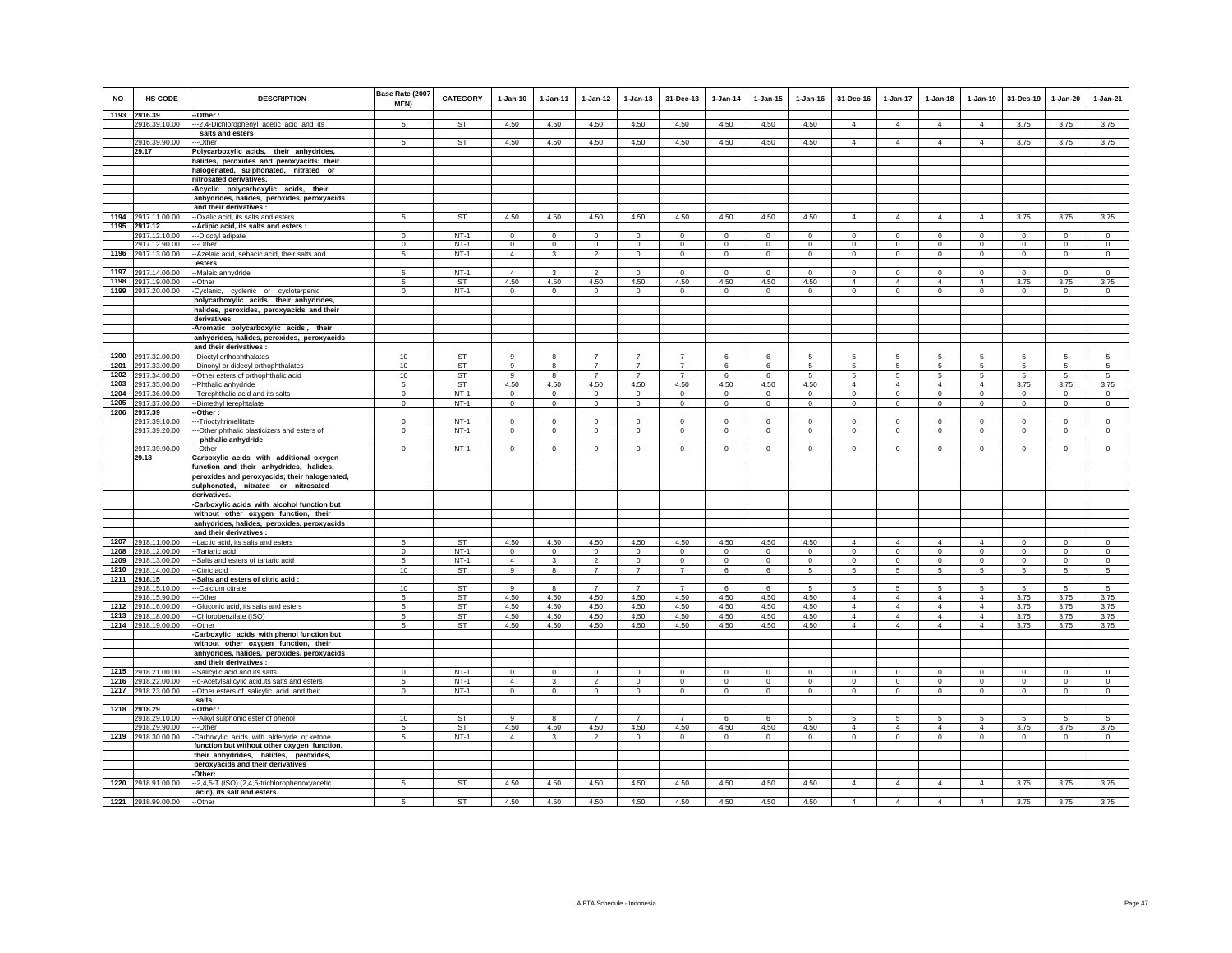| NO | HS CODE | DESCRIPTION | Base Rate (2007 MFN) | CATEGORY | 1-Jan-10 | 1-Jan-11 | 1-Jan-12 | 1-Jan-13 | 31-Dec-13 | 1-Jan-14 | 1-Jan-15 | 1-Jan-16 | 31-Dec-16 | 1-Jan-17 | 1-Jan-18 | 1-Jan-19 | 31-Des-19 | 1-Jan-20 | 1-Jan-21 |
|---|---|---|---|---|---|---|---|---|---|---|---|---|---|---|---|---|---|---|---|
| 1193 | 2916.39 | --Other : | | | | | | | | | | | | | | | | | |
| | 2916.39.10.00 | ---2,4-Dichlorophenyl acetic acid and its salts and esters | 5 | ST | 4.50 | 4.50 | 4.50 | 4.50 | 4.50 | 4.50 | 4.50 | 4.50 | 4 | 4 | 4 | 4 | 3.75 | 3.75 | 3.75 |
| | 2916.39.90.00 | ---Other | 5 | ST | 4.50 | 4.50 | 4.50 | 4.50 | 4.50 | 4.50 | 4.50 | 4.50 | 4 | 4 | 4 | 4 | 3.75 | 3.75 | 3.75 |
| | 29.17 | Polycarboxylic acids, their anhydrides, halides, peroxides and peroxyacids; their halogenated, sulphonated, nitrated or nitrosated derivatives. | | | | | | | | | | | | | | | | | |
| | | -Acyclic polycarboxylic acids, their anhydrides, halides, peroxides, peroxyacids and their derivatives : | | | | | | | | | | | | | | | | | |
| 1194 | 2917.11.00.00 | --Oxalic acid, its salts and esters | 5 | ST | 4.50 | 4.50 | 4.50 | 4.50 | 4.50 | 4.50 | 4.50 | 4.50 | 4 | 4 | 4 | 4 | 3.75 | 3.75 | 3.75 |
| 1195 | 2917.12 | --Adipic acid, its salts and esters : | | | | | | | | | | | | | | | | | |
| | 2917.12.10.00 | ---Dioctyl adipate | 0 | NT-1 | 0 | 0 | 0 | 0 | 0 | 0 | 0 | 0 | 0 | 0 | 0 | 0 | 0 | 0 | 0 |
| | 2917.12.90.00 | ---Other | 0 | NT-1 | 0 | 0 | 0 | 0 | 0 | 0 | 0 | 0 | 0 | 0 | 0 | 0 | 0 | 0 | 0 |
| 1196 | 2917.13.00.00 | --Azelaic acid, sebacic acid, their salts and esters | 5 | NT-1 | 4 | 3 | 2 | 0 | 0 | 0 | 0 | 0 | 0 | 0 | 0 | 0 | 0 | 0 | 0 |
| 1197 | 2917.14.00.00 | --Maleic anhydride | 5 | NT-1 | 4 | 3 | 2 | 0 | 0 | 0 | 0 | 0 | 0 | 0 | 0 | 0 | 0 | 0 | 0 |
| 1198 | 2917.19.00.00 | --Other | 5 | ST | 4.50 | 4.50 | 4.50 | 4.50 | 4.50 | 4.50 | 4.50 | 4.50 | 4 | 4 | 4 | 4 | 3.75 | 3.75 | 3.75 |
| 1199 | 2917.20.00.00 | -Cyclanic, cyclenic or cycloterpenic polycarboxylic acids, their anhydrides, halides, peroxides, peroxyacids and their derivatives | 0 | NT-1 | 0 | 0 | 0 | 0 | 0 | 0 | 0 | 0 | 0 | 0 | 0 | 0 | 0 | 0 | 0 |
| | | -Aromatic polycarboxylic acids , their anhydrides, halides, peroxides, peroxyacids and their derivatives : | | | | | | | | | | | | | | | | | |
| 1200 | 2917.32.00.00 | --Dioctyl orthophthalates | 10 | ST | 9 | 8 | 7 | 7 | 7 | 6 | 6 | 5 | 5 | 5 | 5 | 5 | 5 | 5 | 5 |
| 1201 | 2917.33.00.00 | --Dinonyl or didecyl orthophthalates | 10 | ST | 9 | 8 | 7 | 7 | 7 | 6 | 6 | 5 | 5 | 5 | 5 | 5 | 5 | 5 | 5 |
| 1202 | 2917.34.00.00 | --Other esters of orthophthalic acid | 10 | ST | 9 | 8 | 7 | 7 | 7 | 6 | 6 | 5 | 5 | 5 | 5 | 5 | 5 | 5 | 5 |
| 1203 | 2917.35.00.00 | --Phthalic anhydride | 5 | ST | 4.50 | 4.50 | 4.50 | 4.50 | 4.50 | 4.50 | 4.50 | 4.50 | 4 | 4 | 4 | 4 | 3.75 | 3.75 | 3.75 |
| 1204 | 2917.36.00.00 | --Terephthalic acid and its salts | 0 | NT-1 | 0 | 0 | 0 | 0 | 0 | 0 | 0 | 0 | 0 | 0 | 0 | 0 | 0 | 0 | 0 |
| 1205 | 2917.37.00.00 | --Dimethyl terephtalate | 0 | NT-1 | 0 | 0 | 0 | 0 | 0 | 0 | 0 | 0 | 0 | 0 | 0 | 0 | 0 | 0 | 0 |
| 1206 | 2917.39 | --Other : | | | | | | | | | | | | | | | | | |
| | 2917.39.10.00 | ---Trioctyltrimellitate | 0 | NT-1 | 0 | 0 | 0 | 0 | 0 | 0 | 0 | 0 | 0 | 0 | 0 | 0 | 0 | 0 | 0 |
| | 2917.39.20.00 | ---Other phthalic plasticizers and esters of phthalic anhydride | 0 | NT-1 | 0 | 0 | 0 | 0 | 0 | 0 | 0 | 0 | 0 | 0 | 0 | 0 | 0 | 0 | 0 |
| | 2917.39.90.00 | ---Other | 0 | NT-1 | 0 | 0 | 0 | 0 | 0 | 0 | 0 | 0 | 0 | 0 | 0 | 0 | 0 | 0 | 0 |
| | 29.18 | Carboxylic acids with additional oxygen function and their anhydrides, halides, peroxides and peroxyacids; their halogenated, sulphonated, nitrated or nitrosated derivatives. | | | | | | | | | | | | | | | | | |
| | | -Carboxylic acids with alcohol function but without other oxygen function, their anhydrides, halides, peroxides, peroxyacids and their derivatives : | | | | | | | | | | | | | | | | | |
| 1207 | 2918.11.00.00 | --Lactic acid, its salts and esters | 5 | ST | 4.50 | 4.50 | 4.50 | 4.50 | 4.50 | 4.50 | 4.50 | 4.50 | 4 | 4 | 4 | 4 | 0 | 0 | 0 |
| 1208 | 2918.12.00.00 | --Tartaric acid | 0 | NT-1 | 0 | 0 | 0 | 0 | 0 | 0 | 0 | 0 | 0 | 0 | 0 | 0 | 0 | 0 | 0 |
| 1209 | 2918.13.00.00 | --Salts and esters of tartaric acid | 5 | NT-1 | 4 | 3 | 2 | 0 | 0 | 0 | 0 | 0 | 0 | 0 | 0 | 0 | 0 | 0 | 0 |
| 1210 | 2918.14.00.00 | --Citric acid | 10 | ST | 9 | 8 | 7 | 7 | 7 | 6 | 6 | 5 | 5 | 5 | 5 | 5 | 5 | 5 | 5 |
| 1211 | 2918.15 | --Salts and esters of citric acid : | | | | | | | | | | | | | | | | | |
| | 2918.15.10.00 | ---Calcium citrate | 10 | ST | 9 | 8 | 7 | 7 | 7 | 6 | 6 | 5 | 5 | 5 | 5 | 5 | 5 | 5 | 5 |
| | 2918.15.90.00 | ---Other | 5 | ST | 4.50 | 4.50 | 4.50 | 4.50 | 4.50 | 4.50 | 4.50 | 4.50 | 4 | 4 | 4 | 4 | 3.75 | 3.75 | 3.75 |
| 1212 | 2918.16.00.00 | --Gluconic acid, its salts and esters | 5 | ST | 4.50 | 4.50 | 4.50 | 4.50 | 4.50 | 4.50 | 4.50 | 4.50 | 4 | 4 | 4 | 4 | 3.75 | 3.75 | 3.75 |
| 1213 | 2918.18.00.00 | --Chlorobenzilate (ISO) | 5 | ST | 4.50 | 4.50 | 4.50 | 4.50 | 4.50 | 4.50 | 4.50 | 4.50 | 4 | 4 | 4 | 4 | 3.75 | 3.75 | 3.75 |
| 1214 | 2918.19.00.00 | --Other | 5 | ST | 4.50 | 4.50 | 4.50 | 4.50 | 4.50 | 4.50 | 4.50 | 4.50 | 4 | 4 | 4 | 4 | 3.75 | 3.75 | 3.75 |
| | | -Carboxylic acids with phenol function but without other oxygen function, their anhydrides, halides, peroxides, peroxyacids and their derivatives : | | | | | | | | | | | | | | | | | |
| 1215 | 2918.21.00.00 | --Salicylic acid and its salts | 0 | NT-1 | 0 | 0 | 0 | 0 | 0 | 0 | 0 | 0 | 0 | 0 | 0 | 0 | 0 | 0 | 0 |
| 1216 | 2918.22.00.00 | --o-Acetylsalicylic acid,its salts and esters | 5 | NT-1 | 4 | 3 | 2 | 0 | 0 | 0 | 0 | 0 | 0 | 0 | 0 | 0 | 0 | 0 | 0 |
| 1217 | 2918.23.00.00 | --Other esters of salicylic acid and their salts | 0 | NT-1 | 0 | 0 | 0 | 0 | 0 | 0 | 0 | 0 | 0 | 0 | 0 | 0 | 0 | 0 | 0 |
| 1218 | 2918.29 | --Other : | | | | | | | | | | | | | | | | | |
| | 2918.29.10.00 | ---Alkyl sulphonic ester of phenol | 10 | ST | 9 | 8 | 7 | 7 | 7 | 6 | 6 | 5 | 5 | 5 | 5 | 5 | 5 | 5 | 5 |
| | 2918.29.90.00 | ---Other | 5 | ST | 4.50 | 4.50 | 4.50 | 4.50 | 4.50 | 4.50 | 4.50 | 4.50 | 4 | 4 | 4 | 4 | 3.75 | 3.75 | 3.75 |
| 1219 | 2918.30.00.00 | -Carboxylic acids with aldehyde or ketone function but without other oxygen function, their anhydrides, halides, peroxides, peroxyacids and their derivatives | 5 | NT-1 | 4 | 3 | 2 | 0 | 0 | 0 | 0 | 0 | 0 | 0 | 0 | 0 | 0 | 0 | 0 |
| | | -Other: | | | | | | | | | | | | | | | | | |
| 1220 | 2918.91.00.00 | --2,4,5-T (ISO) (2,4,5-trichlorophenoxyacetic acid), its salt and esters | 5 | ST | 4.50 | 4.50 | 4.50 | 4.50 | 4.50 | 4.50 | 4.50 | 4.50 | 4 | 4 | 4 | 4 | 3.75 | 3.75 | 3.75 |
| 1221 | 2918.99.00.00 | --Other | 5 | ST | 4.50 | 4.50 | 4.50 | 4.50 | 4.50 | 4.50 | 4.50 | 4.50 | 4 | 4 | 4 | 4 | 3.75 | 3.75 | 3.75 |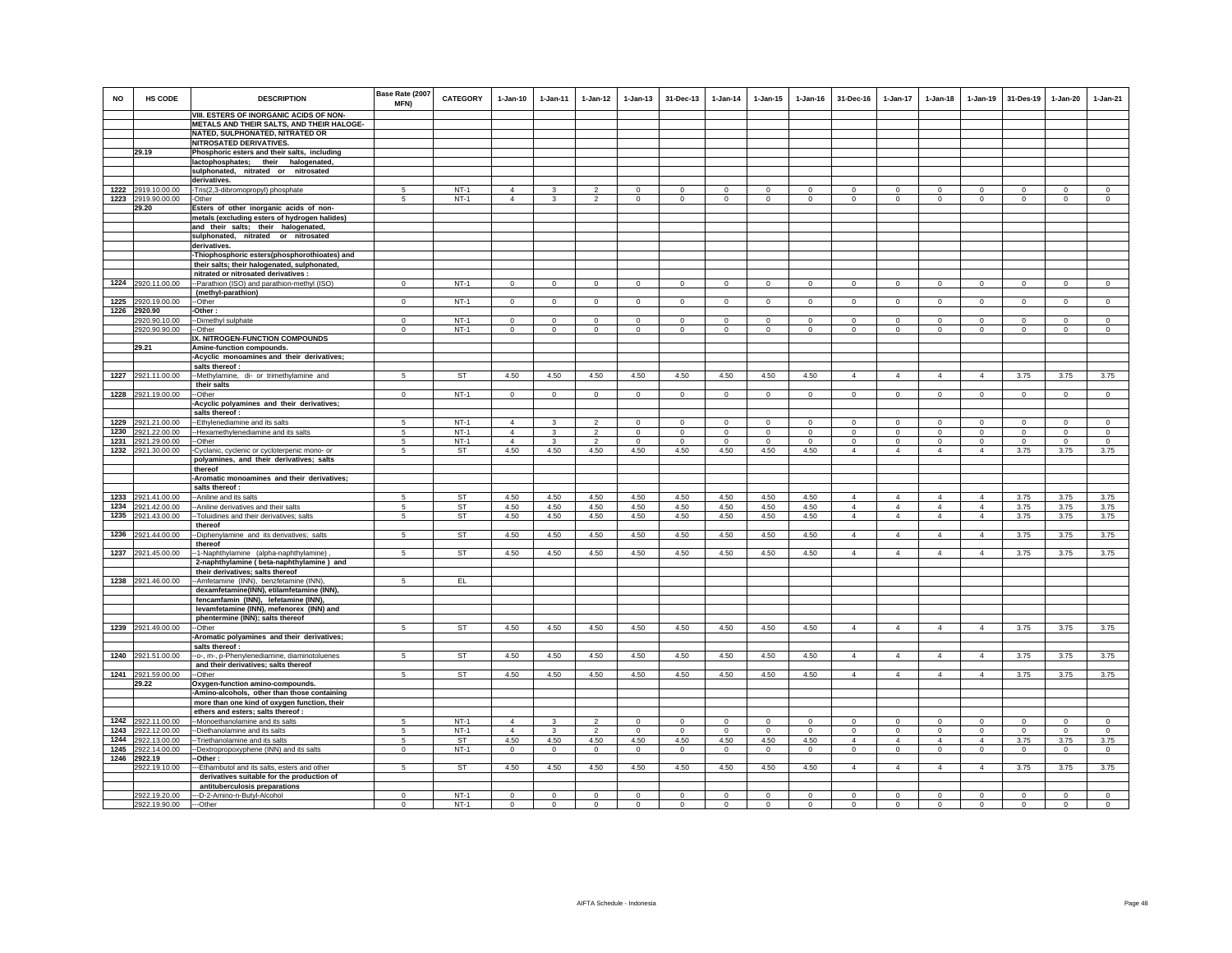| NO | HS CODE | DESCRIPTION | Base Rate (2007 MFN) | CATEGORY | 1-Jan-10 | 1-Jan-11 | 1-Jan-12 | 1-Jan-13 | 31-Dec-13 | 1-Jan-14 | 1-Jan-15 | 1-Jan-16 | 31-Dec-16 | 1-Jan-17 | 1-Jan-18 | 1-Jan-19 | 31-Des-19 | 1-Jan-20 | 1-Jan-21 |
|---|---|---|---|---|---|---|---|---|---|---|---|---|---|---|---|---|---|---|---|
| | | VIII. ESTERS OF INORGANIC ACIDS OF NON-METALS AND THEIR SALTS, AND THEIR HALOGENATED, SULPHONATED, NITRATED OR NITROSATED DERIVATIVES. | | | | | | | | | | | | | | | | | |
| | 29.19 | Phosphoric esters and their salts, including lactophosphates; their halogenated, sulphonated, nitrated or nitrosated derivatives. | | | | | | | | | | | | | | | | | |
| 1222 | 2919.10.00.00 | -Tris(2,3-dibromopropyl) phosphate | 5 | NT-1 | 4 | 3 | 2 | 0 | 0 | 0 | 0 | 0 | 0 | 0 | 0 | 0 | 0 | 0 | 0 |
| 1223 | 2919.90.00.00 | -Other | 5 | NT-1 | 4 | 3 | 2 | 0 | 0 | 0 | 0 | 0 | 0 | 0 | 0 | 0 | 0 | 0 | 0 |
| | 29.20 | Esters of other inorganic acids of non-metals (excluding esters of hydrogen halides) and their salts; their halogenated, sulphonated, nitrated or nitrosated derivatives. | | | | | | | | | | | | | | | | | |
| | | -Thiophosphoric esters(phosphorothioates) and their salts; their halogenated, sulphonated, nitrated or nitrosated derivatives : | | | | | | | | | | | | | | | | | |
| 1224 | 2920.11.00.00 | --Parathion (ISO) and parathion-methyl (ISO) (methyl-parathion) | 0 | NT-1 | 0 | 0 | 0 | 0 | 0 | 0 | 0 | 0 | 0 | 0 | 0 | 0 | 0 | 0 | 0 |
| 1225 | 2920.19.00.00 | --Other | 0 | NT-1 | 0 | 0 | 0 | 0 | 0 | 0 | 0 | 0 | 0 | 0 | 0 | 0 | 0 | 0 | 0 |
| 1226 | 2920.90 | -Other : | | | | | | | | | | | | | | | | | |
| | 2920.90.10.00 | --Dimethyl sulphate | 0 | NT-1 | 0 | 0 | 0 | 0 | 0 | 0 | 0 | 0 | 0 | 0 | 0 | 0 | 0 | 0 | 0 |
| | 2920.90.90.00 | --Other | 0 | NT-1 | 0 | 0 | 0 | 0 | 0 | 0 | 0 | 0 | 0 | 0 | 0 | 0 | 0 | 0 | 0 |
| | | IX. NITROGEN-FUNCTION COMPOUNDS | | | | | | | | | | | | | | | | | |
| | 29.21 | Amine-function compounds. | | | | | | | | | | | | | | | | | |
| | | -Acyclic monoamines and their derivatives; salts thereof : | | | | | | | | | | | | | | | | | |
| 1227 | 2921.11.00.00 | --Methylamine, di- or trimethylamine and their salts | 5 | ST | 4.50 | 4.50 | 4.50 | 4.50 | 4.50 | 4.50 | 4.50 | 4.50 | 4 | 4 | 4 | 4 | 3.75 | 3.75 | 3.75 |
| 1228 | 2921.19.00.00 | --Other | 0 | NT-1 | 0 | 0 | 0 | 0 | 0 | 0 | 0 | 0 | 0 | 0 | 0 | 0 | 0 | 0 | 0 |
| | | -Acyclic polyamines and their derivatives; salts thereof : | | | | | | | | | | | | | | | | | |
| 1229 | 2921.21.00.00 | --Ethylenediamine and its salts | 5 | NT-1 | 4 | 3 | 2 | 0 | 0 | 0 | 0 | 0 | 0 | 0 | 0 | 0 | 0 | 0 | 0 |
| 1230 | 2921.22.00.00 | --Hexamethylenediamine and its salts | 5 | NT-1 | 4 | 3 | 2 | 0 | 0 | 0 | 0 | 0 | 0 | 0 | 0 | 0 | 0 | 0 | 0 |
| 1231 | 2921.29.00.00 | --Other | 5 | NT-1 | 4 | 3 | 2 | 0 | 0 | 0 | 0 | 0 | 0 | 0 | 0 | 0 | 0 | 0 | 0 |
| 1232 | 2921.30.00.00 | -Cyclanic, cyclenic or cycloterpenic mono- or polyamines, and their derivatives; salts thereof | 5 | ST | 4.50 | 4.50 | 4.50 | 4.50 | 4.50 | 4.50 | 4.50 | 4.50 | 4 | 4 | 4 | 4 | 3.75 | 3.75 | 3.75 |
| | | -Aromatic monoamines and their derivatives; salts thereof : | | | | | | | | | | | | | | | | | |
| 1233 | 2921.41.00.00 | --Aniline and its salts | 5 | ST | 4.50 | 4.50 | 4.50 | 4.50 | 4.50 | 4.50 | 4.50 | 4.50 | 4 | 4 | 4 | 4 | 3.75 | 3.75 | 3.75 |
| 1234 | 2921.42.00.00 | --Aniline derivatives and their salts | 5 | ST | 4.50 | 4.50 | 4.50 | 4.50 | 4.50 | 4.50 | 4.50 | 4.50 | 4 | 4 | 4 | 4 | 3.75 | 3.75 | 3.75 |
| 1235 | 2921.43.00.00 | --Toluidines and their derivatives; salts thereof | 5 | ST | 4.50 | 4.50 | 4.50 | 4.50 | 4.50 | 4.50 | 4.50 | 4.50 | 4 | 4 | 4 | 4 | 3.75 | 3.75 | 3.75 |
| 1236 | 2921.44.00.00 | --Diphenylamine and its derivatives; salts thereof | 5 | ST | 4.50 | 4.50 | 4.50 | 4.50 | 4.50 | 4.50 | 4.50 | 4.50 | 4 | 4 | 4 | 4 | 3.75 | 3.75 | 3.75 |
| 1237 | 2921.45.00.00 | --1-Naphthylamine (alpha-naphthylamine), 2-naphthylamine ( beta-naphthylamine ) and their derivatives; salts thereof | 5 | ST | 4.50 | 4.50 | 4.50 | 4.50 | 4.50 | 4.50 | 4.50 | 4.50 | 4 | 4 | 4 | 4 | 3.75 | 3.75 | 3.75 |
| 1238 | 2921.46.00.00 | --Amfetamine (INN), benzfetamine (INN), dexamfetamine(INN), etilamfetamine (INN), fencamfamin (INN), lefetamine (INN), levamfetamine (INN), mefenorex (INN) and phentermine (INN); salts thereof | 5 | EL | | | | | | | | | | | | | | | |
| 1239 | 2921.49.00.00 | --Other | 5 | ST | 4.50 | 4.50 | 4.50 | 4.50 | 4.50 | 4.50 | 4.50 | 4.50 | 4 | 4 | 4 | 4 | 3.75 | 3.75 | 3.75 |
| | | -Aromatic polyamines and their derivatives; salts thereof : | | | | | | | | | | | | | | | | | |
| 1240 | 2921.51.00.00 | --o-, m-, p-Phenylenediamine, diaminotoluenes and their derivatives; salts thereof | 5 | ST | 4.50 | 4.50 | 4.50 | 4.50 | 4.50 | 4.50 | 4.50 | 4.50 | 4 | 4 | 4 | 4 | 3.75 | 3.75 | 3.75 |
| 1241 | 2921.59.00.00 | --Other | 5 | ST | 4.50 | 4.50 | 4.50 | 4.50 | 4.50 | 4.50 | 4.50 | 4.50 | 4 | 4 | 4 | 4 | 3.75 | 3.75 | 3.75 |
| | 29.22 | Oxygen-function amino-compounds. | | | | | | | | | | | | | | | | | |
| | | -Amino-alcohols, other than those containing more than one kind of oxygen function, their ethers and esters; salts thereof : | | | | | | | | | | | | | | | | | |
| 1242 | 2922.11.00.00 | --Monoethanolamine and its salts | 5 | NT-1 | 4 | 3 | 2 | 0 | 0 | 0 | 0 | 0 | 0 | 0 | 0 | 0 | 0 | 0 | 0 |
| 1243 | 2922.12.00.00 | --Diethanolamine and its salts | 5 | NT-1 | 4 | 3 | 2 | 0 | 0 | 0 | 0 | 0 | 0 | 0 | 0 | 0 | 0 | 0 | 0 |
| 1244 | 2922.13.00.00 | --Triethanolamine and its salts | 5 | ST | 4.50 | 4.50 | 4.50 | 4.50 | 4.50 | 4.50 | 4.50 | 4.50 | 4 | 4 | 4 | 4 | 3.75 | 3.75 | 3.75 |
| 1245 | 2922.14.00.00 | --Dextropropoxyphene (INN) and its salts | 0 | NT-1 | 0 | 0 | 0 | 0 | 0 | 0 | 0 | 0 | 0 | 0 | 0 | 0 | 0 | 0 | 0 |
| 1246 | 2922.19 | --Other : | | | | | | | | | | | | | | | | | |
| | 2922.19.10.00 | ---Ethambutol and its salts, esters and other derivatives suitable for the production of antituberculosis preparations | 5 | ST | 4.50 | 4.50 | 4.50 | 4.50 | 4.50 | 4.50 | 4.50 | 4.50 | 4 | 4 | 4 | 4 | 3.75 | 3.75 | 3.75 |
| | 2922.19.20.00 | ---D-2-Amino-n-Butyl-Alcohol | 0 | NT-1 | 0 | 0 | 0 | 0 | 0 | 0 | 0 | 0 | 0 | 0 | 0 | 0 | 0 | 0 | 0 |
| | 2922.19.90.00 | ---Other | 0 | NT-1 | 0 | 0 | 0 | 0 | 0 | 0 | 0 | 0 | 0 | 0 | 0 | 0 | 0 | 0 | 0 |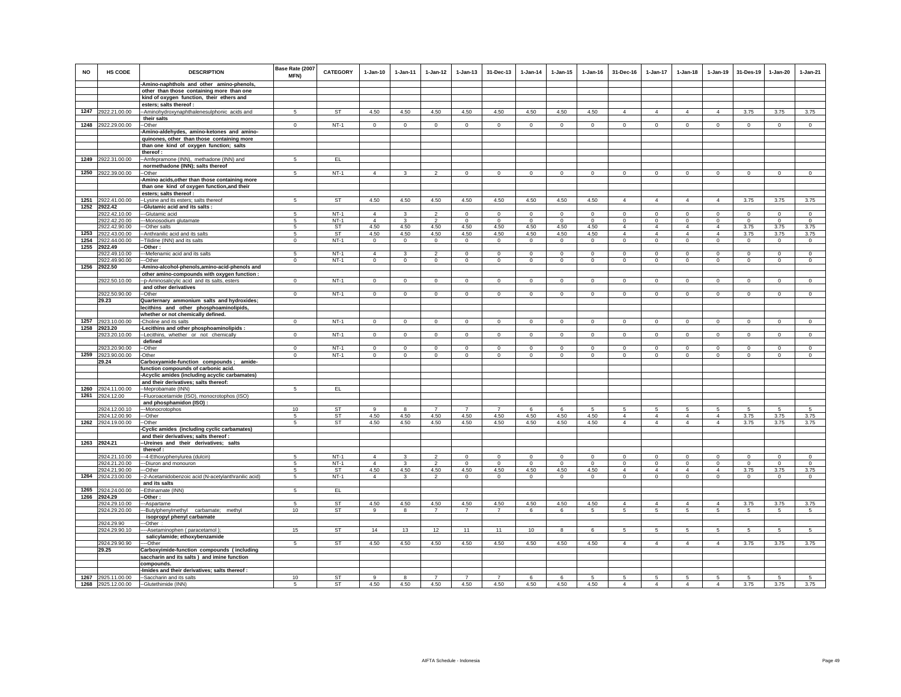| NO | HS CODE | DESCRIPTION | Base Rate (2007 MFN) | CATEGORY | 1-Jan-10 | 1-Jan-11 | 1-Jan-12 | 1-Jan-13 | 31-Dec-13 | 1-Jan-14 | 1-Jan-15 | 1-Jan-16 | 31-Dec-16 | 1-Jan-17 | 1-Jan-18 | 1-Jan-19 | 31-Des-19 | 1-Jan-20 | 1-Jan-21 |
|---|---|---|---|---|---|---|---|---|---|---|---|---|---|---|---|---|---|---|---|
| | | -Amino-naphthols and other amino-phenols, other than those containing more than one kind of oxygen function, their ethers and esters; salts thereof : | | | | | | | | | | | | | | | | | |
| 1247 | 2922.21.00.00 | --Aminohydroxynaphthalenesulphonic acids and their salts | 5 | ST | 4.50 | 4.50 | 4.50 | 4.50 | 4.50 | 4.50 | 4.50 | 4.50 | 4 | 4 | 4 | 4 | 3.75 | 3.75 | 3.75 |
| 1248 | 2922.29.00.00 | --Other | 0 | NT-1 | 0 | 0 | 0 | 0 | 0 | 0 | 0 | 0 | 0 | 0 | 0 | 0 | 0 | 0 | 0 |
| | | -Amino-aldehydes, amino-ketones and amino-quinones, other than those containing more than one kind of oxygen function; salts thereof : | | | | | | | | | | | | | | | | | |
| 1249 | 2922.31.00.00 | --Amfepramone (INN), methadone (INN) and normethadone (INN); salts thereof | 5 | EL | | | | | | | | | | | | | | | |
| 1250 | 2922.39.00.00 | --Other | 5 | NT-1 | 4 | 3 | 2 | 0 | 0 | 0 | 0 | 0 | 0 | 0 | 0 | 0 | 0 | 0 | 0 |
| | | -Amino acids,other than those containing more than one kind of oxygen function,and their esters; salts thereof : | | | | | | | | | | | | | | | | | |
| 1251 | 2922.41.00.00 | --Lysine and its esters; salts thereof | 5 | ST | 4.50 | 4.50 | 4.50 | 4.50 | 4.50 | 4.50 | 4.50 | 4.50 | 4 | 4 | 4 | 4 | 3.75 | 3.75 | 3.75 |
| 1252 | 2922.42 | --Glutamic acid and its salts : | | | | | | | | | | | | | | | | | |
| | 2922.42.10.00 | ---Glutamic acid | 5 | NT-1 | 4 | 3 | 2 | 0 | 0 | 0 | 0 | 0 | 0 | 0 | 0 | 0 | 0 | 0 | 0 |
| | 2922.42.20.00 | ---Monosodium glutamate | 5 | NT-1 | 4 | 3 | 2 | 0 | 0 | 0 | 0 | 0 | 0 | 0 | 0 | 0 | 0 | 0 | 0 |
| | 2922.42.90.00 | ---Other salts | 5 | ST | 4.50 | 4.50 | 4.50 | 4.50 | 4.50 | 4.50 | 4.50 | 4.50 | 4 | 4 | 4 | 4 | 3.75 | 3.75 | 3.75 |
| 1253 | 2922.43.00.00 | --Anthranilic acid and its salts | 5 | ST | 4.50 | 4.50 | 4.50 | 4.50 | 4.50 | 4.50 | 4.50 | 4.50 | 4 | 4 | 4 | 4 | 3.75 | 3.75 | 3.75 |
| 1254 | 2922.44.00.00 | --Tilidine (INN) and its salts | 0 | NT-1 | 0 | 0 | 0 | 0 | 0 | 0 | 0 | 0 | 0 | 0 | 0 | 0 | 0 | 0 | 0 |
| 1255 | 2922.49 | --Other : | | | | | | | | | | | | | | | | | |
| | 2922.49.10.00 | ---Mefenamic acid and its salts | 5 | NT-1 | 4 | 3 | 2 | 0 | 0 | 0 | 0 | 0 | 0 | 0 | 0 | 0 | 0 | 0 | 0 |
| | 2922.49.90.00 | ---Other | 0 | NT-1 | 0 | 0 | 0 | 0 | 0 | 0 | 0 | 0 | 0 | 0 | 0 | 0 | 0 | 0 | 0 |
| 1256 | 2922.50 | -Amino-alcohol-phenols,amino-acid-phenols and other amino-compounds with oxygen function : | | | | | | | | | | | | | | | | | |
| | 2922.50.10.00 | --p-Aminosalicylic acid and its salts, esters and other derivatives | 0 | NT-1 | 0 | 0 | 0 | 0 | 0 | 0 | 0 | 0 | 0 | 0 | 0 | 0 | 0 | 0 | 0 |
| | 2922.50.90.00 | --Other | 0 | NT-1 | 0 | 0 | 0 | 0 | 0 | 0 | 0 | 0 | 0 | 0 | 0 | 0 | 0 | 0 | 0 |
| | 29.23 | Quarternary ammonium salts and hydroxides; lecithins and other phosphoaminolipids, whether or not chemically defined. | | | | | | | | | | | | | | | | | |
| 1257 | 2923.10.00.00 | -Choline and its salts | 0 | NT-1 | 0 | 0 | 0 | 0 | 0 | 0 | 0 | 0 | 0 | 0 | 0 | 0 | 0 | 0 | 0 |
| 1258 | 2923.20 | -Lecithins and other phosphoaminolipids : | | | | | | | | | | | | | | | | | |
| | 2923.20.10.00 | --Lecithins, whether or not chemically defined | 0 | NT-1 | 0 | 0 | 0 | 0 | 0 | 0 | 0 | 0 | 0 | 0 | 0 | 0 | 0 | 0 | 0 |
| | 2923.20.90.00 | --Other | 0 | NT-1 | 0 | 0 | 0 | 0 | 0 | 0 | 0 | 0 | 0 | 0 | 0 | 0 | 0 | 0 | 0 |
| 1259 | 2923.90.00.00 | -Other | 0 | NT-1 | 0 | 0 | 0 | 0 | 0 | 0 | 0 | 0 | 0 | 0 | 0 | 0 | 0 | 0 | 0 |
| | 29.24 | Carboxyamide-function compounds ; amide-function compounds of carbonic acid. | | | | | | | | | | | | | | | | | |
| | | -Acyclic amides (including acyclic carbamates) and their derivatives; salts thereof: | | | | | | | | | | | | | | | | | |
| 1260 | 2924.11.00.00 | --Meprobamate (INN) | 5 | EL | | | | | | | | | | | | | | | |
| 1261 | 2924.12.00 | --Fluoroacetamide (ISO), monocrotophos (ISO) and phosphamidon (ISO) : | | | | | | | | | | | | | | | | | |
| | 2924.12.00.10 | ---Monocrotophos | 10 | ST | 9 | 8 | 7 | 7 | 7 | 6 | 6 | 5 | 5 | 5 | 5 | 5 | 5 | 5 | 5 |
| | 2924.12.00.90 | ---Other | 5 | ST | 4.50 | 4.50 | 4.50 | 4.50 | 4.50 | 4.50 | 4.50 | 4.50 | 4 | 4 | 4 | 4 | 3.75 | 3.75 | 3.75 |
| 1262 | 2924.19.00.00 | --Other | 5 | ST | 4.50 | 4.50 | 4.50 | 4.50 | 4.50 | 4.50 | 4.50 | 4.50 | 4 | 4 | 4 | 4 | 3.75 | 3.75 | 3.75 |
| | | -Cyclic amides (including cyclic carbamates) and their derivatives; salts thereof : | | | | | | | | | | | | | | | | | |
| 1263 | 2924.21 | --Ureines and their derivatives; salts thereof : | | | | | | | | | | | | | | | | | |
| | 2924.21.10.00 | ---4-Ethoxyphenylurea (dulcin) | 5 | NT-1 | 4 | 3 | 2 | 0 | 0 | 0 | 0 | 0 | 0 | 0 | 0 | 0 | 0 | 0 | 0 |
| | 2924.21.20.00 | ---Diuron and monouron | 5 | NT-1 | 4 | 3 | 2 | 0 | 0 | 0 | 0 | 0 | 0 | 0 | 0 | 0 | 0 | 0 | 0 |
| | 2924.21.90.00 | ---Other | 5 | ST | 4.50 | 4.50 | 4.50 | 4.50 | 4.50 | 4.50 | 4.50 | 4.50 | 4 | 4 | 4 | 4 | 3.75 | 3.75 | 3.75 |
| 1264 | 2924.23.00.00 | --2-Acetamidobenzoic acid (N-acetylanthranilic acid) and its salts | 5 | NT-1 | 4 | 3 | 2 | 0 | 0 | 0 | 0 | 0 | 0 | 0 | 0 | 0 | 0 | 0 | 0 |
| 1265 | 2924.24.00.00 | --Ethinamate (INN) | 5 | EL | | | | | | | | | | | | | | | |
| 1266 | 2924.29 | --Other : | | | | | | | | | | | | | | | | | |
| | 2924.29.10.00 | ---Aspartame | 5 | ST | 4.50 | 4.50 | 4.50 | 4.50 | 4.50 | 4.50 | 4.50 | 4.50 | 4 | 4 | 4 | 4 | 3.75 | 3.75 | 3.75 |
| | 2924.29.20.00 | ---Butylphenylmethyl carbamate; methyl isopropyl phenyl carbamate | 10 | ST | 9 | 8 | 7 | 7 | 7 | 6 | 6 | 5 | 5 | 5 | 5 | 5 | 5 | 5 | 5 |
| | 2924.29.90 | ---Other : | | | | | | | | | | | | | | | | | |
| | 2924.29.90.10 | ----Asetaminophen ( paracetamol ); salicylamide; ethoxybenzamide | 15 | ST | 14 | 13 | 12 | 11 | 11 | 10 | 8 | 6 | 5 | 5 | 5 | 5 | 5 | 5 | 5 |
| | 2924.29.90.90 | ----Other | 5 | ST | 4.50 | 4.50 | 4.50 | 4.50 | 4.50 | 4.50 | 4.50 | 4.50 | 4 | 4 | 4 | 4 | 3.75 | 3.75 | 3.75 |
| | 29.25 | Carboxyimide-function compounds ( including saccharin and its salts ) and imine function compounds. | | | | | | | | | | | | | | | | | |
| | | -Imides and their derivatives; salts thereof : | | | | | | | | | | | | | | | | | |
| 1267 | 2925.11.00.00 | --Saccharin and its salts | 10 | ST | 9 | 8 | 7 | 7 | 7 | 6 | 6 | 5 | 5 | 5 | 5 | 5 | 5 | 5 | 5 |
| 1268 | 2925.12.00.00 | --Glutethimide (INN) | 5 | ST | 4.50 | 4.50 | 4.50 | 4.50 | 4.50 | 4.50 | 4.50 | 4.50 | 4 | 4 | 4 | 4 | 3.75 | 3.75 | 3.75 |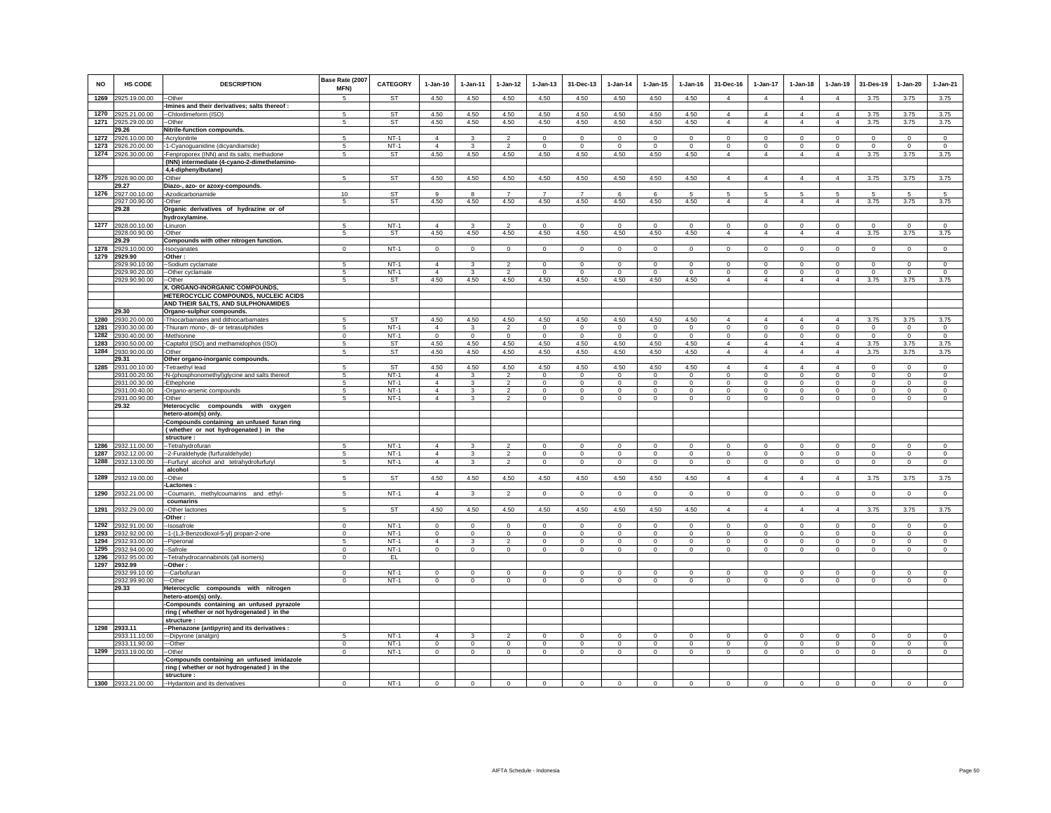| NO | HS CODE | DESCRIPTION | Base Rate (2007 MFN) | CATEGORY | 1-Jan-10 | 1-Jan-11 | 1-Jan-12 | 1-Jan-13 | 31-Dec-13 | 1-Jan-14 | 1-Jan-15 | 1-Jan-16 | 31-Dec-16 | 1-Jan-17 | 1-Jan-18 | 1-Jan-19 | 31-Des-19 | 1-Jan-20 | 1-Jan-21 |
|---|---|---|---|---|---|---|---|---|---|---|---|---|---|---|---|---|---|---|---|
| 1269 | 2925.19.00.00 | --Other | 5 | ST | 4.50 | 4.50 | 4.50 | 4.50 | 4.50 | 4.50 | 4.50 | 4.50 | 4 | 4 | 4 | 4 | 3.75 | 3.75 | 3.75 |
| | | -Imines and their derivatives; salts thereof : | | | | | | | | | | | | | | | | | |
| 1270 | 2925.21.00.00 | --Chlordimeform (ISO) | 5 | ST | 4.50 | 4.50 | 4.50 | 4.50 | 4.50 | 4.50 | 4.50 | 4.50 | 4 | 4 | 4 | 4 | 3.75 | 3.75 | 3.75 |
| 1271 | 2925.29.00.00 | --Other | 5 | ST | 4.50 | 4.50 | 4.50 | 4.50 | 4.50 | 4.50 | 4.50 | 4.50 | 4 | 4 | 4 | 4 | 3.75 | 3.75 | 3.75 |
| | 29.26 | Nitrile-function compounds. | | | | | | | | | | | | | | | | | |
| 1272 | 2926.10.00.00 | -Acrylonitrile | 5 | NT-1 | 4 | 3 | 2 | 0 | 0 | 0 | 0 | 0 | 0 | 0 | 0 | 0 | 0 | 0 | 0 |
| 1273 | 2926.20.00.00 | -1-Cyanoguanidine (dicyandiamide) | 5 | NT-1 | 4 | 3 | 2 | 0 | 0 | 0 | 0 | 0 | 0 | 0 | 0 | 0 | 0 | 0 | 0 |
| 1274 | 2926.30.00.00 | -Fenproporex (INN) and its salts; methadone (INN) intermediate (4-cyano-2-dimethelamino-4,4-diphenylbutane) | 5 | ST | 4.50 | 4.50 | 4.50 | 4.50 | 4.50 | 4.50 | 4.50 | 4.50 | 4 | 4 | 4 | 4 | 3.75 | 3.75 | 3.75 |
| 1275 | 2926.90.00.00 | -Other | 5 | ST | 4.50 | 4.50 | 4.50 | 4.50 | 4.50 | 4.50 | 4.50 | 4.50 | 4 | 4 | 4 | 4 | 3.75 | 3.75 | 3.75 |
| | 29.27 | Diazo-, azo- or azoxy-compounds. | | | | | | | | | | | | | | | | | |
| 1276 | 2927.00.10.00 | -Azodicarbonamide | 10 | ST | 9 | 8 | 7 | 7 | 7 | 6 | 6 | 5 | 5 | 5 | 5 | 5 | 5 | 5 | 5 |
| | 2927.00.90.00 | -Other | 5 | ST | 4.50 | 4.50 | 4.50 | 4.50 | 4.50 | 4.50 | 4.50 | 4.50 | 4 | 4 | 4 | 4 | 3.75 | 3.75 | 3.75 |
| | 29.28 | Organic derivatives of hydrazine or of hydroxylamine. | | | | | | | | | | | | | | | | | |
| 1277 | 2928.00.10.00 | -Linuron | 5 | NT-1 | 4 | 3 | 2 | 0 | 0 | 0 | 0 | 0 | 0 | 0 | 0 | 0 | 0 | 0 | 0 |
| | 2928.00.90.00 | -Other | 5 | ST | 4.50 | 4.50 | 4.50 | 4.50 | 4.50 | 4.50 | 4.50 | 4.50 | 4 | 4 | 4 | 4 | 3.75 | 3.75 | 3.75 |
| | 29.29 | Compounds with other nitrogen function. | | | | | | | | | | | | | | | | | |
| 1278 | 2929.10.00.00 | -Isocyanates | 0 | NT-1 | 0 | 0 | 0 | 0 | 0 | 0 | 0 | 0 | 0 | 0 | 0 | 0 | 0 | 0 | 0 |
| 1279 | 2929.90 | -Other : | | | | | | | | | | | | | | | | | |
| | 2929.90.10.00 | --Sodium cyclamate | 5 | NT-1 | 4 | 3 | 2 | 0 | 0 | 0 | 0 | 0 | 0 | 0 | 0 | 0 | 0 | 0 | 0 |
| | 2929.90.20.00 | --Other cyclamate | 5 | NT-1 | 4 | 3 | 2 | 0 | 0 | 0 | 0 | 0 | 0 | 0 | 0 | 0 | 0 | 0 | 0 |
| | 2929.90.90.00 | --Other | 5 | ST | 4.50 | 4.50 | 4.50 | 4.50 | 4.50 | 4.50 | 4.50 | 4.50 | 4 | 4 | 4 | 4 | 3.75 | 3.75 | 3.75 |
| | | X. ORGANO-INORGANIC COMPOUNDS, HETEROCYCLIC COMPOUNDS, NUCLEIC ACIDS AND THEIR SALTS, AND SULPHONAMIDES | | | | | | | | | | | | | | | | | |
| | 29.30 | Organo-sulphur compounds. | | | | | | | | | | | | | | | | | |
| 1280 | 2930.20.00.00 | -Thiocarbamates and dithiocarbamates | 5 | ST | 4.50 | 4.50 | 4.50 | 4.50 | 4.50 | 4.50 | 4.50 | 4.50 | 4 | 4 | 4 | 4 | 3.75 | 3.75 | 3.75 |
| 1281 | 2930.30.00.00 | -Thiuram mono-, di- or tetrasulphides | 5 | NT-1 | 4 | 3 | 2 | 0 | 0 | 0 | 0 | 0 | 0 | 0 | 0 | 0 | 0 | 0 | 0 |
| 1282 | 2930.40.00.00 | -Methionine | 0 | NT-1 | 0 | 0 | 0 | 0 | 0 | 0 | 0 | 0 | 0 | 0 | 0 | 0 | 0 | 0 | 0 |
| 1283 | 2930.50.00.00 | -Captafol (ISO) and methamidophos (ISO) | 5 | ST | 4.50 | 4.50 | 4.50 | 4.50 | 4.50 | 4.50 | 4.50 | 4.50 | 4 | 4 | 4 | 4 | 3.75 | 3.75 | 3.75 |
| 1284 | 2930.90.00.00 | -Other | 5 | ST | 4.50 | 4.50 | 4.50 | 4.50 | 4.50 | 4.50 | 4.50 | 4.50 | 4 | 4 | 4 | 4 | 3.75 | 3.75 | 3.75 |
| | 29.31 | Other organo-inorganic compounds. | | | | | | | | | | | | | | | | | |
| 1285 | 2931.00.10.00 | -Tetraethyl lead | 5 | ST | 4.50 | 4.50 | 4.50 | 4.50 | 4.50 | 4.50 | 4.50 | 4.50 | 4 | 4 | 4 | 4 | 0 | 0 | 0 |
| | 2931.00.20.00 | -N-(phosphonomethyl)glycine and salts thereof | 5 | NT-1 | 4 | 3 | 2 | 0 | 0 | 0 | 0 | 0 | 0 | 0 | 0 | 0 | 0 | 0 | 0 |
| | 2931.00.30.00 | -Ethephone | 5 | NT-1 | 4 | 3 | 2 | 0 | 0 | 0 | 0 | 0 | 0 | 0 | 0 | 0 | 0 | 0 | 0 |
| | 2931.00.40.00 | -Organo-arsenic compounds | 5 | NT-1 | 4 | 3 | 2 | 0 | 0 | 0 | 0 | 0 | 0 | 0 | 0 | 0 | 0 | 0 | 0 |
| | 2931.00.90.00 | -Other | 5 | NT-1 | 4 | 3 | 2 | 0 | 0 | 0 | 0 | 0 | 0 | 0 | 0 | 0 | 0 | 0 | 0 |
| | 29.32 | Heterocyclic compounds with oxygen hetero-atom(s) only. | | | | | | | | | | | | | | | | | |
| | | -Compounds containing an unfused furan ring ( whether or not hydrogenated ) in the structure : | | | | | | | | | | | | | | | | | |
| 1286 | 2932.11.00.00 | --Tetrahydrofuran | 5 | NT-1 | 4 | 3 | 2 | 0 | 0 | 0 | 0 | 0 | 0 | 0 | 0 | 0 | 0 | 0 | 0 |
| 1287 | 2932.12.00.00 | --2-Furaldehyde (furfuraldehyde) | 5 | NT-1 | 4 | 3 | 2 | 0 | 0 | 0 | 0 | 0 | 0 | 0 | 0 | 0 | 0 | 0 | 0 |
| 1288 | 2932.13.00.00 | --Furfuryl alcohol and tetrahydrofurfuryl alcohol | 5 | NT-1 | 4 | 3 | 2 | 0 | 0 | 0 | 0 | 0 | 0 | 0 | 0 | 0 | 0 | 0 | 0 |
| 1289 | 2932.19.00.00 | --Other | 5 | ST | 4.50 | 4.50 | 4.50 | 4.50 | 4.50 | 4.50 | 4.50 | 4.50 | 4 | 4 | 4 | 4 | 3.75 | 3.75 | 3.75 |
| | | -Lactones : | | | | | | | | | | | | | | | | | |
| 1290 | 2932.21.00.00 | --Coumarin, methylcoumarins and ethyl-coumarins | 5 | NT-1 | 4 | 3 | 2 | 0 | 0 | 0 | 0 | 0 | 0 | 0 | 0 | 0 | 0 | 0 | 0 |
| 1291 | 2932.29.00.00 | --Other lactones | 5 | ST | 4.50 | 4.50 | 4.50 | 4.50 | 4.50 | 4.50 | 4.50 | 4.50 | 4 | 4 | 4 | 4 | 3.75 | 3.75 | 3.75 |
| | | -Other : | | | | | | | | | | | | | | | | | |
| 1292 | 2932.91.00.00 | --Isosafrole | 0 | NT-1 | 0 | 0 | 0 | 0 | 0 | 0 | 0 | 0 | 0 | 0 | 0 | 0 | 0 | 0 | 0 |
| 1293 | 2932.92.00.00 | --1-(1,3-Benzodioxol-5-yl) propan-2-one | 0 | NT-1 | 0 | 0 | 0 | 0 | 0 | 0 | 0 | 0 | 0 | 0 | 0 | 0 | 0 | 0 | 0 |
| 1294 | 2932.93.00.00 | --Piperonal | 5 | NT-1 | 4 | 3 | 2 | 0 | 0 | 0 | 0 | 0 | 0 | 0 | 0 | 0 | 0 | 0 | 0 |
| 1295 | 2932.94.00.00 | --Safrole | 0 | NT-1 | 0 | 0 | 0 | 0 | 0 | 0 | 0 | 0 | 0 | 0 | 0 | 0 | 0 | 0 | 0 |
| 1296 | 2932.95.00.00 | --Tetrahydrocannabinols (all isomers) | 0 | EL | | | | | | | | | | | | | | | |
| 1297 | 2932.99 | --Other : | | | | | | | | | | | | | | | | | |
| | 2932.99.10.00 | ---Carbofuran | 0 | NT-1 | 0 | 0 | 0 | 0 | 0 | 0 | 0 | 0 | 0 | 0 | 0 | 0 | 0 | 0 | 0 |
| | 2932.99.90.00 | ---Other | 0 | NT-1 | 0 | 0 | 0 | 0 | 0 | 0 | 0 | 0 | 0 | 0 | 0 | 0 | 0 | 0 | 0 |
| | 29.33 | Heterocyclic compounds with nitrogen hetero-atom(s) only. | | | | | | | | | | | | | | | | | |
| | | -Compounds containing an unfused pyrazole ring ( whether or not hydrogenated ) in the structure : | | | | | | | | | | | | | | | | | |
| 1298 | 2933.11 | --Phenazone (antipyrin) and its derivatives : | | | | | | | | | | | | | | | | | |
| | 2933.11.10.00 | ---Dipyrone (analgin) | 5 | NT-1 | 4 | 3 | 2 | 0 | 0 | 0 | 0 | 0 | 0 | 0 | 0 | 0 | 0 | 0 | 0 |
| | 2933.11.90.00 | ---Other | 0 | NT-1 | 0 | 0 | 0 | 0 | 0 | 0 | 0 | 0 | 0 | 0 | 0 | 0 | 0 | 0 | 0 |
| 1299 | 2933.19.00.00 | --Other | 0 | NT-1 | 0 | 0 | 0 | 0 | 0 | 0 | 0 | 0 | 0 | 0 | 0 | 0 | 0 | 0 | 0 |
| | | -Compounds containing an unfused imidazole ring ( whether or not hydrogenated ) in the structure : | | | | | | | | | | | | | | | | | |
| 1300 | 2933.21.00.00 | --Hydantoin and its derivatives | 0 | NT-1 | 0 | 0 | 0 | 0 | 0 | 0 | 0 | 0 | 0 | 0 | 0 | 0 | 0 | 0 | 0 |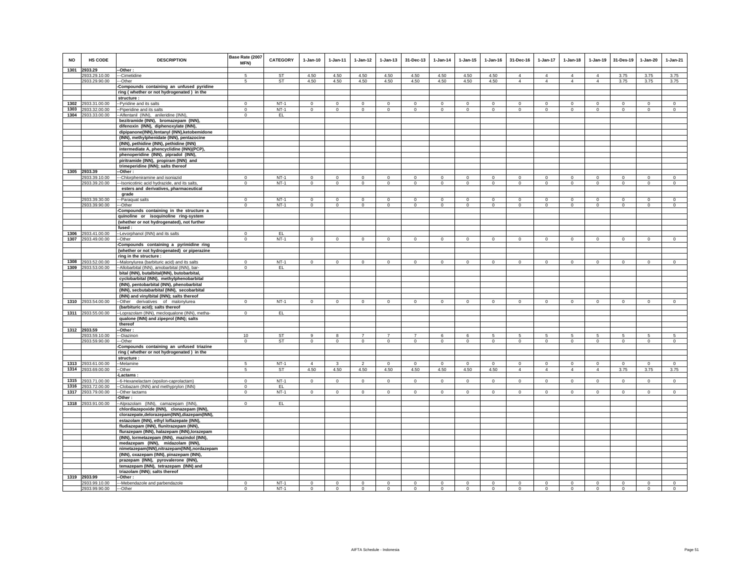| NO | HS CODE | DESCRIPTION | Base Rate (2007 MFN) | CATEGORY | 1-Jan-10 | 1-Jan-11 | 1-Jan-12 | 1-Jan-13 | 31-Dec-13 | 1-Jan-14 | 1-Jan-15 | 1-Jan-16 | 31-Dec-16 | 1-Jan-17 | 1-Jan-18 | 1-Jan-19 | 31-Des-19 | 1-Jan-20 | 1-Jan-21 |
|---|---|---|---|---|---|---|---|---|---|---|---|---|---|---|---|---|---|---|---|
| 1301 | 2933.29 | -Other : | | | | | | | | | | | | | | | | | |
| | 2933.29.10.00 | ---Cimetidine | 5 | ST | 4.50 | 4.50 | 4.50 | 4.50 | 4.50 | 4.50 | 4.50 | 4.50 | 4 | 4 | 4 | 4 | 3.75 | 3.75 | 3.75 |
| | 2933.29.90.00 | ---Other | 5 | ST | 4.50 | 4.50 | 4.50 | 4.50 | 4.50 | 4.50 | 4.50 | 4.50 | 4 | 4 | 4 | 4 | 3.75 | 3.75 | 3.75 |
| | | -Compounds containing an unfused pyridine ring ( whether or not hydrogenated ) in the structure : | | | | | | | | | | | | | | | | | |
| 1302 | 2933.31.00.00 | --Pyridine and its salts | 0 | NT-1 | 0 | 0 | 0 | 0 | 0 | 0 | 0 | 0 | 0 | 0 | 0 | 0 | 0 | 0 | 0 |
| 1303 | 2933.32.00.00 | --Piperidine and its salts | 0 | NT-1 | 0 | 0 | 0 | 0 | 0 | 0 | 0 | 0 | 0 | 0 | 0 | 0 | 0 | 0 | 0 |
| 1304 | 2933.33.00.00 | --Alfentanil (INN), anileridine (INN), bezitramide (INN), bromazepam (INN), difenoxin (INN), diphenoxylate (INN), dipipanone(INN),fentanyl (INN),ketobemidone (INN), methylphenidate (INN), pentazocine (INN), pethidine (INN), pethidine (INN) intermediate A, phencyclidine (INN)(PCP), phenoperidine (INN), pipradol (INN), piritramide (INN), propiram (INN) and trimeperidine (INN); salts thereof | 0 | EL | | | | | | | | | | | | | | | |
| 1305 | 2933.39 | --Other : | | | | | | | | | | | | | | | | | |
| | 2933.39.10.00 | ---Chlorpheniramine and isoniazid | 0 | NT-1 | 0 | 0 | 0 | 0 | 0 | 0 | 0 | 0 | 0 | 0 | 0 | 0 | 0 | 0 | 0 |
| | 2933.39.20.00 | ---Isonicotinic acid hydrazide, and its salts, esters and derivatives, pharmaceutical grade | 0 | NT-1 | 0 | 0 | 0 | 0 | 0 | 0 | 0 | 0 | 0 | 0 | 0 | 0 | 0 | 0 | 0 |
| | 2933.39.30.00 | ---Paraquat salts | 0 | NT-1 | 0 | 0 | 0 | 0 | 0 | 0 | 0 | 0 | 0 | 0 | 0 | 0 | 0 | 0 | 0 |
| | 2933.39.90.00 | ---Other | 0 | NT-1 | 0 | 0 | 0 | 0 | 0 | 0 | 0 | 0 | 0 | 0 | 0 | 0 | 0 | 0 | 0 |
| | | -Compounds containing in the structure a quinoline or isoquinoline ring-system (whether or not hydrogenated), not further fused : | | | | | | | | | | | | | | | | | |
| 1306 | 2933.41.00.00 | --Levorphanol (INN) and its salts | 0 | EL | | | | | | | | | | | | | | | |
| 1307 | 2933.49.00.00 | --Other | 0 | NT-1 | 0 | 0 | 0 | 0 | 0 | 0 | 0 | 0 | 0 | 0 | 0 | 0 | 0 | 0 | 0 |
| | | -Compounds containing a pyrimidine ring (whether or not hydrogenated) or piperazine ring in the structure : | | | | | | | | | | | | | | | | | |
| 1308 | 2933.52.00.00 | --Malonylurea (barbituric acid) and its salts | 0 | NT-1 | 0 | 0 | 0 | 0 | 0 | 0 | 0 | 0 | 0 | 0 | 0 | 0 | 0 | 0 | 0 |
| 1309 | 2933.53.00.00 | --Allobarbital (INN), amobarbital (INN), barbital (INN), butalbital(INN), butobarbital, cyclobarbital (INN), methylphenobarbital (INN), pentobarbital (INN), phenobarbital (INN), secbutabarbital (INN), secobarbital (INN) and vinylbital (INN); salts thereof | 0 | EL | | | | | | | | | | | | | | | |
| 1310 | 2933.54.00.00 | --Other derivatives of malonylurea (barbituric acid); salts thereof | 0 | NT-1 | 0 | 0 | 0 | 0 | 0 | 0 | 0 | 0 | 0 | 0 | 0 | 0 | 0 | 0 | 0 |
| 1311 | 2933.55.00.00 | --Loprazolam (INN), mecloqualone (INN), methaqualone (INN) and zipeprol (INN); salts thereof | 0 | EL | | | | | | | | | | | | | | | |
| 1312 | 2933.59 | --Other : | | | | | | | | | | | | | | | | | |
| | 2933.59.10.00 | ---Diazinon | 10 | ST | 9 | 8 | 7 | 7 | 7 | 6 | 6 | 5 | 5 | 5 | 5 | 5 | 5 | 5 | 5 |
| | 2933.59.90.00 | ---Other | 0 | ST | 0 | 0 | 0 | 0 | 0 | 0 | 0 | 0 | 0 | 0 | 0 | 0 | 0 | 0 | 0 |
| | | -Compounds containing an unfused triazine ring ( whether or not hydrogenated ) in the structure : | | | | | | | | | | | | | | | | | |
| 1313 | 2933.61.00.00 | --Melamine | 5 | NT-1 | 4 | 3 | 2 | 0 | 0 | 0 | 0 | 0 | 0 | 0 | 0 | 0 | 0 | 0 | 0 |
| 1314 | 2933.69.00.00 | --Other | 5 | ST | 4.50 | 4.50 | 4.50 | 4.50 | 4.50 | 4.50 | 4.50 | 4.50 | 4 | 4 | 4 | 4 | 3.75 | 3.75 | 3.75 |
| | | -Lactams : | | | | | | | | | | | | | | | | | |
| 1315 | 2933.71.00.00 | --6-Hexanelactam (epsilon-caprolactam) | 0 | NT-1 | 0 | 0 | 0 | 0 | 0 | 0 | 0 | 0 | 0 | 0 | 0 | 0 | 0 | 0 | 0 |
| 1316 | 2933.72.00.00 | --Clobazam (INN) and methyprylon (INN) | 0 | EL | | | | | | | | | | | | | | | |
| 1317 | 2933.79.00.00 | --Other lactams | 0 | NT-1 | 0 | 0 | 0 | 0 | 0 | 0 | 0 | 0 | 0 | 0 | 0 | 0 | 0 | 0 | 0 |
| | | -Other : | | | | | | | | | | | | | | | | | |
| 1318 | 2933.91.00.00 | --Alprazolam (INN), camazepam (INN), chlordiazepoxide (INN), clonazepam (INN), clorazepate,delorazepam(INN),diazepam(INN), estazolam (INN), ethyl loflazepate (INN), fludiazepam (INN), flunitrazepam (INN), flurazepam (INN), halazepam (INN),lorazepam (INN), lormetazepam (INN), mazindol (INN), medazepam (INN), midazolam (INN), nimetazepam(INN),nitrazepam(INN),nordazepam (INN), oxazepam (INN), pinazepam (INN), prazepam (INN), pyrovalerone (INN), temazepam (INN), tetrazepam (INN) and triazolam (INN); salts thereof | 0 | EL | | | | | | | | | | | | | | | |
| 1319 | 2933.99 | --Other : | | | | | | | | | | | | | | | | | |
| | 2933.99.10.00 | ---Mebendazole and parbendazole | 0 | NT-1 | 0 | 0 | 0 | 0 | 0 | 0 | 0 | 0 | 0 | 0 | 0 | 0 | 0 | 0 | 0 |
| | 2933.99.90.00 | ---Other | 0 | NT-1 | 0 | 0 | 0 | 0 | 0 | 0 | 0 | 0 | 0 | 0 | 0 | 0 | 0 | 0 | 0 |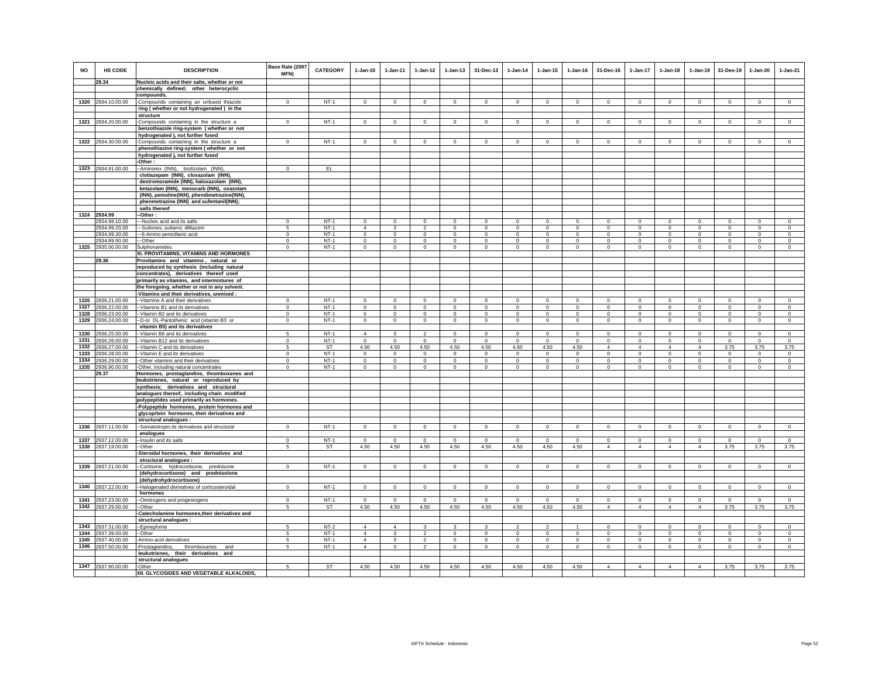| NO | HS CODE | DESCRIPTION | Base Rate (2007 MFN) | CATEGORY | 1-Jan-10 | 1-Jan-11 | 1-Jan-12 | 1-Jan-13 | 31-Dec-13 | 1-Jan-14 | 1-Jan-15 | 1-Jan-16 | 31-Dec-16 | 1-Jan-17 | 1-Jan-18 | 1-Jan-19 | 31-Des-19 | 1-Jan-20 | 1-Jan-21 |
|---|---|---|---|---|---|---|---|---|---|---|---|---|---|---|---|---|---|---|---|
| | 29.34 | Nucleic acids and their salts, whether or not chemically defined; other heterocyclic compounds. | | | | | | | | | | | | | | | | | |
| 1320 | 2934.10.00.00 | -Compounds containing an unfused thiazole ring ( whether or not hydrogenated ) in the structure | 0 | NT-1 | 0 | 0 | 0 | 0 | 0 | 0 | 0 | 0 | 0 | 0 | 0 | 0 | 0 | 0 | 0 |
| 1321 | 2934.20.00.00 | -Compounds containing in the structure a benzothiazole ring-system ( whether or not hydrogenated ), not further fused | 0 | NT-1 | 0 | 0 | 0 | 0 | 0 | 0 | 0 | 0 | 0 | 0 | 0 | 0 | 0 | 0 | 0 |
| 1322 | 2934.30.00.00 | -Compounds containing in the structure a phenothiazine ring-system ( whether or not hydrogenated ), not further fused | 0 | NT-1 | 0 | 0 | 0 | 0 | 0 | 0 | 0 | 0 | 0 | 0 | 0 | 0 | 0 | 0 | 0 |
| | | -Other : | | | | | | | | | | | | | | | | | |
| 1323 | 2934.91.00.00 | --Aminorex (INN), brotizolam (INN), clotiazepam (INN), cloxazolam (INN), dextromoramide (INN), haloxazolam (INN), ketazolam (INN), mesocarb (INN), oxazolam (INN), pemoline(INN), phendimetrazine(INN), phenmetrazine (INN) and sufentanil(INN); salts thereof | 0 | EL | | | | | | | | | | | | | | | |
| 1324 | 2934.99 | --Other : | | | | | | | | | | | | | | | | | |
| | 2934.99.10.00 | ---Nucleic acid and its salts | 0 | NT-1 | 0 | 0 | 0 | 0 | 0 | 0 | 0 | 0 | 0 | 0 | 0 | 0 | 0 | 0 | 0 |
| | 2934.99.20.00 | ---Sultones; sultams; diltiazem | 5 | NT-1 | 4 | 3 | 2 | 0 | 0 | 0 | 0 | 0 | 0 | 0 | 0 | 0 | 0 | 0 | 0 |
| | 2934.99.30.00 | ---6-Amino penicillanic acid | 0 | NT-1 | 0 | 0 | 0 | 0 | 0 | 0 | 0 | 0 | 0 | 0 | 0 | 0 | 0 | 0 | 0 |
| | 2934.99.90.00 | ---Other | 0 | NT-1 | 0 | 0 | 0 | 0 | 0 | 0 | 0 | 0 | 0 | 0 | 0 | 0 | 0 | 0 | 0 |
| 1325 | 2935.00.00.00 | Sulphonamides. | 0 | NT-1 | 0 | 0 | 0 | 0 | 0 | 0 | 0 | 0 | 0 | 0 | 0 | 0 | 0 | 0 | 0 |
| | | XI. PROVITAMINS, VITAMINS AND HORMONES | | | | | | | | | | | | | | | | | |
| | 29.36 | Provitamins and vitamins , natural or reproduced by synthesis (including natural concentrates), derivatives thereof used primarily as vitamins, and intermixtures of the foregoing, whether or not in any solvent. | | | | | | | | | | | | | | | | | |
| | | -Vitamins and their derivatives, unmixed : | | | | | | | | | | | | | | | | | |
| 1326 | 2936.21.00.00 | --Vitamins A and their derivatives | 0 | NT-1 | 0 | 0 | 0 | 0 | 0 | 0 | 0 | 0 | 0 | 0 | 0 | 0 | 0 | 0 | 0 |
| 1327 | 2936.22.00.00 | --Vitamins B1 and its derivatives | 0 | NT-1 | 0 | 0 | 0 | 0 | 0 | 0 | 0 | 0 | 0 | 0 | 0 | 0 | 0 | 0 | 0 |
| 1328 | 2936.23.00.00 | --Vitamin B2 and its derivatives | 0 | NT-1 | 0 | 0 | 0 | 0 | 0 | 0 | 0 | 0 | 0 | 0 | 0 | 0 | 0 | 0 | 0 |
| 1329 | 2936.24.00.00 | --D-or DL-Pantothenic acid (vitamin B3 or vitamin B5) and its derivatives | 0 | NT-1 | 0 | 0 | 0 | 0 | 0 | 0 | 0 | 0 | 0 | 0 | 0 | 0 | 0 | 0 | 0 |
| 1330 | 2936.25.00.00 | --Vitamin B6 and its derivatives | 5 | NT-1 | 4 | 3 | 2 | 0 | 0 | 0 | 0 | 0 | 0 | 0 | 0 | 0 | 0 | 0 | 0 |
| 1331 | 2936.26.00.00 | --Vitamin B12 and its derivatives | 0 | NT-1 | 0 | 0 | 0 | 0 | 0 | 0 | 0 | 0 | 0 | 0 | 0 | 0 | 0 | 0 | 0 |
| 1332 | 2936.27.00.00 | --Vitamin C and its derivatives | 5 | ST | 4.50 | 4.50 | 4.50 | 4.50 | 4.50 | 4.50 | 4.50 | 4.50 | 4 | 4 | 4 | 4 | 3.75 | 3.75 | 3.75 |
| 1333 | 2936.28.00.00 | --Vitamin E and its derivatives | 0 | NT-1 | 0 | 0 | 0 | 0 | 0 | 0 | 0 | 0 | 0 | 0 | 0 | 0 | 0 | 0 | 0 |
| 1334 | 2936.29.00.00 | --Other vitamins and their derivatives | 0 | NT-1 | 0 | 0 | 0 | 0 | 0 | 0 | 0 | 0 | 0 | 0 | 0 | 0 | 0 | 0 | 0 |
| 1335 | 2936.90.00.00 | -Other, including natural concentrates | 0 | NT-1 | 0 | 0 | 0 | 0 | 0 | 0 | 0 | 0 | 0 | 0 | 0 | 0 | 0 | 0 | 0 |
| | 29.37 | Hormones, prostaglandins, thromboxanes and leukotrienes, natural or reproduced by synthesis; derivatives and structural analogues thereof, including chain modified polypeptides used primarily as hormones. | | | | | | | | | | | | | | | | | |
| | | -Polypeptide hormones, protein hormones and glycoprtein hormones, their derivatives and structural analogues : | | | | | | | | | | | | | | | | | |
| 1336 | 2937.11.00.00 | --Somatotropin,its derivatives and structural analogues | 0 | NT-1 | 0 | 0 | 0 | 0 | 0 | 0 | 0 | 0 | 0 | 0 | 0 | 0 | 0 | 0 | 0 |
| 1337 | 2937.12.00.00 | --Insulin and its salts | 0 | NT-1 | 0 | 0 | 0 | 0 | 0 | 0 | 0 | 0 | 0 | 0 | 0 | 0 | 0 | 0 | 0 |
| 1338 | 2937.19.00.00 | --Other | 5 | ST | 4.50 | 4.50 | 4.50 | 4.50 | 4.50 | 4.50 | 4.50 | 4.50 | 4 | 4 | 4 | 4 | 3.75 | 3.75 | 3.75 |
| | | -Steroidal hormones, their derivatives and structural analogues : | | | | | | | | | | | | | | | | | |
| 1339 | 2937.21.00.00 | --Cortisone, hydrocortisone, prednisone (dehydrocortisone) and prednisolone (dehydrohydrocortisone) | 0 | NT-1 | 0 | 0 | 0 | 0 | 0 | 0 | 0 | 0 | 0 | 0 | 0 | 0 | 0 | 0 | 0 |
| 1340 | 2937.22.00.00 | --Halogenated derivatives of corticosteroidal hormones | 0 | NT-1 | 0 | 0 | 0 | 0 | 0 | 0 | 0 | 0 | 0 | 0 | 0 | 0 | 0 | 0 | 0 |
| 1341 | 2937.23.00.00 | --Oestrogens and progestogens | 0 | NT-1 | 0 | 0 | 0 | 0 | 0 | 0 | 0 | 0 | 0 | 0 | 0 | 0 | 0 | 0 | 0 |
| 1342 | 2937.29.00.00 | --Other | 5 | ST | 4.50 | 4.50 | 4.50 | 4.50 | 4.50 | 4.50 | 4.50 | 4.50 | 4 | 4 | 4 | 4 | 3.75 | 3.75 | 3.75 |
| | | -Catecholamine hormones,their derivatives and structural analogues : | | | | | | | | | | | | | | | | | |
| 1343 | 2937.31.00.00 | --Epinephrine | 5 | NT-2 | 4 | 4 | 3 | 3 | 3 | 2 | 2 | 1 | 0 | 0 | 0 | 0 | 0 | 0 | 0 |
| 1344 | 2937.39.00.00 | --Other | 5 | NT-1 | 4 | 3 | 2 | 0 | 0 | 0 | 0 | 0 | 0 | 0 | 0 | 0 | 0 | 0 | 0 |
| 1345 | 2937.40.00.00 | -Amino-acid derivatives | 5 | NT-1 | 4 | 3 | 2 | 0 | 0 | 0 | 0 | 0 | 0 | 0 | 0 | 0 | 0 | 0 | 0 |
| 1346 | 2937.50.00.00 | -Prostaglandins, thromboxanes and leukotrienes, their derivatives and structural analogues | 5 | NT-1 | 4 | 3 | 2 | 0 | 0 | 0 | 0 | 0 | 0 | 0 | 0 | 0 | 0 | 0 | 0 |
| 1347 | 2937.90.00.00 | -Other | 5 | ST | 4.50 | 4.50 | 4.50 | 4.50 | 4.50 | 4.50 | 4.50 | 4.50 | 4 | 4 | 4 | 4 | 3.75 | 3.75 | 3.75 |
| | | XII. GLYCOSIDES AND VEGETABLE ALKALOIDS, | | | | | | | | | | | | | | | | | |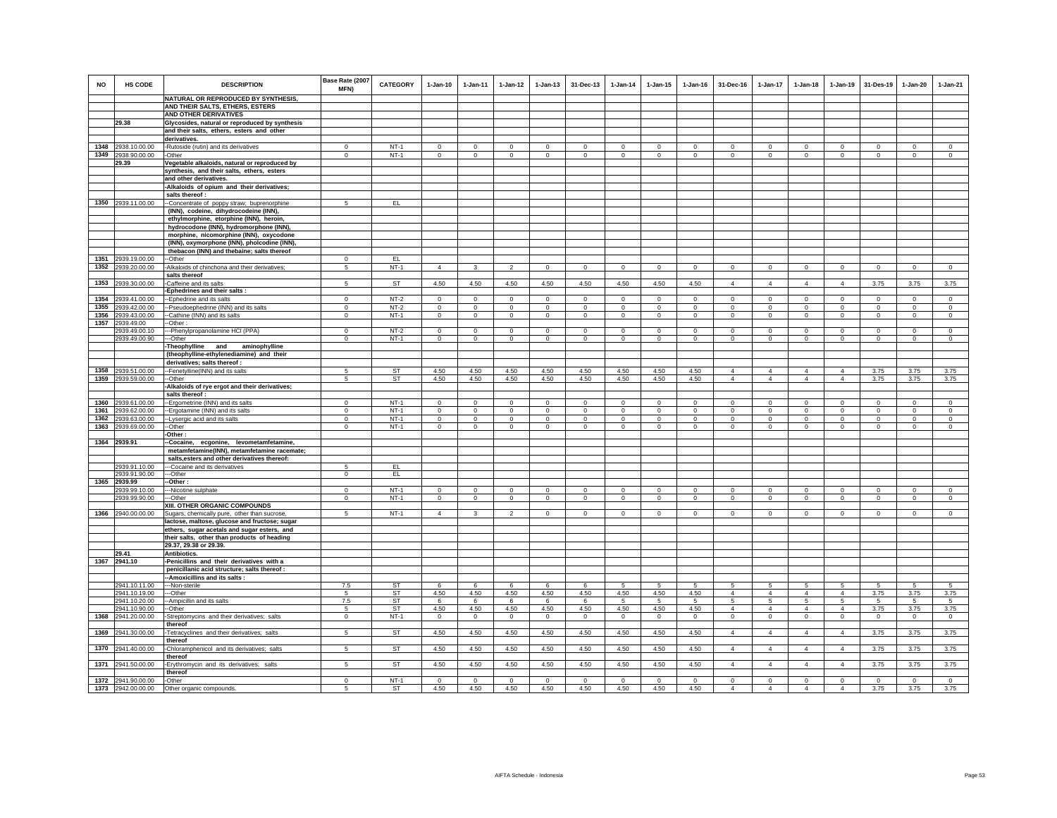| NO | HS CODE | DESCRIPTION | Base Rate (2007 MFN) | CATEGORY | 1-Jan-10 | 1-Jan-11 | 1-Jan-12 | 1-Jan-13 | 31-Dec-13 | 1-Jan-14 | 1-Jan-15 | 1-Jan-16 | 31-Dec-16 | 1-Jan-17 | 1-Jan-18 | 1-Jan-19 | 31-Des-19 | 1-Jan-20 | 1-Jan-21 |
|---|---|---|---|---|---|---|---|---|---|---|---|---|---|---|---|---|---|---|---|
| | | NATURAL OR REPRODUCED BY SYNTHESIS, | | | | | | | | | | | | | | | | | |
| | | AND THEIR SALTS, ETHERS, ESTERS | | | | | | | | | | | | | | | | | |
| | | AND OTHER DERIVATIVES | | | | | | | | | | | | | | | | | |
| | 29.38 | Glycosides, natural or reproduced by synthesis | | | | | | | | | | | | | | | | | |
| | | and their salts, ethers, esters and other | | | | | | | | | | | | | | | | | |
| | | derivatives. | | | | | | | | | | | | | | | | | |
| 1348 | 2938.10.00.00 | -Rutoside (rutin) and its derivatives | 0 | NT-1 | 0 | 0 | 0 | 0 | 0 | 0 | 0 | 0 | 0 | 0 | 0 | 0 | 0 | 0 | 0 |
| 1349 | 2938.90.00.00 | -Other | 0 | NT-1 | 0 | 0 | 0 | 0 | 0 | 0 | 0 | 0 | 0 | 0 | 0 | 0 | 0 | 0 | 0 |
| | 29.39 | Vegetable alkaloids, natural or reproduced by | | | | | | | | | | | | | | | | | |
| | | synthesis, and their salts, ethers, esters | | | | | | | | | | | | | | | | | |
| | | and other derivatives. | | | | | | | | | | | | | | | | | |
| | | -Alkaloids of opium and their derivatives; | | | | | | | | | | | | | | | | | |
| | | salts thereof : | | | | | | | | | | | | | | | | | |
| 1350 | 2939.11.00.00 | --Concentrate of poppy straw; buprenorphine | 5 | EL | | | | | | | | | | | | | | | |
| | | (INN), codeine, dihydrocodeine (INN), | | | | | | | | | | | | | | | | | |
| | | ethylmorphine, etorphine (INN), heroin, | | | | | | | | | | | | | | | | | |
| | | hydrocodone (INN), hydromorphone (INN), | | | | | | | | | | | | | | | | | |
| | | morphine, nicomorphine (INN), oxycodone | | | | | | | | | | | | | | | | | |
| | | (INN), oxymorphone (INN), pholcodine (INN), | | | | | | | | | | | | | | | | | |
| | | thebacon (INN) and thebaine; salts thereof | | | | | | | | | | | | | | | | | |
| 1351 | 2939.19.00.00 | --Other | 0 | EL | | | | | | | | | | | | | | | |
| 1352 | 2939.20.00.00 | -Alkaloids of chinchona and their derivatives; | 5 | NT-1 | 4 | 3 | 2 | 0 | 0 | 0 | 0 | 0 | 0 | 0 | 0 | 0 | 0 | 0 | 0 |
| | | salts thereof | | | | | | | | | | | | | | | | | |
| 1353 | 2939.30.00.00 | -Caffeine and its salts | 5 | ST | 4.50 | 4.50 | 4.50 | 4.50 | 4.50 | 4.50 | 4.50 | 4.50 | 4 | 4 | 4 | 4 | 3.75 | 3.75 | 3.75 |
| | | -Ephedrines and their salts : | | | | | | | | | | | | | | | | | |
| 1354 | 2939.41.00.00 | --Ephedrine and its salts | 0 | NT-2 | 0 | 0 | 0 | 0 | 0 | 0 | 0 | 0 | 0 | 0 | 0 | 0 | 0 | 0 | 0 |
| 1355 | 2939.42.00.00 | --Pseudoephedrine (INN) and its salts | 0 | NT-2 | 0 | 0 | 0 | 0 | 0 | 0 | 0 | 0 | 0 | 0 | 0 | 0 | 0 | 0 | 0 |
| 1356 | 2939.43.00.00 | --Cathine (INN) and its salts | 0 | NT-1 | 0 | 0 | 0 | 0 | 0 | 0 | 0 | 0 | 0 | 0 | 0 | 0 | 0 | 0 | 0 |
| 1357 | 2939.49.00 | --Other : | | | | | | | | | | | | | | | | | |
| | 2939.49.00.10 | ---Phenylpropanolamine HCl (PPA) | 0 | NT-2 | 0 | 0 | 0 | 0 | 0 | 0 | 0 | 0 | 0 | 0 | 0 | 0 | 0 | 0 | 0 |
| | 2939.49.00.90 | ---Other | 0 | NT-1 | 0 | 0 | 0 | 0 | 0 | 0 | 0 | 0 | 0 | 0 | 0 | 0 | 0 | 0 | 0 |
| | | -Theophylline and aminophylline | | | | | | | | | | | | | | | | | |
| | | (theophylline-ethylenediamine) and their | | | | | | | | | | | | | | | | | |
| | | derivatives; salts thereof : | | | | | | | | | | | | | | | | | |
| 1358 | 2939.51.00.00 | --Fenetylline(INN) and its salts | 5 | ST | 4.50 | 4.50 | 4.50 | 4.50 | 4.50 | 4.50 | 4.50 | 4.50 | 4 | 4 | 4 | 4 | 3.75 | 3.75 | 3.75 |
| 1359 | 2939.59.00.00 | --Other | 5 | ST | 4.50 | 4.50 | 4.50 | 4.50 | 4.50 | 4.50 | 4.50 | 4.50 | 4 | 4 | 4 | 4 | 3.75 | 3.75 | 3.75 |
| | | -Alkaloids of rye ergot and their derivatives; | | | | | | | | | | | | | | | | | |
| | | salts thereof : | | | | | | | | | | | | | | | | | |
| 1360 | 2939.61.00.00 | --Ergometrine (INN) and its salts | 0 | NT-1 | 0 | 0 | 0 | 0 | 0 | 0 | 0 | 0 | 0 | 0 | 0 | 0 | 0 | 0 | 0 |
| 1361 | 2939.62.00.00 | --Ergotamine (INN) and its salts | 0 | NT-1 | 0 | 0 | 0 | 0 | 0 | 0 | 0 | 0 | 0 | 0 | 0 | 0 | 0 | 0 | 0 |
| 1362 | 2939.63.00.00 | --Lysergic acid and its salts | 0 | NT-1 | 0 | 0 | 0 | 0 | 0 | 0 | 0 | 0 | 0 | 0 | 0 | 0 | 0 | 0 | 0 |
| 1363 | 2939.69.00.00 | --Other | 0 | NT-1 | 0 | 0 | 0 | 0 | 0 | 0 | 0 | 0 | 0 | 0 | 0 | 0 | 0 | 0 | 0 |
| | | -Other : | | | | | | | | | | | | | | | | | |
| 1364 | 2939.91 | --Cocaine, ecgonine, levometamfetamine, | | | | | | | | | | | | | | | | | |
| | | metamfetamine(INN), metamfetamine racemate; | | | | | | | | | | | | | | | | | |
| | | salts,esters and other derivatives thereof: | | | | | | | | | | | | | | | | | |
| | 2939.91.10.00 | ---Cocaine and its derivatives | 5 | EL | | | | | | | | | | | | | | | |
| | 2939.91.90.00 | ---Other | 0 | EL | | | | | | | | | | | | | | | |
| 1365 | 2939.99 | --Other : | | | | | | | | | | | | | | | | | |
| | 2939.99.10.00 | ---Nicotine sulphate | 0 | NT-1 | 0 | 0 | 0 | 0 | 0 | 0 | 0 | 0 | 0 | 0 | 0 | 0 | 0 | 0 | 0 |
| | 2939.99.90.00 | ---Other | 0 | NT-1 | 0 | 0 | 0 | 0 | 0 | 0 | 0 | 0 | 0 | 0 | 0 | 0 | 0 | 0 | 0 |
| | | XIII. OTHER ORGANIC COMPOUNDS | | | | | | | | | | | | | | | | | |
| 1366 | 2940.00.00.00 | Sugars, chemically pure, other than sucrose, | 5 | NT-1 | 4 | 3 | 2 | 0 | 0 | 0 | 0 | 0 | 0 | 0 | 0 | 0 | 0 | 0 | 0 |
| | | lactose, maltose, glucose and fructose; sugar | | | | | | | | | | | | | | | | | |
| | | ethers, sugar acetals and sugar esters, and | | | | | | | | | | | | | | | | | |
| | | their salts, other than products of heading | | | | | | | | | | | | | | | | | |
| | | 29.37, 29.38 or 29.39. | | | | | | | | | | | | | | | | | |
| | 29.41 | Antibiotics. | | | | | | | | | | | | | | | | | |
| 1367 | 2941.10 | -Penicillins and their derivatives with a | | | | | | | | | | | | | | | | | |
| | | penicillanic acid structure; salts thereof : | | | | | | | | | | | | | | | | | |
| | | --Amoxicillins and its salts : | | | | | | | | | | | | | | | | | |
| | 2941.10.11.00 | ---Non-sterile | 7.5 | ST | 6 | 6 | 6 | 6 | 6 | 5 | 5 | 5 | 5 | 5 | 5 | 5 | 5 | 5 | 5 |
| | 2941.10.19.00 | ---Other | 5 | ST | 4.50 | 4.50 | 4.50 | 4.50 | 4.50 | 4.50 | 4.50 | 4.50 | 4 | 4 | 4 | 4 | 3.75 | 3.75 | 3.75 |
| | 2941.10.20.00 | --Ampicillin and its salts | 7.5 | ST | 6 | 6 | 6 | 6 | 6 | 5 | 5 | 5 | 5 | 5 | 5 | 5 | 5 | 5 | 5 |
| | 2941.10.90.00 | --Other | 5 | ST | 4.50 | 4.50 | 4.50 | 4.50 | 4.50 | 4.50 | 4.50 | 4.50 | 4 | 4 | 4 | 4 | 3.75 | 3.75 | 3.75 |
| 1368 | 2941.20.00.00 | -Streptomycins and their derivatives; salts | 0 | NT-1 | 0 | 0 | 0 | 0 | 0 | 0 | 0 | 0 | 0 | 0 | 0 | 0 | 0 | 0 | 0 |
| | | thereof | | | | | | | | | | | | | | | | | |
| 1369 | 2941.30.00.00 | -Tetracyclines and their derivatives; salts | 5 | ST | 4.50 | 4.50 | 4.50 | 4.50 | 4.50 | 4.50 | 4.50 | 4.50 | 4 | 4 | 4 | 4 | 3.75 | 3.75 | 3.75 |
| | | thereof | | | | | | | | | | | | | | | | | |
| 1370 | 2941.40.00.00 | -Chloramphenicol and its derivatives; salts | 5 | ST | 4.50 | 4.50 | 4.50 | 4.50 | 4.50 | 4.50 | 4.50 | 4.50 | 4 | 4 | 4 | 4 | 3.75 | 3.75 | 3.75 |
| | | thereof | | | | | | | | | | | | | | | | | |
| 1371 | 2941.50.00.00 | -Erythromycin and its derivatives; salts | 5 | ST | 4.50 | 4.50 | 4.50 | 4.50 | 4.50 | 4.50 | 4.50 | 4.50 | 4 | 4 | 4 | 4 | 3.75 | 3.75 | 3.75 |
| | | thereof | | | | | | | | | | | | | | | | | |
| 1372 | 2941.90.00.00 | -Other | 0 | NT-1 | 0 | 0 | 0 | 0 | 0 | 0 | 0 | 0 | 0 | 0 | 0 | 0 | 0 | 0 | 0 |
| 1373 | 2942.00.00.00 | Other organic compounds. | 5 | ST | 4.50 | 4.50 | 4.50 | 4.50 | 4.50 | 4.50 | 4.50 | 4.50 | 4 | 4 | 4 | 4 | 3.75 | 3.75 | 3.75 |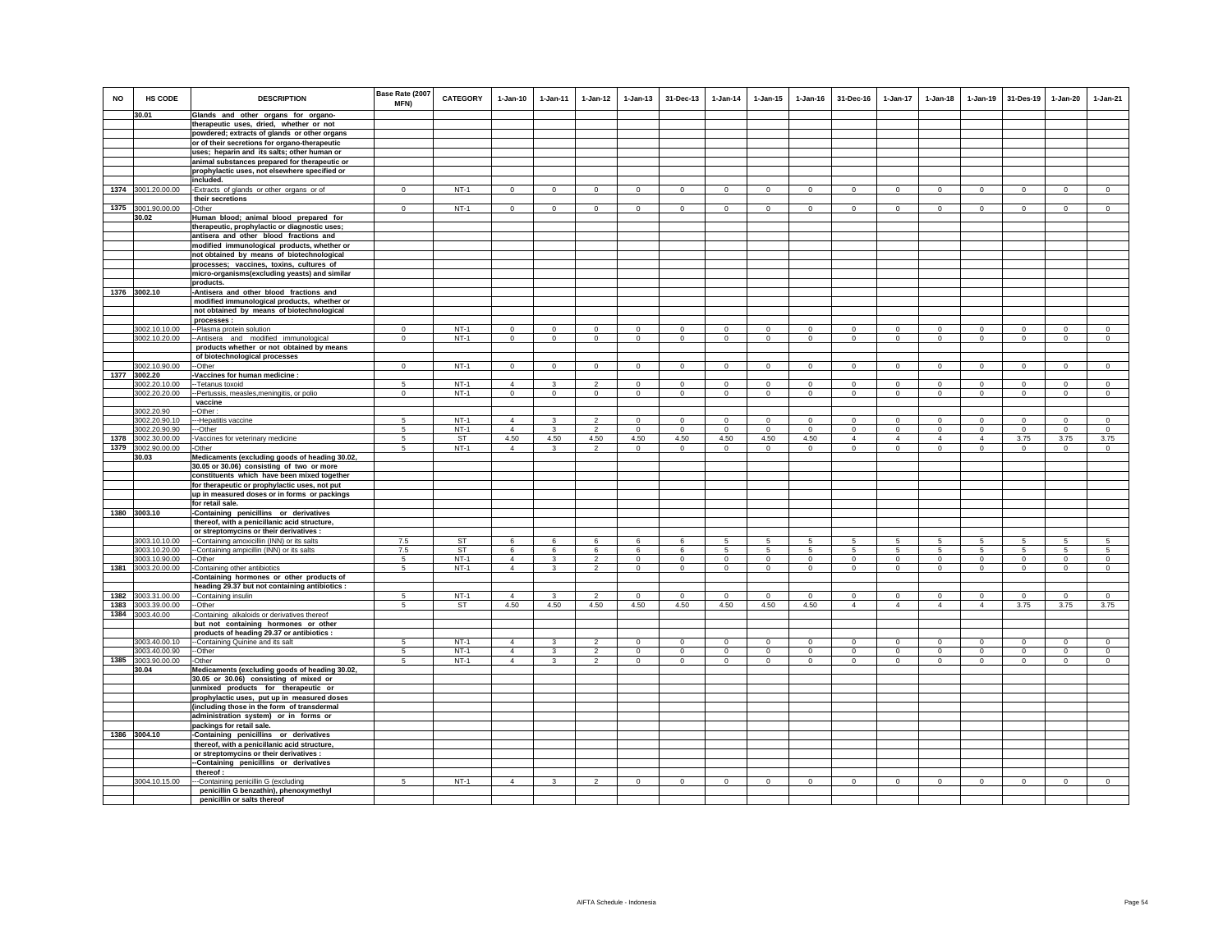| NO | HS CODE | DESCRIPTION | Base Rate (2007 MFN) | CATEGORY | 1-Jan-10 | 1-Jan-11 | 1-Jan-12 | 1-Jan-13 | 31-Dec-13 | 1-Jan-14 | 1-Jan-15 | 1-Jan-16 | 31-Dec-16 | 1-Jan-17 | 1-Jan-18 | 1-Jan-19 | 31-Des-19 | 1-Jan-20 | 1-Jan-21 |
|---|---|---|---|---|---|---|---|---|---|---|---|---|---|---|---|---|---|---|---|
| | **30.01** | **Glands and other organs for organo-therapeutic uses, dried, whether or not powdered; extracts of glands or other organs or of their secretions for organo-therapeutic uses; heparin and its salts; other human or animal substances prepared for therapeutic or prophylactic uses, not elsewhere specified or included.** | | | | | | | | | | | | | | | | | |
| 1374 | 3001.20.00.00 | -Extracts of glands or other organs or of their secretions | 0 | NT-1 | 0 | 0 | 0 | 0 | 0 | 0 | 0 | 0 | 0 | 0 | 0 | 0 | 0 | 0 | 0 |
| 1375 | 3001.90.00.00 | -Other | 0 | NT-1 | 0 | 0 | 0 | 0 | 0 | 0 | 0 | 0 | 0 | 0 | 0 | 0 | 0 | 0 | 0 |
| | **30.02** | **Human blood; animal blood prepared for therapeutic, prophylactic or diagnostic uses; antisera and other blood fractions and modified immunological products, whether or not obtained by means of biotechnological processes; vaccines, toxins, cultures of micro-organisms(excluding yeasts) and similar products.** | | | | | | | | | | | | | | | | | |
| 1376 | **3002.10** | **-Antisera and other blood fractions and modified immunological products, whether or not obtained by means of biotechnological processes :** | | | | | | | | | | | | | | | | | |
| | 3002.10.10.00 | --Plasma protein solution | 0 | NT-1 | 0 | 0 | 0 | 0 | 0 | 0 | 0 | 0 | 0 | 0 | 0 | 0 | 0 | 0 | 0 |
| | 3002.10.20.00 | --Antisera and modified immunological products whether or not obtained by means of biotechnological processes | 0 | NT-1 | 0 | 0 | 0 | 0 | 0 | 0 | 0 | 0 | 0 | 0 | 0 | 0 | 0 | 0 | 0 |
| | 3002.10.90.00 | --Other | 0 | NT-1 | 0 | 0 | 0 | 0 | 0 | 0 | 0 | 0 | 0 | 0 | 0 | 0 | 0 | 0 | 0 |
| 1377 | **3002.20** | **-Vaccines for human medicine :** | | | | | | | | | | | | | | | | | |
| | 3002.20.10.00 | --Tetanus toxoid | 5 | NT-1 | 4 | 3 | 2 | 0 | 0 | 0 | 0 | 0 | 0 | 0 | 0 | 0 | 0 | 0 | 0 |
| | 3002.20.20.00 | --Pertussis, measles,meningitis, or polio vaccine | 0 | NT-1 | 0 | 0 | 0 | 0 | 0 | 0 | 0 | 0 | 0 | 0 | 0 | 0 | 0 | 0 | 0 |
| | 3002.20.90 | --Other : | | | | | | | | | | | | | | | | | |
| | 3002.20.90.10 | ---Hepatitis vaccine | 5 | NT-1 | 4 | 3 | 2 | 0 | 0 | 0 | 0 | 0 | 0 | 0 | 0 | 0 | 0 | 0 | 0 |
| | 3002.20.90.90 | ---Other | 5 | NT-1 | 4 | 3 | 2 | 0 | 0 | 0 | 0 | 0 | 0 | 0 | 0 | 0 | 0 | 0 | 0 |
| 1378 | 3002.30.00.00 | -Vaccines for veterinary medicine | 5 | ST | 4.50 | 4.50 | 4.50 | 4.50 | 4.50 | 4.50 | 4.50 | 4.50 | 4 | 4 | 4 | 4 | 3.75 | 3.75 | 3.75 |
| 1379 | 3002.90.00.00 | -Other | 5 | NT-1 | 4 | 3 | 2 | 0 | 0 | 0 | 0 | 0 | 0 | 0 | 0 | 0 | 0 | 0 | 0 |
| | **30.03** | **Medicaments (excluding goods of heading 30.02, 30.05 or 30.06) consisting of two or more constituents which have been mixed together for therapeutic or prophylactic uses, not put up in measured doses or in forms or packings for retail sale.** | | | | | | | | | | | | | | | | | |
| 1380 | **3003.10** | **-Containing penicillins or derivatives thereof, with a penicillanic acid structure, or streptomycins or their derivatives :** | | | | | | | | | | | | | | | | | |
| | 3003.10.10.00 | --Containing amoxicillin (INN) or its salts | 7.5 | ST | 6 | 6 | 6 | 6 | 6 | 5 | 5 | 5 | 5 | 5 | 5 | 5 | 5 | 5 | 5 |
| | 3003.10.20.00 | --Containing ampicillin (INN) or its salts | 7.5 | ST | 6 | 6 | 6 | 6 | 6 | 5 | 5 | 5 | 5 | 5 | 5 | 5 | 5 | 5 | 5 |
| | 3003.10.90.00 | --Other | 5 | NT-1 | 4 | 3 | 2 | 0 | 0 | 0 | 0 | 0 | 0 | 0 | 0 | 0 | 0 | 0 | 0 |
| 1381 | 3003.20.00.00 | -Containing other antibiotics | 5 | NT-1 | 4 | 3 | 2 | 0 | 0 | 0 | 0 | 0 | 0 | 0 | 0 | 0 | 0 | 0 | 0 |
| | | **-Containing hormones or other products of heading 29.37 but not containing antibiotics :** | | | | | | | | | | | | | | | | | |
| 1382 | 3003.31.00.00 | --Containing insulin | 5 | NT-1 | 4 | 3 | 2 | 0 | 0 | 0 | 0 | 0 | 0 | 0 | 0 | 0 | 0 | 0 | 0 |
| 1383 | 3003.39.00.00 | --Other | 5 | ST | 4.50 | 4.50 | 4.50 | 4.50 | 4.50 | 4.50 | 4.50 | 4.50 | 4 | 4 | 4 | 4 | 3.75 | 3.75 | 3.75 |
| 1384 | 3003.40.00 | -Containing alkaloids or derivatives thereof but not containing hormones or other products of heading 29.37 or antibiotics : | | | | | | | | | | | | | | | | | |
| | 3003.40.00.10 | --Containing Quinine and its salt | 5 | NT-1 | 4 | 3 | 2 | 0 | 0 | 0 | 0 | 0 | 0 | 0 | 0 | 0 | 0 | 0 | 0 |
| | 3003.40.00.90 | --Other | 5 | NT-1 | 4 | 3 | 2 | 0 | 0 | 0 | 0 | 0 | 0 | 0 | 0 | 0 | 0 | 0 | 0 |
| 1385 | 3003.90.00.00 | -Other | 5 | NT-1 | 4 | 3 | 2 | 0 | 0 | 0 | 0 | 0 | 0 | 0 | 0 | 0 | 0 | 0 | 0 |
| | **30.04** | **Medicaments (excluding goods of heading 30.02, 30.05 or 30.06) consisting of mixed or unmixed products for therapeutic or prophylactic uses, put up in measured doses (including those in the form of transdermal administration system) or in forms or packings for retail sale.** | | | | | | | | | | | | | | | | | |
| 1386 | **3004.10** | **-Containing penicillins or derivatives thereof, with a penicillanic acid structure, or streptomycins or their derivatives :** | | | | | | | | | | | | | | | | | |
| | | **--Containing penicillins or derivatives thereof :** | | | | | | | | | | | | | | | | | |
| | 3004.10.15.00 | ---Containing penicillin G (excluding **penicillin G benzathin), phenoxymethyl penicillin or salts thereof** | 5 | NT-1 | 4 | 3 | 2 | 0 | 0 | 0 | 0 | 0 | 0 | 0 | 0 | 0 | 0 | 0 | 0 |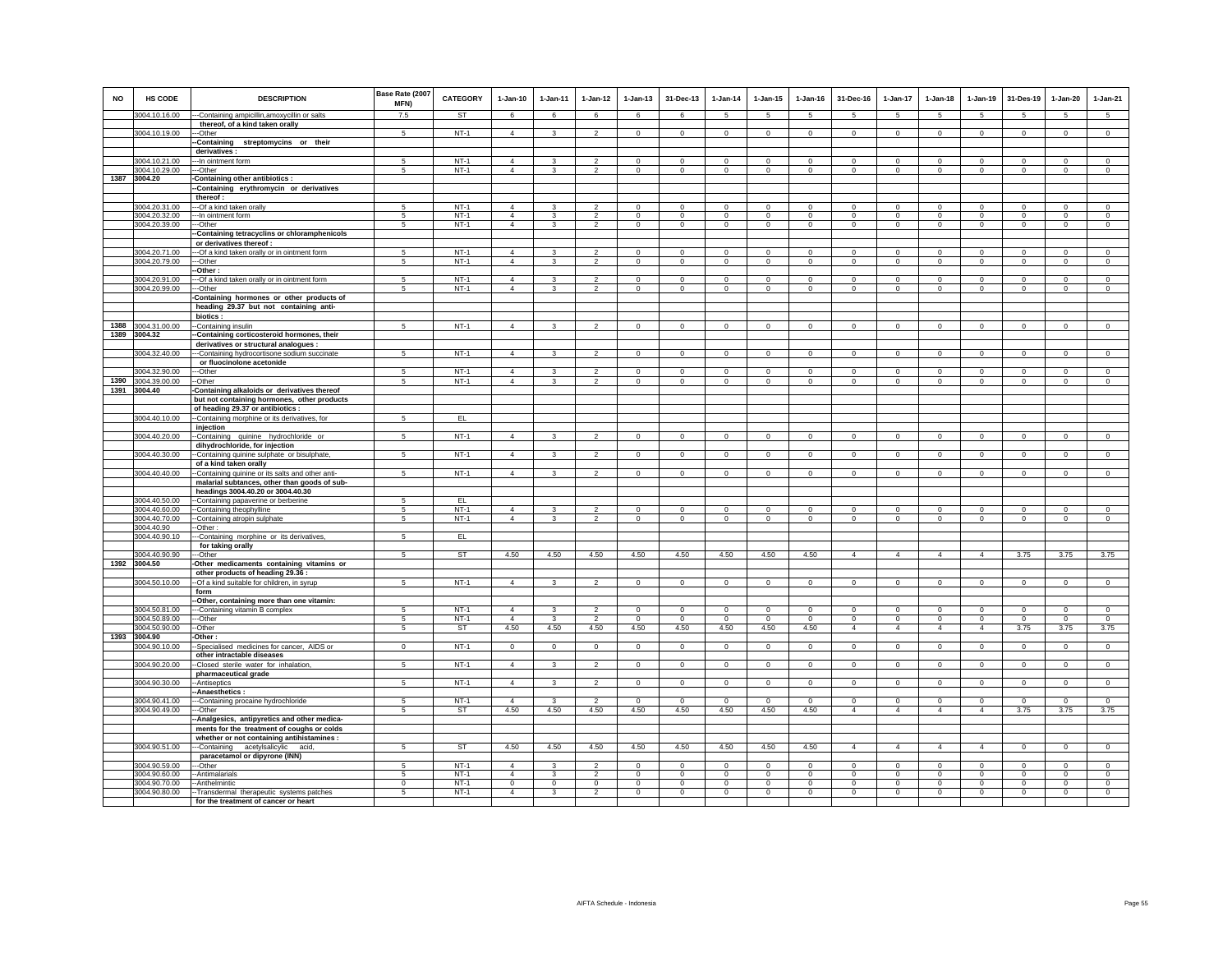| NO | HS CODE | DESCRIPTION | Base Rate (2007 MFN) | CATEGORY | 1-Jan-10 | 1-Jan-11 | 1-Jan-12 | 1-Jan-13 | 31-Dec-13 | 1-Jan-14 | 1-Jan-15 | 1-Jan-16 | 31-Dec-16 | 1-Jan-17 | 1-Jan-18 | 1-Jan-19 | 31-Des-19 | 1-Jan-20 | 1-Jan-21 |
|---|---|---|---|---|---|---|---|---|---|---|---|---|---|---|---|---|---|---|---|
| | 3004.10.16.00 | ---Containing ampicillin,amoxycillin or salts thereof, of a kind taken orally | 7.5 | ST | 6 | 6 | 6 | 6 | 6 | 5 | 5 | 5 | 5 | 5 | 5 | 5 | 5 | 5 | 5 |
| | 3004.10.19.00 | ---Other | 5 | NT-1 | 4 | 3 | 2 | 0 | 0 | 0 | 0 | 0 | 0 | 0 | 0 | 0 | 0 | 0 | 0 |
| | | --Containing streptomycins or their derivatives : | | | | | | | | | | | | | | | | | |
| | 3004.10.21.00 | ---In ointment form | 5 | NT-1 | 4 | 3 | 2 | 0 | 0 | 0 | 0 | 0 | 0 | 0 | 0 | 0 | 0 | 0 | 0 |
| | 3004.10.29.00 | ---Other | 5 | NT-1 | 4 | 3 | 2 | 0 | 0 | 0 | 0 | 0 | 0 | 0 | 0 | 0 | 0 | 0 | 0 |
| 1387 | 3004.20 | -Containing other antibiotics : | | | | | | | | | | | | | | | | | |
| | | --Containing erythromycin or derivatives thereof : | | | | | | | | | | | | | | | | | |
| | 3004.20.31.00 | ---Of a kind taken orally | 5 | NT-1 | 4 | 3 | 2 | 0 | 0 | 0 | 0 | 0 | 0 | 0 | 0 | 0 | 0 | 0 | 0 |
| | 3004.20.32.00 | ---In ointment form | 5 | NT-1 | 4 | 3 | 2 | 0 | 0 | 0 | 0 | 0 | 0 | 0 | 0 | 0 | 0 | 0 | 0 |
| | 3004.20.39.00 | ---Other | 5 | NT-1 | 4 | 3 | 2 | 0 | 0 | 0 | 0 | 0 | 0 | 0 | 0 | 0 | 0 | 0 | 0 |
| | | --Containing tetracyclins or chloramphenicols or derivatives thereof : | | | | | | | | | | | | | | | | | |
| | 3004.20.71.00 | ---Of a kind taken orally or in ointment form | 5 | NT-1 | 4 | 3 | 2 | 0 | 0 | 0 | 0 | 0 | 0 | 0 | 0 | 0 | 0 | 0 | 0 |
| | 3004.20.79.00 | ---Other | 5 | NT-1 | 4 | 3 | 2 | 0 | 0 | 0 | 0 | 0 | 0 | 0 | 0 | 0 | 0 | 0 | 0 |
| | | --Other : | | | | | | | | | | | | | | | | | |
| | 3004.20.91.00 | ---Of a kind taken orally or in ointment form | 5 | NT-1 | 4 | 3 | 2 | 0 | 0 | 0 | 0 | 0 | 0 | 0 | 0 | 0 | 0 | 0 | 0 |
| | 3004.20.99.00 | ---Other | 5 | NT-1 | 4 | 3 | 2 | 0 | 0 | 0 | 0 | 0 | 0 | 0 | 0 | 0 | 0 | 0 | 0 |
| | | -Containing hormones or other products of heading 29.37 but not containing anti-biotics : | | | | | | | | | | | | | | | | | |
| 1388 | 3004.31.00.00 | --Containing insulin | 5 | NT-1 | 4 | 3 | 2 | 0 | 0 | 0 | 0 | 0 | 0 | 0 | 0 | 0 | 0 | 0 | 0 |
| 1389 | 3004.32 | --Containing corticosteroid hormones, their derivatives or structural analogues : | | | | | | | | | | | | | | | | | |
| | 3004.32.40.00 | ---Containing hydrocortisone sodium succinate or fluocinolone acetonide | 5 | NT-1 | 4 | 3 | 2 | 0 | 0 | 0 | 0 | 0 | 0 | 0 | 0 | 0 | 0 | 0 | 0 |
| | 3004.32.90.00 | ---Other | 5 | NT-1 | 4 | 3 | 2 | 0 | 0 | 0 | 0 | 0 | 0 | 0 | 0 | 0 | 0 | 0 | 0 |
| 1390 | 3004.39.00.00 | --Other | 5 | NT-1 | 4 | 3 | 2 | 0 | 0 | 0 | 0 | 0 | 0 | 0 | 0 | 0 | 0 | 0 | 0 |
| 1391 | 3004.40 | -Containing alkaloids or derivatives thereof but not containing hormones, other products of heading 29.37 or antibiotics : | | | | | | | | | | | | | | | | | |
| | 3004.40.10.00 | --Containing morphine or its derivatives, for injection | 5 | EL | | | | | | | | | | | | | | | |
| | 3004.40.20.00 | --Containing quinine hydrochloride or dihydrochloride, for injection | 5 | NT-1 | 4 | 3 | 2 | 0 | 0 | 0 | 0 | 0 | 0 | 0 | 0 | 0 | 0 | 0 | 0 |
| | 3004.40.30.00 | --Containing quinine sulphate or bisulphate, of a kind taken orally | 5 | NT-1 | 4 | 3 | 2 | 0 | 0 | 0 | 0 | 0 | 0 | 0 | 0 | 0 | 0 | 0 | 0 |
| | 3004.40.40.00 | --Containing quinine or its salts and other anti-malarial subtances, other than goods of sub-headings 3004.40.20 or 3004.40.30 | 5 | NT-1 | 4 | 3 | 2 | 0 | 0 | 0 | 0 | 0 | 0 | 0 | 0 | 0 | 0 | 0 | 0 |
| | 3004.40.50.00 | --Containing papaverine or berberine | 5 | EL | | | | | | | | | | | | | | | |
| | 3004.40.60.00 | --Containing theophylline | 5 | NT-1 | 4 | 3 | 2 | 0 | 0 | 0 | 0 | 0 | 0 | 0 | 0 | 0 | 0 | 0 | 0 |
| | 3004.40.70.00 | --Containing atropin sulphate | 5 | NT-1 | 4 | 3 | 2 | 0 | 0 | 0 | 0 | 0 | 0 | 0 | 0 | 0 | 0 | 0 | 0 |
| | 3004.40.90 | --Other : | | | | | | | | | | | | | | | | | |
| | 3004.40.90.10 | ---Containing morphine or its derivatives, for taking orally | 5 | EL | | | | | | | | | | | | | | | |
| | 3004.40.90.90 | ---Other | 5 | ST | 4.50 | 4.50 | 4.50 | 4.50 | 4.50 | 4.50 | 4.50 | 4.50 | 4 | 4 | 4 | 4 | 3.75 | 3.75 | 3.75 |
| 1392 | 3004.50 | -Other medicaments containing vitamins or other products of heading 29.36 : | | | | | | | | | | | | | | | | | |
| | 3004.50.10.00 | --Of a kind suitable for children, in syrup form | 5 | NT-1 | 4 | 3 | 2 | 0 | 0 | 0 | 0 | 0 | 0 | 0 | 0 | 0 | 0 | 0 | 0 |
| | | --Other, containing more than one vitamin: | | | | | | | | | | | | | | | | | |
| | 3004.50.81.00 | ---Containing vitamin B complex | 5 | NT-1 | 4 | 3 | 2 | 0 | 0 | 0 | 0 | 0 | 0 | 0 | 0 | 0 | 0 | 0 | 0 |
| | 3004.50.89.00 | ---Other | 5 | NT-1 | 4 | 3 | 2 | 0 | 0 | 0 | 0 | 0 | 0 | 0 | 0 | 0 | 0 | 0 | 0 |
| | 3004.50.90.00 | --Other | 5 | ST | 4.50 | 4.50 | 4.50 | 4.50 | 4.50 | 4.50 | 4.50 | 4.50 | 4 | 4 | 4 | 4 | 3.75 | 3.75 | 3.75 |
| 1393 | 3004.90 | -Other : | | | | | | | | | | | | | | | | | |
| | 3004.90.10.00 | --Specialised medicines for cancer, AIDS or other intractable diseases | 0 | NT-1 | 0 | 0 | 0 | 0 | 0 | 0 | 0 | 0 | 0 | 0 | 0 | 0 | 0 | 0 | 0 |
| | 3004.90.20.00 | --Closed sterile water for inhalation, pharmaceutical grade | 5 | NT-1 | 4 | 3 | 2 | 0 | 0 | 0 | 0 | 0 | 0 | 0 | 0 | 0 | 0 | 0 | 0 |
| | 3004.90.30.00 | --Antiseptics | 5 | NT-1 | 4 | 3 | 2 | 0 | 0 | 0 | 0 | 0 | 0 | 0 | 0 | 0 | 0 | 0 | 0 |
| | | --Anaesthetics : | | | | | | | | | | | | | | | | | |
| | 3004.90.41.00 | ---Containing procaine hydrochloride | 5 | NT-1 | 4 | 3 | 2 | 0 | 0 | 0 | 0 | 0 | 0 | 0 | 0 | 0 | 0 | 0 | 0 |
| | 3004.90.49.00 | ---Other | 5 | ST | 4.50 | 4.50 | 4.50 | 4.50 | 4.50 | 4.50 | 4.50 | 4.50 | 4 | 4 | 4 | 4 | 3.75 | 3.75 | 3.75 |
| | | --Analgesics, antipyretics and other medica-ments for the treatment of coughs or colds whether or not containing antihistamines : | | | | | | | | | | | | | | | | | |
| | 3004.90.51.00 | ---Containing acetylsalicylic acid, paracetamol or dipyrone (INN) | 5 | ST | 4.50 | 4.50 | 4.50 | 4.50 | 4.50 | 4.50 | 4.50 | 4.50 | 4 | 4 | 4 | 4 | 0 | 0 | 0 |
| | 3004.90.59.00 | ---Other | 5 | NT-1 | 4 | 3 | 2 | 0 | 0 | 0 | 0 | 0 | 0 | 0 | 0 | 0 | 0 | 0 | 0 |
| | 3004.90.60.00 | --Antimalarials | 5 | NT-1 | 4 | 3 | 2 | 0 | 0 | 0 | 0 | 0 | 0 | 0 | 0 | 0 | 0 | 0 | 0 |
| | 3004.90.70.00 | --Anthelmintic | 0 | NT-1 | 0 | 0 | 0 | 0 | 0 | 0 | 0 | 0 | 0 | 0 | 0 | 0 | 0 | 0 | 0 |
| | 3004.90.80.00 | --Transdermal therapeutic systems patches for the treatment of cancer or heart | 5 | NT-1 | 4 | 3 | 2 | 0 | 0 | 0 | 0 | 0 | 0 | 0 | 0 | 0 | 0 | 0 | 0 |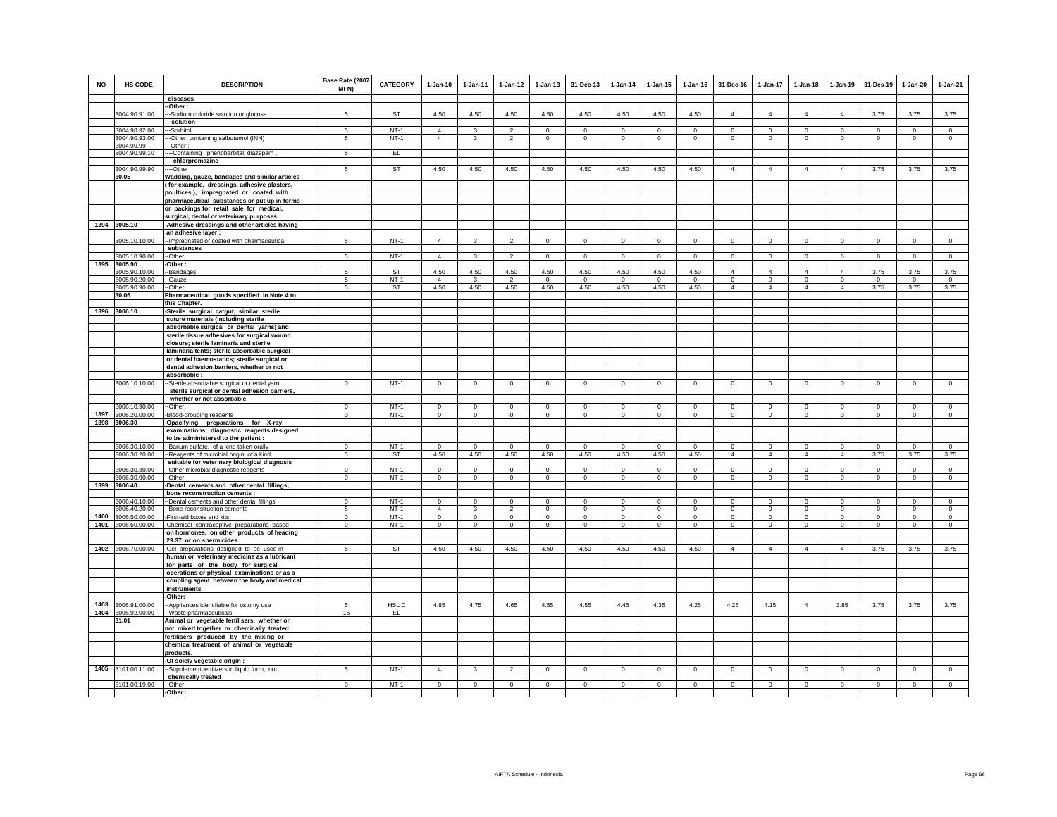| NO | HS CODE | DESCRIPTION | Base Rate (2007 MFN) | CATEGORY | 1-Jan-10 | 1-Jan-11 | 1-Jan-12 | 1-Jan-13 | 31-Dec-13 | 1-Jan-14 | 1-Jan-15 | 1-Jan-16 | 31-Dec-16 | 1-Jan-17 | 1-Jan-18 | 1-Jan-19 | 31-Des-19 | 1-Jan-20 | 1-Jan-21 |
|---|---|---|---|---|---|---|---|---|---|---|---|---|---|---|---|---|---|---|---|
| | | diseases | | | | | | | | | | | | | | | | | |
| | | --Other : | | | | | | | | | | | | | | | | | |
| | 3004.90.91.00 | ---Sodium chloride solution or glucose solution | 5 | ST | 4.50 | 4.50 | 4.50 | 4.50 | 4.50 | 4.50 | 4.50 | 4.50 | 4 | 4 | 4 | 4 | 3.75 | 3.75 | 3.75 |
| | 3004.90.92.00 | ---Sorbitol | 5 | NT-1 | 4 | 3 | 2 | 0 | 0 | 0 | 0 | 0 | 0 | 0 | 0 | 0 | 0 | 0 | 0 |
| | 3004.90.93.00 | ---Other, containing salbutamol (INN) | 5 | NT-1 | 4 | 3 | 2 | 0 | 0 | 0 | 0 | 0 | 0 | 0 | 0 | 0 | 0 | 0 | 0 |
| | 3004.90.99 | ---Other : | | | | | | | | | | | | | | | | | |
| | 3004.90.99.10 | ----Containing phenobarbital, diazepam , chlorpromazine | 5 | EL | | | | | | | | | | | | | | | |
| | 3004.90.99.90 | ----Other | 5 | ST | 4.50 | 4.50 | 4.50 | 4.50 | 4.50 | 4.50 | 4.50 | 4.50 | 4 | 4 | 4 | 4 | 3.75 | 3.75 | 3.75 |
| | 30.05 | Wadding, gauze, bandages and similar articles ( for example, dressings, adhesive plasters, poultices ), impregnated or coated with pharmaceutical substances or put up in forms or packings for retail sale for medical, surgical, dental or veterinary purposes. | | | | | | | | | | | | | | | | | |
| 1394 | 3005.10 | -Adhesive dressings and other articles having an adhesive layer : | | | | | | | | | | | | | | | | | |
| | 3005.10.10.00 | --Impregnated or coated with pharmaceutical substances | 5 | NT-1 | 4 | 3 | 2 | 0 | 0 | 0 | 0 | 0 | 0 | 0 | 0 | 0 | 0 | 0 | 0 |
| | 3005.10.90.00 | --Other | 5 | NT-1 | 4 | 3 | 2 | 0 | 0 | 0 | 0 | 0 | 0 | 0 | 0 | 0 | 0 | 0 | 0 |
| 1395 | 3005.90 | -Other : | | | | | | | | | | | | | | | | | |
| | 3005.90.10.00 | --Bandages | 5 | ST | 4.50 | 4.50 | 4.50 | 4.50 | 4.50 | 4.50 | 4.50 | 4.50 | 4 | 4 | 4 | 4 | 3.75 | 3.75 | 3.75 |
| | 3005.90.20.00 | --Gauze | 5 | NT-1 | 4 | 3 | 2 | 0 | 0 | 0 | 0 | 0 | 0 | 0 | 0 | 0 | 0 | 0 | 0 |
| | 3005.90.90.00 | --Other | 5 | ST | 4.50 | 4.50 | 4.50 | 4.50 | 4.50 | 4.50 | 4.50 | 4.50 | 4 | 4 | 4 | 4 | 3.75 | 3.75 | 3.75 |
| | 30.06 | Pharmaceutical goods specified in Note 4 to this Chapter. | | | | | | | | | | | | | | | | | |
| 1396 | 3006.10 | -Sterile surgical catgut, similar sterile suture materials (including sterile absorbable surgical or dental yarns) and sterile tissue adhesives for surgical wound closure; sterile laminaria and sterile laminaria tents; sterile absorbable surgical or dental haemostatics; sterile surgical or dental adhesion barriers, whether or not absorbable : | | | | | | | | | | | | | | | | | |
| | 3006.10.10.00 | --Sterile absorbable surgical or dental yarn; sterile surgical or dental adhesion barriers, whether or not absorbable | 0 | NT-1 | 0 | 0 | 0 | 0 | 0 | 0 | 0 | 0 | 0 | 0 | 0 | 0 | 0 | 0 | 0 |
| | 3006.10.90.00 | --Other | 0 | NT-1 | 0 | 0 | 0 | 0 | 0 | 0 | 0 | 0 | 0 | 0 | 0 | 0 | 0 | 0 | 0 |
| 1397 | 3006.20.00.00 | -Blood-grouping reagents | 0 | NT-1 | 0 | 0 | 0 | 0 | 0 | 0 | 0 | 0 | 0 | 0 | 0 | 0 | 0 | 0 | 0 |
| 1398 | 3006.30 | -Opacifying preparations for X-ray examinations; diagnostic reagents designed to be administered to the patient : | | | | | | | | | | | | | | | | | |
| | 3006.30.10.00 | --Barium sulfate, of a kind taken orally | 0 | NT-1 | 0 | 0 | 0 | 0 | 0 | 0 | 0 | 0 | 0 | 0 | 0 | 0 | 0 | 0 | 0 |
| | 3006.30.20.00 | --Reagents of microbial origin, of a kind suitable for veterinary biological diagnosis | 5 | ST | 4.50 | 4.50 | 4.50 | 4.50 | 4.50 | 4.50 | 4.50 | 4.50 | 4 | 4 | 4 | 4 | 3.75 | 3.75 | 3.75 |
| | 3006.30.30.00 | --Other microbial diagnostic reagents | 0 | NT-1 | 0 | 0 | 0 | 0 | 0 | 0 | 0 | 0 | 0 | 0 | 0 | 0 | 0 | 0 | 0 |
| | 3006.30.90.00 | --Other | 0 | NT-1 | 0 | 0 | 0 | 0 | 0 | 0 | 0 | 0 | 0 | 0 | 0 | 0 | 0 | 0 | 0 |
| 1399 | 3006.40 | -Dental cements and other dental fillings; bone reconstruction cements : | | | | | | | | | | | | | | | | | |
| | 3006.40.10.00 | --Dental cements and other dental fillings | 0 | NT-1 | 0 | 0 | 0 | 0 | 0 | 0 | 0 | 0 | 0 | 0 | 0 | 0 | 0 | 0 | 0 |
| | 3006.40.20.00 | --Bone reconstruction cements | 5 | NT-1 | 4 | 3 | 2 | 0 | 0 | 0 | 0 | 0 | 0 | 0 | 0 | 0 | 0 | 0 | 0 |
| 1400 | 3006.50.00.00 | -First-aid boxes and kits | 0 | NT-1 | 0 | 0 | 0 | 0 | 0 | 0 | 0 | 0 | 0 | 0 | 0 | 0 | 0 | 0 | 0 |
| 1401 | 3006.60.00.00 | -Chemical contraceptive preparations based on hormones, on other products of heading 29.37 or on spermicides | 0 | NT-1 | 0 | 0 | 0 | 0 | 0 | 0 | 0 | 0 | 0 | 0 | 0 | 0 | 0 | 0 | 0 |
| 1402 | 3006.70.00.00 | -Gel preparations designed to be used in human or veterinary medicine as a lubricant for parts of the body for surgical operations or physical examinations or as a coupling agent between the body and medical instruments | 5 | ST | 4.50 | 4.50 | 4.50 | 4.50 | 4.50 | 4.50 | 4.50 | 4.50 | 4 | 4 | 4 | 4 | 3.75 | 3.75 | 3.75 |
| | | -Other: | | | | | | | | | | | | | | | | | |
| 1403 | 3006.91.00.00 | --Appliances identifiable for ostomy use | 5 | HSL C | 4.85 | 4.75 | 4.65 | 4.55 | 4.55 | 4.45 | 4.35 | 4.25 | 4.25 | 4.15 | 4 | 3.85 | 3.75 | 3.75 | 3.75 |
| 1404 | 3006.92.00.00 | --Waste pharmaceuticals | 15 | EL | | | | | | | | | | | | | | | |
| | 31.01 | Animal or vegetable fertilisers, whether or not mixed together or chemically treated; fertilisers produced by the mixing or chemical treatment of animal or vegetable products. | | | | | | | | | | | | | | | | | |
| | | -Of solely vegetable origin : | | | | | | | | | | | | | | | | | |
| 1405 | 3101.00.11.00 | --Supplement fertilizers in liquid form, not chemically treated | 5 | NT-1 | 4 | 3 | 2 | 0 | 0 | 0 | 0 | 0 | 0 | 0 | 0 | 0 | 0 | 0 | 0 |
| | 3101.00.19.00 | --Other | 0 | NT-1 | 0 | 0 | 0 | 0 | 0 | 0 | 0 | 0 | 0 | 0 | 0 | 0 | 0 | 0 | 0 |
| | | -Other : | | | | | | | | | | | | | | | | | |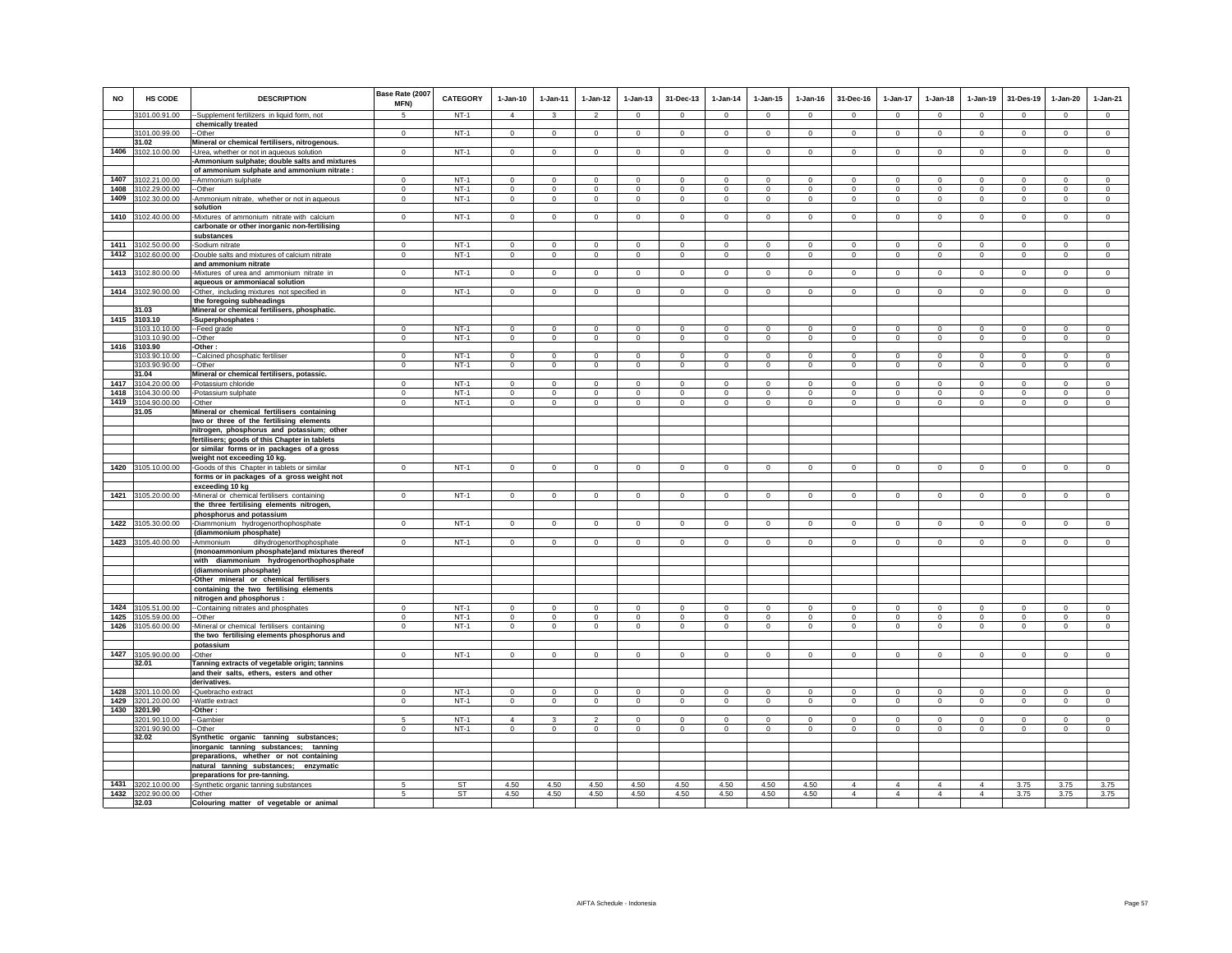| NO | HS CODE | DESCRIPTION | Base Rate (2007 MFN) | CATEGORY | 1-Jan-10 | 1-Jan-11 | 1-Jan-12 | 1-Jan-13 | 31-Dec-13 | 1-Jan-14 | 1-Jan-15 | 1-Jan-16 | 31-Dec-16 | 1-Jan-17 | 1-Jan-18 | 1-Jan-19 | 31-Des-19 | 1-Jan-20 | 1-Jan-21 |
|---|---|---|---|---|---|---|---|---|---|---|---|---|---|---|---|---|---|---|---|
| | 3101.00.91.00 | --Supplement fertilizers in liquid form, not chemically treated | 5 | NT-1 | 4 | 3 | 2 | 0 | 0 | 0 | 0 | 0 | 0 | 0 | 0 | 0 | 0 | 0 | 0 |
| | 3101.00.99.00 | --Other | 0 | NT-1 | 0 | 0 | 0 | 0 | 0 | 0 | 0 | 0 | 0 | 0 | 0 | 0 | 0 | 0 | 0 |
| | 31.02 | Mineral or chemical fertilisers, nitrogenous. | | | | | | | | | | | | | | | | | |
| 1406 | 3102.10.00.00 | -Urea, whether or not in aqueous solution | 0 | NT-1 | 0 | 0 | 0 | 0 | 0 | 0 | 0 | 0 | 0 | 0 | 0 | 0 | 0 | 0 | 0 |
| | | -Ammonium sulphate; double salts and mixtures of ammonium sulphate and ammonium nitrate : | | | | | | | | | | | | | | | | | |
| 1407 | 3102.21.00.00 | --Ammonium sulphate | 0 | NT-1 | 0 | 0 | 0 | 0 | 0 | 0 | 0 | 0 | 0 | 0 | 0 | 0 | 0 | 0 | 0 |
| 1408 | 3102.29.00.00 | --Other | 0 | NT-1 | 0 | 0 | 0 | 0 | 0 | 0 | 0 | 0 | 0 | 0 | 0 | 0 | 0 | 0 | 0 |
| 1409 | 3102.30.00.00 | -Ammonium nitrate, whether or not in aqueous solution | 0 | NT-1 | 0 | 0 | 0 | 0 | 0 | 0 | 0 | 0 | 0 | 0 | 0 | 0 | 0 | 0 | 0 |
| 1410 | 3102.40.00.00 | -Mixtures of ammonium nitrate with calcium carbonate or other inorganic non-fertilising substances | 0 | NT-1 | 0 | 0 | 0 | 0 | 0 | 0 | 0 | 0 | 0 | 0 | 0 | 0 | 0 | 0 | 0 |
| 1411 | 3102.50.00.00 | -Sodium nitrate | 0 | NT-1 | 0 | 0 | 0 | 0 | 0 | 0 | 0 | 0 | 0 | 0 | 0 | 0 | 0 | 0 | 0 |
| 1412 | 3102.60.00.00 | -Double salts and mixtures of calcium nitrate and ammonium nitrate | 0 | NT-1 | 0 | 0 | 0 | 0 | 0 | 0 | 0 | 0 | 0 | 0 | 0 | 0 | 0 | 0 | 0 |
| 1413 | 3102.80.00.00 | -Mixtures of urea and ammonium nitrate in aqueous or ammoniacal solution | 0 | NT-1 | 0 | 0 | 0 | 0 | 0 | 0 | 0 | 0 | 0 | 0 | 0 | 0 | 0 | 0 | 0 |
| 1414 | 3102.90.00.00 | -Other, including mixtures not specified in the foregoing subheadings | 0 | NT-1 | 0 | 0 | 0 | 0 | 0 | 0 | 0 | 0 | 0 | 0 | 0 | 0 | 0 | 0 | 0 |
| | 31.03 | Mineral or chemical fertilisers, phosphatic. | | | | | | | | | | | | | | | | | |
| 1415 | 3103.10 | -Superphosphates : | | | | | | | | | | | | | | | | | |
| | 3103.10.10.00 | --Feed grade | 0 | NT-1 | 0 | 0 | 0 | 0 | 0 | 0 | 0 | 0 | 0 | 0 | 0 | 0 | 0 | 0 | 0 |
| | 3103.10.90.00 | --Other | 0 | NT-1 | 0 | 0 | 0 | 0 | 0 | 0 | 0 | 0 | 0 | 0 | 0 | 0 | 0 | 0 | 0 |
| 1416 | 3103.90 | -Other : | | | | | | | | | | | | | | | | | |
| | 3103.90.10.00 | --Calcined phosphatic fertiliser | 0 | NT-1 | 0 | 0 | 0 | 0 | 0 | 0 | 0 | 0 | 0 | 0 | 0 | 0 | 0 | 0 | 0 |
| | 3103.90.90.00 | --Other | 0 | NT-1 | 0 | 0 | 0 | 0 | 0 | 0 | 0 | 0 | 0 | 0 | 0 | 0 | 0 | 0 | 0 |
| | 31.04 | Mineral or chemical fertilisers, potassic. | | | | | | | | | | | | | | | | | |
| 1417 | 3104.20.00.00 | -Potassium chloride | 0 | NT-1 | 0 | 0 | 0 | 0 | 0 | 0 | 0 | 0 | 0 | 0 | 0 | 0 | 0 | 0 | 0 |
| 1418 | 3104.30.00.00 | -Potassium sulphate | 0 | NT-1 | 0 | 0 | 0 | 0 | 0 | 0 | 0 | 0 | 0 | 0 | 0 | 0 | 0 | 0 | 0 |
| 1419 | 3104.90.00.00 | -Other | 0 | NT-1 | 0 | 0 | 0 | 0 | 0 | 0 | 0 | 0 | 0 | 0 | 0 | 0 | 0 | 0 | 0 |
| | 31.05 | Mineral or chemical fertilisers containing two or three of the fertilising elements nitrogen, phosphorus and potassium; other fertilisers; goods of this Chapter in tablets or similar forms or in packages of a gross weight not exceeding 10 kg. | | | | | | | | | | | | | | | | | |
| 1420 | 3105.10.00.00 | -Goods of this Chapter in tablets or similar forms or in packages of a gross weight not exceeding 10 kg | 0 | NT-1 | 0 | 0 | 0 | 0 | 0 | 0 | 0 | 0 | 0 | 0 | 0 | 0 | 0 | 0 | 0 |
| 1421 | 3105.20.00.00 | -Mineral or chemical fertilisers containing the three fertilising elements nitrogen, phosphorus and potassium | 0 | NT-1 | 0 | 0 | 0 | 0 | 0 | 0 | 0 | 0 | 0 | 0 | 0 | 0 | 0 | 0 | 0 |
| 1422 | 3105.30.00.00 | -Diammonium hydrogenorthophosphate (diammonium phosphate) | 0 | NT-1 | 0 | 0 | 0 | 0 | 0 | 0 | 0 | 0 | 0 | 0 | 0 | 0 | 0 | 0 | 0 |
| 1423 | 3105.40.00.00 | -Ammonium dihydrogenorthophosphate (monoammonium phosphate)and mixtures thereof with diammonium hydrogenorthophosphate (diammonium phosphate) | 0 | NT-1 | 0 | 0 | 0 | 0 | 0 | 0 | 0 | 0 | 0 | 0 | 0 | 0 | 0 | 0 | 0 |
| | | -Other mineral or chemical fertilisers containing the two fertilising elements nitrogen and phosphorus : | | | | | | | | | | | | | | | | | |
| 1424 | 3105.51.00.00 | --Containing nitrates and phosphates | 0 | NT-1 | 0 | 0 | 0 | 0 | 0 | 0 | 0 | 0 | 0 | 0 | 0 | 0 | 0 | 0 | 0 |
| 1425 | 3105.59.00.00 | --Other | 0 | NT-1 | 0 | 0 | 0 | 0 | 0 | 0 | 0 | 0 | 0 | 0 | 0 | 0 | 0 | 0 | 0 |
| 1426 | 3105.60.00.00 | -Mineral or chemical fertilisers containing the two fertilising elements phosphorus and potassium | 0 | NT-1 | 0 | 0 | 0 | 0 | 0 | 0 | 0 | 0 | 0 | 0 | 0 | 0 | 0 | 0 | 0 |
| 1427 | 3105.90.00.00 | -Other | 0 | NT-1 | 0 | 0 | 0 | 0 | 0 | 0 | 0 | 0 | 0 | 0 | 0 | 0 | 0 | 0 | 0 |
| | 32.01 | Tanning extracts of vegetable origin; tannins and their salts, ethers, esters and other derivatives. | | | | | | | | | | | | | | | | | |
| 1428 | 3201.10.00.00 | -Quebracho extract | 0 | NT-1 | 0 | 0 | 0 | 0 | 0 | 0 | 0 | 0 | 0 | 0 | 0 | 0 | 0 | 0 | 0 |
| 1429 | 3201.20.00.00 | -Wattle extract | 0 | NT-1 | 0 | 0 | 0 | 0 | 0 | 0 | 0 | 0 | 0 | 0 | 0 | 0 | 0 | 0 | 0 |
| 1430 | 3201.90 | -Other : | | | | | | | | | | | | | | | | | |
| | 3201.90.10.00 | --Gambier | 5 | NT-1 | 4 | 3 | 2 | 0 | 0 | 0 | 0 | 0 | 0 | 0 | 0 | 0 | 0 | 0 | 0 |
| | 3201.90.90.00 | --Other | 0 | NT-1 | 0 | 0 | 0 | 0 | 0 | 0 | 0 | 0 | 0 | 0 | 0 | 0 | 0 | 0 | 0 |
| | 32.02 | Synthetic organic tanning substances; inorganic tanning substances; tanning preparations, whether or not containing natural tanning substances; enzymatic preparations for pre-tanning. | | | | | | | | | | | | | | | | | |
| 1431 | 3202.10.00.00 | -Synthetic organic tanning substances | 5 | ST | 4.50 | 4.50 | 4.50 | 4.50 | 4.50 | 4.50 | 4.50 | 4.50 | 4 | 4 | 4 | 4 | 3.75 | 3.75 | 3.75 |
| 1432 | 3202.90.00.00 | -Other | 5 | ST | 4.50 | 4.50 | 4.50 | 4.50 | 4.50 | 4.50 | 4.50 | 4.50 | 4 | 4 | 4 | 4 | 3.75 | 3.75 | 3.75 |
| | 32.03 | Colouring matter of vegetable or animal | | | | | | | | | | | | | | | | | |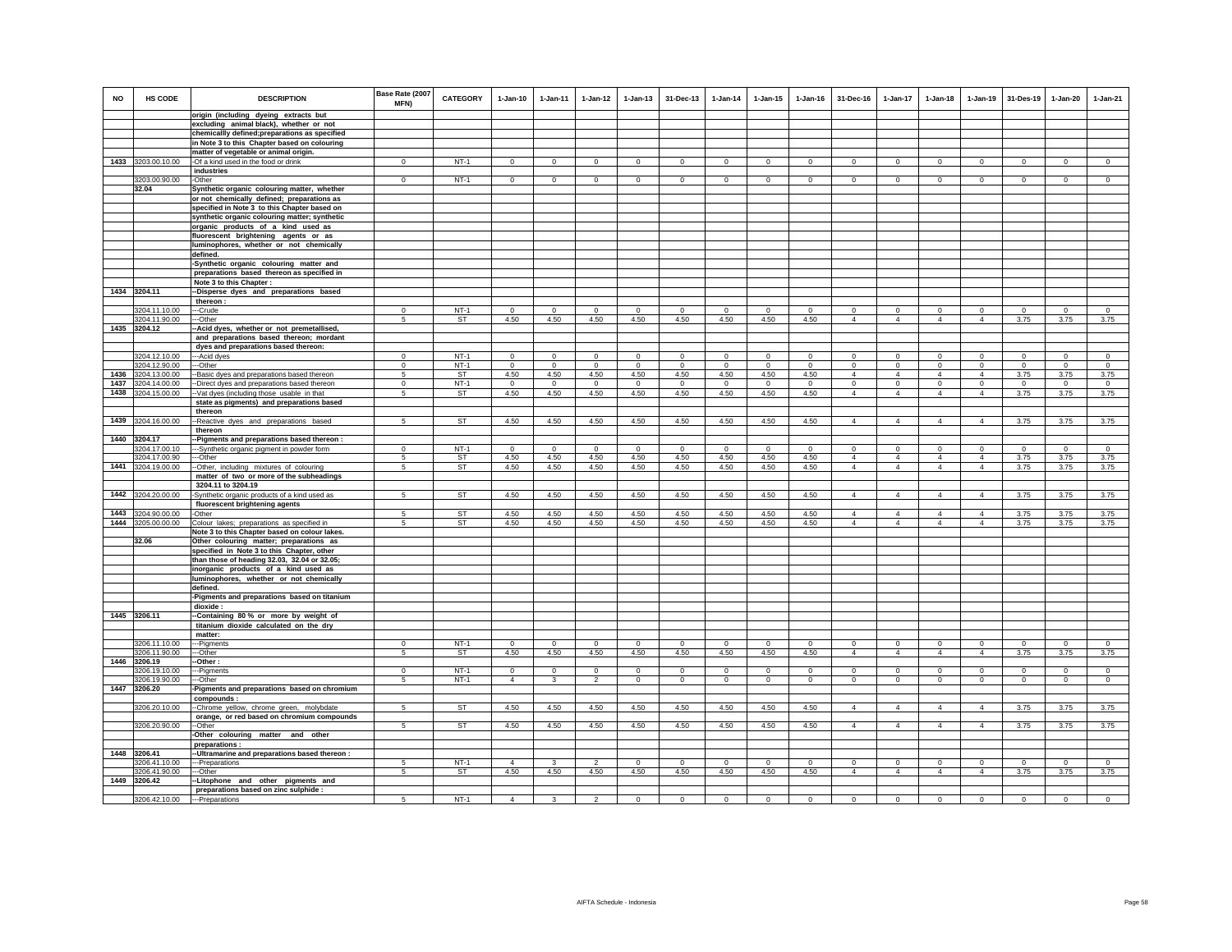| NO | HS CODE | DESCRIPTION | Base Rate (2007 MFN) | CATEGORY | 1-Jan-10 | 1-Jan-11 | 1-Jan-12 | 1-Jan-13 | 31-Dec-13 | 1-Jan-14 | 1-Jan-15 | 1-Jan-16 | 31-Dec-16 | 1-Jan-17 | 1-Jan-18 | 1-Jan-19 | 31-Des-19 | 1-Jan-20 | 1-Jan-21 |
|---|---|---|---|---|---|---|---|---|---|---|---|---|---|---|---|---|---|---|---|
| | | origin (including dyeing extracts but excluding animal black), whether or not chemicallly defined;preparations as specified in Note 3 to this Chapter based on colouring matter of vegetable or animal origin. | | | | | | | | | | | | | | | | | |
| 1433 | 3203.00.10.00 | -Of a kind used in the food or drink industries | 0 | NT-1 | 0 | 0 | 0 | 0 | 0 | 0 | 0 | 0 | 0 | 0 | 0 | 0 | 0 | 0 | 0 |
| | 3203.00.90.00 | -Other | 0 | NT-1 | 0 | 0 | 0 | 0 | 0 | 0 | 0 | 0 | 0 | 0 | 0 | 0 | 0 | 0 | 0 |
| | 32.04 | Synthetic organic colouring matter, whether or not chemically defined; preparations as specified in Note 3 to this Chapter based on synthetic organic colouring matter; synthetic organic products of a kind used as fluorescent brightening agents or as luminophores, whether or not chemically defined. | | | | | | | | | | | | | | | | | |
| | | -Synthetic organic colouring matter and preparations based thereon as specified in Note 3 to this Chapter : | | | | | | | | | | | | | | | | | |
| 1434 | 3204.11 | --Disperse dyes and preparations based thereon : | | | | | | | | | | | | | | | | | |
| | 3204.11.10.00 | ---Crude | 0 | NT-1 | 0 | 0 | 0 | 0 | 0 | 0 | 0 | 0 | 0 | 0 | 0 | 0 | 0 | 0 | 0 |
| | 3204.11.90.00 | ---Other | 5 | ST | 4.50 | 4.50 | 4.50 | 4.50 | 4.50 | 4.50 | 4.50 | 4.50 | 4 | 4 | 4 | 4 | 3.75 | 3.75 | 3.75 |
| 1435 | 3204.12 | --Acid dyes, whether or not premetallised, and preparations based thereon; mordant dyes and preparations based thereon: | | | | | | | | | | | | | | | | | |
| | 3204.12.10.00 | ---Acid dyes | 0 | NT-1 | 0 | 0 | 0 | 0 | 0 | 0 | 0 | 0 | 0 | 0 | 0 | 0 | 0 | 0 | 0 |
| | 3204.12.90.00 | ---Other | 0 | NT-1 | 0 | 0 | 0 | 0 | 0 | 0 | 0 | 0 | 0 | 0 | 0 | 0 | 0 | 0 | 0 |
| 1436 | 3204.13.00.00 | --Basic dyes and preparations based thereon | 5 | ST | 4.50 | 4.50 | 4.50 | 4.50 | 4.50 | 4.50 | 4.50 | 4.50 | 4 | 4 | 4 | 4 | 3.75 | 3.75 | 3.75 |
| 1437 | 3204.14.00.00 | --Direct dyes and preparations based thereon | 0 | NT-1 | 0 | 0 | 0 | 0 | 0 | 0 | 0 | 0 | 0 | 0 | 0 | 0 | 0 | 0 | 0 |
| 1438 | 3204.15.00.00 | --Vat dyes (including those usable in that state as pigments) and preparations based thereon | 5 | ST | 4.50 | 4.50 | 4.50 | 4.50 | 4.50 | 4.50 | 4.50 | 4.50 | 4 | 4 | 4 | 4 | 3.75 | 3.75 | 3.75 |
| 1439 | 3204.16.00.00 | --Reactive dyes and preparations based thereon | 5 | ST | 4.50 | 4.50 | 4.50 | 4.50 | 4.50 | 4.50 | 4.50 | 4.50 | 4 | 4 | 4 | 4 | 3.75 | 3.75 | 3.75 |
| 1440 | 3204.17 | --Pigments and preparations based thereon : | | | | | | | | | | | | | | | | | |
| | 3204.17.00.10 | ---Synthetic organic pigment in powder form | 0 | NT-1 | 0 | 0 | 0 | 0 | 0 | 0 | 0 | 0 | 0 | 0 | 0 | 0 | 0 | 0 | 0 |
| | 3204.17.00.90 | ---Other | 5 | ST | 4.50 | 4.50 | 4.50 | 4.50 | 4.50 | 4.50 | 4.50 | 4.50 | 4 | 4 | 4 | 4 | 3.75 | 3.75 | 3.75 |
| 1441 | 3204.19.00.00 | --Other, including mixtures of colouring matter of two or more of the subheadings 3204.11 to 3204.19 | 5 | ST | 4.50 | 4.50 | 4.50 | 4.50 | 4.50 | 4.50 | 4.50 | 4.50 | 4 | 4 | 4 | 4 | 3.75 | 3.75 | 3.75 |
| 1442 | 3204.20.00.00 | -Synthetic organic products of a kind used as fluorescent brightening agents | 5 | ST | 4.50 | 4.50 | 4.50 | 4.50 | 4.50 | 4.50 | 4.50 | 4.50 | 4 | 4 | 4 | 4 | 3.75 | 3.75 | 3.75 |
| 1443 | 3204.90.00.00 | -Other | 5 | ST | 4.50 | 4.50 | 4.50 | 4.50 | 4.50 | 4.50 | 4.50 | 4.50 | 4 | 4 | 4 | 4 | 3.75 | 3.75 | 3.75 |
| 1444 | 3205.00.00.00 | Colour lakes; preparations as specified in Note 3 to this Chapter based on colour lakes. | 5 | ST | 4.50 | 4.50 | 4.50 | 4.50 | 4.50 | 4.50 | 4.50 | 4.50 | 4 | 4 | 4 | 4 | 3.75 | 3.75 | 3.75 |
| | 32.06 | Other colouring matter; preparations as specified in Note 3 to this Chapter, other than those of heading 32.03, 32.04 or 32.05; inorganic products of a kind used as luminophores, whether or not chemically defined. | | | | | | | | | | | | | | | | | |
| | | -Pigments and preparations based on titanium dioxide : | | | | | | | | | | | | | | | | | |
| 1445 | 3206.11 | --Containing 80 % or more by weight of titanium dioxide calculated on the dry matter: | | | | | | | | | | | | | | | | | |
| | 3206.11.10.00 | ---Pigments | 0 | NT-1 | 0 | 0 | 0 | 0 | 0 | 0 | 0 | 0 | 0 | 0 | 0 | 0 | 0 | 0 | 0 |
| | 3206.11.90.00 | ---Other | 5 | ST | 4.50 | 4.50 | 4.50 | 4.50 | 4.50 | 4.50 | 4.50 | 4.50 | 4 | 4 | 4 | 4 | 3.75 | 3.75 | 3.75 |
| 1446 | 3206.19 | --Other : | | | | | | | | | | | | | | | | | |
| | 3206.19.10.00 | ---Pigments | 0 | NT-1 | 0 | 0 | 0 | 0 | 0 | 0 | 0 | 0 | 0 | 0 | 0 | 0 | 0 | 0 | 0 |
| | 3206.19.90.00 | ---Other | 5 | NT-1 | 4 | 3 | 2 | 0 | 0 | 0 | 0 | 0 | 0 | 0 | 0 | 0 | 0 | 0 | 0 |
| 1447 | 3206.20 | -Pigments and preparations based on chromium compounds : | | | | | | | | | | | | | | | | | |
| | 3206.20.10.00 | --Chrome yellow, chrome green, molybdate orange, or red based on chromium compounds | 5 | ST | 4.50 | 4.50 | 4.50 | 4.50 | 4.50 | 4.50 | 4.50 | 4.50 | 4 | 4 | 4 | 4 | 3.75 | 3.75 | 3.75 |
| | 3206.20.90.00 | --Other | 5 | ST | 4.50 | 4.50 | 4.50 | 4.50 | 4.50 | 4.50 | 4.50 | 4.50 | 4 | 4 | 4 | 4 | 3.75 | 3.75 | 3.75 |
| | | -Other colouring matter and other preparations : | | | | | | | | | | | | | | | | | |
| 1448 | 3206.41 | --Ultramarine and preparations based thereon : | | | | | | | | | | | | | | | | | |
| | 3206.41.10.00 | ---Preparations | 5 | NT-1 | 4 | 3 | 2 | 0 | 0 | 0 | 0 | 0 | 0 | 0 | 0 | 0 | 0 | 0 | 0 |
| | 3206.41.90.00 | ---Other | 5 | ST | 4.50 | 4.50 | 4.50 | 4.50 | 4.50 | 4.50 | 4.50 | 4.50 | 4 | 4 | 4 | 4 | 3.75 | 3.75 | 3.75 |
| 1449 | 3206.42 | --Litophone and other pigments and preparations based on zinc sulphide : | | | | | | | | | | | | | | | | | |
| | 3206.42.10.00 | ---Preparations | 5 | NT-1 | 4 | 3 | 2 | 0 | 0 | 0 | 0 | 0 | 0 | 0 | 0 | 0 | 0 | 0 | 0 |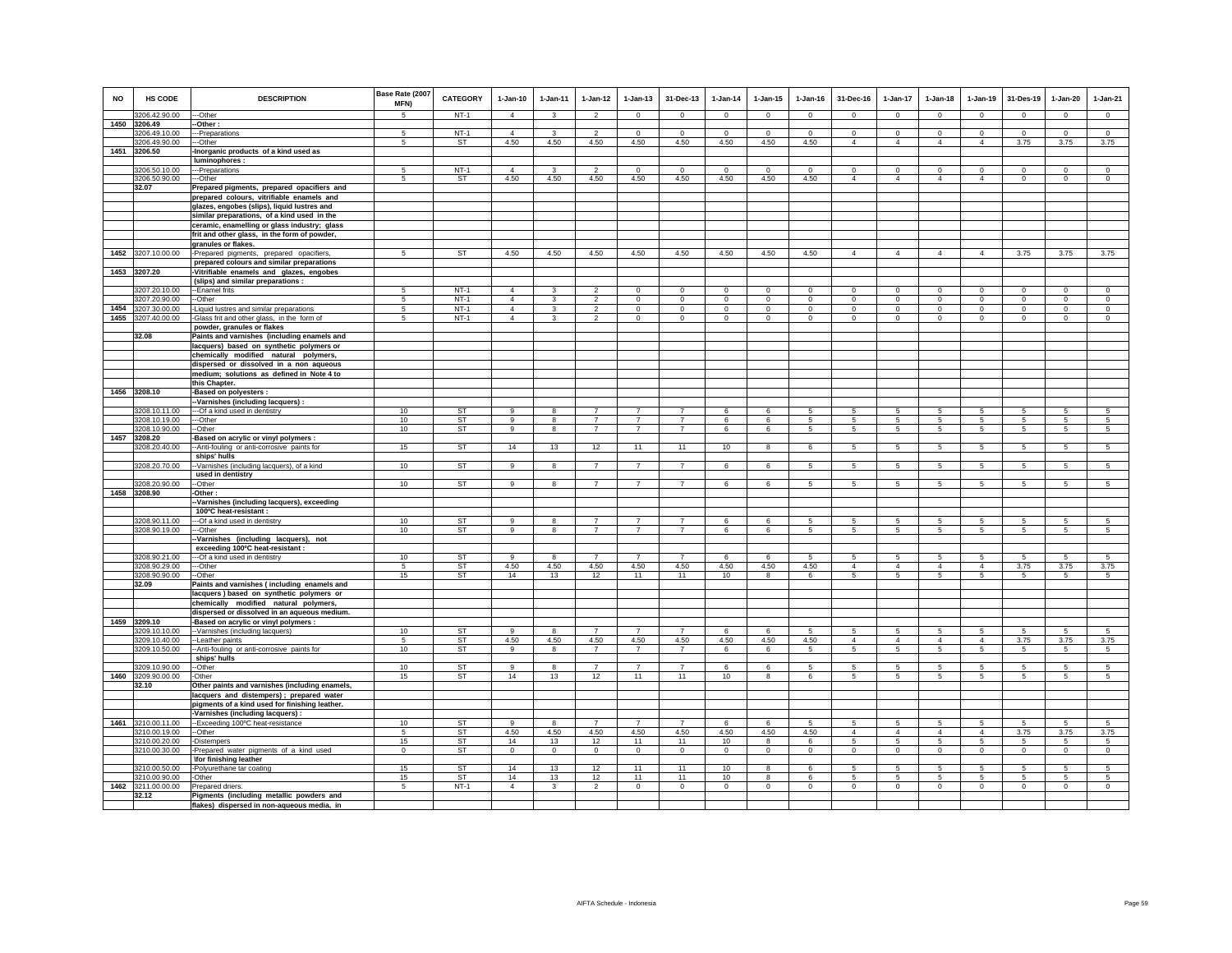| NO | HS CODE | DESCRIPTION | Base Rate (2007 MFN) | CATEGORY | 1-Jan-10 | 1-Jan-11 | 1-Jan-12 | 1-Jan-13 | 31-Dec-13 | 1-Jan-14 | 1-Jan-15 | 1-Jan-16 | 31-Dec-16 | 1-Jan-17 | 1-Jan-18 | 1-Jan-19 | 31-Des-19 | 1-Jan-20 | 1-Jan-21 |
|---|---|---|---|---|---|---|---|---|---|---|---|---|---|---|---|---|---|---|---|
| | 3206.42.90.00 | ---Other | 5 | NT-1 | 4 | 3 | 2 | 0 | 0 | 0 | 0 | 0 | 0 | 0 | 0 | 0 | 0 | 0 | 0 |
| 1450 | 3206.49 | --Other : | | | | | | | | | | | | | | | | | |
| | 3206.49.10.00 | ---Preparations | 5 | NT-1 | 4 | 3 | 2 | 0 | 0 | 0 | 0 | 0 | 0 | 0 | 0 | 0 | 0 | 0 | 0 |
| | 3206.49.90.00 | ---Other | 5 | ST | 4.50 | 4.50 | 4.50 | 4.50 | 4.50 | 4.50 | 4.50 | 4.50 | 4 | 4 | 4 | 4 | 3.75 | 3.75 | 3.75 |
| 1451 | 3206.50 | -Inorganic products of a kind used as luminophores : | | | | | | | | | | | | | | | | | |
| | 3206.50.10.00 | ---Preparations | 5 | NT-1 | 4 | 3 | 2 | 0 | 0 | 0 | 0 | 0 | 0 | 0 | 0 | 0 | 0 | 0 | 0 |
| | 3206.50.90.00 | ---Other | 5 | ST | 4.50 | 4.50 | 4.50 | 4.50 | 4.50 | 4.50 | 4.50 | 4.50 | 4 | 4 | 4 | 4 | 0 | 0 | 0 |
| | 32.07 | Prepared pigments, prepared opacifiers and prepared colours, vitrifiable enamels and glazes, engobes (slips), liquid lustres and similar preparations, of a kind used in the ceramic, enamelling or glass industry; glass frit and other glass, in the form of powder, granules or flakes. | | | | | | | | | | | | | | | | | |
| 1452 | 3207.10.00.00 | -Prepared pigments, prepared opacifiers, prepared colours and similar preparations | 5 | ST | 4.50 | 4.50 | 4.50 | 4.50 | 4.50 | 4.50 | 4.50 | 4.50 | 4 | 4 | 4 | 4 | 3.75 | 3.75 | 3.75 |
| 1453 | 3207.20 | -Vitrifiable enamels and glazes, engobes (slips) and similar preparations : | | | | | | | | | | | | | | | | | |
| | 3207.20.10.00 | --Enamel frits | 5 | NT-1 | 4 | 3 | 2 | 0 | 0 | 0 | 0 | 0 | 0 | 0 | 0 | 0 | 0 | 0 | 0 |
| | 3207.20.90.00 | --Other | 5 | NT-1 | 4 | 3 | 2 | 0 | 0 | 0 | 0 | 0 | 0 | 0 | 0 | 0 | 0 | 0 | 0 |
| 1454 | 3207.30.00.00 | -Liquid lustres and similar preparations | 5 | NT-1 | 4 | 3 | 2 | 0 | 0 | 0 | 0 | 0 | 0 | 0 | 0 | 0 | 0 | 0 | 0 |
| 1455 | 3207.40.00.00 | -Glass frit and other glass, in the form of powder, granules or flakes | 5 | NT-1 | 4 | 3 | 2 | 0 | 0 | 0 | 0 | 0 | 0 | 0 | 0 | 0 | 0 | 0 | 0 |
| | 32.08 | Paints and varnishes (including enamels and lacquers) based on synthetic polymers or chemically modified natural polymers, dispersed or dissolved in a non aqueous medium; solutions as defined in Note 4 to this Chapter. | | | | | | | | | | | | | | | | | |
| 1456 | 3208.10 | -Based on polyesters : | | | | | | | | | | | | | | | | | |
| | | --Varnishes (including lacquers) : | | | | | | | | | | | | | | | | | |
| | 3208.10.11.00 | ---Of a kind used in dentistry | 10 | ST | 9 | 8 | 7 | 7 | 7 | 6 | 6 | 5 | 5 | 5 | 5 | 5 | 5 | 5 | 5 |
| | 3208.10.19.00 | ---Other | 10 | ST | 9 | 8 | 7 | 7 | 7 | 6 | 6 | 5 | 5 | 5 | 5 | 5 | 5 | 5 | 5 |
| | 3208.10.90.00 | --Other | 10 | ST | 9 | 8 | 7 | 7 | 7 | 6 | 6 | 5 | 5 | 5 | 5 | 5 | 5 | 5 | 5 |
| 1457 | 3208.20 | -Based on acrylic or vinyl polymers : | | | | | | | | | | | | | | | | | |
| | 3208.20.40.00 | --Anti-fouling or anti-corrosive paints for ships' hulls | 15 | ST | 14 | 13 | 12 | 11 | 11 | 10 | 8 | 6 | 5 | 5 | 5 | 5 | 5 | 5 | 5 |
| | 3208.20.70.00 | --Varnishes (including lacquers), of a kind used in dentistry | 10 | ST | 9 | 8 | 7 | 7 | 7 | 6 | 6 | 5 | 5 | 5 | 5 | 5 | 5 | 5 | 5 |
| | 3208.20.90.00 | --Other | 10 | ST | 9 | 8 | 7 | 7 | 7 | 6 | 6 | 5 | 5 | 5 | 5 | 5 | 5 | 5 | 5 |
| 1458 | 3208.90 | -Other : | | | | | | | | | | | | | | | | | |
| | | --Varnishes (including lacquers), exceeding 100ºC heat-resistant : | | | | | | | | | | | | | | | | | |
| | 3208.90.11.00 | ---Of a kind used in dentistry | 10 | ST | 9 | 8 | 7 | 7 | 7 | 6 | 6 | 5 | 5 | 5 | 5 | 5 | 5 | 5 | 5 |
| | 3208.90.19.00 | ---Other | 10 | ST | 9 | 8 | 7 | 7 | 7 | 6 | 6 | 5 | 5 | 5 | 5 | 5 | 5 | 5 | 5 |
| | | --Varnishes (including lacquers), not exceeding 100°C heat-resistant : | | | | | | | | | | | | | | | | | |
| | 3208.90.21.00 | ---Of a kind used in dentistry | 10 | ST | 9 | 8 | 7 | 7 | 7 | 6 | 6 | 5 | 5 | 5 | 5 | 5 | 5 | 5 | 5 |
| | 3208.90.29.00 | ---Other | 5 | ST | 4.50 | 4.50 | 4.50 | 4.50 | 4.50 | 4.50 | 4.50 | 4.50 | 4 | 4 | 4 | 4 | 3.75 | 3.75 | 3.75 |
| | 3208.90.90.00 | --Other | 15 | ST | 14 | 13 | 12 | 11 | 11 | 10 | 8 | 6 | 5 | 5 | 5 | 5 | 5 | 5 | 5 |
| | 32.09 | Paints and varnishes ( including enamels and lacquers ) based on synthetic polymers or chemically modified natural polymers, dispersed or dissolved in an aqueous medium. | | | | | | | | | | | | | | | | | |
| 1459 | 3209.10 | -Based on acrylic or vinyl polymers : | | | | | | | | | | | | | | | | | |
| | 3209.10.10.00 | --Varnishes (including lacquers) | 10 | ST | 9 | 8 | 7 | 7 | 7 | 6 | 6 | 5 | 5 | 5 | 5 | 5 | 5 | 5 | 5 |
| | 3209.10.40.00 | --Leather paints | 5 | ST | 4.50 | 4.50 | 4.50 | 4.50 | 4.50 | 4.50 | 4.50 | 4.50 | 4 | 4 | 4 | 4 | 3.75 | 3.75 | 3.75 |
| | 3209.10.50.00 | --Anti-fouling or anti-corrosive paints for ships' hulls | 10 | ST | 9 | 8 | 7 | 7 | 7 | 6 | 6 | 5 | 5 | 5 | 5 | 5 | 5 | 5 | 5 |
| | 3209.10.90.00 | --Other | 10 | ST | 9 | 8 | 7 | 7 | 7 | 6 | 6 | 5 | 5 | 5 | 5 | 5 | 5 | 5 | 5 |
| 1460 | 3209.90.00.00 | -Other | 15 | ST | 14 | 13 | 12 | 11 | 11 | 10 | 8 | 6 | 5 | 5 | 5 | 5 | 5 | 5 | 5 |
| | 32.10 | Other paints and varnishes (including enamels, lacquers and distempers) ; prepared water pigments of a kind used for finishing leather. | | | | | | | | | | | | | | | | | |
| | | -Varnishes (including lacquers) : | | | | | | | | | | | | | | | | | |
| 1461 | 3210.00.11.00 | --Exceeding 100ºC heat-resistance | 10 | ST | 9 | 8 | 7 | 7 | 7 | 6 | 6 | 5 | 5 | 5 | 5 | 5 | 5 | 5 | 5 |
| | 3210.00.19.00 | --Other | 5 | ST | 4.50 | 4.50 | 4.50 | 4.50 | 4.50 | 4.50 | 4.50 | 4.50 | 4 | 4 | 4 | 4 | 3.75 | 3.75 | 3.75 |
| | 3210.00.20.00 | -Distempers | 15 | ST | 14 | 13 | 12 | 11 | 11 | 10 | 8 | 6 | 5 | 5 | 5 | 5 | 5 | 5 | 5 |
| | 3210.00.30.00 | -Prepared water pigments of a kind used for finishing leather | 0 | ST | 0 | 0 | 0 | 0 | 0 | 0 | 0 | 0 | 0 | 0 | 0 | 0 | 0 | 0 | 0 |
| | 3210.00.50.00 | -Polyurethane tar coating | 15 | ST | 14 | 13 | 12 | 11 | 11 | 10 | 8 | 6 | 5 | 5 | 5 | 5 | 5 | 5 | 5 |
| | 3210.00.90.00 | -Other | 15 | ST | 14 | 13 | 12 | 11 | 11 | 10 | 8 | 6 | 5 | 5 | 5 | 5 | 5 | 5 | 5 |
| 1462 | 3211.00.00.00 | Prepared driers. | 5 | NT-1 | 4 | 3 | 2 | 0 | 0 | 0 | 0 | 0 | 0 | 0 | 0 | 0 | 0 | 0 | 0 |
| | 32.12 | Pigments (including metallic powders and flakes) dispersed in non-aqueous media, in | | | | | | | | | | | | | | | | | |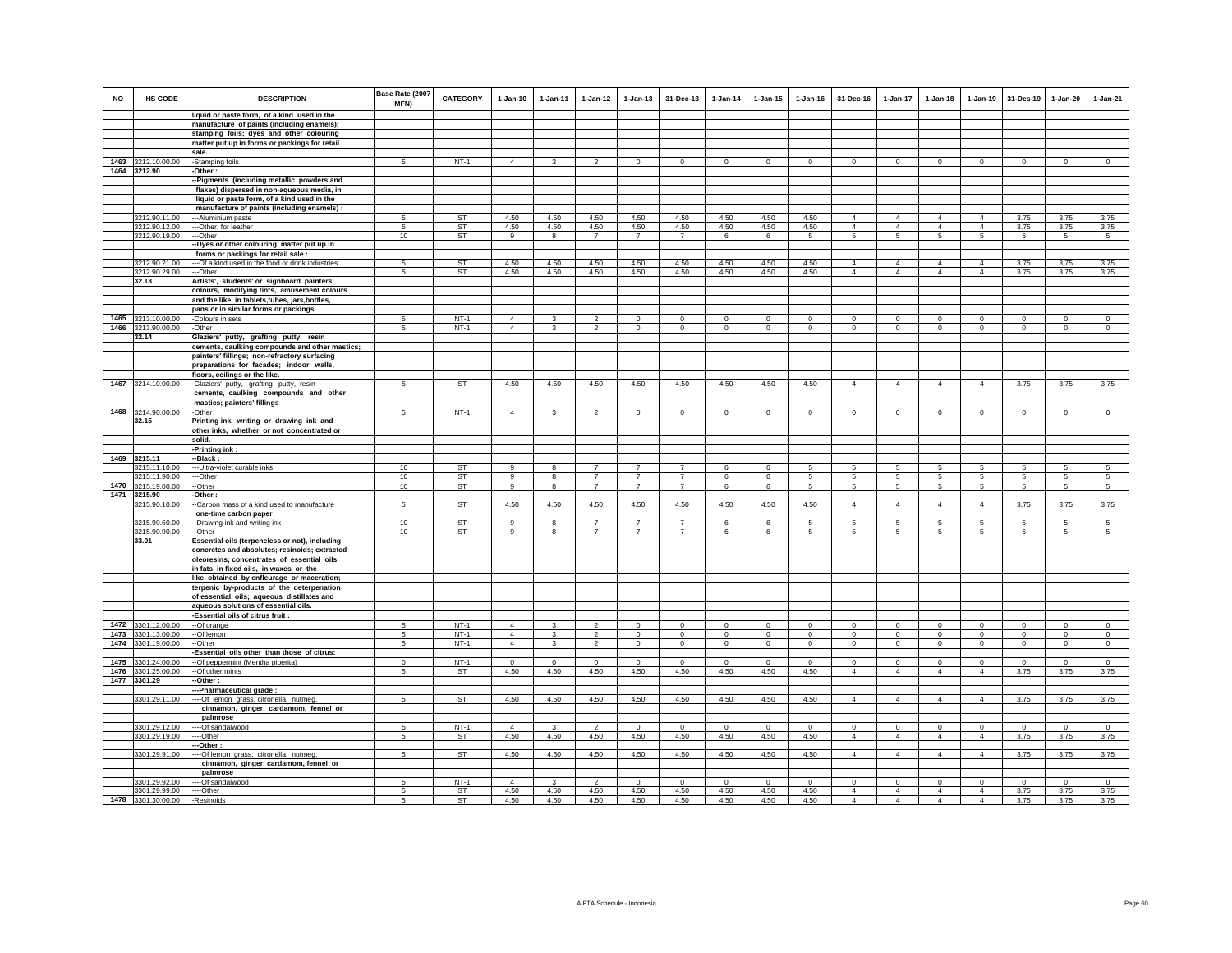| NO | HS CODE | DESCRIPTION | Base Rate (2007 MFN) | CATEGORY | 1-Jan-10 | 1-Jan-11 | 1-Jan-12 | 1-Jan-13 | 31-Dec-13 | 1-Jan-14 | 1-Jan-15 | 1-Jan-16 | 31-Dec-16 | 1-Jan-17 | 1-Jan-18 | 1-Jan-19 | 31-Des-19 | 1-Jan-20 | 1-Jan-21 |
|---|---|---|---|---|---|---|---|---|---|---|---|---|---|---|---|---|---|---|---|
| | | liquid or paste form, of a kind used in the manufacture of paints (including enamels); stamping foils; dyes and other colouring matter put up in forms or packings for retail sale. | | | | | | | | | | | | | | | | | |
| 1463 | 3212.10.00.00 | -Stamping foils | 5 | NT-1 | 4 | 3 | 2 | 0 | 0 | 0 | 0 | 0 | 0 | 0 | 0 | 0 | 0 | 0 | 0 |
| 1464 | 3212.90 | -Other : | | | | | | | | | | | | | | | | | |
| | | --Pigments (including metallic powders and flakes) dispersed in non-aqueous media, in liquid or paste form, of a kind used in the manufacture of paints (including enamels) : | | | | | | | | | | | | | | | | | |
| | 3212.90.11.00 | ---Aluminium paste | 5 | ST | 4.50 | 4.50 | 4.50 | 4.50 | 4.50 | 4.50 | 4.50 | 4.50 | 4 | 4 | 4 | 4 | 3.75 | 3.75 | 3.75 |
| | 3212.90.12.00 | ---Other, for leather | 5 | ST | 4.50 | 4.50 | 4.50 | 4.50 | 4.50 | 4.50 | 4.50 | 4.50 | 4 | 4 | 4 | 4 | 3.75 | 3.75 | 3.75 |
| | 3212.90.19.00 | ---Other | 10 | ST | 9 | 8 | 7 | 7 | 7 | 6 | 6 | 5 | 5 | 5 | 5 | 5 | 5 | 5 | 5 |
| | | --Dyes or other colouring matter put up in forms or packings for retail sale : | | | | | | | | | | | | | | | | | |
| | 3212.90.21.00 | ---Of a kind used in the food or drink industries | 5 | ST | 4.50 | 4.50 | 4.50 | 4.50 | 4.50 | 4.50 | 4.50 | 4.50 | 4 | 4 | 4 | 4 | 3.75 | 3.75 | 3.75 |
| | 3212.90.29.00 | ---Other | 5 | ST | 4.50 | 4.50 | 4.50 | 4.50 | 4.50 | 4.50 | 4.50 | 4.50 | 4 | 4 | 4 | 4 | 3.75 | 3.75 | 3.75 |
| | 32.13 | Artists', students' or signboard painters' colours, modifying tints, amusement colours and the like, in tablets,tubes, jars,bottles, pans or in similar forms or packings. | | | | | | | | | | | | | | | | | |
| 1465 | 3213.10.00.00 | -Colours in sets | 5 | NT-1 | 4 | 3 | 2 | 0 | 0 | 0 | 0 | 0 | 0 | 0 | 0 | 0 | 0 | 0 | 0 |
| 1466 | 3213.90.00.00 | -Other | 5 | NT-1 | 4 | 3 | 2 | 0 | 0 | 0 | 0 | 0 | 0 | 0 | 0 | 0 | 0 | 0 | 0 |
| | 32.14 | Glaziers' putty, grafting putty, resin cements, caulking compounds and other mastics; painters' fillings; non-refractory surfacing preparations for facades; indoor walls, floors, ceilings or the like. | | | | | | | | | | | | | | | | | |
| 1467 | 3214.10.00.00 | -Glaziers' putty, grafting putty, resin cements, caulking compounds and other mastics; painters' fillings | 5 | ST | 4.50 | 4.50 | 4.50 | 4.50 | 4.50 | 4.50 | 4.50 | 4.50 | 4 | 4 | 4 | 4 | 3.75 | 3.75 | 3.75 |
| 1468 | 3214.90.00.00 | -Other | 5 | NT-1 | 4 | 3 | 2 | 0 | 0 | 0 | 0 | 0 | 0 | 0 | 0 | 0 | 0 | 0 | 0 |
| | 32.15 | Printing ink, writing or drawing ink and other inks, whether or not concentrated or solid. | | | | | | | | | | | | | | | | | |
| | | -Printing ink : | | | | | | | | | | | | | | | | | |
| 1469 | 3215.11 | --Black : | | | | | | | | | | | | | | | | | |
| | 3215.11.10.00 | ---Ultra-violet curable inks | 10 | ST | 9 | 8 | 7 | 7 | 7 | 6 | 6 | 5 | 5 | 5 | 5 | 5 | 5 | 5 | 5 |
| | 3215.11.90.00 | ---Other | 10 | ST | 9 | 8 | 7 | 7 | 7 | 6 | 6 | 5 | 5 | 5 | 5 | 5 | 5 | 5 | 5 |
| 1470 | 3215.19.00.00 | --Other | 10 | ST | 9 | 8 | 7 | 7 | 7 | 6 | 6 | 5 | 5 | 5 | 5 | 5 | 5 | 5 | 5 |
| 1471 | 3215.90 | -Other : | | | | | | | | | | | | | | | | | |
| | 3215.90.10.00 | --Carbon mass of a kind used to manufacture one-time carbon paper | 5 | ST | 4.50 | 4.50 | 4.50 | 4.50 | 4.50 | 4.50 | 4.50 | 4.50 | 4 | 4 | 4 | 4 | 3.75 | 3.75 | 3.75 |
| | 3215.90.60.00 | --Drawing ink and writing ink | 10 | ST | 9 | 8 | 7 | 7 | 7 | 6 | 6 | 5 | 5 | 5 | 5 | 5 | 5 | 5 | 5 |
| | 3215.90.90.00 | --Other | 10 | ST | 9 | 8 | 7 | 7 | 7 | 6 | 6 | 5 | 5 | 5 | 5 | 5 | 5 | 5 | 5 |
| | 33.01 | Essential oils (terpeneless or not), including concretes and absolutes; resinoids; extracted oleoresins; concentrates of essential oils in fats, in fixed oils, in waxes or the like, obtained by enfleurage or maceration; terpenic by-products of the deterpenation of essential oils; aqueous distillates and aqueous solutions of essential oils. | | | | | | | | | | | | | | | | | |
| | | -Essential oils of citrus fruit : | | | | | | | | | | | | | | | | | |
| 1472 | 3301.12.00.00 | --Of orange | 5 | NT-1 | 4 | 3 | 2 | 0 | 0 | 0 | 0 | 0 | 0 | 0 | 0 | 0 | 0 | 0 | 0 |
| 1473 | 3301.13.00.00 | --Of lemon | 5 | NT-1 | 4 | 3 | 2 | 0 | 0 | 0 | 0 | 0 | 0 | 0 | 0 | 0 | 0 | 0 | 0 |
| 1474 | 3301.19.00.00 | --Other | 5 | NT-1 | 4 | 3 | 2 | 0 | 0 | 0 | 0 | 0 | 0 | 0 | 0 | 0 | 0 | 0 | 0 |
| | | -Essential oils other than those of citrus: | | | | | | | | | | | | | | | | | |
| 1475 | 3301.24.00.00 | --Of peppermint (Mentha piperita) | 0 | NT-1 | 0 | 0 | 0 | 0 | 0 | 0 | 0 | 0 | 0 | 0 | 0 | 0 | 0 | 0 | 0 |
| 1476 | 3301.25.00.00 | --Of other mints | 5 | ST | 4.50 | 4.50 | 4.50 | 4.50 | 4.50 | 4.50 | 4.50 | 4.50 | 4 | 4 | 4 | 4 | 3.75 | 3.75 | 3.75 |
| 1477 | 3301.29 | --Other : | | | | | | | | | | | | | | | | | |
| | | ---Pharmaceutical grade : | | | | | | | | | | | | | | | | | |
| | 3301.29.11.00 | ----Of lemon grass, citronella, nutmeg, cinnamon, ginger, cardamom, fennel or palmrose | 5 | ST | 4.50 | 4.50 | 4.50 | 4.50 | 4.50 | 4.50 | 4.50 | 4.50 | 4 | 4 | 4 | 4 | 3.75 | 3.75 | 3.75 |
| | 3301.29.12.00 | ----Of sandalwood | 5 | NT-1 | 4 | 3 | 2 | 0 | 0 | 0 | 0 | 0 | 0 | 0 | 0 | 0 | 0 | 0 | 0 |
| | 3301.29.19.00 | ----Other | 5 | ST | 4.50 | 4.50 | 4.50 | 4.50 | 4.50 | 4.50 | 4.50 | 4.50 | 4 | 4 | 4 | 4 | 3.75 | 3.75 | 3.75 |
| | | ---Other : | | | | | | | | | | | | | | | | | |
| | 3301.29.91.00 | ----Of lemon grass, citronella, nutmeg, cinnamon, ginger, cardamom, fennel or palmrose | 5 | ST | 4.50 | 4.50 | 4.50 | 4.50 | 4.50 | 4.50 | 4.50 | 4.50 | 4 | 4 | 4 | 4 | 3.75 | 3.75 | 3.75 |
| | 3301.29.92.00 | ----Of sandalwood | 5 | NT-1 | 4 | 3 | 2 | 0 | 0 | 0 | 0 | 0 | 0 | 0 | 0 | 0 | 0 | 0 | 0 |
| | 3301.29.99.00 | ----Other | 5 | ST | 4.50 | 4.50 | 4.50 | 4.50 | 4.50 | 4.50 | 4.50 | 4.50 | 4 | 4 | 4 | 4 | 3.75 | 3.75 | 3.75 |
| 1478 | 3301.30.00.00 | -Resinoids | 5 | ST | 4.50 | 4.50 | 4.50 | 4.50 | 4.50 | 4.50 | 4.50 | 4.50 | 4 | 4 | 4 | 4 | 3.75 | 3.75 | 3.75 |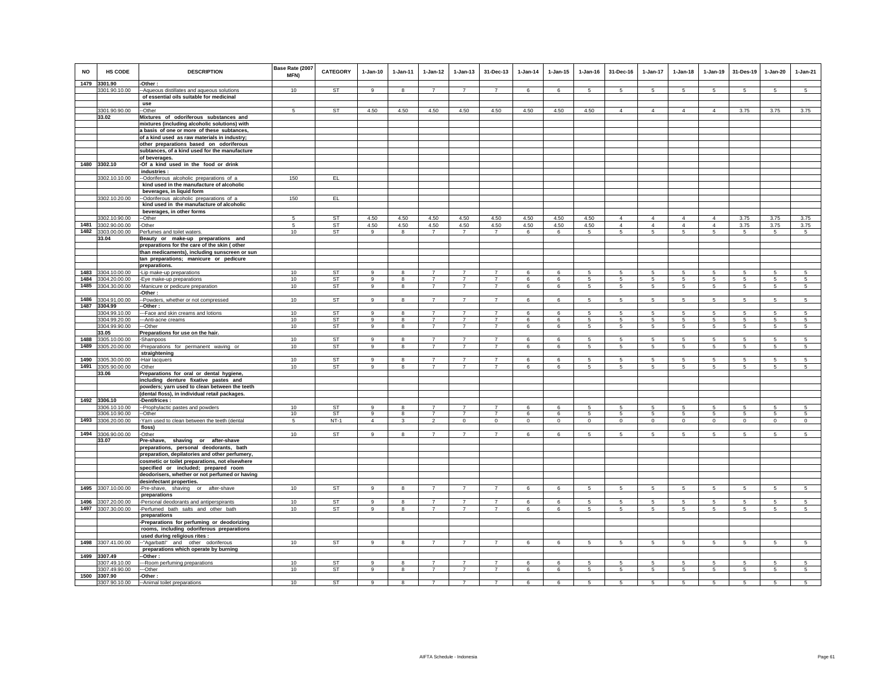| NO | HS CODE | DESCRIPTION | Base Rate (2007 MFN) | CATEGORY | 1-Jan-10 | 1-Jan-11 | 1-Jan-12 | 1-Jan-13 | 31-Dec-13 | 1-Jan-14 | 1-Jan-15 | 1-Jan-16 | 31-Dec-16 | 1-Jan-17 | 1-Jan-18 | 1-Jan-19 | 31-Des-19 | 1-Jan-20 | 1-Jan-21 |
|---|---|---|---|---|---|---|---|---|---|---|---|---|---|---|---|---|---|---|---|
| 1479 | 3301.90 | -Other : | | | | | | | | | | | | | | | | | |
| | 3301.90.10.00 | --Aqueous distillates and aqueous solutions of essential oils suitable for medicinal use | 10 | ST | 9 | 8 | 7 | 7 | 7 | 6 | 6 | 5 | 5 | 5 | 5 | 5 | 5 | 5 | 5 |
| | 3301.90.90.00 | --Other | 5 | ST | 4.50 | 4.50 | 4.50 | 4.50 | 4.50 | 4.50 | 4.50 | 4.50 | 4 | 4 | 4 | 4 | 3.75 | 3.75 | 3.75 |
| | 33.02 | Mixtures of odoriferous substances and mixtures (including alcoholic solutions) with a basis of one or more of these subtances, of a kind used as raw materials in industry; other preparations based on odoriferous subtances, of a kind used for the manufacture of beverages. | | | | | | | | | | | | | | | | | |
| 1480 | 3302.10 | -Of a kind used in the food or drink industries : | | | | | | | | | | | | | | | | | |
| | 3302.10.10.00 | --Odoriferous alcoholic preparations of a kind used in the manufacture of alcoholic beverages, in liquid form | 150 | EL | | | | | | | | | | | | | | | |
| | 3302.10.20.00 | --Odoriferous alcoholic preparations of a kind used in the manufacture of alcoholic beverages, in other forms | 150 | EL | | | | | | | | | | | | | | | |
| | 3302.10.90.00 | --Other | 5 | ST | 4.50 | 4.50 | 4.50 | 4.50 | 4.50 | 4.50 | 4.50 | 4.50 | 4 | 4 | 4 | 4 | 3.75 | 3.75 | 3.75 |
| 1481 | 3302.90.00.00 | -Other | 5 | ST | 4.50 | 4.50 | 4.50 | 4.50 | 4.50 | 4.50 | 4.50 | 4.50 | 4 | 4 | 4 | 4 | 3.75 | 3.75 | 3.75 |
| 1482 | 3303.00.00.00 | Perfumes and toilet waters. | 10 | ST | 9 | 8 | 7 | 7 | 7 | 6 | 6 | 5 | 5 | 5 | 5 | 5 | 5 | 5 | 5 |
| | 33.04 | Beauty or make-up preparations and preparations for the care of the skin ( other than medicaments), including sunscreen or sun tan preparations; manicure or pedicure preparations. | | | | | | | | | | | | | | | | | |
| 1483 | 3304.10.00.00 | -Lip make-up preparations | 10 | ST | 9 | 8 | 7 | 7 | 7 | 6 | 6 | 5 | 5 | 5 | 5 | 5 | 5 | 5 | 5 |
| 1484 | 3304.20.00.00 | -Eye make-up preparations | 10 | ST | 9 | 8 | 7 | 7 | 7 | 6 | 6 | 5 | 5 | 5 | 5 | 5 | 5 | 5 | 5 |
| 1485 | 3304.30.00.00 | -Manicure or pedicure preparation | 10 | ST | 9 | 8 | 7 | 7 | 7 | 6 | 6 | 5 | 5 | 5 | 5 | 5 | 5 | 5 | 5 |
| | | -Other : | | | | | | | | | | | | | | | | | |
| 1486 | 3304.91.00.00 | --Powders, whether or not compressed | 10 | ST | 9 | 8 | 7 | 7 | 7 | 6 | 6 | 5 | 5 | 5 | 5 | 5 | 5 | 5 | 5 |
| 1487 | 3304.99 | --Other : | | | | | | | | | | | | | | | | | |
| | 3304.99.10.00 | ---Face and skin creams and lotions | 10 | ST | 9 | 8 | 7 | 7 | 7 | 6 | 6 | 5 | 5 | 5 | 5 | 5 | 5 | 5 | 5 |
| | 3304.99.20.00 | ---Anti-acne creams | 10 | ST | 9 | 8 | 7 | 7 | 7 | 6 | 6 | 5 | 5 | 5 | 5 | 5 | 5 | 5 | 5 |
| | 3304.99.90.00 | ---Other | 10 | ST | 9 | 8 | 7 | 7 | 7 | 6 | 6 | 5 | 5 | 5 | 5 | 5 | 5 | 5 | 5 |
| | 33.05 | Preparations for use on the hair. | | | | | | | | | | | | | | | | | |
| 1488 | 3305.10.00.00 | -Shampoos | 10 | ST | 9 | 8 | 7 | 7 | 7 | 6 | 6 | 5 | 5 | 5 | 5 | 5 | 5 | 5 | 5 |
| 1489 | 3305.20.00.00 | -Preparations for permanent waving or straightening | 10 | ST | 9 | 8 | 7 | 7 | 7 | 6 | 6 | 5 | 5 | 5 | 5 | 5 | 5 | 5 | 5 |
| 1490 | 3305.30.00.00 | -Hair lacquers | 10 | ST | 9 | 8 | 7 | 7 | 7 | 6 | 6 | 5 | 5 | 5 | 5 | 5 | 5 | 5 | 5 |
| 1491 | 3305.90.00.00 | -Other | 10 | ST | 9 | 8 | 7 | 7 | 7 | 6 | 6 | 5 | 5 | 5 | 5 | 5 | 5 | 5 | 5 |
| | 33.06 | Preparations for oral or dental hygiene, including denture fixative pastes and powders; yarn used to clean between the teeth (dental floss), in individual retail packages. | | | | | | | | | | | | | | | | | |
| 1492 | 3306.10 | -Dentifrices : | | | | | | | | | | | | | | | | | |
| | 3306.10.10.00 | --Prophylactic pastes and powders | 10 | ST | 9 | 8 | 7 | 7 | 7 | 6 | 6 | 5 | 5 | 5 | 5 | 5 | 5 | 5 | 5 |
| | 3306.10.90.00 | --Other | 10 | ST | 9 | 8 | 7 | 7 | 7 | 6 | 6 | 5 | 5 | 5 | 5 | 5 | 5 | 5 | 5 |
| 1493 | 3306.20.00.00 | -Yarn used to clean between the teeth (dental floss) | 5 | NT-1 | 4 | 3 | 2 | 0 | 0 | 0 | 0 | 0 | 0 | 0 | 0 | 0 | 0 | 0 | 0 |
| 1494 | 3306.90.00.00 | -Other | 10 | ST | 9 | 8 | 7 | 7 | 7 | 6 | 6 | 5 | 5 | 5 | 5 | 5 | 5 | 5 | 5 |
| | 33.07 | Pre-shave, shaving or after-shave preparations, personal deodorants, bath preparation, depilatories and other perfumery, cosmetic or toilet preparations, not elsewhere specified or included; prepared room deodorisers, whether or not perfumed or having desinfectant properties. | | | | | | | | | | | | | | | | | |
| 1495 | 3307.10.00.00 | -Pre-shave, shaving or after-shave preparations | 10 | ST | 9 | 8 | 7 | 7 | 7 | 6 | 6 | 5 | 5 | 5 | 5 | 5 | 5 | 5 | 5 |
| 1496 | 3307.20.00.00 | -Personal deodorants and antiperspirants | 10 | ST | 9 | 8 | 7 | 7 | 7 | 6 | 6 | 5 | 5 | 5 | 5 | 5 | 5 | 5 | 5 |
| 1497 | 3307.30.00.00 | -Perfumed bath salts and other bath preparations | 10 | ST | 9 | 8 | 7 | 7 | 7 | 6 | 6 | 5 | 5 | 5 | 5 | 5 | 5 | 5 | 5 |
| | | -Preparations for perfuming or deodorizing rooms, including odoriferous preparations used during religious rites : | | | | | | | | | | | | | | | | | |
| 1498 | 3307.41.00.00 | --"Agarbatti" and other odoriferous preparations which operate by burning | 10 | ST | 9 | 8 | 7 | 7 | 7 | 6 | 6 | 5 | 5 | 5 | 5 | 5 | 5 | 5 | 5 |
| 1499 | 3307.49 | --Other : | | | | | | | | | | | | | | | | | |
| | 3307.49.10.00 | ---Room perfuming preparations | 10 | ST | 9 | 8 | 7 | 7 | 7 | 6 | 6 | 5 | 5 | 5 | 5 | 5 | 5 | 5 | 5 |
| | 3307.49.90.00 | ---Other | 10 | ST | 9 | 8 | 7 | 7 | 7 | 6 | 6 | 5 | 5 | 5 | 5 | 5 | 5 | 5 | 5 |
| 1500 | 3307.90 | -Other : | | | | | | | | | | | | | | | | | |
| | 3307.90.10.00 | --Animal toilet preparations | 10 | ST | 9 | 8 | 7 | 7 | 7 | 6 | 6 | 5 | 5 | 5 | 5 | 5 | 5 | 5 | 5 |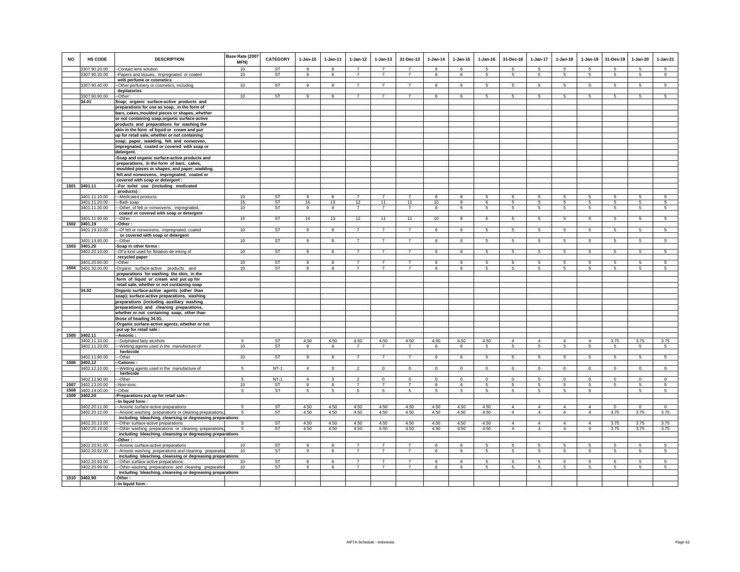| NO | HS CODE | DESCRIPTION | Base Rate (2007 MFN) | CATEGORY | 1-Jan-10 | 1-Jan-11 | 1-Jan-12 | 1-Jan-13 | 31-Dec-13 | 1-Jan-14 | 1-Jan-15 | 1-Jan-16 | 31-Dec-16 | 1-Jan-17 | 1-Jan-18 | 1-Jan-19 | 31-Des-19 | 1-Jan-20 | 1-Jan-21 |
|---|---|---|---|---|---|---|---|---|---|---|---|---|---|---|---|---|---|---|---|
| | 3307.90.20.00 | --Contact lens solution | 10 | ST | 9 | 8 | 7 | 7 | 7 | 6 | 6 | 5 | 5 | 5 | 5 | 5 | 5 | 5 | 5 |
| | 3307.90.30.00 | --Papers and tissues, impregnated or coated with perfume or cosmetics | 10 | ST | 9 | 8 | 7 | 7 | 7 | 6 | 6 | 5 | 5 | 5 | 5 | 5 | 5 | 5 | 5 |
| | 3307.90.40.00 | --Other perfumery or cosmetics, including depilatories | 10 | ST | 9 | 8 | 7 | 7 | 7 | 6 | 6 | 5 | 5 | 5 | 5 | 5 | 5 | 5 | 5 |
| | 3307.90.90.00 | --Other | 10 | ST | 9 | 8 | 7 | 7 | 7 | 6 | 6 | 5 | 5 | 5 | 5 | 5 | 5 | 5 | 5 |
| | 34.01 | Soap; organic surface-active products and preparations for use as soap, in the form of bars, cakes,moulded pieces or shapes, whether or not containing soap;organic surface-active products and preparations for washing the skin in the form of liquid or cream and put up for retail sale, whether or not containing soap; paper, wadding, felt and nonwoven, impregnated, coated or covered with soap or detergent. | | | | | | | | | | | | | | | | | |
| | | -Soap and organic surface-active products and preparations, in the form of bars, cakes, moulded pieces or shapes, and paper, wadding, felt and nonwovens, impregnated, coated or covered with soap or detergent : | | | | | | | | | | | | | | | | | |
| 1501 | 3401.11 | --For toilet use (including medicated products) : | | | | | | | | | | | | | | | | | |
| | 3401.11.10.00 | ---Medicated products | 10 | ST | 9 | 8 | 7 | 7 | 7 | 6 | 6 | 5 | 5 | 5 | 5 | 5 | 5 | 5 | 5 |
| | 3401.11.20.00 | ---Bath soap | 15 | ST | 14 | 13 | 12 | 11 | 11 | 10 | 8 | 6 | 5 | 5 | 5 | 5 | 5 | 5 | 5 |
| | 3401.11.30.00 | ---Other, of felt or nonwovens, impregnated, coated or covered with soap or detergent | 10 | ST | 9 | 8 | 7 | 7 | 7 | 6 | 6 | 5 | 5 | 5 | 5 | 5 | 5 | 5 | 5 |
| | 3401.11.90.00 | ---Other | 15 | ST | 14 | 13 | 12 | 11 | 11 | 10 | 8 | 6 | 5 | 5 | 5 | 5 | 5 | 5 | 5 |
| 1502 | 3401.19 | --Other : | | | | | | | | | | | | | | | | | |
| | 3401.19.10.00 | ---Of felt or nonwovens, impregnated, coated or covered with soap or detergent | 10 | ST | 9 | 8 | 7 | 7 | 7 | 6 | 6 | 5 | 5 | 5 | 5 | 5 | 5 | 5 | 5 |
| | 3401.19.90.00 | ---Other | 10 | ST | 9 | 8 | 7 | 7 | 7 | 6 | 6 | 5 | 5 | 5 | 5 | 5 | 5 | 5 | 5 |
| 1503 | 3401.20 | -Soap in other forms : | | | | | | | | | | | | | | | | | |
| | 3401.20.10.00 | --Of a kind used for flotation de-inking of recycled paper | 10 | ST | 9 | 8 | 7 | 7 | 7 | 6 | 6 | 5 | 5 | 5 | 5 | 5 | 5 | 5 | 5 |
| | 3401.20.90.00 | --Other | 10 | ST | 9 | 8 | 7 | 7 | 7 | 6 | 6 | 5 | 5 | 5 | 5 | 5 | 5 | 5 | 5 |
| 1504 | 3401.30.00.00 | -Organic surface-active products and preparations for washing the skin, in the form of liquid or cream and put up for retail sale, whether or not containing soap | 10 | ST | 9 | 8 | 7 | 7 | 7 | 6 | 6 | 5 | 5 | 5 | 5 | 5 | 5 | 5 | 5 |
| | 34.02 | Organic surface-active agents (other than soap); surface-active preparations, washing preparations (including auxiliary washing preparations) and cleaning preparations, whether or not containing soap, other than those of heading 34.01. | | | | | | | | | | | | | | | | | |
| | | -Organic surface-active agents, whether or not put up for retail sale : | | | | | | | | | | | | | | | | | |
| 1505 | 3402.11 | --Anionic : | | | | | | | | | | | | | | | | | |
| | 3402.11.10.00 | ---Sulphated fatty alcohols | 5 | ST | 4.50 | 4.50 | 4.50 | 4.50 | 4.50 | 4.50 | 4.50 | 4.50 | 4 | 4 | 4 | 4 | 3.75 | 3.75 | 3.75 |
| | 3402.11.20.00 | ---Wetting agents used in the manufacture of herbicide | 10 | ST | 9 | 8 | 7 | 7 | 7 | 6 | 6 | 5 | 5 | 5 | 5 | 5 | 5 | 5 | 5 |
| | 3402.11.90.00 | ---Other | 10 | ST | 9 | 8 | 7 | 7 | 7 | 6 | 6 | 5 | 5 | 5 | 5 | 5 | 5 | 5 | 5 |
| 1506 | 3402.12 | --Cationic : | | | | | | | | | | | | | | | | | |
| | 3402.12.10.00 | ---Wetting agents used in the manufacture of herbicide | 5 | NT-1 | 4 | 3 | 2 | 0 | 0 | 0 | 0 | 0 | 0 | 0 | 0 | 0 | 0 | 0 | 0 |
| | 3402.12.90.00 | ---Other | 5 | NT-1 | 4 | 3 | 2 | 0 | 0 | 0 | 0 | 0 | 0 | 0 | 0 | 0 | 0 | 0 | 0 |
| 1507 | 3402.13.00.00 | --Non-ionic | 10 | ST | 9 | 8 | 7 | 7 | 7 | 6 | 6 | 5 | 5 | 5 | 5 | 5 | 5 | 5 | 5 |
| 1508 | 3402.19.00.00 | --Other | 5 | ST | 5 | 5 | 5 | 5 | 5 | 5 | 5 | 5 | 5 | 5 | 5 | 5 | | 5 | 5 |
| 1509 | 3402.20 | -Preparations put up for retail sale : | | | | | | | | | | | | | | | | | |
| | | --In liquid form : | | | | | | | | | | | | | | | | | |
| | 3402.20.11.00 | ---Anionic surface-active preparations | 5 | ST | 4.50 | 4.50 | 4.50 | 4.50 | 4.50 | 4.50 | 4.50 | 4.50 | 4 | 4 | 4 | 4 | 0 | 0 | 0 |
| | 3402.20.12.00 | ---Anionic washing preparations or cleaning preparations, including bleaching, cleansing or degreasing preparations | 5 | ST | 4.50 | 4.50 | 4.50 | 4.50 | 4.50 | 4.50 | 4.50 | 4.50 | 4 | 4 | 4 | 4 | 3.75 | 3.75 | 3.75 |
| | 3402.20.13.00 | ---Other surface-active preparations | 5 | ST | 4.50 | 4.50 | 4.50 | 4.50 | 4.50 | 4.50 | 4.50 | 4.50 | 4 | 4 | 4 | 4 | 3.75 | 3.75 | 3.75 |
| | 3402.20.19.00 | ---Other washing preparations or cleaning preparations, including bleaching, cleansing or degreasing preparations | 5 | ST | 4.50 | 4.50 | 4.50 | 4.50 | 4.50 | 4.50 | 4.50 | 4.50 | 4 | 4 | 4 | 4 | 3.75 | 3.75 | 3.75 |
| | | --Other : | | | | | | | | | | | | | | | | | |
| | 3402.20.91.00 | ---Anionic surface-active preparations | 10 | ST | 9 | 8 | 7 | 7 | 7 | 6 | 6 | 5 | 5 | 5 | 5 | 5 | 5 | 5 | 5 |
| | 3402.20.92.00 | ---Anionic washing preparations and cleaning preparations including bleaching, cleansing or degreasing preparations | 10 | ST | 9 | 8 | 7 | 7 | 7 | 6 | 6 | 5 | 5 | 5 | 5 | 5 | 5 | 5 | 5 |
| | 3402.20.93.00 | ---Other surface-active preparations | 10 | ST | 9 | 8 | 7 | 7 | 7 | 6 | 6 | 5 | 5 | 5 | 5 | 5 | 5 | 5 | 5 |
| | 3402.20.99.00 | ---Other washing preparations and cleaning preparations including bleaching, cleansing or degreasing preparations | 10 | ST | 9 | 8 | 7 | 7 | 7 | 6 | 6 | 5 | 5 | 5 | 5 | 5 | 5 | 5 | 5 |
| 1510 | 3402.90 | -Other : | | | | | | | | | | | | | | | | | |
| | | --In liquid form : | | | | | | | | | | | | | | | | | |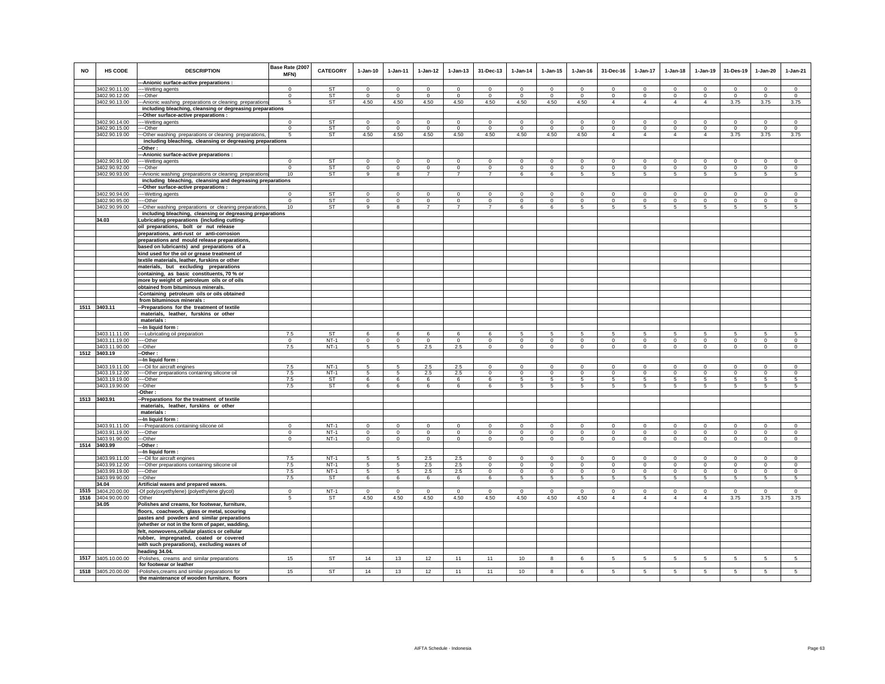| NO | HS CODE | DESCRIPTION | Base Rate (2007 MFN) | CATEGORY | 1-Jan-10 | 1-Jan-11 | 1-Jan-12 | 1-Jan-13 | 31-Dec-13 | 1-Jan-14 | 1-Jan-15 | 1-Jan-16 | 31-Dec-16 | 1-Jan-17 | 1-Jan-18 | 1-Jan-19 | 31-Des-19 | 1-Jan-20 | 1-Jan-21 |
|---|---|---|---|---|---|---|---|---|---|---|---|---|---|---|---|---|---|---|---|
| | | ---Anionic surface-active preparations : | | | | | | | | | | | | | | | | | |
| | 3402.90.11.00 | ----Wetting agents | 0 | ST | 0 | 0 | 0 | 0 | 0 | 0 | 0 | 0 | 0 | 0 | 0 | 0 | 0 | 0 | 0 |
| | 3402.90.12.00 | ----Other | 0 | ST | 0 | 0 | 0 | 0 | 0 | 0 | 0 | 0 | 0 | 0 | 0 | 0 | 0 | 0 | 0 |
| | 3402.90.13.00 | ---Anionic washing preparations or cleaning preparations including bleaching, cleansing or degreasing preparations | 5 | ST | 4.50 | 4.50 | 4.50 | 4.50 | 4.50 | 4.50 | 4.50 | 4.50 | 4 | 4 | 4 | 4 | 3.75 | 3.75 | 3.75 |
| | | ---Other surface-active preparations : | | | | | | | | | | | | | | | | | |
| | 3402.90.14.00 | ----Wetting agents | 0 | ST | 0 | 0 | 0 | 0 | 0 | 0 | 0 | 0 | 0 | 0 | 0 | 0 | 0 | 0 | 0 |
| | 3402.90.15.00 | ----Other | 0 | ST | 0 | 0 | 0 | 0 | 0 | 0 | 0 | 0 | 0 | 0 | 0 | 0 | 0 | 0 | 0 |
| | 3402.90.19.00 | ---Other washing preparations or cleaning preparations, including bleaching, cleansing or degreasing preparations | 5 | ST | 4.50 | 4.50 | 4.50 | 4.50 | 4.50 | 4.50 | 4.50 | 4.50 | 4 | 4 | 4 | 4 | 3.75 | 3.75 | 3.75 |
| | | --Other : | | | | | | | | | | | | | | | | | |
| | | ---Anionic surface-active preparations : | | | | | | | | | | | | | | | | | |
| | 3402.90.91.00 | ----Wetting agents | 0 | ST | 0 | 0 | 0 | 0 | 0 | 0 | 0 | 0 | 0 | 0 | 0 | 0 | 0 | 0 | 0 |
| | 3402.90.92.00 | ----Other | 0 | ST | 0 | 0 | 0 | 0 | 0 | 0 | 0 | 0 | 0 | 0 | 0 | 0 | 0 | 0 | 0 |
| | 3402.90.93.00 | ---Anionic washing preparations or cleaning preparations including bleaching, cleansing and degreasing preparations | 10 | ST | 9 | 8 | 7 | 7 | 7 | 6 | 6 | 5 | 5 | 5 | 5 | 5 | 5 | 5 | 5 |
| | | ---Other surface-active preparations : | | | | | | | | | | | | | | | | | |
| | 3402.90.94.00 | ----Wetting agents | 0 | ST | 0 | 0 | 0 | 0 | 0 | 0 | 0 | 0 | 0 | 0 | 0 | 0 | 0 | 0 | 0 |
| | 3402.90.95.00 | ----Other | 0 | ST | 0 | 0 | 0 | 0 | 0 | 0 | 0 | 0 | 0 | 0 | 0 | 0 | 0 | 0 | 0 |
| | 3402.90.99.00 | ---Other washing preparations or cleaning preparations, including bleaching, cleansing or degreasing preparations | 10 | ST | 9 | 8 | 7 | 7 | 7 | 6 | 6 | 5 | 5 | 5 | 5 | 5 | 5 | 5 | 5 |
| | 34.03 | Lubricating preparations (including cutting-oil preparations, bolt or nut release preparations, anti-rust or anti-corrosion preparations and mould release preparations, based on lubricants) and preparations of a kind used for the oil or grease treatment of textile materials, leather, furskins or other materials, but excluding preparations containing, as basic constituents, 70 % or more by weight of petroleum oils or of oils obtained from bituminous minerals. | | | | | | | | | | | | | | | | | |
| | | -Containing petroleum oils or oils obtained from bituminous minerals : | | | | | | | | | | | | | | | | | |
| 1511 | 3403.11 | --Preparations for the treatment of textile materials, leather, furskins or other materials : | | | | | | | | | | | | | | | | | |
| | | ---In liquid form : | | | | | | | | | | | | | | | | | |
| | 3403.11.11.00 | ----Lubricating oil preparation | 7.5 | ST | 6 | 6 | 6 | 6 | 6 | 5 | 5 | 5 | 5 | 5 | 5 | 5 | 5 | 5 | 5 |
| | 3403.11.19.00 | ----Other | 0 | NT-1 | 0 | 0 | 0 | 0 | 0 | 0 | 0 | 0 | 0 | 0 | 0 | 0 | 0 | 0 | 0 |
| | 3403.11.90.00 | ---Other | 7.5 | NT-1 | 5 | 5 | 2.5 | 2.5 | 0 | 0 | 0 | 0 | 0 | 0 | 0 | 0 | 0 | 0 | 0 |
| 1512 | 3403.19 | --Other : | | | | | | | | | | | | | | | | | |
| | | ---In liquid form : | | | | | | | | | | | | | | | | | |
| | 3403.19.11.00 | ----Oil for aircraft engines | 7.5 | NT-1 | 5 | 5 | 2.5 | 2.5 | 0 | 0 | 0 | 0 | 0 | 0 | 0 | 0 | 0 | 0 | 0 |
| | 3403.19.12.00 | ----Other preparations containing silicone oil | 7.5 | NT-1 | 5 | 5 | 2.5 | 2.5 | 0 | 0 | 0 | 0 | 0 | 0 | 0 | 0 | 0 | 0 | 0 |
| | 3403.19.19.00 | ----Other | 7.5 | ST | 6 | 6 | 6 | 6 | 6 | 5 | 5 | 5 | 5 | 5 | 5 | 5 | 5 | 5 | 5 |
| | 3403.19.90.00 | ---Other | 7.5 | ST | 6 | 6 | 6 | 6 | 6 | 5 | 5 | 5 | 5 | 5 | 5 | 5 | 5 | 5 | 5 |
| | | -Other : | | | | | | | | | | | | | | | | | |
| 1513 | 3403.91 | --Preparations for the treatment of textile materials, leather, furskins or other materials : | | | | | | | | | | | | | | | | | |
| | | ---In liquid form : | | | | | | | | | | | | | | | | | |
| | 3403.91.11.00 | ----Preparations containing silicone oil | 0 | NT-1 | 0 | 0 | 0 | 0 | 0 | 0 | 0 | 0 | 0 | 0 | 0 | 0 | 0 | 0 | 0 |
| | 3403.91.19.00 | ----Other | 0 | NT-1 | 0 | 0 | 0 | 0 | 0 | 0 | 0 | 0 | 0 | 0 | 0 | 0 | 0 | 0 | 0 |
| | 3403.91.90.00 | ---Other | 0 | NT-1 | 0 | 0 | 0 | 0 | 0 | 0 | 0 | 0 | 0 | 0 | 0 | 0 | 0 | 0 | 0 |
| 1514 | 3403.99 | --Other : | | | | | | | | | | | | | | | | | |
| | | ---In liquid form : | | | | | | | | | | | | | | | | | |
| | 3403.99.11.00 | ----Oil for aircraft engines | 7.5 | NT-1 | 5 | 5 | 2.5 | 2.5 | 0 | 0 | 0 | 0 | 0 | 0 | 0 | 0 | 0 | 0 | 0 |
| | 3403.99.12.00 | ----Other preparations containing silicone oil | 7.5 | NT-1 | 5 | 5 | 2.5 | 2.5 | 0 | 0 | 0 | 0 | 0 | 0 | 0 | 0 | 0 | 0 | 0 |
| | 3403.99.19.00 | ----Other | 7.5 | NT-1 | 5 | 5 | 2.5 | 2.5 | 0 | 0 | 0 | 0 | 0 | 0 | 0 | 0 | 0 | 0 | 0 |
| | 3403.99.90.00 | ---Other | 7.5 | ST | 6 | 6 | 6 | 6 | 6 | 5 | 5 | 5 | 5 | 5 | 5 | 5 | 5 | 5 | 5 |
| | 34.04 | Artificial waxes and prepared waxes. | | | | | | | | | | | | | | | | | |
| 1515 | 3404.20.00.00 | -Of poly(oxyethylene) (polyethylene glycol) | 0 | NT-1 | 0 | 0 | 0 | 0 | 0 | 0 | 0 | 0 | 0 | 0 | 0 | 0 | 0 | 0 | 0 |
| 1516 | 3404.90.00.00 | -Other | 5 | ST | 4.50 | 4.50 | 4.50 | 4.50 | 4.50 | 4.50 | 4.50 | 4.50 | 4 | 4 | 4 | 4 | 3.75 | 3.75 | 3.75 |
| | 34.05 | Polishes and creams, for footwear, furniture, floors, coachwork, glass or metal, scouring pastes and powders and similar preparations (whether or not in the form of paper, wadding, felt, nonwovens,cellular plastics or cellular rubber, impregnated, coated or covered with such preparations), excluding waxes of heading 34.04. | | | | | | | | | | | | | | | | | |
| 1517 | 3405.10.00.00 | -Polishes, creams and similar preparations for footwear or leather | 15 | ST | 14 | 13 | 12 | 11 | 11 | 10 | 8 | 6 | 5 | 5 | 5 | 5 | 5 | 5 | 5 |
| 1518 | 3405.20.00.00 | -Polishes,creams and similar preparations for the maintenance of wooden furniture, floors | 15 | ST | 14 | 13 | 12 | 11 | 11 | 10 | 8 | 6 | 5 | 5 | 5 | 5 | 5 | 5 | 5 |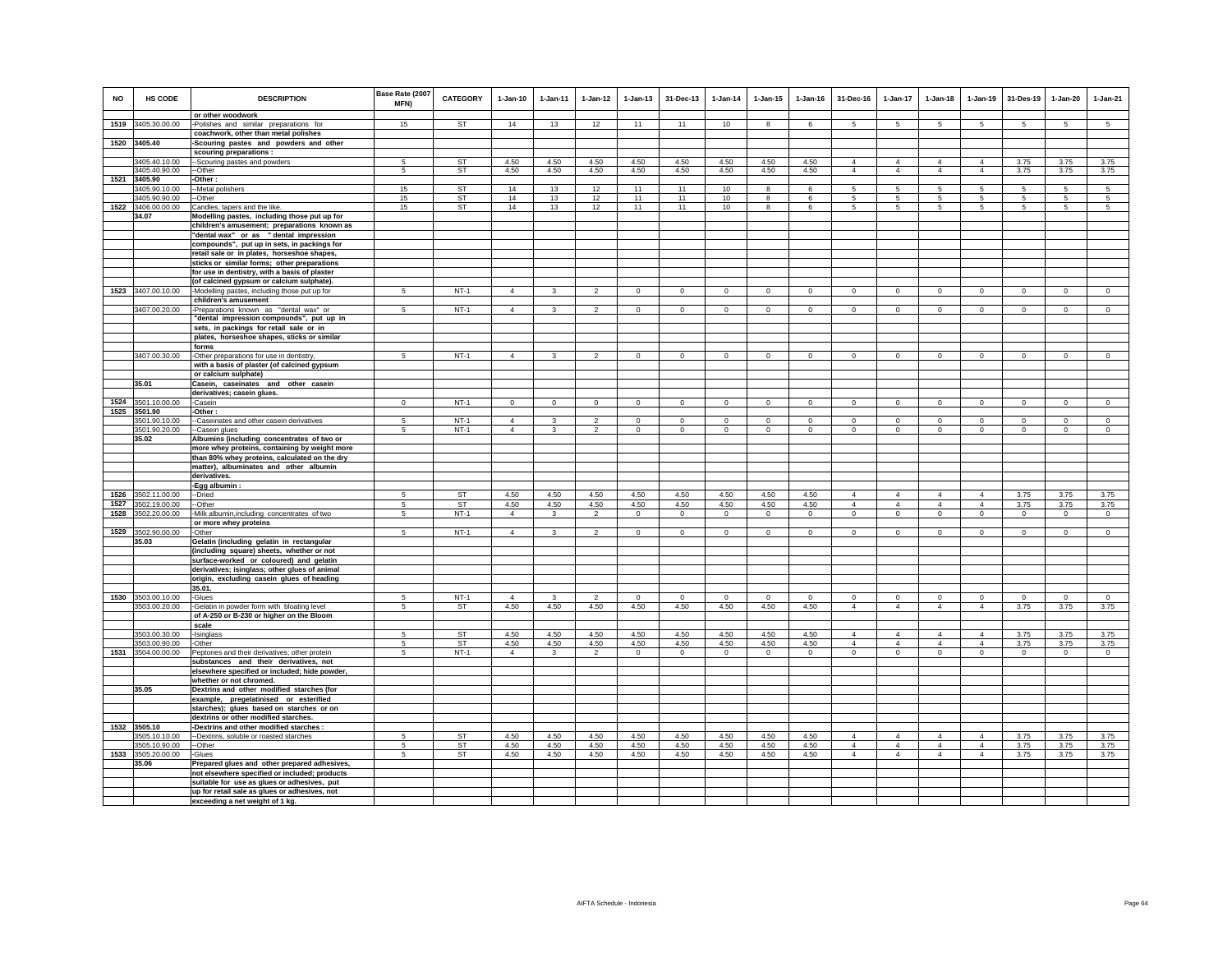| NO | HS CODE | DESCRIPTION | Base Rate (2007 MFN) | CATEGORY | 1-Jan-10 | 1-Jan-11 | 1-Jan-12 | 1-Jan-13 | 31-Dec-13 | 1-Jan-14 | 1-Jan-15 | 1-Jan-16 | 31-Dec-16 | 1-Jan-17 | 1-Jan-18 | 1-Jan-19 | 31-Des-19 | 1-Jan-20 | 1-Jan-21 |
|---|---|---|---|---|---|---|---|---|---|---|---|---|---|---|---|---|---|---|---|
| | | **or other woodwork** | | | | | | | | | | | | | | | | | |
| 1519 | 3405.30.00.00 | -Polishes and similar preparations for | 15 | ST | 14 | 13 | 12 | 11 | 11 | 10 | 8 | 6 | 5 | 5 | 5 | 5 | 5 | 5 | 5 |
| | | **coachwork, other than metal polishes** | | | | | | | | | | | | | | | | | |
| 1520 | **3405.40** | **-Scouring pastes and powders and other** | | | | | | | | | | | | | | | | | |
| | | **scouring preparations :** | | | | | | | | | | | | | | | | | |
| | 3405.40.10.00 | --Scouring pastes and powders | 5 | ST | 4.50 | 4.50 | 4.50 | 4.50 | 4.50 | 4.50 | 4.50 | 4.50 | 4 | 4 | 4 | 4 | 3.75 | 3.75 | 3.75 |
| | 3405.40.90.00 | --Other | 5 | ST | 4.50 | 4.50 | 4.50 | 4.50 | 4.50 | 4.50 | 4.50 | 4.50 | 4 | 4 | 4 | 4 | 3.75 | 3.75 | 3.75 |
| 1521 | **3405.90** | **-Other :** | | | | | | | | | | | | | | | | | |
| | 3405.90.10.00 | --Metal polishers | 15 | ST | 14 | 13 | 12 | 11 | 11 | 10 | 8 | 6 | 5 | 5 | 5 | 5 | 5 | 5 | 5 |
| | 3405.90.90.00 | --Other | 15 | ST | 14 | 13 | 12 | 11 | 11 | 10 | 8 | 6 | 5 | 5 | 5 | 5 | 5 | 5 | 5 |
| 1522 | 3406.00.00.00 | Candles, tapers and the like. | 15 | ST | 14 | 13 | 12 | 11 | 11 | 10 | 8 | 6 | 5 | 5 | 5 | 5 | 5 | 5 | 5 |
| | **34.07** | **Modelling pastes, including those put up for children's amusement; preparations known as "dental wax" or as " dental impression compounds", put up in sets, in packings for retail sale or in plates, horseshoe shapes, sticks or similar forms; other preparations for use in dentistry, with a basis of plaster (of calcined gypsum or calcium sulphate).** | | | | | | | | | | | | | | | | | |
| 1523 | 3407.00.10.00 | -Modelling pastes, including those put up for **children's amusement** | 5 | NT-1 | 4 | 3 | 2 | 0 | 0 | 0 | 0 | 0 | 0 | 0 | 0 | 0 | 0 | 0 | 0 |
| | 3407.00.20.00 | -Preparations known as "dental wax" or **"dental impression compounds", put up in sets, in packings for retail sale or in plates, horseshoe shapes, sticks or similar forms** | 5 | NT-1 | 4 | 3 | 2 | 0 | 0 | 0 | 0 | 0 | 0 | 0 | 0 | 0 | 0 | 0 | 0 |
| | 3407.00.30.00 | -Other preparations for use in dentistry, **with a basis of plaster (of calcined gypsum or calcium sulphate)** | 5 | NT-1 | 4 | 3 | 2 | 0 | 0 | 0 | 0 | 0 | 0 | 0 | 0 | 0 | 0 | 0 | 0 |
| | **35.01** | **Casein, caseinates and other casein derivatives; casein glues.** | | | | | | | | | | | | | | | | | |
| 1524 | 3501.10.00.00 | -Casein | 0 | NT-1 | 0 | 0 | 0 | 0 | 0 | 0 | 0 | 0 | 0 | 0 | 0 | 0 | 0 | 0 | 0 |
| 1525 | **3501.90** | **-Other :** | | | | | | | | | | | | | | | | | |
| | 3501.90.10.00 | --Caseinates and other casein derivatives | 5 | NT-1 | 4 | 3 | 2 | 0 | 0 | 0 | 0 | 0 | 0 | 0 | 0 | 0 | 0 | 0 | 0 |
| | 3501.90.20.00 | --Casein glues | 5 | NT-1 | 4 | 3 | 2 | 0 | 0 | 0 | 0 | 0 | 0 | 0 | 0 | 0 | 0 | 0 | 0 |
| | **35.02** | **Albumins (including concentrates of two or more whey proteins, containing by weight more than 80% whey proteins, calculated on the dry matter), albuminates and other albumin derivatives.** | | | | | | | | | | | | | | | | | |
| | | **-Egg albumin :** | | | | | | | | | | | | | | | | | |
| 1526 | 3502.11.00.00 | --Dried | 5 | ST | 4.50 | 4.50 | 4.50 | 4.50 | 4.50 | 4.50 | 4.50 | 4.50 | 4 | 4 | 4 | 4 | 3.75 | 3.75 | 3.75 |
| 1527 | 3502.19.00.00 | --Other | 5 | ST | 4.50 | 4.50 | 4.50 | 4.50 | 4.50 | 4.50 | 4.50 | 4.50 | 4 | 4 | 4 | 4 | 3.75 | 3.75 | 3.75 |
| 1528 | 3502.20.00.00 | -Milk albumin,including concentrates of two **or more whey proteins** | 5 | NT-1 | 4 | 3 | 2 | 0 | 0 | 0 | 0 | 0 | 0 | 0 | 0 | 0 | 0 | 0 | 0 |
| 1529 | 3502.90.00.00 | -Other | 5 | NT-1 | 4 | 3 | 2 | 0 | 0 | 0 | 0 | 0 | 0 | 0 | 0 | 0 | 0 | 0 | 0 |
| | **35.03** | **Gelatin (including gelatin in rectangular (including square) sheets, whether or not surface-worked or coloured) and gelatin derivatives; isinglass; other glues of animal origin, excluding casein glues of heading 35.01.** | | | | | | | | | | | | | | | | | |
| 1530 | 3503.00.10.00 | -Glues | 5 | NT-1 | 4 | 3 | 2 | 0 | 0 | 0 | 0 | 0 | 0 | 0 | 0 | 0 | 0 | 0 | 0 |
| | 3503.00.20.00 | -Gelatin in powder form with bloating level **of A-250 or B-230 or higher on the Bloom scale** | 5 | ST | 4.50 | 4.50 | 4.50 | 4.50 | 4.50 | 4.50 | 4.50 | 4.50 | 4 | 4 | 4 | 4 | 3.75 | 3.75 | 3.75 |
| | 3503.00.30.00 | -Isinglass | 5 | ST | 4.50 | 4.50 | 4.50 | 4.50 | 4.50 | 4.50 | 4.50 | 4.50 | 4 | 4 | 4 | 4 | 3.75 | 3.75 | 3.75 |
| | 3503.00.90.00 | -Other | 5 | ST | 4.50 | 4.50 | 4.50 | 4.50 | 4.50 | 4.50 | 4.50 | 4.50 | 4 | 4 | 4 | 4 | 3.75 | 3.75 | 3.75 |
| 1531 | 3504.00.00.00 | Peptones and their derivatives; other protein **substances and their derivatives, not elsewhere specified or included; hide powder, whether or not chromed.** | 5 | NT-1 | 4 | 3 | 2 | 0 | 0 | 0 | 0 | 0 | 0 | 0 | 0 | 0 | 0 | 0 | 0 |
| | **35.05** | **Dextrins and other modified starches (for example, pregelatinised or esterified starches); glues based on starches or on dextrins or other modified starches.** | | | | | | | | | | | | | | | | | |
| 1532 | **3505.10** | **-Dextrins and other modified starches :** | | | | | | | | | | | | | | | | | |
| | 3505.10.10.00 | --Dextrins, soluble or roasted starches | 5 | ST | 4.50 | 4.50 | 4.50 | 4.50 | 4.50 | 4.50 | 4.50 | 4.50 | 4 | 4 | 4 | 4 | 3.75 | 3.75 | 3.75 |
| | 3505.10.90.00 | --Other | 5 | ST | 4.50 | 4.50 | 4.50 | 4.50 | 4.50 | 4.50 | 4.50 | 4.50 | 4 | 4 | 4 | 4 | 3.75 | 3.75 | 3.75 |
| 1533 | 3505.20.00.00 | -Glues | 5 | ST | 4.50 | 4.50 | 4.50 | 4.50 | 4.50 | 4.50 | 4.50 | 4.50 | 4 | 4 | 4 | 4 | 3.75 | 3.75 | 3.75 |
| | **35.06** | **Prepared glues and other prepared adhesives, not elsewhere specified or included; products suitable for use as glues or adhesives, put up for retail sale as glues or adhesives, not exceeding a net weight of 1 kg.** | | | | | | | | | | | | | | | | | |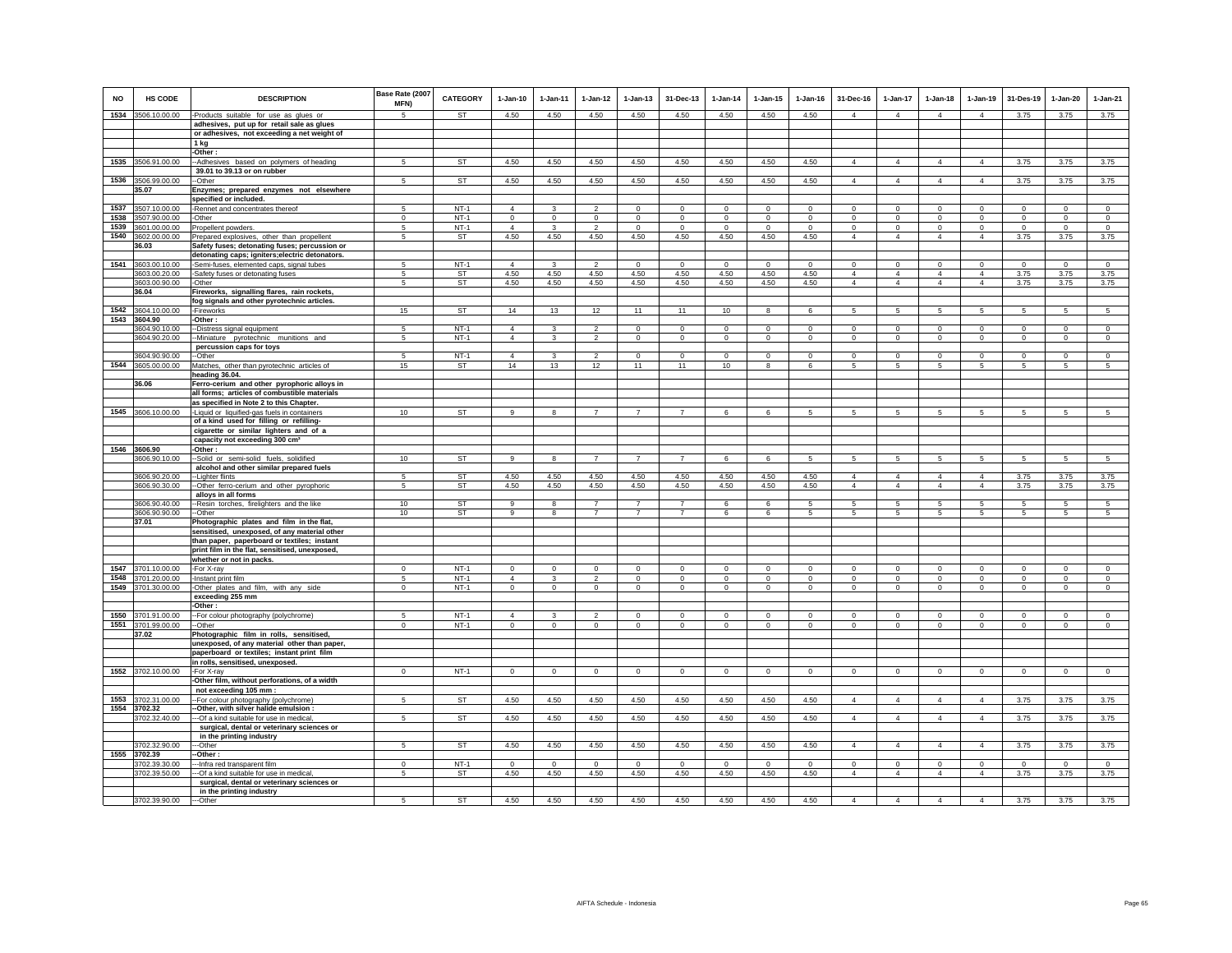| NO | HS CODE | DESCRIPTION | Base Rate (2007 MFN) | CATEGORY | 1-Jan-10 | 1-Jan-11 | 1-Jan-12 | 1-Jan-13 | 31-Dec-13 | 1-Jan-14 | 1-Jan-15 | 1-Jan-16 | 31-Dec-16 | 1-Jan-17 | 1-Jan-18 | 1-Jan-19 | 31-Des-19 | 1-Jan-20 | 1-Jan-21 |
|---|---|---|---|---|---|---|---|---|---|---|---|---|---|---|---|---|---|---|---|
| 1534 | 3506.10.00.00 | -Products suitable for use as glues or adhesives, put up for retail sale as glues or adhesives, not exceeding a net weight of 1 kg | 5 | ST | 4.50 | 4.50 | 4.50 | 4.50 | 4.50 | 4.50 | 4.50 | 4.50 | 4 | 4 | 4 | 4 | 3.75 | 3.75 | 3.75 |
| | | -Other : | | | | | | | | | | | | | | | | | |
| 1535 | 3506.91.00.00 | --Adhesives based on polymers of heading 39.01 to 39.13 or on rubber | 5 | ST | 4.50 | 4.50 | 4.50 | 4.50 | 4.50 | 4.50 | 4.50 | 4.50 | 4 | 4 | 4 | 4 | 3.75 | 3.75 | 3.75 |
| 1536 | 3506.99.00.00 | --Other | 5 | ST | 4.50 | 4.50 | 4.50 | 4.50 | 4.50 | 4.50 | 4.50 | 4.50 | 4 | 4 | 4 | 4 | 3.75 | 3.75 | 3.75 |
| | 35.07 | Enzymes; prepared enzymes not elsewhere specified or included. | | | | | | | | | | | | | | | | | |
| 1537 | 3507.10.00.00 | -Rennet and concentrates thereof | 5 | NT-1 | 4 | 3 | 2 | 0 | 0 | 0 | 0 | 0 | 0 | 0 | 0 | 0 | 0 | 0 | 0 |
| 1538 | 3507.90.00.00 | -Other | 0 | NT-1 | 0 | 0 | 0 | 0 | 0 | 0 | 0 | 0 | 0 | 0 | 0 | 0 | 0 | 0 | 0 |
| 1539 | 3601.00.00.00 | Propellent powders. | 5 | NT-1 | 4 | 3 | 2 | 0 | 0 | 0 | 0 | 0 | 0 | 0 | 0 | 0 | 0 | 0 | 0 |
| 1540 | 3602.00.00.00 | Prepared explosives, other than propellent | 5 | ST | 4.50 | 4.50 | 4.50 | 4.50 | 4.50 | 4.50 | 4.50 | 4.50 | 4 | 4 | 4 | 4 | 3.75 | 3.75 | 3.75 |
| | 36.03 | Safety fuses; detonating fuses; percussion or detonating caps; igniters;electric detonators. | | | | | | | | | | | | | | | | | |
| 1541 | 3603.00.10.00 | -Semi-fuses, elemented caps, signal tubes | 5 | NT-1 | 4 | 3 | 2 | 0 | 0 | 0 | 0 | 0 | 0 | 0 | 0 | 0 | 0 | 0 | 0 |
| | 3603.00.20.00 | -Safety fuses or detonating fuses | 5 | ST | 4.50 | 4.50 | 4.50 | 4.50 | 4.50 | 4.50 | 4.50 | 4.50 | 4 | 4 | 4 | 4 | 3.75 | 3.75 | 3.75 |
| | 3603.00.90.00 | -Other | 5 | ST | 4.50 | 4.50 | 4.50 | 4.50 | 4.50 | 4.50 | 4.50 | 4.50 | 4 | 4 | 4 | 4 | 3.75 | 3.75 | 3.75 |
| | 36.04 | Fireworks, signalling flares, rain rockets, fog signals and other pyrotechnic articles. | | | | | | | | | | | | | | | | | |
| 1542 | 3604.10.00.00 | -Fireworks | 15 | ST | 14 | 13 | 12 | 11 | 11 | 10 | 8 | 6 | 5 | 5 | 5 | 5 | 5 | 5 | 5 |
| 1543 | 3604.90 | -Other : | | | | | | | | | | | | | | | | | |
| | 3604.90.10.00 | --Distress signal equipment | 5 | NT-1 | 4 | 3 | 2 | 0 | 0 | 0 | 0 | 0 | 0 | 0 | 0 | 0 | 0 | 0 | 0 |
| | 3604.90.20.00 | --Miniature pyrotechnic munitions and percussion caps for toys | 5 | NT-1 | 4 | 3 | 2 | 0 | 0 | 0 | 0 | 0 | 0 | 0 | 0 | 0 | 0 | 0 | 0 |
| | 3604.90.90.00 | --Other | 5 | NT-1 | 4 | 3 | 2 | 0 | 0 | 0 | 0 | 0 | 0 | 0 | 0 | 0 | 0 | 0 | 0 |
| 1544 | 3605.00.00.00 | Matches, other than pyrotechnic articles of heading 36.04. | 15 | ST | 14 | 13 | 12 | 11 | 11 | 10 | 8 | 6 | 5 | 5 | 5 | 5 | 5 | 5 | 5 |
| | 36.06 | Ferro-cerium and other pyrophoric alloys in all forms; articles of combustible materials as specified in Note 2 to this Chapter. | | | | | | | | | | | | | | | | | |
| 1545 | 3606.10.00.00 | -Liquid or liquified-gas fuels in containers of a kind used for filling or refilling-cigarette or similar lighters and of a capacity not exceeding 300 cm³ | 10 | ST | 9 | 8 | 7 | 7 | 7 | 6 | 6 | 5 | 5 | 5 | 5 | 5 | 5 | 5 | 5 |
| 1546 | 3606.90 | -Other : | | | | | | | | | | | | | | | | | |
| | 3606.90.10.00 | --Solid or semi-solid fuels, solidified alcohol and other similar prepared fuels | 10 | ST | 9 | 8 | 7 | 7 | 7 | 6 | 6 | 5 | 5 | 5 | 5 | 5 | 5 | 5 | 5 |
| | 3606.90.20.00 | --Lighter flints | 5 | ST | 4.50 | 4.50 | 4.50 | 4.50 | 4.50 | 4.50 | 4.50 | 4.50 | 4 | 4 | 4 | 4 | 3.75 | 3.75 | 3.75 |
| | 3606.90.30.00 | --Other ferro-cerium and other pyrophoric alloys in all forms | 5 | ST | 4.50 | 4.50 | 4.50 | 4.50 | 4.50 | 4.50 | 4.50 | 4.50 | 4 | 4 | 4 | 4 | 3.75 | 3.75 | 3.75 |
| | 3606.90.40.00 | --Resin torches, firelighters and the like | 10 | ST | 9 | 8 | 7 | 7 | 7 | 6 | 6 | 5 | 5 | 5 | 5 | 5 | 5 | 5 | 5 |
| | 3606.90.90.00 | --Other | 10 | ST | 9 | 8 | 7 | 7 | 7 | 6 | 6 | 5 | 5 | 5 | 5 | 5 | 5 | 5 | 5 |
| | 37.01 | Photographic plates and film in the flat, sensitised, unexposed, of any material other than paper, paperboard or textiles; instant print film in the flat, sensitised, unexposed, whether or not in packs. | | | | | | | | | | | | | | | | | |
| 1547 | 3701.10.00.00 | -For X-ray | 0 | NT-1 | 0 | 0 | 0 | 0 | 0 | 0 | 0 | 0 | 0 | 0 | 0 | 0 | 0 | 0 | 0 |
| 1548 | 3701.20.00.00 | -Instant print film | 5 | NT-1 | 4 | 3 | 2 | 0 | 0 | 0 | 0 | 0 | 0 | 0 | 0 | 0 | 0 | 0 | 0 |
| 1549 | 3701.30.00.00 | -Other plates and film, with any side exceeding 255 mm | 0 | NT-1 | 0 | 0 | 0 | 0 | 0 | 0 | 0 | 0 | 0 | 0 | 0 | 0 | 0 | 0 | 0 |
| | | -Other : | | | | | | | | | | | | | | | | | |
| 1550 | 3701.91.00.00 | --For colour photography (polychrome) | 5 | NT-1 | 4 | 3 | 2 | 0 | 0 | 0 | 0 | 0 | 0 | 0 | 0 | 0 | 0 | 0 | 0 |
| 1551 | 3701.99.00.00 | --Other | 0 | NT-1 | 0 | 0 | 0 | 0 | 0 | 0 | 0 | 0 | 0 | 0 | 0 | 0 | 0 | 0 | 0 |
| | 37.02 | Photographic film in rolls, sensitised, unexposed, of any material other than paper, paperboard or textiles; instant print film in rolls, sensitised, unexposed. | | | | | | | | | | | | | | | | | |
| 1552 | 3702.10.00.00 | -For X-ray | 0 | NT-1 | 0 | 0 | 0 | 0 | 0 | 0 | 0 | 0 | 0 | 0 | 0 | 0 | 0 | 0 | 0 |
| | | -Other film, without perforations, of a width not exceeding 105 mm : | | | | | | | | | | | | | | | | | |
| 1553 | 3702.31.00.00 | --For colour photography (polychrome) | 5 | ST | 4.50 | 4.50 | 4.50 | 4.50 | 4.50 | 4.50 | 4.50 | 4.50 | 4 | 4 | 4 | 4 | 3.75 | 3.75 | 3.75 |
| 1554 | 3702.32 | --Other, with silver halide emulsion : | | | | | | | | | | | | | | | | | |
| | 3702.32.40.00 | ---Of a kind suitable for use in medical, surgical, dental or veterinary sciences or in the printing industry | 5 | ST | 4.50 | 4.50 | 4.50 | 4.50 | 4.50 | 4.50 | 4.50 | 4.50 | 4 | 4 | 4 | 4 | 3.75 | 3.75 | 3.75 |
| | 3702.32.90.00 | ---Other | 5 | ST | 4.50 | 4.50 | 4.50 | 4.50 | 4.50 | 4.50 | 4.50 | 4.50 | 4 | 4 | 4 | 4 | 3.75 | 3.75 | 3.75 |
| 1555 | 3702.39 | --Other : | | | | | | | | | | | | | | | | | |
| | 3702.39.30.00 | ---Infra red transparent film | 0 | NT-1 | 0 | 0 | 0 | 0 | 0 | 0 | 0 | 0 | 0 | 0 | 0 | 0 | 0 | 0 | 0 |
| | 3702.39.50.00 | ---Of a kind suitable for use in medical, surgical, dental or veterinary sciences or in the printing industry | 5 | ST | 4.50 | 4.50 | 4.50 | 4.50 | 4.50 | 4.50 | 4.50 | 4.50 | 4 | 4 | 4 | 4 | 3.75 | 3.75 | 3.75 |
| | 3702.39.90.00 | ---Other | 5 | ST | 4.50 | 4.50 | 4.50 | 4.50 | 4.50 | 4.50 | 4.50 | 4.50 | 4 | 4 | 4 | 4 | 3.75 | 3.75 | 3.75 |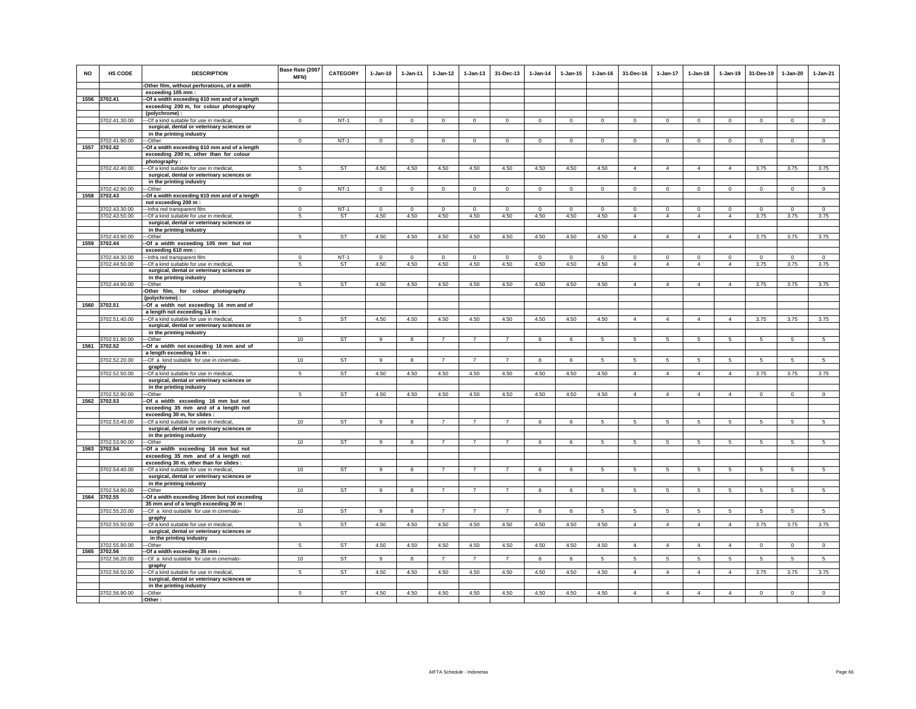| NO | HS CODE | DESCRIPTION | Base Rate (2007 MFN) | CATEGORY | 1-Jan-10 | 1-Jan-11 | 1-Jan-12 | 1-Jan-13 | 31-Dec-13 | 1-Jan-14 | 1-Jan-15 | 1-Jan-16 | 31-Dec-16 | 1-Jan-17 | 1-Jan-18 | 1-Jan-19 | 31-Des-19 | 1-Jan-20 | 1-Jan-21 |
|---|---|---|---|---|---|---|---|---|---|---|---|---|---|---|---|---|---|---|---|
| | | -Other film, without perforations, of a width exceeding 105 mm : | | | | | | | | | | | | | | | | | |
| 1556 | 3702.41 | --Of a width exceeding 610 mm and of a length exceeding 200 m, for colour photography (polychrome) : | | | | | | | | | | | | | | | | | |
| | 3702.41.30.00 | ---Of a kind suitable for use in medical, surgical, dental or veterinary sciences or in the printing industry | 0 | NT-1 | 0 | 0 | 0 | 0 | 0 | 0 | 0 | 0 | 0 | 0 | 0 | 0 | 0 | 0 | 0 |
| | 3702.41.90.00 | ---Other | 0 | NT-1 | 0 | 0 | 0 | 0 | 0 | 0 | 0 | 0 | 0 | 0 | 0 | 0 | 0 | 0 | 0 |
| 1557 | 3702.42 | --Of a width exceeding 610 mm and of a length exceeding 200 m, other than for colour photography : | | | | | | | | | | | | | | | | | |
| | 3702.42.40.00 | ---Of a kind suitable for use in medical, surgical, dental or veterinary sciences or in the printing industry | 5 | ST | 4.50 | 4.50 | 4.50 | 4.50 | 4.50 | 4.50 | 4.50 | 4.50 | 4 | 4 | 4 | 4 | 3.75 | 3.75 | 3.75 |
| | 3702.42.90.00 | ---Other | 0 | NT-1 | 0 | 0 | 0 | 0 | 0 | 0 | 0 | 0 | 0 | 0 | 0 | 0 | 0 | 0 | 0 |
| 1558 | 3702.43 | --Of a width exceeding 610 mm and of a length not exceeding 200 m : | | | | | | | | | | | | | | | | | |
| | 3702.43.30.00 | ---Infra red transparent film | 0 | NT-1 | 0 | 0 | 0 | 0 | 0 | 0 | 0 | 0 | 0 | 0 | 0 | 0 | 0 | 0 | 0 |
| | 3702.43.50.00 | ---Of a kind suitable for use in medical, surgical, dental or veterinary sciences or in the printing industry | 5 | ST | 4.50 | 4.50 | 4.50 | 4.50 | 4.50 | 4.50 | 4.50 | 4.50 | 4 | 4 | 4 | 4 | 3.75 | 3.75 | 3.75 |
| | 3702.43.90.00 | ---Other | 5 | ST | 4.50 | 4.50 | 4.50 | 4.50 | 4.50 | 4.50 | 4.50 | 4.50 | 4 | 4 | 4 | 4 | 3.75 | 3.75 | 3.75 |
| 1559 | 3702.44 | --Of a width exceeding 105 mm but not exceeding 610 mm : | | | | | | | | | | | | | | | | | |
| | 3702.44.30.00 | ---Infra red transparent film | 0 | NT-1 | 0 | 0 | 0 | 0 | 0 | 0 | 0 | 0 | 0 | 0 | 0 | 0 | 0 | 0 | 0 |
| | 3702.44.50.00 | ---Of a kind suitable for use in medical, surgical, dental or veterinary sciences or in the printing industry | 5 | ST | 4.50 | 4.50 | 4.50 | 4.50 | 4.50 | 4.50 | 4.50 | 4.50 | 4 | 4 | 4 | 4 | 3.75 | 3.75 | 3.75 |
| | 3702.44.90.00 | ---Other | 5 | ST | 4.50 | 4.50 | 4.50 | 4.50 | 4.50 | 4.50 | 4.50 | 4.50 | 4 | 4 | 4 | 4 | 3.75 | 3.75 | 3.75 |
| | | -Other film, for colour photography (polychrome) : | | | | | | | | | | | | | | | | | |
| 1560 | 3702.51 | --Of a width not exceeding 16 mm and of a length not exceeding 14 m : | | | | | | | | | | | | | | | | | |
| | 3702.51.40.00 | ---Of a kind suitable for use in medical, surgical, dental or veterinary sciences or in the printing industry | 5 | ST | 4.50 | 4.50 | 4.50 | 4.50 | 4.50 | 4.50 | 4.50 | 4.50 | 4 | 4 | 4 | 4 | 3.75 | 3.75 | 3.75 |
| | 3702.51.90.00 | ---Other | 10 | ST | 9 | 8 | 7 | 7 | 7 | 6 | 6 | 5 | 5 | 5 | 5 | 5 | 5 | 5 | 5 |
| 1561 | 3702.52 | --Of a width not exceeding 16 mm and of a length exceeding 14 m : | | | | | | | | | | | | | | | | | |
| | 3702.52.20.00 | ---Of a kind suitable for use in cinematography | 10 | ST | 9 | 8 | 7 | 7 | 7 | 6 | 6 | 5 | 5 | 5 | 5 | 5 | 5 | 5 | 5 |
| | 3702.52.50.00 | ---Of a kind suitable for use in medical, surgical, dental or veterinary sciences or in the printing industry | 5 | ST | 4.50 | 4.50 | 4.50 | 4.50 | 4.50 | 4.50 | 4.50 | 4.50 | 4 | 4 | 4 | 4 | 3.75 | 3.75 | 3.75 |
| | 3702.52.90.00 | ---Other | 5 | ST | 4.50 | 4.50 | 4.50 | 4.50 | 4.50 | 4.50 | 4.50 | 4.50 | 4 | 4 | 4 | 4 | 0 | 0 | 0 |
| 1562 | 3702.53 | --Of a width exceeding 16 mm but not exceeding 35 mm and of a length not exceeding 30 m, for slides : | | | | | | | | | | | | | | | | | |
| | 3702.53.40.00 | ---Of a kind suitable for use in medical, surgical, dental or veterinary sciences or in the printing industry | 10 | ST | 9 | 8 | 7 | 7 | 7 | 6 | 6 | 5 | 5 | 5 | 5 | 5 | 5 | 5 | 5 |
| | 3702.53.90.00 | ---Other | 10 | ST | 9 | 8 | 7 | 7 | 7 | 6 | 6 | 5 | 5 | 5 | 5 | 5 | 5 | 5 | 5 |
| 1563 | 3702.54 | --Of a width exceeding 16 mm but not exceeding 35 mm and of a length not exceeding 30 m, other than for slides : | | | | | | | | | | | | | | | | | |
| | 3702.54.40.00 | ---Of a kind suitable for use in medical, surgical, dental or veterinary sciences or in the printing industry | 10 | ST | 9 | 8 | 7 | 7 | 7 | 6 | 6 | 5 | 5 | 5 | 5 | 5 | 5 | 5 | 5 |
| | 3702.54.90.00 | ---Other | 10 | ST | 9 | 8 | 7 | 7 | 7 | 6 | 6 | 5 | 5 | 5 | 5 | 5 | 5 | 5 | 5 |
| 1564 | 3702.55 | --Of a width exceeding 16mm but not exceeding 35 mm and of a length exceeding 30 m : | | | | | | | | | | | | | | | | | |
| | 3702.55.20.00 | ---Of a kind suitable for use in cinematography | 10 | ST | 9 | 8 | 7 | 7 | 7 | 6 | 6 | 5 | 5 | 5 | 5 | 5 | 5 | 5 | 5 |
| | 3702.55.50.00 | ---Of a kind suitable for use in medical, surgical, dental or veterinary sciences or in the printing industry | 5 | ST | 4.50 | 4.50 | 4.50 | 4.50 | 4.50 | 4.50 | 4.50 | 4.50 | 4 | 4 | 4 | 4 | 3.75 | 3.75 | 3.75 |
| | 3702.55.90.00 | ---Other | 5 | ST | 4.50 | 4.50 | 4.50 | 4.50 | 4.50 | 4.50 | 4.50 | 4.50 | 4 | 4 | 4 | 4 | 0 | 0 | 0 |
| 1565 | 3702.56 | --Of a width exceeding 35 mm : | | | | | | | | | | | | | | | | | |
| | 3702.56.20.00 | ---Of a kind suitable for use in cinematography | 10 | ST | 9 | 8 | 7 | 7 | 7 | 6 | 6 | 5 | 5 | 5 | 5 | 5 | 5 | 5 | 5 |
| | 3702.56.50.00 | ---Of a kind suitable for use in medical, surgical, dental or veterinary sciences or in the printing industry | 5 | ST | 4.50 | 4.50 | 4.50 | 4.50 | 4.50 | 4.50 | 4.50 | 4.50 | 4 | 4 | 4 | 4 | 3.75 | 3.75 | 3.75 |
| | 3702.56.90.00 | ---Other | 5 | ST | 4.50 | 4.50 | 4.50 | 4.50 | 4.50 | 4.50 | 4.50 | 4.50 | 4 | 4 | 4 | 4 | 0 | 0 | 0 |
| | | -Other : | | | | | | | | | | | | | | | | | |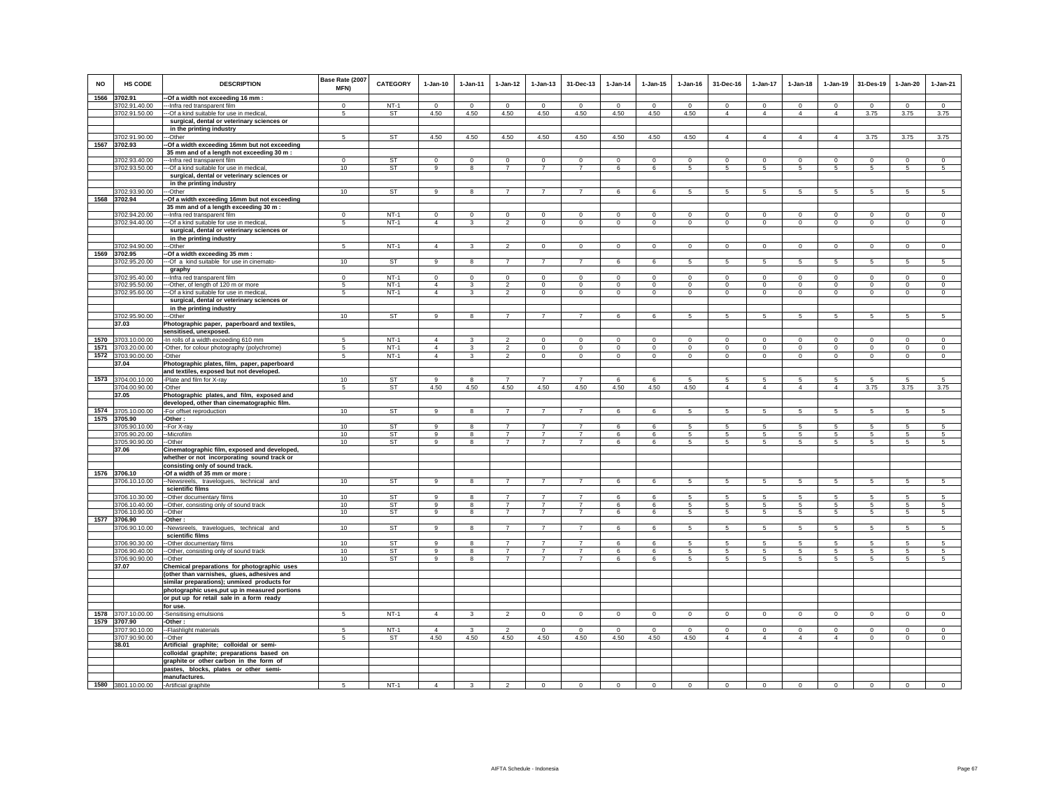| NO | HS CODE | DESCRIPTION | Base Rate (2007 MFN) | CATEGORY | 1-Jan-10 | 1-Jan-11 | 1-Jan-12 | 1-Jan-13 | 31-Dec-13 | 1-Jan-14 | 1-Jan-15 | 1-Jan-16 | 31-Dec-16 | 1-Jan-17 | 1-Jan-18 | 1-Jan-19 | 31-Des-19 | 1-Jan-20 | 1-Jan-21 |
|---|---|---|---|---|---|---|---|---|---|---|---|---|---|---|---|---|---|---|---|
| 1566 | 3702.91 | --Of a width not exceeding 16 mm : | | | | | | | | | | | | | | | | | |
| | 3702.91.40.00 | ---Infra red transparent film | 0 | NT-1 | 0 | 0 | 0 | 0 | 0 | 0 | 0 | 0 | 0 | 0 | 0 | 0 | 0 | 0 | 0 |
| | 3702.91.50.00 | ---Of a kind suitable for use in medical, | 5 | ST | 4.50 | 4.50 | 4.50 | 4.50 | 4.50 | 4.50 | 4.50 | 4.50 | 4 | 4 | 4 | 4 | 3.75 | 3.75 | 3.75 |
| | | surgical, dental or veterinary sciences or | | | | | | | | | | | | | | | | | |
| | | in the printing industry | | | | | | | | | | | | | | | | | |
| | 3702.91.90.00 | ---Other | 5 | ST | 4.50 | 4.50 | 4.50 | 4.50 | 4.50 | 4.50 | 4.50 | 4.50 | 4 | 4 | 4 | 4 | 3.75 | 3.75 | 3.75 |
| 1567 | 3702.93 | --Of a width exceeding 16mm but not exceeding | | | | | | | | | | | | | | | | | |
| | | 35 mm and of a length not exceeding 30 m : | | | | | | | | | | | | | | | | | |
| | 3702.93.40.00 | ---Infra red transparent film | 0 | ST | 0 | 0 | 0 | 0 | 0 | 0 | 0 | 0 | 0 | 0 | 0 | 0 | 0 | 0 | 0 |
| | 3702.93.50.00 | ---Of a kind suitable for use in medical, | 10 | ST | 9 | 8 | 7 | 7 | 7 | 6 | 6 | 5 | 5 | 5 | 5 | 5 | 5 | 5 | 5 |
| | | surgical, dental or veterinary sciences or | | | | | | | | | | | | | | | | | |
| | | in the printing industry | | | | | | | | | | | | | | | | | |
| | 3702.93.90.00 | ---Other | 10 | ST | 9 | 8 | 7 | 7 | 7 | 6 | 6 | 5 | 5 | 5 | 5 | 5 | 5 | 5 | 5 |
| 1568 | 3702.94 | --Of a width exceeding 16mm but not exceeding | | | | | | | | | | | | | | | | | |
| | | 35 mm and of a length exceeding 30 m : | | | | | | | | | | | | | | | | | |
| | 3702.94.20.00 | ---Infra red transparent film | 0 | NT-1 | 0 | 0 | 0 | 0 | 0 | 0 | 0 | 0 | 0 | 0 | 0 | 0 | 0 | 0 | 0 |
| | 3702.94.40.00 | ---Of a kind suitable for use in medical, | 5 | NT-1 | 4 | 3 | 2 | 0 | 0 | 0 | 0 | 0 | 0 | 0 | 0 | 0 | 0 | 0 | 0 |
| | | surgical, dental or veterinary sciences or | | | | | | | | | | | | | | | | | |
| | | in the printing industry | | | | | | | | | | | | | | | | | |
| | 3702.94.90.00 | ---Other | 5 | NT-1 | 4 | 3 | 2 | 0 | 0 | 0 | 0 | 0 | 0 | 0 | 0 | 0 | 0 | 0 | 0 |
| 1569 | 3702.95 | --Of a width exceeding 35 mm : | | | | | | | | | | | | | | | | | |
| | 3702.95.20.00 | ---Of a kind suitable for use in cinemato- | 10 | ST | 9 | 8 | 7 | 7 | 7 | 6 | 6 | 5 | 5 | 5 | 5 | 5 | 5 | 5 | 5 |
| | | graphy | | | | | | | | | | | | | | | | | |
| | 3702.95.40.00 | ---Infra red transparent film | 0 | NT-1 | 0 | 0 | 0 | 0 | 0 | 0 | 0 | 0 | 0 | 0 | 0 | 0 | 0 | 0 | 0 |
| | 3702.95.50.00 | ---Other, of length of 120 m or more | 5 | NT-1 | 4 | 3 | 2 | 0 | 0 | 0 | 0 | 0 | 0 | 0 | 0 | 0 | 0 | 0 | 0 |
| | 3702.95.60.00 | ---Of a kind suitable for use in medical, | 5 | NT-1 | 4 | 3 | 2 | 0 | 0 | 0 | 0 | 0 | 0 | 0 | 0 | 0 | 0 | 0 | 0 |
| | | surgical, dental or veterinary sciences or | | | | | | | | | | | | | | | | | |
| | | in the printing industry | | | | | | | | | | | | | | | | | |
| | 3702.95.90.00 | ---Other | 10 | ST | 9 | 8 | 7 | 7 | 7 | 6 | 6 | 5 | 5 | 5 | 5 | 5 | 5 | 5 | 5 |
| | 37.03 | Photographic paper, paperboard and textiles, | | | | | | | | | | | | | | | | | |
| | | sensitised, unexposed. | | | | | | | | | | | | | | | | | |
| 1570 | 3703.10.00.00 | -In rolls of a width exceeding 610 mm | 5 | NT-1 | 4 | 3 | 2 | 0 | 0 | 0 | 0 | 0 | 0 | 0 | 0 | 0 | 0 | 0 | 0 |
| 1571 | 3703.20.00.00 | -Other, for colour photography (polychrome) | 5 | NT-1 | 4 | 3 | 2 | 0 | 0 | 0 | 0 | 0 | 0 | 0 | 0 | 0 | 0 | 0 | 0 |
| 1572 | 3703.90.00.00 | -Other | 5 | NT-1 | 4 | 3 | 2 | 0 | 0 | 0 | 0 | 0 | 0 | 0 | 0 | 0 | 0 | 0 | 0 |
| | 37.04 | Photographic plates, film, paper, paperboard | | | | | | | | | | | | | | | | | |
| | | and textiles, exposed but not developed. | | | | | | | | | | | | | | | | | |
| 1573 | 3704.00.10.00 | -Plate and film for X-ray | 10 | ST | 9 | 8 | 7 | 7 | 7 | 6 | 6 | 5 | 5 | 5 | 5 | 5 | 5 | 5 | 5 |
| | 3704.00.90.00 | -Other | 5 | ST | 4.50 | 4.50 | 4.50 | 4.50 | 4.50 | 4.50 | 4.50 | 4.50 | 4 | 4 | 4 | 4 | 3.75 | 3.75 | 3.75 |
| | 37.05 | Photographic plates, and film, exposed and | | | | | | | | | | | | | | | | | |
| | | developed, other than cinematographic film. | | | | | | | | | | | | | | | | | |
| 1574 | 3705.10.00.00 | -For offset reproduction | 10 | ST | 9 | 8 | 7 | 7 | 7 | 6 | 6 | 5 | 5 | 5 | 5 | 5 | 5 | 5 | 5 |
| 1575 | 3705.90 | -Other : | | | | | | | | | | | | | | | | | |
| | 3705.90.10.00 | --For X-ray | 10 | ST | 9 | 8 | 7 | 7 | 7 | 6 | 6 | 5 | 5 | 5 | 5 | 5 | 5 | 5 | 5 |
| | 3705.90.20.00 | --Microfilm | 10 | ST | 9 | 8 | 7 | 7 | 7 | 6 | 6 | 5 | 5 | 5 | 5 | 5 | 5 | 5 | 5 |
| | 3705.90.90.00 | --Other | 10 | ST | 9 | 8 | 7 | 7 | 7 | 6 | 6 | 5 | 5 | 5 | 5 | 5 | 5 | 5 | 5 |
| | 37.06 | Cinematographic film, exposed and developed, | | | | | | | | | | | | | | | | | |
| | | whether or not incorporating sound track or | | | | | | | | | | | | | | | | | |
| | | consisting only of sound track. | | | | | | | | | | | | | | | | | |
| 1576 | 3706.10 | -Of a width of 35 mm or more : | | | | | | | | | | | | | | | | | |
| | 3706.10.10.00 | --Newsreels, travelogues, technical and | 10 | ST | 9 | 8 | 7 | 7 | 7 | 6 | 6 | 5 | 5 | 5 | 5 | 5 | 5 | 5 | 5 |
| | | scientific films | | | | | | | | | | | | | | | | | |
| | 3706.10.30.00 | --Other documentary films | 10 | ST | 9 | 8 | 7 | 7 | 7 | 6 | 6 | 5 | 5 | 5 | 5 | 5 | 5 | 5 | 5 |
| | 3706.10.40.00 | --Other, consisting only of sound track | 10 | ST | 9 | 8 | 7 | 7 | 7 | 6 | 6 | 5 | 5 | 5 | 5 | 5 | 5 | 5 | 5 |
| | 3706.10.90.00 | --Other | 10 | ST | 9 | 8 | 7 | 7 | 7 | 6 | 6 | 5 | 5 | 5 | 5 | 5 | 5 | 5 | 5 |
| 1577 | 3706.90 | -Other : | | | | | | | | | | | | | | | | | |
| | 3706.90.10.00 | --Newsreels, travelogues, technical and | 10 | ST | 9 | 8 | 7 | 7 | 7 | 6 | 6 | 5 | 5 | 5 | 5 | 5 | 5 | 5 | 5 |
| | | scientific films | | | | | | | | | | | | | | | | | |
| | 3706.90.30.00 | --Other documentary films | 10 | ST | 9 | 8 | 7 | 7 | 7 | 6 | 6 | 5 | 5 | 5 | 5 | 5 | 5 | 5 | 5 |
| | 3706.90.40.00 | --Other, consisting only of sound track | 10 | ST | 9 | 8 | 7 | 7 | 7 | 6 | 6 | 5 | 5 | 5 | 5 | 5 | 5 | 5 | 5 |
| | 3706.90.90.00 | --Other | 10 | ST | 9 | 8 | 7 | 7 | 7 | 6 | 6 | 5 | 5 | 5 | 5 | 5 | 5 | 5 | 5 |
| | 37.07 | Chemical preparations for photographic uses | | | | | | | | | | | | | | | | | |
| | | (other than varnishes, glues, adhesives and | | | | | | | | | | | | | | | | | |
| | | similar preparations); unmixed products for | | | | | | | | | | | | | | | | | |
| | | photographic uses,put up in measured portions | | | | | | | | | | | | | | | | | |
| | | or put up for retail sale in a form ready | | | | | | | | | | | | | | | | | |
| | | for use. | | | | | | | | | | | | | | | | | |
| 1578 | 3707.10.00.00 | -Sensitising emulsions | 5 | NT-1 | 4 | 3 | 2 | 0 | 0 | 0 | 0 | 0 | 0 | 0 | 0 | 0 | 0 | 0 | 0 |
| 1579 | 3707.90 | -Other : | | | | | | | | | | | | | | | | | |
| | 3707.90.10.00 | --Flashlight materials | 5 | NT-1 | 4 | 3 | 2 | 0 | 0 | 0 | 0 | 0 | 0 | 0 | 0 | 0 | 0 | 0 | 0 |
| | 3707.90.90.00 | --Other | 5 | ST | 4.50 | 4.50 | 4.50 | 4.50 | 4.50 | 4.50 | 4.50 | 4.50 | 4 | 4 | 4 | 4 | 0 | 0 | 0 |
| | 38.01 | Artificial graphite; colloidal or semi- | | | | | | | | | | | | | | | | | |
| | | colloidal graphite; preparations based on | | | | | | | | | | | | | | | | | |
| | | graphite or other carbon in the form of | | | | | | | | | | | | | | | | | |
| | | pastes, blocks, plates or other semi- | | | | | | | | | | | | | | | | | |
| | | manufactures. | | | | | | | | | | | | | | | | | |
| 1580 | 3801.10.00.00 | -Artificial graphite | 5 | NT-1 | 4 | 3 | 2 | 0 | 0 | 0 | 0 | 0 | 0 | 0 | 0 | 0 | 0 | 0 | 0 |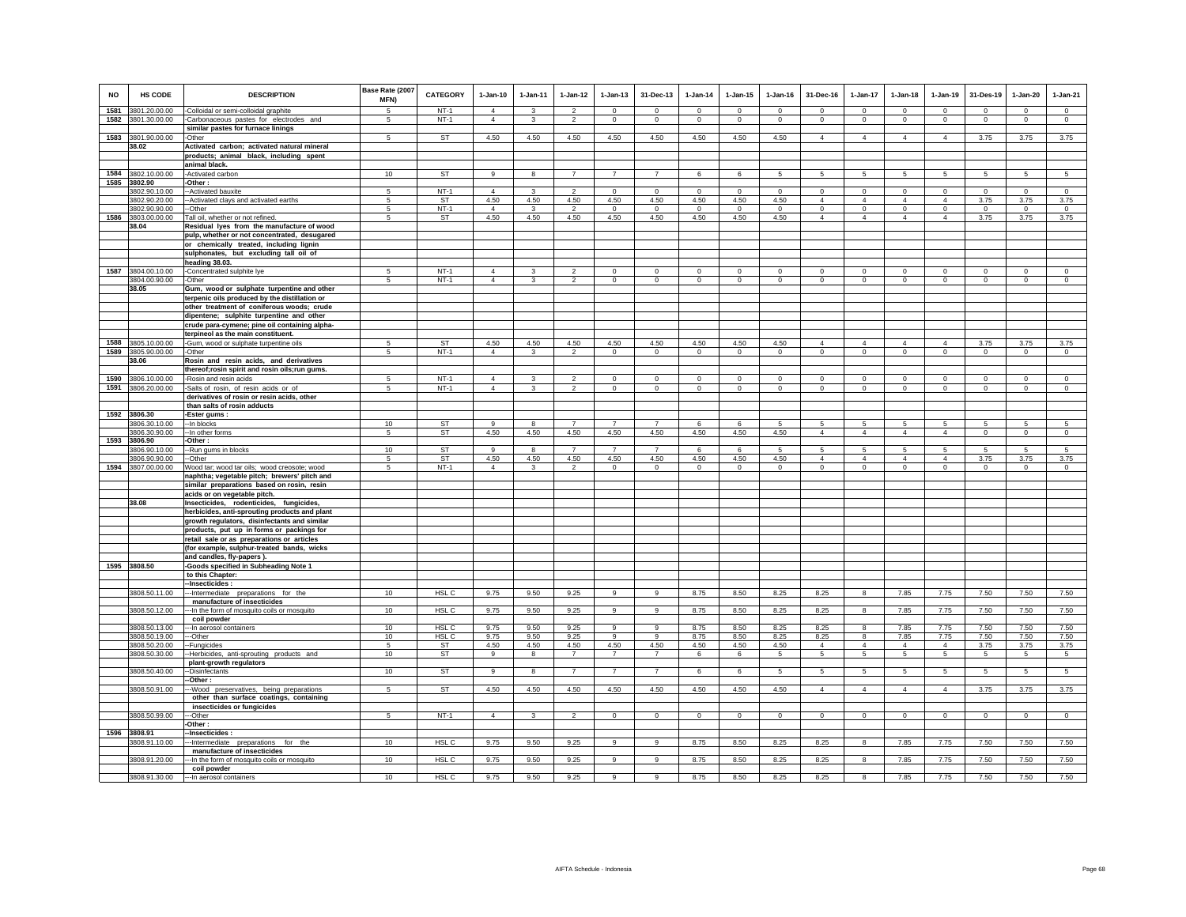| NO | HS CODE | DESCRIPTION | Base Rate (2007 MFN) | CATEGORY | 1-Jan-10 | 1-Jan-11 | 1-Jan-12 | 1-Jan-13 | 31-Dec-13 | 1-Jan-14 | 1-Jan-15 | 1-Jan-16 | 31-Dec-16 | 1-Jan-17 | 1-Jan-18 | 1-Jan-19 | 31-Des-19 | 1-Jan-20 | 1-Jan-21 |
|---|---|---|---|---|---|---|---|---|---|---|---|---|---|---|---|---|---|---|---|
| 1581 | 3801.20.00.00 | -Colloidal or semi-colloidal graphite | 5 | NT-1 | 4 | 3 | 2 | 0 | 0 | 0 | 0 | 0 | 0 | 0 | 0 | 0 | 0 | 0 | 0 |
| 1582 | 3801.30.00.00 | -Carbonaceous pastes for electrodes and similar pastes for furnace linings | 5 | NT-1 | 4 | 3 | 2 | 0 | 0 | 0 | 0 | 0 | 0 | 0 | 0 | 0 | 0 | 0 | 0 |
| 1583 | 3801.90.00.00 | -Other | 5 | ST | 4.50 | 4.50 | 4.50 | 4.50 | 4.50 | 4.50 | 4.50 | 4.50 | 4 | 4 | 4 | 4 | 3.75 | 3.75 | 3.75 |
| | 38.02 | Activated carbon; activated natural mineral products; animal black, including spent animal black. | | | | | | | | | | | | | | | | | |
| 1584 | 3802.10.00.00 | -Activated carbon | 10 | ST | 9 | 8 | 7 | 7 | 7 | 6 | 6 | 5 | 5 | 5 | 5 | 5 | 5 | 5 | 5 |
| 1585 | 3802.90 | -Other : | | | | | | | | | | | | | | | | | |
| | 3802.90.10.00 | --Activated bauxite | 5 | NT-1 | 4 | 3 | 2 | 0 | 0 | 0 | 0 | 0 | 0 | 0 | 0 | 0 | 0 | 0 | 0 |
| | 3802.90.20.00 | --Activated clays and activated earths | 5 | ST | 4.50 | 4.50 | 4.50 | 4.50 | 4.50 | 4.50 | 4.50 | 4.50 | 4 | 4 | 4 | 4 | 3.75 | 3.75 | 3.75 |
| | 3802.90.90.00 | --Other | 5 | NT-1 | 4 | 3 | 2 | 0 | 0 | 0 | 0 | 0 | 0 | 0 | 0 | 0 | 0 | 0 | 0 |
| 1586 | 3803.00.00.00 | Tall oil, whether or not refined. | 5 | ST | 4.50 | 4.50 | 4.50 | 4.50 | 4.50 | 4.50 | 4.50 | 4.50 | 4 | 4 | 4 | 4 | 3.75 | 3.75 | 3.75 |
| | 38.04 | Residual lyes from the manufacture of wood pulp, whether or not concentrated, desugared or chemically treated, including lignin sulphonates, but excluding tall oil of heading 38.03. | | | | | | | | | | | | | | | | | |
| 1587 | 3804.00.10.00 | -Concentrated sulphite lye | 5 | NT-1 | 4 | 3 | 2 | 0 | 0 | 0 | 0 | 0 | 0 | 0 | 0 | 0 | 0 | 0 | 0 |
| | 3804.00.90.00 | -Other | 5 | NT-1 | 4 | 3 | 2 | 0 | 0 | 0 | 0 | 0 | 0 | 0 | 0 | 0 | 0 | 0 | 0 |
| | 38.05 | Gum, wood or sulphate turpentine and other terpenic oils produced by the distillation or other treatment of coniferous woods; crude dipentene; sulphite turpentine and other crude para-cymene; pine oil containing alpha-terpineol as the main constituent. | | | | | | | | | | | | | | | | | |
| 1588 | 3805.10.00.00 | -Gum, wood or sulphate turpentine oils | 5 | ST | 4.50 | 4.50 | 4.50 | 4.50 | 4.50 | 4.50 | 4.50 | 4.50 | 4 | 4 | 4 | 4 | 3.75 | 3.75 | 3.75 |
| 1589 | 3805.90.00.00 | -Other | 5 | NT-1 | 4 | 3 | 2 | 0 | 0 | 0 | 0 | 0 | 0 | 0 | 0 | 0 | 0 | 0 | 0 |
| | 38.06 | Rosin and resin acids, and derivatives thereof;rosin spirit and rosin oils;run gums. | | | | | | | | | | | | | | | | | |
| 1590 | 3806.10.00.00 | -Rosin and resin acids | 5 | NT-1 | 4 | 3 | 2 | 0 | 0 | 0 | 0 | 0 | 0 | 0 | 0 | 0 | 0 | 0 | 0 |
| 1591 | 3806.20.00.00 | -Salts of rosin, of resin acids or of derivatives of rosin or resin acids, other than salts of rosin adducts | 5 | NT-1 | 4 | 3 | 2 | 0 | 0 | 0 | 0 | 0 | 0 | 0 | 0 | 0 | 0 | 0 | 0 |
| 1592 | 3806.30 | -Ester gums : | | | | | | | | | | | | | | | | | |
| | 3806.30.10.00 | --In blocks | 10 | ST | 9 | 8 | 7 | 7 | 7 | 6 | 6 | 5 | 5 | 5 | 5 | 5 | 5 | 5 | 5 |
| | 3806.30.90.00 | --In other forms | 5 | ST | 4.50 | 4.50 | 4.50 | 4.50 | 4.50 | 4.50 | 4.50 | 4.50 | 4 | 4 | 4 | 4 | 0 | 0 | 0 |
| 1593 | 3806.90 | -Other : | | | | | | | | | | | | | | | | | |
| | 3806.90.10.00 | --Run gums in blocks | 10 | ST | 9 | 8 | 7 | 7 | 7 | 6 | 6 | 5 | 5 | 5 | 5 | 5 | 5 | 5 | 5 |
| | 3806.90.90.00 | --Other | 5 | ST | 4.50 | 4.50 | 4.50 | 4.50 | 4.50 | 4.50 | 4.50 | 4.50 | 4 | 4 | 4 | 4 | 3.75 | 3.75 | 3.75 |
| 1594 | 3807.00.00.00 | Wood tar; wood tar oils; wood creosote; wood naphtha; vegetable pitch; brewers' pitch and similar preparations based on rosin, resin acids or on vegetable pitch. | 5 | NT-1 | 4 | 3 | 2 | 0 | 0 | 0 | 0 | 0 | 0 | 0 | 0 | 0 | 0 | 0 | 0 |
| | 38.08 | Insecticides, rodenticides, fungicides, herbicides, anti-sprouting products and plant growth regulators, disinfectants and similar products, put up in forms or packings for retail sale or as preparations or articles (for example, sulphur-treated bands, wicks and candles, fly-papers ). | | | | | | | | | | | | | | | | | |
| 1595 | 3808.50 | -Goods specified in Subheading Note 1 to this Chapter: | | | | | | | | | | | | | | | | | |
| | | --Insecticides : | | | | | | | | | | | | | | | | | |
| | 3808.50.11.00 | ---Intermediate preparations for the manufacture of insecticides | 10 | HSL C | 9.75 | 9.50 | 9.25 | 9 | 9 | 8.75 | 8.50 | 8.25 | 8.25 | 8 | 7.85 | 7.75 | 7.50 | 7.50 | 7.50 |
| | 3808.50.12.00 | ---In the form of mosquito coils or mosquito coil powder | 10 | HSL C | 9.75 | 9.50 | 9.25 | 9 | 9 | 8.75 | 8.50 | 8.25 | 8.25 | 8 | 7.85 | 7.75 | 7.50 | 7.50 | 7.50 |
| | 3808.50.13.00 | ---In aerosol containers | 10 | HSL C | 9.75 | 9.50 | 9.25 | 9 | 9 | 8.75 | 8.50 | 8.25 | 8.25 | 8 | 7.85 | 7.75 | 7.50 | 7.50 | 7.50 |
| | 3808.50.19.00 | ---Other | 10 | HSL C | 9.75 | 9.50 | 9.25 | 9 | 9 | 8.75 | 8.50 | 8.25 | 8.25 | 8 | 7.85 | 7.75 | 7.50 | 7.50 | 7.50 |
| | 3808.50.20.00 | --Fungicides | 5 | ST | 4.50 | 4.50 | 4.50 | 4.50 | 4.50 | 4.50 | 4.50 | 4.50 | 4 | 4 | 4 | 4 | 3.75 | 3.75 | 3.75 |
| | 3808.50.30.00 | --Herbicides, anti-sprouting products and plant-growth regulators | 10 | ST | 9 | 8 | 7 | 7 | 7 | 6 | 6 | 5 | 5 | 5 | 5 | 5 | 5 | 5 | 5 |
| | 3808.50.40.00 | --Disinfectants | 10 | ST | 9 | 8 | 7 | 7 | 7 | 6 | 6 | 5 | 5 | 5 | 5 | 5 | 5 | 5 | 5 |
| | | --Other : | | | | | | | | | | | | | | | | | |
| | 3808.50.91.00 | ---Wood preservatives, being preparations other than surface coatings, containing insecticides or fungicides | 5 | ST | 4.50 | 4.50 | 4.50 | 4.50 | 4.50 | 4.50 | 4.50 | 4.50 | 4 | 4 | 4 | 4 | 3.75 | 3.75 | 3.75 |
| | 3808.50.99.00 | ---Other | 5 | NT-1 | 4 | 3 | 2 | 0 | 0 | 0 | 0 | 0 | 0 | 0 | 0 | 0 | 0 | 0 | 0 |
| | | -Other : | | | | | | | | | | | | | | | | | |
| 1596 | 3808.91 | --Insecticides : | | | | | | | | | | | | | | | | | |
| | 3808.91.10.00 | ---Intermediate preparations for the manufacture of insecticides | 10 | HSL C | 9.75 | 9.50 | 9.25 | 9 | 9 | 8.75 | 8.50 | 8.25 | 8.25 | 8 | 7.85 | 7.75 | 7.50 | 7.50 | 7.50 |
| | 3808.91.20.00 | ---In the form of mosquito coils or mosquito coil powder | 10 | HSL C | 9.75 | 9.50 | 9.25 | 9 | 9 | 8.75 | 8.50 | 8.25 | 8.25 | 8 | 7.85 | 7.75 | 7.50 | 7.50 | 7.50 |
| | 3808.91.30.00 | ---In aerosol containers | 10 | HSL C | 9.75 | 9.50 | 9.25 | 9 | 9 | 8.75 | 8.50 | 8.25 | 8.25 | 8 | 7.85 | 7.75 | 7.50 | 7.50 | 7.50 |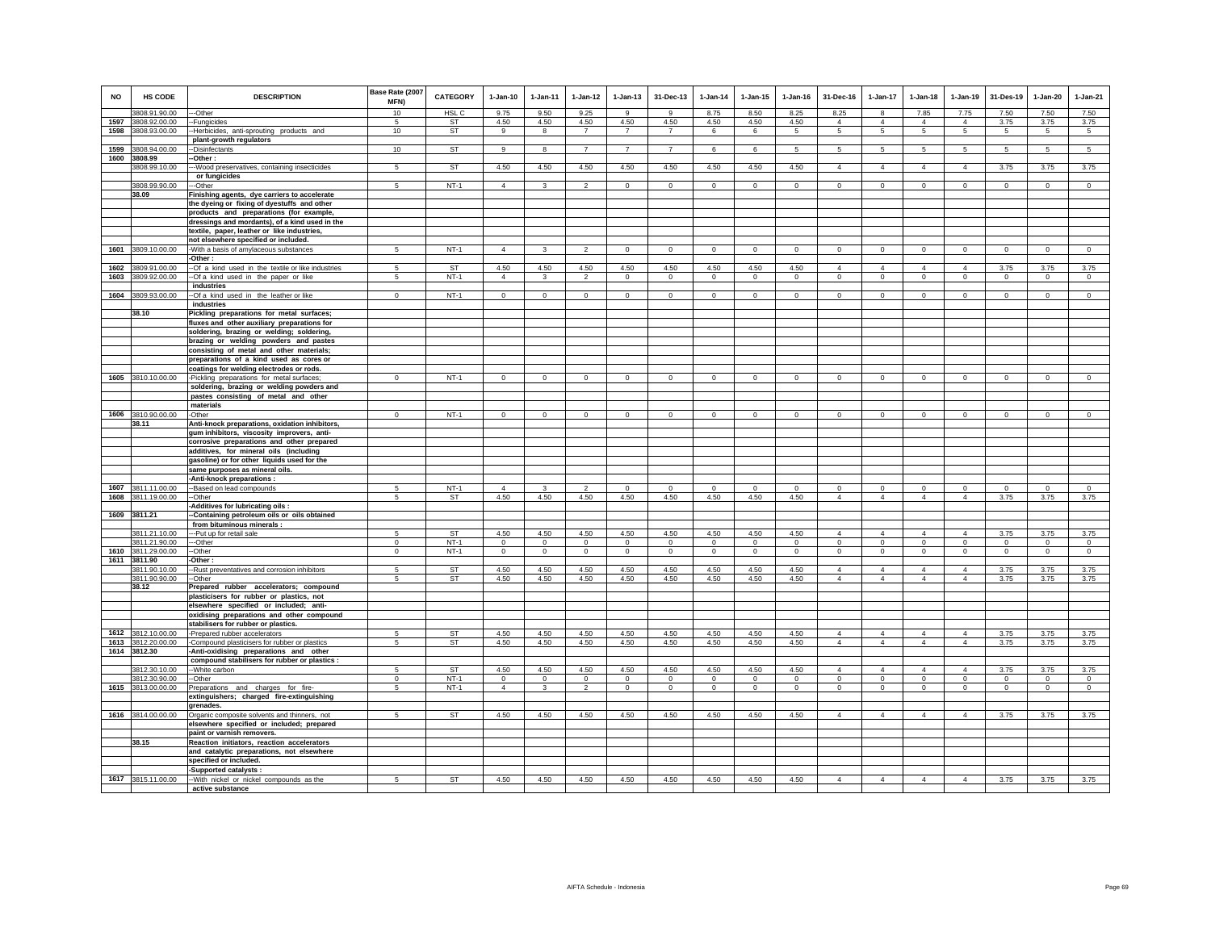| NO | HS CODE | DESCRIPTION | Base Rate (2007 MFN) | CATEGORY | 1-Jan-10 | 1-Jan-11 | 1-Jan-12 | 1-Jan-13 | 31-Dec-13 | 1-Jan-14 | 1-Jan-15 | 1-Jan-16 | 31-Dec-16 | 1-Jan-17 | 1-Jan-18 | 1-Jan-19 | 31-Des-19 | 1-Jan-20 | 1-Jan-21 |
|---|---|---|---|---|---|---|---|---|---|---|---|---|---|---|---|---|---|---|---|
| | 3808.91.90.00 | ---Other | 10 | HSL C | 9.75 | 9.50 | 9.25 | 9 | 9 | 8.75 | 8.50 | 8.25 | 8.25 | 8 | 7.85 | 7.75 | 7.50 | 7.50 | 7.50 |
| 1597 | 3808.92.00.00 | --Fungicides | 5 | ST | 4.50 | 4.50 | 4.50 | 4.50 | 4.50 | 4.50 | 4.50 | 4.50 | 4 | 4 | 4 | 4 | 3.75 | 3.75 | 3.75 |
| 1598 | 3808.93.00.00 | --Herbicides, anti-sprouting products and plant-growth regulators | 10 | ST | 9 | 8 | 7 | 7 | 7 | 6 | 6 | 5 | 5 | 5 | 5 | 5 | 5 | 5 | 5 |
| 1599 | 3808.94.00.00 | --Disinfectants | 10 | ST | 9 | 8 | 7 | 7 | 7 | 6 | 6 | 5 | 5 | 5 | 5 | 5 | 5 | 5 | 5 |
| 1600 | 3808.99 | --Other : | | | | | | | | | | | | | | | | | |
| | 3808.99.10.00 | ---Wood preservatives, containing insecticides or fungicides | 5 | ST | 4.50 | 4.50 | 4.50 | 4.50 | 4.50 | 4.50 | 4.50 | 4.50 | 4 | 4 | 4 | 4 | 3.75 | 3.75 | 3.75 |
| | 3808.99.90.00 | ---Other | 5 | NT-1 | 4 | 3 | 2 | 0 | 0 | 0 | 0 | 0 | 0 | 0 | 0 | 0 | 0 | 0 | 0 |
| | 38.09 | Finishing agents, dye carriers to accelerate the dyeing or fixing of dyestuffs and other products and preparations (for example, dressings and mordants), of a kind used in the textile, paper, leather or like industries, not elsewhere specified or included. | | | | | | | | | | | | | | | | | |
| 1601 | 3809.10.00.00 | -With a basis of amylaceous substances | 5 | NT-1 | 4 | 3 | 2 | 0 | 0 | 0 | 0 | 0 | 0 | 0 | 0 | 0 | 0 | 0 | 0 |
| | | -Other : | | | | | | | | | | | | | | | | | |
| 1602 | 3809.91.00.00 | --Of a kind used in the textile or like industries | 5 | ST | 4.50 | 4.50 | 4.50 | 4.50 | 4.50 | 4.50 | 4.50 | 4.50 | 4 | 4 | 4 | 4 | 3.75 | 3.75 | 3.75 |
| 1603 | 3809.92.00.00 | --Of a kind used in the paper or like industries | 5 | NT-1 | 4 | 3 | 2 | 0 | 0 | 0 | 0 | 0 | 0 | 0 | 0 | 0 | 0 | 0 | 0 |
| 1604 | 3809.93.00.00 | --Of a kind used in the leather or like industries | 0 | NT-1 | 0 | 0 | 0 | 0 | 0 | 0 | 0 | 0 | 0 | 0 | 0 | 0 | 0 | 0 | 0 |
| | 38.10 | Pickling preparations for metal surfaces; fluxes and other auxiliary preparations for soldering, brazing or welding; soldering, brazing or welding powders and pastes consisting of metal and other materials; preparations of a kind used as cores or coatings for welding electrodes or rods. | | | | | | | | | | | | | | | | | |
| 1605 | 3810.10.00.00 | -Pickling preparations for metal surfaces; soldering, brazing or welding powders and pastes consisting of metal and other materials | 0 | NT-1 | 0 | 0 | 0 | 0 | 0 | 0 | 0 | 0 | 0 | 0 | 0 | 0 | 0 | 0 | 0 |
| 1606 | 3810.90.00.00 | -Other | 0 | NT-1 | 0 | 0 | 0 | 0 | 0 | 0 | 0 | 0 | 0 | 0 | 0 | 0 | 0 | 0 | 0 |
| | 38.11 | Anti-knock preparations, oxidation inhibitors, gum inhibitors, viscosity improvers, anti-corrosive preparations and other prepared additives, for mineral oils (including gasoline) or for other liquids used for the same purposes as mineral oils. | | | | | | | | | | | | | | | | | |
| | | -Anti-knock preparations : | | | | | | | | | | | | | | | | | |
| 1607 | 3811.11.00.00 | --Based on lead compounds | 5 | NT-1 | 4 | 3 | 2 | 0 | 0 | 0 | 0 | 0 | 0 | 0 | 0 | 0 | 0 | 0 | 0 |
| 1608 | 3811.19.00.00 | --Other | 5 | ST | 4.50 | 4.50 | 4.50 | 4.50 | 4.50 | 4.50 | 4.50 | 4.50 | 4 | 4 | 4 | 4 | 3.75 | 3.75 | 3.75 |
| | | -Additives for lubricating oils : | | | | | | | | | | | | | | | | | |
| 1609 | 3811.21 | --Containing petroleum oils or oils obtained from bituminous minerals : | | | | | | | | | | | | | | | | | |
| | 3811.21.10.00 | ---Put up for retail sale | 5 | ST | 4.50 | 4.50 | 4.50 | 4.50 | 4.50 | 4.50 | 4.50 | 4.50 | 4 | 4 | 4 | 4 | 3.75 | 3.75 | 3.75 |
| | 3811.21.90.00 | ---Other | 0 | NT-1 | 0 | 0 | 0 | 0 | 0 | 0 | 0 | 0 | 0 | 0 | 0 | 0 | 0 | 0 | 0 |
| 1610 | 3811.29.00.00 | --Other | 0 | NT-1 | 0 | 0 | 0 | 0 | 0 | 0 | 0 | 0 | 0 | 0 | 0 | 0 | 0 | 0 | 0 |
| 1611 | 3811.90 | -Other : | | | | | | | | | | | | | | | | | |
| | 3811.90.10.00 | --Rust preventatives and corrosion inhibitors | 5 | ST | 4.50 | 4.50 | 4.50 | 4.50 | 4.50 | 4.50 | 4.50 | 4.50 | 4 | 4 | 4 | 4 | 3.75 | 3.75 | 3.75 |
| | 3811.90.90.00 | --Other | 5 | ST | 4.50 | 4.50 | 4.50 | 4.50 | 4.50 | 4.50 | 4.50 | 4.50 | 4 | 4 | 4 | 4 | 3.75 | 3.75 | 3.75 |
| | 38.12 | Prepared rubber accelerators; compound plasticisers for rubber or plastics, not elsewhere specified or included; anti-oxidising preparations and other compound stabilisers for rubber or plastics. | | | | | | | | | | | | | | | | | |
| 1612 | 3812.10.00.00 | -Prepared rubber accelerators | 5 | ST | 4.50 | 4.50 | 4.50 | 4.50 | 4.50 | 4.50 | 4.50 | 4.50 | 4 | 4 | 4 | 4 | 3.75 | 3.75 | 3.75 |
| 1613 | 3812.20.00.00 | -Compound plasticisers for rubber or plastics | 5 | ST | 4.50 | 4.50 | 4.50 | 4.50 | 4.50 | 4.50 | 4.50 | 4.50 | 4 | 4 | 4 | 4 | 3.75 | 3.75 | 3.75 |
| 1614 | 3812.30 | -Anti-oxidising preparations and other compound stabilisers for rubber or plastics : | | | | | | | | | | | | | | | | | |
| | 3812.30.10.00 | --White carbon | 5 | ST | 4.50 | 4.50 | 4.50 | 4.50 | 4.50 | 4.50 | 4.50 | 4.50 | 4 | 4 | 4 | 4 | 3.75 | 3.75 | 3.75 |
| | 3812.30.90.00 | --Other | 0 | NT-1 | 0 | 0 | 0 | 0 | 0 | 0 | 0 | 0 | 0 | 0 | 0 | 0 | 0 | 0 | 0 |
| 1615 | 3813.00.00.00 | Preparations and charges for fire-extinguishers; charged fire-extinguishing grenades. | 5 | NT-1 | 4 | 3 | 2 | 0 | 0 | 0 | 0 | 0 | 0 | 0 | 0 | 0 | 0 | 0 | 0 |
| 1616 | 3814.00.00.00 | Organic composite solvents and thinners, not elsewhere specified or included; prepared paint or varnish removers. | 5 | ST | 4.50 | 4.50 | 4.50 | 4.50 | 4.50 | 4.50 | 4.50 | 4.50 | 4 | 4 | 4 | 4 | 3.75 | 3.75 | 3.75 |
| | 38.15 | Reaction initiators, reaction accelerators and catalytic preparations, not elsewhere specified or included. | | | | | | | | | | | | | | | | | |
| | | -Supported catalysts : | | | | | | | | | | | | | | | | | |
| 1617 | 3815.11.00.00 | --With nickel or nickel compounds as the active substance | 5 | ST | 4.50 | 4.50 | 4.50 | 4.50 | 4.50 | 4.50 | 4.50 | 4.50 | 4 | 4 | 4 | 4 | 3.75 | 3.75 | 3.75 |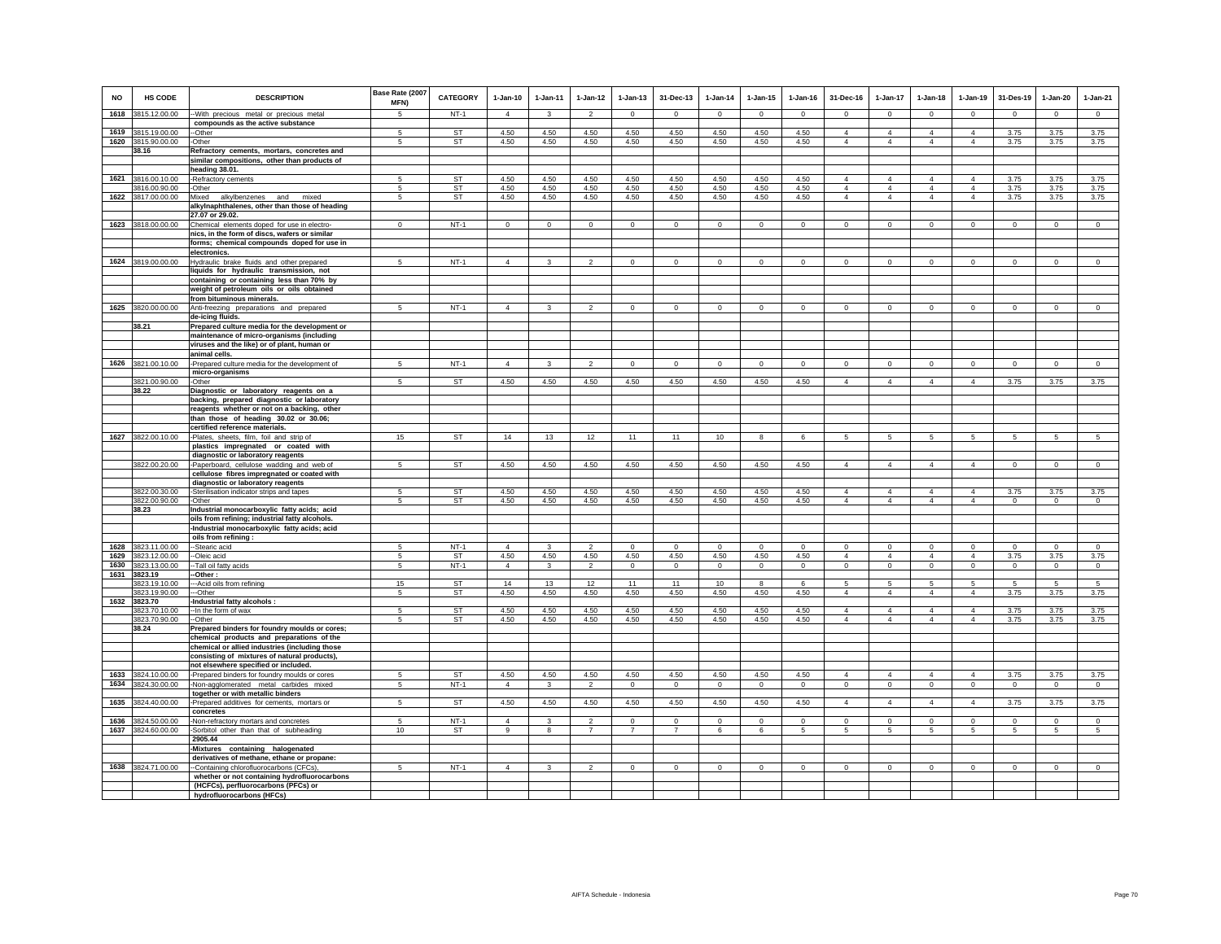| NO | HS CODE | DESCRIPTION | Base Rate (2007 MFN) | CATEGORY | 1-Jan-10 | 1-Jan-11 | 1-Jan-12 | 1-Jan-13 | 31-Dec-13 | 1-Jan-14 | 1-Jan-15 | 1-Jan-16 | 31-Dec-16 | 1-Jan-17 | 1-Jan-18 | 1-Jan-19 | 31-Des-19 | 1-Jan-20 | 1-Jan-21 |
|---|---|---|---|---|---|---|---|---|---|---|---|---|---|---|---|---|---|---|---|
| 1618 | 3815.12.00.00 | --With precious metal or precious metal compounds as the active substance | 5 | NT-1 | 4 | 3 | 2 | 0 | 0 | 0 | 0 | 0 | 0 | 0 | 0 | 0 | 0 | 0 | 0 |
| 1619 | 3815.19.00.00 | --Other | 5 | ST | 4.50 | 4.50 | 4.50 | 4.50 | 4.50 | 4.50 | 4.50 | 4.50 | 4 | 4 | 4 | 4 | 3.75 | 3.75 | 3.75 |
| 1620 | 3815.90.00.00 | -Other | 5 | ST | 4.50 | 4.50 | 4.50 | 4.50 | 4.50 | 4.50 | 4.50 | 4.50 | 4 | 4 | 4 | 4 | 3.75 | 3.75 | 3.75 |
| | 38.16 | **Refractory cements, mortars, concretes and similar compositions, other than products of heading 38.01.** | | | | | | | | | | | | | | | | | |
| 1621 | 3816.00.10.00 | -Refractory cements | 5 | ST | 4.50 | 4.50 | 4.50 | 4.50 | 4.50 | 4.50 | 4.50 | 4.50 | 4 | 4 | 4 | 4 | 3.75 | 3.75 | 3.75 |
| | 3816.00.90.00 | -Other | 5 | ST | 4.50 | 4.50 | 4.50 | 4.50 | 4.50 | 4.50 | 4.50 | 4.50 | 4 | 4 | 4 | 4 | 3.75 | 3.75 | 3.75 |
| 1622 | 3817.00.00.00 | Mixed alkylbenzenes and mixed **alkylnaphthalenes, other than those of heading 27.07 or 29.02.** | 5 | ST | 4.50 | 4.50 | 4.50 | 4.50 | 4.50 | 4.50 | 4.50 | 4.50 | 4 | 4 | 4 | 4 | 3.75 | 3.75 | 3.75 |
| 1623 | 3818.00.00.00 | Chemical elements doped for use in electro- **nics, in the form of discs, wafers or similar forms; chemical compounds doped for use in electronics.** | 0 | NT-1 | 0 | 0 | 0 | 0 | 0 | 0 | 0 | 0 | 0 | 0 | 0 | 0 | 0 | 0 | 0 |
| 1624 | 3819.00.00.00 | Hydraulic brake fluids and other prepared **liquids for hydraulic transmission, not containing or containing less than 70% by weight of petroleum oils or oils obtained from bituminous minerals.** | 5 | NT-1 | 4 | 3 | 2 | 0 | 0 | 0 | 0 | 0 | 0 | 0 | 0 | 0 | 0 | 0 | 0 |
| 1625 | 3820.00.00.00 | Anti-freezing preparations and prepared **de-icing fluids.** | 5 | NT-1 | 4 | 3 | 2 | 0 | 0 | 0 | 0 | 0 | 0 | 0 | 0 | 0 | 0 | 0 | 0 |
| | 38.21 | **Prepared culture media for the development or maintenance of micro-organisms (including viruses and the like) or of plant, human or animal cells.** | | | | | | | | | | | | | | | | | |
| 1626 | 3821.00.10.00 | -Prepared culture media for the development of micro-organisms | 5 | NT-1 | 4 | 3 | 2 | 0 | 0 | 0 | 0 | 0 | 0 | 0 | 0 | 0 | 0 | 0 | 0 |
| | 3821.00.90.00 | -Other | 5 | ST | 4.50 | 4.50 | 4.50 | 4.50 | 4.50 | 4.50 | 4.50 | 4.50 | 4 | 4 | 4 | 4 | 3.75 | 3.75 | 3.75 |
| | 38.22 | **Diagnostic or laboratory reagents on a backing, prepared diagnostic or laboratory reagents whether or not on a backing, other than those of heading 30.02 or 30.06; certified reference materials.** | | | | | | | | | | | | | | | | | |
| 1627 | 3822.00.10.00 | -Plates, sheets, film, foil and strip of plastics impregnated or coated with diagnostic or laboratory reagents | 15 | ST | 14 | 13 | 12 | 11 | 11 | 10 | 8 | 6 | 5 | 5 | 5 | 5 | 5 | 5 | 5 |
| | 3822.00.20.00 | -Paperboard, cellulose wadding and web of cellulose fibres impregnated or coated with diagnostic or laboratory reagents | 5 | ST | 4.50 | 4.50 | 4.50 | 4.50 | 4.50 | 4.50 | 4.50 | 4.50 | 4 | 4 | 4 | 4 | 0 | 0 | 0 |
| | 3822.00.30.00 | -Sterilisation indicator strips and tapes | 5 | ST | 4.50 | 4.50 | 4.50 | 4.50 | 4.50 | 4.50 | 4.50 | 4.50 | 4 | 4 | 4 | 4 | 3.75 | 3.75 | 3.75 |
| | 3822.00.90.00 | -Other | 5 | ST | 4.50 | 4.50 | 4.50 | 4.50 | 4.50 | 4.50 | 4.50 | 4.50 | 4 | 4 | 4 | 4 | 0 | 0 | 0 |
| | 38.23 | **Industrial monocarboxylic fatty acids; acid oils from refining; industrial fatty alcohols.** | | | | | | | | | | | | | | | | | |
| | | **-Industrial monocarboxylic fatty acids; acid oils from refining :** | | | | | | | | | | | | | | | | | |
| 1628 | 3823.11.00.00 | --Stearic acid | 5 | NT-1 | 4 | 3 | 2 | 0 | 0 | 0 | 0 | 0 | 0 | 0 | 0 | 0 | 0 | 0 | 0 |
| 1629 | 3823.12.00.00 | --Oleic acid | 5 | ST | 4.50 | 4.50 | 4.50 | 4.50 | 4.50 | 4.50 | 4.50 | 4.50 | 4 | 4 | 4 | 4 | 3.75 | 3.75 | 3.75 |
| 1630 | 3823.13.00.00 | --Tall oil fatty acids | 5 | NT-1 | 4 | 3 | 2 | 0 | 0 | 0 | 0 | 0 | 0 | 0 | 0 | 0 | 0 | 0 | 0 |
| 1631 | 3823.19 | **--Other :** | | | | | | | | | | | | | | | | | |
| | 3823.19.10.00 | ---Acid oils from refining | 15 | ST | 14 | 13 | 12 | 11 | 11 | 10 | 8 | 6 | 5 | 5 | 5 | 5 | 5 | 5 | 5 |
| | 3823.19.90.00 | ---Other | 5 | ST | 4.50 | 4.50 | 4.50 | 4.50 | 4.50 | 4.50 | 4.50 | 4.50 | 4 | 4 | 4 | 4 | 3.75 | 3.75 | 3.75 |
| 1632 | 3823.70 | **-Industrial fatty alcohols :** | | | | | | | | | | | | | | | | | |
| | 3823.70.10.00 | --In the form of wax | 5 | ST | 4.50 | 4.50 | 4.50 | 4.50 | 4.50 | 4.50 | 4.50 | 4.50 | 4 | 4 | 4 | 4 | 3.75 | 3.75 | 3.75 |
| | 3823.70.90.00 | --Other | 5 | ST | 4.50 | 4.50 | 4.50 | 4.50 | 4.50 | 4.50 | 4.50 | 4.50 | 4 | 4 | 4 | 4 | 3.75 | 3.75 | 3.75 |
| | 38.24 | **Prepared binders for foundry moulds or cores; chemical products and preparations of the chemical or allied industries (including those consisting of mixtures of natural products), not elsewhere specified or included.** | | | | | | | | | | | | | | | | | |
| 1633 | 3824.10.00.00 | -Prepared binders for foundry moulds or cores | 5 | ST | 4.50 | 4.50 | 4.50 | 4.50 | 4.50 | 4.50 | 4.50 | 4.50 | 4 | 4 | 4 | 4 | 3.75 | 3.75 | 3.75 |
| 1634 | 3824.30.00.00 | -Non-agglomerated metal carbides mixed **together or with metallic binders** | 5 | NT-1 | 4 | 3 | 2 | 0 | 0 | 0 | 0 | 0 | 0 | 0 | 0 | 0 | 0 | 0 | 0 |
| 1635 | 3824.40.00.00 | -Prepared additives for cements, mortars or **concretes** | 5 | ST | 4.50 | 4.50 | 4.50 | 4.50 | 4.50 | 4.50 | 4.50 | 4.50 | 4 | 4 | 4 | 4 | 3.75 | 3.75 | 3.75 |
| 1636 | 3824.50.00.00 | -Non-refractory mortars and concretes | 5 | NT-1 | 4 | 3 | 2 | 0 | 0 | 0 | 0 | 0 | 0 | 0 | 0 | 0 | 0 | 0 | 0 |
| 1637 | 3824.60.00.00 | -Sorbitol other than that of subheading **2905.44** | 10 | ST | 9 | 8 | 7 | 7 | 7 | 6 | 6 | 5 | 5 | 5 | 5 | 5 | 5 | 5 | 5 |
| | | **-Mixtures containing halogenated derivatives of methane, ethane or propane:** | | | | | | | | | | | | | | | | | |
| 1638 | 3824.71.00.00 | --Containing chlorofluorocarbons (CFCs), **whether or not containing hydrofluorocarbons (HCFCs), perfluorocarbons (PFCs) or hydrofluorocarbons (HFCs)** | 5 | NT-1 | 4 | 3 | 2 | 0 | 0 | 0 | 0 | 0 | 0 | 0 | 0 | 0 | 0 | 0 | 0 |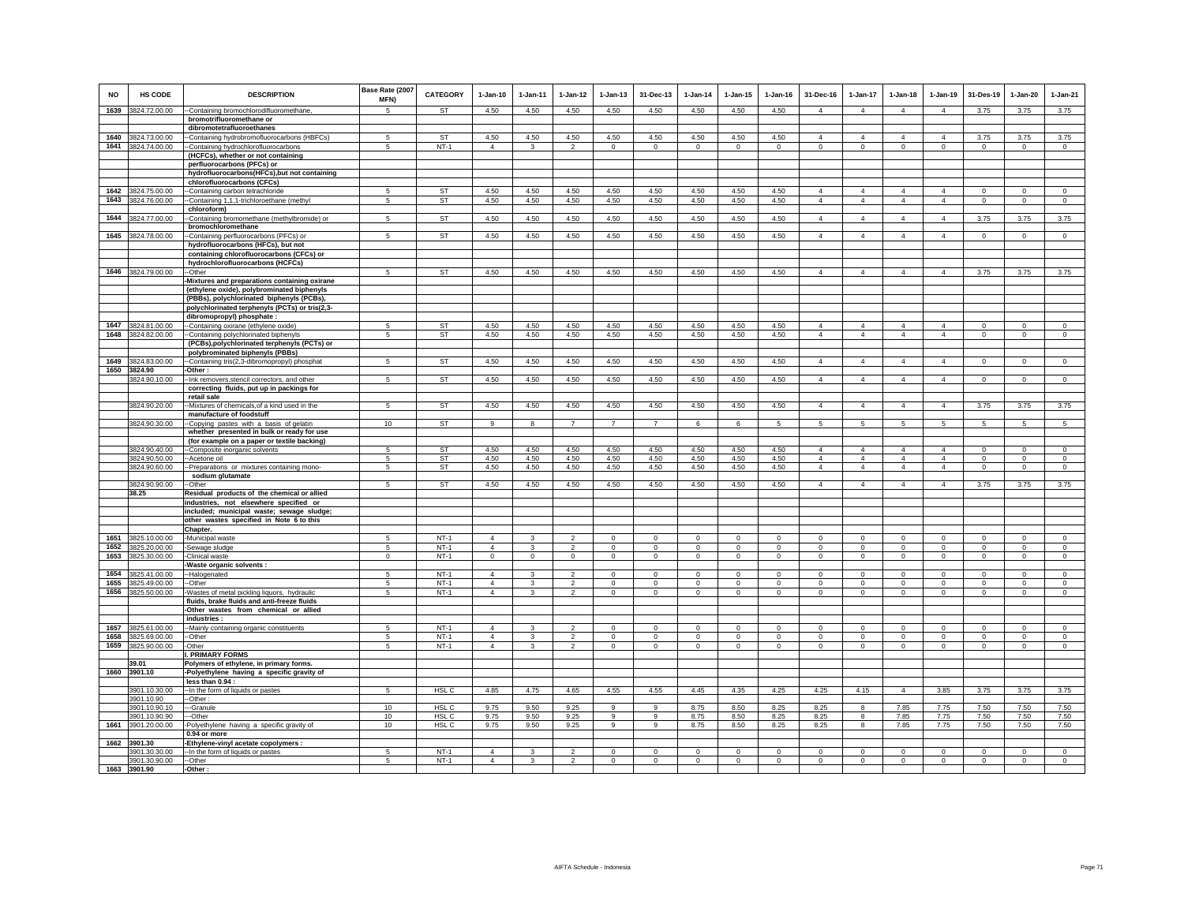| NO | HS CODE | DESCRIPTION | Base Rate (2007 MFN) | CATEGORY | 1-Jan-10 | 1-Jan-11 | 1-Jan-12 | 1-Jan-13 | 31-Dec-13 | 1-Jan-14 | 1-Jan-15 | 1-Jan-16 | 31-Dec-16 | 1-Jan-17 | 1-Jan-18 | 1-Jan-19 | 31-Des-19 | 1-Jan-20 | 1-Jan-21 |
|---|---|---|---|---|---|---|---|---|---|---|---|---|---|---|---|---|---|---|---|
| 1639 | 3824.72.00.00 | --Containing bromochlorodifluoromethane, bromotrifluoromethane or dibromotetrafluoroethanes | 5 | ST | 4.50 | 4.50 | 4.50 | 4.50 | 4.50 | 4.50 | 4.50 | 4.50 | 4 | 4 | 4 | 4 | 3.75 | 3.75 | 3.75 |
| 1640 | 3824.73.00.00 | --Containing hydrobromofluorocarbons (HBFCs) | 5 | ST | 4.50 | 4.50 | 4.50 | 4.50 | 4.50 | 4.50 | 4.50 | 4.50 | 4 | 4 | 4 | 4 | 3.75 | 3.75 | 3.75 |
| 1641 | 3824.74.00.00 | --Containing hydrochlorofluorocarbons (HCFCs), whether or not containing perfluorocarbons (PFCs) or hydrofluorocarbons(HFCs),but not containing chlorofluorocarbons (CFCs) | 5 | NT-1 | 4 | 3 | 2 | 0 | 0 | 0 | 0 | 0 | 0 | 0 | 0 | 0 | 0 | 0 | 0 |
| 1642 | 3824.75.00.00 | --Containing carbon tetrachloride | 5 | ST | 4.50 | 4.50 | 4.50 | 4.50 | 4.50 | 4.50 | 4.50 | 4.50 | 4 | 4 | 4 | 4 | 0 | 0 | 0 |
| 1643 | 3824.76.00.00 | --Containing 1,1,1-trichloroethane (methyl chloroform) | 5 | ST | 4.50 | 4.50 | 4.50 | 4.50 | 4.50 | 4.50 | 4.50 | 4.50 | 4 | 4 | 4 | 4 | 0 | 0 | 0 |
| 1644 | 3824.77.00.00 | --Containing bromomethane (methylbromide) or bromochloromethane | 5 | ST | 4.50 | 4.50 | 4.50 | 4.50 | 4.50 | 4.50 | 4.50 | 4.50 | 4 | 4 | 4 | 4 | 3.75 | 3.75 | 3.75 |
| 1645 | 3824.78.00.00 | --Containing perfluorocarbons (PFCs) or hydrofluorocarbons (HFCs), but not containing chlorofluorocarbons (CFCs) or hydrochlorofluorocarbons (HCFCs) | 5 | ST | 4.50 | 4.50 | 4.50 | 4.50 | 4.50 | 4.50 | 4.50 | 4.50 | 4 | 4 | 4 | 4 | 0 | 0 | 0 |
| 1646 | 3824.79.00.00 | --Other | 5 | ST | 4.50 | 4.50 | 4.50 | 4.50 | 4.50 | 4.50 | 4.50 | 4.50 | 4 | 4 | 4 | 4 | 3.75 | 3.75 | 3.75 |
| | | -Mixtures and preparations containing oxirane (ethylene oxide), polybrominated biphenyls (PBBs), polychlorinated biphenyls (PCBs), polychlorinated terphenyls (PCTs) or tris(2,3-dibromopropyl) phosphate : | | | | | | | | | | | | | | | | | |
| 1647 | 3824.81.00.00 | --Containing oxirane (ethylene oxide) | 5 | ST | 4.50 | 4.50 | 4.50 | 4.50 | 4.50 | 4.50 | 4.50 | 4.50 | 4 | 4 | 4 | 4 | 0 | 0 | 0 |
| 1648 | 3824.82.00.00 | --Containing polychlorinated biphenyls (PCBs),polychlorinated terphenyls (PCTs) or polybrominated biphenyls (PBBs) | 5 | ST | 4.50 | 4.50 | 4.50 | 4.50 | 4.50 | 4.50 | 4.50 | 4.50 | 4 | 4 | 4 | 4 | 0 | 0 | 0 |
| 1649 | 3824.83.00.00 | --Containing tris(2,3-dibromopropyl) phosphat | 5 | ST | 4.50 | 4.50 | 4.50 | 4.50 | 4.50 | 4.50 | 4.50 | 4.50 | 4 | 4 | 4 | 4 | 0 | 0 | 0 |
| 1650 | 3824.90 | -Other : | | | | | | | | | | | | | | | | | |
| | 3824.90.10.00 | --Ink removers,stencil correctors, and other correcting fluids, put up in packings for retail sale | 5 | ST | 4.50 | 4.50 | 4.50 | 4.50 | 4.50 | 4.50 | 4.50 | 4.50 | 4 | 4 | 4 | 4 | 0 | 0 | 0 |
| | 3824.90.20.00 | --Mixtures of chemicals,of a kind used in the manufacture of foodstuff | 5 | ST | 4.50 | 4.50 | 4.50 | 4.50 | 4.50 | 4.50 | 4.50 | 4.50 | 4 | 4 | 4 | 4 | 3.75 | 3.75 | 3.75 |
| | 3824.90.30.00 | --Copying pastes with a basis of gelatin whether presented in bulk or ready for use (for example on a paper or textile backing) | 10 | ST | 9 | 8 | 7 | 7 | 7 | 6 | 6 | 5 | 5 | 5 | 5 | 5 | 5 | 5 | 5 |
| | 3824.90.40.00 | --Composite inorganic solvents | 5 | ST | 4.50 | 4.50 | 4.50 | 4.50 | 4.50 | 4.50 | 4.50 | 4.50 | 4 | 4 | 4 | 4 | 0 | 0 | 0 |
| | 3824.90.50.00 | --Acetone oil | 5 | ST | 4.50 | 4.50 | 4.50 | 4.50 | 4.50 | 4.50 | 4.50 | 4.50 | 4 | 4 | 4 | 4 | 0 | 0 | 0 |
| | 3824.90.60.00 | --Preparations or mixtures containing mono-sodium glutamate | 5 | ST | 4.50 | 4.50 | 4.50 | 4.50 | 4.50 | 4.50 | 4.50 | 4.50 | 4 | 4 | 4 | 4 | 0 | 0 | 0 |
| | 3824.90.90.00 | --Other | 5 | ST | 4.50 | 4.50 | 4.50 | 4.50 | 4.50 | 4.50 | 4.50 | 4.50 | 4 | 4 | 4 | 4 | 3.75 | 3.75 | 3.75 |
| | 38.25 | Residual products of the chemical or allied industries, not elsewhere specified or included; municipal waste; sewage sludge; other wastes specified in Note 6 to this Chapter. | | | | | | | | | | | | | | | | | |
| 1651 | 3825.10.00.00 | -Municipal waste | 5 | NT-1 | 4 | 3 | 2 | 0 | 0 | 0 | 0 | 0 | 0 | 0 | 0 | 0 | 0 | 0 | 0 |
| 1652 | 3825.20.00.00 | -Sewage sludge | 5 | NT-1 | 4 | 3 | 2 | 0 | 0 | 0 | 0 | 0 | 0 | 0 | 0 | 0 | 0 | 0 | 0 |
| 1653 | 3825.30.00.00 | -Clinical waste | 0 | NT-1 | 0 | 0 | 0 | 0 | 0 | 0 | 0 | 0 | 0 | 0 | 0 | 0 | 0 | 0 | 0 |
| | | -Waste organic solvents : | | | | | | | | | | | | | | | | | |
| 1654 | 3825.41.00.00 | --Halogenated | 5 | NT-1 | 4 | 3 | 2 | 0 | 0 | 0 | 0 | 0 | 0 | 0 | 0 | 0 | 0 | 0 | 0 |
| 1655 | 3825.49.00.00 | --Other | 5 | NT-1 | 4 | 3 | 2 | 0 | 0 | 0 | 0 | 0 | 0 | 0 | 0 | 0 | 0 | 0 | 0 |
| 1656 | 3825.50.00.00 | -Wastes of metal pickling liquors, hydraulic fluids, brake fluids and anti-freeze fluids | 5 | NT-1 | 4 | 3 | 2 | 0 | 0 | 0 | 0 | 0 | 0 | 0 | 0 | 0 | 0 | 0 | 0 |
| | | -Other wastes from chemical or allied industries : | | | | | | | | | | | | | | | | | |
| 1657 | 3825.61.00.00 | --Mainly containing organic constituents | 5 | NT-1 | 4 | 3 | 2 | 0 | 0 | 0 | 0 | 0 | 0 | 0 | 0 | 0 | 0 | 0 | 0 |
| 1658 | 3825.69.00.00 | --Other | 5 | NT-1 | 4 | 3 | 2 | 0 | 0 | 0 | 0 | 0 | 0 | 0 | 0 | 0 | 0 | 0 | 0 |
| 1659 | 3825.90.00.00 | -Other | 5 | NT-1 | 4 | 3 | 2 | 0 | 0 | 0 | 0 | 0 | 0 | 0 | 0 | 0 | 0 | 0 | 0 |
| | | I. PRIMARY FORMS | | | | | | | | | | | | | | | | | |
| | 39.01 | Polymers of ethylene, in primary forms. | | | | | | | | | | | | | | | | | |
| 1660 | 3901.10 | -Polyethylene having a specific gravity of less than 0.94 : | | | | | | | | | | | | | | | | | |
| | 3901.10.30.00 | --In the form of liquids or pastes | 5 | HSL C | 4.85 | 4.75 | 4.65 | 4.55 | 4.55 | 4.45 | 4.35 | 4.25 | 4.25 | 4.15 | 4 | 3.85 | 3.75 | 3.75 | 3.75 |
| | 3901.10.90 | --Other : | | | | | | | | | | | | | | | | | |
| | 3901.10.90.10 | ---Granule | 10 | HSL C | 9.75 | 9.50 | 9.25 | 9 | 9 | 8.75 | 8.50 | 8.25 | 8.25 | 8 | 7.85 | 7.75 | 7.50 | 7.50 | 7.50 |
| | 3901.10.90.90 | ---Other | 10 | HSL C | 9.75 | 9.50 | 9.25 | 9 | 9 | 8.75 | 8.50 | 8.25 | 8.25 | 8 | 7.85 | 7.75 | 7.50 | 7.50 | 7.50 |
| 1661 | 3901.20.00.00 | -Polyethylene having a specific gravity of 0.94 or more | 10 | HSL C | 9.75 | 9.50 | 9.25 | 9 | 9 | 8.75 | 8.50 | 8.25 | 8.25 | 8 | 7.85 | 7.75 | 7.50 | 7.50 | 7.50 |
| 1662 | 3901.30 | -Ethylene-vinyl acetate copolymers : | | | | | | | | | | | | | | | | | |
| | 3901.30.30.00 | --In the form of liquids or pastes | 5 | NT-1 | 4 | 3 | 2 | 0 | 0 | 0 | 0 | 0 | 0 | 0 | 0 | 0 | 0 | 0 | 0 |
| | 3901.30.90.00 | --Other | 5 | NT-1 | 4 | 3 | 2 | 0 | 0 | 0 | 0 | 0 | 0 | 0 | 0 | 0 | 0 | 0 | 0 |
| 1663 | 3901.90 | -Other : | | | | | | | | | | | | | | | | | |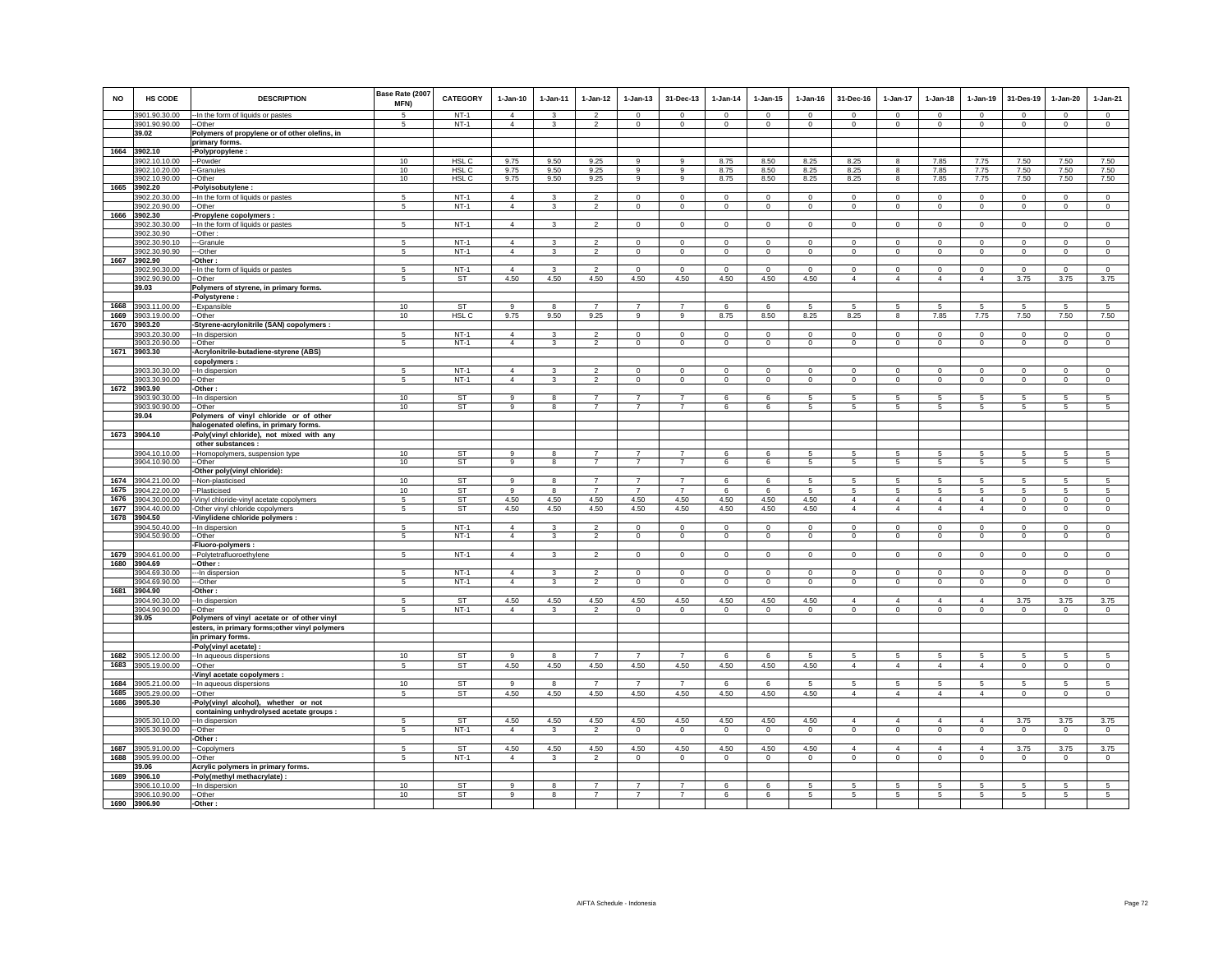| NO | HS CODE | DESCRIPTION | Base Rate (2007 MFN) | CATEGORY | 1-Jan-10 | 1-Jan-11 | 1-Jan-12 | 1-Jan-13 | 31-Dec-13 | 1-Jan-14 | 1-Jan-15 | 1-Jan-16 | 31-Dec-16 | 1-Jan-17 | 1-Jan-18 | 1-Jan-19 | 31-Des-19 | 1-Jan-20 | 1-Jan-21 |
|---|---|---|---|---|---|---|---|---|---|---|---|---|---|---|---|---|---|---|---|
| | 3901.90.30.00 | --In the form of liquids or pastes | 5 | NT-1 | 4 | 3 | 2 | 0 | 0 | 0 | 0 | 0 | 0 | 0 | 0 | 0 | 0 | 0 | 0 |
| | 3901.90.90.00 | --Other | 5 | NT-1 | 4 | 3 | 2 | 0 | 0 | 0 | 0 | 0 | 0 | 0 | 0 | 0 | 0 | 0 | 0 |
| | 39.02 | **Polymers of propylene or of other olefins, in primary forms.** | | | | | | | | | | | | | | | | | |
| 1664 | 3902.10 | **-Polypropylene :** | | | | | | | | | | | | | | | | | |
| | 3902.10.10.00 | --Powder | 10 | HSL C | 9.75 | 9.50 | 9.25 | 9 | 9 | 8.75 | 8.50 | 8.25 | 8.25 | 8 | 7.85 | 7.75 | 7.50 | 7.50 | 7.50 |
| | 3902.10.20.00 | --Granules | 10 | HSL C | 9.75 | 9.50 | 9.25 | 9 | 9 | 8.75 | 8.50 | 8.25 | 8.25 | 8 | 7.85 | 7.75 | 7.50 | 7.50 | 7.50 |
| | 3902.10.90.00 | --Other | 10 | HSL C | 9.75 | 9.50 | 9.25 | 9 | 9 | 8.75 | 8.50 | 8.25 | 8.25 | 8 | 7.85 | 7.75 | 7.50 | 7.50 | 7.50 |
| 1665 | 3902.20 | **-Polyisobutylene :** | | | | | | | | | | | | | | | | | |
| | 3902.20.30.00 | --In the form of liquids or pastes | 5 | NT-1 | 4 | 3 | 2 | 0 | 0 | 0 | 0 | 0 | 0 | 0 | 0 | 0 | 0 | 0 | 0 |
| | 3902.20.90.00 | --Other | 5 | NT-1 | 4 | 3 | 2 | 0 | 0 | 0 | 0 | 0 | 0 | 0 | 0 | 0 | 0 | 0 | 0 |
| 1666 | 3902.30 | **-Propylene copolymers :** | | | | | | | | | | | | | | | | | |
| | 3902.30.30.00 | --In the form of liquids or pastes | 5 | NT-1 | 4 | 3 | 2 | 0 | 0 | 0 | 0 | 0 | 0 | 0 | 0 | 0 | 0 | 0 | 0 |
| | 3902.30.90 | --Other : | | | | | | | | | | | | | | | | | |
| | 3902.30.90.10 | ---Granule | 5 | NT-1 | 4 | 3 | 2 | 0 | 0 | 0 | 0 | 0 | 0 | 0 | 0 | 0 | 0 | 0 | 0 |
| | 3902.30.90.90 | ---Other | 5 | NT-1 | 4 | 3 | 2 | 0 | 0 | 0 | 0 | 0 | 0 | 0 | 0 | 0 | 0 | 0 | 0 |
| 1667 | 3902.90 | **-Other :** | | | | | | | | | | | | | | | | | |
| | 3902.90.30.00 | --In the form of liquids or pastes | 5 | NT-1 | 4 | 3 | 2 | 0 | 0 | 0 | 0 | 0 | 0 | 0 | 0 | 0 | 0 | 0 | 0 |
| | 3902.90.90.00 | --Other | 5 | ST | 4.50 | 4.50 | 4.50 | 4.50 | 4.50 | 4.50 | 4.50 | 4.50 | 4 | 4 | 4 | 4 | 3.75 | 3.75 | 3.75 |
| | 39.03 | **Polymers of styrene, in primary forms.** | | | | | | | | | | | | | | | | | |
| | | **-Polystyrene :** | | | | | | | | | | | | | | | | | |
| 1668 | 3903.11.00.00 | --Expansible | 10 | ST | 9 | 8 | 7 | 7 | 7 | 6 | 6 | 5 | 5 | 5 | 5 | 5 | 5 | 5 | 5 |
| 1669 | 3903.19.00.00 | --Other | 10 | HSL C | 9.75 | 9.50 | 9.25 | 9 | 9 | 8.75 | 8.50 | 8.25 | 8.25 | 8 | 7.85 | 7.75 | 7.50 | 7.50 | 7.50 |
| 1670 | 3903.20 | **-Styrene-acrylonitrile (SAN) copolymers :** | | | | | | | | | | | | | | | | | |
| | 3903.20.30.00 | --In dispersion | 5 | NT-1 | 4 | 3 | 2 | 0 | 0 | 0 | 0 | 0 | 0 | 0 | 0 | 0 | 0 | 0 | 0 |
| | 3903.20.90.00 | --Other | 5 | NT-1 | 4 | 3 | 2 | 0 | 0 | 0 | 0 | 0 | 0 | 0 | 0 | 0 | 0 | 0 | 0 |
| 1671 | 3903.30 | **-Acrylonitrile-butadiene-styrene (ABS) copolymers :** | | | | | | | | | | | | | | | | | |
| | 3903.30.30.00 | --In dispersion | 5 | NT-1 | 4 | 3 | 2 | 0 | 0 | 0 | 0 | 0 | 0 | 0 | 0 | 0 | 0 | 0 | 0 |
| | 3903.30.90.00 | --Other | 5 | NT-1 | 4 | 3 | 2 | 0 | 0 | 0 | 0 | 0 | 0 | 0 | 0 | 0 | 0 | 0 | 0 |
| 1672 | 3903.90 | **-Other :** | | | | | | | | | | | | | | | | | |
| | 3903.90.30.00 | --In dispersion | 10 | ST | 9 | 8 | 7 | 7 | 7 | 6 | 6 | 5 | 5 | 5 | 5 | 5 | 5 | 5 | 5 |
| | 3903.90.90.00 | --Other | 10 | ST | 9 | 8 | 7 | 7 | 7 | 6 | 6 | 5 | 5 | 5 | 5 | 5 | 5 | 5 | 5 |
| | 39.04 | **Polymers of vinyl chloride or of other halogenated olefins, in primary forms.** | | | | | | | | | | | | | | | | | |
| 1673 | 3904.10 | **-Poly(vinyl chloride), not mixed with any other substances :** | | | | | | | | | | | | | | | | | |
| | 3904.10.10.00 | --Homopolymers, suspension type | 10 | ST | 9 | 8 | 7 | 7 | 7 | 6 | 6 | 5 | 5 | 5 | 5 | 5 | 5 | 5 | 5 |
| | 3904.10.90.00 | --Other | 10 | ST | 9 | 8 | 7 | 7 | 7 | 6 | 6 | 5 | 5 | 5 | 5 | 5 | 5 | 5 | 5 |
| | | **-Other poly(vinyl chloride):** | | | | | | | | | | | | | | | | | |
| 1674 | 3904.21.00.00 | --Non-plasticised | 10 | ST | 9 | 8 | 7 | 7 | 7 | 6 | 6 | 5 | 5 | 5 | 5 | 5 | 5 | 5 | 5 |
| 1675 | 3904.22.00.00 | --Plasticised | 10 | ST | 9 | 8 | 7 | 7 | 7 | 6 | 6 | 5 | 5 | 5 | 5 | 5 | 5 | 5 | 5 |
| 1676 | 3904.30.00.00 | -Vinyl chloride-vinyl acetate copolymers | 5 | ST | 4.50 | 4.50 | 4.50 | 4.50 | 4.50 | 4.50 | 4.50 | 4.50 | 4 | 4 | 4 | 4 | 0 | 0 | 0 |
| 1677 | 3904.40.00.00 | -Other vinyl chloride copolymers | 5 | ST | 4.50 | 4.50 | 4.50 | 4.50 | 4.50 | 4.50 | 4.50 | 4.50 | 4 | 4 | 4 | 4 | 0 | 0 | 0 |
| 1678 | 3904.50 | **-Vinylidene chloride polymers :** | | | | | | | | | | | | | | | | | |
| | 3904.50.40.00 | --In dispersion | 5 | NT-1 | 4 | 3 | 2 | 0 | 0 | 0 | 0 | 0 | 0 | 0 | 0 | 0 | 0 | 0 | 0 |
| | 3904.50.90.00 | --Other | 5 | NT-1 | 4 | 3 | 2 | 0 | 0 | 0 | 0 | 0 | 0 | 0 | 0 | 0 | 0 | 0 | 0 |
| | | **-Fluoro-polymers :** | | | | | | | | | | | | | | | | | |
| 1679 | 3904.61.00.00 | --Polytetrafluoroethylene | 5 | NT-1 | 4 | 3 | 2 | 0 | 0 | 0 | 0 | 0 | 0 | 0 | 0 | 0 | 0 | 0 | 0 |
| 1680 | 3904.69 | **--Other :** | | | | | | | | | | | | | | | | | |
| | 3904.69.30.00 | ---In dispersion | 5 | NT-1 | 4 | 3 | 2 | 0 | 0 | 0 | 0 | 0 | 0 | 0 | 0 | 0 | 0 | 0 | 0 |
| | 3904.69.90.00 | ---Other | 5 | NT-1 | 4 | 3 | 2 | 0 | 0 | 0 | 0 | 0 | 0 | 0 | 0 | 0 | 0 | 0 | 0 |
| 1681 | 3904.90 | **-Other :** | | | | | | | | | | | | | | | | | |
| | 3904.90.30.00 | --In dispersion | 5 | ST | 4.50 | 4.50 | 4.50 | 4.50 | 4.50 | 4.50 | 4.50 | 4.50 | 4 | 4 | 4 | 4 | 3.75 | 3.75 | 3.75 |
| | 3904.90.90.00 | --Other | 5 | NT-1 | 4 | 3 | 2 | 0 | 0 | 0 | 0 | 0 | 0 | 0 | 0 | 0 | 0 | 0 | 0 |
| | 39.05 | **Polymers of vinyl acetate or of other vinyl esters, in primary forms;other vinyl polymers in primary forms.** | | | | | | | | | | | | | | | | | |
| | | **-Poly(vinyl acetate) :** | | | | | | | | | | | | | | | | | |
| 1682 | 3905.12.00.00 | --In aqueous dispersions | 10 | ST | 9 | 8 | 7 | 7 | 7 | 6 | 6 | 5 | 5 | 5 | 5 | 5 | 5 | 5 | 5 |
| 1683 | 3905.19.00.00 | --Other | 5 | ST | 4.50 | 4.50 | 4.50 | 4.50 | 4.50 | 4.50 | 4.50 | 4.50 | 4 | 4 | 4 | 4 | 0 | 0 | 0 |
| | | **-Vinyl acetate copolymers :** | | | | | | | | | | | | | | | | | |
| 1684 | 3905.21.00.00 | --In aqueous dispersions | 10 | ST | 9 | 8 | 7 | 7 | 7 | 6 | 6 | 5 | 5 | 5 | 5 | 5 | 5 | 5 | 5 |
| 1685 | 3905.29.00.00 | --Other | 5 | ST | 4.50 | 4.50 | 4.50 | 4.50 | 4.50 | 4.50 | 4.50 | 4.50 | 4 | 4 | 4 | 4 | 0 | 0 | 0 |
| 1686 | 3905.30 | **-Poly(vinyl alcohol), whether or not containing unhydrolysed acetate groups :** | | | | | | | | | | | | | | | | | |
| | 3905.30.10.00 | --In dispersion | 5 | ST | 4.50 | 4.50 | 4.50 | 4.50 | 4.50 | 4.50 | 4.50 | 4.50 | 4 | 4 | 4 | 4 | 3.75 | 3.75 | 3.75 |
| | 3905.30.90.00 | --Other | 5 | NT-1 | 4 | 3 | 2 | 0 | 0 | 0 | 0 | 0 | 0 | 0 | 0 | 0 | 0 | 0 | 0 |
| | | **-Other :** | | | | | | | | | | | | | | | | | |
| 1687 | 3905.91.00.00 | --Copolymers | 5 | ST | 4.50 | 4.50 | 4.50 | 4.50 | 4.50 | 4.50 | 4.50 | 4.50 | 4 | 4 | 4 | 4 | 3.75 | 3.75 | 3.75 |
| 1688 | 3905.99.00.00 | --Other | 5 | NT-1 | 4 | 3 | 2 | 0 | 0 | 0 | 0 | 0 | 0 | 0 | 0 | 0 | 0 | 0 | 0 |
| | 39.06 | **Acrylic polymers in primary forms.** | | | | | | | | | | | | | | | | | |
| 1689 | 3906.10 | **-Poly(methyl methacrylate) :** | | | | | | | | | | | | | | | | | |
| | 3906.10.10.00 | --In dispersion | 10 | ST | 9 | 8 | 7 | 7 | 7 | 6 | 6 | 5 | 5 | 5 | 5 | 5 | 5 | 5 | 5 |
| | 3906.10.90.00 | --Other | 10 | ST | 9 | 8 | 7 | 7 | 7 | 6 | 6 | 5 | 5 | 5 | 5 | 5 | 5 | 5 | 5 |
| 1690 | 3906.90 | **-Other :** | | | | | | | | | | | | | | | | | |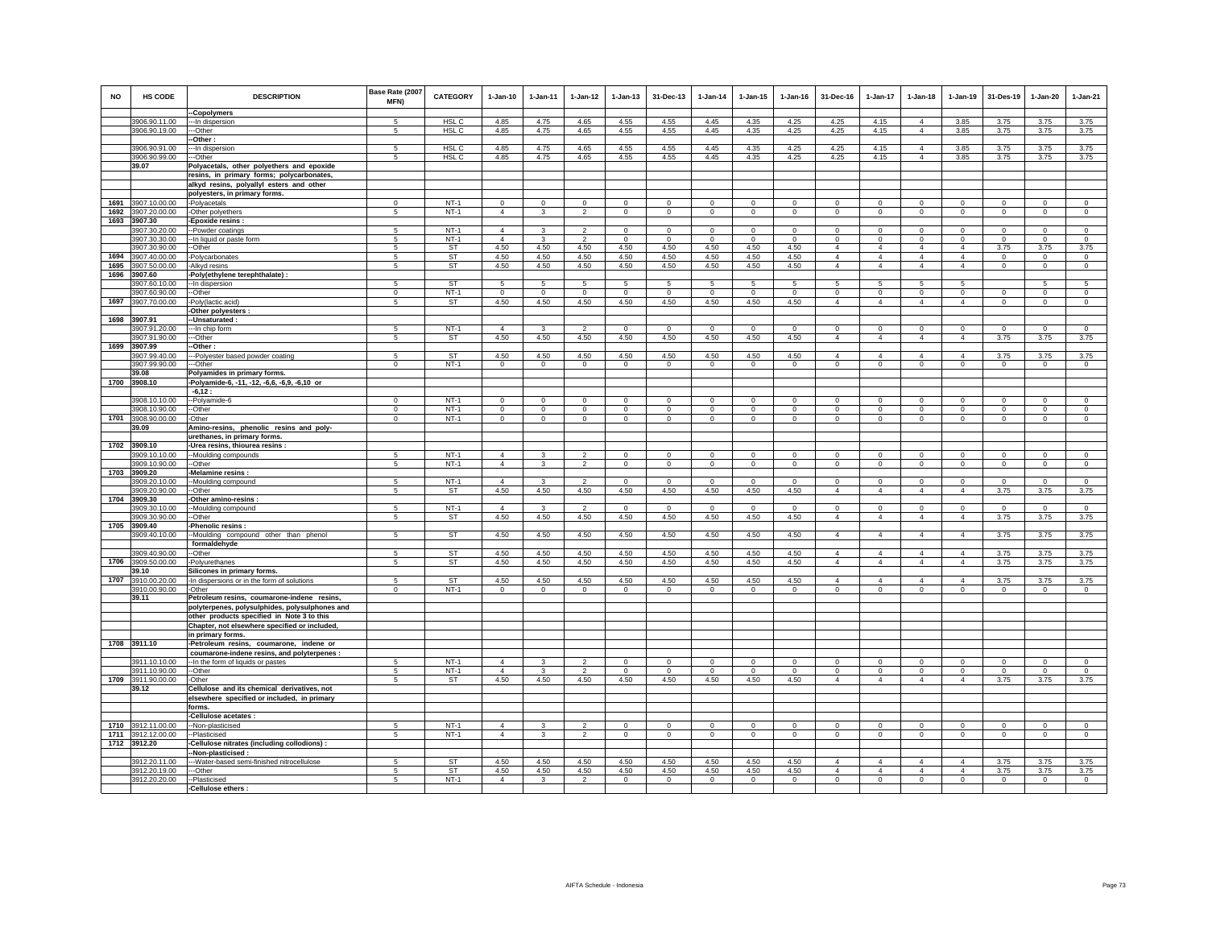| NO | HS CODE | DESCRIPTION | Base Rate (2007 MFN) | CATEGORY | 1-Jan-10 | 1-Jan-11 | 1-Jan-12 | 1-Jan-13 | 31-Dec-13 | 1-Jan-14 | 1-Jan-15 | 1-Jan-16 | 31-Dec-16 | 1-Jan-17 | 1-Jan-18 | 1-Jan-19 | 31-Des-19 | 1-Jan-20 | 1-Jan-21 |
|---|---|---|---|---|---|---|---|---|---|---|---|---|---|---|---|---|---|---|---|
| | | --Copolymers | | | | | | | | | | | | | | | | | |
| | 3906.90.11.00 | ---In dispersion | 5 | HSL C | 4.85 | 4.75 | 4.65 | 4.55 | 4.55 | 4.45 | 4.35 | 4.25 | 4.25 | 4.15 | 4 | 3.85 | 3.75 | 3.75 | 3.75 |
| | 3906.90.19.00 | ---Other | 5 | HSL C | 4.85 | 4.75 | 4.65 | 4.55 | 4.55 | 4.45 | 4.35 | 4.25 | 4.25 | 4.15 | 4 | 3.85 | 3.75 | 3.75 | 3.75 |
| | | --Other : | | | | | | | | | | | | | | | | | |
| | 3906.90.91.00 | ---In dispersion | 5 | HSL C | 4.85 | 4.75 | 4.65 | 4.55 | 4.55 | 4.45 | 4.35 | 4.25 | 4.25 | 4.15 | 4 | 3.85 | 3.75 | 3.75 | 3.75 |
| | 3906.90.99.00 | ---Other | 5 | HSL C | 4.85 | 4.75 | 4.65 | 4.55 | 4.55 | 4.45 | 4.35 | 4.25 | 4.25 | 4.15 | 4 | 3.85 | 3.75 | 3.75 | 3.75 |
| | 39.07 | Polyacetals, other polyethers and epoxide resins, in primary forms; polycarbonates, alkyd resins, polyallyl esters and other polyesters, in primary forms. | | | | | | | | | | | | | | | | | |
| 1691 | 3907.10.00.00 | -Polyacetals | 0 | NT-1 | 0 | 0 | 0 | 0 | 0 | 0 | 0 | 0 | 0 | 0 | 0 | 0 | 0 | 0 | 0 |
| 1692 | 3907.20.00.00 | -Other polyethers | 5 | NT-1 | 4 | 3 | 2 | 0 | 0 | 0 | 0 | 0 | 0 | 0 | 0 | 0 | 0 | 0 | 0 |
| 1693 | 3907.30 | -Epoxide resins : | | | | | | | | | | | | | | | | | |
| | 3907.30.20.00 | --Powder coatings | 5 | NT-1 | 4 | 3 | 2 | 0 | 0 | 0 | 0 | 0 | 0 | 0 | 0 | 0 | 0 | 0 | 0 |
| | 3907.30.30.00 | --In liquid or paste form | 5 | NT-1 | 4 | 3 | 2 | 0 | 0 | 0 | 0 | 0 | 0 | 0 | 0 | 0 | 0 | 0 | 0 |
| | 3907.30.90.00 | --Other | 5 | ST | 4.50 | 4.50 | 4.50 | 4.50 | 4.50 | 4.50 | 4.50 | 4.50 | 4 | 4 | 4 | 4 | 3.75 | 3.75 | 3.75 |
| 1694 | 3907.40.00.00 | -Polycarbonates | 5 | ST | 4.50 | 4.50 | 4.50 | 4.50 | 4.50 | 4.50 | 4.50 | 4.50 | 4 | 4 | 4 | 4 | 0 | 0 | 0 |
| 1695 | 3907.50.00.00 | -Alkyd resins | 5 | ST | 4.50 | 4.50 | 4.50 | 4.50 | 4.50 | 4.50 | 4.50 | 4.50 | 4 | 4 | 4 | 4 | 0 | 0 | 0 |
| 1696 | 3907.60 | -Poly(ethylene terephthalate) : | | | | | | | | | | | | | | | | | |
| | 3907.60.10.00 | --In dispersion | 5 | ST | 5 | 5 | 5 | 5 | 5 | 5 | 5 | 5 | 5 | 5 | 5 | 5 | | 5 | 5 |
| | 3907.60.90.00 | ---Other | 0 | NT-1 | 0 | 0 | 0 | 0 | 0 | 0 | 0 | 0 | 0 | 0 | 0 | 0 | 0 | 0 | 0 |
| 1697 | 3907.70.00.00 | -Poly(lactic acid) | 5 | ST | 4.50 | 4.50 | 4.50 | 4.50 | 4.50 | 4.50 | 4.50 | 4.50 | 4 | 4 | 4 | 4 | 0 | 0 | 0 |
| | | -Other polyesters : | | | | | | | | | | | | | | | | | |
| 1698 | 3907.91 | --Unsaturated : | | | | | | | | | | | | | | | | | |
| | 3907.91.20.00 | ---In chip form | 5 | NT-1 | 4 | 3 | 2 | 0 | 0 | 0 | 0 | 0 | 0 | 0 | 0 | 0 | 0 | 0 | 0 |
| | 3907.91.90.00 | ---Other | 5 | ST | 4.50 | 4.50 | 4.50 | 4.50 | 4.50 | 4.50 | 4.50 | 4.50 | 4 | 4 | 4 | 4 | 3.75 | 3.75 | 3.75 |
| 1699 | 3907.99 | --Other : | | | | | | | | | | | | | | | | | |
| | 3907.99.40.00 | ---Polyester based powder coating | 5 | ST | 4.50 | 4.50 | 4.50 | 4.50 | 4.50 | 4.50 | 4.50 | 4.50 | 4 | 4 | 4 | 4 | 3.75 | 3.75 | 3.75 |
| | 3907.99.90.00 | ---Other | 0 | NT-1 | 0 | 0 | 0 | 0 | 0 | 0 | 0 | 0 | 0 | 0 | 0 | 0 | 0 | 0 | 0 |
| | 39.08 | Polyamides in primary forms. | | | | | | | | | | | | | | | | | |
| 1700 | 3908.10 | -Polyamide-6, -11, -12, -6,6, -6,9, -6,10 or -6,12 : | | | | | | | | | | | | | | | | | |
| | 3908.10.10.00 | --Polyamide-6 | 0 | NT-1 | 0 | 0 | 0 | 0 | 0 | 0 | 0 | 0 | 0 | 0 | 0 | 0 | 0 | 0 | 0 |
| | 3908.10.90.00 | --Other | 0 | NT-1 | 0 | 0 | 0 | 0 | 0 | 0 | 0 | 0 | 0 | 0 | 0 | 0 | 0 | 0 | 0 |
| 1701 | 3908.90.00.00 | -Other | 0 | NT-1 | 0 | 0 | 0 | 0 | 0 | 0 | 0 | 0 | 0 | 0 | 0 | 0 | 0 | 0 | 0 |
| | 39.09 | Amino-resins, phenolic resins and poly-urethanes, in primary forms. | | | | | | | | | | | | | | | | | |
| 1702 | 3909.10 | -Urea resins, thiourea resins : | | | | | | | | | | | | | | | | | |
| | 3909.10.10.00 | --Moulding compounds | 5 | NT-1 | 4 | 3 | 2 | 0 | 0 | 0 | 0 | 0 | 0 | 0 | 0 | 0 | 0 | 0 | 0 |
| | 3909.10.90.00 | --Other | 5 | NT-1 | 4 | 3 | 2 | 0 | 0 | 0 | 0 | 0 | 0 | 0 | 0 | 0 | 0 | 0 | 0 |
| 1703 | 3909.20 | -Melamine resins : | | | | | | | | | | | | | | | | | |
| | 3909.20.10.00 | --Moulding compound | 5 | NT-1 | 4 | 3 | 2 | 0 | 0 | 0 | 0 | 0 | 0 | 0 | 0 | 0 | 0 | 0 | 0 |
| | 3909.20.90.00 | --Other | 5 | ST | 4.50 | 4.50 | 4.50 | 4.50 | 4.50 | 4.50 | 4.50 | 4.50 | 4 | 4 | 4 | 4 | 3.75 | 3.75 | 3.75 |
| 1704 | 3909.30 | -Other amino-resins : | | | | | | | | | | | | | | | | | |
| | 3909.30.10.00 | --Moulding compound | 5 | NT-1 | 4 | 3 | 2 | 0 | 0 | 0 | 0 | 0 | 0 | 0 | 0 | 0 | 0 | 0 | 0 |
| | 3909.30.90.00 | --Other | 5 | ST | 4.50 | 4.50 | 4.50 | 4.50 | 4.50 | 4.50 | 4.50 | 4.50 | 4 | 4 | 4 | 4 | 3.75 | 3.75 | 3.75 |
| 1705 | 3909.40 | -Phenolic resins : | | | | | | | | | | | | | | | | | |
| | 3909.40.10.00 | --Moulding compound other than phenol formaldehyde | 5 | ST | 4.50 | 4.50 | 4.50 | 4.50 | 4.50 | 4.50 | 4.50 | 4.50 | 4 | 4 | 4 | 4 | 3.75 | 3.75 | 3.75 |
| | 3909.40.90.00 | --Other | 5 | ST | 4.50 | 4.50 | 4.50 | 4.50 | 4.50 | 4.50 | 4.50 | 4.50 | 4 | 4 | 4 | 4 | 3.75 | 3.75 | 3.75 |
| 1706 | 3909.50.00.00 | -Polyurethanes | 5 | ST | 4.50 | 4.50 | 4.50 | 4.50 | 4.50 | 4.50 | 4.50 | 4.50 | 4 | 4 | 4 | 4 | 3.75 | 3.75 | 3.75 |
| | 39.10 | Silicones in primary forms. | | | | | | | | | | | | | | | | | |
| 1707 | 3910.00.20.00 | -In dispersions or in the form of solutions | 5 | ST | 4.50 | 4.50 | 4.50 | 4.50 | 4.50 | 4.50 | 4.50 | 4.50 | 4 | 4 | 4 | 4 | 3.75 | 3.75 | 3.75 |
| | 3910.00.90.00 | -Other | 0 | NT-1 | 0 | 0 | 0 | 0 | 0 | 0 | 0 | 0 | 0 | 0 | 0 | 0 | 0 | 0 | 0 |
| | 39.11 | Petroleum resins, coumarone-indene resins, polyterpenes, polysulphides, polysulphones and other products specified in Note 3 to this Chapter, not elsewhere specified or included, in primary forms. | | | | | | | | | | | | | | | | | |
| 1708 | 3911.10 | -Petroleum resins, coumarone, indene or coumarone-indene resins, and polyterpenes : | | | | | | | | | | | | | | | | | |
| | 3911.10.10.00 | --In the form of liquids or pastes | 5 | NT-1 | 4 | 3 | 2 | 0 | 0 | 0 | 0 | 0 | 0 | 0 | 0 | 0 | 0 | 0 | 0 |
| | 3911.10.90.00 | --Other | 5 | NT-1 | 4 | 3 | 2 | 0 | 0 | 0 | 0 | 0 | 0 | 0 | 0 | 0 | 0 | 0 | 0 |
| 1709 | 3911.90.00.00 | -Other | 5 | ST | 4.50 | 4.50 | 4.50 | 4.50 | 4.50 | 4.50 | 4.50 | 4.50 | 4 | 4 | 4 | 4 | 3.75 | 3.75 | 3.75 |
| | 39.12 | Cellulose and its chemical derivatives, not elsewhere specified or included, in primary forms. | | | | | | | | | | | | | | | | | |
| | | -Cellulose acetates : | | | | | | | | | | | | | | | | | |
| 1710 | 3912.11.00.00 | --Non-plasticised | 5 | NT-1 | 4 | 3 | 2 | 0 | 0 | 0 | 0 | 0 | 0 | 0 | 0 | 0 | 0 | 0 | 0 |
| 1711 | 3912.12.00.00 | --Plasticised | 5 | NT-1 | 4 | 3 | 2 | 0 | 0 | 0 | 0 | 0 | 0 | 0 | 0 | 0 | 0 | 0 | 0 |
| 1712 | 3912.20 | -Cellulose nitrates (including collodions) : | | | | | | | | | | | | | | | | | |
| | | --Non-plasticised : | | | | | | | | | | | | | | | | | |
| | 3912.20.11.00 | ---Water-based semi-finished nitrocellulose | 5 | ST | 4.50 | 4.50 | 4.50 | 4.50 | 4.50 | 4.50 | 4.50 | 4.50 | 4 | 4 | 4 | 4 | 3.75 | 3.75 | 3.75 |
| | 3912.20.19.00 | ---Other | 5 | ST | 4.50 | 4.50 | 4.50 | 4.50 | 4.50 | 4.50 | 4.50 | 4.50 | 4 | 4 | 4 | 4 | 3.75 | 3.75 | 3.75 |
| | 3912.20.20.00 | --Plasticised | 5 | NT-1 | 4 | 3 | 2 | 0 | 0 | 0 | 0 | 0 | 0 | 0 | 0 | 0 | 0 | 0 | 0 |
| | | -Cellulose ethers : | | | | | | | | | | | | | | | | | |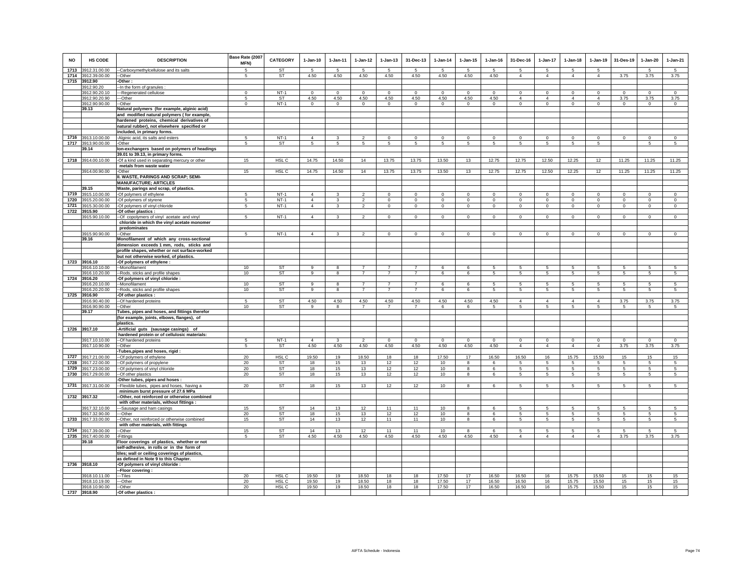| NO | HS CODE | DESCRIPTION | Base Rate (2007 MFN) | CATEGORY | 1-Jan-10 | 1-Jan-11 | 1-Jan-12 | 1-Jan-13 | 31-Dec-13 | 1-Jan-14 | 1-Jan-15 | 1-Jan-16 | 31-Dec-16 | 1-Jan-17 | 1-Jan-18 | 1-Jan-19 | 31-Des-19 | 1-Jan-20 | 1-Jan-21 |
|---|---|---|---|---|---|---|---|---|---|---|---|---|---|---|---|---|---|---|---|
| 1713 | 3912.31.00.00 | --Carboxymethylcellulose and its salts | 5 | ST | 5 | 5 | 5 | 5 | 5 | 5 | 5 | 5 | 5 | 5 | 5 | 5 | | 5 | 5 |
| 1714 | 3912.39.00.00 | --Other | 5 | ST | 4.50 | 4.50 | 4.50 | 4.50 | 4.50 | 4.50 | 4.50 | 4.50 | 4 | 4 | 4 | 4 | 3.75 | 3.75 | 3.75 |
| 1715 | 3912.90 | -Other : | | | | | | | | | | | | | | | | | |
| | 3912.90.20 | --In the form of granules : | | | | | | | | | | | | | | | | | |
| | 3912.90.20.10 | ---Regenerated cellulose | 0 | NT-1 | 0 | 0 | 0 | 0 | 0 | 0 | 0 | 0 | 0 | 0 | 0 | 0 | 0 | 0 | 0 |
| | 3912.90.20.90 | ---Other | 5 | ST | 4.50 | 4.50 | 4.50 | 4.50 | 4.50 | 4.50 | 4.50 | 4.50 | 4 | 4 | 4 | 4 | 3.75 | 3.75 | 3.75 |
| | 3912.90.90.00 | --Other | 0 | NT-1 | 0 | 0 | 0 | 0 | 0 | 0 | 0 | 0 | 0 | 0 | 0 | 0 | 0 | 0 | 0 |
| | 39.13 | Natural polymers (for example, alginic acid) and modified natural polymers ( for example, hardened proteins, chemical derivatives of natural rubber), not elsewhere specified or included, in primary forms. | | | | | | | | | | | | | | | | | |
| 1716 | 3913.10.00.00 | -Alginic acid, its salts and esters | 5 | NT-1 | 4 | 3 | 2 | 0 | 0 | 0 | 0 | 0 | 0 | 0 | 0 | 0 | 0 | 0 | 0 |
| 1717 | 3913.90.00.00 | -Other | 5 | ST | 5 | 5 | 5 | 5 | 5 | 5 | 5 | 5 | 5 | 5 | 5 | 5 | | 5 | 5 |
| | 39.14 | Ion-exchangers based on polymers of headings 39.01 to 39.13, in primary forms. | | | | | | | | | | | | | | | | | |
| 1718 | 3914.00.10.00 | -Of a kind used in separating mercury or other metals from waste water | 15 | HSL C | 14.75 | 14.50 | 14 | 13.75 | 13.75 | 13.50 | 13 | 12.75 | 12.75 | 12.50 | 12.25 | 12 | 11.25 | 11.25 | 11.25 |
| | 3914.00.90.00 | -Other | 15 | HSL C | 14.75 | 14.50 | 14 | 13.75 | 13.75 | 13.50 | 13 | 12.75 | 12.75 | 12.50 | 12.25 | 12 | 11.25 | 11.25 | 11.25 |
| | | II. WASTE, PARINGS AND SCRAP; SEMI-MANUFACTURE; ARTICLES | | | | | | | | | | | | | | | | | |
| | 39.15 | Waste, parings and scrap, of plastics. | | | | | | | | | | | | | | | | | |
| 1719 | 3915.10.00.00 | -Of polymers of ethylene | 5 | NT-1 | 4 | 3 | 2 | 0 | 0 | 0 | 0 | 0 | 0 | 0 | 0 | 0 | 0 | 0 | 0 |
| 1720 | 3915.20.00.00 | -Of polymers of styrene | 5 | NT-1 | 4 | 3 | 2 | 0 | 0 | 0 | 0 | 0 | 0 | 0 | 0 | 0 | 0 | 0 | 0 |
| 1721 | 3915.30.00.00 | -Of polymers of vinyl chloride | 5 | NT-1 | 4 | 3 | 2 | 0 | 0 | 0 | 0 | 0 | 0 | 0 | 0 | 0 | 0 | 0 | 0 |
| 1722 | 3915.90 | -Of other plastics : | | | | | | | | | | | | | | | | | |
| | 3915.90.10.00 | --Of copolymers of vinyl acetate and vinyl chloride in which the vinyl acetate monomer predominates | 5 | NT-1 | 4 | 3 | 2 | 0 | 0 | 0 | 0 | 0 | 0 | 0 | 0 | 0 | 0 | 0 | 0 |
| | 3915.90.90.00 | --Other | 5 | NT-1 | 4 | 3 | 2 | 0 | 0 | 0 | 0 | 0 | 0 | 0 | 0 | 0 | 0 | 0 | 0 |
| | 39.16 | Monofilament of which any cross-sectional dimension exceeds 1 mm, rods, sticks and profile shapes, whether or not surface-worked but not otherwise worked, of plastics. | | | | | | | | | | | | | | | | | |
| 1723 | 3916.10 | -Of polymers of ethylene : | | | | | | | | | | | | | | | | | |
| | 3916.10.10.00 | --Monofilament | 10 | ST | 9 | 8 | 7 | 7 | 7 | 6 | 6 | 5 | 5 | 5 | 5 | 5 | 5 | 5 | 5 |
| | 3916.10.20.00 | --Rods, sticks and profile shapes | 10 | ST | 9 | 8 | 7 | 7 | 7 | 6 | 6 | 5 | 5 | 5 | 5 | 5 | 5 | 5 | 5 |
| 1724 | 3916.20 | -Of polymers of vinyl chloride : | | | | | | | | | | | | | | | | | |
| | 3916.20.10.00 | --Monofilament | 10 | ST | 9 | 8 | 7 | 7 | 7 | 6 | 6 | 5 | 5 | 5 | 5 | 5 | 5 | 5 | 5 |
| | 3916.20.20.00 | --Rods, sticks and profile shapes | 10 | ST | 9 | 8 | 7 | 7 | 7 | 6 | 6 | 5 | 5 | 5 | 5 | 5 | 5 | 5 | 5 |
| 1725 | 3916.90 | -Of other plastics : | | | | | | | | | | | | | | | | | |
| | 3916.90.40.00 | --Of hardened proteins | 5 | ST | 4.50 | 4.50 | 4.50 | 4.50 | 4.50 | 4.50 | 4.50 | 4.50 | 4 | 4 | 4 | 4 | 3.75 | 3.75 | 3.75 |
| | 3916.90.90.00 | --Other | 10 | ST | 9 | 8 | 7 | 7 | 7 | 6 | 6 | 5 | 5 | 5 | 5 | 5 | 5 | 5 | 5 |
| | 39.17 | Tubes, pipes and hoses, and fittings therefor (for example, joints, elbows, flanges), of plastics. | | | | | | | | | | | | | | | | | |
| 1726 | 3917.10 | -Artificial guts (sausage casings) of hardened protein or of cellulosic materials: | | | | | | | | | | | | | | | | | |
| | 3917.10.10.00 | --Of hardened proteins | 5 | NT-1 | 4 | 3 | 2 | 0 | 0 | 0 | 0 | 0 | 0 | 0 | 0 | 0 | 0 | 0 | 0 |
| | 3917.10.90.00 | --Other | 5 | ST | 4.50 | 4.50 | 4.50 | 4.50 | 4.50 | 4.50 | 4.50 | 4.50 | 4 | 4 | 4 | 4 | 3.75 | 3.75 | 3.75 |
| | | -Tubes,pipes and hoses, rigid : | | | | | | | | | | | | | | | | | |
| 1727 | 3917.21.00.00 | --Of polymers of ethylene | 20 | HSL C | 19.50 | 19 | 18.50 | 18 | 18 | 17.50 | 17 | 16.50 | 16.50 | 16 | 15.75 | 15.50 | 15 | 15 | 15 |
| 1728 | 3917.22.00.00 | --Of polymers of propylene | 20 | ST | 18 | 15 | 13 | 12 | 12 | 10 | 8 | 6 | 5 | 5 | 5 | 5 | 5 | 5 | 5 |
| 1729 | 3917.23.00.00 | --Of polymers of vinyl chloride | 20 | ST | 18 | 15 | 13 | 12 | 12 | 10 | 8 | 6 | 5 | 5 | 5 | 5 | 5 | 5 | 5 |
| 1730 | 3917.29.00.00 | --Of other plastics | 20 | ST | 18 | 15 | 13 | 12 | 12 | 10 | 8 | 6 | 5 | 5 | 5 | 5 | 5 | 5 | 5 |
| | | -Other tubes, pipes and hoses : | | | | | | | | | | | | | | | | | |
| 1731 | 3917.31.00.00 | --Flexible tubes, pipes and hoses, having a minimum burst pressure of 27.6 MPa | 20 | ST | 18 | 15 | 13 | 12 | 12 | 10 | 8 | 6 | 5 | 5 | 5 | 5 | 5 | 5 | 5 |
| 1732 | 3917.32 | --Other, not reinforced or otherwise combined with other materials, without fittings : | | | | | | | | | | | | | | | | | |
| | 3917.32.10.00 | ---Sausage and ham casings | 15 | ST | 14 | 13 | 12 | 11 | 11 | 10 | 8 | 6 | 5 | 5 | 5 | 5 | 5 | 5 | 5 |
| | 3917.32.90.00 | ---Other | 20 | ST | 18 | 15 | 13 | 12 | 12 | 10 | 8 | 6 | 5 | 5 | 5 | 5 | 5 | 5 | 5 |
| 1733 | 3917.33.00.00 | --Other, not reinforced or otherwise combined with other materials, with fittings | 15 | ST | 14 | 13 | 12 | 11 | 11 | 10 | 8 | 6 | 5 | 5 | 5 | 5 | 5 | 5 | 5 |
| 1734 | 3917.39.00.00 | --Other | 15 | ST | 14 | 13 | 12 | 11 | 11 | 10 | 8 | 6 | 5 | 5 | 5 | 5 | 5 | 5 | 5 |
| 1735 | 3917.40.00.00 | -Fittings | 5 | ST | 4.50 | 4.50 | 4.50 | 4.50 | 4.50 | 4.50 | 4.50 | 4.50 | 4 | 4 | 4 | 4 | 3.75 | 3.75 | 3.75 |
| | 39.18 | Floor coverings of plastics, whether or not self-adhesive, in rolls or in the form of tiles; wall or ceiling coverings of plastics, as defined in Note 9 to this Chapter. | | | | | | | | | | | | | | | | | |
| 1736 | 3918.10 | -Of polymers of vinyl chloride : | | | | | | | | | | | | | | | | | |
| | | --Floor covering : | | | | | | | | | | | | | | | | | |
| | 3918.10.11.00 | ---Tiles | 20 | HSL C | 19.50 | 19 | 18.50 | 18 | 18 | 17.50 | 17 | 16.50 | 16.50 | 16 | 15.75 | 15.50 | 15 | 15 | 15 |
| | 3918.10.19.00 | ---Other | 20 | HSL C | 19.50 | 19 | 18.50 | 18 | 18 | 17.50 | 17 | 16.50 | 16.50 | 16 | 15.75 | 15.50 | 15 | 15 | 15 |
| | 3918.10.90.00 | --Other | 20 | HSL C | 19.50 | 19 | 18.50 | 18 | 18 | 17.50 | 17 | 16.50 | 16.50 | 16 | 15.75 | 15.50 | 15 | 15 | 15 |
| 1737 | 3918.90 | -Of other plastics : | | | | | | | | | | | | | | | | | |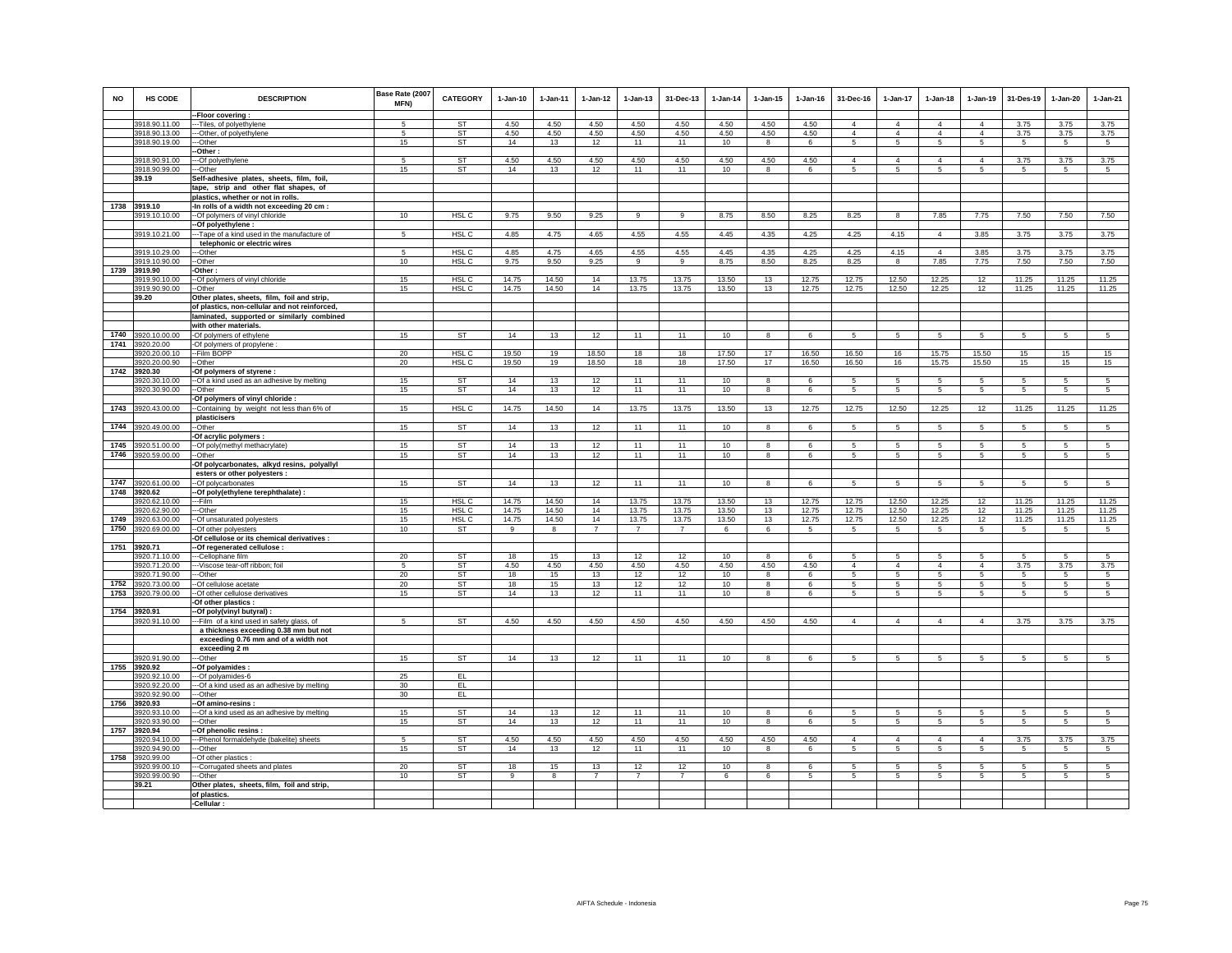| NO | HS CODE | DESCRIPTION | Base Rate (2007 MFN) | CATEGORY | 1-Jan-10 | 1-Jan-11 | 1-Jan-12 | 1-Jan-13 | 31-Dec-13 | 1-Jan-14 | 1-Jan-15 | 1-Jan-16 | 31-Dec-16 | 1-Jan-17 | 1-Jan-18 | 1-Jan-19 | 31-Des-19 | 1-Jan-20 | 1-Jan-21 |
|---|---|---|---|---|---|---|---|---|---|---|---|---|---|---|---|---|---|---|---|
| | | --Floor covering : | | | | | | | | | | | | | | | | | |
| | 3918.90.11.00 | ---Tiles, of polyethylene | 5 | ST | 4.50 | 4.50 | 4.50 | 4.50 | 4.50 | 4.50 | 4.50 | 4.50 | 4 | 4 | 4 | 4 | 3.75 | 3.75 | 3.75 |
| | 3918.90.13.00 | ---Other, of polyethylene | 5 | ST | 4.50 | 4.50 | 4.50 | 4.50 | 4.50 | 4.50 | 4.50 | 4.50 | 4 | 4 | 4 | 4 | 3.75 | 3.75 | 3.75 |
| | 3918.90.19.00 | ---Other | 15 | ST | 14 | 13 | 12 | 11 | 11 | 10 | 8 | 6 | 5 | 5 | 5 | 5 | 5 | 5 | 5 |
| | | --Other : | | | | | | | | | | | | | | | | | |
| | 3918.90.91.00 | ---Of polyethylene | 5 | ST | 4.50 | 4.50 | 4.50 | 4.50 | 4.50 | 4.50 | 4.50 | 4.50 | 4 | 4 | 4 | 4 | 3.75 | 3.75 | 3.75 |
| | 3918.90.99.00 | ---Other | 15 | ST | 14 | 13 | 12 | 11 | 11 | 10 | 8 | 6 | 5 | 5 | 5 | 5 | 5 | 5 | 5 |
| | 39.19 | Self-adhesive plates, sheets, film, foil, tape, strip and other flat shapes, of plastics, whether or not in rolls. | | | | | | | | | | | | | | | | | |
| 1738 | 3919.10 | -In rolls of a width not exceeding 20 cm : | | | | | | | | | | | | | | | | | |
| | 3919.10.10.00 | --Of polymers of vinyl chloride | 10 | HSL C | 9.75 | 9.50 | 9.25 | 9 | 9 | 8.75 | 8.50 | 8.25 | 8.25 | 8 | 7.85 | 7.75 | 7.50 | 7.50 | 7.50 |
| | | --Of polyethylene : | | | | | | | | | | | | | | | | | |
| | 3919.10.21.00 | ---Tape of a kind used in the manufacture of telephonic or electric wires | 5 | HSL C | 4.85 | 4.75 | 4.65 | 4.55 | 4.55 | 4.45 | 4.35 | 4.25 | 4.25 | 4.15 | 4 | 3.85 | 3.75 | 3.75 | 3.75 |
| | 3919.10.29.00 | ---Other | 5 | HSL C | 4.85 | 4.75 | 4.65 | 4.55 | 4.55 | 4.45 | 4.35 | 4.25 | 4.25 | 4.15 | 4 | 3.85 | 3.75 | 3.75 | 3.75 |
| | 3919.10.90.00 | --Other | 10 | HSL C | 9.75 | 9.50 | 9.25 | 9 | 9 | 8.75 | 8.50 | 8.25 | 8.25 | 8 | 7.85 | 7.75 | 7.50 | 7.50 | 7.50 |
| 1739 | 3919.90 | -Other : | | | | | | | | | | | | | | | | | |
| | 3919.90.10.00 | --Of polymers of vinyl chloride | 15 | HSL C | 14.75 | 14.50 | 14 | 13.75 | 13.75 | 13.50 | 13 | 12.75 | 12.75 | 12.50 | 12.25 | 12 | 11.25 | 11.25 | 11.25 |
| | 3919.90.90.00 | --Other | 15 | HSL C | 14.75 | 14.50 | 14 | 13.75 | 13.75 | 13.50 | 13 | 12.75 | 12.75 | 12.50 | 12.25 | 12 | 11.25 | 11.25 | 11.25 |
| | 39.20 | Other plates, sheets, film, foil and strip, of plastics, non-cellular and not reinforced, laminated, supported or similarly combined with other materials. | | | | | | | | | | | | | | | | | |
| 1740 | 3920.10.00.00 | -Of polymers of ethylene | 15 | ST | 14 | 13 | 12 | 11 | 11 | 10 | 8 | 6 | 5 | 5 | 5 | 5 | 5 | 5 | 5 |
| 1741 | 3920.20.00 | -Of polymers of propylene : | | | | | | | | | | | | | | | | | |
| | 3920.20.00.10 | --Film BOPP | 20 | HSL C | 19.50 | 19 | 18.50 | 18 | 18 | 17.50 | 17 | 16.50 | 16.50 | 16 | 15.75 | 15.50 | 15 | 15 | 15 |
| | 3920.20.00.90 | --Other | 20 | HSL C | 19.50 | 19 | 18.50 | 18 | 18 | 17.50 | 17 | 16.50 | 16.50 | 16 | 15.75 | 15.50 | 15 | 15 | 15 |
| 1742 | 3920.30 | -Of polymers of styrene : | | | | | | | | | | | | | | | | | |
| | 3920.30.10.00 | --Of a kind used as an adhesive by melting | 15 | ST | 14 | 13 | 12 | 11 | 11 | 10 | 8 | 6 | 5 | 5 | 5 | 5 | 5 | 5 | 5 |
| | 3920.30.90.00 | --Other | 15 | ST | 14 | 13 | 12 | 11 | 11 | 10 | 8 | 6 | 5 | 5 | 5 | 5 | 5 | 5 | 5 |
| | | -Of polymers of vinyl chloride : | | | | | | | | | | | | | | | | | |
| 1743 | 3920.43.00.00 | --Containing by weight not less than 6% of plasticisers | 15 | HSL C | 14.75 | 14.50 | 14 | 13.75 | 13.75 | 13.50 | 13 | 12.75 | 12.75 | 12.50 | 12.25 | 12 | 11.25 | 11.25 | 11.25 |
| 1744 | 3920.49.00.00 | --Other | 15 | ST | 14 | 13 | 12 | 11 | 11 | 10 | 8 | 6 | 5 | 5 | 5 | 5 | 5 | 5 | 5 |
| | | -Of acrylic polymers : | | | | | | | | | | | | | | | | | |
| 1745 | 3920.51.00.00 | --Of poly(methyl methacrylate) | 15 | ST | 14 | 13 | 12 | 11 | 11 | 10 | 8 | 6 | 5 | 5 | 5 | 5 | 5 | 5 | 5 |
| 1746 | 3920.59.00.00 | --Other | 15 | ST | 14 | 13 | 12 | 11 | 11 | 10 | 8 | 6 | 5 | 5 | 5 | 5 | 5 | 5 | 5 |
| | | -Of polycarbonates, alkyd resins, polyallyl esters or other polyesters : | | | | | | | | | | | | | | | | | |
| 1747 | 3920.61.00.00 | --Of polycarbonates | 15 | ST | 14 | 13 | 12 | 11 | 11 | 10 | 8 | 6 | 5 | 5 | 5 | 5 | 5 | 5 | 5 |
| 1748 | 3920.62 | --Of poly(ethylene terephthalate) : | | | | | | | | | | | | | | | | | |
| | 3920.62.10.00 | ---Film | 15 | HSL C | 14.75 | 14.50 | 14 | 13.75 | 13.75 | 13.50 | 13 | 12.75 | 12.75 | 12.50 | 12.25 | 12 | 11.25 | 11.25 | 11.25 |
| | 3920.62.90.00 | ---Other | 15 | HSL C | 14.75 | 14.50 | 14 | 13.75 | 13.75 | 13.50 | 13 | 12.75 | 12.75 | 12.50 | 12.25 | 12 | 11.25 | 11.25 | 11.25 |
| 1749 | 3920.63.00.00 | --Of unsaturated polyesters | 15 | HSL C | 14.75 | 14.50 | 14 | 13.75 | 13.75 | 13.50 | 13 | 12.75 | 12.75 | 12.50 | 12.25 | 12 | 11.25 | 11.25 | 11.25 |
| 1750 | 3920.69.00.00 | --Of other polyesters | 10 | ST | 9 | 8 | 7 | 7 | 7 | 6 | 6 | 5 | 5 | 5 | 5 | 5 | 5 | 5 | 5 |
| | | -Of cellulose or its chemical derivatives : | | | | | | | | | | | | | | | | | |
| 1751 | 3920.71 | --Of regenerated cellulose : | | | | | | | | | | | | | | | | | |
| | 3920.71.10.00 | ---Cellophane film | 20 | ST | 18 | 15 | 13 | 12 | 12 | 10 | 8 | 6 | 5 | 5 | 5 | 5 | 5 | 5 | 5 |
| | 3920.71.20.00 | ---Viscose tear-off ribbon; foil | 5 | ST | 4.50 | 4.50 | 4.50 | 4.50 | 4.50 | 4.50 | 4.50 | 4.50 | 4 | 4 | 4 | 4 | 3.75 | 3.75 | 3.75 |
| | 3920.71.90.00 | ---Other | 20 | ST | 18 | 15 | 13 | 12 | 12 | 10 | 8 | 6 | 5 | 5 | 5 | 5 | 5 | 5 | 5 |
| 1752 | 3920.73.00.00 | --Of cellulose acetate | 20 | ST | 18 | 15 | 13 | 12 | 12 | 10 | 8 | 6 | 5 | 5 | 5 | 5 | 5 | 5 | 5 |
| 1753 | 3920.79.00.00 | --Of other cellulose derivatives | 15 | ST | 14 | 13 | 12 | 11 | 11 | 10 | 8 | 6 | 5 | 5 | 5 | 5 | 5 | 5 | 5 |
| | | -Of other plastics : | | | | | | | | | | | | | | | | | |
| 1754 | 3920.91 | --Of poly(vinyl butyral) : | | | | | | | | | | | | | | | | | |
| | 3920.91.10.00 | ---Film of a kind used in safety glass, of a thickness exceeding 0.38 mm but not exceeding 0.76 mm and of a width not exceeding 2 m | 5 | ST | 4.50 | 4.50 | 4.50 | 4.50 | 4.50 | 4.50 | 4.50 | 4.50 | 4 | 4 | 4 | 4 | 3.75 | 3.75 | 3.75 |
| | 3920.91.90.00 | ---Other | 15 | ST | 14 | 13 | 12 | 11 | 11 | 10 | 8 | 6 | 5 | 5 | 5 | 5 | 5 | 5 | 5 |
| 1755 | 3920.92 | --Of polyamides : | | | | | | | | | | | | | | | | | |
| | 3920.92.10.00 | ---Of polyamides-6 | 25 | EL | | | | | | | | | | | | | | | |
| | 3920.92.20.00 | ---Of a kind used as an adhesive by melting | 30 | EL | | | | | | | | | | | | | | | |
| | 3920.92.90.00 | ---Other | 30 | EL | | | | | | | | | | | | | | | |
| 1756 | 3920.93 | --Of amino-resins : | | | | | | | | | | | | | | | | | |
| | 3920.93.10.00 | ---Of a kind used as an adhesive by melting | 15 | ST | 14 | 13 | 12 | 11 | 11 | 10 | 8 | 6 | 5 | 5 | 5 | 5 | 5 | 5 | 5 |
| | 3920.93.90.00 | ---Other | 15 | ST | 14 | 13 | 12 | 11 | 11 | 10 | 8 | 6 | 5 | 5 | 5 | 5 | 5 | 5 | 5 |
| 1757 | 3920.94 | --Of phenolic resins : | | | | | | | | | | | | | | | | | |
| | 3920.94.10.00 | ---Phenol formaldehyde (bakelite) sheets | 5 | ST | 4.50 | 4.50 | 4.50 | 4.50 | 4.50 | 4.50 | 4.50 | 4.50 | 4 | 4 | 4 | 4 | 3.75 | 3.75 | 3.75 |
| | 3920.94.90.00 | ---Other | 15 | ST | 14 | 13 | 12 | 11 | 11 | 10 | 8 | 6 | 5 | 5 | 5 | 5 | 5 | 5 | 5 |
| 1758 | 3920.99.00 | --Of other plastics : | | | | | | | | | | | | | | | | | |
| | 3920.99.00.10 | ---Corrugated sheets and plates | 20 | ST | 18 | 15 | 13 | 12 | 12 | 10 | 8 | 6 | 5 | 5 | 5 | 5 | 5 | 5 | 5 |
| | 3920.99.00.90 | ---Other | 10 | ST | 9 | 8 | 7 | 7 | 7 | 6 | 6 | 5 | 5 | 5 | 5 | 5 | 5 | 5 | 5 |
| | 39.21 | Other plates, sheets, film, foil and strip, of plastics. | | | | | | | | | | | | | | | | | |
| | | -Cellular : | | | | | | | | | | | | | | | | | |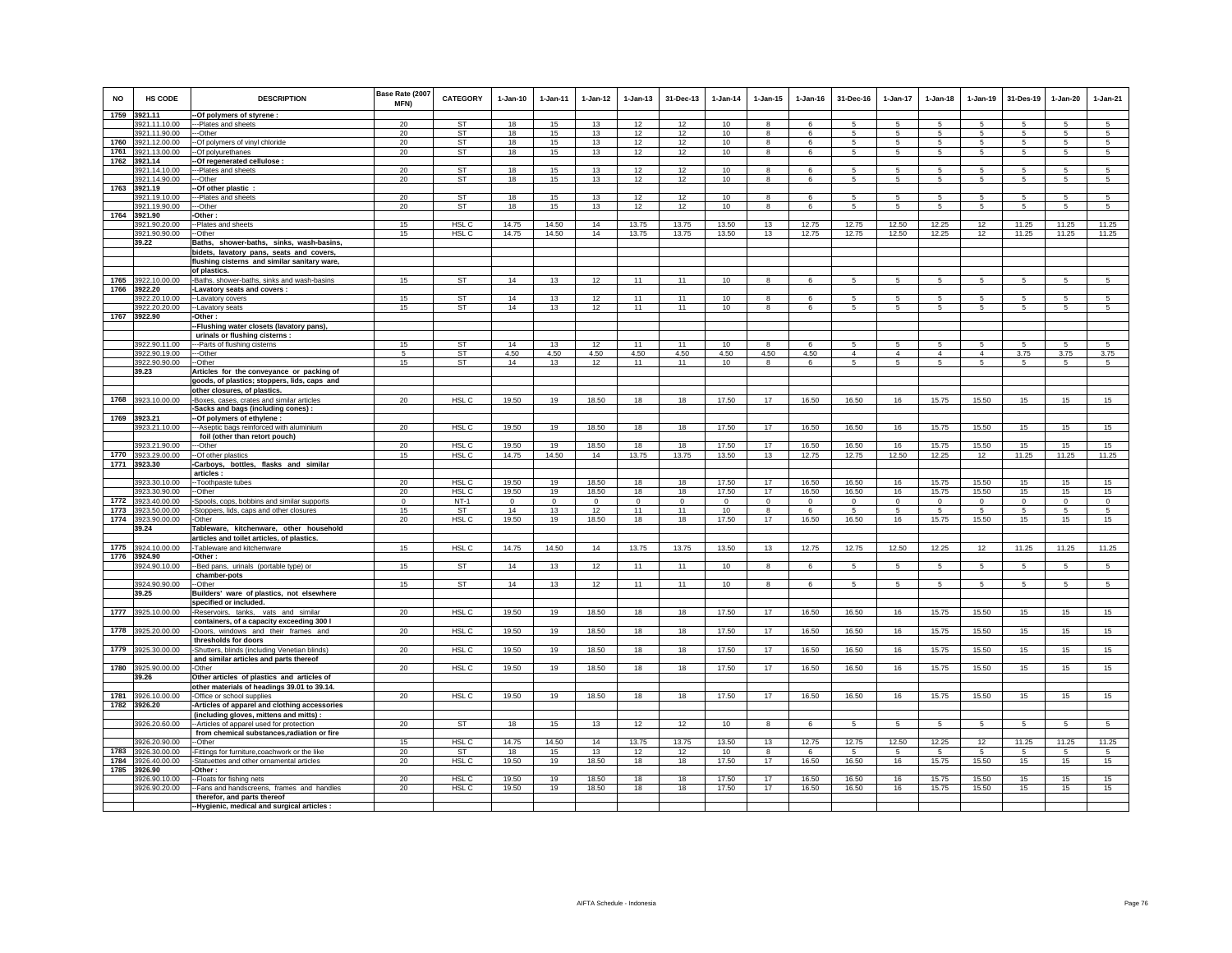| NO | HS CODE | DESCRIPTION | Base Rate (2007 MFN) | CATEGORY | 1-Jan-10 | 1-Jan-11 | 1-Jan-12 | 1-Jan-13 | 31-Dec-13 | 1-Jan-14 | 1-Jan-15 | 1-Jan-16 | 31-Dec-16 | 1-Jan-17 | 1-Jan-18 | 1-Jan-19 | 31-Des-19 | 1-Jan-20 | 1-Jan-21 |
|---|---|---|---|---|---|---|---|---|---|---|---|---|---|---|---|---|---|---|---|
| 1759 | 3921.11 | --Of polymers of styrene : | | | | | | | | | | | | | | | | | |
| | 3921.11.10.00 | ---Plates and sheets | 20 | ST | 18 | 15 | 13 | 12 | 12 | 10 | 8 | 6 | 5 | 5 | 5 | 5 | 5 | 5 | 5 |
| | 3921.11.90.00 | ---Other | 20 | ST | 18 | 15 | 13 | 12 | 12 | 10 | 8 | 6 | 5 | 5 | 5 | 5 | 5 | 5 | 5 |
| 1760 | 3921.12.00.00 | --Of polymers of vinyl chloride | 20 | ST | 18 | 15 | 13 | 12 | 12 | 10 | 8 | 6 | 5 | 5 | 5 | 5 | 5 | 5 | 5 |
| 1761 | 3921.13.00.00 | --Of polyurethanes | 20 | ST | 18 | 15 | 13 | 12 | 12 | 10 | 8 | 6 | 5 | 5 | 5 | 5 | 5 | 5 | 5 |
| 1762 | 3921.14 | --Of regenerated cellulose : | | | | | | | | | | | | | | | | | |
| | 3921.14.10.00 | ---Plates and sheets | 20 | ST | 18 | 15 | 13 | 12 | 12 | 10 | 8 | 6 | 5 | 5 | 5 | 5 | 5 | 5 | 5 |
| | 3921.14.90.00 | ---Other | 20 | ST | 18 | 15 | 13 | 12 | 12 | 10 | 8 | 6 | 5 | 5 | 5 | 5 | 5 | 5 | 5 |
| 1763 | 3921.19 | --Of other plastic : | | | | | | | | | | | | | | | | | |
| | 3921.19.10.00 | ---Plates and sheets | 20 | ST | 18 | 15 | 13 | 12 | 12 | 10 | 8 | 6 | 5 | 5 | 5 | 5 | 5 | 5 | 5 |
| | 3921.19.90.00 | ---Other | 20 | ST | 18 | 15 | 13 | 12 | 12 | 10 | 8 | 6 | 5 | 5 | 5 | 5 | 5 | 5 | 5 |
| 1764 | 3921.90 | -Other : | | | | | | | | | | | | | | | | | |
| | 3921.90.20.00 | --Plates and sheets | 15 | HSL C | 14.75 | 14.50 | 14 | 13.75 | 13.75 | 13.50 | 13 | 12.75 | 12.75 | 12.50 | 12.25 | 12 | 11.25 | 11.25 | 11.25 |
| | 3921.90.90.00 | --Other | 15 | HSL C | 14.75 | 14.50 | 14 | 13.75 | 13.75 | 13.50 | 13 | 12.75 | 12.75 | 12.50 | 12.25 | 12 | 11.25 | 11.25 | 11.25 |
| | 39.22 | Baths, shower-baths, sinks, wash-basins, bidets, lavatory pans, seats and covers, flushing cisterns and similar sanitary ware, of plastics. | | | | | | | | | | | | | | | | | |
| 1765 | 3922.10.00.00 | -Baths, shower-baths, sinks and wash-basins | 15 | ST | 14 | 13 | 12 | 11 | 11 | 10 | 8 | 6 | 5 | 5 | 5 | 5 | 5 | 5 | 5 |
| 1766 | 3922.20 | -Lavatory seats and covers : | | | | | | | | | | | | | | | | | |
| | 3922.20.10.00 | --Lavatory covers | 15 | ST | 14 | 13 | 12 | 11 | 11 | 10 | 8 | 6 | 5 | 5 | 5 | 5 | 5 | 5 | 5 |
| | 3922.20.20.00 | --Lavatory seats | 15 | ST | 14 | 13 | 12 | 11 | 11 | 10 | 8 | 6 | 5 | 5 | 5 | 5 | 5 | 5 | 5 |
| 1767 | 3922.90 | -Other : | | | | | | | | | | | | | | | | | |
| | | --Flushing water closets (lavatory pans), urinals or flushing cisterns : | | | | | | | | | | | | | | | | | |
| | 3922.90.11.00 | ---Parts of flushing cisterns | 15 | ST | 14 | 13 | 12 | 11 | 11 | 10 | 8 | 6 | 5 | 5 | 5 | 5 | 5 | 5 | 5 |
| | 3922.90.19.00 | ---Other | 5 | ST | 4.50 | 4.50 | 4.50 | 4.50 | 4.50 | 4.50 | 4.50 | 4.50 | 4 | 4 | 4 | 4 | 3.75 | 3.75 | 3.75 |
| | 3922.90.90.00 | --Other | 15 | ST | 14 | 13 | 12 | 11 | 11 | 10 | 8 | 6 | 5 | 5 | 5 | 5 | 5 | 5 | 5 |
| | 39.23 | Articles for the conveyance or packing of goods, of plastics; stoppers, lids, caps and other closures, of plastics. | | | | | | | | | | | | | | | | | |
| 1768 | 3923.10.00.00 | -Boxes, cases, crates and similar articles | 20 | HSL C | 19.50 | 19 | 18.50 | 18 | 18 | 17.50 | 17 | 16.50 | 16.50 | 16 | 15.75 | 15.50 | 15 | 15 | 15 |
| | | -Sacks and bags (including cones) : | | | | | | | | | | | | | | | | | |
| 1769 | 3923.21 | --Of polymers of ethylene : | | | | | | | | | | | | | | | | | |
| | 3923.21.10.00 | ---Aseptic bags reinforced with aluminium foil (other than retort pouch) | 20 | HSL C | 19.50 | 19 | 18.50 | 18 | 18 | 17.50 | 17 | 16.50 | 16.50 | 16 | 15.75 | 15.50 | 15 | 15 | 15 |
| | 3923.21.90.00 | ---Other | 20 | HSL C | 19.50 | 19 | 18.50 | 18 | 18 | 17.50 | 17 | 16.50 | 16.50 | 16 | 15.75 | 15.50 | 15 | 15 | 15 |
| 1770 | 3923.29.00.00 | --Of other plastics | 15 | HSL C | 14.75 | 14.50 | 14 | 13.75 | 13.75 | 13.50 | 13 | 12.75 | 12.75 | 12.50 | 12.25 | 12 | 11.25 | 11.25 | 11.25 |
| 1771 | 3923.30 | -Carboys, bottles, flasks and similar articles : | | | | | | | | | | | | | | | | | |
| | 3923.30.10.00 | --Toothpaste tubes | 20 | HSL C | 19.50 | 19 | 18.50 | 18 | 18 | 17.50 | 17 | 16.50 | 16.50 | 16 | 15.75 | 15.50 | 15 | 15 | 15 |
| | 3923.30.90.00 | --Other | 20 | HSL C | 19.50 | 19 | 18.50 | 18 | 18 | 17.50 | 17 | 16.50 | 16.50 | 16 | 15.75 | 15.50 | 15 | 15 | 15 |
| 1772 | 3923.40.00.00 | -Spools, cops, bobbins and similar supports | 0 | NT-1 | 0 | 0 | 0 | 0 | 0 | 0 | 0 | 0 | 0 | 0 | 0 | 0 | 0 | 0 | 0 |
| 1773 | 3923.50.00.00 | -Stoppers, lids, caps and other closures | 15 | ST | 14 | 13 | 12 | 11 | 11 | 10 | 8 | 6 | 5 | 5 | 5 | 5 | 5 | 5 | 5 |
| 1774 | 3923.90.00.00 | -Other | 20 | HSL C | 19.50 | 19 | 18.50 | 18 | 18 | 17.50 | 17 | 16.50 | 16.50 | 16 | 15.75 | 15.50 | 15 | 15 | 15 |
| | 39.24 | Tableware, kitchenware, other household articles and toilet articles, of plastics. | | | | | | | | | | | | | | | | | |
| 1775 | 3924.10.00.00 | -Tableware and kitchenware | 15 | HSL C | 14.75 | 14.50 | 14 | 13.75 | 13.75 | 13.50 | 13 | 12.75 | 12.75 | 12.50 | 12.25 | 12 | 11.25 | 11.25 | 11.25 |
| 1776 | 3924.90 | -Other : | | | | | | | | | | | | | | | | | |
| | 3924.90.10.00 | --Bed pans, urinals (portable type) or chamber-pots | 15 | ST | 14 | 13 | 12 | 11 | 11 | 10 | 8 | 6 | 5 | 5 | 5 | 5 | 5 | 5 | 5 |
| | 3924.90.90.00 | --Other | 15 | ST | 14 | 13 | 12 | 11 | 11 | 10 | 8 | 6 | 5 | 5 | 5 | 5 | 5 | 5 | 5 |
| | 39.25 | Builders' ware of plastics, not elsewhere specified or included. | | | | | | | | | | | | | | | | | |
| 1777 | 3925.10.00.00 | -Reservoirs, tanks, vats and similar containers, of a capacity exceeding 300 l | 20 | HSL C | 19.50 | 19 | 18.50 | 18 | 18 | 17.50 | 17 | 16.50 | 16.50 | 16 | 15.75 | 15.50 | 15 | 15 | 15 |
| 1778 | 3925.20.00.00 | -Doors, windows and their frames and thresholds for doors | 20 | HSL C | 19.50 | 19 | 18.50 | 18 | 18 | 17.50 | 17 | 16.50 | 16.50 | 16 | 15.75 | 15.50 | 15 | 15 | 15 |
| 1779 | 3925.30.00.00 | -Shutters, blinds (including Venetian blinds) and similar articles and parts thereof | 20 | HSL C | 19.50 | 19 | 18.50 | 18 | 18 | 17.50 | 17 | 16.50 | 16.50 | 16 | 15.75 | 15.50 | 15 | 15 | 15 |
| 1780 | 3925.90.00.00 | -Other | 20 | HSL C | 19.50 | 19 | 18.50 | 18 | 18 | 17.50 | 17 | 16.50 | 16.50 | 16 | 15.75 | 15.50 | 15 | 15 | 15 |
| | 39.26 | Other articles of plastics and articles of other materials of headings 39.01 to 39.14. | | | | | | | | | | | | | | | | | |
| 1781 | 3926.10.00.00 | -Office or school supplies | 20 | HSL C | 19.50 | 19 | 18.50 | 18 | 18 | 17.50 | 17 | 16.50 | 16.50 | 16 | 15.75 | 15.50 | 15 | 15 | 15 |
| 1782 | 3926.20 | -Articles of apparel and clothing accessories (including gloves, mittens and mitts) : | | | | | | | | | | | | | | | | | |
| | 3926.20.60.00 | --Articles of apparel used for protection from chemical substances,radiation or fire | 20 | ST | 18 | 15 | 13 | 12 | 12 | 10 | 8 | 6 | 5 | 5 | 5 | 5 | 5 | 5 | 5 |
| | 3926.20.90.00 | --Other | 15 | HSL C | 14.75 | 14.50 | 14 | 13.75 | 13.75 | 13.50 | 13 | 12.75 | 12.75 | 12.50 | 12.25 | 12 | 11.25 | 11.25 | 11.25 |
| 1783 | 3926.30.00.00 | -Fittings for furniture,coachwork or the like | 20 | ST | 18 | 15 | 13 | 12 | 12 | 10 | 8 | 6 | 5 | 5 | 5 | 5 | 5 | 5 | 5 |
| 1784 | 3926.40.00.00 | -Statuettes and other ornamental articles | 20 | HSL C | 19.50 | 19 | 18.50 | 18 | 18 | 17.50 | 17 | 16.50 | 16.50 | 16 | 15.75 | 15.50 | 15 | 15 | 15 |
| 1785 | 3926.90 | -Other : | | | | | | | | | | | | | | | | | |
| | 3926.90.10.00 | --Floats for fishing nets | 20 | HSL C | 19.50 | 19 | 18.50 | 18 | 18 | 17.50 | 17 | 16.50 | 16.50 | 16 | 15.75 | 15.50 | 15 | 15 | 15 |
| | 3926.90.20.00 | --Fans and handscreens, frames and handles therefor, and parts thereof | 20 | HSL C | 19.50 | 19 | 18.50 | 18 | 18 | 17.50 | 17 | 16.50 | 16.50 | 16 | 15.75 | 15.50 | 15 | 15 | 15 |
| | | --Hygienic, medical and surgical articles : | | | | | | | | | | | | | | | | | |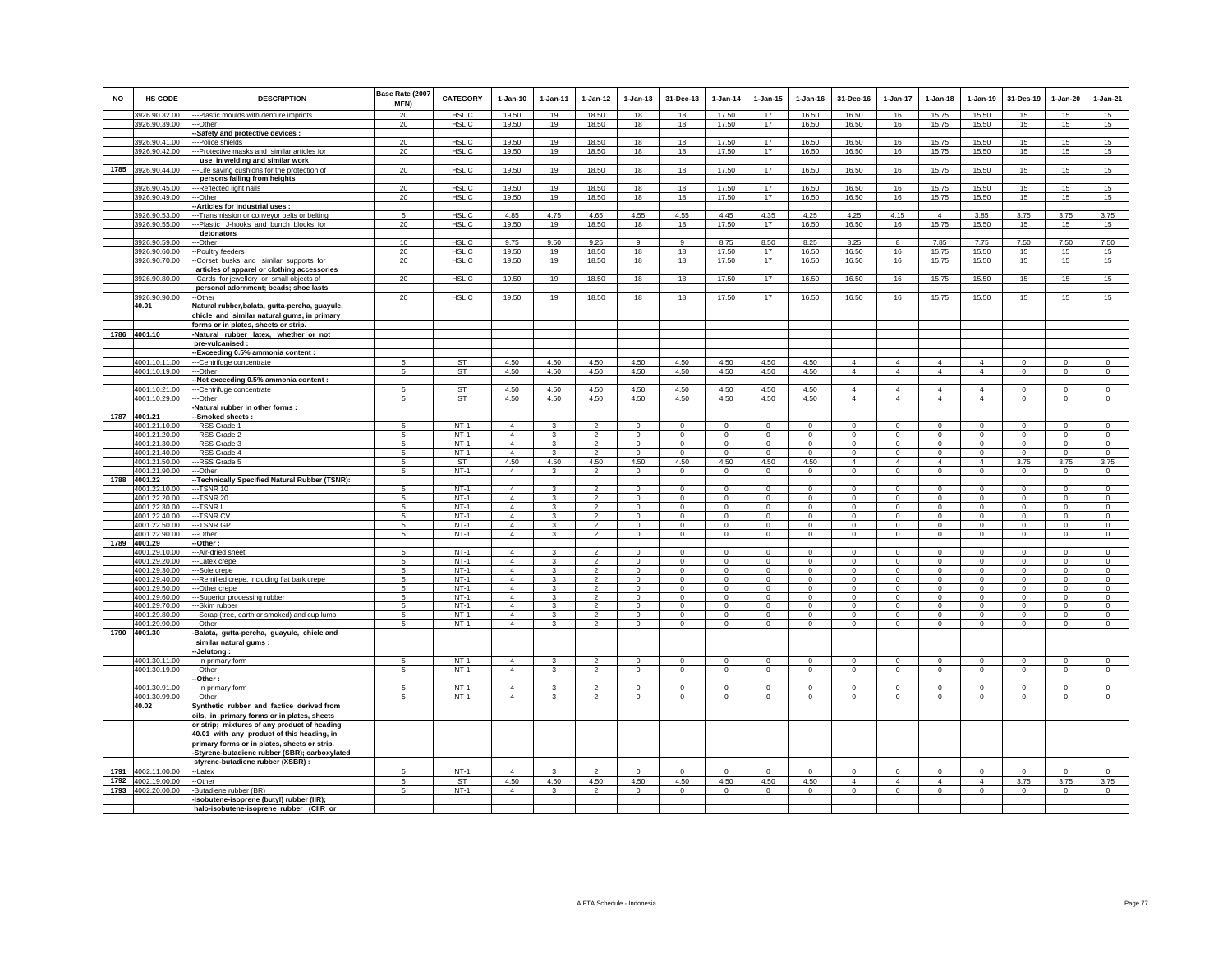| NO | HS CODE | DESCRIPTION | Base Rate (2007 MFN) | CATEGORY | 1-Jan-10 | 1-Jan-11 | 1-Jan-12 | 1-Jan-13 | 31-Dec-13 | 1-Jan-14 | 1-Jan-15 | 1-Jan-16 | 31-Dec-16 | 1-Jan-17 | 1-Jan-18 | 1-Jan-19 | 31-Des-19 | 1-Jan-20 | 1-Jan-21 |
|---|---|---|---|---|---|---|---|---|---|---|---|---|---|---|---|---|---|---|---|
| | 3926.90.32.00 | ---Plastic moulds with denture imprints | 20 | HSL C | 19.50 | 19 | 18.50 | 18 | 18 | 17.50 | 17 | 16.50 | 16.50 | 16 | 15.75 | 15.50 | 15 | 15 | 15 |
| | 3926.90.39.00 | ---Other | 20 | HSL C | 19.50 | 19 | 18.50 | 18 | 18 | 17.50 | 17 | 16.50 | 16.50 | 16 | 15.75 | 15.50 | 15 | 15 | 15 |
| | | --Safety and protective devices : | | | | | | | | | | | | | | | | | |
| | 3926.90.41.00 | ---Police shields | 20 | HSL C | 19.50 | 19 | 18.50 | 18 | 18 | 17.50 | 17 | 16.50 | 16.50 | 16 | 15.75 | 15.50 | 15 | 15 | 15 |
| | 3926.90.42.00 | ---Protective masks and similar articles for use in welding and similar work | 20 | HSL C | 19.50 | 19 | 18.50 | 18 | 18 | 17.50 | 17 | 16.50 | 16.50 | 16 | 15.75 | 15.50 | 15 | 15 | 15 |
| 1785 | 3926.90.44.00 | ---Life saving cushions for the protection of persons falling from heights | 20 | HSL C | 19.50 | 19 | 18.50 | 18 | 18 | 17.50 | 17 | 16.50 | 16.50 | 16 | 15.75 | 15.50 | 15 | 15 | 15 |
| | 3926.90.45.00 | ---Reflected light nails | 20 | HSL C | 19.50 | 19 | 18.50 | 18 | 18 | 17.50 | 17 | 16.50 | 16.50 | 16 | 15.75 | 15.50 | 15 | 15 | 15 |
| | 3926.90.49.00 | ---Other | 20 | HSL C | 19.50 | 19 | 18.50 | 18 | 18 | 17.50 | 17 | 16.50 | 16.50 | 16 | 15.75 | 15.50 | 15 | 15 | 15 |
| | | --Articles for industrial uses : | | | | | | | | | | | | | | | | | |
| | 3926.90.53.00 | ---Transmission or conveyor belts or belting | 5 | HSL C | 4.85 | 4.75 | 4.65 | 4.55 | 4.55 | 4.45 | 4.35 | 4.25 | 4.25 | 4.15 | 4 | 3.85 | 3.75 | 3.75 | 3.75 |
| | 3926.90.55.00 | ---Plastic J-hooks and bunch blocks for detonators | 20 | HSL C | 19.50 | 19 | 18.50 | 18 | 18 | 17.50 | 17 | 16.50 | 16.50 | 16 | 15.75 | 15.50 | 15 | 15 | 15 |
| | 3926.90.59.00 | ---Other | 10 | HSL C | 9.75 | 9.50 | 9.25 | 9 | 9 | 8.75 | 8.50 | 8.25 | 8.25 | 8 | 7.85 | 7.75 | 7.50 | 7.50 | 7.50 |
| | 3926.90.60.00 | --Poultry feeders | 20 | HSL C | 19.50 | 19 | 18.50 | 18 | 18 | 17.50 | 17 | 16.50 | 16.50 | 16 | 15.75 | 15.50 | 15 | 15 | 15 |
| | 3926.90.70.00 | --Corset busks and similar supports for articles of apparel or clothing accessories | 20 | HSL C | 19.50 | 19 | 18.50 | 18 | 18 | 17.50 | 17 | 16.50 | 16.50 | 16 | 15.75 | 15.50 | 15 | 15 | 15 |
| | 3926.90.80.00 | --Cards for jewellery or small objects of personal adornment; beads; shoe lasts | 20 | HSL C | 19.50 | 19 | 18.50 | 18 | 18 | 17.50 | 17 | 16.50 | 16.50 | 16 | 15.75 | 15.50 | 15 | 15 | 15 |
| | 3926.90.90.00 | --Other | 20 | HSL C | 19.50 | 19 | 18.50 | 18 | 18 | 17.50 | 17 | 16.50 | 16.50 | 16 | 15.75 | 15.50 | 15 | 15 | 15 |
| | 40.01 | Natural rubber,balata, gutta-percha, guayule, chicle and similar natural gums, in primary forms or in plates, sheets or strip. | | | | | | | | | | | | | | | | | |
| 1786 | 4001.10 | -Natural rubber latex, whether or not pre-vulcanised : | | | | | | | | | | | | | | | | | |
| | | --Exceeding 0.5% ammonia content : | | | | | | | | | | | | | | | | | |
| | 4001.10.11.00 | ---Centrifuge concentrate | 5 | ST | 4.50 | 4.50 | 4.50 | 4.50 | 4.50 | 4.50 | 4.50 | 4.50 | 4 | 4 | 4 | 4 | 0 | 0 | 0 |
| | 4001.10.19.00 | ---Other | 5 | ST | 4.50 | 4.50 | 4.50 | 4.50 | 4.50 | 4.50 | 4.50 | 4.50 | 4 | 4 | 4 | 4 | 0 | 0 | 0 |
| | | --Not exceeding 0.5% ammonia content : | | | | | | | | | | | | | | | | | |
| | 4001.10.21.00 | ---Centrifuge concentrate | 5 | ST | 4.50 | 4.50 | 4.50 | 4.50 | 4.50 | 4.50 | 4.50 | 4.50 | 4 | 4 | 4 | 4 | 0 | 0 | 0 |
| | 4001.10.29.00 | ---Other | 5 | ST | 4.50 | 4.50 | 4.50 | 4.50 | 4.50 | 4.50 | 4.50 | 4.50 | 4 | 4 | 4 | 4 | 0 | 0 | 0 |
| | | -Natural rubber in other forms : | | | | | | | | | | | | | | | | | |
| 1787 | 4001.21 | --Smoked sheets : | | | | | | | | | | | | | | | | | |
| | 4001.21.10.00 | ---RSS Grade 1 | 5 | NT-1 | 4 | 3 | 2 | 0 | 0 | 0 | 0 | 0 | 0 | 0 | 0 | 0 | 0 | 0 | 0 |
| | 4001.21.20.00 | ---RSS Grade 2 | 5 | NT-1 | 4 | 3 | 2 | 0 | 0 | 0 | 0 | 0 | 0 | 0 | 0 | 0 | 0 | 0 | 0 |
| | 4001.21.30.00 | ---RSS Grade 3 | 5 | NT-1 | 4 | 3 | 2 | 0 | 0 | 0 | 0 | 0 | 0 | 0 | 0 | 0 | 0 | 0 | 0 |
| | 4001.21.40.00 | ---RSS Grade 4 | 5 | NT-1 | 4 | 3 | 2 | 0 | 0 | 0 | 0 | 0 | 0 | 0 | 0 | 0 | 0 | 0 | 0 |
| | 4001.21.50.00 | ---RSS Grade 5 | 5 | ST | 4.50 | 4.50 | 4.50 | 4.50 | 4.50 | 4.50 | 4.50 | 4.50 | 4 | 4 | 4 | 4 | 3.75 | 3.75 | 3.75 |
| | 4001.21.90.00 | ---Other | 5 | NT-1 | 4 | 3 | 2 | 0 | 0 | 0 | 0 | 0 | 0 | 0 | 0 | 0 | 0 | 0 | 0 |
| 1788 | 4001.22 | --Technically Specified Natural Rubber (TSNR): | | | | | | | | | | | | | | | | | |
| | 4001.22.10.00 | ---TSNR 10 | 5 | NT-1 | 4 | 3 | 2 | 0 | 0 | 0 | 0 | 0 | 0 | 0 | 0 | 0 | 0 | 0 | 0 |
| | 4001.22.20.00 | ---TSNR 20 | 5 | NT-1 | 4 | 3 | 2 | 0 | 0 | 0 | 0 | 0 | 0 | 0 | 0 | 0 | 0 | 0 | 0 |
| | 4001.22.30.00 | ---TSNR L | 5 | NT-1 | 4 | 3 | 2 | 0 | 0 | 0 | 0 | 0 | 0 | 0 | 0 | 0 | 0 | 0 | 0 |
| | 4001.22.40.00 | ---TSNR CV | 5 | NT-1 | 4 | 3 | 2 | 0 | 0 | 0 | 0 | 0 | 0 | 0 | 0 | 0 | 0 | 0 | 0 |
| | 4001.22.50.00 | ---TSNR GP | 5 | NT-1 | 4 | 3 | 2 | 0 | 0 | 0 | 0 | 0 | 0 | 0 | 0 | 0 | 0 | 0 | 0 |
| | 4001.22.90.00 | ---Other | 5 | NT-1 | 4 | 3 | 2 | 0 | 0 | 0 | 0 | 0 | 0 | 0 | 0 | 0 | 0 | 0 | 0 |
| 1789 | 4001.29 | --Other : | | | | | | | | | | | | | | | | | |
| | 4001.29.10.00 | ---Air-dried sheet | 5 | NT-1 | 4 | 3 | 2 | 0 | 0 | 0 | 0 | 0 | 0 | 0 | 0 | 0 | 0 | 0 | 0 |
| | 4001.29.20.00 | ---Latex crepe | 5 | NT-1 | 4 | 3 | 2 | 0 | 0 | 0 | 0 | 0 | 0 | 0 | 0 | 0 | 0 | 0 | 0 |
| | 4001.29.30.00 | ---Sole crepe | 5 | NT-1 | 4 | 3 | 2 | 0 | 0 | 0 | 0 | 0 | 0 | 0 | 0 | 0 | 0 | 0 | 0 |
| | 4001.29.40.00 | ---Remilled crepe, including flat bark crepe | 5 | NT-1 | 4 | 3 | 2 | 0 | 0 | 0 | 0 | 0 | 0 | 0 | 0 | 0 | 0 | 0 | 0 |
| | 4001.29.50.00 | ---Other crepe | 5 | NT-1 | 4 | 3 | 2 | 0 | 0 | 0 | 0 | 0 | 0 | 0 | 0 | 0 | 0 | 0 | 0 |
| | 4001.29.60.00 | ---Superior processing rubber | 5 | NT-1 | 4 | 3 | 2 | 0 | 0 | 0 | 0 | 0 | 0 | 0 | 0 | 0 | 0 | 0 | 0 |
| | 4001.29.70.00 | ---Skim rubber | 5 | NT-1 | 4 | 3 | 2 | 0 | 0 | 0 | 0 | 0 | 0 | 0 | 0 | 0 | 0 | 0 | 0 |
| | 4001.29.80.00 | ---Scrap (tree, earth or smoked) and cup lump | 5 | NT-1 | 4 | 3 | 2 | 0 | 0 | 0 | 0 | 0 | 0 | 0 | 0 | 0 | 0 | 0 | 0 |
| | 4001.29.90.00 | ---Other | 5 | NT-1 | 4 | 3 | 2 | 0 | 0 | 0 | 0 | 0 | 0 | 0 | 0 | 0 | 0 | 0 | 0 |
| 1790 | 4001.30 | -Balata, gutta-percha, guayule, chicle and similar natural gums : | | | | | | | | | | | | | | | | | |
| | | --Jelutong : | | | | | | | | | | | | | | | | | |
| | 4001.30.11.00 | ---In primary form | 5 | NT-1 | 4 | 3 | 2 | 0 | 0 | 0 | 0 | 0 | 0 | 0 | 0 | 0 | 0 | 0 | 0 |
| | 4001.30.19.00 | ---Other | 5 | NT-1 | 4 | 3 | 2 | 0 | 0 | 0 | 0 | 0 | 0 | 0 | 0 | 0 | 0 | 0 | 0 |
| | | --Other : | | | | | | | | | | | | | | | | | |
| | 4001.30.91.00 | ---In primary form | 5 | NT-1 | 4 | 3 | 2 | 0 | 0 | 0 | 0 | 0 | 0 | 0 | 0 | 0 | 0 | 0 | 0 |
| | 4001.30.99.00 | ---Other | 5 | NT-1 | 4 | 3 | 2 | 0 | 0 | 0 | 0 | 0 | 0 | 0 | 0 | 0 | 0 | 0 | 0 |
| | 40.02 | Synthetic rubber and factice derived from oils, in primary forms or in plates, sheets or strip; mixtures of any product of heading 40.01 with any product of this heading, in primary forms or in plates, sheets or strip. | | | | | | | | | | | | | | | | | |
| | | -Styrene-butadiene rubber (SBR); carboxylated styrene-butadiene rubber (XSBR) : | | | | | | | | | | | | | | | | | |
| 1791 | 4002.11.00.00 | --Latex | 5 | NT-1 | 4 | 3 | 2 | 0 | 0 | 0 | 0 | 0 | 0 | 0 | 0 | 0 | 0 | 0 | 0 |
| 1792 | 4002.19.00.00 | --Other | 5 | ST | 4.50 | 4.50 | 4.50 | 4.50 | 4.50 | 4.50 | 4.50 | 4.50 | 4 | 4 | 4 | 4 | 3.75 | 3.75 | 3.75 |
| 1793 | 4002.20.00.00 | -Butadiene rubber (BR) | 5 | NT-1 | 4 | 3 | 2 | 0 | 0 | 0 | 0 | 0 | 0 | 0 | 0 | 0 | 0 | 0 | 0 |
| | | -Isobutene-isoprene (butyl) rubber (IIR); halo-isobutene-isoprene rubber (CIIR or | | | | | | | | | | | | | | | | | |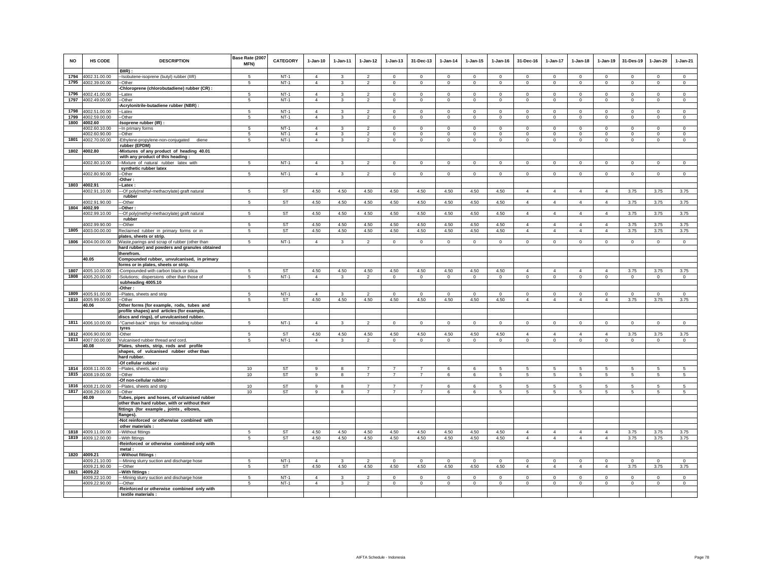| NO | HS CODE | DESCRIPTION | Base Rate (2007 MFN) | CATEGORY | 1-Jan-10 | 1-Jan-11 | 1-Jan-12 | 1-Jan-13 | 31-Dec-13 | 1-Jan-14 | 1-Jan-15 | 1-Jan-16 | 31-Dec-16 | 1-Jan-17 | 1-Jan-18 | 1-Jan-19 | 31-Des-19 | 1-Jan-20 | 1-Jan-21 |
|---|---|---|---|---|---|---|---|---|---|---|---|---|---|---|---|---|---|---|---|
| | | BIIR) : | | | | | | | | | | | | | | | | | |
| 1794 | 4002.31.00.00 | --Isobutene-isoprene (butyl) rubber (IIR) | 5 | NT-1 | 4 | 3 | 2 | 0 | 0 | 0 | 0 | 0 | 0 | 0 | 0 | 0 | 0 | 0 | 0 |
| 1795 | 4002.39.00.00 | --Other | 5 | NT-1 | 4 | 3 | 2 | 0 | 0 | 0 | 0 | 0 | 0 | 0 | 0 | 0 | 0 | 0 | 0 |
| | | -Chloroprene (chlorobutadiene) rubber (CR) : | | | | | | | | | | | | | | | | | |
| 1796 | 4002.41.00.00 | --Latex | 5 | NT-1 | 4 | 3 | 2 | 0 | 0 | 0 | 0 | 0 | 0 | 0 | 0 | 0 | 0 | 0 | 0 |
| 1797 | 4002.49.00.00 | --Other | 5 | NT-1 | 4 | 3 | 2 | 0 | 0 | 0 | 0 | 0 | 0 | 0 | 0 | 0 | 0 | 0 | 0 |
| | | -Acrylonitrile-butadiene rubber (NBR) : | | | | | | | | | | | | | | | | | |
| 1798 | 4002.51.00.00 | --Latex | 5 | NT-1 | 4 | 3 | 2 | 0 | 0 | 0 | 0 | 0 | 0 | 0 | 0 | 0 | 0 | 0 | 0 |
| 1799 | 4002.59.00.00 | --Other | 5 | NT-1 | 4 | 3 | 2 | 0 | 0 | 0 | 0 | 0 | 0 | 0 | 0 | 0 | 0 | 0 | 0 |
| 1800 | 4002.60 | -Isoprene rubber (IR) : | | | | | | | | | | | | | | | | | |
| | 4002.60.10.00 | --In primary forms | 5 | NT-1 | 4 | 3 | 2 | 0 | 0 | 0 | 0 | 0 | 0 | 0 | 0 | 0 | 0 | 0 | 0 |
| | 4002.60.90.00 | --Other | 5 | NT-1 | 4 | 3 | 2 | 0 | 0 | 0 | 0 | 0 | 0 | 0 | 0 | 0 | 0 | 0 | 0 |
| 1801 | 4002.70.00.00 | -Ethylene-propylene-non-conjugated diene rubber (EPDM) | 5 | NT-1 | 4 | 3 | 2 | 0 | 0 | 0 | 0 | 0 | 0 | 0 | 0 | 0 | 0 | 0 | 0 |
| 1802 | 4002.80 | -Mixtures of any product of heading 40.01 with any product of this heading : | | | | | | | | | | | | | | | | | |
| | 4002.80.10.00 | --Mixture of natural rubber latex with synthetic rubber latex | 5 | NT-1 | 4 | 3 | 2 | 0 | 0 | 0 | 0 | 0 | 0 | 0 | 0 | 0 | 0 | 0 | 0 |
| | 4002.80.90.00 | --Other | 5 | NT-1 | 4 | 3 | 2 | 0 | 0 | 0 | 0 | 0 | 0 | 0 | 0 | 0 | 0 | 0 | 0 |
| | | -Other : | | | | | | | | | | | | | | | | | |
| 1803 | 4002.91 | --Latex : | | | | | | | | | | | | | | | | | |
| | 4002.91.10.00 | ---Of poly(methyl-methacrylate) graft natural rubber | 5 | ST | 4.50 | 4.50 | 4.50 | 4.50 | 4.50 | 4.50 | 4.50 | 4.50 | 4 | 4 | 4 | 4 | 3.75 | 3.75 | 3.75 |
| | 4002.91.90.00 | ---Other | 5 | ST | 4.50 | 4.50 | 4.50 | 4.50 | 4.50 | 4.50 | 4.50 | 4.50 | 4 | 4 | 4 | 4 | 3.75 | 3.75 | 3.75 |
| 1804 | 4002.99 | --Other : | | | | | | | | | | | | | | | | | |
| | 4002.99.10.00 | ---Of poly(methyl-methacrylate) graft natural rubber | 5 | ST | 4.50 | 4.50 | 4.50 | 4.50 | 4.50 | 4.50 | 4.50 | 4.50 | 4 | 4 | 4 | 4 | 3.75 | 3.75 | 3.75 |
| | 4002.99.90.00 | ---Other | 5 | ST | 4.50 | 4.50 | 4.50 | 4.50 | 4.50 | 4.50 | 4.50 | 4.50 | 4 | 4 | 4 | 4 | 3.75 | 3.75 | 3.75 |
| 1805 | 4003.00.00.00 | Reclaimed rubber in primary forms or in plates, sheets or strip. | 5 | ST | 4.50 | 4.50 | 4.50 | 4.50 | 4.50 | 4.50 | 4.50 | 4.50 | 4 | 4 | 4 | 4 | 3.75 | 3.75 | 3.75 |
| 1806 | 4004.00.00.00 | Waste,parings and scrap of rubber (other than hard rubber) and powders and granules obtained therefrom. | 5 | NT-1 | 4 | 3 | 2 | 0 | 0 | 0 | 0 | 0 | 0 | 0 | 0 | 0 | 0 | 0 | 0 |
| | 40.05 | Compounded rubber, unvulcanised, in primary forms or in plates, sheets or strip. | | | | | | | | | | | | | | | | | |
| 1807 | 4005.10.00.00 | -Compounded with carbon black or silica | 5 | ST | 4.50 | 4.50 | 4.50 | 4.50 | 4.50 | 4.50 | 4.50 | 4.50 | 4 | 4 | 4 | 4 | 3.75 | 3.75 | 3.75 |
| 1808 | 4005.20.00.00 | -Solutions; dispersions other than those of subheading 4005.10 | 5 | NT-1 | 4 | 3 | 2 | 0 | 0 | 0 | 0 | 0 | 0 | 0 | 0 | 0 | 0 | 0 | 0 |
| | | -Other : | | | | | | | | | | | | | | | | | |
| 1809 | 4005.91.00.00 | --Plates, sheets and strip | 5 | NT-1 | 4 | 3 | 2 | 0 | 0 | 0 | 0 | 0 | 0 | 0 | 0 | 0 | 0 | 0 | 0 |
| 1810 | 4005.99.00.00 | --Other | 5 | ST | 4.50 | 4.50 | 4.50 | 4.50 | 4.50 | 4.50 | 4.50 | 4.50 | 4 | 4 | 4 | 4 | 3.75 | 3.75 | 3.75 |
| | 40.06 | Other forms (for example, rods, tubes and profile shapes) and articles (for example, discs and rings), of unvulcanised rubber. | | | | | | | | | | | | | | | | | |
| 1811 | 4006.10.00.00 | -"Camel-back" strips for retreading rubber tyres | 5 | NT-1 | 4 | 3 | 2 | 0 | 0 | 0 | 0 | 0 | 0 | 0 | 0 | 0 | 0 | 0 | 0 |
| 1812 | 4006.90.00.00 | -Other | 5 | ST | 4.50 | 4.50 | 4.50 | 4.50 | 4.50 | 4.50 | 4.50 | 4.50 | 4 | 4 | 4 | 4 | 3.75 | 3.75 | 3.75 |
| 1813 | 4007.00.00.00 | Vulcanised rubber thread and cord. | 5 | NT-1 | 4 | 3 | 2 | 0 | 0 | 0 | 0 | 0 | 0 | 0 | 0 | 0 | 0 | 0 | 0 |
| | 40.08 | Plates, sheets, strip, rods and profile shapes, of vulcanised rubber other than hard rubber. | | | | | | | | | | | | | | | | | |
| | | -Of cellular rubber : | | | | | | | | | | | | | | | | | |
| 1814 | 4008.11.00.00 | --Plates, sheets, and strip | 10 | ST | 9 | 8 | 7 | 7 | 7 | 6 | 6 | 5 | 5 | 5 | 5 | 5 | 5 | 5 | 5 |
| 1815 | 4008.19.00.00 | --Other | 10 | ST | 9 | 8 | 7 | 7 | 7 | 6 | 6 | 5 | 5 | 5 | 5 | 5 | 5 | 5 | 5 |
| | | -Of non-cellular rubber : | | | | | | | | | | | | | | | | | |
| 1816 | 4008.21.00.00 | --Plates, sheets and strip | 10 | ST | 9 | 8 | 7 | 7 | 7 | 6 | 6 | 5 | 5 | 5 | 5 | 5 | 5 | 5 | 5 |
| 1817 | 4008.29.00.00 | --Other | 10 | ST | 9 | 8 | 7 | 7 | 7 | 6 | 6 | 5 | 5 | 5 | 5 | 5 | 5 | 5 | 5 |
| | 40.09 | Tubes, pipes and hoses, of vulcanised rubber other than hard rubber, with or without their fittings (for example , joints , elbows, flanges). | | | | | | | | | | | | | | | | | |
| | | -Not reinforced or otherwise combined with other materials : | | | | | | | | | | | | | | | | | |
| 1818 | 4009.11.00.00 | --Without fittings | 5 | ST | 4.50 | 4.50 | 4.50 | 4.50 | 4.50 | 4.50 | 4.50 | 4.50 | 4 | 4 | 4 | 4 | 3.75 | 3.75 | 3.75 |
| 1819 | 4009.12.00.00 | --With fittings | 5 | ST | 4.50 | 4.50 | 4.50 | 4.50 | 4.50 | 4.50 | 4.50 | 4.50 | 4 | 4 | 4 | 4 | 3.75 | 3.75 | 3.75 |
| | | -Reinforced or otherwise combined only with metal : | | | | | | | | | | | | | | | | | |
| 1820 | 4009.21 | --Without fittings : | | | | | | | | | | | | | | | | | |
| | 4009.21.10.00 | ---Mining slurry suction and discharge hose | 5 | NT-1 | 4 | 3 | 2 | 0 | 0 | 0 | 0 | 0 | 0 | 0 | 0 | 0 | 0 | 0 | 0 |
| | 4009.21.90.00 | ---Other | 5 | ST | 4.50 | 4.50 | 4.50 | 4.50 | 4.50 | 4.50 | 4.50 | 4.50 | 4 | 4 | 4 | 4 | 3.75 | 3.75 | 3.75 |
| 1821 | 4009.22 | --With fittings : | | | | | | | | | | | | | | | | | |
| | 4009.22.10.00 | ---Mining slurry suction and discharge hose | 5 | NT-1 | 4 | 3 | 2 | 0 | 0 | 0 | 0 | 0 | 0 | 0 | 0 | 0 | 0 | 0 | 0 |
| | 4009.22.90.00 | ---Other | 5 | NT-1 | 4 | 3 | 2 | 0 | 0 | 0 | 0 | 0 | 0 | 0 | 0 | 0 | 0 | 0 | 0 |
| | | -Reinforced or otherwise combined only with textile materials : | | | | | | | | | | | | | | | | | |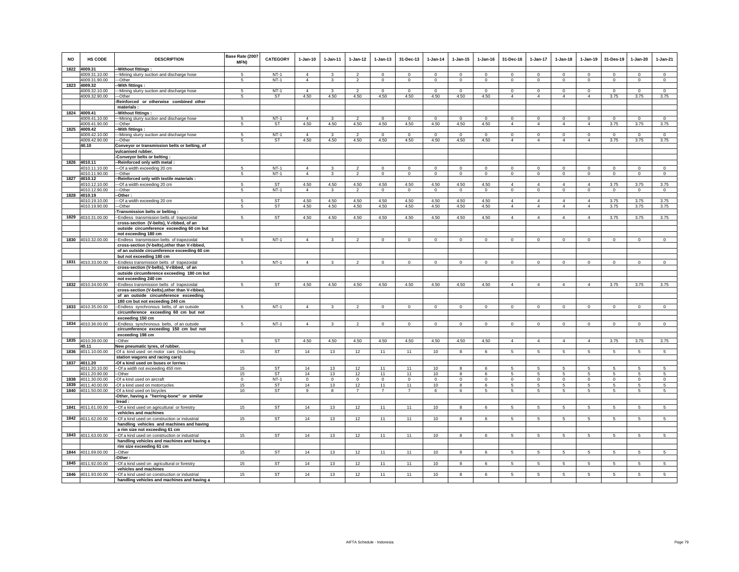| NO | HS CODE | DESCRIPTION | Base Rate (2007 MFN) | CATEGORY | 1-Jan-10 | 1-Jan-11 | 1-Jan-12 | 1-Jan-13 | 31-Dec-13 | 1-Jan-14 | 1-Jan-15 | 1-Jan-16 | 31-Dec-16 | 1-Jan-17 | 1-Jan-18 | 1-Jan-19 | 31-Des-19 | 1-Jan-20 | 1-Jan-21 |
|---|---|---|---|---|---|---|---|---|---|---|---|---|---|---|---|---|---|---|---|
| 1822 | 4009.31 | --Without fittings : | | | | | | | | | | | | | | | | | |
| | 4009.31.10.00 | ---Mining slurry suction and discharge hose | 5 | NT-1 | 4 | 3 | 2 | 0 | 0 | 0 | 0 | 0 | 0 | 0 | 0 | 0 | 0 | 0 | 0 |
| | 4009.31.90.00 | ---Other | 5 | NT-1 | 4 | 3 | 2 | 0 | 0 | 0 | 0 | 0 | 0 | 0 | 0 | 0 | 0 | 0 | 0 |
| 1823 | 4009.32 | --With fittings : | | | | | | | | | | | | | | | | | |
| | 4009.32.10.00 | ---Mining slurry suction and discharge hose | 5 | NT-1 | 4 | 3 | 2 | 0 | 0 | 0 | 0 | 0 | 0 | 0 | 0 | 0 | 0 | 0 | 0 |
| | 4009.32.90.00 | ---Other | 5 | ST | 4.50 | 4.50 | 4.50 | 4.50 | 4.50 | 4.50 | 4.50 | 4.50 | 4 | 4 | 4 | 4 | 3.75 | 3.75 | 3.75 |
| | | -Reinforced or otherwise combined other materials : | | | | | | | | | | | | | | | | | |
| 1824 | 4009.41 | --Without fittings : | | | | | | | | | | | | | | | | | |
| | 4009.41.10.00 | ---Mining slurry suction and discharge hose | 5 | NT-1 | 4 | 3 | 2 | 0 | 0 | 0 | 0 | 0 | 0 | 0 | 0 | 0 | 0 | 0 | 0 |
| | 4009.41.90.00 | ---Other | 5 | ST | 4.50 | 4.50 | 4.50 | 4.50 | 4.50 | 4.50 | 4.50 | 4.50 | 4 | 4 | 4 | 4 | 3.75 | 3.75 | 3.75 |
| 1825 | 4009.42 | --With fittings : | | | | | | | | | | | | | | | | | |
| | 4009.42.10.00 | ---Mining slurry suction and discharge hose | 5 | NT-1 | 4 | 3 | 2 | 0 | 0 | 0 | 0 | 0 | 0 | 0 | 0 | 0 | 0 | 0 | 0 |
| | 4009.42.90.00 | ---Other | 5 | ST | 4.50 | 4.50 | 4.50 | 4.50 | 4.50 | 4.50 | 4.50 | 4.50 | 4 | 4 | 4 | 4 | 3.75 | 3.75 | 3.75 |
| | 40.10 | Conveyor or transmission belts or belting, of vulcanised rubber. | | | | | | | | | | | | | | | | | |
| | | -Conveyor belts or belting : | | | | | | | | | | | | | | | | | |
| 1826 | 4010.11 | --Reinforced only with metal : | | | | | | | | | | | | | | | | | |
| | 4010.11.10.00 | ---Of a width exceeding 20 cm | 5 | NT-1 | 4 | 3 | 2 | 0 | 0 | 0 | 0 | 0 | 0 | 0 | 0 | 0 | 0 | 0 | 0 |
| | 4010.11.90.00 | ---Other | 5 | NT-1 | 4 | 3 | 2 | 0 | 0 | 0 | 0 | 0 | 0 | 0 | 0 | 0 | 0 | 0 | 0 |
| 1827 | 4010.12 | --Reinforced only with textile materials : | | | | | | | | | | | | | | | | | |
| | 4010.12.10.00 | ---Of a width exceeding 20 cm | 5 | ST | 4.50 | 4.50 | 4.50 | 4.50 | 4.50 | 4.50 | 4.50 | 4.50 | 4 | 4 | 4 | 4 | 3.75 | 3.75 | 3.75 |
| | 4010.12.90.00 | ---Other | 5 | NT-1 | 4 | 3 | 2 | 0 | 0 | 0 | 0 | 0 | 0 | 0 | 0 | 0 | 0 | 0 | 0 |
| 1828 | 4010.19 | --Other : | | | | | | | | | | | | | | | | | |
| | 4010.19.10.00 | ---Of a width exceeding 20 cm | 5 | ST | 4.50 | 4.50 | 4.50 | 4.50 | 4.50 | 4.50 | 4.50 | 4.50 | 4 | 4 | 4 | 4 | 3.75 | 3.75 | 3.75 |
| | 4010.19.90.00 | ---Other | 5 | ST | 4.50 | 4.50 | 4.50 | 4.50 | 4.50 | 4.50 | 4.50 | 4.50 | 4 | 4 | 4 | 4 | 3.75 | 3.75 | 3.75 |
| | | -Transmission belts or belting : | | | | | | | | | | | | | | | | | |
| 1829 | 4010.31.00.00 | --Endless transmission belts of trapezoidal cross-section (V-belts), V-ribbed, of an outside circumference exceeding 60 cm but not exceeding 180 cm | 5 | ST | 4.50 | 4.50 | 4.50 | 4.50 | 4.50 | 4.50 | 4.50 | 4.50 | 4 | 4 | 4 | 4 | 3.75 | 3.75 | 3.75 |
| 1830 | 4010.32.00.00 | --Endless transmission belts of trapezoidal cross-section (V-belts),other than V-ribbed, of an outside circumference exceeding 60 cm but not exceeding 180 cm | 5 | NT-1 | 4 | 3 | 2 | 0 | 0 | 0 | 0 | 0 | 0 | 0 | 0 | 0 | 0 | 0 | 0 |
| 1831 | 4010.33.00.00 | --Endless transmission belts of trapezoidal cross-section (V-belts), V-ribbed, of an outside circumference exceeding 180 cm but not exceeding 240 cm | 5 | NT-1 | 4 | 3 | 2 | 0 | 0 | 0 | 0 | 0 | 0 | 0 | 0 | 0 | 0 | 0 | 0 |
| 1832 | 4010.34.00.00 | --Endless transmission belts of trapezoidal cross-section (V-belts),other than V-ribbed, of an outside circumference exceeding 180 cm but not exceeding 240 cm | 5 | ST | 4.50 | 4.50 | 4.50 | 4.50 | 4.50 | 4.50 | 4.50 | 4.50 | 4 | 4 | 4 | 4 | 3.75 | 3.75 | 3.75 |
| 1833 | 4010.35.00.00 | --Endless synchronous belts, of an outside circumference exceeding 60 cm but not exceeding 150 cm | 5 | NT-1 | 4 | 3 | 2 | 0 | 0 | 0 | 0 | 0 | 0 | 0 | 0 | 0 | 0 | 0 | 0 |
| 1834 | 4010.36.00.00 | --Endless synchronous belts, of an outside circumference exceeding 150 cm but not exceeding 198 cm | 5 | NT-1 | 4 | 3 | 2 | 0 | 0 | 0 | 0 | 0 | 0 | 0 | 0 | 0 | 0 | 0 | 0 |
| 1835 | 4010.39.00.00 | --Other | 5 | ST | 4.50 | 4.50 | 4.50 | 4.50 | 4.50 | 4.50 | 4.50 | 4.50 | 4 | 4 | 4 | 4 | 3.75 | 3.75 | 3.75 |
| | 40.11 | New pneumatic tyres, of rubber. | | | | | | | | | | | | | | | | | |
| 1836 | 4011.10.00.00 | -Of a kind used on motor cars (including station wagons and racing cars) | 15 | ST | 14 | 13 | 12 | 11 | 11 | 10 | 8 | 6 | 5 | 5 | 5 | 5 | 5 | 5 | 5 |
| 1837 | 4011.20 | -Of a kind used on buses or lorries : | | | | | | | | | | | | | | | | | |
| | 4011.20.10.00 | --Of a width not exceeding 450 mm | 15 | ST | 14 | 13 | 12 | 11 | 11 | 10 | 8 | 6 | 5 | 5 | 5 | 5 | 5 | 5 | 5 |
| | 4011.20.90.00 | --Other | 15 | ST | 14 | 13 | 12 | 11 | 11 | 10 | 8 | 6 | 5 | 5 | 5 | 5 | 5 | 5 | 5 |
| 1838 | 4011.30.00.00 | -Of a kind used on aircraft | 0 | NT-1 | 0 | 0 | 0 | 0 | 0 | 0 | 0 | 0 | 0 | 0 | 0 | 0 | 0 | 0 | 0 |
| 1839 | 4011.40.00.00 | -Of a kind used on motorcycles | 15 | ST | 14 | 13 | 12 | 11 | 11 | 10 | 8 | 6 | 5 | 5 | 5 | 5 | 5 | 5 | 5 |
| 1840 | 4011.50.00.00 | -Of a kind used on bicycles | 10 | ST | 9 | 8 | 7 | 7 | 7 | 6 | 6 | 5 | 5 | 5 | 5 | 5 | 5 | 5 | 5 |
| | | -Other, having a "herring-bone" or similar tread : | | | | | | | | | | | | | | | | | |
| 1841 | 4011.61.00.00 | --Of a kind used on agricultural or forestry vehicles and machines | 15 | ST | 14 | 13 | 12 | 11 | 11 | 10 | 8 | 6 | 5 | 5 | 5 | 5 | 5 | 5 | 5 |
| 1842 | 4011.62.00.00 | --Of a kind used on construction or industrial handling vehicles and machines and having a rim size not exceeding 61 cm | 15 | ST | 14 | 13 | 12 | 11 | 11 | 10 | 8 | 6 | 5 | 5 | 5 | 5 | 5 | 5 | 5 |
| 1843 | 4011.63.00.00 | --Of a kind used on construction or industrial handling vehicles and machines and having a rim size exceeding 61 cm | 15 | ST | 14 | 13 | 12 | 11 | 11 | 10 | 8 | 6 | 5 | 5 | 5 | 5 | 5 | 5 | 5 |
| 1844 | 4011.69.00.00 | --Other | 15 | ST | 14 | 13 | 12 | 11 | 11 | 10 | 8 | 6 | 5 | 5 | 5 | 5 | 5 | 5 | 5 |
| | | -Other : | | | | | | | | | | | | | | | | | |
| 1845 | 4011.92.00.00 | --Of a kind used on agricultural or forestry vehicles and machines | 15 | ST | 14 | 13 | 12 | 11 | 11 | 10 | 8 | 6 | 5 | 5 | 5 | 5 | 5 | 5 | 5 |
| 1846 | 4011.93.00.00 | --Of a kind used on construction or industrial handling vehicles and machines and having a | 15 | ST | 14 | 13 | 12 | 11 | 11 | 10 | 8 | 6 | 5 | 5 | 5 | 5 | 5 | 5 | 5 |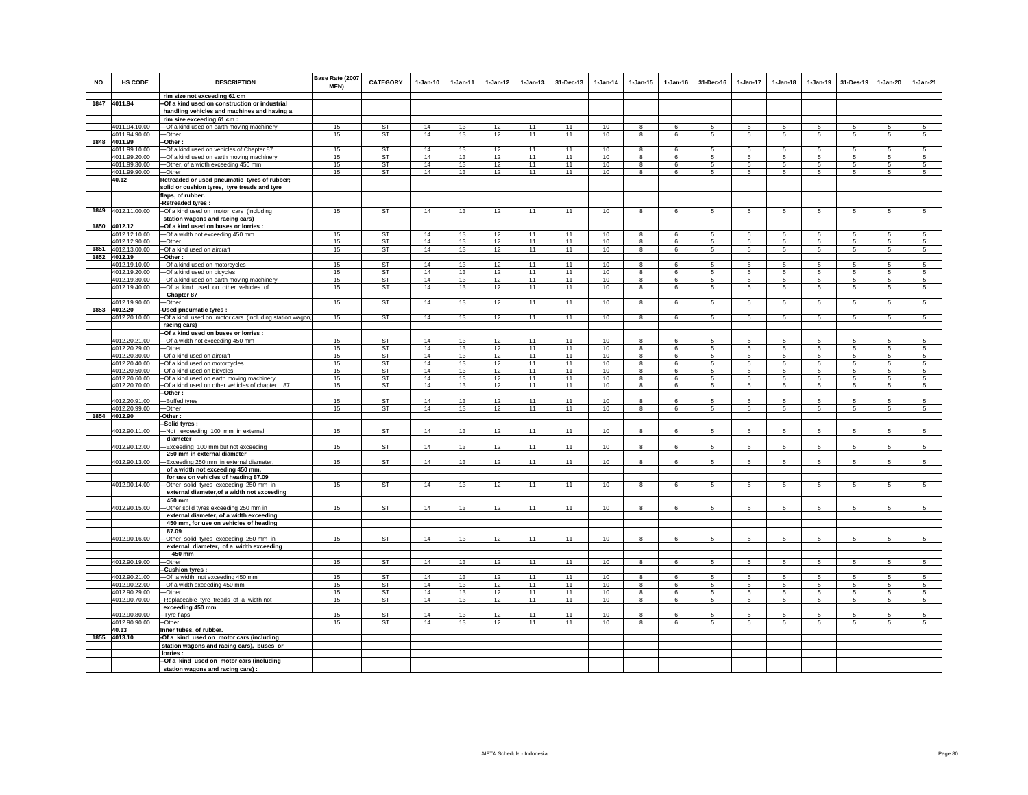| NO | HS CODE | DESCRIPTION | Base Rate (2007 MFN) | CATEGORY | 1-Jan-10 | 1-Jan-11 | 1-Jan-12 | 1-Jan-13 | 31-Dec-13 | 1-Jan-14 | 1-Jan-15 | 1-Jan-16 | 31-Dec-16 | 1-Jan-17 | 1-Jan-18 | 1-Jan-19 | 31-Des-19 | 1-Jan-20 | 1-Jan-21 |
|---|---|---|---|---|---|---|---|---|---|---|---|---|---|---|---|---|---|---|---|
| | | rim size not exceeding 61 cm | | | | | | | | | | | | | | | | | |
| 1847 | 4011.94 | --Of a kind used on construction or industrial handling vehicles and machines and having a rim size exceeding 61 cm : | | | | | | | | | | | | | | | | | |
| | 4011.94.10.00 | ---Of a kind used on earth moving machinery | 15 | ST | 14 | 13 | 12 | 11 | 11 | 10 | 8 | 6 | 5 | 5 | 5 | 5 | 5 | 5 | 5 |
| | 4011.94.90.00 | ---Other | 15 | ST | 14 | 13 | 12 | 11 | 11 | 10 | 8 | 6 | 5 | 5 | 5 | 5 | 5 | 5 | 5 |
| 1848 | 4011.99 | --Other : | | | | | | | | | | | | | | | | | |
| | 4011.99.10.00 | ---Of a kind used on vehicles of Chapter 87 | 15 | ST | 14 | 13 | 12 | 11 | 11 | 10 | 8 | 6 | 5 | 5 | 5 | 5 | 5 | 5 | 5 |
| | 4011.99.20.00 | ---Of a kind used on earth moving machinery | 15 | ST | 14 | 13 | 12 | 11 | 11 | 10 | 8 | 6 | 5 | 5 | 5 | 5 | 5 | 5 | 5 |
| | 4011.99.30.00 | ---Other, of a width exceeding 450 mm | 15 | ST | 14 | 13 | 12 | 11 | 11 | 10 | 8 | 6 | 5 | 5 | 5 | 5 | 5 | 5 | 5 |
| | 4011.99.90.00 | ---Other | 15 | ST | 14 | 13 | 12 | 11 | 11 | 10 | 8 | 6 | 5 | 5 | 5 | 5 | 5 | 5 | 5 |
| | 40.12 | Retreaded or used pneumatic tyres of rubber; solid or cushion tyres, tyre treads and tyre flaps, of rubber. | | | | | | | | | | | | | | | | | |
| | | -Retreaded tyres : | | | | | | | | | | | | | | | | | |
| 1849 | 4012.11.00.00 | --Of a kind used on motor cars (including station wagons and racing cars) | 15 | ST | 14 | 13 | 12 | 11 | 11 | 10 | 8 | 6 | 5 | 5 | 5 | 5 | 5 | 5 | 5 |
| 1850 | 4012.12 | --Of a kind used on buses or lorries : | | | | | | | | | | | | | | | | | |
| | 4012.12.10.00 | ---Of a width not exceeding 450 mm | 15 | ST | 14 | 13 | 12 | 11 | 11 | 10 | 8 | 6 | 5 | 5 | 5 | 5 | 5 | 5 | 5 |
| | 4012.12.90.00 | ---Other | 15 | ST | 14 | 13 | 12 | 11 | 11 | 10 | 8 | 6 | 5 | 5 | 5 | 5 | 5 | 5 | 5 |
| 1851 | 4012.13.00.00 | --Of a kind used on aircraft | 15 | ST | 14 | 13 | 12 | 11 | 11 | 10 | 8 | 6 | 5 | 5 | 5 | 5 | 5 | 5 | 5 |
| 1852 | 4012.19 | --Other : | | | | | | | | | | | | | | | | | |
| | 4012.19.10.00 | ---Of a kind used on motorcycles | 15 | ST | 14 | 13 | 12 | 11 | 11 | 10 | 8 | 6 | 5 | 5 | 5 | 5 | 5 | 5 | 5 |
| | 4012.19.20.00 | ---Of a kind used on bicycles | 15 | ST | 14 | 13 | 12 | 11 | 11 | 10 | 8 | 6 | 5 | 5 | 5 | 5 | 5 | 5 | 5 |
| | 4012.19.30.00 | ---Of a kind used on earth moving machinery | 15 | ST | 14 | 13 | 12 | 11 | 11 | 10 | 8 | 6 | 5 | 5 | 5 | 5 | 5 | 5 | 5 |
| | 4012.19.40.00 | ---Of a kind used on other vehicles of Chapter 87 | 15 | ST | 14 | 13 | 12 | 11 | 11 | 10 | 8 | 6 | 5 | 5 | 5 | 5 | 5 | 5 | 5 |
| | 4012.19.90.00 | ---Other | 15 | ST | 14 | 13 | 12 | 11 | 11 | 10 | 8 | 6 | 5 | 5 | 5 | 5 | 5 | 5 | 5 |
| 1853 | 4012.20 | -Used pneumatic tyres : | | | | | | | | | | | | | | | | | |
| | 4012.20.10.00 | --Of a kind used on motor cars (including station wagon, racing cars) | 15 | ST | 14 | 13 | 12 | 11 | 11 | 10 | 8 | 6 | 5 | 5 | 5 | 5 | 5 | 5 | 5 |
| | | --Of a kind used on buses or lorries : | | | | | | | | | | | | | | | | | |
| | 4012.20.21.00 | ---Of a width not exceeding 450 mm | 15 | ST | 14 | 13 | 12 | 11 | 11 | 10 | 8 | 6 | 5 | 5 | 5 | 5 | 5 | 5 | 5 |
| | 4012.20.29.00 | ---Other | 15 | ST | 14 | 13 | 12 | 11 | 11 | 10 | 8 | 6 | 5 | 5 | 5 | 5 | 5 | 5 | 5 |
| | 4012.20.30.00 | --Of a kind used on aircraft | 15 | ST | 14 | 13 | 12 | 11 | 11 | 10 | 8 | 6 | 5 | 5 | 5 | 5 | 5 | 5 | 5 |
| | 4012.20.40.00 | --Of a kind used on motorcycles | 15 | ST | 14 | 13 | 12 | 11 | 11 | 10 | 8 | 6 | 5 | 5 | 5 | 5 | 5 | 5 | 5 |
| | 4012.20.50.00 | --Of a kind used on bicycles | 15 | ST | 14 | 13 | 12 | 11 | 11 | 10 | 8 | 6 | 5 | 5 | 5 | 5 | 5 | 5 | 5 |
| | 4012.20.60.00 | --Of a kind used on earth moving machinery | 15 | ST | 14 | 13 | 12 | 11 | 11 | 10 | 8 | 6 | 5 | 5 | 5 | 5 | 5 | 5 | 5 |
| | 4012.20.70.00 | --Of a kind used on other vehicles of chapter 87 | 15 | ST | 14 | 13 | 12 | 11 | 11 | 10 | 8 | 6 | 5 | 5 | 5 | 5 | 5 | 5 | 5 |
| | | --Other : | | | | | | | | | | | | | | | | | |
| | 4012.20.91.00 | ---Buffed tyres | 15 | ST | 14 | 13 | 12 | 11 | 11 | 10 | 8 | 6 | 5 | 5 | 5 | 5 | 5 | 5 | 5 |
| | 4012.20.99.00 | ---Other | 15 | ST | 14 | 13 | 12 | 11 | 11 | 10 | 8 | 6 | 5 | 5 | 5 | 5 | 5 | 5 | 5 |
| 1854 | 4012.90 | -Other : | | | | | | | | | | | | | | | | | |
| | | --Solid tyres : | | | | | | | | | | | | | | | | | |
| | 4012.90.11.00 | ---Not exceeding 100 mm in external diameter | 15 | ST | 14 | 13 | 12 | 11 | 11 | 10 | 8 | 6 | 5 | 5 | 5 | 5 | 5 | 5 | 5 |
| | 4012.90.12.00 | ---Exceeding 100 mm but not exceeding 250 mm in external diameter | 15 | ST | 14 | 13 | 12 | 11 | 11 | 10 | 8 | 6 | 5 | 5 | 5 | 5 | 5 | 5 | 5 |
| | 4012.90.13.00 | ---Exceeding 250 mm in external diameter, of a width not exceeding 450 mm, for use on vehicles of heading 87.09 | 15 | ST | 14 | 13 | 12 | 11 | 11 | 10 | 8 | 6 | 5 | 5 | 5 | 5 | 5 | 5 | 5 |
| | 4012.90.14.00 | ---Other solid tyres exceeding 250 mm in external diameter,of a width not exceeding 450 mm | 15 | ST | 14 | 13 | 12 | 11 | 11 | 10 | 8 | 6 | 5 | 5 | 5 | 5 | 5 | 5 | 5 |
| | 4012.90.15.00 | ---Other solid tyres exceeding 250 mm in external diameter, of a width exceeding 450 mm, for use on vehicles of heading 87.09 | 15 | ST | 14 | 13 | 12 | 11 | 11 | 10 | 8 | 6 | 5 | 5 | 5 | 5 | 5 | 5 | 5 |
| | 4012.90.16.00 | ---Other solid tyres exceeding 250 mm in external diameter, of a width exceeding 450 mm | 15 | ST | 14 | 13 | 12 | 11 | 11 | 10 | 8 | 6 | 5 | 5 | 5 | 5 | 5 | 5 | 5 |
| | 4012.90.19.00 | ---Other | 15 | ST | 14 | 13 | 12 | 11 | 11 | 10 | 8 | 6 | 5 | 5 | 5 | 5 | 5 | 5 | 5 |
| | | --Cushion tyres : | | | | | | | | | | | | | | | | | |
| | 4012.90.21.00 | ---Of a width not exceeding 450 mm | 15 | ST | 14 | 13 | 12 | 11 | 11 | 10 | 8 | 6 | 5 | 5 | 5 | 5 | 5 | 5 | 5 |
| | 4012.90.22.00 | ---Of a width exceeding 450 mm | 15 | ST | 14 | 13 | 12 | 11 | 11 | 10 | 8 | 6 | 5 | 5 | 5 | 5 | 5 | 5 | 5 |
| | 4012.90.29.00 | ---Other | 15 | ST | 14 | 13 | 12 | 11 | 11 | 10 | 8 | 6 | 5 | 5 | 5 | 5 | 5 | 5 | 5 |
| | 4012.90.70.00 | --Replaceable tyre treads of a width not exceeding 450 mm | 15 | ST | 14 | 13 | 12 | 11 | 11 | 10 | 8 | 6 | 5 | 5 | 5 | 5 | 5 | 5 | 5 |
| | 4012.90.80.00 | --Tyre flaps | 15 | ST | 14 | 13 | 12 | 11 | 11 | 10 | 8 | 6 | 5 | 5 | 5 | 5 | 5 | 5 | 5 |
| | 4012.90.90.00 | --Other | 15 | ST | 14 | 13 | 12 | 11 | 11 | 10 | 8 | 6 | 5 | 5 | 5 | 5 | 5 | 5 | 5 |
| | 40.13 | Inner tubes, of rubber. | | | | | | | | | | | | | | | | | |
| 1855 | 4013.10 | -Of a kind used on motor cars (including station wagons and racing cars), buses or lorries : | | | | | | | | | | | | | | | | | |
| | | --Of a kind used on motor cars (including station wagons and racing cars) : | | | | | | | | | | | | | | | | | |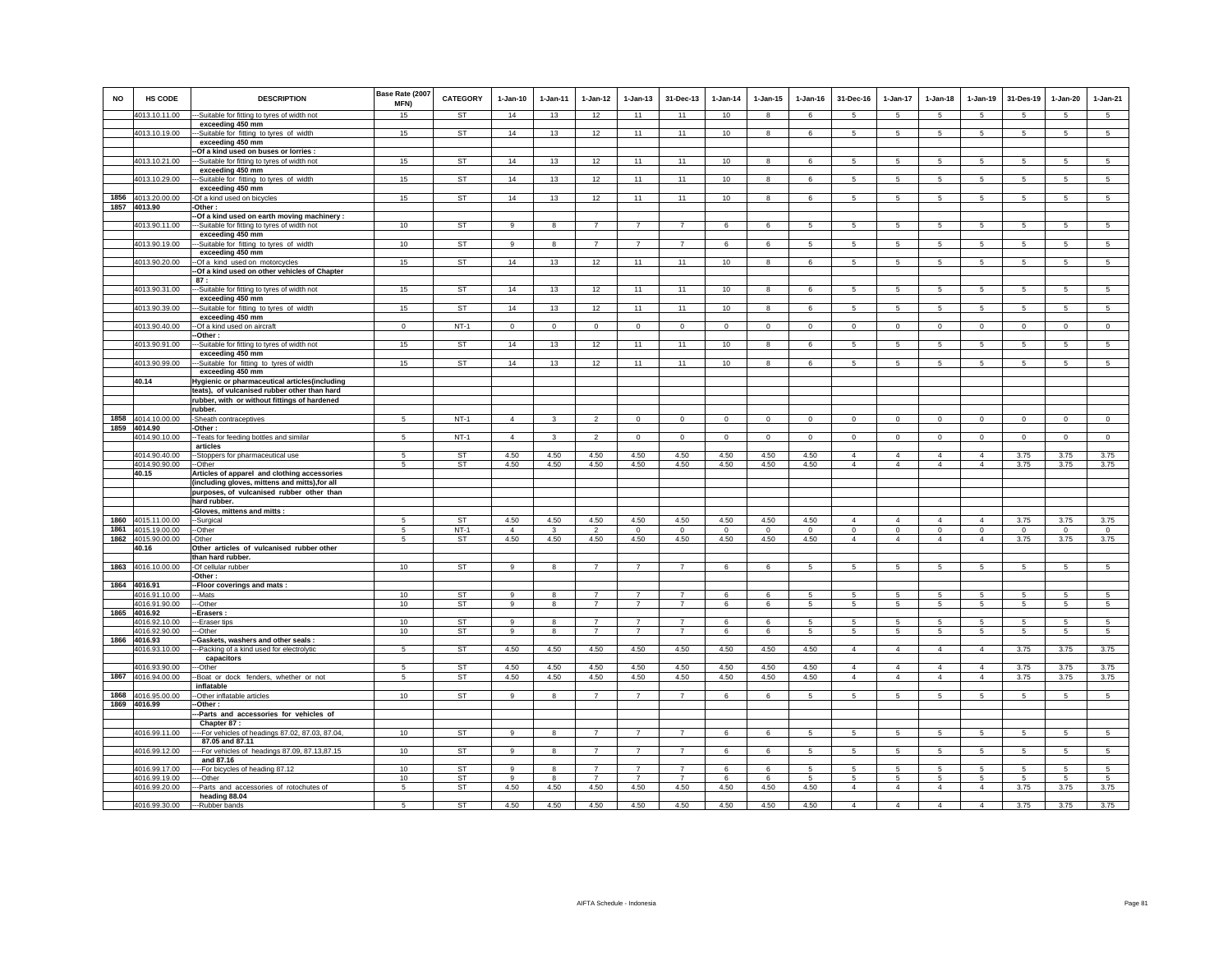| NO | HS CODE | DESCRIPTION | Base Rate (2007 MFN) | CATEGORY | 1-Jan-10 | 1-Jan-11 | 1-Jan-12 | 1-Jan-13 | 31-Dec-13 | 1-Jan-14 | 1-Jan-15 | 1-Jan-16 | 31-Dec-16 | 1-Jan-17 | 1-Jan-18 | 1-Jan-19 | 31-Des-19 | 1-Jan-20 | 1-Jan-21 |
|---|---|---|---|---|---|---|---|---|---|---|---|---|---|---|---|---|---|---|---|
| | 4013.10.11.00 | ---Suitable for fitting to tyres of width not exceeding 450 mm | 15 | ST | 14 | 13 | 12 | 11 | 11 | 10 | 8 | 6 | 5 | 5 | 5 | 5 | 5 | 5 | 5 |
| | 4013.10.19.00 | ---Suitable for fitting to tyres of width exceeding 450 mm | 15 | ST | 14 | 13 | 12 | 11 | 11 | 10 | 8 | 6 | 5 | 5 | 5 | 5 | 5 | 5 | 5 |
| | | --Of a kind used on buses or lorries : | | | | | | | | | | | | | | | | | |
| | 4013.10.21.00 | ---Suitable for fitting to tyres of width not exceeding 450 mm | 15 | ST | 14 | 13 | 12 | 11 | 11 | 10 | 8 | 6 | 5 | 5 | 5 | 5 | 5 | 5 | 5 |
| | 4013.10.29.00 | ---Suitable for fitting to tyres of width exceeding 450 mm | 15 | ST | 14 | 13 | 12 | 11 | 11 | 10 | 8 | 6 | 5 | 5 | 5 | 5 | 5 | 5 | 5 |
| 1856 | 4013.20.00.00 | -Of a kind used on bicycles | 15 | ST | 14 | 13 | 12 | 11 | 11 | 10 | 8 | 6 | 5 | 5 | 5 | 5 | 5 | 5 | 5 |
| 1857 | 4013.90 | -Other : | | | | | | | | | | | | | | | | | |
| | | --Of a kind used on earth moving machinery : | | | | | | | | | | | | | | | | | |
| | 4013.90.11.00 | ---Suitable for fitting to tyres of width not exceeding 450 mm | 10 | ST | 9 | 8 | 7 | 7 | 7 | 6 | 6 | 5 | 5 | 5 | 5 | 5 | 5 | 5 | 5 |
| | 4013.90.19.00 | ---Suitable for fitting to tyres of width exceeding 450 mm | 10 | ST | 9 | 8 | 7 | 7 | 7 | 6 | 6 | 5 | 5 | 5 | 5 | 5 | 5 | 5 | 5 |
| | 4013.90.20.00 | --Of a kind used on motorcycles | 15 | ST | 14 | 13 | 12 | 11 | 11 | 10 | 8 | 6 | 5 | 5 | 5 | 5 | 5 | 5 | 5 |
| | | --Of a kind used on other vehicles of Chapter 87 : | | | | | | | | | | | | | | | | | |
| | 4013.90.31.00 | ---Suitable for fitting to tyres of width not exceeding 450 mm | 15 | ST | 14 | 13 | 12 | 11 | 11 | 10 | 8 | 6 | 5 | 5 | 5 | 5 | 5 | 5 | 5 |
| | 4013.90.39.00 | ---Suitable for fitting to tyres of width exceeding 450 mm | 15 | ST | 14 | 13 | 12 | 11 | 11 | 10 | 8 | 6 | 5 | 5 | 5 | 5 | 5 | 5 | 5 |
| | 4013.90.40.00 | --Of a kind used on aircraft | 0 | NT-1 | 0 | 0 | 0 | 0 | 0 | 0 | 0 | 0 | 0 | 0 | 0 | 0 | 0 | 0 | 0 |
| | | --Other : | | | | | | | | | | | | | | | | | |
| | 4013.90.91.00 | ---Suitable for fitting to tyres of width not exceeding 450 mm | 15 | ST | 14 | 13 | 12 | 11 | 11 | 10 | 8 | 6 | 5 | 5 | 5 | 5 | 5 | 5 | 5 |
| | 4013.90.99.00 | ---Suitable for fitting to tyres of width exceeding 450 mm | 15 | ST | 14 | 13 | 12 | 11 | 11 | 10 | 8 | 6 | 5 | 5 | 5 | 5 | 5 | 5 | 5 |
| | 40.14 | Hygienic or pharmaceutical articles(including teats), of vulcanised rubber other than hard rubber, with or without fittings of hardened rubber. | | | | | | | | | | | | | | | | | |
| 1858 | 4014.10.00.00 | -Sheath contraceptives | 5 | NT-1 | 4 | 3 | 2 | 0 | 0 | 0 | 0 | 0 | 0 | 0 | 0 | 0 | 0 | 0 | 0 |
| 1859 | 4014.90 | -Other : | | | | | | | | | | | | | | | | | |
| | 4014.90.10.00 | --Teats for feeding bottles and similar articles | 5 | NT-1 | 4 | 3 | 2 | 0 | 0 | 0 | 0 | 0 | 0 | 0 | 0 | 0 | 0 | 0 | 0 |
| | 4014.90.40.00 | --Stoppers for pharmaceutical use | 5 | ST | 4.50 | 4.50 | 4.50 | 4.50 | 4.50 | 4.50 | 4.50 | 4.50 | 4 | 4 | 4 | 4 | 3.75 | 3.75 | 3.75 |
| | 4014.90.90.00 | --Other | 5 | ST | 4.50 | 4.50 | 4.50 | 4.50 | 4.50 | 4.50 | 4.50 | 4.50 | 4 | 4 | 4 | 4 | 3.75 | 3.75 | 3.75 |
| | 40.15 | Articles of apparel and clothing accessories (including gloves, mittens and mitts),for all purposes, of vulcanised rubber other than hard rubber. | | | | | | | | | | | | | | | | | |
| | | -Gloves, mittens and mitts : | | | | | | | | | | | | | | | | | |
| 1860 | 4015.11.00.00 | --Surgical | 5 | ST | 4.50 | 4.50 | 4.50 | 4.50 | 4.50 | 4.50 | 4.50 | 4.50 | 4 | 4 | 4 | 4 | 3.75 | 3.75 | 3.75 |
| 1861 | 4015.19.00.00 | --Other | 5 | NT-1 | 4 | 3 | 2 | 0 | 0 | 0 | 0 | 0 | 0 | 0 | 0 | 0 | 0 | 0 | 0 |
| 1862 | 4015.90.00.00 | -Other | 5 | ST | 4.50 | 4.50 | 4.50 | 4.50 | 4.50 | 4.50 | 4.50 | 4.50 | 4 | 4 | 4 | 4 | 3.75 | 3.75 | 3.75 |
| | 40.16 | Other articles of vulcanised rubber other than hard rubber. | | | | | | | | | | | | | | | | | |
| 1863 | 4016.10.00.00 | -Of cellular rubber | 10 | ST | 9 | 8 | 7 | 7 | 7 | 6 | 6 | 5 | 5 | 5 | 5 | 5 | 5 | 5 | 5 |
| | | -Other : | | | | | | | | | | | | | | | | | |
| 1864 | 4016.91 | --Floor coverings and mats : | | | | | | | | | | | | | | | | | |
| | 4016.91.10.00 | ---Mats | 10 | ST | 9 | 8 | 7 | 7 | 7 | 6 | 6 | 5 | 5 | 5 | 5 | 5 | 5 | 5 | 5 |
| | 4016.91.90.00 | ---Other | 10 | ST | 9 | 8 | 7 | 7 | 7 | 6 | 6 | 5 | 5 | 5 | 5 | 5 | 5 | 5 | 5 |
| 1865 | 4016.92 | --Erasers : | | | | | | | | | | | | | | | | | |
| | 4016.92.10.00 | ---Eraser tips | 10 | ST | 9 | 8 | 7 | 7 | 7 | 6 | 6 | 5 | 5 | 5 | 5 | 5 | 5 | 5 | 5 |
| | 4016.92.90.00 | ---Other | 10 | ST | 9 | 8 | 7 | 7 | 7 | 6 | 6 | 5 | 5 | 5 | 5 | 5 | 5 | 5 | 5 |
| 1866 | 4016.93 | --Gaskets, washers and other seals : | | | | | | | | | | | | | | | | | |
| | 4016.93.10.00 | ---Packing of a kind used for electrolytic capacitors | 5 | ST | 4.50 | 4.50 | 4.50 | 4.50 | 4.50 | 4.50 | 4.50 | 4.50 | 4 | 4 | 4 | 4 | 3.75 | 3.75 | 3.75 |
| | 4016.93.90.00 | ---Other | 5 | ST | 4.50 | 4.50 | 4.50 | 4.50 | 4.50 | 4.50 | 4.50 | 4.50 | 4 | 4 | 4 | 4 | 3.75 | 3.75 | 3.75 |
| 1867 | 4016.94.00.00 | --Boat or dock fenders, whether or not inflatable | 5 | ST | 4.50 | 4.50 | 4.50 | 4.50 | 4.50 | 4.50 | 4.50 | 4.50 | 4 | 4 | 4 | 4 | 3.75 | 3.75 | 3.75 |
| 1868 | 4016.95.00.00 | --Other inflatable articles | 10 | ST | 9 | 8 | 7 | 7 | 7 | 6 | 6 | 5 | 5 | 5 | 5 | 5 | 5 | 5 | 5 |
| 1869 | 4016.99 | --Other : | | | | | | | | | | | | | | | | | |
| | | ---Parts and accessories for vehicles of Chapter 87 : | | | | | | | | | | | | | | | | | |
| | 4016.99.11.00 | ----For vehicles of headings 87.02, 87.03, 87.04, 87.05 and 87.11 | 10 | ST | 9 | 8 | 7 | 7 | 7 | 6 | 6 | 5 | 5 | 5 | 5 | 5 | 5 | 5 | 5 |
| | 4016.99.12.00 | ----For vehicles of headings 87.09, 87.13,87.15 and 87.16 | 10 | ST | 9 | 8 | 7 | 7 | 7 | 6 | 6 | 5 | 5 | 5 | 5 | 5 | 5 | 5 | 5 |
| | 4016.99.17.00 | ----For bicycles of heading 87.12 | 10 | ST | 9 | 8 | 7 | 7 | 7 | 6 | 6 | 5 | 5 | 5 | 5 | 5 | 5 | 5 | 5 |
| | 4016.99.19.00 | ----Other | 10 | ST | 9 | 8 | 7 | 7 | 7 | 6 | 6 | 5 | 5 | 5 | 5 | 5 | 5 | 5 | 5 |
| | 4016.99.20.00 | ---Parts and accessories of rotochutes of heading 88.04 | 5 | ST | 4.50 | 4.50 | 4.50 | 4.50 | 4.50 | 4.50 | 4.50 | 4.50 | 4 | 4 | 4 | 4 | 3.75 | 3.75 | 3.75 |
| | 4016.99.30.00 | ---Rubber bands | 5 | ST | 4.50 | 4.50 | 4.50 | 4.50 | 4.50 | 4.50 | 4.50 | 4.50 | 4 | 4 | 4 | 4 | 3.75 | 3.75 | 3.75 |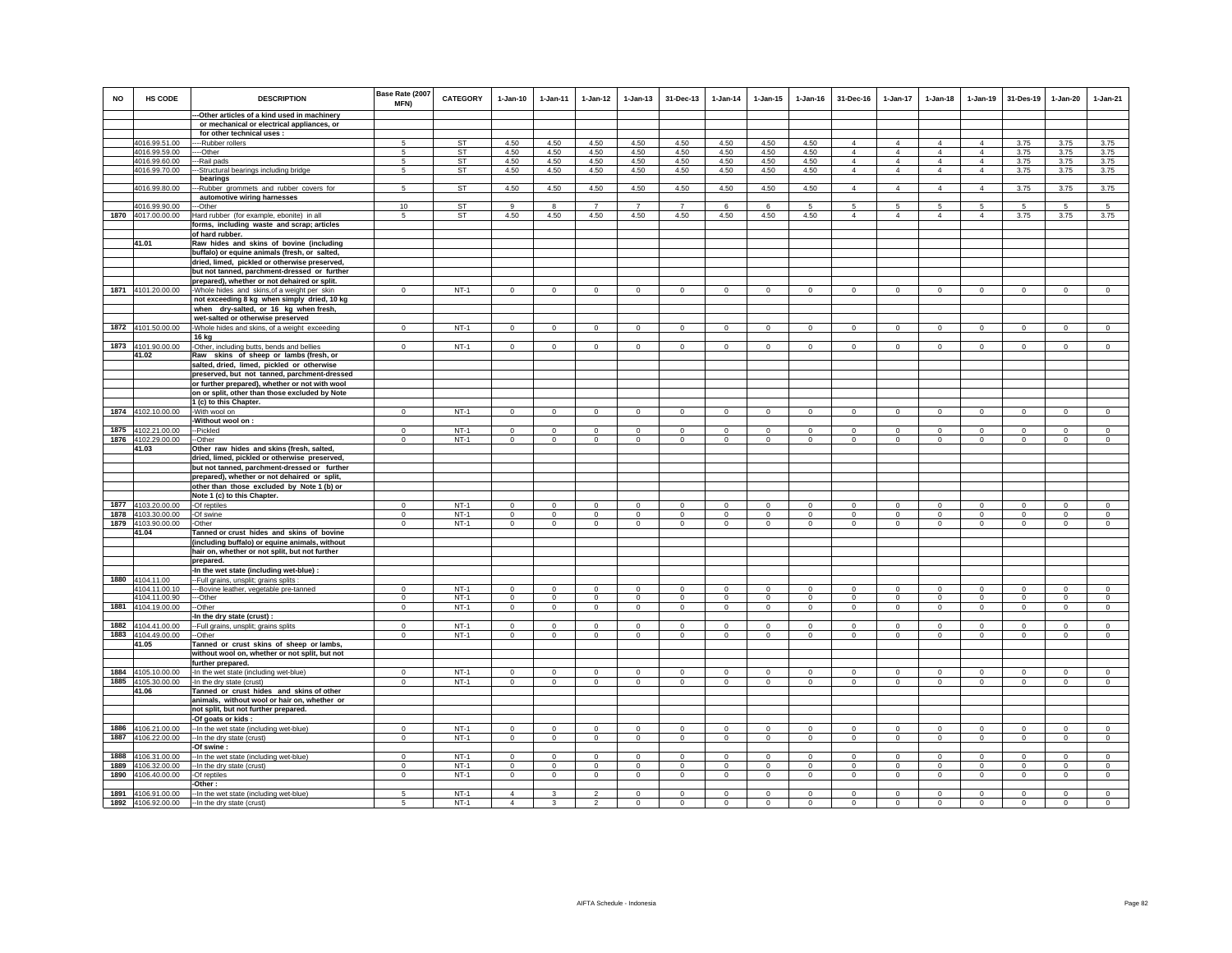| NO | HS CODE | DESCRIPTION | Base Rate (2007 MFN) | CATEGORY | 1-Jan-10 | 1-Jan-11 | 1-Jan-12 | 1-Jan-13 | 31-Dec-13 | 1-Jan-14 | 1-Jan-15 | 1-Jan-16 | 31-Dec-16 | 1-Jan-17 | 1-Jan-18 | 1-Jan-19 | 31-Des-19 | 1-Jan-20 | 1-Jan-21 |
|---|---|---|---|---|---|---|---|---|---|---|---|---|---|---|---|---|---|---|---|
| | | ---Other articles of a kind used in machinery or mechanical or electrical appliances, or for other technical uses : | | | | | | | | | | | | | | | | | |
| | 4016.99.51.00 | ----Rubber rollers | 5 | ST | 4.50 | 4.50 | 4.50 | 4.50 | 4.50 | 4.50 | 4.50 | 4.50 | 4 | 4 | 4 | 4 | 3.75 | 3.75 | 3.75 |
| | 4016.99.59.00 | ----Other | 5 | ST | 4.50 | 4.50 | 4.50 | 4.50 | 4.50 | 4.50 | 4.50 | 4.50 | 4 | 4 | 4 | 4 | 3.75 | 3.75 | 3.75 |
| | 4016.99.60.00 | ---Rail pads | 5 | ST | 4.50 | 4.50 | 4.50 | 4.50 | 4.50 | 4.50 | 4.50 | 4.50 | 4 | 4 | 4 | 4 | 3.75 | 3.75 | 3.75 |
| | 4016.99.70.00 | ---Structural bearings including bridge bearings | 5 | ST | 4.50 | 4.50 | 4.50 | 4.50 | 4.50 | 4.50 | 4.50 | 4.50 | 4 | 4 | 4 | 4 | 3.75 | 3.75 | 3.75 |
| | 4016.99.80.00 | ---Rubber grommets and rubber covers for automotive wiring harnesses | 5 | ST | 4.50 | 4.50 | 4.50 | 4.50 | 4.50 | 4.50 | 4.50 | 4.50 | 4 | 4 | 4 | 4 | 3.75 | 3.75 | 3.75 |
| | 4016.99.90.00 | ---Other | 10 | ST | 9 | 8 | 7 | 7 | 7 | 6 | 6 | 5 | 5 | 5 | 5 | 5 | 5 | 5 | 5 |
| 1870 | 4017.00.00.00 | Hard rubber (for example, ebonite) in all forms, including waste and scrap; articles of hard rubber. | 5 | ST | 4.50 | 4.50 | 4.50 | 4.50 | 4.50 | 4.50 | 4.50 | 4.50 | 4 | 4 | 4 | 4 | 3.75 | 3.75 | 3.75 |
| | 41.01 | Raw hides and skins of bovine (including buffalo) or equine animals (fresh, or salted, dried, limed, pickled or otherwise preserved, but not tanned, parchment-dressed or further prepared), whether or not dehaired or split. | | | | | | | | | | | | | | | | | |
| 1871 | 4101.20.00.00 | -Whole hides and skins,of a weight per skin not exceeding 8 kg when simply dried, 10 kg when dry-salted, or 16 kg when fresh, wet-salted or otherwise preserved | 0 | NT-1 | 0 | 0 | 0 | 0 | 0 | 0 | 0 | 0 | 0 | 0 | 0 | 0 | 0 | 0 | 0 |
| 1872 | 4101.50.00.00 | -Whole hides and skins, of a weight exceeding 16 kg | 0 | NT-1 | 0 | 0 | 0 | 0 | 0 | 0 | 0 | 0 | 0 | 0 | 0 | 0 | 0 | 0 | 0 |
| 1873 | 4101.90.00.00 | -Other, including butts, bends and bellies | 0 | NT-1 | 0 | 0 | 0 | 0 | 0 | 0 | 0 | 0 | 0 | 0 | 0 | 0 | 0 | 0 | 0 |
| | 41.02 | Raw skins of sheep or lambs (fresh, or salted, dried, limed, pickled or otherwise preserved, but not tanned, parchment-dressed or further prepared), whether or not with wool on or split, other than those excluded by Note 1 (c) to this Chapter. | | | | | | | | | | | | | | | | | |
| 1874 | 4102.10.00.00 | -With wool on | 0 | NT-1 | 0 | 0 | 0 | 0 | 0 | 0 | 0 | 0 | 0 | 0 | 0 | 0 | 0 | 0 | 0 |
| | | -Without wool on : | | | | | | | | | | | | | | | | | |
| 1875 | 4102.21.00.00 | --Pickled | 0 | NT-1 | 0 | 0 | 0 | 0 | 0 | 0 | 0 | 0 | 0 | 0 | 0 | 0 | 0 | 0 | 0 |
| 1876 | 4102.29.00.00 | --Other | 0 | NT-1 | 0 | 0 | 0 | 0 | 0 | 0 | 0 | 0 | 0 | 0 | 0 | 0 | 0 | 0 | 0 |
| | 41.03 | Other raw hides and skins (fresh, salted, dried, limed, pickled or otherwise preserved, but not tanned, parchment-dressed or further prepared), whether or not dehaired or split, other than those excluded by Note 1 (b) or Note 1 (c) to this Chapter. | | | | | | | | | | | | | | | | | |
| 1877 | 4103.20.00.00 | -Of reptiles | 0 | NT-1 | 0 | 0 | 0 | 0 | 0 | 0 | 0 | 0 | 0 | 0 | 0 | 0 | 0 | 0 | 0 |
| 1878 | 4103.30.00.00 | -Of swine | 0 | NT-1 | 0 | 0 | 0 | 0 | 0 | 0 | 0 | 0 | 0 | 0 | 0 | 0 | 0 | 0 | 0 |
| 1879 | 4103.90.00.00 | -Other | 0 | NT-1 | 0 | 0 | 0 | 0 | 0 | 0 | 0 | 0 | 0 | 0 | 0 | 0 | 0 | 0 | 0 |
| | 41.04 | Tanned or crust hides and skins of bovine (including buffalo) or equine animals, without hair on, whether or not split, but not further prepared. | | | | | | | | | | | | | | | | | |
| | | -In the wet state (including wet-blue) : | | | | | | | | | | | | | | | | | |
| 1880 | 4104.11.00 | --Full grains, unsplit; grains splits : | | | | | | | | | | | | | | | | | |
| | 4104.11.00.10 | ---Bovine leather, vegetable pre-tanned | 0 | NT-1 | 0 | 0 | 0 | 0 | 0 | 0 | 0 | 0 | 0 | 0 | 0 | 0 | 0 | 0 | 0 |
| | 4104.11.00.90 | ---Other | 0 | NT-1 | 0 | 0 | 0 | 0 | 0 | 0 | 0 | 0 | 0 | 0 | 0 | 0 | 0 | 0 | 0 |
| 1881 | 4104.19.00.00 | --Other | 0 | NT-1 | 0 | 0 | 0 | 0 | 0 | 0 | 0 | 0 | 0 | 0 | 0 | 0 | 0 | 0 | 0 |
| | | -In the dry state (crust) : | | | | | | | | | | | | | | | | | |
| 1882 | 4104.41.00.00 | --Full grains, unsplit; grains splits | 0 | NT-1 | 0 | 0 | 0 | 0 | 0 | 0 | 0 | 0 | 0 | 0 | 0 | 0 | 0 | 0 | 0 |
| 1883 | 4104.49.00.00 | --Other | 0 | NT-1 | 0 | 0 | 0 | 0 | 0 | 0 | 0 | 0 | 0 | 0 | 0 | 0 | 0 | 0 | 0 |
| | 41.05 | Tanned or crust skins of sheep or lambs, without wool on, whether or not split, but not further prepared. | | | | | | | | | | | | | | | | | |
| 1884 | 4105.10.00.00 | -In the wet state (including wet-blue) | 0 | NT-1 | 0 | 0 | 0 | 0 | 0 | 0 | 0 | 0 | 0 | 0 | 0 | 0 | 0 | 0 | 0 |
| 1885 | 4105.30.00.00 | -In the dry state (crust) | 0 | NT-1 | 0 | 0 | 0 | 0 | 0 | 0 | 0 | 0 | 0 | 0 | 0 | 0 | 0 | 0 | 0 |
| | 41.06 | Tanned or crust hides and skins of other animals, without wool or hair on, whether or not split, but not further prepared. | | | | | | | | | | | | | | | | | |
| | | -Of goats or kids : | | | | | | | | | | | | | | | | | |
| 1886 | 4106.21.00.00 | --In the wet state (including wet-blue) | 0 | NT-1 | 0 | 0 | 0 | 0 | 0 | 0 | 0 | 0 | 0 | 0 | 0 | 0 | 0 | 0 | 0 |
| 1887 | 4106.22.00.00 | --In the dry state (crust) | 0 | NT-1 | 0 | 0 | 0 | 0 | 0 | 0 | 0 | 0 | 0 | 0 | 0 | 0 | 0 | 0 | 0 |
| | | -Of swine : | | | | | | | | | | | | | | | | | |
| 1888 | 4106.31.00.00 | --In the wet state (including wet-blue) | 0 | NT-1 | 0 | 0 | 0 | 0 | 0 | 0 | 0 | 0 | 0 | 0 | 0 | 0 | 0 | 0 | 0 |
| 1889 | 4106.32.00.00 | --In the dry state (crust) | 0 | NT-1 | 0 | 0 | 0 | 0 | 0 | 0 | 0 | 0 | 0 | 0 | 0 | 0 | 0 | 0 | 0 |
| 1890 | 4106.40.00.00 | -Of reptiles | 0 | NT-1 | 0 | 0 | 0 | 0 | 0 | 0 | 0 | 0 | 0 | 0 | 0 | 0 | 0 | 0 | 0 |
| | | -Other : | | | | | | | | | | | | | | | | | |
| 1891 | 4106.91.00.00 | --In the wet state (including wet-blue) | 5 | NT-1 | 4 | 3 | 2 | 0 | 0 | 0 | 0 | 0 | 0 | 0 | 0 | 0 | 0 | 0 | 0 |
| 1892 | 4106.92.00.00 | --In the dry state (crust) | 5 | NT-1 | 4 | 3 | 2 | 0 | 0 | 0 | 0 | 0 | 0 | 0 | 0 | 0 | 0 | 0 | 0 |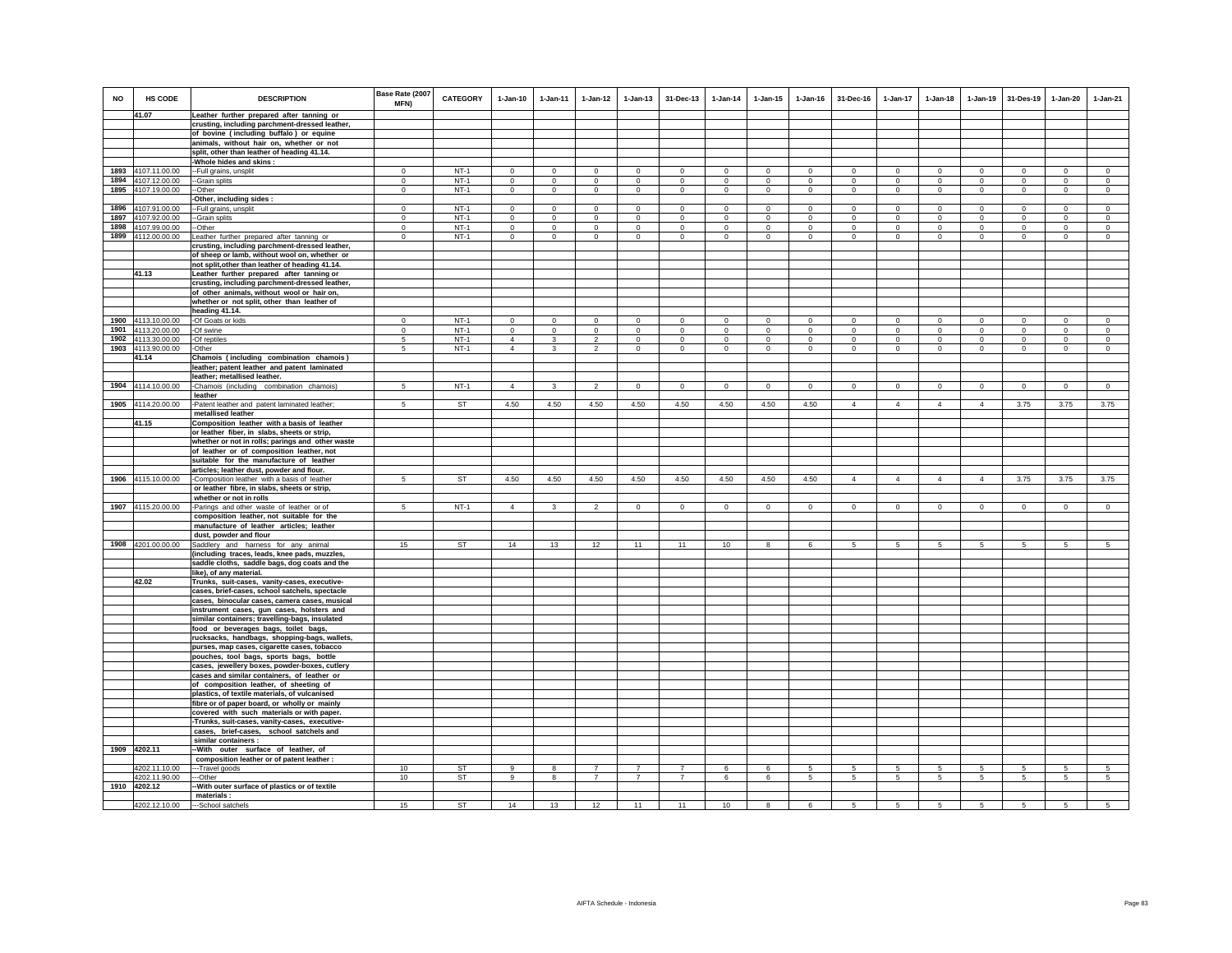| NO | HS CODE | DESCRIPTION | Base Rate (2007 MFN) | CATEGORY | 1-Jan-10 | 1-Jan-11 | 1-Jan-12 | 1-Jan-13 | 31-Dec-13 | 1-Jan-14 | 1-Jan-15 | 1-Jan-16 | 31-Dec-16 | 1-Jan-17 | 1-Jan-18 | 1-Jan-19 | 31-Des-19 | 1-Jan-20 | 1-Jan-21 |
|---|---|---|---|---|---|---|---|---|---|---|---|---|---|---|---|---|---|---|---|
| | 41.07 | Leather further prepared after tanning or crusting, including parchment-dressed leather, of bovine (including buffalo) or equine animals, without hair on, whether or not split, other than leather of heading 41.14. | | | | | | | | | | | | | | | | | |
| | | -Whole hides and skins : | | | | | | | | | | | | | | | | | |
| 1893 | 4107.11.00.00 | --Full grains, unsplit | 0 | NT-1 | 0 | 0 | 0 | 0 | 0 | 0 | 0 | 0 | 0 | 0 | 0 | 0 | 0 | 0 | 0 |
| 1894 | 4107.12.00.00 | --Grain splits | 0 | NT-1 | 0 | 0 | 0 | 0 | 0 | 0 | 0 | 0 | 0 | 0 | 0 | 0 | 0 | 0 | 0 |
| 1895 | 4107.19.00.00 | --Other | 0 | NT-1 | 0 | 0 | 0 | 0 | 0 | 0 | 0 | 0 | 0 | 0 | 0 | 0 | 0 | 0 | 0 |
| | | -Other, including sides : | | | | | | | | | | | | | | | | | |
| 1896 | 4107.91.00.00 | --Full grains, unsplit | 0 | NT-1 | 0 | 0 | 0 | 0 | 0 | 0 | 0 | 0 | 0 | 0 | 0 | 0 | 0 | 0 | 0 |
| 1897 | 4107.92.00.00 | --Grain splits | 0 | NT-1 | 0 | 0 | 0 | 0 | 0 | 0 | 0 | 0 | 0 | 0 | 0 | 0 | 0 | 0 | 0 |
| 1898 | 4107.99.00.00 | --Other | 0 | NT-1 | 0 | 0 | 0 | 0 | 0 | 0 | 0 | 0 | 0 | 0 | 0 | 0 | 0 | 0 | 0 |
| 1899 | 4112.00.00.00 | Leather further prepared after tanning or crusting, including parchment-dressed leather, of sheep or lamb, without wool on, whether or not split,other than leather of heading 41.14. | 0 | NT-1 | 0 | 0 | 0 | 0 | 0 | 0 | 0 | 0 | 0 | 0 | 0 | 0 | 0 | 0 | 0 |
| | 41.13 | Leather further prepared after tanning or crusting, including parchment-dressed leather, of other animals, without wool or hair on, whether or not split, other than leather of heading 41.14. | | | | | | | | | | | | | | | | | |
| 1900 | 4113.10.00.00 | -Of Goats or kids | 0 | NT-1 | 0 | 0 | 0 | 0 | 0 | 0 | 0 | 0 | 0 | 0 | 0 | 0 | 0 | 0 | 0 |
| 1901 | 4113.20.00.00 | -Of swine | 0 | NT-1 | 0 | 0 | 0 | 0 | 0 | 0 | 0 | 0 | 0 | 0 | 0 | 0 | 0 | 0 | 0 |
| 1902 | 4113.30.00.00 | -Of reptiles | 5 | NT-1 | 4 | 3 | 2 | 0 | 0 | 0 | 0 | 0 | 0 | 0 | 0 | 0 | 0 | 0 | 0 |
| 1903 | 4113.90.00.00 | -Other | 5 | NT-1 | 4 | 3 | 2 | 0 | 0 | 0 | 0 | 0 | 0 | 0 | 0 | 0 | 0 | 0 | 0 |
| | 41.14 | Chamois (including combination chamois) leather; patent leather and patent laminated leather; metallised leather. | | | | | | | | | | | | | | | | | |
| 1904 | 4114.10.00.00 | -Chamois (including combination chamois) leather | 5 | NT-1 | 4 | 3 | 2 | 0 | 0 | 0 | 0 | 0 | 0 | 0 | 0 | 0 | 0 | 0 | 0 |
| 1905 | 4114.20.00.00 | -Patent leather and patent laminated leather; metallised leather | 5 | ST | 4.50 | 4.50 | 4.50 | 4.50 | 4.50 | 4.50 | 4.50 | 4.50 | 4 | 4 | 4 | 4 | 3.75 | 3.75 | 3.75 |
| | 41.15 | Composition leather with a basis of leather or leather fiber, in slabs, sheets or strip, whether or not in rolls; parings and other waste of leather or of composition leather, not suitable for the manufacture of leather articles; leather dust, powder and flour. | | | | | | | | | | | | | | | | | |
| 1906 | 4115.10.00.00 | -Composition leather with a basis of leather or leather fibre, in slabs, sheets or strip, whether or not in rolls | 5 | ST | 4.50 | 4.50 | 4.50 | 4.50 | 4.50 | 4.50 | 4.50 | 4.50 | 4 | 4 | 4 | 4 | 3.75 | 3.75 | 3.75 |
| 1907 | 4115.20.00.00 | -Parings and other waste of leather or of composition leather, not suitable for the manufacture of leather articles; leather dust, powder and flour | 5 | NT-1 | 4 | 3 | 2 | 0 | 0 | 0 | 0 | 0 | 0 | 0 | 0 | 0 | 0 | 0 | 0 |
| 1908 | 4201.00.00.00 | Saddlery and harness for any animal (including traces, leads, knee pads, muzzles, saddle cloths, saddle bags, dog coats and the like), of any material. | 15 | ST | 14 | 13 | 12 | 11 | 11 | 10 | 8 | 6 | 5 | 5 | 5 | 5 | 5 | 5 | 5 |
| | 42.02 | Trunks, suit-cases, vanity-cases, executive-cases, brief-cases, school satchels, spectacle cases, binocular cases, camera cases, musical instrument cases, gun cases, holsters and similar containers; travelling-bags, insulated food or beverages bags, toilet bags, rucksacks, handbags, shopping-bags, wallets, purses, map cases, cigarette cases, tobacco pouches, tool bags, sports bags, bottle cases, jewellery boxes, powder-boxes, cutlery cases and similar containers, of leather or of composition leather, of sheeting of plastics, of textile materials, of vulcanised fibre or of paper board, or wholly or mainly covered with such materials or with paper. | | | | | | | | | | | | | | | | | |
| | | -Trunks, suit-cases, vanity-cases, executive-cases, brief-cases, school satchels and similar containers : | | | | | | | | | | | | | | | | | |
| 1909 | 4202.11 | --With outer surface of leather, of composition leather or of patent leather : | | | | | | | | | | | | | | | | | |
| | 4202.11.10.00 | ---Travel goods | 10 | ST | 9 | 8 | 7 | 7 | 7 | 6 | 6 | 5 | 5 | 5 | 5 | 5 | 5 | 5 | 5 |
| | 4202.11.90.00 | ---Other | 10 | ST | 9 | 8 | 7 | 7 | 7 | 6 | 6 | 5 | 5 | 5 | 5 | 5 | 5 | 5 | 5 |
| 1910 | 4202.12 | --With outer surface of plastics or of textile materials : | | | | | | | | | | | | | | | | | |
| | 4202.12.10.00 | ---School satchels | 15 | ST | 14 | 13 | 12 | 11 | 11 | 10 | 8 | 6 | 5 | 5 | 5 | 5 | 5 | 5 | 5 |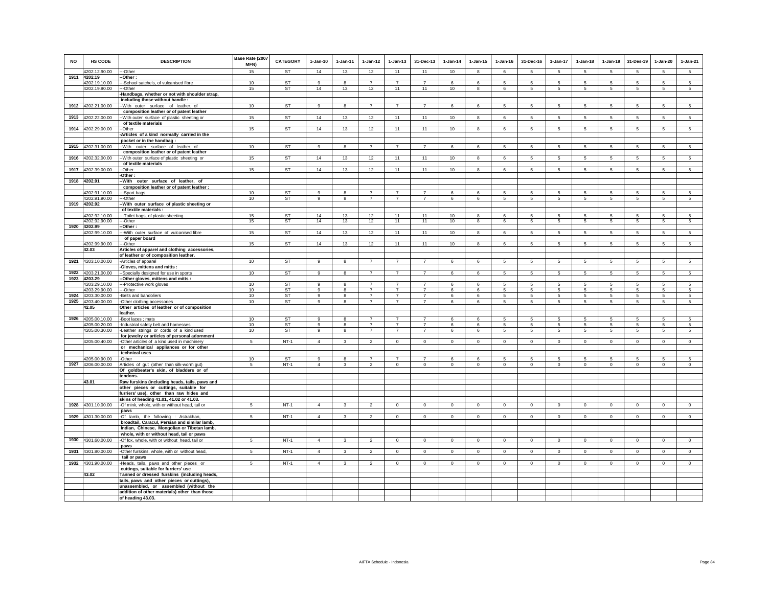| NO | HS CODE | DESCRIPTION | Base Rate (2007 MFN) | CATEGORY | 1-Jan-10 | 1-Jan-11 | 1-Jan-12 | 1-Jan-13 | 31-Dec-13 | 1-Jan-14 | 1-Jan-15 | 1-Jan-16 | 31-Dec-16 | 1-Jan-17 | 1-Jan-18 | 1-Jan-19 | 31-Des-19 | 1-Jan-20 | 1-Jan-21 |
|---|---|---|---|---|---|---|---|---|---|---|---|---|---|---|---|---|---|---|---|
| | 4202.12.90.00 | ---Other | 15 | ST | 14 | 13 | 12 | 11 | 11 | 10 | 8 | 6 | 5 | 5 | 5 | 5 | 5 | 5 | 5 |
| 1911 | 4202.19 | --Other : | | | | | | | | | | | | | | | | | |
| | 4202.19.10.00 | ---School satchels, of vulcanised fibre | 10 | ST | 9 | 8 | 7 | 7 | 7 | 6 | 6 | 5 | 5 | 5 | 5 | 5 | 5 | 5 | 5 |
| | 4202.19.90.00 | ---Other | 15 | ST | 14 | 13 | 12 | 11 | 11 | 10 | 8 | 6 | 5 | 5 | 5 | 5 | 5 | 5 | 5 |
| | | -Handbags, whether or not with shoulder strap, including those without handle : | | | | | | | | | | | | | | | | | |
| 1912 | 4202.21.00.00 | --With outer surface of leather, of composition leather or of patent leather | 10 | ST | 9 | 8 | 7 | 7 | 7 | 6 | 6 | 5 | 5 | 5 | 5 | 5 | 5 | 5 | 5 |
| 1913 | 4202.22.00.00 | --With outer surface of plastic sheeting or of textile materials | 15 | ST | 14 | 13 | 12 | 11 | 11 | 10 | 8 | 6 | 5 | 5 | 5 | 5 | 5 | 5 | 5 |
| 1914 | 4202.29.00.00 | --Other | 15 | ST | 14 | 13 | 12 | 11 | 11 | 10 | 8 | 6 | 5 | 5 | 5 | 5 | 5 | 5 | 5 |
| | | -Articles of a kind normally carried in the pocket or in the handbag : | | | | | | | | | | | | | | | | | |
| 1915 | 4202.31.00.00 | --With outer surface of leather, of composition leather or of patent leather | 10 | ST | 9 | 8 | 7 | 7 | 7 | 6 | 6 | 5 | 5 | 5 | 5 | 5 | 5 | 5 | 5 |
| 1916 | 4202.32.00.00 | --With outer surface of plastic sheeting or of textile materials | 15 | ST | 14 | 13 | 12 | 11 | 11 | 10 | 8 | 6 | 5 | 5 | 5 | 5 | 5 | 5 | 5 |
| 1917 | 4202.39.00.00 | --Other | 15 | ST | 14 | 13 | 12 | 11 | 11 | 10 | 8 | 6 | 5 | 5 | 5 | 5 | 5 | 5 | 5 |
| | | -Other : | | | | | | | | | | | | | | | | | |
| 1918 | 4202.91 | --With outer surface of leather, of composition leather or of patent leather : | | | | | | | | | | | | | | | | | |
| | 4202.91.10.00 | ---Sport bags | 10 | ST | 9 | 8 | 7 | 7 | 7 | 6 | 6 | 5 | 5 | 5 | 5 | 5 | 5 | 5 | 5 |
| | 4202.91.90.00 | ---Other | 10 | ST | 9 | 8 | 7 | 7 | 7 | 6 | 6 | 5 | 5 | 5 | 5 | 5 | 5 | 5 | 5 |
| 1919 | 4202.92 | --With outer surface of plastic sheeting or of textile materials : | | | | | | | | | | | | | | | | | |
| | 4202.92.10.00 | ---Toilet bags, of plastic sheeting | 15 | ST | 14 | 13 | 12 | 11 | 11 | 10 | 8 | 6 | 5 | 5 | 5 | 5 | 5 | 5 | 5 |
| | 4202.92.90.00 | ---Other | 15 | ST | 14 | 13 | 12 | 11 | 11 | 10 | 8 | 6 | 5 | 5 | 5 | 5 | 5 | 5 | 5 |
| 1920 | 4202.99 | --Other : | | | | | | | | | | | | | | | | | |
| | 4202.99.10.00 | ---With outer surface of vulcanised fibre of paper board | 15 | ST | 14 | 13 | 12 | 11 | 11 | 10 | 8 | 6 | 5 | 5 | 5 | 5 | 5 | 5 | 5 |
| | 4202.99.90.00 | ---Other | 15 | ST | 14 | 13 | 12 | 11 | 11 | 10 | 8 | 6 | 5 | 5 | 5 | 5 | 5 | 5 | 5 |
| | 42.03 | Articles of apparel and clothing accessories, of leather or of composition leather. | | | | | | | | | | | | | | | | | |
| 1921 | 4203.10.00.00 | -Articles of apparel | 10 | ST | 9 | 8 | 7 | 7 | 7 | 6 | 6 | 5 | 5 | 5 | 5 | 5 | 5 | 5 | 5 |
| | | -Gloves, mittens and mitts : | | | | | | | | | | | | | | | | | |
| 1922 | 4203.21.00.00 | --Specially designed for use in sports | 10 | ST | 9 | 8 | 7 | 7 | 7 | 6 | 6 | 5 | 5 | 5 | 5 | 5 | 5 | 5 | 5 |
| 1923 | 4203.29 | --Other gloves, mittens and mitts : | | | | | | | | | | | | | | | | | |
| | 4203.29.10.00 | ---Protective work gloves | 10 | ST | 9 | 8 | 7 | 7 | 7 | 6 | 6 | 5 | 5 | 5 | 5 | 5 | 5 | 5 | 5 |
| | 4203.29.90.00 | ---Other | 10 | ST | 9 | 8 | 7 | 7 | 7 | 6 | 6 | 5 | 5 | 5 | 5 | 5 | 5 | 5 | 5 |
| 1924 | 4203.30.00.00 | -Belts and bandoliers | 10 | ST | 9 | 8 | 7 | 7 | 7 | 6 | 6 | 5 | 5 | 5 | 5 | 5 | 5 | 5 | 5 |
| 1925 | 4203.40.00.00 | -Other clothing accessories | 10 | ST | 9 | 8 | 7 | 7 | 7 | 6 | 6 | 5 | 5 | 5 | 5 | 5 | 5 | 5 | 5 |
| | 42.05 | Other articles of leather or of composition leather. | | | | | | | | | | | | | | | | | |
| 1926 | 4205.00.10.00 | -Boot laces ; mats | 10 | ST | 9 | 8 | 7 | 7 | 7 | 6 | 6 | 5 | 5 | 5 | 5 | 5 | 5 | 5 | 5 |
| | 4205.00.20.00 | -Industrial safety belt and harnesses | 10 | ST | 9 | 8 | 7 | 7 | 7 | 6 | 6 | 5 | 5 | 5 | 5 | 5 | 5 | 5 | 5 |
| | 4205.00.30.00 | -Leather strings or cords of a kind used for jewelry or articles of personal adornment | 10 | ST | 9 | 8 | 7 | 7 | 7 | 6 | 6 | 5 | 5 | 5 | 5 | 5 | 5 | 5 | 5 |
| | 4205.00.40.00 | -Other articles of a kind used in machinery or mechanical appliances or for other technical uses | 5 | NT-1 | 4 | 3 | 2 | 0 | 0 | 0 | 0 | 0 | 0 | 0 | 0 | 0 | 0 | 0 | 0 |
| | 4205.00.90.00 | -Other | 10 | ST | 9 | 8 | 7 | 7 | 7 | 6 | 6 | 5 | 5 | 5 | 5 | 5 | 5 | 5 | 5 |
| 1927 | 4206.00.00.00 | Articles of gut (other than silk-worm gut) Of goldbeater's skin, of bladders or of tendons. | 5 | NT-1 | 4 | 3 | 2 | 0 | 0 | 0 | 0 | 0 | 0 | 0 | 0 | 0 | 0 | 0 | 0 |
| | 43.01 | Raw furskins (including heads, tails, paws and other pieces or cuttings, suitable for furriers' use), other than raw hides and skins of heading 41.01, 41.02 or 41.03. | | | | | | | | | | | | | | | | | |
| 1928 | 4301.10.00.00 | -Of mink, whole, with or without head, tail or paws | 5 | NT-1 | 4 | 3 | 2 | 0 | 0 | 0 | 0 | 0 | 0 | 0 | 0 | 0 | 0 | 0 | 0 |
| 1929 | 4301.30.00.00 | -Of lamb, the following : Astrakhan, broadtail, Caracul, Persian and similar lamb, Indian, Chinese, Mongolian or Tibetan lamb, whole, with or without head, tail or paws | 5 | NT-1 | 4 | 3 | 2 | 0 | 0 | 0 | 0 | 0 | 0 | 0 | 0 | 0 | 0 | 0 | 0 |
| 1930 | 4301.60.00.00 | -Of fox, whole, with or without head, tail or paws | 5 | NT-1 | 4 | 3 | 2 | 0 | 0 | 0 | 0 | 0 | 0 | 0 | 0 | 0 | 0 | 0 | 0 |
| 1931 | 4301.80.00.00 | -Other furskins, whole, with or without head, tail or paws | 5 | NT-1 | 4 | 3 | 2 | 0 | 0 | 0 | 0 | 0 | 0 | 0 | 0 | 0 | 0 | 0 | 0 |
| 1932 | 4301.90.00.00 | -Heads, tails, paws and other pieces or cuttings, suitable for furriers' use | 5 | NT-1 | 4 | 3 | 2 | 0 | 0 | 0 | 0 | 0 | 0 | 0 | 0 | 0 | 0 | 0 | 0 |
| | 43.02 | Tanned or dressed furskins (including heads, tails, paws and other pieces or cuttings), unassembled, or assembled (without the addition of other materials) other than those of heading 43.03. | | | | | | | | | | | | | | | | | |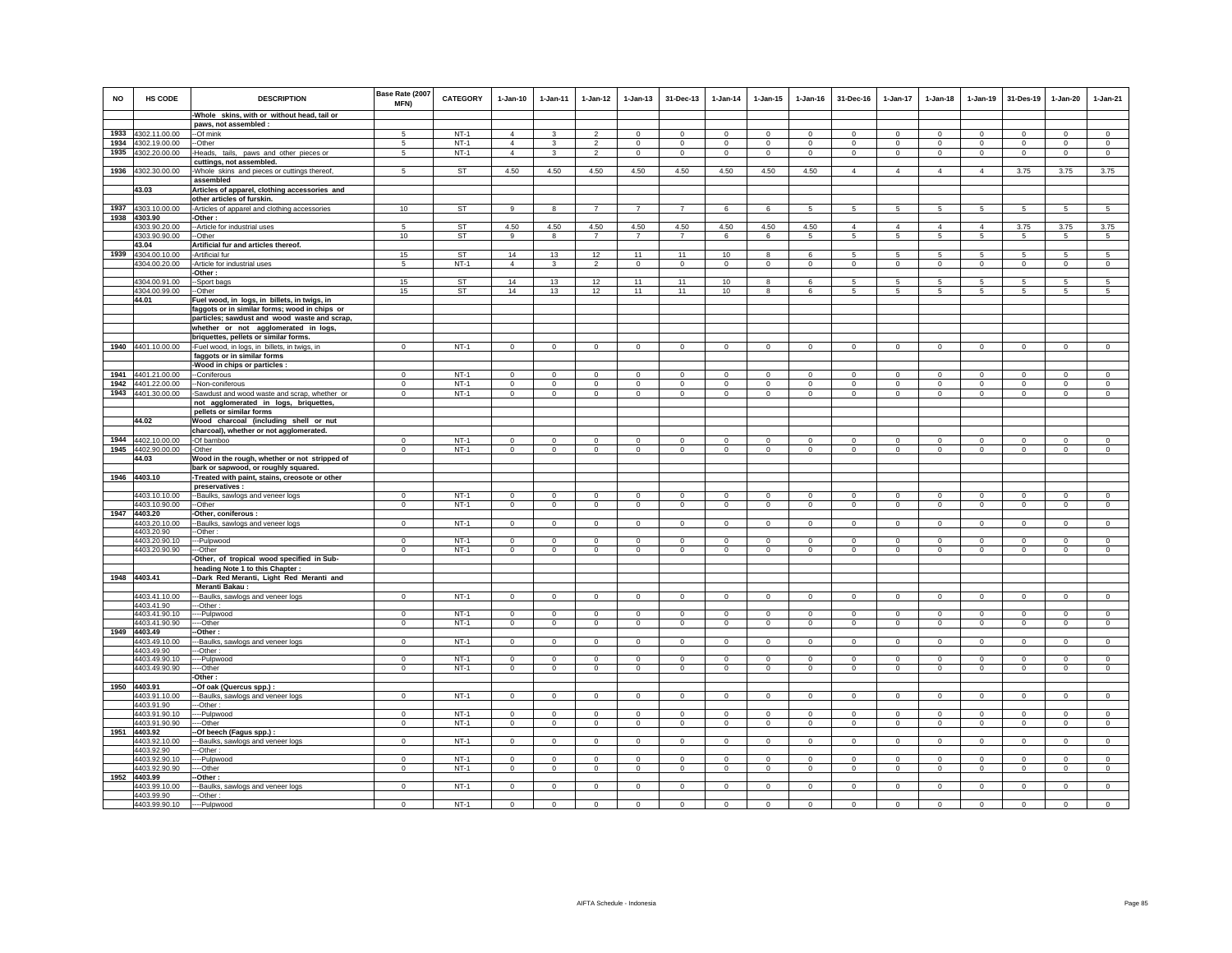| NO | HS CODE | DESCRIPTION | Base Rate (2007 MFN) | CATEGORY | 1-Jan-10 | 1-Jan-11 | 1-Jan-12 | 1-Jan-13 | 31-Dec-13 | 1-Jan-14 | 1-Jan-15 | 1-Jan-16 | 31-Dec-16 | 1-Jan-17 | 1-Jan-18 | 1-Jan-19 | 31-Des-19 | 1-Jan-20 | 1-Jan-21 |
|---|---|---|---|---|---|---|---|---|---|---|---|---|---|---|---|---|---|---|---|
| | | -Whole skins, with or without head, tail or paws, not assembled : | | | | | | | | | | | | | | | | | |
| 1933 | 4302.11.00.00 | --Of mink | 5 | NT-1 | 4 | 3 | 2 | 0 | 0 | 0 | 0 | 0 | 0 | 0 | 0 | 0 | 0 | 0 | 0 |
| 1934 | 4302.19.00.00 | --Other | 5 | NT-1 | 4 | 3 | 2 | 0 | 0 | 0 | 0 | 0 | 0 | 0 | 0 | 0 | 0 | 0 | 0 |
| 1935 | 4302.20.00.00 | -Heads, tails, paws and other pieces or cuttings, not assembled. | 5 | NT-1 | 4 | 3 | 2 | 0 | 0 | 0 | 0 | 0 | 0 | 0 | 0 | 0 | 0 | 0 | 0 |
| 1936 | 4302.30.00.00 | -Whole skins and pieces or cuttings thereof, assembled | 5 | ST | 4.50 | 4.50 | 4.50 | 4.50 | 4.50 | 4.50 | 4.50 | 4.50 | 4 | 4 | 4 | 4 | 3.75 | 3.75 | 3.75 |
| | 43.03 | Articles of apparel, clothing accessories and other articles of furskin. | | | | | | | | | | | | | | | | | |
| 1937 | 4303.10.00.00 | -Articles of apparel and clothing accessories | 10 | ST | 9 | 8 | 7 | 7 | 7 | 6 | 6 | 5 | 5 | 5 | 5 | 5 | 5 | 5 | 5 |
| 1938 | 4303.90 | -Other : | | | | | | | | | | | | | | | | | |
| | 4303.90.20.00 | --Article for industrial uses | 5 | ST | 4.50 | 4.50 | 4.50 | 4.50 | 4.50 | 4.50 | 4.50 | 4.50 | 4 | 4 | 4 | 4 | 3.75 | 3.75 | 3.75 |
| | 4303.90.90.00 | --Other | 10 | ST | 9 | 8 | 7 | 7 | 7 | 6 | 6 | 5 | 5 | 5 | 5 | 5 | 5 | 5 | 5 |
| | 43.04 | Artificial fur and articles thereof. | | | | | | | | | | | | | | | | | |
| 1939 | 4304.00.10.00 | -Artificial fur | 15 | ST | 14 | 13 | 12 | 11 | 11 | 10 | 8 | 6 | 5 | 5 | 5 | 5 | 5 | 5 | 5 |
| | 4304.00.20.00 | -Article for industrial uses | 5 | NT-1 | 4 | 3 | 2 | 0 | 0 | 0 | 0 | 0 | 0 | 0 | 0 | 0 | 0 | 0 | 0 |
| | | -Other : | | | | | | | | | | | | | | | | | |
| | 4304.00.91.00 | --Sport bags | 15 | ST | 14 | 13 | 12 | 11 | 11 | 10 | 8 | 6 | 5 | 5 | 5 | 5 | 5 | 5 | 5 |
| | 4304.00.99.00 | --Other | 15 | ST | 14 | 13 | 12 | 11 | 11 | 10 | 8 | 6 | 5 | 5 | 5 | 5 | 5 | 5 | 5 |
| | 44.01 | Fuel wood, in logs, in billets, in twigs, in faggots or in similar forms; wood in chips or particles; sawdust and wood waste and scrap, whether or not agglomerated in logs, briquettes, pellets or similar forms. | | | | | | | | | | | | | | | | | |
| 1940 | 4401.10.00.00 | -Fuel wood, in logs, in billets, in twigs, in faggots or in similar forms | 0 | NT-1 | 0 | 0 | 0 | 0 | 0 | 0 | 0 | 0 | 0 | 0 | 0 | 0 | 0 | 0 | 0 |
| | | -Wood in chips or particles : | | | | | | | | | | | | | | | | | |
| 1941 | 4401.21.00.00 | --Coniferous | 0 | NT-1 | 0 | 0 | 0 | 0 | 0 | 0 | 0 | 0 | 0 | 0 | 0 | 0 | 0 | 0 | 0 |
| 1942 | 4401.22.00.00 | --Non-coniferous | 0 | NT-1 | 0 | 0 | 0 | 0 | 0 | 0 | 0 | 0 | 0 | 0 | 0 | 0 | 0 | 0 | 0 |
| 1943 | 4401.30.00.00 | -Sawdust and wood waste and scrap, whether or not agglomerated in logs, briquettes, pellets or similar forms | 0 | NT-1 | 0 | 0 | 0 | 0 | 0 | 0 | 0 | 0 | 0 | 0 | 0 | 0 | 0 | 0 | 0 |
| | 44.02 | Wood charcoal (including shell or nut charcoal), whether or not agglomerated. | | | | | | | | | | | | | | | | | |
| 1944 | 4402.10.00.00 | -Of bamboo | 0 | NT-1 | 0 | 0 | 0 | 0 | 0 | 0 | 0 | 0 | 0 | 0 | 0 | 0 | 0 | 0 | 0 |
| 1945 | 4402.90.00.00 | -Other | 0 | NT-1 | 0 | 0 | 0 | 0 | 0 | 0 | 0 | 0 | 0 | 0 | 0 | 0 | 0 | 0 | 0 |
| | 44.03 | Wood in the rough, whether or not stripped of bark or sapwood, or roughly squared. | | | | | | | | | | | | | | | | | |
| 1946 | 4403.10 | -Treated with paint, stains, creosote or other preservatives : | | | | | | | | | | | | | | | | | |
| | 4403.10.10.00 | --Baulks, sawlogs and veneer logs | 0 | NT-1 | 0 | 0 | 0 | 0 | 0 | 0 | 0 | 0 | 0 | 0 | 0 | 0 | 0 | 0 | 0 |
| | 4403.10.90.00 | --Other | 0 | NT-1 | 0 | 0 | 0 | 0 | 0 | 0 | 0 | 0 | 0 | 0 | 0 | 0 | 0 | 0 | 0 |
| 1947 | 4403.20 | -Other, coniferous : | | | | | | | | | | | | | | | | | |
| | 4403.20.10.00 | --Baulks, sawlogs and veneer logs | 0 | NT-1 | 0 | 0 | 0 | 0 | 0 | 0 | 0 | 0 | 0 | 0 | 0 | 0 | 0 | 0 | 0 |
| | 4403.20.90 | --Other : | | | | | | | | | | | | | | | | | |
| | 4403.20.90.10 | ---Pulpwood | 0 | NT-1 | 0 | 0 | 0 | 0 | 0 | 0 | 0 | 0 | 0 | 0 | 0 | 0 | 0 | 0 | 0 |
| | 4403.20.90.90 | ---Other | 0 | NT-1 | 0 | 0 | 0 | 0 | 0 | 0 | 0 | 0 | 0 | 0 | 0 | 0 | 0 | 0 | 0 |
| | | -Other, of tropical wood specified in Sub-heading Note 1 to this Chapter : | | | | | | | | | | | | | | | | | |
| 1948 | 4403.41 | --Dark Red Meranti, Light Red Meranti and Meranti Bakau : | | | | | | | | | | | | | | | | | |
| | 4403.41.10.00 | ---Baulks, sawlogs and veneer logs | 0 | NT-1 | 0 | 0 | 0 | 0 | 0 | 0 | 0 | 0 | 0 | 0 | 0 | 0 | 0 | 0 | 0 |
| | 4403.41.90 | ---Other : | | | | | | | | | | | | | | | | | |
| | 4403.41.90.10 | ----Pulpwood | 0 | NT-1 | 0 | 0 | 0 | 0 | 0 | 0 | 0 | 0 | 0 | 0 | 0 | 0 | 0 | 0 | 0 |
| | 4403.41.90.90 | ----Other | 0 | NT-1 | 0 | 0 | 0 | 0 | 0 | 0 | 0 | 0 | 0 | 0 | 0 | 0 | 0 | 0 | 0 |
| 1949 | 4403.49 | --Other : | | | | | | | | | | | | | | | | | |
| | 4403.49.10.00 | ---Baulks, sawlogs and veneer logs | 0 | NT-1 | 0 | 0 | 0 | 0 | 0 | 0 | 0 | 0 | 0 | 0 | 0 | 0 | 0 | 0 | 0 |
| | 4403.49.90 | ---Other : | | | | | | | | | | | | | | | | | |
| | 4403.49.90.10 | ----Pulpwood | 0 | NT-1 | 0 | 0 | 0 | 0 | 0 | 0 | 0 | 0 | 0 | 0 | 0 | 0 | 0 | 0 | 0 |
| | 4403.49.90.90 | ----Other | 0 | NT-1 | 0 | 0 | 0 | 0 | 0 | 0 | 0 | 0 | 0 | 0 | 0 | 0 | 0 | 0 | 0 |
| | | -Other : | | | | | | | | | | | | | | | | | |
| 1950 | 4403.91 | --Of oak (Quercus spp.) : | | | | | | | | | | | | | | | | | |
| | 4403.91.10.00 | ---Baulks, sawlogs and veneer logs | 0 | NT-1 | 0 | 0 | 0 | 0 | 0 | 0 | 0 | 0 | 0 | 0 | 0 | 0 | 0 | 0 | 0 |
| | 4403.91.90 | ---Other : | | | | | | | | | | | | | | | | | |
| | 4403.91.90.10 | ----Pulpwood | 0 | NT-1 | 0 | 0 | 0 | 0 | 0 | 0 | 0 | 0 | 0 | 0 | 0 | 0 | 0 | 0 | 0 |
| | 4403.91.90.90 | ----Other | 0 | NT-1 | 0 | 0 | 0 | 0 | 0 | 0 | 0 | 0 | 0 | 0 | 0 | 0 | 0 | 0 | 0 |
| 1951 | 4403.92 | --Of beech (Fagus spp.) : | | | | | | | | | | | | | | | | | |
| | 4403.92.10.00 | ---Baulks, sawlogs and veneer logs | 0 | NT-1 | 0 | 0 | 0 | 0 | 0 | 0 | 0 | 0 | 0 | 0 | 0 | 0 | 0 | 0 | 0 |
| | 4403.92.90 | ---Other : | | | | | | | | | | | | | | | | | |
| | 4403.92.90.10 | ----Pulpwood | 0 | NT-1 | 0 | 0 | 0 | 0 | 0 | 0 | 0 | 0 | 0 | 0 | 0 | 0 | 0 | 0 | 0 |
| | 4403.92.90.90 | ----Other | 0 | NT-1 | 0 | 0 | 0 | 0 | 0 | 0 | 0 | 0 | 0 | 0 | 0 | 0 | 0 | 0 | 0 |
| 1952 | 4403.99 | --Other : | | | | | | | | | | | | | | | | | |
| | 4403.99.10.00 | ---Baulks, sawlogs and veneer logs | 0 | NT-1 | 0 | 0 | 0 | 0 | 0 | 0 | 0 | 0 | 0 | 0 | 0 | 0 | 0 | 0 | 0 |
| | 4403.99.90 | ---Other : | | | | | | | | | | | | | | | | | |
| | 4403.99.90.10 | ----Pulpwood | 0 | NT-1 | 0 | 0 | 0 | 0 | 0 | 0 | 0 | 0 | 0 | 0 | 0 | 0 | 0 | 0 | 0 |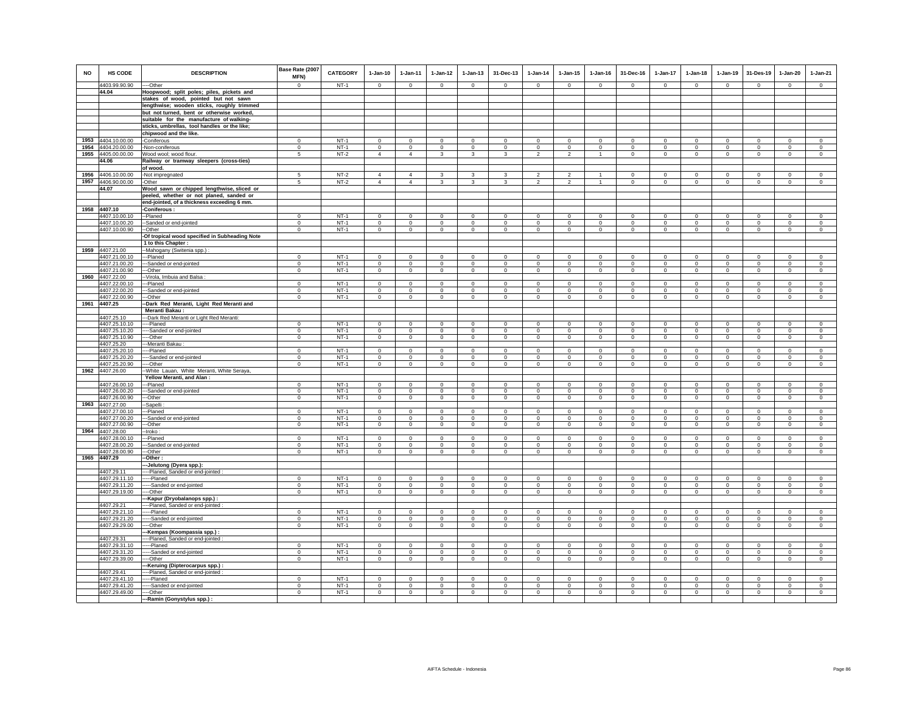| NO | HS CODE | DESCRIPTION | Base Rate (2007 MFN) | CATEGORY | 1-Jan-10 | 1-Jan-11 | 1-Jan-12 | 1-Jan-13 | 31-Dec-13 | 1-Jan-14 | 1-Jan-15 | 1-Jan-16 | 31-Dec-16 | 1-Jan-17 | 1-Jan-18 | 1-Jan-19 | 31-Des-19 | 1-Jan-20 | 1-Jan-21 |
|---|---|---|---|---|---|---|---|---|---|---|---|---|---|---|---|---|---|---|---|
| | 4403.99.90.90 | ----Other | 0 | NT-1 | 0 | 0 | 0 | 0 | 0 | 0 | 0 | 0 | 0 | 0 | 0 | 0 | 0 | 0 | 0 |
| | 44.04 | **Hoopwood; split poles; piles, pickets and stakes of wood, pointed but not sawn lengthwise; wooden sticks, roughly trimmed but not turned, bent or otherwise worked, suitable for the manufacture of walking-sticks, umbrellas, tool handles or the like; chipwood and the like.** | | | | | | | | | | | | | | | | | |
| 1953 | 4404.10.00.00 | -Coniferous | 0 | NT-1 | 0 | 0 | 0 | 0 | 0 | 0 | 0 | 0 | 0 | 0 | 0 | 0 | 0 | 0 | 0 |
| 1954 | 4404.20.00.00 | -Non-coniferous | 0 | NT-1 | 0 | 0 | 0 | 0 | 0 | 0 | 0 | 0 | 0 | 0 | 0 | 0 | 0 | 0 | 0 |
| 1955 | 4405.00.00.00 | Wood wool; wood flour. | 5 | NT-2 | 4 | 4 | 3 | 3 | 3 | 2 | 2 | 1 | 0 | 0 | 0 | 0 | 0 | 0 | 0 |
| | 44.06 | **Railway or tramway sleepers (cross-ties) of wood.** | | | | | | | | | | | | | | | | | |
| 1956 | 4406.10.00.00 | -Not impregnated | 5 | NT-2 | 4 | 4 | 3 | 3 | 3 | 2 | 2 | 1 | 0 | 0 | 0 | 0 | 0 | 0 | 0 |
| 1957 | 4406.90.00.00 | -Other | 5 | NT-2 | 4 | 4 | 3 | 3 | 3 | 2 | 2 | 1 | 0 | 0 | 0 | 0 | 0 | 0 | 0 |
| | 44.07 | **Wood sawn or chipped lengthwise, sliced or peeled, whether or not planed, sanded or end-jointed, of a thickness exceeding 6 mm.** | | | | | | | | | | | | | | | | | |
| 1958 | 4407.10 | **-Coniferous :** | | | | | | | | | | | | | | | | | |
| | 4407.10.00.10 | --Planed | 0 | NT-1 | 0 | 0 | 0 | 0 | 0 | 0 | 0 | 0 | 0 | 0 | 0 | 0 | 0 | 0 | 0 |
| | 4407.10.00.20 | --Sanded or end-jointed | 0 | NT-1 | 0 | 0 | 0 | 0 | 0 | 0 | 0 | 0 | 0 | 0 | 0 | 0 | 0 | 0 | 0 |
| | 4407.10.00.90 | --Other | 0 | NT-1 | 0 | 0 | 0 | 0 | 0 | 0 | 0 | 0 | 0 | 0 | 0 | 0 | 0 | 0 | 0 |
| | | **-Of tropical wood specified in Subheading Note 1 to this Chapter :** | | | | | | | | | | | | | | | | | |
| 1959 | 4407.21.00 | --Mahogany (Switenia spp.) : | | | | | | | | | | | | | | | | | |
| | 4407.21.00.10 | ---Planed | 0 | NT-1 | 0 | 0 | 0 | 0 | 0 | 0 | 0 | 0 | 0 | 0 | 0 | 0 | 0 | 0 | 0 |
| | 4407.21.00.20 | ---Sanded or end-jointed | 0 | NT-1 | 0 | 0 | 0 | 0 | 0 | 0 | 0 | 0 | 0 | 0 | 0 | 0 | 0 | 0 | 0 |
| | 4407.21.00.90 | ---Other | 0 | NT-1 | 0 | 0 | 0 | 0 | 0 | 0 | 0 | 0 | 0 | 0 | 0 | 0 | 0 | 0 | 0 |
| 1960 | 4407.22.00 | --Virola, Imbuia and Balsa : | | | | | | | | | | | | | | | | | |
| | 4407.22.00.10 | ---Planed | 0 | NT-1 | 0 | 0 | 0 | 0 | 0 | 0 | 0 | 0 | 0 | 0 | 0 | 0 | 0 | 0 | 0 |
| | 4407.22.00.20 | ---Sanded or end-jointed | 0 | NT-1 | 0 | 0 | 0 | 0 | 0 | 0 | 0 | 0 | 0 | 0 | 0 | 0 | 0 | 0 | 0 |
| | 4407.22.00.90 | ---Other | 0 | NT-1 | 0 | 0 | 0 | 0 | 0 | 0 | 0 | 0 | 0 | 0 | 0 | 0 | 0 | 0 | 0 |
| 1961 | 4407.25 | **--Dark Red Meranti, Light Red Meranti and Meranti Bakau :** | | | | | | | | | | | | | | | | | |
| | 4407.25.10 | ---Dark Red Meranti or Light Red Meranti: | | | | | | | | | | | | | | | | | |
| | 4407.25.10.10 | ----Planed | 0 | NT-1 | 0 | 0 | 0 | 0 | 0 | 0 | 0 | 0 | 0 | 0 | 0 | 0 | 0 | 0 | 0 |
| | 4407.25.10.20 | ----Sanded or end-jointed | 0 | NT-1 | 0 | 0 | 0 | 0 | 0 | 0 | 0 | 0 | 0 | 0 | 0 | 0 | 0 | 0 | 0 |
| | 4407.25.10.90 | ----Other | 0 | NT-1 | 0 | 0 | 0 | 0 | 0 | 0 | 0 | 0 | 0 | 0 | 0 | 0 | 0 | 0 | 0 |
| | 4407.25.20 | ---Meranti Bakau : | | | | | | | | | | | | | | | | | |
| | 4407.25.20.10 | ----Planed | 0 | NT-1 | 0 | 0 | 0 | 0 | 0 | 0 | 0 | 0 | 0 | 0 | 0 | 0 | 0 | 0 | 0 |
| | 4407.25.20.20 | ----Sanded or end-jointed | 0 | NT-1 | 0 | 0 | 0 | 0 | 0 | 0 | 0 | 0 | 0 | 0 | 0 | 0 | 0 | 0 | 0 |
| | 4407.25.20.90 | ----Other | 0 | NT-1 | 0 | 0 | 0 | 0 | 0 | 0 | 0 | 0 | 0 | 0 | 0 | 0 | 0 | 0 | 0 |
| 1962 | 4407.26.00 | --White Lauan, White Meranti, White Seraya, **Yellow Meranti, and Alan :** | | | | | | | | | | | | | | | | | |
| | 4407.26.00.10 | ---Planed | 0 | NT-1 | 0 | 0 | 0 | 0 | 0 | 0 | 0 | 0 | 0 | 0 | 0 | 0 | 0 | 0 | 0 |
| | 4407.26.00.20 | ---Sanded or end-jointed | 0 | NT-1 | 0 | 0 | 0 | 0 | 0 | 0 | 0 | 0 | 0 | 0 | 0 | 0 | 0 | 0 | 0 |
| | 4407.26.00.90 | ---Other | 0 | NT-1 | 0 | 0 | 0 | 0 | 0 | 0 | 0 | 0 | 0 | 0 | 0 | 0 | 0 | 0 | 0 |
| 1963 | 4407.27.00 | --Sapelli : | | | | | | | | | | | | | | | | | |
| | 4407.27.00.10 | ---Planed | 0 | NT-1 | 0 | 0 | 0 | 0 | 0 | 0 | 0 | 0 | 0 | 0 | 0 | 0 | 0 | 0 | 0 |
| | 4407.27.00.20 | ---Sanded or end-jointed | 0 | NT-1 | 0 | 0 | 0 | 0 | 0 | 0 | 0 | 0 | 0 | 0 | 0 | 0 | 0 | 0 | 0 |
| | 4407.27.00.90 | ---Other | 0 | NT-1 | 0 | 0 | 0 | 0 | 0 | 0 | 0 | 0 | 0 | 0 | 0 | 0 | 0 | 0 | 0 |
| 1964 | 4407.28.00 | --Iroko : | | | | | | | | | | | | | | | | | |
| | 4407.28.00.10 | ---Planed | 0 | NT-1 | 0 | 0 | 0 | 0 | 0 | 0 | 0 | 0 | 0 | 0 | 0 | 0 | 0 | 0 | 0 |
| | 4407.28.00.20 | ---Sanded or end-jointed | 0 | NT-1 | 0 | 0 | 0 | 0 | 0 | 0 | 0 | 0 | 0 | 0 | 0 | 0 | 0 | 0 | 0 |
| | 4407.28.00.90 | ---Other | 0 | NT-1 | 0 | 0 | 0 | 0 | 0 | 0 | 0 | 0 | 0 | 0 | 0 | 0 | 0 | 0 | 0 |
| 1965 | 4407.29 | **--Other :** | | | | | | | | | | | | | | | | | |
| | | **---Jelutong (Dyera spp.):** | | | | | | | | | | | | | | | | | |
| | 4407.29.11 | ----Planed, Sanded or end-jointed : | | | | | | | | | | | | | | | | | |
| | 4407.29.11.10 | -----Planed | 0 | NT-1 | 0 | 0 | 0 | 0 | 0 | 0 | 0 | 0 | 0 | 0 | 0 | 0 | 0 | 0 | 0 |
| | 4407.29.11.20 | -----Sanded or end-jointed | 0 | NT-1 | 0 | 0 | 0 | 0 | 0 | 0 | 0 | 0 | 0 | 0 | 0 | 0 | 0 | 0 | 0 |
| | 4407.29.19.00 | ----Other | 0 | NT-1 | 0 | 0 | 0 | 0 | 0 | 0 | 0 | 0 | 0 | 0 | 0 | 0 | 0 | 0 | 0 |
| | | **---Kapur (Dryobalanops spp.) :** | | | | | | | | | | | | | | | | | |
| | 4407.29.21 | ----Planed, Sanded or end-jointed : | | | | | | | | | | | | | | | | | |
| | 4407.29.21.10 | -----Planed | 0 | NT-1 | 0 | 0 | 0 | 0 | 0 | 0 | 0 | 0 | 0 | 0 | 0 | 0 | 0 | 0 | 0 |
| | 4407.29.21.20 | -----Sanded or end-jointed | 0 | NT-1 | 0 | 0 | 0 | 0 | 0 | 0 | 0 | 0 | 0 | 0 | 0 | 0 | 0 | 0 | 0 |
| | 4407.29.29.00 | ----Other | 0 | NT-1 | 0 | 0 | 0 | 0 | 0 | 0 | 0 | 0 | 0 | 0 | 0 | 0 | 0 | 0 | 0 |
| | | **---Kempas (Koompassia spp.) :** | | | | | | | | | | | | | | | | | |
| | 4407.29.31 | ----Planed, Sanded or end-jointed : | | | | | | | | | | | | | | | | | |
| | 4407.29.31.10 | -----Planed | 0 | NT-1 | 0 | 0 | 0 | 0 | 0 | 0 | 0 | 0 | 0 | 0 | 0 | 0 | 0 | 0 | 0 |
| | 4407.29.31.20 | -----Sanded or end-jointed | 0 | NT-1 | 0 | 0 | 0 | 0 | 0 | 0 | 0 | 0 | 0 | 0 | 0 | 0 | 0 | 0 | 0 |
| | 4407.29.39.00 | ----Other | 0 | NT-1 | 0 | 0 | 0 | 0 | 0 | 0 | 0 | 0 | 0 | 0 | 0 | 0 | 0 | 0 | 0 |
| | | **---Keruing (Dipterocarpus spp.) :** | | | | | | | | | | | | | | | | | |
| | 4407.29.41 | ----Planed, Sanded or end-jointed : | | | | | | | | | | | | | | | | | |
| | 4407.29.41.10 | -----Planed | 0 | NT-1 | 0 | 0 | 0 | 0 | 0 | 0 | 0 | 0 | 0 | 0 | 0 | 0 | 0 | 0 | 0 |
| | 4407.29.41.20 | -----Sanded or end-jointed | 0 | NT-1 | 0 | 0 | 0 | 0 | 0 | 0 | 0 | 0 | 0 | 0 | 0 | 0 | 0 | 0 | 0 |
| | 4407.29.49.00 | ----Other | 0 | NT-1 | 0 | 0 | 0 | 0 | 0 | 0 | 0 | 0 | 0 | 0 | 0 | 0 | 0 | 0 | 0 |
| | | **---Ramin (Gonystylus spp.) :** | | | | | | | | | | | | | | | | | |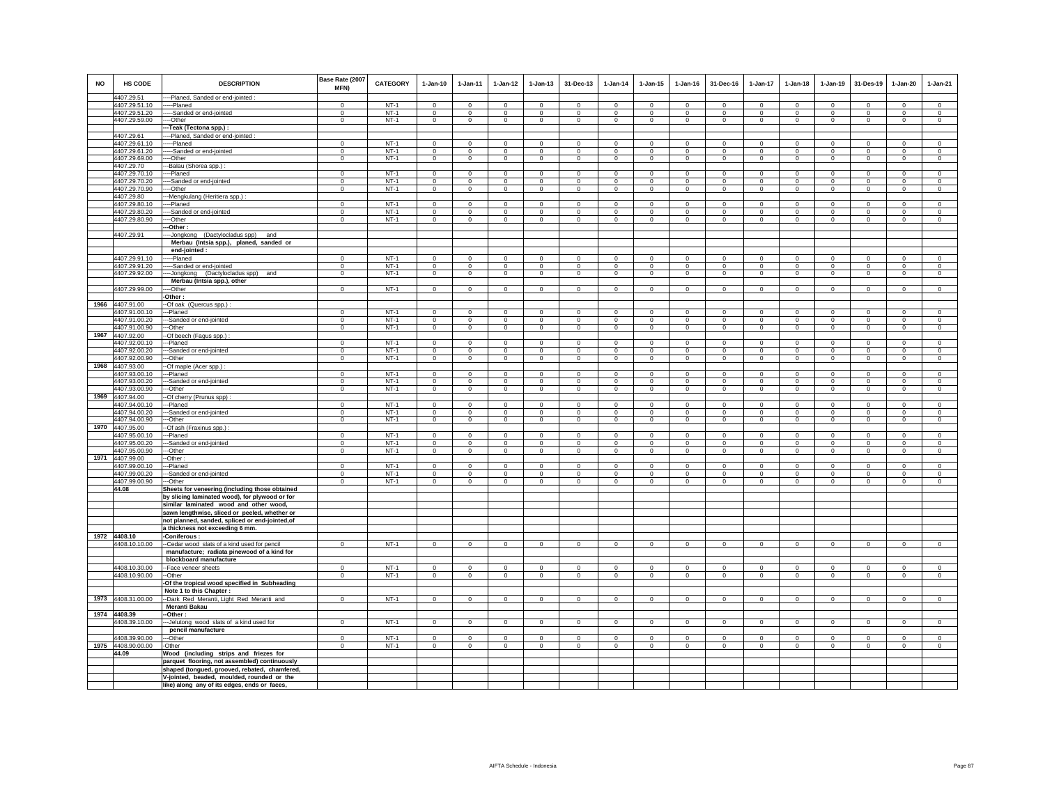| NO | HS CODE | DESCRIPTION | Base Rate (2007 MFN) | CATEGORY | 1-Jan-10 | 1-Jan-11 | 1-Jan-12 | 1-Jan-13 | 31-Dec-13 | 1-Jan-14 | 1-Jan-15 | 1-Jan-16 | 31-Dec-16 | 1-Jan-17 | 1-Jan-18 | 1-Jan-19 | 31-Des-19 | 1-Jan-20 | 1-Jan-21 |
|---|---|---|---|---|---|---|---|---|---|---|---|---|---|---|---|---|---|---|---|
| | 4407.29.51 | ----Planed, Sanded or end-jointed : | | | | | | | | | | | | | | | | | |
| | 4407.29.51.10 | -----Planed | 0 | NT-1 | 0 | 0 | 0 | 0 | 0 | 0 | 0 | 0 | 0 | 0 | 0 | 0 | 0 | 0 | 0 |
| | 4407.29.51.20 | -----Sanded or end-jointed | 0 | NT-1 | 0 | 0 | 0 | 0 | 0 | 0 | 0 | 0 | 0 | 0 | 0 | 0 | 0 | 0 | 0 |
| | 4407.29.59.00 | ----Other | 0 | NT-1 | 0 | 0 | 0 | 0 | 0 | 0 | 0 | 0 | 0 | 0 | 0 | 0 | 0 | 0 | 0 |
| | | ---Teak (Tectona spp.) : | | | | | | | | | | | | | | | | | |
| | 4407.29.61 | ----Planed, Sanded or end-jointed : | | | | | | | | | | | | | | | | | |
| | 4407.29.61.10 | -----Planed | 0 | NT-1 | 0 | 0 | 0 | 0 | 0 | 0 | 0 | 0 | 0 | 0 | 0 | 0 | 0 | 0 | 0 |
| | 4407.29.61.20 | -----Sanded or end-jointed | 0 | NT-1 | 0 | 0 | 0 | 0 | 0 | 0 | 0 | 0 | 0 | 0 | 0 | 0 | 0 | 0 | 0 |
| | 4407.29.69.00 | ----Other | 0 | NT-1 | 0 | 0 | 0 | 0 | 0 | 0 | 0 | 0 | 0 | 0 | 0 | 0 | 0 | 0 | 0 |
| | 4407.29.70 | ---Balau (Shorea spp.) : | | | | | | | | | | | | | | | | | |
| | 4407.29.70.10 | ----Planed | 0 | NT-1 | 0 | 0 | 0 | 0 | 0 | 0 | 0 | 0 | 0 | 0 | 0 | 0 | 0 | 0 | 0 |
| | 4407.29.70.20 | ----Sanded or end-jointed | 0 | NT-1 | 0 | 0 | 0 | 0 | 0 | 0 | 0 | 0 | 0 | 0 | 0 | 0 | 0 | 0 | 0 |
| | 4407.29.70.90 | ----Other | 0 | NT-1 | 0 | 0 | 0 | 0 | 0 | 0 | 0 | 0 | 0 | 0 | 0 | 0 | 0 | 0 | 0 |
| | 4407.29.80 | ---Mengkulang (Heritiera spp.) : | | | | | | | | | | | | | | | | | |
| | 4407.29.80.10 | ----Planed | 0 | NT-1 | 0 | 0 | 0 | 0 | 0 | 0 | 0 | 0 | 0 | 0 | 0 | 0 | 0 | 0 | 0 |
| | 4407.29.80.20 | ----Sanded or end-jointed | 0 | NT-1 | 0 | 0 | 0 | 0 | 0 | 0 | 0 | 0 | 0 | 0 | 0 | 0 | 0 | 0 | 0 |
| | 4407.29.80.90 | ----Other | 0 | NT-1 | 0 | 0 | 0 | 0 | 0 | 0 | 0 | 0 | 0 | 0 | 0 | 0 | 0 | 0 | 0 |
| | | ---Other : | | | | | | | | | | | | | | | | | |
| | 4407.29.91 | ----Jongkong (Dactylocladus spp) and Merbau (Intsia spp.), planed, sanded or end-jointed : | | | | | | | | | | | | | | | | | |
| | 4407.29.91.10 | -----Planed | 0 | NT-1 | 0 | 0 | 0 | 0 | 0 | 0 | 0 | 0 | 0 | 0 | 0 | 0 | 0 | 0 | 0 |
| | 4407.29.91.20 | -----Sanded or end-jointed | 0 | NT-1 | 0 | 0 | 0 | 0 | 0 | 0 | 0 | 0 | 0 | 0 | 0 | 0 | 0 | 0 | 0 |
| | 4407.29.92.00 | ----Jongkong (Dactylocladus spp) and Merbau (Intsia spp.), other | 0 | NT-1 | 0 | 0 | 0 | 0 | 0 | 0 | 0 | 0 | 0 | 0 | 0 | 0 | 0 | 0 | 0 |
| | 4407.29.99.00 | ----Other | 0 | NT-1 | 0 | 0 | 0 | 0 | 0 | 0 | 0 | 0 | 0 | 0 | 0 | 0 | 0 | 0 | 0 |
| | | -Other : | | | | | | | | | | | | | | | | | |
| 1966 | 4407.91.00 | --Of oak (Quercus spp.) : | | | | | | | | | | | | | | | | | |
| | 4407.91.00.10 | ---Planed | 0 | NT-1 | 0 | 0 | 0 | 0 | 0 | 0 | 0 | 0 | 0 | 0 | 0 | 0 | 0 | 0 | 0 |
| | 4407.91.00.20 | ---Sanded or end-jointed | 0 | NT-1 | 0 | 0 | 0 | 0 | 0 | 0 | 0 | 0 | 0 | 0 | 0 | 0 | 0 | 0 | 0 |
| | 4407.91.00.90 | ---Other | 0 | NT-1 | 0 | 0 | 0 | 0 | 0 | 0 | 0 | 0 | 0 | 0 | 0 | 0 | 0 | 0 | 0 |
| 1967 | 4407.92.00 | --Of beech (Fagus spp.) : | | | | | | | | | | | | | | | | | |
| | 4407.92.00.10 | ---Planed | 0 | NT-1 | 0 | 0 | 0 | 0 | 0 | 0 | 0 | 0 | 0 | 0 | 0 | 0 | 0 | 0 | 0 |
| | 4407.92.00.20 | ---Sanded or end-jointed | 0 | NT-1 | 0 | 0 | 0 | 0 | 0 | 0 | 0 | 0 | 0 | 0 | 0 | 0 | 0 | 0 | 0 |
| | 4407.92.00.90 | ---Other | 0 | NT-1 | 0 | 0 | 0 | 0 | 0 | 0 | 0 | 0 | 0 | 0 | 0 | 0 | 0 | 0 | 0 |
| 1968 | 4407.93.00 | --Of maple (Acer spp.) : | | | | | | | | | | | | | | | | | |
| | 4407.93.00.10 | ---Planed | 0 | NT-1 | 0 | 0 | 0 | 0 | 0 | 0 | 0 | 0 | 0 | 0 | 0 | 0 | 0 | 0 | 0 |
| | 4407.93.00.20 | ---Sanded or end-jointed | 0 | NT-1 | 0 | 0 | 0 | 0 | 0 | 0 | 0 | 0 | 0 | 0 | 0 | 0 | 0 | 0 | 0 |
| | 4407.93.00.90 | ---Other | 0 | NT-1 | 0 | 0 | 0 | 0 | 0 | 0 | 0 | 0 | 0 | 0 | 0 | 0 | 0 | 0 | 0 |
| 1969 | 4407.94.00 | --Of cherry (Prunus spp) : | | | | | | | | | | | | | | | | | |
| | 4407.94.00.10 | ---Planed | 0 | NT-1 | 0 | 0 | 0 | 0 | 0 | 0 | 0 | 0 | 0 | 0 | 0 | 0 | 0 | 0 | 0 |
| | 4407.94.00.20 | ---Sanded or end-jointed | 0 | NT-1 | 0 | 0 | 0 | 0 | 0 | 0 | 0 | 0 | 0 | 0 | 0 | 0 | 0 | 0 | 0 |
| | 4407.94.00.90 | ---Other | 0 | NT-1 | 0 | 0 | 0 | 0 | 0 | 0 | 0 | 0 | 0 | 0 | 0 | 0 | 0 | 0 | 0 |
| 1970 | 4407.95.00 | --Of ash (Fraxinus spp.) : | | | | | | | | | | | | | | | | | |
| | 4407.95.00.10 | ---Planed | 0 | NT-1 | 0 | 0 | 0 | 0 | 0 | 0 | 0 | 0 | 0 | 0 | 0 | 0 | 0 | 0 | 0 |
| | 4407.95.00.20 | ---Sanded or end-jointed | 0 | NT-1 | 0 | 0 | 0 | 0 | 0 | 0 | 0 | 0 | 0 | 0 | 0 | 0 | 0 | 0 | 0 |
| | 4407.95.00.90 | ---Other | 0 | NT-1 | 0 | 0 | 0 | 0 | 0 | 0 | 0 | 0 | 0 | 0 | 0 | 0 | 0 | 0 | 0 |
| 1971 | 4407.99.00 | --Other : | | | | | | | | | | | | | | | | | |
| | 4407.99.00.10 | ---Planed | 0 | NT-1 | 0 | 0 | 0 | 0 | 0 | 0 | 0 | 0 | 0 | 0 | 0 | 0 | 0 | 0 | 0 |
| | 4407.99.00.20 | ---Sanded or end-jointed | 0 | NT-1 | 0 | 0 | 0 | 0 | 0 | 0 | 0 | 0 | 0 | 0 | 0 | 0 | 0 | 0 | 0 |
| | 4407.99.00.90 | ---Other | 0 | NT-1 | 0 | 0 | 0 | 0 | 0 | 0 | 0 | 0 | 0 | 0 | 0 | 0 | 0 | 0 | 0 |
| | 44.08 | Sheets for veneering (including those obtained by slicing laminated wood), for plywood or for similar laminated wood and other wood, sawn lengthwise, sliced or peeled, whether or not planned, sanded, spliced or end-jointed,of a thickness not exceeding 6 mm. | | | | | | | | | | | | | | | | | |
| 1972 | 4408.10 | -Coniferous : | | | | | | | | | | | | | | | | | |
| | 4408.10.10.00 | --Cedar wood slats of a kind used for pencil manufacture; radiata pinewood of a kind for blockboard manufacture | 0 | NT-1 | 0 | 0 | 0 | 0 | 0 | 0 | 0 | 0 | 0 | 0 | 0 | 0 | 0 | 0 | 0 |
| | 4408.10.30.00 | --Face veneer sheets | 0 | NT-1 | 0 | 0 | 0 | 0 | 0 | 0 | 0 | 0 | 0 | 0 | 0 | 0 | 0 | 0 | 0 |
| | 4408.10.90.00 | --Other | 0 | NT-1 | 0 | 0 | 0 | 0 | 0 | 0 | 0 | 0 | 0 | 0 | 0 | 0 | 0 | 0 | 0 |
| | | -Of the tropical wood specified in Subheading Note 1 to this Chapter : | | | | | | | | | | | | | | | | | |
| 1973 | 4408.31.00.00 | --Dark Red Meranti, Light Red Meranti and Meranti Bakau | 0 | NT-1 | 0 | 0 | 0 | 0 | 0 | 0 | 0 | 0 | 0 | 0 | 0 | 0 | 0 | 0 | 0 |
| 1974 | 4408.39 | --Other : | | | | | | | | | | | | | | | | | |
| | 4408.39.10.00 | ---Jelutong wood slats of a kind used for pencil manufacture | 0 | NT-1 | 0 | 0 | 0 | 0 | 0 | 0 | 0 | 0 | 0 | 0 | 0 | 0 | 0 | 0 | 0 |
| | 4408.39.90.00 | ---Other | 0 | NT-1 | 0 | 0 | 0 | 0 | 0 | 0 | 0 | 0 | 0 | 0 | 0 | 0 | 0 | 0 | 0 |
| 1975 | 4408.90.00.00 | -Other | 0 | NT-1 | 0 | 0 | 0 | 0 | 0 | 0 | 0 | 0 | 0 | 0 | 0 | 0 | 0 | 0 | 0 |
| | 44.09 | Wood (including strips and friezes for parquet flooring, not assembled) continuously shaped (tongued, grooved, rebated, chamfered, V-jointed, beaded, moulded, rounded or the like) along any of its edges, ends or faces, | | | | | | | | | | | | | | | | | |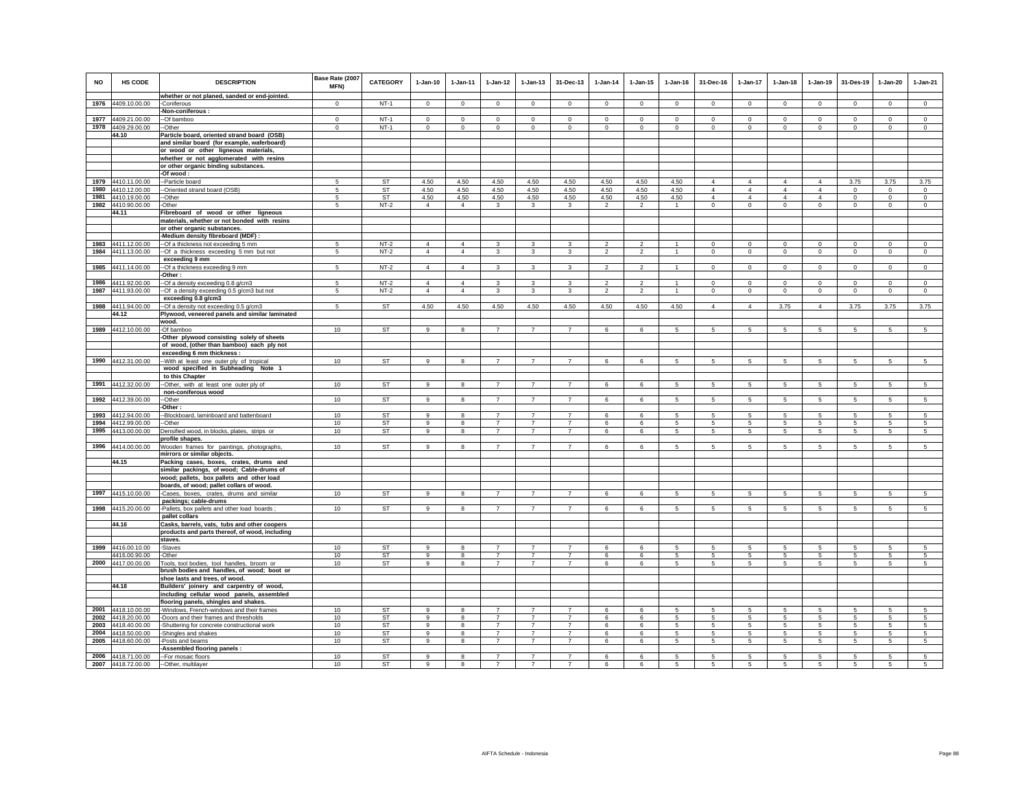| NO | HS CODE | DESCRIPTION | Base Rate (2007 MFN) | CATEGORY | 1-Jan-10 | 1-Jan-11 | 1-Jan-12 | 1-Jan-13 | 31-Dec-13 | 1-Jan-14 | 1-Jan-15 | 1-Jan-16 | 31-Dec-16 | 1-Jan-17 | 1-Jan-18 | 1-Jan-19 | 31-Des-19 | 1-Jan-20 | 1-Jan-21 |
|---|---|---|---|---|---|---|---|---|---|---|---|---|---|---|---|---|---|---|---|
| | | whether or not planed, sanded or end-jointed. | | | | | | | | | | | | | | | | | |
| 1976 | 4409.10.00.00 | -Coniferous | 0 | NT-1 | 0 | 0 | 0 | 0 | 0 | 0 | 0 | 0 | 0 | 0 | 0 | 0 | 0 | 0 | 0 |
| | | -Non-coniferous : | | | | | | | | | | | | | | | | | |
| 1977 | 4409.21.00.00 | --Of bamboo | 0 | NT-1 | 0 | 0 | 0 | 0 | 0 | 0 | 0 | 0 | 0 | 0 | 0 | 0 | 0 | 0 | 0 |
| 1978 | 4409.29.00.00 | --Other | 0 | NT-1 | 0 | 0 | 0 | 0 | 0 | 0 | 0 | 0 | 0 | 0 | 0 | 0 | 0 | 0 | 0 |
| | 44.10 | Particle board, oriented strand board (OSB) and similar board (for example, waferboard) or wood or other ligneous materials, whether or not agglomerated with resins or other organic binding substances. | | | | | | | | | | | | | | | | | |
| | | -Of wood : | | | | | | | | | | | | | | | | | |
| 1979 | 4410.11.00.00 | --Particle board | 5 | ST | 4.50 | 4.50 | 4.50 | 4.50 | 4.50 | 4.50 | 4.50 | 4.50 | 4 | 4 | 4 | 4 | 3.75 | 3.75 | 3.75 |
| 1980 | 4410.12.00.00 | --Oriented strand board (OSB) | 5 | ST | 4.50 | 4.50 | 4.50 | 4.50 | 4.50 | 4.50 | 4.50 | 4.50 | 4 | 4 | 4 | 4 | 0 | 0 | 0 |
| 1981 | 4410.19.00.00 | --Other | 5 | ST | 4.50 | 4.50 | 4.50 | 4.50 | 4.50 | 4.50 | 4.50 | 4.50 | 4 | 4 | 4 | 4 | 0 | 0 | 0 |
| 1982 | 4410.90.00.00 | -Other | 5 | NT-2 | 4 | 4 | 3 | 3 | 3 | 2 | 2 | 1 | 0 | 0 | 0 | 0 | 0 | 0 | 0 |
| | 44.11 | Fibreboard of wood or other ligneous materials, whether or not bonded with resins or other organic substances. | | | | | | | | | | | | | | | | | |
| | | -Medium density fibreboard (MDF) : | | | | | | | | | | | | | | | | | |
| 1983 | 4411.12.00.00 | --Of a thickness not exceeding 5 mm | 5 | NT-2 | 4 | 4 | 3 | 3 | 3 | 2 | 2 | 1 | 0 | 0 | 0 | 0 | 0 | 0 | 0 |
| 1984 | 4411.13.00.00 | --Of a thickness exceeding 5 mm but not exceeding 9 mm | 5 | NT-2 | 4 | 4 | 3 | 3 | 3 | 2 | 2 | 1 | 0 | 0 | 0 | 0 | 0 | 0 | 0 |
| 1985 | 4411.14.00.00 | --Of a thickness exceeding 9 mm | 5 | NT-2 | 4 | 4 | 3 | 3 | 3 | 2 | 2 | 1 | 0 | 0 | 0 | 0 | 0 | 0 | 0 |
| | | -Other : | | | | | | | | | | | | | | | | | |
| 1986 | 4411.92.00.00 | --Of a density exceeding 0.8 g/cm3 | 5 | NT-2 | 4 | 4 | 3 | 3 | 3 | 2 | 2 | 1 | 0 | 0 | 0 | 0 | 0 | 0 | 0 |
| 1987 | 4411.93.00.00 | --Of a density exceeding 0.5 g/cm3 but not exceeding 0.8 g/cm3 | 5 | NT-2 | 4 | 4 | 3 | 3 | 3 | 2 | 2 | 1 | 0 | 0 | 0 | 0 | 0 | 0 | 0 |
| 1988 | 4411.94.00.00 | --Of a density not exceeding 0.5 g/cm3 | 5 | ST | 4.50 | 4.50 | 4.50 | 4.50 | 4.50 | 4.50 | 4.50 | 4.50 | 4 | 4 | 3.75 | 4 | 3.75 | 3.75 | 3.75 |
| | 44.12 | Plywood, veneered panels and similar laminated wood. | | | | | | | | | | | | | | | | | |
| 1989 | 4412.10.00.00 | -Of bamboo | 10 | ST | 9 | 8 | 7 | 7 | 7 | 6 | 6 | 5 | 5 | 5 | 5 | 5 | 5 | 5 | 5 |
| | | -Other plywood consisting solely of sheets of wood, (other than bamboo) each ply not exceeding 6 mm thickness : | | | | | | | | | | | | | | | | | |
| 1990 | 4412.31.00.00 | --With at least one outer ply of tropical wood specified in Subheading Note 1 to this Chapter | 10 | ST | 9 | 8 | 7 | 7 | 7 | 6 | 6 | 5 | 5 | 5 | 5 | 5 | 5 | 5 | 5 |
| 1991 | 4412.32.00.00 | --Other, with at least one outer ply of non-coniferous wood | 10 | ST | 9 | 8 | 7 | 7 | 7 | 6 | 6 | 5 | 5 | 5 | 5 | 5 | 5 | 5 | 5 |
| 1992 | 4412.39.00.00 | --Other | 10 | ST | 9 | 8 | 7 | 7 | 7 | 6 | 6 | 5 | 5 | 5 | 5 | 5 | 5 | 5 | 5 |
| | | -Other : | | | | | | | | | | | | | | | | | |
| 1993 | 4412.94.00.00 | --Blockboard, laminboard and battenboard | 10 | ST | 9 | 8 | 7 | 7 | 7 | 6 | 6 | 5 | 5 | 5 | 5 | 5 | 5 | 5 | 5 |
| 1994 | 4412.99.00.00 | --Other | 10 | ST | 9 | 8 | 7 | 7 | 7 | 6 | 6 | 5 | 5 | 5 | 5 | 5 | 5 | 5 | 5 |
| 1995 | 4413.00.00.00 | Densified wood, in blocks, plates, strips or profile shapes. | 10 | ST | 9 | 8 | 7 | 7 | 7 | 6 | 6 | 5 | 5 | 5 | 5 | 5 | 5 | 5 | 5 |
| 1996 | 4414.00.00.00 | Wooden frames for paintings, photographs, mirrors or similar objects. | 10 | ST | 9 | 8 | 7 | 7 | 7 | 6 | 6 | 5 | 5 | 5 | 5 | 5 | 5 | 5 | 5 |
| | 44.15 | Packing cases, boxes, crates, drums and similar packings, of wood; Cable-drums of wood; pallets, box pallets and other load boards, of wood; pallet collars of wood. | | | | | | | | | | | | | | | | | |
| 1997 | 4415.10.00.00 | -Cases, boxes, crates, drums and similar packings; cable-drums | 10 | ST | 9 | 8 | 7 | 7 | 7 | 6 | 6 | 5 | 5 | 5 | 5 | 5 | 5 | 5 | 5 |
| 1998 | 4415.20.00.00 | -Pallets, box pallets and other load boards ; pallet collars | 10 | ST | 9 | 8 | 7 | 7 | 7 | 6 | 6 | 5 | 5 | 5 | 5 | 5 | 5 | 5 | 5 |
| | 44.16 | Casks, barrels, vats, tubs and other coopers products and parts thereof, of wood, including staves. | | | | | | | | | | | | | | | | | |
| 1999 | 4416.00.10.00 | -Staves | 10 | ST | 9 | 8 | 7 | 7 | 7 | 6 | 6 | 5 | 5 | 5 | 5 | 5 | 5 | 5 | 5 |
| | 4416.00.90.00 | -Other | 10 | ST | 9 | 8 | 7 | 7 | 7 | 6 | 6 | 5 | 5 | 5 | 5 | 5 | 5 | 5 | 5 |
| 2000 | 4417.00.00.00 | Tools, tool bodies, tool handles, broom or brush bodies and handles, of wood; boot or shoe lasts and trees, of wood. | 10 | ST | 9 | 8 | 7 | 7 | 7 | 6 | 6 | 5 | 5 | 5 | 5 | 5 | 5 | 5 | 5 |
| | 44.18 | Builders' joinery and carpentry of wood, including cellular wood panels, assembled flooring panels, shingles and shakes. | | | | | | | | | | | | | | | | | |
| 2001 | 4418.10.00.00 | -Windows, French-windows and their frames | 10 | ST | 9 | 8 | 7 | 7 | 7 | 6 | 6 | 5 | 5 | 5 | 5 | 5 | 5 | 5 | 5 |
| 2002 | 4418.20.00.00 | -Doors and their frames and thresholds | 10 | ST | 9 | 8 | 7 | 7 | 7 | 6 | 6 | 5 | 5 | 5 | 5 | 5 | 5 | 5 | 5 |
| 2003 | 4418.40.00.00 | -Shuttering for concrete constructional work | 10 | ST | 9 | 8 | 7 | 7 | 7 | 6 | 6 | 5 | 5 | 5 | 5 | 5 | 5 | 5 | 5 |
| 2004 | 4418.50.00.00 | -Shingles and shakes | 10 | ST | 9 | 8 | 7 | 7 | 7 | 6 | 6 | 5 | 5 | 5 | 5 | 5 | 5 | 5 | 5 |
| 2005 | 4418.60.00.00 | -Posts and beams | 10 | ST | 9 | 8 | 7 | 7 | 7 | 6 | 6 | 5 | 5 | 5 | 5 | 5 | 5 | 5 | 5 |
| | | -Assembled flooring panels : | | | | | | | | | | | | | | | | | |
| 2006 | 4418.71.00.00 | --For mosaic floors | 10 | ST | 9 | 8 | 7 | 7 | 7 | 6 | 6 | 5 | 5 | 5 | 5 | 5 | 5 | 5 | 5 |
| 2007 | 4418.72.00.00 | --Other, multilayer | 10 | ST | 9 | 8 | 7 | 7 | 7 | 6 | 6 | 5 | 5 | 5 | 5 | 5 | 5 | 5 | 5 |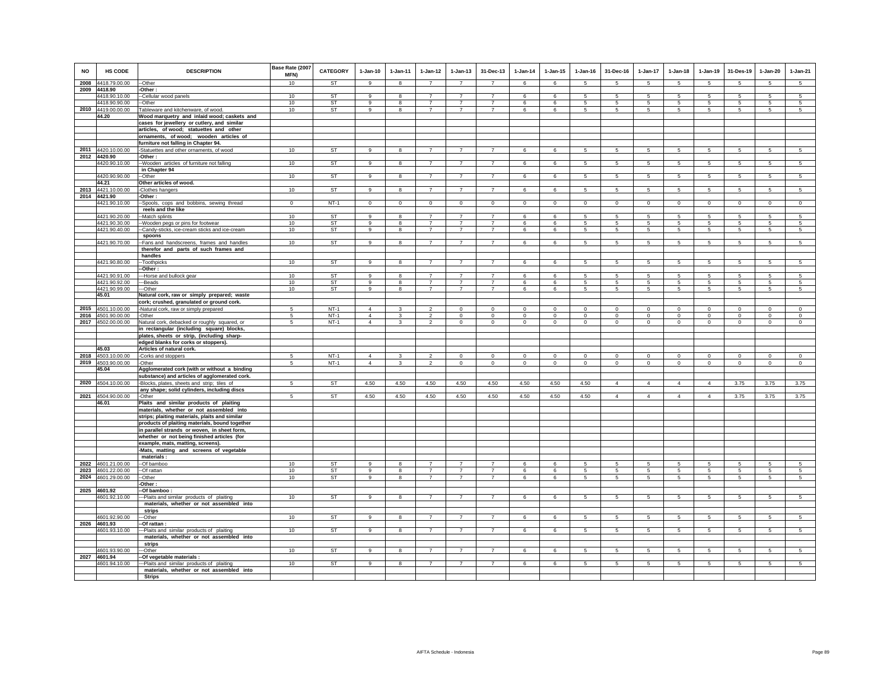| NO | HS CODE | DESCRIPTION | Base Rate (2007 MFN) | CATEGORY | 1-Jan-10 | 1-Jan-11 | 1-Jan-12 | 1-Jan-13 | 31-Dec-13 | 1-Jan-14 | 1-Jan-15 | 1-Jan-16 | 31-Dec-16 | 1-Jan-17 | 1-Jan-18 | 1-Jan-19 | 31-Des-19 | 1-Jan-20 | 1-Jan-21 |
|---|---|---|---|---|---|---|---|---|---|---|---|---|---|---|---|---|---|---|---|
| 2008 | 4418.79.00.00 | --Other | 10 | ST | 9 | 8 | 7 | 7 | 7 | 6 | 6 | 5 | 5 | 5 | 5 | 5 | 5 | 5 | 5 |
| 2009 | 4418.90 | -Other : | | | | | | | | | | | | | | | | | |
| | 4418.90.10.00 | --Cellular wood panels | 10 | ST | 9 | 8 | 7 | 7 | 7 | 6 | 6 | 5 | 5 | 5 | 5 | 5 | 5 | 5 | 5 |
| | 4418.90.90.00 | --Other | 10 | ST | 9 | 8 | 7 | 7 | 7 | 6 | 6 | 5 | 5 | 5 | 5 | 5 | 5 | 5 | 5 |
| 2010 | 4419.00.00.00 | Tableware and kitchenware, of wood. | 10 | ST | 9 | 8 | 7 | 7 | 7 | 6 | 6 | 5 | 5 | 5 | 5 | 5 | 5 | 5 | 5 |
| | 44.20 | **Wood marquetry and inlaid wood; caskets and cases for jewellery or cutlery, and similar articles, of wood; statuettes and other ornaments, of wood; wooden articles of furniture not falling in Chapter 94.** | | | | | | | | | | | | | | | | | |
| 2011 | 4420.10.00.00 | -Statuettes and other ornaments, of wood | 10 | ST | 9 | 8 | 7 | 7 | 7 | 6 | 6 | 5 | 5 | 5 | 5 | 5 | 5 | 5 | 5 |
| 2012 | 4420.90 | -Other : | | | | | | | | | | | | | | | | | |
| | 4420.90.10.00 | --Wooden articles of furniture not falling in Chapter 94 | 10 | ST | 9 | 8 | 7 | 7 | 7 | 6 | 6 | 5 | 5 | 5 | 5 | 5 | 5 | 5 | 5 |
| | 4420.90.90.00 | --Other | 10 | ST | 9 | 8 | 7 | 7 | 7 | 6 | 6 | 5 | 5 | 5 | 5 | 5 | 5 | 5 | 5 |
| | 44.21 | **Other articles of wood.** | | | | | | | | | | | | | | | | | |
| 2013 | 4421.10.00.00 | -Clothes hangers | 10 | ST | 9 | 8 | 7 | 7 | 7 | 6 | 6 | 5 | 5 | 5 | 5 | 5 | 5 | 5 | 5 |
| 2014 | 4421.90 | -Other : | | | | | | | | | | | | | | | | | |
| | 4421.90.10.00 | --Spools, cops and bobbins, sewing thread reels and the like | 0 | NT-1 | 0 | 0 | 0 | 0 | 0 | 0 | 0 | 0 | 0 | 0 | 0 | 0 | 0 | 0 | 0 |
| | 4421.90.20.00 | --Match splints | 10 | ST | 9 | 8 | 7 | 7 | 7 | 6 | 6 | 5 | 5 | 5 | 5 | 5 | 5 | 5 | 5 |
| | 4421.90.30.00 | --Wooden pegs or pins for footwear | 10 | ST | 9 | 8 | 7 | 7 | 7 | 6 | 6 | 5 | 5 | 5 | 5 | 5 | 5 | 5 | 5 |
| | 4421.90.40.00 | --Candy-sticks, ice-cream sticks and ice-cream spoons | 10 | ST | 9 | 8 | 7 | 7 | 7 | 6 | 6 | 5 | 5 | 5 | 5 | 5 | 5 | 5 | 5 |
| | 4421.90.70.00 | --Fans and handscreens, frames and handles therefor and parts of such frames and handles | 10 | ST | 9 | 8 | 7 | 7 | 7 | 6 | 6 | 5 | 5 | 5 | 5 | 5 | 5 | 5 | 5 |
| | 4421.90.80.00 | --Toothpicks | 10 | ST | 9 | 8 | 7 | 7 | 7 | 6 | 6 | 5 | 5 | 5 | 5 | 5 | 5 | 5 | 5 |
| | | --Other : | | | | | | | | | | | | | | | | | |
| | 4421.90.91.00 | ---Horse and bullock gear | 10 | ST | 9 | 8 | 7 | 7 | 7 | 6 | 6 | 5 | 5 | 5 | 5 | 5 | 5 | 5 | 5 |
| | 4421.90.92.00 | ---Beads | 10 | ST | 9 | 8 | 7 | 7 | 7 | 6 | 6 | 5 | 5 | 5 | 5 | 5 | 5 | 5 | 5 |
| | 4421.90.99.00 | ---Other | 10 | ST | 9 | 8 | 7 | 7 | 7 | 6 | 6 | 5 | 5 | 5 | 5 | 5 | 5 | 5 | 5 |
| | 45.01 | **Natural cork, raw or simply prepared; waste cork; crushed, granulated or ground cork.** | | | | | | | | | | | | | | | | | |
| 2015 | 4501.10.00.00 | -Natural cork, raw or simply prepared | 5 | NT-1 | 4 | 3 | 2 | 0 | 0 | 0 | 0 | 0 | 0 | 0 | 0 | 0 | 0 | 0 | 0 |
| 2016 | 4501.90.00.00 | -Other | 5 | NT-1 | 4 | 3 | 2 | 0 | 0 | 0 | 0 | 0 | 0 | 0 | 0 | 0 | 0 | 0 | 0 |
| 2017 | 4502.00.00.00 | Natural cork, debacked or roughly squared, or in rectangular (including square) blocks, plates, sheets or strip, (including sharp-edged blanks for corks or stoppers). | 5 | NT-1 | 4 | 3 | 2 | 0 | 0 | 0 | 0 | 0 | 0 | 0 | 0 | 0 | 0 | 0 | 0 |
| | 45.03 | **Articles of natural cork.** | | | | | | | | | | | | | | | | | |
| 2018 | 4503.10.00.00 | -Corks and stoppers | 5 | NT-1 | 4 | 3 | 2 | 0 | 0 | 0 | 0 | 0 | 0 | 0 | 0 | 0 | 0 | 0 | 0 |
| 2019 | 4503.90.00.00 | -Other | 5 | NT-1 | 4 | 3 | 2 | 0 | 0 | 0 | 0 | 0 | 0 | 0 | 0 | 0 | 0 | 0 | 0 |
| | 45.04 | **Agglomerated cork (with or without a binding substance) and articles of agglomerated cork.** | | | | | | | | | | | | | | | | | |
| 2020 | 4504.10.00.00 | -Blocks, plates, sheets and strip; tiles of any shape; solid cylinders, including discs | 5 | ST | 4.50 | 4.50 | 4.50 | 4.50 | 4.50 | 4.50 | 4.50 | 4.50 | 4 | 4 | 4 | 4 | 3.75 | 3.75 | 3.75 |
| 2021 | 4504.90.00.00 | -Other | 5 | ST | 4.50 | 4.50 | 4.50 | 4.50 | 4.50 | 4.50 | 4.50 | 4.50 | 4 | 4 | 4 | 4 | 3.75 | 3.75 | 3.75 |
| | 46.01 | **Plaits and similar products of plaiting materials, whether or not assembled into strips; plaiting materials, plaits and similar products of plaiting materials, bound together in parallel strands or woven, in sheet form, whether or not being finished articles (for example, mats, matting, screens).** | | | | | | | | | | | | | | | | | |
| | | **-Mats, matting and screens of vegetable materials :** | | | | | | | | | | | | | | | | | |
| 2022 | 4601.21.00.00 | --Of bamboo | 10 | ST | 9 | 8 | 7 | 7 | 7 | 6 | 6 | 5 | 5 | 5 | 5 | 5 | 5 | 5 | 5 |
| 2023 | 4601.22.00.00 | --Of rattan | 10 | ST | 9 | 8 | 7 | 7 | 7 | 6 | 6 | 5 | 5 | 5 | 5 | 5 | 5 | 5 | 5 |
| 2024 | 4601.29.00.00 | --Other | 10 | ST | 9 | 8 | 7 | 7 | 7 | 6 | 6 | 5 | 5 | 5 | 5 | 5 | 5 | 5 | 5 |
| | | **-Other :** | | | | | | | | | | | | | | | | | |
| 2025 | 4601.92 | **--Of bamboo :** | | | | | | | | | | | | | | | | | |
| | 4601.92.10.00 | ---Plaits and similar products of plaiting materials, whether or not assembled into strips | 10 | ST | 9 | 8 | 7 | 7 | 7 | 6 | 6 | 5 | 5 | 5 | 5 | 5 | 5 | 5 | 5 |
| | 4601.92.90.00 | ---Other | 10 | ST | 9 | 8 | 7 | 7 | 7 | 6 | 6 | 5 | 5 | 5 | 5 | 5 | 5 | 5 | 5 |
| 2026 | 4601.93 | **--Of rattan :** | | | | | | | | | | | | | | | | | |
| | 4601.93.10.00 | ---Plaits and similar products of plaiting materials, whether or not assembled into strips | 10 | ST | 9 | 8 | 7 | 7 | 7 | 6 | 6 | 5 | 5 | 5 | 5 | 5 | 5 | 5 | 5 |
| | 4601.93.90.00 | ---Other | 10 | ST | 9 | 8 | 7 | 7 | 7 | 6 | 6 | 5 | 5 | 5 | 5 | 5 | 5 | 5 | 5 |
| 2027 | 4601.94 | **--Of vegetable materials :** | | | | | | | | | | | | | | | | | |
| | 4601.94.10.00 | ---Plaits and similar products of plaiting materials, whether or not assembled into Strips | 10 | ST | 9 | 8 | 7 | 7 | 7 | 6 | 6 | 5 | 5 | 5 | 5 | 5 | 5 | 5 | 5 |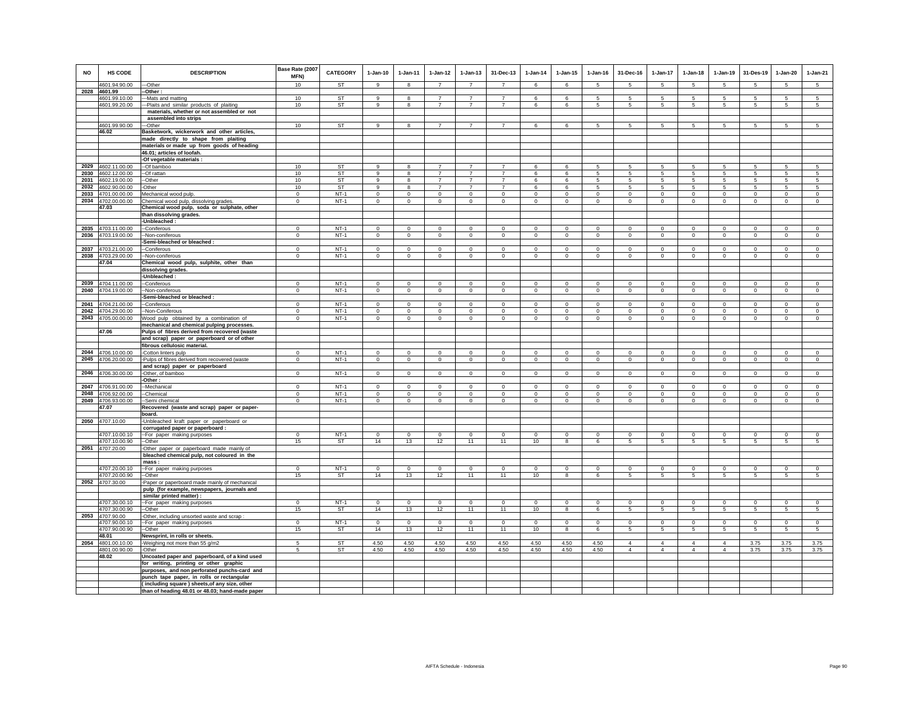| NO | HS CODE | DESCRIPTION | Base Rate (2007 MFN) | CATEGORY | 1-Jan-10 | 1-Jan-11 | 1-Jan-12 | 1-Jan-13 | 31-Dec-13 | 1-Jan-14 | 1-Jan-15 | 1-Jan-16 | 31-Dec-16 | 1-Jan-17 | 1-Jan-18 | 1-Jan-19 | 31-Des-19 | 1-Jan-20 | 1-Jan-21 |
|---|---|---|---|---|---|---|---|---|---|---|---|---|---|---|---|---|---|---|---|
| | 4601.94.00.00 | ---Other | 10 | ST | 9 | 8 | 7 | 7 | 7 | 6 | 6 | 5 | 5 | 5 | 5 | 5 | 5 | 5 | 5 |
| 2028 | 4601.99 | --Other : | | | | | | | | | | | | | | | | | |
| | 4601.99.10.00 | ---Mats and matting | 10 | ST | 9 | 8 | 7 | 7 | 7 | 6 | 6 | 5 | 5 | 5 | 5 | 5 | 5 | 5 | 5 |
| | 4601.99.20.00 | ---Plaits and similar products of plaiting materials, whether or not assembled or not assembled into strips | 10 | ST | 9 | 8 | 7 | 7 | 7 | 6 | 6 | 5 | 5 | 5 | 5 | 5 | 5 | 5 | 5 |
| | 4601.99.90.00 | ---Other | 10 | ST | 9 | 8 | 7 | 7 | 7 | 6 | 6 | 5 | 5 | 5 | 5 | 5 | 5 | 5 | 5 |
| | 46.02 | **Basketwork, wickerwork and other articles, made directly to shape from plaiting materials or made up from goods of heading 46.01; articles of loofah.** | | | | | | | | | | | | | | | | | |
| | | **-Of vegetable materials :** | | | | | | | | | | | | | | | | | |
| 2029 | 4602.11.00.00 | --Of bamboo | 10 | ST | 9 | 8 | 7 | 7 | 7 | 6 | 6 | 5 | 5 | 5 | 5 | 5 | 5 | 5 | 5 |
| 2030 | 4602.12.00.00 | --Of rattan | 10 | ST | 9 | 8 | 7 | 7 | 7 | 6 | 6 | 5 | 5 | 5 | 5 | 5 | 5 | 5 | 5 |
| 2031 | 4602.19.00.00 | --Other | 10 | ST | 9 | 8 | 7 | 7 | 7 | 6 | 6 | 5 | 5 | 5 | 5 | 5 | 5 | 5 | 5 |
| 2032 | 4602.90.00.00 | -Other | 10 | ST | 9 | 8 | 7 | 7 | 7 | 6 | 6 | 5 | 5 | 5 | 5 | 5 | 5 | 5 | 5 |
| 2033 | 4701.00.00.00 | Mechanical wood pulp. | 0 | NT-1 | 0 | 0 | 0 | 0 | 0 | 0 | 0 | 0 | 0 | 0 | 0 | 0 | 0 | 0 | 0 |
| 2034 | 4702.00.00.00 | Chemical wood pulp, dissolving grades. | 0 | NT-1 | 0 | 0 | 0 | 0 | 0 | 0 | 0 | 0 | 0 | 0 | 0 | 0 | 0 | 0 | 0 |
| | 47.03 | **Chemical wood pulp, soda or sulphate, other than dissolving grades.** | | | | | | | | | | | | | | | | | |
| | | **-Unbleached :** | | | | | | | | | | | | | | | | | |
| 2035 | 4703.11.00.00 | --Coniferous | 0 | NT-1 | 0 | 0 | 0 | 0 | 0 | 0 | 0 | 0 | 0 | 0 | 0 | 0 | 0 | 0 | 0 |
| 2036 | 4703.19.00.00 | --Non-coniferous | 0 | NT-1 | 0 | 0 | 0 | 0 | 0 | 0 | 0 | 0 | 0 | 0 | 0 | 0 | 0 | 0 | 0 |
| | | **-Semi-bleached or bleached :** | | | | | | | | | | | | | | | | | |
| 2037 | 4703.21.00.00 | --Coniferous | 0 | NT-1 | 0 | 0 | 0 | 0 | 0 | 0 | 0 | 0 | 0 | 0 | 0 | 0 | 0 | 0 | 0 |
| 2038 | 4703.29.00.00 | --Non-coniferous | 0 | NT-1 | 0 | 0 | 0 | 0 | 0 | 0 | 0 | 0 | 0 | 0 | 0 | 0 | 0 | 0 | 0 |
| | 47.04 | **Chemical wood pulp, sulphite, other than dissolving grades.** | | | | | | | | | | | | | | | | | |
| | | **-Unbleached :** | | | | | | | | | | | | | | | | | |
| 2039 | 4704.11.00.00 | --Coniferous | 0 | NT-1 | 0 | 0 | 0 | 0 | 0 | 0 | 0 | 0 | 0 | 0 | 0 | 0 | 0 | 0 | 0 |
| 2040 | 4704.19.00.00 | --Non-coniferous | 0 | NT-1 | 0 | 0 | 0 | 0 | 0 | 0 | 0 | 0 | 0 | 0 | 0 | 0 | 0 | 0 | 0 |
| | | **-Semi-bleached or bleached :** | | | | | | | | | | | | | | | | | |
| 2041 | 4704.21.00.00 | --Coniferous | 0 | NT-1 | 0 | 0 | 0 | 0 | 0 | 0 | 0 | 0 | 0 | 0 | 0 | 0 | 0 | 0 | 0 |
| 2042 | 4704.29.00.00 | --Non-Coniferous | 0 | NT-1 | 0 | 0 | 0 | 0 | 0 | 0 | 0 | 0 | 0 | 0 | 0 | 0 | 0 | 0 | 0 |
| 2043 | 4705.00.00.00 | Wood pulp obtained by a combination of mechanical and chemical pulping processes. | 0 | NT-1 | 0 | 0 | 0 | 0 | 0 | 0 | 0 | 0 | 0 | 0 | 0 | 0 | 0 | 0 | 0 |
| | 47.06 | **Pulps of fibres derived from recovered (waste and scrap) paper or paperboard or of other fibrous cellulosic material.** | | | | | | | | | | | | | | | | | |
| 2044 | 4706.10.00.00 | -Cotton linters pulp | 0 | NT-1 | 0 | 0 | 0 | 0 | 0 | 0 | 0 | 0 | 0 | 0 | 0 | 0 | 0 | 0 | 0 |
| 2045 | 4706.20.00.00 | -Pulps of fibres derived from recovered (waste and scrap) paper or paperboard | 0 | NT-1 | 0 | 0 | 0 | 0 | 0 | 0 | 0 | 0 | 0 | 0 | 0 | 0 | 0 | 0 | 0 |
| 2046 | 4706.30.00.00 | -Other, of bamboo | 0 | NT-1 | 0 | 0 | 0 | 0 | 0 | 0 | 0 | 0 | 0 | 0 | 0 | 0 | 0 | 0 | 0 |
| | | -Other : | | | | | | | | | | | | | | | | | |
| 2047 | 4706.91.00.00 | --Mechanical | 0 | NT-1 | 0 | 0 | 0 | 0 | 0 | 0 | 0 | 0 | 0 | 0 | 0 | 0 | 0 | 0 | 0 |
| 2048 | 4706.92.00.00 | --Chemical | 0 | NT-1 | 0 | 0 | 0 | 0 | 0 | 0 | 0 | 0 | 0 | 0 | 0 | 0 | 0 | 0 | 0 |
| 2049 | 4706.93.00.00 | --Semi chemical | 0 | NT-1 | 0 | 0 | 0 | 0 | 0 | 0 | 0 | 0 | 0 | 0 | 0 | 0 | 0 | 0 | 0 |
| | 47.07 | **Recovered (waste and scrap) paper or paper-board.** | | | | | | | | | | | | | | | | | |
| 2050 | 4707.10.00 | -Unbleached kraft paper or paperboard or corrugated paper or paperboard : | | | | | | | | | | | | | | | | | |
| | 4707.10.00.10 | --For paper making purposes | 0 | NT-1 | 0 | 0 | 0 | 0 | 0 | 0 | 0 | 0 | 0 | 0 | 0 | 0 | 0 | 0 | 0 |
| | 4707.10.00.90 | --Other | 15 | ST | 14 | 13 | 12 | 11 | 11 | 10 | 8 | 6 | 5 | 5 | 5 | 5 | 5 | 5 | 5 |
| 2051 | 4707.20.00 | -Other paper or paperboard made mainly of bleached chemical pulp, not coloured in the mass : | | | | | | | | | | | | | | | | | |
| | 4707.20.00.10 | --For paper making purposes | 0 | NT-1 | 0 | 0 | 0 | 0 | 0 | 0 | 0 | 0 | 0 | 0 | 0 | 0 | 0 | 0 | 0 |
| | 4707.20.00.90 | --Other | 15 | ST | 14 | 13 | 12 | 11 | 11 | 10 | 8 | 6 | 5 | 5 | 5 | 5 | 5 | 5 | 5 |
| 2052 | 4707.30.00 | -Paper or paperboard made mainly of mechanical pulp (for example, newspapers, journals and similar printed matter) : | | | | | | | | | | | | | | | | | |
| | 4707.30.00.10 | --For paper making purposes | 0 | NT-1 | 0 | 0 | 0 | 0 | 0 | 0 | 0 | 0 | 0 | 0 | 0 | 0 | 0 | 0 | 0 |
| | 4707.30.00.90 | --Other | 15 | ST | 14 | 13 | 12 | 11 | 11 | 10 | 8 | 6 | 5 | 5 | 5 | 5 | 5 | 5 | 5 |
| 2053 | 4707.90.00 | -Other, including unsorted waste and scrap : | | | | | | | | | | | | | | | | | |
| | 4707.90.00.10 | --For paper making purposes | 0 | NT-1 | 0 | 0 | 0 | 0 | 0 | 0 | 0 | 0 | 0 | 0 | 0 | 0 | 0 | 0 | 0 |
| | 4707.90.00.90 | --Other | 15 | ST | 14 | 13 | 12 | 11 | 11 | 10 | 8 | 6 | 5 | 5 | 5 | 5 | 5 | 5 | 5 |
| | 48.01 | **Newsprint, in rolls or sheets.** | | | | | | | | | | | | | | | | | |
| 2054 | 4801.00.10.00 | -Weighing not more than 55 g/m2 | 5 | ST | 4.50 | 4.50 | 4.50 | 4.50 | 4.50 | 4.50 | 4.50 | 4.50 | 4 | 4 | 4 | 4 | 3.75 | 3.75 | 3.75 |
| | 4801.00.90.00 | -Other | 5 | ST | 4.50 | 4.50 | 4.50 | 4.50 | 4.50 | 4.50 | 4.50 | 4.50 | 4 | 4 | 4 | 4 | 3.75 | 3.75 | 3.75 |
| | 48.02 | **Uncoated paper and paperboard, of a kind used for writing, printing or other graphic purposes, and non perforated punchs-card and punch tape paper, in rolls or rectangular ( including square ) sheets,of any size, other than of heading 48.01 or 48.03; hand-made paper** | | | | | | | | | | | | | | | | | |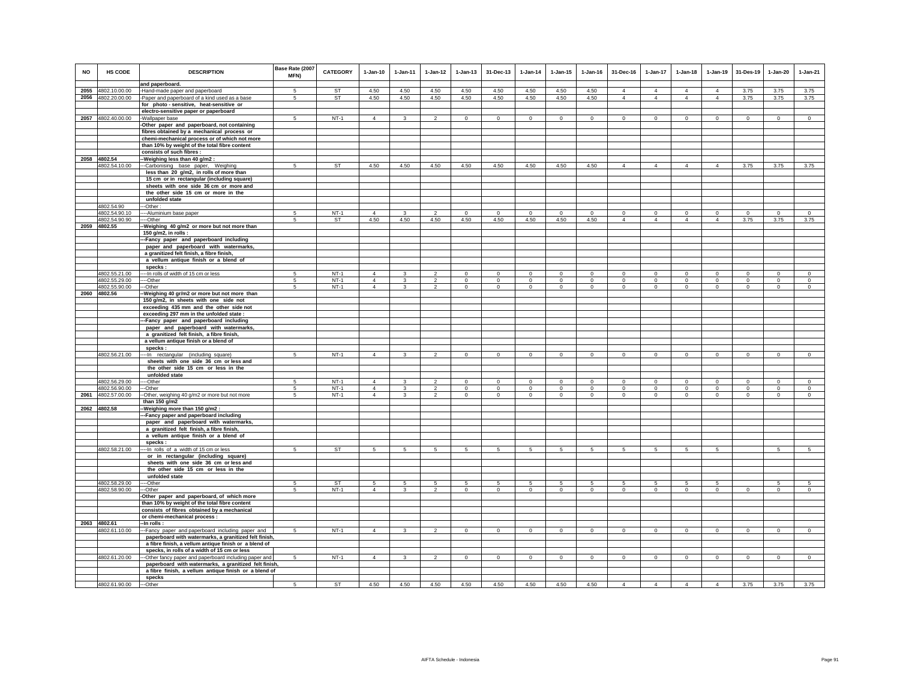| NO | HS CODE | DESCRIPTION | Base Rate (2007 MFN) | CATEGORY | 1-Jan-10 | 1-Jan-11 | 1-Jan-12 | 1-Jan-13 | 31-Dec-13 | 1-Jan-14 | 1-Jan-15 | 1-Jan-16 | 31-Dec-16 | 1-Jan-17 | 1-Jan-18 | 1-Jan-19 | 31-Des-19 | 1-Jan-20 | 1-Jan-21 |
|---|---|---|---|---|---|---|---|---|---|---|---|---|---|---|---|---|---|---|---|
| | | and paperboard. | | | | | | | | | | | | | | | | | |
| 2055 | 4802.10.00.00 | -Hand-made paper and paperboard | 5 | ST | 4.50 | 4.50 | 4.50 | 4.50 | 4.50 | 4.50 | 4.50 | 4.50 | 4 | 4 | 4 | 4 | 3.75 | 3.75 | 3.75 |
| 2056 | 4802.20.00.00 | -Paper and paperboard of a kind used as a base for photo - sensitive, heat-sensitive or electro-sensitive paper or paperboard | 5 | ST | 4.50 | 4.50 | 4.50 | 4.50 | 4.50 | 4.50 | 4.50 | 4.50 | 4 | 4 | 4 | 4 | 3.75 | 3.75 | 3.75 |
| 2057 | 4802.40.00.00 | -Wallpaper base | 5 | NT-1 | 4 | 3 | 2 | 0 | 0 | 0 | 0 | 0 | 0 | 0 | 0 | 0 | 0 | 0 | 0 |
| | | -Other paper and paperboard, not containing fibres obtained by a mechanical process or chemi-mechanical process or of which not more than 10% by weight of the total fibre content consists of such fibres : | | | | | | | | | | | | | | | | | |
| 2058 | 4802.54 | --Weighing less than 40 g/m2 : | | | | | | | | | | | | | | | | | |
| | 4802.54.10.00 | ---Carbonising base paper, Weighing less than 20 g/m2, in rolls of more than 15 cm or in rectangular (including square) sheets with one side 36 cm or more and the other side 15 cm or more in the unfolded state | 5 | ST | 4.50 | 4.50 | 4.50 | 4.50 | 4.50 | 4.50 | 4.50 | 4.50 | 4 | 4 | 4 | 4 | 3.75 | 3.75 | 3.75 |
| | 4802.54.90 | ---Other : | | | | | | | | | | | | | | | | | |
| | 4802.54.90.10 | ----Aluminium base paper | 5 | NT-1 | 4 | 3 | 2 | 0 | 0 | 0 | 0 | 0 | 0 | 0 | 0 | 0 | 0 | 0 | 0 |
| | 4802.54.90.90 | ----Other | 5 | ST | 4.50 | 4.50 | 4.50 | 4.50 | 4.50 | 4.50 | 4.50 | 4.50 | 4 | 4 | 4 | 4 | 3.75 | 3.75 | 3.75 |
| 2059 | 4802.55 | --Weighing 40 g/m2 or more but not more than 150 g/m2, in rolls : | | | | | | | | | | | | | | | | | |
| | | ---Fancy paper and paperboard including paper and paperboard with watermarks, a granitized felt finish, a fibre finish, a vellum antique finish or a blend of specks : | | | | | | | | | | | | | | | | | |
| | 4802.55.21.00 | ----In rolls of width of 15 cm or less | 5 | NT-1 | 4 | 3 | 2 | 0 | 0 | 0 | 0 | 0 | 0 | 0 | 0 | 0 | 0 | 0 | 0 |
| | 4802.55.29.00 | ----Other | 5 | NT-1 | 4 | 3 | 2 | 0 | 0 | 0 | 0 | 0 | 0 | 0 | 0 | 0 | 0 | 0 | 0 |
| | 4802.55.90.00 | ---Other | 5 | NT-1 | 4 | 3 | 2 | 0 | 0 | 0 | 0 | 0 | 0 | 0 | 0 | 0 | 0 | 0 | 0 |
| 2060 | 4802.56 | --Weighing 40 gr/m2 or more but not more than 150 g/m2, in sheets with one side not exceeding 435 mm and the other side not exceeding 297 mm in the unfolded state : | | | | | | | | | | | | | | | | | |
| | | ---Fancy paper and paperboard including paper and paperboard with watermarks, a granitized felt finish, a fibre finish, a vellum antique finish or a blend of specks : | | | | | | | | | | | | | | | | | |
| | 4802.56.21.00 | ----In rectangular (including square) sheets with one side 36 cm or less and the other side 15 cm or less in the unfolded state | 5 | NT-1 | 4 | 3 | 2 | 0 | 0 | 0 | 0 | 0 | 0 | 0 | 0 | 0 | 0 | 0 | 0 |
| | 4802.56.29.00 | ----Other | 5 | NT-1 | 4 | 3 | 2 | 0 | 0 | 0 | 0 | 0 | 0 | 0 | 0 | 0 | 0 | 0 | 0 |
| | 4802.56.90.00 | ---Other | 5 | NT-1 | 4 | 3 | 2 | 0 | 0 | 0 | 0 | 0 | 0 | 0 | 0 | 0 | 0 | 0 | 0 |
| 2061 | 4802.57.00.00 | --Other, weighing 40 g/m2 or more but not more than 150 g/m2 | 5 | NT-1 | 4 | 3 | 2 | 0 | 0 | 0 | 0 | 0 | 0 | 0 | 0 | 0 | 0 | 0 | 0 |
| 2062 | 4802.58 | --Weighing more than 150 g/m2 : | | | | | | | | | | | | | | | | | |
| | | ---Fancy paper and paperboard including paper and paperboard with watermarks, a granitized felt finish, a fibre finish, a vellum antique finish or a blend of specks : | | | | | | | | | | | | | | | | | |
| | 4802.58.21.00 | ----In rolls of a width of 15 cm or less or in rectangular (including square) sheets with one side 36 cm or less and the other side 15 cm or less in the unfolded state | 5 | ST | 5 | 5 | 5 | 5 | 5 | 5 | 5 | 5 | 5 | 5 | 5 | 5 | | 5 | 5 |
| | 4802.58.29.00 | ----Other | 5 | ST | 5 | 5 | 5 | 5 | 5 | 5 | 5 | 5 | 5 | 5 | 5 | 5 | | 5 | 5 |
| | 4802.58.90.00 | ---Other | 5 | NT-1 | 4 | 3 | 2 | 0 | 0 | 0 | 0 | 0 | 0 | 0 | 0 | 0 | 0 | 0 | 0 |
| | | -Other paper and paperboard, of which more than 10% by weight of the total fibre content consists of fibres obtained by a mechanical or chemi-mechanical process : | | | | | | | | | | | | | | | | | |
| 2063 | 4802.61 | --In rolls : | | | | | | | | | | | | | | | | | |
| | 4802.61.10.00 | ---Fancy paper and paperboard including paper and paperboard with watermarks, a granitized felt finish, a fibre finish, a vellum antique finish or a blend of specks, in rolls of a width of 15 cm or less | 5 | NT-1 | 4 | 3 | 2 | 0 | 0 | 0 | 0 | 0 | 0 | 0 | 0 | 0 | 0 | 0 | 0 |
| | 4802.61.20.00 | ---Other fancy paper and paperboard including paper and paperboard with watermarks, a granitized felt finish, a fibre finish, a vellum antique finish or a blend of specks | 5 | NT-1 | 4 | 3 | 2 | 0 | 0 | 0 | 0 | 0 | 0 | 0 | 0 | 0 | 0 | 0 | 0 |
| | 4802.61.90.00 | ---Other | 5 | ST | 4.50 | 4.50 | 4.50 | 4.50 | 4.50 | 4.50 | 4.50 | 4.50 | 4 | 4 | 4 | 4 | 3.75 | 3.75 | 3.75 |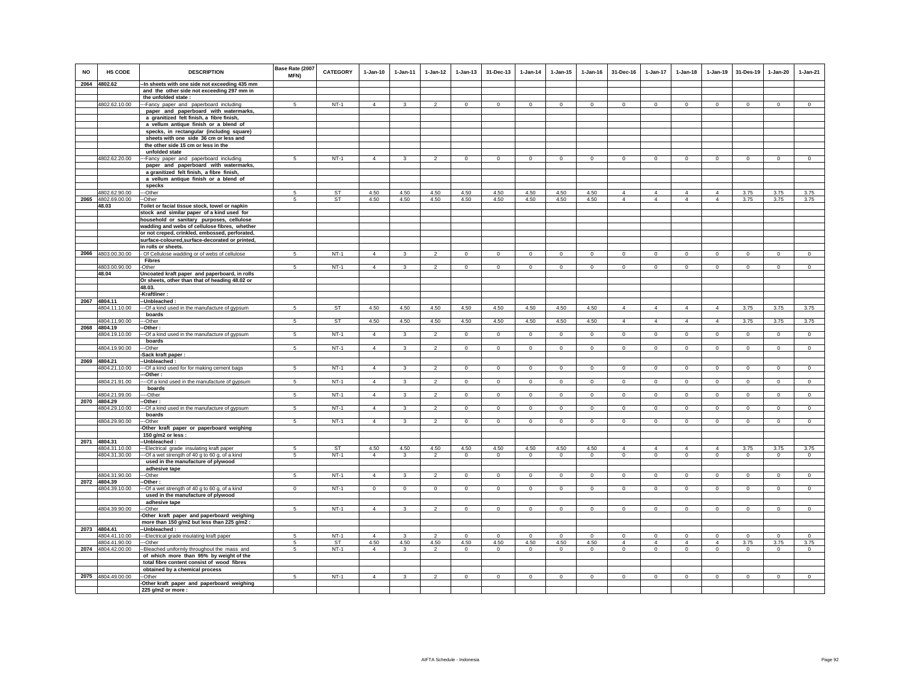| NO | HS CODE | DESCRIPTION | Base Rate (2007 MFN) | CATEGORY | 1-Jan-10 | 1-Jan-11 | 1-Jan-12 | 1-Jan-13 | 31-Dec-13 | 1-Jan-14 | 1-Jan-15 | 1-Jan-16 | 31-Dec-16 | 1-Jan-17 | 1-Jan-18 | 1-Jan-19 | 31-Des-19 | 1-Jan-20 | 1-Jan-21 |
|---|---|---|---|---|---|---|---|---|---|---|---|---|---|---|---|---|---|---|---|
| 2064 | 4802.62 | --In sheets with one side not exceeding 435 mm and the other side not exceeding 297 mm in the unfolded state : | | | | | | | | | | | | | | | | | |
| | 4802.62.10.00 | ---Fancy paper and paperboard including paper and paperboard with watermarks, a granitized felt finish, a fibre finish, a vellum antique finish or a blend of specks, in rectangular (includng square) sheets with one side 36 cm or less and the other side 15 cm or less in the unfolded state | 5 | NT-1 | 4 | 3 | 2 | 0 | 0 | 0 | 0 | 0 | 0 | 0 | 0 | 0 | 0 | 0 | 0 |
| | 4802.62.20.00 | ---Fancy paper and paperboard including paper and paperboard with watermarks, a granitized felt finish, a fibre finish, a vellum antique finish or a blend of specks | 5 | NT-1 | 4 | 3 | 2 | 0 | 0 | 0 | 0 | 0 | 0 | 0 | 0 | 0 | 0 | 0 | 0 |
| | 4802.62.90.00 | ---Other | 5 | ST | 4.50 | 4.50 | 4.50 | 4.50 | 4.50 | 4.50 | 4.50 | 4.50 | 4 | 4 | 4 | 4 | 3.75 | 3.75 | 3.75 |
| 2065 | 4802.69.00.00 | --Other | 5 | ST | 4.50 | 4.50 | 4.50 | 4.50 | 4.50 | 4.50 | 4.50 | 4.50 | 4 | 4 | 4 | 4 | 3.75 | 3.75 | 3.75 |
| | 48.03 | Toilet or facial tissue stock, towel or napkin stock and similar paper of a kind used for household or sanitary purposes, cellulose wadding and webs of cellulose fibres, whether or not creped, crinkled, embossed, perforated, surface-coloured,surface-decorated or printed, in rolls or sheets. | | | | | | | | | | | | | | | | | |
| 2066 | 4803.00.30.00 | - Of Cellulose wadding or of webs of cellulose Fibres | 5 | NT-1 | 4 | 3 | 2 | 0 | 0 | 0 | 0 | 0 | 0 | 0 | 0 | 0 | 0 | 0 | 0 |
| | 4803.00.90.00 | -Other | 5 | NT-1 | 4 | 3 | 2 | 0 | 0 | 0 | 0 | 0 | 0 | 0 | 0 | 0 | 0 | 0 | 0 |
| | 48.04 | Uncoated kraft paper and paperboard, in rolls Or sheets, other than that of heading 48.02 or 48.03. | | | | | | | | | | | | | | | | | |
| | | -Kraftliner : | | | | | | | | | | | | | | | | | |
| 2067 | 4804.11 | --Unbleached : | | | | | | | | | | | | | | | | | |
| | 4804.11.10.00 | ---Of a kind used in the manufacture of gypsum boards | 5 | ST | 4.50 | 4.50 | 4.50 | 4.50 | 4.50 | 4.50 | 4.50 | 4.50 | 4 | 4 | 4 | 4 | 3.75 | 3.75 | 3.75 |
| | 4804.11.90.00 | ---Other | 5 | ST | 4.50 | 4.50 | 4.50 | 4.50 | 4.50 | 4.50 | 4.50 | 4.50 | 4 | 4 | 4 | 4 | 3.75 | 3.75 | 3.75 |
| 2068 | 4804.19 | --Other : | | | | | | | | | | | | | | | | | |
| | 4804.19.10.00 | ---Of a kind used in the manufacture of gypsum boards | 5 | NT-1 | 4 | 3 | 2 | 0 | 0 | 0 | 0 | 0 | 0 | 0 | 0 | 0 | 0 | 0 | 0 |
| | 4804.19.90.00 | ---Other | 5 | NT-1 | 4 | 3 | 2 | 0 | 0 | 0 | 0 | 0 | 0 | 0 | 0 | 0 | 0 | 0 | 0 |
| | | -Sack kraft paper : | | | | | | | | | | | | | | | | | |
| 2069 | 4804.21 | --Unbleached : | | | | | | | | | | | | | | | | | |
| | 4804.21.10.00 | ---Of a kind used for for making cement bags | 5 | NT-1 | 4 | 3 | 2 | 0 | 0 | 0 | 0 | 0 | 0 | 0 | 0 | 0 | 0 | 0 | 0 |
| | | ---Other : | | | | | | | | | | | | | | | | | |
| | 4804.21.91.00 | ----Of a kind used in the manufacture of gypsum boards | 5 | NT-1 | 4 | 3 | 2 | 0 | 0 | 0 | 0 | 0 | 0 | 0 | 0 | 0 | 0 | 0 | 0 |
| | 4804.21.99.00 | ----Other | 5 | NT-1 | 4 | 3 | 2 | 0 | 0 | 0 | 0 | 0 | 0 | 0 | 0 | 0 | 0 | 0 | 0 |
| 2070 | 4804.29 | --Other : | | | | | | | | | | | | | | | | | |
| | 4804.29.10.00 | ---Of a kind used in the manufacture of gypsum boards | 5 | NT-1 | 4 | 3 | 2 | 0 | 0 | 0 | 0 | 0 | 0 | 0 | 0 | 0 | 0 | 0 | 0 |
| | 4804.29.90.00 | ---Other | 5 | NT-1 | 4 | 3 | 2 | 0 | 0 | 0 | 0 | 0 | 0 | 0 | 0 | 0 | 0 | 0 | 0 |
| | | -Other kraft paper or paperboard weighing 150 g/m2 or less : | | | | | | | | | | | | | | | | | |
| 2071 | 4804.31 | --Unbleached : | | | | | | | | | | | | | | | | | |
| | 4804.31.10.00 | ---Electrical grade insulating kraft paper | 5 | ST | 4.50 | 4.50 | 4.50 | 4.50 | 4.50 | 4.50 | 4.50 | 4.50 | 4 | 4 | 4 | 4 | 3.75 | 3.75 | 3.75 |
| | 4804.31.30.00 | ---Of a wet strength of 40 g to 60 g, of a kind used in the manufacture of plywood adhesive tape | 5 | NT-1 | 4 | 3 | 2 | 0 | 0 | 0 | 0 | 0 | 0 | 0 | 0 | 0 | 0 | 0 | 0 |
| | 4804.31.90.00 | ---Other | 5 | NT-1 | 4 | 3 | 2 | 0 | 0 | 0 | 0 | 0 | 0 | 0 | 0 | 0 | 0 | 0 | 0 |
| 2072 | 4804.39 | --Other : | | | | | | | | | | | | | | | | | |
| | 4804.39.10.00 | ---Of a wet strength of 40 g to 60 g, of a kind used in the manufacture of plywood adhesive tape | 0 | NT-1 | 0 | 0 | 0 | 0 | 0 | 0 | 0 | 0 | 0 | 0 | 0 | 0 | 0 | 0 | 0 |
| | 4804.39.90.00 | ---Other | 5 | NT-1 | 4 | 3 | 2 | 0 | 0 | 0 | 0 | 0 | 0 | 0 | 0 | 0 | 0 | 0 | 0 |
| | | -Other kraft paper and paperboard weighing more than 150 g/m2 but less than 225 g/m2 : | | | | | | | | | | | | | | | | | |
| 2073 | 4804.41 | --Unbleached : | | | | | | | | | | | | | | | | | |
| | 4804.41.10.00 | ---Electrical grade insulating kraft paper | 5 | NT-1 | 4 | 3 | 2 | 0 | 0 | 0 | 0 | 0 | 0 | 0 | 0 | 0 | 0 | 0 | 0 |
| | 4804.41.90.00 | ---Other | 5 | ST | 4.50 | 4.50 | 4.50 | 4.50 | 4.50 | 4.50 | 4.50 | 4.50 | 4 | 4 | 4 | 4 | 3.75 | 3.75 | 3.75 |
| 2074 | 4804.42.00.00 | --Bleached uniformly throughout the mass and of which more than 95% by weight of the total fibre content consist of wood fibres obtained by a chemical process | 5 | NT-1 | 4 | 3 | 2 | 0 | 0 | 0 | 0 | 0 | 0 | 0 | 0 | 0 | 0 | 0 | 0 |
| 2075 | 4804.49.00.00 | --Other | 5 | NT-1 | 4 | 3 | 2 | 0 | 0 | 0 | 0 | 0 | 0 | 0 | 0 | 0 | 0 | 0 | 0 |
| | | -Other kraft paper and paperboard weighing 225 g/m2 or more : | | | | | | | | | | | | | | | | | |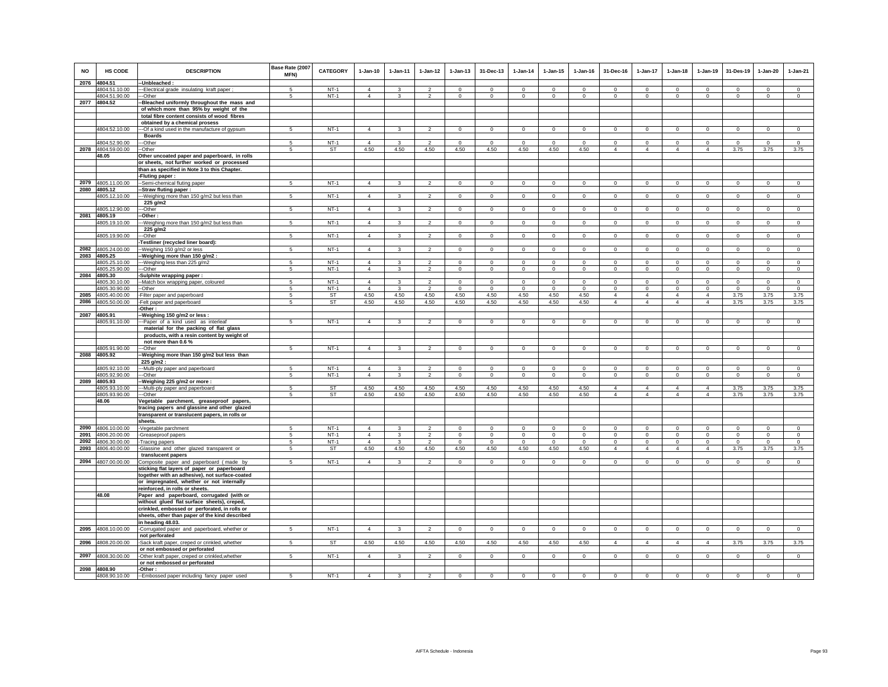| NO | HS CODE | DESCRIPTION | Base Rate (2007 MFN) | CATEGORY | 1-Jan-10 | 1-Jan-11 | 1-Jan-12 | 1-Jan-13 | 31-Dec-13 | 1-Jan-14 | 1-Jan-15 | 1-Jan-16 | 31-Dec-16 | 1-Jan-17 | 1-Jan-18 | 1-Jan-19 | 31-Des-19 | 1-Jan-20 | 1-Jan-21 |
|---|---|---|---|---|---|---|---|---|---|---|---|---|---|---|---|---|---|---|---|
| 2076 | 4804.51 | --Unbleached : | | | | | | | | | | | | | | | | | |
| | 4804.51.10.00 | ---Electrical grade insulating kraft paper ; | 5 | NT-1 | 4 | 3 | 2 | 0 | 0 | 0 | 0 | 0 | 0 | 0 | 0 | 0 | 0 | 0 | 0 |
| | 4804.51.90.00 | ---Other | 5 | NT-1 | 4 | 3 | 2 | 0 | 0 | 0 | 0 | 0 | 0 | 0 | 0 | 0 | 0 | 0 | 0 |
| 2077 | 4804.52 | --Bleached uniformly throughout the mass and of which more than 95% by weight of the total fibre content consists of wood fibres obtained by a chemical prosess | | | | | | | | | | | | | | | | | |
| | 4804.52.10.00 | ---Of a kind used in the manufacture of gypsum Boards | 5 | NT-1 | 4 | 3 | 2 | 0 | 0 | 0 | 0 | 0 | 0 | 0 | 0 | 0 | 0 | 0 | 0 |
| | 4804.52.90.00 | ---Other | 5 | NT-1 | 4 | 3 | 2 | 0 | 0 | 0 | 0 | 0 | 0 | 0 | 0 | 0 | 0 | 0 | 0 |
| 2078 | 4804.59.00.00 | --Other | 5 | ST | 4.50 | 4.50 | 4.50 | 4.50 | 4.50 | 4.50 | 4.50 | 4.50 | 4 | 4 | 4 | 4 | 3.75 | 3.75 | 3.75 |
| | 48.05 | Other uncoated paper and paperboard, in rolls or sheets, not further worked or processed than as specified in Note 3 to this Chapter. | | | | | | | | | | | | | | | | | |
| | | -Fluting paper : | | | | | | | | | | | | | | | | | |
| 2079 | 4805.11.00.00 | --Semi-chemical fluting paper | 5 | NT-1 | 4 | 3 | 2 | 0 | 0 | 0 | 0 | 0 | 0 | 0 | 0 | 0 | 0 | 0 | 0 |
| 2080 | 4805.12 | --Straw fluting paper : | | | | | | | | | | | | | | | | | |
| | 4805.12.10.00 | ---Weighing more than 150 g/m2 but less than 225 g/m2 | 5 | NT-1 | 4 | 3 | 2 | 0 | 0 | 0 | 0 | 0 | 0 | 0 | 0 | 0 | 0 | 0 | 0 |
| | 4805.12.90.00 | ---Other | 5 | NT-1 | 4 | 3 | 2 | 0 | 0 | 0 | 0 | 0 | 0 | 0 | 0 | 0 | 0 | 0 | 0 |
| 2081 | 4805.19 | --Other : | | | | | | | | | | | | | | | | | |
| | 4805.19.10.00 | ---Weighing more than 150 g/m2 but less than 225 g/m2 | 5 | NT-1 | 4 | 3 | 2 | 0 | 0 | 0 | 0 | 0 | 0 | 0 | 0 | 0 | 0 | 0 | 0 |
| | 4805.19.90.00 | ---Other | 5 | NT-1 | 4 | 3 | 2 | 0 | 0 | 0 | 0 | 0 | 0 | 0 | 0 | 0 | 0 | 0 | 0 |
| | | -Testliner (recycled liner board): | | | | | | | | | | | | | | | | | |
| 2082 | 4805.24.00.00 | --Weighing 150 g/m2 or less | 5 | NT-1 | 4 | 3 | 2 | 0 | 0 | 0 | 0 | 0 | 0 | 0 | 0 | 0 | 0 | 0 | 0 |
| 2083 | 4805.25 | --Weighing more than 150 g/m2 : | | | | | | | | | | | | | | | | | |
| | 4805.25.10.00 | ---Weighing less than 225 g/m2 | 5 | NT-1 | 4 | 3 | 2 | 0 | 0 | 0 | 0 | 0 | 0 | 0 | 0 | 0 | 0 | 0 | 0 |
| | 4805.25.90.00 | ---Other | 5 | NT-1 | 4 | 3 | 2 | 0 | 0 | 0 | 0 | 0 | 0 | 0 | 0 | 0 | 0 | 0 | 0 |
| 2084 | 4805.30 | -Sulphite wrapping paper : | | | | | | | | | | | | | | | | | |
| | 4805.30.10.00 | --Match box wrapping paper, coloured | 5 | NT-1 | 4 | 3 | 2 | 0 | 0 | 0 | 0 | 0 | 0 | 0 | 0 | 0 | 0 | 0 | 0 |
| | 4805.30.90.00 | --Other | 5 | NT-1 | 4 | 3 | 2 | 0 | 0 | 0 | 0 | 0 | 0 | 0 | 0 | 0 | 0 | 0 | 0 |
| 2085 | 4805.40.00.00 | -Filter paper and paperboard | 5 | ST | 4.50 | 4.50 | 4.50 | 4.50 | 4.50 | 4.50 | 4.50 | 4.50 | 4 | 4 | 4 | 4 | 3.75 | 3.75 | 3.75 |
| 2086 | 4805.50.00.00 | -Felt paper and paperboard | 5 | ST | 4.50 | 4.50 | 4.50 | 4.50 | 4.50 | 4.50 | 4.50 | 4.50 | 4 | 4 | 4 | 4 | 3.75 | 3.75 | 3.75 |
| | | -Other : | | | | | | | | | | | | | | | | | |
| 2087 | 4805.91 | --Weighing 150 g/m2 or less : | | | | | | | | | | | | | | | | | |
| | 4805.91.10.00 | ---Paper of a kind used as interleaf material for the packing of flat glass products, with a resin content by weight of not more than 0.6 % | 5 | NT-1 | 4 | 3 | 2 | 0 | 0 | 0 | 0 | 0 | 0 | 0 | 0 | 0 | 0 | 0 | 0 |
| | 4805.91.90.00 | ---Other | 5 | NT-1 | 4 | 3 | 2 | 0 | 0 | 0 | 0 | 0 | 0 | 0 | 0 | 0 | 0 | 0 | 0 |
| 2088 | 4805.92 | --Weighing more than 150 g/m2 but less than 225 g/m2 : | | | | | | | | | | | | | | | | | |
| | 4805.92.10.00 | ---Multi-ply paper and paperboard | 5 | NT-1 | 4 | 3 | 2 | 0 | 0 | 0 | 0 | 0 | 0 | 0 | 0 | 0 | 0 | 0 | 0 |
| | 4805.92.90.00 | ---Other | 5 | NT-1 | 4 | 3 | 2 | 0 | 0 | 0 | 0 | 0 | 0 | 0 | 0 | 0 | 0 | 0 | 0 |
| 2089 | 4805.93 | --Weighing 225 g/m2 or more : | | | | | | | | | | | | | | | | | |
| | 4805.93.10.00 | ---Multi-ply paper and paperboard | 5 | ST | 4.50 | 4.50 | 4.50 | 4.50 | 4.50 | 4.50 | 4.50 | 4.50 | 4 | 4 | 4 | 4 | 3.75 | 3.75 | 3.75 |
| | 4805.93.90.00 | ---Other | 5 | ST | 4.50 | 4.50 | 4.50 | 4.50 | 4.50 | 4.50 | 4.50 | 4.50 | 4 | 4 | 4 | 4 | 3.75 | 3.75 | 3.75 |
| | 48.06 | Vegetable parchment, greaseproof papers, tracing papers and glassine and other glazed transparent or translucent papers, in rolls or sheets. | | | | | | | | | | | | | | | | | |
| 2090 | 4806.10.00.00 | -Vegetable parchment | 5 | NT-1 | 4 | 3 | 2 | 0 | 0 | 0 | 0 | 0 | 0 | 0 | 0 | 0 | 0 | 0 | 0 |
| 2091 | 4806.20.00.00 | -Greaseproof papers | 5 | NT-1 | 4 | 3 | 2 | 0 | 0 | 0 | 0 | 0 | 0 | 0 | 0 | 0 | 0 | 0 | 0 |
| 2092 | 4806.30.00.00 | -Tracing papers | 5 | NT-1 | 4 | 3 | 2 | 0 | 0 | 0 | 0 | 0 | 0 | 0 | 0 | 0 | 0 | 0 | 0 |
| 2093 | 4806.40.00.00 | -Glassine and other glazed transparent or translucent papers | 5 | ST | 4.50 | 4.50 | 4.50 | 4.50 | 4.50 | 4.50 | 4.50 | 4.50 | 4 | 4 | 4 | 4 | 3.75 | 3.75 | 3.75 |
| 2094 | 4807.00.00.00 | Composite paper and paperboard (made by sticking flat layers of paper or paperboard together with an adhesive), not surface-coated or impregnated, whether or not internally reinforced, in rolls or sheets. | 5 | NT-1 | 4 | 3 | 2 | 0 | 0 | 0 | 0 | 0 | 0 | 0 | 0 | 0 | 0 | 0 | 0 |
| | 48.08 | Paper and paperboard, corrugated (with or without glued flat surface sheets), creped, crinkled, embossed or perforated, in rolls or sheets, other than paper of the kind described in heading 48.03. | | | | | | | | | | | | | | | | | |
| 2095 | 4808.10.00.00 | -Corrugated paper and paperboard, whether or not perforated | 5 | NT-1 | 4 | 3 | 2 | 0 | 0 | 0 | 0 | 0 | 0 | 0 | 0 | 0 | 0 | 0 | 0 |
| 2096 | 4808.20.00.00 | -Sack kraft paper, creped or crinkled, whether or not embossed or perforated | 5 | ST | 4.50 | 4.50 | 4.50 | 4.50 | 4.50 | 4.50 | 4.50 | 4.50 | 4 | 4 | 4 | 4 | 3.75 | 3.75 | 3.75 |
| 2097 | 4808.30.00.00 | -Other kraft paper, creped or crinkled,whether or not embossed or perforated | 5 | NT-1 | 4 | 3 | 2 | 0 | 0 | 0 | 0 | 0 | 0 | 0 | 0 | 0 | 0 | 0 | 0 |
| 2098 | 4808.90 | -Other : | | | | | | | | | | | | | | | | | |
| | 4808.90.10.00 | --Embossed paper including fancy paper used | 5 | NT-1 | 4 | 3 | 2 | 0 | 0 | 0 | 0 | 0 | 0 | 0 | 0 | 0 | 0 | 0 | 0 |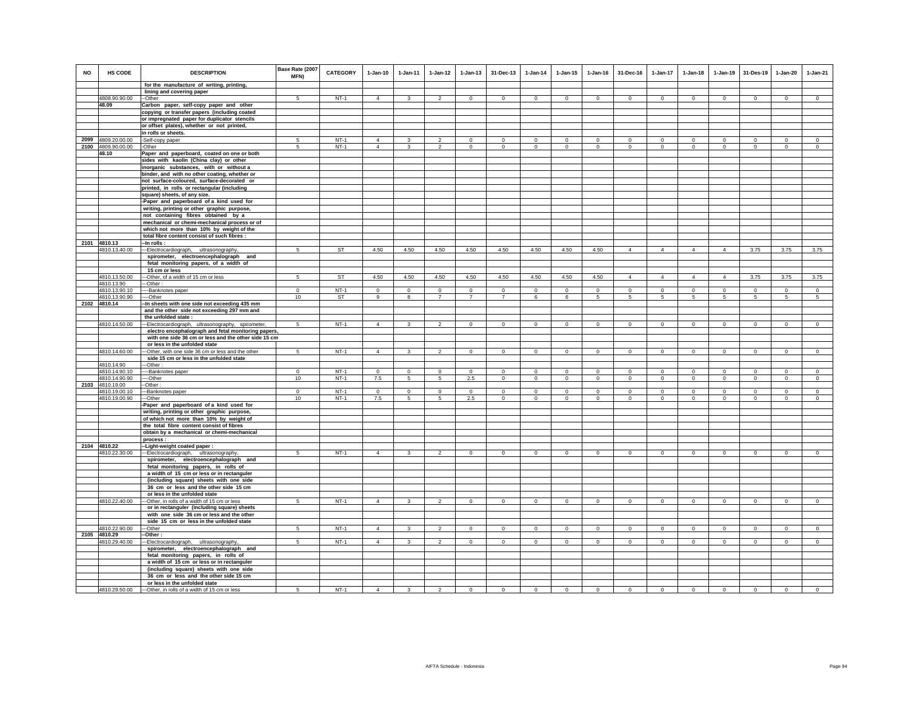| NO | HS CODE | DESCRIPTION | Base Rate (2007 MFN) | CATEGORY | 1-Jan-10 | 1-Jan-11 | 1-Jan-12 | 1-Jan-13 | 31-Dec-13 | 1-Jan-14 | 1-Jan-15 | 1-Jan-16 | 31-Dec-16 | 1-Jan-17 | 1-Jan-18 | 1-Jan-19 | 31-Des-19 | 1-Jan-20 | 1-Jan-21 |
|---|---|---|---|---|---|---|---|---|---|---|---|---|---|---|---|---|---|---|---|
| | | for the manufacture of writing, printing, lining and covering paper | | | | | | | | | | | | | | | | | |
| | 4808.90.90.00 | --Other | 5 | NT-1 | 4 | 3 | 2 | 0 | 0 | 0 | 0 | 0 | 0 | 0 | 0 | 0 | 0 | 0 | 0 |
| | 48.09 | Carbon paper, self-copy paper and other copying or transfer papers (including coated or impregnated paper for duplicator stencils or offset plates), whether or not printed, in rolls or sheets. | | | | | | | | | | | | | | | | | |
| 2099 | 4809.20.00.00 | -Self-copy paper | 5 | NT-1 | 4 | 3 | 2 | 0 | 0 | 0 | 0 | 0 | 0 | 0 | 0 | 0 | 0 | 0 | 0 |
| 2100 | 4809.90.00.00 | -Other | 5 | NT-1 | 4 | 3 | 2 | 0 | 0 | 0 | 0 | 0 | 0 | 0 | 0 | 0 | 0 | 0 | 0 |
| | 48.10 | Paper and paperboard, coated on one or both sides with kaolin (China clay) or other inorganic substances, with or without a binder, and with no other coating, whether or not surface-coloured, surface-decorated or printed, in rolls or rectangular (including square) sheets, of any size. | | | | | | | | | | | | | | | | | |
| | | -Paper and paperboard of a kind used for writing, printing or other graphic purpose, not containing fibres obtained by a mechanical or chemi-mechanical process or of which not more than 10% by weight of the total fibre content consist of such fibres : | | | | | | | | | | | | | | | | | |
| 2101 | 4810.13 | --In rolls : | | | | | | | | | | | | | | | | | |
| | 4810.13.40.00 | ---Electrocardiograph, ultrasonography, spirometer, electroencephalograph and fetal monitoring papers, of a width of 15 cm or less | 5 | ST | 4.50 | 4.50 | 4.50 | 4.50 | 4.50 | 4.50 | 4.50 | 4.50 | 4 | 4 | 4 | 4 | 3.75 | 3.75 | 3.75 |
| | 4810.13.50.00 | ---Other, of a width of 15 cm or less | 5 | ST | 4.50 | 4.50 | 4.50 | 4.50 | 4.50 | 4.50 | 4.50 | 4.50 | 4 | 4 | 4 | 4 | 3.75 | 3.75 | 3.75 |
| | 4810.13.90 | ---Other : | | | | | | | | | | | | | | | | | |
| | 4810.13.90.10 | ----Banknotes paper | 0 | NT-1 | 0 | 0 | 0 | 0 | 0 | 0 | 0 | 0 | 0 | 0 | 0 | 0 | 0 | 0 | 0 |
| | 4810.13.90.90 | ----Other | 10 | ST | 9 | 8 | 7 | 7 | 7 | 6 | 6 | 5 | 5 | 5 | 5 | 5 | 5 | 5 | 5 |
| 2102 | 4810.14 | --In sheets with one side not exceeding 435 mm and the other side not exceeding 297 mm and the unfolded state : | | | | | | | | | | | | | | | | | |
| | 4810.14.50.00 | ---Electrocardiograph, ultrasonography, spirometer, electro encephalograph and fetal monitoring papers, with one side 36 cm or less and the other side 15 cm or less in the unfolded state | 5 | NT-1 | 4 | 3 | 2 | 0 | 0 | 0 | 0 | 0 | 0 | 0 | 0 | 0 | 0 | 0 | 0 |
| | 4810.14.60.00 | ---Other, with one side 36 cm or less and the other side 15 cm or less in the unfolded state | 5 | NT-1 | 4 | 3 | 2 | 0 | 0 | 0 | 0 | 0 | 0 | 0 | 0 | 0 | 0 | 0 | 0 |
| | 4810.14.90 | ---Other : | | | | | | | | | | | | | | | | | |
| | 4810.14.90.10 | ----Banknotes paper | 0 | NT-1 | 0 | 0 | 0 | 0 | 0 | 0 | 0 | 0 | 0 | 0 | 0 | 0 | 0 | 0 | 0 |
| | 4810.14.90.90 | ----Other | 10 | NT-1 | 7.5 | 5 | 5 | 2.5 | 0 | 0 | 0 | 0 | 0 | 0 | 0 | 0 | 0 | 0 | 0 |
| 2103 | 4810.19.00 | --Other : | | | | | | | | | | | | | | | | | |
| | 4810.19.00.10 | ---Banknotes paper | 0 | NT-1 | 0 | 0 | 0 | 0 | 0 | 0 | 0 | 0 | 0 | 0 | 0 | 0 | 0 | 0 | 0 |
| | 4810.19.00.90 | ---Other | 10 | NT-1 | 7.5 | 5 | 5 | 2.5 | 0 | 0 | 0 | 0 | 0 | 0 | 0 | 0 | 0 | 0 | 0 |
| | | -Paper and paperboard of a kind used for writing, printing or other graphic purpose, of which not more than 10% by weight of the total fibre content consist of fibres obtain by a mechanical or chemi-mechanical process : | | | | | | | | | | | | | | | | | |
| 2104 | 4810.22 | --Light-weight coated paper : | | | | | | | | | | | | | | | | | |
| | 4810.22.30.00 | ---Electrocardiograph, ultrasonography, spirometer, electroencephalograph and fetal monitoring papers, in rolls of a width of 15 cm or less or in rectanguler (including square) sheets with one side 36 cm or less and the other side 15 cm or less in the unfolded state | 5 | NT-1 | 4 | 3 | 2 | 0 | 0 | 0 | 0 | 0 | 0 | 0 | 0 | 0 | 0 | 0 | 0 |
| | 4810.22.40.00 | ---Other, in rolls of a width of 15 cm or less or in rectanguler (including square) sheets with one side 36 cm or less and the other side 15 cm or less in the unfolded state | 5 | NT-1 | 4 | 3 | 2 | 0 | 0 | 0 | 0 | 0 | 0 | 0 | 0 | 0 | 0 | 0 | 0 |
| | 4810.22.90.00 | ---Other | 5 | NT-1 | 4 | 3 | 2 | 0 | 0 | 0 | 0 | 0 | 0 | 0 | 0 | 0 | 0 | 0 | 0 |
| 2105 | 4810.29 | --Other : | | | | | | | | | | | | | | | | | |
| | 4810.29.40.00 | ---Electrocardiograph, ultrasonography, spirometer, electroencephalograph and fetal monitoring papers, in rolls of a width of 15 cm or less or in rectanguler (including square) sheets with one side 36 cm or less and the other side 15 cm or less in the unfolded state | 5 | NT-1 | 4 | 3 | 2 | 0 | 0 | 0 | 0 | 0 | 0 | 0 | 0 | 0 | 0 | 0 | 0 |
| | 4810.29.50.00 | ---Other, in rolls of a width of 15 cm or less | 5 | NT-1 | 4 | 3 | 2 | 0 | 0 | 0 | 0 | 0 | 0 | 0 | 0 | 0 | 0 | 0 | 0 |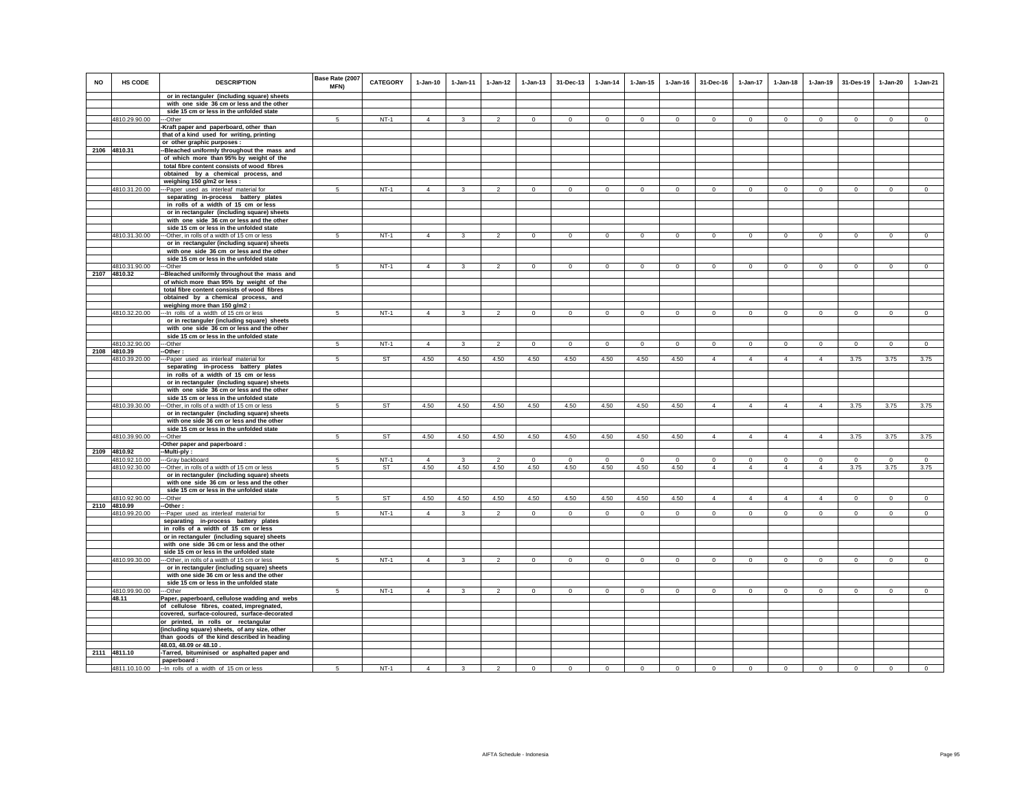| NO | HS CODE | DESCRIPTION | Base Rate (2007 MFN) | CATEGORY | 1-Jan-10 | 1-Jan-11 | 1-Jan-12 | 1-Jan-13 | 31-Dec-13 | 1-Jan-14 | 1-Jan-15 | 1-Jan-16 | 31-Dec-16 | 1-Jan-17 | 1-Jan-18 | 1-Jan-19 | 31-Des-19 | 1-Jan-20 | 1-Jan-21 |
|---|---|---|---|---|---|---|---|---|---|---|---|---|---|---|---|---|---|---|---|
| | | or in rectanguler (including square) sheets | | | | | | | | | | | | | | | | | |
| | | with one side 36 cm or less and the other | | | | | | | | | | | | | | | | | |
| | | side 15 cm or less in the unfolded state | | | | | | | | | | | | | | | | | |
| | 4810.29.90.00 | ---Other | 5 | NT-1 | 4 | 3 | 2 | 0 | 0 | 0 | 0 | 0 | 0 | 0 | 0 | 0 | 0 | 0 | 0 |
| | | -Kraft paper and paperboard, other than | | | | | | | | | | | | | | | | | |
| | | that of a kind used for writing, printing | | | | | | | | | | | | | | | | | |
| | | or other graphic purposes : | | | | | | | | | | | | | | | | | |
| 2106 | 4810.31 | --Bleached uniformly throughout the mass and | | | | | | | | | | | | | | | | | |
| | | of which more than 95% by weight of the | | | | | | | | | | | | | | | | | |
| | | total fibre content consists of wood fibres | | | | | | | | | | | | | | | | | |
| | | obtained by a chemical process, and | | | | | | | | | | | | | | | | | |
| | | weighing 150 g/m2 or less : | | | | | | | | | | | | | | | | | |
| | 4810.31.20.00 | ---Paper used as interleaf material for | 5 | NT-1 | 4 | 3 | 2 | 0 | 0 | 0 | 0 | 0 | 0 | 0 | 0 | 0 | 0 | 0 | 0 |
| | | separating in-process battery plates | | | | | | | | | | | | | | | | | |
| | | in rolls of a width of 15 cm or less | | | | | | | | | | | | | | | | | |
| | | or in rectanguler (including square) sheets | | | | | | | | | | | | | | | | | |
| | | with one side 36 cm or less and the other | | | | | | | | | | | | | | | | | |
| | | side 15 cm or less in the unfolded state | | | | | | | | | | | | | | | | | |
| | 4810.31.30.00 | ---Other, in rolls of a width of 15 cm or less | 5 | NT-1 | 4 | 3 | 2 | 0 | 0 | 0 | 0 | 0 | 0 | 0 | 0 | 0 | 0 | 0 | 0 |
| | | or in rectanguler (including square) sheets | | | | | | | | | | | | | | | | | |
| | | with one side 36 cm or less and the other | | | | | | | | | | | | | | | | | |
| | | side 15 cm or less in the unfolded state | | | | | | | | | | | | | | | | | |
| | 4810.31.90.00 | ---Other | 5 | NT-1 | 4 | 3 | 2 | 0 | 0 | 0 | 0 | 0 | 0 | 0 | 0 | 0 | 0 | 0 | 0 |
| 2107 | 4810.32 | --Bleached uniformly throughout the mass and | | | | | | | | | | | | | | | | | |
| | | of which more than 95% by weight of the | | | | | | | | | | | | | | | | | |
| | | total fibre content consists of wood fibres | | | | | | | | | | | | | | | | | |
| | | obtained by a chemical process, and | | | | | | | | | | | | | | | | | |
| | | weighing more than 150 g/m2 : | | | | | | | | | | | | | | | | | |
| | 4810.32.20.00 | ---In rolls of a width of 15 cm or less | 5 | NT-1 | 4 | 3 | 2 | 0 | 0 | 0 | 0 | 0 | 0 | 0 | 0 | 0 | 0 | 0 | 0 |
| | | or in rectanguler (including square) sheets | | | | | | | | | | | | | | | | | |
| | | with one side 36 cm or less and the other | | | | | | | | | | | | | | | | | |
| | | side 15 cm or less in the unfolded state | | | | | | | | | | | | | | | | | |
| | 4810.32.90.00 | ---Other | 5 | NT-1 | 4 | 3 | 2 | 0 | 0 | 0 | 0 | 0 | 0 | 0 | 0 | 0 | 0 | 0 | 0 |
| 2108 | 4810.39 | --Other : | | | | | | | | | | | | | | | | | |
| | 4810.39.20.00 | ---Paper used as interleaf material for | 5 | ST | 4.50 | 4.50 | 4.50 | 4.50 | 4.50 | 4.50 | 4.50 | 4.50 | 4 | 4 | 4 | 4 | 3.75 | 3.75 | 3.75 |
| | | separating in-process battery plates | | | | | | | | | | | | | | | | | |
| | | in rolls of a width of 15 cm or less | | | | | | | | | | | | | | | | | |
| | | or in rectanguler (including square) sheets | | | | | | | | | | | | | | | | | |
| | | with one side 36 cm or less and the other | | | | | | | | | | | | | | | | | |
| | | side 15 cm or less in the unfolded state | | | | | | | | | | | | | | | | | |
| | 4810.39.30.00 | ---Other, in rolls of a width of 15 cm or less | 5 | ST | 4.50 | 4.50 | 4.50 | 4.50 | 4.50 | 4.50 | 4.50 | 4.50 | 4 | 4 | 4 | 4 | 3.75 | 3.75 | 3.75 |
| | | or in rectanguler (including square) sheets | | | | | | | | | | | | | | | | | |
| | | with one side 36 cm or less and the other | | | | | | | | | | | | | | | | | |
| | | side 15 cm or less in the unfolded state | | | | | | | | | | | | | | | | | |
| | 4810.39.90.00 | ---Other | 5 | ST | 4.50 | 4.50 | 4.50 | 4.50 | 4.50 | 4.50 | 4.50 | 4.50 | 4 | 4 | 4 | 4 | 3.75 | 3.75 | 3.75 |
| | | -Other paper and paperboard : | | | | | | | | | | | | | | | | | |
| 2109 | 4810.92 | --Multi-ply : | | | | | | | | | | | | | | | | | |
| | 4810.92.10.00 | ---Gray backboard | 5 | NT-1 | 4 | 3 | 2 | 0 | 0 | 0 | 0 | 0 | 0 | 0 | 0 | 0 | 0 | 0 | 0 |
| | 4810.92.30.00 | ---Other, in rolls of a width of 15 cm or less | 5 | ST | 4.50 | 4.50 | 4.50 | 4.50 | 4.50 | 4.50 | 4.50 | 4.50 | 4 | 4 | 4 | 4 | 3.75 | 3.75 | 3.75 |
| | | or in rectanguler (including square) sheets | | | | | | | | | | | | | | | | | |
| | | with one side 36 cm or less and the other | | | | | | | | | | | | | | | | | |
| | | side 15 cm or less in the unfolded state | | | | | | | | | | | | | | | | | |
| | 4810.92.90.00 | ---Other | 5 | ST | 4.50 | 4.50 | 4.50 | 4.50 | 4.50 | 4.50 | 4.50 | 4.50 | 4 | 4 | 4 | 4 | 0 | 0 | 0 |
| 2110 | 4810.99 | --Other : | | | | | | | | | | | | | | | | | |
| | 4810.99.20.00 | ---Paper used as interleaf material for | 5 | NT-1 | 4 | 3 | 2 | 0 | 0 | 0 | 0 | 0 | 0 | 0 | 0 | 0 | 0 | 0 | 0 |
| | | separating in-process battery plates | | | | | | | | | | | | | | | | | |
| | | in rolls of a width of 15 cm or less | | | | | | | | | | | | | | | | | |
| | | or in rectanguler (including square) sheets | | | | | | | | | | | | | | | | | |
| | | with one side 36 cm or less and the other | | | | | | | | | | | | | | | | | |
| | | side 15 cm or less in the unfolded state | | | | | | | | | | | | | | | | | |
| | 4810.99.30.00 | ---Other, in rolls of a width of 15 cm or less | 5 | NT-1 | 4 | 3 | 2 | 0 | 0 | 0 | 0 | 0 | 0 | 0 | 0 | 0 | 0 | 0 | 0 |
| | | or in rectanguler (including square) sheets | | | | | | | | | | | | | | | | | |
| | | with one side 36 cm or less and the other | | | | | | | | | | | | | | | | | |
| | | side 15 cm or less in the unfolded state | | | | | | | | | | | | | | | | | |
| | 4810.99.90.00 | ---Other | 5 | NT-1 | 4 | 3 | 2 | 0 | 0 | 0 | 0 | 0 | 0 | 0 | 0 | 0 | 0 | 0 | 0 |
| | 48.11 | Paper, paperboard, cellulose wadding and webs | | | | | | | | | | | | | | | | | |
| | | of cellulose fibres, coated, impregnated, | | | | | | | | | | | | | | | | | |
| | | covered, surface-coloured, surface-decorated | | | | | | | | | | | | | | | | | |
| | | or printed, in rolls or rectangular | | | | | | | | | | | | | | | | | |
| | | (including square) sheets, of any size, other | | | | | | | | | | | | | | | | | |
| | | than goods of the kind described in heading | | | | | | | | | | | | | | | | | |
| | | 48.03, 48.09 or 48.10 . | | | | | | | | | | | | | | | | | |
| 2111 | 4811.10 | -Tarred, bituminised or asphalted paper and | | | | | | | | | | | | | | | | | |
| | | paperboard : | | | | | | | | | | | | | | | | | |
| | 4811.10.10.00 | --In rolls of a width of 15 cm or less | 5 | NT-1 | 4 | 3 | 2 | 0 | 0 | 0 | 0 | 0 | 0 | 0 | 0 | 0 | 0 | 0 | 0 |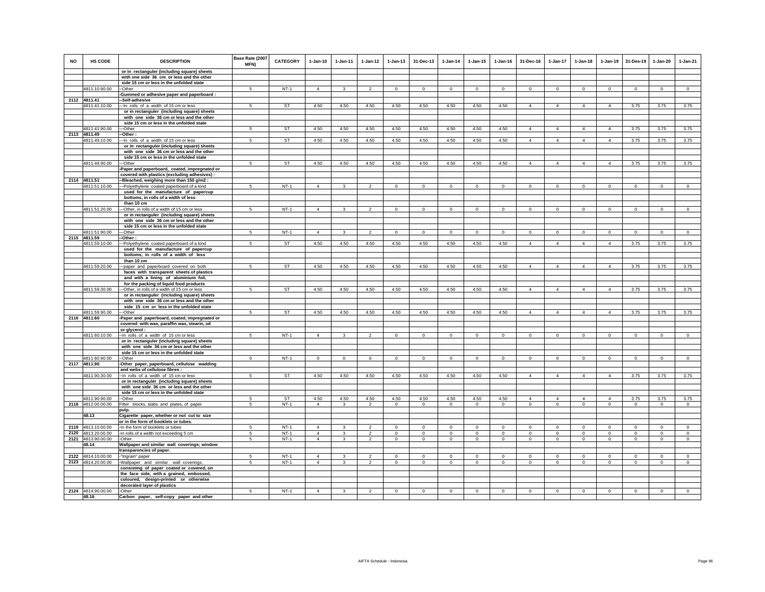| NO | HS CODE | DESCRIPTION | Base Rate (2007 MFN) | CATEGORY | 1-Jan-10 | 1-Jan-11 | 1-Jan-12 | 1-Jan-13 | 31-Dec-13 | 1-Jan-14 | 1-Jan-15 | 1-Jan-16 | 31-Dec-16 | 1-Jan-17 | 1-Jan-18 | 1-Jan-19 | 31-Des-19 | 1-Jan-20 | 1-Jan-21 |
|---|---|---|---|---|---|---|---|---|---|---|---|---|---|---|---|---|---|---|---|
| | | or in rectanguler (including square) sheets with one side 36 cm or less and the other side 15 cm or less in the unfolded state | | | | | | | | | | | | | | | | | |
| | 4811.10.90.00 | --Other | 5 | NT-1 | 4 | 3 | 2 | 0 | 0 | 0 | 0 | 0 | 0 | 0 | 0 | 0 | 0 | 0 | 0 |
| | | -Gummed or adhesive paper and paperboard : | | | | | | | | | | | | | | | | | |
| 2112 | 4811.41 | --Self-adhesive | | | | | | | | | | | | | | | | | |
| | 4811.41.10.00 | ---In rolls of a width of 15 cm or less or in rectanguler (including square) sheets with one side 36 cm or less and the other side 15 cm or less in the unfolded state | 5 | ST | 4.50 | 4.50 | 4.50 | 4.50 | 4.50 | 4.50 | 4.50 | 4.50 | 4 | 4 | 4 | 4 | 3.75 | 3.75 | 3.75 |
| | 4811.41.90.00 | ---Other | 5 | ST | 4.50 | 4.50 | 4.50 | 4.50 | 4.50 | 4.50 | 4.50 | 4.50 | 4 | 4 | 4 | 4 | 3.75 | 3.75 | 3.75 |
| 2113 | 4811.49 | --Other : | | | | | | | | | | | | | | | | | |
| | 4811.49.10.00 | ---In rolls of a width of 15 cm or less or in rectanguler (including square) sheets with one side 36 cm or less and the other side 15 cm or less in the unfolded state | 5 | ST | 4.50 | 4.50 | 4.50 | 4.50 | 4.50 | 4.50 | 4.50 | 4.50 | 4 | 4 | 4 | 4 | 3.75 | 3.75 | 3.75 |
| | 4811.49.90.00 | ---Other | 5 | ST | 4.50 | 4.50 | 4.50 | 4.50 | 4.50 | 4.50 | 4.50 | 4.50 | 4 | 4 | 4 | 4 | 3.75 | 3.75 | 3.75 |
| | | -Paper and paperboard, coated, impregnated or covered with plastics (excluding adhesives) : | | | | | | | | | | | | | | | | | |
| 2114 | 4811.51 | --Bleached, weighing more than 150 g/m2 : | | | | | | | | | | | | | | | | | |
| | 4811.51.10.00 | ---Polyethylene coated paperboard of a kind used for the manufacture of papercup bottoms, in rolls of a width of less than 10 cm | 5 | NT-1 | 4 | 3 | 2 | 0 | 0 | 0 | 0 | 0 | 0 | 0 | 0 | 0 | 0 | 0 | 0 |
| | 4811.51.20.00 | ---Other, in rolls of a width of 15 cm or less or in rectanguler (including square) sheets with one side 36 cm or less and the other side 15 cm or less in the unfolded state | 5 | NT-1 | 4 | 3 | 2 | 0 | 0 | 0 | 0 | 0 | 0 | 0 | 0 | 0 | 0 | 0 | 0 |
| | 4811.51.90.00 | ---Other | 5 | NT-1 | 4 | 3 | 2 | 0 | 0 | 0 | 0 | 0 | 0 | 0 | 0 | 0 | 0 | 0 | 0 |
| 2115 | 4811.59 | --Other : | | | | | | | | | | | | | | | | | |
| | 4811.59.10.00 | ---Polyethylene coated paperboard of a kind used for the manufacture of papercup bottoms, in rolls of a width of less than 10 cm | 5 | ST | 4.50 | 4.50 | 4.50 | 4.50 | 4.50 | 4.50 | 4.50 | 4.50 | 4 | 4 | 4 | 4 | 3.75 | 3.75 | 3.75 |
| | 4811.59.20.00 | ---paper and paperboard covered on both faces with transparent sheets of plastics and with a lining of aluminium foil, for the packing of liquid food products | 5 | ST | 4.50 | 4.50 | 4.50 | 4.50 | 4.50 | 4.50 | 4.50 | 4.50 | 4 | 4 | 4 | 4 | 3.75 | 3.75 | 3.75 |
| | 4811.59.30.00 | ---Other, in rolls of a width of 15 cm or less or in rectanguler (including square) sheets with one side 36 cm or less and the other side 15 cm or less in the unfolded state | 5 | ST | 4.50 | 4.50 | 4.50 | 4.50 | 4.50 | 4.50 | 4.50 | 4.50 | 4 | 4 | 4 | 4 | 3.75 | 3.75 | 3.75 |
| | 4811.59.90.00 | ---Other | 5 | ST | 4.50 | 4.50 | 4.50 | 4.50 | 4.50 | 4.50 | 4.50 | 4.50 | 4 | 4 | 4 | 4 | 3.75 | 3.75 | 3.75 |
| 2116 | 4811.60 | -Paper and paperboard, coated, impregnated or covered with wax, paraffin wax, stearin, oil or glycerol : | | | | | | | | | | | | | | | | | |
| | 4811.60.10.00 | --In rolls of a width of 15 cm or less or in rectanguler (including square) sheets with one side 36 cm or less and the other side 15 cm or less in the unfolded state | 5 | NT-1 | 4 | 3 | 2 | 0 | 0 | 0 | 0 | 0 | 0 | 0 | 0 | 0 | 0 | 0 | 0 |
| | 4811.60.90.00 | --Other | 0 | NT-1 | 0 | 0 | 0 | 0 | 0 | 0 | 0 | 0 | 0 | 0 | 0 | 0 | 0 | 0 | 0 |
| 2117 | 4811.90 | -Other paper, paperboard, cellulose wadding and webs of cellulose fibres : | | | | | | | | | | | | | | | | | |
| | 4811.90.30.00 | --In rolls of a width of 15 cm or less or in rectanguler (including square) sheets with one side 36 cm or less and the other side 15 cm or less in the unfolded state | 5 | ST | 4.50 | 4.50 | 4.50 | 4.50 | 4.50 | 4.50 | 4.50 | 4.50 | 4 | 4 | 4 | 4 | 3.75 | 3.75 | 3.75 |
| | 4811.90.90.00 | --Other | 5 | ST | 4.50 | 4.50 | 4.50 | 4.50 | 4.50 | 4.50 | 4.50 | 4.50 | 4 | 4 | 4 | 4 | 3.75 | 3.75 | 3.75 |
| 2118 | 4812.00.00.00 | Filter blocks, slabs and plates, of paper pulp. | 5 | NT-1 | 4 | 3 | 2 | 0 | 0 | 0 | 0 | 0 | 0 | 0 | 0 | 0 | 0 | 0 | 0 |
| | 48.13 | Cigarette paper, whether or not cut to size or in the form of booklets or tubes. | | | | | | | | | | | | | | | | | |
| 2119 | 4813.10.00.00 | -In the form of booklets or tubes | 5 | NT-1 | 4 | 3 | 2 | 0 | 0 | 0 | 0 | 0 | 0 | 0 | 0 | 0 | 0 | 0 | 0 |
| 2120 | 4813.20.00.00 | -In rolls of a width not exceeding 5 cm | 5 | NT-1 | 4 | 3 | 2 | 0 | 0 | 0 | 0 | 0 | 0 | 0 | 0 | 0 | 0 | 0 | 0 |
| 2121 | 4813.90.00.00 | -Other | 5 | NT-1 | 4 | 3 | 2 | 0 | 0 | 0 | 0 | 0 | 0 | 0 | 0 | 0 | 0 | 0 | 0 |
| | 48.14 | Wallpaper and similar wall coverings; window transparencies of paper. | | | | | | | | | | | | | | | | | |
| 2122 | 4814.10.00.00 | -"Ingrain" paper | 5 | NT-1 | 4 | 3 | 2 | 0 | 0 | 0 | 0 | 0 | 0 | 0 | 0 | 0 | 0 | 0 | 0 |
| 2123 | 4814.20.00.00 | -Wallpaper and similar wall coverings, consisting of paper coated or covered, on the face side, with a grained, embossed, coloured, design-printed or otherwise decorated layer of plastics | 5 | NT-1 | 4 | 3 | 2 | 0 | 0 | 0 | 0 | 0 | 0 | 0 | 0 | 0 | 0 | 0 | 0 |
| 2124 | 4814.90.00.00 | -Other | 5 | NT-1 | 4 | 3 | 2 | 0 | 0 | 0 | 0 | 0 | 0 | 0 | 0 | 0 | 0 | 0 | 0 |
| | 48.16 | Carbon paper, self-copy paper and other | | | | | | | | | | | | | | | | | |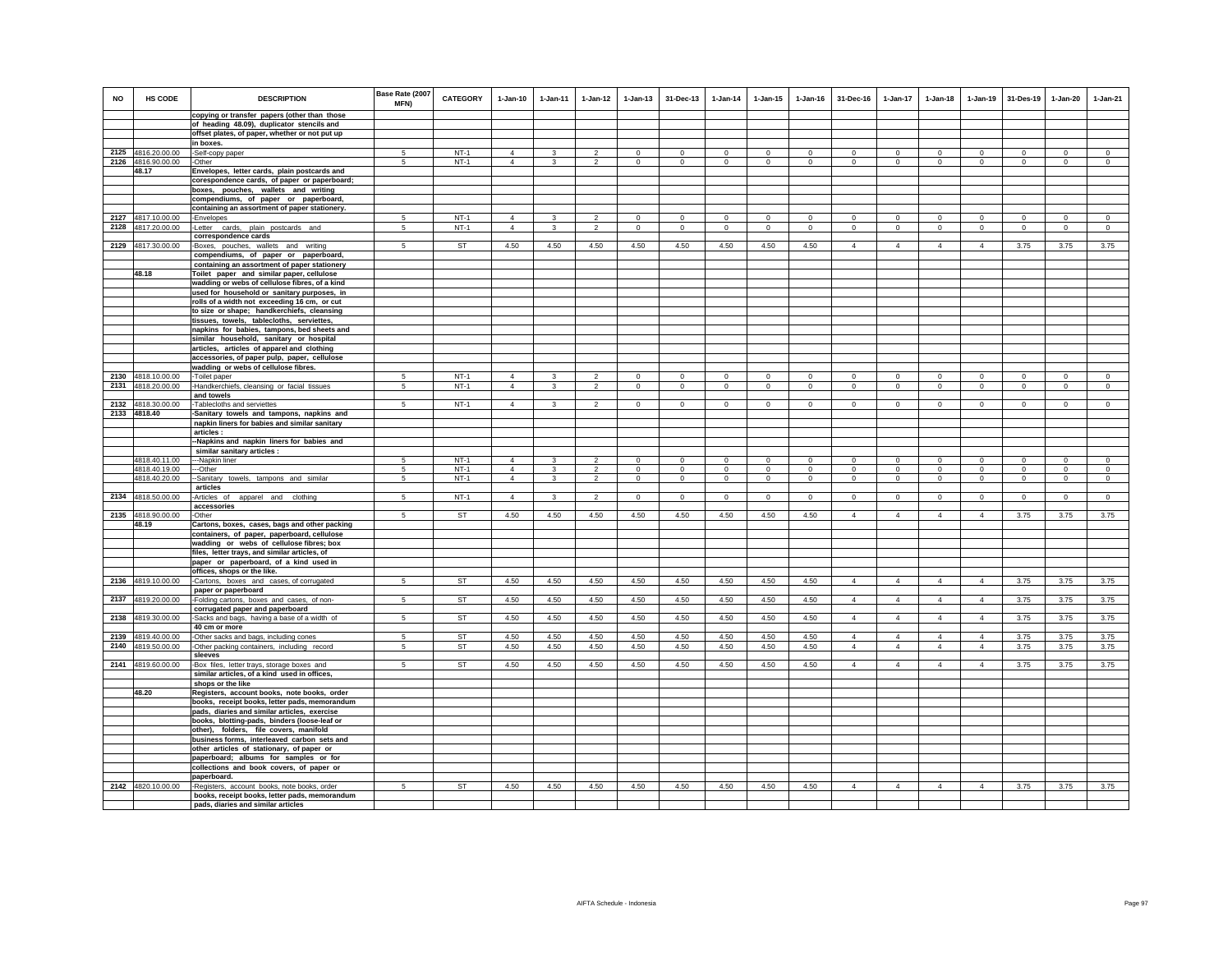| NO | HS CODE | DESCRIPTION | Base Rate (2007 MFN) | CATEGORY | 1-Jan-10 | 1-Jan-11 | 1-Jan-12 | 1-Jan-13 | 31-Dec-13 | 1-Jan-14 | 1-Jan-15 | 1-Jan-16 | 31-Dec-16 | 1-Jan-17 | 1-Jan-18 | 1-Jan-19 | 31-Des-19 | 1-Jan-20 | 1-Jan-21 |
|---|---|---|---|---|---|---|---|---|---|---|---|---|---|---|---|---|---|---|---|
| | | copying or transfer papers (other than those of heading 48.09), duplicator stencils and offset plates, of paper, whether or not put up in boxes. | | | | | | | | | | | | | | | | | |
| 2125 | 4816.20.00.00 | -Self-copy paper | 5 | NT-1 | 4 | 3 | 2 | 0 | 0 | 0 | 0 | 0 | 0 | 0 | 0 | 0 | 0 | 0 | 0 |
| 2126 | 4816.90.00.00 | -Other | 5 | NT-1 | 4 | 3 | 2 | 0 | 0 | 0 | 0 | 0 | 0 | 0 | 0 | 0 | 0 | 0 | 0 |
| | 48.17 | Envelopes, letter cards, plain postcards and corespondence cards, of paper or paperboard; boxes, pouches, wallets and writing compendiums, of paper or paperboard, containing an assortment of paper stationery. | | | | | | | | | | | | | | | | | |
| 2127 | 4817.10.00.00 | -Envelopes | 5 | NT-1 | 4 | 3 | 2 | 0 | 0 | 0 | 0 | 0 | 0 | 0 | 0 | 0 | 0 | 0 | 0 |
| 2128 | 4817.20.00.00 | -Letter cards, plain postcards and correspondence cards | 5 | NT-1 | 4 | 3 | 2 | 0 | 0 | 0 | 0 | 0 | 0 | 0 | 0 | 0 | 0 | 0 | 0 |
| 2129 | 4817.30.00.00 | -Boxes, pouches, wallets and writing compendiums, of paper or paperboard, containing an assortment of paper stationery | 5 | ST | 4.50 | 4.50 | 4.50 | 4.50 | 4.50 | 4.50 | 4.50 | 4.50 | 4 | 4 | 4 | 4 | 3.75 | 3.75 | 3.75 |
| | 48.18 | Toilet paper and similar paper, cellulose wadding or webs of cellulose fibres, of a kind used for household or sanitary purposes, in rolls of a width not exceeding 16 cm, or cut to size or shape; handkerchiefs, cleansing tissues, towels, tablecloths, serviettes, napkins for babies, tampons, bed sheets and similar household, sanitary or hospital articles, articles of apparel and clothing accessories, of paper pulp, paper, cellulose wadding or webs of cellulose fibres. | | | | | | | | | | | | | | | | | |
| 2130 | 4818.10.00.00 | -Toilet paper | 5 | NT-1 | 4 | 3 | 2 | 0 | 0 | 0 | 0 | 0 | 0 | 0 | 0 | 0 | 0 | 0 | 0 |
| 2131 | 4818.20.00.00 | -Handkerchiefs, cleansing or facial tissues and towels | 5 | NT-1 | 4 | 3 | 2 | 0 | 0 | 0 | 0 | 0 | 0 | 0 | 0 | 0 | 0 | 0 | 0 |
| 2132 | 4818.30.00.00 | -Tablecloths and serviettes | 5 | NT-1 | 4 | 3 | 2 | 0 | 0 | 0 | 0 | 0 | 0 | 0 | 0 | 0 | 0 | 0 | 0 |
| 2133 | 4818.40 | -Sanitary towels and tampons, napkins and napkin liners for babies and similar sanitary articles : | | | | | | | | | | | | | | | | | |
| | | --Napkins and napkin liners for babies and similar sanitary articles : | | | | | | | | | | | | | | | | | |
| | 4818.40.11.00 | ---Napkin liner | 5 | NT-1 | 4 | 3 | 2 | 0 | 0 | 0 | 0 | 0 | 0 | 0 | 0 | 0 | 0 | 0 | 0 |
| | 4818.40.19.00 | ---Other | 5 | NT-1 | 4 | 3 | 2 | 0 | 0 | 0 | 0 | 0 | 0 | 0 | 0 | 0 | 0 | 0 | 0 |
| | 4818.40.20.00 | --Sanitary towels, tampons and similar articles | 5 | NT-1 | 4 | 3 | 2 | 0 | 0 | 0 | 0 | 0 | 0 | 0 | 0 | 0 | 0 | 0 | 0 |
| 2134 | 4818.50.00.00 | -Articles of apparel and clothing accessories | 5 | NT-1 | 4 | 3 | 2 | 0 | 0 | 0 | 0 | 0 | 0 | 0 | 0 | 0 | 0 | 0 | 0 |
| 2135 | 4818.90.00.00 | -Other | 5 | ST | 4.50 | 4.50 | 4.50 | 4.50 | 4.50 | 4.50 | 4.50 | 4.50 | 4 | 4 | 4 | 4 | 3.75 | 3.75 | 3.75 |
| | 48.19 | Cartons, boxes, cases, bags and other packing containers, of paper, paperboard, cellulose wadding or webs of cellulose fibres; box files, letter trays, and similar articles, of paper or paperboard, of a kind used in offices, shops or the like. | | | | | | | | | | | | | | | | | |
| 2136 | 4819.10.00.00 | -Cartons, boxes and cases, of corrugated paper or paperboard | 5 | ST | 4.50 | 4.50 | 4.50 | 4.50 | 4.50 | 4.50 | 4.50 | 4.50 | 4 | 4 | 4 | 4 | 3.75 | 3.75 | 3.75 |
| 2137 | 4819.20.00.00 | -Folding cartons, boxes and cases, of non-corrugated paper and paperboard | 5 | ST | 4.50 | 4.50 | 4.50 | 4.50 | 4.50 | 4.50 | 4.50 | 4.50 | 4 | 4 | 4 | 4 | 3.75 | 3.75 | 3.75 |
| 2138 | 4819.30.00.00 | -Sacks and bags, having a base of a width of 40 cm or more | 5 | ST | 4.50 | 4.50 | 4.50 | 4.50 | 4.50 | 4.50 | 4.50 | 4.50 | 4 | 4 | 4 | 4 | 3.75 | 3.75 | 3.75 |
| 2139 | 4819.40.00.00 | -Other sacks and bags, including cones | 5 | ST | 4.50 | 4.50 | 4.50 | 4.50 | 4.50 | 4.50 | 4.50 | 4.50 | 4 | 4 | 4 | 4 | 3.75 | 3.75 | 3.75 |
| 2140 | 4819.50.00.00 | -Other packing containers, including record sleeves | 5 | ST | 4.50 | 4.50 | 4.50 | 4.50 | 4.50 | 4.50 | 4.50 | 4.50 | 4 | 4 | 4 | 4 | 3.75 | 3.75 | 3.75 |
| 2141 | 4819.60.00.00 | -Box files, letter trays, storage boxes and similar articles, of a kind used in offices, shops or the like | 5 | ST | 4.50 | 4.50 | 4.50 | 4.50 | 4.50 | 4.50 | 4.50 | 4.50 | 4 | 4 | 4 | 4 | 3.75 | 3.75 | 3.75 |
| | 48.20 | Registers, account books, note books, order books, receipt books, letter pads, memorandum pads, diaries and similar articles, exercise books, blotting-pads, binders (loose-leaf or other), folders, file covers, manifold business forms, interleaved carbon sets and other articles of stationary, of paper or paperboard; albums for samples or for collections and book covers, of paper or paperboard. | | | | | | | | | | | | | | | | | |
| 2142 | 4820.10.00.00 | -Registers, account books, note books, order books, receipt books, letter pads, memorandum pads, diaries and similar articles | 5 | ST | 4.50 | 4.50 | 4.50 | 4.50 | 4.50 | 4.50 | 4.50 | 4.50 | 4 | 4 | 4 | 4 | 3.75 | 3.75 | 3.75 |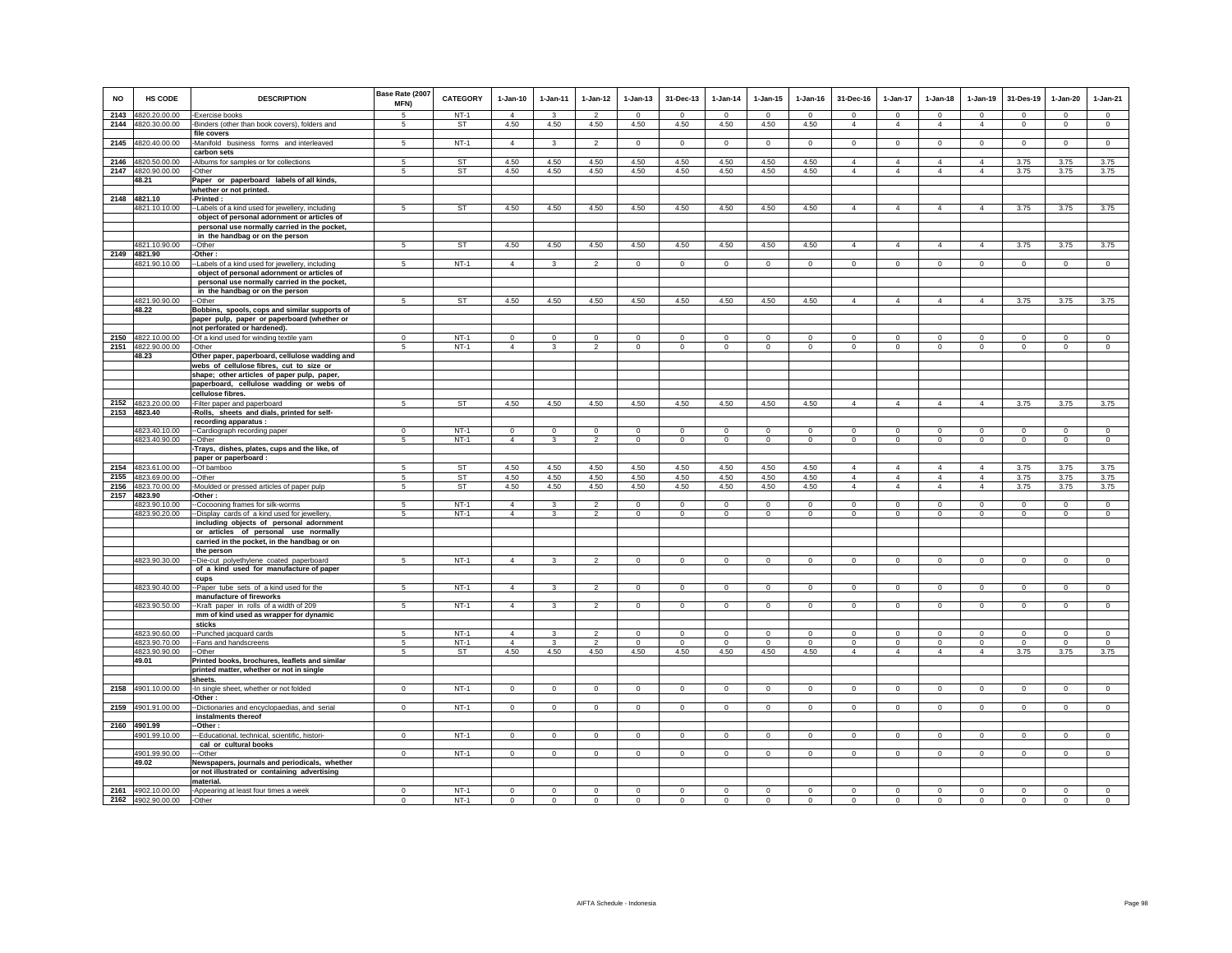| NO | HS CODE | DESCRIPTION | Base Rate (2007 MFN) | CATEGORY | 1-Jan-10 | 1-Jan-11 | 1-Jan-12 | 1-Jan-13 | 31-Dec-13 | 1-Jan-14 | 1-Jan-15 | 1-Jan-16 | 31-Dec-16 | 1-Jan-17 | 1-Jan-18 | 1-Jan-19 | 31-Des-19 | 1-Jan-20 | 1-Jan-21 |
|---|---|---|---|---|---|---|---|---|---|---|---|---|---|---|---|---|---|---|---|
| 2143 | 4820.20.00.00 | -Exercise books | 5 | NT-1 | 4 | 3 | 2 | 0 | 0 | 0 | 0 | 0 | 0 | 0 | 0 | 0 | 0 | 0 | 0 |
| 2144 | 4820.30.00.00 | -Binders (other than book covers), folders and file covers | 5 | ST | 4.50 | 4.50 | 4.50 | 4.50 | 4.50 | 4.50 | 4.50 | 4.50 | 4 | 4 | 4 | 4 | 0 | 0 | 0 |
| 2145 | 4820.40.00.00 | -Manifold business forms and interleaved carbon sets | 5 | NT-1 | 4 | 3 | 2 | 0 | 0 | 0 | 0 | 0 | 0 | 0 | 0 | 0 | 0 | 0 | 0 |
| 2146 | 4820.50.00.00 | -Albums for samples or for collections | 5 | ST | 4.50 | 4.50 | 4.50 | 4.50 | 4.50 | 4.50 | 4.50 | 4.50 | 4 | 4 | 4 | 4 | 3.75 | 3.75 | 3.75 |
| 2147 | 4820.90.00.00 | -Other | 5 | ST | 4.50 | 4.50 | 4.50 | 4.50 | 4.50 | 4.50 | 4.50 | 4.50 | 4 | 4 | 4 | 4 | 3.75 | 3.75 | 3.75 |
| | 48.21 | Paper or paperboard labels of all kinds, whether or not printed. | | | | | | | | | | | | | | | | | |
| 2148 | 4821.10 | -Printed : | | | | | | | | | | | | | | | | | |
| | 4821.10.10.00 | --Labels of a kind used for jewellery, including object of personal adornment or articles of personal use normally carried in the pocket, in the handbag or on the person | 5 | ST | 4.50 | 4.50 | 4.50 | 4.50 | 4.50 | 4.50 | 4.50 | 4.50 | 4 | 4 | 4 | 4 | 3.75 | 3.75 | 3.75 |
| | 4821.10.90.00 | --Other | 5 | ST | 4.50 | 4.50 | 4.50 | 4.50 | 4.50 | 4.50 | 4.50 | 4.50 | 4 | 4 | 4 | 4 | 3.75 | 3.75 | 3.75 |
| 2149 | 4821.90 | -Other : | | | | | | | | | | | | | | | | | |
| | 4821.90.10.00 | --Labels of a kind used for jewellery, including object of personal adornment or articles of personal use normally carried in the pocket, in the handbag or on the person | 5 | NT-1 | 4 | 3 | 2 | 0 | 0 | 0 | 0 | 0 | 0 | 0 | 0 | 0 | 0 | 0 | 0 |
| | 4821.90.90.00 | --Other | 5 | ST | 4.50 | 4.50 | 4.50 | 4.50 | 4.50 | 4.50 | 4.50 | 4.50 | 4 | 4 | 4 | 4 | 3.75 | 3.75 | 3.75 |
| | 48.22 | Bobbins, spools, cops and similar supports of paper pulp, paper or paperboard (whether or not perforated or hardened). | | | | | | | | | | | | | | | | | |
| 2150 | 4822.10.00.00 | -Of a kind used for winding textile yarn | 0 | NT-1 | 0 | 0 | 0 | 0 | 0 | 0 | 0 | 0 | 0 | 0 | 0 | 0 | 0 | 0 | 0 |
| 2151 | 4822.90.00.00 | -Other | 5 | NT-1 | 4 | 3 | 2 | 0 | 0 | 0 | 0 | 0 | 0 | 0 | 0 | 0 | 0 | 0 | 0 |
| | 48.23 | Other paper, paperboard, cellulose wadding and webs of cellulose fibres, cut to size or shape; other articles of paper pulp, paper, paperboard, cellulose wadding or webs of cellulose fibres. | | | | | | | | | | | | | | | | | |
| 2152 | 4823.20.00.00 | -Filter paper and paperboard | 5 | ST | 4.50 | 4.50 | 4.50 | 4.50 | 4.50 | 4.50 | 4.50 | 4.50 | 4 | 4 | 4 | 4 | 3.75 | 3.75 | 3.75 |
| 2153 | 4823.40 | -Rolls, sheets and dials, printed for self-recording apparatus : | | | | | | | | | | | | | | | | | |
| | 4823.40.10.00 | --Cardiograph recording paper | 0 | NT-1 | 0 | 0 | 0 | 0 | 0 | 0 | 0 | 0 | 0 | 0 | 0 | 0 | 0 | 0 | 0 |
| | 4823.40.90.00 | --Other | 5 | NT-1 | 4 | 3 | 2 | 0 | 0 | 0 | 0 | 0 | 0 | 0 | 0 | 0 | 0 | 0 | 0 |
| | | -Trays, dishes, plates, cups and the like, of paper or paperboard : | | | | | | | | | | | | | | | | | |
| 2154 | 4823.61.00.00 | --Of bamboo | 5 | ST | 4.50 | 4.50 | 4.50 | 4.50 | 4.50 | 4.50 | 4.50 | 4.50 | 4 | 4 | 4 | 4 | 3.75 | 3.75 | 3.75 |
| 2155 | 4823.69.00.00 | --Other | 5 | ST | 4.50 | 4.50 | 4.50 | 4.50 | 4.50 | 4.50 | 4.50 | 4.50 | 4 | 4 | 4 | 4 | 3.75 | 3.75 | 3.75 |
| 2156 | 4823.70.00.00 | -Moulded or pressed articles of paper pulp | 5 | ST | 4.50 | 4.50 | 4.50 | 4.50 | 4.50 | 4.50 | 4.50 | 4.50 | 4 | 4 | 4 | 4 | 3.75 | 3.75 | 3.75 |
| 2157 | 4823.90 | -Other : | | | | | | | | | | | | | | | | | |
| | 4823.90.10.00 | --Cocooning frames for silk-worms | 5 | NT-1 | 4 | 3 | 2 | 0 | 0 | 0 | 0 | 0 | 0 | 0 | 0 | 0 | 0 | 0 | 0 |
| | 4823.90.20.00 | --Display cards of a kind used for jewellery, including objects of personal adornment or articles of personal use normally carried in the pocket, in the handbag or on the person | 5 | NT-1 | 4 | 3 | 2 | 0 | 0 | 0 | 0 | 0 | 0 | 0 | 0 | 0 | 0 | 0 | 0 |
| | 4823.90.30.00 | --Die-cut polyethylene coated paperboard of a kind used for manufacture of paper cups | 5 | NT-1 | 4 | 3 | 2 | 0 | 0 | 0 | 0 | 0 | 0 | 0 | 0 | 0 | 0 | 0 | 0 |
| | 4823.90.40.00 | --Paper tube sets of a kind used for the manufacture of fireworks | 5 | NT-1 | 4 | 3 | 2 | 0 | 0 | 0 | 0 | 0 | 0 | 0 | 0 | 0 | 0 | 0 | 0 |
| | 4823.90.50.00 | --Kraft paper in rolls of a width of 209 mm of kind used as wrapper for dynamic sticks | 5 | NT-1 | 4 | 3 | 2 | 0 | 0 | 0 | 0 | 0 | 0 | 0 | 0 | 0 | 0 | 0 | 0 |
| | 4823.90.60.00 | --Punched jacquard cards | 5 | NT-1 | 4 | 3 | 2 | 0 | 0 | 0 | 0 | 0 | 0 | 0 | 0 | 0 | 0 | 0 | 0 |
| | 4823.90.70.00 | --Fans and handscreens | 5 | NT-1 | 4 | 3 | 2 | 0 | 0 | 0 | 0 | 0 | 0 | 0 | 0 | 0 | 0 | 0 | 0 |
| | 4823.90.90.00 | --Other | 5 | ST | 4.50 | 4.50 | 4.50 | 4.50 | 4.50 | 4.50 | 4.50 | 4.50 | 4 | 4 | 4 | 4 | 3.75 | 3.75 | 3.75 |
| | 49.01 | Printed books, brochures, leaflets and similar printed matter, whether or not in single sheets. | | | | | | | | | | | | | | | | | |
| 2158 | 4901.10.00.00 | -In single sheet, whether or not folded | 0 | NT-1 | 0 | 0 | 0 | 0 | 0 | 0 | 0 | 0 | 0 | 0 | 0 | 0 | 0 | 0 | 0 |
| | | -Other : | | | | | | | | | | | | | | | | | |
| 2159 | 4901.91.00.00 | --Dictionaries and encyclopaedias, and serial instalments thereof | 0 | NT-1 | 0 | 0 | 0 | 0 | 0 | 0 | 0 | 0 | 0 | 0 | 0 | 0 | 0 | 0 | 0 |
| 2160 | 4901.99 | --Other : | | | | | | | | | | | | | | | | | |
| | 4901.99.10.00 | ---Educational, technical, scientific, histori-cal or cultural books | 0 | NT-1 | 0 | 0 | 0 | 0 | 0 | 0 | 0 | 0 | 0 | 0 | 0 | 0 | 0 | 0 | 0 |
| | 4901.99.90.00 | ---Other | 0 | NT-1 | 0 | 0 | 0 | 0 | 0 | 0 | 0 | 0 | 0 | 0 | 0 | 0 | 0 | 0 | 0 |
| | 49.02 | Newspapers, journals and periodicals, whether or not illustrated or containing advertising material. | | | | | | | | | | | | | | | | | |
| 2161 | 4902.10.00.00 | -Appearing at least four times a week | 0 | NT-1 | 0 | 0 | 0 | 0 | 0 | 0 | 0 | 0 | 0 | 0 | 0 | 0 | 0 | 0 | 0 |
| 2162 | 4902.90.00.00 | -Other | 0 | NT-1 | 0 | 0 | 0 | 0 | 0 | 0 | 0 | 0 | 0 | 0 | 0 | 0 | 0 | 0 | 0 |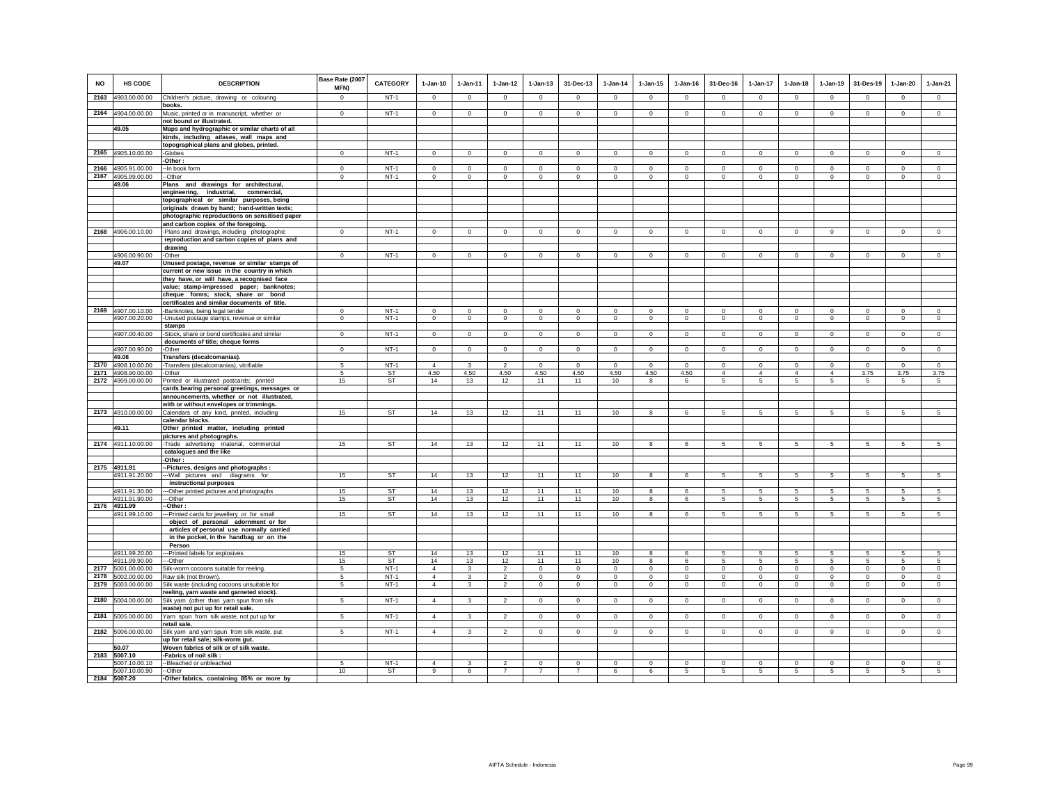| NO | HS CODE | DESCRIPTION | Base Rate (2007 MFN) | CATEGORY | 1-Jan-10 | 1-Jan-11 | 1-Jan-12 | 1-Jan-13 | 31-Dec-13 | 1-Jan-14 | 1-Jan-15 | 1-Jan-16 | 31-Dec-16 | 1-Jan-17 | 1-Jan-18 | 1-Jan-19 | 31-Des-19 | 1-Jan-20 | 1-Jan-21 |
|---|---|---|---|---|---|---|---|---|---|---|---|---|---|---|---|---|---|---|---|
| 2163 | 4903.00.00.00 | Children's picture, drawing or colouring books. | 0 | NT-1 | 0 | 0 | 0 | 0 | 0 | 0 | 0 | 0 | 0 | 0 | 0 | 0 | 0 | 0 | 0 |
| 2164 | 4904.00.00.00 | Music, printed or in manuscript, whether or not bound or illustrated. | 0 | NT-1 | 0 | 0 | 0 | 0 | 0 | 0 | 0 | 0 | 0 | 0 | 0 | 0 | 0 | 0 | 0 |
| | 49.05 | Maps and hydrographic or similar charts of all kinds, including atlases, wall maps and topographical plans and globes, printed. | | | | | | | | | | | | | | | | | |
| 2165 | 4905.10.00.00 | -Globes | 0 | NT-1 | 0 | 0 | 0 | 0 | 0 | 0 | 0 | 0 | 0 | 0 | 0 | 0 | 0 | 0 | 0 |
| | | -Other : | | | | | | | | | | | | | | | | | |
| 2166 | 4905.91.00.00 | --In book form | 0 | NT-1 | 0 | 0 | 0 | 0 | 0 | 0 | 0 | 0 | 0 | 0 | 0 | 0 | 0 | 0 | 0 |
| 2167 | 4905.99.00.00 | --Other | 0 | NT-1 | 0 | 0 | 0 | 0 | 0 | 0 | 0 | 0 | 0 | 0 | 0 | 0 | 0 | 0 | 0 |
| | 49.06 | Plans and drawings for architectural, engineering, industrial, commercial, topographical or similar purposes, being originals drawn by hand; hand-written texts; photographic reproductions on sensitised paper and carbon copies of the foregoing. | | | | | | | | | | | | | | | | | |
| 2168 | 4906.00.10.00 | -Plans and drawings, including photographic reproduction and carbon copies of plans and drawing | 0 | NT-1 | 0 | 0 | 0 | 0 | 0 | 0 | 0 | 0 | 0 | 0 | 0 | 0 | 0 | 0 | 0 |
| | 4906.00.90.00 | -Other | 0 | NT-1 | 0 | 0 | 0 | 0 | 0 | 0 | 0 | 0 | 0 | 0 | 0 | 0 | 0 | 0 | 0 |
| | 49.07 | Unused postage, revenue or similar stamps of current or new issue in the country in which they have, or will have, a recognised face value; stamp-impressed paper; banknotes; cheque forms; stock, share or bond certificates and similar documents of title. | | | | | | | | | | | | | | | | | |
| 2169 | 4907.00.10.00 | -Banknotes, being legal tender | 0 | NT-1 | 0 | 0 | 0 | 0 | 0 | 0 | 0 | 0 | 0 | 0 | 0 | 0 | 0 | 0 | 0 |
| | 4907.00.20.00 | -Unused postage stamps, revenue or similar stamps | 0 | NT-1 | 0 | 0 | 0 | 0 | 0 | 0 | 0 | 0 | 0 | 0 | 0 | 0 | 0 | 0 | 0 |
| | 4907.00.40.00 | -Stock, share or bond certificates and similar documents of title; cheque forms | 0 | NT-1 | 0 | 0 | 0 | 0 | 0 | 0 | 0 | 0 | 0 | 0 | 0 | 0 | 0 | 0 | 0 |
| | 4907.00.90.00 | -Other | 0 | NT-1 | 0 | 0 | 0 | 0 | 0 | 0 | 0 | 0 | 0 | 0 | 0 | 0 | 0 | 0 | 0 |
| | 49.08 | Transfers (decalcomanias). | | | | | | | | | | | | | | | | | |
| 2170 | 4908.10.00.00 | -Transfers (decalcomanias), vitrifiable | 5 | NT-1 | 4 | 3 | 2 | 0 | 0 | 0 | 0 | 0 | 0 | 0 | 0 | 0 | 0 | 0 | 0 |
| 2171 | 4908.90.00.00 | -Other | 5 | ST | 4.50 | 4.50 | 4.50 | 4.50 | 4.50 | 4.50 | 4.50 | 4.50 | 4 | 4 | 4 | 4 | 3.75 | 3.75 | 3.75 |
| 2172 | 4909.00.00.00 | Printed or illustrated postcards; printed cards bearing personal greetings, messages or announcements, whether or not illustrated, with or without envelopes or trimmings. | 15 | ST | 14 | 13 | 12 | 11 | 11 | 10 | 8 | 6 | 5 | 5 | 5 | 5 | 5 | 5 | 5 |
| 2173 | 4910.00.00.00 | Calendars of any kind, printed, including calendar blocks. | 15 | ST | 14 | 13 | 12 | 11 | 11 | 10 | 8 | 6 | 5 | 5 | 5 | 5 | 5 | 5 | 5 |
| | 49.11 | Other printed matter, including printed pictures and photographs. | | | | | | | | | | | | | | | | | |
| 2174 | 4911.10.00.00 | -Trade advertising material, commercial catalogues and the like | 15 | ST | 14 | 13 | 12 | 11 | 11 | 10 | 8 | 6 | 5 | 5 | 5 | 5 | 5 | 5 | 5 |
| | | -Other : | | | | | | | | | | | | | | | | | |
| 2175 | 4911.91 | --Pictures, designs and photographs : | | | | | | | | | | | | | | | | | |
| | 4911.91.20.00 | ---Wall pictures and diagrams for instructional purposes | 15 | ST | 14 | 13 | 12 | 11 | 11 | 10 | 8 | 6 | 5 | 5 | 5 | 5 | 5 | 5 | 5 |
| | 4911.91.30.00 | ---Other printed pictures and photographs | 15 | ST | 14 | 13 | 12 | 11 | 11 | 10 | 8 | 6 | 5 | 5 | 5 | 5 | 5 | 5 | 5 |
| | 4911.91.90.00 | ---Other | 15 | ST | 14 | 13 | 12 | 11 | 11 | 10 | 8 | 6 | 5 | 5 | 5 | 5 | 5 | 5 | 5 |
| 2176 | 4911.99 | --Other : | | | | | | | | | | | | | | | | | |
| | 4911.99.10.00 | ---Printed cards for jewellery or for small object of personal adornment or for articles of personal use normally carried in the pocket, in the handbag or on the Person | 15 | ST | 14 | 13 | 12 | 11 | 11 | 10 | 8 | 6 | 5 | 5 | 5 | 5 | 5 | 5 | 5 |
| | 4911.99.20.00 | ---Printed labels for explosives | 15 | ST | 14 | 13 | 12 | 11 | 11 | 10 | 8 | 6 | 5 | 5 | 5 | 5 | 5 | 5 | 5 |
| | 4911.99.90.00 | ---Other | 15 | ST | 14 | 13 | 12 | 11 | 11 | 10 | 8 | 6 | 5 | 5 | 5 | 5 | 5 | 5 | 5 |
| 2177 | 5001.00.00.00 | Silk-worm cocoons suitable for reeling. | 5 | NT-1 | 4 | 3 | 2 | 0 | 0 | 0 | 0 | 0 | 0 | 0 | 0 | 0 | 0 | 0 | 0 |
| 2178 | 5002.00.00.00 | Raw silk (not thrown). | 5 | NT-1 | 4 | 3 | 2 | 0 | 0 | 0 | 0 | 0 | 0 | 0 | 0 | 0 | 0 | 0 | 0 |
| 2179 | 5003.00.00.00 | Silk waste (including cocoons unsuitable for reeling, yarn waste and garneted stock). | 5 | NT-1 | 4 | 3 | 2 | 0 | 0 | 0 | 0 | 0 | 0 | 0 | 0 | 0 | 0 | 0 | 0 |
| 2180 | 5004.00.00.00 | Silk yarn (other than yarn spun from silk waste) not put up for retail sale. | 5 | NT-1 | 4 | 3 | 2 | 0 | 0 | 0 | 0 | 0 | 0 | 0 | 0 | 0 | 0 | 0 | 0 |
| 2181 | 5005.00.00.00 | Yarn spun from silk waste, not put up for retail sale. | 5 | NT-1 | 4 | 3 | 2 | 0 | 0 | 0 | 0 | 0 | 0 | 0 | 0 | 0 | 0 | 0 | 0 |
| 2182 | 5006.00.00.00 | Silk yarn and yarn spun from silk waste, put up for retail sale; silk-worm gut. | 5 | NT-1 | 4 | 3 | 2 | 0 | 0 | 0 | 0 | 0 | 0 | 0 | 0 | 0 | 0 | 0 | 0 |
| | 50.07 | Woven fabrics of silk or of silk waste. | | | | | | | | | | | | | | | | | |
| 2183 | 5007.10 | -Fabrics of noil silk : | | | | | | | | | | | | | | | | | |
| | 5007.10.00.10 | --Bleached or unbleached | 5 | NT-1 | 4 | 3 | 2 | 0 | 0 | 0 | 0 | 0 | 0 | 0 | 0 | 0 | 0 | 0 | 0 |
| | 5007.10.00.90 | --Other | 10 | ST | 9 | 8 | 7 | 7 | 7 | 6 | 6 | 5 | 5 | 5 | 5 | 5 | 5 | 5 | 5 |
| 2184 | 5007.20 | -Other fabrics, containing 85% or more by | | | | | | | | | | | | | | | | | |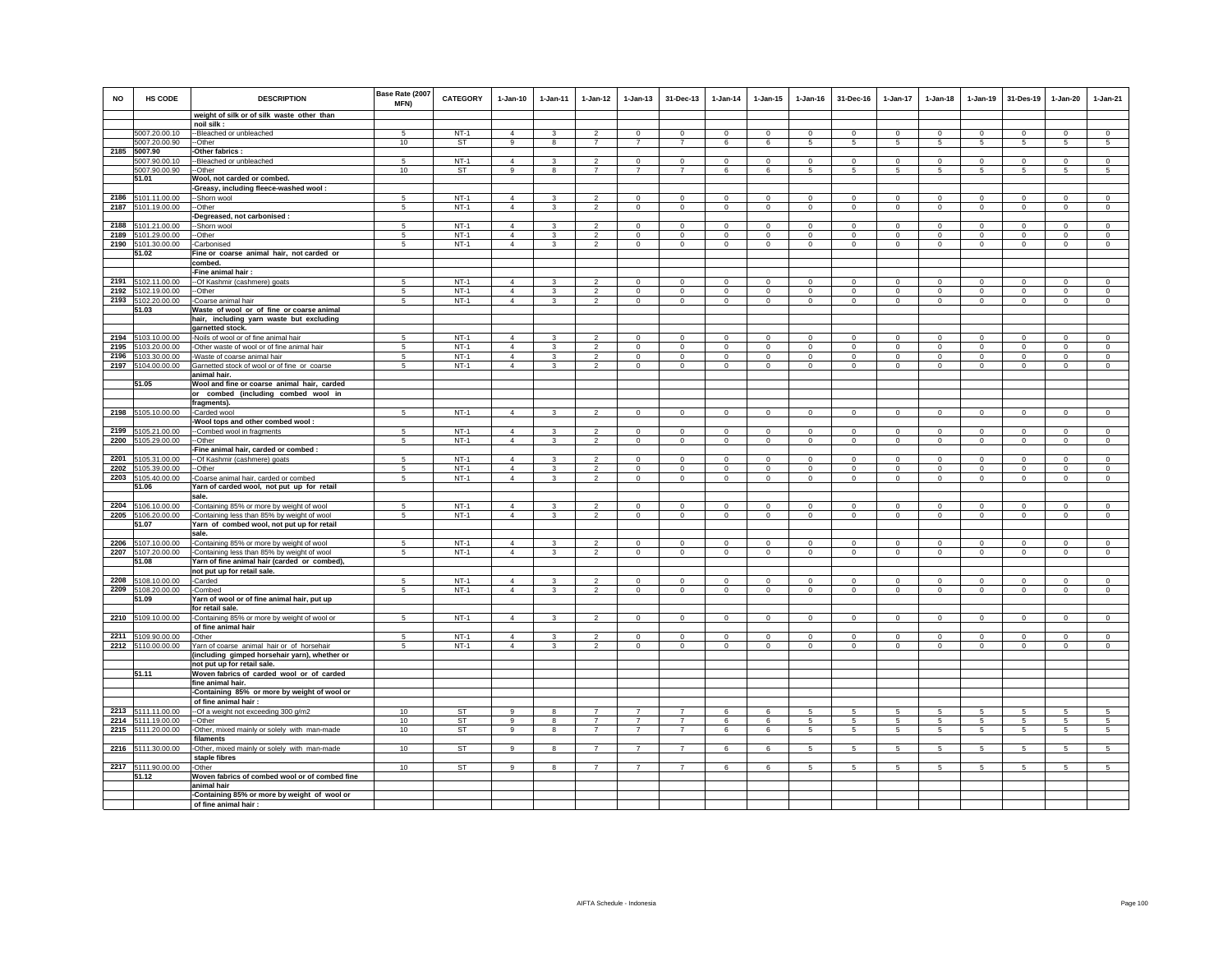| NO | HS CODE | DESCRIPTION | Base Rate (2007 MFN) | CATEGORY | 1-Jan-10 | 1-Jan-11 | 1-Jan-12 | 1-Jan-13 | 31-Dec-13 | 1-Jan-14 | 1-Jan-15 | 1-Jan-16 | 31-Dec-16 | 1-Jan-17 | 1-Jan-18 | 1-Jan-19 | 31-Des-19 | 1-Jan-20 | 1-Jan-21 |
|---|---|---|---|---|---|---|---|---|---|---|---|---|---|---|---|---|---|---|---|
| | | weight of silk or of silk waste other than noil silk : | | | | | | | | | | | | | | | | | |
| | 5007.20.00.10 | --Bleached or unbleached | 5 | NT-1 | 4 | 3 | 2 | 0 | 0 | 0 | 0 | 0 | 0 | 0 | 0 | 0 | 0 | 0 | 0 |
| | 5007.20.00.90 | --Other | 10 | ST | 9 | 8 | 7 | 7 | 7 | 6 | 6 | 5 | 5 | 5 | 5 | 5 | 5 | 5 | 5 |
| 2185 | 5007.90 | -Other fabrics : | | | | | | | | | | | | | | | | | |
| | 5007.90.00.10 | --Bleached or unbleached | 5 | NT-1 | 4 | 3 | 2 | 0 | 0 | 0 | 0 | 0 | 0 | 0 | 0 | 0 | 0 | 0 | 0 |
| | 5007.90.00.90 | --Other | 10 | ST | 9 | 8 | 7 | 7 | 7 | 6 | 6 | 5 | 5 | 5 | 5 | 5 | 5 | 5 | 5 |
| | 51.01 | Wool, not carded or combed. | | | | | | | | | | | | | | | | | |
| | | -Greasy, including fleece-washed wool : | | | | | | | | | | | | | | | | | |
| 2186 | 5101.11.00.00 | --Shorn wool | 5 | NT-1 | 4 | 3 | 2 | 0 | 0 | 0 | 0 | 0 | 0 | 0 | 0 | 0 | 0 | 0 | 0 |
| 2187 | 5101.19.00.00 | --Other | 5 | NT-1 | 4 | 3 | 2 | 0 | 0 | 0 | 0 | 0 | 0 | 0 | 0 | 0 | 0 | 0 | 0 |
| | | -Degreased, not carbonised : | | | | | | | | | | | | | | | | | |
| 2188 | 5101.21.00.00 | --Shorn wool | 5 | NT-1 | 4 | 3 | 2 | 0 | 0 | 0 | 0 | 0 | 0 | 0 | 0 | 0 | 0 | 0 | 0 |
| 2189 | 5101.29.00.00 | --Other | 5 | NT-1 | 4 | 3 | 2 | 0 | 0 | 0 | 0 | 0 | 0 | 0 | 0 | 0 | 0 | 0 | 0 |
| 2190 | 5101.30.00.00 | -Carbonised | 5 | NT-1 | 4 | 3 | 2 | 0 | 0 | 0 | 0 | 0 | 0 | 0 | 0 | 0 | 0 | 0 | 0 |
| | 51.02 | Fine or coarse animal hair, not carded or combed. | | | | | | | | | | | | | | | | | |
| | | -Fine animal hair : | | | | | | | | | | | | | | | | | |
| 2191 | 5102.11.00.00 | --Of Kashmir (cashmere) goats | 5 | NT-1 | 4 | 3 | 2 | 0 | 0 | 0 | 0 | 0 | 0 | 0 | 0 | 0 | 0 | 0 | 0 |
| 2192 | 5102.19.00.00 | --Other | 5 | NT-1 | 4 | 3 | 2 | 0 | 0 | 0 | 0 | 0 | 0 | 0 | 0 | 0 | 0 | 0 | 0 |
| 2193 | 5102.20.00.00 | -Coarse animal hair | 5 | NT-1 | 4 | 3 | 2 | 0 | 0 | 0 | 0 | 0 | 0 | 0 | 0 | 0 | 0 | 0 | 0 |
| | 51.03 | Waste of wool or of fine or coarse animal hair, including yarn waste but excluding garnetted stock. | | | | | | | | | | | | | | | | | |
| 2194 | 5103.10.00.00 | -Noils of wool or of fine animal hair | 5 | NT-1 | 4 | 3 | 2 | 0 | 0 | 0 | 0 | 0 | 0 | 0 | 0 | 0 | 0 | 0 | 0 |
| 2195 | 5103.20.00.00 | -Other waste of wool or of fine animal hair | 5 | NT-1 | 4 | 3 | 2 | 0 | 0 | 0 | 0 | 0 | 0 | 0 | 0 | 0 | 0 | 0 | 0 |
| 2196 | 5103.30.00.00 | -Waste of coarse animal hair | 5 | NT-1 | 4 | 3 | 2 | 0 | 0 | 0 | 0 | 0 | 0 | 0 | 0 | 0 | 0 | 0 | 0 |
| 2197 | 5104.00.00.00 | Garnetted stock of wool or of fine or coarse animal hair. | 5 | NT-1 | 4 | 3 | 2 | 0 | 0 | 0 | 0 | 0 | 0 | 0 | 0 | 0 | 0 | 0 | 0 |
| | 51.05 | Wool and fine or coarse animal hair, carded or combed (including combed wool in fragments). | | | | | | | | | | | | | | | | | |
| 2198 | 5105.10.00.00 | -Carded wool | 5 | NT-1 | 4 | 3 | 2 | 0 | 0 | 0 | 0 | 0 | 0 | 0 | 0 | 0 | 0 | 0 | 0 |
| | | -Wool tops and other combed wool : | | | | | | | | | | | | | | | | | |
| 2199 | 5105.21.00.00 | --Combed wool in fragments | 5 | NT-1 | 4 | 3 | 2 | 0 | 0 | 0 | 0 | 0 | 0 | 0 | 0 | 0 | 0 | 0 | 0 |
| 2200 | 5105.29.00.00 | --Other | 5 | NT-1 | 4 | 3 | 2 | 0 | 0 | 0 | 0 | 0 | 0 | 0 | 0 | 0 | 0 | 0 | 0 |
| | | -Fine animal hair, carded or combed : | | | | | | | | | | | | | | | | | |
| 2201 | 5105.31.00.00 | --Of Kashmir (cashmere) goats | 5 | NT-1 | 4 | 3 | 2 | 0 | 0 | 0 | 0 | 0 | 0 | 0 | 0 | 0 | 0 | 0 | 0 |
| 2202 | 5105.39.00.00 | --Other | 5 | NT-1 | 4 | 3 | 2 | 0 | 0 | 0 | 0 | 0 | 0 | 0 | 0 | 0 | 0 | 0 | 0 |
| 2203 | 5105.40.00.00 | -Coarse animal hair, carded or combed | 5 | NT-1 | 4 | 3 | 2 | 0 | 0 | 0 | 0 | 0 | 0 | 0 | 0 | 0 | 0 | 0 | 0 |
| | 51.06 | Yarn of carded wool, not put up for retail sale. | | | | | | | | | | | | | | | | | |
| 2204 | 5106.10.00.00 | -Containing 85% or more by weight of wool | 5 | NT-1 | 4 | 3 | 2 | 0 | 0 | 0 | 0 | 0 | 0 | 0 | 0 | 0 | 0 | 0 | 0 |
| 2205 | 5106.20.00.00 | -Containing less than 85% by weight of wool | 5 | NT-1 | 4 | 3 | 2 | 0 | 0 | 0 | 0 | 0 | 0 | 0 | 0 | 0 | 0 | 0 | 0 |
| | 51.07 | Yarn of combed wool, not put up for retail sale. | | | | | | | | | | | | | | | | | |
| 2206 | 5107.10.00.00 | -Containing 85% or more by weight of wool | 5 | NT-1 | 4 | 3 | 2 | 0 | 0 | 0 | 0 | 0 | 0 | 0 | 0 | 0 | 0 | 0 | 0 |
| 2207 | 5107.20.00.00 | -Containing less than 85% by weight of wool | 5 | NT-1 | 4 | 3 | 2 | 0 | 0 | 0 | 0 | 0 | 0 | 0 | 0 | 0 | 0 | 0 | 0 |
| | 51.08 | Yarn of fine animal hair (carded or combed), not put up for retail sale. | | | | | | | | | | | | | | | | | |
| 2208 | 5108.10.00.00 | -Carded | 5 | NT-1 | 4 | 3 | 2 | 0 | 0 | 0 | 0 | 0 | 0 | 0 | 0 | 0 | 0 | 0 | 0 |
| 2209 | 5108.20.00.00 | -Combed | 5 | NT-1 | 4 | 3 | 2 | 0 | 0 | 0 | 0 | 0 | 0 | 0 | 0 | 0 | 0 | 0 | 0 |
| | 51.09 | Yarn of wool or of fine animal hair, put up for retail sale. | | | | | | | | | | | | | | | | | |
| 2210 | 5109.10.00.00 | -Containing 85% or more by weight of wool or of fine animal hair | 5 | NT-1 | 4 | 3 | 2 | 0 | 0 | 0 | 0 | 0 | 0 | 0 | 0 | 0 | 0 | 0 | 0 |
| 2211 | 5109.90.00.00 | -Other | 5 | NT-1 | 4 | 3 | 2 | 0 | 0 | 0 | 0 | 0 | 0 | 0 | 0 | 0 | 0 | 0 | 0 |
| 2212 | 5110.00.00.00 | Yarn of coarse animal hair or of horsehair (including gimped horsehair yarn), whether or not put up for retail sale. | 5 | NT-1 | 4 | 3 | 2 | 0 | 0 | 0 | 0 | 0 | 0 | 0 | 0 | 0 | 0 | 0 | 0 |
| | 51.11 | Woven fabrics of carded wool or of carded fine animal hair. | | | | | | | | | | | | | | | | | |
| | | -Containing 85% or more by weight of wool or of fine animal hair : | | | | | | | | | | | | | | | | | |
| 2213 | 5111.11.00.00 | --Of a weight not exceeding 300 g/m2 | 10 | ST | 9 | 8 | 7 | 7 | 7 | 6 | 6 | 5 | 5 | 5 | 5 | 5 | 5 | 5 | 5 |
| 2214 | 5111.19.00.00 | --Other | 10 | ST | 9 | 8 | 7 | 7 | 7 | 6 | 6 | 5 | 5 | 5 | 5 | 5 | 5 | 5 | 5 |
| 2215 | 5111.20.00.00 | -Other, mixed mainly or solely with man-made filaments | 10 | ST | 9 | 8 | 7 | 7 | 7 | 6 | 6 | 5 | 5 | 5 | 5 | 5 | 5 | 5 | 5 |
| 2216 | 5111.30.00.00 | -Other, mixed mainly or solely with man-made staple fibres | 10 | ST | 9 | 8 | 7 | 7 | 7 | 6 | 6 | 5 | 5 | 5 | 5 | 5 | 5 | 5 | 5 |
| 2217 | 5111.90.00.00 | -Other | 10 | ST | 9 | 8 | 7 | 7 | 7 | 6 | 6 | 5 | 5 | 5 | 5 | 5 | 5 | 5 | 5 |
| | 51.12 | Woven fabrics of combed wool or of combed fine animal hair | | | | | | | | | | | | | | | | | |
| | | -Containing 85% or more by weight of wool or of fine animal hair : | | | | | | | | | | | | | | | | | |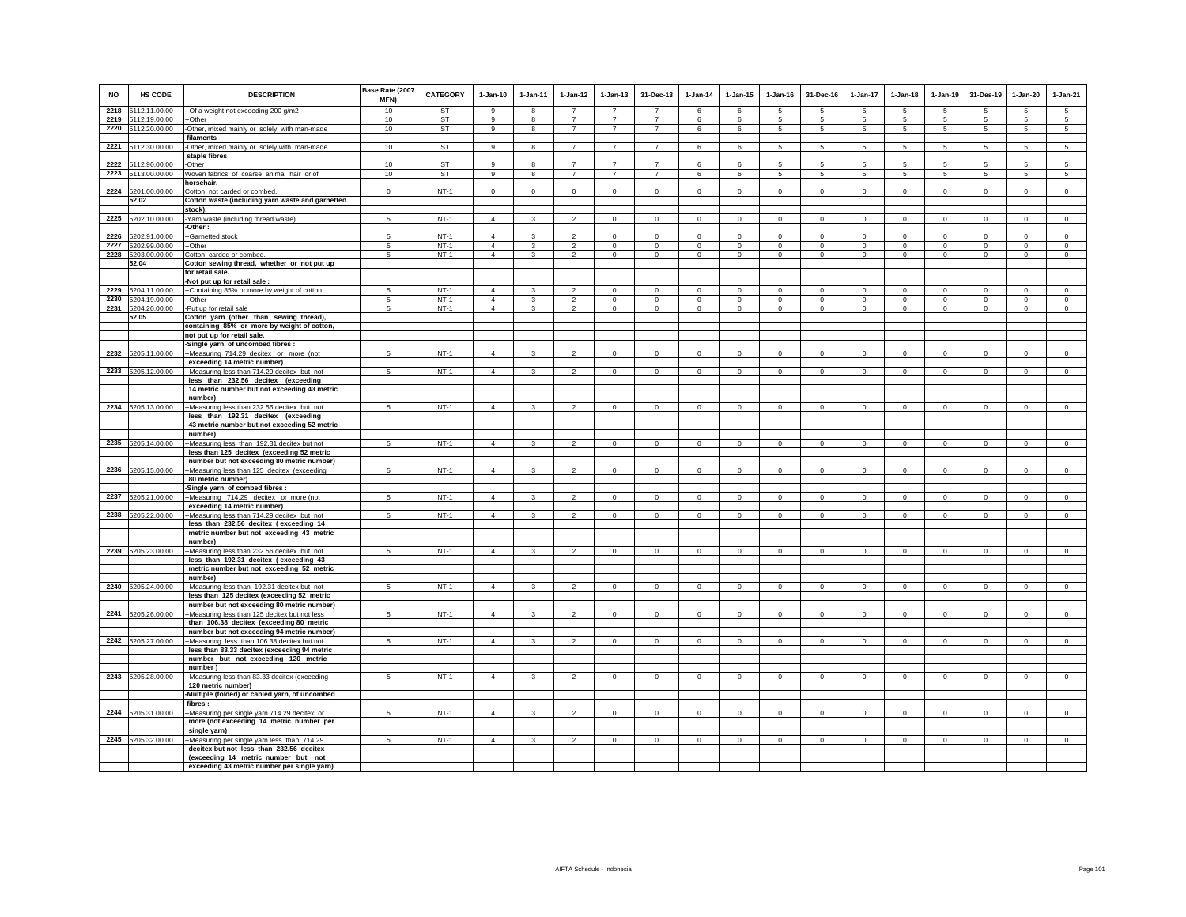| NO | HS CODE | DESCRIPTION | Base Rate (2007 MFN) | CATEGORY | 1-Jan-10 | 1-Jan-11 | 1-Jan-12 | 1-Jan-13 | 31-Dec-13 | 1-Jan-14 | 1-Jan-15 | 1-Jan-16 | 31-Dec-16 | 1-Jan-17 | 1-Jan-18 | 1-Jan-19 | 31-Des-19 | 1-Jan-20 | 1-Jan-21 |
|---|---|---|---|---|---|---|---|---|---|---|---|---|---|---|---|---|---|---|---|
| 2218 | 5112.11.00.00 | --Of a weight not exceeding 200 g/m2 | 10 | ST | 9 | 8 | 7 | 7 | 7 | 6 | 6 | 5 | 5 | 5 | 5 | 5 | 5 | 5 | 5 |
| 2219 | 5112.19.00.00 | --Other | 10 | ST | 9 | 8 | 7 | 7 | 7 | 6 | 6 | 5 | 5 | 5 | 5 | 5 | 5 | 5 | 5 |
| 2220 | 5112.20.00.00 | -Other, mixed mainly or solely with man-made filaments | 10 | ST | 9 | 8 | 7 | 7 | 7 | 6 | 6 | 5 | 5 | 5 | 5 | 5 | 5 | 5 | 5 |
| 2221 | 5112.30.00.00 | -Other, mixed mainly or solely with man-made staple fibres | 10 | ST | 9 | 8 | 7 | 7 | 7 | 6 | 6 | 5 | 5 | 5 | 5 | 5 | 5 | 5 | 5 |
| 2222 | 5112.90.00.00 | -Other | 10 | ST | 9 | 8 | 7 | 7 | 7 | 6 | 6 | 5 | 5 | 5 | 5 | 5 | 5 | 5 | 5 |
| 2223 | 5113.00.00.00 | Woven fabrics of coarse animal hair or of horsehair. | 10 | ST | 9 | 8 | 7 | 7 | 7 | 6 | 6 | 5 | 5 | 5 | 5 | 5 | 5 | 5 | 5 |
| 2224 | 5201.00.00.00 | Cotton, not carded or combed. | 0 | NT-1 | 0 | 0 | 0 | 0 | 0 | 0 | 0 | 0 | 0 | 0 | 0 | 0 | 0 | 0 | 0 |
| | 52.02 | Cotton waste (including yarn waste and garnetted stock). | | | | | | | | | | | | | | | | | |
| 2225 | 5202.10.00.00 | -Yarn waste (including thread waste) | 5 | NT-1 | 4 | 3 | 2 | 0 | 0 | 0 | 0 | 0 | 0 | 0 | 0 | 0 | 0 | 0 | 0 |
| | | -Other : | | | | | | | | | | | | | | | | | |
| 2226 | 5202.91.00.00 | --Garnetted stock | 5 | NT-1 | 4 | 3 | 2 | 0 | 0 | 0 | 0 | 0 | 0 | 0 | 0 | 0 | 0 | 0 | 0 |
| 2227 | 5202.99.00.00 | --Other | 5 | NT-1 | 4 | 3 | 2 | 0 | 0 | 0 | 0 | 0 | 0 | 0 | 0 | 0 | 0 | 0 | 0 |
| 2228 | 5203.00.00.00 | Cotton, carded or combed. | 5 | NT-1 | 4 | 3 | 2 | 0 | 0 | 0 | 0 | 0 | 0 | 0 | 0 | 0 | 0 | 0 | 0 |
| | 52.04 | Cotton sewing thread, whether or not put up for retail sale. | | | | | | | | | | | | | | | | | |
| | | -Not put up for retail sale : | | | | | | | | | | | | | | | | | |
| 2229 | 5204.11.00.00 | --Containing 85% or more by weight of cotton | 5 | NT-1 | 4 | 3 | 2 | 0 | 0 | 0 | 0 | 0 | 0 | 0 | 0 | 0 | 0 | 0 | 0 |
| 2230 | 5204.19.00.00 | --Other | 5 | NT-1 | 4 | 3 | 2 | 0 | 0 | 0 | 0 | 0 | 0 | 0 | 0 | 0 | 0 | 0 | 0 |
| 2231 | 5204.20.00.00 | -Put up for retail sale | 5 | NT-1 | 4 | 3 | 2 | 0 | 0 | 0 | 0 | 0 | 0 | 0 | 0 | 0 | 0 | 0 | 0 |
| | 52.05 | Cotton yarn (other than sewing thread), containing 85% or more by weight of cotton, not put up for retail sale. | | | | | | | | | | | | | | | | | |
| | | -Single yarn, of uncombed fibres : | | | | | | | | | | | | | | | | | |
| 2232 | 5205.11.00.00 | --Measuring 714.29 decitex or more (not exceeding 14 metric number) | 5 | NT-1 | 4 | 3 | 2 | 0 | 0 | 0 | 0 | 0 | 0 | 0 | 0 | 0 | 0 | 0 | 0 |
| 2233 | 5205.12.00.00 | --Measuring less than 714.29 decitex but not less than 232.56 decitex (exceeding 14 metric number but not exceeding 43 metric number) | 5 | NT-1 | 4 | 3 | 2 | 0 | 0 | 0 | 0 | 0 | 0 | 0 | 0 | 0 | 0 | 0 | 0 |
| 2234 | 5205.13.00.00 | --Measuring less than 232.56 decitex but not less than 192.31 decitex (exceeding 43 metric number but not exceeding 52 metric number) | 5 | NT-1 | 4 | 3 | 2 | 0 | 0 | 0 | 0 | 0 | 0 | 0 | 0 | 0 | 0 | 0 | 0 |
| 2235 | 5205.14.00.00 | --Measuring less than 192.31 decitex but not less than 125 decitex (exceeding 52 metric number but not exceeding 80 metric number) | 5 | NT-1 | 4 | 3 | 2 | 0 | 0 | 0 | 0 | 0 | 0 | 0 | 0 | 0 | 0 | 0 | 0 |
| 2236 | 5205.15.00.00 | --Measuring less than 125 decitex (exceeding 80 metric number) | 5 | NT-1 | 4 | 3 | 2 | 0 | 0 | 0 | 0 | 0 | 0 | 0 | 0 | 0 | 0 | 0 | 0 |
| | | -Single yarn, of combed fibres : | | | | | | | | | | | | | | | | | |
| 2237 | 5205.21.00.00 | --Measuring 714.29 decitex or more (not exceeding 14 metric number) | 5 | NT-1 | 4 | 3 | 2 | 0 | 0 | 0 | 0 | 0 | 0 | 0 | 0 | 0 | 0 | 0 | 0 |
| 2238 | 5205.22.00.00 | --Measuring less than 714.29 decitex but not less than 232.56 decitex ( exceeding 14 metric number but not exceeding 43 metric number) | 5 | NT-1 | 4 | 3 | 2 | 0 | 0 | 0 | 0 | 0 | 0 | 0 | 0 | 0 | 0 | 0 | 0 |
| 2239 | 5205.23.00.00 | --Measuring less than 232.56 decitex but not less than 192.31 decitex ( exceeding 43 metric number but not exceeding 52 metric number) | 5 | NT-1 | 4 | 3 | 2 | 0 | 0 | 0 | 0 | 0 | 0 | 0 | 0 | 0 | 0 | 0 | 0 |
| 2240 | 5205.24.00.00 | --Measuring less than 192.31 decitex but not less than 125 decitex (exceeding 52 metric number but not exceeding 80 metric number) | 5 | NT-1 | 4 | 3 | 2 | 0 | 0 | 0 | 0 | 0 | 0 | 0 | 0 | 0 | 0 | 0 | 0 |
| 2241 | 5205.26.00.00 | --Measuring less than 125 decitex but not less than 106.38 decitex (exceeding 80 metric number but not exceeding 94 metric number) | 5 | NT-1 | 4 | 3 | 2 | 0 | 0 | 0 | 0 | 0 | 0 | 0 | 0 | 0 | 0 | 0 | 0 |
| 2242 | 5205.27.00.00 | --Measuring less than 106.38 decitex but not less than 83.33 decitex (exceeding 94 metric number but not exceeding 120 metric number ) | 5 | NT-1 | 4 | 3 | 2 | 0 | 0 | 0 | 0 | 0 | 0 | 0 | 0 | 0 | 0 | 0 | 0 |
| 2243 | 5205.28.00.00 | --Measuring less than 83.33 decitex (exceeding 120 metric number) | 5 | NT-1 | 4 | 3 | 2 | 0 | 0 | 0 | 0 | 0 | 0 | 0 | 0 | 0 | 0 | 0 | 0 |
| | | -Multiple (folded) or cabled yarn, of uncombed fibres : | | | | | | | | | | | | | | | | | |
| 2244 | 5205.31.00.00 | --Measuring per single yarn 714.29 decitex or more (not exceeding 14 metric number per single yarn) | 5 | NT-1 | 4 | 3 | 2 | 0 | 0 | 0 | 0 | 0 | 0 | 0 | 0 | 0 | 0 | 0 | 0 |
| 2245 | 5205.32.00.00 | --Measuring per single yarn less than 714.29 decitex but not less than 232.56 decitex (exceeding 14 metric number but not exceeding 43 metric number per single yarn) | 5 | NT-1 | 4 | 3 | 2 | 0 | 0 | 0 | 0 | 0 | 0 | 0 | 0 | 0 | 0 | 0 | 0 |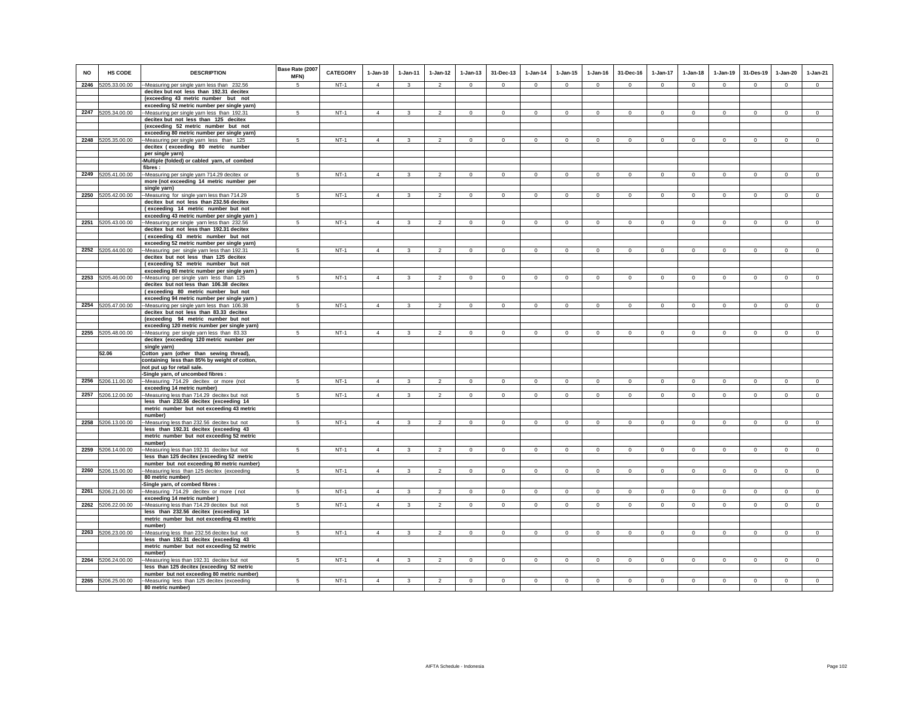| NO | HS CODE | DESCRIPTION | Base Rate (2007 MFN) | CATEGORY | 1-Jan-10 | 1-Jan-11 | 1-Jan-12 | 1-Jan-13 | 31-Dec-13 | 1-Jan-14 | 1-Jan-15 | 1-Jan-16 | 31-Dec-16 | 1-Jan-17 | 1-Jan-18 | 1-Jan-19 | 31-Des-19 | 1-Jan-20 | 1-Jan-21 |
|---|---|---|---|---|---|---|---|---|---|---|---|---|---|---|---|---|---|---|---|
| 2246 | 5205.33.00.00 | --Measuring per single yarn less than 232.56 decitex but not less than 192.31 decitex (exceeding 43 metric number but not exceeding 52 metric number per single yarn) | 5 | NT-1 | 4 | 3 | 2 | 0 | 0 | 0 | 0 | 0 | 0 | 0 | 0 | 0 | 0 | 0 | 0 |
| 2247 | 5205.34.00.00 | --Measuring per single yarn less than 192.31 decitex but not less than 125 decitex (exceeding 52 metric number but not exceeding 80 metric number per single yarn) | 5 | NT-1 | 4 | 3 | 2 | 0 | 0 | 0 | 0 | 0 | 0 | 0 | 0 | 0 | 0 | 0 | 0 |
| 2248 | 5205.35.00.00 | --Measuring per single yarn less than 125 decitex ( exceeding 80 metric number per single yarn) | 5 | NT-1 | 4 | 3 | 2 | 0 | 0 | 0 | 0 | 0 | 0 | 0 | 0 | 0 | 0 | 0 | 0 |
| | | -Multiple (folded) or cabled yarn, of combed fibres : | | | | | | | | | | | | | | | | | |
| 2249 | 5205.41.00.00 | --Measuring per single yarn 714.29 decitex or more (not exceeding 14 metric number per single yarn) | 5 | NT-1 | 4 | 3 | 2 | 0 | 0 | 0 | 0 | 0 | 0 | 0 | 0 | 0 | 0 | 0 | 0 |
| 2250 | 5205.42.00.00 | --Measuring for single yarn less than 714.29 decitex but not less than 232.56 decitex ( exceeding 14 metric number but not exceeding 43 metric number per single yarn ) | 5 | NT-1 | 4 | 3 | 2 | 0 | 0 | 0 | 0 | 0 | 0 | 0 | 0 | 0 | 0 | 0 | 0 |
| 2251 | 5205.43.00.00 | --Measuring per single yarn less than 232.56 decitex but not less than 192.31 decitex ( exceeding 43 metric number but not exceeding 52 metric number per single yarn) | 5 | NT-1 | 4 | 3 | 2 | 0 | 0 | 0 | 0 | 0 | 0 | 0 | 0 | 0 | 0 | 0 | 0 |
| 2252 | 5205.44.00.00 | --Measuring per single yarn less than 192.31 decitex but not less than 125 decitex ( exceeding 52 metric number but not exceeding 80 metric number per single yarn ) | 5 | NT-1 | 4 | 3 | 2 | 0 | 0 | 0 | 0 | 0 | 0 | 0 | 0 | 0 | 0 | 0 | 0 |
| 2253 | 5205.46.00.00 | --Measuring per single yarn less than 125 decitex but not less than 106.38 decitex ( exceeding 80 metric number but not exceeding 94 metric number per single yarn ) | 5 | NT-1 | 4 | 3 | 2 | 0 | 0 | 0 | 0 | 0 | 0 | 0 | 0 | 0 | 0 | 0 | 0 |
| 2254 | 5205.47.00.00 | --Measuring per single yarn less than 106.38 decitex but not less than 83.33 decitex (exceeding 94 metric number but not exceeding 120 metric number per single yarn) | 5 | NT-1 | 4 | 3 | 2 | 0 | 0 | 0 | 0 | 0 | 0 | 0 | 0 | 0 | 0 | 0 | 0 |
| 2255 | 5205.48.00.00 | --Measuring per single yarn less than 83.33 decitex (exceeding 120 metric number per single yarn) | 5 | NT-1 | 4 | 3 | 2 | 0 | 0 | 0 | 0 | 0 | 0 | 0 | 0 | 0 | 0 | 0 | 0 |
| | 52.06 | Cotton yarn (other than sewing thread), containing less than 85% by weight of cotton, not put up for retail sale. | | | | | | | | | | | | | | | | | |
| | | -Single yarn, of uncombed fibres : | | | | | | | | | | | | | | | | | |
| 2256 | 5206.11.00.00 | --Measuring 714.29 decitex or more (not exceeding 14 metric number) | 5 | NT-1 | 4 | 3 | 2 | 0 | 0 | 0 | 0 | 0 | 0 | 0 | 0 | 0 | 0 | 0 | 0 |
| 2257 | 5206.12.00.00 | --Measuring less than 714.29 decitex but not less than 232.56 decitex (exceeding 14 metric number but not exceeding 43 metric number) | 5 | NT-1 | 4 | 3 | 2 | 0 | 0 | 0 | 0 | 0 | 0 | 0 | 0 | 0 | 0 | 0 | 0 |
| 2258 | 5206.13.00.00 | --Measuring less than 232.56 decitex but not less than 192.31 decitex (exceeding 43 metric number but not exceeding 52 metric number) | 5 | NT-1 | 4 | 3 | 2 | 0 | 0 | 0 | 0 | 0 | 0 | 0 | 0 | 0 | 0 | 0 | 0 |
| 2259 | 5206.14.00.00 | --Measuring less than 192.31 decitex but not less than 125 decitex (exceeding 52 metric number but not exceeding 80 metric number) | 5 | NT-1 | 4 | 3 | 2 | 0 | 0 | 0 | 0 | 0 | 0 | 0 | 0 | 0 | 0 | 0 | 0 |
| 2260 | 5206.15.00.00 | --Measuring less than 125 decitex (exceeding 80 metric number) | 5 | NT-1 | 4 | 3 | 2 | 0 | 0 | 0 | 0 | 0 | 0 | 0 | 0 | 0 | 0 | 0 | 0 |
| | | -Single yarn, of combed fibres : | | | | | | | | | | | | | | | | | |
| 2261 | 5206.21.00.00 | --Measuring 714.29 decitex or more ( not exceeding 14 metric number ) | 5 | NT-1 | 4 | 3 | 2 | 0 | 0 | 0 | 0 | 0 | 0 | 0 | 0 | 0 | 0 | 0 | 0 |
| 2262 | 5206.22.00.00 | --Measuring less than 714.29 decitex but not less than 232.56 decitex (exceeding 14 metric number but not exceeding 43 metric number) | 5 | NT-1 | 4 | 3 | 2 | 0 | 0 | 0 | 0 | 0 | 0 | 0 | 0 | 0 | 0 | 0 | 0 |
| 2263 | 5206.23.00.00 | --Measuring less than 232.56 decitex but not less than 192.31 decitex (exceeding 43 metric number but not exceeding 52 metric number) | 5 | NT-1 | 4 | 3 | 2 | 0 | 0 | 0 | 0 | 0 | 0 | 0 | 0 | 0 | 0 | 0 | 0 |
| 2264 | 5206.24.00.00 | --Measuring less than 192.31 decitex but not less than 125 decitex (exceeding 52 metric number but not exceeding 80 metric number) | 5 | NT-1 | 4 | 3 | 2 | 0 | 0 | 0 | 0 | 0 | 0 | 0 | 0 | 0 | 0 | 0 | 0 |
| 2265 | 5206.25.00.00 | --Measuring less than 125 decitex (exceeding 80 metric number) | 5 | NT-1 | 4 | 3 | 2 | 0 | 0 | 0 | 0 | 0 | 0 | 0 | 0 | 0 | 0 | 0 | 0 |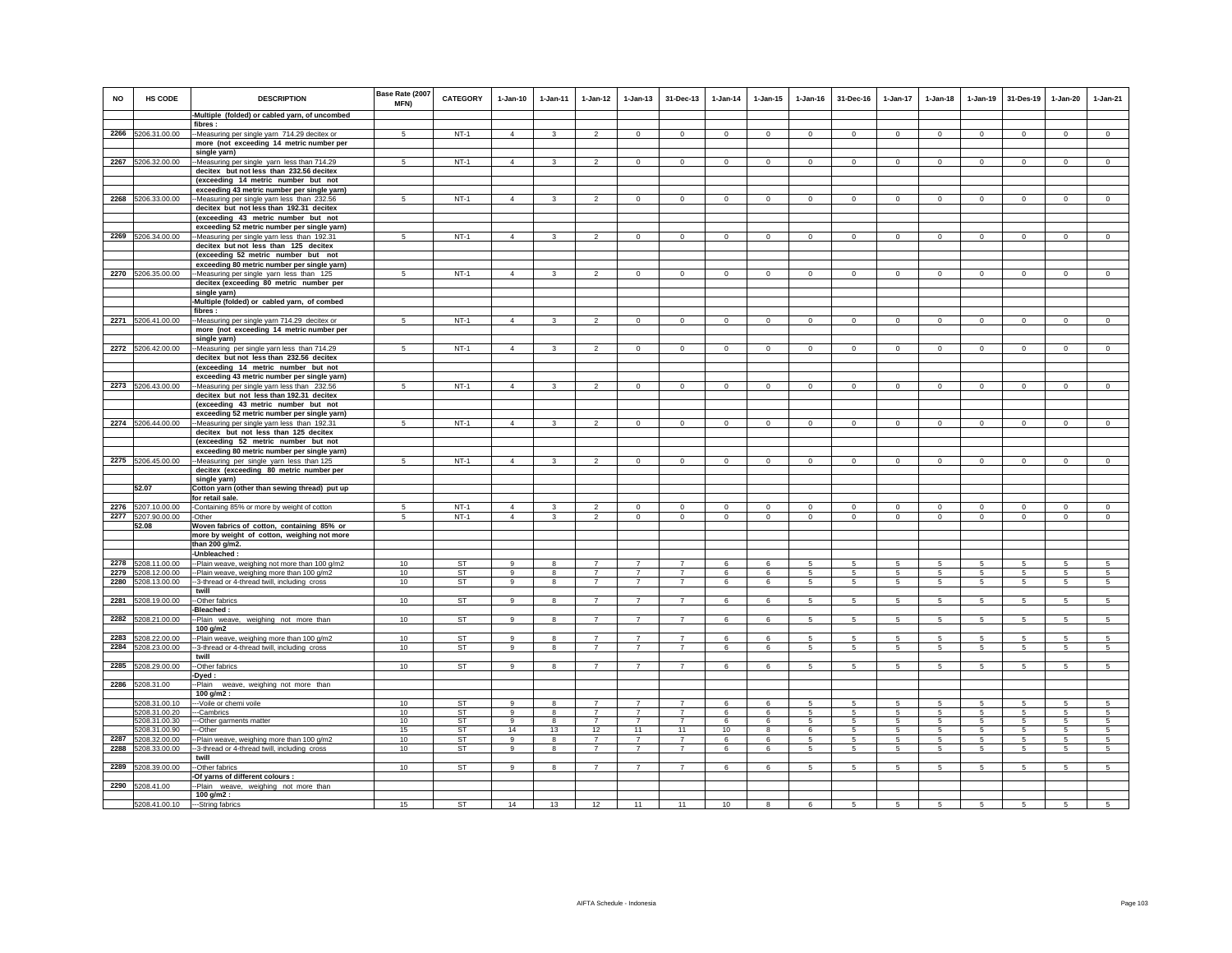| NO | HS CODE | DESCRIPTION | Base Rate (2007 MFN) | CATEGORY | 1-Jan-10 | 1-Jan-11 | 1-Jan-12 | 1-Jan-13 | 31-Dec-13 | 1-Jan-14 | 1-Jan-15 | 1-Jan-16 | 31-Dec-16 | 1-Jan-17 | 1-Jan-18 | 1-Jan-19 | 31-Des-19 | 1-Jan-20 | 1-Jan-21 |
|---|---|---|---|---|---|---|---|---|---|---|---|---|---|---|---|---|---|---|---|
| | | -Multiple (folded) or cabled yarn, of uncombed fibres : | | | | | | | | | | | | | | | | | |
| 2266 | 5206.31.00.00 | --Measuring per single yarn 714.29 decitex or more (not exceeding 14 metric number per single yarn) | 5 | NT-1 | 4 | 3 | 2 | 0 | 0 | 0 | 0 | 0 | 0 | 0 | 0 | 0 | 0 | 0 | 0 |
| 2267 | 5206.32.00.00 | --Measuring per single yarn less than 714.29 decitex but not less than 232.56 decitex (exceeding 14 metric number but not exceeding 43 metric number per single yarn) | 5 | NT-1 | 4 | 3 | 2 | 0 | 0 | 0 | 0 | 0 | 0 | 0 | 0 | 0 | 0 | 0 | 0 |
| 2268 | 5206.33.00.00 | --Measuring per single yarn less than 232.56 decitex but not less than 192.31 decitex (exceeding 43 metric number but not exceeding 52 metric number per single yarn) | 5 | NT-1 | 4 | 3 | 2 | 0 | 0 | 0 | 0 | 0 | 0 | 0 | 0 | 0 | 0 | 0 | 0 |
| 2269 | 5206.34.00.00 | --Measuring per single yarn less than 192.31 decitex but not less than 125 decitex (exceeding 52 metric number but not exceeding 80 metric number per single yarn) | 5 | NT-1 | 4 | 3 | 2 | 0 | 0 | 0 | 0 | 0 | 0 | 0 | 0 | 0 | 0 | 0 | 0 |
| 2270 | 5206.35.00.00 | --Measuring per single yarn less than 125 decitex (exceeding 80 metric number per single yarn) | 5 | NT-1 | 4 | 3 | 2 | 0 | 0 | 0 | 0 | 0 | 0 | 0 | 0 | 0 | 0 | 0 | 0 |
| | | -Multiple (folded) or cabled yarn, of combed fibres : | | | | | | | | | | | | | | | | | |
| 2271 | 5206.41.00.00 | --Measuring per single yarn 714.29 decitex or more (not exceeding 14 metric number per single yarn) | 5 | NT-1 | 4 | 3 | 2 | 0 | 0 | 0 | 0 | 0 | 0 | 0 | 0 | 0 | 0 | 0 | 0 |
| 2272 | 5206.42.00.00 | --Measuring per single yarn less than 714.29 decitex but not less than 232.56 decitex (exceeding 14 metric number but not exceeding 43 metric number per single yarn) | 5 | NT-1 | 4 | 3 | 2 | 0 | 0 | 0 | 0 | 0 | 0 | 0 | 0 | 0 | 0 | 0 | 0 |
| 2273 | 5206.43.00.00 | --Measuring per single yarn less than 232.56 decitex but not less than 192.31 decitex (exceeding 43 metric number but not exceeding 52 metric number per single yarn) | 5 | NT-1 | 4 | 3 | 2 | 0 | 0 | 0 | 0 | 0 | 0 | 0 | 0 | 0 | 0 | 0 | 0 |
| 2274 | 5206.44.00.00 | --Measuring per single yarn less than 192.31 decitex but not less than 125 decitex (exceeding 52 metric number but not exceeding 80 metric number per single yarn) | 5 | NT-1 | 4 | 3 | 2 | 0 | 0 | 0 | 0 | 0 | 0 | 0 | 0 | 0 | 0 | 0 | 0 |
| 2275 | 5206.45.00.00 | --Measuring per single yarn less than 125 decitex (exceeding 80 metric number per single yarn) | 5 | NT-1 | 4 | 3 | 2 | 0 | 0 | 0 | 0 | 0 | 0 | 0 | 0 | 0 | 0 | 0 | 0 |
| | 52.07 | Cotton yarn (other than sewing thread) put up for retail sale. | | | | | | | | | | | | | | | | | |
| 2276 | 5207.10.00.00 | -Containing 85% or more by weight of cotton | 5 | NT-1 | 4 | 3 | 2 | 0 | 0 | 0 | 0 | 0 | 0 | 0 | 0 | 0 | 0 | 0 | 0 |
| 2277 | 5207.90.00.00 | -Other | 5 | NT-1 | 4 | 3 | 2 | 0 | 0 | 0 | 0 | 0 | 0 | 0 | 0 | 0 | 0 | 0 | 0 |
| | 52.08 | Woven fabrics of cotton, containing 85% or more by weight of cotton, weighing not more than 200 g/m2. | | | | | | | | | | | | | | | | | |
| | | -Unbleached : | | | | | | | | | | | | | | | | | |
| 2278 | 5208.11.00.00 | --Plain weave, weighing not more than 100 g/m2 | 10 | ST | 9 | 8 | 7 | 7 | 7 | 6 | 6 | 5 | 5 | 5 | 5 | 5 | 5 | 5 | 5 |
| 2279 | 5208.12.00.00 | --Plain weave, weighing more than 100 g/m2 | 10 | ST | 9 | 8 | 7 | 7 | 7 | 6 | 6 | 5 | 5 | 5 | 5 | 5 | 5 | 5 | 5 |
| 2280 | 5208.13.00.00 | --3-thread or 4-thread twill, including cross twill | 10 | ST | 9 | 8 | 7 | 7 | 7 | 6 | 6 | 5 | 5 | 5 | 5 | 5 | 5 | 5 | 5 |
| 2281 | 5208.19.00.00 | --Other fabrics | 10 | ST | 9 | 8 | 7 | 7 | 7 | 6 | 6 | 5 | 5 | 5 | 5 | 5 | 5 | 5 | 5 |
| | | -Bleached : | | | | | | | | | | | | | | | | | |
| 2282 | 5208.21.00.00 | --Plain weave, weighing not more than 100 g/m2 | 10 | ST | 9 | 8 | 7 | 7 | 7 | 6 | 6 | 5 | 5 | 5 | 5 | 5 | 5 | 5 | 5 |
| 2283 | 5208.22.00.00 | --Plain weave, weighing more than 100 g/m2 | 10 | ST | 9 | 8 | 7 | 7 | 7 | 6 | 6 | 5 | 5 | 5 | 5 | 5 | 5 | 5 | 5 |
| 2284 | 5208.23.00.00 | --3-thread or 4-thread twill, including cross twill | 10 | ST | 9 | 8 | 7 | 7 | 7 | 6 | 6 | 5 | 5 | 5 | 5 | 5 | 5 | 5 | 5 |
| 2285 | 5208.29.00.00 | --Other fabrics | 10 | ST | 9 | 8 | 7 | 7 | 7 | 6 | 6 | 5 | 5 | 5 | 5 | 5 | 5 | 5 | 5 |
| | | -Dyed : | | | | | | | | | | | | | | | | | |
| 2286 | 5208.31.00 | --Plain weave, weighing not more than 100 g/m2 : | | | | | | | | | | | | | | | | | |
| | 5208.31.00.10 | ---Voile or chemi voile | 10 | ST | 9 | 8 | 7 | 7 | 7 | 6 | 6 | 5 | 5 | 5 | 5 | 5 | 5 | 5 | 5 |
| | 5208.31.00.20 | ---Cambrics | 10 | ST | 9 | 8 | 7 | 7 | 7 | 6 | 6 | 5 | 5 | 5 | 5 | 5 | 5 | 5 | 5 |
| | 5208.31.00.30 | ---Other garments matter | 10 | ST | 9 | 8 | 7 | 7 | 7 | 6 | 6 | 5 | 5 | 5 | 5 | 5 | 5 | 5 | 5 |
| | 5208.31.00.90 | ---Other | 15 | ST | 14 | 13 | 12 | 11 | 11 | 10 | 8 | 6 | 5 | 5 | 5 | 5 | 5 | 5 | 5 |
| 2287 | 5208.32.00.00 | --Plain weave, weighing more than 100 g/m2 | 10 | ST | 9 | 8 | 7 | 7 | 7 | 6 | 6 | 5 | 5 | 5 | 5 | 5 | 5 | 5 | 5 |
| 2288 | 5208.33.00.00 | --3-thread or 4-thread twill, including cross twill | 10 | ST | 9 | 8 | 7 | 7 | 7 | 6 | 6 | 5 | 5 | 5 | 5 | 5 | 5 | 5 | 5 |
| 2289 | 5208.39.00.00 | --Other fabrics | 10 | ST | 9 | 8 | 7 | 7 | 7 | 6 | 6 | 5 | 5 | 5 | 5 | 5 | 5 | 5 | 5 |
| | | -Of yarns of different colours : | | | | | | | | | | | | | | | | | |
| 2290 | 5208.41.00 | --Plain weave, weighing not more than 100 g/m2 : | | | | | | | | | | | | | | | | | |
| | 5208.41.00.10 | ---String fabrics | 15 | ST | 14 | 13 | 12 | 11 | 11 | 10 | 8 | 6 | 5 | 5 | 5 | 5 | 5 | 5 | 5 |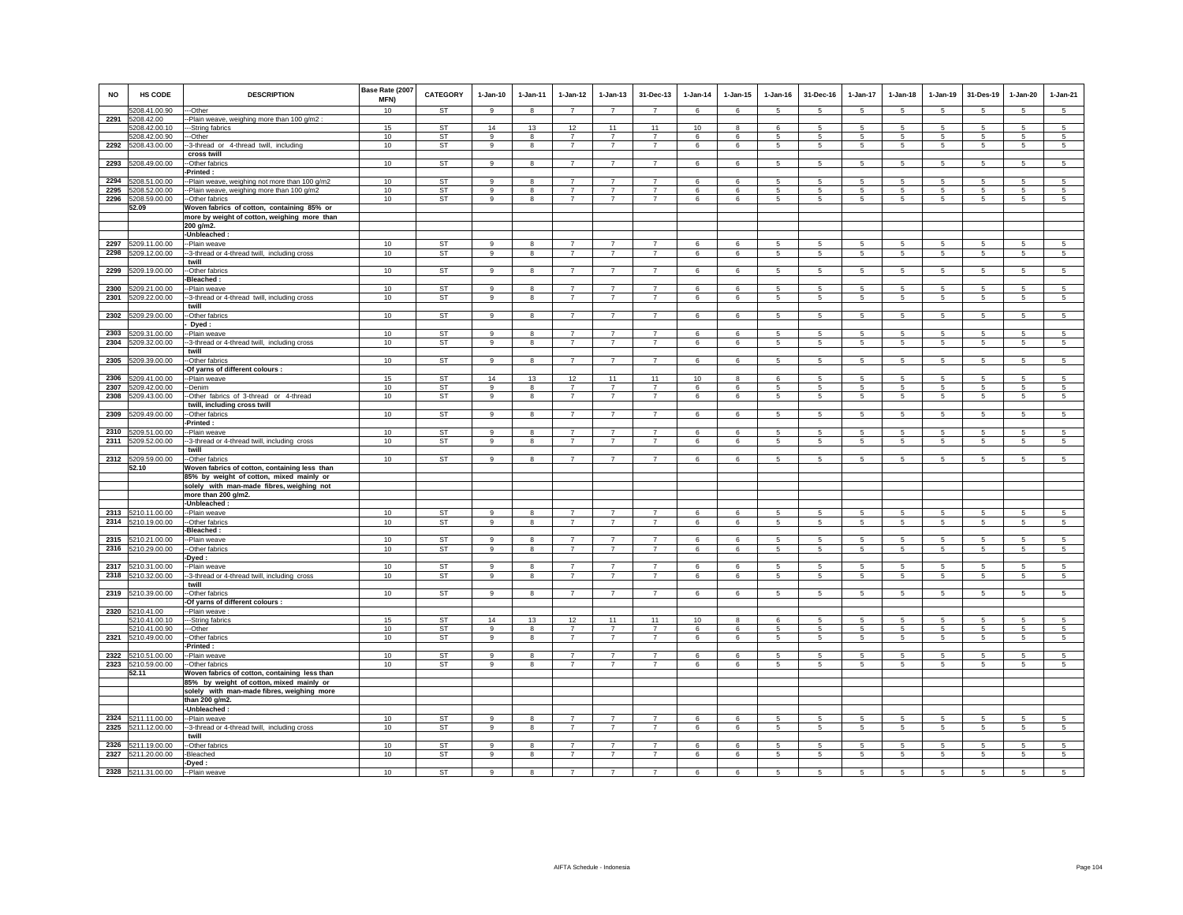| NO | HS CODE | DESCRIPTION | Base Rate (2007 MFN) | CATEGORY | 1-Jan-10 | 1-Jan-11 | 1-Jan-12 | 1-Jan-13 | 31-Dec-13 | 1-Jan-14 | 1-Jan-15 | 1-Jan-16 | 31-Dec-16 | 1-Jan-17 | 1-Jan-18 | 1-Jan-19 | 31-Des-19 | 1-Jan-20 | 1-Jan-21 |
|---|---|---|---|---|---|---|---|---|---|---|---|---|---|---|---|---|---|---|---|
| | 5208.41.00.90 | ---Other | 10 | ST | 9 | 8 | 7 | 7 | 7 | 6 | 6 | 5 | 5 | 5 | 5 | 5 | 5 | 5 | 5 |
| 2291 | 5208.42.00 | --Plain weave, weighing more than 100 g/m2 : | | | | | | | | | | | | | | | | | |
| | 5208.42.00.10 | ---String fabrics | 15 | ST | 14 | 13 | 12 | 11 | 11 | 10 | 8 | 6 | 5 | 5 | 5 | 5 | 5 | 5 | 5 |
| | 5208.42.00.90 | ---Other | 10 | ST | 9 | 8 | 7 | 7 | 7 | 6 | 6 | 5 | 5 | 5 | 5 | 5 | 5 | 5 | 5 |
| 2292 | 5208.43.00.00 | --3-thread or 4-thread twill, including cross twill | 10 | ST | 9 | 8 | 7 | 7 | 7 | 6 | 6 | 5 | 5 | 5 | 5 | 5 | 5 | 5 | 5 |
| 2293 | 5208.49.00.00 | --Other fabrics | 10 | ST | 9 | 8 | 7 | 7 | 7 | 6 | 6 | 5 | 5 | 5 | 5 | 5 | 5 | 5 | 5 |
| | | -Printed : | | | | | | | | | | | | | | | | | |
| 2294 | 5208.51.00.00 | --Plain weave, weighing not more than 100 g/m2 | 10 | ST | 9 | 8 | 7 | 7 | 7 | 6 | 6 | 5 | 5 | 5 | 5 | 5 | 5 | 5 | 5 |
| 2295 | 5208.52.00.00 | --Plain weave, weighing more than 100 g/m2 | 10 | ST | 9 | 8 | 7 | 7 | 7 | 6 | 6 | 5 | 5 | 5 | 5 | 5 | 5 | 5 | 5 |
| 2296 | 5208.59.00.00 | --Other fabrics | 10 | ST | 9 | 8 | 7 | 7 | 7 | 6 | 6 | 5 | 5 | 5 | 5 | 5 | 5 | 5 | 5 |
| | 52.09 | Woven fabrics of cotton, containing 85% or more by weight of cotton, weighing more than 200 g/m2. | | | | | | | | | | | | | | | | | |
| | | -Unbleached : | | | | | | | | | | | | | | | | | |
| 2297 | 5209.11.00.00 | --Plain weave | 10 | ST | 9 | 8 | 7 | 7 | 7 | 6 | 6 | 5 | 5 | 5 | 5 | 5 | 5 | 5 | 5 |
| 2298 | 5209.12.00.00 | --3-thread or 4-thread twill, including cross twill | 10 | ST | 9 | 8 | 7 | 7 | 7 | 6 | 6 | 5 | 5 | 5 | 5 | 5 | 5 | 5 | 5 |
| 2299 | 5209.19.00.00 | --Other fabrics | 10 | ST | 9 | 8 | 7 | 7 | 7 | 6 | 6 | 5 | 5 | 5 | 5 | 5 | 5 | 5 | 5 |
| | | -Bleached : | | | | | | | | | | | | | | | | | |
| 2300 | 5209.21.00.00 | --Plain weave | 10 | ST | 9 | 8 | 7 | 7 | 7 | 6 | 6 | 5 | 5 | 5 | 5 | 5 | 5 | 5 | 5 |
| 2301 | 5209.22.00.00 | --3-thread or 4-thread twill, including cross twill | 10 | ST | 9 | 8 | 7 | 7 | 7 | 6 | 6 | 5 | 5 | 5 | 5 | 5 | 5 | 5 | 5 |
| 2302 | 5209.29.00.00 | --Other fabrics | 10 | ST | 9 | 8 | 7 | 7 | 7 | 6 | 6 | 5 | 5 | 5 | 5 | 5 | 5 | 5 | 5 |
| | | - Dyed : | | | | | | | | | | | | | | | | | |
| 2303 | 5209.31.00.00 | --Plain weave | 10 | ST | 9 | 8 | 7 | 7 | 7 | 6 | 6 | 5 | 5 | 5 | 5 | 5 | 5 | 5 | 5 |
| 2304 | 5209.32.00.00 | --3-thread or 4-thread twill, including cross twill | 10 | ST | 9 | 8 | 7 | 7 | 7 | 6 | 6 | 5 | 5 | 5 | 5 | 5 | 5 | 5 | 5 |
| 2305 | 5209.39.00.00 | --Other fabrics | 10 | ST | 9 | 8 | 7 | 7 | 7 | 6 | 6 | 5 | 5 | 5 | 5 | 5 | 5 | 5 | 5 |
| | | -Of yarns of different colours : | | | | | | | | | | | | | | | | | |
| 2306 | 5209.41.00.00 | --Plain weave | 15 | ST | 14 | 13 | 12 | 11 | 11 | 10 | 8 | 6 | 5 | 5 | 5 | 5 | 5 | 5 | 5 |
| 2307 | 5209.42.00.00 | --Denim | 10 | ST | 9 | 8 | 7 | 7 | 7 | 6 | 6 | 5 | 5 | 5 | 5 | 5 | 5 | 5 | 5 |
| 2308 | 5209.43.00.00 | --Other fabrics of 3-thread or 4-thread twill, including cross twill | 10 | ST | 9 | 8 | 7 | 7 | 7 | 6 | 6 | 5 | 5 | 5 | 5 | 5 | 5 | 5 | 5 |
| 2309 | 5209.49.00.00 | --Other fabrics | 10 | ST | 9 | 8 | 7 | 7 | 7 | 6 | 6 | 5 | 5 | 5 | 5 | 5 | 5 | 5 | 5 |
| | | -Printed : | | | | | | | | | | | | | | | | | |
| 2310 | 5209.51.00.00 | --Plain weave | 10 | ST | 9 | 8 | 7 | 7 | 7 | 6 | 6 | 5 | 5 | 5 | 5 | 5 | 5 | 5 | 5 |
| 2311 | 5209.52.00.00 | --3-thread or 4-thread twill, including cross twill | 10 | ST | 9 | 8 | 7 | 7 | 7 | 6 | 6 | 5 | 5 | 5 | 5 | 5 | 5 | 5 | 5 |
| 2312 | 5209.59.00.00 | --Other fabrics | 10 | ST | 9 | 8 | 7 | 7 | 7 | 6 | 6 | 5 | 5 | 5 | 5 | 5 | 5 | 5 | 5 |
| | 52.10 | Woven fabrics of cotton, containing less than 85% by weight of cotton, mixed mainly or solely with man-made fibres, weighing not more than 200 g/m2. | | | | | | | | | | | | | | | | | |
| | | -Unbleached : | | | | | | | | | | | | | | | | | |
| 2313 | 5210.11.00.00 | --Plain weave | 10 | ST | 9 | 8 | 7 | 7 | 7 | 6 | 6 | 5 | 5 | 5 | 5 | 5 | 5 | 5 | 5 |
| 2314 | 5210.19.00.00 | --Other fabrics | 10 | ST | 9 | 8 | 7 | 7 | 7 | 6 | 6 | 5 | 5 | 5 | 5 | 5 | 5 | 5 | 5 |
| | | -Bleached : | | | | | | | | | | | | | | | | | |
| 2315 | 5210.21.00.00 | --Plain weave | 10 | ST | 9 | 8 | 7 | 7 | 7 | 6 | 6 | 5 | 5 | 5 | 5 | 5 | 5 | 5 | 5 |
| 2316 | 5210.29.00.00 | --Other fabrics | 10 | ST | 9 | 8 | 7 | 7 | 7 | 6 | 6 | 5 | 5 | 5 | 5 | 5 | 5 | 5 | 5 |
| | | -Dyed : | | | | | | | | | | | | | | | | | |
| 2317 | 5210.31.00.00 | --Plain weave | 10 | ST | 9 | 8 | 7 | 7 | 7 | 6 | 6 | 5 | 5 | 5 | 5 | 5 | 5 | 5 | 5 |
| 2318 | 5210.32.00.00 | --3-thread or 4-thread twill, including cross twill | 10 | ST | 9 | 8 | 7 | 7 | 7 | 6 | 6 | 5 | 5 | 5 | 5 | 5 | 5 | 5 | 5 |
| 2319 | 5210.39.00.00 | --Other fabrics | 10 | ST | 9 | 8 | 7 | 7 | 7 | 6 | 6 | 5 | 5 | 5 | 5 | 5 | 5 | 5 | 5 |
| | | -Of yarns of different colours : | | | | | | | | | | | | | | | | | |
| 2320 | 5210.41.00 | --Plain weave : | | | | | | | | | | | | | | | | | |
| | 5210.41.00.10 | ---String fabrics | 15 | ST | 14 | 13 | 12 | 11 | 11 | 10 | 8 | 6 | 5 | 5 | 5 | 5 | 5 | 5 | 5 |
| | 5210.41.00.90 | ---Other | 10 | ST | 9 | 8 | 7 | 7 | 7 | 6 | 6 | 5 | 5 | 5 | 5 | 5 | 5 | 5 | 5 |
| 2321 | 5210.49.00.00 | --Other fabrics | 10 | ST | 9 | 8 | 7 | 7 | 7 | 6 | 6 | 5 | 5 | 5 | 5 | 5 | 5 | 5 | 5 |
| | | -Printed : | | | | | | | | | | | | | | | | | |
| 2322 | 5210.51.00.00 | --Plain weave | 10 | ST | 9 | 8 | 7 | 7 | 7 | 6 | 6 | 5 | 5 | 5 | 5 | 5 | 5 | 5 | 5 |
| 2323 | 5210.59.00.00 | --Other fabrics | 10 | ST | 9 | 8 | 7 | 7 | 7 | 6 | 6 | 5 | 5 | 5 | 5 | 5 | 5 | 5 | 5 |
| | 52.11 | Woven fabrics of cotton, containing less than 85% by weight of cotton, mixed mainly or solely with man-made fibres, weighing more than 200 g/m2. | | | | | | | | | | | | | | | | | |
| | | -Unbleached : | | | | | | | | | | | | | | | | | |
| 2324 | 5211.11.00.00 | --Plain weave | 10 | ST | 9 | 8 | 7 | 7 | 7 | 6 | 6 | 5 | 5 | 5 | 5 | 5 | 5 | 5 | 5 |
| 2325 | 5211.12.00.00 | --3-thread or 4-thread twill, including cross twill | 10 | ST | 9 | 8 | 7 | 7 | 7 | 6 | 6 | 5 | 5 | 5 | 5 | 5 | 5 | 5 | 5 |
| 2326 | 5211.19.00.00 | --Other fabrics | 10 | ST | 9 | 8 | 7 | 7 | 7 | 6 | 6 | 5 | 5 | 5 | 5 | 5 | 5 | 5 | 5 |
| 2327 | 5211.20.00.00 | -Bleached | 10 | ST | 9 | 8 | 7 | 7 | 7 | 6 | 6 | 5 | 5 | 5 | 5 | 5 | 5 | 5 | 5 |
| | | -Dyed : | | | | | | | | | | | | | | | | | |
| 2328 | 5211.31.00.00 | --Plain weave | 10 | ST | 9 | 8 | 7 | 7 | 7 | 6 | 6 | 5 | 5 | 5 | 5 | 5 | 5 | 5 | 5 |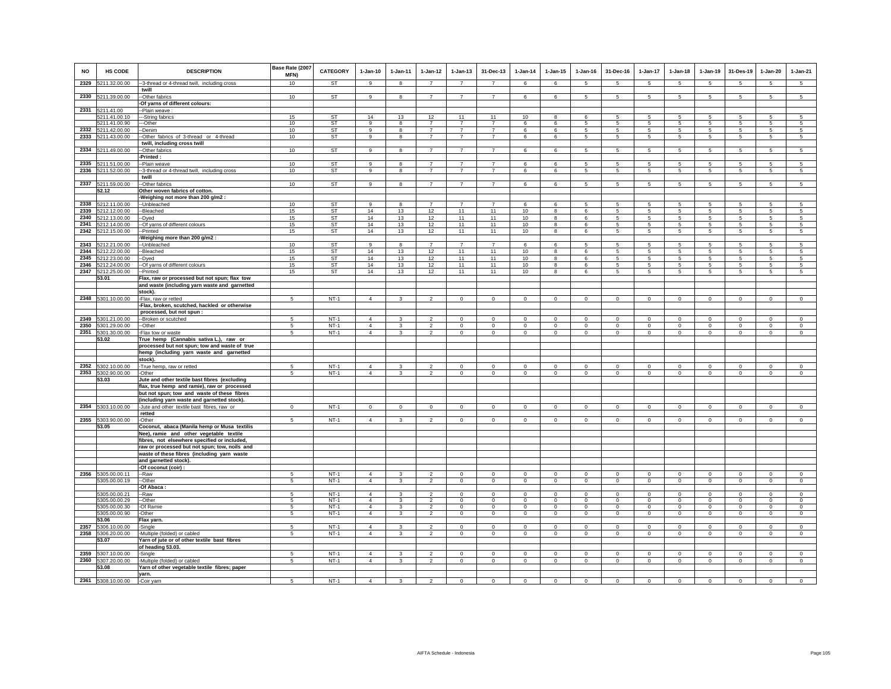| NO | HS CODE | DESCRIPTION | Base Rate (2007 MFN) | CATEGORY | 1-Jan-10 | 1-Jan-11 | 1-Jan-12 | 1-Jan-13 | 31-Dec-13 | 1-Jan-14 | 1-Jan-15 | 1-Jan-16 | 31-Dec-16 | 1-Jan-17 | 1-Jan-18 | 1-Jan-19 | 31-Des-19 | 1-Jan-20 | 1-Jan-21 |
|---|---|---|---|---|---|---|---|---|---|---|---|---|---|---|---|---|---|---|---|
| 2329 | 5211.32.00.00 | --3-thread or 4-thread twill, including cross twill | 10 | ST | 9 | 8 | 7 | 7 | 7 | 6 | 6 | 5 | 5 | 5 | 5 | 5 | 5 | 5 | 5 |
| 2330 | 5211.39.00.00 | --Other fabrics | 10 | ST | 9 | 8 | 7 | 7 | 7 | 6 | 6 | 5 | 5 | 5 | 5 | 5 | 5 | 5 | 5 |
| | | -Of yarns of different colours: | | | | | | | | | | | | | | | | | |
| 2331 | 5211.41.00 | --Plain weave : | | | | | | | | | | | | | | | | | |
| | 5211.41.00.10 | ---String fabrics | 15 | ST | 14 | 13 | 12 | 11 | 11 | 10 | 8 | 6 | 5 | 5 | 5 | 5 | 5 | 5 | 5 |
| | 5211.41.00.90 | ---Other | 10 | ST | 9 | 8 | 7 | 7 | 7 | 6 | 6 | 5 | 5 | 5 | 5 | 5 | 5 | 5 | 5 |
| 2332 | 5211.42.00.00 | --Denim | 10 | ST | 9 | 8 | 7 | 7 | 7 | 6 | 6 | 5 | 5 | 5 | 5 | 5 | 5 | 5 | 5 |
| 2333 | 5211.43.00.00 | --Other fabrics of 3-thread or 4-thread twill, including cross twill | 10 | ST | 9 | 8 | 7 | 7 | 7 | 6 | 6 | 5 | 5 | 5 | 5 | 5 | 5 | 5 | 5 |
| 2334 | 5211.49.00.00 | --Other fabrics | 10 | ST | 9 | 8 | 7 | 7 | 7 | 6 | 6 | 5 | 5 | 5 | 5 | 5 | 5 | 5 | 5 |
| | | -Printed : | | | | | | | | | | | | | | | | | |
| 2335 | 5211.51.00.00 | --Plain weave | 10 | ST | 9 | 8 | 7 | 7 | 7 | 6 | 6 | 5 | 5 | 5 | 5 | 5 | 5 | 5 | 5 |
| 2336 | 5211.52.00.00 | --3-thread or 4-thread twill, including cross twill | 10 | ST | 9 | 8 | 7 | 7 | 7 | 6 | 6 | 5 | 5 | 5 | 5 | 5 | 5 | 5 | 5 |
| 2337 | 5211.59.00.00 | --Other fabrics | 10 | ST | 9 | 8 | 7 | 7 | 7 | 6 | 6 | 5 | 5 | 5 | 5 | 5 | 5 | 5 | 5 |
| | 52.12 | Other woven fabrics of cotton. | | | | | | | | | | | | | | | | | |
| | | -Weighing not more than 200 g/m2 : | | | | | | | | | | | | | | | | | |
| 2338 | 5212.11.00.00 | --Unbleached | 10 | ST | 9 | 8 | 7 | 7 | 7 | 6 | 6 | 5 | 5 | 5 | 5 | 5 | 5 | 5 | 5 |
| 2339 | 5212.12.00.00 | --Bleached | 15 | ST | 14 | 13 | 12 | 11 | 11 | 10 | 8 | 6 | 5 | 5 | 5 | 5 | 5 | 5 | 5 |
| 2340 | 5212.13.00.00 | --Dyed | 15 | ST | 14 | 13 | 12 | 11 | 11 | 10 | 8 | 6 | 5 | 5 | 5 | 5 | 5 | 5 | 5 |
| 2341 | 5212.14.00.00 | --Of yarns of different colours | 15 | ST | 14 | 13 | 12 | 11 | 11 | 10 | 8 | 6 | 5 | 5 | 5 | 5 | 5 | 5 | 5 |
| 2342 | 5212.15.00.00 | --Printed | 15 | ST | 14 | 13 | 12 | 11 | 11 | 10 | 8 | 6 | 5 | 5 | 5 | 5 | 5 | 5 | 5 |
| | | -Weighing more than 200 g/m2 : | | | | | | | | | | | | | | | | | |
| 2343 | 5212.21.00.00 | --Unbleached | 10 | ST | 9 | 8 | 7 | 7 | 7 | 6 | 6 | 5 | 5 | 5 | 5 | 5 | 5 | 5 | 5 |
| 2344 | 5212.22.00.00 | --Bleached | 15 | ST | 14 | 13 | 12 | 11 | 11 | 10 | 8 | 6 | 5 | 5 | 5 | 5 | 5 | 5 | 5 |
| 2345 | 5212.23.00.00 | --Dyed | 15 | ST | 14 | 13 | 12 | 11 | 11 | 10 | 8 | 6 | 5 | 5 | 5 | 5 | 5 | 5 | 5 |
| 2346 | 5212.24.00.00 | --Of yarns of different colours | 15 | ST | 14 | 13 | 12 | 11 | 11 | 10 | 8 | 6 | 5 | 5 | 5 | 5 | 5 | 5 | 5 |
| 2347 | 5212.25.00.00 | --Printed | 15 | ST | 14 | 13 | 12 | 11 | 11 | 10 | 8 | 6 | 5 | 5 | 5 | 5 | 5 | 5 | 5 |
| | 53.01 | Flax, raw or processed but not spun; flax tow and waste (including yarn waste and garnetted stock). | | | | | | | | | | | | | | | | | |
| 2348 | 5301.10.00.00 | -Flax, raw or retted | 5 | NT-1 | 4 | 3 | 2 | 0 | 0 | 0 | 0 | 0 | 0 | 0 | 0 | 0 | 0 | 0 | 0 |
| | | -Flax, broken, scutched, hackled or otherwise processed, but not spun : | | | | | | | | | | | | | | | | | |
| 2349 | 5301.21.00.00 | --Broken or scutched | 5 | NT-1 | 4 | 3 | 2 | 0 | 0 | 0 | 0 | 0 | 0 | 0 | 0 | 0 | 0 | 0 | 0 |
| 2350 | 5301.29.00.00 | --Other | 5 | NT-1 | 4 | 3 | 2 | 0 | 0 | 0 | 0 | 0 | 0 | 0 | 0 | 0 | 0 | 0 | 0 |
| 2351 | 5301.30.00.00 | -Flax tow or waste | 5 | NT-1 | 4 | 3 | 2 | 0 | 0 | 0 | 0 | 0 | 0 | 0 | 0 | 0 | 0 | 0 | 0 |
| | 53.02 | True hemp (Cannabis sativa L.), raw or processed but not spun; tow and waste of true hemp (including yarn waste and garnetted stock). | | | | | | | | | | | | | | | | | |
| 2352 | 5302.10.00.00 | -True hemp, raw or retted | 5 | NT-1 | 4 | 3 | 2 | 0 | 0 | 0 | 0 | 0 | 0 | 0 | 0 | 0 | 0 | 0 | 0 |
| 2353 | 5302.90.00.00 | -Other | 5 | NT-1 | 4 | 3 | 2 | 0 | 0 | 0 | 0 | 0 | 0 | 0 | 0 | 0 | 0 | 0 | 0 |
| | 53.03 | Jute and other textile bast fibres (excluding flax, true hemp and ramie), raw or processed but not spun; tow and waste of these fibres (including yarn waste and garnetted stock). | | | | | | | | | | | | | | | | | |
| 2354 | 5303.10.00.00 | -Jute and other textile bast fibres, raw or retted | 0 | NT-1 | 0 | 0 | 0 | 0 | 0 | 0 | 0 | 0 | 0 | 0 | 0 | 0 | 0 | 0 | 0 |
| 2355 | 5303.90.00.00 | -Other | 5 | NT-1 | 4 | 3 | 2 | 0 | 0 | 0 | 0 | 0 | 0 | 0 | 0 | 0 | 0 | 0 | 0 |
| | 53.05 | Coconut, abaca (Manila hemp or Musa textilis Nee), ramie and other vegetable textile fibres, not elsewhere specified or included, raw or processed but not spun; tow, noils and waste of these fibres (including yarn waste and garnetted stock). | | | | | | | | | | | | | | | | | |
| | | -Of coconut (coir) : | | | | | | | | | | | | | | | | | |
| 2356 | 5305.00.00.11 | --Raw | 5 | NT-1 | 4 | 3 | 2 | 0 | 0 | 0 | 0 | 0 | 0 | 0 | 0 | 0 | 0 | 0 | 0 |
| | 5305.00.00.19 | --Other | 5 | NT-1 | 4 | 3 | 2 | 0 | 0 | 0 | 0 | 0 | 0 | 0 | 0 | 0 | 0 | 0 | 0 |
| | | -Of Abaca : | | | | | | | | | | | | | | | | | |
| | 5305.00.00.21 | --Raw | 5 | NT-1 | 4 | 3 | 2 | 0 | 0 | 0 | 0 | 0 | 0 | 0 | 0 | 0 | 0 | 0 | 0 |
| | 5305.00.00.29 | --Other | 5 | NT-1 | 4 | 3 | 2 | 0 | 0 | 0 | 0 | 0 | 0 | 0 | 0 | 0 | 0 | 0 | 0 |
| | 5305.00.00.30 | -Of Ramie | 5 | NT-1 | 4 | 3 | 2 | 0 | 0 | 0 | 0 | 0 | 0 | 0 | 0 | 0 | 0 | 0 | 0 |
| | 5305.00.00.90 | -Other | 5 | NT-1 | 4 | 3 | 2 | 0 | 0 | 0 | 0 | 0 | 0 | 0 | 0 | 0 | 0 | 0 | 0 |
| | 53.06 | Flax yarn. | | | | | | | | | | | | | | | | | |
| 2357 | 5306.10.00.00 | -Single | 5 | NT-1 | 4 | 3 | 2 | 0 | 0 | 0 | 0 | 0 | 0 | 0 | 0 | 0 | 0 | 0 | 0 |
| 2358 | 5306.20.00.00 | -Multiple (folded) or cabled | 5 | NT-1 | 4 | 3 | 2 | 0 | 0 | 0 | 0 | 0 | 0 | 0 | 0 | 0 | 0 | 0 | 0 |
| | 53.07 | Yarn of jute or of other textile bast fibres of heading 53.03. | | | | | | | | | | | | | | | | | |
| 2359 | 5307.10.00.00 | -Single | 5 | NT-1 | 4 | 3 | 2 | 0 | 0 | 0 | 0 | 0 | 0 | 0 | 0 | 0 | 0 | 0 | 0 |
| 2360 | 5307.20.00.00 | -Multiple (folded) or cabled | 5 | NT-1 | 4 | 3 | 2 | 0 | 0 | 0 | 0 | 0 | 0 | 0 | 0 | 0 | 0 | 0 | 0 |
| | 53.08 | Yarn of other vegetable textile fibres; paper yarn. | | | | | | | | | | | | | | | | | |
| 2361 | 5308.10.00.00 | -Coir yarn | 5 | NT-1 | 4 | 3 | 2 | 0 | 0 | 0 | 0 | 0 | 0 | 0 | 0 | 0 | 0 | 0 | 0 |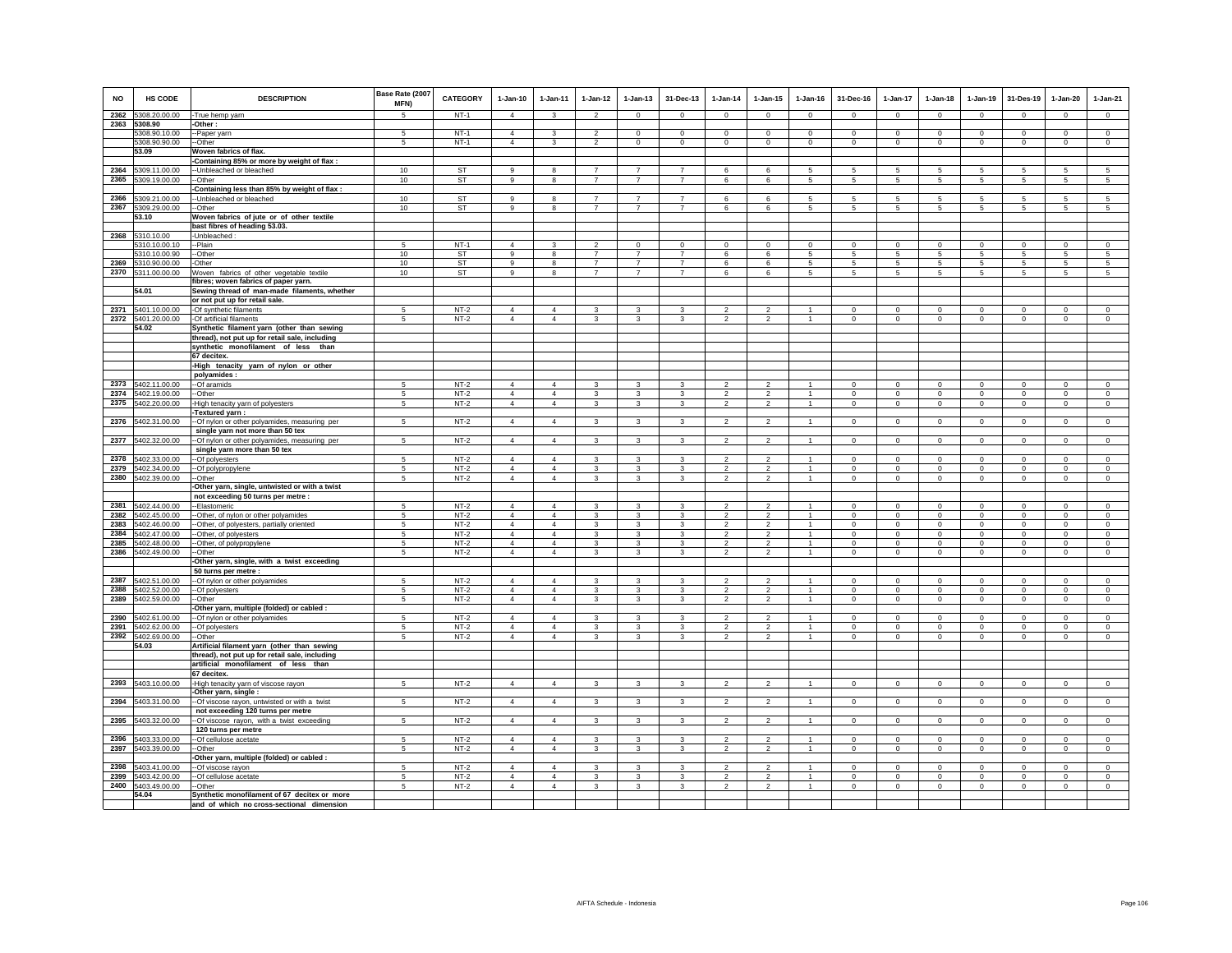| NO | HS CODE | DESCRIPTION | Base Rate (2007 MFN) | CATEGORY | 1-Jan-10 | 1-Jan-11 | 1-Jan-12 | 1-Jan-13 | 31-Dec-13 | 1-Jan-14 | 1-Jan-15 | 1-Jan-16 | 31-Dec-16 | 1-Jan-17 | 1-Jan-18 | 1-Jan-19 | 31-Des-19 | 1-Jan-20 | 1-Jan-21 |
|---|---|---|---|---|---|---|---|---|---|---|---|---|---|---|---|---|---|---|---|
| 2362 | 5308.20.00.00 | -True hemp yarn | 5 | NT-1 | 4 | 3 | 2 | 0 | 0 | 0 | 0 | 0 | 0 | 0 | 0 | 0 | 0 | 0 | 0 |
| 2363 | 5308.90 | -Other : | | | | | | | | | | | | | | | | | |
| | 5308.90.10.00 | --Paper yarn | 5 | NT-1 | 4 | 3 | 2 | 0 | 0 | 0 | 0 | 0 | 0 | 0 | 0 | 0 | 0 | 0 | 0 |
| | 5308.90.90.00 | --Other | 5 | NT-1 | 4 | 3 | 2 | 0 | 0 | 0 | 0 | 0 | 0 | 0 | 0 | 0 | 0 | 0 | 0 |
| | 53.09 | Woven fabrics of flax. | | | | | | | | | | | | | | | | | |
| | | -Containing 85% or more by weight of flax : | | | | | | | | | | | | | | | | | |
| 2364 | 5309.11.00.00 | --Unbleached or bleached | 10 | ST | 9 | 8 | 7 | 7 | 7 | 6 | 6 | 5 | 5 | 5 | 5 | 5 | 5 | 5 | 5 |
| 2365 | 5309.19.00.00 | --Other | 10 | ST | 9 | 8 | 7 | 7 | 7 | 6 | 6 | 5 | 5 | 5 | 5 | 5 | 5 | 5 | 5 |
| | | -Containing less than 85% by weight of flax : | | | | | | | | | | | | | | | | | |
| 2366 | 5309.21.00.00 | --Unbleached or bleached | 10 | ST | 9 | 8 | 7 | 7 | 7 | 6 | 6 | 5 | 5 | 5 | 5 | 5 | 5 | 5 | 5 |
| 2367 | 5309.29.00.00 | --Other | 10 | ST | 9 | 8 | 7 | 7 | 7 | 6 | 6 | 5 | 5 | 5 | 5 | 5 | 5 | 5 | 5 |
| | 53.10 | Woven fabrics of jute or of other textile bast fibres of heading 53.03. | | | | | | | | | | | | | | | | | |
| 2368 | 5310.10.00 | -Unbleached : | | | | | | | | | | | | | | | | | |
| | 5310.10.00.10 | --Plain | 5 | NT-1 | 4 | 3 | 2 | 0 | 0 | 0 | 0 | 0 | 0 | 0 | 0 | 0 | 0 | 0 | 0 |
| | 5310.10.00.90 | --Other | 10 | ST | 9 | 8 | 7 | 7 | 7 | 6 | 6 | 5 | 5 | 5 | 5 | 5 | 5 | 5 | 5 |
| 2369 | 5310.90.00.00 | -Other | 10 | ST | 9 | 8 | 7 | 7 | 7 | 6 | 6 | 5 | 5 | 5 | 5 | 5 | 5 | 5 | 5 |
| 2370 | 5311.00.00.00 | Woven fabrics of other vegetable textile fibres; woven fabrics of paper yarn. | 10 | ST | 9 | 8 | 7 | 7 | 7 | 6 | 6 | 5 | 5 | 5 | 5 | 5 | 5 | 5 | 5 |
| | 54.01 | Sewing thread of man-made filaments, whether or not put up for retail sale. | | | | | | | | | | | | | | | | | |
| 2371 | 5401.10.00.00 | -Of synthetic filaments | 5 | NT-2 | 4 | 4 | 3 | 3 | 3 | 2 | 2 | 1 | 0 | 0 | 0 | 0 | 0 | 0 | 0 |
| 2372 | 5401.20.00.00 | -Of artificial filaments | 5 | NT-2 | 4 | 4 | 3 | 3 | 3 | 2 | 2 | 1 | 0 | 0 | 0 | 0 | 0 | 0 | 0 |
| | 54.02 | Synthetic filament yarn (other than sewing thread), not put up for retail sale, including synthetic monofilament of less than 67 decitex. | | | | | | | | | | | | | | | | | |
| | | -High tenacity yarn of nylon or other polyamides : | | | | | | | | | | | | | | | | | |
| 2373 | 5402.11.00.00 | --Of aramids | 5 | NT-2 | 4 | 4 | 3 | 3 | 3 | 2 | 2 | 1 | 0 | 0 | 0 | 0 | 0 | 0 | 0 |
| 2374 | 5402.19.00.00 | --Other | 5 | NT-2 | 4 | 4 | 3 | 3 | 3 | 2 | 2 | 1 | 0 | 0 | 0 | 0 | 0 | 0 | 0 |
| 2375 | 5402.20.00.00 | -High tenacity yarn of polyesters | 5 | NT-2 | 4 | 4 | 3 | 3 | 3 | 2 | 2 | 1 | 0 | 0 | 0 | 0 | 0 | 0 | 0 |
| | | -Textured yarn : | | | | | | | | | | | | | | | | | |
| 2376 | 5402.31.00.00 | --Of nylon or other polyamides, measuring per single yarn not more than 50 tex | 5 | NT-2 | 4 | 4 | 3 | 3 | 3 | 2 | 2 | 1 | 0 | 0 | 0 | 0 | 0 | 0 | 0 |
| 2377 | 5402.32.00.00 | --Of nylon or other polyamides, measuring per single yarn more than 50 tex | 5 | NT-2 | 4 | 4 | 3 | 3 | 3 | 2 | 2 | 1 | 0 | 0 | 0 | 0 | 0 | 0 | 0 |
| 2378 | 5402.33.00.00 | --Of polyesters | 5 | NT-2 | 4 | 4 | 3 | 3 | 3 | 2 | 2 | 1 | 0 | 0 | 0 | 0 | 0 | 0 | 0 |
| 2379 | 5402.34.00.00 | --Of polypropylene | 5 | NT-2 | 4 | 4 | 3 | 3 | 3 | 2 | 2 | 1 | 0 | 0 | 0 | 0 | 0 | 0 | 0 |
| 2380 | 5402.39.00.00 | --Other | 5 | NT-2 | 4 | 4 | 3 | 3 | 3 | 2 | 2 | 1 | 0 | 0 | 0 | 0 | 0 | 0 | 0 |
| | | -Other yarn, single, untwisted or with a twist not exceeding 50 turns per metre : | | | | | | | | | | | | | | | | | |
| 2381 | 5402.44.00.00 | --Elastomeric | 5 | NT-2 | 4 | 4 | 3 | 3 | 3 | 2 | 2 | 1 | 0 | 0 | 0 | 0 | 0 | 0 | 0 |
| 2382 | 5402.45.00.00 | --Other, of nylon or other polyamides | 5 | NT-2 | 4 | 4 | 3 | 3 | 3 | 2 | 2 | 1 | 0 | 0 | 0 | 0 | 0 | 0 | 0 |
| 2383 | 5402.46.00.00 | --Other, of polyesters, partially oriented | 5 | NT-2 | 4 | 4 | 3 | 3 | 3 | 2 | 2 | 1 | 0 | 0 | 0 | 0 | 0 | 0 | 0 |
| 2384 | 5402.47.00.00 | --Other, of polyesters | 5 | NT-2 | 4 | 4 | 3 | 3 | 3 | 2 | 2 | 1 | 0 | 0 | 0 | 0 | 0 | 0 | 0 |
| 2385 | 5402.48.00.00 | --Other, of polypropylene | 5 | NT-2 | 4 | 4 | 3 | 3 | 3 | 2 | 2 | 1 | 0 | 0 | 0 | 0 | 0 | 0 | 0 |
| 2386 | 5402.49.00.00 | --Other | 5 | NT-2 | 4 | 4 | 3 | 3 | 3 | 2 | 2 | 1 | 0 | 0 | 0 | 0 | 0 | 0 | 0 |
| | | -Other yarn, single, with a twist exceeding 50 turns per metre : | | | | | | | | | | | | | | | | | |
| 2387 | 5402.51.00.00 | --Of nylon or other polyamides | 5 | NT-2 | 4 | 4 | 3 | 3 | 3 | 2 | 2 | 1 | 0 | 0 | 0 | 0 | 0 | 0 | 0 |
| 2388 | 5402.52.00.00 | --Of polyesters | 5 | NT-2 | 4 | 4 | 3 | 3 | 3 | 2 | 2 | 1 | 0 | 0 | 0 | 0 | 0 | 0 | 0 |
| 2389 | 5402.59.00.00 | --Other | 5 | NT-2 | 4 | 4 | 3 | 3 | 3 | 2 | 2 | 1 | 0 | 0 | 0 | 0 | 0 | 0 | 0 |
| | | -Other yarn, multiple (folded) or cabled : | | | | | | | | | | | | | | | | | |
| 2390 | 5402.61.00.00 | --Of nylon or other polyamides | 5 | NT-2 | 4 | 4 | 3 | 3 | 3 | 2 | 2 | 1 | 0 | 0 | 0 | 0 | 0 | 0 | 0 |
| 2391 | 5402.62.00.00 | --Of polyesters | 5 | NT-2 | 4 | 4 | 3 | 3 | 3 | 2 | 2 | 1 | 0 | 0 | 0 | 0 | 0 | 0 | 0 |
| 2392 | 5402.69.00.00 | --Other | 5 | NT-2 | 4 | 4 | 3 | 3 | 3 | 2 | 2 | 1 | 0 | 0 | 0 | 0 | 0 | 0 | 0 |
| | 54.03 | Artificial filament yarn (other than sewing thread), not put up for retail sale, including artificial monofilament of less than 67 decitex. | | | | | | | | | | | | | | | | | |
| 2393 | 5403.10.00.00 | -High tenacity yarn of viscose rayon | 5 | NT-2 | 4 | 4 | 3 | 3 | 3 | 2 | 2 | 1 | 0 | 0 | 0 | 0 | 0 | 0 | 0 |
| | | -Other yarn, single : | | | | | | | | | | | | | | | | | |
| 2394 | 5403.31.00.00 | --Of viscose rayon, untwisted or with a twist not exceeding 120 turns per metre | 5 | NT-2 | 4 | 4 | 3 | 3 | 3 | 2 | 2 | 1 | 0 | 0 | 0 | 0 | 0 | 0 | 0 |
| 2395 | 5403.32.00.00 | --Of viscose rayon, with a twist exceeding 120 turns per metre | 5 | NT-2 | 4 | 4 | 3 | 3 | 3 | 2 | 2 | 1 | 0 | 0 | 0 | 0 | 0 | 0 | 0 |
| 2396 | 5403.33.00.00 | --Of cellulose acetate | 5 | NT-2 | 4 | 4 | 3 | 3 | 3 | 2 | 2 | 1 | 0 | 0 | 0 | 0 | 0 | 0 | 0 |
| 2397 | 5403.39.00.00 | --Other | 5 | NT-2 | 4 | 4 | 3 | 3 | 3 | 2 | 2 | 1 | 0 | 0 | 0 | 0 | 0 | 0 | 0 |
| | | -Other yarn, multiple (folded) or cabled : | | | | | | | | | | | | | | | | | |
| 2398 | 5403.41.00.00 | --Of viscose rayon | 5 | NT-2 | 4 | 4 | 3 | 3 | 3 | 2 | 2 | 1 | 0 | 0 | 0 | 0 | 0 | 0 | 0 |
| 2399 | 5403.42.00.00 | --Of cellulose acetate | 5 | NT-2 | 4 | 4 | 3 | 3 | 3 | 2 | 2 | 1 | 0 | 0 | 0 | 0 | 0 | 0 | 0 |
| 2400 | 5403.49.00.00 | --Other | 5 | NT-2 | 4 | 4 | 3 | 3 | 3 | 2 | 2 | 1 | 0 | 0 | 0 | 0 | 0 | 0 | 0 |
| | 54.04 | Synthetic monofilament of 67 decitex or more and of which no cross-sectional dimension | | | | | | | | | | | | | | | | | |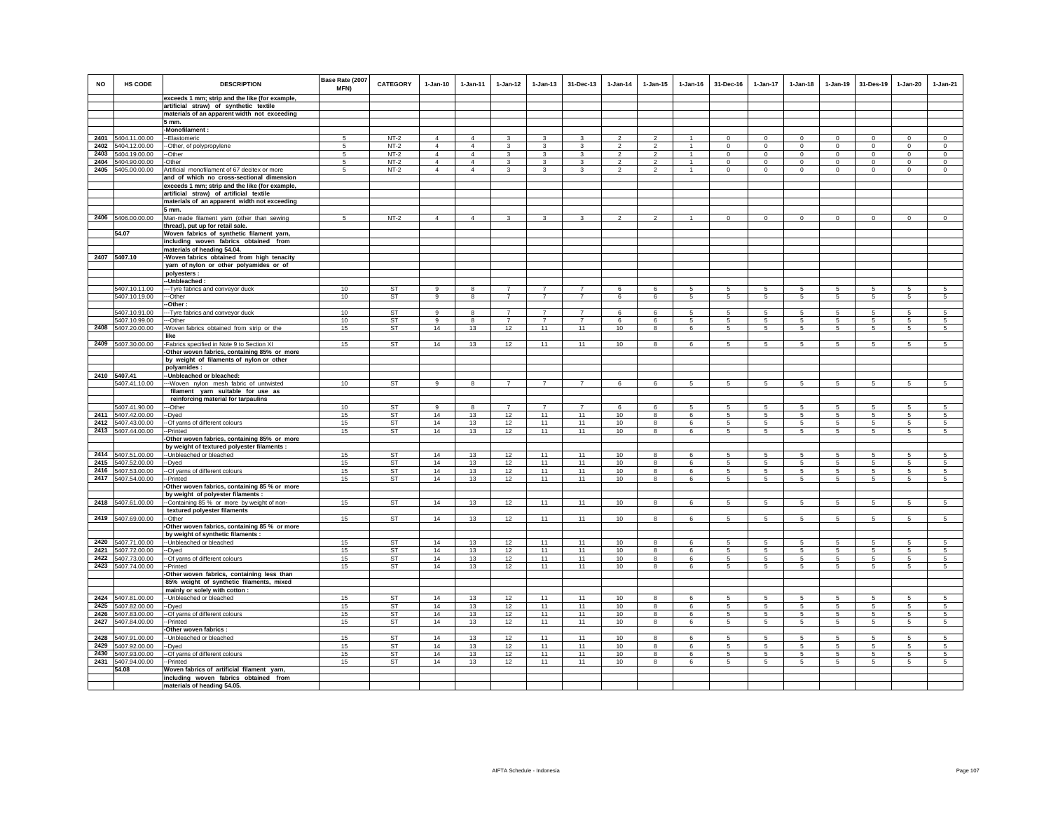| NO | HS CODE | DESCRIPTION | Base Rate (2007 MFN) | CATEGORY | 1-Jan-10 | 1-Jan-11 | 1-Jan-12 | 1-Jan-13 | 31-Dec-13 | 1-Jan-14 | 1-Jan-15 | 1-Jan-16 | 31-Dec-16 | 1-Jan-17 | 1-Jan-18 | 1-Jan-19 | 31-Des-19 | 1-Jan-20 | 1-Jan-21 |
|---|---|---|---|---|---|---|---|---|---|---|---|---|---|---|---|---|---|---|---|
| | | exceeds 1 mm; strip and the like (for example, | | | | | | | | | | | | | | | | | |
| | | artificial straw) of synthetic textile | | | | | | | | | | | | | | | | | |
| | | materials of an apparent width not exceeding | | | | | | | | | | | | | | | | | |
| | | 5 mm. | | | | | | | | | | | | | | | | | |
| | | -Monofilament : | | | | | | | | | | | | | | | | | |
| 2401 | 5404.11.00.00 | --Elastomeric | 5 | NT-2 | 4 | 4 | 3 | 3 | 3 | 2 | 2 | 1 | 0 | 0 | 0 | 0 | 0 | 0 | 0 |
| 2402 | 5404.12.00.00 | --Other, of polypropylene | 5 | NT-2 | 4 | 4 | 3 | 3 | 3 | 2 | 2 | 1 | 0 | 0 | 0 | 0 | 0 | 0 | 0 |
| 2403 | 5404.19.00.00 | --Other | 5 | NT-2 | 4 | 4 | 3 | 3 | 3 | 2 | 2 | 1 | 0 | 0 | 0 | 0 | 0 | 0 | 0 |
| 2404 | 5404.90.00.00 | -Other | 5 | NT-2 | 4 | 4 | 3 | 3 | 3 | 2 | 2 | 1 | 0 | 0 | 0 | 0 | 0 | 0 | 0 |
| 2405 | 5405.00.00.00 | Artificial monofilament of 67 decitex or more | 5 | NT-2 | 4 | 4 | 3 | 3 | 3 | 2 | 2 | 1 | 0 | 0 | 0 | 0 | 0 | 0 | 0 |
| | | and of which no cross-sectional dimension | | | | | | | | | | | | | | | | | |
| | | exceeds 1 mm; strip and the like (for example, | | | | | | | | | | | | | | | | | |
| | | artificial straw) of artificial textile | | | | | | | | | | | | | | | | | |
| | | materials of an apparent width not exceeding | | | | | | | | | | | | | | | | | |
| | | 5 mm. | | | | | | | | | | | | | | | | | |
| 2406 | 5406.00.00.00 | Man-made filament yarn (other than sewing | 5 | NT-2 | 4 | 4 | 3 | 3 | 3 | 2 | 2 | 1 | 0 | 0 | 0 | 0 | 0 | 0 | 0 |
| | | thread), put up for retail sale. | | | | | | | | | | | | | | | | | |
| | 54.07 | Woven fabrics of synthetic filament yarn, | | | | | | | | | | | | | | | | | |
| | | including woven fabrics obtained from | | | | | | | | | | | | | | | | | |
| | | materials of heading 54.04. | | | | | | | | | | | | | | | | | |
| 2407 | 5407.10 | -Woven fabrics obtained from high tenacity | | | | | | | | | | | | | | | | | |
| | | yarn of nylon or other polyamides or of | | | | | | | | | | | | | | | | | |
| | | polyesters : | | | | | | | | | | | | | | | | | |
| | | --Unbleached : | | | | | | | | | | | | | | | | | |
| | 5407.10.11.00 | ---Tyre fabrics and conveyor duck | 10 | ST | 9 | 8 | 7 | 7 | 7 | 6 | 6 | 5 | 5 | 5 | 5 | 5 | 5 | 5 | 5 |
| | 5407.10.19.00 | ---Other | 10 | ST | 9 | 8 | 7 | 7 | 7 | 6 | 6 | 5 | 5 | 5 | 5 | 5 | 5 | 5 | 5 |
| | | --Other : | | | | | | | | | | | | | | | | | |
| | 5407.10.91.00 | ---Tyre fabrics and conveyor duck | 10 | ST | 9 | 8 | 7 | 7 | 7 | 6 | 6 | 5 | 5 | 5 | 5 | 5 | 5 | 5 | 5 |
| | 5407.10.99.00 | ---Other | 10 | ST | 9 | 8 | 7 | 7 | 7 | 6 | 6 | 5 | 5 | 5 | 5 | 5 | 5 | 5 | 5 |
| 2408 | 5407.20.00.00 | -Woven fabrics obtained from strip or the | 15 | ST | 14 | 13 | 12 | 11 | 11 | 10 | 8 | 6 | 5 | 5 | 5 | 5 | 5 | 5 | 5 |
| | | like | | | | | | | | | | | | | | | | | |
| 2409 | 5407.30.00.00 | -Fabrics specified in Note 9 to Section XI | 15 | ST | 14 | 13 | 12 | 11 | 11 | 10 | 8 | 6 | 5 | 5 | 5 | 5 | 5 | 5 | 5 |
| | | -Other woven fabrics, containing 85% or more | | | | | | | | | | | | | | | | | |
| | | by weight of filaments of nylon or other | | | | | | | | | | | | | | | | | |
| | | polyamides : | | | | | | | | | | | | | | | | | |
| 2410 | 5407.41 | --Unbleached or bleached: | | | | | | | | | | | | | | | | | |
| | 5407.41.10.00 | ---Woven nylon mesh fabric of untwisted | 10 | ST | 9 | 8 | 7 | 7 | 7 | 6 | 6 | 5 | 5 | 5 | 5 | 5 | 5 | 5 | 5 |
| | | filament yarn suitable for use as | | | | | | | | | | | | | | | | | |
| | | reinforcing material for tarpaulins | | | | | | | | | | | | | | | | | |
| | 5407.41.90.00 | ---Other | 10 | ST | 9 | 8 | 7 | 7 | 7 | 6 | 6 | 5 | 5 | 5 | 5 | 5 | 5 | 5 | 5 |
| 2411 | 5407.42.00.00 | --Dyed | 15 | ST | 14 | 13 | 12 | 11 | 11 | 10 | 8 | 6 | 5 | 5 | 5 | 5 | 5 | 5 | 5 |
| 2412 | 5407.43.00.00 | --Of yarns of different colours | 15 | ST | 14 | 13 | 12 | 11 | 11 | 10 | 8 | 6 | 5 | 5 | 5 | 5 | 5 | 5 | 5 |
| 2413 | 5407.44.00.00 | --Printed | 15 | ST | 14 | 13 | 12 | 11 | 11 | 10 | 8 | 6 | 5 | 5 | 5 | 5 | 5 | 5 | 5 |
| | | -Other woven fabrics, containing 85% or more | | | | | | | | | | | | | | | | | |
| | | by weight of textured polyester filaments : | | | | | | | | | | | | | | | | | |
| 2414 | 5407.51.00.00 | --Unbleached or bleached | 15 | ST | 14 | 13 | 12 | 11 | 11 | 10 | 8 | 6 | 5 | 5 | 5 | 5 | 5 | 5 | 5 |
| 2415 | 5407.52.00.00 | --Dyed | 15 | ST | 14 | 13 | 12 | 11 | 11 | 10 | 8 | 6 | 5 | 5 | 5 | 5 | 5 | 5 | 5 |
| 2416 | 5407.53.00.00 | --Of yarns of different colours | 15 | ST | 14 | 13 | 12 | 11 | 11 | 10 | 8 | 6 | 5 | 5 | 5 | 5 | 5 | 5 | 5 |
| 2417 | 5407.54.00.00 | --Printed | 15 | ST | 14 | 13 | 12 | 11 | 11 | 10 | 8 | 6 | 5 | 5 | 5 | 5 | 5 | 5 | 5 |
| | | -Other woven fabrics, containing 85 % or more | | | | | | | | | | | | | | | | | |
| | | by weight of polyester filaments : | | | | | | | | | | | | | | | | | |
| 2418 | 5407.61.00.00 | --Containing 85 % or more by weight of non- | 15 | ST | 14 | 13 | 12 | 11 | 11 | 10 | 8 | 6 | 5 | 5 | 5 | 5 | 5 | 5 | 5 |
| | | textured polyester filaments | | | | | | | | | | | | | | | | | |
| 2419 | 5407.69.00.00 | --Other | 15 | ST | 14 | 13 | 12 | 11 | 11 | 10 | 8 | 6 | 5 | 5 | 5 | 5 | 5 | 5 | 5 |
| | | -Other woven fabrics, containing 85 % or more | | | | | | | | | | | | | | | | | |
| | | by weight of synthetic filaments : | | | | | | | | | | | | | | | | | |
| 2420 | 5407.71.00.00 | --Unbleached or bleached | 15 | ST | 14 | 13 | 12 | 11 | 11 | 10 | 8 | 6 | 5 | 5 | 5 | 5 | 5 | 5 | 5 |
| 2421 | 5407.72.00.00 | --Dyed | 15 | ST | 14 | 13 | 12 | 11 | 11 | 10 | 8 | 6 | 5 | 5 | 5 | 5 | 5 | 5 | 5 |
| 2422 | 5407.73.00.00 | --Of yarns of different colours | 15 | ST | 14 | 13 | 12 | 11 | 11 | 10 | 8 | 6 | 5 | 5 | 5 | 5 | 5 | 5 | 5 |
| 2423 | 5407.74.00.00 | --Printed | 15 | ST | 14 | 13 | 12 | 11 | 11 | 10 | 8 | 6 | 5 | 5 | 5 | 5 | 5 | 5 | 5 |
| | | -Other woven fabrics, containing less than | | | | | | | | | | | | | | | | | |
| | | 85% weight of synthetic filaments, mixed | | | | | | | | | | | | | | | | | |
| | | mainly or solely with cotton : | | | | | | | | | | | | | | | | | |
| 2424 | 5407.81.00.00 | --Unbleached or bleached | 15 | ST | 14 | 13 | 12 | 11 | 11 | 10 | 8 | 6 | 5 | 5 | 5 | 5 | 5 | 5 | 5 |
| 2425 | 5407.82.00.00 | --Dyed | 15 | ST | 14 | 13 | 12 | 11 | 11 | 10 | 8 | 6 | 5 | 5 | 5 | 5 | 5 | 5 | 5 |
| 2426 | 5407.83.00.00 | --Of yarns of different colours | 15 | ST | 14 | 13 | 12 | 11 | 11 | 10 | 8 | 6 | 5 | 5 | 5 | 5 | 5 | 5 | 5 |
| 2427 | 5407.84.00.00 | --Printed | 15 | ST | 14 | 13 | 12 | 11 | 11 | 10 | 8 | 6 | 5 | 5 | 5 | 5 | 5 | 5 | 5 |
| | | -Other woven fabrics : | | | | | | | | | | | | | | | | | |
| 2428 | 5407.91.00.00 | --Unbleached or bleached | 15 | ST | 14 | 13 | 12 | 11 | 11 | 10 | 8 | 6 | 5 | 5 | 5 | 5 | 5 | 5 | 5 |
| 2429 | 5407.92.00.00 | --Dyed | 15 | ST | 14 | 13 | 12 | 11 | 11 | 10 | 8 | 6 | 5 | 5 | 5 | 5 | 5 | 5 | 5 |
| 2430 | 5407.93.00.00 | --Of yarns of different colours | 15 | ST | 14 | 13 | 12 | 11 | 11 | 10 | 8 | 6 | 5 | 5 | 5 | 5 | 5 | 5 | 5 |
| 2431 | 5407.94.00.00 | --Printed | 15 | ST | 14 | 13 | 12 | 11 | 11 | 10 | 8 | 6 | 5 | 5 | 5 | 5 | 5 | 5 | 5 |
| | 54.08 | Woven fabrics of artificial filament yarn, | | | | | | | | | | | | | | | | | |
| | | including woven fabrics obtained from | | | | | | | | | | | | | | | | | |
| | | materials of heading 54.05. | | | | | | | | | | | | | | | | | |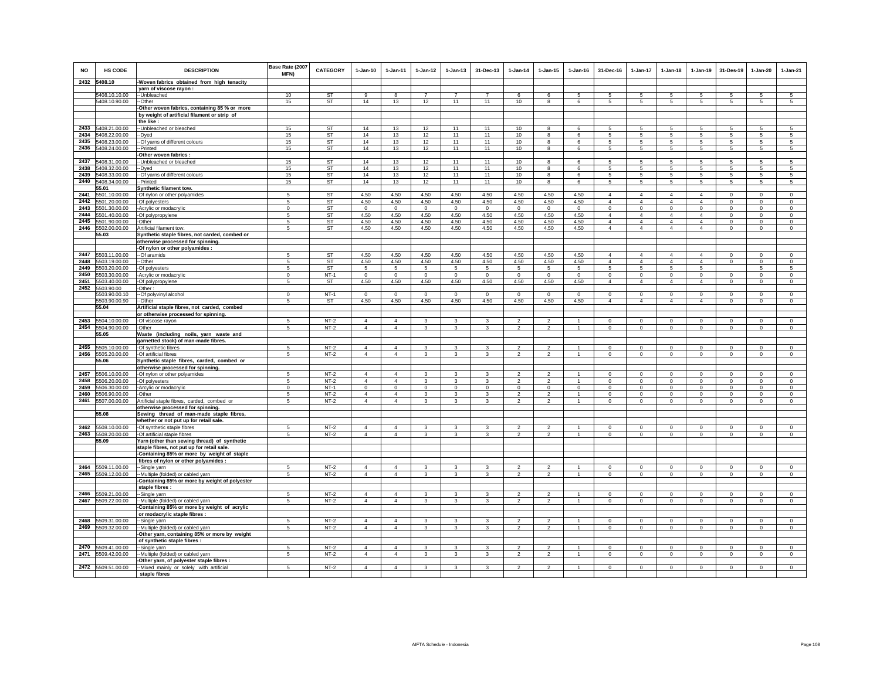| NO | HS CODE | DESCRIPTION | Base Rate (2007 MFN) | CATEGORY | 1-Jan-10 | 1-Jan-11 | 1-Jan-12 | 1-Jan-13 | 31-Dec-13 | 1-Jan-14 | 1-Jan-15 | 1-Jan-16 | 31-Dec-16 | 1-Jan-17 | 1-Jan-18 | 1-Jan-19 | 31-Des-19 | 1-Jan-20 | 1-Jan-21 |
|---|---|---|---|---|---|---|---|---|---|---|---|---|---|---|---|---|---|---|---|
| 2432 | 5408.10 | -Woven fabrics obtained from high tenacity yarn of viscose rayon : | | | | | | | | | | | | | | | | | |
| | 5408.10.10.00 | --Unbleached | 10 | ST | 9 | 8 | 7 | 7 | 7 | 6 | 6 | 5 | 5 | 5 | 5 | 5 | 5 | 5 | 5 |
| | 5408.10.90.00 | --Other | 15 | ST | 14 | 13 | 12 | 11 | 11 | 10 | 8 | 6 | 5 | 5 | 5 | 5 | 5 | 5 | 5 |
| | | -Other woven fabrics, containing 85 % or more by weight of artificial filament or strip of the like : | | | | | | | | | | | | | | | | | |
| 2433 | 5408.21.00.00 | --Unbleached or bleached | 15 | ST | 14 | 13 | 12 | 11 | 11 | 10 | 8 | 6 | 5 | 5 | 5 | 5 | 5 | 5 | 5 |
| 2434 | 5408.22.00.00 | --Dyed | 15 | ST | 14 | 13 | 12 | 11 | 11 | 10 | 8 | 6 | 5 | 5 | 5 | 5 | 5 | 5 | 5 |
| 2435 | 5408.23.00.00 | --Of yarns of different colours | 15 | ST | 14 | 13 | 12 | 11 | 11 | 10 | 8 | 6 | 5 | 5 | 5 | 5 | 5 | 5 | 5 |
| 2436 | 5408.24.00.00 | --Printed | 15 | ST | 14 | 13 | 12 | 11 | 11 | 10 | 8 | 6 | 5 | 5 | 5 | 5 | 5 | 5 | 5 |
| | | -Other woven fabrics : | | | | | | | | | | | | | | | | | |
| 2437 | 5408.31.00.00 | --Unbleached or bleached | 15 | ST | 14 | 13 | 12 | 11 | 11 | 10 | 8 | 6 | 5 | 5 | 5 | 5 | 5 | 5 | 5 |
| 2438 | 5408.32.00.00 | --Dyed | 15 | ST | 14 | 13 | 12 | 11 | 11 | 10 | 8 | 6 | 5 | 5 | 5 | 5 | 5 | 5 | 5 |
| 2439 | 5408.33.00.00 | --Of yarns of different colours | 15 | ST | 14 | 13 | 12 | 11 | 11 | 10 | 8 | 6 | 5 | 5 | 5 | 5 | 5 | 5 | 5 |
| 2440 | 5408.34.00.00 | --Printed | 15 | ST | 14 | 13 | 12 | 11 | 11 | 10 | 8 | 6 | 5 | 5 | 5 | 5 | 5 | 5 | 5 |
| | 55.01 | Synthetic filament tow. | | | | | | | | | | | | | | | | | |
| 2441 | 5501.10.00.00 | -Of nylon or other polyamides | 5 | ST | 4.50 | 4.50 | 4.50 | 4.50 | 4.50 | 4.50 | 4.50 | 4.50 | 4 | 4 | 4 | 4 | 0 | 0 | 0 |
| 2442 | 5501.20.00.00 | -Of polyesters | 5 | ST | 4.50 | 4.50 | 4.50 | 4.50 | 4.50 | 4.50 | 4.50 | 4.50 | 4 | 4 | 4 | 4 | 0 | 0 | 0 |
| 2443 | 5501.30.00.00 | -Acrylic or modacrylic | 0 | ST | 0 | 0 | 0 | 0 | 0 | 0 | 0 | 0 | 0 | 0 | 0 | 0 | 0 | 0 | 0 |
| 2444 | 5501.40.00.00 | -Of polypropylene | 5 | ST | 4.50 | 4.50 | 4.50 | 4.50 | 4.50 | 4.50 | 4.50 | 4.50 | 4 | 4 | 4 | 4 | 0 | 0 | 0 |
| 2445 | 5501.90.00.00 | -Other | 5 | ST | 4.50 | 4.50 | 4.50 | 4.50 | 4.50 | 4.50 | 4.50 | 4.50 | 4 | 4 | 4 | 4 | 0 | 0 | 0 |
| 2446 | 5502.00.00.00 | Artificial filament tow. | 5 | ST | 4.50 | 4.50 | 4.50 | 4.50 | 4.50 | 4.50 | 4.50 | 4.50 | 4 | 4 | 4 | 4 | 0 | 0 | 0 |
| | 55.03 | Synthetic staple fibres, not carded, combed or otherwise processed for spinning. | | | | | | | | | | | | | | | | | |
| | | -Of nylon or other polyamides : | | | | | | | | | | | | | | | | | |
| 2447 | 5503.11.00.00 | --Of aramids | 5 | ST | 4.50 | 4.50 | 4.50 | 4.50 | 4.50 | 4.50 | 4.50 | 4.50 | 4 | 4 | 4 | 4 | 0 | 0 | 0 |
| 2448 | 5503.19.00.00 | --Other | 5 | ST | 4.50 | 4.50 | 4.50 | 4.50 | 4.50 | 4.50 | 4.50 | 4.50 | 4 | 4 | 4 | 4 | 0 | 0 | 0 |
| 2449 | 5503.20.00.00 | -Of polyesters | 5 | ST | 5 | 5 | 5 | 5 | 5 | 5 | 5 | 5 | 5 | 5 | 5 | 5 | | 5 | 5 |
| 2450 | 5503.30.00.00 | -Acrylic or modacrylic | 0 | NT-1 | 0 | 0 | 0 | 0 | 0 | 0 | 0 | 0 | 0 | 0 | 0 | 0 | 0 | 0 | 0 |
| 2451 | 5503.40.00.00 | -Of polypropylene | 5 | ST | 4.50 | 4.50 | 4.50 | 4.50 | 4.50 | 4.50 | 4.50 | 4.50 | 4 | 4 | 4 | 4 | 0 | 0 | 0 |
| 2452 | 5503.90.00 | -Other : | | | | | | | | | | | | | | | | | |
| | 5503.90.00.10 | --Of polyvinyl alcohol | 0 | NT-1 | 0 | 0 | 0 | 0 | 0 | 0 | 0 | 0 | 0 | 0 | 0 | 0 | 0 | 0 | 0 |
| | 5503.90.00.90 | --Other | 5 | ST | 4.50 | 4.50 | 4.50 | 4.50 | 4.50 | 4.50 | 4.50 | 4.50 | 4 | 4 | 4 | 4 | 0 | 0 | 0 |
| | 55.04 | Artificial staple fibres, not carded, combed or otherwise processed for spinning. | | | | | | | | | | | | | | | | | |
| 2453 | 5504.10.00.00 | -Of viscose rayon | 5 | NT-2 | 4 | 4 | 3 | 3 | 3 | 2 | 2 | 1 | 0 | 0 | 0 | 0 | 0 | 0 | 0 |
| 2454 | 5504.90.00.00 | -Other | 5 | NT-2 | 4 | 4 | 3 | 3 | 3 | 2 | 2 | 1 | 0 | 0 | 0 | 0 | 0 | 0 | 0 |
| | 55.05 | Waste (including noils, yarn waste and garnetted stock) of man-made fibres. | | | | | | | | | | | | | | | | | |
| 2455 | 5505.10.00.00 | -Of synthetic fibres | 5 | NT-2 | 4 | 4 | 3 | 3 | 3 | 2 | 2 | 1 | 0 | 0 | 0 | 0 | 0 | 0 | 0 |
| 2456 | 5505.20.00.00 | -Of artificial fibres | 5 | NT-2 | 4 | 4 | 3 | 3 | 3 | 2 | 2 | 1 | 0 | 0 | 0 | 0 | 0 | 0 | 0 |
| | 55.06 | Synthetic staple fibres, carded, combed or otherwise processed for spinning. | | | | | | | | | | | | | | | | | |
| 2457 | 5506.10.00.00 | -Of nylon or other polyamides | 5 | NT-2 | 4 | 4 | 3 | 3 | 3 | 2 | 2 | 1 | 0 | 0 | 0 | 0 | 0 | 0 | 0 |
| 2458 | 5506.20.00.00 | -Of polyesters | 5 | NT-2 | 4 | 4 | 3 | 3 | 3 | 2 | 2 | 1 | 0 | 0 | 0 | 0 | 0 | 0 | 0 |
| 2459 | 5506.30.00.00 | -Acrylic or modacrylic | 0 | NT-1 | 0 | 0 | 0 | 0 | 0 | 0 | 0 | 0 | 0 | 0 | 0 | 0 | 0 | 0 | 0 |
| 2460 | 5506.90.00.00 | -Other | 5 | NT-2 | 4 | 4 | 3 | 3 | 3 | 2 | 2 | 1 | 0 | 0 | 0 | 0 | 0 | 0 | 0 |
| 2461 | 5507.00.00.00 | Artificial staple fibres, carded, combed or otherwise processed for spinning. | 5 | NT-2 | 4 | 4 | 3 | 3 | 3 | 2 | 2 | 1 | 0 | 0 | 0 | 0 | 0 | 0 | 0 |
| | 55.08 | Sewing thread of man-made staple fibres, whether or not put up for retail sale. | | | | | | | | | | | | | | | | | |
| 2462 | 5508.10.00.00 | -Of synthetic staple fibres | 5 | NT-2 | 4 | 4 | 3 | 3 | 3 | 2 | 2 | 1 | 0 | 0 | 0 | 0 | 0 | 0 | 0 |
| 2463 | 5508.20.00.00 | -Of artificial staple fibres | 5 | NT-2 | 4 | 4 | 3 | 3 | 3 | 2 | 2 | 1 | 0 | 0 | 0 | 0 | 0 | 0 | 0 |
| | 55.09 | Yarn (other than sewing thread) of synthetic staple fibres, not put up for retail sale. | | | | | | | | | | | | | | | | | |
| | | -Containing 85% or more by weight of staple fibres of nylon or other polyamides : | | | | | | | | | | | | | | | | | |
| 2464 | 5509.11.00.00 | --Single yarn | 5 | NT-2 | 4 | 4 | 3 | 3 | 3 | 2 | 2 | 1 | 0 | 0 | 0 | 0 | 0 | 0 | 0 |
| 2465 | 5509.12.00.00 | --Multiple (folded) or cabled yarn | 5 | NT-2 | 4 | 4 | 3 | 3 | 3 | 2 | 2 | 1 | 0 | 0 | 0 | 0 | 0 | 0 | 0 |
| | | -Containing 85% or more by weight of polyester staple fibres : | | | | | | | | | | | | | | | | | |
| 2466 | 5509.21.00.00 | --Single yarn | 5 | NT-2 | 4 | 4 | 3 | 3 | 3 | 2 | 2 | 1 | 0 | 0 | 0 | 0 | 0 | 0 | 0 |
| 2467 | 5509.22.00.00 | --Multiple (folded) or cabled yarn | 5 | NT-2 | 4 | 4 | 3 | 3 | 3 | 2 | 2 | 1 | 0 | 0 | 0 | 0 | 0 | 0 | 0 |
| | | -Containing 85% or more by weight of acrylic or modacrylic staple fibres : | | | | | | | | | | | | | | | | | |
| 2468 | 5509.31.00.00 | --Single yarn | 5 | NT-2 | 4 | 4 | 3 | 3 | 3 | 2 | 2 | 1 | 0 | 0 | 0 | 0 | 0 | 0 | 0 |
| 2469 | 5509.32.00.00 | --Multiple (folded) or cabled yarn | 5 | NT-2 | 4 | 4 | 3 | 3 | 3 | 2 | 2 | 1 | 0 | 0 | 0 | 0 | 0 | 0 | 0 |
| | | -Other yarn, containing 85% or more by weight of synthetic staple fibres : | | | | | | | | | | | | | | | | | |
| 2470 | 5509.41.00.00 | --Single yarn | 5 | NT-2 | 4 | 4 | 3 | 3 | 3 | 2 | 2 | 1 | 0 | 0 | 0 | 0 | 0 | 0 | 0 |
| 2471 | 5509.42.00.00 | --Multiple (folded) or cabled yarn | 5 | NT-2 | 4 | 4 | 3 | 3 | 3 | 2 | 2 | 1 | 0 | 0 | 0 | 0 | 0 | 0 | 0 |
| | | -Other yarn, of polyester staple fibres : | | | | | | | | | | | | | | | | | |
| 2472 | 5509.51.00.00 | --Mixed mainly or solely with artificial staple fibres | 5 | NT-2 | 4 | 4 | 3 | 3 | 3 | 2 | 2 | 1 | 0 | 0 | 0 | 0 | 0 | 0 | 0 |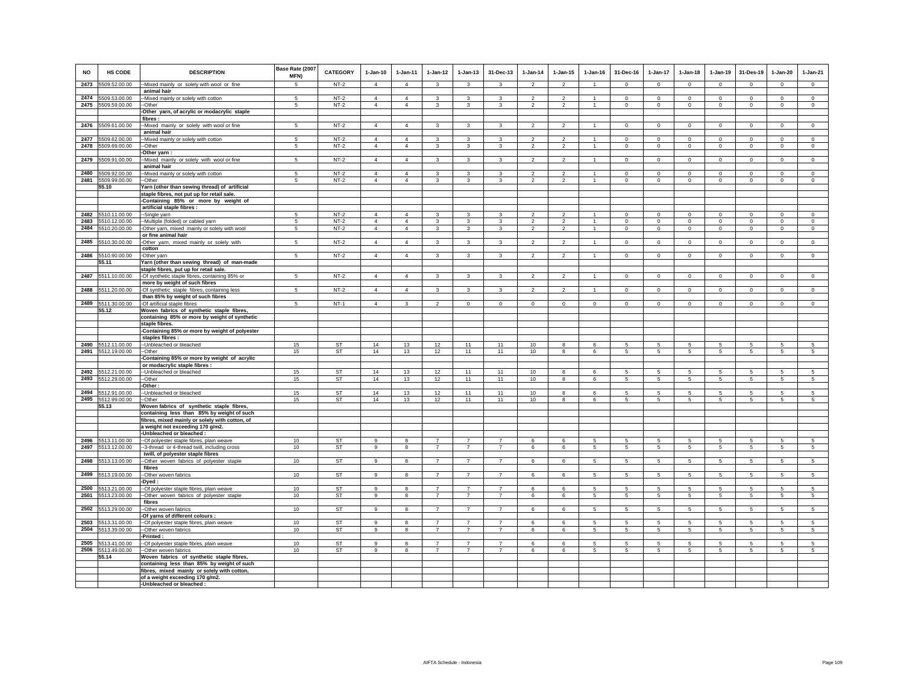| NO | HS CODE | DESCRIPTION | Base Rate (2007 MFN) | CATEGORY | 1-Jan-10 | 1-Jan-11 | 1-Jan-12 | 1-Jan-13 | 31-Dec-13 | 1-Jan-14 | 1-Jan-15 | 1-Jan-16 | 31-Dec-16 | 1-Jan-17 | 1-Jan-18 | 1-Jan-19 | 31-Des-19 | 1-Jan-20 | 1-Jan-21 |
|---|---|---|---|---|---|---|---|---|---|---|---|---|---|---|---|---|---|---|---|
| 2473 | 5509.52.00.00 | --Mixed mainly or solely with wool or fine animal hair | 5 | NT-2 | 4 | 4 | 3 | 3 | 3 | 2 | 2 | 1 | 0 | 0 | 0 | 0 | 0 | 0 | 0 |
| 2474 | 5509.53.00.00 | --Mixed mainly or solely with cotton | 5 | NT-2 | 4 | 4 | 3 | 3 | 3 | 2 | 2 | 1 | 0 | 0 | 0 | 0 | 0 | 0 | 0 |
| 2475 | 5509.59.00.00 | --Other | 5 | NT-2 | 4 | 4 | 3 | 3 | 3 | 2 | 2 | 1 | 0 | 0 | 0 | 0 | 0 | 0 | 0 |
| | | -Other yarn, of acrylic or modacrylic staple fibres : | | | | | | | | | | | | | | | | | |
| 2476 | 5509.61.00.00 | --Mixed mainly or solely with wool or fine animal hair | 5 | NT-2 | 4 | 4 | 3 | 3 | 3 | 2 | 2 | 1 | 0 | 0 | 0 | 0 | 0 | 0 | 0 |
| 2477 | 5509.62.00.00 | --Mixed mainly or solely with cotton | 5 | NT-2 | 4 | 4 | 3 | 3 | 3 | 2 | 2 | 1 | 0 | 0 | 0 | 0 | 0 | 0 | 0 |
| 2478 | 5509.69.00.00 | --Other | 5 | NT-2 | 4 | 4 | 3 | 3 | 3 | 2 | 2 | 1 | 0 | 0 | 0 | 0 | 0 | 0 | 0 |
| | | -Other yarn : | | | | | | | | | | | | | | | | | |
| 2479 | 5509.91.00.00 | --Mixed mainly or solely with wool or fine animal hair | 5 | NT-2 | 4 | 4 | 3 | 3 | 3 | 2 | 2 | 1 | 0 | 0 | 0 | 0 | 0 | 0 | 0 |
| 2480 | 5509.92.00.00 | --Mixed mainly or solely with cotton | 5 | NT-2 | 4 | 4 | 3 | 3 | 3 | 2 | 2 | 1 | 0 | 0 | 0 | 0 | 0 | 0 | 0 |
| 2481 | 5509.99.00.00 | --Other | 5 | NT-2 | 4 | 4 | 3 | 3 | 3 | 2 | 2 | 1 | 0 | 0 | 0 | 0 | 0 | 0 | 0 |
| | 55.10 | Yarn (other than sewing thread) of artificial staple fibres, not put up for retail sale. | | | | | | | | | | | | | | | | | |
| | | -Containing 85% or more by weight of artificial staple fibres : | | | | | | | | | | | | | | | | | |
| 2482 | 5510.11.00.00 | --Single yarn | 5 | NT-2 | 4 | 4 | 3 | 3 | 3 | 2 | 2 | 1 | 0 | 0 | 0 | 0 | 0 | 0 | 0 |
| 2483 | 5510.12.00.00 | --Multiple (folded) or cabled yarn | 5 | NT-2 | 4 | 4 | 3 | 3 | 3 | 2 | 2 | 1 | 0 | 0 | 0 | 0 | 0 | 0 | 0 |
| 2484 | 5510.20.00.00 | -Other yarn, mixed mainly or solely with wool or fine animal hair | 5 | NT-2 | 4 | 4 | 3 | 3 | 3 | 2 | 2 | 1 | 0 | 0 | 0 | 0 | 0 | 0 | 0 |
| 2485 | 5510.30.00.00 | -Other yarn, mixed mainly or solely with cotton | 5 | NT-2 | 4 | 4 | 3 | 3 | 3 | 2 | 2 | 1 | 0 | 0 | 0 | 0 | 0 | 0 | 0 |
| 2486 | 5510.90.00.00 | -Other yarn | 5 | NT-2 | 4 | 4 | 3 | 3 | 3 | 2 | 2 | 1 | 0 | 0 | 0 | 0 | 0 | 0 | 0 |
| | 55.11 | Yarn (other than sewing thread) of man-made staple fibres, put up for retail sale. | | | | | | | | | | | | | | | | | |
| 2487 | 5511.10.00.00 | -Of synthetic staple fibres, containing 85% or more by weight of such fibres | 5 | NT-2 | 4 | 4 | 3 | 3 | 3 | 2 | 2 | 1 | 0 | 0 | 0 | 0 | 0 | 0 | 0 |
| 2488 | 5511.20.00.00 | -Of synthetic staple fibres, containing less than 85% by weight of such fibres | 5 | NT-2 | 4 | 4 | 3 | 3 | 3 | 2 | 2 | 1 | 0 | 0 | 0 | 0 | 0 | 0 | 0 |
| 2489 | 5511.30.00.00 | -Of artificial staple fibres | 5 | NT-1 | 4 | 3 | 2 | 0 | 0 | 0 | 0 | 0 | 0 | 0 | 0 | 0 | 0 | 0 | 0 |
| | 55.12 | Woven fabrics of synthetic staple fibres, containing 85% or more by weight of synthetic staple fibres. | | | | | | | | | | | | | | | | | |
| | | -Containing 85% or more by weight of polyester staples fibres : | | | | | | | | | | | | | | | | | |
| 2490 | 5512.11.00.00 | --Unbleached or bleached | 15 | ST | 14 | 13 | 12 | 11 | 11 | 10 | 8 | 6 | 5 | 5 | 5 | 5 | 5 | 5 | 5 |
| 2491 | 5512.19.00.00 | --Other | 15 | ST | 14 | 13 | 12 | 11 | 11 | 10 | 8 | 6 | 5 | 5 | 5 | 5 | 5 | 5 | 5 |
| | | -Containing 85% or more by weight of acrylic or modacrylic staple fibres : | | | | | | | | | | | | | | | | | |
| 2492 | 5512.21.00.00 | --Unbleached or bleached | 15 | ST | 14 | 13 | 12 | 11 | 11 | 10 | 8 | 6 | 5 | 5 | 5 | 5 | 5 | 5 | 5 |
| 2493 | 5512.29.00.00 | --Other | 15 | ST | 14 | 13 | 12 | 11 | 11 | 10 | 8 | 6 | 5 | 5 | 5 | 5 | 5 | 5 | 5 |
| | | -Other : | | | | | | | | | | | | | | | | | |
| 2494 | 5512.91.00.00 | --Unbleached or bleached | 15 | ST | 14 | 13 | 12 | 11 | 11 | 10 | 8 | 6 | 5 | 5 | 5 | 5 | 5 | 5 | 5 |
| 2495 | 5512.99.00.00 | --Other | 15 | ST | 14 | 13 | 12 | 11 | 11 | 10 | 8 | 6 | 5 | 5 | 5 | 5 | 5 | 5 | 5 |
| | 55.13 | Woven fabrics of synthetic staple fibres, containing less than 85% by weight of such fibres, mixed mainly or solely with cotton, of a weight not exceeding 170 g/m2. | | | | | | | | | | | | | | | | | |
| | | -Unbleached or bleached : | | | | | | | | | | | | | | | | | |
| 2496 | 5513.11.00.00 | --Of polyester staple fibres, plain weave | 10 | ST | 9 | 8 | 7 | 7 | 7 | 6 | 6 | 5 | 5 | 5 | 5 | 5 | 5 | 5 | 5 |
| 2497 | 5513.12.00.00 | --3-thread or 4-thread twill, including cross twill, of polyester staple fibres | 10 | ST | 9 | 8 | 7 | 7 | 7 | 6 | 6 | 5 | 5 | 5 | 5 | 5 | 5 | 5 | 5 |
| 2498 | 5513.13.00.00 | --Other woven fabrics of polyester staple fibres | 10 | ST | 9 | 8 | 7 | 7 | 7 | 6 | 6 | 5 | 5 | 5 | 5 | 5 | 5 | 5 | 5 |
| 2499 | 5513.19.00.00 | --Other woven fabrics | 10 | ST | 9 | 8 | 7 | 7 | 7 | 6 | 6 | 5 | 5 | 5 | 5 | 5 | 5 | 5 | 5 |
| | | -Dyed : | | | | | | | | | | | | | | | | | |
| 2500 | 5513.21.00.00 | --Of polyester staple fibres, plain weave | 10 | ST | 9 | 8 | 7 | 7 | 7 | 6 | 6 | 5 | 5 | 5 | 5 | 5 | 5 | 5 | 5 |
| 2501 | 5513.23.00.00 | --Other woven fabrics of polyester staple fibres | 10 | ST | 9 | 8 | 7 | 7 | 7 | 6 | 6 | 5 | 5 | 5 | 5 | 5 | 5 | 5 | 5 |
| 2502 | 5513.29.00.00 | --Other woven fabrics | 10 | ST | 9 | 8 | 7 | 7 | 7 | 6 | 6 | 5 | 5 | 5 | 5 | 5 | 5 | 5 | 5 |
| | | -Of yarns of different colours : | | | | | | | | | | | | | | | | | |
| 2503 | 5513.31.00.00 | --Of polyester staple fibres, plain weave | 10 | ST | 9 | 8 | 7 | 7 | 7 | 6 | 6 | 5 | 5 | 5 | 5 | 5 | 5 | 5 | 5 |
| 2504 | 5513.39.00.00 | --Other woven fabrics | 10 | ST | 9 | 8 | 7 | 7 | 7 | 6 | 6 | 5 | 5 | 5 | 5 | 5 | 5 | 5 | 5 |
| | | -Printed : | | | | | | | | | | | | | | | | | |
| 2505 | 5513.41.00.00 | --Of polyester staple fibres, plain weave | 10 | ST | 9 | 8 | 7 | 7 | 7 | 6 | 6 | 5 | 5 | 5 | 5 | 5 | 5 | 5 | 5 |
| 2506 | 5513.49.00.00 | --Other woven fabrics | 10 | ST | 9 | 8 | 7 | 7 | 7 | 6 | 6 | 5 | 5 | 5 | 5 | 5 | 5 | 5 | 5 |
| | 55.14 | Woven fabrics of synthetic staple fibres, containing less than 85% by weight of such fibres, mixed mainly or solely with cotton, of a weight exceeding 170 g/m2. | | | | | | | | | | | | | | | | | |
| | | -Unbleached or bleached : | | | | | | | | | | | | | | | | | |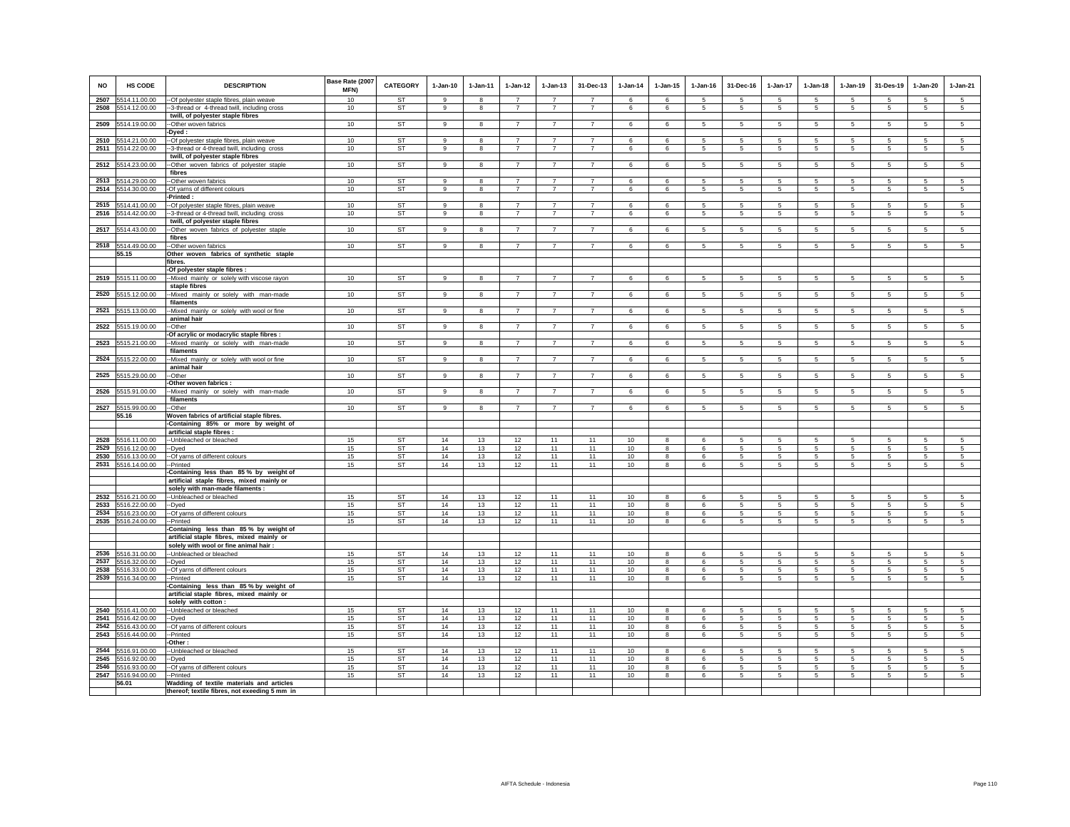| NO | HS CODE | DESCRIPTION | Base Rate (2007 MFN) | CATEGORY | 1-Jan-10 | 1-Jan-11 | 1-Jan-12 | 1-Jan-13 | 31-Dec-13 | 1-Jan-14 | 1-Jan-15 | 1-Jan-16 | 31-Dec-16 | 1-Jan-17 | 1-Jan-18 | 1-Jan-19 | 31-Des-19 | 1-Jan-20 | 1-Jan-21 |
|---|---|---|---|---|---|---|---|---|---|---|---|---|---|---|---|---|---|---|---|
| 2507 | 5514.11.00.00 | --Of polyester staple fibres, plain weave | 10 | ST | 9 | 8 | 7 | 7 | 7 | 6 | 6 | 5 | 5 | 5 | 5 | 5 | 5 | 5 | 5 |
| 2508 | 5514.12.00.00 | --3-thread or 4-thread twill, including cross twill, of polyester staple fibres | 10 | ST | 9 | 8 | 7 | 7 | 7 | 6 | 6 | 5 | 5 | 5 | 5 | 5 | 5 | 5 | 5 |
| 2509 | 5514.19.00.00 | --Other woven fabrics | 10 | ST | 9 | 8 | 7 | 7 | 7 | 6 | 6 | 5 | 5 | 5 | 5 | 5 | 5 | 5 | 5 |
| | | -Dyed : | | | | | | | | | | | | | | | | | |
| 2510 | 5514.21.00.00 | --Of polyester staple fibres, plain weave | 10 | ST | 9 | 8 | 7 | 7 | 7 | 6 | 6 | 5 | 5 | 5 | 5 | 5 | 5 | 5 | 5 |
| 2511 | 5514.22.00.00 | --3-thread or 4-thread twill, including cross twill, of polyester staple fibres | 10 | ST | 9 | 8 | 7 | 7 | 7 | 6 | 6 | 5 | 5 | 5 | 5 | 5 | 5 | 5 | 5 |
| 2512 | 5514.23.00.00 | --Other woven fabrics of polyester staple fibres | 10 | ST | 9 | 8 | 7 | 7 | 7 | 6 | 6 | 5 | 5 | 5 | 5 | 5 | 5 | 5 | 5 |
| 2513 | 5514.29.00.00 | --Other woven fabrics | 10 | ST | 9 | 8 | 7 | 7 | 7 | 6 | 6 | 5 | 5 | 5 | 5 | 5 | 5 | 5 | 5 |
| 2514 | 5514.30.00.00 | -Of yarns of different colours | 10 | ST | 9 | 8 | 7 | 7 | 7 | 6 | 6 | 5 | 5 | 5 | 5 | 5 | 5 | 5 | 5 |
| | | -Printed : | | | | | | | | | | | | | | | | | |
| 2515 | 5514.41.00.00 | --Of polyester staple fibres, plain weave | 10 | ST | 9 | 8 | 7 | 7 | 7 | 6 | 6 | 5 | 5 | 5 | 5 | 5 | 5 | 5 | 5 |
| 2516 | 5514.42.00.00 | --3-thread or 4-thread twill, including cross twill, of polyester staple fibres | 10 | ST | 9 | 8 | 7 | 7 | 7 | 6 | 6 | 5 | 5 | 5 | 5 | 5 | 5 | 5 | 5 |
| 2517 | 5514.43.00.00 | --Other woven fabrics of polyester staple fibres | 10 | ST | 9 | 8 | 7 | 7 | 7 | 6 | 6 | 5 | 5 | 5 | 5 | 5 | 5 | 5 | 5 |
| 2518 | 5514.49.00.00 | --Other woven fabrics | 10 | ST | 9 | 8 | 7 | 7 | 7 | 6 | 6 | 5 | 5 | 5 | 5 | 5 | 5 | 5 | 5 |
| | 55.15 | Other woven fabrics of synthetic staple fibres. | | | | | | | | | | | | | | | | | |
| | | -Of polyester staple fibres : | | | | | | | | | | | | | | | | | |
| 2519 | 5515.11.00.00 | --Mixed mainly or solely with viscose rayon staple fibres | 10 | ST | 9 | 8 | 7 | 7 | 7 | 6 | 6 | 5 | 5 | 5 | 5 | 5 | 5 | 5 | 5 |
| 2520 | 5515.12.00.00 | --Mixed mainly or solely with man-made filaments | 10 | ST | 9 | 8 | 7 | 7 | 7 | 6 | 6 | 5 | 5 | 5 | 5 | 5 | 5 | 5 | 5 |
| 2521 | 5515.13.00.00 | --Mixed mainly or solely with wool or fine animal hair | 10 | ST | 9 | 8 | 7 | 7 | 7 | 6 | 6 | 5 | 5 | 5 | 5 | 5 | 5 | 5 | 5 |
| 2522 | 5515.19.00.00 | --Other | 10 | ST | 9 | 8 | 7 | 7 | 7 | 6 | 6 | 5 | 5 | 5 | 5 | 5 | 5 | 5 | 5 |
| | | -Of acrylic or modacrylic staple fibres : | | | | | | | | | | | | | | | | | |
| 2523 | 5515.21.00.00 | --Mixed mainly or solely with man-made filaments | 10 | ST | 9 | 8 | 7 | 7 | 7 | 6 | 6 | 5 | 5 | 5 | 5 | 5 | 5 | 5 | 5 |
| 2524 | 5515.22.00.00 | --Mixed mainly or solely with wool or fine animal hair | 10 | ST | 9 | 8 | 7 | 7 | 7 | 6 | 6 | 5 | 5 | 5 | 5 | 5 | 5 | 5 | 5 |
| 2525 | 5515.29.00.00 | --Other | 10 | ST | 9 | 8 | 7 | 7 | 7 | 6 | 6 | 5 | 5 | 5 | 5 | 5 | 5 | 5 | 5 |
| | | -Other woven fabrics : | | | | | | | | | | | | | | | | | |
| 2526 | 5515.91.00.00 | --Mixed mainly or solely with man-made filaments | 10 | ST | 9 | 8 | 7 | 7 | 7 | 6 | 6 | 5 | 5 | 5 | 5 | 5 | 5 | 5 | 5 |
| 2527 | 5515.99.00.00 | --Other | 10 | ST | 9 | 8 | 7 | 7 | 7 | 6 | 6 | 5 | 5 | 5 | 5 | 5 | 5 | 5 | 5 |
| | 55.16 | Woven fabrics of artificial staple fibres. | | | | | | | | | | | | | | | | | |
| | | -Containing 85% or more by weight of artificial staple fibres : | | | | | | | | | | | | | | | | | |
| 2528 | 5516.11.00.00 | --Unbleached or bleached | 15 | ST | 14 | 13 | 12 | 11 | 11 | 10 | 8 | 6 | 5 | 5 | 5 | 5 | 5 | 5 | 5 |
| 2529 | 5516.12.00.00 | --Dyed | 15 | ST | 14 | 13 | 12 | 11 | 11 | 10 | 8 | 6 | 5 | 5 | 5 | 5 | 5 | 5 | 5 |
| 2530 | 5516.13.00.00 | --Of yarns of different colours | 15 | ST | 14 | 13 | 12 | 11 | 11 | 10 | 8 | 6 | 5 | 5 | 5 | 5 | 5 | 5 | 5 |
| 2531 | 5516.14.00.00 | --Printed | 15 | ST | 14 | 13 | 12 | 11 | 11 | 10 | 8 | 6 | 5 | 5 | 5 | 5 | 5 | 5 | 5 |
| | | -Containing less than 85 % by weight of artificial staple fibres, mixed mainly or solely with man-made filaments : | | | | | | | | | | | | | | | | | |
| 2532 | 5516.21.00.00 | --Unbleached or bleached | 15 | ST | 14 | 13 | 12 | 11 | 11 | 10 | 8 | 6 | 5 | 5 | 5 | 5 | 5 | 5 | 5 |
| 2533 | 5516.22.00.00 | --Dyed | 15 | ST | 14 | 13 | 12 | 11 | 11 | 10 | 8 | 6 | 5 | 5 | 5 | 5 | 5 | 5 | 5 |
| 2534 | 5516.23.00.00 | --Of yarns of different colours | 15 | ST | 14 | 13 | 12 | 11 | 11 | 10 | 8 | 6 | 5 | 5 | 5 | 5 | 5 | 5 | 5 |
| 2535 | 5516.24.00.00 | --Printed | 15 | ST | 14 | 13 | 12 | 11 | 11 | 10 | 8 | 6 | 5 | 5 | 5 | 5 | 5 | 5 | 5 |
| | | -Containing less than 85 % by weight of artificial staple fibres, mixed mainly or solely with wool or fine animal hair : | | | | | | | | | | | | | | | | | |
| 2536 | 5516.31.00.00 | --Unbleached or bleached | 15 | ST | 14 | 13 | 12 | 11 | 11 | 10 | 8 | 6 | 5 | 5 | 5 | 5 | 5 | 5 | 5 |
| 2537 | 5516.32.00.00 | --Dyed | 15 | ST | 14 | 13 | 12 | 11 | 11 | 10 | 8 | 6 | 5 | 5 | 5 | 5 | 5 | 5 | 5 |
| 2538 | 5516.33.00.00 | --Of yarns of different colours | 15 | ST | 14 | 13 | 12 | 11 | 11 | 10 | 8 | 6 | 5 | 5 | 5 | 5 | 5 | 5 | 5 |
| 2539 | 5516.34.00.00 | --Printed | 15 | ST | 14 | 13 | 12 | 11 | 11 | 10 | 8 | 6 | 5 | 5 | 5 | 5 | 5 | 5 | 5 |
| | | -Containing less than 85 % by weight of artificial staple fibres, mixed mainly or solely with cotton : | | | | | | | | | | | | | | | | | |
| 2540 | 5516.41.00.00 | --Unbleached or bleached | 15 | ST | 14 | 13 | 12 | 11 | 11 | 10 | 8 | 6 | 5 | 5 | 5 | 5 | 5 | 5 | 5 |
| 2541 | 5516.42.00.00 | --Dyed | 15 | ST | 14 | 13 | 12 | 11 | 11 | 10 | 8 | 6 | 5 | 5 | 5 | 5 | 5 | 5 | 5 |
| 2542 | 5516.43.00.00 | --Of yarns of different colours | 15 | ST | 14 | 13 | 12 | 11 | 11 | 10 | 8 | 6 | 5 | 5 | 5 | 5 | 5 | 5 | 5 |
| 2543 | 5516.44.00.00 | --Printed | 15 | ST | 14 | 13 | 12 | 11 | 11 | 10 | 8 | 6 | 5 | 5 | 5 | 5 | 5 | 5 | 5 |
| | | -Other : | | | | | | | | | | | | | | | | | |
| 2544 | 5516.91.00.00 | --Unbleached or bleached | 15 | ST | 14 | 13 | 12 | 11 | 11 | 10 | 8 | 6 | 5 | 5 | 5 | 5 | 5 | 5 | 5 |
| 2545 | 5516.92.00.00 | --Dyed | 15 | ST | 14 | 13 | 12 | 11 | 11 | 10 | 8 | 6 | 5 | 5 | 5 | 5 | 5 | 5 | 5 |
| 2546 | 5516.93.00.00 | --Of yarns of different colours | 15 | ST | 14 | 13 | 12 | 11 | 11 | 10 | 8 | 6 | 5 | 5 | 5 | 5 | 5 | 5 | 5 |
| 2547 | 5516.94.00.00 | --Printed | 15 | ST | 14 | 13 | 12 | 11 | 11 | 10 | 8 | 6 | 5 | 5 | 5 | 5 | 5 | 5 | 5 |
| | 56.01 | Wadding of textile materials and articles thereof; textile fibres, not exeeding 5 mm in | | | | | | | | | | | | | | | | | |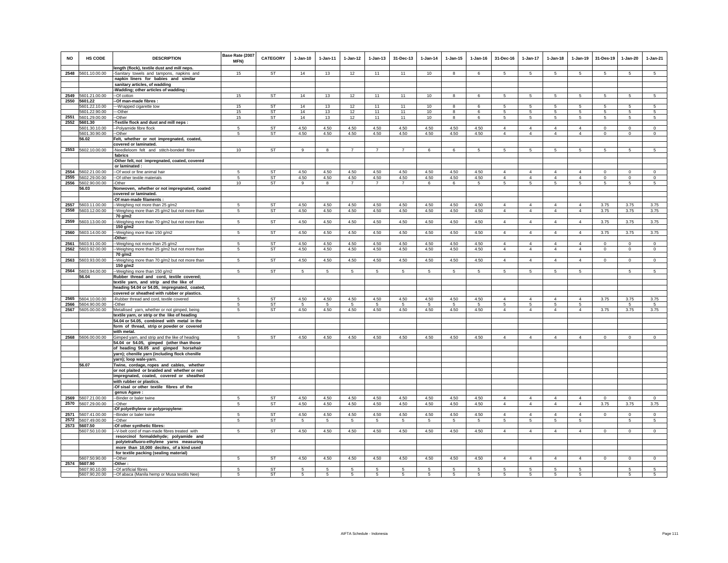| NO | HS CODE | DESCRIPTION | Base Rate (2007 MFN) | CATEGORY | 1-Jan-10 | 1-Jan-11 | 1-Jan-12 | 1-Jan-13 | 31-Dec-13 | 1-Jan-14 | 1-Jan-15 | 1-Jan-16 | 31-Dec-16 | 1-Jan-17 | 1-Jan-18 | 1-Jan-19 | 31-Des-19 | 1-Jan-20 | 1-Jan-21 |
|---|---|---|---|---|---|---|---|---|---|---|---|---|---|---|---|---|---|---|---|
| | | length (flock), textile dust and mill neps. | | | | | | | | | | | | | | | | | |
| 2548 | 5601.10.00.00 | -Sanitary towels and tampons, napkins and napkin liners for babies and similar sanitary articles, of wadding | 15 | ST | 14 | 13 | 12 | 11 | 11 | 10 | 8 | 6 | 5 | 5 | 5 | 5 | 5 | 5 | 5 |
| | | -Wadding; other articles of wadding : | | | | | | | | | | | | | | | | | |
| 2549 | 5601.21.00.00 | --Of cotton | 15 | ST | 14 | 13 | 12 | 11 | 11 | 10 | 8 | 6 | 5 | 5 | 5 | 5 | 5 | 5 | 5 |
| 2550 | 5601.22 | --Of man-made fibres : | | | | | | | | | | | | | | | | | |
| | 5601.22.10.00 | ---Wrapped cigarette tow | 15 | ST | 14 | 13 | 12 | 11 | 11 | 10 | 8 | 6 | 5 | 5 | 5 | 5 | 5 | 5 | 5 |
| | 5601.22.90.00 | ---Other | 15 | ST | 14 | 13 | 12 | 11 | 11 | 10 | 8 | 6 | 5 | 5 | 5 | 5 | 5 | 5 | 5 |
| 2551 | 5601.29.00.00 | --Other | 15 | ST | 14 | 13 | 12 | 11 | 11 | 10 | 8 | 6 | 5 | 5 | 5 | 5 | 5 | 5 | 5 |
| 2552 | 5601.30 | -Textile flock and dust and mill neps : | | | | | | | | | | | | | | | | | |
| | 5601.30.10.00 | --Polyamide fibre flock | 5 | ST | 4.50 | 4.50 | 4.50 | 4.50 | 4.50 | 4.50 | 4.50 | 4.50 | 4 | 4 | 4 | 4 | 0 | 0 | 0 |
| | 5601.30.90.00 | --Other | 5 | ST | 4.50 | 4.50 | 4.50 | 4.50 | 4.50 | 4.50 | 4.50 | 4.50 | 4 | 4 | 4 | 4 | 0 | 0 | 0 |
| | 56.02 | Felt, whether or not impregnated, coated, covered or laminated. | | | | | | | | | | | | | | | | | |
| 2553 | 5602.10.00.00 | -Needleloom felt and stitch-bonded fibre fabrics | 10 | ST | 9 | 8 | 7 | 7 | 7 | 6 | 6 | 5 | 5 | 5 | 5 | 5 | 5 | 5 | 5 |
| | | -Other felt, not impregnated, coated, covered or laminated : | | | | | | | | | | | | | | | | | |
| 2554 | 5602.21.00.00 | --Of wool or fine animal hair | 5 | ST | 4.50 | 4.50 | 4.50 | 4.50 | 4.50 | 4.50 | 4.50 | 4.50 | 4 | 4 | 4 | 4 | 0 | 0 | 0 |
| 2555 | 5602.29.00.00 | --Of other textile materials | 5 | ST | 4.50 | 4.50 | 4.50 | 4.50 | 4.50 | 4.50 | 4.50 | 4.50 | 4 | 4 | 4 | 4 | 0 | 0 | 0 |
| 2556 | 5602.90.00.00 | -Other | 10 | ST | 9 | 8 | 7 | 7 | 7 | 6 | 6 | 5 | 5 | 5 | 5 | 5 | 5 | 5 | 5 |
| | 56.03 | Nonwoven, whether or not impregnated, coated covered or laminated. | | | | | | | | | | | | | | | | | |
| | | -Of man-made filaments : | | | | | | | | | | | | | | | | | |
| 2557 | 5603.11.00.00 | --Weighing not more than 25 g/m2 | 5 | ST | 4.50 | 4.50 | 4.50 | 4.50 | 4.50 | 4.50 | 4.50 | 4.50 | 4 | 4 | 4 | 4 | 3.75 | 3.75 | 3.75 |
| 2558 | 5603.12.00.00 | --Weighing more than 25 g/m2 but not more than 70 g/m2 | 5 | ST | 4.50 | 4.50 | 4.50 | 4.50 | 4.50 | 4.50 | 4.50 | 4.50 | 4 | 4 | 4 | 4 | 3.75 | 3.75 | 3.75 |
| 2559 | 5603.13.00.00 | --Weighing more than 70 g/m2 but not more than 150 g/m2 | 5 | ST | 4.50 | 4.50 | 4.50 | 4.50 | 4.50 | 4.50 | 4.50 | 4.50 | 4 | 4 | 4 | 4 | 3.75 | 3.75 | 3.75 |
| 2560 | 5603.14.00.00 | --Weighing more than 150 g/m2 | 5 | ST | 4.50 | 4.50 | 4.50 | 4.50 | 4.50 | 4.50 | 4.50 | 4.50 | 4 | 4 | 4 | 4 | 3.75 | 3.75 | 3.75 |
| | | -Other: | | | | | | | | | | | | | | | | | |
| 2561 | 5603.91.00.00 | --Weighing not more than 25 g/m2 | 5 | ST | 4.50 | 4.50 | 4.50 | 4.50 | 4.50 | 4.50 | 4.50 | 4.50 | 4 | 4 | 4 | 4 | 0 | 0 | 0 |
| 2562 | 5603.92.00.00 | --Weighing more than 25 g/m2 but not more than 70 g/m2 | 5 | ST | 4.50 | 4.50 | 4.50 | 4.50 | 4.50 | 4.50 | 4.50 | 4.50 | 4 | 4 | 4 | 4 | 0 | 0 | 0 |
| 2563 | 5603.93.00.00 | --Weighing more than 70 g/m2 but not more than 150 g/m2 | 5 | ST | 4.50 | 4.50 | 4.50 | 4.50 | 4.50 | 4.50 | 4.50 | 4.50 | 4 | 4 | 4 | 4 | 0 | 0 | 0 |
| 2564 | 5603.94.00.00 | --Weighing more than 150 g/m2 | 5 | ST | 5 | 5 | 5 | 5 | 5 | 5 | 5 | 5 | 5 | 5 | 5 | 5 | | 5 | 5 |
| | 56.04 | Rubber thread and cord, textile covered; textile yarn, and strip and the like of heading 54.04 or 54.05, impregnated, coated, covered or sheathed with rubber or plastics. | | | | | | | | | | | | | | | | | |
| 2565 | 5604.10.00.00 | -Rubber thread and cord, textile covered | 5 | ST | 4.50 | 4.50 | 4.50 | 4.50 | 4.50 | 4.50 | 4.50 | 4.50 | 4 | 4 | 4 | 4 | 3.75 | 3.75 | 3.75 |
| 2566 | 5604.90.00.00 | -Other | 5 | ST | 5 | 5 | 5 | 5 | 5 | 5 | 5 | 5 | 5 | 5 | 5 | 5 | | 5 | 5 |
| 2567 | 5605.00.00.00 | Metallised yarn, whether or not gimped, being textile yarn, or strip or the like of heading 54.04 or 54.05, combined with metal in the form of thread, strip or powder or covered with metal. | 5 | ST | 4.50 | 4.50 | 4.50 | 4.50 | 4.50 | 4.50 | 4.50 | 4.50 | 4 | 4 | 4 | 4 | 3.75 | 3.75 | 3.75 |
| 2568 | 5606.00.00.00 | Gimped yarn, and strip and the like of heading 54.04 or 54.05, gimped (other than those of heading 56.05 and gimped horsehair yarn); chenille yarn (including flock chenille yarn); loop wale-yarn. | 5 | ST | 4.50 | 4.50 | 4.50 | 4.50 | 4.50 | 4.50 | 4.50 | 4.50 | 4 | 4 | 4 | 4 | 0 | 0 | 0 |
| | 56.07 | Twine, cordage, ropes and cables, whether or not plaited or braided and whether or not impregnated, coated, covered or sheathed with rubber or plastics. | | | | | | | | | | | | | | | | | |
| | | -Of sisal or other textile fibres of the genus Agave : | | | | | | | | | | | | | | | | | |
| 2569 | 5607.21.00.00 | --Binder or baler twine | 5 | ST | 4.50 | 4.50 | 4.50 | 4.50 | 4.50 | 4.50 | 4.50 | 4.50 | 4 | 4 | 4 | 4 | 0 | 0 | 0 |
| 2570 | 5607.29.00.00 | --Other | 5 | ST | 4.50 | 4.50 | 4.50 | 4.50 | 4.50 | 4.50 | 4.50 | 4.50 | 4 | 4 | 4 | 4 | 3.75 | 3.75 | 3.75 |
| | | -Of polyethylene or polypropylene: | | | | | | | | | | | | | | | | | |
| 2571 | 5607.41.00.00 | --Binder or baler twine | 5 | ST | 4.50 | 4.50 | 4.50 | 4.50 | 4.50 | 4.50 | 4.50 | 4.50 | 4 | 4 | 4 | 4 | 0 | 0 | 0 |
| 2572 | 5607.49.00.00 | --Other | 5 | ST | 5 | 5 | 5 | 5 | 5 | 5 | 5 | 5 | 5 | 5 | 5 | 5 | | 5 | 5 |
| 2573 | 5607.50 | -Of other synthetic fibres: | | | | | | | | | | | | | | | | | |
| | 5607.50.10.00 | --V-belt cord of man-made fibres treated with resorcinol formaldehyde; polyamide and polytetrafluoro-ethylene yarns measuring more than 10,000 decitex, of a kind used for textile packing (sealing material) | 5 | ST | 4.50 | 4.50 | 4.50 | 4.50 | 4.50 | 4.50 | 4.50 | 4.50 | 4 | 4 | 4 | 4 | 0 | 0 | 0 |
| | 5607.50.90.00 | --Other | 5 | ST | 4.50 | 4.50 | 4.50 | 4.50 | 4.50 | 4.50 | 4.50 | 4.50 | 4 | 4 | 4 | 4 | 0 | 0 | 0 |
| 2574 | 5607.90 | -Other : | | | | | | | | | | | | | | | | | |
| | 5607.90.10.00 | --Of artificial fibres | 5 | ST | 5 | 5 | 5 | 5 | 5 | 5 | 5 | 5 | 5 | 5 | 5 | 5 | | 5 | 5 |
| | 5607.90.20.00 | --Of abaca (Manila hemp or Musa textilis Nee) | 5 | ST | 5 | 5 | 5 | 5 | 5 | 5 | 5 | 5 | 5 | 5 | 5 | 5 | | 5 | 5 |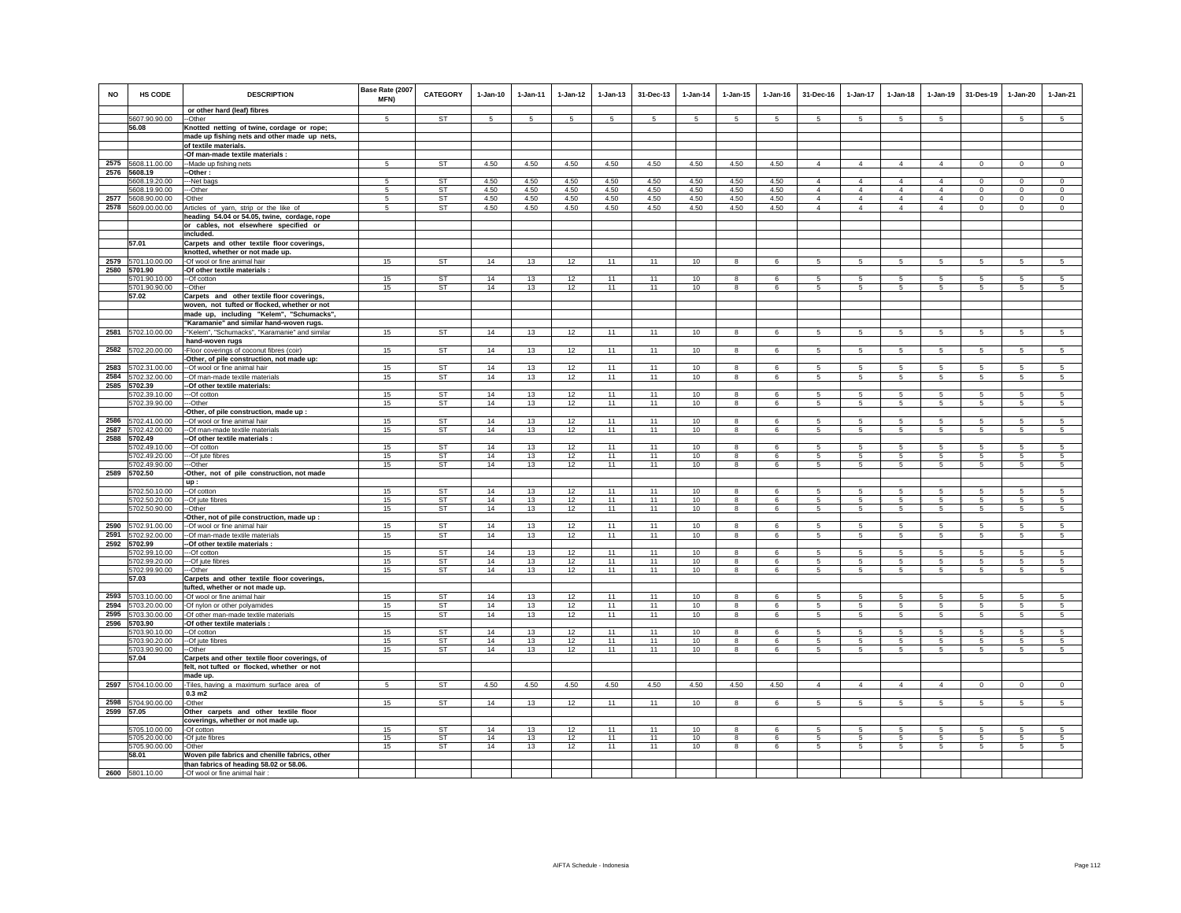| NO | HS CODE | DESCRIPTION | Base Rate (2007 MFN) | CATEGORY | 1-Jan-10 | 1-Jan-11 | 1-Jan-12 | 1-Jan-13 | 31-Dec-13 | 1-Jan-14 | 1-Jan-15 | 1-Jan-16 | 31-Dec-16 | 1-Jan-17 | 1-Jan-18 | 1-Jan-19 | 31-Des-19 | 1-Jan-20 | 1-Jan-21 |
|---|---|---|---|---|---|---|---|---|---|---|---|---|---|---|---|---|---|---|---|
| | | or other hard (leaf) fibres | | | | | | | | | | | | | | | | | |
| | 5607.90.90.00 | --Other | 5 | ST | 5 | 5 | 5 | 5 | 5 | 5 | 5 | 5 | 5 | 5 | 5 | 5 | | 5 | 5 |
| | 56.08 | Knotted netting of twine, cordage or rope; made up fishing nets and other made up nets, of textile materials. | | | | | | | | | | | | | | | | | |
| | | -Of man-made textile materials : | | | | | | | | | | | | | | | | | |
| 2575 | 5608.11.00.00 | --Made up fishing nets | 5 | ST | 4.50 | 4.50 | 4.50 | 4.50 | 4.50 | 4.50 | 4.50 | 4.50 | 4 | 4 | 4 | 4 | 0 | 0 | 0 |
| 2576 | 5608.19 | --Other : | | | | | | | | | | | | | | | | | |
| | 5608.19.20.00 | ---Net bags | 5 | ST | 4.50 | 4.50 | 4.50 | 4.50 | 4.50 | 4.50 | 4.50 | 4.50 | 4 | 4 | 4 | 4 | 0 | 0 | 0 |
| | 5608.19.90.00 | ---Other | 5 | ST | 4.50 | 4.50 | 4.50 | 4.50 | 4.50 | 4.50 | 4.50 | 4.50 | 4 | 4 | 4 | 4 | 0 | 0 | 0 |
| 2577 | 5608.90.00.00 | -Other | 5 | ST | 4.50 | 4.50 | 4.50 | 4.50 | 4.50 | 4.50 | 4.50 | 4.50 | 4 | 4 | 4 | 4 | 0 | 0 | 0 |
| 2578 | 5609.00.00.00 | Articles of yarn, strip or the like of heading 54.04 or 54.05, twine, cordage, rope or cables, not elsewhere specified or included. | 5 | ST | 4.50 | 4.50 | 4.50 | 4.50 | 4.50 | 4.50 | 4.50 | 4.50 | 4 | 4 | 4 | 4 | 0 | 0 | 0 |
| | 57.01 | Carpets and other textile floor coverings, knotted, whether or not made up. | | | | | | | | | | | | | | | | | |
| 2579 | 5701.10.00.00 | -Of wool or fine animal hair | 15 | ST | 14 | 13 | 12 | 11 | 11 | 10 | 8 | 6 | 5 | 5 | 5 | 5 | 5 | 5 | 5 |
| 2580 | 5701.90 | -Of other textile materials : | | | | | | | | | | | | | | | | | |
| | 5701.90.10.00 | --Of cotton | 15 | ST | 14 | 13 | 12 | 11 | 11 | 10 | 8 | 6 | 5 | 5 | 5 | 5 | 5 | 5 | 5 |
| | 5701.90.90.00 | --Other | 15 | ST | 14 | 13 | 12 | 11 | 11 | 10 | 8 | 6 | 5 | 5 | 5 | 5 | 5 | 5 | 5 |
| | 57.02 | Carpets and other textile floor coverings, woven, not tufted or flocked, whether or not made up, including "Kelem", "Schumacks", "Karamanie" and similar hand-woven rugs. | | | | | | | | | | | | | | | | | |
| 2581 | 5702.10.00.00 | -"Kelem", "Schumacks", "Karamanie" and similar hand-woven rugs | 15 | ST | 14 | 13 | 12 | 11 | 11 | 10 | 8 | 6 | 5 | 5 | 5 | 5 | 5 | 5 | 5 |
| 2582 | 5702.20.00.00 | -Floor coverings of coconut fibres (coir) | 15 | ST | 14 | 13 | 12 | 11 | 11 | 10 | 8 | 6 | 5 | 5 | 5 | 5 | 5 | 5 | 5 |
| | | -Other, of pile construction, not made up: | | | | | | | | | | | | | | | | | |
| 2583 | 5702.31.00.00 | --Of wool or fine animal hair | 15 | ST | 14 | 13 | 12 | 11 | 11 | 10 | 8 | 6 | 5 | 5 | 5 | 5 | 5 | 5 | 5 |
| 2584 | 5702.32.00.00 | --Of man-made textile materials | 15 | ST | 14 | 13 | 12 | 11 | 11 | 10 | 8 | 6 | 5 | 5 | 5 | 5 | 5 | 5 | 5 |
| 2585 | 5702.39 | --Of other textile materials: | | | | | | | | | | | | | | | | | |
| | 5702.39.10.00 | ---Of cotton | 15 | ST | 14 | 13 | 12 | 11 | 11 | 10 | 8 | 6 | 5 | 5 | 5 | 5 | 5 | 5 | 5 |
| | 5702.39.90.00 | ---Other | 15 | ST | 14 | 13 | 12 | 11 | 11 | 10 | 8 | 6 | 5 | 5 | 5 | 5 | 5 | 5 | 5 |
| | | -Other, of pile construction, made up : | | | | | | | | | | | | | | | | | |
| 2586 | 5702.41.00.00 | --Of wool or fine animal hair | 15 | ST | 14 | 13 | 12 | 11 | 11 | 10 | 8 | 6 | 5 | 5 | 5 | 5 | 5 | 5 | 5 |
| 2587 | 5702.42.00.00 | --Of man-made textile materials | 15 | ST | 14 | 13 | 12 | 11 | 11 | 10 | 8 | 6 | 5 | 5 | 5 | 5 | 5 | 5 | 5 |
| 2588 | 5702.49 | --Of other textile materials : | | | | | | | | | | | | | | | | | |
| | 5702.49.10.00 | ---Of cotton | 15 | ST | 14 | 13 | 12 | 11 | 11 | 10 | 8 | 6 | 5 | 5 | 5 | 5 | 5 | 5 | 5 |
| | 5702.49.20.00 | ---Of jute fibres | 15 | ST | 14 | 13 | 12 | 11 | 11 | 10 | 8 | 6 | 5 | 5 | 5 | 5 | 5 | 5 | 5 |
| | 5702.49.90.00 | ---Other | 15 | ST | 14 | 13 | 12 | 11 | 11 | 10 | 8 | 6 | 5 | 5 | 5 | 5 | 5 | 5 | 5 |
| 2589 | 5702.50 | -Other, not of pile construction, not made up : | | | | | | | | | | | | | | | | | |
| | 5702.50.10.00 | --Of cotton | 15 | ST | 14 | 13 | 12 | 11 | 11 | 10 | 8 | 6 | 5 | 5 | 5 | 5 | 5 | 5 | 5 |
| | 5702.50.20.00 | --Of jute fibres | 15 | ST | 14 | 13 | 12 | 11 | 11 | 10 | 8 | 6 | 5 | 5 | 5 | 5 | 5 | 5 | 5 |
| | 5702.50.90.00 | --Other | 15 | ST | 14 | 13 | 12 | 11 | 11 | 10 | 8 | 6 | 5 | 5 | 5 | 5 | 5 | 5 | 5 |
| | | -Other, not of pile construction, made up : | | | | | | | | | | | | | | | | | |
| 2590 | 5702.91.00.00 | --Of wool or fine animal hair | 15 | ST | 14 | 13 | 12 | 11 | 11 | 10 | 8 | 6 | 5 | 5 | 5 | 5 | 5 | 5 | 5 |
| 2591 | 5702.92.00.00 | --Of man-made textile materials | 15 | ST | 14 | 13 | 12 | 11 | 11 | 10 | 8 | 6 | 5 | 5 | 5 | 5 | 5 | 5 | 5 |
| 2592 | 5702.99 | --Of other textile materials : | | | | | | | | | | | | | | | | | |
| | 5702.99.10.00 | ---Of cotton | 15 | ST | 14 | 13 | 12 | 11 | 11 | 10 | 8 | 6 | 5 | 5 | 5 | 5 | 5 | 5 | 5 |
| | 5702.99.20.00 | ---Of jute fibres | 15 | ST | 14 | 13 | 12 | 11 | 11 | 10 | 8 | 6 | 5 | 5 | 5 | 5 | 5 | 5 | 5 |
| | 5702.99.90.00 | ---Other | 15 | ST | 14 | 13 | 12 | 11 | 11 | 10 | 8 | 6 | 5 | 5 | 5 | 5 | 5 | 5 | 5 |
| | 57.03 | Carpets and other textile floor coverings, tufted, whether or not made up. | | | | | | | | | | | | | | | | | |
| 2593 | 5703.10.00.00 | -Of wool or fine animal hair | 15 | ST | 14 | 13 | 12 | 11 | 11 | 10 | 8 | 6 | 5 | 5 | 5 | 5 | 5 | 5 | 5 |
| 2594 | 5703.20.00.00 | -Of nylon or other polyamides | 15 | ST | 14 | 13 | 12 | 11 | 11 | 10 | 8 | 6 | 5 | 5 | 5 | 5 | 5 | 5 | 5 |
| 2595 | 5703.30.00.00 | -Of other man-made textile materials | 15 | ST | 14 | 13 | 12 | 11 | 11 | 10 | 8 | 6 | 5 | 5 | 5 | 5 | 5 | 5 | 5 |
| 2596 | 5703.90 | -Of other textile materials : | | | | | | | | | | | | | | | | | |
| | 5703.90.10.00 | --Of cotton | 15 | ST | 14 | 13 | 12 | 11 | 11 | 10 | 8 | 6 | 5 | 5 | 5 | 5 | 5 | 5 | 5 |
| | 5703.90.20.00 | --Of jute fibres | 15 | ST | 14 | 13 | 12 | 11 | 11 | 10 | 8 | 6 | 5 | 5 | 5 | 5 | 5 | 5 | 5 |
| | 5703.90.90.00 | --Other | 15 | ST | 14 | 13 | 12 | 11 | 11 | 10 | 8 | 6 | 5 | 5 | 5 | 5 | 5 | 5 | 5 |
| | 57.04 | Carpets and other textile floor coverings, of felt, not tufted or flocked, whether or not made up. | | | | | | | | | | | | | | | | | |
| 2597 | 5704.10.00.00 | -Tiles, having a maximum surface area of 0.3 m2 | 5 | ST | 4.50 | 4.50 | 4.50 | 4.50 | 4.50 | 4.50 | 4.50 | 4.50 | 4 | 4 | 4 | 4 | 0 | 0 | 0 |
| 2598 | 5704.90.00.00 | -Other | 15 | ST | 14 | 13 | 12 | 11 | 11 | 10 | 8 | 6 | 5 | 5 | 5 | 5 | 5 | 5 | 5 |
| 2599 | 57.05 | Other carpets and other textile floor coverings, whether or not made up. | | | | | | | | | | | | | | | | | |
| | 5705.10.00.00 | -Of cotton | 15 | ST | 14 | 13 | 12 | 11 | 11 | 10 | 8 | 6 | 5 | 5 | 5 | 5 | 5 | 5 | 5 |
| | 5705.20.00.00 | -Of jute fibres | 15 | ST | 14 | 13 | 12 | 11 | 11 | 10 | 8 | 6 | 5 | 5 | 5 | 5 | 5 | 5 | 5 |
| | 5705.90.00.00 | -Other | 15 | ST | 14 | 13 | 12 | 11 | 11 | 10 | 8 | 6 | 5 | 5 | 5 | 5 | 5 | 5 | 5 |
| | 58.01 | Woven pile fabrics and chenille fabrics, other than fabrics of heading 58.02 or 58.06. | | | | | | | | | | | | | | | | | |
| 2600 | 5801.10.00 | -Of wool or fine animal hair : | | | | | | | | | | | | | | | | | |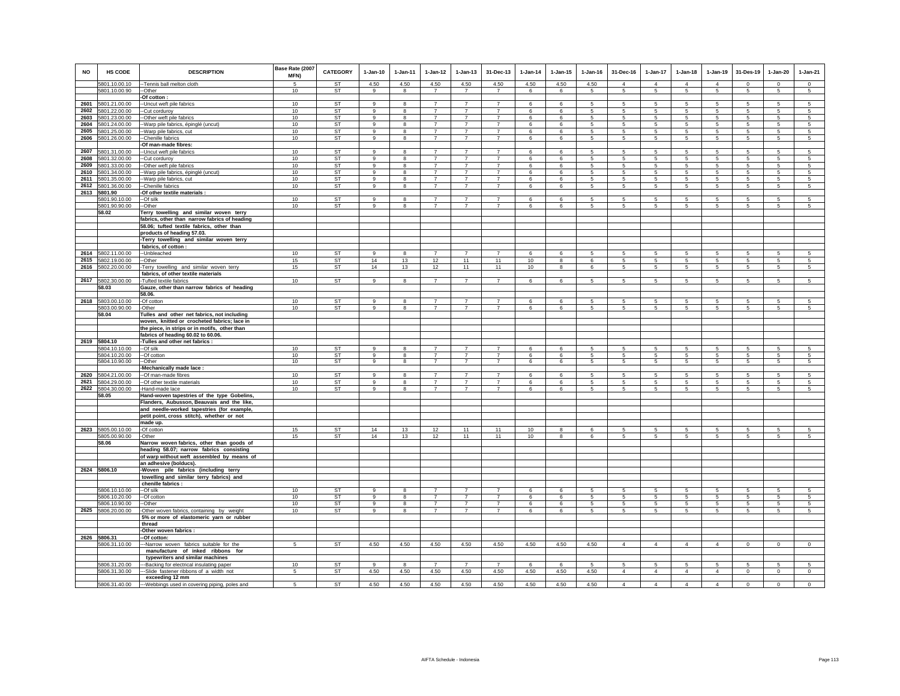| NO | HS CODE | DESCRIPTION | Base Rate (2007 MFN) | CATEGORY | 1-Jan-10 | 1-Jan-11 | 1-Jan-12 | 1-Jan-13 | 31-Dec-13 | 1-Jan-14 | 1-Jan-15 | 1-Jan-16 | 31-Dec-16 | 1-Jan-17 | 1-Jan-18 | 1-Jan-19 | 31-Des-19 | 1-Jan-20 | 1-Jan-21 |
|---|---|---|---|---|---|---|---|---|---|---|---|---|---|---|---|---|---|---|---|
| | 5801.10.00.10 | --Tennis ball melton cloth | 5 | ST | 4.50 | 4.50 | 4.50 | 4.50 | 4.50 | 4.50 | 4.50 | 4.50 | 4 | 4 | 4 | 4 | 0 | 0 | 0 |
| | 5801.10.00.90 | --Other | 10 | ST | 9 | 8 | 7 | 7 | 7 | 6 | 6 | 5 | 5 | 5 | 5 | 5 | 5 | 5 | 5 |
| | | -Of cotton : | | | | | | | | | | | | | | | | | |
| 2601 | 5801.21.00.00 | --Uncut weft pile fabrics | 10 | ST | 9 | 8 | 7 | 7 | 7 | 6 | 6 | 5 | 5 | 5 | 5 | 5 | 5 | 5 | 5 |
| 2602 | 5801.22.00.00 | --Cut corduroy | 10 | ST | 9 | 8 | 7 | 7 | 7 | 6 | 6 | 5 | 5 | 5 | 5 | 5 | 5 | 5 | 5 |
| 2603 | 5801.23.00.00 | --Other weft pile fabrics | 10 | ST | 9 | 8 | 7 | 7 | 7 | 6 | 6 | 5 | 5 | 5 | 5 | 5 | 5 | 5 | 5 |
| 2604 | 5801.24.00.00 | --Warp pile fabrics, épinglé (uncut) | 10 | ST | 9 | 8 | 7 | 7 | 7 | 6 | 6 | 5 | 5 | 5 | 5 | 5 | 5 | 5 | 5 |
| 2605 | 5801.25.00.00 | --Warp pile fabrics, cut | 10 | ST | 9 | 8 | 7 | 7 | 7 | 6 | 6 | 5 | 5 | 5 | 5 | 5 | 5 | 5 | 5 |
| 2606 | 5801.26.00.00 | --Chenille fabrics | 10 | ST | 9 | 8 | 7 | 7 | 7 | 6 | 6 | 5 | 5 | 5 | 5 | 5 | 5 | 5 | 5 |
| | | -Of man-made fibres: | | | | | | | | | | | | | | | | | |
| 2607 | 5801.31.00.00 | --Uncut weft pile fabrics | 10 | ST | 9 | 8 | 7 | 7 | 7 | 6 | 6 | 5 | 5 | 5 | 5 | 5 | 5 | 5 | 5 |
| 2608 | 5801.32.00.00 | --Cut corduroy | 10 | ST | 9 | 8 | 7 | 7 | 7 | 6 | 6 | 5 | 5 | 5 | 5 | 5 | 5 | 5 | 5 |
| 2609 | 5801.33.00.00 | --Other weft pile fabrics | 10 | ST | 9 | 8 | 7 | 7 | 7 | 6 | 6 | 5 | 5 | 5 | 5 | 5 | 5 | 5 | 5 |
| 2610 | 5801.34.00.00 | --Warp pile fabrics, épinglé (uncut) | 10 | ST | 9 | 8 | 7 | 7 | 7 | 6 | 6 | 5 | 5 | 5 | 5 | 5 | 5 | 5 | 5 |
| 2611 | 5801.35.00.00 | --Warp pile fabrics, cut | 10 | ST | 9 | 8 | 7 | 7 | 7 | 6 | 6 | 5 | 5 | 5 | 5 | 5 | 5 | 5 | 5 |
| 2612 | 5801.36.00.00 | --Chenille fabrics | 10 | ST | 9 | 8 | 7 | 7 | 7 | 6 | 6 | 5 | 5 | 5 | 5 | 5 | 5 | 5 | 5 |
| 2613 | 5801.90 | -Of other textile materials : | | | | | | | | | | | | | | | | | |
| | 5801.90.10.00 | --Of silk | 10 | ST | 9 | 8 | 7 | 7 | 7 | 6 | 6 | 5 | 5 | 5 | 5 | 5 | 5 | 5 | 5 |
| | 5801.90.90.00 | --Other | 10 | ST | 9 | 8 | 7 | 7 | 7 | 6 | 6 | 5 | 5 | 5 | 5 | 5 | 5 | 5 | 5 |
| | 58.02 | Terry towelling and similar woven terry fabrics, other than narrow fabrics of heading 58.06; tufted textile fabrics, other than products of heading 57.03. | | | | | | | | | | | | | | | | | |
| | | -Terry towelling and similar woven terry fabrics, of cotton : | | | | | | | | | | | | | | | | | |
| 2614 | 5802.11.00.00 | --Unbleached | 10 | ST | 9 | 8 | 7 | 7 | 7 | 6 | 6 | 5 | 5 | 5 | 5 | 5 | 5 | 5 | 5 |
| 2615 | 5802.19.00.00 | --Other | 15 | ST | 14 | 13 | 12 | 11 | 11 | 10 | 8 | 6 | 5 | 5 | 5 | 5 | 5 | 5 | 5 |
| 2616 | 5802.20.00.00 | -Terry towelling and similar woven terry fabrics, of other textile materials | 15 | ST | 14 | 13 | 12 | 11 | 11 | 10 | 8 | 6 | 5 | 5 | 5 | 5 | 5 | 5 | 5 |
| 2617 | 5802.30.00.00 | -Tufted textile fabrics | 10 | ST | 9 | 8 | 7 | 7 | 7 | 6 | 6 | 5 | 5 | 5 | 5 | 5 | 5 | 5 | 5 |
| | 58.03 | Gauze, other than narrow fabrics of heading 58.06. | | | | | | | | | | | | | | | | | |
| 2618 | 5803.00.10.00 | -Of cotton | 10 | ST | 9 | 8 | 7 | 7 | 7 | 6 | 6 | 5 | 5 | 5 | 5 | 5 | 5 | 5 | 5 |
| | 5803.00.90.00 | -Other | 10 | ST | 9 | 8 | 7 | 7 | 7 | 6 | 6 | 5 | 5 | 5 | 5 | 5 | 5 | 5 | 5 |
| | 58.04 | Tulles and other net fabrics, not including woven, knitted or crocheted fabrics; lace in the piece, in strips or in motifs, other than fabrics of heading 60.02 to 60.06. | | | | | | | | | | | | | | | | | |
| 2619 | 5804.10 | -Tulles and other net fabrics : | | | | | | | | | | | | | | | | | |
| | 5804.10.10.00 | --Of silk | 10 | ST | 9 | 8 | 7 | 7 | 7 | 6 | 6 | 5 | 5 | 5 | 5 | 5 | 5 | 5 | 5 |
| | 5804.10.20.00 | --Of cotton | 10 | ST | 9 | 8 | 7 | 7 | 7 | 6 | 6 | 5 | 5 | 5 | 5 | 5 | 5 | 5 | 5 |
| | 5804.10.90.00 | --Other | 10 | ST | 9 | 8 | 7 | 7 | 7 | 6 | 6 | 5 | 5 | 5 | 5 | 5 | 5 | 5 | 5 |
| | | -Mechanically made lace : | | | | | | | | | | | | | | | | | |
| 2620 | 5804.21.00.00 | --Of man-made fibres | 10 | ST | 9 | 8 | 7 | 7 | 7 | 6 | 6 | 5 | 5 | 5 | 5 | 5 | 5 | 5 | 5 |
| 2621 | 5804.29.00.00 | --Of other textile materials | 10 | ST | 9 | 8 | 7 | 7 | 7 | 6 | 6 | 5 | 5 | 5 | 5 | 5 | 5 | 5 | 5 |
| 2622 | 5804.30.00.00 | -Hand-made lace | 10 | ST | 9 | 8 | 7 | 7 | 7 | 6 | 6 | 5 | 5 | 5 | 5 | 5 | 5 | 5 | 5 |
| | 58.05 | Hand-woven tapestries of the type Gobelins, Flanders, Aubusson, Beauvais and the like, and needle-worked tapestries (for example, petit point, cross stitch), whether or not made up. | | | | | | | | | | | | | | | | | |
| 2623 | 5805.00.10.00 | -Of cotton | 15 | ST | 14 | 13 | 12 | 11 | 11 | 10 | 8 | 6 | 5 | 5 | 5 | 5 | 5 | 5 | 5 |
| | 5805.00.90.00 | -Other | 15 | ST | 14 | 13 | 12 | 11 | 11 | 10 | 8 | 6 | 5 | 5 | 5 | 5 | 5 | 5 | 5 |
| | 58.06 | Narrow woven fabrics, other than goods of heading 58.07; narrow fabrics consisting of warp without weft assembled by means of an adhesive (bolducs). | | | | | | | | | | | | | | | | | |
| 2624 | 5806.10 | -Woven pile fabrics (including terry towelling and similar terry fabrics) and chenille fabrics : | | | | | | | | | | | | | | | | | |
| | 5806.10.10.00 | --Of silk | 10 | ST | 9 | 8 | 7 | 7 | 7 | 6 | 6 | 5 | 5 | 5 | 5 | 5 | 5 | 5 | 5 |
| | 5806.10.20.00 | --Of cotton | 10 | ST | 9 | 8 | 7 | 7 | 7 | 6 | 6 | 5 | 5 | 5 | 5 | 5 | 5 | 5 | 5 |
| | 5806.10.90.00 | --Other | 10 | ST | 9 | 8 | 7 | 7 | 7 | 6 | 6 | 5 | 5 | 5 | 5 | 5 | 5 | 5 | 5 |
| 2625 | 5806.20.00.00 | -Other woven fabrics, containing by weight 5% or more of elastomeric yarn or rubber thread | 10 | ST | 9 | 8 | 7 | 7 | 7 | 6 | 6 | 5 | 5 | 5 | 5 | 5 | 5 | 5 | 5 |
| | | -Other woven fabrics : | | | | | | | | | | | | | | | | | |
| 2626 | 5806.31 | --Of cotton: | | | | | | | | | | | | | | | | | |
| | 5806.31.10.00 | ---Narrow woven fabrics suitable for the manufacture of inked ribbons for typewriters and similar machines | 5 | ST | 4.50 | 4.50 | 4.50 | 4.50 | 4.50 | 4.50 | 4.50 | 4.50 | 4 | 4 | 4 | 4 | 0 | 0 | 0 |
| | 5806.31.20.00 | ---Backing for electrical insulating paper | 10 | ST | 9 | 8 | 7 | 7 | 7 | 6 | 6 | 5 | 5 | 5 | 5 | 5 | 5 | 5 | 5 |
| | 5806.31.30.00 | ---Slide fastener ribbons of a width not exceeding 12 mm | 5 | ST | 4.50 | 4.50 | 4.50 | 4.50 | 4.50 | 4.50 | 4.50 | 4.50 | 4 | 4 | 4 | 4 | 0 | 0 | 0 |
| | 5806.31.40.00 | ---Webbings used in covering piping, poles and | 5 | ST | 4.50 | 4.50 | 4.50 | 4.50 | 4.50 | 4.50 | 4.50 | 4.50 | 4 | 4 | 4 | 4 | 0 | 0 | 0 |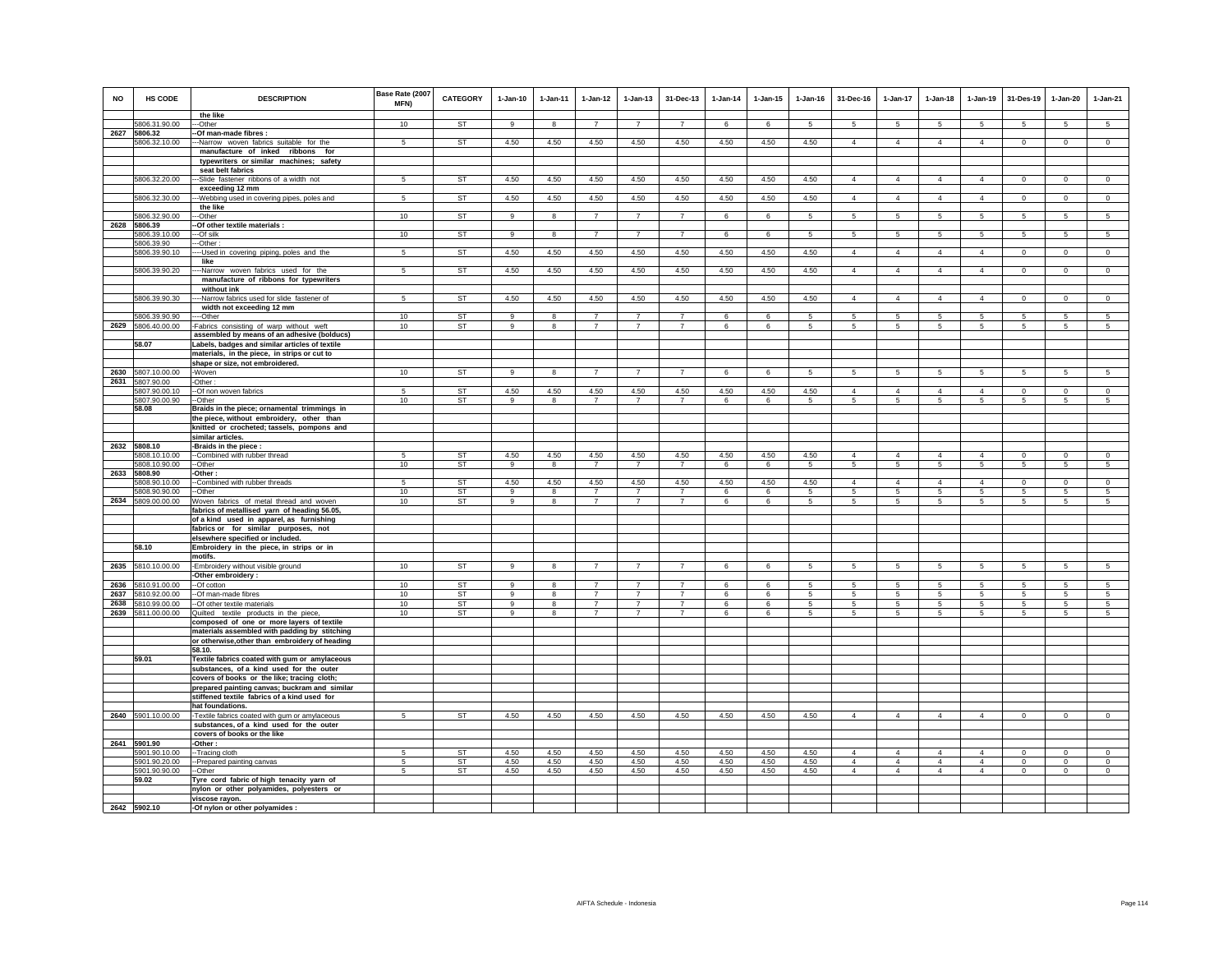| NO | HS CODE | DESCRIPTION | Base Rate (2007 MFN) | CATEGORY | 1-Jan-10 | 1-Jan-11 | 1-Jan-12 | 1-Jan-13 | 31-Dec-13 | 1-Jan-14 | 1-Jan-15 | 1-Jan-16 | 31-Dec-16 | 1-Jan-17 | 1-Jan-18 | 1-Jan-19 | 31-Des-19 | 1-Jan-20 | 1-Jan-21 |
|---|---|---|---|---|---|---|---|---|---|---|---|---|---|---|---|---|---|---|---|
| | | **the like** | | | | | | | | | | | | | | | | | |
| | 5806.31.90.00 | ---Other | 10 | ST | 9 | 8 | 7 | 7 | 7 | 6 | 6 | 5 | 5 | 5 | 5 | 5 | 5 | 5 | 5 |
| 2627 | **5806.32** | **--Of man-made fibres :** | | | | | | | | | | | | | | | | | |
| | 5806.32.10.00 | ---Narrow woven fabrics suitable for the **manufacture of inked ribbons for typewriters or similar machines; safety seat belt fabrics** | 5 | ST | 4.50 | 4.50 | 4.50 | 4.50 | 4.50 | 4.50 | 4.50 | 4.50 | 4 | 4 | 4 | 4 | 0 | 0 | 0 |
| | 5806.32.20.00 | ---Slide fastener ribbons of a width not **exceeding 12 mm** | 5 | ST | 4.50 | 4.50 | 4.50 | 4.50 | 4.50 | 4.50 | 4.50 | 4.50 | 4 | 4 | 4 | 4 | 0 | 0 | 0 |
| | 5806.32.30.00 | ---Webbing used in covering pipes, poles and **the like** | 5 | ST | 4.50 | 4.50 | 4.50 | 4.50 | 4.50 | 4.50 | 4.50 | 4.50 | 4 | 4 | 4 | 4 | 0 | 0 | 0 |
| | 5806.32.90.00 | ---Other | 10 | ST | 9 | 8 | 7 | 7 | 7 | 6 | 6 | 5 | 5 | 5 | 5 | 5 | 5 | 5 | 5 |
| 2628 | **5806.39** | **--Of other textile materials :** | | | | | | | | | | | | | | | | | |
| | 5806.39.10.00 | ---Of silk | 10 | ST | 9 | 8 | 7 | 7 | 7 | 6 | 6 | 5 | 5 | 5 | 5 | 5 | 5 | 5 | 5 |
| | 5806.39.90 | ---Other : | | | | | | | | | | | | | | | | | |
| | 5806.39.90.10 | ----Used in covering piping, poles and the **like** | 5 | ST | 4.50 | 4.50 | 4.50 | 4.50 | 4.50 | 4.50 | 4.50 | 4.50 | 4 | 4 | 4 | 4 | 0 | 0 | 0 |
| | 5806.39.90.20 | ----Narrow woven fabrics used for the **manufacture of ribbons for typewriters without ink** | 5 | ST | 4.50 | 4.50 | 4.50 | 4.50 | 4.50 | 4.50 | 4.50 | 4.50 | 4 | 4 | 4 | 4 | 0 | 0 | 0 |
| | 5806.39.90.30 | ----Narrow fabrics used for slide fastener of **width not exceeding 12 mm** | 5 | ST | 4.50 | 4.50 | 4.50 | 4.50 | 4.50 | 4.50 | 4.50 | 4.50 | 4 | 4 | 4 | 4 | 0 | 0 | 0 |
| | 5806.39.90.90 | ----Other | 10 | ST | 9 | 8 | 7 | 7 | 7 | 6 | 6 | 5 | 5 | 5 | 5 | 5 | 5 | 5 | 5 |
| 2629 | 5806.40.00.00 | -Fabrics consisting of warp without weft **assembled by means of an adhesive (bolducs)** | 10 | ST | 9 | 8 | 7 | 7 | 7 | 6 | 6 | 5 | 5 | 5 | 5 | 5 | 5 | 5 | 5 |
| | **58.07** | **Labels, badges and similar articles of textile materials, in the piece, in strips or cut to shape or size, not embroidered.** | | | | | | | | | | | | | | | | | |
| 2630 | 5807.10.00.00 | -Woven | 10 | ST | 9 | 8 | 7 | 7 | 7 | 6 | 6 | 5 | 5 | 5 | 5 | 5 | 5 | 5 | 5 |
| 2631 | 5807.90.00 | -Other : | | | | | | | | | | | | | | | | | |
| | 5807.90.00.10 | --Of non woven fabrics | 5 | ST | 4.50 | 4.50 | 4.50 | 4.50 | 4.50 | 4.50 | 4.50 | 4.50 | 4 | 4 | 4 | 4 | 0 | 0 | 0 |
| | 5807.90.00.90 | --Other | 10 | ST | 9 | 8 | 7 | 7 | 7 | 6 | 6 | 5 | 5 | 5 | 5 | 5 | 5 | 5 | 5 |
| | **58.08** | **Braids in the piece; ornamental trimmings in the piece, without embroidery, other than knitted or crocheted; tassels, pompons and similar articles.** | | | | | | | | | | | | | | | | | |
| 2632 | **5808.10** | **-Braids in the piece :** | | | | | | | | | | | | | | | | | |
| | 5808.10.10.00 | --Combined with rubber thread | 5 | ST | 4.50 | 4.50 | 4.50 | 4.50 | 4.50 | 4.50 | 4.50 | 4.50 | 4 | 4 | 4 | 4 | 0 | 0 | 0 |
| | 5808.10.90.00 | --Other | 10 | ST | 9 | 8 | 7 | 7 | 7 | 6 | 6 | 5 | 5 | 5 | 5 | 5 | 5 | 5 | 5 |
| 2633 | **5808.90** | **-Other :** | | | | | | | | | | | | | | | | | |
| | 5808.90.10.00 | --Combined with rubber threads | 5 | ST | 4.50 | 4.50 | 4.50 | 4.50 | 4.50 | 4.50 | 4.50 | 4.50 | 4 | 4 | 4 | 4 | 0 | 0 | 0 |
| | 5808.90.90.00 | --Other | 10 | ST | 9 | 8 | 7 | 7 | 7 | 6 | 6 | 5 | 5 | 5 | 5 | 5 | 5 | 5 | 5 |
| 2634 | 5809.00.00.00 | Woven fabrics of metal thread and woven **fabrics of metallised yarn of heading 56.05, of a kind used in apparel, as furnishing fabrics or for similar purposes, not elsewhere specified or included.** | 10 | ST | 9 | 8 | 7 | 7 | 7 | 6 | 6 | 5 | 5 | 5 | 5 | 5 | 5 | 5 | 5 |
| | **58.10** | **Embroidery in the piece, in strips or in motifs.** | | | | | | | | | | | | | | | | | |
| 2635 | 5810.10.00.00 | -Embroidery without visible ground | 10 | ST | 9 | 8 | 7 | 7 | 7 | 6 | 6 | 5 | 5 | 5 | 5 | 5 | 5 | 5 | 5 |
| | | **-Other embroidery :** | | | | | | | | | | | | | | | | | |
| 2636 | 5810.91.00.00 | --Of cotton | 10 | ST | 9 | 8 | 7 | 7 | 7 | 6 | 6 | 5 | 5 | 5 | 5 | 5 | 5 | 5 | 5 |
| 2637 | 5810.92.00.00 | --Of man-made fibres | 10 | ST | 9 | 8 | 7 | 7 | 7 | 6 | 6 | 5 | 5 | 5 | 5 | 5 | 5 | 5 | 5 |
| 2638 | 5810.99.00.00 | --Of other textile materials | 10 | ST | 9 | 8 | 7 | 7 | 7 | 6 | 6 | 5 | 5 | 5 | 5 | 5 | 5 | 5 | 5 |
| 2639 | 5811.00.00.00 | Quilted textile products in the piece, **composed of one or more layers of textile materials assembled with padding by stitching or otherwise,other than embroidery of heading 58.10.** | 10 | ST | 9 | 8 | 7 | 7 | 7 | 6 | 6 | 5 | 5 | 5 | 5 | 5 | 5 | 5 | 5 |
| | **59.01** | **Textile fabrics coated with gum or amylaceous substances, of a kind used for the outer covers of books or the like; tracing cloth; prepared painting canvas; buckram and similar stiffened textile fabrics of a kind used for hat foundations.** | | | | | | | | | | | | | | | | | |
| 2640 | 5901.10.00.00 | -Textile fabrics coated with gum or amylaceous **substances, of a kind used for the outer covers of books or the like** | 5 | ST | 4.50 | 4.50 | 4.50 | 4.50 | 4.50 | 4.50 | 4.50 | 4.50 | 4 | 4 | 4 | 4 | 0 | 0 | 0 |
| 2641 | **5901.90** | **-Other :** | | | | | | | | | | | | | | | | | |
| | 5901.90.10.00 | --Tracing cloth | 5 | ST | 4.50 | 4.50 | 4.50 | 4.50 | 4.50 | 4.50 | 4.50 | 4.50 | 4 | 4 | 4 | 4 | 0 | 0 | 0 |
| | 5901.90.20.00 | --Prepared painting canvas | 5 | ST | 4.50 | 4.50 | 4.50 | 4.50 | 4.50 | 4.50 | 4.50 | 4.50 | 4 | 4 | 4 | 4 | 0 | 0 | 0 |
| | 5901.90.90.00 | --Other | 5 | ST | 4.50 | 4.50 | 4.50 | 4.50 | 4.50 | 4.50 | 4.50 | 4.50 | 4 | 4 | 4 | 4 | 0 | 0 | 0 |
| | **59.02** | **Tyre cord fabric of high tenacity yarn of nylon or other polyamides, polyesters or viscose rayon.** | | | | | | | | | | | | | | | | | |
| 2642 | **5902.10** | **-Of nylon or other polyamides :** | | | | | | | | | | | | | | | | | |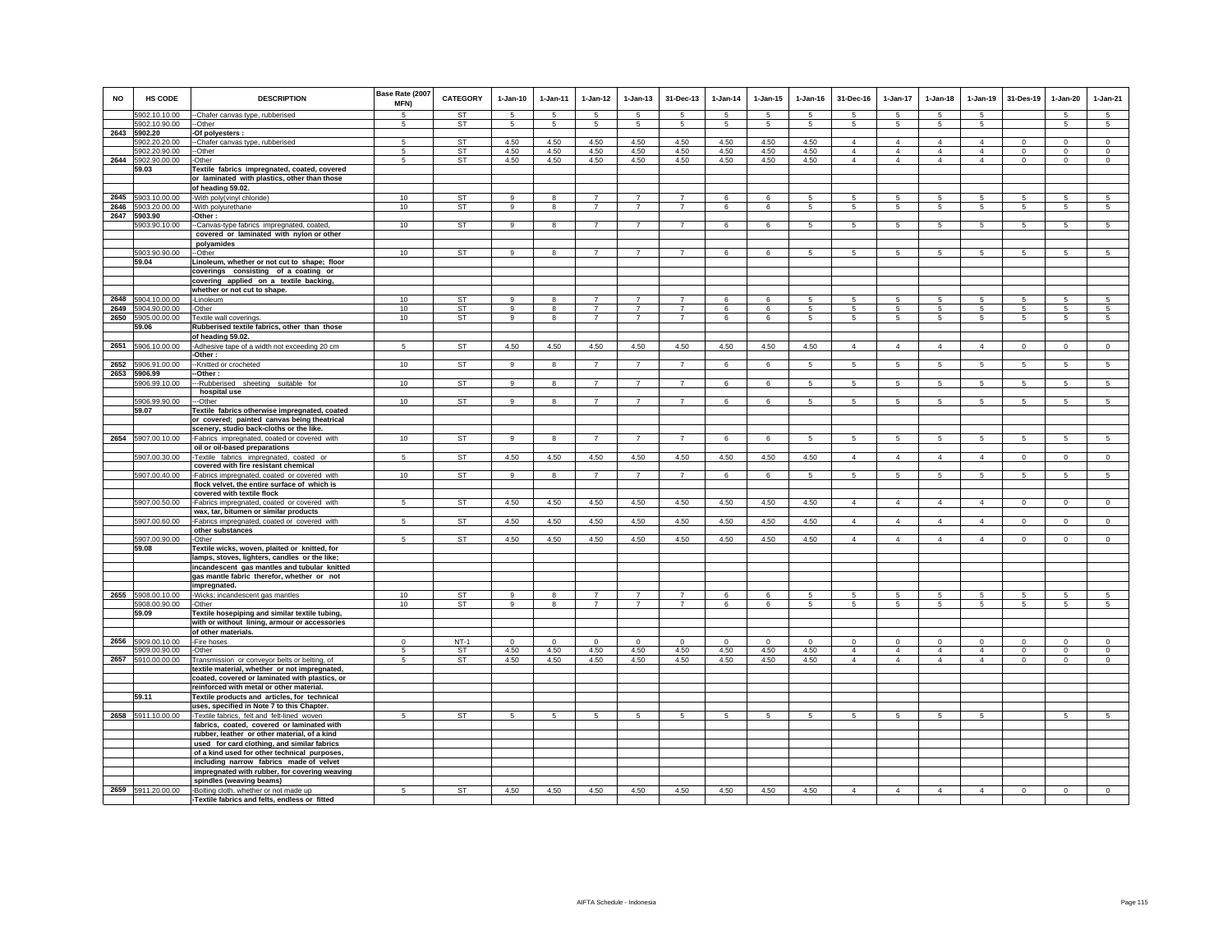| NO | HS CODE | DESCRIPTION | Base Rate (2007 MFN) | CATEGORY | 1-Jan-10 | 1-Jan-11 | 1-Jan-12 | 1-Jan-13 | 31-Dec-13 | 1-Jan-14 | 1-Jan-15 | 1-Jan-16 | 31-Dec-16 | 1-Jan-17 | 1-Jan-18 | 1-Jan-19 | 31-Des-19 | 1-Jan-20 | 1-Jan-21 |
|---|---|---|---|---|---|---|---|---|---|---|---|---|---|---|---|---|---|---|---|
| | 5902.10.10.00 | --Chafer canvas type, rubberised | 5 | ST | 5 | 5 | 5 | 5 | 5 | 5 | 5 | 5 | 5 | 5 | 5 | 5 | | 5 | 5 |
| | 5902.10.90.00 | --Other | 5 | ST | 5 | 5 | 5 | 5 | 5 | 5 | 5 | 5 | 5 | 5 | 5 | 5 | | 5 | 5 |
| 2643 | 5902.20 | -Of polyesters : | | | | | | | | | | | | | | | | | |
| | 5902.20.20.00 | --Chafer canvas type, rubberised | 5 | ST | 4.50 | 4.50 | 4.50 | 4.50 | 4.50 | 4.50 | 4.50 | 4.50 | 4 | 4 | 4 | 4 | 0 | 0 | 0 |
| | 5902.20.90.00 | --Other | 5 | ST | 4.50 | 4.50 | 4.50 | 4.50 | 4.50 | 4.50 | 4.50 | 4.50 | 4 | 4 | 4 | 4 | 0 | 0 | 0 |
| 2644 | 5902.90.00.00 | -Other | 5 | ST | 4.50 | 4.50 | 4.50 | 4.50 | 4.50 | 4.50 | 4.50 | 4.50 | 4 | 4 | 4 | 4 | 0 | 0 | 0 |
| | 59.03 | Textile fabrics impregnated, coated, covered or laminated with plastics, other than those of heading 59.02. | | | | | | | | | | | | | | | | | |
| 2645 | 5903.10.00.00 | -With poly(vinyl chloride) | 10 | ST | 9 | 8 | 7 | 7 | 7 | 6 | 6 | 5 | 5 | 5 | 5 | 5 | 5 | 5 | 5 |
| 2646 | 5903.20.00.00 | -With polyurethane | 10 | ST | 9 | 8 | 7 | 7 | 7 | 6 | 6 | 5 | 5 | 5 | 5 | 5 | 5 | 5 | 5 |
| 2647 | 5903.90 | -Other : | | | | | | | | | | | | | | | | | |
| | 5903.90.10.00 | --Canvas-type fabrics impregnated, coated, covered or laminated with nylon or other polyamides | 10 | ST | 9 | 8 | 7 | 7 | 7 | 6 | 6 | 5 | 5 | 5 | 5 | 5 | 5 | 5 | 5 |
| | 5903.90.90.00 | --Other | 10 | ST | 9 | 8 | 7 | 7 | 7 | 6 | 6 | 5 | 5 | 5 | 5 | 5 | 5 | 5 | 5 |
| | 59.04 | Linoleum, whether or not cut to shape; floor coverings consisting of a coating or covering applied on a textile backing, whether or not cut to shape. | | | | | | | | | | | | | | | | | |
| 2648 | 5904.10.00.00 | -Linoleum | 10 | ST | 9 | 8 | 7 | 7 | 7 | 6 | 6 | 5 | 5 | 5 | 5 | 5 | 5 | 5 | 5 |
| 2649 | 5904.90.00.00 | -Other | 10 | ST | 9 | 8 | 7 | 7 | 7 | 6 | 6 | 5 | 5 | 5 | 5 | 5 | 5 | 5 | 5 |
| 2650 | 5905.00.00.00 | Textile wall coverings. | 10 | ST | 9 | 8 | 7 | 7 | 7 | 6 | 6 | 5 | 5 | 5 | 5 | 5 | 5 | 5 | 5 |
| | 59.06 | Rubberised textile fabrics, other than those of heading 59.02. | | | | | | | | | | | | | | | | | |
| 2651 | 5906.10.00.00 | -Adhesive tape of a width not exceeding 20 cm | 5 | ST | 4.50 | 4.50 | 4.50 | 4.50 | 4.50 | 4.50 | 4.50 | 4.50 | 4 | 4 | 4 | 4 | 0 | 0 | 0 |
| | | -Other : | | | | | | | | | | | | | | | | | |
| 2652 | 5906.91.00.00 | --Knitted or crocheted | 10 | ST | 9 | 8 | 7 | 7 | 7 | 6 | 6 | 5 | 5 | 5 | 5 | 5 | 5 | 5 | 5 |
| 2653 | 5906.99 | --Other : | | | | | | | | | | | | | | | | | |
| | 5906.99.10.00 | ---Rubberised sheeting suitable for hospital use | 10 | ST | 9 | 8 | 7 | 7 | 7 | 6 | 6 | 5 | 5 | 5 | 5 | 5 | 5 | 5 | 5 |
| | 5906.99.90.00 | ---Other | 10 | ST | 9 | 8 | 7 | 7 | 7 | 6 | 6 | 5 | 5 | 5 | 5 | 5 | 5 | 5 | 5 |
| | 59.07 | Textile fabrics otherwise impregnated, coated or covered; painted canvas being theatrical scenery, studio back-cloths or the like. | | | | | | | | | | | | | | | | | |
| 2654 | 5907.00.10.00 | -Fabrics impregnated, coated or covered with oil or oil-based preparations | 10 | ST | 9 | 8 | 7 | 7 | 7 | 6 | 6 | 5 | 5 | 5 | 5 | 5 | 5 | 5 | 5 |
| | 5907.00.30.00 | -Textile fabrics impregnated, coated or covered with fire resistant chemical | 5 | ST | 4.50 | 4.50 | 4.50 | 4.50 | 4.50 | 4.50 | 4.50 | 4.50 | 4 | 4 | 4 | 4 | 0 | 0 | 0 |
| | 5907.00.40.00 | -Fabrics impregnated, coated or covered with flock velvet, the entire surface of which is covered with textile flock | 10 | ST | 9 | 8 | 7 | 7 | 7 | 6 | 6 | 5 | 5 | 5 | 5 | 5 | 5 | 5 | 5 |
| | 5907.00.50.00 | -Fabrics impregnated, coated or covered with wax, tar, bitumen or similar products | 5 | ST | 4.50 | 4.50 | 4.50 | 4.50 | 4.50 | 4.50 | 4.50 | 4.50 | 4 | 4 | 4 | 4 | 0 | 0 | 0 |
| | 5907.00.60.00 | -Fabrics impregnated, coated or covered with other substances | 5 | ST | 4.50 | 4.50 | 4.50 | 4.50 | 4.50 | 4.50 | 4.50 | 4.50 | 4 | 4 | 4 | 4 | 0 | 0 | 0 |
| | 5907.00.90.00 | -Other | 5 | ST | 4.50 | 4.50 | 4.50 | 4.50 | 4.50 | 4.50 | 4.50 | 4.50 | 4 | 4 | 4 | 4 | 0 | 0 | 0 |
| | 59.08 | Textile wicks, woven, plaited or knitted, for lamps, stoves, lighters, candles or the like; incandescent gas mantles and tubular knitted gas mantle fabric therefor, whether or not impregnated. | | | | | | | | | | | | | | | | | |
| 2655 | 5908.00.10.00 | -Wicks; incandescent gas mantles | 10 | ST | 9 | 8 | 7 | 7 | 7 | 6 | 6 | 5 | 5 | 5 | 5 | 5 | 5 | 5 | 5 |
| | 5908.00.90.00 | -Other | 10 | ST | 9 | 8 | 7 | 7 | 7 | 6 | 6 | 5 | 5 | 5 | 5 | 5 | 5 | 5 | 5 |
| | 59.09 | Textile hosepiping and similar textile tubing, with or without lining, armour or accessories of other materials. | | | | | | | | | | | | | | | | | |
| 2656 | 5909.00.10.00 | -Fire hoses | 0 | NT-1 | 0 | 0 | 0 | 0 | 0 | 0 | 0 | 0 | 0 | 0 | 0 | 0 | 0 | 0 | 0 |
| | 5909.00.90.00 | -Other | 5 | ST | 4.50 | 4.50 | 4.50 | 4.50 | 4.50 | 4.50 | 4.50 | 4.50 | 4 | 4 | 4 | 4 | 0 | 0 | 0 |
| 2657 | 5910.00.00.00 | Transmission or conveyor belts or belting, of textile material, whether or not impregnated, coated, covered or laminated with plastics, or reinforced with metal or other material. | 5 | ST | 4.50 | 4.50 | 4.50 | 4.50 | 4.50 | 4.50 | 4.50 | 4.50 | 4 | 4 | 4 | 4 | 0 | 0 | 0 |
| | 59.11 | Textile products and articles, for technical uses, specified in Note 7 to this Chapter. | | | | | | | | | | | | | | | | | |
| 2658 | 5911.10.00.00 | -Textile fabrics, felt and felt-lined woven fabrics, coated, covered or laminated with rubber, leather or other material, of a kind used for card clothing, and similar fabrics of a kind used for other technical purposes, including narrow fabrics made of velvet impregnated with rubber, for covering weaving spindles (weaving beams) | 5 | ST | 5 | 5 | 5 | 5 | 5 | 5 | 5 | 5 | 5 | 5 | 5 | 5 | | 5 | 5 |
| 2659 | 5911.20.00.00 | -Bolting cloth, whether or not made up | 5 | ST | 4.50 | 4.50 | 4.50 | 4.50 | 4.50 | 4.50 | 4.50 | 4.50 | 4 | 4 | 4 | 4 | 0 | 0 | 0 |
| | | -Textile fabrics and felts, endless or fitted | | | | | | | | | | | | | | | | | |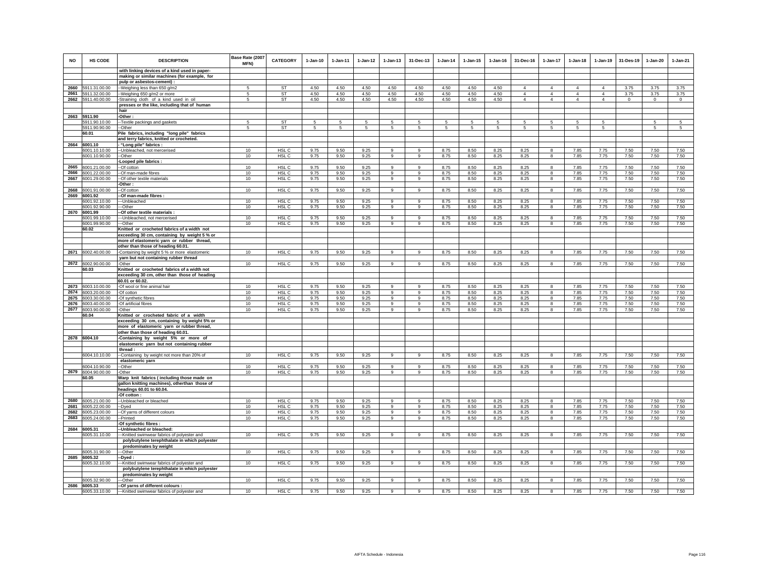| NO | HS CODE | DESCRIPTION | Base Rate (2007 MFN) | CATEGORY | 1-Jan-10 | 1-Jan-11 | 1-Jan-12 | 1-Jan-13 | 31-Dec-13 | 1-Jan-14 | 1-Jan-15 | 1-Jan-16 | 31-Dec-16 | 1-Jan-17 | 1-Jan-18 | 1-Jan-19 | 31-Des-19 | 1-Jan-20 | 1-Jan-21 |
|---|---|---|---|---|---|---|---|---|---|---|---|---|---|---|---|---|---|---|---|
| | | with linking devices of a kind used in paper- | | | | | | | | | | | | | | | | | |
| | | making or similar machines (for example, for | | | | | | | | | | | | | | | | | |
| | | pulp or asbestos-cement) : | | | | | | | | | | | | | | | | | |
| 2660 | 5911.31.00.00 | --Weighing less than 650 g/m2 | 5 | ST | 4.50 | 4.50 | 4.50 | 4.50 | 4.50 | 4.50 | 4.50 | 4.50 | 4 | 4 | 4 | 4 | 3.75 | 3.75 | 3.75 |
| 2661 | 5911.32.00.00 | --Weighing 650 g/m2 or more | 5 | ST | 4.50 | 4.50 | 4.50 | 4.50 | 4.50 | 4.50 | 4.50 | 4.50 | 4 | 4 | 4 | 4 | 3.75 | 3.75 | 3.75 |
| 2662 | 5911.40.00.00 | -Straining cloth of a kind used in oil | 5 | ST | 4.50 | 4.50 | 4.50 | 4.50 | 4.50 | 4.50 | 4.50 | 4.50 | 4 | 4 | 4 | 4 | 0 | 0 | 0 |
| | | presses or the like, including that of human | | | | | | | | | | | | | | | | | |
| | | hair | | | | | | | | | | | | | | | | | |
| 2663 | 5911.90 | -Other : | | | | | | | | | | | | | | | | | |
| | 5911.90.10.00 | --Textile packings and gaskets | 5 | ST | 5 | 5 | 5 | 5 | 5 | 5 | 5 | 5 | 5 | 5 | 5 | 5 | | 5 | 5 |
| | 5911.90.90.00 | --Other | 5 | ST | 5 | 5 | 5 | 5 | 5 | 5 | 5 | 5 | 5 | 5 | 5 | 5 | | 5 | 5 |
| | 60.01 | Pile fabrics, including "long pile" fabrics | | | | | | | | | | | | | | | | | |
| | | and terry fabrics, knitted or crocheted. | | | | | | | | | | | | | | | | | |
| 2664 | 6001.10 | - "Long pile" fabrics : | | | | | | | | | | | | | | | | | |
| | 6001.10.10.00 | --Unbleached, not mercerised | 10 | HSL C | 9.75 | 9.50 | 9.25 | 9 | 9 | 8.75 | 8.50 | 8.25 | 8.25 | 8 | 7.85 | 7.75 | 7.50 | 7.50 | 7.50 |
| | 6001.10.90.00 | --Other | 10 | HSL C | 9.75 | 9.50 | 9.25 | 9 | 9 | 8.75 | 8.50 | 8.25 | 8.25 | 8 | 7.85 | 7.75 | 7.50 | 7.50 | 7.50 |
| | | -Looped pile fabrics : | | | | | | | | | | | | | | | | | |
| 2665 | 6001.21.00.00 | --Of cotton | 10 | HSL C | 9.75 | 9.50 | 9.25 | 9 | 9 | 8.75 | 8.50 | 8.25 | 8.25 | 8 | 7.85 | 7.75 | 7.50 | 7.50 | 7.50 |
| 2666 | 6001.22.00.00 | --Of man-made fibres | 10 | HSL C | 9.75 | 9.50 | 9.25 | 9 | 9 | 8.75 | 8.50 | 8.25 | 8.25 | 8 | 7.85 | 7.75 | 7.50 | 7.50 | 7.50 |
| 2667 | 6001.29.00.00 | --Of other textile materials | 10 | HSL C | 9.75 | 9.50 | 9.25 | 9 | 9 | 8.75 | 8.50 | 8.25 | 8.25 | 8 | 7.85 | 7.75 | 7.50 | 7.50 | 7.50 |
| | | -Other : | | | | | | | | | | | | | | | | | |
| 2668 | 6001.91.00.00 | --Of cotton | 10 | HSL C | 9.75 | 9.50 | 9.25 | 9 | 9 | 8.75 | 8.50 | 8.25 | 8.25 | 8 | 7.85 | 7.75 | 7.50 | 7.50 | 7.50 |
| 2669 | 6001.92 | --Of man-made fibres : | | | | | | | | | | | | | | | | | |
| | 6001.92.10.00 | ---Unbleached | 10 | HSL C | 9.75 | 9.50 | 9.25 | 9 | 9 | 8.75 | 8.50 | 8.25 | 8.25 | 8 | 7.85 | 7.75 | 7.50 | 7.50 | 7.50 |
| | 6001.92.90.00 | ---Other | 10 | HSL C | 9.75 | 9.50 | 9.25 | 9 | 9 | 8.75 | 8.50 | 8.25 | 8.25 | 8 | 7.85 | 7.75 | 7.50 | 7.50 | 7.50 |
| 2670 | 6001.99 | --Of other textile materials : | | | | | | | | | | | | | | | | | |
| | 6001.99.10.00 | ---Unbleached, not mercerised | 10 | HSL C | 9.75 | 9.50 | 9.25 | 9 | 9 | 8.75 | 8.50 | 8.25 | 8.25 | 8 | 7.85 | 7.75 | 7.50 | 7.50 | 7.50 |
| | 6001.99.90.00 | ---Other | 10 | HSL C | 9.75 | 9.50 | 9.25 | 9 | 9 | 8.75 | 8.50 | 8.25 | 8.25 | 8 | 7.85 | 7.75 | 7.50 | 7.50 | 7.50 |
| | 60.02 | Knitted or crocheted fabrics of a width not | | | | | | | | | | | | | | | | | |
| | | exceeding 30 cm, containing by weight 5 % or | | | | | | | | | | | | | | | | | |
| | | more of elastomeric yarn or rubber thread, | | | | | | | | | | | | | | | | | |
| | | other than those of heading 60.01. | | | | | | | | | | | | | | | | | |
| 2671 | 6002.40.00.00 | -Containing by weight 5 % or more elastomeric | 10 | HSL C | 9.75 | 9.50 | 9.25 | 9 | 9 | 8.75 | 8.50 | 8.25 | 8.25 | 8 | 7.85 | 7.75 | 7.50 | 7.50 | 7.50 |
| | | yarn but not containing rubber thread | | | | | | | | | | | | | | | | | |
| 2672 | 6002.90.00.00 | -Other | 10 | HSL C | 9.75 | 9.50 | 9.25 | 9 | 9 | 8.75 | 8.50 | 8.25 | 8.25 | 8 | 7.85 | 7.75 | 7.50 | 7.50 | 7.50 |
| | 60.03 | Knitted or crocheted fabrics of a width not | | | | | | | | | | | | | | | | | |
| | | exceeding 30 cm, other than those of heading | | | | | | | | | | | | | | | | | |
| | | 60.01 or 60.02. | | | | | | | | | | | | | | | | | |
| 2673 | 6003.10.00.00 | -Of wool or fine animal hair | 10 | HSL C | 9.75 | 9.50 | 9.25 | 9 | 9 | 8.75 | 8.50 | 8.25 | 8.25 | 8 | 7.85 | 7.75 | 7.50 | 7.50 | 7.50 |
| 2674 | 6003.20.00.00 | -Of cotton | 10 | HSL C | 9.75 | 9.50 | 9.25 | 9 | 9 | 8.75 | 8.50 | 8.25 | 8.25 | 8 | 7.85 | 7.75 | 7.50 | 7.50 | 7.50 |
| 2675 | 6003.30.00.00 | -Of synthetic fibres | 10 | HSL C | 9.75 | 9.50 | 9.25 | 9 | 9 | 8.75 | 8.50 | 8.25 | 8.25 | 8 | 7.85 | 7.75 | 7.50 | 7.50 | 7.50 |
| 2676 | 6003.40.00.00 | -Of artificial fibres | 10 | HSL C | 9.75 | 9.50 | 9.25 | 9 | 9 | 8.75 | 8.50 | 8.25 | 8.25 | 8 | 7.85 | 7.75 | 7.50 | 7.50 | 7.50 |
| 2677 | 6003.90.00.00 | -Other | 10 | HSL C | 9.75 | 9.50 | 9.25 | 9 | 9 | 8.75 | 8.50 | 8.25 | 8.25 | 8 | 7.85 | 7.75 | 7.50 | 7.50 | 7.50 |
| | 60.04 | Knitted or crocheted fabric of a width | | | | | | | | | | | | | | | | | |
| | | exceeding 30 cm, containing by weight 5% or | | | | | | | | | | | | | | | | | |
| | | more of elastomeric yarn or rubber thread, | | | | | | | | | | | | | | | | | |
| | | other than those of heading 60.01. | | | | | | | | | | | | | | | | | |
| 2678 | 6004.10 | -Containing by weight 5% or more of | | | | | | | | | | | | | | | | | |
| | | elastomeric yarn but not containing rubber | | | | | | | | | | | | | | | | | |
| | | thread : | | | | | | | | | | | | | | | | | |
| | 6004.10.10.00 | --Containing by weight not more than 20% of | 10 | HSL C | 9.75 | 9.50 | 9.25 | 9 | 9 | 8.75 | 8.50 | 8.25 | 8.25 | 8 | 7.85 | 7.75 | 7.50 | 7.50 | 7.50 |
| | | elastomeric yarn | | | | | | | | | | | | | | | | | |
| | 6004.10.90.00 | --Other | 10 | HSL C | 9.75 | 9.50 | 9.25 | 9 | 9 | 8.75 | 8.50 | 8.25 | 8.25 | 8 | 7.85 | 7.75 | 7.50 | 7.50 | 7.50 |
| 2679 | 6004.90.00.00 | -Other | 10 | HSL C | 9.75 | 9.50 | 9.25 | 9 | 9 | 8.75 | 8.50 | 8.25 | 8.25 | 8 | 7.85 | 7.75 | 7.50 | 7.50 | 7.50 |
| | 60.05 | Warp knit fabrics ( including those made on | | | | | | | | | | | | | | | | | |
| | | gallon knitting machines), otherthan those of | | | | | | | | | | | | | | | | | |
| | | headings 60.01 to 60.04. | | | | | | | | | | | | | | | | | |
| | | -Of cotton : | | | | | | | | | | | | | | | | | |
| 2680 | 6005.21.00.00 | --Unbleached or bleached | 10 | HSL C | 9.75 | 9.50 | 9.25 | 9 | 9 | 8.75 | 8.50 | 8.25 | 8.25 | 8 | 7.85 | 7.75 | 7.50 | 7.50 | 7.50 |
| 2681 | 6005.22.00.00 | --Dyed | 10 | HSL C | 9.75 | 9.50 | 9.25 | 9 | 9 | 8.75 | 8.50 | 8.25 | 8.25 | 8 | 7.85 | 7.75 | 7.50 | 7.50 | 7.50 |
| 2682 | 6005.23.00.00 | --Of yarns of different colours | 10 | HSL C | 9.75 | 9.50 | 9.25 | 9 | 9 | 8.75 | 8.50 | 8.25 | 8.25 | 8 | 7.85 | 7.75 | 7.50 | 7.50 | 7.50 |
| 2683 | 6005.24.00.00 | --Printed | 10 | HSL C | 9.75 | 9.50 | 9.25 | 9 | 9 | 8.75 | 8.50 | 8.25 | 8.25 | 8 | 7.85 | 7.75 | 7.50 | 7.50 | 7.50 |
| | | -Of synthetic fibres : | | | | | | | | | | | | | | | | | |
| 2684 | 6005.31 | --Unbleached or bleached: | | | | | | | | | | | | | | | | | |
| | 6005.31.10.00 | ---Knitted swimwear fabrics of polyester and | 10 | HSL C | 9.75 | 9.50 | 9.25 | 9 | 9 | 8.75 | 8.50 | 8.25 | 8.25 | 8 | 7.85 | 7.75 | 7.50 | 7.50 | 7.50 |
| | | polybutylene terephthalate in which polyester | | | | | | | | | | | | | | | | | |
| | | predominates by weight | | | | | | | | | | | | | | | | | |
| | 6005.31.90.00 | ---Other | 10 | HSL C | 9.75 | 9.50 | 9.25 | 9 | 9 | 8.75 | 8.50 | 8.25 | 8.25 | 8 | 7.85 | 7.75 | 7.50 | 7.50 | 7.50 |
| 2685 | 6005.32 | --Dyed : | | | | | | | | | | | | | | | | | |
| | 6005.32.10.00 | ---Knitted swimwear fabrics of polyester and | 10 | HSL C | 9.75 | 9.50 | 9.25 | 9 | 9 | 8.75 | 8.50 | 8.25 | 8.25 | 8 | 7.85 | 7.75 | 7.50 | 7.50 | 7.50 |
| | | polybutylene terephthalate in which polyester | | | | | | | | | | | | | | | | | |
| | | predominates by weight | | | | | | | | | | | | | | | | | |
| | 6005.32.90.00 | ---Other | 10 | HSL C | 9.75 | 9.50 | 9.25 | 9 | 9 | 8.75 | 8.50 | 8.25 | 8.25 | 8 | 7.85 | 7.75 | 7.50 | 7.50 | 7.50 |
| 2686 | 6005.33 | --Of yarns of different colours : | | | | | | | | | | | | | | | | | |
| | 6005.33.10.00 | ---Knitted swimwear fabrics of polyester and | 10 | HSL C | 9.75 | 9.50 | 9.25 | 9 | 9 | 8.75 | 8.50 | 8.25 | 8.25 | 8 | 7.85 | 7.75 | 7.50 | 7.50 | 7.50 |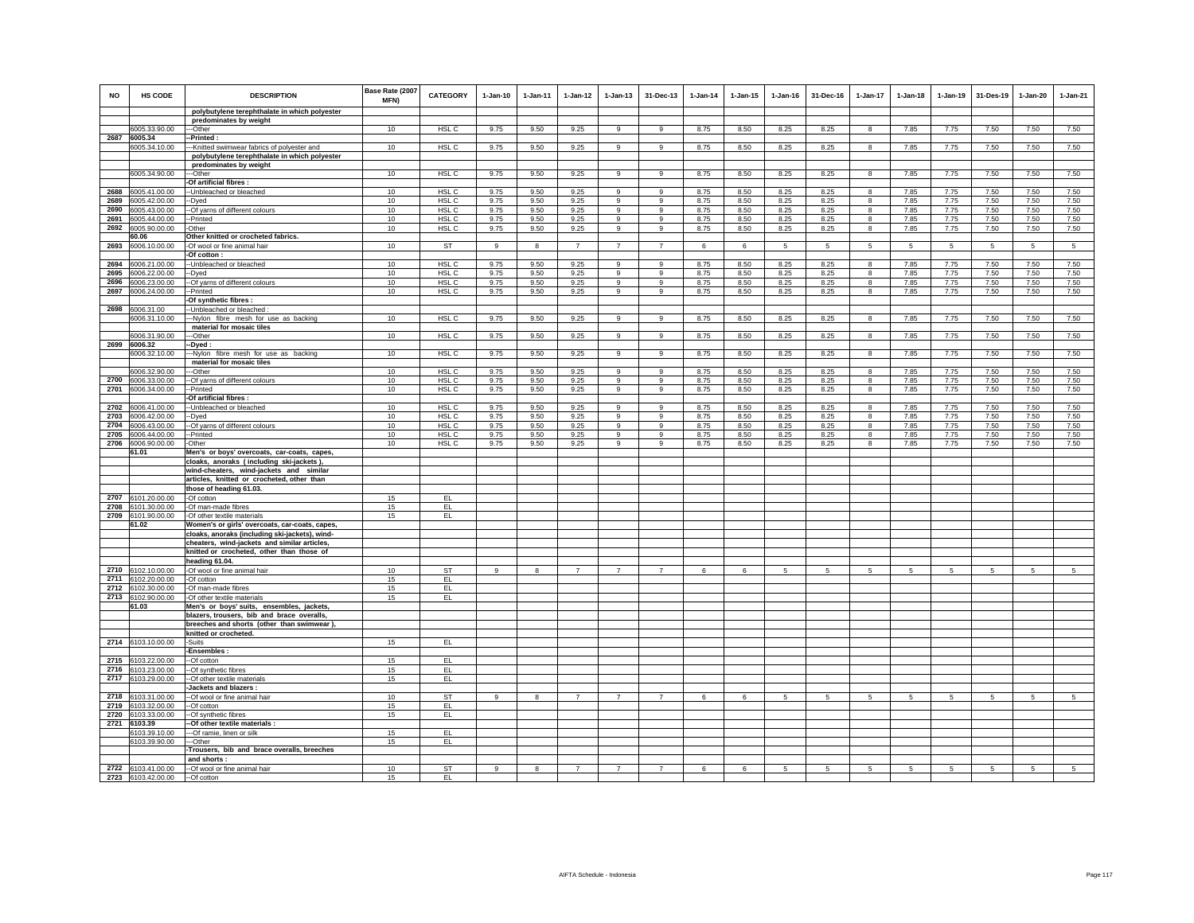| NO | HS CODE | DESCRIPTION | Base Rate (2007 MFN) | CATEGORY | 1-Jan-10 | 1-Jan-11 | 1-Jan-12 | 1-Jan-13 | 31-Dec-13 | 1-Jan-14 | 1-Jan-15 | 1-Jan-16 | 31-Dec-16 | 1-Jan-17 | 1-Jan-18 | 1-Jan-19 | 31-Des-19 | 1-Jan-20 | 1-Jan-21 |
|---|---|---|---|---|---|---|---|---|---|---|---|---|---|---|---|---|---|---|---|
| | | **polybutylene terephthalate in which polyester predominates by weight** | | | | | | | | | | | | | | | | | |
| | 6005.33.90.00 | ---Other | 10 | HSL C | 9.75 | 9.50 | 9.25 | 9 | 9 | 8.75 | 8.50 | 8.25 | 8.25 | 8 | 7.85 | 7.75 | 7.50 | 7.50 | 7.50 |
| 2687 | 6005.34 | --Printed : | | | | | | | | | | | | | | | | | |
| | 6005.34.10.00 | ---Knitted swimwear fabrics of polyester and **polybutylene terephthalate in which polyester predominates by weight** | 10 | HSL C | 9.75 | 9.50 | 9.25 | 9 | 9 | 8.75 | 8.50 | 8.25 | 8.25 | 8 | 7.85 | 7.75 | 7.50 | 7.50 | 7.50 |
| | 6005.34.90.00 | ---Other | 10 | HSL C | 9.75 | 9.50 | 9.25 | 9 | 9 | 8.75 | 8.50 | 8.25 | 8.25 | 8 | 7.85 | 7.75 | 7.50 | 7.50 | 7.50 |
| | | **-Of artificial fibres :** | | | | | | | | | | | | | | | | | |
| 2688 | 6005.41.00.00 | --Unbleached or bleached | 10 | HSL C | 9.75 | 9.50 | 9.25 | 9 | 9 | 8.75 | 8.50 | 8.25 | 8.25 | 8 | 7.85 | 7.75 | 7.50 | 7.50 | 7.50 |
| 2689 | 6005.42.00.00 | --Dyed | 10 | HSL C | 9.75 | 9.50 | 9.25 | 9 | 9 | 8.75 | 8.50 | 8.25 | 8.25 | 8 | 7.85 | 7.75 | 7.50 | 7.50 | 7.50 |
| 2690 | 6005.43.00.00 | --Of yarns of different colours | 10 | HSL C | 9.75 | 9.50 | 9.25 | 9 | 9 | 8.75 | 8.50 | 8.25 | 8.25 | 8 | 7.85 | 7.75 | 7.50 | 7.50 | 7.50 |
| 2691 | 6005.44.00.00 | --Printed | 10 | HSL C | 9.75 | 9.50 | 9.25 | 9 | 9 | 8.75 | 8.50 | 8.25 | 8.25 | 8 | 7.85 | 7.75 | 7.50 | 7.50 | 7.50 |
| 2692 | 6005.90.00.00 | -Other | 10 | HSL C | 9.75 | 9.50 | 9.25 | 9 | 9 | 8.75 | 8.50 | 8.25 | 8.25 | 8 | 7.85 | 7.75 | 7.50 | 7.50 | 7.50 |
| | **60.06** | **Other knitted or crocheted fabrics.** | | | | | | | | | | | | | | | | | |
| 2693 | 6006.10.00.00 | -Of wool or fine animal hair | 10 | ST | 9 | 8 | 7 | 7 | 7 | 6 | 6 | 5 | 5 | 5 | 5 | 5 | 5 | 5 | 5 |
| | | **-Of cotton :** | | | | | | | | | | | | | | | | | |
| 2694 | 6006.21.00.00 | --Unbleached or bleached | 10 | HSL C | 9.75 | 9.50 | 9.25 | 9 | 9 | 8.75 | 8.50 | 8.25 | 8.25 | 8 | 7.85 | 7.75 | 7.50 | 7.50 | 7.50 |
| 2695 | 6006.22.00.00 | --Dyed | 10 | HSL C | 9.75 | 9.50 | 9.25 | 9 | 9 | 8.75 | 8.50 | 8.25 | 8.25 | 8 | 7.85 | 7.75 | 7.50 | 7.50 | 7.50 |
| 2696 | 6006.23.00.00 | --Of yarns of different colours | 10 | HSL C | 9.75 | 9.50 | 9.25 | 9 | 9 | 8.75 | 8.50 | 8.25 | 8.25 | 8 | 7.85 | 7.75 | 7.50 | 7.50 | 7.50 |
| 2697 | 6006.24.00.00 | --Printed | 10 | HSL C | 9.75 | 9.50 | 9.25 | 9 | 9 | 8.75 | 8.50 | 8.25 | 8.25 | 8 | 7.85 | 7.75 | 7.50 | 7.50 | 7.50 |
| | | **-Of synthetic fibres :** | | | | | | | | | | | | | | | | | |
| 2698 | 6006.31.00 | --Unbleached or bleached : | | | | | | | | | | | | | | | | | |
| | 6006.31.10.00 | ---Nylon fibre mesh for use as backing **material for mosaic tiles** | 10 | HSL C | 9.75 | 9.50 | 9.25 | 9 | 9 | 8.75 | 8.50 | 8.25 | 8.25 | 8 | 7.85 | 7.75 | 7.50 | 7.50 | 7.50 |
| | 6006.31.90.00 | ---Other | 10 | HSL C | 9.75 | 9.50 | 9.25 | 9 | 9 | 8.75 | 8.50 | 8.25 | 8.25 | 8 | 7.85 | 7.75 | 7.50 | 7.50 | 7.50 |
| 2699 | 6006.32 | --Dyed : | | | | | | | | | | | | | | | | | |
| | 6006.32.10.00 | ---Nylon fibre mesh for use as backing **material for mosaic tiles** | 10 | HSL C | 9.75 | 9.50 | 9.25 | 9 | 9 | 8.75 | 8.50 | 8.25 | 8.25 | 8 | 7.85 | 7.75 | 7.50 | 7.50 | 7.50 |
| | 6006.32.90.00 | ---Other | 10 | HSL C | 9.75 | 9.50 | 9.25 | 9 | 9 | 8.75 | 8.50 | 8.25 | 8.25 | 8 | 7.85 | 7.75 | 7.50 | 7.50 | 7.50 |
| 2700 | 6006.33.00.00 | --Of yarns of different colours | 10 | HSL C | 9.75 | 9.50 | 9.25 | 9 | 9 | 8.75 | 8.50 | 8.25 | 8.25 | 8 | 7.85 | 7.75 | 7.50 | 7.50 | 7.50 |
| 2701 | 6006.34.00.00 | --Printed | 10 | HSL C | 9.75 | 9.50 | 9.25 | 9 | 9 | 8.75 | 8.50 | 8.25 | 8.25 | 8 | 7.85 | 7.75 | 7.50 | 7.50 | 7.50 |
| | | **-Of artificial fibres :** | | | | | | | | | | | | | | | | | |
| 2702 | 6006.41.00.00 | --Unbleached or bleached | 10 | HSL C | 9.75 | 9.50 | 9.25 | 9 | 9 | 8.75 | 8.50 | 8.25 | 8.25 | 8 | 7.85 | 7.75 | 7.50 | 7.50 | 7.50 |
| 2703 | 6006.42.00.00 | --Dyed | 10 | HSL C | 9.75 | 9.50 | 9.25 | 9 | 9 | 8.75 | 8.50 | 8.25 | 8.25 | 8 | 7.85 | 7.75 | 7.50 | 7.50 | 7.50 |
| 2704 | 6006.43.00.00 | --Of yarns of different colours | 10 | HSL C | 9.75 | 9.50 | 9.25 | 9 | 9 | 8.75 | 8.50 | 8.25 | 8.25 | 8 | 7.85 | 7.75 | 7.50 | 7.50 | 7.50 |
| 2705 | 6006.44.00.00 | --Printed | 10 | HSL C | 9.75 | 9.50 | 9.25 | 9 | 9 | 8.75 | 8.50 | 8.25 | 8.25 | 8 | 7.85 | 7.75 | 7.50 | 7.50 | 7.50 |
| 2706 | 6006.90.00.00 | -Other | 10 | HSL C | 9.75 | 9.50 | 9.25 | 9 | 9 | 8.75 | 8.50 | 8.25 | 8.25 | 8 | 7.85 | 7.75 | 7.50 | 7.50 | 7.50 |
| | **61.01** | **Men's or boys' overcoats, car-coats, capes, cloaks, anoraks ( including ski-jackets ), wind-cheaters, wind-jackets and similar articles, knitted or crocheted, other than those of heading 61.03.** | | | | | | | | | | | | | | | | | |
| 2707 | 6101.20.00.00 | -Of cotton | 15 | EL | | | | | | | | | | | | | | | |
| 2708 | 6101.30.00.00 | -Of man-made fibres | 15 | EL | | | | | | | | | | | | | | | |
| 2709 | 6101.90.00.00 | -Of other textile materials | 15 | EL | | | | | | | | | | | | | | | |
| | **61.02** | **Women's or girls' overcoats, car-coats, capes, cloaks, anoraks (including ski-jackets), wind-cheaters, wind-jackets and similar articles, knitted or crocheted, other than those of heading 61.04.** | | | | | | | | | | | | | | | | | |
| 2710 | 6102.10.00.00 | -Of wool or fine animal hair | 10 | ST | 9 | 8 | 7 | 7 | 7 | 6 | 6 | 5 | 5 | 5 | 5 | 5 | 5 | 5 | 5 |
| 2711 | 6102.20.00.00 | -Of cotton | 15 | EL | | | | | | | | | | | | | | | |
| 2712 | 6102.30.00.00 | -Of man-made fibres | 15 | EL | | | | | | | | | | | | | | | |
| 2713 | 6102.90.00.00 | -Of other textile materials | 15 | EL | | | | | | | | | | | | | | | |
| | **61.03** | **Men's or boys' suits, ensembles, jackets, blazers, trousers, bib and brace overalls, breeches and shorts (other than swimwear ), knitted or crocheted.** | | | | | | | | | | | | | | | | | |
| 2714 | 6103.10.00.00 | -Suits | 15 | EL | | | | | | | | | | | | | | | |
| | | **-Ensembles :** | | | | | | | | | | | | | | | | | |
| 2715 | 6103.22.00.00 | --Of cotton | 15 | EL | | | | | | | | | | | | | | | |
| 2716 | 6103.23.00.00 | --Of synthetic fibres | 15 | EL | | | | | | | | | | | | | | | |
| 2717 | 6103.29.00.00 | --Of other textile materials | 15 | EL | | | | | | | | | | | | | | | |
| | | **-Jackets and blazers :** | | | | | | | | | | | | | | | | | |
| 2718 | 6103.31.00.00 | --Of wool or fine animal hair | 10 | ST | 9 | 8 | 7 | 7 | 7 | 6 | 6 | 5 | 5 | 5 | 5 | 5 | 5 | 5 | 5 |
| 2719 | 6103.32.00.00 | --Of cotton | 15 | EL | | | | | | | | | | | | | | | |
| 2720 | 6103.33.00.00 | --Of synthetic fibres | 15 | EL | | | | | | | | | | | | | | | |
| 2721 | 6103.39 | **--Of other textile materials :** | | | | | | | | | | | | | | | | | |
| | 6103.39.10.00 | ---Of ramie, linen or silk | 15 | EL | | | | | | | | | | | | | | | |
| | 6103.39.90.00 | ---Other | 15 | EL | | | | | | | | | | | | | | | |
| | | **-Trousers, bib and brace overalls, breeches and shorts :** | | | | | | | | | | | | | | | | | |
| 2722 | 6103.41.00.00 | --Of wool or fine animal hair | 10 | ST | 9 | 8 | 7 | 7 | 7 | 6 | 6 | 5 | 5 | 5 | 5 | 5 | 5 | 5 | 5 |
| 2723 | 6103.42.00.00 | --Of cotton | 15 | EL | | | | | | | | | | | | | | | |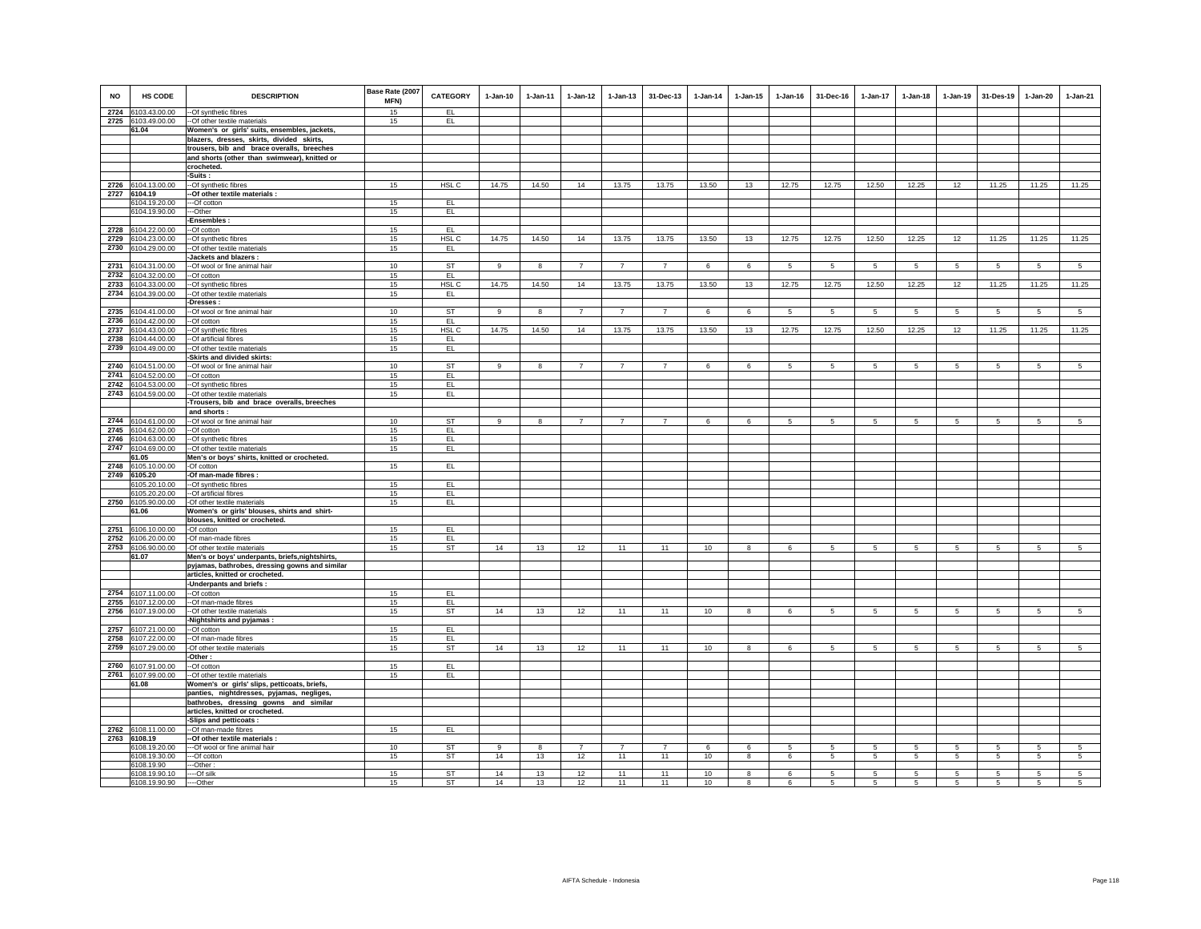| NO | HS CODE | DESCRIPTION | Base Rate (2007 MFN) | CATEGORY | 1-Jan-10 | 1-Jan-11 | 1-Jan-12 | 1-Jan-13 | 31-Dec-13 | 1-Jan-14 | 1-Jan-15 | 1-Jan-16 | 31-Dec-16 | 1-Jan-17 | 1-Jan-18 | 1-Jan-19 | 31-Des-19 | 1-Jan-20 | 1-Jan-21 |
|---|---|---|---|---|---|---|---|---|---|---|---|---|---|---|---|---|---|---|---|
| 2724 | 6103.43.00.00 | --Of synthetic fibres | 15 | EL | | | | | | | | | | | | | | | |
| 2725 | 6103.49.00.00 | --Of other textile materials | 15 | EL | | | | | | | | | | | | | | | |
| | 61.04 | Women's or girls' suits, ensembles, jackets, blazers, dresses, skirts, divided skirts, trousers, bib and brace overalls, breeches and shorts (other than swimwear), knitted or crocheted. | | | | | | | | | | | | | | | | | |
| | | -Suits : | | | | | | | | | | | | | | | | | |
| 2726 | 6104.13.00.00 | --Of synthetic fibres | 15 | HSL C | 14.75 | 14.50 | 14 | 13.75 | 13.75 | 13.50 | 13 | 12.75 | 12.75 | 12.50 | 12.25 | 12 | 11.25 | 11.25 | 11.25 |
| 2727 | 6104.19 | --Of other textile materials : | | | | | | | | | | | | | | | | | |
| | 6104.19.20.00 | ---Of cotton | 15 | EL | | | | | | | | | | | | | | | |
| | 6104.19.90.00 | ---Other | 15 | EL | | | | | | | | | | | | | | | |
| | | -Ensembles : | | | | | | | | | | | | | | | | | |
| 2728 | 6104.22.00.00 | --Of cotton | 15 | EL | | | | | | | | | | | | | | | |
| 2729 | 6104.23.00.00 | --Of synthetic fibres | 15 | HSL C | 14.75 | 14.50 | 14 | 13.75 | 13.75 | 13.50 | 13 | 12.75 | 12.75 | 12.50 | 12.25 | 12 | 11.25 | 11.25 | 11.25 |
| 2730 | 6104.29.00.00 | --Of other textile materials | 15 | EL | | | | | | | | | | | | | | | |
| | | -Jackets and blazers : | | | | | | | | | | | | | | | | | |
| 2731 | 6104.31.00.00 | --Of wool or fine animal hair | 10 | ST | 9 | 8 | 7 | 7 | 7 | 6 | 6 | 5 | 5 | 5 | 5 | 5 | 5 | 5 | 5 |
| 2732 | 6104.32.00.00 | --Of cotton | 15 | EL | | | | | | | | | | | | | | | |
| 2733 | 6104.33.00.00 | --Of synthetic fibres | 15 | HSL C | 14.75 | 14.50 | 14 | 13.75 | 13.75 | 13.50 | 13 | 12.75 | 12.75 | 12.50 | 12.25 | 12 | 11.25 | 11.25 | 11.25 |
| 2734 | 6104.39.00.00 | --Of other textile materials | 15 | EL | | | | | | | | | | | | | | | |
| | | -Dresses : | | | | | | | | | | | | | | | | | |
| 2735 | 6104.41.00.00 | --Of wool or fine animal hair | 10 | ST | 9 | 8 | 7 | 7 | 7 | 6 | 6 | 5 | 5 | 5 | 5 | 5 | 5 | 5 | 5 |
| 2736 | 6104.42.00.00 | --Of cotton | 15 | EL | | | | | | | | | | | | | | | |
| 2737 | 6104.43.00.00 | --Of synthetic fibres | 15 | HSL C | 14.75 | 14.50 | 14 | 13.75 | 13.75 | 13.50 | 13 | 12.75 | 12.75 | 12.50 | 12.25 | 12 | 11.25 | 11.25 | 11.25 |
| 2738 | 6104.44.00.00 | --Of artificial fibres | 15 | EL | | | | | | | | | | | | | | | |
| 2739 | 6104.49.00.00 | --Of other textile materials | 15 | EL | | | | | | | | | | | | | | | |
| | | -Skirts and divided skirts: | | | | | | | | | | | | | | | | | |
| 2740 | 6104.51.00.00 | --Of wool or fine animal hair | 10 | ST | 9 | 8 | 7 | 7 | 7 | 6 | 6 | 5 | 5 | 5 | 5 | 5 | 5 | 5 | 5 |
| 2741 | 6104.52.00.00 | --Of cotton | 15 | EL | | | | | | | | | | | | | | | |
| 2742 | 6104.53.00.00 | --Of synthetic fibres | 15 | EL | | | | | | | | | | | | | | | |
| 2743 | 6104.59.00.00 | --Of other textile materials | 15 | EL | | | | | | | | | | | | | | | |
| | | -Trousers, bib and brace overalls, breeches and shorts : | | | | | | | | | | | | | | | | | |
| 2744 | 6104.61.00.00 | --Of wool or fine animal hair | 10 | ST | 9 | 8 | 7 | 7 | 7 | 6 | 6 | 5 | 5 | 5 | 5 | 5 | 5 | 5 | 5 |
| 2745 | 6104.62.00.00 | --Of cotton | 15 | EL | | | | | | | | | | | | | | | |
| 2746 | 6104.63.00.00 | --Of synthetic fibres | 15 | EL | | | | | | | | | | | | | | | |
| 2747 | 6104.69.00.00 | --Of other textile materials | 15 | EL | | | | | | | | | | | | | | | |
| | 61.05 | Men's or boys' shirts, knitted or crocheted. | | | | | | | | | | | | | | | | | |
| 2748 | 6105.10.00.00 | -Of cotton | 15 | EL | | | | | | | | | | | | | | | |
| 2749 | 6105.20 | -Of man-made fibres : | | | | | | | | | | | | | | | | | |
| | 6105.20.10.00 | --Of synthetic fibres | 15 | EL | | | | | | | | | | | | | | | |
| | 6105.20.20.00 | --Of artificial fibres | 15 | EL | | | | | | | | | | | | | | | |
| 2750 | 6105.90.00.00 | -Of other textile materials | 15 | EL | | | | | | | | | | | | | | | |
| | 61.06 | Women's or girls' blouses, shirts and shirt-blouses, knitted or crocheted. | | | | | | | | | | | | | | | | | |
| 2751 | 6106.10.00.00 | -Of cotton | 15 | EL | | | | | | | | | | | | | | | |
| 2752 | 6106.20.00.00 | -Of man-made fibres | 15 | EL | | | | | | | | | | | | | | | |
| 2753 | 6106.90.00.00 | -Of other textile materials | 15 | ST | 14 | 13 | 12 | 11 | 11 | 10 | 8 | 6 | 5 | 5 | 5 | 5 | 5 | 5 | 5 |
| | 61.07 | Men's or boys' underpants, briefs,nightshirts, pyjamas, bathrobes, dressing gowns and similar articles, knitted or crocheted. | | | | | | | | | | | | | | | | | |
| | | -Underpants and briefs : | | | | | | | | | | | | | | | | | |
| 2754 | 6107.11.00.00 | --Of cotton | 15 | EL | | | | | | | | | | | | | | | |
| 2755 | 6107.12.00.00 | --Of man-made fibres | 15 | EL | | | | | | | | | | | | | | | |
| 2756 | 6107.19.00.00 | --Of other textile materials | 15 | ST | 14 | 13 | 12 | 11 | 11 | 10 | 8 | 6 | 5 | 5 | 5 | 5 | 5 | 5 | 5 |
| | | -Nightshirts and pyjamas : | | | | | | | | | | | | | | | | | |
| 2757 | 6107.21.00.00 | --Of cotton | 15 | EL | | | | | | | | | | | | | | | |
| 2758 | 6107.22.00.00 | --Of man-made fibres | 15 | EL | | | | | | | | | | | | | | | |
| 2759 | 6107.29.00.00 | -Of other textile materials | 15 | ST | 14 | 13 | 12 | 11 | 11 | 10 | 8 | 6 | 5 | 5 | 5 | 5 | 5 | 5 | 5 |
| | | -Other : | | | | | | | | | | | | | | | | | |
| 2760 | 6107.91.00.00 | --Of cotton | 15 | EL | | | | | | | | | | | | | | | |
| 2761 | 6107.99.00.00 | --Of other textile materials | 15 | EL | | | | | | | | | | | | | | | |
| | 61.08 | Women's or girls' slips, petticoats, briefs, panties, nightdresses, pyjamas, negliges, bathrobes, dressing gowns and similar articles, knitted or crocheted. | | | | | | | | | | | | | | | | | |
| | | -Slips and petticoats : | | | | | | | | | | | | | | | | | |
| 2762 | 6108.11.00.00 | --Of man-made fibres | 15 | EL | | | | | | | | | | | | | | | |
| 2763 | 6108.19 | --Of other textile materials : | | | | | | | | | | | | | | | | | |
| | 6108.19.20.00 | ---Of wool or fine animal hair | 10 | ST | 9 | 8 | 7 | 7 | 7 | 6 | 6 | 5 | 5 | 5 | 5 | 5 | 5 | 5 | 5 |
| | 6108.19.30.00 | ---Of cotton | 15 | ST | 14 | 13 | 12 | 11 | 11 | 10 | 8 | 6 | 5 | 5 | 5 | 5 | 5 | 5 | 5 |
| | 6108.19.90 | ---Other : | | | | | | | | | | | | | | | | | |
| | 6108.19.90.10 | ----Of silk | 15 | ST | 14 | 13 | 12 | 11 | 11 | 10 | 8 | 6 | 5 | 5 | 5 | 5 | 5 | 5 | 5 |
| | 6108.19.90.90 | ----Other | 15 | ST | 14 | 13 | 12 | 11 | 11 | 10 | 8 | 6 | 5 | 5 | 5 | 5 | 5 | 5 | 5 |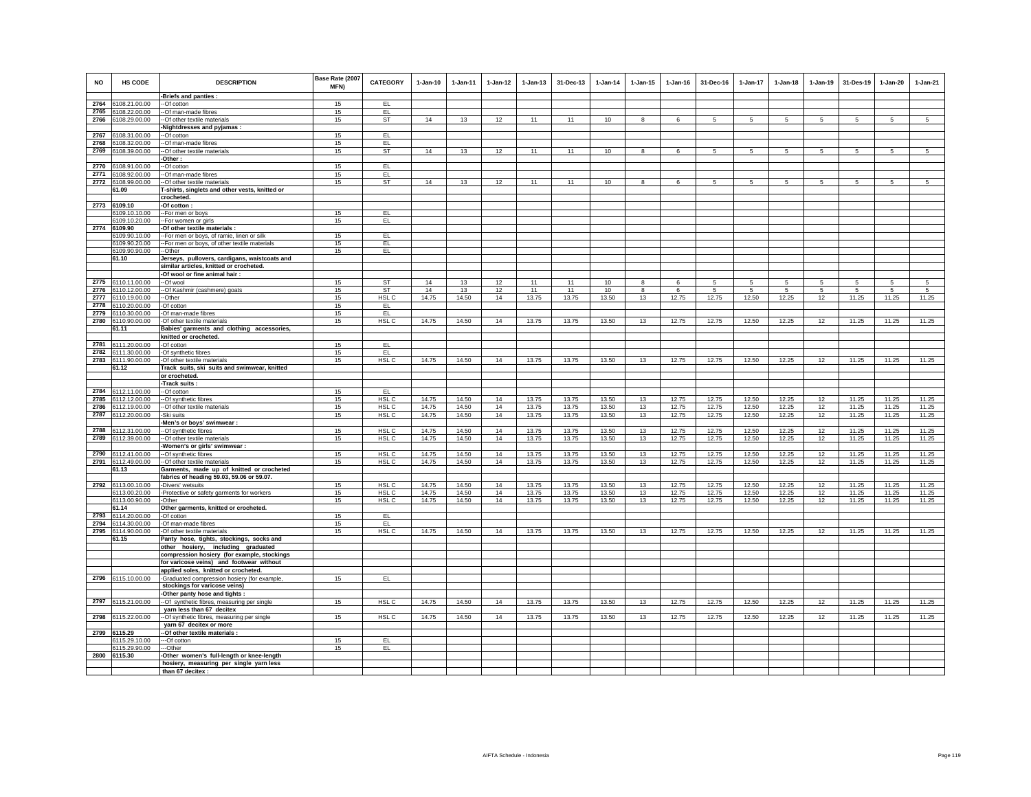| NO | HS CODE | DESCRIPTION | Base Rate (2007 MFN) | CATEGORY | 1-Jan-10 | 1-Jan-11 | 1-Jan-12 | 1-Jan-13 | 31-Dec-13 | 1-Jan-14 | 1-Jan-15 | 1-Jan-16 | 31-Dec-16 | 1-Jan-17 | 1-Jan-18 | 1-Jan-19 | 31-Des-19 | 1-Jan-20 | 1-Jan-21 |
|---|---|---|---|---|---|---|---|---|---|---|---|---|---|---|---|---|---|---|---|
| | | -Briefs and panties : | | | | | | | | | | | | | | | | | |
| 2764 | 6108.21.00.00 | --Of cotton | 15 | EL | | | | | | | | | | | | | | | |
| 2765 | 6108.22.00.00 | --Of man-made fibres | 15 | EL | | | | | | | | | | | | | | | |
| 2766 | 6108.29.00.00 | --Of other textile materials | 15 | ST | 14 | 13 | 12 | 11 | 11 | 10 | 8 | 6 | 5 | 5 | 5 | 5 | 5 | 5 | 5 |
| | | -Nightdresses and pyjamas : | | | | | | | | | | | | | | | | | |
| 2767 | 6108.31.00.00 | --Of cotton | 15 | EL | | | | | | | | | | | | | | | |
| 2768 | 6108.32.00.00 | --Of man-made fibres | 15 | EL | | | | | | | | | | | | | | | |
| 2769 | 6108.39.00.00 | --Of other textile materials | 15 | ST | 14 | 13 | 12 | 11 | 11 | 10 | 8 | 6 | 5 | 5 | 5 | 5 | 5 | 5 | 5 |
| | | -Other : | | | | | | | | | | | | | | | | | |
| 2770 | 6108.91.00.00 | --Of cotton | 15 | EL | | | | | | | | | | | | | | | |
| 2771 | 6108.92.00.00 | --Of man-made fibres | 15 | EL | | | | | | | | | | | | | | | |
| 2772 | 6108.99.00.00 | --Of other textile materials | 15 | ST | 14 | 13 | 12 | 11 | 11 | 10 | 8 | 6 | 5 | 5 | 5 | 5 | 5 | 5 | 5 |
| | 61.09 | T-shirts, singlets and other vests, knitted or crocheted. | | | | | | | | | | | | | | | | | |
| 2773 | 6109.10 | -Of cotton : | | | | | | | | | | | | | | | | | |
| | 6109.10.10.00 | --For men or boys | 15 | EL | | | | | | | | | | | | | | | |
| | 6109.10.20.00 | --For women or girls | 15 | EL | | | | | | | | | | | | | | | |
| 2774 | 6109.90 | -Of other textile materials : | | | | | | | | | | | | | | | | | |
| | 6109.90.10.00 | --For men or boys, of ramie, linen or silk | 15 | EL | | | | | | | | | | | | | | | |
| | 6109.90.20.00 | --For men or boys, of other textile materials | 15 | EL | | | | | | | | | | | | | | | |
| | 6109.90.90.00 | --Other | 15 | EL | | | | | | | | | | | | | | | |
| | 61.10 | Jerseys, pullovers, cardigans, waistcoats and similar articles, knitted or crocheted. | | | | | | | | | | | | | | | | | |
| | | -Of wool or fine animal hair : | | | | | | | | | | | | | | | | | |
| 2775 | 6110.11.00.00 | --Of wool | 15 | ST | 14 | 13 | 12 | 11 | 11 | 10 | 8 | 6 | 5 | 5 | 5 | 5 | 5 | 5 | 5 |
| 2776 | 6110.12.00.00 | --Of Kashmir (cashmere) goats | 15 | ST | 14 | 13 | 12 | 11 | 11 | 10 | 8 | 6 | 5 | 5 | 5 | 5 | 5 | 5 | 5 |
| 2777 | 6110.19.00.00 | --Other | 15 | HSL C | 14.75 | 14.50 | 14 | 13.75 | 13.75 | 13.50 | 13 | 12.75 | 12.75 | 12.50 | 12.25 | 12 | 11.25 | 11.25 | 11.25 |
| 2778 | 6110.20.00.00 | -Of cotton | 15 | EL | | | | | | | | | | | | | | | |
| 2779 | 6110.30.00.00 | -Of man-made fibres | 15 | EL | | | | | | | | | | | | | | | |
| 2780 | 6110.90.00.00 | -Of other textile materials | 15 | HSL C | 14.75 | 14.50 | 14 | 13.75 | 13.75 | 13.50 | 13 | 12.75 | 12.75 | 12.50 | 12.25 | 12 | 11.25 | 11.25 | 11.25 |
| | 61.11 | Babies' garments and clothing accessories, knitted or crocheted. | | | | | | | | | | | | | | | | | |
| 2781 | 6111.20.00.00 | -Of cotton | 15 | EL | | | | | | | | | | | | | | | |
| 2782 | 6111.30.00.00 | -Of synthetic fibres | 15 | EL | | | | | | | | | | | | | | | |
| 2783 | 6111.90.00.00 | -Of other textile materials | 15 | HSL C | 14.75 | 14.50 | 14 | 13.75 | 13.75 | 13.50 | 13 | 12.75 | 12.75 | 12.50 | 12.25 | 12 | 11.25 | 11.25 | 11.25 |
| | 61.12 | Track suits, ski suits and swimwear, knitted or crocheted. | | | | | | | | | | | | | | | | | |
| | | -Track suits : | | | | | | | | | | | | | | | | | |
| 2784 | 6112.11.00.00 | --Of cotton | 15 | EL | | | | | | | | | | | | | | | |
| 2785 | 6112.12.00.00 | --Of synthetic fibres | 15 | HSL C | 14.75 | 14.50 | 14 | 13.75 | 13.75 | 13.50 | 13 | 12.75 | 12.75 | 12.50 | 12.25 | 12 | 11.25 | 11.25 | 11.25 |
| 2786 | 6112.19.00.00 | --Of other textile materials | 15 | HSL C | 14.75 | 14.50 | 14 | 13.75 | 13.75 | 13.50 | 13 | 12.75 | 12.75 | 12.50 | 12.25 | 12 | 11.25 | 11.25 | 11.25 |
| 2787 | 6112.20.00.00 | -Ski suits | 15 | HSL C | 14.75 | 14.50 | 14 | 13.75 | 13.75 | 13.50 | 13 | 12.75 | 12.75 | 12.50 | 12.25 | 12 | 11.25 | 11.25 | 11.25 |
| | | -Men's or boys' swimwear : | | | | | | | | | | | | | | | | | |
| 2788 | 6112.31.00.00 | --Of synthetic fibres | 15 | HSL C | 14.75 | 14.50 | 14 | 13.75 | 13.75 | 13.50 | 13 | 12.75 | 12.75 | 12.50 | 12.25 | 12 | 11.25 | 11.25 | 11.25 |
| 2789 | 6112.39.00.00 | --Of other textile materials | 15 | HSL C | 14.75 | 14.50 | 14 | 13.75 | 13.75 | 13.50 | 13 | 12.75 | 12.75 | 12.50 | 12.25 | 12 | 11.25 | 11.25 | 11.25 |
| | | -Women's or girls' swimwear : | | | | | | | | | | | | | | | | | |
| 2790 | 6112.41.00.00 | --Of synthetic fibres | 15 | HSL C | 14.75 | 14.50 | 14 | 13.75 | 13.75 | 13.50 | 13 | 12.75 | 12.75 | 12.50 | 12.25 | 12 | 11.25 | 11.25 | 11.25 |
| 2791 | 6112.49.00.00 | --Of other textile materials | 15 | HSL C | 14.75 | 14.50 | 14 | 13.75 | 13.75 | 13.50 | 13 | 12.75 | 12.75 | 12.50 | 12.25 | 12 | 11.25 | 11.25 | 11.25 |
| | 61.13 | Garments, made up of knitted or crocheted fabrics of heading 59.03, 59.06 or 59.07. | | | | | | | | | | | | | | | | | |
| 2792 | 6113.00.10.00 | -Divers' wetsuits | 15 | HSL C | 14.75 | 14.50 | 14 | 13.75 | 13.75 | 13.50 | 13 | 12.75 | 12.75 | 12.50 | 12.25 | 12 | 11.25 | 11.25 | 11.25 |
| | 6113.00.20.00 | -Protective or safety garments for workers | 15 | HSL C | 14.75 | 14.50 | 14 | 13.75 | 13.75 | 13.50 | 13 | 12.75 | 12.75 | 12.50 | 12.25 | 12 | 11.25 | 11.25 | 11.25 |
| | 6113.00.90.00 | -Other | 15 | HSL C | 14.75 | 14.50 | 14 | 13.75 | 13.75 | 13.50 | 13 | 12.75 | 12.75 | 12.50 | 12.25 | 12 | 11.25 | 11.25 | 11.25 |
| | 61.14 | Other garments, knitted or crocheted. | | | | | | | | | | | | | | | | | |
| 2793 | 6114.20.00.00 | -Of cotton | 15 | EL | | | | | | | | | | | | | | | |
| 2794 | 6114.30.00.00 | -Of man-made fibres | 15 | EL | | | | | | | | | | | | | | | |
| 2795 | 6114.90.00.00 | -Of other textile materials | 15 | HSL C | 14.75 | 14.50 | 14 | 13.75 | 13.75 | 13.50 | 13 | 12.75 | 12.75 | 12.50 | 12.25 | 12 | 11.25 | 11.25 | 11.25 |
| | 61.15 | Panty hose, tights, stockings, socks and other hosiery, including graduated compression hosiery (for example, stockings for varicose veins) and footwear without applied soles, knitted or crocheted. | | | | | | | | | | | | | | | | | |
| 2796 | 6115.10.00.00 | -Graduated compression hosiery (for example, stockings for varicose veins) | 15 | EL | | | | | | | | | | | | | | | |
| | | -Other panty hose and tights : | | | | | | | | | | | | | | | | | |
| 2797 | 6115.21.00.00 | --Of synthetic fibres, measuring per single yarn less than 67 decitex | 15 | HSL C | 14.75 | 14.50 | 14 | 13.75 | 13.75 | 13.50 | 13 | 12.75 | 12.75 | 12.50 | 12.25 | 12 | 11.25 | 11.25 | 11.25 |
| 2798 | 6115.22.00.00 | --Of synthetic fibres, measuring per single yarn 67 decitex or more | 15 | HSL C | 14.75 | 14.50 | 14 | 13.75 | 13.75 | 13.50 | 13 | 12.75 | 12.75 | 12.50 | 12.25 | 12 | 11.25 | 11.25 | 11.25 |
| 2799 | 6115.29 | --Of other textile materials : | | | | | | | | | | | | | | | | | |
| | 6115.29.10.00 | ---Of cotton | 15 | EL | | | | | | | | | | | | | | | |
| | 6115.29.90.00 | ---Other | 15 | EL | | | | | | | | | | | | | | | |
| 2800 | 6115.30 | -Other women's full-length or knee-length hosiery, measuring per single yarn less than 67 decitex : | | | | | | | | | | | | | | | | | |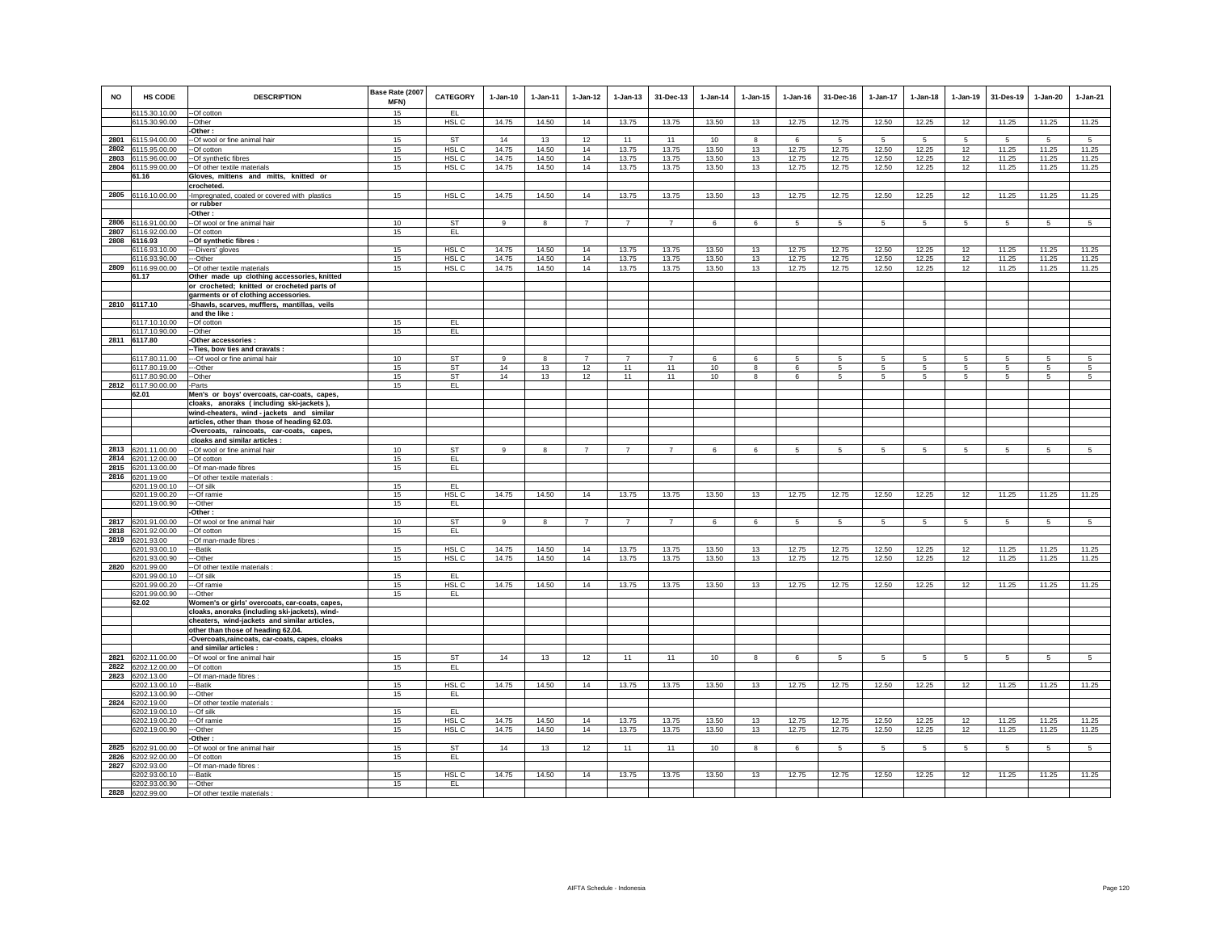| NO | HS CODE | DESCRIPTION | Base Rate (2007 MFN) | CATEGORY | 1-Jan-10 | 1-Jan-11 | 1-Jan-12 | 1-Jan-13 | 31-Dec-13 | 1-Jan-14 | 1-Jan-15 | 1-Jan-16 | 31-Dec-16 | 1-Jan-17 | 1-Jan-18 | 1-Jan-19 | 31-Des-19 | 1-Jan-20 | 1-Jan-21 |
|---|---|---|---|---|---|---|---|---|---|---|---|---|---|---|---|---|---|---|---|
| | 6115.30.10.00 | --Of cotton | 15 | EL | | | | | | | | | | | | | | | |
| | 6115.30.90.00 | --Other | 15 | HSL C | 14.75 | 14.50 | 14 | 13.75 | 13.75 | 13.50 | 13 | 12.75 | 12.75 | 12.50 | 12.25 | 12 | 11.25 | 11.25 | 11.25 |
| | | -Other : | | | | | | | | | | | | | | | | | |
| 2801 | 6115.94.00.00 | --Of wool or fine animal hair | 15 | ST | 14 | 13 | 12 | 11 | 11 | 10 | 8 | 6 | 5 | 5 | 5 | 5 | 5 | 5 | 5 |
| 2802 | 6115.95.00.00 | --Of cotton | 15 | HSL C | 14.75 | 14.50 | 14 | 13.75 | 13.75 | 13.50 | 13 | 12.75 | 12.75 | 12.50 | 12.25 | 12 | 11.25 | 11.25 | 11.25 |
| 2803 | 6115.96.00.00 | --Of synthetic fibres | 15 | HSL C | 14.75 | 14.50 | 14 | 13.75 | 13.75 | 13.50 | 13 | 12.75 | 12.75 | 12.50 | 12.25 | 12 | 11.25 | 11.25 | 11.25 |
| 2804 | 6115.99.00.00 | --Of other textile materials | 15 | HSL C | 14.75 | 14.50 | 14 | 13.75 | 13.75 | 13.50 | 13 | 12.75 | 12.75 | 12.50 | 12.25 | 12 | 11.25 | 11.25 | 11.25 |
| | 61.16 | **Gloves, mittens and mitts, knitted or crocheted.** | | | | | | | | | | | | | | | | | |
| 2805 | 6116.10.00.00 | -Impregnated, coated or covered with plastics or rubber | 15 | HSL C | 14.75 | 14.50 | 14 | 13.75 | 13.75 | 13.50 | 13 | 12.75 | 12.75 | 12.50 | 12.25 | 12 | 11.25 | 11.25 | 11.25 |
| | | -Other : | | | | | | | | | | | | | | | | | |
| 2806 | 6116.91.00.00 | --Of wool or fine animal hair | 10 | ST | 9 | 8 | 7 | 7 | 7 | 6 | 6 | 5 | 5 | 5 | 5 | 5 | 5 | 5 | 5 |
| 2807 | 6116.92.00.00 | --Of cotton | 15 | EL | | | | | | | | | | | | | | | |
| 2808 | 6116.93 | --Of synthetic fibres : | | | | | | | | | | | | | | | | | |
| | 6116.93.10.00 | ---Divers' gloves | 15 | HSL C | 14.75 | 14.50 | 14 | 13.75 | 13.75 | 13.50 | 13 | 12.75 | 12.75 | 12.50 | 12.25 | 12 | 11.25 | 11.25 | 11.25 |
| | 6116.93.90.00 | ---Other | 15 | HSL C | 14.75 | 14.50 | 14 | 13.75 | 13.75 | 13.50 | 13 | 12.75 | 12.75 | 12.50 | 12.25 | 12 | 11.25 | 11.25 | 11.25 |
| 2809 | 6116.99.00.00 | --Of other textile materials | 15 | HSL C | 14.75 | 14.50 | 14 | 13.75 | 13.75 | 13.50 | 13 | 12.75 | 12.75 | 12.50 | 12.25 | 12 | 11.25 | 11.25 | 11.25 |
| | 61.17 | **Other made up clothing accessories, knitted or crocheted; knitted or crocheted parts of garments or of clothing accessories.** | | | | | | | | | | | | | | | | | |
| 2810 | 6117.10 | -Shawls, scarves, mufflers, mantillas, veils and the like : | | | | | | | | | | | | | | | | | |
| | 6117.10.10.00 | --Of cotton | 15 | EL | | | | | | | | | | | | | | | |
| | 6117.10.90.00 | --Other | 15 | EL | | | | | | | | | | | | | | | |
| 2811 | 6117.80 | -Other accessories : | | | | | | | | | | | | | | | | | |
| | | --Ties, bow ties and cravats : | | | | | | | | | | | | | | | | | |
| | 6117.80.11.00 | ---Of wool or fine animal hair | 10 | ST | 9 | 8 | 7 | 7 | 7 | 6 | 6 | 5 | 5 | 5 | 5 | 5 | 5 | 5 | 5 |
| | 6117.80.19.00 | ---Other | 15 | ST | 14 | 13 | 12 | 11 | 11 | 10 | 8 | 6 | 5 | 5 | 5 | 5 | 5 | 5 | 5 |
| | 6117.80.90.00 | --Other | 15 | ST | 14 | 13 | 12 | 11 | 11 | 10 | 8 | 6 | 5 | 5 | 5 | 5 | 5 | 5 | 5 |
| 2812 | 6117.90.00.00 | -Parts | 15 | EL | | | | | | | | | | | | | | | |
| | 62.01 | **Men's or boys' overcoats, car-coats, capes, cloaks, anoraks (including ski-jackets), wind-cheaters, wind-jackets and similar articles, other than those of heading 62.03.** | | | | | | | | | | | | | | | | | |
| | | -Overcoats, raincoats, car-coats, capes, cloaks and similar articles : | | | | | | | | | | | | | | | | | |
| 2813 | 6201.11.00.00 | --Of wool or fine animal hair | 10 | ST | 9 | 8 | 7 | 7 | 7 | 6 | 6 | 5 | 5 | 5 | 5 | 5 | 5 | 5 | 5 |
| 2814 | 6201.12.00.00 | --Of cotton | 15 | EL | | | | | | | | | | | | | | | |
| 2815 | 6201.13.00.00 | --Of man-made fibres | 15 | EL | | | | | | | | | | | | | | | |
| 2816 | 6201.19.00 | --Of other textile materials : | | | | | | | | | | | | | | | | | |
| | 6201.19.00.10 | ---Of silk | 15 | EL | | | | | | | | | | | | | | | |
| | 6201.19.00.20 | ---Of ramie | 15 | HSL C | 14.75 | 14.50 | 14 | 13.75 | 13.75 | 13.50 | 13 | 12.75 | 12.75 | 12.50 | 12.25 | 12 | 11.25 | 11.25 | 11.25 |
| | 6201.19.00.90 | ---Other | 15 | EL | | | | | | | | | | | | | | | |
| | | -Other : | | | | | | | | | | | | | | | | | |
| 2817 | 6201.91.00.00 | --Of wool or fine animal hair | 10 | ST | 9 | 8 | 7 | 7 | 7 | 6 | 6 | 5 | 5 | 5 | 5 | 5 | 5 | 5 | 5 |
| 2818 | 6201.92.00.00 | --Of cotton | 15 | EL | | | | | | | | | | | | | | | |
| 2819 | 6201.93.00 | --Of man-made fibres : | | | | | | | | | | | | | | | | | |
| | 6201.93.00.10 | ---Batik | 15 | HSL C | 14.75 | 14.50 | 14 | 13.75 | 13.75 | 13.50 | 13 | 12.75 | 12.75 | 12.50 | 12.25 | 12 | 11.25 | 11.25 | 11.25 |
| | 6201.93.00.90 | ---Other | 15 | HSL C | 14.75 | 14.50 | 14 | 13.75 | 13.75 | 13.50 | 13 | 12.75 | 12.75 | 12.50 | 12.25 | 12 | 11.25 | 11.25 | 11.25 |
| 2820 | 6201.99.00 | --Of other textile materials : | | | | | | | | | | | | | | | | | |
| | 6201.99.00.10 | ---Of silk | 15 | EL | | | | | | | | | | | | | | | |
| | 6201.99.00.20 | ---Of ramie | 15 | HSL C | 14.75 | 14.50 | 14 | 13.75 | 13.75 | 13.50 | 13 | 12.75 | 12.75 | 12.50 | 12.25 | 12 | 11.25 | 11.25 | 11.25 |
| | 6201.99.00.90 | ---Other | 15 | EL | | | | | | | | | | | | | | | |
| | 62.02 | **Women's or girls' overcoats, car-coats, capes, cloaks, anoraks (including ski-jackets), wind-cheaters, wind-jackets and similar articles, other than those of heading 62.04.** | | | | | | | | | | | | | | | | | |
| | | -Overcoats,raincoats, car-coats, capes, cloaks and similar articles : | | | | | | | | | | | | | | | | | |
| 2821 | 6202.11.00.00 | --Of wool or fine animal hair | 15 | ST | 14 | 13 | 12 | 11 | 11 | 10 | 8 | 6 | 5 | 5 | 5 | 5 | 5 | 5 | 5 |
| 2822 | 6202.12.00.00 | --Of cotton | 15 | EL | | | | | | | | | | | | | | | |
| 2823 | 6202.13.00 | --Of man-made fibres : | | | | | | | | | | | | | | | | | |
| | 6202.13.00.10 | ---Batik | 15 | HSL C | 14.75 | 14.50 | 14 | 13.75 | 13.75 | 13.50 | 13 | 12.75 | 12.75 | 12.50 | 12.25 | 12 | 11.25 | 11.25 | 11.25 |
| | 6202.13.00.90 | ---Other | 15 | EL | | | | | | | | | | | | | | | |
| 2824 | 6202.19.00 | --Of other textile materials : | | | | | | | | | | | | | | | | | |
| | 6202.19.00.10 | ---Of silk | 15 | EL | | | | | | | | | | | | | | | |
| | 6202.19.00.20 | ---Of ramie | 15 | HSL C | 14.75 | 14.50 | 14 | 13.75 | 13.75 | 13.50 | 13 | 12.75 | 12.75 | 12.50 | 12.25 | 12 | 11.25 | 11.25 | 11.25 |
| | 6202.19.00.90 | ---Other | 15 | HSL C | 14.75 | 14.50 | 14 | 13.75 | 13.75 | 13.50 | 13 | 12.75 | 12.75 | 12.50 | 12.25 | 12 | 11.25 | 11.25 | 11.25 |
| | | -Other : | | | | | | | | | | | | | | | | | |
| 2825 | 6202.91.00.00 | --Of wool or fine animal hair | 15 | ST | 14 | 13 | 12 | 11 | 11 | 10 | 8 | 6 | 5 | 5 | 5 | 5 | 5 | 5 | 5 |
| 2826 | 6202.92.00.00 | --Of cotton | 15 | EL | | | | | | | | | | | | | | | |
| 2827 | 6202.93.00 | --Of man-made fibres : | | | | | | | | | | | | | | | | | |
| | 6202.93.00.10 | ---Batik | 15 | HSL C | 14.75 | 14.50 | 14 | 13.75 | 13.75 | 13.50 | 13 | 12.75 | 12.75 | 12.50 | 12.25 | 12 | 11.25 | 11.25 | 11.25 |
| | 6202.93.00.90 | ---Other | 15 | EL | | | | | | | | | | | | | | | |
| 2828 | 6202.99.00 | --Of other textile materials : | | | | | | | | | | | | | | | | | |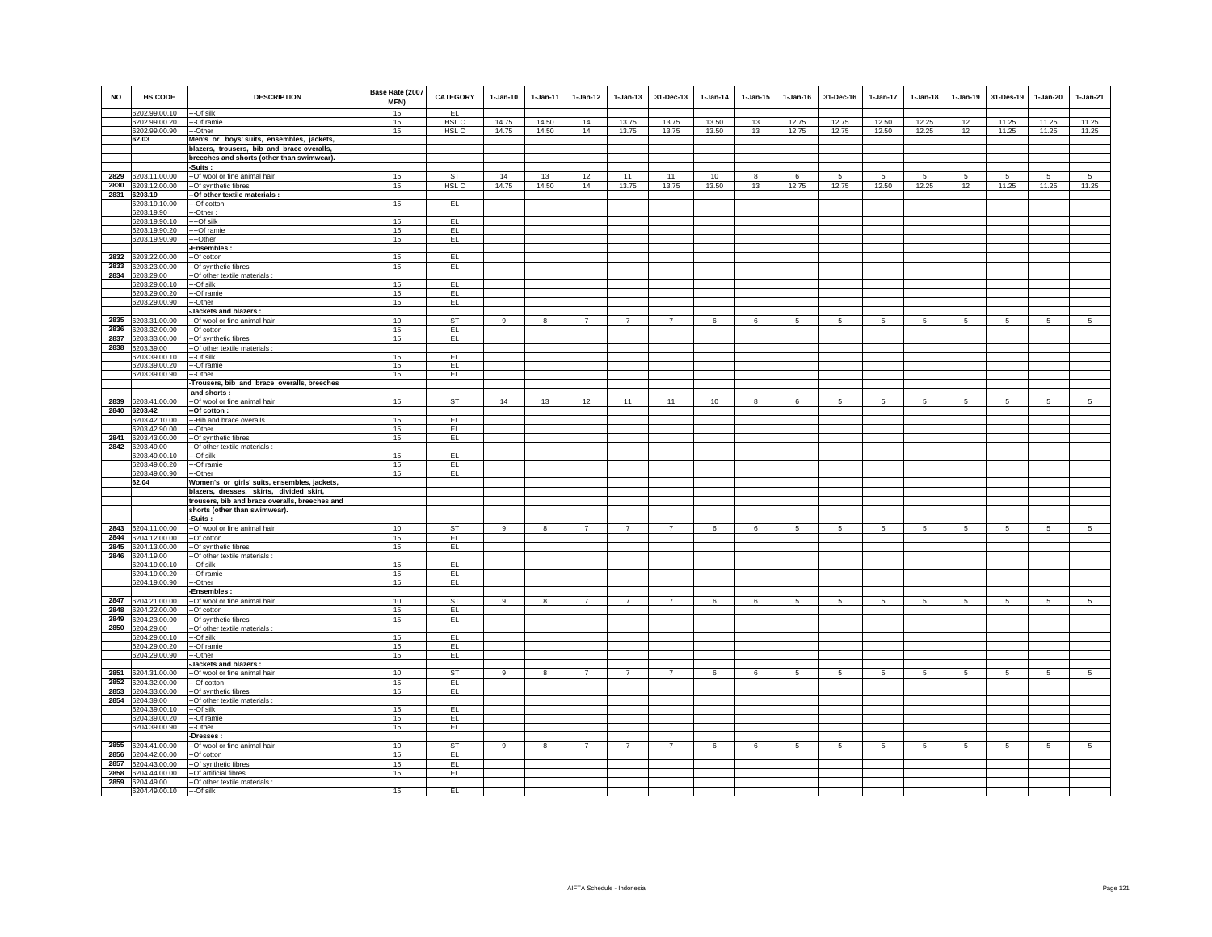| NO | HS CODE | DESCRIPTION | Base Rate (2007 MFN) | CATEGORY | 1-Jan-10 | 1-Jan-11 | 1-Jan-12 | 1-Jan-13 | 31-Dec-13 | 1-Jan-14 | 1-Jan-15 | 1-Jan-16 | 31-Dec-16 | 1-Jan-17 | 1-Jan-18 | 1-Jan-19 | 31-Des-19 | 1-Jan-20 | 1-Jan-21 |
|---|---|---|---|---|---|---|---|---|---|---|---|---|---|---|---|---|---|---|---|
| | 6202.99.00.10 | ---Of silk | 15 | EL | | | | | | | | | | | | | | | |
| | 6202.99.00.20 | ---Of ramie | 15 | HSL C | 14.75 | 14.50 | 14 | 13.75 | 13.75 | 13.50 | 13 | 12.75 | 12.75 | 12.50 | 12.25 | 12 | 11.25 | 11.25 | 11.25 |
| | 6202.99.00.90 | ---Other | 15 | HSL C | 14.75 | 14.50 | 14 | 13.75 | 13.75 | 13.50 | 13 | 12.75 | 12.75 | 12.50 | 12.25 | 12 | 11.25 | 11.25 | 11.25 |
| | 62.03 | Men's or boys' suits, ensembles, jackets, blazers, trousers, bib and brace overalls, breeches and shorts (other than swimwear). | | | | | | | | | | | | | | | | | |
| | | -Suits : | | | | | | | | | | | | | | | | | |
| 2829 | 6203.11.00.00 | --Of wool or fine animal hair | 15 | ST | 14 | 13 | 12 | 11 | 11 | 10 | 8 | 6 | 5 | 5 | 5 | 5 | 5 | 5 | 5 |
| 2830 | 6203.12.00.00 | --Of synthetic fibres | 15 | HSL C | 14.75 | 14.50 | 14 | 13.75 | 13.75 | 13.50 | 13 | 12.75 | 12.75 | 12.50 | 12.25 | 12 | 11.25 | 11.25 | 11.25 |
| 2831 | 6203.19 | --Of other textile materials : | | | | | | | | | | | | | | | | | |
| | 6203.19.10.00 | ---Of cotton | 15 | EL | | | | | | | | | | | | | | | |
| | 6203.19.90 | ---Other : | | | | | | | | | | | | | | | | | |
| | 6203.19.90.10 | ----Of silk | 15 | EL | | | | | | | | | | | | | | | |
| | 6203.19.90.20 | ----Of ramie | 15 | EL | | | | | | | | | | | | | | | |
| | 6203.19.90.90 | ----Other | 15 | EL | | | | | | | | | | | | | | | |
| | | -Ensembles : | | | | | | | | | | | | | | | | | |
| 2832 | 6203.22.00.00 | --Of cotton | 15 | EL | | | | | | | | | | | | | | | |
| 2833 | 6203.23.00.00 | --Of synthetic fibres | 15 | EL | | | | | | | | | | | | | | | |
| 2834 | 6203.29.00 | --Of other textile materials : | | | | | | | | | | | | | | | | | |
| | 6203.29.00.10 | ---Of silk | 15 | EL | | | | | | | | | | | | | | | |
| | 6203.29.00.20 | ---Of ramie | 15 | EL | | | | | | | | | | | | | | | |
| | 6203.29.00.90 | ---Other | 15 | EL | | | | | | | | | | | | | | | |
| | | -Jackets and blazers : | | | | | | | | | | | | | | | | | |
| 2835 | 6203.31.00.00 | --Of wool or fine animal hair | 10 | ST | 9 | 8 | 7 | 7 | 7 | 6 | 6 | 5 | 5 | 5 | 5 | 5 | 5 | 5 | 5 |
| 2836 | 6203.32.00.00 | --Of cotton | 15 | EL | | | | | | | | | | | | | | | |
| 2837 | 6203.33.00.00 | --Of synthetic fibres | 15 | EL | | | | | | | | | | | | | | | |
| 2838 | 6203.39.00 | --Of other textile materials : | | | | | | | | | | | | | | | | | |
| | 6203.39.00.10 | ---Of silk | 15 | EL | | | | | | | | | | | | | | | |
| | 6203.39.00.20 | ---Of ramie | 15 | EL | | | | | | | | | | | | | | | |
| | 6203.39.00.90 | ---Other | 15 | EL | | | | | | | | | | | | | | | |
| | | -Trousers, bib and brace overalls, breeches and shorts : | | | | | | | | | | | | | | | | | |
| 2839 | 6203.41.00.00 | --Of wool or fine animal hair | 15 | ST | 14 | 13 | 12 | 11 | 11 | 10 | 8 | 6 | 5 | 5 | 5 | 5 | 5 | 5 | 5 |
| 2840 | 6203.42 | --Of cotton : | | | | | | | | | | | | | | | | | |
| | 6203.42.10.00 | ---Bib and brace overalls | 15 | EL | | | | | | | | | | | | | | | |
| | 6203.42.90.00 | ---Other | 15 | EL | | | | | | | | | | | | | | | |
| 2841 | 6203.43.00.00 | --Of synthetic fibres | 15 | EL | | | | | | | | | | | | | | | |
| 2842 | 6203.49.00 | --Of other textile materials : | | | | | | | | | | | | | | | | | |
| | 6203.49.00.10 | ---Of silk | 15 | EL | | | | | | | | | | | | | | | |
| | 6203.49.00.20 | ---Of ramie | 15 | EL | | | | | | | | | | | | | | | |
| | 6203.49.00.90 | ---Other | 15 | EL | | | | | | | | | | | | | | | |
| | 62.04 | Women's or girls' suits, ensembles, jackets, blazers, dresses, skirts, divided skirt, trousers, bib and brace overalls, breeches and shorts (other than swimwear). | | | | | | | | | | | | | | | | | |
| | | -Suits : | | | | | | | | | | | | | | | | | |
| 2843 | 6204.11.00.00 | --Of wool or fine animal hair | 10 | ST | 9 | 8 | 7 | 7 | 7 | 6 | 6 | 5 | 5 | 5 | 5 | 5 | 5 | 5 | 5 |
| 2844 | 6204.12.00.00 | --Of cotton | 15 | EL | | | | | | | | | | | | | | | |
| 2845 | 6204.13.00.00 | --Of synthetic fibres | 15 | EL | | | | | | | | | | | | | | | |
| 2846 | 6204.19.00 | --Of other textile materials : | | | | | | | | | | | | | | | | | |
| | 6204.19.00.10 | ---Of silk | 15 | EL | | | | | | | | | | | | | | | |
| | 6204.19.00.20 | ---Of ramie | 15 | EL | | | | | | | | | | | | | | | |
| | 6204.19.00.90 | ---Other | 15 | EL | | | | | | | | | | | | | | | |
| | | -Ensembles : | | | | | | | | | | | | | | | | | |
| 2847 | 6204.21.00.00 | --Of wool or fine animal hair | 10 | ST | 9 | 8 | 7 | 7 | 7 | 6 | 6 | 5 | 5 | 5 | 5 | 5 | 5 | 5 | 5 |
| 2848 | 6204.22.00.00 | --Of cotton | 15 | EL | | | | | | | | | | | | | | | |
| 2849 | 6204.23.00.00 | --Of synthetic fibres | 15 | EL | | | | | | | | | | | | | | | |
| 2850 | 6204.29.00 | --Of other textile materials : | | | | | | | | | | | | | | | | | |
| | 6204.29.00.10 | ---Of silk | 15 | EL | | | | | | | | | | | | | | | |
| | 6204.29.00.20 | ---Of ramie | 15 | EL | | | | | | | | | | | | | | | |
| | 6204.29.00.90 | ---Other | 15 | EL | | | | | | | | | | | | | | | |
| | | -Jackets and blazers : | | | | | | | | | | | | | | | | | |
| 2851 | 6204.31.00.00 | --Of wool or fine animal hair | 10 | ST | 9 | 8 | 7 | 7 | 7 | 6 | 6 | 5 | 5 | 5 | 5 | 5 | 5 | 5 | 5 |
| 2852 | 6204.32.00.00 | -- Of cotton | 15 | EL | | | | | | | | | | | | | | | |
| 2853 | 6204.33.00.00 | --Of synthetic fibres | 15 | EL | | | | | | | | | | | | | | | |
| 2854 | 6204.39.00 | --Of other textile materials : | | | | | | | | | | | | | | | | | |
| | 6204.39.00.10 | ---Of silk | 15 | EL | | | | | | | | | | | | | | | |
| | 6204.39.00.20 | ---Of ramie | 15 | EL | | | | | | | | | | | | | | | |
| | 6204.39.00.90 | ---Other | 15 | EL | | | | | | | | | | | | | | | |
| | | -Dresses : | | | | | | | | | | | | | | | | | |
| 2855 | 6204.41.00.00 | --Of wool or fine animal hair | 10 | ST | 9 | 8 | 7 | 7 | 7 | 6 | 6 | 5 | 5 | 5 | 5 | 5 | 5 | 5 | 5 |
| 2856 | 6204.42.00.00 | --Of cotton | 15 | EL | | | | | | | | | | | | | | | |
| 2857 | 6204.43.00.00 | --Of synthetic fibres | 15 | EL | | | | | | | | | | | | | | | |
| 2858 | 6204.44.00.00 | --Of artificial fibres | 15 | EL | | | | | | | | | | | | | | | |
| 2859 | 6204.49.00 | --Of other textile materials : | | | | | | | | | | | | | | | | | |
| | 6204.49.00.10 | ---Of silk | 15 | EL | | | | | | | | | | | | | | | |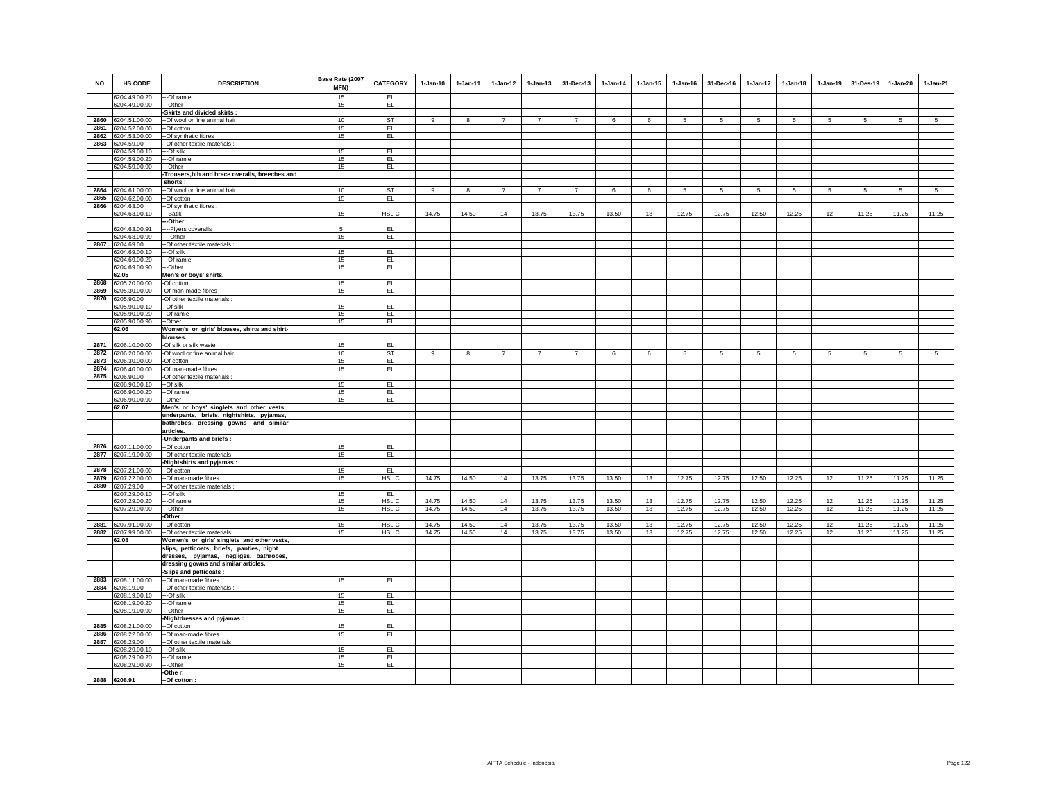| NO | HS CODE | DESCRIPTION | Base Rate (2007 MFN) | CATEGORY | 1-Jan-10 | 1-Jan-11 | 1-Jan-12 | 1-Jan-13 | 31-Dec-13 | 1-Jan-14 | 1-Jan-15 | 1-Jan-16 | 31-Dec-16 | 1-Jan-17 | 1-Jan-18 | 1-Jan-19 | 31-Des-19 | 1-Jan-20 | 1-Jan-21 |
|---|---|---|---|---|---|---|---|---|---|---|---|---|---|---|---|---|---|---|---|
| | 6204.49.00.20 | ---Of ramie | 15 | EL | | | | | | | | | | | | | | | |
| | 6204.49.00.90 | ---Other | 15 | EL | | | | | | | | | | | | | | | |
| | | -Skirts and divided skirts : | | | | | | | | | | | | | | | | | |
| 2860 | 6204.51.00.00 | --Of wool or fine animal hair | 10 | ST | 9 | 8 | 7 | 7 | 7 | 6 | 6 | 5 | 5 | 5 | 5 | 5 | 5 | 5 | 5 |
| 2861 | 6204.52.00.00 | --Of cotton | 15 | EL | | | | | | | | | | | | | | | |
| 2862 | 6204.53.00.00 | --Of synthetic fibres | 15 | EL | | | | | | | | | | | | | | | |
| 2863 | 6204.59.00 | --Of other textile materials : | | | | | | | | | | | | | | | | | |
| | 6204.59.00.10 | ---Of silk | 15 | EL | | | | | | | | | | | | | | | |
| | 6204.59.00.20 | ---Of ramie | 15 | EL | | | | | | | | | | | | | | | |
| | 6204.59.00.90 | ---Other | 15 | EL | | | | | | | | | | | | | | | |
| | | -Trousers,bib and brace overalls, breeches and shorts : | | | | | | | | | | | | | | | | | |
| 2864 | 6204.61.00.00 | --Of wool or fine animal hair | 10 | ST | 9 | 8 | 7 | 7 | 7 | 6 | 6 | 5 | 5 | 5 | 5 | 5 | 5 | 5 | 5 |
| 2865 | 6204.62.00.00 | --Of cotton | 15 | EL | | | | | | | | | | | | | | | |
| 2866 | 6204.63.00 | --Of synthetic fibres : | | | | | | | | | | | | | | | | | |
| | 6204.63.00.10 | ---Batik | 15 | HSL C | 14.75 | 14.50 | 14 | 13.75 | 13.75 | 13.50 | 13 | 12.75 | 12.75 | 12.50 | 12.25 | 12 | 11.25 | 11.25 | 11.25 |
| | | ---Other : | | | | | | | | | | | | | | | | | |
| | 6204.63.00.91 | ----Flyers coveralls | 5 | EL | | | | | | | | | | | | | | | |
| | 6204.63.00.99 | ----Other | 15 | EL | | | | | | | | | | | | | | | |
| 2867 | 6204.69.00 | --Of other textile materials : | | | | | | | | | | | | | | | | | |
| | 6204.69.00.10 | ---Of silk | 15 | EL | | | | | | | | | | | | | | | |
| | 6204.69.00.20 | ---Of ramie | 15 | EL | | | | | | | | | | | | | | | |
| | 6204.69.00.90 | ---Other | 15 | EL | | | | | | | | | | | | | | | |
| | 62.05 | Men's or boys' shirts. | | | | | | | | | | | | | | | | | |
| 2868 | 6205.20.00.00 | -Of cotton | 15 | EL | | | | | | | | | | | | | | | |
| 2869 | 6205.30.00.00 | -Of man-made fibres | 15 | EL | | | | | | | | | | | | | | | |
| 2870 | 6205.90.00 | -Of other textile materials : | | | | | | | | | | | | | | | | | |
| | 6205.90.00.10 | --Of silk | 15 | EL | | | | | | | | | | | | | | | |
| | 6205.90.00.20 | --Of ramie | 15 | EL | | | | | | | | | | | | | | | |
| | 6205.90.00.90 | --Other | 15 | EL | | | | | | | | | | | | | | | |
| | 62.06 | Women's or girls' blouses, shirts and shirt-blouses. | | | | | | | | | | | | | | | | | |
| 2871 | 6206.10.00.00 | -Of silk or silk waste | 15 | EL | | | | | | | | | | | | | | | |
| 2872 | 6206.20.00.00 | -Of wool or fine animal hair | 10 | ST | 9 | 8 | 7 | 7 | 7 | 6 | 6 | 5 | 5 | 5 | 5 | 5 | 5 | 5 | 5 |
| 2873 | 6206.30.00.00 | -Of cotton | 15 | EL | | | | | | | | | | | | | | | |
| 2874 | 6206.40.00.00 | -Of man-made fibres | 15 | EL | | | | | | | | | | | | | | | |
| 2875 | 6206.90.00 | -Of other textile materials : | | | | | | | | | | | | | | | | | |
| | 6206.90.00.10 | --Of silk | 15 | EL | | | | | | | | | | | | | | | |
| | 6206.90.00.20 | --Of ramie | 15 | EL | | | | | | | | | | | | | | | |
| | 6206.90.00.90 | --Other | 15 | EL | | | | | | | | | | | | | | | |
| | 62.07 | Men's or boys' singlets and other vests, underpants, briefs, nightshirts, pyjamas, bathrobes, dressing gowns and similar articles. | | | | | | | | | | | | | | | | | |
| | | -Underpants and briefs : | | | | | | | | | | | | | | | | | |
| 2876 | 6207.11.00.00 | --Of cotton | 15 | EL | | | | | | | | | | | | | | | |
| 2877 | 6207.19.00.00 | --Of other textile materials | 15 | EL | | | | | | | | | | | | | | | |
| | | -Nightshirts and pyjamas : | | | | | | | | | | | | | | | | | |
| 2878 | 6207.21.00.00 | --Of cotton | 15 | EL | | | | | | | | | | | | | | | |
| 2879 | 6207.22.00.00 | --Of man-made fibres | 15 | HSL C | 14.75 | 14.50 | 14 | 13.75 | 13.75 | 13.50 | 13 | 12.75 | 12.75 | 12.50 | 12.25 | 12 | 11.25 | 11.25 | 11.25 |
| 2880 | 6207.29.00 | --Of other textile materials : | | | | | | | | | | | | | | | | | |
| | 6207.29.00.10 | ---Of silk | 15 | EL | | | | | | | | | | | | | | | |
| | 6207.29.00.20 | ---Of ramie | 15 | HSL C | 14.75 | 14.50 | 14 | 13.75 | 13.75 | 13.50 | 13 | 12.75 | 12.75 | 12.50 | 12.25 | 12 | 11.25 | 11.25 | 11.25 |
| | 6207.29.00.90 | ---Other | 15 | HSL C | 14.75 | 14.50 | 14 | 13.75 | 13.75 | 13.50 | 13 | 12.75 | 12.75 | 12.50 | 12.25 | 12 | 11.25 | 11.25 | 11.25 |
| | | -Other : | | | | | | | | | | | | | | | | | |
| 2881 | 6207.91.00.00 | --Of cotton | 15 | HSL C | 14.75 | 14.50 | 14 | 13.75 | 13.75 | 13.50 | 13 | 12.75 | 12.75 | 12.50 | 12.25 | 12 | 11.25 | 11.25 | 11.25 |
| 2882 | 6207.99.00.00 | --Of other textile materials | 15 | HSL C | 14.75 | 14.50 | 14 | 13.75 | 13.75 | 13.50 | 13 | 12.75 | 12.75 | 12.50 | 12.25 | 12 | 11.25 | 11.25 | 11.25 |
| | 62.08 | Women's or girls' singlets and other vests, slips, petticoats, briefs, panties, night dresses, pyjamas, negliges, bathrobes, dressing gowns and similar articles. | | | | | | | | | | | | | | | | | |
| | | -Slips and petticoats : | | | | | | | | | | | | | | | | | |
| 2883 | 6208.11.00.00 | --Of man-made fibres | 15 | EL | | | | | | | | | | | | | | | |
| 2884 | 6208.19.00 | --Of other textile materials : | | | | | | | | | | | | | | | | | |
| | 6208.19.00.10 | ---Of silk | 15 | EL | | | | | | | | | | | | | | | |
| | 6208.19.00.20 | ---Of ramie | 15 | EL | | | | | | | | | | | | | | | |
| | 6208.19.00.90 | ---Other | 15 | EL | | | | | | | | | | | | | | | |
| | | -Nightdresses and pyjamas : | | | | | | | | | | | | | | | | | |
| 2885 | 6208.21.00.00 | --Of cotton | 15 | EL | | | | | | | | | | | | | | | |
| 2886 | 6208.22.00.00 | --Of man-made fibres | 15 | EL | | | | | | | | | | | | | | | |
| 2887 | 6208.29.00 | --Of other textile materials | | | | | | | | | | | | | | | | | |
| | 6208.29.00.10 | ---Of silk | 15 | EL | | | | | | | | | | | | | | | |
| | 6208.29.00.20 | ---Of ramie | 15 | EL | | | | | | | | | | | | | | | |
| | 6208.29.00.90 | ---Other | 15 | EL | | | | | | | | | | | | | | | |
| | | -Othe r: | | | | | | | | | | | | | | | | | |
| 2888 | 6208.91 | --Of cotton : | | | | | | | | | | | | | | | | | |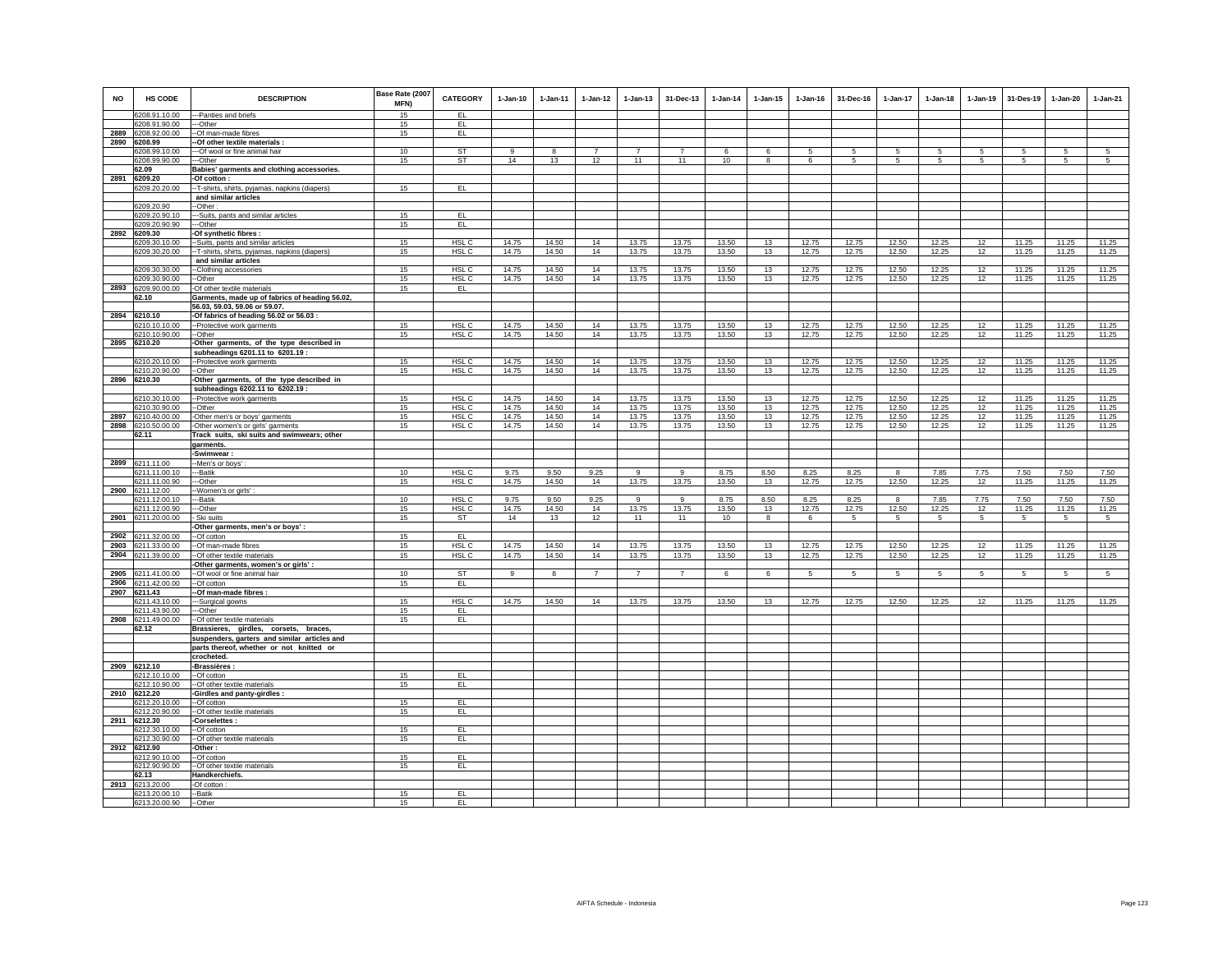| NO | HS CODE | DESCRIPTION | Base Rate (2007 MFN) | CATEGORY | 1-Jan-10 | 1-Jan-11 | 1-Jan-12 | 1-Jan-13 | 31-Dec-13 | 1-Jan-14 | 1-Jan-15 | 1-Jan-16 | 31-Dec-16 | 1-Jan-17 | 1-Jan-18 | 1-Jan-19 | 31-Des-19 | 1-Jan-20 | 1-Jan-21 |
|---|---|---|---|---|---|---|---|---|---|---|---|---|---|---|---|---|---|---|---|
| | 6208.91.10.00 | ---Panties and briefs | 15 | EL | | | | | | | | | | | | | | | |
| | 6208.91.90.00 | ---Other | 15 | EL | | | | | | | | | | | | | | | |
| 2889 | 6208.92.00.00 | --Of man-made fibres | 15 | EL | | | | | | | | | | | | | | | |
| 2890 | 6208.99 | --Of other textile materials : | | | | | | | | | | | | | | | | | |
| | 6208.99.10.00 | ---Of wool or fine animal hair | 10 | ST | 9 | 8 | 7 | 7 | 7 | 6 | 6 | 5 | 5 | 5 | 5 | 5 | 5 | 5 | 5 |
| | 6208.99.90.00 | ---Other | 15 | ST | 14 | 13 | 12 | 11 | 11 | 10 | 8 | 6 | 5 | 5 | 5 | 5 | 5 | 5 | 5 |
| | 62.09 | Babies' garments and clothing accessories. | | | | | | | | | | | | | | | | | |
| 2891 | 6209.20 | -Of cotton : | | | | | | | | | | | | | | | | | |
| | 6209.20.20.00 | --T-shirts, shirts, pyjamas, napkins (diapers) and similar articles | 15 | EL | | | | | | | | | | | | | | | |
| | 6209.20.90 | --Other : | | | | | | | | | | | | | | | | | |
| | 6209.20.90.10 | ---Suits, pants and similar articles | 15 | EL | | | | | | | | | | | | | | | |
| | 6209.20.90.90 | ---Other | 15 | EL | | | | | | | | | | | | | | | |
| 2892 | 6209.30 | -Of synthetic fibres : | | | | | | | | | | | | | | | | | |
| | 6209.30.10.00 | --Suits, pants and similar articles | 15 | HSL C | 14.75 | 14.50 | 14 | 13.75 | 13.75 | 13.50 | 13 | 12.75 | 12.75 | 12.50 | 12.25 | 12 | 11.25 | 11.25 | 11.25 |
| | 6209.30.20.00 | --T-shirts, shirts, pyjamas, napkins (diapers) and similar articles | 15 | HSL C | 14.75 | 14.50 | 14 | 13.75 | 13.75 | 13.50 | 13 | 12.75 | 12.75 | 12.50 | 12.25 | 12 | 11.25 | 11.25 | 11.25 |
| | 6209.30.30.00 | --Clothing accessories | 15 | HSL C | 14.75 | 14.50 | 14 | 13.75 | 13.75 | 13.50 | 13 | 12.75 | 12.75 | 12.50 | 12.25 | 12 | 11.25 | 11.25 | 11.25 |
| | 6209.30.90.00 | --Other | 15 | HSL C | 14.75 | 14.50 | 14 | 13.75 | 13.75 | 13.50 | 13 | 12.75 | 12.75 | 12.50 | 12.25 | 12 | 11.25 | 11.25 | 11.25 |
| 2893 | 6209.90.00.00 | -Of other textile materials | 15 | EL | | | | | | | | | | | | | | | |
| | 62.10 | Garments, made up of fabrics of heading 56.02, 56.03, 59.03, 59.06 or 59.07. | | | | | | | | | | | | | | | | | |
| 2894 | 6210.10 | -Of fabrics of heading 56.02 or 56.03 : | | | | | | | | | | | | | | | | | |
| | 6210.10.10.00 | --Protective work garments | 15 | HSL C | 14.75 | 14.50 | 14 | 13.75 | 13.75 | 13.50 | 13 | 12.75 | 12.75 | 12.50 | 12.25 | 12 | 11.25 | 11.25 | 11.25 |
| | 6210.10.90.00 | --Other | 15 | HSL C | 14.75 | 14.50 | 14 | 13.75 | 13.75 | 13.50 | 13 | 12.75 | 12.75 | 12.50 | 12.25 | 12 | 11.25 | 11.25 | 11.25 |
| 2895 | 6210.20 | -Other garments, of the type described in subheadings 6201.11 to 6201.19 : | | | | | | | | | | | | | | | | | |
| | 6210.20.10.00 | --Protective work garments | 15 | HSL C | 14.75 | 14.50 | 14 | 13.75 | 13.75 | 13.50 | 13 | 12.75 | 12.75 | 12.50 | 12.25 | 12 | 11.25 | 11.25 | 11.25 |
| | 6210.20.90.00 | --Other | 15 | HSL C | 14.75 | 14.50 | 14 | 13.75 | 13.75 | 13.50 | 13 | 12.75 | 12.75 | 12.50 | 12.25 | 12 | 11.25 | 11.25 | 11.25 |
| 2896 | 6210.30 | -Other garments, of the type described in subheadings 6202.11 to 6202.19 : | | | | | | | | | | | | | | | | | |
| | 6210.30.10.00 | --Protective work garments | 15 | HSL C | 14.75 | 14.50 | 14 | 13.75 | 13.75 | 13.50 | 13 | 12.75 | 12.75 | 12.50 | 12.25 | 12 | 11.25 | 11.25 | 11.25 |
| | 6210.30.90.00 | --Other | 15 | HSL C | 14.75 | 14.50 | 14 | 13.75 | 13.75 | 13.50 | 13 | 12.75 | 12.75 | 12.50 | 12.25 | 12 | 11.25 | 11.25 | 11.25 |
| 2897 | 6210.40.00.00 | -Other men's or boys' garments | 15 | HSL C | 14.75 | 14.50 | 14 | 13.75 | 13.75 | 13.50 | 13 | 12.75 | 12.75 | 12.50 | 12.25 | 12 | 11.25 | 11.25 | 11.25 |
| 2898 | 6210.50.00.00 | -Other women's or girls' garments | 15 | HSL C | 14.75 | 14.50 | 14 | 13.75 | 13.75 | 13.50 | 13 | 12.75 | 12.75 | 12.50 | 12.25 | 12 | 11.25 | 11.25 | 11.25 |
| | 62.11 | Track suits, ski suits and swimwears; other garments. | | | | | | | | | | | | | | | | | |
| | | -Swimwear : | | | | | | | | | | | | | | | | | |
| 2899 | 6211.11.00 | --Men's or boys' : | | | | | | | | | | | | | | | | | |
| | 6211.11.00.10 | ---Batik | 10 | HSL C | 9.75 | 9.50 | 9.25 | 9 | 9 | 8.75 | 8.50 | 8.25 | 8.25 | 8 | 7.85 | 7.75 | 7.50 | 7.50 | 7.50 |
| | 6211.11.00.90 | ---Other | 15 | HSL C | 14.75 | 14.50 | 14 | 13.75 | 13.75 | 13.50 | 13 | 12.75 | 12.75 | 12.50 | 12.25 | 12 | 11.25 | 11.25 | 11.25 |
| 2900 | 6211.12.00 | --Women's or girls' : | | | | | | | | | | | | | | | | | |
| | 6211.12.00.10 | ---Batik | 10 | HSL C | 9.75 | 9.50 | 9.25 | 9 | 9 | 8.75 | 8.50 | 8.25 | 8.25 | 8 | 7.85 | 7.75 | 7.50 | 7.50 | 7.50 |
| | 6211.12.00.90 | ---Other | 15 | HSL C | 14.75 | 14.50 | 14 | 13.75 | 13.75 | 13.50 | 13 | 12.75 | 12.75 | 12.50 | 12.25 | 12 | 11.25 | 11.25 | 11.25 |
| 2901 | 6211.20.00.00 | - Ski suits | 15 | ST | 14 | 13 | 12 | 11 | 11 | 10 | 8 | 6 | 5 | 5 | 5 | 5 | 5 | 5 | 5 |
| | | -Other garments, men's or boys' : | | | | | | | | | | | | | | | | | |
| 2902 | 6211.32.00.00 | --Of cotton | 15 | EL | | | | | | | | | | | | | | | |
| 2903 | 6211.33.00.00 | --Of man-made fibres | 15 | HSL C | 14.75 | 14.50 | 14 | 13.75 | 13.75 | 13.50 | 13 | 12.75 | 12.75 | 12.50 | 12.25 | 12 | 11.25 | 11.25 | 11.25 |
| 2904 | 6211.39.00.00 | --Of other textile materials | 15 | HSL C | 14.75 | 14.50 | 14 | 13.75 | 13.75 | 13.50 | 13 | 12.75 | 12.75 | 12.50 | 12.25 | 12 | 11.25 | 11.25 | 11.25 |
| | | -Other garments, women's or girls' : | | | | | | | | | | | | | | | | | |
| 2905 | 6211.41.00.00 | --Of wool or fine animal hair | 10 | ST | 9 | 8 | 7 | 7 | 7 | 6 | 6 | 5 | 5 | 5 | 5 | 5 | 5 | 5 | 5 |
| 2906 | 6211.42.00.00 | --Of cotton | 15 | EL | | | | | | | | | | | | | | | |
| 2907 | 6211.43 | --Of man-made fibres : | | | | | | | | | | | | | | | | | |
| | 6211.43.10.00 | ---Surgical gowns | 15 | HSL C | 14.75 | 14.50 | 14 | 13.75 | 13.75 | 13.50 | 13 | 12.75 | 12.75 | 12.50 | 12.25 | 12 | 11.25 | 11.25 | 11.25 |
| | 6211.43.90.00 | ---Other | 15 | EL | | | | | | | | | | | | | | | |
| 2908 | 6211.49.00.00 | --Of other textile materials | 15 | EL | | | | | | | | | | | | | | | |
| | 62.12 | Brassieres, girdles, corsets, braces, suspenders, garters and similar articles and parts thereof, whether or not knitted or crocheted. | | | | | | | | | | | | | | | | | |
| 2909 | 6212.10 | -Brassières : | | | | | | | | | | | | | | | | | |
| | 6212.10.10.00 | --Of cotton | 15 | EL | | | | | | | | | | | | | | | |
| | 6212.10.90.00 | --Of other textile materials | 15 | EL | | | | | | | | | | | | | | | |
| 2910 | 6212.20 | -Girdles and panty-girdles : | | | | | | | | | | | | | | | | | |
| | 6212.20.10.00 | --Of cotton | 15 | EL | | | | | | | | | | | | | | | |
| | 6212.20.90.00 | --Of other textile materials | 15 | EL | | | | | | | | | | | | | | | |
| 2911 | 6212.30 | -Corselettes : | | | | | | | | | | | | | | | | | |
| | 6212.30.10.00 | --Of cotton | 15 | EL | | | | | | | | | | | | | | | |
| | 6212.30.90.00 | --Of other textile materials | 15 | EL | | | | | | | | | | | | | | | |
| 2912 | 6212.90 | -Other : | | | | | | | | | | | | | | | | | |
| | 6212.90.10.00 | --Of cotton | 15 | EL | | | | | | | | | | | | | | | |
| | 6212.90.90.00 | --Of other textile materials | 15 | EL | | | | | | | | | | | | | | | |
| | 62.13 | Handkerchiefs. | | | | | | | | | | | | | | | | | |
| 2913 | 6213.20.00 | -Of cotton : | | | | | | | | | | | | | | | | | |
| | 6213.20.00.10 | --Batik | 15 | EL | | | | | | | | | | | | | | | |
| | 6213.20.00.90 | --Other | 15 | EL | | | | | | | | | | | | | | | |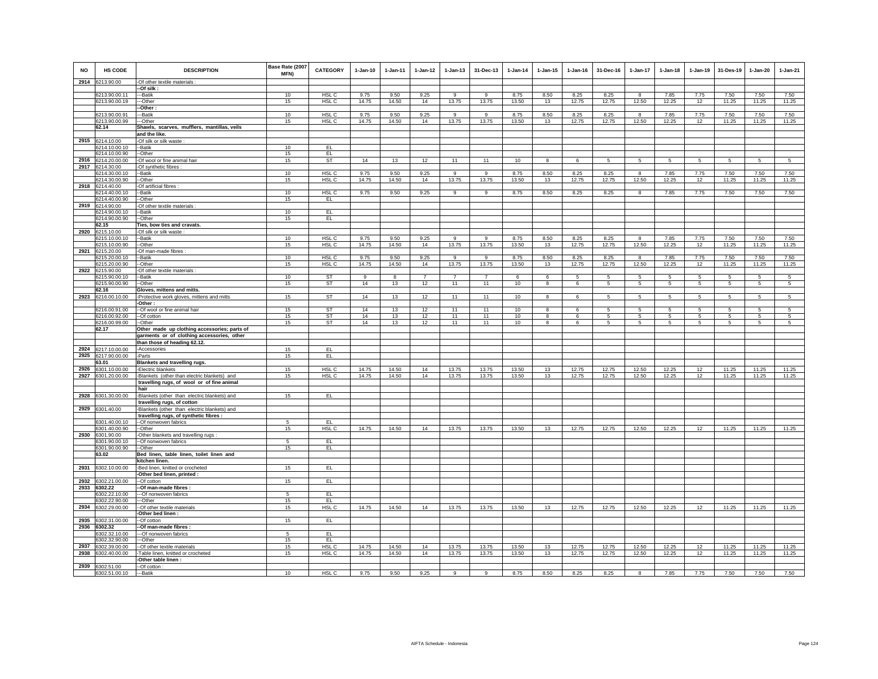| NO | HS CODE | DESCRIPTION | Base Rate (2007 MFN) | CATEGORY | 1-Jan-10 | 1-Jan-11 | 1-Jan-12 | 1-Jan-13 | 31-Dec-13 | 1-Jan-14 | 1-Jan-15 | 1-Jan-16 | 31-Dec-16 | 1-Jan-17 | 1-Jan-18 | 1-Jan-19 | 31-Des-19 | 1-Jan-20 | 1-Jan-21 |
|---|---|---|---|---|---|---|---|---|---|---|---|---|---|---|---|---|---|---|---|
| 2914 | 6213.90.00 | -Of other textile materials : | | | | | | | | | | | | | | | | | |
| | | --Of silk : | | | | | | | | | | | | | | | | | |
| | 6213.90.00.11 | ---Batik | 10 | HSL C | 9.75 | 9.50 | 9.25 | 9 | 9 | 8.75 | 8.50 | 8.25 | 8.25 | 8 | 7.85 | 7.75 | 7.50 | 7.50 | 7.50 |
| | 6213.90.00.19 | ---Other | 15 | HSL C | 14.75 | 14.50 | 14 | 13.75 | 13.75 | 13.50 | 13 | 12.75 | 12.75 | 12.50 | 12.25 | 12 | 11.25 | 11.25 | 11.25 |
| | | --Other : | | | | | | | | | | | | | | | | | |
| | 6213.90.00.91 | ---Batik | 10 | HSL C | 9.75 | 9.50 | 9.25 | 9 | 9 | 8.75 | 8.50 | 8.25 | 8.25 | 8 | 7.85 | 7.75 | 7.50 | 7.50 | 7.50 |
| | 6213.90.00.99 | ---Other | 15 | HSL C | 14.75 | 14.50 | 14 | 13.75 | 13.75 | 13.50 | 13 | 12.75 | 12.75 | 12.50 | 12.25 | 12 | 11.25 | 11.25 | 11.25 |
| | 62.14 | Shawls, scarves, mufflers, mantillas, veils and the like. | | | | | | | | | | | | | | | | | |
| 2915 | 6214.10.00 | -Of silk or silk waste : | | | | | | | | | | | | | | | | | |
| | 6214.10.00.10 | --Batik | 10 | EL | | | | | | | | | | | | | | | |
| | 6214.10.00.90 | --Other | 15 | EL | | | | | | | | | | | | | | | |
| 2916 | 6214.20.00.00 | -Of wool or fine animal hair | 15 | ST | 14 | 13 | 12 | 11 | 11 | 10 | 8 | 6 | 5 | 5 | 5 | 5 | 5 | 5 | 5 |
| 2917 | 6214.30.00 | -Of synthetic fibres : | | | | | | | | | | | | | | | | | |
| | 6214.30.00.10 | --Batik | 10 | HSL C | 9.75 | 9.50 | 9.25 | 9 | 9 | 8.75 | 8.50 | 8.25 | 8.25 | 8 | 7.85 | 7.75 | 7.50 | 7.50 | 7.50 |
| | 6214.30.00.90 | --Other | 15 | HSL C | 14.75 | 14.50 | 14 | 13.75 | 13.75 | 13.50 | 13 | 12.75 | 12.75 | 12.50 | 12.25 | 12 | 11.25 | 11.25 | 11.25 |
| 2918 | 6214.40.00 | -Of artificial fibres : | | | | | | | | | | | | | | | | | |
| | 6214.40.00.10 | --Batik | 10 | HSL C | 9.75 | 9.50 | 9.25 | 9 | 9 | 8.75 | 8.50 | 8.25 | 8.25 | 8 | 7.85 | 7.75 | 7.50 | 7.50 | 7.50 |
| | 6214.40.00.90 | --Other | 15 | EL | | | | | | | | | | | | | | | |
| 2919 | 6214.90.00 | -Of other textile materials : | | | | | | | | | | | | | | | | | |
| | 6214.90.00.10 | --Batik | 10 | EL | | | | | | | | | | | | | | | |
| | 6214.90.00.90 | --Other | 15 | EL | | | | | | | | | | | | | | | |
| | 62.15 | Ties, bow ties and cravats. | | | | | | | | | | | | | | | | | |
| 2920 | 6215.10.00 | -Of silk or silk waste : | | | | | | | | | | | | | | | | | |
| | 6215.10.00.10 | --Batik | 10 | HSL C | 9.75 | 9.50 | 9.25 | 9 | 9 | 8.75 | 8.50 | 8.25 | 8.25 | 8 | 7.85 | 7.75 | 7.50 | 7.50 | 7.50 |
| | 6215.10.00.90 | --Other | 15 | HSL C | 14.75 | 14.50 | 14 | 13.75 | 13.75 | 13.50 | 13 | 12.75 | 12.75 | 12.50 | 12.25 | 12 | 11.25 | 11.25 | 11.25 |
| 2921 | 6215.20.00 | -Of man-made fibres : | | | | | | | | | | | | | | | | | |
| | 6215.20.00.10 | --Batik | 10 | HSL C | 9.75 | 9.50 | 9.25 | 9 | 9 | 8.75 | 8.50 | 8.25 | 8.25 | 8 | 7.85 | 7.75 | 7.50 | 7.50 | 7.50 |
| | 6215.20.00.90 | --Other | 15 | HSL C | 14.75 | 14.50 | 14 | 13.75 | 13.75 | 13.50 | 13 | 12.75 | 12.75 | 12.50 | 12.25 | 12 | 11.25 | 11.25 | 11.25 |
| 2922 | 6215.90.00 | -Of other textile materials : | | | | | | | | | | | | | | | | | |
| | 6215.90.00.10 | --Batik | 10 | ST | 9 | 8 | 7 | 7 | 7 | 6 | 6 | 5 | 5 | 5 | 5 | 5 | 5 | 5 | 5 |
| | 6215.90.00.90 | --Other | 15 | ST | 14 | 13 | 12 | 11 | 11 | 10 | 8 | 6 | 5 | 5 | 5 | 5 | 5 | 5 | 5 |
| | 62.16 | Gloves, mittens and mitts. | | | | | | | | | | | | | | | | | |
| 2923 | 6216.00.10.00 | -Protective work gloves, mittens and mitts | 15 | ST | 14 | 13 | 12 | 11 | 11 | 10 | 8 | 6 | 5 | 5 | 5 | 5 | 5 | 5 | 5 |
| | | -Other : | | | | | | | | | | | | | | | | | |
| | 6216.00.91.00 | --Of wool or fine animal hair | 15 | ST | 14 | 13 | 12 | 11 | 11 | 10 | 8 | 6 | 5 | 5 | 5 | 5 | 5 | 5 | 5 |
| | 6216.00.92.00 | --Of cotton | 15 | ST | 14 | 13 | 12 | 11 | 11 | 10 | 8 | 6 | 5 | 5 | 5 | 5 | 5 | 5 | 5 |
| | 6216.00.99.00 | --Other | 15 | ST | 14 | 13 | 12 | 11 | 11 | 10 | 8 | 6 | 5 | 5 | 5 | 5 | 5 | 5 | 5 |
| | 62.17 | Other made up clothing accessories; parts of garments or of clothing accessories, other than those of heading 62.12. | | | | | | | | | | | | | | | | | |
| 2924 | 6217.10.00.00 | -Accessories | 15 | EL | | | | | | | | | | | | | | | |
| 2925 | 6217.90.00.00 | -Parts | 15 | EL | | | | | | | | | | | | | | | |
| | 63.01 | Blankets and travelling rugs. | | | | | | | | | | | | | | | | | |
| 2926 | 6301.10.00.00 | -Electric blankets | 15 | HSL C | 14.75 | 14.50 | 14 | 13.75 | 13.75 | 13.50 | 13 | 12.75 | 12.75 | 12.50 | 12.25 | 12 | 11.25 | 11.25 | 11.25 |
| 2927 | 6301.20.00.00 | -Blankets (other than electric blankets) and travelling rugs, of wool or of fine animal hair | 15 | HSL C | 14.75 | 14.50 | 14 | 13.75 | 13.75 | 13.50 | 13 | 12.75 | 12.75 | 12.50 | 12.25 | 12 | 11.25 | 11.25 | 11.25 |
| 2928 | 6301.30.00.00 | -Blankets (other than electric blankets) and travelling rugs, of cotton | 15 | EL | | | | | | | | | | | | | | | |
| 2929 | 6301.40.00 | -Blankets (other than electric blankets) and travelling rugs, of synthetic fibres : | | | | | | | | | | | | | | | | | |
| | 6301.40.00.10 | --Of nonwoven fabrics | 5 | EL | | | | | | | | | | | | | | | |
| | 6301.40.00.90 | --Other | 15 | HSL C | 14.75 | 14.50 | 14 | 13.75 | 13.75 | 13.50 | 13 | 12.75 | 12.75 | 12.50 | 12.25 | 12 | 11.25 | 11.25 | 11.25 |
| 2930 | 6301.90.00 | -Other blankets and travelling rugs : | | | | | | | | | | | | | | | | | |
| | 6301.90.00.10 | --Of nonwoven fabrics | 5 | EL | | | | | | | | | | | | | | | |
| | 6301.90.00.90 | --Other | 15 | EL | | | | | | | | | | | | | | | |
| | 63.02 | Bed linen, table linen, toilet linen and kitchen linen. | | | | | | | | | | | | | | | | | |
| 2931 | 6302.10.00.00 | -Bed linen, knitted or crocheted | 15 | EL | | | | | | | | | | | | | | | |
| | | -Other bed linen, printed : | | | | | | | | | | | | | | | | | |
| 2932 | 6302.21.00.00 | --Of cotton | 15 | EL | | | | | | | | | | | | | | | |
| 2933 | 6302.22 | --Of man-made fibres : | | | | | | | | | | | | | | | | | |
| | 6302.22.10.00 | ---Of nonwoven fabrics | 5 | EL | | | | | | | | | | | | | | | |
| | 6302.22.90.00 | ---Other | 15 | EL | | | | | | | | | | | | | | | |
| 2934 | 6302.29.00.00 | --Of other textile materials | 15 | HSL C | 14.75 | 14.50 | 14 | 13.75 | 13.75 | 13.50 | 13 | 12.75 | 12.75 | 12.50 | 12.25 | 12 | 11.25 | 11.25 | 11.25 |
| | | -Other bed linen : | | | | | | | | | | | | | | | | | |
| 2935 | 6302.31.00.00 | --Of cotton | 15 | EL | | | | | | | | | | | | | | | |
| 2936 | 6302.32 | --Of man-made fibres : | | | | | | | | | | | | | | | | | |
| | 6302.32.10.00 | ---Of nonwoven fabrics | 5 | EL | | | | | | | | | | | | | | | |
| | 6302.32.90.00 | ---Other | 15 | EL | | | | | | | | | | | | | | | |
| 2937 | 6302.39.00.00 | --Of other textile materials | 15 | HSL C | 14.75 | 14.50 | 14 | 13.75 | 13.75 | 13.50 | 13 | 12.75 | 12.75 | 12.50 | 12.25 | 12 | 11.25 | 11.25 | 11.25 |
| 2938 | 6302.40.00.00 | -Table linen, knitted or crocheted | 15 | HSL C | 14.75 | 14.50 | 14 | 13.75 | 13.75 | 13.50 | 13 | 12.75 | 12.75 | 12.50 | 12.25 | 12 | 11.25 | 11.25 | 11.25 |
| | | -Other table linen : | | | | | | | | | | | | | | | | | |
| 2939 | 6302.51.00 | --Of cotton : | | | | | | | | | | | | | | | | | |
| | 6302.51.00.10 | ---Batik | 10 | HSL C | 9.75 | 9.50 | 9.25 | 9 | 9 | 8.75 | 8.50 | 8.25 | 8.25 | 8 | 7.85 | 7.75 | 7.50 | 7.50 | 7.50 |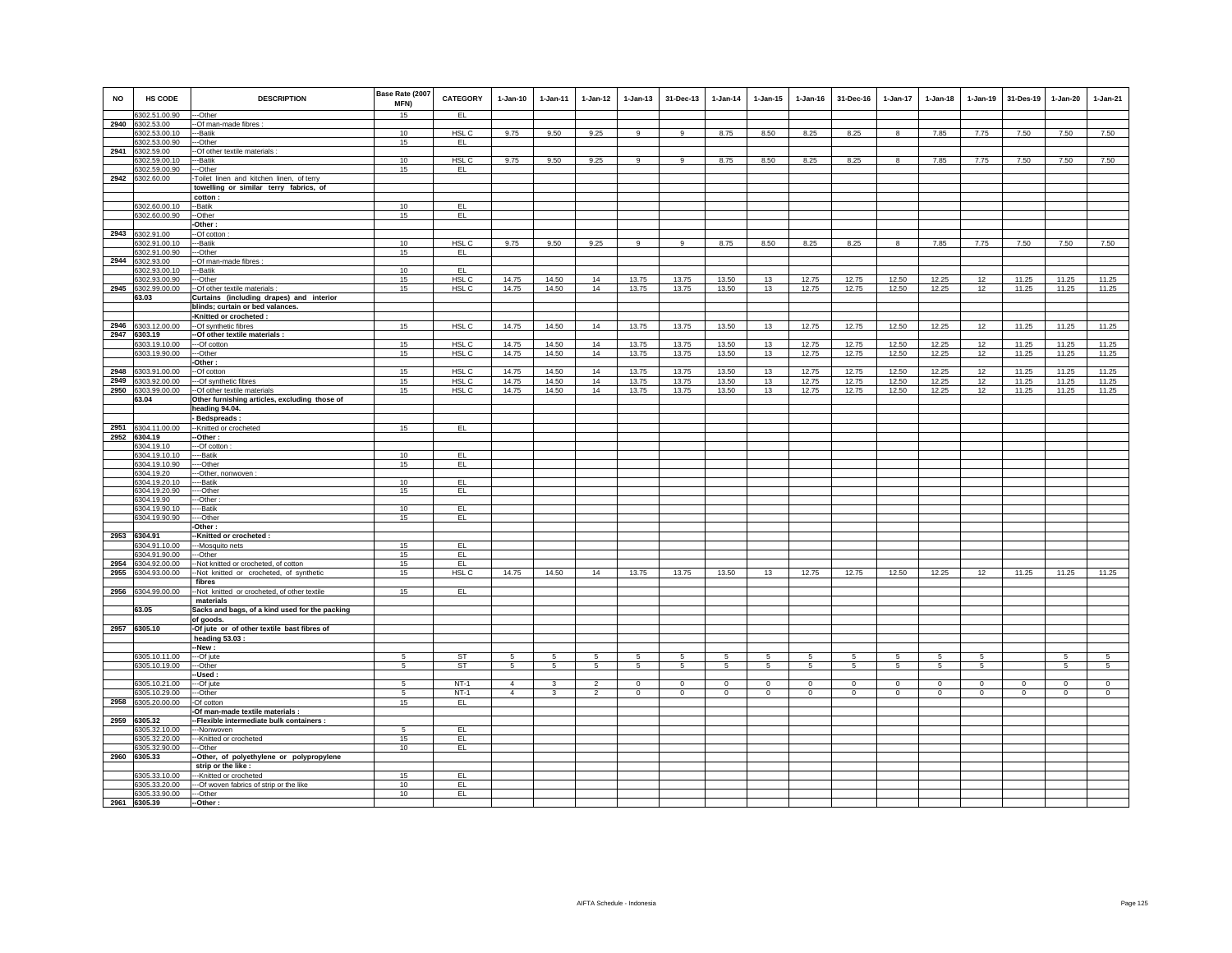| NO | HS CODE | DESCRIPTION | Base Rate (2007 MFN) | CATEGORY | 1-Jan-10 | 1-Jan-11 | 1-Jan-12 | 1-Jan-13 | 31-Dec-13 | 1-Jan-14 | 1-Jan-15 | 1-Jan-16 | 31-Dec-16 | 1-Jan-17 | 1-Jan-18 | 1-Jan-19 | 31-Des-19 | 1-Jan-20 | 1-Jan-21 |
|---|---|---|---|---|---|---|---|---|---|---|---|---|---|---|---|---|---|---|---|
| | 6302.51.00.90 | ---Other | 15 | EL | | | | | | | | | | | | | | | |
| 2940 | 6302.53.00 | --Of man-made fibres : | | | | | | | | | | | | | | | | | |
| | 6302.53.00.10 | ---Batik | 10 | HSL C | 9.75 | 9.50 | 9.25 | 9 | 9 | 8.75 | 8.50 | 8.25 | 8.25 | 8 | 7.85 | 7.75 | 7.50 | 7.50 | 7.50 |
| | 6302.53.00.90 | ---Other | 15 | EL | | | | | | | | | | | | | | | |
| 2941 | 6302.59.00 | --Of other textile materials : | | | | | | | | | | | | | | | | | |
| | 6302.59.00.10 | ---Batik | 10 | HSL C | 9.75 | 9.50 | 9.25 | 9 | 9 | 8.75 | 8.50 | 8.25 | 8.25 | 8 | 7.85 | 7.75 | 7.50 | 7.50 | 7.50 |
| | 6302.59.00.90 | ---Other | 15 | EL | | | | | | | | | | | | | | | |
| 2942 | 6302.60.00 | -Toilet linen and kitchen linen, of terry towelling or similar terry fabrics, of cotton : | | | | | | | | | | | | | | | | | |
| | 6302.60.00.10 | --Batik | 10 | EL | | | | | | | | | | | | | | | |
| | 6302.60.00.90 | --Other | 15 | EL | | | | | | | | | | | | | | | |
| | | -Other : | | | | | | | | | | | | | | | | | |
| 2943 | 6302.91.00 | --Of cotton : | | | | | | | | | | | | | | | | | |
| | 6302.91.00.10 | ---Batik | 10 | HSL C | 9.75 | 9.50 | 9.25 | 9 | 9 | 8.75 | 8.50 | 8.25 | 8.25 | 8 | 7.85 | 7.75 | 7.50 | 7.50 | 7.50 |
| | 6302.91.00.90 | ---Other | 15 | EL | | | | | | | | | | | | | | | |
| 2944 | 6302.93.00 | --Of man-made fibres : | | | | | | | | | | | | | | | | | |
| | 6302.93.00.10 | ---Batik | 10 | EL | | | | | | | | | | | | | | | |
| | 6302.93.00.90 | ---Other | 15 | HSL C | 14.75 | 14.50 | 14 | 13.75 | 13.75 | 13.50 | 13 | 12.75 | 12.75 | 12.50 | 12.25 | 12 | 11.25 | 11.25 | 11.25 |
| 2945 | 6302.99.00.00 | --Of other textile materials : | 15 | HSL C | 14.75 | 14.50 | 14 | 13.75 | 13.75 | 13.50 | 13 | 12.75 | 12.75 | 12.50 | 12.25 | 12 | 11.25 | 11.25 | 11.25 |
| | **63.03** | **Curtains (including drapes) and interior blinds; curtain or bed valances.** | | | | | | | | | | | | | | | | | |
| | | **-Knitted or crocheted :** | | | | | | | | | | | | | | | | | |
| 2946 | 6303.12.00.00 | --Of synthetic fibres | 15 | HSL C | 14.75 | 14.50 | 14 | 13.75 | 13.75 | 13.50 | 13 | 12.75 | 12.75 | 12.50 | 12.25 | 12 | 11.25 | 11.25 | 11.25 |
| 2947 | **6303.19** | **--Of other textile materials :** | | | | | | | | | | | | | | | | | |
| | 6303.19.10.00 | ---Of cotton | 15 | HSL C | 14.75 | 14.50 | 14 | 13.75 | 13.75 | 13.50 | 13 | 12.75 | 12.75 | 12.50 | 12.25 | 12 | 11.25 | 11.25 | 11.25 |
| | 6303.19.90.00 | ---Other | 15 | HSL C | 14.75 | 14.50 | 14 | 13.75 | 13.75 | 13.50 | 13 | 12.75 | 12.75 | 12.50 | 12.25 | 12 | 11.25 | 11.25 | 11.25 |
| | | -Other : | | | | | | | | | | | | | | | | | |
| 2948 | 6303.91.00.00 | --Of cotton | 15 | HSL C | 14.75 | 14.50 | 14 | 13.75 | 13.75 | 13.50 | 13 | 12.75 | 12.75 | 12.50 | 12.25 | 12 | 11.25 | 11.25 | 11.25 |
| 2949 | 6303.92.00.00 | ---Of synthetic fibres | 15 | HSL C | 14.75 | 14.50 | 14 | 13.75 | 13.75 | 13.50 | 13 | 12.75 | 12.75 | 12.50 | 12.25 | 12 | 11.25 | 11.25 | 11.25 |
| 2950 | 6303.99.00.00 | --Of other textile materials | 15 | HSL C | 14.75 | 14.50 | 14 | 13.75 | 13.75 | 13.50 | 13 | 12.75 | 12.75 | 12.50 | 12.25 | 12 | 11.25 | 11.25 | 11.25 |
| | **63.04** | **Other furnishing articles, excluding those of heading 94.04.** | | | | | | | | | | | | | | | | | |
| | | **- Bedspreads :** | | | | | | | | | | | | | | | | | |
| 2951 | 6304.11.00.00 | --Knitted or crocheted | 15 | EL | | | | | | | | | | | | | | | |
| 2952 | **6304.19** | **--Other :** | | | | | | | | | | | | | | | | | |
| | 6304.19.10 | ---Of cotton : | | | | | | | | | | | | | | | | | |
| | 6304.19.10.10 | ----Batik | 10 | EL | | | | | | | | | | | | | | | |
| | 6304.19.10.90 | ----Other | 15 | EL | | | | | | | | | | | | | | | |
| | 6304.19.20 | ---Other, nonwoven : | | | | | | | | | | | | | | | | | |
| | 6304.19.20.10 | ----Batik | 10 | EL | | | | | | | | | | | | | | | |
| | 6304.19.20.90 | ----Other | 15 | EL | | | | | | | | | | | | | | | |
| | 6304.19.90 | ---Other : | | | | | | | | | | | | | | | | | |
| | 6304.19.90.10 | ----Batik | 10 | EL | | | | | | | | | | | | | | | |
| | 6304.19.90.90 | ----Other | 15 | EL | | | | | | | | | | | | | | | |
| | | -Other : | | | | | | | | | | | | | | | | | |
| 2953 | **6304.91** | **--Knitted or crocheted :** | | | | | | | | | | | | | | | | | |
| | 6304.91.10.00 | ---Mosquito nets | 15 | EL | | | | | | | | | | | | | | | |
| | 6304.91.90.00 | ---Other | 15 | EL | | | | | | | | | | | | | | | |
| 2954 | 6304.92.00.00 | --Not knitted or crocheted, of cotton | 15 | EL | | | | | | | | | | | | | | | |
| 2955 | 6304.93.00.00 | --Not knitted or crocheted, of synthetic fibres | 15 | HSL C | 14.75 | 14.50 | 14 | 13.75 | 13.75 | 13.50 | 13 | 12.75 | 12.75 | 12.50 | 12.25 | 12 | 11.25 | 11.25 | 11.25 |
| 2956 | 6304.99.00.00 | --Not knitted or crocheted, of other textile materials | 15 | EL | | | | | | | | | | | | | | | |
| | **63.05** | **Sacks and bags, of a kind used for the packing of goods.** | | | | | | | | | | | | | | | | | |
| 2957 | **6305.10** | **-Of jute or of other textile bast fibres of heading 53.03 :** | | | | | | | | | | | | | | | | | |
| | | **--New :** | | | | | | | | | | | | | | | | | |
| | 6305.10.11.00 | ---Of jute | 5 | ST | 5 | 5 | 5 | 5 | 5 | 5 | 5 | 5 | 5 | 5 | 5 | 5 | | 5 | 5 |
| | 6305.10.19.00 | ---Other | 5 | ST | 5 | 5 | 5 | 5 | 5 | 5 | 5 | 5 | 5 | 5 | 5 | 5 | | 5 | 5 |
| | | **--Used :** | | | | | | | | | | | | | | | | | |
| | 6305.10.21.00 | ---Of jute | 5 | NT-1 | 4 | 3 | 2 | 0 | 0 | 0 | 0 | 0 | 0 | 0 | 0 | 0 | 0 | 0 | 0 |
| | 6305.10.29.00 | ---Other | 5 | NT-1 | 4 | 3 | 2 | 0 | 0 | 0 | 0 | 0 | 0 | 0 | 0 | 0 | 0 | 0 | 0 |
| 2958 | 6305.20.00.00 | -Of cotton | 15 | EL | | | | | | | | | | | | | | | |
| | | **-Of man-made textile materials :** | | | | | | | | | | | | | | | | | |
| 2959 | **6305.32** | **--Flexible intermediate bulk containers :** | | | | | | | | | | | | | | | | | |
| | 6305.32.10.00 | ---Nonwoven | 5 | EL | | | | | | | | | | | | | | | |
| | 6305.32.20.00 | ---Knitted or crocheted | 15 | EL | | | | | | | | | | | | | | | |
| | 6305.32.90.00 | ---Other | 10 | EL | | | | | | | | | | | | | | | |
| 2960 | **6305.33** | **--Other, of polyethylene or polypropylene strip or the like :** | | | | | | | | | | | | | | | | | |
| | 6305.33.10.00 | ---Knitted or crocheted | 15 | EL | | | | | | | | | | | | | | | |
| | 6305.33.20.00 | ---Of woven fabrics of strip or the like | 10 | EL | | | | | | | | | | | | | | | |
| | 6305.33.90.00 | ---Other | 10 | EL | | | | | | | | | | | | | | | |
| 2961 | **6305.39** | **--Other :** | | | | | | | | | | | | | | | | | |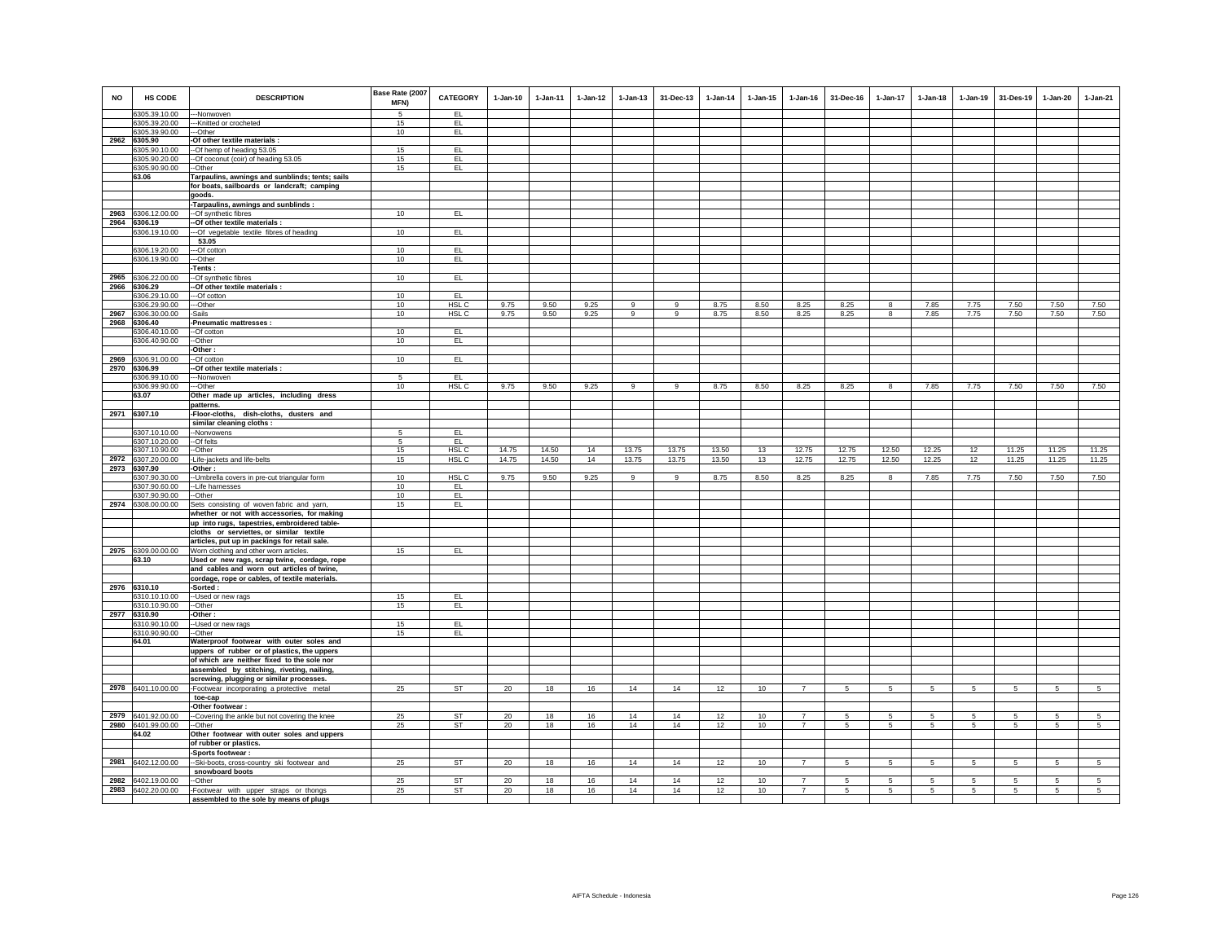| NO | HS CODE | DESCRIPTION | Base Rate (2007 MFN) | CATEGORY | 1-Jan-10 | 1-Jan-11 | 1-Jan-12 | 1-Jan-13 | 31-Dec-13 | 1-Jan-14 | 1-Jan-15 | 1-Jan-16 | 31-Dec-16 | 1-Jan-17 | 1-Jan-18 | 1-Jan-19 | 31-Des-19 | 1-Jan-20 | 1-Jan-21 |
|---|---|---|---|---|---|---|---|---|---|---|---|---|---|---|---|---|---|---|---|
| | 6305.39.10.00 | ---Nonwoven | 5 | EL | | | | | | | | | | | | | | | |
| | 6305.39.20.00 | ---Knitted or crocheted | 15 | EL | | | | | | | | | | | | | | | |
| | 6305.39.90.00 | ---Other | 10 | EL | | | | | | | | | | | | | | | |
| 2962 | 6305.90 | -Of other textile materials : | | | | | | | | | | | | | | | | | |
| | 6305.90.10.00 | --Of hemp of heading 53.05 | 15 | EL | | | | | | | | | | | | | | | |
| | 6305.90.20.00 | --Of coconut (coir) of heading 53.05 | 15 | EL | | | | | | | | | | | | | | | |
| | 6305.90.90.00 | --Other | 15 | EL | | | | | | | | | | | | | | | |
| | 63.06 | Tarpaulins, awnings and sunblinds; tents; sails for boats, sailboards or landcraft; camping goods. | | | | | | | | | | | | | | | | | |
| | | -Tarpaulins, awnings and sunblinds : | | | | | | | | | | | | | | | | | |
| 2963 | 6306.12.00.00 | --Of synthetic fibres | 10 | EL | | | | | | | | | | | | | | | |
| 2964 | 6306.19 | --Of other textile materials : | | | | | | | | | | | | | | | | | |
| | 6306.19.10.00 | ---Of vegetable textile fibres of heading 53.05 | 10 | EL | | | | | | | | | | | | | | | |
| | 6306.19.20.00 | ---Of cotton | 10 | EL | | | | | | | | | | | | | | | |
| | 6306.19.90.00 | ---Other | 10 | EL | | | | | | | | | | | | | | | |
| | | -Tents : | | | | | | | | | | | | | | | | | |
| 2965 | 6306.22.00.00 | --Of synthetic fibres | 10 | EL | | | | | | | | | | | | | | | |
| 2966 | 6306.29 | --Of other textile materials : | | | | | | | | | | | | | | | | | |
| | 6306.29.10.00 | ---Of cotton | 10 | EL | | | | | | | | | | | | | | | |
| | 6306.29.90.00 | ---Other | 10 | HSL C | 9.75 | 9.50 | 9.25 | 9 | 9 | 8.75 | 8.50 | 8.25 | 8.25 | 8 | 7.85 | 7.75 | 7.50 | 7.50 | 7.50 |
| 2967 | 6306.30.00.00 | -Sails | 10 | HSL C | 9.75 | 9.50 | 9.25 | 9 | 9 | 8.75 | 8.50 | 8.25 | 8.25 | 8 | 7.85 | 7.75 | 7.50 | 7.50 | 7.50 |
| 2968 | 6306.40 | -Pneumatic mattresses : | | | | | | | | | | | | | | | | | |
| | 6306.40.10.00 | --Of cotton | 10 | EL | | | | | | | | | | | | | | | |
| | 6306.40.90.00 | --Other | 10 | EL | | | | | | | | | | | | | | | |
| | | -Other : | | | | | | | | | | | | | | | | | |
| 2969 | 6306.91.00.00 | --Of cotton | 10 | EL | | | | | | | | | | | | | | | |
| 2970 | 6306.99 | --Of other textile materials : | | | | | | | | | | | | | | | | | |
| | 6306.99.10.00 | ---Nonwoven | 5 | EL | | | | | | | | | | | | | | | |
| | 6306.99.90.00 | ---Other | 10 | HSL C | 9.75 | 9.50 | 9.25 | 9 | 9 | 8.75 | 8.50 | 8.25 | 8.25 | 8 | 7.85 | 7.75 | 7.50 | 7.50 | 7.50 |
| | 63.07 | Other made up articles, including dress patterns. | | | | | | | | | | | | | | | | | |
| 2971 | 6307.10 | -Floor-cloths, dish-cloths, dusters and similar cleaning cloths : | | | | | | | | | | | | | | | | | |
| | 6307.10.10.00 | --Nonwovens | 5 | EL | | | | | | | | | | | | | | | |
| | 6307.10.20.00 | --Of felts | 5 | EL | | | | | | | | | | | | | | | |
| | 6307.10.90.00 | --Other | 15 | HSL C | 14.75 | 14.50 | 14 | 13.75 | 13.75 | 13.50 | 13 | 12.75 | 12.75 | 12.50 | 12.25 | 12 | 11.25 | 11.25 | 11.25 |
| 2972 | 6307.20.00.00 | -Life-jackets and life-belts | 15 | HSL C | 14.75 | 14.50 | 14 | 13.75 | 13.75 | 13.50 | 13 | 12.75 | 12.75 | 12.50 | 12.25 | 12 | 11.25 | 11.25 | 11.25 |
| 2973 | 6307.90 | -Other : | | | | | | | | | | | | | | | | | |
| | 6307.90.30.00 | --Umbrella covers in pre-cut triangular form | 10 | HSL C | 9.75 | 9.50 | 9.25 | 9 | 9 | 8.75 | 8.50 | 8.25 | 8.25 | 8 | 7.85 | 7.75 | 7.50 | 7.50 | 7.50 |
| | 6307.90.60.00 | --Life harnesses | 10 | EL | | | | | | | | | | | | | | | |
| | 6307.90.90.00 | --Other | 10 | EL | | | | | | | | | | | | | | | |
| 2974 | 6308.00.00.00 | Sets consisting of woven fabric and yarn, whether or not with accessories, for making up into rugs, tapestries, embroidered table-cloths or serviettes, or similar textile articles, put up in packings for retail sale. | 15 | EL | | | | | | | | | | | | | | | |
| 2975 | 6309.00.00.00 | Worn clothing and other worn articles. | 15 | EL | | | | | | | | | | | | | | | |
| | 63.10 | Used or new rags, scrap twine, cordage, rope and cables and worn out articles of twine, cordage, rope or cables, of textile materials. | | | | | | | | | | | | | | | | | |
| 2976 | 6310.10 | -Sorted : | | | | | | | | | | | | | | | | | |
| | 6310.10.10.00 | --Used or new rags | 15 | EL | | | | | | | | | | | | | | | |
| | 6310.10.90.00 | --Other | 15 | EL | | | | | | | | | | | | | | | |
| 2977 | 6310.90 | -Other : | | | | | | | | | | | | | | | | | |
| | 6310.90.10.00 | --Used or new rags | 15 | EL | | | | | | | | | | | | | | | |
| | 6310.90.90.00 | --Other | 15 | EL | | | | | | | | | | | | | | | |
| | 64.01 | Waterproof footwear with outer soles and uppers of rubber or of plastics, the uppers of which are neither fixed to the sole nor assembled by stitching, riveting, nailing, screwing, plugging or similar processes. | | | | | | | | | | | | | | | | | |
| 2978 | 6401.10.00.00 | -Footwear incorporating a protective metal toe-cap | 25 | ST | 20 | 18 | 16 | 14 | 14 | 12 | 10 | 7 | 5 | 5 | 5 | 5 | 5 | 5 | 5 |
| | | -Other footwear : | | | | | | | | | | | | | | | | | |
| 2979 | 6401.92.00.00 | --Covering the ankle but not covering the knee | 25 | ST | 20 | 18 | 16 | 14 | 14 | 12 | 10 | 7 | 5 | 5 | 5 | 5 | 5 | 5 | 5 |
| 2980 | 6401.99.00.00 | --Other | 25 | ST | 20 | 18 | 16 | 14 | 14 | 12 | 10 | 7 | 5 | 5 | 5 | 5 | 5 | 5 | 5 |
| | 64.02 | Other footwear with outer soles and uppers of rubber or plastics. | | | | | | | | | | | | | | | | | |
| | | -Sports footwear : | | | | | | | | | | | | | | | | | |
| 2981 | 6402.12.00.00 | --Ski-boots, cross-country ski footwear and snowboard boots | 25 | ST | 20 | 18 | 16 | 14 | 14 | 12 | 10 | 7 | 5 | 5 | 5 | 5 | 5 | 5 | 5 |
| 2982 | 6402.19.00.00 | --Other | 25 | ST | 20 | 18 | 16 | 14 | 14 | 12 | 10 | 7 | 5 | 5 | 5 | 5 | 5 | 5 | 5 |
| 2983 | 6402.20.00.00 | -Footwear with upper straps or thongs assembled to the sole by means of plugs | 25 | ST | 20 | 18 | 16 | 14 | 14 | 12 | 10 | 7 | 5 | 5 | 5 | 5 | 5 | 5 | 5 |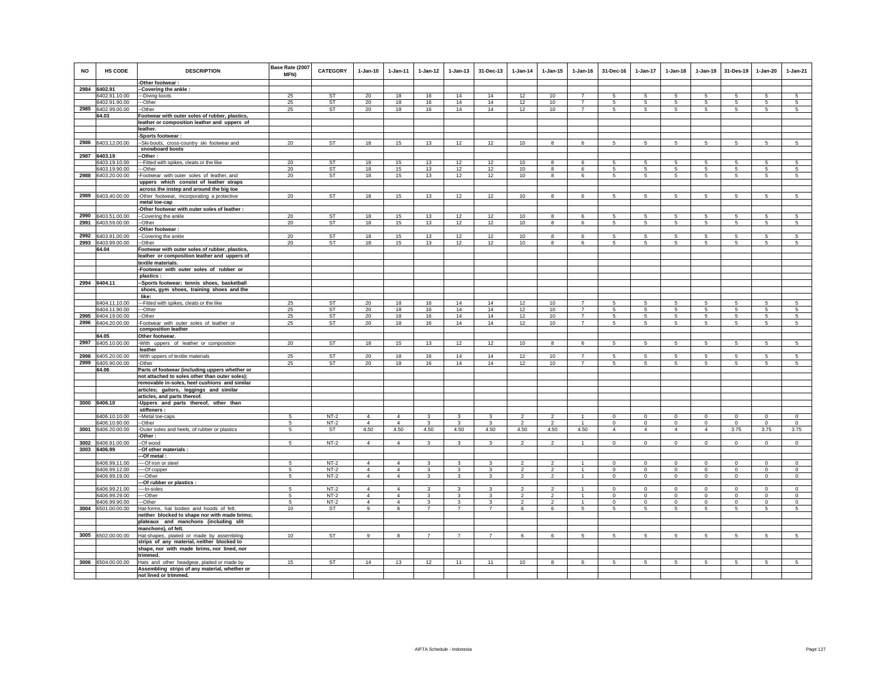| NO | HS CODE | DESCRIPTION | Base Rate (2007 MFN) | CATEGORY | 1-Jan-10 | 1-Jan-11 | 1-Jan-12 | 1-Jan-13 | 31-Dec-13 | 1-Jan-14 | 1-Jan-15 | 1-Jan-16 | 31-Dec-16 | 1-Jan-17 | 1-Jan-18 | 1-Jan-19 | 31-Des-19 | 1-Jan-20 | 1-Jan-21 |
|---|---|---|---|---|---|---|---|---|---|---|---|---|---|---|---|---|---|---|---|
| | | -Other footwear : | | | | | | | | | | | | | | | | | |
| 2984 | 6402.91 | --Covering the ankle : | | | | | | | | | | | | | | | | | |
| | 6402.91.10.00 | ---Diving boots | 25 | ST | 20 | 18 | 16 | 14 | 14 | 12 | 10 | 7 | 5 | 5 | 5 | 5 | 5 | 5 | 5 |
| | 6402.91.90.00 | ---Other | 25 | ST | 20 | 18 | 16 | 14 | 14 | 12 | 10 | 7 | 5 | 5 | 5 | 5 | 5 | 5 | 5 |
| 2985 | 6402.99.00.00 | --Other | 25 | ST | 20 | 18 | 16 | 14 | 14 | 12 | 10 | 7 | 5 | 5 | 5 | 5 | 5 | 5 | 5 |
| | 64.03 | Footwear with outer soles of rubber, plastics, leather or composition leather and uppers of leather. | | | | | | | | | | | | | | | | | |
| | | -Sports footwear : | | | | | | | | | | | | | | | | | |
| 2986 | 6403.12.00.00 | --Ski-boots, cross-country ski footwear and snowboard boots | 20 | ST | 18 | 15 | 13 | 12 | 12 | 10 | 8 | 6 | 5 | 5 | 5 | 5 | 5 | 5 | 5 |
| 2987 | 6403.19 | --Other : | | | | | | | | | | | | | | | | | |
| | 6403.19.10.00 | ---Fitted with spikes, cleats or the like | 20 | ST | 18 | 15 | 13 | 12 | 12 | 10 | 8 | 6 | 5 | 5 | 5 | 5 | 5 | 5 | 5 |
| | 6403.19.90.00 | ---Other | 20 | ST | 18 | 15 | 13 | 12 | 12 | 10 | 8 | 6 | 5 | 5 | 5 | 5 | 5 | 5 | 5 |
| 2988 | 6403.20.00.00 | -Footwear with outer soles of leather, and uppers which consist of leather straps across the instep and around the big toe | 20 | ST | 18 | 15 | 13 | 12 | 12 | 10 | 8 | 6 | 5 | 5 | 5 | 5 | 5 | 5 | 5 |
| 2989 | 6403.40.00.00 | -Other footwear, incorporating a protective metal toe-cap | 20 | ST | 18 | 15 | 13 | 12 | 12 | 10 | 8 | 6 | 5 | 5 | 5 | 5 | 5 | 5 | 5 |
| | | -Other footwear with outer soles of leather : | | | | | | | | | | | | | | | | | |
| 2990 | 6403.51.00.00 | --Covering the ankle | 20 | ST | 18 | 15 | 13 | 12 | 12 | 10 | 8 | 6 | 5 | 5 | 5 | 5 | 5 | 5 | 5 |
| 2991 | 6403.59.00.00 | --Other | 20 | ST | 18 | 15 | 13 | 12 | 12 | 10 | 8 | 6 | 5 | 5 | 5 | 5 | 5 | 5 | 5 |
| | | -Other footwear : | | | | | | | | | | | | | | | | | |
| 2992 | 6403.91.00.00 | --Covering the ankle | 20 | ST | 18 | 15 | 13 | 12 | 12 | 10 | 8 | 6 | 5 | 5 | 5 | 5 | 5 | 5 | 5 |
| 2993 | 6403.99.00.00 | --Other | 20 | ST | 18 | 15 | 13 | 12 | 12 | 10 | 8 | 6 | 5 | 5 | 5 | 5 | 5 | 5 | 5 |
| | 64.04 | Footwear with outer soles of rubber, plastics, leather or composition leather and uppers of textile materials. | | | | | | | | | | | | | | | | | |
| | | -Footwear with outer soles of rubber or plastics : | | | | | | | | | | | | | | | | | |
| 2994 | 6404.11 | --Sports footwear; tennis shoes, basketball shoes, gym shoes, training shoes and the like: | | | | | | | | | | | | | | | | | |
| | 6404.11.10.00 | ---Fitted with spikes, cleats or the like | 25 | ST | 20 | 18 | 16 | 14 | 14 | 12 | 10 | 7 | 5 | 5 | 5 | 5 | 5 | 5 | 5 |
| | 6404.11.90.00 | ---Other | 25 | ST | 20 | 18 | 16 | 14 | 14 | 12 | 10 | 7 | 5 | 5 | 5 | 5 | 5 | 5 | 5 |
| 2995 | 6404.19.00.00 | --Other | 25 | ST | 20 | 18 | 16 | 14 | 14 | 12 | 10 | 7 | 5 | 5 | 5 | 5 | 5 | 5 | 5 |
| 2996 | 6404.20.00.00 | -Footwear with outer soles of leather or composition leather | 25 | ST | 20 | 18 | 16 | 14 | 14 | 12 | 10 | 7 | 5 | 5 | 5 | 5 | 5 | 5 | 5 |
| | 64.05 | Other footwear. | | | | | | | | | | | | | | | | | |
| 2997 | 6405.10.00.00 | -With uppers of leather or composition leather | 20 | ST | 18 | 15 | 13 | 12 | 12 | 10 | 8 | 6 | 5 | 5 | 5 | 5 | 5 | 5 | 5 |
| 2998 | 6405.20.00.00 | -With uppers of textile materials | 25 | ST | 20 | 18 | 16 | 14 | 14 | 12 | 10 | 7 | 5 | 5 | 5 | 5 | 5 | 5 | 5 |
| 2999 | 6405.90.00.00 | -Other | 25 | ST | 20 | 18 | 16 | 14 | 14 | 12 | 10 | 7 | 5 | 5 | 5 | 5 | 5 | 5 | 5 |
| | 64.06 | Parts of footwear (including uppers whether or not attached to soles other than outer soles); removable in-soles, heel cushions and similar articles; gaiters, leggings and similar articles, and parts thereof. | | | | | | | | | | | | | | | | | |
| 3000 | 6406.10 | -Uppers and parts thereof, other than stiffeners : | | | | | | | | | | | | | | | | | |
| | 6406.10.10.00 | --Metal toe-caps | 5 | NT-2 | 4 | 4 | 3 | 3 | 3 | 2 | 2 | 1 | 0 | 0 | 0 | 0 | 0 | 0 | 0 |
| | 6406.10.90.00 | --Other | 5 | NT-2 | 4 | 4 | 3 | 3 | 3 | 2 | 2 | 1 | 0 | 0 | 0 | 0 | 0 | 0 | 0 |
| 3001 | 6406.20.00.00 | -Outer soles and heels, of rubber or plastics | 5 | ST | 4.50 | 4.50 | 4.50 | 4.50 | 4.50 | 4.50 | 4.50 | 4.50 | 4 | 4 | 4 | 4 | 3.75 | 3.75 | 3.75 |
| | | -Other : | | | | | | | | | | | | | | | | | |
| 3002 | 6406.91.00.00 | --Of wood | 5 | NT-2 | 4 | 4 | 3 | 3 | 3 | 2 | 2 | 1 | 0 | 0 | 0 | 0 | 0 | 0 | 0 |
| 3003 | 6406.99 | --Of other materials : | | | | | | | | | | | | | | | | | |
| | | ---Of metal : | | | | | | | | | | | | | | | | | |
| | 6406.99.11.00 | ----Of iron or steel | 5 | NT-2 | 4 | 4 | 3 | 3 | 3 | 2 | 2 | 1 | 0 | 0 | 0 | 0 | 0 | 0 | 0 |
| | 6406.99.12.00 | ----Of copper | 5 | NT-2 | 4 | 4 | 3 | 3 | 3 | 2 | 2 | 1 | 0 | 0 | 0 | 0 | 0 | 0 | 0 |
| | 6406.99.19.00 | ----Other | 5 | NT-2 | 4 | 4 | 3 | 3 | 3 | 2 | 2 | 1 | 0 | 0 | 0 | 0 | 0 | 0 | 0 |
| | | ---Of rubber or plastics : | | | | | | | | | | | | | | | | | |
| | 6406.99.21.00 | ----In-soles | 5 | NT-2 | 4 | 4 | 3 | 3 | 3 | 2 | 2 | 1 | 0 | 0 | 0 | 0 | 0 | 0 | 0 |
| | 6406.99.29.00 | ----Other | 5 | NT-2 | 4 | 4 | 3 | 3 | 3 | 2 | 2 | 1 | 0 | 0 | 0 | 0 | 0 | 0 | 0 |
| | 6406.99.90.00 | ---Other | 5 | NT-2 | 4 | 4 | 3 | 3 | 3 | 2 | 2 | 1 | 0 | 0 | 0 | 0 | 0 | 0 | 0 |
| 3004 | 6501.00.00.00 | Hat-forms, hat bodies and hoods of felt, neither blocked to shape nor with made brims; plateaux and manchons (including slit manchons), of felt. | 10 | ST | 9 | 8 | 7 | 7 | 7 | 6 | 6 | 5 | 5 | 5 | 5 | 5 | 5 | 5 | 5 |
| 3005 | 6502.00.00.00 | Hat-shapes, plaited or made by assembling strips of any material, neither blocked to shape, nor with made brims, nor lined, nor trimmed. | 10 | ST | 9 | 8 | 7 | 7 | 7 | 6 | 6 | 5 | 5 | 5 | 5 | 5 | 5 | 5 | 5 |
| 3006 | 6504.00.00.00 | Hats and other headgear, plaited or made by Assembling strips of any material, whether or not lined or trimmed. | 15 | ST | 14 | 13 | 12 | 11 | 11 | 10 | 8 | 6 | 5 | 5 | 5 | 5 | 5 | 5 | 5 |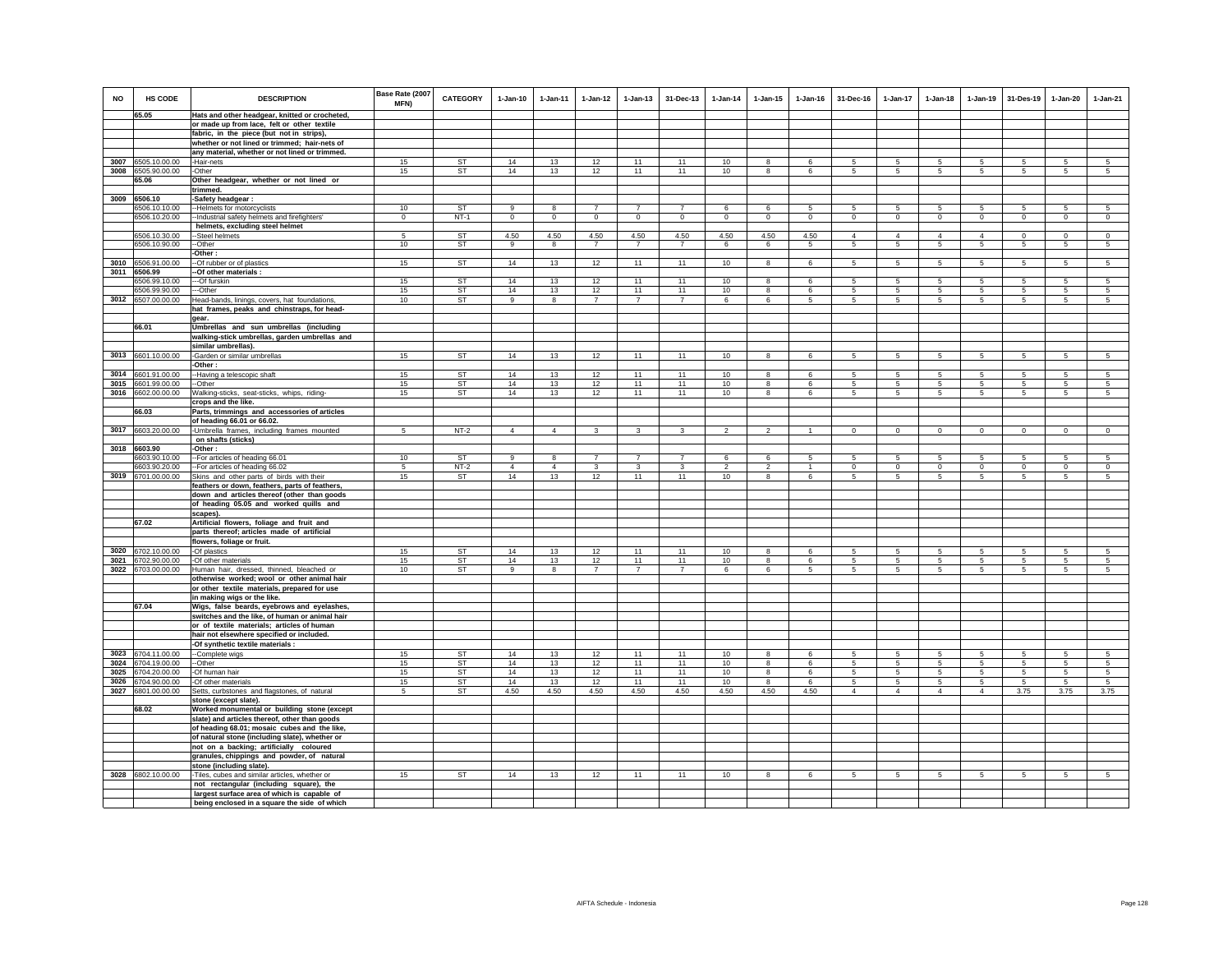| NO | HS CODE | DESCRIPTION | Base Rate (2007 MFN) | CATEGORY | 1-Jan-10 | 1-Jan-11 | 1-Jan-12 | 1-Jan-13 | 31-Dec-13 | 1-Jan-14 | 1-Jan-15 | 1-Jan-16 | 31-Dec-16 | 1-Jan-17 | 1-Jan-18 | 1-Jan-19 | 31-Des-19 | 1-Jan-20 | 1-Jan-21 |
|---|---|---|---|---|---|---|---|---|---|---|---|---|---|---|---|---|---|---|---|
| | 65.05 | Hats and other headgear, knitted or crocheted, or made up from lace, felt or other textile fabric, in the piece (but not in strips), whether or not lined or trimmed; hair-nets of any material, whether or not lined or trimmed. | | | | | | | | | | | | | | | | | |
| 3007 | 6505.10.00.00 | -Hair-nets | 15 | ST | 14 | 13 | 12 | 11 | 11 | 10 | 8 | 6 | 5 | 5 | 5 | 5 | 5 | 5 | 5 |
| 3008 | 6505.90.00.00 | -Other | 15 | ST | 14 | 13 | 12 | 11 | 11 | 10 | 8 | 6 | 5 | 5 | 5 | 5 | 5 | 5 | 5 |
| | 65.06 | Other headgear, whether or not lined or trimmed. | | | | | | | | | | | | | | | | | |
| 3009 | 6506.10 | -Safety headgear : | | | | | | | | | | | | | | | | | |
| | 6506.10.10.00 | --Helmets for motorcyclists | 10 | ST | 9 | 8 | 7 | 7 | 7 | 6 | 6 | 5 | 5 | 5 | 5 | 5 | 5 | 5 | 5 |
| | 6506.10.20.00 | --Industrial safety helmets and firefighters' helmets, excluding steel helmet | 0 | NT-1 | 0 | 0 | 0 | 0 | 0 | 0 | 0 | 0 | 0 | 0 | 0 | 0 | 0 | 0 | 0 |
| | 6506.10.30.00 | --Steel helmets | 5 | ST | 4.50 | 4.50 | 4.50 | 4.50 | 4.50 | 4.50 | 4.50 | 4.50 | 4 | 4 | 4 | 4 | 0 | 0 | 0 |
| | 6506.10.90.00 | --Other | 10 | ST | 9 | 8 | 7 | 7 | 7 | 6 | 6 | 5 | 5 | 5 | 5 | 5 | 5 | 5 | 5 |
| | | -Other : | | | | | | | | | | | | | | | | | |
| 3010 | 6506.91.00.00 | --Of rubber or of plastics | 15 | ST | 14 | 13 | 12 | 11 | 11 | 10 | 8 | 6 | 5 | 5 | 5 | 5 | 5 | 5 | 5 |
| 3011 | 6506.99 | --Of other materials : | | | | | | | | | | | | | | | | | |
| | 6506.99.10.00 | ---Of furskin | 15 | ST | 14 | 13 | 12 | 11 | 11 | 10 | 8 | 6 | 5 | 5 | 5 | 5 | 5 | 5 | 5 |
| | 6506.99.90.00 | ---Other | 15 | ST | 14 | 13 | 12 | 11 | 11 | 10 | 8 | 6 | 5 | 5 | 5 | 5 | 5 | 5 | 5 |
| 3012 | 6507.00.00.00 | Head-bands, linings, covers, hat foundations, hat frames, peaks and chinstraps, for head-gear. | 10 | ST | 9 | 8 | 7 | 7 | 7 | 6 | 6 | 5 | 5 | 5 | 5 | 5 | 5 | 5 | 5 |
| | 66.01 | Umbrellas and sun umbrellas (including walking-stick umbrellas, garden umbrellas and similar umbrellas). | | | | | | | | | | | | | | | | | |
| 3013 | 6601.10.00.00 | -Garden or similar umbrellas | 15 | ST | 14 | 13 | 12 | 11 | 11 | 10 | 8 | 6 | 5 | 5 | 5 | 5 | 5 | 5 | 5 |
| | | -Other : | | | | | | | | | | | | | | | | | |
| 3014 | 6601.91.00.00 | --Having a telescopic shaft | 15 | ST | 14 | 13 | 12 | 11 | 11 | 10 | 8 | 6 | 5 | 5 | 5 | 5 | 5 | 5 | 5 |
| 3015 | 6601.99.00.00 | --Other | 15 | ST | 14 | 13 | 12 | 11 | 11 | 10 | 8 | 6 | 5 | 5 | 5 | 5 | 5 | 5 | 5 |
| 3016 | 6602.00.00.00 | Walking-sticks, seat-sticks, whips, riding-crops and the like. | 15 | ST | 14 | 13 | 12 | 11 | 11 | 10 | 8 | 6 | 5 | 5 | 5 | 5 | 5 | 5 | 5 |
| | 66.03 | Parts, trimmings and accessories of articles of heading 66.01 or 66.02. | | | | | | | | | | | | | | | | | |
| 3017 | 6603.20.00.00 | -Umbrella frames, including frames mounted on shafts (sticks) | 5 | NT-2 | 4 | 4 | 3 | 3 | 3 | 2 | 2 | 1 | 0 | 0 | 0 | 0 | 0 | 0 | 0 |
| 3018 | 6603.90 | -Other : | | | | | | | | | | | | | | | | | |
| | 6603.90.10.00 | --For articles of heading 66.01 | 10 | ST | 9 | 8 | 7 | 7 | 7 | 6 | 6 | 5 | 5 | 5 | 5 | 5 | 5 | 5 | 5 |
| | 6603.90.20.00 | --For articles of heading 66.02 | 5 | NT-2 | 4 | 4 | 3 | 3 | 3 | 2 | 2 | 1 | 0 | 0 | 0 | 0 | 0 | 0 | 0 |
| 3019 | 6701.00.00.00 | Skins and other parts of birds with their feathers or down, feathers, parts of feathers, down and articles thereof (other than goods of heading 05.05 and worked quills and scapes). | 15 | ST | 14 | 13 | 12 | 11 | 11 | 10 | 8 | 6 | 5 | 5 | 5 | 5 | 5 | 5 | 5 |
| | 67.02 | Artificial flowers, foliage and fruit and parts thereof; articles made of artificial flowers, foliage or fruit. | | | | | | | | | | | | | | | | | |
| 3020 | 6702.10.00.00 | -Of plastics | 15 | ST | 14 | 13 | 12 | 11 | 11 | 10 | 8 | 6 | 5 | 5 | 5 | 5 | 5 | 5 | 5 |
| 3021 | 6702.90.00.00 | -Of other materials | 15 | ST | 14 | 13 | 12 | 11 | 11 | 10 | 8 | 6 | 5 | 5 | 5 | 5 | 5 | 5 | 5 |
| 3022 | 6703.00.00.00 | Human hair, dressed, thinned, bleached or otherwise worked; wool or other animal hair or other textile materials, prepared for use in making wigs or the like. | 10 | ST | 9 | 8 | 7 | 7 | 7 | 6 | 6 | 5 | 5 | 5 | 5 | 5 | 5 | 5 | 5 |
| | 67.04 | Wigs, false beards, eyebrows and eyelashes, switches and the like, of human or animal hair or of textile materials; articles of human hair not elsewhere specified or included. | | | | | | | | | | | | | | | | | |
| | | -Of synthetic textile materials : | | | | | | | | | | | | | | | | | |
| 3023 | 6704.11.00.00 | --Complete wigs | 15 | ST | 14 | 13 | 12 | 11 | 11 | 10 | 8 | 6 | 5 | 5 | 5 | 5 | 5 | 5 | 5 |
| 3024 | 6704.19.00.00 | --Other | 15 | ST | 14 | 13 | 12 | 11 | 11 | 10 | 8 | 6 | 5 | 5 | 5 | 5 | 5 | 5 | 5 |
| 3025 | 6704.20.00.00 | -Of human hair | 15 | ST | 14 | 13 | 12 | 11 | 11 | 10 | 8 | 6 | 5 | 5 | 5 | 5 | 5 | 5 | 5 |
| 3026 | 6704.90.00.00 | -Of other materials | 15 | ST | 14 | 13 | 12 | 11 | 11 | 10 | 8 | 6 | 5 | 5 | 5 | 5 | 5 | 5 | 5 |
| 3027 | 6801.00.00.00 | Setts, curbstones and flagstones, of natural stone (except slate). | 5 | ST | 4.50 | 4.50 | 4.50 | 4.50 | 4.50 | 4.50 | 4.50 | 4.50 | 4 | 4 | 4 | 4 | 3.75 | 3.75 | 3.75 |
| | 68.02 | Worked monumental or building stone (except slate) and articles thereof, other than goods of heading 68.01; mosaic cubes and the like, of natural stone (including slate), whether or not on a backing; artificially coloured granules, chippings and powder, of natural stone (including slate). | | | | | | | | | | | | | | | | | |
| 3028 | 6802.10.00.00 | -Tiles, cubes and similar articles, whether or not rectangular (including square), the largest surface area of which is capable of being enclosed in a square the side of which | 15 | ST | 14 | 13 | 12 | 11 | 11 | 10 | 8 | 6 | 5 | 5 | 5 | 5 | 5 | 5 | 5 |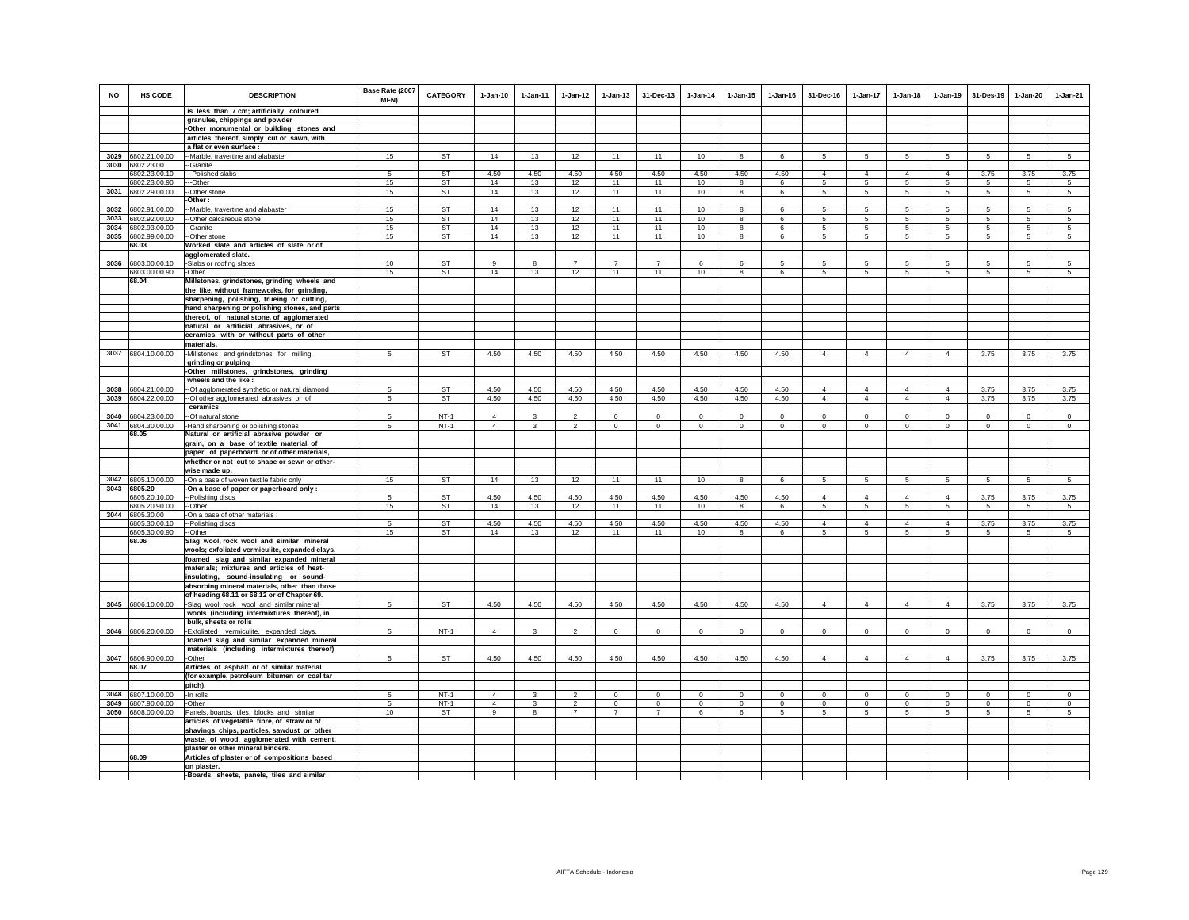| NO | HS CODE | DESCRIPTION | Base Rate (2007 MFN) | CATEGORY | 1-Jan-10 | 1-Jan-11 | 1-Jan-12 | 1-Jan-13 | 31-Dec-13 | 1-Jan-14 | 1-Jan-15 | 1-Jan-16 | 31-Dec-16 | 1-Jan-17 | 1-Jan-18 | 1-Jan-19 | 31-Des-19 | 1-Jan-20 | 1-Jan-21 |
|---|---|---|---|---|---|---|---|---|---|---|---|---|---|---|---|---|---|---|---|
| | | is less than 7 cm; artificially coloured | | | | | | | | | | | | | | | | | |
| | | granules, chippings and powder | | | | | | | | | | | | | | | | | |
| | | -Other monumental or building stones and | | | | | | | | | | | | | | | | | |
| | | articles thereof, simply cut or sawn, with | | | | | | | | | | | | | | | | | |
| | | a flat or even surface : | | | | | | | | | | | | | | | | | |
| 3029 | 6802.21.00.00 | --Marble, travertine and alabaster | 15 | ST | 14 | 13 | 12 | 11 | 11 | 10 | 8 | 6 | 5 | 5 | 5 | 5 | 5 | 5 | 5 |
| 3030 | 6802.23.00 | --Granite | | | | | | | | | | | | | | | | | |
| | 6802.23.00.10 | ---Polished slabs | 5 | ST | 4.50 | 4.50 | 4.50 | 4.50 | 4.50 | 4.50 | 4.50 | 4.50 | 4 | 4 | 4 | 4 | 3.75 | 3.75 | 3.75 |
| | 6802.23.00.90 | ---Other | 15 | ST | 14 | 13 | 12 | 11 | 11 | 10 | 8 | 6 | 5 | 5 | 5 | 5 | 5 | 5 | 5 |
| 3031 | 6802.29.00.00 | --Other stone | 15 | ST | 14 | 13 | 12 | 11 | 11 | 10 | 8 | 6 | 5 | 5 | 5 | 5 | 5 | 5 | 5 |
| | | -Other : | | | | | | | | | | | | | | | | | |
| 3032 | 6802.91.00.00 | --Marble, travertine and alabaster | 15 | ST | 14 | 13 | 12 | 11 | 11 | 10 | 8 | 6 | 5 | 5 | 5 | 5 | 5 | 5 | 5 |
| 3033 | 6802.92.00.00 | --Other calcareous stone | 15 | ST | 14 | 13 | 12 | 11 | 11 | 10 | 8 | 6 | 5 | 5 | 5 | 5 | 5 | 5 | 5 |
| 3034 | 6802.93.00.00 | --Granite | 15 | ST | 14 | 13 | 12 | 11 | 11 | 10 | 8 | 6 | 5 | 5 | 5 | 5 | 5 | 5 | 5 |
| 3035 | 6802.99.00.00 | --Other stone | 15 | ST | 14 | 13 | 12 | 11 | 11 | 10 | 8 | 6 | 5 | 5 | 5 | 5 | 5 | 5 | 5 |
| | 68.03 | Worked slate and articles of slate or of | | | | | | | | | | | | | | | | | |
| | | agglomerated slate. | | | | | | | | | | | | | | | | | |
| 3036 | 6803.00.00.10 | -Slabs or roofing slates | 10 | ST | 9 | 8 | 7 | 7 | 7 | 6 | 6 | 5 | 5 | 5 | 5 | 5 | 5 | 5 | 5 |
| | 6803.00.00.90 | -Other | 15 | ST | 14 | 13 | 12 | 11 | 11 | 10 | 8 | 6 | 5 | 5 | 5 | 5 | 5 | 5 | 5 |
| | 68.04 | Millstones, grindstones, grinding wheels and | | | | | | | | | | | | | | | | | |
| | | the like, without frameworks, for grinding, | | | | | | | | | | | | | | | | | |
| | | sharpening, polishing, trueing or cutting, | | | | | | | | | | | | | | | | | |
| | | hand sharpening or polishing stones, and parts | | | | | | | | | | | | | | | | | |
| | | thereof, of natural stone, of agglomerated | | | | | | | | | | | | | | | | | |
| | | natural or artificial abrasives, or of | | | | | | | | | | | | | | | | | |
| | | ceramics, with or without parts of other | | | | | | | | | | | | | | | | | |
| | | materials. | | | | | | | | | | | | | | | | | |
| 3037 | 6804.10.00.00 | -Millstones and grindstones for milling, | 5 | ST | 4.50 | 4.50 | 4.50 | 4.50 | 4.50 | 4.50 | 4.50 | 4.50 | 4 | 4 | 4 | 4 | 3.75 | 3.75 | 3.75 |
| | | grinding or pulping | | | | | | | | | | | | | | | | | |
| | | -Other millstones, grindstones, grinding | | | | | | | | | | | | | | | | | |
| | | wheels and the like : | | | | | | | | | | | | | | | | | |
| 3038 | 6804.21.00.00 | --Of agglomerated synthetic or natural diamond | 5 | ST | 4.50 | 4.50 | 4.50 | 4.50 | 4.50 | 4.50 | 4.50 | 4.50 | 4 | 4 | 4 | 4 | 3.75 | 3.75 | 3.75 |
| 3039 | 6804.22.00.00 | --Of other agglomerated abrasives or of | 5 | ST | 4.50 | 4.50 | 4.50 | 4.50 | 4.50 | 4.50 | 4.50 | 4.50 | 4 | 4 | 4 | 4 | 3.75 | 3.75 | 3.75 |
| | | ceramics | | | | | | | | | | | | | | | | | |
| 3040 | 6804.23.00.00 | --Of natural stone | 5 | NT-1 | 4 | 3 | 2 | 0 | 0 | 0 | 0 | 0 | 0 | 0 | 0 | 0 | 0 | 0 | 0 |
| 3041 | 6804.30.00.00 | -Hand sharpening or polishing stones | 5 | NT-1 | 4 | 3 | 2 | 0 | 0 | 0 | 0 | 0 | 0 | 0 | 0 | 0 | 0 | 0 | 0 |
| | 68.05 | Natural or artificial abrasive powder or | | | | | | | | | | | | | | | | | |
| | | grain, on a base of textile material, of | | | | | | | | | | | | | | | | | |
| | | paper, of paperboard or of other materials, | | | | | | | | | | | | | | | | | |
| | | whether or not cut to shape or sewn or other- | | | | | | | | | | | | | | | | | |
| | | wise made up. | | | | | | | | | | | | | | | | | |
| 3042 | 6805.10.00.00 | -On a base of woven textile fabric only | 15 | ST | 14 | 13 | 12 | 11 | 11 | 10 | 8 | 6 | 5 | 5 | 5 | 5 | 5 | 5 | 5 |
| 3043 | 6805.20 | -On a base of paper or paperboard only : | | | | | | | | | | | | | | | | | |
| | 6805.20.10.00 | --Polishing discs | 5 | ST | 4.50 | 4.50 | 4.50 | 4.50 | 4.50 | 4.50 | 4.50 | 4.50 | 4 | 4 | 4 | 4 | 3.75 | 3.75 | 3.75 |
| | 6805.20.90.00 | --Other | 15 | ST | 14 | 13 | 12 | 11 | 11 | 10 | 8 | 6 | 5 | 5 | 5 | 5 | 5 | 5 | 5 |
| 3044 | 6805.30.00 | -On a base of other materials : | | | | | | | | | | | | | | | | | |
| | 6805.30.00.10 | --Polishing discs | 5 | ST | 4.50 | 4.50 | 4.50 | 4.50 | 4.50 | 4.50 | 4.50 | 4.50 | 4 | 4 | 4 | 4 | 3.75 | 3.75 | 3.75 |
| | 6805.30.00.90 | --Other | 15 | ST | 14 | 13 | 12 | 11 | 11 | 10 | 8 | 6 | 5 | 5 | 5 | 5 | 5 | 5 | 5 |
| | 68.06 | Slag wool, rock wool and similar mineral | | | | | | | | | | | | | | | | | |
| | | wools; exfoliated vermiculite, expanded clays, | | | | | | | | | | | | | | | | | |
| | | foamed slag and similar expanded mineral | | | | | | | | | | | | | | | | | |
| | | materials; mixtures and articles of heat- | | | | | | | | | | | | | | | | | |
| | | insulating, sound-insulating or sound- | | | | | | | | | | | | | | | | | |
| | | absorbing mineral materials, other than those | | | | | | | | | | | | | | | | | |
| | | of heading 68.11 or 68.12 or of Chapter 69. | | | | | | | | | | | | | | | | | |
| 3045 | 6806.10.00.00 | -Slag wool, rock wool and similar mineral | 5 | ST | 4.50 | 4.50 | 4.50 | 4.50 | 4.50 | 4.50 | 4.50 | 4.50 | 4 | 4 | 4 | 4 | 3.75 | 3.75 | 3.75 |
| | | wools (including intermixtures thereof), in | | | | | | | | | | | | | | | | | |
| | | bulk, sheets or rolls | | | | | | | | | | | | | | | | | |
| 3046 | 6806.20.00.00 | -Exfoliated vermiculite, expanded clays, | 5 | NT-1 | 4 | 3 | 2 | 0 | 0 | 0 | 0 | 0 | 0 | 0 | 0 | 0 | 0 | 0 | 0 |
| | | foamed slag and similar expanded mineral | | | | | | | | | | | | | | | | | |
| | | materials (including intermixtures thereof) | | | | | | | | | | | | | | | | | |
| 3047 | 6806.90.00.00 | -Other | 5 | ST | 4.50 | 4.50 | 4.50 | 4.50 | 4.50 | 4.50 | 4.50 | 4.50 | 4 | 4 | 4 | 4 | 3.75 | 3.75 | 3.75 |
| | 68.07 | Articles of asphalt or of similar material | | | | | | | | | | | | | | | | | |
| | | (for example, petroleum bitumen or coal tar | | | | | | | | | | | | | | | | | |
| | | pitch). | | | | | | | | | | | | | | | | | |
| 3048 | 6807.10.00.00 | -In rolls | 5 | NT-1 | 4 | 3 | 2 | 0 | 0 | 0 | 0 | 0 | 0 | 0 | 0 | 0 | 0 | 0 | 0 |
| 3049 | 6807.90.00.00 | -Other | 5 | NT-1 | 4 | 3 | 2 | 0 | 0 | 0 | 0 | 0 | 0 | 0 | 0 | 0 | 0 | 0 | 0 |
| 3050 | 6808.00.00.00 | Panels, boards, tiles, blocks and similar | 10 | ST | 9 | 8 | 7 | 7 | 7 | 6 | 6 | 5 | 5 | 5 | 5 | 5 | 5 | 5 | 5 |
| | | articles of vegetable fibre, of straw or of | | | | | | | | | | | | | | | | | |
| | | shavings, chips, particles, sawdust or other | | | | | | | | | | | | | | | | | |
| | | waste, of wood, agglomerated with cement, | | | | | | | | | | | | | | | | | |
| | | plaster or other mineral binders. | | | | | | | | | | | | | | | | | |
| | 68.09 | Articles of plaster or of compositions based | | | | | | | | | | | | | | | | | |
| | | on plaster. | | | | | | | | | | | | | | | | | |
| | | -Boards, sheets, panels, tiles and similar | | | | | | | | | | | | | | | | | |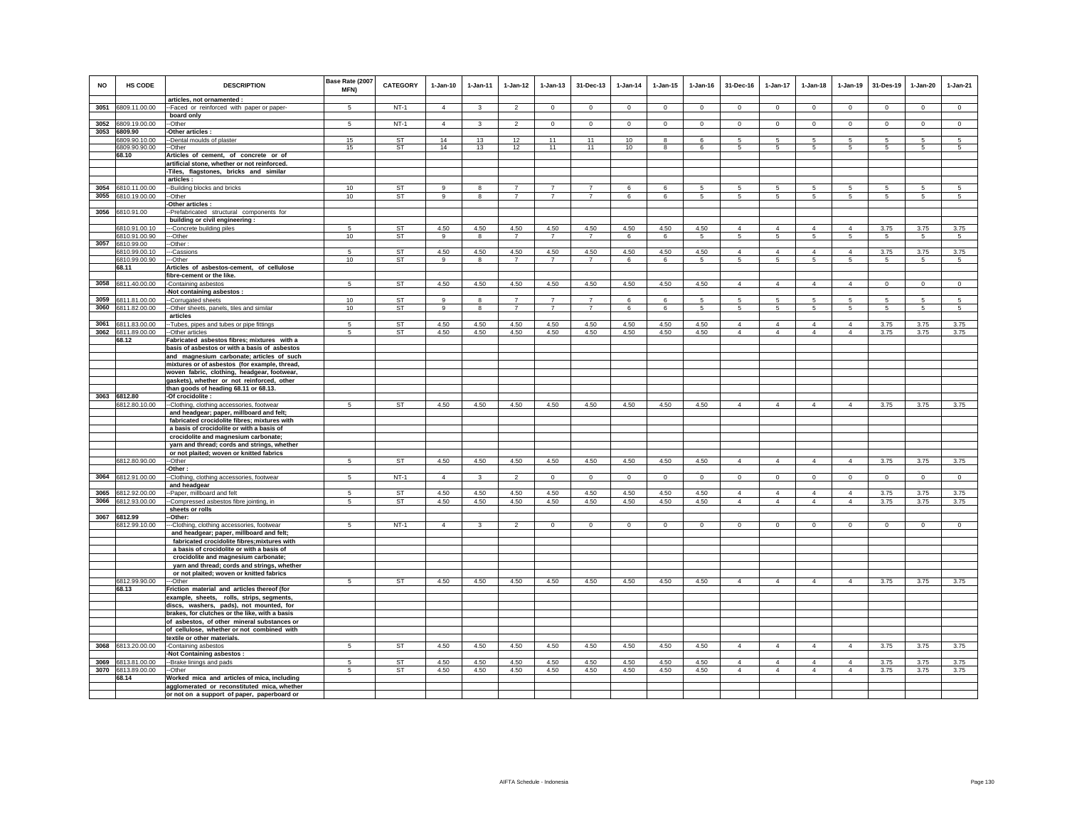| NO | HS CODE | DESCRIPTION | Base Rate (2007 MFN) | CATEGORY | 1-Jan-10 | 1-Jan-11 | 1-Jan-12 | 1-Jan-13 | 31-Dec-13 | 1-Jan-14 | 1-Jan-15 | 1-Jan-16 | 31-Dec-16 | 1-Jan-17 | 1-Jan-18 | 1-Jan-19 | 31-Des-19 | 1-Jan-20 | 1-Jan-21 |
|---|---|---|---|---|---|---|---|---|---|---|---|---|---|---|---|---|---|---|---|
| | | articles, not ornamented : | | | | | | | | | | | | | | | | | |
| 3051 | 6809.11.00.00 | --Faced or reinforced with paper or paper-board only | 5 | NT-1 | 4 | 3 | 2 | 0 | 0 | 0 | 0 | 0 | 0 | 0 | 0 | 0 | 0 | 0 | 0 |
| 3052 | 6809.19.00.00 | --Other | 5 | NT-1 | 4 | 3 | 2 | 0 | 0 | 0 | 0 | 0 | 0 | 0 | 0 | 0 | 0 | 0 | 0 |
| 3053 | 6809.90 | -Other articles : | | | | | | | | | | | | | | | | | |
| | 6809.90.10.00 | --Dental moulds of plaster | 15 | ST | 14 | 13 | 12 | 11 | 11 | 10 | 8 | 6 | 5 | 5 | 5 | 5 | 5 | 5 | 5 |
| | 6809.90.90.00 | --Other | 15 | ST | 14 | 13 | 12 | 11 | 11 | 10 | 8 | 6 | 5 | 5 | 5 | 5 | 5 | 5 | 5 |
| | 68.10 | Articles of cement, of concrete or of artificial stone, whether or not reinforced. | | | | | | | | | | | | | | | | | |
| | | -Tiles, flagstones, bricks and similar articles : | | | | | | | | | | | | | | | | | |
| 3054 | 6810.11.00.00 | --Building blocks and bricks | 10 | ST | 9 | 8 | 7 | 7 | 7 | 6 | 6 | 5 | 5 | 5 | 5 | 5 | 5 | 5 | 5 |
| 3055 | 6810.19.00.00 | --Other | 10 | ST | 9 | 8 | 7 | 7 | 7 | 6 | 6 | 5 | 5 | 5 | 5 | 5 | 5 | 5 | 5 |
| | | -Other articles : | | | | | | | | | | | | | | | | | |
| 3056 | 6810.91.00 | --Prefabricated structural components for building or civil engineering : | | | | | | | | | | | | | | | | | |
| | 6810.91.00.10 | ---Concrete building piles | 5 | ST | 4.50 | 4.50 | 4.50 | 4.50 | 4.50 | 4.50 | 4.50 | 4.50 | 4 | 4 | 4 | 4 | 3.75 | 3.75 | 3.75 |
| | 6810.91.00.90 | ---Other | 10 | ST | 9 | 8 | 7 | 7 | 7 | 6 | 6 | 5 | 5 | 5 | 5 | 5 | 5 | 5 | 5 |
| 3057 | 6810.99.00 | --Other : | | | | | | | | | | | | | | | | | |
| | 6810.99.00.10 | ---Cassions | 5 | ST | 4.50 | 4.50 | 4.50 | 4.50 | 4.50 | 4.50 | 4.50 | 4.50 | 4 | 4 | 4 | 4 | 3.75 | 3.75 | 3.75 |
| | 6810.99.00.90 | ---Other | 10 | ST | 9 | 8 | 7 | 7 | 7 | 6 | 6 | 5 | 5 | 5 | 5 | 5 | 5 | 5 | 5 |
| | 68.11 | Articles of asbestos-cement, of cellulose fibre-cement or the like. | | | | | | | | | | | | | | | | | |
| 3058 | 6811.40.00.00 | -Containing asbestos | 5 | ST | 4.50 | 4.50 | 4.50 | 4.50 | 4.50 | 4.50 | 4.50 | 4.50 | 4 | 4 | 4 | 4 | 0 | 0 | 0 |
| | | -Not containing asbestos : | | | | | | | | | | | | | | | | | |
| 3059 | 6811.81.00.00 | --Corrugated sheets | 10 | ST | 9 | 8 | 7 | 7 | 7 | 6 | 6 | 5 | 5 | 5 | 5 | 5 | 5 | 5 | 5 |
| 3060 | 6811.82.00.00 | --Other sheets, panels, tiles and similar articles | 10 | ST | 9 | 8 | 7 | 7 | 7 | 6 | 6 | 5 | 5 | 5 | 5 | 5 | 5 | 5 | 5 |
| 3061 | 6811.83.00.00 | --Tubes, pipes and tubes or pipe fittings | 5 | ST | 4.50 | 4.50 | 4.50 | 4.50 | 4.50 | 4.50 | 4.50 | 4.50 | 4 | 4 | 4 | 4 | 3.75 | 3.75 | 3.75 |
| 3062 | 6811.89.00.00 | --Other articles | 5 | ST | 4.50 | 4.50 | 4.50 | 4.50 | 4.50 | 4.50 | 4.50 | 4.50 | 4 | 4 | 4 | 4 | 3.75 | 3.75 | 3.75 |
| | 68.12 | Fabricated asbestos fibres; mixtures with a basis of asbestos or with a basis of asbestos and magnesium carbonate; articles of such mixtures or of asbestos (for example, thread, woven fabric, clothing, headgear, footwear, gaskets), whether or not reinforced, other than goods of heading 68.11 or 68.13. | | | | | | | | | | | | | | | | | |
| 3063 | 6812.80 | -Of crocidolite : | | | | | | | | | | | | | | | | | |
| | 6812.80.10.00 | --Clothing, clothing accessories, footwear and headgear; paper, millboard and felt; fabricated crocidolite fibres; mixtures with a basis of crocidolite or with a basis of crocidolite and magnesium carbonate; yarn and thread; cords and strings, whether or not plaited; woven or knitted fabrics | 5 | ST | 4.50 | 4.50 | 4.50 | 4.50 | 4.50 | 4.50 | 4.50 | 4.50 | 4 | 4 | 4 | 4 | 3.75 | 3.75 | 3.75 |
| | 6812.80.90.00 | --Other | 5 | ST | 4.50 | 4.50 | 4.50 | 4.50 | 4.50 | 4.50 | 4.50 | 4.50 | 4 | 4 | 4 | 4 | 3.75 | 3.75 | 3.75 |
| | | -Other : | | | | | | | | | | | | | | | | | |
| 3064 | 6812.91.00.00 | --Clothing, clothing accessories, footwear and headgear | 5 | NT-1 | 4 | 3 | 2 | 0 | 0 | 0 | 0 | 0 | 0 | 0 | 0 | 0 | 0 | 0 | 0 |
| 3065 | 6812.92.00.00 | --Paper, millboard and felt | 5 | ST | 4.50 | 4.50 | 4.50 | 4.50 | 4.50 | 4.50 | 4.50 | 4.50 | 4 | 4 | 4 | 4 | 3.75 | 3.75 | 3.75 |
| 3066 | 6812.93.00.00 | --Compressed asbestos fibre jointing, in sheets or rolls | 5 | ST | 4.50 | 4.50 | 4.50 | 4.50 | 4.50 | 4.50 | 4.50 | 4.50 | 4 | 4 | 4 | 4 | 3.75 | 3.75 | 3.75 |
| 3067 | 6812.99 | --Other: | | | | | | | | | | | | | | | | | |
| | 6812.99.10.00 | ---Clothing, clothing accessories, footwear and headgear; paper, millboard and felt; fabricated crocidolite fibres;mixtures with a basis of crocidolite or with a basis of crocidolite and magnesium carbonate; yarn and thread; cords and strings, whether or not plaited; woven or knitted fabrics | 5 | NT-1 | 4 | 3 | 2 | 0 | 0 | 0 | 0 | 0 | 0 | 0 | 0 | 0 | 0 | 0 | 0 |
| | 6812.99.90.00 | ---Other | 5 | ST | 4.50 | 4.50 | 4.50 | 4.50 | 4.50 | 4.50 | 4.50 | 4.50 | 4 | 4 | 4 | 4 | 3.75 | 3.75 | 3.75 |
| | 68.13 | Friction material and articles thereof (for example, sheets, rolls, strips, segments, discs, washers, pads), not mounted, for brakes, for clutches or the like, with a basis of asbestos, of other mineral substances or of cellulose, whether or not combined with textile or other materials. | | | | | | | | | | | | | | | | | |
| 3068 | 6813.20.00.00 | -Containing asbestos | 5 | ST | 4.50 | 4.50 | 4.50 | 4.50 | 4.50 | 4.50 | 4.50 | 4.50 | 4 | 4 | 4 | 4 | 3.75 | 3.75 | 3.75 |
| | | -Not Containing asbestos : | | | | | | | | | | | | | | | | | |
| 3069 | 6813.81.00.00 | --Brake linings and pads | 5 | ST | 4.50 | 4.50 | 4.50 | 4.50 | 4.50 | 4.50 | 4.50 | 4.50 | 4 | 4 | 4 | 4 | 3.75 | 3.75 | 3.75 |
| 3070 | 6813.89.00.00 | --Other | 5 | ST | 4.50 | 4.50 | 4.50 | 4.50 | 4.50 | 4.50 | 4.50 | 4.50 | 4 | 4 | 4 | 4 | 3.75 | 3.75 | 3.75 |
| | 68.14 | Worked mica and articles of mica, including agglomerated or reconstituted mica, whether or not on a support of paper, paperboard or | | | | | | | | | | | | | | | | | |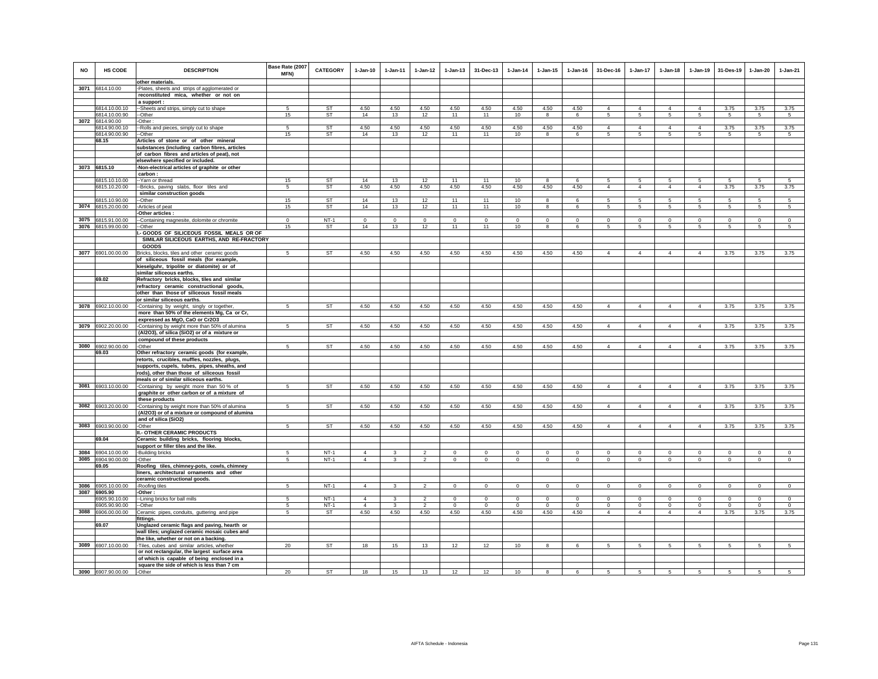| NO | HS CODE | DESCRIPTION | Base Rate (2007 MFN) | CATEGORY | 1-Jan-10 | 1-Jan-11 | 1-Jan-12 | 1-Jan-13 | 31-Dec-13 | 1-Jan-14 | 1-Jan-15 | 1-Jan-16 | 31-Dec-16 | 1-Jan-17 | 1-Jan-18 | 1-Jan-19 | 31-Des-19 | 1-Jan-20 | 1-Jan-21 |
|---|---|---|---|---|---|---|---|---|---|---|---|---|---|---|---|---|---|---|---|
| | | other materials. | | | | | | | | | | | | | | | | | |
| 3071 | 6814.10.00 | -Plates, sheets and strips of agglomerated or reconstituted mica, whether or not on a support : | | | | | | | | | | | | | | | | | |
| | 6814.10.00.10 | --Sheets and strips, simply cut to shape | 5 | ST | 4.50 | 4.50 | 4.50 | 4.50 | 4.50 | 4.50 | 4.50 | 4.50 | 4 | 4 | 4 | 4 | 3.75 | 3.75 | 3.75 |
| | 6814.10.00.90 | --Other | 15 | ST | 14 | 13 | 12 | 11 | 11 | 10 | 8 | 6 | 5 | 5 | 5 | 5 | 5 | 5 | 5 |
| 3072 | 6814.90.00 | -Other : | | | | | | | | | | | | | | | | | |
| | 6814.90.00.10 | --Rolls and pieces, simply cut to shape | 5 | ST | 4.50 | 4.50 | 4.50 | 4.50 | 4.50 | 4.50 | 4.50 | 4.50 | 4 | 4 | 4 | 4 | 3.75 | 3.75 | 3.75 |
| | 6814.90.00.90 | --Other | 15 | ST | 14 | 13 | 12 | 11 | 11 | 10 | 8 | 6 | 5 | 5 | 5 | 5 | 5 | 5 | 5 |
| | 68.15 | **Articles of stone or of other mineral substances (including carbon fibres, articles of carbon fibres and articles of peat), not elsewhere specified or included.** | | | | | | | | | | | | | | | | | |
| 3073 | 6815.10 | **-Non-electrical articles of graphite or other carbon :** | | | | | | | | | | | | | | | | | |
| | 6815.10.10.00 | --Yarn or thread | 15 | ST | 14 | 13 | 12 | 11 | 11 | 10 | 8 | 6 | 5 | 5 | 5 | 5 | 5 | 5 | 5 |
| | 6815.10.20.00 | --Bricks, paving slabs, floor tiles and similar construction goods | 5 | ST | 4.50 | 4.50 | 4.50 | 4.50 | 4.50 | 4.50 | 4.50 | 4.50 | 4 | 4 | 4 | 4 | 3.75 | 3.75 | 3.75 |
| | 6815.10.90.00 | --Other | 15 | ST | 14 | 13 | 12 | 11 | 11 | 10 | 8 | 6 | 5 | 5 | 5 | 5 | 5 | 5 | 5 |
| 3074 | 6815.20.00.00 | -Articles of peat | 15 | ST | 14 | 13 | 12 | 11 | 11 | 10 | 8 | 6 | 5 | 5 | 5 | 5 | 5 | 5 | 5 |
| | | -Other articles : | | | | | | | | | | | | | | | | | |
| 3075 | 6815.91.00.00 | --Containing magnesite, dolomite or chromite | 0 | NT-1 | 0 | 0 | 0 | 0 | 0 | 0 | 0 | 0 | 0 | 0 | 0 | 0 | 0 | 0 | 0 |
| 3076 | 6815.99.00.00 | --Other | 15 | ST | 14 | 13 | 12 | 11 | 11 | 10 | 8 | 6 | 5 | 5 | 5 | 5 | 5 | 5 | 5 |
| | | **I.- GOODS OF SILICEOUS FOSSIL MEALS OR OF SIMILAR SILICEOUS EARTHS, AND RE-FRACTORY GOODS** | | | | | | | | | | | | | | | | | |
| 3077 | 6901.00.00.00 | Bricks, blocks, tiles and other ceramic goods **of siliceous fossil meals (for example, kieselguhr, tripolite or diatomite) or of similar siliceous earths.** | 5 | ST | 4.50 | 4.50 | 4.50 | 4.50 | 4.50 | 4.50 | 4.50 | 4.50 | 4 | 4 | 4 | 4 | 3.75 | 3.75 | 3.75 |
| | 69.02 | **Refractory bricks, blocks, tiles and similar refractory ceramic constructional goods, other than those of siliceous fossil meals or similar siliceous earths.** | | | | | | | | | | | | | | | | | |
| 3078 | 6902.10.00.00 | -Containing by weight, singly or together, **more than 50% of the elements Mg, Ca or Cr, expressed as MgO, CaO or Cr2O3** | 5 | ST | 4.50 | 4.50 | 4.50 | 4.50 | 4.50 | 4.50 | 4.50 | 4.50 | 4 | 4 | 4 | 4 | 3.75 | 3.75 | 3.75 |
| 3079 | 6902.20.00.00 | -Containing by weight more than 50% of alumina **(Al2O3), of silica (SiO2) or of a mixture or compound of these products** | 5 | ST | 4.50 | 4.50 | 4.50 | 4.50 | 4.50 | 4.50 | 4.50 | 4.50 | 4 | 4 | 4 | 4 | 3.75 | 3.75 | 3.75 |
| 3080 | 6902.90.00.00 | -Other | 5 | ST | 4.50 | 4.50 | 4.50 | 4.50 | 4.50 | 4.50 | 4.50 | 4.50 | 4 | 4 | 4 | 4 | 3.75 | 3.75 | 3.75 |
| | 69.03 | **Other refractory ceramic goods (for example, retorts, crucibles, muffles, nozzles, plugs, supports, cupels, tubes, pipes, sheaths, and rods), other than those of siliceous fossil meals or of similar siliceous earths.** | | | | | | | | | | | | | | | | | |
| 3081 | 6903.10.00.00 | -Containing by weight more than 50 % of **graphite or other carbon or of a mixture of these products** | 5 | ST | 4.50 | 4.50 | 4.50 | 4.50 | 4.50 | 4.50 | 4.50 | 4.50 | 4 | 4 | 4 | 4 | 3.75 | 3.75 | 3.75 |
| 3082 | 6903.20.00.00 | -Containing by weight more than 50% of alumina **(Al2O3) or of a mixture or compound of alumina and of silica (SiO2)** | 5 | ST | 4.50 | 4.50 | 4.50 | 4.50 | 4.50 | 4.50 | 4.50 | 4.50 | 4 | 4 | 4 | 4 | 3.75 | 3.75 | 3.75 |
| 3083 | 6903.90.00.00 | -Other | 5 | ST | 4.50 | 4.50 | 4.50 | 4.50 | 4.50 | 4.50 | 4.50 | 4.50 | 4 | 4 | 4 | 4 | 3.75 | 3.75 | 3.75 |
| | | **II.- OTHER CERAMIC PRODUCTS** | | | | | | | | | | | | | | | | | |
| | 69.04 | **Ceramic building bricks, flooring blocks, support or filler tiles and the like.** | | | | | | | | | | | | | | | | | |
| 3084 | 6904.10.00.00 | -Building bricks | 5 | NT-1 | 4 | 3 | 2 | 0 | 0 | 0 | 0 | 0 | 0 | 0 | 0 | 0 | 0 | 0 | 0 |
| 3085 | 6904.90.00.00 | -Other | 5 | NT-1 | 4 | 3 | 2 | 0 | 0 | 0 | 0 | 0 | 0 | 0 | 0 | 0 | 0 | 0 | 0 |
| | 69.05 | **Roofing tiles, chimney-pots, cowls, chimney liners, architectural ornaments and other ceramic constructional goods.** | | | | | | | | | | | | | | | | | |
| 3086 | 6905.10.00.00 | -Roofing tiles | 5 | NT-1 | 4 | 3 | 2 | 0 | 0 | 0 | 0 | 0 | 0 | 0 | 0 | 0 | 0 | 0 | 0 |
| 3087 | 6905.90 | -Other : | | | | | | | | | | | | | | | | | |
| | 6905.90.10.00 | --Lining bricks for ball mills | 5 | NT-1 | 4 | 3 | 2 | 0 | 0 | 0 | 0 | 0 | 0 | 0 | 0 | 0 | 0 | 0 | 0 |
| | 6905.90.90.00 | --Other | 5 | NT-1 | 4 | 3 | 2 | 0 | 0 | 0 | 0 | 0 | 0 | 0 | 0 | 0 | 0 | 0 | 0 |
| 3088 | 6906.00.00.00 | Ceramic pipes, conduits, guttering and pipe **fittings.** | 5 | ST | 4.50 | 4.50 | 4.50 | 4.50 | 4.50 | 4.50 | 4.50 | 4.50 | 4 | 4 | 4 | 4 | 3.75 | 3.75 | 3.75 |
| | 69.07 | **Unglazed ceramic flags and paving, hearth or wall tiles; unglazed ceramic mosaic cubes and the like, whether or not on a backing.** | | | | | | | | | | | | | | | | | |
| 3089 | 6907.10.00.00 | -Tiles, cubes and similar articles, whether **or not rectangular, the largest surface area of which is capable of being enclosed in a square the side of which is less than 7 cm** | 20 | ST | 18 | 15 | 13 | 12 | 12 | 10 | 8 | 6 | 5 | 5 | 5 | 5 | 5 | 5 | 5 |
| 3090 | 6907.90.00.00 | -Other | 20 | ST | 18 | 15 | 13 | 12 | 12 | 10 | 8 | 6 | 5 | 5 | 5 | 5 | 5 | 5 | 5 |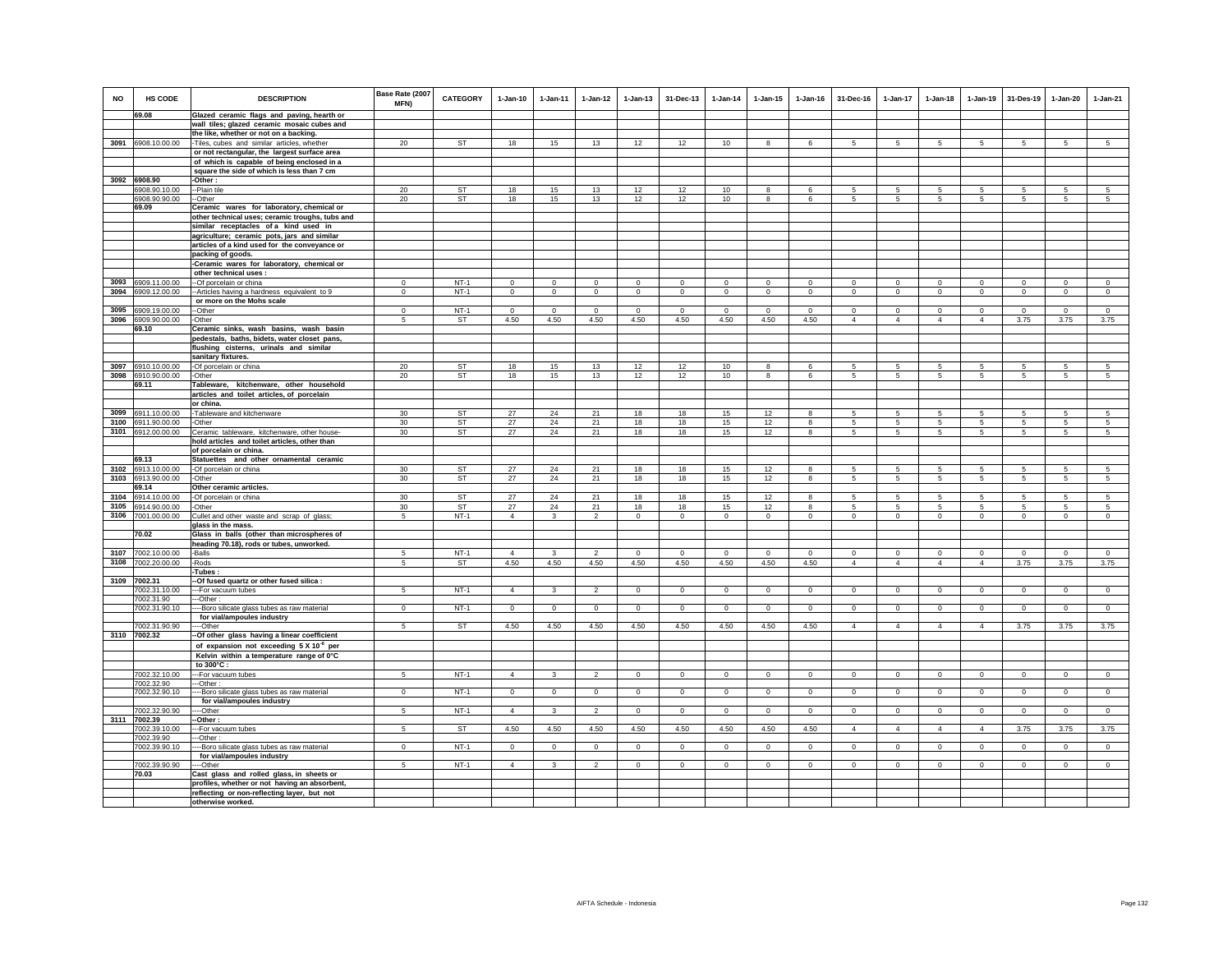| NO | HS CODE | DESCRIPTION | Base Rate (2007 MFN) | CATEGORY | 1-Jan-10 | 1-Jan-11 | 1-Jan-12 | 1-Jan-13 | 31-Dec-13 | 1-Jan-14 | 1-Jan-15 | 1-Jan-16 | 31-Dec-16 | 1-Jan-17 | 1-Jan-18 | 1-Jan-19 | 31-Des-19 | 1-Jan-20 | 1-Jan-21 |
|---|---|---|---|---|---|---|---|---|---|---|---|---|---|---|---|---|---|---|---|
| | 69.08 | **Glazed ceramic flags and paving, hearth or wall tiles; glazed ceramic mosaic cubes and the like, whether or not on a backing.** | | | | | | | | | | | | | | | | | |
| 3091 | 6908.10.00.00 | -Tiles, cubes and similar articles, whether or not rectangular, the largest surface area of which is capable of being enclosed in a square the side of which is less than 7 cm | 20 | ST | 18 | 15 | 13 | 12 | 12 | 10 | 8 | 6 | 5 | 5 | 5 | 5 | 5 | 5 | 5 |
| 3092 | 6908.90 | -Other : | | | | | | | | | | | | | | | | | |
| | 6908.90.10.00 | --Plain tile | 20 | ST | 18 | 15 | 13 | 12 | 12 | 10 | 8 | 6 | 5 | 5 | 5 | 5 | 5 | 5 | 5 |
| | 6908.90.90.00 | --Other | 20 | ST | 18 | 15 | 13 | 12 | 12 | 10 | 8 | 6 | 5 | 5 | 5 | 5 | 5 | 5 | 5 |
| | 69.09 | **Ceramic wares for laboratory, chemical or other technical uses; ceramic troughs, tubs and similar receptacles of a kind used in agriculture; ceramic pots, jars and similar articles of a kind used for the conveyance or packing of goods.** | | | | | | | | | | | | | | | | | |
| | | -Ceramic wares for laboratory, chemical or other technical uses : | | | | | | | | | | | | | | | | | |
| 3093 | 6909.11.00.00 | --Of porcelain or china | 0 | NT-1 | 0 | 0 | 0 | 0 | 0 | 0 | 0 | 0 | 0 | 0 | 0 | 0 | 0 | 0 | 0 |
| 3094 | 6909.12.00.00 | --Articles having a hardness equivalent to 9 or more on the Mohs scale | 0 | NT-1 | 0 | 0 | 0 | 0 | 0 | 0 | 0 | 0 | 0 | 0 | 0 | 0 | 0 | 0 | 0 |
| 3095 | 6909.19.00.00 | --Other | 0 | NT-1 | 0 | 0 | 0 | 0 | 0 | 0 | 0 | 0 | 0 | 0 | 0 | 0 | 0 | 0 | 0 |
| 3096 | 6909.90.00.00 | -Other | 5 | ST | 4.50 | 4.50 | 4.50 | 4.50 | 4.50 | 4.50 | 4.50 | 4.50 | 4 | 4 | 4 | 4 | 3.75 | 3.75 | 3.75 |
| | 69.10 | **Ceramic sinks, wash basins, wash basin pedestals, baths, bidets, water closet pans, flushing cisterns, urinals and similar sanitary fixtures.** | | | | | | | | | | | | | | | | | |
| 3097 | 6910.10.00.00 | -Of porcelain or china | 20 | ST | 18 | 15 | 13 | 12 | 12 | 10 | 8 | 6 | 5 | 5 | 5 | 5 | 5 | 5 | 5 |
| 3098 | 6910.90.00.00 | -Other | 20 | ST | 18 | 15 | 13 | 12 | 12 | 10 | 8 | 6 | 5 | 5 | 5 | 5 | 5 | 5 | 5 |
| | 69.11 | **Tableware, kitchenware, other household articles and toilet articles, of porcelain or china.** | | | | | | | | | | | | | | | | | |
| 3099 | 6911.10.00.00 | -Tableware and kitchenware | 30 | ST | 27 | 24 | 21 | 18 | 18 | 15 | 12 | 8 | 5 | 5 | 5 | 5 | 5 | 5 | 5 |
| 3100 | 6911.90.00.00 | -Other | 30 | ST | 27 | 24 | 21 | 18 | 18 | 15 | 12 | 8 | 5 | 5 | 5 | 5 | 5 | 5 | 5 |
| 3101 | 6912.00.00.00 | Ceramic tableware, kitchenware, other household articles and toilet articles, other than of porcelain or china. | 30 | ST | 27 | 24 | 21 | 18 | 18 | 15 | 12 | 8 | 5 | 5 | 5 | 5 | 5 | 5 | 5 |
| | 69.13 | **Statuettes and other ornamental ceramic** | | | | | | | | | | | | | | | | | |
| 3102 | 6913.10.00.00 | -Of porcelain or china | 30 | ST | 27 | 24 | 21 | 18 | 18 | 15 | 12 | 8 | 5 | 5 | 5 | 5 | 5 | 5 | 5 |
| 3103 | 6913.90.00.00 | -Other | 30 | ST | 27 | 24 | 21 | 18 | 18 | 15 | 12 | 8 | 5 | 5 | 5 | 5 | 5 | 5 | 5 |
| | 69.14 | **Other ceramic articles.** | | | | | | | | | | | | | | | | | |
| 3104 | 6914.10.00.00 | -Of porcelain or china | 30 | ST | 27 | 24 | 21 | 18 | 18 | 15 | 12 | 8 | 5 | 5 | 5 | 5 | 5 | 5 | 5 |
| 3105 | 6914.90.00.00 | -Other | 30 | ST | 27 | 24 | 21 | 18 | 18 | 15 | 12 | 8 | 5 | 5 | 5 | 5 | 5 | 5 | 5 |
| 3106 | 7001.00.00.00 | Cullet and other waste and scrap of glass; glass in the mass. | 5 | NT-1 | 4 | 3 | 2 | 0 | 0 | 0 | 0 | 0 | 0 | 0 | 0 | 0 | 0 | 0 | 0 |
| | 70.02 | **Glass in balls (other than microspheres of heading 70.18), rods or tubes, unworked.** | | | | | | | | | | | | | | | | | |
| 3107 | 7002.10.00.00 | -Balls | 5 | NT-1 | 4 | 3 | 2 | 0 | 0 | 0 | 0 | 0 | 0 | 0 | 0 | 0 | 0 | 0 | 0 |
| 3108 | 7002.20.00.00 | -Rods | 5 | ST | 4.50 | 4.50 | 4.50 | 4.50 | 4.50 | 4.50 | 4.50 | 4.50 | 4 | 4 | 4 | 4 | 3.75 | 3.75 | 3.75 |
| | | -Tubes : | | | | | | | | | | | | | | | | | |
| 3109 | 7002.31 | --Of fused quartz or other fused silica : | | | | | | | | | | | | | | | | | |
| | 7002.31.10.00 | ---For vacuum tubes | 5 | NT-1 | 4 | 3 | 2 | 0 | 0 | 0 | 0 | 0 | 0 | 0 | 0 | 0 | 0 | 0 | 0 |
| | 7002.31.90 | ---Other : | | | | | | | | | | | | | | | | | |
| | 7002.31.90.10 | ----Boro silicate glass tubes as raw material for vial/ampoules industry | 0 | NT-1 | 0 | 0 | 0 | 0 | 0 | 0 | 0 | 0 | 0 | 0 | 0 | 0 | 0 | 0 | 0 |
| | 7002.31.90.90 | ----Other | 5 | ST | 4.50 | 4.50 | 4.50 | 4.50 | 4.50 | 4.50 | 4.50 | 4.50 | 4 | 4 | 4 | 4 | 3.75 | 3.75 | 3.75 |
| 3110 | 7002.32 | --Of other glass having a linear coefficient of expansion not exceeding 5 X 10$^{-6}$ per Kelvin within a temperature range of 0°C to 300°C : | | | | | | | | | | | | | | | | | |
| | 7002.32.10.00 | ---For vacuum tubes | 5 | NT-1 | 4 | 3 | 2 | 0 | 0 | 0 | 0 | 0 | 0 | 0 | 0 | 0 | 0 | 0 | 0 |
| | 7002.32.90 | ---Other : | | | | | | | | | | | | | | | | | |
| | 7002.32.90.10 | ----Boro silicate glass tubes as raw material for vial/ampoules industry | 0 | NT-1 | 0 | 0 | 0 | 0 | 0 | 0 | 0 | 0 | 0 | 0 | 0 | 0 | 0 | 0 | 0 |
| | 7002.32.90.90 | ----Other | 5 | NT-1 | 4 | 3 | 2 | 0 | 0 | 0 | 0 | 0 | 0 | 0 | 0 | 0 | 0 | 0 | 0 |
| 3111 | 7002.39 | --Other : | | | | | | | | | | | | | | | | | |
| | 7002.39.10.00 | ---For vacuum tubes | 5 | ST | 4.50 | 4.50 | 4.50 | 4.50 | 4.50 | 4.50 | 4.50 | 4.50 | 4 | 4 | 4 | 4 | 3.75 | 3.75 | 3.75 |
| | 7002.39.90 | ---Other : | | | | | | | | | | | | | | | | | |
| | 7002.39.90.10 | ----Boro silicate glass tubes as raw material for vial/ampoules industry | 0 | NT-1 | 0 | 0 | 0 | 0 | 0 | 0 | 0 | 0 | 0 | 0 | 0 | 0 | 0 | 0 | 0 |
| | 7002.39.90.90 | ----Other | 5 | NT-1 | 4 | 3 | 2 | 0 | 0 | 0 | 0 | 0 | 0 | 0 | 0 | 0 | 0 | 0 | 0 |
| | 70.03 | **Cast glass and rolled glass, in sheets or profiles, whether or not having an absorbent, reflecting or non-reflecting layer, but not otherwise worked.** | | | | | | | | | | | | | | | | | |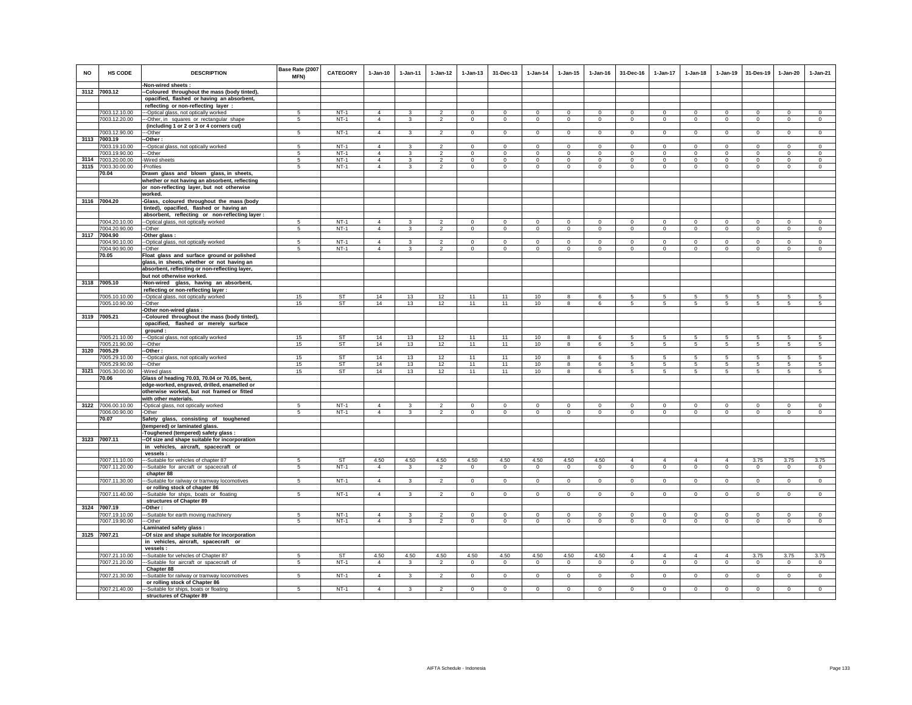| NO | HS CODE | DESCRIPTION | Base Rate (2007 MFN) | CATEGORY | 1-Jan-10 | 1-Jan-11 | 1-Jan-12 | 1-Jan-13 | 31-Dec-13 | 1-Jan-14 | 1-Jan-15 | 1-Jan-16 | 31-Dec-16 | 1-Jan-17 | 1-Jan-18 | 1-Jan-19 | 31-Des-19 | 1-Jan-20 | 1-Jan-21 |
|---|---|---|---|---|---|---|---|---|---|---|---|---|---|---|---|---|---|---|---|
| | | -Non-wired sheets : | | | | | | | | | | | | | | | | | |
| 3112 | 7003.12 | --Coloured throughout the mass (body tinted), opacified, flashed or having an absorbent, reflecting or non-reflecting layer : | | | | | | | | | | | | | | | | | |
| | 7003.12.10.00 | ---Optical glass, not optically worked | 5 | NT-1 | 4 | 3 | 2 | 0 | 0 | 0 | 0 | 0 | 0 | 0 | 0 | 0 | 0 | 0 | 0 |
| | 7003.12.20.00 | ---Other, in squares or rectangular shape (including 1 or 2 or 3 or 4 corners cut) | 5 | NT-1 | 4 | 3 | 2 | 0 | 0 | 0 | 0 | 0 | 0 | 0 | 0 | 0 | 0 | 0 | 0 |
| | 7003.12.90.00 | ---Other | 5 | NT-1 | 4 | 3 | 2 | 0 | 0 | 0 | 0 | 0 | 0 | 0 | 0 | 0 | 0 | 0 | 0 |
| 3113 | 7003.19 | --Other : | | | | | | | | | | | | | | | | | |
| | 7003.19.10.00 | ---Optical glass, not optically worked | 5 | NT-1 | 4 | 3 | 2 | 0 | 0 | 0 | 0 | 0 | 0 | 0 | 0 | 0 | 0 | 0 | 0 |
| | 7003.19.90.00 | ---Other | 5 | NT-1 | 4 | 3 | 2 | 0 | 0 | 0 | 0 | 0 | 0 | 0 | 0 | 0 | 0 | 0 | 0 |
| 3114 | 7003.20.00.00 | -Wired sheets | 5 | NT-1 | 4 | 3 | 2 | 0 | 0 | 0 | 0 | 0 | 0 | 0 | 0 | 0 | 0 | 0 | 0 |
| 3115 | 7003.30.00.00 | -Profiles | 5 | NT-1 | 4 | 3 | 2 | 0 | 0 | 0 | 0 | 0 | 0 | 0 | 0 | 0 | 0 | 0 | 0 |
| | 70.04 | Drawn glass and blown glass, in sheets, whether or not having an absorbent, reflecting or non-reflecting layer, but not otherwise worked. | | | | | | | | | | | | | | | | | |
| 3116 | 7004.20 | -Glass, coloured throughout the mass (body tinted), opacified, flashed or having an absorbent, reflecting or non-reflecting layer : | | | | | | | | | | | | | | | | | |
| | 7004.20.10.00 | --Optical glass, not optically worked | 5 | NT-1 | 4 | 3 | 2 | 0 | 0 | 0 | 0 | 0 | 0 | 0 | 0 | 0 | 0 | 0 | 0 |
| | 7004.20.90.00 | --Other | 5 | NT-1 | 4 | 3 | 2 | 0 | 0 | 0 | 0 | 0 | 0 | 0 | 0 | 0 | 0 | 0 | 0 |
| 3117 | 7004.90 | -Other glass : | | | | | | | | | | | | | | | | | |
| | 7004.90.10.00 | --Optical glass, not optically worked | 5 | NT-1 | 4 | 3 | 2 | 0 | 0 | 0 | 0 | 0 | 0 | 0 | 0 | 0 | 0 | 0 | 0 |
| | 7004.90.90.00 | --Other | 5 | NT-1 | 4 | 3 | 2 | 0 | 0 | 0 | 0 | 0 | 0 | 0 | 0 | 0 | 0 | 0 | 0 |
| | 70.05 | Float glass and surface ground or polished glass, in sheets, whether or not having an absorbent, reflecting or non-reflecting layer, but not otherwise worked. | | | | | | | | | | | | | | | | | |
| 3118 | 7005.10 | -Non-wired glass, having an absorbent, reflecting or non-reflecting layer : | | | | | | | | | | | | | | | | | |
| | 7005.10.10.00 | --Optical glass, not optically worked | 15 | ST | 14 | 13 | 12 | 11 | 11 | 10 | 8 | 6 | 5 | 5 | 5 | 5 | 5 | 5 | 5 |
| | 7005.10.90.00 | --Other | 15 | ST | 14 | 13 | 12 | 11 | 11 | 10 | 8 | 6 | 5 | 5 | 5 | 5 | 5 | 5 | 5 |
| | | -Other non-wired glass : | | | | | | | | | | | | | | | | | |
| 3119 | 7005.21 | --Coloured throughout the mass (body tinted), opacified, flashed or merely surface ground : | | | | | | | | | | | | | | | | | |
| | 7005.21.10.00 | ---Optical glass, not optically worked | 15 | ST | 14 | 13 | 12 | 11 | 11 | 10 | 8 | 6 | 5 | 5 | 5 | 5 | 5 | 5 | 5 |
| | 7005.21.90.00 | ---Other | 15 | ST | 14 | 13 | 12 | 11 | 11 | 10 | 8 | 6 | 5 | 5 | 5 | 5 | 5 | 5 | 5 |
| 3120 | 7005.29 | --Other : | | | | | | | | | | | | | | | | | |
| | 7005.29.10.00 | ---Optical glass, not optically worked | 15 | ST | 14 | 13 | 12 | 11 | 11 | 10 | 8 | 6 | 5 | 5 | 5 | 5 | 5 | 5 | 5 |
| | 7005.29.90.00 | ---Other | 15 | ST | 14 | 13 | 12 | 11 | 11 | 10 | 8 | 6 | 5 | 5 | 5 | 5 | 5 | 5 | 5 |
| 3121 | 7005.30.00.00 | -Wired glass | 15 | ST | 14 | 13 | 12 | 11 | 11 | 10 | 8 | 6 | 5 | 5 | 5 | 5 | 5 | 5 | 5 |
| | 70.06 | Glass of heading 70.03, 70.04 or 70.05, bent, edge-worked, engraved, drilled, enamelled or otherwise worked, but not framed or fitted with other materials. | | | | | | | | | | | | | | | | | |
| 3122 | 7006.00.10.00 | -Optical glass, not optically worked | 5 | NT-1 | 4 | 3 | 2 | 0 | 0 | 0 | 0 | 0 | 0 | 0 | 0 | 0 | 0 | 0 | 0 |
| | 7006.00.90.00 | -Other | 5 | NT-1 | 4 | 3 | 2 | 0 | 0 | 0 | 0 | 0 | 0 | 0 | 0 | 0 | 0 | 0 | 0 |
| | 70.07 | Safety glass, consisting of toughened (tempered) or laminated glass. | | | | | | | | | | | | | | | | | |
| | | -Toughened (tempered) safety glass : | | | | | | | | | | | | | | | | | |
| 3123 | 7007.11 | --Of size and shape suitable for incorporation in vehicles, aircraft, spacecraft or vessels : | | | | | | | | | | | | | | | | | |
| | 7007.11.10.00 | ---Suitable for vehicles of chapter 87 | 5 | ST | 4.50 | 4.50 | 4.50 | 4.50 | 4.50 | 4.50 | 4.50 | 4.50 | 4 | 4 | 4 | 4 | 3.75 | 3.75 | 3.75 |
| | 7007.11.20.00 | ---Suitable for aircraft or spacecraft of chapter 88 | 5 | NT-1 | 4 | 3 | 2 | 0 | 0 | 0 | 0 | 0 | 0 | 0 | 0 | 0 | 0 | 0 | 0 |
| | 7007.11.30.00 | ---Suitable for railway or tramway locomotives or rolling stock of chapter 86 | 5 | NT-1 | 4 | 3 | 2 | 0 | 0 | 0 | 0 | 0 | 0 | 0 | 0 | 0 | 0 | 0 | 0 |
| | 7007.11.40.00 | ---Suitable for ships, boats or floating structures of Chapter 89 | 5 | NT-1 | 4 | 3 | 2 | 0 | 0 | 0 | 0 | 0 | 0 | 0 | 0 | 0 | 0 | 0 | 0 |
| 3124 | 7007.19 | --Other : | | | | | | | | | | | | | | | | | |
| | 7007.19.10.00 | ---Suitable for earth moving machinery | 5 | NT-1 | 4 | 3 | 2 | 0 | 0 | 0 | 0 | 0 | 0 | 0 | 0 | 0 | 0 | 0 | 0 |
| | 7007.19.90.00 | ---Other | 5 | NT-1 | 4 | 3 | 2 | 0 | 0 | 0 | 0 | 0 | 0 | 0 | 0 | 0 | 0 | 0 | 0 |
| | | -Laminated safety glass : | | | | | | | | | | | | | | | | | |
| 3125 | 7007.21 | --Of size and shape suitable for incorporation in vehicles, aircraft, spacecraft or vessels : | | | | | | | | | | | | | | | | | |
| | 7007.21.10.00 | ---Suitable for vehicles of Chapter 87 | 5 | ST | 4.50 | 4.50 | 4.50 | 4.50 | 4.50 | 4.50 | 4.50 | 4.50 | 4 | 4 | 4 | 4 | 3.75 | 3.75 | 3.75 |
| | 7007.21.20.00 | ---Suitable for aircraft or spacecraft of Chapter 88 | 5 | NT-1 | 4 | 3 | 2 | 0 | 0 | 0 | 0 | 0 | 0 | 0 | 0 | 0 | 0 | 0 | 0 |
| | 7007.21.30.00 | ---Suitable for railway or tramway locomotives or rolling stock of Chapter 86 | 5 | NT-1 | 4 | 3 | 2 | 0 | 0 | 0 | 0 | 0 | 0 | 0 | 0 | 0 | 0 | 0 | 0 |
| | 7007.21.40.00 | ---Suitable for ships, boats or floating structures of Chapter 89 | 5 | NT-1 | 4 | 3 | 2 | 0 | 0 | 0 | 0 | 0 | 0 | 0 | 0 | 0 | 0 | 0 | 0 |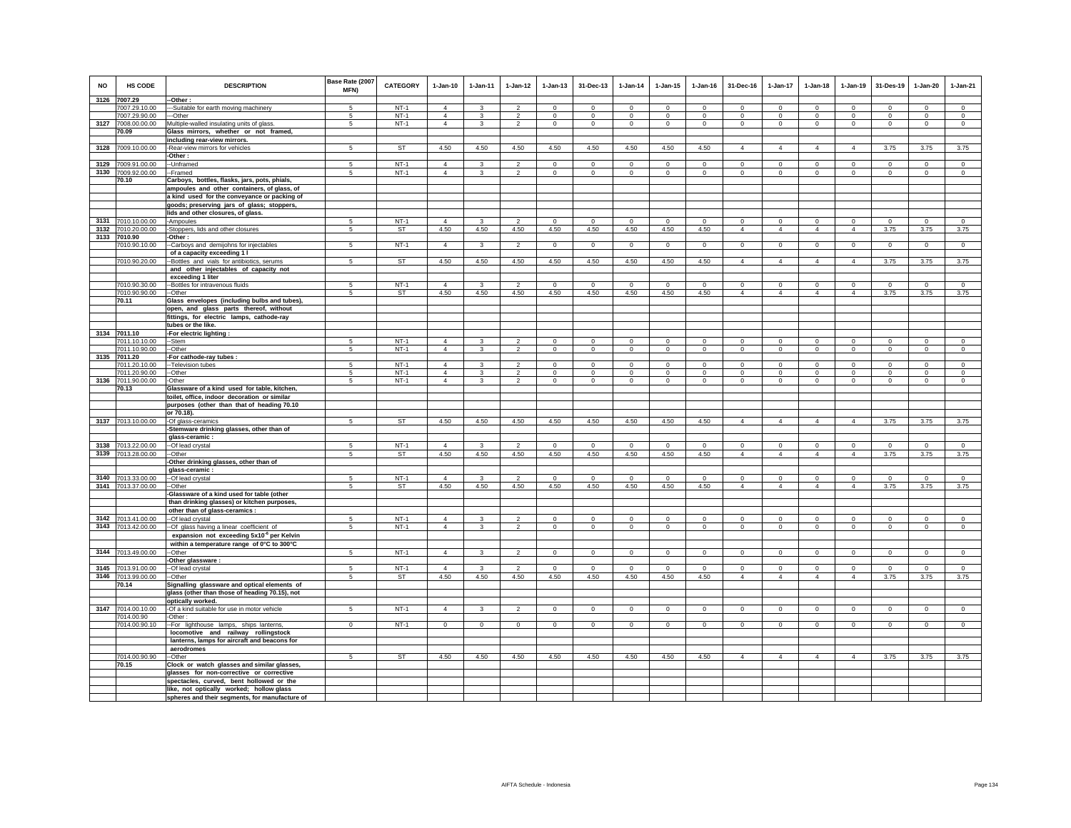| NO | HS CODE | DESCRIPTION | Base Rate (2007 MFN) | CATEGORY | 1-Jan-10 | 1-Jan-11 | 1-Jan-12 | 1-Jan-13 | 31-Dec-13 | 1-Jan-14 | 1-Jan-15 | 1-Jan-16 | 31-Dec-16 | 1-Jan-17 | 1-Jan-18 | 1-Jan-19 | 31-Des-19 | 1-Jan-20 | 1-Jan-21 |
|---|---|---|---|---|---|---|---|---|---|---|---|---|---|---|---|---|---|---|---|
| 3126 | 7007.29 | --Other : | | | | | | | | | | | | | | | | | |
| | 7007.29.10.00 | ---Suitable for earth moving machinery | 5 | NT-1 | 4 | 3 | 2 | 0 | 0 | 0 | 0 | 0 | 0 | 0 | 0 | 0 | 0 | 0 | 0 |
| | 7007.29.90.00 | ---Other | 5 | NT-1 | 4 | 3 | 2 | 0 | 0 | 0 | 0 | 0 | 0 | 0 | 0 | 0 | 0 | 0 | 0 |
| 3127 | 7008.00.00.00 | Multiple-walled insulating units of glass. | 5 | NT-1 | 4 | 3 | 2 | 0 | 0 | 0 | 0 | 0 | 0 | 0 | 0 | 0 | 0 | 0 | 0 |
| | 70.09 | Glass mirrors, whether or not framed, including rear-view mirrors. | | | | | | | | | | | | | | | | | |
| 3128 | 7009.10.00.00 | -Rear-view mirrors for vehicles | 5 | ST | 4.50 | 4.50 | 4.50 | 4.50 | 4.50 | 4.50 | 4.50 | 4.50 | 4 | 4 | 4 | 4 | 3.75 | 3.75 | 3.75 |
| | | -Other : | | | | | | | | | | | | | | | | | |
| 3129 | 7009.91.00.00 | --Unframed | 5 | NT-1 | 4 | 3 | 2 | 0 | 0 | 0 | 0 | 0 | 0 | 0 | 0 | 0 | 0 | 0 | 0 |
| 3130 | 7009.92.00.00 | --Framed | 5 | NT-1 | 4 | 3 | 2 | 0 | 0 | 0 | 0 | 0 | 0 | 0 | 0 | 0 | 0 | 0 | 0 |
| | 70.10 | Carboys, bottles, flasks, jars, pots, phials, ampoules and other containers, of glass, of a kind used for the conveyance or packing of goods; preserving jars of glass; stoppers, lids and other closures, of glass. | | | | | | | | | | | | | | | | | |
| 3131 | 7010.10.00.00 | -Ampoules | 5 | NT-1 | 4 | 3 | 2 | 0 | 0 | 0 | 0 | 0 | 0 | 0 | 0 | 0 | 0 | 0 | 0 |
| 3132 | 7010.20.00.00 | -Stoppers, lids and other closures | 5 | ST | 4.50 | 4.50 | 4.50 | 4.50 | 4.50 | 4.50 | 4.50 | 4.50 | 4 | 4 | 4 | 4 | 3.75 | 3.75 | 3.75 |
| 3133 | 7010.90 | -Other : | | | | | | | | | | | | | | | | | |
| | 7010.90.10.00 | --Carboys and demijohns for injectables of a capacity exceeding 1 l | 5 | NT-1 | 4 | 3 | 2 | 0 | 0 | 0 | 0 | 0 | 0 | 0 | 0 | 0 | 0 | 0 | 0 |
| | 7010.90.20.00 | --Bottles and vials for antibiotics, serums and other injectables of capacity not exceeding 1 liter | 5 | ST | 4.50 | 4.50 | 4.50 | 4.50 | 4.50 | 4.50 | 4.50 | 4.50 | 4 | 4 | 4 | 4 | 3.75 | 3.75 | 3.75 |
| | 7010.90.30.00 | --Bottles for intravenous fluids | 5 | NT-1 | 4 | 3 | 2 | 0 | 0 | 0 | 0 | 0 | 0 | 0 | 0 | 0 | 0 | 0 | 0 |
| | 7010.90.90.00 | --Other | 5 | ST | 4.50 | 4.50 | 4.50 | 4.50 | 4.50 | 4.50 | 4.50 | 4.50 | 4 | 4 | 4 | 4 | 3.75 | 3.75 | 3.75 |
| | 70.11 | Glass envelopes (including bulbs and tubes), open, and glass parts thereof, without fittings, for electric lamps, cathode-ray tubes or the like. | | | | | | | | | | | | | | | | | |
| 3134 | 7011.10 | -For electric lighting : | | | | | | | | | | | | | | | | | |
| | 7011.10.10.00 | --Stem | 5 | NT-1 | 4 | 3 | 2 | 0 | 0 | 0 | 0 | 0 | 0 | 0 | 0 | 0 | 0 | 0 | 0 |
| | 7011.10.90.00 | --Other | 5 | NT-1 | 4 | 3 | 2 | 0 | 0 | 0 | 0 | 0 | 0 | 0 | 0 | 0 | 0 | 0 | 0 |
| 3135 | 7011.20 | -For cathode-ray tubes : | | | | | | | | | | | | | | | | | |
| | 7011.20.10.00 | --Television tubes | 5 | NT-1 | 4 | 3 | 2 | 0 | 0 | 0 | 0 | 0 | 0 | 0 | 0 | 0 | 0 | 0 | 0 |
| | 7011.20.90.00 | --Other | 5 | NT-1 | 4 | 3 | 2 | 0 | 0 | 0 | 0 | 0 | 0 | 0 | 0 | 0 | 0 | 0 | 0 |
| 3136 | 7011.90.00.00 | -Other | 5 | NT-1 | 4 | 3 | 2 | 0 | 0 | 0 | 0 | 0 | 0 | 0 | 0 | 0 | 0 | 0 | 0 |
| | 70.13 | Glassware of a kind used for table, kitchen, toilet, office, indoor decoration or similar purposes (other than that of heading 70.10 or 70.18). | | | | | | | | | | | | | | | | | |
| 3137 | 7013.10.00.00 | -Of glass-ceramics | 5 | ST | 4.50 | 4.50 | 4.50 | 4.50 | 4.50 | 4.50 | 4.50 | 4.50 | 4 | 4 | 4 | 4 | 3.75 | 3.75 | 3.75 |
| | | -Stemware drinking glasses, other than of glass-ceramic : | | | | | | | | | | | | | | | | | |
| 3138 | 7013.22.00.00 | --Of lead crystal | 5 | NT-1 | 4 | 3 | 2 | 0 | 0 | 0 | 0 | 0 | 0 | 0 | 0 | 0 | 0 | 0 | 0 |
| 3139 | 7013.28.00.00 | --Other | 5 | ST | 4.50 | 4.50 | 4.50 | 4.50 | 4.50 | 4.50 | 4.50 | 4.50 | 4 | 4 | 4 | 4 | 3.75 | 3.75 | 3.75 |
| | | -Other drinking glasses, other than of glass-ceramic : | | | | | | | | | | | | | | | | | |
| 3140 | 7013.33.00.00 | --Of lead crystal | 5 | NT-1 | 4 | 3 | 2 | 0 | 0 | 0 | 0 | 0 | 0 | 0 | 0 | 0 | 0 | 0 | 0 |
| 3141 | 7013.37.00.00 | --Other | 5 | ST | 4.50 | 4.50 | 4.50 | 4.50 | 4.50 | 4.50 | 4.50 | 4.50 | 4 | 4 | 4 | 4 | 3.75 | 3.75 | 3.75 |
| | | -Glassware of a kind used for table (other than drinking glasses) or kitchen purposes, other than of glass-ceramics : | | | | | | | | | | | | | | | | | |
| 3142 | 7013.41.00.00 | --Of lead crystal | 5 | NT-1 | 4 | 3 | 2 | 0 | 0 | 0 | 0 | 0 | 0 | 0 | 0 | 0 | 0 | 0 | 0 |
| 3143 | 7013.42.00.00 | --Of glass having a linear coefficient of expansion not exceeding $5x10^{-6}$ per Kelvin within a temperature range of 0°C to 300°C | 5 | NT-1 | 4 | 3 | 2 | 0 | 0 | 0 | 0 | 0 | 0 | 0 | 0 | 0 | 0 | 0 | 0 |
| 3144 | 7013.49.00.00 | --Other | 5 | NT-1 | 4 | 3 | 2 | 0 | 0 | 0 | 0 | 0 | 0 | 0 | 0 | 0 | 0 | 0 | 0 |
| | | -Other glassware : | | | | | | | | | | | | | | | | | |
| 3145 | 7013.91.00.00 | --Of lead crystal | 5 | NT-1 | 4 | 3 | 2 | 0 | 0 | 0 | 0 | 0 | 0 | 0 | 0 | 0 | 0 | 0 | 0 |
| 3146 | 7013.99.00.00 | --Other | 5 | ST | 4.50 | 4.50 | 4.50 | 4.50 | 4.50 | 4.50 | 4.50 | 4.50 | 4 | 4 | 4 | 4 | 3.75 | 3.75 | 3.75 |
| | 70.14 | Signalling glassware and optical elements of glass (other than those of heading 70.15), not optically worked. | | | | | | | | | | | | | | | | | |
| 3147 | 7014.00.10.00 | -Of a kind suitable for use in motor vehicle | 5 | NT-1 | 4 | 3 | 2 | 0 | 0 | 0 | 0 | 0 | 0 | 0 | 0 | 0 | 0 | 0 | 0 |
| | 7014.00.90 | -Other : | | | | | | | | | | | | | | | | | |
| | 7014.00.90.10 | --For lighthouse lamps, ships lanterns, locomotive and railway rollingstock lanterns, lamps for aircraft and beacons for aerodromes | 0 | NT-1 | 0 | 0 | 0 | 0 | 0 | 0 | 0 | 0 | 0 | 0 | 0 | 0 | 0 | 0 | 0 |
| | 7014.00.90.90 | --Other | 5 | ST | 4.50 | 4.50 | 4.50 | 4.50 | 4.50 | 4.50 | 4.50 | 4.50 | 4 | 4 | 4 | 4 | 3.75 | 3.75 | 3.75 |
| | 70.15 | Clock or watch glasses and similar glasses, glasses for non-corrective or corrective spectacles, curved, bent hollowed or the like, not optically worked; hollow glass spheres and their segments, for manufacture of | | | | | | | | | | | | | | | | | |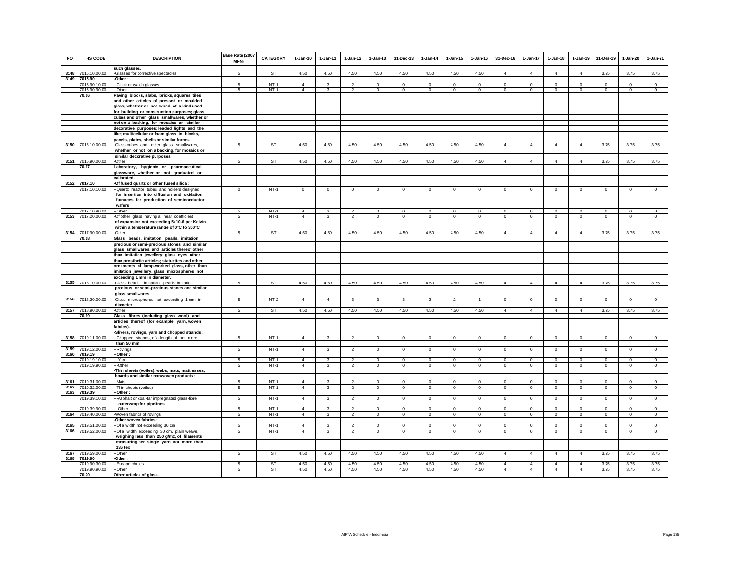| NO | HS CODE | DESCRIPTION | Base Rate (2007 MFN) | CATEGORY | 1-Jan-10 | 1-Jan-11 | 1-Jan-12 | 1-Jan-13 | 31-Dec-13 | 1-Jan-14 | 1-Jan-15 | 1-Jan-16 | 31-Dec-16 | 1-Jan-17 | 1-Jan-18 | 1-Jan-19 | 31-Des-19 | 1-Jan-20 | 1-Jan-21 |
|---|---|---|---|---|---|---|---|---|---|---|---|---|---|---|---|---|---|---|---|
| | | such glasses. | | | | | | | | | | | | | | | | | |
| 3148 | 7015.10.00.00 | -Glasses for corrective spectacles | 5 | ST | 4.50 | 4.50 | 4.50 | 4.50 | 4.50 | 4.50 | 4.50 | 4.50 | 4 | 4 | 4 | 4 | 3.75 | 3.75 | 3.75 |
| 3149 | 7015.90 | -Other : | | | | | | | | | | | | | | | | | |
| | 7015.90.10.00 | --Clock or watch glasses | 5 | NT-1 | 4 | 3 | 2 | 0 | 0 | 0 | 0 | 0 | 0 | 0 | 0 | 0 | 0 | 0 | 0 |
| | 7015.90.90.00 | --Other | 5 | NT-1 | 4 | 3 | 2 | 0 | 0 | 0 | 0 | 0 | 0 | 0 | 0 | 0 | 0 | 0 | 0 |
| | 70.16 | Paving blocks, slabs, bricks, squares, tiles and other articles of pressed or moulded glass, whether or not wired, of a kind used for building or construction purposes; glass cubes and other glass smallwares, whether or not on a backing, for mosaics or similar decorative purposes; leaded lights and the like; multicellular or foam glass in blocks, panels, plates, shells or similar forms. | | | | | | | | | | | | | | | | | |
| 3150 | 7016.10.00.00 | -Glass cubes and other glass smallwares, whether or not on a backing, for mosaics or similar decorative purposes | 5 | ST | 4.50 | 4.50 | 4.50 | 4.50 | 4.50 | 4.50 | 4.50 | 4.50 | 4 | 4 | 4 | 4 | 3.75 | 3.75 | 3.75 |
| 3151 | 7016.90.00.00 | -Other | 5 | ST | 4.50 | 4.50 | 4.50 | 4.50 | 4.50 | 4.50 | 4.50 | 4.50 | 4 | 4 | 4 | 4 | 3.75 | 3.75 | 3.75 |
| | 70.17 | Laboratory, hygienic or pharmaceutical glassware, whether or not graduated or calibrated. | | | | | | | | | | | | | | | | | |
| 3152 | 7017.10 | -Of fused quartz or other fused silica : | | | | | | | | | | | | | | | | | |
| | 7017.10.10.00 | --Quartz reactor tubes and holders designed for insertion into diffusion and oxidation furnaces for production of semiconductor wafers | 0 | NT-1 | 0 | 0 | 0 | 0 | 0 | 0 | 0 | 0 | 0 | 0 | 0 | 0 | 0 | 0 | 0 |
| | 7017.10.90.00 | --Other | 5 | NT-1 | 4 | 3 | 2 | 0 | 0 | 0 | 0 | 0 | 0 | 0 | 0 | 0 | 0 | 0 | 0 |
| 3153 | 7017.20.00.00 | -Of other glass having a linear coefficient of expansion not exceeding 5x10-6 per Kelvin within a temperature range of 0°C to 300°C | 5 | NT-1 | 4 | 3 | 2 | 0 | 0 | 0 | 0 | 0 | 0 | 0 | 0 | 0 | 0 | 0 | 0 |
| 3154 | 7017.90.00.00 | -Other | 5 | ST | 4.50 | 4.50 | 4.50 | 4.50 | 4.50 | 4.50 | 4.50 | 4.50 | 4 | 4 | 4 | 4 | 3.75 | 3.75 | 3.75 |
| | 70.18 | Glass beads, imitation pearls, imitation precious or semi-precious stones and similar glass smallwares, and articles thereof other than imitation jewellery; glass eyes other than prosthetic articles; statuettes and other ornaments of lamp-worked glass, other than imitation jewellery; glass microspheres not exceeding 1 mm in diameter. | | | | | | | | | | | | | | | | | |
| 3155 | 7018.10.00.00 | -Glass beads, imitation pearls, imitation precious or semi-precious stones and similar glass smallwares | 5 | ST | 4.50 | 4.50 | 4.50 | 4.50 | 4.50 | 4.50 | 4.50 | 4.50 | 4 | 4 | 4 | 4 | 3.75 | 3.75 | 3.75 |
| 3156 | 7018.20.00.00 | -Glass microspheres not exceeding 1 mm in diameter | 5 | NT-2 | 4 | 4 | 3 | 3 | 3 | 2 | 2 | 1 | 0 | 0 | 0 | 0 | 0 | 0 | 0 |
| 3157 | 7018.90.00.00 | -Other | 5 | ST | 4.50 | 4.50 | 4.50 | 4.50 | 4.50 | 4.50 | 4.50 | 4.50 | 4 | 4 | 4 | 4 | 3.75 | 3.75 | 3.75 |
| | 70.19 | Glass fibres (including glass wool) and articles thereof (for example, yarn, woven fabrics). | | | | | | | | | | | | | | | | | |
| | | -Slivers, rovings, yarn and chopped strands : | | | | | | | | | | | | | | | | | |
| 3158 | 7019.11.00.00 | --Chopped strands, of a length of not more than 50 mm | 5 | NT-1 | 4 | 3 | 2 | 0 | 0 | 0 | 0 | 0 | 0 | 0 | 0 | 0 | 0 | 0 | 0 |
| 3159 | 7019.12.00.00 | --Rovings | 5 | NT-1 | 4 | 3 | 2 | 0 | 0 | 0 | 0 | 0 | 0 | 0 | 0 | 0 | 0 | 0 | 0 |
| 3160 | 7019.19 | --Other : | | | | | | | | | | | | | | | | | |
| | 7019.19.10.00 | ---Yarn | 5 | NT-1 | 4 | 3 | 2 | 0 | 0 | 0 | 0 | 0 | 0 | 0 | 0 | 0 | 0 | 0 | 0 |
| | 7019.19.90.00 | ---Other | 5 | NT-1 | 4 | 3 | 2 | 0 | 0 | 0 | 0 | 0 | 0 | 0 | 0 | 0 | 0 | 0 | 0 |
| | | -Thin sheets (voiles), webs, mats, mattresses, boards and similar nonwoven products : | | | | | | | | | | | | | | | | | |
| 3161 | 7019.31.00.00 | --Mats | 5 | NT-1 | 4 | 3 | 2 | 0 | 0 | 0 | 0 | 0 | 0 | 0 | 0 | 0 | 0 | 0 | 0 |
| 3162 | 7019.32.00.00 | --Thin sheets (voiles) | 5 | NT-1 | 4 | 3 | 2 | 0 | 0 | 0 | 0 | 0 | 0 | 0 | 0 | 0 | 0 | 0 | 0 |
| 3163 | 7019.39 | --Other : | | | | | | | | | | | | | | | | | |
| | 7019.39.10.00 | ---Asphalt or coal-tar impregnated glass-fibre outerwrap for pipelines | 5 | NT-1 | 4 | 3 | 2 | 0 | 0 | 0 | 0 | 0 | 0 | 0 | 0 | 0 | 0 | 0 | 0 |
| | 7019.39.90.00 | ---Other | 5 | NT-1 | 4 | 3 | 2 | 0 | 0 | 0 | 0 | 0 | 0 | 0 | 0 | 0 | 0 | 0 | 0 |
| 3164 | 7019.40.00.00 | -Woven fabrics of rovings | 5 | NT-1 | 4 | 3 | 2 | 0 | 0 | 0 | 0 | 0 | 0 | 0 | 0 | 0 | 0 | 0 | 0 |
| | | -Other woven fabrics : | | | | | | | | | | | | | | | | | |
| 3165 | 7019.51.00.00 | --Of a width not exceeding 30 cm | 5 | NT-1 | 4 | 3 | 2 | 0 | 0 | 0 | 0 | 0 | 0 | 0 | 0 | 0 | 0 | 0 | 0 |
| 3166 | 7019.52.00.00 | --Of a width exceeding 30 cm, plain weave, weighing less than 250 g/m2, of filaments measuring per single yarn not more than 136 tex | 5 | NT-1 | 4 | 3 | 2 | 0 | 0 | 0 | 0 | 0 | 0 | 0 | 0 | 0 | 0 | 0 | 0 |
| 3167 | 7019.59.00.00 | --Other | 5 | ST | 4.50 | 4.50 | 4.50 | 4.50 | 4.50 | 4.50 | 4.50 | 4.50 | 4 | 4 | 4 | 4 | 3.75 | 3.75 | 3.75 |
| 3168 | 7019.90 | -Other : | | | | | | | | | | | | | | | | | |
| | 7019.90.30.00 | --Escape chutes | 5 | ST | 4.50 | 4.50 | 4.50 | 4.50 | 4.50 | 4.50 | 4.50 | 4.50 | 4 | 4 | 4 | 4 | 3.75 | 3.75 | 3.75 |
| | 7019.90.90.00 | --Other | 5 | ST | 4.50 | 4.50 | 4.50 | 4.50 | 4.50 | 4.50 | 4.50 | 4.50 | 4 | 4 | 4 | 4 | 3.75 | 3.75 | 3.75 |
| | 70.20 | Other articles of glass. | | | | | | | | | | | | | | | | | |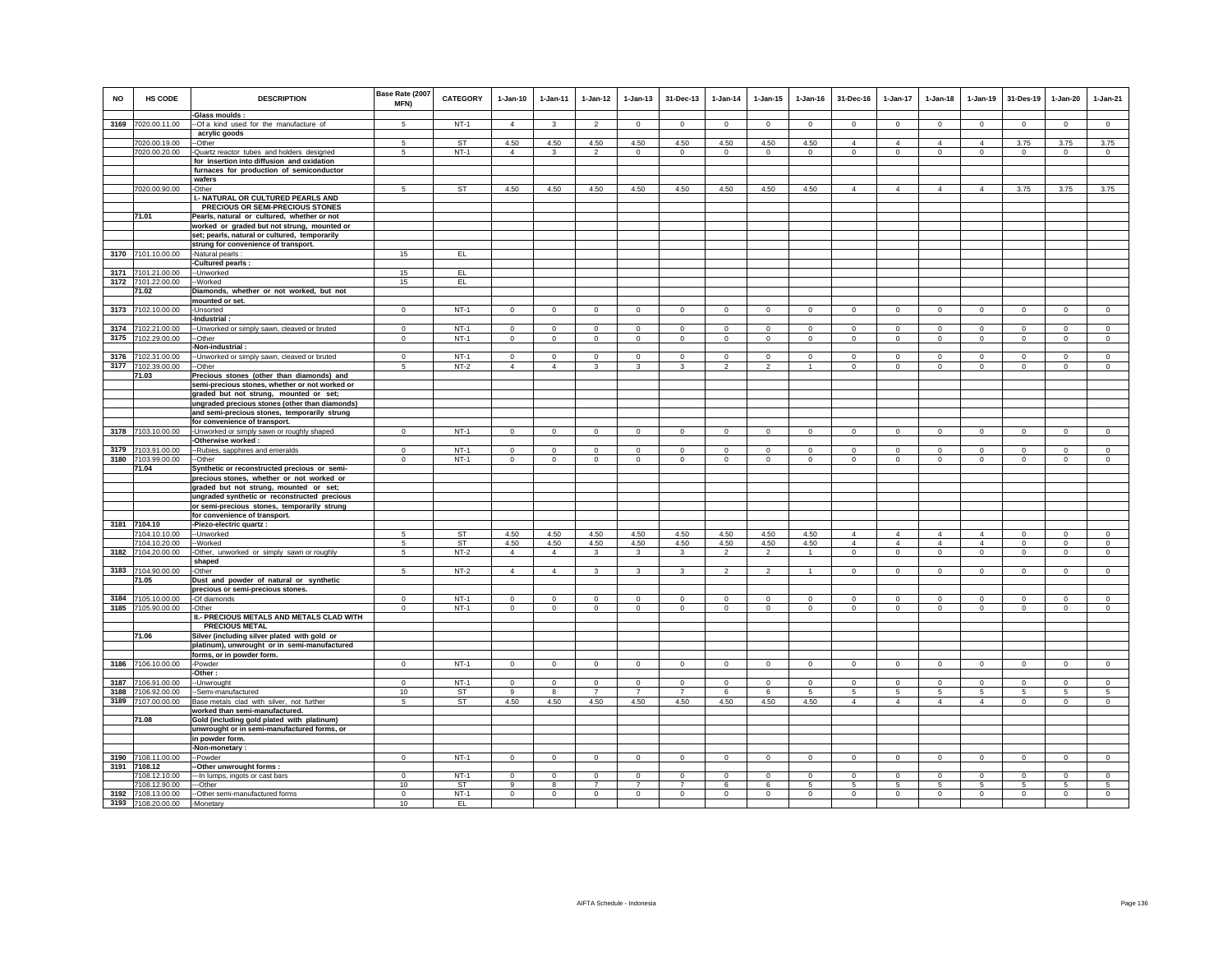| NO | HS CODE | DESCRIPTION | Base Rate (2007 MFN) | CATEGORY | 1-Jan-10 | 1-Jan-11 | 1-Jan-12 | 1-Jan-13 | 31-Dec-13 | 1-Jan-14 | 1-Jan-15 | 1-Jan-16 | 31-Dec-16 | 1-Jan-17 | 1-Jan-18 | 1-Jan-19 | 31-Des-19 | 1-Jan-20 | 1-Jan-21 |
|---|---|---|---|---|---|---|---|---|---|---|---|---|---|---|---|---|---|---|---|
| | | -Glass moulds : | | | | | | | | | | | | | | | | | |
| 3169 | 7020.00.11.00 | --Of a kind used for the manufacture of acrylic goods | 5 | NT-1 | 4 | 3 | 2 | 0 | 0 | 0 | 0 | 0 | 0 | 0 | 0 | 0 | 0 | 0 | 0 |
| | 7020.00.19.00 | --Other | 5 | ST | 4.50 | 4.50 | 4.50 | 4.50 | 4.50 | 4.50 | 4.50 | 4.50 | 4 | 4 | 4 | 4 | 3.75 | 3.75 | 3.75 |
| | 7020.00.20.00 | -Quartz reactor tubes and holders designed for insertion into diffusion and oxidation furnaces for production of semiconductor wafers | 5 | NT-1 | 4 | 3 | 2 | 0 | 0 | 0 | 0 | 0 | 0 | 0 | 0 | 0 | 0 | 0 | 0 |
| | 7020.00.90.00 | -Other | 5 | ST | 4.50 | 4.50 | 4.50 | 4.50 | 4.50 | 4.50 | 4.50 | 4.50 | 4 | 4 | 4 | 4 | 3.75 | 3.75 | 3.75 |
| | | I.- NATURAL OR CULTURED PEARLS AND PRECIOUS OR SEMI-PRECIOUS STONES | | | | | | | | | | | | | | | | | |
| | 71.01 | Pearls, natural or cultured, whether or not worked or graded but not strung, mounted or set; pearls, natural or cultured, temporarily strung for convenience of transport. | | | | | | | | | | | | | | | | | |
| 3170 | 7101.10.00.00 | -Natural pearls : | 15 | EL | | | | | | | | | | | | | | | |
| | | -Cultured pearls : | | | | | | | | | | | | | | | | | |
| 3171 | 7101.21.00.00 | --Unworked | 15 | EL | | | | | | | | | | | | | | | |
| 3172 | 7101.22.00.00 | --Worked | 15 | EL | | | | | | | | | | | | | | | |
| | 71.02 | Diamonds, whether or not worked, but not mounted or set. | | | | | | | | | | | | | | | | | |
| 3173 | 7102.10.00.00 | -Unsorted | 0 | NT-1 | 0 | 0 | 0 | 0 | 0 | 0 | 0 | 0 | 0 | 0 | 0 | 0 | 0 | 0 | 0 |
| | | -Industrial : | | | | | | | | | | | | | | | | | |
| 3174 | 7102.21.00.00 | --Unworked or simply sawn, cleaved or bruted | 0 | NT-1 | 0 | 0 | 0 | 0 | 0 | 0 | 0 | 0 | 0 | 0 | 0 | 0 | 0 | 0 | 0 |
| 3175 | 7102.29.00.00 | --Other | 0 | NT-1 | 0 | 0 | 0 | 0 | 0 | 0 | 0 | 0 | 0 | 0 | 0 | 0 | 0 | 0 | 0 |
| | | -Non-industrial : | | | | | | | | | | | | | | | | | |
| 3176 | 7102.31.00.00 | --Unworked or simply sawn, cleaved or bruted | 0 | NT-1 | 0 | 0 | 0 | 0 | 0 | 0 | 0 | 0 | 0 | 0 | 0 | 0 | 0 | 0 | 0 |
| 3177 | 7102.39.00.00 | --Other | 5 | NT-2 | 4 | 4 | 3 | 3 | 3 | 2 | 2 | 1 | 0 | 0 | 0 | 0 | 0 | 0 | 0 |
| | 71.03 | Precious stones (other than diamonds) and semi-precious stones, whether or not worked or graded but not strung, mounted or set; ungraded precious stones (other than diamonds) and semi-precious stones, temporarily strung for convenience of transport. | | | | | | | | | | | | | | | | | |
| 3178 | 7103.10.00.00 | -Unworked or simply sawn or roughly shaped | 0 | NT-1 | 0 | 0 | 0 | 0 | 0 | 0 | 0 | 0 | 0 | 0 | 0 | 0 | 0 | 0 | 0 |
| | | -Otherwise worked : | | | | | | | | | | | | | | | | | |
| 3179 | 7103.91.00.00 | --Rubies, sapphires and emeralds | 0 | NT-1 | 0 | 0 | 0 | 0 | 0 | 0 | 0 | 0 | 0 | 0 | 0 | 0 | 0 | 0 | 0 |
| 3180 | 7103.99.00.00 | --Other | 0 | NT-1 | 0 | 0 | 0 | 0 | 0 | 0 | 0 | 0 | 0 | 0 | 0 | 0 | 0 | 0 | 0 |
| | 71.04 | Synthetic or reconstructed precious or semi-precious stones, whether or not worked or graded but not strung, mounted or set; ungraded synthetic or reconstructed precious or semi-precious stones, temporarily strung for convenience of transport. | | | | | | | | | | | | | | | | | |
| 3181 | 7104.10 | -Piezo-electric quartz : | | | | | | | | | | | | | | | | | |
| | 7104.10.10.00 | --Unworked | 5 | ST | 4.50 | 4.50 | 4.50 | 4.50 | 4.50 | 4.50 | 4.50 | 4.50 | 4 | 4 | 4 | 4 | 0 | 0 | 0 |
| | 7104.10.20.00 | --Worked | 5 | ST | 4.50 | 4.50 | 4.50 | 4.50 | 4.50 | 4.50 | 4.50 | 4.50 | 4 | 4 | 4 | 4 | 0 | 0 | 0 |
| 3182 | 7104.20.00.00 | -Other, unworked or simply sawn or roughly shaped | 5 | NT-2 | 4 | 4 | 3 | 3 | 3 | 2 | 2 | 1 | 0 | 0 | 0 | 0 | 0 | 0 | 0 |
| 3183 | 7104.90.00.00 | -Other | 5 | NT-2 | 4 | 4 | 3 | 3 | 3 | 2 | 2 | 1 | 0 | 0 | 0 | 0 | 0 | 0 | 0 |
| | 71.05 | Dust and powder of natural or synthetic precious or semi-precious stones. | | | | | | | | | | | | | | | | | |
| 3184 | 7105.10.00.00 | -Of diamonds | 0 | NT-1 | 0 | 0 | 0 | 0 | 0 | 0 | 0 | 0 | 0 | 0 | 0 | 0 | 0 | 0 | 0 |
| 3185 | 7105.90.00.00 | -Other | 0 | NT-1 | 0 | 0 | 0 | 0 | 0 | 0 | 0 | 0 | 0 | 0 | 0 | 0 | 0 | 0 | 0 |
| | | II.- PRECIOUS METALS AND METALS CLAD WITH PRECIOUS METAL | | | | | | | | | | | | | | | | | |
| | 71.06 | Silver (including silver plated with gold or platinum), unwrought or in semi-manufactured forms, or in powder form. | | | | | | | | | | | | | | | | | |
| 3186 | 7106.10.00.00 | -Powder | 0 | NT-1 | 0 | 0 | 0 | 0 | 0 | 0 | 0 | 0 | 0 | 0 | 0 | 0 | 0 | 0 | 0 |
| | | -Other : | | | | | | | | | | | | | | | | | |
| 3187 | 7106.91.00.00 | --Unwrought | 0 | NT-1 | 0 | 0 | 0 | 0 | 0 | 0 | 0 | 0 | 0 | 0 | 0 | 0 | 0 | 0 | 0 |
| 3188 | 7106.92.00.00 | --Semi-manufactured | 10 | ST | 9 | 8 | 7 | 7 | 7 | 6 | 6 | 5 | 5 | 5 | 5 | 5 | 5 | 5 | 5 |
| 3189 | 7107.00.00.00 | Base metals clad with silver, not further worked than semi-manufactured. | 5 | ST | 4.50 | 4.50 | 4.50 | 4.50 | 4.50 | 4.50 | 4.50 | 4.50 | 4 | 4 | 4 | 4 | 0 | 0 | 0 |
| | 71.08 | Gold (including gold plated with platinum) unwrought or in semi-manufactured forms, or in powder form. | | | | | | | | | | | | | | | | | |
| | | -Non-monetary : | | | | | | | | | | | | | | | | | |
| 3190 | 7108.11.00.00 | --Powder | 0 | NT-1 | 0 | 0 | 0 | 0 | 0 | 0 | 0 | 0 | 0 | 0 | 0 | 0 | 0 | 0 | 0 |
| 3191 | 7108.12 | --Other unwrought forms : | | | | | | | | | | | | | | | | | |
| | 7108.12.10.00 | ---In lumps, ingots or cast bars | 0 | NT-1 | 0 | 0 | 0 | 0 | 0 | 0 | 0 | 0 | 0 | 0 | 0 | 0 | 0 | 0 | 0 |
| | 7108.12.90.00 | ---Other | 10 | ST | 9 | 8 | 7 | 7 | 7 | 6 | 6 | 5 | 5 | 5 | 5 | 5 | 5 | 5 | 5 |
| 3192 | 7108.13.00.00 | --Other semi-manufactured forms | 0 | NT-1 | 0 | 0 | 0 | 0 | 0 | 0 | 0 | 0 | 0 | 0 | 0 | 0 | 0 | 0 | 0 |
| 3193 | 7108.20.00.00 | -Monetary | 10 | EL | | | | | | | | | | | | | | | |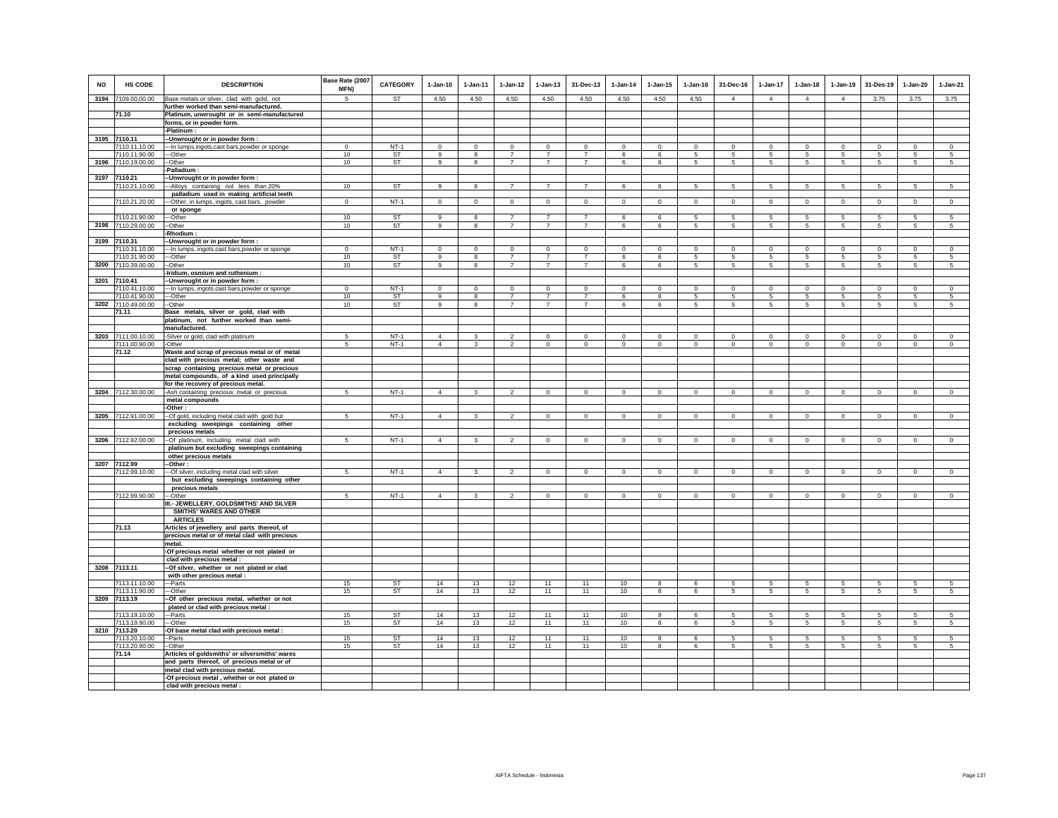| NO | HS CODE | DESCRIPTION | Base Rate (2007 MFN) | CATEGORY | 1-Jan-10 | 1-Jan-11 | 1-Jan-12 | 1-Jan-13 | 31-Dec-13 | 1-Jan-14 | 1-Jan-15 | 1-Jan-16 | 31-Dec-16 | 1-Jan-17 | 1-Jan-18 | 1-Jan-19 | 31-Des-19 | 1-Jan-20 | 1-Jan-21 |
|---|---|---|---|---|---|---|---|---|---|---|---|---|---|---|---|---|---|---|---|
| 3194 | 7109.00.00.00 | Base metals or silver, clad with gold, not further worked than semi-manufactured. | 5 | ST | 4.50 | 4.50 | 4.50 | 4.50 | 4.50 | 4.50 | 4.50 | 4.50 | 4 | 4 | 4 | 4 | 3.75 | 3.75 | 3.75 |
| | 71.10 | Platinum, unwrought or in semi-manufactured forms, or in powder form. | | | | | | | | | | | | | | | | | |
| | | -Platinum : | | | | | | | | | | | | | | | | | |
| 3195 | 7110.11 | --Unwrought or in powder form : | | | | | | | | | | | | | | | | | |
| | 7110.11.10.00 | ---In lumps,ingots,cast bars,powder or sponge | 0 | NT-1 | 0 | 0 | 0 | 0 | 0 | 0 | 0 | 0 | 0 | 0 | 0 | 0 | 0 | 0 | 0 |
| | 7110.11.90.00 | ---Other | 10 | ST | 9 | 8 | 7 | 7 | 7 | 6 | 6 | 5 | 5 | 5 | 5 | 5 | 5 | 5 | 5 |
| 3196 | 7110.19.00.00 | --Other | 10 | ST | 9 | 8 | 7 | 7 | 7 | 6 | 6 | 5 | 5 | 5 | 5 | 5 | 5 | 5 | 5 |
| | | -Palladium : | | | | | | | | | | | | | | | | | |
| 3197 | 7110.21 | --Unwrought or in powder form : | | | | | | | | | | | | | | | | | |
| | 7110.21.10.00 | ---Alloys containing not less than 20% palladium used in making artificial teeth | 10 | ST | 9 | 8 | 7 | 7 | 7 | 6 | 6 | 5 | 5 | 5 | 5 | 5 | 5 | 5 | 5 |
| | 7110.21.20.00 | ---Other, in lumps, ingots, cast bars, powder or sponge | 0 | NT-1 | 0 | 0 | 0 | 0 | 0 | 0 | 0 | 0 | 0 | 0 | 0 | 0 | 0 | 0 | 0 |
| | 7110.21.90.00 | ---Other | 10 | ST | 9 | 8 | 7 | 7 | 7 | 6 | 6 | 5 | 5 | 5 | 5 | 5 | 5 | 5 | 5 |
| 3198 | 7110.29.00.00 | --Other | 10 | ST | 9 | 8 | 7 | 7 | 7 | 6 | 6 | 5 | 5 | 5 | 5 | 5 | 5 | 5 | 5 |
| | | -Rhodium : | | | | | | | | | | | | | | | | | |
| 3199 | 7110.31 | --Unwrought or in powder form : | | | | | | | | | | | | | | | | | |
| | 7110.31.10.00 | ---In lumps, ingots,cast bars,powder or sponge | 0 | NT-1 | 0 | 0 | 0 | 0 | 0 | 0 | 0 | 0 | 0 | 0 | 0 | 0 | 0 | 0 | 0 |
| | 7110.31.90.00 | ---Other | 10 | ST | 9 | 8 | 7 | 7 | 7 | 6 | 6 | 5 | 5 | 5 | 5 | 5 | 5 | 5 | 5 |
| 3200 | 7110.39.00.00 | --Other | 10 | ST | 9 | 8 | 7 | 7 | 7 | 6 | 6 | 5 | 5 | 5 | 5 | 5 | 5 | 5 | 5 |
| | | -Iridium, osmium and ruthenium : | | | | | | | | | | | | | | | | | |
| 3201 | 7110.41 | --Unwrought or in powder form : | | | | | | | | | | | | | | | | | |
| | 7110.41.10.00 | ---In lumps, ingots,cast bars,powder or sponge | 0 | NT-1 | 0 | 0 | 0 | 0 | 0 | 0 | 0 | 0 | 0 | 0 | 0 | 0 | 0 | 0 | 0 |
| | 7110.41.90.00 | ---Other | 10 | ST | 9 | 8 | 7 | 7 | 7 | 6 | 6 | 5 | 5 | 5 | 5 | 5 | 5 | 5 | 5 |
| 3202 | 7110.49.00.00 | --Other | 10 | ST | 9 | 8 | 7 | 7 | 7 | 6 | 6 | 5 | 5 | 5 | 5 | 5 | 5 | 5 | 5 |
| | 71.11 | Base metals, silver or gold, clad with platinum, not further worked than semi-manufactured. | | | | | | | | | | | | | | | | | |
| 3203 | 7111.00.10.00 | -Silver or gold, clad with platinum | 5 | NT-1 | 4 | 3 | 2 | 0 | 0 | 0 | 0 | 0 | 0 | 0 | 0 | 0 | 0 | 0 | 0 |
| | 7111.00.90.00 | -Other | 5 | NT-1 | 4 | 3 | 2 | 0 | 0 | 0 | 0 | 0 | 0 | 0 | 0 | 0 | 0 | 0 | 0 |
| | 71.12 | Waste and scrap of precious metal or of metal clad with precious metal; other waste and scrap containing precious metal or precious metal compounds, of a kind used principally for the recovery of precious metal. | | | | | | | | | | | | | | | | | |
| 3204 | 7112.30.00.00 | -Ash containing precious metal or precious metal compounds | 5 | NT-1 | 4 | 3 | 2 | 0 | 0 | 0 | 0 | 0 | 0 | 0 | 0 | 0 | 0 | 0 | 0 |
| | | -Other : | | | | | | | | | | | | | | | | | |
| 3205 | 7112.91.00.00 | --Of gold, including metal clad with gold but excluding sweepings containing other precious metals | 5 | NT-1 | 4 | 3 | 2 | 0 | 0 | 0 | 0 | 0 | 0 | 0 | 0 | 0 | 0 | 0 | 0 |
| 3206 | 7112.92.00.00 | --Of platinum, including metal clad with platinum but excluding sweepings containing other precious metals | 5 | NT-1 | 4 | 3 | 2 | 0 | 0 | 0 | 0 | 0 | 0 | 0 | 0 | 0 | 0 | 0 | 0 |
| 3207 | 7112.99 | --Other : | | | | | | | | | | | | | | | | | |
| | 7112.99.10.00 | ---Of silver, including metal clad with silver but excluding sweepings containing other precious metals | 5 | NT-1 | 4 | 3 | 2 | 0 | 0 | 0 | 0 | 0 | 0 | 0 | 0 | 0 | 0 | 0 | 0 |
| | 7112.99.90.00 | ---Other | 5 | NT-1 | 4 | 3 | 2 | 0 | 0 | 0 | 0 | 0 | 0 | 0 | 0 | 0 | 0 | 0 | 0 |
| | | III.- JEWELLERY, GOLDSMITHS' AND SILVER SMITHS' WARES AND OTHER ARTICLES | | | | | | | | | | | | | | | | | |
| | 71.13 | Articles of jewellery and parts thereof, of precious metal or of metal clad with precious metal. | | | | | | | | | | | | | | | | | |
| | | -Of precious metal whether or not plated or clad with precious metal : | | | | | | | | | | | | | | | | | |
| 3208 | 7113.11 | --Of silver, whether or not plated or clad with other precious metal : | | | | | | | | | | | | | | | | | |
| | 7113.11.10.00 | ---Parts | 15 | ST | 14 | 13 | 12 | 11 | 11 | 10 | 8 | 6 | 5 | 5 | 5 | 5 | 5 | 5 | 5 |
| | 7113.11.90.00 | ---Other | 15 | ST | 14 | 13 | 12 | 11 | 11 | 10 | 8 | 6 | 5 | 5 | 5 | 5 | 5 | 5 | 5 |
| 3209 | 7113.19 | --Of other precious metal, whether or not plated or clad with precious metal : | | | | | | | | | | | | | | | | | |
| | 7113.19.10.00 | ---Parts | 15 | ST | 14 | 13 | 12 | 11 | 11 | 10 | 8 | 6 | 5 | 5 | 5 | 5 | 5 | 5 | 5 |
| | 7113.19.90.00 | ---Other | 15 | ST | 14 | 13 | 12 | 11 | 11 | 10 | 8 | 6 | 5 | 5 | 5 | 5 | 5 | 5 | 5 |
| 3210 | 7113.20 | -Of base metal clad with precious metal : | | | | | | | | | | | | | | | | | |
| | 7113.20.10.00 | --Parts | 15 | ST | 14 | 13 | 12 | 11 | 11 | 10 | 8 | 6 | 5 | 5 | 5 | 5 | 5 | 5 | 5 |
| | 7113.20.90.00 | --Other | 15 | ST | 14 | 13 | 12 | 11 | 11 | 10 | 8 | 6 | 5 | 5 | 5 | 5 | 5 | 5 | 5 |
| | 71.14 | Articles of goldsmiths' or silversmiths' wares and parts thereof, of precious metal or of metal clad with precious metal. | | | | | | | | | | | | | | | | | |
| | | -Of precious metal , whether or not plated or clad with precious metal : | | | | | | | | | | | | | | | | | |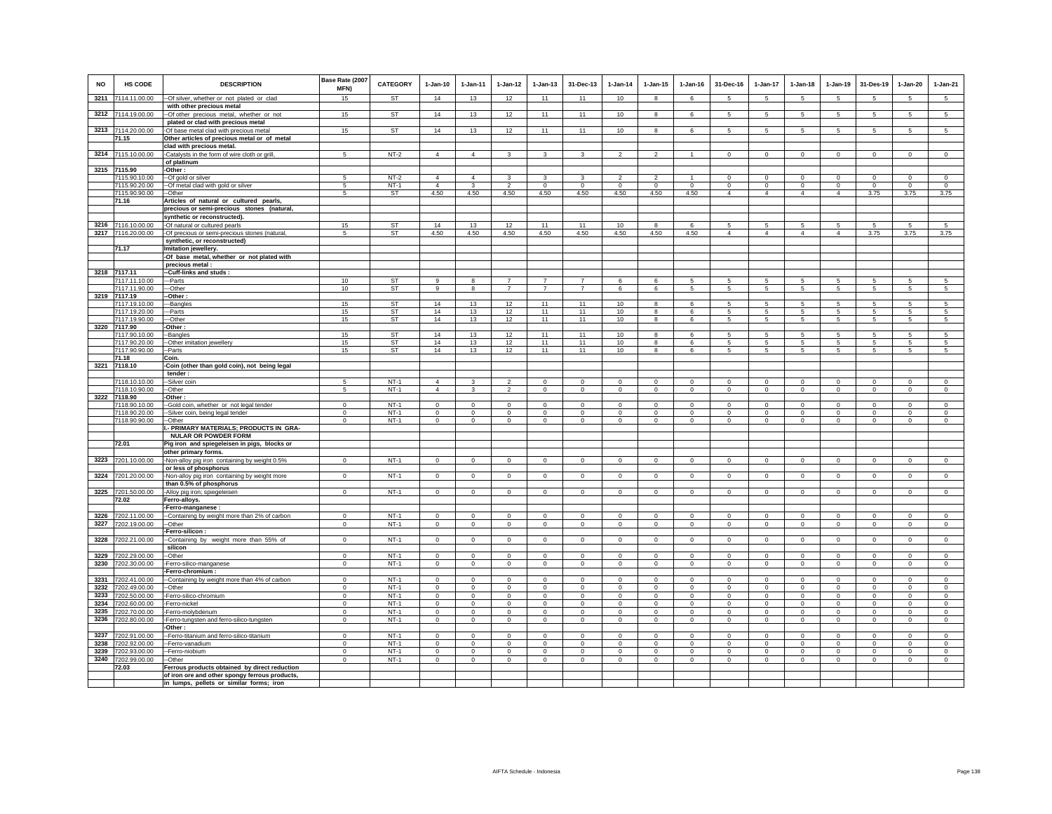| NO | HS CODE | DESCRIPTION | Base Rate (2007 MFN) | CATEGORY | 1-Jan-10 | 1-Jan-11 | 1-Jan-12 | 1-Jan-13 | 31-Dec-13 | 1-Jan-14 | 1-Jan-15 | 1-Jan-16 | 31-Dec-16 | 1-Jan-17 | 1-Jan-18 | 1-Jan-19 | 31-Des-19 | 1-Jan-20 | 1-Jan-21 |
|---|---|---|---|---|---|---|---|---|---|---|---|---|---|---|---|---|---|---|---|
| 3211 | 7114.11.00.00 | --Of silver, whether or not plated or clad with other precious metal | 15 | ST | 14 | 13 | 12 | 11 | 11 | 10 | 8 | 6 | 5 | 5 | 5 | 5 | 5 | 5 | 5 |
| 3212 | 7114.19.00.00 | --Of other precious metal, whether or not plated or clad with precious metal | 15 | ST | 14 | 13 | 12 | 11 | 11 | 10 | 8 | 6 | 5 | 5 | 5 | 5 | 5 | 5 | 5 |
| 3213 | 7114.20.00.00 | -Of base metal clad with precious metal | 15 | ST | 14 | 13 | 12 | 11 | 11 | 10 | 8 | 6 | 5 | 5 | 5 | 5 | 5 | 5 | 5 |
| | 71.15 | Other articles of precious metal or of metal clad with precious metal. | | | | | | | | | | | | | | | | | |
| 3214 | 7115.10.00.00 | -Catalysts in the form of wire cloth or grill, of platinum | 5 | NT-2 | 4 | 4 | 3 | 3 | 3 | 2 | 2 | 1 | 0 | 0 | 0 | 0 | 0 | 0 | 0 |
| 3215 | 7115.90 | -Other : | | | | | | | | | | | | | | | | | |
| | 7115.90.10.00 | --Of gold or silver | 5 | NT-2 | 4 | 4 | 3 | 3 | 3 | 2 | 2 | 1 | 0 | 0 | 0 | 0 | 0 | 0 | 0 |
| | 7115.90.20.00 | --Of metal clad with gold or silver | 5 | NT-1 | 4 | 3 | 2 | 0 | 0 | 0 | 0 | 0 | 0 | 0 | 0 | 0 | 0 | 0 | 0 |
| | 7115.90.90.00 | --Other | 5 | ST | 4.50 | 4.50 | 4.50 | 4.50 | 4.50 | 4.50 | 4.50 | 4.50 | 4 | 4 | 4 | 4 | 3.75 | 3.75 | 3.75 |
| | 71.16 | Articles of natural or cultured pearls, precious or semi-precious stones (natural, synthetic or reconstructed). | | | | | | | | | | | | | | | | | |
| 3216 | 7116.10.00.00 | -Of natural or cultured pearls | 15 | ST | 14 | 13 | 12 | 11 | 11 | 10 | 8 | 6 | 5 | 5 | 5 | 5 | 5 | 5 | 5 |
| 3217 | 7116.20.00.00 | -Of precious or semi-precious stones (natural, synthetic, or reconstructed) | 5 | ST | 4.50 | 4.50 | 4.50 | 4.50 | 4.50 | 4.50 | 4.50 | 4.50 | 4 | 4 | 4 | 4 | 3.75 | 3.75 | 3.75 |
| | 71.17 | Imitation jewellery. | | | | | | | | | | | | | | | | | |
| | | -Of base metal, whether or not plated with precious metal : | | | | | | | | | | | | | | | | | |
| 3218 | 7117.11 | --Cuff-links and studs : | | | | | | | | | | | | | | | | | |
| | 7117.11.10.00 | ---Parts | 10 | ST | 9 | 8 | 7 | 7 | 7 | 6 | 6 | 5 | 5 | 5 | 5 | 5 | 5 | 5 | 5 |
| | 7117.11.90.00 | ---Other | 10 | ST | 9 | 8 | 7 | 7 | 7 | 6 | 6 | 5 | 5 | 5 | 5 | 5 | 5 | 5 | 5 |
| 3219 | 7117.19 | --Other : | | | | | | | | | | | | | | | | | |
| | 7117.19.10.00 | ---Bangles | 15 | ST | 14 | 13 | 12 | 11 | 11 | 10 | 8 | 6 | 5 | 5 | 5 | 5 | 5 | 5 | 5 |
| | 7117.19.20.00 | ---Parts | 15 | ST | 14 | 13 | 12 | 11 | 11 | 10 | 8 | 6 | 5 | 5 | 5 | 5 | 5 | 5 | 5 |
| | 7117.19.90.00 | ---Other | 15 | ST | 14 | 13 | 12 | 11 | 11 | 10 | 8 | 6 | 5 | 5 | 5 | 5 | 5 | 5 | 5 |
| 3220 | 7117.90 | -Other : | | | | | | | | | | | | | | | | | |
| | 7117.90.10.00 | --Bangles | 15 | ST | 14 | 13 | 12 | 11 | 11 | 10 | 8 | 6 | 5 | 5 | 5 | 5 | 5 | 5 | 5 |
| | 7117.90.20.00 | --Other imitation jewellery | 15 | ST | 14 | 13 | 12 | 11 | 11 | 10 | 8 | 6 | 5 | 5 | 5 | 5 | 5 | 5 | 5 |
| | 7117.90.90.00 | --Parts | 15 | ST | 14 | 13 | 12 | 11 | 11 | 10 | 8 | 6 | 5 | 5 | 5 | 5 | 5 | 5 | 5 |
| | 71.18 | Coin. | | | | | | | | | | | | | | | | | |
| 3221 | 7118.10 | -Coin (other than gold coin), not being legal tender : | | | | | | | | | | | | | | | | | |
| | 7118.10.10.00 | --Silver coin | 5 | NT-1 | 4 | 3 | 2 | 0 | 0 | 0 | 0 | 0 | 0 | 0 | 0 | 0 | 0 | 0 | 0 |
| | 7118.10.90.00 | --Other | 5 | NT-1 | 4 | 3 | 2 | 0 | 0 | 0 | 0 | 0 | 0 | 0 | 0 | 0 | 0 | 0 | 0 |
| 3222 | 7118.90 | -Other : | | | | | | | | | | | | | | | | | |
| | 7118.90.10.00 | --Gold coin, whether or not legal tender | 0 | NT-1 | 0 | 0 | 0 | 0 | 0 | 0 | 0 | 0 | 0 | 0 | 0 | 0 | 0 | 0 | 0 |
| | 7118.90.20.00 | --Silver coin, being legal tender | 0 | NT-1 | 0 | 0 | 0 | 0 | 0 | 0 | 0 | 0 | 0 | 0 | 0 | 0 | 0 | 0 | 0 |
| | 7118.90.90.00 | --Other | 0 | NT-1 | 0 | 0 | 0 | 0 | 0 | 0 | 0 | 0 | 0 | 0 | 0 | 0 | 0 | 0 | 0 |
| | | I.- PRIMARY MATERIALS; PRODUCTS IN GRANULAR OR POWDER FORM | | | | | | | | | | | | | | | | | |
| | 72.01 | Pig iron and spiegeleisen in pigs, blocks or other primary forms. | | | | | | | | | | | | | | | | | |
| 3223 | 7201.10.00.00 | -Non-alloy pig iron containing by weight 0.5% or less of phosphorus | 0 | NT-1 | 0 | 0 | 0 | 0 | 0 | 0 | 0 | 0 | 0 | 0 | 0 | 0 | 0 | 0 | 0 |
| 3224 | 7201.20.00.00 | -Non-alloy pig iron containing by weight more than 0.5% of phosphorus | 0 | NT-1 | 0 | 0 | 0 | 0 | 0 | 0 | 0 | 0 | 0 | 0 | 0 | 0 | 0 | 0 | 0 |
| 3225 | 7201.50.00.00 | -Alloy pig iron; spiegeleisen | 0 | NT-1 | 0 | 0 | 0 | 0 | 0 | 0 | 0 | 0 | 0 | 0 | 0 | 0 | 0 | 0 | 0 |
| | 72.02 | Ferro-alloys. | | | | | | | | | | | | | | | | | |
| | | -Ferro-manganese : | | | | | | | | | | | | | | | | | |
| 3226 | 7202.11.00.00 | --Containing by weight more than 2% of carbon | 0 | NT-1 | 0 | 0 | 0 | 0 | 0 | 0 | 0 | 0 | 0 | 0 | 0 | 0 | 0 | 0 | 0 |
| 3227 | 7202.19.00.00 | --Other | 0 | NT-1 | 0 | 0 | 0 | 0 | 0 | 0 | 0 | 0 | 0 | 0 | 0 | 0 | 0 | 0 | 0 |
| | | -Ferro-silicon : | | | | | | | | | | | | | | | | | |
| 3228 | 7202.21.00.00 | --Containing by weight more than 55% of silicon | 0 | NT-1 | 0 | 0 | 0 | 0 | 0 | 0 | 0 | 0 | 0 | 0 | 0 | 0 | 0 | 0 | 0 |
| 3229 | 7202.29.00.00 | --Other | 0 | NT-1 | 0 | 0 | 0 | 0 | 0 | 0 | 0 | 0 | 0 | 0 | 0 | 0 | 0 | 0 | 0 |
| 3230 | 7202.30.00.00 | -Ferro-silico-manganese | 0 | NT-1 | 0 | 0 | 0 | 0 | 0 | 0 | 0 | 0 | 0 | 0 | 0 | 0 | 0 | 0 | 0 |
| | | -Ferro-chromium : | | | | | | | | | | | | | | | | | |
| 3231 | 7202.41.00.00 | --Containing by weight more than 4% of carbon | 0 | NT-1 | 0 | 0 | 0 | 0 | 0 | 0 | 0 | 0 | 0 | 0 | 0 | 0 | 0 | 0 | 0 |
| 3232 | 7202.49.00.00 | --Other | 0 | NT-1 | 0 | 0 | 0 | 0 | 0 | 0 | 0 | 0 | 0 | 0 | 0 | 0 | 0 | 0 | 0 |
| 3233 | 7202.50.00.00 | -Ferro-silico-chromium | 0 | NT-1 | 0 | 0 | 0 | 0 | 0 | 0 | 0 | 0 | 0 | 0 | 0 | 0 | 0 | 0 | 0 |
| 3234 | 7202.60.00.00 | -Ferro-nickel | 0 | NT-1 | 0 | 0 | 0 | 0 | 0 | 0 | 0 | 0 | 0 | 0 | 0 | 0 | 0 | 0 | 0 |
| 3235 | 7202.70.00.00 | -Ferro-molybdenum | 0 | NT-1 | 0 | 0 | 0 | 0 | 0 | 0 | 0 | 0 | 0 | 0 | 0 | 0 | 0 | 0 | 0 |
| 3236 | 7202.80.00.00 | -Ferro-tungsten and ferro-silico-tungsten | 0 | NT-1 | 0 | 0 | 0 | 0 | 0 | 0 | 0 | 0 | 0 | 0 | 0 | 0 | 0 | 0 | 0 |
| | | -Other : | | | | | | | | | | | | | | | | | |
| 3237 | 7202.91.00.00 | --Ferro-titanium and ferro-silico-titanium | 0 | NT-1 | 0 | 0 | 0 | 0 | 0 | 0 | 0 | 0 | 0 | 0 | 0 | 0 | 0 | 0 | 0 |
| 3238 | 7202.92.00.00 | --Ferro-vanadium | 0 | NT-1 | 0 | 0 | 0 | 0 | 0 | 0 | 0 | 0 | 0 | 0 | 0 | 0 | 0 | 0 | 0 |
| 3239 | 7202.93.00.00 | --Ferro-niobium | 0 | NT-1 | 0 | 0 | 0 | 0 | 0 | 0 | 0 | 0 | 0 | 0 | 0 | 0 | 0 | 0 | 0 |
| 3240 | 7202.99.00.00 | --Other | 0 | NT-1 | 0 | 0 | 0 | 0 | 0 | 0 | 0 | 0 | 0 | 0 | 0 | 0 | 0 | 0 | 0 |
| | 72.03 | Ferrous products obtained by direct reduction of iron ore and other spongy ferrous products, in lumps, pellets or similar forms; iron | | | | | | | | | | | | | | | | | |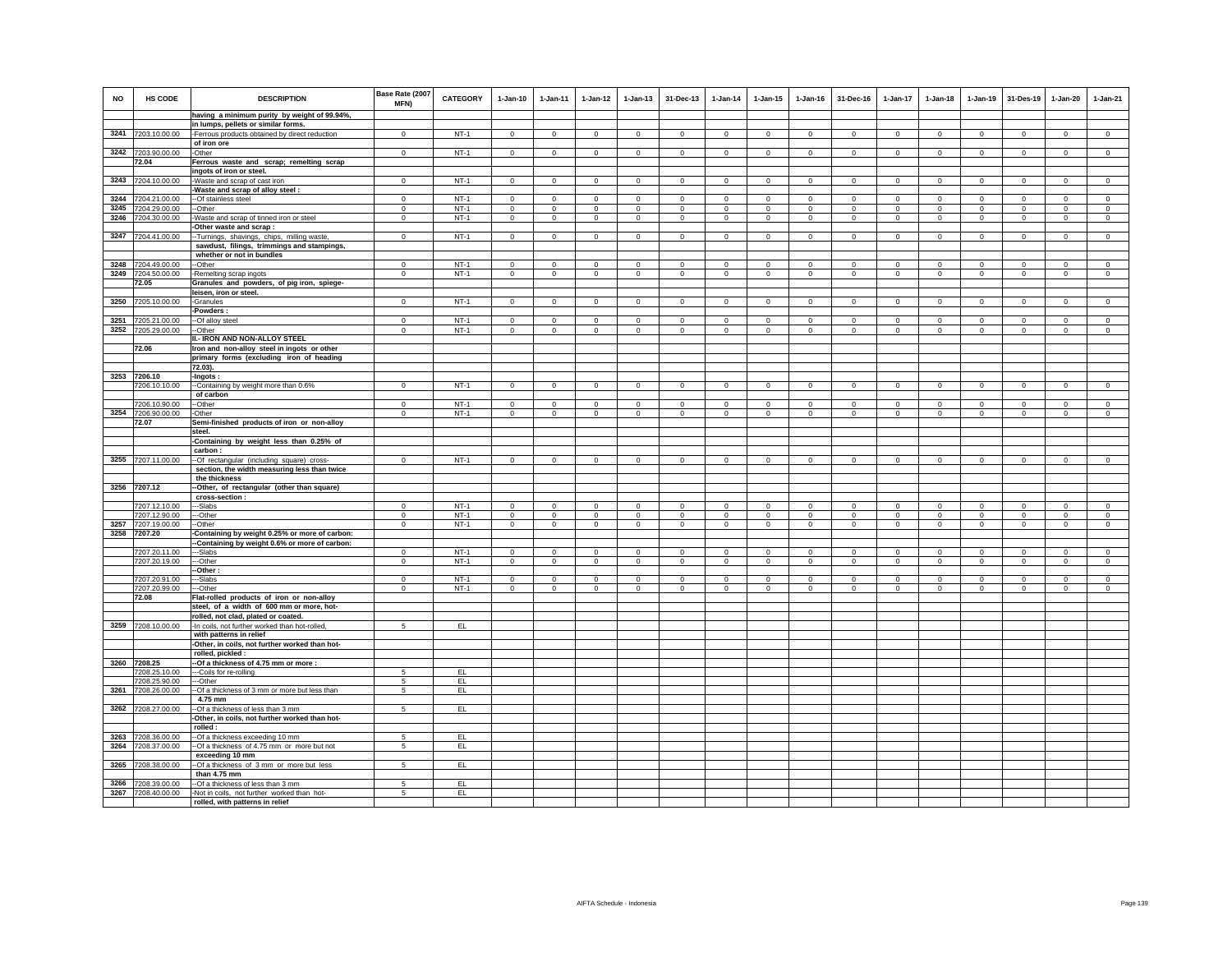| NO | HS CODE | DESCRIPTION | Base Rate (2007 MFN) | CATEGORY | 1-Jan-10 | 1-Jan-11 | 1-Jan-12 | 1-Jan-13 | 31-Dec-13 | 1-Jan-14 | 1-Jan-15 | 1-Jan-16 | 31-Dec-16 | 1-Jan-17 | 1-Jan-18 | 1-Jan-19 | 31-Des-19 | 1-Jan-20 | 1-Jan-21 |
|---|---|---|---|---|---|---|---|---|---|---|---|---|---|---|---|---|---|---|---|
| | | having a minimum purity by weight of 99.94%, | | | | | | | | | | | | | | | | | |
| | | in lumps, pellets or similar forms. | | | | | | | | | | | | | | | | | |
| 3241 | 7203.10.00.00 | -Ferrous products obtained by direct reduction | 0 | NT-1 | 0 | 0 | 0 | 0 | 0 | 0 | 0 | 0 | 0 | 0 | 0 | 0 | 0 | 0 | 0 |
| | | of iron ore | | | | | | | | | | | | | | | | | |
| 3242 | 7203.90.00.00 | -Other | 0 | NT-1 | 0 | 0 | 0 | 0 | 0 | 0 | 0 | 0 | 0 | 0 | 0 | 0 | 0 | 0 | 0 |
| | 72.04 | Ferrous waste and scrap; remelting scrap | | | | | | | | | | | | | | | | | |
| | | ingots of iron or steel. | | | | | | | | | | | | | | | | | |
| 3243 | 7204.10.00.00 | -Waste and scrap of cast iron | 0 | NT-1 | 0 | 0 | 0 | 0 | 0 | 0 | 0 | 0 | 0 | 0 | 0 | 0 | 0 | 0 | 0 |
| | | -Waste and scrap of alloy steel : | | | | | | | | | | | | | | | | | |
| 3244 | 7204.21.00.00 | --Of stainless steel | 0 | NT-1 | 0 | 0 | 0 | 0 | 0 | 0 | 0 | 0 | 0 | 0 | 0 | 0 | 0 | 0 | 0 |
| 3245 | 7204.29.00.00 | --Other | 0 | NT-1 | 0 | 0 | 0 | 0 | 0 | 0 | 0 | 0 | 0 | 0 | 0 | 0 | 0 | 0 | 0 |
| 3246 | 7204.30.00.00 | -Waste and scrap of tinned iron or steel | 0 | NT-1 | 0 | 0 | 0 | 0 | 0 | 0 | 0 | 0 | 0 | 0 | 0 | 0 | 0 | 0 | 0 |
| | | -Other waste and scrap : | | | | | | | | | | | | | | | | | |
| 3247 | 7204.41.00.00 | --Turnings, shavings, chips, milling waste, | 0 | NT-1 | 0 | 0 | 0 | 0 | 0 | 0 | 0 | 0 | 0 | 0 | 0 | 0 | 0 | 0 | 0 |
| | | sawdust, filings, trimmings and stampings, | | | | | | | | | | | | | | | | | |
| | | whether or not in bundles | | | | | | | | | | | | | | | | | |
| 3248 | 7204.49.00.00 | --Other | 0 | NT-1 | 0 | 0 | 0 | 0 | 0 | 0 | 0 | 0 | 0 | 0 | 0 | 0 | 0 | 0 | 0 |
| 3249 | 7204.50.00.00 | -Remelting scrap ingots | 0 | NT-1 | 0 | 0 | 0 | 0 | 0 | 0 | 0 | 0 | 0 | 0 | 0 | 0 | 0 | 0 | 0 |
| | 72.05 | Granules and powders, of pig iron, spiege- | | | | | | | | | | | | | | | | | |
| | | leisen, iron or steel. | | | | | | | | | | | | | | | | | |
| 3250 | 7205.10.00.00 | -Granules | 0 | NT-1 | 0 | 0 | 0 | 0 | 0 | 0 | 0 | 0 | 0 | 0 | 0 | 0 | 0 | 0 | 0 |
| | | -Powders : | | | | | | | | | | | | | | | | | |
| 3251 | 7205.21.00.00 | --Of alloy steel | 0 | NT-1 | 0 | 0 | 0 | 0 | 0 | 0 | 0 | 0 | 0 | 0 | 0 | 0 | 0 | 0 | 0 |
| 3252 | 7205.29.00.00 | --Other | 0 | NT-1 | 0 | 0 | 0 | 0 | 0 | 0 | 0 | 0 | 0 | 0 | 0 | 0 | 0 | 0 | 0 |
| | | II.- IRON AND NON-ALLOY STEEL | | | | | | | | | | | | | | | | | |
| | 72.06 | Iron and non-alloy steel in ingots or other | | | | | | | | | | | | | | | | | |
| | | primary forms (excluding iron of heading | | | | | | | | | | | | | | | | | |
| | | 72.03). | | | | | | | | | | | | | | | | | |
| 3253 | 7206.10 | -Ingots : | | | | | | | | | | | | | | | | | |
| | 7206.10.10.00 | --Containing by weight more than 0.6% | 0 | NT-1 | 0 | 0 | 0 | 0 | 0 | 0 | 0 | 0 | 0 | 0 | 0 | 0 | 0 | 0 | 0 |
| | | of carbon | | | | | | | | | | | | | | | | | |
| | 7206.10.90.00 | --Other | 0 | NT-1 | 0 | 0 | 0 | 0 | 0 | 0 | 0 | 0 | 0 | 0 | 0 | 0 | 0 | 0 | 0 |
| 3254 | 7206.90.00.00 | -Other | 0 | NT-1 | 0 | 0 | 0 | 0 | 0 | 0 | 0 | 0 | 0 | 0 | 0 | 0 | 0 | 0 | 0 |
| | 72.07 | Semi-finished products of iron or non-alloy | | | | | | | | | | | | | | | | | |
| | | steel. | | | | | | | | | | | | | | | | | |
| | | -Containing by weight less than 0.25% of | | | | | | | | | | | | | | | | | |
| | | carbon : | | | | | | | | | | | | | | | | | |
| 3255 | 7207.11.00.00 | --Of rectangular (including square) cross- | 0 | NT-1 | 0 | 0 | 0 | 0 | 0 | 0 | 0 | 0 | 0 | 0 | 0 | 0 | 0 | 0 | 0 |
| | | section, the width measuring less than twice | | | | | | | | | | | | | | | | | |
| | | the thickness | | | | | | | | | | | | | | | | | |
| 3256 | 7207.12 | --Other, of rectangular (other than square) | | | | | | | | | | | | | | | | | |
| | | cross-section : | | | | | | | | | | | | | | | | | |
| | 7207.12.10.00 | ---Slabs | 0 | NT-1 | 0 | 0 | 0 | 0 | 0 | 0 | 0 | 0 | 0 | 0 | 0 | 0 | 0 | 0 | 0 |
| | 7207.12.90.00 | ---Other | 0 | NT-1 | 0 | 0 | 0 | 0 | 0 | 0 | 0 | 0 | 0 | 0 | 0 | 0 | 0 | 0 | 0 |
| 3257 | 7207.19.00.00 | --Other | 0 | NT-1 | 0 | 0 | 0 | 0 | 0 | 0 | 0 | 0 | 0 | 0 | 0 | 0 | 0 | 0 | 0 |
| 3258 | 7207.20 | -Containing by weight 0.25% or more of carbon: | | | | | | | | | | | | | | | | | |
| | | --Containing by weight 0.6% or more of carbon: | | | | | | | | | | | | | | | | | |
| | 7207.20.11.00 | ---Slabs | 0 | NT-1 | 0 | 0 | 0 | 0 | 0 | 0 | 0 | 0 | 0 | 0 | 0 | 0 | 0 | 0 | 0 |
| | 7207.20.19.00 | ---Other | 0 | NT-1 | 0 | 0 | 0 | 0 | 0 | 0 | 0 | 0 | 0 | 0 | 0 | 0 | 0 | 0 | 0 |
| | | --Other : | | | | | | | | | | | | | | | | | |
| | 7207.20.91.00 | ---Slabs | 0 | NT-1 | 0 | 0 | 0 | 0 | 0 | 0 | 0 | 0 | 0 | 0 | 0 | 0 | 0 | 0 | 0 |
| | 7207.20.99.00 | ---Other | 0 | NT-1 | 0 | 0 | 0 | 0 | 0 | 0 | 0 | 0 | 0 | 0 | 0 | 0 | 0 | 0 | 0 |
| | 72.08 | Flat-rolled products of iron or non-alloy | | | | | | | | | | | | | | | | | |
| | | steel, of a width of 600 mm or more, hot- | | | | | | | | | | | | | | | | | |
| | | rolled, not clad, plated or coated. | | | | | | | | | | | | | | | | | |
| 3259 | 7208.10.00.00 | -In coils, not further worked than hot-rolled, | 5 | EL | | | | | | | | | | | | | | | |
| | | with patterns in relief | | | | | | | | | | | | | | | | | |
| | | -Other, in coils, not further worked than hot- | | | | | | | | | | | | | | | | | |
| | | rolled, pickled : | | | | | | | | | | | | | | | | | |
| 3260 | 7208.25 | --Of a thickness of 4.75 mm or more : | | | | | | | | | | | | | | | | | |
| | 7208.25.10.00 | ---Coils for re-rolling | 5 | EL | | | | | | | | | | | | | | | |
| | 7208.25.90.00 | ---Other | 5 | EL | | | | | | | | | | | | | | | |
| 3261 | 7208.26.00.00 | --Of a thickness of 3 mm or more but less than | 5 | EL | | | | | | | | | | | | | | | |
| | | 4.75 mm | | | | | | | | | | | | | | | | | |
| 3262 | 7208.27.00.00 | --Of a thickness of less than 3 mm | 5 | EL | | | | | | | | | | | | | | | |
| | | -Other, in coils, not further worked than hot- | | | | | | | | | | | | | | | | | |
| | | rolled : | | | | | | | | | | | | | | | | | |
| 3263 | 7208.36.00.00 | --Of a thickness exceeding 10 mm | 5 | EL | | | | | | | | | | | | | | | |
| 3264 | 7208.37.00.00 | --Of a thickness of 4.75 mm or more but not | 5 | EL | | | | | | | | | | | | | | | |
| | | exceeding 10 mm | | | | | | | | | | | | | | | | | |
| 3265 | 7208.38.00.00 | --Of a thickness of 3 mm or more but less | 5 | EL | | | | | | | | | | | | | | | |
| | | than 4.75 mm | | | | | | | | | | | | | | | | | |
| 3266 | 7208.39.00.00 | --Of a thickness of less than 3 mm | 5 | EL | | | | | | | | | | | | | | | |
| 3267 | 7208.40.00.00 | -Not in coils, not further worked than hot- | 5 | EL | | | | | | | | | | | | | | | |
| | | rolled, with patterns in relief | | | | | | | | | | | | | | | | | |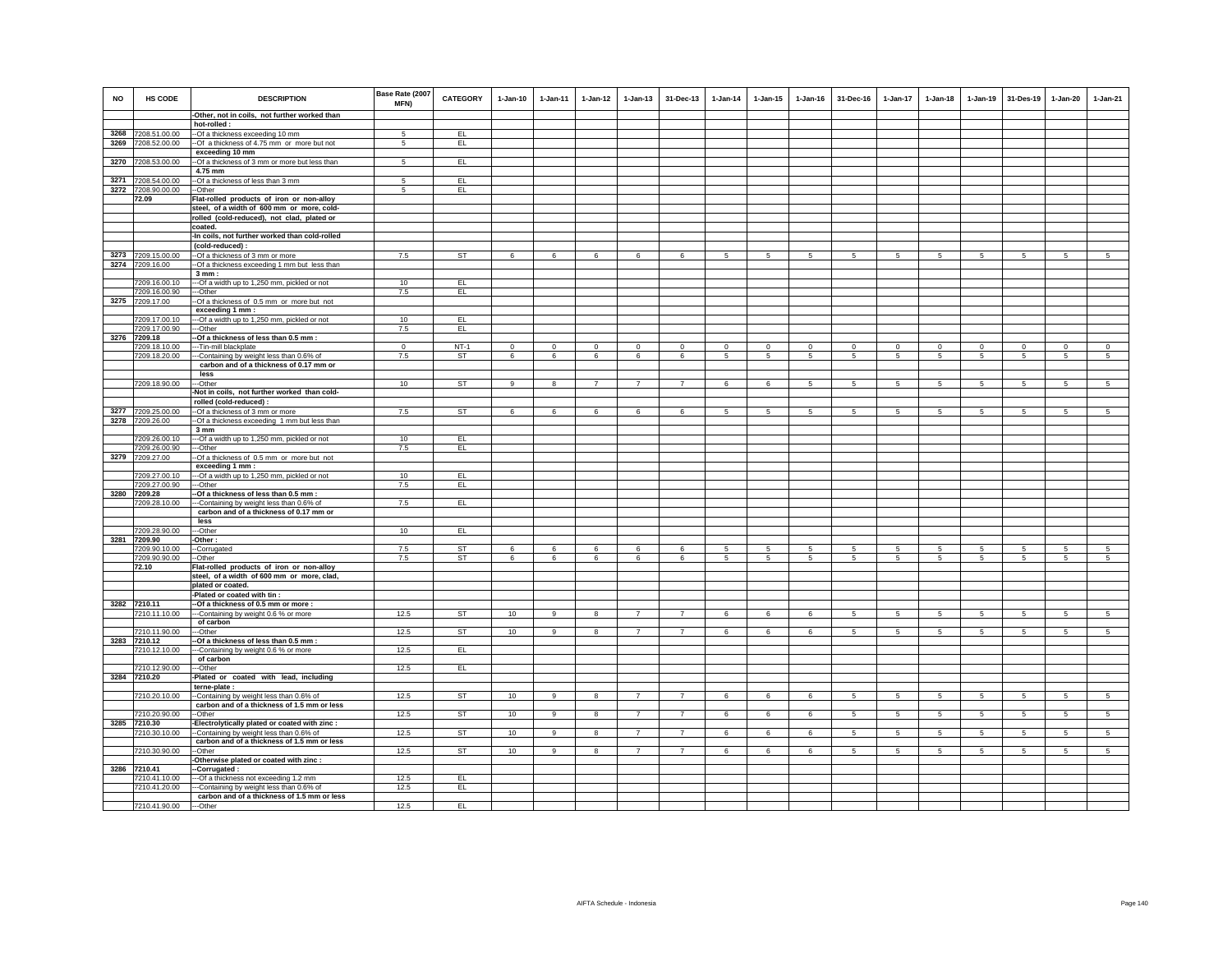| NO | HS CODE | DESCRIPTION | Base Rate (2007 MFN) | CATEGORY | 1-Jan-10 | 1-Jan-11 | 1-Jan-12 | 1-Jan-13 | 31-Dec-13 | 1-Jan-14 | 1-Jan-15 | 1-Jan-16 | 31-Dec-16 | 1-Jan-17 | 1-Jan-18 | 1-Jan-19 | 31-Des-19 | 1-Jan-20 | 1-Jan-21 |
|---|---|---|---|---|---|---|---|---|---|---|---|---|---|---|---|---|---|---|---|
| | | -Other, not in coils, not further worked than hot-rolled : | | | | | | | | | | | | | | | | | |
| 3268 | 7208.51.00.00 | --Of a thickness exceeding 10 mm | 5 | EL | | | | | | | | | | | | | | | |
| 3269 | 7208.52.00.00 | --Of a thickness of 4.75 mm or more but not exceeding 10 mm | 5 | EL | | | | | | | | | | | | | | | |
| 3270 | 7208.53.00.00 | --Of a thickness of 3 mm or more but less than 4.75 mm | 5 | EL | | | | | | | | | | | | | | | |
| 3271 | 7208.54.00.00 | --Of a thickness of less than 3 mm | 5 | EL | | | | | | | | | | | | | | | |
| 3272 | 7208.90.00.00 | -Other | 5 | EL | | | | | | | | | | | | | | | |
| | 72.09 | Flat-rolled products of iron or non-alloy steel, of a width of 600 mm or more, cold-rolled (cold-reduced), not clad, plated or coated. | | | | | | | | | | | | | | | | | |
| | | -In coils, not further worked than cold-rolled (cold-reduced) : | | | | | | | | | | | | | | | | | |
| 3273 | 7209.15.00.00 | --Of a thickness of 3 mm or more | 7.5 | ST | 6 | 6 | 6 | 6 | 6 | 5 | 5 | 5 | 5 | 5 | 5 | 5 | 5 | 5 | 5 |
| 3274 | 7209.16.00 | --Of a thickness exceeding 1 mm but less than 3 mm : | | | | | | | | | | | | | | | | | |
| | 7209.16.00.10 | ---Of a width up to 1,250 mm, pickled or not | 10 | EL | | | | | | | | | | | | | | | |
| | 7209.16.00.90 | ---Other | 7.5 | EL | | | | | | | | | | | | | | | |
| 3275 | 7209.17.00 | --Of a thickness of 0.5 mm or more but not exceeding 1 mm : | | | | | | | | | | | | | | | | | |
| | 7209.17.00.10 | ---Of a width up to 1,250 mm, pickled or not | 10 | EL | | | | | | | | | | | | | | | |
| | 7209.17.00.90 | ---Other | 7.5 | EL | | | | | | | | | | | | | | | |
| 3276 | 7209.18 | --Of a thickness of less than 0.5 mm : | | | | | | | | | | | | | | | | | |
| | 7209.18.10.00 | ---Tin-mill blackplate | 0 | NT-1 | 0 | 0 | 0 | 0 | 0 | 0 | 0 | 0 | 0 | 0 | 0 | 0 | 0 | 0 | 0 |
| | 7209.18.20.00 | ---Containing by weight less than 0.6% of carbon and of a thickness of 0.17 mm or less | 7.5 | ST | 6 | 6 | 6 | 6 | 6 | 5 | 5 | 5 | 5 | 5 | 5 | 5 | 5 | 5 | 5 |
| | 7209.18.90.00 | ---Other | 10 | ST | 9 | 8 | 7 | 7 | 7 | 6 | 6 | 5 | 5 | 5 | 5 | 5 | 5 | 5 | 5 |
| | | -Not in coils, not further worked than cold-rolled (cold-reduced) : | | | | | | | | | | | | | | | | | |
| 3277 | 7209.25.00.00 | --Of a thickness of 3 mm or more | 7.5 | ST | 6 | 6 | 6 | 6 | 6 | 5 | 5 | 5 | 5 | 5 | 5 | 5 | 5 | 5 | 5 |
| 3278 | 7209.26.00 | --Of a thickness exceeding 1 mm but less than 3 mm | | | | | | | | | | | | | | | | | |
| | 7209.26.00.10 | ---Of a width up to 1,250 mm, pickled or not | 10 | EL | | | | | | | | | | | | | | | |
| | 7209.26.00.90 | ---Other | 7.5 | EL | | | | | | | | | | | | | | | |
| 3279 | 7209.27.00 | --Of a thickness of 0.5 mm or more but not exceeding 1 mm : | | | | | | | | | | | | | | | | | |
| | 7209.27.00.10 | ---Of a width up to 1,250 mm, pickled or not | 10 | EL | | | | | | | | | | | | | | | |
| | 7209.27.00.90 | ---Other | 7.5 | EL | | | | | | | | | | | | | | | |
| 3280 | 7209.28 | --Of a thickness of less than 0.5 mm : | | | | | | | | | | | | | | | | | |
| | 7209.28.10.00 | ---Containing by weight less than 0.6% of carbon and of a thickness of 0.17 mm or less | 7.5 | EL | | | | | | | | | | | | | | | |
| | 7209.28.90.00 | ---Other | 10 | EL | | | | | | | | | | | | | | | |
| 3281 | 7209.90 | -Other : | | | | | | | | | | | | | | | | | |
| | 7209.90.10.00 | --Corrugated | 7.5 | ST | 6 | 6 | 6 | 6 | 6 | 5 | 5 | 5 | 5 | 5 | 5 | 5 | 5 | 5 | 5 |
| | 7209.90.90.00 | --Other | 7.5 | ST | 6 | 6 | 6 | 6 | 6 | 5 | 5 | 5 | 5 | 5 | 5 | 5 | 5 | 5 | 5 |
| | 72.10 | Flat-rolled products of iron or non-alloy steel, of a width of 600 mm or more, clad, plated or coated. | | | | | | | | | | | | | | | | | |
| | | -Plated or coated with tin : | | | | | | | | | | | | | | | | | |
| 3282 | 7210.11 | --Of a thickness of 0.5 mm or more : | | | | | | | | | | | | | | | | | |
| | 7210.11.10.00 | ---Containing by weight 0.6 % or more of carbon | 12.5 | ST | 10 | 9 | 8 | 7 | 7 | 6 | 6 | 6 | 5 | 5 | 5 | 5 | 5 | 5 | 5 |
| | 7210.11.90.00 | ---Other | 12.5 | ST | 10 | 9 | 8 | 7 | 7 | 6 | 6 | 6 | 5 | 5 | 5 | 5 | 5 | 5 | 5 |
| 3283 | 7210.12 | --Of a thickness of less than 0.5 mm : | | | | | | | | | | | | | | | | | |
| | 7210.12.10.00 | ---Containing by weight 0.6 % or more of carbon | 12.5 | EL | | | | | | | | | | | | | | | |
| | 7210.12.90.00 | ---Other | 12.5 | EL | | | | | | | | | | | | | | | |
| 3284 | 7210.20 | -Plated or coated with lead, including terne-plate : | | | | | | | | | | | | | | | | | |
| | 7210.20.10.00 | --Containing by weight less than 0.6% of carbon and of a thickness of 1.5 mm or less | 12.5 | ST | 10 | 9 | 8 | 7 | 7 | 6 | 6 | 6 | 5 | 5 | 5 | 5 | 5 | 5 | 5 |
| | 7210.20.90.00 | --Other | 12.5 | ST | 10 | 9 | 8 | 7 | 7 | 6 | 6 | 6 | 5 | 5 | 5 | 5 | 5 | 5 | 5 |
| 3285 | 7210.30 | -Electrolytically plated or coated with zinc : | | | | | | | | | | | | | | | | | |
| | 7210.30.10.00 | --Containing by weight less than 0.6% of carbon and of a thickness of 1.5 mm or less | 12.5 | ST | 10 | 9 | 8 | 7 | 7 | 6 | 6 | 6 | 5 | 5 | 5 | 5 | 5 | 5 | 5 |
| | 7210.30.90.00 | --Other | 12.5 | ST | 10 | 9 | 8 | 7 | 7 | 6 | 6 | 6 | 5 | 5 | 5 | 5 | 5 | 5 | 5 |
| | | -Otherwise plated or coated with zinc : | | | | | | | | | | | | | | | | | |
| 3286 | 7210.41 | --Corrugated : | | | | | | | | | | | | | | | | | |
| | 7210.41.10.00 | ---Of a thickness not exceeding 1.2 mm | 12.5 | EL | | | | | | | | | | | | | | | |
| | 7210.41.20.00 | ---Containing by weight less than 0.6% of carbon and of a thickness of 1.5 mm or less | 12.5 | EL | | | | | | | | | | | | | | | |
| | 7210.41.90.00 | ---Other | 12.5 | EL | | | | | | | | | | | | | | | |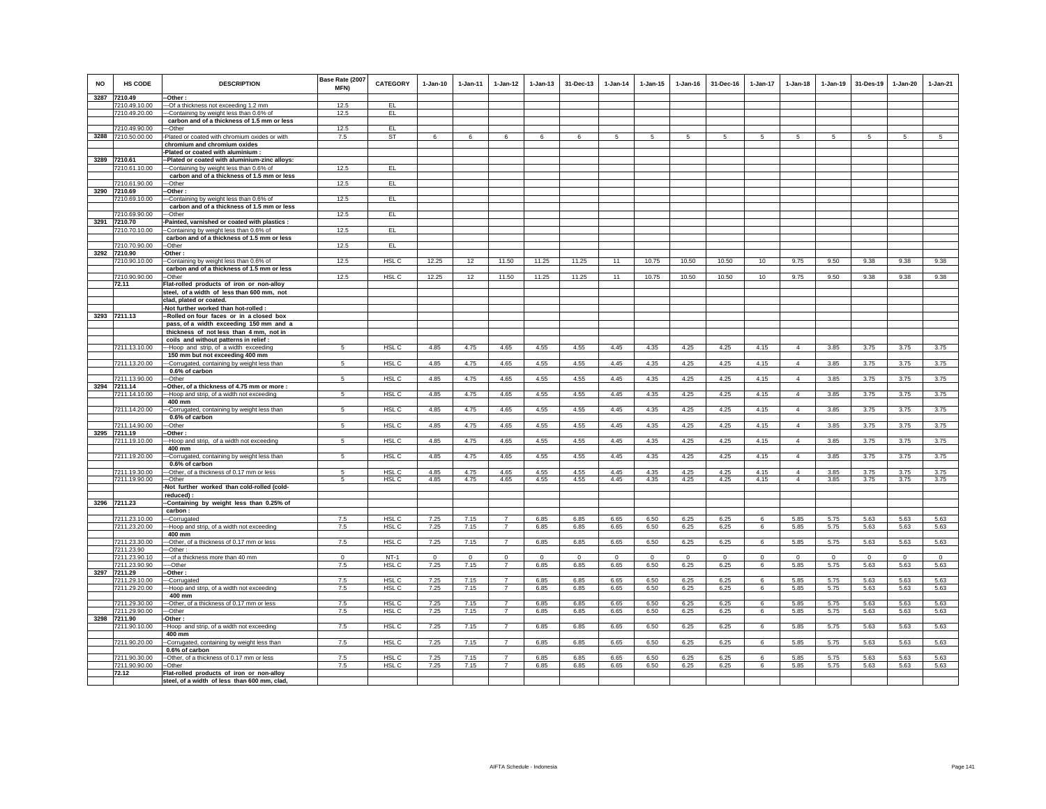| NO | HS CODE | DESCRIPTION | Base Rate (2007 MFN) | CATEGORY | 1-Jan-10 | 1-Jan-11 | 1-Jan-12 | 1-Jan-13 | 31-Dec-13 | 1-Jan-14 | 1-Jan-15 | 1-Jan-16 | 31-Dec-16 | 1-Jan-17 | 1-Jan-18 | 1-Jan-19 | 31-Des-19 | 1-Jan-20 | 1-Jan-21 |
|---|---|---|---|---|---|---|---|---|---|---|---|---|---|---|---|---|---|---|---|
| 3287 | 7210.49 | --Other : | | | | | | | | | | | | | | | | | |
| | 7210.49.10.00 | ---Of a thickness not exceeding 1.2 mm | 12.5 | EL | | | | | | | | | | | | | | | |
| | 7210.49.20.00 | ---Containing by weight less than 0.6% of carbon and of a thickness of 1.5 mm or less | 12.5 | EL | | | | | | | | | | | | | | | |
| | 7210.49.90.00 | ---Other | 12.5 | EL | | | | | | | | | | | | | | | |
| 3288 | 7210.50.00.00 | -Plated or coated with chromium oxides or with chromium and chromium oxides | 7.5 | ST | 6 | 6 | 6 | 6 | 6 | 5 | 5 | 5 | 5 | 5 | 5 | 5 | 5 | 5 | 5 |
| | | -Plated or coated with aluminium : | | | | | | | | | | | | | | | | | |
| 3289 | 7210.61 | --Plated or coated with aluminium-zinc alloys: | | | | | | | | | | | | | | | | | |
| | 7210.61.10.00 | ---Containing by weight less than 0.6% of carbon and of a thickness of 1.5 mm or less | 12.5 | EL | | | | | | | | | | | | | | | |
| | 7210.61.90.00 | ---Other | 12.5 | EL | | | | | | | | | | | | | | | |
| 3290 | 7210.69 | --Other : | | | | | | | | | | | | | | | | | |
| | 7210.69.10.00 | ---Containing by weight less than 0.6% of carbon and of a thickness of 1.5 mm or less | 12.5 | EL | | | | | | | | | | | | | | | |
| | 7210.69.90.00 | ---Other | 12.5 | EL | | | | | | | | | | | | | | | |
| 3291 | 7210.70 | -Painted, varnished or coated with plastics : | | | | | | | | | | | | | | | | | |
| | 7210.70.10.00 | --Containing by weight less than 0.6% of carbon and of a thickness of 1.5 mm or less | 12.5 | EL | | | | | | | | | | | | | | | |
| | 7210.70.90.00 | --Other | 12.5 | EL | | | | | | | | | | | | | | | |
| 3292 | 7210.90 | -Other : | | | | | | | | | | | | | | | | | |
| | 7210.90.10.00 | --Containing by weight less than 0.6% of carbon and of a thickness of 1.5 mm or less | 12.5 | HSL C | 12.25 | 12 | 11.50 | 11.25 | 11.25 | 11 | 10.75 | 10.50 | 10.50 | 10 | 9.75 | 9.50 | 9.38 | 9.38 | 9.38 |
| | 7210.90.90.00 | --Other | 12.5 | HSL C | 12.25 | 12 | 11.50 | 11.25 | 11.25 | 11 | 10.75 | 10.50 | 10.50 | 10 | 9.75 | 9.50 | 9.38 | 9.38 | 9.38 |
| | 72.11 | Flat-rolled products of iron or non-alloy steel, of a width of less than 600 mm, not clad, plated or coated. | | | | | | | | | | | | | | | | | |
| | | -Not further worked than hot-rolled : | | | | | | | | | | | | | | | | | |
| 3293 | 7211.13 | --Rolled on four faces or in a closed box pass, of a width exceeding 150 mm and a thickness of not less than 4 mm, not in coils and without patterns in relief : | | | | | | | | | | | | | | | | | |
| | 7211.13.10.00 | ---Hoop and strip, of a width exceeding 150 mm but not exceeding 400 mm | 5 | HSL C | 4.85 | 4.75 | 4.65 | 4.55 | 4.55 | 4.45 | 4.35 | 4.25 | 4.25 | 4.15 | 4 | 3.85 | 3.75 | 3.75 | 3.75 |
| | 7211.13.20.00 | ---Corrugated, containing by weight less than 0.6% of carbon | 5 | HSL C | 4.85 | 4.75 | 4.65 | 4.55 | 4.55 | 4.45 | 4.35 | 4.25 | 4.25 | 4.15 | 4 | 3.85 | 3.75 | 3.75 | 3.75 |
| | 7211.13.90.00 | ---Other | 5 | HSL C | 4.85 | 4.75 | 4.65 | 4.55 | 4.55 | 4.45 | 4.35 | 4.25 | 4.25 | 4.15 | 4 | 3.85 | 3.75 | 3.75 | 3.75 |
| 3294 | 7211.14 | --Other, of a thickness of 4.75 mm or more : | | | | | | | | | | | | | | | | | |
| | 7211.14.10.00 | ---Hoop and strip, of a width not exceeding 400 mm | 5 | HSL C | 4.85 | 4.75 | 4.65 | 4.55 | 4.55 | 4.45 | 4.35 | 4.25 | 4.25 | 4.15 | 4 | 3.85 | 3.75 | 3.75 | 3.75 |
| | 7211.14.20.00 | ---Corrugated, containing by weight less than 0.6% of carbon | 5 | HSL C | 4.85 | 4.75 | 4.65 | 4.55 | 4.55 | 4.45 | 4.35 | 4.25 | 4.25 | 4.15 | 4 | 3.85 | 3.75 | 3.75 | 3.75 |
| | 7211.14.90.00 | ---Other | 5 | HSL C | 4.85 | 4.75 | 4.65 | 4.55 | 4.55 | 4.45 | 4.35 | 4.25 | 4.25 | 4.15 | 4 | 3.85 | 3.75 | 3.75 | 3.75 |
| 3295 | 7211.19 | --Other : | | | | | | | | | | | | | | | | | |
| | 7211.19.10.00 | ---Hoop and strip, of a width not exceeding 400 mm | 5 | HSL C | 4.85 | 4.75 | 4.65 | 4.55 | 4.55 | 4.45 | 4.35 | 4.25 | 4.25 | 4.15 | 4 | 3.85 | 3.75 | 3.75 | 3.75 |
| | 7211.19.20.00 | ---Corrugated, containing by weight less than 0.6% of carbon | 5 | HSL C | 4.85 | 4.75 | 4.65 | 4.55 | 4.55 | 4.45 | 4.35 | 4.25 | 4.25 | 4.15 | 4 | 3.85 | 3.75 | 3.75 | 3.75 |
| | 7211.19.30.00 | ---Other, of a thickness of 0.17 mm or less | 5 | HSL C | 4.85 | 4.75 | 4.65 | 4.55 | 4.55 | 4.45 | 4.35 | 4.25 | 4.25 | 4.15 | 4 | 3.85 | 3.75 | 3.75 | 3.75 |
| | 7211.19.90.00 | ---Other | 5 | HSL C | 4.85 | 4.75 | 4.65 | 4.55 | 4.55 | 4.45 | 4.35 | 4.25 | 4.25 | 4.15 | 4 | 3.85 | 3.75 | 3.75 | 3.75 |
| | | -Not further worked than cold-rolled (cold-reduced) : | | | | | | | | | | | | | | | | | |
| 3296 | 7211.23 | --Containing by weight less than 0.25% of carbon : | | | | | | | | | | | | | | | | | |
| | 7211.23.10.00 | ---Corrugated | 7.5 | HSL C | 7.25 | 7.15 | 7 | 6.85 | 6.85 | 6.65 | 6.50 | 6.25 | 6.25 | 6 | 5.85 | 5.75 | 5.63 | 5.63 | 5.63 |
| | 7211.23.20.00 | ---Hoop and strip, of a width not exceeding 400 mm | 7.5 | HSL C | 7.25 | 7.15 | 7 | 6.85 | 6.85 | 6.65 | 6.50 | 6.25 | 6.25 | 6 | 5.85 | 5.75 | 5.63 | 5.63 | 5.63 |
| | 7211.23.30.00 | ---Other, of a thickness of 0.17 mm or less | 7.5 | HSL C | 7.25 | 7.15 | 7 | 6.85 | 6.85 | 6.65 | 6.50 | 6.25 | 6.25 | 6 | 5.85 | 5.75 | 5.63 | 5.63 | 5.63 |
| | 7211.23.90 | ---Other : | | | | | | | | | | | | | | | | | |
| | 7211.23.90.10 | ----of a thickness more than 40 mm | 0 | NT-1 | 0 | 0 | 0 | 0 | 0 | 0 | 0 | 0 | 0 | 0 | 0 | 0 | 0 | 0 | 0 |
| | 7211.23.90.90 | ----Other | 7.5 | HSL C | 7.25 | 7.15 | 7 | 6.85 | 6.85 | 6.65 | 6.50 | 6.25 | 6.25 | 6 | 5.85 | 5.75 | 5.63 | 5.63 | 5.63 |
| 3297 | 7211.29 | --Other : | | | | | | | | | | | | | | | | | |
| | 7211.29.10.00 | ---Corrugated | 7.5 | HSL C | 7.25 | 7.15 | 7 | 6.85 | 6.85 | 6.65 | 6.50 | 6.25 | 6.25 | 6 | 5.85 | 5.75 | 5.63 | 5.63 | 5.63 |
| | 7211.29.20.00 | ---Hoop and strip, of a width not exceeding 400 mm | 7.5 | HSL C | 7.25 | 7.15 | 7 | 6.85 | 6.85 | 6.65 | 6.50 | 6.25 | 6.25 | 6 | 5.85 | 5.75 | 5.63 | 5.63 | 5.63 |
| | 7211.29.30.00 | ---Other, of a thickness of 0.17 mm or less | 7.5 | HSL C | 7.25 | 7.15 | 7 | 6.85 | 6.85 | 6.65 | 6.50 | 6.25 | 6.25 | 6 | 5.85 | 5.75 | 5.63 | 5.63 | 5.63 |
| | 7211.29.90.00 | ---Other | 7.5 | HSL C | 7.25 | 7.15 | 7 | 6.85 | 6.85 | 6.65 | 6.50 | 6.25 | 6.25 | 6 | 5.85 | 5.75 | 5.63 | 5.63 | 5.63 |
| 3298 | 7211.90 | -Other : | | | | | | | | | | | | | | | | | |
| | 7211.90.10.00 | --Hoop and strip, of a width not exceeding 400 mm | 7.5 | HSL C | 7.25 | 7.15 | 7 | 6.85 | 6.85 | 6.65 | 6.50 | 6.25 | 6.25 | 6 | 5.85 | 5.75 | 5.63 | 5.63 | 5.63 |
| | 7211.90.20.00 | --Corrugated, containing by weight less than 0.6% of carbon | 7.5 | HSL C | 7.25 | 7.15 | 7 | 6.85 | 6.85 | 6.65 | 6.50 | 6.25 | 6.25 | 6 | 5.85 | 5.75 | 5.63 | 5.63 | 5.63 |
| | 7211.90.30.00 | --Other, of a thickness of 0.17 mm or less | 7.5 | HSL C | 7.25 | 7.15 | 7 | 6.85 | 6.85 | 6.65 | 6.50 | 6.25 | 6.25 | 6 | 5.85 | 5.75 | 5.63 | 5.63 | 5.63 |
| | 7211.90.90.00 | --Other | 7.5 | HSL C | 7.25 | 7.15 | 7 | 6.85 | 6.85 | 6.65 | 6.50 | 6.25 | 6.25 | 6 | 5.85 | 5.75 | 5.63 | 5.63 | 5.63 |
| | 72.12 | Flat-rolled products of iron or non-alloy steel, of a width of less than 600 mm, clad, | | | | | | | | | | | | | | | | | |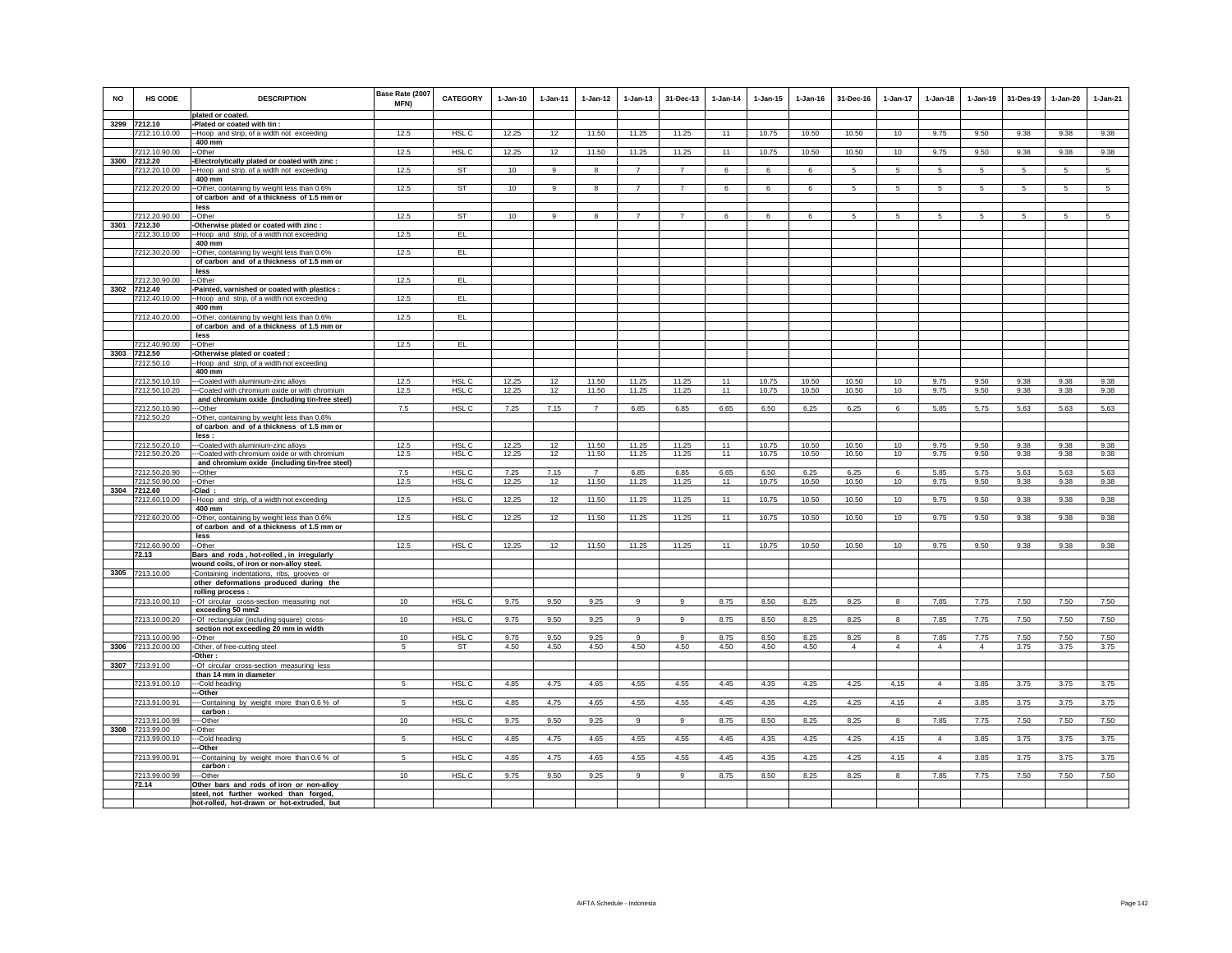| NO | HS CODE | DESCRIPTION | Base Rate (2007 MFN) | CATEGORY | 1-Jan-10 | 1-Jan-11 | 1-Jan-12 | 1-Jan-13 | 31-Dec-13 | 1-Jan-14 | 1-Jan-15 | 1-Jan-16 | 31-Dec-16 | 1-Jan-17 | 1-Jan-18 | 1-Jan-19 | 31-Des-19 | 1-Jan-20 | 1-Jan-21 |
|---|---|---|---|---|---|---|---|---|---|---|---|---|---|---|---|---|---|---|---|
| | | plated or coated. | | | | | | | | | | | | | | | | | |
| 3299 | 7212.10 | -Plated or coated with tin : | | | | | | | | | | | | | | | | | |
| | 7212.10.10.00 | --Hoop and strip, of a width not exceeding 400 mm | 12.5 | HSL C | 12.25 | 12 | 11.50 | 11.25 | 11.25 | 11 | 10.75 | 10.50 | 10.50 | 10 | 9.75 | 9.50 | 9.38 | 9.38 | 9.38 |
| | 7212.10.90.00 | --Other | 12.5 | HSL C | 12.25 | 12 | 11.50 | 11.25 | 11.25 | 11 | 10.75 | 10.50 | 10.50 | 10 | 9.75 | 9.50 | 9.38 | 9.38 | 9.38 |
| 3300 | 7212.20 | -Electrolytically plated or coated with zinc : | | | | | | | | | | | | | | | | | |
| | 7212.20.10.00 | --Hoop and strip, of a width not exceeding 400 mm | 12.5 | ST | 10 | 9 | 8 | 7 | 7 | 6 | 6 | 6 | 5 | 5 | 5 | 5 | 5 | 5 | 5 |
| | 7212.20.20.00 | --Other, containing by weight less than 0.6% of carbon and of a thickness of 1.5 mm or less | 12.5 | ST | 10 | 9 | 8 | 7 | 7 | 6 | 6 | 6 | 5 | 5 | 5 | 5 | 5 | 5 | 5 |
| | 7212.20.90.00 | --Other | 12.5 | ST | 10 | 9 | 8 | 7 | 7 | 6 | 6 | 6 | 5 | 5 | 5 | 5 | 5 | 5 | 5 |
| 3301 | 7212.30 | -Otherwise plated or coated with zinc : | | | | | | | | | | | | | | | | | |
| | 7212.30.10.00 | --Hoop and strip, of a width not exceeding 400 mm | 12.5 | EL | | | | | | | | | | | | | | | |
| | 7212.30.20.00 | --Other, containing by weight less than 0.6% of carbon and of a thickness of 1.5 mm or less | 12.5 | EL | | | | | | | | | | | | | | | |
| | 7212.30.90.00 | --Other | 12.5 | EL | | | | | | | | | | | | | | | |
| 3302 | 7212.40 | -Painted, varnished or coated with plastics : | | | | | | | | | | | | | | | | | |
| | 7212.40.10.00 | --Hoop and strip, of a width not exceeding 400 mm | 12.5 | EL | | | | | | | | | | | | | | | |
| | 7212.40.20.00 | --Other, containing by weight less than 0.6% of carbon and of a thickness of 1.5 mm or less | 12.5 | EL | | | | | | | | | | | | | | | |
| | 7212.40.90.00 | --Other | 12.5 | EL | | | | | | | | | | | | | | | |
| 3303 | 7212.50 | -Otherwise plated or coated : | | | | | | | | | | | | | | | | | |
| | 7212.50.10 | --Hoop and strip, of a width not exceeding 400 mm | | | | | | | | | | | | | | | | | |
| | 7212.50.10.10 | ---Coated with aluminium-zinc alloys | 12.5 | HSL C | 12.25 | 12 | 11.50 | 11.25 | 11.25 | 11 | 10.75 | 10.50 | 10.50 | 10 | 9.75 | 9.50 | 9.38 | 9.38 | 9.38 |
| | 7212.50.10.20 | ---Coated with chromium oxide or with chromium and chromium oxide (including tin-free steel) | 12.5 | HSL C | 12.25 | 12 | 11.50 | 11.25 | 11.25 | 11 | 10.75 | 10.50 | 10.50 | 10 | 9.75 | 9.50 | 9.38 | 9.38 | 9.38 |
| | 7212.50.10.90 | ---Other | 7.5 | HSL C | 7.25 | 7.15 | 7 | 6.85 | 6.85 | 6.65 | 6.50 | 6.25 | 6.25 | 6 | 5.85 | 5.75 | 5.63 | 5.63 | 5.63 |
| | 7212.50.20 | --Other, containing by weight less than 0.6% of carbon and of a thickness of 1.5 mm or less : | | | | | | | | | | | | | | | | | |
| | 7212.50.20.10 | ---Coated with aluminium-zinc alloys | 12.5 | HSL C | 12.25 | 12 | 11.50 | 11.25 | 11.25 | 11 | 10.75 | 10.50 | 10.50 | 10 | 9.75 | 9.50 | 9.38 | 9.38 | 9.38 |
| | 7212.50.20.20 | ---Coated with chromium oxide or with chromium and chromium oxide (including tin-free steel) | 12.5 | HSL C | 12.25 | 12 | 11.50 | 11.25 | 11.25 | 11 | 10.75 | 10.50 | 10.50 | 10 | 9.75 | 9.50 | 9.38 | 9.38 | 9.38 |
| | 7212.50.20.90 | ---Other | 7.5 | HSL C | 7.25 | 7.15 | 7 | 6.85 | 6.85 | 6.65 | 6.50 | 6.25 | 6.25 | 6 | 5.85 | 5.75 | 5.63 | 5.63 | 5.63 |
| | 7212.50.90.00 | --Other | 12.5 | HSL C | 12.25 | 12 | 11.50 | 11.25 | 11.25 | 11 | 10.75 | 10.50 | 10.50 | 10 | 9.75 | 9.50 | 9.38 | 9.38 | 9.38 |
| 3304 | 7212.60 | -Clad : | | | | | | | | | | | | | | | | | |
| | 7212.60.10.00 | --Hoop and strip, of a width not exceeding 400 mm | 12.5 | HSL C | 12.25 | 12 | 11.50 | 11.25 | 11.25 | 11 | 10.75 | 10.50 | 10.50 | 10 | 9.75 | 9.50 | 9.38 | 9.38 | 9.38 |
| | 7212.60.20.00 | --Other, containing by weight less than 0.6% of carbon and of a thickness of 1.5 mm or less | 12.5 | HSL C | 12.25 | 12 | 11.50 | 11.25 | 11.25 | 11 | 10.75 | 10.50 | 10.50 | 10 | 9.75 | 9.50 | 9.38 | 9.38 | 9.38 |
| | 7212.60.90.00 | --Other | 12.5 | HSL C | 12.25 | 12 | 11.50 | 11.25 | 11.25 | 11 | 10.75 | 10.50 | 10.50 | 10 | 9.75 | 9.50 | 9.38 | 9.38 | 9.38 |
| | 72.13 | Bars and rods , hot-rolled , in irregularly wound coils, of iron or non-alloy steel. | | | | | | | | | | | | | | | | | |
| 3305 | 7213.10.00 | -Containing indentations, ribs, grooves or other deformations produced during the rolling process : | | | | | | | | | | | | | | | | | |
| | 7213.10.00.10 | --Of circular cross-section measuring not exceeding 50 mm2 | 10 | HSL C | 9.75 | 9.50 | 9.25 | 9 | 9 | 8.75 | 8.50 | 8.25 | 8.25 | 8 | 7.85 | 7.75 | 7.50 | 7.50 | 7.50 |
| | 7213.10.00.20 | --Of rectangular (including square) cross-section not exceeding 20 mm in width | 10 | HSL C | 9.75 | 9.50 | 9.25 | 9 | 9 | 8.75 | 8.50 | 8.25 | 8.25 | 8 | 7.85 | 7.75 | 7.50 | 7.50 | 7.50 |
| | 7213.10.00.90 | --Other | 10 | HSL C | 9.75 | 9.50 | 9.25 | 9 | 9 | 8.75 | 8.50 | 8.25 | 8.25 | 8 | 7.85 | 7.75 | 7.50 | 7.50 | 7.50 |
| 3306 | 7213.20.00.00 | -Other, of free-cutting steel | 5 | ST | 4.50 | 4.50 | 4.50 | 4.50 | 4.50 | 4.50 | 4.50 | 4.50 | 4 | 4 | 4 | 4 | 3.75 | 3.75 | 3.75 |
| | | -Other : | | | | | | | | | | | | | | | | | |
| 3307 | 7213.91.00 | --Of circular cross-section measuring less than 14 mm in diameter | | | | | | | | | | | | | | | | | |
| | 7213.91.00.10 | ---Cold heading | 5 | HSL C | 4.85 | 4.75 | 4.65 | 4.55 | 4.55 | 4.45 | 4.35 | 4.25 | 4.25 | 4.15 | 4 | 3.85 | 3.75 | 3.75 | 3.75 |
| | | ---Other | | | | | | | | | | | | | | | | | |
| | 7213.91.00.91 | ----Containing by weight more than 0.6 % of carbon : | 5 | HSL C | 4.85 | 4.75 | 4.65 | 4.55 | 4.55 | 4.45 | 4.35 | 4.25 | 4.25 | 4.15 | 4 | 3.85 | 3.75 | 3.75 | 3.75 |
| | 7213.91.00.99 | ----Other | 10 | HSL C | 9.75 | 9.50 | 9.25 | 9 | 9 | 8.75 | 8.50 | 8.25 | 8.25 | 8 | 7.85 | 7.75 | 7.50 | 7.50 | 7.50 |
| 3308 | 7213.99.00 | --Other | | | | | | | | | | | | | | | | | |
| | 7213.99.00.10 | ---Cold heading | 5 | HSL C | 4.85 | 4.75 | 4.65 | 4.55 | 4.55 | 4.45 | 4.35 | 4.25 | 4.25 | 4.15 | 4 | 3.85 | 3.75 | 3.75 | 3.75 |
| | | ---Other | | | | | | | | | | | | | | | | | |
| | 7213.99.00.91 | ----Containing by weight more than 0.6 % of carbon : | 5 | HSL C | 4.85 | 4.75 | 4.65 | 4.55 | 4.55 | 4.45 | 4.35 | 4.25 | 4.25 | 4.15 | 4 | 3.85 | 3.75 | 3.75 | 3.75 |
| | 7213.99.00.99 | ----Other | 10 | HSL C | 9.75 | 9.50 | 9.25 | 9 | 9 | 8.75 | 8.50 | 8.25 | 8.25 | 8 | 7.85 | 7.75 | 7.50 | 7.50 | 7.50 |
| | 72.14 | Other bars and rods of iron or non-alloy steel, not further worked than forged, hot-rolled, hot-drawn or hot-extruded, but | | | | | | | | | | | | | | | | | |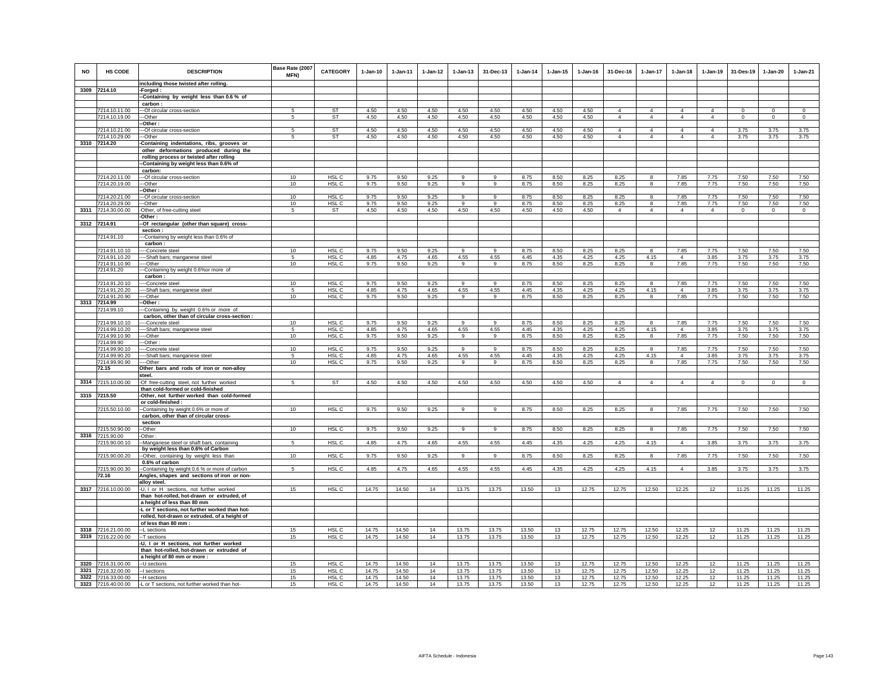| NO | HS CODE | DESCRIPTION | Base Rate (2007 MFN) | CATEGORY | 1-Jan-10 | 1-Jan-11 | 1-Jan-12 | 1-Jan-13 | 31-Dec-13 | 1-Jan-14 | 1-Jan-15 | 1-Jan-16 | 31-Dec-16 | 1-Jan-17 | 1-Jan-18 | 1-Jan-19 | 31-Des-19 | 1-Jan-20 | 1-Jan-21 |
|---|---|---|---|---|---|---|---|---|---|---|---|---|---|---|---|---|---|---|---|
| | | including those twisted after rolling. | | | | | | | | | | | | | | | | | |
| 3309 | 7214.10 | -Forged : | | | | | | | | | | | | | | | | | |
| | | --Containing by weight less than 0.6 % of carbon : | | | | | | | | | | | | | | | | | |
| | 7214.10.11.00 | ---Of circular cross-section | 5 | ST | 4.50 | 4.50 | 4.50 | 4.50 | 4.50 | 4.50 | 4.50 | 4.50 | 4 | 4 | 4 | 4 | 0 | 0 | 0 |
| | 7214.10.19.00 | ---Other | 5 | ST | 4.50 | 4.50 | 4.50 | 4.50 | 4.50 | 4.50 | 4.50 | 4.50 | 4 | 4 | 4 | 4 | 0 | 0 | 0 |
| | | --Other : | | | | | | | | | | | | | | | | | |
| | 7214.10.21.00 | ---Of circular cross-section | 5 | ST | 4.50 | 4.50 | 4.50 | 4.50 | 4.50 | 4.50 | 4.50 | 4.50 | 4 | 4 | 4 | 4 | 3.75 | 3.75 | 3.75 |
| | 7214.10.29.00 | ---Other | 5 | ST | 4.50 | 4.50 | 4.50 | 4.50 | 4.50 | 4.50 | 4.50 | 4.50 | 4 | 4 | 4 | 4 | 3.75 | 3.75 | 3.75 |
| 3310 | 7214.20 | -Containing indentations, ribs, grooves or other deformations produced during the rolling process or twisted after rolling | | | | | | | | | | | | | | | | | |
| | | --Containing by weight less than 0.6% of carbon: | | | | | | | | | | | | | | | | | |
| | 7214.20.11.00 | ---Of circular cross-section | 10 | HSL C | 9.75 | 9.50 | 9.25 | 9 | 9 | 8.75 | 8.50 | 8.25 | 8.25 | 8 | 7.85 | 7.75 | 7.50 | 7.50 | 7.50 |
| | 7214.20.19.00 | ---Other | 10 | HSL C | 9.75 | 9.50 | 9.25 | 9 | 9 | 8.75 | 8.50 | 8.25 | 8.25 | 8 | 7.85 | 7.75 | 7.50 | 7.50 | 7.50 |
| | | --Other : | | | | | | | | | | | | | | | | | |
| | 7214.20.21.00 | ---Of circular cross-section | 10 | HSL C | 9.75 | 9.50 | 9.25 | 9 | 9 | 8.75 | 8.50 | 8.25 | 8.25 | 8 | 7.85 | 7.75 | 7.50 | 7.50 | 7.50 |
| | 7214.20.29.00 | ---Other | 10 | HSL C | 9.75 | 9.50 | 9.25 | 9 | 9 | 8.75 | 8.50 | 8.25 | 8.25 | 8 | 7.85 | 7.75 | 7.50 | 7.50 | 7.50 |
| 3311 | 7214.30.00.00 | -Other, of free-cutting steel | 5 | ST | 4.50 | 4.50 | 4.50 | 4.50 | 4.50 | 4.50 | 4.50 | 4.50 | 4 | 4 | 4 | 4 | 0 | 0 | 0 |
| | | -Other : | | | | | | | | | | | | | | | | | |
| 3312 | 7214.91 | --Of rectangular (other than square) cross-section : | | | | | | | | | | | | | | | | | |
| | 7214.91.10 | ---Containing by weight less than 0.6% of carbon : | | | | | | | | | | | | | | | | | |
| | 7214.91.10.10 | ----Concrete steel | 10 | HSL C | 9.75 | 9.50 | 9.25 | 9 | 9 | 8.75 | 8.50 | 8.25 | 8.25 | 8 | 7.85 | 7.75 | 7.50 | 7.50 | 7.50 |
| | 7214.91.10.20 | ----Shaft bars; manganese steel | 5 | HSL C | 4.85 | 4.75 | 4.65 | 4.55 | 4.55 | 4.45 | 4.35 | 4.25 | 4.25 | 4.15 | 4 | 3.85 | 3.75 | 3.75 | 3.75 |
| | 7214.91.10.90 | ----Other | 10 | HSL C | 9.75 | 9.50 | 9.25 | 9 | 9 | 8.75 | 8.50 | 8.25 | 8.25 | 8 | 7.85 | 7.75 | 7.50 | 7.50 | 7.50 |
| | 7214.91.20 | ---Containing by weight 0.6%or more of carbon : | | | | | | | | | | | | | | | | | |
| | 7214.91.20.10 | ----Concrete steel | 10 | HSL C | 9.75 | 9.50 | 9.25 | 9 | 9 | 8.75 | 8.50 | 8.25 | 8.25 | 8 | 7.85 | 7.75 | 7.50 | 7.50 | 7.50 |
| | 7214.91.20.20 | ----Shaft bars; manganese steel | 5 | HSL C | 4.85 | 4.75 | 4.65 | 4.55 | 4.55 | 4.45 | 4.35 | 4.25 | 4.25 | 4.15 | 4 | 3.85 | 3.75 | 3.75 | 3.75 |
| | 7214.91.20.90 | ----Other | 10 | HSL C | 9.75 | 9.50 | 9.25 | 9 | 9 | 8.75 | 8.50 | 8.25 | 8.25 | 8 | 7.85 | 7.75 | 7.50 | 7.50 | 7.50 |
| 3313 | 7214.99 | --Other : | | | | | | | | | | | | | | | | | |
| | 7214.99.10 | ---Containing by weight 0.6% or more of carbon, other than of circular cross-section : | | | | | | | | | | | | | | | | | |
| | 7214.99.10.10 | ----Concrete steel | 10 | HSL C | 9.75 | 9.50 | 9.25 | 9 | 9 | 8.75 | 8.50 | 8.25 | 8.25 | 8 | 7.85 | 7.75 | 7.50 | 7.50 | 7.50 |
| | 7214.99.10.20 | ----Shaft bars; manganese steel | 5 | HSL C | 4.85 | 4.75 | 4.65 | 4.55 | 4.55 | 4.45 | 4.35 | 4.25 | 4.25 | 4.15 | 4 | 3.85 | 3.75 | 3.75 | 3.75 |
| | 7214.99.10.90 | ----Other | 10 | HSL C | 9.75 | 9.50 | 9.25 | 9 | 9 | 8.75 | 8.50 | 8.25 | 8.25 | 8 | 7.85 | 7.75 | 7.50 | 7.50 | 7.50 |
| | 7214.99.90 | ---Other : | | | | | | | | | | | | | | | | | |
| | 7214.99.90.10 | ----Concrete steel | 10 | HSL C | 9.75 | 9.50 | 9.25 | 9 | 9 | 8.75 | 8.50 | 8.25 | 8.25 | 8 | 7.85 | 7.75 | 7.50 | 7.50 | 7.50 |
| | 7214.99.90.20 | ----Shaft bars; manganese steel | 5 | HSL C | 4.85 | 4.75 | 4.65 | 4.55 | 4.55 | 4.45 | 4.35 | 4.25 | 4.25 | 4.15 | 4 | 3.85 | 3.75 | 3.75 | 3.75 |
| | 7214.99.90.90 | ----Other | 10 | HSL C | 9.75 | 9.50 | 9.25 | 9 | 9 | 8.75 | 8.50 | 8.25 | 8.25 | 8 | 7.85 | 7.75 | 7.50 | 7.50 | 7.50 |
| | 72.15 | Other bars and rods of iron or non-alloy steel. | | | | | | | | | | | | | | | | | |
| 3314 | 7215.10.00.00 | -Of free-cutting steel, not further worked than cold-formed or cold-finished | 5 | ST | 4.50 | 4.50 | 4.50 | 4.50 | 4.50 | 4.50 | 4.50 | 4.50 | 4 | 4 | 4 | 4 | 0 | 0 | 0 |
| 3315 | 7215.50 | -Other, not further worked than cold-formed or cold-finished : | | | | | | | | | | | | | | | | | |
| | 7215.50.10.00 | --Containing by weight 0.6% or more of carbon, other than of circular cross-section | 10 | HSL C | 9.75 | 9.50 | 9.25 | 9 | 9 | 8.75 | 8.50 | 8.25 | 8.25 | 8 | 7.85 | 7.75 | 7.50 | 7.50 | 7.50 |
| | 7215.50.90.00 | --Other | 10 | HSL C | 9.75 | 9.50 | 9.25 | 9 | 9 | 8.75 | 8.50 | 8.25 | 8.25 | 8 | 7.85 | 7.75 | 7.50 | 7.50 | 7.50 |
| 3316 | 7215.90.00 | -Other : | | | | | | | | | | | | | | | | | |
| | 7215.90.00.10 | --Manganese steel or shaft bars, containing by weight less than 0.6% of Carbon | 5 | HSL C | 4.85 | 4.75 | 4.65 | 4.55 | 4.55 | 4.45 | 4.35 | 4.25 | 4.25 | 4.15 | 4 | 3.85 | 3.75 | 3.75 | 3.75 |
| | 7215.90.00.20 | --Other, containing by weight less than 0.6% of carbon | 10 | HSL C | 9.75 | 9.50 | 9.25 | 9 | 9 | 8.75 | 8.50 | 8.25 | 8.25 | 8 | 7.85 | 7.75 | 7.50 | 7.50 | 7.50 |
| | 7215.90.00.30 | --Containing by weight 0.6 % or more of carbon | 5 | HSL C | 4.85 | 4.75 | 4.65 | 4.55 | 4.55 | 4.45 | 4.35 | 4.25 | 4.25 | 4.15 | 4 | 3.85 | 3.75 | 3.75 | 3.75 |
| | 72.16 | Angles, shapes and sections of iron or non-alloy steel. | | | | | | | | | | | | | | | | | |
| 3317 | 7216.10.00.00 | -U, I or H sections, not further worked than hot-rolled, hot-drawn or extruded, of a height of less than 80 mm | 15 | HSL C | 14.75 | 14.50 | 14 | 13.75 | 13.75 | 13.50 | 13 | 12.75 | 12.75 | 12.50 | 12.25 | 12 | 11.25 | 11.25 | 11.25 |
| | | -L or T sections, not further worked than hot-rolled, hot-drawn or extruded, of a height of of less than 80 mm : | | | | | | | | | | | | | | | | | |
| 3318 | 7216.21.00.00 | --L sections | 15 | HSL C | 14.75 | 14.50 | 14 | 13.75 | 13.75 | 13.50 | 13 | 12.75 | 12.75 | 12.50 | 12.25 | 12 | 11.25 | 11.25 | 11.25 |
| 3319 | 7216.22.00.00 | --T sections | 15 | HSL C | 14.75 | 14.50 | 14 | 13.75 | 13.75 | 13.50 | 13 | 12.75 | 12.75 | 12.50 | 12.25 | 12 | 11.25 | 11.25 | 11.25 |
| | | -U, I or H sections, not further worked than hot-rolled, hot-drawn or extruded of a height of 80 mm or more : | | | | | | | | | | | | | | | | | |
| 3320 | 7216.31.00.00 | --U sections | 15 | HSL C | 14.75 | 14.50 | 14 | 13.75 | 13.75 | 13.50 | 13 | 12.75 | 12.75 | 12.50 | 12.25 | 12 | 11.25 | 11.25 | 11.25 |
| 3321 | 7216.32.00.00 | --I sections | 15 | HSL C | 14.75 | 14.50 | 14 | 13.75 | 13.75 | 13.50 | 13 | 12.75 | 12.75 | 12.50 | 12.25 | 12 | 11.25 | 11.25 | 11.25 |
| 3322 | 7216.33.00.00 | --H sections | 15 | HSL C | 14.75 | 14.50 | 14 | 13.75 | 13.75 | 13.50 | 13 | 12.75 | 12.75 | 12.50 | 12.25 | 12 | 11.25 | 11.25 | 11.25 |
| 3323 | 7216.40.00.00 | -L or T sections, not further worked than hot- | 15 | HSL C | 14.75 | 14.50 | 14 | 13.75 | 13.75 | 13.50 | 13 | 12.75 | 12.75 | 12.50 | 12.25 | 12 | 11.25 | 11.25 | 11.25 |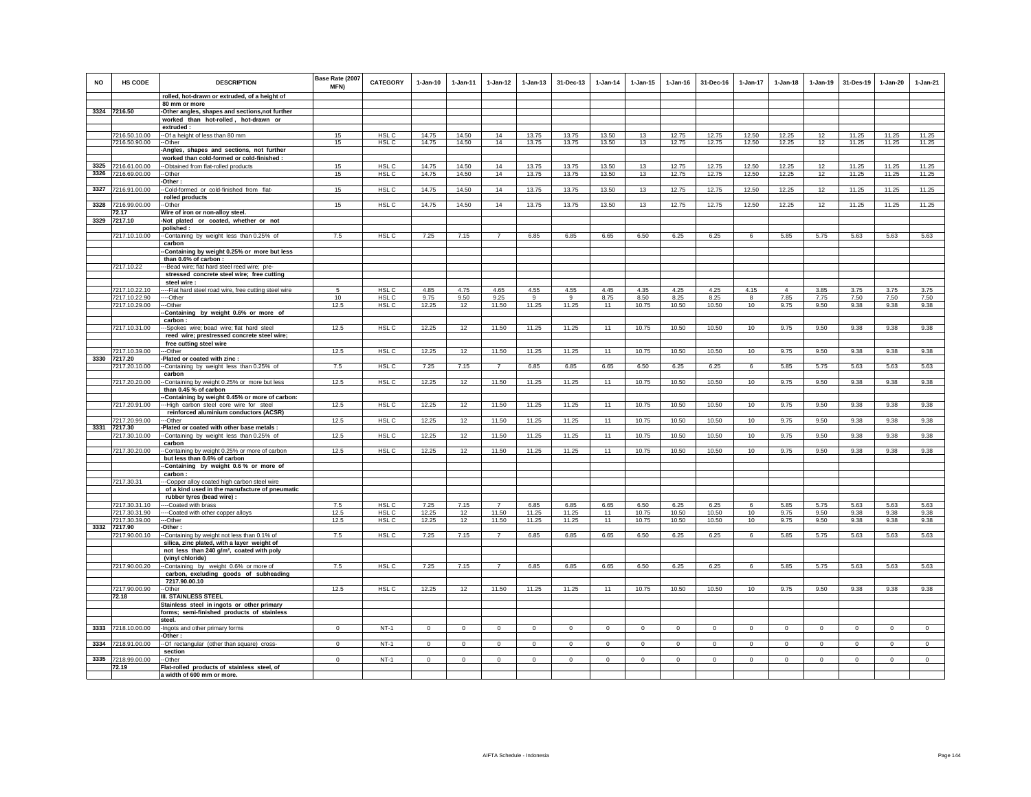| NO | HS CODE | DESCRIPTION | Base Rate (2007 MFN) | CATEGORY | 1-Jan-10 | 1-Jan-11 | 1-Jan-12 | 1-Jan-13 | 31-Dec-13 | 1-Jan-14 | 1-Jan-15 | 1-Jan-16 | 31-Dec-16 | 1-Jan-17 | 1-Jan-18 | 1-Jan-19 | 31-Des-19 | 1-Jan-20 | 1-Jan-21 |
|---|---|---|---|---|---|---|---|---|---|---|---|---|---|---|---|---|---|---|---|
| | | rolled, hot-drawn or extruded, of a height of 80 mm or more | | | | | | | | | | | | | | | | | |
| 3324 | 7216.50 | -Other angles, shapes and sections,not further worked than hot-rolled , hot-drawn or extruded : | | | | | | | | | | | | | | | | | |
| | 7216.50.10.00 | --Of a height of less than 80 mm | 15 | HSL C | 14.75 | 14.50 | 14 | 13.75 | 13.75 | 13.50 | 13 | 12.75 | 12.75 | 12.50 | 12.25 | 12 | 11.25 | 11.25 | 11.25 |
| | 7216.50.90.00 | --Other | 15 | HSL C | 14.75 | 14.50 | 14 | 13.75 | 13.75 | 13.50 | 13 | 12.75 | 12.75 | 12.50 | 12.25 | 12 | 11.25 | 11.25 | 11.25 |
| | | -Angles, shapes and sections, not further worked than cold-formed or cold-finished : | | | | | | | | | | | | | | | | | |
| 3325 | 7216.61.00.00 | --Obtained from flat-rolled products | 15 | HSL C | 14.75 | 14.50 | 14 | 13.75 | 13.75 | 13.50 | 13 | 12.75 | 12.75 | 12.50 | 12.25 | 12 | 11.25 | 11.25 | 11.25 |
| 3326 | 7216.69.00.00 | --Other | 15 | HSL C | 14.75 | 14.50 | 14 | 13.75 | 13.75 | 13.50 | 13 | 12.75 | 12.75 | 12.50 | 12.25 | 12 | 11.25 | 11.25 | 11.25 |
| | | -Other : | | | | | | | | | | | | | | | | | |
| 3327 | 7216.91.00.00 | --Cold-formed or cold-finished from flat-rolled products | 15 | HSL C | 14.75 | 14.50 | 14 | 13.75 | 13.75 | 13.50 | 13 | 12.75 | 12.75 | 12.50 | 12.25 | 12 | 11.25 | 11.25 | 11.25 |
| 3328 | 7216.99.00.00 | --Other | 15 | HSL C | 14.75 | 14.50 | 14 | 13.75 | 13.75 | 13.50 | 13 | 12.75 | 12.75 | 12.50 | 12.25 | 12 | 11.25 | 11.25 | 11.25 |
| | 72.17 | Wire of iron or non-alloy steel. | | | | | | | | | | | | | | | | | |
| 3329 | 7217.10 | -Not plated or coated, whether or not polished : | | | | | | | | | | | | | | | | | |
| | 7217.10.10.00 | --Containing by weight less than 0.25% of carbon | 7.5 | HSL C | 7.25 | 7.15 | 7 | 6.85 | 6.85 | 6.65 | 6.50 | 6.25 | 6.25 | 6 | 5.85 | 5.75 | 5.63 | 5.63 | 5.63 |
| | | --Containing by weight 0.25% or more but less than 0.6% of carbon : | | | | | | | | | | | | | | | | | |
| | 7217.10.22 | ---Bead wire; flat hard steel reed wire; pre-stressed concrete steel wire; free cutting steel wire : | | | | | | | | | | | | | | | | | |
| | 7217.10.22.10 | ----Flat hard steel road wire, free cutting steel wire | 5 | HSL C | 4.85 | 4.75 | 4.65 | 4.55 | 4.55 | 4.45 | 4.35 | 4.25 | 4.25 | 4.15 | 4 | 3.85 | 3.75 | 3.75 | 3.75 |
| | 7217.10.22.90 | ----Other | 10 | HSL C | 9.75 | 9.50 | 9.25 | 9 | 9 | 8.75 | 8.50 | 8.25 | 8.25 | 8 | 7.85 | 7.75 | 7.50 | 7.50 | 7.50 |
| | 7217.10.29.00 | ---Other | 12.5 | HSL C | 12.25 | 12 | 11.50 | 11.25 | 11.25 | 11 | 10.75 | 10.50 | 10.50 | 10 | 9.75 | 9.50 | 9.38 | 9.38 | 9.38 |
| | | --Containing by weight 0.6% or more of carbon : | | | | | | | | | | | | | | | | | |
| | 7217.10.31.00 | ---Spokes wire; bead wire; flat hard steel reed wire; prestressed concrete steel wire; free cutting steel wire | 12.5 | HSL C | 12.25 | 12 | 11.50 | 11.25 | 11.25 | 11 | 10.75 | 10.50 | 10.50 | 10 | 9.75 | 9.50 | 9.38 | 9.38 | 9.38 |
| | 7217.10.39.00 | ---Other | 12.5 | HSL C | 12.25 | 12 | 11.50 | 11.25 | 11.25 | 11 | 10.75 | 10.50 | 10.50 | 10 | 9.75 | 9.50 | 9.38 | 9.38 | 9.38 |
| 3330 | 7217.20 | -Plated or coated with zinc : | | | | | | | | | | | | | | | | | |
| | 7217.20.10.00 | --Containing by weight less than 0.25% of carbon | 7.5 | HSL C | 7.25 | 7.15 | 7 | 6.85 | 6.85 | 6.65 | 6.50 | 6.25 | 6.25 | 6 | 5.85 | 5.75 | 5.63 | 5.63 | 5.63 |
| | 7217.20.20.00 | --Containing by weight 0.25% or more but less than 0.45 % of carbon | 12.5 | HSL C | 12.25 | 12 | 11.50 | 11.25 | 11.25 | 11 | 10.75 | 10.50 | 10.50 | 10 | 9.75 | 9.50 | 9.38 | 9.38 | 9.38 |
| | | --Containing by weight 0.45% or more of carbon: | | | | | | | | | | | | | | | | | |
| | 7217.20.91.00 | ---High carbon steel core wire for steel reinforced aluminium conductors (ACSR) | 12.5 | HSL C | 12.25 | 12 | 11.50 | 11.25 | 11.25 | 11 | 10.75 | 10.50 | 10.50 | 10 | 9.75 | 9.50 | 9.38 | 9.38 | 9.38 |
| | 7217.20.99.00 | ---Other | 12.5 | HSL C | 12.25 | 12 | 11.50 | 11.25 | 11.25 | 11 | 10.75 | 10.50 | 10.50 | 10 | 9.75 | 9.50 | 9.38 | 9.38 | 9.38 |
| 3331 | 7217.30 | -Plated or coated with other base metals : | | | | | | | | | | | | | | | | | |
| | 7217.30.10.00 | --Containing by weight less than 0.25% of carbon | 12.5 | HSL C | 12.25 | 12 | 11.50 | 11.25 | 11.25 | 11 | 10.75 | 10.50 | 10.50 | 10 | 9.75 | 9.50 | 9.38 | 9.38 | 9.38 |
| | 7217.30.20.00 | --Containing by weight 0.25% or more of carbon but less than 0.6% of carbon | 12.5 | HSL C | 12.25 | 12 | 11.50 | 11.25 | 11.25 | 11 | 10.75 | 10.50 | 10.50 | 10 | 9.75 | 9.50 | 9.38 | 9.38 | 9.38 |
| | | --Containing by weight 0.6 % or more of carbon : | | | | | | | | | | | | | | | | | |
| | 7217.30.31 | ---Copper alloy coated high carbon steel wire of a kind used in the manufacture of pneumatic rubber tyres (bead wire) : | | | | | | | | | | | | | | | | | |
| | 7217.30.31.10 | ----Coated with brass | 7.5 | HSL C | 7.25 | 7.15 | 7 | 6.85 | 6.85 | 6.65 | 6.50 | 6.25 | 6.25 | 6 | 5.85 | 5.75 | 5.63 | 5.63 | 5.63 |
| | 7217.30.31.90 | ----Coated with other copper alloys | 12.5 | HSL C | 12.25 | 12 | 11.50 | 11.25 | 11.25 | 11 | 10.75 | 10.50 | 10.50 | 10 | 9.75 | 9.50 | 9.38 | 9.38 | 9.38 |
| | 7217.30.39.00 | ---Other | 12.5 | HSL C | 12.25 | 12 | 11.50 | 11.25 | 11.25 | 11 | 10.75 | 10.50 | 10.50 | 10 | 9.75 | 9.50 | 9.38 | 9.38 | 9.38 |
| 3332 | 7217.90 | -Other : | | | | | | | | | | | | | | | | | |
| | 7217.90.00.10 | --Containing by weight not less than 0.1% of silica, zinc plated, with a layer weight of not less than 240 g/m², coated with poly (vinyl chloride) | 7.5 | HSL C | 7.25 | 7.15 | 7 | 6.85 | 6.85 | 6.65 | 6.50 | 6.25 | 6.25 | 6 | 5.85 | 5.75 | 5.63 | 5.63 | 5.63 |
| | 7217.90.00.20 | --Containing by weight 0.6% or more of carbon, excluding goods of subheading 7217.90.00.10 | 7.5 | HSL C | 7.25 | 7.15 | 7 | 6.85 | 6.85 | 6.65 | 6.50 | 6.25 | 6.25 | 6 | 5.85 | 5.75 | 5.63 | 5.63 | 5.63 |
| | 7217.90.00.90 | --Other | 12.5 | HSL C | 12.25 | 12 | 11.50 | 11.25 | 11.25 | 11 | 10.75 | 10.50 | 10.50 | 10 | 9.75 | 9.50 | 9.38 | 9.38 | 9.38 |
| | 72.18 | III. STAINLESS STEEL | | | | | | | | | | | | | | | | | |
| | | Stainless steel in ingots or other primary forms; semi-finished products of stainless steel. | | | | | | | | | | | | | | | | | |
| 3333 | 7218.10.00.00 | -Ingots and other primary forms | 0 | NT-1 | 0 | 0 | 0 | 0 | 0 | 0 | 0 | 0 | 0 | 0 | 0 | 0 | 0 | 0 | 0 |
| | | -Other : | | | | | | | | | | | | | | | | | |
| 3334 | 7218.91.00.00 | --Of rectangular (other than square) cross-section | 0 | NT-1 | 0 | 0 | 0 | 0 | 0 | 0 | 0 | 0 | 0 | 0 | 0 | 0 | 0 | 0 | 0 |
| 3335 | 7218.99.00.00 | --Other | 0 | NT-1 | 0 | 0 | 0 | 0 | 0 | 0 | 0 | 0 | 0 | 0 | 0 | 0 | 0 | 0 | 0 |
| | 72.19 | Flat-rolled products of stainless steel, of a width of 600 mm or more. | | | | | | | | | | | | | | | | | |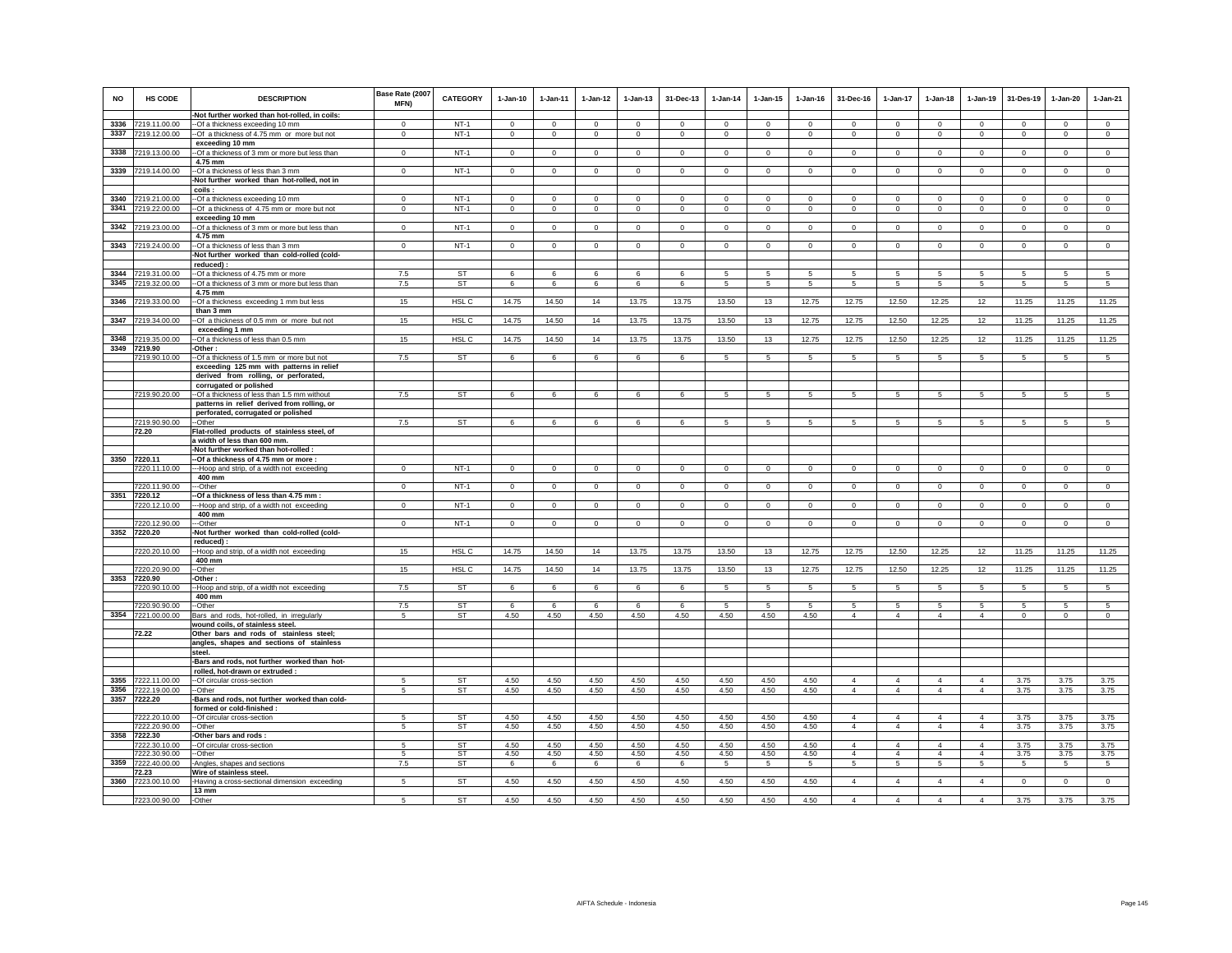| NO | HS CODE | DESCRIPTION | Base Rate (2007 MFN) | CATEGORY | 1-Jan-10 | 1-Jan-11 | 1-Jan-12 | 1-Jan-13 | 31-Dec-13 | 1-Jan-14 | 1-Jan-15 | 1-Jan-16 | 31-Dec-16 | 1-Jan-17 | 1-Jan-18 | 1-Jan-19 | 31-Des-19 | 1-Jan-20 | 1-Jan-21 |
|---|---|---|---|---|---|---|---|---|---|---|---|---|---|---|---|---|---|---|---|
| | | -Not further worked than hot-rolled, in coils: | | | | | | | | | | | | | | | | | |
| 3336 | 7219.11.00.00 | --Of a thickness exceeding 10 mm | 0 | NT-1 | 0 | 0 | 0 | 0 | 0 | 0 | 0 | 0 | 0 | 0 | 0 | 0 | 0 | 0 | 0 |
| 3337 | 7219.12.00.00 | --Of a thickness of 4.75 mm or more but not exceeding 10 mm | 0 | NT-1 | 0 | 0 | 0 | 0 | 0 | 0 | 0 | 0 | 0 | 0 | 0 | 0 | 0 | 0 | 0 |
| 3338 | 7219.13.00.00 | --Of a thickness of 3 mm or more but less than 4.75 mm | 0 | NT-1 | 0 | 0 | 0 | 0 | 0 | 0 | 0 | 0 | 0 | 0 | 0 | 0 | 0 | 0 | 0 |
| 3339 | 7219.14.00.00 | --Of a thickness of less than 3 mm | 0 | NT-1 | 0 | 0 | 0 | 0 | 0 | 0 | 0 | 0 | 0 | 0 | 0 | 0 | 0 | 0 | 0 |
| | | -Not further worked than hot-rolled, not in coils : | | | | | | | | | | | | | | | | | |
| 3340 | 7219.21.00.00 | --Of a thickness exceeding 10 mm | 0 | NT-1 | 0 | 0 | 0 | 0 | 0 | 0 | 0 | 0 | 0 | 0 | 0 | 0 | 0 | 0 | 0 |
| 3341 | 7219.22.00.00 | --Of a thickness of 4.75 mm or more but not exceeding 10 mm | 0 | NT-1 | 0 | 0 | 0 | 0 | 0 | 0 | 0 | 0 | 0 | 0 | 0 | 0 | 0 | 0 | 0 |
| 3342 | 7219.23.00.00 | --Of a thickness of 3 mm or more but less than 4.75 mm | 0 | NT-1 | 0 | 0 | 0 | 0 | 0 | 0 | 0 | 0 | 0 | 0 | 0 | 0 | 0 | 0 | 0 |
| 3343 | 7219.24.00.00 | --Of a thickness of less than 3 mm | 0 | NT-1 | 0 | 0 | 0 | 0 | 0 | 0 | 0 | 0 | 0 | 0 | 0 | 0 | 0 | 0 | 0 |
| | | -Not further worked than cold-rolled (cold-reduced) : | | | | | | | | | | | | | | | | | |
| 3344 | 7219.31.00.00 | --Of a thickness of 4.75 mm or more | 7.5 | ST | 6 | 6 | 6 | 6 | 6 | 5 | 5 | 5 | 5 | 5 | 5 | 5 | 5 | 5 | 5 |
| 3345 | 7219.32.00.00 | --Of a thickness of 3 mm or more but less than 4.75 mm | 7.5 | ST | 6 | 6 | 6 | 6 | 6 | 5 | 5 | 5 | 5 | 5 | 5 | 5 | 5 | 5 | 5 |
| 3346 | 7219.33.00.00 | --Of a thickness exceeding 1 mm but less than 3 mm | 15 | HSL C | 14.75 | 14.50 | 14 | 13.75 | 13.75 | 13.50 | 13 | 12.75 | 12.75 | 12.50 | 12.25 | 12 | 11.25 | 11.25 | 11.25 |
| 3347 | 7219.34.00.00 | --Of a thickness of 0.5 mm or more but not exceeding 1 mm | 15 | HSL C | 14.75 | 14.50 | 14 | 13.75 | 13.75 | 13.50 | 13 | 12.75 | 12.75 | 12.50 | 12.25 | 12 | 11.25 | 11.25 | 11.25 |
| 3348 | 7219.35.00.00 | --Of a thickness of less than 0.5 mm | 15 | HSL C | 14.75 | 14.50 | 14 | 13.75 | 13.75 | 13.50 | 13 | 12.75 | 12.75 | 12.50 | 12.25 | 12 | 11.25 | 11.25 | 11.25 |
| 3349 | 7219.90 | -Other : | | | | | | | | | | | | | | | | | |
| | 7219.90.10.00 | --Of a thickness of 1.5 mm or more but not exceeding 125 mm with patterns in relief derived from rolling, or perforated, corrugated or polished | 7.5 | ST | 6 | 6 | 6 | 6 | 6 | 5 | 5 | 5 | 5 | 5 | 5 | 5 | 5 | 5 | 5 |
| | 7219.90.20.00 | --Of a thickness of less than 1.5 mm without patterns in relief derived from rolling, or perforated, corrugated or polished | 7.5 | ST | 6 | 6 | 6 | 6 | 6 | 5 | 5 | 5 | 5 | 5 | 5 | 5 | 5 | 5 | 5 |
| | 7219.90.90.00 | --Other | 7.5 | ST | 6 | 6 | 6 | 6 | 6 | 5 | 5 | 5 | 5 | 5 | 5 | 5 | 5 | 5 | 5 |
| | 72.20 | Flat-rolled products of stainless steel, of a width of less than 600 mm. | | | | | | | | | | | | | | | | | |
| | | -Not further worked than hot-rolled : | | | | | | | | | | | | | | | | | |
| 3350 | 7220.11 | --Of a thickness of 4.75 mm or more : | | | | | | | | | | | | | | | | | |
| | 7220.11.10.00 | ---Hoop and strip, of a width not exceeding 400 mm | 0 | NT-1 | 0 | 0 | 0 | 0 | 0 | 0 | 0 | 0 | 0 | 0 | 0 | 0 | 0 | 0 | 0 |
| | 7220.11.90.00 | ---Other | 0 | NT-1 | 0 | 0 | 0 | 0 | 0 | 0 | 0 | 0 | 0 | 0 | 0 | 0 | 0 | 0 | 0 |
| 3351 | 7220.12 | --Of a thickness of less than 4.75 mm : | | | | | | | | | | | | | | | | | |
| | 7220.12.10.00 | ---Hoop and strip, of a width not exceeding 400 mm | 0 | NT-1 | 0 | 0 | 0 | 0 | 0 | 0 | 0 | 0 | 0 | 0 | 0 | 0 | 0 | 0 | 0 |
| | 7220.12.90.00 | ---Other | 0 | NT-1 | 0 | 0 | 0 | 0 | 0 | 0 | 0 | 0 | 0 | 0 | 0 | 0 | 0 | 0 | 0 |
| 3352 | 7220.20 | -Not further worked than cold-rolled (cold-reduced) : | | | | | | | | | | | | | | | | | |
| | 7220.20.10.00 | --Hoop and strip, of a width not exceeding 400 mm | 15 | HSL C | 14.75 | 14.50 | 14 | 13.75 | 13.75 | 13.50 | 13 | 12.75 | 12.75 | 12.50 | 12.25 | 12 | 11.25 | 11.25 | 11.25 |
| | 7220.20.90.00 | --Other | 15 | HSL C | 14.75 | 14.50 | 14 | 13.75 | 13.75 | 13.50 | 13 | 12.75 | 12.75 | 12.50 | 12.25 | 12 | 11.25 | 11.25 | 11.25 |
| 3353 | 7220.90 | -Other : | | | | | | | | | | | | | | | | | |
| | 7220.90.10.00 | --Hoop and strip, of a width not exceeding 400 mm | 7.5 | ST | 6 | 6 | 6 | 6 | 6 | 5 | 5 | 5 | 5 | 5 | 5 | 5 | 5 | 5 | 5 |
| | 7220.90.90.00 | --Other | 7.5 | ST | 6 | 6 | 6 | 6 | 6 | 5 | 5 | 5 | 5 | 5 | 5 | 5 | 5 | 5 | 5 |
| 3354 | 7221.00.00.00 | Bars and rods, hot-rolled, in irregularly wound coils, of stainless steel. | 5 | ST | 4.50 | 4.50 | 4.50 | 4.50 | 4.50 | 4.50 | 4.50 | 4.50 | 4 | 4 | 4 | 4 | 0 | 0 | 0 |
| | 72.22 | Other bars and rods of stainless steel; angles, shapes and sections of stainless steel. | | | | | | | | | | | | | | | | | |
| | | -Bars and rods, not further worked than hot-rolled, hot-drawn or extruded : | | | | | | | | | | | | | | | | | |
| 3355 | 7222.11.00.00 | --Of circular cross-section | 5 | ST | 4.50 | 4.50 | 4.50 | 4.50 | 4.50 | 4.50 | 4.50 | 4.50 | 4 | 4 | 4 | 4 | 3.75 | 3.75 | 3.75 |
| 3356 | 7222.19.00.00 | --Other | 5 | ST | 4.50 | 4.50 | 4.50 | 4.50 | 4.50 | 4.50 | 4.50 | 4.50 | 4 | 4 | 4 | 4 | 3.75 | 3.75 | 3.75 |
| 3357 | 7222.20 | -Bars and rods, not further worked than cold-formed or cold-finished : | | | | | | | | | | | | | | | | | |
| | 7222.20.10.00 | --Of circular cross-section | 5 | ST | 4.50 | 4.50 | 4.50 | 4.50 | 4.50 | 4.50 | 4.50 | 4.50 | 4 | 4 | 4 | 4 | 3.75 | 3.75 | 3.75 |
| | 7222.20.90.00 | --Other | 5 | ST | 4.50 | 4.50 | 4.50 | 4.50 | 4.50 | 4.50 | 4.50 | 4.50 | 4 | 4 | 4 | 4 | 3.75 | 3.75 | 3.75 |
| 3358 | 7222.30 | -Other bars and rods : | | | | | | | | | | | | | | | | | |
| | 7222.30.10.00 | --Of circular cross-section | 5 | ST | 4.50 | 4.50 | 4.50 | 4.50 | 4.50 | 4.50 | 4.50 | 4.50 | 4 | 4 | 4 | 4 | 3.75 | 3.75 | 3.75 |
| | 7222.30.90.00 | --Other | 5 | ST | 4.50 | 4.50 | 4.50 | 4.50 | 4.50 | 4.50 | 4.50 | 4.50 | 4 | 4 | 4 | 4 | 3.75 | 3.75 | 3.75 |
| 3359 | 7222.40.00.00 | -Angles, shapes and sections | 7.5 | ST | 6 | 6 | 6 | 6 | 6 | 5 | 5 | 5 | 5 | 5 | 5 | 5 | 5 | 5 | 5 |
| | 72.23 | Wire of stainless steel. | | | | | | | | | | | | | | | | | |
| 3360 | 7223.00.10.00 | -Having a cross-sectional dimension exceeding 13 mm | 5 | ST | 4.50 | 4.50 | 4.50 | 4.50 | 4.50 | 4.50 | 4.50 | 4.50 | 4 | 4 | 4 | 4 | 0 | 0 | 0 |
| | 7223.00.90.00 | -Other | 5 | ST | 4.50 | 4.50 | 4.50 | 4.50 | 4.50 | 4.50 | 4.50 | 4.50 | 4 | 4 | 4 | 4 | 3.75 | 3.75 | 3.75 |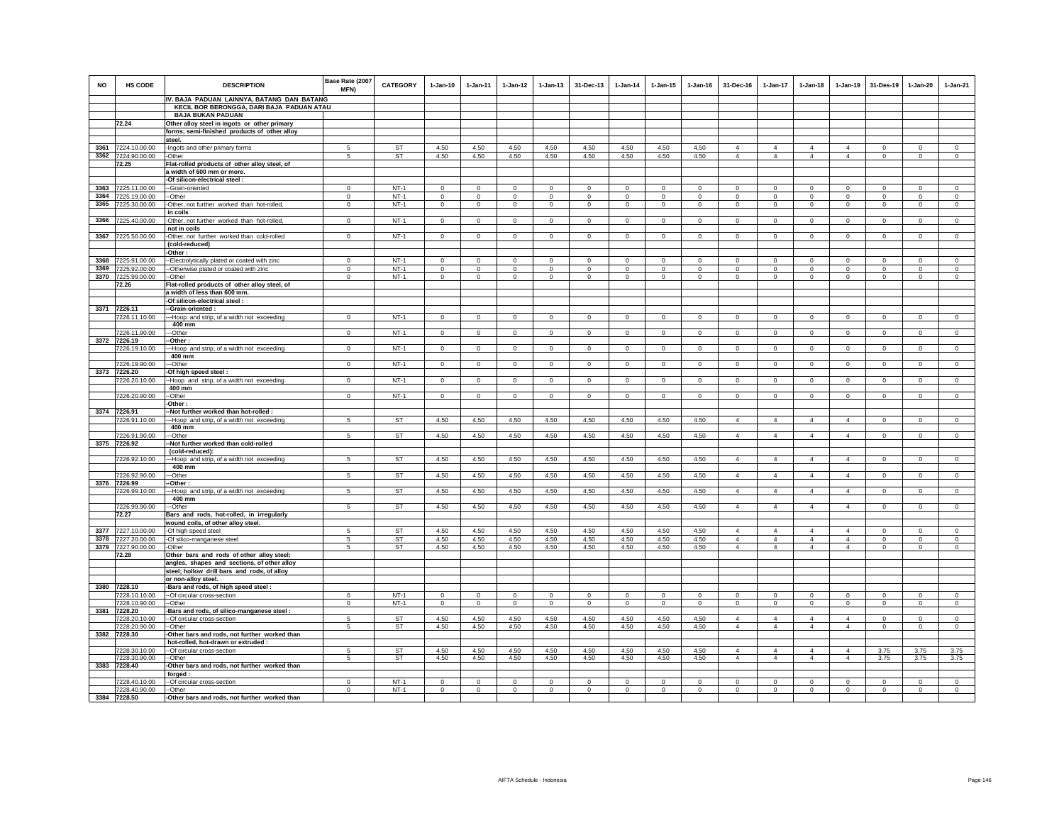| NO | HS CODE | DESCRIPTION | Base Rate (2007 MFN) | CATEGORY | 1-Jan-10 | 1-Jan-11 | 1-Jan-12 | 1-Jan-13 | 31-Dec-13 | 1-Jan-14 | 1-Jan-15 | 1-Jan-16 | 31-Dec-16 | 1-Jan-17 | 1-Jan-18 | 1-Jan-19 | 31-Des-19 | 1-Jan-20 | 1-Jan-21 |
|---|---|---|---|---|---|---|---|---|---|---|---|---|---|---|---|---|---|---|---|
| | | IV. BAJA PADUAN LAINNYA, BATANG DAN BATANG KECIL BOR BERONGGA, DARI BAJA PADUAN ATAU BAJA BUKAN PADUAN | | | | | | | | | | | | | | | | | |
| | 72.24 | Other alloy steel in ingots or other primary forms; semi-finished products of other alloy steel. | | | | | | | | | | | | | | | | | |
| 3361 | 7224.10.00.00 | -Ingots and other primary forms | 5 | ST | 4.50 | 4.50 | 4.50 | 4.50 | 4.50 | 4.50 | 4.50 | 4.50 | 4 | 4 | 4 | 4 | 0 | 0 | 0 |
| 3362 | 7224.90.00.00 | -Other | 5 | ST | 4.50 | 4.50 | 4.50 | 4.50 | 4.50 | 4.50 | 4.50 | 4.50 | 4 | 4 | 4 | 4 | 0 | 0 | 0 |
| | 72.25 | Flat-rolled products of other alloy steel, of a width of 600 mm or more. | | | | | | | | | | | | | | | | | |
| | | -Of silicon-electrical steel : | | | | | | | | | | | | | | | | | |
| 3363 | 7225.11.00.00 | --Grain-oriented | 0 | NT-1 | 0 | 0 | 0 | 0 | 0 | 0 | 0 | 0 | 0 | 0 | 0 | 0 | 0 | 0 | 0 |
| 3364 | 7225.19.00.00 | --Other | 0 | NT-1 | 0 | 0 | 0 | 0 | 0 | 0 | 0 | 0 | 0 | 0 | 0 | 0 | 0 | 0 | 0 |
| 3365 | 7225.30.00.00 | -Other, not further worked than hot-rolled, in coils | 0 | NT-1 | 0 | 0 | 0 | 0 | 0 | 0 | 0 | 0 | 0 | 0 | 0 | 0 | 0 | 0 | 0 |
| 3366 | 7225.40.00.00 | -Other, not further worked than hot-rolled, not in coils | 0 | NT-1 | 0 | 0 | 0 | 0 | 0 | 0 | 0 | 0 | 0 | 0 | 0 | 0 | 0 | 0 | 0 |
| 3367 | 7225.50.00.00 | -Other, not further worked than cold-rolled (cold-reduced) | 0 | NT-1 | 0 | 0 | 0 | 0 | 0 | 0 | 0 | 0 | 0 | 0 | 0 | 0 | 0 | 0 | 0 |
| | | -Other : | | | | | | | | | | | | | | | | | |
| 3368 | 7225.91.00.00 | --Electrolytically plated or coated with zinc | 0 | NT-1 | 0 | 0 | 0 | 0 | 0 | 0 | 0 | 0 | 0 | 0 | 0 | 0 | 0 | 0 | 0 |
| 3369 | 7225.92.00.00 | --Otherwise plated or coated with zinc | 0 | NT-1 | 0 | 0 | 0 | 0 | 0 | 0 | 0 | 0 | 0 | 0 | 0 | 0 | 0 | 0 | 0 |
| 3370 | 7225.99.00.00 | --Other | 0 | NT-1 | 0 | 0 | 0 | 0 | 0 | 0 | 0 | 0 | 0 | 0 | 0 | 0 | 0 | 0 | 0 |
| | 72.26 | Flat-rolled products of other alloy steel, of a width of less than 600 mm. | | | | | | | | | | | | | | | | | |
| | | -Of silicon-electrical steel : | | | | | | | | | | | | | | | | | |
| 3371 | 7226.11 | --Grain-oriented : | | | | | | | | | | | | | | | | | |
| | 7226.11.10.00 | ---Hoop and strip, of a width not exceeding 400 mm | 0 | NT-1 | 0 | 0 | 0 | 0 | 0 | 0 | 0 | 0 | 0 | 0 | 0 | 0 | 0 | 0 | 0 |
| | 7226.11.90.00 | ---Other | 0 | NT-1 | 0 | 0 | 0 | 0 | 0 | 0 | 0 | 0 | 0 | 0 | 0 | 0 | 0 | 0 | 0 |
| 3372 | 7226.19 | --Other : | | | | | | | | | | | | | | | | | |
| | 7226.19.10.00 | ---Hoop and strip, of a width not exceeding 400 mm | 0 | NT-1 | 0 | 0 | 0 | 0 | 0 | 0 | 0 | 0 | 0 | 0 | 0 | 0 | 0 | 0 | 0 |
| | 7226.19.90.00 | ---Other | 0 | NT-1 | 0 | 0 | 0 | 0 | 0 | 0 | 0 | 0 | 0 | 0 | 0 | 0 | 0 | 0 | 0 |
| 3373 | 7226.20 | -Of high speed steel : | | | | | | | | | | | | | | | | | |
| | 7226.20.10.00 | --Hoop and strip, of a width not exceeding 400 mm | 0 | NT-1 | 0 | 0 | 0 | 0 | 0 | 0 | 0 | 0 | 0 | 0 | 0 | 0 | 0 | 0 | 0 |
| | 7226.20.90.00 | --Other | 0 | NT-1 | 0 | 0 | 0 | 0 | 0 | 0 | 0 | 0 | 0 | 0 | 0 | 0 | 0 | 0 | 0 |
| | | -Other : | | | | | | | | | | | | | | | | | |
| 3374 | 7226.91 | --Not further worked than hot-rolled : | | | | | | | | | | | | | | | | | |
| | 7226.91.10.00 | ---Hoop and strip, of a width not exceeding 400 mm | 5 | ST | 4.50 | 4.50 | 4.50 | 4.50 | 4.50 | 4.50 | 4.50 | 4.50 | 4 | 4 | 4 | 4 | 0 | 0 | 0 |
| | 7226.91.90.00 | ---Other | 5 | ST | 4.50 | 4.50 | 4.50 | 4.50 | 4.50 | 4.50 | 4.50 | 4.50 | 4 | 4 | 4 | 4 | 0 | 0 | 0 |
| 3375 | 7226.92 | --Not further worked than cold-rolled (cold-reduced): | | | | | | | | | | | | | | | | | |
| | 7226.92.10.00 | ---Hoop and strip, of a width not exceeding 400 mm | 5 | ST | 4.50 | 4.50 | 4.50 | 4.50 | 4.50 | 4.50 | 4.50 | 4.50 | 4 | 4 | 4 | 4 | 0 | 0 | 0 |
| | 7226.92.90.00 | ---Other | 5 | ST | 4.50 | 4.50 | 4.50 | 4.50 | 4.50 | 4.50 | 4.50 | 4.50 | 4 | 4 | 4 | 4 | 0 | 0 | 0 |
| 3376 | 7226.99 | --Other : | | | | | | | | | | | | | | | | | |
| | 7226.99.10.00 | ---Hoop and strip, of a width not exceeding 400 mm | 5 | ST | 4.50 | 4.50 | 4.50 | 4.50 | 4.50 | 4.50 | 4.50 | 4.50 | 4 | 4 | 4 | 4 | 0 | 0 | 0 |
| | 7226.99.90.00 | ---Other | 5 | ST | 4.50 | 4.50 | 4.50 | 4.50 | 4.50 | 4.50 | 4.50 | 4.50 | 4 | 4 | 4 | 4 | 0 | 0 | 0 |
| | 72.27 | Bars and rods, hot-rolled, in irregularly wound coils, of other alloy steel. | | | | | | | | | | | | | | | | | |
| 3377 | 7227.10.00.00 | -Of high speed steel | 5 | ST | 4.50 | 4.50 | 4.50 | 4.50 | 4.50 | 4.50 | 4.50 | 4.50 | 4 | 4 | 4 | 4 | 0 | 0 | 0 |
| 3378 | 7227.20.00.00 | -Of silico-manganese steel | 5 | ST | 4.50 | 4.50 | 4.50 | 4.50 | 4.50 | 4.50 | 4.50 | 4.50 | 4 | 4 | 4 | 4 | 0 | 0 | 0 |
| 3379 | 7227.90.00.00 | -Other | 5 | ST | 4.50 | 4.50 | 4.50 | 4.50 | 4.50 | 4.50 | 4.50 | 4.50 | 4 | 4 | 4 | 4 | 0 | 0 | 0 |
| | 72.28 | Other bars and rods of other alloy steel; angles, shapes and sections, of other alloy steel; hollow drill bars and rods, of alloy or non-alloy steel. | | | | | | | | | | | | | | | | | |
| 3380 | 7228.10 | -Bars and rods, of high speed steel : | | | | | | | | | | | | | | | | | |
| | 7228.10.10.00 | --Of circular cross-section | 0 | NT-1 | 0 | 0 | 0 | 0 | 0 | 0 | 0 | 0 | 0 | 0 | 0 | 0 | 0 | 0 | 0 |
| | 7228.10.90.00 | --Other | 0 | NT-1 | 0 | 0 | 0 | 0 | 0 | 0 | 0 | 0 | 0 | 0 | 0 | 0 | 0 | 0 | 0 |
| 3381 | 7228.20 | -Bars and rods, of silico-manganese steel : | | | | | | | | | | | | | | | | | |
| | 7228.20.10.00 | --Of circular cross-section | 5 | ST | 4.50 | 4.50 | 4.50 | 4.50 | 4.50 | 4.50 | 4.50 | 4.50 | 4 | 4 | 4 | 4 | 0 | 0 | 0 |
| | 7228.20.90.00 | --Other | 5 | ST | 4.50 | 4.50 | 4.50 | 4.50 | 4.50 | 4.50 | 4.50 | 4.50 | 4 | 4 | 4 | 4 | 0 | 0 | 0 |
| 3382 | 7228.30 | -Other bars and rods, not further worked than hot-rolled, hot-drawn or extruded : | | | | | | | | | | | | | | | | | |
| | 7228.30.10.00 | --Of circular cross-section | 5 | ST | 4.50 | 4.50 | 4.50 | 4.50 | 4.50 | 4.50 | 4.50 | 4.50 | 4 | 4 | 4 | 4 | 3.75 | 3.75 | 3.75 |
| | 7228.30.90.00 | --Other | 5 | ST | 4.50 | 4.50 | 4.50 | 4.50 | 4.50 | 4.50 | 4.50 | 4.50 | 4 | 4 | 4 | 4 | 3.75 | 3.75 | 3.75 |
| 3383 | 7228.40 | -Other bars and rods, not further worked than forged : | | | | | | | | | | | | | | | | | |
| | 7228.40.10.00 | --Of circular cross-section | 0 | NT-1 | 0 | 0 | 0 | 0 | 0 | 0 | 0 | 0 | 0 | 0 | 0 | 0 | 0 | 0 | 0 |
| | 7228.40.90.00 | --Other | 0 | NT-1 | 0 | 0 | 0 | 0 | 0 | 0 | 0 | 0 | 0 | 0 | 0 | 0 | 0 | 0 | 0 |
| 3384 | 7228.50 | -Other bars and rods, not further worked than | | | | | | | | | | | | | | | | | |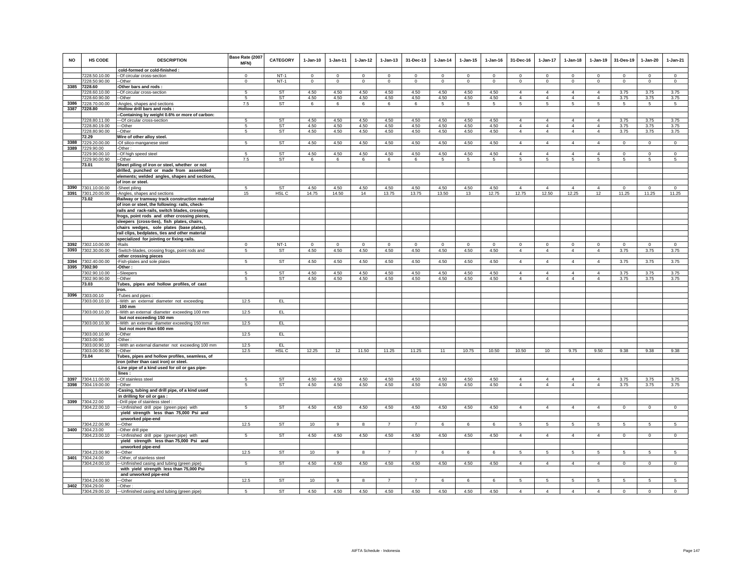| NO | HS CODE | DESCRIPTION | Base Rate (2007 MFN) | CATEGORY | 1-Jan-10 | 1-Jan-11 | 1-Jan-12 | 1-Jan-13 | 31-Dec-13 | 1-Jan-14 | 1-Jan-15 | 1-Jan-16 | 31-Dec-16 | 1-Jan-17 | 1-Jan-18 | 1-Jan-19 | 31-Des-19 | 1-Jan-20 | 1-Jan-21 |
|---|---|---|---|---|---|---|---|---|---|---|---|---|---|---|---|---|---|---|---|
| | | cold-formed or cold-finished : | | | | | | | | | | | | | | | | | |
| | 7228.50.10.00 | --Of circular cross-section | 0 | NT-1 | 0 | 0 | 0 | 0 | 0 | 0 | 0 | 0 | 0 | 0 | 0 | 0 | 0 | 0 | 0 |
| | 7228.50.90.00 | --Other | 0 | NT-1 | 0 | 0 | 0 | 0 | 0 | 0 | 0 | 0 | 0 | 0 | 0 | 0 | 0 | 0 | 0 |
| 3385 | 7228.60 | -Other bars and rods : | | | | | | | | | | | | | | | | | |
| | 7228.60.10.00 | --Of circular cross-section | 5 | ST | 4.50 | 4.50 | 4.50 | 4.50 | 4.50 | 4.50 | 4.50 | 4.50 | 4 | 4 | 4 | 4 | 3.75 | 3.75 | 3.75 |
| | 7228.60.90.00 | --Other | 5 | ST | 4.50 | 4.50 | 4.50 | 4.50 | 4.50 | 4.50 | 4.50 | 4.50 | 4 | 4 | 4 | 4 | 3.75 | 3.75 | 3.75 |
| 3386 | 7228.70.00.00 | -Angles, shapes and sections | 7.5 | ST | 6 | 6 | 6 | 6 | 6 | 5 | 5 | 5 | 5 | 5 | 5 | 5 | 5 | 5 | 5 |
| 3387 | 7228.80 | -Hollow drill bars and rods : | | | | | | | | | | | | | | | | | |
| | | --Containing by weight 0.6% or more of carbon: | | | | | | | | | | | | | | | | | |
| | 7228.80.11.00 | ---Of circular cross-section | 5 | ST | 4.50 | 4.50 | 4.50 | 4.50 | 4.50 | 4.50 | 4.50 | 4.50 | 4 | 4 | 4 | 4 | 3.75 | 3.75 | 3.75 |
| | 7228.80.19.00 | ---Other | 5 | ST | 4.50 | 4.50 | 4.50 | 4.50 | 4.50 | 4.50 | 4.50 | 4.50 | 4 | 4 | 4 | 4 | 3.75 | 3.75 | 3.75 |
| | 7228.80.90.00 | --Other | 5 | ST | 4.50 | 4.50 | 4.50 | 4.50 | 4.50 | 4.50 | 4.50 | 4.50 | 4 | 4 | 4 | 4 | 3.75 | 3.75 | 3.75 |
| | 72.29 | Wire of other alloy steel. | | | | | | | | | | | | | | | | | |
| 3388 | 7229.20.00.00 | -Of silico-manganese steel | 5 | ST | 4.50 | 4.50 | 4.50 | 4.50 | 4.50 | 4.50 | 4.50 | 4.50 | 4 | 4 | 4 | 4 | 0 | 0 | 0 |
| 3389 | 7229.90.00 | -Other : | | | | | | | | | | | | | | | | | |
| | 7229.90.00.10 | --Of high speed steel | 5 | ST | 4.50 | 4.50 | 4.50 | 4.50 | 4.50 | 4.50 | 4.50 | 4.50 | 4 | 4 | 4 | 4 | 0 | 0 | 0 |
| | 7229.90.00.90 | --Other | 7.5 | ST | 6 | 6 | 6 | 6 | 6 | 5 | 5 | 5 | 5 | 5 | 5 | 5 | 5 | 5 | 5 |
| | 73.01 | Sheet piling of iron or steel, whether or not drilled, punched or made from assembled elements; welded angles, shapes and sections, of iron or steel. | | | | | | | | | | | | | | | | | |
| 3390 | 7301.10.00.00 | -Sheet piling | 5 | ST | 4.50 | 4.50 | 4.50 | 4.50 | 4.50 | 4.50 | 4.50 | 4.50 | 4 | 4 | 4 | 4 | 0 | 0 | 0 |
| 3391 | 7301.20.00.00 | -Angles, shapes and sections | 15 | HSL C | 14.75 | 14.50 | 14 | 13.75 | 13.75 | 13.50 | 13 | 12.75 | 12.75 | 12.50 | 12.25 | 12 | 11.25 | 11.25 | 11.25 |
| | 73.02 | Railway or tramway track construction material of iron or steel, the following: rails, check-rails and rack-rails, switch blades, crossing frogs, point rods and other crossing pieces, sleepers (cross-ties), fish plates, chairs, chairs wedges, sole plates (base plates), rail clips, bedplates, ties and other material specialized for jointing or fixing rails. | | | | | | | | | | | | | | | | | |
| 3392 | 7302.10.00.00 | -Rails | 0 | NT-1 | 0 | 0 | 0 | 0 | 0 | 0 | 0 | 0 | 0 | 0 | 0 | 0 | 0 | 0 | 0 |
| 3393 | 7302.30.00.00 | -Switch-blades, crossing frogs, point rods and other crossing pieces | 5 | ST | 4.50 | 4.50 | 4.50 | 4.50 | 4.50 | 4.50 | 4.50 | 4.50 | 4 | 4 | 4 | 4 | 3.75 | 3.75 | 3.75 |
| 3394 | 7302.40.00.00 | -Fish-plates and sole plates | 5 | ST | 4.50 | 4.50 | 4.50 | 4.50 | 4.50 | 4.50 | 4.50 | 4.50 | 4 | 4 | 4 | 4 | 3.75 | 3.75 | 3.75 |
| 3395 | 7302.90 | -Other : | | | | | | | | | | | | | | | | | |
| | 7302.90.10.00 | --Sleepers | 5 | ST | 4.50 | 4.50 | 4.50 | 4.50 | 4.50 | 4.50 | 4.50 | 4.50 | 4 | 4 | 4 | 4 | 3.75 | 3.75 | 3.75 |
| | 7302.90.90.00 | --Other | 5 | ST | 4.50 | 4.50 | 4.50 | 4.50 | 4.50 | 4.50 | 4.50 | 4.50 | 4 | 4 | 4 | 4 | 3.75 | 3.75 | 3.75 |
| | 73.03 | Tubes, pipes and hollow profiles, of cast iron. | | | | | | | | | | | | | | | | | |
| 3396 | 7303.00.10 | -Tubes and pipes : | | | | | | | | | | | | | | | | | |
| | 7303.00.10.10 | --With an external diameter not exceeding 100 mm | 12.5 | EL | | | | | | | | | | | | | | | |
| | 7303.00.10.20 | --With an external diameter exceeding 100 mm but not exceeding 150 mm | 12.5 | EL | | | | | | | | | | | | | | | |
| | 7303.00.10.30 | --With an external diameter exceeding 150 mm but not more than 600 mm | 12.5 | EL | | | | | | | | | | | | | | | |
| | 7303.00.10.90 | --Other | 12.5 | EL | | | | | | | | | | | | | | | |
| | 7303.00.90 | -Other : | | | | | | | | | | | | | | | | | |
| | 7303.00.90.10 | --With an external diameter not exceeding 100 mm | 12.5 | EL | | | | | | | | | | | | | | | |
| | 7303.00.90.90 | --Other | 12.5 | HSL C | 12.25 | 12 | 11.50 | 11.25 | 11.25 | 11 | 10.75 | 10.50 | 10.50 | 10 | 9.75 | 9.50 | 9.38 | 9.38 | 9.38 |
| | 73.04 | Tubes, pipes and hollow profiles, seamless, of iron (other than cast iron) or steel. | | | | | | | | | | | | | | | | | |
| | | -Line pipe of a kind used for oil or gas pipe-lines : | | | | | | | | | | | | | | | | | |
| 3397 | 7304.11.00.00 | --Of stainless steel | 5 | ST | 4.50 | 4.50 | 4.50 | 4.50 | 4.50 | 4.50 | 4.50 | 4.50 | 4 | 4 | 4 | 4 | 3.75 | 3.75 | 3.75 |
| 3398 | 7304.19.00.00 | --Other | 5 | ST | 4.50 | 4.50 | 4.50 | 4.50 | 4.50 | 4.50 | 4.50 | 4.50 | 4 | 4 | 4 | 4 | 3.75 | 3.75 | 3.75 |
| | | -Casing, tubing and drill pipe, of a kind used in drilling for oil or gas : | | | | | | | | | | | | | | | | | |
| 3399 | 7304.22.00 | --Drill pipe of stainless steel : | | | | | | | | | | | | | | | | | |
| | 7304.22.00.10 | ---Unfinished drill pipe (green pipe) with yield strength less than 75,000 Psi and unworked pipe-end | 5 | ST | 4.50 | 4.50 | 4.50 | 4.50 | 4.50 | 4.50 | 4.50 | 4.50 | 4 | 4 | 4 | 4 | 0 | 0 | 0 |
| | 7304.22.00.90 | ---Other | 12.5 | ST | 10 | 9 | 8 | 7 | 7 | 6 | 6 | 6 | 5 | 5 | 5 | 5 | 5 | 5 | 5 |
| 3400 | 7304.23.00 | --Other drill pipe | | | | | | | | | | | | | | | | | |
| | 7304.23.00.10 | ---Unfinished drill pipe (green pipe) with yield strength less than 75,000 Psi and unworked pipe-end | 5 | ST | 4.50 | 4.50 | 4.50 | 4.50 | 4.50 | 4.50 | 4.50 | 4.50 | 4 | 4 | 4 | 4 | 0 | 0 | 0 |
| | 7304.23.00.90 | ---Other | 12.5 | ST | 10 | 9 | 8 | 7 | 7 | 6 | 6 | 6 | 5 | 5 | 5 | 5 | 5 | 5 | 5 |
| 3401 | 7304.24.00 | --Other, of stainless steel | | | | | | | | | | | | | | | | | |
| | 7304.24.00.10 | ---Unfinished casing and tubing (green pipe) with yield strength less than 75,000 Psi and unworked pipe-end | 5 | ST | 4.50 | 4.50 | 4.50 | 4.50 | 4.50 | 4.50 | 4.50 | 4.50 | 4 | 4 | 4 | 4 | 0 | 0 | 0 |
| | 7304.24.00.90 | ---Other | 12.5 | ST | 10 | 9 | 8 | 7 | 7 | 6 | 6 | 6 | 5 | 5 | 5 | 5 | 5 | 5 | 5 |
| 3402 | 7304.29.00 | --Other : | | | | | | | | | | | | | | | | | |
| | 7304.29.00.10 | ---Unfinished casing and tubing (green pipe) | 5 | ST | 4.50 | 4.50 | 4.50 | 4.50 | 4.50 | 4.50 | 4.50 | 4.50 | 4 | 4 | 4 | 4 | 0 | 0 | 0 |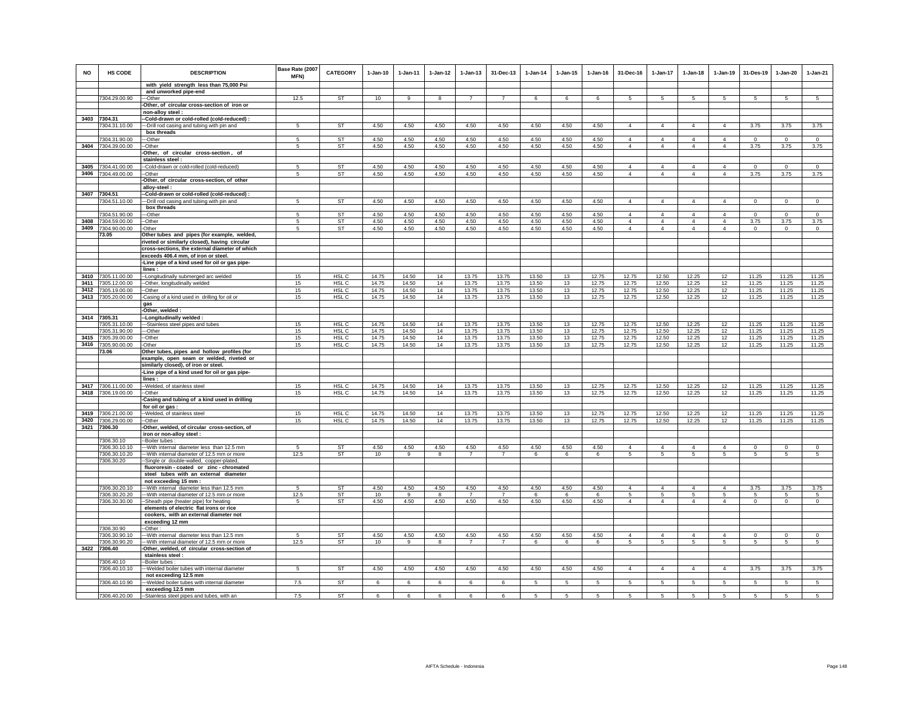| NO | HS CODE | DESCRIPTION | Base Rate (2007 MFN) | CATEGORY | 1-Jan-10 | 1-Jan-11 | 1-Jan-12 | 1-Jan-13 | 31-Dec-13 | 1-Jan-14 | 1-Jan-15 | 1-Jan-16 | 31-Dec-16 | 1-Jan-17 | 1-Jan-18 | 1-Jan-19 | 31-Des-19 | 1-Jan-20 | 1-Jan-21 |
|---|---|---|---|---|---|---|---|---|---|---|---|---|---|---|---|---|---|---|---|
| | | with yield strength less than 75,000 Psi | | | | | | | | | | | | | | | | | |
| | | and unworked pipe-end | | | | | | | | | | | | | | | | | |
| | 7304.29.00.90 | ---Other | 12.5 | ST | 10 | 9 | 8 | 7 | 7 | 6 | 6 | 6 | 5 | 5 | 5 | 5 | 5 | 5 | 5 |
| | | -Other, of circular cross-section of iron or | | | | | | | | | | | | | | | | | |
| | | non-alloy steel : | | | | | | | | | | | | | | | | | |
| 3403 | 7304.31 | --Cold-drawn or cold-rolled (cold-reduced) : | | | | | | | | | | | | | | | | | |
| | 7304.31.10.00 | ---Drill rod casing and tubing with pin and | 5 | ST | 4.50 | 4.50 | 4.50 | 4.50 | 4.50 | 4.50 | 4.50 | 4.50 | 4 | 4 | 4 | 4 | 3.75 | 3.75 | 3.75 |
| | | box threads | | | | | | | | | | | | | | | | | |
| | 7304.31.90.00 | ---Other | 5 | ST | 4.50 | 4.50 | 4.50 | 4.50 | 4.50 | 4.50 | 4.50 | 4.50 | 4 | 4 | 4 | 4 | 0 | 0 | 0 |
| 3404 | 7304.39.00.00 | --Other | 5 | ST | 4.50 | 4.50 | 4.50 | 4.50 | 4.50 | 4.50 | 4.50 | 4.50 | 4 | 4 | 4 | 4 | 3.75 | 3.75 | 3.75 |
| | | -Other, of circular cross-section , of | | | | | | | | | | | | | | | | | |
| | | stainless steel : | | | | | | | | | | | | | | | | | |
| 3405 | 7304.41.00.00 | --Cold-drawn or cold-rolled (cold-reduced) | 5 | ST | 4.50 | 4.50 | 4.50 | 4.50 | 4.50 | 4.50 | 4.50 | 4.50 | 4 | 4 | 4 | 4 | 0 | 0 | 0 |
| 3406 | 7304.49.00.00 | --Other | 5 | ST | 4.50 | 4.50 | 4.50 | 4.50 | 4.50 | 4.50 | 4.50 | 4.50 | 4 | 4 | 4 | 4 | 3.75 | 3.75 | 3.75 |
| | | -Other, of circular cross-section, of other | | | | | | | | | | | | | | | | | |
| | | alloy-steel : | | | | | | | | | | | | | | | | | |
| 3407 | 7304.51 | --Cold-drawn or cold-rolled (cold-reduced) : | | | | | | | | | | | | | | | | | |
| | 7304.51.10.00 | ---Drill rod casing and tubing with pin and | 5 | ST | 4.50 | 4.50 | 4.50 | 4.50 | 4.50 | 4.50 | 4.50 | 4.50 | 4 | 4 | 4 | 4 | 0 | 0 | 0 |
| | | box threads | | | | | | | | | | | | | | | | | |
| | 7304.51.90.00 | ---Other | 5 | ST | 4.50 | 4.50 | 4.50 | 4.50 | 4.50 | 4.50 | 4.50 | 4.50 | 4 | 4 | 4 | 4 | 0 | 0 | 0 |
| 3408 | 7304.59.00.00 | --Other | 5 | ST | 4.50 | 4.50 | 4.50 | 4.50 | 4.50 | 4.50 | 4.50 | 4.50 | 4 | 4 | 4 | 4 | 3.75 | 3.75 | 3.75 |
| 3409 | 7304.90.00.00 | -Other | 5 | ST | 4.50 | 4.50 | 4.50 | 4.50 | 4.50 | 4.50 | 4.50 | 4.50 | 4 | 4 | 4 | 4 | 0 | 0 | 0 |
| | 73.05 | Other tubes and pipes (for example, welded, | | | | | | | | | | | | | | | | | |
| | | riveted or similarly closed), having circular | | | | | | | | | | | | | | | | | |
| | | cross-sections, the external diameter of which | | | | | | | | | | | | | | | | | |
| | | exceeds 406.4 mm, of iron or steel. | | | | | | | | | | | | | | | | | |
| | | -Line pipe of a kind used for oil or gas pipe- | | | | | | | | | | | | | | | | | |
| | | lines : | | | | | | | | | | | | | | | | | |
| 3410 | 7305.11.00.00 | --Longitudinally submerged arc welded | 15 | HSL C | 14.75 | 14.50 | 14 | 13.75 | 13.75 | 13.50 | 13 | 12.75 | 12.75 | 12.50 | 12.25 | 12 | 11.25 | 11.25 | 11.25 |
| 3411 | 7305.12.00.00 | --Other, longitudinally welded | 15 | HSL C | 14.75 | 14.50 | 14 | 13.75 | 13.75 | 13.50 | 13 | 12.75 | 12.75 | 12.50 | 12.25 | 12 | 11.25 | 11.25 | 11.25 |
| 3412 | 7305.19.00.00 | --Other | 15 | HSL C | 14.75 | 14.50 | 14 | 13.75 | 13.75 | 13.50 | 13 | 12.75 | 12.75 | 12.50 | 12.25 | 12 | 11.25 | 11.25 | 11.25 |
| 3413 | 7305.20.00.00 | -Casing of a kind used in drilling for oil or | 15 | HSL C | 14.75 | 14.50 | 14 | 13.75 | 13.75 | 13.50 | 13 | 12.75 | 12.75 | 12.50 | 12.25 | 12 | 11.25 | 11.25 | 11.25 |
| | | gas | | | | | | | | | | | | | | | | | |
| | | -Other, welded : | | | | | | | | | | | | | | | | | |
| 3414 | 7305.31 | --Longitudinally welded : | | | | | | | | | | | | | | | | | |
| | 7305.31.10.00 | ---Stainless steel pipes and tubes | 15 | HSL C | 14.75 | 14.50 | 14 | 13.75 | 13.75 | 13.50 | 13 | 12.75 | 12.75 | 12.50 | 12.25 | 12 | 11.25 | 11.25 | 11.25 |
| | 7305.31.90.00 | ---Other | 15 | HSL C | 14.75 | 14.50 | 14 | 13.75 | 13.75 | 13.50 | 13 | 12.75 | 12.75 | 12.50 | 12.25 | 12 | 11.25 | 11.25 | 11.25 |
| 3415 | 7305.39.00.00 | --Other | 15 | HSL C | 14.75 | 14.50 | 14 | 13.75 | 13.75 | 13.50 | 13 | 12.75 | 12.75 | 12.50 | 12.25 | 12 | 11.25 | 11.25 | 11.25 |
| 3416 | 7305.90.00.00 | -Other | 15 | HSL C | 14.75 | 14.50 | 14 | 13.75 | 13.75 | 13.50 | 13 | 12.75 | 12.75 | 12.50 | 12.25 | 12 | 11.25 | 11.25 | 11.25 |
| | 73.06 | Other tubes, pipes and hollow profiles (for | | | | | | | | | | | | | | | | | |
| | | example, open seam or welded, riveted or | | | | | | | | | | | | | | | | | |
| | | similarly closed), of iron or steel. | | | | | | | | | | | | | | | | | |
| | | -Line pipe of a kind used for oil or gas pipe- | | | | | | | | | | | | | | | | | |
| | | lines : | | | | | | | | | | | | | | | | | |
| 3417 | 7306.11.00.00 | --Welded, of stainless steel | 15 | HSL C | 14.75 | 14.50 | 14 | 13.75 | 13.75 | 13.50 | 13 | 12.75 | 12.75 | 12.50 | 12.25 | 12 | 11.25 | 11.25 | 11.25 |
| 3418 | 7306.19.00.00 | --Other | 15 | HSL C | 14.75 | 14.50 | 14 | 13.75 | 13.75 | 13.50 | 13 | 12.75 | 12.75 | 12.50 | 12.25 | 12 | 11.25 | 11.25 | 11.25 |
| | | -Casing and tubing of a kind used in drilling | | | | | | | | | | | | | | | | | |
| | | for oil or gas : | | | | | | | | | | | | | | | | | |
| 3419 | 7306.21.00.00 | --Welded, of stainless steel | 15 | HSL C | 14.75 | 14.50 | 14 | 13.75 | 13.75 | 13.50 | 13 | 12.75 | 12.75 | 12.50 | 12.25 | 12 | 11.25 | 11.25 | 11.25 |
| 3420 | 7306.29.00.00 | --Other | 15 | HSL C | 14.75 | 14.50 | 14 | 13.75 | 13.75 | 13.50 | 13 | 12.75 | 12.75 | 12.50 | 12.25 | 12 | 11.25 | 11.25 | 11.25 |
| 3421 | 7306.30 | -Other, welded, of circular cross-section, of | | | | | | | | | | | | | | | | | |
| | | iron or non-alloy steel : | | | | | | | | | | | | | | | | | |
| | 7306.30.10 | --Boiler tubes : | | | | | | | | | | | | | | | | | |
| | 7306.30.10.10 | ---With internal diameter less than 12.5 mm | 5 | ST | 4.50 | 4.50 | 4.50 | 4.50 | 4.50 | 4.50 | 4.50 | 4.50 | 4 | 4 | 4 | 4 | 0 | 0 | 0 |
| | 7306.30.10.20 | ---With internal diameter of 12.5 mm or more | 12.5 | ST | 10 | 9 | 8 | 7 | 7 | 6 | 6 | 6 | 5 | 5 | 5 | 5 | 5 | 5 | 5 |
| | 7306.30.20 | --Single or double-walled, copper-plated, | | | | | | | | | | | | | | | | | |
| | | fluororesin - coated or zinc - chromated | | | | | | | | | | | | | | | | | |
| | | steel tubes with an external diameter | | | | | | | | | | | | | | | | | |
| | | not exceeding 15 mm : | | | | | | | | | | | | | | | | | |
| | 7306.30.20.10 | ---With internal diameter less than 12.5 mm | 5 | ST | 4.50 | 4.50 | 4.50 | 4.50 | 4.50 | 4.50 | 4.50 | 4.50 | 4 | 4 | 4 | 4 | 3.75 | 3.75 | 3.75 |
| | 7306.30.20.20 | ---With internal diameter of 12.5 mm or more | 12.5 | ST | 10 | 9 | 8 | 7 | 7 | 6 | 6 | 6 | 5 | 5 | 5 | 5 | 5 | 5 | 5 |
| | 7306.30.30.00 | --Sheath pipe (heater pipe) for heating | 5 | ST | 4.50 | 4.50 | 4.50 | 4.50 | 4.50 | 4.50 | 4.50 | 4.50 | 4 | 4 | 4 | 4 | 0 | 0 | 0 |
| | | elements of electric flat irons or rice | | | | | | | | | | | | | | | | | |
| | | cookers, with an external diameter not | | | | | | | | | | | | | | | | | |
| | | exceeding 12 mm | | | | | | | | | | | | | | | | | |
| | 7306.30.90 | --Other : | | | | | | | | | | | | | | | | | |
| | 7306.30.90.10 | ---With internal diameter less than 12.5 mm | 5 | ST | 4.50 | 4.50 | 4.50 | 4.50 | 4.50 | 4.50 | 4.50 | 4.50 | 4 | 4 | 4 | 4 | 0 | 0 | 0 |
| | 7306.30.90.20 | ---With internal diameter of 12.5 mm or more | 12.5 | ST | 10 | 9 | 8 | 7 | 7 | 6 | 6 | 6 | 5 | 5 | 5 | 5 | 5 | 5 | 5 |
| 3422 | 7306.40 | -Other, welded, of circular cross-section of | | | | | | | | | | | | | | | | | |
| | | stainless steel : | | | | | | | | | | | | | | | | | |
| | 7306.40.10 | --Boiler tubes : | | | | | | | | | | | | | | | | | |
| | 7306.40.10.10 | ---Welded boiler tubes with internal diameter | 5 | ST | 4.50 | 4.50 | 4.50 | 4.50 | 4.50 | 4.50 | 4.50 | 4.50 | 4 | 4 | 4 | 4 | 3.75 | 3.75 | 3.75 |
| | | not exceeding 12.5 mm | | | | | | | | | | | | | | | | | |
| | 7306.40.10.90 | ---Welded boiler tubes with internal diameter | 7.5 | ST | 6 | 6 | 6 | 6 | 6 | 5 | 5 | 5 | 5 | 5 | 5 | 5 | 5 | 5 | 5 |
| | | exceeding 12.5 mm | | | | | | | | | | | | | | | | | |
| | 7306.40.20.00 | --Stainless steel pipes and tubes, with an | 7.5 | ST | 6 | 6 | 6 | 6 | 6 | 5 | 5 | 5 | 5 | 5 | 5 | 5 | 5 | 5 | 5 |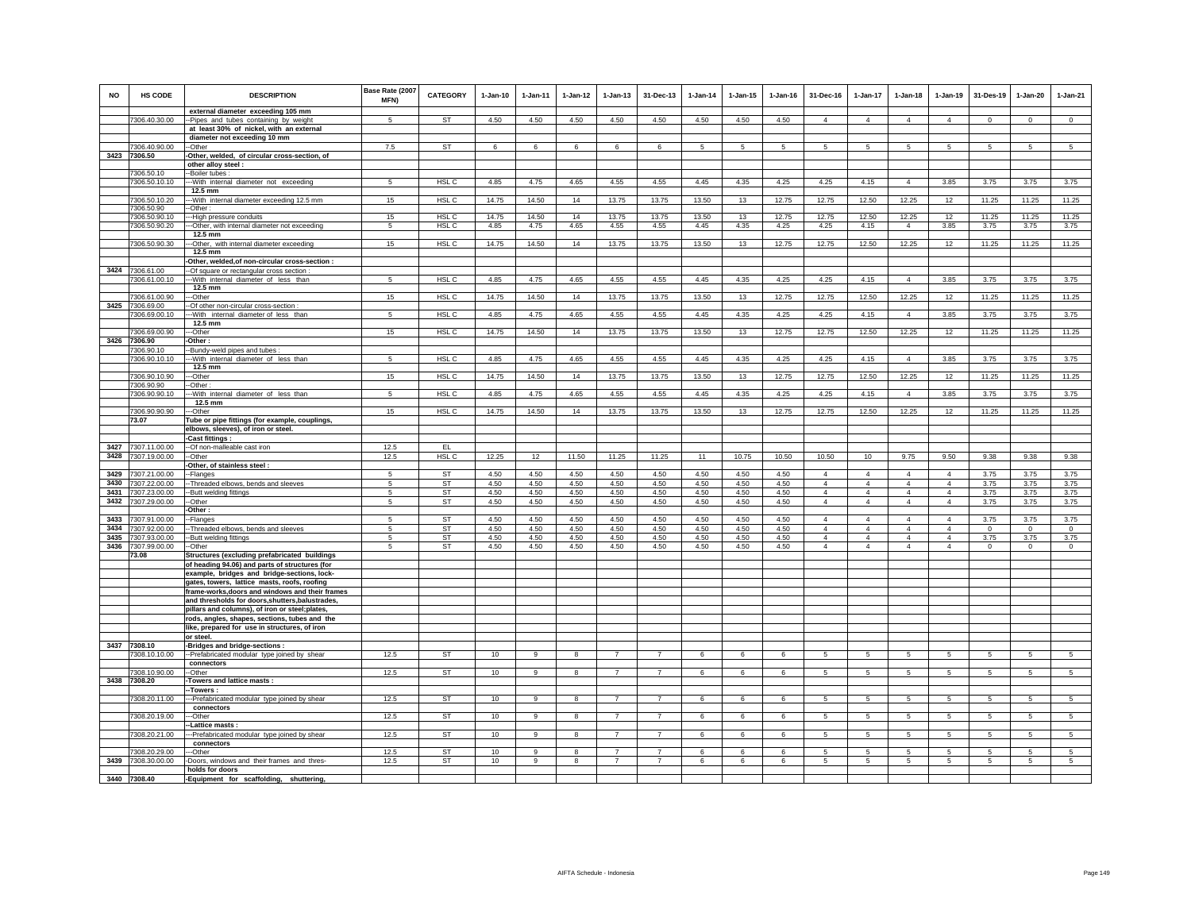| NO | HS CODE | DESCRIPTION | Base Rate (2007 MFN) | CATEGORY | 1-Jan-10 | 1-Jan-11 | 1-Jan-12 | 1-Jan-13 | 31-Dec-13 | 1-Jan-14 | 1-Jan-15 | 1-Jan-16 | 31-Dec-16 | 1-Jan-17 | 1-Jan-18 | 1-Jan-19 | 31-Des-19 | 1-Jan-20 | 1-Jan-21 |
|---|---|---|---|---|---|---|---|---|---|---|---|---|---|---|---|---|---|---|---|
| | | external diameter exceeding 105 mm | | | | | | | | | | | | | | | | | |
| | 7306.40.30.00 | --Pipes and tubes containing by weight at least 30% of nickel, with an external diameter not exceeding 10 mm | 5 | ST | 4.50 | 4.50 | 4.50 | 4.50 | 4.50 | 4.50 | 4.50 | 4.50 | 4 | 4 | 4 | 4 | 0 | 0 | 0 |
| | 7306.40.90.00 | --Other | 7.5 | ST | 6 | 6 | 6 | 6 | 6 | 5 | 5 | 5 | 5 | 5 | 5 | 5 | 5 | 5 | 5 |
| 3423 | 7306.50 | -Other, welded, of circular cross-section, of other alloy steel : | | | | | | | | | | | | | | | | | |
| | 7306.50.10 | --Boiler tubes : | | | | | | | | | | | | | | | | | |
| | 7306.50.10.10 | ---With internal diameter not exceeding 12.5 mm | 5 | HSL C | 4.85 | 4.75 | 4.65 | 4.55 | 4.55 | 4.45 | 4.35 | 4.25 | 4.25 | 4.15 | 4 | 3.85 | 3.75 | 3.75 | 3.75 |
| | 7306.50.10.20 | ---With internal diameter exceeding 12.5 mm | 15 | HSL C | 14.75 | 14.50 | 14 | 13.75 | 13.75 | 13.50 | 13 | 12.75 | 12.75 | 12.50 | 12.25 | 12 | 11.25 | 11.25 | 11.25 |
| | 7306.50.90 | --Other : | | | | | | | | | | | | | | | | | |
| | 7306.50.90.10 | ---High pressure conduits | 15 | HSL C | 14.75 | 14.50 | 14 | 13.75 | 13.75 | 13.50 | 13 | 12.75 | 12.75 | 12.50 | 12.25 | 12 | 11.25 | 11.25 | 11.25 |
| | 7306.50.90.20 | ---Other, with internal diameter not exceeding 12.5 mm | 5 | HSL C | 4.85 | 4.75 | 4.65 | 4.55 | 4.55 | 4.45 | 4.35 | 4.25 | 4.25 | 4.15 | 4 | 3.85 | 3.75 | 3.75 | 3.75 |
| | 7306.50.90.30 | ---Other, with internal diameter exceeding 12.5 mm | 15 | HSL C | 14.75 | 14.50 | 14 | 13.75 | 13.75 | 13.50 | 13 | 12.75 | 12.75 | 12.50 | 12.25 | 12 | 11.25 | 11.25 | 11.25 |
| | | -Other, welded,of non-circular cross-section : | | | | | | | | | | | | | | | | | |
| 3424 | 7306.61.00 | --Of square or rectangular cross section : | | | | | | | | | | | | | | | | | |
| | 7306.61.00.10 | ---With internal diameter of less than 12.5 mm | 5 | HSL C | 4.85 | 4.75 | 4.65 | 4.55 | 4.55 | 4.45 | 4.35 | 4.25 | 4.25 | 4.15 | 4 | 3.85 | 3.75 | 3.75 | 3.75 |
| | 7306.61.00.90 | ---Other | 15 | HSL C | 14.75 | 14.50 | 14 | 13.75 | 13.75 | 13.50 | 13 | 12.75 | 12.75 | 12.50 | 12.25 | 12 | 11.25 | 11.25 | 11.25 |
| 3425 | 7306.69.00 | --Of other non-circular cross-section : | | | | | | | | | | | | | | | | | |
| | 7306.69.00.10 | ---With internal diameter of less than 12.5 mm | 5 | HSL C | 4.85 | 4.75 | 4.65 | 4.55 | 4.55 | 4.45 | 4.35 | 4.25 | 4.25 | 4.15 | 4 | 3.85 | 3.75 | 3.75 | 3.75 |
| | 7306.69.00.90 | ---Other | 15 | HSL C | 14.75 | 14.50 | 14 | 13.75 | 13.75 | 13.50 | 13 | 12.75 | 12.75 | 12.50 | 12.25 | 12 | 11.25 | 11.25 | 11.25 |
| 3426 | 7306.90 | -Other : | | | | | | | | | | | | | | | | | |
| | 7306.90.10 | --Bundy-weld pipes and tubes : | | | | | | | | | | | | | | | | | |
| | 7306.90.10.10 | ---With internal diameter of less than 12.5 mm | 5 | HSL C | 4.85 | 4.75 | 4.65 | 4.55 | 4.55 | 4.45 | 4.35 | 4.25 | 4.25 | 4.15 | 4 | 3.85 | 3.75 | 3.75 | 3.75 |
| | 7306.90.10.90 | ---Other | 15 | HSL C | 14.75 | 14.50 | 14 | 13.75 | 13.75 | 13.50 | 13 | 12.75 | 12.75 | 12.50 | 12.25 | 12 | 11.25 | 11.25 | 11.25 |
| | 7306.90.90 | --Other : | | | | | | | | | | | | | | | | | |
| | 7306.90.90.10 | ---With internal diameter of less than 12.5 mm | 5 | HSL C | 4.85 | 4.75 | 4.65 | 4.55 | 4.55 | 4.45 | 4.35 | 4.25 | 4.25 | 4.15 | 4 | 3.85 | 3.75 | 3.75 | 3.75 |
| | 7306.90.90.90 | ---Other | 15 | HSL C | 14.75 | 14.50 | 14 | 13.75 | 13.75 | 13.50 | 13 | 12.75 | 12.75 | 12.50 | 12.25 | 12 | 11.25 | 11.25 | 11.25 |
| | 73.07 | Tube or pipe fittings (for example, couplings, elbows, sleeves), of iron or steel. | | | | | | | | | | | | | | | | | |
| | | -Cast fittings : | | | | | | | | | | | | | | | | | |
| 3427 | 7307.11.00.00 | --Of non-malleable cast iron | 12.5 | EL | | | | | | | | | | | | | | | |
| 3428 | 7307.19.00.00 | --Other | 12.5 | HSL C | 12.25 | 12 | 11.50 | 11.25 | 11.25 | 11 | 10.75 | 10.50 | 10.50 | 10 | 9.75 | 9.50 | 9.38 | 9.38 | 9.38 |
| | | -Other, of stainless steel : | | | | | | | | | | | | | | | | | |
| 3429 | 7307.21.00.00 | --Flanges | 5 | ST | 4.50 | 4.50 | 4.50 | 4.50 | 4.50 | 4.50 | 4.50 | 4.50 | 4 | 4 | 4 | 4 | 3.75 | 3.75 | 3.75 |
| 3430 | 7307.22.00.00 | --Threaded elbows, bends and sleeves | 5 | ST | 4.50 | 4.50 | 4.50 | 4.50 | 4.50 | 4.50 | 4.50 | 4.50 | 4 | 4 | 4 | 4 | 3.75 | 3.75 | 3.75 |
| 3431 | 7307.23.00.00 | --Butt welding fittings | 5 | ST | 4.50 | 4.50 | 4.50 | 4.50 | 4.50 | 4.50 | 4.50 | 4.50 | 4 | 4 | 4 | 4 | 3.75 | 3.75 | 3.75 |
| 3432 | 7307.29.00.00 | --Other | 5 | ST | 4.50 | 4.50 | 4.50 | 4.50 | 4.50 | 4.50 | 4.50 | 4.50 | 4 | 4 | 4 | 4 | 3.75 | 3.75 | 3.75 |
| | | -Other : | | | | | | | | | | | | | | | | | |
| 3433 | 7307.91.00.00 | --Flanges | 5 | ST | 4.50 | 4.50 | 4.50 | 4.50 | 4.50 | 4.50 | 4.50 | 4.50 | 4 | 4 | 4 | 4 | 3.75 | 3.75 | 3.75 |
| 3434 | 7307.92.00.00 | --Threaded elbows, bends and sleeves | 5 | ST | 4.50 | 4.50 | 4.50 | 4.50 | 4.50 | 4.50 | 4.50 | 4.50 | 4 | 4 | 4 | 4 | 0 | 0 | 0 |
| 3435 | 7307.93.00.00 | --Butt welding fittings | 5 | ST | 4.50 | 4.50 | 4.50 | 4.50 | 4.50 | 4.50 | 4.50 | 4.50 | 4 | 4 | 4 | 4 | 3.75 | 3.75 | 3.75 |
| 3436 | 7307.99.00.00 | --Other | 5 | ST | 4.50 | 4.50 | 4.50 | 4.50 | 4.50 | 4.50 | 4.50 | 4.50 | 4 | 4 | 4 | 4 | 0 | 0 | 0 |
| | 73.08 | Structures (excluding prefabricated buildings of heading 94.06) and parts of structures (for example, bridges and bridge-sections, lock-gates, towers, lattice masts, roofs, roofing frame-works,doors and windows and their frames and thresholds for doors,shutters,balustrades, pillars and columns), of iron or steel;plates, rods, angles, shapes, sections, tubes and the like, prepared for use in structures, of iron or steel. | | | | | | | | | | | | | | | | | |
| 3437 | 7308.10 | -Bridges and bridge-sections : | | | | | | | | | | | | | | | | | |
| | 7308.10.10.00 | --Prefabricated modular type joined by shear connectors | 12.5 | ST | 10 | 9 | 8 | 7 | 7 | 6 | 6 | 6 | 5 | 5 | 5 | 5 | 5 | 5 | 5 |
| | 7308.10.90.00 | --Other | 12.5 | ST | 10 | 9 | 8 | 7 | 7 | 6 | 6 | 6 | 5 | 5 | 5 | 5 | 5 | 5 | 5 |
| 3438 | 7308.20 | -Towers and lattice masts : | | | | | | | | | | | | | | | | | |
| | | --Towers : | | | | | | | | | | | | | | | | | |
| | 7308.20.11.00 | ---Prefabricated modular type joined by shear connectors | 12.5 | ST | 10 | 9 | 8 | 7 | 7 | 6 | 6 | 6 | 5 | 5 | 5 | 5 | 5 | 5 | 5 |
| | 7308.20.19.00 | ---Other | 12.5 | ST | 10 | 9 | 8 | 7 | 7 | 6 | 6 | 6 | 5 | 5 | 5 | 5 | 5 | 5 | 5 |
| | | --Lattice masts : | | | | | | | | | | | | | | | | | |
| | 7308.20.21.00 | ---Prefabricated modular type joined by shear connectors | 12.5 | ST | 10 | 9 | 8 | 7 | 7 | 6 | 6 | 6 | 5 | 5 | 5 | 5 | 5 | 5 | 5 |
| | 7308.20.29.00 | ---Other | 12.5 | ST | 10 | 9 | 8 | 7 | 7 | 6 | 6 | 6 | 5 | 5 | 5 | 5 | 5 | 5 | 5 |
| 3439 | 7308.30.00.00 | -Doors, windows and their frames and thresholds for doors | 12.5 | ST | 10 | 9 | 8 | 7 | 7 | 6 | 6 | 6 | 5 | 5 | 5 | 5 | 5 | 5 | 5 |
| 3440 | 7308.40 | -Equipment for scaffolding, shuttering, | | | | | | | | | | | | | | | | | |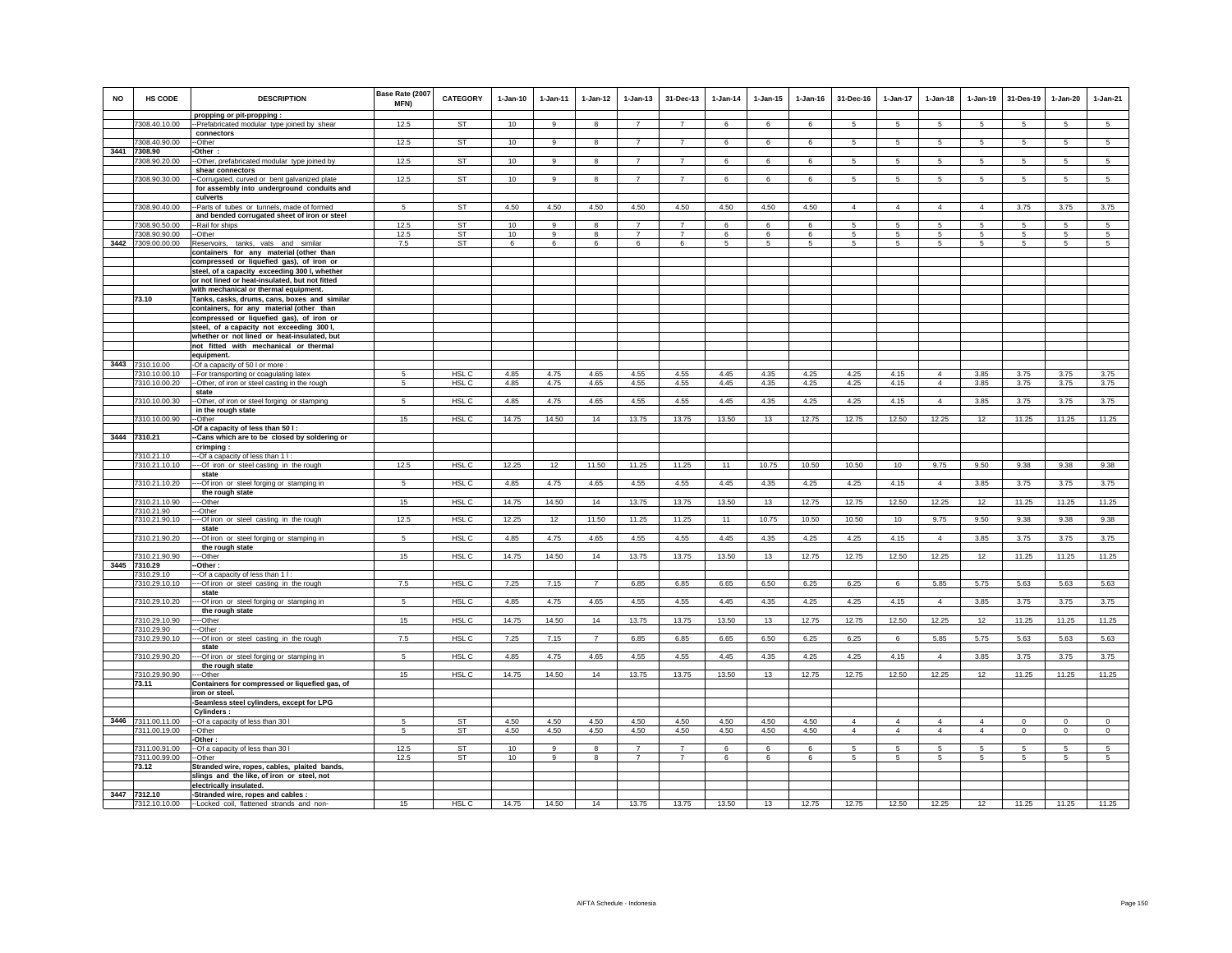| NO | HS CODE | DESCRIPTION | Base Rate (2007 MFN) | CATEGORY | 1-Jan-10 | 1-Jan-11 | 1-Jan-12 | 1-Jan-13 | 31-Dec-13 | 1-Jan-14 | 1-Jan-15 | 1-Jan-16 | 31-Dec-16 | 1-Jan-17 | 1-Jan-18 | 1-Jan-19 | 31-Des-19 | 1-Jan-20 | 1-Jan-21 |
|---|---|---|---|---|---|---|---|---|---|---|---|---|---|---|---|---|---|---|---|
| | | propping or pit-propping : | | | | | | | | | | | | | | | | | |
| | 7308.40.10.00 | --Prefabricated modular type joined by shear connectors | 12.5 | ST | 10 | 9 | 8 | 7 | 7 | 6 | 6 | 6 | 5 | 5 | 5 | 5 | 5 | 5 | 5 |
| | 7308.40.90.00 | --Other | 12.5 | ST | 10 | 9 | 8 | 7 | 7 | 6 | 6 | 6 | 5 | 5 | 5 | 5 | 5 | 5 | 5 |
| 3441 | 7308.90 | -Other : | | | | | | | | | | | | | | | | | |
| | 7308.90.20.00 | --Other, prefabricated modular type joined by shear connectors | 12.5 | ST | 10 | 9 | 8 | 7 | 7 | 6 | 6 | 6 | 5 | 5 | 5 | 5 | 5 | 5 | 5 |
| | 7308.90.30.00 | --Corrugated, curved or bent galvanized plate for assembly into underground conduits and culverts | 12.5 | ST | 10 | 9 | 8 | 7 | 7 | 6 | 6 | 6 | 5 | 5 | 5 | 5 | 5 | 5 | 5 |
| | 7308.90.40.00 | --Parts of tubes or tunnels, made of formed and bended corrugated sheet of iron or steel | 5 | ST | 4.50 | 4.50 | 4.50 | 4.50 | 4.50 | 4.50 | 4.50 | 4.50 | 4 | 4 | 4 | 4 | 3.75 | 3.75 | 3.75 |
| | 7308.90.50.00 | --Rail for ships | 12.5 | ST | 10 | 9 | 8 | 7 | 7 | 6 | 6 | 6 | 5 | 5 | 5 | 5 | 5 | 5 | 5 |
| | 7308.90.90.00 | --Other | 12.5 | ST | 10 | 9 | 8 | 7 | 7 | 6 | 6 | 6 | 5 | 5 | 5 | 5 | 5 | 5 | 5 |
| 3442 | 7309.00.00.00 | Reservoirs, tanks, vats and similar containers for any material (other than compressed or liquefied gas), of iron or steel, of a capacity exceeding 300 l, whether or not lined or heat-insulated, but not fitted with mechanical or thermal equipment. | 7.5 | ST | 6 | 6 | 6 | 6 | 6 | 5 | 5 | 5 | 5 | 5 | 5 | 5 | 5 | 5 | 5 |
| | 73.10 | Tanks, casks, drums, cans, boxes and similar containers, for any material (other than compressed or liquefied gas), of iron or steel, of a capacity not exceeding 300 l, whether or not lined or heat-insulated, but not fitted with mechanical or thermal equipment. | | | | | | | | | | | | | | | | | |
| 3443 | 7310.10.00 | -Of a capacity of 50 l or more : | | | | | | | | | | | | | | | | | |
| | 7310.10.00.10 | --For transporting or coagulating latex | 5 | HSL C | 4.85 | 4.75 | 4.65 | 4.55 | 4.55 | 4.45 | 4.35 | 4.25 | 4.25 | 4.15 | 4 | 3.85 | 3.75 | 3.75 | 3.75 |
| | 7310.10.00.20 | --Other, of iron or steel casting in the rough state | 5 | HSL C | 4.85 | 4.75 | 4.65 | 4.55 | 4.55 | 4.45 | 4.35 | 4.25 | 4.25 | 4.15 | 4 | 3.85 | 3.75 | 3.75 | 3.75 |
| | 7310.10.00.30 | --Other, of iron or steel forging or stamping in the rough state | 5 | HSL C | 4.85 | 4.75 | 4.65 | 4.55 | 4.55 | 4.45 | 4.35 | 4.25 | 4.25 | 4.15 | 4 | 3.85 | 3.75 | 3.75 | 3.75 |
| | 7310.10.00.90 | --Other | 15 | HSL C | 14.75 | 14.50 | 14 | 13.75 | 13.75 | 13.50 | 13 | 12.75 | 12.75 | 12.50 | 12.25 | 12 | 11.25 | 11.25 | 11.25 |
| | | -Of a capacity of less than 50 l : | | | | | | | | | | | | | | | | | |
| 3444 | 7310.21 | --Cans which are to be closed by soldering or crimping : | | | | | | | | | | | | | | | | | |
| | 7310.21.10 | ---Of a capacity of less than 1 l : | | | | | | | | | | | | | | | | | |
| | 7310.21.10.10 | ----Of iron or steel casting in the rough state | 12.5 | HSL C | 12.25 | 12 | 11.50 | 11.25 | 11.25 | 11 | 10.75 | 10.50 | 10.50 | 10 | 9.75 | 9.50 | 9.38 | 9.38 | 9.38 |
| | 7310.21.10.20 | ----Of iron or steel forging or stamping in the rough state | 5 | HSL C | 4.85 | 4.75 | 4.65 | 4.55 | 4.55 | 4.45 | 4.35 | 4.25 | 4.25 | 4.15 | 4 | 3.85 | 3.75 | 3.75 | 3.75 |
| | 7310.21.10.90 | ----Other | 15 | HSL C | 14.75 | 14.50 | 14 | 13.75 | 13.75 | 13.50 | 13 | 12.75 | 12.75 | 12.50 | 12.25 | 12 | 11.25 | 11.25 | 11.25 |
| | 7310.21.90 | ---Other | | | | | | | | | | | | | | | | | |
| | 7310.21.90.10 | ----Of iron or steel casting in the rough state | 12.5 | HSL C | 12.25 | 12 | 11.50 | 11.25 | 11.25 | 11 | 10.75 | 10.50 | 10.50 | 10 | 9.75 | 9.50 | 9.38 | 9.38 | 9.38 |
| | 7310.21.90.20 | ----Of iron or steel forging or stamping in the rough state | 5 | HSL C | 4.85 | 4.75 | 4.65 | 4.55 | 4.55 | 4.45 | 4.35 | 4.25 | 4.25 | 4.15 | 4 | 3.85 | 3.75 | 3.75 | 3.75 |
| | 7310.21.90.90 | ----Other | 15 | HSL C | 14.75 | 14.50 | 14 | 13.75 | 13.75 | 13.50 | 13 | 12.75 | 12.75 | 12.50 | 12.25 | 12 | 11.25 | 11.25 | 11.25 |
| 3445 | 7310.29 | --Other : | | | | | | | | | | | | | | | | | |
| | 7310.29.10 | ---Of a capacity of less than 1 l : | | | | | | | | | | | | | | | | | |
| | 7310.29.10.10 | ----Of iron or steel casting in the rough state | 7.5 | HSL C | 7.25 | 7.15 | 7 | 6.85 | 6.85 | 6.65 | 6.50 | 6.25 | 6.25 | 6 | 5.85 | 5.75 | 5.63 | 5.63 | 5.63 |
| | 7310.29.10.20 | ----Of iron or steel forging or stamping in the rough state | 5 | HSL C | 4.85 | 4.75 | 4.65 | 4.55 | 4.55 | 4.45 | 4.35 | 4.25 | 4.25 | 4.15 | 4 | 3.85 | 3.75 | 3.75 | 3.75 |
| | 7310.29.10.90 | ----Other | 15 | HSL C | 14.75 | 14.50 | 14 | 13.75 | 13.75 | 13.50 | 13 | 12.75 | 12.75 | 12.50 | 12.25 | 12 | 11.25 | 11.25 | 11.25 |
| | 7310.29.90 | ---Other : | | | | | | | | | | | | | | | | | |
| | 7310.29.90.10 | ----Of iron or steel casting in the rough state | 7.5 | HSL C | 7.25 | 7.15 | 7 | 6.85 | 6.85 | 6.65 | 6.50 | 6.25 | 6.25 | 6 | 5.85 | 5.75 | 5.63 | 5.63 | 5.63 |
| | 7310.29.90.20 | ----Of iron or steel forging or stamping in the rough state | 5 | HSL C | 4.85 | 4.75 | 4.65 | 4.55 | 4.55 | 4.45 | 4.35 | 4.25 | 4.25 | 4.15 | 4 | 3.85 | 3.75 | 3.75 | 3.75 |
| | 7310.29.90.90 | ----Other | 15 | HSL C | 14.75 | 14.50 | 14 | 13.75 | 13.75 | 13.50 | 13 | 12.75 | 12.75 | 12.50 | 12.25 | 12 | 11.25 | 11.25 | 11.25 |
| | 73.11 | Containers for compressed or liquefied gas, of iron or steel. | | | | | | | | | | | | | | | | | |
| | | -Seamless steel cylinders, except for LPG Cylinders : | | | | | | | | | | | | | | | | | |
| 3446 | 7311.00.11.00 | --Of a capacity of less than 30 l | 5 | ST | 4.50 | 4.50 | 4.50 | 4.50 | 4.50 | 4.50 | 4.50 | 4.50 | 4 | 4 | 4 | 4 | 0 | 0 | 0 |
| | 7311.00.19.00 | --Other | 5 | ST | 4.50 | 4.50 | 4.50 | 4.50 | 4.50 | 4.50 | 4.50 | 4.50 | 4 | 4 | 4 | 4 | 0 | 0 | 0 |
| | | -Other : | | | | | | | | | | | | | | | | | |
| | 7311.00.91.00 | --Of a capacity of less than 30 l | 12.5 | ST | 10 | 9 | 8 | 7 | 7 | 6 | 6 | 6 | 5 | 5 | 5 | 5 | 5 | 5 | 5 |
| | 7311.00.99.00 | --Other | 12.5 | ST | 10 | 9 | 8 | 7 | 7 | 6 | 6 | 6 | 5 | 5 | 5 | 5 | 5 | 5 | 5 |
| | 73.12 | Stranded wire, ropes, cables, plaited bands, slings and the like, of iron or steel, not electrically insulated. | | | | | | | | | | | | | | | | | |
| 3447 | 7312.10 | -Stranded wire, ropes and cables : | | | | | | | | | | | | | | | | | |
| | 7312.10.10.00 | --Locked coil, flattened strands and non- | 15 | HSL C | 14.75 | 14.50 | 14 | 13.75 | 13.75 | 13.50 | 13 | 12.75 | 12.75 | 12.50 | 12.25 | 12 | 11.25 | 11.25 | 11.25 |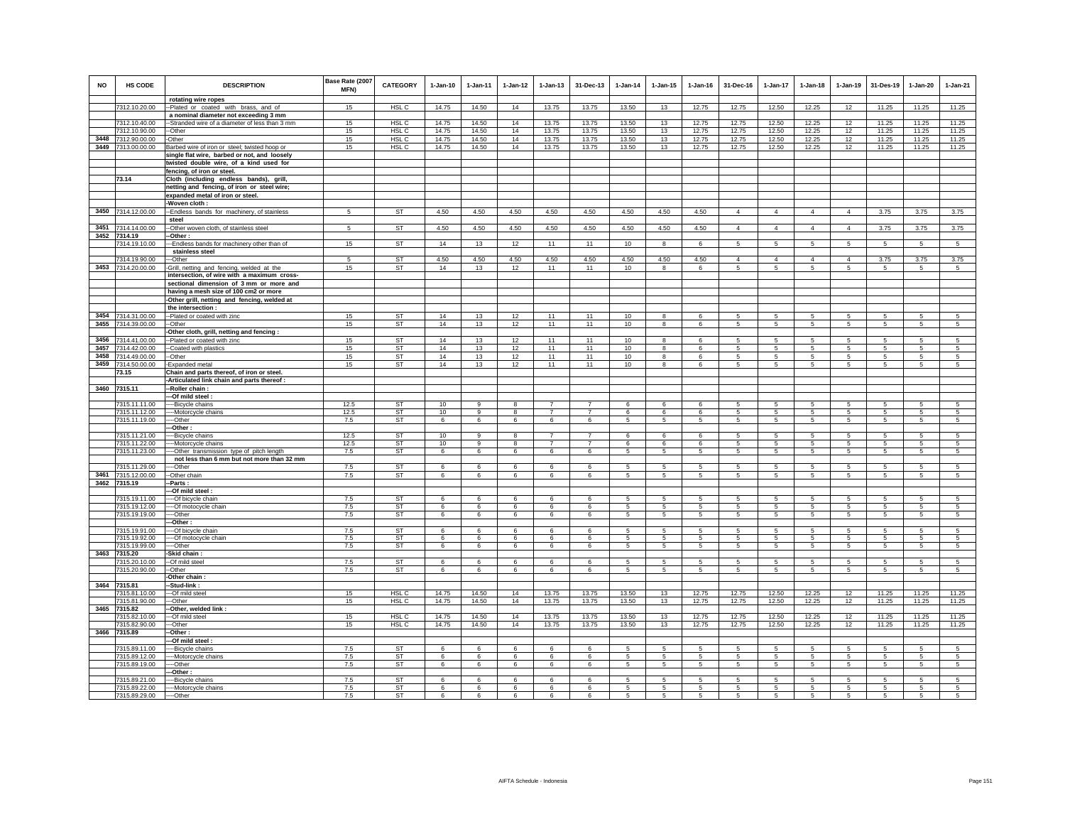| NO | HS CODE | DESCRIPTION | Base Rate (2007 MFN) | CATEGORY | 1-Jan-10 | 1-Jan-11 | 1-Jan-12 | 1-Jan-13 | 31-Dec-13 | 1-Jan-14 | 1-Jan-15 | 1-Jan-16 | 31-Dec-16 | 1-Jan-17 | 1-Jan-18 | 1-Jan-19 | 31-Des-19 | 1-Jan-20 | 1-Jan-21 |
|---|---|---|---|---|---|---|---|---|---|---|---|---|---|---|---|---|---|---|---|
| | | rotating wire ropes | | | | | | | | | | | | | | | | | |
| | 7312.10.20.00 | --Plated or coated with brass, and of a nominal diameter not exceeding 3 mm | 15 | HSL C | 14.75 | 14.50 | 14 | 13.75 | 13.75 | 13.50 | 13 | 12.75 | 12.75 | 12.50 | 12.25 | 12 | 11.25 | 11.25 | 11.25 |
| | 7312.10.40.00 | --Stranded wire of a diameter of less than 3 mm | 15 | HSL C | 14.75 | 14.50 | 14 | 13.75 | 13.75 | 13.50 | 13 | 12.75 | 12.75 | 12.50 | 12.25 | 12 | 11.25 | 11.25 | 11.25 |
| | 7312.10.90.00 | --Other | 15 | HSL C | 14.75 | 14.50 | 14 | 13.75 | 13.75 | 13.50 | 13 | 12.75 | 12.75 | 12.50 | 12.25 | 12 | 11.25 | 11.25 | 11.25 |
| 3448 | 7312.90.00.00 | -Other | 15 | HSL C | 14.75 | 14.50 | 14 | 13.75 | 13.75 | 13.50 | 13 | 12.75 | 12.75 | 12.50 | 12.25 | 12 | 11.25 | 11.25 | 11.25 |
| 3449 | 7313.00.00.00 | Barbed wire of iron or steel; twisted hoop or single flat wire, barbed or not, and loosely twisted double wire, of a kind used for fencing, of iron or steel. | 15 | HSL C | 14.75 | 14.50 | 14 | 13.75 | 13.75 | 13.50 | 13 | 12.75 | 12.75 | 12.50 | 12.25 | 12 | 11.25 | 11.25 | 11.25 |
| | 73.14 | Cloth (including endless bands), grill, netting and fencing, of iron or steel wire; expanded metal of iron or steel. | | | | | | | | | | | | | | | | | |
| | | -Woven cloth : | | | | | | | | | | | | | | | | | |
| 3450 | 7314.12.00.00 | --Endless bands for machinery, of stainless steel | 5 | ST | 4.50 | 4.50 | 4.50 | 4.50 | 4.50 | 4.50 | 4.50 | 4.50 | 4 | 4 | 4 | 4 | 3.75 | 3.75 | 3.75 |
| 3451 | 7314.14.00.00 | --Other woven cloth, of stainless steel | 5 | ST | 4.50 | 4.50 | 4.50 | 4.50 | 4.50 | 4.50 | 4.50 | 4.50 | 4 | 4 | 4 | 4 | 3.75 | 3.75 | 3.75 |
| 3452 | 7314.19 | --Other : | | | | | | | | | | | | | | | | | |
| | 7314.19.10.00 | ---Endless bands for machinery other than of stainless steel | 15 | ST | 14 | 13 | 12 | 11 | 11 | 10 | 8 | 6 | 5 | 5 | 5 | 5 | 5 | 5 | 5 |
| | 7314.19.90.00 | ---Other | 5 | ST | 4.50 | 4.50 | 4.50 | 4.50 | 4.50 | 4.50 | 4.50 | 4.50 | 4 | 4 | 4 | 4 | 3.75 | 3.75 | 3.75 |
| 3453 | 7314.20.00.00 | -Grill, netting and fencing, welded at the intersection, of wire with a maximum cross-sectional dimension of 3 mm or more and having a mesh size of 100 cm2 or more | 15 | ST | 14 | 13 | 12 | 11 | 11 | 10 | 8 | 6 | 5 | 5 | 5 | 5 | 5 | 5 | 5 |
| | | -Other grill, netting and fencing, welded at the intersection : | | | | | | | | | | | | | | | | | |
| 3454 | 7314.31.00.00 | --Plated or coated with zinc | 15 | ST | 14 | 13 | 12 | 11 | 11 | 10 | 8 | 6 | 5 | 5 | 5 | 5 | 5 | 5 | 5 |
| 3455 | 7314.39.00.00 | --Other | 15 | ST | 14 | 13 | 12 | 11 | 11 | 10 | 8 | 6 | 5 | 5 | 5 | 5 | 5 | 5 | 5 |
| | | -Other cloth, grill, netting and fencing : | | | | | | | | | | | | | | | | | |
| 3456 | 7314.41.00.00 | --Plated or coated with zinc | 15 | ST | 14 | 13 | 12 | 11 | 11 | 10 | 8 | 6 | 5 | 5 | 5 | 5 | 5 | 5 | 5 |
| 3457 | 7314.42.00.00 | --Coated with plastics | 15 | ST | 14 | 13 | 12 | 11 | 11 | 10 | 8 | 6 | 5 | 5 | 5 | 5 | 5 | 5 | 5 |
| 3458 | 7314.49.00.00 | --Other | 15 | ST | 14 | 13 | 12 | 11 | 11 | 10 | 8 | 6 | 5 | 5 | 5 | 5 | 5 | 5 | 5 |
| 3459 | 7314.50.00.00 | -Expanded metal | 15 | ST | 14 | 13 | 12 | 11 | 11 | 10 | 8 | 6 | 5 | 5 | 5 | 5 | 5 | 5 | 5 |
| | 73.15 | Chain and parts thereof, of iron or steel. | | | | | | | | | | | | | | | | | |
| | | -Articulated link chain and parts thereof : | | | | | | | | | | | | | | | | | |
| 3460 | 7315.11 | --Roller chain : | | | | | | | | | | | | | | | | | |
| | | ---Of mild steel : | | | | | | | | | | | | | | | | | |
| | 7315.11.11.00 | ----Bicycle chains | 12.5 | ST | 10 | 9 | 8 | 7 | 7 | 6 | 6 | 6 | 5 | 5 | 5 | 5 | 5 | 5 | 5 |
| | 7315.11.12.00 | ----Motorcycle chains | 12.5 | ST | 10 | 9 | 8 | 7 | 7 | 6 | 6 | 6 | 5 | 5 | 5 | 5 | 5 | 5 | 5 |
| | 7315.11.19.00 | ----Other | 7.5 | ST | 6 | 6 | 6 | 6 | 6 | 5 | 5 | 5 | 5 | 5 | 5 | 5 | 5 | 5 | 5 |
| | | ---Other : | | | | | | | | | | | | | | | | | |
| | 7315.11.21.00 | ----Bicycle chains | 12.5 | ST | 10 | 9 | 8 | 7 | 7 | 6 | 6 | 6 | 5 | 5 | 5 | 5 | 5 | 5 | 5 |
| | 7315.11.22.00 | ----Motorcycle chains | 12.5 | ST | 10 | 9 | 8 | 7 | 7 | 6 | 6 | 6 | 5 | 5 | 5 | 5 | 5 | 5 | 5 |
| | 7315.11.23.00 | ----Other transmission type of pitch length not less than 6 mm but not more than 32 mm | 7.5 | ST | 6 | 6 | 6 | 6 | 6 | 5 | 5 | 5 | 5 | 5 | 5 | 5 | 5 | 5 | 5 |
| | 7315.11.29.00 | ----Other | 7.5 | ST | 6 | 6 | 6 | 6 | 6 | 5 | 5 | 5 | 5 | 5 | 5 | 5 | 5 | 5 | 5 |
| 3461 | 7315.12.00.00 | --Other chain | 7.5 | ST | 6 | 6 | 6 | 6 | 6 | 5 | 5 | 5 | 5 | 5 | 5 | 5 | 5 | 5 | 5 |
| 3462 | 7315.19 | --Parts : | | | | | | | | | | | | | | | | | |
| | | ---Of mild steel : | | | | | | | | | | | | | | | | | |
| | 7315.19.11.00 | ----Of bicycle chain | 7.5 | ST | 6 | 6 | 6 | 6 | 6 | 5 | 5 | 5 | 5 | 5 | 5 | 5 | 5 | 5 | 5 |
| | 7315.19.12.00 | ----Of motocycle chain | 7.5 | ST | 6 | 6 | 6 | 6 | 6 | 5 | 5 | 5 | 5 | 5 | 5 | 5 | 5 | 5 | 5 |
| | 7315.19.19.00 | ----Other | 7.5 | ST | 6 | 6 | 6 | 6 | 6 | 5 | 5 | 5 | 5 | 5 | 5 | 5 | 5 | 5 | 5 |
| | | ---Other : | | | | | | | | | | | | | | | | | |
| | 7315.19.91.00 | ----Of bicycle chain | 7.5 | ST | 6 | 6 | 6 | 6 | 6 | 5 | 5 | 5 | 5 | 5 | 5 | 5 | 5 | 5 | 5 |
| | 7315.19.92.00 | ----Of motocycle chain | 7.5 | ST | 6 | 6 | 6 | 6 | 6 | 5 | 5 | 5 | 5 | 5 | 5 | 5 | 5 | 5 | 5 |
| | 7315.19.99.00 | ----Other | 7.5 | ST | 6 | 6 | 6 | 6 | 6 | 5 | 5 | 5 | 5 | 5 | 5 | 5 | 5 | 5 | 5 |
| 3463 | 7315.20 | -Skid chain : | | | | | | | | | | | | | | | | | |
| | 7315.20.10.00 | --Of mild steel | 7.5 | ST | 6 | 6 | 6 | 6 | 6 | 5 | 5 | 5 | 5 | 5 | 5 | 5 | 5 | 5 | 5 |
| | 7315.20.90.00 | --Other | 7.5 | ST | 6 | 6 | 6 | 6 | 6 | 5 | 5 | 5 | 5 | 5 | 5 | 5 | 5 | 5 | 5 |
| | | -Other chain : | | | | | | | | | | | | | | | | | |
| 3464 | 7315.81 | --Stud-link : | | | | | | | | | | | | | | | | | |
| | 7315.81.10.00 | ---Of mild steel | 15 | HSL C | 14.75 | 14.50 | 14 | 13.75 | 13.75 | 13.50 | 13 | 12.75 | 12.75 | 12.50 | 12.25 | 12 | 11.25 | 11.25 | 11.25 |
| | 7315.81.90.00 | ---Other | 15 | HSL C | 14.75 | 14.50 | 14 | 13.75 | 13.75 | 13.50 | 13 | 12.75 | 12.75 | 12.50 | 12.25 | 12 | 11.25 | 11.25 | 11.25 |
| 3465 | 7315.82 | --Other, welded link : | | | | | | | | | | | | | | | | | |
| | 7315.82.10.00 | ---Of mild steel | 15 | HSL C | 14.75 | 14.50 | 14 | 13.75 | 13.75 | 13.50 | 13 | 12.75 | 12.75 | 12.50 | 12.25 | 12 | 11.25 | 11.25 | 11.25 |
| | 7315.82.90.00 | ---Other | 15 | HSL C | 14.75 | 14.50 | 14 | 13.75 | 13.75 | 13.50 | 13 | 12.75 | 12.75 | 12.50 | 12.25 | 12 | 11.25 | 11.25 | 11.25 |
| 3466 | 7315.89 | --Other : | | | | | | | | | | | | | | | | | |
| | | ---Of mild steel : | | | | | | | | | | | | | | | | | |
| | 7315.89.11.00 | ----Bicycle chains | 7.5 | ST | 6 | 6 | 6 | 6 | 6 | 5 | 5 | 5 | 5 | 5 | 5 | 5 | 5 | 5 | 5 |
| | 7315.89.12.00 | ----Motorcycle chains | 7.5 | ST | 6 | 6 | 6 | 6 | 6 | 5 | 5 | 5 | 5 | 5 | 5 | 5 | 5 | 5 | 5 |
| | 7315.89.19.00 | ----Other | 7.5 | ST | 6 | 6 | 6 | 6 | 6 | 5 | 5 | 5 | 5 | 5 | 5 | 5 | 5 | 5 | 5 |
| | | ---Other : | | | | | | | | | | | | | | | | | |
| | 7315.89.21.00 | ----Bicycle chains | 7.5 | ST | 6 | 6 | 6 | 6 | 6 | 5 | 5 | 5 | 5 | 5 | 5 | 5 | 5 | 5 | 5 |
| | 7315.89.22.00 | ----Motorcycle chains | 7.5 | ST | 6 | 6 | 6 | 6 | 6 | 5 | 5 | 5 | 5 | 5 | 5 | 5 | 5 | 5 | 5 |
| | 7315.89.29.00 | ----Other | 7.5 | ST | 6 | 6 | 6 | 6 | 6 | 5 | 5 | 5 | 5 | 5 | 5 | 5 | 5 | 5 | 5 |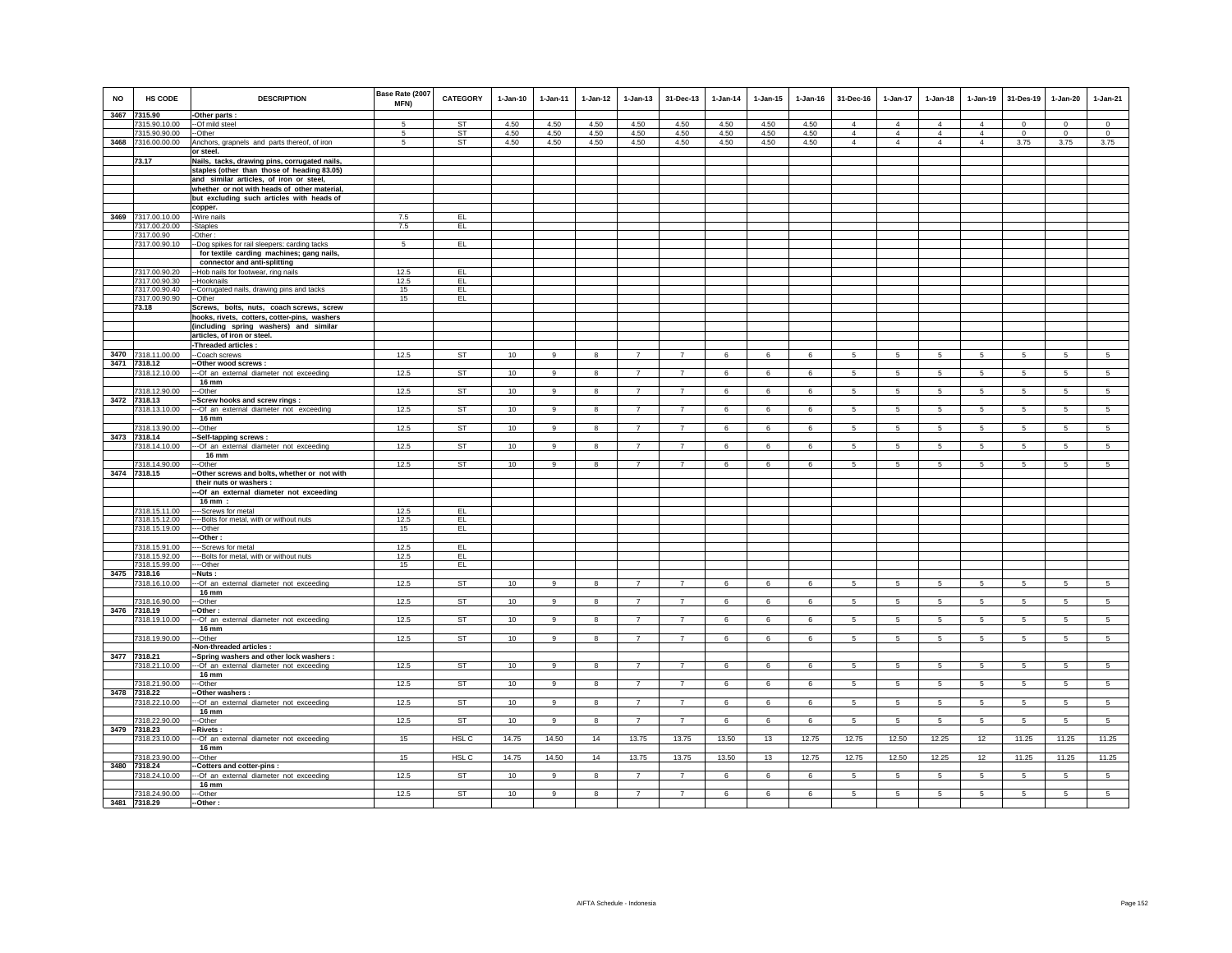| NO | HS CODE | DESCRIPTION | Base Rate (2007 MFN) | CATEGORY | 1-Jan-10 | 1-Jan-11 | 1-Jan-12 | 1-Jan-13 | 31-Dec-13 | 1-Jan-14 | 1-Jan-15 | 1-Jan-16 | 31-Dec-16 | 1-Jan-17 | 1-Jan-18 | 1-Jan-19 | 31-Des-19 | 1-Jan-20 | 1-Jan-21 |
|---|---|---|---|---|---|---|---|---|---|---|---|---|---|---|---|---|---|---|---|
| 3467 | 7315.90 | -Other parts : | | | | | | | | | | | | | | | | | |
| | 7315.90.10.00 | --Of mild steel | 5 | ST | 4.50 | 4.50 | 4.50 | 4.50 | 4.50 | 4.50 | 4.50 | 4.50 | 4 | 4 | 4 | 4 | 0 | 0 | 0 |
| | 7315.90.90.00 | --Other | 5 | ST | 4.50 | 4.50 | 4.50 | 4.50 | 4.50 | 4.50 | 4.50 | 4.50 | 4 | 4 | 4 | 4 | 0 | 0 | 0 |
| 3468 | 7316.00.00.00 | Anchors, grapnels and parts thereof, of iron or steel. | 5 | ST | 4.50 | 4.50 | 4.50 | 4.50 | 4.50 | 4.50 | 4.50 | 4.50 | 4 | 4 | 4 | 4 | 3.75 | 3.75 | 3.75 |
| | 73.17 | Nails, tacks, drawing pins, corrugated nails, staples (other than those of heading 83.05) and similar articles, of iron or steel, whether or not with heads of other material, but excluding such articles with heads of copper. | | | | | | | | | | | | | | | | | |
| 3469 | 7317.00.10.00 | -Wire nails | 7.5 | EL | | | | | | | | | | | | | | | |
| | 7317.00.20.00 | -Staples | 7.5 | EL | | | | | | | | | | | | | | | |
| | 7317.00.90 | -Other : | | | | | | | | | | | | | | | | | |
| | 7317.00.90.10 | --Dog spikes for rail sleepers; carding tacks for textile carding machines; gang nails, connector and anti-splitting | 5 | EL | | | | | | | | | | | | | | | |
| | 7317.00.90.20 | --Hob nails for footwear, ring nails | 12.5 | EL | | | | | | | | | | | | | | | |
| | 7317.00.90.30 | --Hooknails | 12.5 | EL | | | | | | | | | | | | | | | |
| | 7317.00.90.40 | --Corrugated nails, drawing pins and tacks | 15 | EL | | | | | | | | | | | | | | | |
| | 7317.00.90.90 | --Other | 15 | EL | | | | | | | | | | | | | | | |
| | 73.18 | Screws, bolts, nuts, coach screws, screw hooks, rivets, cotters, cotter-pins, washers (including spring washers) and similar articles, of iron or steel. | | | | | | | | | | | | | | | | | |
| | | -Threaded articles : | | | | | | | | | | | | | | | | | |
| 3470 | 7318.11.00.00 | --Coach screws | 12.5 | ST | 10 | 9 | 8 | 7 | 7 | 6 | 6 | 6 | 5 | 5 | 5 | 5 | 5 | 5 | 5 |
| 3471 | 7318.12 | --Other wood screws : | | | | | | | | | | | | | | | | | |
| | 7318.12.10.00 | ---Of an external diameter not exceeding 16 mm | 12.5 | ST | 10 | 9 | 8 | 7 | 7 | 6 | 6 | 6 | 5 | 5 | 5 | 5 | 5 | 5 | 5 |
| | 7318.12.90.00 | ---Other | 12.5 | ST | 10 | 9 | 8 | 7 | 7 | 6 | 6 | 6 | 5 | 5 | 5 | 5 | 5 | 5 | 5 |
| 3472 | 7318.13 | --Screw hooks and screw rings : | | | | | | | | | | | | | | | | | |
| | 7318.13.10.00 | ---Of an external diameter not exceeding 16 mm | 12.5 | ST | 10 | 9 | 8 | 7 | 7 | 6 | 6 | 6 | 5 | 5 | 5 | 5 | 5 | 5 | 5 |
| | 7318.13.90.00 | ---Other | 12.5 | ST | 10 | 9 | 8 | 7 | 7 | 6 | 6 | 6 | 5 | 5 | 5 | 5 | 5 | 5 | 5 |
| 3473 | 7318.14 | --Self-tapping screws : | | | | | | | | | | | | | | | | | |
| | 7318.14.10.00 | ---Of an external diameter not exceeding 16 mm | 12.5 | ST | 10 | 9 | 8 | 7 | 7 | 6 | 6 | 6 | 5 | 5 | 5 | 5 | 5 | 5 | 5 |
| | 7318.14.90.00 | ---Other | 12.5 | ST | 10 | 9 | 8 | 7 | 7 | 6 | 6 | 6 | 5 | 5 | 5 | 5 | 5 | 5 | 5 |
| 3474 | 7318.15 | --Other screws and bolts, whether or not with their nuts or washers : | | | | | | | | | | | | | | | | | |
| | | ---Of an external diameter not exceeding 16 mm : | | | | | | | | | | | | | | | | | |
| | 7318.15.11.00 | ----Screws for metal | 12.5 | EL | | | | | | | | | | | | | | | |
| | 7318.15.12.00 | ----Bolts for metal, with or without nuts | 12.5 | EL | | | | | | | | | | | | | | | |
| | 7318.15.19.00 | ----Other | 15 | EL | | | | | | | | | | | | | | | |
| | | ---Other : | | | | | | | | | | | | | | | | | |
| | 7318.15.91.00 | ----Screws for metal | 12.5 | EL | | | | | | | | | | | | | | | |
| | 7318.15.92.00 | ----Bolts for metal, with or without nuts | 12.5 | EL | | | | | | | | | | | | | | | |
| | 7318.15.99.00 | ----Other | 15 | EL | | | | | | | | | | | | | | | |
| 3475 | 7318.16 | --Nuts : | | | | | | | | | | | | | | | | | |
| | 7318.16.10.00 | ---Of an external diameter not exceeding 16 mm | 12.5 | ST | 10 | 9 | 8 | 7 | 7 | 6 | 6 | 6 | 5 | 5 | 5 | 5 | 5 | 5 | 5 |
| | 7318.16.90.00 | ---Other | 12.5 | ST | 10 | 9 | 8 | 7 | 7 | 6 | 6 | 6 | 5 | 5 | 5 | 5 | 5 | 5 | 5 |
| 3476 | 7318.19 | --Other : | | | | | | | | | | | | | | | | | |
| | 7318.19.10.00 | ---Of an external diameter not exceeding 16 mm | 12.5 | ST | 10 | 9 | 8 | 7 | 7 | 6 | 6 | 6 | 5 | 5 | 5 | 5 | 5 | 5 | 5 |
| | 7318.19.90.00 | ---Other | 12.5 | ST | 10 | 9 | 8 | 7 | 7 | 6 | 6 | 6 | 5 | 5 | 5 | 5 | 5 | 5 | 5 |
| | | -Non-threaded articles : | | | | | | | | | | | | | | | | | |
| 3477 | 7318.21 | --Spring washers and other lock washers : | | | | | | | | | | | | | | | | | |
| | 7318.21.10.00 | ---Of an external diameter not exceeding 16 mm | 12.5 | ST | 10 | 9 | 8 | 7 | 7 | 6 | 6 | 6 | 5 | 5 | 5 | 5 | 5 | 5 | 5 |
| | 7318.21.90.00 | ---Other | 12.5 | ST | 10 | 9 | 8 | 7 | 7 | 6 | 6 | 6 | 5 | 5 | 5 | 5 | 5 | 5 | 5 |
| 3478 | 7318.22 | --Other washers : | | | | | | | | | | | | | | | | | |
| | 7318.22.10.00 | ---Of an external diameter not exceeding 16 mm | 12.5 | ST | 10 | 9 | 8 | 7 | 7 | 6 | 6 | 6 | 5 | 5 | 5 | 5 | 5 | 5 | 5 |
| | 7318.22.90.00 | ---Other | 12.5 | ST | 10 | 9 | 8 | 7 | 7 | 6 | 6 | 6 | 5 | 5 | 5 | 5 | 5 | 5 | 5 |
| 3479 | 7318.23 | --Rivets : | | | | | | | | | | | | | | | | | |
| | 7318.23.10.00 | ---Of an external diameter not exceeding 16 mm | 15 | HSL C | 14.75 | 14.50 | 14 | 13.75 | 13.75 | 13.50 | 13 | 12.75 | 12.75 | 12.50 | 12.25 | 12 | 11.25 | 11.25 | 11.25 |
| | 7318.23.90.00 | ---Other | 15 | HSL C | 14.75 | 14.50 | 14 | 13.75 | 13.75 | 13.50 | 13 | 12.75 | 12.75 | 12.50 | 12.25 | 12 | 11.25 | 11.25 | 11.25 |
| 3480 | 7318.24 | --Cotters and cotter-pins : | | | | | | | | | | | | | | | | | |
| | 7318.24.10.00 | ---Of an external diameter not exceeding 16 mm | 12.5 | ST | 10 | 9 | 8 | 7 | 7 | 6 | 6 | 6 | 5 | 5 | 5 | 5 | 5 | 5 | 5 |
| | 7318.24.90.00 | ---Other | 12.5 | ST | 10 | 9 | 8 | 7 | 7 | 6 | 6 | 6 | 5 | 5 | 5 | 5 | 5 | 5 | 5 |
| 3481 | 7318.29 | --Other : | | | | | | | | | | | | | | | | | |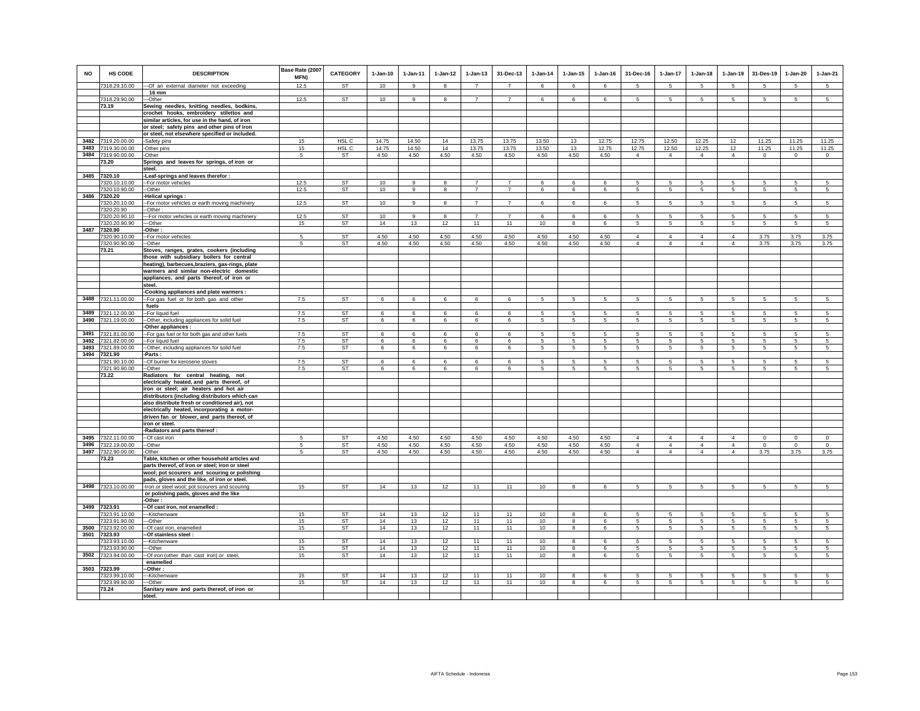| NO | HS CODE | DESCRIPTION | Base Rate (2007 MFN) | CATEGORY | 1-Jan-10 | 1-Jan-11 | 1-Jan-12 | 1-Jan-13 | 31-Dec-13 | 1-Jan-14 | 1-Jan-15 | 1-Jan-16 | 31-Dec-16 | 1-Jan-17 | 1-Jan-18 | 1-Jan-19 | 31-Des-19 | 1-Jan-20 | 1-Jan-21 |
|---|---|---|---|---|---|---|---|---|---|---|---|---|---|---|---|---|---|---|---|
| | 7318.29.10.00 | ---Of an external diameter not exceeding 16 mm | 12.5 | ST | 10 | 9 | 8 | 7 | 7 | 6 | 6 | 6 | 5 | 5 | 5 | 5 | 5 | 5 | 5 |
| | 7318.29.90.00 | ---Other | 12.5 | ST | 10 | 9 | 8 | 7 | 7 | 6 | 6 | 6 | 5 | 5 | 5 | 5 | 5 | 5 | 5 |
| | 73.19 | Sewing needles, knitting needles, bodkins, crochet hooks, embroidery stilettos and similar articles, for use in the hand, of iron or steel; safety pins and other pins of iron or steel, not elsewhere specified or included. | | | | | | | | | | | | | | | | | |
| 3482 | 7319.20.00.00 | -Safety pins | 15 | HSL C | 14.75 | 14.50 | 14 | 13.75 | 13.75 | 13.50 | 13 | 12.75 | 12.75 | 12.50 | 12.25 | 12 | 11.25 | 11.25 | 11.25 |
| 3483 | 7319.30.00.00 | -Other pins | 15 | HSL C | 14.75 | 14.50 | 14 | 13.75 | 13.75 | 13.50 | 13 | 12.75 | 12.75 | 12.50 | 12.25 | 12 | 11.25 | 11.25 | 11.25 |
| 3484 | 7319.90.00.00 | -Other | 5 | ST | 4.50 | 4.50 | 4.50 | 4.50 | 4.50 | 4.50 | 4.50 | 4.50 | 4 | 4 | 4 | 4 | 0 | 0 | 0 |
| | 73.20 | Springs and leaves for springs, of iron or steel. | | | | | | | | | | | | | | | | | |
| 3485 | 7320.10 | -Leaf-springs and leaves therefor : | | | | | | | | | | | | | | | | | |
| | 7320.10.10.00 | --For motor vehicles | 12.5 | ST | 10 | 9 | 8 | 7 | 7 | 6 | 6 | 6 | 5 | 5 | 5 | 5 | 5 | 5 | 5 |
| | 7320.10.90.00 | --Other | 12.5 | ST | 10 | 9 | 8 | 7 | 7 | 6 | 6 | 6 | 5 | 5 | 5 | 5 | 5 | 5 | 5 |
| 3486 | 7320.20 | -Helical springs : | | | | | | | | | | | | | | | | | |
| | 7320.20.10.00 | --For motor vehicles or earth moving machinery | 12.5 | ST | 10 | 9 | 8 | 7 | 7 | 6 | 6 | 6 | 5 | 5 | 5 | 5 | 5 | 5 | 5 |
| | 7320.20.90 | --Other : | | | | | | | | | | | | | | | | | |
| | 7320.20.90.10 | ---For motor vehicles or earth moving machinery | 12.5 | ST | 10 | 9 | 8 | 7 | 7 | 6 | 6 | 6 | 5 | 5 | 5 | 5 | 5 | 5 | 5 |
| | 7320.20.90.90 | ---Other | 15 | ST | 14 | 13 | 12 | 11 | 11 | 10 | 8 | 6 | 5 | 5 | 5 | 5 | 5 | 5 | 5 |
| 3487 | 7320.90 | -Other : | | | | | | | | | | | | | | | | | |
| | 7320.90.10.00 | --For motor vehicles | 5 | ST | 4.50 | 4.50 | 4.50 | 4.50 | 4.50 | 4.50 | 4.50 | 4.50 | 4 | 4 | 4 | 4 | 3.75 | 3.75 | 3.75 |
| | 7320.90.90.00 | --Other | 5 | ST | 4.50 | 4.50 | 4.50 | 4.50 | 4.50 | 4.50 | 4.50 | 4.50 | 4 | 4 | 4 | 4 | 3.75 | 3.75 | 3.75 |
| | 73.21 | Stoves, ranges, grates, cookers (including those with subsidiary boilers for central heating), barbecues,braziers, gas-rings, plate warmers and similar non-electric domestic appliances, and parts thereof, of iron or steel. | | | | | | | | | | | | | | | | | |
| | | -Cooking appliances and plate warmers : | | | | | | | | | | | | | | | | | |
| 3488 | 7321.11.00.00 | --For gas fuel or for both gas and other fuels | 7.5 | ST | 6 | 6 | 6 | 6 | 6 | 5 | 5 | 5 | 5 | 5 | 5 | 5 | 5 | 5 | 5 |
| 3489 | 7321.12.00.00 | --For liquid fuel | 7.5 | ST | 6 | 6 | 6 | 6 | 6 | 5 | 5 | 5 | 5 | 5 | 5 | 5 | 5 | 5 | 5 |
| 3490 | 7321.19.00.00 | --Other, including appliances for solid fuel | 7.5 | ST | 6 | 6 | 6 | 6 | 6 | 5 | 5 | 5 | 5 | 5 | 5 | 5 | 5 | 5 | 5 |
| | | -Other appliances : | | | | | | | | | | | | | | | | | |
| 3491 | 7321.81.00.00 | --For gas fuel or for both gas and other fuels | 7.5 | ST | 6 | 6 | 6 | 6 | 6 | 5 | 5 | 5 | 5 | 5 | 5 | 5 | 5 | 5 | 5 |
| 3492 | 7321.82.00.00 | --For liquid fuel | 7.5 | ST | 6 | 6 | 6 | 6 | 6 | 5 | 5 | 5 | 5 | 5 | 5 | 5 | 5 | 5 | 5 |
| 3493 | 7321.89.00.00 | --Other, including appliances for solid fuel | 7.5 | ST | 6 | 6 | 6 | 6 | 6 | 5 | 5 | 5 | 5 | 5 | 5 | 5 | 5 | 5 | 5 |
| 3494 | 7321.90 | -Parts : | | | | | | | | | | | | | | | | | |
| | 7321.90.10.00 | --Of burner for kerosene stoves | 7.5 | ST | 6 | 6 | 6 | 6 | 6 | 5 | 5 | 5 | 5 | 5 | 5 | 5 | 5 | 5 | 5 |
| | 7321.90.90.00 | --Other | 7.5 | ST | 6 | 6 | 6 | 6 | 6 | 5 | 5 | 5 | 5 | 5 | 5 | 5 | 5 | 5 | 5 |
| | 73.22 | Radiators for central heating, not electrically heated, and parts thereof, of iron or steel; air heaters and hot air distributors (including distributors which can also distribute fresh or conditioned air), not electrically heated, incorporating a motor-driven fan or blower, and parts thereof, of iron or steel. | | | | | | | | | | | | | | | | | |
| | | -Radiators and parts thereof : | | | | | | | | | | | | | | | | | |
| 3495 | 7322.11.00.00 | --Of cast iron | 5 | ST | 4.50 | 4.50 | 4.50 | 4.50 | 4.50 | 4.50 | 4.50 | 4.50 | 4 | 4 | 4 | 4 | 0 | 0 | 0 |
| 3496 | 7322.19.00.00 | --Other | 5 | ST | 4.50 | 4.50 | 4.50 | 4.50 | 4.50 | 4.50 | 4.50 | 4.50 | 4 | 4 | 4 | 4 | 0 | 0 | 0 |
| 3497 | 7322.90.00.00 | -Other | 5 | ST | 4.50 | 4.50 | 4.50 | 4.50 | 4.50 | 4.50 | 4.50 | 4.50 | 4 | 4 | 4 | 4 | 3.75 | 3.75 | 3.75 |
| | 73.23 | Table, kitchen or other household articles and parts thereof, of iron or steel; iron or steel wool; pot scourers and scouring or polishing pads, gloves and the like, of iron or steel. | | | | | | | | | | | | | | | | | |
| 3498 | 7323.10.00.00 | -Iron or steel wool; pot scourers and scouring or polishing pads, gloves and the like | 15 | ST | 14 | 13 | 12 | 11 | 11 | 10 | 8 | 6 | 5 | 5 | 5 | 5 | 5 | 5 | 5 |
| | | -Other : | | | | | | | | | | | | | | | | | |
| 3499 | 7323.91 | --Of cast iron, not enamelled : | | | | | | | | | | | | | | | | | |
| | 7323.91.10.00 | ---Kitchenware | 15 | ST | 14 | 13 | 12 | 11 | 11 | 10 | 8 | 6 | 5 | 5 | 5 | 5 | 5 | 5 | 5 |
| | 7323.91.90.00 | ---Other | 15 | ST | 14 | 13 | 12 | 11 | 11 | 10 | 8 | 6 | 5 | 5 | 5 | 5 | 5 | 5 | 5 |
| 3500 | 7323.92.00.00 | --Of cast iron, enamelled | 15 | ST | 14 | 13 | 12 | 11 | 11 | 10 | 8 | 6 | 5 | 5 | 5 | 5 | 5 | 5 | 5 |
| 3501 | 7323.93 | --Of stainless steel : | | | | | | | | | | | | | | | | | |
| | 7323.93.10.00 | ---Kitchenware | 15 | ST | 14 | 13 | 12 | 11 | 11 | 10 | 8 | 6 | 5 | 5 | 5 | 5 | 5 | 5 | 5 |
| | 7323.93.90.00 | ---Other | 15 | ST | 14 | 13 | 12 | 11 | 11 | 10 | 8 | 6 | 5 | 5 | 5 | 5 | 5 | 5 | 5 |
| 3502 | 7323.94.00.00 | --Of iron (other than cast iron) or steel, enamelled | 15 | ST | 14 | 13 | 12 | 11 | 11 | 10 | 8 | 6 | 5 | 5 | 5 | 5 | 5 | 5 | 5 |
| 3503 | 7323.99 | --Other : | | | | | | | | | | | | | | | | | |
| | 7323.99.10.00 | ---Kitchenware | 15 | ST | 14 | 13 | 12 | 11 | 11 | 10 | 8 | 6 | 5 | 5 | 5 | 5 | 5 | 5 | 5 |
| | 7323.99.90.00 | ---Other | 15 | ST | 14 | 13 | 12 | 11 | 11 | 10 | 8 | 6 | 5 | 5 | 5 | 5 | 5 | 5 | 5 |
| | 73.24 | Sanitary ware and parts thereof, of iron or steel. | | | | | | | | | | | | | | | | | |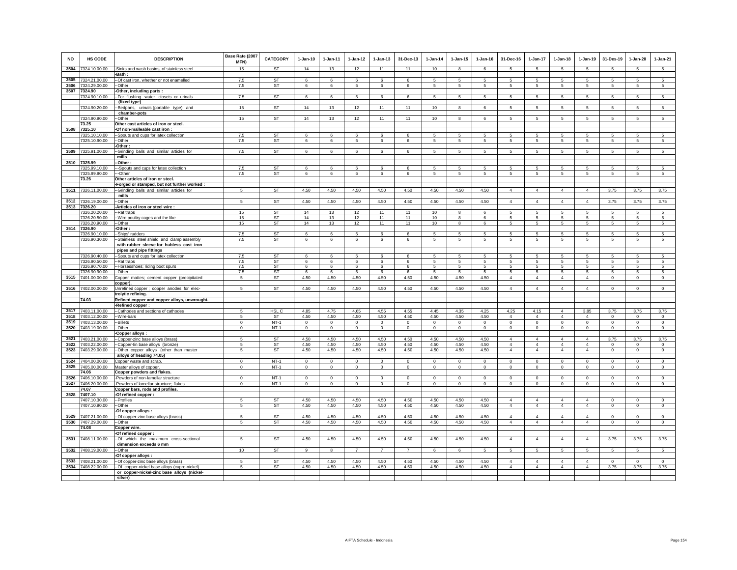| NO | HS CODE | DESCRIPTION | Base Rate (2007 MFN) | CATEGORY | 1-Jan-10 | 1-Jan-11 | 1-Jan-12 | 1-Jan-13 | 31-Dec-13 | 1-Jan-14 | 1-Jan-15 | 1-Jan-16 | 31-Dec-16 | 1-Jan-17 | 1-Jan-18 | 1-Jan-19 | 31-Des-19 | 1-Jan-20 | 1-Jan-21 |
|---|---|---|---|---|---|---|---|---|---|---|---|---|---|---|---|---|---|---|---|
| 3504 | 7324.10.00.00 | -Sinks and wash basins, of stainless steel | 15 | ST | 14 | 13 | 12 | 11 | 11 | 10 | 8 | 6 | 5 | 5 | 5 | 5 | 5 | 5 | 5 |
| | | -Bath : | | | | | | | | | | | | | | | | | |
| 3505 | 7324.21.00.00 | --Of cast iron, whether or not enamelled | 7.5 | ST | 6 | 6 | 6 | 6 | 6 | 5 | 5 | 5 | 5 | 5 | 5 | 5 | 5 | 5 | 5 |
| 3506 | 7324.29.00.00 | --Other | 7.5 | ST | 6 | 6 | 6 | 6 | 6 | 5 | 5 | 5 | 5 | 5 | 5 | 5 | 5 | 5 | 5 |
| 3507 | 7324.90 | -Other, including parts : | | | | | | | | | | | | | | | | | |
| | 7324.90.10.00 | --For flushing water closets or urinals (fixed type) | 7.5 | ST | 6 | 6 | 6 | 6 | 6 | 5 | 5 | 5 | 5 | 5 | 5 | 5 | 5 | 5 | 5 |
| | 7324.90.20.00 | --Bedpans, urinals (portable type) and chamber-pots | 15 | ST | 14 | 13 | 12 | 11 | 11 | 10 | 8 | 6 | 5 | 5 | 5 | 5 | 5 | 5 | 5 |
| | 7324.90.90.00 | --Other | 15 | ST | 14 | 13 | 12 | 11 | 11 | 10 | 8 | 6 | 5 | 5 | 5 | 5 | 5 | 5 | 5 |
| | 73.25 | Other cast articles of iron or steel. | | | | | | | | | | | | | | | | | |
| 3508 | 7325.10 | -Of non-malleable cast iron : | | | | | | | | | | | | | | | | | |
| | 7325.10.10.00 | --Spouts and cups for latex collection | 7.5 | ST | 6 | 6 | 6 | 6 | 6 | 5 | 5 | 5 | 5 | 5 | 5 | 5 | 5 | 5 | 5 |
| | 7325.10.90.00 | --Other | 7.5 | ST | 6 | 6 | 6 | 6 | 6 | 5 | 5 | 5 | 5 | 5 | 5 | 5 | 5 | 5 | 5 |
| | | -Other : | | | | | | | | | | | | | | | | | |
| 3509 | 7325.91.00.00 | --Grinding balls and similar articles for mills | 7.5 | ST | 6 | 6 | 6 | 6 | 6 | 5 | 5 | 5 | 5 | 5 | 5 | 5 | 5 | 5 | 5 |
| 3510 | 7325.99 | --Other : | | | | | | | | | | | | | | | | | |
| | 7325.99.10.00 | ---Spouts and cups for latex collection | 7.5 | ST | 6 | 6 | 6 | 6 | 6 | 5 | 5 | 5 | 5 | 5 | 5 | 5 | 5 | 5 | 5 |
| | 7325.99.90.00 | ---Other | 7.5 | ST | 6 | 6 | 6 | 6 | 6 | 5 | 5 | 5 | 5 | 5 | 5 | 5 | 5 | 5 | 5 |
| | 73.26 | Other articles of iron or steel. | | | | | | | | | | | | | | | | | |
| | | -Forged or stamped, but not further worked : | | | | | | | | | | | | | | | | | |
| 3511 | 7326.11.00.00 | --Grinding balls and similar articles for mills | 5 | ST | 4.50 | 4.50 | 4.50 | 4.50 | 4.50 | 4.50 | 4.50 | 4.50 | 4 | 4 | 4 | 4 | 3.75 | 3.75 | 3.75 |
| 3512 | 7326.19.00.00 | --Other | 5 | ST | 4.50 | 4.50 | 4.50 | 4.50 | 4.50 | 4.50 | 4.50 | 4.50 | 4 | 4 | 4 | 4 | 3.75 | 3.75 | 3.75 |
| 3513 | 7326.20 | -Articles of iron or steel wire : | | | | | | | | | | | | | | | | | |
| | 7326.20.20.00 | --Rat traps | 15 | ST | 14 | 13 | 12 | 11 | 11 | 10 | 8 | 6 | 5 | 5 | 5 | 5 | 5 | 5 | 5 |
| | 7326.20.50.00 | --Wire poultry cages and the like | 15 | ST | 14 | 13 | 12 | 11 | 11 | 10 | 8 | 6 | 5 | 5 | 5 | 5 | 5 | 5 | 5 |
| | 7326.20.90.00 | --Other | 15 | ST | 14 | 13 | 12 | 11 | 11 | 10 | 8 | 6 | 5 | 5 | 5 | 5 | 5 | 5 | 5 |
| 3514 | 7326.90 | -Other : | | | | | | | | | | | | | | | | | |
| | 7326.90.10.00 | --Ships' rudders | 7.5 | ST | 6 | 6 | 6 | 6 | 6 | 5 | 5 | 5 | 5 | 5 | 5 | 5 | 5 | 5 | 5 |
| | 7326.90.30.00 | --Stainless steel shield and clamp assembly with rubber sleeve for hubless cast iron pipes and pipe fittings | 7.5 | ST | 6 | 6 | 6 | 6 | 6 | 5 | 5 | 5 | 5 | 5 | 5 | 5 | 5 | 5 | 5 |
| | 7326.90.40.00 | --Spouts and cups for latex collection | 7.5 | ST | 6 | 6 | 6 | 6 | 6 | 5 | 5 | 5 | 5 | 5 | 5 | 5 | 5 | 5 | 5 |
| | 7326.90.50.00 | --Rat traps | 7.5 | ST | 6 | 6 | 6 | 6 | 6 | 5 | 5 | 5 | 5 | 5 | 5 | 5 | 5 | 5 | 5 |
| | 7326.90.70.00 | --Horsesshoes; riding boot spurs | 7.5 | ST | 6 | 6 | 6 | 6 | 6 | 5 | 5 | 5 | 5 | 5 | 5 | 5 | 5 | 5 | 5 |
| | 7326.90.90.00 | --Other | 7.5 | ST | 6 | 6 | 6 | 6 | 6 | 5 | 5 | 5 | 5 | 5 | 5 | 5 | 5 | 5 | 5 |
| 3515 | 7401.00.00.00 | Copper mattes; cement copper (precipitated copper). | 5 | ST | 4.50 | 4.50 | 4.50 | 4.50 | 4.50 | 4.50 | 4.50 | 4.50 | 4 | 4 | 4 | 4 | 0 | 0 | 0 |
| 3516 | 7402.00.00.00 | Unrefined copper ; copper anodes for elec-trolytic refining. | 5 | ST | 4.50 | 4.50 | 4.50 | 4.50 | 4.50 | 4.50 | 4.50 | 4.50 | 4 | 4 | 4 | 4 | 0 | 0 | 0 |
| | 74.03 | Refined copper and copper alloys, unwrought. | | | | | | | | | | | | | | | | | |
| | | -Refined copper : | | | | | | | | | | | | | | | | | |
| 3517 | 7403.11.00.00 | --Cathodes and sections of cathodes | 5 | HSL C | 4.85 | 4.75 | 4.65 | 4.55 | 4.55 | 4.45 | 4.35 | 4.25 | 4.25 | 4.15 | 4 | 3.85 | 3.75 | 3.75 | 3.75 |
| 3518 | 7403.12.00.00 | --Wire-bars | 5 | ST | 4.50 | 4.50 | 4.50 | 4.50 | 4.50 | 4.50 | 4.50 | 4.50 | 4 | 4 | 4 | 4 | 0 | 0 | 0 |
| 3519 | 7403.13.00.00 | --Billets | 0 | NT-1 | 0 | 0 | 0 | 0 | 0 | 0 | 0 | 0 | 0 | 0 | 0 | 0 | 0 | 0 | 0 |
| 3520 | 7403.19.00.00 | --Other | 0 | NT-1 | 0 | 0 | 0 | 0 | 0 | 0 | 0 | 0 | 0 | 0 | 0 | 0 | 0 | 0 | 0 |
| | | -Copper alloys : | | | | | | | | | | | | | | | | | |
| 3521 | 7403.21.00.00 | --Copper-zinc base alloys (brass) | 5 | ST | 4.50 | 4.50 | 4.50 | 4.50 | 4.50 | 4.50 | 4.50 | 4.50 | 4 | 4 | 4 | 4 | 3.75 | 3.75 | 3.75 |
| 3522 | 7403.22.00.00 | --Copper-tin base alloys (bronze) | 5 | ST | 4.50 | 4.50 | 4.50 | 4.50 | 4.50 | 4.50 | 4.50 | 4.50 | 4 | 4 | 4 | 4 | 0 | 0 | 0 |
| 3523 | 7403.29.00.00 | --Other copper alloys (other than master alloys of heading 74.05) | 5 | ST | 4.50 | 4.50 | 4.50 | 4.50 | 4.50 | 4.50 | 4.50 | 4.50 | 4 | 4 | 4 | 4 | 0 | 0 | 0 |
| 3524 | 7404.00.00.00 | Copper waste and scrap. | 0 | NT-1 | 0 | 0 | 0 | 0 | 0 | 0 | 0 | 0 | 0 | 0 | 0 | 0 | 0 | 0 | 0 |
| 3525 | 7405.00.00.00 | Master alloys of copper. | 0 | NT-1 | 0 | 0 | 0 | 0 | 0 | 0 | 0 | 0 | 0 | 0 | 0 | 0 | 0 | 0 | 0 |
| | 74.06 | Copper powders and flakes. | | | | | | | | | | | | | | | | | |
| 3526 | 7406.10.00.00 | -Powders of non-lamellar structure | 0 | NT-1 | 0 | 0 | 0 | 0 | 0 | 0 | 0 | 0 | 0 | 0 | 0 | 0 | 0 | 0 | 0 |
| 3527 | 7406.20.00.00 | -Powders of lamellar structure; flakes | 0 | NT-1 | 0 | 0 | 0 | 0 | 0 | 0 | 0 | 0 | 0 | 0 | 0 | 0 | 0 | 0 | 0 |
| | 74.07 | Copper bars, rods and profiles. | | | | | | | | | | | | | | | | | |
| 3528 | 7407.10 | -Of refined copper : | | | | | | | | | | | | | | | | | |
| | 7407.10.30.00 | --Profiles | 5 | ST | 4.50 | 4.50 | 4.50 | 4.50 | 4.50 | 4.50 | 4.50 | 4.50 | 4 | 4 | 4 | 4 | 0 | 0 | 0 |
| | 7407.10.90.00 | --Other | 5 | ST | 4.50 | 4.50 | 4.50 | 4.50 | 4.50 | 4.50 | 4.50 | 4.50 | 4 | 4 | 4 | 4 | 0 | 0 | 0 |
| | | -Of copper alloys : | | | | | | | | | | | | | | | | | |
| 3529 | 7407.21.00.00 | --Of copper-zinc base alloys (brass) | 5 | ST | 4.50 | 4.50 | 4.50 | 4.50 | 4.50 | 4.50 | 4.50 | 4.50 | 4 | 4 | 4 | 4 | 0 | 0 | 0 |
| 3530 | 7407.29.00.00 | --Other | 5 | ST | 4.50 | 4.50 | 4.50 | 4.50 | 4.50 | 4.50 | 4.50 | 4.50 | 4 | 4 | 4 | 4 | 0 | 0 | 0 |
| | 74.08 | Copper wire. | | | | | | | | | | | | | | | | | |
| | | -Of refined copper : | | | | | | | | | | | | | | | | | |
| 3531 | 7408.11.00.00 | --Of which the maximum cross-sectional dimension exceeds 6 mm | 5 | ST | 4.50 | 4.50 | 4.50 | 4.50 | 4.50 | 4.50 | 4.50 | 4.50 | 4 | 4 | 4 | 4 | 3.75 | 3.75 | 3.75 |
| 3532 | 7408.19.00.00 | --Other | 10 | ST | 9 | 8 | 7 | 7 | 7 | 6 | 6 | 5 | 5 | 5 | 5 | 5 | 5 | 5 | 5 |
| | | -Of copper alloys : | | | | | | | | | | | | | | | | | |
| 3533 | 7408.21.00.00 | --Of copper-zinc base alloys (brass) | 5 | ST | 4.50 | 4.50 | 4.50 | 4.50 | 4.50 | 4.50 | 4.50 | 4.50 | 4 | 4 | 4 | 4 | 0 | 0 | 0 |
| 3534 | 7408.22.00.00 | --Of copper-nickel base alloys (cupro-nickel) or copper-nickel-zinc base alloys (nickel-silver) | 5 | ST | 4.50 | 4.50 | 4.50 | 4.50 | 4.50 | 4.50 | 4.50 | 4.50 | 4 | 4 | 4 | 4 | 3.75 | 3.75 | 3.75 |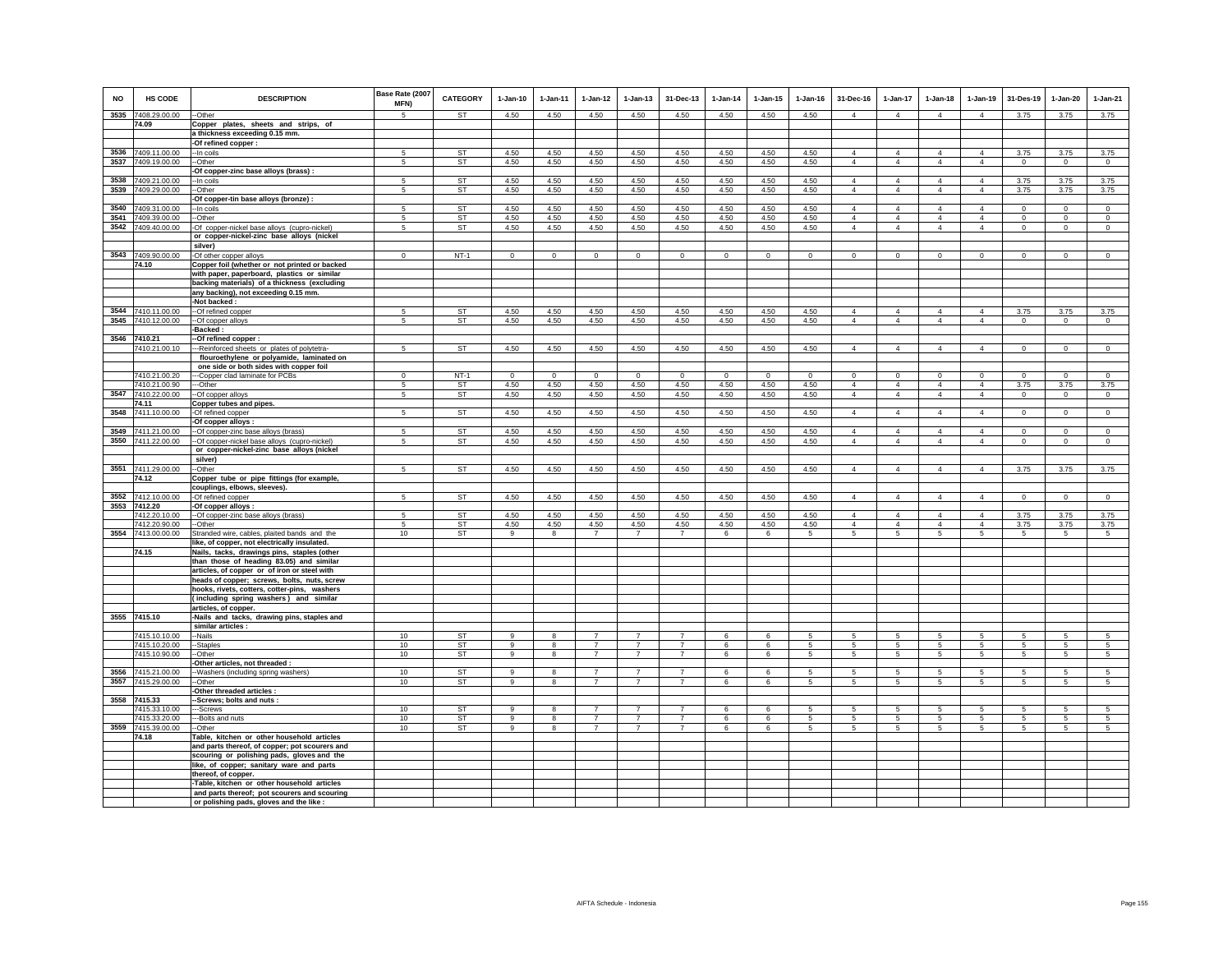| NO | HS CODE | DESCRIPTION | Base Rate (2007 MFN) | CATEGORY | 1-Jan-10 | 1-Jan-11 | 1-Jan-12 | 1-Jan-13 | 31-Dec-13 | 1-Jan-14 | 1-Jan-15 | 1-Jan-16 | 31-Dec-16 | 1-Jan-17 | 1-Jan-18 | 1-Jan-19 | 31-Des-19 | 1-Jan-20 | 1-Jan-21 |
|---|---|---|---|---|---|---|---|---|---|---|---|---|---|---|---|---|---|---|---|
| 3535 | 7408.29.00.00 | --Other | 5 | ST | 4.50 | 4.50 | 4.50 | 4.50 | 4.50 | 4.50 | 4.50 | 4.50 | 4 | 4 | 4 | 4 | 3.75 | 3.75 | 3.75 |
| | 74.09 | Copper plates, sheets and strips, of a thickness exceeding 0.15 mm. | | | | | | | | | | | | | | | | | |
| | | -Of refined copper : | | | | | | | | | | | | | | | | | |
| 3536 | 7409.11.00.00 | --In coils | 5 | ST | 4.50 | 4.50 | 4.50 | 4.50 | 4.50 | 4.50 | 4.50 | 4.50 | 4 | 4 | 4 | 4 | 3.75 | 3.75 | 3.75 |
| 3537 | 7409.19.00.00 | --Other | 5 | ST | 4.50 | 4.50 | 4.50 | 4.50 | 4.50 | 4.50 | 4.50 | 4.50 | 4 | 4 | 4 | 4 | 0 | 0 | 0 |
| | | -Of copper-zinc base alloys (brass) : | | | | | | | | | | | | | | | | | |
| 3538 | 7409.21.00.00 | --In coils | 5 | ST | 4.50 | 4.50 | 4.50 | 4.50 | 4.50 | 4.50 | 4.50 | 4.50 | 4 | 4 | 4 | 4 | 3.75 | 3.75 | 3.75 |
| 3539 | 7409.29.00.00 | --Other | 5 | ST | 4.50 | 4.50 | 4.50 | 4.50 | 4.50 | 4.50 | 4.50 | 4.50 | 4 | 4 | 4 | 4 | 3.75 | 3.75 | 3.75 |
| | | -Of copper-tin base alloys (bronze) : | | | | | | | | | | | | | | | | | |
| 3540 | 7409.31.00.00 | --In coils | 5 | ST | 4.50 | 4.50 | 4.50 | 4.50 | 4.50 | 4.50 | 4.50 | 4.50 | 4 | 4 | 4 | 4 | 0 | 0 | 0 |
| 3541 | 7409.39.00.00 | --Other | 5 | ST | 4.50 | 4.50 | 4.50 | 4.50 | 4.50 | 4.50 | 4.50 | 4.50 | 4 | 4 | 4 | 4 | 0 | 0 | 0 |
| 3542 | 7409.40.00.00 | -Of copper-nickel base alloys (cupro-nickel) or copper-nickel-zinc base alloys (nickel silver) | 5 | ST | 4.50 | 4.50 | 4.50 | 4.50 | 4.50 | 4.50 | 4.50 | 4.50 | 4 | 4 | 4 | 4 | 0 | 0 | 0 |
| 3543 | 7409.90.00.00 | -Of other copper alloys | 0 | NT-1 | 0 | 0 | 0 | 0 | 0 | 0 | 0 | 0 | 0 | 0 | 0 | 0 | 0 | 0 | 0 |
| | 74.10 | Copper foil (whether or not printed or backed with paper, paperboard, plastics or similar backing materials) of a thickness (excluding any backing), not exceeding 0.15 mm. | | | | | | | | | | | | | | | | | |
| | | -Not backed : | | | | | | | | | | | | | | | | | |
| 3544 | 7410.11.00.00 | --Of refined copper | 5 | ST | 4.50 | 4.50 | 4.50 | 4.50 | 4.50 | 4.50 | 4.50 | 4.50 | 4 | 4 | 4 | 4 | 3.75 | 3.75 | 3.75 |
| 3545 | 7410.12.00.00 | --Of copper alloys | 5 | ST | 4.50 | 4.50 | 4.50 | 4.50 | 4.50 | 4.50 | 4.50 | 4.50 | 4 | 4 | 4 | 4 | 0 | 0 | 0 |
| | | -Backed : | | | | | | | | | | | | | | | | | |
| 3546 | 7410.21 | --Of refined copper : | | | | | | | | | | | | | | | | | |
| | 7410.21.00.10 | ---Reinforced sheets or plates of polytetra-flouroethylene or polyamide, laminated on one side or both sides with copper foil | 5 | ST | 4.50 | 4.50 | 4.50 | 4.50 | 4.50 | 4.50 | 4.50 | 4.50 | 4 | 4 | 4 | 4 | 0 | 0 | 0 |
| | 7410.21.00.20 | ---Copper clad laminate for PCBs | 0 | NT-1 | 0 | 0 | 0 | 0 | 0 | 0 | 0 | 0 | 0 | 0 | 0 | 0 | 0 | 0 | 0 |
| | 7410.21.00.90 | ---Other | 5 | ST | 4.50 | 4.50 | 4.50 | 4.50 | 4.50 | 4.50 | 4.50 | 4.50 | 4 | 4 | 4 | 4 | 3.75 | 3.75 | 3.75 |
| 3547 | 7410.22.00.00 | --Of copper alloys | 5 | ST | 4.50 | 4.50 | 4.50 | 4.50 | 4.50 | 4.50 | 4.50 | 4.50 | 4 | 4 | 4 | 4 | 0 | 0 | 0 |
| | 74.11 | Copper tubes and pipes. | | | | | | | | | | | | | | | | | |
| 3548 | 7411.10.00.00 | -Of refined copper | 5 | ST | 4.50 | 4.50 | 4.50 | 4.50 | 4.50 | 4.50 | 4.50 | 4.50 | 4 | 4 | 4 | 4 | 0 | 0 | 0 |
| | | -Of copper alloys : | | | | | | | | | | | | | | | | | |
| 3549 | 7411.21.00.00 | --Of copper-zinc base alloys (brass) | 5 | ST | 4.50 | 4.50 | 4.50 | 4.50 | 4.50 | 4.50 | 4.50 | 4.50 | 4 | 4 | 4 | 4 | 0 | 0 | 0 |
| 3550 | 7411.22.00.00 | --Of copper-nickel base alloys (cupro-nickel) or copper-nickel-zinc base alloys (nickel silver) | 5 | ST | 4.50 | 4.50 | 4.50 | 4.50 | 4.50 | 4.50 | 4.50 | 4.50 | 4 | 4 | 4 | 4 | 0 | 0 | 0 |
| 3551 | 7411.29.00.00 | --Other | 5 | ST | 4.50 | 4.50 | 4.50 | 4.50 | 4.50 | 4.50 | 4.50 | 4.50 | 4 | 4 | 4 | 4 | 3.75 | 3.75 | 3.75 |
| | 74.12 | Copper tube or pipe fittings (for example, couplings, elbows, sleeves). | | | | | | | | | | | | | | | | | |
| 3552 | 7412.10.00.00 | -Of refined copper | 5 | ST | 4.50 | 4.50 | 4.50 | 4.50 | 4.50 | 4.50 | 4.50 | 4.50 | 4 | 4 | 4 | 4 | 0 | 0 | 0 |
| 3553 | 7412.20 | -Of copper alloys : | | | | | | | | | | | | | | | | | |
| | 7412.20.10.00 | --Of copper-zinc base alloys (brass) | 5 | ST | 4.50 | 4.50 | 4.50 | 4.50 | 4.50 | 4.50 | 4.50 | 4.50 | 4 | 4 | 4 | 4 | 3.75 | 3.75 | 3.75 |
| | 7412.20.90.00 | --Other | 5 | ST | 4.50 | 4.50 | 4.50 | 4.50 | 4.50 | 4.50 | 4.50 | 4.50 | 4 | 4 | 4 | 4 | 3.75 | 3.75 | 3.75 |
| 3554 | 7413.00.00.00 | Stranded wire, cables, plaited bands and the like, of copper, not electrically insulated. | 10 | ST | 9 | 8 | 7 | 7 | 7 | 6 | 6 | 5 | 5 | 5 | 5 | 5 | 5 | 5 | 5 |
| | 74.15 | Nails, tacks, drawings pins, staples (other than those of heading 83.05) and similar articles, of copper or of iron or steel with heads of copper; screws, bolts, nuts, screw hooks, rivets, cotters, cotter-pins, washers (including spring washers) and similar articles, of copper. | | | | | | | | | | | | | | | | | |
| 3555 | 7415.10 | -Nails and tacks, drawing pins, staples and similar articles : | | | | | | | | | | | | | | | | | |
| | 7415.10.10.00 | --Nails | 10 | ST | 9 | 8 | 7 | 7 | 7 | 6 | 6 | 5 | 5 | 5 | 5 | 5 | 5 | 5 | 5 |
| | 7415.10.20.00 | --Staples | 10 | ST | 9 | 8 | 7 | 7 | 7 | 6 | 6 | 5 | 5 | 5 | 5 | 5 | 5 | 5 | 5 |
| | 7415.10.90.00 | --Other | 10 | ST | 9 | 8 | 7 | 7 | 7 | 6 | 6 | 5 | 5 | 5 | 5 | 5 | 5 | 5 | 5 |
| | | -Other articles, not threaded : | | | | | | | | | | | | | | | | | |
| 3556 | 7415.21.00.00 | --Washers (including spring washers) | 10 | ST | 9 | 8 | 7 | 7 | 7 | 6 | 6 | 5 | 5 | 5 | 5 | 5 | 5 | 5 | 5 |
| 3557 | 7415.29.00.00 | --Other | 10 | ST | 9 | 8 | 7 | 7 | 7 | 6 | 6 | 5 | 5 | 5 | 5 | 5 | 5 | 5 | 5 |
| | | -Other threaded articles : | | | | | | | | | | | | | | | | | |
| 3558 | 7415.33 | --Screws; bolts and nuts : | | | | | | | | | | | | | | | | | |
| | 7415.33.10.00 | ---Screws | 10 | ST | 9 | 8 | 7 | 7 | 7 | 6 | 6 | 5 | 5 | 5 | 5 | 5 | 5 | 5 | 5 |
| | 7415.33.20.00 | ---Bolts and nuts | 10 | ST | 9 | 8 | 7 | 7 | 7 | 6 | 6 | 5 | 5 | 5 | 5 | 5 | 5 | 5 | 5 |
| 3559 | 7415.39.00.00 | --Other | 10 | ST | 9 | 8 | 7 | 7 | 7 | 6 | 6 | 5 | 5 | 5 | 5 | 5 | 5 | 5 | 5 |
| | 74.18 | Table, kitchen or other household articles and parts thereof, of copper; pot scourers and scouring or polishing pads, gloves and the like, of copper; sanitary ware and parts thereof, of copper. | | | | | | | | | | | | | | | | | |
| | | -Table, kitchen or other household articles and parts thereof; pot scourers and scouring or polishing pads, gloves and the like : | | | | | | | | | | | | | | | | | |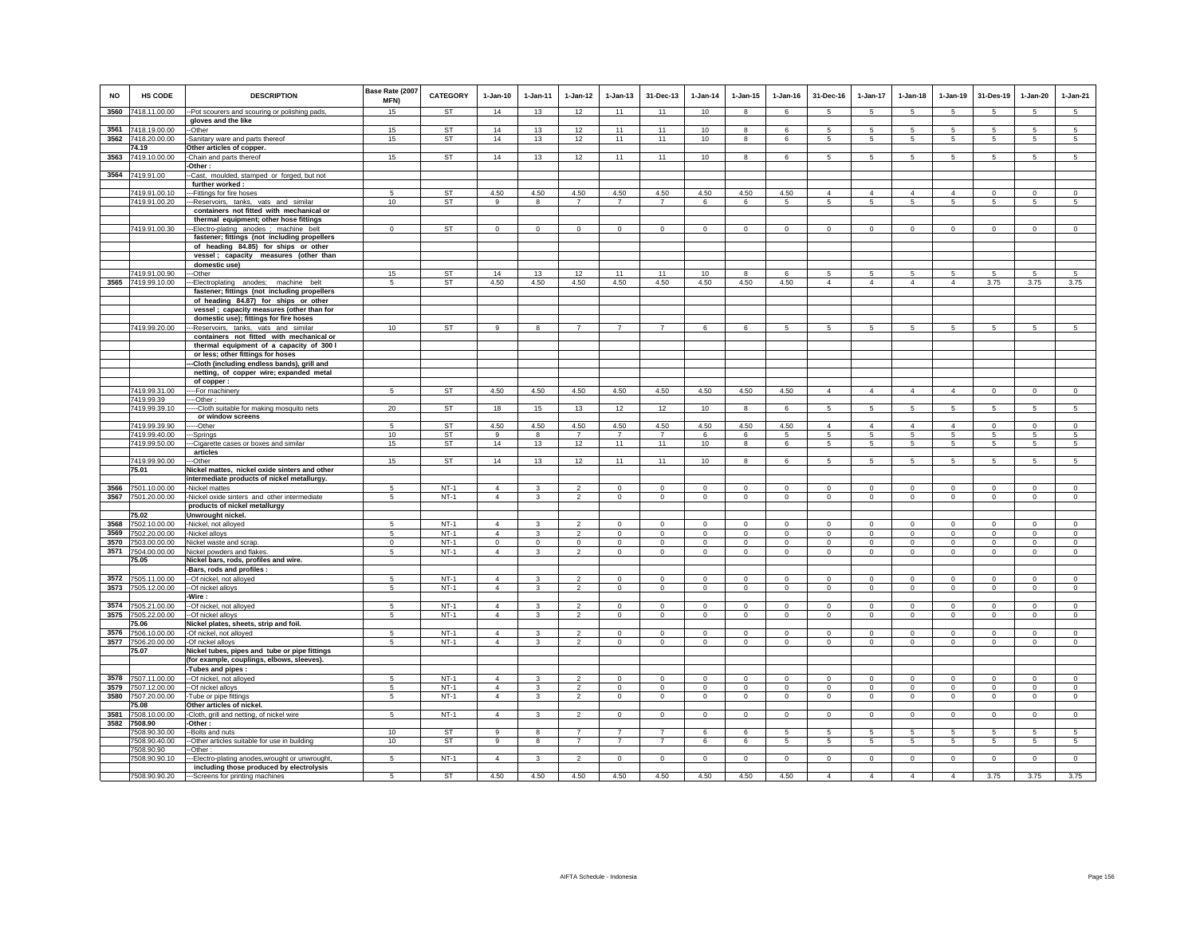| NO | HS CODE | DESCRIPTION | Base Rate (2007 MFN) | CATEGORY | 1-Jan-10 | 1-Jan-11 | 1-Jan-12 | 1-Jan-13 | 31-Dec-13 | 1-Jan-14 | 1-Jan-15 | 1-Jan-16 | 31-Dec-16 | 1-Jan-17 | 1-Jan-18 | 1-Jan-19 | 31-Des-19 | 1-Jan-20 | 1-Jan-21 |
|---|---|---|---|---|---|---|---|---|---|---|---|---|---|---|---|---|---|---|---|
| 3560 | 7418.11.00.00 | --Pot scourers and scouring or polishing pads, gloves and the like | 15 | ST | 14 | 13 | 12 | 11 | 11 | 10 | 8 | 6 | 5 | 5 | 5 | 5 | 5 | 5 | 5 |
| 3561 | 7418.19.00.00 | --Other | 15 | ST | 14 | 13 | 12 | 11 | 11 | 10 | 8 | 6 | 5 | 5 | 5 | 5 | 5 | 5 | 5 |
| 3562 | 7418.20.00.00 | -Sanitary ware and parts thereof | 15 | ST | 14 | 13 | 12 | 11 | 11 | 10 | 8 | 6 | 5 | 5 | 5 | 5 | 5 | 5 | 5 |
| | 74.19 | Other articles of copper. | | | | | | | | | | | | | | | | | |
| 3563 | 7419.10.00.00 | -Chain and parts thereof | 15 | ST | 14 | 13 | 12 | 11 | 11 | 10 | 8 | 6 | 5 | 5 | 5 | 5 | 5 | 5 | 5 |
| | | -Other : | | | | | | | | | | | | | | | | | |
| 3564 | 7419.91.00 | --Cast, moulded, stamped or forged, but not further worked : | | | | | | | | | | | | | | | | | |
| | 7419.91.00.10 | ---Fittings for fire hoses | 5 | ST | 4.50 | 4.50 | 4.50 | 4.50 | 4.50 | 4.50 | 4.50 | 4.50 | 4 | 4 | 4 | 4 | 0 | 0 | 0 |
| | 7419.91.00.20 | ---Reservoirs, tanks, vats and similar containers not fitted with mechanical or thermal equipment; other hose fittings | 10 | ST | 9 | 8 | 7 | 7 | 7 | 6 | 6 | 5 | 5 | 5 | 5 | 5 | 5 | 5 | 5 |
| | 7419.91.00.30 | ---Electro-plating anodes ; machine belt fastener; fittings (not including propellers of heading 84.85) for ships or other vessel ; capacity measures (other than domestic use) | 0 | ST | 0 | 0 | 0 | 0 | 0 | 0 | 0 | 0 | 0 | 0 | 0 | 0 | 0 | 0 | 0 |
| | 7419.91.00.90 | ---Other | 15 | ST | 14 | 13 | 12 | 11 | 11 | 10 | 8 | 6 | 5 | 5 | 5 | 5 | 5 | 5 | 5 |
| 3565 | 7419.99.10.00 | ---Electroplating anodes; machine belt fastener; fittings (not including propellers of heading 84.87) for ships or other vessel ; capacity measures (other than for domestic use); fittings for fire hoses | 5 | ST | 4.50 | 4.50 | 4.50 | 4.50 | 4.50 | 4.50 | 4.50 | 4.50 | 4 | 4 | 4 | 4 | 3.75 | 3.75 | 3.75 |
| | 7419.99.20.00 | ---Reservoirs, tanks, vats and similar containers not fitted with mechanical or thermal equipment of a capacity of 300 l or less; other fittings for hoses | 10 | ST | 9 | 8 | 7 | 7 | 7 | 6 | 6 | 5 | 5 | 5 | 5 | 5 | 5 | 5 | 5 |
| | | ---Cloth (including endless bands), grill and netting, of copper wire; expanded metal of copper : | | | | | | | | | | | | | | | | | |
| | 7419.99.31.00 | ----For machinery | 5 | ST | 4.50 | 4.50 | 4.50 | 4.50 | 4.50 | 4.50 | 4.50 | 4.50 | 4 | 4 | 4 | 4 | 0 | 0 | 0 |
| | 7419.99.39 | ----Other : | | | | | | | | | | | | | | | | | |
| | 7419.99.39.10 | -----Cloth suitable for making mosquito nets or window screens | 20 | ST | 18 | 15 | 13 | 12 | 12 | 10 | 8 | 6 | 5 | 5 | 5 | 5 | 5 | 5 | 5 |
| | 7419.99.39.90 | -----Other | 5 | ST | 4.50 | 4.50 | 4.50 | 4.50 | 4.50 | 4.50 | 4.50 | 4.50 | 4 | 4 | 4 | 4 | 0 | 0 | 0 |
| | 7419.99.40.00 | ---Springs | 10 | ST | 9 | 8 | 7 | 7 | 7 | 6 | 6 | 5 | 5 | 5 | 5 | 5 | 5 | 5 | 5 |
| | 7419.99.50.00 | ---Cigarette cases or boxes and similar articles | 15 | ST | 14 | 13 | 12 | 11 | 11 | 10 | 8 | 6 | 5 | 5 | 5 | 5 | 5 | 5 | 5 |
| | 7419.99.90.00 | ---Other | 15 | ST | 14 | 13 | 12 | 11 | 11 | 10 | 8 | 6 | 5 | 5 | 5 | 5 | 5 | 5 | 5 |
| | 75.01 | Nickel mattes, nickel oxide sinters and other intermediate products of nickel metallurgy. | | | | | | | | | | | | | | | | | |
| 3566 | 7501.10.00.00 | -Nickel mattes | 5 | NT-1 | 4 | 3 | 2 | 0 | 0 | 0 | 0 | 0 | 0 | 0 | 0 | 0 | 0 | 0 | 0 |
| 3567 | 7501.20.00.00 | -Nickel oxide sinters and other intermediate products of nickel metallurgy | 5 | NT-1 | 4 | 3 | 2 | 0 | 0 | 0 | 0 | 0 | 0 | 0 | 0 | 0 | 0 | 0 | 0 |
| | 75.02 | Unwrought nickel. | | | | | | | | | | | | | | | | | |
| 3568 | 7502.10.00.00 | -Nickel, not alloyed | 5 | NT-1 | 4 | 3 | 2 | 0 | 0 | 0 | 0 | 0 | 0 | 0 | 0 | 0 | 0 | 0 | 0 |
| 3569 | 7502.20.00.00 | -Nickel alloys | 5 | NT-1 | 4 | 3 | 2 | 0 | 0 | 0 | 0 | 0 | 0 | 0 | 0 | 0 | 0 | 0 | 0 |
| 3570 | 7503.00.00.00 | Nickel waste and scrap. | 0 | NT-1 | 0 | 0 | 0 | 0 | 0 | 0 | 0 | 0 | 0 | 0 | 0 | 0 | 0 | 0 | 0 |
| 3571 | 7504.00.00.00 | Nickel powders and flakes. | 5 | NT-1 | 4 | 3 | 2 | 0 | 0 | 0 | 0 | 0 | 0 | 0 | 0 | 0 | 0 | 0 | 0 |
| | 75.05 | Nickel bars, rods, profiles and wire. | | | | | | | | | | | | | | | | | |
| | | -Bars, rods and profiles : | | | | | | | | | | | | | | | | | |
| 3572 | 7505.11.00.00 | --Of nickel, not alloyed | 5 | NT-1 | 4 | 3 | 2 | 0 | 0 | 0 | 0 | 0 | 0 | 0 | 0 | 0 | 0 | 0 | 0 |
| 3573 | 7505.12.00.00 | --Of nickel alloys | 5 | NT-1 | 4 | 3 | 2 | 0 | 0 | 0 | 0 | 0 | 0 | 0 | 0 | 0 | 0 | 0 | 0 |
| | | -Wire : | | | | | | | | | | | | | | | | | |
| 3574 | 7505.21.00.00 | --Of nickel, not alloyed | 5 | NT-1 | 4 | 3 | 2 | 0 | 0 | 0 | 0 | 0 | 0 | 0 | 0 | 0 | 0 | 0 | 0 |
| 3575 | 7505.22.00.00 | --Of nickel alloys | 5 | NT-1 | 4 | 3 | 2 | 0 | 0 | 0 | 0 | 0 | 0 | 0 | 0 | 0 | 0 | 0 | 0 |
| | 75.06 | Nickel plates, sheets, strip and foil. | | | | | | | | | | | | | | | | | |
| 3576 | 7506.10.00.00 | -Of nickel, not alloyed | 5 | NT-1 | 4 | 3 | 2 | 0 | 0 | 0 | 0 | 0 | 0 | 0 | 0 | 0 | 0 | 0 | 0 |
| 3577 | 7506.20.00.00 | -Of nickel alloys | 5 | NT-1 | 4 | 3 | 2 | 0 | 0 | 0 | 0 | 0 | 0 | 0 | 0 | 0 | 0 | 0 | 0 |
| | 75.07 | Nickel tubes, pipes and tube or pipe fittings (for example, couplings, elbows, sleeves). | | | | | | | | | | | | | | | | | |
| | | -Tubes and pipes : | | | | | | | | | | | | | | | | | |
| 3578 | 7507.11.00.00 | --Of nickel, not alloyed | 5 | NT-1 | 4 | 3 | 2 | 0 | 0 | 0 | 0 | 0 | 0 | 0 | 0 | 0 | 0 | 0 | 0 |
| 3579 | 7507.12.00.00 | --Of nickel alloys | 5 | NT-1 | 4 | 3 | 2 | 0 | 0 | 0 | 0 | 0 | 0 | 0 | 0 | 0 | 0 | 0 | 0 |
| 3580 | 7507.20.00.00 | -Tube or pipe fittings | 5 | NT-1 | 4 | 3 | 2 | 0 | 0 | 0 | 0 | 0 | 0 | 0 | 0 | 0 | 0 | 0 | 0 |
| | 75.08 | Other articles of nickel. | | | | | | | | | | | | | | | | | |
| 3581 | 7508.10.00.00 | -Cloth, grill and netting, of nickel wire | 5 | NT-1 | 4 | 3 | 2 | 0 | 0 | 0 | 0 | 0 | 0 | 0 | 0 | 0 | 0 | 0 | 0 |
| 3582 | 7508.90 | -Other : | | | | | | | | | | | | | | | | | |
| | 7508.90.30.00 | --Bolts and nuts | 10 | ST | 9 | 8 | 7 | 7 | 7 | 6 | 6 | 5 | 5 | 5 | 5 | 5 | 5 | 5 | 5 |
| | 7508.90.40.00 | --Other articles suitable for use in building | 10 | ST | 9 | 8 | 7 | 7 | 7 | 6 | 6 | 5 | 5 | 5 | 5 | 5 | 5 | 5 | 5 |
| | 7508.90.90 | --Other : | | | | | | | | | | | | | | | | | |
| | 7508.90.90.10 | ---Electro-plating anodes,wrought or unwrought, including those produced by electrolysis | 5 | NT-1 | 4 | 3 | 2 | 0 | 0 | 0 | 0 | 0 | 0 | 0 | 0 | 0 | 0 | 0 | 0 |
| | 7508.90.90.20 | ---Screens for printing machines | 5 | ST | 4.50 | 4.50 | 4.50 | 4.50 | 4.50 | 4.50 | 4.50 | 4.50 | 4 | 4 | 4 | 4 | 3.75 | 3.75 | 3.75 |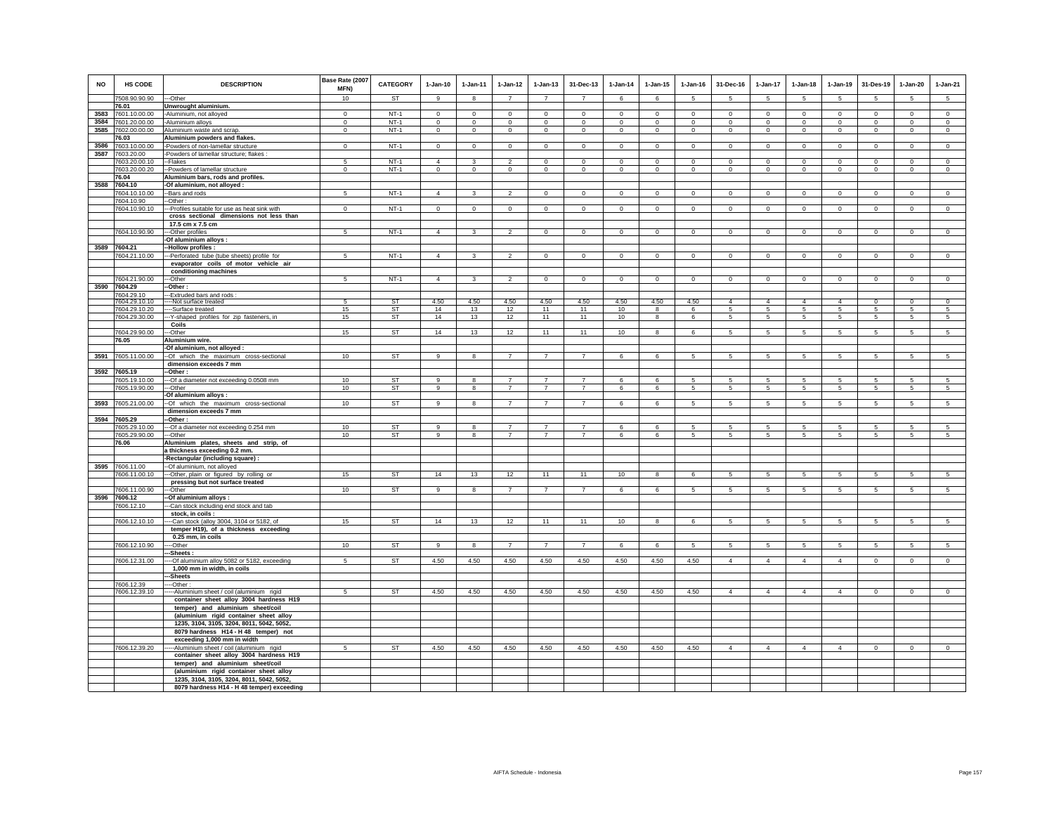| NO | HS CODE | DESCRIPTION | Base Rate (2007 MFN) | CATEGORY | 1-Jan-10 | 1-Jan-11 | 1-Jan-12 | 1-Jan-13 | 31-Dec-13 | 1-Jan-14 | 1-Jan-15 | 1-Jan-16 | 31-Dec-16 | 1-Jan-17 | 1-Jan-18 | 1-Jan-19 | 31-Des-19 | 1-Jan-20 | 1-Jan-21 |
|---|---|---|---|---|---|---|---|---|---|---|---|---|---|---|---|---|---|---|---|
| | 7508.90.90.90 | ---Other | 10 | ST | 9 | 8 | 7 | 7 | 7 | 6 | 6 | 5 | 5 | 5 | 5 | 5 | 5 | 5 | 5 |
| | 76.01 | **Unwrought aluminium.** | | | | | | | | | | | | | | | | | |
| 3583 | 7601.10.00.00 | -Aluminium, not alloyed | 0 | NT-1 | 0 | 0 | 0 | 0 | 0 | 0 | 0 | 0 | 0 | 0 | 0 | 0 | 0 | 0 | 0 |
| 3584 | 7601.20.00.00 | -Aluminium alloys | 0 | NT-1 | 0 | 0 | 0 | 0 | 0 | 0 | 0 | 0 | 0 | 0 | 0 | 0 | 0 | 0 | 0 |
| 3585 | 7602.00.00.00 | Aluminium waste and scrap. | 0 | NT-1 | 0 | 0 | 0 | 0 | 0 | 0 | 0 | 0 | 0 | 0 | 0 | 0 | 0 | 0 | 0 |
| | 76.03 | **Aluminium powders and flakes.** | | | | | | | | | | | | | | | | | |
| 3586 | 7603.10.00.00 | -Powders of non-lamellar structure | 0 | NT-1 | 0 | 0 | 0 | 0 | 0 | 0 | 0 | 0 | 0 | 0 | 0 | 0 | 0 | 0 | 0 |
| 3587 | 7603.20.00 | -Powders of lamellar structure; flakes : | | | | | | | | | | | | | | | | | |
| | 7603.20.00.10 | --Flakes | 5 | NT-1 | 4 | 3 | 2 | 0 | 0 | 0 | 0 | 0 | 0 | 0 | 0 | 0 | 0 | 0 | 0 |
| | 7603.20.00.20 | --Powders of lamellar structure | 0 | NT-1 | 0 | 0 | 0 | 0 | 0 | 0 | 0 | 0 | 0 | 0 | 0 | 0 | 0 | 0 | 0 |
| | 76.04 | **Aluminium bars, rods and profiles.** | | | | | | | | | | | | | | | | | |
| 3588 | 7604.10 | **-Of aluminium, not alloyed :** | | | | | | | | | | | | | | | | | |
| | 7604.10.10.00 | --Bars and rods | 5 | NT-1 | 4 | 3 | 2 | 0 | 0 | 0 | 0 | 0 | 0 | 0 | 0 | 0 | 0 | 0 | 0 |
| | 7604.10.90 | --Other : | | | | | | | | | | | | | | | | | |
| | 7604.10.90.10 | ---Profiles suitable for use as heat sink with **cross sectional dimensions not less than 17.5 cm x 7.5 cm** | 0 | NT-1 | 0 | 0 | 0 | 0 | 0 | 0 | 0 | 0 | 0 | 0 | 0 | 0 | 0 | 0 | 0 |
| | 7604.10.90.90 | ---Other profiles | 5 | NT-1 | 4 | 3 | 2 | 0 | 0 | 0 | 0 | 0 | 0 | 0 | 0 | 0 | 0 | 0 | 0 |
| | | **-Of aluminium alloys :** | | | | | | | | | | | | | | | | | |
| 3589 | 7604.21 | **--Hollow profiles :** | | | | | | | | | | | | | | | | | |
| | 7604.21.10.00 | ---Perforated tube (tube sheets) profile for **evaporator coils of motor vehicle air conditioning machines** | 5 | NT-1 | 4 | 3 | 2 | 0 | 0 | 0 | 0 | 0 | 0 | 0 | 0 | 0 | 0 | 0 | 0 |
| | 7604.21.90.00 | ---Other | 5 | NT-1 | 4 | 3 | 2 | 0 | 0 | 0 | 0 | 0 | 0 | 0 | 0 | 0 | 0 | 0 | 0 |
| 3590 | 7604.29 | **--Other :** | | | | | | | | | | | | | | | | | |
| | 7604.29.10 | ---Extruded bars and rods : | | | | | | | | | | | | | | | | | |
| | 7604.29.10.10 | ----Not surface treated | 5 | ST | 4.50 | 4.50 | 4.50 | 4.50 | 4.50 | 4.50 | 4.50 | 4.50 | 4 | 4 | 4 | 4 | 0 | 0 | 0 |
| | 7604.29.10.20 | ----Surface treated | 15 | ST | 14 | 13 | 12 | 11 | 11 | 10 | 8 | 6 | 5 | 5 | 5 | 5 | 5 | 5 | 5 |
| | 7604.29.30.00 | ---Y-shaped profiles for zip fasteners, in **Coils** | 15 | ST | 14 | 13 | 12 | 11 | 11 | 10 | 8 | 6 | 5 | 5 | 5 | 5 | 5 | 5 | 5 |
| | 7604.29.90.00 | ---Other | 15 | ST | 14 | 13 | 12 | 11 | 11 | 10 | 8 | 6 | 5 | 5 | 5 | 5 | 5 | 5 | 5 |
| | 76.05 | **Aluminium wire.** | | | | | | | | | | | | | | | | | |
| | | **-Of aluminium, not alloyed :** | | | | | | | | | | | | | | | | | |
| 3591 | 7605.11.00.00 | --Of which the maximum cross-sectional **dimension exceeds 7 mm** | 10 | ST | 9 | 8 | 7 | 7 | 7 | 6 | 6 | 5 | 5 | 5 | 5 | 5 | 5 | 5 | 5 |
| 3592 | 7605.19 | **--Other :** | | | | | | | | | | | | | | | | | |
| | 7605.19.10.00 | ---Of a diameter not exceeding 0.0508 mm | 10 | ST | 9 | 8 | 7 | 7 | 7 | 6 | 6 | 5 | 5 | 5 | 5 | 5 | 5 | 5 | 5 |
| | 7605.19.90.00 | ---Other | 10 | ST | 9 | 8 | 7 | 7 | 7 | 6 | 6 | 5 | 5 | 5 | 5 | 5 | 5 | 5 | 5 |
| | | **-Of aluminium alloys :** | | | | | | | | | | | | | | | | | |
| 3593 | 7605.21.00.00 | --Of which the maximum cross-sectional **dimension exceeds 7 mm** | 10 | ST | 9 | 8 | 7 | 7 | 7 | 6 | 6 | 5 | 5 | 5 | 5 | 5 | 5 | 5 | 5 |
| 3594 | 7605.29 | **--Other :** | | | | | | | | | | | | | | | | | |
| | 7605.29.10.00 | ---Of a diameter not exceeding 0.254 mm | 10 | ST | 9 | 8 | 7 | 7 | 7 | 6 | 6 | 5 | 5 | 5 | 5 | 5 | 5 | 5 | 5 |
| | 7605.29.90.00 | ---Other | 10 | ST | 9 | 8 | 7 | 7 | 7 | 6 | 6 | 5 | 5 | 5 | 5 | 5 | 5 | 5 | 5 |
| | 76.06 | **Aluminium plates, sheets and strip, of a thickness exceeding 0.2 mm.** | | | | | | | | | | | | | | | | | |
| | | **-Rectangular (including square) :** | | | | | | | | | | | | | | | | | |
| 3595 | 7606.11.00 | --Of aluminium, not alloyed | | | | | | | | | | | | | | | | | |
| | 7606.11.00.10 | ---Other, plain or figured by rolling or **pressing but not surface treated** | 15 | ST | 14 | 13 | 12 | 11 | 11 | 10 | 8 | 6 | 5 | 5 | 5 | 5 | 5 | 5 | 5 |
| | 7606.11.00.90 | ---Other | 10 | ST | 9 | 8 | 7 | 7 | 7 | 6 | 6 | 5 | 5 | 5 | 5 | 5 | 5 | 5 | 5 |
| 3596 | 7606.12 | **--Of aluminium alloys :** | | | | | | | | | | | | | | | | | |
| | 7606.12.10 | ---Can stock including end stock and tab **stock, in coils :** | | | | | | | | | | | | | | | | | |
| | 7606.12.10.10 | ----Can stock (alloy 3004, 3104 or 5182, of **temper H19), of a thickness exceeding 0.25 mm, in coils** | 15 | ST | 14 | 13 | 12 | 11 | 11 | 10 | 8 | 6 | 5 | 5 | 5 | 5 | 5 | 5 | 5 |
| | 7606.12.10.90 | ----Other | 10 | ST | 9 | 8 | 7 | 7 | 7 | 6 | 6 | 5 | 5 | 5 | 5 | 5 | 5 | 5 | 5 |
| | | **---Sheets :** | | | | | | | | | | | | | | | | | |
| | 7606.12.31.00 | ----Of aluminium alloy 5082 or 5182, exceeding **1,000 mm in width, in coils** | 5 | ST | 4.50 | 4.50 | 4.50 | 4.50 | 4.50 | 4.50 | 4.50 | 4.50 | 4 | 4 | 4 | 4 | 0 | 0 | 0 |
| | | **---Sheets** | | | | | | | | | | | | | | | | | |
| | 7606.12.39 | ----Other : | | | | | | | | | | | | | | | | | |
| | 7606.12.39.10 | -----Aluminium sheet / coil (aluminium rigid **container sheet alloy 3004 hardness H19 temper) and aluminium sheet/coil (aluminium rigid container sheet alloy 1235, 3104, 3105, 3204, 8011, 5042, 5052, 8079 hardness H14 - H 48 temper) not exceeding 1,000 mm in width** | 5 | ST | 4.50 | 4.50 | 4.50 | 4.50 | 4.50 | 4.50 | 4.50 | 4.50 | 4 | 4 | 4 | 4 | 0 | 0 | 0 |
| | 7606.12.39.20 | -----Aluminium sheet / coil (aluminium rigid **container sheet alloy 3004 hardness H19 temper) and aluminium sheet/coil (aluminium rigid container sheet alloy 1235, 3104, 3105, 3204, 8011, 5042, 5052, 8079 hardness H14 - H 48 temper) exceeding** | 5 | ST | 4.50 | 4.50 | 4.50 | 4.50 | 4.50 | 4.50 | 4.50 | 4.50 | 4 | 4 | 4 | 4 | 0 | 0 | 0 |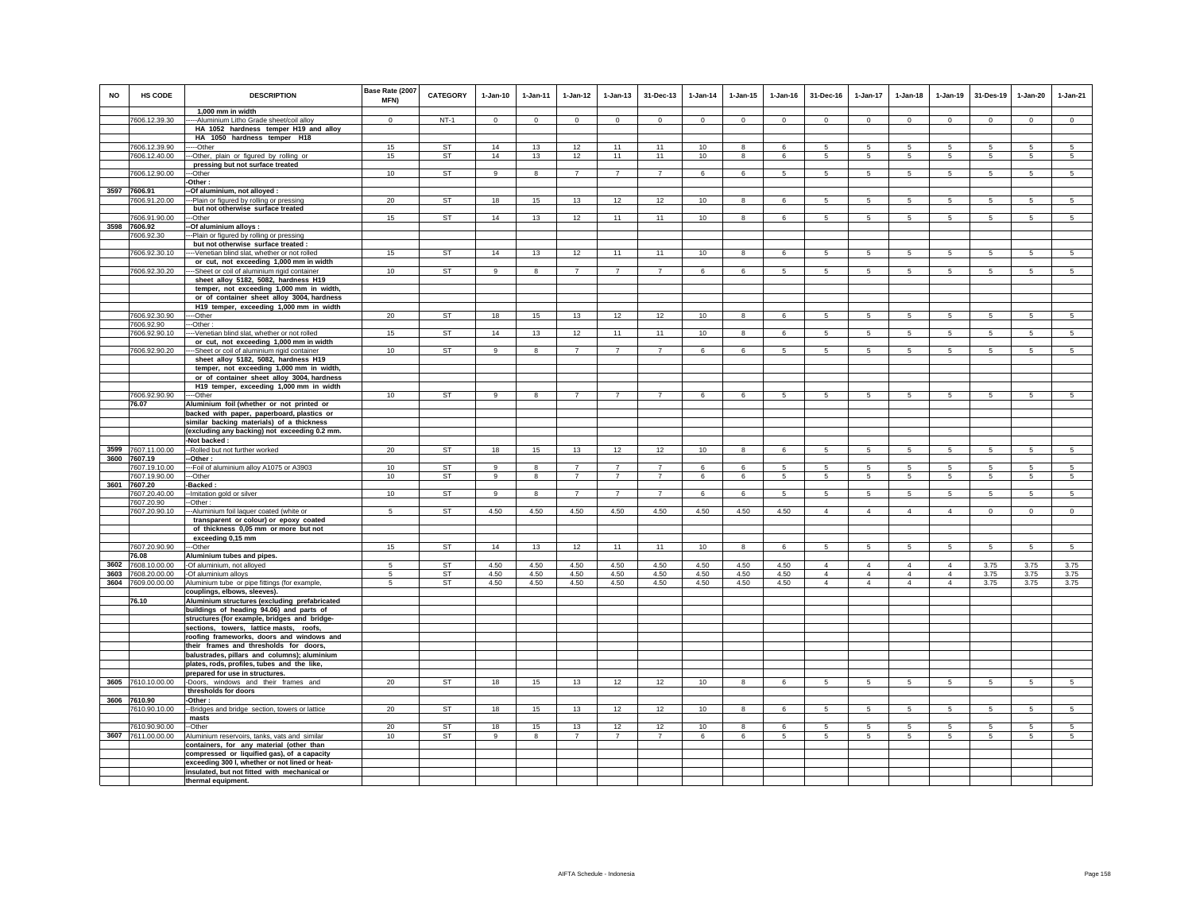| NO | HS CODE | DESCRIPTION | Base Rate (2007 MFN) | CATEGORY | 1-Jan-10 | 1-Jan-11 | 1-Jan-12 | 1-Jan-13 | 31-Dec-13 | 1-Jan-14 | 1-Jan-15 | 1-Jan-16 | 31-Dec-16 | 1-Jan-17 | 1-Jan-18 | 1-Jan-19 | 31-Des-19 | 1-Jan-20 | 1-Jan-21 |
|---|---|---|---|---|---|---|---|---|---|---|---|---|---|---|---|---|---|---|---|
| | | **1,000 mm in width** | | | | | | | | | | | | | | | | | |
| | 7606.12.39.30 | -----Aluminium Litho Grade sheet/coil alloy **HA 1052 hardness temper H19 and alloy HA 1050 hardness temper H18** | 0 | NT-1 | 0 | 0 | 0 | 0 | 0 | 0 | 0 | 0 | 0 | 0 | 0 | 0 | 0 | 0 | 0 |
| | 7606.12.39.90 | -----Other | 15 | ST | 14 | 13 | 12 | 11 | 11 | 10 | 8 | 6 | 5 | 5 | 5 | 5 | 5 | 5 | 5 |
| | 7606.12.40.00 | ---Other, plain or figured by rolling or **pressing but not surface treated** | 15 | ST | 14 | 13 | 12 | 11 | 11 | 10 | 8 | 6 | 5 | 5 | 5 | 5 | 5 | 5 | 5 |
| | 7606.12.90.00 | ---Other | 10 | ST | 9 | 8 | 7 | 7 | 7 | 6 | 6 | 5 | 5 | 5 | 5 | 5 | 5 | 5 | 5 |
| | | -Other : | | | | | | | | | | | | | | | | | |
| 3597 | 7606.91 | --Of aluminium, not alloyed : | | | | | | | | | | | | | | | | | |
| | 7606.91.20.00 | ---Plain or figured by rolling or pressing **but not otherwise surface treated** | 20 | ST | 18 | 15 | 13 | 12 | 12 | 10 | 8 | 6 | 5 | 5 | 5 | 5 | 5 | 5 | 5 |
| | 7606.91.90.00 | ---Other | 15 | ST | 14 | 13 | 12 | 11 | 11 | 10 | 8 | 6 | 5 | 5 | 5 | 5 | 5 | 5 | 5 |
| 3598 | 7606.92 | --Of aluminium alloys : | | | | | | | | | | | | | | | | | |
| | 7606.92.30 | ---Plain or figured by rolling or pressing **but not otherwise surface treated :** | | | | | | | | | | | | | | | | | |
| | 7606.92.30.10 | ----Venetian blind slat, whether or not rolled **or cut, not exceeding 1,000 mm in width** | 15 | ST | 14 | 13 | 12 | 11 | 11 | 10 | 8 | 6 | 5 | 5 | 5 | 5 | 5 | 5 | 5 |
| | 7606.92.30.20 | ----Sheet or coil of aluminium rigid container **sheet alloy 5182, 5082, hardness H19 temper, not exceeding 1,000 mm in width, or of container sheet alloy 3004, hardness H19 temper, exceeding 1,000 mm in width** | 10 | ST | 9 | 8 | 7 | 7 | 7 | 6 | 6 | 5 | 5 | 5 | 5 | 5 | 5 | 5 | 5 |
| | 7606.92.30.90 | ----Other | 20 | ST | 18 | 15 | 13 | 12 | 12 | 10 | 8 | 6 | 5 | 5 | 5 | 5 | 5 | 5 | 5 |
| | 7606.92.90 | ---Other : | | | | | | | | | | | | | | | | | |
| | 7606.92.90.10 | ----Venetian blind slat, whether or not rolled **or cut, not exceeding 1,000 mm in width** | 15 | ST | 14 | 13 | 12 | 11 | 11 | 10 | 8 | 6 | 5 | 5 | 5 | 5 | 5 | 5 | 5 |
| | 7606.92.90.20 | ----Sheet or coil of aluminium rigid container **sheet alloy 5182, 5082, hardness H19 temper, not exceeding 1,000 mm in width, or of container sheet alloy 3004, hardness H19 temper, exceeding 1,000 mm in width** | 10 | ST | 9 | 8 | 7 | 7 | 7 | 6 | 6 | 5 | 5 | 5 | 5 | 5 | 5 | 5 | 5 |
| | 7606.92.90.90 | ----Other | 10 | ST | 9 | 8 | 7 | 7 | 7 | 6 | 6 | 5 | 5 | 5 | 5 | 5 | 5 | 5 | 5 |
| | 76.07 | **Aluminium foil (whether or not printed or backed with paper, paperboard, plastics or similar backing materials) of a thickness (excluding any backing) not exceeding 0.2 mm.** | | | | | | | | | | | | | | | | | |
| | | -Not backed : | | | | | | | | | | | | | | | | | |
| 3599 | 7607.11.00.00 | --Rolled but not further worked | 20 | ST | 18 | 15 | 13 | 12 | 12 | 10 | 8 | 6 | 5 | 5 | 5 | 5 | 5 | 5 | 5 |
| 3600 | 7607.19 | --Other : | | | | | | | | | | | | | | | | | |
| | 7607.19.10.00 | ---Foil of aluminium alloy A1075 or A3903 | 10 | ST | 9 | 8 | 7 | 7 | 7 | 6 | 6 | 5 | 5 | 5 | 5 | 5 | 5 | 5 | 5 |
| | 7607.19.90.00 | ---Other | 10 | ST | 9 | 8 | 7 | 7 | 7 | 6 | 6 | 5 | 5 | 5 | 5 | 5 | 5 | 5 | 5 |
| 3601 | 7607.20 | -Backed : | | | | | | | | | | | | | | | | | |
| | 7607.20.40.00 | --Imitation gold or silver | 10 | ST | 9 | 8 | 7 | 7 | 7 | 6 | 6 | 5 | 5 | 5 | 5 | 5 | 5 | 5 | 5 |
| | 7607.20.90 | --Other : | | | | | | | | | | | | | | | | | |
| | 7607.20.90.10 | ---Aluminium foil laquer coated (white or **transparent or colour) or epoxy coated of thickness 0,05 mm or more but not exceeding 0,15 mm** | 5 | ST | 4.50 | 4.50 | 4.50 | 4.50 | 4.50 | 4.50 | 4.50 | 4.50 | 4 | 4 | 4 | 4 | 0 | 0 | 0 |
| | 7607.20.90.90 | ---Other | 15 | ST | 14 | 13 | 12 | 11 | 11 | 10 | 8 | 6 | 5 | 5 | 5 | 5 | 5 | 5 | 5 |
| | 76.08 | **Aluminium tubes and pipes.** | | | | | | | | | | | | | | | | | |
| 3602 | 7608.10.00.00 | -Of aluminium, not alloyed | 5 | ST | 4.50 | 4.50 | 4.50 | 4.50 | 4.50 | 4.50 | 4.50 | 4.50 | 4 | 4 | 4 | 4 | 3.75 | 3.75 | 3.75 |
| 3603 | 7608.20.00.00 | -Of aluminium alloys | 5 | ST | 4.50 | 4.50 | 4.50 | 4.50 | 4.50 | 4.50 | 4.50 | 4.50 | 4 | 4 | 4 | 4 | 3.75 | 3.75 | 3.75 |
| 3604 | 7609.00.00.00 | Aluminium tube or pipe fittings (for example, **couplings, elbows, sleeves).** | 5 | ST | 4.50 | 4.50 | 4.50 | 4.50 | 4.50 | 4.50 | 4.50 | 4.50 | 4 | 4 | 4 | 4 | 3.75 | 3.75 | 3.75 |
| | 76.10 | **Aluminium structures (excluding prefabricated buildings of heading 94.06) and parts of structures (for example, bridges and bridge-sections, towers, lattice masts, roofs, roofing frameworks, doors and windows and their frames and thresholds for doors, balustrades, pillars and columns); aluminium plates, rods, profiles, tubes and the like, prepared for use in structures.** | | | | | | | | | | | | | | | | | |
| 3605 | 7610.10.00.00 | -Doors, windows and their frames and **thresholds for doors** | 20 | ST | 18 | 15 | 13 | 12 | 12 | 10 | 8 | 6 | 5 | 5 | 5 | 5 | 5 | 5 | 5 |
| 3606 | 7610.90 | -Other : | | | | | | | | | | | | | | | | | |
| | 7610.90.10.00 | --Bridges and bridge section, towers or lattice **masts** | 20 | ST | 18 | 15 | 13 | 12 | 12 | 10 | 8 | 6 | 5 | 5 | 5 | 5 | 5 | 5 | 5 |
| | 7610.90.90.00 | --Other | 20 | ST | 18 | 15 | 13 | 12 | 12 | 10 | 8 | 6 | 5 | 5 | 5 | 5 | 5 | 5 | 5 |
| 3607 | 7611.00.00.00 | Aluminium reservoirs, tanks, vats and similar **containers, for any material (other than compressed or liquified gas), of a capacity exceeding 300 l, whether or not lined or heat-insulated, but not fitted with mechanical or thermal equipment.** | 10 | ST | 9 | 8 | 7 | 7 | 7 | 6 | 6 | 5 | 5 | 5 | 5 | 5 | 5 | 5 | 5 |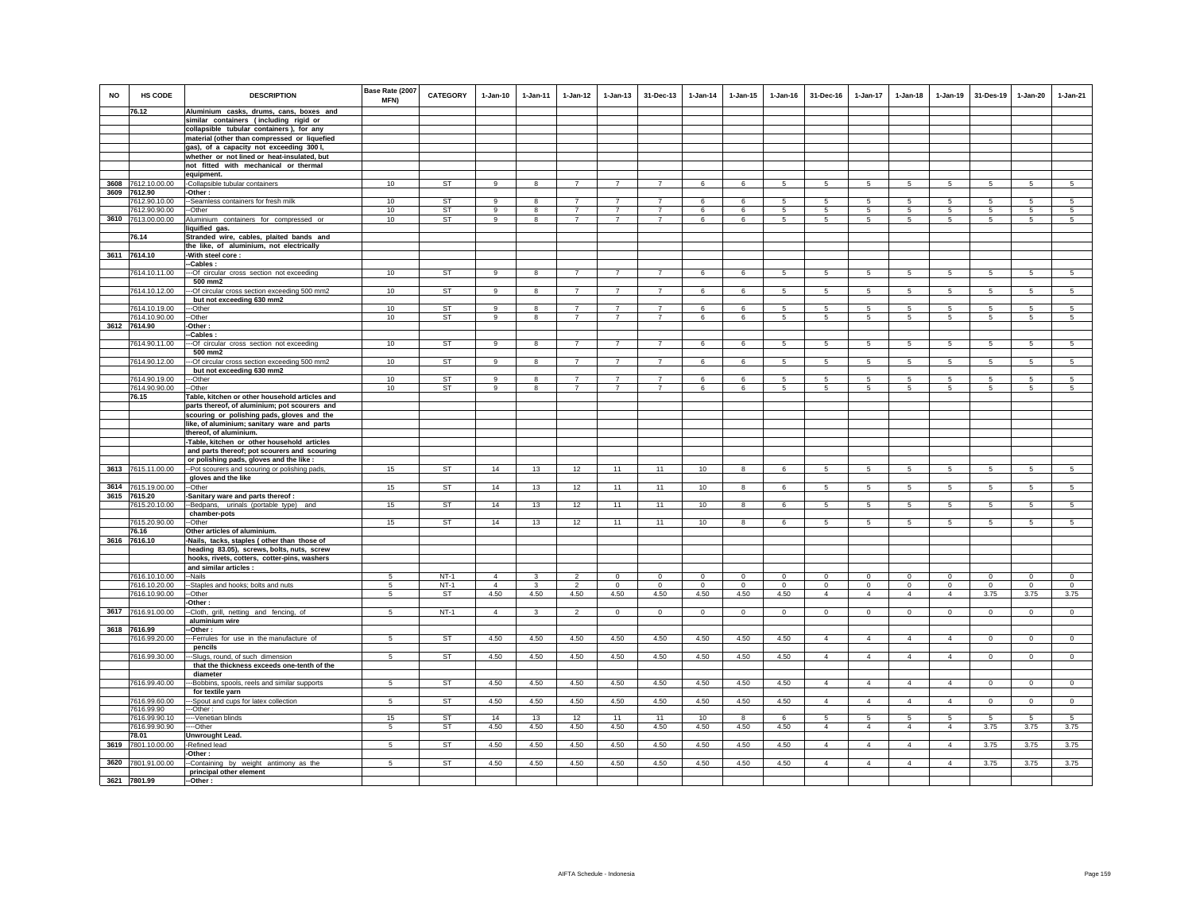| NO | HS CODE | DESCRIPTION | Base Rate (2007 MFN) | CATEGORY | 1-Jan-10 | 1-Jan-11 | 1-Jan-12 | 1-Jan-13 | 31-Dec-13 | 1-Jan-14 | 1-Jan-15 | 1-Jan-16 | 31-Dec-16 | 1-Jan-17 | 1-Jan-18 | 1-Jan-19 | 31-Des-19 | 1-Jan-20 | 1-Jan-21 |
|---|---|---|---|---|---|---|---|---|---|---|---|---|---|---|---|---|---|---|---|
| | 76.12 | Aluminium casks, drums, cans, boxes and similar containers (including rigid or collapsible tubular containers), for any material (other than compressed or liquefied gas), of a capacity not exceeding 300 l, whether or not lined or heat-insulated, but not fitted with mechanical or thermal equipment. | | | | | | | | | | | | | | | | | |
| 3608 | 7612.10.00.00 | -Collapsible tubular containers | 10 | ST | 9 | 8 | 7 | 7 | 7 | 6 | 6 | 5 | 5 | 5 | 5 | 5 | 5 | 5 | 5 |
| 3609 | 7612.90 | -Other : | | | | | | | | | | | | | | | | | |
| | 7612.90.10.00 | --Seamless containers for fresh milk | 10 | ST | 9 | 8 | 7 | 7 | 7 | 6 | 6 | 5 | 5 | 5 | 5 | 5 | 5 | 5 | 5 |
| | 7612.90.90.00 | --Other | 10 | ST | 9 | 8 | 7 | 7 | 7 | 6 | 6 | 5 | 5 | 5 | 5 | 5 | 5 | 5 | 5 |
| 3610 | 7613.00.00.00 | Aluminium containers for compressed or liquified gas. | 10 | ST | 9 | 8 | 7 | 7 | 7 | 6 | 6 | 5 | 5 | 5 | 5 | 5 | 5 | 5 | 5 |
| | 76.14 | Stranded wire, cables, plaited bands and the like, of aluminium, not electrically | | | | | | | | | | | | | | | | | |
| 3611 | 7614.10 | -With steel core : | | | | | | | | | | | | | | | | | |
| | | --Cables : | | | | | | | | | | | | | | | | | |
| | 7614.10.11.00 | ---Of circular cross section not exceeding 500 mm2 | 10 | ST | 9 | 8 | 7 | 7 | 7 | 6 | 6 | 5 | 5 | 5 | 5 | 5 | 5 | 5 | 5 |
| | 7614.10.12.00 | ---Of circular cross section exceeding 500 mm2 but not exceeding 630 mm2 | 10 | ST | 9 | 8 | 7 | 7 | 7 | 6 | 6 | 5 | 5 | 5 | 5 | 5 | 5 | 5 | 5 |
| | 7614.10.19.00 | ---Other | 10 | ST | 9 | 8 | 7 | 7 | 7 | 6 | 6 | 5 | 5 | 5 | 5 | 5 | 5 | 5 | 5 |
| | 7614.10.90.00 | --Other | 10 | ST | 9 | 8 | 7 | 7 | 7 | 6 | 6 | 5 | 5 | 5 | 5 | 5 | 5 | 5 | 5 |
| 3612 | 7614.90 | -Other : | | | | | | | | | | | | | | | | | |
| | | --Cables : | | | | | | | | | | | | | | | | | |
| | 7614.90.11.00 | ---Of circular cross section not exceeding 500 mm2 | 10 | ST | 9 | 8 | 7 | 7 | 7 | 6 | 6 | 5 | 5 | 5 | 5 | 5 | 5 | 5 | 5 |
| | 7614.90.12.00 | ---Of circular cross section exceeding 500 mm2 but not exceeding 630 mm2 | 10 | ST | 9 | 8 | 7 | 7 | 7 | 6 | 6 | 5 | 5 | 5 | 5 | 5 | 5 | 5 | 5 |
| | 7614.90.19.00 | ---Other | 10 | ST | 9 | 8 | 7 | 7 | 7 | 6 | 6 | 5 | 5 | 5 | 5 | 5 | 5 | 5 | 5 |
| | 7614.90.90.00 | --Other | 10 | ST | 9 | 8 | 7 | 7 | 7 | 6 | 6 | 5 | 5 | 5 | 5 | 5 | 5 | 5 | 5 |
| | 76.15 | Table, kitchen or other household articles and parts thereof, of aluminium; pot scourers and scouring or polishing pads, gloves and the like, of aluminium; sanitary ware and parts thereof, of aluminium. | | | | | | | | | | | | | | | | | |
| | | -Table, kitchen or other household articles and parts thereof; pot scourers and scouring or polishing pads, gloves and the like : | | | | | | | | | | | | | | | | | |
| 3613 | 7615.11.00.00 | --Pot scourers and scouring or polishing pads, gloves and the like | 15 | ST | 14 | 13 | 12 | 11 | 11 | 10 | 8 | 6 | 5 | 5 | 5 | 5 | 5 | 5 | 5 |
| 3614 | 7615.19.00.00 | --Other | 15 | ST | 14 | 13 | 12 | 11 | 11 | 10 | 8 | 6 | 5 | 5 | 5 | 5 | 5 | 5 | 5 |
| 3615 | 7615.20 | -Sanitary ware and parts thereof : | | | | | | | | | | | | | | | | | |
| | 7615.20.10.00 | --Bedpans, urinals (portable type) and chamber-pots | 15 | ST | 14 | 13 | 12 | 11 | 11 | 10 | 8 | 6 | 5 | 5 | 5 | 5 | 5 | 5 | 5 |
| | 7615.20.90.00 | --Other | 15 | ST | 14 | 13 | 12 | 11 | 11 | 10 | 8 | 6 | 5 | 5 | 5 | 5 | 5 | 5 | 5 |
| | 76.16 | Other articles of aluminium. | | | | | | | | | | | | | | | | | |
| 3616 | 7616.10 | -Nails, tacks, staples ( other than those of heading 83.05), screws, bolts, nuts, screw hooks, rivets, cotters, cotter-pins, washers and similar articles : | | | | | | | | | | | | | | | | | |
| | 7616.10.10.00 | --Nails | 5 | NT-1 | 4 | 3 | 2 | 0 | 0 | 0 | 0 | 0 | 0 | 0 | 0 | 0 | 0 | 0 | 0 |
| | 7616.10.20.00 | --Staples and hooks; bolts and nuts | 5 | NT-1 | 4 | 3 | 2 | 0 | 0 | 0 | 0 | 0 | 0 | 0 | 0 | 0 | 0 | 0 | 0 |
| | 7616.10.90.00 | --Other | 5 | ST | 4.50 | 4.50 | 4.50 | 4.50 | 4.50 | 4.50 | 4.50 | 4.50 | 4 | 4 | 4 | 4 | 3.75 | 3.75 | 3.75 |
| | | -Other : | | | | | | | | | | | | | | | | | |
| 3617 | 7616.91.00.00 | --Cloth, grill, netting and fencing, of aluminium wire | 5 | NT-1 | 4 | 3 | 2 | 0 | 0 | 0 | 0 | 0 | 0 | 0 | 0 | 0 | 0 | 0 | 0 |
| 3618 | 7616.99 | --Other : | | | | | | | | | | | | | | | | | |
| | 7616.99.20.00 | ---Ferrules for use in the manufacture of pencils | 5 | ST | 4.50 | 4.50 | 4.50 | 4.50 | 4.50 | 4.50 | 4.50 | 4.50 | 4 | 4 | 4 | 4 | 0 | 0 | 0 |
| | 7616.99.30.00 | ---Slugs, round, of such dimension that the thickness exceeds one-tenth of the diameter | 5 | ST | 4.50 | 4.50 | 4.50 | 4.50 | 4.50 | 4.50 | 4.50 | 4.50 | 4 | 4 | 4 | 4 | 0 | 0 | 0 |
| | 7616.99.40.00 | ---Bobbins, spools, reels and similar supports for textile yarn | 5 | ST | 4.50 | 4.50 | 4.50 | 4.50 | 4.50 | 4.50 | 4.50 | 4.50 | 4 | 4 | 4 | 4 | 0 | 0 | 0 |
| | 7616.99.60.00 | ---Spout and cups for latex collection | 5 | ST | 4.50 | 4.50 | 4.50 | 4.50 | 4.50 | 4.50 | 4.50 | 4.50 | 4 | 4 | 4 | 4 | 0 | 0 | 0 |
| | 7616.99.90 | ---Other : | | | | | | | | | | | | | | | | | |
| | 7616.99.90.10 | ----Venetian blinds | 15 | ST | 14 | 13 | 12 | 11 | 11 | 10 | 8 | 6 | 5 | 5 | 5 | 5 | 5 | 5 | 5 |
| | 7616.99.90.90 | ----Other | 5 | ST | 4.50 | 4.50 | 4.50 | 4.50 | 4.50 | 4.50 | 4.50 | 4.50 | 4 | 4 | 4 | 4 | 3.75 | 3.75 | 3.75 |
| | 78.01 | Unwrought Lead. | | | | | | | | | | | | | | | | | |
| 3619 | 7801.10.00.00 | -Refined lead | 5 | ST | 4.50 | 4.50 | 4.50 | 4.50 | 4.50 | 4.50 | 4.50 | 4.50 | 4 | 4 | 4 | 4 | 3.75 | 3.75 | 3.75 |
| | | -Other : | | | | | | | | | | | | | | | | | |
| 3620 | 7801.91.00.00 | --Containing by weight antimony as the principal other element | 5 | ST | 4.50 | 4.50 | 4.50 | 4.50 | 4.50 | 4.50 | 4.50 | 4.50 | 4 | 4 | 4 | 4 | 3.75 | 3.75 | 3.75 |
| 3621 | 7801.99 | --Other : | | | | | | | | | | | | | | | | | |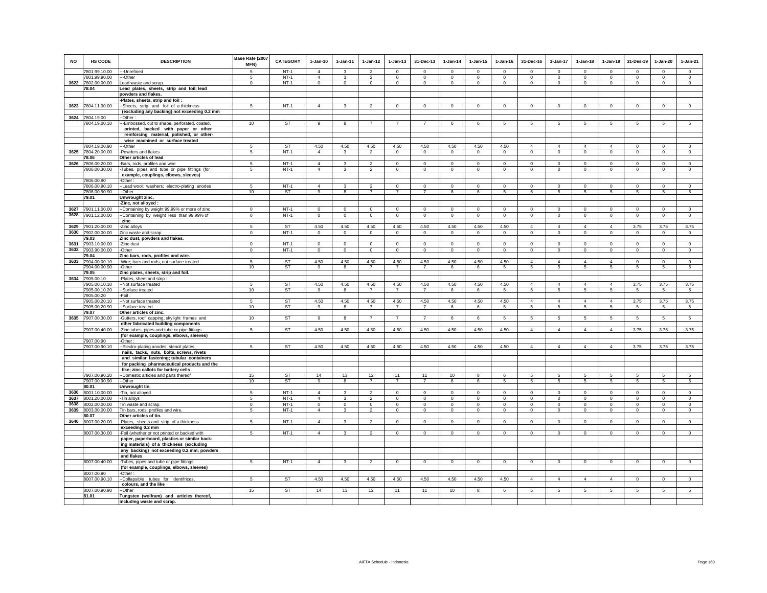| NO | HS CODE | DESCRIPTION | Base Rate (2007 MFN) | CATEGORY | 1-Jan-10 | 1-Jan-11 | 1-Jan-12 | 1-Jan-13 | 31-Dec-13 | 1-Jan-14 | 1-Jan-15 | 1-Jan-16 | 31-Dec-16 | 1-Jan-17 | 1-Jan-18 | 1-Jan-19 | 31-Des-19 | 1-Jan-20 | 1-Jan-21 |
|---|---|---|---|---|---|---|---|---|---|---|---|---|---|---|---|---|---|---|---|
| | 7801.99.10.00 | ---Unrefined | 5 | NT-1 | 4 | 3 | 2 | 0 | 0 | 0 | 0 | 0 | 0 | 0 | 0 | 0 | 0 | 0 | 0 |
| | 7801.99.90.00 | ---Other | 5 | NT-1 | 4 | 3 | 2 | 0 | 0 | 0 | 0 | 0 | 0 | 0 | 0 | 0 | 0 | 0 | 0 |
| 3622 | 7802.00.00.00 | Lead waste and scrap. | 0 | NT-1 | 0 | 0 | 0 | 0 | 0 | 0 | 0 | 0 | 0 | 0 | 0 | 0 | 0 | 0 | 0 |
| | 78.04 | Lead plates, sheets, strip and foil; lead powders and flakes. | | | | | | | | | | | | | | | | | |
| | | -Plates, sheets, strip and foil : | | | | | | | | | | | | | | | | | |
| 3623 | 7804.11.00.00 | --Sheets, strip and foil of a thickness (excluding any backing) not exceeding 0.2 mm | 5 | NT-1 | 4 | 3 | 2 | 0 | 0 | 0 | 0 | 0 | 0 | 0 | 0 | 0 | 0 | 0 | 0 |
| 3624 | 7804.19.00 | --Other : | | | | | | | | | | | | | | | | | |
| | 7804.19.00.10 | ---Embossed, cut to shape, perforated, coated, printed, backed with paper or other reinforcing material, polished, or other-wise machined or surface treated | 10 | ST | 9 | 8 | 7 | 7 | 7 | 6 | 6 | 5 | 5 | 5 | 5 | 5 | 5 | 5 | 5 |
| | 7804.19.00.90 | ---Other | 5 | ST | 4.50 | 4.50 | 4.50 | 4.50 | 4.50 | 4.50 | 4.50 | 4.50 | 4 | 4 | 4 | 4 | 0 | 0 | 0 |
| 3625 | 7804.20.00.00 | -Powders and flakes | 5 | NT-1 | 4 | 3 | 2 | 0 | 0 | 0 | 0 | 0 | 0 | 0 | 0 | 0 | 0 | 0 | 0 |
| | 78.06 | Other articles of lead | | | | | | | | | | | | | | | | | |
| 3626 | 7806.00.20.00 | -Bars, rods, profiles and wire | 5 | NT-1 | 4 | 3 | 2 | 0 | 0 | 0 | 0 | 0 | 0 | 0 | 0 | 0 | 0 | 0 | 0 |
| | 7806.00.30.00 | -Tubes, pipes and tube or pipe fittings (for example, couplings, elbows, sleeves) | 5 | NT-1 | 4 | 3 | 2 | 0 | 0 | 0 | 0 | 0 | 0 | 0 | 0 | 0 | 0 | 0 | 0 |
| | 7806.00.90 | -Other : | | | | | | | | | | | | | | | | | |
| | 7806.00.90.10 | --Lead wool; washers; electro-plating anodes | 5 | NT-1 | 4 | 3 | 2 | 0 | 0 | 0 | 0 | 0 | 0 | 0 | 0 | 0 | 0 | 0 | 0 |
| | 7806.00.90.90 | --Other | 10 | ST | 9 | 8 | 7 | 7 | 7 | 6 | 6 | 5 | 5 | 5 | 5 | 5 | 5 | 5 | 5 |
| | 79.01 | Unwrought zinc. | | | | | | | | | | | | | | | | | |
| | | -Zinc, not alloyed : | | | | | | | | | | | | | | | | | |
| 3627 | 7901.11.00.00 | --Containing by weight 99.99% or more of zinc | 0 | NT-1 | 0 | 0 | 0 | 0 | 0 | 0 | 0 | 0 | 0 | 0 | 0 | 0 | 0 | 0 | 0 |
| 3628 | 7901.12.00.00 | --Containing by weight less than 99.99% of zinc | 0 | NT-1 | 0 | 0 | 0 | 0 | 0 | 0 | 0 | 0 | 0 | 0 | 0 | 0 | 0 | 0 | 0 |
| 3629 | 7901.20.00.00 | -Zinc alloys | 5 | ST | 4.50 | 4.50 | 4.50 | 4.50 | 4.50 | 4.50 | 4.50 | 4.50 | 4 | 4 | 4 | 4 | 3.75 | 3.75 | 3.75 |
| 3630 | 7902.00.00.00 | Zinc waste and scrap. | 0 | NT-1 | 0 | 0 | 0 | 0 | 0 | 0 | 0 | 0 | 0 | 0 | 0 | 0 | 0 | 0 | 0 |
| | 79.03 | Zinc dust, powders and flakes. | | | | | | | | | | | | | | | | | |
| 3631 | 7903.10.00.00 | -Zinc dust | 0 | NT-1 | 0 | 0 | 0 | 0 | 0 | 0 | 0 | 0 | 0 | 0 | 0 | 0 | 0 | 0 | 0 |
| 3632 | 7903.90.00.00 | -Other | 0 | NT-1 | 0 | 0 | 0 | 0 | 0 | 0 | 0 | 0 | 0 | 0 | 0 | 0 | 0 | 0 | 0 |
| | 79.04 | Zinc bars, rods, profiles and wire. | | | | | | | | | | | | | | | | | |
| 3633 | 7904.00.00.10 | -Wire; bars and rods, not surface treated | 5 | ST | 4.50 | 4.50 | 4.50 | 4.50 | 4.50 | 4.50 | 4.50 | 4.50 | 4 | 4 | 4 | 4 | 0 | 0 | 0 |
| | 7904.00.00.90 | -Other | 10 | ST | 9 | 8 | 7 | 7 | 7 | 6 | 6 | 5 | 5 | 5 | 5 | 5 | 5 | 5 | 5 |
| | 79.05 | Zinc plates, sheets, strip and foil. | | | | | | | | | | | | | | | | | |
| 3634 | 7905.00.10 | -Plates, sheet and strip : | | | | | | | | | | | | | | | | | |
| | 7905.00.10.10 | --Not surface treated | 5 | ST | 4.50 | 4.50 | 4.50 | 4.50 | 4.50 | 4.50 | 4.50 | 4.50 | 4 | 4 | 4 | 4 | 3.75 | 3.75 | 3.75 |
| | 7905.00.10.20 | --Surface treated | 10 | ST | 9 | 8 | 7 | 7 | 7 | 6 | 6 | 5 | 5 | 5 | 5 | 5 | 5 | 5 | 5 |
| | 7905.00.20 | -Foil : | | | | | | | | | | | | | | | | | |
| | 7905.00.20.10 | --Not surface treated | 5 | ST | 4.50 | 4.50 | 4.50 | 4.50 | 4.50 | 4.50 | 4.50 | 4.50 | 4 | 4 | 4 | 4 | 3.75 | 3.75 | 3.75 |
| | 7905.00.20.90 | --Surface treated | 10 | ST | 9 | 8 | 7 | 7 | 7 | 6 | 6 | 5 | 5 | 5 | 5 | 5 | 5 | 5 | 5 |
| | 79.07 | Other articles of zinc. | | | | | | | | | | | | | | | | | |
| 3635 | 7907.00.30.00 | -Gutters, roof capping, skylight frames and other fabricated building components | 10 | ST | 9 | 8 | 7 | 7 | 7 | 6 | 6 | 5 | 5 | 5 | 5 | 5 | 5 | 5 | 5 |
| | 7907.00.40.00 | -Zinc tubes, pipes and tube or pipe fittings (for example, couplings, elbows, sleeves) | 5 | ST | 4.50 | 4.50 | 4.50 | 4.50 | 4.50 | 4.50 | 4.50 | 4.50 | 4 | 4 | 4 | 4 | 3.75 | 3.75 | 3.75 |
| | 7907.00.90 | -Other : | | | | | | | | | | | | | | | | | |
| | 7907.00.90.10 | --Electro-plating anodes; stencil plates; nails, tacks, nuts, bolts, screws, rivets and similar fastening; tubular containers for packing pharmaceutical products and the like; zinc callots for battery cells | 5 | ST | 4.50 | 4.50 | 4.50 | 4.50 | 4.50 | 4.50 | 4.50 | 4.50 | 4 | 4 | 4 | 4 | 3.75 | 3.75 | 3.75 |
| | 7907.00.90.20 | --Domestic articles and parts thereof | 15 | ST | 14 | 13 | 12 | 11 | 11 | 10 | 8 | 6 | 5 | 5 | 5 | 5 | 5 | 5 | 5 |
| | 7907.00.90.90 | --Other | 10 | ST | 9 | 8 | 7 | 7 | 7 | 6 | 6 | 5 | 5 | 5 | 5 | 5 | 5 | 5 | 5 |
| | 80.01 | Unwrought tin. | | | | | | | | | | | | | | | | | |
| 3636 | 8001.10.00.00 | -Tin, not alloyed | 5 | NT-1 | 4 | 3 | 2 | 0 | 0 | 0 | 0 | 0 | 0 | 0 | 0 | 0 | 0 | 0 | 0 |
| 3637 | 8001.20.00.00 | -Tin alloys | 5 | NT-1 | 4 | 3 | 2 | 0 | 0 | 0 | 0 | 0 | 0 | 0 | 0 | 0 | 0 | 0 | 0 |
| 3638 | 8002.00.00.00 | Tin waste and scrap. | 0 | NT-1 | 0 | 0 | 0 | 0 | 0 | 0 | 0 | 0 | 0 | 0 | 0 | 0 | 0 | 0 | 0 |
| 3639 | 8003.00.00.00 | Tin bars, rods, profiles and wire. | 5 | NT-1 | 4 | 3 | 2 | 0 | 0 | 0 | 0 | 0 | 0 | 0 | 0 | 0 | 0 | 0 | 0 |
| | 80.07 | Other articles of tin. | | | | | | | | | | | | | | | | | |
| 3640 | 8007.00.20.00 | -Plates, sheets and strip, of a thickness exceeding 0.2 mm | 5 | NT-1 | 4 | 3 | 2 | 0 | 0 | 0 | 0 | 0 | 0 | 0 | 0 | 0 | 0 | 0 | 0 |
| | 8007.00.30.00 | -Foil (whether or not printed or backed with paper, paperboard, plastics or similar back-ing materials) of a thickness (excluding any backing) not exceeding 0.2 mm; powders and flakes | 5 | NT-1 | 4 | 3 | 2 | 0 | 0 | 0 | 0 | 0 | 0 | 0 | 0 | 0 | 0 | 0 | 0 |
| | 8007.00.40.00 | -Tubes, pipes and tube or pipe fittings (for example, couplings, elbows, sleeves) | 5 | NT-1 | 4 | 3 | 2 | 0 | 0 | 0 | 0 | 0 | 0 | 0 | 0 | 0 | 0 | 0 | 0 |
| | 8007.00.90 | -Other : | | | | | | | | | | | | | | | | | |
| | 8007.00.90.10 | --Collapsible tubes for dentifrices, colours, and the like | 5 | ST | 4.50 | 4.50 | 4.50 | 4.50 | 4.50 | 4.50 | 4.50 | 4.50 | 4 | 4 | 4 | 4 | 0 | 0 | 0 |
| | 8007.00.90.90 | --Other | 15 | ST | 14 | 13 | 12 | 11 | 11 | 10 | 8 | 6 | 5 | 5 | 5 | 5 | 5 | 5 | 5 |
| | 81.01 | Tungsten (wolfram) and articles thereof, including waste and scrap. | | | | | | | | | | | | | | | | | |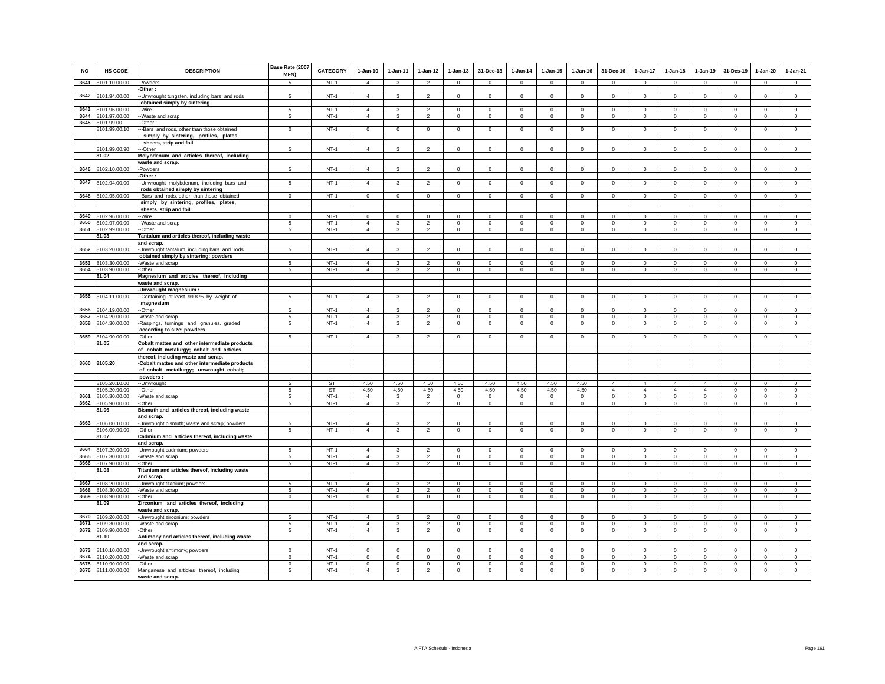| NO | HS CODE | DESCRIPTION | Base Rate (2007 MFN) | CATEGORY | 1-Jan-10 | 1-Jan-11 | 1-Jan-12 | 1-Jan-13 | 31-Dec-13 | 1-Jan-14 | 1-Jan-15 | 1-Jan-16 | 31-Dec-16 | 1-Jan-17 | 1-Jan-18 | 1-Jan-19 | 31-Des-19 | 1-Jan-20 | 1-Jan-21 |
|---|---|---|---|---|---|---|---|---|---|---|---|---|---|---|---|---|---|---|---|
| 3641 | 8101.10.00.00 | -Powders | 5 | NT-1 | 4 | 3 | 2 | 0 | 0 | 0 | 0 | 0 | 0 | 0 | 0 | 0 | 0 | 0 | 0 |
| | | -Other : | | | | | | | | | | | | | | | | | |
| 3642 | 8101.94.00.00 | --Unwrought tungsten, including bars and rods obtained simply by sintering | 5 | NT-1 | 4 | 3 | 2 | 0 | 0 | 0 | 0 | 0 | 0 | 0 | 0 | 0 | 0 | 0 | 0 |
| 3643 | 8101.96.00.00 | --Wire | 5 | NT-1 | 4 | 3 | 2 | 0 | 0 | 0 | 0 | 0 | 0 | 0 | 0 | 0 | 0 | 0 | 0 |
| 3644 | 8101.97.00.00 | --Waste and scrap | 5 | NT-1 | 4 | 3 | 2 | 0 | 0 | 0 | 0 | 0 | 0 | 0 | 0 | 0 | 0 | 0 | 0 |
| 3645 | 8101.99.00 | --Other : | | | | | | | | | | | | | | | | | |
| | 8101.99.00.10 | ---Bars and rods, other than those obtained simply by sintering, profiles, plates, sheets, strip and foil | 0 | NT-1 | 0 | 0 | 0 | 0 | 0 | 0 | 0 | 0 | 0 | 0 | 0 | 0 | 0 | 0 | 0 |
| | 8101.99.00.90 | ---Other | 5 | NT-1 | 4 | 3 | 2 | 0 | 0 | 0 | 0 | 0 | 0 | 0 | 0 | 0 | 0 | 0 | 0 |
| | 81.02 | **Molybdenum and articles thereof, including waste and scrap.** | | | | | | | | | | | | | | | | | |
| 3646 | 8102.10.00.00 | -Powders | 5 | NT-1 | 4 | 3 | 2 | 0 | 0 | 0 | 0 | 0 | 0 | 0 | 0 | 0 | 0 | 0 | 0 |
| | | -Other : | | | | | | | | | | | | | | | | | |
| 3647 | 8102.94.00.00 | --Unwrought molybdenum, including bars and rods obtained simply by sintering | 5 | NT-1 | 4 | 3 | 2 | 0 | 0 | 0 | 0 | 0 | 0 | 0 | 0 | 0 | 0 | 0 | 0 |
| 3648 | 8102.95.00.00 | --Bars and rods, other than those obtained simply by sintering, profiles, plates, sheets, strip and foil | 0 | NT-1 | 0 | 0 | 0 | 0 | 0 | 0 | 0 | 0 | 0 | 0 | 0 | 0 | 0 | 0 | 0 |
| 3649 | 8102.96.00.00 | --Wire | 0 | NT-1 | 0 | 0 | 0 | 0 | 0 | 0 | 0 | 0 | 0 | 0 | 0 | 0 | 0 | 0 | 0 |
| 3650 | 8102.97.00.00 | --Waste and scrap | 5 | NT-1 | 4 | 3 | 2 | 0 | 0 | 0 | 0 | 0 | 0 | 0 | 0 | 0 | 0 | 0 | 0 |
| 3651 | 8102.99.00.00 | --Other | 5 | NT-1 | 4 | 3 | 2 | 0 | 0 | 0 | 0 | 0 | 0 | 0 | 0 | 0 | 0 | 0 | 0 |
| | 81.03 | **Tantalum and articles thereof, including waste and scrap.** | | | | | | | | | | | | | | | | | |
| 3652 | 8103.20.00.00 | -Unwrought tantalum, including bars and rods obtained simply by sintering; powders | 5 | NT-1 | 4 | 3 | 2 | 0 | 0 | 0 | 0 | 0 | 0 | 0 | 0 | 0 | 0 | 0 | 0 |
| 3653 | 8103.30.00.00 | -Waste and scrap | 5 | NT-1 | 4 | 3 | 2 | 0 | 0 | 0 | 0 | 0 | 0 | 0 | 0 | 0 | 0 | 0 | 0 |
| 3654 | 8103.90.00.00 | -Other | 5 | NT-1 | 4 | 3 | 2 | 0 | 0 | 0 | 0 | 0 | 0 | 0 | 0 | 0 | 0 | 0 | 0 |
| | 81.04 | **Magnesium and articles thereof, including waste and scrap.** | | | | | | | | | | | | | | | | | |
| | | -Unwrought magnesium : | | | | | | | | | | | | | | | | | |
| 3655 | 8104.11.00.00 | --Containing at least 99.8 % by weight of magnesium | 5 | NT-1 | 4 | 3 | 2 | 0 | 0 | 0 | 0 | 0 | 0 | 0 | 0 | 0 | 0 | 0 | 0 |
| 3656 | 8104.19.00.00 | --Other | 5 | NT-1 | 4 | 3 | 2 | 0 | 0 | 0 | 0 | 0 | 0 | 0 | 0 | 0 | 0 | 0 | 0 |
| 3657 | 8104.20.00.00 | -Waste and scrap | 5 | NT-1 | 4 | 3 | 2 | 0 | 0 | 0 | 0 | 0 | 0 | 0 | 0 | 0 | 0 | 0 | 0 |
| 3658 | 8104.30.00.00 | -Raspings, turnings and granules, graded according to size; powders | 5 | NT-1 | 4 | 3 | 2 | 0 | 0 | 0 | 0 | 0 | 0 | 0 | 0 | 0 | 0 | 0 | 0 |
| 3659 | 8104.90.00.00 | -Other | 5 | NT-1 | 4 | 3 | 2 | 0 | 0 | 0 | 0 | 0 | 0 | 0 | 0 | 0 | 0 | 0 | 0 |
| | 81.05 | **Cobalt mattes and other intermediate products of cobalt metalurgy; cobalt and articles thereof, including waste and scrap.** | | | | | | | | | | | | | | | | | |
| 3660 | 8105.20 | **-Cobalt mattes and other intermediate products of cobalt metallurgy; unwrought cobalt; powders :** | | | | | | | | | | | | | | | | | |
| | 8105.20.10.00 | --Unwrought | 5 | ST | 4.50 | 4.50 | 4.50 | 4.50 | 4.50 | 4.50 | 4.50 | 4.50 | 4 | 4 | 4 | 4 | 0 | 0 | 0 |
| | 8105.20.90.00 | --Other | 5 | ST | 4.50 | 4.50 | 4.50 | 4.50 | 4.50 | 4.50 | 4.50 | 4.50 | 4 | 4 | 4 | 4 | 0 | 0 | 0 |
| 3661 | 8105.30.00.00 | -Waste and scrap | 5 | NT-1 | 4 | 3 | 2 | 0 | 0 | 0 | 0 | 0 | 0 | 0 | 0 | 0 | 0 | 0 | 0 |
| 3662 | 8105.90.00.00 | -Other | 5 | NT-1 | 4 | 3 | 2 | 0 | 0 | 0 | 0 | 0 | 0 | 0 | 0 | 0 | 0 | 0 | 0 |
| | 81.06 | **Bismuth and articles thereof, including waste and scrap.** | | | | | | | | | | | | | | | | | |
| 3663 | 8106.00.10.00 | -Unwrought bismuth; waste and scrap; powders | 5 | NT-1 | 4 | 3 | 2 | 0 | 0 | 0 | 0 | 0 | 0 | 0 | 0 | 0 | 0 | 0 | 0 |
| | 8106.00.90.00 | -Other | 5 | NT-1 | 4 | 3 | 2 | 0 | 0 | 0 | 0 | 0 | 0 | 0 | 0 | 0 | 0 | 0 | 0 |
| | 81.07 | **Cadmium and articles thereof, including waste and scrap.** | | | | | | | | | | | | | | | | | |
| 3664 | 8107.20.00.00 | -Unwrought cadmium; powders | 5 | NT-1 | 4 | 3 | 2 | 0 | 0 | 0 | 0 | 0 | 0 | 0 | 0 | 0 | 0 | 0 | 0 |
| 3665 | 8107.30.00.00 | -Waste and scrap | 5 | NT-1 | 4 | 3 | 2 | 0 | 0 | 0 | 0 | 0 | 0 | 0 | 0 | 0 | 0 | 0 | 0 |
| 3666 | 8107.90.00.00 | -Other | 5 | NT-1 | 4 | 3 | 2 | 0 | 0 | 0 | 0 | 0 | 0 | 0 | 0 | 0 | 0 | 0 | 0 |
| | 81.08 | **Titanium and articles thereof, including waste and scrap.** | | | | | | | | | | | | | | | | | |
| 3667 | 8108.20.00.00 | -Unwrought titanium; powders | 5 | NT-1 | 4 | 3 | 2 | 0 | 0 | 0 | 0 | 0 | 0 | 0 | 0 | 0 | 0 | 0 | 0 |
| 3668 | 8108.30.00.00 | -Waste and scrap | 5 | NT-1 | 4 | 3 | 2 | 0 | 0 | 0 | 0 | 0 | 0 | 0 | 0 | 0 | 0 | 0 | 0 |
| 3669 | 8108.90.00.00 | -Other | 0 | NT-1 | 0 | 0 | 0 | 0 | 0 | 0 | 0 | 0 | 0 | 0 | 0 | 0 | 0 | 0 | 0 |
| | 81.09 | **Zirconium and articles thereof, including waste and scrap.** | | | | | | | | | | | | | | | | | |
| 3670 | 8109.20.00.00 | -Unwrought zirconium; powders | 5 | NT-1 | 4 | 3 | 2 | 0 | 0 | 0 | 0 | 0 | 0 | 0 | 0 | 0 | 0 | 0 | 0 |
| 3671 | 8109.30.00.00 | -Waste and scrap | 5 | NT-1 | 4 | 3 | 2 | 0 | 0 | 0 | 0 | 0 | 0 | 0 | 0 | 0 | 0 | 0 | 0 |
| 3672 | 8109.90.00.00 | -Other | 5 | NT-1 | 4 | 3 | 2 | 0 | 0 | 0 | 0 | 0 | 0 | 0 | 0 | 0 | 0 | 0 | 0 |
| | 81.10 | **Antimony and articles thereof, including waste and scrap.** | | | | | | | | | | | | | | | | | |
| 3673 | 8110.10.00.00 | -Unwrought antimony; powders | 0 | NT-1 | 0 | 0 | 0 | 0 | 0 | 0 | 0 | 0 | 0 | 0 | 0 | 0 | 0 | 0 | 0 |
| 3674 | 8110.20.00.00 | -Waste and scrap | 0 | NT-1 | 0 | 0 | 0 | 0 | 0 | 0 | 0 | 0 | 0 | 0 | 0 | 0 | 0 | 0 | 0 |
| 3675 | 8110.90.00.00 | -Other | 0 | NT-1 | 0 | 0 | 0 | 0 | 0 | 0 | 0 | 0 | 0 | 0 | 0 | 0 | 0 | 0 | 0 |
| 3676 | 8111.00.00.00 | Manganese and articles thereof, including waste and scrap. | 5 | NT-1 | 4 | 3 | 2 | 0 | 0 | 0 | 0 | 0 | 0 | 0 | 0 | 0 | 0 | 0 | 0 |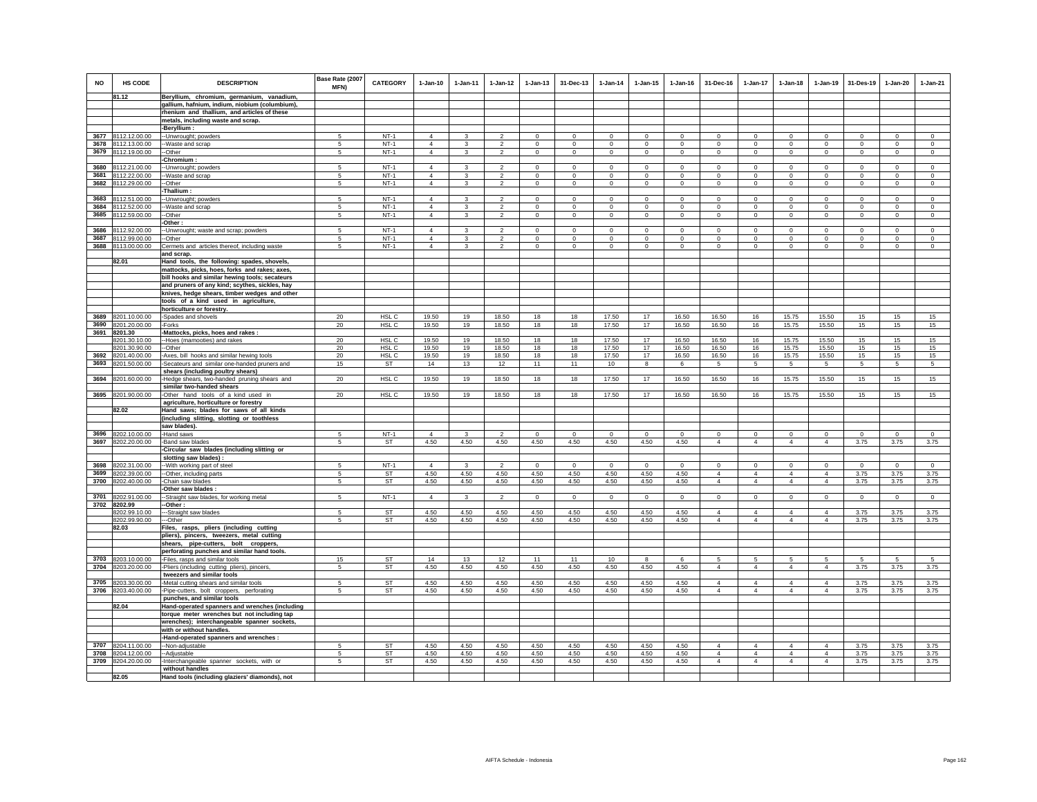| NO | HS CODE | DESCRIPTION | Base Rate (2007 MFN) | CATEGORY | 1-Jan-10 | 1-Jan-11 | 1-Jan-12 | 1-Jan-13 | 31-Dec-13 | 1-Jan-14 | 1-Jan-15 | 1-Jan-16 | 31-Dec-16 | 1-Jan-17 | 1-Jan-18 | 1-Jan-19 | 31-Des-19 | 1-Jan-20 | 1-Jan-21 |
|---|---|---|---|---|---|---|---|---|---|---|---|---|---|---|---|---|---|---|---|
| | 81.12 | Beryllium, chromium, germanium, vanadium, gallium, hafnium, indium, niobium (columbium), rhenium and thallium, and articles of these metals, including waste and scrap. | | | | | | | | | | | | | | | | | |
| | | -Beryllium : | | | | | | | | | | | | | | | | | |
| 3677 | 8112.12.00.00 | --Unwrought; powders | 5 | NT-1 | 4 | 3 | 2 | 0 | 0 | 0 | 0 | 0 | 0 | 0 | 0 | 0 | 0 | 0 | 0 |
| 3678 | 8112.13.00.00 | --Waste and scrap | 5 | NT-1 | 4 | 3 | 2 | 0 | 0 | 0 | 0 | 0 | 0 | 0 | 0 | 0 | 0 | 0 | 0 |
| 3679 | 8112.19.00.00 | --Other | 5 | NT-1 | 4 | 3 | 2 | 0 | 0 | 0 | 0 | 0 | 0 | 0 | 0 | 0 | 0 | 0 | 0 |
| | | -Chromium : | | | | | | | | | | | | | | | | | |
| 3680 | 8112.21.00.00 | --Unwrought; powders | 5 | NT-1 | 4 | 3 | 2 | 0 | 0 | 0 | 0 | 0 | 0 | 0 | 0 | 0 | 0 | 0 | 0 |
| 3681 | 8112.22.00.00 | --Waste and scrap | 5 | NT-1 | 4 | 3 | 2 | 0 | 0 | 0 | 0 | 0 | 0 | 0 | 0 | 0 | 0 | 0 | 0 |
| 3682 | 8112.29.00.00 | --Other | 5 | NT-1 | 4 | 3 | 2 | 0 | 0 | 0 | 0 | 0 | 0 | 0 | 0 | 0 | 0 | 0 | 0 |
| | | -Thallium : | | | | | | | | | | | | | | | | | |
| 3683 | 8112.51.00.00 | --Unwrought; powders | 5 | NT-1 | 4 | 3 | 2 | 0 | 0 | 0 | 0 | 0 | 0 | 0 | 0 | 0 | 0 | 0 | 0 |
| 3684 | 8112.52.00.00 | --Waste and scrap | 5 | NT-1 | 4 | 3 | 2 | 0 | 0 | 0 | 0 | 0 | 0 | 0 | 0 | 0 | 0 | 0 | 0 |
| 3685 | 8112.59.00.00 | --Other | 5 | NT-1 | 4 | 3 | 2 | 0 | 0 | 0 | 0 | 0 | 0 | 0 | 0 | 0 | 0 | 0 | 0 |
| | | -Other : | | | | | | | | | | | | | | | | | |
| 3686 | 8112.92.00.00 | --Unwrought; waste and scrap; powders | 5 | NT-1 | 4 | 3 | 2 | 0 | 0 | 0 | 0 | 0 | 0 | 0 | 0 | 0 | 0 | 0 | 0 |
| 3687 | 8112.99.00.00 | --Other | 5 | NT-1 | 4 | 3 | 2 | 0 | 0 | 0 | 0 | 0 | 0 | 0 | 0 | 0 | 0 | 0 | 0 |
| 3688 | 8113.00.00.00 | Cermets and articles thereof, including waste and scrap. | 5 | NT-1 | 4 | 3 | 2 | 0 | 0 | 0 | 0 | 0 | 0 | 0 | 0 | 0 | 0 | 0 | 0 |
| | 82.01 | Hand tools, the following: spades, shovels, mattocks, picks, hoes, forks and rakes; axes, bill hooks and similar hewing tools; secateurs and pruners of any kind; scythes, sickles, hay knives, hedge shears, timber wedges and other tools of a kind used in agriculture, horticulture or forestry. | | | | | | | | | | | | | | | | | |
| 3689 | 8201.10.00.00 | -Spades and shovels | 20 | HSL C | 19.50 | 19 | 18.50 | 18 | 18 | 17.50 | 17 | 16.50 | 16.50 | 16 | 15.75 | 15.50 | 15 | 15 | 15 |
| 3690 | 8201.20.00.00 | -Forks | 20 | HSL C | 19.50 | 19 | 18.50 | 18 | 18 | 17.50 | 17 | 16.50 | 16.50 | 16 | 15.75 | 15.50 | 15 | 15 | 15 |
| 3691 | 8201.30 | -Mattocks, picks, hoes and rakes : | | | | | | | | | | | | | | | | | |
| | 8201.30.10.00 | --Hoes (mamooties) and rakes | 20 | HSL C | 19.50 | 19 | 18.50 | 18 | 18 | 17.50 | 17 | 16.50 | 16.50 | 16 | 15.75 | 15.50 | 15 | 15 | 15 |
| | 8201.30.90.00 | --Other | 20 | HSL C | 19.50 | 19 | 18.50 | 18 | 18 | 17.50 | 17 | 16.50 | 16.50 | 16 | 15.75 | 15.50 | 15 | 15 | 15 |
| 3692 | 8201.40.00.00 | -Axes, bill hooks and similar hewing tools | 20 | HSL C | 19.50 | 19 | 18.50 | 18 | 18 | 17.50 | 17 | 16.50 | 16.50 | 16 | 15.75 | 15.50 | 15 | 15 | 15 |
| 3693 | 8201.50.00.00 | -Secateurs and similar one-handed pruners and shears (including poultry shears) | 15 | ST | 14 | 13 | 12 | 11 | 11 | 10 | 8 | 6 | 5 | 5 | 5 | 5 | 5 | 5 | 5 |
| 3694 | 8201.60.00.00 | -Hedge shears, two-handed pruning shears and similar two-handed shears | 20 | HSL C | 19.50 | 19 | 18.50 | 18 | 18 | 17.50 | 17 | 16.50 | 16.50 | 16 | 15.75 | 15.50 | 15 | 15 | 15 |
| 3695 | 8201.90.00.00 | -Other hand tools of a kind used in agriculture, horticulture or forestry | 20 | HSL C | 19.50 | 19 | 18.50 | 18 | 18 | 17.50 | 17 | 16.50 | 16.50 | 16 | 15.75 | 15.50 | 15 | 15 | 15 |
| | 82.02 | Hand saws; blades for saws of all kinds (including slitting, slotting or toothless saw blades). | | | | | | | | | | | | | | | | | |
| 3696 | 8202.10.00.00 | -Hand saws | 5 | NT-1 | 4 | 3 | 2 | 0 | 0 | 0 | 0 | 0 | 0 | 0 | 0 | 0 | 0 | 0 | 0 |
| 3697 | 8202.20.00.00 | -Band saw blades | 5 | ST | 4.50 | 4.50 | 4.50 | 4.50 | 4.50 | 4.50 | 4.50 | 4.50 | 4 | 4 | 4 | 4 | 3.75 | 3.75 | 3.75 |
| | | -Circular saw blades (including slitting or slotting saw blades) : | | | | | | | | | | | | | | | | | |
| 3698 | 8202.31.00.00 | --With working part of steel | 5 | NT-1 | 4 | 3 | 2 | 0 | 0 | 0 | 0 | 0 | 0 | 0 | 0 | 0 | 0 | 0 | 0 |
| 3699 | 8202.39.00.00 | --Other, including parts | 5 | ST | 4.50 | 4.50 | 4.50 | 4.50 | 4.50 | 4.50 | 4.50 | 4.50 | 4 | 4 | 4 | 4 | 3.75 | 3.75 | 3.75 |
| 3700 | 8202.40.00.00 | -Chain saw blades | 5 | ST | 4.50 | 4.50 | 4.50 | 4.50 | 4.50 | 4.50 | 4.50 | 4.50 | 4 | 4 | 4 | 4 | 3.75 | 3.75 | 3.75 |
| | | -Other saw blades : | | | | | | | | | | | | | | | | | |
| 3701 | 8202.91.00.00 | --Straight saw blades, for working metal | 5 | NT-1 | 4 | 3 | 2 | 0 | 0 | 0 | 0 | 0 | 0 | 0 | 0 | 0 | 0 | 0 | 0 |
| 3702 | 8202.99 | --Other : | | | | | | | | | | | | | | | | | |
| | 8202.99.10.00 | ---Straight saw blades | 5 | ST | 4.50 | 4.50 | 4.50 | 4.50 | 4.50 | 4.50 | 4.50 | 4.50 | 4 | 4 | 4 | 4 | 3.75 | 3.75 | 3.75 |
| | 8202.99.90.00 | ---Other | 5 | ST | 4.50 | 4.50 | 4.50 | 4.50 | 4.50 | 4.50 | 4.50 | 4.50 | 4 | 4 | 4 | 4 | 3.75 | 3.75 | 3.75 |
| | 82.03 | Files, rasps, pliers (including cutting pliers), pincers, tweezers, metal cutting shears, pipe-cutters, bolt croppers, perforating punches and similar hand tools. | | | | | | | | | | | | | | | | | |
| 3703 | 8203.10.00.00 | -Files, rasps and similar tools | 15 | ST | 14 | 13 | 12 | 11 | 11 | 10 | 8 | 6 | 5 | 5 | 5 | 5 | 5 | 5 | 5 |
| 3704 | 8203.20.00.00 | -Pliers (including cutting pliers), pincers, tweezers and similar tools | 5 | ST | 4.50 | 4.50 | 4.50 | 4.50 | 4.50 | 4.50 | 4.50 | 4.50 | 4 | 4 | 4 | 4 | 3.75 | 3.75 | 3.75 |
| 3705 | 8203.30.00.00 | -Metal cutting shears and similar tools | 5 | ST | 4.50 | 4.50 | 4.50 | 4.50 | 4.50 | 4.50 | 4.50 | 4.50 | 4 | 4 | 4 | 4 | 3.75 | 3.75 | 3.75 |
| 3706 | 8203.40.00.00 | -Pipe-cutters, bolt croppers, perforating punches, and similar tools | 5 | ST | 4.50 | 4.50 | 4.50 | 4.50 | 4.50 | 4.50 | 4.50 | 4.50 | 4 | 4 | 4 | 4 | 3.75 | 3.75 | 3.75 |
| | 82.04 | Hand-operated spanners and wrenches (including torque meter wrenches but not including tap wrenches); interchangeable spanner sockets, with or without handles. | | | | | | | | | | | | | | | | | |
| | | -Hand-operated spanners and wrenches : | | | | | | | | | | | | | | | | | |
| 3707 | 8204.11.00.00 | --Non-adjustable | 5 | ST | 4.50 | 4.50 | 4.50 | 4.50 | 4.50 | 4.50 | 4.50 | 4.50 | 4 | 4 | 4 | 4 | 3.75 | 3.75 | 3.75 |
| 3708 | 8204.12.00.00 | --Adjustable | 5 | ST | 4.50 | 4.50 | 4.50 | 4.50 | 4.50 | 4.50 | 4.50 | 4.50 | 4 | 4 | 4 | 4 | 3.75 | 3.75 | 3.75 |
| 3709 | 8204.20.00.00 | -Interchangeable spanner sockets, with or without handles | 5 | ST | 4.50 | 4.50 | 4.50 | 4.50 | 4.50 | 4.50 | 4.50 | 4.50 | 4 | 4 | 4 | 4 | 3.75 | 3.75 | 3.75 |
| | 82.05 | Hand tools (including glaziers' diamonds), not | | | | | | | | | | | | | | | | | |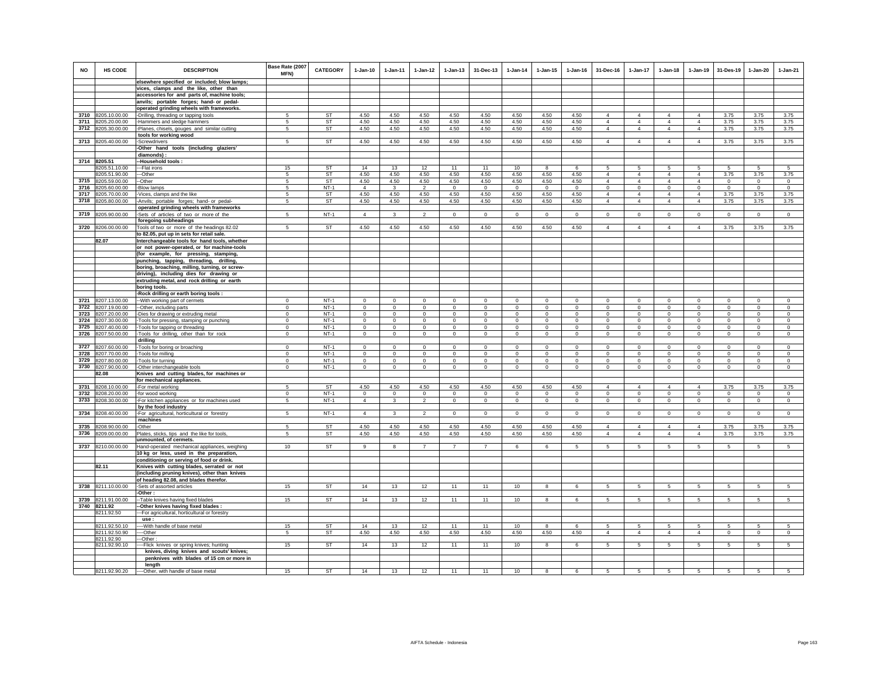| NO | HS CODE | DESCRIPTION | Base Rate (2007 MFN) | CATEGORY | 1-Jan-10 | 1-Jan-11 | 1-Jan-12 | 1-Jan-13 | 31-Dec-13 | 1-Jan-14 | 1-Jan-15 | 1-Jan-16 | 31-Dec-16 | 1-Jan-17 | 1-Jan-18 | 1-Jan-19 | 31-Des-19 | 1-Jan-20 | 1-Jan-21 |
|---|---|---|---|---|---|---|---|---|---|---|---|---|---|---|---|---|---|---|---|
| | | elsewhere specified or included; blow lamps; | | | | | | | | | | | | | | | | | |
| | | vices, clamps and the like, other than | | | | | | | | | | | | | | | | | |
| | | accessories for and parts of, machine tools; | | | | | | | | | | | | | | | | | |
| | | anvils; portable forges; hand- or pedal- | | | | | | | | | | | | | | | | | |
| | | operated grinding wheels with frameworks. | | | | | | | | | | | | | | | | | |
| 3710 | 8205.10.00.00 | -Drilling, threading or tapping tools | 5 | ST | 4.50 | 4.50 | 4.50 | 4.50 | 4.50 | 4.50 | 4.50 | 4.50 | 4 | 4 | 4 | 4 | 3.75 | 3.75 | 3.75 |
| 3711 | 8205.20.00.00 | -Hammers and sledge hammers | 5 | ST | 4.50 | 4.50 | 4.50 | 4.50 | 4.50 | 4.50 | 4.50 | 4.50 | 4 | 4 | 4 | 4 | 3.75 | 3.75 | 3.75 |
| 3712 | 8205.30.00.00 | -Planes, chisels, gouges and similar cutting tools for working wood | 5 | ST | 4.50 | 4.50 | 4.50 | 4.50 | 4.50 | 4.50 | 4.50 | 4.50 | 4 | 4 | 4 | 4 | 3.75 | 3.75 | 3.75 |
| 3713 | 8205.40.00.00 | -Screwdrivers | 5 | ST | 4.50 | 4.50 | 4.50 | 4.50 | 4.50 | 4.50 | 4.50 | 4.50 | 4 | 4 | 4 | 4 | 3.75 | 3.75 | 3.75 |
| | | -Other hand tools (including glaziers' diamonds) : | | | | | | | | | | | | | | | | | |
| 3714 | 8205.51 | --Household tools : | | | | | | | | | | | | | | | | | |
| | 8205.51.10.00 | ---Flat irons | 15 | ST | 14 | 13 | 12 | 11 | 11 | 10 | 8 | 6 | 5 | 5 | 5 | 5 | 5 | 5 | 5 |
| | 8205.51.90.00 | ---Other | 5 | ST | 4.50 | 4.50 | 4.50 | 4.50 | 4.50 | 4.50 | 4.50 | 4.50 | 4 | 4 | 4 | 4 | 3.75 | 3.75 | 3.75 |
| 3715 | 8205.59.00.00 | --Other | 5 | ST | 4.50 | 4.50 | 4.50 | 4.50 | 4.50 | 4.50 | 4.50 | 4.50 | 4 | 4 | 4 | 4 | 0 | 0 | 0 |
| 3716 | 8205.60.00.00 | -Blow lamps | 5 | NT-1 | 4 | 3 | 2 | 0 | 0 | 0 | 0 | 0 | 0 | 0 | 0 | 0 | 0 | 0 | 0 |
| 3717 | 8205.70.00.00 | -Vices, clamps and the like | 5 | ST | 4.50 | 4.50 | 4.50 | 4.50 | 4.50 | 4.50 | 4.50 | 4.50 | 4 | 4 | 4 | 4 | 3.75 | 3.75 | 3.75 |
| 3718 | 8205.80.00.00 | -Anvils; portable forges; hand- or pedal-operated grinding wheels with frameworks | 5 | ST | 4.50 | 4.50 | 4.50 | 4.50 | 4.50 | 4.50 | 4.50 | 4.50 | 4 | 4 | 4 | 4 | 3.75 | 3.75 | 3.75 |
| 3719 | 8205.90.00.00 | -Sets of articles of two or more of the foregoing subheadings | 5 | NT-1 | 4 | 3 | 2 | 0 | 0 | 0 | 0 | 0 | 0 | 0 | 0 | 0 | 0 | 0 | 0 |
| 3720 | 8206.00.00.00 | Tools of two or more of the headings 82.02 to 82.05, put up in sets for retail sale. | 5 | ST | 4.50 | 4.50 | 4.50 | 4.50 | 4.50 | 4.50 | 4.50 | 4.50 | 4 | 4 | 4 | 4 | 3.75 | 3.75 | 3.75 |
| | 82.07 | Interchangeable tools for hand tools, whether or not power-operated, or for machine-tools (for example, for pressing, stamping, punching, tapping, threading, drilling, boring, broaching, milling, turning, or screw-driving), including dies for drawing or extruding metal, and rock drilling or earth boring tools. | | | | | | | | | | | | | | | | | |
| | | -Rock drilling or earth boring tools : | | | | | | | | | | | | | | | | | |
| 3721 | 8207.13.00.00 | --With working part of cermets | 0 | NT-1 | 0 | 0 | 0 | 0 | 0 | 0 | 0 | 0 | 0 | 0 | 0 | 0 | 0 | 0 | 0 |
| 3722 | 8207.19.00.00 | --Other, including parts | 0 | NT-1 | 0 | 0 | 0 | 0 | 0 | 0 | 0 | 0 | 0 | 0 | 0 | 0 | 0 | 0 | 0 |
| 3723 | 8207.20.00.00 | -Dies for drawing or extruding metal | 0 | NT-1 | 0 | 0 | 0 | 0 | 0 | 0 | 0 | 0 | 0 | 0 | 0 | 0 | 0 | 0 | 0 |
| 3724 | 8207.30.00.00 | -Tools for pressing, stamping or punching | 0 | NT-1 | 0 | 0 | 0 | 0 | 0 | 0 | 0 | 0 | 0 | 0 | 0 | 0 | 0 | 0 | 0 |
| 3725 | 8207.40.00.00 | -Tools for tapping or threading | 0 | NT-1 | 0 | 0 | 0 | 0 | 0 | 0 | 0 | 0 | 0 | 0 | 0 | 0 | 0 | 0 | 0 |
| 3726 | 8207.50.00.00 | -Tools for drilling, other than for rock drilling | 0 | NT-1 | 0 | 0 | 0 | 0 | 0 | 0 | 0 | 0 | 0 | 0 | 0 | 0 | 0 | 0 | 0 |
| 3727 | 8207.60.00.00 | -Tools for boring or broaching | 0 | NT-1 | 0 | 0 | 0 | 0 | 0 | 0 | 0 | 0 | 0 | 0 | 0 | 0 | 0 | 0 | 0 |
| 3728 | 8207.70.00.00 | -Tools for milling | 0 | NT-1 | 0 | 0 | 0 | 0 | 0 | 0 | 0 | 0 | 0 | 0 | 0 | 0 | 0 | 0 | 0 |
| 3729 | 8207.80.00.00 | -Tools for turning | 0 | NT-1 | 0 | 0 | 0 | 0 | 0 | 0 | 0 | 0 | 0 | 0 | 0 | 0 | 0 | 0 | 0 |
| 3730 | 8207.90.00.00 | -Other interchangeable tools | 0 | NT-1 | 0 | 0 | 0 | 0 | 0 | 0 | 0 | 0 | 0 | 0 | 0 | 0 | 0 | 0 | 0 |
| | 82.08 | Knives and cutting blades, for machines or for mechanical appliances. | | | | | | | | | | | | | | | | | |
| 3731 | 8208.10.00.00 | -For metal working | 5 | ST | 4.50 | 4.50 | 4.50 | 4.50 | 4.50 | 4.50 | 4.50 | 4.50 | 4 | 4 | 4 | 4 | 3.75 | 3.75 | 3.75 |
| 3732 | 8208.20.00.00 | -for wood working | 0 | NT-1 | 0 | 0 | 0 | 0 | 0 | 0 | 0 | 0 | 0 | 0 | 0 | 0 | 0 | 0 | 0 |
| 3733 | 8208.30.00.00 | -For kitchen appliances or for machines used by the food industry | 5 | NT-1 | 4 | 3 | 2 | 0 | 0 | 0 | 0 | 0 | 0 | 0 | 0 | 0 | 0 | 0 | 0 |
| 3734 | 8208.40.00.00 | -For agricultural, horticultural or forestry machines | 5 | NT-1 | 4 | 3 | 2 | 0 | 0 | 0 | 0 | 0 | 0 | 0 | 0 | 0 | 0 | 0 | 0 |
| 3735 | 8208.90.00.00 | -Other | 5 | ST | 4.50 | 4.50 | 4.50 | 4.50 | 4.50 | 4.50 | 4.50 | 4.50 | 4 | 4 | 4 | 4 | 3.75 | 3.75 | 3.75 |
| 3736 | 8209.00.00.00 | Plates, sticks, tips and the like for tools, unmounted, of cermets. | 5 | ST | 4.50 | 4.50 | 4.50 | 4.50 | 4.50 | 4.50 | 4.50 | 4.50 | 4 | 4 | 4 | 4 | 3.75 | 3.75 | 3.75 |
| 3737 | 8210.00.00.00 | Hand-operated mechanical appliances, weighing 10 kg or less, used in the preparation, conditioning or serving of food or drink. | 10 | ST | 9 | 8 | 7 | 7 | 7 | 6 | 6 | 5 | 5 | 5 | 5 | 5 | 5 | 5 | 5 |
| | 82.11 | Knives with cutting blades, serrated or not (including pruning knives), other than knives of heading 82.08, and blades therefor. | | | | | | | | | | | | | | | | | |
| 3738 | 8211.10.00.00 | -Sets of assorted articles | 15 | ST | 14 | 13 | 12 | 11 | 11 | 10 | 8 | 6 | 5 | 5 | 5 | 5 | 5 | 5 | 5 |
| | | -Other : | | | | | | | | | | | | | | | | | |
| 3739 | 8211.91.00.00 | --Table knives having fixed blades | 15 | ST | 14 | 13 | 12 | 11 | 11 | 10 | 8 | 6 | 5 | 5 | 5 | 5 | 5 | 5 | 5 |
| 3740 | 8211.92 | --Other knives having fixed blades : | | | | | | | | | | | | | | | | | |
| | 8211.92.50 | ---For agricultural, horticultural or forestry use : | | | | | | | | | | | | | | | | | |
| | 8211.92.50.10 | ----With handle of base metal | 15 | ST | 14 | 13 | 12 | 11 | 11 | 10 | 8 | 6 | 5 | 5 | 5 | 5 | 5 | 5 | 5 |
| | 8211.92.50.90 | ----Other | 5 | ST | 4.50 | 4.50 | 4.50 | 4.50 | 4.50 | 4.50 | 4.50 | 4.50 | 4 | 4 | 4 | 4 | 0 | 0 | 0 |
| | 8211.92.90 | ---Other : | | | | | | | | | | | | | | | | | |
| | 8211.92.90.10 | ----Flick knives or spring knives; hunting knives, diving knives and scouts' knives; penknives with blades of 15 cm or more in length | 15 | ST | 14 | 13 | 12 | 11 | 11 | 10 | 8 | 6 | 5 | 5 | 5 | 5 | 5 | 5 | 5 |
| | 8211.92.90.20 | ----Other, with handle of base metal | 15 | ST | 14 | 13 | 12 | 11 | 11 | 10 | 8 | 6 | 5 | 5 | 5 | 5 | 5 | 5 | 5 |

AIFTA Schedule - Indonesia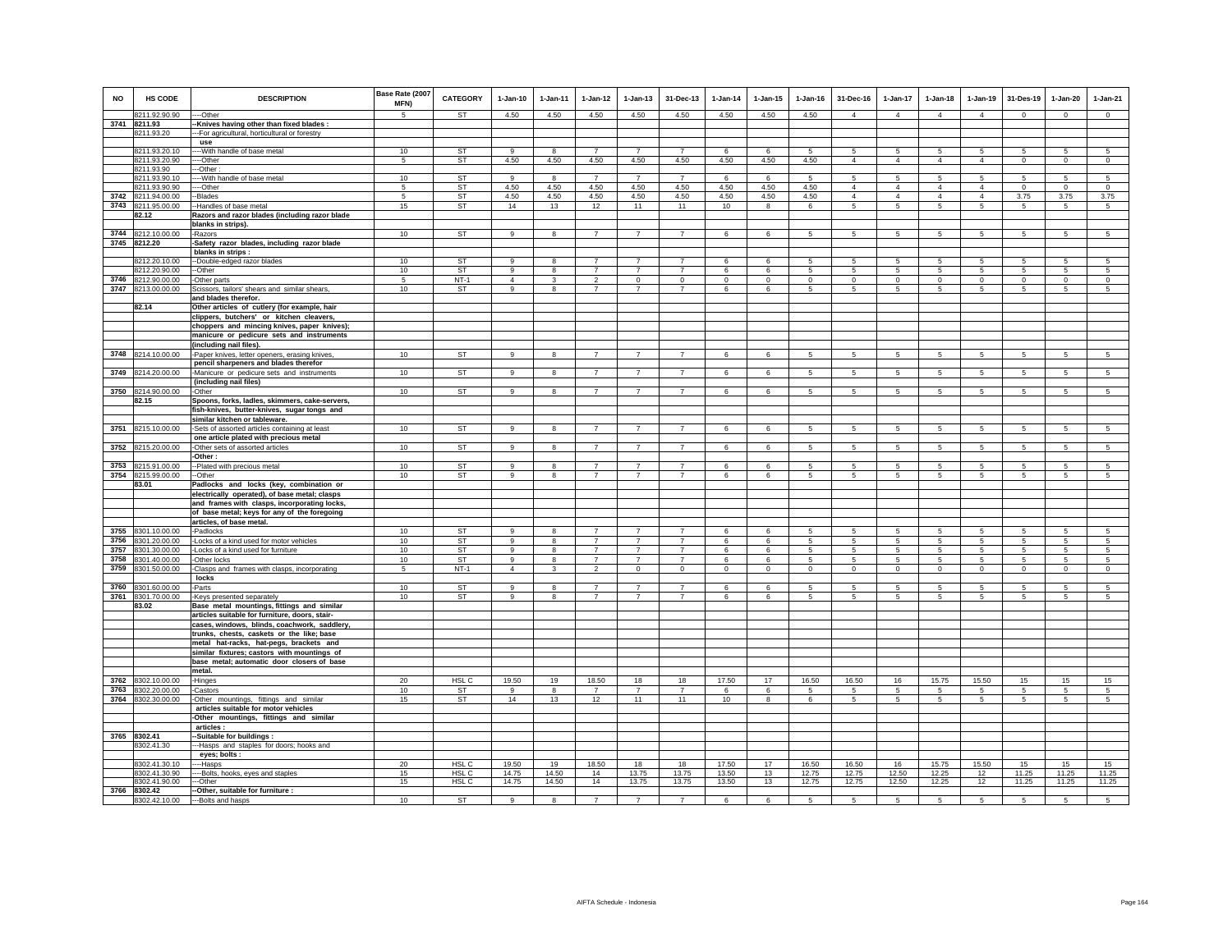| NO | HS CODE | DESCRIPTION | Base Rate (2007 MFN) | CATEGORY | 1-Jan-10 | 1-Jan-11 | 1-Jan-12 | 1-Jan-13 | 31-Dec-13 | 1-Jan-14 | 1-Jan-15 | 1-Jan-16 | 31-Dec-16 | 1-Jan-17 | 1-Jan-18 | 1-Jan-19 | 31-Des-19 | 1-Jan-20 | 1-Jan-21 |
|---|---|---|---|---|---|---|---|---|---|---|---|---|---|---|---|---|---|---|---|
| | 8211.92.90.90 | ----Other | 5 | ST | 4.50 | 4.50 | 4.50 | 4.50 | 4.50 | 4.50 | 4.50 | 4.50 | 4 | 4 | 4 | 4 | 0 | 0 | 0 |
| 3741 | 8211.93 | --Knives having other than fixed blades : | | | | | | | | | | | | | | | | | |
| | 8211.93.20 | ---For agricultural, horticultural or forestry use | | | | | | | | | | | | | | | | | |
| | 8211.93.20.10 | ----With handle of base metal | 10 | ST | 9 | 8 | 7 | 7 | 7 | 6 | 6 | 5 | 5 | 5 | 5 | 5 | 5 | 5 | 5 |
| | 8211.93.20.90 | ----Other | 5 | ST | 4.50 | 4.50 | 4.50 | 4.50 | 4.50 | 4.50 | 4.50 | 4.50 | 4 | 4 | 4 | 4 | 0 | 0 | 0 |
| | 8211.93.90 | ---Other : | | | | | | | | | | | | | | | | | |
| | 8211.93.90.10 | ----With handle of base metal | 10 | ST | 9 | 8 | 7 | 7 | 7 | 6 | 6 | 5 | 5 | 5 | 5 | 5 | 5 | 5 | 5 |
| | 8211.93.90.90 | ----Other | 5 | ST | 4.50 | 4.50 | 4.50 | 4.50 | 4.50 | 4.50 | 4.50 | 4.50 | 4 | 4 | 4 | 4 | 0 | 0 | 0 |
| 3742 | 8211.94.00.00 | --Blades | 5 | ST | 4.50 | 4.50 | 4.50 | 4.50 | 4.50 | 4.50 | 4.50 | 4.50 | 4 | 4 | 4 | 4 | 3.75 | 3.75 | 3.75 |
| 3743 | 8211.95.00.00 | --Handles of base metal | 15 | ST | 14 | 13 | 12 | 11 | 11 | 10 | 8 | 6 | 5 | 5 | 5 | 5 | 5 | 5 | 5 |
| | 82.12 | Razors and razor blades (including razor blade blanks in strips). | | | | | | | | | | | | | | | | | |
| 3744 | 8212.10.00.00 | -Razors | 10 | ST | 9 | 8 | 7 | 7 | 7 | 6 | 6 | 5 | 5 | 5 | 5 | 5 | 5 | 5 | 5 |
| 3745 | 8212.20 | -Safety razor blades, including razor blade blanks in strips : | | | | | | | | | | | | | | | | | |
| | 8212.20.10.00 | --Double-edged razor blades | 10 | ST | 9 | 8 | 7 | 7 | 7 | 6 | 6 | 5 | 5 | 5 | 5 | 5 | 5 | 5 | 5 |
| | 8212.20.90.00 | --Other | 10 | ST | 9 | 8 | 7 | 7 | 7 | 6 | 6 | 5 | 5 | 5 | 5 | 5 | 5 | 5 | 5 |
| 3746 | 8212.90.00.00 | -Other parts | 5 | NT-1 | 4 | 3 | 2 | 0 | 0 | 0 | 0 | 0 | 0 | 0 | 0 | 0 | 0 | 0 | 0 |
| 3747 | 8213.00.00.00 | Scissors, tailors' shears and similar shears, and blades therefor. | 10 | ST | 9 | 8 | 7 | 7 | 7 | 6 | 6 | 5 | 5 | 5 | 5 | 5 | 5 | 5 | 5 |
| | 82.14 | Other articles of cutlery (for example, hair clippers, butchers' or kitchen cleavers, choppers and mincing knives, paper knives); manicure or pedicure sets and instruments (including nail files). | | | | | | | | | | | | | | | | | |
| 3748 | 8214.10.00.00 | -Paper knives, letter openers, erasing knives, pencil sharpeners and blades therefor | 10 | ST | 9 | 8 | 7 | 7 | 7 | 6 | 6 | 5 | 5 | 5 | 5 | 5 | 5 | 5 | 5 |
| 3749 | 8214.20.00.00 | -Manicure or pedicure sets and instruments (including nail files) | 10 | ST | 9 | 8 | 7 | 7 | 7 | 6 | 6 | 5 | 5 | 5 | 5 | 5 | 5 | 5 | 5 |
| 3750 | 8214.90.00.00 | -Other | 10 | ST | 9 | 8 | 7 | 7 | 7 | 6 | 6 | 5 | 5 | 5 | 5 | 5 | 5 | 5 | 5 |
| | 82.15 | Spoons, forks, ladles, skimmers, cake-servers, fish-knives, butter-knives, sugar tongs and similar kitchen or tableware. | | | | | | | | | | | | | | | | | |
| 3751 | 8215.10.00.00 | -Sets of assorted articles containing at least one article plated with precious metal | 10 | ST | 9 | 8 | 7 | 7 | 7 | 6 | 6 | 5 | 5 | 5 | 5 | 5 | 5 | 5 | 5 |
| 3752 | 8215.20.00.00 | -Other sets of assorted articles | 10 | ST | 9 | 8 | 7 | 7 | 7 | 6 | 6 | 5 | 5 | 5 | 5 | 5 | 5 | 5 | 5 |
| | | -Other : | | | | | | | | | | | | | | | | | |
| 3753 | 8215.91.00.00 | --Plated with precious metal | 10 | ST | 9 | 8 | 7 | 7 | 7 | 6 | 6 | 5 | 5 | 5 | 5 | 5 | 5 | 5 | 5 |
| 3754 | 8215.99.00.00 | --Other | 10 | ST | 9 | 8 | 7 | 7 | 7 | 6 | 6 | 5 | 5 | 5 | 5 | 5 | 5 | 5 | 5 |
| | 83.01 | Padlocks and locks (key, combination or electrically operated), of base metal; clasps and frames with clasps, incorporating locks, of base metal; keys for any of the foregoing articles, of base metal. | | | | | | | | | | | | | | | | | |
| 3755 | 8301.10.00.00 | -Padlocks | 10 | ST | 9 | 8 | 7 | 7 | 7 | 6 | 6 | 5 | 5 | 5 | 5 | 5 | 5 | 5 | 5 |
| 3756 | 8301.20.00.00 | -Locks of a kind used for motor vehicles | 10 | ST | 9 | 8 | 7 | 7 | 7 | 6 | 6 | 5 | 5 | 5 | 5 | 5 | 5 | 5 | 5 |
| 3757 | 8301.30.00.00 | -Locks of a kind used for furniture | 10 | ST | 9 | 8 | 7 | 7 | 7 | 6 | 6 | 5 | 5 | 5 | 5 | 5 | 5 | 5 | 5 |
| 3758 | 8301.40.00.00 | -Other locks | 10 | ST | 9 | 8 | 7 | 7 | 7 | 6 | 6 | 5 | 5 | 5 | 5 | 5 | 5 | 5 | 5 |
| 3759 | 8301.50.00.00 | -Clasps and frames with clasps, incorporating locks | 5 | NT-1 | 4 | 3 | 2 | 0 | 0 | 0 | 0 | 0 | 0 | 0 | 0 | 0 | 0 | 0 | 0 |
| 3760 | 8301.60.00.00 | -Parts | 10 | ST | 9 | 8 | 7 | 7 | 7 | 6 | 6 | 5 | 5 | 5 | 5 | 5 | 5 | 5 | 5 |
| 3761 | 8301.70.00.00 | -Keys presented separately | 10 | ST | 9 | 8 | 7 | 7 | 7 | 6 | 6 | 5 | 5 | 5 | 5 | 5 | 5 | 5 | 5 |
| | 83.02 | Base metal mountings, fittings and similar articles suitable for furniture, doors, staircases, windows, blinds, coachwork, saddlery, trunks, chests, caskets or the like; base metal hat-racks, hat-pegs, brackets and similar fixtures; castors with mountings of base metal; automatic door closers of base metal. | | | | | | | | | | | | | | | | | |
| 3762 | 8302.10.00.00 | -Hinges | 20 | HSL C | 19.50 | 19 | 18.50 | 18 | 18 | 17.50 | 17 | 16.50 | 16.50 | 16 | 15.75 | 15.50 | 15 | 15 | 15 |
| 3763 | 8302.20.00.00 | -Castors | 10 | ST | 9 | 8 | 7 | 7 | 7 | 6 | 6 | 5 | 5 | 5 | 5 | 5 | 5 | 5 | 5 |
| 3764 | 8302.30.00.00 | -Other mountings, fittings and similar articles suitable for motor vehicles | 15 | ST | 14 | 13 | 12 | 11 | 11 | 10 | 8 | 6 | 5 | 5 | 5 | 5 | 5 | 5 | 5 |
| | | -Other mountings, fittings and similar articles : | | | | | | | | | | | | | | | | | |
| 3765 | 8302.41 | --Suitable for buildings : | | | | | | | | | | | | | | | | | |
| | 8302.41.30 | ---Hasps and staples for doors; hooks and eyes; bolts : | | | | | | | | | | | | | | | | | |
| | 8302.41.30.10 | ----Hasps | 20 | HSL C | 19.50 | 19 | 18.50 | 18 | 18 | 17.50 | 17 | 16.50 | 16.50 | 16 | 15.75 | 15.50 | 15 | 15 | 15 |
| | 8302.41.30.90 | ----Bolts, hooks, eyes and staples | 15 | HSL C | 14.75 | 14.50 | 14 | 13.75 | 13.75 | 13.50 | 13 | 12.75 | 12.75 | 12.50 | 12.25 | 12 | 11.25 | 11.25 | 11.25 |
| | 8302.41.90.00 | ---Other | 15 | HSL C | 14.75 | 14.50 | 14 | 13.75 | 13.75 | 13.50 | 13 | 12.75 | 12.75 | 12.50 | 12.25 | 12 | 11.25 | 11.25 | 11.25 |
| 3766 | 8302.42 | --Other, suitable for furniture : | | | | | | | | | | | | | | | | | |
| | 8302.42.10.00 | ---Bolts and hasps | 10 | ST | 9 | 8 | 7 | 7 | 7 | 6 | 6 | 5 | 5 | 5 | 5 | 5 | 5 | 5 | 5 |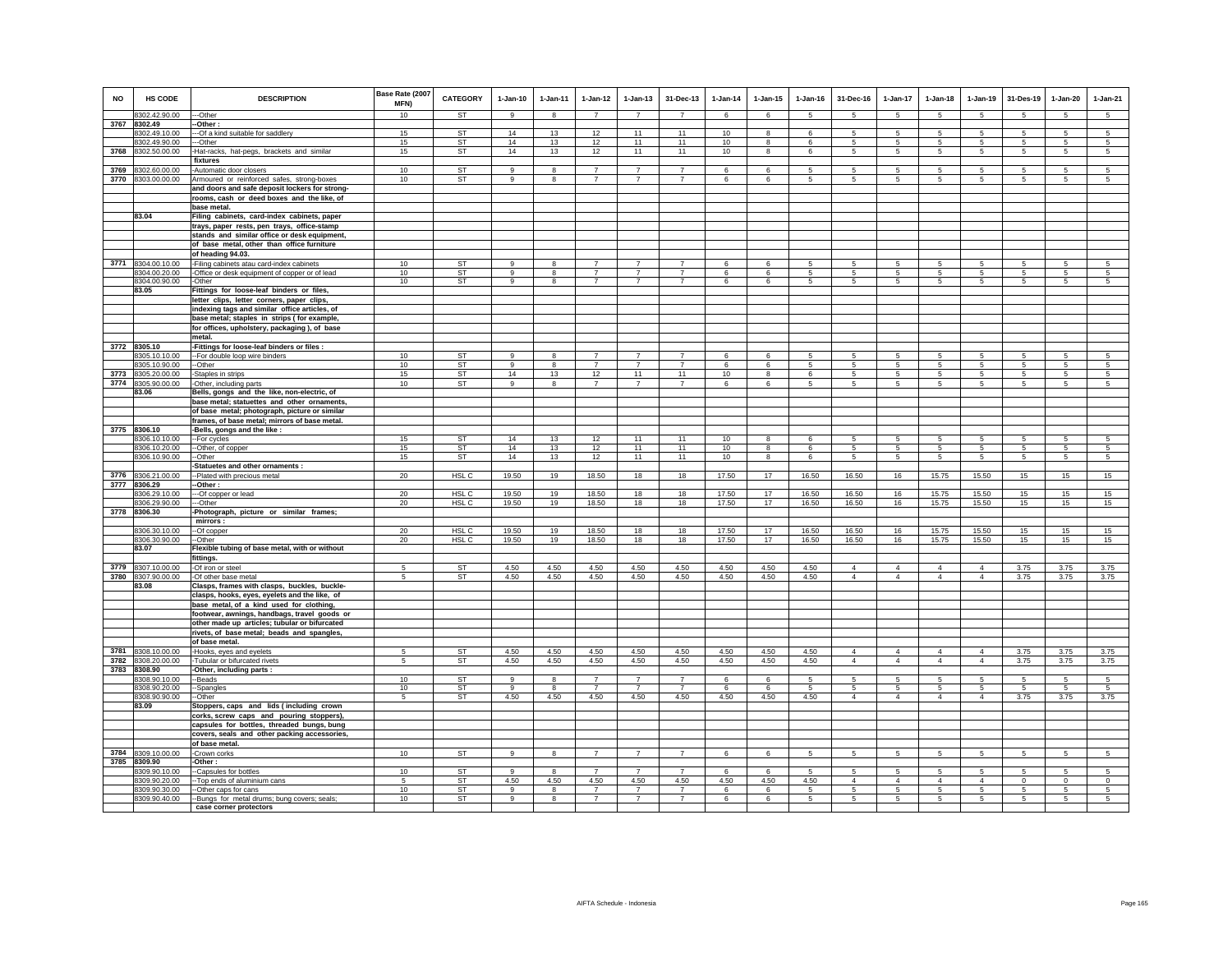| NO | HS CODE | DESCRIPTION | Base Rate (2007 MFN) | CATEGORY | 1-Jan-10 | 1-Jan-11 | 1-Jan-12 | 1-Jan-13 | 31-Dec-13 | 1-Jan-14 | 1-Jan-15 | 1-Jan-16 | 31-Dec-16 | 1-Jan-17 | 1-Jan-18 | 1-Jan-19 | 31-Des-19 | 1-Jan-20 | 1-Jan-21 |
|---|---|---|---|---|---|---|---|---|---|---|---|---|---|---|---|---|---|---|---|
| | 8302.42.90.00 | ---Other | 10 | ST | 9 | 8 | 7 | 7 | 7 | 6 | 6 | 5 | 5 | 5 | 5 | 5 | 5 | 5 | 5 |
| 3767 | 8302.49 | --Other : | | | | | | | | | | | | | | | | | |
| | 8302.49.10.00 | ---Of a kind suitable for saddlery | 15 | ST | 14 | 13 | 12 | 11 | 11 | 10 | 8 | 6 | 5 | 5 | 5 | 5 | 5 | 5 | 5 |
| | 8302.49.90.00 | ---Other | 15 | ST | 14 | 13 | 12 | 11 | 11 | 10 | 8 | 6 | 5 | 5 | 5 | 5 | 5 | 5 | 5 |
| 3768 | 8302.50.00.00 | -Hat-racks, hat-pegs, brackets and similar fixtures | 15 | ST | 14 | 13 | 12 | 11 | 11 | 10 | 8 | 6 | 5 | 5 | 5 | 5 | 5 | 5 | 5 |
| 3769 | 8302.60.00.00 | -Automatic door closers | 10 | ST | 9 | 8 | 7 | 7 | 7 | 6 | 6 | 5 | 5 | 5 | 5 | 5 | 5 | 5 | 5 |
| 3770 | 8303.00.00.00 | Armoured or reinforced safes, strong-boxes and doors and safe deposit lockers for strong-rooms, cash or deed boxes and the like, of base metal. | 10 | ST | 9 | 8 | 7 | 7 | 7 | 6 | 6 | 5 | 5 | 5 | 5 | 5 | 5 | 5 | 5 |
| | 83.04 | Filing cabinets, card-index cabinets, paper trays, paper rests, pen trays, office-stamp stands and similar office or desk equipment, of base metal, other than office furniture of heading 94.03. | | | | | | | | | | | | | | | | | |
| 3771 | 8304.00.10.00 | -Filing cabinets atau card-index cabinets | 10 | ST | 9 | 8 | 7 | 7 | 7 | 6 | 6 | 5 | 5 | 5 | 5 | 5 | 5 | 5 | 5 |
| | 8304.00.20.00 | -Office or desk equipment of copper or of lead | 10 | ST | 9 | 8 | 7 | 7 | 7 | 6 | 6 | 5 | 5 | 5 | 5 | 5 | 5 | 5 | 5 |
| | 8304.00.90.00 | -Other | 10 | ST | 9 | 8 | 7 | 7 | 7 | 6 | 6 | 5 | 5 | 5 | 5 | 5 | 5 | 5 | 5 |
| | 83.05 | Fittings for loose-leaf binders or files, letter clips, letter corners, paper clips, indexing tags and similar office articles, of base metal; staples in strips ( for example, for offices, upholstery, packaging ), of base metal. | | | | | | | | | | | | | | | | | |
| 3772 | 8305.10 | -Fittings for loose-leaf binders or files : | | | | | | | | | | | | | | | | | |
| | 8305.10.10.00 | --For double loop wire binders | 10 | ST | 9 | 8 | 7 | 7 | 7 | 6 | 6 | 5 | 5 | 5 | 5 | 5 | 5 | 5 | 5 |
| | 8305.10.90.00 | --Other | 10 | ST | 9 | 8 | 7 | 7 | 7 | 6 | 6 | 5 | 5 | 5 | 5 | 5 | 5 | 5 | 5 |
| 3773 | 8305.20.00.00 | -Staples in strips | 15 | ST | 14 | 13 | 12 | 11 | 11 | 10 | 8 | 6 | 5 | 5 | 5 | 5 | 5 | 5 | 5 |
| 3774 | 8305.90.00.00 | -Other, including parts | 10 | ST | 9 | 8 | 7 | 7 | 7 | 6 | 6 | 5 | 5 | 5 | 5 | 5 | 5 | 5 | 5 |
| | 83.06 | Bells, gongs and the like, non-electric, of base metal; statuettes and other ornaments, of base metal; photograph, picture or similar frames, of base metal; mirrors of base metal. | | | | | | | | | | | | | | | | | |
| 3775 | 8306.10 | -Bells, gongs and the like : | | | | | | | | | | | | | | | | | |
| | 8306.10.10.00 | --For cycles | 15 | ST | 14 | 13 | 12 | 11 | 11 | 10 | 8 | 6 | 5 | 5 | 5 | 5 | 5 | 5 | 5 |
| | 8306.10.20.00 | --Other, of copper | 15 | ST | 14 | 13 | 12 | 11 | 11 | 10 | 8 | 6 | 5 | 5 | 5 | 5 | 5 | 5 | 5 |
| | 8306.10.90.00 | --Other | 15 | ST | 14 | 13 | 12 | 11 | 11 | 10 | 8 | 6 | 5 | 5 | 5 | 5 | 5 | 5 | 5 |
| | | -Statuettes and other ornaments : | | | | | | | | | | | | | | | | | |
| 3776 | 8306.21.00.00 | --Plated with precious metal | 20 | HSL C | 19.50 | 19 | 18.50 | 18 | 18 | 17.50 | 17 | 16.50 | 16.50 | 16 | 15.75 | 15.50 | 15 | 15 | 15 |
| 3777 | 8306.29 | --Other : | | | | | | | | | | | | | | | | | |
| | 8306.29.10.00 | ---Of copper or lead | 20 | HSL C | 19.50 | 19 | 18.50 | 18 | 18 | 17.50 | 17 | 16.50 | 16.50 | 16 | 15.75 | 15.50 | 15 | 15 | 15 |
| | 8306.29.90.00 | ---Other | 20 | HSL C | 19.50 | 19 | 18.50 | 18 | 18 | 17.50 | 17 | 16.50 | 16.50 | 16 | 15.75 | 15.50 | 15 | 15 | 15 |
| 3778 | 8306.30 | -Photograph, picture or similar frames; mirrors : | | | | | | | | | | | | | | | | | |
| | 8306.30.10.00 | --Of copper | 20 | HSL C | 19.50 | 19 | 18.50 | 18 | 18 | 17.50 | 17 | 16.50 | 16.50 | 16 | 15.75 | 15.50 | 15 | 15 | 15 |
| | 8306.30.90.00 | --Other | 20 | HSL C | 19.50 | 19 | 18.50 | 18 | 18 | 17.50 | 17 | 16.50 | 16.50 | 16 | 15.75 | 15.50 | 15 | 15 | 15 |
| | 83.07 | Flexible tubing of base metal, with or without fittings. | | | | | | | | | | | | | | | | | |
| 3779 | 8307.10.00.00 | -Of iron or steel | 5 | ST | 4.50 | 4.50 | 4.50 | 4.50 | 4.50 | 4.50 | 4.50 | 4.50 | 4 | 4 | 4 | 4 | 3.75 | 3.75 | 3.75 |
| 3780 | 8307.90.00.00 | -Of other base metal | 5 | ST | 4.50 | 4.50 | 4.50 | 4.50 | 4.50 | 4.50 | 4.50 | 4.50 | 4 | 4 | 4 | 4 | 3.75 | 3.75 | 3.75 |
| | 83.08 | Clasps, frames with clasps, buckles, buckle-clasps, hooks, eyes, eyelets and the like, of base metal, of a kind used for clothing, footwear, awnings, handbags, travel goods or other made up articles; tubular or bifurcated rivets, of base metal; beads and spangles, of base metal. | | | | | | | | | | | | | | | | | |
| 3781 | 8308.10.00.00 | -Hooks, eyes and eyelets | 5 | ST | 4.50 | 4.50 | 4.50 | 4.50 | 4.50 | 4.50 | 4.50 | 4.50 | 4 | 4 | 4 | 4 | 3.75 | 3.75 | 3.75 |
| 3782 | 8308.20.00.00 | -Tubular or bifurcated rivets | 5 | ST | 4.50 | 4.50 | 4.50 | 4.50 | 4.50 | 4.50 | 4.50 | 4.50 | 4 | 4 | 4 | 4 | 3.75 | 3.75 | 3.75 |
| 3783 | 8308.90 | -Other, including parts : | | | | | | | | | | | | | | | | | |
| | 8308.90.10.00 | --Beads | 10 | ST | 9 | 8 | 7 | 7 | 7 | 6 | 6 | 5 | 5 | 5 | 5 | 5 | 5 | 5 | 5 |
| | 8308.90.20.00 | --Spangles | 10 | ST | 9 | 8 | 7 | 7 | 7 | 6 | 6 | 5 | 5 | 5 | 5 | 5 | 5 | 5 | 5 |
| | 8308.90.90.00 | --Other | 5 | ST | 4.50 | 4.50 | 4.50 | 4.50 | 4.50 | 4.50 | 4.50 | 4.50 | 4 | 4 | 4 | 4 | 3.75 | 3.75 | 3.75 |
| | 83.09 | Stoppers, caps and lids ( including crown corks, screw caps and pouring stoppers), capsules for bottles, threaded bungs, bung covers, seals and other packing accessories, of base metal. | | | | | | | | | | | | | | | | | |
| 3784 | 8309.10.00.00 | -Crown corks | 10 | ST | 9 | 8 | 7 | 7 | 7 | 6 | 6 | 5 | 5 | 5 | 5 | 5 | 5 | 5 | 5 |
| 3785 | 8309.90 | -Other : | | | | | | | | | | | | | | | | | |
| | 8309.90.10.00 | --Capsules for bottles | 10 | ST | 9 | 8 | 7 | 7 | 7 | 6 | 6 | 5 | 5 | 5 | 5 | 5 | 5 | 5 | 5 |
| | 8309.90.20.00 | --Top ends of aluminium cans | 5 | ST | 4.50 | 4.50 | 4.50 | 4.50 | 4.50 | 4.50 | 4.50 | 4.50 | 4 | 4 | 4 | 4 | 0 | 0 | 0 |
| | 8309.90.30.00 | --Other caps for cans | 10 | ST | 9 | 8 | 7 | 7 | 7 | 6 | 6 | 5 | 5 | 5 | 5 | 5 | 5 | 5 | 5 |
| | 8309.90.40.00 | --Bungs for metal drums; bung covers; seals; case corner protectors | 10 | ST | 9 | 8 | 7 | 7 | 7 | 6 | 6 | 5 | 5 | 5 | 5 | 5 | 5 | 5 | 5 |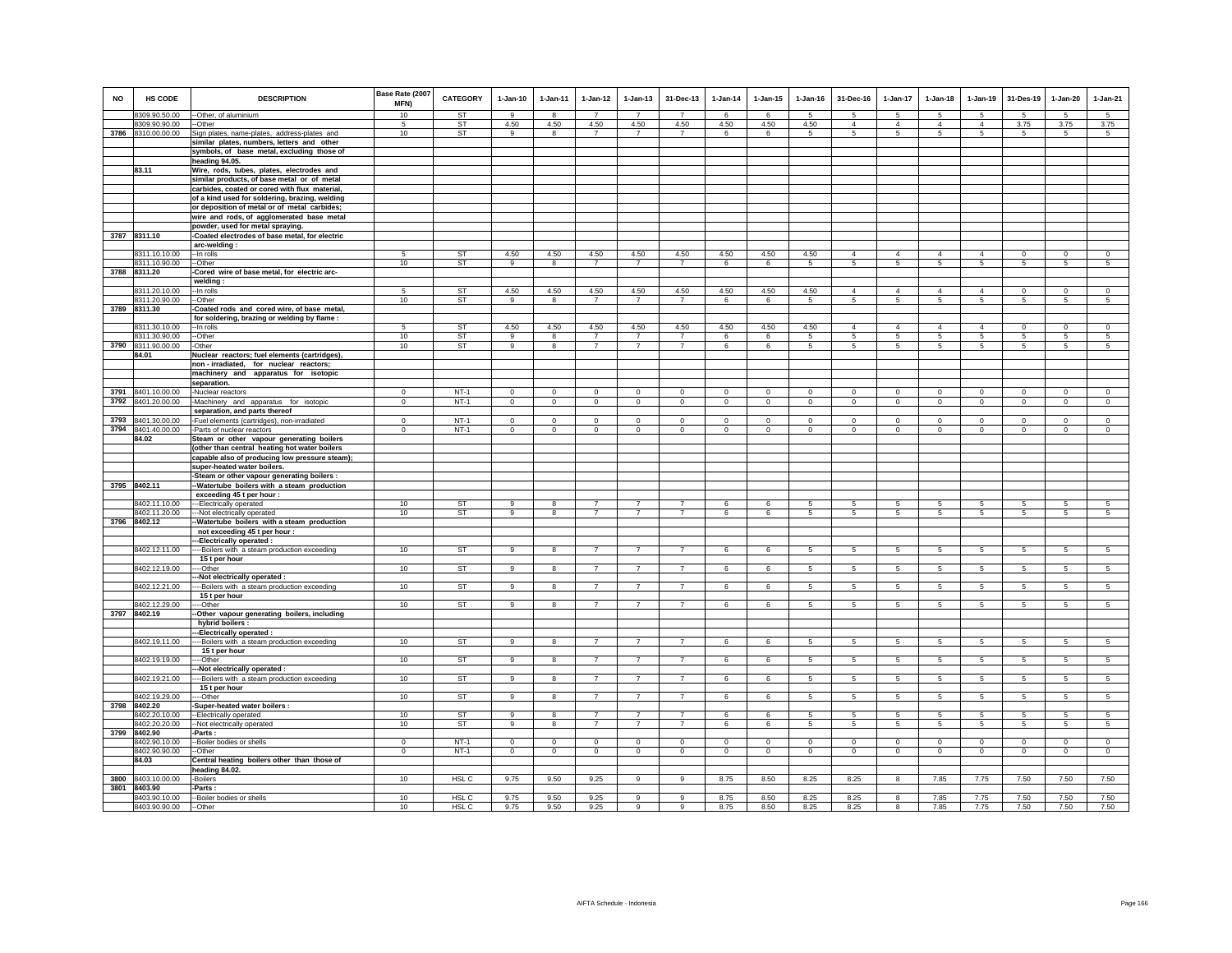| NO | HS CODE | DESCRIPTION | Base Rate (2007 MFN) | CATEGORY | 1-Jan-10 | 1-Jan-11 | 1-Jan-12 | 1-Jan-13 | 31-Dec-13 | 1-Jan-14 | 1-Jan-15 | 1-Jan-16 | 31-Dec-16 | 1-Jan-17 | 1-Jan-18 | 1-Jan-19 | 31-Des-19 | 1-Jan-20 | 1-Jan-21 |
|---|---|---|---|---|---|---|---|---|---|---|---|---|---|---|---|---|---|---|---|
| | 8309.90.50.00 | --Other, of aluminium | 10 | ST | 9 | 8 | 7 | 7 | 7 | 6 | 6 | 5 | 5 | 5 | 5 | 5 | 5 | 5 | 5 |
| | 8309.90.90.00 | --Other | 5 | ST | 4.50 | 4.50 | 4.50 | 4.50 | 4.50 | 4.50 | 4.50 | 4.50 | 4 | 4 | 4 | 4 | 3.75 | 3.75 | 3.75 |
| 3786 | 8310.00.00.00 | Sign plates, name-plates, address-plates and similar plates, numbers, letters and other symbols, of base metal, excluding those of heading 94.05. | 10 | ST | 9 | 8 | 7 | 7 | 7 | 6 | 6 | 5 | 5 | 5 | 5 | 5 | 5 | 5 | 5 |
| | 83.11 | Wire, rods, tubes, plates, electrodes and similar products, of base metal or of metal carbides, coated or cored with flux material, of a kind used for soldering, brazing, welding or deposition of metal or of metal carbides; wire and rods, of agglomerated base metal powder, used for metal spraying. | | | | | | | | | | | | | | | | | |
| 3787 | 8311.10 | -Coated electrodes of base metal, for electric arc-welding : | | | | | | | | | | | | | | | | | |
| | 8311.10.10.00 | --In rolls | 5 | ST | 4.50 | 4.50 | 4.50 | 4.50 | 4.50 | 4.50 | 4.50 | 4.50 | 4 | 4 | 4 | 4 | 0 | 0 | 0 |
| | 8311.10.90.00 | --Other | 10 | ST | 9 | 8 | 7 | 7 | 7 | 6 | 6 | 5 | 5 | 5 | 5 | 5 | 5 | 5 | 5 |
| 3788 | 8311.20 | -Cored wire of base metal, for electric arc-welding : | | | | | | | | | | | | | | | | | |
| | 8311.20.10.00 | --In rolls | 5 | ST | 4.50 | 4.50 | 4.50 | 4.50 | 4.50 | 4.50 | 4.50 | 4.50 | 4 | 4 | 4 | 4 | 0 | 0 | 0 |
| | 8311.20.90.00 | --Other | 10 | ST | 9 | 8 | 7 | 7 | 7 | 6 | 6 | 5 | 5 | 5 | 5 | 5 | 5 | 5 | 5 |
| 3789 | 8311.30 | -Coated rods and cored wire, of base metal, for soldering, brazing or welding by flame : | | | | | | | | | | | | | | | | | |
| | 8311.30.10.00 | --In rolls | 5 | ST | 4.50 | 4.50 | 4.50 | 4.50 | 4.50 | 4.50 | 4.50 | 4.50 | 4 | 4 | 4 | 4 | 0 | 0 | 0 |
| | 8311.30.90.00 | --Other | 10 | ST | 9 | 8 | 7 | 7 | 7 | 6 | 6 | 5 | 5 | 5 | 5 | 5 | 5 | 5 | 5 |
| 3790 | 8311.90.00.00 | -Other | 10 | ST | 9 | 8 | 7 | 7 | 7 | 6 | 6 | 5 | 5 | 5 | 5 | 5 | 5 | 5 | 5 |
| | 84.01 | Nuclear reactors; fuel elements (cartridges), non - irradiated, for nuclear reactors; machinery and apparatus for isotopic separation. | | | | | | | | | | | | | | | | | |
| 3791 | 8401.10.00.00 | -Nuclear reactors | 0 | NT-1 | 0 | 0 | 0 | 0 | 0 | 0 | 0 | 0 | 0 | 0 | 0 | 0 | 0 | 0 | 0 |
| 3792 | 8401.20.00.00 | -Machinery and apparatus for isotopic separation, and parts thereof | 0 | NT-1 | 0 | 0 | 0 | 0 | 0 | 0 | 0 | 0 | 0 | 0 | 0 | 0 | 0 | 0 | 0 |
| 3793 | 8401.30.00.00 | -Fuel elements (cartridges), non-irradiated | 0 | NT-1 | 0 | 0 | 0 | 0 | 0 | 0 | 0 | 0 | 0 | 0 | 0 | 0 | 0 | 0 | 0 |
| 3794 | 8401.40.00.00 | -Parts of nuclear reactors | 0 | NT-1 | 0 | 0 | 0 | 0 | 0 | 0 | 0 | 0 | 0 | 0 | 0 | 0 | 0 | 0 | 0 |
| | 84.02 | Steam or other vapour generating boilers (other than central heating hot water boilers capable also of producing low pressure steam); super-heated water boilers. | | | | | | | | | | | | | | | | | |
| | | -Steam or other vapour generating boilers : | | | | | | | | | | | | | | | | | |
| 3795 | 8402.11 | --Watertube boilers with a steam production exceeding 45 t per hour : | | | | | | | | | | | | | | | | | |
| | 8402.11.10.00 | ---Electrically operated | 10 | ST | 9 | 8 | 7 | 7 | 7 | 6 | 6 | 5 | 5 | 5 | 5 | 5 | 5 | 5 | 5 |
| | 8402.11.20.00 | ---Not electrically operated | 10 | ST | 9 | 8 | 7 | 7 | 7 | 6 | 6 | 5 | 5 | 5 | 5 | 5 | 5 | 5 | 5 |
| 3796 | 8402.12 | --Watertube boilers with a steam production not exceeding 45 t per hour : | | | | | | | | | | | | | | | | | |
| | | ---Electrically operated : | | | | | | | | | | | | | | | | | |
| | 8402.12.11.00 | ----Boilers with a steam production exceeding 15 t per hour | 10 | ST | 9 | 8 | 7 | 7 | 7 | 6 | 6 | 5 | 5 | 5 | 5 | 5 | 5 | 5 | 5 |
| | 8402.12.19.00 | ----Other | 10 | ST | 9 | 8 | 7 | 7 | 7 | 6 | 6 | 5 | 5 | 5 | 5 | 5 | 5 | 5 | 5 |
| | | ---Not electrically operated : | | | | | | | | | | | | | | | | | |
| | 8402.12.21.00 | ----Boilers with a steam production exceeding 15 t per hour | 10 | ST | 9 | 8 | 7 | 7 | 7 | 6 | 6 | 5 | 5 | 5 | 5 | 5 | 5 | 5 | 5 |
| | 8402.12.29.00 | ----Other | 10 | ST | 9 | 8 | 7 | 7 | 7 | 6 | 6 | 5 | 5 | 5 | 5 | 5 | 5 | 5 | 5 |
| 3797 | 8402.19 | --Other vapour generating boilers, including hybrid boilers : | | | | | | | | | | | | | | | | | |
| | | ---Electrically operated : | | | | | | | | | | | | | | | | | |
| | 8402.19.11.00 | ----Boilers with a steam production exceeding 15 t per hour | 10 | ST | 9 | 8 | 7 | 7 | 7 | 6 | 6 | 5 | 5 | 5 | 5 | 5 | 5 | 5 | 5 |
| | 8402.19.19.00 | ----Other | 10 | ST | 9 | 8 | 7 | 7 | 7 | 6 | 6 | 5 | 5 | 5 | 5 | 5 | 5 | 5 | 5 |
| | | ---Not electrically operated : | | | | | | | | | | | | | | | | | |
| | 8402.19.21.00 | ----Boilers with a steam production exceeding 15 t per hour | 10 | ST | 9 | 8 | 7 | 7 | 7 | 6 | 6 | 5 | 5 | 5 | 5 | 5 | 5 | 5 | 5 |
| | 8402.19.29.00 | ----Other | 10 | ST | 9 | 8 | 7 | 7 | 7 | 6 | 6 | 5 | 5 | 5 | 5 | 5 | 5 | 5 | 5 |
| 3798 | 8402.20 | -Super-heated water boilers : | | | | | | | | | | | | | | | | | |
| | 8402.20.10.00 | --Electrically operated | 10 | ST | 9 | 8 | 7 | 7 | 7 | 6 | 6 | 5 | 5 | 5 | 5 | 5 | 5 | 5 | 5 |
| | 8402.20.20.00 | --Not electrically operated | 10 | ST | 9 | 8 | 7 | 7 | 7 | 6 | 6 | 5 | 5 | 5 | 5 | 5 | 5 | 5 | 5 |
| 3799 | 8402.90 | -Parts : | | | | | | | | | | | | | | | | | |
| | 8402.90.10.00 | --Boiler bodies or shells | 0 | NT-1 | 0 | 0 | 0 | 0 | 0 | 0 | 0 | 0 | 0 | 0 | 0 | 0 | 0 | 0 | 0 |
| | 8402.90.90.00 | --Other | 0 | NT-1 | 0 | 0 | 0 | 0 | 0 | 0 | 0 | 0 | 0 | 0 | 0 | 0 | 0 | 0 | 0 |
| | 84.03 | Central heating boilers other than those of heading 84.02. | | | | | | | | | | | | | | | | | |
| 3800 | 8403.10.00.00 | -Boilers | 10 | HSL C | 9.75 | 9.50 | 9.25 | 9 | 9 | 8.75 | 8.50 | 8.25 | 8.25 | 8 | 7.85 | 7.75 | 7.50 | 7.50 | 7.50 |
| 3801 | 8403.90 | -Parts : | | | | | | | | | | | | | | | | | |
| | 8403.90.10.00 | --Boiler bodies or shells | 10 | HSL C | 9.75 | 9.50 | 9.25 | 9 | 9 | 8.75 | 8.50 | 8.25 | 8.25 | 8 | 7.85 | 7.75 | 7.50 | 7.50 | 7.50 |
| | 8403.90.90.00 | --Other | 10 | HSL C | 9.75 | 9.50 | 9.25 | 9 | 9 | 8.75 | 8.50 | 8.25 | 8.25 | 8 | 7.85 | 7.75 | 7.50 | 7.50 | 7.50 |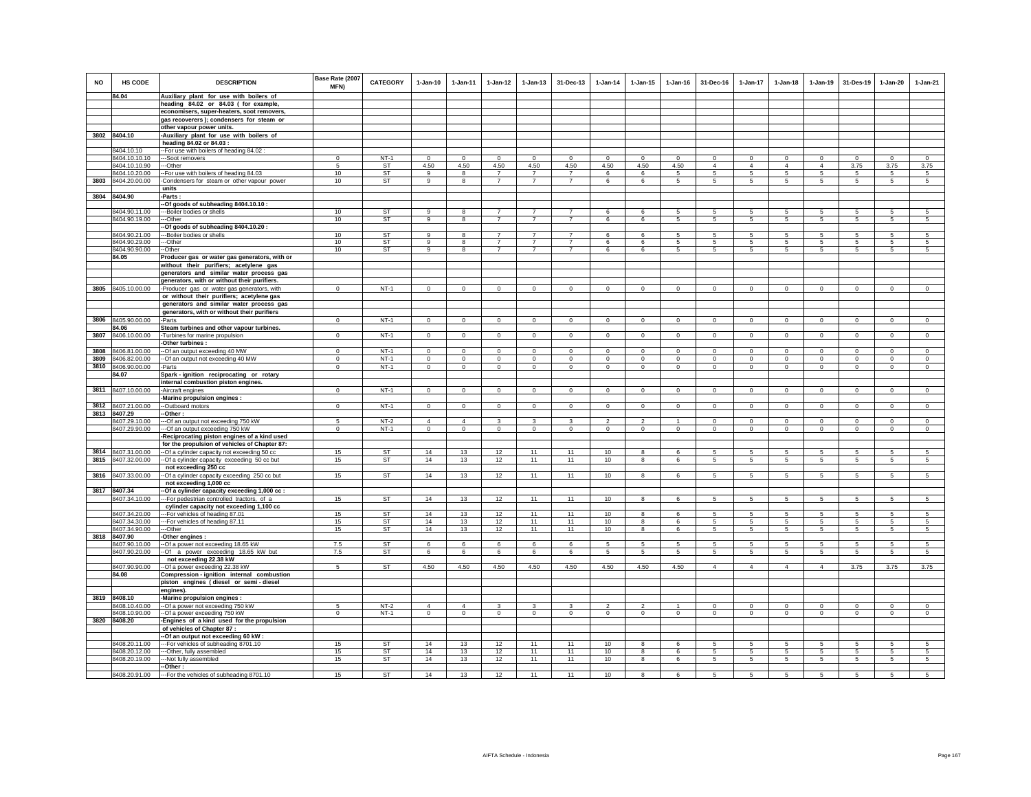| NO | HS CODE | DESCRIPTION | Base Rate (2007 MFN) | CATEGORY | 1-Jan-10 | 1-Jan-11 | 1-Jan-12 | 1-Jan-13 | 31-Dec-13 | 1-Jan-14 | 1-Jan-15 | 1-Jan-16 | 31-Dec-16 | 1-Jan-17 | 1-Jan-18 | 1-Jan-19 | 31-Des-19 | 1-Jan-20 | 1-Jan-21 |
|---|---|---|---|---|---|---|---|---|---|---|---|---|---|---|---|---|---|---|---|
| | 84.04 | **Auxiliary plant for use with boilers of heading 84.02 or 84.03 ( for example, economisers, super-heaters, soot removers, gas recoverers ); condensers for steam or other vapour power units.** | | | | | | | | | | | | | | | | | |
| 3802 | 8404.10 | **-Auxiliary plant for use with boilers of heading 84.02 or 84.03 :** | | | | | | | | | | | | | | | | | |
| | 8404.10.10 | --For use with boilers of heading 84.02 : | | | | | | | | | | | | | | | | | |
| | 8404.10.10.10 | ---Soot removers | 0 | NT-1 | 0 | 0 | 0 | 0 | 0 | 0 | 0 | 0 | 0 | 0 | 0 | 0 | 0 | 0 | 0 |
| | 8404.10.10.90 | ---Other | 5 | ST | 4.50 | 4.50 | 4.50 | 4.50 | 4.50 | 4.50 | 4.50 | 4.50 | 4 | 4 | 4 | 4 | 3.75 | 3.75 | 3.75 |
| | 8404.10.20.00 | --For use with boilers of heading 84.03 | 10 | ST | 9 | 8 | 7 | 7 | 7 | 6 | 6 | 5 | 5 | 5 | 5 | 5 | 5 | 5 | 5 |
| 3803 | 8404.20.00.00 | -Condensers for steam or other vapour power units | 10 | ST | 9 | 8 | 7 | 7 | 7 | 6 | 6 | 5 | 5 | 5 | 5 | 5 | 5 | 5 | 5 |
| 3804 | 8404.90 | **-Parts :** | | | | | | | | | | | | | | | | | |
| | | **--Of goods of subheading 8404.10.10 :** | | | | | | | | | | | | | | | | | |
| | 8404.90.11.00 | ---Boiler bodies or shells | 10 | ST | 9 | 8 | 7 | 7 | 7 | 6 | 6 | 5 | 5 | 5 | 5 | 5 | 5 | 5 | 5 |
| | 8404.90.19.00 | ---Other | 10 | ST | 9 | 8 | 7 | 7 | 7 | 6 | 6 | 5 | 5 | 5 | 5 | 5 | 5 | 5 | 5 |
| | | **--Of goods of subheading 8404.10.20 :** | | | | | | | | | | | | | | | | | |
| | 8404.90.21.00 | ---Boiler bodies or shells | 10 | ST | 9 | 8 | 7 | 7 | 7 | 6 | 6 | 5 | 5 | 5 | 5 | 5 | 5 | 5 | 5 |
| | 8404.90.29.00 | ---Other | 10 | ST | 9 | 8 | 7 | 7 | 7 | 6 | 6 | 5 | 5 | 5 | 5 | 5 | 5 | 5 | 5 |
| | 8404.90.90.00 | --Other | 10 | ST | 9 | 8 | 7 | 7 | 7 | 6 | 6 | 5 | 5 | 5 | 5 | 5 | 5 | 5 | 5 |
| | 84.05 | **Producer gas or water gas generators, with or without their purifiers; acetylene gas generators and similar water process gas generators, with or without their purifiers.** | | | | | | | | | | | | | | | | | |
| 3805 | 8405.10.00.00 | -Producer gas or water gas generators, with **or without their purifiers; acetylene gas generators and similar water process gas generators, with or without their purifiers** | 0 | NT-1 | 0 | 0 | 0 | 0 | 0 | 0 | 0 | 0 | 0 | 0 | 0 | 0 | 0 | 0 | 0 |
| 3806 | 8405.90.00.00 | -Parts | 0 | NT-1 | 0 | 0 | 0 | 0 | 0 | 0 | 0 | 0 | 0 | 0 | 0 | 0 | 0 | 0 | 0 |
| | 84.06 | **Steam turbines and other vapour turbines.** | | | | | | | | | | | | | | | | | |
| 3807 | 8406.10.00.00 | -Turbines for marine propulsion | 0 | NT-1 | 0 | 0 | 0 | 0 | 0 | 0 | 0 | 0 | 0 | 0 | 0 | 0 | 0 | 0 | 0 |
| | | **-Other turbines :** | | | | | | | | | | | | | | | | | |
| 3808 | 8406.81.00.00 | --Of an output exceeding 40 MW | 0 | NT-1 | 0 | 0 | 0 | 0 | 0 | 0 | 0 | 0 | 0 | 0 | 0 | 0 | 0 | 0 | 0 |
| 3809 | 8406.82.00.00 | --Of an output not exceeding 40 MW | 0 | NT-1 | 0 | 0 | 0 | 0 | 0 | 0 | 0 | 0 | 0 | 0 | 0 | 0 | 0 | 0 | 0 |
| 3810 | 8406.90.00.00 | -Parts | 0 | NT-1 | 0 | 0 | 0 | 0 | 0 | 0 | 0 | 0 | 0 | 0 | 0 | 0 | 0 | 0 | 0 |
| | 84.07 | **Spark - ignition reciprocating or rotary internal combustion piston engines.** | | | | | | | | | | | | | | | | | |
| 3811 | 8407.10.00.00 | -Aircraft engines | 0 | NT-1 | 0 | 0 | 0 | 0 | 0 | 0 | 0 | 0 | 0 | 0 | 0 | 0 | 0 | 0 | 0 |
| | | **-Marine propulsion engines :** | | | | | | | | | | | | | | | | | |
| 3812 | 8407.21.00.00 | --Outboard motors | 0 | NT-1 | 0 | 0 | 0 | 0 | 0 | 0 | 0 | 0 | 0 | 0 | 0 | 0 | 0 | 0 | 0 |
| 3813 | 8407.29 | **--Other :** | | | | | | | | | | | | | | | | | |
| | 8407.29.10.00 | ---Of an output not exceeding 750 kW | 5 | NT-2 | 4 | 4 | 3 | 3 | 3 | 2 | 2 | 1 | 0 | 0 | 0 | 0 | 0 | 0 | 0 |
| | 8407.29.90.00 | ---Of an output exceeding 750 kW | 0 | NT-1 | 0 | 0 | 0 | 0 | 0 | 0 | 0 | 0 | 0 | 0 | 0 | 0 | 0 | 0 | 0 |
| | | **-Reciprocating piston engines of a kind used for the propulsion of vehicles of Chapter 87:** | | | | | | | | | | | | | | | | | |
| 3814 | 8407.31.00.00 | --Of a cylinder capacity not exceeding 50 cc | 15 | ST | 14 | 13 | 12 | 11 | 11 | 10 | 8 | 6 | 5 | 5 | 5 | 5 | 5 | 5 | 5 |
| 3815 | 8407.32.00.00 | --Of a cylinder capacity exceeding 50 cc but **not exceeding 250 cc** | 15 | ST | 14 | 13 | 12 | 11 | 11 | 10 | 8 | 6 | 5 | 5 | 5 | 5 | 5 | 5 | 5 |
| 3816 | 8407.33.00.00 | --Of a cylinder capacity exceeding 250 cc but **not exceeding 1,000 cc** | 15 | ST | 14 | 13 | 12 | 11 | 11 | 10 | 8 | 6 | 5 | 5 | 5 | 5 | 5 | 5 | 5 |
| 3817 | 8407.34 | **--Of a cylinder capacity exceeding 1,000 cc :** | | | | | | | | | | | | | | | | | |
| | 8407.34.10.00 | ---For pedestrian controlled tractors, of a **cylinder capacity not exceeding 1,100 cc** | 15 | ST | 14 | 13 | 12 | 11 | 11 | 10 | 8 | 6 | 5 | 5 | 5 | 5 | 5 | 5 | 5 |
| | 8407.34.20.00 | ---For vehicles of heading 87.01 | 15 | ST | 14 | 13 | 12 | 11 | 11 | 10 | 8 | 6 | 5 | 5 | 5 | 5 | 5 | 5 | 5 |
| | 8407.34.30.00 | ---For vehicles of heading 87.11 | 15 | ST | 14 | 13 | 12 | 11 | 11 | 10 | 8 | 6 | 5 | 5 | 5 | 5 | 5 | 5 | 5 |
| | 8407.34.90.00 | ---Other | 15 | ST | 14 | 13 | 12 | 11 | 11 | 10 | 8 | 6 | 5 | 5 | 5 | 5 | 5 | 5 | 5 |
| 3818 | 8407.90 | **-Other engines :** | | | | | | | | | | | | | | | | | |
| | 8407.90.10.00 | --Of a power not exceeding 18.65 kW | 7.5 | ST | 6 | 6 | 6 | 6 | 6 | 5 | 5 | 5 | 5 | 5 | 5 | 5 | 5 | 5 | 5 |
| | 8407.90.20.00 | --Of a power exceeding 18.65 kW but **not exceeding 22.38 kW** | 7.5 | ST | 6 | 6 | 6 | 6 | 6 | 5 | 5 | 5 | 5 | 5 | 5 | 5 | 5 | 5 | 5 |
| | 8407.90.90.00 | --Of a power exceeding 22.38 kW | 5 | ST | 4.50 | 4.50 | 4.50 | 4.50 | 4.50 | 4.50 | 4.50 | 4.50 | 4 | 4 | 4 | 4 | 3.75 | 3.75 | 3.75 |
| | 84.08 | **Compression - ignition internal combustion piston engines ( diesel or semi - diesel engines).** | | | | | | | | | | | | | | | | | |
| 3819 | 8408.10 | **-Marine propulsion engines :** | | | | | | | | | | | | | | | | | |
| | 8408.10.40.00 | --Of a power not exceeding 750 kW | 5 | NT-2 | 4 | 4 | 3 | 3 | 3 | 2 | 2 | 1 | 0 | 0 | 0 | 0 | 0 | 0 | 0 |
| | 8408.10.90.00 | --Of a power exceeding 750 kW | 0 | NT-1 | 0 | 0 | 0 | 0 | 0 | 0 | 0 | 0 | 0 | 0 | 0 | 0 | 0 | 0 | 0 |
| 3820 | 8408.20 | **-Engines of a kind used for the propulsion of vehicles of Chapter 87 :** | | | | | | | | | | | | | | | | | |
| | | **--Of an output not exceeding 60 kW :** | | | | | | | | | | | | | | | | | |
| | 8408.20.11.00 | ---For vehicles of subheading 8701.10 | 15 | ST | 14 | 13 | 12 | 11 | 11 | 10 | 8 | 6 | 5 | 5 | 5 | 5 | 5 | 5 | 5 |
| | 8408.20.12.00 | ---Other, fully assembled | 15 | ST | 14 | 13 | 12 | 11 | 11 | 10 | 8 | 6 | 5 | 5 | 5 | 5 | 5 | 5 | 5 |
| | 8408.20.19.00 | ---Not fully assembled | 15 | ST | 14 | 13 | 12 | 11 | 11 | 10 | 8 | 6 | 5 | 5 | 5 | 5 | 5 | 5 | 5 |
| | | **--Other :** | | | | | | | | | | | | | | | | | |
| | 8408.20.91.00 | ---For the vehicles of subheading 8701.10 | 15 | ST | 14 | 13 | 12 | 11 | 11 | 10 | 8 | 6 | 5 | 5 | 5 | 5 | 5 | 5 | 5 |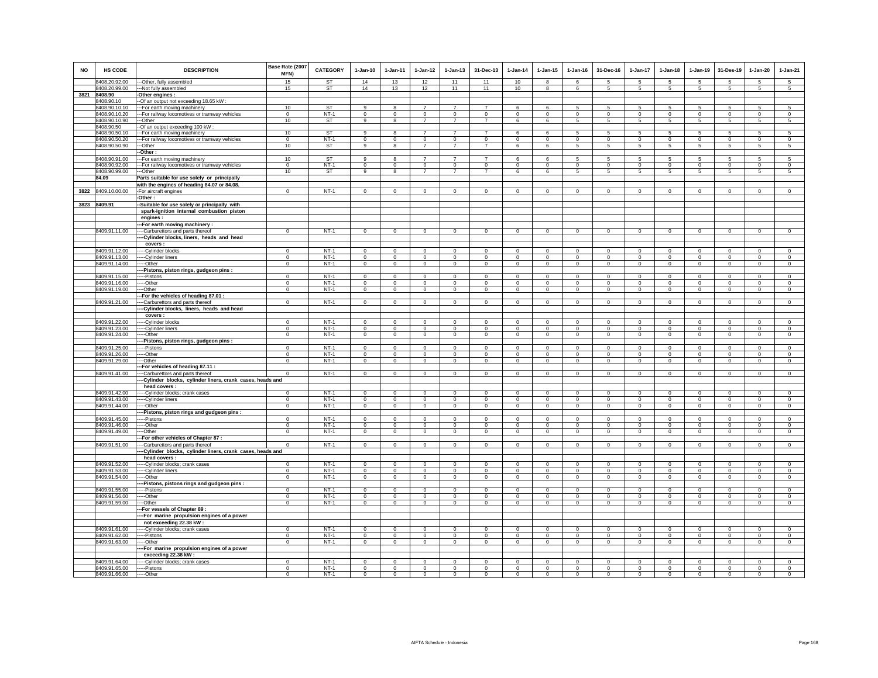| NO | HS CODE | DESCRIPTION | Base Rate (2007 MFN) | CATEGORY | 1-Jan-10 | 1-Jan-11 | 1-Jan-12 | 1-Jan-13 | 31-Dec-13 | 1-Jan-14 | 1-Jan-15 | 1-Jan-16 | 31-Dec-16 | 1-Jan-17 | 1-Jan-18 | 1-Jan-19 | 31-Dec-19 | 1-Jan-20 | 1-Jan-21 |
|---|---|---|---|---|---|---|---|---|---|---|---|---|---|---|---|---|---|---|---|
| | 8408.20.92.00 | ---Other, fully assembled | 15 | ST | 14 | 13 | 12 | 11 | 11 | 10 | 8 | 6 | 5 | 5 | 5 | 5 | 5 | 5 | 5 |
| | 8408.20.99.00 | ---Not fully assembled | 15 | ST | 14 | 13 | 12 | 11 | 11 | 10 | 8 | 6 | 5 | 5 | 5 | 5 | 5 | 5 | 5 |
| 3821 | 8408.90 | -Other engines : | | | | | | | | | | | | | | | | | |
| | 8408.90.10 | --Of an output not exceeding 18.65 kW : | | | | | | | | | | | | | | | | | |
| | 8408.90.10.10 | ---For earth moving machinery | 10 | ST | 9 | 8 | 7 | 7 | 7 | 6 | 6 | 5 | 5 | 5 | 5 | 5 | 5 | 5 | 5 |
| | 8408.90.10.20 | ---For railway locomotives or tramway vehicles | 0 | NT-1 | 0 | 0 | 0 | 0 | 0 | 0 | 0 | 0 | 0 | 0 | 0 | 0 | 0 | 0 | 0 |
| | 8408.90.10.90 | ---Other | 10 | ST | 9 | 8 | 7 | 7 | 7 | 6 | 6 | 5 | 5 | 5 | 5 | 5 | 5 | 5 | 5 |
| | 8408.90.50 | --Of an output exceeding 100 kW : | | | | | | | | | | | | | | | | | |
| | 8408.90.50.10 | ---For earth moving machinery | 10 | ST | 9 | 8 | 7 | 7 | 7 | 6 | 6 | 5 | 5 | 5 | 5 | 5 | 5 | 5 | 5 |
| | 8408.90.50.20 | ---For railway locomotives or tramway vehicles | 0 | NT-1 | 0 | 0 | 0 | 0 | 0 | 0 | 0 | 0 | 0 | 0 | 0 | 0 | 0 | 0 | 0 |
| | 8408.90.50.90 | ---Other | 10 | ST | 9 | 8 | 7 | 7 | 7 | 6 | 6 | 5 | 5 | 5 | 5 | 5 | 5 | 5 | 5 |
| | | --Other : | | | | | | | | | | | | | | | | | |
| | 8408.90.91.00 | ---For earth moving machinery | 10 | ST | 9 | 8 | 7 | 7 | 7 | 6 | 6 | 5 | 5 | 5 | 5 | 5 | 5 | 5 | 5 |
| | 8408.90.92.00 | ---For railway locomotives or tramway vehicles | 0 | NT-1 | 0 | 0 | 0 | 0 | 0 | 0 | 0 | 0 | 0 | 0 | 0 | 0 | 0 | 0 | 0 |
| | 8408.90.99.00 | ---Other | 10 | ST | 9 | 8 | 7 | 7 | 7 | 6 | 6 | 5 | 5 | 5 | 5 | 5 | 5 | 5 | 5 |
| | 84.09 | Parts suitable for use solely or principally with the engines of heading 84.07 or 84.08. | | | | | | | | | | | | | | | | | |
| 3822 | 8409.10.00.00 | -For aircraft engines | 0 | NT-1 | 0 | 0 | 0 | 0 | 0 | 0 | 0 | 0 | 0 | 0 | 0 | 0 | 0 | 0 | 0 |
| | | -Other : | | | | | | | | | | | | | | | | | |
| 3823 | 8409.91 | --Suitable for use solely or principally with spark-ignition internal combustion piston engines : | | | | | | | | | | | | | | | | | |
| | | ---For earth moving machinery : | | | | | | | | | | | | | | | | | |
| | 8409.91.11.00 | ----Carburettors and parts thereof | 0 | NT-1 | 0 | 0 | 0 | 0 | 0 | 0 | 0 | 0 | 0 | 0 | 0 | 0 | 0 | 0 | 0 |
| | | ----Cylinder blocks, liners, heads and head covers : | | | | | | | | | | | | | | | | | |
| | 8409.91.12.00 | -----Cylinder blocks | 0 | NT-1 | 0 | 0 | 0 | 0 | 0 | 0 | 0 | 0 | 0 | 0 | 0 | 0 | 0 | 0 | 0 |
| | 8409.91.13.00 | -----Cylinder liners | 0 | NT-1 | 0 | 0 | 0 | 0 | 0 | 0 | 0 | 0 | 0 | 0 | 0 | 0 | 0 | 0 | 0 |
| | 8409.91.14.00 | -----Other | 0 | NT-1 | 0 | 0 | 0 | 0 | 0 | 0 | 0 | 0 | 0 | 0 | 0 | 0 | 0 | 0 | 0 |
| | | ----Pistons, piston rings, gudgeon pins : | | | | | | | | | | | | | | | | | |
| | 8409.91.15.00 | -----Pistons | 0 | NT-1 | 0 | 0 | 0 | 0 | 0 | 0 | 0 | 0 | 0 | 0 | 0 | 0 | 0 | 0 | 0 |
| | 8409.91.16.00 | -----Other | 0 | NT-1 | 0 | 0 | 0 | 0 | 0 | 0 | 0 | 0 | 0 | 0 | 0 | 0 | 0 | 0 | 0 |
| | 8409.91.19.00 | ----Other | 0 | NT-1 | 0 | 0 | 0 | 0 | 0 | 0 | 0 | 0 | 0 | 0 | 0 | 0 | 0 | 0 | 0 |
| | | ---For the vehicles of heading 87.01 : | | | | | | | | | | | | | | | | | |
| | 8409.91.21.00 | ----Carburettors and parts thereof | 0 | NT-1 | 0 | 0 | 0 | 0 | 0 | 0 | 0 | 0 | 0 | 0 | 0 | 0 | 0 | 0 | 0 |
| | | ----Cylinder blocks, liners, heads and head covers : | | | | | | | | | | | | | | | | | |
| | 8409.91.22.00 | -----Cylinder blocks | 0 | NT-1 | 0 | 0 | 0 | 0 | 0 | 0 | 0 | 0 | 0 | 0 | 0 | 0 | 0 | 0 | 0 |
| | 8409.91.23.00 | -----Cylinder liners | 0 | NT-1 | 0 | 0 | 0 | 0 | 0 | 0 | 0 | 0 | 0 | 0 | 0 | 0 | 0 | 0 | 0 |
| | 8409.91.24.00 | -----Other | 0 | NT-1 | 0 | 0 | 0 | 0 | 0 | 0 | 0 | 0 | 0 | 0 | 0 | 0 | 0 | 0 | 0 |
| | | ----Pistons, piston rings, gudgeon pins : | | | | | | | | | | | | | | | | | |
| | 8409.91.25.00 | -----Pistons | 0 | NT-1 | 0 | 0 | 0 | 0 | 0 | 0 | 0 | 0 | 0 | 0 | 0 | 0 | 0 | 0 | 0 |
| | 8409.91.26.00 | -----Other | 0 | NT-1 | 0 | 0 | 0 | 0 | 0 | 0 | 0 | 0 | 0 | 0 | 0 | 0 | 0 | 0 | 0 |
| | 8409.91.29.00 | ----Other | 0 | NT-1 | 0 | 0 | 0 | 0 | 0 | 0 | 0 | 0 | 0 | 0 | 0 | 0 | 0 | 0 | 0 |
| | | ---For vehicles of heading 87.11 : | | | | | | | | | | | | | | | | | |
| | 8409.91.41.00 | ----Carburettors and parts thereof | 0 | NT-1 | 0 | 0 | 0 | 0 | 0 | 0 | 0 | 0 | 0 | 0 | 0 | 0 | 0 | 0 | 0 |
| | | ----Cylinder blocks, cylinder liners, crank cases, heads and head covers : | | | | | | | | | | | | | | | | | |
| | 8409.91.42.00 | -----Cylinder blocks; crank cases | 0 | NT-1 | 0 | 0 | 0 | 0 | 0 | 0 | 0 | 0 | 0 | 0 | 0 | 0 | 0 | 0 | 0 |
| | 8409.91.43.00 | -----Cylinder liners | 0 | NT-1 | 0 | 0 | 0 | 0 | 0 | 0 | 0 | 0 | 0 | 0 | 0 | 0 | 0 | 0 | 0 |
| | 8409.91.44.00 | -----Other | 0 | NT-1 | 0 | 0 | 0 | 0 | 0 | 0 | 0 | 0 | 0 | 0 | 0 | 0 | 0 | 0 | 0 |
| | | ----Pistons, piston rings and gudgeon pins : | | | | | | | | | | | | | | | | | |
| | 8409.91.45.00 | -----Pistons | 0 | NT-1 | 0 | 0 | 0 | 0 | 0 | 0 | 0 | 0 | 0 | 0 | 0 | 0 | 0 | 0 | 0 |
| | 8409.91.46.00 | -----Other | 0 | NT-1 | 0 | 0 | 0 | 0 | 0 | 0 | 0 | 0 | 0 | 0 | 0 | 0 | 0 | 0 | 0 |
| | 8409.91.49.00 | ----Other | 0 | NT-1 | 0 | 0 | 0 | 0 | 0 | 0 | 0 | 0 | 0 | 0 | 0 | 0 | 0 | 0 | 0 |
| | | ---For other vehicles of Chapter 87 : | | | | | | | | | | | | | | | | | |
| | 8409.91.51.00 | ----Carburettors and parts thereof | 0 | NT-1 | 0 | 0 | 0 | 0 | 0 | 0 | 0 | 0 | 0 | 0 | 0 | 0 | 0 | 0 | 0 |
| | | ----Cylinder blocks, cylinder liners, crank cases, heads and head covers : | | | | | | | | | | | | | | | | | |
| | 8409.91.52.00 | -----Cylinder blocks; crank cases | 0 | NT-1 | 0 | 0 | 0 | 0 | 0 | 0 | 0 | 0 | 0 | 0 | 0 | 0 | 0 | 0 | 0 |
| | 8409.91.53.00 | -----Cylinder liners | 0 | NT-1 | 0 | 0 | 0 | 0 | 0 | 0 | 0 | 0 | 0 | 0 | 0 | 0 | 0 | 0 | 0 |
| | 8409.91.54.00 | -----Other | 0 | NT-1 | 0 | 0 | 0 | 0 | 0 | 0 | 0 | 0 | 0 | 0 | 0 | 0 | 0 | 0 | 0 |
| | | ----Pistons, pistons rings and gudgeon pins : | | | | | | | | | | | | | | | | | |
| | 8409.91.55.00 | -----Pistons | 0 | NT-1 | 0 | 0 | 0 | 0 | 0 | 0 | 0 | 0 | 0 | 0 | 0 | 0 | 0 | 0 | 0 |
| | 8409.91.56.00 | -----Other | 0 | NT-1 | 0 | 0 | 0 | 0 | 0 | 0 | 0 | 0 | 0 | 0 | 0 | 0 | 0 | 0 | 0 |
| | 8409.91.59.00 | ----Other | 0 | NT-1 | 0 | 0 | 0 | 0 | 0 | 0 | 0 | 0 | 0 | 0 | 0 | 0 | 0 | 0 | 0 |
| | | ---For vessels of Chapter 89 : | | | | | | | | | | | | | | | | | |
| | | ----For marine propulsion engines of a power not exceeding 22.38 kW : | | | | | | | | | | | | | | | | | |
| | 8409.91.61.00 | -----Cylinder blocks; crank cases | 0 | NT-1 | 0 | 0 | 0 | 0 | 0 | 0 | 0 | 0 | 0 | 0 | 0 | 0 | 0 | 0 | 0 |
| | 8409.91.62.00 | -----Pistons | 0 | NT-1 | 0 | 0 | 0 | 0 | 0 | 0 | 0 | 0 | 0 | 0 | 0 | 0 | 0 | 0 | 0 |
| | 8409.91.63.00 | -----Other | 0 | NT-1 | 0 | 0 | 0 | 0 | 0 | 0 | 0 | 0 | 0 | 0 | 0 | 0 | 0 | 0 | 0 |
| | | ----For marine propulsion engines of a power exceeding 22.38 kW : | | | | | | | | | | | | | | | | | |
| | 8409.91.64.00 | -----Cylinder blocks; crank cases | 0 | NT-1 | 0 | 0 | 0 | 0 | 0 | 0 | 0 | 0 | 0 | 0 | 0 | 0 | 0 | 0 | 0 |
| | 8409.91.65.00 | -----Pistons | 0 | NT-1 | 0 | 0 | 0 | 0 | 0 | 0 | 0 | 0 | 0 | 0 | 0 | 0 | 0 | 0 | 0 |
| | 8409.91.66.00 | -----Other | 0 | NT-1 | 0 | 0 | 0 | 0 | 0 | 0 | 0 | 0 | 0 | 0 | 0 | 0 | 0 | 0 | 0 |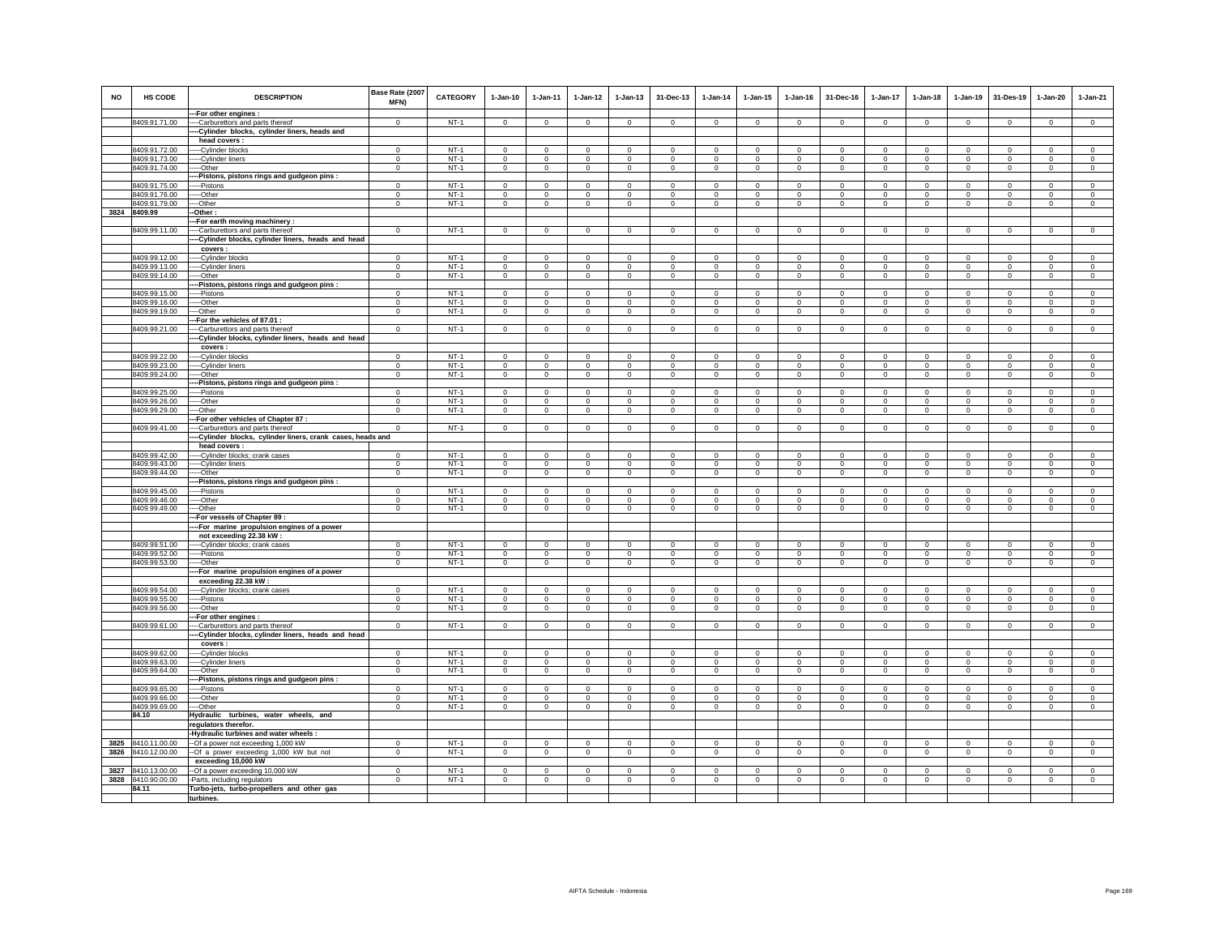| NO | HS CODE | DESCRIPTION | Base Rate (2007 MFN) | CATEGORY | 1-Jan-10 | 1-Jan-11 | 1-Jan-12 | 1-Jan-13 | 31-Dec-13 | 1-Jan-14 | 1-Jan-15 | 1-Jan-16 | 31-Dec-16 | 1-Jan-17 | 1-Jan-18 | 1-Jan-19 | 31-Des-19 | 1-Jan-20 | 1-Jan-21 |
|---|---|---|---|---|---|---|---|---|---|---|---|---|---|---|---|---|---|---|---|
| | | ---For other engines : | | | | | | | | | | | | | | | | | |
| | 8409.91.71.00 | ----Carburettors and parts thereof | 0 | NT-1 | 0 | 0 | 0 | 0 | 0 | 0 | 0 | 0 | 0 | 0 | 0 | 0 | 0 | 0 | 0 |
| | | ----Cylinder blocks, cylinder liners, heads and head covers : | | | | | | | | | | | | | | | | | |
| | 8409.91.72.00 | -----Cylinder blocks | 0 | NT-1 | 0 | 0 | 0 | 0 | 0 | 0 | 0 | 0 | 0 | 0 | 0 | 0 | 0 | 0 | 0 |
| | 8409.91.73.00 | -----Cylinder liners | 0 | NT-1 | 0 | 0 | 0 | 0 | 0 | 0 | 0 | 0 | 0 | 0 | 0 | 0 | 0 | 0 | 0 |
| | 8409.91.74.00 | -----Other | 0 | NT-1 | 0 | 0 | 0 | 0 | 0 | 0 | 0 | 0 | 0 | 0 | 0 | 0 | 0 | 0 | 0 |
| | | ----Pistons, pistons rings and gudgeon pins : | | | | | | | | | | | | | | | | | |
| | 8409.91.75.00 | -----Pistons | 0 | NT-1 | 0 | 0 | 0 | 0 | 0 | 0 | 0 | 0 | 0 | 0 | 0 | 0 | 0 | 0 | 0 |
| | 8409.91.76.00 | -----Other | 0 | NT-1 | 0 | 0 | 0 | 0 | 0 | 0 | 0 | 0 | 0 | 0 | 0 | 0 | 0 | 0 | 0 |
| | 8409.91.79.00 | ----Other | 0 | NT-1 | 0 | 0 | 0 | 0 | 0 | 0 | 0 | 0 | 0 | 0 | 0 | 0 | 0 | 0 | 0 |
| 3824 | 8409.99 | --Other : | | | | | | | | | | | | | | | | | |
| | | ---For earth moving machinery : | | | | | | | | | | | | | | | | | |
| | 8409.99.11.00 | ----Carburettors and parts thereof | 0 | NT-1 | 0 | 0 | 0 | 0 | 0 | 0 | 0 | 0 | 0 | 0 | 0 | 0 | 0 | 0 | 0 |
| | | ----Cylinder blocks, cylinder liners, heads and head covers : | | | | | | | | | | | | | | | | | |
| | 8409.99.12.00 | -----Cylinder blocks | 0 | NT-1 | 0 | 0 | 0 | 0 | 0 | 0 | 0 | 0 | 0 | 0 | 0 | 0 | 0 | 0 | 0 |
| | 8409.99.13.00 | -----Cylinder liners | 0 | NT-1 | 0 | 0 | 0 | 0 | 0 | 0 | 0 | 0 | 0 | 0 | 0 | 0 | 0 | 0 | 0 |
| | 8409.99.14.00 | -----Other | 0 | NT-1 | 0 | 0 | 0 | 0 | 0 | 0 | 0 | 0 | 0 | 0 | 0 | 0 | 0 | 0 | 0 |
| | | ----Pistons, pistons rings and gudgeon pins : | | | | | | | | | | | | | | | | | |
| | 8409.99.15.00 | -----Pistons | 0 | NT-1 | 0 | 0 | 0 | 0 | 0 | 0 | 0 | 0 | 0 | 0 | 0 | 0 | 0 | 0 | 0 |
| | 8409.99.16.00 | -----Other | 0 | NT-1 | 0 | 0 | 0 | 0 | 0 | 0 | 0 | 0 | 0 | 0 | 0 | 0 | 0 | 0 | 0 |
| | 8409.99.19.00 | ----Other | 0 | NT-1 | 0 | 0 | 0 | 0 | 0 | 0 | 0 | 0 | 0 | 0 | 0 | 0 | 0 | 0 | 0 |
| | | ---For the vehicles of 87.01 : | | | | | | | | | | | | | | | | | |
| | 8409.99.21.00 | ----Carburettors and parts thereof | 0 | NT-1 | 0 | 0 | 0 | 0 | 0 | 0 | 0 | 0 | 0 | 0 | 0 | 0 | 0 | 0 | 0 |
| | | ----Cylinder blocks, cylinder liners, heads and head covers : | | | | | | | | | | | | | | | | | |
| | 8409.99.22.00 | -----Cylinder blocks | 0 | NT-1 | 0 | 0 | 0 | 0 | 0 | 0 | 0 | 0 | 0 | 0 | 0 | 0 | 0 | 0 | 0 |
| | 8409.99.23.00 | -----Cylinder liners | 0 | NT-1 | 0 | 0 | 0 | 0 | 0 | 0 | 0 | 0 | 0 | 0 | 0 | 0 | 0 | 0 | 0 |
| | 8409.99.24.00 | -----Other | 0 | NT-1 | 0 | 0 | 0 | 0 | 0 | 0 | 0 | 0 | 0 | 0 | 0 | 0 | 0 | 0 | 0 |
| | | ----Pistons, pistons rings and gudgeon pins : | | | | | | | | | | | | | | | | | |
| | 8409.99.25.00 | -----Pistons | 0 | NT-1 | 0 | 0 | 0 | 0 | 0 | 0 | 0 | 0 | 0 | 0 | 0 | 0 | 0 | 0 | 0 |
| | 8409.99.26.00 | -----Other | 0 | NT-1 | 0 | 0 | 0 | 0 | 0 | 0 | 0 | 0 | 0 | 0 | 0 | 0 | 0 | 0 | 0 |
| | 8409.99.29.00 | ----Other | 0 | NT-1 | 0 | 0 | 0 | 0 | 0 | 0 | 0 | 0 | 0 | 0 | 0 | 0 | 0 | 0 | 0 |
| | | ---For other vehicles of Chapter 87 : | | | | | | | | | | | | | | | | | |
| | 8409.99.41.00 | ----Carburettors and parts thereof | 0 | NT-1 | 0 | 0 | 0 | 0 | 0 | 0 | 0 | 0 | 0 | 0 | 0 | 0 | 0 | 0 | 0 |
| | | ----Cylinder blocks, cylinder liners, crank cases, heads and head covers : | | | | | | | | | | | | | | | | | |
| | 8409.99.42.00 | -----Cylinder blocks; crank cases | 0 | NT-1 | 0 | 0 | 0 | 0 | 0 | 0 | 0 | 0 | 0 | 0 | 0 | 0 | 0 | 0 | 0 |
| | 8409.99.43.00 | -----Cylinder liners | 0 | NT-1 | 0 | 0 | 0 | 0 | 0 | 0 | 0 | 0 | 0 | 0 | 0 | 0 | 0 | 0 | 0 |
| | 8409.99.44.00 | -----Other | 0 | NT-1 | 0 | 0 | 0 | 0 | 0 | 0 | 0 | 0 | 0 | 0 | 0 | 0 | 0 | 0 | 0 |
| | | ----Pistons, pistons rings and gudgeon pins : | | | | | | | | | | | | | | | | | |
| | 8409.99.45.00 | -----Pistons | 0 | NT-1 | 0 | 0 | 0 | 0 | 0 | 0 | 0 | 0 | 0 | 0 | 0 | 0 | 0 | 0 | 0 |
| | 8409.99.46.00 | -----Other | 0 | NT-1 | 0 | 0 | 0 | 0 | 0 | 0 | 0 | 0 | 0 | 0 | 0 | 0 | 0 | 0 | 0 |
| | 8409.99.49.00 | ----Other | 0 | NT-1 | 0 | 0 | 0 | 0 | 0 | 0 | 0 | 0 | 0 | 0 | 0 | 0 | 0 | 0 | 0 |
| | | ---For vessels of Chapter 89 : | | | | | | | | | | | | | | | | | |
| | | ----For marine propulsion engines of a power not exceeding 22.38 kW : | | | | | | | | | | | | | | | | | |
| | 8409.99.51.00 | -----Cylinder blocks; crank cases | 0 | NT-1 | 0 | 0 | 0 | 0 | 0 | 0 | 0 | 0 | 0 | 0 | 0 | 0 | 0 | 0 | 0 |
| | 8409.99.52.00 | -----Pistons | 0 | NT-1 | 0 | 0 | 0 | 0 | 0 | 0 | 0 | 0 | 0 | 0 | 0 | 0 | 0 | 0 | 0 |
| | 8409.99.53.00 | -----Other | 0 | NT-1 | 0 | 0 | 0 | 0 | 0 | 0 | 0 | 0 | 0 | 0 | 0 | 0 | 0 | 0 | 0 |
| | | ----For marine propulsion engines of a power exceeding 22.38 kW : | | | | | | | | | | | | | | | | | |
| | 8409.99.54.00 | -----Cylinder blocks; crank cases | 0 | NT-1 | 0 | 0 | 0 | 0 | 0 | 0 | 0 | 0 | 0 | 0 | 0 | 0 | 0 | 0 | 0 |
| | 8409.99.55.00 | -----Pistons | 0 | NT-1 | 0 | 0 | 0 | 0 | 0 | 0 | 0 | 0 | 0 | 0 | 0 | 0 | 0 | 0 | 0 |
| | 8409.99.56.00 | -----Other | 0 | NT-1 | 0 | 0 | 0 | 0 | 0 | 0 | 0 | 0 | 0 | 0 | 0 | 0 | 0 | 0 | 0 |
| | | ---For other engines : | | | | | | | | | | | | | | | | | |
| | 8409.99.61.00 | ----Carburettors and parts thereof | 0 | NT-1 | 0 | 0 | 0 | 0 | 0 | 0 | 0 | 0 | 0 | 0 | 0 | 0 | 0 | 0 | 0 |
| | | ----Cylinder blocks, cylinder liners, heads and head covers : | | | | | | | | | | | | | | | | | |
| | 8409.99.62.00 | -----Cylinder blocks | 0 | NT-1 | 0 | 0 | 0 | 0 | 0 | 0 | 0 | 0 | 0 | 0 | 0 | 0 | 0 | 0 | 0 |
| | 8409.99.63.00 | -----Cylinder liners | 0 | NT-1 | 0 | 0 | 0 | 0 | 0 | 0 | 0 | 0 | 0 | 0 | 0 | 0 | 0 | 0 | 0 |
| | 8409.99.64.00 | -----Other | 0 | NT-1 | 0 | 0 | 0 | 0 | 0 | 0 | 0 | 0 | 0 | 0 | 0 | 0 | 0 | 0 | 0 |
| | | ----Pistons, pistons rings and gudgeon pins : | | | | | | | | | | | | | | | | | |
| | 8409.99.65.00 | -----Pistons | 0 | NT-1 | 0 | 0 | 0 | 0 | 0 | 0 | 0 | 0 | 0 | 0 | 0 | 0 | 0 | 0 | 0 |
| | 8409.99.66.00 | -----Other | 0 | NT-1 | 0 | 0 | 0 | 0 | 0 | 0 | 0 | 0 | 0 | 0 | 0 | 0 | 0 | 0 | 0 |
| | 8409.99.69.00 | ----Other | 0 | NT-1 | 0 | 0 | 0 | 0 | 0 | 0 | 0 | 0 | 0 | 0 | 0 | 0 | 0 | 0 | 0 |
| | 84.10 | Hydraulic turbines, water wheels, and regulators therefor. | | | | | | | | | | | | | | | | | |
| | | -Hydraulic turbines and water wheels : | | | | | | | | | | | | | | | | | |
| 3825 | 8410.11.00.00 | --Of a power not exceeding 1,000 kW | 0 | NT-1 | 0 | 0 | 0 | 0 | 0 | 0 | 0 | 0 | 0 | 0 | 0 | 0 | 0 | 0 | 0 |
| 3826 | 8410.12.00.00 | --Of a power exceeding 1,000 kW but not exceeding 10,000 kW | 0 | NT-1 | 0 | 0 | 0 | 0 | 0 | 0 | 0 | 0 | 0 | 0 | 0 | 0 | 0 | 0 | 0 |
| 3827 | 8410.13.00.00 | --Of a power exceeding 10,000 kW | 0 | NT-1 | 0 | 0 | 0 | 0 | 0 | 0 | 0 | 0 | 0 | 0 | 0 | 0 | 0 | 0 | 0 |
| 3828 | 8410.90.00.00 | -Parts, including regulators | 0 | NT-1 | 0 | 0 | 0 | 0 | 0 | 0 | 0 | 0 | 0 | 0 | 0 | 0 | 0 | 0 | 0 |
| | 84.11 | Turbo-jets, turbo-propellers and other gas turbines. | | | | | | | | | | | | | | | | | |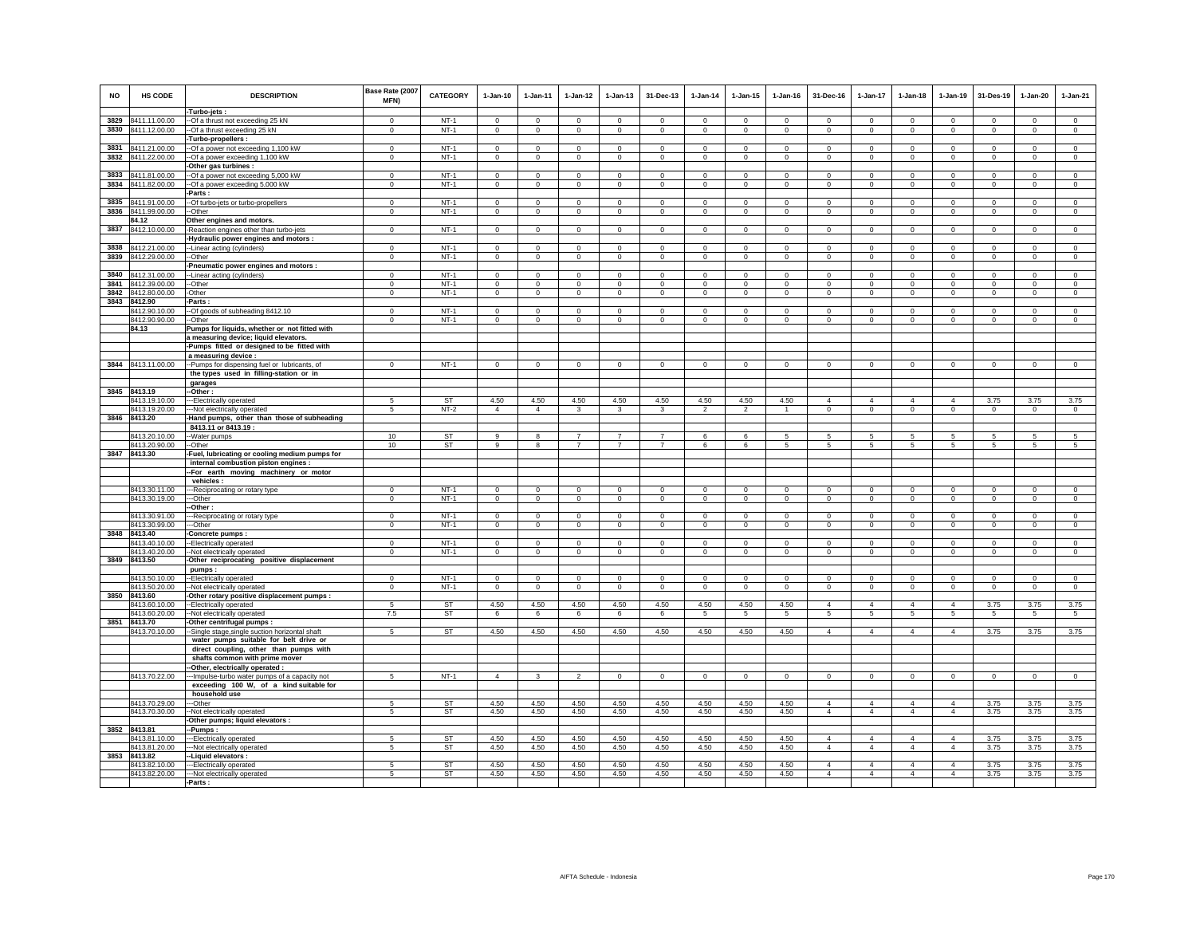| NO | HS CODE | DESCRIPTION | Base Rate (2007 MFN) | CATEGORY | 1-Jan-10 | 1-Jan-11 | 1-Jan-12 | 1-Jan-13 | 31-Dec-13 | 1-Jan-14 | 1-Jan-15 | 1-Jan-16 | 31-Dec-16 | 1-Jan-17 | 1-Jan-18 | 1-Jan-19 | 31-Des-19 | 1-Jan-20 | 1-Jan-21 |
|---|---|---|---|---|---|---|---|---|---|---|---|---|---|---|---|---|---|---|---|
| | | -Turbo-jets : | | | | | | | | | | | | | | | | | |
| 3829 | 8411.11.00.00 | --Of a thrust not exceeding 25 kN | 0 | NT-1 | 0 | 0 | 0 | 0 | 0 | 0 | 0 | 0 | 0 | 0 | 0 | 0 | 0 | 0 | 0 |
| 3830 | 8411.12.00.00 | --Of a thrust exceeding 25 kN | 0 | NT-1 | 0 | 0 | 0 | 0 | 0 | 0 | 0 | 0 | 0 | 0 | 0 | 0 | 0 | 0 | 0 |
| | | -Turbo-propellers : | | | | | | | | | | | | | | | | | |
| 3831 | 8411.21.00.00 | --Of a power not exceeding 1,100 kW | 0 | NT-1 | 0 | 0 | 0 | 0 | 0 | 0 | 0 | 0 | 0 | 0 | 0 | 0 | 0 | 0 | 0 |
| 3832 | 8411.22.00.00 | --Of a power exceeding 1,100 kW | 0 | NT-1 | 0 | 0 | 0 | 0 | 0 | 0 | 0 | 0 | 0 | 0 | 0 | 0 | 0 | 0 | 0 |
| | | -Other gas turbines : | | | | | | | | | | | | | | | | | |
| 3833 | 8411.81.00.00 | --Of a power not exceeding 5,000 kW | 0 | NT-1 | 0 | 0 | 0 | 0 | 0 | 0 | 0 | 0 | 0 | 0 | 0 | 0 | 0 | 0 | 0 |
| 3834 | 8411.82.00.00 | --Of a power exceeding 5,000 kW | 0 | NT-1 | 0 | 0 | 0 | 0 | 0 | 0 | 0 | 0 | 0 | 0 | 0 | 0 | 0 | 0 | 0 |
| | | -Parts : | | | | | | | | | | | | | | | | | |
| 3835 | 8411.91.00.00 | --Of turbo-jets or turbo-propellers | 0 | NT-1 | 0 | 0 | 0 | 0 | 0 | 0 | 0 | 0 | 0 | 0 | 0 | 0 | 0 | 0 | 0 |
| 3836 | 8411.99.00.00 | --Other | 0 | NT-1 | 0 | 0 | 0 | 0 | 0 | 0 | 0 | 0 | 0 | 0 | 0 | 0 | 0 | 0 | 0 |
| | 84.12 | Other engines and motors. | | | | | | | | | | | | | | | | | |
| 3837 | 8412.10.00.00 | -Reaction engines other than turbo-jets | 0 | NT-1 | 0 | 0 | 0 | 0 | 0 | 0 | 0 | 0 | 0 | 0 | 0 | 0 | 0 | 0 | 0 |
| | | -Hydraulic power engines and motors : | | | | | | | | | | | | | | | | | |
| 3838 | 8412.21.00.00 | --Linear acting (cylinders) | 0 | NT-1 | 0 | 0 | 0 | 0 | 0 | 0 | 0 | 0 | 0 | 0 | 0 | 0 | 0 | 0 | 0 |
| 3839 | 8412.29.00.00 | --Other | 0 | NT-1 | 0 | 0 | 0 | 0 | 0 | 0 | 0 | 0 | 0 | 0 | 0 | 0 | 0 | 0 | 0 |
| | | -Pneumatic power engines and motors : | | | | | | | | | | | | | | | | | |
| 3840 | 8412.31.00.00 | --Linear acting (cylinders) | 0 | NT-1 | 0 | 0 | 0 | 0 | 0 | 0 | 0 | 0 | 0 | 0 | 0 | 0 | 0 | 0 | 0 |
| 3841 | 8412.39.00.00 | --Other | 0 | NT-1 | 0 | 0 | 0 | 0 | 0 | 0 | 0 | 0 | 0 | 0 | 0 | 0 | 0 | 0 | 0 |
| 3842 | 8412.80.00.00 | -Other | 0 | NT-1 | 0 | 0 | 0 | 0 | 0 | 0 | 0 | 0 | 0 | 0 | 0 | 0 | 0 | 0 | 0 |
| 3843 | 8412.90 | -Parts : | | | | | | | | | | | | | | | | | |
| | 8412.90.10.00 | --Of goods of subheading 8412.10 | 0 | NT-1 | 0 | 0 | 0 | 0 | 0 | 0 | 0 | 0 | 0 | 0 | 0 | 0 | 0 | 0 | 0 |
| | 8412.90.90.00 | --Other | 0 | NT-1 | 0 | 0 | 0 | 0 | 0 | 0 | 0 | 0 | 0 | 0 | 0 | 0 | 0 | 0 | 0 |
| | 84.13 | Pumps for liquids, whether or not fitted with a measuring device; liquid elevators. | | | | | | | | | | | | | | | | | |
| | | -Pumps fitted or designed to be fitted with a measuring device : | | | | | | | | | | | | | | | | | |
| 3844 | 8413.11.00.00 | --Pumps for dispensing fuel or lubricants, of the types used in filling-station or in garages | 0 | NT-1 | 0 | 0 | 0 | 0 | 0 | 0 | 0 | 0 | 0 | 0 | 0 | 0 | 0 | 0 | 0 |
| 3845 | 8413.19 | --Other : | | | | | | | | | | | | | | | | | |
| | 8413.19.10.00 | ---Electrically operated | 5 | ST | 4.50 | 4.50 | 4.50 | 4.50 | 4.50 | 4.50 | 4.50 | 4.50 | 4 | 4 | 4 | 4 | 3.75 | 3.75 | 3.75 |
| | 8413.19.20.00 | ---Not electrically operated | 5 | NT-2 | 4 | 4 | 3 | 3 | 3 | 2 | 2 | 1 | 0 | 0 | 0 | 0 | 0 | 0 | 0 |
| 3846 | 8413.20 | -Hand pumps, other than those of subheading 8413.11 or 8413.19 : | | | | | | | | | | | | | | | | | |
| | 8413.20.10.00 | --Water pumps | 10 | ST | 9 | 8 | 7 | 7 | 7 | 6 | 6 | 5 | 5 | 5 | 5 | 5 | 5 | 5 | 5 |
| | 8413.20.90.00 | --Other | 10 | ST | 9 | 8 | 7 | 7 | 7 | 6 | 6 | 5 | 5 | 5 | 5 | 5 | 5 | 5 | 5 |
| 3847 | 8413.30 | -Fuel, lubricating or cooling medium pumps for internal combustion piston engines : | | | | | | | | | | | | | | | | | |
| | | --For earth moving machinery or motor vehicles : | | | | | | | | | | | | | | | | | |
| | 8413.30.11.00 | ---Reciprocating or rotary type | 0 | NT-1 | 0 | 0 | 0 | 0 | 0 | 0 | 0 | 0 | 0 | 0 | 0 | 0 | 0 | 0 | 0 |
| | 8413.30.19.00 | ---Other | 0 | NT-1 | 0 | 0 | 0 | 0 | 0 | 0 | 0 | 0 | 0 | 0 | 0 | 0 | 0 | 0 | 0 |
| | | --Other : | | | | | | | | | | | | | | | | | |
| | 8413.30.91.00 | ---Reciprocating or rotary type | 0 | NT-1 | 0 | 0 | 0 | 0 | 0 | 0 | 0 | 0 | 0 | 0 | 0 | 0 | 0 | 0 | 0 |
| | 8413.30.99.00 | ---Other | 0 | NT-1 | 0 | 0 | 0 | 0 | 0 | 0 | 0 | 0 | 0 | 0 | 0 | 0 | 0 | 0 | 0 |
| 3848 | 8413.40 | -Concrete pumps : | | | | | | | | | | | | | | | | | |
| | 8413.40.10.00 | --Electrically operated | 0 | NT-1 | 0 | 0 | 0 | 0 | 0 | 0 | 0 | 0 | 0 | 0 | 0 | 0 | 0 | 0 | 0 |
| | 8413.40.20.00 | --Not electrically operated | 0 | NT-1 | 0 | 0 | 0 | 0 | 0 | 0 | 0 | 0 | 0 | 0 | 0 | 0 | 0 | 0 | 0 |
| 3849 | 8413.50 | -Other reciprocating positive displacement pumps : | | | | | | | | | | | | | | | | | |
| | 8413.50.10.00 | --Electrically operated | 0 | NT-1 | 0 | 0 | 0 | 0 | 0 | 0 | 0 | 0 | 0 | 0 | 0 | 0 | 0 | 0 | 0 |
| | 8413.50.20.00 | --Not electrically operated | 0 | NT-1 | 0 | 0 | 0 | 0 | 0 | 0 | 0 | 0 | 0 | 0 | 0 | 0 | 0 | 0 | 0 |
| 3850 | 8413.60 | -Other rotary positive displacement pumps : | | | | | | | | | | | | | | | | | |
| | 8413.60.10.00 | --Electrically operated | 5 | ST | 4.50 | 4.50 | 4.50 | 4.50 | 4.50 | 4.50 | 4.50 | 4.50 | 4 | 4 | 4 | 4 | 3.75 | 3.75 | 3.75 |
| | 8413.60.20.00 | --Not electrically operated | 7.5 | ST | 6 | 6 | 6 | 6 | 6 | 5 | 5 | 5 | 5 | 5 | 5 | 5 | 5 | 5 | 5 |
| 3851 | 8413.70 | -Other centrifugal pumps : | | | | | | | | | | | | | | | | | |
| | 8413.70.10.00 | --Single stage,single suction horizontal shaft water pumps suitable for belt drive or direct coupling, other than pumps with shafts common with prime mover | 5 | ST | 4.50 | 4.50 | 4.50 | 4.50 | 4.50 | 4.50 | 4.50 | 4.50 | 4 | 4 | 4 | 4 | 3.75 | 3.75 | 3.75 |
| | | --Other, electrically operated : | | | | | | | | | | | | | | | | | |
| | 8413.70.22.00 | ---Impulse-turbo water pumps of a capacity not exceeding 100 W, of a kind suitable for household use | 5 | NT-1 | 4 | 3 | 2 | 0 | 0 | 0 | 0 | 0 | 0 | 0 | 0 | 0 | 0 | 0 | 0 |
| | 8413.70.29.00 | ---Other | 5 | ST | 4.50 | 4.50 | 4.50 | 4.50 | 4.50 | 4.50 | 4.50 | 4.50 | 4 | 4 | 4 | 4 | 3.75 | 3.75 | 3.75 |
| | 8413.70.30.00 | --Not electrically operated | 5 | ST | 4.50 | 4.50 | 4.50 | 4.50 | 4.50 | 4.50 | 4.50 | 4.50 | 4 | 4 | 4 | 4 | 3.75 | 3.75 | 3.75 |
| | | -Other pumps; liquid elevators : | | | | | | | | | | | | | | | | | |
| 3852 | 8413.81 | --Pumps : | | | | | | | | | | | | | | | | | |
| | 8413.81.10.00 | ---Electrically operated | 5 | ST | 4.50 | 4.50 | 4.50 | 4.50 | 4.50 | 4.50 | 4.50 | 4.50 | 4 | 4 | 4 | 4 | 3.75 | 3.75 | 3.75 |
| | 8413.81.20.00 | ---Not electrically operated | 5 | ST | 4.50 | 4.50 | 4.50 | 4.50 | 4.50 | 4.50 | 4.50 | 4.50 | 4 | 4 | 4 | 4 | 3.75 | 3.75 | 3.75 |
| 3853 | 8413.82 | --Liquid elevators : | | | | | | | | | | | | | | | | | |
| | 8413.82.10.00 | ---Electrically operated | 5 | ST | 4.50 | 4.50 | 4.50 | 4.50 | 4.50 | 4.50 | 4.50 | 4.50 | 4 | 4 | 4 | 4 | 3.75 | 3.75 | 3.75 |
| | 8413.82.20.00 | ---Not electrically operated | 5 | ST | 4.50 | 4.50 | 4.50 | 4.50 | 4.50 | 4.50 | 4.50 | 4.50 | 4 | 4 | 4 | 4 | 3.75 | 3.75 | 3.75 |
| | | -Parts : | | | | | | | | | | | | | | | | | |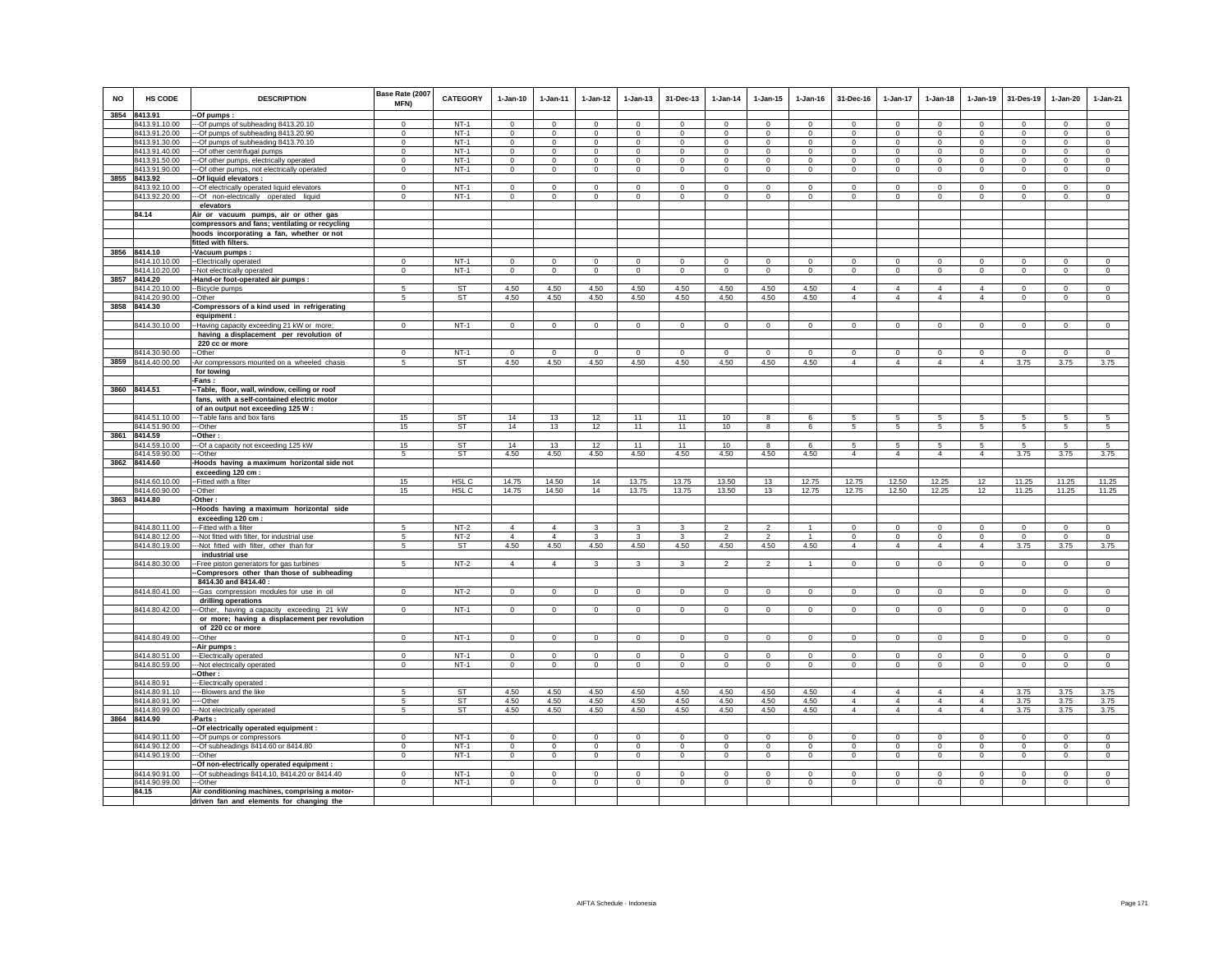| NO | HS CODE | DESCRIPTION | Base Rate (2007 MFN) | CATEGORY | 1-Jan-10 | 1-Jan-11 | 1-Jan-12 | 1-Jan-13 | 31-Dec-13 | 1-Jan-14 | 1-Jan-15 | 1-Jan-16 | 31-Dec-16 | 1-Jan-17 | 1-Jan-18 | 1-Jan-19 | 31-Des-19 | 1-Jan-20 | 1-Jan-21 |
|---|---|---|---|---|---|---|---|---|---|---|---|---|---|---|---|---|---|---|---|
| 3854 | 8413.91 | --Of pumps : | | | | | | | | | | | | | | | | | |
| | 8413.91.10.00 | ---Of pumps of subheading 8413.20.10 | 0 | NT-1 | 0 | 0 | 0 | 0 | 0 | 0 | 0 | 0 | 0 | 0 | 0 | 0 | 0 | 0 | 0 |
| | 8413.91.20.00 | ---Of pumps of subheading 8413.20.90 | 0 | NT-1 | 0 | 0 | 0 | 0 | 0 | 0 | 0 | 0 | 0 | 0 | 0 | 0 | 0 | 0 | 0 |
| | 8413.91.30.00 | ---Of pumps of subheading 8413.70.10 | 0 | NT-1 | 0 | 0 | 0 | 0 | 0 | 0 | 0 | 0 | 0 | 0 | 0 | 0 | 0 | 0 | 0 |
| | 8413.91.40.00 | ---Of other centrifugal pumps | 0 | NT-1 | 0 | 0 | 0 | 0 | 0 | 0 | 0 | 0 | 0 | 0 | 0 | 0 | 0 | 0 | 0 |
| | 8413.91.50.00 | ---Of other pumps, electrically operated | 0 | NT-1 | 0 | 0 | 0 | 0 | 0 | 0 | 0 | 0 | 0 | 0 | 0 | 0 | 0 | 0 | 0 |
| | 8413.91.90.00 | ---Of other pumps, not electrically operated | 0 | NT-1 | 0 | 0 | 0 | 0 | 0 | 0 | 0 | 0 | 0 | 0 | 0 | 0 | 0 | 0 | 0 |
| 3855 | 8413.92 | --Of liquid elevators : | | | | | | | | | | | | | | | | | |
| | 8413.92.10.00 | ---Of electrically operated liquid elevators | 0 | NT-1 | 0 | 0 | 0 | 0 | 0 | 0 | 0 | 0 | 0 | 0 | 0 | 0 | 0 | 0 | 0 |
| | 8413.92.20.00 | ---Of non-electrically operated liquid elevators | 0 | NT-1 | 0 | 0 | 0 | 0 | 0 | 0 | 0 | 0 | 0 | 0 | 0 | 0 | 0 | 0 | 0 |
| | 84.14 | Air or vacuum pumps, air or other gas compressors and fans; ventilating or recycling hoods incorporating a fan, whether or not fitted with filters. | | | | | | | | | | | | | | | | | |
| 3856 | 8414.10 | -Vacuum pumps : | | | | | | | | | | | | | | | | | |
| | 8414.10.10.00 | --Electrically operated | 0 | NT-1 | 0 | 0 | 0 | 0 | 0 | 0 | 0 | 0 | 0 | 0 | 0 | 0 | 0 | 0 | 0 |
| | 8414.10.20.00 | --Not electrically operated | 0 | NT-1 | 0 | 0 | 0 | 0 | 0 | 0 | 0 | 0 | 0 | 0 | 0 | 0 | 0 | 0 | 0 |
| 3857 | 8414.20 | -Hand-or foot-operated air pumps : | | | | | | | | | | | | | | | | | |
| | 8414.20.10.00 | --Bicycle pumps | 5 | ST | 4.50 | 4.50 | 4.50 | 4.50 | 4.50 | 4.50 | 4.50 | 4.50 | 4 | 4 | 4 | 4 | 0 | 0 | 0 |
| | 8414.20.90.00 | --Other | 5 | ST | 4.50 | 4.50 | 4.50 | 4.50 | 4.50 | 4.50 | 4.50 | 4.50 | 4 | 4 | 4 | 4 | 0 | 0 | 0 |
| 3858 | 8414.30 | -Compressors of a kind used in refrigerating equipment : | | | | | | | | | | | | | | | | | |
| | 8414.30.10.00 | --Having capacity exceeding 21 kW or more; having a displacement per revolution of 220 cc or more | 0 | NT-1 | 0 | 0 | 0 | 0 | 0 | 0 | 0 | 0 | 0 | 0 | 0 | 0 | 0 | 0 | 0 |
| | 8414.30.90.00 | --Other | 0 | NT-1 | 0 | 0 | 0 | 0 | 0 | 0 | 0 | 0 | 0 | 0 | 0 | 0 | 0 | 0 | 0 |
| 3859 | 8414.40.00.00 | -Air compressors mounted on a wheeled chasis for towing | 5 | ST | 4.50 | 4.50 | 4.50 | 4.50 | 4.50 | 4.50 | 4.50 | 4.50 | 4 | 4 | 4 | 4 | 3.75 | 3.75 | 3.75 |
| | | -Fans : | | | | | | | | | | | | | | | | | |
| 3860 | 8414.51 | --Table, floor, wall, window, ceiling or roof fans, with a self-contained electric motor of an output not exceeding 125 W : | | | | | | | | | | | | | | | | | |
| | 8414.51.10.00 | ---Table fans and box fans | 15 | ST | 14 | 13 | 12 | 11 | 11 | 10 | 8 | 6 | 5 | 5 | 5 | 5 | 5 | 5 | 5 |
| | 8414.51.90.00 | ---Other | 15 | ST | 14 | 13 | 12 | 11 | 11 | 10 | 8 | 6 | 5 | 5 | 5 | 5 | 5 | 5 | 5 |
| 3861 | 8414.59 | --Other : | | | | | | | | | | | | | | | | | |
| | 8414.59.10.00 | ---Of a capacity not exceeding 125 kW | 15 | ST | 14 | 13 | 12 | 11 | 11 | 10 | 8 | 6 | 5 | 5 | 5 | 5 | 5 | 5 | 5 |
| | 8414.59.90.00 | ---Other | 5 | ST | 4.50 | 4.50 | 4.50 | 4.50 | 4.50 | 4.50 | 4.50 | 4.50 | 4 | 4 | 4 | 4 | 3.75 | 3.75 | 3.75 |
| 3862 | 8414.60 | -Hoods having a maximum horizontal side not exceeding 120 cm : | | | | | | | | | | | | | | | | | |
| | 8414.60.10.00 | --Fitted with a filter | 15 | HSL C | 14.75 | 14.50 | 14 | 13.75 | 13.75 | 13.50 | 13 | 12.75 | 12.75 | 12.50 | 12.25 | 12 | 11.25 | 11.25 | 11.25 |
| | 8414.60.90.00 | --Other | 15 | HSL C | 14.75 | 14.50 | 14 | 13.75 | 13.75 | 13.50 | 13 | 12.75 | 12.75 | 12.50 | 12.25 | 12 | 11.25 | 11.25 | 11.25 |
| 3863 | 8414.80 | -Other : | | | | | | | | | | | | | | | | | |
| | | --Hoods having a maximum horizontal side exceeding 120 cm : | | | | | | | | | | | | | | | | | |
| | 8414.80.11.00 | ---Fitted with a filter | 5 | NT-2 | 4 | 4 | 3 | 3 | 3 | 2 | 2 | 1 | 0 | 0 | 0 | 0 | 0 | 0 | 0 |
| | 8414.80.12.00 | ---Not fitted with filter, for industrial use | 5 | NT-2 | 4 | 4 | 3 | 3 | 3 | 2 | 2 | 1 | 0 | 0 | 0 | 0 | 0 | 0 | 0 |
| | 8414.80.19.00 | ---Not fitted with filter, other than for industrial use | 5 | ST | 4.50 | 4.50 | 4.50 | 4.50 | 4.50 | 4.50 | 4.50 | 4.50 | 4 | 4 | 4 | 4 | 3.75 | 3.75 | 3.75 |
| | 8414.80.30.00 | --Free piston generators for gas turbines | 5 | NT-2 | 4 | 4 | 3 | 3 | 3 | 2 | 2 | 1 | 0 | 0 | 0 | 0 | 0 | 0 | 0 |
| | | --Compresors other than those of subheading 8414.30 and 8414.40 : | | | | | | | | | | | | | | | | | |
| | 8414.80.41.00 | ---Gas compression modules for use in oil drilling operations | 0 | NT-2 | 0 | 0 | 0 | 0 | 0 | 0 | 0 | 0 | 0 | 0 | 0 | 0 | 0 | 0 | 0 |
| | 8414.80.42.00 | ---Other, having a capacity exceeding 21 kW or more; having a displacement per revolution of 220 cc or more | 0 | NT-1 | 0 | 0 | 0 | 0 | 0 | 0 | 0 | 0 | 0 | 0 | 0 | 0 | 0 | 0 | 0 |
| | 8414.80.49.00 | ---Other | 0 | NT-1 | 0 | 0 | 0 | 0 | 0 | 0 | 0 | 0 | 0 | 0 | 0 | 0 | 0 | 0 | 0 |
| | | --Air pumps : | | | | | | | | | | | | | | | | | |
| | 8414.80.51.00 | ---Electrically operated | 0 | NT-1 | 0 | 0 | 0 | 0 | 0 | 0 | 0 | 0 | 0 | 0 | 0 | 0 | 0 | 0 | 0 |
| | 8414.80.59.00 | ---Not electrically operated | 0 | NT-1 | 0 | 0 | 0 | 0 | 0 | 0 | 0 | 0 | 0 | 0 | 0 | 0 | 0 | 0 | 0 |
| | | --Other : | | | | | | | | | | | | | | | | | |
| | 8414.80.91 | ---Electrically operated : | | | | | | | | | | | | | | | | | |
| | 8414.80.91.10 | ----Blowers and the like | 5 | ST | 4.50 | 4.50 | 4.50 | 4.50 | 4.50 | 4.50 | 4.50 | 4.50 | 4 | 4 | 4 | 4 | 3.75 | 3.75 | 3.75 |
| | 8414.80.91.90 | ----Other | 5 | ST | 4.50 | 4.50 | 4.50 | 4.50 | 4.50 | 4.50 | 4.50 | 4.50 | 4 | 4 | 4 | 4 | 3.75 | 3.75 | 3.75 |
| | 8414.80.99.00 | ---Not electrically operated | 5 | ST | 4.50 | 4.50 | 4.50 | 4.50 | 4.50 | 4.50 | 4.50 | 4.50 | 4 | 4 | 4 | 4 | 3.75 | 3.75 | 3.75 |
| 3864 | 8414.90 | -Parts : | | | | | | | | | | | | | | | | | |
| | | --Of electrically operated equipment : | | | | | | | | | | | | | | | | | |
| | 8414.90.11.00 | ---Of pumps or compressors | 0 | NT-1 | 0 | 0 | 0 | 0 | 0 | 0 | 0 | 0 | 0 | 0 | 0 | 0 | 0 | 0 | 0 |
| | 8414.90.12.00 | ---Of subheadings 8414.60 or 8414.80 | 0 | NT-1 | 0 | 0 | 0 | 0 | 0 | 0 | 0 | 0 | 0 | 0 | 0 | 0 | 0 | 0 | 0 |
| | 8414.90.19.00 | ---Other | 0 | NT-1 | 0 | 0 | 0 | 0 | 0 | 0 | 0 | 0 | 0 | 0 | 0 | 0 | 0 | 0 | 0 |
| | | --Of non-electrically operated equipment : | | | | | | | | | | | | | | | | | |
| | 8414.90.91.00 | ---Of subheadings 8414.10, 8414.20 or 8414.40 | 0 | NT-1 | 0 | 0 | 0 | 0 | 0 | 0 | 0 | 0 | 0 | 0 | 0 | 0 | 0 | 0 | 0 |
| | 8414.90.99.00 | ---Other | 0 | NT-1 | 0 | 0 | 0 | 0 | 0 | 0 | 0 | 0 | 0 | 0 | 0 | 0 | 0 | 0 | 0 |
| | 84.15 | Air conditioning machines, comprising a motor-driven fan and elements for changing the | | | | | | | | | | | | | | | | | |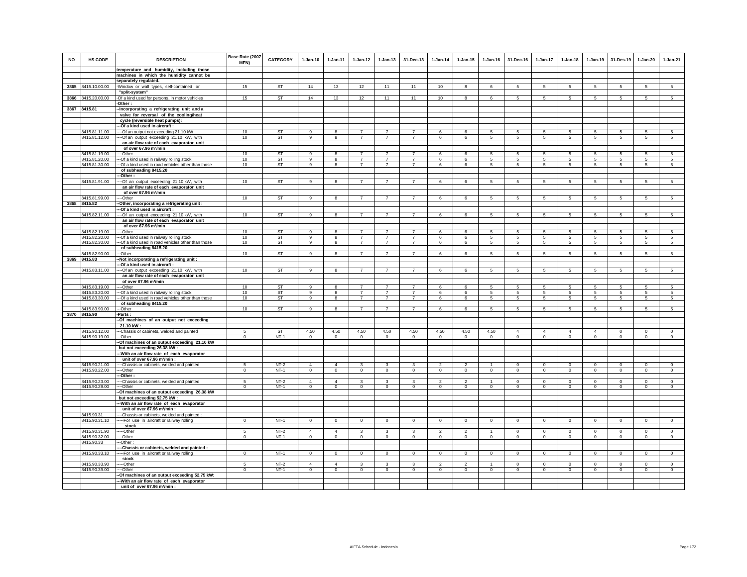| NO | HS CODE | DESCRIPTION | Base Rate (2007 MFN) | CATEGORY | 1-Jan-10 | 1-Jan-11 | 1-Jan-12 | 1-Jan-13 | 31-Dec-13 | 1-Jan-14 | 1-Jan-15 | 1-Jan-16 | 31-Dec-16 | 1-Jan-17 | 1-Jan-18 | 1-Jan-19 | 31-Des-19 | 1-Jan-20 | 1-Jan-21 |
|---|---|---|---|---|---|---|---|---|---|---|---|---|---|---|---|---|---|---|---|
| | | temperature and humidity, including those machines in which the humidity cannot be separately regulated. | | | | | | | | | | | | | | | | | |
| 3865 | 8415.10.00.00 | -Window or wall types, self-contained or "split-system" | 15 | ST | 14 | 13 | 12 | 11 | 11 | 10 | 8 | 6 | 5 | 5 | 5 | 5 | 5 | 5 | 5 |
| 3866 | 8415.20.00.00 | -Of a kind used for persons, in motor vehicles | 15 | ST | 14 | 13 | 12 | 11 | 11 | 10 | 8 | 6 | 5 | 5 | 5 | 5 | 5 | 5 | 5 |
| | | -Other : | | | | | | | | | | | | | | | | | |
| 3867 | 8415.81 | --Incorporating a refrigerating unit and a valve for reversal of the cooling/heat cycle (reversible heat pumps): | | | | | | | | | | | | | | | | | |
| | | ---Of a kind used in aircraft : | | | | | | | | | | | | | | | | | |
| | 8415.81.11.00 | ----Of an output not exceeding 21.10 kW | 10 | ST | 9 | 8 | 7 | 7 | 7 | 6 | 6 | 5 | 5 | 5 | 5 | 5 | 5 | 5 | 5 |
| | 8415.81.12.00 | ----Of an output exceeding 21.10 kW, with an air flow rate of each evaporator unit of over 67.96 m³/min | 10 | ST | 9 | 8 | 7 | 7 | 7 | 6 | 6 | 5 | 5 | 5 | 5 | 5 | 5 | 5 | 5 |
| | 8415.81.19.00 | ----Other | 10 | ST | 9 | 8 | 7 | 7 | 7 | 6 | 6 | 5 | 5 | 5 | 5 | 5 | 5 | 5 | 5 |
| | 8415.81.20.00 | ---Of a kind used in railway rolling stock | 10 | ST | 9 | 8 | 7 | 7 | 7 | 6 | 6 | 5 | 5 | 5 | 5 | 5 | 5 | 5 | 5 |
| | 8415.81.30.00 | ---Of a kind used in road vehicles other than those of subheading 8415.20 | 10 | ST | 9 | 8 | 7 | 7 | 7 | 6 | 6 | 5 | 5 | 5 | 5 | 5 | 5 | 5 | 5 |
| | | ---Other : | | | | | | | | | | | | | | | | | |
| | 8415.81.91.00 | ----Of an output exceeding 21.10 kW, with an air flow rate of each evaporator unit of over 67.96 m³/min | 10 | ST | 9 | 8 | 7 | 7 | 7 | 6 | 6 | 5 | 5 | 5 | 5 | 5 | 5 | 5 | 5 |
| | 8415.81.99.00 | ----Other | 10 | ST | 9 | 8 | 7 | 7 | 7 | 6 | 6 | 5 | 5 | 5 | 5 | 5 | 5 | 5 | 5 |
| 3868 | 8415.82 | --Other, incorporating a refrigerating unit : | | | | | | | | | | | | | | | | | |
| | | ---Of a kind used in aircraft : | | | | | | | | | | | | | | | | | |
| | 8415.82.11.00 | ----Of an output exceeding 21.10 kW, with an air flow rate of each evaporator unit of over 67.96 m³/min | 10 | ST | 9 | 8 | 7 | 7 | 7 | 6 | 6 | 5 | 5 | 5 | 5 | 5 | 5 | 5 | 5 |
| | 8415.82.19.00 | ----Other | 10 | ST | 9 | 8 | 7 | 7 | 7 | 6 | 6 | 5 | 5 | 5 | 5 | 5 | 5 | 5 | 5 |
| | 8415.82.20.00 | ---Of a kind used in railway rolling stock | 10 | ST | 9 | 8 | 7 | 7 | 7 | 6 | 6 | 5 | 5 | 5 | 5 | 5 | 5 | 5 | 5 |
| | 8415.82.30.00 | ---Of a kind used in road vehicles other than those of subheading 8415.20 | 10 | ST | 9 | 8 | 7 | 7 | 7 | 6 | 6 | 5 | 5 | 5 | 5 | 5 | 5 | 5 | 5 |
| | 8415.82.90.00 | ---Other | 10 | ST | 9 | 8 | 7 | 7 | 7 | 6 | 6 | 5 | 5 | 5 | 5 | 5 | 5 | 5 | 5 |
| 3869 | 8415.83 | --Not incorporating a refrigerating unit : | | | | | | | | | | | | | | | | | |
| | | ---Of a kind used in aircraft : | | | | | | | | | | | | | | | | | |
| | 8415.83.11.00 | ----Of an output exceeding 21.10 kW, with an air flow rate of each evaporator unit of over 67.96 m³/min | 10 | ST | 9 | 8 | 7 | 7 | 7 | 6 | 6 | 5 | 5 | 5 | 5 | 5 | 5 | 5 | 5 |
| | 8415.83.19.00 | ----Other | 10 | ST | 9 | 8 | 7 | 7 | 7 | 6 | 6 | 5 | 5 | 5 | 5 | 5 | 5 | 5 | 5 |
| | 8415.83.20.00 | ---Of a kind used in railway rolling stock | 10 | ST | 9 | 8 | 7 | 7 | 7 | 6 | 6 | 5 | 5 | 5 | 5 | 5 | 5 | 5 | 5 |
| | 8415.83.30.00 | ---Of a kind used in road vehicles other than those of subheading 8415.20 | 10 | ST | 9 | 8 | 7 | 7 | 7 | 6 | 6 | 5 | 5 | 5 | 5 | 5 | 5 | 5 | 5 |
| | 8415.83.90.00 | ---Other | 10 | ST | 9 | 8 | 7 | 7 | 7 | 6 | 6 | 5 | 5 | 5 | 5 | 5 | 5 | 5 | 5 |
| 3870 | 8415.90 | -Parts : | | | | | | | | | | | | | | | | | |
| | | --Of machines of an output not exceeding 21.10 kW : | | | | | | | | | | | | | | | | | |
| | 8415.90.12.00 | ---Chassis or cabinets, welded and painted | 5 | ST | 4.50 | 4.50 | 4.50 | 4.50 | 4.50 | 4.50 | 4.50 | 4.50 | 4 | 4 | 4 | 4 | 0 | 0 | 0 |
| | 8415.90.19.00 | ---Other | 0 | NT-1 | 0 | 0 | 0 | 0 | 0 | 0 | 0 | 0 | 0 | 0 | 0 | 0 | 0 | 0 | 0 |
| | | --Of machines of an output exceeding 21.10 kW but not exceeding 26.38 kW : | | | | | | | | | | | | | | | | | |
| | | ---With an air flow rate of each evaporator unit of over 67.96 m³/min : | | | | | | | | | | | | | | | | | |
| | 8415.90.21.00 | ----Chassis or cabinets, welded and painted | 5 | NT-2 | 4 | 4 | 3 | 3 | 3 | 2 | 2 | 1 | 0 | 0 | 0 | 0 | 0 | 0 | 0 |
| | 8415.90.22.00 | ----Other | 0 | NT-1 | 0 | 0 | 0 | 0 | 0 | 0 | 0 | 0 | 0 | 0 | 0 | 0 | 0 | 0 | 0 |
| | | ---Other : | | | | | | | | | | | | | | | | | |
| | 8415.90.23.00 | ----Chassis or cabinets, welded and painted | 5 | NT-2 | 4 | 4 | 3 | 3 | 3 | 2 | 2 | 1 | 0 | 0 | 0 | 0 | 0 | 0 | 0 |
| | 8415.90.29.00 | ----Other | 0 | NT-1 | 0 | 0 | 0 | 0 | 0 | 0 | 0 | 0 | 0 | 0 | 0 | 0 | 0 | 0 | 0 |
| | | --Of machines of an output exceeding 26.38 kW but not exceeding 52.75 kW : | | | | | | | | | | | | | | | | | |
| | | ---With an air flow rate of each evaporator unit of over 67.96 m³/min : | | | | | | | | | | | | | | | | | |
| | 8415.90.31 | ----Chassis or cabinets, welded and painted : | | | | | | | | | | | | | | | | | |
| | 8415.90.31.10 | -----For use in aircraft or railway rolling stock | 0 | NT-1 | 0 | 0 | 0 | 0 | 0 | 0 | 0 | 0 | 0 | 0 | 0 | 0 | 0 | 0 | 0 |
| | 8415.90.31.90 | -----Other | 5 | NT-2 | 4 | 4 | 3 | 3 | 3 | 2 | 2 | 1 | 0 | 0 | 0 | 0 | 0 | 0 | 0 |
| | 8415.90.32.00 | ----Other | 0 | NT-1 | 0 | 0 | 0 | 0 | 0 | 0 | 0 | 0 | 0 | 0 | 0 | 0 | 0 | 0 | 0 |
| | 8415.90.33 | ---Other : | | | | | | | | | | | | | | | | | |
| | | ----Chassis or cabinets, welded and painted : | | | | | | | | | | | | | | | | | |
| | 8415.90.33.10 | -----For use in aircraft or railway rolling stock | 0 | NT-1 | 0 | 0 | 0 | 0 | 0 | 0 | 0 | 0 | 0 | 0 | 0 | 0 | 0 | 0 | 0 |
| | 8415.90.33.90 | -----Other | 5 | NT-2 | 4 | 4 | 3 | 3 | 3 | 2 | 2 | 1 | 0 | 0 | 0 | 0 | 0 | 0 | 0 |
| | 8415.90.39.00 | ----Other | 0 | NT-1 | 0 | 0 | 0 | 0 | 0 | 0 | 0 | 0 | 0 | 0 | 0 | 0 | 0 | 0 | 0 |
| | | --Of machines of an output exceeding 52.75 kW: | | | | | | | | | | | | | | | | | |
| | | ---With an air flow rate of each evaporator unit of over 67.96 m³/min : | | | | | | | | | | | | | | | | | |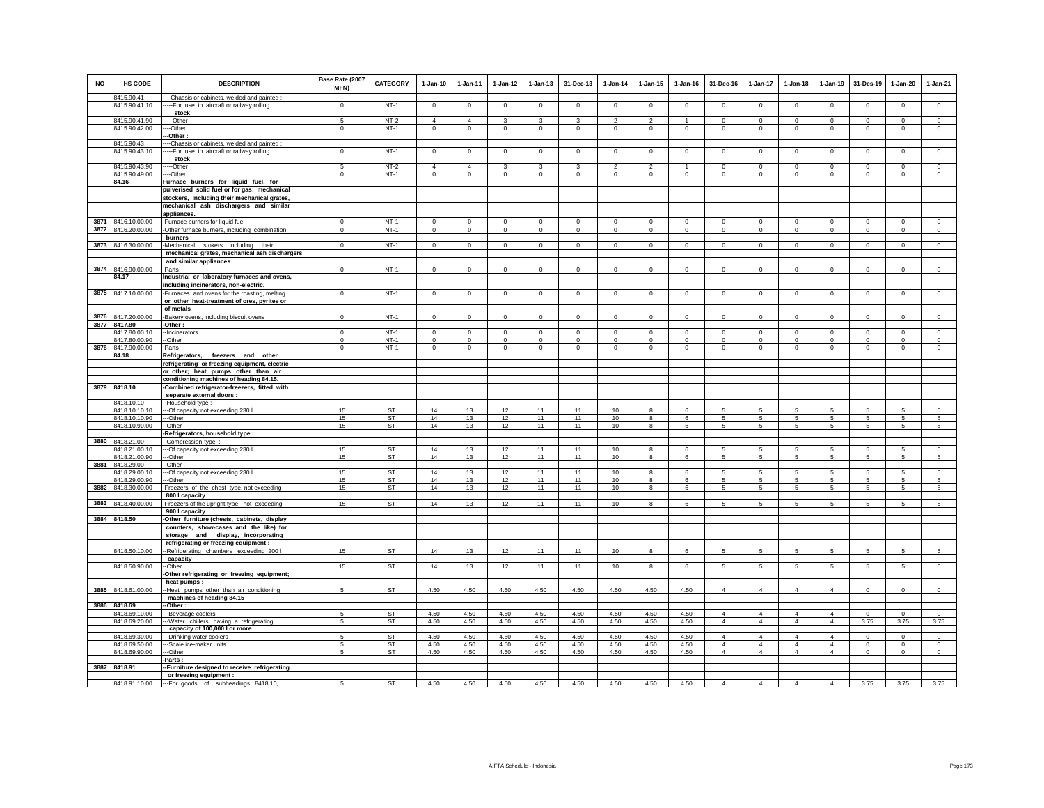| NO | HS CODE | DESCRIPTION | Base Rate (2007 MFN) | CATEGORY | 1-Jan-10 | 1-Jan-11 | 1-Jan-12 | 1-Jan-13 | 31-Dec-13 | 1-Jan-14 | 1-Jan-15 | 1-Jan-16 | 31-Dec-16 | 1-Jan-17 | 1-Jan-18 | 1-Jan-19 | 31-Des-19 | 1-Jan-20 | 1-Jan-21 |
|---|---|---|---|---|---|---|---|---|---|---|---|---|---|---|---|---|---|---|---|
| | 8415.90.41 | ----Chassis or cabinets, welded and painted : | | | | | | | | | | | | | | | | | |
| | 8415.90.41.10 | -----For use in aircraft or railway rolling stock | 0 | NT-1 | 0 | 0 | 0 | 0 | 0 | 0 | 0 | 0 | 0 | 0 | 0 | 0 | 0 | 0 | 0 |
| | 8415.90.41.90 | -----Other | 5 | NT-2 | 4 | 4 | 3 | 3 | 3 | 2 | 2 | 1 | 0 | 0 | 0 | 0 | 0 | 0 | 0 |
| | 8415.90.42.00 | ----Other | 0 | NT-1 | 0 | 0 | 0 | 0 | 0 | 0 | 0 | 0 | 0 | 0 | 0 | 0 | 0 | 0 | 0 |
| | | ---Other : | | | | | | | | | | | | | | | | | |
| | 8415.90.43 | ----Chassis or cabinets, welded and painted : | | | | | | | | | | | | | | | | | |
| | 8415.90.43.10 | -----For use in aircraft or railway rolling stock | 0 | NT-1 | 0 | 0 | 0 | 0 | 0 | 0 | 0 | 0 | 0 | 0 | 0 | 0 | 0 | 0 | 0 |
| | 8415.90.43.90 | -----Other | 5 | NT-2 | 4 | 4 | 3 | 3 | 3 | 2 | 2 | 1 | 0 | 0 | 0 | 0 | 0 | 0 | 0 |
| | 8415.90.49.00 | ----Other | 0 | NT-1 | 0 | 0 | 0 | 0 | 0 | 0 | 0 | 0 | 0 | 0 | 0 | 0 | 0 | 0 | 0 |
| | 84.16 | **Furnace burners for liquid fuel, for pulverised solid fuel or for gas; mechanical stockers, including their mechanical grates, mechanical ash dischargers and similar appliances.** | | | | | | | | | | | | | | | | | |
| 3871 | 8416.10.00.00 | -Furnace burners for liquid fuel | 0 | NT-1 | 0 | 0 | 0 | 0 | 0 | 0 | 0 | 0 | 0 | 0 | 0 | 0 | 0 | 0 | 0 |
| 3872 | 8416.20.00.00 | -Other furnace burners, including combination burners | 0 | NT-1 | 0 | 0 | 0 | 0 | 0 | 0 | 0 | 0 | 0 | 0 | 0 | 0 | 0 | 0 | 0 |
| 3873 | 8416.30.00.00 | -Mechanical stokers including their mechanical grates, mechanical ash dischargers and similar appliances | 0 | NT-1 | 0 | 0 | 0 | 0 | 0 | 0 | 0 | 0 | 0 | 0 | 0 | 0 | 0 | 0 | 0 |
| 3874 | 8416.90.00.00 | -Parts | 0 | NT-1 | 0 | 0 | 0 | 0 | 0 | 0 | 0 | 0 | 0 | 0 | 0 | 0 | 0 | 0 | 0 |
| | 84.17 | **Industrial or laboratory furnaces and ovens, including incinerators, non-electric.** | | | | | | | | | | | | | | | | | |
| 3875 | 8417.10.00.00 | -Furnaces and ovens for the roasting, melting or other heat-treatment of ores, pyrites or of metals | 0 | NT-1 | 0 | 0 | 0 | 0 | 0 | 0 | 0 | 0 | 0 | 0 | 0 | 0 | 0 | 0 | 0 |
| 3876 | 8417.20.00.00 | -Bakery ovens, including biscuit ovens | 0 | NT-1 | 0 | 0 | 0 | 0 | 0 | 0 | 0 | 0 | 0 | 0 | 0 | 0 | 0 | 0 | 0 |
| 3877 | 8417.80 | -Other : | | | | | | | | | | | | | | | | | |
| | 8417.80.00.10 | --Incinerators | 0 | NT-1 | 0 | 0 | 0 | 0 | 0 | 0 | 0 | 0 | 0 | 0 | 0 | 0 | 0 | 0 | 0 |
| | 8417.80.00.90 | --Other | 0 | NT-1 | 0 | 0 | 0 | 0 | 0 | 0 | 0 | 0 | 0 | 0 | 0 | 0 | 0 | 0 | 0 |
| 3878 | 8417.90.00.00 | -Parts | 0 | NT-1 | 0 | 0 | 0 | 0 | 0 | 0 | 0 | 0 | 0 | 0 | 0 | 0 | 0 | 0 | 0 |
| | 84.18 | **Refrigerators, freezers and other refrigerating or freezing equipment, electric or other; heat pumps other than air conditioning machines of heading 84.15.** | | | | | | | | | | | | | | | | | |
| 3879 | 8418.10 | -Combined refrigerator-freezers, fitted with separate external doors : | | | | | | | | | | | | | | | | | |
| | 8418.10.10 | --Household type : | | | | | | | | | | | | | | | | | |
| | 8418.10.10.10 | ---Of capacity not exceeding 230 l | 15 | ST | 14 | 13 | 12 | 11 | 11 | 10 | 8 | 6 | 5 | 5 | 5 | 5 | 5 | 5 | 5 |
| | 8418.10.10.90 | ---Other | 15 | ST | 14 | 13 | 12 | 11 | 11 | 10 | 8 | 6 | 5 | 5 | 5 | 5 | 5 | 5 | 5 |
| | 8418.10.90.00 | --Other | 15 | ST | 14 | 13 | 12 | 11 | 11 | 10 | 8 | 6 | 5 | 5 | 5 | 5 | 5 | 5 | 5 |
| | | -Refrigerators, household type : | | | | | | | | | | | | | | | | | |
| 3880 | 8418.21.00 | --Compression-type : | | | | | | | | | | | | | | | | | |
| | 8418.21.00.10 | ---Of capacity not exceeding 230 l | 15 | ST | 14 | 13 | 12 | 11 | 11 | 10 | 8 | 6 | 5 | 5 | 5 | 5 | 5 | 5 | 5 |
| | 8418.21.00.90 | ---Other | 15 | ST | 14 | 13 | 12 | 11 | 11 | 10 | 8 | 6 | 5 | 5 | 5 | 5 | 5 | 5 | 5 |
| 3881 | 8418.29.00 | --Other : | | | | | | | | | | | | | | | | | |
| | 8418.29.00.10 | ---Of capacity not exceeding 230 l | 15 | ST | 14 | 13 | 12 | 11 | 11 | 10 | 8 | 6 | 5 | 5 | 5 | 5 | 5 | 5 | 5 |
| | 8418.29.00.90 | ---Other | 15 | ST | 14 | 13 | 12 | 11 | 11 | 10 | 8 | 6 | 5 | 5 | 5 | 5 | 5 | 5 | 5 |
| 3882 | 8418.30.00.00 | -Freezers of the chest type, not exceeding 800 l capacity | 15 | ST | 14 | 13 | 12 | 11 | 11 | 10 | 8 | 6 | 5 | 5 | 5 | 5 | 5 | 5 | 5 |
| 3883 | 8418.40.00.00 | -Freezers of the upright type, not exceeding 900 l capacity | 15 | ST | 14 | 13 | 12 | 11 | 11 | 10 | 8 | 6 | 5 | 5 | 5 | 5 | 5 | 5 | 5 |
| 3884 | 8418.50 | -Other furniture (chests, cabinets, display counters, show-cases and the like) for storage and display, incorporating refrigerating or freezing equipment : | | | | | | | | | | | | | | | | | |
| | 8418.50.10.00 | --Refrigerating chambers exceeding 200 l capacity | 15 | ST | 14 | 13 | 12 | 11 | 11 | 10 | 8 | 6 | 5 | 5 | 5 | 5 | 5 | 5 | 5 |
| | 8418.50.90.00 | --Other | 15 | ST | 14 | 13 | 12 | 11 | 11 | 10 | 8 | 6 | 5 | 5 | 5 | 5 | 5 | 5 | 5 |
| | | -Other refrigerating or freezing equipment; heat pumps : | | | | | | | | | | | | | | | | | |
| 3885 | 8418.61.00.00 | --Heat pumps other than air conditioning machines of heading 84.15 | 5 | ST | 4.50 | 4.50 | 4.50 | 4.50 | 4.50 | 4.50 | 4.50 | 4.50 | 4 | 4 | 4 | 4 | 0 | 0 | 0 |
| 3886 | 8418.69 | --Other : | | | | | | | | | | | | | | | | | |
| | 8418.69.10.00 | ---Beverage coolers | 5 | ST | 4.50 | 4.50 | 4.50 | 4.50 | 4.50 | 4.50 | 4.50 | 4.50 | 4 | 4 | 4 | 4 | 0 | 0 | 0 |
| | 8418.69.20.00 | ---Water chillers having a refrigerating capacity of 100,000 l or more | 5 | ST | 4.50 | 4.50 | 4.50 | 4.50 | 4.50 | 4.50 | 4.50 | 4.50 | 4 | 4 | 4 | 4 | 3.75 | 3.75 | 3.75 |
| | 8418.69.30.00 | ---Drinking water coolers | 5 | ST | 4.50 | 4.50 | 4.50 | 4.50 | 4.50 | 4.50 | 4.50 | 4.50 | 4 | 4 | 4 | 4 | 0 | 0 | 0 |
| | 8418.69.50.00 | ---Scale ice-maker units | 5 | ST | 4.50 | 4.50 | 4.50 | 4.50 | 4.50 | 4.50 | 4.50 | 4.50 | 4 | 4 | 4 | 4 | 0 | 0 | 0 |
| | 8418.69.90.00 | ---Other | 5 | ST | 4.50 | 4.50 | 4.50 | 4.50 | 4.50 | 4.50 | 4.50 | 4.50 | 4 | 4 | 4 | 4 | 0 | 0 | 0 |
| | | -Parts : | | | | | | | | | | | | | | | | | |
| 3887 | 8418.91 | --Furniture designed to receive refrigerating or freezing equipment : | | | | | | | | | | | | | | | | | |
| | 8418.91.10.00 | ---For goods of subheadings 8418.10, | 5 | ST | 4.50 | 4.50 | 4.50 | 4.50 | 4.50 | 4.50 | 4.50 | 4.50 | 4 | 4 | 4 | 4 | 3.75 | 3.75 | 3.75 |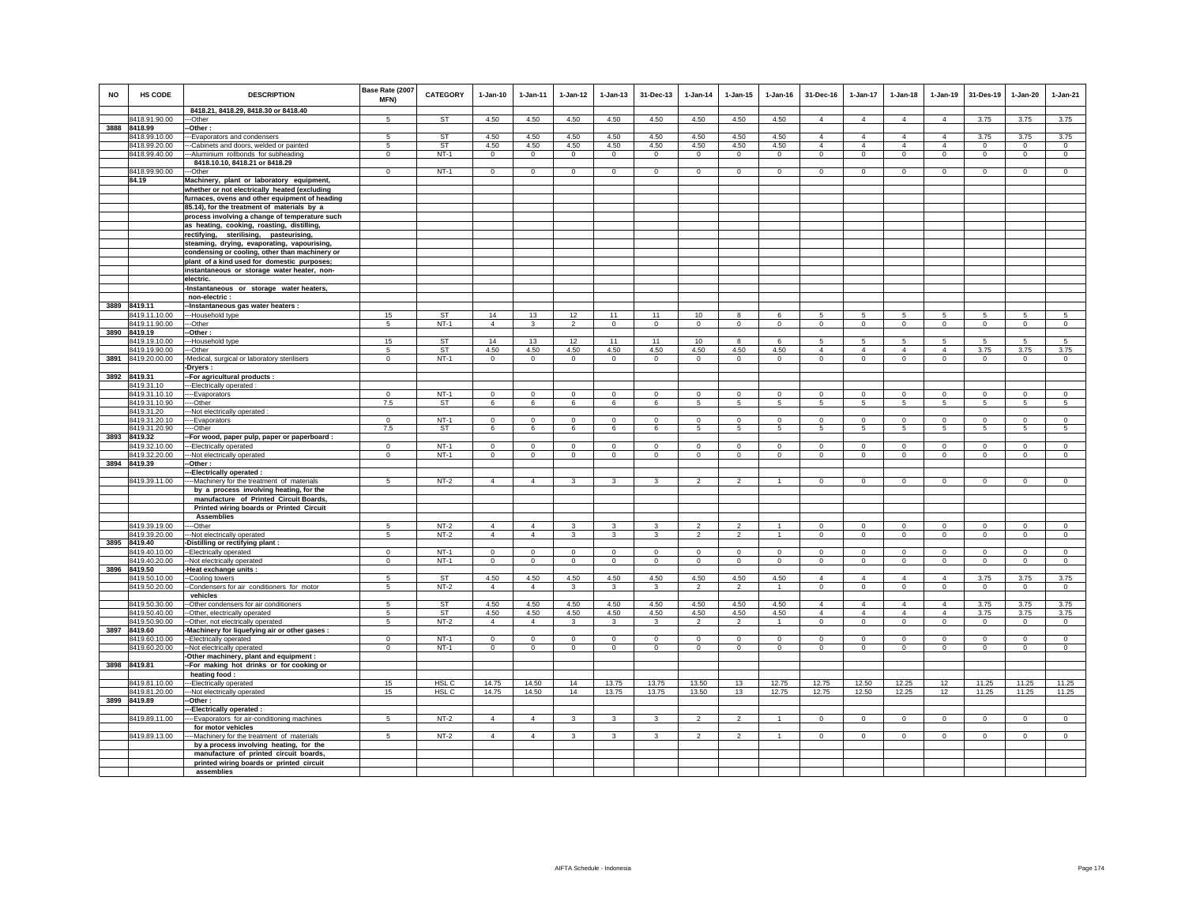| NO | HS CODE | DESCRIPTION | Base Rate (2007 MFN) | CATEGORY | 1-Jan-10 | 1-Jan-11 | 1-Jan-12 | 1-Jan-13 | 31-Dec-13 | 1-Jan-14 | 1-Jan-15 | 1-Jan-16 | 31-Dec-16 | 1-Jan-17 | 1-Jan-18 | 1-Jan-19 | 31-Des-19 | 1-Jan-20 | 1-Jan-21 |
|---|---|---|---|---|---|---|---|---|---|---|---|---|---|---|---|---|---|---|---|
| | | 8418.21, 8418.29, 8418.30 or 8418.40 | | | | | | | | | | | | | | | | | |
| | 8418.91.90.00 | ---Other | 5 | ST | 4.50 | 4.50 | 4.50 | 4.50 | 4.50 | 4.50 | 4.50 | 4.50 | 4 | 4 | 4 | 4 | 3.75 | 3.75 | 3.75 |
| 3888 | 8418.99 | --Other : | | | | | | | | | | | | | | | | | |
| | 8418.99.10.00 | ---Evaporators and condensers | 5 | ST | 4.50 | 4.50 | 4.50 | 4.50 | 4.50 | 4.50 | 4.50 | 4.50 | 4 | 4 | 4 | 4 | 3.75 | 3.75 | 3.75 |
| | 8418.99.20.00 | ---Cabinets and doors, welded or painted | 5 | ST | 4.50 | 4.50 | 4.50 | 4.50 | 4.50 | 4.50 | 4.50 | 4.50 | 4 | 4 | 4 | 4 | 0 | 0 | 0 |
| | 8418.99.40.00 | ---Aluminium rollbonds for subheading 8418.10.10, 8418.21 or 8418.29 | 0 | NT-1 | 0 | 0 | 0 | 0 | 0 | 0 | 0 | 0 | 0 | 0 | 0 | 0 | 0 | 0 | 0 |
| | 8418.99.90.00 | ---Other | 0 | NT-1 | 0 | 0 | 0 | 0 | 0 | 0 | 0 | 0 | 0 | 0 | 0 | 0 | 0 | 0 | 0 |
| | 84.19 | **Machinery, plant or laboratory equipment, whether or not electrically heated (excluding furnaces, ovens and other equipment of heading 85.14), for the treatment of materials by a process involving a change of temperature such as heating, cooking, roasting, distilling, rectifying, sterilising, pasteurising, steaming, drying, evaporating, vapourising, condensing or cooling, other than machinery or plant of a kind used for domestic purposes; instantaneous or storage water heater, non-electric.** | | | | | | | | | | | | | | | | | |
| | | **-Instantaneous or storage water heaters, non-electric :** | | | | | | | | | | | | | | | | | |
| 3889 | 8419.11 | **--Instantaneous gas water heaters :** | | | | | | | | | | | | | | | | | |
| | 8419.11.10.00 | ---Household type | 15 | ST | 14 | 13 | 12 | 11 | 11 | 10 | 8 | 6 | 5 | 5 | 5 | 5 | 5 | 5 | 5 |
| | 8419.11.90.00 | ---Other | 5 | NT-1 | 4 | 3 | 2 | 0 | 0 | 0 | 0 | 0 | 0 | 0 | 0 | 0 | 0 | 0 | 0 |
| 3890 | 8419.19 | --Other : | | | | | | | | | | | | | | | | | |
| | 8419.19.10.00 | ---Household type | 15 | ST | 14 | 13 | 12 | 11 | 11 | 10 | 8 | 6 | 5 | 5 | 5 | 5 | 5 | 5 | 5 |
| | 8419.19.90.00 | ---Other | 5 | ST | 4.50 | 4.50 | 4.50 | 4.50 | 4.50 | 4.50 | 4.50 | 4.50 | 4 | 4 | 4 | 4 | 3.75 | 3.75 | 3.75 |
| 3891 | 8419.20.00.00 | -Medical, surgical or laboratory sterilisers | 0 | NT-1 | 0 | 0 | 0 | 0 | 0 | 0 | 0 | 0 | 0 | 0 | 0 | 0 | 0 | 0 | 0 |
| | | **-Dryers :** | | | | | | | | | | | | | | | | | |
| 3892 | 8419.31 | **--For agricultural products :** | | | | | | | | | | | | | | | | | |
| | 8419.31.10 | ---Electrically operated : | | | | | | | | | | | | | | | | | |
| | 8419.31.10.10 | ----Evaporators | 0 | NT-1 | 0 | 0 | 0 | 0 | 0 | 0 | 0 | 0 | 0 | 0 | 0 | 0 | 0 | 0 | 0 |
| | 8419.31.10.90 | ----Other | 7.5 | ST | 6 | 6 | 6 | 6 | 6 | 5 | 5 | 5 | 5 | 5 | 5 | 5 | 5 | 5 | 5 |
| | 8419.31.20 | ---Not electrically operated : | | | | | | | | | | | | | | | | | |
| | 8419.31.20.10 | ----Evaporators | 0 | NT-1 | 0 | 0 | 0 | 0 | 0 | 0 | 0 | 0 | 0 | 0 | 0 | 0 | 0 | 0 | 0 |
| | 8419.31.20.90 | ----Other | 7.5 | ST | 6 | 6 | 6 | 6 | 6 | 5 | 5 | 5 | 5 | 5 | 5 | 5 | 5 | 5 | 5 |
| 3893 | 8419.32 | **--For wood, paper pulp, paper or paperboard :** | | | | | | | | | | | | | | | | | |
| | 8419.32.10.00 | ---Electrically operated | 0 | NT-1 | 0 | 0 | 0 | 0 | 0 | 0 | 0 | 0 | 0 | 0 | 0 | 0 | 0 | 0 | 0 |
| | 8419.32.20.00 | ---Not electrically operated | 0 | NT-1 | 0 | 0 | 0 | 0 | 0 | 0 | 0 | 0 | 0 | 0 | 0 | 0 | 0 | 0 | 0 |
| 3894 | 8419.39 | **--Other :** | | | | | | | | | | | | | | | | | |
| | | **---Electrically operated :** | | | | | | | | | | | | | | | | | |
| | 8419.39.11.00 | ----Machinery for the treatment of materials **by a process involving heating, for the manufacture of Printed Circuit Boards, Printed wiring boards or Printed Circuit Assemblies** | 5 | NT-2 | 4 | 4 | 3 | 3 | 3 | 2 | 2 | 1 | 0 | 0 | 0 | 0 | 0 | 0 | 0 |
| | 8419.39.19.00 | ----Other | 5 | NT-2 | 4 | 4 | 3 | 3 | 3 | 2 | 2 | 1 | 0 | 0 | 0 | 0 | 0 | 0 | 0 |
| | 8419.39.20.00 | ---Not electrically operated | 5 | NT-2 | 4 | 4 | 3 | 3 | 3 | 2 | 2 | 1 | 0 | 0 | 0 | 0 | 0 | 0 | 0 |
| 3895 | 8419.40 | **-Distilling or rectifying plant :** | | | | | | | | | | | | | | | | | |
| | 8419.40.10.00 | --Electrically operated | 0 | NT-1 | 0 | 0 | 0 | 0 | 0 | 0 | 0 | 0 | 0 | 0 | 0 | 0 | 0 | 0 | 0 |
| | 8419.40.20.00 | --Not electrically operated | 0 | NT-1 | 0 | 0 | 0 | 0 | 0 | 0 | 0 | 0 | 0 | 0 | 0 | 0 | 0 | 0 | 0 |
| 3896 | 8419.50 | **-Heat exchange units :** | | | | | | | | | | | | | | | | | |
| | 8419.50.10.00 | --Cooling towers | 5 | ST | 4.50 | 4.50 | 4.50 | 4.50 | 4.50 | 4.50 | 4.50 | 4.50 | 4 | 4 | 4 | 4 | 3.75 | 3.75 | 3.75 |
| | 8419.50.20.00 | --Condensers for air conditioners for motor **vehicles** | 5 | NT-2 | 4 | 4 | 3 | 3 | 3 | 2 | 2 | 1 | 0 | 0 | 0 | 0 | 0 | 0 | 0 |
| | 8419.50.30.00 | --Other condensers for air conditioners | 5 | ST | 4.50 | 4.50 | 4.50 | 4.50 | 4.50 | 4.50 | 4.50 | 4.50 | 4 | 4 | 4 | 4 | 3.75 | 3.75 | 3.75 |
| | 8419.50.40.00 | --Other, electrically operated | 5 | ST | 4.50 | 4.50 | 4.50 | 4.50 | 4.50 | 4.50 | 4.50 | 4.50 | 4 | 4 | 4 | 4 | 3.75 | 3.75 | 3.75 |
| | 8419.50.90.00 | --Other, not electrically operated | 5 | NT-2 | 4 | 4 | 3 | 3 | 3 | 2 | 2 | 1 | 0 | 0 | 0 | 0 | 0 | 0 | 0 |
| 3897 | 8419.60 | **-Machinery for liquefying air or other gases :** | | | | | | | | | | | | | | | | | |
| | 8419.60.10.00 | --Electrically operated | 0 | NT-1 | 0 | 0 | 0 | 0 | 0 | 0 | 0 | 0 | 0 | 0 | 0 | 0 | 0 | 0 | 0 |
| | 8419.60.20.00 | --Not electrically operated | 0 | NT-1 | 0 | 0 | 0 | 0 | 0 | 0 | 0 | 0 | 0 | 0 | 0 | 0 | 0 | 0 | 0 |
| | | **-Other machinery, plant and equipment :** | | | | | | | | | | | | | | | | | |
| 3898 | 8419.81 | **--For making hot drinks or for cooking or heating food :** | | | | | | | | | | | | | | | | | |
| | 8419.81.10.00 | ---Electrically operated | 15 | HSL C | 14.75 | 14.50 | 14 | 13.75 | 13.75 | 13.50 | 13 | 12.75 | 12.75 | 12.50 | 12.25 | 12 | 11.25 | 11.25 | 11.25 |
| | 8419.81.20.00 | ---Not electrically operated | 15 | HSL C | 14.75 | 14.50 | 14 | 13.75 | 13.75 | 13.50 | 13 | 12.75 | 12.75 | 12.50 | 12.25 | 12 | 11.25 | 11.25 | 11.25 |
| 3899 | 8419.89 | **--Other :** | | | | | | | | | | | | | | | | | |
| | | **---Electrically operated :** | | | | | | | | | | | | | | | | | |
| | 8419.89.11.00 | ----Evaporators for air-conditioning machines **for motor vehicles** | 5 | NT-2 | 4 | 4 | 3 | 3 | 3 | 2 | 2 | 1 | 0 | 0 | 0 | 0 | 0 | 0 | 0 |
| | 8419.89.13.00 | ----Machinery for the treatment of materials **by a process involving heating, for the manufacture of printed circuit boards, printed wiring boards or printed circuit assemblies** | 5 | NT-2 | 4 | 4 | 3 | 3 | 3 | 2 | 2 | 1 | 0 | 0 | 0 | 0 | 0 | 0 | 0 |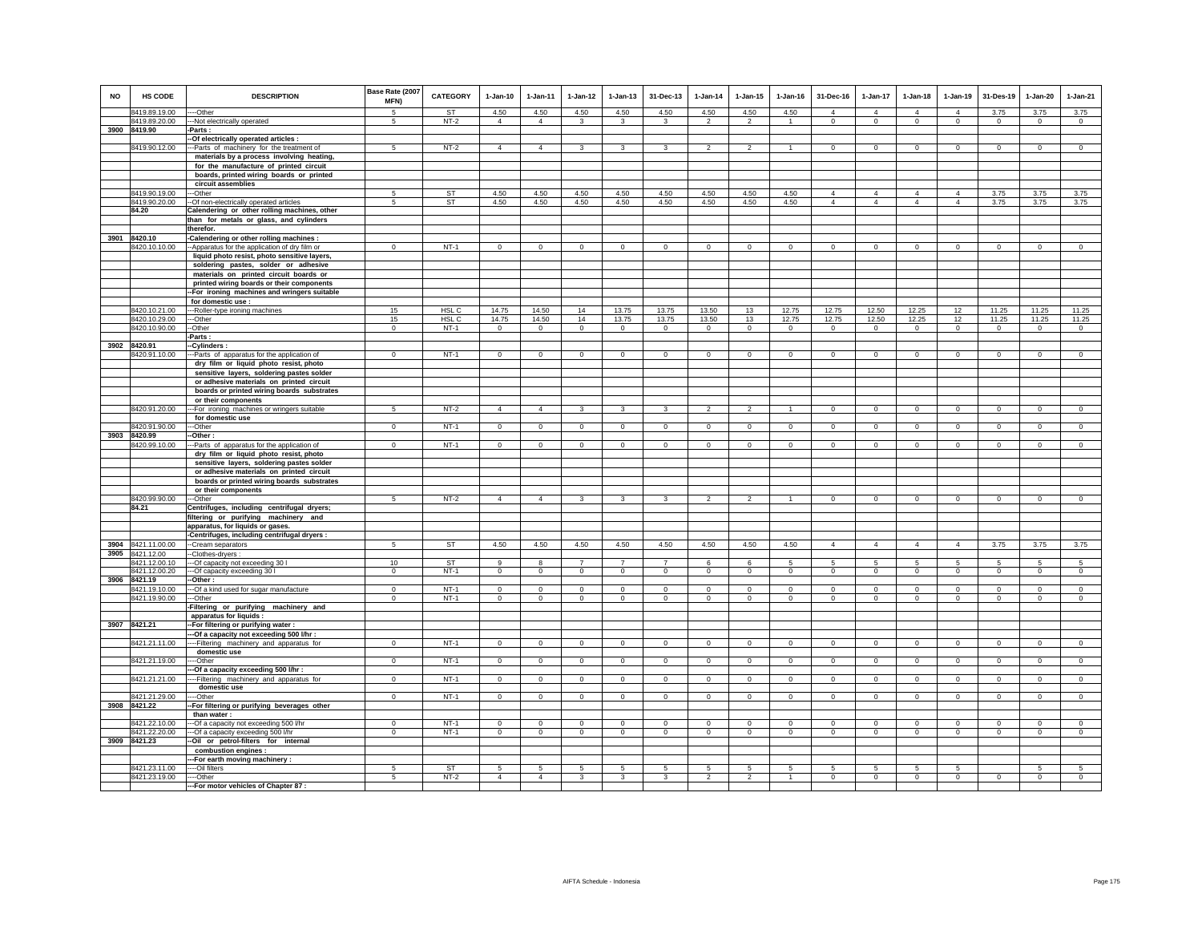| NO | HS CODE | DESCRIPTION | Base Rate (2007 MFN) | CATEGORY | 1-Jan-10 | 1-Jan-11 | 1-Jan-12 | 1-Jan-13 | 31-Dec-13 | 1-Jan-14 | 1-Jan-15 | 1-Jan-16 | 31-Dec-16 | 1-Jan-17 | 1-Jan-18 | 1-Jan-19 | 31-Des-19 | 1-Jan-20 | 1-Jan-21 |
|---|---|---|---|---|---|---|---|---|---|---|---|---|---|---|---|---|---|---|---|
| | 8419.89.19.00 | ----Other | 5 | ST | 4.50 | 4.50 | 4.50 | 4.50 | 4.50 | 4.50 | 4.50 | 4.50 | 4 | 4 | 4 | 4 | 3.75 | 3.75 | 3.75 |
| | 8419.89.20.00 | ---Not electrically operated | 5 | NT-2 | 4 | 4 | 3 | 3 | 3 | 2 | 2 | 1 | 0 | 0 | 0 | 0 | 0 | 0 | 0 |
| 3900 | 8419.90 | -Parts : | | | | | | | | | | | | | | | | | |
| | | --Of electrically operated articles : | | | | | | | | | | | | | | | | | |
| | 8419.90.12.00 | ---Parts of machinery for the treatment of materials by a process involving heating, for the manufacture of printed circuit boards, printed wiring boards or printed circuit assemblies | 5 | NT-2 | 4 | 4 | 3 | 3 | 3 | 2 | 2 | 1 | 0 | 0 | 0 | 0 | 0 | 0 | 0 |
| | 8419.90.19.00 | ---Other | 5 | ST | 4.50 | 4.50 | 4.50 | 4.50 | 4.50 | 4.50 | 4.50 | 4.50 | 4 | 4 | 4 | 4 | 3.75 | 3.75 | 3.75 |
| | 8419.90.20.00 | --Of non-electrically operated articles | 5 | ST | 4.50 | 4.50 | 4.50 | 4.50 | 4.50 | 4.50 | 4.50 | 4.50 | 4 | 4 | 4 | 4 | 3.75 | 3.75 | 3.75 |
| | 84.20 | Calendering or other rolling machines, other than for metals or glass, and cylinders therefor. | | | | | | | | | | | | | | | | | |
| 3901 | 8420.10 | -Calendering or other rolling machines : | | | | | | | | | | | | | | | | | |
| | 8420.10.10.00 | --Apparatus for the application of dry film or liquid photo resist, photo sensitive layers, soldering pastes, solder or adhesive materials on printed circuit boards or printed wiring boards or their components | 0 | NT-1 | 0 | 0 | 0 | 0 | 0 | 0 | 0 | 0 | 0 | 0 | 0 | 0 | 0 | 0 | 0 |
| | | --For ironing machines and wringers suitable for domestic use : | | | | | | | | | | | | | | | | | |
| | 8420.10.21.00 | ---Roller-type ironing machines | 15 | HSL C | 14.75 | 14.50 | 14 | 13.75 | 13.75 | 13.50 | 13 | 12.75 | 12.75 | 12.50 | 12.25 | 12 | 11.25 | 11.25 | 11.25 |
| | 8420.10.29.00 | ---Other | 15 | HSL C | 14.75 | 14.50 | 14 | 13.75 | 13.75 | 13.50 | 13 | 12.75 | 12.75 | 12.50 | 12.25 | 12 | 11.25 | 11.25 | 11.25 |
| | 8420.10.90.00 | --Other | 0 | NT-1 | 0 | 0 | 0 | 0 | 0 | 0 | 0 | 0 | 0 | 0 | 0 | 0 | 0 | 0 | 0 |
| | | -Parts : | | | | | | | | | | | | | | | | | |
| 3902 | 8420.91 | --Cylinders : | | | | | | | | | | | | | | | | | |
| | 8420.91.10.00 | ---Parts of apparatus for the application of dry film or liquid photo resist, photo sensitive layers, soldering pastes solder or adhesive materials on printed circuit boards or printed wiring boards substrates or their components | 0 | NT-1 | 0 | 0 | 0 | 0 | 0 | 0 | 0 | 0 | 0 | 0 | 0 | 0 | 0 | 0 | 0 |
| | 8420.91.20.00 | ---For ironing machines or wringers suitable for domestic use | 5 | NT-2 | 4 | 4 | 3 | 3 | 3 | 2 | 2 | 1 | 0 | 0 | 0 | 0 | 0 | 0 | 0 |
| | 8420.91.90.00 | ---Other | 0 | NT-1 | 0 | 0 | 0 | 0 | 0 | 0 | 0 | 0 | 0 | 0 | 0 | 0 | 0 | 0 | 0 |
| 3903 | 8420.99 | --Other : | | | | | | | | | | | | | | | | | |
| | 8420.99.10.00 | ---Parts of apparatus for the application of dry film or liquid photo resist, photo sensitive layers, soldering pastes solder or adhesive materials on printed circuit boards or printed wiring boards substrates or their components | 0 | NT-1 | 0 | 0 | 0 | 0 | 0 | 0 | 0 | 0 | 0 | 0 | 0 | 0 | 0 | 0 | 0 |
| | 8420.99.90.00 | ---Other | 5 | NT-2 | 4 | 4 | 3 | 3 | 3 | 2 | 2 | 1 | 0 | 0 | 0 | 0 | 0 | 0 | 0 |
| | 84.21 | Centrifuges, including centrifugal dryers; filtering or purifying machinery and apparatus, for liquids or gases. | | | | | | | | | | | | | | | | | |
| | | -Centrifuges, including centrifugal dryers : | | | | | | | | | | | | | | | | | |
| 3904 | 8421.11.00.00 | --Cream separators | 5 | ST | 4.50 | 4.50 | 4.50 | 4.50 | 4.50 | 4.50 | 4.50 | 4.50 | 4 | 4 | 4 | 4 | 3.75 | 3.75 | 3.75 |
| 3905 | 8421.12.00 | --Clothes-dryers : | | | | | | | | | | | | | | | | | |
| | 8421.12.00.10 | ---Of capacity not exceeding 30 l | 10 | ST | 9 | 8 | 7 | 7 | 7 | 6 | 6 | 5 | 5 | 5 | 5 | 5 | 5 | 5 | 5 |
| | 8421.12.00.20 | ---Of capacity exceeding 30 l | 0 | NT-1 | 0 | 0 | 0 | 0 | 0 | 0 | 0 | 0 | 0 | 0 | 0 | 0 | 0 | 0 | 0 |
| 3906 | 8421.19 | --Other : | | | | | | | | | | | | | | | | | |
| | 8421.19.10.00 | ---Of a kind used for sugar manufacture | 0 | NT-1 | 0 | 0 | 0 | 0 | 0 | 0 | 0 | 0 | 0 | 0 | 0 | 0 | 0 | 0 | 0 |
| | 8421.19.90.00 | ---Other | 0 | NT-1 | 0 | 0 | 0 | 0 | 0 | 0 | 0 | 0 | 0 | 0 | 0 | 0 | 0 | 0 | 0 |
| | | -Filtering or purifying machinery and apparatus for liquids : | | | | | | | | | | | | | | | | | |
| 3907 | 8421.21 | --For filtering or purifying water : | | | | | | | | | | | | | | | | | |
| | | ---Of a capacity not exceeding 500 l/hr : | | | | | | | | | | | | | | | | | |
| | 8421.21.11.00 | ----Filtering machinery and apparatus for domestic use | 0 | NT-1 | 0 | 0 | 0 | 0 | 0 | 0 | 0 | 0 | 0 | 0 | 0 | 0 | 0 | 0 | 0 |
| | 8421.21.19.00 | ----Other | 0 | NT-1 | 0 | 0 | 0 | 0 | 0 | 0 | 0 | 0 | 0 | 0 | 0 | 0 | 0 | 0 | 0 |
| | | ---Of a capacity exceeding 500 l/hr : | | | | | | | | | | | | | | | | | |
| | 8421.21.21.00 | ----Filtering machinery and apparatus for domestic use | 0 | NT-1 | 0 | 0 | 0 | 0 | 0 | 0 | 0 | 0 | 0 | 0 | 0 | 0 | 0 | 0 | 0 |
| | 8421.21.29.00 | ----Other | 0 | NT-1 | 0 | 0 | 0 | 0 | 0 | 0 | 0 | 0 | 0 | 0 | 0 | 0 | 0 | 0 | 0 |
| 3908 | 8421.22 | --For filtering or purifying beverages other than water : | | | | | | | | | | | | | | | | | |
| | 8421.22.10.00 | ---Of a capacity not exceeding 500 l/hr | 0 | NT-1 | 0 | 0 | 0 | 0 | 0 | 0 | 0 | 0 | 0 | 0 | 0 | 0 | 0 | 0 | 0 |
| | 8421.22.20.00 | ---Of a capacity exceeding 500 l/hr | 0 | NT-1 | 0 | 0 | 0 | 0 | 0 | 0 | 0 | 0 | 0 | 0 | 0 | 0 | 0 | 0 | 0 |
| 3909 | 8421.23 | --Oil or petrol-filters for internal combustion engines : | | | | | | | | | | | | | | | | | |
| | | ---For earth moving machinery : | | | | | | | | | | | | | | | | | |
| | 8421.23.11.00 | ----Oil filters | 5 | ST | 5 | 5 | 5 | 5 | 5 | 5 | 5 | 5 | 5 | 5 | 5 | 5 | | 5 | 5 |
| | 8421.23.19.00 | ----Other | 5 | NT-2 | 4 | 4 | 3 | 3 | 3 | 2 | 2 | 1 | 0 | 0 | 0 | 0 | 0 | 0 | 0 |
| | | ---For motor vehicles of Chapter 87 : | | | | | | | | | | | | | | | | | |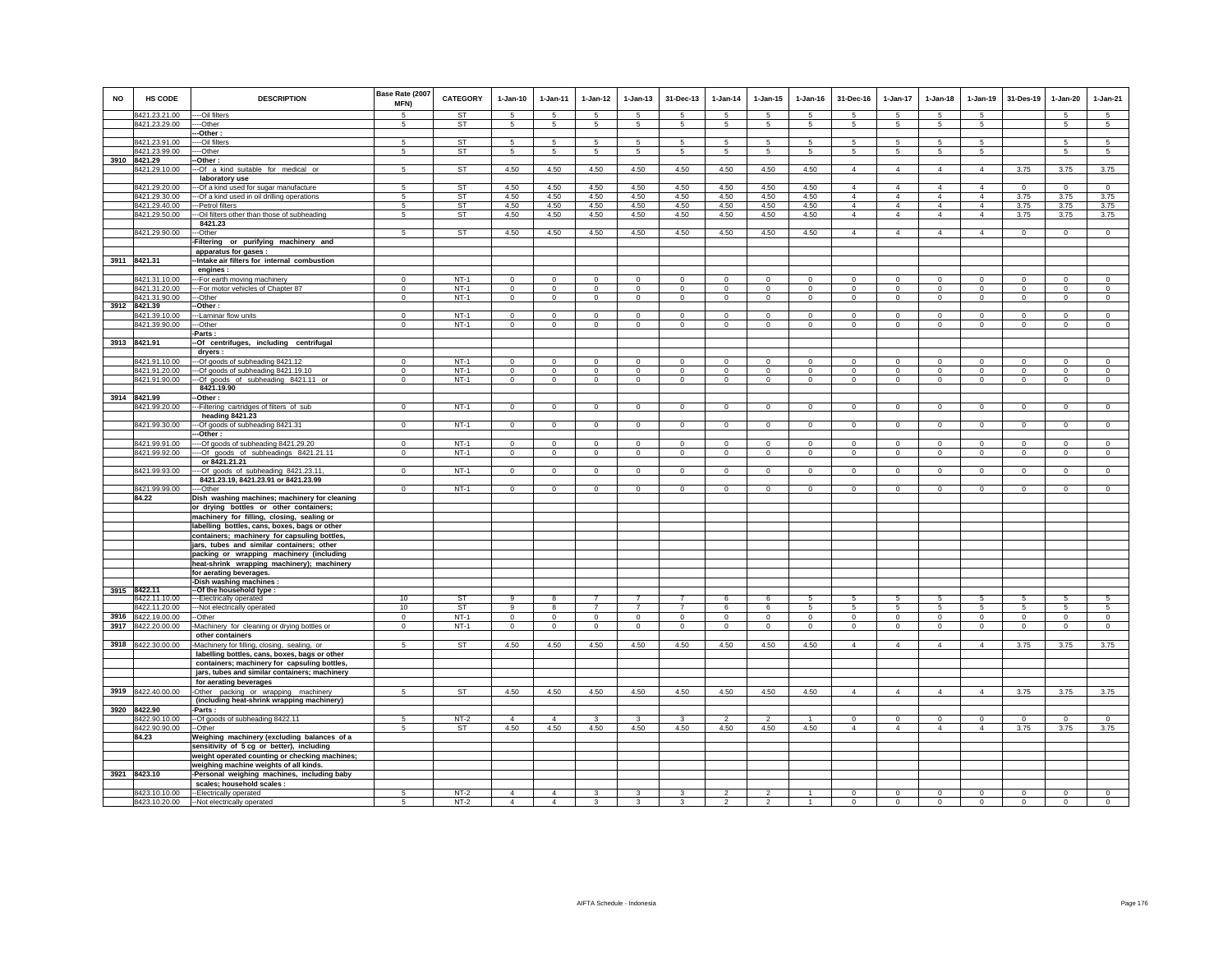| NO | HS CODE | DESCRIPTION | Base Rate (2007 MFN) | CATEGORY | 1-Jan-10 | 1-Jan-11 | 1-Jan-12 | 1-Jan-13 | 31-Dec-13 | 1-Jan-14 | 1-Jan-15 | 1-Jan-16 | 31-Dec-16 | 1-Jan-17 | 1-Jan-18 | 1-Jan-19 | 31-Des-19 | 1-Jan-20 | 1-Jan-21 |
|---|---|---|---|---|---|---|---|---|---|---|---|---|---|---|---|---|---|---|---|
| | 8421.23.21.00 | ----Oil filters | 5 | ST | 5 | 5 | 5 | 5 | 5 | 5 | 5 | 5 | 5 | 5 | 5 | 5 | | 5 | 5 |
| | 8421.23.29.00 | ----Other | 5 | ST | 5 | 5 | 5 | 5 | 5 | 5 | 5 | 5 | 5 | 5 | 5 | 5 | | 5 | 5 |
| | | ---Other : | | | | | | | | | | | | | | | | | |
| | 8421.23.91.00 | ----Oil filters | 5 | ST | 5 | 5 | 5 | 5 | 5 | 5 | 5 | 5 | 5 | 5 | 5 | 5 | | 5 | 5 |
| | 8421.23.99.00 | ----Other | 5 | ST | 5 | 5 | 5 | 5 | 5 | 5 | 5 | 5 | 5 | 5 | 5 | 5 | | 5 | 5 |
| 3910 | 8421.29 | --Other : | | | | | | | | | | | | | | | | | |
| | 8421.29.10.00 | ---Of a kind suitable for medical or laboratory use | 5 | ST | 4.50 | 4.50 | 4.50 | 4.50 | 4.50 | 4.50 | 4.50 | 4.50 | 4 | 4 | 4 | 4 | 3.75 | 3.75 | 3.75 |
| | 8421.29.20.00 | ---Of a kind used for sugar manufacture | 5 | ST | 4.50 | 4.50 | 4.50 | 4.50 | 4.50 | 4.50 | 4.50 | 4.50 | 4 | 4 | 4 | 4 | 0 | 0 | 0 |
| | 8421.29.30.00 | ---Of a kind used in oil drilling operations | 5 | ST | 4.50 | 4.50 | 4.50 | 4.50 | 4.50 | 4.50 | 4.50 | 4.50 | 4 | 4 | 4 | 4 | 3.75 | 3.75 | 3.75 |
| | 8421.29.40.00 | ---Petrol filters | 5 | ST | 4.50 | 4.50 | 4.50 | 4.50 | 4.50 | 4.50 | 4.50 | 4.50 | 4 | 4 | 4 | 4 | 3.75 | 3.75 | 3.75 |
| | 8421.29.50.00 | ---Oil filters other than those of subheading 8421.23 | 5 | ST | 4.50 | 4.50 | 4.50 | 4.50 | 4.50 | 4.50 | 4.50 | 4.50 | 4 | 4 | 4 | 4 | 3.75 | 3.75 | 3.75 |
| | 8421.29.90.00 | ---Other | 5 | ST | 4.50 | 4.50 | 4.50 | 4.50 | 4.50 | 4.50 | 4.50 | 4.50 | 4 | 4 | 4 | 4 | 0 | 0 | 0 |
| | | -Filtering or purifying machinery and apparatus for gases : | | | | | | | | | | | | | | | | | |
| 3911 | 8421.31 | --Intake air filters for internal combustion engines : | | | | | | | | | | | | | | | | | |
| | 8421.31.10.00 | ---For earth moving machinery | 0 | NT-1 | 0 | 0 | 0 | 0 | 0 | 0 | 0 | 0 | 0 | 0 | 0 | 0 | 0 | 0 | 0 |
| | 8421.31.20.00 | ---For motor vehicles of Chapter 87 | 0 | NT-1 | 0 | 0 | 0 | 0 | 0 | 0 | 0 | 0 | 0 | 0 | 0 | 0 | 0 | 0 | 0 |
| | 8421.31.90.00 | ---Other | 0 | NT-1 | 0 | 0 | 0 | 0 | 0 | 0 | 0 | 0 | 0 | 0 | 0 | 0 | 0 | 0 | 0 |
| 3912 | 8421.39 | --Other : | | | | | | | | | | | | | | | | | |
| | 8421.39.10.00 | ---Laminar flow units | 0 | NT-1 | 0 | 0 | 0 | 0 | 0 | 0 | 0 | 0 | 0 | 0 | 0 | 0 | 0 | 0 | 0 |
| | 8421.39.90.00 | ---Other | 0 | NT-1 | 0 | 0 | 0 | 0 | 0 | 0 | 0 | 0 | 0 | 0 | 0 | 0 | 0 | 0 | 0 |
| | | -Parts : | | | | | | | | | | | | | | | | | |
| 3913 | 8421.91 | --Of centrifuges, including centrifugal dryers : | | | | | | | | | | | | | | | | | |
| | 8421.91.10.00 | ---Of goods of subheading 8421.12 | 0 | NT-1 | 0 | 0 | 0 | 0 | 0 | 0 | 0 | 0 | 0 | 0 | 0 | 0 | 0 | 0 | 0 |
| | 8421.91.20.00 | ---Of goods of subheading 8421.19.10 | 0 | NT-1 | 0 | 0 | 0 | 0 | 0 | 0 | 0 | 0 | 0 | 0 | 0 | 0 | 0 | 0 | 0 |
| | 8421.91.90.00 | ---Of goods of subheading 8421.11 or 8421.19.90 | 0 | NT-1 | 0 | 0 | 0 | 0 | 0 | 0 | 0 | 0 | 0 | 0 | 0 | 0 | 0 | 0 | 0 |
| 3914 | 8421.99 | --Other : | | | | | | | | | | | | | | | | | |
| | 8421.99.20.00 | ---Filtering cartridges of filters of sub heading 8421.23 | 0 | NT-1 | 0 | 0 | 0 | 0 | 0 | 0 | 0 | 0 | 0 | 0 | 0 | 0 | 0 | 0 | 0 |
| | 8421.99.30.00 | ---Of goods of subheading 8421.31 | 0 | NT-1 | 0 | 0 | 0 | 0 | 0 | 0 | 0 | 0 | 0 | 0 | 0 | 0 | 0 | 0 | 0 |
| | | ---Other : | | | | | | | | | | | | | | | | | |
| | 8421.99.91.00 | ----Of goods of subheading 8421.29.20 | 0 | NT-1 | 0 | 0 | 0 | 0 | 0 | 0 | 0 | 0 | 0 | 0 | 0 | 0 | 0 | 0 | 0 |
| | 8421.99.92.00 | ----Of goods of subheadings 8421.21.11 or 8421.21.21 | 0 | NT-1 | 0 | 0 | 0 | 0 | 0 | 0 | 0 | 0 | 0 | 0 | 0 | 0 | 0 | 0 | 0 |
| | 8421.99.93.00 | ----Of goods of subheading 8421.23.11, 8421.23.19, 8421.23.91 or 8421.23.99 | 0 | NT-1 | 0 | 0 | 0 | 0 | 0 | 0 | 0 | 0 | 0 | 0 | 0 | 0 | 0 | 0 | 0 |
| | 8421.99.99.00 | ----Other | 0 | NT-1 | 0 | 0 | 0 | 0 | 0 | 0 | 0 | 0 | 0 | 0 | 0 | 0 | 0 | 0 | 0 |
| | 84.22 | Dish washing machines; machinery for cleaning or drying bottles or other containers; machinery for filling, closing, sealing or labelling bottles, cans, boxes, bags or other containers; machinery for capsuling bottles, jars, tubes and similar containers; other packing or wrapping machinery (including heat-shrink wrapping machinery); machinery for aerating beverages. | | | | | | | | | | | | | | | | | |
| | | -Dish washing machines : | | | | | | | | | | | | | | | | | |
| 3915 | 8422.11 | --Of the household type : | | | | | | | | | | | | | | | | | |
| | 8422.11.10.00 | ---Electrically operated | 10 | ST | 9 | 8 | 7 | 7 | 7 | 6 | 6 | 5 | 5 | 5 | 5 | 5 | 5 | 5 | 5 |
| | 8422.11.20.00 | ---Not electrically operated | 10 | ST | 9 | 8 | 7 | 7 | 7 | 6 | 6 | 5 | 5 | 5 | 5 | 5 | 5 | 5 | 5 |
| 3916 | 8422.19.00.00 | --Other | 0 | NT-1 | 0 | 0 | 0 | 0 | 0 | 0 | 0 | 0 | 0 | 0 | 0 | 0 | 0 | 0 | 0 |
| 3917 | 8422.20.00.00 | -Machinery for cleaning or drying bottles or other containers | 0 | NT-1 | 0 | 0 | 0 | 0 | 0 | 0 | 0 | 0 | 0 | 0 | 0 | 0 | 0 | 0 | 0 |
| 3918 | 8422.30.00.00 | -Machinery for filling, closing, sealing, or labelling bottles, cans, boxes, bags or other containers; machinery for capsuling bottles, jars, tubes and similar containers; machinery for aerating beverages | 5 | ST | 4.50 | 4.50 | 4.50 | 4.50 | 4.50 | 4.50 | 4.50 | 4.50 | 4 | 4 | 4 | 4 | 3.75 | 3.75 | 3.75 |
| 3919 | 8422.40.00.00 | -Other packing or wrapping machinery (including heat-shrink wrapping machinery) | 5 | ST | 4.50 | 4.50 | 4.50 | 4.50 | 4.50 | 4.50 | 4.50 | 4.50 | 4 | 4 | 4 | 4 | 3.75 | 3.75 | 3.75 |
| 3920 | 8422.90 | -Parts : | | | | | | | | | | | | | | | | | |
| | 8422.90.10.00 | --Of goods of subheading 8422.11 | 5 | NT-2 | 4 | 4 | 3 | 3 | 3 | 2 | 2 | 1 | 0 | 0 | 0 | 0 | 0 | 0 | 0 |
| | 8422.90.90.00 | --Other | 5 | ST | 4.50 | 4.50 | 4.50 | 4.50 | 4.50 | 4.50 | 4.50 | 4.50 | 4 | 4 | 4 | 4 | 3.75 | 3.75 | 3.75 |
| | 84.23 | Weighing machinery (excluding balances of a sensitivity of 5 cg or better), including weight operated counting or checking machines; weighing machine weights of all kinds. | | | | | | | | | | | | | | | | | |
| 3921 | 8423.10 | -Personal weighing machines, including baby scales; household scales : | | | | | | | | | | | | | | | | | |
| | 8423.10.10.00 | --Electrically operated | 5 | NT-2 | 4 | 4 | 3 | 3 | 3 | 2 | 2 | 1 | 0 | 0 | 0 | 0 | 0 | 0 | 0 |
| | 8423.10.20.00 | --Not electrically operated | 5 | NT-2 | 4 | 4 | 3 | 3 | 3 | 2 | 2 | 1 | 0 | 0 | 0 | 0 | 0 | 0 | 0 |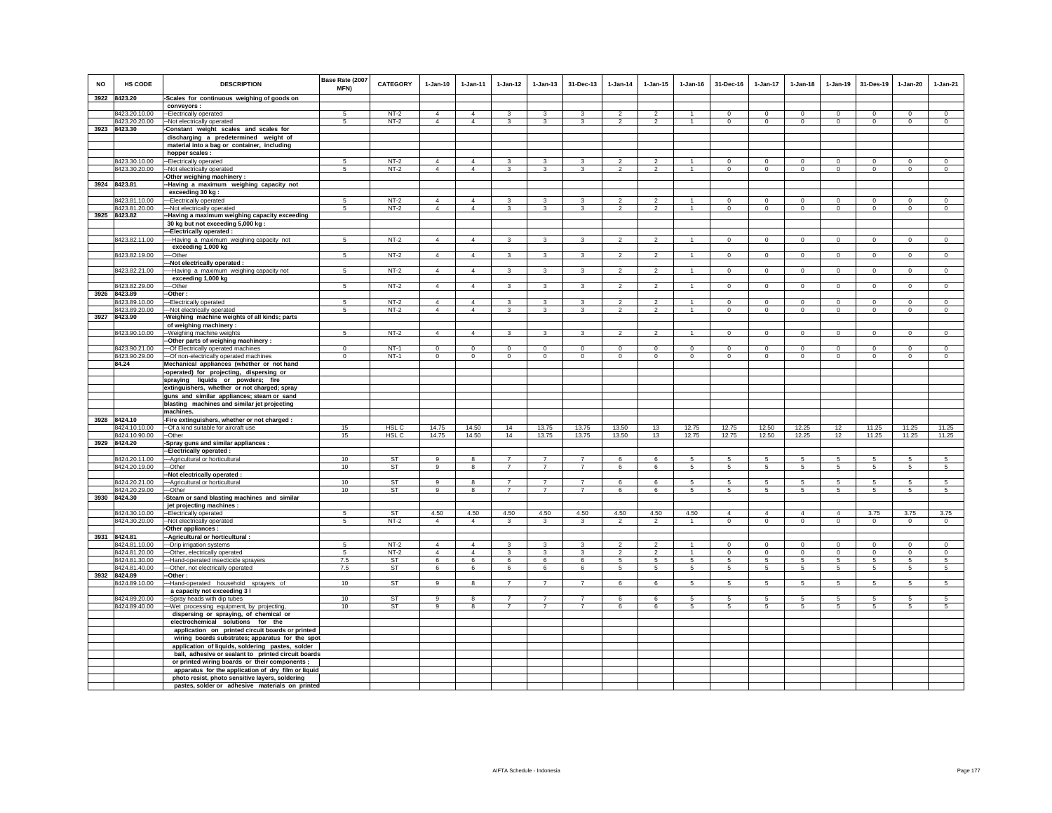| NO | HS CODE | DESCRIPTION | Base Rate (2007 MFN) | CATEGORY | 1-Jan-10 | 1-Jan-11 | 1-Jan-12 | 1-Jan-13 | 31-Dec-13 | 1-Jan-14 | 1-Jan-15 | 1-Jan-16 | 31-Dec-16 | 1-Jan-17 | 1-Jan-18 | 1-Jan-19 | 31-Des-19 | 1-Jan-20 | 1-Jan-21 |
|---|---|---|---|---|---|---|---|---|---|---|---|---|---|---|---|---|---|---|---|
| 3922 | 8423.20 | -Scales for continuous weighing of goods on conveyors : | | | | | | | | | | | | | | | | | |
| | 8423.20.10.00 | --Electrically operated | 5 | NT-2 | 4 | 4 | 3 | 3 | 3 | 2 | 2 | 1 | 0 | 0 | 0 | 0 | 0 | 0 | 0 |
| | 8423.20.20.00 | --Not electrically operated | 5 | NT-2 | 4 | 4 | 3 | 3 | 3 | 2 | 2 | 1 | 0 | 0 | 0 | 0 | 0 | 0 | 0 |
| 3923 | 8423.30 | -Constant weight scales and scales for discharging a predetermined weight of material into a bag or container, including hopper scales : | | | | | | | | | | | | | | | | | |
| | 8423.30.10.00 | --Electrically operated | 5 | NT-2 | 4 | 4 | 3 | 3 | 3 | 2 | 2 | 1 | 0 | 0 | 0 | 0 | 0 | 0 | 0 |
| | 8423.30.20.00 | --Not electrically operated | 5 | NT-2 | 4 | 4 | 3 | 3 | 3 | 2 | 2 | 1 | 0 | 0 | 0 | 0 | 0 | 0 | 0 |
| | | -Other weighing machinery : | | | | | | | | | | | | | | | | | |
| 3924 | 8423.81 | --Having a maximum weighing capacity not exceeding 30 kg : | | | | | | | | | | | | | | | | | |
| | 8423.81.10.00 | ---Electrically operated | 5 | NT-2 | 4 | 4 | 3 | 3 | 3 | 2 | 2 | 1 | 0 | 0 | 0 | 0 | 0 | 0 | 0 |
| | 8423.81.20.00 | ---Not electrically operated | 5 | NT-2 | 4 | 4 | 3 | 3 | 3 | 2 | 2 | 1 | 0 | 0 | 0 | 0 | 0 | 0 | 0 |
| 3925 | 8423.82 | --Having a maximum weighing capacity exceeding 30 kg but not exceeding 5,000 kg : | | | | | | | | | | | | | | | | | |
| | | ---Electrically operated : | | | | | | | | | | | | | | | | | |
| | 8423.82.11.00 | ----Having a maximum weighing capacity not exceeding 1,000 kg | 5 | NT-2 | 4 | 4 | 3 | 3 | 3 | 2 | 2 | 1 | 0 | 0 | 0 | 0 | 0 | 0 | 0 |
| | 8423.82.19.00 | ----Other | 5 | NT-2 | 4 | 4 | 3 | 3 | 3 | 2 | 2 | 1 | 0 | 0 | 0 | 0 | 0 | 0 | 0 |
| | | ---Not electrically operated : | | | | | | | | | | | | | | | | | |
| | 8423.82.21.00 | ----Having a maximum weighing capacity not exceeding 1,000 kg | 5 | NT-2 | 4 | 4 | 3 | 3 | 3 | 2 | 2 | 1 | 0 | 0 | 0 | 0 | 0 | 0 | 0 |
| | 8423.82.29.00 | ----Other | 5 | NT-2 | 4 | 4 | 3 | 3 | 3 | 2 | 2 | 1 | 0 | 0 | 0 | 0 | 0 | 0 | 0 |
| 3926 | 8423.89 | --Other : | | | | | | | | | | | | | | | | | |
| | 8423.89.10.00 | ---Electrically operated | 5 | NT-2 | 4 | 4 | 3 | 3 | 3 | 2 | 2 | 1 | 0 | 0 | 0 | 0 | 0 | 0 | 0 |
| | 8423.89.20.00 | ---Not electrically operated | 5 | NT-2 | 4 | 4 | 3 | 3 | 3 | 2 | 2 | 1 | 0 | 0 | 0 | 0 | 0 | 0 | 0 |
| 3927 | 8423.90 | -Weighing machine weights of all kinds; parts of weighing machinery : | | | | | | | | | | | | | | | | | |
| | 8423.90.10.00 | --Weighing machine weights | 5 | NT-2 | 4 | 4 | 3 | 3 | 3 | 2 | 2 | 1 | 0 | 0 | 0 | 0 | 0 | 0 | 0 |
| | | --Other parts of weighing machinery : | | | | | | | | | | | | | | | | | |
| | 8423.90.21.00 | ---Of Electrically operated machines | 0 | NT-1 | 0 | 0 | 0 | 0 | 0 | 0 | 0 | 0 | 0 | 0 | 0 | 0 | 0 | 0 | 0 |
| | 8423.90.29.00 | ---Of non-electrically operated machines | 0 | NT-1 | 0 | 0 | 0 | 0 | 0 | 0 | 0 | 0 | 0 | 0 | 0 | 0 | 0 | 0 | 0 |
| | 84.24 | Mechanical appliances (whether or not hand -operated) for projecting, dispersing or spraying liquids or powders; fire extinguishers, whether or not charged; spray guns and similar appliances; steam or sand blasting machines and similar jet projecting machines. | | | | | | | | | | | | | | | | | |
| 3928 | 8424.10 | -Fire extinguishers, whether or not charged : | | | | | | | | | | | | | | | | | |
| | 8424.10.10.00 | --Of a kind suitable for aircraft use | 15 | HSL C | 14.75 | 14.50 | 14 | 13.75 | 13.75 | 13.50 | 13 | 12.75 | 12.75 | 12.50 | 12.25 | 12 | 11.25 | 11.25 | 11.25 |
| | 8424.10.90.00 | --Other | 15 | HSL C | 14.75 | 14.50 | 14 | 13.75 | 13.75 | 13.50 | 13 | 12.75 | 12.75 | 12.50 | 12.25 | 12 | 11.25 | 11.25 | 11.25 |
| 3929 | 8424.20 | -Spray guns and similar appliances : | | | | | | | | | | | | | | | | | |
| | | --Electrically operated : | | | | | | | | | | | | | | | | | |
| | 8424.20.11.00 | ---Agricultural or horticultural | 10 | ST | 9 | 8 | 7 | 7 | 7 | 6 | 6 | 5 | 5 | 5 | 5 | 5 | 5 | 5 | 5 |
| | 8424.20.19.00 | ---Other | 10 | ST | 9 | 8 | 7 | 7 | 7 | 6 | 6 | 5 | 5 | 5 | 5 | 5 | 5 | 5 | 5 |
| | | --Not electrically operated : | | | | | | | | | | | | | | | | | |
| | 8424.20.21.00 | ---Agricultural or horticultural | 10 | ST | 9 | 8 | 7 | 7 | 7 | 6 | 6 | 5 | 5 | 5 | 5 | 5 | 5 | 5 | 5 |
| | 8424.20.29.00 | ---Other | 10 | ST | 9 | 8 | 7 | 7 | 7 | 6 | 6 | 5 | 5 | 5 | 5 | 5 | 5 | 5 | 5 |
| 3930 | 8424.30 | -Steam or sand blasting machines and similar jet projecting machines : | | | | | | | | | | | | | | | | | |
| | 8424.30.10.00 | --Electrically operated | 5 | ST | 4.50 | 4.50 | 4.50 | 4.50 | 4.50 | 4.50 | 4.50 | 4.50 | 4 | 4 | 4 | 4 | 3.75 | 3.75 | 3.75 |
| | 8424.30.20.00 | --Not electrically operated | 5 | NT-2 | 4 | 4 | 3 | 3 | 3 | 2 | 2 | 1 | 0 | 0 | 0 | 0 | 0 | 0 | 0 |
| | | -Other appliances : | | | | | | | | | | | | | | | | | |
| 3931 | 8424.81 | --Agricultural or horticultural : | | | | | | | | | | | | | | | | | |
| | 8424.81.10.00 | ---Drip irrigation systems | 5 | NT-2 | 4 | 4 | 3 | 3 | 3 | 2 | 2 | 1 | 0 | 0 | 0 | 0 | 0 | 0 | 0 |
| | 8424.81.20.00 | ---Other, electrically operated | 5 | NT-2 | 4 | 4 | 3 | 3 | 3 | 2 | 2 | 1 | 0 | 0 | 0 | 0 | 0 | 0 | 0 |
| | 8424.81.30.00 | ---Hand-operated insecticide sprayers | 7.5 | ST | 6 | 6 | 6 | 6 | 6 | 5 | 5 | 5 | 5 | 5 | 5 | 5 | 5 | 5 | 5 |
| | 8424.81.40.00 | ---Other, not electrically operated | 7.5 | ST | 6 | 6 | 6 | 6 | 6 | 5 | 5 | 5 | 5 | 5 | 5 | 5 | 5 | 5 | 5 |
| 3932 | 8424.89 | --Other : | | | | | | | | | | | | | | | | | |
| | 8424.89.10.00 | ---Hand-operated household sprayers of a capacity not exceeding 3 l | 10 | ST | 9 | 8 | 7 | 7 | 7 | 6 | 6 | 5 | 5 | 5 | 5 | 5 | 5 | 5 | 5 |
| | 8424.89.20.00 | ---Spray heads with dip tubes | 10 | ST | 9 | 8 | 7 | 7 | 7 | 6 | 6 | 5 | 5 | 5 | 5 | 5 | 5 | 5 | 5 |
| | 8424.89.40.00 | ---Wet processing equipment, by projecting, dispersing or spraying, of chemical or electrochemical solutions for the application on printed circuit boards or printed wiring boards substrates; apparatus for the spot application of liquids, soldering pastes, solder ball, adhesive or sealant to printed circuit boards or printed wiring boards or their components ; apparatus for the application of dry film or liquid photo resist, photo sensitive layers, soldering pastes, solder or adhesive materials on printed | 10 | ST | 9 | 8 | 7 | 7 | 7 | 6 | 6 | 5 | 5 | 5 | 5 | 5 | 5 | 5 | 5 |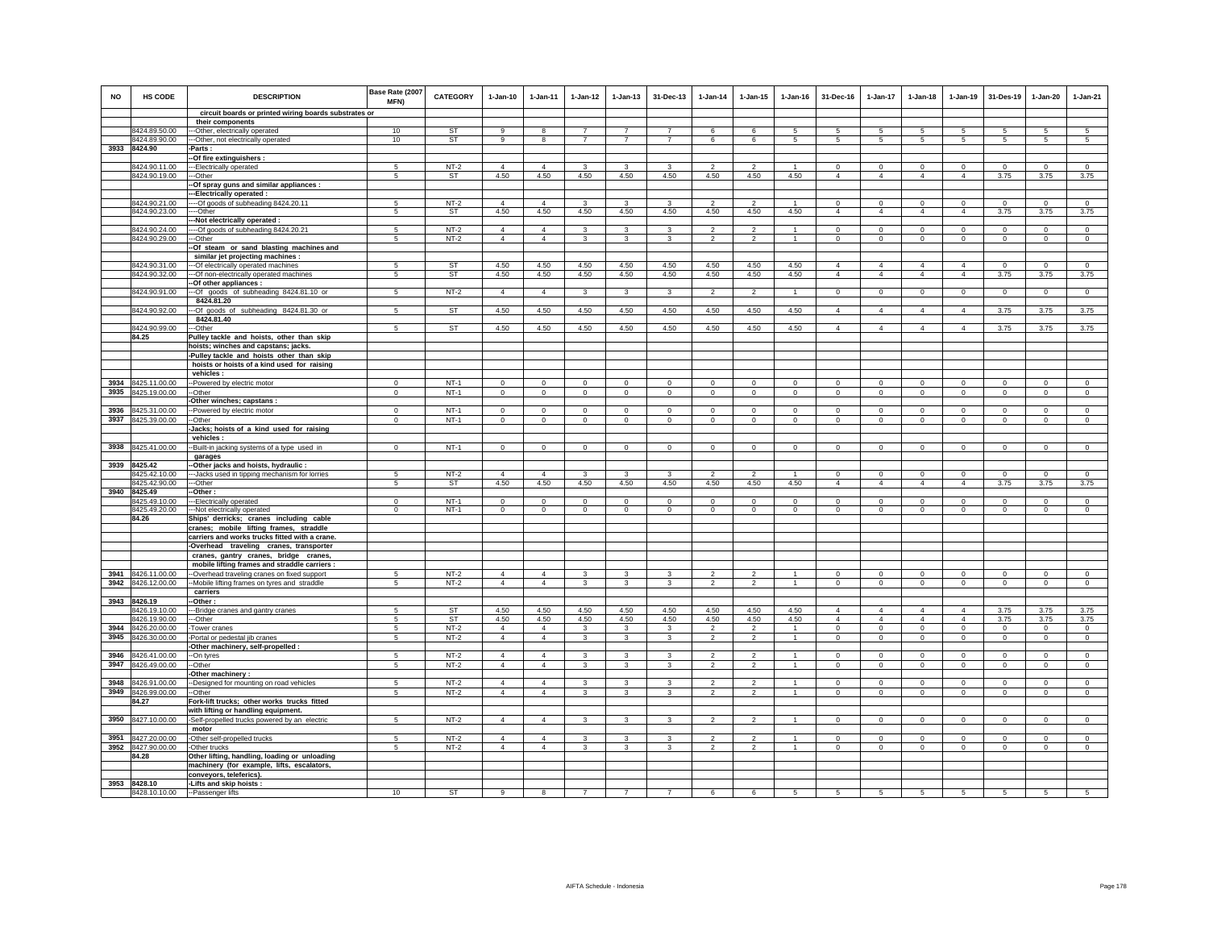| NO | HS CODE | DESCRIPTION | Base Rate (2007 MFN) | CATEGORY | 1-Jan-10 | 1-Jan-11 | 1-Jan-12 | 1-Jan-13 | 31-Dec-13 | 1-Jan-14 | 1-Jan-15 | 1-Jan-16 | 31-Dec-16 | 1-Jan-17 | 1-Jan-18 | 1-Jan-19 | 31-Des-19 | 1-Jan-20 | 1-Jan-21 |
|---|---|---|---|---|---|---|---|---|---|---|---|---|---|---|---|---|---|---|---|
| | | circuit boards or printed wiring boards substrates or their components | | | | | | | | | | | | | | | | | |
| | 8424.89.50.00 | ---Other, electrically operated | 10 | ST | 9 | 8 | 7 | 7 | 7 | 6 | 6 | 5 | 5 | 5 | 5 | 5 | 5 | 5 | 5 |
| | 8424.89.90.00 | ---Other, not electrically operated | 10 | ST | 9 | 8 | 7 | 7 | 7 | 6 | 6 | 5 | 5 | 5 | 5 | 5 | 5 | 5 | 5 |
| 3933 | 8424.90 | -Parts : | | | | | | | | | | | | | | | | | |
| | | --Of fire extinguishers : | | | | | | | | | | | | | | | | | |
| | 8424.90.11.00 | ---Electrically operated | 5 | NT-2 | 4 | 4 | 3 | 3 | 3 | 2 | 2 | 1 | 0 | 0 | 0 | 0 | 0 | 0 | 0 |
| | 8424.90.19.00 | ---Other | 5 | ST | 4.50 | 4.50 | 4.50 | 4.50 | 4.50 | 4.50 | 4.50 | 4.50 | 4 | 4 | 4 | 4 | 3.75 | 3.75 | 3.75 |
| | | --Of spray guns and similar appliances : | | | | | | | | | | | | | | | | | |
| | | ---Electrically operated : | | | | | | | | | | | | | | | | | |
| | 8424.90.21.00 | ----Of goods of subheading 8424.20.11 | 5 | NT-2 | 4 | 4 | 3 | 3 | 3 | 2 | 2 | 1 | 0 | 0 | 0 | 0 | 0 | 0 | 0 |
| | 8424.90.23.00 | ----Other | 5 | ST | 4.50 | 4.50 | 4.50 | 4.50 | 4.50 | 4.50 | 4.50 | 4.50 | 4 | 4 | 4 | 4 | 3.75 | 3.75 | 3.75 |
| | | ---Not electrically operated : | | | | | | | | | | | | | | | | | |
| | 8424.90.24.00 | ----Of goods of subheading 8424.20.21 | 5 | NT-2 | 4 | 4 | 3 | 3 | 3 | 2 | 2 | 1 | 0 | 0 | 0 | 0 | 0 | 0 | 0 |
| | 8424.90.29.00 | ---Other | 5 | NT-2 | 4 | 4 | 3 | 3 | 3 | 2 | 2 | 1 | 0 | 0 | 0 | 0 | 0 | 0 | 0 |
| | | --Of steam or sand blasting machines and similar jet projecting machines : | | | | | | | | | | | | | | | | | |
| | 8424.90.31.00 | ---Of electrically operated machines | 5 | ST | 4.50 | 4.50 | 4.50 | 4.50 | 4.50 | 4.50 | 4.50 | 4.50 | 4 | 4 | 4 | 4 | 0 | 0 | 0 |
| | 8424.90.32.00 | ---Of non-electrically operated machines | 5 | ST | 4.50 | 4.50 | 4.50 | 4.50 | 4.50 | 4.50 | 4.50 | 4.50 | 4 | 4 | 4 | 4 | 3.75 | 3.75 | 3.75 |
| | | --Of other appliances : | | | | | | | | | | | | | | | | | |
| | 8424.90.91.00 | ---Of goods of subheading 8424.81.10 or 8424.81.20 | 5 | NT-2 | 4 | 4 | 3 | 3 | 3 | 2 | 2 | 1 | 0 | 0 | 0 | 0 | 0 | 0 | 0 |
| | 8424.90.92.00 | ---Of goods of subheading 8424.81.30 or 8424.81.40 | 5 | ST | 4.50 | 4.50 | 4.50 | 4.50 | 4.50 | 4.50 | 4.50 | 4.50 | 4 | 4 | 4 | 4 | 3.75 | 3.75 | 3.75 |
| | 8424.90.99.00 | ---Other | 5 | ST | 4.50 | 4.50 | 4.50 | 4.50 | 4.50 | 4.50 | 4.50 | 4.50 | 4 | 4 | 4 | 4 | 3.75 | 3.75 | 3.75 |
| | 84.25 | Pulley tackle and hoists, other than skip hoists; winches and capstans; jacks. | | | | | | | | | | | | | | | | | |
| | | -Pulley tackle and hoists other than skip hoists or hoists of a kind used for raising vehicles : | | | | | | | | | | | | | | | | | |
| 3934 | 8425.11.00.00 | --Powered by electric motor | 0 | NT-1 | 0 | 0 | 0 | 0 | 0 | 0 | 0 | 0 | 0 | 0 | 0 | 0 | 0 | 0 | 0 |
| 3935 | 8425.19.00.00 | --Other | 0 | NT-1 | 0 | 0 | 0 | 0 | 0 | 0 | 0 | 0 | 0 | 0 | 0 | 0 | 0 | 0 | 0 |
| | | -Other winches; capstans : | | | | | | | | | | | | | | | | | |
| 3936 | 8425.31.00.00 | --Powered by electric motor | 0 | NT-1 | 0 | 0 | 0 | 0 | 0 | 0 | 0 | 0 | 0 | 0 | 0 | 0 | 0 | 0 | 0 |
| 3937 | 8425.39.00.00 | --Other | 0 | NT-1 | 0 | 0 | 0 | 0 | 0 | 0 | 0 | 0 | 0 | 0 | 0 | 0 | 0 | 0 | 0 |
| | | -Jacks; hoists of a kind used for raising vehicles : | | | | | | | | | | | | | | | | | |
| 3938 | 8425.41.00.00 | --Built-in jacking systems of a type used in garages | 0 | NT-1 | 0 | 0 | 0 | 0 | 0 | 0 | 0 | 0 | 0 | 0 | 0 | 0 | 0 | 0 | 0 |
| 3939 | 8425.42 | --Other jacks and hoists, hydraulic : | | | | | | | | | | | | | | | | | |
| | 8425.42.10.00 | ---Jacks used in tipping mechanism for lorries | 5 | NT-2 | 4 | 4 | 3 | 3 | 3 | 2 | 2 | 1 | 0 | 0 | 0 | 0 | 0 | 0 | 0 |
| | 8425.42.90.00 | ---Other | 5 | ST | 4.50 | 4.50 | 4.50 | 4.50 | 4.50 | 4.50 | 4.50 | 4.50 | 4 | 4 | 4 | 4 | 3.75 | 3.75 | 3.75 |
| 3940 | 8425.49 | --Other : | | | | | | | | | | | | | | | | | |
| | 8425.49.10.00 | ---Electrically operated | 0 | NT-1 | 0 | 0 | 0 | 0 | 0 | 0 | 0 | 0 | 0 | 0 | 0 | 0 | 0 | 0 | 0 |
| | 8425.49.20.00 | ---Not electrically operated | 0 | NT-1 | 0 | 0 | 0 | 0 | 0 | 0 | 0 | 0 | 0 | 0 | 0 | 0 | 0 | 0 | 0 |
| | 84.26 | Ships' derricks; cranes including cable cranes; mobile lifting frames, straddle carriers and works trucks fitted with a crane. | | | | | | | | | | | | | | | | | |
| | | -Overhead traveling cranes, transporter cranes, gantry cranes, bridge cranes, mobile lifting frames and straddle carriers : | | | | | | | | | | | | | | | | | |
| 3941 | 8426.11.00.00 | --Overhead traveling cranes on fixed support | 5 | NT-2 | 4 | 4 | 3 | 3 | 3 | 2 | 2 | 1 | 0 | 0 | 0 | 0 | 0 | 0 | 0 |
| 3942 | 8426.12.00.00 | --Mobile lifting frames on tyres and straddle carriers | 5 | NT-2 | 4 | 4 | 3 | 3 | 3 | 2 | 2 | 1 | 0 | 0 | 0 | 0 | 0 | 0 | 0 |
| 3943 | 8426.19 | --Other : | | | | | | | | | | | | | | | | | |
| | 8426.19.10.00 | ---Bridge cranes and gantry cranes | 5 | ST | 4.50 | 4.50 | 4.50 | 4.50 | 4.50 | 4.50 | 4.50 | 4.50 | 4 | 4 | 4 | 4 | 3.75 | 3.75 | 3.75 |
| | 8426.19.90.00 | ---Other | 5 | ST | 4.50 | 4.50 | 4.50 | 4.50 | 4.50 | 4.50 | 4.50 | 4.50 | 4 | 4 | 4 | 4 | 3.75 | 3.75 | 3.75 |
| 3944 | 8426.20.00.00 | -Tower cranes | 5 | NT-2 | 4 | 4 | 3 | 3 | 3 | 2 | 2 | 1 | 0 | 0 | 0 | 0 | 0 | 0 | 0 |
| 3945 | 8426.30.00.00 | -Portal or pedestal jib cranes | 5 | NT-2 | 4 | 4 | 3 | 3 | 3 | 2 | 2 | 1 | 0 | 0 | 0 | 0 | 0 | 0 | 0 |
| | | -Other machinery, self-propelled : | | | | | | | | | | | | | | | | | |
| 3946 | 8426.41.00.00 | --On tyres | 5 | NT-2 | 4 | 4 | 3 | 3 | 3 | 2 | 2 | 1 | 0 | 0 | 0 | 0 | 0 | 0 | 0 |
| 3947 | 8426.49.00.00 | --Other | 5 | NT-2 | 4 | 4 | 3 | 3 | 3 | 2 | 2 | 1 | 0 | 0 | 0 | 0 | 0 | 0 | 0 |
| | | -Other machinery : | | | | | | | | | | | | | | | | | |
| 3948 | 8426.91.00.00 | --Designed for mounting on road vehicles | 5 | NT-2 | 4 | 4 | 3 | 3 | 3 | 2 | 2 | 1 | 0 | 0 | 0 | 0 | 0 | 0 | 0 |
| 3949 | 8426.99.00.00 | --Other | 5 | NT-2 | 4 | 4 | 3 | 3 | 3 | 2 | 2 | 1 | 0 | 0 | 0 | 0 | 0 | 0 | 0 |
| | 84.27 | Fork-lift trucks; other works trucks fitted with lifting or handling equipment. | | | | | | | | | | | | | | | | | |
| 3950 | 8427.10.00.00 | -Self-propelled trucks powered by an electric motor | 5 | NT-2 | 4 | 4 | 3 | 3 | 3 | 2 | 2 | 1 | 0 | 0 | 0 | 0 | 0 | 0 | 0 |
| 3951 | 8427.20.00.00 | -Other self-propelled trucks | 5 | NT-2 | 4 | 4 | 3 | 3 | 3 | 2 | 2 | 1 | 0 | 0 | 0 | 0 | 0 | 0 | 0 |
| 3952 | 8427.90.00.00 | -Other trucks | 5 | NT-2 | 4 | 4 | 3 | 3 | 3 | 2 | 2 | 1 | 0 | 0 | 0 | 0 | 0 | 0 | 0 |
| | 84.28 | Other lifting, handling, loading or unloading machinery (for example, lifts, escalators, conveyors, teleferics). | | | | | | | | | | | | | | | | | |
| 3953 | 8428.10 | -Lifts and skip hoists : | | | | | | | | | | | | | | | | | |
| | 8428.10.10.00 | --Passenger lifts | 10 | ST | 9 | 8 | 7 | 7 | 7 | 6 | 6 | 5 | 5 | 5 | 5 | 5 | 5 | 5 | 5 |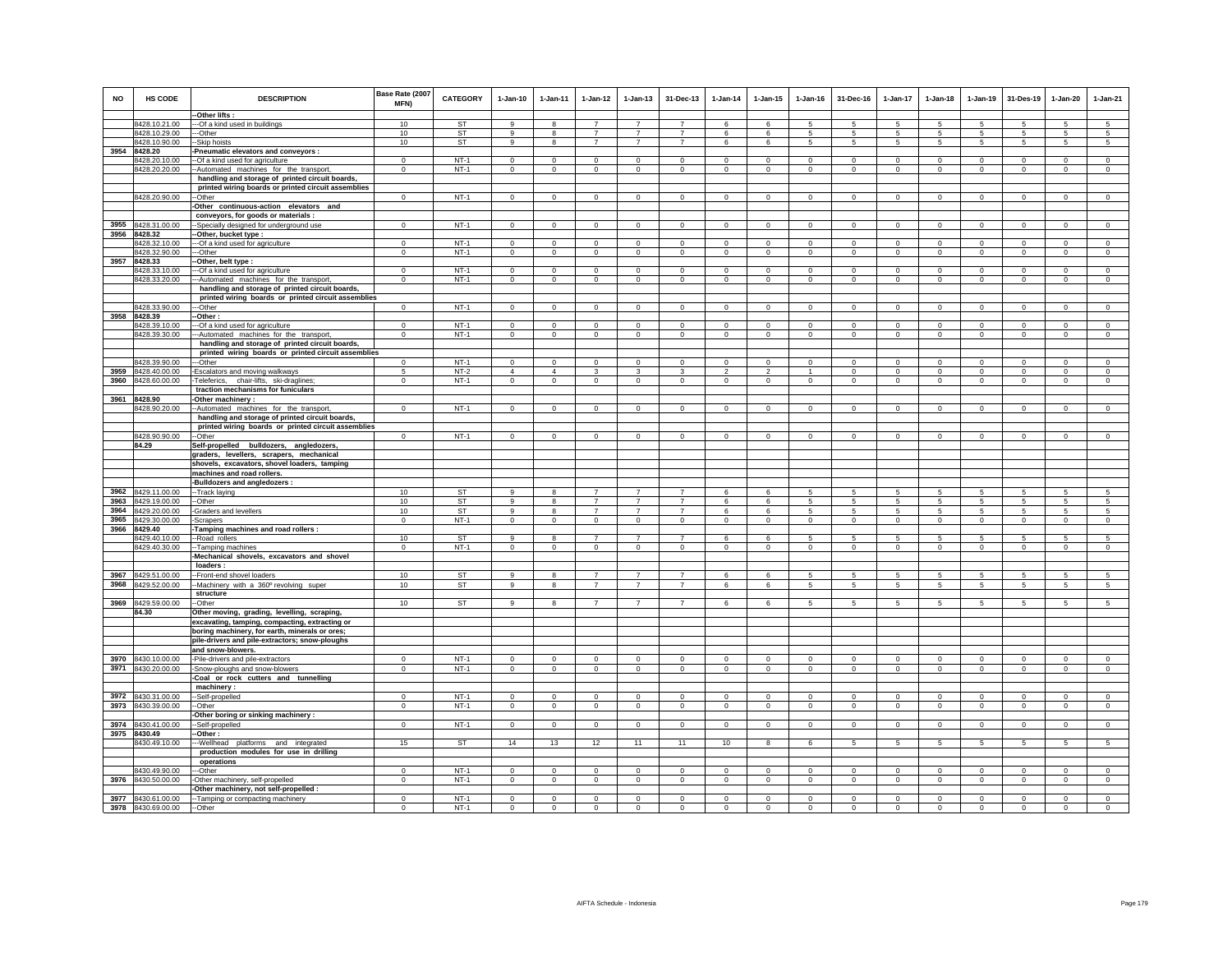| NO | HS CODE | DESCRIPTION | Base Rate (2007 MFN) | CATEGORY | 1-Jan-10 | 1-Jan-11 | 1-Jan-12 | 1-Jan-13 | 31-Dec-13 | 1-Jan-14 | 1-Jan-15 | 1-Jan-16 | 31-Dec-16 | 1-Jan-17 | 1-Jan-18 | 1-Jan-19 | 31-Des-19 | 1-Jan-20 | 1-Jan-21 |
|---|---|---|---|---|---|---|---|---|---|---|---|---|---|---|---|---|---|---|---|
| | | --Other lifts : | | | | | | | | | | | | | | | | | |
| | 8428.10.21.00 | ---Of a kind used in buildings | 10 | ST | 9 | 8 | 7 | 7 | 7 | 6 | 6 | 5 | 5 | 5 | 5 | 5 | 5 | 5 | 5 |
| | 8428.10.29.00 | ---Other | 10 | ST | 9 | 8 | 7 | 7 | 7 | 6 | 6 | 5 | 5 | 5 | 5 | 5 | 5 | 5 | 5 |
| | 8428.10.90.00 | --Skip hoists | 10 | ST | 9 | 8 | 7 | 7 | 7 | 6 | 6 | 5 | 5 | 5 | 5 | 5 | 5 | 5 | 5 |
| 3954 | 8428.20 | -Pneumatic elevators and conveyors : | | | | | | | | | | | | | | | | | |
| | 8428.20.10.00 | --Of a kind used for agriculture | 0 | NT-1 | 0 | 0 | 0 | 0 | 0 | 0 | 0 | 0 | 0 | 0 | 0 | 0 | 0 | 0 | 0 |
| | 8428.20.20.00 | --Automated machines for the transport, handling and storage of printed circuit boards, printed wiring boards or printed circuit assemblies | 0 | NT-1 | 0 | 0 | 0 | 0 | 0 | 0 | 0 | 0 | 0 | 0 | 0 | 0 | 0 | 0 | 0 |
| | 8428.20.90.00 | --Other | 0 | NT-1 | 0 | 0 | 0 | 0 | 0 | 0 | 0 | 0 | 0 | 0 | 0 | 0 | 0 | 0 | 0 |
| | | -Other continuous-action elevators and conveyors, for goods or materials : | | | | | | | | | | | | | | | | | |
| 3955 | 8428.31.00.00 | --Specially designed for underground use | 0 | NT-1 | 0 | 0 | 0 | 0 | 0 | 0 | 0 | 0 | 0 | 0 | 0 | 0 | 0 | 0 | 0 |
| 3956 | 8428.32 | --Other, bucket type : | | | | | | | | | | | | | | | | | |
| | 8428.32.10.00 | ---Of a kind used for agriculture | 0 | NT-1 | 0 | 0 | 0 | 0 | 0 | 0 | 0 | 0 | 0 | 0 | 0 | 0 | 0 | 0 | 0 |
| | 8428.32.90.00 | ---Other | 0 | NT-1 | 0 | 0 | 0 | 0 | 0 | 0 | 0 | 0 | 0 | 0 | 0 | 0 | 0 | 0 | 0 |
| 3957 | 8428.33 | --Other, belt type : | | | | | | | | | | | | | | | | | |
| | 8428.33.10.00 | ---Of a kind used for agriculture | 0 | NT-1 | 0 | 0 | 0 | 0 | 0 | 0 | 0 | 0 | 0 | 0 | 0 | 0 | 0 | 0 | 0 |
| | 8428.33.20.00 | ---Automated machines for the transport, handling and storage of printed circuit boards, printed wiring boards or printed circuit assemblies | 0 | NT-1 | 0 | 0 | 0 | 0 | 0 | 0 | 0 | 0 | 0 | 0 | 0 | 0 | 0 | 0 | 0 |
| | 8428.33.90.00 | ---Other | 0 | NT-1 | 0 | 0 | 0 | 0 | 0 | 0 | 0 | 0 | 0 | 0 | 0 | 0 | 0 | 0 | 0 |
| 3958 | 8428.39 | --Other : | | | | | | | | | | | | | | | | | |
| | 8428.39.10.00 | ---Of a kind used for agriculture | 0 | NT-1 | 0 | 0 | 0 | 0 | 0 | 0 | 0 | 0 | 0 | 0 | 0 | 0 | 0 | 0 | 0 |
| | 8428.39.30.00 | ---Automated machines for the transport, handling and storage of printed circuit boards, printed wiring boards or printed circuit assemblies | 0 | NT-1 | 0 | 0 | 0 | 0 | 0 | 0 | 0 | 0 | 0 | 0 | 0 | 0 | 0 | 0 | 0 |
| | 8428.39.90.00 | ---Other | 0 | NT-1 | 0 | 0 | 0 | 0 | 0 | 0 | 0 | 0 | 0 | 0 | 0 | 0 | 0 | 0 | 0 |
| 3959 | 8428.40.00.00 | -Escalators and moving walkways | 5 | NT-2 | 4 | 4 | 3 | 3 | 3 | 2 | 2 | 1 | 0 | 0 | 0 | 0 | 0 | 0 | 0 |
| 3960 | 8428.60.00.00 | -Teleferics, chair-lifts, ski-draglines; traction mechanisms for funiculars | 0 | NT-1 | 0 | 0 | 0 | 0 | 0 | 0 | 0 | 0 | 0 | 0 | 0 | 0 | 0 | 0 | 0 |
| 3961 | 8428.90 | -Other machinery : | | | | | | | | | | | | | | | | | |
| | 8428.90.20.00 | --Automated machines for the transport, handling and storage of printed circuit boards, printed wiring boards or printed circuit assemblies | 0 | NT-1 | 0 | 0 | 0 | 0 | 0 | 0 | 0 | 0 | 0 | 0 | 0 | 0 | 0 | 0 | 0 |
| | 8428.90.90.00 | --Other | 0 | NT-1 | 0 | 0 | 0 | 0 | 0 | 0 | 0 | 0 | 0 | 0 | 0 | 0 | 0 | 0 | 0 |
| | 84.29 | Self-propelled bulldozers, angledozers, graders, levellers, scrapers, mechanical shovels, excavators, shovel loaders, tamping machines and road rollers. | | | | | | | | | | | | | | | | | |
| | | -Bulldozers and angledozers : | | | | | | | | | | | | | | | | | |
| 3962 | 8429.11.00.00 | --Track laying | 10 | ST | 9 | 8 | 7 | 7 | 7 | 6 | 6 | 5 | 5 | 5 | 5 | 5 | 5 | 5 | 5 |
| 3963 | 8429.19.00.00 | --Other | 10 | ST | 9 | 8 | 7 | 7 | 7 | 6 | 6 | 5 | 5 | 5 | 5 | 5 | 5 | 5 | 5 |
| 3964 | 8429.20.00.00 | -Graders and levellers | 10 | ST | 9 | 8 | 7 | 7 | 7 | 6 | 6 | 5 | 5 | 5 | 5 | 5 | 5 | 5 | 5 |
| 3965 | 8429.30.00.00 | -Scrapers | 0 | NT-1 | 0 | 0 | 0 | 0 | 0 | 0 | 0 | 0 | 0 | 0 | 0 | 0 | 0 | 0 | 0 |
| 3966 | 8429.40 | -Tamping machines and road rollers : | | | | | | | | | | | | | | | | | |
| | 8429.40.10.00 | --Road rollers | 10 | ST | 9 | 8 | 7 | 7 | 7 | 6 | 6 | 5 | 5 | 5 | 5 | 5 | 5 | 5 | 5 |
| | 8429.40.30.00 | --Tamping machines | 0 | NT-1 | 0 | 0 | 0 | 0 | 0 | 0 | 0 | 0 | 0 | 0 | 0 | 0 | 0 | 0 | 0 |
| | | -Mechanical shovels, excavators and shovel loaders : | | | | | | | | | | | | | | | | | |
| 3967 | 8429.51.00.00 | --Front-end shovel loaders | 10 | ST | 9 | 8 | 7 | 7 | 7 | 6 | 6 | 5 | 5 | 5 | 5 | 5 | 5 | 5 | 5 |
| 3968 | 8429.52.00.00 | --Machinery with a 360º revolving super structure | 10 | ST | 9 | 8 | 7 | 7 | 7 | 6 | 6 | 5 | 5 | 5 | 5 | 5 | 5 | 5 | 5 |
| 3969 | 8429.59.00.00 | --Other | 10 | ST | 9 | 8 | 7 | 7 | 7 | 6 | 6 | 5 | 5 | 5 | 5 | 5 | 5 | 5 | 5 |
| | 84.30 | Other moving, grading, levelling, scraping, excavating, tamping, compacting, extracting or boring machinery, for earth, minerals or ores; pile-drivers and pile-extractors; snow-ploughs and snow-blowers. | | | | | | | | | | | | | | | | | |
| 3970 | 8430.10.00.00 | -Pile-drivers and pile-extractors | 0 | NT-1 | 0 | 0 | 0 | 0 | 0 | 0 | 0 | 0 | 0 | 0 | 0 | 0 | 0 | 0 | 0 |
| 3971 | 8430.20.00.00 | -Snow-ploughs and snow-blowers | 0 | NT-1 | 0 | 0 | 0 | 0 | 0 | 0 | 0 | 0 | 0 | 0 | 0 | 0 | 0 | 0 | 0 |
| | | -Coal or rock cutters and tunnelling machinery : | | | | | | | | | | | | | | | | | |
| 3972 | 8430.31.00.00 | --Self-propelled | 0 | NT-1 | 0 | 0 | 0 | 0 | 0 | 0 | 0 | 0 | 0 | 0 | 0 | 0 | 0 | 0 | 0 |
| 3973 | 8430.39.00.00 | --Other | 0 | NT-1 | 0 | 0 | 0 | 0 | 0 | 0 | 0 | 0 | 0 | 0 | 0 | 0 | 0 | 0 | 0 |
| | | -Other boring or sinking machinery : | | | | | | | | | | | | | | | | | |
| 3974 | 8430.41.00.00 | --Self-propelled | 0 | NT-1 | 0 | 0 | 0 | 0 | 0 | 0 | 0 | 0 | 0 | 0 | 0 | 0 | 0 | 0 | 0 |
| 3975 | 8430.49 | --Other : | | | | | | | | | | | | | | | | | |
| | 8430.49.10.00 | ---Wellhead platforms and integrated production modules for use in drilling operations | 15 | ST | 14 | 13 | 12 | 11 | 11 | 10 | 8 | 6 | 5 | 5 | 5 | 5 | 5 | 5 | 5 |
| | 8430.49.90.00 | ---Other | 0 | NT-1 | 0 | 0 | 0 | 0 | 0 | 0 | 0 | 0 | 0 | 0 | 0 | 0 | 0 | 0 | 0 |
| 3976 | 8430.50.00.00 | -Other machinery, self-propelled | 0 | NT-1 | 0 | 0 | 0 | 0 | 0 | 0 | 0 | 0 | 0 | 0 | 0 | 0 | 0 | 0 | 0 |
| | | -Other machinery, not self-propelled : | | | | | | | | | | | | | | | | | |
| 3977 | 8430.61.00.00 | --Tamping or compacting machinery | 0 | NT-1 | 0 | 0 | 0 | 0 | 0 | 0 | 0 | 0 | 0 | 0 | 0 | 0 | 0 | 0 | 0 |
| 3978 | 8430.69.00.00 | --Other | 0 | NT-1 | 0 | 0 | 0 | 0 | 0 | 0 | 0 | 0 | 0 | 0 | 0 | 0 | 0 | 0 | 0 |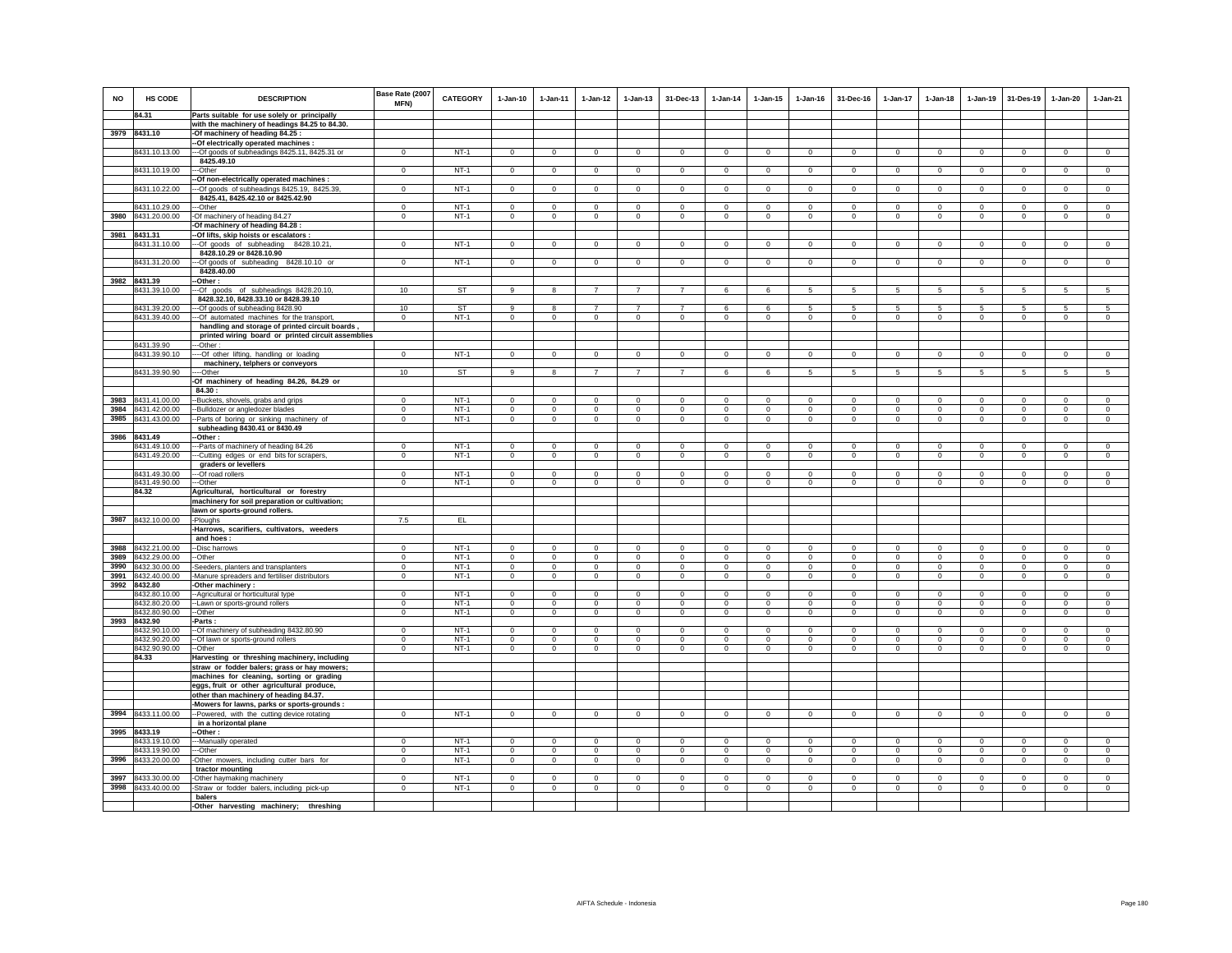| NO | HS CODE | DESCRIPTION | Base Rate (2007 MFN) | CATEGORY | 1-Jan-10 | 1-Jan-11 | 1-Jan-12 | 1-Jan-13 | 31-Dec-13 | 1-Jan-14 | 1-Jan-15 | 1-Jan-16 | 31-Dec-16 | 1-Jan-17 | 1-Jan-18 | 1-Jan-19 | 31-Des-19 | 1-Jan-20 | 1-Jan-21 |
|---|---|---|---|---|---|---|---|---|---|---|---|---|---|---|---|---|---|---|---|
| | 84.31 | Parts suitable for use solely or principally with the machinery of headings 84.25 to 84.30. | | | | | | | | | | | | | | | | | |
| 3979 | 8431.10 | -Of machinery of heading 84.25 : | | | | | | | | | | | | | | | | | |
| | | --Of electrically operated machines : | | | | | | | | | | | | | | | | | |
| | 8431.10.13.00 | ---Of goods of subheadings 8425.11, 8425.31 or 8425.49.10 | 0 | NT-1 | 0 | 0 | 0 | 0 | 0 | 0 | 0 | 0 | 0 | 0 | 0 | 0 | 0 | 0 | 0 |
| | 8431.10.19.00 | ---Other | 0 | NT-1 | 0 | 0 | 0 | 0 | 0 | 0 | 0 | 0 | 0 | 0 | 0 | 0 | 0 | 0 | 0 |
| | | --Of non-electrically operated machines : | | | | | | | | | | | | | | | | | |
| | 8431.10.22.00 | ---Of goods of subheadings 8425.19, 8425.39, 8425.41, 8425.42.10 or 8425.42.90 | 0 | NT-1 | 0 | 0 | 0 | 0 | 0 | 0 | 0 | 0 | 0 | 0 | 0 | 0 | 0 | 0 | 0 |
| | 8431.10.29.00 | ---Other | 0 | NT-1 | 0 | 0 | 0 | 0 | 0 | 0 | 0 | 0 | 0 | 0 | 0 | 0 | 0 | 0 | 0 |
| 3980 | 8431.20.00.00 | -Of machinery of heading 84.27 | 0 | NT-1 | 0 | 0 | 0 | 0 | 0 | 0 | 0 | 0 | 0 | 0 | 0 | 0 | 0 | 0 | 0 |
| | | -Of machinery of heading 84.28 : | | | | | | | | | | | | | | | | | |
| 3981 | 8431.31 | --Of lifts, skip hoists or escalators : | | | | | | | | | | | | | | | | | |
| | 8431.31.10.00 | ---Of goods of subheading 8428.10.21, 8428.10.29 or 8428.10.90 | 0 | NT-1 | 0 | 0 | 0 | 0 | 0 | 0 | 0 | 0 | 0 | 0 | 0 | 0 | 0 | 0 | 0 |
| | 8431.31.20.00 | ---Of goods of subheading 8428.10.10 or 8428.40.00 | 0 | NT-1 | 0 | 0 | 0 | 0 | 0 | 0 | 0 | 0 | 0 | 0 | 0 | 0 | 0 | 0 | 0 |
| 3982 | 8431.39 | --Other : | | | | | | | | | | | | | | | | | |
| | 8431.39.10.00 | ---Of goods of subheadings 8428.20.10, 8428.32.10, 8428.33.10 or 8428.39.10 | 10 | ST | 9 | 8 | 7 | 7 | 7 | 6 | 6 | 5 | 5 | 5 | 5 | 5 | 5 | 5 | 5 |
| | 8431.39.20.00 | ---Of goods of subheading 8428.90 | 10 | ST | 9 | 8 | 7 | 7 | 7 | 6 | 6 | 5 | 5 | 5 | 5 | 5 | 5 | 5 | 5 |
| | 8431.39.40.00 | ---Of automated machines for the transport, handling and storage of printed circuit boards , printed wiring board or printed circuit assemblies | 0 | NT-1 | 0 | 0 | 0 | 0 | 0 | 0 | 0 | 0 | 0 | 0 | 0 | 0 | 0 | 0 | 0 |
| | 8431.39.90 | ---Other : | | | | | | | | | | | | | | | | | |
| | 8431.39.90.10 | ----Of other lifting, handling or loading machinery, telphers or conveyors | 0 | NT-1 | 0 | 0 | 0 | 0 | 0 | 0 | 0 | 0 | 0 | 0 | 0 | 0 | 0 | 0 | 0 |
| | 8431.39.90.90 | ----Other | 10 | ST | 9 | 8 | 7 | 7 | 7 | 6 | 6 | 5 | 5 | 5 | 5 | 5 | 5 | 5 | 5 |
| | | -Of machinery of heading 84.26, 84.29 or 84.30 : | | | | | | | | | | | | | | | | | |
| 3983 | 8431.41.00.00 | --Buckets, shovels, grabs and grips | 0 | NT-1 | 0 | 0 | 0 | 0 | 0 | 0 | 0 | 0 | 0 | 0 | 0 | 0 | 0 | 0 | 0 |
| 3984 | 8431.42.00.00 | --Bulldozer or angledozer blades | 0 | NT-1 | 0 | 0 | 0 | 0 | 0 | 0 | 0 | 0 | 0 | 0 | 0 | 0 | 0 | 0 | 0 |
| 3985 | 8431.43.00.00 | --Parts of boring or sinking machinery of subheading 8430.41 or 8430.49 | 0 | NT-1 | 0 | 0 | 0 | 0 | 0 | 0 | 0 | 0 | 0 | 0 | 0 | 0 | 0 | 0 | 0 |
| 3986 | 8431.49 | --Other : | | | | | | | | | | | | | | | | | |
| | 8431.49.10.00 | ---Parts of machinery of heading 84.26 | 0 | NT-1 | 0 | 0 | 0 | 0 | 0 | 0 | 0 | 0 | 0 | 0 | 0 | 0 | 0 | 0 | 0 |
| | 8431.49.20.00 | ---Cutting edges or end bits for scrapers, graders or levellers | 0 | NT-1 | 0 | 0 | 0 | 0 | 0 | 0 | 0 | 0 | 0 | 0 | 0 | 0 | 0 | 0 | 0 |
| | 8431.49.30.00 | ---Of road rollers | 0 | NT-1 | 0 | 0 | 0 | 0 | 0 | 0 | 0 | 0 | 0 | 0 | 0 | 0 | 0 | 0 | 0 |
| | 8431.49.90.00 | ---Other | 0 | NT-1 | 0 | 0 | 0 | 0 | 0 | 0 | 0 | 0 | 0 | 0 | 0 | 0 | 0 | 0 | 0 |
| | 84.32 | Agricultural, horticultural or forestry machinery for soil preparation or cultivation; lawn or sports-ground rollers. | | | | | | | | | | | | | | | | | |
| 3987 | 8432.10.00.00 | -Ploughs | 7.5 | EL | | | | | | | | | | | | | | | |
| | | -Harrows, scarifiers, cultivators, weeders and hoes : | | | | | | | | | | | | | | | | | |
| 3988 | 8432.21.00.00 | --Disc harrows | 0 | NT-1 | 0 | 0 | 0 | 0 | 0 | 0 | 0 | 0 | 0 | 0 | 0 | 0 | 0 | 0 | 0 |
| 3989 | 8432.29.00.00 | --Other | 0 | NT-1 | 0 | 0 | 0 | 0 | 0 | 0 | 0 | 0 | 0 | 0 | 0 | 0 | 0 | 0 | 0 |
| 3990 | 8432.30.00.00 | -Seeders, planters and transplanters | 0 | NT-1 | 0 | 0 | 0 | 0 | 0 | 0 | 0 | 0 | 0 | 0 | 0 | 0 | 0 | 0 | 0 |
| 3991 | 8432.40.00.00 | -Manure spreaders and fertiliser distributors | 0 | NT-1 | 0 | 0 | 0 | 0 | 0 | 0 | 0 | 0 | 0 | 0 | 0 | 0 | 0 | 0 | 0 |
| 3992 | 8432.80 | -Other machinery : | | | | | | | | | | | | | | | | | |
| | 8432.80.10.00 | --Agricultural or horticultural type | 0 | NT-1 | 0 | 0 | 0 | 0 | 0 | 0 | 0 | 0 | 0 | 0 | 0 | 0 | 0 | 0 | 0 |
| | 8432.80.20.00 | --Lawn or sports-ground rollers | 0 | NT-1 | 0 | 0 | 0 | 0 | 0 | 0 | 0 | 0 | 0 | 0 | 0 | 0 | 0 | 0 | 0 |
| | 8432.80.90.00 | --Other | 0 | NT-1 | 0 | 0 | 0 | 0 | 0 | 0 | 0 | 0 | 0 | 0 | 0 | 0 | 0 | 0 | 0 |
| 3993 | 8432.90 | -Parts : | | | | | | | | | | | | | | | | | |
| | 8432.90.10.00 | --Of machinery of subheading 8432.80.90 | 0 | NT-1 | 0 | 0 | 0 | 0 | 0 | 0 | 0 | 0 | 0 | 0 | 0 | 0 | 0 | 0 | 0 |
| | 8432.90.20.00 | --Of lawn or sports-ground rollers | 0 | NT-1 | 0 | 0 | 0 | 0 | 0 | 0 | 0 | 0 | 0 | 0 | 0 | 0 | 0 | 0 | 0 |
| | 8432.90.90.00 | --Other | 0 | NT-1 | 0 | 0 | 0 | 0 | 0 | 0 | 0 | 0 | 0 | 0 | 0 | 0 | 0 | 0 | 0 |
| | 84.33 | Harvesting or threshing machinery, including straw or fodder balers; grass or hay mowers; machines for cleaning, sorting or grading eggs, fruit or other agricultural produce, other than machinery of heading 84.37. | | | | | | | | | | | | | | | | | |
| | | -Mowers for lawns, parks or sports-grounds : | | | | | | | | | | | | | | | | | |
| 3994 | 8433.11.00.00 | --Powered, with the cutting device rotating in a horizontal plane | 0 | NT-1 | 0 | 0 | 0 | 0 | 0 | 0 | 0 | 0 | 0 | 0 | 0 | 0 | 0 | 0 | 0 |
| 3995 | 8433.19 | --Other : | | | | | | | | | | | | | | | | | |
| | 8433.19.10.00 | ---Manually operated | 0 | NT-1 | 0 | 0 | 0 | 0 | 0 | 0 | 0 | 0 | 0 | 0 | 0 | 0 | 0 | 0 | 0 |
| | 8433.19.90.00 | ---Other | 0 | NT-1 | 0 | 0 | 0 | 0 | 0 | 0 | 0 | 0 | 0 | 0 | 0 | 0 | 0 | 0 | 0 |
| 3996 | 8433.20.00.00 | -Other mowers, including cutter bars for tractor mounting | 0 | NT-1 | 0 | 0 | 0 | 0 | 0 | 0 | 0 | 0 | 0 | 0 | 0 | 0 | 0 | 0 | 0 |
| 3997 | 8433.30.00.00 | -Other haymaking machinery | 0 | NT-1 | 0 | 0 | 0 | 0 | 0 | 0 | 0 | 0 | 0 | 0 | 0 | 0 | 0 | 0 | 0 |
| 3998 | 8433.40.00.00 | -Straw or fodder balers, including pick-up balers | 0 | NT-1 | 0 | 0 | 0 | 0 | 0 | 0 | 0 | 0 | 0 | 0 | 0 | 0 | 0 | 0 | 0 |
| | | -Other harvesting machinery; threshing | | | | | | | | | | | | | | | | | |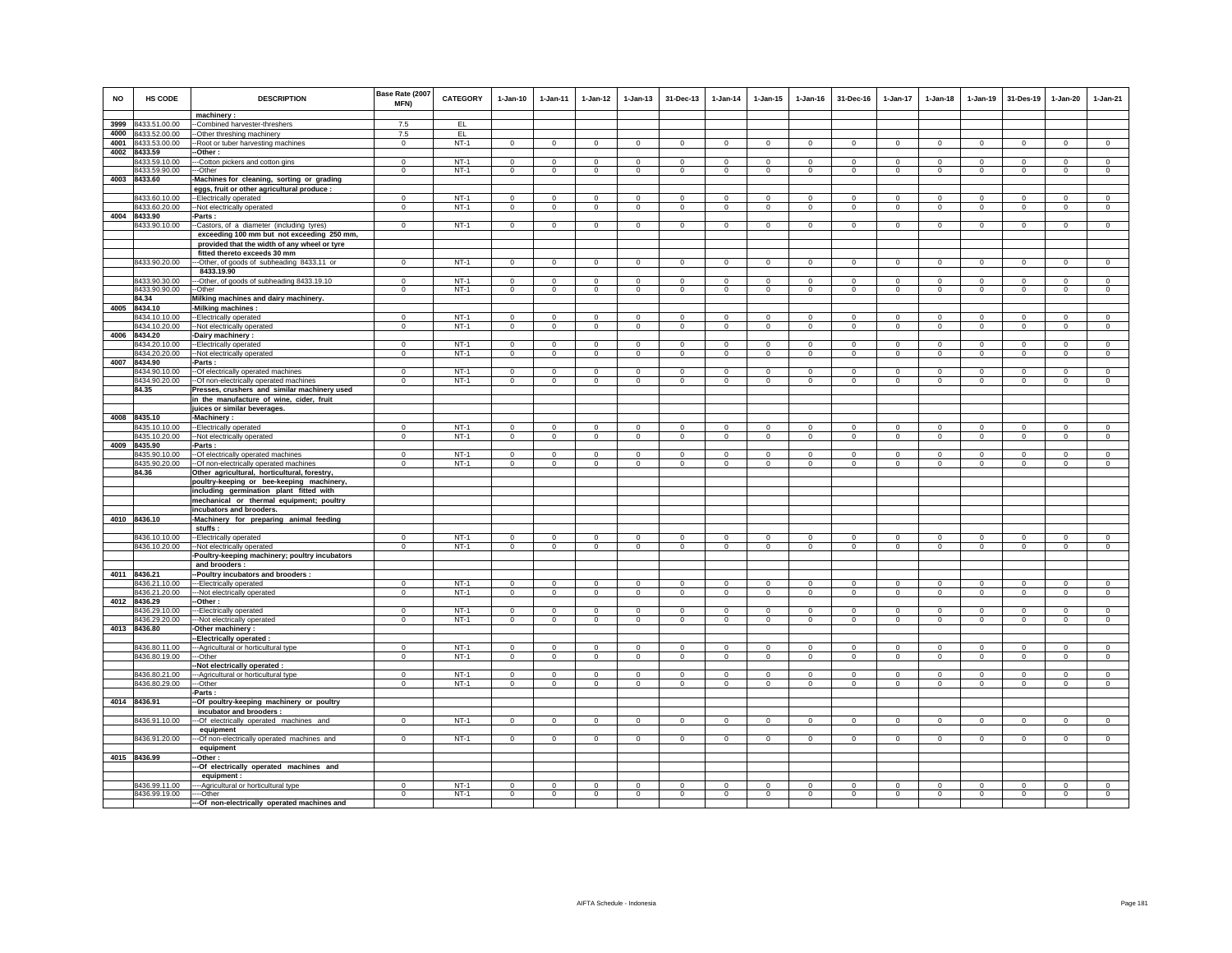| NO | HS CODE | DESCRIPTION | Base Rate (2007 MFN) | CATEGORY | 1-Jan-10 | 1-Jan-11 | 1-Jan-12 | 1-Jan-13 | 31-Dec-13 | 1-Jan-14 | 1-Jan-15 | 1-Jan-16 | 31-Dec-16 | 1-Jan-17 | 1-Jan-18 | 1-Jan-19 | 31-Des-19 | 1-Jan-20 | 1-Jan-21 |
|---|---|---|---|---|---|---|---|---|---|---|---|---|---|---|---|---|---|---|---|
| | | machinery : | | | | | | | | | | | | | | | | | |
| 3999 | 8433.51.00.00 | --Combined harvester-threshers | 7.5 | EL | | | | | | | | | | | | | | | |
| 4000 | 8433.52.00.00 | --Other threshing machinery | 7.5 | EL | | | | | | | | | | | | | | | |
| 4001 | 8433.53.00.00 | --Root or tuber harvesting machines | 0 | NT-1 | 0 | 0 | 0 | 0 | 0 | 0 | 0 | 0 | 0 | 0 | 0 | 0 | 0 | 0 | 0 |
| 4002 | 8433.59 | --Other : | | | | | | | | | | | | | | | | | |
| | 8433.59.10.00 | ---Cotton pickers and cotton gins | 0 | NT-1 | 0 | 0 | 0 | 0 | 0 | 0 | 0 | 0 | 0 | 0 | 0 | 0 | 0 | 0 | 0 |
| | 8433.59.90.00 | ---Other | 0 | NT-1 | 0 | 0 | 0 | 0 | 0 | 0 | 0 | 0 | 0 | 0 | 0 | 0 | 0 | 0 | 0 |
| 4003 | 8433.60 | -Machines for cleaning, sorting or grading eggs, fruit or other agricultural produce : | | | | | | | | | | | | | | | | | |
| | 8433.60.10.00 | --Electrically operated | 0 | NT-1 | 0 | 0 | 0 | 0 | 0 | 0 | 0 | 0 | 0 | 0 | 0 | 0 | 0 | 0 | 0 |
| | 8433.60.20.00 | --Not electrically operated | 0 | NT-1 | 0 | 0 | 0 | 0 | 0 | 0 | 0 | 0 | 0 | 0 | 0 | 0 | 0 | 0 | 0 |
| 4004 | 8433.90 | -Parts : | | | | | | | | | | | | | | | | | |
| | 8433.90.10.00 | --Castors, of a diameter (including tyres) exceeding 100 mm but not exceeding 250 mm, provided that the width of any wheel or tyre fitted thereto exceeds 30 mm | 0 | NT-1 | 0 | 0 | 0 | 0 | 0 | 0 | 0 | 0 | 0 | 0 | 0 | 0 | 0 | 0 | 0 |
| | 8433.90.20.00 | ---Other, of goods of subheading 8433.11 or 8433.19.90 | 0 | NT-1 | 0 | 0 | 0 | 0 | 0 | 0 | 0 | 0 | 0 | 0 | 0 | 0 | 0 | 0 | 0 |
| | 8433.90.30.00 | ---Other, of goods of subheading 8433.19.10 | 0 | NT-1 | 0 | 0 | 0 | 0 | 0 | 0 | 0 | 0 | 0 | 0 | 0 | 0 | 0 | 0 | 0 |
| | 8433.90.90.00 | --Other | 0 | NT-1 | 0 | 0 | 0 | 0 | 0 | 0 | 0 | 0 | 0 | 0 | 0 | 0 | 0 | 0 | 0 |
| | 84.34 | Milking machines and dairy machinery. | | | | | | | | | | | | | | | | | |
| 4005 | 8434.10 | -Milking machines : | | | | | | | | | | | | | | | | | |
| | 8434.10.10.00 | --Electrically operated | 0 | NT-1 | 0 | 0 | 0 | 0 | 0 | 0 | 0 | 0 | 0 | 0 | 0 | 0 | 0 | 0 | 0 |
| | 8434.10.20.00 | --Not electrically operated | 0 | NT-1 | 0 | 0 | 0 | 0 | 0 | 0 | 0 | 0 | 0 | 0 | 0 | 0 | 0 | 0 | 0 |
| 4006 | 8434.20 | -Dairy machinery : | | | | | | | | | | | | | | | | | |
| | 8434.20.10.00 | --Electrically operated | 0 | NT-1 | 0 | 0 | 0 | 0 | 0 | 0 | 0 | 0 | 0 | 0 | 0 | 0 | 0 | 0 | 0 |
| | 8434.20.20.00 | --Not electrically operated | 0 | NT-1 | 0 | 0 | 0 | 0 | 0 | 0 | 0 | 0 | 0 | 0 | 0 | 0 | 0 | 0 | 0 |
| 4007 | 8434.90 | -Parts : | | | | | | | | | | | | | | | | | |
| | 8434.90.10.00 | --Of electrically operated machines | 0 | NT-1 | 0 | 0 | 0 | 0 | 0 | 0 | 0 | 0 | 0 | 0 | 0 | 0 | 0 | 0 | 0 |
| | 8434.90.20.00 | --Of non-electrically operated machines | 0 | NT-1 | 0 | 0 | 0 | 0 | 0 | 0 | 0 | 0 | 0 | 0 | 0 | 0 | 0 | 0 | 0 |
| | 84.35 | Presses, crushers and similar machinery used in the manufacture of wine, cider, fruit juices or similar beverages. | | | | | | | | | | | | | | | | | |
| 4008 | 8435.10 | -Machinery : | | | | | | | | | | | | | | | | | |
| | 8435.10.10.00 | --Electrically operated | 0 | NT-1 | 0 | 0 | 0 | 0 | 0 | 0 | 0 | 0 | 0 | 0 | 0 | 0 | 0 | 0 | 0 |
| | 8435.10.20.00 | --Not electrically operated | 0 | NT-1 | 0 | 0 | 0 | 0 | 0 | 0 | 0 | 0 | 0 | 0 | 0 | 0 | 0 | 0 | 0 |
| 4009 | 8435.90 | -Parts : | | | | | | | | | | | | | | | | | |
| | 8435.90.10.00 | --Of electrically operated machines | 0 | NT-1 | 0 | 0 | 0 | 0 | 0 | 0 | 0 | 0 | 0 | 0 | 0 | 0 | 0 | 0 | 0 |
| | 8435.90.20.00 | --Of non-electrically operated machines | 0 | NT-1 | 0 | 0 | 0 | 0 | 0 | 0 | 0 | 0 | 0 | 0 | 0 | 0 | 0 | 0 | 0 |
| | 84.36 | Other agricultural, horticultural, forestry, poultry-keeping or bee-keeping machinery, including germination plant fitted with mechanical or thermal equipment; poultry incubators and brooders. | | | | | | | | | | | | | | | | | |
| 4010 | 8436.10 | -Machinery for preparing animal feeding stuffs : | | | | | | | | | | | | | | | | | |
| | 8436.10.10.00 | --Electrically operated | 0 | NT-1 | 0 | 0 | 0 | 0 | 0 | 0 | 0 | 0 | 0 | 0 | 0 | 0 | 0 | 0 | 0 |
| | 8436.10.20.00 | --Not electrically operated | 0 | NT-1 | 0 | 0 | 0 | 0 | 0 | 0 | 0 | 0 | 0 | 0 | 0 | 0 | 0 | 0 | 0 |
| | | -Poultry-keeping machinery; poultry incubators and brooders : | | | | | | | | | | | | | | | | | |
| 4011 | 8436.21 | --Poultry incubators and brooders : | | | | | | | | | | | | | | | | | |
| | 8436.21.10.00 | ---Electrically operated | 0 | NT-1 | 0 | 0 | 0 | 0 | 0 | 0 | 0 | 0 | 0 | 0 | 0 | 0 | 0 | 0 | 0 |
| | 8436.21.20.00 | ---Not electrically operated | 0 | NT-1 | 0 | 0 | 0 | 0 | 0 | 0 | 0 | 0 | 0 | 0 | 0 | 0 | 0 | 0 | 0 |
| 4012 | 8436.29 | --Other : | | | | | | | | | | | | | | | | | |
| | 8436.29.10.00 | ---Electrically operated | 0 | NT-1 | 0 | 0 | 0 | 0 | 0 | 0 | 0 | 0 | 0 | 0 | 0 | 0 | 0 | 0 | 0 |
| | 8436.29.20.00 | ---Not electrically operated | 0 | NT-1 | 0 | 0 | 0 | 0 | 0 | 0 | 0 | 0 | 0 | 0 | 0 | 0 | 0 | 0 | 0 |
| 4013 | 8436.80 | -Other machinery : | | | | | | | | | | | | | | | | | |
| | | --Electrically operated : | | | | | | | | | | | | | | | | | |
| | 8436.80.11.00 | ---Agricultural or horticultural type | 0 | NT-1 | 0 | 0 | 0 | 0 | 0 | 0 | 0 | 0 | 0 | 0 | 0 | 0 | 0 | 0 | 0 |
| | 8436.80.19.00 | ---Other | 0 | NT-1 | 0 | 0 | 0 | 0 | 0 | 0 | 0 | 0 | 0 | 0 | 0 | 0 | 0 | 0 | 0 |
| | | --Not electrically operated : | | | | | | | | | | | | | | | | | |
| | 8436.80.21.00 | ---Agricultural or horticultural type | 0 | NT-1 | 0 | 0 | 0 | 0 | 0 | 0 | 0 | 0 | 0 | 0 | 0 | 0 | 0 | 0 | 0 |
| | 8436.80.29.00 | ---Other | 0 | NT-1 | 0 | 0 | 0 | 0 | 0 | 0 | 0 | 0 | 0 | 0 | 0 | 0 | 0 | 0 | 0 |
| | | -Parts : | | | | | | | | | | | | | | | | | |
| 4014 | 8436.91 | --Of poultry-keeping machinery or poultry incubator and brooders : | | | | | | | | | | | | | | | | | |
| | 8436.91.10.00 | ---Of electrically operated machines and equipment | 0 | NT-1 | 0 | 0 | 0 | 0 | 0 | 0 | 0 | 0 | 0 | 0 | 0 | 0 | 0 | 0 | 0 |
| | 8436.91.20.00 | ---Of non-electrically operated machines and equipment | 0 | NT-1 | 0 | 0 | 0 | 0 | 0 | 0 | 0 | 0 | 0 | 0 | 0 | 0 | 0 | 0 | 0 |
| 4015 | 8436.99 | --Other : | | | | | | | | | | | | | | | | | |
| | | ---Of electrically operated machines and equipment : | | | | | | | | | | | | | | | | | |
| | 8436.99.11.00 | ----Agricultural or horticultural type | 0 | NT-1 | 0 | 0 | 0 | 0 | 0 | 0 | 0 | 0 | 0 | 0 | 0 | 0 | 0 | 0 | 0 |
| | 8436.99.19.00 | ----Other | 0 | NT-1 | 0 | 0 | 0 | 0 | 0 | 0 | 0 | 0 | 0 | 0 | 0 | 0 | 0 | 0 | 0 |
| | | ---Of non-electrically operated machines and | | | | | | | | | | | | | | | | | |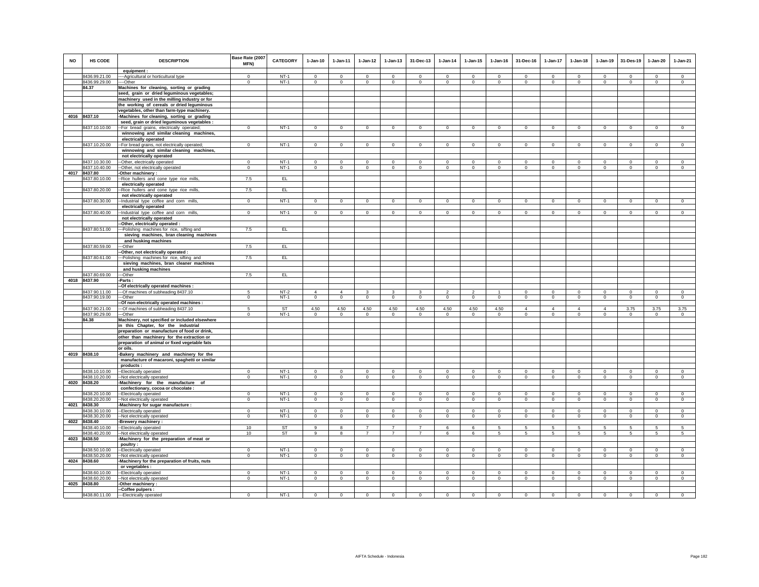| NO | HS CODE | DESCRIPTION | Base Rate (2007 MFN) | CATEGORY | 1-Jan-10 | 1-Jan-11 | 1-Jan-12 | 1-Jan-13 | 31-Dec-13 | 1-Jan-14 | 1-Jan-15 | 1-Jan-16 | 31-Dec-16 | 1-Jan-17 | 1-Jan-18 | 1-Jan-19 | 31-Des-19 | 1-Jan-20 | 1-Jan-21 |
|---|---|---|---|---|---|---|---|---|---|---|---|---|---|---|---|---|---|---|---|
| | | equipment : | | | | | | | | | | | | | | | | | |
| | 8436.99.21.00 | ----Agricultural or horticultural type | 0 | NT-1 | 0 | 0 | 0 | 0 | 0 | 0 | 0 | 0 | 0 | 0 | 0 | 0 | 0 | 0 | 0 |
| | 8436.99.29.00 | ----Other | 0 | NT-1 | 0 | 0 | 0 | 0 | 0 | 0 | 0 | 0 | 0 | 0 | 0 | 0 | 0 | 0 | 0 |
| | 84.37 | Machines for cleaning, sorting or grading seed, grain or dried leguminous vegetables; machinery used in the milling industry or for the working of cereals or dried leguminous vegetables, other than farm-type machinery. | | | | | | | | | | | | | | | | | |
| 4016 | 8437.10 | -Machines for cleaning, sorting or grading seed, grain or dried leguminous vegetables : | | | | | | | | | | | | | | | | | |
| | 8437.10.10.00 | --For bread grains, electrically operated; winnowing and similar cleaning machines, electrically operated | 0 | NT-1 | 0 | 0 | 0 | 0 | 0 | 0 | 0 | 0 | 0 | 0 | 0 | 0 | 0 | 0 | 0 |
| | 8437.10.20.00 | --For bread grains, not electrically operated; winnowing and similar cleaning machines, not electrically operated | 0 | NT-1 | 0 | 0 | 0 | 0 | 0 | 0 | 0 | 0 | 0 | 0 | 0 | 0 | 0 | 0 | 0 |
| | 8437.10.30.00 | --Other, electrically operated | 0 | NT-1 | 0 | 0 | 0 | 0 | 0 | 0 | 0 | 0 | 0 | 0 | 0 | 0 | 0 | 0 | 0 |
| | 8437.10.40.00 | --Other, not electrically operated | 0 | NT-1 | 0 | 0 | 0 | 0 | 0 | 0 | 0 | 0 | 0 | 0 | 0 | 0 | 0 | 0 | 0 |
| 4017 | 8437.80 | -Other machinery : | | | | | | | | | | | | | | | | | |
| | 8437.80.10.00 | --Rice hullers and cone type rice mills, electrically operated | 7.5 | EL | | | | | | | | | | | | | | | |
| | 8437.80.20.00 | --Rice hullers and cone type rice mills, not electrically operated | 7.5 | EL | | | | | | | | | | | | | | | |
| | 8437.80.30.00 | --Industrial type coffee and corn mills, electrically operated | 0 | NT-1 | 0 | 0 | 0 | 0 | 0 | 0 | 0 | 0 | 0 | 0 | 0 | 0 | 0 | 0 | 0 |
| | 8437.80.40.00 | --Industrial type coffee and corn mills, not electrically operated | 0 | NT-1 | 0 | 0 | 0 | 0 | 0 | 0 | 0 | 0 | 0 | 0 | 0 | 0 | 0 | 0 | 0 |
| | | --Other, electrically operated : | | | | | | | | | | | | | | | | | |
| | 8437.80.51.00 | ---Polishing machines for rice, sifting and sieving machines, bran cleaning machines and husking machines | 7.5 | EL | | | | | | | | | | | | | | | |
| | 8437.80.59.00 | ---Other | 7.5 | EL | | | | | | | | | | | | | | | |
| | | --Other, not electrically operated : | | | | | | | | | | | | | | | | | |
| | 8437.80.61.00 | ---Polishing machines for rice, sifting and sieving machines, bran cleaner machines and husking machines | 7.5 | EL | | | | | | | | | | | | | | | |
| | 8437.80.69.00 | ---Other | 7.5 | EL | | | | | | | | | | | | | | | |
| 4018 | 8437.90 | -Parts : | | | | | | | | | | | | | | | | | |
| | | --Of electrically operated machines : | | | | | | | | | | | | | | | | | |
| | 8437.90.11.00 | ---Of machines of subheading 8437.10 | 5 | NT-2 | 4 | 4 | 3 | 3 | 3 | 2 | 2 | 1 | 0 | 0 | 0 | 0 | 0 | 0 | 0 |
| | 8437.90.19.00 | ---Other | 0 | NT-1 | 0 | 0 | 0 | 0 | 0 | 0 | 0 | 0 | 0 | 0 | 0 | 0 | 0 | 0 | 0 |
| | | --Of non-electrically operated machines : | | | | | | | | | | | | | | | | | |
| | 8437.90.21.00 | ---Of machines of subheading 8437.10 | 5 | ST | 4.50 | 4.50 | 4.50 | 4.50 | 4.50 | 4.50 | 4.50 | 4.50 | 4 | 4 | 4 | 4 | 3.75 | 3.75 | 3.75 |
| | 8437.90.29.00 | ---Other | 0 | NT-1 | 0 | 0 | 0 | 0 | 0 | 0 | 0 | 0 | 0 | 0 | 0 | 0 | 0 | 0 | 0 |
| | 84.38 | Machinery, not specified or included elsewhere in this Chapter, for the industrial preparation or manufacture of food or drink, other than machinery for the extraction or preparation of animal or fixed vegetable fats or oils. | | | | | | | | | | | | | | | | | |
| 4019 | 8438.10 | -Bakery machinery and machinery for the manufacture of macaroni, spaghetti or similar products : | | | | | | | | | | | | | | | | | |
| | 8438.10.10.00 | --Electrically operated | 0 | NT-1 | 0 | 0 | 0 | 0 | 0 | 0 | 0 | 0 | 0 | 0 | 0 | 0 | 0 | 0 | 0 |
| | 8438.10.20.00 | --Not electrically operated | 0 | NT-1 | 0 | 0 | 0 | 0 | 0 | 0 | 0 | 0 | 0 | 0 | 0 | 0 | 0 | 0 | 0 |
| 4020 | 8438.20 | -Machinery for the manufacture of confectionary, cocoa or chocolate : | | | | | | | | | | | | | | | | | |
| | 8438.20.10.00 | --Electrically operated | 0 | NT-1 | 0 | 0 | 0 | 0 | 0 | 0 | 0 | 0 | 0 | 0 | 0 | 0 | 0 | 0 | 0 |
| | 8438.20.20.00 | --Not electrically operated | 0 | NT-1 | 0 | 0 | 0 | 0 | 0 | 0 | 0 | 0 | 0 | 0 | 0 | 0 | 0 | 0 | 0 |
| 4021 | 8438.30 | -Machinery for sugar manufacture : | | | | | | | | | | | | | | | | | |
| | 8438.30.10.00 | --Electrically operated | 0 | NT-1 | 0 | 0 | 0 | 0 | 0 | 0 | 0 | 0 | 0 | 0 | 0 | 0 | 0 | 0 | 0 |
| | 8438.30.20.00 | --Not electrically operated | 0 | NT-1 | 0 | 0 | 0 | 0 | 0 | 0 | 0 | 0 | 0 | 0 | 0 | 0 | 0 | 0 | 0 |
| 4022 | 8438.40 | -Brewery machinery : | | | | | | | | | | | | | | | | | |
| | 8438.40.10.00 | --Electrically operated | 10 | ST | 9 | 8 | 7 | 7 | 7 | 6 | 6 | 5 | 5 | 5 | 5 | 5 | 5 | 5 | 5 |
| | 8438.40.20.00 | --Not electrically operated | 10 | ST | 9 | 8 | 7 | 7 | 7 | 6 | 6 | 5 | 5 | 5 | 5 | 5 | 5 | 5 | 5 |
| 4023 | 8438.50 | -Machinery for the preparation of meat or poultry : | | | | | | | | | | | | | | | | | |
| | 8438.50.10.00 | --Electrically operated | 0 | NT-1 | 0 | 0 | 0 | 0 | 0 | 0 | 0 | 0 | 0 | 0 | 0 | 0 | 0 | 0 | 0 |
| | 8438.50.20.00 | --Not electrically operated | 0 | NT-1 | 0 | 0 | 0 | 0 | 0 | 0 | 0 | 0 | 0 | 0 | 0 | 0 | 0 | 0 | 0 |
| 4024 | 8438.60 | -Machinery for the preparation of fruits, nuts or vegetables : | | | | | | | | | | | | | | | | | |
| | 8438.60.10.00 | --Electrically operated | 0 | NT-1 | 0 | 0 | 0 | 0 | 0 | 0 | 0 | 0 | 0 | 0 | 0 | 0 | 0 | 0 | 0 |
| | 8438.60.20.00 | --Not electrically operated | 0 | NT-1 | 0 | 0 | 0 | 0 | 0 | 0 | 0 | 0 | 0 | 0 | 0 | 0 | 0 | 0 | 0 |
| 4025 | 8438.80 | -Other machinery : | | | | | | | | | | | | | | | | | |
| | | --Coffee pulpers : | | | | | | | | | | | | | | | | | |
| | 8438.80.11.00 | ---Electrically operated | 0 | NT-1 | 0 | 0 | 0 | 0 | 0 | 0 | 0 | 0 | 0 | 0 | 0 | 0 | 0 | 0 | 0 |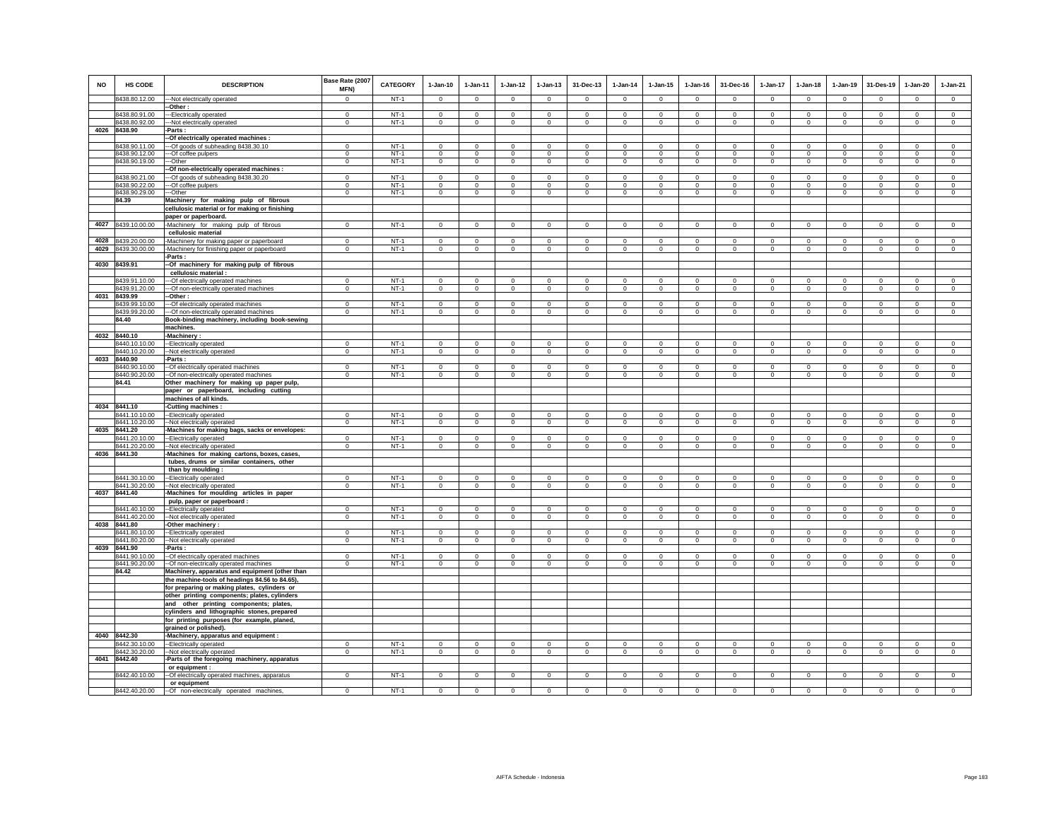| NO | HS CODE | DESCRIPTION | Base Rate (2007 MFN) | CATEGORY | 1-Jan-10 | 1-Jan-11 | 1-Jan-12 | 1-Jan-13 | 31-Dec-13 | 1-Jan-14 | 1-Jan-15 | 1-Jan-16 | 31-Dec-16 | 1-Jan-17 | 1-Jan-18 | 1-Jan-19 | 31-Des-19 | 1-Jan-20 | 1-Jan-21 |
|---|---|---|---|---|---|---|---|---|---|---|---|---|---|---|---|---|---|---|---|
| | 8438.80.12.00 | ---Not electrically operated | 0 | NT-1 | 0 | 0 | 0 | 0 | 0 | 0 | 0 | 0 | 0 | 0 | 0 | 0 | 0 | 0 | 0 |
| | | --Other : | | | | | | | | | | | | | | | | | |
| | 8438.80.91.00 | ---Electrically operated | 0 | NT-1 | 0 | 0 | 0 | 0 | 0 | 0 | 0 | 0 | 0 | 0 | 0 | 0 | 0 | 0 | 0 |
| | 8438.80.92.00 | ---Not electrically operated | 0 | NT-1 | 0 | 0 | 0 | 0 | 0 | 0 | 0 | 0 | 0 | 0 | 0 | 0 | 0 | 0 | 0 |
| 4026 | 8438.90 | -Parts : | | | | | | | | | | | | | | | | | |
| | | --Of electrically operated machines : | | | | | | | | | | | | | | | | | |
| | 8438.90.11.00 | ---Of goods of subheading 8438.30.10 | 0 | NT-1 | 0 | 0 | 0 | 0 | 0 | 0 | 0 | 0 | 0 | 0 | 0 | 0 | 0 | 0 | 0 |
| | 8438.90.12.00 | ---Of coffee pulpers | 0 | NT-1 | 0 | 0 | 0 | 0 | 0 | 0 | 0 | 0 | 0 | 0 | 0 | 0 | 0 | 0 | 0 |
| | 8438.90.19.00 | ---Other | 0 | NT-1 | 0 | 0 | 0 | 0 | 0 | 0 | 0 | 0 | 0 | 0 | 0 | 0 | 0 | 0 | 0 |
| | | --Of non-electrically operated machines : | | | | | | | | | | | | | | | | | |
| | 8438.90.21.00 | ---Of goods of subheading 8438.30.20 | 0 | NT-1 | 0 | 0 | 0 | 0 | 0 | 0 | 0 | 0 | 0 | 0 | 0 | 0 | 0 | 0 | 0 |
| | 8438.90.22.00 | ---Of coffee pulpers | 0 | NT-1 | 0 | 0 | 0 | 0 | 0 | 0 | 0 | 0 | 0 | 0 | 0 | 0 | 0 | 0 | 0 |
| | 8438.90.29.00 | ---Other | 0 | NT-1 | 0 | 0 | 0 | 0 | 0 | 0 | 0 | 0 | 0 | 0 | 0 | 0 | 0 | 0 | 0 |
| | 84.39 | Machinery for making pulp of fibrous cellulosic material or for making or finishing paper or paperboard. | | | | | | | | | | | | | | | | | |
| 4027 | 8439.10.00.00 | -Machinery for making pulp of fibrous cellulosic material | 0 | NT-1 | 0 | 0 | 0 | 0 | 0 | 0 | 0 | 0 | 0 | 0 | 0 | 0 | 0 | 0 | 0 |
| 4028 | 8439.20.00.00 | -Machinery for making paper or paperboard | 0 | NT-1 | 0 | 0 | 0 | 0 | 0 | 0 | 0 | 0 | 0 | 0 | 0 | 0 | 0 | 0 | 0 |
| 4029 | 8439.30.00.00 | -Machinery for finishing paper or paperboard | 0 | NT-1 | 0 | 0 | 0 | 0 | 0 | 0 | 0 | 0 | 0 | 0 | 0 | 0 | 0 | 0 | 0 |
| | | -Parts : | | | | | | | | | | | | | | | | | |
| 4030 | 8439.91 | --Of machinery for making pulp of fibrous cellulosic material : | | | | | | | | | | | | | | | | | |
| | 8439.91.10.00 | ---Of electrically operated machines | 0 | NT-1 | 0 | 0 | 0 | 0 | 0 | 0 | 0 | 0 | 0 | 0 | 0 | 0 | 0 | 0 | 0 |
| | 8439.91.20.00 | ---Of non-electrically operated machines | 0 | NT-1 | 0 | 0 | 0 | 0 | 0 | 0 | 0 | 0 | 0 | 0 | 0 | 0 | 0 | 0 | 0 |
| 4031 | 8439.99 | --Other : | | | | | | | | | | | | | | | | | |
| | 8439.99.10.00 | ---Of electrically operated machines | 0 | NT-1 | 0 | 0 | 0 | 0 | 0 | 0 | 0 | 0 | 0 | 0 | 0 | 0 | 0 | 0 | 0 |
| | 8439.99.20.00 | ---Of non-electrically operated machines | 0 | NT-1 | 0 | 0 | 0 | 0 | 0 | 0 | 0 | 0 | 0 | 0 | 0 | 0 | 0 | 0 | 0 |
| | 84.40 | Book-binding machinery, including book-sewing machines. | | | | | | | | | | | | | | | | | |
| 4032 | 8440.10 | -Machinery : | | | | | | | | | | | | | | | | | |
| | 8440.10.10.00 | --Electrically operated | 0 | NT-1 | 0 | 0 | 0 | 0 | 0 | 0 | 0 | 0 | 0 | 0 | 0 | 0 | 0 | 0 | 0 |
| | 8440.10.20.00 | --Not electrically operated | 0 | NT-1 | 0 | 0 | 0 | 0 | 0 | 0 | 0 | 0 | 0 | 0 | 0 | 0 | 0 | 0 | 0 |
| 4033 | 8440.90 | -Parts : | | | | | | | | | | | | | | | | | |
| | 8440.90.10.00 | --Of electrically operated machines | 0 | NT-1 | 0 | 0 | 0 | 0 | 0 | 0 | 0 | 0 | 0 | 0 | 0 | 0 | 0 | 0 | 0 |
| | 8440.90.20.00 | --Of non-electrically operated machines | 0 | NT-1 | 0 | 0 | 0 | 0 | 0 | 0 | 0 | 0 | 0 | 0 | 0 | 0 | 0 | 0 | 0 |
| | 84.41 | Other machinery for making up paper pulp, paper or paperboard, including cutting machines of all kinds. | | | | | | | | | | | | | | | | | |
| 4034 | 8441.10 | -Cutting machines : | | | | | | | | | | | | | | | | | |
| | 8441.10.10.00 | --Electrically operated | 0 | NT-1 | 0 | 0 | 0 | 0 | 0 | 0 | 0 | 0 | 0 | 0 | 0 | 0 | 0 | 0 | 0 |
| | 8441.10.20.00 | --Not electrically operated | 0 | NT-1 | 0 | 0 | 0 | 0 | 0 | 0 | 0 | 0 | 0 | 0 | 0 | 0 | 0 | 0 | 0 |
| 4035 | 8441.20 | -Machines for making bags, sacks or envelopes: | | | | | | | | | | | | | | | | | |
| | 8441.20.10.00 | --Electrically operated | 0 | NT-1 | 0 | 0 | 0 | 0 | 0 | 0 | 0 | 0 | 0 | 0 | 0 | 0 | 0 | 0 | 0 |
| | 8441.20.20.00 | --Not electrically operated | 0 | NT-1 | 0 | 0 | 0 | 0 | 0 | 0 | 0 | 0 | 0 | 0 | 0 | 0 | 0 | 0 | 0 |
| 4036 | 8441.30 | -Machines for making cartons, boxes, cases, tubes, drums or similar containers, other than by moulding : | | | | | | | | | | | | | | | | | |
| | 8441.30.10.00 | --Electrically operated | 0 | NT-1 | 0 | 0 | 0 | 0 | 0 | 0 | 0 | 0 | 0 | 0 | 0 | 0 | 0 | 0 | 0 |
| | 8441.30.20.00 | --Not electrically operated | 0 | NT-1 | 0 | 0 | 0 | 0 | 0 | 0 | 0 | 0 | 0 | 0 | 0 | 0 | 0 | 0 | 0 |
| 4037 | 8441.40 | -Machines for moulding articles in paper pulp, paper or paperboard : | | | | | | | | | | | | | | | | | |
| | 8441.40.10.00 | --Electrically operated | 0 | NT-1 | 0 | 0 | 0 | 0 | 0 | 0 | 0 | 0 | 0 | 0 | 0 | 0 | 0 | 0 | 0 |
| | 8441.40.20.00 | --Not electrically operated | 0 | NT-1 | 0 | 0 | 0 | 0 | 0 | 0 | 0 | 0 | 0 | 0 | 0 | 0 | 0 | 0 | 0 |
| 4038 | 8441.80 | -Other machinery : | | | | | | | | | | | | | | | | | |
| | 8441.80.10.00 | --Electrically operated | 0 | NT-1 | 0 | 0 | 0 | 0 | 0 | 0 | 0 | 0 | 0 | 0 | 0 | 0 | 0 | 0 | 0 |
| | 8441.80.20.00 | --Not electrically operated | 0 | NT-1 | 0 | 0 | 0 | 0 | 0 | 0 | 0 | 0 | 0 | 0 | 0 | 0 | 0 | 0 | 0 |
| 4039 | 8441.90 | -Parts : | | | | | | | | | | | | | | | | | |
| | 8441.90.10.00 | --Of electrically operated machines | 0 | NT-1 | 0 | 0 | 0 | 0 | 0 | 0 | 0 | 0 | 0 | 0 | 0 | 0 | 0 | 0 | 0 |
| | 8441.90.20.00 | --Of non-electrically operated machines | 0 | NT-1 | 0 | 0 | 0 | 0 | 0 | 0 | 0 | 0 | 0 | 0 | 0 | 0 | 0 | 0 | 0 |
| | 84.42 | Machinery, apparatus and equipment (other than the machine-tools of headings 84.56 to 84.65), for preparing or making plates, cylinders or other printing components; plates, cylinders and other printing components; plates, cylinders and lithographic stones, prepared for printing purposes (for example, planed, grained or polished). | | | | | | | | | | | | | | | | | |
| 4040 | 8442.30 | -Machinery, apparatus and equipment : | | | | | | | | | | | | | | | | | |
| | 8442.30.10.00 | --Electrically operated | 0 | NT-1 | 0 | 0 | 0 | 0 | 0 | 0 | 0 | 0 | 0 | 0 | 0 | 0 | 0 | 0 | 0 |
| | 8442.30.20.00 | --Not electrically operated | 0 | NT-1 | 0 | 0 | 0 | 0 | 0 | 0 | 0 | 0 | 0 | 0 | 0 | 0 | 0 | 0 | 0 |
| 4041 | 8442.40 | -Parts of the foregoing machinery, apparatus or equipment : | | | | | | | | | | | | | | | | | |
| | 8442.40.10.00 | --Of electrically operated machines, apparatus or equipment | 0 | NT-1 | 0 | 0 | 0 | 0 | 0 | 0 | 0 | 0 | 0 | 0 | 0 | 0 | 0 | 0 | 0 |
| | 8442.40.20.00 | --Of non-electrically operated machines, | 0 | NT-1 | 0 | 0 | 0 | 0 | 0 | 0 | 0 | 0 | 0 | 0 | 0 | 0 | 0 | 0 | 0 |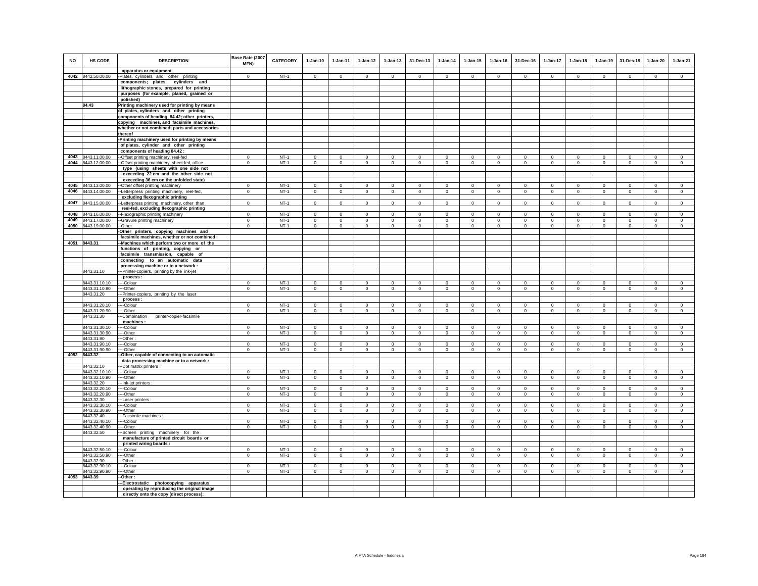| NO | HS CODE | DESCRIPTION | Base Rate (2007 MFN) | CATEGORY | 1-Jan-10 | 1-Jan-11 | 1-Jan-12 | 1-Jan-13 | 31-Dec-13 | 1-Jan-14 | 1-Jan-15 | 1-Jan-16 | 31-Dec-16 | 1-Jan-17 | 1-Jan-18 | 1-Jan-19 | 31-Des-19 | 1-Jan-20 | 1-Jan-21 |
|---|---|---|---|---|---|---|---|---|---|---|---|---|---|---|---|---|---|---|---|
| | | apparatus or equipment | | | | | | | | | | | | | | | | | |
| 4042 | 8442.50.00.00 | -Plates, cylinders and other printing components; plates, cylinders and lithographic stones, prepared for printing purposes (for example, planed, grained or polished) | 0 | NT-1 | 0 | 0 | 0 | 0 | 0 | 0 | 0 | 0 | 0 | 0 | 0 | 0 | 0 | 0 | 0 |
| | 84.43 | Printing machinery used for printing by means of plates, cylinders and other printing components of heading 84.42; other printers, copying machines, and facsimile machines, whether or not combined; parts and accessories thereof | | | | | | | | | | | | | | | | | |
| | | -Printing machinery used for printing by means of plates, cylinder and other printing components of heading 84.42 : | | | | | | | | | | | | | | | | | |
| 4043 | 8443.11.00.00 | --Offset printing machinery, reel-fed | 0 | NT-1 | 0 | 0 | 0 | 0 | 0 | 0 | 0 | 0 | 0 | 0 | 0 | 0 | 0 | 0 | 0 |
| 4044 | 8443.12.00.00 | --Offset printing machinery, sheet-fed, office type (using sheets with one side not exceeding 22 cm and the other side not exceeding 36 cm on the unfolded state) | 0 | NT-1 | 0 | 0 | 0 | 0 | 0 | 0 | 0 | 0 | 0 | 0 | 0 | 0 | 0 | 0 | 0 |
| 4045 | 8443.13.00.00 | --Other offset printing machinery | 0 | NT-1 | 0 | 0 | 0 | 0 | 0 | 0 | 0 | 0 | 0 | 0 | 0 | 0 | 0 | 0 | 0 |
| 4046 | 8443.14.00.00 | --Letterpress printing machinery, reel-fed, excluding flexographic printing | 0 | NT-1 | 0 | 0 | 0 | 0 | 0 | 0 | 0 | 0 | 0 | 0 | 0 | 0 | 0 | 0 | 0 |
| 4047 | 8443.15.00.00 | --Letterpress printing machinery, other than reel-fed, excluding flexographic printing | 0 | NT-1 | 0 | 0 | 0 | 0 | 0 | 0 | 0 | 0 | 0 | 0 | 0 | 0 | 0 | 0 | 0 |
| 4048 | 8443.16.00.00 | --Flexographic printing machinery | 0 | NT-1 | 0 | 0 | 0 | 0 | 0 | 0 | 0 | 0 | 0 | 0 | 0 | 0 | 0 | 0 | 0 |
| 4049 | 8443.17.00.00 | --Gravure printing machinery | 0 | NT-1 | 0 | 0 | 0 | 0 | 0 | 0 | 0 | 0 | 0 | 0 | 0 | 0 | 0 | 0 | 0 |
| 4050 | 8443.19.00.00 | --Other | 0 | NT-1 | 0 | 0 | 0 | 0 | 0 | 0 | 0 | 0 | 0 | 0 | 0 | 0 | 0 | 0 | 0 |
| | | -Other printers, copying machines and facsimile machines, whether or not combined : | | | | | | | | | | | | | | | | | |
| 4051 | 8443.31 | --Machines which perform two or more of the functions of printing, copying or facsimile transmission, capable of connecting to an automatic data processing machine or to a network : | | | | | | | | | | | | | | | | | |
| | 8443.31.10 | ---Printer-copiers, printing by the ink-jet process : | | | | | | | | | | | | | | | | | |
| | 8443.31.10.10 | ----Colour | 0 | NT-1 | 0 | 0 | 0 | 0 | 0 | 0 | 0 | 0 | 0 | 0 | 0 | 0 | 0 | 0 | 0 |
| | 8443.31.10.90 | ----Other | 0 | NT-1 | 0 | 0 | 0 | 0 | 0 | 0 | 0 | 0 | 0 | 0 | 0 | 0 | 0 | 0 | 0 |
| | 8443.31.20 | ---Printer-copiers, printing by the laser process : | | | | | | | | | | | | | | | | | |
| | 8443.31.20.10 | ----Colour | 0 | NT-1 | 0 | 0 | 0 | 0 | 0 | 0 | 0 | 0 | 0 | 0 | 0 | 0 | 0 | 0 | 0 |
| | 8443.31.20.90 | ----Other | 0 | NT-1 | 0 | 0 | 0 | 0 | 0 | 0 | 0 | 0 | 0 | 0 | 0 | 0 | 0 | 0 | 0 |
| | 8443.31.30 | ---Combination printer-copier-facsimile machines : | | | | | | | | | | | | | | | | | |
| | 8443.31.30.10 | ----Colour | 0 | NT-1 | 0 | 0 | 0 | 0 | 0 | 0 | 0 | 0 | 0 | 0 | 0 | 0 | 0 | 0 | 0 |
| | 8443.31.30.90 | ----Other | 0 | NT-1 | 0 | 0 | 0 | 0 | 0 | 0 | 0 | 0 | 0 | 0 | 0 | 0 | 0 | 0 | 0 |
| | 8443.31.90 | ---Other : | | | | | | | | | | | | | | | | | |
| | 8443.31.90.10 | ----Colour | 0 | NT-1 | 0 | 0 | 0 | 0 | 0 | 0 | 0 | 0 | 0 | 0 | 0 | 0 | 0 | 0 | 0 |
| | 8443.31.90.90 | ----Other | 0 | NT-1 | 0 | 0 | 0 | 0 | 0 | 0 | 0 | 0 | 0 | 0 | 0 | 0 | 0 | 0 | 0 |
| 4052 | 8443.32 | --Other, capable of connecting to an automatic data processing machine or to a network : | | | | | | | | | | | | | | | | | |
| | 8443.32.10 | ---Dot matrix printers : | | | | | | | | | | | | | | | | | |
| | 8443.32.10.10 | ----Colour | 0 | NT-1 | 0 | 0 | 0 | 0 | 0 | 0 | 0 | 0 | 0 | 0 | 0 | 0 | 0 | 0 | 0 |
| | 8443.32.10.90 | ----Other | 0 | NT-1 | 0 | 0 | 0 | 0 | 0 | 0 | 0 | 0 | 0 | 0 | 0 | 0 | 0 | 0 | 0 |
| | 8443.32.20 | ---Ink-jet printers : | | | | | | | | | | | | | | | | | |
| | 8443.32.20.10 | ----Colour | 0 | NT-1 | 0 | 0 | 0 | 0 | 0 | 0 | 0 | 0 | 0 | 0 | 0 | 0 | 0 | 0 | 0 |
| | 8443.32.20.90 | ----Other | 0 | NT-1 | 0 | 0 | 0 | 0 | 0 | 0 | 0 | 0 | 0 | 0 | 0 | 0 | 0 | 0 | 0 |
| | 8443.32.30 | ---Laser printers : | | | | | | | | | | | | | | | | | |
| | 8443.32.30.10 | ----Colour | 0 | NT-1 | 0 | 0 | 0 | 0 | 0 | 0 | 0 | 0 | 0 | 0 | 0 | 0 | 0 | 0 | 0 |
| | 8443.32.30.90 | ----Other | 0 | NT-1 | 0 | 0 | 0 | 0 | 0 | 0 | 0 | 0 | 0 | 0 | 0 | 0 | 0 | 0 | 0 |
| | 8443.32.40 | ---Facsimile machines : | | | | | | | | | | | | | | | | | |
| | 8443.32.40.10 | ----Colour | 0 | NT-1 | 0 | 0 | 0 | 0 | 0 | 0 | 0 | 0 | 0 | 0 | 0 | 0 | 0 | 0 | 0 |
| | 8443.32.40.90 | ----Other | 0 | NT-1 | 0 | 0 | 0 | 0 | 0 | 0 | 0 | 0 | 0 | 0 | 0 | 0 | 0 | 0 | 0 |
| | 8443.32.50 | ---Screen printing machinery for the manufacture of printed circuit boards or printed wiring boards : | | | | | | | | | | | | | | | | | |
| | 8443.32.50.10 | ----Colour | 0 | NT-1 | 0 | 0 | 0 | 0 | 0 | 0 | 0 | 0 | 0 | 0 | 0 | 0 | 0 | 0 | 0 |
| | 8443.32.50.90 | ----Other | 0 | NT-1 | 0 | 0 | 0 | 0 | 0 | 0 | 0 | 0 | 0 | 0 | 0 | 0 | 0 | 0 | 0 |
| | 8443.32.90 | ---Other : | | | | | | | | | | | | | | | | | |
| | 8443.32.90.10 | ----Colour | 0 | NT-1 | 0 | 0 | 0 | 0 | 0 | 0 | 0 | 0 | 0 | 0 | 0 | 0 | 0 | 0 | 0 |
| | 8443.32.90.90 | ----Other | 0 | NT-1 | 0 | 0 | 0 | 0 | 0 | 0 | 0 | 0 | 0 | 0 | 0 | 0 | 0 | 0 | 0 |
| 4053 | 8443.39 | --Other : | | | | | | | | | | | | | | | | | |
| | | ---Electrostatic photocopying apparatus operating by reproducing the original image directly onto the copy (direct process): | | | | | | | | | | | | | | | | | |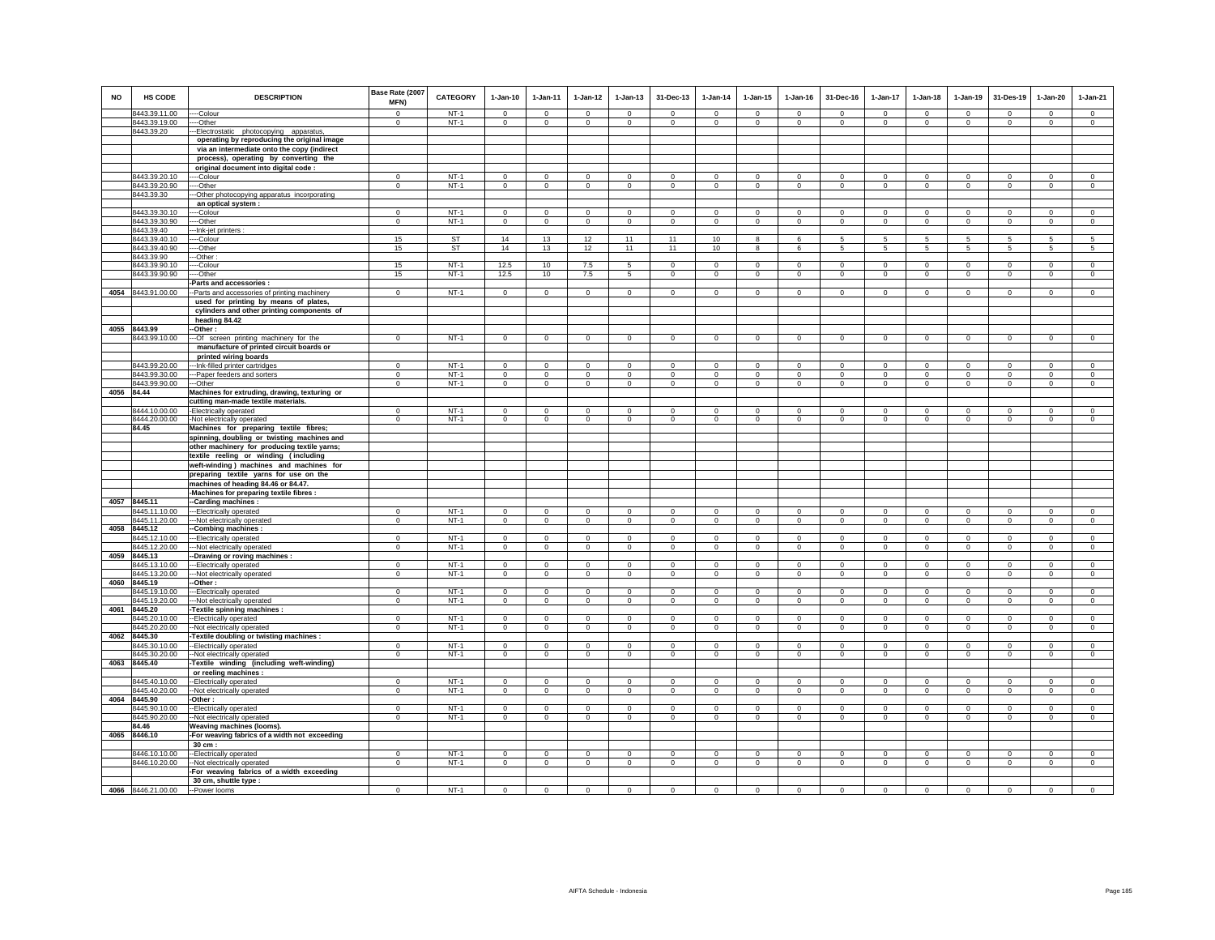| NO | HS CODE | DESCRIPTION | Base Rate (2007 MFN) | CATEGORY | 1-Jan-10 | 1-Jan-11 | 1-Jan-12 | 1-Jan-13 | 31-Dec-13 | 1-Jan-14 | 1-Jan-15 | 1-Jan-16 | 31-Dec-16 | 1-Jan-17 | 1-Jan-18 | 1-Jan-19 | 31-Des-19 | 1-Jan-20 | 1-Jan-21 |
|---|---|---|---|---|---|---|---|---|---|---|---|---|---|---|---|---|---|---|---|
| | 8443.39.11.00 | ----Colour | 0 | NT-1 | 0 | 0 | 0 | 0 | 0 | 0 | 0 | 0 | 0 | 0 | 0 | 0 | 0 | 0 | 0 |
| | 8443.39.19.00 | ----Other | 0 | NT-1 | 0 | 0 | 0 | 0 | 0 | 0 | 0 | 0 | 0 | 0 | 0 | 0 | 0 | 0 | 0 |
| | 8443.39.20 | ---Electrostatic photocopying apparatus, operating by reproducing the original image via an intermediate onto the copy (indirect process), operating by converting the original document into digital code : | | | | | | | | | | | | | | | | | |
| | 8443.39.20.10 | ----Colour | 0 | NT-1 | 0 | 0 | 0 | 0 | 0 | 0 | 0 | 0 | 0 | 0 | 0 | 0 | 0 | 0 | 0 |
| | 8443.39.20.90 | ----Other | 0 | NT-1 | 0 | 0 | 0 | 0 | 0 | 0 | 0 | 0 | 0 | 0 | 0 | 0 | 0 | 0 | 0 |
| | 8443.39.30 | ---Other photocopying apparatus incorporating an optical system : | | | | | | | | | | | | | | | | | |
| | 8443.39.30.10 | ----Colour | 0 | NT-1 | 0 | 0 | 0 | 0 | 0 | 0 | 0 | 0 | 0 | 0 | 0 | 0 | 0 | 0 | 0 |
| | 8443.39.30.90 | ----Other | 0 | NT-1 | 0 | 0 | 0 | 0 | 0 | 0 | 0 | 0 | 0 | 0 | 0 | 0 | 0 | 0 | 0 |
| | 8443.39.40 | ---Ink-jet printers : | | | | | | | | | | | | | | | | | |
| | 8443.39.40.10 | ----Colour | 15 | ST | 14 | 13 | 12 | 11 | 11 | 10 | 8 | 6 | 5 | 5 | 5 | 5 | 5 | 5 | 5 |
| | 8443.39.40.90 | ----Other | 15 | ST | 14 | 13 | 12 | 11 | 11 | 10 | 8 | 6 | 5 | 5 | 5 | 5 | 5 | 5 | 5 |
| | 8443.39.90 | ---Other : | | | | | | | | | | | | | | | | | |
| | 8443.39.90.10 | ----Colour | 15 | NT-1 | 12.5 | 10 | 7.5 | 5 | 0 | 0 | 0 | 0 | 0 | 0 | 0 | 0 | 0 | 0 | 0 |
| | 8443.39.90.90 | ----Other | 15 | NT-1 | 12.5 | 10 | 7.5 | 5 | 0 | 0 | 0 | 0 | 0 | 0 | 0 | 0 | 0 | 0 | 0 |
| | | -Parts and accessories : | | | | | | | | | | | | | | | | | |
| 4054 | 8443.91.00.00 | --Parts and accessories of printing machinery used for printing by means of plates, cylinders and other printing components of heading 84.42 | 0 | NT-1 | 0 | 0 | 0 | 0 | 0 | 0 | 0 | 0 | 0 | 0 | 0 | 0 | 0 | 0 | 0 |
| 4055 | 8443.99 | --Other : | | | | | | | | | | | | | | | | | |
| | 8443.99.10.00 | ---Of screen printing machinery for the manufacture of printed circuit boards or printed wiring boards | 0 | NT-1 | 0 | 0 | 0 | 0 | 0 | 0 | 0 | 0 | 0 | 0 | 0 | 0 | 0 | 0 | 0 |
| | 8443.99.20.00 | ---Ink-filled printer cartridges | 0 | NT-1 | 0 | 0 | 0 | 0 | 0 | 0 | 0 | 0 | 0 | 0 | 0 | 0 | 0 | 0 | 0 |
| | 8443.99.30.00 | ---Paper feeders and sorters | 0 | NT-1 | 0 | 0 | 0 | 0 | 0 | 0 | 0 | 0 | 0 | 0 | 0 | 0 | 0 | 0 | 0 |
| | 8443.99.90.00 | ---Other | 0 | NT-1 | 0 | 0 | 0 | 0 | 0 | 0 | 0 | 0 | 0 | 0 | 0 | 0 | 0 | 0 | 0 |
| 4056 | 84.44 | Machines for extruding, drawing, texturing or cutting man-made textile materials. | | | | | | | | | | | | | | | | | |
| | 8444.10.00.00 | -Electrically operated | 0 | NT-1 | 0 | 0 | 0 | 0 | 0 | 0 | 0 | 0 | 0 | 0 | 0 | 0 | 0 | 0 | 0 |
| | 8444.20.00.00 | -Not electrically operated | 0 | NT-1 | 0 | 0 | 0 | 0 | 0 | 0 | 0 | 0 | 0 | 0 | 0 | 0 | 0 | 0 | 0 |
| | 84.45 | Machines for preparing textile fibres; spinning, doubling or twisting machines and other machinery for producing textile yarns; textile reeling or winding (including weft-winding) machines and machines for preparing textile yarns for use on the machines of heading 84.46 or 84.47. | | | | | | | | | | | | | | | | | |
| | | -Machines for preparing textile fibres : | | | | | | | | | | | | | | | | | |
| 4057 | 8445.11 | --Carding machines : | | | | | | | | | | | | | | | | | |
| | 8445.11.10.00 | ---Electrically operated | 0 | NT-1 | 0 | 0 | 0 | 0 | 0 | 0 | 0 | 0 | 0 | 0 | 0 | 0 | 0 | 0 | 0 |
| | 8445.11.20.00 | ---Not electrically operated | 0 | NT-1 | 0 | 0 | 0 | 0 | 0 | 0 | 0 | 0 | 0 | 0 | 0 | 0 | 0 | 0 | 0 |
| 4058 | 8445.12 | --Combing machines : | | | | | | | | | | | | | | | | | |
| | 8445.12.10.00 | ---Electrically operated | 0 | NT-1 | 0 | 0 | 0 | 0 | 0 | 0 | 0 | 0 | 0 | 0 | 0 | 0 | 0 | 0 | 0 |
| | 8445.12.20.00 | ---Not electrically operated | 0 | NT-1 | 0 | 0 | 0 | 0 | 0 | 0 | 0 | 0 | 0 | 0 | 0 | 0 | 0 | 0 | 0 |
| 4059 | 8445.13 | --Drawing or roving machines : | | | | | | | | | | | | | | | | | |
| | 8445.13.10.00 | ---Electrically operated | 0 | NT-1 | 0 | 0 | 0 | 0 | 0 | 0 | 0 | 0 | 0 | 0 | 0 | 0 | 0 | 0 | 0 |
| | 8445.13.20.00 | ---Not electrically operated | 0 | NT-1 | 0 | 0 | 0 | 0 | 0 | 0 | 0 | 0 | 0 | 0 | 0 | 0 | 0 | 0 | 0 |
| 4060 | 8445.19 | --Other : | | | | | | | | | | | | | | | | | |
| | 8445.19.10.00 | ---Electrically operated | 0 | NT-1 | 0 | 0 | 0 | 0 | 0 | 0 | 0 | 0 | 0 | 0 | 0 | 0 | 0 | 0 | 0 |
| | 8445.19.20.00 | ---Not electrically operated | 0 | NT-1 | 0 | 0 | 0 | 0 | 0 | 0 | 0 | 0 | 0 | 0 | 0 | 0 | 0 | 0 | 0 |
| 4061 | 8445.20 | -Textile spinning machines : | | | | | | | | | | | | | | | | | |
| | 8445.20.10.00 | --Electrically operated | 0 | NT-1 | 0 | 0 | 0 | 0 | 0 | 0 | 0 | 0 | 0 | 0 | 0 | 0 | 0 | 0 | 0 |
| | 8445.20.20.00 | --Not electrically operated | 0 | NT-1 | 0 | 0 | 0 | 0 | 0 | 0 | 0 | 0 | 0 | 0 | 0 | 0 | 0 | 0 | 0 |
| 4062 | 8445.30 | -Textile doubling or twisting machines : | | | | | | | | | | | | | | | | | |
| | 8445.30.10.00 | --Electrically operated | 0 | NT-1 | 0 | 0 | 0 | 0 | 0 | 0 | 0 | 0 | 0 | 0 | 0 | 0 | 0 | 0 | 0 |
| | 8445.30.20.00 | --Not electrically operated | 0 | NT-1 | 0 | 0 | 0 | 0 | 0 | 0 | 0 | 0 | 0 | 0 | 0 | 0 | 0 | 0 | 0 |
| 4063 | 8445.40 | -Textile winding (including weft-winding) or reeling machines : | | | | | | | | | | | | | | | | | |
| | 8445.40.10.00 | --Electrically operated | 0 | NT-1 | 0 | 0 | 0 | 0 | 0 | 0 | 0 | 0 | 0 | 0 | 0 | 0 | 0 | 0 | 0 |
| | 8445.40.20.00 | --Not electrically operated | 0 | NT-1 | 0 | 0 | 0 | 0 | 0 | 0 | 0 | 0 | 0 | 0 | 0 | 0 | 0 | 0 | 0 |
| 4064 | 8445.90 | -Other : | | | | | | | | | | | | | | | | | |
| | 8445.90.10.00 | --Electrically operated | 0 | NT-1 | 0 | 0 | 0 | 0 | 0 | 0 | 0 | 0 | 0 | 0 | 0 | 0 | 0 | 0 | 0 |
| | 8445.90.20.00 | --Not electrically operated | 0 | NT-1 | 0 | 0 | 0 | 0 | 0 | 0 | 0 | 0 | 0 | 0 | 0 | 0 | 0 | 0 | 0 |
| | 84.46 | Weaving machines (looms). | | | | | | | | | | | | | | | | | |
| 4065 | 8446.10 | -For weaving fabrics of a width not exceeding 30 cm : | | | | | | | | | | | | | | | | | |
| | 8446.10.10.00 | --Electrically operated | 0 | NT-1 | 0 | 0 | 0 | 0 | 0 | 0 | 0 | 0 | 0 | 0 | 0 | 0 | 0 | 0 | 0 |
| | 8446.10.20.00 | --Not electrically operated | 0 | NT-1 | 0 | 0 | 0 | 0 | 0 | 0 | 0 | 0 | 0 | 0 | 0 | 0 | 0 | 0 | 0 |
| | | -For weaving fabrics of a width exceeding 30 cm, shuttle type : | | | | | | | | | | | | | | | | | |
| 4066 | 8446.21.00.00 | --Power looms | 0 | NT-1 | 0 | 0 | 0 | 0 | 0 | 0 | 0 | 0 | 0 | 0 | 0 | 0 | 0 | 0 | 0 |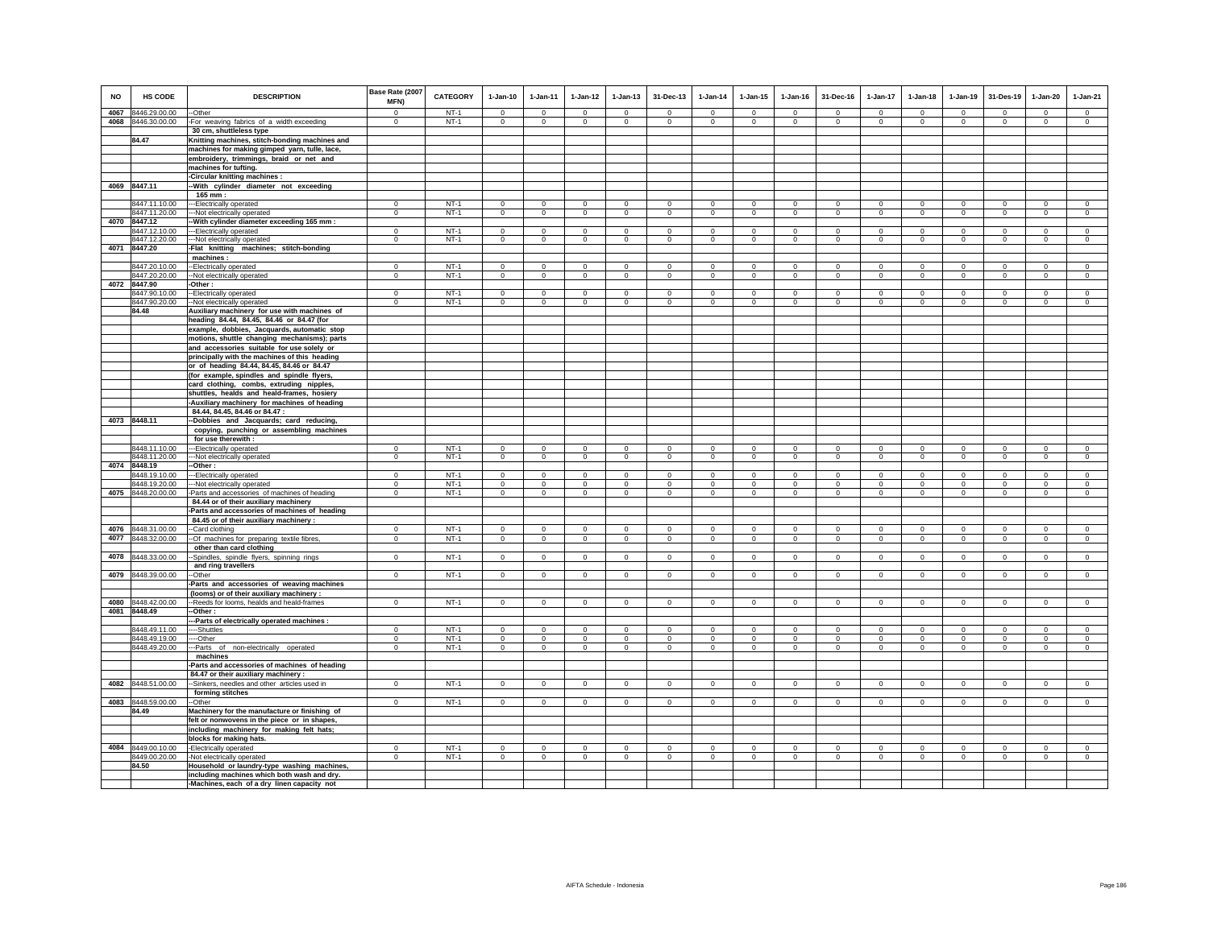| NO | HS CODE | DESCRIPTION | Base Rate (2007 MFN) | CATEGORY | 1-Jan-10 | 1-Jan-11 | 1-Jan-12 | 1-Jan-13 | 31-Dec-13 | 1-Jan-14 | 1-Jan-15 | 1-Jan-16 | 31-Dec-16 | 1-Jan-17 | 1-Jan-18 | 1-Jan-19 | 31-Des-19 | 1-Jan-20 | 1-Jan-21 |
|---|---|---|---|---|---|---|---|---|---|---|---|---|---|---|---|---|---|---|---|
| 4067 | 8446.29.00.00 | --Other | 0 | NT-1 | 0 | 0 | 0 | 0 | 0 | 0 | 0 | 0 | 0 | 0 | 0 | 0 | 0 | 0 | 0 |
| 4068 | 8446.30.00.00 | -For weaving fabrics of a width exceeding 30 cm, shuttleless type | 0 | NT-1 | 0 | 0 | 0 | 0 | 0 | 0 | 0 | 0 | 0 | 0 | 0 | 0 | 0 | 0 | 0 |
| | 84.47 | Knitting machines, stitch-bonding machines and machines for making gimped yarn, tulle, lace, embroidery, trimmings, braid or net and machines for tufting. | | | | | | | | | | | | | | | | | |
| | | -Circular knitting machines : | | | | | | | | | | | | | | | | | |
| 4069 | 8447.11 | --With cylinder diameter not exceeding 165 mm : | | | | | | | | | | | | | | | | | |
| | 8447.11.10.00 | ---Electrically operated | 0 | NT-1 | 0 | 0 | 0 | 0 | 0 | 0 | 0 | 0 | 0 | 0 | 0 | 0 | 0 | 0 | 0 |
| | 8447.11.20.00 | ---Not electrically operated | 0 | NT-1 | 0 | 0 | 0 | 0 | 0 | 0 | 0 | 0 | 0 | 0 | 0 | 0 | 0 | 0 | 0 |
| 4070 | 8447.12 | --With cylinder diameter exceeding 165 mm : | | | | | | | | | | | | | | | | | |
| | 8447.12.10.00 | ---Electrically operated | 0 | NT-1 | 0 | 0 | 0 | 0 | 0 | 0 | 0 | 0 | 0 | 0 | 0 | 0 | 0 | 0 | 0 |
| | 8447.12.20.00 | ---Not electrically operated | 0 | NT-1 | 0 | 0 | 0 | 0 | 0 | 0 | 0 | 0 | 0 | 0 | 0 | 0 | 0 | 0 | 0 |
| 4071 | 8447.20 | -Flat knitting machines; stitch-bonding machines : | | | | | | | | | | | | | | | | | |
| | 8447.20.10.00 | --Electrically operated | 0 | NT-1 | 0 | 0 | 0 | 0 | 0 | 0 | 0 | 0 | 0 | 0 | 0 | 0 | 0 | 0 | 0 |
| | 8447.20.20.00 | --Not electrically operated | 0 | NT-1 | 0 | 0 | 0 | 0 | 0 | 0 | 0 | 0 | 0 | 0 | 0 | 0 | 0 | 0 | 0 |
| 4072 | 8447.90 | -Other : | | | | | | | | | | | | | | | | | |
| | 8447.90.10.00 | --Electrically operated | 0 | NT-1 | 0 | 0 | 0 | 0 | 0 | 0 | 0 | 0 | 0 | 0 | 0 | 0 | 0 | 0 | 0 |
| | 8447.90.20.00 | --Not electrically operated | 0 | NT-1 | 0 | 0 | 0 | 0 | 0 | 0 | 0 | 0 | 0 | 0 | 0 | 0 | 0 | 0 | 0 |
| | 84.48 | Auxiliary machinery for use with machines of heading 84.44, 84.45, 84.46 or 84.47 (for example, dobbies, Jacquards, automatic stop motions, shuttle changing mechanisms); parts and accessories suitable for use solely or principally with the machines of this heading or of heading 84.44, 84.45, 84.46 or 84.47 (for example, spindles and spindle flyers, card clothing, combs, extruding nipples, shuttles, healds and heald-frames, hosiery | | | | | | | | | | | | | | | | | |
| | | -Auxiliary machinery for machines of heading 84.44, 84.45, 84.46 or 84.47 : | | | | | | | | | | | | | | | | | |
| 4073 | 8448.11 | --Dobbies and Jacquards; card reducing, copying, punching or assembling machines for use therewith : | | | | | | | | | | | | | | | | | |
| | 8448.11.10.00 | ---Electrically operated | 0 | NT-1 | 0 | 0 | 0 | 0 | 0 | 0 | 0 | 0 | 0 | 0 | 0 | 0 | 0 | 0 | 0 |
| | 8448.11.20.00 | ---Not electrically operated | 0 | NT-1 | 0 | 0 | 0 | 0 | 0 | 0 | 0 | 0 | 0 | 0 | 0 | 0 | 0 | 0 | 0 |
| 4074 | 8448.19 | --Other : | | | | | | | | | | | | | | | | | |
| | 8448.19.10.00 | ---Electrically operated | 0 | NT-1 | 0 | 0 | 0 | 0 | 0 | 0 | 0 | 0 | 0 | 0 | 0 | 0 | 0 | 0 | 0 |
| | 8448.19.20.00 | ---Not electrically operated | 0 | NT-1 | 0 | 0 | 0 | 0 | 0 | 0 | 0 | 0 | 0 | 0 | 0 | 0 | 0 | 0 | 0 |
| 4075 | 8448.20.00.00 | -Parts and accessories of machines of heading 84.44 or of their auxiliary machinery | 0 | NT-1 | 0 | 0 | 0 | 0 | 0 | 0 | 0 | 0 | 0 | 0 | 0 | 0 | 0 | 0 | 0 |
| | | -Parts and accessories of machines of heading 84.45 or of their auxiliary machinery : | | | | | | | | | | | | | | | | | |
| 4076 | 8448.31.00.00 | --Card clothing | 0 | NT-1 | 0 | 0 | 0 | 0 | 0 | 0 | 0 | 0 | 0 | 0 | 0 | 0 | 0 | 0 | 0 |
| 4077 | 8448.32.00.00 | --Of machines for preparing textile fibres, other than card clothing | 0 | NT-1 | 0 | 0 | 0 | 0 | 0 | 0 | 0 | 0 | 0 | 0 | 0 | 0 | 0 | 0 | 0 |
| 4078 | 8448.33.00.00 | --Spindles, spindle flyers, spinning rings and ring travellers | 0 | NT-1 | 0 | 0 | 0 | 0 | 0 | 0 | 0 | 0 | 0 | 0 | 0 | 0 | 0 | 0 | 0 |
| 4079 | 8448.39.00.00 | --Other | 0 | NT-1 | 0 | 0 | 0 | 0 | 0 | 0 | 0 | 0 | 0 | 0 | 0 | 0 | 0 | 0 | 0 |
| | | -Parts and accessories of weaving machines (looms) or of their auxiliary machinery : | | | | | | | | | | | | | | | | | |
| 4080 | 8448.42.00.00 | --Reeds for looms, healds and heald-frames | 0 | NT-1 | 0 | 0 | 0 | 0 | 0 | 0 | 0 | 0 | 0 | 0 | 0 | 0 | 0 | 0 | 0 |
| 4081 | 8448.49 | --Other : | | | | | | | | | | | | | | | | | |
| | | ---Parts of electrically operated machines : | | | | | | | | | | | | | | | | | |
| | 8448.49.11.00 | ----Shuttles | 0 | NT-1 | 0 | 0 | 0 | 0 | 0 | 0 | 0 | 0 | 0 | 0 | 0 | 0 | 0 | 0 | 0 |
| | 8448.49.19.00 | ----Other | 0 | NT-1 | 0 | 0 | 0 | 0 | 0 | 0 | 0 | 0 | 0 | 0 | 0 | 0 | 0 | 0 | 0 |
| | 8448.49.20.00 | ---Parts of non-electrically operated machines | 0 | NT-1 | 0 | 0 | 0 | 0 | 0 | 0 | 0 | 0 | 0 | 0 | 0 | 0 | 0 | 0 | 0 |
| | | -Parts and accessories of machines of heading 84.47 or their auxiliary machinery : | | | | | | | | | | | | | | | | | |
| 4082 | 8448.51.00.00 | --Sinkers, needles and other articles used in forming stitches | 0 | NT-1 | 0 | 0 | 0 | 0 | 0 | 0 | 0 | 0 | 0 | 0 | 0 | 0 | 0 | 0 | 0 |
| 4083 | 8448.59.00.00 | --Other | 0 | NT-1 | 0 | 0 | 0 | 0 | 0 | 0 | 0 | 0 | 0 | 0 | 0 | 0 | 0 | 0 | 0 |
| | 84.49 | Machinery for the manufacture or finishing of felt or nonwovens in the piece or in shapes, including machinery for making felt hats; blocks for making hats. | | | | | | | | | | | | | | | | | |
| 4084 | 8449.00.10.00 | -Electrically operated | 0 | NT-1 | 0 | 0 | 0 | 0 | 0 | 0 | 0 | 0 | 0 | 0 | 0 | 0 | 0 | 0 | 0 |
| | 8449.00.20.00 | -Not electrically operated | 0 | NT-1 | 0 | 0 | 0 | 0 | 0 | 0 | 0 | 0 | 0 | 0 | 0 | 0 | 0 | 0 | 0 |
| | 84.50 | Household or laundry-type washing machines, including machines which both wash and dry. | | | | | | | | | | | | | | | | | |
| | | -Machines, each of a dry linen capacity not | | | | | | | | | | | | | | | | | |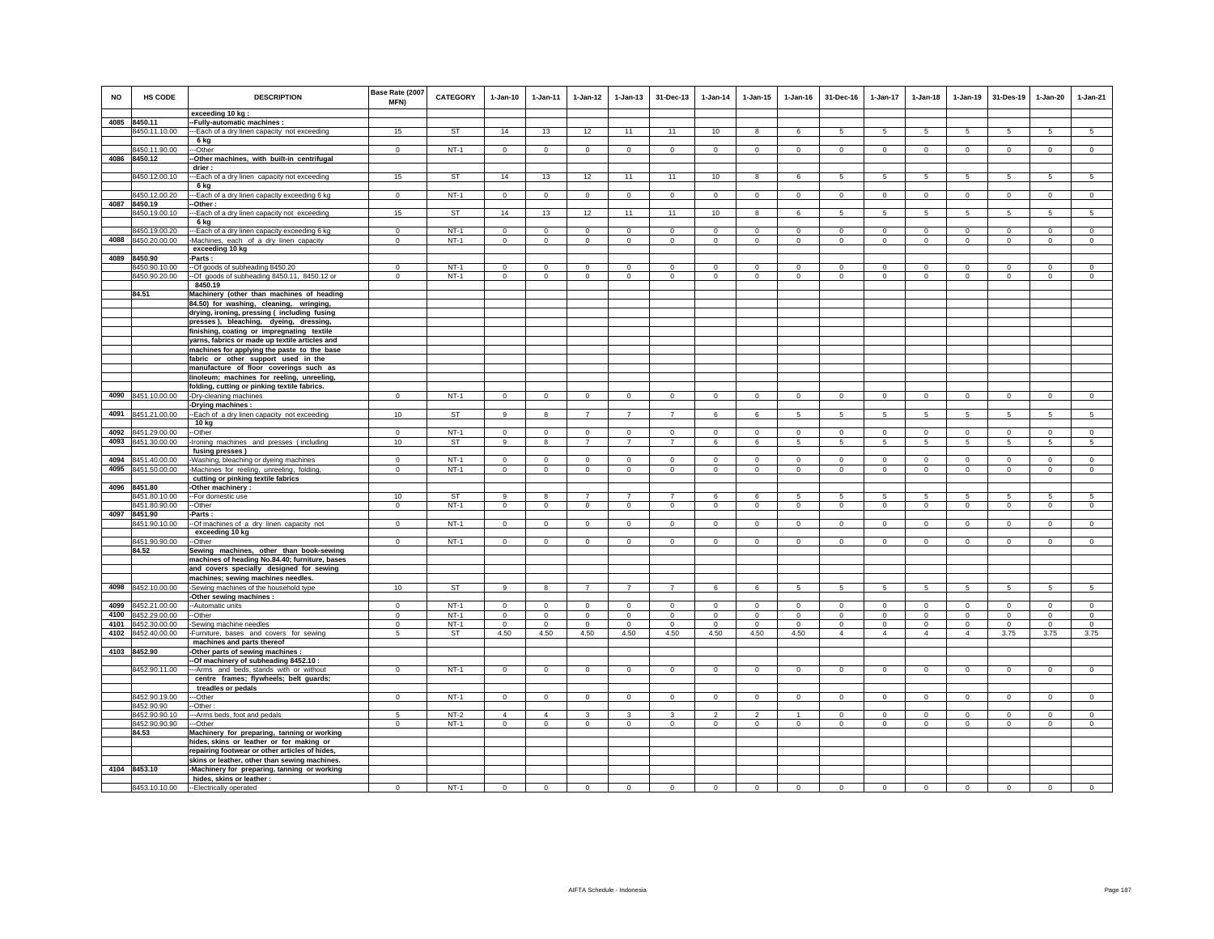| NO | HS CODE | DESCRIPTION | Base Rate (2007 MFN) | CATEGORY | 1-Jan-10 | 1-Jan-11 | 1-Jan-12 | 1-Jan-13 | 31-Dec-13 | 1-Jan-14 | 1-Jan-15 | 1-Jan-16 | 31-Dec-16 | 1-Jan-17 | 1-Jan-18 | 1-Jan-19 | 31-Des-19 | 1-Jan-20 | 1-Jan-21 |
|---|---|---|---|---|---|---|---|---|---|---|---|---|---|---|---|---|---|---|---|
| | | exceeding 10 kg : | | | | | | | | | | | | | | | | | |
| 4085 | 8450.11 | --Fully-automatic machines : | | | | | | | | | | | | | | | | | |
| | 8450.11.10.00 | ---Each of a dry linen capacity not exceeding 6 kg | 15 | ST | 14 | 13 | 12 | 11 | 11 | 10 | 8 | 6 | 5 | 5 | 5 | 5 | 5 | 5 | 5 |
| | 8450.11.90.00 | ---Other | 0 | NT-1 | 0 | 0 | 0 | 0 | 0 | 0 | 0 | 0 | 0 | 0 | 0 | 0 | 0 | 0 | 0 |
| 4086 | 8450.12 | --Other machines, with built-in centrifugal drier : | | | | | | | | | | | | | | | | | |
| | 8450.12.00.10 | ---Each of a dry linen capacity not exceeding 6 kg | 15 | ST | 14 | 13 | 12 | 11 | 11 | 10 | 8 | 6 | 5 | 5 | 5 | 5 | 5 | 5 | 5 |
| | 8450.12.00.20 | ---Each of a dry linen capacity exceeding 6 kg | 0 | NT-1 | 0 | 0 | 0 | 0 | 0 | 0 | 0 | 0 | 0 | 0 | 0 | 0 | 0 | 0 | 0 |
| 4087 | 8450.19 | --Other : | | | | | | | | | | | | | | | | | |
| | 8450.19.00.10 | ---Each of a dry linen capacity not exceeding 6 kg | 15 | ST | 14 | 13 | 12 | 11 | 11 | 10 | 8 | 6 | 5 | 5 | 5 | 5 | 5 | 5 | 5 |
| | 8450.19.00.20 | ---Each of a dry linen capacity exceeding 6 kg | 0 | NT-1 | 0 | 0 | 0 | 0 | 0 | 0 | 0 | 0 | 0 | 0 | 0 | 0 | 0 | 0 | 0 |
| 4088 | 8450.20.00.00 | -Machines, each of a dry linen capacity exceeding 10 kg | 0 | NT-1 | 0 | 0 | 0 | 0 | 0 | 0 | 0 | 0 | 0 | 0 | 0 | 0 | 0 | 0 | 0 |
| 4089 | 8450.90 | -Parts : | | | | | | | | | | | | | | | | | |
| | 8450.90.10.00 | --Of goods of subheading 8450.20 | 0 | NT-1 | 0 | 0 | 0 | 0 | 0 | 0 | 0 | 0 | 0 | 0 | 0 | 0 | 0 | 0 | 0 |
| | 8450.90.20.00 | --Of goods of subheading 8450.11, 8450.12 or 8450.19 | 0 | NT-1 | 0 | 0 | 0 | 0 | 0 | 0 | 0 | 0 | 0 | 0 | 0 | 0 | 0 | 0 | 0 |
| | 84.51 | Machinery (other than machines of heading 84.50) for washing, cleaning, wringing, drying, ironing, pressing ( including fusing presses ), bleaching, dyeing, dressing, finishing, coating or impregnating textile yarns, fabrics or made up textile articles and machines for applying the paste to the base fabric or other support used in the manufacture of floor coverings such as linoleum; machines for reeling, unreeling, folding, cutting or pinking textile fabrics. | | | | | | | | | | | | | | | | | |
| 4090 | 8451.10.00.00 | -Dry-cleaning machines | 0 | NT-1 | 0 | 0 | 0 | 0 | 0 | 0 | 0 | 0 | 0 | 0 | 0 | 0 | 0 | 0 | 0 |
| | | -Drying machines : | | | | | | | | | | | | | | | | | |
| 4091 | 8451.21.00.00 | --Each of a dry linen capacity not exceeding 10 kg | 10 | ST | 9 | 8 | 7 | 7 | 7 | 6 | 6 | 5 | 5 | 5 | 5 | 5 | 5 | 5 | 5 |
| 4092 | 8451.29.00.00 | --Other | 0 | NT-1 | 0 | 0 | 0 | 0 | 0 | 0 | 0 | 0 | 0 | 0 | 0 | 0 | 0 | 0 | 0 |
| 4093 | 8451.30.00.00 | -Ironing machines and presses ( including fusing presses ) | 10 | ST | 9 | 8 | 7 | 7 | 7 | 6 | 6 | 5 | 5 | 5 | 5 | 5 | 5 | 5 | 5 |
| 4094 | 8451.40.00.00 | -Washing, bleaching or dyeing machines | 0 | NT-1 | 0 | 0 | 0 | 0 | 0 | 0 | 0 | 0 | 0 | 0 | 0 | 0 | 0 | 0 | 0 |
| 4095 | 8451.50.00.00 | -Machines for reeling, unreeling, folding, cutting or pinking textile fabrics | 0 | NT-1 | 0 | 0 | 0 | 0 | 0 | 0 | 0 | 0 | 0 | 0 | 0 | 0 | 0 | 0 | 0 |
| 4096 | 8451.80 | -Other machinery : | | | | | | | | | | | | | | | | | |
| | 8451.80.10.00 | --For domestic use | 10 | ST | 9 | 8 | 7 | 7 | 7 | 6 | 6 | 5 | 5 | 5 | 5 | 5 | 5 | 5 | 5 |
| | 8451.80.90.00 | --Other | 0 | NT-1 | 0 | 0 | 0 | 0 | 0 | 0 | 0 | 0 | 0 | 0 | 0 | 0 | 0 | 0 | 0 |
| 4097 | 8451.90 | -Parts : | | | | | | | | | | | | | | | | | |
| | 8451.90.10.00 | --Of machines of a dry linen capacity not exceeding 10 kg | 0 | NT-1 | 0 | 0 | 0 | 0 | 0 | 0 | 0 | 0 | 0 | 0 | 0 | 0 | 0 | 0 | 0 |
| | 8451.90.90.00 | --Other | 0 | NT-1 | 0 | 0 | 0 | 0 | 0 | 0 | 0 | 0 | 0 | 0 | 0 | 0 | 0 | 0 | 0 |
| | 84.52 | Sewing machines, other than book-sewing machines of heading No.84.40; furniture, bases and covers specially designed for sewing machines; sewing machines needles. | | | | | | | | | | | | | | | | | |
| 4098 | 8452.10.00.00 | -Sewing machines of the household type | 10 | ST | 9 | 8 | 7 | 7 | 7 | 6 | 6 | 5 | 5 | 5 | 5 | 5 | 5 | 5 | 5 |
| | | -Other sewing machines : | | | | | | | | | | | | | | | | | |
| 4099 | 8452.21.00.00 | --Automatic units | 0 | NT-1 | 0 | 0 | 0 | 0 | 0 | 0 | 0 | 0 | 0 | 0 | 0 | 0 | 0 | 0 | 0 |
| 4100 | 8452.29.00.00 | --Other | 0 | NT-1 | 0 | 0 | 0 | 0 | 0 | 0 | 0 | 0 | 0 | 0 | 0 | 0 | 0 | 0 | 0 |
| 4101 | 8452.30.00.00 | -Sewing machine needles | 0 | NT-1 | 0 | 0 | 0 | 0 | 0 | 0 | 0 | 0 | 0 | 0 | 0 | 0 | 0 | 0 | 0 |
| 4102 | 8452.40.00.00 | -Furniture, bases and covers for sewing machines and parts thereof | 5 | ST | 4.50 | 4.50 | 4.50 | 4.50 | 4.50 | 4.50 | 4.50 | 4.50 | 4 | 4 | 4 | 4 | 3.75 | 3.75 | 3.75 |
| 4103 | 8452.90 | -Other parts of sewing machines : | | | | | | | | | | | | | | | | | |
| | | --Of machinery of subheading 8452.10 : | | | | | | | | | | | | | | | | | |
| | 8452.90.11.00 | ---Arms and beds, stands with or without centre frames; flywheels; belt guards; treadles or pedals | 0 | NT-1 | 0 | 0 | 0 | 0 | 0 | 0 | 0 | 0 | 0 | 0 | 0 | 0 | 0 | 0 | 0 |
| | 8452.90.19.00 | ---Other | 0 | NT-1 | 0 | 0 | 0 | 0 | 0 | 0 | 0 | 0 | 0 | 0 | 0 | 0 | 0 | 0 | 0 |
| | 8452.90.90 | --Other : | | | | | | | | | | | | | | | | | |
| | 8452.90.90.10 | ---Arms beds, foot and pedals | 5 | NT-2 | 4 | 4 | 3 | 3 | 3 | 2 | 2 | 1 | 0 | 0 | 0 | 0 | 0 | 0 | 0 |
| | 8452.90.90.90 | ---Other | 0 | NT-1 | 0 | 0 | 0 | 0 | 0 | 0 | 0 | 0 | 0 | 0 | 0 | 0 | 0 | 0 | 0 |
| | 84.53 | Machinery for preparing, tanning or working hides, skins or leather or for making or repairing footwear or other articles of hides, skins or leather, other than sewing machines. | | | | | | | | | | | | | | | | | |
| 4104 | 8453.10 | -Machinery for preparing, tanning or working hides, skins or leather : | | | | | | | | | | | | | | | | | |
| | 8453.10.10.00 | --Electrically operated | 0 | NT-1 | 0 | 0 | 0 | 0 | 0 | 0 | 0 | 0 | 0 | 0 | 0 | 0 | 0 | 0 | 0 |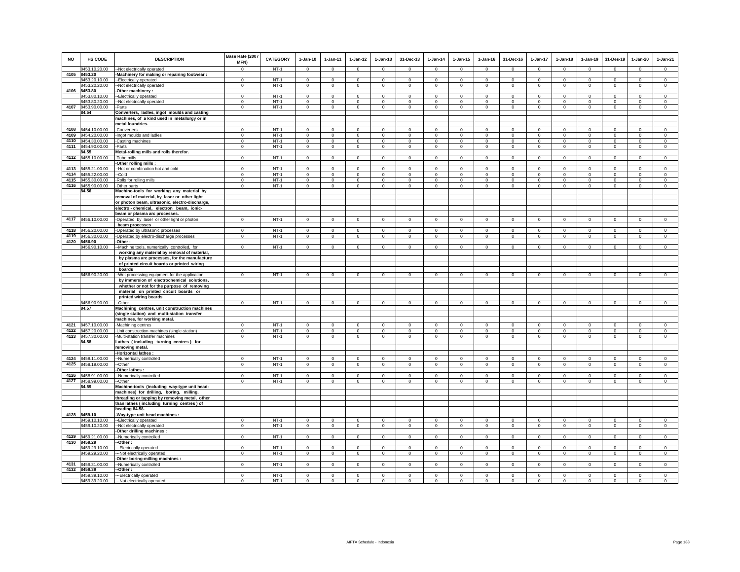| NO | HS CODE | DESCRIPTION | Base Rate (2007 MFN) | CATEGORY | 1-Jan-10 | 1-Jan-11 | 1-Jan-12 | 1-Jan-13 | 31-Dec-13 | 1-Jan-14 | 1-Jan-15 | 1-Jan-16 | 31-Dec-16 | 1-Jan-17 | 1-Jan-18 | 1-Jan-19 | 31-Des-19 | 1-Jan-20 | 1-Jan-21 |
|---|---|---|---|---|---|---|---|---|---|---|---|---|---|---|---|---|---|---|---|
| | 8453.10.20.00 | --Not electrically operated | 0 | NT-1 | 0 | 0 | 0 | 0 | 0 | 0 | 0 | 0 | 0 | 0 | 0 | 0 | 0 | 0 | 0 |
| 4105 | 8453.20 | -Machinery for making or repairing footwear : | | | | | | | | | | | | | | | | | |
| | 8453.20.10.00 | --Electrically operated | 0 | NT-1 | 0 | 0 | 0 | 0 | 0 | 0 | 0 | 0 | 0 | 0 | 0 | 0 | 0 | 0 | 0 |
| | 8453.20.20.00 | --Not electrically operated | 0 | NT-1 | 0 | 0 | 0 | 0 | 0 | 0 | 0 | 0 | 0 | 0 | 0 | 0 | 0 | 0 | 0 |
| 4106 | 8453.80 | -Other machinery : | | | | | | | | | | | | | | | | | |
| | 8453.80.10.00 | --Electrically operated | 0 | NT-1 | 0 | 0 | 0 | 0 | 0 | 0 | 0 | 0 | 0 | 0 | 0 | 0 | 0 | 0 | 0 |
| | 8453.80.20.00 | --Not electrically operated | 0 | NT-1 | 0 | 0 | 0 | 0 | 0 | 0 | 0 | 0 | 0 | 0 | 0 | 0 | 0 | 0 | 0 |
| 4107 | 8453.90.00.00 | -Parts | 0 | NT-1 | 0 | 0 | 0 | 0 | 0 | 0 | 0 | 0 | 0 | 0 | 0 | 0 | 0 | 0 | 0 |
| | 84.54 | Converters, ladles, ingot moulds and casting machines, of a kind used in metallurgy or in metal foundries. | | | | | | | | | | | | | | | | | |
| 4108 | 8454.10.00.00 | -Converters | 0 | NT-1 | 0 | 0 | 0 | 0 | 0 | 0 | 0 | 0 | 0 | 0 | 0 | 0 | 0 | 0 | 0 |
| 4109 | 8454.20.00.00 | -Ingot moulds and ladles | 0 | NT-1 | 0 | 0 | 0 | 0 | 0 | 0 | 0 | 0 | 0 | 0 | 0 | 0 | 0 | 0 | 0 |
| 4110 | 8454.30.00.00 | -Casting machines | 0 | NT-1 | 0 | 0 | 0 | 0 | 0 | 0 | 0 | 0 | 0 | 0 | 0 | 0 | 0 | 0 | 0 |
| 4111 | 8454.90.00.00 | -Parts | 0 | NT-1 | 0 | 0 | 0 | 0 | 0 | 0 | 0 | 0 | 0 | 0 | 0 | 0 | 0 | 0 | 0 |
| | 84.55 | Metal-rolling mills and rolls therefor. | | | | | | | | | | | | | | | | | |
| 4112 | 8455.10.00.00 | -Tube mills | 0 | NT-1 | 0 | 0 | 0 | 0 | 0 | 0 | 0 | 0 | 0 | 0 | 0 | 0 | 0 | 0 | 0 |
| | | -Other rolling mills : | | | | | | | | | | | | | | | | | |
| 4113 | 8455.21.00.00 | --Hot or combination hot and cold | 0 | NT-1 | 0 | 0 | 0 | 0 | 0 | 0 | 0 | 0 | 0 | 0 | 0 | 0 | 0 | 0 | 0 |
| 4114 | 8455.22.00.00 | --Cold | 0 | NT-1 | 0 | 0 | 0 | 0 | 0 | 0 | 0 | 0 | 0 | 0 | 0 | 0 | 0 | 0 | 0 |
| 4115 | 8455.30.00.00 | -Rolls for rolling mills | 0 | NT-1 | 0 | 0 | 0 | 0 | 0 | 0 | 0 | 0 | 0 | 0 | 0 | 0 | 0 | 0 | 0 |
| 4116 | 8455.90.00.00 | -Other parts | 0 | NT-1 | 0 | 0 | 0 | 0 | 0 | 0 | 0 | 0 | 0 | 0 | 0 | 0 | 0 | 0 | 0 |
| | 84.56 | Machine-tools for working any material by removal of material, by laser or other light or photon beam, ultrasonic, electro-discharge, electro - chemical, electron beam, ionic-beam or plasma arc processes. | | | | | | | | | | | | | | | | | |
| 4117 | 8456.10.00.00 | -Operated by laser or other light or photon beam processes | 0 | NT-1 | 0 | 0 | 0 | 0 | 0 | 0 | 0 | 0 | 0 | 0 | 0 | 0 | 0 | 0 | 0 |
| 4118 | 8456.20.00.00 | -Operated by ultrasonic processes | 0 | NT-1 | 0 | 0 | 0 | 0 | 0 | 0 | 0 | 0 | 0 | 0 | 0 | 0 | 0 | 0 | 0 |
| 4119 | 8456.30.00.00 | -Operated by electro-discharge processes | 0 | NT-1 | 0 | 0 | 0 | 0 | 0 | 0 | 0 | 0 | 0 | 0 | 0 | 0 | 0 | 0 | 0 |
| 4120 | 8456.90 | -Other : | | | | | | | | | | | | | | | | | |
| | 8456.90.10.00 | --Machine tools, numerically controlled, for working any material by removal of material, by plasma arc processes, for the manufacture of printed circuit boards or printed wiring boards | 0 | NT-1 | 0 | 0 | 0 | 0 | 0 | 0 | 0 | 0 | 0 | 0 | 0 | 0 | 0 | 0 | 0 |
| | 8456.90.20.00 | --Wet processing equipment for the application by immersion of electrochemical solutions, whether or not for the purpose of removing material on printed circuit boards or printed wiring boards | 0 | NT-1 | 0 | 0 | 0 | 0 | 0 | 0 | 0 | 0 | 0 | 0 | 0 | 0 | 0 | 0 | 0 |
| | 8456.90.90.00 | --Other | 0 | NT-1 | 0 | 0 | 0 | 0 | 0 | 0 | 0 | 0 | 0 | 0 | 0 | 0 | 0 | 0 | 0 |
| | 84.57 | Machining centres, unit construction machines (single station) and multi-station transfer machines, for working metal. | | | | | | | | | | | | | | | | | |
| 4121 | 8457.10.00.00 | -Machining centres | 0 | NT-1 | 0 | 0 | 0 | 0 | 0 | 0 | 0 | 0 | 0 | 0 | 0 | 0 | 0 | 0 | 0 |
| 4122 | 8457.20.00.00 | -Unit construction machines (single-station) | 0 | NT-1 | 0 | 0 | 0 | 0 | 0 | 0 | 0 | 0 | 0 | 0 | 0 | 0 | 0 | 0 | 0 |
| 4123 | 8457.30.00.00 | -Multi-station transfer machines | 0 | NT-1 | 0 | 0 | 0 | 0 | 0 | 0 | 0 | 0 | 0 | 0 | 0 | 0 | 0 | 0 | 0 |
| | 84.58 | Lathes ( including turning centres ) for removing metal. | | | | | | | | | | | | | | | | | |
| | | -Horizontal lathes : | | | | | | | | | | | | | | | | | |
| 4124 | 8458.11.00.00 | --Numerically controlled | 0 | NT-1 | 0 | 0 | 0 | 0 | 0 | 0 | 0 | 0 | 0 | 0 | 0 | 0 | 0 | 0 | 0 |
| 4125 | 8458.19.00.00 | --Other | 0 | NT-1 | 0 | 0 | 0 | 0 | 0 | 0 | 0 | 0 | 0 | 0 | 0 | 0 | 0 | 0 | 0 |
| | | -Other lathes : | | | | | | | | | | | | | | | | | |
| 4126 | 8458.91.00.00 | --Numerically controlled | 0 | NT-1 | 0 | 0 | 0 | 0 | 0 | 0 | 0 | 0 | 0 | 0 | 0 | 0 | 0 | 0 | 0 |
| 4127 | 8458.99.00.00 | --Other | 0 | NT-1 | 0 | 0 | 0 | 0 | 0 | 0 | 0 | 0 | 0 | 0 | 0 | 0 | 0 | 0 | 0 |
| | 84.59 | Machine-tools (including way-type unit head-machines) for drilling, boring, milling, threading or tapping by removing metal, other than lathes ( including turning centres ) of heading 84.58. | | | | | | | | | | | | | | | | | |
| 4128 | 8459.10 | -Way-type unit head machines : | | | | | | | | | | | | | | | | | |
| | 8459.10.10.00 | --Electrically operated | 0 | NT-1 | 0 | 0 | 0 | 0 | 0 | 0 | 0 | 0 | 0 | 0 | 0 | 0 | 0 | 0 | 0 |
| | 8459.10.20.00 | --Not electrically operated | 0 | NT-1 | 0 | 0 | 0 | 0 | 0 | 0 | 0 | 0 | 0 | 0 | 0 | 0 | 0 | 0 | 0 |
| | | -Other drilling machines : | | | | | | | | | | | | | | | | | |
| 4129 | 8459.21.00.00 | --Numerically controlled | 0 | NT-1 | 0 | 0 | 0 | 0 | 0 | 0 | 0 | 0 | 0 | 0 | 0 | 0 | 0 | 0 | 0 |
| 4130 | 8459.29 | --Other : | | | | | | | | | | | | | | | | | |
| | 8459.29.10.00 | ---Electrically operated | 0 | NT-1 | 0 | 0 | 0 | 0 | 0 | 0 | 0 | 0 | 0 | 0 | 0 | 0 | 0 | 0 | 0 |
| | 8459.29.20.00 | ---Not electrically operated | 0 | NT-1 | 0 | 0 | 0 | 0 | 0 | 0 | 0 | 0 | 0 | 0 | 0 | 0 | 0 | 0 | 0 |
| | | -Other boring-milling machines : | | | | | | | | | | | | | | | | | |
| 4131 | 8459.31.00.00 | --Numerically controlled | 0 | NT-1 | 0 | 0 | 0 | 0 | 0 | 0 | 0 | 0 | 0 | 0 | 0 | 0 | 0 | 0 | 0 |
| 4132 | 8459.39 | --Other : | | | | | | | | | | | | | | | | | |
| | 8459.39.10.00 | ---Electrically operated | 0 | NT-1 | 0 | 0 | 0 | 0 | 0 | 0 | 0 | 0 | 0 | 0 | 0 | 0 | 0 | 0 | 0 |
| | 8459.39.20.00 | ---Not electrically operated | 0 | NT-1 | 0 | 0 | 0 | 0 | 0 | 0 | 0 | 0 | 0 | 0 | 0 | 0 | 0 | 0 | 0 |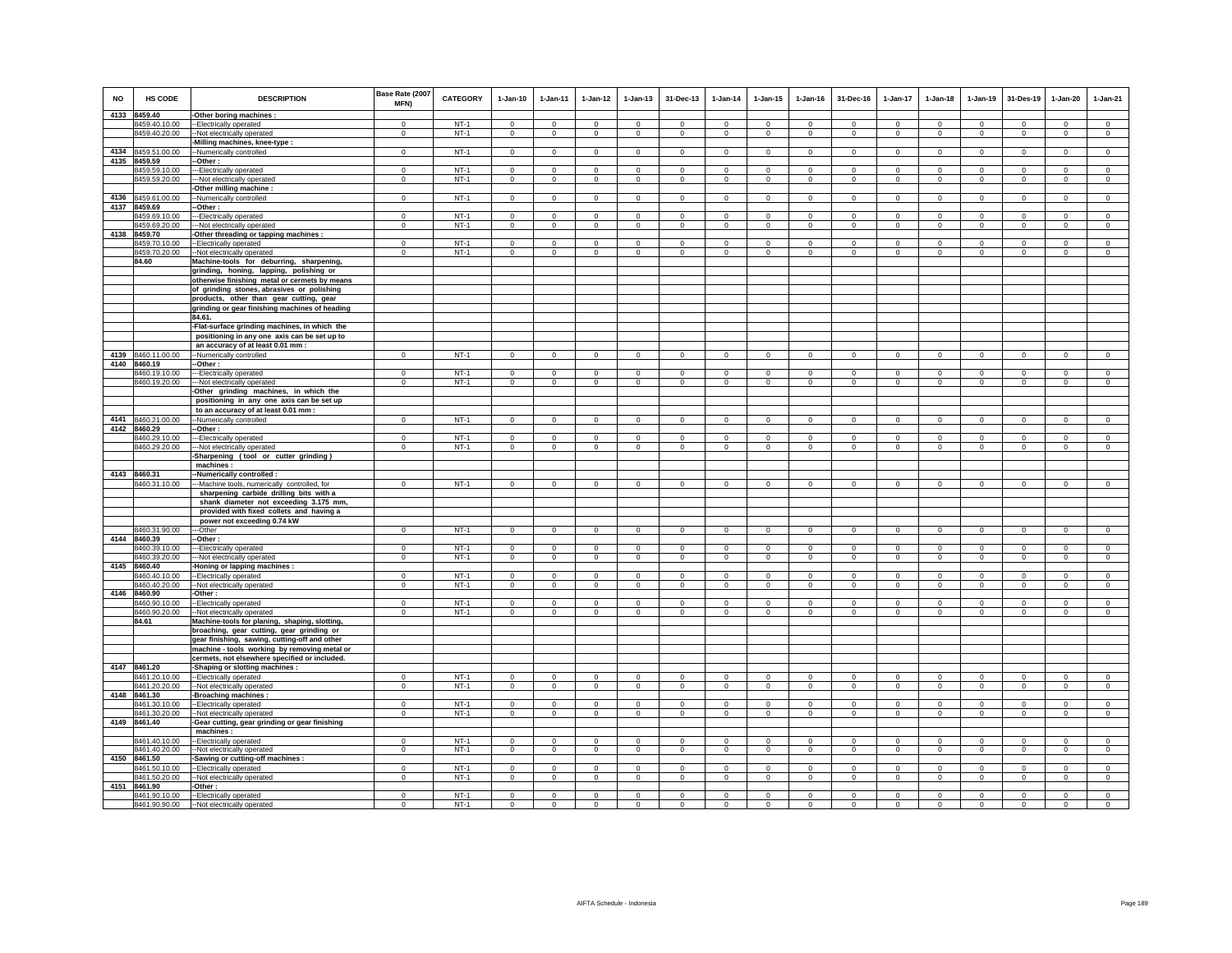| NO | HS CODE | DESCRIPTION | Base Rate (2007 MFN) | CATEGORY | 1-Jan-10 | 1-Jan-11 | 1-Jan-12 | 1-Jan-13 | 31-Dec-13 | 1-Jan-14 | 1-Jan-15 | 1-Jan-16 | 31-Dec-16 | 1-Jan-17 | 1-Jan-18 | 1-Jan-19 | 31-Des-19 | 1-Jan-20 | 1-Jan-21 |
|---|---|---|---|---|---|---|---|---|---|---|---|---|---|---|---|---|---|---|---|
| 4133 | 8459.40 | -Other boring machines : | | | | | | | | | | | | | | | | | |
| | 8459.40.10.00 | --Electrically operated | 0 | NT-1 | 0 | 0 | 0 | 0 | 0 | 0 | 0 | 0 | 0 | 0 | 0 | 0 | 0 | 0 | 0 |
| | 8459.40.20.00 | --Not electrically operated | 0 | NT-1 | 0 | 0 | 0 | 0 | 0 | 0 | 0 | 0 | 0 | 0 | 0 | 0 | 0 | 0 | 0 |
| | | -Milling machines, knee-type : | | | | | | | | | | | | | | | | | |
| 4134 | 8459.51.00.00 | --Numerically controlled | 0 | NT-1 | 0 | 0 | 0 | 0 | 0 | 0 | 0 | 0 | 0 | 0 | 0 | 0 | 0 | 0 | 0 |
| 4135 | 8459.59 | --Other : | | | | | | | | | | | | | | | | | |
| | 8459.59.10.00 | ---Electrically operated | 0 | NT-1 | 0 | 0 | 0 | 0 | 0 | 0 | 0 | 0 | 0 | 0 | 0 | 0 | 0 | 0 | 0 |
| | 8459.59.20.00 | ---Not electrically operated | 0 | NT-1 | 0 | 0 | 0 | 0 | 0 | 0 | 0 | 0 | 0 | 0 | 0 | 0 | 0 | 0 | 0 |
| | | -Other milling machine : | | | | | | | | | | | | | | | | | |
| 4136 | 8459.61.00.00 | --Numerically controlled | 0 | NT-1 | 0 | 0 | 0 | 0 | 0 | 0 | 0 | 0 | 0 | 0 | 0 | 0 | 0 | 0 | 0 |
| 4137 | 8459.69 | --Other : | | | | | | | | | | | | | | | | | |
| | 8459.69.10.00 | ---Electrically operated | 0 | NT-1 | 0 | 0 | 0 | 0 | 0 | 0 | 0 | 0 | 0 | 0 | 0 | 0 | 0 | 0 | 0 |
| | 8459.69.20.00 | ---Not electrically operated | 0 | NT-1 | 0 | 0 | 0 | 0 | 0 | 0 | 0 | 0 | 0 | 0 | 0 | 0 | 0 | 0 | 0 |
| 4138 | 8459.70 | -Other threading or tapping machines : | | | | | | | | | | | | | | | | | |
| | 8459.70.10.00 | --Electrically operated | 0 | NT-1 | 0 | 0 | 0 | 0 | 0 | 0 | 0 | 0 | 0 | 0 | 0 | 0 | 0 | 0 | 0 |
| | 8459.70.20.00 | --Not electrically operated | 0 | NT-1 | 0 | 0 | 0 | 0 | 0 | 0 | 0 | 0 | 0 | 0 | 0 | 0 | 0 | 0 | 0 |
| | 84.60 | Machine-tools for deburring, sharpening, grinding, honing, lapping, polishing or otherwise finishing metal or cermets by means of grinding stones, abrasives or polishing products, other than gear cutting, gear grinding or gear finishing machines of heading 84.61. | | | | | | | | | | | | | | | | | |
| | | -Flat-surface grinding machines, in which the positioning in any one axis can be set up to an accuracy of at least 0.01 mm : | | | | | | | | | | | | | | | | | |
| 4139 | 8460.11.00.00 | --Numerically controlled | 0 | NT-1 | 0 | 0 | 0 | 0 | 0 | 0 | 0 | 0 | 0 | 0 | 0 | 0 | 0 | 0 | 0 |
| 4140 | 8460.19 | --Other : | | | | | | | | | | | | | | | | | |
| | 8460.19.10.00 | ---Electrically operated | 0 | NT-1 | 0 | 0 | 0 | 0 | 0 | 0 | 0 | 0 | 0 | 0 | 0 | 0 | 0 | 0 | 0 |
| | 8460.19.20.00 | ---Not electrically operated | 0 | NT-1 | 0 | 0 | 0 | 0 | 0 | 0 | 0 | 0 | 0 | 0 | 0 | 0 | 0 | 0 | 0 |
| | | -Other grinding machines, in which the positioning in any one axis can be set up to an accuracy of at least 0.01 mm : | | | | | | | | | | | | | | | | | |
| 4141 | 8460.21.00.00 | --Numerically controlled | 0 | NT-1 | 0 | 0 | 0 | 0 | 0 | 0 | 0 | 0 | 0 | 0 | 0 | 0 | 0 | 0 | 0 |
| 4142 | 8460.29 | --Other : | | | | | | | | | | | | | | | | | |
| | 8460.29.10.00 | ---Electrically operated | 0 | NT-1 | 0 | 0 | 0 | 0 | 0 | 0 | 0 | 0 | 0 | 0 | 0 | 0 | 0 | 0 | 0 |
| | 8460.29.20.00 | ---Not electrically operated | 0 | NT-1 | 0 | 0 | 0 | 0 | 0 | 0 | 0 | 0 | 0 | 0 | 0 | 0 | 0 | 0 | 0 |
| | | -Sharpening ( tool or cutter grinding ) machines : | | | | | | | | | | | | | | | | | |
| 4143 | 8460.31 | --Numerically controlled : | | | | | | | | | | | | | | | | | |
| | 8460.31.10.00 | ---Machine tools, numerically controlled, for sharpening carbide drilling bits with a shank diameter not exceeding 3.175 mm, provided with fixed collets and having a power not exceeding 0.74 kW | 0 | NT-1 | 0 | 0 | 0 | 0 | 0 | 0 | 0 | 0 | 0 | 0 | 0 | 0 | 0 | 0 | 0 |
| | 8460.31.90.00 | ---Other | 0 | NT-1 | 0 | 0 | 0 | 0 | 0 | 0 | 0 | 0 | 0 | 0 | 0 | 0 | 0 | 0 | 0 |
| 4144 | 8460.39 | --Other : | | | | | | | | | | | | | | | | | |
| | 8460.39.10.00 | ---Electrically operated | 0 | NT-1 | 0 | 0 | 0 | 0 | 0 | 0 | 0 | 0 | 0 | 0 | 0 | 0 | 0 | 0 | 0 |
| | 8460.39.20.00 | ---Not electrically operated | 0 | NT-1 | 0 | 0 | 0 | 0 | 0 | 0 | 0 | 0 | 0 | 0 | 0 | 0 | 0 | 0 | 0 |
| 4145 | 8460.40 | -Honing or lapping machines : | | | | | | | | | | | | | | | | | |
| | 8460.40.10.00 | --Electrically operated | 0 | NT-1 | 0 | 0 | 0 | 0 | 0 | 0 | 0 | 0 | 0 | 0 | 0 | 0 | 0 | 0 | 0 |
| | 8460.40.20.00 | --Not electrically operated | 0 | NT-1 | 0 | 0 | 0 | 0 | 0 | 0 | 0 | 0 | 0 | 0 | 0 | 0 | 0 | 0 | 0 |
| 4146 | 8460.90 | -Other : | | | | | | | | | | | | | | | | | |
| | 8460.90.10.00 | --Electrically operated | 0 | NT-1 | 0 | 0 | 0 | 0 | 0 | 0 | 0 | 0 | 0 | 0 | 0 | 0 | 0 | 0 | 0 |
| | 8460.90.20.00 | --Not electrically operated | 0 | NT-1 | 0 | 0 | 0 | 0 | 0 | 0 | 0 | 0 | 0 | 0 | 0 | 0 | 0 | 0 | 0 |
| | 84.61 | Machine-tools for planing, shaping, slotting, broaching, gear cutting, gear grinding or gear finishing, sawing, cutting-off and other machine - tools working by removing metal or cermets, not elsewhere specified or included. | | | | | | | | | | | | | | | | | |
| 4147 | 8461.20 | -Shaping or slotting machines : | | | | | | | | | | | | | | | | | |
| | 8461.20.10.00 | --Electrically operated | 0 | NT-1 | 0 | 0 | 0 | 0 | 0 | 0 | 0 | 0 | 0 | 0 | 0 | 0 | 0 | 0 | 0 |
| | 8461.20.20.00 | --Not electrically operated | 0 | NT-1 | 0 | 0 | 0 | 0 | 0 | 0 | 0 | 0 | 0 | 0 | 0 | 0 | 0 | 0 | 0 |
| 4148 | 8461.30 | -Broaching machines : | | | | | | | | | | | | | | | | | |
| | 8461.30.10.00 | --Electrically operated | 0 | NT-1 | 0 | 0 | 0 | 0 | 0 | 0 | 0 | 0 | 0 | 0 | 0 | 0 | 0 | 0 | 0 |
| | 8461.30.20.00 | --Not electrically operated | 0 | NT-1 | 0 | 0 | 0 | 0 | 0 | 0 | 0 | 0 | 0 | 0 | 0 | 0 | 0 | 0 | 0 |
| 4149 | 8461.40 | -Gear cutting, gear grinding or gear finishing machines : | | | | | | | | | | | | | | | | | |
| | 8461.40.10.00 | --Electrically operated | 0 | NT-1 | 0 | 0 | 0 | 0 | 0 | 0 | 0 | 0 | 0 | 0 | 0 | 0 | 0 | 0 | 0 |
| | 8461.40.20.00 | --Not electrically operated | 0 | NT-1 | 0 | 0 | 0 | 0 | 0 | 0 | 0 | 0 | 0 | 0 | 0 | 0 | 0 | 0 | 0 |
| 4150 | 8461.50 | -Sawing or cutting-off machines : | | | | | | | | | | | | | | | | | |
| | 8461.50.10.00 | --Electrically operated | 0 | NT-1 | 0 | 0 | 0 | 0 | 0 | 0 | 0 | 0 | 0 | 0 | 0 | 0 | 0 | 0 | 0 |
| | 8461.50.20.00 | --Not electrically operated | 0 | NT-1 | 0 | 0 | 0 | 0 | 0 | 0 | 0 | 0 | 0 | 0 | 0 | 0 | 0 | 0 | 0 |
| 4151 | 8461.90 | -Other : | | | | | | | | | | | | | | | | | |
| | 8461.90.10.00 | --Electrically operated | 0 | NT-1 | 0 | 0 | 0 | 0 | 0 | 0 | 0 | 0 | 0 | 0 | 0 | 0 | 0 | 0 | 0 |
| | 8461.90.90.00 | --Not electrically operated | 0 | NT-1 | 0 | 0 | 0 | 0 | 0 | 0 | 0 | 0 | 0 | 0 | 0 | 0 | 0 | 0 | 0 |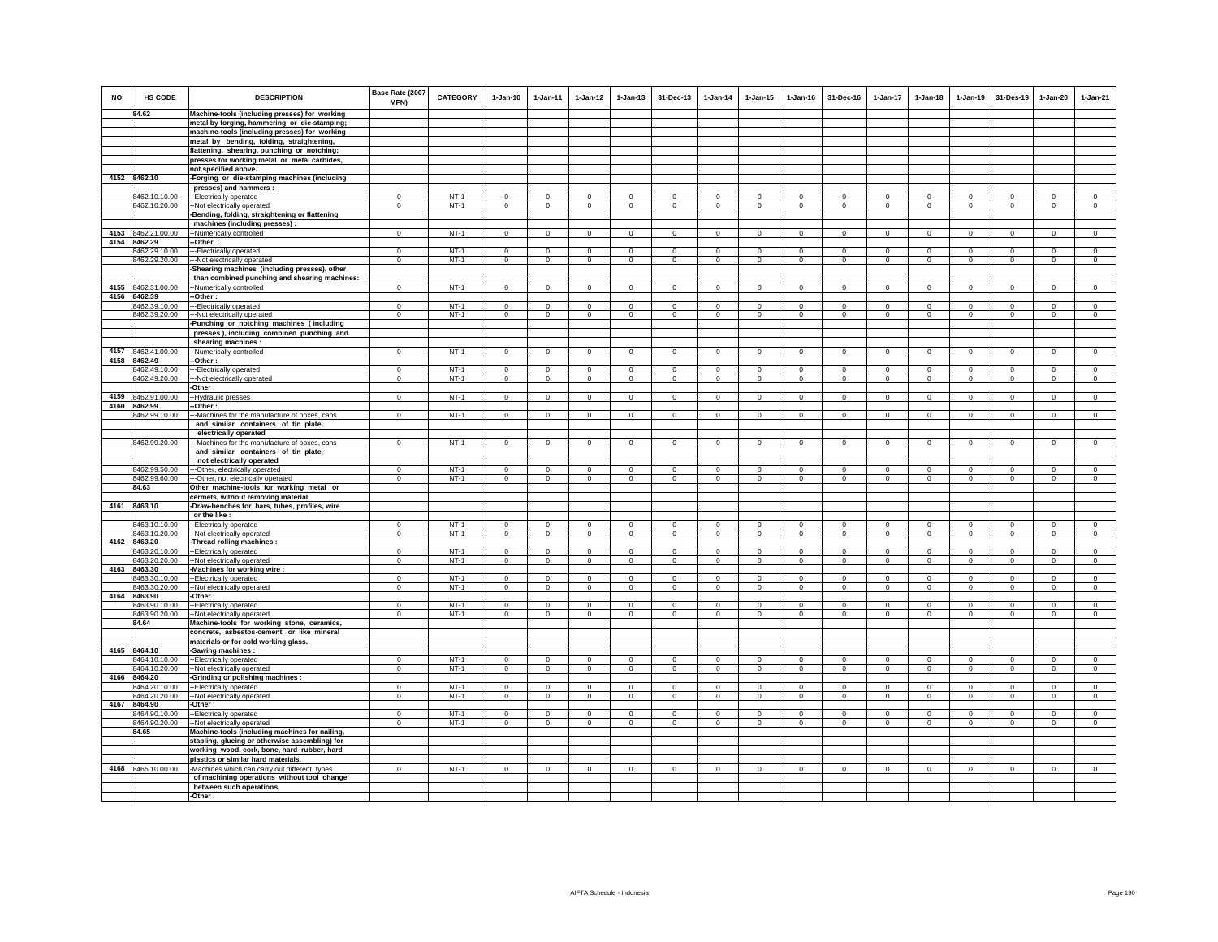| NO | HS CODE | DESCRIPTION | Base Rate (2007 MFN) | CATEGORY | 1-Jan-10 | 1-Jan-11 | 1-Jan-12 | 1-Jan-13 | 31-Dec-13 | 1-Jan-14 | 1-Jan-15 | 1-Jan-16 | 31-Dec-16 | 1-Jan-17 | 1-Jan-18 | 1-Jan-19 | 31-Des-19 | 1-Jan-20 | 1-Jan-21 |
|---|---|---|---|---|---|---|---|---|---|---|---|---|---|---|---|---|---|---|---|
| | 84.62 | Machine-tools (including presses) for working metal by forging, hammering or die-stamping; machine-tools (including presses) for working metal by bending, folding, straightening, flattening, shearing, punching or notching; presses for working metal or metal carbides, not specified above. | | | | | | | | | | | | | | | | | |
| 4152 | 8462.10 | -Forging or die-stamping machines (including presses) and hammers : | | | | | | | | | | | | | | | | | |
| | 8462.10.10.00 | --Electrically operated | 0 | NT-1 | 0 | 0 | 0 | 0 | 0 | 0 | 0 | 0 | 0 | 0 | 0 | 0 | 0 | 0 | 0 |
| | 8462.10.20.00 | --Not electrically operated | 0 | NT-1 | 0 | 0 | 0 | 0 | 0 | 0 | 0 | 0 | 0 | 0 | 0 | 0 | 0 | 0 | 0 |
| | | -Bending, folding, straightening or flattening machines (including presses) : | | | | | | | | | | | | | | | | | |
| 4153 | 8462.21.00.00 | --Numerically controlled | 0 | NT-1 | 0 | 0 | 0 | 0 | 0 | 0 | 0 | 0 | 0 | 0 | 0 | 0 | 0 | 0 | 0 |
| 4154 | 8462.29 | --Other : | | | | | | | | | | | | | | | | | |
| | 8462.29.10.00 | ---Electrically operated | 0 | NT-1 | 0 | 0 | 0 | 0 | 0 | 0 | 0 | 0 | 0 | 0 | 0 | 0 | 0 | 0 | 0 |
| | 8462.29.20.00 | ---Not electrically operated | 0 | NT-1 | 0 | 0 | 0 | 0 | 0 | 0 | 0 | 0 | 0 | 0 | 0 | 0 | 0 | 0 | 0 |
| | | -Shearing machines (including presses), other than combined punching and shearing machines: | | | | | | | | | | | | | | | | | |
| 4155 | 8462.31.00.00 | --Numerically controlled | 0 | NT-1 | 0 | 0 | 0 | 0 | 0 | 0 | 0 | 0 | 0 | 0 | 0 | 0 | 0 | 0 | 0 |
| 4156 | 8462.39 | --Other : | | | | | | | | | | | | | | | | | |
| | 8462.39.10.00 | ---Electrically operated | 0 | NT-1 | 0 | 0 | 0 | 0 | 0 | 0 | 0 | 0 | 0 | 0 | 0 | 0 | 0 | 0 | 0 |
| | 8462.39.20.00 | ---Not electrically operated | 0 | NT-1 | 0 | 0 | 0 | 0 | 0 | 0 | 0 | 0 | 0 | 0 | 0 | 0 | 0 | 0 | 0 |
| | | -Punching or notching machines ( including presses ), including combined punching and shearing machines : | | | | | | | | | | | | | | | | | |
| 4157 | 8462.41.00.00 | --Numerically controlled | 0 | NT-1 | 0 | 0 | 0 | 0 | 0 | 0 | 0 | 0 | 0 | 0 | 0 | 0 | 0 | 0 | 0 |
| 4158 | 8462.49 | --Other : | | | | | | | | | | | | | | | | | |
| | 8462.49.10.00 | ---Electrically operated | 0 | NT-1 | 0 | 0 | 0 | 0 | 0 | 0 | 0 | 0 | 0 | 0 | 0 | 0 | 0 | 0 | 0 |
| | 8462.49.20.00 | ---Not electrically operated | 0 | NT-1 | 0 | 0 | 0 | 0 | 0 | 0 | 0 | 0 | 0 | 0 | 0 | 0 | 0 | 0 | 0 |
| | | -Other : | | | | | | | | | | | | | | | | | |
| 4159 | 8462.91.00.00 | --Hydraulic presses | 0 | NT-1 | 0 | 0 | 0 | 0 | 0 | 0 | 0 | 0 | 0 | 0 | 0 | 0 | 0 | 0 | 0 |
| 4160 | 8462.99 | --Other : | | | | | | | | | | | | | | | | | |
| | 8462.99.10.00 | ---Machines for the manufacture of boxes, cans and similar containers of tin plate, electrically operated | 0 | NT-1 | 0 | 0 | 0 | 0 | 0 | 0 | 0 | 0 | 0 | 0 | 0 | 0 | 0 | 0 | 0 |
| | 8462.99.20.00 | ---Machines for the manufacture of boxes, cans and similar containers of tin plate, not electrically operated | 0 | NT-1 | 0 | 0 | 0 | 0 | 0 | 0 | 0 | 0 | 0 | 0 | 0 | 0 | 0 | 0 | 0 |
| | 8462.99.50.00 | ---Other, electrically operated | 0 | NT-1 | 0 | 0 | 0 | 0 | 0 | 0 | 0 | 0 | 0 | 0 | 0 | 0 | 0 | 0 | 0 |
| | 8462.99.60.00 | ---Other, not electrically operated | 0 | NT-1 | 0 | 0 | 0 | 0 | 0 | 0 | 0 | 0 | 0 | 0 | 0 | 0 | 0 | 0 | 0 |
| | 84.63 | Other machine-tools for working metal or cermets, without removing material. | | | | | | | | | | | | | | | | | |
| 4161 | 8463.10 | -Draw-benches for bars, tubes, profiles, wire or the like : | | | | | | | | | | | | | | | | | |
| | 8463.10.10.00 | --Electrically operated | 0 | NT-1 | 0 | 0 | 0 | 0 | 0 | 0 | 0 | 0 | 0 | 0 | 0 | 0 | 0 | 0 | 0 |
| | 8463.10.20.00 | --Not electrically operated | 0 | NT-1 | 0 | 0 | 0 | 0 | 0 | 0 | 0 | 0 | 0 | 0 | 0 | 0 | 0 | 0 | 0 |
| 4162 | 8463.20 | -Thread rolling machines : | | | | | | | | | | | | | | | | | |
| | 8463.20.10.00 | --Electrically operated | 0 | NT-1 | 0 | 0 | 0 | 0 | 0 | 0 | 0 | 0 | 0 | 0 | 0 | 0 | 0 | 0 | 0 |
| | 8463.20.20.00 | --Not electrically operated | 0 | NT-1 | 0 | 0 | 0 | 0 | 0 | 0 | 0 | 0 | 0 | 0 | 0 | 0 | 0 | 0 | 0 |
| 4163 | 8463.30 | -Machines for working wire : | | | | | | | | | | | | | | | | | |
| | 8463.30.10.00 | --Electrically operated | 0 | NT-1 | 0 | 0 | 0 | 0 | 0 | 0 | 0 | 0 | 0 | 0 | 0 | 0 | 0 | 0 | 0 |
| | 8463.30.20.00 | --Not electrically operated | 0 | NT-1 | 0 | 0 | 0 | 0 | 0 | 0 | 0 | 0 | 0 | 0 | 0 | 0 | 0 | 0 | 0 |
| 4164 | 8463.90 | -Other : | | | | | | | | | | | | | | | | | |
| | 8463.90.10.00 | --Electrically operated | 0 | NT-1 | 0 | 0 | 0 | 0 | 0 | 0 | 0 | 0 | 0 | 0 | 0 | 0 | 0 | 0 | 0 |
| | 8463.90.20.00 | --Not electrically operated | 0 | NT-1 | 0 | 0 | 0 | 0 | 0 | 0 | 0 | 0 | 0 | 0 | 0 | 0 | 0 | 0 | 0 |
| | 84.64 | Machine-tools for working stone, ceramics, concrete, asbestos-cement or like mineral materials or for cold working glass. | | | | | | | | | | | | | | | | | |
| 4165 | 8464.10 | -Sawing machines : | | | | | | | | | | | | | | | | | |
| | 8464.10.10.00 | --Electrically operated | 0 | NT-1 | 0 | 0 | 0 | 0 | 0 | 0 | 0 | 0 | 0 | 0 | 0 | 0 | 0 | 0 | 0 |
| | 8464.10.20.00 | --Not electrically operated | 0 | NT-1 | 0 | 0 | 0 | 0 | 0 | 0 | 0 | 0 | 0 | 0 | 0 | 0 | 0 | 0 | 0 |
| 4166 | 8464.20 | -Grinding or polishing machines : | | | | | | | | | | | | | | | | | |
| | 8464.20.10.00 | --Electrically operated | 0 | NT-1 | 0 | 0 | 0 | 0 | 0 | 0 | 0 | 0 | 0 | 0 | 0 | 0 | 0 | 0 | 0 |
| | 8464.20.20.00 | --Not electrically operated | 0 | NT-1 | 0 | 0 | 0 | 0 | 0 | 0 | 0 | 0 | 0 | 0 | 0 | 0 | 0 | 0 | 0 |
| 4167 | 8464.90 | -Other : | | | | | | | | | | | | | | | | | |
| | 8464.90.10.00 | --Electrically operated | 0 | NT-1 | 0 | 0 | 0 | 0 | 0 | 0 | 0 | 0 | 0 | 0 | 0 | 0 | 0 | 0 | 0 |
| | 8464.90.20.00 | --Not electrically operated | 0 | NT-1 | 0 | 0 | 0 | 0 | 0 | 0 | 0 | 0 | 0 | 0 | 0 | 0 | 0 | 0 | 0 |
| | 84.65 | Machine-tools (including machines for nailing, stapling, glueing or otherwise assembling) for working wood, cork, bone, hard rubber, hard plastics or similar hard materials. | | | | | | | | | | | | | | | | | |
| 4168 | 8465.10.00.00 | -Machines which can carry out different types of machining operations without tool change between such operations | 0 | NT-1 | 0 | 0 | 0 | 0 | 0 | 0 | 0 | 0 | 0 | 0 | 0 | 0 | 0 | 0 | 0 |
| | | -Other : | | | | | | | | | | | | | | | | | |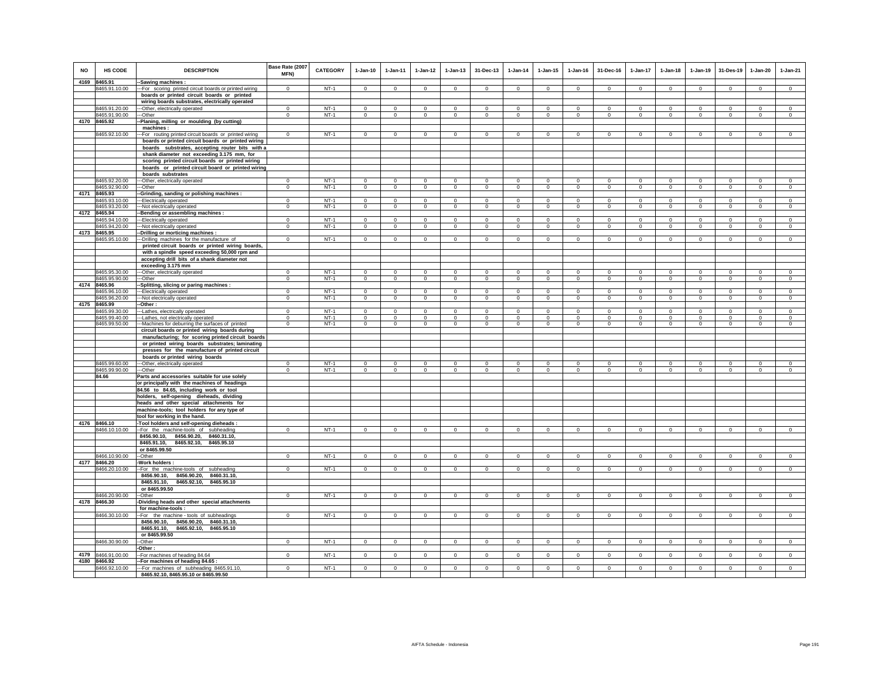| NO | HS CODE | DESCRIPTION | Base Rate (2007 MFN) | CATEGORY | 1-Jan-10 | 1-Jan-11 | 1-Jan-12 | 1-Jan-13 | 31-Dec-13 | 1-Jan-14 | 1-Jan-15 | 1-Jan-16 | 31-Dec-16 | 1-Jan-17 | 1-Jan-18 | 1-Jan-19 | 31-Des-19 | 1-Jan-20 | 1-Jan-21 |
|---|---|---|---|---|---|---|---|---|---|---|---|---|---|---|---|---|---|---|---|
| 4169 | 8465.91 | --Sawing machines : | | | | | | | | | | | | | | | | | |
| | 8465.91.10.00 | ---For scoring printed circuit boards or printed wiring boards or printed circuit boards or printed wiring boards substrates, electrically operated | 0 | NT-1 | 0 | 0 | 0 | 0 | 0 | 0 | 0 | 0 | 0 | 0 | 0 | 0 | 0 | 0 | 0 |
| | 8465.91.20.00 | ---Other, electrically operated | 0 | NT-1 | 0 | 0 | 0 | 0 | 0 | 0 | 0 | 0 | 0 | 0 | 0 | 0 | 0 | 0 | 0 |
| | 8465.91.90.00 | ---Other | 0 | NT-1 | 0 | 0 | 0 | 0 | 0 | 0 | 0 | 0 | 0 | 0 | 0 | 0 | 0 | 0 | 0 |
| 4170 | 8465.92 | --Planing, milling or moulding (by cutting) machines : | | | | | | | | | | | | | | | | | |
| | 8465.92.10.00 | ---For routing printed circuit boards or printed wiring boards or printed circuit boards or printed wiring boards substrates, accepting router bits with a shank diameter not exceeding 3.175 mm, for scoring printed circuit boards or printed wiring boards or printed circuit board or printed wiring boards substrates | 0 | NT-1 | 0 | 0 | 0 | 0 | 0 | 0 | 0 | 0 | 0 | 0 | 0 | 0 | 0 | 0 | 0 |
| | 8465.92.20.00 | ---Other, electrically operated | 0 | NT-1 | 0 | 0 | 0 | 0 | 0 | 0 | 0 | 0 | 0 | 0 | 0 | 0 | 0 | 0 | 0 |
| | 8465.92.90.00 | ---Other | 0 | NT-1 | 0 | 0 | 0 | 0 | 0 | 0 | 0 | 0 | 0 | 0 | 0 | 0 | 0 | 0 | 0 |
| 4171 | 8465.93 | --Grinding, sanding or polishing machines : | | | | | | | | | | | | | | | | | |
| | 8465.93.10.00 | ---Electrically operated | 0 | NT-1 | 0 | 0 | 0 | 0 | 0 | 0 | 0 | 0 | 0 | 0 | 0 | 0 | 0 | 0 | 0 |
| | 8465.93.20.00 | ---Not electrically operated | 0 | NT-1 | 0 | 0 | 0 | 0 | 0 | 0 | 0 | 0 | 0 | 0 | 0 | 0 | 0 | 0 | 0 |
| 4172 | 8465.94 | --Bending or assembling machines : | | | | | | | | | | | | | | | | | |
| | 8465.94.10.00 | ---Electrically operated | 0 | NT-1 | 0 | 0 | 0 | 0 | 0 | 0 | 0 | 0 | 0 | 0 | 0 | 0 | 0 | 0 | 0 |
| | 8465.94.20.00 | ---Not electrically operated | 0 | NT-1 | 0 | 0 | 0 | 0 | 0 | 0 | 0 | 0 | 0 | 0 | 0 | 0 | 0 | 0 | 0 |
| 4173 | 8465.95 | --Drilling or morticing machines : | | | | | | | | | | | | | | | | | |
| | 8465.95.10.00 | ---Drilling machines for the manufacture of printed circuit boards or printed wiring boards, with a spindle speed exceeding 50,000 rpm and accepting drill bits of a shank diameter not exceeding 3.175 mm | 0 | NT-1 | 0 | 0 | 0 | 0 | 0 | 0 | 0 | 0 | 0 | 0 | 0 | 0 | 0 | 0 | 0 |
| | 8465.95.30.00 | ---Other, electrically operated | 0 | NT-1 | 0 | 0 | 0 | 0 | 0 | 0 | 0 | 0 | 0 | 0 | 0 | 0 | 0 | 0 | 0 |
| | 8465.95.90.00 | ---Other | 0 | NT-1 | 0 | 0 | 0 | 0 | 0 | 0 | 0 | 0 | 0 | 0 | 0 | 0 | 0 | 0 | 0 |
| 4174 | 8465.96 | --Splitting, slicing or paring machines : | | | | | | | | | | | | | | | | | |
| | 8465.96.10.00 | ---Electrically operated | 0 | NT-1 | 0 | 0 | 0 | 0 | 0 | 0 | 0 | 0 | 0 | 0 | 0 | 0 | 0 | 0 | 0 |
| | 8465.96.20.00 | ---Not electrically operated | 0 | NT-1 | 0 | 0 | 0 | 0 | 0 | 0 | 0 | 0 | 0 | 0 | 0 | 0 | 0 | 0 | 0 |
| 4175 | 8465.99 | --Other : | | | | | | | | | | | | | | | | | |
| | 8465.99.30.00 | ---Lathes, electrically operated | 0 | NT-1 | 0 | 0 | 0 | 0 | 0 | 0 | 0 | 0 | 0 | 0 | 0 | 0 | 0 | 0 | 0 |
| | 8465.99.40.00 | ---Lathes, not electrically operated | 0 | NT-1 | 0 | 0 | 0 | 0 | 0 | 0 | 0 | 0 | 0 | 0 | 0 | 0 | 0 | 0 | 0 |
| | 8465.99.50.00 | ---Machines for deburring the surfaces of printed circuit boards or printed wiring boards during manufacturing; for scoring printed circuit boards or printed wiring boards substrates; laminating presses for the manufacture of printed circuit boards or printed wiring boards | 0 | NT-1 | 0 | 0 | 0 | 0 | 0 | 0 | 0 | 0 | 0 | 0 | 0 | 0 | 0 | 0 | 0 |
| | 8465.99.60.00 | ---Other, electrically operated | 0 | NT-1 | 0 | 0 | 0 | 0 | 0 | 0 | 0 | 0 | 0 | 0 | 0 | 0 | 0 | 0 | 0 |
| | 8465.99.90.00 | ---Other | 0 | NT-1 | 0 | 0 | 0 | 0 | 0 | 0 | 0 | 0 | 0 | 0 | 0 | 0 | 0 | 0 | 0 |
| | 84.66 | Parts and accessories suitable for use solely or principally with the machines of headings 84.56 to 84.65, including work or tool holders, self-opening dieheads, dividing heads and other special attachments for machine-tools; tool holders for any type of tool for working in the hand. | | | | | | | | | | | | | | | | | |
| 4176 | 8466.10 | -Tool holders and self-opening dieheads : | | | | | | | | | | | | | | | | | |
| | 8466.10.10.00 | --For the machine-tools of subheading 8456.90.10, 8456.90.20, 8460.31.10, 8465.91.10, 8465.92.10, 8465.95.10 or 8465.99.50 | 0 | NT-1 | 0 | 0 | 0 | 0 | 0 | 0 | 0 | 0 | 0 | 0 | 0 | 0 | 0 | 0 | 0 |
| | 8466.10.90.00 | --Other | 0 | NT-1 | 0 | 0 | 0 | 0 | 0 | 0 | 0 | 0 | 0 | 0 | 0 | 0 | 0 | 0 | 0 |
| 4177 | 8466.20 | -Work holders : | | | | | | | | | | | | | | | | | |
| | 8466.20.10.00 | --For the machine-tools of subheading 8456.90.10, 8456.90.20, 8460.31.10, 8465.91.10, 8465.92.10, 8465.95.10 or 8465.99.50 | 0 | NT-1 | 0 | 0 | 0 | 0 | 0 | 0 | 0 | 0 | 0 | 0 | 0 | 0 | 0 | 0 | 0 |
| | 8466.20.90.00 | --Other | 0 | NT-1 | 0 | 0 | 0 | 0 | 0 | 0 | 0 | 0 | 0 | 0 | 0 | 0 | 0 | 0 | 0 |
| 4178 | 8466.30 | -Dividing heads and other special attachments for machine-tools : | | | | | | | | | | | | | | | | | |
| | 8466.30.10.00 | --For the machine - tools of subheadings 8456.90.10, 8456.90.20, 8460.31.10, 8465.91.10, 8465.92.10, 8465.95.10 or 8465.99.50 | 0 | NT-1 | 0 | 0 | 0 | 0 | 0 | 0 | 0 | 0 | 0 | 0 | 0 | 0 | 0 | 0 | 0 |
| | 8466.30.90.00 | --Other | 0 | NT-1 | 0 | 0 | 0 | 0 | 0 | 0 | 0 | 0 | 0 | 0 | 0 | 0 | 0 | 0 | 0 |
| | | -Other : | | | | | | | | | | | | | | | | | |
| 4179 | 8466.91.00.00 | --For machines of heading 84.64 | 0 | NT-1 | 0 | 0 | 0 | 0 | 0 | 0 | 0 | 0 | 0 | 0 | 0 | 0 | 0 | 0 | 0 |
| 4180 | 8466.92 | --For machines of heading 84.65 : | | | | | | | | | | | | | | | | | |
| | 8466.92.10.00 | ---For machines of subheading 8465.91.10, 8465.92.10, 8465.95.10 or 8465.99.50 | 0 | NT-1 | 0 | 0 | 0 | 0 | 0 | 0 | 0 | 0 | 0 | 0 | 0 | 0 | 0 | 0 | 0 |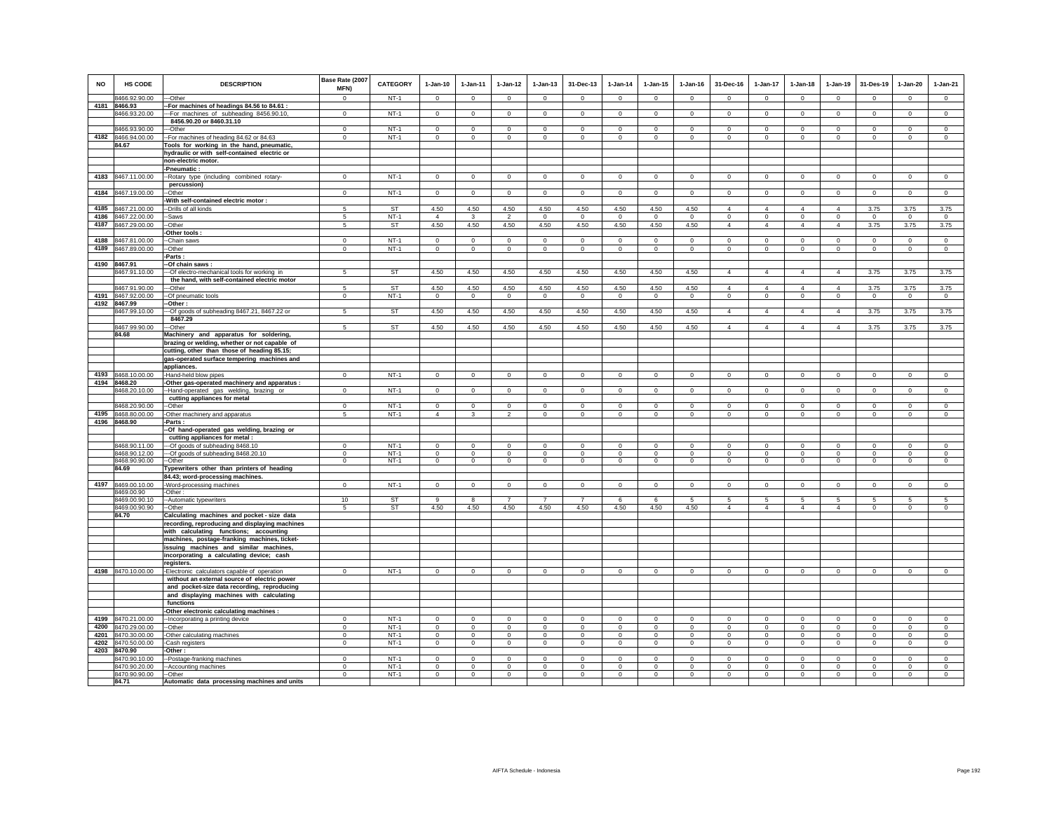| NO | HS CODE | DESCRIPTION | Base Rate (2007 MFN) | CATEGORY | 1-Jan-10 | 1-Jan-11 | 1-Jan-12 | 1-Jan-13 | 31-Dec-13 | 1-Jan-14 | 1-Jan-15 | 1-Jan-16 | 31-Dec-16 | 1-Jan-17 | 1-Jan-18 | 1-Jan-19 | 31-Des-19 | 1-Jan-20 | 1-Jan-21 |
|---|---|---|---|---|---|---|---|---|---|---|---|---|---|---|---|---|---|---|---|
| | 8466.92.90.00 | ---Other | 0 | NT-1 | 0 | 0 | 0 | 0 | 0 | 0 | 0 | 0 | 0 | 0 | 0 | 0 | 0 | 0 | 0 |
| 4181 | 8466.93 | --For machines of headings 84.56 to 84.61 : | | | | | | | | | | | | | | | | | |
| | 8466.93.20.00 | ---For machines of subheading 8456.90.10, 8456.90.20 or 8460.31.10 | 0 | NT-1 | 0 | 0 | 0 | 0 | 0 | 0 | 0 | 0 | 0 | 0 | 0 | 0 | 0 | 0 | 0 |
| | 8466.93.90.00 | ---Other | 0 | NT-1 | 0 | 0 | 0 | 0 | 0 | 0 | 0 | 0 | 0 | 0 | 0 | 0 | 0 | 0 | 0 |
| 4182 | 8466.94.00.00 | --For machines of heading 84.62 or 84.63 | 0 | NT-1 | 0 | 0 | 0 | 0 | 0 | 0 | 0 | 0 | 0 | 0 | 0 | 0 | 0 | 0 | 0 |
| | 84.67 | Tools for working in the hand, pneumatic, hydraulic or with self-contained electric or non-electric motor. | | | | | | | | | | | | | | | | | |
| | | -Pneumatic : | | | | | | | | | | | | | | | | | |
| 4183 | 8467.11.00.00 | --Rotary type (including combined rotary-percussion) | 0 | NT-1 | 0 | 0 | 0 | 0 | 0 | 0 | 0 | 0 | 0 | 0 | 0 | 0 | 0 | 0 | 0 |
| 4184 | 8467.19.00.00 | --Other | 0 | NT-1 | 0 | 0 | 0 | 0 | 0 | 0 | 0 | 0 | 0 | 0 | 0 | 0 | 0 | 0 | 0 |
| | | -With self-contained electric motor : | | | | | | | | | | | | | | | | | |
| 4185 | 8467.21.00.00 | --Drills of all kinds | 5 | ST | 4.50 | 4.50 | 4.50 | 4.50 | 4.50 | 4.50 | 4.50 | 4.50 | 4 | 4 | 4 | 4 | 3.75 | 3.75 | 3.75 |
| 4186 | 8467.22.00.00 | --Saws | 5 | NT-1 | 4 | 3 | 2 | 0 | 0 | 0 | 0 | 0 | 0 | 0 | 0 | 0 | 0 | 0 | 0 |
| 4187 | 8467.29.00.00 | --Other | 5 | ST | 4.50 | 4.50 | 4.50 | 4.50 | 4.50 | 4.50 | 4.50 | 4.50 | 4 | 4 | 4 | 4 | 3.75 | 3.75 | 3.75 |
| | | -Other tools : | | | | | | | | | | | | | | | | | |
| 4188 | 8467.81.00.00 | --Chain saws | 0 | NT-1 | 0 | 0 | 0 | 0 | 0 | 0 | 0 | 0 | 0 | 0 | 0 | 0 | 0 | 0 | 0 |
| 4189 | 8467.89.00.00 | --Other | 0 | NT-1 | 0 | 0 | 0 | 0 | 0 | 0 | 0 | 0 | 0 | 0 | 0 | 0 | 0 | 0 | 0 |
| | | -Parts : | | | | | | | | | | | | | | | | | |
| 4190 | 8467.91 | --Of chain saws : | | | | | | | | | | | | | | | | | |
| | 8467.91.10.00 | ---Of electro-mechanical tools for working in the hand, with self-contained electric motor | 5 | ST | 4.50 | 4.50 | 4.50 | 4.50 | 4.50 | 4.50 | 4.50 | 4.50 | 4 | 4 | 4 | 4 | 3.75 | 3.75 | 3.75 |
| | 8467.91.90.00 | ---Other | 5 | ST | 4.50 | 4.50 | 4.50 | 4.50 | 4.50 | 4.50 | 4.50 | 4.50 | 4 | 4 | 4 | 4 | 3.75 | 3.75 | 3.75 |
| 4191 | 8467.92.00.00 | --Of pneumatic tools | 0 | NT-1 | 0 | 0 | 0 | 0 | 0 | 0 | 0 | 0 | 0 | 0 | 0 | 0 | 0 | 0 | 0 |
| 4192 | 8467.99 | --Other : | | | | | | | | | | | | | | | | | |
| | 8467.99.10.00 | ---Of goods of subheading 8467.21, 8467.22 or 8467.29 | 5 | ST | 4.50 | 4.50 | 4.50 | 4.50 | 4.50 | 4.50 | 4.50 | 4.50 | 4 | 4 | 4 | 4 | 3.75 | 3.75 | 3.75 |
| | 8467.99.90.00 | ---Other | 5 | ST | 4.50 | 4.50 | 4.50 | 4.50 | 4.50 | 4.50 | 4.50 | 4.50 | 4 | 4 | 4 | 4 | 3.75 | 3.75 | 3.75 |
| | 84.68 | Machinery and apparatus for soldering, brazing or welding, whether or not capable of cutting, other than those of heading 85.15; gas-operated surface tempering machines and appliances. | | | | | | | | | | | | | | | | | |
| 4193 | 8468.10.00.00 | -Hand-held blow pipes | 0 | NT-1 | 0 | 0 | 0 | 0 | 0 | 0 | 0 | 0 | 0 | 0 | 0 | 0 | 0 | 0 | 0 |
| 4194 | 8468.20 | -Other gas-operated machinery and apparatus : | | | | | | | | | | | | | | | | | |
| | 8468.20.10.00 | --Hand-operated gas welding, brazing or cutting appliances for metal | 0 | NT-1 | 0 | 0 | 0 | 0 | 0 | 0 | 0 | 0 | 0 | 0 | 0 | 0 | 0 | 0 | 0 |
| | 8468.20.90.00 | --Other | 0 | NT-1 | 0 | 0 | 0 | 0 | 0 | 0 | 0 | 0 | 0 | 0 | 0 | 0 | 0 | 0 | 0 |
| 4195 | 8468.80.00.00 | -Other machinery and apparatus | 5 | NT-1 | 4 | 3 | 2 | 0 | 0 | 0 | 0 | 0 | 0 | 0 | 0 | 0 | 0 | 0 | 0 |
| 4196 | 8468.90 | -Parts : | | | | | | | | | | | | | | | | | |
| | | --Of hand-operated gas welding, brazing or cutting appliances for metal : | | | | | | | | | | | | | | | | | |
| | 8468.90.11.00 | ---Of goods of subheading 8468.10 | 0 | NT-1 | 0 | 0 | 0 | 0 | 0 | 0 | 0 | 0 | 0 | 0 | 0 | 0 | 0 | 0 | 0 |
| | 8468.90.12.00 | ---Of goods of subheading 8468.20.10 | 0 | NT-1 | 0 | 0 | 0 | 0 | 0 | 0 | 0 | 0 | 0 | 0 | 0 | 0 | 0 | 0 | 0 |
| | 8468.90.90.00 | --Other | 0 | NT-1 | 0 | 0 | 0 | 0 | 0 | 0 | 0 | 0 | 0 | 0 | 0 | 0 | 0 | 0 | 0 |
| | 84.69 | Typewriters other than printers of heading 84.43; word-processing machines. | | | | | | | | | | | | | | | | | |
| 4197 | 8469.00.10.00 | -Word-processing machines | 0 | NT-1 | 0 | 0 | 0 | 0 | 0 | 0 | 0 | 0 | 0 | 0 | 0 | 0 | 0 | 0 | 0 |
| | 8469.00.90 | -Other : | | | | | | | | | | | | | | | | | |
| | 8469.00.90.10 | --Automatic typewriters | 10 | ST | 9 | 8 | 7 | 7 | 7 | 6 | 6 | 5 | 5 | 5 | 5 | 5 | 5 | 5 | 5 |
| | 8469.00.90.90 | --Other | 5 | ST | 4.50 | 4.50 | 4.50 | 4.50 | 4.50 | 4.50 | 4.50 | 4.50 | 4 | 4 | 4 | 4 | 0 | 0 | 0 |
| | 84.70 | Calculating machines and pocket - size data recording, reproducing and displaying machines with calculating functions; accounting machines, postage-franking machines, ticket-issuing machines and similar machines, incorporating a calculating device; cash registers. | | | | | | | | | | | | | | | | | |
| 4198 | 8470.10.00.00 | -Electronic calculators capable of operation without an external source of electric power and pocket-size data recording, reproducing and displaying machines with calculating functions | 0 | NT-1 | 0 | 0 | 0 | 0 | 0 | 0 | 0 | 0 | 0 | 0 | 0 | 0 | 0 | 0 | 0 |
| | | -Other electronic calculating machines : | | | | | | | | | | | | | | | | | |
| 4199 | 8470.21.00.00 | --Incorporating a printing device | 0 | NT-1 | 0 | 0 | 0 | 0 | 0 | 0 | 0 | 0 | 0 | 0 | 0 | 0 | 0 | 0 | 0 |
| 4200 | 8470.29.00.00 | --Other | 0 | NT-1 | 0 | 0 | 0 | 0 | 0 | 0 | 0 | 0 | 0 | 0 | 0 | 0 | 0 | 0 | 0 |
| 4201 | 8470.30.00.00 | -Other calculating machines | 0 | NT-1 | 0 | 0 | 0 | 0 | 0 | 0 | 0 | 0 | 0 | 0 | 0 | 0 | 0 | 0 | 0 |
| 4202 | 8470.50.00.00 | -Cash registers | 0 | NT-1 | 0 | 0 | 0 | 0 | 0 | 0 | 0 | 0 | 0 | 0 | 0 | 0 | 0 | 0 | 0 |
| 4203 | 8470.90 | -Other : | | | | | | | | | | | | | | | | | |
| | 8470.90.10.00 | --Postage-franking machines | 0 | NT-1 | 0 | 0 | 0 | 0 | 0 | 0 | 0 | 0 | 0 | 0 | 0 | 0 | 0 | 0 | 0 |
| | 8470.90.20.00 | --Accounting machines | 0 | NT-1 | 0 | 0 | 0 | 0 | 0 | 0 | 0 | 0 | 0 | 0 | 0 | 0 | 0 | 0 | 0 |
| | 8470.90.90.00 | --Other | 0 | NT-1 | 0 | 0 | 0 | 0 | 0 | 0 | 0 | 0 | 0 | 0 | 0 | 0 | 0 | 0 | 0 |
| | 84.71 | Automatic data processing machines and units | | | | | | | | | | | | | | | | | |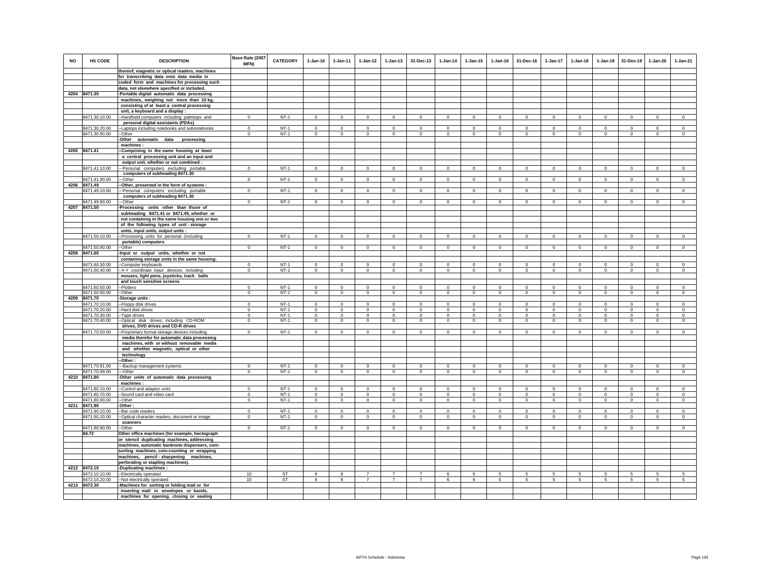| NO | HS CODE | DESCRIPTION | Base Rate (2007 MFN) | CATEGORY | 1-Jan-10 | 1-Jan-11 | 1-Jan-12 | 1-Jan-13 | 31-Dec-13 | 1-Jan-14 | 1-Jan-15 | 1-Jan-16 | 31-Dec-16 | 1-Jan-17 | 1-Jan-18 | 1-Jan-19 | 31-Des-19 | 1-Jan-20 | 1-Jan-21 |
|---|---|---|---|---|---|---|---|---|---|---|---|---|---|---|---|---|---|---|---|
| | | thereof; magnetic or optical readers, machines for transcribing data onto data media in coded form and machines for processing such data, not elsewhere specified or included. | | | | | | | | | | | | | | | | | |
| 4204 | 8471.30 | -Portable digital automatic data processing machines, weighing not more than 10 kg, consisting of at least a central processing unit, a keyboard and a display : | | | | | | | | | | | | | | | | | |
| | 8471.30.10.00 | --Handheld computers including palmtops and personal digital assistants (PDAs) | 0 | NT-1 | 0 | 0 | 0 | 0 | 0 | 0 | 0 | 0 | 0 | 0 | 0 | 0 | 0 | 0 | 0 |
| | 8471.30.20.00 | --Laptops including notebooks and subnotebooks | 0 | NT-1 | 0 | 0 | 0 | 0 | 0 | 0 | 0 | 0 | 0 | 0 | 0 | 0 | 0 | 0 | 0 |
| | 8471.30.90.00 | --Other | 0 | NT-1 | 0 | 0 | 0 | 0 | 0 | 0 | 0 | 0 | 0 | 0 | 0 | 0 | 0 | 0 | 0 |
| | | -Other automatic data processing machines : | | | | | | | | | | | | | | | | | |
| 4205 | 8471.41 | --Comprising in the same housing at least a central processing unit and an input and output unit, whether or not combined : | | | | | | | | | | | | | | | | | |
| | 8471.41.10.00 | ---Personal computers excluding portable computers of subheading 8471.30 | 0 | NT-1 | 0 | 0 | 0 | 0 | 0 | 0 | 0 | 0 | 0 | 0 | 0 | 0 | 0 | 0 | 0 |
| | 8471.41.90.00 | ---Other | 0 | NT-1 | 0 | 0 | 0 | 0 | 0 | 0 | 0 | 0 | 0 | 0 | 0 | 0 | 0 | 0 | 0 |
| 4206 | 8471.49 | --Other, presented in the form of systems : | | | | | | | | | | | | | | | | | |
| | 8471.49.10.00 | ---Personal computers excluding portable computers of subheading 8471.30 | 0 | NT-1 | 0 | 0 | 0 | 0 | 0 | 0 | 0 | 0 | 0 | 0 | 0 | 0 | 0 | 0 | 0 |
| | 8471.49.90.00 | ---Other | 0 | NT-1 | 0 | 0 | 0 | 0 | 0 | 0 | 0 | 0 | 0 | 0 | 0 | 0 | 0 | 0 | 0 |
| 4207 | 8471.50 | -Processing units other than those of subheading 8471.41 or 8471.49, whether or not containing in the same housing one or two of the following types of unit : storage units, input units, output units : | | | | | | | | | | | | | | | | | |
| | 8471.50.10.00 | --Processing units for personal (including portable) computers | 0 | NT-1 | 0 | 0 | 0 | 0 | 0 | 0 | 0 | 0 | 0 | 0 | 0 | 0 | 0 | 0 | 0 |
| | 8471.50.90.00 | --Other | 0 | NT-1 | 0 | 0 | 0 | 0 | 0 | 0 | 0 | 0 | 0 | 0 | 0 | 0 | 0 | 0 | 0 |
| 4208 | 8471.60 | -Input or output units, whether or not containing storage units in the same housing: | | | | | | | | | | | | | | | | | |
| | 8471.60.30.00 | --Computer keyboards | 0 | NT-1 | 0 | 0 | 0 | 0 | 0 | 0 | 0 | 0 | 0 | 0 | 0 | 0 | 0 | 0 | 0 |
| | 8471.60.40.00 | --X-Y coordinate input devices, including mouses, light pens, joysticks, track balls and touch sensitive screens | 0 | NT-1 | 0 | 0 | 0 | 0 | 0 | 0 | 0 | 0 | 0 | 0 | 0 | 0 | 0 | 0 | 0 |
| | 8471.60.50.00 | --Plotters | 0 | NT-1 | 0 | 0 | 0 | 0 | 0 | 0 | 0 | 0 | 0 | 0 | 0 | 0 | 0 | 0 | 0 |
| | 8471.60.90.00 | --Other | 0 | NT-1 | 0 | 0 | 0 | 0 | 0 | 0 | 0 | 0 | 0 | 0 | 0 | 0 | 0 | 0 | 0 |
| 4209 | 8471.70 | -Storage units : | | | | | | | | | | | | | | | | | |
| | 8471.70.10.00 | --Floppy disk drives | 0 | NT-1 | 0 | 0 | 0 | 0 | 0 | 0 | 0 | 0 | 0 | 0 | 0 | 0 | 0 | 0 | 0 |
| | 8471.70.20.00 | --Hard disk drives | 0 | NT-1 | 0 | 0 | 0 | 0 | 0 | 0 | 0 | 0 | 0 | 0 | 0 | 0 | 0 | 0 | 0 |
| | 8471.70.30.00 | --Tape drives | 0 | NT-1 | 0 | 0 | 0 | 0 | 0 | 0 | 0 | 0 | 0 | 0 | 0 | 0 | 0 | 0 | 0 |
| | 8471.70.40.00 | --Optical disk drives, including CD-ROM drives, DVD drives and CD-R drives | 0 | NT-1 | 0 | 0 | 0 | 0 | 0 | 0 | 0 | 0 | 0 | 0 | 0 | 0 | 0 | 0 | 0 |
| | 8471.70.50.00 | --Proprietary format storage devices including media therefor for automatic data processing machines, with or without removable media and whether magnetic, optical or other technology | 0 | NT-1 | 0 | 0 | 0 | 0 | 0 | 0 | 0 | 0 | 0 | 0 | 0 | 0 | 0 | 0 | 0 |
| | | --Other : | | | | | | | | | | | | | | | | | |
| | 8471.70.91.00 | ---Backup management systems | 0 | NT-1 | 0 | 0 | 0 | 0 | 0 | 0 | 0 | 0 | 0 | 0 | 0 | 0 | 0 | 0 | 0 |
| | 8471.70.99.00 | ---Other | 0 | NT-1 | 0 | 0 | 0 | 0 | 0 | 0 | 0 | 0 | 0 | 0 | 0 | 0 | 0 | 0 | 0 |
| 4210 | 8471.80 | -Other units of automatic data processing machines : | | | | | | | | | | | | | | | | | |
| | 8471.80.10.00 | --Control and adaptor units | 0 | NT-1 | 0 | 0 | 0 | 0 | 0 | 0 | 0 | 0 | 0 | 0 | 0 | 0 | 0 | 0 | 0 |
| | 8471.80.70.00 | --Sound card and video card | 0 | NT-1 | 0 | 0 | 0 | 0 | 0 | 0 | 0 | 0 | 0 | 0 | 0 | 0 | 0 | 0 | 0 |
| | 8471.80.90.00 | --Other | 0 | NT-1 | 0 | 0 | 0 | 0 | 0 | 0 | 0 | 0 | 0 | 0 | 0 | 0 | 0 | 0 | 0 |
| 4211 | 8471.90 | -Other : | | | | | | | | | | | | | | | | | |
| | 8471.90.10.00 | --Bar code readers | 0 | NT-1 | 0 | 0 | 0 | 0 | 0 | 0 | 0 | 0 | 0 | 0 | 0 | 0 | 0 | 0 | 0 |
| | 8471.90.20.00 | --Optical character readers, document or image scanners | 0 | NT-1 | 0 | 0 | 0 | 0 | 0 | 0 | 0 | 0 | 0 | 0 | 0 | 0 | 0 | 0 | 0 |
| | 8471.90.90.00 | --Other | 0 | NT-1 | 0 | 0 | 0 | 0 | 0 | 0 | 0 | 0 | 0 | 0 | 0 | 0 | 0 | 0 | 0 |
| | 84.72 | Other office machines (for example, hectograph or stencil duplicating machines, addressing machines, automatic banknote dispensers, coin-sorting machines, coin-counting or wrapping machines, pencil - sharpening machines, perforating or stapling machines). | | | | | | | | | | | | | | | | | |
| 4212 | 8472.10 | -Duplicating machines : | | | | | | | | | | | | | | | | | |
| | 8472.10.10.00 | --Electrically operated | 10 | ST | 9 | 8 | 7 | 7 | 7 | 6 | 6 | 5 | 5 | 5 | 5 | 5 | 5 | 5 | 5 |
| | 8472.10.20.00 | --Not electrically operated | 10 | ST | 9 | 8 | 7 | 7 | 7 | 6 | 6 | 5 | 5 | 5 | 5 | 5 | 5 | 5 | 5 |
| 4213 | 8472.30 | -Machines for sorting or folding mail or for inserting mail in envelopes or bands, machines for opening, closing or sealing | | | | | | | | | | | | | | | | | |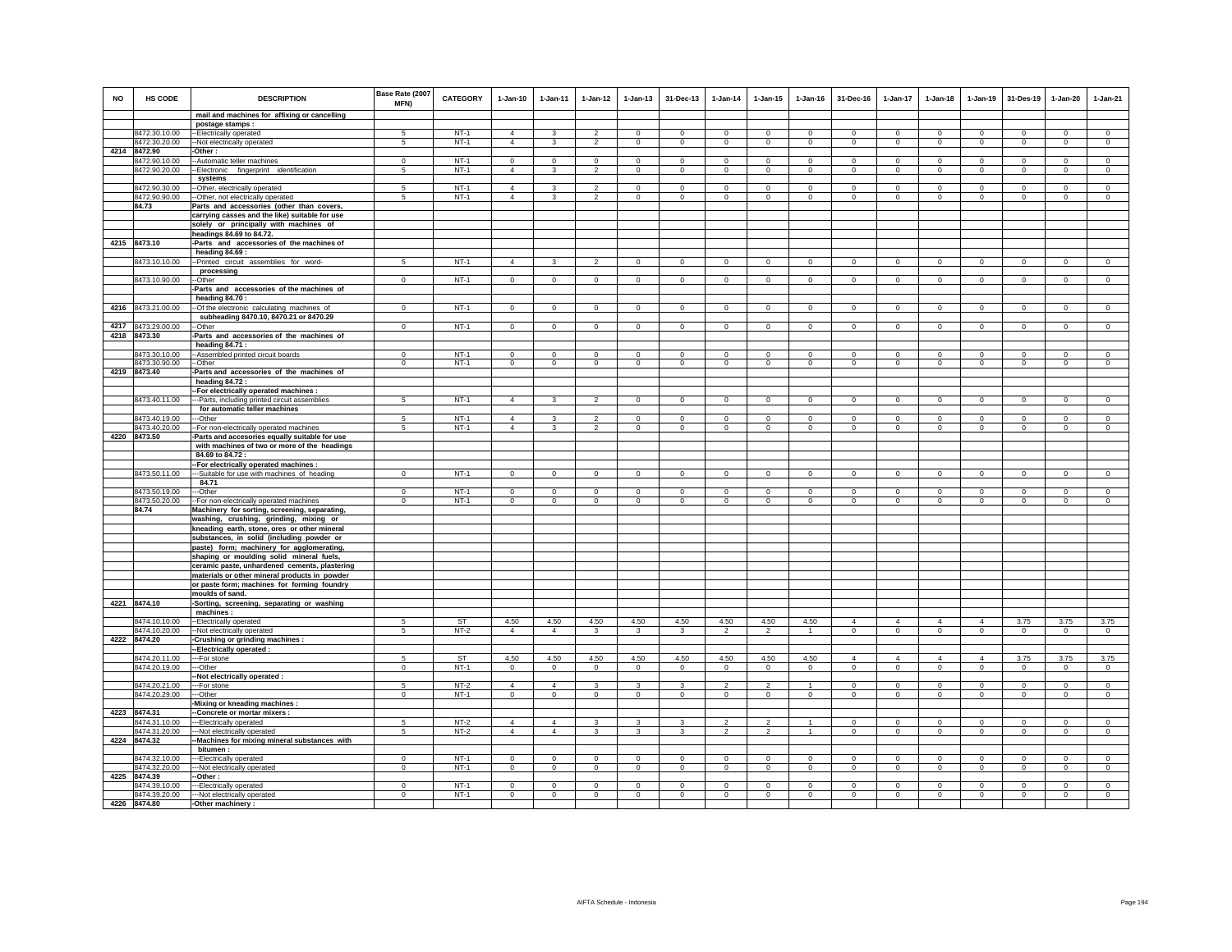| NO | HS CODE | DESCRIPTION | Base Rate (2007 MFN) | CATEGORY | 1-Jan-10 | 1-Jan-11 | 1-Jan-12 | 1-Jan-13 | 31-Dec-13 | 1-Jan-14 | 1-Jan-15 | 1-Jan-16 | 31-Dec-16 | 1-Jan-17 | 1-Jan-18 | 1-Jan-19 | 31-Des-19 | 1-Jan-20 | 1-Jan-21 |
|---|---|---|---|---|---|---|---|---|---|---|---|---|---|---|---|---|---|---|---|
| | | mail and machines for affixing or cancelling postage stamps : | | | | | | | | | | | | | | | | | |
| | 8472.30.10.00 | --Electrically operated | 5 | NT-1 | 4 | 3 | 2 | 0 | 0 | 0 | 0 | 0 | 0 | 0 | 0 | 0 | 0 | 0 | 0 |
| | 8472.30.20.00 | --Not electrically operated | 5 | NT-1 | 4 | 3 | 2 | 0 | 0 | 0 | 0 | 0 | 0 | 0 | 0 | 0 | 0 | 0 | 0 |
| 4214 | 8472.90 | -Other : | | | | | | | | | | | | | | | | | |
| | 8472.90.10.00 | --Automatic teller machines | 0 | NT-1 | 0 | 0 | 0 | 0 | 0 | 0 | 0 | 0 | 0 | 0 | 0 | 0 | 0 | 0 | 0 |
| | 8472.90.20.00 | --Electronic fingerprint identification systems | 5 | NT-1 | 4 | 3 | 2 | 0 | 0 | 0 | 0 | 0 | 0 | 0 | 0 | 0 | 0 | 0 | 0 |
| | 8472.90.30.00 | --Other, electrically operated | 5 | NT-1 | 4 | 3 | 2 | 0 | 0 | 0 | 0 | 0 | 0 | 0 | 0 | 0 | 0 | 0 | 0 |
| | 8472.90.90.00 | --Other, not electrically operated | 5 | NT-1 | 4 | 3 | 2 | 0 | 0 | 0 | 0 | 0 | 0 | 0 | 0 | 0 | 0 | 0 | 0 |
| | 84.73 | Parts and accessories (other than covers, carrying casses and the like) suitable for use solely or principally with machines of headings 84.69 to 84.72. | | | | | | | | | | | | | | | | | |
| 4215 | 8473.10 | -Parts and accessories of the machines of heading 84.69 : | | | | | | | | | | | | | | | | | |
| | 8473.10.10.00 | --Printed circuit assemblies for word-processing | 5 | NT-1 | 4 | 3 | 2 | 0 | 0 | 0 | 0 | 0 | 0 | 0 | 0 | 0 | 0 | 0 | 0 |
| | 8473.10.90.00 | --Other | 0 | NT-1 | 0 | 0 | 0 | 0 | 0 | 0 | 0 | 0 | 0 | 0 | 0 | 0 | 0 | 0 | 0 |
| | | -Parts and accessories of the machines of heading 84.70 : | | | | | | | | | | | | | | | | | |
| 4216 | 8473.21.00.00 | --Of the electronic calculating machines of subheading 8470.10, 8470.21 or 8470.29 | 0 | NT-1 | 0 | 0 | 0 | 0 | 0 | 0 | 0 | 0 | 0 | 0 | 0 | 0 | 0 | 0 | 0 |
| 4217 | 8473.29.00.00 | --Other | 0 | NT-1 | 0 | 0 | 0 | 0 | 0 | 0 | 0 | 0 | 0 | 0 | 0 | 0 | 0 | 0 | 0 |
| 4218 | 8473.30 | -Parts and accessories of the machines of heading 84.71 : | | | | | | | | | | | | | | | | | |
| | 8473.30.10.00 | --Assembled printed circuit boards | 0 | NT-1 | 0 | 0 | 0 | 0 | 0 | 0 | 0 | 0 | 0 | 0 | 0 | 0 | 0 | 0 | 0 |
| | 8473.30.90.00 | --Other | 0 | NT-1 | 0 | 0 | 0 | 0 | 0 | 0 | 0 | 0 | 0 | 0 | 0 | 0 | 0 | 0 | 0 |
| 4219 | 8473.40 | -Parts and accessories of the machines of heading 84.72 : | | | | | | | | | | | | | | | | | |
| | | --For electrically operated machines : | | | | | | | | | | | | | | | | | |
| | 8473.40.11.00 | ---Parts, including printed circuit assemblies for automatic teller machines | 5 | NT-1 | 4 | 3 | 2 | 0 | 0 | 0 | 0 | 0 | 0 | 0 | 0 | 0 | 0 | 0 | 0 |
| | 8473.40.19.00 | ---Other | 5 | NT-1 | 4 | 3 | 2 | 0 | 0 | 0 | 0 | 0 | 0 | 0 | 0 | 0 | 0 | 0 | 0 |
| | 8473.40.20.00 | --For non-electrically operated machines | 5 | NT-1 | 4 | 3 | 2 | 0 | 0 | 0 | 0 | 0 | 0 | 0 | 0 | 0 | 0 | 0 | 0 |
| 4220 | 8473.50 | -Parts and accesories equally suitable for use with machines of two or more of the headings 84.69 to 84.72 : | | | | | | | | | | | | | | | | | |
| | | --For electrically operated machines : | | | | | | | | | | | | | | | | | |
| | 8473.50.11.00 | ---Suitable for use with machines of heading 84.71 | 0 | NT-1 | 0 | 0 | 0 | 0 | 0 | 0 | 0 | 0 | 0 | 0 | 0 | 0 | 0 | 0 | 0 |
| | 8473.50.19.00 | ---Other | 0 | NT-1 | 0 | 0 | 0 | 0 | 0 | 0 | 0 | 0 | 0 | 0 | 0 | 0 | 0 | 0 | 0 |
| | 8473.50.20.00 | --For non-electrically operated machines | 0 | NT-1 | 0 | 0 | 0 | 0 | 0 | 0 | 0 | 0 | 0 | 0 | 0 | 0 | 0 | 0 | 0 |
| | 84.74 | Machinery for sorting, screening, separating, washing, crushing, grinding, mixing or kneading earth, stone, ores or other mineral substances, in solid (including powder or paste) form; machinery for agglomerating, shaping or moulding solid mineral fuels, ceramic paste, unhardened cements, plastering materials or other mineral products in powder or paste form; machines for forming foundry moulds of sand. | | | | | | | | | | | | | | | | | |
| 4221 | 8474.10 | -Sorting, screening, separating or washing machines : | | | | | | | | | | | | | | | | | |
| | 8474.10.10.00 | --Electrically operated | 5 | ST | 4.50 | 4.50 | 4.50 | 4.50 | 4.50 | 4.50 | 4.50 | 4.50 | 4 | 4 | 4 | 4 | 3.75 | 3.75 | 3.75 |
| | 8474.10.20.00 | --Not electrically operated | 5 | NT-2 | 4 | 4 | 3 | 3 | 3 | 2 | 2 | 1 | 0 | 0 | 0 | 0 | 0 | 0 | 0 |
| 4222 | 8474.20 | -Crushing or grinding machines : | | | | | | | | | | | | | | | | | |
| | | --Electrically operated : | | | | | | | | | | | | | | | | | |
| | 8474.20.11.00 | ---For stone | 5 | ST | 4.50 | 4.50 | 4.50 | 4.50 | 4.50 | 4.50 | 4.50 | 4.50 | 4 | 4 | 4 | 4 | 3.75 | 3.75 | 3.75 |
| | 8474.20.19.00 | ---Other | 0 | NT-1 | 0 | 0 | 0 | 0 | 0 | 0 | 0 | 0 | 0 | 0 | 0 | 0 | 0 | 0 | 0 |
| | | --Not electrically operated : | | | | | | | | | | | | | | | | | |
| | 8474.20.21.00 | ---For stone | 5 | NT-2 | 4 | 4 | 3 | 3 | 3 | 2 | 2 | 1 | 0 | 0 | 0 | 0 | 0 | 0 | 0 |
| | 8474.20.29.00 | ---Other | 0 | NT-1 | 0 | 0 | 0 | 0 | 0 | 0 | 0 | 0 | 0 | 0 | 0 | 0 | 0 | 0 | 0 |
| | | -Mixing or kneading machines : | | | | | | | | | | | | | | | | | |
| 4223 | 8474.31 | --Concrete or mortar mixers : | | | | | | | | | | | | | | | | | |
| | 8474.31.10.00 | ---Electrically operated | 5 | NT-2 | 4 | 4 | 3 | 3 | 3 | 2 | 2 | 1 | 0 | 0 | 0 | 0 | 0 | 0 | 0 |
| | 8474.31.20.00 | ---Not electrically operated | 5 | NT-2 | 4 | 4 | 3 | 3 | 3 | 2 | 2 | 1 | 0 | 0 | 0 | 0 | 0 | 0 | 0 |
| 4224 | 8474.32 | --Machines for mixing mineral substances with bitumen : | | | | | | | | | | | | | | | | | |
| | 8474.32.10.00 | ---Electrically operated | 0 | NT-1 | 0 | 0 | 0 | 0 | 0 | 0 | 0 | 0 | 0 | 0 | 0 | 0 | 0 | 0 | 0 |
| | 8474.32.20.00 | ---Not electrically operated | 0 | NT-1 | 0 | 0 | 0 | 0 | 0 | 0 | 0 | 0 | 0 | 0 | 0 | 0 | 0 | 0 | 0 |
| 4225 | 8474.39 | --Other : | | | | | | | | | | | | | | | | | |
| | 8474.39.10.00 | ---Electrically operated | 0 | NT-1 | 0 | 0 | 0 | 0 | 0 | 0 | 0 | 0 | 0 | 0 | 0 | 0 | 0 | 0 | 0 |
| | 8474.39.20.00 | ---Not electrically operated | 0 | NT-1 | 0 | 0 | 0 | 0 | 0 | 0 | 0 | 0 | 0 | 0 | 0 | 0 | 0 | 0 | 0 |
| 4226 | 8474.80 | -Other machinery : | | | | | | | | | | | | | | | | | |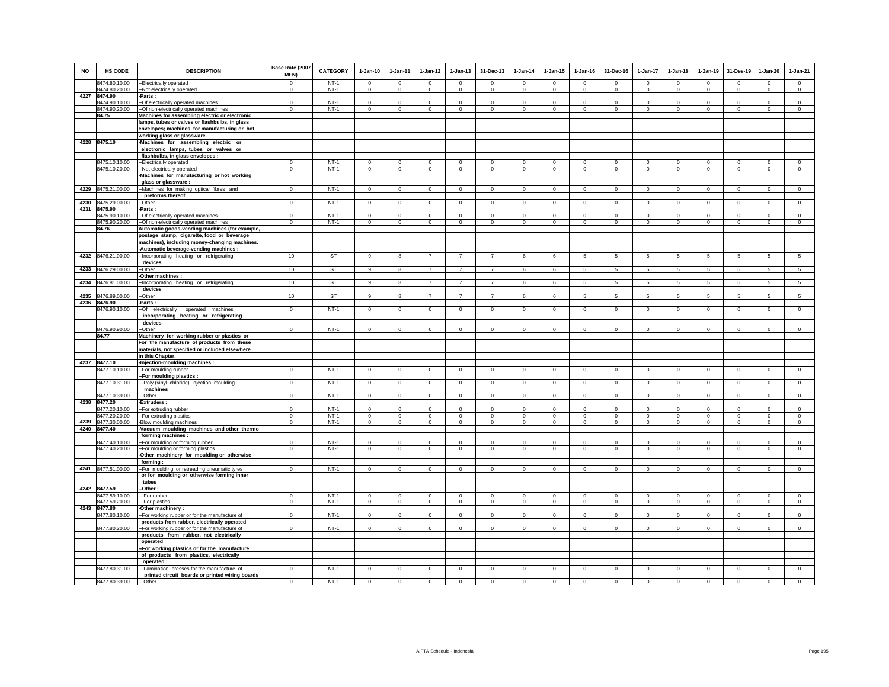| NO | HS CODE | DESCRIPTION | Base Rate (2007 MFN) | CATEGORY | 1-Jan-10 | 1-Jan-11 | 1-Jan-12 | 1-Jan-13 | 31-Dec-13 | 1-Jan-14 | 1-Jan-15 | 1-Jan-16 | 31-Dec-16 | 1-Jan-17 | 1-Jan-18 | 1-Jan-19 | 31-Des-19 | 1-Jan-20 | 1-Jan-21 |
|---|---|---|---|---|---|---|---|---|---|---|---|---|---|---|---|---|---|---|---|
| | 8474.80.10.00 | --Electrically operated | 0 | NT-1 | 0 | 0 | 0 | 0 | 0 | 0 | 0 | 0 | 0 | 0 | 0 | 0 | 0 | 0 | 0 |
| | 8474.80.20.00 | --Not electrically operated | 0 | NT-1 | 0 | 0 | 0 | 0 | 0 | 0 | 0 | 0 | 0 | 0 | 0 | 0 | 0 | 0 | 0 |
| 4227 | 8474.90 | -Parts : | | | | | | | | | | | | | | | | | |
| | 8474.90.10.00 | --Of electrically operated machines | 0 | NT-1 | 0 | 0 | 0 | 0 | 0 | 0 | 0 | 0 | 0 | 0 | 0 | 0 | 0 | 0 | 0 |
| | 8474.90.20.00 | --Of non-electrically operated machines | 0 | NT-1 | 0 | 0 | 0 | 0 | 0 | 0 | 0 | 0 | 0 | 0 | 0 | 0 | 0 | 0 | 0 |
| | 84.75 | Machines for assembling electric or electronic lamps, tubes or valves or flashbulbs, in glass envelopes; machines for manufacturing or hot working glass or glassware. | | | | | | | | | | | | | | | | | |
| 4228 | 8475.10 | -Machines for assembling electric or electronic lamps, tubes or valves or flashbulbs, in glass envelopes : | | | | | | | | | | | | | | | | | |
| | 8475.10.10.00 | --Electrically operated | 0 | NT-1 | 0 | 0 | 0 | 0 | 0 | 0 | 0 | 0 | 0 | 0 | 0 | 0 | 0 | 0 | 0 |
| | 8475.10.20.00 | --Not electrically operated | 0 | NT-1 | 0 | 0 | 0 | 0 | 0 | 0 | 0 | 0 | 0 | 0 | 0 | 0 | 0 | 0 | 0 |
| | | -Machines for manufacturing or hot working glass or glassware : | | | | | | | | | | | | | | | | | |
| 4229 | 8475.21.00.00 | --Machines for making optical fibres and preforms thereof | 0 | NT-1 | 0 | 0 | 0 | 0 | 0 | 0 | 0 | 0 | 0 | 0 | 0 | 0 | 0 | 0 | 0 |
| 4230 | 8475.29.00.00 | --Other | 0 | NT-1 | 0 | 0 | 0 | 0 | 0 | 0 | 0 | 0 | 0 | 0 | 0 | 0 | 0 | 0 | 0 |
| 4231 | 8475.90 | -Parts : | | | | | | | | | | | | | | | | | |
| | 8475.90.10.00 | --Of electrically operated machines | 0 | NT-1 | 0 | 0 | 0 | 0 | 0 | 0 | 0 | 0 | 0 | 0 | 0 | 0 | 0 | 0 | 0 |
| | 8475.90.20.00 | --Of non-electrically operated machines | 0 | NT-1 | 0 | 0 | 0 | 0 | 0 | 0 | 0 | 0 | 0 | 0 | 0 | 0 | 0 | 0 | 0 |
| | 84.76 | Automatic goods-vending machines (for example, postage stamp, cigarette, food or beverage machines), including money-changing machines. | | | | | | | | | | | | | | | | | |
| | | -Automatic beverage-vending machines : | | | | | | | | | | | | | | | | | |
| 4232 | 8476.21.00.00 | --Incorporating heating or refrigerating devices | 10 | ST | 9 | 8 | 7 | 7 | 7 | 6 | 6 | 5 | 5 | 5 | 5 | 5 | 5 | 5 | 5 |
| 4233 | 8476.29.00.00 | --Other | 10 | ST | 9 | 8 | 7 | 7 | 7 | 6 | 6 | 5 | 5 | 5 | 5 | 5 | 5 | 5 | 5 |
| | | -Other machines : | | | | | | | | | | | | | | | | | |
| 4234 | 8476.81.00.00 | --Incorporating heating or refrigerating devices | 10 | ST | 9 | 8 | 7 | 7 | 7 | 6 | 6 | 5 | 5 | 5 | 5 | 5 | 5 | 5 | 5 |
| 4235 | 8476.89.00.00 | --Other | 10 | ST | 9 | 8 | 7 | 7 | 7 | 6 | 6 | 5 | 5 | 5 | 5 | 5 | 5 | 5 | 5 |
| 4236 | 8476.90 | -Parts : | | | | | | | | | | | | | | | | | |
| | 8476.90.10.00 | --Of electrically operated machines incorporating heating or refrigerating devices | 0 | NT-1 | 0 | 0 | 0 | 0 | 0 | 0 | 0 | 0 | 0 | 0 | 0 | 0 | 0 | 0 | 0 |
| | 8476.90.90.00 | --Other | 0 | NT-1 | 0 | 0 | 0 | 0 | 0 | 0 | 0 | 0 | 0 | 0 | 0 | 0 | 0 | 0 | 0 |
| | 84.77 | Machinery for working rubber or plastics or for the manufacture of products from these materials, not specified or included elsewhere in this Chapter. | | | | | | | | | | | | | | | | | |
| 4237 | 8477.10 | -Injection-moulding machines : | | | | | | | | | | | | | | | | | |
| | 8477.10.10.00 | --For moulding rubber | 0 | NT-1 | 0 | 0 | 0 | 0 | 0 | 0 | 0 | 0 | 0 | 0 | 0 | 0 | 0 | 0 | 0 |
| | | --For moulding plastics : | | | | | | | | | | | | | | | | | |
| | 8477.10.31.00 | ---Poly (vinyl chloride) injection moulding machines | 0 | NT-1 | 0 | 0 | 0 | 0 | 0 | 0 | 0 | 0 | 0 | 0 | 0 | 0 | 0 | 0 | 0 |
| | 8477.10.39.00 | ---Other | 0 | NT-1 | 0 | 0 | 0 | 0 | 0 | 0 | 0 | 0 | 0 | 0 | 0 | 0 | 0 | 0 | 0 |
| 4238 | 8477.20 | -Extruders : | | | | | | | | | | | | | | | | | |
| | 8477.20.10.00 | --For extruding rubber | 0 | NT-1 | 0 | 0 | 0 | 0 | 0 | 0 | 0 | 0 | 0 | 0 | 0 | 0 | 0 | 0 | 0 |
| | 8477.20.20.00 | --For extruding plastics | 0 | NT-1 | 0 | 0 | 0 | 0 | 0 | 0 | 0 | 0 | 0 | 0 | 0 | 0 | 0 | 0 | 0 |
| 4239 | 8477.30.00.00 | -Blow moulding machines | 0 | NT-1 | 0 | 0 | 0 | 0 | 0 | 0 | 0 | 0 | 0 | 0 | 0 | 0 | 0 | 0 | 0 |
| 4240 | 8477.40 | -Vacuum moulding machines and other thermo forming machines : | | | | | | | | | | | | | | | | | |
| | 8477.40.10.00 | --For moulding or forming rubber | 0 | NT-1 | 0 | 0 | 0 | 0 | 0 | 0 | 0 | 0 | 0 | 0 | 0 | 0 | 0 | 0 | 0 |
| | 8477.40.20.00 | --For moulding or forming plastics | 0 | NT-1 | 0 | 0 | 0 | 0 | 0 | 0 | 0 | 0 | 0 | 0 | 0 | 0 | 0 | 0 | 0 |
| | | -Other machinery for moulding or otherwise forming : | | | | | | | | | | | | | | | | | |
| 4241 | 8477.51.00.00 | --For moulding or retreading pneumatic tyres or for moulding or otherwise forming inner tubes | 0 | NT-1 | 0 | 0 | 0 | 0 | 0 | 0 | 0 | 0 | 0 | 0 | 0 | 0 | 0 | 0 | 0 |
| 4242 | 8477.59 | --Other : | | | | | | | | | | | | | | | | | |
| | 8477.59.10.00 | ---For rubber | 0 | NT-1 | 0 | 0 | 0 | 0 | 0 | 0 | 0 | 0 | 0 | 0 | 0 | 0 | 0 | 0 | 0 |
| | 8477.59.20.00 | ---For plastics | 0 | NT-1 | 0 | 0 | 0 | 0 | 0 | 0 | 0 | 0 | 0 | 0 | 0 | 0 | 0 | 0 | 0 |
| 4243 | 8477.80 | -Other machinery : | | | | | | | | | | | | | | | | | |
| | 8477.80.10.00 | --For working rubber or for the manufacture of products from rubber, electrically operated | 0 | NT-1 | 0 | 0 | 0 | 0 | 0 | 0 | 0 | 0 | 0 | 0 | 0 | 0 | 0 | 0 | 0 |
| | 8477.80.20.00 | --For working rubber or for the manufacture of products from rubber, not electrically operated | 0 | NT-1 | 0 | 0 | 0 | 0 | 0 | 0 | 0 | 0 | 0 | 0 | 0 | 0 | 0 | 0 | 0 |
| | | --For working plastics or for the manufacture of products from plastics, electrically operated : | | | | | | | | | | | | | | | | | |
| | 8477.80.31.00 | ---Lamination presses for the manufacture of printed circuit boards or printed wiring boards | 0 | NT-1 | 0 | 0 | 0 | 0 | 0 | 0 | 0 | 0 | 0 | 0 | 0 | 0 | 0 | 0 | 0 |
| | 8477.80.39.00 | ---Other | 0 | NT-1 | 0 | 0 | 0 | 0 | 0 | 0 | 0 | 0 | 0 | 0 | 0 | 0 | 0 | 0 | 0 |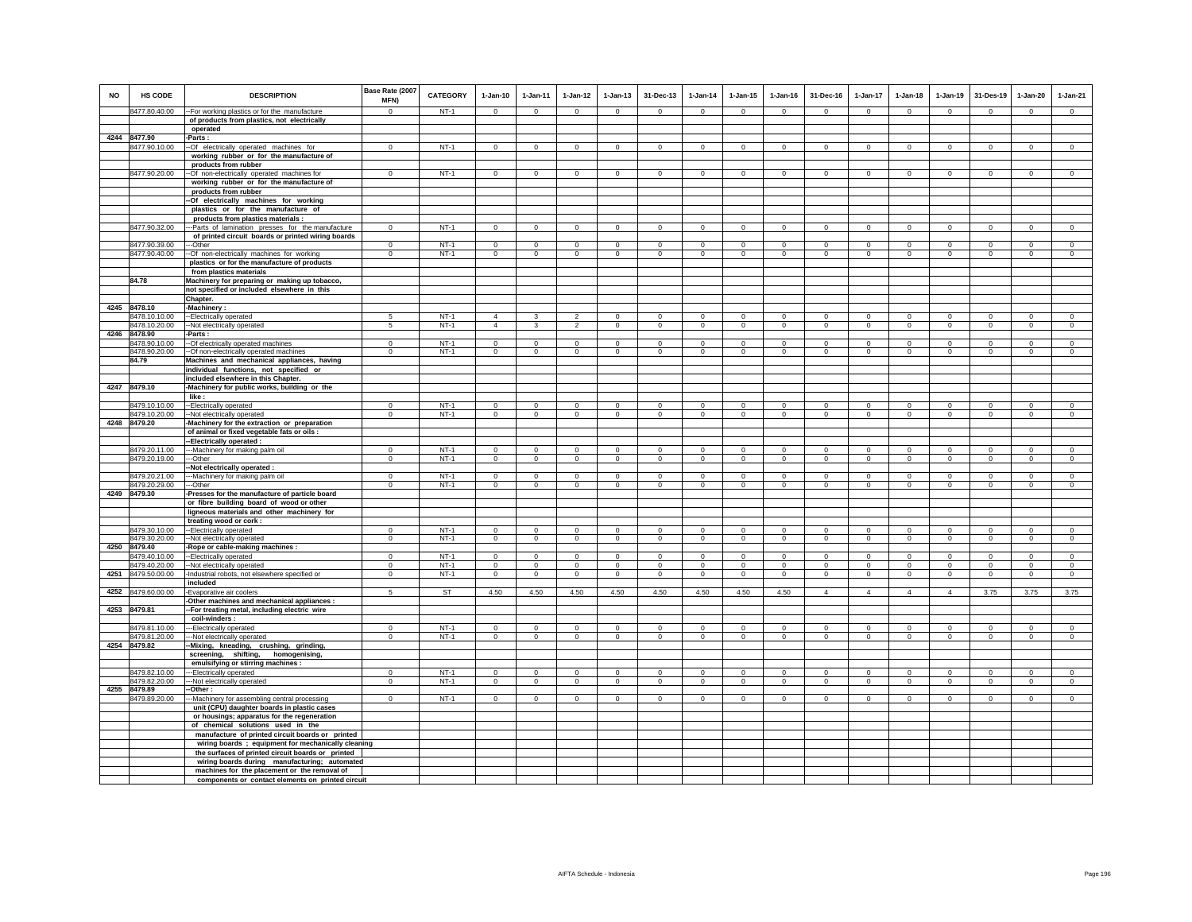| NO | HS CODE | DESCRIPTION | Base Rate (2007 MFN) | CATEGORY | 1-Jan-10 | 1-Jan-11 | 1-Jan-12 | 1-Jan-13 | 31-Dec-13 | 1-Jan-14 | 1-Jan-15 | 1-Jan-16 | 31-Dec-16 | 1-Jan-17 | 1-Jan-18 | 1-Jan-19 | 31-Des-19 | 1-Jan-20 | 1-Jan-21 |
|---|---|---|---|---|---|---|---|---|---|---|---|---|---|---|---|---|---|---|---|
| | 8477.80.40.00 | --For working plastics or for the manufacture of products from plastics, not electrically operated | 0 | NT-1 | 0 | 0 | 0 | 0 | 0 | 0 | 0 | 0 | 0 | 0 | 0 | 0 | 0 | 0 | 0 |
| 4244 | 8477.90 | -Parts : | | | | | | | | | | | | | | | | | |
| | 8477.90.10.00 | --Of electrically operated machines for working rubber or for the manufacture of products from rubber | 0 | NT-1 | 0 | 0 | 0 | 0 | 0 | 0 | 0 | 0 | 0 | 0 | 0 | 0 | 0 | 0 | 0 |
| | 8477.90.20.00 | --Of non-electrically operated machines for working rubber or for the manufacture of products from rubber | 0 | NT-1 | 0 | 0 | 0 | 0 | 0 | 0 | 0 | 0 | 0 | 0 | 0 | 0 | 0 | 0 | 0 |
| | | --Of electrically machines for working plastics or for the manufacture of products from plastics materials : | | | | | | | | | | | | | | | | | |
| | 8477.90.32.00 | ---Parts of lamination presses for the manufacture of printed circuit boards or printed wiring boards | 0 | NT-1 | 0 | 0 | 0 | 0 | 0 | 0 | 0 | 0 | 0 | 0 | 0 | 0 | 0 | 0 | 0 |
| | 8477.90.39.00 | ---Other | 0 | NT-1 | 0 | 0 | 0 | 0 | 0 | 0 | 0 | 0 | 0 | 0 | 0 | 0 | 0 | 0 | 0 |
| | 8477.90.40.00 | --Of non-electrically machines for working plastics or for the manufacture of products from plastics materials | 0 | NT-1 | 0 | 0 | 0 | 0 | 0 | 0 | 0 | 0 | 0 | 0 | 0 | 0 | 0 | 0 | 0 |
| | 84.78 | Machinery for preparing or making up tobacco, not specified or included elsewhere in this Chapter. | | | | | | | | | | | | | | | | | |
| 4245 | 8478.10 | -Machinery : | | | | | | | | | | | | | | | | | |
| | 8478.10.10.00 | --Electrically operated | 5 | NT-1 | 4 | 3 | 2 | 0 | 0 | 0 | 0 | 0 | 0 | 0 | 0 | 0 | 0 | 0 | 0 |
| | 8478.10.20.00 | --Not electrically operated | 5 | NT-1 | 4 | 3 | 2 | 0 | 0 | 0 | 0 | 0 | 0 | 0 | 0 | 0 | 0 | 0 | 0 |
| 4246 | 8478.90 | -Parts : | | | | | | | | | | | | | | | | | |
| | 8478.90.10.00 | --Of electrically operated machines | 0 | NT-1 | 0 | 0 | 0 | 0 | 0 | 0 | 0 | 0 | 0 | 0 | 0 | 0 | 0 | 0 | 0 |
| | 8478.90.20.00 | --Of non-electrically operated machines | 0 | NT-1 | 0 | 0 | 0 | 0 | 0 | 0 | 0 | 0 | 0 | 0 | 0 | 0 | 0 | 0 | 0 |
| | 84.79 | Machines and mechanical appliances, having individual functions, not specified or included elsewhere in this Chapter. | | | | | | | | | | | | | | | | | |
| 4247 | 8479.10 | -Machinery for public works, building or the like : | | | | | | | | | | | | | | | | | |
| | 8479.10.10.00 | --Electrically operated | 0 | NT-1 | 0 | 0 | 0 | 0 | 0 | 0 | 0 | 0 | 0 | 0 | 0 | 0 | 0 | 0 | 0 |
| | 8479.10.20.00 | --Not electrically operated | 0 | NT-1 | 0 | 0 | 0 | 0 | 0 | 0 | 0 | 0 | 0 | 0 | 0 | 0 | 0 | 0 | 0 |
| 4248 | 8479.20 | -Machinery for the extraction or preparation of animal or fixed vegetable fats or oils : | | | | | | | | | | | | | | | | | |
| | | --Electrically operated : | | | | | | | | | | | | | | | | | |
| | 8479.20.11.00 | ---Machinery for making palm oil | 0 | NT-1 | 0 | 0 | 0 | 0 | 0 | 0 | 0 | 0 | 0 | 0 | 0 | 0 | 0 | 0 | 0 |
| | 8479.20.19.00 | ---Other | 0 | NT-1 | 0 | 0 | 0 | 0 | 0 | 0 | 0 | 0 | 0 | 0 | 0 | 0 | 0 | 0 | 0 |
| | | --Not electrically operated : | | | | | | | | | | | | | | | | | |
| | 8479.20.21.00 | ---Machinery for making palm oil | 0 | NT-1 | 0 | 0 | 0 | 0 | 0 | 0 | 0 | 0 | 0 | 0 | 0 | 0 | 0 | 0 | 0 |
| | 8479.20.29.00 | ---Other | 0 | NT-1 | 0 | 0 | 0 | 0 | 0 | 0 | 0 | 0 | 0 | 0 | 0 | 0 | 0 | 0 | 0 |
| 4249 | 8479.30 | -Presses for the manufacture of particle board or fibre building board of wood or other ligneous materials and other machinery for treating wood or cork : | | | | | | | | | | | | | | | | | |
| | 8479.30.10.00 | --Electrically operated | 0 | NT-1 | 0 | 0 | 0 | 0 | 0 | 0 | 0 | 0 | 0 | 0 | 0 | 0 | 0 | 0 | 0 |
| | 8479.30.20.00 | --Not electrically operated | 0 | NT-1 | 0 | 0 | 0 | 0 | 0 | 0 | 0 | 0 | 0 | 0 | 0 | 0 | 0 | 0 | 0 |
| 4250 | 8479.40 | -Rope or cable-making machines : | | | | | | | | | | | | | | | | | |
| | 8479.40.10.00 | --Electrically operated | 0 | NT-1 | 0 | 0 | 0 | 0 | 0 | 0 | 0 | 0 | 0 | 0 | 0 | 0 | 0 | 0 | 0 |
| | 8479.40.20.00 | --Not electrically operated | 0 | NT-1 | 0 | 0 | 0 | 0 | 0 | 0 | 0 | 0 | 0 | 0 | 0 | 0 | 0 | 0 | 0 |
| 4251 | 8479.50.00.00 | -Industrial robots, not elsewhere specified or included | 0 | NT-1 | 0 | 0 | 0 | 0 | 0 | 0 | 0 | 0 | 0 | 0 | 0 | 0 | 0 | 0 | 0 |
| 4252 | 8479.60.00.00 | -Evaporative air coolers | 5 | ST | 4.50 | 4.50 | 4.50 | 4.50 | 4.50 | 4.50 | 4.50 | 4.50 | 4 | 4 | 4 | 4 | 3.75 | 3.75 | 3.75 |
| | | -Other machines and mechanical appliances : | | | | | | | | | | | | | | | | | |
| 4253 | 8479.81 | --For treating metal, including electric wire coil-winders : | | | | | | | | | | | | | | | | | |
| | 8479.81.10.00 | ---Electrically operated | 0 | NT-1 | 0 | 0 | 0 | 0 | 0 | 0 | 0 | 0 | 0 | 0 | 0 | 0 | 0 | 0 | 0 |
| | 8479.81.20.00 | ---Not electrically operated | 0 | NT-1 | 0 | 0 | 0 | 0 | 0 | 0 | 0 | 0 | 0 | 0 | 0 | 0 | 0 | 0 | 0 |
| 4254 | 8479.82 | --Mixing, kneading, crushing, grinding, screening, shifting, homogenising, emulsifying or stirring machines : | | | | | | | | | | | | | | | | | |
| | 8479.82.10.00 | ---Electrically operated | 0 | NT-1 | 0 | 0 | 0 | 0 | 0 | 0 | 0 | 0 | 0 | 0 | 0 | 0 | 0 | 0 | 0 |
| | 8479.82.20.00 | ---Not electrically operated | 0 | NT-1 | 0 | 0 | 0 | 0 | 0 | 0 | 0 | 0 | 0 | 0 | 0 | 0 | 0 | 0 | 0 |
| 4255 | 8479.89 | --Other : | | | | | | | | | | | | | | | | | |
| | 8479.89.20.00 | ---Machinery for assembling central processing unit (CPU) daughter boards in plastic cases or housings; apparatus for the regeneration of chemical solutions used in the manufacture of printed circuit boards or printed wiring boards ; equipment for mechanically cleaning the surfaces of printed circuit boards or printed wiring boards during manufacturing; automated machines for the placement or the removal of components or contact elements on printed circuit | 0 | NT-1 | 0 | 0 | 0 | 0 | 0 | 0 | 0 | 0 | 0 | 0 | 0 | 0 | 0 | 0 | 0 |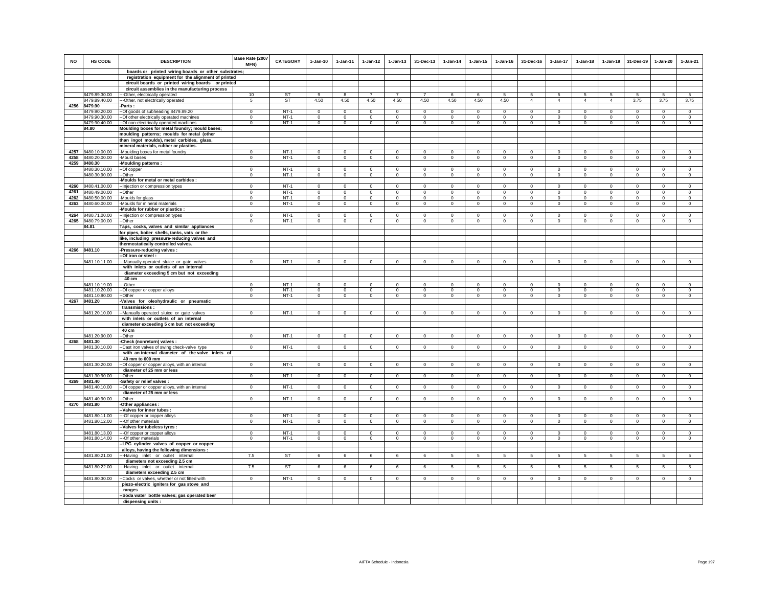| NO | HS CODE | DESCRIPTION | Base Rate (2007 MFN) | CATEGORY | 1-Jan-10 | 1-Jan-11 | 1-Jan-12 | 1-Jan-13 | 31-Dec-13 | 1-Jan-14 | 1-Jan-15 | 1-Jan-16 | 31-Dec-16 | 1-Jan-17 | 1-Jan-18 | 1-Jan-19 | 31-Des-19 | 1-Jan-20 | 1-Jan-21 |
|---|---|---|---|---|---|---|---|---|---|---|---|---|---|---|---|---|---|---|---|
| | | boards or printed wiring boards or other substrates; | | | | | | | | | | | | | | | | | |
| | | registration equipment for the alignment of printed | | | | | | | | | | | | | | | | | |
| | | circuit boards or printed wiring boards or printed | | | | | | | | | | | | | | | | | |
| | | circuit assemblies in the manufacturing process | | | | | | | | | | | | | | | | | |
| | 8479.89.30.00 | ---Other, electrically operated | 10 | ST | 9 | 8 | 7 | 7 | 7 | 6 | 6 | 5 | 5 | 5 | 5 | 5 | 5 | 5 | 5 |
| | 8479.89.40.00 | ---Other, not electrically operated | 5 | ST | 4.50 | 4.50 | 4.50 | 4.50 | 4.50 | 4.50 | 4.50 | 4.50 | 4 | 4 | 4 | 4 | 3.75 | 3.75 | 3.75 |
| 4256 | 8479.90 | -Parts : | | | | | | | | | | | | | | | | | |
| | 8479.90.20.00 | --Of goods of subheading 8479.89.20 | 0 | NT-1 | 0 | 0 | 0 | 0 | 0 | 0 | 0 | 0 | 0 | 0 | 0 | 0 | 0 | 0 | 0 |
| | 8479.90.30.00 | --Of other electrically operated machines | 0 | NT-1 | 0 | 0 | 0 | 0 | 0 | 0 | 0 | 0 | 0 | 0 | 0 | 0 | 0 | 0 | 0 |
| | 8479.90.40.00 | --Of non-electrically operated machines | 0 | NT-1 | 0 | 0 | 0 | 0 | 0 | 0 | 0 | 0 | 0 | 0 | 0 | 0 | 0 | 0 | 0 |
| | 84.80 | Moulding boxes for metal foundry; mould bases; | | | | | | | | | | | | | | | | | |
| | | moulding patterns; moulds for metal (other | | | | | | | | | | | | | | | | | |
| | | than ingot moulds), metal carbides, glass, | | | | | | | | | | | | | | | | | |
| | | mineral materials, rubber or plastics. | | | | | | | | | | | | | | | | | |
| 4257 | 8480.10.00.00 | -Moulding boxes for metal foundry | 0 | NT-1 | 0 | 0 | 0 | 0 | 0 | 0 | 0 | 0 | 0 | 0 | 0 | 0 | 0 | 0 | 0 |
| 4258 | 8480.20.00.00 | -Mould bases | 0 | NT-1 | 0 | 0 | 0 | 0 | 0 | 0 | 0 | 0 | 0 | 0 | 0 | 0 | 0 | 0 | 0 |
| 4259 | 8480.30 | -Moulding patterns : | | | | | | | | | | | | | | | | | |
| | 8480.30.10.00 | --Of copper | 0 | NT-1 | 0 | 0 | 0 | 0 | 0 | 0 | 0 | 0 | 0 | 0 | 0 | 0 | 0 | 0 | 0 |
| | 8480.30.90.00 | --Other | 0 | NT-1 | 0 | 0 | 0 | 0 | 0 | 0 | 0 | 0 | 0 | 0 | 0 | 0 | 0 | 0 | 0 |
| | | -Moulds for metal or metal carbides : | | | | | | | | | | | | | | | | | |
| 4260 | 8480.41.00.00 | --Injection or compression types | 0 | NT-1 | 0 | 0 | 0 | 0 | 0 | 0 | 0 | 0 | 0 | 0 | 0 | 0 | 0 | 0 | 0 |
| 4261 | 8480.49.00.00 | --Other | 0 | NT-1 | 0 | 0 | 0 | 0 | 0 | 0 | 0 | 0 | 0 | 0 | 0 | 0 | 0 | 0 | 0 |
| 4262 | 8480.50.00.00 | -Moulds for glass | 0 | NT-1 | 0 | 0 | 0 | 0 | 0 | 0 | 0 | 0 | 0 | 0 | 0 | 0 | 0 | 0 | 0 |
| 4263 | 8480.60.00.00 | -Moulds for mineral materials | 0 | NT-1 | 0 | 0 | 0 | 0 | 0 | 0 | 0 | 0 | 0 | 0 | 0 | 0 | 0 | 0 | 0 |
| | | -Moulds for rubber or plastics : | | | | | | | | | | | | | | | | | |
| 4264 | 8480.71.00.00 | --Injection or compression types | 0 | NT-1 | 0 | 0 | 0 | 0 | 0 | 0 | 0 | 0 | 0 | 0 | 0 | 0 | 0 | 0 | 0 |
| 4265 | 8480.79.00.00 | --Other | 0 | NT-1 | 0 | 0 | 0 | 0 | 0 | 0 | 0 | 0 | 0 | 0 | 0 | 0 | 0 | 0 | 0 |
| | 84.81 | Taps, cocks, valves and similar appliances | | | | | | | | | | | | | | | | | |
| | | for pipes, boiler shells, tanks, vats or the | | | | | | | | | | | | | | | | | |
| | | like, including pressure-reducing valves and | | | | | | | | | | | | | | | | | |
| | | thermostatically controlled valves. | | | | | | | | | | | | | | | | | |
| 4266 | 8481.10 | -Pressure-reducing valves : | | | | | | | | | | | | | | | | | |
| | | --Of iron or steel : | | | | | | | | | | | | | | | | | |
| | 8481.10.11.00 | ---Manually operated sluice or gate valves | 0 | NT-1 | 0 | 0 | 0 | 0 | 0 | 0 | 0 | 0 | 0 | 0 | 0 | 0 | 0 | 0 | 0 |
| | | with inlets or outlets of an internal | | | | | | | | | | | | | | | | | |
| | | diameter exceeding 5 cm but not exceeding | | | | | | | | | | | | | | | | | |
| | | 40 cm | | | | | | | | | | | | | | | | | |
| | 8481.10.19.00 | ---Other | 0 | NT-1 | 0 | 0 | 0 | 0 | 0 | 0 | 0 | 0 | 0 | 0 | 0 | 0 | 0 | 0 | 0 |
| | 8481.10.20.00 | --Of copper or copper alloys | 0 | NT-1 | 0 | 0 | 0 | 0 | 0 | 0 | 0 | 0 | 0 | 0 | 0 | 0 | 0 | 0 | 0 |
| | 8481.10.90.00 | --Other | 0 | NT-1 | 0 | 0 | 0 | 0 | 0 | 0 | 0 | 0 | 0 | 0 | 0 | 0 | 0 | 0 | 0 |
| 4267 | 8481.20 | -Valves for oleohydraulic or pneumatic | | | | | | | | | | | | | | | | | |
| | | transmissions : | | | | | | | | | | | | | | | | | |
| | 8481.20.10.00 | --Manually operated sluice or gate valves | 0 | NT-1 | 0 | 0 | 0 | 0 | 0 | 0 | 0 | 0 | 0 | 0 | 0 | 0 | 0 | 0 | 0 |
| | | with inlets or outlets of an internal | | | | | | | | | | | | | | | | | |
| | | diameter exceeding 5 cm but not exceeding | | | | | | | | | | | | | | | | | |
| | | 40 cm | | | | | | | | | | | | | | | | | |
| | 8481.20.90.00 | --Other | 0 | NT-1 | 0 | 0 | 0 | 0 | 0 | 0 | 0 | 0 | 0 | 0 | 0 | 0 | 0 | 0 | 0 |
| 4268 | 8481.30 | -Check (nonreturn) valves : | | | | | | | | | | | | | | | | | |
| | 8481.30.10.00 | --Cast iron valves of swing check-valve type | 0 | NT-1 | 0 | 0 | 0 | 0 | 0 | 0 | 0 | 0 | 0 | 0 | 0 | 0 | 0 | 0 | 0 |
| | | with an internal diameter of the valve inlets of | | | | | | | | | | | | | | | | | |
| | | 40 mm to 600 mm | | | | | | | | | | | | | | | | | |
| | 8481.30.20.00 | --Of copper or copper alloys, with an internal | 0 | NT-1 | 0 | 0 | 0 | 0 | 0 | 0 | 0 | 0 | 0 | 0 | 0 | 0 | 0 | 0 | 0 |
| | | diameter of 25 mm or less | | | | | | | | | | | | | | | | | |
| | 8481.30.90.00 | --Other | 0 | NT-1 | 0 | 0 | 0 | 0 | 0 | 0 | 0 | 0 | 0 | 0 | 0 | 0 | 0 | 0 | 0 |
| 4269 | 8481.40 | -Safety or relief valves : | | | | | | | | | | | | | | | | | |
| | 8481.40.10.00 | --Of copper or copper alloys, with an internal | 0 | NT-1 | 0 | 0 | 0 | 0 | 0 | 0 | 0 | 0 | 0 | 0 | 0 | 0 | 0 | 0 | 0 |
| | | diameter of 25 mm or less | | | | | | | | | | | | | | | | | |
| | 8481.40.90.00 | --Other | 0 | NT-1 | 0 | 0 | 0 | 0 | 0 | 0 | 0 | 0 | 0 | 0 | 0 | 0 | 0 | 0 | 0 |
| 4270 | 8481.80 | -Other appliances : | | | | | | | | | | | | | | | | | |
| | | --Valves for inner tubes : | | | | | | | | | | | | | | | | | |
| | 8481.80.11.00 | ---Of copper or copper alloys | 0 | NT-1 | 0 | 0 | 0 | 0 | 0 | 0 | 0 | 0 | 0 | 0 | 0 | 0 | 0 | 0 | 0 |
| | 8481.80.12.00 | ---Of other materials | 0 | NT-1 | 0 | 0 | 0 | 0 | 0 | 0 | 0 | 0 | 0 | 0 | 0 | 0 | 0 | 0 | 0 |
| | | --Valves for tubeless tyres : | | | | | | | | | | | | | | | | | |
| | 8481.80.13.00 | ---Of copper or copper alloys | 0 | NT-1 | 0 | 0 | 0 | 0 | 0 | 0 | 0 | 0 | 0 | 0 | 0 | 0 | 0 | 0 | 0 |
| | 8481.80.14.00 | ---Of other materials | 0 | NT-1 | 0 | 0 | 0 | 0 | 0 | 0 | 0 | 0 | 0 | 0 | 0 | 0 | 0 | 0 | 0 |
| | | --LPG cylinder valves of copper or copper | | | | | | | | | | | | | | | | | |
| | | alloys, having the following dimensions : | | | | | | | | | | | | | | | | | |
| | 8481.80.21.00 | ---Having inlet or outlet internal | 7.5 | ST | 6 | 6 | 6 | 6 | 6 | 5 | 5 | 5 | 5 | 5 | 5 | 5 | 5 | 5 | 5 |
| | | diameters not exceeding 2.5 cm | | | | | | | | | | | | | | | | | |
| | 8481.80.22.00 | ---Having inlet or outlet internal | 7.5 | ST | 6 | 6 | 6 | 6 | 6 | 5 | 5 | 5 | 5 | 5 | 5 | 5 | 5 | 5 | 5 |
| | | diameters exceeding 2.5 cm | | | | | | | | | | | | | | | | | |
| | 8481.80.30.00 | --Cocks or valves, whether or not fitted with | 0 | NT-1 | 0 | 0 | 0 | 0 | 0 | 0 | 0 | 0 | 0 | 0 | 0 | 0 | 0 | 0 | 0 |
| | | piezo-electric igniters for gas stove and | | | | | | | | | | | | | | | | | |
| | | ranges | | | | | | | | | | | | | | | | | |
| | | --Soda water bottle valves; gas operated beer | | | | | | | | | | | | | | | | | |
| | | dispensing units : | | | | | | | | | | | | | | | | | |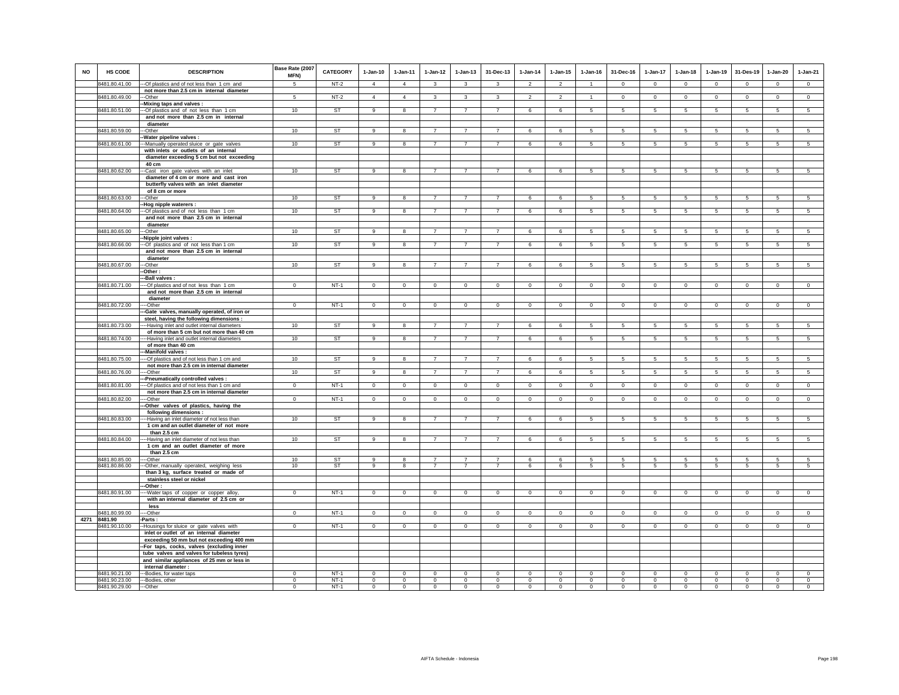| NO | HS CODE | DESCRIPTION | Base Rate (2007 MFN) | CATEGORY | 1-Jan-10 | 1-Jan-11 | 1-Jan-12 | 1-Jan-13 | 31-Dec-13 | 1-Jan-14 | 1-Jan-15 | 1-Jan-16 | 31-Dec-16 | 1-Jan-17 | 1-Jan-18 | 1-Jan-19 | 31-Des-19 | 1-Jan-20 | 1-Jan-21 |
|---|---|---|---|---|---|---|---|---|---|---|---|---|---|---|---|---|---|---|---|
| | 8481.80.41.00 | ---Of plastics and of not less than 1 cm and not more than 2.5 cm in internal diameter | 5 | NT-2 | 4 | 4 | 3 | 3 | 3 | 2 | 2 | 1 | 0 | 0 | 0 | 0 | 0 | 0 | 0 |
| | 8481.80.49.00 | ---Other | 5 | NT-2 | 4 | 4 | 3 | 3 | 3 | 2 | 2 | 1 | 0 | 0 | 0 | 0 | 0 | 0 | 0 |
| | | --Mixing taps and valves : | | | | | | | | | | | | | | | | | |
| | 8481.80.51.00 | ---Of plastics and of not less than 1 cm and not more than 2.5 cm in internal diameter | 10 | ST | 9 | 8 | 7 | 7 | 7 | 6 | 6 | 5 | 5 | 5 | 5 | 5 | 5 | 5 | 5 |
| | 8481.80.59.00 | ---Other | 10 | ST | 9 | 8 | 7 | 7 | 7 | 6 | 6 | 5 | 5 | 5 | 5 | 5 | 5 | 5 | 5 |
| | | --Water pipeline valves : | | | | | | | | | | | | | | | | | |
| | 8481.80.61.00 | ---Manually operated sluice or gate valves with inlets or outlets of an internal diameter exceeding 5 cm but not exceeding 40 cm | 10 | ST | 9 | 8 | 7 | 7 | 7 | 6 | 6 | 5 | 5 | 5 | 5 | 5 | 5 | 5 | 5 |
| | 8481.80.62.00 | ---Cast iron gate valves with an inlet diameter of 4 cm or more and cast iron butterfly valves with an inlet diameter of 8 cm or more | 10 | ST | 9 | 8 | 7 | 7 | 7 | 6 | 6 | 5 | 5 | 5 | 5 | 5 | 5 | 5 | 5 |
| | 8481.80.63.00 | ---Other | 10 | ST | 9 | 8 | 7 | 7 | 7 | 6 | 6 | 5 | 5 | 5 | 5 | 5 | 5 | 5 | 5 |
| | | --Hog nipple waterers : | | | | | | | | | | | | | | | | | |
| | 8481.80.64.00 | ---Of plastics and of not less than 1 cm and not more than 2.5 cm in internal diameter | 10 | ST | 9 | 8 | 7 | 7 | 7 | 6 | 6 | 5 | 5 | 5 | 5 | 5 | 5 | 5 | 5 |
| | 8481.80.65.00 | ---Other | 10 | ST | 9 | 8 | 7 | 7 | 7 | 6 | 6 | 5 | 5 | 5 | 5 | 5 | 5 | 5 | 5 |
| | | --Nipple joint valves : | | | | | | | | | | | | | | | | | |
| | 8481.80.66.00 | ---Of plastics and of not less than 1 cm and not more than 2.5 cm in internal diameter | 10 | ST | 9 | 8 | 7 | 7 | 7 | 6 | 6 | 5 | 5 | 5 | 5 | 5 | 5 | 5 | 5 |
| | 8481.80.67.00 | ---Other | 10 | ST | 9 | 8 | 7 | 7 | 7 | 6 | 6 | 5 | 5 | 5 | 5 | 5 | 5 | 5 | 5 |
| | | --Other : | | | | | | | | | | | | | | | | | |
| | | ---Ball valves : | | | | | | | | | | | | | | | | | |
| | 8481.80.71.00 | ----Of plastics and of not less than 1 cm and not more than 2.5 cm in internal diameter | 0 | NT-1 | 0 | 0 | 0 | 0 | 0 | 0 | 0 | 0 | 0 | 0 | 0 | 0 | 0 | 0 | 0 |
| | 8481.80.72.00 | ----Other | 0 | NT-1 | 0 | 0 | 0 | 0 | 0 | 0 | 0 | 0 | 0 | 0 | 0 | 0 | 0 | 0 | 0 |
| | | ---Gate valves, manually operated, of iron or steel, having the following dimensions : | | | | | | | | | | | | | | | | | |
| | 8481.80.73.00 | ----Having inlet and outlet internal diameters of more than 5 cm but not more than 40 cm | 10 | ST | 9 | 8 | 7 | 7 | 7 | 6 | 6 | 5 | 5 | 5 | 5 | 5 | 5 | 5 | 5 |
| | 8481.80.74.00 | ----Having inlet and outlet internal diameters of more than 40 cm | 10 | ST | 9 | 8 | 7 | 7 | 7 | 6 | 6 | 5 | 5 | 5 | 5 | 5 | 5 | 5 | 5 |
| | | ---Manifold valves : | | | | | | | | | | | | | | | | | |
| | 8481.80.75.00 | ----Of plastics and of not less than 1 cm and not more than 2.5 cm in internal diameter | 10 | ST | 9 | 8 | 7 | 7 | 7 | 6 | 6 | 5 | 5 | 5 | 5 | 5 | 5 | 5 | 5 |
| | 8481.80.76.00 | ----Other | 10 | ST | 9 | 8 | 7 | 7 | 7 | 6 | 6 | 5 | 5 | 5 | 5 | 5 | 5 | 5 | 5 |
| | | ---Pneumatically controlled valves : | | | | | | | | | | | | | | | | | |
| | 8481.80.81.00 | ----Of plastics and of not less than 1 cm and not more than 2.5 cm in internal diameter | 0 | NT-1 | 0 | 0 | 0 | 0 | 0 | 0 | 0 | 0 | 0 | 0 | 0 | 0 | 0 | 0 | 0 |
| | 8481.80.82.00 | ----Other | 0 | NT-1 | 0 | 0 | 0 | 0 | 0 | 0 | 0 | 0 | 0 | 0 | 0 | 0 | 0 | 0 | 0 |
| | | ---Other valves of plastics, having the following dimensions : | | | | | | | | | | | | | | | | | |
| | 8481.80.83.00 | ----Having an inlet diameter of not less than 1 cm and an outlet diameter of not more than 2.5 cm | 10 | ST | 9 | 8 | 7 | 7 | 7 | 6 | 6 | 5 | 5 | 5 | 5 | 5 | 5 | 5 | 5 |
| | 8481.80.84.00 | ----Having an inlet diameter of not less than 1 cm and an outlet diameter of more than 2.5 cm | 10 | ST | 9 | 8 | 7 | 7 | 7 | 6 | 6 | 5 | 5 | 5 | 5 | 5 | 5 | 5 | 5 |
| | 8481.80.85.00 | ----Other | 10 | ST | 9 | 8 | 7 | 7 | 7 | 6 | 6 | 5 | 5 | 5 | 5 | 5 | 5 | 5 | 5 |
| | 8481.80.86.00 | ---Other, manually operated, weighing less than 3 kg, surface treated or made of stainless steel or nickel | 10 | ST | 9 | 8 | 7 | 7 | 7 | 6 | 6 | 5 | 5 | 5 | 5 | 5 | 5 | 5 | 5 |
| | | ---Other : | | | | | | | | | | | | | | | | | |
| | 8481.80.91.00 | ----Water taps of copper or copper alloy, with an internal diameter of 2.5 cm or less | 0 | NT-1 | 0 | 0 | 0 | 0 | 0 | 0 | 0 | 0 | 0 | 0 | 0 | 0 | 0 | 0 | 0 |
| | 8481.80.99.00 | ----Other | 0 | NT-1 | 0 | 0 | 0 | 0 | 0 | 0 | 0 | 0 | 0 | 0 | 0 | 0 | 0 | 0 | 0 |
| 4271 | 8481.90 | -Parts : | | | | | | | | | | | | | | | | | |
| | 8481.90.10.00 | --Housings for sluice or gate valves with inlet or outlet of an internal diameter exceeding 50 mm but not exceeding 400 mm | 0 | NT-1 | 0 | 0 | 0 | 0 | 0 | 0 | 0 | 0 | 0 | 0 | 0 | 0 | 0 | 0 | 0 |
| | | --For taps, cocks, valves (excluding inner tube valves and valves for tubeless tyres) and similar appliances of 25 mm or less in internal diameter : | | | | | | | | | | | | | | | | | |
| | 8481.90.21.00 | ---Bodies, for water taps | 0 | NT-1 | 0 | 0 | 0 | 0 | 0 | 0 | 0 | 0 | 0 | 0 | 0 | 0 | 0 | 0 | 0 |
| | 8481.90.23.00 | ---Bodies, other | 0 | NT-1 | 0 | 0 | 0 | 0 | 0 | 0 | 0 | 0 | 0 | 0 | 0 | 0 | 0 | 0 | 0 |
| | 8481.90.29.00 | ---Other | 0 | NT-1 | 0 | 0 | 0 | 0 | 0 | 0 | 0 | 0 | 0 | 0 | 0 | 0 | 0 | 0 | 0 |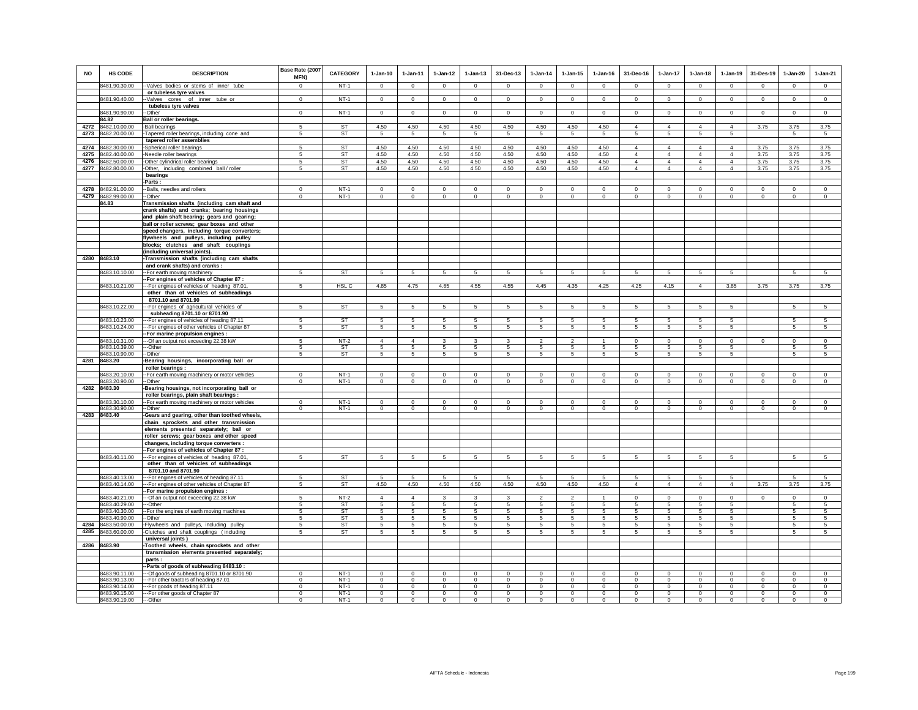| NO | HS CODE | DESCRIPTION | Base Rate (2007 MFN) | CATEGORY | 1-Jan-10 | 1-Jan-11 | 1-Jan-12 | 1-Jan-13 | 31-Dec-13 | 1-Jan-14 | 1-Jan-15 | 1-Jan-16 | 31-Dec-16 | 1-Jan-17 | 1-Jan-18 | 1-Jan-19 | 31-Des-19 | 1-Jan-20 | 1-Jan-21 |
|---|---|---|---|---|---|---|---|---|---|---|---|---|---|---|---|---|---|---|---|
| | 8481.90.30.00 | --Valves bodies or stems of inner tube or tubeless tyre valves | 0 | NT-1 | 0 | 0 | 0 | 0 | 0 | 0 | 0 | 0 | 0 | 0 | 0 | 0 | 0 | 0 | 0 |
| | 8481.90.40.00 | --Valves cores of inner tube or tubeless tyre valves | 0 | NT-1 | 0 | 0 | 0 | 0 | 0 | 0 | 0 | 0 | 0 | 0 | 0 | 0 | 0 | 0 | 0 |
| | 8481.90.90.00 | --Other | 0 | NT-1 | 0 | 0 | 0 | 0 | 0 | 0 | 0 | 0 | 0 | 0 | 0 | 0 | 0 | 0 | 0 |
| | 84.82 | Ball or roller bearings. | | | | | | | | | | | | | | | | | |
| 4272 | 8482.10.00.00 | -Ball bearings | 5 | ST | 4.50 | 4.50 | 4.50 | 4.50 | 4.50 | 4.50 | 4.50 | 4.50 | 4 | 4 | 4 | 4 | 3.75 | 3.75 | 3.75 |
| 4273 | 8482.20.00.00 | -Tapered roller bearings, including cone and tapered roller assemblies | 5 | ST | 5 | 5 | 5 | 5 | 5 | 5 | 5 | 5 | 5 | 5 | 5 | 5 | | 5 | 5 |
| 4274 | 8482.30.00.00 | -Spherical roller bearings | 5 | ST | 4.50 | 4.50 | 4.50 | 4.50 | 4.50 | 4.50 | 4.50 | 4.50 | 4 | 4 | 4 | 4 | 3.75 | 3.75 | 3.75 |
| 4275 | 8482.40.00.00 | -Needle roller bearings | 5 | ST | 4.50 | 4.50 | 4.50 | 4.50 | 4.50 | 4.50 | 4.50 | 4.50 | 4 | 4 | 4 | 4 | 3.75 | 3.75 | 3.75 |
| 4276 | 8482.50.00.00 | -Other cylindrical roller bearings | 5 | ST | 4.50 | 4.50 | 4.50 | 4.50 | 4.50 | 4.50 | 4.50 | 4.50 | 4 | 4 | 4 | 4 | 3.75 | 3.75 | 3.75 |
| 4277 | 8482.80.00.00 | -Other, including combined ball / roller bearings | 5 | ST | 4.50 | 4.50 | 4.50 | 4.50 | 4.50 | 4.50 | 4.50 | 4.50 | 4 | 4 | 4 | 4 | 3.75 | 3.75 | 3.75 |
| | | -Parts : | | | | | | | | | | | | | | | | | |
| 4278 | 8482.91.00.00 | --Balls, needles and rollers | 0 | NT-1 | 0 | 0 | 0 | 0 | 0 | 0 | 0 | 0 | 0 | 0 | 0 | 0 | 0 | 0 | 0 |
| 4279 | 8482.99.00.00 | --Other | 0 | NT-1 | 0 | 0 | 0 | 0 | 0 | 0 | 0 | 0 | 0 | 0 | 0 | 0 | 0 | 0 | 0 |
| | 84.83 | Transmission shafts (including cam shaft and crank shafts) and cranks; bearing housings and plain shaft bearing; gears and gearing; ball or roller screws; gear boxes and other speed changers, including torque converters; flywheels and pulleys, including pulley blocks; clutches and shaft couplings (including universal joints). | | | | | | | | | | | | | | | | | |
| 4280 | 8483.10 | -Transmission shafts (including cam shafts and crank shafts) and cranks : | | | | | | | | | | | | | | | | | |
| | 8483.10.10.00 | --For earth moving machinery | 5 | ST | 5 | 5 | 5 | 5 | 5 | 5 | 5 | 5 | 5 | 5 | 5 | 5 | | 5 | 5 |
| | | --For engines of vehicles of Chapter 87 : | | | | | | | | | | | | | | | | | |
| | 8483.10.21.00 | ---For engines of vehicles of heading 87.01, other than of vehicles of subheadings 8701.10 and 8701.90 | 5 | HSL C | 4.85 | 4.75 | 4.65 | 4.55 | 4.55 | 4.45 | 4.35 | 4.25 | 4.25 | 4.15 | 4 | 3.85 | 3.75 | 3.75 | 3.75 |
| | 8483.10.22.00 | ---For engines of agricultural vehicles of subheading 8701.10 or 8701.90 | 5 | ST | 5 | 5 | 5 | 5 | 5 | 5 | 5 | 5 | 5 | 5 | 5 | 5 | | 5 | 5 |
| | 8483.10.23.00 | ---For engines of vehicles of heading 87.11 | 5 | ST | 5 | 5 | 5 | 5 | 5 | 5 | 5 | 5 | 5 | 5 | 5 | 5 | | 5 | 5 |
| | 8483.10.24.00 | ---For engines of other vehicles of Chapter 87 | 5 | ST | 5 | 5 | 5 | 5 | 5 | 5 | 5 | 5 | 5 | 5 | 5 | 5 | | 5 | 5 |
| | | --For marine propulsion engines : | | | | | | | | | | | | | | | | | |
| | 8483.10.31.00 | ---Of an output not exceeding 22.38 kW | 5 | NT-2 | 4 | 4 | 3 | 3 | 3 | 2 | 2 | 1 | 0 | 0 | 0 | 0 | 0 | 0 | 0 |
| | 8483.10.39.00 | ---Other | 5 | ST | 5 | 5 | 5 | 5 | 5 | 5 | 5 | 5 | 5 | 5 | 5 | 5 | | 5 | 5 |
| | 8483.10.90.00 | --Other | 5 | ST | 5 | 5 | 5 | 5 | 5 | 5 | 5 | 5 | 5 | 5 | 5 | 5 | | 5 | 5 |
| 4281 | 8483.20 | -Bearing housings, incorporating ball or roller bearings : | | | | | | | | | | | | | | | | | |
| | 8483.20.10.00 | --For earth moving machinery or motor vehicles | 0 | NT-1 | 0 | 0 | 0 | 0 | 0 | 0 | 0 | 0 | 0 | 0 | 0 | 0 | 0 | 0 | 0 |
| | 8483.20.90.00 | --Other | 0 | NT-1 | 0 | 0 | 0 | 0 | 0 | 0 | 0 | 0 | 0 | 0 | 0 | 0 | 0 | 0 | 0 |
| 4282 | 8483.30 | -Bearing housings, not incorporating ball or roller bearings, plain shaft bearings : | | | | | | | | | | | | | | | | | |
| | 8483.30.10.00 | --For earth moving machinery or motor vehicles | 0 | NT-1 | 0 | 0 | 0 | 0 | 0 | 0 | 0 | 0 | 0 | 0 | 0 | 0 | 0 | 0 | 0 |
| | 8483.30.90.00 | --Other | 0 | NT-1 | 0 | 0 | 0 | 0 | 0 | 0 | 0 | 0 | 0 | 0 | 0 | 0 | 0 | 0 | 0 |
| 4283 | 8483.40 | -Gears and gearing, other than toothed wheels, chain sprockets and other transmission elements presented separately; ball or roller screws; gear boxes and other speed changers, including torque converters : | | | | | | | | | | | | | | | | | |
| | | --For engines of vehicles of Chapter 87 : | | | | | | | | | | | | | | | | | |
| | 8483.40.11.00 | ---For engines of vehicles of heading 87.01, other than of vehicles of subheadings 8701.10 and 8701.90 | 5 | ST | 5 | 5 | 5 | 5 | 5 | 5 | 5 | 5 | 5 | 5 | 5 | 5 | | 5 | 5 |
| | 8483.40.13.00 | ---For engines of vehicles of heading 87.11 | 5 | ST | 5 | 5 | 5 | 5 | 5 | 5 | 5 | 5 | 5 | 5 | 5 | 5 | | 5 | 5 |
| | 8483.40.14.00 | ---For engines of other vehicles of Chapter 87 | 5 | ST | 4.50 | 4.50 | 4.50 | 4.50 | 4.50 | 4.50 | 4.50 | 4.50 | 4 | 4 | 4 | 4 | 3.75 | 3.75 | 3.75 |
| | | --For marine propulsion engines : | | | | | | | | | | | | | | | | | |
| | 8483.40.21.00 | ---Of an output not exceeding 22.38 kW | 5 | NT-2 | 4 | 4 | 3 | 3 | 3 | 2 | 2 | 1 | 0 | 0 | 0 | 0 | 0 | 0 | 0 |
| | 8483.40.29.00 | ---Other | 5 | ST | 5 | 5 | 5 | 5 | 5 | 5 | 5 | 5 | 5 | 5 | 5 | 5 | | 5 | 5 |
| | 8483.40.30.00 | --For the engines of earth moving machines | 5 | ST | 5 | 5 | 5 | 5 | 5 | 5 | 5 | 5 | 5 | 5 | 5 | 5 | | 5 | 5 |
| | 8483.40.90.00 | --Other | 5 | ST | 5 | 5 | 5 | 5 | 5 | 5 | 5 | 5 | 5 | 5 | 5 | 5 | | 5 | 5 |
| 4284 | 8483.50.00.00 | -Flywheels and pulleys, including pulley | 5 | ST | 5 | 5 | 5 | 5 | 5 | 5 | 5 | 5 | 5 | 5 | 5 | 5 | | 5 | 5 |
| 4285 | 8483.60.00.00 | -Clutches and shaft couplings (including universal joints) | 5 | ST | 5 | 5 | 5 | 5 | 5 | 5 | 5 | 5 | 5 | 5 | 5 | 5 | | 5 | 5 |
| 4286 | 8483.90 | -Toothed wheels, chain sprockets and other transmission elements presented separately; parts : | | | | | | | | | | | | | | | | | |
| | | --Parts of goods of subheading 8483.10 : | | | | | | | | | | | | | | | | | |
| | 8483.90.11.00 | ---Of goods of subheading 8701.10 or 8701.90 | 0 | NT-1 | 0 | 0 | 0 | 0 | 0 | 0 | 0 | 0 | 0 | 0 | 0 | 0 | 0 | 0 | 0 |
| | 8483.90.13.00 | ---For other tractors of heading 87.01 | 0 | NT-1 | 0 | 0 | 0 | 0 | 0 | 0 | 0 | 0 | 0 | 0 | 0 | 0 | 0 | 0 | 0 |
| | 8483.90.14.00 | ---For goods of heading 87.11 | 0 | NT-1 | 0 | 0 | 0 | 0 | 0 | 0 | 0 | 0 | 0 | 0 | 0 | 0 | 0 | 0 | 0 |
| | 8483.90.15.00 | ---For other goods of Chapter 87 | 0 | NT-1 | 0 | 0 | 0 | 0 | 0 | 0 | 0 | 0 | 0 | 0 | 0 | 0 | 0 | 0 | 0 |
| | 8483.90.19.00 | ---Other | 0 | NT-1 | 0 | 0 | 0 | 0 | 0 | 0 | 0 | 0 | 0 | 0 | 0 | 0 | 0 | 0 | 0 |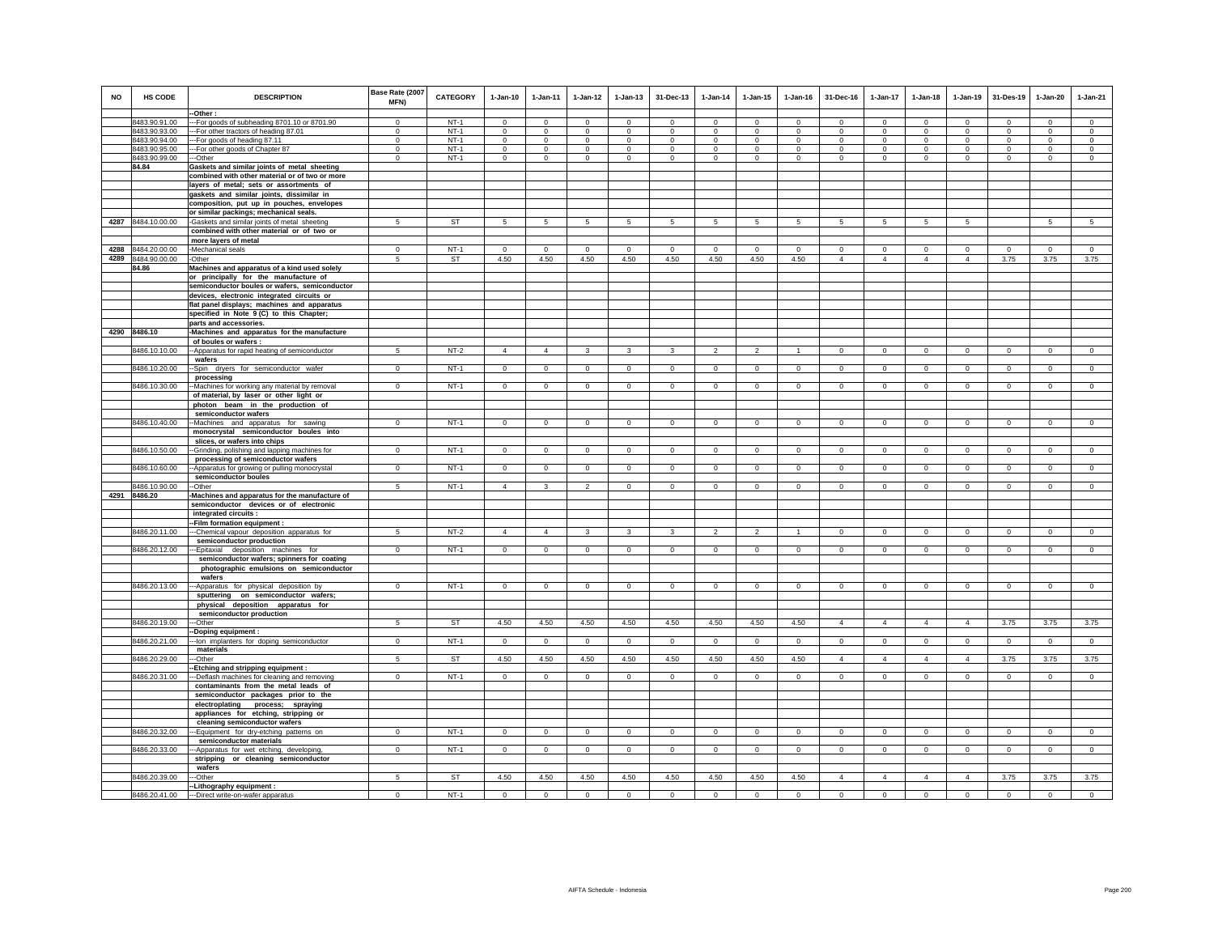| NO | HS CODE | DESCRIPTION | Base Rate (2007 MFN) | CATEGORY | 1-Jan-10 | 1-Jan-11 | 1-Jan-12 | 1-Jan-13 | 31-Dec-13 | 1-Jan-14 | 1-Jan-15 | 1-Jan-16 | 31-Dec-16 | 1-Jan-17 | 1-Jan-18 | 1-Jan-19 | 31-Des-19 | 1-Jan-20 | 1-Jan-21 |
|---|---|---|---|---|---|---|---|---|---|---|---|---|---|---|---|---|---|---|---|
| | | --Other : | | | | | | | | | | | | | | | | | |
| | 8483.90.91.00 | ---For goods of subheading 8701.10 or 8701.90 | 0 | NT-1 | 0 | 0 | 0 | 0 | 0 | 0 | 0 | 0 | 0 | 0 | 0 | 0 | 0 | 0 | 0 |
| | 8483.90.93.00 | ---For other tractors of heading 87.01 | 0 | NT-1 | 0 | 0 | 0 | 0 | 0 | 0 | 0 | 0 | 0 | 0 | 0 | 0 | 0 | 0 | 0 |
| | 8483.90.94.00 | ---For goods of heading 87.11 | 0 | NT-1 | 0 | 0 | 0 | 0 | 0 | 0 | 0 | 0 | 0 | 0 | 0 | 0 | 0 | 0 | 0 |
| | 8483.90.95.00 | ---For other goods of Chapter 87 | 0 | NT-1 | 0 | 0 | 0 | 0 | 0 | 0 | 0 | 0 | 0 | 0 | 0 | 0 | 0 | 0 | 0 |
| | 8483.90.99.00 | ---Other | 0 | NT-1 | 0 | 0 | 0 | 0 | 0 | 0 | 0 | 0 | 0 | 0 | 0 | 0 | 0 | 0 | 0 |
| | **84.84** | **Gaskets and similar joints of metal sheeting combined with other material or of two or more layers of metal; sets or assortments of gaskets and similar joints, dissimilar in composition, put up in pouches, envelopes or similar packings; mechanical seals.** | | | | | | | | | | | | | | | | | |
| 4287 | 8484.10.00.00 | -Gaskets and similar joints of metal sheeting **combined with other material or of two or more layers of metal** | 5 | ST | 5 | 5 | 5 | 5 | 5 | 5 | 5 | 5 | 5 | 5 | 5 | 5 | | 5 | 5 |
| 4288 | 8484.20.00.00 | -Mechanical seals | 0 | NT-1 | 0 | 0 | 0 | 0 | 0 | 0 | 0 | 0 | 0 | 0 | 0 | 0 | 0 | 0 | 0 |
| 4289 | 8484.90.00.00 | -Other | 5 | ST | 4.50 | 4.50 | 4.50 | 4.50 | 4.50 | 4.50 | 4.50 | 4.50 | 4 | 4 | 4 | 4 | 3.75 | 3.75 | 3.75 |
| | **84.86** | **Machines and apparatus of a kind used solely or principally for the manufacture of semiconductor boules or wafers, semiconductor devices, electronic integrated circuits or flat panel displays; machines and apparatus specified in Note 9 (C) to this Chapter; parts and accessories.** | | | | | | | | | | | | | | | | | |
| 4290 | **8486.10** | **-Machines and apparatus for the manufacture of boules or wafers :** | | | | | | | | | | | | | | | | | |
| | 8486.10.10.00 | --Apparatus for rapid heating of semiconductor **wafers** | 5 | NT-2 | 4 | 4 | 3 | 3 | 3 | 2 | 2 | 1 | 0 | 0 | 0 | 0 | 0 | 0 | 0 |
| | 8486.10.20.00 | --Spin dryers for semiconductor wafer **processing** | 0 | NT-1 | 0 | 0 | 0 | 0 | 0 | 0 | 0 | 0 | 0 | 0 | 0 | 0 | 0 | 0 | 0 |
| | 8486.10.30.00 | --Machines for working any material by removal **of material, by laser or other light or photon beam in the production of semiconductor wafers** | 0 | NT-1 | 0 | 0 | 0 | 0 | 0 | 0 | 0 | 0 | 0 | 0 | 0 | 0 | 0 | 0 | 0 |
| | 8486.10.40.00 | --Machines and apparatus for sawing **monocrystal semiconductor boules into slices, or wafers into chips** | 0 | NT-1 | 0 | 0 | 0 | 0 | 0 | 0 | 0 | 0 | 0 | 0 | 0 | 0 | 0 | 0 | 0 |
| | 8486.10.50.00 | --Grinding, polishing and lapping machines for **processing of semiconductor wafers** | 0 | NT-1 | 0 | 0 | 0 | 0 | 0 | 0 | 0 | 0 | 0 | 0 | 0 | 0 | 0 | 0 | 0 |
| | 8486.10.60.00 | --Apparatus for growing or pulling monocrystal **semiconductor boules** | 0 | NT-1 | 0 | 0 | 0 | 0 | 0 | 0 | 0 | 0 | 0 | 0 | 0 | 0 | 0 | 0 | 0 |
| | 8486.10.90.00 | --Other | 5 | NT-1 | 4 | 3 | 2 | 0 | 0 | 0 | 0 | 0 | 0 | 0 | 0 | 0 | 0 | 0 | 0 |
| 4291 | **8486.20** | **-Machines and apparatus for the manufacture of semiconductor devices or of electronic integrated circuits :** | | | | | | | | | | | | | | | | | |
| | | **--Film formation equipment :** | | | | | | | | | | | | | | | | | |
| | 8486.20.11.00 | ---Chemical vapour deposition apparatus for **semiconductor production** | 5 | NT-2 | 4 | 4 | 3 | 3 | 3 | 2 | 2 | 1 | 0 | 0 | 0 | 0 | 0 | 0 | 0 |
| | 8486.20.12.00 | ---Epitaxial deposition machines for **semiconductor wafers; spinners for coating photographic emulsions on semiconductor wafers** | 0 | NT-1 | 0 | 0 | 0 | 0 | 0 | 0 | 0 | 0 | 0 | 0 | 0 | 0 | 0 | 0 | 0 |
| | 8486.20.13.00 | ---Apparatus for physical deposition by **sputtering on semiconductor wafers; physical deposition apparatus for semiconductor production** | 0 | NT-1 | 0 | 0 | 0 | 0 | 0 | 0 | 0 | 0 | 0 | 0 | 0 | 0 | 0 | 0 | 0 |
| | 8486.20.19.00 | ---Other | 5 | ST | 4.50 | 4.50 | 4.50 | 4.50 | 4.50 | 4.50 | 4.50 | 4.50 | 4 | 4 | 4 | 4 | 3.75 | 3.75 | 3.75 |
| | | **--Doping equipment :** | | | | | | | | | | | | | | | | | |
| | 8486.20.21.00 | ---Ion implanters for doping semiconductor **materials** | 0 | NT-1 | 0 | 0 | 0 | 0 | 0 | 0 | 0 | 0 | 0 | 0 | 0 | 0 | 0 | 0 | 0 |
| | 8486.20.29.00 | ---Other | 5 | ST | 4.50 | 4.50 | 4.50 | 4.50 | 4.50 | 4.50 | 4.50 | 4.50 | 4 | 4 | 4 | 4 | 3.75 | 3.75 | 3.75 |
| | | **--Etching and stripping equipment :** | | | | | | | | | | | | | | | | | |
| | 8486.20.31.00 | ---Deflash machines for cleaning and removing **contaminants from the metal leads of semiconductor packages prior to the electroplating process; spraying appliances for etching, stripping or cleaning semiconductor wafers** | 0 | NT-1 | 0 | 0 | 0 | 0 | 0 | 0 | 0 | 0 | 0 | 0 | 0 | 0 | 0 | 0 | 0 |
| | 8486.20.32.00 | ---Equipment for dry-etching patterns on **semiconductor materials** | 0 | NT-1 | 0 | 0 | 0 | 0 | 0 | 0 | 0 | 0 | 0 | 0 | 0 | 0 | 0 | 0 | 0 |
| | 8486.20.33.00 | ---Apparatus for wet etching, developing, **stripping or cleaning semiconductor wafers** | 0 | NT-1 | 0 | 0 | 0 | 0 | 0 | 0 | 0 | 0 | 0 | 0 | 0 | 0 | 0 | 0 | 0 |
| | 8486.20.39.00 | ---Other | 5 | ST | 4.50 | 4.50 | 4.50 | 4.50 | 4.50 | 4.50 | 4.50 | 4.50 | 4 | 4 | 4 | 4 | 3.75 | 3.75 | 3.75 |
| | | **--Lithography equipment :** | | | | | | | | | | | | | | | | | |
| | 8486.20.41.00 | ---Direct write-on-wafer apparatus | 0 | NT-1 | 0 | 0 | 0 | 0 | 0 | 0 | 0 | 0 | 0 | 0 | 0 | 0 | 0 | 0 | 0 |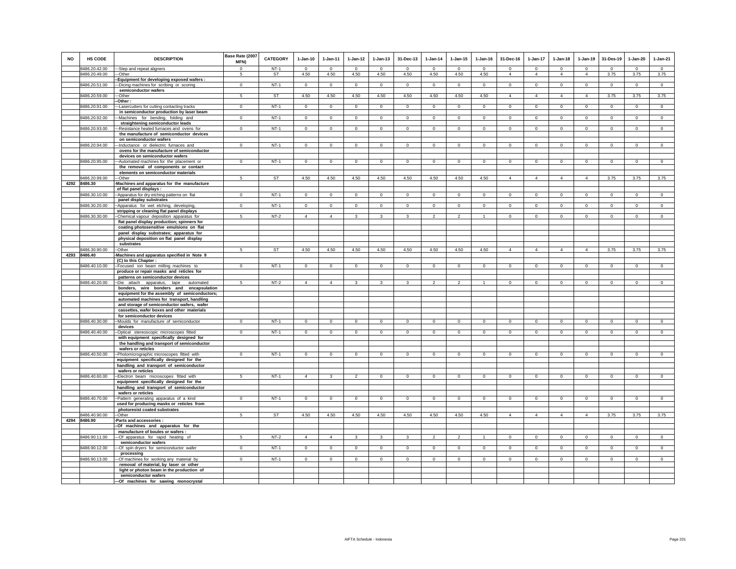| NO | HS CODE | DESCRIPTION | Base Rate (2007 MFN) | CATEGORY | 1-Jan-10 | 1-Jan-11 | 1-Jan-12 | 1-Jan-13 | 31-Dec-13 | 1-Jan-14 | 1-Jan-15 | 1-Jan-16 | 31-Dec-16 | 1-Jan-17 | 1-Jan-18 | 1-Jan-19 | 31-Des-19 | 1-Jan-20 | 1-Jan-21 |
|---|---|---|---|---|---|---|---|---|---|---|---|---|---|---|---|---|---|---|---|
| | 8486.20.42.00 | ---Step and repeat aligners | 0 | NT-1 | 0 | 0 | 0 | 0 | 0 | 0 | 0 | 0 | 0 | 0 | 0 | 0 | 0 | 0 | 0 |
| | 8486.20.49.00 | ---Other | 5 | ST | 4.50 | 4.50 | 4.50 | 4.50 | 4.50 | 4.50 | 4.50 | 4.50 | 4 | 4 | 4 | 4 | 3.75 | 3.75 | 3.75 |
| | | --Equipment for developing exposed wafers : | | | | | | | | | | | | | | | | | |
| | 8486.20.51.00 | ---Dicing machines for scribing or scoring semiconductor wafers | 0 | NT-1 | 0 | 0 | 0 | 0 | 0 | 0 | 0 | 0 | 0 | 0 | 0 | 0 | 0 | 0 | 0 |
| | 8486.20.59.00 | ---Other | 5 | ST | 4.50 | 4.50 | 4.50 | 4.50 | 4.50 | 4.50 | 4.50 | 4.50 | 4 | 4 | 4 | 4 | 3.75 | 3.75 | 3.75 |
| | | --Other : | | | | | | | | | | | | | | | | | |
| | 8486.20.91.00 | ---Lasercutters for cutting contacting tracks in semiconductor production by laser beam | 0 | NT-1 | 0 | 0 | 0 | 0 | 0 | 0 | 0 | 0 | 0 | 0 | 0 | 0 | 0 | 0 | 0 |
| | 8486.20.92.00 | ---Machines for bending, folding and straightening semiconductor leads | 0 | NT-1 | 0 | 0 | 0 | 0 | 0 | 0 | 0 | 0 | 0 | 0 | 0 | 0 | 0 | 0 | 0 |
| | 8486.20.93.00 | ---Resistance heated furnaces and ovens for the manufacture of semiconductor devices on semiconductor wafers | 0 | NT-1 | 0 | 0 | 0 | 0 | 0 | 0 | 0 | 0 | 0 | 0 | 0 | 0 | 0 | 0 | 0 |
| | 8486.20.94.00 | ---Inductance or dielectric furnaces and ovens for the manufacture of semiconductor devices on semiconductor wafers | 0 | NT-1 | 0 | 0 | 0 | 0 | 0 | 0 | 0 | 0 | 0 | 0 | 0 | 0 | 0 | 0 | 0 |
| | 8486.20.95.00 | ---Automated machines for the placement or the removal of components or contact elements on semiconductor materials | 0 | NT-1 | 0 | 0 | 0 | 0 | 0 | 0 | 0 | 0 | 0 | 0 | 0 | 0 | 0 | 0 | 0 |
| | 8486.20.99.00 | ---Other | 5 | ST | 4.50 | 4.50 | 4.50 | 4.50 | 4.50 | 4.50 | 4.50 | 4.50 | 4 | 4 | 4 | 4 | 3.75 | 3.75 | 3.75 |
| 4292 | 8486.30 | -Machines and apparatus for the manufacture of flat panel displays : | | | | | | | | | | | | | | | | | |
| | 8486.30.10.00 | --Apparatus for dry etching patterns on flat panel display substrates | 0 | NT-1 | 0 | 0 | 0 | 0 | 0 | 0 | 0 | 0 | 0 | 0 | 0 | 0 | 0 | 0 | 0 |
| | 8486.30.20.00 | --Apparatus for wet etching, developing, stripping or cleaning flat panel displays | 0 | NT-1 | 0 | 0 | 0 | 0 | 0 | 0 | 0 | 0 | 0 | 0 | 0 | 0 | 0 | 0 | 0 |
| | 8486.30.30.00 | --Chemical vapour deposition apparatus for flat panel display production; spinners for coating photosensitive emulsions on flat panel display substrates; apparatus for physical deposition on flat panel display substrates | 5 | NT-2 | 4 | 4 | 3 | 3 | 3 | 2 | 2 | 1 | 0 | 0 | 0 | 0 | 0 | 0 | 0 |
| | 8486.30.90.00 | --Other | 5 | ST | 4.50 | 4.50 | 4.50 | 4.50 | 4.50 | 4.50 | 4.50 | 4.50 | 4 | 4 | 4 | 4 | 3.75 | 3.75 | 3.75 |
| 4293 | 8486.40 | -Machines and apparatus specified in Note 9 (C) to this Chapter : | | | | | | | | | | | | | | | | | |
| | 8486.40.10.00 | --Focused ion beam milling machines to produce or repair masks and reticles for patterns on semiconductor devices | 0 | NT-1 | 0 | 0 | 0 | 0 | 0 | 0 | 0 | 0 | 0 | 0 | 0 | 0 | 0 | 0 | 0 |
| | 8486.40.20.00 | --Die attach apparatus, tape automated bonders, wire bonders and encapsulation equipment for the assembly of semiconductors; automated machines for transport, handling and storage of semiconductor wafers, wafer cassettes, wafer boxes and other materials for semiconductor devices | 5 | NT-2 | 4 | 4 | 3 | 3 | 3 | 2 | 2 | 1 | 0 | 0 | 0 | 0 | 0 | 0 | 0 |
| | 8486.40.30.00 | --Moulds for manufacture of semiconductor devices | 0 | NT-1 | 0 | 0 | 0 | 0 | 0 | 0 | 0 | 0 | 0 | 0 | 0 | 0 | 0 | 0 | 0 |
| | 8486.40.40.00 | --Optical stereoscopic microscopes fitted with equipment specifically designed for the handling and transport of semiconductor wafers or reticles | 0 | NT-1 | 0 | 0 | 0 | 0 | 0 | 0 | 0 | 0 | 0 | 0 | 0 | 0 | 0 | 0 | 0 |
| | 8486.40.50.00 | --Photomicrographic microscopes fitted with equipment specifically designed for the handling and transport of semiconductor wafers or reticles | 0 | NT-1 | 0 | 0 | 0 | 0 | 0 | 0 | 0 | 0 | 0 | 0 | 0 | 0 | 0 | 0 | 0 |
| | 8486.40.60.00 | --Electron beam microscopes fitted with equipment specifically designed for the handling and transport of semiconductor wafers or reticles | 5 | NT-1 | 4 | 3 | 2 | 0 | 0 | 0 | 0 | 0 | 0 | 0 | 0 | 0 | 0 | 0 | 0 |
| | 8486.40.70.00 | --Pattern generating apparatus of a kind used for producing masks or reticles from photoresist coated substrates | 0 | NT-1 | 0 | 0 | 0 | 0 | 0 | 0 | 0 | 0 | 0 | 0 | 0 | 0 | 0 | 0 | 0 |
| | 8486.40.90.00 | --Other | 5 | ST | 4.50 | 4.50 | 4.50 | 4.50 | 4.50 | 4.50 | 4.50 | 4.50 | 4 | 4 | 4 | 4 | 3.75 | 3.75 | 3.75 |
| 4294 | 8486.90 | -Parts and accessories : | | | | | | | | | | | | | | | | | |
| | | --Of machines and apparatus for the manufacture of boules or wafers : | | | | | | | | | | | | | | | | | |
| | 8486.90.11.00 | ---Of apparatus for rapid heating of semiconductor wafers | 5 | NT-2 | 4 | 4 | 3 | 3 | 3 | 2 | 2 | 1 | 0 | 0 | 0 | 0 | 0 | 0 | 0 |
| | 8486.90.12.00 | ---Of spin dryers for semiconductor wafer processing | 0 | NT-1 | 0 | 0 | 0 | 0 | 0 | 0 | 0 | 0 | 0 | 0 | 0 | 0 | 0 | 0 | 0 |
| | 8486.90.13.00 | ---Of machines for working any material by removal of material, by laser or other light or photon beam in the production of semiconductor wafers | 0 | NT-1 | 0 | 0 | 0 | 0 | 0 | 0 | 0 | 0 | 0 | 0 | 0 | 0 | 0 | 0 | 0 |
| | | ---Of machines for sawing monocrystal | | | | | | | | | | | | | | | | | |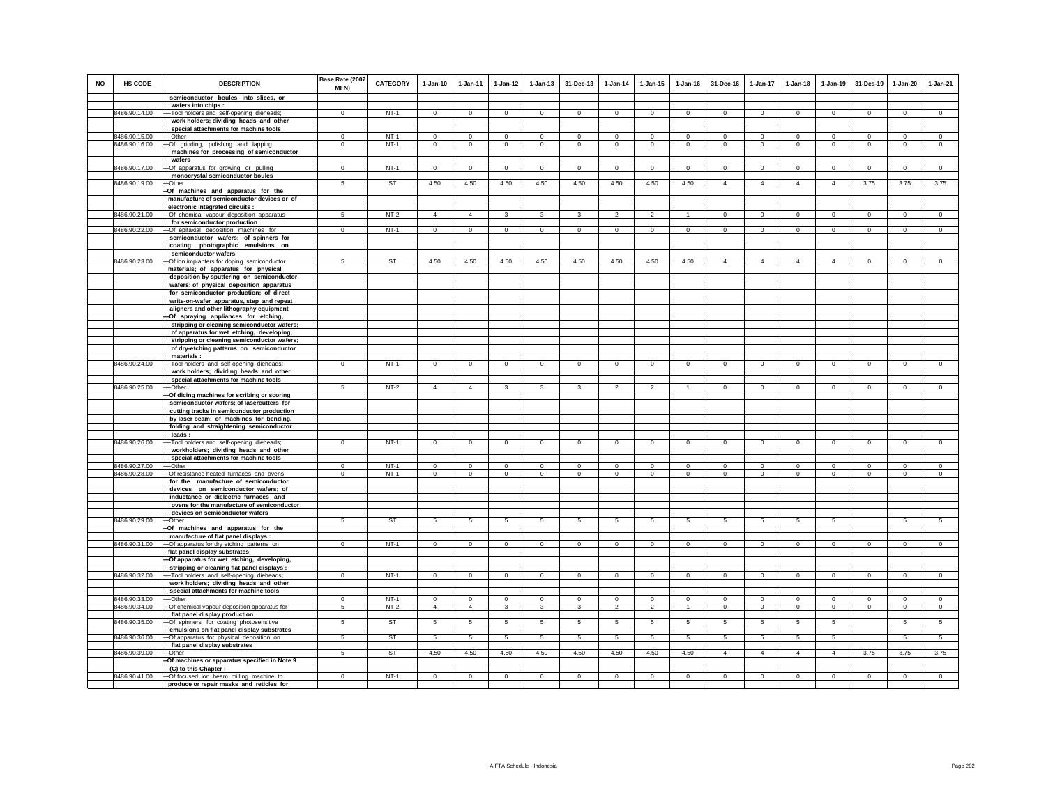| NO | HS CODE | DESCRIPTION | Base Rate (2007 MFN) | CATEGORY | 1-Jan-10 | 1-Jan-11 | 1-Jan-12 | 1-Jan-13 | 31-Dec-13 | 1-Jan-14 | 1-Jan-15 | 1-Jan-16 | 31-Dec-16 | 1-Jan-17 | 1-Jan-18 | 1-Jan-19 | 31-Des-19 | 1-Jan-20 | 1-Jan-21 |
|---|---|---|---|---|---|---|---|---|---|---|---|---|---|---|---|---|---|---|---|
| | | semiconductor boules into slices, or wafers into chips : | | | | | | | | | | | | | | | | | |
| | 8486.90.14.00 | ----Tool holders and self-opening dieheads; work holders; dividing heads and other special attachments for machine tools | 0 | NT-1 | 0 | 0 | 0 | 0 | 0 | 0 | 0 | 0 | 0 | 0 | 0 | 0 | 0 | 0 | 0 |
| | 8486.90.15.00 | ----Other | 0 | NT-1 | 0 | 0 | 0 | 0 | 0 | 0 | 0 | 0 | 0 | 0 | 0 | 0 | 0 | 0 | 0 |
| | 8486.90.16.00 | ---Of grinding, polishing and lapping machines for processing of semiconductor wafers | 0 | NT-1 | 0 | 0 | 0 | 0 | 0 | 0 | 0 | 0 | 0 | 0 | 0 | 0 | 0 | 0 | 0 |
| | 8486.90.17.00 | ---Of apparatus for growing or pulling monocrystal semiconductor boules | 0 | NT-1 | 0 | 0 | 0 | 0 | 0 | 0 | 0 | 0 | 0 | 0 | 0 | 0 | 0 | 0 | 0 |
| | 8486.90.19.00 | ---Other | 5 | ST | 4.50 | 4.50 | 4.50 | 4.50 | 4.50 | 4.50 | 4.50 | 4.50 | 4 | 4 | 4 | 4 | 3.75 | 3.75 | 3.75 |
| | | --Of machines and apparatus for the manufacture of semiconductor devices or of electronic integrated circuits : | | | | | | | | | | | | | | | | | |
| | 8486.90.21.00 | ---Of chemical vapour deposition apparatus for semiconductor production | 5 | NT-2 | 4 | 4 | 3 | 3 | 3 | 2 | 2 | 1 | 0 | 0 | 0 | 0 | 0 | 0 | 0 |
| | 8486.90.22.00 | ---Of epitaxial deposition machines for semiconductor wafers; of spinners for coating photographic emulsions on semiconductor wafers | 0 | NT-1 | 0 | 0 | 0 | 0 | 0 | 0 | 0 | 0 | 0 | 0 | 0 | 0 | 0 | 0 | 0 |
| | 8486.90.23.00 | ---Of ion implanters for doping semiconductor materials; of apparatus for physical deposition by sputtering on semiconductor wafers; of physical deposition apparatus for semiconductor production; of direct write-on-wafer apparatus, step and repeat aligners and other lithography equipment | 5 | ST | 4.50 | 4.50 | 4.50 | 4.50 | 4.50 | 4.50 | 4.50 | 4.50 | 4 | 4 | 4 | 4 | 0 | 0 | 0 |
| | | ---Of spraying appliances for etching, stripping or cleaning semiconductor wafers; of apparatus for wet etching, developing, stripping or cleaning semiconductor wafers; of dry-etching patterns on semiconductor materials : | | | | | | | | | | | | | | | | | |
| | 8486.90.24.00 | ----Tool holders and self-opening dieheads; work holders; dividing heads and other special attachments for machine tools | 0 | NT-1 | 0 | 0 | 0 | 0 | 0 | 0 | 0 | 0 | 0 | 0 | 0 | 0 | 0 | 0 | 0 |
| | 8486.90.25.00 | ----Other | 5 | NT-2 | 4 | 4 | 3 | 3 | 3 | 2 | 2 | 1 | 0 | 0 | 0 | 0 | 0 | 0 | 0 |
| | | ---Of dicing machines for scribing or scoring semiconductor wafers; of lasercutters for cutting tracks in semiconductor production by laser beam; of machines for bending, folding and straightening semiconductor leads : | | | | | | | | | | | | | | | | | |
| | 8486.90.26.00 | ----Tool holders and self-opening dieheads; workholders; dividing heads and other special attachments for machine tools | 0 | NT-1 | 0 | 0 | 0 | 0 | 0 | 0 | 0 | 0 | 0 | 0 | 0 | 0 | 0 | 0 | 0 |
| | 8486.90.27.00 | ----Other | 0 | NT-1 | 0 | 0 | 0 | 0 | 0 | 0 | 0 | 0 | 0 | 0 | 0 | 0 | 0 | 0 | 0 |
| | 8486.90.28.00 | ---Of resistance heated furnaces and ovens for the manufacture of semiconductor devices on semiconductor wafers; of inductance or dielectric furnaces and ovens for the manufacture of semiconductor devices on semiconductor wafers | 0 | NT-1 | 0 | 0 | 0 | 0 | 0 | 0 | 0 | 0 | 0 | 0 | 0 | 0 | 0 | 0 | 0 |
| | 8486.90.29.00 | ---Other | 5 | ST | 5 | 5 | 5 | 5 | 5 | 5 | 5 | 5 | 5 | 5 | 5 | 5 | | 5 | 5 |
| | | --Of machines and apparatus for the manufacture of flat panel displays : | | | | | | | | | | | | | | | | | |
| | 8486.90.31.00 | ---Of apparatus for dry etching patterns on flat panel display substrates | 0 | NT-1 | 0 | 0 | 0 | 0 | 0 | 0 | 0 | 0 | 0 | 0 | 0 | 0 | 0 | 0 | 0 |
| | | ---Of apparatus for wet etching, developing, stripping or cleaning flat panel displays : | | | | | | | | | | | | | | | | | |
| | 8486.90.32.00 | ----Tool holders and self-opening dieheads; work holders; dividing heads and other special attachments for machine tools | 0 | NT-1 | 0 | 0 | 0 | 0 | 0 | 0 | 0 | 0 | 0 | 0 | 0 | 0 | 0 | 0 | 0 |
| | 8486.90.33.00 | ----Other | 0 | NT-1 | 0 | 0 | 0 | 0 | 0 | 0 | 0 | 0 | 0 | 0 | 0 | 0 | 0 | 0 | 0 |
| | 8486.90.34.00 | ---Of chemical vapour deposition apparatus for flat panel display production | 5 | NT-2 | 4 | 4 | 3 | 3 | 3 | 2 | 2 | 1 | 0 | 0 | 0 | 0 | 0 | 0 | 0 |
| | 8486.90.35.00 | ---Of spinners for coating photosensitive emulsions on flat panel display substrates | 5 | ST | 5 | 5 | 5 | 5 | 5 | 5 | 5 | 5 | 5 | 5 | 5 | 5 | | 5 | 5 |
| | 8486.90.36.00 | ---Of apparatus for physical deposition on flat panel display substrates | 5 | ST | 5 | 5 | 5 | 5 | 5 | 5 | 5 | 5 | 5 | 5 | 5 | 5 | | 5 | 5 |
| | 8486.90.39.00 | ---Other | 5 | ST | 4.50 | 4.50 | 4.50 | 4.50 | 4.50 | 4.50 | 4.50 | 4.50 | 4 | 4 | 4 | 4 | 3.75 | 3.75 | 3.75 |
| | | --Of machines or apparatus specified in Note 9 (C) to this Chapter : | | | | | | | | | | | | | | | | | |
| | 8486.90.41.00 | ---Of focused ion beam milling machine to produce or repair masks and reticles for | 0 | NT-1 | 0 | 0 | 0 | 0 | 0 | 0 | 0 | 0 | 0 | 0 | 0 | 0 | 0 | 0 | 0 |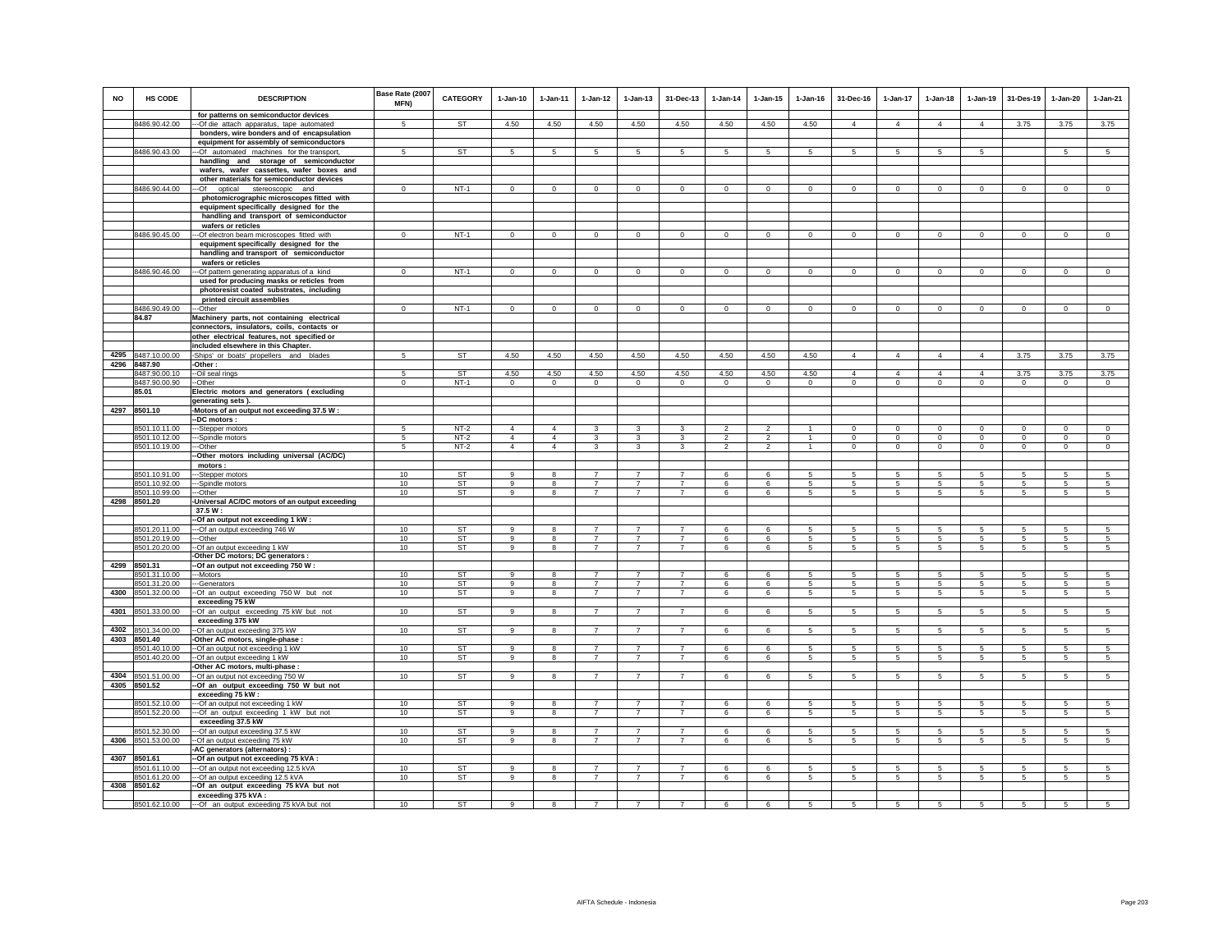| NO | HS CODE | DESCRIPTION | Base Rate (2007 MFN) | CATEGORY | 1-Jan-10 | 1-Jan-11 | 1-Jan-12 | 1-Jan-13 | 31-Dec-13 | 1-Jan-14 | 1-Jan-15 | 1-Jan-16 | 31-Dec-16 | 1-Jan-17 | 1-Jan-18 | 1-Jan-19 | 31-Des-19 | 1-Jan-20 | 1-Jan-21 |
|---|---|---|---|---|---|---|---|---|---|---|---|---|---|---|---|---|---|---|---|
| | | for patterns on semiconductor devices | | | | | | | | | | | | | | | | | |
| | 8486.90.42.00 | ---Of die attach apparatus, tape automated bonders, wire bonders and of encapsulation equipment for assembly of semiconductors | 5 | ST | 4.50 | 4.50 | 4.50 | 4.50 | 4.50 | 4.50 | 4.50 | 4.50 | 4 | 4 | 4 | 4 | 3.75 | 3.75 | 3.75 |
| | 8486.90.43.00 | ---Of automated machines for the transport, handling and storage of semiconductor wafers, wafer cassettes, wafer boxes and other materials for semiconductor devices | 5 | ST | 5 | 5 | 5 | 5 | 5 | 5 | 5 | 5 | 5 | 5 | 5 | 5 | | 5 | 5 |
| | 8486.90.44.00 | ---Of optical stereoscopic and photomicrographic microscopes fitted with equipment specifically designed for the handling and transport of semiconductor wafers or reticles | 0 | NT-1 | 0 | 0 | 0 | 0 | 0 | 0 | 0 | 0 | 0 | 0 | 0 | 0 | 0 | 0 | 0 |
| | 8486.90.45.00 | ---Of electron beam microscopes fitted with equipment specifically designed for the handling and transport of semiconductor wafers or reticles | 0 | NT-1 | 0 | 0 | 0 | 0 | 0 | 0 | 0 | 0 | 0 | 0 | 0 | 0 | 0 | 0 | 0 |
| | 8486.90.46.00 | ---Of pattern generating apparatus of a kind used for producing masks or reticles from photoresist coated substrates, including printed circuit assemblies | 0 | NT-1 | 0 | 0 | 0 | 0 | 0 | 0 | 0 | 0 | 0 | 0 | 0 | 0 | 0 | 0 | 0 |
| | 8486.90.49.00 | ---Other | 0 | NT-1 | 0 | 0 | 0 | 0 | 0 | 0 | 0 | 0 | 0 | 0 | 0 | 0 | 0 | 0 | 0 |
| | 84.87 | Machinery parts, not containing electrical connectors, insulators, coils, contacts or other electrical features, not specified or included elsewhere in this Chapter. | | | | | | | | | | | | | | | | | |
| 4295 | 8487.10.00.00 | -Ships' or boats' propellers and blades | 5 | ST | 4.50 | 4.50 | 4.50 | 4.50 | 4.50 | 4.50 | 4.50 | 4.50 | 4 | 4 | 4 | 4 | 3.75 | 3.75 | 3.75 |
| 4296 | 8487.90 | -Other : | | | | | | | | | | | | | | | | | |
| | 8487.90.00.10 | --Oil seal rings | 5 | ST | 4.50 | 4.50 | 4.50 | 4.50 | 4.50 | 4.50 | 4.50 | 4.50 | 4 | 4 | 4 | 4 | 3.75 | 3.75 | 3.75 |
| | 8487.90.00.90 | --Other | 0 | NT-1 | 0 | 0 | 0 | 0 | 0 | 0 | 0 | 0 | 0 | 0 | 0 | 0 | 0 | 0 | 0 |
| | 85.01 | Electric motors and generators (excluding generating sets). | | | | | | | | | | | | | | | | | |
| 4297 | 8501.10 | -Motors of an output not exceeding 37.5 W : | | | | | | | | | | | | | | | | | |
| | | --DC motors : | | | | | | | | | | | | | | | | | |
| | 8501.10.11.00 | ---Stepper motors | 5 | NT-2 | 4 | 4 | 3 | 3 | 3 | 2 | 2 | 1 | 0 | 0 | 0 | 0 | 0 | 0 | 0 |
| | 8501.10.12.00 | ---Spindle motors | 5 | NT-2 | 4 | 4 | 3 | 3 | 3 | 2 | 2 | 1 | 0 | 0 | 0 | 0 | 0 | 0 | 0 |
| | 8501.10.19.00 | ---Other | 5 | NT-2 | 4 | 4 | 3 | 3 | 3 | 2 | 2 | 1 | 0 | 0 | 0 | 0 | 0 | 0 | 0 |
| | | --Other motors including universal (AC/DC) motors : | | | | | | | | | | | | | | | | | |
| | 8501.10.91.00 | ---Stepper motors | 10 | ST | 9 | 8 | 7 | 7 | 7 | 6 | 6 | 5 | 5 | 5 | 5 | 5 | 5 | 5 | 5 |
| | 8501.10.92.00 | ---Spindle motors | 10 | ST | 9 | 8 | 7 | 7 | 7 | 6 | 6 | 5 | 5 | 5 | 5 | 5 | 5 | 5 | 5 |
| | 8501.10.99.00 | ---Other | 10 | ST | 9 | 8 | 7 | 7 | 7 | 6 | 6 | 5 | 5 | 5 | 5 | 5 | 5 | 5 | 5 |
| 4298 | 8501.20 | -Universal AC/DC motors of an output exceeding 37.5 W : | | | | | | | | | | | | | | | | | |
| | | --Of an output not exceeding 1 kW : | | | | | | | | | | | | | | | | | |
| | 8501.20.11.00 | ---Of an output exceeding 746 W | 10 | ST | 9 | 8 | 7 | 7 | 7 | 6 | 6 | 5 | 5 | 5 | 5 | 5 | 5 | 5 | 5 |
| | 8501.20.19.00 | ---Other | 10 | ST | 9 | 8 | 7 | 7 | 7 | 6 | 6 | 5 | 5 | 5 | 5 | 5 | 5 | 5 | 5 |
| | 8501.20.20.00 | --Of an output exceeding 1 kW | 10 | ST | 9 | 8 | 7 | 7 | 7 | 6 | 6 | 5 | 5 | 5 | 5 | 5 | 5 | 5 | 5 |
| | | -Other DC motors; DC generators : | | | | | | | | | | | | | | | | | |
| 4299 | 8501.31 | --Of an output not exceeding 750 W : | | | | | | | | | | | | | | | | | |
| | 8501.31.10.00 | ---Motors | 10 | ST | 9 | 8 | 7 | 7 | 7 | 6 | 6 | 5 | 5 | 5 | 5 | 5 | 5 | 5 | 5 |
| | 8501.31.20.00 | ---Generators | 10 | ST | 9 | 8 | 7 | 7 | 7 | 6 | 6 | 5 | 5 | 5 | 5 | 5 | 5 | 5 | 5 |
| 4300 | 8501.32.00.00 | --Of an output exceeding 750 W but not exceeding 75 kW | 10 | ST | 9 | 8 | 7 | 7 | 7 | 6 | 6 | 5 | 5 | 5 | 5 | 5 | 5 | 5 | 5 |
| 4301 | 8501.33.00.00 | --Of an output exceeding 75 kW but not exceeding 375 kW | 10 | ST | 9 | 8 | 7 | 7 | 7 | 6 | 6 | 5 | 5 | 5 | 5 | 5 | 5 | 5 | 5 |
| 4302 | 8501.34.00.00 | --Of an output exceeding 375 kW | 10 | ST | 9 | 8 | 7 | 7 | 7 | 6 | 6 | 5 | 5 | 5 | 5 | 5 | 5 | 5 | 5 |
| 4303 | 8501.40 | -Other AC motors, single-phase : | | | | | | | | | | | | | | | | | |
| | 8501.40.10.00 | --Of an output not exceeding 1 kW | 10 | ST | 9 | 8 | 7 | 7 | 7 | 6 | 6 | 5 | 5 | 5 | 5 | 5 | 5 | 5 | 5 |
| | 8501.40.20.00 | --Of an output exceeding 1 kW | 10 | ST | 9 | 8 | 7 | 7 | 7 | 6 | 6 | 5 | 5 | 5 | 5 | 5 | 5 | 5 | 5 |
| | | -Other AC motors, multi-phase : | | | | | | | | | | | | | | | | | |
| 4304 | 8501.51.00.00 | --Of an output not exceeding 750 W | 10 | ST | 9 | 8 | 7 | 7 | 7 | 6 | 6 | 5 | 5 | 5 | 5 | 5 | 5 | 5 | 5 |
| 4305 | 8501.52 | --Of an output exceeding 750 W but not exceeding 75 kW : | | | | | | | | | | | | | | | | | |
| | 8501.52.10.00 | ---Of an output not exceeding 1 kW | 10 | ST | 9 | 8 | 7 | 7 | 7 | 6 | 6 | 5 | 5 | 5 | 5 | 5 | 5 | 5 | 5 |
| | 8501.52.20.00 | ---Of an output exceeding 1 kW but not exceeding 37.5 kW | 10 | ST | 9 | 8 | 7 | 7 | 7 | 6 | 6 | 5 | 5 | 5 | 5 | 5 | 5 | 5 | 5 |
| | 8501.52.30.00 | ---Of an output exceeding 37.5 kW | 10 | ST | 9 | 8 | 7 | 7 | 7 | 6 | 6 | 5 | 5 | 5 | 5 | 5 | 5 | 5 | 5 |
| 4306 | 8501.53.00.00 | --Of an output exceeding 75 kW | 10 | ST | 9 | 8 | 7 | 7 | 7 | 6 | 6 | 5 | 5 | 5 | 5 | 5 | 5 | 5 | 5 |
| | | -AC generators (alternators) : | | | | | | | | | | | | | | | | | |
| 4307 | 8501.61 | --Of an output not exceeding 75 kVA : | | | | | | | | | | | | | | | | | |
| | 8501.61.10.00 | ---Of an output not exceeding 12.5 kVA | 10 | ST | 9 | 8 | 7 | 7 | 7 | 6 | 6 | 5 | 5 | 5 | 5 | 5 | 5 | 5 | 5 |
| | 8501.61.20.00 | ---Of an output exceeding 12.5 kVA | 10 | ST | 9 | 8 | 7 | 7 | 7 | 6 | 6 | 5 | 5 | 5 | 5 | 5 | 5 | 5 | 5 |
| 4308 | 8501.62 | --Of an output exceeding 75 kVA but not exceeding 375 kVA : | | | | | | | | | | | | | | | | | |
| | 8501.62.10.00 | ---Of an output exceeding 75 kVA but not | 10 | ST | 9 | 8 | 7 | 7 | 7 | 6 | 6 | 5 | 5 | 5 | 5 | 5 | 5 | 5 | 5 |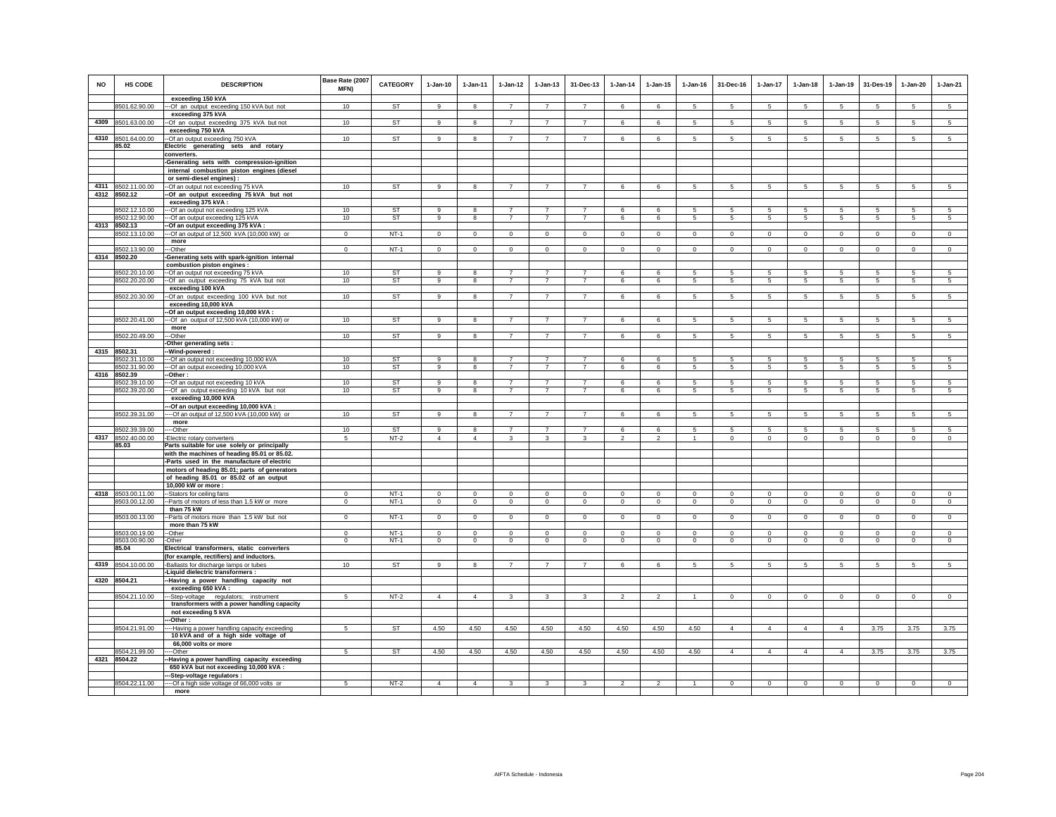| NO | HS CODE | DESCRIPTION | Base Rate (2007 MFN) | CATEGORY | 1-Jan-10 | 1-Jan-11 | 1-Jan-12 | 1-Jan-13 | 31-Dec-13 | 1-Jan-14 | 1-Jan-15 | 1-Jan-16 | 31-Dec-16 | 1-Jan-17 | 1-Jan-18 | 1-Jan-19 | 31-Des-19 | 1-Jan-20 | 1-Jan-21 |
|---|---|---|---|---|---|---|---|---|---|---|---|---|---|---|---|---|---|---|---|
| | | exceeding 150 kVA | | | | | | | | | | | | | | | | | |
| | 8501.62.90.00 | ---Of an output exceeding 150 kVA but not exceeding 375 kVA | 10 | ST | 9 | 8 | 7 | 7 | 7 | 6 | 6 | 5 | 5 | 5 | 5 | 5 | 5 | 5 | 5 |
| 4309 | 8501.63.00.00 | --Of an output exceeding 375 kVA but not exceeding 750 kVA | 10 | ST | 9 | 8 | 7 | 7 | 7 | 6 | 6 | 5 | 5 | 5 | 5 | 5 | 5 | 5 | 5 |
| 4310 | 8501.64.00.00 | --Of an output exceeding 750 kVA | 10 | ST | 9 | 8 | 7 | 7 | 7 | 6 | 6 | 5 | 5 | 5 | 5 | 5 | 5 | 5 | 5 |
| | 85.02 | Electric generating sets and rotary converters. | | | | | | | | | | | | | | | | | |
| | | -Generating sets with compression-ignition internal combustion piston engines (diesel or semi-diesel engines) : | | | | | | | | | | | | | | | | | |
| 4311 | 8502.11.00.00 | --Of an output not exceeding 75 kVA | 10 | ST | 9 | 8 | 7 | 7 | 7 | 6 | 6 | 5 | 5 | 5 | 5 | 5 | 5 | 5 | 5 |
| 4312 | 8502.12 | --Of an output exceeding 75 kVA but not exceeding 375 kVA : | | | | | | | | | | | | | | | | | |
| | 8502.12.10.00 | ---Of an output not exceeding 125 kVA | 10 | ST | 9 | 8 | 7 | 7 | 7 | 6 | 6 | 5 | 5 | 5 | 5 | 5 | 5 | 5 | 5 |
| | 8502.12.90.00 | ---Of an output exceeding 125 kVA | 10 | ST | 9 | 8 | 7 | 7 | 7 | 6 | 6 | 5 | 5 | 5 | 5 | 5 | 5 | 5 | 5 |
| 4313 | 8502.13 | --Of an output exceeding 375 kVA : | | | | | | | | | | | | | | | | | |
| | 8502.13.10.00 | ---Of an output of 12,500 kVA (10,000 kW) or more | 0 | NT-1 | 0 | 0 | 0 | 0 | 0 | 0 | 0 | 0 | 0 | 0 | 0 | 0 | 0 | 0 | 0 |
| | 8502.13.90.00 | ---Other | 0 | NT-1 | 0 | 0 | 0 | 0 | 0 | 0 | 0 | 0 | 0 | 0 | 0 | 0 | 0 | 0 | 0 |
| 4314 | 8502.20 | -Generating sets with spark-ignition internal combustion piston engines : | | | | | | | | | | | | | | | | | |
| | 8502.20.10.00 | --Of an output not exceeding 75 kVA | 10 | ST | 9 | 8 | 7 | 7 | 7 | 6 | 6 | 5 | 5 | 5 | 5 | 5 | 5 | 5 | 5 |
| | 8502.20.20.00 | --Of an output exceeding 75 kVA but not exceeding 100 kVA | 10 | ST | 9 | 8 | 7 | 7 | 7 | 6 | 6 | 5 | 5 | 5 | 5 | 5 | 5 | 5 | 5 |
| | 8502.20.30.00 | --Of an output exceeding 100 kVA but not exceeding 10,000 kVA | 10 | ST | 9 | 8 | 7 | 7 | 7 | 6 | 6 | 5 | 5 | 5 | 5 | 5 | 5 | 5 | 5 |
| | | --Of an output exceeding 10,000 kVA : | | | | | | | | | | | | | | | | | |
| | 8502.20.41.00 | ---Of an output of 12,500 kVA (10,000 kW) or more | 10 | ST | 9 | 8 | 7 | 7 | 7 | 6 | 6 | 5 | 5 | 5 | 5 | 5 | 5 | 5 | 5 |
| | 8502.20.49.00 | ---Other | 10 | ST | 9 | 8 | 7 | 7 | 7 | 6 | 6 | 5 | 5 | 5 | 5 | 5 | 5 | 5 | 5 |
| | | -Other generating sets : | | | | | | | | | | | | | | | | | |
| 4315 | 8502.31 | --Wind-powered : | | | | | | | | | | | | | | | | | |
| | 8502.31.10.00 | ---Of an output not exceeding 10,000 kVA | 10 | ST | 9 | 8 | 7 | 7 | 7 | 6 | 6 | 5 | 5 | 5 | 5 | 5 | 5 | 5 | 5 |
| | 8502.31.90.00 | ---Of an output exceeding 10,000 kVA | 10 | ST | 9 | 8 | 7 | 7 | 7 | 6 | 6 | 5 | 5 | 5 | 5 | 5 | 5 | 5 | 5 |
| 4316 | 8502.39 | --Other : | | | | | | | | | | | | | | | | | |
| | 8502.39.10.00 | ---Of an output not exceeding 10 kVA | 10 | ST | 9 | 8 | 7 | 7 | 7 | 6 | 6 | 5 | 5 | 5 | 5 | 5 | 5 | 5 | 5 |
| | 8502.39.20.00 | ---Of an output exceeding 10 kVA but not exceeding 10,000 kVA | 10 | ST | 9 | 8 | 7 | 7 | 7 | 6 | 6 | 5 | 5 | 5 | 5 | 5 | 5 | 5 | 5 |
| | | ---Of an output exceeding 10,000 kVA : | | | | | | | | | | | | | | | | | |
| | 8502.39.31.00 | ----Of an output of 12,500 kVA (10,000 kW) or more | 10 | ST | 9 | 8 | 7 | 7 | 7 | 6 | 6 | 5 | 5 | 5 | 5 | 5 | 5 | 5 | 5 |
| | 8502.39.39.00 | ----Other | 10 | ST | 9 | 8 | 7 | 7 | 7 | 6 | 6 | 5 | 5 | 5 | 5 | 5 | 5 | 5 | 5 |
| 4317 | 8502.40.00.00 | -Electric rotary converters | 5 | NT-2 | 4 | 4 | 3 | 3 | 3 | 2 | 2 | 1 | 0 | 0 | 0 | 0 | 0 | 0 | 0 |
| | 85.03 | Parts suitable for use solely or principally with the machines of heading 85.01 or 85.02. | | | | | | | | | | | | | | | | | |
| | | -Parts used in the manufacture of electric motors of heading 85.01; parts of generators of heading 85.01 or 85.02 of an output 10,000 kW or more : | | | | | | | | | | | | | | | | | |
| 4318 | 8503.00.11.00 | --Stators for ceiling fans | 0 | NT-1 | 0 | 0 | 0 | 0 | 0 | 0 | 0 | 0 | 0 | 0 | 0 | 0 | 0 | 0 | 0 |
| | 8503.00.12.00 | --Parts of motors of less than 1.5 kW or more than 75 kW | 0 | NT-1 | 0 | 0 | 0 | 0 | 0 | 0 | 0 | 0 | 0 | 0 | 0 | 0 | 0 | 0 | 0 |
| | 8503.00.13.00 | --Parts of motors more than 1.5 kW but not more than 75 kW | 0 | NT-1 | 0 | 0 | 0 | 0 | 0 | 0 | 0 | 0 | 0 | 0 | 0 | 0 | 0 | 0 | 0 |
| | 8503.00.19.00 | --Other | 0 | NT-1 | 0 | 0 | 0 | 0 | 0 | 0 | 0 | 0 | 0 | 0 | 0 | 0 | 0 | 0 | 0 |
| | 8503.00.90.00 | -Other | 0 | NT-1 | 0 | 0 | 0 | 0 | 0 | 0 | 0 | 0 | 0 | 0 | 0 | 0 | 0 | 0 | 0 |
| | 85.04 | Electrical transformers, static converters (for example, rectifiers) and inductors. | | | | | | | | | | | | | | | | | |
| 4319 | 8504.10.00.00 | -Ballasts for discharge lamps or tubes | 10 | ST | 9 | 8 | 7 | 7 | 7 | 6 | 6 | 5 | 5 | 5 | 5 | 5 | 5 | 5 | 5 |
| | | -Liquid dielectric transformers : | | | | | | | | | | | | | | | | | |
| 4320 | 8504.21 | --Having a power handling capacity not exceeding 650 kVA : | | | | | | | | | | | | | | | | | |
| | 8504.21.10.00 | ---Step-voltage regulators; instrument transformers with a power handling capacity not exceeding 5 kVA | 5 | NT-2 | 4 | 4 | 3 | 3 | 3 | 2 | 2 | 1 | 0 | 0 | 0 | 0 | 0 | 0 | 0 |
| | | ---Other : | | | | | | | | | | | | | | | | | |
| | 8504.21.91.00 | ----Having a power handling capacity exceeding 10 kVA and of a high side voltage of 66,000 volts or more | 5 | ST | 4.50 | 4.50 | 4.50 | 4.50 | 4.50 | 4.50 | 4.50 | 4.50 | 4 | 4 | 4 | 4 | 3.75 | 3.75 | 3.75 |
| | 8504.21.99.00 | ----Other | 5 | ST | 4.50 | 4.50 | 4.50 | 4.50 | 4.50 | 4.50 | 4.50 | 4.50 | 4 | 4 | 4 | 4 | 3.75 | 3.75 | 3.75 |
| 4321 | 8504.22 | --Having a power handling capacity exceeding 650 kVA but not exceeding 10,000 kVA : | | | | | | | | | | | | | | | | | |
| | | ---Step-voltage regulators : | | | | | | | | | | | | | | | | | |
| | 8504.22.11.00 | ----Of a high side voltage of 66,000 volts or more | 5 | NT-2 | 4 | 4 | 3 | 3 | 3 | 2 | 2 | 1 | 0 | 0 | 0 | 0 | 0 | 0 | 0 |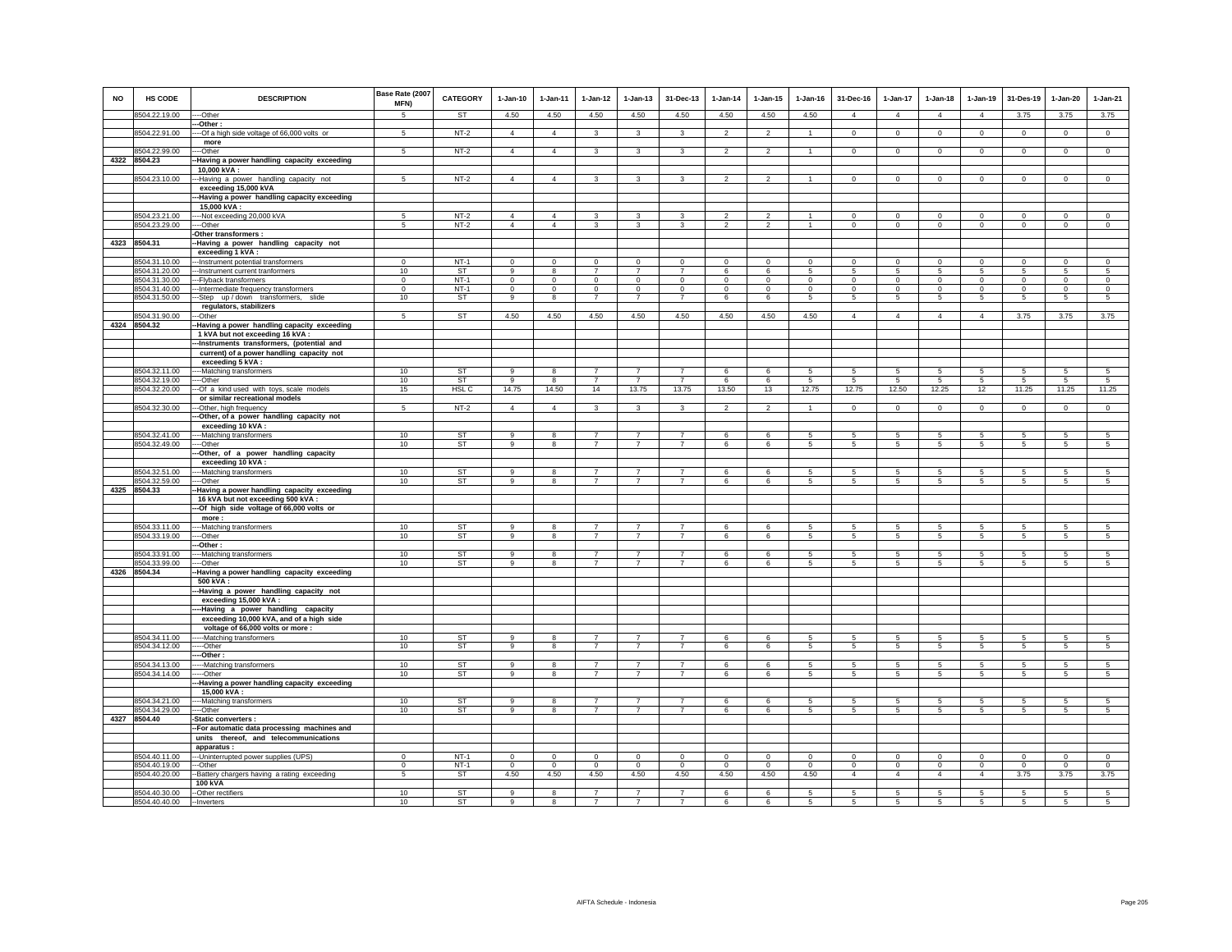| NO | HS CODE | DESCRIPTION | Base Rate (2007 MFN) | CATEGORY | 1-Jan-10 | 1-Jan-11 | 1-Jan-12 | 1-Jan-13 | 31-Dec-13 | 1-Jan-14 | 1-Jan-15 | 1-Jan-16 | 31-Dec-16 | 1-Jan-17 | 1-Jan-18 | 1-Jan-19 | 31-Des-19 | 1-Jan-20 | 1-Jan-21 |
|---|---|---|---|---|---|---|---|---|---|---|---|---|---|---|---|---|---|---|---|
| | 8504.22.19.00 | ----Other | 5 | ST | 4.50 | 4.50 | 4.50 | 4.50 | 4.50 | 4.50 | 4.50 | 4.50 | 4 | 4 | 4 | 4 | 3.75 | 3.75 | 3.75 |
| | | ---Other : | | | | | | | | | | | | | | | | | |
| | 8504.22.91.00 | ----Of a high side voltage of 66,000 volts or more | 5 | NT-2 | 4 | 4 | 3 | 3 | 3 | 2 | 2 | 1 | 0 | 0 | 0 | 0 | 0 | 0 | 0 |
| | 8504.22.99.00 | ----Other | 5 | NT-2 | 4 | 4 | 3 | 3 | 3 | 2 | 2 | 1 | 0 | 0 | 0 | 0 | 0 | 0 | 0 |
| 4322 | 8504.23 | --Having a power handling capacity exceeding 10,000 kVA : | | | | | | | | | | | | | | | | | |
| | 8504.23.10.00 | ---Having a power handling capacity not exceeding 15,000 kVA | 5 | NT-2 | 4 | 4 | 3 | 3 | 3 | 2 | 2 | 1 | 0 | 0 | 0 | 0 | 0 | 0 | 0 |
| | | ---Having a power handling capacity exceeding 15,000 kVA : | | | | | | | | | | | | | | | | | |
| | 8504.23.21.00 | ----Not exceeding 20,000 kVA | 5 | NT-2 | 4 | 4 | 3 | 3 | 3 | 2 | 2 | 1 | 0 | 0 | 0 | 0 | 0 | 0 | 0 |
| | 8504.23.29.00 | ----Other | 5 | NT-2 | 4 | 4 | 3 | 3 | 3 | 2 | 2 | 1 | 0 | 0 | 0 | 0 | 0 | 0 | 0 |
| | | -Other transformers : | | | | | | | | | | | | | | | | | |
| 4323 | 8504.31 | --Having a power handling capacity not exceeding 1 kVA : | | | | | | | | | | | | | | | | | |
| | 8504.31.10.00 | ---Instrument potential transformers | 0 | NT-1 | 0 | 0 | 0 | 0 | 0 | 0 | 0 | 0 | 0 | 0 | 0 | 0 | 0 | 0 | 0 |
| | 8504.31.20.00 | ---Instrument current tranformers | 10 | ST | 9 | 8 | 7 | 7 | 7 | 6 | 6 | 5 | 5 | 5 | 5 | 5 | 5 | 5 | 5 |
| | 8504.31.30.00 | ---Flyback transformers | 0 | NT-1 | 0 | 0 | 0 | 0 | 0 | 0 | 0 | 0 | 0 | 0 | 0 | 0 | 0 | 0 | 0 |
| | 8504.31.40.00 | ---Intermediate frequency transformers | 0 | NT-1 | 0 | 0 | 0 | 0 | 0 | 0 | 0 | 0 | 0 | 0 | 0 | 0 | 0 | 0 | 0 |
| | 8504.31.50.00 | ---Step up / down transformers, slide regulators, stabilizers | 10 | ST | 9 | 8 | 7 | 7 | 7 | 6 | 6 | 5 | 5 | 5 | 5 | 5 | 5 | 5 | 5 |
| | 8504.31.90.00 | ---Other | 5 | ST | 4.50 | 4.50 | 4.50 | 4.50 | 4.50 | 4.50 | 4.50 | 4.50 | 4 | 4 | 4 | 4 | 3.75 | 3.75 | 3.75 |
| 4324 | 8504.32 | --Having a power handling capacity exceeding 1 kVA but not exceeding 16 kVA : | | | | | | | | | | | | | | | | | |
| | | ---Instruments transformers, (potential and current) of a power handling capacity not exceeding 5 kVA : | | | | | | | | | | | | | | | | | |
| | 8504.32.11.00 | ----Matching transformers | 10 | ST | 9 | 8 | 7 | 7 | 7 | 6 | 6 | 5 | 5 | 5 | 5 | 5 | 5 | 5 | 5 |
| | 8504.32.19.00 | ----Other | 10 | ST | 9 | 8 | 7 | 7 | 7 | 6 | 6 | 5 | 5 | 5 | 5 | 5 | 5 | 5 | 5 |
| | 8504.32.20.00 | ---Of a kind used with toys, scale models or similar recreational models | 15 | HSL C | 14.75 | 14.50 | 14 | 13.75 | 13.75 | 13.50 | 13 | 12.75 | 12.75 | 12.50 | 12.25 | 12 | 11.25 | 11.25 | 11.25 |
| | 8504.32.30.00 | ---Other, high frequency | 5 | NT-2 | 4 | 4 | 3 | 3 | 3 | 2 | 2 | 1 | 0 | 0 | 0 | 0 | 0 | 0 | 0 |
| | | ---Other, of a power handling capacity not exceeding 10 kVA : | | | | | | | | | | | | | | | | | |
| | 8504.32.41.00 | ----Matching transformers | 10 | ST | 9 | 8 | 7 | 7 | 7 | 6 | 6 | 5 | 5 | 5 | 5 | 5 | 5 | 5 | 5 |
| | 8504.32.49.00 | ----Other | 10 | ST | 9 | 8 | 7 | 7 | 7 | 6 | 6 | 5 | 5 | 5 | 5 | 5 | 5 | 5 | 5 |
| | | ---Other, of a power handling capacity exceeding 10 kVA : | | | | | | | | | | | | | | | | | |
| | 8504.32.51.00 | ----Matching transformers | 10 | ST | 9 | 8 | 7 | 7 | 7 | 6 | 6 | 5 | 5 | 5 | 5 | 5 | 5 | 5 | 5 |
| | 8504.32.59.00 | ----Other | 10 | ST | 9 | 8 | 7 | 7 | 7 | 6 | 6 | 5 | 5 | 5 | 5 | 5 | 5 | 5 | 5 |
| 4325 | 8504.33 | --Having a power handling capacity exceeding 16 kVA but not exceeding 500 kVA : | | | | | | | | | | | | | | | | | |
| | | ---Of high side voltage of 66,000 volts or more : | | | | | | | | | | | | | | | | | |
| | 8504.33.11.00 | ----Matching transformers | 10 | ST | 9 | 8 | 7 | 7 | 7 | 6 | 6 | 5 | 5 | 5 | 5 | 5 | 5 | 5 | 5 |
| | 8504.33.19.00 | ----Other | 10 | ST | 9 | 8 | 7 | 7 | 7 | 6 | 6 | 5 | 5 | 5 | 5 | 5 | 5 | 5 | 5 |
| | | ---Other : | | | | | | | | | | | | | | | | | |
| | 8504.33.91.00 | ----Matching transformers | 10 | ST | 9 | 8 | 7 | 7 | 7 | 6 | 6 | 5 | 5 | 5 | 5 | 5 | 5 | 5 | 5 |
| | 8504.33.99.00 | ----Other | 10 | ST | 9 | 8 | 7 | 7 | 7 | 6 | 6 | 5 | 5 | 5 | 5 | 5 | 5 | 5 | 5 |
| 4326 | 8504.34 | --Having a power handling capacity exceeding 500 kVA : | | | | | | | | | | | | | | | | | |
| | | ---Having a power handling capacity not exceeding 15,000 kVA : | | | | | | | | | | | | | | | | | |
| | | ----Having a power handling capacity exceeding 10,000 kVA, and of a high side voltage of 66,000 volts or more : | | | | | | | | | | | | | | | | | |
| | 8504.34.11.00 | -----Matching transformers | 10 | ST | 9 | 8 | 7 | 7 | 7 | 6 | 6 | 5 | 5 | 5 | 5 | 5 | 5 | 5 | 5 |
| | 8504.34.12.00 | -----Other | 10 | ST | 9 | 8 | 7 | 7 | 7 | 6 | 6 | 5 | 5 | 5 | 5 | 5 | 5 | 5 | 5 |
| | | ----Other : | | | | | | | | | | | | | | | | | |
| | 8504.34.13.00 | -----Matching transformers | 10 | ST | 9 | 8 | 7 | 7 | 7 | 6 | 6 | 5 | 5 | 5 | 5 | 5 | 5 | 5 | 5 |
| | 8504.34.14.00 | -----Other | 10 | ST | 9 | 8 | 7 | 7 | 7 | 6 | 6 | 5 | 5 | 5 | 5 | 5 | 5 | 5 | 5 |
| | | ---Having a power handling capacity exceeding 15,000 kVA : | | | | | | | | | | | | | | | | | |
| | 8504.34.21.00 | ----Matching transformers | 10 | ST | 9 | 8 | 7 | 7 | 7 | 6 | 6 | 5 | 5 | 5 | 5 | 5 | 5 | 5 | 5 |
| | 8504.34.29.00 | ----Other | 10 | ST | 9 | 8 | 7 | 7 | 7 | 6 | 6 | 5 | 5 | 5 | 5 | 5 | 5 | 5 | 5 |
| 4327 | 8504.40 | -Static converters : | | | | | | | | | | | | | | | | | |
| | | --For automatic data processing machines and units thereof, and telecommunications apparatus : | | | | | | | | | | | | | | | | | |
| | 8504.40.11.00 | ---Uninterrupted power supplies (UPS) | 0 | NT-1 | 0 | 0 | 0 | 0 | 0 | 0 | 0 | 0 | 0 | 0 | 0 | 0 | 0 | 0 | 0 |
| | 8504.40.19.00 | ---Other | 0 | NT-1 | 0 | 0 | 0 | 0 | 0 | 0 | 0 | 0 | 0 | 0 | 0 | 0 | 0 | 0 | 0 |
| | 8504.40.20.00 | --Battery chargers having a rating exceeding 100 kVA | 5 | ST | 4.50 | 4.50 | 4.50 | 4.50 | 4.50 | 4.50 | 4.50 | 4.50 | 4 | 4 | 4 | 4 | 3.75 | 3.75 | 3.75 |
| | 8504.40.30.00 | --Other rectifiers | 10 | ST | 9 | 8 | 7 | 7 | 7 | 6 | 6 | 5 | 5 | 5 | 5 | 5 | 5 | 5 | 5 |
| | 8504.40.40.00 | --Inverters | 10 | ST | 9 | 8 | 7 | 7 | 7 | 6 | 6 | 5 | 5 | 5 | 5 | 5 | 5 | 5 | 5 |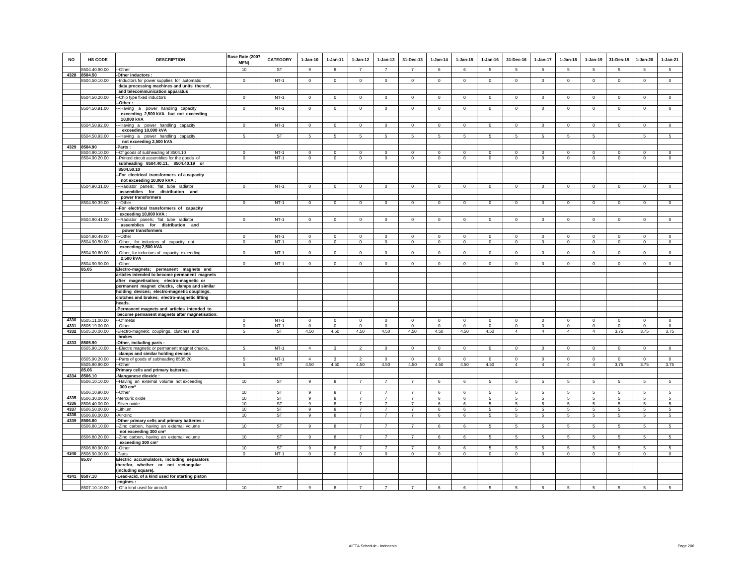| NO | HS CODE | DESCRIPTION | Base Rate (2007 MFN) | CATEGORY | 1-Jan-10 | 1-Jan-11 | 1-Jan-12 | 1-Jan-13 | 31-Dec-13 | 1-Jan-14 | 1-Jan-15 | 1-Jan-16 | 31-Dec-16 | 1-Jan-17 | 1-Jan-18 | 1-Jan-19 | 31-Des-19 | 1-Jan-20 | 1-Jan-21 |
|---|---|---|---|---|---|---|---|---|---|---|---|---|---|---|---|---|---|---|---|
| | 8504.40.90.00 | --Other | 10 | ST | 9 | 8 | 7 | 7 | 7 | 6 | 6 | 5 | 5 | 5 | 5 | 5 | 5 | 5 | 5 |
| 4328 | 8504.50 | -Other inductors : | | | | | | | | | | | | | | | | | |
| | 8504.50.10.00 | --Inductors for power supplies for automatic data processing machines and units thereof, and telecommunication apparatus | 0 | NT-1 | 0 | 0 | 0 | 0 | 0 | 0 | 0 | 0 | 0 | 0 | 0 | 0 | 0 | 0 | 0 |
| | 8504.50.20.00 | --Chip type fixed inductors | 0 | NT-1 | 0 | 0 | 0 | 0 | 0 | 0 | 0 | 0 | 0 | 0 | 0 | 0 | 0 | 0 | 0 |
| | | --Other : | | | | | | | | | | | | | | | | | |
| | 8504.50.91.00 | ---Having a power handling capacity exceeding 2,500 kVA but not exceeding 10,000 kVA | 0 | NT-1 | 0 | 0 | 0 | 0 | 0 | 0 | 0 | 0 | 0 | 0 | 0 | 0 | 0 | 0 | 0 |
| | 8504.50.92.00 | ---Having a power handling capacity exceeding 10,000 kVA | 0 | NT-1 | 0 | 0 | 0 | 0 | 0 | 0 | 0 | 0 | 0 | 0 | 0 | 0 | 0 | 0 | 0 |
| | 8504.50.93.00 | ---Having a power handling capacity not exceeding 2,500 kVA | 5 | ST | 5 | 5 | 5 | 5 | 5 | 5 | 5 | 5 | 5 | 5 | 5 | 5 | | 5 | 5 |
| 4329 | 8504.90 | -Parts : | | | | | | | | | | | | | | | | | |
| | 8504.90.10.00 | --Of goods of subheading of 8504.10 | 0 | NT-1 | 0 | 0 | 0 | 0 | 0 | 0 | 0 | 0 | 0 | 0 | 0 | 0 | 0 | 0 | 0 |
| | 8504.90.20.00 | --Printed circuit assemblies for the goods of subheading 8504.40.11, 8504.40.19 or 8504.50.10 | 0 | NT-1 | 0 | 0 | 0 | 0 | 0 | 0 | 0 | 0 | 0 | 0 | 0 | 0 | 0 | 0 | 0 |
| | | --For electrical transformers of a capacity not exceeding 10,000 kVA : | | | | | | | | | | | | | | | | | |
| | 8504.90.31.00 | ---Radiator panels; flat tube radiator assemblies for distribution and power transformers | 0 | NT-1 | 0 | 0 | 0 | 0 | 0 | 0 | 0 | 0 | 0 | 0 | 0 | 0 | 0 | 0 | 0 |
| | 8504.90.39.00 | ---Other | 0 | NT-1 | 0 | 0 | 0 | 0 | 0 | 0 | 0 | 0 | 0 | 0 | 0 | 0 | 0 | 0 | 0 |
| | | --For electrical transformers of capacity exceeding 10,000 kVA : | | | | | | | | | | | | | | | | | |
| | 8504.90.41.00 | ---Radiator panels; flat tube radiator assemblies for distribution and power transformers | 0 | NT-1 | 0 | 0 | 0 | 0 | 0 | 0 | 0 | 0 | 0 | 0 | 0 | 0 | 0 | 0 | 0 |
| | 8504.90.49.00 | ---Other | 0 | NT-1 | 0 | 0 | 0 | 0 | 0 | 0 | 0 | 0 | 0 | 0 | 0 | 0 | 0 | 0 | 0 |
| | 8504.90.50.00 | --Other, for inductors of capacity not exceeding 2,500 kVA | 0 | NT-1 | 0 | 0 | 0 | 0 | 0 | 0 | 0 | 0 | 0 | 0 | 0 | 0 | 0 | 0 | 0 |
| | 8504.90.60.00 | --Other, for inductors of capacity exceeding 2,500 kVA | 0 | NT-1 | 0 | 0 | 0 | 0 | 0 | 0 | 0 | 0 | 0 | 0 | 0 | 0 | 0 | 0 | 0 |
| | 8504.90.90.00 | --Other | 0 | NT-1 | 0 | 0 | 0 | 0 | 0 | 0 | 0 | 0 | 0 | 0 | 0 | 0 | 0 | 0 | 0 |
| | 85.05 | Electro-magnets; permanent magnets and articles intended to become permanent magnets after magnetisation; electro-magnetic or permanent magnet chucks, clamps and similar holding devices; electro-magnetic couplings, clutches and brakes; electro-magnetic lifting heads. | | | | | | | | | | | | | | | | | |
| | | -Permanent magnets and articles intended to become permanent magnets after magnetisation: | | | | | | | | | | | | | | | | | |
| 4330 | 8505.11.00.00 | --Of metal | 0 | NT-1 | 0 | 0 | 0 | 0 | 0 | 0 | 0 | 0 | 0 | 0 | 0 | 0 | 0 | 0 | 0 |
| 4331 | 8505.19.00.00 | --Other | 0 | NT-1 | 0 | 0 | 0 | 0 | 0 | 0 | 0 | 0 | 0 | 0 | 0 | 0 | 0 | 0 | 0 |
| 4332 | 8505.20.00.00 | -Electro-magnetic couplings, clutches and brakes | 5 | ST | 4.50 | 4.50 | 4.50 | 4.50 | 4.50 | 4.50 | 4.50 | 4.50 | 4 | 4 | 4 | 4 | 3.75 | 3.75 | 3.75 |
| 4333 | 8505.90 | -Other, including parts : | | | | | | | | | | | | | | | | | |
| | 8505.90.10.00 | --Electro magnetic or permanent magnet chucks, clamps and similar holding devices | 5 | NT-1 | 4 | 3 | 2 | 0 | 0 | 0 | 0 | 0 | 0 | 0 | 0 | 0 | 0 | 0 | 0 |
| | 8505.90.20.00 | --Parts of goods of subheading 8505.20 | 5 | NT-1 | 4 | 3 | 2 | 0 | 0 | 0 | 0 | 0 | 0 | 0 | 0 | 0 | 0 | 0 | 0 |
| | 8505.90.90.00 | --Other | 5 | ST | 4.50 | 4.50 | 4.50 | 4.50 | 4.50 | 4.50 | 4.50 | 4.50 | 4 | 4 | 4 | 4 | 3.75 | 3.75 | 3.75 |
| | 85.06 | Primary cells and primary batteries. | | | | | | | | | | | | | | | | | |
| 4334 | 8506.10 | -Manganese dioxide : | | | | | | | | | | | | | | | | | |
| | 8506.10.10.00 | --Having an external volume not exceeding 300 cm³ | 10 | ST | 9 | 8 | 7 | 7 | 7 | 6 | 6 | 5 | 5 | 5 | 5 | 5 | 5 | 5 | 5 |
| | 8506.10.90.00 | --Other | 10 | ST | 9 | 8 | 7 | 7 | 7 | 6 | 6 | 5 | 5 | 5 | 5 | 5 | 5 | 5 | 5 |
| 4335 | 8506.30.00.00 | -Mercuric oxide | 10 | ST | 9 | 8 | 7 | 7 | 7 | 6 | 6 | 5 | 5 | 5 | 5 | 5 | 5 | 5 | 5 |
| 4336 | 8506.40.00.00 | -Silver oxide | 10 | ST | 9 | 8 | 7 | 7 | 7 | 6 | 6 | 5 | 5 | 5 | 5 | 5 | 5 | 5 | 5 |
| 4337 | 8506.50.00.00 | -Lithium | 10 | ST | 9 | 8 | 7 | 7 | 7 | 6 | 6 | 5 | 5 | 5 | 5 | 5 | 5 | 5 | 5 |
| 4338 | 8506.60.00.00 | -Air-zinc | 10 | ST | 9 | 8 | 7 | 7 | 7 | 6 | 6 | 5 | 5 | 5 | 5 | 5 | 5 | 5 | 5 |
| 4339 | 8506.80 | -Other primary cells and primary batteries : | | | | | | | | | | | | | | | | | |
| | 8506.80.10.00 | --Zinc carbon, having an external volume not exceeding 300 cm³ | 10 | ST | 9 | 8 | 7 | 7 | 7 | 6 | 6 | 5 | 5 | 5 | 5 | 5 | 5 | 5 | 5 |
| | 8506.80.20.00 | --Zinc carbon, having an external volume exceeding 300 cm³ | 10 | ST | 9 | 8 | 7 | 7 | 7 | 6 | 6 | 5 | 5 | 5 | 5 | 5 | 5 | 5 | 5 |
| | 8506.80.90.00 | --Other | 10 | ST | 9 | 8 | 7 | 7 | 7 | 6 | 6 | 5 | 5 | 5 | 5 | 5 | 5 | 5 | 5 |
| 4340 | 8506.90.00.00 | -Parts | 0 | NT-1 | 0 | 0 | 0 | 0 | 0 | 0 | 0 | 0 | 0 | 0 | 0 | 0 | 0 | 0 | 0 |
| | 85.07 | Electric accumulators, including separators therefor, whether or not rectangular (including square). | | | | | | | | | | | | | | | | | |
| 4341 | 8507.10 | -Lead-acid, of a kind used for starting piston engines : | | | | | | | | | | | | | | | | | |
| | 8507.10.10.00 | --Of a kind used for aircraft | 10 | ST | 9 | 8 | 7 | 7 | 7 | 6 | 6 | 5 | 5 | 5 | 5 | 5 | 5 | 5 | 5 |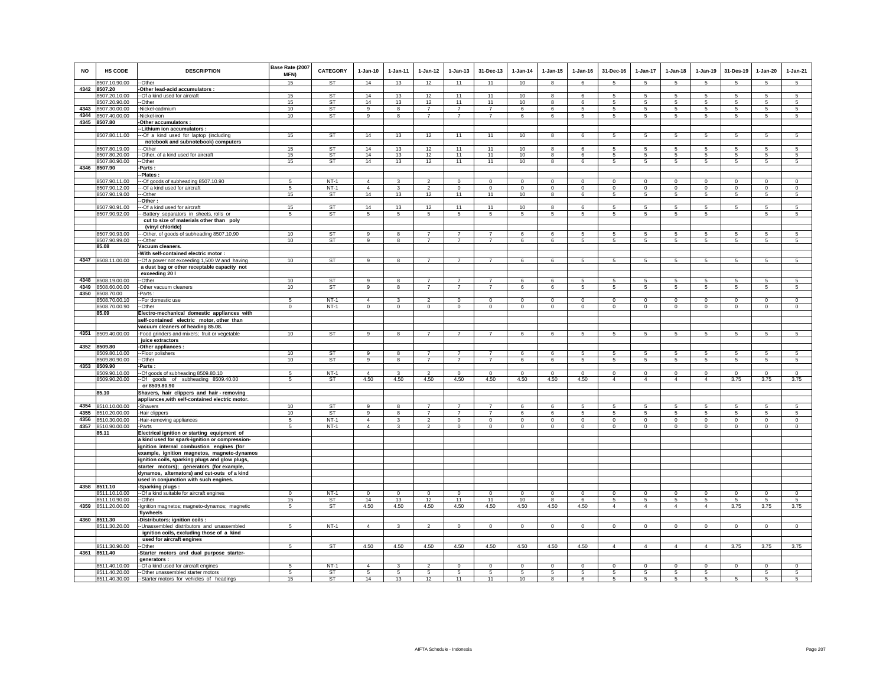| NO | HS CODE | DESCRIPTION | Base Rate (2007 MFN) | CATEGORY | 1-Jan-10 | 1-Jan-11 | 1-Jan-12 | 1-Jan-13 | 31-Dec-13 | 1-Jan-14 | 1-Jan-15 | 1-Jan-16 | 31-Dec-16 | 1-Jan-17 | 1-Jan-18 | 1-Jan-19 | 31-Des-19 | 1-Jan-20 | 1-Jan-21 |
|---|---|---|---|---|---|---|---|---|---|---|---|---|---|---|---|---|---|---|---|
| | 8507.10.90.00 | --Other | 15 | ST | 14 | 13 | 12 | 11 | 11 | 10 | 8 | 6 | 5 | 5 | 5 | 5 | 5 | 5 | 5 |
| 4342 | 8507.20 | -Other lead-acid accumulators : | | | | | | | | | | | | | | | | | |
| | 8507.20.10.00 | --Of a kind used for aircraft | 15 | ST | 14 | 13 | 12 | 11 | 11 | 10 | 8 | 6 | 5 | 5 | 5 | 5 | 5 | 5 | 5 |
| | 8507.20.90.00 | --Other | 15 | ST | 14 | 13 | 12 | 11 | 11 | 10 | 8 | 6 | 5 | 5 | 5 | 5 | 5 | 5 | 5 |
| 4343 | 8507.30.00.00 | -Nickel-cadmium | 10 | ST | 9 | 8 | 7 | 7 | 7 | 6 | 6 | 5 | 5 | 5 | 5 | 5 | 5 | 5 | 5 |
| 4344 | 8507.40.00.00 | -Nickel-iron | 10 | ST | 9 | 8 | 7 | 7 | 7 | 6 | 6 | 5 | 5 | 5 | 5 | 5 | 5 | 5 | 5 |
| 4345 | 8507.80 | -Other accumulators : | | | | | | | | | | | | | | | | | |
| | | --Lithium ion accumulators : | | | | | | | | | | | | | | | | | |
| | 8507.80.11.00 | ---Of a kind used for laptop (including notebook and subnotebook) computers | 15 | ST | 14 | 13 | 12 | 11 | 11 | 10 | 8 | 6 | 5 | 5 | 5 | 5 | 5 | 5 | 5 |
| | 8507.80.19.00 | ---Other | 15 | ST | 14 | 13 | 12 | 11 | 11 | 10 | 8 | 6 | 5 | 5 | 5 | 5 | 5 | 5 | 5 |
| | 8507.80.20.00 | --Other, of a kind used for aircraft | 15 | ST | 14 | 13 | 12 | 11 | 11 | 10 | 8 | 6 | 5 | 5 | 5 | 5 | 5 | 5 | 5 |
| | 8507.80.90.00 | --Other | 15 | ST | 14 | 13 | 12 | 11 | 11 | 10 | 8 | 6 | 5 | 5 | 5 | 5 | 5 | 5 | 5 |
| 4346 | 8507.90 | -Parts : | | | | | | | | | | | | | | | | | |
| | | --Plates : | | | | | | | | | | | | | | | | | |
| | 8507.90.11.00 | ---Of goods of subheading 8507.10.90 | 5 | NT-1 | 4 | 3 | 2 | 0 | 0 | 0 | 0 | 0 | 0 | 0 | 0 | 0 | 0 | 0 | 0 |
| | 8507.90.12.00 | ---Of a kind used for aircraft | 5 | NT-1 | 4 | 3 | 2 | 0 | 0 | 0 | 0 | 0 | 0 | 0 | 0 | 0 | 0 | 0 | 0 |
| | 8507.90.19.00 | ---Other | 15 | ST | 14 | 13 | 12 | 11 | 11 | 10 | 8 | 6 | 5 | 5 | 5 | 5 | 5 | 5 | 5 |
| | | --Other : | | | | | | | | | | | | | | | | | |
| | 8507.90.91.00 | ---Of a kind used for aircraft | 15 | ST | 14 | 13 | 12 | 11 | 11 | 10 | 8 | 6 | 5 | 5 | 5 | 5 | 5 | 5 | 5 |
| | 8507.90.92.00 | ---Battery separators in sheets, rolls or cut to size of materials other than poly (vinyl chloride) | 5 | ST | 5 | 5 | 5 | 5 | 5 | 5 | 5 | 5 | 5 | 5 | 5 | 5 | | 5 | 5 |
| | 8507.90.93.00 | ---Other, of goods of subheading 8507.10.90 | 10 | ST | 9 | 8 | 7 | 7 | 7 | 6 | 6 | 5 | 5 | 5 | 5 | 5 | 5 | 5 | 5 |
| | 8507.90.99.00 | ---Other | 10 | ST | 9 | 8 | 7 | 7 | 7 | 6 | 6 | 5 | 5 | 5 | 5 | 5 | 5 | 5 | 5 |
| | 85.08 | Vacuum cleaners. | | | | | | | | | | | | | | | | | |
| | | -With self-contained electric motor : | | | | | | | | | | | | | | | | | |
| 4347 | 8508.11.00.00 | --Of a power not exceeding 1,500 W and having a dust bag or other receptable capacity not exceeding 20 l | 10 | ST | 9 | 8 | 7 | 7 | 7 | 6 | 6 | 5 | 5 | 5 | 5 | 5 | 5 | 5 | 5 |
| 4348 | 8508.19.00.00 | --Other | 10 | ST | 9 | 8 | 7 | 7 | 7 | 6 | 6 | 5 | 5 | 5 | 5 | 5 | 5 | 5 | 5 |
| 4349 | 8508.60.00.00 | -Other vacuum cleaners | 10 | ST | 9 | 8 | 7 | 7 | 7 | 6 | 6 | 5 | 5 | 5 | 5 | 5 | 5 | 5 | 5 |
| 4350 | 8508.70.00 | -Parts : | | | | | | | | | | | | | | | | | |
| | 8508.70.00.10 | --For domestic use | 5 | NT-1 | 4 | 3 | 2 | 0 | 0 | 0 | 0 | 0 | 0 | 0 | 0 | 0 | 0 | 0 | 0 |
| | 8508.70.00.90 | --Other | 0 | NT-1 | 0 | 0 | 0 | 0 | 0 | 0 | 0 | 0 | 0 | 0 | 0 | 0 | 0 | 0 | 0 |
| | 85.09 | Electro-mechanical domestic appliances with self-contained electric motor, other than vacuum cleaners of heading 85.08. | | | | | | | | | | | | | | | | | |
| 4351 | 8509.40.00.00 | -Food grinders and mixers; fruit or vegetable juice extractors | 10 | ST | 9 | 8 | 7 | 7 | 7 | 6 | 6 | 5 | 5 | 5 | 5 | 5 | 5 | 5 | 5 |
| 4352 | 8509.80 | -Other appliances : | | | | | | | | | | | | | | | | | |
| | 8509.80.10.00 | --Floor polishers | 10 | ST | 9 | 8 | 7 | 7 | 7 | 6 | 6 | 5 | 5 | 5 | 5 | 5 | 5 | 5 | 5 |
| | 8509.80.90.00 | --Other | 10 | ST | 9 | 8 | 7 | 7 | 7 | 6 | 6 | 5 | 5 | 5 | 5 | 5 | 5 | 5 | 5 |
| 4353 | 8509.90 | -Parts : | | | | | | | | | | | | | | | | | |
| | 8509.90.10.00 | --Of goods of subheading 8509.80.10 | 5 | NT-1 | 4 | 3 | 2 | 0 | 0 | 0 | 0 | 0 | 0 | 0 | 0 | 0 | 0 | 0 | 0 |
| | 8509.90.20.00 | --Of goods of subheading 8509.40.00 or 8509.80.90 | 5 | ST | 4.50 | 4.50 | 4.50 | 4.50 | 4.50 | 4.50 | 4.50 | 4.50 | 4 | 4 | 4 | 4 | 3.75 | 3.75 | 3.75 |
| | 85.10 | Shavers, hair clippers and hair - removing appliances,with self-contained electric motor. | | | | | | | | | | | | | | | | | |
| 4354 | 8510.10.00.00 | -Shavers | 10 | ST | 9 | 8 | 7 | 7 | 7 | 6 | 6 | 5 | 5 | 5 | 5 | 5 | 5 | 5 | 5 |
| 4355 | 8510.20.00.00 | -Hair clippers | 10 | ST | 9 | 8 | 7 | 7 | 7 | 6 | 6 | 5 | 5 | 5 | 5 | 5 | 5 | 5 | 5 |
| 4356 | 8510.30.00.00 | -Hair-removing appliances | 5 | NT-1 | 4 | 3 | 2 | 0 | 0 | 0 | 0 | 0 | 0 | 0 | 0 | 0 | 0 | 0 | 0 |
| 4357 | 8510.90.00.00 | -Parts | 5 | NT-1 | 4 | 3 | 2 | 0 | 0 | 0 | 0 | 0 | 0 | 0 | 0 | 0 | 0 | 0 | 0 |
| | 85.11 | Electrical ignition or starting equipment of a kind used for spark-ignition or compression-ignition internal combustion engines (for example, ignition magnetos, magneto-dynamos ignition coils, sparking plugs and glow plugs, starter motors); generators (for example, dynamos, alternators) and cut-outs of a kind used in conjunction with such engines. | | | | | | | | | | | | | | | | | |
| 4358 | 8511.10 | -Sparking plugs : | | | | | | | | | | | | | | | | | |
| | 8511.10.10.00 | --Of a kind suitable for aircraft engines | 0 | NT-1 | 0 | 0 | 0 | 0 | 0 | 0 | 0 | 0 | 0 | 0 | 0 | 0 | 0 | 0 | 0 |
| | 8511.10.90.00 | --Other | 15 | ST | 14 | 13 | 12 | 11 | 11 | 10 | 8 | 6 | 5 | 5 | 5 | 5 | 5 | 5 | 5 |
| 4359 | 8511.20.00.00 | -Ignition magnetos; magneto-dynamos; magnetic flywheels | 5 | ST | 4.50 | 4.50 | 4.50 | 4.50 | 4.50 | 4.50 | 4.50 | 4.50 | 4 | 4 | 4 | 4 | 3.75 | 3.75 | 3.75 |
| 4360 | 8511.30 | -Distributors; ignition coils : | | | | | | | | | | | | | | | | | |
| | 8511.30.20.00 | --Unassembled distributors and unassembled ignition coils, excluding those of a kind used for aircraft engines | 5 | NT-1 | 4 | 3 | 2 | 0 | 0 | 0 | 0 | 0 | 0 | 0 | 0 | 0 | 0 | 0 | 0 |
| | 8511.30.90.00 | --Other | 5 | ST | 4.50 | 4.50 | 4.50 | 4.50 | 4.50 | 4.50 | 4.50 | 4.50 | 4 | 4 | 4 | 4 | 3.75 | 3.75 | 3.75 |
| 4361 | 8511.40 | -Starter motors and dual purpose starter-generators : | | | | | | | | | | | | | | | | | |
| | 8511.40.10.00 | --Of a kind used for aircraft engines | 5 | NT-1 | 4 | 3 | 2 | 0 | 0 | 0 | 0 | 0 | 0 | 0 | 0 | 0 | 0 | 0 | 0 |
| | 8511.40.20.00 | --Other unassembled starter motors | 5 | ST | 5 | 5 | 5 | 5 | 5 | 5 | 5 | 5 | 5 | 5 | 5 | 5 | | 5 | 5 |
| | 8511.40.30.00 | --Starter motors for vehicles of headings | 15 | ST | 14 | 13 | 12 | 11 | 11 | 10 | 8 | 6 | 5 | 5 | 5 | 5 | 5 | 5 | 5 |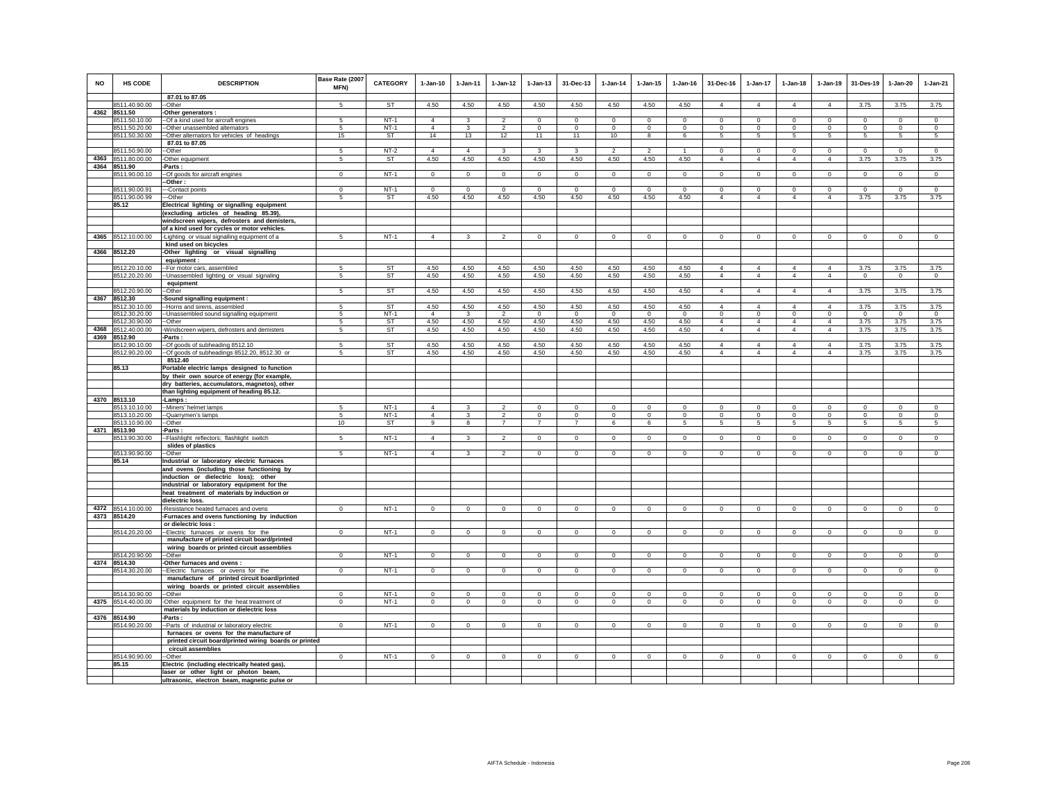| NO | HS CODE | DESCRIPTION | Base Rate (2007 MFN) | CATEGORY | 1-Jan-10 | 1-Jan-11 | 1-Jan-12 | 1-Jan-13 | 31-Dec-13 | 1-Jan-14 | 1-Jan-15 | 1-Jan-16 | 31-Dec-16 | 1-Jan-17 | 1-Jan-18 | 1-Jan-19 | 31-Des-19 | 1-Jan-20 | 1-Jan-21 |
|---|---|---|---|---|---|---|---|---|---|---|---|---|---|---|---|---|---|---|---|
| | | 87.01 to 87.05 | | | | | | | | | | | | | | | | | |
| | 8511.40.90.00 | --Other | 5 | ST | 4.50 | 4.50 | 4.50 | 4.50 | 4.50 | 4.50 | 4.50 | 4.50 | 4 | 4 | 4 | 4 | 3.75 | 3.75 | 3.75 |
| 4362 | 8511.50 | -Other generators : | | | | | | | | | | | | | | | | | |
| | 8511.50.10.00 | --Of a kind used for aircraft engines | 5 | NT-1 | 4 | 3 | 2 | 0 | 0 | 0 | 0 | 0 | 0 | 0 | 0 | 0 | 0 | 0 | 0 |
| | 8511.50.20.00 | --Other unassembled alternators | 5 | NT-1 | 4 | 3 | 2 | 0 | 0 | 0 | 0 | 0 | 0 | 0 | 0 | 0 | 0 | 0 | 0 |
| | 8511.50.30.00 | --Other alternators for vehicles of headings 87.01 to 87.05 | 15 | ST | 14 | 13 | 12 | 11 | 11 | 10 | 8 | 6 | 5 | 5 | 5 | 5 | 5 | 5 | 5 |
| | 8511.50.90.00 | --Other | 5 | NT-2 | 4 | 4 | 3 | 3 | 3 | 2 | 2 | 1 | 0 | 0 | 0 | 0 | 0 | 0 | 0 |
| 4363 | 8511.80.00.00 | -Other equipment | 5 | ST | 4.50 | 4.50 | 4.50 | 4.50 | 4.50 | 4.50 | 4.50 | 4.50 | 4 | 4 | 4 | 4 | 3.75 | 3.75 | 3.75 |
| 4364 | 8511.90 | -Parts : | | | | | | | | | | | | | | | | | |
| | 8511.90.00.10 | --Of goods for aircraft engines | 0 | NT-1 | 0 | 0 | 0 | 0 | 0 | 0 | 0 | 0 | 0 | 0 | 0 | 0 | 0 | 0 | 0 |
| | | --Other : | | | | | | | | | | | | | | | | | |
| | 8511.90.00.91 | ---Contact points | 0 | NT-1 | 0 | 0 | 0 | 0 | 0 | 0 | 0 | 0 | 0 | 0 | 0 | 0 | 0 | 0 | 0 |
| | 8511.90.00.99 | ---Other | 5 | ST | 4.50 | 4.50 | 4.50 | 4.50 | 4.50 | 4.50 | 4.50 | 4.50 | 4 | 4 | 4 | 4 | 3.75 | 3.75 | 3.75 |
| | 85.12 | Electrical lighting or signalling equipment (excluding articles of heading 85.39), windscreen wipers, defrosters and demisters, of a kind used for cycles or motor vehicles. | | | | | | | | | | | | | | | | | |
| 4365 | 8512.10.00.00 | -Lighting or visual signalling equipment of a kind used on bicycles | 5 | NT-1 | 4 | 3 | 2 | 0 | 0 | 0 | 0 | 0 | 0 | 0 | 0 | 0 | 0 | 0 | 0 |
| 4366 | 8512.20 | -Other lighting or visual signalling equipment : | | | | | | | | | | | | | | | | | |
| | 8512.20.10.00 | --For motor cars, assembled | 5 | ST | 4.50 | 4.50 | 4.50 | 4.50 | 4.50 | 4.50 | 4.50 | 4.50 | 4 | 4 | 4 | 4 | 3.75 | 3.75 | 3.75 |
| | 8512.20.20.00 | --Unassembled lighting or visual signaling equipment | 5 | ST | 4.50 | 4.50 | 4.50 | 4.50 | 4.50 | 4.50 | 4.50 | 4.50 | 4 | 4 | 4 | 4 | 0 | 0 | 0 |
| | 8512.20.90.00 | --Other | 5 | ST | 4.50 | 4.50 | 4.50 | 4.50 | 4.50 | 4.50 | 4.50 | 4.50 | 4 | 4 | 4 | 4 | 3.75 | 3.75 | 3.75 |
| 4367 | 8512.30 | -Sound signalling equipment : | | | | | | | | | | | | | | | | | |
| | 8512.30.10.00 | --Horns and sirens, assembled | 5 | ST | 4.50 | 4.50 | 4.50 | 4.50 | 4.50 | 4.50 | 4.50 | 4.50 | 4 | 4 | 4 | 4 | 3.75 | 3.75 | 3.75 |
| | 8512.30.20.00 | --Unassembled sound signalling equipment | 5 | NT-1 | 4 | 3 | 2 | 0 | 0 | 0 | 0 | 0 | 0 | 0 | 0 | 0 | 0 | 0 | 0 |
| | 8512.30.90.00 | --Other | 5 | ST | 4.50 | 4.50 | 4.50 | 4.50 | 4.50 | 4.50 | 4.50 | 4.50 | 4 | 4 | 4 | 4 | 3.75 | 3.75 | 3.75 |
| 4368 | 8512.40.00.00 | -Windscreen wipers, defrosters and demisters | 5 | ST | 4.50 | 4.50 | 4.50 | 4.50 | 4.50 | 4.50 | 4.50 | 4.50 | 4 | 4 | 4 | 4 | 3.75 | 3.75 | 3.75 |
| 4369 | 8512.90 | -Parts : | | | | | | | | | | | | | | | | | |
| | 8512.90.10.00 | --Of goods of subheading 8512.10 | 5 | ST | 4.50 | 4.50 | 4.50 | 4.50 | 4.50 | 4.50 | 4.50 | 4.50 | 4 | 4 | 4 | 4 | 3.75 | 3.75 | 3.75 |
| | 8512.90.20.00 | --Of goods of subheadings 8512.20, 8512.30 or 8512.40 | 5 | ST | 4.50 | 4.50 | 4.50 | 4.50 | 4.50 | 4.50 | 4.50 | 4.50 | 4 | 4 | 4 | 4 | 3.75 | 3.75 | 3.75 |
| | 85.13 | Portable electric lamps designed to function by their own source of energy (for example, dry batteries, accumulators, magnetos), other than lighting equipment of heading 85.12. | | | | | | | | | | | | | | | | | |
| 4370 | 8513.10 | -Lamps : | | | | | | | | | | | | | | | | | |
| | 8513.10.10.00 | --Miners' helmet lamps | 5 | NT-1 | 4 | 3 | 2 | 0 | 0 | 0 | 0 | 0 | 0 | 0 | 0 | 0 | 0 | 0 | 0 |
| | 8513.10.20.00 | --Quarrymen's lamps | 5 | NT-1 | 4 | 3 | 2 | 0 | 0 | 0 | 0 | 0 | 0 | 0 | 0 | 0 | 0 | 0 | 0 |
| | 8513.10.90.00 | --Other | 10 | ST | 9 | 8 | 7 | 7 | 7 | 6 | 6 | 5 | 5 | 5 | 5 | 5 | 5 | 5 | 5 |
| 4371 | 8513.90 | -Parts : | | | | | | | | | | | | | | | | | |
| | 8513.90.30.00 | --Flashlight reflectors; flashlight switch slides of plastics | 5 | NT-1 | 4 | 3 | 2 | 0 | 0 | 0 | 0 | 0 | 0 | 0 | 0 | 0 | 0 | 0 | 0 |
| | 8513.90.90.00 | --Other | 5 | NT-1 | 4 | 3 | 2 | 0 | 0 | 0 | 0 | 0 | 0 | 0 | 0 | 0 | 0 | 0 | 0 |
| | 85.14 | Industrial or laboratory electric furnaces and ovens (including those functioning by induction or dielectric loss); other industrial or laboratory equipment for the heat treatment of materials by induction or dielectric loss. | | | | | | | | | | | | | | | | | |
| 4372 | 8514.10.00.00 | -Resistance heated furnaces and ovens | 0 | NT-1 | 0 | 0 | 0 | 0 | 0 | 0 | 0 | 0 | 0 | 0 | 0 | 0 | 0 | 0 | 0 |
| 4373 | 8514.20 | -Furnaces and ovens functioning by induction or dielectric loss : | | | | | | | | | | | | | | | | | |
| | 8514.20.20.00 | --Electric furnaces or ovens for the manufacture of printed circuit board/printed wiring boards or printed circuit assemblies | 0 | NT-1 | 0 | 0 | 0 | 0 | 0 | 0 | 0 | 0 | 0 | 0 | 0 | 0 | 0 | 0 | 0 |
| | 8514.20.90.00 | --Other | 0 | NT-1 | 0 | 0 | 0 | 0 | 0 | 0 | 0 | 0 | 0 | 0 | 0 | 0 | 0 | 0 | 0 |
| 4374 | 8514.30 | -Other furnaces and ovens : | | | | | | | | | | | | | | | | | |
| | 8514.30.20.00 | --Electric furnaces or ovens for the manufacture of printed circuit board/printed wiring boards or printed circuit assemblies | 0 | NT-1 | 0 | 0 | 0 | 0 | 0 | 0 | 0 | 0 | 0 | 0 | 0 | 0 | 0 | 0 | 0 |
| | 8514.30.90.00 | --Other | 0 | NT-1 | 0 | 0 | 0 | 0 | 0 | 0 | 0 | 0 | 0 | 0 | 0 | 0 | 0 | 0 | 0 |
| 4375 | 8514.40.00.00 | -Other equipment for the heat treatment of materials by induction or dielectric loss | 0 | NT-1 | 0 | 0 | 0 | 0 | 0 | 0 | 0 | 0 | 0 | 0 | 0 | 0 | 0 | 0 | 0 |
| 4376 | 8514.90 | -Parts : | | | | | | | | | | | | | | | | | |
| | 8514.90.20.00 | --Parts of industrial or laboratory electric furnaces or ovens for the manufacture of printed circuit board/printed wiring boards or printed circuit assemblies | 0 | NT-1 | 0 | 0 | 0 | 0 | 0 | 0 | 0 | 0 | 0 | 0 | 0 | 0 | 0 | 0 | 0 |
| | 8514.90.90.00 | --Other | 0 | NT-1 | 0 | 0 | 0 | 0 | 0 | 0 | 0 | 0 | 0 | 0 | 0 | 0 | 0 | 0 | 0 |
| | 85.15 | Electric (including electrically heated gas), laser or other light or photon beam, ultrasonic, electron beam, magnetic pulse or | | | | | | | | | | | | | | | | | |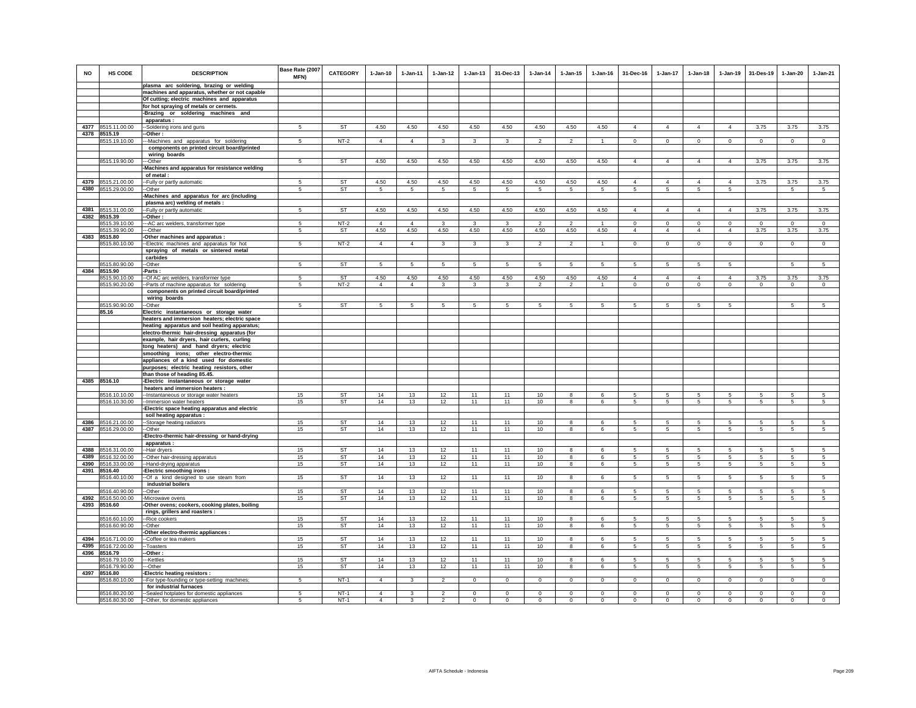| NO | HS CODE | DESCRIPTION | Base Rate (2007 MFN) | CATEGORY | 1-Jan-10 | 1-Jan-11 | 1-Jan-12 | 1-Jan-13 | 31-Dec-13 | 1-Jan-14 | 1-Jan-15 | 1-Jan-16 | 31-Dec-16 | 1-Jan-17 | 1-Jan-18 | 1-Jan-19 | 31-Des-19 | 1-Jan-20 | 1-Jan-21 |
|---|---|---|---|---|---|---|---|---|---|---|---|---|---|---|---|---|---|---|---|
| | | plasma arc soldering, brazing or welding machines and apparatus, whether or not capable Of cutting; electric machines and apparatus for hot spraying of metals or cermets. | | | | | | | | | | | | | | | | | |
| | | -Brazing or soldering machines and apparatus : | | | | | | | | | | | | | | | | | |
| 4377 | 8515.11.00.00 | --Soldering irons and guns | 5 | ST | 4.50 | 4.50 | 4.50 | 4.50 | 4.50 | 4.50 | 4.50 | 4.50 | 4 | 4 | 4 | 4 | 3.75 | 3.75 | 3.75 |
| 4378 | 8515.19 | --Other : | | | | | | | | | | | | | | | | | |
| | 8515.19.10.00 | ---Machines and apparatus for soldering components on printed circuit board/printed wiring boards | 5 | NT-2 | 4 | 4 | 3 | 3 | 3 | 2 | 2 | 1 | 0 | 0 | 0 | 0 | 0 | 0 | 0 |
| | 8515.19.90.00 | ---Other | 5 | ST | 4.50 | 4.50 | 4.50 | 4.50 | 4.50 | 4.50 | 4.50 | 4.50 | 4 | 4 | 4 | 4 | 3.75 | 3.75 | 3.75 |
| | | -Machines and apparatus for resistance welding of metal : | | | | | | | | | | | | | | | | | |
| 4379 | 8515.21.00.00 | --Fully or partly automatic | 5 | ST | 4.50 | 4.50 | 4.50 | 4.50 | 4.50 | 4.50 | 4.50 | 4.50 | 4 | 4 | 4 | 4 | 3.75 | 3.75 | 3.75 |
| 4380 | 8515.29.00.00 | --Other | 5 | ST | 5 | 5 | 5 | 5 | 5 | 5 | 5 | 5 | 5 | 5 | 5 | 5 | | 5 | 5 |
| | | -Machines and apparatus for arc (including plasma arc) welding of metals : | | | | | | | | | | | | | | | | | |
| 4381 | 8515.31.00.00 | --Fully or partly automatic | 5 | ST | 4.50 | 4.50 | 4.50 | 4.50 | 4.50 | 4.50 | 4.50 | 4.50 | 4 | 4 | 4 | 4 | 3.75 | 3.75 | 3.75 |
| 4382 | 8515.39 | --Other : | | | | | | | | | | | | | | | | | |
| | 8515.39.10.00 | ---AC arc welders, transformer type | 5 | NT-2 | 4 | 4 | 3 | 3 | 3 | 2 | 2 | 1 | 0 | 0 | 0 | 0 | 0 | 0 | 0 |
| | 8515.39.90.00 | ---Other | 5 | ST | 4.50 | 4.50 | 4.50 | 4.50 | 4.50 | 4.50 | 4.50 | 4.50 | 4 | 4 | 4 | 4 | 3.75 | 3.75 | 3.75 |
| 4383 | 8515.80 | -Other machines and apparatus : | | | | | | | | | | | | | | | | | |
| | 8515.80.10.00 | --Electric machines and apparatus for hot spraying of metals or sintered metal carbides | 5 | NT-2 | 4 | 4 | 3 | 3 | 3 | 2 | 2 | 1 | 0 | 0 | 0 | 0 | 0 | 0 | 0 |
| | 8515.80.90.00 | --Other | 5 | ST | 5 | 5 | 5 | 5 | 5 | 5 | 5 | 5 | 5 | 5 | 5 | 5 | | 5 | 5 |
| 4384 | 8515.90 | -Parts : | | | | | | | | | | | | | | | | | |
| | 8515.90.10.00 | --Of AC arc welders, transformer type | 5 | ST | 4.50 | 4.50 | 4.50 | 4.50 | 4.50 | 4.50 | 4.50 | 4.50 | 4 | 4 | 4 | 4 | 3.75 | 3.75 | 3.75 |
| | 8515.90.20.00 | --Parts of machine apparatus for soldering components on printed circuit board/printed wiring boards | 5 | NT-2 | 4 | 4 | 3 | 3 | 3 | 2 | 2 | 1 | 0 | 0 | 0 | 0 | 0 | 0 | 0 |
| | 8515.90.90.00 | --Other | 5 | ST | 5 | 5 | 5 | 5 | 5 | 5 | 5 | 5 | 5 | 5 | 5 | 5 | | 5 | 5 |
| | 85.16 | Electric instantaneous or storage water heaters and immersion heaters; electric space heating apparatus and soil heating apparatus; electro-thermic hair-dressing apparatus (for example, hair dryers, hair curlers, curling tong heaters) and hand dryers; electric smoothing irons; other electro-thermic appliances of a kind used for domestic purposes; electric heating resistors, other than those of heading 85.45. | | | | | | | | | | | | | | | | | |
| 4385 | 8516.10 | -Electric instantaneous or storage water heaters and immersion heaters : | | | | | | | | | | | | | | | | | |
| | 8516.10.10.00 | --Instantaneous or storage water heaters | 15 | ST | 14 | 13 | 12 | 11 | 11 | 10 | 8 | 6 | 5 | 5 | 5 | 5 | 5 | 5 | 5 |
| | 8516.10.30.00 | --Immersion water heaters | 15 | ST | 14 | 13 | 12 | 11 | 11 | 10 | 8 | 6 | 5 | 5 | 5 | 5 | 5 | 5 | 5 |
| | | -Electric space heating apparatus and electric soil heating apparatus : | | | | | | | | | | | | | | | | | |
| 4386 | 8516.21.00.00 | --Storage heating radiators | 15 | ST | 14 | 13 | 12 | 11 | 11 | 10 | 8 | 6 | 5 | 5 | 5 | 5 | 5 | 5 | 5 |
| 4387 | 8516.29.00.00 | --Other | 15 | ST | 14 | 13 | 12 | 11 | 11 | 10 | 8 | 6 | 5 | 5 | 5 | 5 | 5 | 5 | 5 |
| | | -Electro-thermic hair-dressing or hand-drying apparatus : | | | | | | | | | | | | | | | | | |
| 4388 | 8516.31.00.00 | --Hair dryers | 15 | ST | 14 | 13 | 12 | 11 | 11 | 10 | 8 | 6 | 5 | 5 | 5 | 5 | 5 | 5 | 5 |
| 4389 | 8516.32.00.00 | --Other hair-dressing apparatus | 15 | ST | 14 | 13 | 12 | 11 | 11 | 10 | 8 | 6 | 5 | 5 | 5 | 5 | 5 | 5 | 5 |
| 4390 | 8516.33.00.00 | --Hand-drying apparatus | 15 | ST | 14 | 13 | 12 | 11 | 11 | 10 | 8 | 6 | 5 | 5 | 5 | 5 | 5 | 5 | 5 |
| 4391 | 8516.40 | -Electric smoothing irons : | | | | | | | | | | | | | | | | | |
| | 8516.40.10.00 | --Of a kind designed to use steam from industrial boilers | 15 | ST | 14 | 13 | 12 | 11 | 11 | 10 | 8 | 6 | 5 | 5 | 5 | 5 | 5 | 5 | 5 |
| | 8516.40.90.00 | --Other | 15 | ST | 14 | 13 | 12 | 11 | 11 | 10 | 8 | 6 | 5 | 5 | 5 | 5 | 5 | 5 | 5 |
| 4392 | 8516.50.00.00 | -Microwave ovens | 15 | ST | 14 | 13 | 12 | 11 | 11 | 10 | 8 | 6 | 5 | 5 | 5 | 5 | 5 | 5 | 5 |
| 4393 | 8516.60 | -Other ovens; cookers, cooking plates, boiling rings, grillers and roasters : | | | | | | | | | | | | | | | | | |
| | 8516.60.10.00 | --Rice cookers | 15 | ST | 14 | 13 | 12 | 11 | 11 | 10 | 8 | 6 | 5 | 5 | 5 | 5 | 5 | 5 | 5 |
| | 8516.60.90.00 | --Other | 15 | ST | 14 | 13 | 12 | 11 | 11 | 10 | 8 | 6 | 5 | 5 | 5 | 5 | 5 | 5 | 5 |
| | | -Other electro-thermic appliances : | | | | | | | | | | | | | | | | | |
| 4394 | 8516.71.00.00 | --Coffee or tea makers | 15 | ST | 14 | 13 | 12 | 11 | 11 | 10 | 8 | 6 | 5 | 5 | 5 | 5 | 5 | 5 | 5 |
| 4395 | 8516.72.00.00 | --Toasters | 15 | ST | 14 | 13 | 12 | 11 | 11 | 10 | 8 | 6 | 5 | 5 | 5 | 5 | 5 | 5 | 5 |
| 4396 | 8516.79 | --Other : | | | | | | | | | | | | | | | | | |
| | 8516.79.10.00 | ---Kettles | 15 | ST | 14 | 13 | 12 | 11 | 11 | 10 | 8 | 6 | 5 | 5 | 5 | 5 | 5 | 5 | 5 |
| | 8516.79.90.00 | ---Other | 15 | ST | 14 | 13 | 12 | 11 | 11 | 10 | 8 | 6 | 5 | 5 | 5 | 5 | 5 | 5 | 5 |
| 4397 | 8516.80 | -Electric heating resistors : | | | | | | | | | | | | | | | | | |
| | 8516.80.10.00 | --For type-founding or type-setting machines; for industrial furnaces | 5 | NT-1 | 4 | 3 | 2 | 0 | 0 | 0 | 0 | 0 | 0 | 0 | 0 | 0 | 0 | 0 | 0 |
| | 8516.80.20.00 | --Sealed hotplates for domestic appliances | 5 | NT-1 | 4 | 3 | 2 | 0 | 0 | 0 | 0 | 0 | 0 | 0 | 0 | 0 | 0 | 0 | 0 |
| | 8516.80.30.00 | --Other, for domestic appliances | 5 | NT-1 | 4 | 3 | 2 | 0 | 0 | 0 | 0 | 0 | 0 | 0 | 0 | 0 | 0 | 0 | 0 |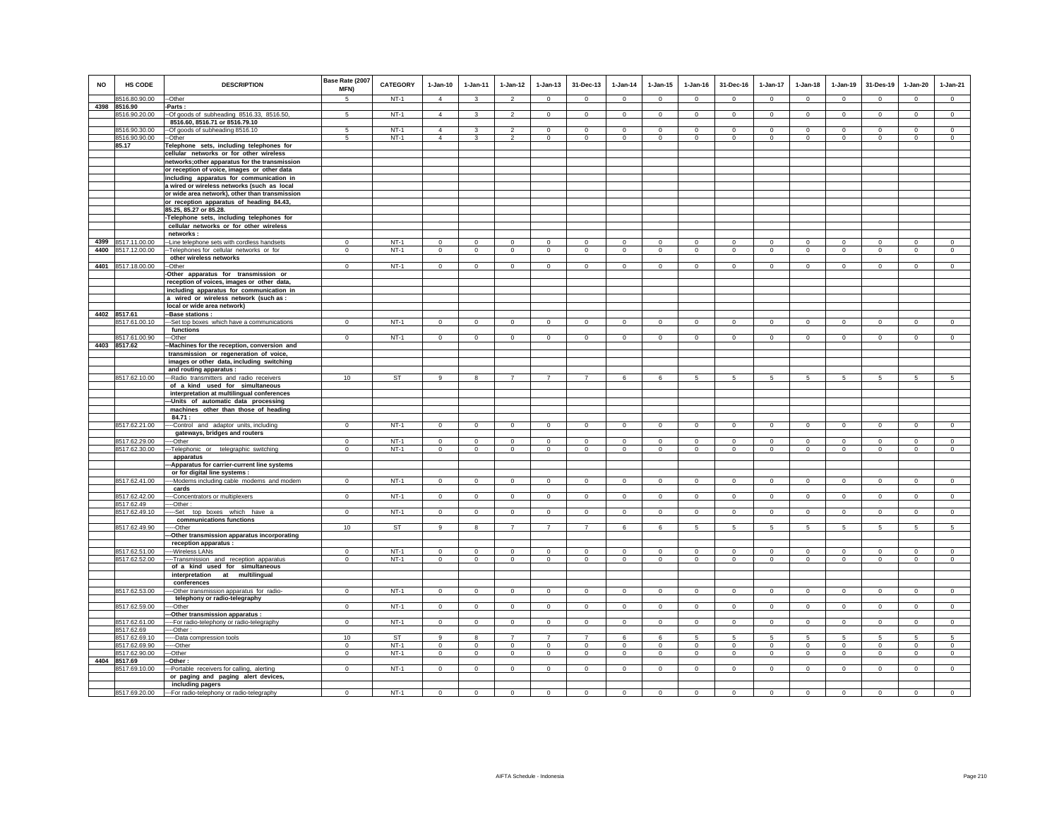| NO | HS CODE | DESCRIPTION | Base Rate (2007 MFN) | CATEGORY | 1-Jan-10 | 1-Jan-11 | 1-Jan-12 | 1-Jan-13 | 31-Dec-13 | 1-Jan-14 | 1-Jan-15 | 1-Jan-16 | 31-Dec-16 | 1-Jan-17 | 1-Jan-18 | 1-Jan-19 | 31-Des-19 | 1-Jan-20 | 1-Jan-21 |
|---|---|---|---|---|---|---|---|---|---|---|---|---|---|---|---|---|---|---|---|
| | 8516.80.90.00 | --Other | 5 | NT-1 | 4 | 3 | 2 | 0 | 0 | 0 | 0 | 0 | 0 | 0 | 0 | 0 | 0 | 0 | 0 |
| 4398 | 8516.90 | -Parts : | | | | | | | | | | | | | | | | | |
| | 8516.90.20.00 | --Of goods of subheading 8516.33, 8516.50, 8516.60, 8516.71 or 8516.79.10 | 5 | NT-1 | 4 | 3 | 2 | 0 | 0 | 0 | 0 | 0 | 0 | 0 | 0 | 0 | 0 | 0 | 0 |
| | 8516.90.30.00 | --Of goods of subheading 8516.10 | 5 | NT-1 | 4 | 3 | 2 | 0 | 0 | 0 | 0 | 0 | 0 | 0 | 0 | 0 | 0 | 0 | 0 |
| | 8516.90.90.00 | --Other | 5 | NT-1 | 4 | 3 | 2 | 0 | 0 | 0 | 0 | 0 | 0 | 0 | 0 | 0 | 0 | 0 | 0 |
| | 85.17 | Telephone sets, including telephones for cellular networks or for other wireless networks;other apparatus for the transmission or reception of voice, images or other data including apparatus for communication in a wired or wireless networks (such as local or wide area network), other than transmission or reception apparatus of heading 84.43, 85.25, 85.27 or 85.28. | | | | | | | | | | | | | | | | | |
| | | -Telephone sets, including telephones for cellular networks or for other wireless networks : | | | | | | | | | | | | | | | | | |
| 4399 | 8517.11.00.00 | --Line telephone sets with cordless handsets | 0 | NT-1 | 0 | 0 | 0 | 0 | 0 | 0 | 0 | 0 | 0 | 0 | 0 | 0 | 0 | 0 | 0 |
| 4400 | 8517.12.00.00 | --Telephones for cellular networks or for other wireless networks | 0 | NT-1 | 0 | 0 | 0 | 0 | 0 | 0 | 0 | 0 | 0 | 0 | 0 | 0 | 0 | 0 | 0 |
| 4401 | 8517.18.00.00 | --Other | 0 | NT-1 | 0 | 0 | 0 | 0 | 0 | 0 | 0 | 0 | 0 | 0 | 0 | 0 | 0 | 0 | 0 |
| | | -Other apparatus for transmission or reception of voices, images or other data, including apparatus for communication in a wired or wireless network (such as : local or wide area network) | | | | | | | | | | | | | | | | | |
| 4402 | 8517.61 | --Base stations : | | | | | | | | | | | | | | | | | |
| | 8517.61.00.10 | ---Set top boxes which have a communications functions | 0 | NT-1 | 0 | 0 | 0 | 0 | 0 | 0 | 0 | 0 | 0 | 0 | 0 | 0 | 0 | 0 | 0 |
| | 8517.61.00.90 | ---Other | 0 | NT-1 | 0 | 0 | 0 | 0 | 0 | 0 | 0 | 0 | 0 | 0 | 0 | 0 | 0 | 0 | 0 |
| 4403 | 8517.62 | --Machines for the reception, conversion and transmission or regeneration of voice, images or other data, including switching and routing apparatus : | | | | | | | | | | | | | | | | | |
| | 8517.62.10.00 | ---Radio transmitters and radio receivers of a kind used for simultaneous interpretation at multilingual conferences | 10 | ST | 9 | 8 | 7 | 7 | 7 | 6 | 6 | 5 | 5 | 5 | 5 | 5 | 5 | 5 | 5 |
| | | ---Units of automatic data processing machines other than those of heading 84.71 : | | | | | | | | | | | | | | | | | |
| | 8517.62.21.00 | ----Control and adaptor units, including gateways, bridges and routers | 0 | NT-1 | 0 | 0 | 0 | 0 | 0 | 0 | 0 | 0 | 0 | 0 | 0 | 0 | 0 | 0 | 0 |
| | 8517.62.29.00 | ----Other | 0 | NT-1 | 0 | 0 | 0 | 0 | 0 | 0 | 0 | 0 | 0 | 0 | 0 | 0 | 0 | 0 | 0 |
| | 8517.62.30.00 | ---Telephonic or telegraphic switching apparatus | 0 | NT-1 | 0 | 0 | 0 | 0 | 0 | 0 | 0 | 0 | 0 | 0 | 0 | 0 | 0 | 0 | 0 |
| | | ---Apparatus for carrier-current line systems or for digital line systems : | | | | | | | | | | | | | | | | | |
| | 8517.62.41.00 | ----Modems including cable modems and modem cards | 0 | NT-1 | 0 | 0 | 0 | 0 | 0 | 0 | 0 | 0 | 0 | 0 | 0 | 0 | 0 | 0 | 0 |
| | 8517.62.42.00 | ----Concentrators or multiplexers | 0 | NT-1 | 0 | 0 | 0 | 0 | 0 | 0 | 0 | 0 | 0 | 0 | 0 | 0 | 0 | 0 | 0 |
| | 8517.62.49 | ----Other : | | | | | | | | | | | | | | | | | |
| | 8517.62.49.10 | -----Set top boxes which have a communications functions | 0 | NT-1 | 0 | 0 | 0 | 0 | 0 | 0 | 0 | 0 | 0 | 0 | 0 | 0 | 0 | 0 | 0 |
| | 8517.62.49.90 | -----Other | 10 | ST | 9 | 8 | 7 | 7 | 7 | 6 | 6 | 5 | 5 | 5 | 5 | 5 | 5 | 5 | 5 |
| | | ---Other transmission apparatus incorporating reception apparatus : | | | | | | | | | | | | | | | | | |
| | 8517.62.51.00 | ----Wireless LANs | 0 | NT-1 | 0 | 0 | 0 | 0 | 0 | 0 | 0 | 0 | 0 | 0 | 0 | 0 | 0 | 0 | 0 |
| | 8517.62.52.00 | ----Transmission and reception apparatus of a kind used for simultaneous interpretation at multilingual conferences | 0 | NT-1 | 0 | 0 | 0 | 0 | 0 | 0 | 0 | 0 | 0 | 0 | 0 | 0 | 0 | 0 | 0 |
| | 8517.62.53.00 | ----Other transmission apparatus for radio-telephony or radio-telegraphy | 0 | NT-1 | 0 | 0 | 0 | 0 | 0 | 0 | 0 | 0 | 0 | 0 | 0 | 0 | 0 | 0 | 0 |
| | 8517.62.59.00 | ----Other | 0 | NT-1 | 0 | 0 | 0 | 0 | 0 | 0 | 0 | 0 | 0 | 0 | 0 | 0 | 0 | 0 | 0 |
| | | ---Other transmission apparatus : | | | | | | | | | | | | | | | | | |
| | 8517.62.61.00 | ----For radio-telephony or radio-telegraphy | 0 | NT-1 | 0 | 0 | 0 | 0 | 0 | 0 | 0 | 0 | 0 | 0 | 0 | 0 | 0 | 0 | 0 |
| | 8517.62.69 | ----Other : | | | | | | | | | | | | | | | | | |
| | 8517.62.69.10 | -----Data compression tools | 10 | ST | 9 | 8 | 7 | 7 | 7 | 6 | 6 | 5 | 5 | 5 | 5 | 5 | 5 | 5 | 5 |
| | 8517.62.69.90 | -----Other | 0 | NT-1 | 0 | 0 | 0 | 0 | 0 | 0 | 0 | 0 | 0 | 0 | 0 | 0 | 0 | 0 | 0 |
| | 8517.62.90.00 | ---Other | 0 | NT-1 | 0 | 0 | 0 | 0 | 0 | 0 | 0 | 0 | 0 | 0 | 0 | 0 | 0 | 0 | 0 |
| 4404 | 8517.69 | --Other : | | | | | | | | | | | | | | | | | |
| | 8517.69.10.00 | ---Portable receivers for calling, alerting or paging and paging alert devices, including pagers | 0 | NT-1 | 0 | 0 | 0 | 0 | 0 | 0 | 0 | 0 | 0 | 0 | 0 | 0 | 0 | 0 | 0 |
| | 8517.69.20.00 | ---For radio-telephony or radio-telegraphy | 0 | NT-1 | 0 | 0 | 0 | 0 | 0 | 0 | 0 | 0 | 0 | 0 | 0 | 0 | 0 | 0 | 0 |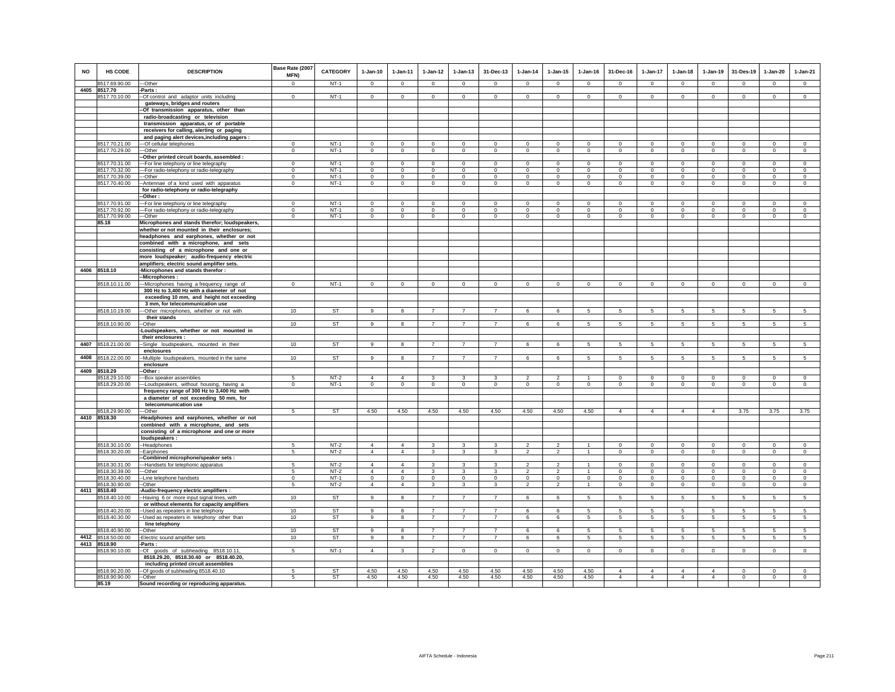| NO | HS CODE | DESCRIPTION | Base Rate (2007 MFN) | CATEGORY | 1-Jan-10 | 1-Jan-11 | 1-Jan-12 | 1-Jan-13 | 31-Dec-13 | 1-Jan-14 | 1-Jan-15 | 1-Jan-16 | 31-Dec-16 | 1-Jan-17 | 1-Jan-18 | 1-Jan-19 | 31-Des-19 | 1-Jan-20 | 1-Jan-21 |
|---|---|---|---|---|---|---|---|---|---|---|---|---|---|---|---|---|---|---|---|
| | 8517.69.90.00 | ---Other | 0 | NT-1 | 0 | 0 | 0 | 0 | 0 | 0 | 0 | 0 | 0 | 0 | 0 | 0 | 0 | 0 | 0 |
| 4405 | 8517.70 | -Parts : | | | | | | | | | | | | | | | | | |
| | 8517.70.10.00 | --Of control and adaptor units including gateways, bridges and routers | 0 | NT-1 | 0 | 0 | 0 | 0 | 0 | 0 | 0 | 0 | 0 | 0 | 0 | 0 | 0 | 0 | 0 |
| | | --Of transmission apparatus, other than radio-broadcasting or television transmission apparatus, or of portable receivers for calling, alerting or paging and paging alert devices,including pagers : | | | | | | | | | | | | | | | | | |
| | 8517.70.21.00 | ---Of cellular telephones | 0 | NT-1 | 0 | 0 | 0 | 0 | 0 | 0 | 0 | 0 | 0 | 0 | 0 | 0 | 0 | 0 | 0 |
| | 8517.70.29.00 | ---Other | 0 | NT-1 | 0 | 0 | 0 | 0 | 0 | 0 | 0 | 0 | 0 | 0 | 0 | 0 | 0 | 0 | 0 |
| | | --Other printed circuit boards, assembled : | | | | | | | | | | | | | | | | | |
| | 8517.70.31.00 | ---For line telephony or line telegraphy | 0 | NT-1 | 0 | 0 | 0 | 0 | 0 | 0 | 0 | 0 | 0 | 0 | 0 | 0 | 0 | 0 | 0 |
| | 8517.70.32.00 | ---For radio-telephony or radio-telegraphy | 0 | NT-1 | 0 | 0 | 0 | 0 | 0 | 0 | 0 | 0 | 0 | 0 | 0 | 0 | 0 | 0 | 0 |
| | 8517.70.39.00 | ---Other | 0 | NT-1 | 0 | 0 | 0 | 0 | 0 | 0 | 0 | 0 | 0 | 0 | 0 | 0 | 0 | 0 | 0 |
| | 8517.70.40.00 | --Antennae of a kind used with apparatus for radio-telephony or radio-telegraphy | 0 | NT-1 | 0 | 0 | 0 | 0 | 0 | 0 | 0 | 0 | 0 | 0 | 0 | 0 | 0 | 0 | 0 |
| | | --Other : | | | | | | | | | | | | | | | | | |
| | 8517.70.91.00 | ---For line telephony or line telegraphy | 0 | NT-1 | 0 | 0 | 0 | 0 | 0 | 0 | 0 | 0 | 0 | 0 | 0 | 0 | 0 | 0 | 0 |
| | 8517.70.92.00 | ---For radio-telephony or radio-telegraphy | 0 | NT-1 | 0 | 0 | 0 | 0 | 0 | 0 | 0 | 0 | 0 | 0 | 0 | 0 | 0 | 0 | 0 |
| | 8517.70.99.00 | ---Other | 0 | NT-1 | 0 | 0 | 0 | 0 | 0 | 0 | 0 | 0 | 0 | 0 | 0 | 0 | 0 | 0 | 0 |
| | 85.18 | Microphones and stands therefor; loudspeakers, whether or not mounted in their enclosures; headphones and earphones, whether or not combined with a microphone, and sets consisting of a microphone and one or more loudspeaker; audio-frequency electric amplifiers; electric sound amplifier sets. | | | | | | | | | | | | | | | | | |
| 4406 | 8518.10 | -Microphones and stands therefor : | | | | | | | | | | | | | | | | | |
| | | --Microphones : | | | | | | | | | | | | | | | | | |
| | 8518.10.11.00 | ---Microphones having a frequency range of 300 Hz to 3,400 Hz with a diameter of not exceeding 10 mm, and height not exceeding 3 mm, for telecommunication use | 0 | NT-1 | 0 | 0 | 0 | 0 | 0 | 0 | 0 | 0 | 0 | 0 | 0 | 0 | 0 | 0 | 0 |
| | 8518.10.19.00 | ---Other microphones, whether or not with their stands | 10 | ST | 9 | 8 | 7 | 7 | 7 | 6 | 6 | 5 | 5 | 5 | 5 | 5 | 5 | 5 | 5 |
| | 8518.10.90.00 | --Other | 10 | ST | 9 | 8 | 7 | 7 | 7 | 6 | 6 | 5 | 5 | 5 | 5 | 5 | 5 | 5 | 5 |
| | | -Loudspeakers, whether or not mounted in their enclosures : | | | | | | | | | | | | | | | | | |
| 4407 | 8518.21.00.00 | --Single loudspeakers, mounted in their enclosures | 10 | ST | 9 | 8 | 7 | 7 | 7 | 6 | 6 | 5 | 5 | 5 | 5 | 5 | 5 | 5 | 5 |
| 4408 | 8518.22.00.00 | --Multiple loudspeakers, mounted in the same enclosure | 10 | ST | 9 | 8 | 7 | 7 | 7 | 6 | 6 | 5 | 5 | 5 | 5 | 5 | 5 | 5 | 5 |
| 4409 | 8518.29 | --Other : | | | | | | | | | | | | | | | | | |
| | 8518.29.10.00 | ---Box speaker assemblies | 5 | NT-2 | 4 | 4 | 3 | 3 | 3 | 2 | 2 | 1 | 0 | 0 | 0 | 0 | 0 | 0 | 0 |
| | 8518.29.20.00 | ---Loudspeakers, without housing, having a frequency range of 300 Hz to 3,400 Hz with a diameter of not exceeding 50 mm, for telecommunication use | 0 | NT-1 | 0 | 0 | 0 | 0 | 0 | 0 | 0 | 0 | 0 | 0 | 0 | 0 | 0 | 0 | 0 |
| | 8518.29.90.00 | ---Other | 5 | ST | 4.50 | 4.50 | 4.50 | 4.50 | 4.50 | 4.50 | 4.50 | 4.50 | 4 | 4 | 4 | 4 | 3.75 | 3.75 | 3.75 |
| 4410 | 8518.30 | -Headphones and earphones, whether or not combined with a microphone, and sets consisting of a microphone and one or more loudspeakers : | | | | | | | | | | | | | | | | | |
| | 8518.30.10.00 | --Headphones | 5 | NT-2 | 4 | 4 | 3 | 3 | 3 | 2 | 2 | 1 | 0 | 0 | 0 | 0 | 0 | 0 | 0 |
| | 8518.30.20.00 | --Earphones | 5 | NT-2 | 4 | 4 | 3 | 3 | 3 | 2 | 2 | 1 | 0 | 0 | 0 | 0 | 0 | 0 | 0 |
| | | --Combined microphone/speaker sets : | | | | | | | | | | | | | | | | | |
| | 8518.30.31.00 | ---Handsets for telephonic apparatus | 5 | NT-2 | 4 | 4 | 3 | 3 | 3 | 2 | 2 | 1 | 0 | 0 | 0 | 0 | 0 | 0 | 0 |
| | 8518.30.39.00 | ---Other | 5 | NT-2 | 4 | 4 | 3 | 3 | 3 | 2 | 2 | 1 | 0 | 0 | 0 | 0 | 0 | 0 | 0 |
| | 8518.30.40.00 | --Line telephone handsets | 0 | NT-1 | 0 | 0 | 0 | 0 | 0 | 0 | 0 | 0 | 0 | 0 | 0 | 0 | 0 | 0 | 0 |
| | 8518.30.90.00 | --Other | 5 | NT-2 | 4 | 4 | 3 | 3 | 3 | 2 | 2 | 1 | 0 | 0 | 0 | 0 | 0 | 0 | 0 |
| 4411 | 8518.40 | -Audio-frequency electric amplifiers : | | | | | | | | | | | | | | | | | |
| | 8518.40.10.00 | --Having 6 or more input signal lines, with or without elements for capacity amplifiers | 10 | ST | 9 | 8 | 7 | 7 | 7 | 6 | 6 | 5 | 5 | 5 | 5 | 5 | 5 | 5 | 5 |
| | 8518.40.20.00 | --Used as repeaters in line telephony | 10 | ST | 9 | 8 | 7 | 7 | 7 | 6 | 6 | 5 | 5 | 5 | 5 | 5 | 5 | 5 | 5 |
| | 8518.40.30.00 | --Used as repeaters in telephony other than line telephony | 10 | ST | 9 | 8 | 7 | 7 | 7 | 6 | 6 | 5 | 5 | 5 | 5 | 5 | 5 | 5 | 5 |
| | 8518.40.90.00 | --Other | 10 | ST | 9 | 8 | 7 | 7 | 7 | 6 | 6 | 5 | 5 | 5 | 5 | 5 | 5 | 5 | 5 |
| 4412 | 8518.50.00.00 | -Electric sound amplifier sets | 10 | ST | 9 | 8 | 7 | 7 | 7 | 6 | 6 | 5 | 5 | 5 | 5 | 5 | 5 | 5 | 5 |
| 4413 | 8518.90 | -Parts : | | | | | | | | | | | | | | | | | |
| | 8518.90.10.00 | --Of goods of subheading 8518.10.11, 8518.29.20, 8518.30.40 or 8518.40.20, including printed circuit assemblies | 5 | NT-1 | 4 | 3 | 2 | 0 | 0 | 0 | 0 | 0 | 0 | 0 | 0 | 0 | 0 | 0 | 0 |
| | 8518.90.20.00 | --Of goods of subheading 8518.40.10 | 5 | ST | 4.50 | 4.50 | 4.50 | 4.50 | 4.50 | 4.50 | 4.50 | 4.50 | 4 | 4 | 4 | 4 | 0 | 0 | 0 |
| | 8518.90.90.00 | --Other | 5 | ST | 4.50 | 4.50 | 4.50 | 4.50 | 4.50 | 4.50 | 4.50 | 4.50 | 4 | 4 | 4 | 4 | 0 | 0 | 0 |
| | 85.19 | Sound recording or reproducing apparatus. | | | | | | | | | | | | | | | | | |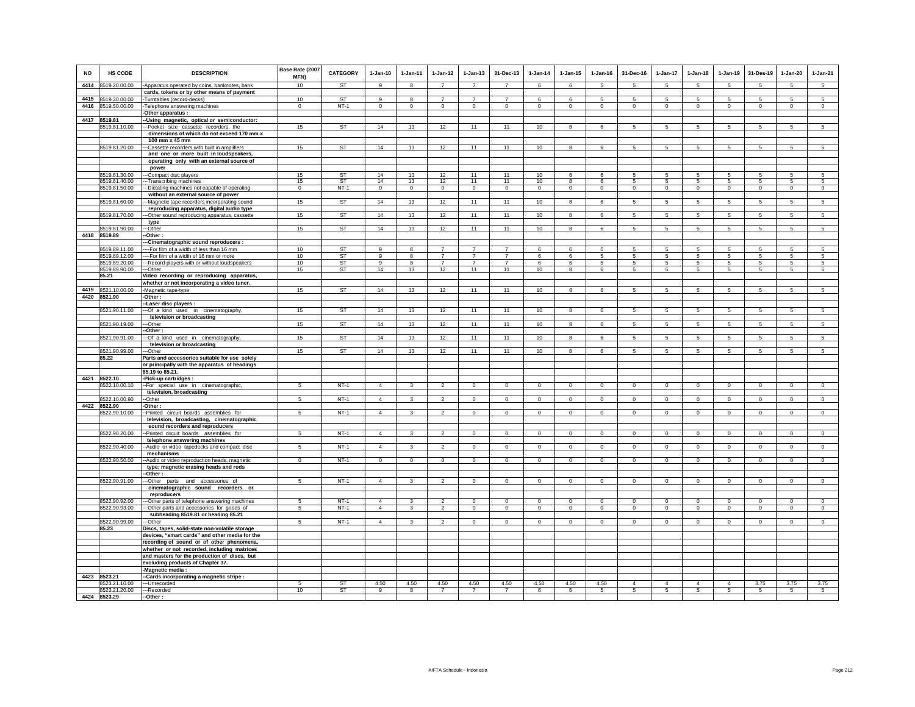| NO | HS CODE | DESCRIPTION | Base Rate (2007 MFN) | CATEGORY | 1-Jan-10 | 1-Jan-11 | 1-Jan-12 | 1-Jan-13 | 31-Dec-13 | 1-Jan-14 | 1-Jan-15 | 1-Jan-16 | 31-Dec-16 | 1-Jan-17 | 1-Jan-18 | 1-Jan-19 | 31-Des-19 | 1-Jan-20 | 1-Jan-21 |
|---|---|---|---|---|---|---|---|---|---|---|---|---|---|---|---|---|---|---|---|
| 4414 | 8519.20.00.00 | -Apparatus operated by coins, banknotes, bank cards, tokens or by other means of payment | 10 | ST | 9 | 8 | 7 | 7 | 7 | 6 | 6 | 5 | 5 | 5 | 5 | 5 | 5 | 5 | 5 |
| 4415 | 8519.30.00.00 | -Turntables (record-decks) | 10 | ST | 9 | 8 | 7 | 7 | 7 | 6 | 6 | 5 | 5 | 5 | 5 | 5 | 5 | 5 | 5 |
| 4416 | 8519.50.00.00 | -Telephone answering machines | 0 | NT-1 | 0 | 0 | 0 | 0 | 0 | 0 | 0 | 0 | 0 | 0 | 0 | 0 | 0 | 0 | 0 |
| | | -Other apparatus : | | | | | | | | | | | | | | | | | |
| 4417 | 8519.81 | --Using magnetic, optical or semiconductor: | | | | | | | | | | | | | | | | | |
| | 8519.81.10.00 | ---Pocket size cassette recorders, the dimensions of which do not exceed 170 mm x 100 mm x 45 mm | 15 | ST | 14 | 13 | 12 | 11 | 11 | 10 | 8 | 6 | 5 | 5 | 5 | 5 | 5 | 5 | 5 |
| | 8519.81.20.00 | ---Cassette recorders,with built in amplifiers and one or more built in loudspeakers, operating only with an external source of power | 15 | ST | 14 | 13 | 12 | 11 | 11 | 10 | 8 | 6 | 5 | 5 | 5 | 5 | 5 | 5 | 5 |
| | 8519.81.30.00 | ---Compact disc players | 15 | ST | 14 | 13 | 12 | 11 | 11 | 10 | 8 | 6 | 5 | 5 | 5 | 5 | 5 | 5 | 5 |
| | 8519.81.40.00 | ---Transcribing machines | 15 | ST | 14 | 13 | 12 | 11 | 11 | 10 | 8 | 6 | 5 | 5 | 5 | 5 | 5 | 5 | 5 |
| | 8519.81.50.00 | ---Dictating machines not capable of operating without an external source of power | 0 | NT-1 | 0 | 0 | 0 | 0 | 0 | 0 | 0 | 0 | 0 | 0 | 0 | 0 | 0 | 0 | 0 |
| | 8519.81.60.00 | ---Magnetic tape recorders incorporating sound reproducing apparatus, digital audio type | 15 | ST | 14 | 13 | 12 | 11 | 11 | 10 | 8 | 6 | 5 | 5 | 5 | 5 | 5 | 5 | 5 |
| | 8519.81.70.00 | ---Other sound reproducing apparatus, cassette type | 15 | ST | 14 | 13 | 12 | 11 | 11 | 10 | 8 | 6 | 5 | 5 | 5 | 5 | 5 | 5 | 5 |
| | 8519.81.90.00 | ---Other | 15 | ST | 14 | 13 | 12 | 11 | 11 | 10 | 8 | 6 | 5 | 5 | 5 | 5 | 5 | 5 | 5 |
| 4418 | 8519.89 | --Other : | | | | | | | | | | | | | | | | | |
| | | ---Cinematographic sound reproducers : | | | | | | | | | | | | | | | | | |
| | 8519.89.11.00 | ----For film of a width of less than 16 mm | 10 | ST | 9 | 8 | 7 | 7 | 7 | 6 | 6 | 5 | 5 | 5 | 5 | 5 | 5 | 5 | 5 |
| | 8519.89.12.00 | ----For film of a width of 16 mm or more | 10 | ST | 9 | 8 | 7 | 7 | 7 | 6 | 6 | 5 | 5 | 5 | 5 | 5 | 5 | 5 | 5 |
| | 8519.89.20.00 | ---Record-players with or without loudspeakers | 10 | ST | 9 | 8 | 7 | 7 | 7 | 6 | 6 | 5 | 5 | 5 | 5 | 5 | 5 | 5 | 5 |
| | 8519.89.90.00 | ---Other | 15 | ST | 14 | 13 | 12 | 11 | 11 | 10 | 8 | 6 | 5 | 5 | 5 | 5 | 5 | 5 | 5 |
| | 85.21 | Video recording or reproducing apparatus, whether or not incorporating a video tuner. | | | | | | | | | | | | | | | | | |
| 4419 | 8521.10.00.00 | -Magnetic tape-type | 15 | ST | 14 | 13 | 12 | 11 | 11 | 10 | 8 | 6 | 5 | 5 | 5 | 5 | 5 | 5 | 5 |
| 4420 | 8521.90 | -Other : | | | | | | | | | | | | | | | | | |
| | | --Laser disc players : | | | | | | | | | | | | | | | | | |
| | 8521.90.11.00 | ---Of a kind used in cinematography, television or broadcasting | 15 | ST | 14 | 13 | 12 | 11 | 11 | 10 | 8 | 6 | 5 | 5 | 5 | 5 | 5 | 5 | 5 |
| | 8521.90.19.00 | ---Other | 15 | ST | 14 | 13 | 12 | 11 | 11 | 10 | 8 | 6 | 5 | 5 | 5 | 5 | 5 | 5 | 5 |
| | | --Other : | | | | | | | | | | | | | | | | | |
| | 8521.90.91.00 | ---Of a kind used in cinematography, television or broadcasting | 15 | ST | 14 | 13 | 12 | 11 | 11 | 10 | 8 | 6 | 5 | 5 | 5 | 5 | 5 | 5 | 5 |
| | 8521.90.99.00 | ---Other | 15 | ST | 14 | 13 | 12 | 11 | 11 | 10 | 8 | 6 | 5 | 5 | 5 | 5 | 5 | 5 | 5 |
| | 85.22 | Parts and accessories suitable for use solely or principally with the apparatus of headings 85.19 to 85.21. | | | | | | | | | | | | | | | | | |
| 4421 | 8522.10 | -Pick-up cartridges : | | | | | | | | | | | | | | | | | |
| | 8522.10.00.10 | --For special use in cinematographic, television, broadcasting | 5 | NT-1 | 4 | 3 | 2 | 0 | 0 | 0 | 0 | 0 | 0 | 0 | 0 | 0 | 0 | 0 | 0 |
| | 8522.10.00.90 | --Other | 5 | NT-1 | 4 | 3 | 2 | 0 | 0 | 0 | 0 | 0 | 0 | 0 | 0 | 0 | 0 | 0 | 0 |
| 4422 | 8522.90 | -Other : | | | | | | | | | | | | | | | | | |
| | 8522.90.10.00 | --Printed circuit boards assemblies for television, broadcasting, cinematographic sound recorders and reproducers | 5 | NT-1 | 4 | 3 | 2 | 0 | 0 | 0 | 0 | 0 | 0 | 0 | 0 | 0 | 0 | 0 | 0 |
| | 8522.90.20.00 | --Printed circuit boards assemblies for telephone answering machines | 5 | NT-1 | 4 | 3 | 2 | 0 | 0 | 0 | 0 | 0 | 0 | 0 | 0 | 0 | 0 | 0 | 0 |
| | 8522.90.40.00 | --Audio or video tapedecks and compact disc mechanisms | 5 | NT-1 | 4 | 3 | 2 | 0 | 0 | 0 | 0 | 0 | 0 | 0 | 0 | 0 | 0 | 0 | 0 |
| | 8522.90.50.00 | --Audio or video reproduction heads, magnetic type; magnetic erasing heads and rods | 0 | NT-1 | 0 | 0 | 0 | 0 | 0 | 0 | 0 | 0 | 0 | 0 | 0 | 0 | 0 | 0 | 0 |
| | | --Other : | | | | | | | | | | | | | | | | | |
| | 8522.90.91.00 | ---Other parts and accessories of cinematographic sound recorders or reproducers | 5 | NT-1 | 4 | 3 | 2 | 0 | 0 | 0 | 0 | 0 | 0 | 0 | 0 | 0 | 0 | 0 | 0 |
| | 8522.90.92.00 | ---Other parts of telephone answering machines | 5 | NT-1 | 4 | 3 | 2 | 0 | 0 | 0 | 0 | 0 | 0 | 0 | 0 | 0 | 0 | 0 | 0 |
| | 8522.90.93.00 | ---Other parts and accessories for goods of subheading 8519.81 or heading 85.21 | 5 | NT-1 | 4 | 3 | 2 | 0 | 0 | 0 | 0 | 0 | 0 | 0 | 0 | 0 | 0 | 0 | 0 |
| | 8522.90.99.00 | ---Other | 5 | NT-1 | 4 | 3 | 2 | 0 | 0 | 0 | 0 | 0 | 0 | 0 | 0 | 0 | 0 | 0 | 0 |
| | 85.23 | Discs, tapes, solid-state non-volatile storage devices, "smart cards" and other media for the recording of sound or of other phenomena, whether or not recorded, including matrices and masters for the production of discs, but excluding products of Chapter 37. | | | | | | | | | | | | | | | | | |
| | | -Magnetic media : | | | | | | | | | | | | | | | | | |
| 4423 | 8523.21 | --Cards incorporating a magnetic stripe : | | | | | | | | | | | | | | | | | |
| | 8523.21.10.00 | ---Unrecorded | 5 | ST | 4.50 | 4.50 | 4.50 | 4.50 | 4.50 | 4.50 | 4.50 | 4.50 | 4 | 4 | 4 | 4 | 3.75 | 3.75 | 3.75 |
| | 8523.21.20.00 | ---Recorded | 10 | ST | 9 | 8 | 7 | 7 | 7 | 6 | 6 | 5 | 5 | 5 | 5 | 5 | 5 | 5 | 5 |
| 4424 | 8523.29 | --Other : | | | | | | | | | | | | | | | | | |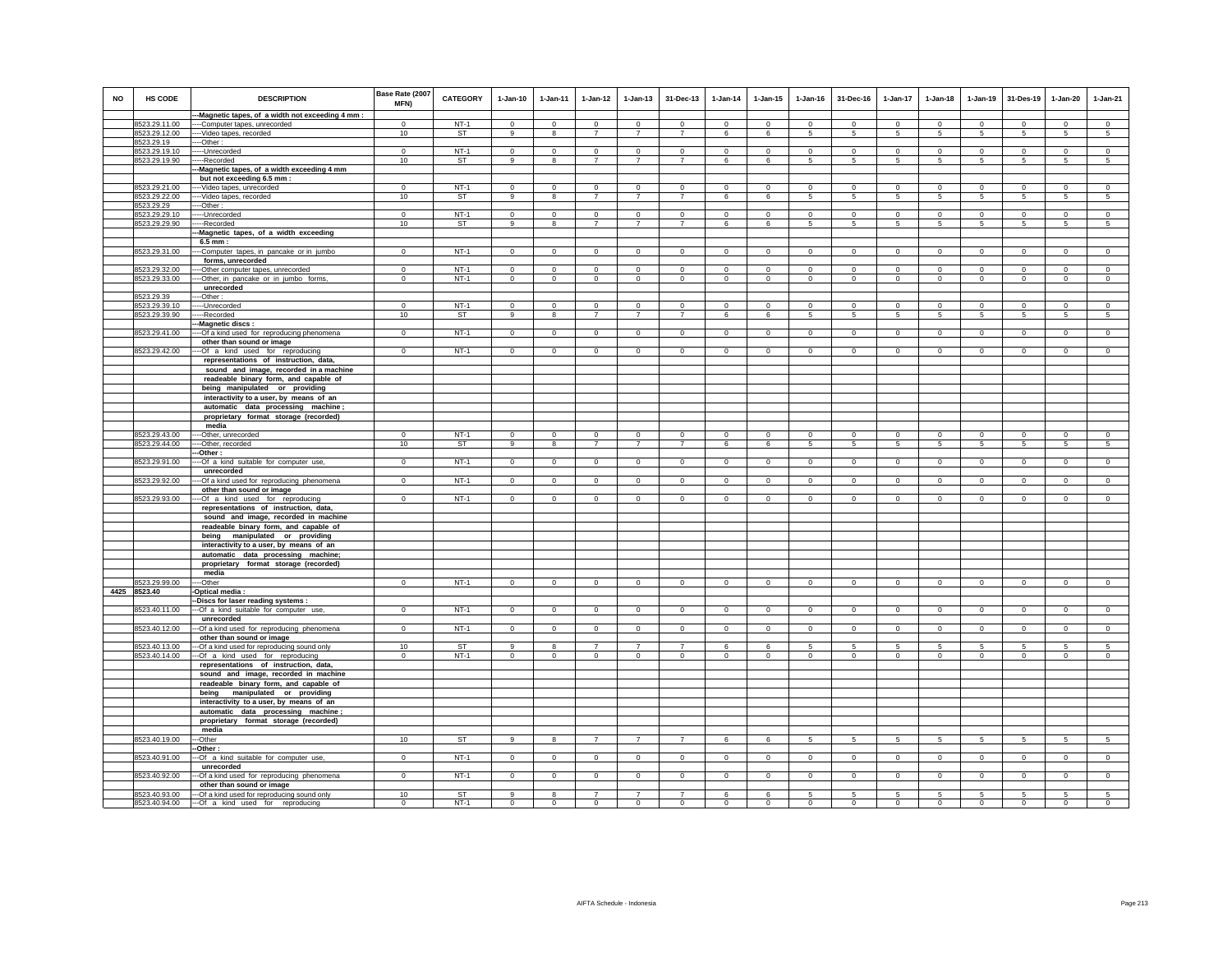| NO | HS CODE | DESCRIPTION | Base Rate (2007 MFN) | CATEGORY | 1-Jan-10 | 1-Jan-11 | 1-Jan-12 | 1-Jan-13 | 31-Dec-13 | 1-Jan-14 | 1-Jan-15 | 1-Jan-16 | 31-Dec-16 | 1-Jan-17 | 1-Jan-18 | 1-Jan-19 | 31-Des-19 | 1-Jan-20 | 1-Jan-21 |
|---|---|---|---|---|---|---|---|---|---|---|---|---|---|---|---|---|---|---|---|
| | | ---Magnetic tapes, of a width not exceeding 4 mm : | | | | | | | | | | | | | | | | | |
| | 8523.29.11.00 | ----Computer tapes, unrecorded | 0 | NT-1 | 0 | 0 | 0 | 0 | 0 | 0 | 0 | 0 | 0 | 0 | 0 | 0 | 0 | 0 | 0 |
| | 8523.29.12.00 | ----Video tapes, recorded | 10 | ST | 9 | 8 | 7 | 7 | 7 | 6 | 6 | 5 | 5 | 5 | 5 | 5 | 5 | 5 | 5 |
| | 8523.29.19 | ----Other : | | | | | | | | | | | | | | | | | |
| | 8523.29.19.10 | -----Unrecorded | 0 | NT-1 | 0 | 0 | 0 | 0 | 0 | 0 | 0 | 0 | 0 | 0 | 0 | 0 | 0 | 0 | 0 |
| | 8523.29.19.90 | -----Recorded | 10 | ST | 9 | 8 | 7 | 7 | 7 | 6 | 6 | 5 | 5 | 5 | 5 | 5 | 5 | 5 | 5 |
| | | ---Magnetic tapes, of a width exceeding 4 mm but not exceeding 6.5 mm : | | | | | | | | | | | | | | | | | |
| | 8523.29.21.00 | ----Video tapes, unrecorded | 0 | NT-1 | 0 | 0 | 0 | 0 | 0 | 0 | 0 | 0 | 0 | 0 | 0 | 0 | 0 | 0 | 0 |
| | 8523.29.22.00 | ----Video tapes, recorded | 10 | ST | 9 | 8 | 7 | 7 | 7 | 6 | 6 | 5 | 5 | 5 | 5 | 5 | 5 | 5 | 5 |
| | 8523.29.29 | ----Other : | | | | | | | | | | | | | | | | | |
| | 8523.29.29.10 | -----Unrecorded | 0 | NT-1 | 0 | 0 | 0 | 0 | 0 | 0 | 0 | 0 | 0 | 0 | 0 | 0 | 0 | 0 | 0 |
| | 8523.29.29.90 | -----Recorded | 10 | ST | 9 | 8 | 7 | 7 | 7 | 6 | 6 | 5 | 5 | 5 | 5 | 5 | 5 | 5 | 5 |
| | | ---Magnetic tapes, of a width exceeding 6.5 mm : | | | | | | | | | | | | | | | | | |
| | 8523.29.31.00 | ----Computer tapes, in pancake or in jumbo forms, unrecorded | 0 | NT-1 | 0 | 0 | 0 | 0 | 0 | 0 | 0 | 0 | 0 | 0 | 0 | 0 | 0 | 0 | 0 |
| | 8523.29.32.00 | ----Other computer tapes, unrecorded | 0 | NT-1 | 0 | 0 | 0 | 0 | 0 | 0 | 0 | 0 | 0 | 0 | 0 | 0 | 0 | 0 | 0 |
| | 8523.29.33.00 | ----Other, in pancake or in jumbo forms, unrecorded | 0 | NT-1 | 0 | 0 | 0 | 0 | 0 | 0 | 0 | 0 | 0 | 0 | 0 | 0 | 0 | 0 | 0 |
| | 8523.29.39 | ----Other : | | | | | | | | | | | | | | | | | |
| | 8523.29.39.10 | -----Unrecorded | 0 | NT-1 | 0 | 0 | 0 | 0 | 0 | 0 | 0 | 0 | 0 | 0 | 0 | 0 | 0 | 0 | 0 |
| | 8523.29.39.90 | -----Recorded | 10 | ST | 9 | 8 | 7 | 7 | 7 | 6 | 6 | 5 | 5 | 5 | 5 | 5 | 5 | 5 | 5 |
| | | ---Magnetic discs : | | | | | | | | | | | | | | | | | |
| | 8523.29.41.00 | ----Of a kind used for reproducing phenomena other than sound or image | 0 | NT-1 | 0 | 0 | 0 | 0 | 0 | 0 | 0 | 0 | 0 | 0 | 0 | 0 | 0 | 0 | 0 |
| | 8523.29.42.00 | ----Of a kind used for reproducing representations of instruction, data, sound and image, recorded in a machine readeable binary form, and capable of being manipulated or providing interactivity to a user, by means of an automatic data processing machine ; proprietary format storage (recorded) media | 0 | NT-1 | 0 | 0 | 0 | 0 | 0 | 0 | 0 | 0 | 0 | 0 | 0 | 0 | 0 | 0 | 0 |
| | 8523.29.43.00 | ----Other, unrecorded | 0 | NT-1 | 0 | 0 | 0 | 0 | 0 | 0 | 0 | 0 | 0 | 0 | 0 | 0 | 0 | 0 | 0 |
| | 8523.29.44.00 | ----Other, recorded | 10 | ST | 9 | 8 | 7 | 7 | 7 | 6 | 6 | 5 | 5 | 5 | 5 | 5 | 5 | 5 | 5 |
| | | ---Other : | | | | | | | | | | | | | | | | | |
| | 8523.29.91.00 | ----Of a kind suitable for computer use, unrecorded | 0 | NT-1 | 0 | 0 | 0 | 0 | 0 | 0 | 0 | 0 | 0 | 0 | 0 | 0 | 0 | 0 | 0 |
| | 8523.29.92.00 | ----Of a kind used for reproducing phenomena other than sound or image | 0 | NT-1 | 0 | 0 | 0 | 0 | 0 | 0 | 0 | 0 | 0 | 0 | 0 | 0 | 0 | 0 | 0 |
| | 8523.29.93.00 | ----Of a kind used for reproducing representations of instruction, data, sound and image, recorded in machine readeable binary form, and capable of being manipulated or providing interactivity to a user, by means of an automatic data processing machine; proprietary format storage (recorded) media | 0 | NT-1 | 0 | 0 | 0 | 0 | 0 | 0 | 0 | 0 | 0 | 0 | 0 | 0 | 0 | 0 | 0 |
| | 8523.29.99.00 | ----Other | 0 | NT-1 | 0 | 0 | 0 | 0 | 0 | 0 | 0 | 0 | 0 | 0 | 0 | 0 | 0 | 0 | 0 |
| 4425 | 8523.40 | -Optical media : | | | | | | | | | | | | | | | | | |
| | | --Discs for laser reading systems : | | | | | | | | | | | | | | | | | |
| | 8523.40.11.00 | ---Of a kind suitable for computer use, unrecorded | 0 | NT-1 | 0 | 0 | 0 | 0 | 0 | 0 | 0 | 0 | 0 | 0 | 0 | 0 | 0 | 0 | 0 |
| | 8523.40.12.00 | ---Of a kind used for reproducing phenomena other than sound or image | 0 | NT-1 | 0 | 0 | 0 | 0 | 0 | 0 | 0 | 0 | 0 | 0 | 0 | 0 | 0 | 0 | 0 |
| | 8523.40.13.00 | ---Of a kind used for reproducing sound only | 10 | ST | 9 | 8 | 7 | 7 | 7 | 6 | 6 | 5 | 5 | 5 | 5 | 5 | 5 | 5 | 5 |
| | 8523.40.14.00 | ---Of a kind used for reproducing representations of instruction, data, sound and image, recorded in machine readeable binary form, and capable of being manipulated or providing interactivity to a user, by means of an automatic data processing machine ; proprietary format storage (recorded) media | 0 | NT-1 | 0 | 0 | 0 | 0 | 0 | 0 | 0 | 0 | 0 | 0 | 0 | 0 | 0 | 0 | 0 |
| | 8523.40.19.00 | ---Other | 10 | ST | 9 | 8 | 7 | 7 | 7 | 6 | 6 | 5 | 5 | 5 | 5 | 5 | 5 | 5 | 5 |
| | | --Other : | | | | | | | | | | | | | | | | | |
| | 8523.40.91.00 | ---Of a kind suitable for computer use, unrecorded | 0 | NT-1 | 0 | 0 | 0 | 0 | 0 | 0 | 0 | 0 | 0 | 0 | 0 | 0 | 0 | 0 | 0 |
| | 8523.40.92.00 | ---Of a kind used for reproducing phenomena other than sound or image | 0 | NT-1 | 0 | 0 | 0 | 0 | 0 | 0 | 0 | 0 | 0 | 0 | 0 | 0 | 0 | 0 | 0 |
| | 8523.40.93.00 | ---Of a kind used for reproducing sound only | 10 | ST | 9 | 8 | 7 | 7 | 7 | 6 | 6 | 5 | 5 | 5 | 5 | 5 | 5 | 5 | 5 |
| | 8523.40.94.00 | ---Of a kind used for reproducing | 0 | NT-1 | 0 | 0 | 0 | 0 | 0 | 0 | 0 | 0 | 0 | 0 | 0 | 0 | 0 | 0 | 0 |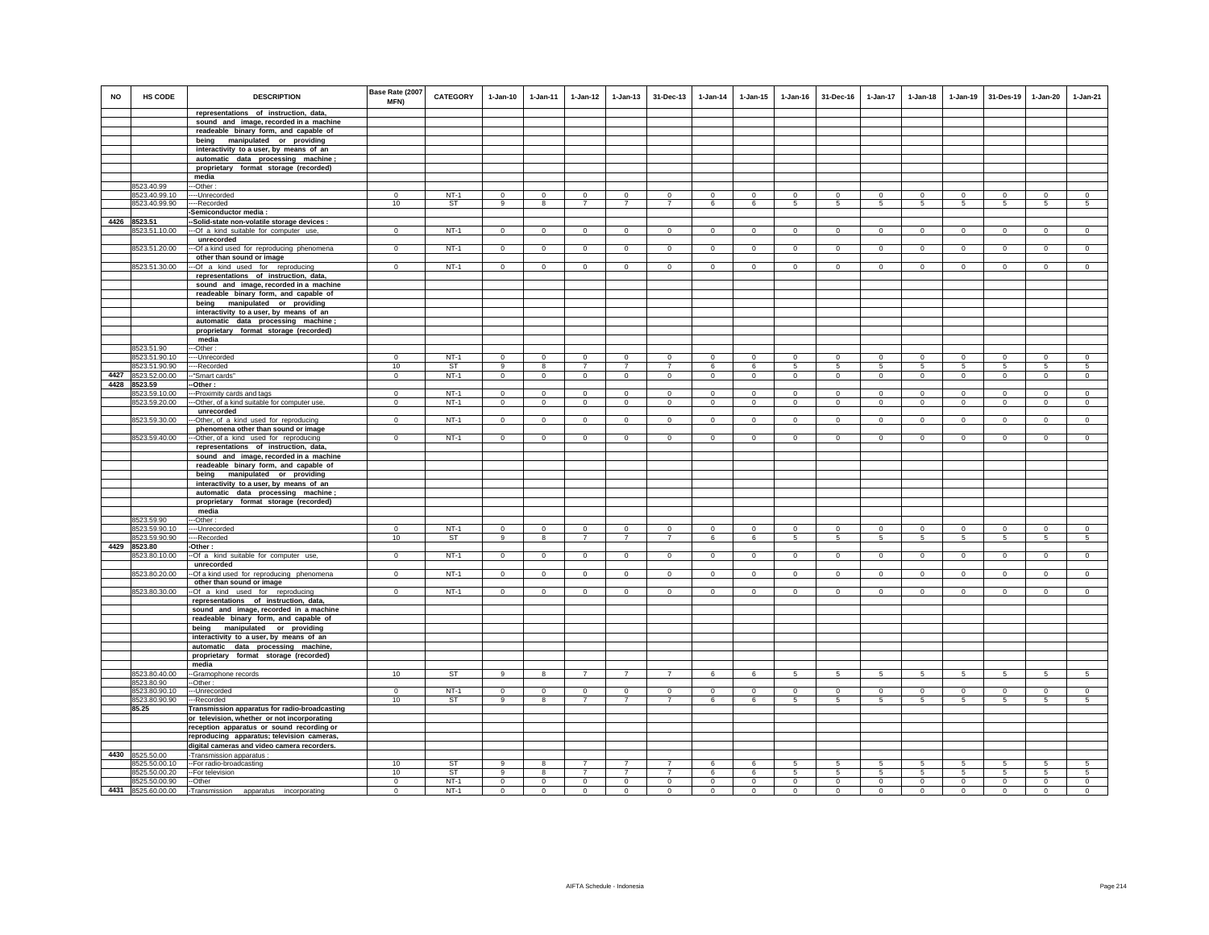| NO | HS CODE | DESCRIPTION | Base Rate (2007 MFN) | CATEGORY | 1-Jan-10 | 1-Jan-11 | 1-Jan-12 | 1-Jan-13 | 31-Dec-13 | 1-Jan-14 | 1-Jan-15 | 1-Jan-16 | 31-Dec-16 | 1-Jan-17 | 1-Jan-18 | 1-Jan-19 | 31-Des-19 | 1-Jan-20 | 1-Jan-21 |
|---|---|---|---|---|---|---|---|---|---|---|---|---|---|---|---|---|---|---|---|
| | | representations of instruction, data, sound and image, recorded in a machine readeable binary form, and capable of being manipulated or providing interactivity to a user, by means of an automatic data processing machine ; proprietary format storage (recorded) media | | | | | | | | | | | | | | | | | |
| | 8523.40.99 | ---Other : | | | | | | | | | | | | | | | | | |
| | 8523.40.99.10 | ----Unrecorded | 0 | NT-1 | 0 | 0 | 0 | 0 | 0 | 0 | 0 | 0 | 0 | 0 | 0 | 0 | 0 | 0 | 0 |
| | 8523.40.99.90 | ----Recorded | 10 | ST | 9 | 8 | 7 | 7 | 7 | 6 | 6 | 5 | 5 | 5 | 5 | 5 | 5 | 5 | 5 |
| | | -Semiconductor media : | | | | | | | | | | | | | | | | | |
| 4426 | 8523.51 | --Solid-state non-volatile storage devices : | | | | | | | | | | | | | | | | | |
| | 8523.51.10.00 | ---Of a kind suitable for computer use, unrecorded | 0 | NT-1 | 0 | 0 | 0 | 0 | 0 | 0 | 0 | 0 | 0 | 0 | 0 | 0 | 0 | 0 | 0 |
| | 8523.51.20.00 | ---Of a kind used for reproducing phenomena other than sound or image | 0 | NT-1 | 0 | 0 | 0 | 0 | 0 | 0 | 0 | 0 | 0 | 0 | 0 | 0 | 0 | 0 | 0 |
| | 8523.51.30.00 | ---Of a kind used for reproducing representations of instruction, data, sound and image, recorded in a machine readeable binary form, and capable of being manipulated or providing interactivity to a user, by means of an automatic data processing machine ; proprietary format storage (recorded) media | 0 | NT-1 | 0 | 0 | 0 | 0 | 0 | 0 | 0 | 0 | 0 | 0 | 0 | 0 | 0 | 0 | 0 |
| | 8523.51.90 | ---Other : | | | | | | | | | | | | | | | | | |
| | 8523.51.90.10 | ----Unrecorded | 0 | NT-1 | 0 | 0 | 0 | 0 | 0 | 0 | 0 | 0 | 0 | 0 | 0 | 0 | 0 | 0 | 0 |
| | 8523.51.90.90 | ----Recorded | 10 | ST | 9 | 8 | 7 | 7 | 7 | 6 | 6 | 5 | 5 | 5 | 5 | 5 | 5 | 5 | 5 |
| 4427 | 8523.52.00.00 | --"Smart cards" | 0 | NT-1 | 0 | 0 | 0 | 0 | 0 | 0 | 0 | 0 | 0 | 0 | 0 | 0 | 0 | 0 | 0 |
| 4428 | 8523.59 | --Other : | | | | | | | | | | | | | | | | | |
| | 8523.59.10.00 | ---Proximity cards and tags | 0 | NT-1 | 0 | 0 | 0 | 0 | 0 | 0 | 0 | 0 | 0 | 0 | 0 | 0 | 0 | 0 | 0 |
| | 8523.59.20.00 | ---Other, of a kind suitable for computer use, unrecorded | 0 | NT-1 | 0 | 0 | 0 | 0 | 0 | 0 | 0 | 0 | 0 | 0 | 0 | 0 | 0 | 0 | 0 |
| | 8523.59.30.00 | ---Other, of a kind used for reproducing phenomena other than sound or image | 0 | NT-1 | 0 | 0 | 0 | 0 | 0 | 0 | 0 | 0 | 0 | 0 | 0 | 0 | 0 | 0 | 0 |
| | 8523.59.40.00 | ---Other, of a kind used for reproducing representations of instruction, data, sound and image, recorded in a machine readeable binary form, and capable of being manipulated or providing interactivity to a user, by means of an automatic data processing machine ; proprietary format storage (recorded) media | 0 | NT-1 | 0 | 0 | 0 | 0 | 0 | 0 | 0 | 0 | 0 | 0 | 0 | 0 | 0 | 0 | 0 |
| | 8523.59.90 | ---Other : | | | | | | | | | | | | | | | | | |
| | 8523.59.90.10 | ----Unrecorded | 0 | NT-1 | 0 | 0 | 0 | 0 | 0 | 0 | 0 | 0 | 0 | 0 | 0 | 0 | 0 | 0 | 0 |
| | 8523.59.90.90 | ----Recorded | 10 | ST | 9 | 8 | 7 | 7 | 7 | 6 | 6 | 5 | 5 | 5 | 5 | 5 | 5 | 5 | 5 |
| 4429 | 8523.80 | -Other : | | | | | | | | | | | | | | | | | |
| | 8523.80.10.00 | --Of a kind suitable for computer use, unrecorded | 0 | NT-1 | 0 | 0 | 0 | 0 | 0 | 0 | 0 | 0 | 0 | 0 | 0 | 0 | 0 | 0 | 0 |
| | 8523.80.20.00 | --Of a kind used for reproducing phenomena other than sound or image | 0 | NT-1 | 0 | 0 | 0 | 0 | 0 | 0 | 0 | 0 | 0 | 0 | 0 | 0 | 0 | 0 | 0 |
| | 8523.80.30.00 | --Of a kind used for reproducing representations of instruction, data, sound and image, recorded in a machine readeable binary form, and capable of being manipulated or providing interactivity to a user, by means of an automatic data processing machine, proprietary format storage (recorded) media | 0 | NT-1 | 0 | 0 | 0 | 0 | 0 | 0 | 0 | 0 | 0 | 0 | 0 | 0 | 0 | 0 | 0 |
| | 8523.80.40.00 | --Gramophone records | 10 | ST | 9 | 8 | 7 | 7 | 7 | 6 | 6 | 5 | 5 | 5 | 5 | 5 | 5 | 5 | 5 |
| | 8523.80.90 | --Other : | | | | | | | | | | | | | | | | | |
| | 8523.80.90.10 | ---Unrecorded | 0 | NT-1 | 0 | 0 | 0 | 0 | 0 | 0 | 0 | 0 | 0 | 0 | 0 | 0 | 0 | 0 | 0 |
| | 8523.80.90.90 | ---Recorded | 10 | ST | 9 | 8 | 7 | 7 | 7 | 6 | 6 | 5 | 5 | 5 | 5 | 5 | 5 | 5 | 5 |
| | 85.25 | Transmission apparatus for radio-broadcasting or television, whether or not incorporating reception apparatus or sound recording or reproducing apparatus; television cameras, digital cameras and video camera recorders. | | | | | | | | | | | | | | | | | |
| 4430 | 8525.50.00 | -Transmission apparatus : | | | | | | | | | | | | | | | | | |
| | 8525.50.00.10 | --For radio-broadcasting | 10 | ST | 9 | 8 | 7 | 7 | 7 | 6 | 6 | 5 | 5 | 5 | 5 | 5 | 5 | 5 | 5 |
| | 8525.50.00.20 | --For television | 10 | ST | 9 | 8 | 7 | 7 | 7 | 6 | 6 | 5 | 5 | 5 | 5 | 5 | 5 | 5 | 5 |
| | 8525.50.00.90 | --Other | 0 | NT-1 | 0 | 0 | 0 | 0 | 0 | 0 | 0 | 0 | 0 | 0 | 0 | 0 | 0 | 0 | 0 |
| 4431 | 8525.60.00.00 | -Transmission apparatus incorporating | 0 | NT-1 | 0 | 0 | 0 | 0 | 0 | 0 | 0 | 0 | 0 | 0 | 0 | 0 | 0 | 0 | 0 |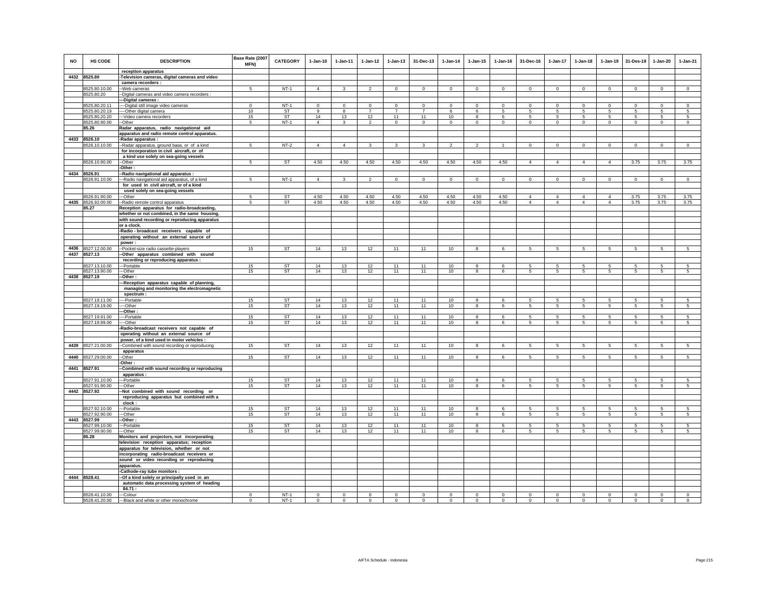| NO | HS CODE | DESCRIPTION | Base Rate (2007 MFN) | CATEGORY | 1-Jan-10 | 1-Jan-11 | 1-Jan-12 | 1-Jan-13 | 31-Dec-13 | 1-Jan-14 | 1-Jan-15 | 1-Jan-16 | 31-Dec-16 | 1-Jan-17 | 1-Jan-18 | 1-Jan-19 | 31-Des-19 | 1-Jan-20 | 1-Jan-21 |
|---|---|---|---|---|---|---|---|---|---|---|---|---|---|---|---|---|---|---|---|
| | | reception apparatus | | | | | | | | | | | | | | | | | |
| 4432 | 8525.80 | -Television cameras, digital cameras and video camera recorders : | | | | | | | | | | | | | | | | | |
| | 8525.80.10.00 | --Web cameras | 5 | NT-1 | 4 | 3 | 2 | 0 | 0 | 0 | 0 | 0 | 0 | 0 | 0 | 0 | 0 | 0 | 0 |
| | 8525.80.20 | --Digital cameras and video camera recorders : | | | | | | | | | | | | | | | | | |
| | | ---Digital cameras : | | | | | | | | | | | | | | | | | |
| | 8525.80.20.11 | ----Digital still image video cameras | 0 | NT-1 | 0 | 0 | 0 | 0 | 0 | 0 | 0 | 0 | 0 | 0 | 0 | 0 | 0 | 0 | 0 |
| | 8525.80.20.19 | ----Other digital camera | 10 | ST | 9 | 8 | 7 | 7 | 7 | 6 | 6 | 5 | 5 | 5 | 5 | 5 | 5 | 5 | 5 |
| | 8525.80.20.20 | ---Video camera recorders | 15 | ST | 14 | 13 | 12 | 11 | 11 | 10 | 8 | 6 | 5 | 5 | 5 | 5 | 5 | 5 | 5 |
| | 8525.80.90.00 | --Other | 5 | NT-1 | 4 | 3 | 2 | 0 | 0 | 0 | 0 | 0 | 0 | 0 | 0 | 0 | 0 | 0 | 0 |
| | 85.26 | Radar apparatus, radio navigational aid apparatus and radio remote control apparatus. | | | | | | | | | | | | | | | | | |
| 4433 | 8526.10 | -Radar apparatus : | | | | | | | | | | | | | | | | | |
| | 8526.10.10.00 | --Radar apparatus, ground base, or of a kind for incorporation in civil aircraft, or of a kind use solely on sea-going vessels | 5 | NT-2 | 4 | 4 | 3 | 3 | 3 | 2 | 2 | 1 | 0 | 0 | 0 | 0 | 0 | 0 | 0 |
| | 8526.10.90.00 | --Other | 5 | ST | 4.50 | 4.50 | 4.50 | 4.50 | 4.50 | 4.50 | 4.50 | 4.50 | 4 | 4 | 4 | 4 | 3.75 | 3.75 | 3.75 |
| | | -Other : | | | | | | | | | | | | | | | | | |
| 4434 | 8526.91 | --Radio navigational aid apparatus : | | | | | | | | | | | | | | | | | |
| | 8526.91.10.00 | ---Radio navigational aid apparatus, of a kind for used in civil aircraft, or of a kind used solely on sea-going vessels | 5 | NT-1 | 4 | 3 | 2 | 0 | 0 | 0 | 0 | 0 | 0 | 0 | 0 | 0 | 0 | 0 | 0 |
| | 8526.91.90.00 | ---Other | 5 | ST | 4.50 | 4.50 | 4.50 | 4.50 | 4.50 | 4.50 | 4.50 | 4.50 | 4 | 4 | 4 | 4 | 3.75 | 3.75 | 3.75 |
| 4435 | 8526.92.00.00 | --Radio remote control apparatus | 5 | ST | 4.50 | 4.50 | 4.50 | 4.50 | 4.50 | 4.50 | 4.50 | 4.50 | 4 | 4 | 4 | 4 | 3.75 | 3.75 | 3.75 |
| | 85.27 | Reception apparatus for radio-broadcasting, whether or not combined, in the same housing, with sound recording or reproducing apparatus or a clock. | | | | | | | | | | | | | | | | | |
| | | -Radio - broadcast receivers capable of operating without an external source of power : | | | | | | | | | | | | | | | | | |
| 4436 | 8527.12.00.00 | --Pocket-size radio cassette-players | 15 | ST | 14 | 13 | 12 | 11 | 11 | 10 | 8 | 6 | 5 | 5 | 5 | 5 | 5 | 5 | 5 |
| 4437 | 8527.13 | --Other apparatus combined with sound recording or reproducing apparatus : | | | | | | | | | | | | | | | | | |
| | 8527.13.10.00 | ---Portable | 15 | ST | 14 | 13 | 12 | 11 | 11 | 10 | 8 | 6 | 5 | 5 | 5 | 5 | 5 | 5 | 5 |
| | 8527.13.90.00 | ---Other | 15 | ST | 14 | 13 | 12 | 11 | 11 | 10 | 8 | 6 | 5 | 5 | 5 | 5 | 5 | 5 | 5 |
| 4438 | 8527.19 | --Other : | | | | | | | | | | | | | | | | | |
| | | ---Reception apparatus capable of planning, managing and monitoring the electromagnetic spectrum : | | | | | | | | | | | | | | | | | |
| | 8527.19.11.00 | ----Portable | 15 | ST | 14 | 13 | 12 | 11 | 11 | 10 | 8 | 6 | 5 | 5 | 5 | 5 | 5 | 5 | 5 |
| | 8527.19.19.00 | ----Other | 15 | ST | 14 | 13 | 12 | 11 | 11 | 10 | 8 | 6 | 5 | 5 | 5 | 5 | 5 | 5 | 5 |
| | | ---Other : | | | | | | | | | | | | | | | | | |
| | 8527.19.91.00 | ----Portable | 15 | ST | 14 | 13 | 12 | 11 | 11 | 10 | 8 | 6 | 5 | 5 | 5 | 5 | 5 | 5 | 5 |
| | 8527.19.99.00 | ----Other | 15 | ST | 14 | 13 | 12 | 11 | 11 | 10 | 8 | 6 | 5 | 5 | 5 | 5 | 5 | 5 | 5 |
| | | -Radio-broadcast receivers not capable of operating without an external source of power, of a kind used in motor vehicles : | | | | | | | | | | | | | | | | | |
| 4439 | 8527.21.00.00 | --Combined with sound recording or reproducing apparatus | 15 | ST | 14 | 13 | 12 | 11 | 11 | 10 | 8 | 6 | 5 | 5 | 5 | 5 | 5 | 5 | 5 |
| 4440 | 8527.29.00.00 | --Other | 15 | ST | 14 | 13 | 12 | 11 | 11 | 10 | 8 | 6 | 5 | 5 | 5 | 5 | 5 | 5 | 5 |
| | | -Other : | | | | | | | | | | | | | | | | | |
| 4441 | 8527.91 | --Combined with sound recording or reproducing apparatus : | | | | | | | | | | | | | | | | | |
| | 8527.91.10.00 | ---Portable | 15 | ST | 14 | 13 | 12 | 11 | 11 | 10 | 8 | 6 | 5 | 5 | 5 | 5 | 5 | 5 | 5 |
| | 8527.91.90.00 | ---Other | 15 | ST | 14 | 13 | 12 | 11 | 11 | 10 | 8 | 6 | 5 | 5 | 5 | 5 | 5 | 5 | 5 |
| 4442 | 8527.92 | --Not combined with sound recording or reproducing apparatus but combined with a clock : | | | | | | | | | | | | | | | | | |
| | 8527.92.10.00 | ---Portable | 15 | ST | 14 | 13 | 12 | 11 | 11 | 10 | 8 | 6 | 5 | 5 | 5 | 5 | 5 | 5 | 5 |
| | 8527.92.90.00 | ---Other | 15 | ST | 14 | 13 | 12 | 11 | 11 | 10 | 8 | 6 | 5 | 5 | 5 | 5 | 5 | 5 | 5 |
| 4443 | 8527.99 | --Other : | | | | | | | | | | | | | | | | | |
| | 8527.99.10.00 | ---Portable | 15 | ST | 14 | 13 | 12 | 11 | 11 | 10 | 8 | 6 | 5 | 5 | 5 | 5 | 5 | 5 | 5 |
| | 8527.99.90.00 | ---Other | 15 | ST | 14 | 13 | 12 | 11 | 11 | 10 | 8 | 6 | 5 | 5 | 5 | 5 | 5 | 5 | 5 |
| | 85.28 | Monitors and projectors, not incorporating television reception apparatus; reception apparatus for television, whether or not incorporating radio-broadcast receivers or sound or video recording or reproducing apparatus. | | | | | | | | | | | | | | | | | |
| | | -Cathode-ray tube monitors : | | | | | | | | | | | | | | | | | |
| 4444 | 8528.41 | --Of a kind solely or principally used in an automatic data processing system of heading 84.71 : | | | | | | | | | | | | | | | | | |
| | 8528.41.10.00 | ---Colour | 0 | NT-1 | 0 | 0 | 0 | 0 | 0 | 0 | 0 | 0 | 0 | 0 | 0 | 0 | 0 | 0 | 0 |
| | 8528.41.20.00 | ---Black and white or other monochrome | 0 | NT-1 | 0 | 0 | 0 | 0 | 0 | 0 | 0 | 0 | 0 | 0 | 0 | 0 | 0 | 0 | 0 |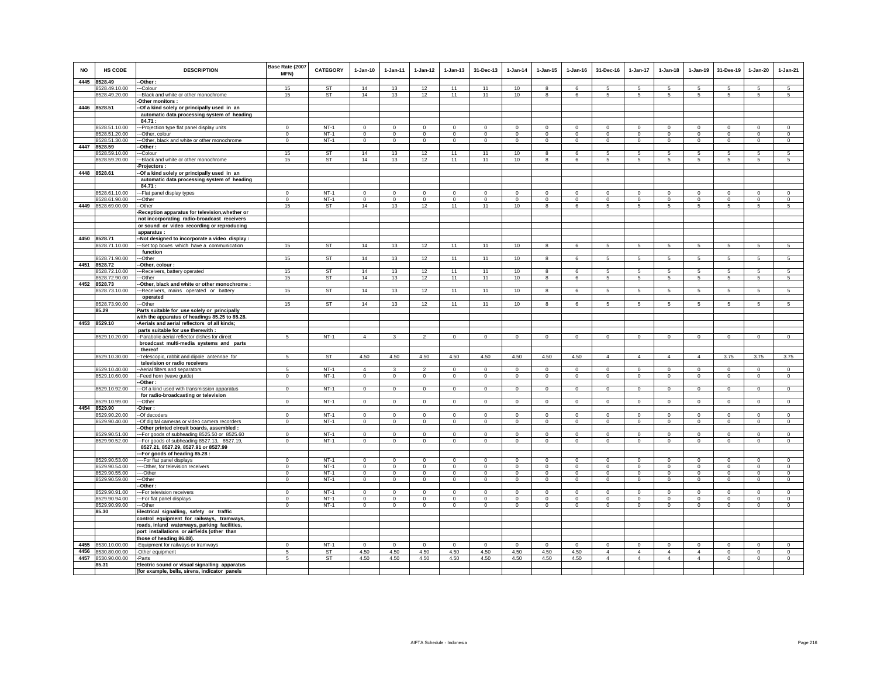| NO | HS CODE | DESCRIPTION | Base Rate (2007 MFN) | CATEGORY | 1-Jan-10 | 1-Jan-11 | 1-Jan-12 | 1-Jan-13 | 31-Dec-13 | 1-Jan-14 | 1-Jan-15 | 1-Jan-16 | 31-Dec-16 | 1-Jan-17 | 1-Jan-18 | 1-Jan-19 | 31-Des-19 | 1-Jan-20 | 1-Jan-21 |
|---|---|---|---|---|---|---|---|---|---|---|---|---|---|---|---|---|---|---|---|
| 4445 | 8528.49 | --Other : | | | | | | | | | | | | | | | | | |
| | 8528.49.10.00 | ---Colour | 15 | ST | 14 | 13 | 12 | 11 | 11 | 10 | 8 | 6 | 5 | 5 | 5 | 5 | 5 | 5 | 5 |
| | 8528.49.20.00 | ---Black and white or other monochrome | 15 | ST | 14 | 13 | 12 | 11 | 11 | 10 | 8 | 6 | 5 | 5 | 5 | 5 | 5 | 5 | 5 |
| | | -Other monitors : | | | | | | | | | | | | | | | | | |
| 4446 | 8528.51 | --Of a kind solely or principally used in an automatic data processing system of heading 84.71 : | | | | | | | | | | | | | | | | | |
| | 8528.51.10.00 | ---Projection type flat panel display units | 0 | NT-1 | 0 | 0 | 0 | 0 | 0 | 0 | 0 | 0 | 0 | 0 | 0 | 0 | 0 | 0 | 0 |
| | 8528.51.20.00 | ---Other, colour | 0 | NT-1 | 0 | 0 | 0 | 0 | 0 | 0 | 0 | 0 | 0 | 0 | 0 | 0 | 0 | 0 | 0 |
| | 8528.51.30.00 | ---Other, black and white or other monochrome | 0 | NT-1 | 0 | 0 | 0 | 0 | 0 | 0 | 0 | 0 | 0 | 0 | 0 | 0 | 0 | 0 | 0 |
| 4447 | 8528.59 | --Other : | | | | | | | | | | | | | | | | | |
| | 8528.59.10.00 | ---Colour | 15 | ST | 14 | 13 | 12 | 11 | 11 | 10 | 8 | 6 | 5 | 5 | 5 | 5 | 5 | 5 | 5 |
| | 8528.59.20.00 | ---Black and white or other monochrome | 15 | ST | 14 | 13 | 12 | 11 | 11 | 10 | 8 | 6 | 5 | 5 | 5 | 5 | 5 | 5 | 5 |
| | | -Projectors : | | | | | | | | | | | | | | | | | |
| 4448 | 8528.61 | --Of a kind solely or principally used in an automatic data processing system of heading 84.71 : | | | | | | | | | | | | | | | | | |
| | 8528.61.10.00 | ---Flat panel display types | 0 | NT-1 | 0 | 0 | 0 | 0 | 0 | 0 | 0 | 0 | 0 | 0 | 0 | 0 | 0 | 0 | 0 |
| | 8528.61.90.00 | ---Other | 0 | NT-1 | 0 | 0 | 0 | 0 | 0 | 0 | 0 | 0 | 0 | 0 | 0 | 0 | 0 | 0 | 0 |
| 4449 | 8528.69.00.00 | --Other | 15 | ST | 14 | 13 | 12 | 11 | 11 | 10 | 8 | 6 | 5 | 5 | 5 | 5 | 5 | 5 | 5 |
| | | -Reception apparatus for television,whether or not incorporating radio-broadcast receivers or sound or video recording or reproducing apparatus : | | | | | | | | | | | | | | | | | |
| 4450 | 8528.71 | --Not designed to incorporate a video display : | | | | | | | | | | | | | | | | | |
| | 8528.71.10.00 | ---Set top boxes which have a communication function | 15 | ST | 14 | 13 | 12 | 11 | 11 | 10 | 8 | 6 | 5 | 5 | 5 | 5 | 5 | 5 | 5 |
| | 8528.71.90.00 | ---Other | 15 | ST | 14 | 13 | 12 | 11 | 11 | 10 | 8 | 6 | 5 | 5 | 5 | 5 | 5 | 5 | 5 |
| 4451 | 8528.72 | --Other, colour : | | | | | | | | | | | | | | | | | |
| | 8528.72.10.00 | ---Receivers, battery operated | 15 | ST | 14 | 13 | 12 | 11 | 11 | 10 | 8 | 6 | 5 | 5 | 5 | 5 | 5 | 5 | 5 |
| | 8528.72.90.00 | ---Other | 15 | ST | 14 | 13 | 12 | 11 | 11 | 10 | 8 | 6 | 5 | 5 | 5 | 5 | 5 | 5 | 5 |
| 4452 | 8528.73 | --Other, black and white or other monochrome : | | | | | | | | | | | | | | | | | |
| | 8528.73.10.00 | ---Receivers, mains operated or battery operated | 15 | ST | 14 | 13 | 12 | 11 | 11 | 10 | 8 | 6 | 5 | 5 | 5 | 5 | 5 | 5 | 5 |
| | 8528.73.90.00 | ---Other | 15 | ST | 14 | 13 | 12 | 11 | 11 | 10 | 8 | 6 | 5 | 5 | 5 | 5 | 5 | 5 | 5 |
| | 85.29 | Parts suitable for use solely or principally with the apparatus of headings 85.25 to 85.28. | | | | | | | | | | | | | | | | | |
| 4453 | 8529.10 | -Aerials and aerial reflectors of all kinds; parts suitable for use therewith : | | | | | | | | | | | | | | | | | |
| | 8529.10.20.00 | --Parabolic aerial reflector dishes for direct broadcast multi-media systems and parts thereof | 5 | NT-1 | 4 | 3 | 2 | 0 | 0 | 0 | 0 | 0 | 0 | 0 | 0 | 0 | 0 | 0 | 0 |
| | 8529.10.30.00 | --Telescopic, rabbit and dipole antennae for television or radio receivers | 5 | ST | 4.50 | 4.50 | 4.50 | 4.50 | 4.50 | 4.50 | 4.50 | 4.50 | 4 | 4 | 4 | 4 | 3.75 | 3.75 | 3.75 |
| | 8529.10.40.00 | --Aerial filters and separators | 5 | NT-1 | 4 | 3 | 2 | 0 | 0 | 0 | 0 | 0 | 0 | 0 | 0 | 0 | 0 | 0 | 0 |
| | 8529.10.60.00 | --Feed horn (wave guide) | 0 | NT-1 | 0 | 0 | 0 | 0 | 0 | 0 | 0 | 0 | 0 | 0 | 0 | 0 | 0 | 0 | 0 |
| | | --Other : | | | | | | | | | | | | | | | | | |
| | 8529.10.92.00 | ---Of a kind used with transmission apparatus for radio-broadcasting or television | 0 | NT-1 | 0 | 0 | 0 | 0 | 0 | 0 | 0 | 0 | 0 | 0 | 0 | 0 | 0 | 0 | 0 |
| | 8529.10.99.00 | ---Other | 0 | NT-1 | 0 | 0 | 0 | 0 | 0 | 0 | 0 | 0 | 0 | 0 | 0 | 0 | 0 | 0 | 0 |
| 4454 | 8529.90 | -Other : | | | | | | | | | | | | | | | | | |
| | 8529.90.20.00 | --Of decoders | 0 | NT-1 | 0 | 0 | 0 | 0 | 0 | 0 | 0 | 0 | 0 | 0 | 0 | 0 | 0 | 0 | 0 |
| | 8529.90.40.00 | --Of digital cameras or video camera recorders | 0 | NT-1 | 0 | 0 | 0 | 0 | 0 | 0 | 0 | 0 | 0 | 0 | 0 | 0 | 0 | 0 | 0 |
| | | --Other printed circuit boards, assembled : | | | | | | | | | | | | | | | | | |
| | 8529.90.51.00 | ---For goods of subheading 8525.50 or 8525.60 | 0 | NT-1 | 0 | 0 | 0 | 0 | 0 | 0 | 0 | 0 | 0 | 0 | 0 | 0 | 0 | 0 | 0 |
| | 8529.90.52.00 | ---For goods of subheading 8527.13, 8527.19, 8527.21, 8527.29, 8527.91 or 8527.99 | 0 | NT-1 | 0 | 0 | 0 | 0 | 0 | 0 | 0 | 0 | 0 | 0 | 0 | 0 | 0 | 0 | 0 |
| | | ---For goods of heading 85.28 : | | | | | | | | | | | | | | | | | |
| | 8529.90.53.00 | ----For flat panel displays | 0 | NT-1 | 0 | 0 | 0 | 0 | 0 | 0 | 0 | 0 | 0 | 0 | 0 | 0 | 0 | 0 | 0 |
| | 8529.90.54.00 | ----Other, for television receivers | 0 | NT-1 | 0 | 0 | 0 | 0 | 0 | 0 | 0 | 0 | 0 | 0 | 0 | 0 | 0 | 0 | 0 |
| | 8529.90.55.00 | ----Other | 0 | NT-1 | 0 | 0 | 0 | 0 | 0 | 0 | 0 | 0 | 0 | 0 | 0 | 0 | 0 | 0 | 0 |
| | 8529.90.59.00 | ---Other | 0 | NT-1 | 0 | 0 | 0 | 0 | 0 | 0 | 0 | 0 | 0 | 0 | 0 | 0 | 0 | 0 | 0 |
| | | --Other : | | | | | | | | | | | | | | | | | |
| | 8529.90.91.00 | ---For television receivers | 0 | NT-1 | 0 | 0 | 0 | 0 | 0 | 0 | 0 | 0 | 0 | 0 | 0 | 0 | 0 | 0 | 0 |
| | 8529.90.94.00 | ---For flat panel displays | 0 | NT-1 | 0 | 0 | 0 | 0 | 0 | 0 | 0 | 0 | 0 | 0 | 0 | 0 | 0 | 0 | 0 |
| | 8529.90.99.00 | ---Other | 0 | NT-1 | 0 | 0 | 0 | 0 | 0 | 0 | 0 | 0 | 0 | 0 | 0 | 0 | 0 | 0 | 0 |
| | 85.30 | Electrical signalling, safety or traffic control equipment for railways, tramways, roads, inland waterways, parking facilities, port installations or airfields (other than those of heading 86.08). | | | | | | | | | | | | | | | | | |
| 4455 | 8530.10.00.00 | -Equipment for railways or tramways | 0 | NT-1 | 0 | 0 | 0 | 0 | 0 | 0 | 0 | 0 | 0 | 0 | 0 | 0 | 0 | 0 | 0 |
| 4456 | 8530.80.00.00 | -Other equipment | 5 | ST | 4.50 | 4.50 | 4.50 | 4.50 | 4.50 | 4.50 | 4.50 | 4.50 | 4 | 4 | 4 | 4 | 0 | 0 | 0 |
| 4457 | 8530.90.00.00 | -Parts | 5 | ST | 4.50 | 4.50 | 4.50 | 4.50 | 4.50 | 4.50 | 4.50 | 4.50 | 4 | 4 | 4 | 4 | 0 | 0 | 0 |
| | 85.31 | Electric sound or visual signalling apparatus (for example, bells, sirens, indicator panels | | | | | | | | | | | | | | | | | |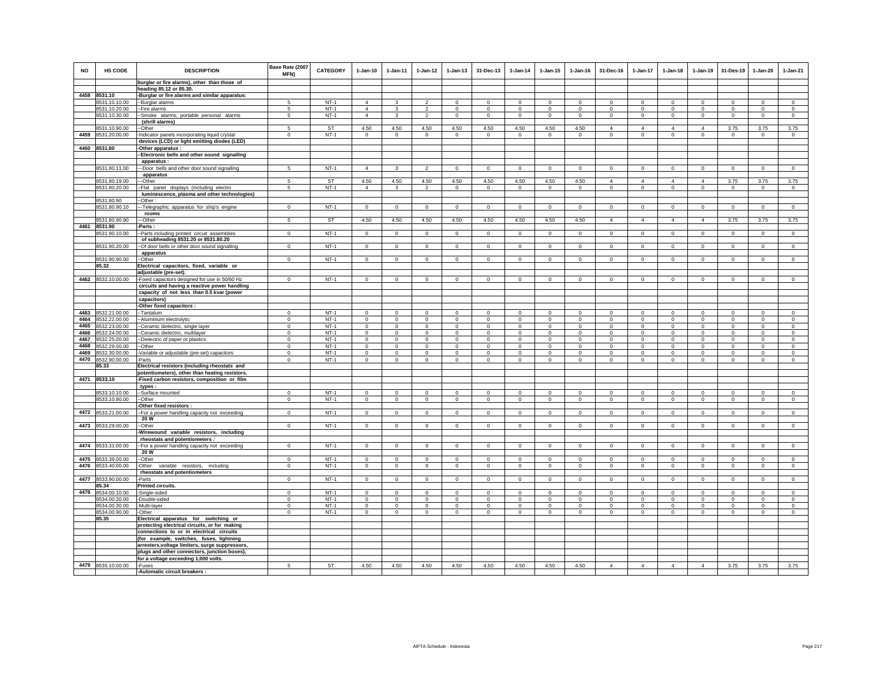| NO | HS CODE | DESCRIPTION | Base Rate (2007 MFN) | CATEGORY | 1-Jan-10 | 1-Jan-11 | 1-Jan-12 | 1-Jan-13 | 31-Dec-13 | 1-Jan-14 | 1-Jan-15 | 1-Jan-16 | 31-Dec-16 | 1-Jan-17 | 1-Jan-18 | 1-Jan-19 | 31-Des-19 | 1-Jan-20 | 1-Jan-21 |
|---|---|---|---|---|---|---|---|---|---|---|---|---|---|---|---|---|---|---|---|
| | | burglar or fire alarms), other than those of heading 85.12 or 85.30. | | | | | | | | | | | | | | | | | |
| 4458 | 8531.10 | -Burglar or fire alarms and similar apparatus: | | | | | | | | | | | | | | | | | |
| | 8531.10.10.00 | --Burglar alarms | 5 | NT-1 | 4 | 3 | 2 | 0 | 0 | 0 | 0 | 0 | 0 | 0 | 0 | 0 | 0 | 0 | 0 |
| | 8531.10.20.00 | --Fire alarms | 5 | NT-1 | 4 | 3 | 2 | 0 | 0 | 0 | 0 | 0 | 0 | 0 | 0 | 0 | 0 | 0 | 0 |
| | 8531.10.30.00 | --Smoke alarms; portable personal alarms (shrill alarms) | 5 | NT-1 | 4 | 3 | 2 | 0 | 0 | 0 | 0 | 0 | 0 | 0 | 0 | 0 | 0 | 0 | 0 |
| | 8531.10.90.00 | --Other | 5 | ST | 4.50 | 4.50 | 4.50 | 4.50 | 4.50 | 4.50 | 4.50 | 4.50 | 4 | 4 | 4 | 4 | 3.75 | 3.75 | 3.75 |
| 4459 | 8531.20.00.00 | -Indicator panels incorporating liquid crystal devices (LCD) or light emitting diodes (LED) | 0 | NT-1 | 0 | 0 | 0 | 0 | 0 | 0 | 0 | 0 | 0 | 0 | 0 | 0 | 0 | 0 | 0 |
| 4460 | 8531.80 | -Other apparatus : | | | | | | | | | | | | | | | | | |
| | | --Electronic bells and other sound signalling apparatus : | | | | | | | | | | | | | | | | | |
| | 8531.80.11.00 | ---Door bells and other door sound signalling apparatus | 5 | NT-1 | 4 | 3 | 2 | 0 | 0 | 0 | 0 | 0 | 0 | 0 | 0 | 0 | 0 | 0 | 0 |
| | 8531.80.19.00 | ---Other | 5 | ST | 4.50 | 4.50 | 4.50 | 4.50 | 4.50 | 4.50 | 4.50 | 4.50 | 4 | 4 | 4 | 4 | 3.75 | 3.75 | 3.75 |
| | 8531.80.20.00 | --Flat panel displays (including electro luminescence, plasma and other technologies) | 5 | NT-1 | 4 | 3 | 2 | 0 | 0 | 0 | 0 | 0 | 0 | 0 | 0 | 0 | 0 | 0 | 0 |
| | 8531.80.90 | --Other : | | | | | | | | | | | | | | | | | |
| | 8531.80.90.10 | ---Telegraphic apparatus for ship's engine rooms | 0 | NT-1 | 0 | 0 | 0 | 0 | 0 | 0 | 0 | 0 | 0 | 0 | 0 | 0 | 0 | 0 | 0 |
| | 8531.80.90.90 | ---Other | 5 | ST | 4.50 | 4.50 | 4.50 | 4.50 | 4.50 | 4.50 | 4.50 | 4.50 | 4 | 4 | 4 | 4 | 3.75 | 3.75 | 3.75 |
| 4461 | 8531.90 | -Parts : | | | | | | | | | | | | | | | | | |
| | 8531.90.10.00 | --Parts including printed circuit assemblies of subheading 8531.20 or 8531.80.20 | 0 | NT-1 | 0 | 0 | 0 | 0 | 0 | 0 | 0 | 0 | 0 | 0 | 0 | 0 | 0 | 0 | 0 |
| | 8531.90.20.00 | --Of door bells or other door sound signalling apparatus | 0 | NT-1 | 0 | 0 | 0 | 0 | 0 | 0 | 0 | 0 | 0 | 0 | 0 | 0 | 0 | 0 | 0 |
| | 8531.90.90.00 | --Other | 0 | NT-1 | 0 | 0 | 0 | 0 | 0 | 0 | 0 | 0 | 0 | 0 | 0 | 0 | 0 | 0 | 0 |
| | 85.32 | Electrical capacitors, fixed, variable or adjustable (pre-set). | | | | | | | | | | | | | | | | | |
| 4462 | 8532.10.00.00 | -Fixed capacitors designed for use in 50/60 Hz circuits and having a reactive power handling capacity of not less than 0.5 kvar (power capacitors) | 0 | NT-1 | 0 | 0 | 0 | 0 | 0 | 0 | 0 | 0 | 0 | 0 | 0 | 0 | 0 | 0 | 0 |
| | | -Other fixed capacitors : | | | | | | | | | | | | | | | | | |
| 4463 | 8532.21.00.00 | --Tantalum | 0 | NT-1 | 0 | 0 | 0 | 0 | 0 | 0 | 0 | 0 | 0 | 0 | 0 | 0 | 0 | 0 | 0 |
| 4464 | 8532.22.00.00 | --Aluminium electrolytic | 0 | NT-1 | 0 | 0 | 0 | 0 | 0 | 0 | 0 | 0 | 0 | 0 | 0 | 0 | 0 | 0 | 0 |
| 4465 | 8532.23.00.00 | --Ceramic dielectric, single layer | 0 | NT-1 | 0 | 0 | 0 | 0 | 0 | 0 | 0 | 0 | 0 | 0 | 0 | 0 | 0 | 0 | 0 |
| 4466 | 8532.24.00.00 | --Ceramic dielectric, multilayer | 0 | NT-1 | 0 | 0 | 0 | 0 | 0 | 0 | 0 | 0 | 0 | 0 | 0 | 0 | 0 | 0 | 0 |
| 4467 | 8532.25.00.00 | --Dielectric of paper or plastics | 0 | NT-1 | 0 | 0 | 0 | 0 | 0 | 0 | 0 | 0 | 0 | 0 | 0 | 0 | 0 | 0 | 0 |
| 4468 | 8532.29.00.00 | --Other | 0 | NT-1 | 0 | 0 | 0 | 0 | 0 | 0 | 0 | 0 | 0 | 0 | 0 | 0 | 0 | 0 | 0 |
| 4469 | 8532.30.00.00 | -Variable or adjustable (pre-set) capacitors | 0 | NT-1 | 0 | 0 | 0 | 0 | 0 | 0 | 0 | 0 | 0 | 0 | 0 | 0 | 0 | 0 | 0 |
| 4470 | 8532.90.00.00 | -Parts | 0 | NT-1 | 0 | 0 | 0 | 0 | 0 | 0 | 0 | 0 | 0 | 0 | 0 | 0 | 0 | 0 | 0 |
| | 85.33 | Electrical resistors (including rheostats and potentiometers), other than heating resistors. | | | | | | | | | | | | | | | | | |
| 4471 | 8533.10 | -Fixed carbon resistors, composition or film types : | | | | | | | | | | | | | | | | | |
| | 8533.10.10.00 | --Surface mounted | 0 | NT-1 | 0 | 0 | 0 | 0 | 0 | 0 | 0 | 0 | 0 | 0 | 0 | 0 | 0 | 0 | 0 |
| | 8533.10.90.00 | --Other | 0 | NT-1 | 0 | 0 | 0 | 0 | 0 | 0 | 0 | 0 | 0 | 0 | 0 | 0 | 0 | 0 | 0 |
| | | -Other fixed resistors : | | | | | | | | | | | | | | | | | |
| 4472 | 8533.21.00.00 | --For a power handling capacity not exceeding 20 W | 0 | NT-1 | 0 | 0 | 0 | 0 | 0 | 0 | 0 | 0 | 0 | 0 | 0 | 0 | 0 | 0 | 0 |
| 4473 | 8533.29.00.00 | --Other | 0 | NT-1 | 0 | 0 | 0 | 0 | 0 | 0 | 0 | 0 | 0 | 0 | 0 | 0 | 0 | 0 | 0 |
| | | -Wirewound variable resistors, including rheostats and potentiometers : | | | | | | | | | | | | | | | | | |
| 4474 | 8533.31.00.00 | --For a power handling capacity not exceeding 20 W | 0 | NT-1 | 0 | 0 | 0 | 0 | 0 | 0 | 0 | 0 | 0 | 0 | 0 | 0 | 0 | 0 | 0 |
| 4475 | 8533.39.00.00 | --Other | 0 | NT-1 | 0 | 0 | 0 | 0 | 0 | 0 | 0 | 0 | 0 | 0 | 0 | 0 | 0 | 0 | 0 |
| 4476 | 8533.40.00.00 | -Other variable resistors, including rheostats and potentiometers | 0 | NT-1 | 0 | 0 | 0 | 0 | 0 | 0 | 0 | 0 | 0 | 0 | 0 | 0 | 0 | 0 | 0 |
| 4477 | 8533.90.00.00 | -Parts | 0 | NT-1 | 0 | 0 | 0 | 0 | 0 | 0 | 0 | 0 | 0 | 0 | 0 | 0 | 0 | 0 | 0 |
| | 85.34 | Printed circuits. | | | | | | | | | | | | | | | | | |
| 4478 | 8534.00.10.00 | -Single-sided | 0 | NT-1 | 0 | 0 | 0 | 0 | 0 | 0 | 0 | 0 | 0 | 0 | 0 | 0 | 0 | 0 | 0 |
| | 8534.00.20.00 | -Double-sided | 0 | NT-1 | 0 | 0 | 0 | 0 | 0 | 0 | 0 | 0 | 0 | 0 | 0 | 0 | 0 | 0 | 0 |
| | 8534.00.30.00 | -Multi-layer | 0 | NT-1 | 0 | 0 | 0 | 0 | 0 | 0 | 0 | 0 | 0 | 0 | 0 | 0 | 0 | 0 | 0 |
| | 8534.00.90.00 | -Other | 0 | NT-1 | 0 | 0 | 0 | 0 | 0 | 0 | 0 | 0 | 0 | 0 | 0 | 0 | 0 | 0 | 0 |
| | 85.35 | Electrical apparatus for switching or protecting electrical circuits, or for making connections to or in electrical circuits (for example, switches, fuses, lightning arresters,voltage limiters, surge suppressors, plugs and other connectors, junction boxes), for a voltage exceeding 1,000 volts. | | | | | | | | | | | | | | | | | |
| 4479 | 8535.10.00.00 | -Fuses | 5 | ST | 4.50 | 4.50 | 4.50 | 4.50 | 4.50 | 4.50 | 4.50 | 4.50 | 4 | 4 | 4 | 4 | 3.75 | 3.75 | 3.75 |
| | | -Automatic circuit breakers : | | | | | | | | | | | | | | | | | |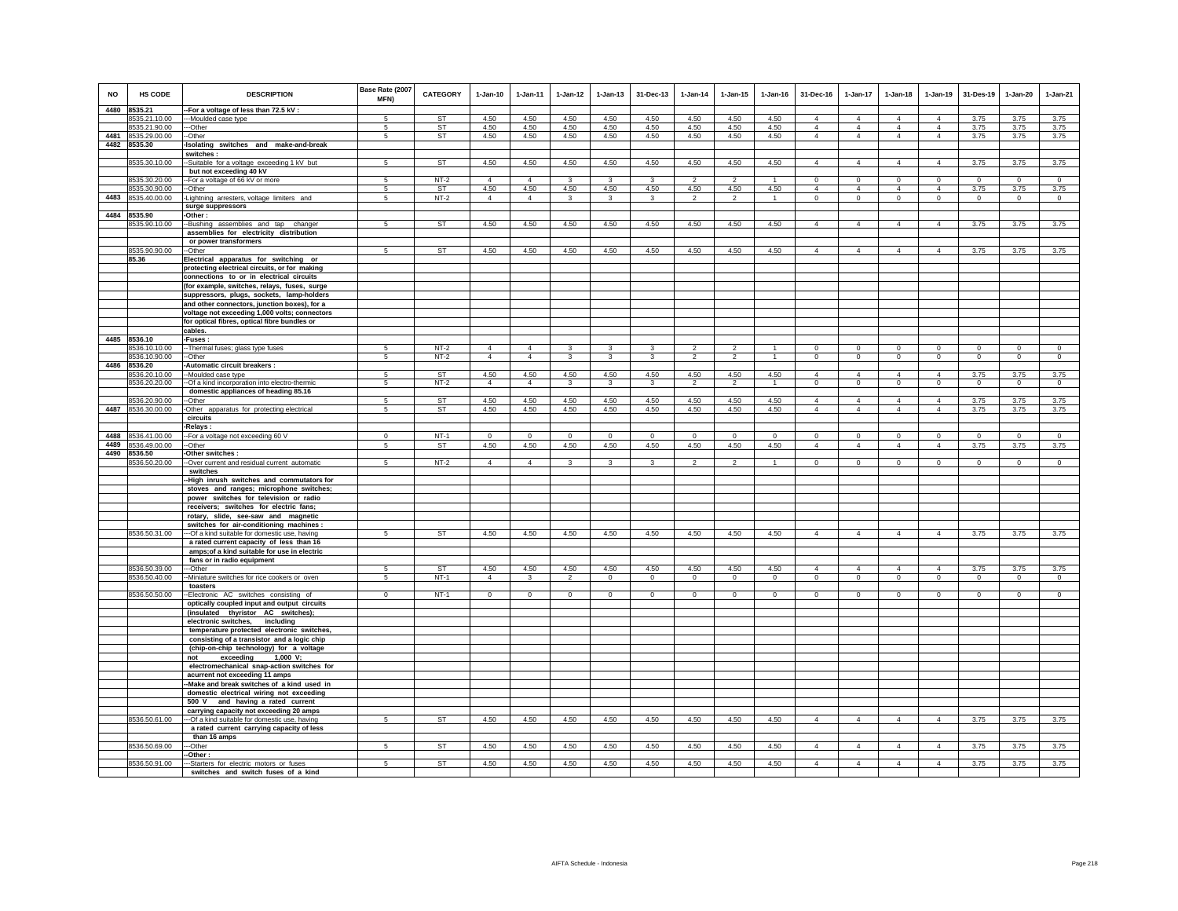| NO | HS CODE | DESCRIPTION | Base Rate (2007 MFN) | CATEGORY | 1-Jan-10 | 1-Jan-11 | 1-Jan-12 | 1-Jan-13 | 31-Dec-13 | 1-Jan-14 | 1-Jan-15 | 1-Jan-16 | 31-Dec-16 | 1-Jan-17 | 1-Jan-18 | 1-Jan-19 | 31-Des-19 | 1-Jan-20 | 1-Jan-21 |
|---|---|---|---|---|---|---|---|---|---|---|---|---|---|---|---|---|---|---|---|
| 4480 | 8535.21 | --For a voltage of less than 72.5 kV : | | | | | | | | | | | | | | | | | |
| | 8535.21.10.00 | ---Moulded case type | 5 | ST | 4.50 | 4.50 | 4.50 | 4.50 | 4.50 | 4.50 | 4.50 | 4.50 | 4 | 4 | 4 | 4 | 3.75 | 3.75 | 3.75 |
| | 8535.21.90.00 | ---Other | 5 | ST | 4.50 | 4.50 | 4.50 | 4.50 | 4.50 | 4.50 | 4.50 | 4.50 | 4 | 4 | 4 | 4 | 3.75 | 3.75 | 3.75 |
| 4481 | 8535.29.00.00 | --Other | 5 | ST | 4.50 | 4.50 | 4.50 | 4.50 | 4.50 | 4.50 | 4.50 | 4.50 | 4 | 4 | 4 | 4 | 3.75 | 3.75 | 3.75 |
| 4482 | 8535.30 | -Isolating switches and make-and-break switches : | | | | | | | | | | | | | | | | | |
| | 8535.30.10.00 | --Suitable for a voltage exceeding 1 kV but but not exceeding 40 kV | 5 | ST | 4.50 | 4.50 | 4.50 | 4.50 | 4.50 | 4.50 | 4.50 | 4.50 | 4 | 4 | 4 | 4 | 3.75 | 3.75 | 3.75 |
| | 8535.30.20.00 | --For a voltage of 66 kV or more | 5 | NT-2 | 4 | 4 | 3 | 3 | 3 | 2 | 2 | 1 | 0 | 0 | 0 | 0 | 0 | 0 | 0 |
| | 8535.30.90.00 | --Other | 5 | ST | 4.50 | 4.50 | 4.50 | 4.50 | 4.50 | 4.50 | 4.50 | 4.50 | 4 | 4 | 4 | 4 | 3.75 | 3.75 | 3.75 |
| 4483 | 8535.40.00.00 | -Lightning arresters, voltage limiters and surge suppressors | 5 | NT-2 | 4 | 4 | 3 | 3 | 3 | 2 | 2 | 1 | 0 | 0 | 0 | 0 | 0 | 0 | 0 |
| 4484 | 8535.90 | -Other : | | | | | | | | | | | | | | | | | |
| | 8535.90.10.00 | --Bushing assemblies and tap changer assemblies for electricity distribution or power transformers | 5 | ST | 4.50 | 4.50 | 4.50 | 4.50 | 4.50 | 4.50 | 4.50 | 4.50 | 4 | 4 | 4 | 4 | 3.75 | 3.75 | 3.75 |
| | 8535.90.90.00 | --Other | 5 | ST | 4.50 | 4.50 | 4.50 | 4.50 | 4.50 | 4.50 | 4.50 | 4.50 | 4 | 4 | 4 | 4 | 3.75 | 3.75 | 3.75 |
| | 85.36 | Electrical apparatus for switching or protecting electrical circuits, or for making connections to or in electrical circuits (for example, switches, relays, fuses, surge suppressors, plugs, sockets, lamp-holders and other connectors, junction boxes), for a voltage not exceeding 1,000 volts; connectors for optical fibres, optical fibre bundles or cables. | | | | | | | | | | | | | | | | | |
| 4485 | 8536.10 | -Fuses : | | | | | | | | | | | | | | | | | |
| | 8536.10.10.00 | --Thermal fuses; glass type fuses | 5 | NT-2 | 4 | 4 | 3 | 3 | 3 | 2 | 2 | 1 | 0 | 0 | 0 | 0 | 0 | 0 | 0 |
| | 8536.10.90.00 | --Other | 5 | NT-2 | 4 | 4 | 3 | 3 | 3 | 2 | 2 | 1 | 0 | 0 | 0 | 0 | 0 | 0 | 0 |
| 4486 | 8536.20 | -Automatic circuit breakers : | | | | | | | | | | | | | | | | | |
| | 8536.20.10.00 | --Moulded case type | 5 | ST | 4.50 | 4.50 | 4.50 | 4.50 | 4.50 | 4.50 | 4.50 | 4.50 | 4 | 4 | 4 | 4 | 3.75 | 3.75 | 3.75 |
| | 8536.20.20.00 | --Of a kind incorporation into electro-thermic domestic appliances of heading 85.16 | 5 | NT-2 | 4 | 4 | 3 | 3 | 3 | 2 | 2 | 1 | 0 | 0 | 0 | 0 | 0 | 0 | 0 |
| | 8536.20.90.00 | --Other | 5 | ST | 4.50 | 4.50 | 4.50 | 4.50 | 4.50 | 4.50 | 4.50 | 4.50 | 4 | 4 | 4 | 4 | 3.75 | 3.75 | 3.75 |
| 4487 | 8536.30.00.00 | -Other apparatus for protecting electrical circuits | 5 | ST | 4.50 | 4.50 | 4.50 | 4.50 | 4.50 | 4.50 | 4.50 | 4.50 | 4 | 4 | 4 | 4 | 3.75 | 3.75 | 3.75 |
| | | -Relays : | | | | | | | | | | | | | | | | | |
| 4488 | 8536.41.00.00 | --For a voltage not exceeding 60 V | 0 | NT-1 | 0 | 0 | 0 | 0 | 0 | 0 | 0 | 0 | 0 | 0 | 0 | 0 | 0 | 0 | 0 |
| 4489 | 8536.49.00.00 | --Other | 5 | ST | 4.50 | 4.50 | 4.50 | 4.50 | 4.50 | 4.50 | 4.50 | 4.50 | 4 | 4 | 4 | 4 | 3.75 | 3.75 | 3.75 |
| 4490 | 8536.50 | -Other switches : | | | | | | | | | | | | | | | | | |
| | 8536.50.20.00 | --Over current and residual current automatic switches | 5 | NT-2 | 4 | 4 | 3 | 3 | 3 | 2 | 2 | 1 | 0 | 0 | 0 | 0 | 0 | 0 | 0 |
| | | --High inrush switches and commutators for stoves and ranges; microphone switches; power switches for television or radio receivers; switches for electric fans; rotary, slide, see-saw and magnetic switches for air-conditioning machines : | | | | | | | | | | | | | | | | | |
| | 8536.50.31.00 | ---Of a kind suitable for domestic use, having a rated current capacity of less than 16 amps;of a kind suitable for use in electric fans or in radio equipment | 5 | ST | 4.50 | 4.50 | 4.50 | 4.50 | 4.50 | 4.50 | 4.50 | 4.50 | 4 | 4 | 4 | 4 | 3.75 | 3.75 | 3.75 |
| | 8536.50.39.00 | ---Other | 5 | ST | 4.50 | 4.50 | 4.50 | 4.50 | 4.50 | 4.50 | 4.50 | 4.50 | 4 | 4 | 4 | 4 | 3.75 | 3.75 | 3.75 |
| | 8536.50.40.00 | --Miniature switches for rice cookers or oven toasters | 5 | NT-1 | 4 | 3 | 2 | 0 | 0 | 0 | 0 | 0 | 0 | 0 | 0 | 0 | 0 | 0 | 0 |
| | 8536.50.50.00 | --Electronic AC switches consisting of optically coupled input and output circuits (insulated thyristor AC switches); electronic switches, including temperature protected electronic switches, consisting of a transistor and a logic chip (chip-on-chip technology) for a voltage not exceeding 1,000 V; electromechanical snap-action switches for acurrent not exceeding 11 amps | 0 | NT-1 | 0 | 0 | 0 | 0 | 0 | 0 | 0 | 0 | 0 | 0 | 0 | 0 | 0 | 0 | 0 |
| | | --Make and break switches of a kind used in domestic electrical wiring not exceeding 500 V and having a rated current carrying capacity not exceeding 20 amps | | | | | | | | | | | | | | | | | |
| | 8536.50.61.00 | ---Of a kind suitable for domestic use, having a rated current carrying capacity of less than 16 amps | 5 | ST | 4.50 | 4.50 | 4.50 | 4.50 | 4.50 | 4.50 | 4.50 | 4.50 | 4 | 4 | 4 | 4 | 3.75 | 3.75 | 3.75 |
| | 8536.50.69.00 | ---Other | 5 | ST | 4.50 | 4.50 | 4.50 | 4.50 | 4.50 | 4.50 | 4.50 | 4.50 | 4 | 4 | 4 | 4 | 3.75 | 3.75 | 3.75 |
| | | --Other : | | | | | | | | | | | | | | | | | |
| | 8536.50.91.00 | ---Starters for electric motors or fuses switches and switch fuses of a kind | 5 | ST | 4.50 | 4.50 | 4.50 | 4.50 | 4.50 | 4.50 | 4.50 | 4.50 | 4 | 4 | 4 | 4 | 3.75 | 3.75 | 3.75 |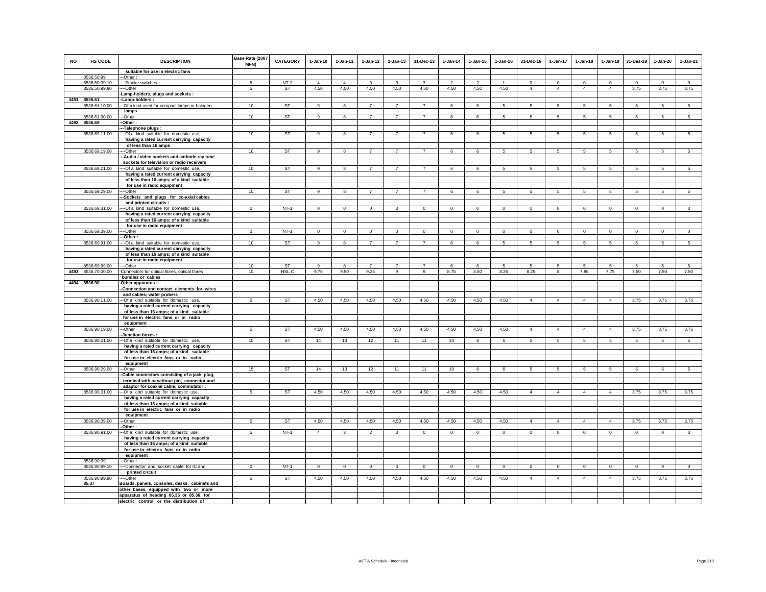| NO | HS CODE | DESCRIPTION | Base Rate (2007 MFN) | CATEGORY | 1-Jan-10 | 1-Jan-11 | 1-Jan-12 | 1-Jan-13 | 31-Dec-13 | 1-Jan-14 | 1-Jan-15 | 1-Jan-16 | 31-Dec-16 | 1-Jan-17 | 1-Jan-18 | 1-Jan-19 | 31-Des-19 | 1-Jan-20 | 1-Jan-21 |
|---|---|---|---|---|---|---|---|---|---|---|---|---|---|---|---|---|---|---|---|
| | | suitable for use in electric fans | | | | | | | | | | | | | | | | | |
| | 8536.50.99 | ---Other : | | | | | | | | | | | | | | | | | |
| | 8536.50.99.10 | ----Smoke switches | 5 | NT-2 | 4 | 4 | 3 | 3 | 3 | 2 | 2 | 1 | 0 | 0 | 0 | 0 | 0 | 0 | 0 |
| | 8536.50.99.90 | ----Other | 5 | ST | 4.50 | 4.50 | 4.50 | 4.50 | 4.50 | 4.50 | 4.50 | 4.50 | 4 | 4 | 4 | 4 | 3.75 | 3.75 | 3.75 |
| | | -Lamp-holders, plugs and sockets : | | | | | | | | | | | | | | | | | |
| 4491 | 8536.61 | --Lamp-holders : | | | | | | | | | | | | | | | | | |
| | 8536.61.10.00 | ---Of a kind used for compact lamps or halogen lamps | 10 | ST | 9 | 8 | 7 | 7 | 7 | 6 | 6 | 5 | 5 | 5 | 5 | 5 | 5 | 5 | 5 |
| | 8536.61.90.00 | ---Other | 10 | ST | 9 | 8 | 7 | 7 | 7 | 6 | 6 | 5 | 5 | 5 | 5 | 5 | 5 | 5 | 5 |
| 4492 | 8536.69 | --Other : | | | | | | | | | | | | | | | | | |
| | | ---Telephone plugs : | | | | | | | | | | | | | | | | | |
| | 8536.69.11.00 | ----Of a kind suitable for domestic use, having a rated current carrying capacity of less than 16 amps | 10 | ST | 9 | 8 | 7 | 7 | 7 | 6 | 6 | 5 | 5 | 5 | 5 | 5 | 5 | 5 | 5 |
| | 8536.69.19.00 | ----Other | 10 | ST | 9 | 8 | 7 | 7 | 7 | 6 | 6 | 5 | 5 | 5 | 5 | 5 | 5 | 5 | 5 |
| | | ---Audio / video sockets and cathode ray tube sockets for television or radio receivers | | | | | | | | | | | | | | | | | |
| | 8536.69.21.00 | ----Of a kind suitable for domestic use, having a rated current carrying capacity of less than 16 amps; of a kind suitable for use in radio equipment | 10 | ST | 9 | 8 | 7 | 7 | 7 | 6 | 6 | 5 | 5 | 5 | 5 | 5 | 5 | 5 | 5 |
| | 8536.69.29.00 | ----Other | 10 | ST | 9 | 8 | 7 | 7 | 7 | 6 | 6 | 5 | 5 | 5 | 5 | 5 | 5 | 5 | 5 |
| | | ---Sockets and plugs for co-axial cables and printed circuits : | | | | | | | | | | | | | | | | | |
| | 8536.69.31.00 | ----Of a kind suitable for domestic use, having a rated current carrying capacity of less than 16 amps; of a kind suitable for use in radio equipment | 0 | NT-1 | 0 | 0 | 0 | 0 | 0 | 0 | 0 | 0 | 0 | 0 | 0 | 0 | 0 | 0 | 0 |
| | 8536.69.39.00 | ----Other | 0 | NT-1 | 0 | 0 | 0 | 0 | 0 | 0 | 0 | 0 | 0 | 0 | 0 | 0 | 0 | 0 | 0 |
| | | ---Other : | | | | | | | | | | | | | | | | | |
| | 8536.69.91.00 | ----Of a kind suitable for domestic use, having a rated current carrying capacity of less than 16 amps; of a kind suitable for use in radio equipment | 10 | ST | 9 | 8 | 7 | 7 | 7 | 6 | 6 | 5 | 5 | 5 | 5 | 5 | 5 | 5 | 5 |
| | 8536.69.99.00 | ----Other | 10 | ST | 9 | 8 | 7 | 7 | 7 | 6 | 6 | 5 | 5 | 5 | 5 | 5 | 5 | 5 | 5 |
| 4493 | 8536.70.00.00 | -Connectors for optical fibres, optical fibres bundles or cables | 10 | HSL C | 9.75 | 9.50 | 9.25 | 9 | 9 | 8.75 | 8.50 | 8.25 | 8.25 | 8 | 7.85 | 7.75 | 7.50 | 7.50 | 7.50 |
| 4494 | 8536.90 | -Other apparatus : | | | | | | | | | | | | | | | | | |
| | | --Connection and contact elements for wires and cables; wafer probers | | | | | | | | | | | | | | | | | |
| | 8536.90.11.00 | ---Of a kind suitable for domestic use, having a rated current carrying capacity of less than 16 amps; of a kind suitable for use in electric fans or in radio equipment | 5 | ST | 4.50 | 4.50 | 4.50 | 4.50 | 4.50 | 4.50 | 4.50 | 4.50 | 4 | 4 | 4 | 4 | 3.75 | 3.75 | 3.75 |
| | 8536.90.19.00 | ---Other | 5 | ST | 4.50 | 4.50 | 4.50 | 4.50 | 4.50 | 4.50 | 4.50 | 4.50 | 4 | 4 | 4 | 4 | 3.75 | 3.75 | 3.75 |
| | | --Junction boxes : | | | | | | | | | | | | | | | | | |
| | 8536.90.21.00 | ---Of a kind suitable for domestic use, having a rated current carrying capacity of less than 16 amps; of a kind suitable for use in electric fans or in radio equipment | 15 | ST | 14 | 13 | 12 | 11 | 11 | 10 | 8 | 6 | 5 | 5 | 5 | 5 | 5 | 5 | 5 |
| | 8536.90.29.00 | ---Other | 15 | ST | 14 | 13 | 12 | 11 | 11 | 10 | 8 | 6 | 5 | 5 | 5 | 5 | 5 | 5 | 5 |
| | | --Cable connectors consisting of a jack plug, terminal with or without pin, connector and adaptor for coaxial cable; commutator : | | | | | | | | | | | | | | | | | |
| | 8536.90.31.00 | ---Of a kind suitable for domestic use, having a rated current carrying capacity of less than 16 amps; of a kind suitable for use in electric fans or in radio equipment | 5 | ST | 4.50 | 4.50 | 4.50 | 4.50 | 4.50 | 4.50 | 4.50 | 4.50 | 4 | 4 | 4 | 4 | 3.75 | 3.75 | 3.75 |
| | 8536.90.39.00 | ---Other | 5 | ST | 4.50 | 4.50 | 4.50 | 4.50 | 4.50 | 4.50 | 4.50 | 4.50 | 4 | 4 | 4 | 4 | 3.75 | 3.75 | 3.75 |
| | | --Other : | | | | | | | | | | | | | | | | | |
| | 8536.90.91.00 | ---Of a kind suitable for domestic use, having a rated current carrying capacity of less than 16 amps; of a kind suitable for use in electric fans or in radio equipment | 5 | NT-1 | 4 | 3 | 2 | 0 | 0 | 0 | 0 | 0 | 0 | 0 | 0 | 0 | 0 | 0 | 0 |
| | 8536.90.99 | ---Other : | | | | | | | | | | | | | | | | | |
| | 8536.90.99.10 | ----Connector and socket cable for IC and printed circuit | 0 | NT-1 | 0 | 0 | 0 | 0 | 0 | 0 | 0 | 0 | 0 | 0 | 0 | 0 | 0 | 0 | 0 |
| | 8536.90.99.90 | ----Other | 5 | ST | 4.50 | 4.50 | 4.50 | 4.50 | 4.50 | 4.50 | 4.50 | 4.50 | 4 | 4 | 4 | 4 | 3.75 | 3.75 | 3.75 |
| | 85.37 | Boards, panels, consoles, desks, cabinets and other bases, equipped with two or more apparatus of heading 85.35 or 85.36, for electric control or the distribution of | | | | | | | | | | | | | | | | | |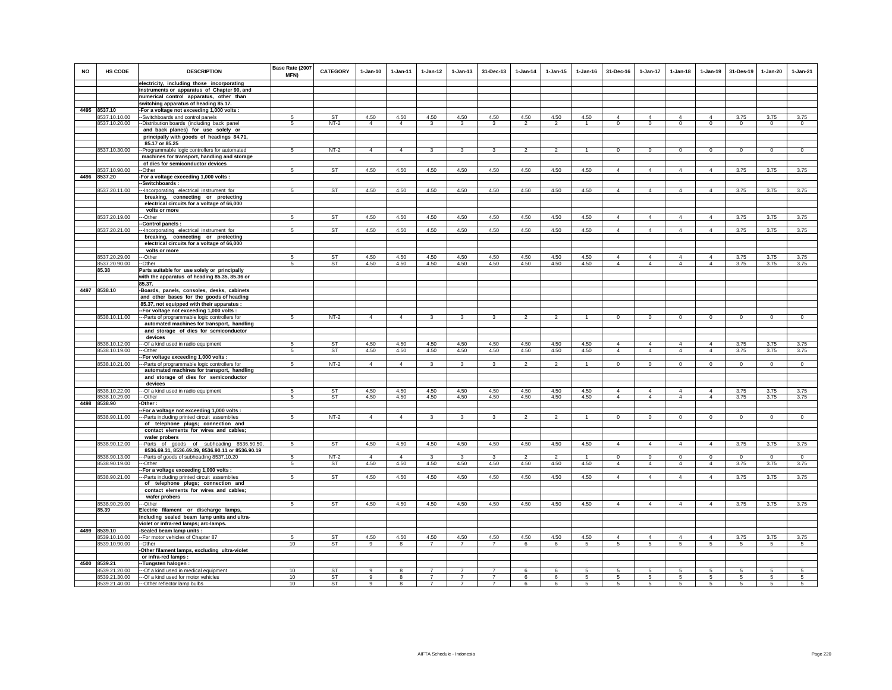| NO | HS CODE | DESCRIPTION | Base Rate (2007 MFN) | CATEGORY | 1-Jan-10 | 1-Jan-11 | 1-Jan-12 | 1-Jan-13 | 31-Dec-13 | 1-Jan-14 | 1-Jan-15 | 1-Jan-16 | 31-Dec-16 | 1-Jan-17 | 1-Jan-18 | 1-Jan-19 | 31-Des-19 | 1-Jan-20 | 1-Jan-21 |
|---|---|---|---|---|---|---|---|---|---|---|---|---|---|---|---|---|---|---|---|
| | | electricity, including those incorporating instruments or apparatus of Chapter 90, and numerical control apparatus, other than switching apparatus of heading 85.17. | | | | | | | | | | | | | | | | | |
| 4495 | 8537.10 | -For a voltage not exceeding 1,000 volts : | | | | | | | | | | | | | | | | | |
| | 8537.10.10.00 | --Switchboards and control panels | 5 | ST | 4.50 | 4.50 | 4.50 | 4.50 | 4.50 | 4.50 | 4.50 | 4.50 | 4 | 4 | 4 | 4 | 3.75 | 3.75 | 3.75 |
| | 8537.10.20.00 | --Distribution boards (including back panel and back planes) for use solely or principally with goods of headings 84.71, 85.17 or 85.25 | 5 | NT-2 | 4 | 4 | 3 | 3 | 3 | 2 | 2 | 1 | 0 | 0 | 0 | 0 | 0 | 0 | 0 |
| | 8537.10.30.00 | --Programmable logic controllers for automated machines for transport, handling and storage of dies for semiconductor devices | 5 | NT-2 | 4 | 4 | 3 | 3 | 3 | 2 | 2 | 1 | 0 | 0 | 0 | 0 | 0 | 0 | 0 |
| | 8537.10.90.00 | --Other | 5 | ST | 4.50 | 4.50 | 4.50 | 4.50 | 4.50 | 4.50 | 4.50 | 4.50 | 4 | 4 | 4 | 4 | 3.75 | 3.75 | 3.75 |
| 4496 | 8537.20 | -For a voltage exceeding 1,000 volts : | | | | | | | | | | | | | | | | | |
| | | --Switchboards : | | | | | | | | | | | | | | | | | |
| | 8537.20.11.00 | ---Incorporating electrical instrument for breaking, connecting or protecting electrical circuits for a voltage of 66,000 volts or more | 5 | ST | 4.50 | 4.50 | 4.50 | 4.50 | 4.50 | 4.50 | 4.50 | 4.50 | 4 | 4 | 4 | 4 | 3.75 | 3.75 | 3.75 |
| | 8537.20.19.00 | ---Other | 5 | ST | 4.50 | 4.50 | 4.50 | 4.50 | 4.50 | 4.50 | 4.50 | 4.50 | 4 | 4 | 4 | 4 | 3.75 | 3.75 | 3.75 |
| | | --Control panels : | | | | | | | | | | | | | | | | | |
| | 8537.20.21.00 | ---Incorporating electrical instrument for breaking, connecting or protecting electrical circuits for a voltage of 66,000 volts or more | 5 | ST | 4.50 | 4.50 | 4.50 | 4.50 | 4.50 | 4.50 | 4.50 | 4.50 | 4 | 4 | 4 | 4 | 3.75 | 3.75 | 3.75 |
| | 8537.20.29.00 | ---Other | 5 | ST | 4.50 | 4.50 | 4.50 | 4.50 | 4.50 | 4.50 | 4.50 | 4.50 | 4 | 4 | 4 | 4 | 3.75 | 3.75 | 3.75 |
| | 8537.20.90.00 | --Other | 5 | ST | 4.50 | 4.50 | 4.50 | 4.50 | 4.50 | 4.50 | 4.50 | 4.50 | 4 | 4 | 4 | 4 | 3.75 | 3.75 | 3.75 |
| | 85.38 | Parts suitable for use solely or principally with the apparatus of heading 85.35, 85.36 or 85.37. | | | | | | | | | | | | | | | | | |
| 4497 | 8538.10 | -Boards, panels, consoles, desks, cabinets and other bases for the goods of heading 85.37, not equipped with their apparatus : | | | | | | | | | | | | | | | | | |
| | | --For voltage not exceeding 1,000 volts : | | | | | | | | | | | | | | | | | |
| | 8538.10.11.00 | ---Parts of programmable logic controllers for automated machines for transport, handling and storage of dies for semiconductor devices | 5 | NT-2 | 4 | 4 | 3 | 3 | 3 | 2 | 2 | 1 | 0 | 0 | 0 | 0 | 0 | 0 | 0 |
| | 8538.10.12.00 | ---Of a kind used in radio equipment | 5 | ST | 4.50 | 4.50 | 4.50 | 4.50 | 4.50 | 4.50 | 4.50 | 4.50 | 4 | 4 | 4 | 4 | 3.75 | 3.75 | 3.75 |
| | 8538.10.19.00 | ---Other | 5 | ST | 4.50 | 4.50 | 4.50 | 4.50 | 4.50 | 4.50 | 4.50 | 4.50 | 4 | 4 | 4 | 4 | 3.75 | 3.75 | 3.75 |
| | | --For voltage exceeding 1,000 volts : | | | | | | | | | | | | | | | | | |
| | 8538.10.21.00 | ---Parts of programmable logic controllers for automated machines for transport, handling and storage of dies for semiconductor devices | 5 | NT-2 | 4 | 4 | 3 | 3 | 3 | 2 | 2 | 1 | 0 | 0 | 0 | 0 | 0 | 0 | 0 |
| | 8538.10.22.00 | ---Of a kind used in radio equipment | 5 | ST | 4.50 | 4.50 | 4.50 | 4.50 | 4.50 | 4.50 | 4.50 | 4.50 | 4 | 4 | 4 | 4 | 3.75 | 3.75 | 3.75 |
| | 8538.10.29.00 | ---Other | 5 | ST | 4.50 | 4.50 | 4.50 | 4.50 | 4.50 | 4.50 | 4.50 | 4.50 | 4 | 4 | 4 | 4 | 3.75 | 3.75 | 3.75 |
| 4498 | 8538.90 | -Other : | | | | | | | | | | | | | | | | | |
| | | --For a voltage not exceeding 1,000 volts : | | | | | | | | | | | | | | | | | |
| | 8538.90.11.00 | ---Parts including printed circuit assemblies of telephone plugs; connection and contact elements for wires and cables; wafer probers | 5 | NT-2 | 4 | 4 | 3 | 3 | 3 | 2 | 2 | 1 | 0 | 0 | 0 | 0 | 0 | 0 | 0 |
| | 8538.90.12.00 | ---Parts of goods of subheading 8536.50.50, 8536.69.31, 8536.69.39, 8536.90.11 or 8536.90.19 | 5 | ST | 4.50 | 4.50 | 4.50 | 4.50 | 4.50 | 4.50 | 4.50 | 4.50 | 4 | 4 | 4 | 4 | 3.75 | 3.75 | 3.75 |
| | 8538.90.13.00 | ---Parts of goods of subheading 8537.10.20 | 5 | NT-2 | 4 | 4 | 3 | 3 | 3 | 2 | 2 | 1 | 0 | 0 | 0 | 0 | 0 | 0 | 0 |
| | 8538.90.19.00 | ---Other | 5 | ST | 4.50 | 4.50 | 4.50 | 4.50 | 4.50 | 4.50 | 4.50 | 4.50 | 4 | 4 | 4 | 4 | 3.75 | 3.75 | 3.75 |
| | | --For a voltage exceeding 1,000 volts : | | | | | | | | | | | | | | | | | |
| | 8538.90.21.00 | ---Parts including printed circuit assemblies of telephone plugs; connection and contact elements for wires and cables; wafer probers | 5 | ST | 4.50 | 4.50 | 4.50 | 4.50 | 4.50 | 4.50 | 4.50 | 4.50 | 4 | 4 | 4 | 4 | 3.75 | 3.75 | 3.75 |
| | 8538.90.29.00 | ---Other | 5 | ST | 4.50 | 4.50 | 4.50 | 4.50 | 4.50 | 4.50 | 4.50 | 4.50 | 4 | 4 | 4 | 4 | 3.75 | 3.75 | 3.75 |
| | 85.39 | Electric filament or discharge lamps, including sealed beam lamp units and ultra-violet or infra-red lamps; arc-lamps. | | | | | | | | | | | | | | | | | |
| 4499 | 8539.10 | -Sealed beam lamp units : | | | | | | | | | | | | | | | | | |
| | 8539.10.10.00 | --For motor vehicles of Chapter 87 | 5 | ST | 4.50 | 4.50 | 4.50 | 4.50 | 4.50 | 4.50 | 4.50 | 4.50 | 4 | 4 | 4 | 4 | 3.75 | 3.75 | 3.75 |
| | 8539.10.90.00 | --Other | 10 | ST | 9 | 8 | 7 | 7 | 7 | 6 | 6 | 5 | 5 | 5 | 5 | 5 | 5 | 5 | 5 |
| | | -Other filament lamps, excluding ultra-violet or infra-red lamps : | | | | | | | | | | | | | | | | | |
| 4500 | 8539.21 | --Tungsten halogen : | | | | | | | | | | | | | | | | | |
| | 8539.21.20.00 | ---Of a kind used in medical equipment | 10 | ST | 9 | 8 | 7 | 7 | 7 | 6 | 6 | 5 | 5 | 5 | 5 | 5 | 5 | 5 | 5 |
| | 8539.21.30.00 | ---Of a kind used for motor vehicles | 10 | ST | 9 | 8 | 7 | 7 | 7 | 6 | 6 | 5 | 5 | 5 | 5 | 5 | 5 | 5 | 5 |
| | 8539.21.40.00 | ---Other reflector lamp bulbs | 10 | ST | 9 | 8 | 7 | 7 | 7 | 6 | 6 | 5 | 5 | 5 | 5 | 5 | 5 | 5 | 5 |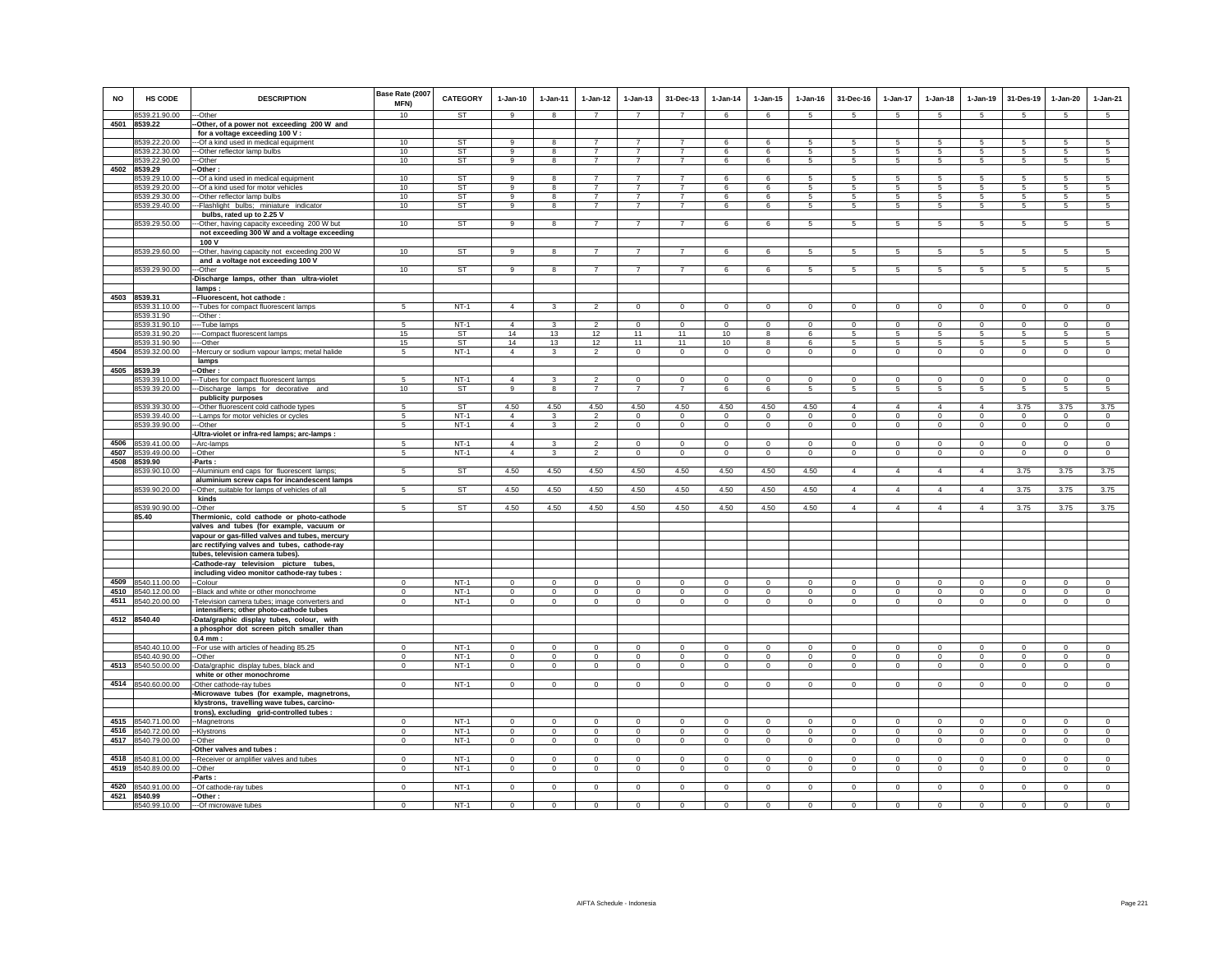| NO | HS CODE | DESCRIPTION | Base Rate (2007 MFN) | CATEGORY | 1-Jan-10 | 1-Jan-11 | 1-Jan-12 | 1-Jan-13 | 31-Dec-13 | 1-Jan-14 | 1-Jan-15 | 1-Jan-16 | 31-Dec-16 | 1-Jan-17 | 1-Jan-18 | 1-Jan-19 | 31-Des-19 | 1-Jan-20 | 1-Jan-21 |
|---|---|---|---|---|---|---|---|---|---|---|---|---|---|---|---|---|---|---|---|
| | 8539.21.90.00 | ---Other | 10 | ST | 9 | 8 | 7 | 7 | 7 | 6 | 6 | 5 | 5 | 5 | 5 | 5 | 5 | 5 | 5 |
| 4501 | 8539.22 | --Other, of a power not exceeding 200 W and for a voltage exceeding 100 V : | | | | | | | | | | | | | | | | | |
| | 8539.22.20.00 | ---Of a kind used in medical equipment | 10 | ST | 9 | 8 | 7 | 7 | 7 | 6 | 6 | 5 | 5 | 5 | 5 | 5 | 5 | 5 | 5 |
| | 8539.22.30.00 | ---Other reflector lamp bulbs | 10 | ST | 9 | 8 | 7 | 7 | 7 | 6 | 6 | 5 | 5 | 5 | 5 | 5 | 5 | 5 | 5 |
| | 8539.22.90.00 | ---Other | 10 | ST | 9 | 8 | 7 | 7 | 7 | 6 | 6 | 5 | 5 | 5 | 5 | 5 | 5 | 5 | 5 |
| 4502 | 8539.29 | --Other : | | | | | | | | | | | | | | | | | |
| | 8539.29.10.00 | ---Of a kind used in medical equipment | 10 | ST | 9 | 8 | 7 | 7 | 7 | 6 | 6 | 5 | 5 | 5 | 5 | 5 | 5 | 5 | 5 |
| | 8539.29.20.00 | ---Of a kind used for motor vehicles | 10 | ST | 9 | 8 | 7 | 7 | 7 | 6 | 6 | 5 | 5 | 5 | 5 | 5 | 5 | 5 | 5 |
| | 8539.29.30.00 | ---Other reflector lamp bulbs | 10 | ST | 9 | 8 | 7 | 7 | 7 | 6 | 6 | 5 | 5 | 5 | 5 | 5 | 5 | 5 | 5 |
| | 8539.29.40.00 | ---Flashlight bulbs; miniature indicator bulbs, rated up to 2.25 V | 10 | ST | 9 | 8 | 7 | 7 | 7 | 6 | 6 | 5 | 5 | 5 | 5 | 5 | 5 | 5 | 5 |
| | 8539.29.50.00 | ---Other, having capacity exceeding 200 W but not exceeding 300 W and a voltage exceeding 100 V | 10 | ST | 9 | 8 | 7 | 7 | 7 | 6 | 6 | 5 | 5 | 5 | 5 | 5 | 5 | 5 | 5 |
| | 8539.29.60.00 | ---Other, having capacity not exceeding 200 W and a voltage not exceeding 100 V | 10 | ST | 9 | 8 | 7 | 7 | 7 | 6 | 6 | 5 | 5 | 5 | 5 | 5 | 5 | 5 | 5 |
| | 8539.29.90.00 | ---Other | 10 | ST | 9 | 8 | 7 | 7 | 7 | 6 | 6 | 5 | 5 | 5 | 5 | 5 | 5 | 5 | 5 |
| | | -Discharge lamps, other than ultra-violet lamps : | | | | | | | | | | | | | | | | | |
| 4503 | 8539.31 | --Fluorescent, hot cathode : | | | | | | | | | | | | | | | | | |
| | 8539.31.10.00 | ---Tubes for compact fluorescent lamps | 5 | NT-1 | 4 | 3 | 2 | 0 | 0 | 0 | 0 | 0 | 0 | 0 | 0 | 0 | 0 | 0 | 0 |
| | 8539.31.90 | ---Other : | | | | | | | | | | | | | | | | | |
| | 8539.31.90.10 | ----Tube lamps | 5 | NT-1 | 4 | 3 | 2 | 0 | 0 | 0 | 0 | 0 | 0 | 0 | 0 | 0 | 0 | 0 | 0 |
| | 8539.31.90.20 | ----Compact fluorescent lamps | 15 | ST | 14 | 13 | 12 | 11 | 11 | 10 | 8 | 6 | 5 | 5 | 5 | 5 | 5 | 5 | 5 |
| | 8539.31.90.90 | ----Other | 15 | ST | 14 | 13 | 12 | 11 | 11 | 10 | 8 | 6 | 5 | 5 | 5 | 5 | 5 | 5 | 5 |
| 4504 | 8539.32.00.00 | --Mercury or sodium vapour lamps; metal halide lamps | 5 | NT-1 | 4 | 3 | 2 | 0 | 0 | 0 | 0 | 0 | 0 | 0 | 0 | 0 | 0 | 0 | 0 |
| 4505 | 8539.39 | --Other : | | | | | | | | | | | | | | | | | |
| | 8539.39.10.00 | ---Tubes for compact fluorescent lamps | 5 | NT-1 | 4 | 3 | 2 | 0 | 0 | 0 | 0 | 0 | 0 | 0 | 0 | 0 | 0 | 0 | 0 |
| | 8539.39.20.00 | ---Discharge lamps for decorative and publicity purposes | 10 | ST | 9 | 8 | 7 | 7 | 7 | 6 | 6 | 5 | 5 | 5 | 5 | 5 | 5 | 5 | 5 |
| | 8539.39.30.00 | ---Other fluorescent cold cathode types | 5 | ST | 4.50 | 4.50 | 4.50 | 4.50 | 4.50 | 4.50 | 4.50 | 4.50 | 4 | 4 | 4 | 4 | 3.75 | 3.75 | 3.75 |
| | 8539.39.40.00 | ---Lamps for motor vehicles or cycles | 5 | NT-1 | 4 | 3 | 2 | 0 | 0 | 0 | 0 | 0 | 0 | 0 | 0 | 0 | 0 | 0 | 0 |
| | 8539.39.90.00 | ---Other | 5 | NT-1 | 4 | 3 | 2 | 0 | 0 | 0 | 0 | 0 | 0 | 0 | 0 | 0 | 0 | 0 | 0 |
| | | -Ultra-violet or infra-red lamps; arc-lamps : | | | | | | | | | | | | | | | | | |
| 4506 | 8539.41.00.00 | --Arc-lamps | 5 | NT-1 | 4 | 3 | 2 | 0 | 0 | 0 | 0 | 0 | 0 | 0 | 0 | 0 | 0 | 0 | 0 |
| 4507 | 8539.49.00.00 | --Other | 5 | NT-1 | 4 | 3 | 2 | 0 | 0 | 0 | 0 | 0 | 0 | 0 | 0 | 0 | 0 | 0 | 0 |
| 4508 | 8539.90 | -Parts : | | | | | | | | | | | | | | | | | |
| | 8539.90.10.00 | --Aluminium end caps for fluorescent lamps; aluminium screw caps for incandescent lamps | 5 | ST | 4.50 | 4.50 | 4.50 | 4.50 | 4.50 | 4.50 | 4.50 | 4.50 | 4 | 4 | 4 | 4 | 3.75 | 3.75 | 3.75 |
| | 8539.90.20.00 | --Other, suitable for lamps of vehicles of all kinds | 5 | ST | 4.50 | 4.50 | 4.50 | 4.50 | 4.50 | 4.50 | 4.50 | 4.50 | 4 | 4 | 4 | 4 | 3.75 | 3.75 | 3.75 |
| | 8539.90.90.00 | --Other | 5 | ST | 4.50 | 4.50 | 4.50 | 4.50 | 4.50 | 4.50 | 4.50 | 4.50 | 4 | 4 | 4 | 4 | 3.75 | 3.75 | 3.75 |
| | 85.40 | Thermionic, cold cathode or photo-cathode valves and tubes (for example, vacuum or vapour or gas-filled valves and tubes, mercury arc rectifying valves and tubes, cathode-ray tubes, television camera tubes). | | | | | | | | | | | | | | | | | |
| | | -Cathode-ray television picture tubes, including video monitor cathode-ray tubes : | | | | | | | | | | | | | | | | | |
| 4509 | 8540.11.00.00 | --Colour | 0 | NT-1 | 0 | 0 | 0 | 0 | 0 | 0 | 0 | 0 | 0 | 0 | 0 | 0 | 0 | 0 | 0 |
| 4510 | 8540.12.00.00 | --Black and white or other monochrome | 0 | NT-1 | 0 | 0 | 0 | 0 | 0 | 0 | 0 | 0 | 0 | 0 | 0 | 0 | 0 | 0 | 0 |
| 4511 | 8540.20.00.00 | -Television camera tubes; image converters and intensifiers; other photo-cathode tubes | 0 | NT-1 | 0 | 0 | 0 | 0 | 0 | 0 | 0 | 0 | 0 | 0 | 0 | 0 | 0 | 0 | 0 |
| 4512 | 8540.40 | -Data/graphic display tubes, colour, with a phosphor dot screen pitch smaller than 0.4 mm : | | | | | | | | | | | | | | | | | |
| | 8540.40.10.00 | --For use with articles of heading 85.25 | 0 | NT-1 | 0 | 0 | 0 | 0 | 0 | 0 | 0 | 0 | 0 | 0 | 0 | 0 | 0 | 0 | 0 |
| | 8540.40.90.00 | --Other | 0 | NT-1 | 0 | 0 | 0 | 0 | 0 | 0 | 0 | 0 | 0 | 0 | 0 | 0 | 0 | 0 | 0 |
| 4513 | 8540.50.00.00 | -Data/graphic display tubes, black and white or other monochrome | 0 | NT-1 | 0 | 0 | 0 | 0 | 0 | 0 | 0 | 0 | 0 | 0 | 0 | 0 | 0 | 0 | 0 |
| 4514 | 8540.60.00.00 | -Other cathode-ray tubes | 0 | NT-1 | 0 | 0 | 0 | 0 | 0 | 0 | 0 | 0 | 0 | 0 | 0 | 0 | 0 | 0 | 0 |
| | | -Microwave tubes (for example, magnetrons, klystrons, travelling wave tubes, carcino-trons), excluding grid-controlled tubes : | | | | | | | | | | | | | | | | | |
| 4515 | 8540.71.00.00 | --Magnetrons | 0 | NT-1 | 0 | 0 | 0 | 0 | 0 | 0 | 0 | 0 | 0 | 0 | 0 | 0 | 0 | 0 | 0 |
| 4516 | 8540.72.00.00 | --Klystrons | 0 | NT-1 | 0 | 0 | 0 | 0 | 0 | 0 | 0 | 0 | 0 | 0 | 0 | 0 | 0 | 0 | 0 |
| 4517 | 8540.79.00.00 | --Other | 0 | NT-1 | 0 | 0 | 0 | 0 | 0 | 0 | 0 | 0 | 0 | 0 | 0 | 0 | 0 | 0 | 0 |
| | | -Other valves and tubes : | | | | | | | | | | | | | | | | | |
| 4518 | 8540.81.00.00 | --Receiver or amplifier valves and tubes | 0 | NT-1 | 0 | 0 | 0 | 0 | 0 | 0 | 0 | 0 | 0 | 0 | 0 | 0 | 0 | 0 | 0 |
| 4519 | 8540.89.00.00 | --Other | 0 | NT-1 | 0 | 0 | 0 | 0 | 0 | 0 | 0 | 0 | 0 | 0 | 0 | 0 | 0 | 0 | 0 |
| | | -Parts : | | | | | | | | | | | | | | | | | |
| 4520 | 8540.91.00.00 | --Of cathode-ray tubes | 0 | NT-1 | 0 | 0 | 0 | 0 | 0 | 0 | 0 | 0 | 0 | 0 | 0 | 0 | 0 | 0 | 0 |
| 4521 | 8540.99 | --Other : | | | | | | | | | | | | | | | | | |
| | 8540.99.10.00 | ---Of microwave tubes | 0 | NT-1 | 0 | 0 | 0 | 0 | 0 | 0 | 0 | 0 | 0 | 0 | 0 | 0 | 0 | 0 | 0 |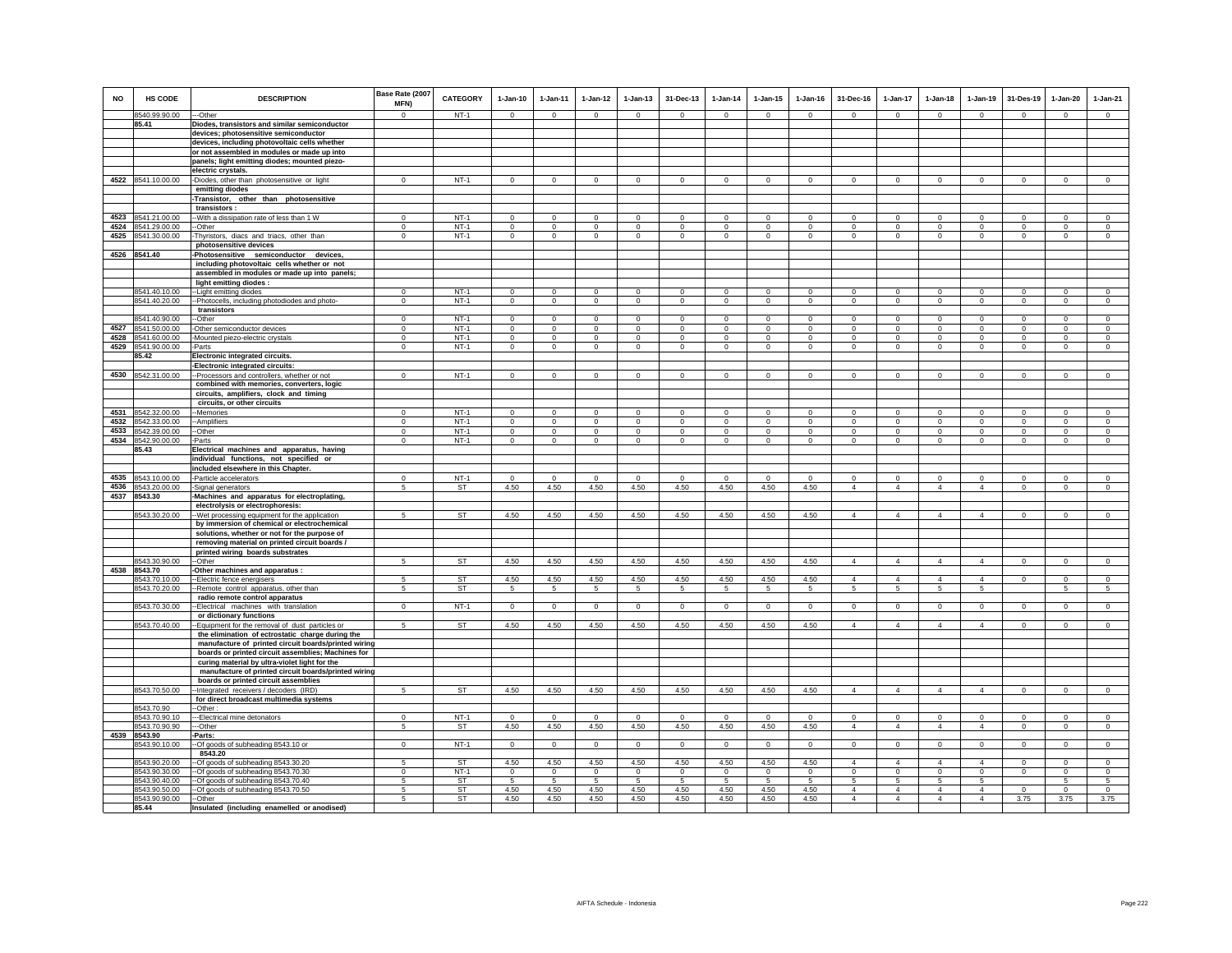| NO | HS CODE | DESCRIPTION | Base Rate (2007 MFN) | CATEGORY | 1-Jan-10 | 1-Jan-11 | 1-Jan-12 | 1-Jan-13 | 31-Dec-13 | 1-Jan-14 | 1-Jan-15 | 1-Jan-16 | 31-Dec-16 | 1-Jan-17 | 1-Jan-18 | 1-Jan-19 | 31-Des-19 | 1-Jan-20 | 1-Jan-21 |
|---|---|---|---|---|---|---|---|---|---|---|---|---|---|---|---|---|---|---|---|
| | 8540.99.90.00 | ---Other | 0 | NT-1 | 0 | 0 | 0 | 0 | 0 | 0 | 0 | 0 | 0 | 0 | 0 | 0 | 0 | 0 | 0 |
| | 85.41 | **Diodes, transistors and similar semiconductor devices; photosensitive semiconductor devices, including photovoltaic cells whether or not assembled in modules or made up into panels; light emitting diodes; mounted piezo-electric crystals.** | | | | | | | | | | | | | | | | | |
| 4522 | 8541.10.00.00 | -Diodes, other than photosensitive or light **emitting diodes** | 0 | NT-1 | 0 | 0 | 0 | 0 | 0 | 0 | 0 | 0 | 0 | 0 | 0 | 0 | 0 | 0 | 0 |
| | | **-Transistor, other than photosensitive transistors :** | | | | | | | | | | | | | | | | | |
| 4523 | 8541.21.00.00 | --With a dissipation rate of less than 1 W | 0 | NT-1 | 0 | 0 | 0 | 0 | 0 | 0 | 0 | 0 | 0 | 0 | 0 | 0 | 0 | 0 | 0 |
| 4524 | 8541.29.00.00 | --Other | 0 | NT-1 | 0 | 0 | 0 | 0 | 0 | 0 | 0 | 0 | 0 | 0 | 0 | 0 | 0 | 0 | 0 |
| 4525 | 8541.30.00.00 | -Thyristors, diacs and triacs, other than **photosensitive devices** | 0 | NT-1 | 0 | 0 | 0 | 0 | 0 | 0 | 0 | 0 | 0 | 0 | 0 | 0 | 0 | 0 | 0 |
| 4526 | 8541.40 | **-Photosensitive semiconductor devices, including photovoltaic cells whether or not assembled in modules or made up into panels; light emitting diodes :** | | | | | | | | | | | | | | | | | |
| | 8541.40.10.00 | --Light emitting diodes | 0 | NT-1 | 0 | 0 | 0 | 0 | 0 | 0 | 0 | 0 | 0 | 0 | 0 | 0 | 0 | 0 | 0 |
| | 8541.40.20.00 | --Photocells, including photodiodes and photo-**transistors** | 0 | NT-1 | 0 | 0 | 0 | 0 | 0 | 0 | 0 | 0 | 0 | 0 | 0 | 0 | 0 | 0 | 0 |
| | 8541.40.90.00 | --Other | 0 | NT-1 | 0 | 0 | 0 | 0 | 0 | 0 | 0 | 0 | 0 | 0 | 0 | 0 | 0 | 0 | 0 |
| 4527 | 8541.50.00.00 | -Other semiconductor devices | 0 | NT-1 | 0 | 0 | 0 | 0 | 0 | 0 | 0 | 0 | 0 | 0 | 0 | 0 | 0 | 0 | 0 |
| 4528 | 8541.60.00.00 | -Mounted piezo-electric crystals | 0 | NT-1 | 0 | 0 | 0 | 0 | 0 | 0 | 0 | 0 | 0 | 0 | 0 | 0 | 0 | 0 | 0 |
| 4529 | 8541.90.00.00 | -Parts | 0 | NT-1 | 0 | 0 | 0 | 0 | 0 | 0 | 0 | 0 | 0 | 0 | 0 | 0 | 0 | 0 | 0 |
| | 85.42 | **Electronic integrated circuits.** | | | | | | | | | | | | | | | | | |
| | | **-Electronic integrated circuits:** | | | | | | | | | | | | | | | | | |
| 4530 | 8542.31.00.00 | --Processors and controllers, whether or not **combined with memories, converters, logic circuits, amplifiers, clock and timing circuits, or other circuits** | 0 | NT-1 | 0 | 0 | 0 | 0 | 0 | 0 | 0 | 0 | 0 | 0 | 0 | 0 | 0 | 0 | 0 |
| 4531 | 8542.32.00.00 | --Memories | 0 | NT-1 | 0 | 0 | 0 | 0 | 0 | 0 | 0 | 0 | 0 | 0 | 0 | 0 | 0 | 0 | 0 |
| 4532 | 8542.33.00.00 | --Amplifiers | 0 | NT-1 | 0 | 0 | 0 | 0 | 0 | 0 | 0 | 0 | 0 | 0 | 0 | 0 | 0 | 0 | 0 |
| 4533 | 8542.39.00.00 | --Other | 0 | NT-1 | 0 | 0 | 0 | 0 | 0 | 0 | 0 | 0 | 0 | 0 | 0 | 0 | 0 | 0 | 0 |
| 4534 | 8542.90.00.00 | -Parts | 0 | NT-1 | 0 | 0 | 0 | 0 | 0 | 0 | 0 | 0 | 0 | 0 | 0 | 0 | 0 | 0 | 0 |
| | 85.43 | **Electrical machines and apparatus, having individual functions, not specified or included elsewhere in this Chapter.** | | | | | | | | | | | | | | | | | |
| 4535 | 8543.10.00.00 | -Particle accelerators | 0 | NT-1 | 0 | 0 | 0 | 0 | 0 | 0 | 0 | 0 | 0 | 0 | 0 | 0 | 0 | 0 | 0 |
| 4536 | 8543.20.00.00 | -Signal generators | 5 | ST | 4.50 | 4.50 | 4.50 | 4.50 | 4.50 | 4.50 | 4.50 | 4.50 | 4 | 4 | 4 | 4 | 0 | 0 | 0 |
| 4537 | 8543.30 | **-Machines and apparatus for electroplating, electrolysis or electrophoresis:** | | | | | | | | | | | | | | | | | |
| | 8543.30.20.00 | --Wet processing equipment for the application **by immersion of chemical or electrochemical solutions, whether or not for the purpose of removing material on printed circuit boards / printed wiring boards substrates** | 5 | ST | 4.50 | 4.50 | 4.50 | 4.50 | 4.50 | 4.50 | 4.50 | 4.50 | 4 | 4 | 4 | 4 | 0 | 0 | 0 |
| | 8543.30.90.00 | --Other | 5 | ST | 4.50 | 4.50 | 4.50 | 4.50 | 4.50 | 4.50 | 4.50 | 4.50 | 4 | 4 | 4 | 4 | 0 | 0 | 0 |
| 4538 | 8543.70 | **-Other machines and apparatus :** | | | | | | | | | | | | | | | | | |
| | 8543.70.10.00 | --Electric fence energisers | 5 | ST | 4.50 | 4.50 | 4.50 | 4.50 | 4.50 | 4.50 | 4.50 | 4.50 | 4 | 4 | 4 | 4 | 0 | 0 | 0 |
| | 8543.70.20.00 | --Remote control apparatus, other than **radio remote control apparatus** | 5 | ST | 5 | 5 | 5 | 5 | 5 | 5 | 5 | 5 | 5 | 5 | 5 | 5 | | 5 | 5 |
| | 8543.70.30.00 | --Electrical machines with translation **or dictionary functions** | 0 | NT-1 | 0 | 0 | 0 | 0 | 0 | 0 | 0 | 0 | 0 | 0 | 0 | 0 | 0 | 0 | 0 |
| | 8543.70.40.00 | --Equipment for the removal of dust particles or **the elimination of ectrostatic charge during the manufacture of printed circuit boards/printed wiring boards or printed circuit assemblies; Machines for curing material by ultra-violet light for the manufacture of printed circuit boards/printed wiring boards or printed circuit assemblies** | 5 | ST | 4.50 | 4.50 | 4.50 | 4.50 | 4.50 | 4.50 | 4.50 | 4.50 | 4 | 4 | 4 | 4 | 0 | 0 | 0 |
| | 8543.70.50.00 | --Integrated receivers / decoders (IRD) **for direct broadcast multimedia systems** | 5 | ST | 4.50 | 4.50 | 4.50 | 4.50 | 4.50 | 4.50 | 4.50 | 4.50 | 4 | 4 | 4 | 4 | 0 | 0 | 0 |
| | 8543.70.90 | --Other : | | | | | | | | | | | | | | | | | |
| | 8543.70.90.10 | ---Electrical mine detonators | 0 | NT-1 | 0 | 0 | 0 | 0 | 0 | 0 | 0 | 0 | 0 | 0 | 0 | 0 | 0 | 0 | 0 |
| | 8543.70.90.90 | ---Other | 5 | ST | 4.50 | 4.50 | 4.50 | 4.50 | 4.50 | 4.50 | 4.50 | 4.50 | 4 | 4 | 4 | 4 | 0 | 0 | 0 |
| 4539 | 8543.90 | **-Parts:** | | | | | | | | | | | | | | | | | |
| | 8543.90.10.00 | --Of goods of subheading 8543.10 or **8543.20** | 0 | NT-1 | 0 | 0 | 0 | 0 | 0 | 0 | 0 | 0 | 0 | 0 | 0 | 0 | 0 | 0 | 0 |
| | 8543.90.20.00 | --Of goods of subheading 8543.30.20 | 5 | ST | 4.50 | 4.50 | 4.50 | 4.50 | 4.50 | 4.50 | 4.50 | 4.50 | 4 | 4 | 4 | 4 | 0 | 0 | 0 |
| | 8543.90.30.00 | --Of goods of subheading 8543.70.30 | 0 | NT-1 | 0 | 0 | 0 | 0 | 0 | 0 | 0 | 0 | 0 | 0 | 0 | 0 | 0 | 0 | 0 |
| | 8543.90.40.00 | --Of goods of subheading 8543.70.40 | 5 | ST | 5 | 5 | 5 | 5 | 5 | 5 | 5 | 5 | 5 | 5 | 5 | 5 | | 5 | 5 |
| | 8543.90.50.00 | --Of goods of subheading 8543.70.50 | 5 | ST | 4.50 | 4.50 | 4.50 | 4.50 | 4.50 | 4.50 | 4.50 | 4.50 | 4 | 4 | 4 | 4 | 0 | 0 | 0 |
| | 8543.90.90.00 | --Other | 5 | ST | 4.50 | 4.50 | 4.50 | 4.50 | 4.50 | 4.50 | 4.50 | 4.50 | 4 | 4 | 4 | 4 | 3.75 | 3.75 | 3.75 |
| | 85.44 | **Insulated (including enamelled or anodised)** | | | | | | | | | | | | | | | | | |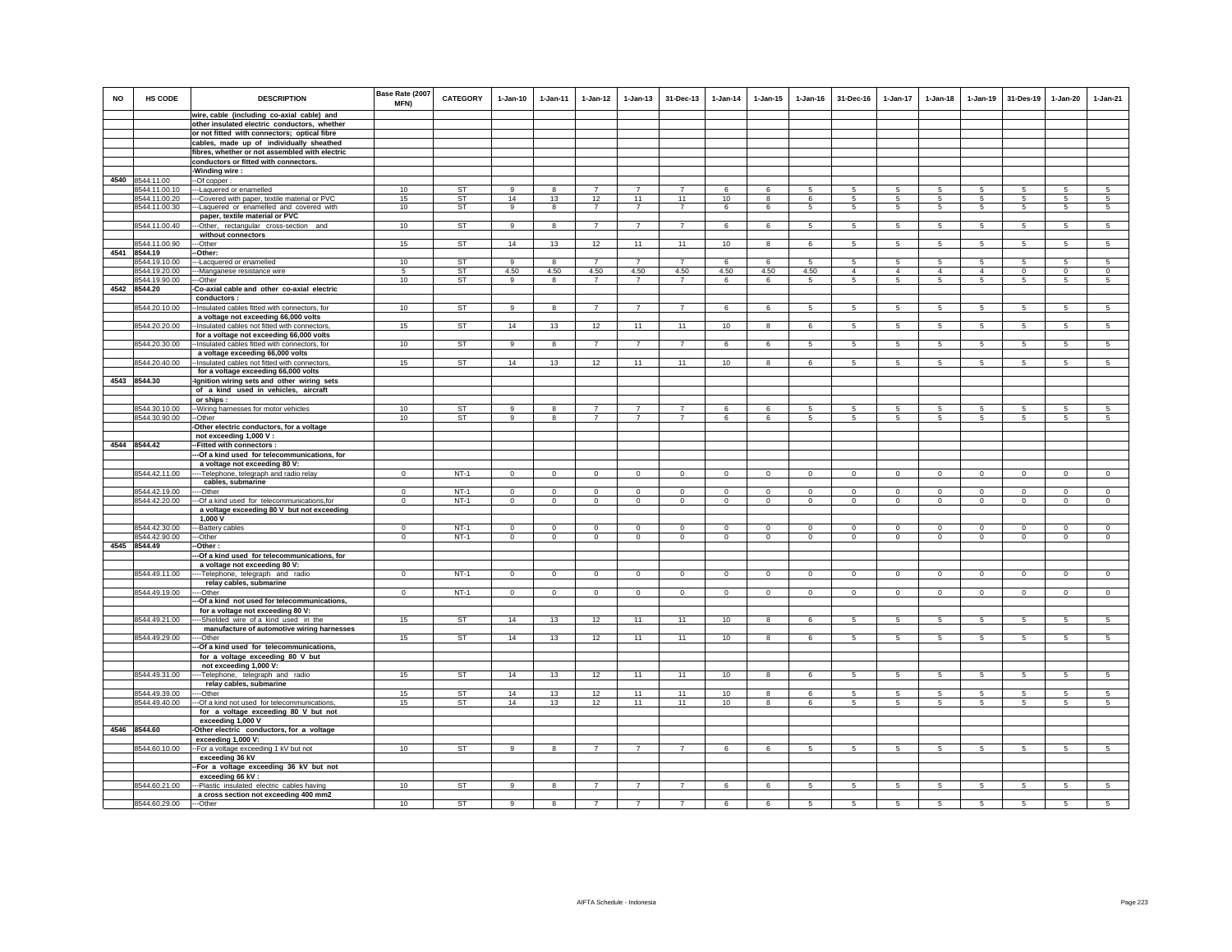| NO | HS CODE | DESCRIPTION | Base Rate (2007 MFN) | CATEGORY | 1-Jan-10 | 1-Jan-11 | 1-Jan-12 | 1-Jan-13 | 31-Dec-13 | 1-Jan-14 | 1-Jan-15 | 1-Jan-16 | 31-Dec-16 | 1-Jan-17 | 1-Jan-18 | 1-Jan-19 | 31-Des-19 | 1-Jan-20 | 1-Jan-21 |
|---|---|---|---|---|---|---|---|---|---|---|---|---|---|---|---|---|---|---|---|
| | | wire, cable (including co-axial cable) and other insulated electric conductors, whether or not fitted with connectors; optical fibre cables, made up of individually sheathed fibres, whether or not assembled with electric conductors or fitted with connectors. | | | | | | | | | | | | | | | | | |
| | | -Winding wire : | | | | | | | | | | | | | | | | | |
| 4540 | 8544.11.00 | --Of copper : | | | | | | | | | | | | | | | | | |
| | 8544.11.00.10 | ---Laquered or enamelled | 10 | ST | 9 | 8 | 7 | 7 | 7 | 6 | 6 | 5 | 5 | 5 | 5 | 5 | 5 | 5 | 5 |
| | 8544.11.00.20 | ---Covered with paper, textile material or PVC | 15 | ST | 14 | 13 | 12 | 11 | 11 | 10 | 8 | 6 | 5 | 5 | 5 | 5 | 5 | 5 | 5 |
| | 8544.11.00.30 | ---Laquered or enamelled and covered with paper, textile material or PVC | 10 | ST | 9 | 8 | 7 | 7 | 7 | 6 | 6 | 5 | 5 | 5 | 5 | 5 | 5 | 5 | 5 |
| | 8544.11.00.40 | ---Other, rectangular cross-section and without connectors | 10 | ST | 9 | 8 | 7 | 7 | 7 | 6 | 6 | 5 | 5 | 5 | 5 | 5 | 5 | 5 | 5 |
| | 8544.11.00.90 | ---Other | 15 | ST | 14 | 13 | 12 | 11 | 11 | 10 | 8 | 6 | 5 | 5 | 5 | 5 | 5 | 5 | 5 |
| 4541 | 8544.19 | --Other: | | | | | | | | | | | | | | | | | |
| | 8544.19.10.00 | ---Lacquered or enamelled | 10 | ST | 9 | 8 | 7 | 7 | 7 | 6 | 6 | 5 | 5 | 5 | 5 | 5 | 5 | 5 | 5 |
| | 8544.19.20.00 | ---Manganese resistance wire | 5 | ST | 4.50 | 4.50 | 4.50 | 4.50 | 4.50 | 4.50 | 4.50 | 4.50 | 4 | 4 | 4 | 4 | 0 | 0 | 0 |
| | 8544.19.90.00 | ---Other | 10 | ST | 9 | 8 | 7 | 7 | 7 | 6 | 6 | 5 | 5 | 5 | 5 | 5 | 5 | 5 | 5 |
| 4542 | 8544.20 | -Co-axial cable and other co-axial electric conductors : | | | | | | | | | | | | | | | | | |
| | 8544.20.10.00 | --Insulated cables fitted with connectors, for a voltage not exceeding 66,000 volts | 10 | ST | 9 | 8 | 7 | 7 | 7 | 6 | 6 | 5 | 5 | 5 | 5 | 5 | 5 | 5 | 5 |
| | 8544.20.20.00 | --Insulated cables not fitted with connectors, for a voltage not exceeding 66,000 volts | 15 | ST | 14 | 13 | 12 | 11 | 11 | 10 | 8 | 6 | 5 | 5 | 5 | 5 | 5 | 5 | 5 |
| | 8544.20.30.00 | --Insulated cables fitted with connectors, for a voltage exceeding 66,000 volts | 10 | ST | 9 | 8 | 7 | 7 | 7 | 6 | 6 | 5 | 5 | 5 | 5 | 5 | 5 | 5 | 5 |
| | 8544.20.40.00 | --Insulated cables not fitted with connectors, for a voltage exceeding 66,000 volts | 15 | ST | 14 | 13 | 12 | 11 | 11 | 10 | 8 | 6 | 5 | 5 | 5 | 5 | 5 | 5 | 5 |
| 4543 | 8544.30 | -Ignition wiring sets and other wiring sets of a kind used in vehicles, aircraft or ships : | | | | | | | | | | | | | | | | | |
| | 8544.30.10.00 | --Wiring harnesses for motor vehicles | 10 | ST | 9 | 8 | 7 | 7 | 7 | 6 | 6 | 5 | 5 | 5 | 5 | 5 | 5 | 5 | 5 |
| | 8544.30.90.00 | --Other | 10 | ST | 9 | 8 | 7 | 7 | 7 | 6 | 6 | 5 | 5 | 5 | 5 | 5 | 5 | 5 | 5 |
| | | -Other electric conductors, for a voltage not exceeding 1,000 V : | | | | | | | | | | | | | | | | | |
| 4544 | 8544.42 | --Fitted with connectors : | | | | | | | | | | | | | | | | | |
| | | ---Of a kind used for telecommunications, for a voltage not exceeding 80 V: | | | | | | | | | | | | | | | | | |
| | 8544.42.11.00 | ----Telephone, telegraph and radio relay cables, submarine | 0 | NT-1 | 0 | 0 | 0 | 0 | 0 | 0 | 0 | 0 | 0 | 0 | 0 | 0 | 0 | 0 | 0 |
| | 8544.42.19.00 | ----Other | 0 | NT-1 | 0 | 0 | 0 | 0 | 0 | 0 | 0 | 0 | 0 | 0 | 0 | 0 | 0 | 0 | 0 |
| | 8544.42.20.00 | ---Of a kind used for telecommunications,for a voltage exceeding 80 V but not exceeding 1,000 V | 0 | NT-1 | 0 | 0 | 0 | 0 | 0 | 0 | 0 | 0 | 0 | 0 | 0 | 0 | 0 | 0 | 0 |
| | 8544.42.30.00 | ---Battery cables | 0 | NT-1 | 0 | 0 | 0 | 0 | 0 | 0 | 0 | 0 | 0 | 0 | 0 | 0 | 0 | 0 | 0 |
| | 8544.42.90.00 | ---Other | 0 | NT-1 | 0 | 0 | 0 | 0 | 0 | 0 | 0 | 0 | 0 | 0 | 0 | 0 | 0 | 0 | 0 |
| 4545 | 8544.49 | --Other : | | | | | | | | | | | | | | | | | |
| | | ---Of a kind used for telecommunications, for a voltage not exceeding 80 V: | | | | | | | | | | | | | | | | | |
| | 8544.49.11.00 | ----Telephone, telegraph and radio relay cables, submarine | 0 | NT-1 | 0 | 0 | 0 | 0 | 0 | 0 | 0 | 0 | 0 | 0 | 0 | 0 | 0 | 0 | 0 |
| | 8544.49.19.00 | ----Other | 0 | NT-1 | 0 | 0 | 0 | 0 | 0 | 0 | 0 | 0 | 0 | 0 | 0 | 0 | 0 | 0 | 0 |
| | | ---Of a kind not used for telecommunications, for a voltage not exceeding 80 V: | | | | | | | | | | | | | | | | | |
| | 8544.49.21.00 | ----Shielded wire of a kind used in the manufacture of automotive wiring harnesses | 15 | ST | 14 | 13 | 12 | 11 | 11 | 10 | 8 | 6 | 5 | 5 | 5 | 5 | 5 | 5 | 5 |
| | 8544.49.29.00 | ----Other | 15 | ST | 14 | 13 | 12 | 11 | 11 | 10 | 8 | 6 | 5 | 5 | 5 | 5 | 5 | 5 | 5 |
| | | ---Of a kind used for telecommunications, for a voltage exceeding 80 V but not exceeding 1,000 V: | | | | | | | | | | | | | | | | | |
| | 8544.49.31.00 | ----Telephone, telegraph and radio relay cables, submarine | 15 | ST | 14 | 13 | 12 | 11 | 11 | 10 | 8 | 6 | 5 | 5 | 5 | 5 | 5 | 5 | 5 |
| | 8544.49.39.00 | ----Other | 15 | ST | 14 | 13 | 12 | 11 | 11 | 10 | 8 | 6 | 5 | 5 | 5 | 5 | 5 | 5 | 5 |
| | 8544.49.40.00 | ---Of a kind not used for telecommunications, for a voltage exceeding 80 V but not exceeding 1,000 V | 15 | ST | 14 | 13 | 12 | 11 | 11 | 10 | 8 | 6 | 5 | 5 | 5 | 5 | 5 | 5 | 5 |
| 4546 | 8544.60 | -Other electric conductors, for a voltage exceeding 1,000 V: | | | | | | | | | | | | | | | | | |
| | 8544.60.10.00 | --For a voltage exceeding 1 kV but not exceeding 36 kV | 10 | ST | 9 | 8 | 7 | 7 | 7 | 6 | 6 | 5 | 5 | 5 | 5 | 5 | 5 | 5 | 5 |
| | | --For a voltage exceeding 36 kV but not exceeding 66 kV : | | | | | | | | | | | | | | | | | |
| | 8544.60.21.00 | ---Plastic insulated electric cables having a cross section not exceeding 400 mm2 | 10 | ST | 9 | 8 | 7 | 7 | 7 | 6 | 6 | 5 | 5 | 5 | 5 | 5 | 5 | 5 | 5 |
| | 8544.60.29.00 | ---Other | 10 | ST | 9 | 8 | 7 | 7 | 7 | 6 | 6 | 5 | 5 | 5 | 5 | 5 | 5 | 5 | 5 |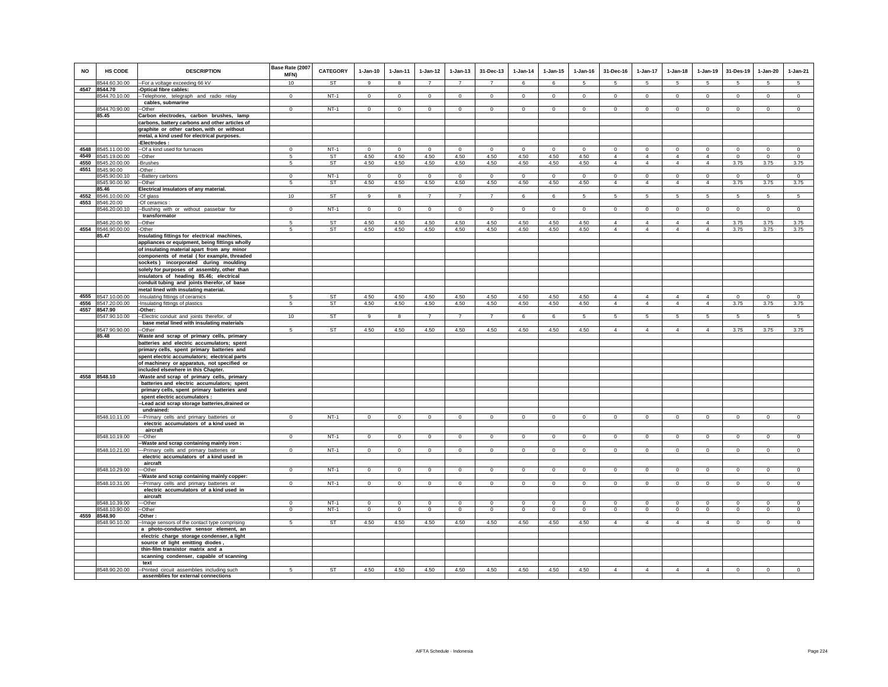| NO | HS CODE | DESCRIPTION | Base Rate (2007 MFN) | CATEGORY | 1-Jan-10 | 1-Jan-11 | 1-Jan-12 | 1-Jan-13 | 31-Dec-13 | 1-Jan-14 | 1-Jan-15 | 1-Jan-16 | 31-Dec-16 | 1-Jan-17 | 1-Jan-18 | 1-Jan-19 | 31-Des-19 | 1-Jan-20 | 1-Jan-21 |
|---|---|---|---|---|---|---|---|---|---|---|---|---|---|---|---|---|---|---|---|
| | 8544.60.30.00 | --For a voltage exceeding 66 kV | 10 | ST | 9 | 8 | 7 | 7 | 7 | 6 | 6 | 5 | 5 | 5 | 5 | 5 | 5 | 5 | 5 |
| 4547 | 8544.70 | -Optical fibre cables: | | | | | | | | | | | | | | | | | |
| | 8544.70.10.00 | --Telephone, telegraph and radio relay cables, submarine | 0 | NT-1 | 0 | 0 | 0 | 0 | 0 | 0 | 0 | 0 | 0 | 0 | 0 | 0 | 0 | 0 | 0 |
| | 8544.70.90.00 | --Other | 0 | NT-1 | 0 | 0 | 0 | 0 | 0 | 0 | 0 | 0 | 0 | 0 | 0 | 0 | 0 | 0 | 0 |
| | 85.45 | Carbon electrodes, carbon brushes, lamp carbons, battery carbons and other articles of graphite or other carbon, with or without metal, a kind used for electrical purposes. | | | | | | | | | | | | | | | | | |
| | | -Electrodes : | | | | | | | | | | | | | | | | | |
| 4548 | 8545.11.00.00 | --Of a kind used for furnaces | 0 | NT-1 | 0 | 0 | 0 | 0 | 0 | 0 | 0 | 0 | 0 | 0 | 0 | 0 | 0 | 0 | 0 |
| 4549 | 8545.19.00.00 | --Other | 5 | ST | 4.50 | 4.50 | 4.50 | 4.50 | 4.50 | 4.50 | 4.50 | 4.50 | 4 | 4 | 4 | 4 | 0 | 0 | 0 |
| 4550 | 8545.20.00.00 | -Brushes | 5 | ST | 4.50 | 4.50 | 4.50 | 4.50 | 4.50 | 4.50 | 4.50 | 4.50 | 4 | 4 | 4 | 4 | 3.75 | 3.75 | 3.75 |
| 4551 | 8545.90.00 | -Other : | | | | | | | | | | | | | | | | | |
| | 8545.90.00.10 | --Battery carbons | 0 | NT-1 | 0 | 0 | 0 | 0 | 0 | 0 | 0 | 0 | 0 | 0 | 0 | 0 | 0 | 0 | 0 |
| | 8545.90.00.90 | --Other | 5 | ST | 4.50 | 4.50 | 4.50 | 4.50 | 4.50 | 4.50 | 4.50 | 4.50 | 4 | 4 | 4 | 4 | 3.75 | 3.75 | 3.75 |
| | 85.46 | Electrical insulators of any material. | | | | | | | | | | | | | | | | | |
| 4552 | 8546.10.00.00 | -Of glass | 10 | ST | 9 | 8 | 7 | 7 | 7 | 6 | 6 | 5 | 5 | 5 | 5 | 5 | 5 | 5 | 5 |
| 4553 | 8546.20.00 | -Of ceramics : | | | | | | | | | | | | | | | | | |
| | 8546.20.00.10 | --Bushing with or without passebar for transformator | 0 | NT-1 | 0 | 0 | 0 | 0 | 0 | 0 | 0 | 0 | 0 | 0 | 0 | 0 | 0 | 0 | 0 |
| | 8546.20.00.90 | --Other | 5 | ST | 4.50 | 4.50 | 4.50 | 4.50 | 4.50 | 4.50 | 4.50 | 4.50 | 4 | 4 | 4 | 4 | 3.75 | 3.75 | 3.75 |
| 4554 | 8546.90.00.00 | -Other | 5 | ST | 4.50 | 4.50 | 4.50 | 4.50 | 4.50 | 4.50 | 4.50 | 4.50 | 4 | 4 | 4 | 4 | 3.75 | 3.75 | 3.75 |
| | 85.47 | Insulating fittings for electrical machines, appliances or equipment, being fittings wholly of insulating material apart from any minor components of metal ( for example, threaded sockets ) incorporated during moulding solely for purposes of assembly, other than insulators of heading 85.46; electrical conduit tubing and joints therefor, of base metal lined with insulating material. | | | | | | | | | | | | | | | | | |
| 4555 | 8547.10.00.00 | -Insulating fittings of ceramics | 5 | ST | 4.50 | 4.50 | 4.50 | 4.50 | 4.50 | 4.50 | 4.50 | 4.50 | 4 | 4 | 4 | 4 | 0 | 0 | 0 |
| 4556 | 8547.20.00.00 | -Insulating fittings of plastics | 5 | ST | 4.50 | 4.50 | 4.50 | 4.50 | 4.50 | 4.50 | 4.50 | 4.50 | 4 | 4 | 4 | 4 | 3.75 | 3.75 | 3.75 |
| 4557 | 8547.90 | -Other: | | | | | | | | | | | | | | | | | |
| | 8547.90.10.00 | --Electric conduit and joints therefor, of base metal lined with insulating materials | 10 | ST | 9 | 8 | 7 | 7 | 7 | 6 | 6 | 5 | 5 | 5 | 5 | 5 | 5 | 5 | 5 |
| | 8547.90.90.00 | --Other | 5 | ST | 4.50 | 4.50 | 4.50 | 4.50 | 4.50 | 4.50 | 4.50 | 4.50 | 4 | 4 | 4 | 4 | 3.75 | 3.75 | 3.75 |
| | 85.48 | Waste and scrap of primary cells, primary batteries and electric accumulators; spent primary cells, spent primary batteries and spent electric accumulators; electrical parts of machinery or apparatus, not specified or included elsewhere in this Chapter. | | | | | | | | | | | | | | | | | |
| 4558 | 8548.10 | -Waste and scrap of primary cells, primary batteries and electric accumulators; spent primary cells, spent primary batteries and spent electric accumulators : | | | | | | | | | | | | | | | | | |
| | | --Lead acid scrap storage batteries,drained or undrained: | | | | | | | | | | | | | | | | | |
| | 8548.10.11.00 | ---Primary cells and primary batteries or electric accumulators of a kind used in aircraft | 0 | NT-1 | 0 | 0 | 0 | 0 | 0 | 0 | 0 | 0 | 0 | 0 | 0 | 0 | 0 | 0 | 0 |
| | 8548.10.19.00 | ---Other | 0 | NT-1 | 0 | 0 | 0 | 0 | 0 | 0 | 0 | 0 | 0 | 0 | 0 | 0 | 0 | 0 | 0 |
| | | --Waste and scrap containing mainly iron : | | | | | | | | | | | | | | | | | |
| | 8548.10.21.00 | ---Primary cells and primary batteries or electric accumulators of a kind used in aircraft | 0 | NT-1 | 0 | 0 | 0 | 0 | 0 | 0 | 0 | 0 | 0 | 0 | 0 | 0 | 0 | 0 | 0 |
| | 8548.10.29.00 | ---Other | 0 | NT-1 | 0 | 0 | 0 | 0 | 0 | 0 | 0 | 0 | 0 | 0 | 0 | 0 | 0 | 0 | 0 |
| | | --Waste and scrap containing mainly copper: | | | | | | | | | | | | | | | | | |
| | 8548.10.31.00 | ---Primary cells and primary batteries or electric accumulators of a kind used in aircraft | 0 | NT-1 | 0 | 0 | 0 | 0 | 0 | 0 | 0 | 0 | 0 | 0 | 0 | 0 | 0 | 0 | 0 |
| | 8548.10.39.00 | ---Other | 0 | NT-1 | 0 | 0 | 0 | 0 | 0 | 0 | 0 | 0 | 0 | 0 | 0 | 0 | 0 | 0 | 0 |
| | 8548.10.90.00 | --Other | 0 | NT-1 | 0 | 0 | 0 | 0 | 0 | 0 | 0 | 0 | 0 | 0 | 0 | 0 | 0 | 0 | 0 |
| 4559 | 8548.90 | -Other : | | | | | | | | | | | | | | | | | |
| | 8548.90.10.00 | --Image sensors of the contact type comprising a photo-conductive sensor element, an electric charge storage condenser, a light source of light emitting diodes , thin-film transistor matrix and a scanning condenser, capable of scanning text | 5 | ST | 4.50 | 4.50 | 4.50 | 4.50 | 4.50 | 4.50 | 4.50 | 4.50 | 4 | 4 | 4 | 4 | 0 | 0 | 0 |
| | 8548.90.20.00 | --Printed circuit assemblies including such assemblies for external connections | 5 | ST | 4.50 | 4.50 | 4.50 | 4.50 | 4.50 | 4.50 | 4.50 | 4.50 | 4 | 4 | 4 | 4 | 0 | 0 | 0 |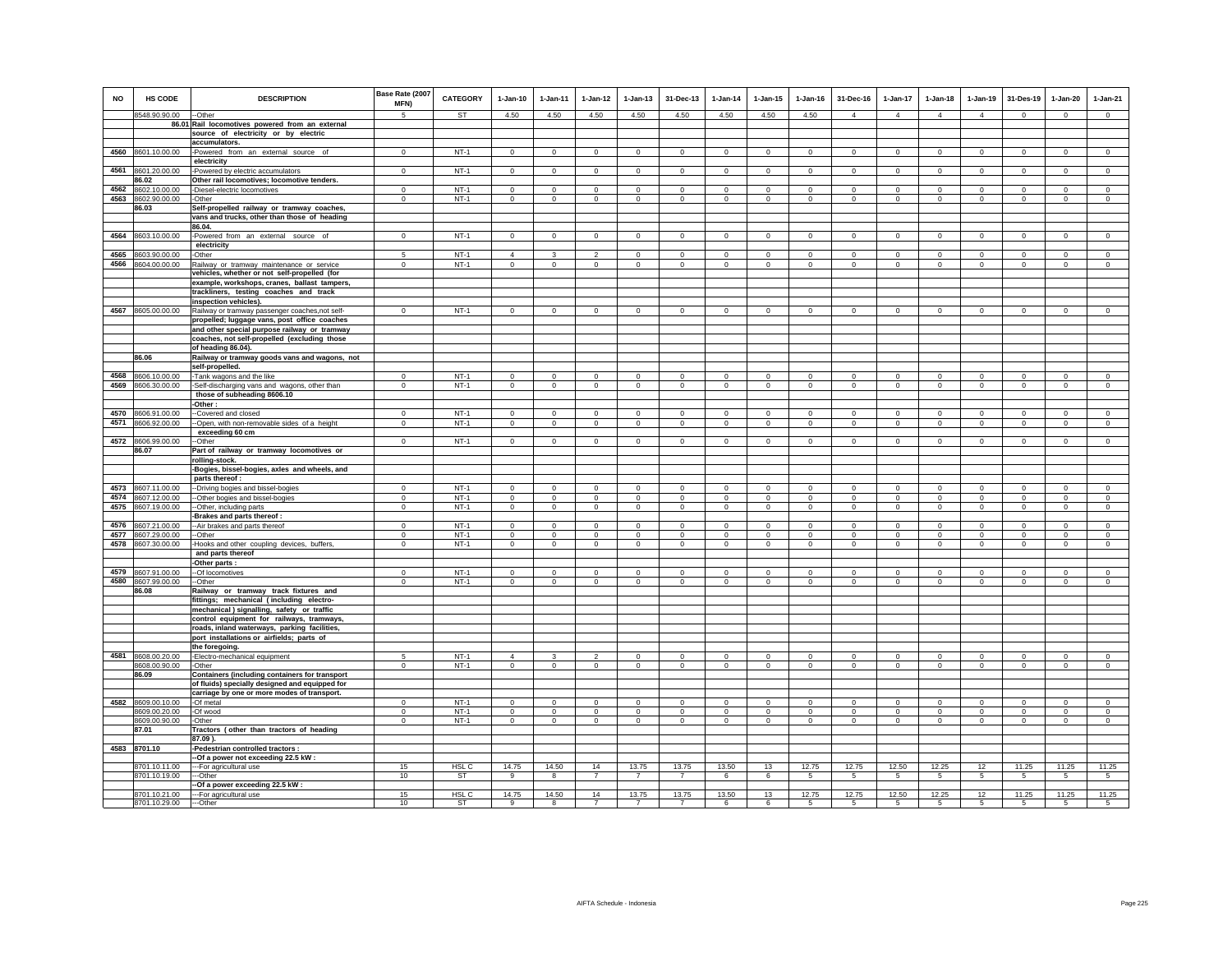| NO | HS CODE | DESCRIPTION | Base Rate (2007 MFN) | CATEGORY | 1-Jan-10 | 1-Jan-11 | 1-Jan-12 | 1-Jan-13 | 31-Dec-13 | 1-Jan-14 | 1-Jan-15 | 1-Jan-16 | 31-Dec-16 | 1-Jan-17 | 1-Jan-18 | 1-Jan-19 | 31-Des-19 | 1-Jan-20 | 1-Jan-21 |
|---|---|---|---|---|---|---|---|---|---|---|---|---|---|---|---|---|---|---|---|
| | 8548.90.90.00 | --Other | 5 | ST | 4.50 | 4.50 | 4.50 | 4.50 | 4.50 | 4.50 | 4.50 | 4.50 | 4 | 4 | 4 | 4 | 0 | 0 | 0 |
| | 86.01 | Rail locomotives powered from an external source of electricity or by electric accumulators. | | | | | | | | | | | | | | | | | |
| 4560 | 8601.10.00.00 | -Powered from an external source of electricity | 0 | NT-1 | 0 | 0 | 0 | 0 | 0 | 0 | 0 | 0 | 0 | 0 | 0 | 0 | 0 | 0 | 0 |
| 4561 | 8601.20.00.00 | -Powered by electric accumulators | 0 | NT-1 | 0 | 0 | 0 | 0 | 0 | 0 | 0 | 0 | 0 | 0 | 0 | 0 | 0 | 0 | 0 |
| | 86.02 | Other rail locomotives; locomotive tenders. | | | | | | | | | | | | | | | | | |
| 4562 | 8602.10.00.00 | -Diesel-electric locomotives | 0 | NT-1 | 0 | 0 | 0 | 0 | 0 | 0 | 0 | 0 | 0 | 0 | 0 | 0 | 0 | 0 | 0 |
| 4563 | 8602.90.00.00 | -Other | 0 | NT-1 | 0 | 0 | 0 | 0 | 0 | 0 | 0 | 0 | 0 | 0 | 0 | 0 | 0 | 0 | 0 |
| | 86.03 | Self-propelled railway or tramway coaches, vans and trucks, other than those of heading 86.04. | | | | | | | | | | | | | | | | | |
| 4564 | 8603.10.00.00 | -Powered from an external source of electricity | 0 | NT-1 | 0 | 0 | 0 | 0 | 0 | 0 | 0 | 0 | 0 | 0 | 0 | 0 | 0 | 0 | 0 |
| 4565 | 8603.90.00.00 | -Other | 5 | NT-1 | 4 | 3 | 2 | 0 | 0 | 0 | 0 | 0 | 0 | 0 | 0 | 0 | 0 | 0 | 0 |
| 4566 | 8604.00.00.00 | Railway or tramway maintenance or service vehicles, whether or not self-propelled (for example, workshops, cranes, ballast tampers, trackliners, testing coaches and track inspection vehicles). | 0 | NT-1 | 0 | 0 | 0 | 0 | 0 | 0 | 0 | 0 | 0 | 0 | 0 | 0 | 0 | 0 | 0 |
| 4567 | 8605.00.00.00 | Railway or tramway passenger coaches,not self-propelled; luggage vans, post office coaches and other special purpose railway or tramway coaches, not self-propelled (excluding those of heading 86.04). | 0 | NT-1 | 0 | 0 | 0 | 0 | 0 | 0 | 0 | 0 | 0 | 0 | 0 | 0 | 0 | 0 | 0 |
| | 86.06 | Railway or tramway goods vans and wagons, not self-propelled. | | | | | | | | | | | | | | | | | |
| 4568 | 8606.10.00.00 | -Tank wagons and the like | 0 | NT-1 | 0 | 0 | 0 | 0 | 0 | 0 | 0 | 0 | 0 | 0 | 0 | 0 | 0 | 0 | 0 |
| 4569 | 8606.30.00.00 | -Self-discharging vans and wagons, other than those of subheading 8606.10 | 0 | NT-1 | 0 | 0 | 0 | 0 | 0 | 0 | 0 | 0 | 0 | 0 | 0 | 0 | 0 | 0 | 0 |
| | | -Other : | | | | | | | | | | | | | | | | | |
| 4570 | 8606.91.00.00 | --Covered and closed | 0 | NT-1 | 0 | 0 | 0 | 0 | 0 | 0 | 0 | 0 | 0 | 0 | 0 | 0 | 0 | 0 | 0 |
| 4571 | 8606.92.00.00 | --Open, with non-removable sides of a height exceeding 60 cm | 0 | NT-1 | 0 | 0 | 0 | 0 | 0 | 0 | 0 | 0 | 0 | 0 | 0 | 0 | 0 | 0 | 0 |
| 4572 | 8606.99.00.00 | --Other | 0 | NT-1 | 0 | 0 | 0 | 0 | 0 | 0 | 0 | 0 | 0 | 0 | 0 | 0 | 0 | 0 | 0 |
| | 86.07 | Part of railway or tramway locomotives or rolling-stock. | | | | | | | | | | | | | | | | | |
| | | -Bogies, bissel-bogies, axles and wheels, and parts thereof : | | | | | | | | | | | | | | | | | |
| 4573 | 8607.11.00.00 | --Driving bogies and bissel-bogies | 0 | NT-1 | 0 | 0 | 0 | 0 | 0 | 0 | 0 | 0 | 0 | 0 | 0 | 0 | 0 | 0 | 0 |
| 4574 | 8607.12.00.00 | --Other bogies and bissel-bogies | 0 | NT-1 | 0 | 0 | 0 | 0 | 0 | 0 | 0 | 0 | 0 | 0 | 0 | 0 | 0 | 0 | 0 |
| 4575 | 8607.19.00.00 | --Other, including parts | 0 | NT-1 | 0 | 0 | 0 | 0 | 0 | 0 | 0 | 0 | 0 | 0 | 0 | 0 | 0 | 0 | 0 |
| | | -Brakes and parts thereof : | | | | | | | | | | | | | | | | | |
| 4576 | 8607.21.00.00 | --Air brakes and parts thereof | 0 | NT-1 | 0 | 0 | 0 | 0 | 0 | 0 | 0 | 0 | 0 | 0 | 0 | 0 | 0 | 0 | 0 |
| 4577 | 8607.29.00.00 | --Other | 0 | NT-1 | 0 | 0 | 0 | 0 | 0 | 0 | 0 | 0 | 0 | 0 | 0 | 0 | 0 | 0 | 0 |
| 4578 | 8607.30.00.00 | -Hooks and other coupling devices, buffers, and parts thereof | 0 | NT-1 | 0 | 0 | 0 | 0 | 0 | 0 | 0 | 0 | 0 | 0 | 0 | 0 | 0 | 0 | 0 |
| | | -Other parts : | | | | | | | | | | | | | | | | | |
| 4579 | 8607.91.00.00 | --Of locomotives | 0 | NT-1 | 0 | 0 | 0 | 0 | 0 | 0 | 0 | 0 | 0 | 0 | 0 | 0 | 0 | 0 | 0 |
| 4580 | 8607.99.00.00 | --Other | 0 | NT-1 | 0 | 0 | 0 | 0 | 0 | 0 | 0 | 0 | 0 | 0 | 0 | 0 | 0 | 0 | 0 |
| | 86.08 | Railway or tramway track fixtures and fittings; mechanical (including electro-mechanical) signalling, safety or traffic control equipment for railways, tramways, roads, inland waterways, parking facilities, port installations or airfields; parts of the foregoing. | | | | | | | | | | | | | | | | | |
| 4581 | 8608.00.20.00 | -Electro-mechanical equipment | 5 | NT-1 | 4 | 3 | 2 | 0 | 0 | 0 | 0 | 0 | 0 | 0 | 0 | 0 | 0 | 0 | 0 |
| | 8608.00.90.00 | -Other | 0 | NT-1 | 0 | 0 | 0 | 0 | 0 | 0 | 0 | 0 | 0 | 0 | 0 | 0 | 0 | 0 | 0 |
| | 86.09 | Containers (including containers for transport of fluids) specially designed and equipped for carriage by one or more modes of transport. | | | | | | | | | | | | | | | | | |
| 4582 | 8609.00.10.00 | -Of metal | 0 | NT-1 | 0 | 0 | 0 | 0 | 0 | 0 | 0 | 0 | 0 | 0 | 0 | 0 | 0 | 0 | 0 |
| | 8609.00.20.00 | -Of wood | 0 | NT-1 | 0 | 0 | 0 | 0 | 0 | 0 | 0 | 0 | 0 | 0 | 0 | 0 | 0 | 0 | 0 |
| | 8609.00.90.00 | -Other | 0 | NT-1 | 0 | 0 | 0 | 0 | 0 | 0 | 0 | 0 | 0 | 0 | 0 | 0 | 0 | 0 | 0 |
| | 87.01 | Tractors ( other than tractors of heading 87.09 ). | | | | | | | | | | | | | | | | | |
| 4583 | 8701.10 | -Pedestrian controlled tractors : | | | | | | | | | | | | | | | | | |
| | | --Of a power not exceeding 22.5 kW : | | | | | | | | | | | | | | | | | |
| | 8701.10.11.00 | ---For agricultural use | 15 | HSL C | 14.75 | 14.50 | 14 | 13.75 | 13.75 | 13.50 | 13 | 12.75 | 12.75 | 12.50 | 12.25 | 12 | 11.25 | 11.25 | 11.25 |
| | 8701.10.19.00 | ---Other | 10 | ST | 9 | 8 | 7 | 7 | 7 | 6 | 6 | 5 | 5 | 5 | 5 | 5 | 5 | 5 | 5 |
| | | --Of a power exceeding 22.5 kW : | | | | | | | | | | | | | | | | | |
| | 8701.10.21.00 | ---For agricultural use | 15 | HSL C | 14.75 | 14.50 | 14 | 13.75 | 13.75 | 13.50 | 13 | 12.75 | 12.75 | 12.50 | 12.25 | 12 | 11.25 | 11.25 | 11.25 |
| | 8701.10.29.00 | ---Other | 10 | ST | 9 | 8 | 7 | 7 | 7 | 6 | 6 | 5 | 5 | 5 | 5 | 5 | 5 | 5 | 5 |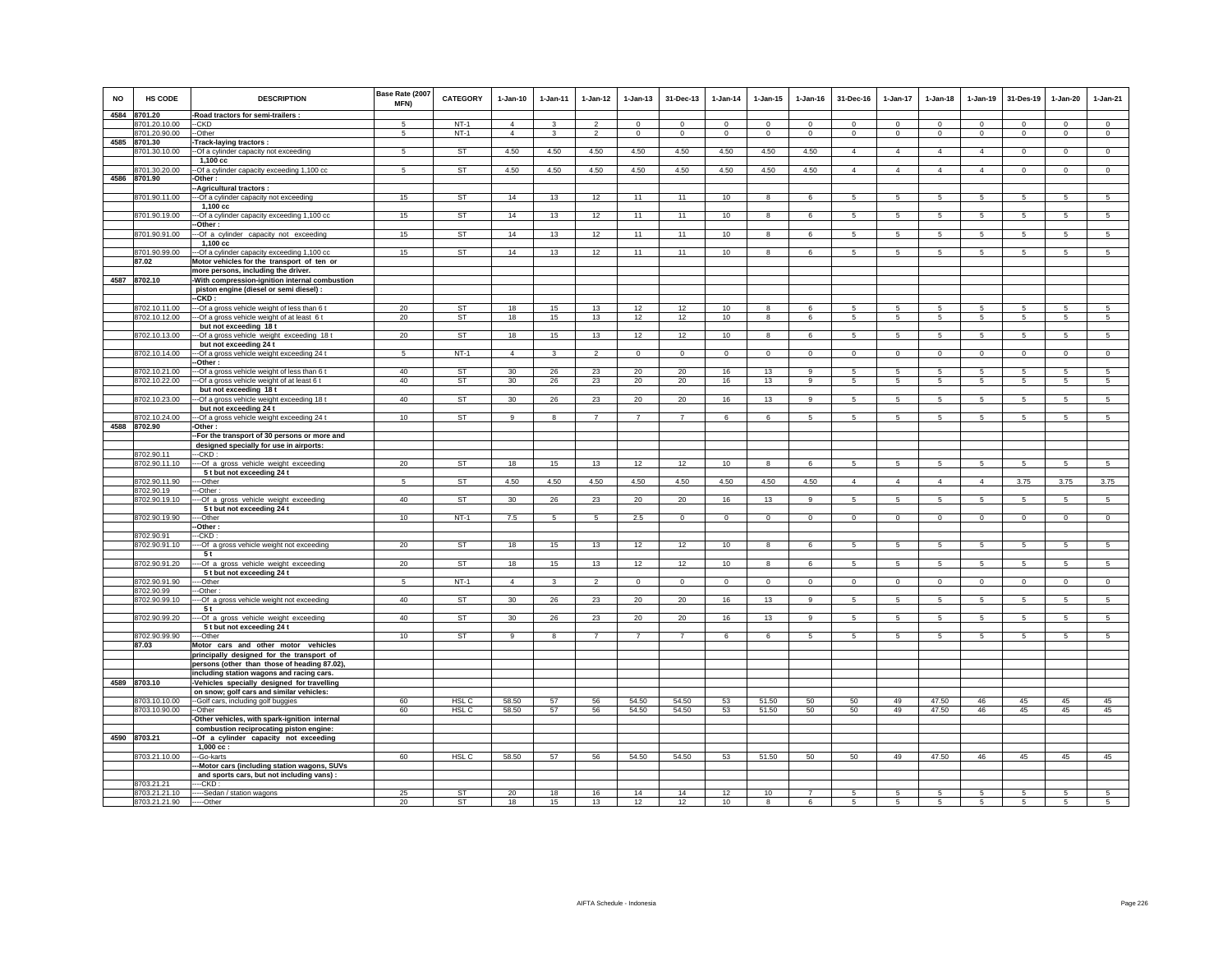| NO | HS CODE | DESCRIPTION | Base Rate (2007 MFN) | CATEGORY | 1-Jan-10 | 1-Jan-11 | 1-Jan-12 | 1-Jan-13 | 31-Dec-13 | 1-Jan-14 | 1-Jan-15 | 1-Jan-16 | 31-Dec-16 | 1-Jan-17 | 1-Jan-18 | 1-Jan-19 | 31-Des-19 | 1-Jan-20 | 1-Jan-21 |
|---|---|---|---|---|---|---|---|---|---|---|---|---|---|---|---|---|---|---|---|
| 4584 | 8701.20 | -Road tractors for semi-trailers : | | | | | | | | | | | | | | | | | |
| | 8701.20.10.00 | --CKD | 5 | NT-1 | 4 | 3 | 2 | 0 | 0 | 0 | 0 | 0 | 0 | 0 | 0 | 0 | 0 | 0 | 0 |
| | 8701.20.90.00 | --Other | 5 | NT-1 | 4 | 3 | 2 | 0 | 0 | 0 | 0 | 0 | 0 | 0 | 0 | 0 | 0 | 0 | 0 |
| 4585 | 8701.30 | -Track-laying tractors : | | | | | | | | | | | | | | | | | |
| | 8701.30.10.00 | --Of a cylinder capacity not exceeding 1,100 cc | 5 | ST | 4.50 | 4.50 | 4.50 | 4.50 | 4.50 | 4.50 | 4.50 | 4.50 | 4 | 4 | 4 | 4 | 0 | 0 | 0 |
| | 8701.30.20.00 | --Of a cylinder capacity exceeding 1,100 cc | 5 | ST | 4.50 | 4.50 | 4.50 | 4.50 | 4.50 | 4.50 | 4.50 | 4.50 | 4 | 4 | 4 | 4 | 0 | 0 | 0 |
| 4586 | 8701.90 | -Other : | | | | | | | | | | | | | | | | | |
| | | --Agricultural tractors : | | | | | | | | | | | | | | | | | |
| | 8701.90.11.00 | ---Of a cylinder capacity not exceeding 1,100 cc | 15 | ST | 14 | 13 | 12 | 11 | 11 | 10 | 8 | 6 | 5 | 5 | 5 | 5 | 5 | 5 | 5 |
| | 8701.90.19.00 | ---Of a cylinder capacity exceeding 1,100 cc | 15 | ST | 14 | 13 | 12 | 11 | 11 | 10 | 8 | 6 | 5 | 5 | 5 | 5 | 5 | 5 | 5 |
| | | --Other : | | | | | | | | | | | | | | | | | |
| | 8701.90.91.00 | ---Of a cylinder capacity not exceeding 1,100 cc | 15 | ST | 14 | 13 | 12 | 11 | 11 | 10 | 8 | 6 | 5 | 5 | 5 | 5 | 5 | 5 | 5 |
| | 8701.90.99.00 | ---Of a cylinder capacity exceeding 1,100 cc | 15 | ST | 14 | 13 | 12 | 11 | 11 | 10 | 8 | 6 | 5 | 5 | 5 | 5 | 5 | 5 | 5 |
| | 87.02 | Motor vehicles for the transport of ten or more persons, including the driver. | | | | | | | | | | | | | | | | | |
| 4587 | 8702.10 | -With compression-ignition internal combustion piston engine (diesel or semi diesel) : | | | | | | | | | | | | | | | | | |
| | | --CKD : | | | | | | | | | | | | | | | | | |
| | 8702.10.11.00 | ---Of a gross vehicle weight of less than 6 t | 20 | ST | 18 | 15 | 13 | 12 | 12 | 10 | 8 | 6 | 5 | 5 | 5 | 5 | 5 | 5 | 5 |
| | 8702.10.12.00 | ---Of a gross vehicle weight of at least 6 t but not exceeding 18 t | 20 | ST | 18 | 15 | 13 | 12 | 12 | 10 | 8 | 6 | 5 | 5 | 5 | 5 | 5 | 5 | 5 |
| | 8702.10.13.00 | ---Of a gross vehicle weight exceeding 18 t but not exceeding 24 t | 20 | ST | 18 | 15 | 13 | 12 | 12 | 10 | 8 | 6 | 5 | 5 | 5 | 5 | 5 | 5 | 5 |
| | 8702.10.14.00 | ---Of a gross vehicle weight exceeding 24 t | 5 | NT-1 | 4 | 3 | 2 | 0 | 0 | 0 | 0 | 0 | 0 | 0 | 0 | 0 | 0 | 0 | 0 |
| | | --Other : | | | | | | | | | | | | | | | | | |
| | 8702.10.21.00 | ---Of a gross vehicle weight of less than 6 t | 40 | ST | 30 | 26 | 23 | 20 | 20 | 16 | 13 | 9 | 5 | 5 | 5 | 5 | 5 | 5 | 5 |
| | 8702.10.22.00 | ---Of a gross vehicle weight of at least 6 t but not exceeding 18 t | 40 | ST | 30 | 26 | 23 | 20 | 20 | 16 | 13 | 9 | 5 | 5 | 5 | 5 | 5 | 5 | 5 |
| | 8702.10.23.00 | ---Of a gross vehicle weight exceeding 18 t but not exceeding 24 t | 40 | ST | 30 | 26 | 23 | 20 | 20 | 16 | 13 | 9 | 5 | 5 | 5 | 5 | 5 | 5 | 5 |
| | 8702.10.24.00 | ---Of a gross vehicle weight exceeding 24 t | 10 | ST | 9 | 8 | 7 | 7 | 7 | 6 | 6 | 5 | 5 | 5 | 5 | 5 | 5 | 5 | 5 |
| 4588 | 8702.90 | -Other : | | | | | | | | | | | | | | | | | |
| | | --For the transport of 30 persons or more and designed specially for use in airports: | | | | | | | | | | | | | | | | | |
| | 8702.90.11 | ---CKD : | | | | | | | | | | | | | | | | | |
| | 8702.90.11.10 | ----Of a gross vehicle weight exceeding 5 t but not exceeding 24 t | 20 | ST | 18 | 15 | 13 | 12 | 12 | 10 | 8 | 6 | 5 | 5 | 5 | 5 | 5 | 5 | 5 |
| | 8702.90.11.90 | ----Other | 5 | ST | 4.50 | 4.50 | 4.50 | 4.50 | 4.50 | 4.50 | 4.50 | 4.50 | 4 | 4 | 4 | 4 | 3.75 | 3.75 | 3.75 |
| | 8702.90.19 | ---Other : | | | | | | | | | | | | | | | | | |
| | 8702.90.19.10 | ----Of a gross vehicle weight exceeding 5 t but not exceeding 24 t | 40 | ST | 30 | 26 | 23 | 20 | 20 | 16 | 13 | 9 | 5 | 5 | 5 | 5 | 5 | 5 | 5 |
| | 8702.90.19.90 | ----Other | 10 | NT-1 | 7.5 | 5 | 5 | 2.5 | 0 | 0 | 0 | 0 | 0 | 0 | 0 | 0 | 0 | 0 | 0 |
| | | --Other : | | | | | | | | | | | | | | | | | |
| | 8702.90.91 | ---CKD : | | | | | | | | | | | | | | | | | |
| | 8702.90.91.10 | ----Of a gross vehicle weight not exceeding 5 t | 20 | ST | 18 | 15 | 13 | 12 | 12 | 10 | 8 | 6 | 5 | 5 | 5 | 5 | 5 | 5 | 5 |
| | 8702.90.91.20 | ----Of a gross vehicle weight exceeding 5 t but not exceeding 24 t | 20 | ST | 18 | 15 | 13 | 12 | 12 | 10 | 8 | 6 | 5 | 5 | 5 | 5 | 5 | 5 | 5 |
| | 8702.90.91.90 | ----Other | 5 | NT-1 | 4 | 3 | 2 | 0 | 0 | 0 | 0 | 0 | 0 | 0 | 0 | 0 | 0 | 0 | 0 |
| | 8702.90.99 | ---Other : | | | | | | | | | | | | | | | | | |
| | 8702.90.99.10 | ----Of a gross vehicle weight not exceeding 5 t | 40 | ST | 30 | 26 | 23 | 20 | 20 | 16 | 13 | 9 | 5 | 5 | 5 | 5 | 5 | 5 | 5 |
| | 8702.90.99.20 | ----Of a gross vehicle weight exceeding 5 t but not exceeding 24 t | 40 | ST | 30 | 26 | 23 | 20 | 20 | 16 | 13 | 9 | 5 | 5 | 5 | 5 | 5 | 5 | 5 |
| | 8702.90.99.90 | ----Other | 10 | ST | 9 | 8 | 7 | 7 | 7 | 6 | 6 | 5 | 5 | 5 | 5 | 5 | 5 | 5 | 5 |
| | 87.03 | Motor cars and other motor vehicles principally designed for the transport of persons (other than those of heading 87.02), including station wagons and racing cars. | | | | | | | | | | | | | | | | | |
| 4589 | 8703.10 | -Vehicles specially designed for travelling on snow; golf cars and similar vehicles: | | | | | | | | | | | | | | | | | |
| | 8703.10.10.00 | --Golf cars, including golf buggies | 60 | HSL C | 58.50 | 57 | 56 | 54.50 | 54.50 | 53 | 51.50 | 50 | 50 | 49 | 47.50 | 46 | 45 | 45 | 45 |
| | 8703.10.90.00 | --Other | 60 | HSL C | 58.50 | 57 | 56 | 54.50 | 54.50 | 53 | 51.50 | 50 | 50 | 49 | 47.50 | 46 | 45 | 45 | 45 |
| | | -Other vehicles, with spark-ignition internal combustion reciprocating piston engine: | | | | | | | | | | | | | | | | | |
| 4590 | 8703.21 | --Of a cylinder capacity not exceeding 1,000 cc : | | | | | | | | | | | | | | | | | |
| | 8703.21.10.00 | ---Go-karts | 60 | HSL C | 58.50 | 57 | 56 | 54.50 | 54.50 | 53 | 51.50 | 50 | 50 | 49 | 47.50 | 46 | 45 | 45 | 45 |
| | | ---Motor cars (including station wagons, SUVs and sports cars, but not including vans) : | | | | | | | | | | | | | | | | | |
| | 8703.21.21 | ----CKD : | | | | | | | | | | | | | | | | | |
| | 8703.21.21.10 | -----Sedan / station wagons | 25 | ST | 20 | 18 | 16 | 14 | 14 | 12 | 10 | 7 | 5 | 5 | 5 | 5 | 5 | 5 | 5 |
| | 8703.21.21.90 | -----Other | 20 | ST | 18 | 15 | 13 | 12 | 12 | 10 | 8 | 6 | 5 | 5 | 5 | 5 | 5 | 5 | 5 |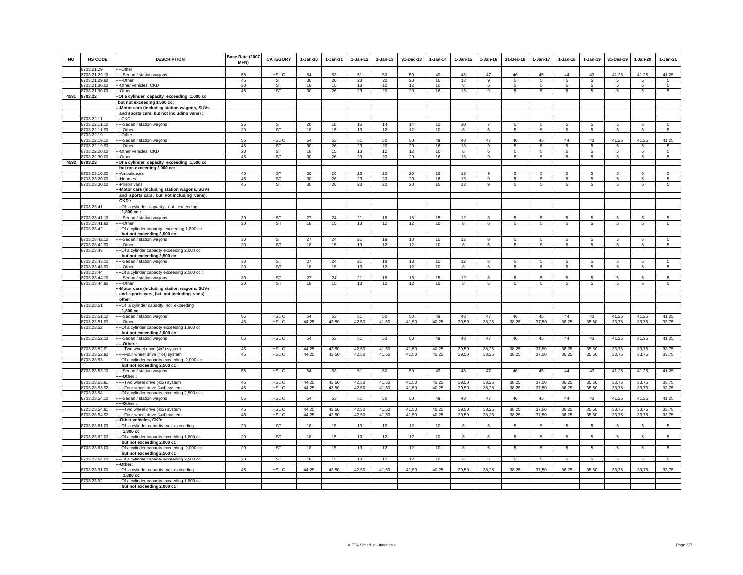| NO | HS CODE | DESCRIPTION | Base Rate (2007 MFN) | CATEGORY | 1-Jan-10 | 1-Jan-11 | 1-Jan-12 | 1-Jan-13 | 31-Dec-13 | 1-Jan-14 | 1-Jan-15 | 1-Jan-16 | 31-Dec-16 | 1-Jan-17 | 1-Jan-18 | 1-Jan-19 | 31-Des-19 | 1-Jan-20 | 1-Jan-21 |
|---|---|---|---|---|---|---|---|---|---|---|---|---|---|---|---|---|---|---|---|
| | 8703.21.29 | ----Other : | | | | | | | | | | | | | | | | | |
| | 8703.21.29.10 | -----Sedan / station wagons | 55 | HSL C | 54 | 53 | 51 | 50 | 50 | 49 | 48 | 47 | 46 | 45 | 44 | 43 | 41.25 | 41.25 | 41.25 |
| | 8703.21.29.90 | -----Other | 45 | ST | 30 | 26 | 23 | 20 | 20 | 16 | 13 | 9 | 5 | 5 | 5 | 5 | 5 | 5 | 5 |
| | 8703.21.30.00 | ---Other vehicles, CKD | 20 | ST | 18 | 15 | 13 | 12 | 12 | 10 | 8 | 6 | 5 | 5 | 5 | 5 | 5 | 5 | 5 |
| | 8703.21.90.00 | ---Other | 45 | ST | 30 | 26 | 23 | 20 | 20 | 16 | 13 | 9 | 5 | 5 | 5 | 5 | 5 | 5 | 5 |
| 4591 | 8703.22 | --Of a cylinder capacity exceeding 1,000 cc but not exceeding 1,500 cc: | | | | | | | | | | | | | | | | | |
| | | ---Motor cars (including station wagons, SUVs and sports cars, but not including vans) : | | | | | | | | | | | | | | | | | |
| | 8703.22.11 | ----CKD : | | | | | | | | | | | | | | | | | |
| | 8703.22.11.10 | -----Sedan / station wagons | 25 | ST | 20 | 18 | 16 | 14 | 14 | 12 | 10 | 7 | 5 | 5 | 5 | 5 | 5 | 5 | 5 |
| | 8703.22.11.90 | -----Other | 20 | ST | 18 | 15 | 13 | 12 | 12 | 10 | 8 | 6 | 5 | 5 | 5 | 5 | 5 | 5 | 5 |
| | 8703.22.19 | ----Other : | | | | | | | | | | | | | | | | | |
| | 8703.22.19.10 | -----Sedan / station wagons | 55 | HSL C | 54 | 53 | 51 | 50 | 50 | 49 | 48 | 47 | 46 | 45 | 44 | 43 | 41.25 | 41.25 | 41.25 |
| | 8703.22.19.90 | -----Other | 45 | ST | 30 | 26 | 23 | 20 | 20 | 16 | 13 | 9 | 5 | 5 | 5 | 5 | 5 | 5 | 5 |
| | 8703.22.20.00 | ---Other vehicles, CKD | 20 | ST | 18 | 15 | 13 | 12 | 12 | 10 | 8 | 6 | 5 | 5 | 5 | 5 | 5 | 5 | 5 |
| | 8703.22.90.00 | ---Other | 45 | ST | 30 | 26 | 23 | 20 | 20 | 16 | 13 | 9 | 5 | 5 | 5 | 5 | 5 | 5 | 5 |
| 4592 | 8703.23 | --Of a cylinder capacity exceeding 1,500 cc but not exceeding 3,000 cc: | | | | | | | | | | | | | | | | | |
| | 8703.23.10.00 | ---Ambulances | 45 | ST | 30 | 26 | 23 | 20 | 20 | 16 | 13 | 9 | 5 | 5 | 5 | 5 | 5 | 5 | 5 |
| | 8703.23.20.00 | ---Hearses | 45 | ST | 30 | 26 | 23 | 20 | 20 | 16 | 13 | 9 | 5 | 5 | 5 | 5 | 5 | 5 | 5 |
| | 8703.23.30.00 | ---Prison vans | 45 | ST | 30 | 26 | 23 | 20 | 20 | 16 | 13 | 9 | 5 | 5 | 5 | 5 | 5 | 5 | 5 |
| | | ---Motor cars (including station wagons, SUVs and sports cars, but not including vans), CKD : | | | | | | | | | | | | | | | | | |
| | 8703.23.41 | ----Of a cylinder capacity not exceeding 1,800 cc : | | | | | | | | | | | | | | | | | |
| | 8703.23.41.10 | -----Sedan / station wagons | 30 | ST | 27 | 24 | 21 | 18 | 18 | 15 | 12 | 8 | 5 | 5 | 5 | 5 | 5 | 5 | 5 |
| | 8703.23.41.90 | -----Other | 20 | ST | 18 | 15 | 13 | 12 | 12 | 10 | 8 | 6 | 5 | 5 | 5 | 5 | 5 | 5 | 5 |
| | 8703.23.42 | ----Of a cylinder capacity exceeding 1,800 cc but not exceeding 2,000 cc | | | | | | | | | | | | | | | | | |
| | 8703.23.42.10 | -----Sedan / station wagons | 30 | ST | 27 | 24 | 21 | 18 | 18 | 15 | 12 | 8 | 5 | 5 | 5 | 5 | 5 | 5 | 5 |
| | 8703.23.42.90 | -----Other | 20 | ST | 18 | 15 | 13 | 12 | 12 | 10 | 8 | 6 | 5 | 5 | 5 | 5 | 5 | 5 | 5 |
| | 8703.23.43 | ----Of a cylinder capacity exceeding 2,000 cc but not exceeding 2,500 cc | | | | | | | | | | | | | | | | | |
| | 8703.23.43.10 | -----Sedan / station wagons | 30 | ST | 27 | 24 | 21 | 18 | 18 | 15 | 12 | 8 | 5 | 5 | 5 | 5 | 5 | 5 | 5 |
| | 8703.23.43.90 | -----Other | 20 | ST | 18 | 15 | 13 | 12 | 12 | 10 | 8 | 6 | 5 | 5 | 5 | 5 | 5 | 5 | 5 |
| | 8703.23.44 | ----Of a cylinder capacity exceeding 2,500 cc : | | | | | | | | | | | | | | | | | |
| | 8703.23.44.10 | -----Sedan / station wagons | 30 | ST | 27 | 24 | 21 | 18 | 18 | 15 | 12 | 8 | 5 | 5 | 5 | 5 | 5 | 5 | 5 |
| | 8703.23.44.90 | -----Other | 20 | ST | 18 | 15 | 13 | 12 | 12 | 10 | 8 | 6 | 5 | 5 | 5 | 5 | 5 | 5 | 5 |
| | | ---Motor cars (including station wagons, SUVs and sports cars, but not including vans), other : | | | | | | | | | | | | | | | | | |
| | 8703.23.51 | ----Of a cylinder capacity not exceeding 1,800 cc | | | | | | | | | | | | | | | | | |
| | 8703.23.51.10 | -----Sedan / station wagons | 55 | HSL C | 54 | 53 | 51 | 50 | 50 | 49 | 48 | 47 | 46 | 45 | 44 | 43 | 41.25 | 41.25 | 41.25 |
| | 8703.23.51.90 | -----Other | 45 | HSL C | 44,25 | 43,50 | 42,50 | 41,50 | 41,50 | 40,25 | 39,50 | 38,25 | 38,25 | 37,50 | 36,25 | 35,50 | 33,75 | 33,75 | 33,75 |
| | 8703.23.52 | ----Of a cylinder capacity exceeding 1,800 cc but not exceeding 2,000 cc : | | | | | | | | | | | | | | | | | |
| | 8703.23.52.10 | -----Sedan / station wagons | 55 | HSL C | 54 | 53 | 51 | 50 | 50 | 49 | 48 | 47 | 46 | 45 | 44 | 43 | 41.25 | 41.25 | 41.25 |
| | | -----Other : | | | | | | | | | | | | | | | | | |
| | 8703.23.52.91 | ------Two wheel drive (4x2) system | 45 | HSL C | 44,25 | 43,50 | 42,50 | 41,50 | 41,50 | 40,25 | 39,50 | 38,25 | 38,25 | 37,50 | 36,25 | 35,50 | 33,75 | 33,75 | 33,75 |
| | 8703.23.52.92 | ------Four wheel drive (4x4) system | 45 | HSL C | 44,25 | 43,50 | 42,50 | 41,50 | 41,50 | 40,25 | 39,50 | 38,25 | 38,25 | 37,50 | 36,25 | 35,50 | 33,75 | 33,75 | 33,75 |
| | 8703.23.53 | ----Of a cylinder capacity exceeding 2,000 cc but not exceeding 2,500 cc : | | | | | | | | | | | | | | | | | |
| | 8703.23.53.10 | -----Sedan / station wagons | 55 | HSL C | 54 | 53 | 51 | 50 | 50 | 49 | 48 | 47 | 46 | 45 | 44 | 43 | 41.25 | 41.25 | 41.25 |
| | | -----Other : | | | | | | | | | | | | | | | | | |
| | 8703.23.53.91 | ------Two wheel drive (4x2) system | 45 | HSL C | 44,25 | 43,50 | 42,50 | 41,50 | 41,50 | 40,25 | 39,50 | 38,25 | 38,25 | 37,50 | 36,25 | 35,50 | 33,75 | 33,75 | 33,75 |
| | 8703.23.53.92 | ------Four wheel drive (4x4) system | 45 | HSL C | 44,25 | 43,50 | 42,50 | 41,50 | 41,50 | 40,25 | 39,50 | 38,25 | 38,25 | 37,50 | 36,25 | 35,50 | 33,75 | 33,75 | 33,75 |
| | 8703.23.54 | ----Of a cylinder capacity exceeding 2,500 cc : | | | | | | | | | | | | | | | | | |
| | 8703.23.54.10 | -----Sedan / station wagons | 55 | HSL C | 54 | 53 | 51 | 50 | 50 | 49 | 48 | 47 | 46 | 45 | 44 | 43 | 41.25 | 41.25 | 41.25 |
| | | -----Other : | | | | | | | | | | | | | | | | | |
| | 8703.23.54.91 | ------Two wheel drive (4x2) system | 45 | HSL C | 44,25 | 43,50 | 42,50 | 41,50 | 41,50 | 40,25 | 39,50 | 38,25 | 38,25 | 37,50 | 36,25 | 35,50 | 33,75 | 33,75 | 33,75 |
| | 8703.23.54.92 | ------Four wheel drive (4x4) system | 45 | HSL C | 44,25 | 43,50 | 42,50 | 41,50 | 41,50 | 40,25 | 39,50 | 38,25 | 38,25 | 37,50 | 36,25 | 35,50 | 33,75 | 33,75 | 33,75 |
| | | ---Other vehicles, CKD: | | | | | | | | | | | | | | | | | |
| | 8703.23.61.00 | ----Of a cylinder capacity not exceeding 1,800 cc | 20 | ST | 18 | 15 | 13 | 12 | 12 | 10 | 8 | 6 | 5 | 5 | 5 | 5 | 5 | 5 | 5 |
| | 8703.23.62.00 | ----Of a cylinder capacity exceeding 1,800 cc but not exceeding 2,000 cc | 20 | ST | 18 | 15 | 13 | 12 | 12 | 10 | 8 | 6 | 5 | 5 | 5 | 5 | 5 | 5 | 5 |
| | 8703.23.63.00 | ----Of a cylinder capacity exceeding 2,000 cc but not exceeding 2,500 cc | 20 | ST | 18 | 15 | 13 | 12 | 12 | 10 | 8 | 6 | 5 | 5 | 5 | 5 | 5 | 5 | 5 |
| | 8703.23.64.00 | ----Of a cylinder capacity exceeding 2,500 cc | 20 | ST | 18 | 15 | 13 | 12 | 12 | 10 | 8 | 6 | 5 | 5 | 5 | 5 | 5 | 5 | 5 |
| | | ---Other: | | | | | | | | | | | | | | | | | |
| | 8703.23.91.00 | ----Of a cylinder capacity not exceeding 1,800 cc | 45 | HSL C | 44,25 | 43,50 | 42,50 | 41,50 | 41,50 | 40,25 | 39,50 | 38,25 | 38,25 | 37,50 | 36,25 | 35,50 | 33,75 | 33,75 | 33,75 |
| | 8703.23.92 | ----Of a cylinder capacity exceeding 1,800 cc but not exceeding 2,000 cc : | | | | | | | | | | | | | | | | | |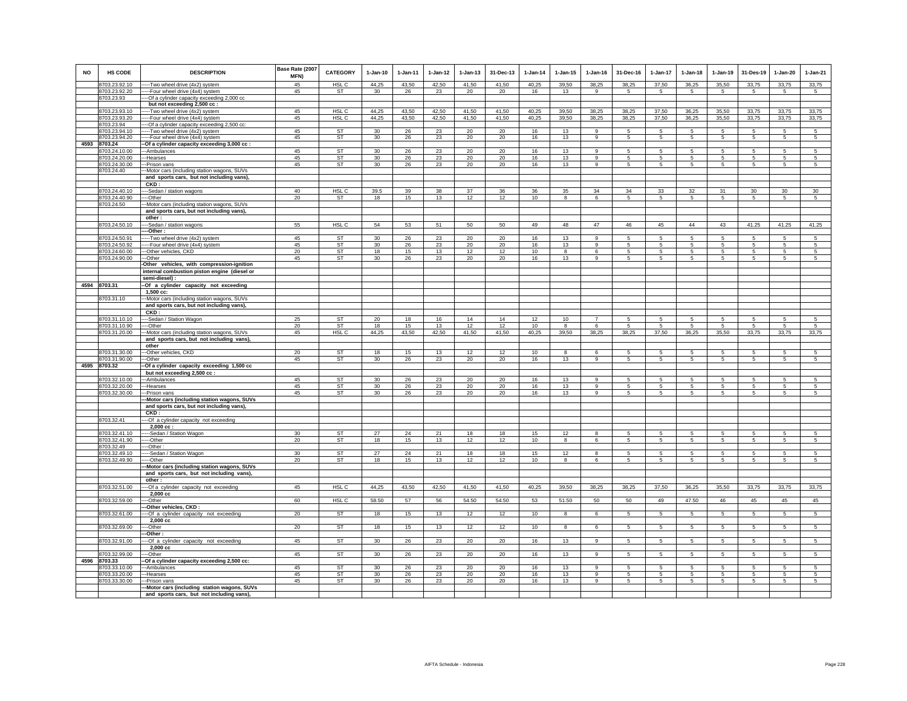| NO | HS CODE | DESCRIPTION | Base Rate (2007 MFN) | CATEGORY | 1-Jan-10 | 1-Jan-11 | 1-Jan-12 | 1-Jan-13 | 31-Dec-13 | 1-Jan-14 | 1-Jan-15 | 1-Jan-16 | 31-Dec-16 | 1-Jan-17 | 1-Jan-18 | 1-Jan-19 | 31-Des-19 | 1-Jan-20 | 1-Jan-21 |
|---|---|---|---|---|---|---|---|---|---|---|---|---|---|---|---|---|---|---|---|
| | 8703.23.92.10 | -----Two wheel drive (4x2) system | 45 | HSL C | 44,25 | 43,50 | 42,50 | 41,50 | 41,50 | 40,25 | 39,50 | 38,25 | 38,25 | 37,50 | 36,25 | 35,50 | 33,75 | 33,75 | 33,75 |
| | 8703.23.92.20 | -----Four wheel drive (4x4) system | 45 | ST | 30 | 26 | 23 | 20 | 20 | 16 | 13 | 9 | 5 | 5 | 5 | 5 | 5 | 5 | 5 |
| | 8703.23.93 | ----Of a cylinder capacity exceeding 2,000 cc but not exceeding 2,500 cc : | | | | | | | | | | | | | | | | | |
| | 8703.23.93.10 | -----Two wheel drive (4x2) system | 45 | HSL C | 44,25 | 43,50 | 42,50 | 41,50 | 41,50 | 40,25 | 39,50 | 38,25 | 38,25 | 37,50 | 36,25 | 35,50 | 33,75 | 33,75 | 33,75 |
| | 8703.23.93.20 | -----Four wheel drive (4x4) system | 45 | HSL C | 44,25 | 43,50 | 42,50 | 41,50 | 41,50 | 40,25 | 39,50 | 38,25 | 38,25 | 37,50 | 36,25 | 35,50 | 33,75 | 33,75 | 33,75 |
| | 8703.23.94 | ----Of a cylinder capacity exceeding 2,500 cc: | | | | | | | | | | | | | | | | | |
| | 8703.23.94.10 | -----Two wheel drive (4x2) system | 45 | ST | 30 | 26 | 23 | 20 | 20 | 16 | 13 | 9 | 5 | 5 | 5 | 5 | 5 | 5 | 5 |
| | 8703.23.94.20 | -----Four wheel drive (4x4) system | 45 | ST | 30 | 26 | 23 | 20 | 20 | 16 | 13 | 9 | 5 | 5 | 5 | 5 | 5 | 5 | 5 |
| 4593 | 8703.24 | --Of a cylinder capacity exceeding 3,000 cc : | | | | | | | | | | | | | | | | | |
| | 8703.24.10.00 | ---Ambulances | 45 | ST | 30 | 26 | 23 | 20 | 20 | 16 | 13 | 9 | 5 | 5 | 5 | 5 | 5 | 5 | 5 |
| | 8703.24.20.00 | ---Hearses | 45 | ST | 30 | 26 | 23 | 20 | 20 | 16 | 13 | 9 | 5 | 5 | 5 | 5 | 5 | 5 | 5 |
| | 8703.24.30.00 | ---Prison vans | 45 | ST | 30 | 26 | 23 | 20 | 20 | 16 | 13 | 9 | 5 | 5 | 5 | 5 | 5 | 5 | 5 |
| | 8703.24.40 | ---Motor cars (including station wagons, SUVs and sports cars, but not including vans), CKD : | | | | | | | | | | | | | | | | | |
| | 8703.24.40.10 | ----Sedan / station wagons | 40 | HSL C | 39.5 | 39 | 38 | 37 | 36 | 36 | 35 | 34 | 34 | 33 | 32 | 31 | 30 | 30 | 30 |
| | 8703.24.40.90 | ----Other | 20 | ST | 18 | 15 | 13 | 12 | 12 | 10 | 8 | 6 | 5 | 5 | 5 | 5 | 5 | 5 | 5 |
| | 8703.24.50 | ---Motor cars (including station wagons, SUVs and sports cars, but not including vans), other : | | | | | | | | | | | | | | | | | |
| | 8703.24.50.10 | ----Sedan / station wagons | 55 | HSL C | 54 | 53 | 51 | 50 | 50 | 49 | 48 | 47 | 46 | 45 | 44 | 43 | 41.25 | 41.25 | 41.25 |
| | | ----Other : | | | | | | | | | | | | | | | | | |
| | 8703.24.50.91 | -----Two wheel drive (4x2) system | 45 | ST | 30 | 26 | 23 | 20 | 20 | 16 | 13 | 9 | 5 | 5 | 5 | 5 | 5 | 5 | 5 |
| | 8703.24.50.92 | -----Four wheel drive (4x4) system | 45 | ST | 30 | 26 | 23 | 20 | 20 | 16 | 13 | 9 | 5 | 5 | 5 | 5 | 5 | 5 | 5 |
| | 8703.24.60.00 | ---Other vehicles, CKD | 20 | ST | 18 | 15 | 13 | 12 | 12 | 10 | 8 | 6 | 5 | 5 | 5 | 5 | 5 | 5 | 5 |
| | 8703.24.90.00 | ---Other | 45 | ST | 30 | 26 | 23 | 20 | 20 | 16 | 13 | 9 | 5 | 5 | 5 | 5 | 5 | 5 | 5 |
| | | -Other vehicles, with compression-ignition internal combustion piston engine (diesel or semi-diesel) : | | | | | | | | | | | | | | | | | |
| 4594 | 8703.31 | --Of a cylinder capacity not exceeding 1,500 cc: | | | | | | | | | | | | | | | | | |
| | 8703.31.10 | ---Motor cars (including station wagons, SUVs and sports cars, but not including vans), CKD : | | | | | | | | | | | | | | | | | |
| | 8703.31.10.10 | ----Sedan / Station Wagon | 25 | ST | 20 | 18 | 16 | 14 | 14 | 12 | 10 | 7 | 5 | 5 | 5 | 5 | 5 | 5 | 5 |
| | 8703.31.10.90 | ----Other | 20 | ST | 18 | 15 | 13 | 12 | 12 | 10 | 8 | 6 | 5 | 5 | 5 | 5 | 5 | 5 | 5 |
| | 8703.31.20.00 | ---Motor cars (including station wagons, SUVs and sports cars, but not including vans), other | 45 | HSL C | 44,25 | 43,50 | 42,50 | 41,50 | 41,50 | 40,25 | 39,50 | 38,25 | 38,25 | 37,50 | 36,25 | 35,50 | 33,75 | 33,75 | 33,75 |
| | 8703.31.30.00 | ---Other vehicles, CKD | 20 | ST | 18 | 15 | 13 | 12 | 12 | 10 | 8 | 6 | 5 | 5 | 5 | 5 | 5 | 5 | 5 |
| | 8703.31.90.00 | ---Other | 45 | ST | 30 | 26 | 23 | 20 | 20 | 16 | 13 | 9 | 5 | 5 | 5 | 5 | 5 | 5 | 5 |
| 4595 | 8703.32 | --Of a cylinder capacity exceeding 1,500 cc but not exceeding 2,500 cc : | | | | | | | | | | | | | | | | | |
| | 8703.32.10.00 | ---Ambulances | 45 | ST | 30 | 26 | 23 | 20 | 20 | 16 | 13 | 9 | 5 | 5 | 5 | 5 | 5 | 5 | 5 |
| | 8703.32.20.00 | ---Hearses | 45 | ST | 30 | 26 | 23 | 20 | 20 | 16 | 13 | 9 | 5 | 5 | 5 | 5 | 5 | 5 | 5 |
| | 8703.32.30.00 | ---Prison vans | 45 | ST | 30 | 26 | 23 | 20 | 20 | 16 | 13 | 9 | 5 | 5 | 5 | 5 | 5 | 5 | 5 |
| | | ---Motor cars (including station wagons, SUVs and sports cars, but not including vans), CKD : | | | | | | | | | | | | | | | | | |
| | 8703.32.41 | ----Of a cylinder capacity not exceeding 2,000 cc : | | | | | | | | | | | | | | | | | |
| | 8703.32.41.10 | -----Sedan / Station Wagon | 30 | ST | 27 | 24 | 21 | 18 | 18 | 15 | 12 | 8 | 5 | 5 | 5 | 5 | 5 | 5 | 5 |
| | 8703.32.41.90 | -----Other | 20 | ST | 18 | 15 | 13 | 12 | 12 | 10 | 8 | 6 | 5 | 5 | 5 | 5 | 5 | 5 | 5 |
| | 8703.32.49 | ----Other : | | | | | | | | | | | | | | | | | |
| | 8703.32.49.10 | -----Sedan / Station Wagon | 30 | ST | 27 | 24 | 21 | 18 | 18 | 15 | 12 | 8 | 5 | 5 | 5 | 5 | 5 | 5 | 5 |
| | 8703.32.49.90 | -----Other | 20 | ST | 18 | 15 | 13 | 12 | 12 | 10 | 8 | 6 | 5 | 5 | 5 | 5 | 5 | 5 | 5 |
| | | ---Motor cars (including station wagons, SUVs and sports cars, but not including vans), other : | | | | | | | | | | | | | | | | | |
| | 8703.32.51.00 | ----Of a cylinder capacity not exceeding 2,000 cc | 45 | HSL C | 44,25 | 43,50 | 42,50 | 41,50 | 41,50 | 40,25 | 39,50 | 38,25 | 38,25 | 37,50 | 36,25 | 35,50 | 33,75 | 33,75 | 33,75 |
| | 8703.32.59.00 | ----Other | 60 | HSL C | 58.50 | 57 | 56 | 54.50 | 54.50 | 53 | 51.50 | 50 | 50 | 49 | 47.50 | 46 | 45 | 45 | 45 |
| | | ---Other vehicles, CKD : | | | | | | | | | | | | | | | | | |
| | 8703.32.61.00 | ----Of a cylinder capacity not exceeding 2,000 cc | 20 | ST | 18 | 15 | 13 | 12 | 12 | 10 | 8 | 6 | 5 | 5 | 5 | 5 | 5 | 5 | 5 |
| | 8703.32.69.00 | ----Other | 20 | ST | 18 | 15 | 13 | 12 | 12 | 10 | 8 | 6 | 5 | 5 | 5 | 5 | 5 | 5 | 5 |
| | | ---Other : | | | | | | | | | | | | | | | | | |
| | 8703.32.91.00 | ----Of a cylinder capacity not exceeding 2,000 cc | 45 | ST | 30 | 26 | 23 | 20 | 20 | 16 | 13 | 9 | 5 | 5 | 5 | 5 | 5 | 5 | 5 |
| | 8703.32.99.00 | ----Other | 45 | ST | 30 | 26 | 23 | 20 | 20 | 16 | 13 | 9 | 5 | 5 | 5 | 5 | 5 | 5 | 5 |
| 4596 | 8703.33 | --Of a cylinder capacity exceeding 2,500 cc: | | | | | | | | | | | | | | | | | |
| | 8703.33.10.00 | ---Ambulances | 45 | ST | 30 | 26 | 23 | 20 | 20 | 16 | 13 | 9 | 5 | 5 | 5 | 5 | 5 | 5 | 5 |
| | 8703.33.20.00 | ---Hearses | 45 | ST | 30 | 26 | 23 | 20 | 20 | 16 | 13 | 9 | 5 | 5 | 5 | 5 | 5 | 5 | 5 |
| | 8703.33.30.00 | ---Prison vans | 45 | ST | 30 | 26 | 23 | 20 | 20 | 16 | 13 | 9 | 5 | 5 | 5 | 5 | 5 | 5 | 5 |
| | | ---Motor cars (including station wagons, SUVs and sports cars, but not including vans), | | | | | | | | | | | | | | | | | |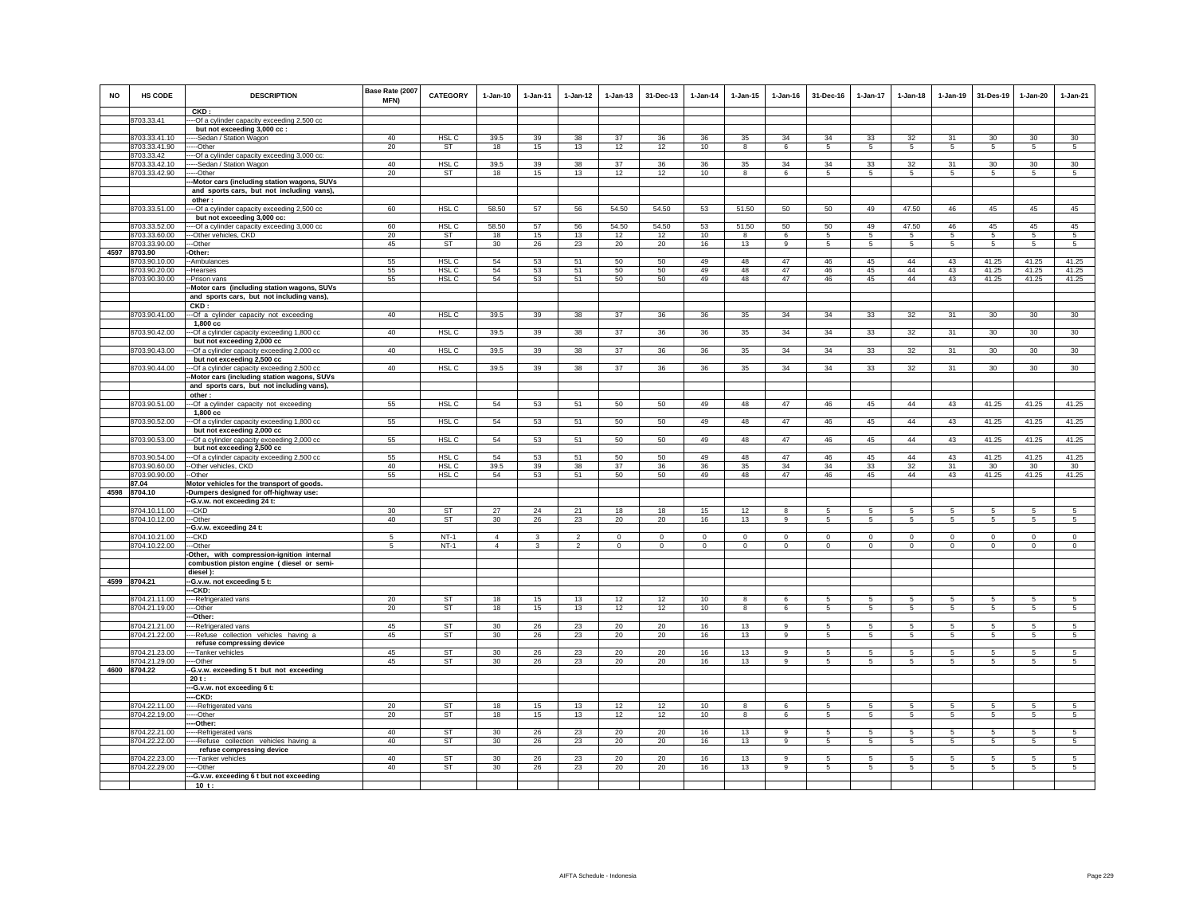| NO | HS CODE | DESCRIPTION | Base Rate (2007 MFN) | CATEGORY | 1-Jan-10 | 1-Jan-11 | 1-Jan-12 | 1-Jan-13 | 31-Dec-13 | 1-Jan-14 | 1-Jan-15 | 1-Jan-16 | 31-Dec-16 | 1-Jan-17 | 1-Jan-18 | 1-Jan-19 | 31-Des-19 | 1-Jan-20 | 1-Jan-21 |
|---|---|---|---|---|---|---|---|---|---|---|---|---|---|---|---|---|---|---|---|
| | | CKD : | | | | | | | | | | | | | | | | | |
| | 8703.33.41 | ----Of a cylinder capacity exceeding 2,500 cc but not exceeding 3,000 cc : | | | | | | | | | | | | | | | | | |
| | 8703.33.41.10 | -----Sedan / Station Wagon | 40 | HSL C | 39.5 | 39 | 38 | 37 | 36 | 36 | 35 | 34 | 34 | 33 | 32 | 31 | 30 | 30 | 30 |
| | 8703.33.41.90 | -----Other | 20 | ST | 18 | 15 | 13 | 12 | 12 | 10 | 8 | 6 | 5 | 5 | 5 | 5 | 5 | 5 | 5 |
| | 8703.33.42 | ----Of a cylinder capacity exceeding 3,000 cc: | | | | | | | | | | | | | | | | | |
| | 8703.33.42.10 | -----Sedan / Station Wagon | 40 | HSL C | 39.5 | 39 | 38 | 37 | 36 | 36 | 35 | 34 | 34 | 33 | 32 | 31 | 30 | 30 | 30 |
| | 8703.33.42.90 | -----Other | 20 | ST | 18 | 15 | 13 | 12 | 12 | 10 | 8 | 6 | 5 | 5 | 5 | 5 | 5 | 5 | 5 |
| | | ---Motor cars (including station wagons, SUVs and sports cars, but not including vans), other : | | | | | | | | | | | | | | | | | |
| | 8703.33.51.00 | ----Of a cylinder capacity exceeding 2,500 cc but not exceeding 3,000 cc: | 60 | HSL C | 58.50 | 57 | 56 | 54.50 | 54.50 | 53 | 51.50 | 50 | 50 | 49 | 47.50 | 46 | 45 | 45 | 45 |
| | 8703.33.52.00 | ----Of a cylinder capacity exceeding 3,000 cc | 60 | HSL C | 58.50 | 57 | 56 | 54.50 | 54.50 | 53 | 51.50 | 50 | 50 | 49 | 47.50 | 46 | 45 | 45 | 45 |
| | 8703.33.60.00 | ---Other vehicles, CKD | 20 | ST | 18 | 15 | 13 | 12 | 12 | 10 | 8 | 6 | 5 | 5 | 5 | 5 | 5 | 5 | 5 |
| | 8703.33.90.00 | ---Other | 45 | ST | 30 | 26 | 23 | 20 | 20 | 16 | 13 | 9 | 5 | 5 | 5 | 5 | 5 | 5 | 5 |
| 4597 | 8703.90 | -Other: | | | | | | | | | | | | | | | | | |
| | 8703.90.10.00 | --Ambulances | 55 | HSL C | 54 | 53 | 51 | 50 | 50 | 49 | 48 | 47 | 46 | 45 | 44 | 43 | 41.25 | 41.25 | 41.25 |
| | 8703.90.20.00 | --Hearses | 55 | HSL C | 54 | 53 | 51 | 50 | 50 | 49 | 48 | 47 | 46 | 45 | 44 | 43 | 41.25 | 41.25 | 41.25 |
| | 8703.90.30.00 | --Prison vans | 55 | HSL C | 54 | 53 | 51 | 50 | 50 | 49 | 48 | 47 | 46 | 45 | 44 | 43 | 41.25 | 41.25 | 41.25 |
| | | --Motor cars (including station wagons, SUVs and sports cars, but not including vans), CKD : | | | | | | | | | | | | | | | | | |
| | 8703.90.41.00 | ---Of a cylinder capacity not exceeding 1,800 cc | 40 | HSL C | 39.5 | 39 | 38 | 37 | 36 | 36 | 35 | 34 | 34 | 33 | 32 | 31 | 30 | 30 | 30 |
| | 8703.90.42.00 | ---Of a cylinder capacity exceeding 1,800 cc but not exceeding 2,000 cc | 40 | HSL C | 39.5 | 39 | 38 | 37 | 36 | 36 | 35 | 34 | 34 | 33 | 32 | 31 | 30 | 30 | 30 |
| | 8703.90.43.00 | ---Of a cylinder capacity exceeding 2,000 cc but not exceeding 2,500 cc | 40 | HSL C | 39.5 | 39 | 38 | 37 | 36 | 36 | 35 | 34 | 34 | 33 | 32 | 31 | 30 | 30 | 30 |
| | 8703.90.44.00 | ---Of a cylinder capacity exceeding 2,500 cc | 40 | HSL C | 39.5 | 39 | 38 | 37 | 36 | 36 | 35 | 34 | 34 | 33 | 32 | 31 | 30 | 30 | 30 |
| | | --Motor cars (including station wagons, SUVs and sports cars, but not including vans), other : | | | | | | | | | | | | | | | | | |
| | 8703.90.51.00 | ---Of a cylinder capacity not exceeding 1,800 cc | 55 | HSL C | 54 | 53 | 51 | 50 | 50 | 49 | 48 | 47 | 46 | 45 | 44 | 43 | 41.25 | 41.25 | 41.25 |
| | 8703.90.52.00 | ---Of a cylinder capacity exceeding 1,800 cc but not exceeding 2,000 cc | 55 | HSL C | 54 | 53 | 51 | 50 | 50 | 49 | 48 | 47 | 46 | 45 | 44 | 43 | 41.25 | 41.25 | 41.25 |
| | 8703.90.53.00 | ---Of a cylinder capacity exceeding 2,000 cc but not exceeding 2,500 cc | 55 | HSL C | 54 | 53 | 51 | 50 | 50 | 49 | 48 | 47 | 46 | 45 | 44 | 43 | 41.25 | 41.25 | 41.25 |
| | 8703.90.54.00 | ---Of a cylinder capacity exceeding 2,500 cc | 55 | HSL C | 54 | 53 | 51 | 50 | 50 | 49 | 48 | 47 | 46 | 45 | 44 | 43 | 41.25 | 41.25 | 41.25 |
| | 8703.90.60.00 | --Other vehicles, CKD | 40 | HSL C | 39.5 | 39 | 38 | 37 | 36 | 36 | 35 | 34 | 34 | 33 | 32 | 31 | 30 | 30 | 30 |
| | 8703.90.90.00 | --Other | 55 | HSL C | 54 | 53 | 51 | 50 | 50 | 49 | 48 | 47 | 46 | 45 | 44 | 43 | 41.25 | 41.25 | 41.25 |
| | 87.04 | Motor vehicles for the transport of goods. | | | | | | | | | | | | | | | | | |
| 4598 | 8704.10 | -Dumpers designed for off-highway use: | | | | | | | | | | | | | | | | | |
| | | --G.v.w. not exceeding 24 t: | | | | | | | | | | | | | | | | | |
| | 8704.10.11.00 | ---CKD | 30 | ST | 27 | 24 | 21 | 18 | 18 | 15 | 12 | 8 | 5 | 5 | 5 | 5 | 5 | 5 | 5 |
| | 8704.10.12.00 | ---Other | 40 | ST | 30 | 26 | 23 | 20 | 20 | 16 | 13 | 9 | 5 | 5 | 5 | 5 | 5 | 5 | 5 |
| | | --G.v.w. exceeding 24 t: | | | | | | | | | | | | | | | | | |
| | 8704.10.21.00 | ---CKD | 5 | NT-1 | 4 | 3 | 2 | 0 | 0 | 0 | 0 | 0 | 0 | 0 | 0 | 0 | 0 | 0 | 0 |
| | 8704.10.22.00 | ---Other | 5 | NT-1 | 4 | 3 | 2 | 0 | 0 | 0 | 0 | 0 | 0 | 0 | 0 | 0 | 0 | 0 | 0 |
| | | -Other, with compression-ignition internal combustion piston engine ( diesel or semi-diesel ): | | | | | | | | | | | | | | | | | |
| 4599 | 8704.21 | --G.v.w. not exceeding 5 t: | | | | | | | | | | | | | | | | | |
| | | ---CKD: | | | | | | | | | | | | | | | | | |
| | 8704.21.11.00 | ----Refrigerated vans | 20 | ST | 18 | 15 | 13 | 12 | 12 | 10 | 8 | 6 | 5 | 5 | 5 | 5 | 5 | 5 | 5 |
| | 8704.21.19.00 | ----Other | 20 | ST | 18 | 15 | 13 | 12 | 12 | 10 | 8 | 6 | 5 | 5 | 5 | 5 | 5 | 5 | 5 |
| | | ---Other: | | | | | | | | | | | | | | | | | |
| | 8704.21.21.00 | ----Refrigerated vans | 45 | ST | 30 | 26 | 23 | 20 | 20 | 16 | 13 | 9 | 5 | 5 | 5 | 5 | 5 | 5 | 5 |
| | 8704.21.22.00 | ----Refuse collection vehicles having a refuse compressing device | 45 | ST | 30 | 26 | 23 | 20 | 20 | 16 | 13 | 9 | 5 | 5 | 5 | 5 | 5 | 5 | 5 |
| | 8704.21.23.00 | ----Tanker vehicles | 45 | ST | 30 | 26 | 23 | 20 | 20 | 16 | 13 | 9 | 5 | 5 | 5 | 5 | 5 | 5 | 5 |
| | 8704.21.29.00 | ----Other | 45 | ST | 30 | 26 | 23 | 20 | 20 | 16 | 13 | 9 | 5 | 5 | 5 | 5 | 5 | 5 | 5 |
| 4600 | 8704.22 | --G.v.w. exceeding 5 t but not exceeding 20 t : | | | | | | | | | | | | | | | | | |
| | | ---G.v.w. not exceeding 6 t: | | | | | | | | | | | | | | | | | |
| | | ----CKD: | | | | | | | | | | | | | | | | | |
| | 8704.22.11.00 | -----Refrigerated vans | 20 | ST | 18 | 15 | 13 | 12 | 12 | 10 | 8 | 6 | 5 | 5 | 5 | 5 | 5 | 5 | 5 |
| | 8704.22.19.00 | -----Other | 20 | ST | 18 | 15 | 13 | 12 | 12 | 10 | 8 | 6 | 5 | 5 | 5 | 5 | 5 | 5 | 5 |
| | | ----Other: | | | | | | | | | | | | | | | | | |
| | 8704.22.21.00 | -----Refrigerated vans | 40 | ST | 30 | 26 | 23 | 20 | 20 | 16 | 13 | 9 | 5 | 5 | 5 | 5 | 5 | 5 | 5 |
| | 8704.22.22.00 | -----Refuse collection vehicles having a refuse compressing device | 40 | ST | 30 | 26 | 23 | 20 | 20 | 16 | 13 | 9 | 5 | 5 | 5 | 5 | 5 | 5 | 5 |
| | 8704.22.23.00 | -----Tanker vehicles | 40 | ST | 30 | 26 | 23 | 20 | 20 | 16 | 13 | 9 | 5 | 5 | 5 | 5 | 5 | 5 | 5 |
| | 8704.22.29.00 | -----Other | 40 | ST | 30 | 26 | 23 | 20 | 20 | 16 | 13 | 9 | 5 | 5 | 5 | 5 | 5 | 5 | 5 |
| | | ---G.v.w. exceeding 6 t but not exceeding 10 t : | | | | | | | | | | | | | | | | | |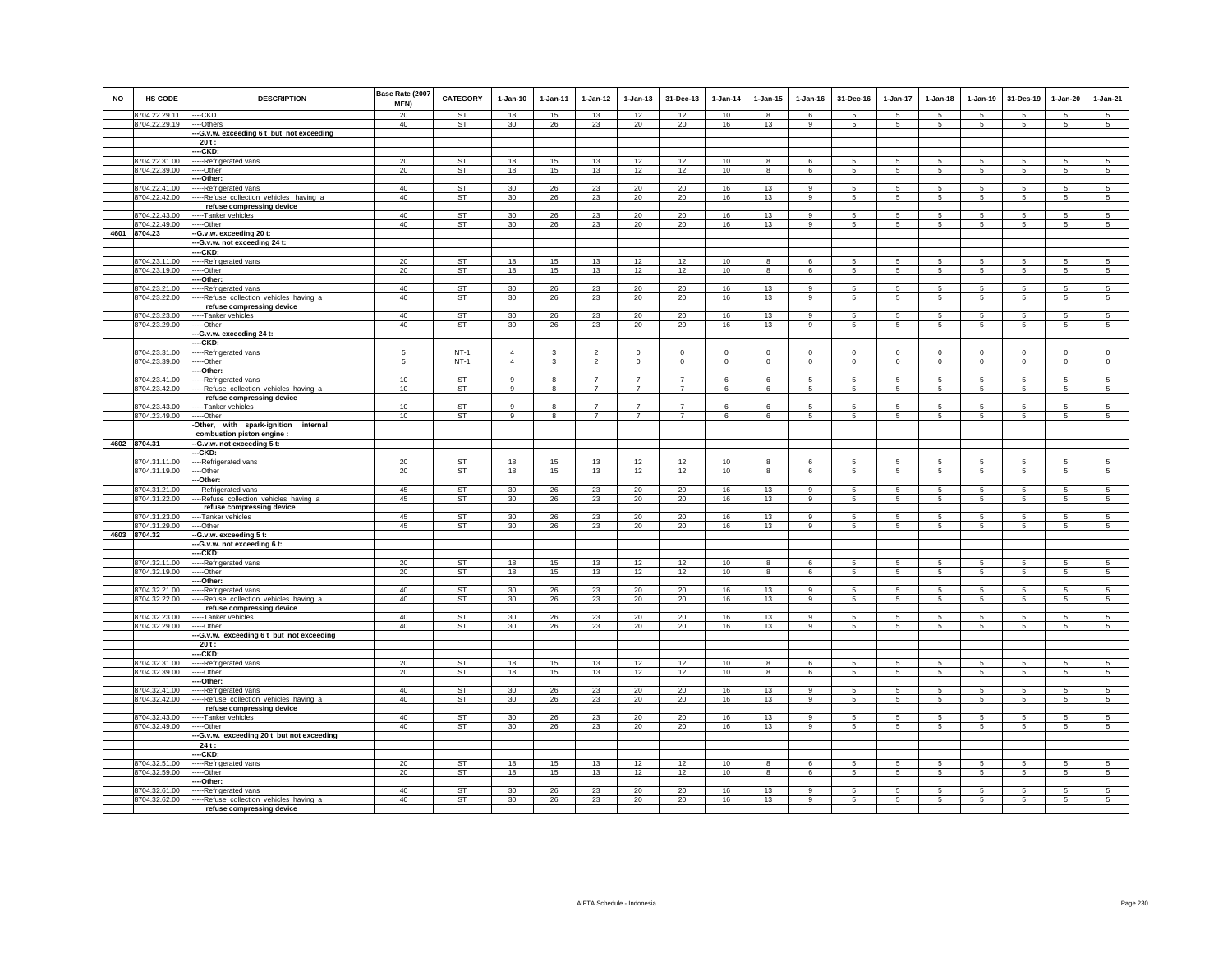| NO | HS CODE | DESCRIPTION | Base Rate (2007 MFN) | CATEGORY | 1-Jan-10 | 1-Jan-11 | 1-Jan-12 | 1-Jan-13 | 31-Dec-13 | 1-Jan-14 | 1-Jan-15 | 1-Jan-16 | 31-Dec-16 | 1-Jan-17 | 1-Jan-18 | 1-Jan-19 | 31-Des-19 | 1-Jan-20 | 1-Jan-21 |
|---|---|---|---|---|---|---|---|---|---|---|---|---|---|---|---|---|---|---|---|
| | 8704.22.29.11 | ----CKD | 20 | ST | 18 | 15 | 13 | 12 | 12 | 10 | 8 | 6 | 5 | 5 | 5 | 5 | 5 | 5 | 5 |
| | 8704.22.29.19 | ----Others | 40 | ST | 30 | 26 | 23 | 20 | 20 | 16 | 13 | 9 | 5 | 5 | 5 | 5 | 5 | 5 | 5 |
| | | ---G.v.w. exceeding 6 t but not exceeding 20 t : | | | | | | | | | | | | | | | | | |
| | | ----CKD: | | | | | | | | | | | | | | | | | |
| | 8704.22.31.00 | -----Refrigerated vans | 20 | ST | 18 | 15 | 13 | 12 | 12 | 10 | 8 | 6 | 5 | 5 | 5 | 5 | 5 | 5 | 5 |
| | 8704.22.39.00 | -----Other | 20 | ST | 18 | 15 | 13 | 12 | 12 | 10 | 8 | 6 | 5 | 5 | 5 | 5 | 5 | 5 | 5 |
| | | ----Other: | | | | | | | | | | | | | | | | | |
| | 8704.22.41.00 | -----Refrigerated vans | 40 | ST | 30 | 26 | 23 | 20 | 20 | 16 | 13 | 9 | 5 | 5 | 5 | 5 | 5 | 5 | 5 |
| | 8704.22.42.00 | -----Refuse collection vehicles having a refuse compressing device | 40 | ST | 30 | 26 | 23 | 20 | 20 | 16 | 13 | 9 | 5 | 5 | 5 | 5 | 5 | 5 | 5 |
| | 8704.22.43.00 | -----Tanker vehicles | 40 | ST | 30 | 26 | 23 | 20 | 20 | 16 | 13 | 9 | 5 | 5 | 5 | 5 | 5 | 5 | 5 |
| | 8704.22.49.00 | -----Other | 40 | ST | 30 | 26 | 23 | 20 | 20 | 16 | 13 | 9 | 5 | 5 | 5 | 5 | 5 | 5 | 5 |
| 4601 | 8704.23 | --G.v.w. exceeding 20 t: | | | | | | | | | | | | | | | | | |
| | | ---G.v.w. not exceeding 24 t: | | | | | | | | | | | | | | | | | |
| | | ----CKD: | | | | | | | | | | | | | | | | | |
| | 8704.23.11.00 | -----Refrigerated vans | 20 | ST | 18 | 15 | 13 | 12 | 12 | 10 | 8 | 6 | 5 | 5 | 5 | 5 | 5 | 5 | 5 |
| | 8704.23.19.00 | -----Other | 20 | ST | 18 | 15 | 13 | 12 | 12 | 10 | 8 | 6 | 5 | 5 | 5 | 5 | 5 | 5 | 5 |
| | | ----Other: | | | | | | | | | | | | | | | | | |
| | 8704.23.21.00 | -----Refrigerated vans | 40 | ST | 30 | 26 | 23 | 20 | 20 | 16 | 13 | 9 | 5 | 5 | 5 | 5 | 5 | 5 | 5 |
| | 8704.23.22.00 | -----Refuse collection vehicles having a refuse compressing device | 40 | ST | 30 | 26 | 23 | 20 | 20 | 16 | 13 | 9 | 5 | 5 | 5 | 5 | 5 | 5 | 5 |
| | 8704.23.23.00 | -----Tanker vehicles | 40 | ST | 30 | 26 | 23 | 20 | 20 | 16 | 13 | 9 | 5 | 5 | 5 | 5 | 5 | 5 | 5 |
| | 8704.23.29.00 | -----Other | 40 | ST | 30 | 26 | 23 | 20 | 20 | 16 | 13 | 9 | 5 | 5 | 5 | 5 | 5 | 5 | 5 |
| | | ---G.v.w. exceeding 24 t: | | | | | | | | | | | | | | | | | |
| | | ----CKD: | | | | | | | | | | | | | | | | | |
| | 8704.23.31.00 | -----Refrigerated vans | 5 | NT-1 | 4 | 3 | 2 | 0 | 0 | 0 | 0 | 0 | 0 | 0 | 0 | 0 | 0 | 0 | 0 |
| | 8704.23.39.00 | -----Other | 5 | NT-1 | 4 | 3 | 2 | 0 | 0 | 0 | 0 | 0 | 0 | 0 | 0 | 0 | 0 | 0 | 0 |
| | | ----Other: | | | | | | | | | | | | | | | | | |
| | 8704.23.41.00 | -----Refrigerated vans | 10 | ST | 9 | 8 | 7 | 7 | 7 | 6 | 6 | 5 | 5 | 5 | 5 | 5 | 5 | 5 | 5 |
| | 8704.23.42.00 | -----Refuse collection vehicles having a refuse compressing device | 10 | ST | 9 | 8 | 7 | 7 | 7 | 6 | 6 | 5 | 5 | 5 | 5 | 5 | 5 | 5 | 5 |
| | 8704.23.43.00 | -----Tanker vehicles | 10 | ST | 9 | 8 | 7 | 7 | 7 | 6 | 6 | 5 | 5 | 5 | 5 | 5 | 5 | 5 | 5 |
| | 8704.23.49.00 | -----Other | 10 | ST | 9 | 8 | 7 | 7 | 7 | 6 | 6 | 5 | 5 | 5 | 5 | 5 | 5 | 5 | 5 |
| | | -Other, with spark-ignition internal combustion piston engine : | | | | | | | | | | | | | | | | | |
| 4602 | 8704.31 | --G.v.w. not exceeding 5 t: | | | | | | | | | | | | | | | | | |
| | | ---CKD: | | | | | | | | | | | | | | | | | |
| | 8704.31.11.00 | ----Refrigerated vans | 20 | ST | 18 | 15 | 13 | 12 | 12 | 10 | 8 | 6 | 5 | 5 | 5 | 5 | 5 | 5 | 5 |
| | 8704.31.19.00 | ----Other | 20 | ST | 18 | 15 | 13 | 12 | 12 | 10 | 8 | 6 | 5 | 5 | 5 | 5 | 5 | 5 | 5 |
| | | ---Other: | | | | | | | | | | | | | | | | | |
| | 8704.31.21.00 | ----Refrigerated vans | 45 | ST | 30 | 26 | 23 | 20 | 20 | 16 | 13 | 9 | 5 | 5 | 5 | 5 | 5 | 5 | 5 |
| | 8704.31.22.00 | ----Refuse collection vehicles having a refuse compressing device | 45 | ST | 30 | 26 | 23 | 20 | 20 | 16 | 13 | 9 | 5 | 5 | 5 | 5 | 5 | 5 | 5 |
| | 8704.31.23.00 | ----Tanker vehicles | 45 | ST | 30 | 26 | 23 | 20 | 20 | 16 | 13 | 9 | 5 | 5 | 5 | 5 | 5 | 5 | 5 |
| | 8704.31.29.00 | ----Other | 45 | ST | 30 | 26 | 23 | 20 | 20 | 16 | 13 | 9 | 5 | 5 | 5 | 5 | 5 | 5 | 5 |
| 4603 | 8704.32 | --G.v.w. exceeding 5 t: | | | | | | | | | | | | | | | | | |
| | | ---G.v.w. not exceeding 6 t: | | | | | | | | | | | | | | | | | |
| | | ----CKD: | | | | | | | | | | | | | | | | | |
| | 8704.32.11.00 | -----Refrigerated vans | 20 | ST | 18 | 15 | 13 | 12 | 12 | 10 | 8 | 6 | 5 | 5 | 5 | 5 | 5 | 5 | 5 |
| | 8704.32.19.00 | -----Other | 20 | ST | 18 | 15 | 13 | 12 | 12 | 10 | 8 | 6 | 5 | 5 | 5 | 5 | 5 | 5 | 5 |
| | | ----Other: | | | | | | | | | | | | | | | | | |
| | 8704.32.21.00 | -----Refrigerated vans | 40 | ST | 30 | 26 | 23 | 20 | 20 | 16 | 13 | 9 | 5 | 5 | 5 | 5 | 5 | 5 | 5 |
| | 8704.32.22.00 | -----Refuse collection vehicles having a refuse compressing device | 40 | ST | 30 | 26 | 23 | 20 | 20 | 16 | 13 | 9 | 5 | 5 | 5 | 5 | 5 | 5 | 5 |
| | 8704.32.23.00 | -----Tanker vehicles | 40 | ST | 30 | 26 | 23 | 20 | 20 | 16 | 13 | 9 | 5 | 5 | 5 | 5 | 5 | 5 | 5 |
| | 8704.32.29.00 | -----Other | 40 | ST | 30 | 26 | 23 | 20 | 20 | 16 | 13 | 9 | 5 | 5 | 5 | 5 | 5 | 5 | 5 |
| | | ---G.v.w. exceeding 6 t but not exceeding 20 t : | | | | | | | | | | | | | | | | | |
| | | ----CKD: | | | | | | | | | | | | | | | | | |
| | 8704.32.31.00 | -----Refrigerated vans | 20 | ST | 18 | 15 | 13 | 12 | 12 | 10 | 8 | 6 | 5 | 5 | 5 | 5 | 5 | 5 | 5 |
| | 8704.32.39.00 | -----Other | 20 | ST | 18 | 15 | 13 | 12 | 12 | 10 | 8 | 6 | 5 | 5 | 5 | 5 | 5 | 5 | 5 |
| | | ----Other: | | | | | | | | | | | | | | | | | |
| | 8704.32.41.00 | -----Refrigerated vans | 40 | ST | 30 | 26 | 23 | 20 | 20 | 16 | 13 | 9 | 5 | 5 | 5 | 5 | 5 | 5 | 5 |
| | 8704.32.42.00 | -----Refuse collection vehicles having a refuse compressing device | 40 | ST | 30 | 26 | 23 | 20 | 20 | 16 | 13 | 9 | 5 | 5 | 5 | 5 | 5 | 5 | 5 |
| | 8704.32.43.00 | -----Tanker vehicles | 40 | ST | 30 | 26 | 23 | 20 | 20 | 16 | 13 | 9 | 5 | 5 | 5 | 5 | 5 | 5 | 5 |
| | 8704.32.49.00 | -----Other | 40 | ST | 30 | 26 | 23 | 20 | 20 | 16 | 13 | 9 | 5 | 5 | 5 | 5 | 5 | 5 | 5 |
| | | ---G.v.w. exceeding 20 t but not exceeding 24 t : | | | | | | | | | | | | | | | | | |
| | | ----CKD: | | | | | | | | | | | | | | | | | |
| | 8704.32.51.00 | -----Refrigerated vans | 20 | ST | 18 | 15 | 13 | 12 | 12 | 10 | 8 | 6 | 5 | 5 | 5 | 5 | 5 | 5 | 5 |
| | 8704.32.59.00 | -----Other | 20 | ST | 18 | 15 | 13 | 12 | 12 | 10 | 8 | 6 | 5 | 5 | 5 | 5 | 5 | 5 | 5 |
| | | ----Other: | | | | | | | | | | | | | | | | | |
| | 8704.32.61.00 | -----Refrigerated vans | 40 | ST | 30 | 26 | 23 | 20 | 20 | 16 | 13 | 9 | 5 | 5 | 5 | 5 | 5 | 5 | 5 |
| | 8704.32.62.00 | -----Refuse collection vehicles having a refuse compressing device | 40 | ST | 30 | 26 | 23 | 20 | 20 | 16 | 13 | 9 | 5 | 5 | 5 | 5 | 5 | 5 | 5 |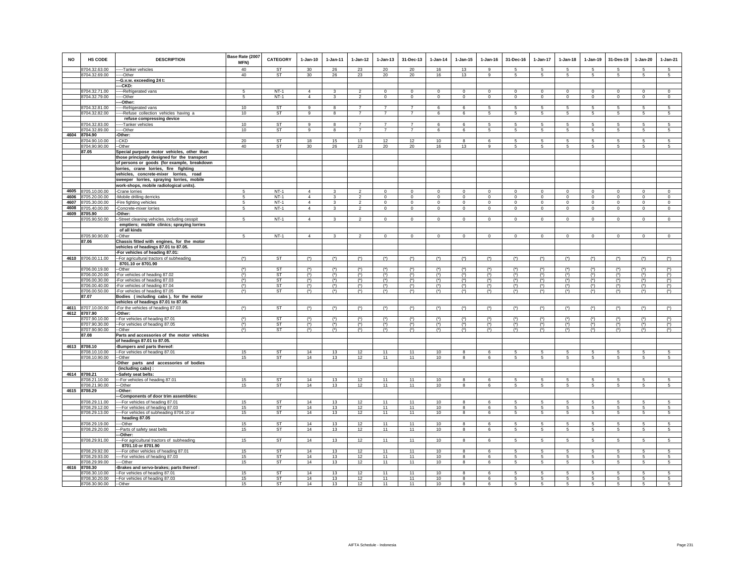| NO | HS CODE | DESCRIPTION | Base Rate (2007 MFN) | CATEGORY | 1-Jan-10 | 1-Jan-11 | 1-Jan-12 | 1-Jan-13 | 31-Dec-13 | 1-Jan-14 | 1-Jan-15 | 1-Jan-16 | 31-Dec-16 | 1-Jan-17 | 1-Jan-18 | 1-Jan-19 | 31-Des-19 | 1-Jan-20 | 1-Jan-21 |
|---|---|---|---|---|---|---|---|---|---|---|---|---|---|---|---|---|---|---|---|
| | 8704.32.63.00 | -----Tanker vehicles | 40 | ST | 30 | 26 | 23 | 20 | 20 | 16 | 13 | 9 | 5 | 5 | 5 | 5 | 5 | 5 | 5 |
| | 8704.32.69.00 | -----Other | 40 | ST | 30 | 26 | 23 | 20 | 20 | 16 | 13 | 9 | 5 | 5 | 5 | 5 | 5 | 5 | 5 |
| | | ---G.v.w. exceeding 24 t: | | | | | | | | | | | | | | | | | |
| | | ----CKD: | | | | | | | | | | | | | | | | | |
| | 8704.32.71.00 | -----Refrigerated vans | 5 | NT-1 | 4 | 3 | 2 | 0 | 0 | 0 | 0 | 0 | 0 | 0 | 0 | 0 | 0 | 0 | 0 |
| | 8704.32.79.00 | -----Other | 5 | NT-1 | 4 | 3 | 2 | 0 | 0 | 0 | 0 | 0 | 0 | 0 | 0 | 0 | 0 | 0 | 0 |
| | | ----Other: | | | | | | | | | | | | | | | | | |
| | 8704.32.81.00 | -----Refrigerated vans | 10 | ST | 9 | 8 | 7 | 7 | 7 | 6 | 6 | 5 | 5 | 5 | 5 | 5 | 5 | 5 | 5 |
| | 8704.32.82.00 | -----Refuse collection vehicles having a refuse compressing device | 10 | ST | 9 | 8 | 7 | 7 | 7 | 6 | 6 | 5 | 5 | 5 | 5 | 5 | 5 | 5 | 5 |
| | 8704.32.83.00 | -----Tanker vehicles | 10 | ST | 9 | 8 | 7 | 7 | 7 | 6 | 6 | 5 | 5 | 5 | 5 | 5 | 5 | 5 | 5 |
| | 8704.32.89.00 | -----Other | 10 | ST | 9 | 8 | 7 | 7 | 7 | 6 | 6 | 5 | 5 | 5 | 5 | 5 | 5 | 5 | 5 |
| 4604 | 8704.90 | -Other: | | | | | | | | | | | | | | | | | |
| | 8704.90.10.00 | --CKD | 20 | ST | 18 | 15 | 13 | 12 | 12 | 10 | 8 | 6 | 5 | 5 | 5 | 5 | 5 | 5 | 5 |
| | 8704.90.90.00 | --Other | 40 | ST | 30 | 26 | 23 | 20 | 20 | 16 | 13 | 9 | 5 | 5 | 5 | 5 | 5 | 5 | 5 |
| | 87.05 | Special purpose motor vehicles, other than those principally designed for the transport of persons or goods (for example, breakdown lorries, crane lorries, fire fighting vehicles, concrete-mixer lorries, road sweeper lorries, spraying lorries, mobile work-shops, mobile radiological units). | | | | | | | | | | | | | | | | | |
| 4605 | 8705.10.00.00 | -Crane lorries | 5 | NT-1 | 4 | 3 | 2 | 0 | 0 | 0 | 0 | 0 | 0 | 0 | 0 | 0 | 0 | 0 | 0 |
| 4606 | 8705.20.00.00 | -Mobile drilling derricks | 5 | NT-1 | 4 | 3 | 2 | 0 | 0 | 0 | 0 | 0 | 0 | 0 | 0 | 0 | 0 | 0 | 0 |
| 4607 | 8705.30.00.00 | -Fire fighting vehicles | 5 | NT-1 | 4 | 3 | 2 | 0 | 0 | 0 | 0 | 0 | 0 | 0 | 0 | 0 | 0 | 0 | 0 |
| 4608 | 8705.40.00.00 | -Concrete-mixer lorries | 5 | NT-1 | 4 | 3 | 2 | 0 | 0 | 0 | 0 | 0 | 0 | 0 | 0 | 0 | 0 | 0 | 0 |
| 4609 | 8705.90 | -Other: | | | | | | | | | | | | | | | | | |
| | 8705.90.50.00 | --Street cleaning vehicles, including cesspit emptiers; mobile clinics; spraying lorries of all kinds | 5 | NT-1 | 4 | 3 | 2 | 0 | 0 | 0 | 0 | 0 | 0 | 0 | 0 | 0 | 0 | 0 | 0 |
| | 8705.90.90.00 | --Other | 5 | NT-1 | 4 | 3 | 2 | 0 | 0 | 0 | 0 | 0 | 0 | 0 | 0 | 0 | 0 | 0 | 0 |
| | 87.06 | Chassis fitted with engines, for the motor vehicles of headings 87.01 to 87.05. | | | | | | | | | | | | | | | | | |
| | | -For vehicles of heading 87.01: | | | | | | | | | | | | | | | | | |
| 4610 | 8706.00.11.00 | --For agricultural tractors of subheading 8701.10 or 8701.90 | (*) | ST | (*) | (*) | (*) | (*) | (*) | (*) | (*) | (*) | (*) | (*) | (*) | (*) | (*) | (*) | (*) |
| | 8706.00.19.00 | --Other | (*) | ST | (*) | (*) | (*) | (*) | (*) | (*) | (*) | (*) | (*) | (*) | (*) | (*) | (*) | (*) | (*) |
| | 8706.00.20.00 | -For vehicles of heading 87.02 | (*) | ST | (*) | (*) | (*) | (*) | (*) | (*) | (*) | (*) | (*) | (*) | (*) | (*) | (*) | (*) | (*) |
| | 8706.00.30.00 | -For vehicles of heading 87.03 | (*) | ST | (*) | (*) | (*) | (*) | (*) | (*) | (*) | (*) | (*) | (*) | (*) | (*) | (*) | (*) | (*) |
| | 8706.00.40.00 | -For vehicles of heading 87.04 | (*) | ST | (*) | (*) | (*) | (*) | (*) | (*) | (*) | (*) | (*) | (*) | (*) | (*) | (*) | (*) | (*) |
| | 8706.00.50.00 | -For vehicles of heading 87.05 | (*) | ST | (*) | (*) | (*) | (*) | (*) | (*) | (*) | (*) | (*) | (*) | (*) | (*) | (*) | (*) | (*) |
| | 87.07 | Bodies (including cabs), for the motor vehicles of headings 87.01 to 87.05. | | | | | | | | | | | | | | | | | |
| 4611 | 8707.10.00.00 | -For the vehicles of heading 87.03 | (*) | ST | (*) | (*) | (*) | (*) | (*) | (*) | (*) | (*) | (*) | (*) | (*) | (*) | (*) | (*) | (*) |
| 4612 | 8707.90 | -Other: | | | | | | | | | | | | | | | | | |
| | 8707.90.10.00 | --For vehicles of heading 87.01 | (*) | ST | (*) | (*) | (*) | (*) | (*) | (*) | (*) | (*) | (*) | (*) | (*) | (*) | (*) | (*) | (*) |
| | 8707.90.30.00 | --For vehicles of heading 87.05 | (*) | ST | (*) | (*) | (*) | (*) | (*) | (*) | (*) | (*) | (*) | (*) | (*) | (*) | (*) | (*) | (*) |
| | 8707.90.90.00 | --Other | (*) | ST | (*) | (*) | (*) | (*) | (*) | (*) | (*) | (*) | (*) | (*) | (*) | (*) | (*) | (*) | (*) |
| | 87.08 | Parts and accessories of the motor vehicles of headings 87.01 to 87.05. | | | | | | | | | | | | | | | | | |
| 4613 | 8708.10 | -Bumpers and parts thereof: | | | | | | | | | | | | | | | | | |
| | 8708.10.10.00 | --For vehicles of heading 87.01 | 15 | ST | 14 | 13 | 12 | 11 | 11 | 10 | 8 | 6 | 5 | 5 | 5 | 5 | 5 | 5 | 5 |
| | 8708.10.90.00 | --Other | 15 | ST | 14 | 13 | 12 | 11 | 11 | 10 | 8 | 6 | 5 | 5 | 5 | 5 | 5 | 5 | 5 |
| | | -Other parts and accessories of bodies (including cabs) : | | | | | | | | | | | | | | | | | |
| 4614 | 8708.21 | --Safety seat belts: | | | | | | | | | | | | | | | | | |
| | 8708.21.10.00 | ---For vehicles of heading 87.01 | 15 | ST | 14 | 13 | 12 | 11 | 11 | 10 | 8 | 6 | 5 | 5 | 5 | 5 | 5 | 5 | 5 |
| | 8708.21.90.00 | ---Other | 15 | ST | 14 | 13 | 12 | 11 | 11 | 10 | 8 | 6 | 5 | 5 | 5 | 5 | 5 | 5 | 5 |
| 4615 | 8708.29 | --Other: | | | | | | | | | | | | | | | | | |
| | | ---Components of door trim assemblies: | | | | | | | | | | | | | | | | | |
| | 8708.29.11.00 | ----For vehicles of heading 87.01 | 15 | ST | 14 | 13 | 12 | 11 | 11 | 10 | 8 | 6 | 5 | 5 | 5 | 5 | 5 | 5 | 5 |
| | 8708.29.12.00 | ----For vehicles of heading 87.03 | 15 | ST | 14 | 13 | 12 | 11 | 11 | 10 | 8 | 6 | 5 | 5 | 5 | 5 | 5 | 5 | 5 |
| | 8708.29.13.00 | ----For vehicles of subheading 8704.10 or heading 87.05 | 15 | ST | 14 | 13 | 12 | 11 | 11 | 10 | 8 | 6 | 5 | 5 | 5 | 5 | 5 | 5 | 5 |
| | 8708.29.19.00 | ----Other | 15 | ST | 14 | 13 | 12 | 11 | 11 | 10 | 8 | 6 | 5 | 5 | 5 | 5 | 5 | 5 | 5 |
| | 8708.29.20.00 | ---Parts of safety seat belts | 15 | ST | 14 | 13 | 12 | 11 | 11 | 10 | 8 | 6 | 5 | 5 | 5 | 5 | 5 | 5 | 5 |
| | | ---Other: | | | | | | | | | | | | | | | | | |
| | 8708.29.91.00 | ----For agricultural tractors of subheading 8701.10 or 8701.90 | 15 | ST | 14 | 13 | 12 | 11 | 11 | 10 | 8 | 6 | 5 | 5 | 5 | 5 | 5 | 5 | 5 |
| | 8708.29.92.00 | ----For other vehicles of heading 87.01 | 15 | ST | 14 | 13 | 12 | 11 | 11 | 10 | 8 | 6 | 5 | 5 | 5 | 5 | 5 | 5 | 5 |
| | 8708.29.93.00 | ----For vehicles of heading 87.03 | 15 | ST | 14 | 13 | 12 | 11 | 11 | 10 | 8 | 6 | 5 | 5 | 5 | 5 | 5 | 5 | 5 |
| | 8708.29.99.00 | ----Other | 15 | ST | 14 | 13 | 12 | 11 | 11 | 10 | 8 | 6 | 5 | 5 | 5 | 5 | 5 | 5 | 5 |
| 4616 | 8708.30 | -Brakes and servo-brakes; parts thereof : | | | | | | | | | | | | | | | | | |
| | 8708.30.10.00 | --For vehicles of heading 87.01 | 15 | ST | 14 | 13 | 12 | 11 | 11 | 10 | 8 | 6 | 5 | 5 | 5 | 5 | 5 | 5 | 5 |
| | 8708.30.20.00 | --For vehicles of heading 87.03 | 15 | ST | 14 | 13 | 12 | 11 | 11 | 10 | 8 | 6 | 5 | 5 | 5 | 5 | 5 | 5 | 5 |
| | 8708.30.90.00 | --Other | 15 | ST | 14 | 13 | 12 | 11 | 11 | 10 | 8 | 6 | 5 | 5 | 5 | 5 | 5 | 5 | 5 |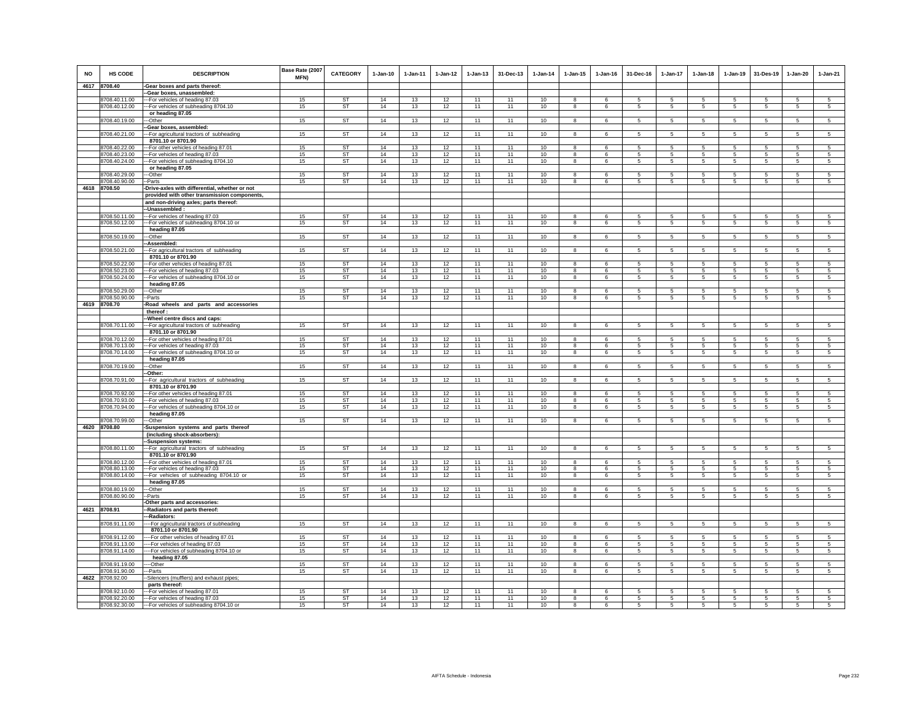| NO | HS CODE | DESCRIPTION | Base Rate (2007 MFN) | CATEGORY | 1-Jan-10 | 1-Jan-11 | 1-Jan-12 | 1-Jan-13 | 31-Dec-13 | 1-Jan-14 | 1-Jan-15 | 1-Jan-16 | 31-Dec-16 | 1-Jan-17 | 1-Jan-18 | 1-Jan-19 | 31-Des-19 | 1-Jan-20 | 1-Jan-21 |
|---|---|---|---|---|---|---|---|---|---|---|---|---|---|---|---|---|---|---|---|
| 4617 | 8708.40 | -Gear boxes and parts thereof: | | | | | | | | | | | | | | | | | |
| | | --Gear boxes, unassembled: | | | | | | | | | | | | | | | | | |
| | 8708.40.11.00 | ---For vehicles of heading 87.03 | 15 | ST | 14 | 13 | 12 | 11 | 11 | 10 | 8 | 6 | 5 | 5 | 5 | 5 | 5 | 5 | 5 |
| | 8708.40.12.00 | ---For vehicles of subheading 8704.10 or heading 87.05 | 15 | ST | 14 | 13 | 12 | 11 | 11 | 10 | 8 | 6 | 5 | 5 | 5 | 5 | 5 | 5 | 5 |
| | 8708.40.19.00 | ---Other | 15 | ST | 14 | 13 | 12 | 11 | 11 | 10 | 8 | 6 | 5 | 5 | 5 | 5 | 5 | 5 | 5 |
| | | --Gear boxes, assembled: | | | | | | | | | | | | | | | | | |
| | 8708.40.21.00 | ---For agricultural tractors of subheading 8701.10 or 8701.90 | 15 | ST | 14 | 13 | 12 | 11 | 11 | 10 | 8 | 6 | 5 | 5 | 5 | 5 | 5 | 5 | 5 |
| | 8708.40.22.00 | ---For other vehicles of heading 87.01 | 15 | ST | 14 | 13 | 12 | 11 | 11 | 10 | 8 | 6 | 5 | 5 | 5 | 5 | 5 | 5 | 5 |
| | 8708.40.23.00 | ---For vehicles of heading 87.03 | 15 | ST | 14 | 13 | 12 | 11 | 11 | 10 | 8 | 6 | 5 | 5 | 5 | 5 | 5 | 5 | 5 |
| | 8708.40.24.00 | ---For vehicles of subheading 8704.10 or heading 87.05 | 15 | ST | 14 | 13 | 12 | 11 | 11 | 10 | 8 | 6 | 5 | 5 | 5 | 5 | 5 | 5 | 5 |
| | 8708.40.29.00 | ---Other | 15 | ST | 14 | 13 | 12 | 11 | 11 | 10 | 8 | 6 | 5 | 5 | 5 | 5 | 5 | 5 | 5 |
| | 8708.40.90.00 | --Parts | 15 | ST | 14 | 13 | 12 | 11 | 11 | 10 | 8 | 6 | 5 | 5 | 5 | 5 | 5 | 5 | 5 |
| 4618 | 8708.50 | -Drive-axles with differential, whether or not provided with other transmission components, and non-driving axles; parts thereof: | | | | | | | | | | | | | | | | | |
| | | --Unassembled : | | | | | | | | | | | | | | | | | |
| | 8708.50.11.00 | ---For vehicles of heading 87.03 | 15 | ST | 14 | 13 | 12 | 11 | 11 | 10 | 8 | 6 | 5 | 5 | 5 | 5 | 5 | 5 | 5 |
| | 8708.50.12.00 | ---For vehicles of subheading 8704.10 or heading 87.05 | 15 | ST | 14 | 13 | 12 | 11 | 11 | 10 | 8 | 6 | 5 | 5 | 5 | 5 | 5 | 5 | 5 |
| | 8708.50.19.00 | ---Other | 15 | ST | 14 | 13 | 12 | 11 | 11 | 10 | 8 | 6 | 5 | 5 | 5 | 5 | 5 | 5 | 5 |
| | | --Assembled: | | | | | | | | | | | | | | | | | |
| | 8708.50.21.00 | ---For agricultural tractors of subheading 8701.10 or 8701.90 | 15 | ST | 14 | 13 | 12 | 11 | 11 | 10 | 8 | 6 | 5 | 5 | 5 | 5 | 5 | 5 | 5 |
| | 8708.50.22.00 | ---For other vehicles of heading 87.01 | 15 | ST | 14 | 13 | 12 | 11 | 11 | 10 | 8 | 6 | 5 | 5 | 5 | 5 | 5 | 5 | 5 |
| | 8708.50.23.00 | ---For vehicles of heading 87.03 | 15 | ST | 14 | 13 | 12 | 11 | 11 | 10 | 8 | 6 | 5 | 5 | 5 | 5 | 5 | 5 | 5 |
| | 8708.50.24.00 | ---For vehicles of subheading 8704.10 or heading 87.05 | 15 | ST | 14 | 13 | 12 | 11 | 11 | 10 | 8 | 6 | 5 | 5 | 5 | 5 | 5 | 5 | 5 |
| | 8708.50.29.00 | ---Other | 15 | ST | 14 | 13 | 12 | 11 | 11 | 10 | 8 | 6 | 5 | 5 | 5 | 5 | 5 | 5 | 5 |
| | 8708.50.90.00 | --Parts | 15 | ST | 14 | 13 | 12 | 11 | 11 | 10 | 8 | 6 | 5 | 5 | 5 | 5 | 5 | 5 | 5 |
| 4619 | 8708.70 | -Road wheels and parts and accessories thereof : | | | | | | | | | | | | | | | | | |
| | | --Wheel centre discs and caps: | | | | | | | | | | | | | | | | | |
| | 8708.70.11.00 | ---For agricultural tractors of subheading 8701.10 or 8701.90 | 15 | ST | 14 | 13 | 12 | 11 | 11 | 10 | 8 | 6 | 5 | 5 | 5 | 5 | 5 | 5 | 5 |
| | 8708.70.12.00 | ---For other vehicles of heading 87.01 | 15 | ST | 14 | 13 | 12 | 11 | 11 | 10 | 8 | 6 | 5 | 5 | 5 | 5 | 5 | 5 | 5 |
| | 8708.70.13.00 | ---For vehicles of heading 87.03 | 15 | ST | 14 | 13 | 12 | 11 | 11 | 10 | 8 | 6 | 5 | 5 | 5 | 5 | 5 | 5 | 5 |
| | 8708.70.14.00 | ---For vehicles of subheading 8704.10 or heading 87.05 | 15 | ST | 14 | 13 | 12 | 11 | 11 | 10 | 8 | 6 | 5 | 5 | 5 | 5 | 5 | 5 | 5 |
| | 8708.70.19.00 | ---Other | 15 | ST | 14 | 13 | 12 | 11 | 11 | 10 | 8 | 6 | 5 | 5 | 5 | 5 | 5 | 5 | 5 |
| | | --Other: | | | | | | | | | | | | | | | | | |
| | 8708.70.91.00 | ---For agricultural tractors of subheading 8701.10 or 8701.90 | 15 | ST | 14 | 13 | 12 | 11 | 11 | 10 | 8 | 6 | 5 | 5 | 5 | 5 | 5 | 5 | 5 |
| | 8708.70.92.00 | ---For other vehicles of heading 87.01 | 15 | ST | 14 | 13 | 12 | 11 | 11 | 10 | 8 | 6 | 5 | 5 | 5 | 5 | 5 | 5 | 5 |
| | 8708.70.93.00 | ---For vehicles of heading 87.03 | 15 | ST | 14 | 13 | 12 | 11 | 11 | 10 | 8 | 6 | 5 | 5 | 5 | 5 | 5 | 5 | 5 |
| | 8708.70.94.00 | ---For vehicles of subheading 8704.10 or heading 87.05 | 15 | ST | 14 | 13 | 12 | 11 | 11 | 10 | 8 | 6 | 5 | 5 | 5 | 5 | 5 | 5 | 5 |
| | 8708.70.99.00 | ---Other | 15 | ST | 14 | 13 | 12 | 11 | 11 | 10 | 8 | 6 | 5 | 5 | 5 | 5 | 5 | 5 | 5 |
| 4620 | 8708.80 | -Suspension systems and parts thereof (including shock-absorbers): | | | | | | | | | | | | | | | | | |
| | | --Suspension systems: | | | | | | | | | | | | | | | | | |
| | 8708.80.11.00 | ---For agricultural tractors of subheading 8701.10 or 8701.90 | 15 | ST | 14 | 13 | 12 | 11 | 11 | 10 | 8 | 6 | 5 | 5 | 5 | 5 | 5 | 5 | 5 |
| | 8708.80.12.00 | ---For other vehicles of heading 87.01 | 15 | ST | 14 | 13 | 12 | 11 | 11 | 10 | 8 | 6 | 5 | 5 | 5 | 5 | 5 | 5 | 5 |
| | 8708.80.13.00 | ---For vehicles of heading 87.03 | 15 | ST | 14 | 13 | 12 | 11 | 11 | 10 | 8 | 6 | 5 | 5 | 5 | 5 | 5 | 5 | 5 |
| | 8708.80.14.00 | ---For vehicles of subheading 8704.10 or heading 87.05 | 15 | ST | 14 | 13 | 12 | 11 | 11 | 10 | 8 | 6 | 5 | 5 | 5 | 5 | 5 | 5 | 5 |
| | 8708.80.19.00 | ---Other | 15 | ST | 14 | 13 | 12 | 11 | 11 | 10 | 8 | 6 | 5 | 5 | 5 | 5 | 5 | 5 | 5 |
| | 8708.80.90.00 | --Parts | 15 | ST | 14 | 13 | 12 | 11 | 11 | 10 | 8 | 6 | 5 | 5 | 5 | 5 | 5 | 5 | 5 |
| | | -Other parts and accessories: | | | | | | | | | | | | | | | | | |
| 4621 | 8708.91 | --Radiators and parts thereof: | | | | | | | | | | | | | | | | | |
| | | ---Radiators: | | | | | | | | | | | | | | | | | |
| | 8708.91.11.00 | ----For agricultural tractors of subheading 8701.10 or 8701.90 | 15 | ST | 14 | 13 | 12 | 11 | 11 | 10 | 8 | 6 | 5 | 5 | 5 | 5 | 5 | 5 | 5 |
| | 8708.91.12.00 | ----For other vehicles of heading 87.01 | 15 | ST | 14 | 13 | 12 | 11 | 11 | 10 | 8 | 6 | 5 | 5 | 5 | 5 | 5 | 5 | 5 |
| | 8708.91.13.00 | ----For vehicles of heading 87.03 | 15 | ST | 14 | 13 | 12 | 11 | 11 | 10 | 8 | 6 | 5 | 5 | 5 | 5 | 5 | 5 | 5 |
| | 8708.91.14.00 | ----For vehicles of subheading 8704.10 or heading 87.05 | 15 | ST | 14 | 13 | 12 | 11 | 11 | 10 | 8 | 6 | 5 | 5 | 5 | 5 | 5 | 5 | 5 |
| | 8708.91.19.00 | ----Other | 15 | ST | 14 | 13 | 12 | 11 | 11 | 10 | 8 | 6 | 5 | 5 | 5 | 5 | 5 | 5 | 5 |
| | 8708.91.90.00 | ---Parts | 15 | ST | 14 | 13 | 12 | 11 | 11 | 10 | 8 | 6 | 5 | 5 | 5 | 5 | 5 | 5 | 5 |
| 4622 | 8708.92.00 | --Silencers (mufflers) and exhaust pipes; parts thereof: | | | | | | | | | | | | | | | | | |
| | 8708.92.10.00 | ---For vehicles of heading 87.01 | 15 | ST | 14 | 13 | 12 | 11 | 11 | 10 | 8 | 6 | 5 | 5 | 5 | 5 | 5 | 5 | 5 |
| | 8708.92.20.00 | ---For vehicles of heading 87.03 | 15 | ST | 14 | 13 | 12 | 11 | 11 | 10 | 8 | 6 | 5 | 5 | 5 | 5 | 5 | 5 | 5 |
| | 8708.92.30.00 | ---For vehicles of subheading 8704.10 or | 15 | ST | 14 | 13 | 12 | 11 | 11 | 10 | 8 | 6 | 5 | 5 | 5 | 5 | 5 | 5 | 5 |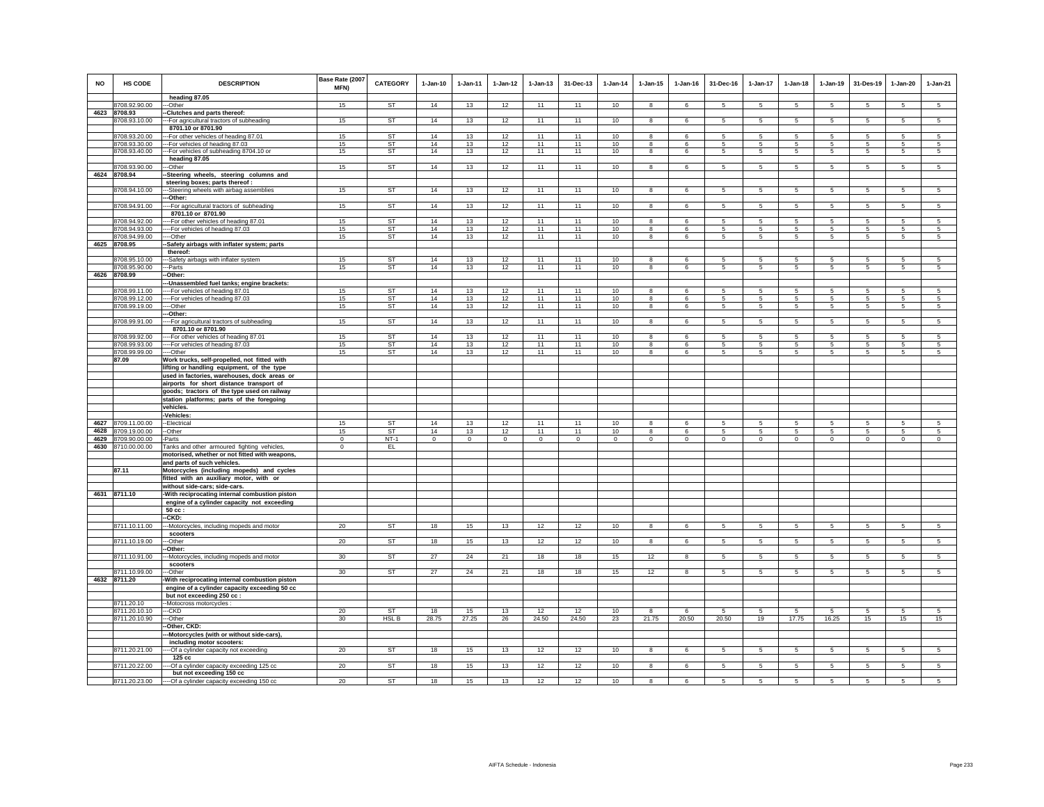| NO | HS CODE | DESCRIPTION | Base Rate (2007 MFN) | CATEGORY | 1-Jan-10 | 1-Jan-11 | 1-Jan-12 | 1-Jan-13 | 31-Dec-13 | 1-Jan-14 | 1-Jan-15 | 1-Jan-16 | 31-Dec-16 | 1-Jan-17 | 1-Jan-18 | 1-Jan-19 | 31-Des-19 | 1-Jan-20 | 1-Jan-21 |
|---|---|---|---|---|---|---|---|---|---|---|---|---|---|---|---|---|---|---|---|
| | | heading 87.05 | | | | | | | | | | | | | | | | | |
| | 8708.92.90.00 | ---Other | 15 | ST | 14 | 13 | 12 | 11 | 11 | 10 | 8 | 6 | 5 | 5 | 5 | 5 | 5 | 5 | 5 |
| 4623 | 8708.93 | --Clutches and parts thereof: | | | | | | | | | | | | | | | | | |
| | 8708.93.10.00 | ---For agricultural tractors of subheading 8701.10 or 8701.90 | 15 | ST | 14 | 13 | 12 | 11 | 11 | 10 | 8 | 6 | 5 | 5 | 5 | 5 | 5 | 5 | 5 |
| | 8708.93.20.00 | ---For other vehicles of heading 87.01 | 15 | ST | 14 | 13 | 12 | 11 | 11 | 10 | 8 | 6 | 5 | 5 | 5 | 5 | 5 | 5 | 5 |
| | 8708.93.30.00 | ---For vehicles of heading 87.03 | 15 | ST | 14 | 13 | 12 | 11 | 11 | 10 | 8 | 6 | 5 | 5 | 5 | 5 | 5 | 5 | 5 |
| | 8708.93.40.00 | ---For vehicles of subheading 8704.10 or heading 87.05 | 15 | ST | 14 | 13 | 12 | 11 | 11 | 10 | 8 | 6 | 5 | 5 | 5 | 5 | 5 | 5 | 5 |
| | 8708.93.90.00 | ---Other | 15 | ST | 14 | 13 | 12 | 11 | 11 | 10 | 8 | 6 | 5 | 5 | 5 | 5 | 5 | 5 | 5 |
| 4624 | 8708.94 | --Steering wheels, steering columns and steering boxes; parts thereof : | | | | | | | | | | | | | | | | | |
| | 8708.94.10.00 | ---Steering wheels with airbag assemblies | 15 | ST | 14 | 13 | 12 | 11 | 11 | 10 | 8 | 6 | 5 | 5 | 5 | 5 | 5 | 5 | 5 |
| | | ---Other: | | | | | | | | | | | | | | | | | |
| | 8708.94.91.00 | ----For agricultural tractors of subheading 8701.10 or 8701.90 | 15 | ST | 14 | 13 | 12 | 11 | 11 | 10 | 8 | 6 | 5 | 5 | 5 | 5 | 5 | 5 | 5 |
| | 8708.94.92.00 | ----For other vehicles of heading 87.01 | 15 | ST | 14 | 13 | 12 | 11 | 11 | 10 | 8 | 6 | 5 | 5 | 5 | 5 | 5 | 5 | 5 |
| | 8708.94.93.00 | ----For vehicles of heading 87.03 | 15 | ST | 14 | 13 | 12 | 11 | 11 | 10 | 8 | 6 | 5 | 5 | 5 | 5 | 5 | 5 | 5 |
| | 8708.94.99.00 | ----Other | 15 | ST | 14 | 13 | 12 | 11 | 11 | 10 | 8 | 6 | 5 | 5 | 5 | 5 | 5 | 5 | 5 |
| 4625 | 8708.95 | --Safety airbags with inflater system; parts thereof: | | | | | | | | | | | | | | | | | |
| | 8708.95.10.00 | ---Safety airbags with inflater system | 15 | ST | 14 | 13 | 12 | 11 | 11 | 10 | 8 | 6 | 5 | 5 | 5 | 5 | 5 | 5 | 5 |
| | 8708.95.90.00 | ---Parts | 15 | ST | 14 | 13 | 12 | 11 | 11 | 10 | 8 | 6 | 5 | 5 | 5 | 5 | 5 | 5 | 5 |
| 4626 | 8708.99 | --Other: | | | | | | | | | | | | | | | | | |
| | | ---Unassembled fuel tanks; engine brackets: | | | | | | | | | | | | | | | | | |
| | 8708.99.11.00 | ----For vehicles of heading 87.01 | 15 | ST | 14 | 13 | 12 | 11 | 11 | 10 | 8 | 6 | 5 | 5 | 5 | 5 | 5 | 5 | 5 |
| | 8708.99.12.00 | ----For vehicles of heading 87.03 | 15 | ST | 14 | 13 | 12 | 11 | 11 | 10 | 8 | 6 | 5 | 5 | 5 | 5 | 5 | 5 | 5 |
| | 8708.99.19.00 | ----Other | 15 | ST | 14 | 13 | 12 | 11 | 11 | 10 | 8 | 6 | 5 | 5 | 5 | 5 | 5 | 5 | 5 |
| | | ---Other: | | | | | | | | | | | | | | | | | |
| | 8708.99.91.00 | ----For agricultural tractors of subheading 8701.10 or 8701.90 | 15 | ST | 14 | 13 | 12 | 11 | 11 | 10 | 8 | 6 | 5 | 5 | 5 | 5 | 5 | 5 | 5 |
| | 8708.99.92.00 | ----For other vehicles of heading 87.01 | 15 | ST | 14 | 13 | 12 | 11 | 11 | 10 | 8 | 6 | 5 | 5 | 5 | 5 | 5 | 5 | 5 |
| | 8708.99.93.00 | ----For vehicles of heading 87.03 | 15 | ST | 14 | 13 | 12 | 11 | 11 | 10 | 8 | 6 | 5 | 5 | 5 | 5 | 5 | 5 | 5 |
| | 8708.99.99.00 | ----Other | 15 | ST | 14 | 13 | 12 | 11 | 11 | 10 | 8 | 6 | 5 | 5 | 5 | 5 | 5 | 5 | 5 |
| | 87.09 | Work trucks, self-propelled, not fitted with lifting or handling equipment, of the type used in factories, warehouses, dock areas or airports for short distance transport of goods; tractors of the type used on railway station platforms; parts of the foregoing vehicles. | | | | | | | | | | | | | | | | | |
| | | -Vehicles: | | | | | | | | | | | | | | | | | |
| 4627 | 8709.11.00.00 | --Electrical | 15 | ST | 14 | 13 | 12 | 11 | 11 | 10 | 8 | 6 | 5 | 5 | 5 | 5 | 5 | 5 | 5 |
| 4628 | 8709.19.00.00 | --Other | 15 | ST | 14 | 13 | 12 | 11 | 11 | 10 | 8 | 6 | 5 | 5 | 5 | 5 | 5 | 5 | 5 |
| 4629 | 8709.90.00.00 | -Parts | 0 | NT-1 | 0 | 0 | 0 | 0 | 0 | 0 | 0 | 0 | 0 | 0 | 0 | 0 | 0 | 0 | 0 |
| 4630 | 8710.00.00.00 | Tanks and other armoured fighting vehicles, motorised, whether or not fitted with weapons, and parts of such vehicles. | 0 | EL | | | | | | | | | | | | | | | |
| | 87.11 | Motorcycles (including mopeds) and cycles fitted with an auxiliary motor, with or without side-cars; side-cars. | | | | | | | | | | | | | | | | | |
| 4631 | 8711.10 | -With reciprocating internal combustion piston engine of a cylinder capacity not exceeding 50 cc : | | | | | | | | | | | | | | | | | |
| | | --CKD: | | | | | | | | | | | | | | | | | |
| | 8711.10.11.00 | ---Motorcycles, including mopeds and motor scooters | 20 | ST | 18 | 15 | 13 | 12 | 12 | 10 | 8 | 6 | 5 | 5 | 5 | 5 | 5 | 5 | 5 |
| | 8711.10.19.00 | ---Other | 20 | ST | 18 | 15 | 13 | 12 | 12 | 10 | 8 | 6 | 5 | 5 | 5 | 5 | 5 | 5 | 5 |
| | | --Other: | | | | | | | | | | | | | | | | | |
| | 8711.10.91.00 | ---Motorcycles, including mopeds and motor scooters | 30 | ST | 27 | 24 | 21 | 18 | 18 | 15 | 12 | 8 | 5 | 5 | 5 | 5 | 5 | 5 | 5 |
| | 8711.10.99.00 | ---Other | 30 | ST | 27 | 24 | 21 | 18 | 18 | 15 | 12 | 8 | 5 | 5 | 5 | 5 | 5 | 5 | 5 |
| 4632 | 8711.20 | -With reciprocating internal combustion piston engine of a cylinder capacity exceeding 50 cc but not exceeding 250 cc : | | | | | | | | | | | | | | | | | |
| | 8711.20.10 | --Motocross motorcycles : | | | | | | | | | | | | | | | | | |
| | 8711.20.10.10 | ---CKD | 20 | ST | 18 | 15 | 13 | 12 | 12 | 10 | 8 | 6 | 5 | 5 | 5 | 5 | 5 | 5 | 5 |
| | 8711.20.10.90 | ---Other | 30 | HSL B | 28.75 | 27.25 | 26 | 24.50 | 24.50 | 23 | 21.75 | 20.50 | 20.50 | 19 | 17.75 | 16.25 | 15 | 15 | 15 |
| | | --Other, CKD: | | | | | | | | | | | | | | | | | |
| | | ---Motorcycles (with or without side-cars), including motor scooters: | | | | | | | | | | | | | | | | | |
| | 8711.20.21.00 | ----Of a cylinder capacity not exceeding 125 cc | 20 | ST | 18 | 15 | 13 | 12 | 12 | 10 | 8 | 6 | 5 | 5 | 5 | 5 | 5 | 5 | 5 |
| | 8711.20.22.00 | ----Of a cylinder capacity exceeding 125 cc but not exceeding 150 cc | 20 | ST | 18 | 15 | 13 | 12 | 12 | 10 | 8 | 6 | 5 | 5 | 5 | 5 | 5 | 5 | 5 |
| | 8711.20.23.00 | ----Of a cylinder capacity exceeding 150 cc | 20 | ST | 18 | 15 | 13 | 12 | 12 | 10 | 8 | 6 | 5 | 5 | 5 | 5 | 5 | 5 | 5 |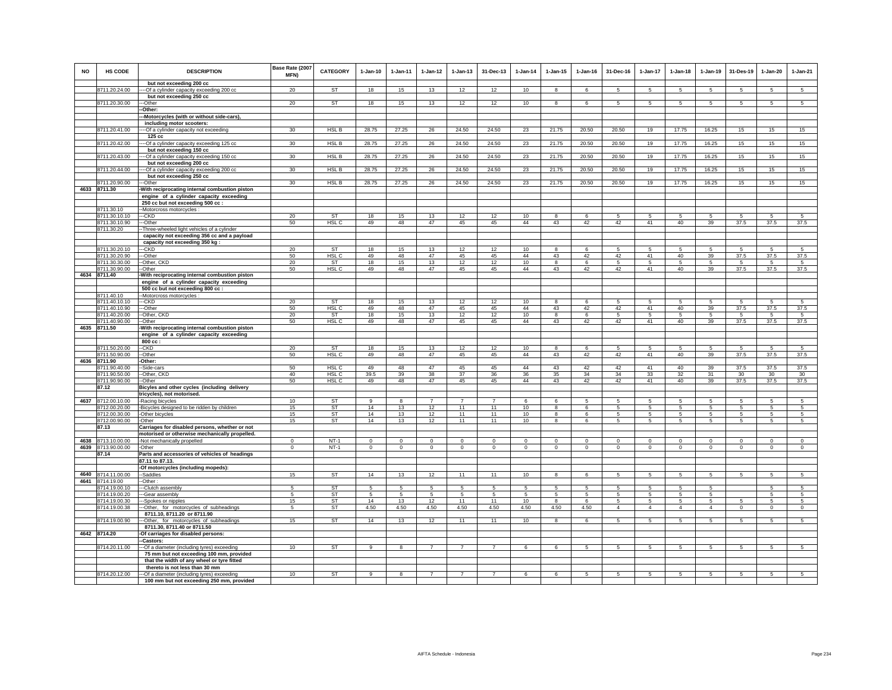| NO | HS CODE | DESCRIPTION | Base Rate (2007 MFN) | CATEGORY | 1-Jan-10 | 1-Jan-11 | 1-Jan-12 | 1-Jan-13 | 31-Dec-13 | 1-Jan-14 | 1-Jan-15 | 1-Jan-16 | 31-Dec-16 | 1-Jan-17 | 1-Jan-18 | 1-Jan-19 | 31-Des-19 | 1-Jan-20 | 1-Jan-21 |
|---|---|---|---|---|---|---|---|---|---|---|---|---|---|---|---|---|---|---|---|
| | | but not exceeding 200 cc | | | | | | | | | | | | | | | | | |
| | 8711.20.24.00 | ----Of a cylinder capacity exceeding 200 cc but not exceeding 250 cc | 20 | ST | 18 | 15 | 13 | 12 | 12 | 10 | 8 | 6 | 5 | 5 | 5 | 5 | 5 | 5 | 5 |
| | 8711.20.30.00 | ---Other | 20 | ST | 18 | 15 | 13 | 12 | 12 | 10 | 8 | 6 | 5 | 5 | 5 | 5 | 5 | 5 | 5 |
| | | --Other: | | | | | | | | | | | | | | | | | |
| | | ---Motorcycles (with or without side-cars), including motor scooters: | | | | | | | | | | | | | | | | | |
| | 8711.20.41.00 | ----Of a cylinder capacity not exceeding 125 cc | 30 | HSL B | 28.75 | 27.25 | 26 | 24.50 | 24.50 | 23 | 21.75 | 20.50 | 20.50 | 19 | 17.75 | 16.25 | 15 | 15 | 15 |
| | 8711.20.42.00 | ----Of a cylinder capacity exceeding 125 cc but not exceeding 150 cc | 30 | HSL B | 28.75 | 27.25 | 26 | 24.50 | 24.50 | 23 | 21.75 | 20.50 | 20.50 | 19 | 17.75 | 16.25 | 15 | 15 | 15 |
| | 8711.20.43.00 | ----Of a cylinder capacity exceeding 150 cc but not exceeding 200 cc | 30 | HSL B | 28.75 | 27.25 | 26 | 24.50 | 24.50 | 23 | 21.75 | 20.50 | 20.50 | 19 | 17.75 | 16.25 | 15 | 15 | 15 |
| | 8711.20.44.00 | ----Of a cylinder capacity exceeding 200 cc but not exceeding 250 cc | 30 | HSL B | 28.75 | 27.25 | 26 | 24.50 | 24.50 | 23 | 21.75 | 20.50 | 20.50 | 19 | 17.75 | 16.25 | 15 | 15 | 15 |
| | 8711.20.90.00 | ---Other | 30 | HSL B | 28.75 | 27.25 | 26 | 24.50 | 24.50 | 23 | 21.75 | 20.50 | 20.50 | 19 | 17.75 | 16.25 | 15 | 15 | 15 |
| 4633 | 8711.30 | -With reciprocating internal combustion piston engine of a cylinder capacity exceeding 250 cc but not exceeding 500 cc : | | | | | | | | | | | | | | | | | |
| | 8711.30.10 | --Motorcross motorcycles : | | | | | | | | | | | | | | | | | |
| | 8711.30.10.10 | ---CKD | 20 | ST | 18 | 15 | 13 | 12 | 12 | 10 | 8 | 6 | 5 | 5 | 5 | 5 | 5 | 5 | 5 |
| | 8711.30.10.90 | ---Other | 50 | HSL C | 49 | 48 | 47 | 45 | 45 | 44 | 43 | 42 | 42 | 41 | 40 | 39 | 37.5 | 37.5 | 37.5 |
| | 8711.30.20 | --Three-wheeled light vehicles of a cylinder capacity not exceeding 356 cc and a payload capacity not exceeding 350 kg : | | | | | | | | | | | | | | | | | |
| | 8711.30.20.10 | ---CKD | 20 | ST | 18 | 15 | 13 | 12 | 12 | 10 | 8 | 6 | 5 | 5 | 5 | 5 | 5 | 5 | 5 |
| | 8711.30.20.90 | ---Other | 50 | HSL C | 49 | 48 | 47 | 45 | 45 | 44 | 43 | 42 | 42 | 41 | 40 | 39 | 37.5 | 37.5 | 37.5 |
| | 8711.30.30.00 | --Other, CKD | 20 | ST | 18 | 15 | 13 | 12 | 12 | 10 | 8 | 6 | 5 | 5 | 5 | 5 | 5 | 5 | 5 |
| | 8711.30.90.00 | --Other | 50 | HSL C | 49 | 48 | 47 | 45 | 45 | 44 | 43 | 42 | 42 | 41 | 40 | 39 | 37.5 | 37.5 | 37.5 |
| 4634 | 8711.40 | -With reciprocating internal combustion piston engine of a cylinder capacity exceeding 500 cc but not exceeding 800 cc : | | | | | | | | | | | | | | | | | |
| | 8711.40.10 | --Motorcross motorcycles : | | | | | | | | | | | | | | | | | |
| | 8711.40.10.10 | ---CKD | 20 | ST | 18 | 15 | 13 | 12 | 12 | 10 | 8 | 6 | 5 | 5 | 5 | 5 | 5 | 5 | 5 |
| | 8711.40.10.90 | ---Other | 50 | HSL C | 49 | 48 | 47 | 45 | 45 | 44 | 43 | 42 | 42 | 41 | 40 | 39 | 37.5 | 37.5 | 37.5 |
| | 8711.40.20.00 | --Other, CKD | 20 | ST | 18 | 15 | 13 | 12 | 12 | 10 | 8 | 6 | 5 | 5 | 5 | 5 | 5 | 5 | 5 |
| | 8711.40.90.00 | --Other | 50 | HSL C | 49 | 48 | 47 | 45 | 45 | 44 | 43 | 42 | 42 | 41 | 40 | 39 | 37.5 | 37.5 | 37.5 |
| 4635 | 8711.50 | -With reciprocating internal combustion piston engine of a cylinder capacity exceeding 800 cc : | | | | | | | | | | | | | | | | | |
| | 8711.50.20.00 | --CKD | 20 | ST | 18 | 15 | 13 | 12 | 12 | 10 | 8 | 6 | 5 | 5 | 5 | 5 | 5 | 5 | 5 |
| | 8711.50.90.00 | --Other | 50 | HSL C | 49 | 48 | 47 | 45 | 45 | 44 | 43 | 42 | 42 | 41 | 40 | 39 | 37.5 | 37.5 | 37.5 |
| 4636 | 8711.90 | -Other: | | | | | | | | | | | | | | | | | |
| | 8711.90.40.00 | --Side-cars | 50 | HSL C | 49 | 48 | 47 | 45 | 45 | 44 | 43 | 42 | 42 | 41 | 40 | 39 | 37.5 | 37.5 | 37.5 |
| | 8711.90.50.00 | --Other, CKD | 40 | HSL C | 39.5 | 39 | 38 | 37 | 36 | 36 | 35 | 34 | 34 | 33 | 32 | 31 | 30 | 30 | 30 |
| | 8711.90.90.00 | --Other | 50 | HSL C | 49 | 48 | 47 | 45 | 45 | 44 | 43 | 42 | 42 | 41 | 40 | 39 | 37.5 | 37.5 | 37.5 |
| | 87.12 | Bicyles and other cycles (including delivery tricycles), not motorised. | | | | | | | | | | | | | | | | | |
| 4637 | 8712.00.10.00 | -Racing bicycles | 10 | ST | 9 | 8 | 7 | 7 | 7 | 6 | 6 | 5 | 5 | 5 | 5 | 5 | 5 | 5 | 5 |
| | 8712.00.20.00 | -Bicycles designed to be ridden by children | 15 | ST | 14 | 13 | 12 | 11 | 11 | 10 | 8 | 6 | 5 | 5 | 5 | 5 | 5 | 5 | 5 |
| | 8712.00.30.00 | -Other bicycles | 15 | ST | 14 | 13 | 12 | 11 | 11 | 10 | 8 | 6 | 5 | 5 | 5 | 5 | 5 | 5 | 5 |
| | 8712.00.90.00 | -Other | 15 | ST | 14 | 13 | 12 | 11 | 11 | 10 | 8 | 6 | 5 | 5 | 5 | 5 | 5 | 5 | 5 |
| | 87.13 | Carriages for disabled persons, whether or not motorised or otherwise mechanically propelled. | | | | | | | | | | | | | | | | | |
| 4638 | 8713.10.00.00 | -Not mechanically propelled | 0 | NT-1 | 0 | 0 | 0 | 0 | 0 | 0 | 0 | 0 | 0 | 0 | 0 | 0 | 0 | 0 | 0 |
| 4639 | 8713.90.00.00 | -Other | 0 | NT-1 | 0 | 0 | 0 | 0 | 0 | 0 | 0 | 0 | 0 | 0 | 0 | 0 | 0 | 0 | 0 |
| | 87.14 | Parts and accessories of vehicles of headings 87.11 to 87.13. | | | | | | | | | | | | | | | | | |
| | | -Of motorcycles (including mopeds): | | | | | | | | | | | | | | | | | |
| 4640 | 8714.11.00.00 | --Saddles | 15 | ST | 14 | 13 | 12 | 11 | 11 | 10 | 8 | 6 | 5 | 5 | 5 | 5 | 5 | 5 | 5 |
| 4641 | 8714.19.00 | --Other : | | | | | | | | | | | | | | | | | |
| | 8714.19.00.10 | ---Clutch assembly | 5 | ST | 5 | 5 | 5 | 5 | 5 | 5 | 5 | 5 | 5 | 5 | 5 | 5 | | 5 | 5 |
| | 8714.19.00.20 | ---Gear assembly | 5 | ST | 5 | 5 | 5 | 5 | 5 | 5 | 5 | 5 | 5 | 5 | 5 | 5 | | 5 | 5 |
| | 8714.19.00.30 | ---Spokes or nipples | 15 | ST | 14 | 13 | 12 | 11 | 11 | 10 | 8 | 6 | 5 | 5 | 5 | 5 | 5 | 5 | 5 |
| | 8714.19.00.38 | ---Other, for motorcycles of subheadings 8711.10, 8711.20 or 8711.90 | 5 | ST | 4.50 | 4.50 | 4.50 | 4.50 | 4.50 | 4.50 | 4.50 | 4.50 | 4 | 4 | 4 | 4 | 0 | 0 | 0 |
| | 8714.19.00.90 | ---Other, for motorcycles of subheadings 8711.30, 8711.40 or 8711.50 | 15 | ST | 14 | 13 | 12 | 11 | 11 | 10 | 8 | 6 | 5 | 5 | 5 | 5 | 5 | 5 | 5 |
| 4642 | 8714.20 | -Of carriages for disabled persons: | | | | | | | | | | | | | | | | | |
| | | --Castors: | | | | | | | | | | | | | | | | | |
| | 8714.20.11.00 | ---Of a diameter (including tyres) exceeding 75 mm but not exceeding 100 mm, provided that the width of any wheel or tyre fitted thereto is not less than 30 mm | 10 | ST | 9 | 8 | 7 | 7 | 7 | 6 | 6 | 5 | 5 | 5 | 5 | 5 | 5 | 5 | 5 |
| | 8714.20.12.00 | ---Of a diameter (including tyres) exceeding 100 mm but not exceeding 250 mm, provided | 10 | ST | 9 | 8 | 7 | 7 | 7 | 6 | 6 | 5 | 5 | 5 | 5 | 5 | 5 | 5 | 5 |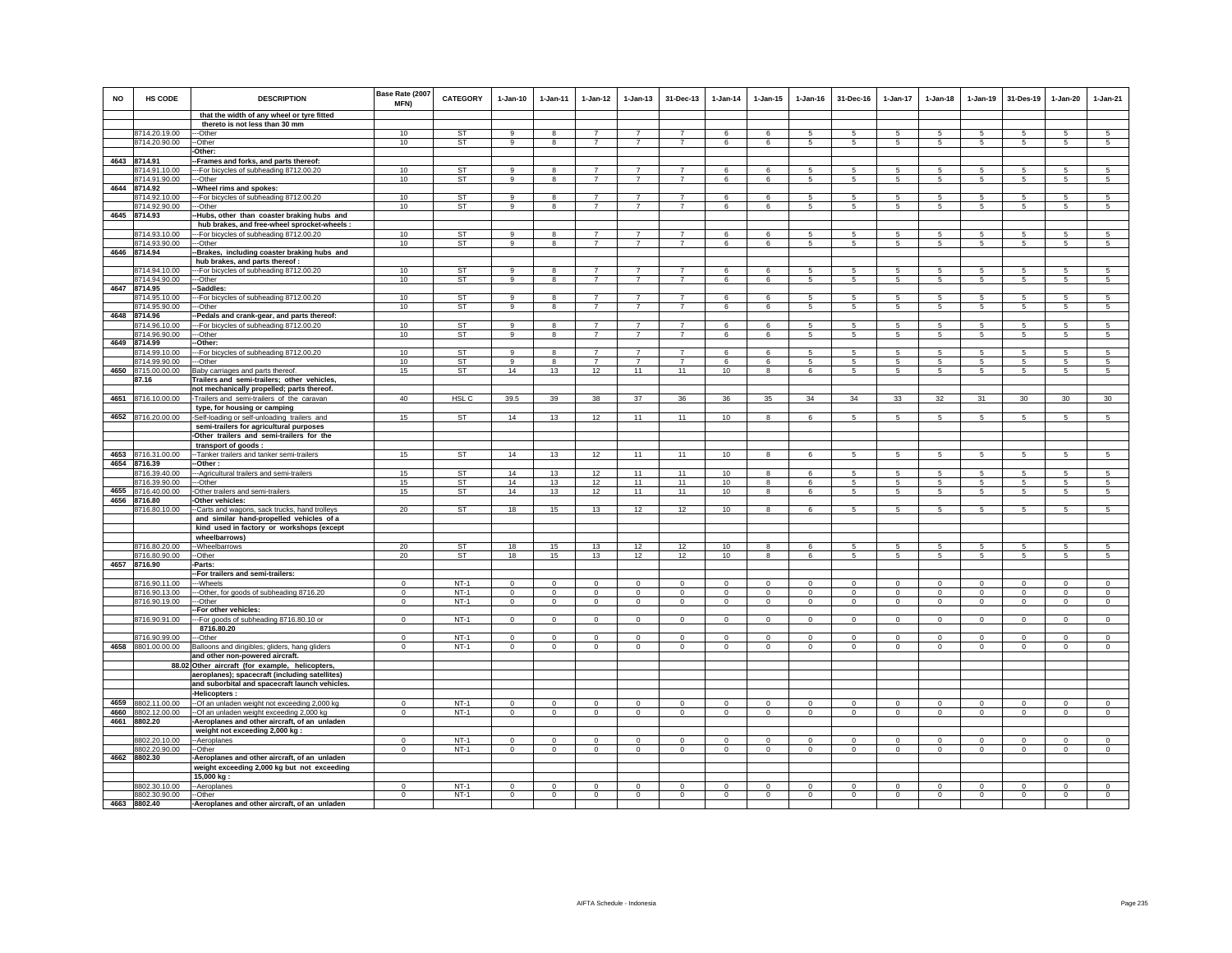| NO | HS CODE | DESCRIPTION | Base Rate (2007 MFN) | CATEGORY | 1-Jan-10 | 1-Jan-11 | 1-Jan-12 | 1-Jan-13 | 31-Dec-13 | 1-Jan-14 | 1-Jan-15 | 1-Jan-16 | 31-Dec-16 | 1-Jan-17 | 1-Jan-18 | 1-Jan-19 | 31-Des-19 | 1-Jan-20 | 1-Jan-21 |
|---|---|---|---|---|---|---|---|---|---|---|---|---|---|---|---|---|---|---|---|
| | | that the width of any wheel or tyre fitted | | | | | | | | | | | | | | | | | |
| | | thereto is not less than 30 mm | | | | | | | | | | | | | | | | | |
| | 8714.20.19.00 | ---Other | 10 | ST | 9 | 8 | 7 | 7 | 7 | 6 | 6 | 5 | 5 | 5 | 5 | 5 | 5 | 5 | 5 |
| | 8714.20.90.00 | --Other | 10 | ST | 9 | 8 | 7 | 7 | 7 | 6 | 6 | 5 | 5 | 5 | 5 | 5 | 5 | 5 | 5 |
| | | -Other: | | | | | | | | | | | | | | | | | |
| 4643 | 8714.91 | --Frames and forks, and parts thereof: | | | | | | | | | | | | | | | | | |
| | 8714.91.10.00 | ---For bicycles of subheading 8712.00.20 | 10 | ST | 9 | 8 | 7 | 7 | 7 | 6 | 6 | 5 | 5 | 5 | 5 | 5 | 5 | 5 | 5 |
| | 8714.91.90.00 | ---Other | 10 | ST | 9 | 8 | 7 | 7 | 7 | 6 | 6 | 5 | 5 | 5 | 5 | 5 | 5 | 5 | 5 |
| 4644 | 8714.92 | --Wheel rims and spokes: | | | | | | | | | | | | | | | | | |
| | 8714.92.10.00 | ---For bicycles of subheading 8712.00.20 | 10 | ST | 9 | 8 | 7 | 7 | 7 | 6 | 6 | 5 | 5 | 5 | 5 | 5 | 5 | 5 | 5 |
| | 8714.92.90.00 | ---Other | 10 | ST | 9 | 8 | 7 | 7 | 7 | 6 | 6 | 5 | 5 | 5 | 5 | 5 | 5 | 5 | 5 |
| 4645 | 8714.93 | --Hubs, other than coaster braking hubs and | | | | | | | | | | | | | | | | | |
| | | hub brakes, and free-wheel sprocket-wheels : | | | | | | | | | | | | | | | | | |
| | 8714.93.10.00 | ---For bicycles of subheading 8712.00.20 | 10 | ST | 9 | 8 | 7 | 7 | 7 | 6 | 6 | 5 | 5 | 5 | 5 | 5 | 5 | 5 | 5 |
| | 8714.93.90.00 | ---Other | 10 | ST | 9 | 8 | 7 | 7 | 7 | 6 | 6 | 5 | 5 | 5 | 5 | 5 | 5 | 5 | 5 |
| 4646 | 8714.94 | --Brakes, including coaster braking hubs and | | | | | | | | | | | | | | | | | |
| | | hub brakes, and parts thereof : | | | | | | | | | | | | | | | | | |
| | 8714.94.10.00 | ---For bicycles of subheading 8712.00.20 | 10 | ST | 9 | 8 | 7 | 7 | 7 | 6 | 6 | 5 | 5 | 5 | 5 | 5 | 5 | 5 | 5 |
| | 8714.94.90.00 | ---Other | 10 | ST | 9 | 8 | 7 | 7 | 7 | 6 | 6 | 5 | 5 | 5 | 5 | 5 | 5 | 5 | 5 |
| 4647 | 8714.95 | --Saddles: | | | | | | | | | | | | | | | | | |
| | 8714.95.10.00 | ---For bicycles of subheading 8712.00.20 | 10 | ST | 9 | 8 | 7 | 7 | 7 | 6 | 6 | 5 | 5 | 5 | 5 | 5 | 5 | 5 | 5 |
| | 8714.95.90.00 | ---Other | 10 | ST | 9 | 8 | 7 | 7 | 7 | 6 | 6 | 5 | 5 | 5 | 5 | 5 | 5 | 5 | 5 |
| 4648 | 8714.96 | --Pedals and crank-gear, and parts thereof: | | | | | | | | | | | | | | | | | |
| | 8714.96.10.00 | ---For bicycles of subheading 8712.00.20 | 10 | ST | 9 | 8 | 7 | 7 | 7 | 6 | 6 | 5 | 5 | 5 | 5 | 5 | 5 | 5 | 5 |
| | 8714.96.90.00 | ---Other | 10 | ST | 9 | 8 | 7 | 7 | 7 | 6 | 6 | 5 | 5 | 5 | 5 | 5 | 5 | 5 | 5 |
| 4649 | 8714.99 | --Other: | | | | | | | | | | | | | | | | | |
| | 8714.99.10.00 | ---For bicycles of subheading 8712.00.20 | 10 | ST | 9 | 8 | 7 | 7 | 7 | 6 | 6 | 5 | 5 | 5 | 5 | 5 | 5 | 5 | 5 |
| | 8714.99.90.00 | ---Other | 10 | ST | 9 | 8 | 7 | 7 | 7 | 6 | 6 | 5 | 5 | 5 | 5 | 5 | 5 | 5 | 5 |
| 4650 | 8715.00.00.00 | Baby carriages and parts thereof. | 15 | ST | 14 | 13 | 12 | 11 | 11 | 10 | 8 | 6 | 5 | 5 | 5 | 5 | 5 | 5 | 5 |
| | 87.16 | Trailers and semi-trailers; other vehicles, | | | | | | | | | | | | | | | | | |
| | | not mechanically propelled; parts thereof. | | | | | | | | | | | | | | | | | |
| 4651 | 8716.10.00.00 | -Trailers and semi-trailers of the caravan | 40 | HSL C | 39.5 | 39 | 38 | 37 | 36 | 36 | 35 | 34 | 34 | 33 | 32 | 31 | 30 | 30 | 30 |
| | | type, for housing or camping | | | | | | | | | | | | | | | | | |
| 4652 | 8716.20.00.00 | -Self-loading or self-unloading trailers and | 15 | ST | 14 | 13 | 12 | 11 | 11 | 10 | 8 | 6 | 5 | 5 | 5 | 5 | 5 | 5 | 5 |
| | | semi-trailers for agricultural purposes | | | | | | | | | | | | | | | | | |
| | | -Other trailers and semi-trailers for the | | | | | | | | | | | | | | | | | |
| | | transport of goods : | | | | | | | | | | | | | | | | | |
| 4653 | 8716.31.00.00 | --Tanker trailers and tanker semi-trailers | 15 | ST | 14 | 13 | 12 | 11 | 11 | 10 | 8 | 6 | 5 | 5 | 5 | 5 | 5 | 5 | 5 |
| 4654 | 8716.39 | --Other : | | | | | | | | | | | | | | | | | |
| | 8716.39.40.00 | ---Agricultural trailers and semi-trailers | 15 | ST | 14 | 13 | 12 | 11 | 11 | 10 | 8 | 6 | 5 | 5 | 5 | 5 | 5 | 5 | 5 |
| | 8716.39.90.00 | ---Other | 15 | ST | 14 | 13 | 12 | 11 | 11 | 10 | 8 | 6 | 5 | 5 | 5 | 5 | 5 | 5 | 5 |
| 4655 | 8716.40.00.00 | -Other trailers and semi-trailers | 15 | ST | 14 | 13 | 12 | 11 | 11 | 10 | 8 | 6 | 5 | 5 | 5 | 5 | 5 | 5 | 5 |
| 4656 | 8716.80 | -Other vehicles: | | | | | | | | | | | | | | | | | |
| | 8716.80.10.00 | --Carts and wagons, sack trucks, hand trolleys | 20 | ST | 18 | 15 | 13 | 12 | 12 | 10 | 8 | 6 | 5 | 5 | 5 | 5 | 5 | 5 | 5 |
| | | and similar hand-propelled vehicles of a | | | | | | | | | | | | | | | | | |
| | | kind used in factory or workshops (except | | | | | | | | | | | | | | | | | |
| | | wheelbarrows) | | | | | | | | | | | | | | | | | |
| | 8716.80.20.00 | --Wheelbarrows | 20 | ST | 18 | 15 | 13 | 12 | 12 | 10 | 8 | 6 | 5 | 5 | 5 | 5 | 5 | 5 | 5 |
| | 8716.80.90.00 | --Other | 20 | ST | 18 | 15 | 13 | 12 | 12 | 10 | 8 | 6 | 5 | 5 | 5 | 5 | 5 | 5 | 5 |
| 4657 | 8716.90 | -Parts: | | | | | | | | | | | | | | | | | |
| | | --For trailers and semi-trailers: | | | | | | | | | | | | | | | | | |
| | 8716.90.11.00 | ---Wheels | 0 | NT-1 | 0 | 0 | 0 | 0 | 0 | 0 | 0 | 0 | 0 | 0 | 0 | 0 | 0 | 0 | 0 |
| | 8716.90.13.00 | ---Other, for goods of subheading 8716.20 | 0 | NT-1 | 0 | 0 | 0 | 0 | 0 | 0 | 0 | 0 | 0 | 0 | 0 | 0 | 0 | 0 | 0 |
| | 8716.90.19.00 | ---Other | 0 | NT-1 | 0 | 0 | 0 | 0 | 0 | 0 | 0 | 0 | 0 | 0 | 0 | 0 | 0 | 0 | 0 |
| | | --For other vehicles: | | | | | | | | | | | | | | | | | |
| | 8716.90.91.00 | ---For goods of subheading 8716.80.10 or | 0 | NT-1 | 0 | 0 | 0 | 0 | 0 | 0 | 0 | 0 | 0 | 0 | 0 | 0 | 0 | 0 | 0 |
| | | 8716.80.20 | | | | | | | | | | | | | | | | | |
| | 8716.90.99.00 | ---Other | 0 | NT-1 | 0 | 0 | 0 | 0 | 0 | 0 | 0 | 0 | 0 | 0 | 0 | 0 | 0 | 0 | 0 |
| 4658 | 8801.00.00.00 | Balloons and dirigibles; gliders, hang gliders | 0 | NT-1 | 0 | 0 | 0 | 0 | 0 | 0 | 0 | 0 | 0 | 0 | 0 | 0 | 0 | 0 | 0 |
| | | and other non-powered aircraft. | | | | | | | | | | | | | | | | | |
| | 88.02 | Other aircraft (for example, helicopters, | | | | | | | | | | | | | | | | | |
| | | aeroplanes); spacecraft (including satellites) | | | | | | | | | | | | | | | | | |
| | | and suborbital and spacecraft launch vehicles. | | | | | | | | | | | | | | | | | |
| | | -Helicopters : | | | | | | | | | | | | | | | | | |
| 4659 | 8802.11.00.00 | --Of an unladen weight not exceeding 2,000 kg | 0 | NT-1 | 0 | 0 | 0 | 0 | 0 | 0 | 0 | 0 | 0 | 0 | 0 | 0 | 0 | 0 | 0 |
| 4660 | 8802.12.00.00 | --Of an unladen weight exceeding 2,000 kg | 0 | NT-1 | 0 | 0 | 0 | 0 | 0 | 0 | 0 | 0 | 0 | 0 | 0 | 0 | 0 | 0 | 0 |
| 4661 | 8802.20 | -Aeroplanes and other aircraft, of an unladen | | | | | | | | | | | | | | | | | |
| | | weight not exceeding 2,000 kg : | | | | | | | | | | | | | | | | | |
| | 8802.20.10.00 | --Aeroplanes | 0 | NT-1 | 0 | 0 | 0 | 0 | 0 | 0 | 0 | 0 | 0 | 0 | 0 | 0 | 0 | 0 | 0 |
| | 8802.20.90.00 | --Other | 0 | NT-1 | 0 | 0 | 0 | 0 | 0 | 0 | 0 | 0 | 0 | 0 | 0 | 0 | 0 | 0 | 0 |
| 4662 | 8802.30 | -Aeroplanes and other aircraft, of an unladen | | | | | | | | | | | | | | | | | |
| | | weight exceeding 2,000 kg but not exceeding | | | | | | | | | | | | | | | | | |
| | | 15,000 kg : | | | | | | | | | | | | | | | | | |
| | 8802.30.10.00 | --Aeroplanes | 0 | NT-1 | 0 | 0 | 0 | 0 | 0 | 0 | 0 | 0 | 0 | 0 | 0 | 0 | 0 | 0 | 0 |
| | 8802.30.90.00 | --Other | 0 | NT-1 | 0 | 0 | 0 | 0 | 0 | 0 | 0 | 0 | 0 | 0 | 0 | 0 | 0 | 0 | 0 |
| 4663 | 8802.40 | -Aeroplanes and other aircraft, of an unladen | | | | | | | | | | | | | | | | | |

AIFTA Schedule - Indonesia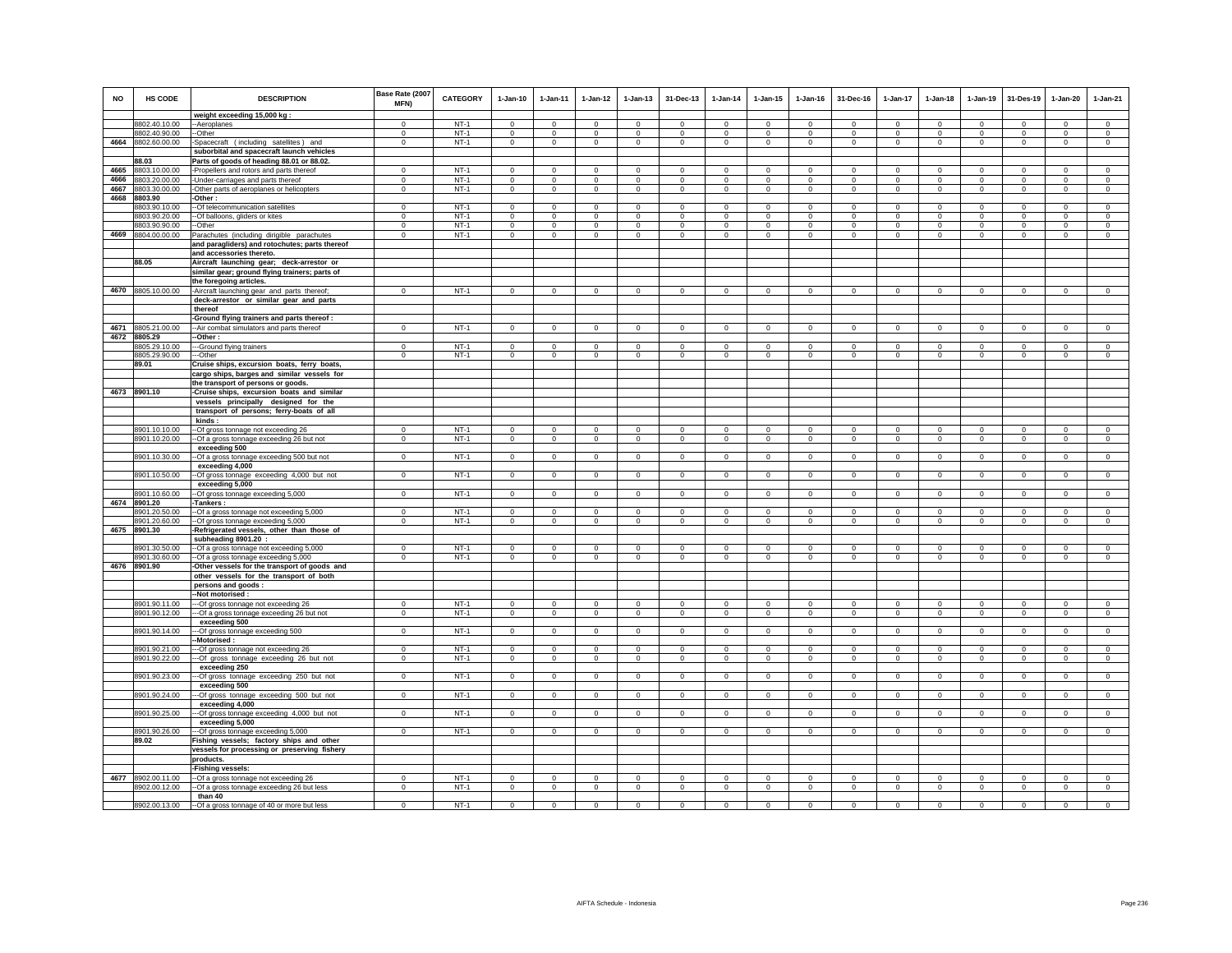| NO | HS CODE | DESCRIPTION | Base Rate (2007 MFN) | CATEGORY | 1-Jan-10 | 1-Jan-11 | 1-Jan-12 | 1-Jan-13 | 31-Dec-13 | 1-Jan-14 | 1-Jan-15 | 1-Jan-16 | 31-Dec-16 | 1-Jan-17 | 1-Jan-18 | 1-Jan-19 | 31-Des-19 | 1-Jan-20 | 1-Jan-21 |
|---|---|---|---|---|---|---|---|---|---|---|---|---|---|---|---|---|---|---|---|
| | | weight exceeding 15,000 kg : | | | | | | | | | | | | | | | | | |
| | 8802.40.10.00 | --Aeroplanes | 0 | NT-1 | 0 | 0 | 0 | 0 | 0 | 0 | 0 | 0 | 0 | 0 | 0 | 0 | 0 | 0 | 0 |
| | 8802.40.90.00 | --Other | 0 | NT-1 | 0 | 0 | 0 | 0 | 0 | 0 | 0 | 0 | 0 | 0 | 0 | 0 | 0 | 0 | 0 |
| 4664 | 8802.60.00.00 | -Spacecraft (including satellites) and suborbital and spacecraft launch vehicles | 0 | NT-1 | 0 | 0 | 0 | 0 | 0 | 0 | 0 | 0 | 0 | 0 | 0 | 0 | 0 | 0 | 0 |
| | 88.03 | Parts of goods of heading 88.01 or 88.02. | | | | | | | | | | | | | | | | | |
| 4665 | 8803.10.00.00 | -Propellers and rotors and parts thereof | 0 | NT-1 | 0 | 0 | 0 | 0 | 0 | 0 | 0 | 0 | 0 | 0 | 0 | 0 | 0 | 0 | 0 |
| 4666 | 8803.20.00.00 | -Under-carriages and parts thereof | 0 | NT-1 | 0 | 0 | 0 | 0 | 0 | 0 | 0 | 0 | 0 | 0 | 0 | 0 | 0 | 0 | 0 |
| 4667 | 8803.30.00.00 | -Other parts of aeroplanes or helicopters | 0 | NT-1 | 0 | 0 | 0 | 0 | 0 | 0 | 0 | 0 | 0 | 0 | 0 | 0 | 0 | 0 | 0 |
| 4668 | 8803.90 | -Other : | | | | | | | | | | | | | | | | | |
| | 8803.90.10.00 | --Of telecommunication satellites | 0 | NT-1 | 0 | 0 | 0 | 0 | 0 | 0 | 0 | 0 | 0 | 0 | 0 | 0 | 0 | 0 | 0 |
| | 8803.90.20.00 | --Of balloons, gliders or kites | 0 | NT-1 | 0 | 0 | 0 | 0 | 0 | 0 | 0 | 0 | 0 | 0 | 0 | 0 | 0 | 0 | 0 |
| | 8803.90.90.00 | --Other | 0 | NT-1 | 0 | 0 | 0 | 0 | 0 | 0 | 0 | 0 | 0 | 0 | 0 | 0 | 0 | 0 | 0 |
| 4669 | 8804.00.00.00 | Parachutes (including dirigible parachutes and paragliders) and rotochutes; parts thereof and accessories thereto. | 0 | NT-1 | 0 | 0 | 0 | 0 | 0 | 0 | 0 | 0 | 0 | 0 | 0 | 0 | 0 | 0 | 0 |
| | 88.05 | Aircraft launching gear; deck-arrestor or similar gear; ground flying trainers; parts of the foregoing articles. | | | | | | | | | | | | | | | | | |
| 4670 | 8805.10.00.00 | -Aircraft launching gear and parts thereof; deck-arrestor or similar gear and parts thereof | 0 | NT-1 | 0 | 0 | 0 | 0 | 0 | 0 | 0 | 0 | 0 | 0 | 0 | 0 | 0 | 0 | 0 |
| | | -Ground flying trainers and parts thereof : | | | | | | | | | | | | | | | | | |
| 4671 | 8805.21.00.00 | --Air combat simulators and parts thereof | 0 | NT-1 | 0 | 0 | 0 | 0 | 0 | 0 | 0 | 0 | 0 | 0 | 0 | 0 | 0 | 0 | 0 |
| 4672 | 8805.29 | --Other : | | | | | | | | | | | | | | | | | |
| | 8805.29.10.00 | ---Ground flying trainers | 0 | NT-1 | 0 | 0 | 0 | 0 | 0 | 0 | 0 | 0 | 0 | 0 | 0 | 0 | 0 | 0 | 0 |
| | 8805.29.90.00 | ---Other | 0 | NT-1 | 0 | 0 | 0 | 0 | 0 | 0 | 0 | 0 | 0 | 0 | 0 | 0 | 0 | 0 | 0 |
| | 89.01 | Cruise ships, excursion boats, ferry boats, cargo ships, barges and similar vessels for the transport of persons or goods. | | | | | | | | | | | | | | | | | |
| 4673 | 8901.10 | -Cruise ships, excursion boats and similar vessels principally designed for the transport of persons; ferry-boats of all kinds : | | | | | | | | | | | | | | | | | |
| | 8901.10.10.00 | --Of gross tonnage not exceeding 26 | 0 | NT-1 | 0 | 0 | 0 | 0 | 0 | 0 | 0 | 0 | 0 | 0 | 0 | 0 | 0 | 0 | 0 |
| | 8901.10.20.00 | --Of a gross tonnage exceeding 26 but not exceeding 500 | 0 | NT-1 | 0 | 0 | 0 | 0 | 0 | 0 | 0 | 0 | 0 | 0 | 0 | 0 | 0 | 0 | 0 |
| | 8901.10.30.00 | --Of a gross tonnage exceeding 500 but not exceeding 4,000 | 0 | NT-1 | 0 | 0 | 0 | 0 | 0 | 0 | 0 | 0 | 0 | 0 | 0 | 0 | 0 | 0 | 0 |
| | 8901.10.50.00 | --Of gross tonnage exceeding 4,000 but not exceeding 5,000 | 0 | NT-1 | 0 | 0 | 0 | 0 | 0 | 0 | 0 | 0 | 0 | 0 | 0 | 0 | 0 | 0 | 0 |
| | 8901.10.60.00 | --Of gross tonnage exceeding 5,000 | 0 | NT-1 | 0 | 0 | 0 | 0 | 0 | 0 | 0 | 0 | 0 | 0 | 0 | 0 | 0 | 0 | 0 |
| 4674 | 8901.20 | -Tankers : | | | | | | | | | | | | | | | | | |
| | 8901.20.50.00 | --Of a gross tonnage not exceeding 5,000 | 0 | NT-1 | 0 | 0 | 0 | 0 | 0 | 0 | 0 | 0 | 0 | 0 | 0 | 0 | 0 | 0 | 0 |
| | 8901.20.60.00 | --Of gross tonnage exceeding 5,000 | 0 | NT-1 | 0 | 0 | 0 | 0 | 0 | 0 | 0 | 0 | 0 | 0 | 0 | 0 | 0 | 0 | 0 |
| 4675 | 8901.30 | -Refrigerated vessels, other than those of subheading 8901.20 : | | | | | | | | | | | | | | | | | |
| | 8901.30.50.00 | --Of a gross tonnage not exceeding 5,000 | 0 | NT-1 | 0 | 0 | 0 | 0 | 0 | 0 | 0 | 0 | 0 | 0 | 0 | 0 | 0 | 0 | 0 |
| | 8901.30.60.00 | --Of a gross tonnage exceeding 5,000 | 0 | NT-1 | 0 | 0 | 0 | 0 | 0 | 0 | 0 | 0 | 0 | 0 | 0 | 0 | 0 | 0 | 0 |
| 4676 | 8901.90 | -Other vessels for the transport of goods and other vessels for the transport of both persons and goods : | | | | | | | | | | | | | | | | | |
| | | --Not motorised : | | | | | | | | | | | | | | | | | |
| | 8901.90.11.00 | ---Of gross tonnage not exceeding 26 | 0 | NT-1 | 0 | 0 | 0 | 0 | 0 | 0 | 0 | 0 | 0 | 0 | 0 | 0 | 0 | 0 | 0 |
| | 8901.90.12.00 | ---Of a gross tonnage exceeding 26 but not exceeding 500 | 0 | NT-1 | 0 | 0 | 0 | 0 | 0 | 0 | 0 | 0 | 0 | 0 | 0 | 0 | 0 | 0 | 0 |
| | 8901.90.14.00 | ---Of gross tonnage exceeding 500 | 0 | NT-1 | 0 | 0 | 0 | 0 | 0 | 0 | 0 | 0 | 0 | 0 | 0 | 0 | 0 | 0 | 0 |
| | | --Motorised : | | | | | | | | | | | | | | | | | |
| | 8901.90.21.00 | ---Of gross tonnage not exceeding 26 | 0 | NT-1 | 0 | 0 | 0 | 0 | 0 | 0 | 0 | 0 | 0 | 0 | 0 | 0 | 0 | 0 | 0 |
| | 8901.90.22.00 | ---Of gross tonnage exceeding 26 but not exceeding 250 | 0 | NT-1 | 0 | 0 | 0 | 0 | 0 | 0 | 0 | 0 | 0 | 0 | 0 | 0 | 0 | 0 | 0 |
| | 8901.90.23.00 | ---Of gross tonnage exceeding 250 but not exceeding 500 | 0 | NT-1 | 0 | 0 | 0 | 0 | 0 | 0 | 0 | 0 | 0 | 0 | 0 | 0 | 0 | 0 | 0 |
| | 8901.90.24.00 | ---Of gross tonnage exceeding 500 but not exceeding 4,000 | 0 | NT-1 | 0 | 0 | 0 | 0 | 0 | 0 | 0 | 0 | 0 | 0 | 0 | 0 | 0 | 0 | 0 |
| | 8901.90.25.00 | ---Of gross tonnage exceeding 4,000 but not exceeding 5,000 | 0 | NT-1 | 0 | 0 | 0 | 0 | 0 | 0 | 0 | 0 | 0 | 0 | 0 | 0 | 0 | 0 | 0 |
| | 8901.90.26.00 | ---Of gross tonnage exceeding 5,000 | 0 | NT-1 | 0 | 0 | 0 | 0 | 0 | 0 | 0 | 0 | 0 | 0 | 0 | 0 | 0 | 0 | 0 |
| | 89.02 | Fishing vessels; factory ships and other vessels for processing or preserving fishery products. | | | | | | | | | | | | | | | | | |
| | | -Fishing vessels: | | | | | | | | | | | | | | | | | |
| 4677 | 8902.00.11.00 | --Of a gross tonnage not exceeding 26 | 0 | NT-1 | 0 | 0 | 0 | 0 | 0 | 0 | 0 | 0 | 0 | 0 | 0 | 0 | 0 | 0 | 0 |
| | 8902.00.12.00 | --Of a gross tonnage exceeding 26 but less than 40 | 0 | NT-1 | 0 | 0 | 0 | 0 | 0 | 0 | 0 | 0 | 0 | 0 | 0 | 0 | 0 | 0 | 0 |
| | 8902.00.13.00 | --Of a gross tonnage of 40 or more but less | 0 | NT-1 | 0 | 0 | 0 | 0 | 0 | 0 | 0 | 0 | 0 | 0 | 0 | 0 | 0 | 0 | 0 |

AIFTA Schedule - Indonesia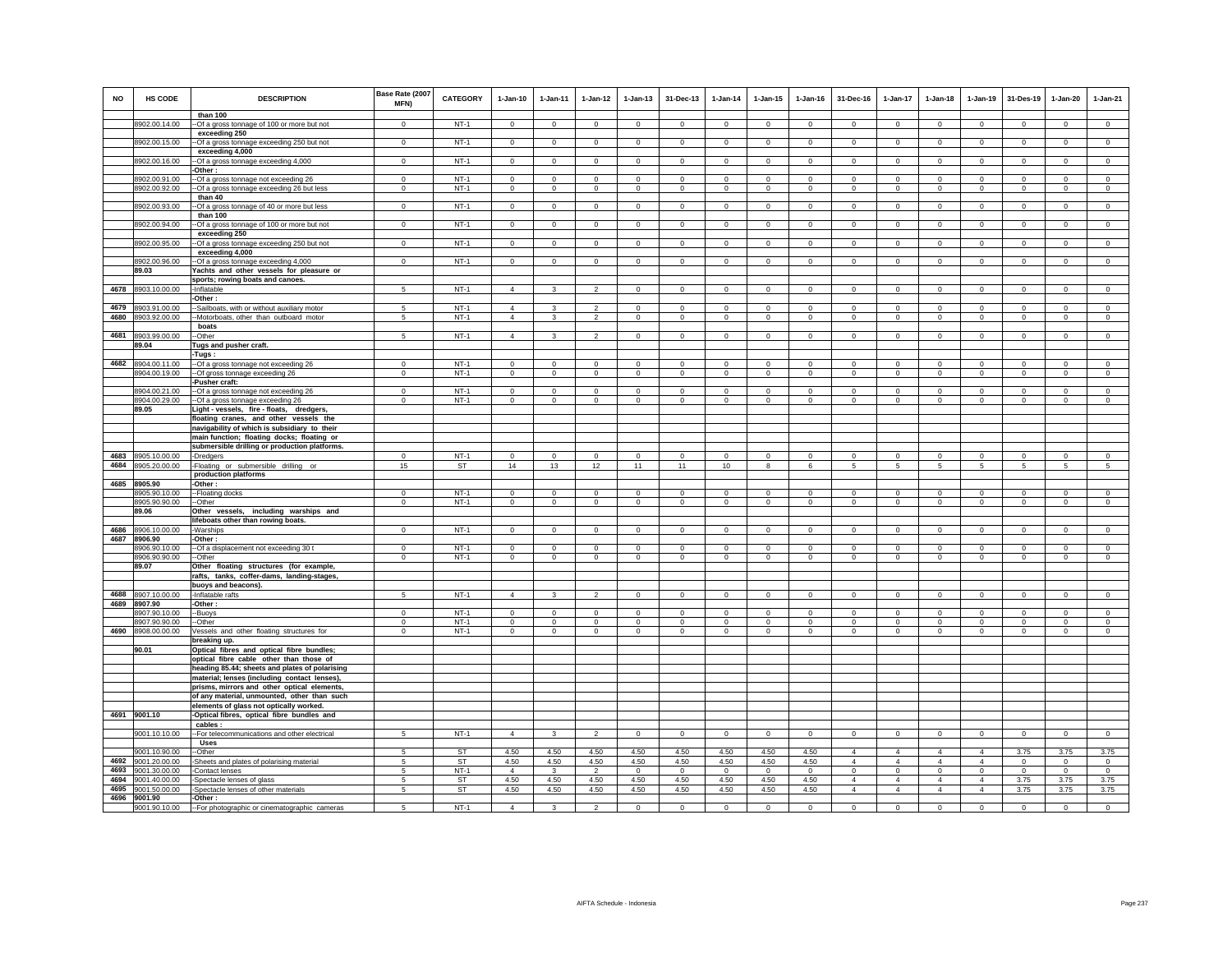| NO | HS CODE | DESCRIPTION | Base Rate (2007 MFN) | CATEGORY | 1-Jan-10 | 1-Jan-11 | 1-Jan-12 | 1-Jan-13 | 31-Dec-13 | 1-Jan-14 | 1-Jan-15 | 1-Jan-16 | 31-Dec-16 | 1-Jan-17 | 1-Jan-18 | 1-Jan-19 | 31-Des-19 | 1-Jan-20 | 1-Jan-21 |
|---|---|---|---|---|---|---|---|---|---|---|---|---|---|---|---|---|---|---|---|
| | | than 100 | | | | | | | | | | | | | | | | | |
| | 8902.00.14.00 | --Of a gross tonnage of 100 or more but not exceeding 250 | 0 | NT-1 | 0 | 0 | 0 | 0 | 0 | 0 | 0 | 0 | 0 | 0 | 0 | 0 | 0 | 0 | 0 |
| | 8902.00.15.00 | --Of a gross tonnage exceeding 250 but not exceeding 4,000 | 0 | NT-1 | 0 | 0 | 0 | 0 | 0 | 0 | 0 | 0 | 0 | 0 | 0 | 0 | 0 | 0 | 0 |
| | 8902.00.16.00 | --Of a gross tonnage exceeding 4,000 | 0 | NT-1 | 0 | 0 | 0 | 0 | 0 | 0 | 0 | 0 | 0 | 0 | 0 | 0 | 0 | 0 | 0 |
| | | -Other : | | | | | | | | | | | | | | | | | |
| | 8902.00.91.00 | --Of a gross tonnage not exceeding 26 | 0 | NT-1 | 0 | 0 | 0 | 0 | 0 | 0 | 0 | 0 | 0 | 0 | 0 | 0 | 0 | 0 | 0 |
| | 8902.00.92.00 | --Of a gross tonnage exceeding 26 but less than 40 | 0 | NT-1 | 0 | 0 | 0 | 0 | 0 | 0 | 0 | 0 | 0 | 0 | 0 | 0 | 0 | 0 | 0 |
| | 8902.00.93.00 | --Of a gross tonnage of 40 or more but less than 100 | 0 | NT-1 | 0 | 0 | 0 | 0 | 0 | 0 | 0 | 0 | 0 | 0 | 0 | 0 | 0 | 0 | 0 |
| | 8902.00.94.00 | --Of a gross tonnage of 100 or more but not exceeding 250 | 0 | NT-1 | 0 | 0 | 0 | 0 | 0 | 0 | 0 | 0 | 0 | 0 | 0 | 0 | 0 | 0 | 0 |
| | 8902.00.95.00 | --Of a gross tonnage exceeding 250 but not exceeding 4,000 | 0 | NT-1 | 0 | 0 | 0 | 0 | 0 | 0 | 0 | 0 | 0 | 0 | 0 | 0 | 0 | 0 | 0 |
| | 8902.00.96.00 | --Of a gross tonnage exceeding 4,000 | 0 | NT-1 | 0 | 0 | 0 | 0 | 0 | 0 | 0 | 0 | 0 | 0 | 0 | 0 | 0 | 0 | 0 |
| | 89.03 | Yachts and other vessels for pleasure or sports; rowing boats and canoes. | | | | | | | | | | | | | | | | | |
| 4678 | 8903.10.00.00 | -Inflatable | 5 | NT-1 | 4 | 3 | 2 | 0 | 0 | 0 | 0 | 0 | 0 | 0 | 0 | 0 | 0 | 0 | 0 |
| | | -Other : | | | | | | | | | | | | | | | | | |
| 4679 | 8903.91.00.00 | --Sailboats, with or without auxiliary motor | 5 | NT-1 | 4 | 3 | 2 | 0 | 0 | 0 | 0 | 0 | 0 | 0 | 0 | 0 | 0 | 0 | 0 |
| 4680 | 8903.92.00.00 | --Motorboats, other than outboard motor boats | 5 | NT-1 | 4 | 3 | 2 | 0 | 0 | 0 | 0 | 0 | 0 | 0 | 0 | 0 | 0 | 0 | 0 |
| 4681 | 8903.99.00.00 | --Other | 5 | NT-1 | 4 | 3 | 2 | 0 | 0 | 0 | 0 | 0 | 0 | 0 | 0 | 0 | 0 | 0 | 0 |
| | 89.04 | Tugs and pusher craft. | | | | | | | | | | | | | | | | | |
| | | -Tugs : | | | | | | | | | | | | | | | | | |
| 4682 | 8904.00.11.00 | --Of a gross tonnage not exceeding 26 | 0 | NT-1 | 0 | 0 | 0 | 0 | 0 | 0 | 0 | 0 | 0 | 0 | 0 | 0 | 0 | 0 | 0 |
| | 8904.00.19.00 | --Of gross tonnage exceeding 26 | 0 | NT-1 | 0 | 0 | 0 | 0 | 0 | 0 | 0 | 0 | 0 | 0 | 0 | 0 | 0 | 0 | 0 |
| | | -Pusher craft: | | | | | | | | | | | | | | | | | |
| | 8904.00.21.00 | --Of a gross tonnage not exceeding 26 | 0 | NT-1 | 0 | 0 | 0 | 0 | 0 | 0 | 0 | 0 | 0 | 0 | 0 | 0 | 0 | 0 | 0 |
| | 8904.00.29.00 | --Of a gross tonnage exceeding 26 | 0 | NT-1 | 0 | 0 | 0 | 0 | 0 | 0 | 0 | 0 | 0 | 0 | 0 | 0 | 0 | 0 | 0 |
| | 89.05 | Light - vessels, fire - floats, dredgers, floating cranes, and other vessels the navigability of which is subsidiary to their main function; floating docks; floating or submersible drilling or production platforms. | | | | | | | | | | | | | | | | | |
| 4683 | 8905.10.00.00 | -Dredgers | 0 | NT-1 | 0 | 0 | 0 | 0 | 0 | 0 | 0 | 0 | 0 | 0 | 0 | 0 | 0 | 0 | 0 |
| 4684 | 8905.20.00.00 | -Floating or submersible drilling or production platforms | 15 | ST | 14 | 13 | 12 | 11 | 11 | 10 | 8 | 6 | 5 | 5 | 5 | 5 | 5 | 5 | 5 |
| 4685 | 8905.90 | -Other : | | | | | | | | | | | | | | | | | |
| | 8905.90.10.00 | --Floating docks | 0 | NT-1 | 0 | 0 | 0 | 0 | 0 | 0 | 0 | 0 | 0 | 0 | 0 | 0 | 0 | 0 | 0 |
| | 8905.90.90.00 | --Other | 0 | NT-1 | 0 | 0 | 0 | 0 | 0 | 0 | 0 | 0 | 0 | 0 | 0 | 0 | 0 | 0 | 0 |
| | 89.06 | Other vessels, including warships and lifeboats other than rowing boats. | | | | | | | | | | | | | | | | | |
| 4686 | 8906.10.00.00 | -Warships | 0 | NT-1 | 0 | 0 | 0 | 0 | 0 | 0 | 0 | 0 | 0 | 0 | 0 | 0 | 0 | 0 | 0 |
| 4687 | 8906.90 | -Other : | | | | | | | | | | | | | | | | | |
| | 8906.90.10.00 | --Of a displacement not exceeding 30 t | 0 | NT-1 | 0 | 0 | 0 | 0 | 0 | 0 | 0 | 0 | 0 | 0 | 0 | 0 | 0 | 0 | 0 |
| | 8906.90.90.00 | --Other | 0 | NT-1 | 0 | 0 | 0 | 0 | 0 | 0 | 0 | 0 | 0 | 0 | 0 | 0 | 0 | 0 | 0 |
| | 89.07 | Other floating structures (for example, rafts, tanks, coffer-dams, landing-stages, buoys and beacons). | | | | | | | | | | | | | | | | | |
| 4688 | 8907.10.00.00 | -Inflatable rafts | 5 | NT-1 | 4 | 3 | 2 | 0 | 0 | 0 | 0 | 0 | 0 | 0 | 0 | 0 | 0 | 0 | 0 |
| 4689 | 8907.90 | -Other : | | | | | | | | | | | | | | | | | |
| | 8907.90.10.00 | --Buoys | 0 | NT-1 | 0 | 0 | 0 | 0 | 0 | 0 | 0 | 0 | 0 | 0 | 0 | 0 | 0 | 0 | 0 |
| | 8907.90.90.00 | --Other | 0 | NT-1 | 0 | 0 | 0 | 0 | 0 | 0 | 0 | 0 | 0 | 0 | 0 | 0 | 0 | 0 | 0 |
| 4690 | 8908.00.00.00 | Vessels and other floating structures for breaking up. | 0 | NT-1 | 0 | 0 | 0 | 0 | 0 | 0 | 0 | 0 | 0 | 0 | 0 | 0 | 0 | 0 | 0 |
| | 90.01 | Optical fibres and optical fibre bundles; optical fibre cable other than those of heading 85.44; sheets and plates of polarising material; lenses (including contact lenses), prisms, mirrors and other optical elements, of any material, unmounted, other than such elements of glass not optically worked. | | | | | | | | | | | | | | | | | |
| 4691 | 9001.10 | -Optical fibres, optical fibre bundles and cables : | | | | | | | | | | | | | | | | | |
| | 9001.10.10.00 | --For telecommunications and other electrical Uses | 5 | NT-1 | 4 | 3 | 2 | 0 | 0 | 0 | 0 | 0 | 0 | 0 | 0 | 0 | 0 | 0 | 0 |
| | 9001.10.90.00 | --Other | 5 | ST | 4.50 | 4.50 | 4.50 | 4.50 | 4.50 | 4.50 | 4.50 | 4.50 | 4 | 4 | 4 | 4 | 3.75 | 3.75 | 3.75 |
| 4692 | 9001.20.00.00 | -Sheets and plates of polarising material | 5 | ST | 4.50 | 4.50 | 4.50 | 4.50 | 4.50 | 4.50 | 4.50 | 4.50 | 4 | 4 | 4 | 4 | 0 | 0 | 0 |
| 4693 | 9001.30.00.00 | -Contact lenses | 5 | NT-1 | 4 | 3 | 2 | 0 | 0 | 0 | 0 | 0 | 0 | 0 | 0 | 0 | 0 | 0 | 0 |
| 4694 | 9001.40.00.00 | -Spectacle lenses of glass | 5 | ST | 4.50 | 4.50 | 4.50 | 4.50 | 4.50 | 4.50 | 4.50 | 4.50 | 4 | 4 | 4 | 4 | 3.75 | 3.75 | 3.75 |
| 4695 | 9001.50.00.00 | -Spectacle lenses of other materials | 5 | ST | 4.50 | 4.50 | 4.50 | 4.50 | 4.50 | 4.50 | 4.50 | 4.50 | 4 | 4 | 4 | 4 | 3.75 | 3.75 | 3.75 |
| 4696 | 9001.90 | -Other : | | | | | | | | | | | | | | | | | |
| | 9001.90.10.00 | --For photographic or cinematographic cameras | 5 | NT-1 | 4 | 3 | 2 | 0 | 0 | 0 | 0 | 0 | 0 | 0 | 0 | 0 | 0 | 0 | 0 |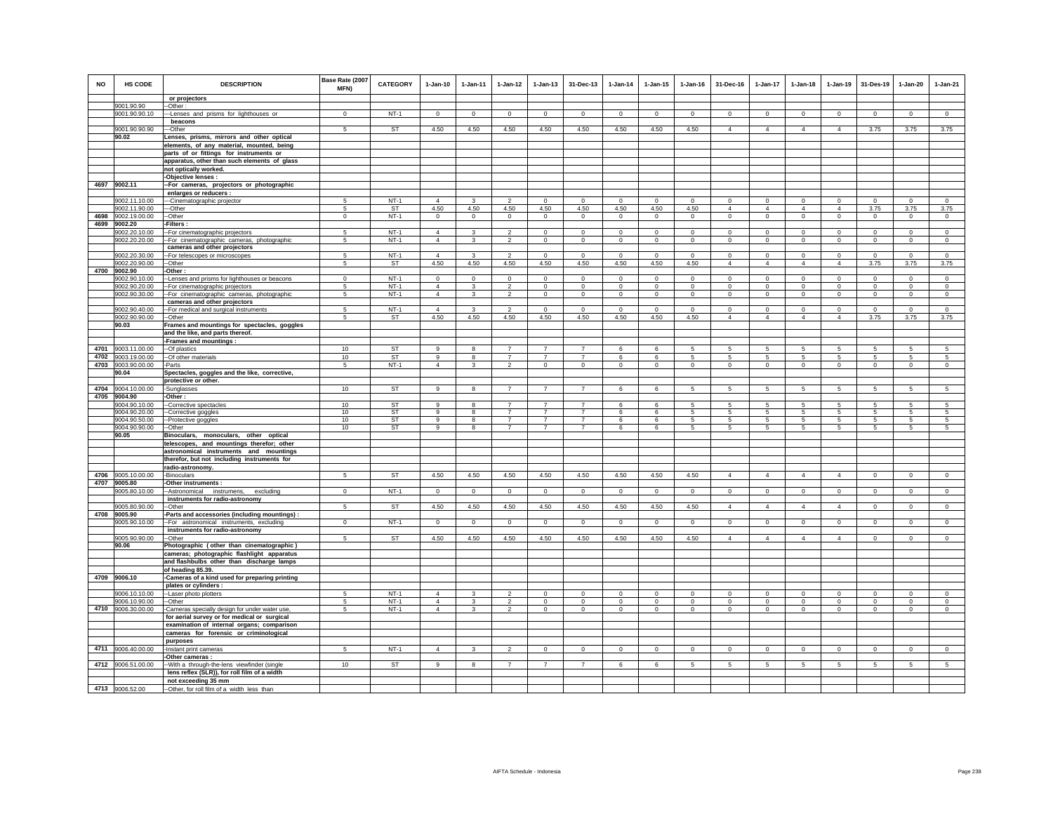| NO | HS CODE | DESCRIPTION | Base Rate (2007 MFN) | CATEGORY | 1-Jan-10 | 1-Jan-11 | 1-Jan-12 | 1-Jan-13 | 31-Dec-13 | 1-Jan-14 | 1-Jan-15 | 1-Jan-16 | 31-Dec-16 | 1-Jan-17 | 1-Jan-18 | 1-Jan-19 | 31-Des-19 | 1-Jan-20 | 1-Jan-21 |
|---|---|---|---|---|---|---|---|---|---|---|---|---|---|---|---|---|---|---|---|
| | | or projectors | | | | | | | | | | | | | | | | | |
| | 9001.90.90 | --Other : | | | | | | | | | | | | | | | | | |
| | 9001.90.90.10 | ---Lenses and prisms for lighthouses or beacons | 0 | NT-1 | 0 | 0 | 0 | 0 | 0 | 0 | 0 | 0 | 0 | 0 | 0 | 0 | 0 | 0 | 0 |
| | 9001.90.90.90 | ---Other | 5 | ST | 4.50 | 4.50 | 4.50 | 4.50 | 4.50 | 4.50 | 4.50 | 4.50 | 4 | 4 | 4 | 4 | 3.75 | 3.75 | 3.75 |
| | 90.02 | Lenses, prisms, mirrors and other optical elements, of any material, mounted, being parts of or fittings for instruments or apparatus, other than such elements of glass not optically worked. | | | | | | | | | | | | | | | | | |
| | | -Objective lenses : | | | | | | | | | | | | | | | | | |
| 4697 | 9002.11 | --For cameras, projectors or photographic enlarges or reducers : | | | | | | | | | | | | | | | | | |
| | 9002.11.10.00 | ---Cinematographic projector | 5 | NT-1 | 4 | 3 | 2 | 0 | 0 | 0 | 0 | 0 | 0 | 0 | 0 | 0 | 0 | 0 | 0 |
| | 9002.11.90.00 | ---Other | 5 | ST | 4.50 | 4.50 | 4.50 | 4.50 | 4.50 | 4.50 | 4.50 | 4.50 | 4 | 4 | 4 | 4 | 3.75 | 3.75 | 3.75 |
| 4698 | 9002.19.00.00 | --Other | 0 | NT-1 | 0 | 0 | 0 | 0 | 0 | 0 | 0 | 0 | 0 | 0 | 0 | 0 | 0 | 0 | 0 |
| 4699 | 9002.20 | -Filters : | | | | | | | | | | | | | | | | | |
| | 9002.20.10.00 | --For cinematographic projectors | 5 | NT-1 | 4 | 3 | 2 | 0 | 0 | 0 | 0 | 0 | 0 | 0 | 0 | 0 | 0 | 0 | 0 |
| | 9002.20.20.00 | --For cinematographic cameras, photographic cameras and other projectors | 5 | NT-1 | 4 | 3 | 2 | 0 | 0 | 0 | 0 | 0 | 0 | 0 | 0 | 0 | 0 | 0 | 0 |
| | 9002.20.30.00 | --For telescopes or microscopes | 5 | NT-1 | 4 | 3 | 2 | 0 | 0 | 0 | 0 | 0 | 0 | 0 | 0 | 0 | 0 | 0 | 0 |
| | 9002.20.90.00 | --Other | 5 | ST | 4.50 | 4.50 | 4.50 | 4.50 | 4.50 | 4.50 | 4.50 | 4.50 | 4 | 4 | 4 | 4 | 3.75 | 3.75 | 3.75 |
| 4700 | 9002.90 | -Other : | | | | | | | | | | | | | | | | | |
| | 9002.90.10.00 | --Lenses and prisms for lighthouses or beacons | 0 | NT-1 | 0 | 0 | 0 | 0 | 0 | 0 | 0 | 0 | 0 | 0 | 0 | 0 | 0 | 0 | 0 |
| | 9002.90.20.00 | --For cinematographic projectors | 5 | NT-1 | 4 | 3 | 2 | 0 | 0 | 0 | 0 | 0 | 0 | 0 | 0 | 0 | 0 | 0 | 0 |
| | 9002.90.30.00 | --For cinematographic cameras, photographic cameras and other projectors | 5 | NT-1 | 4 | 3 | 2 | 0 | 0 | 0 | 0 | 0 | 0 | 0 | 0 | 0 | 0 | 0 | 0 |
| | 9002.90.40.00 | --For medical and surgical instruments | 5 | NT-1 | 4 | 3 | 2 | 0 | 0 | 0 | 0 | 0 | 0 | 0 | 0 | 0 | 0 | 0 | 0 |
| | 9002.90.90.00 | --Other | 5 | ST | 4.50 | 4.50 | 4.50 | 4.50 | 4.50 | 4.50 | 4.50 | 4.50 | 4 | 4 | 4 | 4 | 3.75 | 3.75 | 3.75 |
| | 90.03 | Frames and mountings for spectacles, goggles and the like, and parts thereof. | | | | | | | | | | | | | | | | | |
| | | -Frames and mountings : | | | | | | | | | | | | | | | | | |
| 4701 | 9003.11.00.00 | --Of plastics | 10 | ST | 9 | 8 | 7 | 7 | 7 | 6 | 6 | 5 | 5 | 5 | 5 | 5 | 5 | 5 | 5 |
| 4702 | 9003.19.00.00 | --Of other materials | 10 | ST | 9 | 8 | 7 | 7 | 7 | 6 | 6 | 5 | 5 | 5 | 5 | 5 | 5 | 5 | 5 |
| 4703 | 9003.90.00.00 | -Parts | 5 | NT-1 | 4 | 3 | 2 | 0 | 0 | 0 | 0 | 0 | 0 | 0 | 0 | 0 | 0 | 0 | 0 |
| | 90.04 | Spectacles, goggles and the like, corrective, protective or other. | | | | | | | | | | | | | | | | | |
| 4704 | 9004.10.00.00 | -Sunglasses | 10 | ST | 9 | 8 | 7 | 7 | 7 | 6 | 6 | 5 | 5 | 5 | 5 | 5 | 5 | 5 | 5 |
| 4705 | 9004.90 | -Other : | | | | | | | | | | | | | | | | | |
| | 9004.90.10.00 | --Corrective spectacles | 10 | ST | 9 | 8 | 7 | 7 | 7 | 6 | 6 | 5 | 5 | 5 | 5 | 5 | 5 | 5 | 5 |
| | 9004.90.20.00 | --Corrective goggles | 10 | ST | 9 | 8 | 7 | 7 | 7 | 6 | 6 | 5 | 5 | 5 | 5 | 5 | 5 | 5 | 5 |
| | 9004.90.50.00 | --Protective goggles | 10 | ST | 9 | 8 | 7 | 7 | 7 | 6 | 6 | 5 | 5 | 5 | 5 | 5 | 5 | 5 | 5 |
| | 9004.90.90.00 | --Other | 10 | ST | 9 | 8 | 7 | 7 | 7 | 6 | 6 | 5 | 5 | 5 | 5 | 5 | 5 | 5 | 5 |
| | 90.05 | Binoculars, monoculars, other optical telescopes, and mountings therefor; other astronomical instruments and mountings therefor, but not including instruments for radio-astronomy. | | | | | | | | | | | | | | | | | |
| 4706 | 9005.10.00.00 | -Binoculars | 5 | ST | 4.50 | 4.50 | 4.50 | 4.50 | 4.50 | 4.50 | 4.50 | 4.50 | 4 | 4 | 4 | 4 | 0 | 0 | 0 |
| 4707 | 9005.80 | -Other instruments : | | | | | | | | | | | | | | | | | |
| | 9005.80.10.00 | --Astronomical instrumens, excluding instruments for radio-astronomy | 0 | NT-1 | 0 | 0 | 0 | 0 | 0 | 0 | 0 | 0 | 0 | 0 | 0 | 0 | 0 | 0 | 0 |
| | 9005.80.90.00 | --Other | 5 | ST | 4.50 | 4.50 | 4.50 | 4.50 | 4.50 | 4.50 | 4.50 | 4.50 | 4 | 4 | 4 | 4 | 0 | 0 | 0 |
| 4708 | 9005.90 | -Parts and accessories (including mountings) : | | | | | | | | | | | | | | | | | |
| | 9005.90.10.00 | --For astronomical instruments, excluding instruments for radio-astronomy | 0 | NT-1 | 0 | 0 | 0 | 0 | 0 | 0 | 0 | 0 | 0 | 0 | 0 | 0 | 0 | 0 | 0 |
| | 9005.90.90.00 | --Other | 5 | ST | 4.50 | 4.50 | 4.50 | 4.50 | 4.50 | 4.50 | 4.50 | 4.50 | 4 | 4 | 4 | 4 | 0 | 0 | 0 |
| | 90.06 | Photographic ( other than cinematographic ) cameras; photographic flashlight apparatus and flashbulbs other than discharge lamps of heading 85.39. | | | | | | | | | | | | | | | | | |
| 4709 | 9006.10 | -Cameras of a kind used for preparing printing plates or cylinders : | | | | | | | | | | | | | | | | | |
| | 9006.10.10.00 | --Laser photo plotters | 5 | NT-1 | 4 | 3 | 2 | 0 | 0 | 0 | 0 | 0 | 0 | 0 | 0 | 0 | 0 | 0 | 0 |
| | 9006.10.90.00 | --Other | 5 | NT-1 | 4 | 3 | 2 | 0 | 0 | 0 | 0 | 0 | 0 | 0 | 0 | 0 | 0 | 0 | 0 |
| 4710 | 9006.30.00.00 | -Cameras specially design for under water use, for aerial survey or for medical or surgical examination of internal organs; comparison cameras for forensic or criminological purposes | 5 | NT-1 | 4 | 3 | 2 | 0 | 0 | 0 | 0 | 0 | 0 | 0 | 0 | 0 | 0 | 0 | 0 |
| 4711 | 9006.40.00.00 | -Instant print cameras | 5 | NT-1 | 4 | 3 | 2 | 0 | 0 | 0 | 0 | 0 | 0 | 0 | 0 | 0 | 0 | 0 | 0 |
| | | -Other cameras : | | | | | | | | | | | | | | | | | |
| 4712 | 9006.51.00.00 | --With a through-the-lens viewfinder (single lens reflex (SLR)), for roll film of a width not exceeding 35 mm | 10 | ST | 9 | 8 | 7 | 7 | 7 | 6 | 6 | 5 | 5 | 5 | 5 | 5 | 5 | 5 | 5 |
| 4713 | 9006.52.00 | --Other, for roll film of a width less than | | | | | | | | | | | | | | | | | |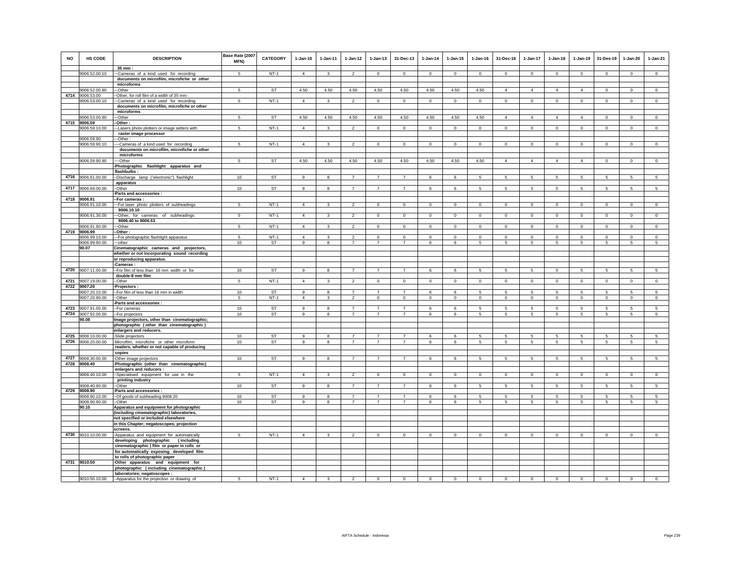| NO | HS CODE | DESCRIPTION | Base Rate (2007 MFN) | CATEGORY | 1-Jan-10 | 1-Jan-11 | 1-Jan-12 | 1-Jan-13 | 31-Dec-13 | 1-Jan-14 | 1-Jan-15 | 1-Jan-16 | 31-Dec-16 | 1-Jan-17 | 1-Jan-18 | 1-Jan-19 | 31-Des-19 | 1-Jan-20 | 1-Jan-21 |
|---|---|---|---|---|---|---|---|---|---|---|---|---|---|---|---|---|---|---|---|
| | | 35 mm : | | | | | | | | | | | | | | | | | |
| | 9006.52.00.10 | ---Cameras of a kind used for recording documents on microfilm, microfiche or other microforms | 5 | NT-1 | 4 | 3 | 2 | 0 | 0 | 0 | 0 | 0 | 0 | 0 | 0 | 0 | 0 | 0 | 0 |
| | 9006.52.00.90 | ---Other | 5 | ST | 4.50 | 4.50 | 4.50 | 4.50 | 4.50 | 4.50 | 4.50 | 4.50 | 4 | 4 | 4 | 4 | 0 | 0 | 0 |
| 4714 | 9006.53.00 | --Other, for roll film of a width of 35 mm : | | | | | | | | | | | | | | | | | |
| | 9006.53.00.10 | ---Cameras of a kind used for recording documents on microfilm, microfiche or other microforms | 5 | NT-1 | 4 | 3 | 2 | 0 | 0 | 0 | 0 | 0 | 0 | 0 | 0 | 0 | 0 | 0 | 0 |
| | 9006.53.00.90 | ---Other | 5 | ST | 4.50 | 4.50 | 4.50 | 4.50 | 4.50 | 4.50 | 4.50 | 4.50 | 4 | 4 | 4 | 4 | 0 | 0 | 0 |
| 4715 | 9006.59 | --Other : | | | | | | | | | | | | | | | | | |
| | 9006.59.10.00 | ---Lasers photo plotters or image setters with raster image processor | 5 | NT-1 | 4 | 3 | 2 | 0 | 0 | 0 | 0 | 0 | 0 | 0 | 0 | 0 | 0 | 0 | 0 |
| | 9006.59.90 | ---Other : | | | | | | | | | | | | | | | | | |
| | 9006.59.90.10 | ----Cameras of a kind used for recording documents on microfilm, microfiche or other microforms | 5 | NT-1 | 4 | 3 | 2 | 0 | 0 | 0 | 0 | 0 | 0 | 0 | 0 | 0 | 0 | 0 | 0 |
| | 9006.59.90.90 | ----Other | 5 | ST | 4.50 | 4.50 | 4.50 | 4.50 | 4.50 | 4.50 | 4.50 | 4.50 | 4 | 4 | 4 | 4 | 0 | 0 | 0 |
| | | -Photographic flashlight apparatus and flashbulbs : | | | | | | | | | | | | | | | | | |
| 4716 | 9006.61.00.00 | --Discharge lamp ("electronic") flashlight apparatus | 10 | ST | 9 | 8 | 7 | 7 | 7 | 6 | 6 | 5 | 5 | 5 | 5 | 5 | 5 | 5 | 5 |
| 4717 | 9006.69.00.00 | --Other | 10 | ST | 9 | 8 | 7 | 7 | 7 | 6 | 6 | 5 | 5 | 5 | 5 | 5 | 5 | 5 | 5 |
| | | -Parts and accessories : | | | | | | | | | | | | | | | | | |
| 4718 | 9006.91 | --For cameras : | | | | | | | | | | | | | | | | | |
| | 9006.91.10.00 | ---For laser photo plotters of subheadings 9006.10.10 | 5 | NT-1 | 4 | 3 | 2 | 0 | 0 | 0 | 0 | 0 | 0 | 0 | 0 | 0 | 0 | 0 | 0 |
| | 9006.91.30.00 | ---Other, for cameras of subheadings 9006.40 to 9006.53 | 5 | NT-1 | 4 | 3 | 2 | 0 | 0 | 0 | 0 | 0 | 0 | 0 | 0 | 0 | 0 | 0 | 0 |
| | 9006.91.90.00 | ---Other | 5 | NT-1 | 4 | 3 | 2 | 0 | 0 | 0 | 0 | 0 | 0 | 0 | 0 | 0 | 0 | 0 | 0 |
| 4719 | 9006.99 | --Other : | | | | | | | | | | | | | | | | | |
| | 9006.99.10.00 | ---For photographic flashlight apparatus | 5 | NT-1 | 4 | 3 | 2 | 0 | 0 | 0 | 0 | 0 | 0 | 0 | 0 | 0 | 0 | 0 | 0 |
| | 9006.99.90.00 | ---other | 10 | ST | 9 | 8 | 7 | 7 | 7 | 6 | 6 | 5 | 5 | 5 | 5 | 5 | 5 | 5 | 5 |
| | 90.07 | Cinematographic cameras and projectors, whether or not incorporating sound recording or reproducing apparatus. | | | | | | | | | | | | | | | | | |
| | | -Cameras : | | | | | | | | | | | | | | | | | |
| 4720 | 9007.11.00.00 | --For film of less than 16 mm width or for double-8 mm film | 10 | ST | 9 | 8 | 7 | 7 | 7 | 6 | 6 | 5 | 5 | 5 | 5 | 5 | 5 | 5 | 5 |
| 4721 | 9007.19.00.00 | --Other | 5 | NT-1 | 4 | 3 | 2 | 0 | 0 | 0 | 0 | 0 | 0 | 0 | 0 | 0 | 0 | 0 | 0 |
| 4722 | 9007.20 | -Projectors : | | | | | | | | | | | | | | | | | |
| | 9007.20.10.00 | --For film of less than 16 mm in width | 10 | ST | 9 | 8 | 7 | 7 | 7 | 6 | 6 | 5 | 5 | 5 | 5 | 5 | 5 | 5 | 5 |
| | 9007.20.90.00 | --Other | 5 | NT-1 | 4 | 3 | 2 | 0 | 0 | 0 | 0 | 0 | 0 | 0 | 0 | 0 | 0 | 0 | 0 |
| | | -Parts and accessories : | | | | | | | | | | | | | | | | | |
| 4723 | 9007.91.00.00 | --For cameras | 10 | ST | 9 | 8 | 7 | 7 | 7 | 6 | 6 | 5 | 5 | 5 | 5 | 5 | 5 | 5 | 5 |
| 4724 | 9007.92.00.00 | --For projectors | 10 | ST | 9 | 8 | 7 | 7 | 7 | 6 | 6 | 5 | 5 | 5 | 5 | 5 | 5 | 5 | 5 |
| | 90.08 | Image projectors, other than cinematographic; photographic ( other than cinematographic ) enlargers and reducers. | | | | | | | | | | | | | | | | | |
| 4725 | 9008.10.00.00 | -Slide projectors | 10 | ST | 9 | 8 | 7 | 7 | 7 | 6 | 6 | 5 | 5 | 5 | 5 | 5 | 5 | 5 | 5 |
| 4726 | 9008.20.00.00 | -Microfilm, microfiche or other microform readers, whether or not capable of producing copies | 10 | ST | 9 | 8 | 7 | 7 | 7 | 6 | 6 | 5 | 5 | 5 | 5 | 5 | 5 | 5 | 5 |
| 4727 | 9008.30.00.00 | -Other image projectors | 10 | ST | 9 | 8 | 7 | 7 | 7 | 6 | 6 | 5 | 5 | 5 | 5 | 5 | 5 | 5 | 5 |
| 4728 | 9008.40 | -Photographic (other than cinematographic) enlargers and reducers : | | | | | | | | | | | | | | | | | |
| | 9008.40.10.00 | --Specialised equipment for use in the printing industry | 5 | NT-1 | 4 | 3 | 2 | 0 | 0 | 0 | 0 | 0 | 0 | 0 | 0 | 0 | 0 | 0 | 0 |
| | 9008.40.90.00 | --Other | 10 | ST | 9 | 8 | 7 | 7 | 7 | 6 | 6 | 5 | 5 | 5 | 5 | 5 | 5 | 5 | 5 |
| 4729 | 9008.90 | -Parts and accessories : | | | | | | | | | | | | | | | | | |
| | 9008.90.10.00 | --Of goods of subheading 9008.20 | 10 | ST | 9 | 8 | 7 | 7 | 7 | 6 | 6 | 5 | 5 | 5 | 5 | 5 | 5 | 5 | 5 |
| | 9008.90.90.00 | --Other | 10 | ST | 9 | 8 | 7 | 7 | 7 | 6 | 6 | 5 | 5 | 5 | 5 | 5 | 5 | 5 | 5 |
| | 90.10 | Apparatus and equipment for photographic (including cinematographic) laboratories, not specified or included elsewhere in this Chapter; negatoscopes; projection screens. | | | | | | | | | | | | | | | | | |
| 4730 | 9010.10.00.00 | -Apparatus and equipment for automatically developing photographic (including cinematographic ) film or paper in rolls or for automatically exposing developed film to rolls of photographic paper | 5 | NT-1 | 4 | 3 | 2 | 0 | 0 | 0 | 0 | 0 | 0 | 0 | 0 | 0 | 0 | 0 | 0 |
| 4731 | 9010.50 | -Other apparatus and equipment for photographic ( including cinematographic ) laboratories; negatoscopes : | | | | | | | | | | | | | | | | | |
| | 9010.50.10.00 | --Apparatus for the projection or drawing of | 5 | NT-1 | 4 | 3 | 2 | 0 | 0 | 0 | 0 | 0 | 0 | 0 | 0 | 0 | 0 | 0 | 0 |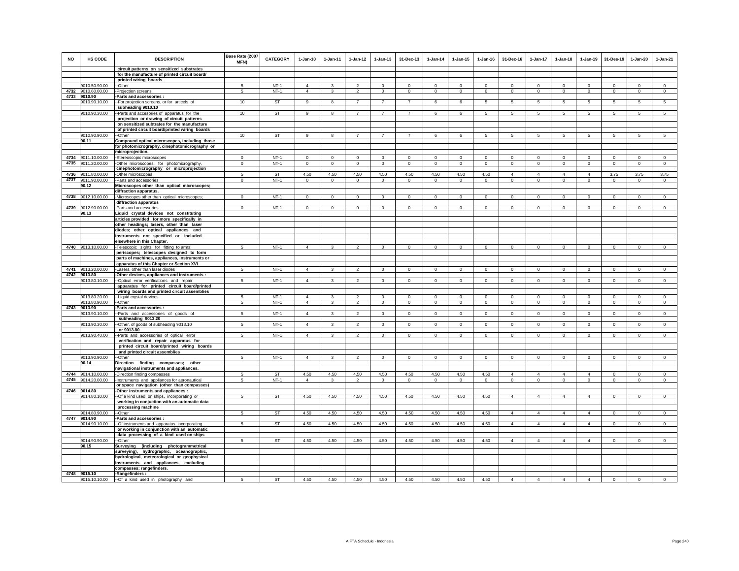| NO | HS CODE | DESCRIPTION | Base Rate (2007 MFN) | CATEGORY | 1-Jan-10 | 1-Jan-11 | 1-Jan-12 | 1-Jan-13 | 31-Dec-13 | 1-Jan-14 | 1-Jan-15 | 1-Jan-16 | 31-Dec-16 | 1-Jan-17 | 1-Jan-18 | 1-Jan-19 | 31-Des-19 | 1-Jan-20 | 1-Jan-21 |
|---|---|---|---|---|---|---|---|---|---|---|---|---|---|---|---|---|---|---|---|
| | | circuit patterns on sensitized substrates | | | | | | | | | | | | | | | | | |
| | | for the manufacture of printed circuit board/ | | | | | | | | | | | | | | | | | |
| | | printed wiring boards | | | | | | | | | | | | | | | | | |
| | 9010.50.90.00 | --Other | 5 | NT-1 | 4 | 3 | 2 | 0 | 0 | 0 | 0 | 0 | 0 | 0 | 0 | 0 | 0 | 0 | 0 |
| 4732 | 9010.60.00.00 | -Projection screens | 5 | NT-1 | 4 | 3 | 2 | 0 | 0 | 0 | 0 | 0 | 0 | 0 | 0 | 0 | 0 | 0 | 0 |
| 4733 | 9010.90 | -Parts and accessories : | | | | | | | | | | | | | | | | | |
| | 9010.90.10.00 | --For projection screens, or for articels of | 10 | ST | 9 | 8 | 7 | 7 | 7 | 6 | 6 | 5 | 5 | 5 | 5 | 5 | 5 | 5 | 5 |
| | | subheading 9010.10 | | | | | | | | | | | | | | | | | |
| | 9010.90.30.00 | --Parts and accesories of apparatus for the | 10 | ST | 9 | 8 | 7 | 7 | 7 | 6 | 6 | 5 | 5 | 5 | 5 | 5 | 5 | 5 | 5 |
| | | projection or drawing of circuit patterns | | | | | | | | | | | | | | | | | |
| | | on sensitized subtrates for the manufacture | | | | | | | | | | | | | | | | | |
| | | of printed circuit board/printed wiring boards | | | | | | | | | | | | | | | | | |
| | 9010.90.90.00 | --Other | 10 | ST | 9 | 8 | 7 | 7 | 7 | 6 | 6 | 5 | 5 | 5 | 5 | 5 | 5 | 5 | 5 |
| | 90.11 | Compound optical microscopes, including those | | | | | | | | | | | | | | | | | |
| | | for photomicrography, cinephotomicrography or | | | | | | | | | | | | | | | | | |
| | | microprojection. | | | | | | | | | | | | | | | | | |
| 4734 | 9011.10.00.00 | -Stereoscopic microscopes | 0 | NT-1 | 0 | 0 | 0 | 0 | 0 | 0 | 0 | 0 | 0 | 0 | 0 | 0 | 0 | 0 | 0 |
| 4735 | 9011.20.00.00 | -Other microscopes, for photomicrography, | 0 | NT-1 | 0 | 0 | 0 | 0 | 0 | 0 | 0 | 0 | 0 | 0 | 0 | 0 | 0 | 0 | 0 |
| | | cinephotomicrography or microprojection | | | | | | | | | | | | | | | | | |
| 4736 | 9011.80.00.00 | -Other microscopes | 5 | ST | 4.50 | 4.50 | 4.50 | 4.50 | 4.50 | 4.50 | 4.50 | 4.50 | 4 | 4 | 4 | 4 | 3.75 | 3.75 | 3.75 |
| 4737 | 9011.90.00.00 | -Parts and accessories | 0 | NT-1 | 0 | 0 | 0 | 0 | 0 | 0 | 0 | 0 | 0 | 0 | 0 | 0 | 0 | 0 | 0 |
| | 90.12 | Microscopes other than optical microscopes; | | | | | | | | | | | | | | | | | |
| | | diffraction apparatus. | | | | | | | | | | | | | | | | | |
| 4738 | 9012.10.00.00 | -Microscopes other than optical microscopes; | 0 | NT-1 | 0 | 0 | 0 | 0 | 0 | 0 | 0 | 0 | 0 | 0 | 0 | 0 | 0 | 0 | 0 |
| | | diffraction apparatus | | | | | | | | | | | | | | | | | |
| 4739 | 9012.90.00.00 | -Parts and accessories | 0 | NT-1 | 0 | 0 | 0 | 0 | 0 | 0 | 0 | 0 | 0 | 0 | 0 | 0 | 0 | 0 | 0 |
| | 90.13 | Liquid crystal devices not constituting | | | | | | | | | | | | | | | | | |
| | | articles provided for more specifically in | | | | | | | | | | | | | | | | | |
| | | other headings; lasers, other than laser | | | | | | | | | | | | | | | | | |
| | | diodes; other optical appliances and | | | | | | | | | | | | | | | | | |
| | | instruments not specified or included | | | | | | | | | | | | | | | | | |
| | | elsewhere in this Chapter. | | | | | | | | | | | | | | | | | |
| 4740 | 9013.10.00.00 | -Telescopic sights for fitting to arms; | 5 | NT-1 | 4 | 3 | 2 | 0 | 0 | 0 | 0 | 0 | 0 | 0 | 0 | 0 | 0 | 0 | 0 |
| | | periscopes; telescopes designed to form | | | | | | | | | | | | | | | | | |
| | | parts of machines, appliances, instruments or | | | | | | | | | | | | | | | | | |
| | | apparatus of this Chapter or Section XVI | | | | | | | | | | | | | | | | | |
| 4741 | 9013.20.00.00 | -Lasers, other than laser diodes | 5 | NT-1 | 4 | 3 | 2 | 0 | 0 | 0 | 0 | 0 | 0 | 0 | 0 | 0 | 0 | 0 | 0 |
| 4742 | 9013.80 | -Other devices, appliances and instruments : | | | | | | | | | | | | | | | | | |
| | 9013.80.10.00 | --Optical error verifications and repair | 5 | NT-1 | 4 | 3 | 2 | 0 | 0 | 0 | 0 | 0 | 0 | 0 | 0 | 0 | 0 | 0 | 0 |
| | | apparatus for printed circuit board/printed | | | | | | | | | | | | | | | | | |
| | | wiring boards and printed circuit assemblies | | | | | | | | | | | | | | | | | |
| | 9013.80.20.00 | --Liquid crystal devices | 5 | NT-1 | 4 | 3 | 2 | 0 | 0 | 0 | 0 | 0 | 0 | 0 | 0 | 0 | 0 | 0 | 0 |
| | 9013.80.90.00 | --Other | 5 | NT-1 | 4 | 3 | 2 | 0 | 0 | 0 | 0 | 0 | 0 | 0 | 0 | 0 | 0 | 0 | 0 |
| 4743 | 9013.90 | -Parts and accessories : | | | | | | | | | | | | | | | | | |
| | 9013.90.10.00 | --Parts and accessories of goods of | 5 | NT-1 | 4 | 3 | 2 | 0 | 0 | 0 | 0 | 0 | 0 | 0 | 0 | 0 | 0 | 0 | 0 |
| | | subheading 9013.20 | | | | | | | | | | | | | | | | | |
| | 9013.90.30.00 | --Other, of goods of subheading 9013.10 | 5 | NT-1 | 4 | 3 | 2 | 0 | 0 | 0 | 0 | 0 | 0 | 0 | 0 | 0 | 0 | 0 | 0 |
| | | or 9013.80 | | | | | | | | | | | | | | | | | |
| | 9013.90.40.00 | --Parts and accessories of optical error | 5 | NT-1 | 4 | 3 | 2 | 0 | 0 | 0 | 0 | 0 | 0 | 0 | 0 | 0 | 0 | 0 | 0 |
| | | verification and repair apparatus for | | | | | | | | | | | | | | | | | |
| | | printed circuit board/printed wiring boards | | | | | | | | | | | | | | | | | |
| | | and printed circuit assemblies | | | | | | | | | | | | | | | | | |
| | 9013.90.90.00 | --Other | 5 | NT-1 | 4 | 3 | 2 | 0 | 0 | 0 | 0 | 0 | 0 | 0 | 0 | 0 | 0 | 0 | 0 |
| | 90.14 | Direction finding compasses; other | | | | | | | | | | | | | | | | | |
| | | navigational instruments and appliances. | | | | | | | | | | | | | | | | | |
| 4744 | 9014.10.00.00 | -Direction finding compasses | 5 | ST | 4.50 | 4.50 | 4.50 | 4.50 | 4.50 | 4.50 | 4.50 | 4.50 | 4 | 4 | 4 | 4 | 0 | 0 | 0 |
| 4745 | 9014.20.00.00 | -Instruments and appliances for aeronautical | 5 | NT-1 | 4 | 3 | 2 | 0 | 0 | 0 | 0 | 0 | 0 | 0 | 0 | 0 | 0 | 0 | 0 |
| | | or space navigation (other than compasses) | | | | | | | | | | | | | | | | | |
| 4746 | 9014.80 | -Other instruments and appliances : | | | | | | | | | | | | | | | | | |
| | 9014.80.10.00 | --Of a kind used on ships, incorporating or | 5 | ST | 4.50 | 4.50 | 4.50 | 4.50 | 4.50 | 4.50 | 4.50 | 4.50 | 4 | 4 | 4 | 4 | 0 | 0 | 0 |
| | | working in conjuction with an automatic data | | | | | | | | | | | | | | | | | |
| | | processing machine | | | | | | | | | | | | | | | | | |
| | 9014.80.90.00 | --Other | 5 | ST | 4.50 | 4.50 | 4.50 | 4.50 | 4.50 | 4.50 | 4.50 | 4.50 | 4 | 4 | 4 | 4 | 0 | 0 | 0 |
| 4747 | 9014.90 | -Parts and accessories : | | | | | | | | | | | | | | | | | |
| | 9014.90.10.00 | --Of instruments and apparatus incorporating | 5 | ST | 4.50 | 4.50 | 4.50 | 4.50 | 4.50 | 4.50 | 4.50 | 4.50 | 4 | 4 | 4 | 4 | 0 | 0 | 0 |
| | | or working in conjunction with an automatic | | | | | | | | | | | | | | | | | |
| | | data processing of a kind used on ships | | | | | | | | | | | | | | | | | |
| | 9014.90.90.00 | --Other | 5 | ST | 4.50 | 4.50 | 4.50 | 4.50 | 4.50 | 4.50 | 4.50 | 4.50 | 4 | 4 | 4 | 4 | 0 | 0 | 0 |
| | 90.15 | Surveying (including photogrammetrical | | | | | | | | | | | | | | | | | |
| | | surveying), hydrographic, oceanographic, | | | | | | | | | | | | | | | | | |
| | | hydrological, meteorological or geophysical | | | | | | | | | | | | | | | | | |
| | | instruments and appliances, excluding | | | | | | | | | | | | | | | | | |
| | | compasses; rangefinders. | | | | | | | | | | | | | | | | | |
| 4748 | 9015.10 | -Rangefinders : | | | | | | | | | | | | | | | | | |
| | 9015.10.10.00 | --Of a kind used in photography and | 5 | ST | 4.50 | 4.50 | 4.50 | 4.50 | 4.50 | 4.50 | 4.50 | 4.50 | 4 | 4 | 4 | 4 | 0 | 0 | 0 |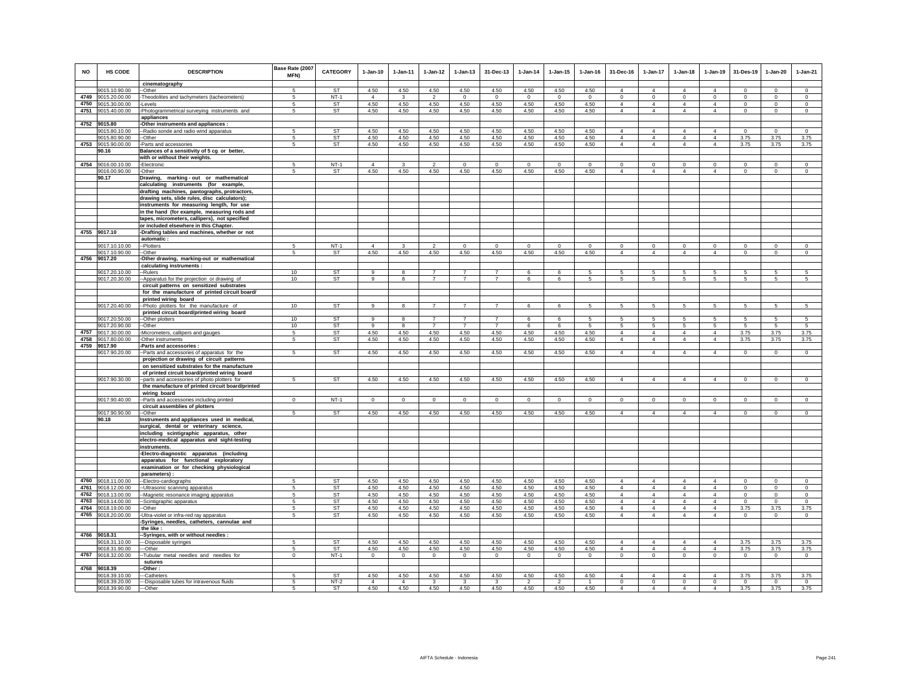| NO | HS CODE | DESCRIPTION | Base Rate (2007 MFN) | CATEGORY | 1-Jan-10 | 1-Jan-11 | 1-Jan-12 | 1-Jan-13 | 31-Dec-13 | 1-Jan-14 | 1-Jan-15 | 1-Jan-16 | 31-Dec-16 | 1-Jan-17 | 1-Jan-18 | 1-Jan-19 | 31-Des-19 | 1-Jan-20 | 1-Jan-21 |
|---|---|---|---|---|---|---|---|---|---|---|---|---|---|---|---|---|---|---|---|
| | | cinematography | | | | | | | | | | | | | | | | | |
| | 9015.10.90.00 | --Other | 5 | ST | 4.50 | 4.50 | 4.50 | 4.50 | 4.50 | 4.50 | 4.50 | 4.50 | 4 | 4 | 4 | 4 | 0 | 0 | 0 |
| 4749 | 9015.20.00.00 | -Theodolites and tachymeters (tacheometers) | 5 | NT-1 | 4 | 3 | 2 | 0 | 0 | 0 | 0 | 0 | 0 | 0 | 0 | 0 | 0 | 0 | 0 |
| 4750 | 9015.30.00.00 | -Levels | 5 | ST | 4.50 | 4.50 | 4.50 | 4.50 | 4.50 | 4.50 | 4.50 | 4.50 | 4 | 4 | 4 | 4 | 0 | 0 | 0 |
| 4751 | 9015.40.00.00 | -Photogrammetrical surveying instruments and appliances | 5 | ST | 4.50 | 4.50 | 4.50 | 4.50 | 4.50 | 4.50 | 4.50 | 4.50 | 4 | 4 | 4 | 4 | 0 | 0 | 0 |
| 4752 | 9015.80 | -Other instruments and appliances : | | | | | | | | | | | | | | | | | |
| | 9015.80.10.00 | --Radio sonde and radio wind apparatus | 5 | ST | 4.50 | 4.50 | 4.50 | 4.50 | 4.50 | 4.50 | 4.50 | 4.50 | 4 | 4 | 4 | 4 | 0 | 0 | 0 |
| | 9015.80.90.00 | --Other | 5 | ST | 4.50 | 4.50 | 4.50 | 4.50 | 4.50 | 4.50 | 4.50 | 4.50 | 4 | 4 | 4 | 4 | 3.75 | 3.75 | 3.75 |
| 4753 | 9015.90.00.00 | -Parts and accessories | 5 | ST | 4.50 | 4.50 | 4.50 | 4.50 | 4.50 | 4.50 | 4.50 | 4.50 | 4 | 4 | 4 | 4 | 3.75 | 3.75 | 3.75 |
| | 90.16 | Balances of a sensitivity of 5 cg or better, with or without their weights. | | | | | | | | | | | | | | | | | |
| 4754 | 9016.00.10.00 | -Electronic | 5 | NT-1 | 4 | 3 | 2 | 0 | 0 | 0 | 0 | 0 | 0 | 0 | 0 | 0 | 0 | 0 | 0 |
| | 9016.00.90.00 | -Other | 5 | ST | 4.50 | 4.50 | 4.50 | 4.50 | 4.50 | 4.50 | 4.50 | 4.50 | 4 | 4 | 4 | 4 | 0 | 0 | 0 |
| | 90.17 | Drawing, marking - out or mathematical calculating instruments (for example, drafting machines, pantographs, protractors, drawing sets, slide rules, disc calculators); instruments for measuring length, for use in the hand (for example, measuring rods and tapes, micrometers, callipers), not specified or included elsewhere in this Chapter. | | | | | | | | | | | | | | | | | |
| 4755 | 9017.10 | -Drafting tables and machines, whether or not automatic : | | | | | | | | | | | | | | | | | |
| | 9017.10.10.00 | --Plotters | 5 | NT-1 | 4 | 3 | 2 | 0 | 0 | 0 | 0 | 0 | 0 | 0 | 0 | 0 | 0 | 0 | 0 |
| | 9017.10.90.00 | --Other | 5 | ST | 4.50 | 4.50 | 4.50 | 4.50 | 4.50 | 4.50 | 4.50 | 4.50 | 4 | 4 | 4 | 4 | 0 | 0 | 0 |
| 4756 | 9017.20 | -Other drawing, marking-out or mathematical calculating instruments : | | | | | | | | | | | | | | | | | |
| | 9017.20.10.00 | --Rulers | 10 | ST | 9 | 8 | 7 | 7 | 7 | 6 | 6 | 5 | 5 | 5 | 5 | 5 | 5 | 5 | 5 |
| | 9017.20.30.00 | --Apparatus for the projection or drawing of circuit patterns on sensitized substrates for the manufacture of printed circuit board/ printed wiring board | 10 | ST | 9 | 8 | 7 | 7 | 7 | 6 | 6 | 5 | 5 | 5 | 5 | 5 | 5 | 5 | 5 |
| | 9017.20.40.00 | --Photo plotters for the manufacture of printed circuit board/printed wiring board | 10 | ST | 9 | 8 | 7 | 7 | 7 | 6 | 6 | 5 | 5 | 5 | 5 | 5 | 5 | 5 | 5 |
| | 9017.20.50.00 | --Other plotters | 10 | ST | 9 | 8 | 7 | 7 | 7 | 6 | 6 | 5 | 5 | 5 | 5 | 5 | 5 | 5 | 5 |
| | 9017.20.90.00 | --Other | 10 | ST | 9 | 8 | 7 | 7 | 7 | 6 | 6 | 5 | 5 | 5 | 5 | 5 | 5 | 5 | 5 |
| 4757 | 9017.30.00.00 | -Micrometers, callipers and gauges | 5 | ST | 4.50 | 4.50 | 4.50 | 4.50 | 4.50 | 4.50 | 4.50 | 4.50 | 4 | 4 | 4 | 4 | 3.75 | 3.75 | 3.75 |
| 4758 | 9017.80.00.00 | -Other instruments | 5 | ST | 4.50 | 4.50 | 4.50 | 4.50 | 4.50 | 4.50 | 4.50 | 4.50 | 4 | 4 | 4 | 4 | 3.75 | 3.75 | 3.75 |
| 4759 | 9017.90 | -Parts and accessories : | | | | | | | | | | | | | | | | | |
| | 9017.90.20.00 | --Parts and accessories of apparatus for the projection or drawing of circuit patterns on sensitized substrates for the manufacture of printed circuit board/printed wiring board | 5 | ST | 4.50 | 4.50 | 4.50 | 4.50 | 4.50 | 4.50 | 4.50 | 4.50 | 4 | 4 | 4 | 4 | 0 | 0 | 0 |
| | 9017.90.30.00 | --parts and accessories of photo plotters for the manufacture of printed circuit board/printed wiring board | 5 | ST | 4.50 | 4.50 | 4.50 | 4.50 | 4.50 | 4.50 | 4.50 | 4.50 | 4 | 4 | 4 | 4 | 0 | 0 | 0 |
| | 9017.90.40.00 | --Parts and accessories including printed circuit assemblies of plotters | 0 | NT-1 | 0 | 0 | 0 | 0 | 0 | 0 | 0 | 0 | 0 | 0 | 0 | 0 | 0 | 0 | 0 |
| | 9017.90.90.00 | --Other | 5 | ST | 4.50 | 4.50 | 4.50 | 4.50 | 4.50 | 4.50 | 4.50 | 4.50 | 4 | 4 | 4 | 4 | 0 | 0 | 0 |
| | 90.18 | Instruments and appliances used in medical, surgical, dental or veterinary science, including scintigraphic apparatus, other electro-medical apparatus and sight-testing instruments. | | | | | | | | | | | | | | | | | |
| | | -Electro-diagnostic apparatus (including apparatus for functional exploratory examination or for checking physiological parameters) : | | | | | | | | | | | | | | | | | |
| 4760 | 9018.11.00.00 | --Electro-cardiographs | 5 | ST | 4.50 | 4.50 | 4.50 | 4.50 | 4.50 | 4.50 | 4.50 | 4.50 | 4 | 4 | 4 | 4 | 0 | 0 | 0 |
| 4761 | 9018.12.00.00 | --Ultrasonic scanning apparatus | 5 | ST | 4.50 | 4.50 | 4.50 | 4.50 | 4.50 | 4.50 | 4.50 | 4.50 | 4 | 4 | 4 | 4 | 0 | 0 | 0 |
| 4762 | 9018.13.00.00 | --Magnetic resonance imaging apparatus | 5 | ST | 4.50 | 4.50 | 4.50 | 4.50 | 4.50 | 4.50 | 4.50 | 4.50 | 4 | 4 | 4 | 4 | 0 | 0 | 0 |
| 4763 | 9018.14.00.00 | --Scintigraphic apparatus | 5 | ST | 4.50 | 4.50 | 4.50 | 4.50 | 4.50 | 4.50 | 4.50 | 4.50 | 4 | 4 | 4 | 4 | 0 | 0 | 0 |
| 4764 | 9018.19.00.00 | --Other | 5 | ST | 4.50 | 4.50 | 4.50 | 4.50 | 4.50 | 4.50 | 4.50 | 4.50 | 4 | 4 | 4 | 4 | 3.75 | 3.75 | 3.75 |
| 4765 | 9018.20.00.00 | -Ultra-violet or infra-red ray apparatus | 5 | ST | 4.50 | 4.50 | 4.50 | 4.50 | 4.50 | 4.50 | 4.50 | 4.50 | 4 | 4 | 4 | 4 | 0 | 0 | 0 |
| | | -Syringes, needles, catheters, cannulae and the like : | | | | | | | | | | | | | | | | | |
| 4766 | 9018.31 | --Syringes, with or without needles : | | | | | | | | | | | | | | | | | |
| | 9018.31.10.00 | ---Disposable syringes | 5 | ST | 4.50 | 4.50 | 4.50 | 4.50 | 4.50 | 4.50 | 4.50 | 4.50 | 4 | 4 | 4 | 4 | 3.75 | 3.75 | 3.75 |
| | 9018.31.90.00 | ---Other | 5 | ST | 4.50 | 4.50 | 4.50 | 4.50 | 4.50 | 4.50 | 4.50 | 4.50 | 4 | 4 | 4 | 4 | 3.75 | 3.75 | 3.75 |
| 4767 | 9018.32.00.00 | --Tubular metal needles and needles for sutures | 0 | NT-1 | 0 | 0 | 0 | 0 | 0 | 0 | 0 | 0 | 0 | 0 | 0 | 0 | 0 | 0 | 0 |
| 4768 | 9018.39 | --Other : | | | | | | | | | | | | | | | | | |
| | 9018.39.10.00 | ---Catheters | 5 | ST | 4.50 | 4.50 | 4.50 | 4.50 | 4.50 | 4.50 | 4.50 | 4.50 | 4 | 4 | 4 | 4 | 3.75 | 3.75 | 3.75 |
| | 9018.39.20.00 | ---Disposable tubes for intravenous fluids | 5 | NT-2 | 4 | 4 | 3 | 3 | 3 | 2 | 2 | 1 | 0 | 0 | 0 | 0 | 0 | 0 | 0 |
| | 9018.39.90.00 | ---Other | 5 | ST | 4.50 | 4.50 | 4.50 | 4.50 | 4.50 | 4.50 | 4.50 | 4.50 | 4 | 4 | 4 | 4 | 3.75 | 3.75 | 3.75 |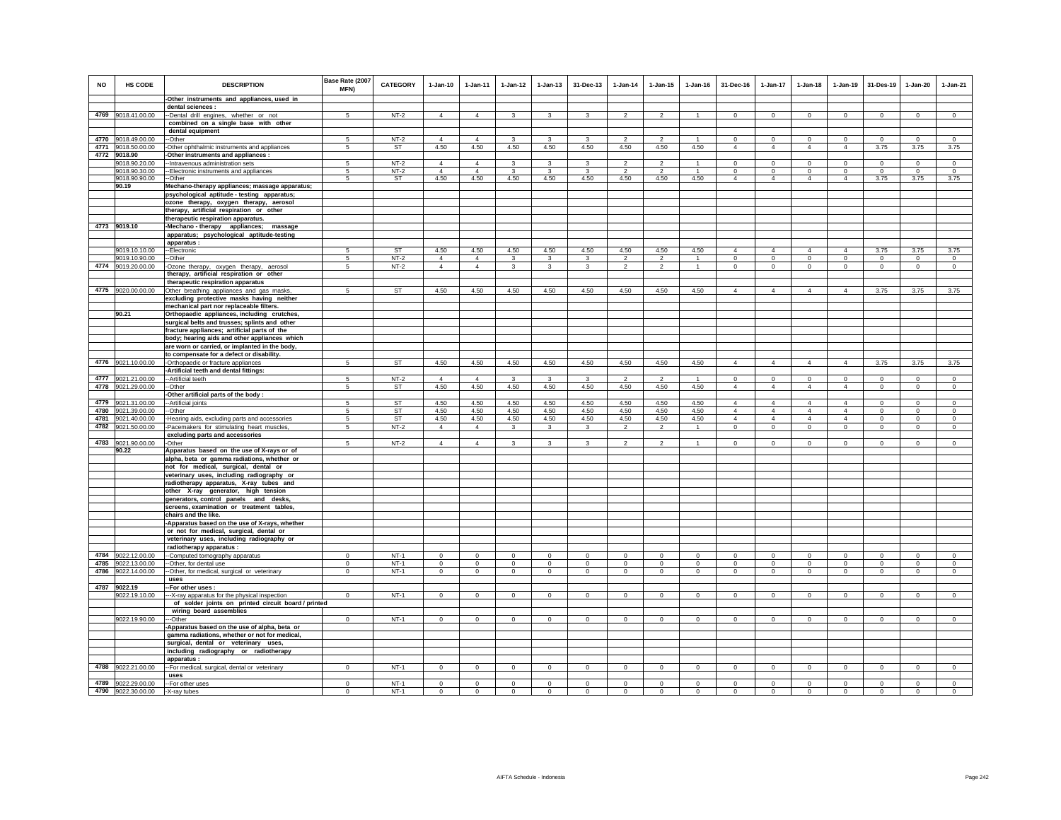| NO | HS CODE | DESCRIPTION | Base Rate (2007 MFN) | CATEGORY | 1-Jan-10 | 1-Jan-11 | 1-Jan-12 | 1-Jan-13 | 31-Dec-13 | 1-Jan-14 | 1-Jan-15 | 1-Jan-16 | 31-Dec-16 | 1-Jan-17 | 1-Jan-18 | 1-Jan-19 | 31-Des-19 | 1-Jan-20 | 1-Jan-21 |
|---|---|---|---|---|---|---|---|---|---|---|---|---|---|---|---|---|---|---|---|
| | | -Other instruments and appliances, used in dental sciences : | | | | | | | | | | | | | | | | | |
| 4769 | 9018.41.00.00 | --Dental drill engines, whether or not combined on a single base with other dental equipment | 5 | NT-2 | 4 | 4 | 3 | 3 | 3 | 2 | 2 | 1 | 0 | 0 | 0 | 0 | 0 | 0 | 0 |
| 4770 | 9018.49.00.00 | --Other | 5 | NT-2 | 4 | 4 | 3 | 3 | 3 | 2 | 2 | 1 | 0 | 0 | 0 | 0 | 0 | 0 | 0 |
| 4771 | 9018.50.00.00 | -Other ophthalmic instruments and appliances | 5 | ST | 4.50 | 4.50 | 4.50 | 4.50 | 4.50 | 4.50 | 4.50 | 4.50 | 4 | 4 | 4 | 4 | 3.75 | 3.75 | 3.75 |
| 4772 | 9018.90 | -Other instruments and appliances : | | | | | | | | | | | | | | | | | |
| | 9018.90.20.00 | --Intravenous administration sets | 5 | NT-2 | 4 | 4 | 3 | 3 | 3 | 2 | 2 | 1 | 0 | 0 | 0 | 0 | 0 | 0 | 0 |
| | 9018.90.30.00 | --Electronic instruments and appliances | 5 | NT-2 | 4 | 4 | 3 | 3 | 3 | 2 | 2 | 1 | 0 | 0 | 0 | 0 | 0 | 0 | 0 |
| | 9018.90.90.00 | --Other | 5 | ST | 4.50 | 4.50 | 4.50 | 4.50 | 4.50 | 4.50 | 4.50 | 4.50 | 4 | 4 | 4 | 4 | 3.75 | 3.75 | 3.75 |
| | 90.19 | Mechano-therapy appliances; massage apparatus; psychological aptitude - testing apparatus; ozone therapy, oxygen therapy, aerosol therapy, artificial respiration or other therapeutic respiration apparatus. | | | | | | | | | | | | | | | | | |
| 4773 | 9019.10 | -Mechano - therapy appliances; massage apparatus; psychological aptitude-testing apparatus : | | | | | | | | | | | | | | | | | |
| | 9019.10.10.00 | --Electronic | 5 | ST | 4.50 | 4.50 | 4.50 | 4.50 | 4.50 | 4.50 | 4.50 | 4.50 | 4 | 4 | 4 | 4 | 3.75 | 3.75 | 3.75 |
| | 9019.10.90.00 | --Other | 5 | NT-2 | 4 | 4 | 3 | 3 | 3 | 2 | 2 | 1 | 0 | 0 | 0 | 0 | 0 | 0 | 0 |
| 4774 | 9019.20.00.00 | -Ozone therapy, oxygen therapy, aerosol therapy, artificial respiration or other therapeutic respiration apparatus | 5 | NT-2 | 4 | 4 | 3 | 3 | 3 | 2 | 2 | 1 | 0 | 0 | 0 | 0 | 0 | 0 | 0 |
| 4775 | 9020.00.00.00 | Other breathing appliances and gas masks, excluding protective masks having neither mechanical part nor replaceable filters. | 5 | ST | 4.50 | 4.50 | 4.50 | 4.50 | 4.50 | 4.50 | 4.50 | 4.50 | 4 | 4 | 4 | 4 | 3.75 | 3.75 | 3.75 |
| | 90.21 | Orthopaedic appliances, including crutches, surgical belts and trusses; splints and other fracture appliances; artificial parts of the body; hearing aids and other appliances which are worn or carried, or implanted in the body, to compensate for a defect or disability. | | | | | | | | | | | | | | | | | |
| 4776 | 9021.10.00.00 | -Orthopaedic or fracture appliances | 5 | ST | 4.50 | 4.50 | 4.50 | 4.50 | 4.50 | 4.50 | 4.50 | 4.50 | 4 | 4 | 4 | 4 | 3.75 | 3.75 | 3.75 |
| | | -Artificial teeth and dental fittings: | | | | | | | | | | | | | | | | | |
| 4777 | 9021.21.00.00 | --Artificial teeth | 5 | NT-2 | 4 | 4 | 3 | 3 | 3 | 2 | 2 | 1 | 0 | 0 | 0 | 0 | 0 | 0 | 0 |
| 4778 | 9021.29.00.00 | --Other | 5 | ST | 4.50 | 4.50 | 4.50 | 4.50 | 4.50 | 4.50 | 4.50 | 4.50 | 4 | 4 | 4 | 4 | 0 | 0 | 0 |
| | | -Other artificial parts of the body : | | | | | | | | | | | | | | | | | |
| 4779 | 9021.31.00.00 | --Artificial joints | 5 | ST | 4.50 | 4.50 | 4.50 | 4.50 | 4.50 | 4.50 | 4.50 | 4.50 | 4 | 4 | 4 | 4 | 0 | 0 | 0 |
| 4780 | 9021.39.00.00 | --Other | 5 | ST | 4.50 | 4.50 | 4.50 | 4.50 | 4.50 | 4.50 | 4.50 | 4.50 | 4 | 4 | 4 | 4 | 0 | 0 | 0 |
| 4781 | 9021.40.00.00 | -Hearing aids, excluding parts and accessories | 5 | ST | 4.50 | 4.50 | 4.50 | 4.50 | 4.50 | 4.50 | 4.50 | 4.50 | 4 | 4 | 4 | 4 | 0 | 0 | 0 |
| 4782 | 9021.50.00.00 | -Pacemakers for stimulating heart muscles, excluding parts and accessories | 5 | NT-2 | 4 | 4 | 3 | 3 | 3 | 2 | 2 | 1 | 0 | 0 | 0 | 0 | 0 | 0 | 0 |
| 4783 | 9021.90.00.00 | -Other | 5 | NT-2 | 4 | 4 | 3 | 3 | 3 | 2 | 2 | 1 | 0 | 0 | 0 | 0 | 0 | 0 | 0 |
| | 90.22 | Apparatus based on the use of X-rays or of alpha, beta or gamma radiations, whether or not for medical, surgical, dental or veterinary uses, including radiography or radiotherapy apparatus, X-ray tubes and other X-ray generator, high tension generators, control panels and desks, screens, examination or treatment tables, chairs and the like. | | | | | | | | | | | | | | | | | |
| | | -Apparatus based on the use of X-rays, whether or not for medical, surgical, dental or veterinary uses, including radiography or radiotherapy apparatus : | | | | | | | | | | | | | | | | | |
| 4784 | 9022.12.00.00 | --Computed tomography apparatus | 0 | NT-1 | 0 | 0 | 0 | 0 | 0 | 0 | 0 | 0 | 0 | 0 | 0 | 0 | 0 | 0 | 0 |
| 4785 | 9022.13.00.00 | --Other, for dental use | 0 | NT-1 | 0 | 0 | 0 | 0 | 0 | 0 | 0 | 0 | 0 | 0 | 0 | 0 | 0 | 0 | 0 |
| 4786 | 9022.14.00.00 | --Other, for medical, surgical or veterinary uses | 0 | NT-1 | 0 | 0 | 0 | 0 | 0 | 0 | 0 | 0 | 0 | 0 | 0 | 0 | 0 | 0 | 0 |
| 4787 | 9022.19 | --For other uses : | | | | | | | | | | | | | | | | | |
| | 9022.19.10.00 | ---X-ray apparatus for the physical inspection of solder joints on printed circuit board / printed wiring board assemblies | 0 | NT-1 | 0 | 0 | 0 | 0 | 0 | 0 | 0 | 0 | 0 | 0 | 0 | 0 | 0 | 0 | 0 |
| | 9022.19.90.00 | ---Other | 0 | NT-1 | 0 | 0 | 0 | 0 | 0 | 0 | 0 | 0 | 0 | 0 | 0 | 0 | 0 | 0 | 0 |
| | | -Apparatus based on the use of alpha, beta or gamma radiations, whether or not for medical, surgical, dental or veterinary uses, including radiography or radiotherapy apparatus : | | | | | | | | | | | | | | | | | |
| 4788 | 9022.21.00.00 | --For medical, surgical, dental or veterinary uses | 0 | NT-1 | 0 | 0 | 0 | 0 | 0 | 0 | 0 | 0 | 0 | 0 | 0 | 0 | 0 | 0 | 0 |
| 4789 | 9022.29.00.00 | --For other uses | 0 | NT-1 | 0 | 0 | 0 | 0 | 0 | 0 | 0 | 0 | 0 | 0 | 0 | 0 | 0 | 0 | 0 |
| 4790 | 9022.30.00.00 | -X-ray tubes | 0 | NT-1 | 0 | 0 | 0 | 0 | 0 | 0 | 0 | 0 | 0 | 0 | 0 | 0 | 0 | 0 | 0 |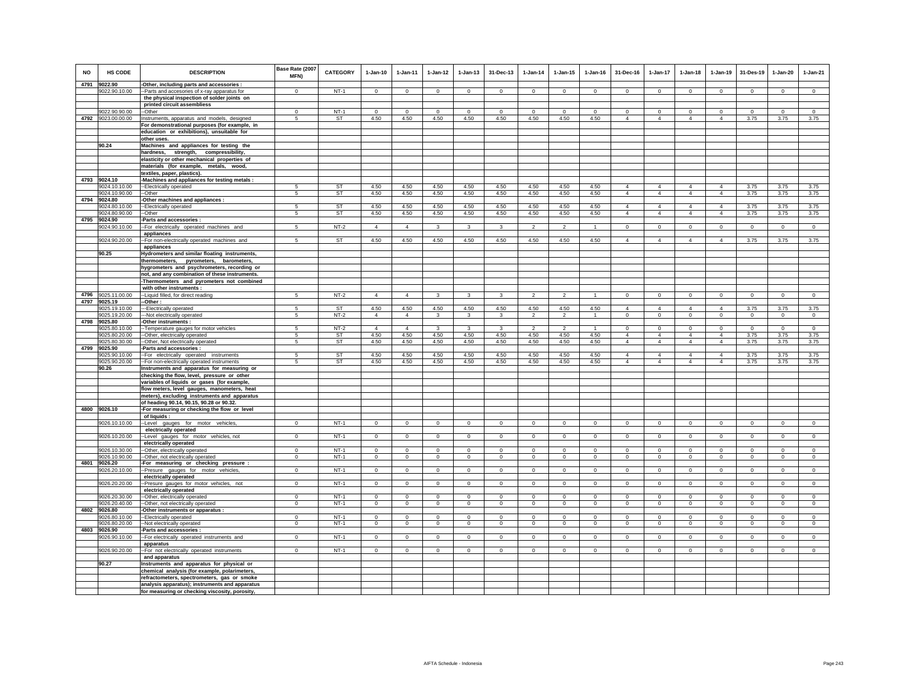| NO | HS CODE | DESCRIPTION | Base Rate (2007 MFN) | CATEGORY | 1-Jan-10 | 1-Jan-11 | 1-Jan-12 | 1-Jan-13 | 31-Dec-13 | 1-Jan-14 | 1-Jan-15 | 1-Jan-16 | 31-Dec-16 | 1-Jan-17 | 1-Jan-18 | 1-Jan-19 | 31-Des-19 | 1-Jan-20 | 1-Jan-21 |
|---|---|---|---|---|---|---|---|---|---|---|---|---|---|---|---|---|---|---|---|
| 4791 | 9022.90 | -Other, including parts and accessories : | | | | | | | | | | | | | | | | | |
| | 9022.90.10.00 | --Parts and accesories of x-ray apparatus for the physical inspection of solder joints on printed circuit assembliess | 0 | NT-1 | 0 | 0 | 0 | 0 | 0 | 0 | 0 | 0 | 0 | 0 | 0 | 0 | 0 | 0 | 0 |
| | 9022.90.90.00 | --Other | 0 | NT-1 | 0 | 0 | 0 | 0 | 0 | 0 | 0 | 0 | 0 | 0 | 0 | 0 | 0 | 0 | 0 |
| 4792 | 9023.00.00.00 | Instruments, apparatus and models, designed For demonstrational purposes (for example, in education or exhibitions), unsuitable for other uses. | 5 | ST | 4.50 | 4.50 | 4.50 | 4.50 | 4.50 | 4.50 | 4.50 | 4.50 | 4 | 4 | 4 | 4 | 3.75 | 3.75 | 3.75 |
| | 90.24 | Machines and appliances for testing the hardness, strength, compressibility, elasticity or other mechanical properties of materials (for example, metals, wood, textiles, paper, plastics). | | | | | | | | | | | | | | | | | |
| 4793 | 9024.10 | -Machines and appliances for testing metals : | | | | | | | | | | | | | | | | | |
| | 9024.10.10.00 | --Electrically operated | 5 | ST | 4.50 | 4.50 | 4.50 | 4.50 | 4.50 | 4.50 | 4.50 | 4.50 | 4 | 4 | 4 | 4 | 3.75 | 3.75 | 3.75 |
| | 9024.10.90.00 | --Other | 5 | ST | 4.50 | 4.50 | 4.50 | 4.50 | 4.50 | 4.50 | 4.50 | 4.50 | 4 | 4 | 4 | 4 | 3.75 | 3.75 | 3.75 |
| 4794 | 9024.80 | -Other machines and appliances : | | | | | | | | | | | | | | | | | |
| | 9024.80.10.00 | --Electrically operated | 5 | ST | 4.50 | 4.50 | 4.50 | 4.50 | 4.50 | 4.50 | 4.50 | 4.50 | 4 | 4 | 4 | 4 | 3.75 | 3.75 | 3.75 |
| | 9024.80.90.00 | --Other | 5 | ST | 4.50 | 4.50 | 4.50 | 4.50 | 4.50 | 4.50 | 4.50 | 4.50 | 4 | 4 | 4 | 4 | 3.75 | 3.75 | 3.75 |
| 4795 | 9024.90 | -Parts and accessories : | | | | | | | | | | | | | | | | | |
| | 9024.90.10.00 | --For electrically operated machines and appliances | 5 | NT-2 | 4 | 4 | 3 | 3 | 3 | 2 | 2 | 1 | 0 | 0 | 0 | 0 | 0 | 0 | 0 |
| | 9024.90.20.00 | --For non-electrically operated machines and appliances | 5 | ST | 4.50 | 4.50 | 4.50 | 4.50 | 4.50 | 4.50 | 4.50 | 4.50 | 4 | 4 | 4 | 4 | 3.75 | 3.75 | 3.75 |
| | 90.25 | Hydrometers and similar floating instruments, thermometers, pyrometers, barometers, hygrometers and psychrometers, recording or not, and any combination of these instruments. | | | | | | | | | | | | | | | | | |
| | | -Thermometers and pyrometers not combined with other instruments : | | | | | | | | | | | | | | | | | |
| 4796 | 9025.11.00.00 | --Liquid filled, for direct reading | 5 | NT-2 | 4 | 4 | 3 | 3 | 3 | 2 | 2 | 1 | 0 | 0 | 0 | 0 | 0 | 0 | 0 |
| 4797 | 9025.19 | --Other : | | | | | | | | | | | | | | | | | |
| | 9025.19.10.00 | ---Electrically operated | 5 | ST | 4.50 | 4.50 | 4.50 | 4.50 | 4.50 | 4.50 | 4.50 | 4.50 | 4 | 4 | 4 | 4 | 3.75 | 3.75 | 3.75 |
| | 9025.19.20.00 | ---Not electrically operated | 5 | NT-2 | 4 | 4 | 3 | 3 | 3 | 2 | 2 | 1 | 0 | 0 | 0 | 0 | 0 | 0 | 0 |
| 4798 | 9025.80 | -Other instruments : | | | | | | | | | | | | | | | | | |
| | 9025.80.10.00 | --Temperature gauges for motor vehicles | 5 | NT-2 | 4 | 4 | 3 | 3 | 3 | 2 | 2 | 1 | 0 | 0 | 0 | 0 | 0 | 0 | 0 |
| | 9025.80.20.00 | --Other, electrically operated | 5 | ST | 4.50 | 4.50 | 4.50 | 4.50 | 4.50 | 4.50 | 4.50 | 4.50 | 4 | 4 | 4 | 4 | 3.75 | 3.75 | 3.75 |
| | 9025.80.30.00 | --Other, Not electrically operated | 5 | ST | 4.50 | 4.50 | 4.50 | 4.50 | 4.50 | 4.50 | 4.50 | 4.50 | 4 | 4 | 4 | 4 | 3.75 | 3.75 | 3.75 |
| 4799 | 9025.90 | -Parts and accessories : | | | | | | | | | | | | | | | | | |
| | 9025.90.10.00 | --For electrically operated instruments | 5 | ST | 4.50 | 4.50 | 4.50 | 4.50 | 4.50 | 4.50 | 4.50 | 4.50 | 4 | 4 | 4 | 4 | 3.75 | 3.75 | 3.75 |
| | 9025.90.20.00 | --For non-electrically operated instruments | 5 | ST | 4.50 | 4.50 | 4.50 | 4.50 | 4.50 | 4.50 | 4.50 | 4.50 | 4 | 4 | 4 | 4 | 3.75 | 3.75 | 3.75 |
| | 90.26 | Instruments and apparatus for measuring or checking the flow, level, pressure or other variables of liquids or gases (for example, flow meters, level gauges, manometers, heat meters), excluding instruments and apparatus of heading 90.14, 90.15, 90.28 or 90.32. | | | | | | | | | | | | | | | | | |
| 4800 | 9026.10 | -For measuring or checking the flow or level of liquids : | | | | | | | | | | | | | | | | | |
| | 9026.10.10.00 | --Level gauges for motor vehicles, electrically operated | 0 | NT-1 | 0 | 0 | 0 | 0 | 0 | 0 | 0 | 0 | 0 | 0 | 0 | 0 | 0 | 0 | 0 |
| | 9026.10.20.00 | --Level gauges for motor vehicles, not electrically operated | 0 | NT-1 | 0 | 0 | 0 | 0 | 0 | 0 | 0 | 0 | 0 | 0 | 0 | 0 | 0 | 0 | 0 |
| | 9026.10.30.00 | --Other, electrically operated | 0 | NT-1 | 0 | 0 | 0 | 0 | 0 | 0 | 0 | 0 | 0 | 0 | 0 | 0 | 0 | 0 | 0 |
| | 9026.10.90.00 | --Other, not electrically operated | 0 | NT-1 | 0 | 0 | 0 | 0 | 0 | 0 | 0 | 0 | 0 | 0 | 0 | 0 | 0 | 0 | 0 |
| 4801 | 9026.20 | -For measuring or checking pressure : | | | | | | | | | | | | | | | | | |
| | 9026.20.10.00 | --Presure gauges for motor vehicles, electrically operated | 0 | NT-1 | 0 | 0 | 0 | 0 | 0 | 0 | 0 | 0 | 0 | 0 | 0 | 0 | 0 | 0 | 0 |
| | 9026.20.20.00 | --Presure gauges for motor vehicles, not electrically operated | 0 | NT-1 | 0 | 0 | 0 | 0 | 0 | 0 | 0 | 0 | 0 | 0 | 0 | 0 | 0 | 0 | 0 |
| | 9026.20.30.00 | --Other, electrically operated | 0 | NT-1 | 0 | 0 | 0 | 0 | 0 | 0 | 0 | 0 | 0 | 0 | 0 | 0 | 0 | 0 | 0 |
| | 9026.20.40.00 | --Other, not electrically operated | 0 | NT-1 | 0 | 0 | 0 | 0 | 0 | 0 | 0 | 0 | 0 | 0 | 0 | 0 | 0 | 0 | 0 |
| 4802 | 9026.80 | -Other instruments or apparatus : | | | | | | | | | | | | | | | | | |
| | 9026.80.10.00 | --Electrically operated | 0 | NT-1 | 0 | 0 | 0 | 0 | 0 | 0 | 0 | 0 | 0 | 0 | 0 | 0 | 0 | 0 | 0 |
| | 9026.80.20.00 | --Not electrically operated | 0 | NT-1 | 0 | 0 | 0 | 0 | 0 | 0 | 0 | 0 | 0 | 0 | 0 | 0 | 0 | 0 | 0 |
| 4803 | 9026.90 | -Parts and accessories : | | | | | | | | | | | | | | | | | |
| | 9026.90.10.00 | --For electrically operated instruments and apparatus | 0 | NT-1 | 0 | 0 | 0 | 0 | 0 | 0 | 0 | 0 | 0 | 0 | 0 | 0 | 0 | 0 | 0 |
| | 9026.90.20.00 | --For not electrically operated instruments and apparatus | 0 | NT-1 | 0 | 0 | 0 | 0 | 0 | 0 | 0 | 0 | 0 | 0 | 0 | 0 | 0 | 0 | 0 |
| | 90.27 | Instruments and apparatus for physical or chemical analysis (for example, polarimeters, refractometers, spectrometers, gas or smoke analysis apparatus); instruments and apparatus for measuring or checking viscosity, porosity, | | | | | | | | | | | | | | | | | |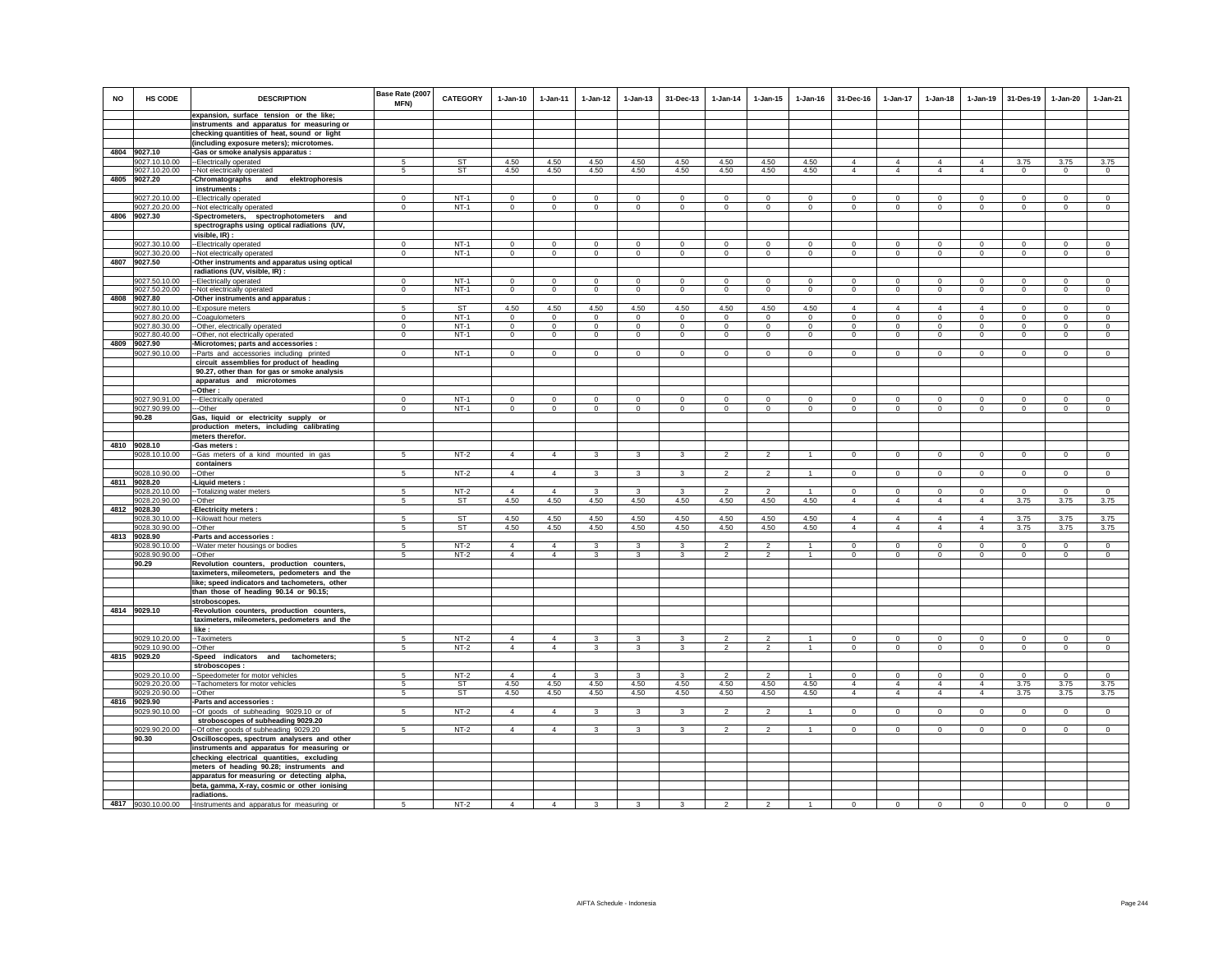| NO | HS CODE | DESCRIPTION | Base Rate (2007 MFN) | CATEGORY | 1-Jan-10 | 1-Jan-11 | 1-Jan-12 | 1-Jan-13 | 31-Dec-13 | 1-Jan-14 | 1-Jan-15 | 1-Jan-16 | 31-Dec-16 | 1-Jan-17 | 1-Jan-18 | 1-Jan-19 | 31-Des-19 | 1-Jan-20 | 1-Jan-21 |
|---|---|---|---|---|---|---|---|---|---|---|---|---|---|---|---|---|---|---|---|
| | | expansion, surface tension or the like; | | | | | | | | | | | | | | | | | |
| | | instruments and apparatus for measuring or | | | | | | | | | | | | | | | | | |
| | | checking quantities of heat, sound or light | | | | | | | | | | | | | | | | | |
| | | (including exposure meters); microtomes. | | | | | | | | | | | | | | | | | |
| 4804 | 9027.10 | -Gas or smoke analysis apparatus : | | | | | | | | | | | | | | | | | |
| | 9027.10.10.00 | --Electrically operated | 5 | ST | 4.50 | 4.50 | 4.50 | 4.50 | 4.50 | 4.50 | 4.50 | 4.50 | 4 | 4 | 4 | 4 | 3.75 | 3.75 | 3.75 |
| | 9027.10.20.00 | --Not electrically operated | 5 | ST | 4.50 | 4.50 | 4.50 | 4.50 | 4.50 | 4.50 | 4.50 | 4.50 | 4 | 4 | 4 | 4 | 0 | 0 | 0 |
| 4805 | 9027.20 | -Chromatographs and elektrophoresis instruments : | | | | | | | | | | | | | | | | | |
| | 9027.20.10.00 | --Electrically operated | 0 | NT-1 | 0 | 0 | 0 | 0 | 0 | 0 | 0 | 0 | 0 | 0 | 0 | 0 | 0 | 0 | 0 |
| | 9027.20.20.00 | --Not electrically operated | 0 | NT-1 | 0 | 0 | 0 | 0 | 0 | 0 | 0 | 0 | 0 | 0 | 0 | 0 | 0 | 0 | 0 |
| 4806 | 9027.30 | -Spectrometers, spectrophotometers and spectrographs using optical radiations (UV, visible, IR) : | | | | | | | | | | | | | | | | | |
| | 9027.30.10.00 | --Electrically operated | 0 | NT-1 | 0 | 0 | 0 | 0 | 0 | 0 | 0 | 0 | 0 | 0 | 0 | 0 | 0 | 0 | 0 |
| | 9027.30.20.00 | --Not electrically operated | 0 | NT-1 | 0 | 0 | 0 | 0 | 0 | 0 | 0 | 0 | 0 | 0 | 0 | 0 | 0 | 0 | 0 |
| 4807 | 9027.50 | -Other instruments and apparatus using optical radiations (UV, visible, IR) : | | | | | | | | | | | | | | | | | |
| | 9027.50.10.00 | --Electrically operated | 0 | NT-1 | 0 | 0 | 0 | 0 | 0 | 0 | 0 | 0 | 0 | 0 | 0 | 0 | 0 | 0 | 0 |
| | 9027.50.20.00 | --Not electrically operated | 0 | NT-1 | 0 | 0 | 0 | 0 | 0 | 0 | 0 | 0 | 0 | 0 | 0 | 0 | 0 | 0 | 0 |
| 4808 | 9027.80 | -Other instruments and apparatus : | | | | | | | | | | | | | | | | | |
| | 9027.80.10.00 | --Exposure meters | 5 | ST | 4.50 | 4.50 | 4.50 | 4.50 | 4.50 | 4.50 | 4.50 | 4.50 | 4 | 4 | 4 | 4 | 0 | 0 | 0 |
| | 9027.80.20.00 | --Coagulometers | 0 | NT-1 | 0 | 0 | 0 | 0 | 0 | 0 | 0 | 0 | 0 | 0 | 0 | 0 | 0 | 0 | 0 |
| | 9027.80.30.00 | --Other, electrically operated | 0 | NT-1 | 0 | 0 | 0 | 0 | 0 | 0 | 0 | 0 | 0 | 0 | 0 | 0 | 0 | 0 | 0 |
| | 9027.80.40.00 | --Other, not electrically operated | 0 | NT-1 | 0 | 0 | 0 | 0 | 0 | 0 | 0 | 0 | 0 | 0 | 0 | 0 | 0 | 0 | 0 |
| 4809 | 9027.90 | -Microtomes; parts and accessories : | | | | | | | | | | | | | | | | | |
| | 9027.90.10.00 | --Parts and accessories including printed circuit assemblies for product of heading 90.27, other than for gas or smoke analysis apparatus and microtomes | 0 | NT-1 | 0 | 0 | 0 | 0 | 0 | 0 | 0 | 0 | 0 | 0 | 0 | 0 | 0 | 0 | 0 |
| | | --Other : | | | | | | | | | | | | | | | | | |
| | 9027.90.91.00 | ---Electrically operated | 0 | NT-1 | 0 | 0 | 0 | 0 | 0 | 0 | 0 | 0 | 0 | 0 | 0 | 0 | 0 | 0 | 0 |
| | 9027.90.99.00 | ---Other | 0 | NT-1 | 0 | 0 | 0 | 0 | 0 | 0 | 0 | 0 | 0 | 0 | 0 | 0 | 0 | 0 | 0 |
| | 90.28 | Gas, liquid or electricity supply or production meters, including calibrating meters therefor. | | | | | | | | | | | | | | | | | |
| 4810 | 9028.10 | -Gas meters : | | | | | | | | | | | | | | | | | |
| | 9028.10.10.00 | --Gas meters of a kind mounted in gas containers | 5 | NT-2 | 4 | 4 | 3 | 3 | 3 | 2 | 2 | 1 | 0 | 0 | 0 | 0 | 0 | 0 | 0 |
| | 9028.10.90.00 | --Other | 5 | NT-2 | 4 | 4 | 3 | 3 | 3 | 2 | 2 | 1 | 0 | 0 | 0 | 0 | 0 | 0 | 0 |
| 4811 | 9028.20 | -Liquid meters : | | | | | | | | | | | | | | | | | |
| | 9028.20.10.00 | --Totalizing water meters | 5 | NT-2 | 4 | 4 | 3 | 3 | 3 | 2 | 2 | 1 | 0 | 0 | 0 | 0 | 0 | 0 | 0 |
| | 9028.20.90.00 | --Other | 5 | ST | 4.50 | 4.50 | 4.50 | 4.50 | 4.50 | 4.50 | 4.50 | 4.50 | 4 | 4 | 4 | 4 | 3.75 | 3.75 | 3.75 |
| 4812 | 9028.30 | -Electricity meters : | | | | | | | | | | | | | | | | | |
| | 9028.30.10.00 | --Kilowatt hour meters | 5 | ST | 4.50 | 4.50 | 4.50 | 4.50 | 4.50 | 4.50 | 4.50 | 4.50 | 4 | 4 | 4 | 4 | 3.75 | 3.75 | 3.75 |
| | 9028.30.90.00 | --Other | 5 | ST | 4.50 | 4.50 | 4.50 | 4.50 | 4.50 | 4.50 | 4.50 | 4.50 | 4 | 4 | 4 | 4 | 3.75 | 3.75 | 3.75 |
| 4813 | 9028.90 | -Parts and accessories : | | | | | | | | | | | | | | | | | |
| | 9028.90.10.00 | --Water meter housings or bodies | 5 | NT-2 | 4 | 4 | 3 | 3 | 3 | 2 | 2 | 1 | 0 | 0 | 0 | 0 | 0 | 0 | 0 |
| | 9028.90.90.00 | --Other | 5 | NT-2 | 4 | 4 | 3 | 3 | 3 | 2 | 2 | 1 | 0 | 0 | 0 | 0 | 0 | 0 | 0 |
| | 90.29 | Revolution counters, production counters, taximeters, mileometers, pedometers and the like; speed indicators and tachometers, other than those of heading 90.14 or 90.15; stroboscopes. | | | | | | | | | | | | | | | | | |
| 4814 | 9029.10 | -Revolution counters, production counters, taximeters, mileometers, pedometers and the like : | | | | | | | | | | | | | | | | | |
| | 9029.10.20.00 | --Taximeters | 5 | NT-2 | 4 | 4 | 3 | 3 | 3 | 2 | 2 | 1 | 0 | 0 | 0 | 0 | 0 | 0 | 0 |
| | 9029.10.90.00 | --Other | 5 | NT-2 | 4 | 4 | 3 | 3 | 3 | 2 | 2 | 1 | 0 | 0 | 0 | 0 | 0 | 0 | 0 |
| 4815 | 9029.20 | -Speed indicators and tachometers; stroboscopes : | | | | | | | | | | | | | | | | | |
| | 9029.20.10.00 | --Speedometer for motor vehicles | 5 | NT-2 | 4 | 4 | 3 | 3 | 3 | 2 | 2 | 1 | 0 | 0 | 0 | 0 | 0 | 0 | 0 |
| | 9029.20.20.00 | --Tachometers for motor vehicles | 5 | ST | 4.50 | 4.50 | 4.50 | 4.50 | 4.50 | 4.50 | 4.50 | 4.50 | 4 | 4 | 4 | 4 | 3.75 | 3.75 | 3.75 |
| | 9029.20.90.00 | --Other | 5 | ST | 4.50 | 4.50 | 4.50 | 4.50 | 4.50 | 4.50 | 4.50 | 4.50 | 4 | 4 | 4 | 4 | 3.75 | 3.75 | 3.75 |
| 4816 | 9029.90 | -Parts and accessories : | | | | | | | | | | | | | | | | | |
| | 9029.90.10.00 | --Of goods of subheading 9029.10 or of stroboscopes of subheading 9029.20 | 5 | NT-2 | 4 | 4 | 3 | 3 | 3 | 2 | 2 | 1 | 0 | 0 | 0 | 0 | 0 | 0 | 0 |
| | 9029.90.20.00 | --Of other goods of subheading 9029.20 | 5 | NT-2 | 4 | 4 | 3 | 3 | 3 | 2 | 2 | 1 | 0 | 0 | 0 | 0 | 0 | 0 | 0 |
| | 90.30 | Oscilloscopes, spectrum analysers and other instruments and apparatus for measuring or checking electrical quantities, excluding meters of heading 90.28; instruments and apparatus for measuring or detecting alpha, beta, gamma, X-ray, cosmic or other ionising radiations. | | | | | | | | | | | | | | | | | |
| 4817 | 9030.10.00.00 | -Instruments and apparatus for measuring or | 5 | NT-2 | 4 | 4 | 3 | 3 | 3 | 2 | 2 | 1 | 0 | 0 | 0 | 0 | 0 | 0 | 0 |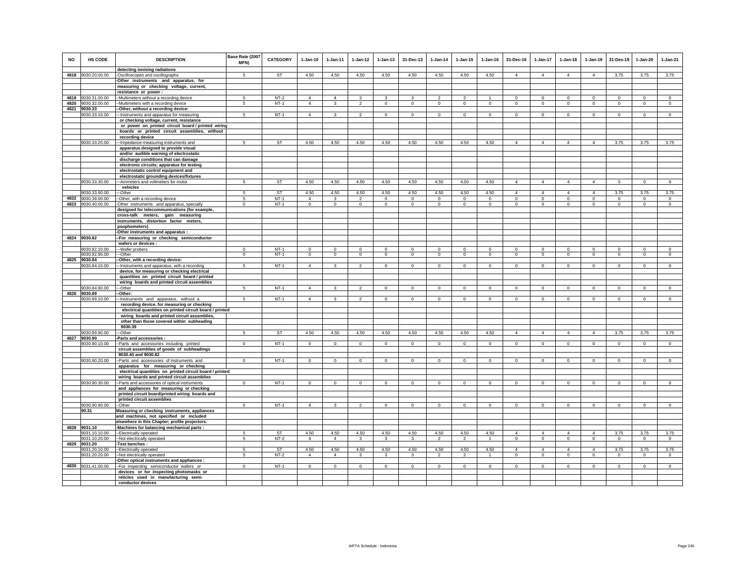| NO | HS CODE | DESCRIPTION | Base Rate (2007 MFN) | CATEGORY | 1-Jan-10 | 1-Jan-11 | 1-Jan-12 | 1-Jan-13 | 31-Dec-13 | 1-Jan-14 | 1-Jan-15 | 1-Jan-16 | 31-Dec-16 | 1-Jan-17 | 1-Jan-18 | 1-Jan-19 | 31-Des-19 | 1-Jan-20 | 1-Jan-21 |
|---|---|---|---|---|---|---|---|---|---|---|---|---|---|---|---|---|---|---|---|
| | | detecting ionising radiations | | | | | | | | | | | | | | | | | |
| 4818 | 9030.20.00.00 | -Oscilloscopes and oscillographs | 5 | ST | 4.50 | 4.50 | 4.50 | 4.50 | 4.50 | 4.50 | 4.50 | 4.50 | 4 | 4 | 4 | 4 | 3.75 | 3.75 | 3.75 |
| | | -Other instruments and apparatus, for measuring or checking voltage, current, resistance or power : | | | | | | | | | | | | | | | | | |
| 4819 | 9030.31.00.00 | --Multimeters without a recording device | 5 | NT-2 | 4 | 4 | 3 | 3 | 3 | 2 | 2 | 1 | 0 | 0 | 0 | 0 | 0 | 0 | 0 |
| 4820 | 9030.32.00.00 | --Multimeters with a recording device | 5 | NT-1 | 4 | 3 | 2 | 0 | 0 | 0 | 0 | 0 | 0 | 0 | 0 | 0 | 0 | 0 | 0 |
| 4821 | 9030.33 | --Other, without a recording device: | | | | | | | | | | | | | | | | | |
| | 9030.33.10.00 | ---Instruments and apparatus for measuring or checking voltage, current, resistance or power on printed circuit board / printed wiring boards or printed circuit assemblies, without recording device | 5 | NT-1 | 4 | 3 | 2 | 0 | 0 | 0 | 0 | 0 | 0 | 0 | 0 | 0 | 0 | 0 | 0 |
| | 9030.33.20.00 | ---Impedance-measuring instruments and apparatus designed to provide visual and/or audible warning of electrostatic discharge conditions that can damage electronic circuits; apparatus for testing electrostatic control equipment and electrostatic grounding devices/fixtures | 5 | ST | 4.50 | 4.50 | 4.50 | 4.50 | 4.50 | 4.50 | 4.50 | 4.50 | 4 | 4 | 4 | 4 | 3.75 | 3.75 | 3.75 |
| | 9030.33.30.00 | ---Ammeters and voltmeters for motor vehicles | 5 | ST | 4.50 | 4.50 | 4.50 | 4.50 | 4.50 | 4.50 | 4.50 | 4.50 | 4 | 4 | 4 | 4 | 0 | 0 | 0 |
| | 9030.33.90.00 | ---Other | 5 | ST | 4.50 | 4.50 | 4.50 | 4.50 | 4.50 | 4.50 | 4.50 | 4.50 | 4 | 4 | 4 | 4 | 3.75 | 3.75 | 3.75 |
| 4822 | 9030.39.00.00 | --Other, with a recording device | 5 | NT-1 | 4 | 3 | 2 | 0 | 0 | 0 | 0 | 0 | 0 | 0 | 0 | 0 | 0 | 0 | 0 |
| 4823 | 9030.40.00.00 | -Other instruments and apparatus, specially designed for telecommunications (for example, cross-talk meters, gain measuring instruments, distortion factor meters, psophometers) | 0 | NT-1 | 0 | 0 | 0 | 0 | 0 | 0 | 0 | 0 | 0 | 0 | 0 | 0 | 0 | 0 | 0 |
| | | -Other instruments and apparatus : | | | | | | | | | | | | | | | | | |
| 4824 | 9030.82 | --For measuring or checking semiconductor wafers or devices : | | | | | | | | | | | | | | | | | |
| | 9030.82.10.00 | ---Wafer probers | 0 | NT-1 | 0 | 0 | 0 | 0 | 0 | 0 | 0 | 0 | 0 | 0 | 0 | 0 | 0 | 0 | 0 |
| | 9030.82.90.00 | ---Other | 0 | NT-1 | 0 | 0 | 0 | 0 | 0 | 0 | 0 | 0 | 0 | 0 | 0 | 0 | 0 | 0 | 0 |
| 4825 | 9030.84 | --Other, with a recording device: | | | | | | | | | | | | | | | | | |
| | 9030.84.10.00 | ---Instruments and apparatus, with a recording device, for measuring or checking electrical quantities on printed circuit board / printed wiring boards and printed circuit assemblies | 5 | NT-1 | 4 | 3 | 2 | 0 | 0 | 0 | 0 | 0 | 0 | 0 | 0 | 0 | 0 | 0 | 0 |
| | 9030.84.90.00 | ---Other | 5 | NT-1 | 4 | 3 | 2 | 0 | 0 | 0 | 0 | 0 | 0 | 0 | 0 | 0 | 0 | 0 | 0 |
| 4826 | 9030.89 | --Other: | | | | | | | | | | | | | | | | | |
| | 9030.89.10.00 | ---Instruments and apparatus, without a recording device, for measuring or checking electrical quantities on printed circuit board / printed wiring boards and printed circuit assemblies, other than those covered within subheading 9030.39 | 5 | NT-1 | 4 | 3 | 2 | 0 | 0 | 0 | 0 | 0 | 0 | 0 | 0 | 0 | 0 | 0 | 0 |
| | 9030.89.90.00 | ---Other | 5 | ST | 4.50 | 4.50 | 4.50 | 4.50 | 4.50 | 4.50 | 4.50 | 4.50 | 4 | 4 | 4 | 4 | 3.75 | 3.75 | 3.75 |
| 4827 | 9030.90 | -Parts and accessories : | | | | | | | | | | | | | | | | | |
| | 9030.90.10.00 | --Parts and accessories including printed circuit assemblies of goods of subheadings 9030.40 and 9030.82 | 0 | NT-1 | 0 | 0 | 0 | 0 | 0 | 0 | 0 | 0 | 0 | 0 | 0 | 0 | 0 | 0 | 0 |
| | 9030.90.20.00 | --Parts and accessories of instruments and apparatus for measuring or checking electrical quantities on printed circuit board / printed wiring boards and printed circuit assemblies | 0 | NT-1 | 0 | 0 | 0 | 0 | 0 | 0 | 0 | 0 | 0 | 0 | 0 | 0 | 0 | 0 | 0 |
| | 9030.90.30.00 | --Parts and accessories of optical instruments and appliances for measuring or checking printed circuit board/printed wiring boards and printed circuit assemblies | 0 | NT-1 | 0 | 0 | 0 | 0 | 0 | 0 | 0 | 0 | 0 | 0 | 0 | 0 | 0 | 0 | 0 |
| | 9030.90.90.00 | --Other | 5 | NT-1 | 4 | 3 | 2 | 0 | 0 | 0 | 0 | 0 | 0 | 0 | 0 | 0 | 0 | 0 | 0 |
| | 90.31 | Measuring or checking instruments, appliances and machines, not specified or included elsewhere in this Chapter; profile projectors. | | | | | | | | | | | | | | | | | |
| 4828 | 9031.10 | -Machines for balancing mechanical parts : | | | | | | | | | | | | | | | | | |
| | 9031.10.10.00 | --Electrically operated | 5 | ST | 4.50 | 4.50 | 4.50 | 4.50 | 4.50 | 4.50 | 4.50 | 4.50 | 4 | 4 | 4 | 4 | 3.75 | 3.75 | 3.75 |
| | 9031.10.20.00 | --Not electrically operated | 5 | NT-2 | 4 | 4 | 3 | 3 | 3 | 2 | 2 | 1 | 0 | 0 | 0 | 0 | 0 | 0 | 0 |
| 4829 | 9031.20 | -Test benches : | | | | | | | | | | | | | | | | | |
| | 9031.20.10.00 | --Electrically operated | 5 | ST | 4.50 | 4.50 | 4.50 | 4.50 | 4.50 | 4.50 | 4.50 | 4.50 | 4 | 4 | 4 | 4 | 3.75 | 3.75 | 3.75 |
| | 9031.20.20.00 | --Not electrically operated | 5 | NT-2 | 4 | 4 | 3 | 3 | 3 | 2 | 2 | 1 | 0 | 0 | 0 | 0 | 0 | 0 | 0 |
| | | -Other optical instruments and appliances : | | | | | | | | | | | | | | | | | |
| 4830 | 9031.41.00.00 | --For inspecting semiconductor wafers or devices or for inspecting photomasks or reticles used in manufacturing semi-conductor devices | 0 | NT-1 | 0 | 0 | 0 | 0 | 0 | 0 | 0 | 0 | 0 | 0 | 0 | 0 | 0 | 0 | 0 |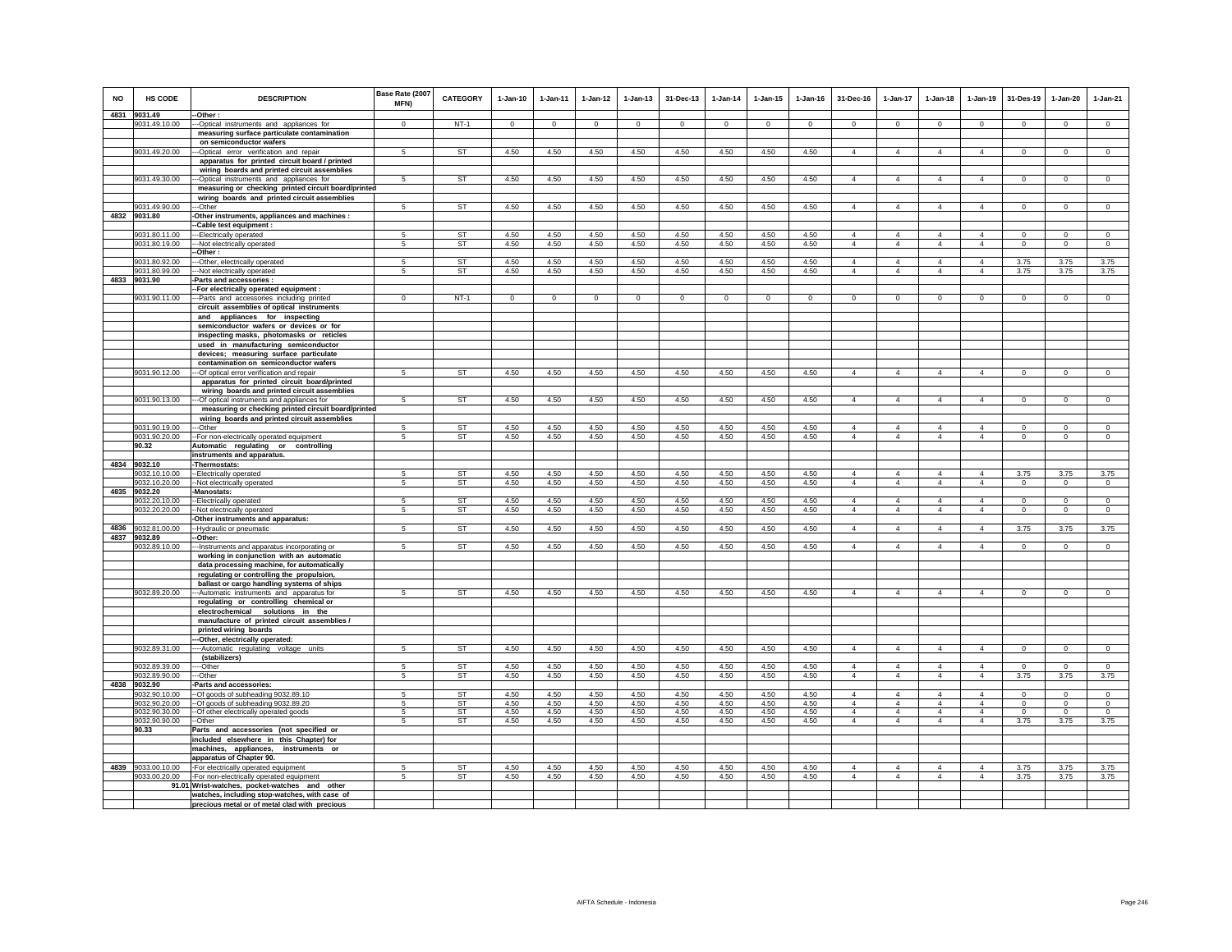| NO | HS CODE | DESCRIPTION | Base Rate (2007 MFN) | CATEGORY | 1-Jan-10 | 1-Jan-11 | 1-Jan-12 | 1-Jan-13 | 31-Dec-13 | 1-Jan-14 | 1-Jan-15 | 1-Jan-16 | 31-Dec-16 | 1-Jan-17 | 1-Jan-18 | 1-Jan-19 | 31-Des-19 | 1-Jan-20 | 1-Jan-21 |
|---|---|---|---|---|---|---|---|---|---|---|---|---|---|---|---|---|---|---|---|
| 4831 | 9031.49 | --Other : | | | | | | | | | | | | | | | | | |
| | 9031.49.10.00 | ---Optical instruments and appliances for measuring surface particulate contamination on semiconductor wafers | 0 | NT-1 | 0 | 0 | 0 | 0 | 0 | 0 | 0 | 0 | 0 | 0 | 0 | 0 | 0 | 0 | 0 |
| | 9031.49.20.00 | ---Optical error verification and repair apparatus for printed circuit board / printed wiring boards and printed circuit assemblies | 5 | ST | 4.50 | 4.50 | 4.50 | 4.50 | 4.50 | 4.50 | 4.50 | 4.50 | 4 | 4 | 4 | 4 | 0 | 0 | 0 |
| | 9031.49.30.00 | ---Optical instruments and appliances for measuring or checking printed circuit board/printed wiring boards and printed circuit assemblies | 5 | ST | 4.50 | 4.50 | 4.50 | 4.50 | 4.50 | 4.50 | 4.50 | 4.50 | 4 | 4 | 4 | 4 | 0 | 0 | 0 |
| | 9031.49.90.00 | ---Other | 5 | ST | 4.50 | 4.50 | 4.50 | 4.50 | 4.50 | 4.50 | 4.50 | 4.50 | 4 | 4 | 4 | 4 | 0 | 0 | 0 |
| 4832 | 9031.80 | -Other instruments, appliances and machines : | | | | | | | | | | | | | | | | | |
| | | --Cable test equipment : | | | | | | | | | | | | | | | | | |
| | 9031.80.11.00 | ---Electrically operated | 5 | ST | 4.50 | 4.50 | 4.50 | 4.50 | 4.50 | 4.50 | 4.50 | 4.50 | 4 | 4 | 4 | 4 | 0 | 0 | 0 |
| | 9031.80.19.00 | ---Not electrically operated | 5 | ST | 4.50 | 4.50 | 4.50 | 4.50 | 4.50 | 4.50 | 4.50 | 4.50 | 4 | 4 | 4 | 4 | 0 | 0 | 0 |
| | | --Other : | | | | | | | | | | | | | | | | | |
| | 9031.80.92.00 | ---Other, electrically operated | 5 | ST | 4.50 | 4.50 | 4.50 | 4.50 | 4.50 | 4.50 | 4.50 | 4.50 | 4 | 4 | 4 | 4 | 3.75 | 3.75 | 3.75 |
| | 9031.80.99.00 | ---Not electrically operated | 5 | ST | 4.50 | 4.50 | 4.50 | 4.50 | 4.50 | 4.50 | 4.50 | 4.50 | 4 | 4 | 4 | 4 | 3.75 | 3.75 | 3.75 |
| 4833 | 9031.90 | -Parts and accessories : | | | | | | | | | | | | | | | | | |
| | | --For electrically operated equipment : | | | | | | | | | | | | | | | | | |
| | 9031.90.11.00 | ---Parts and accessories including printed circuit assemblies of optical instruments and appliances for inspecting semiconductor wafers or devices or for inspecting masks, photomasks or reticles used in manufacturing semiconductor devices; measuring surface particulate contamination on semiconductor wafers | 0 | NT-1 | 0 | 0 | 0 | 0 | 0 | 0 | 0 | 0 | 0 | 0 | 0 | 0 | 0 | 0 | 0 |
| | 9031.90.12.00 | ---Of optical error verification and repair apparatus for printed circuit board/printed wiring boards and printed circuit assemblies | 5 | ST | 4.50 | 4.50 | 4.50 | 4.50 | 4.50 | 4.50 | 4.50 | 4.50 | 4 | 4 | 4 | 4 | 0 | 0 | 0 |
| | 9031.90.13.00 | ---Of optical instruments and appliances for measuring or checking printed circuit board/printed wiring boards and printed circuit assemblies | 5 | ST | 4.50 | 4.50 | 4.50 | 4.50 | 4.50 | 4.50 | 4.50 | 4.50 | 4 | 4 | 4 | 4 | 0 | 0 | 0 |
| | 9031.90.19.00 | ---Other | 5 | ST | 4.50 | 4.50 | 4.50 | 4.50 | 4.50 | 4.50 | 4.50 | 4.50 | 4 | 4 | 4 | 4 | 0 | 0 | 0 |
| | 9031.90.20.00 | --For non-electrically operated equipment | 5 | ST | 4.50 | 4.50 | 4.50 | 4.50 | 4.50 | 4.50 | 4.50 | 4.50 | 4 | 4 | 4 | 4 | 0 | 0 | 0 |
| | 90.32 | Automatic regulating or controlling instruments and apparatus. | | | | | | | | | | | | | | | | | |
| 4834 | 9032.10 | -Thermostats: | | | | | | | | | | | | | | | | | |
| | 9032.10.10.00 | --Electrically operated | 5 | ST | 4.50 | 4.50 | 4.50 | 4.50 | 4.50 | 4.50 | 4.50 | 4.50 | 4 | 4 | 4 | 4 | 3.75 | 3.75 | 3.75 |
| | 9032.10.20.00 | --Not electrically operated | 5 | ST | 4.50 | 4.50 | 4.50 | 4.50 | 4.50 | 4.50 | 4.50 | 4.50 | 4 | 4 | 4 | 4 | 0 | 0 | 0 |
| 4835 | 9032.20 | -Manostats: | | | | | | | | | | | | | | | | | |
| | 9032.20.10.00 | --Electrically operated | 5 | ST | 4.50 | 4.50 | 4.50 | 4.50 | 4.50 | 4.50 | 4.50 | 4.50 | 4 | 4 | 4 | 4 | 0 | 0 | 0 |
| | 9032.20.20.00 | --Not electrically operated | 5 | ST | 4.50 | 4.50 | 4.50 | 4.50 | 4.50 | 4.50 | 4.50 | 4.50 | 4 | 4 | 4 | 4 | 0 | 0 | 0 |
| | | -Other instruments and apparatus: | | | | | | | | | | | | | | | | | |
| 4836 | 9032.81.00.00 | --Hydraulic or pneumatic | 5 | ST | 4.50 | 4.50 | 4.50 | 4.50 | 4.50 | 4.50 | 4.50 | 4.50 | 4 | 4 | 4 | 4 | 3.75 | 3.75 | 3.75 |
| 4837 | 9032.89 | --Other: | | | | | | | | | | | | | | | | | |
| | 9032.89.10.00 | ---Instruments and apparatus incorporating or working in conjunction with an automatic data processing machine, for automatically regulating or controlling the propulsion, ballast or cargo handling systems of ships | 5 | ST | 4.50 | 4.50 | 4.50 | 4.50 | 4.50 | 4.50 | 4.50 | 4.50 | 4 | 4 | 4 | 4 | 0 | 0 | 0 |
| | 9032.89.20.00 | ---Automatic instruments and apparatus for regulating or controlling chemical or electrochemical solutions in the manufacture of printed circuit assemblies / printed wiring boards | 5 | ST | 4.50 | 4.50 | 4.50 | 4.50 | 4.50 | 4.50 | 4.50 | 4.50 | 4 | 4 | 4 | 4 | 0 | 0 | 0 |
| | | ---Other, electrically operated: | | | | | | | | | | | | | | | | | |
| | 9032.89.31.00 | ----Automatic regulating voltage units (stabilizers) | 5 | ST | 4.50 | 4.50 | 4.50 | 4.50 | 4.50 | 4.50 | 4.50 | 4.50 | 4 | 4 | 4 | 4 | 0 | 0 | 0 |
| | 9032.89.39.00 | ----Other | 5 | ST | 4.50 | 4.50 | 4.50 | 4.50 | 4.50 | 4.50 | 4.50 | 4.50 | 4 | 4 | 4 | 4 | 0 | 0 | 0 |
| | 9032.89.90.00 | ---Other | 5 | ST | 4.50 | 4.50 | 4.50 | 4.50 | 4.50 | 4.50 | 4.50 | 4.50 | 4 | 4 | 4 | 4 | 3.75 | 3.75 | 3.75 |
| 4838 | 9032.90 | -Parts and accessories: | | | | | | | | | | | | | | | | | |
| | 9032.90.10.00 | --Of goods of subheading 9032.89.10 | 5 | ST | 4.50 | 4.50 | 4.50 | 4.50 | 4.50 | 4.50 | 4.50 | 4.50 | 4 | 4 | 4 | 4 | 0 | 0 | 0 |
| | 9032.90.20.00 | --Of goods of subheading 9032.89.20 | 5 | ST | 4.50 | 4.50 | 4.50 | 4.50 | 4.50 | 4.50 | 4.50 | 4.50 | 4 | 4 | 4 | 4 | 0 | 0 | 0 |
| | 9032.90.30.00 | --Of other electrically operated goods | 5 | ST | 4.50 | 4.50 | 4.50 | 4.50 | 4.50 | 4.50 | 4.50 | 4.50 | 4 | 4 | 4 | 4 | 0 | 0 | 0 |
| | 9032.90.90.00 | --Other | 5 | ST | 4.50 | 4.50 | 4.50 | 4.50 | 4.50 | 4.50 | 4.50 | 4.50 | 4 | 4 | 4 | 4 | 3.75 | 3.75 | 3.75 |
| | 90.33 | Parts and accessories (not specified or included elsewhere in this Chapter) for machines, appliances, instruments or apparatus of Chapter 90. | | | | | | | | | | | | | | | | | |
| 4839 | 9033.00.10.00 | -For electrically operated equipment | 5 | ST | 4.50 | 4.50 | 4.50 | 4.50 | 4.50 | 4.50 | 4.50 | 4.50 | 4 | 4 | 4 | 4 | 3.75 | 3.75 | 3.75 |
| | 9033.00.20.00 | -For non-electrically operated equipment | 5 | ST | 4.50 | 4.50 | 4.50 | 4.50 | 4.50 | 4.50 | 4.50 | 4.50 | 4 | 4 | 4 | 4 | 3.75 | 3.75 | 3.75 |
| | 91.01 | Wrist-watches, pocket-watches and other watches, including stop-watches, with case of precious metal or of metal clad with precious | | | | | | | | | | | | | | | | | |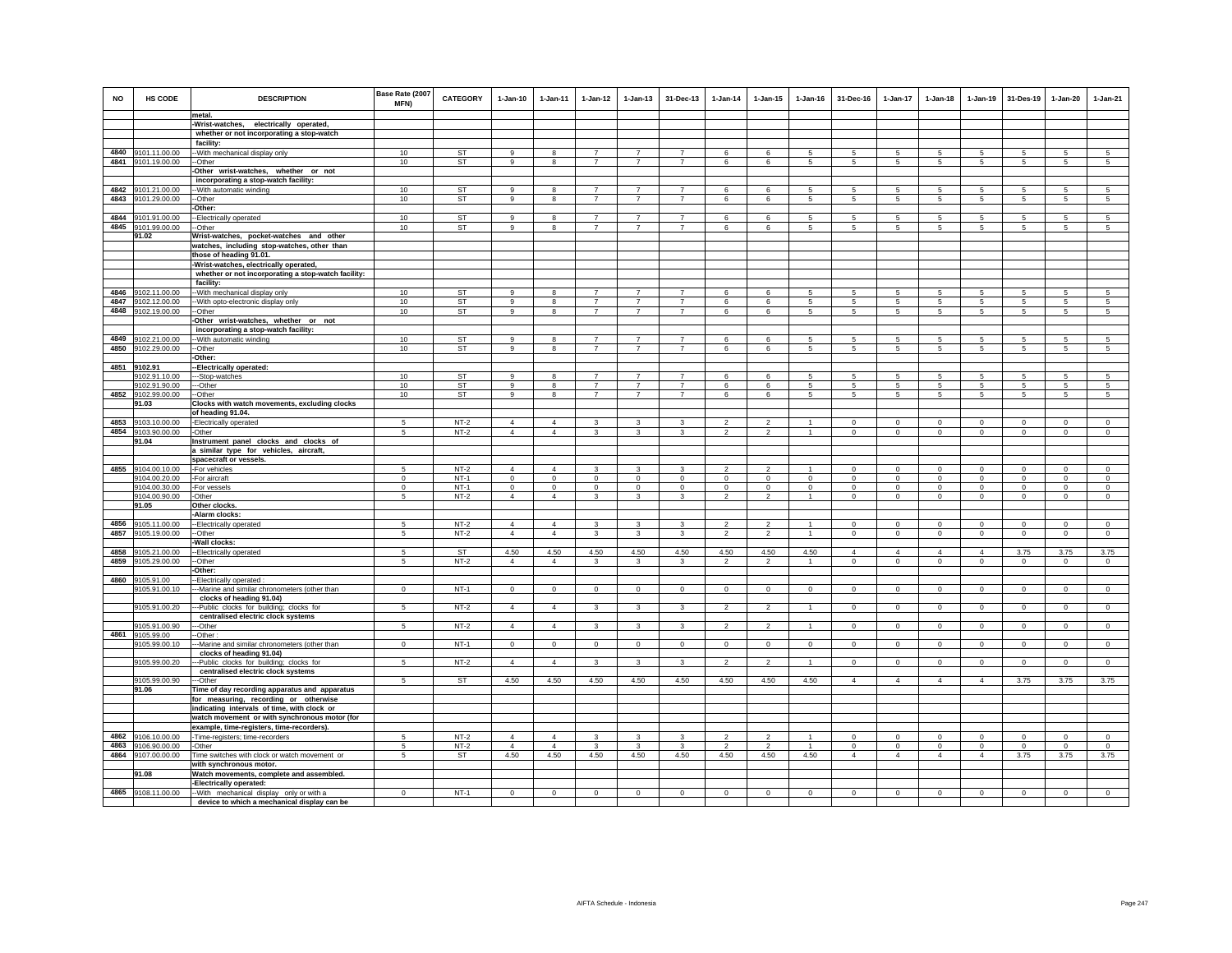| NO | HS CODE | DESCRIPTION | Base Rate (2007 MFN) | CATEGORY | 1-Jan-10 | 1-Jan-11 | 1-Jan-12 | 1-Jan-13 | 31-Dec-13 | 1-Jan-14 | 1-Jan-15 | 1-Jan-16 | 31-Dec-16 | 1-Jan-17 | 1-Jan-18 | 1-Jan-19 | 31-Des-19 | 1-Jan-20 | 1-Jan-21 |
|---|---|---|---|---|---|---|---|---|---|---|---|---|---|---|---|---|---|---|---|
| | | metal. | | | | | | | | | | | | | | | | | |
| | | -Wrist-watches, electrically operated, whether or not incorporating a stop-watch facility: | | | | | | | | | | | | | | | | | |
| 4840 | 9101.11.00.00 | --With mechanical display only | 10 | ST | 9 | 8 | 7 | 7 | 7 | 6 | 6 | 5 | 5 | 5 | 5 | 5 | 5 | 5 | 5 |
| 4841 | 9101.19.00.00 | --Other | 10 | ST | 9 | 8 | 7 | 7 | 7 | 6 | 6 | 5 | 5 | 5 | 5 | 5 | 5 | 5 | 5 |
| | | -Other wrist-watches, whether or not incorporating a stop-watch facility: | | | | | | | | | | | | | | | | | |
| 4842 | 9101.21.00.00 | --With automatic winding | 10 | ST | 9 | 8 | 7 | 7 | 7 | 6 | 6 | 5 | 5 | 5 | 5 | 5 | 5 | 5 | 5 |
| 4843 | 9101.29.00.00 | --Other | 10 | ST | 9 | 8 | 7 | 7 | 7 | 6 | 6 | 5 | 5 | 5 | 5 | 5 | 5 | 5 | 5 |
| | | -Other: | | | | | | | | | | | | | | | | | |
| 4844 | 9101.91.00.00 | --Electrically operated | 10 | ST | 9 | 8 | 7 | 7 | 7 | 6 | 6 | 5 | 5 | 5 | 5 | 5 | 5 | 5 | 5 |
| 4845 | 9101.99.00.00 | --Other | 10 | ST | 9 | 8 | 7 | 7 | 7 | 6 | 6 | 5 | 5 | 5 | 5 | 5 | 5 | 5 | 5 |
| | 91.02 | Wrist-watches, pocket-watches and other watches, including stop-watches, other than those of heading 91.01. | | | | | | | | | | | | | | | | | |
| | | -Wrist-watches, electrically operated, whether or not incorporating a stop-watch facility: | | | | | | | | | | | | | | | | | |
| 4846 | 9102.11.00.00 | --With mechanical display only | 10 | ST | 9 | 8 | 7 | 7 | 7 | 6 | 6 | 5 | 5 | 5 | 5 | 5 | 5 | 5 | 5 |
| 4847 | 9102.12.00.00 | --With opto-electronic display only | 10 | ST | 9 | 8 | 7 | 7 | 7 | 6 | 6 | 5 | 5 | 5 | 5 | 5 | 5 | 5 | 5 |
| 4848 | 9102.19.00.00 | --Other | 10 | ST | 9 | 8 | 7 | 7 | 7 | 6 | 6 | 5 | 5 | 5 | 5 | 5 | 5 | 5 | 5 |
| | | -Other wrist-watches, whether or not incorporating a stop-watch facility: | | | | | | | | | | | | | | | | | |
| 4849 | 9102.21.00.00 | --With automatic winding | 10 | ST | 9 | 8 | 7 | 7 | 7 | 6 | 6 | 5 | 5 | 5 | 5 | 5 | 5 | 5 | 5 |
| 4850 | 9102.29.00.00 | --Other | 10 | ST | 9 | 8 | 7 | 7 | 7 | 6 | 6 | 5 | 5 | 5 | 5 | 5 | 5 | 5 | 5 |
| | | -Other: | | | | | | | | | | | | | | | | | |
| 4851 | 9102.91 | --Electrically operated: | | | | | | | | | | | | | | | | | |
| | 9102.91.10.00 | ---Stop-watches | 10 | ST | 9 | 8 | 7 | 7 | 7 | 6 | 6 | 5 | 5 | 5 | 5 | 5 | 5 | 5 | 5 |
| | 9102.91.90.00 | ---Other | 10 | ST | 9 | 8 | 7 | 7 | 7 | 6 | 6 | 5 | 5 | 5 | 5 | 5 | 5 | 5 | 5 |
| 4852 | 9102.99.00.00 | --Other | 10 | ST | 9 | 8 | 7 | 7 | 7 | 6 | 6 | 5 | 5 | 5 | 5 | 5 | 5 | 5 | 5 |
| | 91.03 | Clocks with watch movements, excluding clocks of heading 91.04. | | | | | | | | | | | | | | | | | |
| 4853 | 9103.10.00.00 | -Electrically operated | 5 | NT-2 | 4 | 4 | 3 | 3 | 3 | 2 | 2 | 1 | 0 | 0 | 0 | 0 | 0 | 0 | 0 |
| 4854 | 9103.90.00.00 | -Other | 5 | NT-2 | 4 | 4 | 3 | 3 | 3 | 2 | 2 | 1 | 0 | 0 | 0 | 0 | 0 | 0 | 0 |
| | 91.04 | Instrument panel clocks and clocks of a similar type for vehicles, aircraft, spacecraft or vessels. | | | | | | | | | | | | | | | | | |
| 4855 | 9104.00.10.00 | -For vehicles | 5 | NT-2 | 4 | 4 | 3 | 3 | 3 | 2 | 2 | 1 | 0 | 0 | 0 | 0 | 0 | 0 | 0 |
| | 9104.00.20.00 | -For aircraft | 0 | NT-1 | 0 | 0 | 0 | 0 | 0 | 0 | 0 | 0 | 0 | 0 | 0 | 0 | 0 | 0 | 0 |
| | 9104.00.30.00 | -For vessels | 0 | NT-1 | 0 | 0 | 0 | 0 | 0 | 0 | 0 | 0 | 0 | 0 | 0 | 0 | 0 | 0 | 0 |
| | 9104.00.90.00 | -Other | 5 | NT-2 | 4 | 4 | 3 | 3 | 3 | 2 | 2 | 1 | 0 | 0 | 0 | 0 | 0 | 0 | 0 |
| | 91.05 | Other clocks. | | | | | | | | | | | | | | | | | |
| | | -Alarm clocks: | | | | | | | | | | | | | | | | | |
| 4856 | 9105.11.00.00 | --Electrically operated | 5 | NT-2 | 4 | 4 | 3 | 3 | 3 | 2 | 2 | 1 | 0 | 0 | 0 | 0 | 0 | 0 | 0 |
| 4857 | 9105.19.00.00 | --Other | 5 | NT-2 | 4 | 4 | 3 | 3 | 3 | 2 | 2 | 1 | 0 | 0 | 0 | 0 | 0 | 0 | 0 |
| | | -Wall clocks: | | | | | | | | | | | | | | | | | |
| 4858 | 9105.21.00.00 | --Electrically operated | 5 | ST | 4.50 | 4.50 | 4.50 | 4.50 | 4.50 | 4.50 | 4.50 | 4.50 | 4 | 4 | 4 | 4 | 3.75 | 3.75 | 3.75 |
| 4859 | 9105.29.00.00 | --Other | 5 | NT-2 | 4 | 4 | 3 | 3 | 3 | 2 | 2 | 1 | 0 | 0 | 0 | 0 | 0 | 0 | 0 |
| | | -Other: | | | | | | | | | | | | | | | | | |
| 4860 | 9105.91.00 | --Electrically operated : | | | | | | | | | | | | | | | | | |
| | 9105.91.00.10 | ---Marine and similar chronometers (other than clocks of heading 91.04) | 0 | NT-1 | 0 | 0 | 0 | 0 | 0 | 0 | 0 | 0 | 0 | 0 | 0 | 0 | 0 | 0 | 0 |
| | 9105.91.00.20 | ---Public clocks for building; clocks for centralised electric clock systems | 5 | NT-2 | 4 | 4 | 3 | 3 | 3 | 2 | 2 | 1 | 0 | 0 | 0 | 0 | 0 | 0 | 0 |
| | 9105.91.00.90 | ---Other | 5 | NT-2 | 4 | 4 | 3 | 3 | 3 | 2 | 2 | 1 | 0 | 0 | 0 | 0 | 0 | 0 | 0 |
| 4861 | 9105.99.00 | --Other : | | | | | | | | | | | | | | | | | |
| | 9105.99.00.10 | ---Marine and similar chronometers (other than clocks of heading 91.04) | 0 | NT-1 | 0 | 0 | 0 | 0 | 0 | 0 | 0 | 0 | 0 | 0 | 0 | 0 | 0 | 0 | 0 |
| | 9105.99.00.20 | ---Public clocks for building; clocks for centralised electric clock systems | 5 | NT-2 | 4 | 4 | 3 | 3 | 3 | 2 | 2 | 1 | 0 | 0 | 0 | 0 | 0 | 0 | 0 |
| | 9105.99.00.90 | ---Other | 5 | ST | 4.50 | 4.50 | 4.50 | 4.50 | 4.50 | 4.50 | 4.50 | 4.50 | 4 | 4 | 4 | 4 | 3.75 | 3.75 | 3.75 |
| | 91.06 | Time of day recording apparatus and apparatus for measuring, recording or otherwise indicating intervals of time, with clock or watch movement or with synchronous motor (for example, time-registers, time-recorders). | | | | | | | | | | | | | | | | | |
| 4862 | 9106.10.00.00 | -Time-registers; time-recorders | 5 | NT-2 | 4 | 4 | 3 | 3 | 3 | 2 | 2 | 1 | 0 | 0 | 0 | 0 | 0 | 0 | 0 |
| 4863 | 9106.90.00.00 | -Other | 5 | NT-2 | 4 | 4 | 3 | 3 | 3 | 2 | 2 | 1 | 0 | 0 | 0 | 0 | 0 | 0 | 0 |
| 4864 | 9107.00.00.00 | Time switches with clock or watch movement or with synchronous motor. | 5 | ST | 4.50 | 4.50 | 4.50 | 4.50 | 4.50 | 4.50 | 4.50 | 4.50 | 4 | 4 | 4 | 4 | 3.75 | 3.75 | 3.75 |
| | 91.08 | Watch movements, complete and assembled. | | | | | | | | | | | | | | | | | |
| | | -Electrically operated: | | | | | | | | | | | | | | | | | |
| 4865 | 9108.11.00.00 | --With mechanical display only or with a device to which a mechanical display can be | 0 | NT-1 | 0 | 0 | 0 | 0 | 0 | 0 | 0 | 0 | 0 | 0 | 0 | 0 | 0 | 0 | 0 |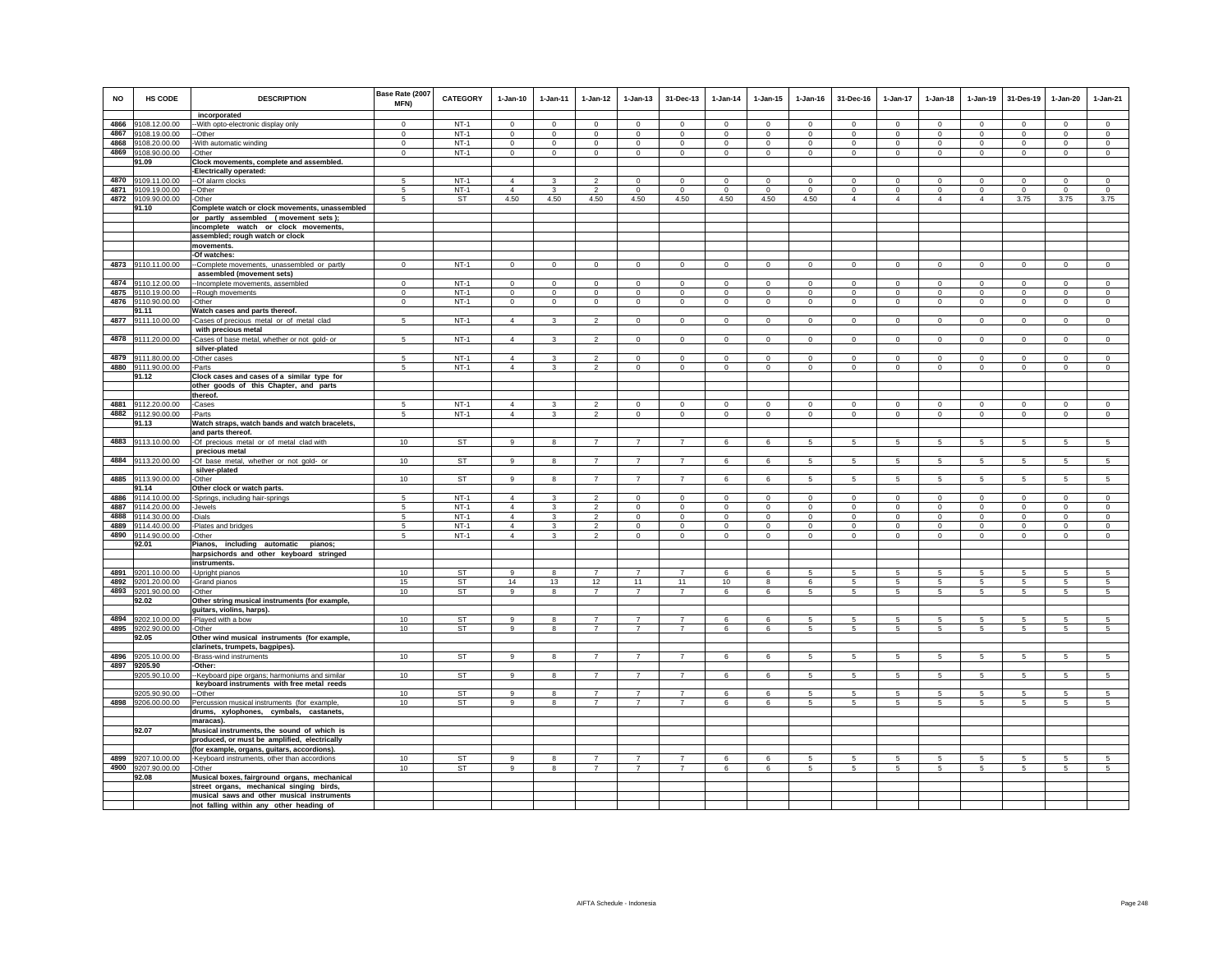| NO | HS CODE | DESCRIPTION | Base Rate (2007 MFN) | CATEGORY | 1-Jan-10 | 1-Jan-11 | 1-Jan-12 | 1-Jan-13 | 31-Dec-13 | 1-Jan-14 | 1-Jan-15 | 1-Jan-16 | 31-Dec-16 | 1-Jan-17 | 1-Jan-18 | 1-Jan-19 | 31-Des-19 | 1-Jan-20 | 1-Jan-21 |
|---|---|---|---|---|---|---|---|---|---|---|---|---|---|---|---|---|---|---|---|
| | | incorporated | | | | | | | | | | | | | | | | | |
| 4866 | 9108.12.00.00 | --With opto-electronic display only | 0 | NT-1 | 0 | 0 | 0 | 0 | 0 | 0 | 0 | 0 | 0 | 0 | 0 | 0 | 0 | 0 | 0 |
| 4867 | 9108.19.00.00 | --Other | 0 | NT-1 | 0 | 0 | 0 | 0 | 0 | 0 | 0 | 0 | 0 | 0 | 0 | 0 | 0 | 0 | 0 |
| 4868 | 9108.20.00.00 | -With automatic winding | 0 | NT-1 | 0 | 0 | 0 | 0 | 0 | 0 | 0 | 0 | 0 | 0 | 0 | 0 | 0 | 0 | 0 |
| 4869 | 9108.90.00.00 | -Other | 0 | NT-1 | 0 | 0 | 0 | 0 | 0 | 0 | 0 | 0 | 0 | 0 | 0 | 0 | 0 | 0 | 0 |
| | 91.09 | Clock movements, complete and assembled. | | | | | | | | | | | | | | | | | |
| | | -Electrically operated: | | | | | | | | | | | | | | | | | |
| 4870 | 9109.11.00.00 | --Of alarm clocks | 5 | NT-1 | 4 | 3 | 2 | 0 | 0 | 0 | 0 | 0 | 0 | 0 | 0 | 0 | 0 | 0 | 0 |
| 4871 | 9109.19.00.00 | --Other | 5 | NT-1 | 4 | 3 | 2 | 0 | 0 | 0 | 0 | 0 | 0 | 0 | 0 | 0 | 0 | 0 | 0 |
| 4872 | 9109.90.00.00 | -Other | 5 | ST | 4.50 | 4.50 | 4.50 | 4.50 | 4.50 | 4.50 | 4.50 | 4.50 | 4 | 4 | 4 | 4 | 3.75 | 3.75 | 3.75 |
| | 91.10 | Complete watch or clock movements, unassembled or partly assembled (movement sets); incomplete watch or clock movements, assembled; rough watch or clock movements. | | | | | | | | | | | | | | | | | |
| | | -Of watches: | | | | | | | | | | | | | | | | | |
| 4873 | 9110.11.00.00 | --Complete movements, unassembled or partly assembled (movement sets) | 0 | NT-1 | 0 | 0 | 0 | 0 | 0 | 0 | 0 | 0 | 0 | 0 | 0 | 0 | 0 | 0 | 0 |
| 4874 | 9110.12.00.00 | --Incomplete movements, assembled | 0 | NT-1 | 0 | 0 | 0 | 0 | 0 | 0 | 0 | 0 | 0 | 0 | 0 | 0 | 0 | 0 | 0 |
| 4875 | 9110.19.00.00 | --Rough movements | 0 | NT-1 | 0 | 0 | 0 | 0 | 0 | 0 | 0 | 0 | 0 | 0 | 0 | 0 | 0 | 0 | 0 |
| 4876 | 9110.90.00.00 | -Other | 0 | NT-1 | 0 | 0 | 0 | 0 | 0 | 0 | 0 | 0 | 0 | 0 | 0 | 0 | 0 | 0 | 0 |
| | 91.11 | Watch cases and parts thereof. | | | | | | | | | | | | | | | | | |
| 4877 | 9111.10.00.00 | -Cases of precious metal or of metal clad with precious metal | 5 | NT-1 | 4 | 3 | 2 | 0 | 0 | 0 | 0 | 0 | 0 | 0 | 0 | 0 | 0 | 0 | 0 |
| 4878 | 9111.20.00.00 | -Cases of base metal, whether or not gold- or silver-plated | 5 | NT-1 | 4 | 3 | 2 | 0 | 0 | 0 | 0 | 0 | 0 | 0 | 0 | 0 | 0 | 0 | 0 |
| 4879 | 9111.80.00.00 | -Other cases | 5 | NT-1 | 4 | 3 | 2 | 0 | 0 | 0 | 0 | 0 | 0 | 0 | 0 | 0 | 0 | 0 | 0 |
| 4880 | 9111.90.00.00 | -Parts | 5 | NT-1 | 4 | 3 | 2 | 0 | 0 | 0 | 0 | 0 | 0 | 0 | 0 | 0 | 0 | 0 | 0 |
| | 91.12 | Clock cases and cases of a similar type for other goods of this Chapter, and parts thereof. | | | | | | | | | | | | | | | | | |
| 4881 | 9112.20.00.00 | -Cases | 5 | NT-1 | 4 | 3 | 2 | 0 | 0 | 0 | 0 | 0 | 0 | 0 | 0 | 0 | 0 | 0 | 0 |
| 4882 | 9112.90.00.00 | -Parts | 5 | NT-1 | 4 | 3 | 2 | 0 | 0 | 0 | 0 | 0 | 0 | 0 | 0 | 0 | 0 | 0 | 0 |
| | 91.13 | Watch straps, watch bands and watch bracelets, and parts thereof. | | | | | | | | | | | | | | | | | |
| 4883 | 9113.10.00.00 | -Of precious metal or of metal clad with precious metal | 10 | ST | 9 | 8 | 7 | 7 | 7 | 6 | 6 | 5 | 5 | 5 | 5 | 5 | 5 | 5 | 5 |
| 4884 | 9113.20.00.00 | -Of base metal, whether or not gold- or silver-plated | 10 | ST | 9 | 8 | 7 | 7 | 7 | 6 | 6 | 5 | 5 | 5 | 5 | 5 | 5 | 5 | 5 |
| 4885 | 9113.90.00.00 | -Other | 10 | ST | 9 | 8 | 7 | 7 | 7 | 6 | 6 | 5 | 5 | 5 | 5 | 5 | 5 | 5 | 5 |
| | 91.14 | Other clock or watch parts. | | | | | | | | | | | | | | | | | |
| 4886 | 9114.10.00.00 | -Springs, including hair-springs | 5 | NT-1 | 4 | 3 | 2 | 0 | 0 | 0 | 0 | 0 | 0 | 0 | 0 | 0 | 0 | 0 | 0 |
| 4887 | 9114.20.00.00 | -Jewels | 5 | NT-1 | 4 | 3 | 2 | 0 | 0 | 0 | 0 | 0 | 0 | 0 | 0 | 0 | 0 | 0 | 0 |
| 4888 | 9114.30.00.00 | -Dials | 5 | NT-1 | 4 | 3 | 2 | 0 | 0 | 0 | 0 | 0 | 0 | 0 | 0 | 0 | 0 | 0 | 0 |
| 4889 | 9114.40.00.00 | -Plates and bridges | 5 | NT-1 | 4 | 3 | 2 | 0 | 0 | 0 | 0 | 0 | 0 | 0 | 0 | 0 | 0 | 0 | 0 |
| 4890 | 9114.90.00.00 | -Other | 5 | NT-1 | 4 | 3 | 2 | 0 | 0 | 0 | 0 | 0 | 0 | 0 | 0 | 0 | 0 | 0 | 0 |
| | 92.01 | Pianos, including automatic pianos; harpsichords and other keyboard stringed instruments. | | | | | | | | | | | | | | | | | |
| 4891 | 9201.10.00.00 | -Upright pianos | 10 | ST | 9 | 8 | 7 | 7 | 7 | 6 | 6 | 5 | 5 | 5 | 5 | 5 | 5 | 5 | 5 |
| 4892 | 9201.20.00.00 | -Grand pianos | 15 | ST | 14 | 13 | 12 | 11 | 11 | 10 | 8 | 6 | 5 | 5 | 5 | 5 | 5 | 5 | 5 |
| 4893 | 9201.90.00.00 | -Other | 10 | ST | 9 | 8 | 7 | 7 | 7 | 6 | 6 | 5 | 5 | 5 | 5 | 5 | 5 | 5 | 5 |
| | 92.02 | Other string musical instruments (for example, guitars, violins, harps). | | | | | | | | | | | | | | | | | |
| 4894 | 9202.10.00.00 | -Played with a bow | 10 | ST | 9 | 8 | 7 | 7 | 7 | 6 | 6 | 5 | 5 | 5 | 5 | 5 | 5 | 5 | 5 |
| 4895 | 9202.90.00.00 | -Other | 10 | ST | 9 | 8 | 7 | 7 | 7 | 6 | 6 | 5 | 5 | 5 | 5 | 5 | 5 | 5 | 5 |
| | 92.05 | Other wind musical instruments (for example, clarinets, trumpets, bagpipes). | | | | | | | | | | | | | | | | | |
| 4896 | 9205.10.00.00 | -Brass-wind instruments | 10 | ST | 9 | 8 | 7 | 7 | 7 | 6 | 6 | 5 | 5 | 5 | 5 | 5 | 5 | 5 | 5 |
| 4897 | 9205.90 | -Other: | | | | | | | | | | | | | | | | | |
| | 9205.90.10.00 | --Keyboard pipe organs; harmoniums and similar keyboard instruments with free metal reeds | 10 | ST | 9 | 8 | 7 | 7 | 7 | 6 | 6 | 5 | 5 | 5 | 5 | 5 | 5 | 5 | 5 |
| | 9205.90.90.00 | --Other | 10 | ST | 9 | 8 | 7 | 7 | 7 | 6 | 6 | 5 | 5 | 5 | 5 | 5 | 5 | 5 | 5 |
| 4898 | 9206.00.00.00 | Percussion musical instruments (for example, drums, xylophones, cymbals, castanets, maracas). | 10 | ST | 9 | 8 | 7 | 7 | 7 | 6 | 6 | 5 | 5 | 5 | 5 | 5 | 5 | 5 | 5 |
| | 92.07 | Musical instruments, the sound of which is produced, or must be amplified, electrically (for example, organs, guitars, accordions). | | | | | | | | | | | | | | | | | |
| 4899 | 9207.10.00.00 | -Keyboard instruments, other than accordions | 10 | ST | 9 | 8 | 7 | 7 | 7 | 6 | 6 | 5 | 5 | 5 | 5 | 5 | 5 | 5 | 5 |
| 4900 | 9207.90.00.00 | -Other | 10 | ST | 9 | 8 | 7 | 7 | 7 | 6 | 6 | 5 | 5 | 5 | 5 | 5 | 5 | 5 | 5 |
| | 92.08 | Musical boxes, fairground organs, mechanical street organs, mechanical singing birds, musical saws and other musical instruments not falling within any other heading of | | | | | | | | | | | | | | | | | |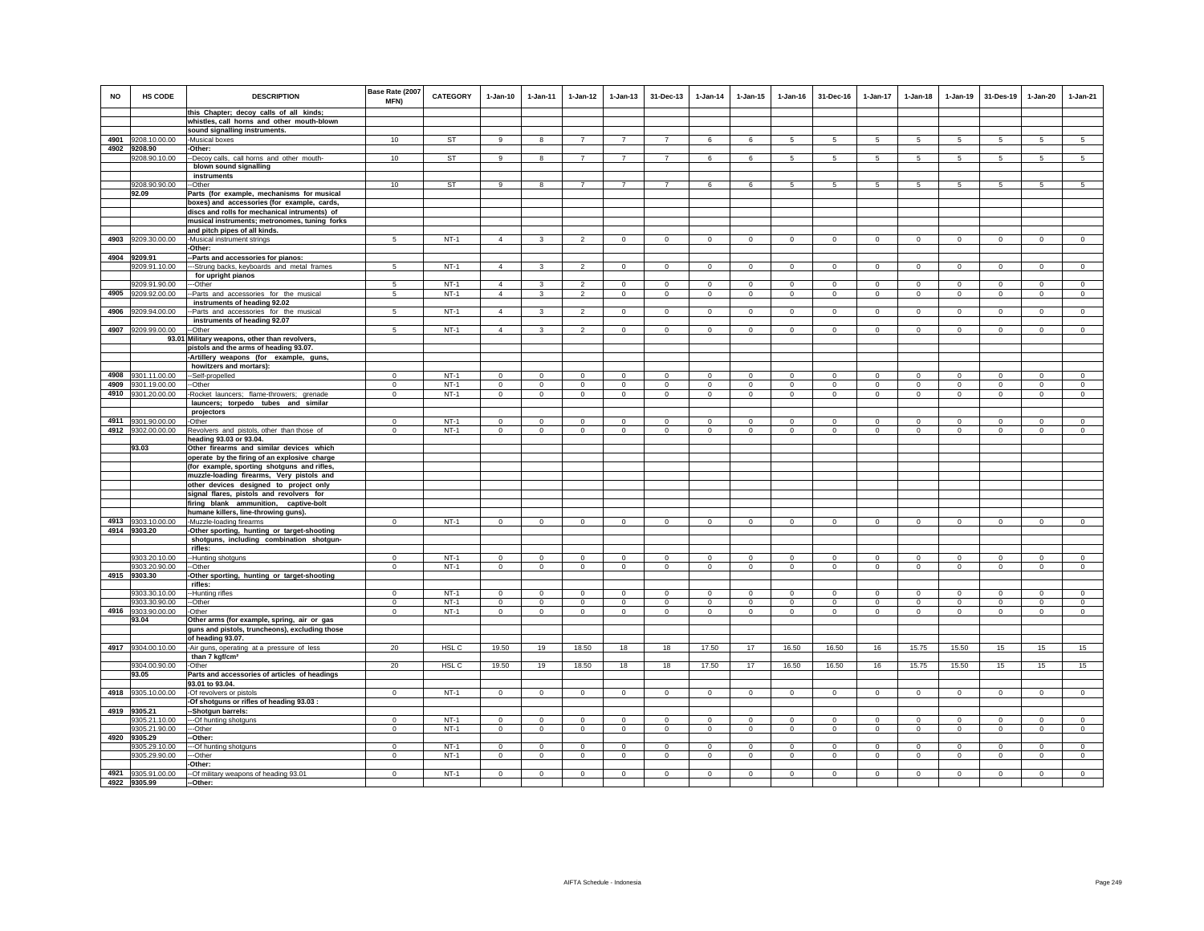| NO | HS CODE | DESCRIPTION | Base Rate (2007 MFN) | CATEGORY | 1-Jan-10 | 1-Jan-11 | 1-Jan-12 | 1-Jan-13 | 31-Dec-13 | 1-Jan-14 | 1-Jan-15 | 1-Jan-16 | 31-Dec-16 | 1-Jan-17 | 1-Jan-18 | 1-Jan-19 | 31-Des-19 | 1-Jan-20 | 1-Jan-21 |
|---|---|---|---|---|---|---|---|---|---|---|---|---|---|---|---|---|---|---|---|
| | | this Chapter; decoy calls of all kinds; whistles, call horns and other mouth-blown sound signalling instruments. | | | | | | | | | | | | | | | | | |
| 4901 | 9208.10.00.00 | -Musical boxes | 10 | ST | 9 | 8 | 7 | 7 | 7 | 6 | 6 | 5 | 5 | 5 | 5 | 5 | 5 | 5 | 5 |
| 4902 | 9208.90 | -Other: | | | | | | | | | | | | | | | | | |
| | 9208.90.10.00 | --Decoy calls, call horns and other mouth-blown sound signalling instruments | 10 | ST | 9 | 8 | 7 | 7 | 7 | 6 | 6 | 5 | 5 | 5 | 5 | 5 | 5 | 5 | 5 |
| | 9208.90.90.00 | --Other | 10 | ST | 9 | 8 | 7 | 7 | 7 | 6 | 6 | 5 | 5 | 5 | 5 | 5 | 5 | 5 | 5 |
| | 92.09 | Parts (for example, mechanisms for musical boxes) and accessories (for example, cards, discs and rolls for mechanical intruments) of musical instruments; metronomes, tuning forks and pitch pipes of all kinds. | | | | | | | | | | | | | | | | | |
| 4903 | 9209.30.00.00 | -Musical instrument strings | 5 | NT-1 | 4 | 3 | 2 | 0 | 0 | 0 | 0 | 0 | 0 | 0 | 0 | 0 | 0 | 0 | 0 |
| | | -Other: | | | | | | | | | | | | | | | | | |
| 4904 | 9209.91 | --Parts and accessories for pianos: | | | | | | | | | | | | | | | | | |
| | 9209.91.10.00 | ---Strung backs, keyboards and metal frames for upright pianos | 5 | NT-1 | 4 | 3 | 2 | 0 | 0 | 0 | 0 | 0 | 0 | 0 | 0 | 0 | 0 | 0 | 0 |
| | 9209.91.90.00 | ---Other | 5 | NT-1 | 4 | 3 | 2 | 0 | 0 | 0 | 0 | 0 | 0 | 0 | 0 | 0 | 0 | 0 | 0 |
| 4905 | 9209.92.00.00 | --Parts and accessories for the musical instruments of heading 92.02 | 5 | NT-1 | 4 | 3 | 2 | 0 | 0 | 0 | 0 | 0 | 0 | 0 | 0 | 0 | 0 | 0 | 0 |
| 4906 | 9209.94.00.00 | --Parts and accessories for the musical instruments of heading 92.07 | 5 | NT-1 | 4 | 3 | 2 | 0 | 0 | 0 | 0 | 0 | 0 | 0 | 0 | 0 | 0 | 0 | 0 |
| 4907 | 9209.99.00.00 | --Other | 5 | NT-1 | 4 | 3 | 2 | 0 | 0 | 0 | 0 | 0 | 0 | 0 | 0 | 0 | 0 | 0 | 0 |
| | 93.01 | Military weapons, other than revolvers, pistols and the arms of heading 93.07. | | | | | | | | | | | | | | | | | |
| | | -Artillery weapons (for example, guns, howitzers and mortars): | | | | | | | | | | | | | | | | | |
| 4908 | 9301.11.00.00 | --Self-propelled | 0 | NT-1 | 0 | 0 | 0 | 0 | 0 | 0 | 0 | 0 | 0 | 0 | 0 | 0 | 0 | 0 | 0 |
| 4909 | 9301.19.00.00 | --Other | 0 | NT-1 | 0 | 0 | 0 | 0 | 0 | 0 | 0 | 0 | 0 | 0 | 0 | 0 | 0 | 0 | 0 |
| 4910 | 9301.20.00.00 | -Rocket launcers; flame-throwers; grenade launcers; torpedo tubes and similar projectors | 0 | NT-1 | 0 | 0 | 0 | 0 | 0 | 0 | 0 | 0 | 0 | 0 | 0 | 0 | 0 | 0 | 0 |
| 4911 | 9301.90.00.00 | -Other | 0 | NT-1 | 0 | 0 | 0 | 0 | 0 | 0 | 0 | 0 | 0 | 0 | 0 | 0 | 0 | 0 | 0 |
| 4912 | 9302.00.00.00 | Revolvers and pistols, other than those of heading 93.03 or 93.04. | 0 | NT-1 | 0 | 0 | 0 | 0 | 0 | 0 | 0 | 0 | 0 | 0 | 0 | 0 | 0 | 0 | 0 |
| | 93.03 | Other firearms and similar devices which operate by the firing of an explosive charge (for example, sporting shotguns and rifles, muzzle-loading firearms, Very pistols and other devices designed to project only signal flares, pistols and revolvers for firing blank ammunition, captive-bolt humane killers, line-throwing guns). | | | | | | | | | | | | | | | | | |
| 4913 | 9303.10.00.00 | -Muzzle-loading firearms | 0 | NT-1 | 0 | 0 | 0 | 0 | 0 | 0 | 0 | 0 | 0 | 0 | 0 | 0 | 0 | 0 | 0 |
| 4914 | 9303.20 | -Other sporting, hunting or target-shooting shotguns, including combination shotgun-rifles: | | | | | | | | | | | | | | | | | |
| | 9303.20.10.00 | --Hunting shotguns | 0 | NT-1 | 0 | 0 | 0 | 0 | 0 | 0 | 0 | 0 | 0 | 0 | 0 | 0 | 0 | 0 | 0 |
| | 9303.20.90.00 | --Other | 0 | NT-1 | 0 | 0 | 0 | 0 | 0 | 0 | 0 | 0 | 0 | 0 | 0 | 0 | 0 | 0 | 0 |
| 4915 | 9303.30 | -Other sporting, hunting or target-shooting rifles: | | | | | | | | | | | | | | | | | |
| | 9303.30.10.00 | --Hunting rifles | 0 | NT-1 | 0 | 0 | 0 | 0 | 0 | 0 | 0 | 0 | 0 | 0 | 0 | 0 | 0 | 0 | 0 |
| | 9303.30.90.00 | --Other | 0 | NT-1 | 0 | 0 | 0 | 0 | 0 | 0 | 0 | 0 | 0 | 0 | 0 | 0 | 0 | 0 | 0 |
| 4916 | 9303.90.00.00 | -Other | 0 | NT-1 | 0 | 0 | 0 | 0 | 0 | 0 | 0 | 0 | 0 | 0 | 0 | 0 | 0 | 0 | 0 |
| | 93.04 | Other arms (for example, spring, air or gas guns and pistols, truncheons), excluding those of heading 93.07. | | | | | | | | | | | | | | | | | |
| 4917 | 9304.00.10.00 | -Air guns, operating at a pressure of less than 7 kgf/cm² | 20 | HSL C | 19.50 | 19 | 18.50 | 18 | 18 | 17.50 | 17 | 16.50 | 16.50 | 16 | 15.75 | 15.50 | 15 | 15 | 15 |
| | 9304.00.90.00 | -Other | 20 | HSL C | 19.50 | 19 | 18.50 | 18 | 18 | 17.50 | 17 | 16.50 | 16.50 | 16 | 15.75 | 15.50 | 15 | 15 | 15 |
| | 93.05 | Parts and accessories of articles of headings 93.01 to 93.04. | | | | | | | | | | | | | | | | | |
| 4918 | 9305.10.00.00 | -Of revolvers or pistols | 0 | NT-1 | 0 | 0 | 0 | 0 | 0 | 0 | 0 | 0 | 0 | 0 | 0 | 0 | 0 | 0 | 0 |
| | | -Of shotguns or rifles of heading 93.03 : | | | | | | | | | | | | | | | | | |
| 4919 | 9305.21 | --Shotgun barrels: | | | | | | | | | | | | | | | | | |
| | 9305.21.10.00 | ---Of hunting shotguns | 0 | NT-1 | 0 | 0 | 0 | 0 | 0 | 0 | 0 | 0 | 0 | 0 | 0 | 0 | 0 | 0 | 0 |
| | 9305.21.90.00 | ---Other | 0 | NT-1 | 0 | 0 | 0 | 0 | 0 | 0 | 0 | 0 | 0 | 0 | 0 | 0 | 0 | 0 | 0 |
| 4920 | 9305.29 | --Other: | | | | | | | | | | | | | | | | | |
| | 9305.29.10.00 | ---Of hunting shotguns | 0 | NT-1 | 0 | 0 | 0 | 0 | 0 | 0 | 0 | 0 | 0 | 0 | 0 | 0 | 0 | 0 | 0 |
| | 9305.29.90.00 | ---Other | 0 | NT-1 | 0 | 0 | 0 | 0 | 0 | 0 | 0 | 0 | 0 | 0 | 0 | 0 | 0 | 0 | 0 |
| | | -Other: | | | | | | | | | | | | | | | | | |
| 4921 | 9305.91.00.00 | --Of military weapons of heading 93.01 | 0 | NT-1 | 0 | 0 | 0 | 0 | 0 | 0 | 0 | 0 | 0 | 0 | 0 | 0 | 0 | 0 | 0 |
| 4922 | 9305.99 | --Other: | | | | | | | | | | | | | | | | | |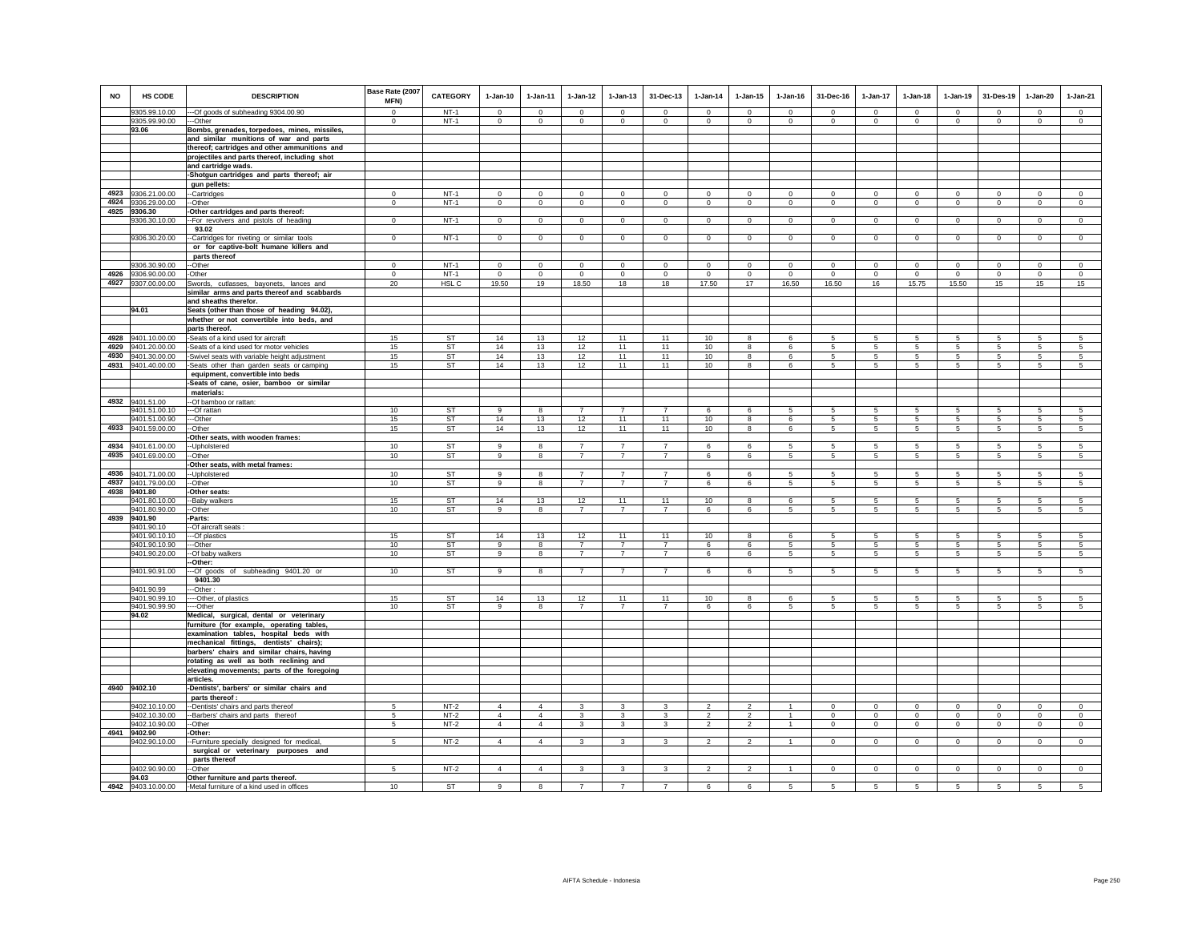| NO | HS CODE | DESCRIPTION | Base Rate (2007 MFN) | CATEGORY | 1-Jan-10 | 1-Jan-11 | 1-Jan-12 | 1-Jan-13 | 31-Dec-13 | 1-Jan-14 | 1-Jan-15 | 1-Jan-16 | 31-Dec-16 | 1-Jan-17 | 1-Jan-18 | 1-Jan-19 | 31-Des-19 | 1-Jan-20 | 1-Jan-21 |
|---|---|---|---|---|---|---|---|---|---|---|---|---|---|---|---|---|---|---|---|
| | 9305.99.10.00 | ---Of goods of subheading 9304.00.90 | 0 | NT-1 | 0 | 0 | 0 | 0 | 0 | 0 | 0 | 0 | 0 | 0 | 0 | 0 | 0 | 0 | 0 |
| | 9305.99.90.00 | ---Other | 0 | NT-1 | 0 | 0 | 0 | 0 | 0 | 0 | 0 | 0 | 0 | 0 | 0 | 0 | 0 | 0 | 0 |
| | 93.06 | Bombs, grenades, torpedoes, mines, missiles, and similar munitions of war and parts thereof; cartridges and other ammunitions and projectiles and parts thereof, including shot and cartridge wads. | | | | | | | | | | | | | | | | | |
| | | -Shotgun cartridges and parts thereof; air gun pellets: | | | | | | | | | | | | | | | | | |
| 4923 | 9306.21.00.00 | --Cartridges | 0 | NT-1 | 0 | 0 | 0 | 0 | 0 | 0 | 0 | 0 | 0 | 0 | 0 | 0 | 0 | 0 | 0 |
| 4924 | 9306.29.00.00 | --Other | 0 | NT-1 | 0 | 0 | 0 | 0 | 0 | 0 | 0 | 0 | 0 | 0 | 0 | 0 | 0 | 0 | 0 |
| 4925 | 9306.30 | -Other cartridges and parts thereof: | | | | | | | | | | | | | | | | | |
| | 9306.30.10.00 | --For revolvers and pistols of heading 93.02 | 0 | NT-1 | 0 | 0 | 0 | 0 | 0 | 0 | 0 | 0 | 0 | 0 | 0 | 0 | 0 | 0 | 0 |
| | 9306.30.20.00 | --Cartridges for riveting or similar tools or for captive-bolt humane killers and parts thereof | 0 | NT-1 | 0 | 0 | 0 | 0 | 0 | 0 | 0 | 0 | 0 | 0 | 0 | 0 | 0 | 0 | 0 |
| | 9306.30.90.00 | --Other | 0 | NT-1 | 0 | 0 | 0 | 0 | 0 | 0 | 0 | 0 | 0 | 0 | 0 | 0 | 0 | 0 | 0 |
| 4926 | 9306.90.00.00 | -Other | 0 | NT-1 | 0 | 0 | 0 | 0 | 0 | 0 | 0 | 0 | 0 | 0 | 0 | 0 | 0 | 0 | 0 |
| 4927 | 9307.00.00.00 | Swords, cutlasses, bayonets, lances and similar arms and parts thereof and scabbards and sheaths therefor. | 20 | HSL C | 19.50 | 19 | 18.50 | 18 | 18 | 17.50 | 17 | 16.50 | 16.50 | 16 | 15.75 | 15.50 | 15 | 15 | 15 |
| | 94.01 | Seats (other than those of heading 94.02), whether or not convertible into beds, and parts thereof. | | | | | | | | | | | | | | | | | |
| 4928 | 9401.10.00.00 | -Seats of a kind used for aircraft | 15 | ST | 14 | 13 | 12 | 11 | 11 | 10 | 8 | 6 | 5 | 5 | 5 | 5 | 5 | 5 | 5 |
| 4929 | 9401.20.00.00 | -Seats of a kind used for motor vehicles | 15 | ST | 14 | 13 | 12 | 11 | 11 | 10 | 8 | 6 | 5 | 5 | 5 | 5 | 5 | 5 | 5 |
| 4930 | 9401.30.00.00 | -Swivel seats with variable height adjustment | 15 | ST | 14 | 13 | 12 | 11 | 11 | 10 | 8 | 6 | 5 | 5 | 5 | 5 | 5 | 5 | 5 |
| 4931 | 9401.40.00.00 | -Seats other than garden seats or camping equipment, convertible into beds | 15 | ST | 14 | 13 | 12 | 11 | 11 | 10 | 8 | 6 | 5 | 5 | 5 | 5 | 5 | 5 | 5 |
| | | -Seats of cane, osier, bamboo or similar materials: | | | | | | | | | | | | | | | | | |
| 4932 | 9401.51.00 | --Of bamboo or rattan: | | | | | | | | | | | | | | | | | |
| | 9401.51.00.10 | ---Of rattan | 10 | ST | 9 | 8 | 7 | 7 | 7 | 6 | 6 | 5 | 5 | 5 | 5 | 5 | 5 | 5 | 5 |
| | 9401.51.00.90 | ---Other | 15 | ST | 14 | 13 | 12 | 11 | 11 | 10 | 8 | 6 | 5 | 5 | 5 | 5 | 5 | 5 | 5 |
| 4933 | 9401.59.00.00 | --Other | 15 | ST | 14 | 13 | 12 | 11 | 11 | 10 | 8 | 6 | 5 | 5 | 5 | 5 | 5 | 5 | 5 |
| | | -Other seats, with wooden frames: | | | | | | | | | | | | | | | | | |
| 4934 | 9401.61.00.00 | --Upholstered | 10 | ST | 9 | 8 | 7 | 7 | 7 | 6 | 6 | 5 | 5 | 5 | 5 | 5 | 5 | 5 | 5 |
| 4935 | 9401.69.00.00 | --Other | 10 | ST | 9 | 8 | 7 | 7 | 7 | 6 | 6 | 5 | 5 | 5 | 5 | 5 | 5 | 5 | 5 |
| | | -Other seats, with metal frames: | | | | | | | | | | | | | | | | | |
| 4936 | 9401.71.00.00 | --Upholstered | 10 | ST | 9 | 8 | 7 | 7 | 7 | 6 | 6 | 5 | 5 | 5 | 5 | 5 | 5 | 5 | 5 |
| 4937 | 9401.79.00.00 | --Other | 10 | ST | 9 | 8 | 7 | 7 | 7 | 6 | 6 | 5 | 5 | 5 | 5 | 5 | 5 | 5 | 5 |
| 4938 | 9401.80 | -Other seats: | | | | | | | | | | | | | | | | | |
| | 9401.80.10.00 | --Baby walkers | 15 | ST | 14 | 13 | 12 | 11 | 11 | 10 | 8 | 6 | 5 | 5 | 5 | 5 | 5 | 5 | 5 |
| | 9401.80.90.00 | --Other | 10 | ST | 9 | 8 | 7 | 7 | 7 | 6 | 6 | 5 | 5 | 5 | 5 | 5 | 5 | 5 | 5 |
| 4939 | 9401.90 | -Parts: | | | | | | | | | | | | | | | | | |
| | 9401.90.10 | --Of aircraft seats : | | | | | | | | | | | | | | | | | |
| | 9401.90.10.10 | ---Of plastics | 15 | ST | 14 | 13 | 12 | 11 | 11 | 10 | 8 | 6 | 5 | 5 | 5 | 5 | 5 | 5 | 5 |
| | 9401.90.10.90 | ---Other | 10 | ST | 9 | 8 | 7 | 7 | 7 | 6 | 6 | 5 | 5 | 5 | 5 | 5 | 5 | 5 | 5 |
| | 9401.90.20.00 | --Of baby walkers | 10 | ST | 9 | 8 | 7 | 7 | 7 | 6 | 6 | 5 | 5 | 5 | 5 | 5 | 5 | 5 | 5 |
| | | --Other: | | | | | | | | | | | | | | | | | |
| | 9401.90.91.00 | ---Of goods of subheading 9401.20 or 9401.30 | 10 | ST | 9 | 8 | 7 | 7 | 7 | 6 | 6 | 5 | 5 | 5 | 5 | 5 | 5 | 5 | 5 |
| | 9401.90.99 | ---Other : | | | | | | | | | | | | | | | | | |
| | 9401.90.99.10 | ----Other, of plastics | 15 | ST | 14 | 13 | 12 | 11 | 11 | 10 | 8 | 6 | 5 | 5 | 5 | 5 | 5 | 5 | 5 |
| | 9401.90.99.90 | ----Other | 10 | ST | 9 | 8 | 7 | 7 | 7 | 6 | 6 | 5 | 5 | 5 | 5 | 5 | 5 | 5 | 5 |
| | 94.02 | Medical, surgical, dental or veterinary furniture (for example, operating tables, examination tables, hospital beds with mechanical fittings, dentists' chairs); barbers' chairs and similar chairs, having rotating as well as both reclining and elevating movements; parts of the foregoing articles. | | | | | | | | | | | | | | | | | |
| 4940 | 9402.10 | -Dentists', barbers' or similar chairs and parts thereof : | | | | | | | | | | | | | | | | | |
| | 9402.10.10.00 | --Dentists' chairs and parts thereof | 5 | NT-2 | 4 | 4 | 3 | 3 | 3 | 2 | 2 | 1 | 0 | 0 | 0 | 0 | 0 | 0 | 0 |
| | 9402.10.30.00 | --Barbers' chairs and parts thereof | 5 | NT-2 | 4 | 4 | 3 | 3 | 3 | 2 | 2 | 1 | 0 | 0 | 0 | 0 | 0 | 0 | 0 |
| | 9402.10.90.00 | --Other | 5 | NT-2 | 4 | 4 | 3 | 3 | 3 | 2 | 2 | 1 | 0 | 0 | 0 | 0 | 0 | 0 | 0 |
| 4941 | 9402.90 | -Other: | | | | | | | | | | | | | | | | | |
| | 9402.90.10.00 | --Furniture specially designed for medical, surgical or veterinary purposes and parts thereof | 5 | NT-2 | 4 | 4 | 3 | 3 | 3 | 2 | 2 | 1 | 0 | 0 | 0 | 0 | 0 | 0 | 0 |
| | 9402.90.90.00 | --Other | 5 | NT-2 | 4 | 4 | 3 | 3 | 3 | 2 | 2 | 1 | 0 | 0 | 0 | 0 | 0 | 0 | 0 |
| | 94.03 | Other furniture and parts thereof. | | | | | | | | | | | | | | | | | |
| 4942 | 9403.10.00.00 | -Metal furniture of a kind used in offices | 10 | ST | 9 | 8 | 7 | 7 | 7 | 6 | 6 | 5 | 5 | 5 | 5 | 5 | 5 | 5 | 5 |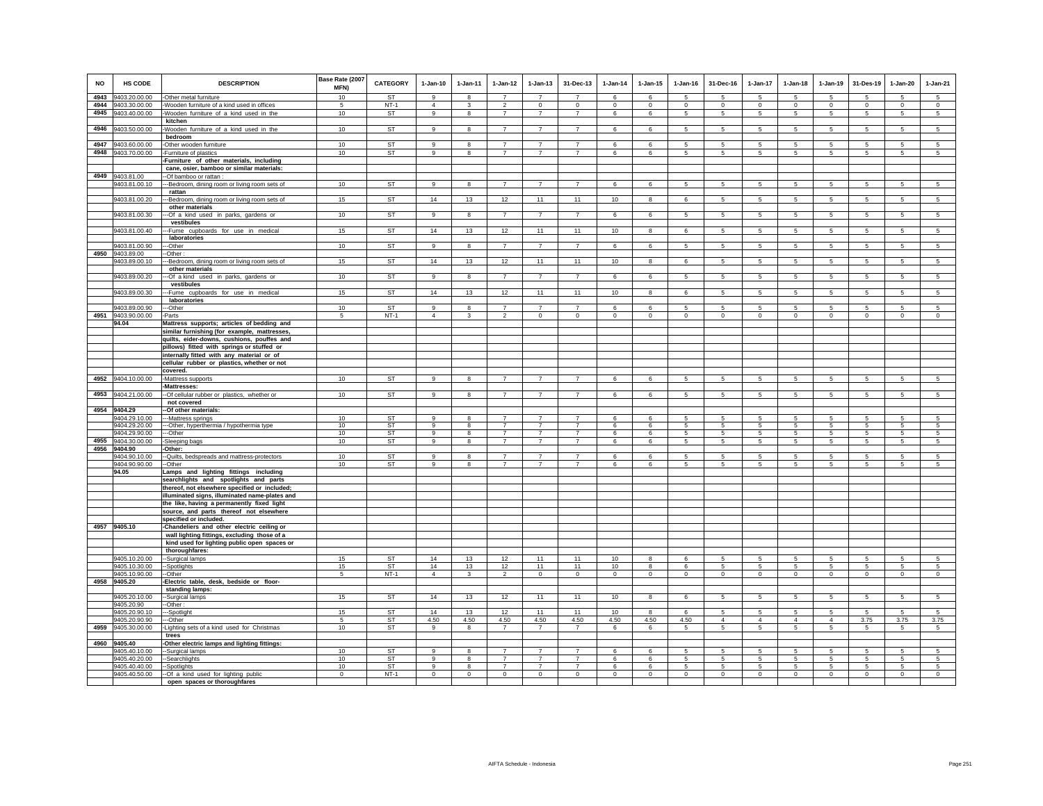| NO | HS CODE | DESCRIPTION | Base Rate (2007 MFN) | CATEGORY | 1-Jan-10 | 1-Jan-11 | 1-Jan-12 | 1-Jan-13 | 31-Dec-13 | 1-Jan-14 | 1-Jan-15 | 1-Jan-16 | 31-Dec-16 | 1-Jan-17 | 1-Jan-18 | 1-Jan-19 | 31-Des-19 | 1-Jan-20 | 1-Jan-21 |
|---|---|---|---|---|---|---|---|---|---|---|---|---|---|---|---|---|---|---|---|
| 4943 | 9403.20.00.00 | -Other metal furniture | 10 | ST | 9 | 8 | 7 | 7 | 7 | 6 | 6 | 5 | 5 | 5 | 5 | 5 | 5 | 5 | 5 |
| 4944 | 9403.30.00.00 | -Wooden furniture of a kind used in offices | 5 | NT-1 | 4 | 3 | 2 | 0 | 0 | 0 | 0 | 0 | 0 | 0 | 0 | 0 | 0 | 0 | 0 |
| 4945 | 9403.40.00.00 | -Wooden furniture of a kind used in the kitchen | 10 | ST | 9 | 8 | 7 | 7 | 7 | 6 | 6 | 5 | 5 | 5 | 5 | 5 | 5 | 5 | 5 |
| 4946 | 9403.50.00.00 | -Wooden furniture of a kind used in the bedroom | 10 | ST | 9 | 8 | 7 | 7 | 7 | 6 | 6 | 5 | 5 | 5 | 5 | 5 | 5 | 5 | 5 |
| 4947 | 9403.60.00.00 | -Other wooden furniture | 10 | ST | 9 | 8 | 7 | 7 | 7 | 6 | 6 | 5 | 5 | 5 | 5 | 5 | 5 | 5 | 5 |
| 4948 | 9403.70.00.00 | -Furniture of plastics | 10 | ST | 9 | 8 | 7 | 7 | 7 | 6 | 6 | 5 | 5 | 5 | 5 | 5 | 5 | 5 | 5 |
| | | **-Furniture of other materials, including cane, osier, bamboo or similar materials:** | | | | | | | | | | | | | | | | | |
| 4949 | 9403.81.00 | --Of bamboo or rattan : | | | | | | | | | | | | | | | | | |
| | 9403.81.00.10 | ---Bedroom, dining room or living room sets of rattan | 10 | ST | 9 | 8 | 7 | 7 | 7 | 6 | 6 | 5 | 5 | 5 | 5 | 5 | 5 | 5 | 5 |
| | 9403.81.00.20 | ---Bedroom, dining room or living room sets of other materials | 15 | ST | 14 | 13 | 12 | 11 | 11 | 10 | 8 | 6 | 5 | 5 | 5 | 5 | 5 | 5 | 5 |
| | 9403.81.00.30 | ---Of a kind used in parks, gardens or vestibules | 10 | ST | 9 | 8 | 7 | 7 | 7 | 6 | 6 | 5 | 5 | 5 | 5 | 5 | 5 | 5 | 5 |
| | 9403.81.00.40 | ---Fume cupboards for use in medical laboratories | 15 | ST | 14 | 13 | 12 | 11 | 11 | 10 | 8 | 6 | 5 | 5 | 5 | 5 | 5 | 5 | 5 |
| | 9403.81.00.90 | ---Other | 10 | ST | 9 | 8 | 7 | 7 | 7 | 6 | 6 | 5 | 5 | 5 | 5 | 5 | 5 | 5 | 5 |
| 4950 | 9403.89.00 | --Other : | | | | | | | | | | | | | | | | | |
| | 9403.89.00.10 | ---Bedroom, dining room or living room sets of other materials | 15 | ST | 14 | 13 | 12 | 11 | 11 | 10 | 8 | 6 | 5 | 5 | 5 | 5 | 5 | 5 | 5 |
| | 9403.89.00.20 | ---Of a kind used in parks, gardens or vestibules | 10 | ST | 9 | 8 | 7 | 7 | 7 | 6 | 6 | 5 | 5 | 5 | 5 | 5 | 5 | 5 | 5 |
| | 9403.89.00.30 | ---Fume cupboards for use in medical laboratories | 15 | ST | 14 | 13 | 12 | 11 | 11 | 10 | 8 | 6 | 5 | 5 | 5 | 5 | 5 | 5 | 5 |
| | 9403.89.00.90 | ---Other | 10 | ST | 9 | 8 | 7 | 7 | 7 | 6 | 6 | 5 | 5 | 5 | 5 | 5 | 5 | 5 | 5 |
| 4951 | 9403.90.00.00 | -Parts | 5 | NT-1 | 4 | 3 | 2 | 0 | 0 | 0 | 0 | 0 | 0 | 0 | 0 | 0 | 0 | 0 | 0 |
| | **94.04** | **Mattress supports; articles of bedding and similar furnishing (for example, mattresses, quilts, eider-downs, cushions, pouffes and pillows) fitted with springs or stuffed or internally fitted with any material or of cellular rubber or plastics, whether or not covered.** | | | | | | | | | | | | | | | | | |
| 4952 | 9404.10.00.00 | -Mattress supports | 10 | ST | 9 | 8 | 7 | 7 | 7 | 6 | 6 | 5 | 5 | 5 | 5 | 5 | 5 | 5 | 5 |
| | | **-Mattresses:** | | | | | | | | | | | | | | | | | |
| 4953 | 9404.21.00.00 | --Of cellular rubber or plastics, whether or not covered | 10 | ST | 9 | 8 | 7 | 7 | 7 | 6 | 6 | 5 | 5 | 5 | 5 | 5 | 5 | 5 | 5 |
| 4954 | **9404.29** | **--Of other materials:** | | | | | | | | | | | | | | | | | |
| | 9404.29.10.00 | ---Mattress springs | 10 | ST | 9 | 8 | 7 | 7 | 7 | 6 | 6 | 5 | 5 | 5 | 5 | 5 | 5 | 5 | 5 |
| | 9404.29.20.00 | ---Other, hyperthermia / hypothermia type | 10 | ST | 9 | 8 | 7 | 7 | 7 | 6 | 6 | 5 | 5 | 5 | 5 | 5 | 5 | 5 | 5 |
| | 9404.29.90.00 | ---Other | 10 | ST | 9 | 8 | 7 | 7 | 7 | 6 | 6 | 5 | 5 | 5 | 5 | 5 | 5 | 5 | 5 |
| 4955 | 9404.30.00.00 | -Sleeping bags | 10 | ST | 9 | 8 | 7 | 7 | 7 | 6 | 6 | 5 | 5 | 5 | 5 | 5 | 5 | 5 | 5 |
| 4956 | **9404.90** | **-Other:** | | | | | | | | | | | | | | | | | |
| | 9404.90.10.00 | --Quilts, bedspreads and mattress-protectors | 10 | ST | 9 | 8 | 7 | 7 | 7 | 6 | 6 | 5 | 5 | 5 | 5 | 5 | 5 | 5 | 5 |
| | 9404.90.90.00 | --Other | 10 | ST | 9 | 8 | 7 | 7 | 7 | 6 | 6 | 5 | 5 | 5 | 5 | 5 | 5 | 5 | 5 |
| | **94.05** | **Lamps and lighting fittings including searchlights and spotlights and parts thereof, not elsewhere specified or included; illuminated signs, illuminated name-plates and the like, having a permanently fixed light source, and parts thereof not elsewhere specified or included.** | | | | | | | | | | | | | | | | | |
| 4957 | **9405.10** | **-Chandeliers and other electric ceiling or wall lighting fittings, excluding those of a kind used for lighting public open spaces or thoroughfares:** | | | | | | | | | | | | | | | | | |
| | 9405.10.20.00 | --Surgical lamps | 15 | ST | 14 | 13 | 12 | 11 | 11 | 10 | 8 | 6 | 5 | 5 | 5 | 5 | 5 | 5 | 5 |
| | 9405.10.30.00 | --Spotlights | 15 | ST | 14 | 13 | 12 | 11 | 11 | 10 | 8 | 6 | 5 | 5 | 5 | 5 | 5 | 5 | 5 |
| | 9405.10.90.00 | --Other | 5 | NT-1 | 4 | 3 | 2 | 0 | 0 | 0 | 0 | 0 | 0 | 0 | 0 | 0 | 0 | 0 | 0 |
| 4958 | **9405.20** | **-Electric table, desk, bedside or floor-standing lamps:** | | | | | | | | | | | | | | | | | |
| | 9405.20.10.00 | --Surgical lamps | 15 | ST | 14 | 13 | 12 | 11 | 11 | 10 | 8 | 6 | 5 | 5 | 5 | 5 | 5 | 5 | 5 |
| | 9405.20.90 | --Other : | | | | | | | | | | | | | | | | | |
| | 9405.20.90.10 | ---Spotlight | 15 | ST | 14 | 13 | 12 | 11 | 11 | 10 | 8 | 6 | 5 | 5 | 5 | 5 | 5 | 5 | 5 |
| | 9405.20.90.90 | ---Other | 5 | ST | 4.50 | 4.50 | 4.50 | 4.50 | 4.50 | 4.50 | 4.50 | 4.50 | 4 | 4 | 4 | 4 | 3.75 | 3.75 | 3.75 |
| 4959 | 9405.30.00.00 | -Lighting sets of a kind used for Christmas trees | 10 | ST | 9 | 8 | 7 | 7 | 7 | 6 | 6 | 5 | 5 | 5 | 5 | 5 | 5 | 5 | 5 |
| 4960 | **9405.40** | **-Other electric lamps and lighting fittings:** | | | | | | | | | | | | | | | | | |
| | 9405.40.10.00 | --Surgical lamps | 10 | ST | 9 | 8 | 7 | 7 | 7 | 6 | 6 | 5 | 5 | 5 | 5 | 5 | 5 | 5 | 5 |
| | 9405.40.20.00 | --Searchlights | 10 | ST | 9 | 8 | 7 | 7 | 7 | 6 | 6 | 5 | 5 | 5 | 5 | 5 | 5 | 5 | 5 |
| | 9405.40.40.00 | --Spotlights | 10 | ST | 9 | 8 | 7 | 7 | 7 | 6 | 6 | 5 | 5 | 5 | 5 | 5 | 5 | 5 | 5 |
| | 9405.40.50.00 | --Of a kind used for lighting public open spaces or thoroughfares | 0 | NT-1 | 0 | 0 | 0 | 0 | 0 | 0 | 0 | 0 | 0 | 0 | 0 | 0 | 0 | 0 | 0 |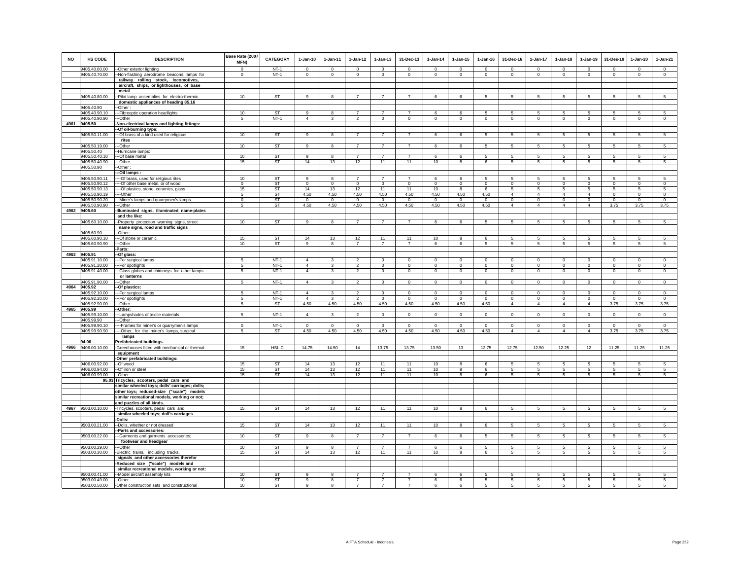| NO | HS CODE | DESCRIPTION | Base Rate (2007 MFN) | CATEGORY | 1-Jan-10 | 1-Jan-11 | 1-Jan-12 | 1-Jan-13 | 31-Dec-13 | 1-Jan-14 | 1-Jan-15 | 1-Jan-16 | 31-Dec-16 | 1-Jan-17 | 1-Jan-18 | 1-Jan-19 | 31-Des-19 | 1-Jan-20 | 1-Jan-21 |
|---|---|---|---|---|---|---|---|---|---|---|---|---|---|---|---|---|---|---|---|
| | 9405.40.60.00 | --Other exterior lighting | 0 | NT-1 | 0 | 0 | 0 | 0 | 0 | 0 | 0 | 0 | 0 | 0 | 0 | 0 | 0 | 0 | 0 |
| | 9405.40.70.00 | --Non-flashing aerodrome beacons; lamps for railway rolling stock, locomotives, aircraft, ships, or lighthouses, of base metal | 0 | NT-1 | 0 | 0 | 0 | 0 | 0 | 0 | 0 | 0 | 0 | 0 | 0 | 0 | 0 | 0 | 0 |
| | 9405.40.80.00 | --Pilot lamp assemblies for electro-thermic domestic appliances of heading 85.16 | 10 | ST | 9 | 8 | 7 | 7 | 7 | 6 | 6 | 5 | 5 | 5 | 5 | 5 | 5 | 5 | 5 |
| | 9405.40.90 | --Other : | | | | | | | | | | | | | | | | | |
| | 9405.40.90.10 | ---Fibreoptic operation headlights | 10 | ST | 9 | 8 | 7 | 7 | 7 | 6 | 6 | 5 | 5 | 5 | 5 | 5 | 5 | 5 | 5 |
| | 9405.40.90.90 | ---Other | 5 | NT-1 | 4 | 3 | 2 | 0 | 0 | 0 | 0 | 0 | 0 | 0 | 0 | 0 | 0 | 0 | 0 |
| 4961 | 9405.50 | -Non-electrical lamps and lighting fittings: | | | | | | | | | | | | | | | | | |
| | | --Of oil-burning type: | | | | | | | | | | | | | | | | | |
| | 9405.50.11.00 | ---Of brass of a kind used for religious rites | 10 | ST | 9 | 8 | 7 | 7 | 7 | 6 | 6 | 5 | 5 | 5 | 5 | 5 | 5 | 5 | 5 |
| | 9405.50.19.00 | ---Other | 10 | ST | 9 | 8 | 7 | 7 | 7 | 6 | 6 | 5 | 5 | 5 | 5 | 5 | 5 | 5 | 5 |
| | 9405.50.40 | --Hurricane lamps: | | | | | | | | | | | | | | | | | |
| | 9405.50.40.10 | ---Of base metal | 10 | ST | 9 | 8 | 7 | 7 | 7 | 6 | 6 | 5 | 5 | 5 | 5 | 5 | 5 | 5 | 5 |
| | 9405.50.40.90 | ---Other | 15 | ST | 14 | 13 | 12 | 11 | 11 | 10 | 8 | 6 | 5 | 5 | 5 | 5 | 5 | 5 | 5 |
| | 9405.50.90 | --Other : | | | | | | | | | | | | | | | | | |
| | | ---Oil lamps : | | | | | | | | | | | | | | | | | |
| | 9405.50.90.11 | ----Of brass, used for religious rites | 10 | ST | 9 | 8 | 7 | 7 | 7 | 6 | 6 | 5 | 5 | 5 | 5 | 5 | 5 | 5 | 5 |
| | 9405.50.90.12 | ----Of other base metal, or of wood | 0 | ST | 0 | 0 | 0 | 0 | 0 | 0 | 0 | 0 | 0 | 0 | 0 | 0 | 0 | 0 | 0 |
| | 9405.50.90.13 | ----Of plastics, stone, ceramics, glass | 15 | ST | 14 | 13 | 12 | 11 | 11 | 10 | 8 | 6 | 5 | 5 | 5 | 5 | 5 | 5 | 5 |
| | 9405.50.90.19 | ----Other | 5 | ST | 4.50 | 4.50 | 4.50 | 4.50 | 4.50 | 4.50 | 4.50 | 4.50 | 4 | 4 | 4 | 4 | 0 | 0 | 0 |
| | 9405.50.90.20 | ---Miner's lamps and quarrymen's lamps | 0 | ST | 0 | 0 | 0 | 0 | 0 | 0 | 0 | 0 | 0 | 0 | 0 | 0 | 0 | 0 | 0 |
| | 9405.50.90.90 | ---Other | 5 | ST | 4.50 | 4.50 | 4.50 | 4.50 | 4.50 | 4.50 | 4.50 | 4.50 | 4 | 4 | 4 | 4 | 3.75 | 3.75 | 3.75 |
| 4962 | 9405.60 | -Illuminated signs, illuminated name-plates and the like: | | | | | | | | | | | | | | | | | |
| | 9405.60.10.00 | --Property protection warning signs, street name signs, road and traffic signs | 10 | ST | 9 | 8 | 7 | 7 | 7 | 6 | 6 | 5 | 5 | 5 | 5 | 5 | 5 | 5 | 5 |
| | 9405.60.90 | --Other: | | | | | | | | | | | | | | | | | |
| | 9405.60.90.10 | ---Of stone or ceramic | 15 | ST | 14 | 13 | 12 | 11 | 11 | 10 | 8 | 6 | 5 | 5 | 5 | 5 | 5 | 5 | 5 |
| | 9405.60.90.90 | ---Other | 10 | ST | 9 | 8 | 7 | 7 | 7 | 6 | 6 | 5 | 5 | 5 | 5 | 5 | 5 | 5 | 5 |
| | | -Parts: | | | | | | | | | | | | | | | | | |
| 4963 | 9405.91 | --Of glass: | | | | | | | | | | | | | | | | | |
| | 9405.91.10.00 | ---For surgical lamps | 5 | NT-1 | 4 | 3 | 2 | 0 | 0 | 0 | 0 | 0 | 0 | 0 | 0 | 0 | 0 | 0 | 0 |
| | 9405.91.20.00 | ---For spotlights | 5 | NT-1 | 4 | 3 | 2 | 0 | 0 | 0 | 0 | 0 | 0 | 0 | 0 | 0 | 0 | 0 | 0 |
| | 9405.91.40.00 | ---Glass globes and chimneys for other lamps or lanterns | 5 | NT-1 | 4 | 3 | 2 | 0 | 0 | 0 | 0 | 0 | 0 | 0 | 0 | 0 | 0 | 0 | 0 |
| | 9405.91.90.00 | ---Other | 5 | NT-1 | 4 | 3 | 2 | 0 | 0 | 0 | 0 | 0 | 0 | 0 | 0 | 0 | 0 | 0 | 0 |
| 4964 | 9405.92 | --Of plastics: | | | | | | | | | | | | | | | | | |
| | 9405.92.10.00 | ---For surgical lamps | 5 | NT-1 | 4 | 3 | 2 | 0 | 0 | 0 | 0 | 0 | 0 | 0 | 0 | 0 | 0 | 0 | 0 |
| | 9405.92.20.00 | ---For spotlights | 5 | NT-1 | 4 | 3 | 2 | 0 | 0 | 0 | 0 | 0 | 0 | 0 | 0 | 0 | 0 | 0 | 0 |
| | 9405.92.90.00 | ---Other | 5 | ST | 4.50 | 4.50 | 4.50 | 4.50 | 4.50 | 4.50 | 4.50 | 4.50 | 4 | 4 | 4 | 4 | 3.75 | 3.75 | 3.75 |
| 4965 | 9405.99 | --Other: | | | | | | | | | | | | | | | | | |
| | 9405.99.10.00 | ---Lampshades of textile materials | 5 | NT-1 | 4 | 3 | 2 | 0 | 0 | 0 | 0 | 0 | 0 | 0 | 0 | 0 | 0 | 0 | 0 |
| | 9405.99.90 | ---Other : | | | | | | | | | | | | | | | | | |
| | 9405.99.90.10 | ----Frames for miner's or quarrymen's lamps | 0 | NT-1 | 0 | 0 | 0 | 0 | 0 | 0 | 0 | 0 | 0 | 0 | 0 | 0 | 0 | 0 | 0 |
| | 9405.99.90.90 | ----Other, for the miner's lamps, surgical lamps | 5 | ST | 4.50 | 4.50 | 4.50 | 4.50 | 4.50 | 4.50 | 4.50 | 4.50 | 4 | 4 | 4 | 4 | 3.75 | 3.75 | 3.75 |
| | 94.06 | Prefabricated buildings. | | | | | | | | | | | | | | | | | |
| 4966 | 9406.00.10.00 | -Greenhouses fitted with mechanical or thermal equipment | 15 | HSL C | 14.75 | 14.50 | 14 | 13.75 | 13.75 | 13.50 | 13 | 12.75 | 12.75 | 12.50 | 12.25 | 12 | 11.25 | 11.25 | 11.25 |
| | | -Other prefabricated buildings: | | | | | | | | | | | | | | | | | |
| | 9406.00.92.00 | --Of wood | 15 | ST | 14 | 13 | 12 | 11 | 11 | 10 | 8 | 6 | 5 | 5 | 5 | 5 | 5 | 5 | 5 |
| | 9406.00.94.00 | --Of iron or steel | 15 | ST | 14 | 13 | 12 | 11 | 11 | 10 | 8 | 6 | 5 | 5 | 5 | 5 | 5 | 5 | 5 |
| | 9406.00.99.00 | --Other | 15 | ST | 14 | 13 | 12 | 11 | 11 | 10 | 8 | 6 | 5 | 5 | 5 | 5 | 5 | 5 | 5 |
| | 95.03 | Tricycles, scooters, pedal cars and similar wheeled toys; dolls' carriages; dolls; other toys; reduced-size ("scale") models similar recreational models, working or not; and puzzles of all kinds. | | | | | | | | | | | | | | | | | |
| 4967 | 9503.00.10.00 | -Tricycles, scooters, pedal cars and similar wheeled toys; doll's carriages | 15 | ST | 14 | 13 | 12 | 11 | 11 | 10 | 8 | 6 | 5 | 5 | 5 | 5 | 5 | 5 | 5 |
| | | -Dolls: | | | | | | | | | | | | | | | | | |
| | 9503.00.21.00 | --Dolls, whether or not dressed | 15 | ST | 14 | 13 | 12 | 11 | 11 | 10 | 8 | 6 | 5 | 5 | 5 | 5 | 5 | 5 | 5 |
| | | --Parts and accessories: | | | | | | | | | | | | | | | | | |
| | 9503.00.22.00 | ---Garments and garments accessories; footwear and headgear | 10 | ST | 9 | 8 | 7 | 7 | 7 | 6 | 6 | 5 | 5 | 5 | 5 | 5 | 5 | 5 | 5 |
| | 9503.00.29.00 | ---Other | 10 | ST | 9 | 8 | 7 | 7 | 7 | 6 | 6 | 5 | 5 | 5 | 5 | 5 | 5 | 5 | 5 |
| | 9503.00.30.00 | -Electric trains, including tracks, signals and other accessories therefor | 15 | ST | 14 | 13 | 12 | 11 | 11 | 10 | 8 | 6 | 5 | 5 | 5 | 5 | 5 | 5 | 5 |
| | | -Reduced size ("scale") models and similar recreational models, working or not: | | | | | | | | | | | | | | | | | |
| | 9503.00.41.00 | --Model aircraft assembly kits | 10 | ST | 9 | 8 | 7 | 7 | 7 | 6 | 6 | 5 | 5 | 5 | 5 | 5 | 5 | 5 | 5 |
| | 9503.00.49.00 | --Other | 10 | ST | 9 | 8 | 7 | 7 | 7 | 6 | 6 | 5 | 5 | 5 | 5 | 5 | 5 | 5 | 5 |
| | 9503.00.50.00 | -Other construction sets and constructional | 10 | ST | 9 | 8 | 7 | 7 | 7 | 6 | 6 | 5 | 5 | 5 | 5 | 5 | 5 | 5 | 5 |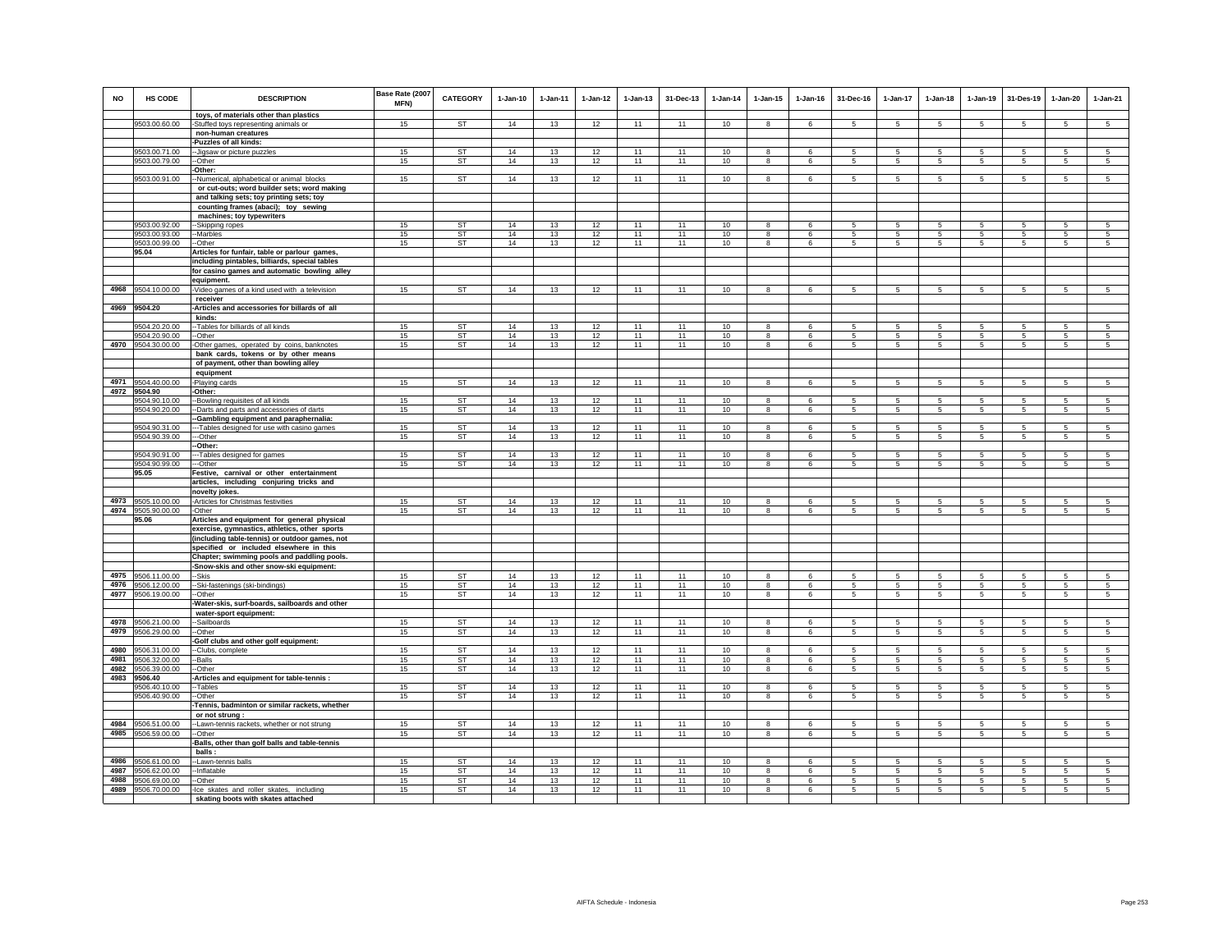| NO | HS CODE | DESCRIPTION | Base Rate (2007 MFN) | CATEGORY | 1-Jan-10 | 1-Jan-11 | 1-Jan-12 | 1-Jan-13 | 31-Dec-13 | 1-Jan-14 | 1-Jan-15 | 1-Jan-16 | 31-Dec-16 | 1-Jan-17 | 1-Jan-18 | 1-Jan-19 | 31-Des-19 | 1-Jan-20 | 1-Jan-21 |
|---|---|---|---|---|---|---|---|---|---|---|---|---|---|---|---|---|---|---|---|
| | | toys, of materials other than plastics | | | | | | | | | | | | | | | | | |
| | 9503.00.60.00 | -Stuffed toys representing animals or non-human creatures | 15 | ST | 14 | 13 | 12 | 11 | 11 | 10 | 8 | 6 | 5 | 5 | 5 | 5 | 5 | 5 | 5 |
| | | -Puzzles of all kinds: | | | | | | | | | | | | | | | | | |
| | 9503.00.71.00 | --Jigsaw or picture puzzles | 15 | ST | 14 | 13 | 12 | 11 | 11 | 10 | 8 | 6 | 5 | 5 | 5 | 5 | 5 | 5 | 5 |
| | 9503.00.79.00 | --Other | 15 | ST | 14 | 13 | 12 | 11 | 11 | 10 | 8 | 6 | 5 | 5 | 5 | 5 | 5 | 5 | 5 |
| | | -Other: | | | | | | | | | | | | | | | | | |
| | 9503.00.91.00 | --Numerical, alphabetical or animal blocks or cut-outs; word builder sets; word making and talking sets; toy printing sets; toy counting frames (abaci); toy sewing machines; toy typewriters | 15 | ST | 14 | 13 | 12 | 11 | 11 | 10 | 8 | 6 | 5 | 5 | 5 | 5 | 5 | 5 | 5 |
| | 9503.00.92.00 | --Skipping ropes | 15 | ST | 14 | 13 | 12 | 11 | 11 | 10 | 8 | 6 | 5 | 5 | 5 | 5 | 5 | 5 | 5 |
| | 9503.00.93.00 | --Marbles | 15 | ST | 14 | 13 | 12 | 11 | 11 | 10 | 8 | 6 | 5 | 5 | 5 | 5 | 5 | 5 | 5 |
| | 9503.00.99.00 | --Other | 15 | ST | 14 | 13 | 12 | 11 | 11 | 10 | 8 | 6 | 5 | 5 | 5 | 5 | 5 | 5 | 5 |
| | 95.04 | Articles for funfair, table or parlour games, including pintables, billiards, special tables for casino games and automatic bowling alley equipment. | | | | | | | | | | | | | | | | | |
| 4968 | 9504.10.00.00 | -Video games of a kind used with a television receiver | 15 | ST | 14 | 13 | 12 | 11 | 11 | 10 | 8 | 6 | 5 | 5 | 5 | 5 | 5 | 5 | 5 |
| 4969 | 9504.20 | -Articles and accessories for billards of all kinds: | | | | | | | | | | | | | | | | | |
| | 9504.20.20.00 | --Tables for billiards of all kinds | 15 | ST | 14 | 13 | 12 | 11 | 11 | 10 | 8 | 6 | 5 | 5 | 5 | 5 | 5 | 5 | 5 |
| | 9504.20.90.00 | --Other | 15 | ST | 14 | 13 | 12 | 11 | 11 | 10 | 8 | 6 | 5 | 5 | 5 | 5 | 5 | 5 | 5 |
| 4970 | 9504.30.00.00 | -Other games, operated by coins, banknotes bank cards, tokens or by other means of payment, other than bowling alley equipment | 15 | ST | 14 | 13 | 12 | 11 | 11 | 10 | 8 | 6 | 5 | 5 | 5 | 5 | 5 | 5 | 5 |
| 4971 | 9504.40.00.00 | -Playing cards | 15 | ST | 14 | 13 | 12 | 11 | 11 | 10 | 8 | 6 | 5 | 5 | 5 | 5 | 5 | 5 | 5 |
| 4972 | 9504.90 | -Other: | | | | | | | | | | | | | | | | | |
| | 9504.90.10.00 | --Bowling requisites of all kinds | 15 | ST | 14 | 13 | 12 | 11 | 11 | 10 | 8 | 6 | 5 | 5 | 5 | 5 | 5 | 5 | 5 |
| | 9504.90.20.00 | --Darts and parts and accessories of darts | 15 | ST | 14 | 13 | 12 | 11 | 11 | 10 | 8 | 6 | 5 | 5 | 5 | 5 | 5 | 5 | 5 |
| | | --Gambling equipment and paraphernalia: | | | | | | | | | | | | | | | | | |
| | 9504.90.31.00 | ---Tables designed for use with casino games | 15 | ST | 14 | 13 | 12 | 11 | 11 | 10 | 8 | 6 | 5 | 5 | 5 | 5 | 5 | 5 | 5 |
| | 9504.90.39.00 | ---Other | 15 | ST | 14 | 13 | 12 | 11 | 11 | 10 | 8 | 6 | 5 | 5 | 5 | 5 | 5 | 5 | 5 |
| | | --Other: | | | | | | | | | | | | | | | | | |
| | 9504.90.91.00 | ---Tables designed for games | 15 | ST | 14 | 13 | 12 | 11 | 11 | 10 | 8 | 6 | 5 | 5 | 5 | 5 | 5 | 5 | 5 |
| | 9504.90.99.00 | ---Other | 15 | ST | 14 | 13 | 12 | 11 | 11 | 10 | 8 | 6 | 5 | 5 | 5 | 5 | 5 | 5 | 5 |
| | 95.05 | Festive, carnival or other entertainment articles, including conjuring tricks and novelty jokes. | | | | | | | | | | | | | | | | | |
| 4973 | 9505.10.00.00 | -Articles for Christmas festivities | 15 | ST | 14 | 13 | 12 | 11 | 11 | 10 | 8 | 6 | 5 | 5 | 5 | 5 | 5 | 5 | 5 |
| 4974 | 9505.90.00.00 | -Other | 15 | ST | 14 | 13 | 12 | 11 | 11 | 10 | 8 | 6 | 5 | 5 | 5 | 5 | 5 | 5 | 5 |
| | 95.06 | Articles and equipment for general physical exercise, gymnastics, athletics, other sports (including table-tennis) or outdoor games, not specified or included elsewhere in this Chapter; swimming pools and paddling pools. | | | | | | | | | | | | | | | | | |
| | | -Snow-skis and other snow-ski equipment: | | | | | | | | | | | | | | | | | |
| 4975 | 9506.11.00.00 | --Skis | 15 | ST | 14 | 13 | 12 | 11 | 11 | 10 | 8 | 6 | 5 | 5 | 5 | 5 | 5 | 5 | 5 |
| 4976 | 9506.12.00.00 | --Ski-fastenings (ski-bindings) | 15 | ST | 14 | 13 | 12 | 11 | 11 | 10 | 8 | 6 | 5 | 5 | 5 | 5 | 5 | 5 | 5 |
| 4977 | 9506.19.00.00 | --Other | 15 | ST | 14 | 13 | 12 | 11 | 11 | 10 | 8 | 6 | 5 | 5 | 5 | 5 | 5 | 5 | 5 |
| | | -Water-skis, surf-boards, sailboards and other water-sport equipment: | | | | | | | | | | | | | | | | | |
| 4978 | 9506.21.00.00 | --Sailboards | 15 | ST | 14 | 13 | 12 | 11 | 11 | 10 | 8 | 6 | 5 | 5 | 5 | 5 | 5 | 5 | 5 |
| 4979 | 9506.29.00.00 | --Other | 15 | ST | 14 | 13 | 12 | 11 | 11 | 10 | 8 | 6 | 5 | 5 | 5 | 5 | 5 | 5 | 5 |
| | | -Golf clubs and other golf equipment: | | | | | | | | | | | | | | | | | |
| 4980 | 9506.31.00.00 | --Clubs, complete | 15 | ST | 14 | 13 | 12 | 11 | 11 | 10 | 8 | 6 | 5 | 5 | 5 | 5 | 5 | 5 | 5 |
| 4981 | 9506.32.00.00 | --Balls | 15 | ST | 14 | 13 | 12 | 11 | 11 | 10 | 8 | 6 | 5 | 5 | 5 | 5 | 5 | 5 | 5 |
| 4982 | 9506.39.00.00 | --Other | 15 | ST | 14 | 13 | 12 | 11 | 11 | 10 | 8 | 6 | 5 | 5 | 5 | 5 | 5 | 5 | 5 |
| 4983 | 9506.40 | -Articles and equipment for table-tennis : | | | | | | | | | | | | | | | | | |
| | 9506.40.10.00 | --Tables | 15 | ST | 14 | 13 | 12 | 11 | 11 | 10 | 8 | 6 | 5 | 5 | 5 | 5 | 5 | 5 | 5 |
| | 9506.40.90.00 | --Other | 15 | ST | 14 | 13 | 12 | 11 | 11 | 10 | 8 | 6 | 5 | 5 | 5 | 5 | 5 | 5 | 5 |
| | | -Tennis, badminton or similar rackets, whether or not strung : | | | | | | | | | | | | | | | | | |
| 4984 | 9506.51.00.00 | --Lawn-tennis rackets, whether or not strung | 15 | ST | 14 | 13 | 12 | 11 | 11 | 10 | 8 | 6 | 5 | 5 | 5 | 5 | 5 | 5 | 5 |
| 4985 | 9506.59.00.00 | --Other | 15 | ST | 14 | 13 | 12 | 11 | 11 | 10 | 8 | 6 | 5 | 5 | 5 | 5 | 5 | 5 | 5 |
| | | -Balls, other than golf balls and table-tennis balls : | | | | | | | | | | | | | | | | | |
| 4986 | 9506.61.00.00 | --Lawn-tennis balls | 15 | ST | 14 | 13 | 12 | 11 | 11 | 10 | 8 | 6 | 5 | 5 | 5 | 5 | 5 | 5 | 5 |
| 4987 | 9506.62.00.00 | --Inflatable | 15 | ST | 14 | 13 | 12 | 11 | 11 | 10 | 8 | 6 | 5 | 5 | 5 | 5 | 5 | 5 | 5 |
| 4988 | 9506.69.00.00 | --Other | 15 | ST | 14 | 13 | 12 | 11 | 11 | 10 | 8 | 6 | 5 | 5 | 5 | 5 | 5 | 5 | 5 |
| 4989 | 9506.70.00.00 | -Ice skates and roller skates, including skating boots with skates attached | 15 | ST | 14 | 13 | 12 | 11 | 11 | 10 | 8 | 6 | 5 | 5 | 5 | 5 | 5 | 5 | 5 |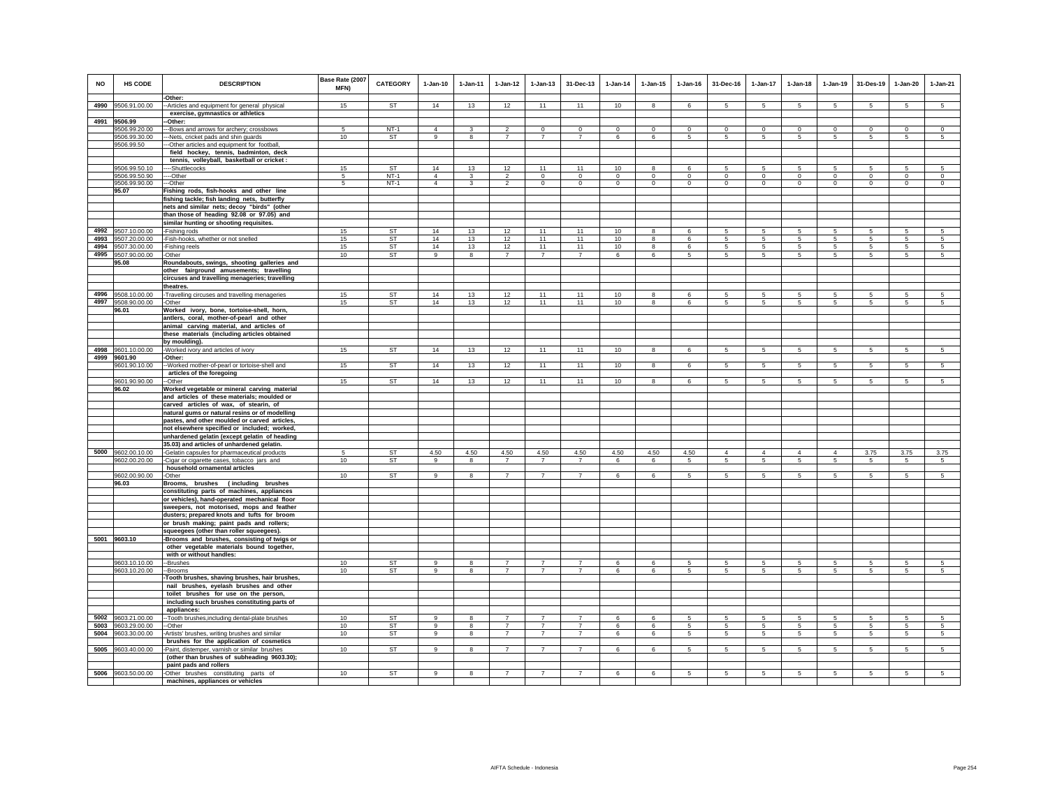| NO | HS CODE | DESCRIPTION | Base Rate (2007 MFN) | CATEGORY | 1-Jan-10 | 1-Jan-11 | 1-Jan-12 | 1-Jan-13 | 31-Dec-13 | 1-Jan-14 | 1-Jan-15 | 1-Jan-16 | 31-Dec-16 | 1-Jan-17 | 1-Jan-18 | 1-Jan-19 | 31-Des-19 | 1-Jan-20 | 1-Jan-21 |
|---|---|---|---|---|---|---|---|---|---|---|---|---|---|---|---|---|---|---|---|
| | | -Other: | | | | | | | | | | | | | | | | | |
| 4990 | 9506.91.00.00 | --Articles and equipment for general physical exercise, gymnastics or athletics | 15 | ST | 14 | 13 | 12 | 11 | 11 | 10 | 8 | 6 | 5 | 5 | 5 | 5 | 5 | 5 | 5 |
| 4991 | 9506.99 | --Other: | | | | | | | | | | | | | | | | | |
| | 9506.99.20.00 | ---Bows and arrows for archery; crossbows | 5 | NT-1 | 4 | 3 | 2 | 0 | 0 | 0 | 0 | 0 | 0 | 0 | 0 | 0 | 0 | 0 | 0 |
| | 9506.99.30.00 | ---Nets, cricket pads and shin guards | 10 | ST | 9 | 8 | 7 | 7 | 7 | 6 | 6 | 5 | 5 | 5 | 5 | 5 | 5 | 5 | 5 |
| | 9506.99.50 | ---Other articles and equipment for football, field hockey, tennis, badminton, deck tennis, volleyball, basketball or cricket : | | | | | | | | | | | | | | | | | |
| | 9506.99.50.10 | ----Shuttlecocks | 15 | ST | 14 | 13 | 12 | 11 | 11 | 10 | 8 | 6 | 5 | 5 | 5 | 5 | 5 | 5 | 5 |
| | 9506.99.50.90 | ----Other | 5 | NT-1 | 4 | 3 | 2 | 0 | 0 | 0 | 0 | 0 | 0 | 0 | 0 | 0 | 0 | 0 | 0 |
| | 9506.99.90.00 | ---Other | 5 | NT-1 | 4 | 3 | 2 | 0 | 0 | 0 | 0 | 0 | 0 | 0 | 0 | 0 | 0 | 0 | 0 |
| | 95.07 | Fishing rods, fish-hooks and other line fishing tackle; fish landing nets, butterfly nets and similar nets; decoy "birds" (other than those of heading 92.08 or 97.05) and similar hunting or shooting requisites. | | | | | | | | | | | | | | | | | |
| 4992 | 9507.10.00.00 | -Fishing rods | 15 | ST | 14 | 13 | 12 | 11 | 11 | 10 | 8 | 6 | 5 | 5 | 5 | 5 | 5 | 5 | 5 |
| 4993 | 9507.20.00.00 | -Fish-hooks, whether or not snelled | 15 | ST | 14 | 13 | 12 | 11 | 11 | 10 | 8 | 6 | 5 | 5 | 5 | 5 | 5 | 5 | 5 |
| 4994 | 9507.30.00.00 | -Fishing reels | 15 | ST | 14 | 13 | 12 | 11 | 11 | 10 | 8 | 6 | 5 | 5 | 5 | 5 | 5 | 5 | 5 |
| 4995 | 9507.90.00.00 | -Other | 10 | ST | 9 | 8 | 7 | 7 | 7 | 6 | 6 | 5 | 5 | 5 | 5 | 5 | 5 | 5 | 5 |
| | 95.08 | Roundabouts, swings, shooting galleries and other fairground amusements; travelling circuses and travelling menageries; travelling theatres. | | | | | | | | | | | | | | | | | |
| 4996 | 9508.10.00.00 | -Travelling circuses and travelling menageries | 15 | ST | 14 | 13 | 12 | 11 | 11 | 10 | 8 | 6 | 5 | 5 | 5 | 5 | 5 | 5 | 5 |
| 4997 | 9508.90.00.00 | -Other | 15 | ST | 14 | 13 | 12 | 11 | 11 | 10 | 8 | 6 | 5 | 5 | 5 | 5 | 5 | 5 | 5 |
| | 96.01 | Worked ivory, bone, tortoise-shell, horn, antlers, coral, mother-of-pearl and other animal carving material, and articles of these materials (including articles obtained by moulding). | | | | | | | | | | | | | | | | | |
| 4998 | 9601.10.00.00 | -Worked ivory and articles of ivory | 15 | ST | 14 | 13 | 12 | 11 | 11 | 10 | 8 | 6 | 5 | 5 | 5 | 5 | 5 | 5 | 5 |
| 4999 | 9601.90 | -Other: | | | | | | | | | | | | | | | | | |
| | 9601.90.10.00 | --Worked mother-of-pearl or tortoise-shell and articles of the foregoing | 15 | ST | 14 | 13 | 12 | 11 | 11 | 10 | 8 | 6 | 5 | 5 | 5 | 5 | 5 | 5 | 5 |
| | 9601.90.90.00 | --Other | 15 | ST | 14 | 13 | 12 | 11 | 11 | 10 | 8 | 6 | 5 | 5 | 5 | 5 | 5 | 5 | 5 |
| | 96.02 | Worked vegetable or mineral carving material and articles of these materials; moulded or carved articles of wax, of stearin, of natural gums or natural resins or of modelling pastes, and other moulded or carved articles, not elsewhere specified or included; worked, unhardened gelatin (except gelatin of heading 35.03) and articles of unhardened gelatin. | | | | | | | | | | | | | | | | | |
| 5000 | 9602.00.10.00 | -Gelatin capsules for pharmaceutical products | 5 | ST | 4.50 | 4.50 | 4.50 | 4.50 | 4.50 | 4.50 | 4.50 | 4.50 | 4 | 4 | 4 | 4 | 3.75 | 3.75 | 3.75 |
| | 9602.00.20.00 | -Cigar or cigarette cases, tobacco jars and household ornamental articles | 10 | ST | 9 | 8 | 7 | 7 | 7 | 6 | 6 | 5 | 5 | 5 | 5 | 5 | 5 | 5 | 5 |
| | 9602.00.90.00 | -Other | 10 | ST | 9 | 8 | 7 | 7 | 7 | 6 | 6 | 5 | 5 | 5 | 5 | 5 | 5 | 5 | 5 |
| | 96.03 | Brooms, brushes (including brushes constituting parts of machines, appliances or vehicles), hand-operated mechanical floor sweepers, not motorised, mops and feather dusters; prepared knots and tufts for broom or brush making; paint pads and rollers; squeegees (other than roller squeegees). | | | | | | | | | | | | | | | | | |
| 5001 | 9603.10 | -Brooms and brushes, consisting of twigs or other vegetable materials bound together, with or without handles: | | | | | | | | | | | | | | | | | |
| | 9603.10.10.00 | --Brushes | 10 | ST | 9 | 8 | 7 | 7 | 7 | 6 | 6 | 5 | 5 | 5 | 5 | 5 | 5 | 5 | 5 |
| | 9603.10.20.00 | --Brooms | 10 | ST | 9 | 8 | 7 | 7 | 7 | 6 | 6 | 5 | 5 | 5 | 5 | 5 | 5 | 5 | 5 |
| | | -Tooth brushes, shaving brushes, hair brushes, nail brushes, eyelash brushes and other toilet brushes for use on the person, including such brushes constituting parts of appliances: | | | | | | | | | | | | | | | | | |
| 5002 | 9603.21.00.00 | --Tooth brushes,including dental-plate brushes | 10 | ST | 9 | 8 | 7 | 7 | 7 | 6 | 6 | 5 | 5 | 5 | 5 | 5 | 5 | 5 | 5 |
| 5003 | 9603.29.00.00 | --Other | 10 | ST | 9 | 8 | 7 | 7 | 7 | 6 | 6 | 5 | 5 | 5 | 5 | 5 | 5 | 5 | 5 |
| 5004 | 9603.30.00.00 | -Artists' brushes, writing brushes and similar brushes for the application of cosmetics | 10 | ST | 9 | 8 | 7 | 7 | 7 | 6 | 6 | 5 | 5 | 5 | 5 | 5 | 5 | 5 | 5 |
| 5005 | 9603.40.00.00 | -Paint, distemper, varnish or similar brushes (other than brushes of subheading 9603.30); paint pads and rollers | 10 | ST | 9 | 8 | 7 | 7 | 7 | 6 | 6 | 5 | 5 | 5 | 5 | 5 | 5 | 5 | 5 |
| 5006 | 9603.50.00.00 | -Other brushes constituting parts of machines, appliances or vehicles | 10 | ST | 9 | 8 | 7 | 7 | 7 | 6 | 6 | 5 | 5 | 5 | 5 | 5 | 5 | 5 | 5 |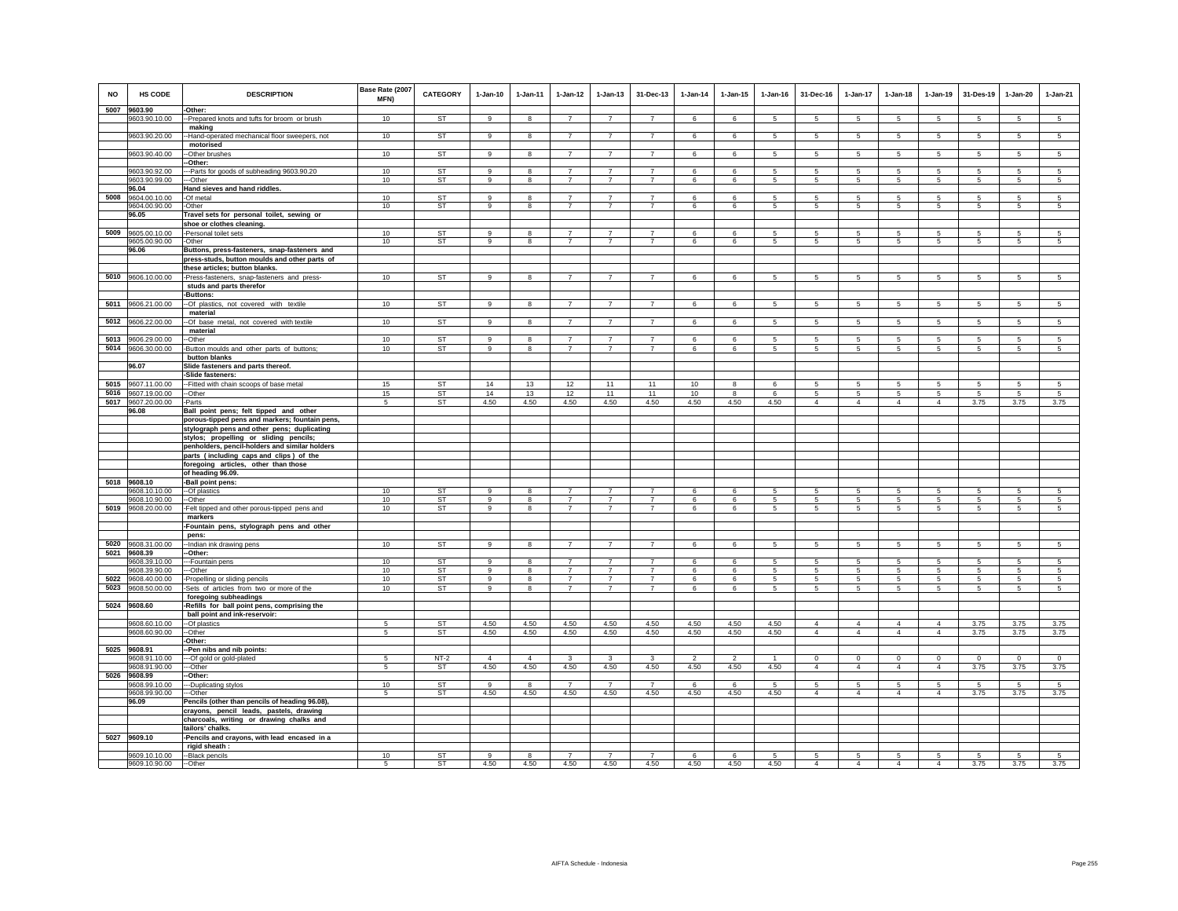| NO | HS CODE | DESCRIPTION | Base Rate (2007 MFN) | CATEGORY | 1-Jan-10 | 1-Jan-11 | 1-Jan-12 | 1-Jan-13 | 31-Dec-13 | 1-Jan-14 | 1-Jan-15 | 1-Jan-16 | 31-Dec-16 | 1-Jan-17 | 1-Jan-18 | 1-Jan-19 | 31-Des-19 | 1-Jan-20 | 1-Jan-21 |
|---|---|---|---|---|---|---|---|---|---|---|---|---|---|---|---|---|---|---|---|
| 5007 | 9603.90 | -Other: | | | | | | | | | | | | | | | | | |
| | 9603.90.10.00 | --Prepared knots and tufts for broom or brush making | 10 | ST | 9 | 8 | 7 | 7 | 7 | 6 | 6 | 5 | 5 | 5 | 5 | 5 | 5 | 5 | 5 |
| | 9603.90.20.00 | --Hand-operated mechanical floor sweepers, not motorised | 10 | ST | 9 | 8 | 7 | 7 | 7 | 6 | 6 | 5 | 5 | 5 | 5 | 5 | 5 | 5 | 5 |
| | 9603.90.40.00 | --Other brushes | 10 | ST | 9 | 8 | 7 | 7 | 7 | 6 | 6 | 5 | 5 | 5 | 5 | 5 | 5 | 5 | 5 |
| | | --Other: | | | | | | | | | | | | | | | | | |
| | 9603.90.92.00 | ---Parts for goods of subheading 9603.90.20 | 10 | ST | 9 | 8 | 7 | 7 | 7 | 6 | 6 | 5 | 5 | 5 | 5 | 5 | 5 | 5 | 5 |
| | 9603.90.99.00 | ---Other | 10 | ST | 9 | 8 | 7 | 7 | 7 | 6 | 6 | 5 | 5 | 5 | 5 | 5 | 5 | 5 | 5 |
| | 96.04 | Hand sieves and hand riddles. | | | | | | | | | | | | | | | | | |
| 5008 | 9604.00.10.00 | -Of metal | 10 | ST | 9 | 8 | 7 | 7 | 7 | 6 | 6 | 5 | 5 | 5 | 5 | 5 | 5 | 5 | 5 |
| | 9604.00.90.00 | -Other | 10 | ST | 9 | 8 | 7 | 7 | 7 | 6 | 6 | 5 | 5 | 5 | 5 | 5 | 5 | 5 | 5 |
| | 96.05 | Travel sets for personal toilet, sewing or shoe or clothes cleaning. | | | | | | | | | | | | | | | | | |
| 5009 | 9605.00.10.00 | -Personal toilet sets | 10 | ST | 9 | 8 | 7 | 7 | 7 | 6 | 6 | 5 | 5 | 5 | 5 | 5 | 5 | 5 | 5 |
| | 9605.00.90.00 | -Other | 10 | ST | 9 | 8 | 7 | 7 | 7 | 6 | 6 | 5 | 5 | 5 | 5 | 5 | 5 | 5 | 5 |
| | 96.06 | Buttons, press-fasteners, snap-fasteners and press-studs, button moulds and other parts of these articles; button blanks. | | | | | | | | | | | | | | | | | |
| 5010 | 9606.10.00.00 | -Press-fasteners, snap-fasteners and press-studs and parts therefor | 10 | ST | 9 | 8 | 7 | 7 | 7 | 6 | 6 | 5 | 5 | 5 | 5 | 5 | 5 | 5 | 5 |
| | | -Buttons: | | | | | | | | | | | | | | | | | |
| 5011 | 9606.21.00.00 | --Of plastics, not covered with textile material | 10 | ST | 9 | 8 | 7 | 7 | 7 | 6 | 6 | 5 | 5 | 5 | 5 | 5 | 5 | 5 | 5 |
| 5012 | 9606.22.00.00 | --Of base metal, not covered with textile material | 10 | ST | 9 | 8 | 7 | 7 | 7 | 6 | 6 | 5 | 5 | 5 | 5 | 5 | 5 | 5 | 5 |
| 5013 | 9606.29.00.00 | --Other | 10 | ST | 9 | 8 | 7 | 7 | 7 | 6 | 6 | 5 | 5 | 5 | 5 | 5 | 5 | 5 | 5 |
| 5014 | 9606.30.00.00 | -Button moulds and other parts of buttons; button blanks | 10 | ST | 9 | 8 | 7 | 7 | 7 | 6 | 6 | 5 | 5 | 5 | 5 | 5 | 5 | 5 | 5 |
| | 96.07 | Slide fasteners and parts thereof. | | | | | | | | | | | | | | | | | |
| | | -Slide fasteners: | | | | | | | | | | | | | | | | | |
| 5015 | 9607.11.00.00 | --Fitted with chain scoops of base metal | 15 | ST | 14 | 13 | 12 | 11 | 11 | 10 | 8 | 6 | 5 | 5 | 5 | 5 | 5 | 5 | 5 |
| 5016 | 9607.19.00.00 | --Other | 15 | ST | 14 | 13 | 12 | 11 | 11 | 10 | 8 | 6 | 5 | 5 | 5 | 5 | 5 | 5 | 5 |
| 5017 | 9607.20.00.00 | -Parts | 5 | ST | 4.50 | 4.50 | 4.50 | 4.50 | 4.50 | 4.50 | 4.50 | 4.50 | 4 | 4 | 4 | 4 | 3.75 | 3.75 | 3.75 |
| | 96.08 | Ball point pens; felt tipped and other porous-tipped pens and markers; fountain pens, stylograph pens and other pens; duplicating stylos; propelling or sliding pencils; penholders, pencil-holders and similar holders parts ( including caps and clips ) of the foregoing articles, other than those of heading 96.09. | | | | | | | | | | | | | | | | | |
| 5018 | 9608.10 | -Ball point pens: | | | | | | | | | | | | | | | | | |
| | 9608.10.10.00 | --Of plastics | 10 | ST | 9 | 8 | 7 | 7 | 7 | 6 | 6 | 5 | 5 | 5 | 5 | 5 | 5 | 5 | 5 |
| | 9608.10.90.00 | --Other | 10 | ST | 9 | 8 | 7 | 7 | 7 | 6 | 6 | 5 | 5 | 5 | 5 | 5 | 5 | 5 | 5 |
| 5019 | 9608.20.00.00 | -Felt tipped and other porous-tipped pens and markers | 10 | ST | 9 | 8 | 7 | 7 | 7 | 6 | 6 | 5 | 5 | 5 | 5 | 5 | 5 | 5 | 5 |
| | | -Fountain pens, stylograph pens and other pens: | | | | | | | | | | | | | | | | | |
| 5020 | 9608.31.00.00 | --Indian ink drawing pens | 10 | ST | 9 | 8 | 7 | 7 | 7 | 6 | 6 | 5 | 5 | 5 | 5 | 5 | 5 | 5 | 5 |
| 5021 | 9608.39 | --Other: | | | | | | | | | | | | | | | | | |
| | 9608.39.10.00 | ---Fountain pens | 10 | ST | 9 | 8 | 7 | 7 | 7 | 6 | 6 | 5 | 5 | 5 | 5 | 5 | 5 | 5 | 5 |
| | 9608.39.90.00 | ---Other | 10 | ST | 9 | 8 | 7 | 7 | 7 | 6 | 6 | 5 | 5 | 5 | 5 | 5 | 5 | 5 | 5 |
| 5022 | 9608.40.00.00 | -Propelling or sliding pencils | 10 | ST | 9 | 8 | 7 | 7 | 7 | 6 | 6 | 5 | 5 | 5 | 5 | 5 | 5 | 5 | 5 |
| 5023 | 9608.50.00.00 | -Sets of articles from two or more of the foregoing subheadings | 10 | ST | 9 | 8 | 7 | 7 | 7 | 6 | 6 | 5 | 5 | 5 | 5 | 5 | 5 | 5 | 5 |
| 5024 | 9608.60 | -Refills for ball point pens, comprising the ball point and ink-reservoir: | | | | | | | | | | | | | | | | | |
| | 9608.60.10.00 | --Of plastics | 5 | ST | 4.50 | 4.50 | 4.50 | 4.50 | 4.50 | 4.50 | 4.50 | 4.50 | 4 | 4 | 4 | 4 | 3.75 | 3.75 | 3.75 |
| | 9608.60.90.00 | --Other | 5 | ST | 4.50 | 4.50 | 4.50 | 4.50 | 4.50 | 4.50 | 4.50 | 4.50 | 4 | 4 | 4 | 4 | 3.75 | 3.75 | 3.75 |
| | | -Other: | | | | | | | | | | | | | | | | | |
| 5025 | 9608.91 | --Pen nibs and nib points: | | | | | | | | | | | | | | | | | |
| | 9608.91.10.00 | ---Of gold or gold-plated | 5 | NT-2 | 4 | 4 | 3 | 3 | 3 | 2 | 2 | 1 | 0 | 0 | 0 | 0 | 0 | 0 | 0 |
| | 9608.91.90.00 | ---Other | 5 | ST | 4.50 | 4.50 | 4.50 | 4.50 | 4.50 | 4.50 | 4.50 | 4.50 | 4 | 4 | 4 | 4 | 3.75 | 3.75 | 3.75 |
| 5026 | 9608.99 | --Other: | | | | | | | | | | | | | | | | | |
| | 9608.99.10.00 | ---Duplicating stylos | 10 | ST | 9 | 8 | 7 | 7 | 7 | 6 | 6 | 5 | 5 | 5 | 5 | 5 | 5 | 5 | 5 |
| | 9608.99.90.00 | ---Other | 5 | ST | 4.50 | 4.50 | 4.50 | 4.50 | 4.50 | 4.50 | 4.50 | 4.50 | 4 | 4 | 4 | 4 | 3.75 | 3.75 | 3.75 |
| | 96.09 | Pencils (other than pencils of heading 96.08), crayons, pencil leads, pastels, drawing charcoals, writing or drawing chalks and tailors' chalks. | | | | | | | | | | | | | | | | | |
| 5027 | 9609.10 | -Pencils and crayons, with lead encased in a rigid sheath : | | | | | | | | | | | | | | | | | |
| | 9609.10.10.00 | --Black pencils | 10 | ST | 9 | 8 | 7 | 7 | 7 | 6 | 6 | 5 | 5 | 5 | 5 | 5 | 5 | 5 | 5 |
| | 9609.10.90.00 | --Other | 5 | ST | 4.50 | 4.50 | 4.50 | 4.50 | 4.50 | 4.50 | 4.50 | 4.50 | 4 | 4 | 4 | 4 | 3.75 | 3.75 | 3.75 |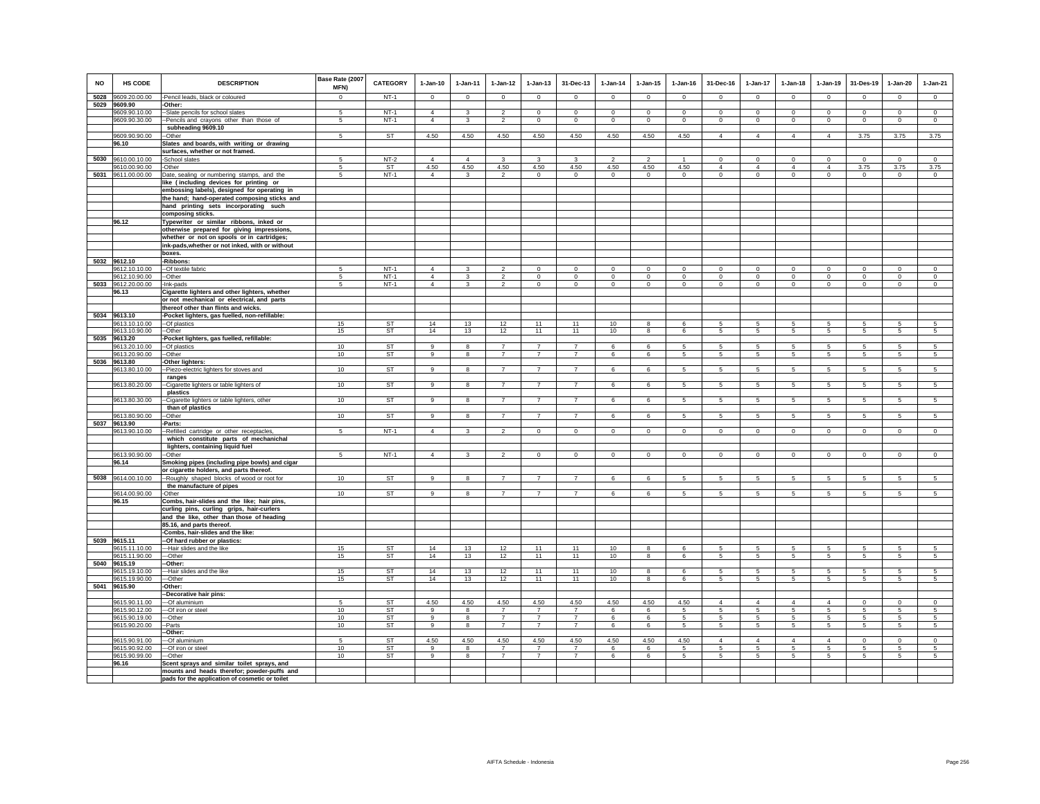| NO | HS CODE | DESCRIPTION | Base Rate (2007 MFN) | CATEGORY | 1-Jan-10 | 1-Jan-11 | 1-Jan-12 | 1-Jan-13 | 31-Dec-13 | 1-Jan-14 | 1-Jan-15 | 1-Jan-16 | 31-Dec-16 | 1-Jan-17 | 1-Jan-18 | 1-Jan-19 | 31-Des-19 | 1-Jan-20 | 1-Jan-21 |
|---|---|---|---|---|---|---|---|---|---|---|---|---|---|---|---|---|---|---|---|
| 5028 | 9609.20.00.00 | -Pencil leads, black or coloured | 0 | NT-1 | 0 | 0 | 0 | 0 | 0 | 0 | 0 | 0 | 0 | 0 | 0 | 0 | 0 | 0 | 0 |
| 5029 | 9609.90 | -Other: | | | | | | | | | | | | | | | | | |
| | 9609.90.10.00 | --Slate pencils for school slates | 5 | NT-1 | 4 | 3 | 2 | 0 | 0 | 0 | 0 | 0 | 0 | 0 | 0 | 0 | 0 | 0 | 0 |
| | 9609.90.30.00 | --Pencils and crayons other than those of subheading 9609.10 | 5 | NT-1 | 4 | 3 | 2 | 0 | 0 | 0 | 0 | 0 | 0 | 0 | 0 | 0 | 0 | 0 | 0 |
| | 9609.90.90.00 | --Other | 5 | ST | 4.50 | 4.50 | 4.50 | 4.50 | 4.50 | 4.50 | 4.50 | 4.50 | 4 | 4 | 4 | 4 | 3.75 | 3.75 | 3.75 |
| | 96.10 | Slates and boards, with writing or drawing surfaces, whether or not framed. | | | | | | | | | | | | | | | | | |
| 5030 | 9610.00.10.00 | -School slates | 5 | NT-2 | 4 | 4 | 3 | 3 | 3 | 2 | 2 | 1 | 0 | 0 | 0 | 0 | 0 | 0 | 0 |
| | 9610.00.90.00 | -Other | 5 | ST | 4.50 | 4.50 | 4.50 | 4.50 | 4.50 | 4.50 | 4.50 | 4.50 | 4 | 4 | 4 | 4 | 3.75 | 3.75 | 3.75 |
| 5031 | 9611.00.00.00 | Date, sealing or numbering stamps, and the like (including devices for printing or embossing labels), designed for operating in the hand; hand-operated composing sticks and hand printing sets incorporating such composing sticks. | 5 | NT-1 | 4 | 3 | 2 | 0 | 0 | 0 | 0 | 0 | 0 | 0 | 0 | 0 | 0 | 0 | 0 |
| | 96.12 | Typewriter or similar ribbons, inked or otherwise prepared for giving impressions, whether or not on spools or in cartridges; ink-pads,whether or not inked, with or without boxes. | | | | | | | | | | | | | | | | | |
| 5032 | 9612.10 | -Ribbons: | | | | | | | | | | | | | | | | | |
| | 9612.10.10.00 | --Of textile fabric | 5 | NT-1 | 4 | 3 | 2 | 0 | 0 | 0 | 0 | 0 | 0 | 0 | 0 | 0 | 0 | 0 | 0 |
| | 9612.10.90.00 | --Other | 5 | NT-1 | 4 | 3 | 2 | 0 | 0 | 0 | 0 | 0 | 0 | 0 | 0 | 0 | 0 | 0 | 0 |
| 5033 | 9612.20.00.00 | -Ink-pads | 5 | NT-1 | 4 | 3 | 2 | 0 | 0 | 0 | 0 | 0 | 0 | 0 | 0 | 0 | 0 | 0 | 0 |
| | 96.13 | Cigarette lighters and other lighters, whether or not mechanical or electrical, and parts thereof other than flints and wicks. | | | | | | | | | | | | | | | | | |
| 5034 | 9613.10 | -Pocket lighters, gas fuelled, non-refillable: | | | | | | | | | | | | | | | | | |
| | 9613.10.10.00 | --Of plastics | 15 | ST | 14 | 13 | 12 | 11 | 11 | 10 | 8 | 6 | 5 | 5 | 5 | 5 | 5 | 5 | 5 |
| | 9613.10.90.00 | --Other | 15 | ST | 14 | 13 | 12 | 11 | 11 | 10 | 8 | 6 | 5 | 5 | 5 | 5 | 5 | 5 | 5 |
| 5035 | 9613.20 | -Pocket lighters, gas fuelled, refillable: | | | | | | | | | | | | | | | | | |
| | 9613.20.10.00 | --Of plastics | 10 | ST | 9 | 8 | 7 | 7 | 7 | 6 | 6 | 5 | 5 | 5 | 5 | 5 | 5 | 5 | 5 |
| | 9613.20.90.00 | --Other | 10 | ST | 9 | 8 | 7 | 7 | 7 | 6 | 6 | 5 | 5 | 5 | 5 | 5 | 5 | 5 | 5 |
| 5036 | 9613.80 | -Other lighters: | | | | | | | | | | | | | | | | | |
| | 9613.80.10.00 | --Piezo-electric lighters for stoves and ranges | 10 | ST | 9 | 8 | 7 | 7 | 7 | 6 | 6 | 5 | 5 | 5 | 5 | 5 | 5 | 5 | 5 |
| | 9613.80.20.00 | --Cigarette lighters or table lighters of plastics | 10 | ST | 9 | 8 | 7 | 7 | 7 | 6 | 6 | 5 | 5 | 5 | 5 | 5 | 5 | 5 | 5 |
| | 9613.80.30.00 | --Cigarette lighters or table lighters, other than of plastics | 10 | ST | 9 | 8 | 7 | 7 | 7 | 6 | 6 | 5 | 5 | 5 | 5 | 5 | 5 | 5 | 5 |
| | 9613.80.90.00 | --Other | 10 | ST | 9 | 8 | 7 | 7 | 7 | 6 | 6 | 5 | 5 | 5 | 5 | 5 | 5 | 5 | 5 |
| 5037 | 9613.90 | -Parts: | | | | | | | | | | | | | | | | | |
| | 9613.90.10.00 | --Refilled cartridge or other receptacles, which constitute parts of mechanichal lighters, containing liquid fuel | 5 | NT-1 | 4 | 3 | 2 | 0 | 0 | 0 | 0 | 0 | 0 | 0 | 0 | 0 | 0 | 0 | 0 |
| | 9613.90.90.00 | --Other | 5 | NT-1 | 4 | 3 | 2 | 0 | 0 | 0 | 0 | 0 | 0 | 0 | 0 | 0 | 0 | 0 | 0 |
| | 96.14 | Smoking pipes (including pipe bowls) and cigar or cigarette holders, and parts thereof. | | | | | | | | | | | | | | | | | |
| 5038 | 9614.00.10.00 | --Roughly shaped blocks of wood or root for the manufacture of pipes | 10 | ST | 9 | 8 | 7 | 7 | 7 | 6 | 6 | 5 | 5 | 5 | 5 | 5 | 5 | 5 | 5 |
| | 9614.00.90.00 | -Other | 10 | ST | 9 | 8 | 7 | 7 | 7 | 6 | 6 | 5 | 5 | 5 | 5 | 5 | 5 | 5 | 5 |
| | 96.15 | Combs, hair-slides and the like; hair pins, curling pins, curling grips, hair-curlers and the like, other than those of heading 85.16, and parts thereof. | | | | | | | | | | | | | | | | | |
| | | -Combs, hair-slides and the like: | | | | | | | | | | | | | | | | | |
| 5039 | 9615.11 | --Of hard rubber or plastics: | | | | | | | | | | | | | | | | | |
| | 9615.11.10.00 | ---Hair slides and the like | 15 | ST | 14 | 13 | 12 | 11 | 11 | 10 | 8 | 6 | 5 | 5 | 5 | 5 | 5 | 5 | 5 |
| | 9615.11.90.00 | ---Other | 15 | ST | 14 | 13 | 12 | 11 | 11 | 10 | 8 | 6 | 5 | 5 | 5 | 5 | 5 | 5 | 5 |
| 5040 | 9615.19 | --Other: | | | | | | | | | | | | | | | | | |
| | 9615.19.10.00 | ---Hair slides and the like | 15 | ST | 14 | 13 | 12 | 11 | 11 | 10 | 8 | 6 | 5 | 5 | 5 | 5 | 5 | 5 | 5 |
| | 9615.19.90.00 | ---Other | 15 | ST | 14 | 13 | 12 | 11 | 11 | 10 | 8 | 6 | 5 | 5 | 5 | 5 | 5 | 5 | 5 |
| 5041 | 9615.90 | -Other: | | | | | | | | | | | | | | | | | |
| | | --Decorative hair pins: | | | | | | | | | | | | | | | | | |
| | 9615.90.11.00 | ---Of aluminium | 5 | ST | 4.50 | 4.50 | 4.50 | 4.50 | 4.50 | 4.50 | 4.50 | 4.50 | 4 | 4 | 4 | 4 | 0 | 0 | 0 |
| | 9615.90.12.00 | ---Of iron or steel | 10 | ST | 9 | 8 | 7 | 7 | 7 | 6 | 6 | 5 | 5 | 5 | 5 | 5 | 5 | 5 | 5 |
| | 9615.90.19.00 | ---Other | 10 | ST | 9 | 8 | 7 | 7 | 7 | 6 | 6 | 5 | 5 | 5 | 5 | 5 | 5 | 5 | 5 |
| | 9615.90.20.00 | --Parts | 10 | ST | 9 | 8 | 7 | 7 | 7 | 6 | 6 | 5 | 5 | 5 | 5 | 5 | 5 | 5 | 5 |
| | | --Other: | | | | | | | | | | | | | | | | | |
| | 9615.90.91.00 | ---Of aluminium | 5 | ST | 4.50 | 4.50 | 4.50 | 4.50 | 4.50 | 4.50 | 4.50 | 4.50 | 4 | 4 | 4 | 4 | 0 | 0 | 0 |
| | 9615.90.92.00 | ---Of iron or steel | 10 | ST | 9 | 8 | 7 | 7 | 7 | 6 | 6 | 5 | 5 | 5 | 5 | 5 | 5 | 5 | 5 |
| | 9615.90.99.00 | ---Other | 10 | ST | 9 | 8 | 7 | 7 | 7 | 6 | 6 | 5 | 5 | 5 | 5 | 5 | 5 | 5 | 5 |
| | 96.16 | Scent sprays and similar toilet sprays, and mounts and heads therefor; powder-puffs and pads for the application of cosmetic or toilet | | | | | | | | | | | | | | | | | |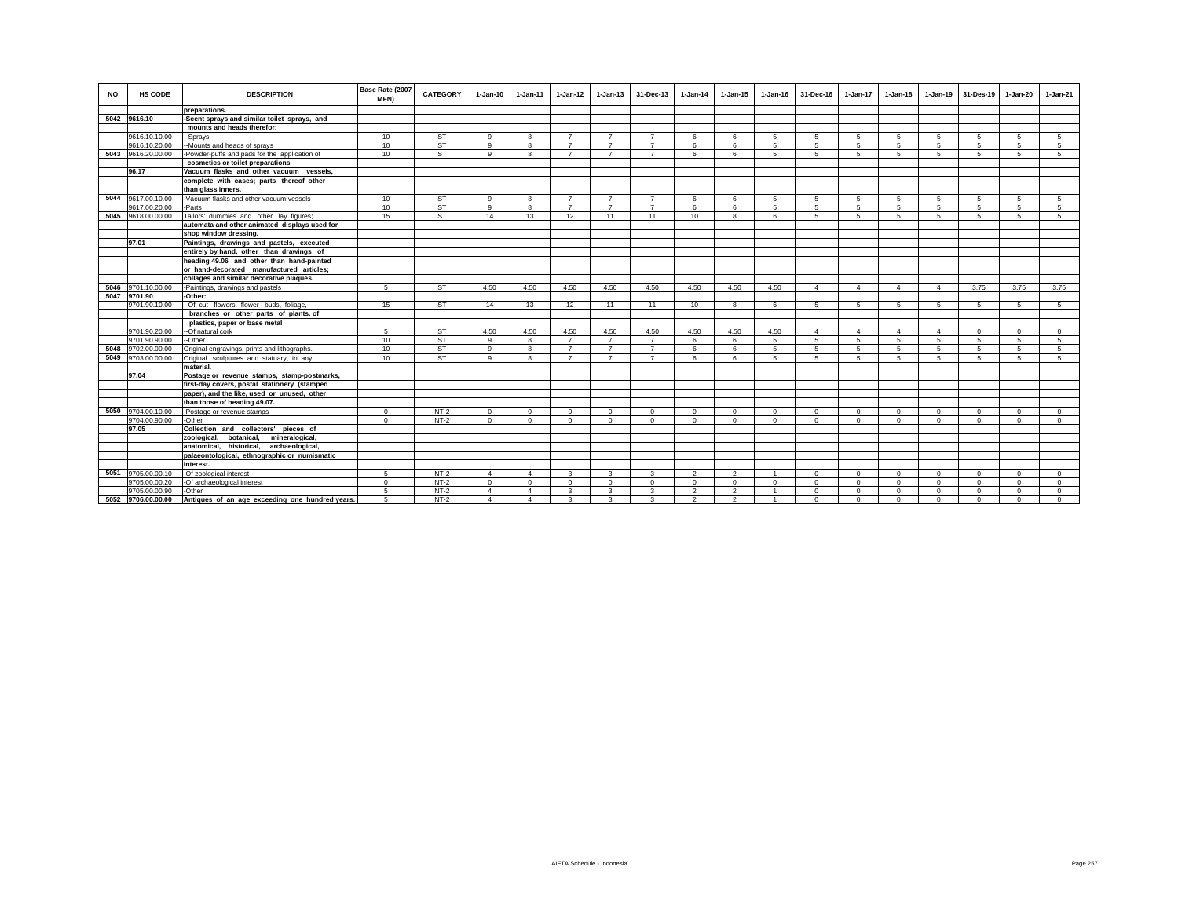| NO | HS CODE | DESCRIPTION | Base Rate (2007 MFN) | CATEGORY | 1-Jan-10 | 1-Jan-11 | 1-Jan-12 | 1-Jan-13 | 31-Dec-13 | 1-Jan-14 | 1-Jan-15 | 1-Jan-16 | 31-Dec-16 | 1-Jan-17 | 1-Jan-18 | 1-Jan-19 | 31-Des-19 | 1-Jan-20 | 1-Jan-21 |
|---|---|---|---|---|---|---|---|---|---|---|---|---|---|---|---|---|---|---|---|
| | | preparations. | | | | | | | | | | | | | | | | | |
| 5042 | 9616.10 | -Scent sprays and similar toilet sprays, and mounts and heads therefor: | | | | | | | | | | | | | | | | | |
| | 9616.10.10.00 | --Sprays | 10 | ST | 9 | 8 | 7 | 7 | 7 | 6 | 6 | 5 | 5 | 5 | 5 | 5 | 5 | 5 | 5 |
| | 9616.10.20.00 | --Mounts and heads of sprays | 10 | ST | 9 | 8 | 7 | 7 | 7 | 6 | 6 | 5 | 5 | 5 | 5 | 5 | 5 | 5 | 5 |
| 5043 | 9616.20.00.00 | -Powder-puffs and pads for the application of cosmetics or toilet preparations | 10 | ST | 9 | 8 | 7 | 7 | 7 | 6 | 6 | 5 | 5 | 5 | 5 | 5 | 5 | 5 | 5 |
| | 96.17 | Vacuum flasks and other vacuum vessels, complete with cases; parts thereof other than glass inners. | | | | | | | | | | | | | | | | | |
| 5044 | 9617.00.10.00 | -Vacuum flasks and other vacuum vessels | 10 | ST | 9 | 8 | 7 | 7 | 7 | 6 | 6 | 5 | 5 | 5 | 5 | 5 | 5 | 5 | 5 |
| | 9617.00.20.00 | -Parts | 10 | ST | 9 | 8 | 7 | 7 | 7 | 6 | 6 | 5 | 5 | 5 | 5 | 5 | 5 | 5 | 5 |
| 5045 | 9618.00.00.00 | Tailors' dummies and other lay figures; automata and other animated displays used for shop window dressing. | 15 | ST | 14 | 13 | 12 | 11 | 11 | 10 | 8 | 6 | 5 | 5 | 5 | 5 | 5 | 5 | 5 |
| | 97.01 | Paintings, drawings and pastels, executed entirely by hand, other than drawings of heading 49.06 and other than hand-painted or hand-decorated manufactured articles; collages and similar decorative plaques. | | | | | | | | | | | | | | | | | |
| 5046 | 9701.10.00.00 | -Paintings, drawings and pastels | 5 | ST | 4.50 | 4.50 | 4.50 | 4.50 | 4.50 | 4.50 | 4.50 | 4.50 | 4 | 4 | 4 | 4 | 3.75 | 3.75 | 3.75 |
| 5047 | 9701.90 | -Other: | | | | | | | | | | | | | | | | | |
| | 9701.90.10.00 | --Of cut flowers, flower buds, foliage, branches or other parts of plants, of plastics, paper or base metal | 15 | ST | 14 | 13 | 12 | 11 | 11 | 10 | 8 | 6 | 5 | 5 | 5 | 5 | 5 | 5 | 5 |
| | 9701.90.20.00 | --Of natural cork | 5 | ST | 4.50 | 4.50 | 4.50 | 4.50 | 4.50 | 4.50 | 4.50 | 4.50 | 4 | 4 | 4 | 4 | 0 | 0 | 0 |
| | 9701.90.90.00 | --Other | 10 | ST | 9 | 8 | 7 | 7 | 7 | 6 | 6 | 5 | 5 | 5 | 5 | 5 | 5 | 5 | 5 |
| 5048 | 9702.00.00.00 | Original engravings, prints and lithographs. | 10 | ST | 9 | 8 | 7 | 7 | 7 | 6 | 6 | 5 | 5 | 5 | 5 | 5 | 5 | 5 | 5 |
| 5049 | 9703.00.00.00 | Original sculptures and statuary, in any material. | 10 | ST | 9 | 8 | 7 | 7 | 7 | 6 | 6 | 5 | 5 | 5 | 5 | 5 | 5 | 5 | 5 |
| | 97.04 | Postage or revenue stamps, stamp-postmarks, first-day covers, postal stationery (stamped paper), and the like, used or unused, other than those of heading 49.07. | | | | | | | | | | | | | | | | | |
| 5050 | 9704.00.10.00 | -Postage or revenue stamps | 0 | NT-2 | 0 | 0 | 0 | 0 | 0 | 0 | 0 | 0 | 0 | 0 | 0 | 0 | 0 | 0 | 0 |
| | 9704.00.90.00 | -Other | 0 | NT-2 | 0 | 0 | 0 | 0 | 0 | 0 | 0 | 0 | 0 | 0 | 0 | 0 | 0 | 0 | 0 |
| | 97.05 | Collection and collectors' pieces of zoological, botanical, mineralogical, anatomical, historical, archaeological, palaeontological, ethnographic or numismatic interest. | | | | | | | | | | | | | | | | | |
| 5051 | 9705.00.00.10 | -Of zoological interest | 5 | NT-2 | 4 | 4 | 3 | 3 | 3 | 2 | 2 | 1 | 0 | 0 | 0 | 0 | 0 | 0 | 0 |
| | 9705.00.00.20 | -Of archaeological interest | 0 | NT-2 | 0 | 0 | 0 | 0 | 0 | 0 | 0 | 0 | 0 | 0 | 0 | 0 | 0 | 0 | 0 |
| | 9705.00.00.90 | -Other | 5 | NT-2 | 4 | 4 | 3 | 3 | 3 | 2 | 2 | 1 | 0 | 0 | 0 | 0 | 0 | 0 | 0 |
| 5052 | 9706.00.00.00 | Antiques of an age exceeding one hundred years. | 5 | NT-2 | 4 | 4 | 3 | 3 | 3 | 2 | 2 | 1 | 0 | 0 | 0 | 0 | 0 | 0 | 0 |